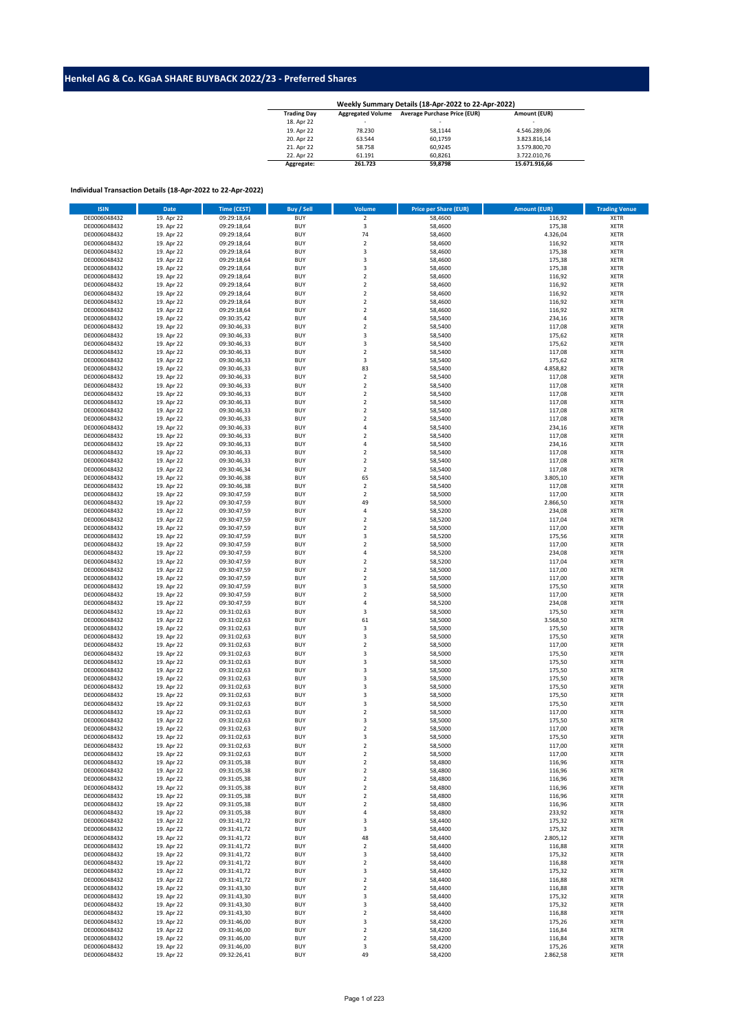# Henkel AG & Co. KGaA SHARE BUYBACK 2022/23 - Preferred Shares

| Weekly Summary Details (18-Apr-2022 to 22-Apr-2022) | | | |
|---|---|---|---|
| Trading Day | Aggregated Volume | Average Purchase Price (EUR) | Amount (EUR) |
| 18. Apr 22 | - | - | - |
| 19. Apr 22 | 78.230 | 58,1144 | 4.546.289,06 |
| 20. Apr 22 | 63.544 | 60,1759 | 3.823.816,14 |
| 21. Apr 22 | 58.758 | 60,9245 | 3.579.800,70 |
| 22. Apr 22 | 61.191 | 60,8261 | 3.722.010,76 |
| Aggregate: | 261.723 | 59,8798 | 15.671.916,66 |

**Individual Transaction Details (18-Apr-2022 to 22-Apr-2022)**

| ISIN | Date | Time (CEST) | Buy / Sell | Volume | Price per Share (EUR) | Amount (EUR) | Trading Venue |
|---|---|---|---|---|---|---|---|
| DE0006048432 | 19. Apr 22 | 09:29:18,64 | BUY | 2 | 58,4600 | 116,92 | XETR |
| DE0006048432 | 19. Apr 22 | 09:29:18,64 | BUY | 3 | 58,4600 | 175,38 | XETR |
| DE0006048432 | 19. Apr 22 | 09:29:18,64 | BUY | 74 | 58,4600 | 4.326,04 | XETR |
| DE0006048432 | 19. Apr 22 | 09:29:18,64 | BUY | 2 | 58,4600 | 116,92 | XETR |
| DE0006048432 | 19. Apr 22 | 09:29:18,64 | BUY | 3 | 58,4600 | 175,38 | XETR |
| DE0006048432 | 19. Apr 22 | 09:29:18,64 | BUY | 3 | 58,4600 | 175,38 | XETR |
| DE0006048432 | 19. Apr 22 | 09:29:18,64 | BUY | 3 | 58,4600 | 175,38 | XETR |
| DE0006048432 | 19. Apr 22 | 09:29:18,64 | BUY | 2 | 58,4600 | 116,92 | XETR |
| DE0006048432 | 19. Apr 22 | 09:29:18,64 | BUY | 2 | 58,4600 | 116,92 | XETR |
| DE0006048432 | 19. Apr 22 | 09:29:18,64 | BUY | 2 | 58,4600 | 116,92 | XETR |
| DE0006048432 | 19. Apr 22 | 09:29:18,64 | BUY | 2 | 58,4600 | 116,92 | XETR |
| DE0006048432 | 19. Apr 22 | 09:29:18,64 | BUY | 2 | 58,4600 | 116,92 | XETR |
| DE0006048432 | 19. Apr 22 | 09:30:35,42 | BUY | 4 | 58,5400 | 234,16 | XETR |
| DE0006048432 | 19. Apr 22 | 09:30:46,33 | BUY | 2 | 58,5400 | 117,08 | XETR |
| DE0006048432 | 19. Apr 22 | 09:30:46,33 | BUY | 3 | 58,5400 | 175,62 | XETR |
| DE0006048432 | 19. Apr 22 | 09:30:46,33 | BUY | 3 | 58,5400 | 175,62 | XETR |
| DE0006048432 | 19. Apr 22 | 09:30:46,33 | BUY | 2 | 58,5400 | 117,08 | XETR |
| DE0006048432 | 19. Apr 22 | 09:30:46,33 | BUY | 3 | 58,5400 | 175,62 | XETR |
| DE0006048432 | 19. Apr 22 | 09:30:46,33 | BUY | 83 | 58,5400 | 4.858,82 | XETR |
| DE0006048432 | 19. Apr 22 | 09:30:46,33 | BUY | 2 | 58,5400 | 117,08 | XETR |
| DE0006048432 | 19. Apr 22 | 09:30:46,33 | BUY | 2 | 58,5400 | 117,08 | XETR |
| DE0006048432 | 19. Apr 22 | 09:30:46,33 | BUY | 2 | 58,5400 | 117,08 | XETR |
| DE0006048432 | 19. Apr 22 | 09:30:46,33 | BUY | 2 | 58,5400 | 117,08 | XETR |
| DE0006048432 | 19. Apr 22 | 09:30:46,33 | BUY | 2 | 58,5400 | 117,08 | XETR |
| DE0006048432 | 19. Apr 22 | 09:30:46,33 | BUY | 2 | 58,5400 | 117,08 | XETR |
| DE0006048432 | 19. Apr 22 | 09:30:46,33 | BUY | 4 | 58,5400 | 234,16 | XETR |
| DE0006048432 | 19. Apr 22 | 09:30:46,33 | BUY | 2 | 58,5400 | 117,08 | XETR |
| DE0006048432 | 19. Apr 22 | 09:30:46,33 | BUY | 4 | 58,5400 | 234,16 | XETR |
| DE0006048432 | 19. Apr 22 | 09:30:46,33 | BUY | 2 | 58,5400 | 117,08 | XETR |
| DE0006048432 | 19. Apr 22 | 09:30:46,33 | BUY | 2 | 58,5400 | 117,08 | XETR |
| DE0006048432 | 19. Apr 22 | 09:30:46,34 | BUY | 2 | 58,5400 | 117,08 | XETR |
| DE0006048432 | 19. Apr 22 | 09:30:46,38 | BUY | 65 | 58,5400 | 3.805,10 | XETR |
| DE0006048432 | 19. Apr 22 | 09:30:46,38 | BUY | 2 | 58,5400 | 117,08 | XETR |
| DE0006048432 | 19. Apr 22 | 09:30:47,59 | BUY | 2 | 58,5000 | 117,00 | XETR |
| DE0006048432 | 19. Apr 22 | 09:30:47,59 | BUY | 49 | 58,5000 | 2.866,50 | XETR |
| DE0006048432 | 19. Apr 22 | 09:30:47,59 | BUY | 4 | 58,5200 | 234,08 | XETR |
| DE0006048432 | 19. Apr 22 | 09:30:47,59 | BUY | 2 | 58,5200 | 117,04 | XETR |
| DE0006048432 | 19. Apr 22 | 09:30:47,59 | BUY | 2 | 58,5000 | 117,00 | XETR |
| DE0006048432 | 19. Apr 22 | 09:30:47,59 | BUY | 3 | 58,5200 | 175,56 | XETR |
| DE0006048432 | 19. Apr 22 | 09:30:47,59 | BUY | 2 | 58,5000 | 117,00 | XETR |
| DE0006048432 | 19. Apr 22 | 09:30:47,59 | BUY | 4 | 58,5200 | 234,08 | XETR |
| DE0006048432 | 19. Apr 22 | 09:30:47,59 | BUY | 2 | 58,5200 | 117,04 | XETR |
| DE0006048432 | 19. Apr 22 | 09:30:47,59 | BUY | 2 | 58,5000 | 117,00 | XETR |
| DE0006048432 | 19. Apr 22 | 09:30:47,59 | BUY | 2 | 58,5000 | 117,00 | XETR |
| DE0006048432 | 19. Apr 22 | 09:30:47,59 | BUY | 3 | 58,5000 | 175,50 | XETR |
| DE0006048432 | 19. Apr 22 | 09:30:47,59 | BUY | 2 | 58,5000 | 117,00 | XETR |
| DE0006048432 | 19. Apr 22 | 09:30:47,59 | BUY | 4 | 58,5200 | 234,08 | XETR |
| DE0006048432 | 19. Apr 22 | 09:31:02,63 | BUY | 3 | 58,5000 | 175,50 | XETR |
| DE0006048432 | 19. Apr 22 | 09:31:02,63 | BUY | 61 | 58,5000 | 3.568,50 | XETR |
| DE0006048432 | 19. Apr 22 | 09:31:02,63 | BUY | 3 | 58,5000 | 175,50 | XETR |
| DE0006048432 | 19. Apr 22 | 09:31:02,63 | BUY | 3 | 58,5000 | 175,50 | XETR |
| DE0006048432 | 19. Apr 22 | 09:31:02,63 | BUY | 2 | 58,5000 | 117,00 | XETR |
| DE0006048432 | 19. Apr 22 | 09:31:02,63 | BUY | 3 | 58,5000 | 175,50 | XETR |
| DE0006048432 | 19. Apr 22 | 09:31:02,63 | BUY | 3 | 58,5000 | 175,50 | XETR |
| DE0006048432 | 19. Apr 22 | 09:31:02,63 | BUY | 3 | 58,5000 | 175,50 | XETR |
| DE0006048432 | 19. Apr 22 | 09:31:02,63 | BUY | 3 | 58,5000 | 175,50 | XETR |
| DE0006048432 | 19. Apr 22 | 09:31:02,63 | BUY | 3 | 58,5000 | 175,50 | XETR |
| DE0006048432 | 19. Apr 22 | 09:31:02,63 | BUY | 3 | 58,5000 | 175,50 | XETR |
| DE0006048432 | 19. Apr 22 | 09:31:02,63 | BUY | 3 | 58,5000 | 175,50 | XETR |
| DE0006048432 | 19. Apr 22 | 09:31:02,63 | BUY | 2 | 58,5000 | 117,00 | XETR |
| DE0006048432 | 19. Apr 22 | 09:31:02,63 | BUY | 3 | 58,5000 | 175,50 | XETR |
| DE0006048432 | 19. Apr 22 | 09:31:02,63 | BUY | 2 | 58,5000 | 117,00 | XETR |
| DE0006048432 | 19. Apr 22 | 09:31:02,63 | BUY | 3 | 58,5000 | 175,50 | XETR |
| DE0006048432 | 19. Apr 22 | 09:31:02,63 | BUY | 2 | 58,5000 | 117,00 | XETR |
| DE0006048432 | 19. Apr 22 | 09:31:02,63 | BUY | 2 | 58,5000 | 117,00 | XETR |
| DE0006048432 | 19. Apr 22 | 09:31:05,38 | BUY | 2 | 58,4800 | 116,96 | XETR |
| DE0006048432 | 19. Apr 22 | 09:31:05,38 | BUY | 2 | 58,4800 | 116,96 | XETR |
| DE0006048432 | 19. Apr 22 | 09:31:05,38 | BUY | 2 | 58,4800 | 116,96 | XETR |
| DE0006048432 | 19. Apr 22 | 09:31:05,38 | BUY | 2 | 58,4800 | 116,96 | XETR |
| DE0006048432 | 19. Apr 22 | 09:31:05,38 | BUY | 2 | 58,4800 | 116,96 | XETR |
| DE0006048432 | 19. Apr 22 | 09:31:05,38 | BUY | 2 | 58,4800 | 116,96 | XETR |
| DE0006048432 | 19. Apr 22 | 09:31:05,38 | BUY | 4 | 58,4800 | 233,92 | XETR |
| DE0006048432 | 19. Apr 22 | 09:31:41,72 | BUY | 3 | 58,4400 | 175,32 | XETR |
| DE0006048432 | 19. Apr 22 | 09:31:41,72 | BUY | 3 | 58,4400 | 175,32 | XETR |
| DE0006048432 | 19. Apr 22 | 09:31:41,72 | BUY | 48 | 58,4400 | 2.805,12 | XETR |
| DE0006048432 | 19. Apr 22 | 09:31:41,72 | BUY | 2 | 58,4400 | 116,88 | XETR |
| DE0006048432 | 19. Apr 22 | 09:31:41,72 | BUY | 3 | 58,4400 | 175,32 | XETR |
| DE0006048432 | 19. Apr 22 | 09:31:41,72 | BUY | 2 | 58,4400 | 116,88 | XETR |
| DE0006048432 | 19. Apr 22 | 09:31:41,72 | BUY | 3 | 58,4400 | 175,32 | XETR |
| DE0006048432 | 19. Apr 22 | 09:31:41,72 | BUY | 2 | 58,4400 | 116,88 | XETR |
| DE0006048432 | 19. Apr 22 | 09:31:43,30 | BUY | 2 | 58,4400 | 116,88 | XETR |
| DE0006048432 | 19. Apr 22 | 09:31:43,30 | BUY | 3 | 58,4400 | 175,32 | XETR |
| DE0006048432 | 19. Apr 22 | 09:31:43,30 | BUY | 3 | 58,4400 | 175,32 | XETR |
| DE0006048432 | 19. Apr 22 | 09:31:43,30 | BUY | 2 | 58,4400 | 116,88 | XETR |
| DE0006048432 | 19. Apr 22 | 09:31:46,00 | BUY | 3 | 58,4200 | 175,26 | XETR |
| DE0006048432 | 19. Apr 22 | 09:31:46,00 | BUY | 2 | 58,4200 | 116,84 | XETR |
| DE0006048432 | 19. Apr 22 | 09:31:46,00 | BUY | 2 | 58,4200 | 116,84 | XETR |
| DE0006048432 | 19. Apr 22 | 09:31:46,00 | BUY | 3 | 58,4200 | 175,26 | XETR |
| DE0006048432 | 19. Apr 22 | 09:32:26,41 | BUY | 49 | 58,4200 | 2.862,58 | XETR |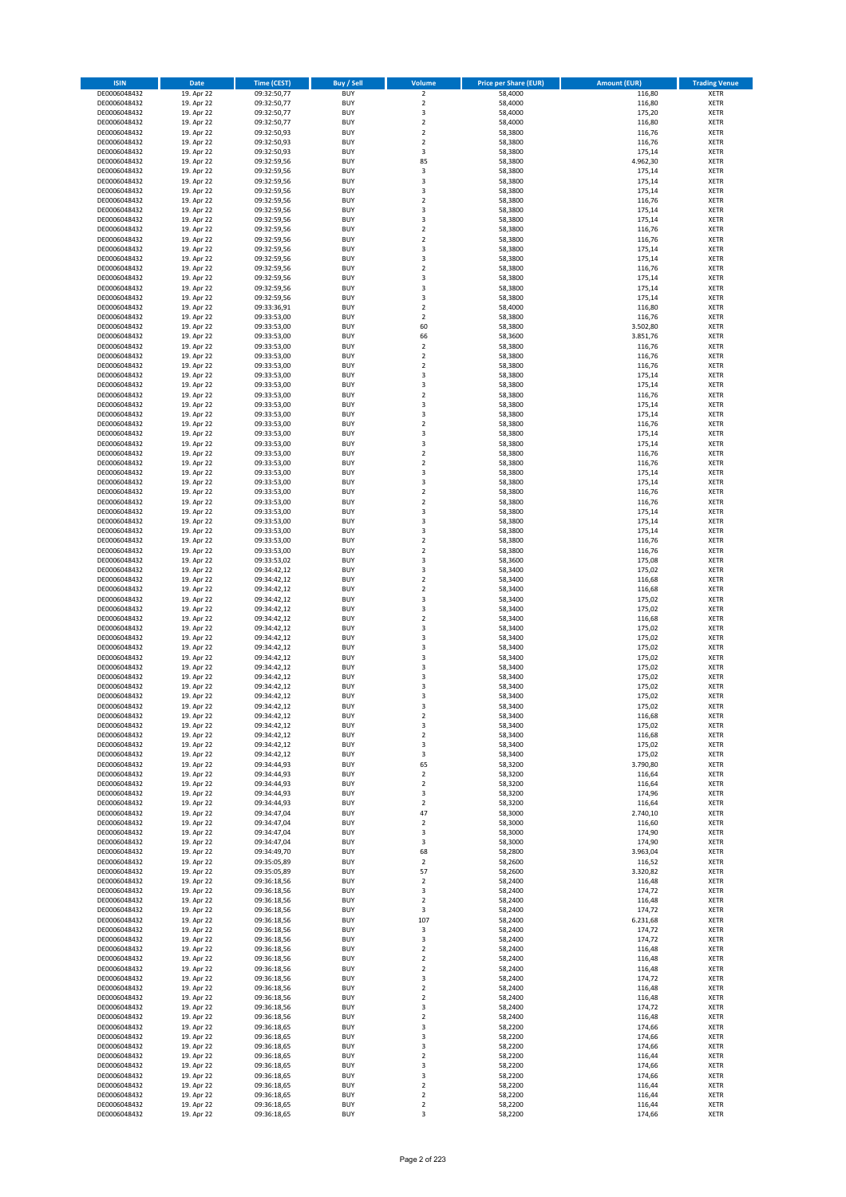| ISIN | Date | Time (CEST) | Buy / Sell | Volume | Price per Share (EUR) | Amount (EUR) | Trading Venue |
|---|---|---|---|---|---|---|---|
| DE0006048432 | 19. Apr 22 | 09:32:50,77 | BUY | 2 | 58,4000 | 116,80 | XETR |
| DE0006048432 | 19. Apr 22 | 09:32:50,77 | BUY | 2 | 58,4000 | 116,80 | XETR |
| DE0006048432 | 19. Apr 22 | 09:32:50,77 | BUY | 3 | 58,4000 | 175,20 | XETR |
| DE0006048432 | 19. Apr 22 | 09:32:50,77 | BUY | 2 | 58,4000 | 116,80 | XETR |
| DE0006048432 | 19. Apr 22 | 09:32:50,93 | BUY | 2 | 58,3800 | 116,76 | XETR |
| DE0006048432 | 19. Apr 22 | 09:32:50,93 | BUY | 2 | 58,3800 | 116,76 | XETR |
| DE0006048432 | 19. Apr 22 | 09:32:50,93 | BUY | 3 | 58,3800 | 175,14 | XETR |
| DE0006048432 | 19. Apr 22 | 09:32:59,56 | BUY | 85 | 58,3800 | 4.962,30 | XETR |
| DE0006048432 | 19. Apr 22 | 09:32:59,56 | BUY | 3 | 58,3800 | 175,14 | XETR |
| DE0006048432 | 19. Apr 22 | 09:32:59,56 | BUY | 3 | 58,3800 | 175,14 | XETR |
| DE0006048432 | 19. Apr 22 | 09:32:59,56 | BUY | 3 | 58,3800 | 175,14 | XETR |
| DE0006048432 | 19. Apr 22 | 09:32:59,56 | BUY | 2 | 58,3800 | 116,76 | XETR |
| DE0006048432 | 19. Apr 22 | 09:32:59,56 | BUY | 3 | 58,3800 | 175,14 | XETR |
| DE0006048432 | 19. Apr 22 | 09:32:59,56 | BUY | 3 | 58,3800 | 175,14 | XETR |
| DE0006048432 | 19. Apr 22 | 09:32:59,56 | BUY | 2 | 58,3800 | 116,76 | XETR |
| DE0006048432 | 19. Apr 22 | 09:32:59,56 | BUY | 2 | 58,3800 | 116,76 | XETR |
| DE0006048432 | 19. Apr 22 | 09:32:59,56 | BUY | 3 | 58,3800 | 175,14 | XETR |
| DE0006048432 | 19. Apr 22 | 09:32:59,56 | BUY | 3 | 58,3800 | 175,14 | XETR |
| DE0006048432 | 19. Apr 22 | 09:32:59,56 | BUY | 2 | 58,3800 | 116,76 | XETR |
| DE0006048432 | 19. Apr 22 | 09:32:59,56 | BUY | 3 | 58,3800 | 175,14 | XETR |
| DE0006048432 | 19. Apr 22 | 09:32:59,56 | BUY | 3 | 58,3800 | 175,14 | XETR |
| DE0006048432 | 19. Apr 22 | 09:32:59,56 | BUY | 3 | 58,3800 | 175,14 | XETR |
| DE0006048432 | 19. Apr 22 | 09:33:36,91 | BUY | 2 | 58,4000 | 116,80 | XETR |
| DE0006048432 | 19. Apr 22 | 09:33:53,00 | BUY | 2 | 58,3800 | 116,76 | XETR |
| DE0006048432 | 19. Apr 22 | 09:33:53,00 | BUY | 60 | 58,3800 | 3.502,80 | XETR |
| DE0006048432 | 19. Apr 22 | 09:33:53,00 | BUY | 66 | 58,3600 | 3.851,76 | XETR |
| DE0006048432 | 19. Apr 22 | 09:33:53,00 | BUY | 2 | 58,3800 | 116,76 | XETR |
| DE0006048432 | 19. Apr 22 | 09:33:53,00 | BUY | 2 | 58,3800 | 116,76 | XETR |
| DE0006048432 | 19. Apr 22 | 09:33:53,00 | BUY | 2 | 58,3800 | 116,76 | XETR |
| DE0006048432 | 19. Apr 22 | 09:33:53,00 | BUY | 3 | 58,3800 | 175,14 | XETR |
| DE0006048432 | 19. Apr 22 | 09:33:53,00 | BUY | 3 | 58,3800 | 175,14 | XETR |
| DE0006048432 | 19. Apr 22 | 09:33:53,00 | BUY | 2 | 58,3800 | 116,76 | XETR |
| DE0006048432 | 19. Apr 22 | 09:33:53,00 | BUY | 3 | 58,3800 | 175,14 | XETR |
| DE0006048432 | 19. Apr 22 | 09:33:53,00 | BUY | 3 | 58,3800 | 175,14 | XETR |
| DE0006048432 | 19. Apr 22 | 09:33:53,00 | BUY | 2 | 58,3800 | 116,76 | XETR |
| DE0006048432 | 19. Apr 22 | 09:33:53,00 | BUY | 3 | 58,3800 | 175,14 | XETR |
| DE0006048432 | 19. Apr 22 | 09:33:53,00 | BUY | 3 | 58,3800 | 175,14 | XETR |
| DE0006048432 | 19. Apr 22 | 09:33:53,00 | BUY | 2 | 58,3800 | 116,76 | XETR |
| DE0006048432 | 19. Apr 22 | 09:33:53,00 | BUY | 2 | 58,3800 | 116,76 | XETR |
| DE0006048432 | 19. Apr 22 | 09:33:53,00 | BUY | 3 | 58,3800 | 175,14 | XETR |
| DE0006048432 | 19. Apr 22 | 09:33:53,00 | BUY | 3 | 58,3800 | 175,14 | XETR |
| DE0006048432 | 19. Apr 22 | 09:33:53,00 | BUY | 2 | 58,3800 | 116,76 | XETR |
| DE0006048432 | 19. Apr 22 | 09:33:53,00 | BUY | 2 | 58,3800 | 116,76 | XETR |
| DE0006048432 | 19. Apr 22 | 09:33:53,00 | BUY | 3 | 58,3800 | 175,14 | XETR |
| DE0006048432 | 19. Apr 22 | 09:33:53,00 | BUY | 3 | 58,3800 | 175,14 | XETR |
| DE0006048432 | 19. Apr 22 | 09:33:53,00 | BUY | 3 | 58,3800 | 175,14 | XETR |
| DE0006048432 | 19. Apr 22 | 09:33:53,00 | BUY | 2 | 58,3800 | 116,76 | XETR |
| DE0006048432 | 19. Apr 22 | 09:33:53,00 | BUY | 2 | 58,3800 | 116,76 | XETR |
| DE0006048432 | 19. Apr 22 | 09:33:53,02 | BUY | 3 | 58,3600 | 175,08 | XETR |
| DE0006048432 | 19. Apr 22 | 09:34:42,12 | BUY | 3 | 58,3400 | 175,02 | XETR |
| DE0006048432 | 19. Apr 22 | 09:34:42,12 | BUY | 2 | 58,3400 | 116,68 | XETR |
| DE0006048432 | 19. Apr 22 | 09:34:42,12 | BUY | 2 | 58,3400 | 116,68 | XETR |
| DE0006048432 | 19. Apr 22 | 09:34:42,12 | BUY | 3 | 58,3400 | 175,02 | XETR |
| DE0006048432 | 19. Apr 22 | 09:34:42,12 | BUY | 3 | 58,3400 | 175,02 | XETR |
| DE0006048432 | 19. Apr 22 | 09:34:42,12 | BUY | 2 | 58,3400 | 116,68 | XETR |
| DE0006048432 | 19. Apr 22 | 09:34:42,12 | BUY | 3 | 58,3400 | 175,02 | XETR |
| DE0006048432 | 19. Apr 22 | 09:34:42,12 | BUY | 3 | 58,3400 | 175,02 | XETR |
| DE0006048432 | 19. Apr 22 | 09:34:42,12 | BUY | 3 | 58,3400 | 175,02 | XETR |
| DE0006048432 | 19. Apr 22 | 09:34:42,12 | BUY | 3 | 58,3400 | 175,02 | XETR |
| DE0006048432 | 19. Apr 22 | 09:34:42,12 | BUY | 3 | 58,3400 | 175,02 | XETR |
| DE0006048432 | 19. Apr 22 | 09:34:42,12 | BUY | 3 | 58,3400 | 175,02 | XETR |
| DE0006048432 | 19. Apr 22 | 09:34:42,12 | BUY | 3 | 58,3400 | 175,02 | XETR |
| DE0006048432 | 19. Apr 22 | 09:34:42,12 | BUY | 3 | 58,3400 | 175,02 | XETR |
| DE0006048432 | 19. Apr 22 | 09:34:42,12 | BUY | 3 | 58,3400 | 175,02 | XETR |
| DE0006048432 | 19. Apr 22 | 09:34:42,12 | BUY | 2 | 58,3400 | 116,68 | XETR |
| DE0006048432 | 19. Apr 22 | 09:34:42,12 | BUY | 3 | 58,3400 | 175,02 | XETR |
| DE0006048432 | 19. Apr 22 | 09:34:42,12 | BUY | 2 | 58,3400 | 116,68 | XETR |
| DE0006048432 | 19. Apr 22 | 09:34:42,12 | BUY | 3 | 58,3400 | 175,02 | XETR |
| DE0006048432 | 19. Apr 22 | 09:34:42,12 | BUY | 3 | 58,3400 | 175,02 | XETR |
| DE0006048432 | 19. Apr 22 | 09:34:44,93 | BUY | 65 | 58,3200 | 3.790,80 | XETR |
| DE0006048432 | 19. Apr 22 | 09:34:44,93 | BUY | 2 | 58,3200 | 116,64 | XETR |
| DE0006048432 | 19. Apr 22 | 09:34:44,93 | BUY | 2 | 58,3200 | 116,64 | XETR |
| DE0006048432 | 19. Apr 22 | 09:34:44,93 | BUY | 3 | 58,3200 | 174,96 | XETR |
| DE0006048432 | 19. Apr 22 | 09:34:44,93 | BUY | 2 | 58,3200 | 116,64 | XETR |
| DE0006048432 | 19. Apr 22 | 09:34:47,04 | BUY | 47 | 58,3000 | 2.740,10 | XETR |
| DE0006048432 | 19. Apr 22 | 09:34:47,04 | BUY | 2 | 58,3000 | 116,60 | XETR |
| DE0006048432 | 19. Apr 22 | 09:34:47,04 | BUY | 3 | 58,3000 | 174,90 | XETR |
| DE0006048432 | 19. Apr 22 | 09:34:47,04 | BUY | 3 | 58,3000 | 174,90 | XETR |
| DE0006048432 | 19. Apr 22 | 09:34:49,70 | BUY | 68 | 58,2800 | 3.963,04 | XETR |
| DE0006048432 | 19. Apr 22 | 09:35:05,89 | BUY | 2 | 58,2600 | 116,52 | XETR |
| DE0006048432 | 19. Apr 22 | 09:35:05,89 | BUY | 57 | 58,2600 | 3.320,82 | XETR |
| DE0006048432 | 19. Apr 22 | 09:36:18,56 | BUY | 2 | 58,2400 | 116,48 | XETR |
| DE0006048432 | 19. Apr 22 | 09:36:18,56 | BUY | 3 | 58,2400 | 174,72 | XETR |
| DE0006048432 | 19. Apr 22 | 09:36:18,56 | BUY | 2 | 58,2400 | 116,48 | XETR |
| DE0006048432 | 19. Apr 22 | 09:36:18,56 | BUY | 3 | 58,2400 | 174,72 | XETR |
| DE0006048432 | 19. Apr 22 | 09:36:18,56 | BUY | 107 | 58,2400 | 6.231,68 | XETR |
| DE0006048432 | 19. Apr 22 | 09:36:18,56 | BUY | 3 | 58,2400 | 174,72 | XETR |
| DE0006048432 | 19. Apr 22 | 09:36:18,56 | BUY | 3 | 58,2400 | 174,72 | XETR |
| DE0006048432 | 19. Apr 22 | 09:36:18,56 | BUY | 2 | 58,2400 | 116,48 | XETR |
| DE0006048432 | 19. Apr 22 | 09:36:18,56 | BUY | 2 | 58,2400 | 116,48 | XETR |
| DE0006048432 | 19. Apr 22 | 09:36:18,56 | BUY | 2 | 58,2400 | 116,48 | XETR |
| DE0006048432 | 19. Apr 22 | 09:36:18,56 | BUY | 3 | 58,2400 | 174,72 | XETR |
| DE0006048432 | 19. Apr 22 | 09:36:18,56 | BUY | 2 | 58,2400 | 116,48 | XETR |
| DE0006048432 | 19. Apr 22 | 09:36:18,56 | BUY | 2 | 58,2400 | 116,48 | XETR |
| DE0006048432 | 19. Apr 22 | 09:36:18,56 | BUY | 3 | 58,2400 | 174,72 | XETR |
| DE0006048432 | 19. Apr 22 | 09:36:18,56 | BUY | 2 | 58,2400 | 116,48 | XETR |
| DE0006048432 | 19. Apr 22 | 09:36:18,65 | BUY | 3 | 58,2200 | 174,66 | XETR |
| DE0006048432 | 19. Apr 22 | 09:36:18,65 | BUY | 3 | 58,2200 | 174,66 | XETR |
| DE0006048432 | 19. Apr 22 | 09:36:18,65 | BUY | 3 | 58,2200 | 174,66 | XETR |
| DE0006048432 | 19. Apr 22 | 09:36:18,65 | BUY | 2 | 58,2200 | 116,44 | XETR |
| DE0006048432 | 19. Apr 22 | 09:36:18,65 | BUY | 3 | 58,2200 | 174,66 | XETR |
| DE0006048432 | 19. Apr 22 | 09:36:18,65 | BUY | 3 | 58,2200 | 174,66 | XETR |
| DE0006048432 | 19. Apr 22 | 09:36:18,65 | BUY | 2 | 58,2200 | 116,44 | XETR |
| DE0006048432 | 19. Apr 22 | 09:36:18,65 | BUY | 2 | 58,2200 | 116,44 | XETR |
| DE0006048432 | 19. Apr 22 | 09:36:18,65 | BUY | 2 | 58,2200 | 116,44 | XETR |
| DE0006048432 | 19. Apr 22 | 09:36:18,65 | BUY | 3 | 58,2200 | 174,66 | XETR |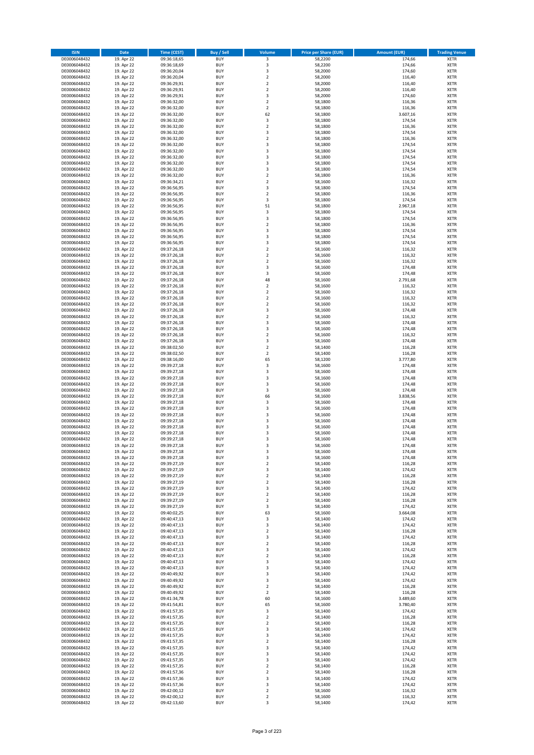| ISIN | Date | Time (CEST) | Buy / Sell | Volume | Price per Share (EUR) | Amount (EUR) | Trading Venue |
|---|---|---|---|---|---|---|---|
| DE0006048432 | 19. Apr 22 | 09:36:18,65 | BUY | 3 | 58,2200 | 174,66 | XETR |
| DE0006048432 | 19. Apr 22 | 09:36:18,69 | BUY | 3 | 58,2200 | 174,66 | XETR |
| DE0006048432 | 19. Apr 22 | 09:36:20,04 | BUY | 3 | 58,2000 | 174,60 | XETR |
| DE0006048432 | 19. Apr 22 | 09:36:20,04 | BUY | 2 | 58,2000 | 116,40 | XETR |
| DE0006048432 | 19. Apr 22 | 09:36:29,91 | BUY | 2 | 58,2000 | 116,40 | XETR |
| DE0006048432 | 19. Apr 22 | 09:36:29,91 | BUY | 2 | 58,2000 | 116,40 | XETR |
| DE0006048432 | 19. Apr 22 | 09:36:29,91 | BUY | 3 | 58,2000 | 174,60 | XETR |
| DE0006048432 | 19. Apr 22 | 09:36:32,00 | BUY | 2 | 58,1800 | 116,36 | XETR |
| DE0006048432 | 19. Apr 22 | 09:36:32,00 | BUY | 2 | 58,1800 | 116,36 | XETR |
| DE0006048432 | 19. Apr 22 | 09:36:32,00 | BUY | 62 | 58,1800 | 3.607,16 | XETR |
| DE0006048432 | 19. Apr 22 | 09:36:32,00 | BUY | 3 | 58,1800 | 174,54 | XETR |
| DE0006048432 | 19. Apr 22 | 09:36:32,00 | BUY | 2 | 58,1800 | 116,36 | XETR |
| DE0006048432 | 19. Apr 22 | 09:36:32,00 | BUY | 3 | 58,1800 | 174,54 | XETR |
| DE0006048432 | 19. Apr 22 | 09:36:32,00 | BUY | 2 | 58,1800 | 116,36 | XETR |
| DE0006048432 | 19. Apr 22 | 09:36:32,00 | BUY | 3 | 58,1800 | 174,54 | XETR |
| DE0006048432 | 19. Apr 22 | 09:36:32,00 | BUY | 3 | 58,1800 | 174,54 | XETR |
| DE0006048432 | 19. Apr 22 | 09:36:32,00 | BUY | 3 | 58,1800 | 174,54 | XETR |
| DE0006048432 | 19. Apr 22 | 09:36:32,00 | BUY | 3 | 58,1800 | 174,54 | XETR |
| DE0006048432 | 19. Apr 22 | 09:36:32,00 | BUY | 3 | 58,1800 | 174,54 | XETR |
| DE0006048432 | 19. Apr 22 | 09:36:32,00 | BUY | 2 | 58,1800 | 116,36 | XETR |
| DE0006048432 | 19. Apr 22 | 09:36:34,21 | BUY | 2 | 58,1600 | 116,32 | XETR |
| DE0006048432 | 19. Apr 22 | 09:36:56,95 | BUY | 3 | 58,1800 | 174,54 | XETR |
| DE0006048432 | 19. Apr 22 | 09:36:56,95 | BUY | 2 | 58,1800 | 116,36 | XETR |
| DE0006048432 | 19. Apr 22 | 09:36:56,95 | BUY | 3 | 58,1800 | 174,54 | XETR |
| DE0006048432 | 19. Apr 22 | 09:36:56,95 | BUY | 51 | 58,1800 | 2.967,18 | XETR |
| DE0006048432 | 19. Apr 22 | 09:36:56,95 | BUY | 3 | 58,1800 | 174,54 | XETR |
| DE0006048432 | 19. Apr 22 | 09:36:56,95 | BUY | 3 | 58,1800 | 174,54 | XETR |
| DE0006048432 | 19. Apr 22 | 09:36:56,95 | BUY | 2 | 58,1800 | 116,36 | XETR |
| DE0006048432 | 19. Apr 22 | 09:36:56,95 | BUY | 3 | 58,1800 | 174,54 | XETR |
| DE0006048432 | 19. Apr 22 | 09:36:56,95 | BUY | 3 | 58,1800 | 174,54 | XETR |
| DE0006048432 | 19. Apr 22 | 09:36:56,95 | BUY | 3 | 58,1800 | 174,54 | XETR |
| DE0006048432 | 19. Apr 22 | 09:37:26,18 | BUY | 2 | 58,1600 | 116,32 | XETR |
| DE0006048432 | 19. Apr 22 | 09:37:26,18 | BUY | 2 | 58,1600 | 116,32 | XETR |
| DE0006048432 | 19. Apr 22 | 09:37:26,18 | BUY | 2 | 58,1600 | 116,32 | XETR |
| DE0006048432 | 19. Apr 22 | 09:37:26,18 | BUY | 3 | 58,1600 | 174,48 | XETR |
| DE0006048432 | 19. Apr 22 | 09:37:26,18 | BUY | 3 | 58,1600 | 174,48 | XETR |
| DE0006048432 | 19. Apr 22 | 09:37:26,18 | BUY | 48 | 58,1600 | 2.791,68 | XETR |
| DE0006048432 | 19. Apr 22 | 09:37:26,18 | BUY | 2 | 58,1600 | 116,32 | XETR |
| DE0006048432 | 19. Apr 22 | 09:37:26,18 | BUY | 2 | 58,1600 | 116,32 | XETR |
| DE0006048432 | 19. Apr 22 | 09:37:26,18 | BUY | 2 | 58,1600 | 116,32 | XETR |
| DE0006048432 | 19. Apr 22 | 09:37:26,18 | BUY | 2 | 58,1600 | 116,32 | XETR |
| DE0006048432 | 19. Apr 22 | 09:37:26,18 | BUY | 3 | 58,1600 | 174,48 | XETR |
| DE0006048432 | 19. Apr 22 | 09:37:26,18 | BUY | 2 | 58,1600 | 116,32 | XETR |
| DE0006048432 | 19. Apr 22 | 09:37:26,18 | BUY | 3 | 58,1600 | 174,48 | XETR |
| DE0006048432 | 19. Apr 22 | 09:37:26,18 | BUY | 3 | 58,1600 | 174,48 | XETR |
| DE0006048432 | 19. Apr 22 | 09:37:26,18 | BUY | 2 | 58,1600 | 116,32 | XETR |
| DE0006048432 | 19. Apr 22 | 09:37:26,18 | BUY | 3 | 58,1600 | 174,48 | XETR |
| DE0006048432 | 19. Apr 22 | 09:38:02,50 | BUY | 2 | 58,1400 | 116,28 | XETR |
| DE0006048432 | 19. Apr 22 | 09:38:02,50 | BUY | 2 | 58,1400 | 116,28 | XETR |
| DE0006048432 | 19. Apr 22 | 09:38:16,00 | BUY | 65 | 58,1200 | 3.777,80 | XETR |
| DE0006048432 | 19. Apr 22 | 09:39:27,18 | BUY | 3 | 58,1600 | 174,48 | XETR |
| DE0006048432 | 19. Apr 22 | 09:39:27,18 | BUY | 3 | 58,1600 | 174,48 | XETR |
| DE0006048432 | 19. Apr 22 | 09:39:27,18 | BUY | 3 | 58,1600 | 174,48 | XETR |
| DE0006048432 | 19. Apr 22 | 09:39:27,18 | BUY | 3 | 58,1600 | 174,48 | XETR |
| DE0006048432 | 19. Apr 22 | 09:39:27,18 | BUY | 3 | 58,1600 | 174,48 | XETR |
| DE0006048432 | 19. Apr 22 | 09:39:27,18 | BUY | 66 | 58,1600 | 3.838,56 | XETR |
| DE0006048432 | 19. Apr 22 | 09:39:27,18 | BUY | 3 | 58,1600 | 174,48 | XETR |
| DE0006048432 | 19. Apr 22 | 09:39:27,18 | BUY | 3 | 58,1600 | 174,48 | XETR |
| DE0006048432 | 19. Apr 22 | 09:39:27,18 | BUY | 3 | 58,1600 | 174,48 | XETR |
| DE0006048432 | 19. Apr 22 | 09:39:27,18 | BUY | 3 | 58,1600 | 174,48 | XETR |
| DE0006048432 | 19. Apr 22 | 09:39:27,18 | BUY | 3 | 58,1600 | 174,48 | XETR |
| DE0006048432 | 19. Apr 22 | 09:39:27,18 | BUY | 3 | 58,1600 | 174,48 | XETR |
| DE0006048432 | 19. Apr 22 | 09:39:27,18 | BUY | 3 | 58,1600 | 174,48 | XETR |
| DE0006048432 | 19. Apr 22 | 09:39:27,18 | BUY | 3 | 58,1600 | 174,48 | XETR |
| DE0006048432 | 19. Apr 22 | 09:39:27,18 | BUY | 3 | 58,1600 | 174,48 | XETR |
| DE0006048432 | 19. Apr 22 | 09:39:27,18 | BUY | 3 | 58,1600 | 174,48 | XETR |
| DE0006048432 | 19. Apr 22 | 09:39:27,19 | BUY | 2 | 58,1400 | 116,28 | XETR |
| DE0006048432 | 19. Apr 22 | 09:39:27,19 | BUY | 3 | 58,1400 | 174,42 | XETR |
| DE0006048432 | 19. Apr 22 | 09:39:27,19 | BUY | 2 | 58,1400 | 116,28 | XETR |
| DE0006048432 | 19. Apr 22 | 09:39:27,19 | BUY | 2 | 58,1400 | 116,28 | XETR |
| DE0006048432 | 19. Apr 22 | 09:39:27,19 | BUY | 3 | 58,1400 | 174,42 | XETR |
| DE0006048432 | 19. Apr 22 | 09:39:27,19 | BUY | 2 | 58,1400 | 116,28 | XETR |
| DE0006048432 | 19. Apr 22 | 09:39:27,19 | BUY | 2 | 58,1400 | 116,28 | XETR |
| DE0006048432 | 19. Apr 22 | 09:39:27,19 | BUY | 3 | 58,1400 | 174,42 | XETR |
| DE0006048432 | 19. Apr 22 | 09:40:02,25 | BUY | 63 | 58,1600 | 3.664,08 | XETR |
| DE0006048432 | 19. Apr 22 | 09:40:47,13 | BUY | 3 | 58,1400 | 174,42 | XETR |
| DE0006048432 | 19. Apr 22 | 09:40:47,13 | BUY | 3 | 58,1400 | 174,42 | XETR |
| DE0006048432 | 19. Apr 22 | 09:40:47,13 | BUY | 2 | 58,1400 | 116,28 | XETR |
| DE0006048432 | 19. Apr 22 | 09:40:47,13 | BUY | 3 | 58,1400 | 174,42 | XETR |
| DE0006048432 | 19. Apr 22 | 09:40:47,13 | BUY | 2 | 58,1400 | 116,28 | XETR |
| DE0006048432 | 19. Apr 22 | 09:40:47,13 | BUY | 3 | 58,1400 | 174,42 | XETR |
| DE0006048432 | 19. Apr 22 | 09:40:47,13 | BUY | 2 | 58,1400 | 116,28 | XETR |
| DE0006048432 | 19. Apr 22 | 09:40:47,13 | BUY | 3 | 58,1400 | 174,42 | XETR |
| DE0006048432 | 19. Apr 22 | 09:40:47,13 | BUY | 3 | 58,1400 | 174,42 | XETR |
| DE0006048432 | 19. Apr 22 | 09:40:49,92 | BUY | 3 | 58,1400 | 174,42 | XETR |
| DE0006048432 | 19. Apr 22 | 09:40:49,92 | BUY | 3 | 58,1400 | 174,42 | XETR |
| DE0006048432 | 19. Apr 22 | 09:40:49,92 | BUY | 2 | 58,1400 | 116,28 | XETR |
| DE0006048432 | 19. Apr 22 | 09:40:49,92 | BUY | 2 | 58,1400 | 116,28 | XETR |
| DE0006048432 | 19. Apr 22 | 09:41:34,78 | BUY | 60 | 58,1600 | 3.489,60 | XETR |
| DE0006048432 | 19. Apr 22 | 09:41:54,81 | BUY | 65 | 58,1600 | 3.780,40 | XETR |
| DE0006048432 | 19. Apr 22 | 09:41:57,35 | BUY | 3 | 58,1400 | 174,42 | XETR |
| DE0006048432 | 19. Apr 22 | 09:41:57,35 | BUY | 2 | 58,1400 | 116,28 | XETR |
| DE0006048432 | 19. Apr 22 | 09:41:57,35 | BUY | 2 | 58,1400 | 116,28 | XETR |
| DE0006048432 | 19. Apr 22 | 09:41:57,35 | BUY | 3 | 58,1400 | 174,42 | XETR |
| DE0006048432 | 19. Apr 22 | 09:41:57,35 | BUY | 3 | 58,1400 | 174,42 | XETR |
| DE0006048432 | 19. Apr 22 | 09:41:57,35 | BUY | 2 | 58,1400 | 116,28 | XETR |
| DE0006048432 | 19. Apr 22 | 09:41:57,35 | BUY | 3 | 58,1400 | 174,42 | XETR |
| DE0006048432 | 19. Apr 22 | 09:41:57,35 | BUY | 3 | 58,1400 | 174,42 | XETR |
| DE0006048432 | 19. Apr 22 | 09:41:57,35 | BUY | 3 | 58,1400 | 174,42 | XETR |
| DE0006048432 | 19. Apr 22 | 09:41:57,35 | BUY | 2 | 58,1400 | 116,28 | XETR |
| DE0006048432 | 19. Apr 22 | 09:41:57,36 | BUY | 2 | 58,1400 | 116,28 | XETR |
| DE0006048432 | 19. Apr 22 | 09:41:57,36 | BUY | 3 | 58,1400 | 174,42 | XETR |
| DE0006048432 | 19. Apr 22 | 09:41:57,36 | BUY | 3 | 58,1400 | 174,42 | XETR |
| DE0006048432 | 19. Apr 22 | 09:42:00,12 | BUY | 2 | 58,1600 | 116,32 | XETR |
| DE0006048432 | 19. Apr 22 | 09:42:00,12 | BUY | 2 | 58,1600 | 116,32 | XETR |
| DE0006048432 | 19. Apr 22 | 09:42:13,60 | BUY | 3 | 58,1400 | 174,42 | XETR |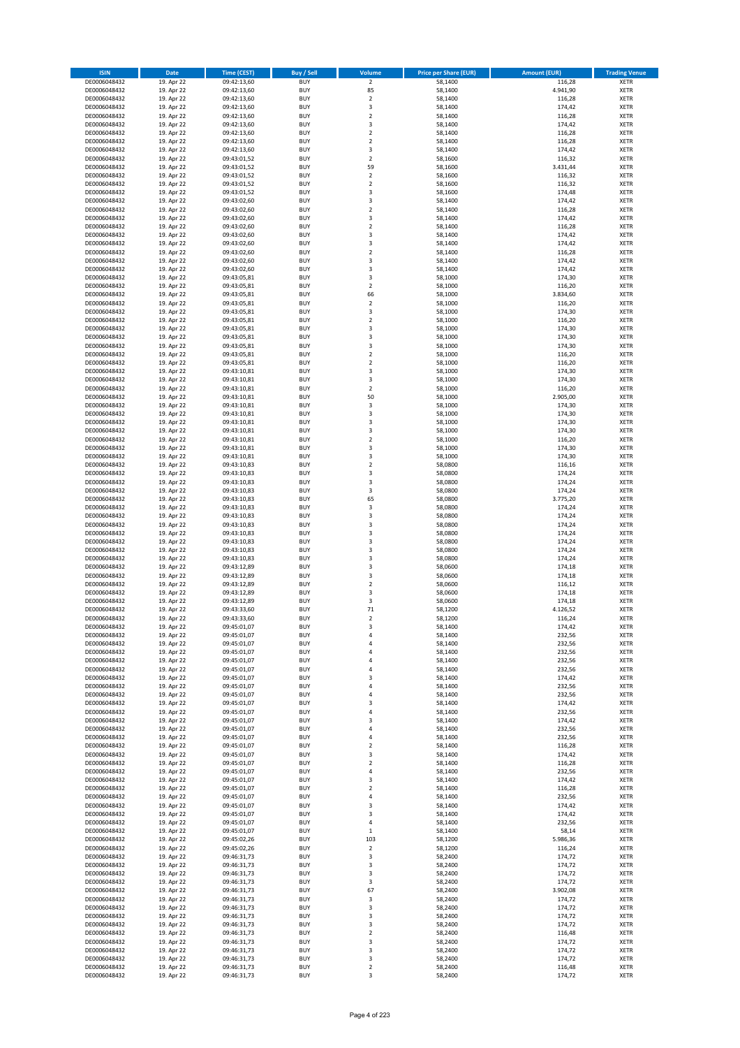| ISIN | Date | Time (CEST) | Buy / Sell | Volume | Price per Share (EUR) | Amount (EUR) | Trading Venue |
|---|---|---|---|---|---|---|---|
| DE0006048432 | 19. Apr 22 | 09:42:13,60 | BUY | 2 | 58,1400 | 116,28 | XETR |
| DE0006048432 | 19. Apr 22 | 09:42:13,60 | BUY | 85 | 58,1400 | 4.941,90 | XETR |
| DE0006048432 | 19. Apr 22 | 09:42:13,60 | BUY | 2 | 58,1400 | 116,28 | XETR |
| DE0006048432 | 19. Apr 22 | 09:42:13,60 | BUY | 3 | 58,1400 | 174,42 | XETR |
| DE0006048432 | 19. Apr 22 | 09:42:13,60 | BUY | 2 | 58,1400 | 116,28 | XETR |
| DE0006048432 | 19. Apr 22 | 09:42:13,60 | BUY | 3 | 58,1400 | 174,42 | XETR |
| DE0006048432 | 19. Apr 22 | 09:42:13,60 | BUY | 2 | 58,1400 | 116,28 | XETR |
| DE0006048432 | 19. Apr 22 | 09:42:13,60 | BUY | 2 | 58,1400 | 116,28 | XETR |
| DE0006048432 | 19. Apr 22 | 09:42:13,60 | BUY | 3 | 58,1400 | 174,42 | XETR |
| DE0006048432 | 19. Apr 22 | 09:43:01,52 | BUY | 2 | 58,1600 | 116,32 | XETR |
| DE0006048432 | 19. Apr 22 | 09:43:01,52 | BUY | 59 | 58,1600 | 3.431,44 | XETR |
| DE0006048432 | 19. Apr 22 | 09:43:01,52 | BUY | 2 | 58,1600 | 116,32 | XETR |
| DE0006048432 | 19. Apr 22 | 09:43:01,52 | BUY | 2 | 58,1600 | 116,32 | XETR |
| DE0006048432 | 19. Apr 22 | 09:43:01,52 | BUY | 3 | 58,1600 | 174,48 | XETR |
| DE0006048432 | 19. Apr 22 | 09:43:02,60 | BUY | 3 | 58,1400 | 174,42 | XETR |
| DE0006048432 | 19. Apr 22 | 09:43:02,60 | BUY | 2 | 58,1400 | 116,28 | XETR |
| DE0006048432 | 19. Apr 22 | 09:43:02,60 | BUY | 3 | 58,1400 | 174,42 | XETR |
| DE0006048432 | 19. Apr 22 | 09:43:02,60 | BUY | 2 | 58,1400 | 116,28 | XETR |
| DE0006048432 | 19. Apr 22 | 09:43:02,60 | BUY | 3 | 58,1400 | 174,42 | XETR |
| DE0006048432 | 19. Apr 22 | 09:43:02,60 | BUY | 3 | 58,1400 | 174,42 | XETR |
| DE0006048432 | 19. Apr 22 | 09:43:02,60 | BUY | 2 | 58,1400 | 116,28 | XETR |
| DE0006048432 | 19. Apr 22 | 09:43:02,60 | BUY | 3 | 58,1400 | 174,42 | XETR |
| DE0006048432 | 19. Apr 22 | 09:43:02,60 | BUY | 3 | 58,1400 | 174,42 | XETR |
| DE0006048432 | 19. Apr 22 | 09:43:05,81 | BUY | 3 | 58,1000 | 174,30 | XETR |
| DE0006048432 | 19. Apr 22 | 09:43:05,81 | BUY | 2 | 58,1000 | 116,20 | XETR |
| DE0006048432 | 19. Apr 22 | 09:43:05,81 | BUY | 66 | 58,1000 | 3.834,60 | XETR |
| DE0006048432 | 19. Apr 22 | 09:43:05,81 | BUY | 2 | 58,1000 | 116,20 | XETR |
| DE0006048432 | 19. Apr 22 | 09:43:05,81 | BUY | 3 | 58,1000 | 174,30 | XETR |
| DE0006048432 | 19. Apr 22 | 09:43:05,81 | BUY | 2 | 58,1000 | 116,20 | XETR |
| DE0006048432 | 19. Apr 22 | 09:43:05,81 | BUY | 3 | 58,1000 | 174,30 | XETR |
| DE0006048432 | 19. Apr 22 | 09:43:05,81 | BUY | 3 | 58,1000 | 174,30 | XETR |
| DE0006048432 | 19. Apr 22 | 09:43:05,81 | BUY | 3 | 58,1000 | 174,30 | XETR |
| DE0006048432 | 19. Apr 22 | 09:43:05,81 | BUY | 2 | 58,1000 | 116,20 | XETR |
| DE0006048432 | 19. Apr 22 | 09:43:05,81 | BUY | 2 | 58,1000 | 116,20 | XETR |
| DE0006048432 | 19. Apr 22 | 09:43:10,81 | BUY | 3 | 58,1000 | 174,30 | XETR |
| DE0006048432 | 19. Apr 22 | 09:43:10,81 | BUY | 3 | 58,1000 | 174,30 | XETR |
| DE0006048432 | 19. Apr 22 | 09:43:10,81 | BUY | 2 | 58,1000 | 116,20 | XETR |
| DE0006048432 | 19. Apr 22 | 09:43:10,81 | BUY | 50 | 58,1000 | 2.905,00 | XETR |
| DE0006048432 | 19. Apr 22 | 09:43:10,81 | BUY | 3 | 58,1000 | 174,30 | XETR |
| DE0006048432 | 19. Apr 22 | 09:43:10,81 | BUY | 3 | 58,1000 | 174,30 | XETR |
| DE0006048432 | 19. Apr 22 | 09:43:10,81 | BUY | 3 | 58,1000 | 174,30 | XETR |
| DE0006048432 | 19. Apr 22 | 09:43:10,81 | BUY | 3 | 58,1000 | 174,30 | XETR |
| DE0006048432 | 19. Apr 22 | 09:43:10,81 | BUY | 2 | 58,1000 | 116,20 | XETR |
| DE0006048432 | 19. Apr 22 | 09:43:10,81 | BUY | 3 | 58,1000 | 174,30 | XETR |
| DE0006048432 | 19. Apr 22 | 09:43:10,81 | BUY | 3 | 58,1000 | 174,30 | XETR |
| DE0006048432 | 19. Apr 22 | 09:43:10,83 | BUY | 2 | 58,0800 | 116,16 | XETR |
| DE0006048432 | 19. Apr 22 | 09:43:10,83 | BUY | 3 | 58,0800 | 174,24 | XETR |
| DE0006048432 | 19. Apr 22 | 09:43:10,83 | BUY | 3 | 58,0800 | 174,24 | XETR |
| DE0006048432 | 19. Apr 22 | 09:43:10,83 | BUY | 3 | 58,0800 | 174,24 | XETR |
| DE0006048432 | 19. Apr 22 | 09:43:10,83 | BUY | 65 | 58,0800 | 3.775,20 | XETR |
| DE0006048432 | 19. Apr 22 | 09:43:10,83 | BUY | 3 | 58,0800 | 174,24 | XETR |
| DE0006048432 | 19. Apr 22 | 09:43:10,83 | BUY | 3 | 58,0800 | 174,24 | XETR |
| DE0006048432 | 19. Apr 22 | 09:43:10,83 | BUY | 3 | 58,0800 | 174,24 | XETR |
| DE0006048432 | 19. Apr 22 | 09:43:10,83 | BUY | 3 | 58,0800 | 174,24 | XETR |
| DE0006048432 | 19. Apr 22 | 09:43:10,83 | BUY | 3 | 58,0800 | 174,24 | XETR |
| DE0006048432 | 19. Apr 22 | 09:43:10,83 | BUY | 3 | 58,0800 | 174,24 | XETR |
| DE0006048432 | 19. Apr 22 | 09:43:10,83 | BUY | 3 | 58,0800 | 174,24 | XETR |
| DE0006048432 | 19. Apr 22 | 09:43:12,89 | BUY | 3 | 58,0600 | 174,18 | XETR |
| DE0006048432 | 19. Apr 22 | 09:43:12,89 | BUY | 3 | 58,0600 | 174,18 | XETR |
| DE0006048432 | 19. Apr 22 | 09:43:12,89 | BUY | 2 | 58,0600 | 116,12 | XETR |
| DE0006048432 | 19. Apr 22 | 09:43:12,89 | BUY | 3 | 58,0600 | 174,18 | XETR |
| DE0006048432 | 19. Apr 22 | 09:43:12,89 | BUY | 3 | 58,0600 | 174,18 | XETR |
| DE0006048432 | 19. Apr 22 | 09:43:33,60 | BUY | 71 | 58,1200 | 4.126,52 | XETR |
| DE0006048432 | 19. Apr 22 | 09:43:33,60 | BUY | 2 | 58,1200 | 116,24 | XETR |
| DE0006048432 | 19. Apr 22 | 09:45:01,07 | BUY | 3 | 58,1400 | 174,42 | XETR |
| DE0006048432 | 19. Apr 22 | 09:45:01,07 | BUY | 4 | 58,1400 | 232,56 | XETR |
| DE0006048432 | 19. Apr 22 | 09:45:01,07 | BUY | 4 | 58,1400 | 232,56 | XETR |
| DE0006048432 | 19. Apr 22 | 09:45:01,07 | BUY | 4 | 58,1400 | 232,56 | XETR |
| DE0006048432 | 19. Apr 22 | 09:45:01,07 | BUY | 4 | 58,1400 | 232,56 | XETR |
| DE0006048432 | 19. Apr 22 | 09:45:01,07 | BUY | 4 | 58,1400 | 232,56 | XETR |
| DE0006048432 | 19. Apr 22 | 09:45:01,07 | BUY | 3 | 58,1400 | 174,42 | XETR |
| DE0006048432 | 19. Apr 22 | 09:45:01,07 | BUY | 4 | 58,1400 | 232,56 | XETR |
| DE0006048432 | 19. Apr 22 | 09:45:01,07 | BUY | 4 | 58,1400 | 232,56 | XETR |
| DE0006048432 | 19. Apr 22 | 09:45:01,07 | BUY | 3 | 58,1400 | 174,42 | XETR |
| DE0006048432 | 19. Apr 22 | 09:45:01,07 | BUY | 4 | 58,1400 | 232,56 | XETR |
| DE0006048432 | 19. Apr 22 | 09:45:01,07 | BUY | 3 | 58,1400 | 174,42 | XETR |
| DE0006048432 | 19. Apr 22 | 09:45:01,07 | BUY | 4 | 58,1400 | 232,56 | XETR |
| DE0006048432 | 19. Apr 22 | 09:45:01,07 | BUY | 4 | 58,1400 | 232,56 | XETR |
| DE0006048432 | 19. Apr 22 | 09:45:01,07 | BUY | 2 | 58,1400 | 116,28 | XETR |
| DE0006048432 | 19. Apr 22 | 09:45:01,07 | BUY | 3 | 58,1400 | 174,42 | XETR |
| DE0006048432 | 19. Apr 22 | 09:45:01,07 | BUY | 2 | 58,1400 | 116,28 | XETR |
| DE0006048432 | 19. Apr 22 | 09:45:01,07 | BUY | 4 | 58,1400 | 232,56 | XETR |
| DE0006048432 | 19. Apr 22 | 09:45:01,07 | BUY | 3 | 58,1400 | 174,42 | XETR |
| DE0006048432 | 19. Apr 22 | 09:45:01,07 | BUY | 2 | 58,1400 | 116,28 | XETR |
| DE0006048432 | 19. Apr 22 | 09:45:01,07 | BUY | 4 | 58,1400 | 232,56 | XETR |
| DE0006048432 | 19. Apr 22 | 09:45:01,07 | BUY | 3 | 58,1400 | 174,42 | XETR |
| DE0006048432 | 19. Apr 22 | 09:45:01,07 | BUY | 3 | 58,1400 | 174,42 | XETR |
| DE0006048432 | 19. Apr 22 | 09:45:01,07 | BUY | 4 | 58,1400 | 232,56 | XETR |
| DE0006048432 | 19. Apr 22 | 09:45:01,07 | BUY | 1 | 58,1400 | 58,14 | XETR |
| DE0006048432 | 19. Apr 22 | 09:45:02,26 | BUY | 103 | 58,1200 | 5.986,36 | XETR |
| DE0006048432 | 19. Apr 22 | 09:45:02,26 | BUY | 2 | 58,1200 | 116,24 | XETR |
| DE0006048432 | 19. Apr 22 | 09:46:31,73 | BUY | 3 | 58,2400 | 174,72 | XETR |
| DE0006048432 | 19. Apr 22 | 09:46:31,73 | BUY | 3 | 58,2400 | 174,72 | XETR |
| DE0006048432 | 19. Apr 22 | 09:46:31,73 | BUY | 3 | 58,2400 | 174,72 | XETR |
| DE0006048432 | 19. Apr 22 | 09:46:31,73 | BUY | 3 | 58,2400 | 174,72 | XETR |
| DE0006048432 | 19. Apr 22 | 09:46:31,73 | BUY | 67 | 58,2400 | 3.902,08 | XETR |
| DE0006048432 | 19. Apr 22 | 09:46:31,73 | BUY | 3 | 58,2400 | 174,72 | XETR |
| DE0006048432 | 19. Apr 22 | 09:46:31,73 | BUY | 3 | 58,2400 | 174,72 | XETR |
| DE0006048432 | 19. Apr 22 | 09:46:31,73 | BUY | 3 | 58,2400 | 174,72 | XETR |
| DE0006048432 | 19. Apr 22 | 09:46:31,73 | BUY | 3 | 58,2400 | 174,72 | XETR |
| DE0006048432 | 19. Apr 22 | 09:46:31,73 | BUY | 2 | 58,2400 | 116,48 | XETR |
| DE0006048432 | 19. Apr 22 | 09:46:31,73 | BUY | 3 | 58,2400 | 174,72 | XETR |
| DE0006048432 | 19. Apr 22 | 09:46:31,73 | BUY | 3 | 58,2400 | 174,72 | XETR |
| DE0006048432 | 19. Apr 22 | 09:46:31,73 | BUY | 3 | 58,2400 | 174,72 | XETR |
| DE0006048432 | 19. Apr 22 | 09:46:31,73 | BUY | 2 | 58,2400 | 116,48 | XETR |
| DE0006048432 | 19. Apr 22 | 09:46:31,73 | BUY | 3 | 58,2400 | 174,72 | XETR |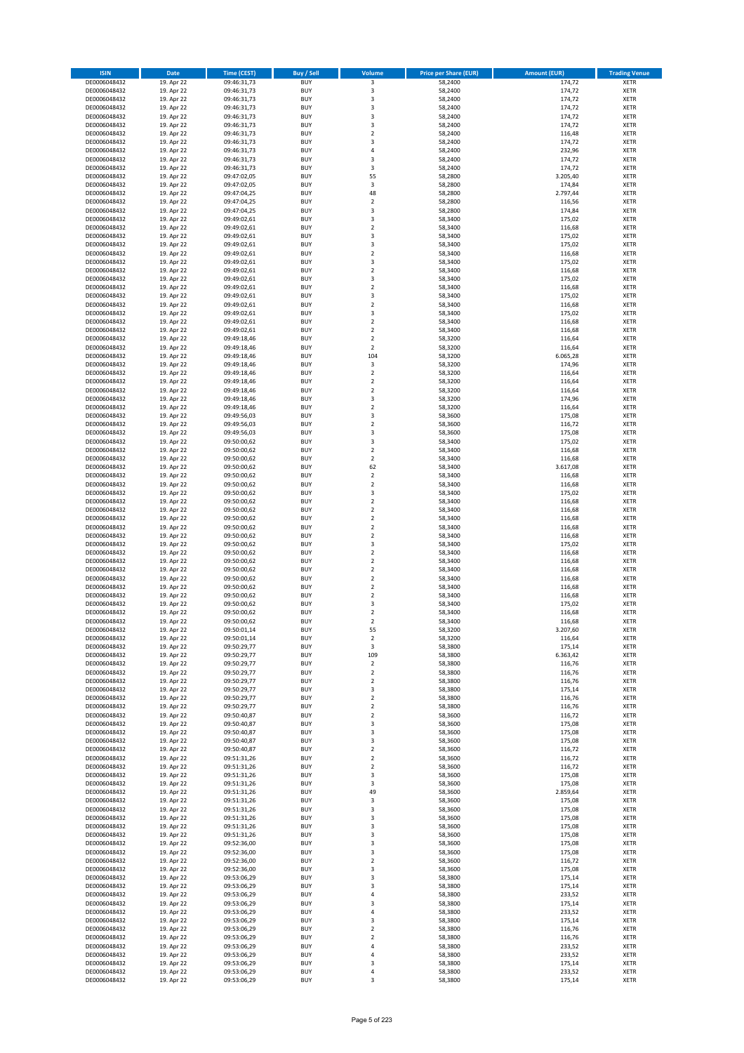| ISIN | Date | Time (CEST) | Buy / Sell | Volume | Price per Share (EUR) | Amount (EUR) | Trading Venue |
|---|---|---|---|---|---|---|---|
| DE0006048432 | 19. Apr 22 | 09:46:31,73 | BUY | 3 | 58,2400 | 174,72 | XETR |
| DE0006048432 | 19. Apr 22 | 09:46:31,73 | BUY | 3 | 58,2400 | 174,72 | XETR |
| DE0006048432 | 19. Apr 22 | 09:46:31,73 | BUY | 3 | 58,2400 | 174,72 | XETR |
| DE0006048432 | 19. Apr 22 | 09:46:31,73 | BUY | 3 | 58,2400 | 174,72 | XETR |
| DE0006048432 | 19. Apr 22 | 09:46:31,73 | BUY | 3 | 58,2400 | 174,72 | XETR |
| DE0006048432 | 19. Apr 22 | 09:46:31,73 | BUY | 3 | 58,2400 | 174,72 | XETR |
| DE0006048432 | 19. Apr 22 | 09:46:31,73 | BUY | 2 | 58,2400 | 116,48 | XETR |
| DE0006048432 | 19. Apr 22 | 09:46:31,73 | BUY | 3 | 58,2400 | 174,72 | XETR |
| DE0006048432 | 19. Apr 22 | 09:46:31,73 | BUY | 4 | 58,2400 | 232,96 | XETR |
| DE0006048432 | 19. Apr 22 | 09:46:31,73 | BUY | 3 | 58,2400 | 174,72 | XETR |
| DE0006048432 | 19. Apr 22 | 09:46:31,73 | BUY | 3 | 58,2400 | 174,72 | XETR |
| DE0006048432 | 19. Apr 22 | 09:47:02,05 | BUY | 55 | 58,2800 | 3.205,40 | XETR |
| DE0006048432 | 19. Apr 22 | 09:47:02,05 | BUY | 3 | 58,2800 | 174,84 | XETR |
| DE0006048432 | 19. Apr 22 | 09:47:04,25 | BUY | 48 | 58,2800 | 2.797,44 | XETR |
| DE0006048432 | 19. Apr 22 | 09:47:04,25 | BUY | 2 | 58,2800 | 116,56 | XETR |
| DE0006048432 | 19. Apr 22 | 09:47:04,25 | BUY | 3 | 58,2800 | 174,84 | XETR |
| DE0006048432 | 19. Apr 22 | 09:49:02,61 | BUY | 3 | 58,3400 | 175,02 | XETR |
| DE0006048432 | 19. Apr 22 | 09:49:02,61 | BUY | 2 | 58,3400 | 116,68 | XETR |
| DE0006048432 | 19. Apr 22 | 09:49:02,61 | BUY | 3 | 58,3400 | 175,02 | XETR |
| DE0006048432 | 19. Apr 22 | 09:49:02,61 | BUY | 3 | 58,3400 | 175,02 | XETR |
| DE0006048432 | 19. Apr 22 | 09:49:02,61 | BUY | 2 | 58,3400 | 116,68 | XETR |
| DE0006048432 | 19. Apr 22 | 09:49:02,61 | BUY | 3 | 58,3400 | 175,02 | XETR |
| DE0006048432 | 19. Apr 22 | 09:49:02,61 | BUY | 2 | 58,3400 | 116,68 | XETR |
| DE0006048432 | 19. Apr 22 | 09:49:02,61 | BUY | 3 | 58,3400 | 175,02 | XETR |
| DE0006048432 | 19. Apr 22 | 09:49:02,61 | BUY | 2 | 58,3400 | 116,68 | XETR |
| DE0006048432 | 19. Apr 22 | 09:49:02,61 | BUY | 3 | 58,3400 | 175,02 | XETR |
| DE0006048432 | 19. Apr 22 | 09:49:02,61 | BUY | 2 | 58,3400 | 116,68 | XETR |
| DE0006048432 | 19. Apr 22 | 09:49:02,61 | BUY | 3 | 58,3400 | 175,02 | XETR |
| DE0006048432 | 19. Apr 22 | 09:49:02,61 | BUY | 2 | 58,3400 | 116,68 | XETR |
| DE0006048432 | 19. Apr 22 | 09:49:02,61 | BUY | 2 | 58,3400 | 116,68 | XETR |
| DE0006048432 | 19. Apr 22 | 09:49:18,46 | BUY | 2 | 58,3200 | 116,64 | XETR |
| DE0006048432 | 19. Apr 22 | 09:49:18,46 | BUY | 2 | 58,3200 | 116,64 | XETR |
| DE0006048432 | 19. Apr 22 | 09:49:18,46 | BUY | 104 | 58,3200 | 6.065,28 | XETR |
| DE0006048432 | 19. Apr 22 | 09:49:18,46 | BUY | 3 | 58,3200 | 174,96 | XETR |
| DE0006048432 | 19. Apr 22 | 09:49:18,46 | BUY | 2 | 58,3200 | 116,64 | XETR |
| DE0006048432 | 19. Apr 22 | 09:49:18,46 | BUY | 2 | 58,3200 | 116,64 | XETR |
| DE0006048432 | 19. Apr 22 | 09:49:18,46 | BUY | 2 | 58,3200 | 116,64 | XETR |
| DE0006048432 | 19. Apr 22 | 09:49:18,46 | BUY | 3 | 58,3200 | 174,96 | XETR |
| DE0006048432 | 19. Apr 22 | 09:49:18,46 | BUY | 2 | 58,3200 | 116,64 | XETR |
| DE0006048432 | 19. Apr 22 | 09:49:56,03 | BUY | 3 | 58,3600 | 175,08 | XETR |
| DE0006048432 | 19. Apr 22 | 09:49:56,03 | BUY | 2 | 58,3600 | 116,72 | XETR |
| DE0006048432 | 19. Apr 22 | 09:49:56,03 | BUY | 3 | 58,3600 | 175,08 | XETR |
| DE0006048432 | 19. Apr 22 | 09:50:00,62 | BUY | 3 | 58,3400 | 175,02 | XETR |
| DE0006048432 | 19. Apr 22 | 09:50:00,62 | BUY | 2 | 58,3400 | 116,68 | XETR |
| DE0006048432 | 19. Apr 22 | 09:50:00,62 | BUY | 2 | 58,3400 | 116,68 | XETR |
| DE0006048432 | 19. Apr 22 | 09:50:00,62 | BUY | 62 | 58,3400 | 3.617,08 | XETR |
| DE0006048432 | 19. Apr 22 | 09:50:00,62 | BUY | 2 | 58,3400 | 116,68 | XETR |
| DE0006048432 | 19. Apr 22 | 09:50:00,62 | BUY | 2 | 58,3400 | 116,68 | XETR |
| DE0006048432 | 19. Apr 22 | 09:50:00,62 | BUY | 3 | 58,3400 | 175,02 | XETR |
| DE0006048432 | 19. Apr 22 | 09:50:00,62 | BUY | 2 | 58,3400 | 116,68 | XETR |
| DE0006048432 | 19. Apr 22 | 09:50:00,62 | BUY | 2 | 58,3400 | 116,68 | XETR |
| DE0006048432 | 19. Apr 22 | 09:50:00,62 | BUY | 2 | 58,3400 | 116,68 | XETR |
| DE0006048432 | 19. Apr 22 | 09:50:00,62 | BUY | 2 | 58,3400 | 116,68 | XETR |
| DE0006048432 | 19. Apr 22 | 09:50:00,62 | BUY | 2 | 58,3400 | 116,68 | XETR |
| DE0006048432 | 19. Apr 22 | 09:50:00,62 | BUY | 3 | 58,3400 | 175,02 | XETR |
| DE0006048432 | 19. Apr 22 | 09:50:00,62 | BUY | 2 | 58,3400 | 116,68 | XETR |
| DE0006048432 | 19. Apr 22 | 09:50:00,62 | BUY | 2 | 58,3400 | 116,68 | XETR |
| DE0006048432 | 19. Apr 22 | 09:50:00,62 | BUY | 2 | 58,3400 | 116,68 | XETR |
| DE0006048432 | 19. Apr 22 | 09:50:00,62 | BUY | 2 | 58,3400 | 116,68 | XETR |
| DE0006048432 | 19. Apr 22 | 09:50:00,62 | BUY | 2 | 58,3400 | 116,68 | XETR |
| DE0006048432 | 19. Apr 22 | 09:50:00,62 | BUY | 2 | 58,3400 | 116,68 | XETR |
| DE0006048432 | 19. Apr 22 | 09:50:00,62 | BUY | 3 | 58,3400 | 175,02 | XETR |
| DE0006048432 | 19. Apr 22 | 09:50:00,62 | BUY | 2 | 58,3400 | 116,68 | XETR |
| DE0006048432 | 19. Apr 22 | 09:50:00,62 | BUY | 2 | 58,3400 | 116,68 | XETR |
| DE0006048432 | 19. Apr 22 | 09:50:01,14 | BUY | 55 | 58,3200 | 3.207,60 | XETR |
| DE0006048432 | 19. Apr 22 | 09:50:01,14 | BUY | 2 | 58,3200 | 116,64 | XETR |
| DE0006048432 | 19. Apr 22 | 09:50:29,77 | BUY | 3 | 58,3800 | 175,14 | XETR |
| DE0006048432 | 19. Apr 22 | 09:50:29,77 | BUY | 109 | 58,3800 | 6.363,42 | XETR |
| DE0006048432 | 19. Apr 22 | 09:50:29,77 | BUY | 2 | 58,3800 | 116,76 | XETR |
| DE0006048432 | 19. Apr 22 | 09:50:29,77 | BUY | 2 | 58,3800 | 116,76 | XETR |
| DE0006048432 | 19. Apr 22 | 09:50:29,77 | BUY | 2 | 58,3800 | 116,76 | XETR |
| DE0006048432 | 19. Apr 22 | 09:50:29,77 | BUY | 3 | 58,3800 | 175,14 | XETR |
| DE0006048432 | 19. Apr 22 | 09:50:29,77 | BUY | 2 | 58,3800 | 116,76 | XETR |
| DE0006048432 | 19. Apr 22 | 09:50:29,77 | BUY | 2 | 58,3800 | 116,76 | XETR |
| DE0006048432 | 19. Apr 22 | 09:50:40,87 | BUY | 2 | 58,3600 | 116,72 | XETR |
| DE0006048432 | 19. Apr 22 | 09:50:40,87 | BUY | 3 | 58,3600 | 175,08 | XETR |
| DE0006048432 | 19. Apr 22 | 09:50:40,87 | BUY | 3 | 58,3600 | 175,08 | XETR |
| DE0006048432 | 19. Apr 22 | 09:50:40,87 | BUY | 3 | 58,3600 | 175,08 | XETR |
| DE0006048432 | 19. Apr 22 | 09:50:40,87 | BUY | 2 | 58,3600 | 116,72 | XETR |
| DE0006048432 | 19. Apr 22 | 09:51:31,26 | BUY | 2 | 58,3600 | 116,72 | XETR |
| DE0006048432 | 19. Apr 22 | 09:51:31,26 | BUY | 2 | 58,3600 | 116,72 | XETR |
| DE0006048432 | 19. Apr 22 | 09:51:31,26 | BUY | 3 | 58,3600 | 175,08 | XETR |
| DE0006048432 | 19. Apr 22 | 09:51:31,26 | BUY | 3 | 58,3600 | 175,08 | XETR |
| DE0006048432 | 19. Apr 22 | 09:51:31,26 | BUY | 49 | 58,3600 | 2.859,64 | XETR |
| DE0006048432 | 19. Apr 22 | 09:51:31,26 | BUY | 3 | 58,3600 | 175,08 | XETR |
| DE0006048432 | 19. Apr 22 | 09:51:31,26 | BUY | 3 | 58,3600 | 175,08 | XETR |
| DE0006048432 | 19. Apr 22 | 09:51:31,26 | BUY | 3 | 58,3600 | 175,08 | XETR |
| DE0006048432 | 19. Apr 22 | 09:51:31,26 | BUY | 3 | 58,3600 | 175,08 | XETR |
| DE0006048432 | 19. Apr 22 | 09:51:31,26 | BUY | 3 | 58,3600 | 175,08 | XETR |
| DE0006048432 | 19. Apr 22 | 09:52:36,00 | BUY | 3 | 58,3600 | 175,08 | XETR |
| DE0006048432 | 19. Apr 22 | 09:52:36,00 | BUY | 3 | 58,3600 | 175,08 | XETR |
| DE0006048432 | 19. Apr 22 | 09:52:36,00 | BUY | 2 | 58,3600 | 116,72 | XETR |
| DE0006048432 | 19. Apr 22 | 09:52:36,00 | BUY | 3 | 58,3600 | 175,08 | XETR |
| DE0006048432 | 19. Apr 22 | 09:53:06,29 | BUY | 3 | 58,3800 | 175,14 | XETR |
| DE0006048432 | 19. Apr 22 | 09:53:06,29 | BUY | 3 | 58,3800 | 175,14 | XETR |
| DE0006048432 | 19. Apr 22 | 09:53:06,29 | BUY | 4 | 58,3800 | 233,52 | XETR |
| DE0006048432 | 19. Apr 22 | 09:53:06,29 | BUY | 3 | 58,3800 | 175,14 | XETR |
| DE0006048432 | 19. Apr 22 | 09:53:06,29 | BUY | 4 | 58,3800 | 233,52 | XETR |
| DE0006048432 | 19. Apr 22 | 09:53:06,29 | BUY | 3 | 58,3800 | 175,14 | XETR |
| DE0006048432 | 19. Apr 22 | 09:53:06,29 | BUY | 2 | 58,3800 | 116,76 | XETR |
| DE0006048432 | 19. Apr 22 | 09:53:06,29 | BUY | 2 | 58,3800 | 116,76 | XETR |
| DE0006048432 | 19. Apr 22 | 09:53:06,29 | BUY | 4 | 58,3800 | 233,52 | XETR |
| DE0006048432 | 19. Apr 22 | 09:53:06,29 | BUY | 4 | 58,3800 | 233,52 | XETR |
| DE0006048432 | 19. Apr 22 | 09:53:06,29 | BUY | 3 | 58,3800 | 175,14 | XETR |
| DE0006048432 | 19. Apr 22 | 09:53:06,29 | BUY | 4 | 58,3800 | 233,52 | XETR |
| DE0006048432 | 19. Apr 22 | 09:53:06,29 | BUY | 3 | 58,3800 | 175,14 | XETR |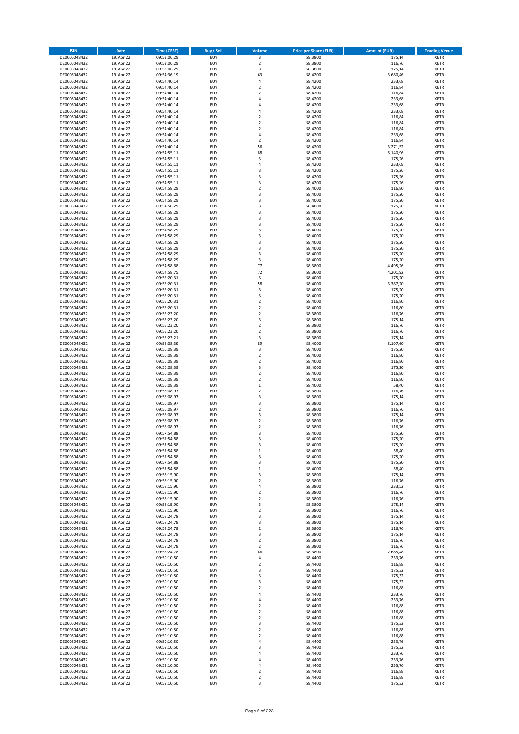| ISIN | Date | Time (CEST) | Buy / Sell | Volume | Price per Share (EUR) | Amount (EUR) | Trading Venue |
|---|---|---|---|---|---|---|---|
| DE0006048432 | 19. Apr 22 | 09:53:06,29 | BUY | 3 | 58,3800 | 175,14 | XETR |
| DE0006048432 | 19. Apr 22 | 09:53:06,29 | BUY | 2 | 58,3800 | 116,76 | XETR |
| DE0006048432 | 19. Apr 22 | 09:53:06,29 | BUY | 3 | 58,3800 | 175,14 | XETR |
| DE0006048432 | 19. Apr 22 | 09:54:36,19 | BUY | 63 | 58,4200 | 3.680,46 | XETR |
| DE0006048432 | 19. Apr 22 | 09:54:40,14 | BUY | 4 | 58,4200 | 233,68 | XETR |
| DE0006048432 | 19. Apr 22 | 09:54:40,14 | BUY | 2 | 58,4200 | 116,84 | XETR |
| DE0006048432 | 19. Apr 22 | 09:54:40,14 | BUY | 2 | 58,4200 | 116,84 | XETR |
| DE0006048432 | 19. Apr 22 | 09:54:40,14 | BUY | 4 | 58,4200 | 233,68 | XETR |
| DE0006048432 | 19. Apr 22 | 09:54:40,14 | BUY | 4 | 58,4200 | 233,68 | XETR |
| DE0006048432 | 19. Apr 22 | 09:54:40,14 | BUY | 4 | 58,4200 | 233,68 | XETR |
| DE0006048432 | 19. Apr 22 | 09:54:40,14 | BUY | 2 | 58,4200 | 116,84 | XETR |
| DE0006048432 | 19. Apr 22 | 09:54:40,14 | BUY | 2 | 58,4200 | 116,84 | XETR |
| DE0006048432 | 19. Apr 22 | 09:54:40,14 | BUY | 2 | 58,4200 | 116,84 | XETR |
| DE0006048432 | 19. Apr 22 | 09:54:40,14 | BUY | 4 | 58,4200 | 233,68 | XETR |
| DE0006048432 | 19. Apr 22 | 09:54:40,14 | BUY | 2 | 58,4200 | 116,84 | XETR |
| DE0006048432 | 19. Apr 22 | 09:54:40,14 | BUY | 56 | 58,4200 | 3.271,52 | XETR |
| DE0006048432 | 19. Apr 22 | 09:54:55,11 | BUY | 88 | 58,4200 | 5.140,96 | XETR |
| DE0006048432 | 19. Apr 22 | 09:54:55,11 | BUY | 3 | 58,4200 | 175,26 | XETR |
| DE0006048432 | 19. Apr 22 | 09:54:55,11 | BUY | 4 | 58,4200 | 233,68 | XETR |
| DE0006048432 | 19. Apr 22 | 09:54:55,11 | BUY | 3 | 58,4200 | 175,26 | XETR |
| DE0006048432 | 19. Apr 22 | 09:54:55,11 | BUY | 3 | 58,4200 | 175,26 | XETR |
| DE0006048432 | 19. Apr 22 | 09:54:55,11 | BUY | 3 | 58,4200 | 175,26 | XETR |
| DE0006048432 | 19. Apr 22 | 09:54:58,29 | BUY | 2 | 58,4000 | 116,80 | XETR |
| DE0006048432 | 19. Apr 22 | 09:54:58,29 | BUY | 3 | 58,4000 | 175,20 | XETR |
| DE0006048432 | 19. Apr 22 | 09:54:58,29 | BUY | 3 | 58,4000 | 175,20 | XETR |
| DE0006048432 | 19. Apr 22 | 09:54:58,29 | BUY | 3 | 58,4000 | 175,20 | XETR |
| DE0006048432 | 19. Apr 22 | 09:54:58,29 | BUY | 3 | 58,4000 | 175,20 | XETR |
| DE0006048432 | 19. Apr 22 | 09:54:58,29 | BUY | 3 | 58,4000 | 175,20 | XETR |
| DE0006048432 | 19. Apr 22 | 09:54:58,29 | BUY | 3 | 58,4000 | 175,20 | XETR |
| DE0006048432 | 19. Apr 22 | 09:54:58,29 | BUY | 3 | 58,4000 | 175,20 | XETR |
| DE0006048432 | 19. Apr 22 | 09:54:58,29 | BUY | 3 | 58,4000 | 175,20 | XETR |
| DE0006048432 | 19. Apr 22 | 09:54:58,29 | BUY | 3 | 58,4000 | 175,20 | XETR |
| DE0006048432 | 19. Apr 22 | 09:54:58,29 | BUY | 3 | 58,4000 | 175,20 | XETR |
| DE0006048432 | 19. Apr 22 | 09:54:58,29 | BUY | 3 | 58,4000 | 175,20 | XETR |
| DE0006048432 | 19. Apr 22 | 09:54:58,29 | BUY | 3 | 58,4000 | 175,20 | XETR |
| DE0006048432 | 19. Apr 22 | 09:54:58,68 | BUY | 77 | 58,3800 | 4.495,26 | XETR |
| DE0006048432 | 19. Apr 22 | 09:54:58,75 | BUY | 72 | 58,3600 | 4.201,92 | XETR |
| DE0006048432 | 19. Apr 22 | 09:55:20,31 | BUY | 3 | 58,4000 | 175,20 | XETR |
| DE0006048432 | 19. Apr 22 | 09:55:20,31 | BUY | 58 | 58,4000 | 3.387,20 | XETR |
| DE0006048432 | 19. Apr 22 | 09:55:20,31 | BUY | 3 | 58,4000 | 175,20 | XETR |
| DE0006048432 | 19. Apr 22 | 09:55:20,31 | BUY | 3 | 58,4000 | 175,20 | XETR |
| DE0006048432 | 19. Apr 22 | 09:55:20,31 | BUY | 2 | 58,4000 | 116,80 | XETR |
| DE0006048432 | 19. Apr 22 | 09:55:20,31 | BUY | 2 | 58,4000 | 116,80 | XETR |
| DE0006048432 | 19. Apr 22 | 09:55:23,20 | BUY | 2 | 58,3800 | 116,76 | XETR |
| DE0006048432 | 19. Apr 22 | 09:55:23,20 | BUY | 3 | 58,3800 | 175,14 | XETR |
| DE0006048432 | 19. Apr 22 | 09:55:23,20 | BUY | 2 | 58,3800 | 116,76 | XETR |
| DE0006048432 | 19. Apr 22 | 09:55:23,20 | BUY | 2 | 58,3800 | 116,76 | XETR |
| DE0006048432 | 19. Apr 22 | 09:55:23,21 | BUY | 3 | 58,3800 | 175,14 | XETR |
| DE0006048432 | 19. Apr 22 | 09:56:08,39 | BUY | 89 | 58,4000 | 5.197,60 | XETR |
| DE0006048432 | 19. Apr 22 | 09:56:08,39 | BUY | 3 | 58,4000 | 175,20 | XETR |
| DE0006048432 | 19. Apr 22 | 09:56:08,39 | BUY | 2 | 58,4000 | 116,80 | XETR |
| DE0006048432 | 19. Apr 22 | 09:56:08,39 | BUY | 2 | 58,4000 | 116,80 | XETR |
| DE0006048432 | 19. Apr 22 | 09:56:08,39 | BUY | 3 | 58,4000 | 175,20 | XETR |
| DE0006048432 | 19. Apr 22 | 09:56:08,39 | BUY | 2 | 58,4000 | 116,80 | XETR |
| DE0006048432 | 19. Apr 22 | 09:56:08,39 | BUY | 2 | 58,4000 | 116,80 | XETR |
| DE0006048432 | 19. Apr 22 | 09:56:08,39 | BUY | 1 | 58,4000 | 58,40 | XETR |
| DE0006048432 | 19. Apr 22 | 09:56:08,97 | BUY | 2 | 58,3800 | 116,76 | XETR |
| DE0006048432 | 19. Apr 22 | 09:56:08,97 | BUY | 3 | 58,3800 | 175,14 | XETR |
| DE0006048432 | 19. Apr 22 | 09:56:08,97 | BUY | 3 | 58,3800 | 175,14 | XETR |
| DE0006048432 | 19. Apr 22 | 09:56:08,97 | BUY | 2 | 58,3800 | 116,76 | XETR |
| DE0006048432 | 19. Apr 22 | 09:56:08,97 | BUY | 3 | 58,3800 | 175,14 | XETR |
| DE0006048432 | 19. Apr 22 | 09:56:08,97 | BUY | 2 | 58,3800 | 116,76 | XETR |
| DE0006048432 | 19. Apr 22 | 09:56:08,97 | BUY | 2 | 58,3800 | 116,76 | XETR |
| DE0006048432 | 19. Apr 22 | 09:57:54,88 | BUY | 3 | 58,4000 | 175,20 | XETR |
| DE0006048432 | 19. Apr 22 | 09:57:54,88 | BUY | 3 | 58,4000 | 175,20 | XETR |
| DE0006048432 | 19. Apr 22 | 09:57:54,88 | BUY | 3 | 58,4000 | 175,20 | XETR |
| DE0006048432 | 19. Apr 22 | 09:57:54,88 | BUY | 1 | 58,4000 | 58,40 | XETR |
| DE0006048432 | 19. Apr 22 | 09:57:54,88 | BUY | 3 | 58,4000 | 175,20 | XETR |
| DE0006048432 | 19. Apr 22 | 09:57:54,88 | BUY | 3 | 58,4000 | 175,20 | XETR |
| DE0006048432 | 19. Apr 22 | 09:57:54,88 | BUY | 1 | 58,4000 | 58,40 | XETR |
| DE0006048432 | 19. Apr 22 | 09:58:15,90 | BUY | 3 | 58,3800 | 175,14 | XETR |
| DE0006048432 | 19. Apr 22 | 09:58:15,90 | BUY | 2 | 58,3800 | 116,76 | XETR |
| DE0006048432 | 19. Apr 22 | 09:58:15,90 | BUY | 4 | 58,3800 | 233,52 | XETR |
| DE0006048432 | 19. Apr 22 | 09:58:15,90 | BUY | 2 | 58,3800 | 116,76 | XETR |
| DE0006048432 | 19. Apr 22 | 09:58:15,90 | BUY | 2 | 58,3800 | 116,76 | XETR |
| DE0006048432 | 19. Apr 22 | 09:58:15,90 | BUY | 3 | 58,3800 | 175,14 | XETR |
| DE0006048432 | 19. Apr 22 | 09:58:15,90 | BUY | 2 | 58,3800 | 116,76 | XETR |
| DE0006048432 | 19. Apr 22 | 09:58:24,78 | BUY | 3 | 58,3800 | 175,14 | XETR |
| DE0006048432 | 19. Apr 22 | 09:58:24,78 | BUY | 3 | 58,3800 | 175,14 | XETR |
| DE0006048432 | 19. Apr 22 | 09:58:24,78 | BUY | 2 | 58,3800 | 116,76 | XETR |
| DE0006048432 | 19. Apr 22 | 09:58:24,78 | BUY | 3 | 58,3800 | 175,14 | XETR |
| DE0006048432 | 19. Apr 22 | 09:58:24,78 | BUY | 2 | 58,3800 | 116,76 | XETR |
| DE0006048432 | 19. Apr 22 | 09:58:24,78 | BUY | 2 | 58,3800 | 116,76 | XETR |
| DE0006048432 | 19. Apr 22 | 09:58:24,78 | BUY | 46 | 58,3800 | 2.685,48 | XETR |
| DE0006048432 | 19. Apr 22 | 09:59:10,50 | BUY | 4 | 58,4400 | 233,76 | XETR |
| DE0006048432 | 19. Apr 22 | 09:59:10,50 | BUY | 2 | 58,4400 | 116,88 | XETR |
| DE0006048432 | 19. Apr 22 | 09:59:10,50 | BUY | 3 | 58,4400 | 175,32 | XETR |
| DE0006048432 | 19. Apr 22 | 09:59:10,50 | BUY | 3 | 58,4400 | 175,32 | XETR |
| DE0006048432 | 19. Apr 22 | 09:59:10,50 | BUY | 3 | 58,4400 | 175,32 | XETR |
| DE0006048432 | 19. Apr 22 | 09:59:10,50 | BUY | 2 | 58,4400 | 116,88 | XETR |
| DE0006048432 | 19. Apr 22 | 09:59:10,50 | BUY | 4 | 58,4400 | 233,76 | XETR |
| DE0006048432 | 19. Apr 22 | 09:59:10,50 | BUY | 4 | 58,4400 | 233,76 | XETR |
| DE0006048432 | 19. Apr 22 | 09:59:10,50 | BUY | 2 | 58,4400 | 116,88 | XETR |
| DE0006048432 | 19. Apr 22 | 09:59:10,50 | BUY | 2 | 58,4400 | 116,88 | XETR |
| DE0006048432 | 19. Apr 22 | 09:59:10,50 | BUY | 2 | 58,4400 | 116,88 | XETR |
| DE0006048432 | 19. Apr 22 | 09:59:10,50 | BUY | 3 | 58,4400 | 175,32 | XETR |
| DE0006048432 | 19. Apr 22 | 09:59:10,50 | BUY | 2 | 58,4400 | 116,88 | XETR |
| DE0006048432 | 19. Apr 22 | 09:59:10,50 | BUY | 2 | 58,4400 | 116,88 | XETR |
| DE0006048432 | 19. Apr 22 | 09:59:10,50 | BUY | 4 | 58,4400 | 233,76 | XETR |
| DE0006048432 | 19. Apr 22 | 09:59:10,50 | BUY | 3 | 58,4400 | 175,32 | XETR |
| DE0006048432 | 19. Apr 22 | 09:59:10,50 | BUY | 4 | 58,4400 | 233,76 | XETR |
| DE0006048432 | 19. Apr 22 | 09:59:10,50 | BUY | 4 | 58,4400 | 233,76 | XETR |
| DE0006048432 | 19. Apr 22 | 09:59:10,50 | BUY | 4 | 58,4400 | 233,76 | XETR |
| DE0006048432 | 19. Apr 22 | 09:59:10,50 | BUY | 2 | 58,4400 | 116,88 | XETR |
| DE0006048432 | 19. Apr 22 | 09:59:10,50 | BUY | 2 | 58,4400 | 116,88 | XETR |
| DE0006048432 | 19. Apr 22 | 09:59:10,50 | BUY | 3 | 58,4400 | 175,32 | XETR |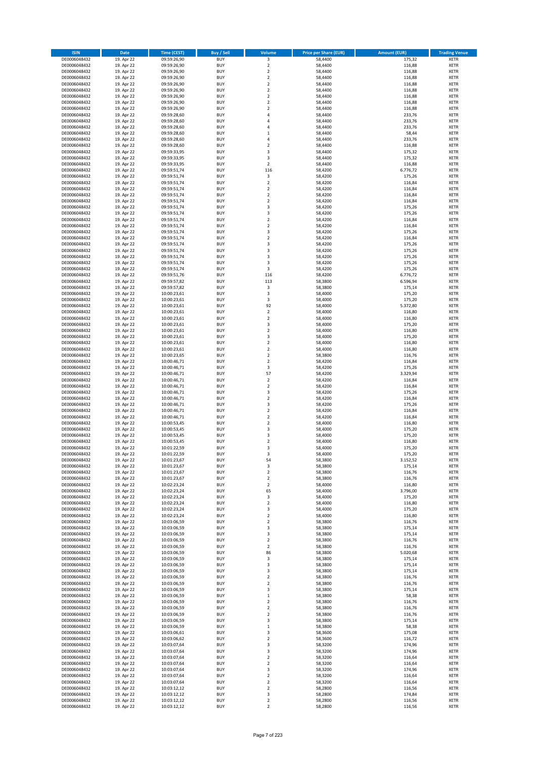| ISIN | Date | Time (CEST) | Buy / Sell | Volume | Price per Share (EUR) | Amount (EUR) | Trading Venue |
|---|---|---|---|---|---|---|---|
| DE0006048432 | 19. Apr 22 | 09:59:26,90 | BUY | 3 | 58,4400 | 175,32 | XETR |
| DE0006048432 | 19. Apr 22 | 09:59:26,90 | BUY | 2 | 58,4400 | 116,88 | XETR |
| DE0006048432 | 19. Apr 22 | 09:59:26,90 | BUY | 2 | 58,4400 | 116,88 | XETR |
| DE0006048432 | 19. Apr 22 | 09:59:26,90 | BUY | 2 | 58,4400 | 116,88 | XETR |
| DE0006048432 | 19. Apr 22 | 09:59:26,90 | BUY | 2 | 58,4400 | 116,88 | XETR |
| DE0006048432 | 19. Apr 22 | 09:59:26,90 | BUY | 2 | 58,4400 | 116,88 | XETR |
| DE0006048432 | 19. Apr 22 | 09:59:26,90 | BUY | 2 | 58,4400 | 116,88 | XETR |
| DE0006048432 | 19. Apr 22 | 09:59:26,90 | BUY | 2 | 58,4400 | 116,88 | XETR |
| DE0006048432 | 19. Apr 22 | 09:59:26,90 | BUY | 2 | 58,4400 | 116,88 | XETR |
| DE0006048432 | 19. Apr 22 | 09:59:28,60 | BUY | 4 | 58,4400 | 233,76 | XETR |
| DE0006048432 | 19. Apr 22 | 09:59:28,60 | BUY | 4 | 58,4400 | 233,76 | XETR |
| DE0006048432 | 19. Apr 22 | 09:59:28,60 | BUY | 4 | 58,4400 | 233,76 | XETR |
| DE0006048432 | 19. Apr 22 | 09:59:28,60 | BUY | 1 | 58,4400 | 58,44 | XETR |
| DE0006048432 | 19. Apr 22 | 09:59:28,60 | BUY | 4 | 58,4400 | 233,76 | XETR |
| DE0006048432 | 19. Apr 22 | 09:59:28,60 | BUY | 2 | 58,4400 | 116,88 | XETR |
| DE0006048432 | 19. Apr 22 | 09:59:33,95 | BUY | 3 | 58,4400 | 175,32 | XETR |
| DE0006048432 | 19. Apr 22 | 09:59:33,95 | BUY | 3 | 58,4400 | 175,32 | XETR |
| DE0006048432 | 19. Apr 22 | 09:59:33,95 | BUY | 2 | 58,4400 | 116,88 | XETR |
| DE0006048432 | 19. Apr 22 | 09:59:51,74 | BUY | 116 | 58,4200 | 6.776,72 | XETR |
| DE0006048432 | 19. Apr 22 | 09:59:51,74 | BUY | 3 | 58,4200 | 175,26 | XETR |
| DE0006048432 | 19. Apr 22 | 09:59:51,74 | BUY | 2 | 58,4200 | 116,84 | XETR |
| DE0006048432 | 19. Apr 22 | 09:59:51,74 | BUY | 2 | 58,4200 | 116,84 | XETR |
| DE0006048432 | 19. Apr 22 | 09:59:51,74 | BUY | 2 | 58,4200 | 116,84 | XETR |
| DE0006048432 | 19. Apr 22 | 09:59:51,74 | BUY | 2 | 58,4200 | 116,84 | XETR |
| DE0006048432 | 19. Apr 22 | 09:59:51,74 | BUY | 3 | 58,4200 | 175,26 | XETR |
| DE0006048432 | 19. Apr 22 | 09:59:51,74 | BUY | 3 | 58,4200 | 175,26 | XETR |
| DE0006048432 | 19. Apr 22 | 09:59:51,74 | BUY | 2 | 58,4200 | 116,84 | XETR |
| DE0006048432 | 19. Apr 22 | 09:59:51,74 | BUY | 2 | 58,4200 | 116,84 | XETR |
| DE0006048432 | 19. Apr 22 | 09:59:51,74 | BUY | 3 | 58,4200 | 175,26 | XETR |
| DE0006048432 | 19. Apr 22 | 09:59:51,74 | BUY | 2 | 58,4200 | 116,84 | XETR |
| DE0006048432 | 19. Apr 22 | 09:59:51,74 | BUY | 3 | 58,4200 | 175,26 | XETR |
| DE0006048432 | 19. Apr 22 | 09:59:51,74 | BUY | 3 | 58,4200 | 175,26 | XETR |
| DE0006048432 | 19. Apr 22 | 09:59:51,74 | BUY | 3 | 58,4200 | 175,26 | XETR |
| DE0006048432 | 19. Apr 22 | 09:59:51,74 | BUY | 3 | 58,4200 | 175,26 | XETR |
| DE0006048432 | 19. Apr 22 | 09:59:51,74 | BUY | 3 | 58,4200 | 175,26 | XETR |
| DE0006048432 | 19. Apr 22 | 09:59:51,76 | BUY | 116 | 58,4200 | 6.776,72 | XETR |
| DE0006048432 | 19. Apr 22 | 09:59:57,82 | BUY | 113 | 58,3800 | 6.596,94 | XETR |
| DE0006048432 | 19. Apr 22 | 09:59:57,82 | BUY | 3 | 58,3800 | 175,14 | XETR |
| DE0006048432 | 19. Apr 22 | 10:00:23,61 | BUY | 3 | 58,4000 | 175,20 | XETR |
| DE0006048432 | 19. Apr 22 | 10:00:23,61 | BUY | 3 | 58,4000 | 175,20 | XETR |
| DE0006048432 | 19. Apr 22 | 10:00:23,61 | BUY | 92 | 58,4000 | 5.372,80 | XETR |
| DE0006048432 | 19. Apr 22 | 10:00:23,61 | BUY | 2 | 58,4000 | 116,80 | XETR |
| DE0006048432 | 19. Apr 22 | 10:00:23,61 | BUY | 2 | 58,4000 | 116,80 | XETR |
| DE0006048432 | 19. Apr 22 | 10:00:23,61 | BUY | 3 | 58,4000 | 175,20 | XETR |
| DE0006048432 | 19. Apr 22 | 10:00:23,61 | BUY | 2 | 58,4000 | 116,80 | XETR |
| DE0006048432 | 19. Apr 22 | 10:00:23,61 | BUY | 3 | 58,4000 | 175,20 | XETR |
| DE0006048432 | 19. Apr 22 | 10:00:23,61 | BUY | 2 | 58,4000 | 116,80 | XETR |
| DE0006048432 | 19. Apr 22 | 10:00:23,61 | BUY | 2 | 58,4000 | 116,80 | XETR |
| DE0006048432 | 19. Apr 22 | 10:00:23,65 | BUY | 2 | 58,3800 | 116,76 | XETR |
| DE0006048432 | 19. Apr 22 | 10:00:46,71 | BUY | 2 | 58,4200 | 116,84 | XETR |
| DE0006048432 | 19. Apr 22 | 10:00:46,71 | BUY | 3 | 58,4200 | 175,26 | XETR |
| DE0006048432 | 19. Apr 22 | 10:00:46,71 | BUY | 57 | 58,4200 | 3.329,94 | XETR |
| DE0006048432 | 19. Apr 22 | 10:00:46,71 | BUY | 2 | 58,4200 | 116,84 | XETR |
| DE0006048432 | 19. Apr 22 | 10:00:46,71 | BUY | 2 | 58,4200 | 116,84 | XETR |
| DE0006048432 | 19. Apr 22 | 10:00:46,71 | BUY | 3 | 58,4200 | 175,26 | XETR |
| DE0006048432 | 19. Apr 22 | 10:00:46,71 | BUY | 2 | 58,4200 | 116,84 | XETR |
| DE0006048432 | 19. Apr 22 | 10:00:46,71 | BUY | 3 | 58,4200 | 175,26 | XETR |
| DE0006048432 | 19. Apr 22 | 10:00:46,71 | BUY | 2 | 58,4200 | 116,84 | XETR |
| DE0006048432 | 19. Apr 22 | 10:00:46,71 | BUY | 2 | 58,4200 | 116,84 | XETR |
| DE0006048432 | 19. Apr 22 | 10:00:53,45 | BUY | 2 | 58,4000 | 116,80 | XETR |
| DE0006048432 | 19. Apr 22 | 10:00:53,45 | BUY | 3 | 58,4000 | 175,20 | XETR |
| DE0006048432 | 19. Apr 22 | 10:00:53,45 | BUY | 3 | 58,4000 | 175,20 | XETR |
| DE0006048432 | 19. Apr 22 | 10:00:53,45 | BUY | 2 | 58,4000 | 116,80 | XETR |
| DE0006048432 | 19. Apr 22 | 10:01:22,59 | BUY | 3 | 58,4000 | 175,20 | XETR |
| DE0006048432 | 19. Apr 22 | 10:01:22,59 | BUY | 3 | 58,4000 | 175,20 | XETR |
| DE0006048432 | 19. Apr 22 | 10:01:23,67 | BUY | 54 | 58,3800 | 3.152,52 | XETR |
| DE0006048432 | 19. Apr 22 | 10:01:23,67 | BUY | 3 | 58,3800 | 175,14 | XETR |
| DE0006048432 | 19. Apr 22 | 10:01:23,67 | BUY | 2 | 58,3800 | 116,76 | XETR |
| DE0006048432 | 19. Apr 22 | 10:01:23,67 | BUY | 2 | 58,3800 | 116,76 | XETR |
| DE0006048432 | 19. Apr 22 | 10:02:23,24 | BUY | 2 | 58,4000 | 116,80 | XETR |
| DE0006048432 | 19. Apr 22 | 10:02:23,24 | BUY | 65 | 58,4000 | 3.796,00 | XETR |
| DE0006048432 | 19. Apr 22 | 10:02:23,24 | BUY | 3 | 58,4000 | 175,20 | XETR |
| DE0006048432 | 19. Apr 22 | 10:02:23,24 | BUY | 2 | 58,4000 | 116,80 | XETR |
| DE0006048432 | 19. Apr 22 | 10:02:23,24 | BUY | 3 | 58,4000 | 175,20 | XETR |
| DE0006048432 | 19. Apr 22 | 10:02:23,24 | BUY | 2 | 58,4000 | 116,80 | XETR |
| DE0006048432 | 19. Apr 22 | 10:03:06,59 | BUY | 2 | 58,3800 | 116,76 | XETR |
| DE0006048432 | 19. Apr 22 | 10:03:06,59 | BUY | 3 | 58,3800 | 175,14 | XETR |
| DE0006048432 | 19. Apr 22 | 10:03:06,59 | BUY | 3 | 58,3800 | 175,14 | XETR |
| DE0006048432 | 19. Apr 22 | 10:03:06,59 | BUY | 2 | 58,3800 | 116,76 | XETR |
| DE0006048432 | 19. Apr 22 | 10:03:06,59 | BUY | 2 | 58,3800 | 116,76 | XETR |
| DE0006048432 | 19. Apr 22 | 10:03:06,59 | BUY | 86 | 58,3800 | 5.020,68 | XETR |
| DE0006048432 | 19. Apr 22 | 10:03:06,59 | BUY | 3 | 58,3800 | 175,14 | XETR |
| DE0006048432 | 19. Apr 22 | 10:03:06,59 | BUY | 3 | 58,3800 | 175,14 | XETR |
| DE0006048432 | 19. Apr 22 | 10:03:06,59 | BUY | 3 | 58,3800 | 175,14 | XETR |
| DE0006048432 | 19. Apr 22 | 10:03:06,59 | BUY | 2 | 58,3800 | 116,76 | XETR |
| DE0006048432 | 19. Apr 22 | 10:03:06,59 | BUY | 2 | 58,3800 | 116,76 | XETR |
| DE0006048432 | 19. Apr 22 | 10:03:06,59 | BUY | 3 | 58,3800 | 175,14 | XETR |
| DE0006048432 | 19. Apr 22 | 10:03:06,59 | BUY | 1 | 58,3800 | 58,38 | XETR |
| DE0006048432 | 19. Apr 22 | 10:03:06,59 | BUY | 2 | 58,3800 | 116,76 | XETR |
| DE0006048432 | 19. Apr 22 | 10:03:06,59 | BUY | 2 | 58,3800 | 116,76 | XETR |
| DE0006048432 | 19. Apr 22 | 10:03:06,59 | BUY | 2 | 58,3800 | 116,76 | XETR |
| DE0006048432 | 19. Apr 22 | 10:03:06,59 | BUY | 3 | 58,3800 | 175,14 | XETR |
| DE0006048432 | 19. Apr 22 | 10:03:06,59 | BUY | 1 | 58,3800 | 58,38 | XETR |
| DE0006048432 | 19. Apr 22 | 10:03:06,61 | BUY | 3 | 58,3600 | 175,08 | XETR |
| DE0006048432 | 19. Apr 22 | 10:03:06,62 | BUY | 2 | 58,3600 | 116,72 | XETR |
| DE0006048432 | 19. Apr 22 | 10:03:07,64 | BUY | 3 | 58,3200 | 174,96 | XETR |
| DE0006048432 | 19. Apr 22 | 10:03:07,64 | BUY | 3 | 58,3200 | 174,96 | XETR |
| DE0006048432 | 19. Apr 22 | 10:03:07,64 | BUY | 2 | 58,3200 | 116,64 | XETR |
| DE0006048432 | 19. Apr 22 | 10:03:07,64 | BUY | 2 | 58,3200 | 116,64 | XETR |
| DE0006048432 | 19. Apr 22 | 10:03:07,64 | BUY | 3 | 58,3200 | 174,96 | XETR |
| DE0006048432 | 19. Apr 22 | 10:03:07,64 | BUY | 2 | 58,3200 | 116,64 | XETR |
| DE0006048432 | 19. Apr 22 | 10:03:07,64 | BUY | 2 | 58,3200 | 116,64 | XETR |
| DE0006048432 | 19. Apr 22 | 10:03:12,12 | BUY | 2 | 58,2800 | 116,56 | XETR |
| DE0006048432 | 19. Apr 22 | 10:03:12,12 | BUY | 3 | 58,2800 | 174,84 | XETR |
| DE0006048432 | 19. Apr 22 | 10:03:12,12 | BUY | 2 | 58,2800 | 116,56 | XETR |
| DE0006048432 | 19. Apr 22 | 10:03:12,12 | BUY | 2 | 58,2800 | 116,56 | XETR |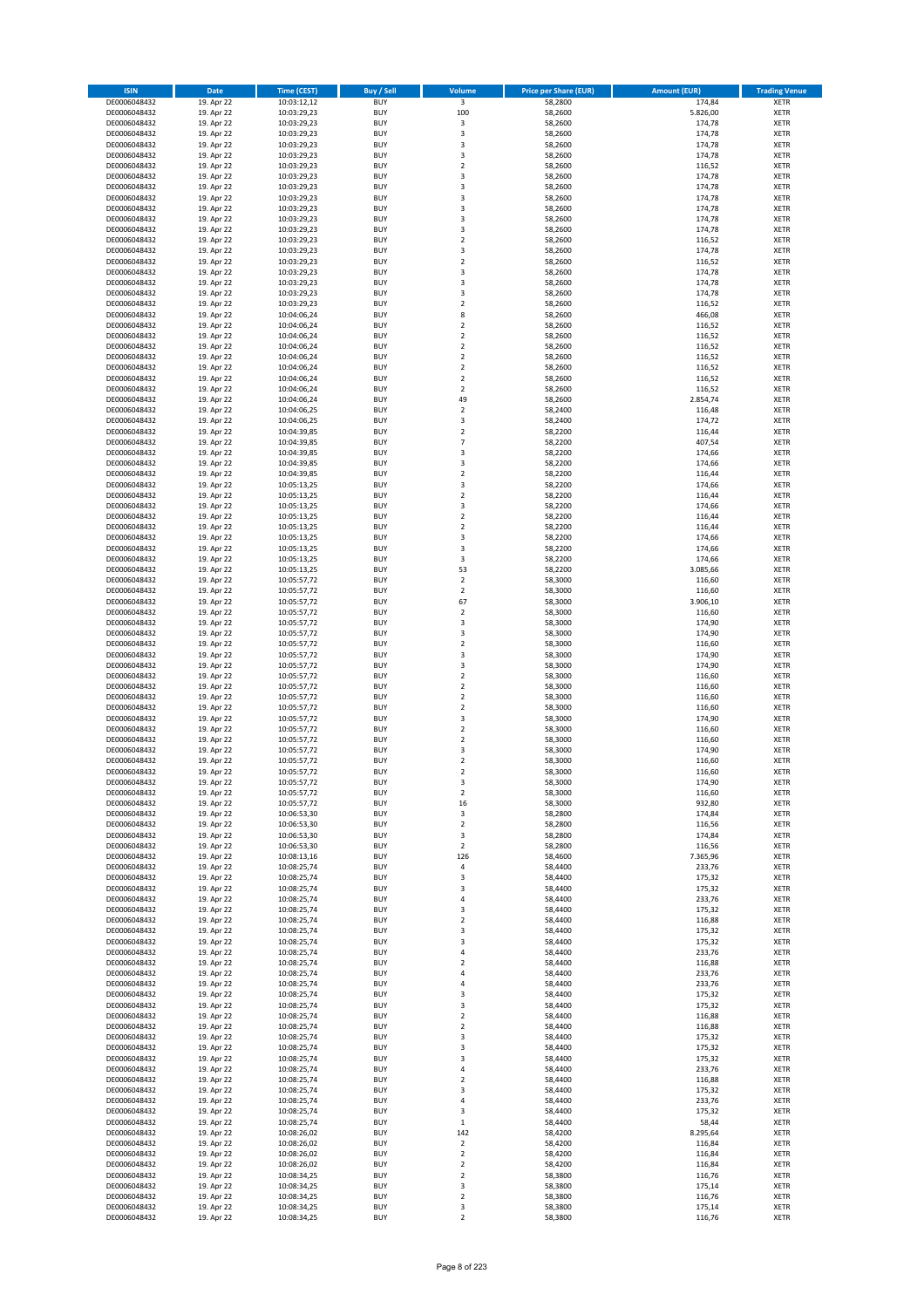| ISIN | Date | Time (CEST) | Buy / Sell | Volume | Price per Share (EUR) | Amount (EUR) | Trading Venue |
|---|---|---|---|---|---|---|---|
| DE0006048432 | 19. Apr 22 | 10:03:12,12 | BUY | 3 | 58,2800 | 174,84 | XETR |
| DE0006048432 | 19. Apr 22 | 10:03:29,23 | BUY | 100 | 58,2600 | 5.826,00 | XETR |
| DE0006048432 | 19. Apr 22 | 10:03:29,23 | BUY | 3 | 58,2600 | 174,78 | XETR |
| DE0006048432 | 19. Apr 22 | 10:03:29,23 | BUY | 3 | 58,2600 | 174,78 | XETR |
| DE0006048432 | 19. Apr 22 | 10:03:29,23 | BUY | 3 | 58,2600 | 174,78 | XETR |
| DE0006048432 | 19. Apr 22 | 10:03:29,23 | BUY | 3 | 58,2600 | 174,78 | XETR |
| DE0006048432 | 19. Apr 22 | 10:03:29,23 | BUY | 2 | 58,2600 | 116,52 | XETR |
| DE0006048432 | 19. Apr 22 | 10:03:29,23 | BUY | 3 | 58,2600 | 174,78 | XETR |
| DE0006048432 | 19. Apr 22 | 10:03:29,23 | BUY | 3 | 58,2600 | 174,78 | XETR |
| DE0006048432 | 19. Apr 22 | 10:03:29,23 | BUY | 3 | 58,2600 | 174,78 | XETR |
| DE0006048432 | 19. Apr 22 | 10:03:29,23 | BUY | 3 | 58,2600 | 174,78 | XETR |
| DE0006048432 | 19. Apr 22 | 10:03:29,23 | BUY | 3 | 58,2600 | 174,78 | XETR |
| DE0006048432 | 19. Apr 22 | 10:03:29,23 | BUY | 3 | 58,2600 | 174,78 | XETR |
| DE0006048432 | 19. Apr 22 | 10:03:29,23 | BUY | 2 | 58,2600 | 116,52 | XETR |
| DE0006048432 | 19. Apr 22 | 10:03:29,23 | BUY | 3 | 58,2600 | 174,78 | XETR |
| DE0006048432 | 19. Apr 22 | 10:03:29,23 | BUY | 2 | 58,2600 | 116,52 | XETR |
| DE0006048432 | 19. Apr 22 | 10:03:29,23 | BUY | 3 | 58,2600 | 174,78 | XETR |
| DE0006048432 | 19. Apr 22 | 10:03:29,23 | BUY | 3 | 58,2600 | 174,78 | XETR |
| DE0006048432 | 19. Apr 22 | 10:03:29,23 | BUY | 3 | 58,2600 | 174,78 | XETR |
| DE0006048432 | 19. Apr 22 | 10:03:29,23 | BUY | 2 | 58,2600 | 116,52 | XETR |
| DE0006048432 | 19. Apr 22 | 10:04:06,24 | BUY | 8 | 58,2600 | 466,08 | XETR |
| DE0006048432 | 19. Apr 22 | 10:04:06,24 | BUY | 2 | 58,2600 | 116,52 | XETR |
| DE0006048432 | 19. Apr 22 | 10:04:06,24 | BUY | 2 | 58,2600 | 116,52 | XETR |
| DE0006048432 | 19. Apr 22 | 10:04:06,24 | BUY | 2 | 58,2600 | 116,52 | XETR |
| DE0006048432 | 19. Apr 22 | 10:04:06,24 | BUY | 2 | 58,2600 | 116,52 | XETR |
| DE0006048432 | 19. Apr 22 | 10:04:06,24 | BUY | 2 | 58,2600 | 116,52 | XETR |
| DE0006048432 | 19. Apr 22 | 10:04:06,24 | BUY | 2 | 58,2600 | 116,52 | XETR |
| DE0006048432 | 19. Apr 22 | 10:04:06,24 | BUY | 2 | 58,2600 | 116,52 | XETR |
| DE0006048432 | 19. Apr 22 | 10:04:06,24 | BUY | 49 | 58,2600 | 2.854,74 | XETR |
| DE0006048432 | 19. Apr 22 | 10:04:06,25 | BUY | 2 | 58,2400 | 116,48 | XETR |
| DE0006048432 | 19. Apr 22 | 10:04:06,25 | BUY | 3 | 58,2400 | 174,72 | XETR |
| DE0006048432 | 19. Apr 22 | 10:04:39,85 | BUY | 2 | 58,2200 | 116,44 | XETR |
| DE0006048432 | 19. Apr 22 | 10:04:39,85 | BUY | 7 | 58,2200 | 407,54 | XETR |
| DE0006048432 | 19. Apr 22 | 10:04:39,85 | BUY | 3 | 58,2200 | 174,66 | XETR |
| DE0006048432 | 19. Apr 22 | 10:04:39,85 | BUY | 3 | 58,2200 | 174,66 | XETR |
| DE0006048432 | 19. Apr 22 | 10:04:39,85 | BUY | 2 | 58,2200 | 116,44 | XETR |
| DE0006048432 | 19. Apr 22 | 10:05:13,25 | BUY | 3 | 58,2200 | 174,66 | XETR |
| DE0006048432 | 19. Apr 22 | 10:05:13,25 | BUY | 2 | 58,2200 | 116,44 | XETR |
| DE0006048432 | 19. Apr 22 | 10:05:13,25 | BUY | 3 | 58,2200 | 174,66 | XETR |
| DE0006048432 | 19. Apr 22 | 10:05:13,25 | BUY | 2 | 58,2200 | 116,44 | XETR |
| DE0006048432 | 19. Apr 22 | 10:05:13,25 | BUY | 2 | 58,2200 | 116,44 | XETR |
| DE0006048432 | 19. Apr 22 | 10:05:13,25 | BUY | 3 | 58,2200 | 174,66 | XETR |
| DE0006048432 | 19. Apr 22 | 10:05:13,25 | BUY | 3 | 58,2200 | 174,66 | XETR |
| DE0006048432 | 19. Apr 22 | 10:05:13,25 | BUY | 3 | 58,2200 | 174,66 | XETR |
| DE0006048432 | 19. Apr 22 | 10:05:13,25 | BUY | 53 | 58,2200 | 3.085,66 | XETR |
| DE0006048432 | 19. Apr 22 | 10:05:57,72 | BUY | 2 | 58,3000 | 116,60 | XETR |
| DE0006048432 | 19. Apr 22 | 10:05:57,72 | BUY | 2 | 58,3000 | 116,60 | XETR |
| DE0006048432 | 19. Apr 22 | 10:05:57,72 | BUY | 67 | 58,3000 | 3.906,10 | XETR |
| DE0006048432 | 19. Apr 22 | 10:05:57,72 | BUY | 2 | 58,3000 | 116,60 | XETR |
| DE0006048432 | 19. Apr 22 | 10:05:57,72 | BUY | 3 | 58,3000 | 174,90 | XETR |
| DE0006048432 | 19. Apr 22 | 10:05:57,72 | BUY | 3 | 58,3000 | 174,90 | XETR |
| DE0006048432 | 19. Apr 22 | 10:05:57,72 | BUY | 2 | 58,3000 | 116,60 | XETR |
| DE0006048432 | 19. Apr 22 | 10:05:57,72 | BUY | 3 | 58,3000 | 174,90 | XETR |
| DE0006048432 | 19. Apr 22 | 10:05:57,72 | BUY | 3 | 58,3000 | 174,90 | XETR |
| DE0006048432 | 19. Apr 22 | 10:05:57,72 | BUY | 2 | 58,3000 | 116,60 | XETR |
| DE0006048432 | 19. Apr 22 | 10:05:57,72 | BUY | 2 | 58,3000 | 116,60 | XETR |
| DE0006048432 | 19. Apr 22 | 10:05:57,72 | BUY | 2 | 58,3000 | 116,60 | XETR |
| DE0006048432 | 19. Apr 22 | 10:05:57,72 | BUY | 2 | 58,3000 | 116,60 | XETR |
| DE0006048432 | 19. Apr 22 | 10:05:57,72 | BUY | 3 | 58,3000 | 174,90 | XETR |
| DE0006048432 | 19. Apr 22 | 10:05:57,72 | BUY | 2 | 58,3000 | 116,60 | XETR |
| DE0006048432 | 19. Apr 22 | 10:05:57,72 | BUY | 2 | 58,3000 | 116,60 | XETR |
| DE0006048432 | 19. Apr 22 | 10:05:57,72 | BUY | 3 | 58,3000 | 174,90 | XETR |
| DE0006048432 | 19. Apr 22 | 10:05:57,72 | BUY | 2 | 58,3000 | 116,60 | XETR |
| DE0006048432 | 19. Apr 22 | 10:05:57,72 | BUY | 2 | 58,3000 | 116,60 | XETR |
| DE0006048432 | 19. Apr 22 | 10:05:57,72 | BUY | 3 | 58,3000 | 174,90 | XETR |
| DE0006048432 | 19. Apr 22 | 10:05:57,72 | BUY | 2 | 58,3000 | 116,60 | XETR |
| DE0006048432 | 19. Apr 22 | 10:05:57,72 | BUY | 16 | 58,3000 | 932,80 | XETR |
| DE0006048432 | 19. Apr 22 | 10:06:53,30 | BUY | 3 | 58,2800 | 174,84 | XETR |
| DE0006048432 | 19. Apr 22 | 10:06:53,30 | BUY | 2 | 58,2800 | 116,56 | XETR |
| DE0006048432 | 19. Apr 22 | 10:06:53,30 | BUY | 3 | 58,2800 | 174,84 | XETR |
| DE0006048432 | 19. Apr 22 | 10:06:53,30 | BUY | 2 | 58,2800 | 116,56 | XETR |
| DE0006048432 | 19. Apr 22 | 10:08:13,16 | BUY | 126 | 58,4600 | 7.365,96 | XETR |
| DE0006048432 | 19. Apr 22 | 10:08:25,74 | BUY | 4 | 58,4400 | 233,76 | XETR |
| DE0006048432 | 19. Apr 22 | 10:08:25,74 | BUY | 3 | 58,4400 | 175,32 | XETR |
| DE0006048432 | 19. Apr 22 | 10:08:25,74 | BUY | 3 | 58,4400 | 175,32 | XETR |
| DE0006048432 | 19. Apr 22 | 10:08:25,74 | BUY | 4 | 58,4400 | 233,76 | XETR |
| DE0006048432 | 19. Apr 22 | 10:08:25,74 | BUY | 3 | 58,4400 | 175,32 | XETR |
| DE0006048432 | 19. Apr 22 | 10:08:25,74 | BUY | 2 | 58,4400 | 116,88 | XETR |
| DE0006048432 | 19. Apr 22 | 10:08:25,74 | BUY | 3 | 58,4400 | 175,32 | XETR |
| DE0006048432 | 19. Apr 22 | 10:08:25,74 | BUY | 3 | 58,4400 | 175,32 | XETR |
| DE0006048432 | 19. Apr 22 | 10:08:25,74 | BUY | 4 | 58,4400 | 233,76 | XETR |
| DE0006048432 | 19. Apr 22 | 10:08:25,74 | BUY | 2 | 58,4400 | 116,88 | XETR |
| DE0006048432 | 19. Apr 22 | 10:08:25,74 | BUY | 4 | 58,4400 | 233,76 | XETR |
| DE0006048432 | 19. Apr 22 | 10:08:25,74 | BUY | 4 | 58,4400 | 233,76 | XETR |
| DE0006048432 | 19. Apr 22 | 10:08:25,74 | BUY | 3 | 58,4400 | 175,32 | XETR |
| DE0006048432 | 19. Apr 22 | 10:08:25,74 | BUY | 3 | 58,4400 | 175,32 | XETR |
| DE0006048432 | 19. Apr 22 | 10:08:25,74 | BUY | 2 | 58,4400 | 116,88 | XETR |
| DE0006048432 | 19. Apr 22 | 10:08:25,74 | BUY | 2 | 58,4400 | 116,88 | XETR |
| DE0006048432 | 19. Apr 22 | 10:08:25,74 | BUY | 3 | 58,4400 | 175,32 | XETR |
| DE0006048432 | 19. Apr 22 | 10:08:25,74 | BUY | 3 | 58,4400 | 175,32 | XETR |
| DE0006048432 | 19. Apr 22 | 10:08:25,74 | BUY | 3 | 58,4400 | 175,32 | XETR |
| DE0006048432 | 19. Apr 22 | 10:08:25,74 | BUY | 4 | 58,4400 | 233,76 | XETR |
| DE0006048432 | 19. Apr 22 | 10:08:25,74 | BUY | 2 | 58,4400 | 116,88 | XETR |
| DE0006048432 | 19. Apr 22 | 10:08:25,74 | BUY | 3 | 58,4400 | 175,32 | XETR |
| DE0006048432 | 19. Apr 22 | 10:08:25,74 | BUY | 4 | 58,4400 | 233,76 | XETR |
| DE0006048432 | 19. Apr 22 | 10:08:25,74 | BUY | 3 | 58,4400 | 175,32 | XETR |
| DE0006048432 | 19. Apr 22 | 10:08:25,74 | BUY | 1 | 58,4400 | 58,44 | XETR |
| DE0006048432 | 19. Apr 22 | 10:08:26,02 | BUY | 142 | 58,4200 | 8.295,64 | XETR |
| DE0006048432 | 19. Apr 22 | 10:08:26,02 | BUY | 2 | 58,4200 | 116,84 | XETR |
| DE0006048432 | 19. Apr 22 | 10:08:26,02 | BUY | 2 | 58,4200 | 116,84 | XETR |
| DE0006048432 | 19. Apr 22 | 10:08:26,02 | BUY | 2 | 58,4200 | 116,84 | XETR |
| DE0006048432 | 19. Apr 22 | 10:08:34,25 | BUY | 2 | 58,3800 | 116,76 | XETR |
| DE0006048432 | 19. Apr 22 | 10:08:34,25 | BUY | 3 | 58,3800 | 175,14 | XETR |
| DE0006048432 | 19. Apr 22 | 10:08:34,25 | BUY | 2 | 58,3800 | 116,76 | XETR |
| DE0006048432 | 19. Apr 22 | 10:08:34,25 | BUY | 3 | 58,3800 | 175,14 | XETR |
| DE0006048432 | 19. Apr 22 | 10:08:34,25 | BUY | 2 | 58,3800 | 116,76 | XETR |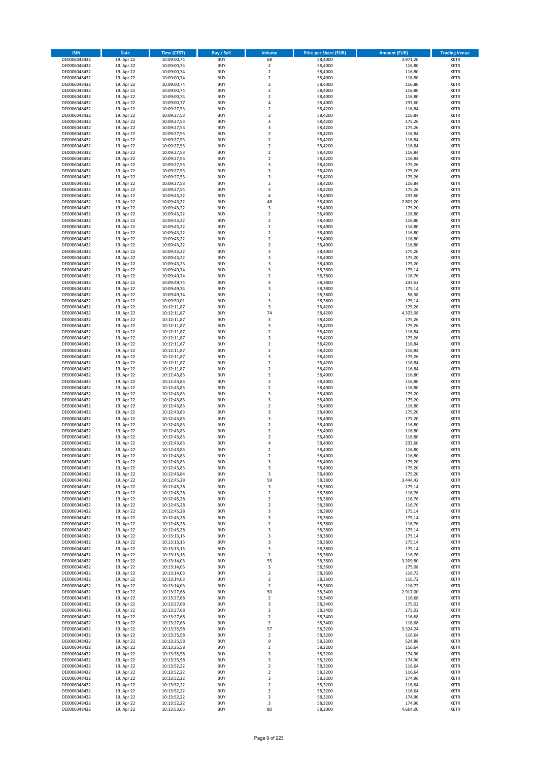| ISIN | Date | Time (CEST) | Buy / Sell | Volume | Price per Share (EUR) | Amount (EUR) | Trading Venue |
|---|---|---|---|---|---|---|---|
| DE0006048432 | 19. Apr 22 | 10:09:00,74 | BUY | 68 | 58,4000 | 3.971,20 | XETR |
| DE0006048432 | 19. Apr 22 | 10:09:00,74 | BUY | 2 | 58,4000 | 116,80 | XETR |
| DE0006048432 | 19. Apr 22 | 10:09:00,74 | BUY | 2 | 58,4000 | 116,80 | XETR |
| DE0006048432 | 19. Apr 22 | 10:09:00,74 | BUY | 2 | 58,4000 | 116,80 | XETR |
| DE0006048432 | 19. Apr 22 | 10:09:00,74 | BUY | 2 | 58,4000 | 116,80 | XETR |
| DE0006048432 | 19. Apr 22 | 10:09:00,74 | BUY | 2 | 58,4000 | 116,80 | XETR |
| DE0006048432 | 19. Apr 22 | 10:09:00,74 | BUY | 2 | 58,4000 | 116,80 | XETR |
| DE0006048432 | 19. Apr 22 | 10:09:00,77 | BUY | 4 | 58,4000 | 233,60 | XETR |
| DE0006048432 | 19. Apr 22 | 10:09:27,53 | BUY | 2 | 58,4200 | 116,84 | XETR |
| DE0006048432 | 19. Apr 22 | 10:09:27,53 | BUY | 2 | 58,4200 | 116,84 | XETR |
| DE0006048432 | 19. Apr 22 | 10:09:27,53 | BUY | 3 | 58,4200 | 175,26 | XETR |
| DE0006048432 | 19. Apr 22 | 10:09:27,53 | BUY | 3 | 58,4200 | 175,26 | XETR |
| DE0006048432 | 19. Apr 22 | 10:09:27,53 | BUY | 2 | 58,4200 | 116,84 | XETR |
| DE0006048432 | 19. Apr 22 | 10:09:27,53 | BUY | 2 | 58,4200 | 116,84 | XETR |
| DE0006048432 | 19. Apr 22 | 10:09:27,53 | BUY | 2 | 58,4200 | 116,84 | XETR |
| DE0006048432 | 19. Apr 22 | 10:09:27,53 | BUY | 2 | 58,4200 | 116,84 | XETR |
| DE0006048432 | 19. Apr 22 | 10:09:27,53 | BUY | 2 | 58,4200 | 116,84 | XETR |
| DE0006048432 | 19. Apr 22 | 10:09:27,53 | BUY | 3 | 58,4200 | 175,26 | XETR |
| DE0006048432 | 19. Apr 22 | 10:09:27,53 | BUY | 3 | 58,4200 | 175,26 | XETR |
| DE0006048432 | 19. Apr 22 | 10:09:27,53 | BUY | 3 | 58,4200 | 175,26 | XETR |
| DE0006048432 | 19. Apr 22 | 10:09:27,53 | BUY | 2 | 58,4200 | 116,84 | XETR |
| DE0006048432 | 19. Apr 22 | 10:09:27,54 | BUY | 3 | 58,4200 | 175,26 | XETR |
| DE0006048432 | 19. Apr 22 | 10:09:43,22 | BUY | 4 | 58,4000 | 233,60 | XETR |
| DE0006048432 | 19. Apr 22 | 10:09:43,22 | BUY | 48 | 58,4000 | 2.803,20 | XETR |
| DE0006048432 | 19. Apr 22 | 10:09:43,22 | BUY | 3 | 58,4000 | 175,20 | XETR |
| DE0006048432 | 19. Apr 22 | 10:09:43,22 | BUY | 2 | 58,4000 | 116,80 | XETR |
| DE0006048432 | 19. Apr 22 | 10:09:43,22 | BUY | 2 | 58,4000 | 116,80 | XETR |
| DE0006048432 | 19. Apr 22 | 10:09:43,22 | BUY | 2 | 58,4000 | 116,80 | XETR |
| DE0006048432 | 19. Apr 22 | 10:09:43,22 | BUY | 2 | 58,4000 | 116,80 | XETR |
| DE0006048432 | 19. Apr 22 | 10:09:43,22 | BUY | 2 | 58,4000 | 116,80 | XETR |
| DE0006048432 | 19. Apr 22 | 10:09:43,22 | BUY | 2 | 58,4000 | 116,80 | XETR |
| DE0006048432 | 19. Apr 22 | 10:09:43,22 | BUY | 3 | 58,4000 | 175,20 | XETR |
| DE0006048432 | 19. Apr 22 | 10:09:43,22 | BUY | 3 | 58,4000 | 175,20 | XETR |
| DE0006048432 | 19. Apr 22 | 10:09:43,23 | BUY | 3 | 58,4000 | 175,20 | XETR |
| DE0006048432 | 19. Apr 22 | 10:09:49,74 | BUY | 3 | 58,3800 | 175,14 | XETR |
| DE0006048432 | 19. Apr 22 | 10:09:49,74 | BUY | 2 | 58,3800 | 116,76 | XETR |
| DE0006048432 | 19. Apr 22 | 10:09:49,74 | BUY | 4 | 58,3800 | 233,52 | XETR |
| DE0006048432 | 19. Apr 22 | 10:09:49,74 | BUY | 3 | 58,3800 | 175,14 | XETR |
| DE0006048432 | 19. Apr 22 | 10:09:49,74 | BUY | 1 | 58,3800 | 58,38 | XETR |
| DE0006048432 | 19. Apr 22 | 10:09:50,01 | BUY | 3 | 58,3800 | 175,14 | XETR |
| DE0006048432 | 19. Apr 22 | 10:12:11,87 | BUY | 3 | 58,4200 | 175,26 | XETR |
| DE0006048432 | 19. Apr 22 | 10:12:11,87 | BUY | 74 | 58,4200 | 4.323,08 | XETR |
| DE0006048432 | 19. Apr 22 | 10:12:11,87 | BUY | 3 | 58,4200 | 175,26 | XETR |
| DE0006048432 | 19. Apr 22 | 10:12:11,87 | BUY | 3 | 58,4200 | 175,26 | XETR |
| DE0006048432 | 19. Apr 22 | 10:12:11,87 | BUY | 2 | 58,4200 | 116,84 | XETR |
| DE0006048432 | 19. Apr 22 | 10:12:11,87 | BUY | 3 | 58,4200 | 175,26 | XETR |
| DE0006048432 | 19. Apr 22 | 10:12:11,87 | BUY | 2 | 58,4200 | 116,84 | XETR |
| DE0006048432 | 19. Apr 22 | 10:12:11,87 | BUY | 2 | 58,4200 | 116,84 | XETR |
| DE0006048432 | 19. Apr 22 | 10:12:11,87 | BUY | 3 | 58,4200 | 175,26 | XETR |
| DE0006048432 | 19. Apr 22 | 10:12:11,87 | BUY | 2 | 58,4200 | 116,84 | XETR |
| DE0006048432 | 19. Apr 22 | 10:12:11,87 | BUY | 2 | 58,4200 | 116,84 | XETR |
| DE0006048432 | 19. Apr 22 | 10:12:43,83 | BUY | 2 | 58,4000 | 116,80 | XETR |
| DE0006048432 | 19. Apr 22 | 10:12:43,83 | BUY | 2 | 58,4000 | 116,80 | XETR |
| DE0006048432 | 19. Apr 22 | 10:12:43,83 | BUY | 2 | 58,4000 | 116,80 | XETR |
| DE0006048432 | 19. Apr 22 | 10:12:43,83 | BUY | 3 | 58,4000 | 175,20 | XETR |
| DE0006048432 | 19. Apr 22 | 10:12:43,83 | BUY | 3 | 58,4000 | 175,20 | XETR |
| DE0006048432 | 19. Apr 22 | 10:12:43,83 | BUY | 2 | 58,4000 | 116,80 | XETR |
| DE0006048432 | 19. Apr 22 | 10:12:43,83 | BUY | 3 | 58,4000 | 175,20 | XETR |
| DE0006048432 | 19. Apr 22 | 10:12:43,83 | BUY | 3 | 58,4000 | 175,20 | XETR |
| DE0006048432 | 19. Apr 22 | 10:12:43,83 | BUY | 2 | 58,4000 | 116,80 | XETR |
| DE0006048432 | 19. Apr 22 | 10:12:43,83 | BUY | 2 | 58,4000 | 116,80 | XETR |
| DE0006048432 | 19. Apr 22 | 10:12:43,83 | BUY | 2 | 58,4000 | 116,80 | XETR |
| DE0006048432 | 19. Apr 22 | 10:12:43,83 | BUY | 4 | 58,4000 | 233,60 | XETR |
| DE0006048432 | 19. Apr 22 | 10:12:43,83 | BUY | 2 | 58,4000 | 116,80 | XETR |
| DE0006048432 | 19. Apr 22 | 10:12:43,83 | BUY | 2 | 58,4000 | 116,80 | XETR |
| DE0006048432 | 19. Apr 22 | 10:12:43,83 | BUY | 3 | 58,4000 | 175,20 | XETR |
| DE0006048432 | 19. Apr 22 | 10:12:43,83 | BUY | 3 | 58,4000 | 175,20 | XETR |
| DE0006048432 | 19. Apr 22 | 10:12:43,84 | BUY | 3 | 58,4000 | 175,20 | XETR |
| DE0006048432 | 19. Apr 22 | 10:12:45,28 | BUY | 59 | 58,3800 | 3.444,42 | XETR |
| DE0006048432 | 19. Apr 22 | 10:12:45,28 | BUY | 3 | 58,3800 | 175,14 | XETR |
| DE0006048432 | 19. Apr 22 | 10:12:45,28 | BUY | 2 | 58,3800 | 116,76 | XETR |
| DE0006048432 | 19. Apr 22 | 10:12:45,28 | BUY | 2 | 58,3800 | 116,76 | XETR |
| DE0006048432 | 19. Apr 22 | 10:12:45,28 | BUY | 2 | 58,3800 | 116,76 | XETR |
| DE0006048432 | 19. Apr 22 | 10:12:45,28 | BUY | 3 | 58,3800 | 175,14 | XETR |
| DE0006048432 | 19. Apr 22 | 10:12:45,28 | BUY | 3 | 58,3800 | 175,14 | XETR |
| DE0006048432 | 19. Apr 22 | 10:12:45,28 | BUY | 2 | 58,3800 | 116,76 | XETR |
| DE0006048432 | 19. Apr 22 | 10:12:45,28 | BUY | 3 | 58,3800 | 175,14 | XETR |
| DE0006048432 | 19. Apr 22 | 10:13:13,15 | BUY | 3 | 58,3800 | 175,14 | XETR |
| DE0006048432 | 19. Apr 22 | 10:13:13,15 | BUY | 3 | 58,3800 | 175,14 | XETR |
| DE0006048432 | 19. Apr 22 | 10:13:13,15 | BUY | 3 | 58,3800 | 175,14 | XETR |
| DE0006048432 | 19. Apr 22 | 10:13:13,15 | BUY | 2 | 58,3800 | 116,76 | XETR |
| DE0006048432 | 19. Apr 22 | 10:13:14,03 | BUY | 55 | 58,3600 | 3.209,80 | XETR |
| DE0006048432 | 19. Apr 22 | 10:13:14,03 | BUY | 3 | 58,3600 | 175,08 | XETR |
| DE0006048432 | 19. Apr 22 | 10:13:14,03 | BUY | 2 | 58,3600 | 116,72 | XETR |
| DE0006048432 | 19. Apr 22 | 10:13:14,03 | BUY | 2 | 58,3600 | 116,72 | XETR |
| DE0006048432 | 19. Apr 22 | 10:13:14,03 | BUY | 2 | 58,3600 | 116,72 | XETR |
| DE0006048432 | 19. Apr 22 | 10:13:27,68 | BUY | 50 | 58,3400 | 2.917,00 | XETR |
| DE0006048432 | 19. Apr 22 | 10:13:27,68 | BUY | 2 | 58,3400 | 116,68 | XETR |
| DE0006048432 | 19. Apr 22 | 10:13:27,68 | BUY | 3 | 58,3400 | 175,02 | XETR |
| DE0006048432 | 19. Apr 22 | 10:13:27,68 | BUY | 3 | 58,3400 | 175,02 | XETR |
| DE0006048432 | 19. Apr 22 | 10:13:27,68 | BUY | 2 | 58,3400 | 116,68 | XETR |
| DE0006048432 | 19. Apr 22 | 10:13:27,68 | BUY | 2 | 58,3400 | 116,68 | XETR |
| DE0006048432 | 19. Apr 22 | 10:13:35,58 | BUY | 57 | 58,3200 | 3.324,24 | XETR |
| DE0006048432 | 19. Apr 22 | 10:13:35,58 | BUY | 2 | 58,3200 | 116,64 | XETR |
| DE0006048432 | 19. Apr 22 | 10:13:35,58 | BUY | 9 | 58,3200 | 524,88 | XETR |
| DE0006048432 | 19. Apr 22 | 10:13:35,58 | BUY | 2 | 58,3200 | 116,64 | XETR |
| DE0006048432 | 19. Apr 22 | 10:13:35,58 | BUY | 3 | 58,3200 | 174,96 | XETR |
| DE0006048432 | 19. Apr 22 | 10:13:35,58 | BUY | 3 | 58,3200 | 174,96 | XETR |
| DE0006048432 | 19. Apr 22 | 10:13:52,22 | BUY | 2 | 58,3200 | 116,64 | XETR |
| DE0006048432 | 19. Apr 22 | 10:13:52,22 | BUY | 2 | 58,3200 | 116,64 | XETR |
| DE0006048432 | 19. Apr 22 | 10:13:52,22 | BUY | 3 | 58,3200 | 174,96 | XETR |
| DE0006048432 | 19. Apr 22 | 10:13:52,22 | BUY | 2 | 58,3200 | 116,64 | XETR |
| DE0006048432 | 19. Apr 22 | 10:13:52,22 | BUY | 2 | 58,3200 | 116,64 | XETR |
| DE0006048432 | 19. Apr 22 | 10:13:52,22 | BUY | 3 | 58,3200 | 174,96 | XETR |
| DE0006048432 | 19. Apr 22 | 10:13:52,22 | BUY | 3 | 58,3200 | 174,96 | XETR |
| DE0006048432 | 19. Apr 22 | 10:13:53,65 | BUY | 80 | 58,3000 | 4.664,00 | XETR |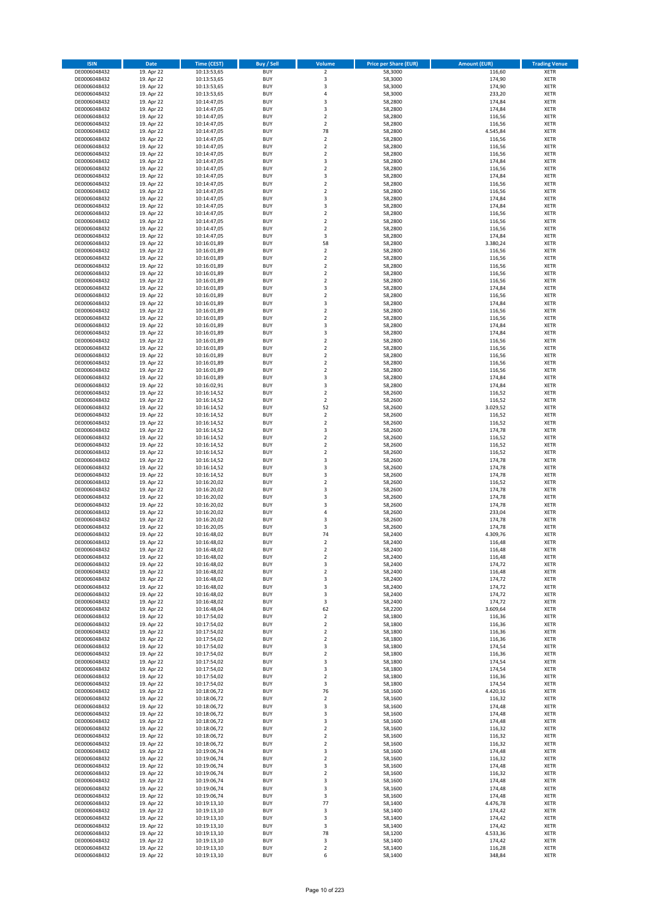| ISIN | Date | Time (CEST) | Buy / Sell | Volume | Price per Share (EUR) | Amount (EUR) | Trading Venue |
|---|---|---|---|---|---|---|---|
| DE0006048432 | 19. Apr 22 | 10:13:53,65 | BUY | 2 | 58,3000 | 116,60 | XETR |
| DE0006048432 | 19. Apr 22 | 10:13:53,65 | BUY | 3 | 58,3000 | 174,90 | XETR |
| DE0006048432 | 19. Apr 22 | 10:13:53,65 | BUY | 3 | 58,3000 | 174,90 | XETR |
| DE0006048432 | 19. Apr 22 | 10:13:53,65 | BUY | 4 | 58,3000 | 233,20 | XETR |
| DE0006048432 | 19. Apr 22 | 10:14:47,05 | BUY | 3 | 58,2800 | 174,84 | XETR |
| DE0006048432 | 19. Apr 22 | 10:14:47,05 | BUY | 3 | 58,2800 | 174,84 | XETR |
| DE0006048432 | 19. Apr 22 | 10:14:47,05 | BUY | 2 | 58,2800 | 116,56 | XETR |
| DE0006048432 | 19. Apr 22 | 10:14:47,05 | BUY | 2 | 58,2800 | 116,56 | XETR |
| DE0006048432 | 19. Apr 22 | 10:14:47,05 | BUY | 78 | 58,2800 | 4.545,84 | XETR |
| DE0006048432 | 19. Apr 22 | 10:14:47,05 | BUY | 2 | 58,2800 | 116,56 | XETR |
| DE0006048432 | 19. Apr 22 | 10:14:47,05 | BUY | 2 | 58,2800 | 116,56 | XETR |
| DE0006048432 | 19. Apr 22 | 10:14:47,05 | BUY | 2 | 58,2800 | 116,56 | XETR |
| DE0006048432 | 19. Apr 22 | 10:14:47,05 | BUY | 3 | 58,2800 | 174,84 | XETR |
| DE0006048432 | 19. Apr 22 | 10:14:47,05 | BUY | 2 | 58,2800 | 116,56 | XETR |
| DE0006048432 | 19. Apr 22 | 10:14:47,05 | BUY | 3 | 58,2800 | 174,84 | XETR |
| DE0006048432 | 19. Apr 22 | 10:14:47,05 | BUY | 2 | 58,2800 | 116,56 | XETR |
| DE0006048432 | 19. Apr 22 | 10:14:47,05 | BUY | 2 | 58,2800 | 116,56 | XETR |
| DE0006048432 | 19. Apr 22 | 10:14:47,05 | BUY | 3 | 58,2800 | 174,84 | XETR |
| DE0006048432 | 19. Apr 22 | 10:14:47,05 | BUY | 3 | 58,2800 | 174,84 | XETR |
| DE0006048432 | 19. Apr 22 | 10:14:47,05 | BUY | 2 | 58,2800 | 116,56 | XETR |
| DE0006048432 | 19. Apr 22 | 10:14:47,05 | BUY | 2 | 58,2800 | 116,56 | XETR |
| DE0006048432 | 19. Apr 22 | 10:14:47,05 | BUY | 2 | 58,2800 | 116,56 | XETR |
| DE0006048432 | 19. Apr 22 | 10:14:47,05 | BUY | 3 | 58,2800 | 174,84 | XETR |
| DE0006048432 | 19. Apr 22 | 10:16:01,89 | BUY | 58 | 58,2800 | 3.380,24 | XETR |
| DE0006048432 | 19. Apr 22 | 10:16:01,89 | BUY | 2 | 58,2800 | 116,56 | XETR |
| DE0006048432 | 19. Apr 22 | 10:16:01,89 | BUY | 2 | 58,2800 | 116,56 | XETR |
| DE0006048432 | 19. Apr 22 | 10:16:01,89 | BUY | 2 | 58,2800 | 116,56 | XETR |
| DE0006048432 | 19. Apr 22 | 10:16:01,89 | BUY | 2 | 58,2800 | 116,56 | XETR |
| DE0006048432 | 19. Apr 22 | 10:16:01,89 | BUY | 2 | 58,2800 | 116,56 | XETR |
| DE0006048432 | 19. Apr 22 | 10:16:01,89 | BUY | 3 | 58,2800 | 174,84 | XETR |
| DE0006048432 | 19. Apr 22 | 10:16:01,89 | BUY | 2 | 58,2800 | 116,56 | XETR |
| DE0006048432 | 19. Apr 22 | 10:16:01,89 | BUY | 3 | 58,2800 | 174,84 | XETR |
| DE0006048432 | 19. Apr 22 | 10:16:01,89 | BUY | 2 | 58,2800 | 116,56 | XETR |
| DE0006048432 | 19. Apr 22 | 10:16:01,89 | BUY | 2 | 58,2800 | 116,56 | XETR |
| DE0006048432 | 19. Apr 22 | 10:16:01,89 | BUY | 3 | 58,2800 | 174,84 | XETR |
| DE0006048432 | 19. Apr 22 | 10:16:01,89 | BUY | 3 | 58,2800 | 174,84 | XETR |
| DE0006048432 | 19. Apr 22 | 10:16:01,89 | BUY | 2 | 58,2800 | 116,56 | XETR |
| DE0006048432 | 19. Apr 22 | 10:16:01,89 | BUY | 2 | 58,2800 | 116,56 | XETR |
| DE0006048432 | 19. Apr 22 | 10:16:01,89 | BUY | 2 | 58,2800 | 116,56 | XETR |
| DE0006048432 | 19. Apr 22 | 10:16:01,89 | BUY | 2 | 58,2800 | 116,56 | XETR |
| DE0006048432 | 19. Apr 22 | 10:16:01,89 | BUY | 2 | 58,2800 | 116,56 | XETR |
| DE0006048432 | 19. Apr 22 | 10:16:01,89 | BUY | 3 | 58,2800 | 174,84 | XETR |
| DE0006048432 | 19. Apr 22 | 10:16:02,91 | BUY | 3 | 58,2800 | 174,84 | XETR |
| DE0006048432 | 19. Apr 22 | 10:16:14,52 | BUY | 2 | 58,2600 | 116,52 | XETR |
| DE0006048432 | 19. Apr 22 | 10:16:14,52 | BUY | 2 | 58,2600 | 116,52 | XETR |
| DE0006048432 | 19. Apr 22 | 10:16:14,52 | BUY | 52 | 58,2600 | 3.029,52 | XETR |
| DE0006048432 | 19. Apr 22 | 10:16:14,52 | BUY | 2 | 58,2600 | 116,52 | XETR |
| DE0006048432 | 19. Apr 22 | 10:16:14,52 | BUY | 2 | 58,2600 | 116,52 | XETR |
| DE0006048432 | 19. Apr 22 | 10:16:14,52 | BUY | 3 | 58,2600 | 174,78 | XETR |
| DE0006048432 | 19. Apr 22 | 10:16:14,52 | BUY | 2 | 58,2600 | 116,52 | XETR |
| DE0006048432 | 19. Apr 22 | 10:16:14,52 | BUY | 2 | 58,2600 | 116,52 | XETR |
| DE0006048432 | 19. Apr 22 | 10:16:14,52 | BUY | 2 | 58,2600 | 116,52 | XETR |
| DE0006048432 | 19. Apr 22 | 10:16:14,52 | BUY | 3 | 58,2600 | 174,78 | XETR |
| DE0006048432 | 19. Apr 22 | 10:16:14,52 | BUY | 3 | 58,2600 | 174,78 | XETR |
| DE0006048432 | 19. Apr 22 | 10:16:14,52 | BUY | 3 | 58,2600 | 174,78 | XETR |
| DE0006048432 | 19. Apr 22 | 10:16:20,02 | BUY | 2 | 58,2600 | 116,52 | XETR |
| DE0006048432 | 19. Apr 22 | 10:16:20,02 | BUY | 3 | 58,2600 | 174,78 | XETR |
| DE0006048432 | 19. Apr 22 | 10:16:20,02 | BUY | 3 | 58,2600 | 174,78 | XETR |
| DE0006048432 | 19. Apr 22 | 10:16:20,02 | BUY | 3 | 58,2600 | 174,78 | XETR |
| DE0006048432 | 19. Apr 22 | 10:16:20,02 | BUY | 4 | 58,2600 | 233,04 | XETR |
| DE0006048432 | 19. Apr 22 | 10:16:20,02 | BUY | 3 | 58,2600 | 174,78 | XETR |
| DE0006048432 | 19. Apr 22 | 10:16:20,05 | BUY | 3 | 58,2600 | 174,78 | XETR |
| DE0006048432 | 19. Apr 22 | 10:16:48,02 | BUY | 74 | 58,2400 | 4.309,76 | XETR |
| DE0006048432 | 19. Apr 22 | 10:16:48,02 | BUY | 2 | 58,2400 | 116,48 | XETR |
| DE0006048432 | 19. Apr 22 | 10:16:48,02 | BUY | 2 | 58,2400 | 116,48 | XETR |
| DE0006048432 | 19. Apr 22 | 10:16:48,02 | BUY | 2 | 58,2400 | 116,48 | XETR |
| DE0006048432 | 19. Apr 22 | 10:16:48,02 | BUY | 3 | 58,2400 | 174,72 | XETR |
| DE0006048432 | 19. Apr 22 | 10:16:48,02 | BUY | 2 | 58,2400 | 116,48 | XETR |
| DE0006048432 | 19. Apr 22 | 10:16:48,02 | BUY | 3 | 58,2400 | 174,72 | XETR |
| DE0006048432 | 19. Apr 22 | 10:16:48,02 | BUY | 3 | 58,2400 | 174,72 | XETR |
| DE0006048432 | 19. Apr 22 | 10:16:48,02 | BUY | 3 | 58,2400 | 174,72 | XETR |
| DE0006048432 | 19. Apr 22 | 10:16:48,02 | BUY | 3 | 58,2400 | 174,72 | XETR |
| DE0006048432 | 19. Apr 22 | 10:16:48,04 | BUY | 62 | 58,2200 | 3.609,64 | XETR |
| DE0006048432 | 19. Apr 22 | 10:17:54,02 | BUY | 2 | 58,1800 | 116,36 | XETR |
| DE0006048432 | 19. Apr 22 | 10:17:54,02 | BUY | 2 | 58,1800 | 116,36 | XETR |
| DE0006048432 | 19. Apr 22 | 10:17:54,02 | BUY | 2 | 58,1800 | 116,36 | XETR |
| DE0006048432 | 19. Apr 22 | 10:17:54,02 | BUY | 2 | 58,1800 | 116,36 | XETR |
| DE0006048432 | 19. Apr 22 | 10:17:54,02 | BUY | 3 | 58,1800 | 174,54 | XETR |
| DE0006048432 | 19. Apr 22 | 10:17:54,02 | BUY | 2 | 58,1800 | 116,36 | XETR |
| DE0006048432 | 19. Apr 22 | 10:17:54,02 | BUY | 3 | 58,1800 | 174,54 | XETR |
| DE0006048432 | 19. Apr 22 | 10:17:54,02 | BUY | 3 | 58,1800 | 174,54 | XETR |
| DE0006048432 | 19. Apr 22 | 10:17:54,02 | BUY | 2 | 58,1800 | 116,36 | XETR |
| DE0006048432 | 19. Apr 22 | 10:17:54,02 | BUY | 3 | 58,1800 | 174,54 | XETR |
| DE0006048432 | 19. Apr 22 | 10:18:06,72 | BUY | 76 | 58,1600 | 4.420,16 | XETR |
| DE0006048432 | 19. Apr 22 | 10:18:06,72 | BUY | 2 | 58,1600 | 116,32 | XETR |
| DE0006048432 | 19. Apr 22 | 10:18:06,72 | BUY | 3 | 58,1600 | 174,48 | XETR |
| DE0006048432 | 19. Apr 22 | 10:18:06,72 | BUY | 3 | 58,1600 | 174,48 | XETR |
| DE0006048432 | 19. Apr 22 | 10:18:06,72 | BUY | 3 | 58,1600 | 174,48 | XETR |
| DE0006048432 | 19. Apr 22 | 10:18:06,72 | BUY | 2 | 58,1600 | 116,32 | XETR |
| DE0006048432 | 19. Apr 22 | 10:18:06,72 | BUY | 2 | 58,1600 | 116,32 | XETR |
| DE0006048432 | 19. Apr 22 | 10:18:06,72 | BUY | 2 | 58,1600 | 116,32 | XETR |
| DE0006048432 | 19. Apr 22 | 10:19:06,74 | BUY | 3 | 58,1600 | 174,48 | XETR |
| DE0006048432 | 19. Apr 22 | 10:19:06,74 | BUY | 2 | 58,1600 | 116,32 | XETR |
| DE0006048432 | 19. Apr 22 | 10:19:06,74 | BUY | 3 | 58,1600 | 174,48 | XETR |
| DE0006048432 | 19. Apr 22 | 10:19:06,74 | BUY | 2 | 58,1600 | 116,32 | XETR |
| DE0006048432 | 19. Apr 22 | 10:19:06,74 | BUY | 3 | 58,1600 | 174,48 | XETR |
| DE0006048432 | 19. Apr 22 | 10:19:06,74 | BUY | 3 | 58,1600 | 174,48 | XETR |
| DE0006048432 | 19. Apr 22 | 10:19:06,74 | BUY | 3 | 58,1600 | 174,48 | XETR |
| DE0006048432 | 19. Apr 22 | 10:19:13,10 | BUY | 77 | 58,1400 | 4.476,78 | XETR |
| DE0006048432 | 19. Apr 22 | 10:19:13,10 | BUY | 3 | 58,1400 | 174,42 | XETR |
| DE0006048432 | 19. Apr 22 | 10:19:13,10 | BUY | 3 | 58,1400 | 174,42 | XETR |
| DE0006048432 | 19. Apr 22 | 10:19:13,10 | BUY | 3 | 58,1400 | 174,42 | XETR |
| DE0006048432 | 19. Apr 22 | 10:19:13,10 | BUY | 78 | 58,1200 | 4.533,36 | XETR |
| DE0006048432 | 19. Apr 22 | 10:19:13,10 | BUY | 3 | 58,1400 | 174,42 | XETR |
| DE0006048432 | 19. Apr 22 | 10:19:13,10 | BUY | 2 | 58,1400 | 116,28 | XETR |
| DE0006048432 | 19. Apr 22 | 10:19:13,10 | BUY | 6 | 58,1400 | 348,84 | XETR |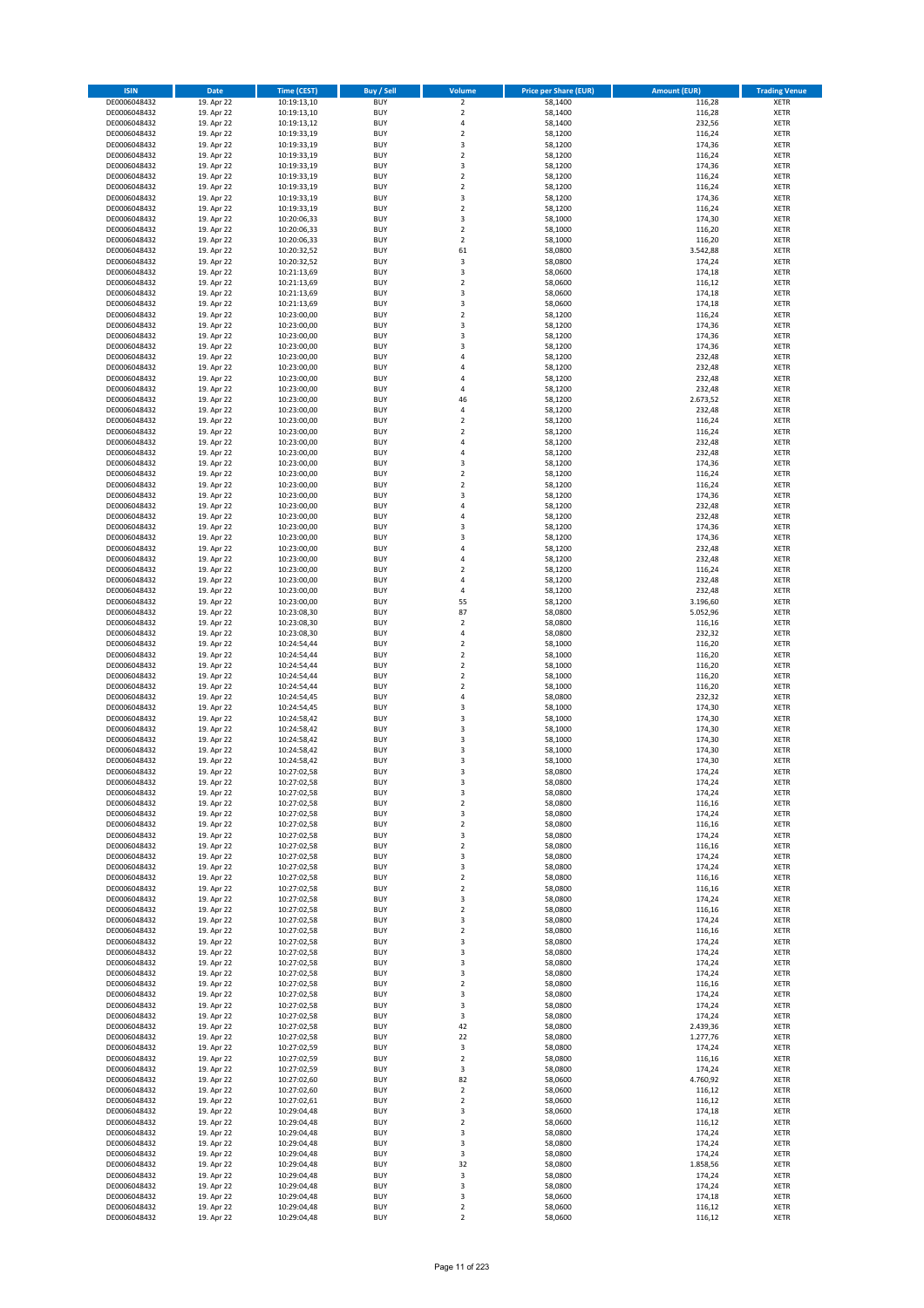| ISIN | Date | Time (CEST) | Buy / Sell | Volume | Price per Share (EUR) | Amount (EUR) | Trading Venue |
|---|---|---|---|---|---|---|---|
| DE0006048432 | 19. Apr 22 | 10:19:13,10 | BUY | 2 | 58,1400 | 116,28 | XETR |
| DE0006048432 | 19. Apr 22 | 10:19:13,10 | BUY | 2 | 58,1400 | 116,28 | XETR |
| DE0006048432 | 19. Apr 22 | 10:19:13,12 | BUY | 4 | 58,1400 | 232,56 | XETR |
| DE0006048432 | 19. Apr 22 | 10:19:33,19 | BUY | 2 | 58,1200 | 116,24 | XETR |
| DE0006048432 | 19. Apr 22 | 10:19:33,19 | BUY | 3 | 58,1200 | 174,36 | XETR |
| DE0006048432 | 19. Apr 22 | 10:19:33,19 | BUY | 2 | 58,1200 | 116,24 | XETR |
| DE0006048432 | 19. Apr 22 | 10:19:33,19 | BUY | 3 | 58,1200 | 174,36 | XETR |
| DE0006048432 | 19. Apr 22 | 10:19:33,19 | BUY | 2 | 58,1200 | 116,24 | XETR |
| DE0006048432 | 19. Apr 22 | 10:19:33,19 | BUY | 2 | 58,1200 | 116,24 | XETR |
| DE0006048432 | 19. Apr 22 | 10:19:33,19 | BUY | 3 | 58,1200 | 174,36 | XETR |
| DE0006048432 | 19. Apr 22 | 10:19:33,19 | BUY | 2 | 58,1200 | 116,24 | XETR |
| DE0006048432 | 19. Apr 22 | 10:20:06,33 | BUY | 3 | 58,1000 | 174,30 | XETR |
| DE0006048432 | 19. Apr 22 | 10:20:06,33 | BUY | 2 | 58,1000 | 116,20 | XETR |
| DE0006048432 | 19. Apr 22 | 10:20:06,33 | BUY | 2 | 58,1000 | 116,20 | XETR |
| DE0006048432 | 19. Apr 22 | 10:20:32,52 | BUY | 61 | 58,0800 | 3.542,88 | XETR |
| DE0006048432 | 19. Apr 22 | 10:20:32,52 | BUY | 3 | 58,0800 | 174,24 | XETR |
| DE0006048432 | 19. Apr 22 | 10:21:13,69 | BUY | 3 | 58,0600 | 174,18 | XETR |
| DE0006048432 | 19. Apr 22 | 10:21:13,69 | BUY | 2 | 58,0600 | 116,12 | XETR |
| DE0006048432 | 19. Apr 22 | 10:21:13,69 | BUY | 3 | 58,0600 | 174,18 | XETR |
| DE0006048432 | 19. Apr 22 | 10:21:13,69 | BUY | 3 | 58,0600 | 174,18 | XETR |
| DE0006048432 | 19. Apr 22 | 10:23:00,00 | BUY | 2 | 58,1200 | 116,24 | XETR |
| DE0006048432 | 19. Apr 22 | 10:23:00,00 | BUY | 3 | 58,1200 | 174,36 | XETR |
| DE0006048432 | 19. Apr 22 | 10:23:00,00 | BUY | 3 | 58,1200 | 174,36 | XETR |
| DE0006048432 | 19. Apr 22 | 10:23:00,00 | BUY | 3 | 58,1200 | 174,36 | XETR |
| DE0006048432 | 19. Apr 22 | 10:23:00,00 | BUY | 4 | 58,1200 | 232,48 | XETR |
| DE0006048432 | 19. Apr 22 | 10:23:00,00 | BUY | 4 | 58,1200 | 232,48 | XETR |
| DE0006048432 | 19. Apr 22 | 10:23:00,00 | BUY | 4 | 58,1200 | 232,48 | XETR |
| DE0006048432 | 19. Apr 22 | 10:23:00,00 | BUY | 4 | 58,1200 | 232,48 | XETR |
| DE0006048432 | 19. Apr 22 | 10:23:00,00 | BUY | 46 | 58,1200 | 2.673,52 | XETR |
| DE0006048432 | 19. Apr 22 | 10:23:00,00 | BUY | 4 | 58,1200 | 232,48 | XETR |
| DE0006048432 | 19. Apr 22 | 10:23:00,00 | BUY | 2 | 58,1200 | 116,24 | XETR |
| DE0006048432 | 19. Apr 22 | 10:23:00,00 | BUY | 2 | 58,1200 | 116,24 | XETR |
| DE0006048432 | 19. Apr 22 | 10:23:00,00 | BUY | 4 | 58,1200 | 232,48 | XETR |
| DE0006048432 | 19. Apr 22 | 10:23:00,00 | BUY | 4 | 58,1200 | 232,48 | XETR |
| DE0006048432 | 19. Apr 22 | 10:23:00,00 | BUY | 3 | 58,1200 | 174,36 | XETR |
| DE0006048432 | 19. Apr 22 | 10:23:00,00 | BUY | 2 | 58,1200 | 116,24 | XETR |
| DE0006048432 | 19. Apr 22 | 10:23:00,00 | BUY | 2 | 58,1200 | 116,24 | XETR |
| DE0006048432 | 19. Apr 22 | 10:23:00,00 | BUY | 3 | 58,1200 | 174,36 | XETR |
| DE0006048432 | 19. Apr 22 | 10:23:00,00 | BUY | 4 | 58,1200 | 232,48 | XETR |
| DE0006048432 | 19. Apr 22 | 10:23:00,00 | BUY | 4 | 58,1200 | 232,48 | XETR |
| DE0006048432 | 19. Apr 22 | 10:23:00,00 | BUY | 3 | 58,1200 | 174,36 | XETR |
| DE0006048432 | 19. Apr 22 | 10:23:00,00 | BUY | 3 | 58,1200 | 174,36 | XETR |
| DE0006048432 | 19. Apr 22 | 10:23:00,00 | BUY | 4 | 58,1200 | 232,48 | XETR |
| DE0006048432 | 19. Apr 22 | 10:23:00,00 | BUY | 4 | 58,1200 | 232,48 | XETR |
| DE0006048432 | 19. Apr 22 | 10:23:00,00 | BUY | 2 | 58,1200 | 116,24 | XETR |
| DE0006048432 | 19. Apr 22 | 10:23:00,00 | BUY | 4 | 58,1200 | 232,48 | XETR |
| DE0006048432 | 19. Apr 22 | 10:23:00,00 | BUY | 4 | 58,1200 | 232,48 | XETR |
| DE0006048432 | 19. Apr 22 | 10:23:00,00 | BUY | 55 | 58,1200 | 3.196,60 | XETR |
| DE0006048432 | 19. Apr 22 | 10:23:08,30 | BUY | 87 | 58,0800 | 5.052,96 | XETR |
| DE0006048432 | 19. Apr 22 | 10:23:08,30 | BUY | 2 | 58,0800 | 116,16 | XETR |
| DE0006048432 | 19. Apr 22 | 10:23:08,30 | BUY | 4 | 58,0800 | 232,32 | XETR |
| DE0006048432 | 19. Apr 22 | 10:24:54,44 | BUY | 2 | 58,1000 | 116,20 | XETR |
| DE0006048432 | 19. Apr 22 | 10:24:54,44 | BUY | 2 | 58,1000 | 116,20 | XETR |
| DE0006048432 | 19. Apr 22 | 10:24:54,44 | BUY | 2 | 58,1000 | 116,20 | XETR |
| DE0006048432 | 19. Apr 22 | 10:24:54,44 | BUY | 2 | 58,1000 | 116,20 | XETR |
| DE0006048432 | 19. Apr 22 | 10:24:54,44 | BUY | 2 | 58,1000 | 116,20 | XETR |
| DE0006048432 | 19. Apr 22 | 10:24:54,45 | BUY | 4 | 58,0800 | 232,32 | XETR |
| DE0006048432 | 19. Apr 22 | 10:24:54,45 | BUY | 3 | 58,1000 | 174,30 | XETR |
| DE0006048432 | 19. Apr 22 | 10:24:58,42 | BUY | 3 | 58,1000 | 174,30 | XETR |
| DE0006048432 | 19. Apr 22 | 10:24:58,42 | BUY | 3 | 58,1000 | 174,30 | XETR |
| DE0006048432 | 19. Apr 22 | 10:24:58,42 | BUY | 3 | 58,1000 | 174,30 | XETR |
| DE0006048432 | 19. Apr 22 | 10:24:58,42 | BUY | 3 | 58,1000 | 174,30 | XETR |
| DE0006048432 | 19. Apr 22 | 10:24:58,42 | BUY | 3 | 58,1000 | 174,30 | XETR |
| DE0006048432 | 19. Apr 22 | 10:27:02,58 | BUY | 3 | 58,0800 | 174,24 | XETR |
| DE0006048432 | 19. Apr 22 | 10:27:02,58 | BUY | 3 | 58,0800 | 174,24 | XETR |
| DE0006048432 | 19. Apr 22 | 10:27:02,58 | BUY | 3 | 58,0800 | 174,24 | XETR |
| DE0006048432 | 19. Apr 22 | 10:27:02,58 | BUY | 2 | 58,0800 | 116,16 | XETR |
| DE0006048432 | 19. Apr 22 | 10:27:02,58 | BUY | 3 | 58,0800 | 174,24 | XETR |
| DE0006048432 | 19. Apr 22 | 10:27:02,58 | BUY | 2 | 58,0800 | 116,16 | XETR |
| DE0006048432 | 19. Apr 22 | 10:27:02,58 | BUY | 3 | 58,0800 | 174,24 | XETR |
| DE0006048432 | 19. Apr 22 | 10:27:02,58 | BUY | 2 | 58,0800 | 116,16 | XETR |
| DE0006048432 | 19. Apr 22 | 10:27:02,58 | BUY | 3 | 58,0800 | 174,24 | XETR |
| DE0006048432 | 19. Apr 22 | 10:27:02,58 | BUY | 3 | 58,0800 | 174,24 | XETR |
| DE0006048432 | 19. Apr 22 | 10:27:02,58 | BUY | 2 | 58,0800 | 116,16 | XETR |
| DE0006048432 | 19. Apr 22 | 10:27:02,58 | BUY | 2 | 58,0800 | 116,16 | XETR |
| DE0006048432 | 19. Apr 22 | 10:27:02,58 | BUY | 3 | 58,0800 | 174,24 | XETR |
| DE0006048432 | 19. Apr 22 | 10:27:02,58 | BUY | 2 | 58,0800 | 116,16 | XETR |
| DE0006048432 | 19. Apr 22 | 10:27:02,58 | BUY | 3 | 58,0800 | 174,24 | XETR |
| DE0006048432 | 19. Apr 22 | 10:27:02,58 | BUY | 2 | 58,0800 | 116,16 | XETR |
| DE0006048432 | 19. Apr 22 | 10:27:02,58 | BUY | 3 | 58,0800 | 174,24 | XETR |
| DE0006048432 | 19. Apr 22 | 10:27:02,58 | BUY | 3 | 58,0800 | 174,24 | XETR |
| DE0006048432 | 19. Apr 22 | 10:27:02,58 | BUY | 3 | 58,0800 | 174,24 | XETR |
| DE0006048432 | 19. Apr 22 | 10:27:02,58 | BUY | 3 | 58,0800 | 174,24 | XETR |
| DE0006048432 | 19. Apr 22 | 10:27:02,58 | BUY | 2 | 58,0800 | 116,16 | XETR |
| DE0006048432 | 19. Apr 22 | 10:27:02,58 | BUY | 3 | 58,0800 | 174,24 | XETR |
| DE0006048432 | 19. Apr 22 | 10:27:02,58 | BUY | 3 | 58,0800 | 174,24 | XETR |
| DE0006048432 | 19. Apr 22 | 10:27:02,58 | BUY | 3 | 58,0800 | 174,24 | XETR |
| DE0006048432 | 19. Apr 22 | 10:27:02,58 | BUY | 42 | 58,0800 | 2.439,36 | XETR |
| DE0006048432 | 19. Apr 22 | 10:27:02,58 | BUY | 22 | 58,0800 | 1.277,76 | XETR |
| DE0006048432 | 19. Apr 22 | 10:27:02,59 | BUY | 3 | 58,0800 | 174,24 | XETR |
| DE0006048432 | 19. Apr 22 | 10:27:02,59 | BUY | 2 | 58,0800 | 116,16 | XETR |
| DE0006048432 | 19. Apr 22 | 10:27:02,59 | BUY | 3 | 58,0800 | 174,24 | XETR |
| DE0006048432 | 19. Apr 22 | 10:27:02,60 | BUY | 82 | 58,0600 | 4.760,92 | XETR |
| DE0006048432 | 19. Apr 22 | 10:27:02,60 | BUY | 2 | 58,0600 | 116,12 | XETR |
| DE0006048432 | 19. Apr 22 | 10:27:02,61 | BUY | 2 | 58,0600 | 116,12 | XETR |
| DE0006048432 | 19. Apr 22 | 10:29:04,48 | BUY | 3 | 58,0600 | 174,18 | XETR |
| DE0006048432 | 19. Apr 22 | 10:29:04,48 | BUY | 2 | 58,0600 | 116,12 | XETR |
| DE0006048432 | 19. Apr 22 | 10:29:04,48 | BUY | 3 | 58,0800 | 174,24 | XETR |
| DE0006048432 | 19. Apr 22 | 10:29:04,48 | BUY | 3 | 58,0800 | 174,24 | XETR |
| DE0006048432 | 19. Apr 22 | 10:29:04,48 | BUY | 3 | 58,0800 | 174,24 | XETR |
| DE0006048432 | 19. Apr 22 | 10:29:04,48 | BUY | 32 | 58,0800 | 1.858,56 | XETR |
| DE0006048432 | 19. Apr 22 | 10:29:04,48 | BUY | 3 | 58,0800 | 174,24 | XETR |
| DE0006048432 | 19. Apr 22 | 10:29:04,48 | BUY | 3 | 58,0800 | 174,24 | XETR |
| DE0006048432 | 19. Apr 22 | 10:29:04,48 | BUY | 3 | 58,0600 | 174,18 | XETR |
| DE0006048432 | 19. Apr 22 | 10:29:04,48 | BUY | 2 | 58,0600 | 116,12 | XETR |
| DE0006048432 | 19. Apr 22 | 10:29:04,48 | BUY | 2 | 58,0600 | 116,12 | XETR |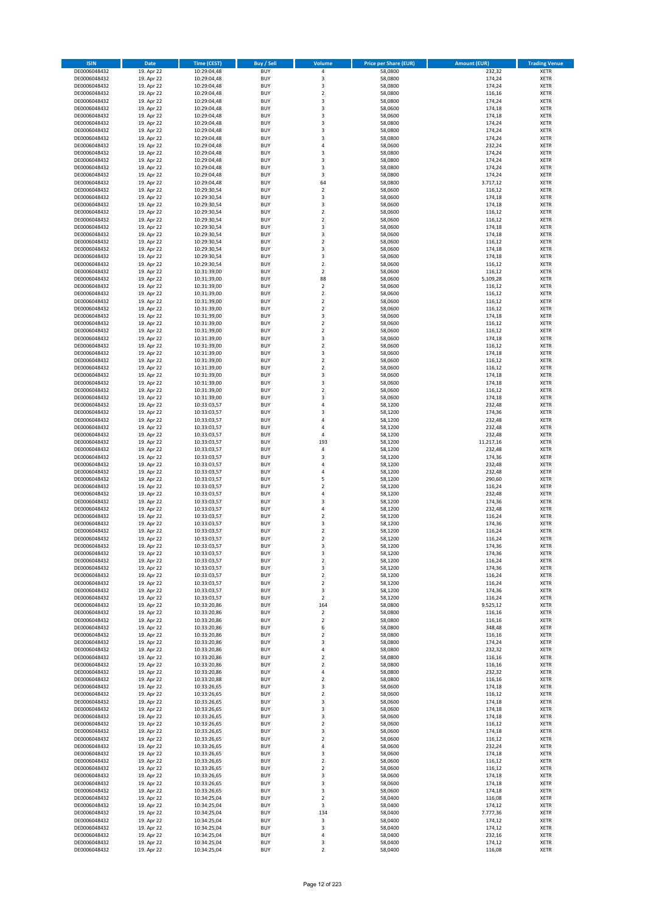| ISIN | Date | Time (CEST) | Buy / Sell | Volume | Price per Share (EUR) | Amount (EUR) | Trading Venue |
|---|---|---|---|---|---|---|---|
| DE0006048432 | 19. Apr 22 | 10:29:04,48 | BUY | 4 | 58,0800 | 232,32 | XETR |
| DE0006048432 | 19. Apr 22 | 10:29:04,48 | BUY | 3 | 58,0800 | 174,24 | XETR |
| DE0006048432 | 19. Apr 22 | 10:29:04,48 | BUY | 3 | 58,0800 | 174,24 | XETR |
| DE0006048432 | 19. Apr 22 | 10:29:04,48 | BUY | 2 | 58,0800 | 116,16 | XETR |
| DE0006048432 | 19. Apr 22 | 10:29:04,48 | BUY | 3 | 58,0800 | 174,24 | XETR |
| DE0006048432 | 19. Apr 22 | 10:29:04,48 | BUY | 3 | 58,0600 | 174,18 | XETR |
| DE0006048432 | 19. Apr 22 | 10:29:04,48 | BUY | 3 | 58,0600 | 174,18 | XETR |
| DE0006048432 | 19. Apr 22 | 10:29:04,48 | BUY | 3 | 58,0800 | 174,24 | XETR |
| DE0006048432 | 19. Apr 22 | 10:29:04,48 | BUY | 3 | 58,0800 | 174,24 | XETR |
| DE0006048432 | 19. Apr 22 | 10:29:04,48 | BUY | 3 | 58,0800 | 174,24 | XETR |
| DE0006048432 | 19. Apr 22 | 10:29:04,48 | BUY | 4 | 58,0600 | 232,24 | XETR |
| DE0006048432 | 19. Apr 22 | 10:29:04,48 | BUY | 3 | 58,0800 | 174,24 | XETR |
| DE0006048432 | 19. Apr 22 | 10:29:04,48 | BUY | 3 | 58,0800 | 174,24 | XETR |
| DE0006048432 | 19. Apr 22 | 10:29:04,48 | BUY | 3 | 58,0800 | 174,24 | XETR |
| DE0006048432 | 19. Apr 22 | 10:29:04,48 | BUY | 3 | 58,0800 | 174,24 | XETR |
| DE0006048432 | 19. Apr 22 | 10:29:04,48 | BUY | 64 | 58,0800 | 3.717,12 | XETR |
| DE0006048432 | 19. Apr 22 | 10:29:30,54 | BUY | 2 | 58,0600 | 116,12 | XETR |
| DE0006048432 | 19. Apr 22 | 10:29:30,54 | BUY | 3 | 58,0600 | 174,18 | XETR |
| DE0006048432 | 19. Apr 22 | 10:29:30,54 | BUY | 3 | 58,0600 | 174,18 | XETR |
| DE0006048432 | 19. Apr 22 | 10:29:30,54 | BUY | 2 | 58,0600 | 116,12 | XETR |
| DE0006048432 | 19. Apr 22 | 10:29:30,54 | BUY | 2 | 58,0600 | 116,12 | XETR |
| DE0006048432 | 19. Apr 22 | 10:29:30,54 | BUY | 3 | 58,0600 | 174,18 | XETR |
| DE0006048432 | 19. Apr 22 | 10:29:30,54 | BUY | 3 | 58,0600 | 174,18 | XETR |
| DE0006048432 | 19. Apr 22 | 10:29:30,54 | BUY | 2 | 58,0600 | 116,12 | XETR |
| DE0006048432 | 19. Apr 22 | 10:29:30,54 | BUY | 3 | 58,0600 | 174,18 | XETR |
| DE0006048432 | 19. Apr 22 | 10:29:30,54 | BUY | 3 | 58,0600 | 174,18 | XETR |
| DE0006048432 | 19. Apr 22 | 10:29:30,54 | BUY | 2 | 58,0600 | 116,12 | XETR |
| DE0006048432 | 19. Apr 22 | 10:31:39,00 | BUY | 2 | 58,0600 | 116,12 | XETR |
| DE0006048432 | 19. Apr 22 | 10:31:39,00 | BUY | 88 | 58,0600 | 5.109,28 | XETR |
| DE0006048432 | 19. Apr 22 | 10:31:39,00 | BUY | 2 | 58,0600 | 116,12 | XETR |
| DE0006048432 | 19. Apr 22 | 10:31:39,00 | BUY | 2 | 58,0600 | 116,12 | XETR |
| DE0006048432 | 19. Apr 22 | 10:31:39,00 | BUY | 2 | 58,0600 | 116,12 | XETR |
| DE0006048432 | 19. Apr 22 | 10:31:39,00 | BUY | 2 | 58,0600 | 116,12 | XETR |
| DE0006048432 | 19. Apr 22 | 10:31:39,00 | BUY | 3 | 58,0600 | 174,18 | XETR |
| DE0006048432 | 19. Apr 22 | 10:31:39,00 | BUY | 2 | 58,0600 | 116,12 | XETR |
| DE0006048432 | 19. Apr 22 | 10:31:39,00 | BUY | 2 | 58,0600 | 116,12 | XETR |
| DE0006048432 | 19. Apr 22 | 10:31:39,00 | BUY | 3 | 58,0600 | 174,18 | XETR |
| DE0006048432 | 19. Apr 22 | 10:31:39,00 | BUY | 2 | 58,0600 | 116,12 | XETR |
| DE0006048432 | 19. Apr 22 | 10:31:39,00 | BUY | 3 | 58,0600 | 174,18 | XETR |
| DE0006048432 | 19. Apr 22 | 10:31:39,00 | BUY | 2 | 58,0600 | 116,12 | XETR |
| DE0006048432 | 19. Apr 22 | 10:31:39,00 | BUY | 2 | 58,0600 | 116,12 | XETR |
| DE0006048432 | 19. Apr 22 | 10:31:39,00 | BUY | 3 | 58,0600 | 174,18 | XETR |
| DE0006048432 | 19. Apr 22 | 10:31:39,00 | BUY | 3 | 58,0600 | 174,18 | XETR |
| DE0006048432 | 19. Apr 22 | 10:31:39,00 | BUY | 2 | 58,0600 | 116,12 | XETR |
| DE0006048432 | 19. Apr 22 | 10:31:39,00 | BUY | 3 | 58,0600 | 174,18 | XETR |
| DE0006048432 | 19. Apr 22 | 10:33:03,57 | BUY | 4 | 58,1200 | 232,48 | XETR |
| DE0006048432 | 19. Apr 22 | 10:33:03,57 | BUY | 3 | 58,1200 | 174,36 | XETR |
| DE0006048432 | 19. Apr 22 | 10:33:03,57 | BUY | 4 | 58,1200 | 232,48 | XETR |
| DE0006048432 | 19. Apr 22 | 10:33:03,57 | BUY | 4 | 58,1200 | 232,48 | XETR |
| DE0006048432 | 19. Apr 22 | 10:33:03,57 | BUY | 4 | 58,1200 | 232,48 | XETR |
| DE0006048432 | 19. Apr 22 | 10:33:03,57 | BUY | 193 | 58,1200 | 11.217,16 | XETR |
| DE0006048432 | 19. Apr 22 | 10:33:03,57 | BUY | 4 | 58,1200 | 232,48 | XETR |
| DE0006048432 | 19. Apr 22 | 10:33:03,57 | BUY | 3 | 58,1200 | 174,36 | XETR |
| DE0006048432 | 19. Apr 22 | 10:33:03,57 | BUY | 4 | 58,1200 | 232,48 | XETR |
| DE0006048432 | 19. Apr 22 | 10:33:03,57 | BUY | 4 | 58,1200 | 232,48 | XETR |
| DE0006048432 | 19. Apr 22 | 10:33:03,57 | BUY | 5 | 58,1200 | 290,60 | XETR |
| DE0006048432 | 19. Apr 22 | 10:33:03,57 | BUY | 2 | 58,1200 | 116,24 | XETR |
| DE0006048432 | 19. Apr 22 | 10:33:03,57 | BUY | 4 | 58,1200 | 232,48 | XETR |
| DE0006048432 | 19. Apr 22 | 10:33:03,57 | BUY | 3 | 58,1200 | 174,36 | XETR |
| DE0006048432 | 19. Apr 22 | 10:33:03,57 | BUY | 4 | 58,1200 | 232,48 | XETR |
| DE0006048432 | 19. Apr 22 | 10:33:03,57 | BUY | 2 | 58,1200 | 116,24 | XETR |
| DE0006048432 | 19. Apr 22 | 10:33:03,57 | BUY | 3 | 58,1200 | 174,36 | XETR |
| DE0006048432 | 19. Apr 22 | 10:33:03,57 | BUY | 2 | 58,1200 | 116,24 | XETR |
| DE0006048432 | 19. Apr 22 | 10:33:03,57 | BUY | 2 | 58,1200 | 116,24 | XETR |
| DE0006048432 | 19. Apr 22 | 10:33:03,57 | BUY | 3 | 58,1200 | 174,36 | XETR |
| DE0006048432 | 19. Apr 22 | 10:33:03,57 | BUY | 3 | 58,1200 | 174,36 | XETR |
| DE0006048432 | 19. Apr 22 | 10:33:03,57 | BUY | 2 | 58,1200 | 116,24 | XETR |
| DE0006048432 | 19. Apr 22 | 10:33:03,57 | BUY | 3 | 58,1200 | 174,36 | XETR |
| DE0006048432 | 19. Apr 22 | 10:33:03,57 | BUY | 2 | 58,1200 | 116,24 | XETR |
| DE0006048432 | 19. Apr 22 | 10:33:03,57 | BUY | 2 | 58,1200 | 116,24 | XETR |
| DE0006048432 | 19. Apr 22 | 10:33:03,57 | BUY | 3 | 58,1200 | 174,36 | XETR |
| DE0006048432 | 19. Apr 22 | 10:33:03,57 | BUY | 2 | 58,1200 | 116,24 | XETR |
| DE0006048432 | 19. Apr 22 | 10:33:20,86 | BUY | 164 | 58,0800 | 9.525,12 | XETR |
| DE0006048432 | 19. Apr 22 | 10:33:20,86 | BUY | 2 | 58,0800 | 116,16 | XETR |
| DE0006048432 | 19. Apr 22 | 10:33:20,86 | BUY | 2 | 58,0800 | 116,16 | XETR |
| DE0006048432 | 19. Apr 22 | 10:33:20,86 | BUY | 6 | 58,0800 | 348,48 | XETR |
| DE0006048432 | 19. Apr 22 | 10:33:20,86 | BUY | 2 | 58,0800 | 116,16 | XETR |
| DE0006048432 | 19. Apr 22 | 10:33:20,86 | BUY | 3 | 58,0800 | 174,24 | XETR |
| DE0006048432 | 19. Apr 22 | 10:33:20,86 | BUY | 4 | 58,0800 | 232,32 | XETR |
| DE0006048432 | 19. Apr 22 | 10:33:20,86 | BUY | 2 | 58,0800 | 116,16 | XETR |
| DE0006048432 | 19. Apr 22 | 10:33:20,86 | BUY | 2 | 58,0800 | 116,16 | XETR |
| DE0006048432 | 19. Apr 22 | 10:33:20,86 | BUY | 4 | 58,0800 | 232,32 | XETR |
| DE0006048432 | 19. Apr 22 | 10:33:20,88 | BUY | 2 | 58,0800 | 116,16 | XETR |
| DE0006048432 | 19. Apr 22 | 10:33:26,65 | BUY | 3 | 58,0600 | 174,18 | XETR |
| DE0006048432 | 19. Apr 22 | 10:33:26,65 | BUY | 2 | 58,0600 | 116,12 | XETR |
| DE0006048432 | 19. Apr 22 | 10:33:26,65 | BUY | 3 | 58,0600 | 174,18 | XETR |
| DE0006048432 | 19. Apr 22 | 10:33:26,65 | BUY | 3 | 58,0600 | 174,18 | XETR |
| DE0006048432 | 19. Apr 22 | 10:33:26,65 | BUY | 3 | 58,0600 | 174,18 | XETR |
| DE0006048432 | 19. Apr 22 | 10:33:26,65 | BUY | 2 | 58,0600 | 116,12 | XETR |
| DE0006048432 | 19. Apr 22 | 10:33:26,65 | BUY | 3 | 58,0600 | 174,18 | XETR |
| DE0006048432 | 19. Apr 22 | 10:33:26,65 | BUY | 2 | 58,0600 | 116,12 | XETR |
| DE0006048432 | 19. Apr 22 | 10:33:26,65 | BUY | 4 | 58,0600 | 232,24 | XETR |
| DE0006048432 | 19. Apr 22 | 10:33:26,65 | BUY | 3 | 58,0600 | 174,18 | XETR |
| DE0006048432 | 19. Apr 22 | 10:33:26,65 | BUY | 2 | 58,0600 | 116,12 | XETR |
| DE0006048432 | 19. Apr 22 | 10:33:26,65 | BUY | 2 | 58,0600 | 116,12 | XETR |
| DE0006048432 | 19. Apr 22 | 10:33:26,65 | BUY | 3 | 58,0600 | 174,18 | XETR |
| DE0006048432 | 19. Apr 22 | 10:33:26,65 | BUY | 3 | 58,0600 | 174,18 | XETR |
| DE0006048432 | 19. Apr 22 | 10:33:26,65 | BUY | 3 | 58,0600 | 174,18 | XETR |
| DE0006048432 | 19. Apr 22 | 10:34:25,04 | BUY | 2 | 58,0400 | 116,08 | XETR |
| DE0006048432 | 19. Apr 22 | 10:34:25,04 | BUY | 3 | 58,0400 | 174,12 | XETR |
| DE0006048432 | 19. Apr 22 | 10:34:25,04 | BUY | 134 | 58,0400 | 7.777,36 | XETR |
| DE0006048432 | 19. Apr 22 | 10:34:25,04 | BUY | 3 | 58,0400 | 174,12 | XETR |
| DE0006048432 | 19. Apr 22 | 10:34:25,04 | BUY | 3 | 58,0400 | 174,12 | XETR |
| DE0006048432 | 19. Apr 22 | 10:34:25,04 | BUY | 4 | 58,0400 | 232,16 | XETR |
| DE0006048432 | 19. Apr 22 | 10:34:25,04 | BUY | 3 | 58,0400 | 174,12 | XETR |
| DE0006048432 | 19. Apr 22 | 10:34:25,04 | BUY | 2 | 58,0400 | 116,08 | XETR |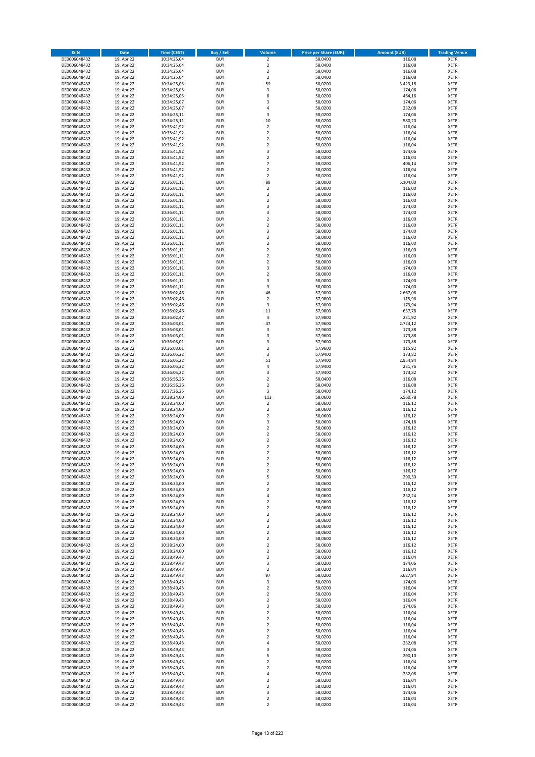| ISIN | Date | Time (CEST) | Buy / Sell | Volume | Price per Share (EUR) | Amount (EUR) | Trading Venue |
|---|---|---|---|---|---|---|---|
| DE0006048432 | 19. Apr 22 | 10:34:25,04 | BUY | 2 | 58,0400 | 116,08 | XETR |
| DE0006048432 | 19. Apr 22 | 10:34:25,04 | BUY | 2 | 58,0400 | 116,08 | XETR |
| DE0006048432 | 19. Apr 22 | 10:34:25,04 | BUY | 2 | 58,0400 | 116,08 | XETR |
| DE0006048432 | 19. Apr 22 | 10:34:25,04 | BUY | 2 | 58,0400 | 116,08 | XETR |
| DE0006048432 | 19. Apr 22 | 10:34:25,05 | BUY | 59 | 58,0200 | 3.423,18 | XETR |
| DE0006048432 | 19. Apr 22 | 10:34:25,05 | BUY | 3 | 58,0200 | 174,06 | XETR |
| DE0006048432 | 19. Apr 22 | 10:34:25,05 | BUY | 8 | 58,0200 | 464,16 | XETR |
| DE0006048432 | 19. Apr 22 | 10:34:25,07 | BUY | 3 | 58,0200 | 174,06 | XETR |
| DE0006048432 | 19. Apr 22 | 10:34:25,07 | BUY | 4 | 58,0200 | 232,08 | XETR |
| DE0006048432 | 19. Apr 22 | 10:34:25,11 | BUY | 3 | 58,0200 | 174,06 | XETR |
| DE0006048432 | 19. Apr 22 | 10:34:25,11 | BUY | 10 | 58,0200 | 580,20 | XETR |
| DE0006048432 | 19. Apr 22 | 10:35:41,92 | BUY | 2 | 58,0200 | 116,04 | XETR |
| DE0006048432 | 19. Apr 22 | 10:35:41,92 | BUY | 2 | 58,0200 | 116,04 | XETR |
| DE0006048432 | 19. Apr 22 | 10:35:41,92 | BUY | 2 | 58,0200 | 116,04 | XETR |
| DE0006048432 | 19. Apr 22 | 10:35:41,92 | BUY | 2 | 58,0200 | 116,04 | XETR |
| DE0006048432 | 19. Apr 22 | 10:35:41,92 | BUY | 3 | 58,0200 | 174,06 | XETR |
| DE0006048432 | 19. Apr 22 | 10:35:41,92 | BUY | 2 | 58,0200 | 116,04 | XETR |
| DE0006048432 | 19. Apr 22 | 10:35:41,92 | BUY | 7 | 58,0200 | 406,14 | XETR |
| DE0006048432 | 19. Apr 22 | 10:35:41,92 | BUY | 2 | 58,0200 | 116,04 | XETR |
| DE0006048432 | 19. Apr 22 | 10:35:41,92 | BUY | 2 | 58,0200 | 116,04 | XETR |
| DE0006048432 | 19. Apr 22 | 10:36:01,11 | BUY | 88 | 58,0000 | 5.104,00 | XETR |
| DE0006048432 | 19. Apr 22 | 10:36:01,11 | BUY | 2 | 58,0000 | 116,00 | XETR |
| DE0006048432 | 19. Apr 22 | 10:36:01,11 | BUY | 2 | 58,0000 | 116,00 | XETR |
| DE0006048432 | 19. Apr 22 | 10:36:01,11 | BUY | 2 | 58,0000 | 116,00 | XETR |
| DE0006048432 | 19. Apr 22 | 10:36:01,11 | BUY | 3 | 58,0000 | 174,00 | XETR |
| DE0006048432 | 19. Apr 22 | 10:36:01,11 | BUY | 3 | 58,0000 | 174,00 | XETR |
| DE0006048432 | 19. Apr 22 | 10:36:01,11 | BUY | 2 | 58,0000 | 116,00 | XETR |
| DE0006048432 | 19. Apr 22 | 10:36:01,11 | BUY | 2 | 58,0000 | 116,00 | XETR |
| DE0006048432 | 19. Apr 22 | 10:36:01,11 | BUY | 3 | 58,0000 | 174,00 | XETR |
| DE0006048432 | 19. Apr 22 | 10:36:01,11 | BUY | 2 | 58,0000 | 116,00 | XETR |
| DE0006048432 | 19. Apr 22 | 10:36:01,11 | BUY | 2 | 58,0000 | 116,00 | XETR |
| DE0006048432 | 19. Apr 22 | 10:36:01,11 | BUY | 2 | 58,0000 | 116,00 | XETR |
| DE0006048432 | 19. Apr 22 | 10:36:01,11 | BUY | 2 | 58,0000 | 116,00 | XETR |
| DE0006048432 | 19. Apr 22 | 10:36:01,11 | BUY | 2 | 58,0000 | 116,00 | XETR |
| DE0006048432 | 19. Apr 22 | 10:36:01,11 | BUY | 3 | 58,0000 | 174,00 | XETR |
| DE0006048432 | 19. Apr 22 | 10:36:01,11 | BUY | 2 | 58,0000 | 116,00 | XETR |
| DE0006048432 | 19. Apr 22 | 10:36:01,11 | BUY | 3 | 58,0000 | 174,00 | XETR |
| DE0006048432 | 19. Apr 22 | 10:36:01,11 | BUY | 3 | 58,0000 | 174,00 | XETR |
| DE0006048432 | 19. Apr 22 | 10:36:02,46 | BUY | 46 | 57,9800 | 2.667,08 | XETR |
| DE0006048432 | 19. Apr 22 | 10:36:02,46 | BUY | 2 | 57,9800 | 115,96 | XETR |
| DE0006048432 | 19. Apr 22 | 10:36:02,46 | BUY | 3 | 57,9800 | 173,94 | XETR |
| DE0006048432 | 19. Apr 22 | 10:36:02,46 | BUY | 11 | 57,9800 | 637,78 | XETR |
| DE0006048432 | 19. Apr 22 | 10:36:02,47 | BUY | 4 | 57,9800 | 231,92 | XETR |
| DE0006048432 | 19. Apr 22 | 10:36:03,01 | BUY | 47 | 57,9600 | 2.724,12 | XETR |
| DE0006048432 | 19. Apr 22 | 10:36:03,01 | BUY | 3 | 57,9600 | 173,88 | XETR |
| DE0006048432 | 19. Apr 22 | 10:36:03,01 | BUY | 3 | 57,9600 | 173,88 | XETR |
| DE0006048432 | 19. Apr 22 | 10:36:03,01 | BUY | 3 | 57,9600 | 173,88 | XETR |
| DE0006048432 | 19. Apr 22 | 10:36:03,01 | BUY | 2 | 57,9600 | 115,92 | XETR |
| DE0006048432 | 19. Apr 22 | 10:36:05,22 | BUY | 3 | 57,9400 | 173,82 | XETR |
| DE0006048432 | 19. Apr 22 | 10:36:05,22 | BUY | 51 | 57,9400 | 2.954,94 | XETR |
| DE0006048432 | 19. Apr 22 | 10:36:05,22 | BUY | 4 | 57,9400 | 231,76 | XETR |
| DE0006048432 | 19. Apr 22 | 10:36:05,22 | BUY | 3 | 57,9400 | 173,82 | XETR |
| DE0006048432 | 19. Apr 22 | 10:36:56,26 | BUY | 2 | 58,0400 | 116,08 | XETR |
| DE0006048432 | 19. Apr 22 | 10:36:56,26 | BUY | 2 | 58,0400 | 116,08 | XETR |
| DE0006048432 | 19. Apr 22 | 10:37:26,25 | BUY | 3 | 58,0400 | 174,12 | XETR |
| DE0006048432 | 19. Apr 22 | 10:38:24,00 | BUY | 113 | 58,0600 | 6.560,78 | XETR |
| DE0006048432 | 19. Apr 22 | 10:38:24,00 | BUY | 2 | 58,0600 | 116,12 | XETR |
| DE0006048432 | 19. Apr 22 | 10:38:24,00 | BUY | 2 | 58,0600 | 116,12 | XETR |
| DE0006048432 | 19. Apr 22 | 10:38:24,00 | BUY | 2 | 58,0600 | 116,12 | XETR |
| DE0006048432 | 19. Apr 22 | 10:38:24,00 | BUY | 3 | 58,0600 | 174,18 | XETR |
| DE0006048432 | 19. Apr 22 | 10:38:24,00 | BUY | 2 | 58,0600 | 116,12 | XETR |
| DE0006048432 | 19. Apr 22 | 10:38:24,00 | BUY | 2 | 58,0600 | 116,12 | XETR |
| DE0006048432 | 19. Apr 22 | 10:38:24,00 | BUY | 2 | 58,0600 | 116,12 | XETR |
| DE0006048432 | 19. Apr 22 | 10:38:24,00 | BUY | 2 | 58,0600 | 116,12 | XETR |
| DE0006048432 | 19. Apr 22 | 10:38:24,00 | BUY | 2 | 58,0600 | 116,12 | XETR |
| DE0006048432 | 19. Apr 22 | 10:38:24,00 | BUY | 2 | 58,0600 | 116,12 | XETR |
| DE0006048432 | 19. Apr 22 | 10:38:24,00 | BUY | 2 | 58,0600 | 116,12 | XETR |
| DE0006048432 | 19. Apr 22 | 10:38:24,00 | BUY | 2 | 58,0600 | 116,12 | XETR |
| DE0006048432 | 19. Apr 22 | 10:38:24,00 | BUY | 5 | 58,0600 | 290,30 | XETR |
| DE0006048432 | 19. Apr 22 | 10:38:24,00 | BUY | 2 | 58,0600 | 116,12 | XETR |
| DE0006048432 | 19. Apr 22 | 10:38:24,00 | BUY | 2 | 58,0600 | 116,12 | XETR |
| DE0006048432 | 19. Apr 22 | 10:38:24,00 | BUY | 4 | 58,0600 | 232,24 | XETR |
| DE0006048432 | 19. Apr 22 | 10:38:24,00 | BUY | 2 | 58,0600 | 116,12 | XETR |
| DE0006048432 | 19. Apr 22 | 10:38:24,00 | BUY | 2 | 58,0600 | 116,12 | XETR |
| DE0006048432 | 19. Apr 22 | 10:38:24,00 | BUY | 2 | 58,0600 | 116,12 | XETR |
| DE0006048432 | 19. Apr 22 | 10:38:24,00 | BUY | 2 | 58,0600 | 116,12 | XETR |
| DE0006048432 | 19. Apr 22 | 10:38:24,00 | BUY | 2 | 58,0600 | 116,12 | XETR |
| DE0006048432 | 19. Apr 22 | 10:38:24,00 | BUY | 2 | 58,0600 | 116,12 | XETR |
| DE0006048432 | 19. Apr 22 | 10:38:24,00 | BUY | 2 | 58,0600 | 116,12 | XETR |
| DE0006048432 | 19. Apr 22 | 10:38:24,00 | BUY | 2 | 58,0600 | 116,12 | XETR |
| DE0006048432 | 19. Apr 22 | 10:38:24,00 | BUY | 2 | 58,0600 | 116,12 | XETR |
| DE0006048432 | 19. Apr 22 | 10:38:49,43 | BUY | 2 | 58,0200 | 116,04 | XETR |
| DE0006048432 | 19. Apr 22 | 10:38:49,43 | BUY | 3 | 58,0200 | 174,06 | XETR |
| DE0006048432 | 19. Apr 22 | 10:38:49,43 | BUY | 2 | 58,0200 | 116,04 | XETR |
| DE0006048432 | 19. Apr 22 | 10:38:49,43 | BUY | 97 | 58,0200 | 5.627,94 | XETR |
| DE0006048432 | 19. Apr 22 | 10:38:49,43 | BUY | 3 | 58,0200 | 174,06 | XETR |
| DE0006048432 | 19. Apr 22 | 10:38:49,43 | BUY | 2 | 58,0200 | 116,04 | XETR |
| DE0006048432 | 19. Apr 22 | 10:38:49,43 | BUY | 2 | 58,0200 | 116,04 | XETR |
| DE0006048432 | 19. Apr 22 | 10:38:49,43 | BUY | 2 | 58,0200 | 116,04 | XETR |
| DE0006048432 | 19. Apr 22 | 10:38:49,43 | BUY | 3 | 58,0200 | 174,06 | XETR |
| DE0006048432 | 19. Apr 22 | 10:38:49,43 | BUY | 2 | 58,0200 | 116,04 | XETR |
| DE0006048432 | 19. Apr 22 | 10:38:49,43 | BUY | 2 | 58,0200 | 116,04 | XETR |
| DE0006048432 | 19. Apr 22 | 10:38:49,43 | BUY | 2 | 58,0200 | 116,04 | XETR |
| DE0006048432 | 19. Apr 22 | 10:38:49,43 | BUY | 2 | 58,0200 | 116,04 | XETR |
| DE0006048432 | 19. Apr 22 | 10:38:49,43 | BUY | 2 | 58,0200 | 116,04 | XETR |
| DE0006048432 | 19. Apr 22 | 10:38:49,43 | BUY | 4 | 58,0200 | 232,08 | XETR |
| DE0006048432 | 19. Apr 22 | 10:38:49,43 | BUY | 3 | 58,0200 | 174,06 | XETR |
| DE0006048432 | 19. Apr 22 | 10:38:49,43 | BUY | 5 | 58,0200 | 290,10 | XETR |
| DE0006048432 | 19. Apr 22 | 10:38:49,43 | BUY | 2 | 58,0200 | 116,04 | XETR |
| DE0006048432 | 19. Apr 22 | 10:38:49,43 | BUY | 2 | 58,0200 | 116,04 | XETR |
| DE0006048432 | 19. Apr 22 | 10:38:49,43 | BUY | 4 | 58,0200 | 232,08 | XETR |
| DE0006048432 | 19. Apr 22 | 10:38:49,43 | BUY | 2 | 58,0200 | 116,04 | XETR |
| DE0006048432 | 19. Apr 22 | 10:38:49,43 | BUY | 2 | 58,0200 | 116,04 | XETR |
| DE0006048432 | 19. Apr 22 | 10:38:49,43 | BUY | 3 | 58,0200 | 174,06 | XETR |
| DE0006048432 | 19. Apr 22 | 10:38:49,43 | BUY | 2 | 58,0200 | 116,04 | XETR |
| DE0006048432 | 19. Apr 22 | 10:38:49,43 | BUY | 2 | 58,0200 | 116,04 | XETR |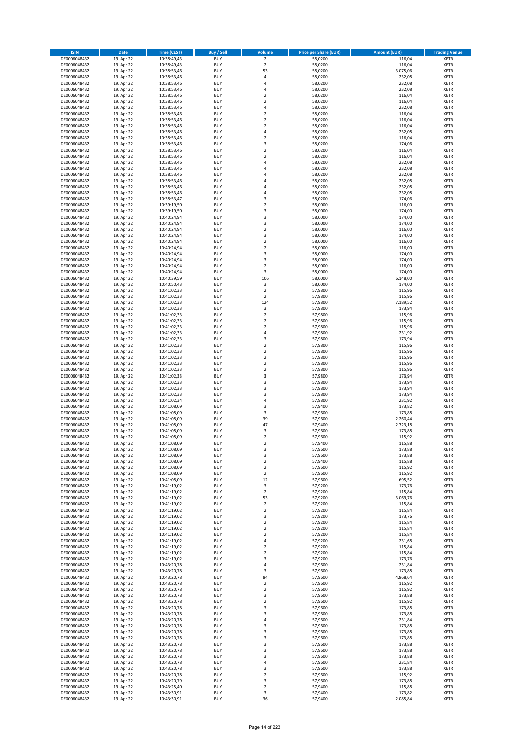| ISIN | Date | Time (CEST) | Buy / Sell | Volume | Price per Share (EUR) | Amount (EUR) | Trading Venue |
|---|---|---|---|---|---|---|---|
| DE0006048432 | 19. Apr 22 | 10:38:49,43 | BUY | 2 | 58,0200 | 116,04 | XETR |
| DE0006048432 | 19. Apr 22 | 10:38:49,43 | BUY | 2 | 58,0200 | 116,04 | XETR |
| DE0006048432 | 19. Apr 22 | 10:38:53,46 | BUY | 53 | 58,0200 | 3.075,06 | XETR |
| DE0006048432 | 19. Apr 22 | 10:38:53,46 | BUY | 4 | 58,0200 | 232,08 | XETR |
| DE0006048432 | 19. Apr 22 | 10:38:53,46 | BUY | 4 | 58,0200 | 232,08 | XETR |
| DE0006048432 | 19. Apr 22 | 10:38:53,46 | BUY | 4 | 58,0200 | 232,08 | XETR |
| DE0006048432 | 19. Apr 22 | 10:38:53,46 | BUY | 2 | 58,0200 | 116,04 | XETR |
| DE0006048432 | 19. Apr 22 | 10:38:53,46 | BUY | 2 | 58,0200 | 116,04 | XETR |
| DE0006048432 | 19. Apr 22 | 10:38:53,46 | BUY | 4 | 58,0200 | 232,08 | XETR |
| DE0006048432 | 19. Apr 22 | 10:38:53,46 | BUY | 2 | 58,0200 | 116,04 | XETR |
| DE0006048432 | 19. Apr 22 | 10:38:53,46 | BUY | 2 | 58,0200 | 116,04 | XETR |
| DE0006048432 | 19. Apr 22 | 10:38:53,46 | BUY | 2 | 58,0200 | 116,04 | XETR |
| DE0006048432 | 19. Apr 22 | 10:38:53,46 | BUY | 4 | 58,0200 | 232,08 | XETR |
| DE0006048432 | 19. Apr 22 | 10:38:53,46 | BUY | 2 | 58,0200 | 116,04 | XETR |
| DE0006048432 | 19. Apr 22 | 10:38:53,46 | BUY | 3 | 58,0200 | 174,06 | XETR |
| DE0006048432 | 19. Apr 22 | 10:38:53,46 | BUY | 2 | 58,0200 | 116,04 | XETR |
| DE0006048432 | 19. Apr 22 | 10:38:53,46 | BUY | 2 | 58,0200 | 116,04 | XETR |
| DE0006048432 | 19. Apr 22 | 10:38:53,46 | BUY | 4 | 58,0200 | 232,08 | XETR |
| DE0006048432 | 19. Apr 22 | 10:38:53,46 | BUY | 4 | 58,0200 | 232,08 | XETR |
| DE0006048432 | 19. Apr 22 | 10:38:53,46 | BUY | 4 | 58,0200 | 232,08 | XETR |
| DE0006048432 | 19. Apr 22 | 10:38:53,46 | BUY | 4 | 58,0200 | 232,08 | XETR |
| DE0006048432 | 19. Apr 22 | 10:38:53,46 | BUY | 4 | 58,0200 | 232,08 | XETR |
| DE0006048432 | 19. Apr 22 | 10:38:53,46 | BUY | 4 | 58,0200 | 232,08 | XETR |
| DE0006048432 | 19. Apr 22 | 10:38:53,47 | BUY | 3 | 58,0200 | 174,06 | XETR |
| DE0006048432 | 19. Apr 22 | 10:39:19,50 | BUY | 2 | 58,0000 | 116,00 | XETR |
| DE0006048432 | 19. Apr 22 | 10:39:19,50 | BUY | 3 | 58,0000 | 174,00 | XETR |
| DE0006048432 | 19. Apr 22 | 10:40:24,94 | BUY | 3 | 58,0000 | 174,00 | XETR |
| DE0006048432 | 19. Apr 22 | 10:40:24,94 | BUY | 3 | 58,0000 | 174,00 | XETR |
| DE0006048432 | 19. Apr 22 | 10:40:24,94 | BUY | 2 | 58,0000 | 116,00 | XETR |
| DE0006048432 | 19. Apr 22 | 10:40:24,94 | BUY | 3 | 58,0000 | 174,00 | XETR |
| DE0006048432 | 19. Apr 22 | 10:40:24,94 | BUY | 2 | 58,0000 | 116,00 | XETR |
| DE0006048432 | 19. Apr 22 | 10:40:24,94 | BUY | 2 | 58,0000 | 116,00 | XETR |
| DE0006048432 | 19. Apr 22 | 10:40:24,94 | BUY | 3 | 58,0000 | 174,00 | XETR |
| DE0006048432 | 19. Apr 22 | 10:40:24,94 | BUY | 3 | 58,0000 | 174,00 | XETR |
| DE0006048432 | 19. Apr 22 | 10:40:24,94 | BUY | 2 | 58,0000 | 116,00 | XETR |
| DE0006048432 | 19. Apr 22 | 10:40:24,94 | BUY | 3 | 58,0000 | 174,00 | XETR |
| DE0006048432 | 19. Apr 22 | 10:40:39,59 | BUY | 106 | 58,0000 | 6.148,00 | XETR |
| DE0006048432 | 19. Apr 22 | 10:40:50,43 | BUY | 3 | 58,0000 | 174,00 | XETR |
| DE0006048432 | 19. Apr 22 | 10:41:02,33 | BUY | 2 | 57,9800 | 115,96 | XETR |
| DE0006048432 | 19. Apr 22 | 10:41:02,33 | BUY | 2 | 57,9800 | 115,96 | XETR |
| DE0006048432 | 19. Apr 22 | 10:41:02,33 | BUY | 124 | 57,9800 | 7.189,52 | XETR |
| DE0006048432 | 19. Apr 22 | 10:41:02,33 | BUY | 3 | 57,9800 | 173,94 | XETR |
| DE0006048432 | 19. Apr 22 | 10:41:02,33 | BUY | 2 | 57,9800 | 115,96 | XETR |
| DE0006048432 | 19. Apr 22 | 10:41:02,33 | BUY | 2 | 57,9800 | 115,96 | XETR |
| DE0006048432 | 19. Apr 22 | 10:41:02,33 | BUY | 2 | 57,9800 | 115,96 | XETR |
| DE0006048432 | 19. Apr 22 | 10:41:02,33 | BUY | 4 | 57,9800 | 231,92 | XETR |
| DE0006048432 | 19. Apr 22 | 10:41:02,33 | BUY | 3 | 57,9800 | 173,94 | XETR |
| DE0006048432 | 19. Apr 22 | 10:41:02,33 | BUY | 2 | 57,9800 | 115,96 | XETR |
| DE0006048432 | 19. Apr 22 | 10:41:02,33 | BUY | 2 | 57,9800 | 115,96 | XETR |
| DE0006048432 | 19. Apr 22 | 10:41:02,33 | BUY | 2 | 57,9800 | 115,96 | XETR |
| DE0006048432 | 19. Apr 22 | 10:41:02,33 | BUY | 2 | 57,9800 | 115,96 | XETR |
| DE0006048432 | 19. Apr 22 | 10:41:02,33 | BUY | 2 | 57,9800 | 115,96 | XETR |
| DE0006048432 | 19. Apr 22 | 10:41:02,33 | BUY | 3 | 57,9800 | 173,94 | XETR |
| DE0006048432 | 19. Apr 22 | 10:41:02,33 | BUY | 3 | 57,9800 | 173,94 | XETR |
| DE0006048432 | 19. Apr 22 | 10:41:02,33 | BUY | 3 | 57,9800 | 173,94 | XETR |
| DE0006048432 | 19. Apr 22 | 10:41:02,33 | BUY | 3 | 57,9800 | 173,94 | XETR |
| DE0006048432 | 19. Apr 22 | 10:41:02,34 | BUY | 4 | 57,9800 | 231,92 | XETR |
| DE0006048432 | 19. Apr 22 | 10:41:08,09 | BUY | 3 | 57,9400 | 173,82 | XETR |
| DE0006048432 | 19. Apr 22 | 10:41:08,09 | BUY | 3 | 57,9600 | 173,88 | XETR |
| DE0006048432 | 19. Apr 22 | 10:41:08,09 | BUY | 39 | 57,9600 | 2.260,44 | XETR |
| DE0006048432 | 19. Apr 22 | 10:41:08,09 | BUY | 47 | 57,9400 | 2.723,18 | XETR |
| DE0006048432 | 19. Apr 22 | 10:41:08,09 | BUY | 3 | 57,9600 | 173,88 | XETR |
| DE0006048432 | 19. Apr 22 | 10:41:08,09 | BUY | 2 | 57,9600 | 115,92 | XETR |
| DE0006048432 | 19. Apr 22 | 10:41:08,09 | BUY | 2 | 57,9400 | 115,88 | XETR |
| DE0006048432 | 19. Apr 22 | 10:41:08,09 | BUY | 3 | 57,9600 | 173,88 | XETR |
| DE0006048432 | 19. Apr 22 | 10:41:08,09 | BUY | 3 | 57,9600 | 173,88 | XETR |
| DE0006048432 | 19. Apr 22 | 10:41:08,09 | BUY | 2 | 57,9400 | 115,88 | XETR |
| DE0006048432 | 19. Apr 22 | 10:41:08,09 | BUY | 2 | 57,9600 | 115,92 | XETR |
| DE0006048432 | 19. Apr 22 | 10:41:08,09 | BUY | 2 | 57,9600 | 115,92 | XETR |
| DE0006048432 | 19. Apr 22 | 10:41:08,09 | BUY | 12 | 57,9600 | 695,52 | XETR |
| DE0006048432 | 19. Apr 22 | 10:41:19,02 | BUY | 3 | 57,9200 | 173,76 | XETR |
| DE0006048432 | 19. Apr 22 | 10:41:19,02 | BUY | 2 | 57,9200 | 115,84 | XETR |
| DE0006048432 | 19. Apr 22 | 10:41:19,02 | BUY | 53 | 57,9200 | 3.069,76 | XETR |
| DE0006048432 | 19. Apr 22 | 10:41:19,02 | BUY | 2 | 57,9200 | 115,84 | XETR |
| DE0006048432 | 19. Apr 22 | 10:41:19,02 | BUY | 2 | 57,9200 | 115,84 | XETR |
| DE0006048432 | 19. Apr 22 | 10:41:19,02 | BUY | 3 | 57,9200 | 173,76 | XETR |
| DE0006048432 | 19. Apr 22 | 10:41:19,02 | BUY | 2 | 57,9200 | 115,84 | XETR |
| DE0006048432 | 19. Apr 22 | 10:41:19,02 | BUY | 2 | 57,9200 | 115,84 | XETR |
| DE0006048432 | 19. Apr 22 | 10:41:19,02 | BUY | 2 | 57,9200 | 115,84 | XETR |
| DE0006048432 | 19. Apr 22 | 10:41:19,02 | BUY | 4 | 57,9200 | 231,68 | XETR |
| DE0006048432 | 19. Apr 22 | 10:41:19,02 | BUY | 2 | 57,9200 | 115,84 | XETR |
| DE0006048432 | 19. Apr 22 | 10:41:19,02 | BUY | 2 | 57,9200 | 115,84 | XETR |
| DE0006048432 | 19. Apr 22 | 10:41:19,02 | BUY | 3 | 57,9200 | 173,76 | XETR |
| DE0006048432 | 19. Apr 22 | 10:43:20,78 | BUY | 4 | 57,9600 | 231,84 | XETR |
| DE0006048432 | 19. Apr 22 | 10:43:20,78 | BUY | 3 | 57,9600 | 173,88 | XETR |
| DE0006048432 | 19. Apr 22 | 10:43:20,78 | BUY | 84 | 57,9600 | 4.868,64 | XETR |
| DE0006048432 | 19. Apr 22 | 10:43:20,78 | BUY | 2 | 57,9600 | 115,92 | XETR |
| DE0006048432 | 19. Apr 22 | 10:43:20,78 | BUY | 2 | 57,9600 | 115,92 | XETR |
| DE0006048432 | 19. Apr 22 | 10:43:20,78 | BUY | 3 | 57,9600 | 173,88 | XETR |
| DE0006048432 | 19. Apr 22 | 10:43:20,78 | BUY | 2 | 57,9600 | 115,92 | XETR |
| DE0006048432 | 19. Apr 22 | 10:43:20,78 | BUY | 3 | 57,9600 | 173,88 | XETR |
| DE0006048432 | 19. Apr 22 | 10:43:20,78 | BUY | 3 | 57,9600 | 173,88 | XETR |
| DE0006048432 | 19. Apr 22 | 10:43:20,78 | BUY | 4 | 57,9600 | 231,84 | XETR |
| DE0006048432 | 19. Apr 22 | 10:43:20,78 | BUY | 3 | 57,9600 | 173,88 | XETR |
| DE0006048432 | 19. Apr 22 | 10:43:20,78 | BUY | 3 | 57,9600 | 173,88 | XETR |
| DE0006048432 | 19. Apr 22 | 10:43:20,78 | BUY | 3 | 57,9600 | 173,88 | XETR |
| DE0006048432 | 19. Apr 22 | 10:43:20,78 | BUY | 3 | 57,9600 | 173,88 | XETR |
| DE0006048432 | 19. Apr 22 | 10:43:20,78 | BUY | 3 | 57,9600 | 173,88 | XETR |
| DE0006048432 | 19. Apr 22 | 10:43:20,78 | BUY | 3 | 57,9600 | 173,88 | XETR |
| DE0006048432 | 19. Apr 22 | 10:43:20,78 | BUY | 4 | 57,9600 | 231,84 | XETR |
| DE0006048432 | 19. Apr 22 | 10:43:20,78 | BUY | 3 | 57,9600 | 173,88 | XETR |
| DE0006048432 | 19. Apr 22 | 10:43:20,78 | BUY | 2 | 57,9600 | 115,92 | XETR |
| DE0006048432 | 19. Apr 22 | 10:43:20,79 | BUY | 3 | 57,9600 | 173,88 | XETR |
| DE0006048432 | 19. Apr 22 | 10:43:25,40 | BUY | 2 | 57,9400 | 115,88 | XETR |
| DE0006048432 | 19. Apr 22 | 10:43:30,91 | BUY | 3 | 57,9400 | 173,82 | XETR |
| DE0006048432 | 19. Apr 22 | 10:43:30,91 | BUY | 36 | 57,9400 | 2.085,84 | XETR |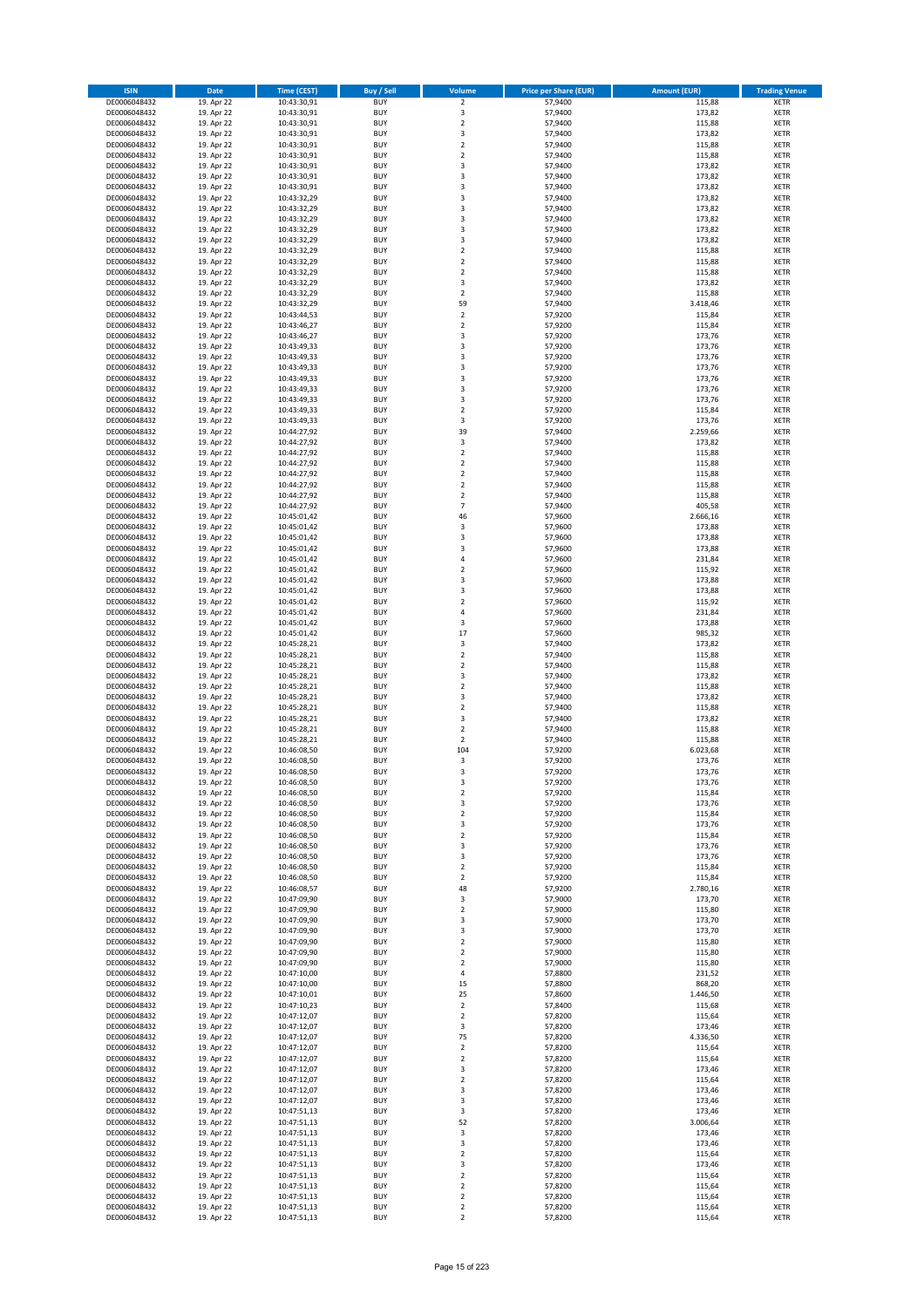| ISIN | Date | Time (CEST) | Buy / Sell | Volume | Price per Share (EUR) | Amount (EUR) | Trading Venue |
|---|---|---|---|---|---|---|---|
| DE0006048432 | 19. Apr 22 | 10:43:30,91 | BUY | 2 | 57,9400 | 115,88 | XETR |
| DE0006048432 | 19. Apr 22 | 10:43:30,91 | BUY | 3 | 57,9400 | 173,82 | XETR |
| DE0006048432 | 19. Apr 22 | 10:43:30,91 | BUY | 2 | 57,9400 | 115,88 | XETR |
| DE0006048432 | 19. Apr 22 | 10:43:30,91 | BUY | 3 | 57,9400 | 173,82 | XETR |
| DE0006048432 | 19. Apr 22 | 10:43:30,91 | BUY | 2 | 57,9400 | 115,88 | XETR |
| DE0006048432 | 19. Apr 22 | 10:43:30,91 | BUY | 2 | 57,9400 | 115,88 | XETR |
| DE0006048432 | 19. Apr 22 | 10:43:30,91 | BUY | 3 | 57,9400 | 173,82 | XETR |
| DE0006048432 | 19. Apr 22 | 10:43:30,91 | BUY | 3 | 57,9400 | 173,82 | XETR |
| DE0006048432 | 19. Apr 22 | 10:43:30,91 | BUY | 3 | 57,9400 | 173,82 | XETR |
| DE0006048432 | 19. Apr 22 | 10:43:32,29 | BUY | 3 | 57,9400 | 173,82 | XETR |
| DE0006048432 | 19. Apr 22 | 10:43:32,29 | BUY | 3 | 57,9400 | 173,82 | XETR |
| DE0006048432 | 19. Apr 22 | 10:43:32,29 | BUY | 3 | 57,9400 | 173,82 | XETR |
| DE0006048432 | 19. Apr 22 | 10:43:32,29 | BUY | 3 | 57,9400 | 173,82 | XETR |
| DE0006048432 | 19. Apr 22 | 10:43:32,29 | BUY | 3 | 57,9400 | 173,82 | XETR |
| DE0006048432 | 19. Apr 22 | 10:43:32,29 | BUY | 2 | 57,9400 | 115,88 | XETR |
| DE0006048432 | 19. Apr 22 | 10:43:32,29 | BUY | 2 | 57,9400 | 115,88 | XETR |
| DE0006048432 | 19. Apr 22 | 10:43:32,29 | BUY | 2 | 57,9400 | 115,88 | XETR |
| DE0006048432 | 19. Apr 22 | 10:43:32,29 | BUY | 3 | 57,9400 | 173,82 | XETR |
| DE0006048432 | 19. Apr 22 | 10:43:32,29 | BUY | 2 | 57,9400 | 115,88 | XETR |
| DE0006048432 | 19. Apr 22 | 10:43:32,29 | BUY | 59 | 57,9400 | 3.418,46 | XETR |
| DE0006048432 | 19. Apr 22 | 10:43:44,53 | BUY | 2 | 57,9200 | 115,84 | XETR |
| DE0006048432 | 19. Apr 22 | 10:43:46,27 | BUY | 2 | 57,9200 | 115,84 | XETR |
| DE0006048432 | 19. Apr 22 | 10:43:46,27 | BUY | 3 | 57,9200 | 173,76 | XETR |
| DE0006048432 | 19. Apr 22 | 10:43:49,33 | BUY | 3 | 57,9200 | 173,76 | XETR |
| DE0006048432 | 19. Apr 22 | 10:43:49,33 | BUY | 3 | 57,9200 | 173,76 | XETR |
| DE0006048432 | 19. Apr 22 | 10:43:49,33 | BUY | 3 | 57,9200 | 173,76 | XETR |
| DE0006048432 | 19. Apr 22 | 10:43:49,33 | BUY | 3 | 57,9200 | 173,76 | XETR |
| DE0006048432 | 19. Apr 22 | 10:43:49,33 | BUY | 3 | 57,9200 | 173,76 | XETR |
| DE0006048432 | 19. Apr 22 | 10:43:49,33 | BUY | 3 | 57,9200 | 173,76 | XETR |
| DE0006048432 | 19. Apr 22 | 10:43:49,33 | BUY | 2 | 57,9200 | 115,84 | XETR |
| DE0006048432 | 19. Apr 22 | 10:43:49,33 | BUY | 3 | 57,9200 | 173,76 | XETR |
| DE0006048432 | 19. Apr 22 | 10:44:27,92 | BUY | 39 | 57,9400 | 2.259,66 | XETR |
| DE0006048432 | 19. Apr 22 | 10:44:27,92 | BUY | 3 | 57,9400 | 173,82 | XETR |
| DE0006048432 | 19. Apr 22 | 10:44:27,92 | BUY | 2 | 57,9400 | 115,88 | XETR |
| DE0006048432 | 19. Apr 22 | 10:44:27,92 | BUY | 2 | 57,9400 | 115,88 | XETR |
| DE0006048432 | 19. Apr 22 | 10:44:27,92 | BUY | 2 | 57,9400 | 115,88 | XETR |
| DE0006048432 | 19. Apr 22 | 10:44:27,92 | BUY | 2 | 57,9400 | 115,88 | XETR |
| DE0006048432 | 19. Apr 22 | 10:44:27,92 | BUY | 2 | 57,9400 | 115,88 | XETR |
| DE0006048432 | 19. Apr 22 | 10:44:27,92 | BUY | 7 | 57,9400 | 405,58 | XETR |
| DE0006048432 | 19. Apr 22 | 10:45:01,42 | BUY | 46 | 57,9600 | 2.666,16 | XETR |
| DE0006048432 | 19. Apr 22 | 10:45:01,42 | BUY | 3 | 57,9600 | 173,88 | XETR |
| DE0006048432 | 19. Apr 22 | 10:45:01,42 | BUY | 3 | 57,9600 | 173,88 | XETR |
| DE0006048432 | 19. Apr 22 | 10:45:01,42 | BUY | 3 | 57,9600 | 173,88 | XETR |
| DE0006048432 | 19. Apr 22 | 10:45:01,42 | BUY | 4 | 57,9600 | 231,84 | XETR |
| DE0006048432 | 19. Apr 22 | 10:45:01,42 | BUY | 2 | 57,9600 | 115,92 | XETR |
| DE0006048432 | 19. Apr 22 | 10:45:01,42 | BUY | 3 | 57,9600 | 173,88 | XETR |
| DE0006048432 | 19. Apr 22 | 10:45:01,42 | BUY | 3 | 57,9600 | 173,88 | XETR |
| DE0006048432 | 19. Apr 22 | 10:45:01,42 | BUY | 2 | 57,9600 | 115,92 | XETR |
| DE0006048432 | 19. Apr 22 | 10:45:01,42 | BUY | 4 | 57,9600 | 231,84 | XETR |
| DE0006048432 | 19. Apr 22 | 10:45:01,42 | BUY | 3 | 57,9600 | 173,88 | XETR |
| DE0006048432 | 19. Apr 22 | 10:45:01,42 | BUY | 17 | 57,9600 | 985,32 | XETR |
| DE0006048432 | 19. Apr 22 | 10:45:28,21 | BUY | 3 | 57,9400 | 173,82 | XETR |
| DE0006048432 | 19. Apr 22 | 10:45:28,21 | BUY | 2 | 57,9400 | 115,88 | XETR |
| DE0006048432 | 19. Apr 22 | 10:45:28,21 | BUY | 2 | 57,9400 | 115,88 | XETR |
| DE0006048432 | 19. Apr 22 | 10:45:28,21 | BUY | 3 | 57,9400 | 173,82 | XETR |
| DE0006048432 | 19. Apr 22 | 10:45:28,21 | BUY | 2 | 57,9400 | 115,88 | XETR |
| DE0006048432 | 19. Apr 22 | 10:45:28,21 | BUY | 3 | 57,9400 | 173,82 | XETR |
| DE0006048432 | 19. Apr 22 | 10:45:28,21 | BUY | 2 | 57,9400 | 115,88 | XETR |
| DE0006048432 | 19. Apr 22 | 10:45:28,21 | BUY | 3 | 57,9400 | 173,82 | XETR |
| DE0006048432 | 19. Apr 22 | 10:45:28,21 | BUY | 2 | 57,9400 | 115,88 | XETR |
| DE0006048432 | 19. Apr 22 | 10:45:28,21 | BUY | 2 | 57,9400 | 115,88 | XETR |
| DE0006048432 | 19. Apr 22 | 10:46:08,50 | BUY | 104 | 57,9200 | 6.023,68 | XETR |
| DE0006048432 | 19. Apr 22 | 10:46:08,50 | BUY | 3 | 57,9200 | 173,76 | XETR |
| DE0006048432 | 19. Apr 22 | 10:46:08,50 | BUY | 3 | 57,9200 | 173,76 | XETR |
| DE0006048432 | 19. Apr 22 | 10:46:08,50 | BUY | 3 | 57,9200 | 173,76 | XETR |
| DE0006048432 | 19. Apr 22 | 10:46:08,50 | BUY | 2 | 57,9200 | 115,84 | XETR |
| DE0006048432 | 19. Apr 22 | 10:46:08,50 | BUY | 3 | 57,9200 | 173,76 | XETR |
| DE0006048432 | 19. Apr 22 | 10:46:08,50 | BUY | 2 | 57,9200 | 115,84 | XETR |
| DE0006048432 | 19. Apr 22 | 10:46:08,50 | BUY | 3 | 57,9200 | 173,76 | XETR |
| DE0006048432 | 19. Apr 22 | 10:46:08,50 | BUY | 2 | 57,9200 | 115,84 | XETR |
| DE0006048432 | 19. Apr 22 | 10:46:08,50 | BUY | 3 | 57,9200 | 173,76 | XETR |
| DE0006048432 | 19. Apr 22 | 10:46:08,50 | BUY | 3 | 57,9200 | 173,76 | XETR |
| DE0006048432 | 19. Apr 22 | 10:46:08,50 | BUY | 2 | 57,9200 | 115,84 | XETR |
| DE0006048432 | 19. Apr 22 | 10:46:08,50 | BUY | 2 | 57,9200 | 115,84 | XETR |
| DE0006048432 | 19. Apr 22 | 10:46:08,57 | BUY | 48 | 57,9200 | 2.780,16 | XETR |
| DE0006048432 | 19. Apr 22 | 10:47:09,90 | BUY | 3 | 57,9000 | 173,70 | XETR |
| DE0006048432 | 19. Apr 22 | 10:47:09,90 | BUY | 2 | 57,9000 | 115,80 | XETR |
| DE0006048432 | 19. Apr 22 | 10:47:09,90 | BUY | 3 | 57,9000 | 173,70 | XETR |
| DE0006048432 | 19. Apr 22 | 10:47:09,90 | BUY | 3 | 57,9000 | 173,70 | XETR |
| DE0006048432 | 19. Apr 22 | 10:47:09,90 | BUY | 2 | 57,9000 | 115,80 | XETR |
| DE0006048432 | 19. Apr 22 | 10:47:09,90 | BUY | 2 | 57,9000 | 115,80 | XETR |
| DE0006048432 | 19. Apr 22 | 10:47:09,90 | BUY | 2 | 57,9000 | 115,80 | XETR |
| DE0006048432 | 19. Apr 22 | 10:47:10,00 | BUY | 4 | 57,8800 | 231,52 | XETR |
| DE0006048432 | 19. Apr 22 | 10:47:10,00 | BUY | 15 | 57,8800 | 868,20 | XETR |
| DE0006048432 | 19. Apr 22 | 10:47:10,01 | BUY | 25 | 57,8600 | 1.446,50 | XETR |
| DE0006048432 | 19. Apr 22 | 10:47:10,23 | BUY | 2 | 57,8400 | 115,68 | XETR |
| DE0006048432 | 19. Apr 22 | 10:47:12,07 | BUY | 2 | 57,8200 | 115,64 | XETR |
| DE0006048432 | 19. Apr 22 | 10:47:12,07 | BUY | 3 | 57,8200 | 173,46 | XETR |
| DE0006048432 | 19. Apr 22 | 10:47:12,07 | BUY | 75 | 57,8200 | 4.336,50 | XETR |
| DE0006048432 | 19. Apr 22 | 10:47:12,07 | BUY | 2 | 57,8200 | 115,64 | XETR |
| DE0006048432 | 19. Apr 22 | 10:47:12,07 | BUY | 2 | 57,8200 | 115,64 | XETR |
| DE0006048432 | 19. Apr 22 | 10:47:12,07 | BUY | 3 | 57,8200 | 173,46 | XETR |
| DE0006048432 | 19. Apr 22 | 10:47:12,07 | BUY | 2 | 57,8200 | 115,64 | XETR |
| DE0006048432 | 19. Apr 22 | 10:47:12,07 | BUY | 3 | 57,8200 | 173,46 | XETR |
| DE0006048432 | 19. Apr 22 | 10:47:12,07 | BUY | 3 | 57,8200 | 173,46 | XETR |
| DE0006048432 | 19. Apr 22 | 10:47:51,13 | BUY | 3 | 57,8200 | 173,46 | XETR |
| DE0006048432 | 19. Apr 22 | 10:47:51,13 | BUY | 52 | 57,8200 | 3.006,64 | XETR |
| DE0006048432 | 19. Apr 22 | 10:47:51,13 | BUY | 3 | 57,8200 | 173,46 | XETR |
| DE0006048432 | 19. Apr 22 | 10:47:51,13 | BUY | 3 | 57,8200 | 173,46 | XETR |
| DE0006048432 | 19. Apr 22 | 10:47:51,13 | BUY | 2 | 57,8200 | 115,64 | XETR |
| DE0006048432 | 19. Apr 22 | 10:47:51,13 | BUY | 3 | 57,8200 | 173,46 | XETR |
| DE0006048432 | 19. Apr 22 | 10:47:51,13 | BUY | 2 | 57,8200 | 115,64 | XETR |
| DE0006048432 | 19. Apr 22 | 10:47:51,13 | BUY | 2 | 57,8200 | 115,64 | XETR |
| DE0006048432 | 19. Apr 22 | 10:47:51,13 | BUY | 2 | 57,8200 | 115,64 | XETR |
| DE0006048432 | 19. Apr 22 | 10:47:51,13 | BUY | 2 | 57,8200 | 115,64 | XETR |
| DE0006048432 | 19. Apr 22 | 10:47:51,13 | BUY | 2 | 57,8200 | 115,64 | XETR |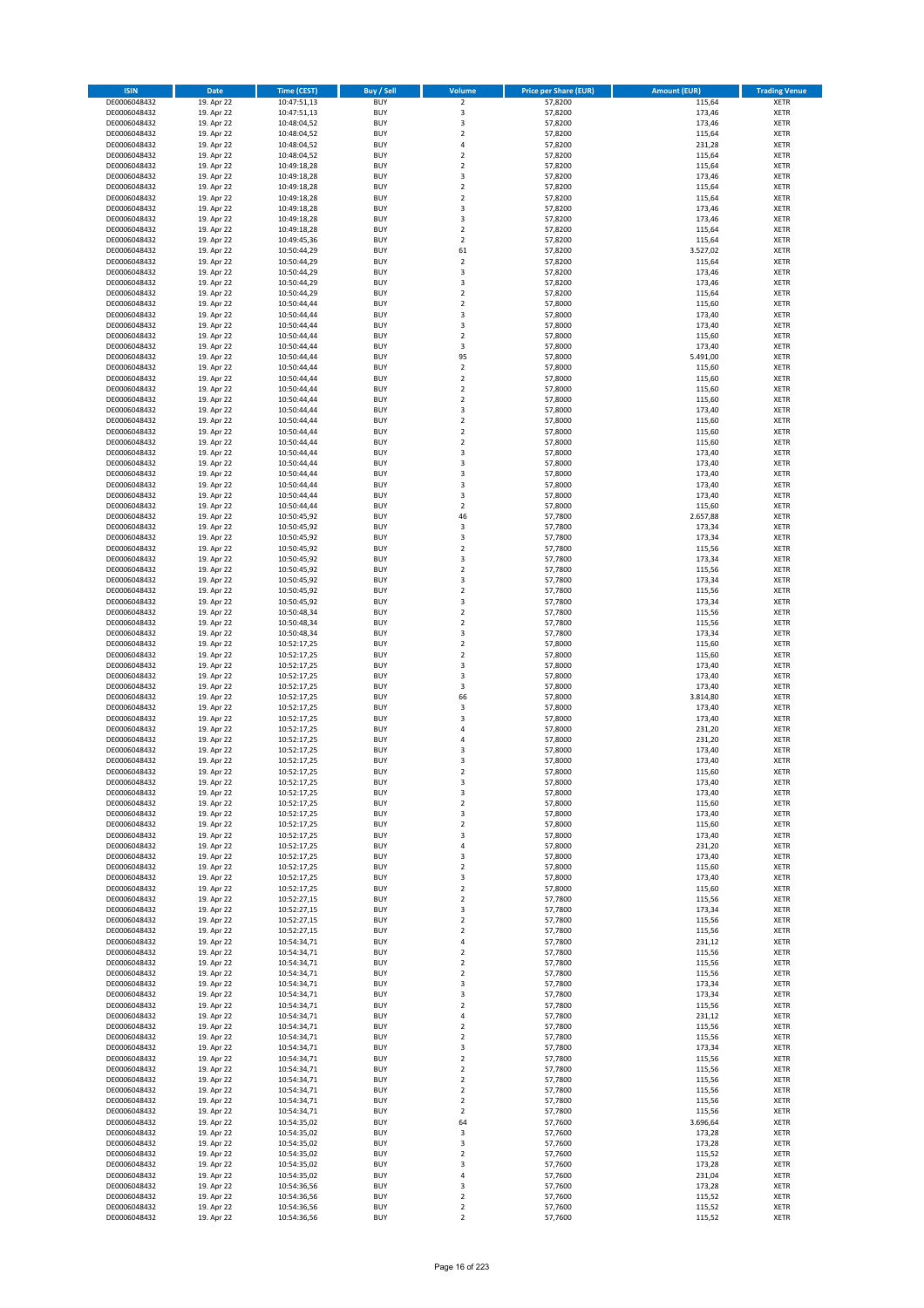| ISIN | Date | Time (CEST) | Buy / Sell | Volume | Price per Share (EUR) | Amount (EUR) | Trading Venue |
|---|---|---|---|---|---|---|---|
| DE0006048432 | 19. Apr 22 | 10:47:51,13 | BUY | 2 | 57,8200 | 115,64 | XETR |
| DE0006048432 | 19. Apr 22 | 10:47:51,13 | BUY | 3 | 57,8200 | 173,46 | XETR |
| DE0006048432 | 19. Apr 22 | 10:48:04,52 | BUY | 3 | 57,8200 | 173,46 | XETR |
| DE0006048432 | 19. Apr 22 | 10:48:04,52 | BUY | 2 | 57,8200 | 115,64 | XETR |
| DE0006048432 | 19. Apr 22 | 10:48:04,52 | BUY | 4 | 57,8200 | 231,28 | XETR |
| DE0006048432 | 19. Apr 22 | 10:48:04,52 | BUY | 2 | 57,8200 | 115,64 | XETR |
| DE0006048432 | 19. Apr 22 | 10:49:18,28 | BUY | 2 | 57,8200 | 115,64 | XETR |
| DE0006048432 | 19. Apr 22 | 10:49:18,28 | BUY | 3 | 57,8200 | 173,46 | XETR |
| DE0006048432 | 19. Apr 22 | 10:49:18,28 | BUY | 2 | 57,8200 | 115,64 | XETR |
| DE0006048432 | 19. Apr 22 | 10:49:18,28 | BUY | 2 | 57,8200 | 115,64 | XETR |
| DE0006048432 | 19. Apr 22 | 10:49:18,28 | BUY | 3 | 57,8200 | 173,46 | XETR |
| DE0006048432 | 19. Apr 22 | 10:49:18,28 | BUY | 3 | 57,8200 | 173,46 | XETR |
| DE0006048432 | 19. Apr 22 | 10:49:18,28 | BUY | 2 | 57,8200 | 115,64 | XETR |
| DE0006048432 | 19. Apr 22 | 10:49:45,36 | BUY | 2 | 57,8200 | 115,64 | XETR |
| DE0006048432 | 19. Apr 22 | 10:50:44,29 | BUY | 61 | 57,8200 | 3.527,02 | XETR |
| DE0006048432 | 19. Apr 22 | 10:50:44,29 | BUY | 2 | 57,8200 | 115,64 | XETR |
| DE0006048432 | 19. Apr 22 | 10:50:44,29 | BUY | 3 | 57,8200 | 173,46 | XETR |
| DE0006048432 | 19. Apr 22 | 10:50:44,29 | BUY | 3 | 57,8200 | 173,46 | XETR |
| DE0006048432 | 19. Apr 22 | 10:50:44,29 | BUY | 2 | 57,8200 | 115,64 | XETR |
| DE0006048432 | 19. Apr 22 | 10:50:44,44 | BUY | 2 | 57,8000 | 115,60 | XETR |
| DE0006048432 | 19. Apr 22 | 10:50:44,44 | BUY | 3 | 57,8000 | 173,40 | XETR |
| DE0006048432 | 19. Apr 22 | 10:50:44,44 | BUY | 3 | 57,8000 | 173,40 | XETR |
| DE0006048432 | 19. Apr 22 | 10:50:44,44 | BUY | 2 | 57,8000 | 115,60 | XETR |
| DE0006048432 | 19. Apr 22 | 10:50:44,44 | BUY | 3 | 57,8000 | 173,40 | XETR |
| DE0006048432 | 19. Apr 22 | 10:50:44,44 | BUY | 95 | 57,8000 | 5.491,00 | XETR |
| DE0006048432 | 19. Apr 22 | 10:50:44,44 | BUY | 2 | 57,8000 | 115,60 | XETR |
| DE0006048432 | 19. Apr 22 | 10:50:44,44 | BUY | 2 | 57,8000 | 115,60 | XETR |
| DE0006048432 | 19. Apr 22 | 10:50:44,44 | BUY | 2 | 57,8000 | 115,60 | XETR |
| DE0006048432 | 19. Apr 22 | 10:50:44,44 | BUY | 2 | 57,8000 | 115,60 | XETR |
| DE0006048432 | 19. Apr 22 | 10:50:44,44 | BUY | 3 | 57,8000 | 173,40 | XETR |
| DE0006048432 | 19. Apr 22 | 10:50:44,44 | BUY | 2 | 57,8000 | 115,60 | XETR |
| DE0006048432 | 19. Apr 22 | 10:50:44,44 | BUY | 2 | 57,8000 | 115,60 | XETR |
| DE0006048432 | 19. Apr 22 | 10:50:44,44 | BUY | 2 | 57,8000 | 115,60 | XETR |
| DE0006048432 | 19. Apr 22 | 10:50:44,44 | BUY | 3 | 57,8000 | 173,40 | XETR |
| DE0006048432 | 19. Apr 22 | 10:50:44,44 | BUY | 3 | 57,8000 | 173,40 | XETR |
| DE0006048432 | 19. Apr 22 | 10:50:44,44 | BUY | 3 | 57,8000 | 173,40 | XETR |
| DE0006048432 | 19. Apr 22 | 10:50:44,44 | BUY | 3 | 57,8000 | 173,40 | XETR |
| DE0006048432 | 19. Apr 22 | 10:50:44,44 | BUY | 3 | 57,8000 | 173,40 | XETR |
| DE0006048432 | 19. Apr 22 | 10:50:44,44 | BUY | 2 | 57,8000 | 115,60 | XETR |
| DE0006048432 | 19. Apr 22 | 10:50:45,92 | BUY | 46 | 57,7800 | 2.657,88 | XETR |
| DE0006048432 | 19. Apr 22 | 10:50:45,92 | BUY | 3 | 57,7800 | 173,34 | XETR |
| DE0006048432 | 19. Apr 22 | 10:50:45,92 | BUY | 3 | 57,7800 | 173,34 | XETR |
| DE0006048432 | 19. Apr 22 | 10:50:45,92 | BUY | 2 | 57,7800 | 115,56 | XETR |
| DE0006048432 | 19. Apr 22 | 10:50:45,92 | BUY | 3 | 57,7800 | 173,34 | XETR |
| DE0006048432 | 19. Apr 22 | 10:50:45,92 | BUY | 2 | 57,7800 | 115,56 | XETR |
| DE0006048432 | 19. Apr 22 | 10:50:45,92 | BUY | 3 | 57,7800 | 173,34 | XETR |
| DE0006048432 | 19. Apr 22 | 10:50:45,92 | BUY | 2 | 57,7800 | 115,56 | XETR |
| DE0006048432 | 19. Apr 22 | 10:50:45,92 | BUY | 3 | 57,7800 | 173,34 | XETR |
| DE0006048432 | 19. Apr 22 | 10:50:48,34 | BUY | 2 | 57,7800 | 115,56 | XETR |
| DE0006048432 | 19. Apr 22 | 10:50:48,34 | BUY | 2 | 57,7800 | 115,56 | XETR |
| DE0006048432 | 19. Apr 22 | 10:50:48,34 | BUY | 3 | 57,7800 | 173,34 | XETR |
| DE0006048432 | 19. Apr 22 | 10:52:17,25 | BUY | 2 | 57,8000 | 115,60 | XETR |
| DE0006048432 | 19. Apr 22 | 10:52:17,25 | BUY | 2 | 57,8000 | 115,60 | XETR |
| DE0006048432 | 19. Apr 22 | 10:52:17,25 | BUY | 3 | 57,8000 | 173,40 | XETR |
| DE0006048432 | 19. Apr 22 | 10:52:17,25 | BUY | 3 | 57,8000 | 173,40 | XETR |
| DE0006048432 | 19. Apr 22 | 10:52:17,25 | BUY | 3 | 57,8000 | 173,40 | XETR |
| DE0006048432 | 19. Apr 22 | 10:52:17,25 | BUY | 66 | 57,8000 | 3.814,80 | XETR |
| DE0006048432 | 19. Apr 22 | 10:52:17,25 | BUY | 3 | 57,8000 | 173,40 | XETR |
| DE0006048432 | 19. Apr 22 | 10:52:17,25 | BUY | 3 | 57,8000 | 173,40 | XETR |
| DE0006048432 | 19. Apr 22 | 10:52:17,25 | BUY | 4 | 57,8000 | 231,20 | XETR |
| DE0006048432 | 19. Apr 22 | 10:52:17,25 | BUY | 4 | 57,8000 | 231,20 | XETR |
| DE0006048432 | 19. Apr 22 | 10:52:17,25 | BUY | 3 | 57,8000 | 173,40 | XETR |
| DE0006048432 | 19. Apr 22 | 10:52:17,25 | BUY | 3 | 57,8000 | 173,40 | XETR |
| DE0006048432 | 19. Apr 22 | 10:52:17,25 | BUY | 2 | 57,8000 | 115,60 | XETR |
| DE0006048432 | 19. Apr 22 | 10:52:17,25 | BUY | 3 | 57,8000 | 173,40 | XETR |
| DE0006048432 | 19. Apr 22 | 10:52:17,25 | BUY | 3 | 57,8000 | 173,40 | XETR |
| DE0006048432 | 19. Apr 22 | 10:52:17,25 | BUY | 2 | 57,8000 | 115,60 | XETR |
| DE0006048432 | 19. Apr 22 | 10:52:17,25 | BUY | 3 | 57,8000 | 173,40 | XETR |
| DE0006048432 | 19. Apr 22 | 10:52:17,25 | BUY | 2 | 57,8000 | 115,60 | XETR |
| DE0006048432 | 19. Apr 22 | 10:52:17,25 | BUY | 3 | 57,8000 | 173,40 | XETR |
| DE0006048432 | 19. Apr 22 | 10:52:17,25 | BUY | 4 | 57,8000 | 231,20 | XETR |
| DE0006048432 | 19. Apr 22 | 10:52:17,25 | BUY | 3 | 57,8000 | 173,40 | XETR |
| DE0006048432 | 19. Apr 22 | 10:52:17,25 | BUY | 2 | 57,8000 | 115,60 | XETR |
| DE0006048432 | 19. Apr 22 | 10:52:17,25 | BUY | 3 | 57,8000 | 173,40 | XETR |
| DE0006048432 | 19. Apr 22 | 10:52:17,25 | BUY | 2 | 57,8000 | 115,60 | XETR |
| DE0006048432 | 19. Apr 22 | 10:52:27,15 | BUY | 2 | 57,7800 | 115,56 | XETR |
| DE0006048432 | 19. Apr 22 | 10:52:27,15 | BUY | 3 | 57,7800 | 173,34 | XETR |
| DE0006048432 | 19. Apr 22 | 10:52:27,15 | BUY | 2 | 57,7800 | 115,56 | XETR |
| DE0006048432 | 19. Apr 22 | 10:52:27,15 | BUY | 2 | 57,7800 | 115,56 | XETR |
| DE0006048432 | 19. Apr 22 | 10:54:34,71 | BUY | 4 | 57,7800 | 231,12 | XETR |
| DE0006048432 | 19. Apr 22 | 10:54:34,71 | BUY | 2 | 57,7800 | 115,56 | XETR |
| DE0006048432 | 19. Apr 22 | 10:54:34,71 | BUY | 2 | 57,7800 | 115,56 | XETR |
| DE0006048432 | 19. Apr 22 | 10:54:34,71 | BUY | 2 | 57,7800 | 115,56 | XETR |
| DE0006048432 | 19. Apr 22 | 10:54:34,71 | BUY | 3 | 57,7800 | 173,34 | XETR |
| DE0006048432 | 19. Apr 22 | 10:54:34,71 | BUY | 3 | 57,7800 | 173,34 | XETR |
| DE0006048432 | 19. Apr 22 | 10:54:34,71 | BUY | 2 | 57,7800 | 115,56 | XETR |
| DE0006048432 | 19. Apr 22 | 10:54:34,71 | BUY | 4 | 57,7800 | 231,12 | XETR |
| DE0006048432 | 19. Apr 22 | 10:54:34,71 | BUY | 2 | 57,7800 | 115,56 | XETR |
| DE0006048432 | 19. Apr 22 | 10:54:34,71 | BUY | 2 | 57,7800 | 115,56 | XETR |
| DE0006048432 | 19. Apr 22 | 10:54:34,71 | BUY | 3 | 57,7800 | 173,34 | XETR |
| DE0006048432 | 19. Apr 22 | 10:54:34,71 | BUY | 2 | 57,7800 | 115,56 | XETR |
| DE0006048432 | 19. Apr 22 | 10:54:34,71 | BUY | 2 | 57,7800 | 115,56 | XETR |
| DE0006048432 | 19. Apr 22 | 10:54:34,71 | BUY | 2 | 57,7800 | 115,56 | XETR |
| DE0006048432 | 19. Apr 22 | 10:54:34,71 | BUY | 2 | 57,7800 | 115,56 | XETR |
| DE0006048432 | 19. Apr 22 | 10:54:34,71 | BUY | 2 | 57,7800 | 115,56 | XETR |
| DE0006048432 | 19. Apr 22 | 10:54:34,71 | BUY | 2 | 57,7800 | 115,56 | XETR |
| DE0006048432 | 19. Apr 22 | 10:54:35,02 | BUY | 64 | 57,7600 | 3.696,64 | XETR |
| DE0006048432 | 19. Apr 22 | 10:54:35,02 | BUY | 3 | 57,7600 | 173,28 | XETR |
| DE0006048432 | 19. Apr 22 | 10:54:35,02 | BUY | 3 | 57,7600 | 173,28 | XETR |
| DE0006048432 | 19. Apr 22 | 10:54:35,02 | BUY | 2 | 57,7600 | 115,52 | XETR |
| DE0006048432 | 19. Apr 22 | 10:54:35,02 | BUY | 3 | 57,7600 | 173,28 | XETR |
| DE0006048432 | 19. Apr 22 | 10:54:35,02 | BUY | 4 | 57,7600 | 231,04 | XETR |
| DE0006048432 | 19. Apr 22 | 10:54:36,56 | BUY | 3 | 57,7600 | 173,28 | XETR |
| DE0006048432 | 19. Apr 22 | 10:54:36,56 | BUY | 2 | 57,7600 | 115,52 | XETR |
| DE0006048432 | 19. Apr 22 | 10:54:36,56 | BUY | 2 | 57,7600 | 115,52 | XETR |
| DE0006048432 | 19. Apr 22 | 10:54:36,56 | BUY | 2 | 57,7600 | 115,52 | XETR |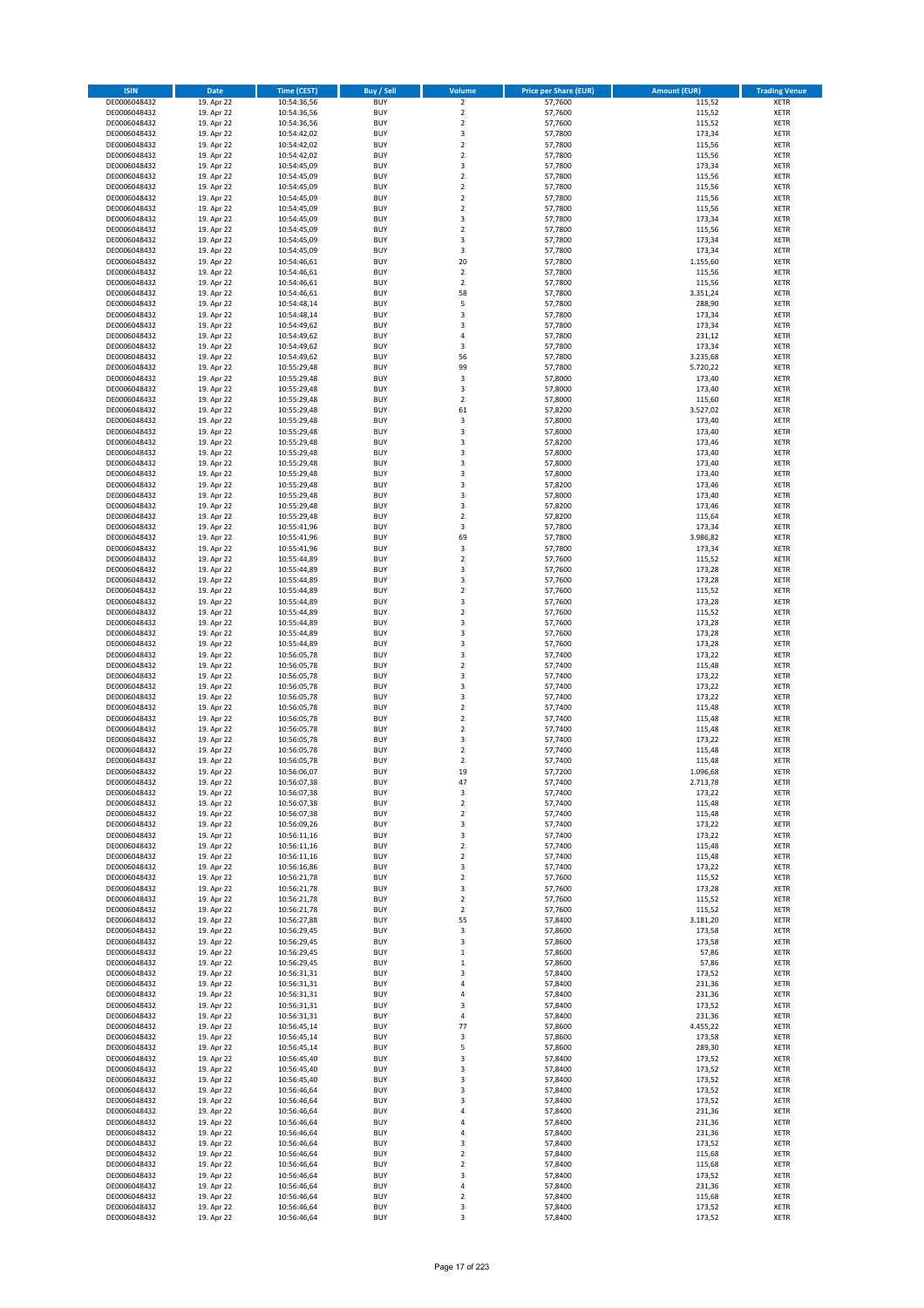| ISIN | Date | Time (CEST) | Buy / Sell | Volume | Price per Share (EUR) | Amount (EUR) | Trading Venue |
|---|---|---|---|---|---|---|---|
| DE0006048432 | 19. Apr 22 | 10:54:36,56 | BUY | 2 | 57,7600 | 115,52 | XETR |
| DE0006048432 | 19. Apr 22 | 10:54:36,56 | BUY | 2 | 57,7600 | 115,52 | XETR |
| DE0006048432 | 19. Apr 22 | 10:54:36,56 | BUY | 2 | 57,7600 | 115,52 | XETR |
| DE0006048432 | 19. Apr 22 | 10:54:42,02 | BUY | 3 | 57,7800 | 173,34 | XETR |
| DE0006048432 | 19. Apr 22 | 10:54:42,02 | BUY | 2 | 57,7800 | 115,56 | XETR |
| DE0006048432 | 19. Apr 22 | 10:54:42,02 | BUY | 2 | 57,7800 | 115,56 | XETR |
| DE0006048432 | 19. Apr 22 | 10:54:45,09 | BUY | 3 | 57,7800 | 173,34 | XETR |
| DE0006048432 | 19. Apr 22 | 10:54:45,09 | BUY | 2 | 57,7800 | 115,56 | XETR |
| DE0006048432 | 19. Apr 22 | 10:54:45,09 | BUY | 2 | 57,7800 | 115,56 | XETR |
| DE0006048432 | 19. Apr 22 | 10:54:45,09 | BUY | 2 | 57,7800 | 115,56 | XETR |
| DE0006048432 | 19. Apr 22 | 10:54:45,09 | BUY | 2 | 57,7800 | 115,56 | XETR |
| DE0006048432 | 19. Apr 22 | 10:54:45,09 | BUY | 3 | 57,7800 | 173,34 | XETR |
| DE0006048432 | 19. Apr 22 | 10:54:45,09 | BUY | 2 | 57,7800 | 115,56 | XETR |
| DE0006048432 | 19. Apr 22 | 10:54:45,09 | BUY | 3 | 57,7800 | 173,34 | XETR |
| DE0006048432 | 19. Apr 22 | 10:54:45,09 | BUY | 3 | 57,7800 | 173,34 | XETR |
| DE0006048432 | 19. Apr 22 | 10:54:46,61 | BUY | 20 | 57,7800 | 1.155,60 | XETR |
| DE0006048432 | 19. Apr 22 | 10:54:46,61 | BUY | 2 | 57,7800 | 115,56 | XETR |
| DE0006048432 | 19. Apr 22 | 10:54:46,61 | BUY | 2 | 57,7800 | 115,56 | XETR |
| DE0006048432 | 19. Apr 22 | 10:54:46,61 | BUY | 58 | 57,7800 | 3.351,24 | XETR |
| DE0006048432 | 19. Apr 22 | 10:54:48,14 | BUY | 5 | 57,7800 | 288,90 | XETR |
| DE0006048432 | 19. Apr 22 | 10:54:48,14 | BUY | 3 | 57,7800 | 173,34 | XETR |
| DE0006048432 | 19. Apr 22 | 10:54:49,62 | BUY | 3 | 57,7800 | 173,34 | XETR |
| DE0006048432 | 19. Apr 22 | 10:54:49,62 | BUY | 4 | 57,7800 | 231,12 | XETR |
| DE0006048432 | 19. Apr 22 | 10:54:49,62 | BUY | 3 | 57,7800 | 173,34 | XETR |
| DE0006048432 | 19. Apr 22 | 10:54:49,62 | BUY | 56 | 57,7800 | 3.235,68 | XETR |
| DE0006048432 | 19. Apr 22 | 10:55:29,48 | BUY | 99 | 57,7800 | 5.720,22 | XETR |
| DE0006048432 | 19. Apr 22 | 10:55:29,48 | BUY | 3 | 57,8000 | 173,40 | XETR |
| DE0006048432 | 19. Apr 22 | 10:55:29,48 | BUY | 3 | 57,8000 | 173,40 | XETR |
| DE0006048432 | 19. Apr 22 | 10:55:29,48 | BUY | 2 | 57,8000 | 115,60 | XETR |
| DE0006048432 | 19. Apr 22 | 10:55:29,48 | BUY | 61 | 57,8200 | 3.527,02 | XETR |
| DE0006048432 | 19. Apr 22 | 10:55:29,48 | BUY | 3 | 57,8000 | 173,40 | XETR |
| DE0006048432 | 19. Apr 22 | 10:55:29,48 | BUY | 3 | 57,8000 | 173,40 | XETR |
| DE0006048432 | 19. Apr 22 | 10:55:29,48 | BUY | 3 | 57,8200 | 173,46 | XETR |
| DE0006048432 | 19. Apr 22 | 10:55:29,48 | BUY | 3 | 57,8000 | 173,40 | XETR |
| DE0006048432 | 19. Apr 22 | 10:55:29,48 | BUY | 3 | 57,8000 | 173,40 | XETR |
| DE0006048432 | 19. Apr 22 | 10:55:29,48 | BUY | 3 | 57,8000 | 173,40 | XETR |
| DE0006048432 | 19. Apr 22 | 10:55:29,48 | BUY | 3 | 57,8200 | 173,46 | XETR |
| DE0006048432 | 19. Apr 22 | 10:55:29,48 | BUY | 3 | 57,8000 | 173,40 | XETR |
| DE0006048432 | 19. Apr 22 | 10:55:29,48 | BUY | 3 | 57,8200 | 173,46 | XETR |
| DE0006048432 | 19. Apr 22 | 10:55:29,48 | BUY | 2 | 57,8200 | 115,64 | XETR |
| DE0006048432 | 19. Apr 22 | 10:55:41,96 | BUY | 3 | 57,7800 | 173,34 | XETR |
| DE0006048432 | 19. Apr 22 | 10:55:41,96 | BUY | 69 | 57,7800 | 3.986,82 | XETR |
| DE0006048432 | 19. Apr 22 | 10:55:41,96 | BUY | 3 | 57,7800 | 173,34 | XETR |
| DE0006048432 | 19. Apr 22 | 10:55:44,89 | BUY | 2 | 57,7600 | 115,52 | XETR |
| DE0006048432 | 19. Apr 22 | 10:55:44,89 | BUY | 3 | 57,7600 | 173,28 | XETR |
| DE0006048432 | 19. Apr 22 | 10:55:44,89 | BUY | 3 | 57,7600 | 173,28 | XETR |
| DE0006048432 | 19. Apr 22 | 10:55:44,89 | BUY | 2 | 57,7600 | 115,52 | XETR |
| DE0006048432 | 19. Apr 22 | 10:55:44,89 | BUY | 3 | 57,7600 | 173,28 | XETR |
| DE0006048432 | 19. Apr 22 | 10:55:44,89 | BUY | 2 | 57,7600 | 115,52 | XETR |
| DE0006048432 | 19. Apr 22 | 10:55:44,89 | BUY | 3 | 57,7600 | 173,28 | XETR |
| DE0006048432 | 19. Apr 22 | 10:55:44,89 | BUY | 3 | 57,7600 | 173,28 | XETR |
| DE0006048432 | 19. Apr 22 | 10:55:44,89 | BUY | 3 | 57,7600 | 173,28 | XETR |
| DE0006048432 | 19. Apr 22 | 10:56:05,78 | BUY | 3 | 57,7400 | 173,22 | XETR |
| DE0006048432 | 19. Apr 22 | 10:56:05,78 | BUY | 2 | 57,7400 | 115,48 | XETR |
| DE0006048432 | 19. Apr 22 | 10:56:05,78 | BUY | 3 | 57,7400 | 173,22 | XETR |
| DE0006048432 | 19. Apr 22 | 10:56:05,78 | BUY | 3 | 57,7400 | 173,22 | XETR |
| DE0006048432 | 19. Apr 22 | 10:56:05,78 | BUY | 3 | 57,7400 | 173,22 | XETR |
| DE0006048432 | 19. Apr 22 | 10:56:05,78 | BUY | 2 | 57,7400 | 115,48 | XETR |
| DE0006048432 | 19. Apr 22 | 10:56:05,78 | BUY | 2 | 57,7400 | 115,48 | XETR |
| DE0006048432 | 19. Apr 22 | 10:56:05,78 | BUY | 2 | 57,7400 | 115,48 | XETR |
| DE0006048432 | 19. Apr 22 | 10:56:05,78 | BUY | 3 | 57,7400 | 173,22 | XETR |
| DE0006048432 | 19. Apr 22 | 10:56:05,78 | BUY | 2 | 57,7400 | 115,48 | XETR |
| DE0006048432 | 19. Apr 22 | 10:56:05,78 | BUY | 2 | 57,7400 | 115,48 | XETR |
| DE0006048432 | 19. Apr 22 | 10:56:06,07 | BUY | 19 | 57,7200 | 1.096,68 | XETR |
| DE0006048432 | 19. Apr 22 | 10:56:07,38 | BUY | 47 | 57,7400 | 2.713,78 | XETR |
| DE0006048432 | 19. Apr 22 | 10:56:07,38 | BUY | 3 | 57,7400 | 173,22 | XETR |
| DE0006048432 | 19. Apr 22 | 10:56:07,38 | BUY | 2 | 57,7400 | 115,48 | XETR |
| DE0006048432 | 19. Apr 22 | 10:56:07,38 | BUY | 2 | 57,7400 | 115,48 | XETR |
| DE0006048432 | 19. Apr 22 | 10:56:09,26 | BUY | 3 | 57,7400 | 173,22 | XETR |
| DE0006048432 | 19. Apr 22 | 10:56:11,16 | BUY | 3 | 57,7400 | 173,22 | XETR |
| DE0006048432 | 19. Apr 22 | 10:56:11,16 | BUY | 2 | 57,7400 | 115,48 | XETR |
| DE0006048432 | 19. Apr 22 | 10:56:11,16 | BUY | 2 | 57,7400 | 115,48 | XETR |
| DE0006048432 | 19. Apr 22 | 10:56:16,86 | BUY | 3 | 57,7400 | 173,22 | XETR |
| DE0006048432 | 19. Apr 22 | 10:56:21,78 | BUY | 2 | 57,7600 | 115,52 | XETR |
| DE0006048432 | 19. Apr 22 | 10:56:21,78 | BUY | 3 | 57,7600 | 173,28 | XETR |
| DE0006048432 | 19. Apr 22 | 10:56:21,78 | BUY | 2 | 57,7600 | 115,52 | XETR |
| DE0006048432 | 19. Apr 22 | 10:56:21,78 | BUY | 2 | 57,7600 | 115,52 | XETR |
| DE0006048432 | 19. Apr 22 | 10:56:27,88 | BUY | 55 | 57,8400 | 3.181,20 | XETR |
| DE0006048432 | 19. Apr 22 | 10:56:29,45 | BUY | 3 | 57,8600 | 173,58 | XETR |
| DE0006048432 | 19. Apr 22 | 10:56:29,45 | BUY | 3 | 57,8600 | 173,58 | XETR |
| DE0006048432 | 19. Apr 22 | 10:56:29,45 | BUY | 1 | 57,8600 | 57,86 | XETR |
| DE0006048432 | 19. Apr 22 | 10:56:29,45 | BUY | 1 | 57,8600 | 57,86 | XETR |
| DE0006048432 | 19. Apr 22 | 10:56:31,31 | BUY | 3 | 57,8400 | 173,52 | XETR |
| DE0006048432 | 19. Apr 22 | 10:56:31,31 | BUY | 4 | 57,8400 | 231,36 | XETR |
| DE0006048432 | 19. Apr 22 | 10:56:31,31 | BUY | 4 | 57,8400 | 231,36 | XETR |
| DE0006048432 | 19. Apr 22 | 10:56:31,31 | BUY | 3 | 57,8400 | 173,52 | XETR |
| DE0006048432 | 19. Apr 22 | 10:56:31,31 | BUY | 4 | 57,8400 | 231,36 | XETR |
| DE0006048432 | 19. Apr 22 | 10:56:45,14 | BUY | 77 | 57,8600 | 4.455,22 | XETR |
| DE0006048432 | 19. Apr 22 | 10:56:45,14 | BUY | 3 | 57,8600 | 173,58 | XETR |
| DE0006048432 | 19. Apr 22 | 10:56:45,14 | BUY | 5 | 57,8600 | 289,30 | XETR |
| DE0006048432 | 19. Apr 22 | 10:56:45,40 | BUY | 3 | 57,8400 | 173,52 | XETR |
| DE0006048432 | 19. Apr 22 | 10:56:45,40 | BUY | 3 | 57,8400 | 173,52 | XETR |
| DE0006048432 | 19. Apr 22 | 10:56:45,40 | BUY | 3 | 57,8400 | 173,52 | XETR |
| DE0006048432 | 19. Apr 22 | 10:56:46,64 | BUY | 3 | 57,8400 | 173,52 | XETR |
| DE0006048432 | 19. Apr 22 | 10:56:46,64 | BUY | 3 | 57,8400 | 173,52 | XETR |
| DE0006048432 | 19. Apr 22 | 10:56:46,64 | BUY | 4 | 57,8400 | 231,36 | XETR |
| DE0006048432 | 19. Apr 22 | 10:56:46,64 | BUY | 4 | 57,8400 | 231,36 | XETR |
| DE0006048432 | 19. Apr 22 | 10:56:46,64 | BUY | 4 | 57,8400 | 231,36 | XETR |
| DE0006048432 | 19. Apr 22 | 10:56:46,64 | BUY | 3 | 57,8400 | 173,52 | XETR |
| DE0006048432 | 19. Apr 22 | 10:56:46,64 | BUY | 2 | 57,8400 | 115,68 | XETR |
| DE0006048432 | 19. Apr 22 | 10:56:46,64 | BUY | 2 | 57,8400 | 115,68 | XETR |
| DE0006048432 | 19. Apr 22 | 10:56:46,64 | BUY | 3 | 57,8400 | 173,52 | XETR |
| DE0006048432 | 19. Apr 22 | 10:56:46,64 | BUY | 4 | 57,8400 | 231,36 | XETR |
| DE0006048432 | 19. Apr 22 | 10:56:46,64 | BUY | 2 | 57,8400 | 115,68 | XETR |
| DE0006048432 | 19. Apr 22 | 10:56:46,64 | BUY | 3 | 57,8400 | 173,52 | XETR |
| DE0006048432 | 19. Apr 22 | 10:56:46,64 | BUY | 3 | 57,8400 | 173,52 | XETR |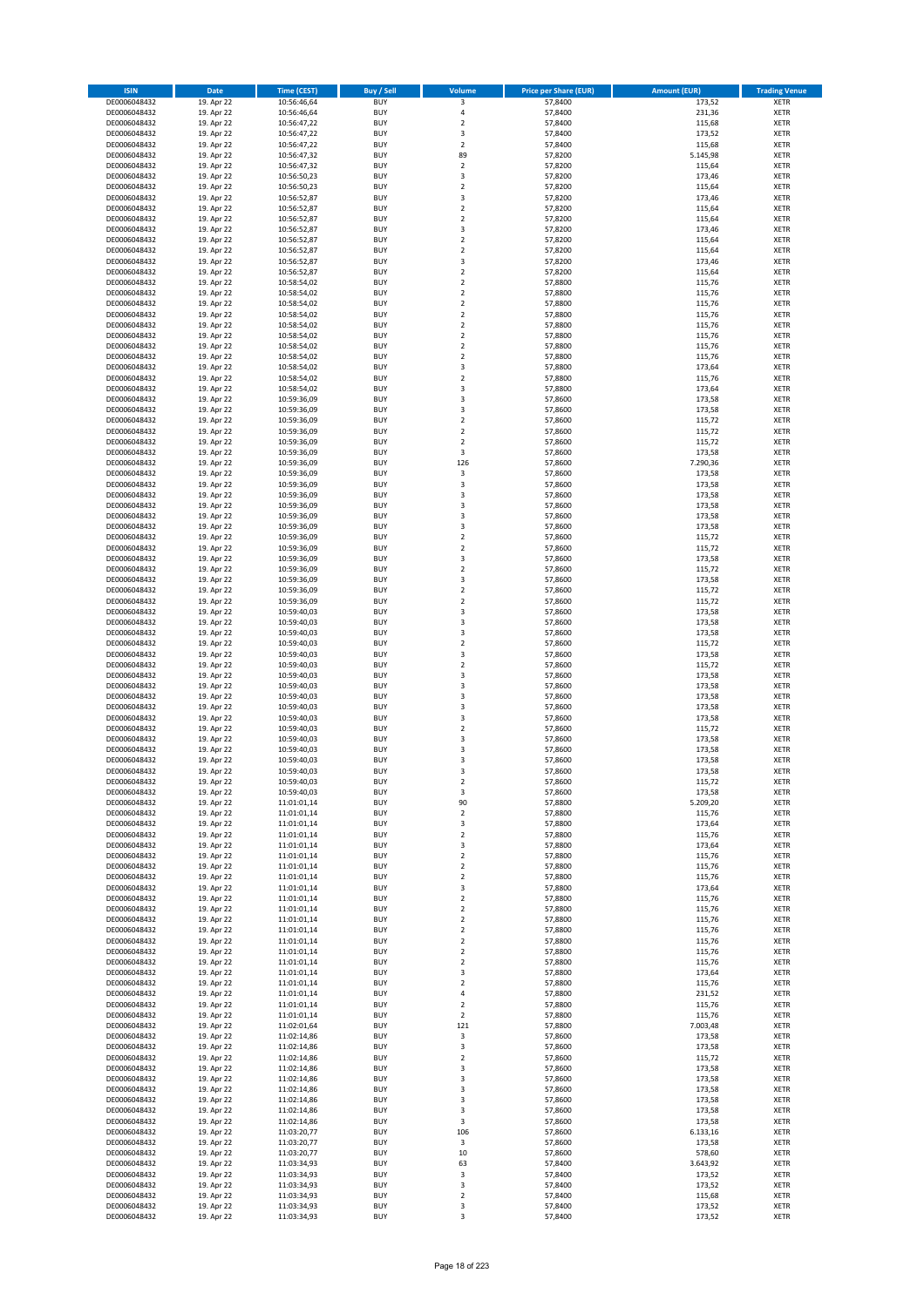| ISIN | Date | Time (CEST) | Buy / Sell | Volume | Price per Share (EUR) | Amount (EUR) | Trading Venue |
|---|---|---|---|---|---|---|---|
| DE0006048432 | 19. Apr 22 | 10:56:46,64 | BUY | 3 | 57,8400 | 173,52 | XETR |
| DE0006048432 | 19. Apr 22 | 10:56:46,64 | BUY | 4 | 57,8400 | 231,36 | XETR |
| DE0006048432 | 19. Apr 22 | 10:56:47,22 | BUY | 2 | 57,8400 | 115,68 | XETR |
| DE0006048432 | 19. Apr 22 | 10:56:47,22 | BUY | 3 | 57,8400 | 173,52 | XETR |
| DE0006048432 | 19. Apr 22 | 10:56:47,22 | BUY | 2 | 57,8400 | 115,68 | XETR |
| DE0006048432 | 19. Apr 22 | 10:56:47,32 | BUY | 89 | 57,8200 | 5.145,98 | XETR |
| DE0006048432 | 19. Apr 22 | 10:56:47,32 | BUY | 2 | 57,8200 | 115,64 | XETR |
| DE0006048432 | 19. Apr 22 | 10:56:50,23 | BUY | 3 | 57,8200 | 173,46 | XETR |
| DE0006048432 | 19. Apr 22 | 10:56:50,23 | BUY | 2 | 57,8200 | 115,64 | XETR |
| DE0006048432 | 19. Apr 22 | 10:56:52,87 | BUY | 3 | 57,8200 | 173,46 | XETR |
| DE0006048432 | 19. Apr 22 | 10:56:52,87 | BUY | 2 | 57,8200 | 115,64 | XETR |
| DE0006048432 | 19. Apr 22 | 10:56:52,87 | BUY | 2 | 57,8200 | 115,64 | XETR |
| DE0006048432 | 19. Apr 22 | 10:56:52,87 | BUY | 3 | 57,8200 | 173,46 | XETR |
| DE0006048432 | 19. Apr 22 | 10:56:52,87 | BUY | 2 | 57,8200 | 115,64 | XETR |
| DE0006048432 | 19. Apr 22 | 10:56:52,87 | BUY | 2 | 57,8200 | 115,64 | XETR |
| DE0006048432 | 19. Apr 22 | 10:56:52,87 | BUY | 3 | 57,8200 | 173,46 | XETR |
| DE0006048432 | 19. Apr 22 | 10:56:52,87 | BUY | 2 | 57,8200 | 115,64 | XETR |
| DE0006048432 | 19. Apr 22 | 10:58:54,02 | BUY | 2 | 57,8800 | 115,76 | XETR |
| DE0006048432 | 19. Apr 22 | 10:58:54,02 | BUY | 2 | 57,8800 | 115,76 | XETR |
| DE0006048432 | 19. Apr 22 | 10:58:54,02 | BUY | 2 | 57,8800 | 115,76 | XETR |
| DE0006048432 | 19. Apr 22 | 10:58:54,02 | BUY | 2 | 57,8800 | 115,76 | XETR |
| DE0006048432 | 19. Apr 22 | 10:58:54,02 | BUY | 2 | 57,8800 | 115,76 | XETR |
| DE0006048432 | 19. Apr 22 | 10:58:54,02 | BUY | 2 | 57,8800 | 115,76 | XETR |
| DE0006048432 | 19. Apr 22 | 10:58:54,02 | BUY | 2 | 57,8800 | 115,76 | XETR |
| DE0006048432 | 19. Apr 22 | 10:58:54,02 | BUY | 2 | 57,8800 | 115,76 | XETR |
| DE0006048432 | 19. Apr 22 | 10:58:54,02 | BUY | 3 | 57,8800 | 173,64 | XETR |
| DE0006048432 | 19. Apr 22 | 10:58:54,02 | BUY | 2 | 57,8800 | 115,76 | XETR |
| DE0006048432 | 19. Apr 22 | 10:58:54,02 | BUY | 3 | 57,8800 | 173,64 | XETR |
| DE0006048432 | 19. Apr 22 | 10:59:36,09 | BUY | 3 | 57,8600 | 173,58 | XETR |
| DE0006048432 | 19. Apr 22 | 10:59:36,09 | BUY | 3 | 57,8600 | 173,58 | XETR |
| DE0006048432 | 19. Apr 22 | 10:59:36,09 | BUY | 2 | 57,8600 | 115,72 | XETR |
| DE0006048432 | 19. Apr 22 | 10:59:36,09 | BUY | 2 | 57,8600 | 115,72 | XETR |
| DE0006048432 | 19. Apr 22 | 10:59:36,09 | BUY | 2 | 57,8600 | 115,72 | XETR |
| DE0006048432 | 19. Apr 22 | 10:59:36,09 | BUY | 3 | 57,8600 | 173,58 | XETR |
| DE0006048432 | 19. Apr 22 | 10:59:36,09 | BUY | 126 | 57,8600 | 7.290,36 | XETR |
| DE0006048432 | 19. Apr 22 | 10:59:36,09 | BUY | 3 | 57,8600 | 173,58 | XETR |
| DE0006048432 | 19. Apr 22 | 10:59:36,09 | BUY | 3 | 57,8600 | 173,58 | XETR |
| DE0006048432 | 19. Apr 22 | 10:59:36,09 | BUY | 3 | 57,8600 | 173,58 | XETR |
| DE0006048432 | 19. Apr 22 | 10:59:36,09 | BUY | 3 | 57,8600 | 173,58 | XETR |
| DE0006048432 | 19. Apr 22 | 10:59:36,09 | BUY | 3 | 57,8600 | 173,58 | XETR |
| DE0006048432 | 19. Apr 22 | 10:59:36,09 | BUY | 3 | 57,8600 | 173,58 | XETR |
| DE0006048432 | 19. Apr 22 | 10:59:36,09 | BUY | 2 | 57,8600 | 115,72 | XETR |
| DE0006048432 | 19. Apr 22 | 10:59:36,09 | BUY | 2 | 57,8600 | 115,72 | XETR |
| DE0006048432 | 19. Apr 22 | 10:59:36,09 | BUY | 3 | 57,8600 | 173,58 | XETR |
| DE0006048432 | 19. Apr 22 | 10:59:36,09 | BUY | 2 | 57,8600 | 115,72 | XETR |
| DE0006048432 | 19. Apr 22 | 10:59:36,09 | BUY | 3 | 57,8600 | 173,58 | XETR |
| DE0006048432 | 19. Apr 22 | 10:59:36,09 | BUY | 2 | 57,8600 | 115,72 | XETR |
| DE0006048432 | 19. Apr 22 | 10:59:36,09 | BUY | 2 | 57,8600 | 115,72 | XETR |
| DE0006048432 | 19. Apr 22 | 10:59:40,03 | BUY | 3 | 57,8600 | 173,58 | XETR |
| DE0006048432 | 19. Apr 22 | 10:59:40,03 | BUY | 3 | 57,8600 | 173,58 | XETR |
| DE0006048432 | 19. Apr 22 | 10:59:40,03 | BUY | 3 | 57,8600 | 173,58 | XETR |
| DE0006048432 | 19. Apr 22 | 10:59:40,03 | BUY | 2 | 57,8600 | 115,72 | XETR |
| DE0006048432 | 19. Apr 22 | 10:59:40,03 | BUY | 3 | 57,8600 | 173,58 | XETR |
| DE0006048432 | 19. Apr 22 | 10:59:40,03 | BUY | 2 | 57,8600 | 115,72 | XETR |
| DE0006048432 | 19. Apr 22 | 10:59:40,03 | BUY | 3 | 57,8600 | 173,58 | XETR |
| DE0006048432 | 19. Apr 22 | 10:59:40,03 | BUY | 3 | 57,8600 | 173,58 | XETR |
| DE0006048432 | 19. Apr 22 | 10:59:40,03 | BUY | 3 | 57,8600 | 173,58 | XETR |
| DE0006048432 | 19. Apr 22 | 10:59:40,03 | BUY | 3 | 57,8600 | 173,58 | XETR |
| DE0006048432 | 19. Apr 22 | 10:59:40,03 | BUY | 3 | 57,8600 | 173,58 | XETR |
| DE0006048432 | 19. Apr 22 | 10:59:40,03 | BUY | 2 | 57,8600 | 115,72 | XETR |
| DE0006048432 | 19. Apr 22 | 10:59:40,03 | BUY | 3 | 57,8600 | 173,58 | XETR |
| DE0006048432 | 19. Apr 22 | 10:59:40,03 | BUY | 3 | 57,8600 | 173,58 | XETR |
| DE0006048432 | 19. Apr 22 | 10:59:40,03 | BUY | 3 | 57,8600 | 173,58 | XETR |
| DE0006048432 | 19. Apr 22 | 10:59:40,03 | BUY | 3 | 57,8600 | 173,58 | XETR |
| DE0006048432 | 19. Apr 22 | 10:59:40,03 | BUY | 2 | 57,8600 | 115,72 | XETR |
| DE0006048432 | 19. Apr 22 | 10:59:40,03 | BUY | 3 | 57,8600 | 173,58 | XETR |
| DE0006048432 | 19. Apr 22 | 11:01:01,14 | BUY | 90 | 57,8800 | 5.209,20 | XETR |
| DE0006048432 | 19. Apr 22 | 11:01:01,14 | BUY | 2 | 57,8800 | 115,76 | XETR |
| DE0006048432 | 19. Apr 22 | 11:01:01,14 | BUY | 3 | 57,8800 | 173,64 | XETR |
| DE0006048432 | 19. Apr 22 | 11:01:01,14 | BUY | 2 | 57,8800 | 115,76 | XETR |
| DE0006048432 | 19. Apr 22 | 11:01:01,14 | BUY | 3 | 57,8800 | 173,64 | XETR |
| DE0006048432 | 19. Apr 22 | 11:01:01,14 | BUY | 2 | 57,8800 | 115,76 | XETR |
| DE0006048432 | 19. Apr 22 | 11:01:01,14 | BUY | 2 | 57,8800 | 115,76 | XETR |
| DE0006048432 | 19. Apr 22 | 11:01:01,14 | BUY | 2 | 57,8800 | 115,76 | XETR |
| DE0006048432 | 19. Apr 22 | 11:01:01,14 | BUY | 3 | 57,8800 | 173,64 | XETR |
| DE0006048432 | 19. Apr 22 | 11:01:01,14 | BUY | 2 | 57,8800 | 115,76 | XETR |
| DE0006048432 | 19. Apr 22 | 11:01:01,14 | BUY | 2 | 57,8800 | 115,76 | XETR |
| DE0006048432 | 19. Apr 22 | 11:01:01,14 | BUY | 2 | 57,8800 | 115,76 | XETR |
| DE0006048432 | 19. Apr 22 | 11:01:01,14 | BUY | 2 | 57,8800 | 115,76 | XETR |
| DE0006048432 | 19. Apr 22 | 11:01:01,14 | BUY | 2 | 57,8800 | 115,76 | XETR |
| DE0006048432 | 19. Apr 22 | 11:01:01,14 | BUY | 2 | 57,8800 | 115,76 | XETR |
| DE0006048432 | 19. Apr 22 | 11:01:01,14 | BUY | 2 | 57,8800 | 115,76 | XETR |
| DE0006048432 | 19. Apr 22 | 11:01:01,14 | BUY | 3 | 57,8800 | 173,64 | XETR |
| DE0006048432 | 19. Apr 22 | 11:01:01,14 | BUY | 2 | 57,8800 | 115,76 | XETR |
| DE0006048432 | 19. Apr 22 | 11:01:01,14 | BUY | 4 | 57,8800 | 231,52 | XETR |
| DE0006048432 | 19. Apr 22 | 11:01:01,14 | BUY | 2 | 57,8800 | 115,76 | XETR |
| DE0006048432 | 19. Apr 22 | 11:01:01,14 | BUY | 2 | 57,8800 | 115,76 | XETR |
| DE0006048432 | 19. Apr 22 | 11:02:01,64 | BUY | 121 | 57,8800 | 7.003,48 | XETR |
| DE0006048432 | 19. Apr 22 | 11:02:14,86 | BUY | 3 | 57,8600 | 173,58 | XETR |
| DE0006048432 | 19. Apr 22 | 11:02:14,86 | BUY | 3 | 57,8600 | 173,58 | XETR |
| DE0006048432 | 19. Apr 22 | 11:02:14,86 | BUY | 2 | 57,8600 | 115,72 | XETR |
| DE0006048432 | 19. Apr 22 | 11:02:14,86 | BUY | 3 | 57,8600 | 173,58 | XETR |
| DE0006048432 | 19. Apr 22 | 11:02:14,86 | BUY | 3 | 57,8600 | 173,58 | XETR |
| DE0006048432 | 19. Apr 22 | 11:02:14,86 | BUY | 3 | 57,8600 | 173,58 | XETR |
| DE0006048432 | 19. Apr 22 | 11:02:14,86 | BUY | 3 | 57,8600 | 173,58 | XETR |
| DE0006048432 | 19. Apr 22 | 11:02:14,86 | BUY | 3 | 57,8600 | 173,58 | XETR |
| DE0006048432 | 19. Apr 22 | 11:02:14,86 | BUY | 3 | 57,8600 | 173,58 | XETR |
| DE0006048432 | 19. Apr 22 | 11:03:20,77 | BUY | 106 | 57,8600 | 6.133,16 | XETR |
| DE0006048432 | 19. Apr 22 | 11:03:20,77 | BUY | 3 | 57,8600 | 173,58 | XETR |
| DE0006048432 | 19. Apr 22 | 11:03:20,77 | BUY | 10 | 57,8600 | 578,60 | XETR |
| DE0006048432 | 19. Apr 22 | 11:03:34,93 | BUY | 63 | 57,8400 | 3.643,92 | XETR |
| DE0006048432 | 19. Apr 22 | 11:03:34,93 | BUY | 3 | 57,8400 | 173,52 | XETR |
| DE0006048432 | 19. Apr 22 | 11:03:34,93 | BUY | 3 | 57,8400 | 173,52 | XETR |
| DE0006048432 | 19. Apr 22 | 11:03:34,93 | BUY | 2 | 57,8400 | 115,68 | XETR |
| DE0006048432 | 19. Apr 22 | 11:03:34,93 | BUY | 3 | 57,8400 | 173,52 | XETR |
| DE0006048432 | 19. Apr 22 | 11:03:34,93 | BUY | 3 | 57,8400 | 173,52 | XETR |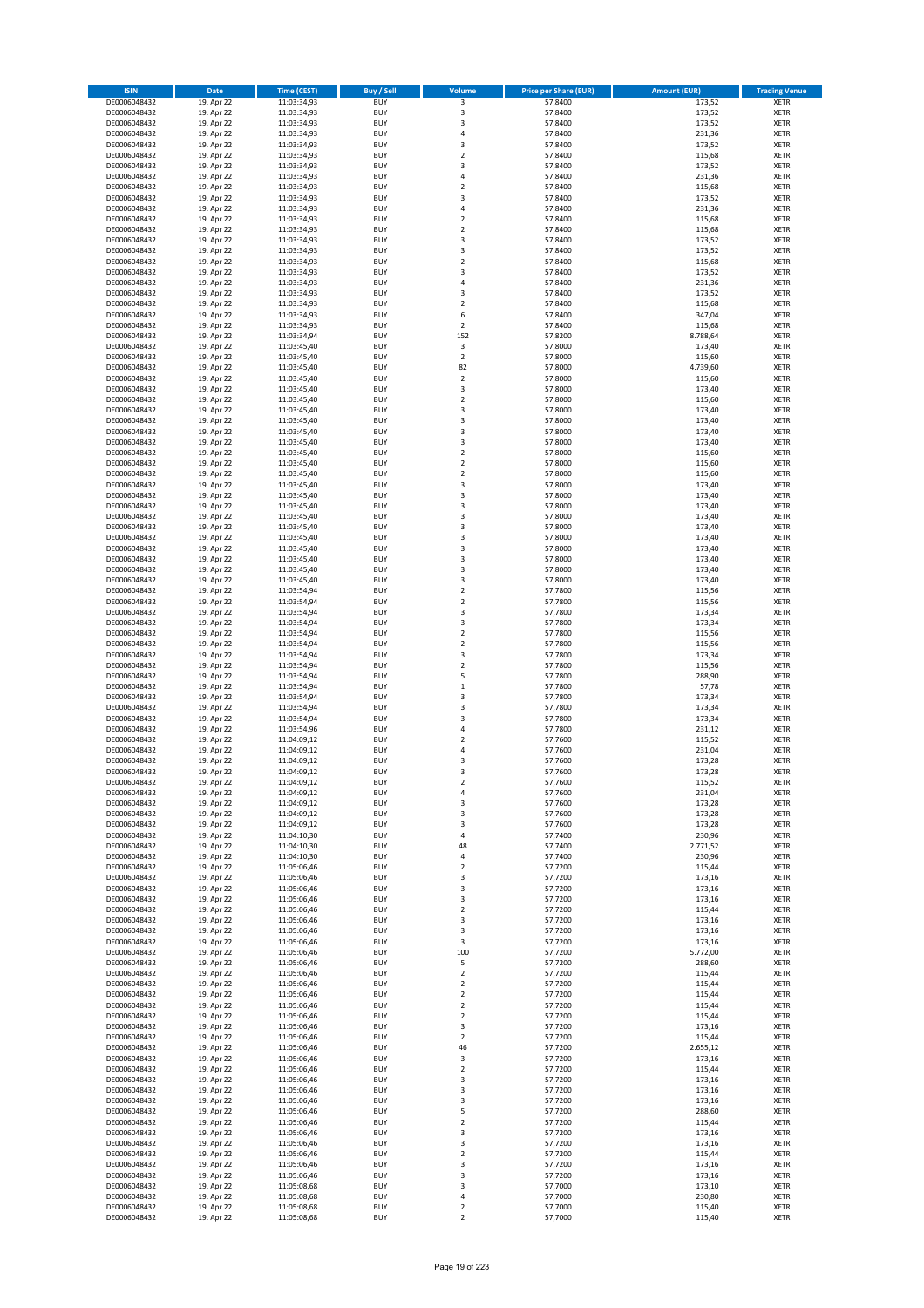| ISIN | Date | Time (CEST) | Buy / Sell | Volume | Price per Share (EUR) | Amount (EUR) | Trading Venue |
|---|---|---|---|---|---|---|---|
| DE0006048432 | 19. Apr 22 | 11:03:34,93 | BUY | 3 | 57,8400 | 173,52 | XETR |
| DE0006048432 | 19. Apr 22 | 11:03:34,93 | BUY | 3 | 57,8400 | 173,52 | XETR |
| DE0006048432 | 19. Apr 22 | 11:03:34,93 | BUY | 3 | 57,8400 | 173,52 | XETR |
| DE0006048432 | 19. Apr 22 | 11:03:34,93 | BUY | 4 | 57,8400 | 231,36 | XETR |
| DE0006048432 | 19. Apr 22 | 11:03:34,93 | BUY | 3 | 57,8400 | 173,52 | XETR |
| DE0006048432 | 19. Apr 22 | 11:03:34,93 | BUY | 2 | 57,8400 | 115,68 | XETR |
| DE0006048432 | 19. Apr 22 | 11:03:34,93 | BUY | 3 | 57,8400 | 173,52 | XETR |
| DE0006048432 | 19. Apr 22 | 11:03:34,93 | BUY | 4 | 57,8400 | 231,36 | XETR |
| DE0006048432 | 19. Apr 22 | 11:03:34,93 | BUY | 2 | 57,8400 | 115,68 | XETR |
| DE0006048432 | 19. Apr 22 | 11:03:34,93 | BUY | 3 | 57,8400 | 173,52 | XETR |
| DE0006048432 | 19. Apr 22 | 11:03:34,93 | BUY | 4 | 57,8400 | 231,36 | XETR |
| DE0006048432 | 19. Apr 22 | 11:03:34,93 | BUY | 2 | 57,8400 | 115,68 | XETR |
| DE0006048432 | 19. Apr 22 | 11:03:34,93 | BUY | 2 | 57,8400 | 115,68 | XETR |
| DE0006048432 | 19. Apr 22 | 11:03:34,93 | BUY | 3 | 57,8400 | 173,52 | XETR |
| DE0006048432 | 19. Apr 22 | 11:03:34,93 | BUY | 3 | 57,8400 | 173,52 | XETR |
| DE0006048432 | 19. Apr 22 | 11:03:34,93 | BUY | 2 | 57,8400 | 115,68 | XETR |
| DE0006048432 | 19. Apr 22 | 11:03:34,93 | BUY | 3 | 57,8400 | 173,52 | XETR |
| DE0006048432 | 19. Apr 22 | 11:03:34,93 | BUY | 4 | 57,8400 | 231,36 | XETR |
| DE0006048432 | 19. Apr 22 | 11:03:34,93 | BUY | 3 | 57,8400 | 173,52 | XETR |
| DE0006048432 | 19. Apr 22 | 11:03:34,93 | BUY | 2 | 57,8400 | 115,68 | XETR |
| DE0006048432 | 19. Apr 22 | 11:03:34,93 | BUY | 6 | 57,8400 | 347,04 | XETR |
| DE0006048432 | 19. Apr 22 | 11:03:34,93 | BUY | 2 | 57,8400 | 115,68 | XETR |
| DE0006048432 | 19. Apr 22 | 11:03:34,94 | BUY | 152 | 57,8200 | 8.788,64 | XETR |
| DE0006048432 | 19. Apr 22 | 11:03:45,40 | BUY | 3 | 57,8000 | 173,40 | XETR |
| DE0006048432 | 19. Apr 22 | 11:03:45,40 | BUY | 2 | 57,8000 | 115,60 | XETR |
| DE0006048432 | 19. Apr 22 | 11:03:45,40 | BUY | 82 | 57,8000 | 4.739,60 | XETR |
| DE0006048432 | 19. Apr 22 | 11:03:45,40 | BUY | 2 | 57,8000 | 115,60 | XETR |
| DE0006048432 | 19. Apr 22 | 11:03:45,40 | BUY | 3 | 57,8000 | 173,40 | XETR |
| DE0006048432 | 19. Apr 22 | 11:03:45,40 | BUY | 2 | 57,8000 | 115,60 | XETR |
| DE0006048432 | 19. Apr 22 | 11:03:45,40 | BUY | 3 | 57,8000 | 173,40 | XETR |
| DE0006048432 | 19. Apr 22 | 11:03:45,40 | BUY | 3 | 57,8000 | 173,40 | XETR |
| DE0006048432 | 19. Apr 22 | 11:03:45,40 | BUY | 3 | 57,8000 | 173,40 | XETR |
| DE0006048432 | 19. Apr 22 | 11:03:45,40 | BUY | 3 | 57,8000 | 173,40 | XETR |
| DE0006048432 | 19. Apr 22 | 11:03:45,40 | BUY | 2 | 57,8000 | 115,60 | XETR |
| DE0006048432 | 19. Apr 22 | 11:03:45,40 | BUY | 2 | 57,8000 | 115,60 | XETR |
| DE0006048432 | 19. Apr 22 | 11:03:45,40 | BUY | 2 | 57,8000 | 115,60 | XETR |
| DE0006048432 | 19. Apr 22 | 11:03:45,40 | BUY | 3 | 57,8000 | 173,40 | XETR |
| DE0006048432 | 19. Apr 22 | 11:03:45,40 | BUY | 3 | 57,8000 | 173,40 | XETR |
| DE0006048432 | 19. Apr 22 | 11:03:45,40 | BUY | 3 | 57,8000 | 173,40 | XETR |
| DE0006048432 | 19. Apr 22 | 11:03:45,40 | BUY | 3 | 57,8000 | 173,40 | XETR |
| DE0006048432 | 19. Apr 22 | 11:03:45,40 | BUY | 3 | 57,8000 | 173,40 | XETR |
| DE0006048432 | 19. Apr 22 | 11:03:45,40 | BUY | 3 | 57,8000 | 173,40 | XETR |
| DE0006048432 | 19. Apr 22 | 11:03:45,40 | BUY | 3 | 57,8000 | 173,40 | XETR |
| DE0006048432 | 19. Apr 22 | 11:03:45,40 | BUY | 3 | 57,8000 | 173,40 | XETR |
| DE0006048432 | 19. Apr 22 | 11:03:45,40 | BUY | 3 | 57,8000 | 173,40 | XETR |
| DE0006048432 | 19. Apr 22 | 11:03:45,40 | BUY | 3 | 57,8000 | 173,40 | XETR |
| DE0006048432 | 19. Apr 22 | 11:03:54,94 | BUY | 2 | 57,7800 | 115,56 | XETR |
| DE0006048432 | 19. Apr 22 | 11:03:54,94 | BUY | 2 | 57,7800 | 115,56 | XETR |
| DE0006048432 | 19. Apr 22 | 11:03:54,94 | BUY | 3 | 57,7800 | 173,34 | XETR |
| DE0006048432 | 19. Apr 22 | 11:03:54,94 | BUY | 3 | 57,7800 | 173,34 | XETR |
| DE0006048432 | 19. Apr 22 | 11:03:54,94 | BUY | 2 | 57,7800 | 115,56 | XETR |
| DE0006048432 | 19. Apr 22 | 11:03:54,94 | BUY | 2 | 57,7800 | 115,56 | XETR |
| DE0006048432 | 19. Apr 22 | 11:03:54,94 | BUY | 3 | 57,7800 | 173,34 | XETR |
| DE0006048432 | 19. Apr 22 | 11:03:54,94 | BUY | 2 | 57,7800 | 115,56 | XETR |
| DE0006048432 | 19. Apr 22 | 11:03:54,94 | BUY | 5 | 57,7800 | 288,90 | XETR |
| DE0006048432 | 19. Apr 22 | 11:03:54,94 | BUY | 1 | 57,7800 | 57,78 | XETR |
| DE0006048432 | 19. Apr 22 | 11:03:54,94 | BUY | 3 | 57,7800 | 173,34 | XETR |
| DE0006048432 | 19. Apr 22 | 11:03:54,94 | BUY | 3 | 57,7800 | 173,34 | XETR |
| DE0006048432 | 19. Apr 22 | 11:03:54,94 | BUY | 3 | 57,7800 | 173,34 | XETR |
| DE0006048432 | 19. Apr 22 | 11:03:54,96 | BUY | 4 | 57,7800 | 231,12 | XETR |
| DE0006048432 | 19. Apr 22 | 11:04:09,12 | BUY | 2 | 57,7600 | 115,52 | XETR |
| DE0006048432 | 19. Apr 22 | 11:04:09,12 | BUY | 4 | 57,7600 | 231,04 | XETR |
| DE0006048432 | 19. Apr 22 | 11:04:09,12 | BUY | 3 | 57,7600 | 173,28 | XETR |
| DE0006048432 | 19. Apr 22 | 11:04:09,12 | BUY | 3 | 57,7600 | 173,28 | XETR |
| DE0006048432 | 19. Apr 22 | 11:04:09,12 | BUY | 2 | 57,7600 | 115,52 | XETR |
| DE0006048432 | 19. Apr 22 | 11:04:09,12 | BUY | 4 | 57,7600 | 231,04 | XETR |
| DE0006048432 | 19. Apr 22 | 11:04:09,12 | BUY | 3 | 57,7600 | 173,28 | XETR |
| DE0006048432 | 19. Apr 22 | 11:04:09,12 | BUY | 3 | 57,7600 | 173,28 | XETR |
| DE0006048432 | 19. Apr 22 | 11:04:09,12 | BUY | 3 | 57,7600 | 173,28 | XETR |
| DE0006048432 | 19. Apr 22 | 11:04:10,30 | BUY | 4 | 57,7400 | 230,96 | XETR |
| DE0006048432 | 19. Apr 22 | 11:04:10,30 | BUY | 48 | 57,7400 | 2.771,52 | XETR |
| DE0006048432 | 19. Apr 22 | 11:04:10,30 | BUY | 4 | 57,7400 | 230,96 | XETR |
| DE0006048432 | 19. Apr 22 | 11:05:06,46 | BUY | 2 | 57,7200 | 115,44 | XETR |
| DE0006048432 | 19. Apr 22 | 11:05:06,46 | BUY | 3 | 57,7200 | 173,16 | XETR |
| DE0006048432 | 19. Apr 22 | 11:05:06,46 | BUY | 3 | 57,7200 | 173,16 | XETR |
| DE0006048432 | 19. Apr 22 | 11:05:06,46 | BUY | 3 | 57,7200 | 173,16 | XETR |
| DE0006048432 | 19. Apr 22 | 11:05:06,46 | BUY | 2 | 57,7200 | 115,44 | XETR |
| DE0006048432 | 19. Apr 22 | 11:05:06,46 | BUY | 3 | 57,7200 | 173,16 | XETR |
| DE0006048432 | 19. Apr 22 | 11:05:06,46 | BUY | 3 | 57,7200 | 173,16 | XETR |
| DE0006048432 | 19. Apr 22 | 11:05:06,46 | BUY | 3 | 57,7200 | 173,16 | XETR |
| DE0006048432 | 19. Apr 22 | 11:05:06,46 | BUY | 100 | 57,7200 | 5.772,00 | XETR |
| DE0006048432 | 19. Apr 22 | 11:05:06,46 | BUY | 5 | 57,7200 | 288,60 | XETR |
| DE0006048432 | 19. Apr 22 | 11:05:06,46 | BUY | 2 | 57,7200 | 115,44 | XETR |
| DE0006048432 | 19. Apr 22 | 11:05:06,46 | BUY | 2 | 57,7200 | 115,44 | XETR |
| DE0006048432 | 19. Apr 22 | 11:05:06,46 | BUY | 2 | 57,7200 | 115,44 | XETR |
| DE0006048432 | 19. Apr 22 | 11:05:06,46 | BUY | 2 | 57,7200 | 115,44 | XETR |
| DE0006048432 | 19. Apr 22 | 11:05:06,46 | BUY | 2 | 57,7200 | 115,44 | XETR |
| DE0006048432 | 19. Apr 22 | 11:05:06,46 | BUY | 3 | 57,7200 | 173,16 | XETR |
| DE0006048432 | 19. Apr 22 | 11:05:06,46 | BUY | 2 | 57,7200 | 115,44 | XETR |
| DE0006048432 | 19. Apr 22 | 11:05:06,46 | BUY | 46 | 57,7200 | 2.655,12 | XETR |
| DE0006048432 | 19. Apr 22 | 11:05:06,46 | BUY | 3 | 57,7200 | 173,16 | XETR |
| DE0006048432 | 19. Apr 22 | 11:05:06,46 | BUY | 2 | 57,7200 | 115,44 | XETR |
| DE0006048432 | 19. Apr 22 | 11:05:06,46 | BUY | 3 | 57,7200 | 173,16 | XETR |
| DE0006048432 | 19. Apr 22 | 11:05:06,46 | BUY | 3 | 57,7200 | 173,16 | XETR |
| DE0006048432 | 19. Apr 22 | 11:05:06,46 | BUY | 3 | 57,7200 | 173,16 | XETR |
| DE0006048432 | 19. Apr 22 | 11:05:06,46 | BUY | 5 | 57,7200 | 288,60 | XETR |
| DE0006048432 | 19. Apr 22 | 11:05:06,46 | BUY | 2 | 57,7200 | 115,44 | XETR |
| DE0006048432 | 19. Apr 22 | 11:05:06,46 | BUY | 3 | 57,7200 | 173,16 | XETR |
| DE0006048432 | 19. Apr 22 | 11:05:06,46 | BUY | 3 | 57,7200 | 173,16 | XETR |
| DE0006048432 | 19. Apr 22 | 11:05:06,46 | BUY | 2 | 57,7200 | 115,44 | XETR |
| DE0006048432 | 19. Apr 22 | 11:05:06,46 | BUY | 3 | 57,7200 | 173,16 | XETR |
| DE0006048432 | 19. Apr 22 | 11:05:06,46 | BUY | 3 | 57,7200 | 173,16 | XETR |
| DE0006048432 | 19. Apr 22 | 11:05:08,68 | BUY | 3 | 57,7000 | 173,10 | XETR |
| DE0006048432 | 19. Apr 22 | 11:05:08,68 | BUY | 4 | 57,7000 | 230,80 | XETR |
| DE0006048432 | 19. Apr 22 | 11:05:08,68 | BUY | 2 | 57,7000 | 115,40 | XETR |
| DE0006048432 | 19. Apr 22 | 11:05:08,68 | BUY | 2 | 57,7000 | 115,40 | XETR |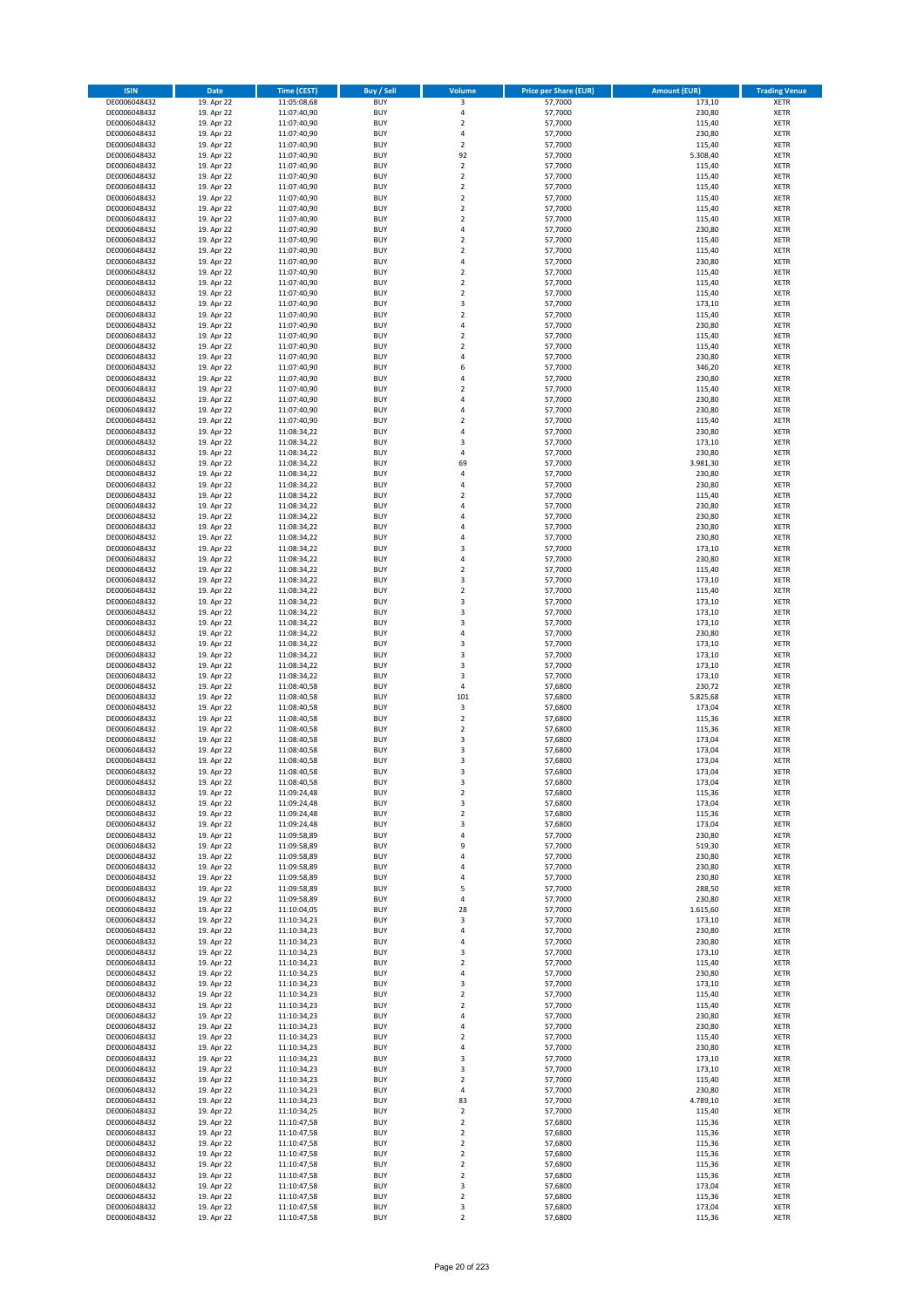| ISIN | Date | Time (CEST) | Buy / Sell | Volume | Price per Share (EUR) | Amount (EUR) | Trading Venue |
|---|---|---|---|---|---|---|---|
| DE0006048432 | 19. Apr 22 | 11:05:08,68 | BUY | 3 | 57,7000 | 173,10 | XETR |
| DE0006048432 | 19. Apr 22 | 11:07:40,90 | BUY | 4 | 57,7000 | 230,80 | XETR |
| DE0006048432 | 19. Apr 22 | 11:07:40,90 | BUY | 2 | 57,7000 | 115,40 | XETR |
| DE0006048432 | 19. Apr 22 | 11:07:40,90 | BUY | 4 | 57,7000 | 230,80 | XETR |
| DE0006048432 | 19. Apr 22 | 11:07:40,90 | BUY | 2 | 57,7000 | 115,40 | XETR |
| DE0006048432 | 19. Apr 22 | 11:07:40,90 | BUY | 92 | 57,7000 | 5.308,40 | XETR |
| DE0006048432 | 19. Apr 22 | 11:07:40,90 | BUY | 2 | 57,7000 | 115,40 | XETR |
| DE0006048432 | 19. Apr 22 | 11:07:40,90 | BUY | 2 | 57,7000 | 115,40 | XETR |
| DE0006048432 | 19. Apr 22 | 11:07:40,90 | BUY | 2 | 57,7000 | 115,40 | XETR |
| DE0006048432 | 19. Apr 22 | 11:07:40,90 | BUY | 2 | 57,7000 | 115,40 | XETR |
| DE0006048432 | 19. Apr 22 | 11:07:40,90 | BUY | 2 | 57,7000 | 115,40 | XETR |
| DE0006048432 | 19. Apr 22 | 11:07:40,90 | BUY | 2 | 57,7000 | 115,40 | XETR |
| DE0006048432 | 19. Apr 22 | 11:07:40,90 | BUY | 4 | 57,7000 | 230,80 | XETR |
| DE0006048432 | 19. Apr 22 | 11:07:40,90 | BUY | 2 | 57,7000 | 115,40 | XETR |
| DE0006048432 | 19. Apr 22 | 11:07:40,90 | BUY | 2 | 57,7000 | 115,40 | XETR |
| DE0006048432 | 19. Apr 22 | 11:07:40,90 | BUY | 4 | 57,7000 | 230,80 | XETR |
| DE0006048432 | 19. Apr 22 | 11:07:40,90 | BUY | 2 | 57,7000 | 115,40 | XETR |
| DE0006048432 | 19. Apr 22 | 11:07:40,90 | BUY | 2 | 57,7000 | 115,40 | XETR |
| DE0006048432 | 19. Apr 22 | 11:07:40,90 | BUY | 2 | 57,7000 | 115,40 | XETR |
| DE0006048432 | 19. Apr 22 | 11:07:40,90 | BUY | 3 | 57,7000 | 173,10 | XETR |
| DE0006048432 | 19. Apr 22 | 11:07:40,90 | BUY | 2 | 57,7000 | 115,40 | XETR |
| DE0006048432 | 19. Apr 22 | 11:07:40,90 | BUY | 4 | 57,7000 | 230,80 | XETR |
| DE0006048432 | 19. Apr 22 | 11:07:40,90 | BUY | 2 | 57,7000 | 115,40 | XETR |
| DE0006048432 | 19. Apr 22 | 11:07:40,90 | BUY | 2 | 57,7000 | 115,40 | XETR |
| DE0006048432 | 19. Apr 22 | 11:07:40,90 | BUY | 4 | 57,7000 | 230,80 | XETR |
| DE0006048432 | 19. Apr 22 | 11:07:40,90 | BUY | 6 | 57,7000 | 346,20 | XETR |
| DE0006048432 | 19. Apr 22 | 11:07:40,90 | BUY | 4 | 57,7000 | 230,80 | XETR |
| DE0006048432 | 19. Apr 22 | 11:07:40,90 | BUY | 2 | 57,7000 | 115,40 | XETR |
| DE0006048432 | 19. Apr 22 | 11:07:40,90 | BUY | 4 | 57,7000 | 230,80 | XETR |
| DE0006048432 | 19. Apr 22 | 11:07:40,90 | BUY | 4 | 57,7000 | 230,80 | XETR |
| DE0006048432 | 19. Apr 22 | 11:07:40,90 | BUY | 2 | 57,7000 | 115,40 | XETR |
| DE0006048432 | 19. Apr 22 | 11:08:34,22 | BUY | 4 | 57,7000 | 230,80 | XETR |
| DE0006048432 | 19. Apr 22 | 11:08:34,22 | BUY | 3 | 57,7000 | 173,10 | XETR |
| DE0006048432 | 19. Apr 22 | 11:08:34,22 | BUY | 4 | 57,7000 | 230,80 | XETR |
| DE0006048432 | 19. Apr 22 | 11:08:34,22 | BUY | 69 | 57,7000 | 3.981,30 | XETR |
| DE0006048432 | 19. Apr 22 | 11:08:34,22 | BUY | 4 | 57,7000 | 230,80 | XETR |
| DE0006048432 | 19. Apr 22 | 11:08:34,22 | BUY | 4 | 57,7000 | 230,80 | XETR |
| DE0006048432 | 19. Apr 22 | 11:08:34,22 | BUY | 2 | 57,7000 | 115,40 | XETR |
| DE0006048432 | 19. Apr 22 | 11:08:34,22 | BUY | 4 | 57,7000 | 230,80 | XETR |
| DE0006048432 | 19. Apr 22 | 11:08:34,22 | BUY | 4 | 57,7000 | 230,80 | XETR |
| DE0006048432 | 19. Apr 22 | 11:08:34,22 | BUY | 4 | 57,7000 | 230,80 | XETR |
| DE0006048432 | 19. Apr 22 | 11:08:34,22 | BUY | 4 | 57,7000 | 230,80 | XETR |
| DE0006048432 | 19. Apr 22 | 11:08:34,22 | BUY | 3 | 57,7000 | 173,10 | XETR |
| DE0006048432 | 19. Apr 22 | 11:08:34,22 | BUY | 4 | 57,7000 | 230,80 | XETR |
| DE0006048432 | 19. Apr 22 | 11:08:34,22 | BUY | 2 | 57,7000 | 115,40 | XETR |
| DE0006048432 | 19. Apr 22 | 11:08:34,22 | BUY | 3 | 57,7000 | 173,10 | XETR |
| DE0006048432 | 19. Apr 22 | 11:08:34,22 | BUY | 2 | 57,7000 | 115,40 | XETR |
| DE0006048432 | 19. Apr 22 | 11:08:34,22 | BUY | 3 | 57,7000 | 173,10 | XETR |
| DE0006048432 | 19. Apr 22 | 11:08:34,22 | BUY | 3 | 57,7000 | 173,10 | XETR |
| DE0006048432 | 19. Apr 22 | 11:08:34,22 | BUY | 3 | 57,7000 | 173,10 | XETR |
| DE0006048432 | 19. Apr 22 | 11:08:34,22 | BUY | 4 | 57,7000 | 230,80 | XETR |
| DE0006048432 | 19. Apr 22 | 11:08:34,22 | BUY | 3 | 57,7000 | 173,10 | XETR |
| DE0006048432 | 19. Apr 22 | 11:08:34,22 | BUY | 3 | 57,7000 | 173,10 | XETR |
| DE0006048432 | 19. Apr 22 | 11:08:34,22 | BUY | 3 | 57,7000 | 173,10 | XETR |
| DE0006048432 | 19. Apr 22 | 11:08:34,22 | BUY | 3 | 57,7000 | 173,10 | XETR |
| DE0006048432 | 19. Apr 22 | 11:08:40,58 | BUY | 4 | 57,6800 | 230,72 | XETR |
| DE0006048432 | 19. Apr 22 | 11:08:40,58 | BUY | 101 | 57,6800 | 5.825,68 | XETR |
| DE0006048432 | 19. Apr 22 | 11:08:40,58 | BUY | 3 | 57,6800 | 173,04 | XETR |
| DE0006048432 | 19. Apr 22 | 11:08:40,58 | BUY | 2 | 57,6800 | 115,36 | XETR |
| DE0006048432 | 19. Apr 22 | 11:08:40,58 | BUY | 2 | 57,6800 | 115,36 | XETR |
| DE0006048432 | 19. Apr 22 | 11:08:40,58 | BUY | 3 | 57,6800 | 173,04 | XETR |
| DE0006048432 | 19. Apr 22 | 11:08:40,58 | BUY | 3 | 57,6800 | 173,04 | XETR |
| DE0006048432 | 19. Apr 22 | 11:08:40,58 | BUY | 3 | 57,6800 | 173,04 | XETR |
| DE0006048432 | 19. Apr 22 | 11:08:40,58 | BUY | 3 | 57,6800 | 173,04 | XETR |
| DE0006048432 | 19. Apr 22 | 11:08:40,58 | BUY | 3 | 57,6800 | 173,04 | XETR |
| DE0006048432 | 19. Apr 22 | 11:09:24,48 | BUY | 2 | 57,6800 | 115,36 | XETR |
| DE0006048432 | 19. Apr 22 | 11:09:24,48 | BUY | 3 | 57,6800 | 173,04 | XETR |
| DE0006048432 | 19. Apr 22 | 11:09:24,48 | BUY | 2 | 57,6800 | 115,36 | XETR |
| DE0006048432 | 19. Apr 22 | 11:09:24,48 | BUY | 3 | 57,6800 | 173,04 | XETR |
| DE0006048432 | 19. Apr 22 | 11:09:58,89 | BUY | 4 | 57,7000 | 230,80 | XETR |
| DE0006048432 | 19. Apr 22 | 11:09:58,89 | BUY | 9 | 57,7000 | 519,30 | XETR |
| DE0006048432 | 19. Apr 22 | 11:09:58,89 | BUY | 4 | 57,7000 | 230,80 | XETR |
| DE0006048432 | 19. Apr 22 | 11:09:58,89 | BUY | 4 | 57,7000 | 230,80 | XETR |
| DE0006048432 | 19. Apr 22 | 11:09:58,89 | BUY | 4 | 57,7000 | 230,80 | XETR |
| DE0006048432 | 19. Apr 22 | 11:09:58,89 | BUY | 5 | 57,7000 | 288,50 | XETR |
| DE0006048432 | 19. Apr 22 | 11:09:58,89 | BUY | 4 | 57,7000 | 230,80 | XETR |
| DE0006048432 | 19. Apr 22 | 11:10:04,05 | BUY | 28 | 57,7000 | 1.615,60 | XETR |
| DE0006048432 | 19. Apr 22 | 11:10:34,23 | BUY | 3 | 57,7000 | 173,10 | XETR |
| DE0006048432 | 19. Apr 22 | 11:10:34,23 | BUY | 4 | 57,7000 | 230,80 | XETR |
| DE0006048432 | 19. Apr 22 | 11:10:34,23 | BUY | 4 | 57,7000 | 230,80 | XETR |
| DE0006048432 | 19. Apr 22 | 11:10:34,23 | BUY | 3 | 57,7000 | 173,10 | XETR |
| DE0006048432 | 19. Apr 22 | 11:10:34,23 | BUY | 2 | 57,7000 | 115,40 | XETR |
| DE0006048432 | 19. Apr 22 | 11:10:34,23 | BUY | 4 | 57,7000 | 230,80 | XETR |
| DE0006048432 | 19. Apr 22 | 11:10:34,23 | BUY | 3 | 57,7000 | 173,10 | XETR |
| DE0006048432 | 19. Apr 22 | 11:10:34,23 | BUY | 2 | 57,7000 | 115,40 | XETR |
| DE0006048432 | 19. Apr 22 | 11:10:34,23 | BUY | 2 | 57,7000 | 115,40 | XETR |
| DE0006048432 | 19. Apr 22 | 11:10:34,23 | BUY | 4 | 57,7000 | 230,80 | XETR |
| DE0006048432 | 19. Apr 22 | 11:10:34,23 | BUY | 4 | 57,7000 | 230,80 | XETR |
| DE0006048432 | 19. Apr 22 | 11:10:34,23 | BUY | 2 | 57,7000 | 115,40 | XETR |
| DE0006048432 | 19. Apr 22 | 11:10:34,23 | BUY | 4 | 57,7000 | 230,80 | XETR |
| DE0006048432 | 19. Apr 22 | 11:10:34,23 | BUY | 3 | 57,7000 | 173,10 | XETR |
| DE0006048432 | 19. Apr 22 | 11:10:34,23 | BUY | 3 | 57,7000 | 173,10 | XETR |
| DE0006048432 | 19. Apr 22 | 11:10:34,23 | BUY | 2 | 57,7000 | 115,40 | XETR |
| DE0006048432 | 19. Apr 22 | 11:10:34,23 | BUY | 4 | 57,7000 | 230,80 | XETR |
| DE0006048432 | 19. Apr 22 | 11:10:34,23 | BUY | 83 | 57,7000 | 4.789,10 | XETR |
| DE0006048432 | 19. Apr 22 | 11:10:34,25 | BUY | 2 | 57,7000 | 115,40 | XETR |
| DE0006048432 | 19. Apr 22 | 11:10:47,58 | BUY | 2 | 57,6800 | 115,36 | XETR |
| DE0006048432 | 19. Apr 22 | 11:10:47,58 | BUY | 2 | 57,6800 | 115,36 | XETR |
| DE0006048432 | 19. Apr 22 | 11:10:47,58 | BUY | 2 | 57,6800 | 115,36 | XETR |
| DE0006048432 | 19. Apr 22 | 11:10:47,58 | BUY | 2 | 57,6800 | 115,36 | XETR |
| DE0006048432 | 19. Apr 22 | 11:10:47,58 | BUY | 2 | 57,6800 | 115,36 | XETR |
| DE0006048432 | 19. Apr 22 | 11:10:47,58 | BUY | 2 | 57,6800 | 115,36 | XETR |
| DE0006048432 | 19. Apr 22 | 11:10:47,58 | BUY | 3 | 57,6800 | 173,04 | XETR |
| DE0006048432 | 19. Apr 22 | 11:10:47,58 | BUY | 2 | 57,6800 | 115,36 | XETR |
| DE0006048432 | 19. Apr 22 | 11:10:47,58 | BUY | 3 | 57,6800 | 173,04 | XETR |
| DE0006048432 | 19. Apr 22 | 11:10:47,58 | BUY | 2 | 57,6800 | 115,36 | XETR |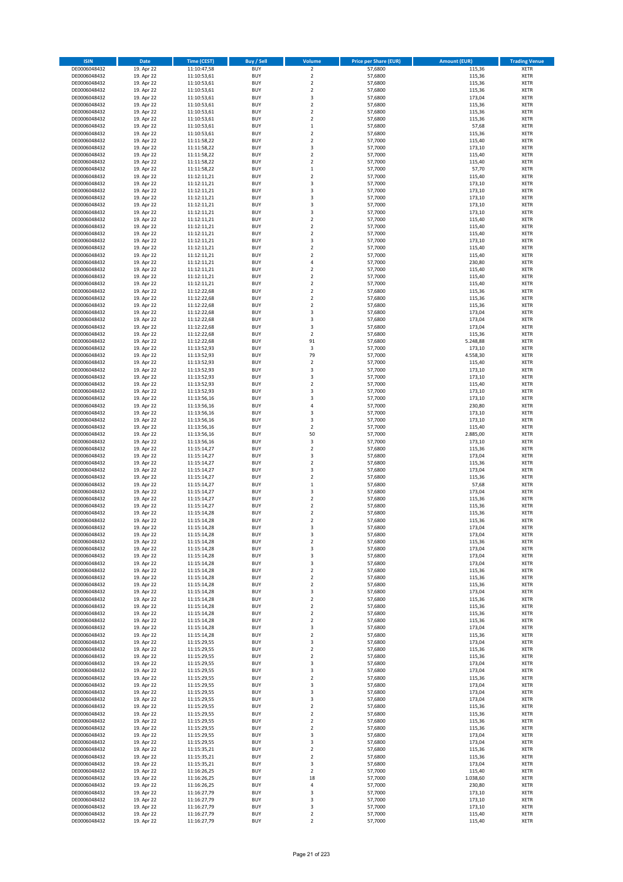| ISIN | Date | Time (CEST) | Buy / Sell | Volume | Price per Share (EUR) | Amount (EUR) | Trading Venue |
|---|---|---|---|---|---|---|---|
| DE0006048432 | 19. Apr 22 | 11:10:47,58 | BUY | 2 | 57,6800 | 115,36 | XETR |
| DE0006048432 | 19. Apr 22 | 11:10:53,61 | BUY | 2 | 57,6800 | 115,36 | XETR |
| DE0006048432 | 19. Apr 22 | 11:10:53,61 | BUY | 2 | 57,6800 | 115,36 | XETR |
| DE0006048432 | 19. Apr 22 | 11:10:53,61 | BUY | 2 | 57,6800 | 115,36 | XETR |
| DE0006048432 | 19. Apr 22 | 11:10:53,61 | BUY | 3 | 57,6800 | 173,04 | XETR |
| DE0006048432 | 19. Apr 22 | 11:10:53,61 | BUY | 2 | 57,6800 | 115,36 | XETR |
| DE0006048432 | 19. Apr 22 | 11:10:53,61 | BUY | 2 | 57,6800 | 115,36 | XETR |
| DE0006048432 | 19. Apr 22 | 11:10:53,61 | BUY | 2 | 57,6800 | 115,36 | XETR |
| DE0006048432 | 19. Apr 22 | 11:10:53,61 | BUY | 1 | 57,6800 | 57,68 | XETR |
| DE0006048432 | 19. Apr 22 | 11:10:53,61 | BUY | 2 | 57,6800 | 115,36 | XETR |
| DE0006048432 | 19. Apr 22 | 11:11:58,22 | BUY | 2 | 57,7000 | 115,40 | XETR |
| DE0006048432 | 19. Apr 22 | 11:11:58,22 | BUY | 3 | 57,7000 | 173,10 | XETR |
| DE0006048432 | 19. Apr 22 | 11:11:58,22 | BUY | 2 | 57,7000 | 115,40 | XETR |
| DE0006048432 | 19. Apr 22 | 11:11:58,22 | BUY | 2 | 57,7000 | 115,40 | XETR |
| DE0006048432 | 19. Apr 22 | 11:11:58,22 | BUY | 1 | 57,7000 | 57,70 | XETR |
| DE0006048432 | 19. Apr 22 | 11:12:11,21 | BUY | 2 | 57,7000 | 115,40 | XETR |
| DE0006048432 | 19. Apr 22 | 11:12:11,21 | BUY | 3 | 57,7000 | 173,10 | XETR |
| DE0006048432 | 19. Apr 22 | 11:12:11,21 | BUY | 3 | 57,7000 | 173,10 | XETR |
| DE0006048432 | 19. Apr 22 | 11:12:11,21 | BUY | 3 | 57,7000 | 173,10 | XETR |
| DE0006048432 | 19. Apr 22 | 11:12:11,21 | BUY | 3 | 57,7000 | 173,10 | XETR |
| DE0006048432 | 19. Apr 22 | 11:12:11,21 | BUY | 3 | 57,7000 | 173,10 | XETR |
| DE0006048432 | 19. Apr 22 | 11:12:11,21 | BUY | 2 | 57,7000 | 115,40 | XETR |
| DE0006048432 | 19. Apr 22 | 11:12:11,21 | BUY | 2 | 57,7000 | 115,40 | XETR |
| DE0006048432 | 19. Apr 22 | 11:12:11,21 | BUY | 2 | 57,7000 | 115,40 | XETR |
| DE0006048432 | 19. Apr 22 | 11:12:11,21 | BUY | 3 | 57,7000 | 173,10 | XETR |
| DE0006048432 | 19. Apr 22 | 11:12:11,21 | BUY | 2 | 57,7000 | 115,40 | XETR |
| DE0006048432 | 19. Apr 22 | 11:12:11,21 | BUY | 2 | 57,7000 | 115,40 | XETR |
| DE0006048432 | 19. Apr 22 | 11:12:11,21 | BUY | 4 | 57,7000 | 230,80 | XETR |
| DE0006048432 | 19. Apr 22 | 11:12:11,21 | BUY | 2 | 57,7000 | 115,40 | XETR |
| DE0006048432 | 19. Apr 22 | 11:12:11,21 | BUY | 2 | 57,7000 | 115,40 | XETR |
| DE0006048432 | 19. Apr 22 | 11:12:11,21 | BUY | 2 | 57,7000 | 115,40 | XETR |
| DE0006048432 | 19. Apr 22 | 11:12:22,68 | BUY | 2 | 57,6800 | 115,36 | XETR |
| DE0006048432 | 19. Apr 22 | 11:12:22,68 | BUY | 2 | 57,6800 | 115,36 | XETR |
| DE0006048432 | 19. Apr 22 | 11:12:22,68 | BUY | 2 | 57,6800 | 115,36 | XETR |
| DE0006048432 | 19. Apr 22 | 11:12:22,68 | BUY | 3 | 57,6800 | 173,04 | XETR |
| DE0006048432 | 19. Apr 22 | 11:12:22,68 | BUY | 3 | 57,6800 | 173,04 | XETR |
| DE0006048432 | 19. Apr 22 | 11:12:22,68 | BUY | 3 | 57,6800 | 173,04 | XETR |
| DE0006048432 | 19. Apr 22 | 11:12:22,68 | BUY | 2 | 57,6800 | 115,36 | XETR |
| DE0006048432 | 19. Apr 22 | 11:12:22,68 | BUY | 91 | 57,6800 | 5.248,88 | XETR |
| DE0006048432 | 19. Apr 22 | 11:13:52,93 | BUY | 3 | 57,7000 | 173,10 | XETR |
| DE0006048432 | 19. Apr 22 | 11:13:52,93 | BUY | 79 | 57,7000 | 4.558,30 | XETR |
| DE0006048432 | 19. Apr 22 | 11:13:52,93 | BUY | 2 | 57,7000 | 115,40 | XETR |
| DE0006048432 | 19. Apr 22 | 11:13:52,93 | BUY | 3 | 57,7000 | 173,10 | XETR |
| DE0006048432 | 19. Apr 22 | 11:13:52,93 | BUY | 3 | 57,7000 | 173,10 | XETR |
| DE0006048432 | 19. Apr 22 | 11:13:52,93 | BUY | 2 | 57,7000 | 115,40 | XETR |
| DE0006048432 | 19. Apr 22 | 11:13:52,93 | BUY | 3 | 57,7000 | 173,10 | XETR |
| DE0006048432 | 19. Apr 22 | 11:13:56,16 | BUY | 3 | 57,7000 | 173,10 | XETR |
| DE0006048432 | 19. Apr 22 | 11:13:56,16 | BUY | 4 | 57,7000 | 230,80 | XETR |
| DE0006048432 | 19. Apr 22 | 11:13:56,16 | BUY | 3 | 57,7000 | 173,10 | XETR |
| DE0006048432 | 19. Apr 22 | 11:13:56,16 | BUY | 3 | 57,7000 | 173,10 | XETR |
| DE0006048432 | 19. Apr 22 | 11:13:56,16 | BUY | 2 | 57,7000 | 115,40 | XETR |
| DE0006048432 | 19. Apr 22 | 11:13:56,16 | BUY | 50 | 57,7000 | 2.885,00 | XETR |
| DE0006048432 | 19. Apr 22 | 11:13:56,16 | BUY | 3 | 57,7000 | 173,10 | XETR |
| DE0006048432 | 19. Apr 22 | 11:15:14,27 | BUY | 2 | 57,6800 | 115,36 | XETR |
| DE0006048432 | 19. Apr 22 | 11:15:14,27 | BUY | 3 | 57,6800 | 173,04 | XETR |
| DE0006048432 | 19. Apr 22 | 11:15:14,27 | BUY | 2 | 57,6800 | 115,36 | XETR |
| DE0006048432 | 19. Apr 22 | 11:15:14,27 | BUY | 3 | 57,6800 | 173,04 | XETR |
| DE0006048432 | 19. Apr 22 | 11:15:14,27 | BUY | 2 | 57,6800 | 115,36 | XETR |
| DE0006048432 | 19. Apr 22 | 11:15:14,27 | BUY | 1 | 57,6800 | 57,68 | XETR |
| DE0006048432 | 19. Apr 22 | 11:15:14,27 | BUY | 3 | 57,6800 | 173,04 | XETR |
| DE0006048432 | 19. Apr 22 | 11:15:14,27 | BUY | 2 | 57,6800 | 115,36 | XETR |
| DE0006048432 | 19. Apr 22 | 11:15:14,27 | BUY | 2 | 57,6800 | 115,36 | XETR |
| DE0006048432 | 19. Apr 22 | 11:15:14,28 | BUY | 2 | 57,6800 | 115,36 | XETR |
| DE0006048432 | 19. Apr 22 | 11:15:14,28 | BUY | 2 | 57,6800 | 115,36 | XETR |
| DE0006048432 | 19. Apr 22 | 11:15:14,28 | BUY | 3 | 57,6800 | 173,04 | XETR |
| DE0006048432 | 19. Apr 22 | 11:15:14,28 | BUY | 3 | 57,6800 | 173,04 | XETR |
| DE0006048432 | 19. Apr 22 | 11:15:14,28 | BUY | 2 | 57,6800 | 115,36 | XETR |
| DE0006048432 | 19. Apr 22 | 11:15:14,28 | BUY | 3 | 57,6800 | 173,04 | XETR |
| DE0006048432 | 19. Apr 22 | 11:15:14,28 | BUY | 3 | 57,6800 | 173,04 | XETR |
| DE0006048432 | 19. Apr 22 | 11:15:14,28 | BUY | 3 | 57,6800 | 173,04 | XETR |
| DE0006048432 | 19. Apr 22 | 11:15:14,28 | BUY | 2 | 57,6800 | 115,36 | XETR |
| DE0006048432 | 19. Apr 22 | 11:15:14,28 | BUY | 2 | 57,6800 | 115,36 | XETR |
| DE0006048432 | 19. Apr 22 | 11:15:14,28 | BUY | 2 | 57,6800 | 115,36 | XETR |
| DE0006048432 | 19. Apr 22 | 11:15:14,28 | BUY | 3 | 57,6800 | 173,04 | XETR |
| DE0006048432 | 19. Apr 22 | 11:15:14,28 | BUY | 2 | 57,6800 | 115,36 | XETR |
| DE0006048432 | 19. Apr 22 | 11:15:14,28 | BUY | 2 | 57,6800 | 115,36 | XETR |
| DE0006048432 | 19. Apr 22 | 11:15:14,28 | BUY | 2 | 57,6800 | 115,36 | XETR |
| DE0006048432 | 19. Apr 22 | 11:15:14,28 | BUY | 2 | 57,6800 | 115,36 | XETR |
| DE0006048432 | 19. Apr 22 | 11:15:14,28 | BUY | 3 | 57,6800 | 173,04 | XETR |
| DE0006048432 | 19. Apr 22 | 11:15:14,28 | BUY | 2 | 57,6800 | 115,36 | XETR |
| DE0006048432 | 19. Apr 22 | 11:15:29,55 | BUY | 3 | 57,6800 | 173,04 | XETR |
| DE0006048432 | 19. Apr 22 | 11:15:29,55 | BUY | 2 | 57,6800 | 115,36 | XETR |
| DE0006048432 | 19. Apr 22 | 11:15:29,55 | BUY | 2 | 57,6800 | 115,36 | XETR |
| DE0006048432 | 19. Apr 22 | 11:15:29,55 | BUY | 3 | 57,6800 | 173,04 | XETR |
| DE0006048432 | 19. Apr 22 | 11:15:29,55 | BUY | 3 | 57,6800 | 173,04 | XETR |
| DE0006048432 | 19. Apr 22 | 11:15:29,55 | BUY | 2 | 57,6800 | 115,36 | XETR |
| DE0006048432 | 19. Apr 22 | 11:15:29,55 | BUY | 3 | 57,6800 | 173,04 | XETR |
| DE0006048432 | 19. Apr 22 | 11:15:29,55 | BUY | 3 | 57,6800 | 173,04 | XETR |
| DE0006048432 | 19. Apr 22 | 11:15:29,55 | BUY | 3 | 57,6800 | 173,04 | XETR |
| DE0006048432 | 19. Apr 22 | 11:15:29,55 | BUY | 2 | 57,6800 | 115,36 | XETR |
| DE0006048432 | 19. Apr 22 | 11:15:29,55 | BUY | 2 | 57,6800 | 115,36 | XETR |
| DE0006048432 | 19. Apr 22 | 11:15:29,55 | BUY | 2 | 57,6800 | 115,36 | XETR |
| DE0006048432 | 19. Apr 22 | 11:15:29,55 | BUY | 2 | 57,6800 | 115,36 | XETR |
| DE0006048432 | 19. Apr 22 | 11:15:29,55 | BUY | 3 | 57,6800 | 173,04 | XETR |
| DE0006048432 | 19. Apr 22 | 11:15:29,55 | BUY | 3 | 57,6800 | 173,04 | XETR |
| DE0006048432 | 19. Apr 22 | 11:15:35,21 | BUY | 2 | 57,6800 | 115,36 | XETR |
| DE0006048432 | 19. Apr 22 | 11:15:35,21 | BUY | 2 | 57,6800 | 115,36 | XETR |
| DE0006048432 | 19. Apr 22 | 11:15:35,21 | BUY | 3 | 57,6800 | 173,04 | XETR |
| DE0006048432 | 19. Apr 22 | 11:16:26,25 | BUY | 2 | 57,7000 | 115,40 | XETR |
| DE0006048432 | 19. Apr 22 | 11:16:26,25 | BUY | 18 | 57,7000 | 1.038,60 | XETR |
| DE0006048432 | 19. Apr 22 | 11:16:26,25 | BUY | 4 | 57,7000 | 230,80 | XETR |
| DE0006048432 | 19. Apr 22 | 11:16:27,79 | BUY | 3 | 57,7000 | 173,10 | XETR |
| DE0006048432 | 19. Apr 22 | 11:16:27,79 | BUY | 3 | 57,7000 | 173,10 | XETR |
| DE0006048432 | 19. Apr 22 | 11:16:27,79 | BUY | 3 | 57,7000 | 173,10 | XETR |
| DE0006048432 | 19. Apr 22 | 11:16:27,79 | BUY | 2 | 57,7000 | 115,40 | XETR |
| DE0006048432 | 19. Apr 22 | 11:16:27,79 | BUY | 2 | 57,7000 | 115,40 | XETR |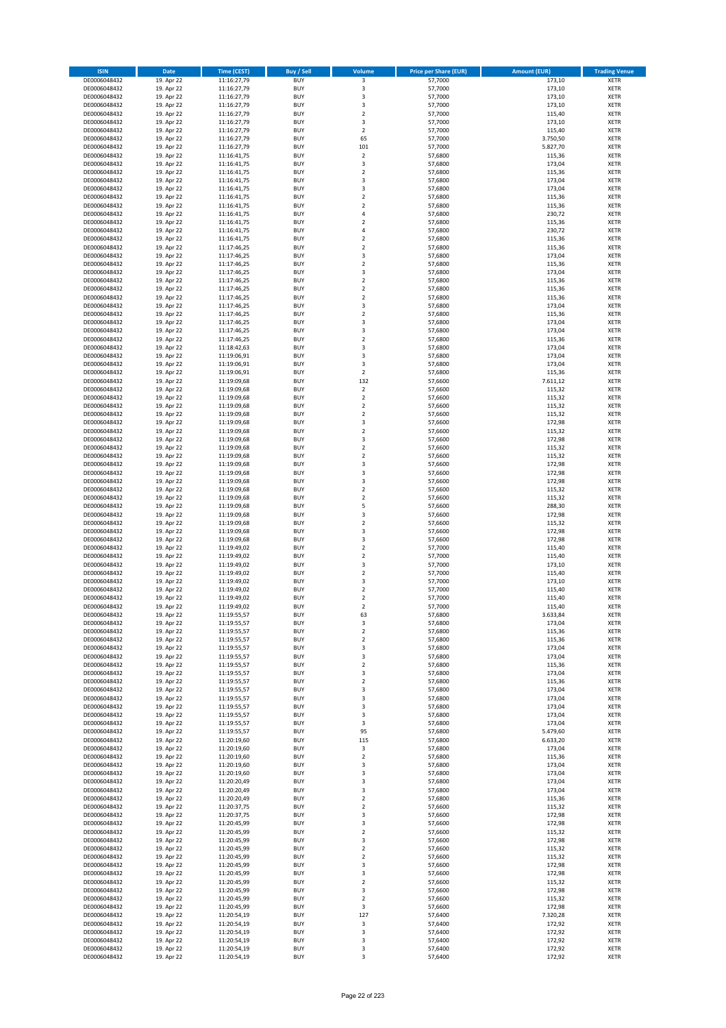| ISIN | Date | Time (CEST) | Buy / Sell | Volume | Price per Share (EUR) | Amount (EUR) | Trading Venue |
|---|---|---|---|---|---|---|---|
| DE0006048432 | 19. Apr 22 | 11:16:27,79 | BUY | 3 | 57,7000 | 173,10 | XETR |
| DE0006048432 | 19. Apr 22 | 11:16:27,79 | BUY | 3 | 57,7000 | 173,10 | XETR |
| DE0006048432 | 19. Apr 22 | 11:16:27,79 | BUY | 3 | 57,7000 | 173,10 | XETR |
| DE0006048432 | 19. Apr 22 | 11:16:27,79 | BUY | 3 | 57,7000 | 173,10 | XETR |
| DE0006048432 | 19. Apr 22 | 11:16:27,79 | BUY | 2 | 57,7000 | 115,40 | XETR |
| DE0006048432 | 19. Apr 22 | 11:16:27,79 | BUY | 3 | 57,7000 | 173,10 | XETR |
| DE0006048432 | 19. Apr 22 | 11:16:27,79 | BUY | 2 | 57,7000 | 115,40 | XETR |
| DE0006048432 | 19. Apr 22 | 11:16:27,79 | BUY | 65 | 57,7000 | 3.750,50 | XETR |
| DE0006048432 | 19. Apr 22 | 11:16:27,79 | BUY | 101 | 57,7000 | 5.827,70 | XETR |
| DE0006048432 | 19. Apr 22 | 11:16:41,75 | BUY | 2 | 57,6800 | 115,36 | XETR |
| DE0006048432 | 19. Apr 22 | 11:16:41,75 | BUY | 3 | 57,6800 | 173,04 | XETR |
| DE0006048432 | 19. Apr 22 | 11:16:41,75 | BUY | 2 | 57,6800 | 115,36 | XETR |
| DE0006048432 | 19. Apr 22 | 11:16:41,75 | BUY | 3 | 57,6800 | 173,04 | XETR |
| DE0006048432 | 19. Apr 22 | 11:16:41,75 | BUY | 3 | 57,6800 | 173,04 | XETR |
| DE0006048432 | 19. Apr 22 | 11:16:41,75 | BUY | 2 | 57,6800 | 115,36 | XETR |
| DE0006048432 | 19. Apr 22 | 11:16:41,75 | BUY | 2 | 57,6800 | 115,36 | XETR |
| DE0006048432 | 19. Apr 22 | 11:16:41,75 | BUY | 4 | 57,6800 | 230,72 | XETR |
| DE0006048432 | 19. Apr 22 | 11:16:41,75 | BUY | 2 | 57,6800 | 115,36 | XETR |
| DE0006048432 | 19. Apr 22 | 11:16:41,75 | BUY | 4 | 57,6800 | 230,72 | XETR |
| DE0006048432 | 19. Apr 22 | 11:16:41,75 | BUY | 2 | 57,6800 | 115,36 | XETR |
| DE0006048432 | 19. Apr 22 | 11:17:46,25 | BUY | 2 | 57,6800 | 115,36 | XETR |
| DE0006048432 | 19. Apr 22 | 11:17:46,25 | BUY | 3 | 57,6800 | 173,04 | XETR |
| DE0006048432 | 19. Apr 22 | 11:17:46,25 | BUY | 2 | 57,6800 | 115,36 | XETR |
| DE0006048432 | 19. Apr 22 | 11:17:46,25 | BUY | 3 | 57,6800 | 173,04 | XETR |
| DE0006048432 | 19. Apr 22 | 11:17:46,25 | BUY | 2 | 57,6800 | 115,36 | XETR |
| DE0006048432 | 19. Apr 22 | 11:17:46,25 | BUY | 2 | 57,6800 | 115,36 | XETR |
| DE0006048432 | 19. Apr 22 | 11:17:46,25 | BUY | 2 | 57,6800 | 115,36 | XETR |
| DE0006048432 | 19. Apr 22 | 11:17:46,25 | BUY | 3 | 57,6800 | 173,04 | XETR |
| DE0006048432 | 19. Apr 22 | 11:17:46,25 | BUY | 2 | 57,6800 | 115,36 | XETR |
| DE0006048432 | 19. Apr 22 | 11:17:46,25 | BUY | 3 | 57,6800 | 173,04 | XETR |
| DE0006048432 | 19. Apr 22 | 11:17:46,25 | BUY | 3 | 57,6800 | 173,04 | XETR |
| DE0006048432 | 19. Apr 22 | 11:17:46,25 | BUY | 2 | 57,6800 | 115,36 | XETR |
| DE0006048432 | 19. Apr 22 | 11:18:42,63 | BUY | 3 | 57,6800 | 173,04 | XETR |
| DE0006048432 | 19. Apr 22 | 11:19:06,91 | BUY | 3 | 57,6800 | 173,04 | XETR |
| DE0006048432 | 19. Apr 22 | 11:19:06,91 | BUY | 3 | 57,6800 | 173,04 | XETR |
| DE0006048432 | 19. Apr 22 | 11:19:06,91 | BUY | 2 | 57,6800 | 115,36 | XETR |
| DE0006048432 | 19. Apr 22 | 11:19:09,68 | BUY | 132 | 57,6600 | 7.611,12 | XETR |
| DE0006048432 | 19. Apr 22 | 11:19:09,68 | BUY | 2 | 57,6600 | 115,32 | XETR |
| DE0006048432 | 19. Apr 22 | 11:19:09,68 | BUY | 2 | 57,6600 | 115,32 | XETR |
| DE0006048432 | 19. Apr 22 | 11:19:09,68 | BUY | 2 | 57,6600 | 115,32 | XETR |
| DE0006048432 | 19. Apr 22 | 11:19:09,68 | BUY | 2 | 57,6600 | 115,32 | XETR |
| DE0006048432 | 19. Apr 22 | 11:19:09,68 | BUY | 3 | 57,6600 | 172,98 | XETR |
| DE0006048432 | 19. Apr 22 | 11:19:09,68 | BUY | 2 | 57,6600 | 115,32 | XETR |
| DE0006048432 | 19. Apr 22 | 11:19:09,68 | BUY | 3 | 57,6600 | 172,98 | XETR |
| DE0006048432 | 19. Apr 22 | 11:19:09,68 | BUY | 2 | 57,6600 | 115,32 | XETR |
| DE0006048432 | 19. Apr 22 | 11:19:09,68 | BUY | 2 | 57,6600 | 115,32 | XETR |
| DE0006048432 | 19. Apr 22 | 11:19:09,68 | BUY | 3 | 57,6600 | 172,98 | XETR |
| DE0006048432 | 19. Apr 22 | 11:19:09,68 | BUY | 3 | 57,6600 | 172,98 | XETR |
| DE0006048432 | 19. Apr 22 | 11:19:09,68 | BUY | 3 | 57,6600 | 172,98 | XETR |
| DE0006048432 | 19. Apr 22 | 11:19:09,68 | BUY | 2 | 57,6600 | 115,32 | XETR |
| DE0006048432 | 19. Apr 22 | 11:19:09,68 | BUY | 2 | 57,6600 | 115,32 | XETR |
| DE0006048432 | 19. Apr 22 | 11:19:09,68 | BUY | 5 | 57,6600 | 288,30 | XETR |
| DE0006048432 | 19. Apr 22 | 11:19:09,68 | BUY | 3 | 57,6600 | 172,98 | XETR |
| DE0006048432 | 19. Apr 22 | 11:19:09,68 | BUY | 2 | 57,6600 | 115,32 | XETR |
| DE0006048432 | 19. Apr 22 | 11:19:09,68 | BUY | 3 | 57,6600 | 172,98 | XETR |
| DE0006048432 | 19. Apr 22 | 11:19:09,68 | BUY | 3 | 57,6600 | 172,98 | XETR |
| DE0006048432 | 19. Apr 22 | 11:19:49,02 | BUY | 2 | 57,7000 | 115,40 | XETR |
| DE0006048432 | 19. Apr 22 | 11:19:49,02 | BUY | 2 | 57,7000 | 115,40 | XETR |
| DE0006048432 | 19. Apr 22 | 11:19:49,02 | BUY | 3 | 57,7000 | 173,10 | XETR |
| DE0006048432 | 19. Apr 22 | 11:19:49,02 | BUY | 2 | 57,7000 | 115,40 | XETR |
| DE0006048432 | 19. Apr 22 | 11:19:49,02 | BUY | 3 | 57,7000 | 173,10 | XETR |
| DE0006048432 | 19. Apr 22 | 11:19:49,02 | BUY | 2 | 57,7000 | 115,40 | XETR |
| DE0006048432 | 19. Apr 22 | 11:19:49,02 | BUY | 2 | 57,7000 | 115,40 | XETR |
| DE0006048432 | 19. Apr 22 | 11:19:49,02 | BUY | 2 | 57,7000 | 115,40 | XETR |
| DE0006048432 | 19. Apr 22 | 11:19:55,57 | BUY | 63 | 57,6800 | 3.633,84 | XETR |
| DE0006048432 | 19. Apr 22 | 11:19:55,57 | BUY | 3 | 57,6800 | 173,04 | XETR |
| DE0006048432 | 19. Apr 22 | 11:19:55,57 | BUY | 2 | 57,6800 | 115,36 | XETR |
| DE0006048432 | 19. Apr 22 | 11:19:55,57 | BUY | 2 | 57,6800 | 115,36 | XETR |
| DE0006048432 | 19. Apr 22 | 11:19:55,57 | BUY | 3 | 57,6800 | 173,04 | XETR |
| DE0006048432 | 19. Apr 22 | 11:19:55,57 | BUY | 3 | 57,6800 | 173,04 | XETR |
| DE0006048432 | 19. Apr 22 | 11:19:55,57 | BUY | 2 | 57,6800 | 115,36 | XETR |
| DE0006048432 | 19. Apr 22 | 11:19:55,57 | BUY | 3 | 57,6800 | 173,04 | XETR |
| DE0006048432 | 19. Apr 22 | 11:19:55,57 | BUY | 2 | 57,6800 | 115,36 | XETR |
| DE0006048432 | 19. Apr 22 | 11:19:55,57 | BUY | 3 | 57,6800 | 173,04 | XETR |
| DE0006048432 | 19. Apr 22 | 11:19:55,57 | BUY | 3 | 57,6800 | 173,04 | XETR |
| DE0006048432 | 19. Apr 22 | 11:19:55,57 | BUY | 3 | 57,6800 | 173,04 | XETR |
| DE0006048432 | 19. Apr 22 | 11:19:55,57 | BUY | 3 | 57,6800 | 173,04 | XETR |
| DE0006048432 | 19. Apr 22 | 11:19:55,57 | BUY | 3 | 57,6800 | 173,04 | XETR |
| DE0006048432 | 19. Apr 22 | 11:19:55,57 | BUY | 95 | 57,6800 | 5.479,60 | XETR |
| DE0006048432 | 19. Apr 22 | 11:20:19,60 | BUY | 115 | 57,6800 | 6.633,20 | XETR |
| DE0006048432 | 19. Apr 22 | 11:20:19,60 | BUY | 3 | 57,6800 | 173,04 | XETR |
| DE0006048432 | 19. Apr 22 | 11:20:19,60 | BUY | 2 | 57,6800 | 115,36 | XETR |
| DE0006048432 | 19. Apr 22 | 11:20:19,60 | BUY | 3 | 57,6800 | 173,04 | XETR |
| DE0006048432 | 19. Apr 22 | 11:20:19,60 | BUY | 3 | 57,6800 | 173,04 | XETR |
| DE0006048432 | 19. Apr 22 | 11:20:20,49 | BUY | 3 | 57,6800 | 173,04 | XETR |
| DE0006048432 | 19. Apr 22 | 11:20:20,49 | BUY | 3 | 57,6800 | 173,04 | XETR |
| DE0006048432 | 19. Apr 22 | 11:20:20,49 | BUY | 2 | 57,6800 | 115,36 | XETR |
| DE0006048432 | 19. Apr 22 | 11:20:37,75 | BUY | 2 | 57,6600 | 115,32 | XETR |
| DE0006048432 | 19. Apr 22 | 11:20:37,75 | BUY | 3 | 57,6600 | 172,98 | XETR |
| DE0006048432 | 19. Apr 22 | 11:20:45,99 | BUY | 3 | 57,6600 | 172,98 | XETR |
| DE0006048432 | 19. Apr 22 | 11:20:45,99 | BUY | 2 | 57,6600 | 115,32 | XETR |
| DE0006048432 | 19. Apr 22 | 11:20:45,99 | BUY | 3 | 57,6600 | 172,98 | XETR |
| DE0006048432 | 19. Apr 22 | 11:20:45,99 | BUY | 2 | 57,6600 | 115,32 | XETR |
| DE0006048432 | 19. Apr 22 | 11:20:45,99 | BUY | 2 | 57,6600 | 115,32 | XETR |
| DE0006048432 | 19. Apr 22 | 11:20:45,99 | BUY | 3 | 57,6600 | 172,98 | XETR |
| DE0006048432 | 19. Apr 22 | 11:20:45,99 | BUY | 3 | 57,6600 | 172,98 | XETR |
| DE0006048432 | 19. Apr 22 | 11:20:45,99 | BUY | 2 | 57,6600 | 115,32 | XETR |
| DE0006048432 | 19. Apr 22 | 11:20:45,99 | BUY | 3 | 57,6600 | 172,98 | XETR |
| DE0006048432 | 19. Apr 22 | 11:20:45,99 | BUY | 2 | 57,6600 | 115,32 | XETR |
| DE0006048432 | 19. Apr 22 | 11:20:45,99 | BUY | 3 | 57,6600 | 172,98 | XETR |
| DE0006048432 | 19. Apr 22 | 11:20:54,19 | BUY | 127 | 57,6400 | 7.320,28 | XETR |
| DE0006048432 | 19. Apr 22 | 11:20:54,19 | BUY | 3 | 57,6400 | 172,92 | XETR |
| DE0006048432 | 19. Apr 22 | 11:20:54,19 | BUY | 3 | 57,6400 | 172,92 | XETR |
| DE0006048432 | 19. Apr 22 | 11:20:54,19 | BUY | 3 | 57,6400 | 172,92 | XETR |
| DE0006048432 | 19. Apr 22 | 11:20:54,19 | BUY | 3 | 57,6400 | 172,92 | XETR |
| DE0006048432 | 19. Apr 22 | 11:20:54,19 | BUY | 3 | 57,6400 | 172,92 | XETR |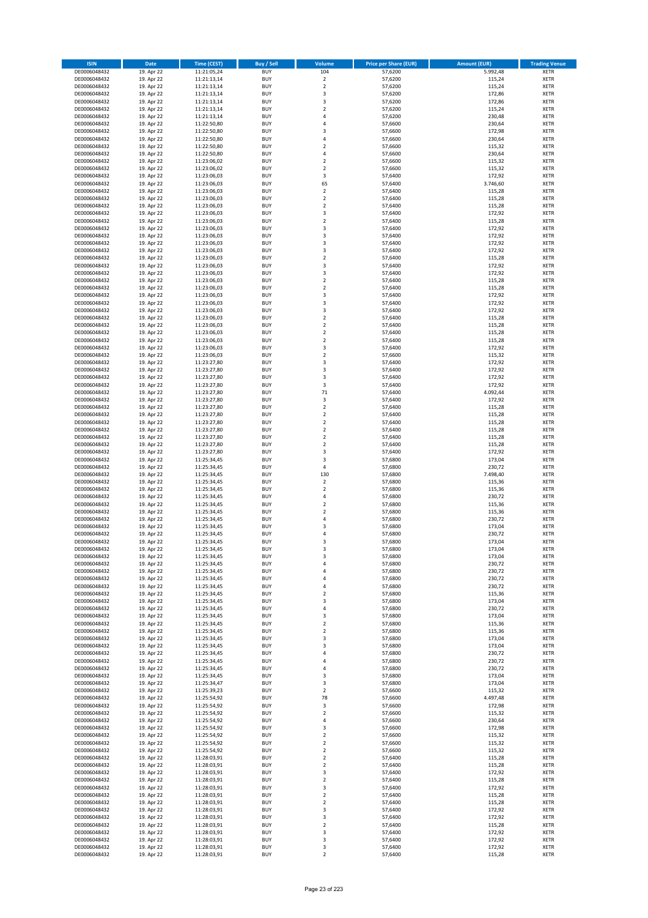| ISIN | Date | Time (CEST) | Buy / Sell | Volume | Price per Share (EUR) | Amount (EUR) | Trading Venue |
|---|---|---|---|---|---|---|---|
| DE0006048432 | 19. Apr 22 | 11:21:05,24 | BUY | 104 | 57,6200 | 5.992,48 | XETR |
| DE0006048432 | 19. Apr 22 | 11:21:13,14 | BUY | 2 | 57,6200 | 115,24 | XETR |
| DE0006048432 | 19. Apr 22 | 11:21:13,14 | BUY | 2 | 57,6200 | 115,24 | XETR |
| DE0006048432 | 19. Apr 22 | 11:21:13,14 | BUY | 3 | 57,6200 | 172,86 | XETR |
| DE0006048432 | 19. Apr 22 | 11:21:13,14 | BUY | 3 | 57,6200 | 172,86 | XETR |
| DE0006048432 | 19. Apr 22 | 11:21:13,14 | BUY | 2 | 57,6200 | 115,24 | XETR |
| DE0006048432 | 19. Apr 22 | 11:21:13,14 | BUY | 4 | 57,6200 | 230,48 | XETR |
| DE0006048432 | 19. Apr 22 | 11:22:50,80 | BUY | 4 | 57,6600 | 230,64 | XETR |
| DE0006048432 | 19. Apr 22 | 11:22:50,80 | BUY | 3 | 57,6600 | 172,98 | XETR |
| DE0006048432 | 19. Apr 22 | 11:22:50,80 | BUY | 4 | 57,6600 | 230,64 | XETR |
| DE0006048432 | 19. Apr 22 | 11:22:50,80 | BUY | 2 | 57,6600 | 115,32 | XETR |
| DE0006048432 | 19. Apr 22 | 11:22:50,80 | BUY | 4 | 57,6600 | 230,64 | XETR |
| DE0006048432 | 19. Apr 22 | 11:23:06,02 | BUY | 2 | 57,6600 | 115,32 | XETR |
| DE0006048432 | 19. Apr 22 | 11:23:06,02 | BUY | 2 | 57,6600 | 115,32 | XETR |
| DE0006048432 | 19. Apr 22 | 11:23:06,03 | BUY | 3 | 57,6400 | 172,92 | XETR |
| DE0006048432 | 19. Apr 22 | 11:23:06,03 | BUY | 65 | 57,6400 | 3.746,60 | XETR |
| DE0006048432 | 19. Apr 22 | 11:23:06,03 | BUY | 2 | 57,6400 | 115,28 | XETR |
| DE0006048432 | 19. Apr 22 | 11:23:06,03 | BUY | 2 | 57,6400 | 115,28 | XETR |
| DE0006048432 | 19. Apr 22 | 11:23:06,03 | BUY | 2 | 57,6400 | 115,28 | XETR |
| DE0006048432 | 19. Apr 22 | 11:23:06,03 | BUY | 3 | 57,6400 | 172,92 | XETR |
| DE0006048432 | 19. Apr 22 | 11:23:06,03 | BUY | 2 | 57,6400 | 115,28 | XETR |
| DE0006048432 | 19. Apr 22 | 11:23:06,03 | BUY | 3 | 57,6400 | 172,92 | XETR |
| DE0006048432 | 19. Apr 22 | 11:23:06,03 | BUY | 3 | 57,6400 | 172,92 | XETR |
| DE0006048432 | 19. Apr 22 | 11:23:06,03 | BUY | 3 | 57,6400 | 172,92 | XETR |
| DE0006048432 | 19. Apr 22 | 11:23:06,03 | BUY | 3 | 57,6400 | 172,92 | XETR |
| DE0006048432 | 19. Apr 22 | 11:23:06,03 | BUY | 2 | 57,6400 | 115,28 | XETR |
| DE0006048432 | 19. Apr 22 | 11:23:06,03 | BUY | 3 | 57,6400 | 172,92 | XETR |
| DE0006048432 | 19. Apr 22 | 11:23:06,03 | BUY | 3 | 57,6400 | 172,92 | XETR |
| DE0006048432 | 19. Apr 22 | 11:23:06,03 | BUY | 2 | 57,6400 | 115,28 | XETR |
| DE0006048432 | 19. Apr 22 | 11:23:06,03 | BUY | 2 | 57,6400 | 115,28 | XETR |
| DE0006048432 | 19. Apr 22 | 11:23:06,03 | BUY | 3 | 57,6400 | 172,92 | XETR |
| DE0006048432 | 19. Apr 22 | 11:23:06,03 | BUY | 3 | 57,6400 | 172,92 | XETR |
| DE0006048432 | 19. Apr 22 | 11:23:06,03 | BUY | 3 | 57,6400 | 172,92 | XETR |
| DE0006048432 | 19. Apr 22 | 11:23:06,03 | BUY | 2 | 57,6400 | 115,28 | XETR |
| DE0006048432 | 19. Apr 22 | 11:23:06,03 | BUY | 2 | 57,6400 | 115,28 | XETR |
| DE0006048432 | 19. Apr 22 | 11:23:06,03 | BUY | 2 | 57,6400 | 115,28 | XETR |
| DE0006048432 | 19. Apr 22 | 11:23:06,03 | BUY | 2 | 57,6400 | 115,28 | XETR |
| DE0006048432 | 19. Apr 22 | 11:23:06,03 | BUY | 3 | 57,6400 | 172,92 | XETR |
| DE0006048432 | 19. Apr 22 | 11:23:06,03 | BUY | 2 | 57,6600 | 115,32 | XETR |
| DE0006048432 | 19. Apr 22 | 11:23:27,80 | BUY | 3 | 57,6400 | 172,92 | XETR |
| DE0006048432 | 19. Apr 22 | 11:23:27,80 | BUY | 3 | 57,6400 | 172,92 | XETR |
| DE0006048432 | 19. Apr 22 | 11:23:27,80 | BUY | 3 | 57,6400 | 172,92 | XETR |
| DE0006048432 | 19. Apr 22 | 11:23:27,80 | BUY | 3 | 57,6400 | 172,92 | XETR |
| DE0006048432 | 19. Apr 22 | 11:23:27,80 | BUY | 71 | 57,6400 | 4.092,44 | XETR |
| DE0006048432 | 19. Apr 22 | 11:23:27,80 | BUY | 3 | 57,6400 | 172,92 | XETR |
| DE0006048432 | 19. Apr 22 | 11:23:27,80 | BUY | 2 | 57,6400 | 115,28 | XETR |
| DE0006048432 | 19. Apr 22 | 11:23:27,80 | BUY | 2 | 57,6400 | 115,28 | XETR |
| DE0006048432 | 19. Apr 22 | 11:23:27,80 | BUY | 2 | 57,6400 | 115,28 | XETR |
| DE0006048432 | 19. Apr 22 | 11:23:27,80 | BUY | 2 | 57,6400 | 115,28 | XETR |
| DE0006048432 | 19. Apr 22 | 11:23:27,80 | BUY | 2 | 57,6400 | 115,28 | XETR |
| DE0006048432 | 19. Apr 22 | 11:23:27,80 | BUY | 2 | 57,6400 | 115,28 | XETR |
| DE0006048432 | 19. Apr 22 | 11:23:27,80 | BUY | 3 | 57,6400 | 172,92 | XETR |
| DE0006048432 | 19. Apr 22 | 11:25:34,45 | BUY | 3 | 57,6800 | 173,04 | XETR |
| DE0006048432 | 19. Apr 22 | 11:25:34,45 | BUY | 4 | 57,6800 | 230,72 | XETR |
| DE0006048432 | 19. Apr 22 | 11:25:34,45 | BUY | 130 | 57,6800 | 7.498,40 | XETR |
| DE0006048432 | 19. Apr 22 | 11:25:34,45 | BUY | 2 | 57,6800 | 115,36 | XETR |
| DE0006048432 | 19. Apr 22 | 11:25:34,45 | BUY | 2 | 57,6800 | 115,36 | XETR |
| DE0006048432 | 19. Apr 22 | 11:25:34,45 | BUY | 4 | 57,6800 | 230,72 | XETR |
| DE0006048432 | 19. Apr 22 | 11:25:34,45 | BUY | 2 | 57,6800 | 115,36 | XETR |
| DE0006048432 | 19. Apr 22 | 11:25:34,45 | BUY | 2 | 57,6800 | 115,36 | XETR |
| DE0006048432 | 19. Apr 22 | 11:25:34,45 | BUY | 4 | 57,6800 | 230,72 | XETR |
| DE0006048432 | 19. Apr 22 | 11:25:34,45 | BUY | 3 | 57,6800 | 173,04 | XETR |
| DE0006048432 | 19. Apr 22 | 11:25:34,45 | BUY | 4 | 57,6800 | 230,72 | XETR |
| DE0006048432 | 19. Apr 22 | 11:25:34,45 | BUY | 3 | 57,6800 | 173,04 | XETR |
| DE0006048432 | 19. Apr 22 | 11:25:34,45 | BUY | 3 | 57,6800 | 173,04 | XETR |
| DE0006048432 | 19. Apr 22 | 11:25:34,45 | BUY | 3 | 57,6800 | 173,04 | XETR |
| DE0006048432 | 19. Apr 22 | 11:25:34,45 | BUY | 4 | 57,6800 | 230,72 | XETR |
| DE0006048432 | 19. Apr 22 | 11:25:34,45 | BUY | 4 | 57,6800 | 230,72 | XETR |
| DE0006048432 | 19. Apr 22 | 11:25:34,45 | BUY | 4 | 57,6800 | 230,72 | XETR |
| DE0006048432 | 19. Apr 22 | 11:25:34,45 | BUY | 4 | 57,6800 | 230,72 | XETR |
| DE0006048432 | 19. Apr 22 | 11:25:34,45 | BUY | 2 | 57,6800 | 115,36 | XETR |
| DE0006048432 | 19. Apr 22 | 11:25:34,45 | BUY | 3 | 57,6800 | 173,04 | XETR |
| DE0006048432 | 19. Apr 22 | 11:25:34,45 | BUY | 4 | 57,6800 | 230,72 | XETR |
| DE0006048432 | 19. Apr 22 | 11:25:34,45 | BUY | 3 | 57,6800 | 173,04 | XETR |
| DE0006048432 | 19. Apr 22 | 11:25:34,45 | BUY | 2 | 57,6800 | 115,36 | XETR |
| DE0006048432 | 19. Apr 22 | 11:25:34,45 | BUY | 2 | 57,6800 | 115,36 | XETR |
| DE0006048432 | 19. Apr 22 | 11:25:34,45 | BUY | 3 | 57,6800 | 173,04 | XETR |
| DE0006048432 | 19. Apr 22 | 11:25:34,45 | BUY | 3 | 57,6800 | 173,04 | XETR |
| DE0006048432 | 19. Apr 22 | 11:25:34,45 | BUY | 4 | 57,6800 | 230,72 | XETR |
| DE0006048432 | 19. Apr 22 | 11:25:34,45 | BUY | 4 | 57,6800 | 230,72 | XETR |
| DE0006048432 | 19. Apr 22 | 11:25:34,45 | BUY | 4 | 57,6800 | 230,72 | XETR |
| DE0006048432 | 19. Apr 22 | 11:25:34,45 | BUY | 3 | 57,6800 | 173,04 | XETR |
| DE0006048432 | 19. Apr 22 | 11:25:34,47 | BUY | 3 | 57,6800 | 173,04 | XETR |
| DE0006048432 | 19. Apr 22 | 11:25:39,23 | BUY | 2 | 57,6600 | 115,32 | XETR |
| DE0006048432 | 19. Apr 22 | 11:25:54,92 | BUY | 78 | 57,6600 | 4.497,48 | XETR |
| DE0006048432 | 19. Apr 22 | 11:25:54,92 | BUY | 3 | 57,6600 | 172,98 | XETR |
| DE0006048432 | 19. Apr 22 | 11:25:54,92 | BUY | 2 | 57,6600 | 115,32 | XETR |
| DE0006048432 | 19. Apr 22 | 11:25:54,92 | BUY | 4 | 57,6600 | 230,64 | XETR |
| DE0006048432 | 19. Apr 22 | 11:25:54,92 | BUY | 3 | 57,6600 | 172,98 | XETR |
| DE0006048432 | 19. Apr 22 | 11:25:54,92 | BUY | 2 | 57,6600 | 115,32 | XETR |
| DE0006048432 | 19. Apr 22 | 11:25:54,92 | BUY | 2 | 57,6600 | 115,32 | XETR |
| DE0006048432 | 19. Apr 22 | 11:25:54,92 | BUY | 2 | 57,6600 | 115,32 | XETR |
| DE0006048432 | 19. Apr 22 | 11:28:03,91 | BUY | 2 | 57,6400 | 115,28 | XETR |
| DE0006048432 | 19. Apr 22 | 11:28:03,91 | BUY | 2 | 57,6400 | 115,28 | XETR |
| DE0006048432 | 19. Apr 22 | 11:28:03,91 | BUY | 3 | 57,6400 | 172,92 | XETR |
| DE0006048432 | 19. Apr 22 | 11:28:03,91 | BUY | 2 | 57,6400 | 115,28 | XETR |
| DE0006048432 | 19. Apr 22 | 11:28:03,91 | BUY | 3 | 57,6400 | 172,92 | XETR |
| DE0006048432 | 19. Apr 22 | 11:28:03,91 | BUY | 2 | 57,6400 | 115,28 | XETR |
| DE0006048432 | 19. Apr 22 | 11:28:03,91 | BUY | 2 | 57,6400 | 115,28 | XETR |
| DE0006048432 | 19. Apr 22 | 11:28:03,91 | BUY | 3 | 57,6400 | 172,92 | XETR |
| DE0006048432 | 19. Apr 22 | 11:28:03,91 | BUY | 3 | 57,6400 | 172,92 | XETR |
| DE0006048432 | 19. Apr 22 | 11:28:03,91 | BUY | 2 | 57,6400 | 115,28 | XETR |
| DE0006048432 | 19. Apr 22 | 11:28:03,91 | BUY | 3 | 57,6400 | 172,92 | XETR |
| DE0006048432 | 19. Apr 22 | 11:28:03,91 | BUY | 3 | 57,6400 | 172,92 | XETR |
| DE0006048432 | 19. Apr 22 | 11:28:03,91 | BUY | 3 | 57,6400 | 172,92 | XETR |
| DE0006048432 | 19. Apr 22 | 11:28:03,91 | BUY | 2 | 57,6400 | 115,28 | XETR |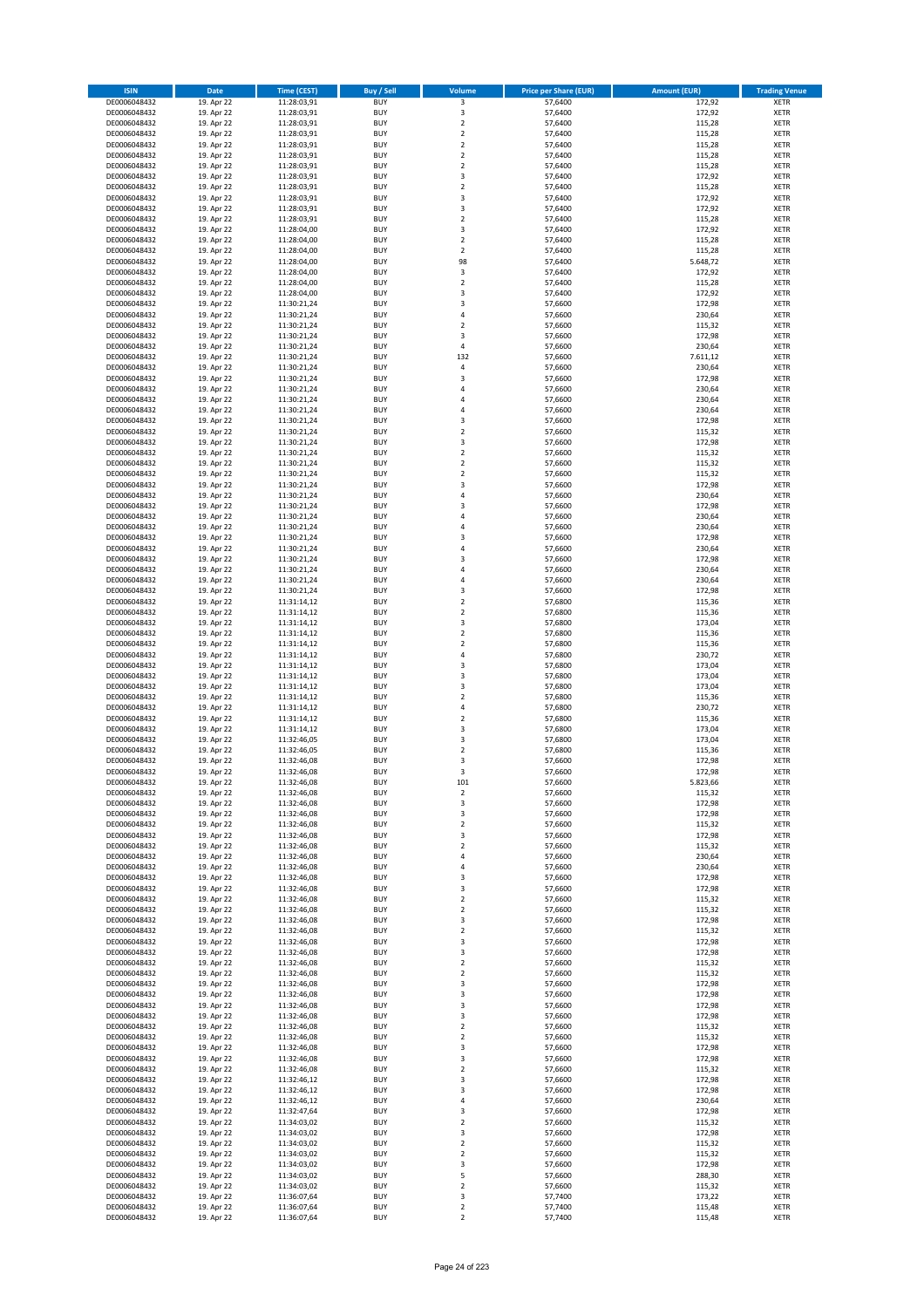| ISIN | Date | Time (CEST) | Buy / Sell | Volume | Price per Share (EUR) | Amount (EUR) | Trading Venue |
|---|---|---|---|---|---|---|---|
| DE0006048432 | 19. Apr 22 | 11:28:03,91 | BUY | 3 | 57,6400 | 172,92 | XETR |
| DE0006048432 | 19. Apr 22 | 11:28:03,91 | BUY | 3 | 57,6400 | 172,92 | XETR |
| DE0006048432 | 19. Apr 22 | 11:28:03,91 | BUY | 2 | 57,6400 | 115,28 | XETR |
| DE0006048432 | 19. Apr 22 | 11:28:03,91 | BUY | 2 | 57,6400 | 115,28 | XETR |
| DE0006048432 | 19. Apr 22 | 11:28:03,91 | BUY | 2 | 57,6400 | 115,28 | XETR |
| DE0006048432 | 19. Apr 22 | 11:28:03,91 | BUY | 2 | 57,6400 | 115,28 | XETR |
| DE0006048432 | 19. Apr 22 | 11:28:03,91 | BUY | 2 | 57,6400 | 115,28 | XETR |
| DE0006048432 | 19. Apr 22 | 11:28:03,91 | BUY | 3 | 57,6400 | 172,92 | XETR |
| DE0006048432 | 19. Apr 22 | 11:28:03,91 | BUY | 2 | 57,6400 | 115,28 | XETR |
| DE0006048432 | 19. Apr 22 | 11:28:03,91 | BUY | 3 | 57,6400 | 172,92 | XETR |
| DE0006048432 | 19. Apr 22 | 11:28:03,91 | BUY | 3 | 57,6400 | 172,92 | XETR |
| DE0006048432 | 19. Apr 22 | 11:28:03,91 | BUY | 2 | 57,6400 | 115,28 | XETR |
| DE0006048432 | 19. Apr 22 | 11:28:04,00 | BUY | 3 | 57,6400 | 172,92 | XETR |
| DE0006048432 | 19. Apr 22 | 11:28:04,00 | BUY | 2 | 57,6400 | 115,28 | XETR |
| DE0006048432 | 19. Apr 22 | 11:28:04,00 | BUY | 2 | 57,6400 | 115,28 | XETR |
| DE0006048432 | 19. Apr 22 | 11:28:04,00 | BUY | 98 | 57,6400 | 5.648,72 | XETR |
| DE0006048432 | 19. Apr 22 | 11:28:04,00 | BUY | 3 | 57,6400 | 172,92 | XETR |
| DE0006048432 | 19. Apr 22 | 11:28:04,00 | BUY | 2 | 57,6400 | 115,28 | XETR |
| DE0006048432 | 19. Apr 22 | 11:28:04,00 | BUY | 3 | 57,6400 | 172,92 | XETR |
| DE0006048432 | 19. Apr 22 | 11:30:21,24 | BUY | 3 | 57,6600 | 172,98 | XETR |
| DE0006048432 | 19. Apr 22 | 11:30:21,24 | BUY | 4 | 57,6600 | 230,64 | XETR |
| DE0006048432 | 19. Apr 22 | 11:30:21,24 | BUY | 2 | 57,6600 | 115,32 | XETR |
| DE0006048432 | 19. Apr 22 | 11:30:21,24 | BUY | 3 | 57,6600 | 172,98 | XETR |
| DE0006048432 | 19. Apr 22 | 11:30:21,24 | BUY | 4 | 57,6600 | 230,64 | XETR |
| DE0006048432 | 19. Apr 22 | 11:30:21,24 | BUY | 132 | 57,6600 | 7.611,12 | XETR |
| DE0006048432 | 19. Apr 22 | 11:30:21,24 | BUY | 4 | 57,6600 | 230,64 | XETR |
| DE0006048432 | 19. Apr 22 | 11:30:21,24 | BUY | 3 | 57,6600 | 172,98 | XETR |
| DE0006048432 | 19. Apr 22 | 11:30:21,24 | BUY | 4 | 57,6600 | 230,64 | XETR |
| DE0006048432 | 19. Apr 22 | 11:30:21,24 | BUY | 4 | 57,6600 | 230,64 | XETR |
| DE0006048432 | 19. Apr 22 | 11:30:21,24 | BUY | 4 | 57,6600 | 230,64 | XETR |
| DE0006048432 | 19. Apr 22 | 11:30:21,24 | BUY | 3 | 57,6600 | 172,98 | XETR |
| DE0006048432 | 19. Apr 22 | 11:30:21,24 | BUY | 2 | 57,6600 | 115,32 | XETR |
| DE0006048432 | 19. Apr 22 | 11:30:21,24 | BUY | 3 | 57,6600 | 172,98 | XETR |
| DE0006048432 | 19. Apr 22 | 11:30:21,24 | BUY | 2 | 57,6600 | 115,32 | XETR |
| DE0006048432 | 19. Apr 22 | 11:30:21,24 | BUY | 2 | 57,6600 | 115,32 | XETR |
| DE0006048432 | 19. Apr 22 | 11:30:21,24 | BUY | 2 | 57,6600 | 115,32 | XETR |
| DE0006048432 | 19. Apr 22 | 11:30:21,24 | BUY | 3 | 57,6600 | 172,98 | XETR |
| DE0006048432 | 19. Apr 22 | 11:30:21,24 | BUY | 4 | 57,6600 | 230,64 | XETR |
| DE0006048432 | 19. Apr 22 | 11:30:21,24 | BUY | 3 | 57,6600 | 172,98 | XETR |
| DE0006048432 | 19. Apr 22 | 11:30:21,24 | BUY | 4 | 57,6600 | 230,64 | XETR |
| DE0006048432 | 19. Apr 22 | 11:30:21,24 | BUY | 4 | 57,6600 | 230,64 | XETR |
| DE0006048432 | 19. Apr 22 | 11:30:21,24 | BUY | 3 | 57,6600 | 172,98 | XETR |
| DE0006048432 | 19. Apr 22 | 11:30:21,24 | BUY | 4 | 57,6600 | 230,64 | XETR |
| DE0006048432 | 19. Apr 22 | 11:30:21,24 | BUY | 3 | 57,6600 | 172,98 | XETR |
| DE0006048432 | 19. Apr 22 | 11:30:21,24 | BUY | 4 | 57,6600 | 230,64 | XETR |
| DE0006048432 | 19. Apr 22 | 11:30:21,24 | BUY | 4 | 57,6600 | 230,64 | XETR |
| DE0006048432 | 19. Apr 22 | 11:30:21,24 | BUY | 3 | 57,6600 | 172,98 | XETR |
| DE0006048432 | 19. Apr 22 | 11:31:14,12 | BUY | 2 | 57,6800 | 115,36 | XETR |
| DE0006048432 | 19. Apr 22 | 11:31:14,12 | BUY | 2 | 57,6800 | 115,36 | XETR |
| DE0006048432 | 19. Apr 22 | 11:31:14,12 | BUY | 3 | 57,6800 | 173,04 | XETR |
| DE0006048432 | 19. Apr 22 | 11:31:14,12 | BUY | 2 | 57,6800 | 115,36 | XETR |
| DE0006048432 | 19. Apr 22 | 11:31:14,12 | BUY | 2 | 57,6800 | 115,36 | XETR |
| DE0006048432 | 19. Apr 22 | 11:31:14,12 | BUY | 4 | 57,6800 | 230,72 | XETR |
| DE0006048432 | 19. Apr 22 | 11:31:14,12 | BUY | 3 | 57,6800 | 173,04 | XETR |
| DE0006048432 | 19. Apr 22 | 11:31:14,12 | BUY | 3 | 57,6800 | 173,04 | XETR |
| DE0006048432 | 19. Apr 22 | 11:31:14,12 | BUY | 3 | 57,6800 | 173,04 | XETR |
| DE0006048432 | 19. Apr 22 | 11:31:14,12 | BUY | 2 | 57,6800 | 115,36 | XETR |
| DE0006048432 | 19. Apr 22 | 11:31:14,12 | BUY | 4 | 57,6800 | 230,72 | XETR |
| DE0006048432 | 19. Apr 22 | 11:31:14,12 | BUY | 2 | 57,6800 | 115,36 | XETR |
| DE0006048432 | 19. Apr 22 | 11:31:14,12 | BUY | 3 | 57,6800 | 173,04 | XETR |
| DE0006048432 | 19. Apr 22 | 11:32:46,05 | BUY | 3 | 57,6800 | 173,04 | XETR |
| DE0006048432 | 19. Apr 22 | 11:32:46,05 | BUY | 2 | 57,6800 | 115,36 | XETR |
| DE0006048432 | 19. Apr 22 | 11:32:46,08 | BUY | 3 | 57,6600 | 172,98 | XETR |
| DE0006048432 | 19. Apr 22 | 11:32:46,08 | BUY | 3 | 57,6600 | 172,98 | XETR |
| DE0006048432 | 19. Apr 22 | 11:32:46,08 | BUY | 101 | 57,6600 | 5.823,66 | XETR |
| DE0006048432 | 19. Apr 22 | 11:32:46,08 | BUY | 2 | 57,6600 | 115,32 | XETR |
| DE0006048432 | 19. Apr 22 | 11:32:46,08 | BUY | 3 | 57,6600 | 172,98 | XETR |
| DE0006048432 | 19. Apr 22 | 11:32:46,08 | BUY | 3 | 57,6600 | 172,98 | XETR |
| DE0006048432 | 19. Apr 22 | 11:32:46,08 | BUY | 2 | 57,6600 | 115,32 | XETR |
| DE0006048432 | 19. Apr 22 | 11:32:46,08 | BUY | 3 | 57,6600 | 172,98 | XETR |
| DE0006048432 | 19. Apr 22 | 11:32:46,08 | BUY | 2 | 57,6600 | 115,32 | XETR |
| DE0006048432 | 19. Apr 22 | 11:32:46,08 | BUY | 4 | 57,6600 | 230,64 | XETR |
| DE0006048432 | 19. Apr 22 | 11:32:46,08 | BUY | 4 | 57,6600 | 230,64 | XETR |
| DE0006048432 | 19. Apr 22 | 11:32:46,08 | BUY | 3 | 57,6600 | 172,98 | XETR |
| DE0006048432 | 19. Apr 22 | 11:32:46,08 | BUY | 3 | 57,6600 | 172,98 | XETR |
| DE0006048432 | 19. Apr 22 | 11:32:46,08 | BUY | 2 | 57,6600 | 115,32 | XETR |
| DE0006048432 | 19. Apr 22 | 11:32:46,08 | BUY | 2 | 57,6600 | 115,32 | XETR |
| DE0006048432 | 19. Apr 22 | 11:32:46,08 | BUY | 3 | 57,6600 | 172,98 | XETR |
| DE0006048432 | 19. Apr 22 | 11:32:46,08 | BUY | 2 | 57,6600 | 115,32 | XETR |
| DE0006048432 | 19. Apr 22 | 11:32:46,08 | BUY | 3 | 57,6600 | 172,98 | XETR |
| DE0006048432 | 19. Apr 22 | 11:32:46,08 | BUY | 3 | 57,6600 | 172,98 | XETR |
| DE0006048432 | 19. Apr 22 | 11:32:46,08 | BUY | 2 | 57,6600 | 115,32 | XETR |
| DE0006048432 | 19. Apr 22 | 11:32:46,08 | BUY | 2 | 57,6600 | 115,32 | XETR |
| DE0006048432 | 19. Apr 22 | 11:32:46,08 | BUY | 3 | 57,6600 | 172,98 | XETR |
| DE0006048432 | 19. Apr 22 | 11:32:46,08 | BUY | 3 | 57,6600 | 172,98 | XETR |
| DE0006048432 | 19. Apr 22 | 11:32:46,08 | BUY | 3 | 57,6600 | 172,98 | XETR |
| DE0006048432 | 19. Apr 22 | 11:32:46,08 | BUY | 3 | 57,6600 | 172,98 | XETR |
| DE0006048432 | 19. Apr 22 | 11:32:46,08 | BUY | 2 | 57,6600 | 115,32 | XETR |
| DE0006048432 | 19. Apr 22 | 11:32:46,08 | BUY | 2 | 57,6600 | 115,32 | XETR |
| DE0006048432 | 19. Apr 22 | 11:32:46,08 | BUY | 3 | 57,6600 | 172,98 | XETR |
| DE0006048432 | 19. Apr 22 | 11:32:46,08 | BUY | 3 | 57,6600 | 172,98 | XETR |
| DE0006048432 | 19. Apr 22 | 11:32:46,08 | BUY | 2 | 57,6600 | 115,32 | XETR |
| DE0006048432 | 19. Apr 22 | 11:32:46,12 | BUY | 3 | 57,6600 | 172,98 | XETR |
| DE0006048432 | 19. Apr 22 | 11:32:46,12 | BUY | 3 | 57,6600 | 172,98 | XETR |
| DE0006048432 | 19. Apr 22 | 11:32:46,12 | BUY | 4 | 57,6600 | 230,64 | XETR |
| DE0006048432 | 19. Apr 22 | 11:32:47,64 | BUY | 3 | 57,6600 | 172,98 | XETR |
| DE0006048432 | 19. Apr 22 | 11:34:03,02 | BUY | 2 | 57,6600 | 115,32 | XETR |
| DE0006048432 | 19. Apr 22 | 11:34:03,02 | BUY | 3 | 57,6600 | 172,98 | XETR |
| DE0006048432 | 19. Apr 22 | 11:34:03,02 | BUY | 2 | 57,6600 | 115,32 | XETR |
| DE0006048432 | 19. Apr 22 | 11:34:03,02 | BUY | 2 | 57,6600 | 115,32 | XETR |
| DE0006048432 | 19. Apr 22 | 11:34:03,02 | BUY | 3 | 57,6600 | 172,98 | XETR |
| DE0006048432 | 19. Apr 22 | 11:34:03,02 | BUY | 5 | 57,6600 | 288,30 | XETR |
| DE0006048432 | 19. Apr 22 | 11:34:03,02 | BUY | 2 | 57,6600 | 115,32 | XETR |
| DE0006048432 | 19. Apr 22 | 11:36:07,64 | BUY | 3 | 57,7400 | 173,22 | XETR |
| DE0006048432 | 19. Apr 22 | 11:36:07,64 | BUY | 2 | 57,7400 | 115,48 | XETR |
| DE0006048432 | 19. Apr 22 | 11:36:07,64 | BUY | 2 | 57,7400 | 115,48 | XETR |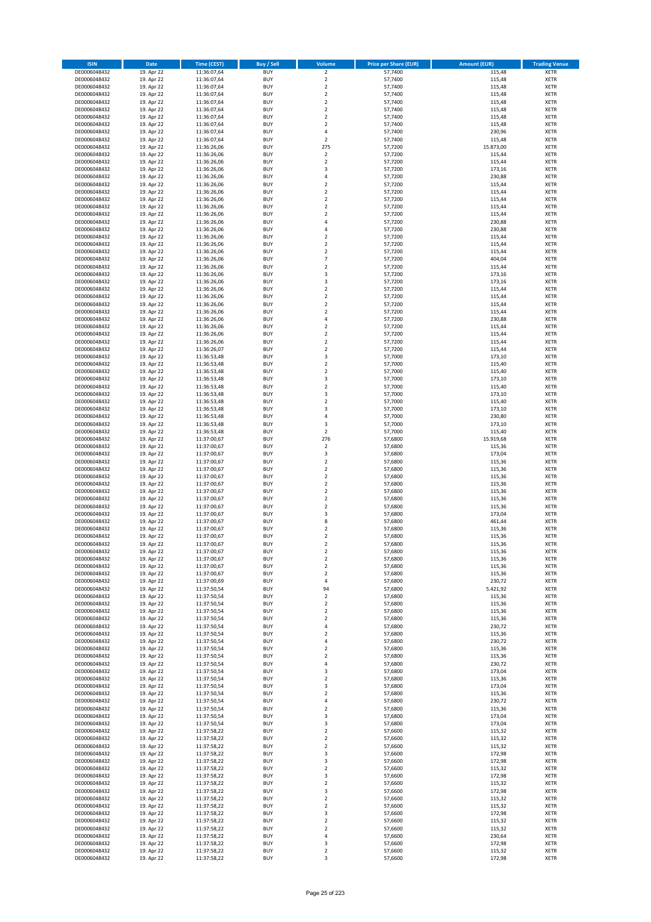| ISIN | Date | Time (CEST) | Buy / Sell | Volume | Price per Share (EUR) | Amount (EUR) | Trading Venue |
|---|---|---|---|---|---|---|---|
| DE0006048432 | 19. Apr 22 | 11:36:07,64 | BUY | 2 | 57,7400 | 115,48 | XETR |
| DE0006048432 | 19. Apr 22 | 11:36:07,64 | BUY | 2 | 57,7400 | 115,48 | XETR |
| DE0006048432 | 19. Apr 22 | 11:36:07,64 | BUY | 2 | 57,7400 | 115,48 | XETR |
| DE0006048432 | 19. Apr 22 | 11:36:07,64 | BUY | 2 | 57,7400 | 115,48 | XETR |
| DE0006048432 | 19. Apr 22 | 11:36:07,64 | BUY | 2 | 57,7400 | 115,48 | XETR |
| DE0006048432 | 19. Apr 22 | 11:36:07,64 | BUY | 2 | 57,7400 | 115,48 | XETR |
| DE0006048432 | 19. Apr 22 | 11:36:07,64 | BUY | 2 | 57,7400 | 115,48 | XETR |
| DE0006048432 | 19. Apr 22 | 11:36:07,64 | BUY | 2 | 57,7400 | 115,48 | XETR |
| DE0006048432 | 19. Apr 22 | 11:36:07,64 | BUY | 4 | 57,7400 | 230,96 | XETR |
| DE0006048432 | 19. Apr 22 | 11:36:07,64 | BUY | 2 | 57,7400 | 115,48 | XETR |
| DE0006048432 | 19. Apr 22 | 11:36:26,06 | BUY | 275 | 57,7200 | 15.873,00 | XETR |
| DE0006048432 | 19. Apr 22 | 11:36:26,06 | BUY | 2 | 57,7200 | 115,44 | XETR |
| DE0006048432 | 19. Apr 22 | 11:36:26,06 | BUY | 2 | 57,7200 | 115,44 | XETR |
| DE0006048432 | 19. Apr 22 | 11:36:26,06 | BUY | 3 | 57,7200 | 173,16 | XETR |
| DE0006048432 | 19. Apr 22 | 11:36:26,06 | BUY | 4 | 57,7200 | 230,88 | XETR |
| DE0006048432 | 19. Apr 22 | 11:36:26,06 | BUY | 2 | 57,7200 | 115,44 | XETR |
| DE0006048432 | 19. Apr 22 | 11:36:26,06 | BUY | 2 | 57,7200 | 115,44 | XETR |
| DE0006048432 | 19. Apr 22 | 11:36:26,06 | BUY | 2 | 57,7200 | 115,44 | XETR |
| DE0006048432 | 19. Apr 22 | 11:36:26,06 | BUY | 2 | 57,7200 | 115,44 | XETR |
| DE0006048432 | 19. Apr 22 | 11:36:26,06 | BUY | 2 | 57,7200 | 115,44 | XETR |
| DE0006048432 | 19. Apr 22 | 11:36:26,06 | BUY | 4 | 57,7200 | 230,88 | XETR |
| DE0006048432 | 19. Apr 22 | 11:36:26,06 | BUY | 4 | 57,7200 | 230,88 | XETR |
| DE0006048432 | 19. Apr 22 | 11:36:26,06 | BUY | 2 | 57,7200 | 115,44 | XETR |
| DE0006048432 | 19. Apr 22 | 11:36:26,06 | BUY | 2 | 57,7200 | 115,44 | XETR |
| DE0006048432 | 19. Apr 22 | 11:36:26,06 | BUY | 2 | 57,7200 | 115,44 | XETR |
| DE0006048432 | 19. Apr 22 | 11:36:26,06 | BUY | 7 | 57,7200 | 404,04 | XETR |
| DE0006048432 | 19. Apr 22 | 11:36:26,06 | BUY | 2 | 57,7200 | 115,44 | XETR |
| DE0006048432 | 19. Apr 22 | 11:36:26,06 | BUY | 3 | 57,7200 | 173,16 | XETR |
| DE0006048432 | 19. Apr 22 | 11:36:26,06 | BUY | 3 | 57,7200 | 173,16 | XETR |
| DE0006048432 | 19. Apr 22 | 11:36:26,06 | BUY | 2 | 57,7200 | 115,44 | XETR |
| DE0006048432 | 19. Apr 22 | 11:36:26,06 | BUY | 2 | 57,7200 | 115,44 | XETR |
| DE0006048432 | 19. Apr 22 | 11:36:26,06 | BUY | 2 | 57,7200 | 115,44 | XETR |
| DE0006048432 | 19. Apr 22 | 11:36:26,06 | BUY | 2 | 57,7200 | 115,44 | XETR |
| DE0006048432 | 19. Apr 22 | 11:36:26,06 | BUY | 4 | 57,7200 | 230,88 | XETR |
| DE0006048432 | 19. Apr 22 | 11:36:26,06 | BUY | 2 | 57,7200 | 115,44 | XETR |
| DE0006048432 | 19. Apr 22 | 11:36:26,06 | BUY | 2 | 57,7200 | 115,44 | XETR |
| DE0006048432 | 19. Apr 22 | 11:36:26,06 | BUY | 2 | 57,7200 | 115,44 | XETR |
| DE0006048432 | 19. Apr 22 | 11:36:26,07 | BUY | 2 | 57,7200 | 115,44 | XETR |
| DE0006048432 | 19. Apr 22 | 11:36:53,48 | BUY | 3 | 57,7000 | 173,10 | XETR |
| DE0006048432 | 19. Apr 22 | 11:36:53,48 | BUY | 2 | 57,7000 | 115,40 | XETR |
| DE0006048432 | 19. Apr 22 | 11:36:53,48 | BUY | 2 | 57,7000 | 115,40 | XETR |
| DE0006048432 | 19. Apr 22 | 11:36:53,48 | BUY | 3 | 57,7000 | 173,10 | XETR |
| DE0006048432 | 19. Apr 22 | 11:36:53,48 | BUY | 2 | 57,7000 | 115,40 | XETR |
| DE0006048432 | 19. Apr 22 | 11:36:53,48 | BUY | 3 | 57,7000 | 173,10 | XETR |
| DE0006048432 | 19. Apr 22 | 11:36:53,48 | BUY | 2 | 57,7000 | 115,40 | XETR |
| DE0006048432 | 19. Apr 22 | 11:36:53,48 | BUY | 3 | 57,7000 | 173,10 | XETR |
| DE0006048432 | 19. Apr 22 | 11:36:53,48 | BUY | 4 | 57,7000 | 230,80 | XETR |
| DE0006048432 | 19. Apr 22 | 11:36:53,48 | BUY | 3 | 57,7000 | 173,10 | XETR |
| DE0006048432 | 19. Apr 22 | 11:36:53,48 | BUY | 2 | 57,7000 | 115,40 | XETR |
| DE0006048432 | 19. Apr 22 | 11:37:00,67 | BUY | 276 | 57,6800 | 15.919,68 | XETR |
| DE0006048432 | 19. Apr 22 | 11:37:00,67 | BUY | 2 | 57,6800 | 115,36 | XETR |
| DE0006048432 | 19. Apr 22 | 11:37:00,67 | BUY | 3 | 57,6800 | 173,04 | XETR |
| DE0006048432 | 19. Apr 22 | 11:37:00,67 | BUY | 2 | 57,6800 | 115,36 | XETR |
| DE0006048432 | 19. Apr 22 | 11:37:00,67 | BUY | 2 | 57,6800 | 115,36 | XETR |
| DE0006048432 | 19. Apr 22 | 11:37:00,67 | BUY | 2 | 57,6800 | 115,36 | XETR |
| DE0006048432 | 19. Apr 22 | 11:37:00,67 | BUY | 2 | 57,6800 | 115,36 | XETR |
| DE0006048432 | 19. Apr 22 | 11:37:00,67 | BUY | 2 | 57,6800 | 115,36 | XETR |
| DE0006048432 | 19. Apr 22 | 11:37:00,67 | BUY | 2 | 57,6800 | 115,36 | XETR |
| DE0006048432 | 19. Apr 22 | 11:37:00,67 | BUY | 2 | 57,6800 | 115,36 | XETR |
| DE0006048432 | 19. Apr 22 | 11:37:00,67 | BUY | 3 | 57,6800 | 173,04 | XETR |
| DE0006048432 | 19. Apr 22 | 11:37:00,67 | BUY | 8 | 57,6800 | 461,44 | XETR |
| DE0006048432 | 19. Apr 22 | 11:37:00,67 | BUY | 2 | 57,6800 | 115,36 | XETR |
| DE0006048432 | 19. Apr 22 | 11:37:00,67 | BUY | 2 | 57,6800 | 115,36 | XETR |
| DE0006048432 | 19. Apr 22 | 11:37:00,67 | BUY | 2 | 57,6800 | 115,36 | XETR |
| DE0006048432 | 19. Apr 22 | 11:37:00,67 | BUY | 2 | 57,6800 | 115,36 | XETR |
| DE0006048432 | 19. Apr 22 | 11:37:00,67 | BUY | 2 | 57,6800 | 115,36 | XETR |
| DE0006048432 | 19. Apr 22 | 11:37:00,67 | BUY | 2 | 57,6800 | 115,36 | XETR |
| DE0006048432 | 19. Apr 22 | 11:37:00,67 | BUY | 2 | 57,6800 | 115,36 | XETR |
| DE0006048432 | 19. Apr 22 | 11:37:00,69 | BUY | 4 | 57,6800 | 230,72 | XETR |
| DE0006048432 | 19. Apr 22 | 11:37:50,54 | BUY | 94 | 57,6800 | 5.421,92 | XETR |
| DE0006048432 | 19. Apr 22 | 11:37:50,54 | BUY | 2 | 57,6800 | 115,36 | XETR |
| DE0006048432 | 19. Apr 22 | 11:37:50,54 | BUY | 2 | 57,6800 | 115,36 | XETR |
| DE0006048432 | 19. Apr 22 | 11:37:50,54 | BUY | 2 | 57,6800 | 115,36 | XETR |
| DE0006048432 | 19. Apr 22 | 11:37:50,54 | BUY | 2 | 57,6800 | 115,36 | XETR |
| DE0006048432 | 19. Apr 22 | 11:37:50,54 | BUY | 4 | 57,6800 | 230,72 | XETR |
| DE0006048432 | 19. Apr 22 | 11:37:50,54 | BUY | 2 | 57,6800 | 115,36 | XETR |
| DE0006048432 | 19. Apr 22 | 11:37:50,54 | BUY | 4 | 57,6800 | 230,72 | XETR |
| DE0006048432 | 19. Apr 22 | 11:37:50,54 | BUY | 2 | 57,6800 | 115,36 | XETR |
| DE0006048432 | 19. Apr 22 | 11:37:50,54 | BUY | 2 | 57,6800 | 115,36 | XETR |
| DE0006048432 | 19. Apr 22 | 11:37:50,54 | BUY | 4 | 57,6800 | 230,72 | XETR |
| DE0006048432 | 19. Apr 22 | 11:37:50,54 | BUY | 3 | 57,6800 | 173,04 | XETR |
| DE0006048432 | 19. Apr 22 | 11:37:50,54 | BUY | 2 | 57,6800 | 115,36 | XETR |
| DE0006048432 | 19. Apr 22 | 11:37:50,54 | BUY | 3 | 57,6800 | 173,04 | XETR |
| DE0006048432 | 19. Apr 22 | 11:37:50,54 | BUY | 2 | 57,6800 | 115,36 | XETR |
| DE0006048432 | 19. Apr 22 | 11:37:50,54 | BUY | 4 | 57,6800 | 230,72 | XETR |
| DE0006048432 | 19. Apr 22 | 11:37:50,54 | BUY | 2 | 57,6800 | 115,36 | XETR |
| DE0006048432 | 19. Apr 22 | 11:37:50,54 | BUY | 3 | 57,6800 | 173,04 | XETR |
| DE0006048432 | 19. Apr 22 | 11:37:50,54 | BUY | 3 | 57,6800 | 173,04 | XETR |
| DE0006048432 | 19. Apr 22 | 11:37:58,22 | BUY | 2 | 57,6600 | 115,32 | XETR |
| DE0006048432 | 19. Apr 22 | 11:37:58,22 | BUY | 2 | 57,6600 | 115,32 | XETR |
| DE0006048432 | 19. Apr 22 | 11:37:58,22 | BUY | 2 | 57,6600 | 115,32 | XETR |
| DE0006048432 | 19. Apr 22 | 11:37:58,22 | BUY | 3 | 57,6600 | 172,98 | XETR |
| DE0006048432 | 19. Apr 22 | 11:37:58,22 | BUY | 3 | 57,6600 | 172,98 | XETR |
| DE0006048432 | 19. Apr 22 | 11:37:58,22 | BUY | 2 | 57,6600 | 115,32 | XETR |
| DE0006048432 | 19. Apr 22 | 11:37:58,22 | BUY | 3 | 57,6600 | 172,98 | XETR |
| DE0006048432 | 19. Apr 22 | 11:37:58,22 | BUY | 2 | 57,6600 | 115,32 | XETR |
| DE0006048432 | 19. Apr 22 | 11:37:58,22 | BUY | 3 | 57,6600 | 172,98 | XETR |
| DE0006048432 | 19. Apr 22 | 11:37:58,22 | BUY | 2 | 57,6600 | 115,32 | XETR |
| DE0006048432 | 19. Apr 22 | 11:37:58,22 | BUY | 2 | 57,6600 | 115,32 | XETR |
| DE0006048432 | 19. Apr 22 | 11:37:58,22 | BUY | 3 | 57,6600 | 172,98 | XETR |
| DE0006048432 | 19. Apr 22 | 11:37:58,22 | BUY | 2 | 57,6600 | 115,32 | XETR |
| DE0006048432 | 19. Apr 22 | 11:37:58,22 | BUY | 2 | 57,6600 | 115,32 | XETR |
| DE0006048432 | 19. Apr 22 | 11:37:58,22 | BUY | 4 | 57,6600 | 230,64 | XETR |
| DE0006048432 | 19. Apr 22 | 11:37:58,22 | BUY | 3 | 57,6600 | 172,98 | XETR |
| DE0006048432 | 19. Apr 22 | 11:37:58,22 | BUY | 2 | 57,6600 | 115,32 | XETR |
| DE0006048432 | 19. Apr 22 | 11:37:58,22 | BUY | 3 | 57,6600 | 172,98 | XETR |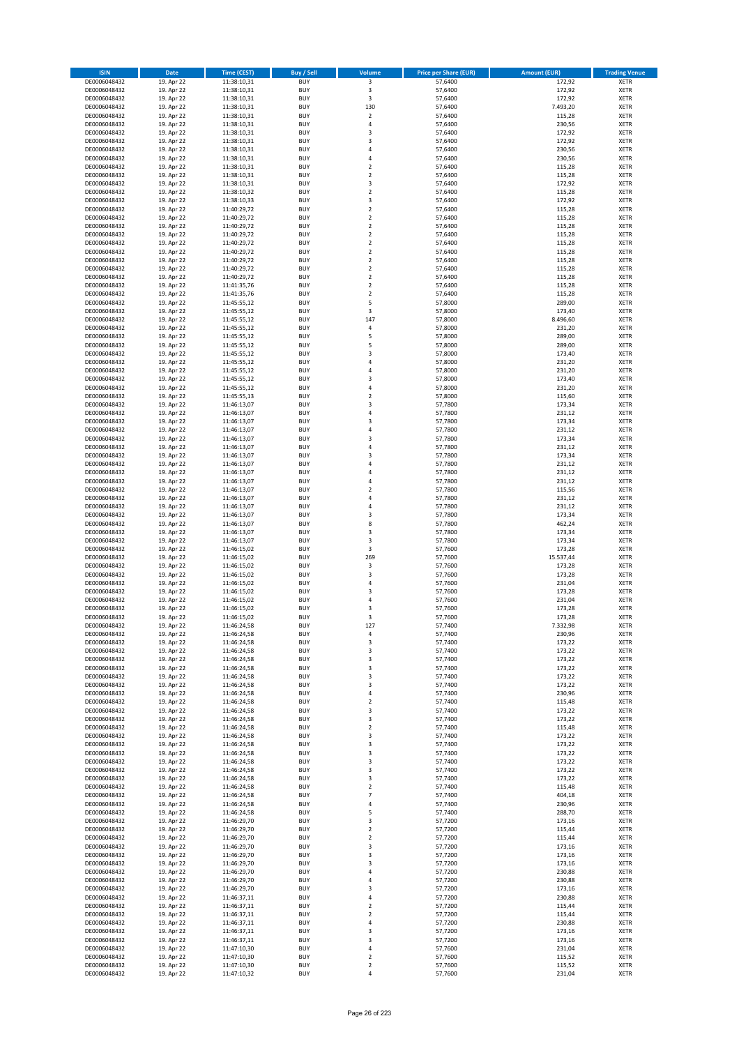| ISIN | Date | Time (CEST) | Buy / Sell | Volume | Price per Share (EUR) | Amount (EUR) | Trading Venue |
|---|---|---|---|---|---|---|---|
| DE0006048432 | 19. Apr 22 | 11:38:10,31 | BUY | 3 | 57,6400 | 172,92 | XETR |
| DE0006048432 | 19. Apr 22 | 11:38:10,31 | BUY | 3 | 57,6400 | 172,92 | XETR |
| DE0006048432 | 19. Apr 22 | 11:38:10,31 | BUY | 3 | 57,6400 | 172,92 | XETR |
| DE0006048432 | 19. Apr 22 | 11:38:10,31 | BUY | 130 | 57,6400 | 7.493,20 | XETR |
| DE0006048432 | 19. Apr 22 | 11:38:10,31 | BUY | 2 | 57,6400 | 115,28 | XETR |
| DE0006048432 | 19. Apr 22 | 11:38:10,31 | BUY | 4 | 57,6400 | 230,56 | XETR |
| DE0006048432 | 19. Apr 22 | 11:38:10,31 | BUY | 3 | 57,6400 | 172,92 | XETR |
| DE0006048432 | 19. Apr 22 | 11:38:10,31 | BUY | 3 | 57,6400 | 172,92 | XETR |
| DE0006048432 | 19. Apr 22 | 11:38:10,31 | BUY | 4 | 57,6400 | 230,56 | XETR |
| DE0006048432 | 19. Apr 22 | 11:38:10,31 | BUY | 4 | 57,6400 | 230,56 | XETR |
| DE0006048432 | 19. Apr 22 | 11:38:10,31 | BUY | 2 | 57,6400 | 115,28 | XETR |
| DE0006048432 | 19. Apr 22 | 11:38:10,31 | BUY | 2 | 57,6400 | 115,28 | XETR |
| DE0006048432 | 19. Apr 22 | 11:38:10,31 | BUY | 3 | 57,6400 | 172,92 | XETR |
| DE0006048432 | 19. Apr 22 | 11:38:10,32 | BUY | 2 | 57,6400 | 115,28 | XETR |
| DE0006048432 | 19. Apr 22 | 11:38:10,33 | BUY | 3 | 57,6400 | 172,92 | XETR |
| DE0006048432 | 19. Apr 22 | 11:40:29,72 | BUY | 2 | 57,6400 | 115,28 | XETR |
| DE0006048432 | 19. Apr 22 | 11:40:29,72 | BUY | 2 | 57,6400 | 115,28 | XETR |
| DE0006048432 | 19. Apr 22 | 11:40:29,72 | BUY | 2 | 57,6400 | 115,28 | XETR |
| DE0006048432 | 19. Apr 22 | 11:40:29,72 | BUY | 2 | 57,6400 | 115,28 | XETR |
| DE0006048432 | 19. Apr 22 | 11:40:29,72 | BUY | 2 | 57,6400 | 115,28 | XETR |
| DE0006048432 | 19. Apr 22 | 11:40:29,72 | BUY | 2 | 57,6400 | 115,28 | XETR |
| DE0006048432 | 19. Apr 22 | 11:40:29,72 | BUY | 2 | 57,6400 | 115,28 | XETR |
| DE0006048432 | 19. Apr 22 | 11:40:29,72 | BUY | 2 | 57,6400 | 115,28 | XETR |
| DE0006048432 | 19. Apr 22 | 11:40:29,72 | BUY | 2 | 57,6400 | 115,28 | XETR |
| DE0006048432 | 19. Apr 22 | 11:41:35,76 | BUY | 2 | 57,6400 | 115,28 | XETR |
| DE0006048432 | 19. Apr 22 | 11:41:35,76 | BUY | 2 | 57,6400 | 115,28 | XETR |
| DE0006048432 | 19. Apr 22 | 11:45:55,12 | BUY | 5 | 57,8000 | 289,00 | XETR |
| DE0006048432 | 19. Apr 22 | 11:45:55,12 | BUY | 3 | 57,8000 | 173,40 | XETR |
| DE0006048432 | 19. Apr 22 | 11:45:55,12 | BUY | 147 | 57,8000 | 8.496,60 | XETR |
| DE0006048432 | 19. Apr 22 | 11:45:55,12 | BUY | 4 | 57,8000 | 231,20 | XETR |
| DE0006048432 | 19. Apr 22 | 11:45:55,12 | BUY | 5 | 57,8000 | 289,00 | XETR |
| DE0006048432 | 19. Apr 22 | 11:45:55,12 | BUY | 5 | 57,8000 | 289,00 | XETR |
| DE0006048432 | 19. Apr 22 | 11:45:55,12 | BUY | 3 | 57,8000 | 173,40 | XETR |
| DE0006048432 | 19. Apr 22 | 11:45:55,12 | BUY | 4 | 57,8000 | 231,20 | XETR |
| DE0006048432 | 19. Apr 22 | 11:45:55,12 | BUY | 4 | 57,8000 | 231,20 | XETR |
| DE0006048432 | 19. Apr 22 | 11:45:55,12 | BUY | 3 | 57,8000 | 173,40 | XETR |
| DE0006048432 | 19. Apr 22 | 11:45:55,12 | BUY | 4 | 57,8000 | 231,20 | XETR |
| DE0006048432 | 19. Apr 22 | 11:45:55,13 | BUY | 2 | 57,8000 | 115,60 | XETR |
| DE0006048432 | 19. Apr 22 | 11:46:13,07 | BUY | 3 | 57,7800 | 173,34 | XETR |
| DE0006048432 | 19. Apr 22 | 11:46:13,07 | BUY | 4 | 57,7800 | 231,12 | XETR |
| DE0006048432 | 19. Apr 22 | 11:46:13,07 | BUY | 3 | 57,7800 | 173,34 | XETR |
| DE0006048432 | 19. Apr 22 | 11:46:13,07 | BUY | 4 | 57,7800 | 231,12 | XETR |
| DE0006048432 | 19. Apr 22 | 11:46:13,07 | BUY | 3 | 57,7800 | 173,34 | XETR |
| DE0006048432 | 19. Apr 22 | 11:46:13,07 | BUY | 4 | 57,7800 | 231,12 | XETR |
| DE0006048432 | 19. Apr 22 | 11:46:13,07 | BUY | 3 | 57,7800 | 173,34 | XETR |
| DE0006048432 | 19. Apr 22 | 11:46:13,07 | BUY | 4 | 57,7800 | 231,12 | XETR |
| DE0006048432 | 19. Apr 22 | 11:46:13,07 | BUY | 4 | 57,7800 | 231,12 | XETR |
| DE0006048432 | 19. Apr 22 | 11:46:13,07 | BUY | 4 | 57,7800 | 231,12 | XETR |
| DE0006048432 | 19. Apr 22 | 11:46:13,07 | BUY | 2 | 57,7800 | 115,56 | XETR |
| DE0006048432 | 19. Apr 22 | 11:46:13,07 | BUY | 4 | 57,7800 | 231,12 | XETR |
| DE0006048432 | 19. Apr 22 | 11:46:13,07 | BUY | 4 | 57,7800 | 231,12 | XETR |
| DE0006048432 | 19. Apr 22 | 11:46:13,07 | BUY | 3 | 57,7800 | 173,34 | XETR |
| DE0006048432 | 19. Apr 22 | 11:46:13,07 | BUY | 8 | 57,7800 | 462,24 | XETR |
| DE0006048432 | 19. Apr 22 | 11:46:13,07 | BUY | 3 | 57,7800 | 173,34 | XETR |
| DE0006048432 | 19. Apr 22 | 11:46:13,07 | BUY | 3 | 57,7800 | 173,34 | XETR |
| DE0006048432 | 19. Apr 22 | 11:46:15,02 | BUY | 3 | 57,7600 | 173,28 | XETR |
| DE0006048432 | 19. Apr 22 | 11:46:15,02 | BUY | 269 | 57,7600 | 15.537,44 | XETR |
| DE0006048432 | 19. Apr 22 | 11:46:15,02 | BUY | 3 | 57,7600 | 173,28 | XETR |
| DE0006048432 | 19. Apr 22 | 11:46:15,02 | BUY | 3 | 57,7600 | 173,28 | XETR |
| DE0006048432 | 19. Apr 22 | 11:46:15,02 | BUY | 4 | 57,7600 | 231,04 | XETR |
| DE0006048432 | 19. Apr 22 | 11:46:15,02 | BUY | 3 | 57,7600 | 173,28 | XETR |
| DE0006048432 | 19. Apr 22 | 11:46:15,02 | BUY | 4 | 57,7600 | 231,04 | XETR |
| DE0006048432 | 19. Apr 22 | 11:46:15,02 | BUY | 3 | 57,7600 | 173,28 | XETR |
| DE0006048432 | 19. Apr 22 | 11:46:15,02 | BUY | 3 | 57,7600 | 173,28 | XETR |
| DE0006048432 | 19. Apr 22 | 11:46:24,58 | BUY | 127 | 57,7400 | 7.332,98 | XETR |
| DE0006048432 | 19. Apr 22 | 11:46:24,58 | BUY | 4 | 57,7400 | 230,96 | XETR |
| DE0006048432 | 19. Apr 22 | 11:46:24,58 | BUY | 3 | 57,7400 | 173,22 | XETR |
| DE0006048432 | 19. Apr 22 | 11:46:24,58 | BUY | 3 | 57,7400 | 173,22 | XETR |
| DE0006048432 | 19. Apr 22 | 11:46:24,58 | BUY | 3 | 57,7400 | 173,22 | XETR |
| DE0006048432 | 19. Apr 22 | 11:46:24,58 | BUY | 3 | 57,7400 | 173,22 | XETR |
| DE0006048432 | 19. Apr 22 | 11:46:24,58 | BUY | 3 | 57,7400 | 173,22 | XETR |
| DE0006048432 | 19. Apr 22 | 11:46:24,58 | BUY | 3 | 57,7400 | 173,22 | XETR |
| DE0006048432 | 19. Apr 22 | 11:46:24,58 | BUY | 4 | 57,7400 | 230,96 | XETR |
| DE0006048432 | 19. Apr 22 | 11:46:24,58 | BUY | 2 | 57,7400 | 115,48 | XETR |
| DE0006048432 | 19. Apr 22 | 11:46:24,58 | BUY | 3 | 57,7400 | 173,22 | XETR |
| DE0006048432 | 19. Apr 22 | 11:46:24,58 | BUY | 3 | 57,7400 | 173,22 | XETR |
| DE0006048432 | 19. Apr 22 | 11:46:24,58 | BUY | 2 | 57,7400 | 115,48 | XETR |
| DE0006048432 | 19. Apr 22 | 11:46:24,58 | BUY | 3 | 57,7400 | 173,22 | XETR |
| DE0006048432 | 19. Apr 22 | 11:46:24,58 | BUY | 3 | 57,7400 | 173,22 | XETR |
| DE0006048432 | 19. Apr 22 | 11:46:24,58 | BUY | 3 | 57,7400 | 173,22 | XETR |
| DE0006048432 | 19. Apr 22 | 11:46:24,58 | BUY | 3 | 57,7400 | 173,22 | XETR |
| DE0006048432 | 19. Apr 22 | 11:46:24,58 | BUY | 3 | 57,7400 | 173,22 | XETR |
| DE0006048432 | 19. Apr 22 | 11:46:24,58 | BUY | 3 | 57,7400 | 173,22 | XETR |
| DE0006048432 | 19. Apr 22 | 11:46:24,58 | BUY | 2 | 57,7400 | 115,48 | XETR |
| DE0006048432 | 19. Apr 22 | 11:46:24,58 | BUY | 7 | 57,7400 | 404,18 | XETR |
| DE0006048432 | 19. Apr 22 | 11:46:24,58 | BUY | 4 | 57,7400 | 230,96 | XETR |
| DE0006048432 | 19. Apr 22 | 11:46:24,58 | BUY | 5 | 57,7400 | 288,70 | XETR |
| DE0006048432 | 19. Apr 22 | 11:46:29,70 | BUY | 3 | 57,7200 | 173,16 | XETR |
| DE0006048432 | 19. Apr 22 | 11:46:29,70 | BUY | 2 | 57,7200 | 115,44 | XETR |
| DE0006048432 | 19. Apr 22 | 11:46:29,70 | BUY | 2 | 57,7200 | 115,44 | XETR |
| DE0006048432 | 19. Apr 22 | 11:46:29,70 | BUY | 3 | 57,7200 | 173,16 | XETR |
| DE0006048432 | 19. Apr 22 | 11:46:29,70 | BUY | 3 | 57,7200 | 173,16 | XETR |
| DE0006048432 | 19. Apr 22 | 11:46:29,70 | BUY | 3 | 57,7200 | 173,16 | XETR |
| DE0006048432 | 19. Apr 22 | 11:46:29,70 | BUY | 4 | 57,7200 | 230,88 | XETR |
| DE0006048432 | 19. Apr 22 | 11:46:29,70 | BUY | 4 | 57,7200 | 230,88 | XETR |
| DE0006048432 | 19. Apr 22 | 11:46:29,70 | BUY | 3 | 57,7200 | 173,16 | XETR |
| DE0006048432 | 19. Apr 22 | 11:46:37,11 | BUY | 4 | 57,7200 | 230,88 | XETR |
| DE0006048432 | 19. Apr 22 | 11:46:37,11 | BUY | 2 | 57,7200 | 115,44 | XETR |
| DE0006048432 | 19. Apr 22 | 11:46:37,11 | BUY | 2 | 57,7200 | 115,44 | XETR |
| DE0006048432 | 19. Apr 22 | 11:46:37,11 | BUY | 4 | 57,7200 | 230,88 | XETR |
| DE0006048432 | 19. Apr 22 | 11:46:37,11 | BUY | 3 | 57,7200 | 173,16 | XETR |
| DE0006048432 | 19. Apr 22 | 11:46:37,11 | BUY | 3 | 57,7200 | 173,16 | XETR |
| DE0006048432 | 19. Apr 22 | 11:47:10,30 | BUY | 4 | 57,7600 | 231,04 | XETR |
| DE0006048432 | 19. Apr 22 | 11:47:10,30 | BUY | 2 | 57,7600 | 115,52 | XETR |
| DE0006048432 | 19. Apr 22 | 11:47:10,30 | BUY | 2 | 57,7600 | 115,52 | XETR |
| DE0006048432 | 19. Apr 22 | 11:47:10,32 | BUY | 4 | 57,7600 | 231,04 | XETR |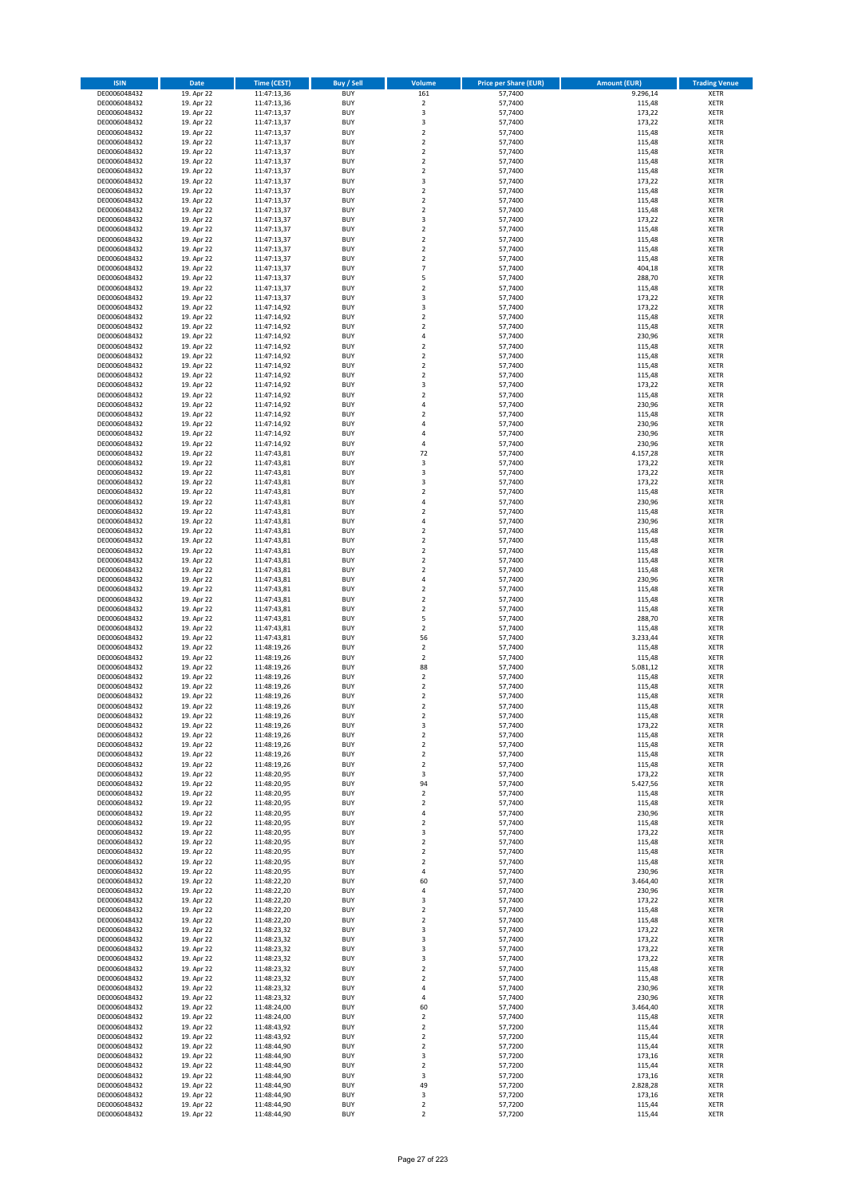| ISIN | Date | Time (CEST) | Buy / Sell | Volume | Price per Share (EUR) | Amount (EUR) | Trading Venue |
|---|---|---|---|---|---|---|---|
| DE0006048432 | 19. Apr 22 | 11:47:13,36 | BUY | 161 | 57,7400 | 9.296,14 | XETR |
| DE0006048432 | 19. Apr 22 | 11:47:13,36 | BUY | 2 | 57,7400 | 115,48 | XETR |
| DE0006048432 | 19. Apr 22 | 11:47:13,37 | BUY | 3 | 57,7400 | 173,22 | XETR |
| DE0006048432 | 19. Apr 22 | 11:47:13,37 | BUY | 3 | 57,7400 | 173,22 | XETR |
| DE0006048432 | 19. Apr 22 | 11:47:13,37 | BUY | 2 | 57,7400 | 115,48 | XETR |
| DE0006048432 | 19. Apr 22 | 11:47:13,37 | BUY | 2 | 57,7400 | 115,48 | XETR |
| DE0006048432 | 19. Apr 22 | 11:47:13,37 | BUY | 2 | 57,7400 | 115,48 | XETR |
| DE0006048432 | 19. Apr 22 | 11:47:13,37 | BUY | 2 | 57,7400 | 115,48 | XETR |
| DE0006048432 | 19. Apr 22 | 11:47:13,37 | BUY | 2 | 57,7400 | 115,48 | XETR |
| DE0006048432 | 19. Apr 22 | 11:47:13,37 | BUY | 3 | 57,7400 | 173,22 | XETR |
| DE0006048432 | 19. Apr 22 | 11:47:13,37 | BUY | 2 | 57,7400 | 115,48 | XETR |
| DE0006048432 | 19. Apr 22 | 11:47:13,37 | BUY | 2 | 57,7400 | 115,48 | XETR |
| DE0006048432 | 19. Apr 22 | 11:47:13,37 | BUY | 2 | 57,7400 | 115,48 | XETR |
| DE0006048432 | 19. Apr 22 | 11:47:13,37 | BUY | 3 | 57,7400 | 173,22 | XETR |
| DE0006048432 | 19. Apr 22 | 11:47:13,37 | BUY | 2 | 57,7400 | 115,48 | XETR |
| DE0006048432 | 19. Apr 22 | 11:47:13,37 | BUY | 2 | 57,7400 | 115,48 | XETR |
| DE0006048432 | 19. Apr 22 | 11:47:13,37 | BUY | 2 | 57,7400 | 115,48 | XETR |
| DE0006048432 | 19. Apr 22 | 11:47:13,37 | BUY | 2 | 57,7400 | 115,48 | XETR |
| DE0006048432 | 19. Apr 22 | 11:47:13,37 | BUY | 7 | 57,7400 | 404,18 | XETR |
| DE0006048432 | 19. Apr 22 | 11:47:13,37 | BUY | 5 | 57,7400 | 288,70 | XETR |
| DE0006048432 | 19. Apr 22 | 11:47:13,37 | BUY | 2 | 57,7400 | 115,48 | XETR |
| DE0006048432 | 19. Apr 22 | 11:47:13,37 | BUY | 3 | 57,7400 | 173,22 | XETR |
| DE0006048432 | 19. Apr 22 | 11:47:14,92 | BUY | 3 | 57,7400 | 173,22 | XETR |
| DE0006048432 | 19. Apr 22 | 11:47:14,92 | BUY | 2 | 57,7400 | 115,48 | XETR |
| DE0006048432 | 19. Apr 22 | 11:47:14,92 | BUY | 2 | 57,7400 | 115,48 | XETR |
| DE0006048432 | 19. Apr 22 | 11:47:14,92 | BUY | 4 | 57,7400 | 230,96 | XETR |
| DE0006048432 | 19. Apr 22 | 11:47:14,92 | BUY | 2 | 57,7400 | 115,48 | XETR |
| DE0006048432 | 19. Apr 22 | 11:47:14,92 | BUY | 2 | 57,7400 | 115,48 | XETR |
| DE0006048432 | 19. Apr 22 | 11:47:14,92 | BUY | 2 | 57,7400 | 115,48 | XETR |
| DE0006048432 | 19. Apr 22 | 11:47:14,92 | BUY | 2 | 57,7400 | 115,48 | XETR |
| DE0006048432 | 19. Apr 22 | 11:47:14,92 | BUY | 3 | 57,7400 | 173,22 | XETR |
| DE0006048432 | 19. Apr 22 | 11:47:14,92 | BUY | 2 | 57,7400 | 115,48 | XETR |
| DE0006048432 | 19. Apr 22 | 11:47:14,92 | BUY | 4 | 57,7400 | 230,96 | XETR |
| DE0006048432 | 19. Apr 22 | 11:47:14,92 | BUY | 2 | 57,7400 | 115,48 | XETR |
| DE0006048432 | 19. Apr 22 | 11:47:14,92 | BUY | 4 | 57,7400 | 230,96 | XETR |
| DE0006048432 | 19. Apr 22 | 11:47:14,92 | BUY | 4 | 57,7400 | 230,96 | XETR |
| DE0006048432 | 19. Apr 22 | 11:47:14,92 | BUY | 4 | 57,7400 | 230,96 | XETR |
| DE0006048432 | 19. Apr 22 | 11:47:43,81 | BUY | 72 | 57,7400 | 4.157,28 | XETR |
| DE0006048432 | 19. Apr 22 | 11:47:43,81 | BUY | 3 | 57,7400 | 173,22 | XETR |
| DE0006048432 | 19. Apr 22 | 11:47:43,81 | BUY | 3 | 57,7400 | 173,22 | XETR |
| DE0006048432 | 19. Apr 22 | 11:47:43,81 | BUY | 3 | 57,7400 | 173,22 | XETR |
| DE0006048432 | 19. Apr 22 | 11:47:43,81 | BUY | 2 | 57,7400 | 115,48 | XETR |
| DE0006048432 | 19. Apr 22 | 11:47:43,81 | BUY | 4 | 57,7400 | 230,96 | XETR |
| DE0006048432 | 19. Apr 22 | 11:47:43,81 | BUY | 2 | 57,7400 | 115,48 | XETR |
| DE0006048432 | 19. Apr 22 | 11:47:43,81 | BUY | 4 | 57,7400 | 230,96 | XETR |
| DE0006048432 | 19. Apr 22 | 11:47:43,81 | BUY | 2 | 57,7400 | 115,48 | XETR |
| DE0006048432 | 19. Apr 22 | 11:47:43,81 | BUY | 2 | 57,7400 | 115,48 | XETR |
| DE0006048432 | 19. Apr 22 | 11:47:43,81 | BUY | 2 | 57,7400 | 115,48 | XETR |
| DE0006048432 | 19. Apr 22 | 11:47:43,81 | BUY | 2 | 57,7400 | 115,48 | XETR |
| DE0006048432 | 19. Apr 22 | 11:47:43,81 | BUY | 2 | 57,7400 | 115,48 | XETR |
| DE0006048432 | 19. Apr 22 | 11:47:43,81 | BUY | 4 | 57,7400 | 230,96 | XETR |
| DE0006048432 | 19. Apr 22 | 11:47:43,81 | BUY | 2 | 57,7400 | 115,48 | XETR |
| DE0006048432 | 19. Apr 22 | 11:47:43,81 | BUY | 2 | 57,7400 | 115,48 | XETR |
| DE0006048432 | 19. Apr 22 | 11:47:43,81 | BUY | 2 | 57,7400 | 115,48 | XETR |
| DE0006048432 | 19. Apr 22 | 11:47:43,81 | BUY | 5 | 57,7400 | 288,70 | XETR |
| DE0006048432 | 19. Apr 22 | 11:47:43,81 | BUY | 2 | 57,7400 | 115,48 | XETR |
| DE0006048432 | 19. Apr 22 | 11:47:43,81 | BUY | 56 | 57,7400 | 3.233,44 | XETR |
| DE0006048432 | 19. Apr 22 | 11:48:19,26 | BUY | 2 | 57,7400 | 115,48 | XETR |
| DE0006048432 | 19. Apr 22 | 11:48:19,26 | BUY | 2 | 57,7400 | 115,48 | XETR |
| DE0006048432 | 19. Apr 22 | 11:48:19,26 | BUY | 88 | 57,7400 | 5.081,12 | XETR |
| DE0006048432 | 19. Apr 22 | 11:48:19,26 | BUY | 2 | 57,7400 | 115,48 | XETR |
| DE0006048432 | 19. Apr 22 | 11:48:19,26 | BUY | 2 | 57,7400 | 115,48 | XETR |
| DE0006048432 | 19. Apr 22 | 11:48:19,26 | BUY | 2 | 57,7400 | 115,48 | XETR |
| DE0006048432 | 19. Apr 22 | 11:48:19,26 | BUY | 2 | 57,7400 | 115,48 | XETR |
| DE0006048432 | 19. Apr 22 | 11:48:19,26 | BUY | 2 | 57,7400 | 115,48 | XETR |
| DE0006048432 | 19. Apr 22 | 11:48:19,26 | BUY | 3 | 57,7400 | 173,22 | XETR |
| DE0006048432 | 19. Apr 22 | 11:48:19,26 | BUY | 2 | 57,7400 | 115,48 | XETR |
| DE0006048432 | 19. Apr 22 | 11:48:19,26 | BUY | 2 | 57,7400 | 115,48 | XETR |
| DE0006048432 | 19. Apr 22 | 11:48:19,26 | BUY | 2 | 57,7400 | 115,48 | XETR |
| DE0006048432 | 19. Apr 22 | 11:48:19,26 | BUY | 2 | 57,7400 | 115,48 | XETR |
| DE0006048432 | 19. Apr 22 | 11:48:20,95 | BUY | 3 | 57,7400 | 173,22 | XETR |
| DE0006048432 | 19. Apr 22 | 11:48:20,95 | BUY | 94 | 57,7400 | 5.427,56 | XETR |
| DE0006048432 | 19. Apr 22 | 11:48:20,95 | BUY | 2 | 57,7400 | 115,48 | XETR |
| DE0006048432 | 19. Apr 22 | 11:48:20,95 | BUY | 2 | 57,7400 | 115,48 | XETR |
| DE0006048432 | 19. Apr 22 | 11:48:20,95 | BUY | 4 | 57,7400 | 230,96 | XETR |
| DE0006048432 | 19. Apr 22 | 11:48:20,95 | BUY | 2 | 57,7400 | 115,48 | XETR |
| DE0006048432 | 19. Apr 22 | 11:48:20,95 | BUY | 3 | 57,7400 | 173,22 | XETR |
| DE0006048432 | 19. Apr 22 | 11:48:20,95 | BUY | 2 | 57,7400 | 115,48 | XETR |
| DE0006048432 | 19. Apr 22 | 11:48:20,95 | BUY | 2 | 57,7400 | 115,48 | XETR |
| DE0006048432 | 19. Apr 22 | 11:48:20,95 | BUY | 2 | 57,7400 | 115,48 | XETR |
| DE0006048432 | 19. Apr 22 | 11:48:20,95 | BUY | 4 | 57,7400 | 230,96 | XETR |
| DE0006048432 | 19. Apr 22 | 11:48:22,20 | BUY | 60 | 57,7400 | 3.464,40 | XETR |
| DE0006048432 | 19. Apr 22 | 11:48:22,20 | BUY | 4 | 57,7400 | 230,96 | XETR |
| DE0006048432 | 19. Apr 22 | 11:48:22,20 | BUY | 3 | 57,7400 | 173,22 | XETR |
| DE0006048432 | 19. Apr 22 | 11:48:22,20 | BUY | 2 | 57,7400 | 115,48 | XETR |
| DE0006048432 | 19. Apr 22 | 11:48:22,20 | BUY | 2 | 57,7400 | 115,48 | XETR |
| DE0006048432 | 19. Apr 22 | 11:48:23,32 | BUY | 3 | 57,7400 | 173,22 | XETR |
| DE0006048432 | 19. Apr 22 | 11:48:23,32 | BUY | 3 | 57,7400 | 173,22 | XETR |
| DE0006048432 | 19. Apr 22 | 11:48:23,32 | BUY | 3 | 57,7400 | 173,22 | XETR |
| DE0006048432 | 19. Apr 22 | 11:48:23,32 | BUY | 3 | 57,7400 | 173,22 | XETR |
| DE0006048432 | 19. Apr 22 | 11:48:23,32 | BUY | 2 | 57,7400 | 115,48 | XETR |
| DE0006048432 | 19. Apr 22 | 11:48:23,32 | BUY | 2 | 57,7400 | 115,48 | XETR |
| DE0006048432 | 19. Apr 22 | 11:48:23,32 | BUY | 4 | 57,7400 | 230,96 | XETR |
| DE0006048432 | 19. Apr 22 | 11:48:23,32 | BUY | 4 | 57,7400 | 230,96 | XETR |
| DE0006048432 | 19. Apr 22 | 11:48:24,00 | BUY | 60 | 57,7400 | 3.464,40 | XETR |
| DE0006048432 | 19. Apr 22 | 11:48:24,00 | BUY | 2 | 57,7400 | 115,48 | XETR |
| DE0006048432 | 19. Apr 22 | 11:48:43,92 | BUY | 2 | 57,7200 | 115,44 | XETR |
| DE0006048432 | 19. Apr 22 | 11:48:43,92 | BUY | 2 | 57,7200 | 115,44 | XETR |
| DE0006048432 | 19. Apr 22 | 11:48:44,90 | BUY | 2 | 57,7200 | 115,44 | XETR |
| DE0006048432 | 19. Apr 22 | 11:48:44,90 | BUY | 3 | 57,7200 | 173,16 | XETR |
| DE0006048432 | 19. Apr 22 | 11:48:44,90 | BUY | 2 | 57,7200 | 115,44 | XETR |
| DE0006048432 | 19. Apr 22 | 11:48:44,90 | BUY | 3 | 57,7200 | 173,16 | XETR |
| DE0006048432 | 19. Apr 22 | 11:48:44,90 | BUY | 49 | 57,7200 | 2.828,28 | XETR |
| DE0006048432 | 19. Apr 22 | 11:48:44,90 | BUY | 3 | 57,7200 | 173,16 | XETR |
| DE0006048432 | 19. Apr 22 | 11:48:44,90 | BUY | 2 | 57,7200 | 115,44 | XETR |
| DE0006048432 | 19. Apr 22 | 11:48:44,90 | BUY | 2 | 57,7200 | 115,44 | XETR |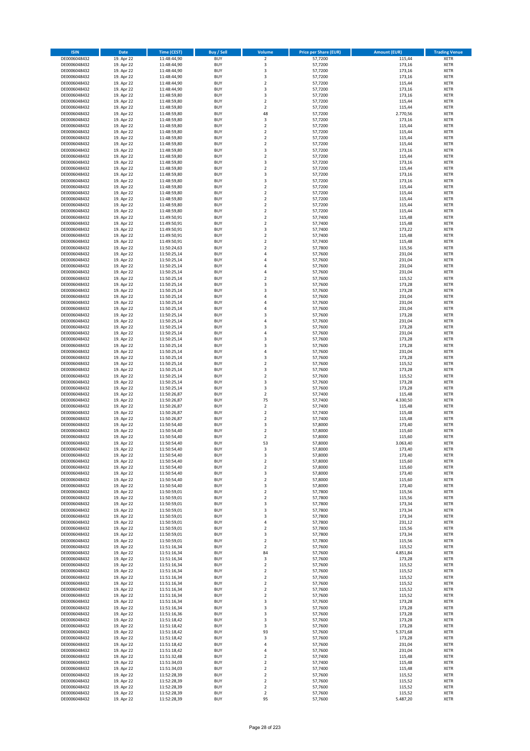| ISIN | Date | Time (CEST) | Buy / Sell | Volume | Price per Share (EUR) | Amount (EUR) | Trading Venue |
|---|---|---|---|---|---|---|---|
| DE0006048432 | 19. Apr 22 | 11:48:44,90 | BUY | 2 | 57,7200 | 115,44 | XETR |
| DE0006048432 | 19. Apr 22 | 11:48:44,90 | BUY | 3 | 57,7200 | 173,16 | XETR |
| DE0006048432 | 19. Apr 22 | 11:48:44,90 | BUY | 3 | 57,7200 | 173,16 | XETR |
| DE0006048432 | 19. Apr 22 | 11:48:44,90 | BUY | 3 | 57,7200 | 173,16 | XETR |
| DE0006048432 | 19. Apr 22 | 11:48:44,90 | BUY | 2 | 57,7200 | 115,44 | XETR |
| DE0006048432 | 19. Apr 22 | 11:48:44,90 | BUY | 3 | 57,7200 | 173,16 | XETR |
| DE0006048432 | 19. Apr 22 | 11:48:59,80 | BUY | 3 | 57,7200 | 173,16 | XETR |
| DE0006048432 | 19. Apr 22 | 11:48:59,80 | BUY | 2 | 57,7200 | 115,44 | XETR |
| DE0006048432 | 19. Apr 22 | 11:48:59,80 | BUY | 2 | 57,7200 | 115,44 | XETR |
| DE0006048432 | 19. Apr 22 | 11:48:59,80 | BUY | 48 | 57,7200 | 2.770,56 | XETR |
| DE0006048432 | 19. Apr 22 | 11:48:59,80 | BUY | 3 | 57,7200 | 173,16 | XETR |
| DE0006048432 | 19. Apr 22 | 11:48:59,80 | BUY | 2 | 57,7200 | 115,44 | XETR |
| DE0006048432 | 19. Apr 22 | 11:48:59,80 | BUY | 2 | 57,7200 | 115,44 | XETR |
| DE0006048432 | 19. Apr 22 | 11:48:59,80 | BUY | 2 | 57,7200 | 115,44 | XETR |
| DE0006048432 | 19. Apr 22 | 11:48:59,80 | BUY | 2 | 57,7200 | 115,44 | XETR |
| DE0006048432 | 19. Apr 22 | 11:48:59,80 | BUY | 3 | 57,7200 | 173,16 | XETR |
| DE0006048432 | 19. Apr 22 | 11:48:59,80 | BUY | 2 | 57,7200 | 115,44 | XETR |
| DE0006048432 | 19. Apr 22 | 11:48:59,80 | BUY | 3 | 57,7200 | 173,16 | XETR |
| DE0006048432 | 19. Apr 22 | 11:48:59,80 | BUY | 2 | 57,7200 | 115,44 | XETR |
| DE0006048432 | 19. Apr 22 | 11:48:59,80 | BUY | 3 | 57,7200 | 173,16 | XETR |
| DE0006048432 | 19. Apr 22 | 11:48:59,80 | BUY | 3 | 57,7200 | 173,16 | XETR |
| DE0006048432 | 19. Apr 22 | 11:48:59,80 | BUY | 2 | 57,7200 | 115,44 | XETR |
| DE0006048432 | 19. Apr 22 | 11:48:59,80 | BUY | 2 | 57,7200 | 115,44 | XETR |
| DE0006048432 | 19. Apr 22 | 11:48:59,80 | BUY | 2 | 57,7200 | 115,44 | XETR |
| DE0006048432 | 19. Apr 22 | 11:48:59,80 | BUY | 2 | 57,7200 | 115,44 | XETR |
| DE0006048432 | 19. Apr 22 | 11:48:59,80 | BUY | 2 | 57,7200 | 115,44 | XETR |
| DE0006048432 | 19. Apr 22 | 11:49:50,91 | BUY | 2 | 57,7400 | 115,48 | XETR |
| DE0006048432 | 19. Apr 22 | 11:49:50,91 | BUY | 2 | 57,7400 | 115,48 | XETR |
| DE0006048432 | 19. Apr 22 | 11:49:50,91 | BUY | 3 | 57,7400 | 173,22 | XETR |
| DE0006048432 | 19. Apr 22 | 11:49:50,91 | BUY | 2 | 57,7400 | 115,48 | XETR |
| DE0006048432 | 19. Apr 22 | 11:49:50,91 | BUY | 2 | 57,7400 | 115,48 | XETR |
| DE0006048432 | 19. Apr 22 | 11:50:24,63 | BUY | 2 | 57,7800 | 115,56 | XETR |
| DE0006048432 | 19. Apr 22 | 11:50:25,14 | BUY | 4 | 57,7600 | 231,04 | XETR |
| DE0006048432 | 19. Apr 22 | 11:50:25,14 | BUY | 4 | 57,7600 | 231,04 | XETR |
| DE0006048432 | 19. Apr 22 | 11:50:25,14 | BUY | 4 | 57,7600 | 231,04 | XETR |
| DE0006048432 | 19. Apr 22 | 11:50:25,14 | BUY | 4 | 57,7600 | 231,04 | XETR |
| DE0006048432 | 19. Apr 22 | 11:50:25,14 | BUY | 2 | 57,7600 | 115,52 | XETR |
| DE0006048432 | 19. Apr 22 | 11:50:25,14 | BUY | 3 | 57,7600 | 173,28 | XETR |
| DE0006048432 | 19. Apr 22 | 11:50:25,14 | BUY | 3 | 57,7600 | 173,28 | XETR |
| DE0006048432 | 19. Apr 22 | 11:50:25,14 | BUY | 4 | 57,7600 | 231,04 | XETR |
| DE0006048432 | 19. Apr 22 | 11:50:25,14 | BUY | 4 | 57,7600 | 231,04 | XETR |
| DE0006048432 | 19. Apr 22 | 11:50:25,14 | BUY | 4 | 57,7600 | 231,04 | XETR |
| DE0006048432 | 19. Apr 22 | 11:50:25,14 | BUY | 3 | 57,7600 | 173,28 | XETR |
| DE0006048432 | 19. Apr 22 | 11:50:25,14 | BUY | 4 | 57,7600 | 231,04 | XETR |
| DE0006048432 | 19. Apr 22 | 11:50:25,14 | BUY | 3 | 57,7600 | 173,28 | XETR |
| DE0006048432 | 19. Apr 22 | 11:50:25,14 | BUY | 4 | 57,7600 | 231,04 | XETR |
| DE0006048432 | 19. Apr 22 | 11:50:25,14 | BUY | 3 | 57,7600 | 173,28 | XETR |
| DE0006048432 | 19. Apr 22 | 11:50:25,14 | BUY | 3 | 57,7600 | 173,28 | XETR |
| DE0006048432 | 19. Apr 22 | 11:50:25,14 | BUY | 4 | 57,7600 | 231,04 | XETR |
| DE0006048432 | 19. Apr 22 | 11:50:25,14 | BUY | 3 | 57,7600 | 173,28 | XETR |
| DE0006048432 | 19. Apr 22 | 11:50:25,14 | BUY | 2 | 57,7600 | 115,52 | XETR |
| DE0006048432 | 19. Apr 22 | 11:50:25,14 | BUY | 3 | 57,7600 | 173,28 | XETR |
| DE0006048432 | 19. Apr 22 | 11:50:25,14 | BUY | 2 | 57,7600 | 115,52 | XETR |
| DE0006048432 | 19. Apr 22 | 11:50:25,14 | BUY | 3 | 57,7600 | 173,28 | XETR |
| DE0006048432 | 19. Apr 22 | 11:50:25,14 | BUY | 3 | 57,7600 | 173,28 | XETR |
| DE0006048432 | 19. Apr 22 | 11:50:26,87 | BUY | 2 | 57,7400 | 115,48 | XETR |
| DE0006048432 | 19. Apr 22 | 11:50:26,87 | BUY | 75 | 57,7400 | 4.330,50 | XETR |
| DE0006048432 | 19. Apr 22 | 11:50:26,87 | BUY | 2 | 57,7400 | 115,48 | XETR |
| DE0006048432 | 19. Apr 22 | 11:50:26,87 | BUY | 2 | 57,7400 | 115,48 | XETR |
| DE0006048432 | 19. Apr 22 | 11:50:26,87 | BUY | 2 | 57,7400 | 115,48 | XETR |
| DE0006048432 | 19. Apr 22 | 11:50:54,40 | BUY | 3 | 57,8000 | 173,40 | XETR |
| DE0006048432 | 19. Apr 22 | 11:50:54,40 | BUY | 2 | 57,8000 | 115,60 | XETR |
| DE0006048432 | 19. Apr 22 | 11:50:54,40 | BUY | 2 | 57,8000 | 115,60 | XETR |
| DE0006048432 | 19. Apr 22 | 11:50:54,40 | BUY | 53 | 57,8000 | 3.063,40 | XETR |
| DE0006048432 | 19. Apr 22 | 11:50:54,40 | BUY | 3 | 57,8000 | 173,40 | XETR |
| DE0006048432 | 19. Apr 22 | 11:50:54,40 | BUY | 3 | 57,8000 | 173,40 | XETR |
| DE0006048432 | 19. Apr 22 | 11:50:54,40 | BUY | 2 | 57,8000 | 115,60 | XETR |
| DE0006048432 | 19. Apr 22 | 11:50:54,40 | BUY | 2 | 57,8000 | 115,60 | XETR |
| DE0006048432 | 19. Apr 22 | 11:50:54,40 | BUY | 3 | 57,8000 | 173,40 | XETR |
| DE0006048432 | 19. Apr 22 | 11:50:54,40 | BUY | 2 | 57,8000 | 115,60 | XETR |
| DE0006048432 | 19. Apr 22 | 11:50:54,40 | BUY | 3 | 57,8000 | 173,40 | XETR |
| DE0006048432 | 19. Apr 22 | 11:50:59,01 | BUY | 2 | 57,7800 | 115,56 | XETR |
| DE0006048432 | 19. Apr 22 | 11:50:59,01 | BUY | 2 | 57,7800 | 115,56 | XETR |
| DE0006048432 | 19. Apr 22 | 11:50:59,01 | BUY | 3 | 57,7800 | 173,34 | XETR |
| DE0006048432 | 19. Apr 22 | 11:50:59,01 | BUY | 3 | 57,7800 | 173,34 | XETR |
| DE0006048432 | 19. Apr 22 | 11:50:59,01 | BUY | 3 | 57,7800 | 173,34 | XETR |
| DE0006048432 | 19. Apr 22 | 11:50:59,01 | BUY | 4 | 57,7800 | 231,12 | XETR |
| DE0006048432 | 19. Apr 22 | 11:50:59,01 | BUY | 2 | 57,7800 | 115,56 | XETR |
| DE0006048432 | 19. Apr 22 | 11:50:59,01 | BUY | 3 | 57,7800 | 173,34 | XETR |
| DE0006048432 | 19. Apr 22 | 11:50:59,01 | BUY | 2 | 57,7800 | 115,56 | XETR |
| DE0006048432 | 19. Apr 22 | 11:51:16,34 | BUY | 2 | 57,7600 | 115,52 | XETR |
| DE0006048432 | 19. Apr 22 | 11:51:16,34 | BUY | 84 | 57,7600 | 4.851,84 | XETR |
| DE0006048432 | 19. Apr 22 | 11:51:16,34 | BUY | 3 | 57,7600 | 173,28 | XETR |
| DE0006048432 | 19. Apr 22 | 11:51:16,34 | BUY | 2 | 57,7600 | 115,52 | XETR |
| DE0006048432 | 19. Apr 22 | 11:51:16,34 | BUY | 2 | 57,7600 | 115,52 | XETR |
| DE0006048432 | 19. Apr 22 | 11:51:16,34 | BUY | 2 | 57,7600 | 115,52 | XETR |
| DE0006048432 | 19. Apr 22 | 11:51:16,34 | BUY | 2 | 57,7600 | 115,52 | XETR |
| DE0006048432 | 19. Apr 22 | 11:51:16,34 | BUY | 2 | 57,7600 | 115,52 | XETR |
| DE0006048432 | 19. Apr 22 | 11:51:16,34 | BUY | 2 | 57,7600 | 115,52 | XETR |
| DE0006048432 | 19. Apr 22 | 11:51:16,34 | BUY | 3 | 57,7600 | 173,28 | XETR |
| DE0006048432 | 19. Apr 22 | 11:51:16,34 | BUY | 3 | 57,7600 | 173,28 | XETR |
| DE0006048432 | 19. Apr 22 | 11:51:16,36 | BUY | 3 | 57,7600 | 173,28 | XETR |
| DE0006048432 | 19. Apr 22 | 11:51:18,42 | BUY | 3 | 57,7600 | 173,28 | XETR |
| DE0006048432 | 19. Apr 22 | 11:51:18,42 | BUY | 3 | 57,7600 | 173,28 | XETR |
| DE0006048432 | 19. Apr 22 | 11:51:18,42 | BUY | 93 | 57,7600 | 5.371,68 | XETR |
| DE0006048432 | 19. Apr 22 | 11:51:18,42 | BUY | 3 | 57,7600 | 173,28 | XETR |
| DE0006048432 | 19. Apr 22 | 11:51:18,42 | BUY | 4 | 57,7600 | 231,04 | XETR |
| DE0006048432 | 19. Apr 22 | 11:51:18,42 | BUY | 4 | 57,7600 | 231,04 | XETR |
| DE0006048432 | 19. Apr 22 | 11:51:32,48 | BUY | 2 | 57,7400 | 115,48 | XETR |
| DE0006048432 | 19. Apr 22 | 11:51:34,03 | BUY | 2 | 57,7400 | 115,48 | XETR |
| DE0006048432 | 19. Apr 22 | 11:51:34,03 | BUY | 2 | 57,7400 | 115,48 | XETR |
| DE0006048432 | 19. Apr 22 | 11:52:28,39 | BUY | 2 | 57,7600 | 115,52 | XETR |
| DE0006048432 | 19. Apr 22 | 11:52:28,39 | BUY | 2 | 57,7600 | 115,52 | XETR |
| DE0006048432 | 19. Apr 22 | 11:52:28,39 | BUY | 2 | 57,7600 | 115,52 | XETR |
| DE0006048432 | 19. Apr 22 | 11:52:28,39 | BUY | 2 | 57,7600 | 115,52 | XETR |
| DE0006048432 | 19. Apr 22 | 11:52:28,39 | BUY | 95 | 57,7600 | 5.487,20 | XETR |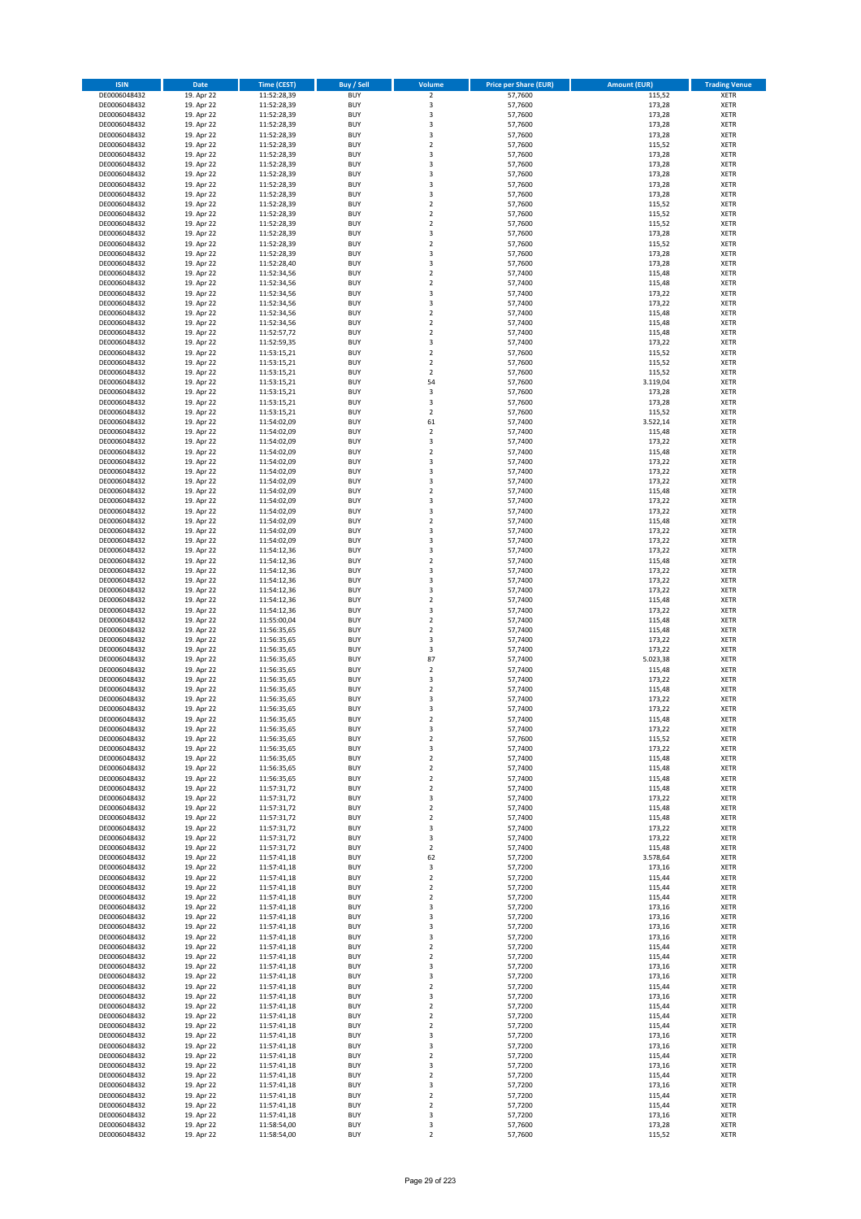| ISIN | Date | Time (CEST) | Buy / Sell | Volume | Price per Share (EUR) | Amount (EUR) | Trading Venue |
|---|---|---|---|---|---|---|---|
| DE0006048432 | 19. Apr 22 | 11:52:28,39 | BUY | 2 | 57,7600 | 115,52 | XETR |
| DE0006048432 | 19. Apr 22 | 11:52:28,39 | BUY | 3 | 57,7600 | 173,28 | XETR |
| DE0006048432 | 19. Apr 22 | 11:52:28,39 | BUY | 3 | 57,7600 | 173,28 | XETR |
| DE0006048432 | 19. Apr 22 | 11:52:28,39 | BUY | 3 | 57,7600 | 173,28 | XETR |
| DE0006048432 | 19. Apr 22 | 11:52:28,39 | BUY | 3 | 57,7600 | 173,28 | XETR |
| DE0006048432 | 19. Apr 22 | 11:52:28,39 | BUY | 2 | 57,7600 | 115,52 | XETR |
| DE0006048432 | 19. Apr 22 | 11:52:28,39 | BUY | 3 | 57,7600 | 173,28 | XETR |
| DE0006048432 | 19. Apr 22 | 11:52:28,39 | BUY | 3 | 57,7600 | 173,28 | XETR |
| DE0006048432 | 19. Apr 22 | 11:52:28,39 | BUY | 3 | 57,7600 | 173,28 | XETR |
| DE0006048432 | 19. Apr 22 | 11:52:28,39 | BUY | 3 | 57,7600 | 173,28 | XETR |
| DE0006048432 | 19. Apr 22 | 11:52:28,39 | BUY | 3 | 57,7600 | 173,28 | XETR |
| DE0006048432 | 19. Apr 22 | 11:52:28,39 | BUY | 2 | 57,7600 | 115,52 | XETR |
| DE0006048432 | 19. Apr 22 | 11:52:28,39 | BUY | 2 | 57,7600 | 115,52 | XETR |
| DE0006048432 | 19. Apr 22 | 11:52:28,39 | BUY | 2 | 57,7600 | 115,52 | XETR |
| DE0006048432 | 19. Apr 22 | 11:52:28,39 | BUY | 3 | 57,7600 | 173,28 | XETR |
| DE0006048432 | 19. Apr 22 | 11:52:28,39 | BUY | 2 | 57,7600 | 115,52 | XETR |
| DE0006048432 | 19. Apr 22 | 11:52:28,39 | BUY | 3 | 57,7600 | 173,28 | XETR |
| DE0006048432 | 19. Apr 22 | 11:52:28,40 | BUY | 3 | 57,7600 | 173,28 | XETR |
| DE0006048432 | 19. Apr 22 | 11:52:34,56 | BUY | 2 | 57,7400 | 115,48 | XETR |
| DE0006048432 | 19. Apr 22 | 11:52:34,56 | BUY | 2 | 57,7400 | 115,48 | XETR |
| DE0006048432 | 19. Apr 22 | 11:52:34,56 | BUY | 3 | 57,7400 | 173,22 | XETR |
| DE0006048432 | 19. Apr 22 | 11:52:34,56 | BUY | 3 | 57,7400 | 173,22 | XETR |
| DE0006048432 | 19. Apr 22 | 11:52:34,56 | BUY | 2 | 57,7400 | 115,48 | XETR |
| DE0006048432 | 19. Apr 22 | 11:52:34,56 | BUY | 2 | 57,7400 | 115,48 | XETR |
| DE0006048432 | 19. Apr 22 | 11:52:57,72 | BUY | 2 | 57,7400 | 115,48 | XETR |
| DE0006048432 | 19. Apr 22 | 11:52:59,35 | BUY | 3 | 57,7400 | 173,22 | XETR |
| DE0006048432 | 19. Apr 22 | 11:53:15,21 | BUY | 2 | 57,7600 | 115,52 | XETR |
| DE0006048432 | 19. Apr 22 | 11:53:15,21 | BUY | 2 | 57,7600 | 115,52 | XETR |
| DE0006048432 | 19. Apr 22 | 11:53:15,21 | BUY | 2 | 57,7600 | 115,52 | XETR |
| DE0006048432 | 19. Apr 22 | 11:53:15,21 | BUY | 54 | 57,7600 | 3.119,04 | XETR |
| DE0006048432 | 19. Apr 22 | 11:53:15,21 | BUY | 3 | 57,7600 | 173,28 | XETR |
| DE0006048432 | 19. Apr 22 | 11:53:15,21 | BUY | 3 | 57,7600 | 173,28 | XETR |
| DE0006048432 | 19. Apr 22 | 11:53:15,21 | BUY | 2 | 57,7600 | 115,52 | XETR |
| DE0006048432 | 19. Apr 22 | 11:54:02,09 | BUY | 61 | 57,7400 | 3.522,14 | XETR |
| DE0006048432 | 19. Apr 22 | 11:54:02,09 | BUY | 2 | 57,7400 | 115,48 | XETR |
| DE0006048432 | 19. Apr 22 | 11:54:02,09 | BUY | 3 | 57,7400 | 173,22 | XETR |
| DE0006048432 | 19. Apr 22 | 11:54:02,09 | BUY | 2 | 57,7400 | 115,48 | XETR |
| DE0006048432 | 19. Apr 22 | 11:54:02,09 | BUY | 3 | 57,7400 | 173,22 | XETR |
| DE0006048432 | 19. Apr 22 | 11:54:02,09 | BUY | 3 | 57,7400 | 173,22 | XETR |
| DE0006048432 | 19. Apr 22 | 11:54:02,09 | BUY | 3 | 57,7400 | 173,22 | XETR |
| DE0006048432 | 19. Apr 22 | 11:54:02,09 | BUY | 2 | 57,7400 | 115,48 | XETR |
| DE0006048432 | 19. Apr 22 | 11:54:02,09 | BUY | 3 | 57,7400 | 173,22 | XETR |
| DE0006048432 | 19. Apr 22 | 11:54:02,09 | BUY | 3 | 57,7400 | 173,22 | XETR |
| DE0006048432 | 19. Apr 22 | 11:54:02,09 | BUY | 2 | 57,7400 | 115,48 | XETR |
| DE0006048432 | 19. Apr 22 | 11:54:02,09 | BUY | 3 | 57,7400 | 173,22 | XETR |
| DE0006048432 | 19. Apr 22 | 11:54:02,09 | BUY | 3 | 57,7400 | 173,22 | XETR |
| DE0006048432 | 19. Apr 22 | 11:54:12,36 | BUY | 3 | 57,7400 | 173,22 | XETR |
| DE0006048432 | 19. Apr 22 | 11:54:12,36 | BUY | 2 | 57,7400 | 115,48 | XETR |
| DE0006048432 | 19. Apr 22 | 11:54:12,36 | BUY | 3 | 57,7400 | 173,22 | XETR |
| DE0006048432 | 19. Apr 22 | 11:54:12,36 | BUY | 3 | 57,7400 | 173,22 | XETR |
| DE0006048432 | 19. Apr 22 | 11:54:12,36 | BUY | 3 | 57,7400 | 173,22 | XETR |
| DE0006048432 | 19. Apr 22 | 11:54:12,36 | BUY | 2 | 57,7400 | 115,48 | XETR |
| DE0006048432 | 19. Apr 22 | 11:54:12,36 | BUY | 3 | 57,7400 | 173,22 | XETR |
| DE0006048432 | 19. Apr 22 | 11:55:00,04 | BUY | 2 | 57,7400 | 115,48 | XETR |
| DE0006048432 | 19. Apr 22 | 11:56:35,65 | BUY | 2 | 57,7400 | 115,48 | XETR |
| DE0006048432 | 19. Apr 22 | 11:56:35,65 | BUY | 3 | 57,7400 | 173,22 | XETR |
| DE0006048432 | 19. Apr 22 | 11:56:35,65 | BUY | 3 | 57,7400 | 173,22 | XETR |
| DE0006048432 | 19. Apr 22 | 11:56:35,65 | BUY | 87 | 57,7400 | 5.023,38 | XETR |
| DE0006048432 | 19. Apr 22 | 11:56:35,65 | BUY | 2 | 57,7400 | 115,48 | XETR |
| DE0006048432 | 19. Apr 22 | 11:56:35,65 | BUY | 3 | 57,7400 | 173,22 | XETR |
| DE0006048432 | 19. Apr 22 | 11:56:35,65 | BUY | 2 | 57,7400 | 115,48 | XETR |
| DE0006048432 | 19. Apr 22 | 11:56:35,65 | BUY | 3 | 57,7400 | 173,22 | XETR |
| DE0006048432 | 19. Apr 22 | 11:56:35,65 | BUY | 3 | 57,7400 | 173,22 | XETR |
| DE0006048432 | 19. Apr 22 | 11:56:35,65 | BUY | 2 | 57,7400 | 115,48 | XETR |
| DE0006048432 | 19. Apr 22 | 11:56:35,65 | BUY | 3 | 57,7400 | 173,22 | XETR |
| DE0006048432 | 19. Apr 22 | 11:56:35,65 | BUY | 2 | 57,7600 | 115,52 | XETR |
| DE0006048432 | 19. Apr 22 | 11:56:35,65 | BUY | 3 | 57,7400 | 173,22 | XETR |
| DE0006048432 | 19. Apr 22 | 11:56:35,65 | BUY | 2 | 57,7400 | 115,48 | XETR |
| DE0006048432 | 19. Apr 22 | 11:56:35,65 | BUY | 2 | 57,7400 | 115,48 | XETR |
| DE0006048432 | 19. Apr 22 | 11:56:35,65 | BUY | 2 | 57,7400 | 115,48 | XETR |
| DE0006048432 | 19. Apr 22 | 11:57:31,72 | BUY | 2 | 57,7400 | 115,48 | XETR |
| DE0006048432 | 19. Apr 22 | 11:57:31,72 | BUY | 3 | 57,7400 | 173,22 | XETR |
| DE0006048432 | 19. Apr 22 | 11:57:31,72 | BUY | 2 | 57,7400 | 115,48 | XETR |
| DE0006048432 | 19. Apr 22 | 11:57:31,72 | BUY | 2 | 57,7400 | 115,48 | XETR |
| DE0006048432 | 19. Apr 22 | 11:57:31,72 | BUY | 3 | 57,7400 | 173,22 | XETR |
| DE0006048432 | 19. Apr 22 | 11:57:31,72 | BUY | 3 | 57,7400 | 173,22 | XETR |
| DE0006048432 | 19. Apr 22 | 11:57:31,72 | BUY | 2 | 57,7400 | 115,48 | XETR |
| DE0006048432 | 19. Apr 22 | 11:57:41,18 | BUY | 62 | 57,7200 | 3.578,64 | XETR |
| DE0006048432 | 19. Apr 22 | 11:57:41,18 | BUY | 3 | 57,7200 | 173,16 | XETR |
| DE0006048432 | 19. Apr 22 | 11:57:41,18 | BUY | 2 | 57,7200 | 115,44 | XETR |
| DE0006048432 | 19. Apr 22 | 11:57:41,18 | BUY | 2 | 57,7200 | 115,44 | XETR |
| DE0006048432 | 19. Apr 22 | 11:57:41,18 | BUY | 2 | 57,7200 | 115,44 | XETR |
| DE0006048432 | 19. Apr 22 | 11:57:41,18 | BUY | 3 | 57,7200 | 173,16 | XETR |
| DE0006048432 | 19. Apr 22 | 11:57:41,18 | BUY | 3 | 57,7200 | 173,16 | XETR |
| DE0006048432 | 19. Apr 22 | 11:57:41,18 | BUY | 3 | 57,7200 | 173,16 | XETR |
| DE0006048432 | 19. Apr 22 | 11:57:41,18 | BUY | 3 | 57,7200 | 173,16 | XETR |
| DE0006048432 | 19. Apr 22 | 11:57:41,18 | BUY | 2 | 57,7200 | 115,44 | XETR |
| DE0006048432 | 19. Apr 22 | 11:57:41,18 | BUY | 2 | 57,7200 | 115,44 | XETR |
| DE0006048432 | 19. Apr 22 | 11:57:41,18 | BUY | 3 | 57,7200 | 173,16 | XETR |
| DE0006048432 | 19. Apr 22 | 11:57:41,18 | BUY | 3 | 57,7200 | 173,16 | XETR |
| DE0006048432 | 19. Apr 22 | 11:57:41,18 | BUY | 2 | 57,7200 | 115,44 | XETR |
| DE0006048432 | 19. Apr 22 | 11:57:41,18 | BUY | 3 | 57,7200 | 173,16 | XETR |
| DE0006048432 | 19. Apr 22 | 11:57:41,18 | BUY | 2 | 57,7200 | 115,44 | XETR |
| DE0006048432 | 19. Apr 22 | 11:57:41,18 | BUY | 2 | 57,7200 | 115,44 | XETR |
| DE0006048432 | 19. Apr 22 | 11:57:41,18 | BUY | 2 | 57,7200 | 115,44 | XETR |
| DE0006048432 | 19. Apr 22 | 11:57:41,18 | BUY | 3 | 57,7200 | 173,16 | XETR |
| DE0006048432 | 19. Apr 22 | 11:57:41,18 | BUY | 3 | 57,7200 | 173,16 | XETR |
| DE0006048432 | 19. Apr 22 | 11:57:41,18 | BUY | 2 | 57,7200 | 115,44 | XETR |
| DE0006048432 | 19. Apr 22 | 11:57:41,18 | BUY | 3 | 57,7200 | 173,16 | XETR |
| DE0006048432 | 19. Apr 22 | 11:57:41,18 | BUY | 2 | 57,7200 | 115,44 | XETR |
| DE0006048432 | 19. Apr 22 | 11:57:41,18 | BUY | 3 | 57,7200 | 173,16 | XETR |
| DE0006048432 | 19. Apr 22 | 11:57:41,18 | BUY | 2 | 57,7200 | 115,44 | XETR |
| DE0006048432 | 19. Apr 22 | 11:57:41,18 | BUY | 2 | 57,7200 | 115,44 | XETR |
| DE0006048432 | 19. Apr 22 | 11:57:41,18 | BUY | 3 | 57,7200 | 173,16 | XETR |
| DE0006048432 | 19. Apr 22 | 11:58:54,00 | BUY | 3 | 57,7600 | 173,28 | XETR |
| DE0006048432 | 19. Apr 22 | 11:58:54,00 | BUY | 2 | 57,7600 | 115,52 | XETR |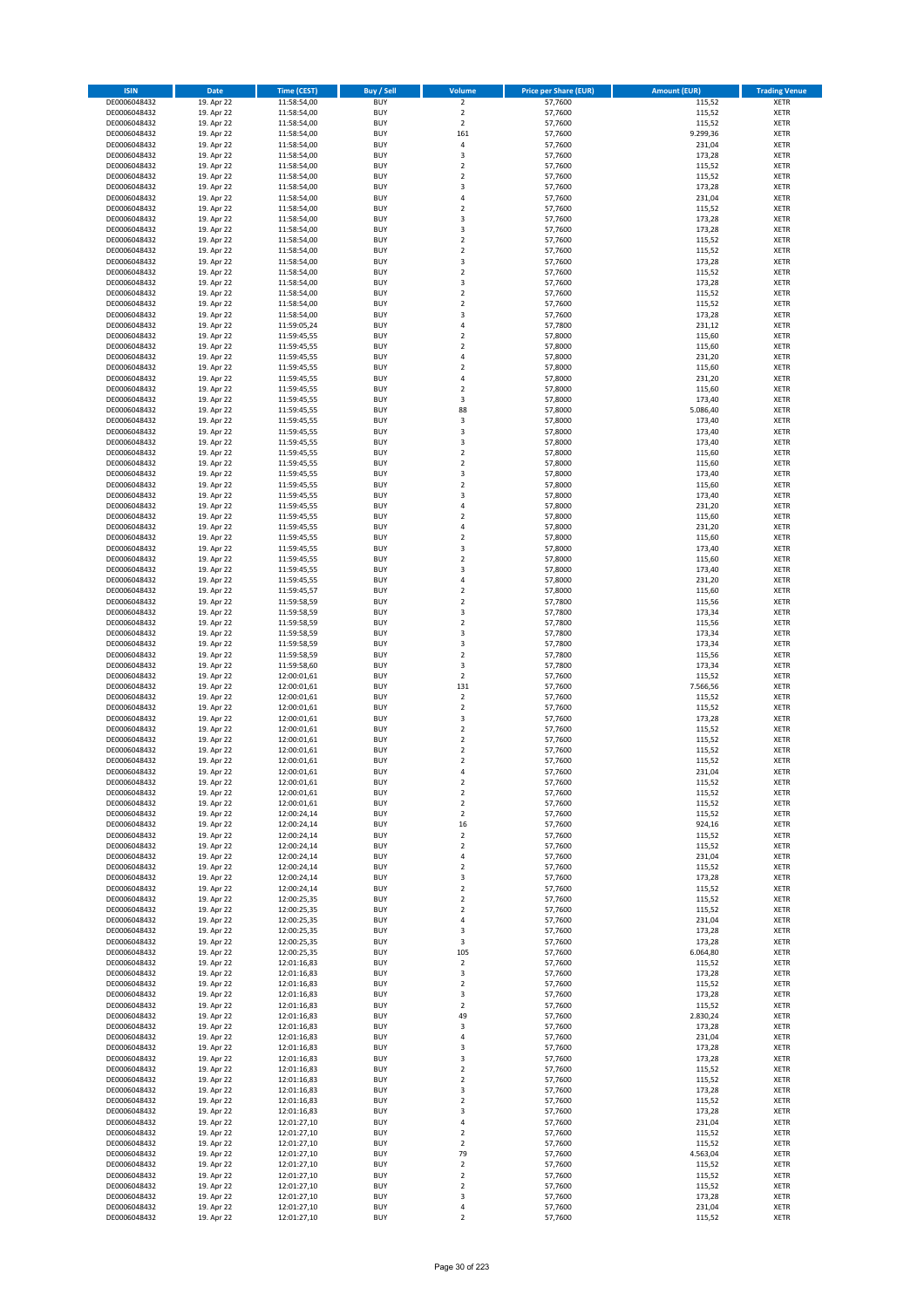| ISIN | Date | Time (CEST) | Buy / Sell | Volume | Price per Share (EUR) | Amount (EUR) | Trading Venue |
|---|---|---|---|---|---|---|---|
| DE0006048432 | 19. Apr 22 | 11:58:54,00 | BUY | 2 | 57,7600 | 115,52 | XETR |
| DE0006048432 | 19. Apr 22 | 11:58:54,00 | BUY | 2 | 57,7600 | 115,52 | XETR |
| DE0006048432 | 19. Apr 22 | 11:58:54,00 | BUY | 2 | 57,7600 | 115,52 | XETR |
| DE0006048432 | 19. Apr 22 | 11:58:54,00 | BUY | 161 | 57,7600 | 9.299,36 | XETR |
| DE0006048432 | 19. Apr 22 | 11:58:54,00 | BUY | 4 | 57,7600 | 231,04 | XETR |
| DE0006048432 | 19. Apr 22 | 11:58:54,00 | BUY | 3 | 57,7600 | 173,28 | XETR |
| DE0006048432 | 19. Apr 22 | 11:58:54,00 | BUY | 2 | 57,7600 | 115,52 | XETR |
| DE0006048432 | 19. Apr 22 | 11:58:54,00 | BUY | 2 | 57,7600 | 115,52 | XETR |
| DE0006048432 | 19. Apr 22 | 11:58:54,00 | BUY | 3 | 57,7600 | 173,28 | XETR |
| DE0006048432 | 19. Apr 22 | 11:58:54,00 | BUY | 4 | 57,7600 | 231,04 | XETR |
| DE0006048432 | 19. Apr 22 | 11:58:54,00 | BUY | 2 | 57,7600 | 115,52 | XETR |
| DE0006048432 | 19. Apr 22 | 11:58:54,00 | BUY | 3 | 57,7600 | 173,28 | XETR |
| DE0006048432 | 19. Apr 22 | 11:58:54,00 | BUY | 3 | 57,7600 | 173,28 | XETR |
| DE0006048432 | 19. Apr 22 | 11:58:54,00 | BUY | 2 | 57,7600 | 115,52 | XETR |
| DE0006048432 | 19. Apr 22 | 11:58:54,00 | BUY | 2 | 57,7600 | 115,52 | XETR |
| DE0006048432 | 19. Apr 22 | 11:58:54,00 | BUY | 3 | 57,7600 | 173,28 | XETR |
| DE0006048432 | 19. Apr 22 | 11:58:54,00 | BUY | 2 | 57,7600 | 115,52 | XETR |
| DE0006048432 | 19. Apr 22 | 11:58:54,00 | BUY | 3 | 57,7600 | 173,28 | XETR |
| DE0006048432 | 19. Apr 22 | 11:58:54,00 | BUY | 2 | 57,7600 | 115,52 | XETR |
| DE0006048432 | 19. Apr 22 | 11:58:54,00 | BUY | 2 | 57,7600 | 115,52 | XETR |
| DE0006048432 | 19. Apr 22 | 11:58:54,00 | BUY | 3 | 57,7600 | 173,28 | XETR |
| DE0006048432 | 19. Apr 22 | 11:59:05,24 | BUY | 4 | 57,7800 | 231,12 | XETR |
| DE0006048432 | 19. Apr 22 | 11:59:45,55 | BUY | 2 | 57,8000 | 115,60 | XETR |
| DE0006048432 | 19. Apr 22 | 11:59:45,55 | BUY | 2 | 57,8000 | 115,60 | XETR |
| DE0006048432 | 19. Apr 22 | 11:59:45,55 | BUY | 4 | 57,8000 | 231,20 | XETR |
| DE0006048432 | 19. Apr 22 | 11:59:45,55 | BUY | 2 | 57,8000 | 115,60 | XETR |
| DE0006048432 | 19. Apr 22 | 11:59:45,55 | BUY | 4 | 57,8000 | 231,20 | XETR |
| DE0006048432 | 19. Apr 22 | 11:59:45,55 | BUY | 2 | 57,8000 | 115,60 | XETR |
| DE0006048432 | 19. Apr 22 | 11:59:45,55 | BUY | 3 | 57,8000 | 173,40 | XETR |
| DE0006048432 | 19. Apr 22 | 11:59:45,55 | BUY | 88 | 57,8000 | 5.086,40 | XETR |
| DE0006048432 | 19. Apr 22 | 11:59:45,55 | BUY | 3 | 57,8000 | 173,40 | XETR |
| DE0006048432 | 19. Apr 22 | 11:59:45,55 | BUY | 3 | 57,8000 | 173,40 | XETR |
| DE0006048432 | 19. Apr 22 | 11:59:45,55 | BUY | 3 | 57,8000 | 173,40 | XETR |
| DE0006048432 | 19. Apr 22 | 11:59:45,55 | BUY | 2 | 57,8000 | 115,60 | XETR |
| DE0006048432 | 19. Apr 22 | 11:59:45,55 | BUY | 2 | 57,8000 | 115,60 | XETR |
| DE0006048432 | 19. Apr 22 | 11:59:45,55 | BUY | 3 | 57,8000 | 173,40 | XETR |
| DE0006048432 | 19. Apr 22 | 11:59:45,55 | BUY | 2 | 57,8000 | 115,60 | XETR |
| DE0006048432 | 19. Apr 22 | 11:59:45,55 | BUY | 3 | 57,8000 | 173,40 | XETR |
| DE0006048432 | 19. Apr 22 | 11:59:45,55 | BUY | 4 | 57,8000 | 231,20 | XETR |
| DE0006048432 | 19. Apr 22 | 11:59:45,55 | BUY | 2 | 57,8000 | 115,60 | XETR |
| DE0006048432 | 19. Apr 22 | 11:59:45,55 | BUY | 4 | 57,8000 | 231,20 | XETR |
| DE0006048432 | 19. Apr 22 | 11:59:45,55 | BUY | 2 | 57,8000 | 115,60 | XETR |
| DE0006048432 | 19. Apr 22 | 11:59:45,55 | BUY | 3 | 57,8000 | 173,40 | XETR |
| DE0006048432 | 19. Apr 22 | 11:59:45,55 | BUY | 2 | 57,8000 | 115,60 | XETR |
| DE0006048432 | 19. Apr 22 | 11:59:45,55 | BUY | 3 | 57,8000 | 173,40 | XETR |
| DE0006048432 | 19. Apr 22 | 11:59:45,55 | BUY | 4 | 57,8000 | 231,20 | XETR |
| DE0006048432 | 19. Apr 22 | 11:59:45,57 | BUY | 2 | 57,8000 | 115,60 | XETR |
| DE0006048432 | 19. Apr 22 | 11:59:58,59 | BUY | 2 | 57,7800 | 115,56 | XETR |
| DE0006048432 | 19. Apr 22 | 11:59:58,59 | BUY | 3 | 57,7800 | 173,34 | XETR |
| DE0006048432 | 19. Apr 22 | 11:59:58,59 | BUY | 2 | 57,7800 | 115,56 | XETR |
| DE0006048432 | 19. Apr 22 | 11:59:58,59 | BUY | 3 | 57,7800 | 173,34 | XETR |
| DE0006048432 | 19. Apr 22 | 11:59:58,59 | BUY | 3 | 57,7800 | 173,34 | XETR |
| DE0006048432 | 19. Apr 22 | 11:59:58,59 | BUY | 2 | 57,7800 | 115,56 | XETR |
| DE0006048432 | 19. Apr 22 | 11:59:58,60 | BUY | 3 | 57,7800 | 173,34 | XETR |
| DE0006048432 | 19. Apr 22 | 12:00:01,61 | BUY | 2 | 57,7600 | 115,52 | XETR |
| DE0006048432 | 19. Apr 22 | 12:00:01,61 | BUY | 131 | 57,7600 | 7.566,56 | XETR |
| DE0006048432 | 19. Apr 22 | 12:00:01,61 | BUY | 2 | 57,7600 | 115,52 | XETR |
| DE0006048432 | 19. Apr 22 | 12:00:01,61 | BUY | 2 | 57,7600 | 115,52 | XETR |
| DE0006048432 | 19. Apr 22 | 12:00:01,61 | BUY | 3 | 57,7600 | 173,28 | XETR |
| DE0006048432 | 19. Apr 22 | 12:00:01,61 | BUY | 2 | 57,7600 | 115,52 | XETR |
| DE0006048432 | 19. Apr 22 | 12:00:01,61 | BUY | 2 | 57,7600 | 115,52 | XETR |
| DE0006048432 | 19. Apr 22 | 12:00:01,61 | BUY | 2 | 57,7600 | 115,52 | XETR |
| DE0006048432 | 19. Apr 22 | 12:00:01,61 | BUY | 2 | 57,7600 | 115,52 | XETR |
| DE0006048432 | 19. Apr 22 | 12:00:01,61 | BUY | 4 | 57,7600 | 231,04 | XETR |
| DE0006048432 | 19. Apr 22 | 12:00:01,61 | BUY | 2 | 57,7600 | 115,52 | XETR |
| DE0006048432 | 19. Apr 22 | 12:00:01,61 | BUY | 2 | 57,7600 | 115,52 | XETR |
| DE0006048432 | 19. Apr 22 | 12:00:01,61 | BUY | 2 | 57,7600 | 115,52 | XETR |
| DE0006048432 | 19. Apr 22 | 12:00:24,14 | BUY | 2 | 57,7600 | 115,52 | XETR |
| DE0006048432 | 19. Apr 22 | 12:00:24,14 | BUY | 16 | 57,7600 | 924,16 | XETR |
| DE0006048432 | 19. Apr 22 | 12:00:24,14 | BUY | 2 | 57,7600 | 115,52 | XETR |
| DE0006048432 | 19. Apr 22 | 12:00:24,14 | BUY | 2 | 57,7600 | 115,52 | XETR |
| DE0006048432 | 19. Apr 22 | 12:00:24,14 | BUY | 4 | 57,7600 | 231,04 | XETR |
| DE0006048432 | 19. Apr 22 | 12:00:24,14 | BUY | 2 | 57,7600 | 115,52 | XETR |
| DE0006048432 | 19. Apr 22 | 12:00:24,14 | BUY | 3 | 57,7600 | 173,28 | XETR |
| DE0006048432 | 19. Apr 22 | 12:00:24,14 | BUY | 2 | 57,7600 | 115,52 | XETR |
| DE0006048432 | 19. Apr 22 | 12:00:25,35 | BUY | 2 | 57,7600 | 115,52 | XETR |
| DE0006048432 | 19. Apr 22 | 12:00:25,35 | BUY | 2 | 57,7600 | 115,52 | XETR |
| DE0006048432 | 19. Apr 22 | 12:00:25,35 | BUY | 4 | 57,7600 | 231,04 | XETR |
| DE0006048432 | 19. Apr 22 | 12:00:25,35 | BUY | 3 | 57,7600 | 173,28 | XETR |
| DE0006048432 | 19. Apr 22 | 12:00:25,35 | BUY | 3 | 57,7600 | 173,28 | XETR |
| DE0006048432 | 19. Apr 22 | 12:00:25,35 | BUY | 105 | 57,7600 | 6.064,80 | XETR |
| DE0006048432 | 19. Apr 22 | 12:01:16,83 | BUY | 2 | 57,7600 | 115,52 | XETR |
| DE0006048432 | 19. Apr 22 | 12:01:16,83 | BUY | 3 | 57,7600 | 173,28 | XETR |
| DE0006048432 | 19. Apr 22 | 12:01:16,83 | BUY | 2 | 57,7600 | 115,52 | XETR |
| DE0006048432 | 19. Apr 22 | 12:01:16,83 | BUY | 3 | 57,7600 | 173,28 | XETR |
| DE0006048432 | 19. Apr 22 | 12:01:16,83 | BUY | 2 | 57,7600 | 115,52 | XETR |
| DE0006048432 | 19. Apr 22 | 12:01:16,83 | BUY | 49 | 57,7600 | 2.830,24 | XETR |
| DE0006048432 | 19. Apr 22 | 12:01:16,83 | BUY | 3 | 57,7600 | 173,28 | XETR |
| DE0006048432 | 19. Apr 22 | 12:01:16,83 | BUY | 4 | 57,7600 | 231,04 | XETR |
| DE0006048432 | 19. Apr 22 | 12:01:16,83 | BUY | 3 | 57,7600 | 173,28 | XETR |
| DE0006048432 | 19. Apr 22 | 12:01:16,83 | BUY | 3 | 57,7600 | 173,28 | XETR |
| DE0006048432 | 19. Apr 22 | 12:01:16,83 | BUY | 2 | 57,7600 | 115,52 | XETR |
| DE0006048432 | 19. Apr 22 | 12:01:16,83 | BUY | 2 | 57,7600 | 115,52 | XETR |
| DE0006048432 | 19. Apr 22 | 12:01:16,83 | BUY | 3 | 57,7600 | 173,28 | XETR |
| DE0006048432 | 19. Apr 22 | 12:01:16,83 | BUY | 2 | 57,7600 | 115,52 | XETR |
| DE0006048432 | 19. Apr 22 | 12:01:16,83 | BUY | 3 | 57,7600 | 173,28 | XETR |
| DE0006048432 | 19. Apr 22 | 12:01:27,10 | BUY | 4 | 57,7600 | 231,04 | XETR |
| DE0006048432 | 19. Apr 22 | 12:01:27,10 | BUY | 2 | 57,7600 | 115,52 | XETR |
| DE0006048432 | 19. Apr 22 | 12:01:27,10 | BUY | 2 | 57,7600 | 115,52 | XETR |
| DE0006048432 | 19. Apr 22 | 12:01:27,10 | BUY | 79 | 57,7600 | 4.563,04 | XETR |
| DE0006048432 | 19. Apr 22 | 12:01:27,10 | BUY | 2 | 57,7600 | 115,52 | XETR |
| DE0006048432 | 19. Apr 22 | 12:01:27,10 | BUY | 2 | 57,7600 | 115,52 | XETR |
| DE0006048432 | 19. Apr 22 | 12:01:27,10 | BUY | 2 | 57,7600 | 115,52 | XETR |
| DE0006048432 | 19. Apr 22 | 12:01:27,10 | BUY | 3 | 57,7600 | 173,28 | XETR |
| DE0006048432 | 19. Apr 22 | 12:01:27,10 | BUY | 4 | 57,7600 | 231,04 | XETR |
| DE0006048432 | 19. Apr 22 | 12:01:27,10 | BUY | 2 | 57,7600 | 115,52 | XETR |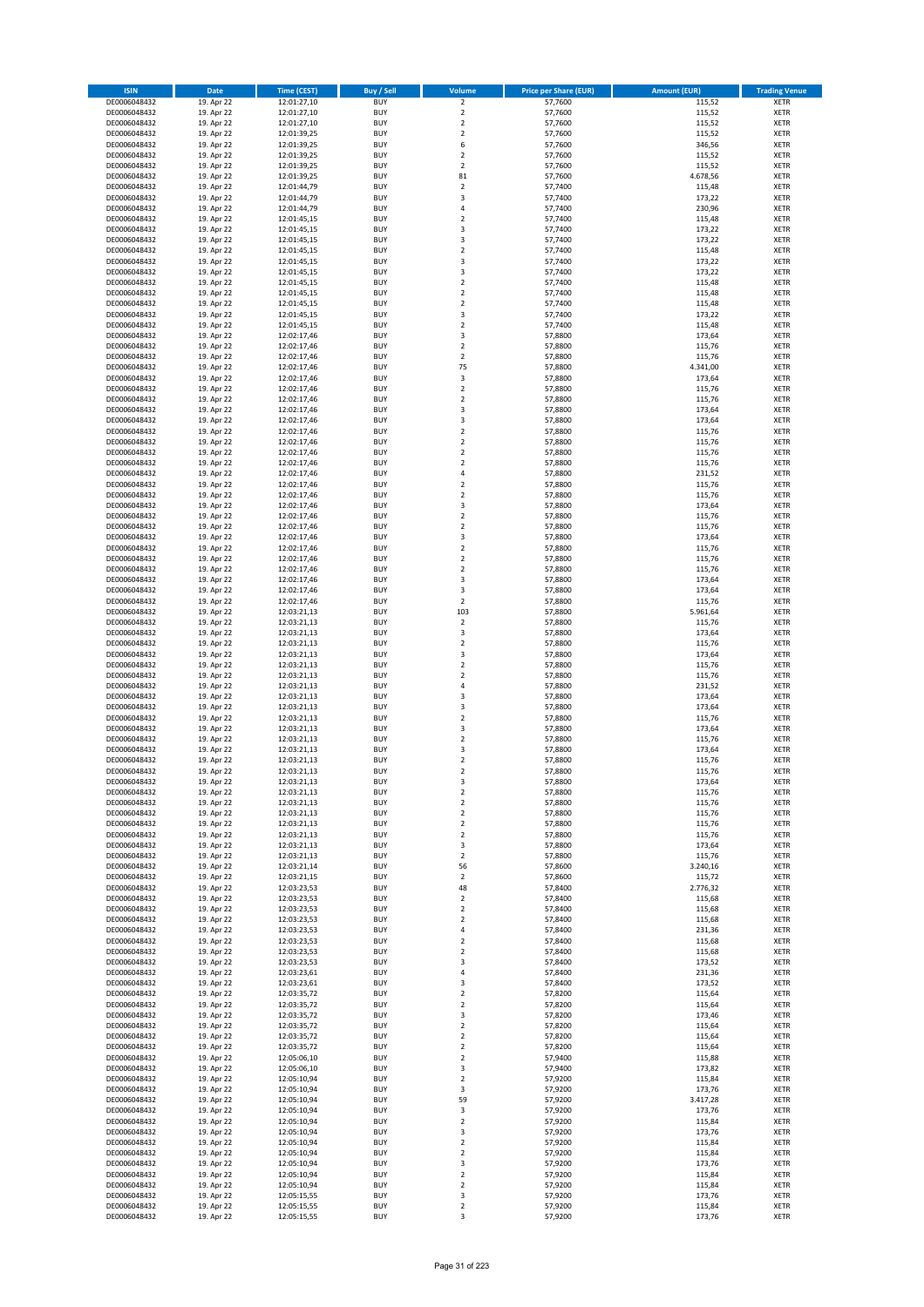| ISIN | Date | Time (CEST) | Buy / Sell | Volume | Price per Share (EUR) | Amount (EUR) | Trading Venue |
|---|---|---|---|---|---|---|---|
| DE0006048432 | 19. Apr 22 | 12:01:27,10 | BUY | 2 | 57,7600 | 115,52 | XETR |
| DE0006048432 | 19. Apr 22 | 12:01:27,10 | BUY | 2 | 57,7600 | 115,52 | XETR |
| DE0006048432 | 19. Apr 22 | 12:01:27,10 | BUY | 2 | 57,7600 | 115,52 | XETR |
| DE0006048432 | 19. Apr 22 | 12:01:39,25 | BUY | 2 | 57,7600 | 115,52 | XETR |
| DE0006048432 | 19. Apr 22 | 12:01:39,25 | BUY | 6 | 57,7600 | 346,56 | XETR |
| DE0006048432 | 19. Apr 22 | 12:01:39,25 | BUY | 2 | 57,7600 | 115,52 | XETR |
| DE0006048432 | 19. Apr 22 | 12:01:39,25 | BUY | 2 | 57,7600 | 115,52 | XETR |
| DE0006048432 | 19. Apr 22 | 12:01:39,25 | BUY | 81 | 57,7600 | 4.678,56 | XETR |
| DE0006048432 | 19. Apr 22 | 12:01:44,79 | BUY | 2 | 57,7400 | 115,48 | XETR |
| DE0006048432 | 19. Apr 22 | 12:01:44,79 | BUY | 3 | 57,7400 | 173,22 | XETR |
| DE0006048432 | 19. Apr 22 | 12:01:44,79 | BUY | 4 | 57,7400 | 230,96 | XETR |
| DE0006048432 | 19. Apr 22 | 12:01:45,15 | BUY | 2 | 57,7400 | 115,48 | XETR |
| DE0006048432 | 19. Apr 22 | 12:01:45,15 | BUY | 3 | 57,7400 | 173,22 | XETR |
| DE0006048432 | 19. Apr 22 | 12:01:45,15 | BUY | 3 | 57,7400 | 173,22 | XETR |
| DE0006048432 | 19. Apr 22 | 12:01:45,15 | BUY | 2 | 57,7400 | 115,48 | XETR |
| DE0006048432 | 19. Apr 22 | 12:01:45,15 | BUY | 3 | 57,7400 | 173,22 | XETR |
| DE0006048432 | 19. Apr 22 | 12:01:45,15 | BUY | 3 | 57,7400 | 173,22 | XETR |
| DE0006048432 | 19. Apr 22 | 12:01:45,15 | BUY | 2 | 57,7400 | 115,48 | XETR |
| DE0006048432 | 19. Apr 22 | 12:01:45,15 | BUY | 2 | 57,7400 | 115,48 | XETR |
| DE0006048432 | 19. Apr 22 | 12:01:45,15 | BUY | 2 | 57,7400 | 115,48 | XETR |
| DE0006048432 | 19. Apr 22 | 12:01:45,15 | BUY | 3 | 57,7400 | 173,22 | XETR |
| DE0006048432 | 19. Apr 22 | 12:01:45,15 | BUY | 2 | 57,7400 | 115,48 | XETR |
| DE0006048432 | 19. Apr 22 | 12:02:17,46 | BUY | 3 | 57,8800 | 173,64 | XETR |
| DE0006048432 | 19. Apr 22 | 12:02:17,46 | BUY | 2 | 57,8800 | 115,76 | XETR |
| DE0006048432 | 19. Apr 22 | 12:02:17,46 | BUY | 2 | 57,8800 | 115,76 | XETR |
| DE0006048432 | 19. Apr 22 | 12:02:17,46 | BUY | 75 | 57,8800 | 4.341,00 | XETR |
| DE0006048432 | 19. Apr 22 | 12:02:17,46 | BUY | 3 | 57,8800 | 173,64 | XETR |
| DE0006048432 | 19. Apr 22 | 12:02:17,46 | BUY | 2 | 57,8800 | 115,76 | XETR |
| DE0006048432 | 19. Apr 22 | 12:02:17,46 | BUY | 2 | 57,8800 | 115,76 | XETR |
| DE0006048432 | 19. Apr 22 | 12:02:17,46 | BUY | 3 | 57,8800 | 173,64 | XETR |
| DE0006048432 | 19. Apr 22 | 12:02:17,46 | BUY | 3 | 57,8800 | 173,64 | XETR |
| DE0006048432 | 19. Apr 22 | 12:02:17,46 | BUY | 2 | 57,8800 | 115,76 | XETR |
| DE0006048432 | 19. Apr 22 | 12:02:17,46 | BUY | 2 | 57,8800 | 115,76 | XETR |
| DE0006048432 | 19. Apr 22 | 12:02:17,46 | BUY | 2 | 57,8800 | 115,76 | XETR |
| DE0006048432 | 19. Apr 22 | 12:02:17,46 | BUY | 2 | 57,8800 | 115,76 | XETR |
| DE0006048432 | 19. Apr 22 | 12:02:17,46 | BUY | 4 | 57,8800 | 231,52 | XETR |
| DE0006048432 | 19. Apr 22 | 12:02:17,46 | BUY | 2 | 57,8800 | 115,76 | XETR |
| DE0006048432 | 19. Apr 22 | 12:02:17,46 | BUY | 2 | 57,8800 | 115,76 | XETR |
| DE0006048432 | 19. Apr 22 | 12:02:17,46 | BUY | 3 | 57,8800 | 173,64 | XETR |
| DE0006048432 | 19. Apr 22 | 12:02:17,46 | BUY | 2 | 57,8800 | 115,76 | XETR |
| DE0006048432 | 19. Apr 22 | 12:02:17,46 | BUY | 2 | 57,8800 | 115,76 | XETR |
| DE0006048432 | 19. Apr 22 | 12:02:17,46 | BUY | 3 | 57,8800 | 173,64 | XETR |
| DE0006048432 | 19. Apr 22 | 12:02:17,46 | BUY | 2 | 57,8800 | 115,76 | XETR |
| DE0006048432 | 19. Apr 22 | 12:02:17,46 | BUY | 2 | 57,8800 | 115,76 | XETR |
| DE0006048432 | 19. Apr 22 | 12:02:17,46 | BUY | 2 | 57,8800 | 115,76 | XETR |
| DE0006048432 | 19. Apr 22 | 12:02:17,46 | BUY | 3 | 57,8800 | 173,64 | XETR |
| DE0006048432 | 19. Apr 22 | 12:02:17,46 | BUY | 3 | 57,8800 | 173,64 | XETR |
| DE0006048432 | 19. Apr 22 | 12:02:17,46 | BUY | 2 | 57,8800 | 115,76 | XETR |
| DE0006048432 | 19. Apr 22 | 12:03:21,13 | BUY | 103 | 57,8800 | 5.961,64 | XETR |
| DE0006048432 | 19. Apr 22 | 12:03:21,13 | BUY | 2 | 57,8800 | 115,76 | XETR |
| DE0006048432 | 19. Apr 22 | 12:03:21,13 | BUY | 3 | 57,8800 | 173,64 | XETR |
| DE0006048432 | 19. Apr 22 | 12:03:21,13 | BUY | 2 | 57,8800 | 115,76 | XETR |
| DE0006048432 | 19. Apr 22 | 12:03:21,13 | BUY | 3 | 57,8800 | 173,64 | XETR |
| DE0006048432 | 19. Apr 22 | 12:03:21,13 | BUY | 2 | 57,8800 | 115,76 | XETR |
| DE0006048432 | 19. Apr 22 | 12:03:21,13 | BUY | 2 | 57,8800 | 115,76 | XETR |
| DE0006048432 | 19. Apr 22 | 12:03:21,13 | BUY | 4 | 57,8800 | 231,52 | XETR |
| DE0006048432 | 19. Apr 22 | 12:03:21,13 | BUY | 3 | 57,8800 | 173,64 | XETR |
| DE0006048432 | 19. Apr 22 | 12:03:21,13 | BUY | 3 | 57,8800 | 173,64 | XETR |
| DE0006048432 | 19. Apr 22 | 12:03:21,13 | BUY | 2 | 57,8800 | 115,76 | XETR |
| DE0006048432 | 19. Apr 22 | 12:03:21,13 | BUY | 3 | 57,8800 | 173,64 | XETR |
| DE0006048432 | 19. Apr 22 | 12:03:21,13 | BUY | 2 | 57,8800 | 115,76 | XETR |
| DE0006048432 | 19. Apr 22 | 12:03:21,13 | BUY | 3 | 57,8800 | 173,64 | XETR |
| DE0006048432 | 19. Apr 22 | 12:03:21,13 | BUY | 2 | 57,8800 | 115,76 | XETR |
| DE0006048432 | 19. Apr 22 | 12:03:21,13 | BUY | 2 | 57,8800 | 115,76 | XETR |
| DE0006048432 | 19. Apr 22 | 12:03:21,13 | BUY | 3 | 57,8800 | 173,64 | XETR |
| DE0006048432 | 19. Apr 22 | 12:03:21,13 | BUY | 2 | 57,8800 | 115,76 | XETR |
| DE0006048432 | 19. Apr 22 | 12:03:21,13 | BUY | 2 | 57,8800 | 115,76 | XETR |
| DE0006048432 | 19. Apr 22 | 12:03:21,13 | BUY | 2 | 57,8800 | 115,76 | XETR |
| DE0006048432 | 19. Apr 22 | 12:03:21,13 | BUY | 2 | 57,8800 | 115,76 | XETR |
| DE0006048432 | 19. Apr 22 | 12:03:21,13 | BUY | 2 | 57,8800 | 115,76 | XETR |
| DE0006048432 | 19. Apr 22 | 12:03:21,13 | BUY | 3 | 57,8800 | 173,64 | XETR |
| DE0006048432 | 19. Apr 22 | 12:03:21,13 | BUY | 2 | 57,8800 | 115,76 | XETR |
| DE0006048432 | 19. Apr 22 | 12:03:21,14 | BUY | 56 | 57,8600 | 3.240,16 | XETR |
| DE0006048432 | 19. Apr 22 | 12:03:21,15 | BUY | 2 | 57,8600 | 115,72 | XETR |
| DE0006048432 | 19. Apr 22 | 12:03:23,53 | BUY | 48 | 57,8400 | 2.776,32 | XETR |
| DE0006048432 | 19. Apr 22 | 12:03:23,53 | BUY | 2 | 57,8400 | 115,68 | XETR |
| DE0006048432 | 19. Apr 22 | 12:03:23,53 | BUY | 2 | 57,8400 | 115,68 | XETR |
| DE0006048432 | 19. Apr 22 | 12:03:23,53 | BUY | 2 | 57,8400 | 115,68 | XETR |
| DE0006048432 | 19. Apr 22 | 12:03:23,53 | BUY | 4 | 57,8400 | 231,36 | XETR |
| DE0006048432 | 19. Apr 22 | 12:03:23,53 | BUY | 2 | 57,8400 | 115,68 | XETR |
| DE0006048432 | 19. Apr 22 | 12:03:23,53 | BUY | 2 | 57,8400 | 115,68 | XETR |
| DE0006048432 | 19. Apr 22 | 12:03:23,53 | BUY | 3 | 57,8400 | 173,52 | XETR |
| DE0006048432 | 19. Apr 22 | 12:03:23,61 | BUY | 4 | 57,8400 | 231,36 | XETR |
| DE0006048432 | 19. Apr 22 | 12:03:23,61 | BUY | 3 | 57,8400 | 173,52 | XETR |
| DE0006048432 | 19. Apr 22 | 12:03:35,72 | BUY | 2 | 57,8200 | 115,64 | XETR |
| DE0006048432 | 19. Apr 22 | 12:03:35,72 | BUY | 2 | 57,8200 | 115,64 | XETR |
| DE0006048432 | 19. Apr 22 | 12:03:35,72 | BUY | 3 | 57,8200 | 173,46 | XETR |
| DE0006048432 | 19. Apr 22 | 12:03:35,72 | BUY | 2 | 57,8200 | 115,64 | XETR |
| DE0006048432 | 19. Apr 22 | 12:03:35,72 | BUY | 2 | 57,8200 | 115,64 | XETR |
| DE0006048432 | 19. Apr 22 | 12:03:35,72 | BUY | 2 | 57,8200 | 115,64 | XETR |
| DE0006048432 | 19. Apr 22 | 12:05:06,10 | BUY | 2 | 57,9400 | 115,88 | XETR |
| DE0006048432 | 19. Apr 22 | 12:05:06,10 | BUY | 3 | 57,9400 | 173,82 | XETR |
| DE0006048432 | 19. Apr 22 | 12:05:10,94 | BUY | 2 | 57,9200 | 115,84 | XETR |
| DE0006048432 | 19. Apr 22 | 12:05:10,94 | BUY | 3 | 57,9200 | 173,76 | XETR |
| DE0006048432 | 19. Apr 22 | 12:05:10,94 | BUY | 59 | 57,9200 | 3.417,28 | XETR |
| DE0006048432 | 19. Apr 22 | 12:05:10,94 | BUY | 3 | 57,9200 | 173,76 | XETR |
| DE0006048432 | 19. Apr 22 | 12:05:10,94 | BUY | 2 | 57,9200 | 115,84 | XETR |
| DE0006048432 | 19. Apr 22 | 12:05:10,94 | BUY | 3 | 57,9200 | 173,76 | XETR |
| DE0006048432 | 19. Apr 22 | 12:05:10,94 | BUY | 2 | 57,9200 | 115,84 | XETR |
| DE0006048432 | 19. Apr 22 | 12:05:10,94 | BUY | 2 | 57,9200 | 115,84 | XETR |
| DE0006048432 | 19. Apr 22 | 12:05:10,94 | BUY | 3 | 57,9200 | 173,76 | XETR |
| DE0006048432 | 19. Apr 22 | 12:05:10,94 | BUY | 2 | 57,9200 | 115,84 | XETR |
| DE0006048432 | 19. Apr 22 | 12:05:10,94 | BUY | 2 | 57,9200 | 115,84 | XETR |
| DE0006048432 | 19. Apr 22 | 12:05:15,55 | BUY | 3 | 57,9200 | 173,76 | XETR |
| DE0006048432 | 19. Apr 22 | 12:05:15,55 | BUY | 2 | 57,9200 | 115,84 | XETR |
| DE0006048432 | 19. Apr 22 | 12:05:15,55 | BUY | 3 | 57,9200 | 173,76 | XETR |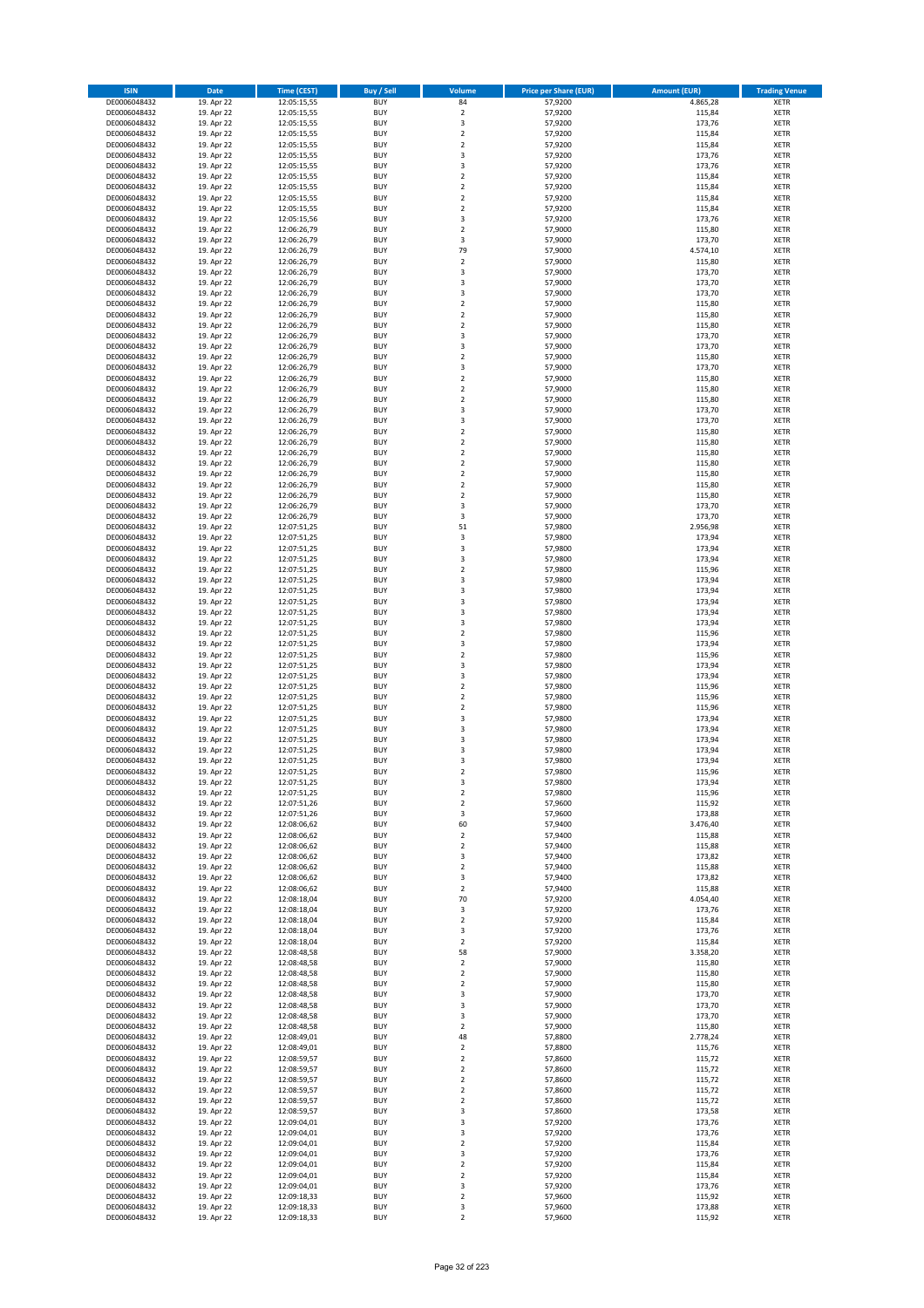| ISIN | Date | Time (CEST) | Buy / Sell | Volume | Price per Share (EUR) | Amount (EUR) | Trading Venue |
|---|---|---|---|---|---|---|---|
| DE0006048432 | 19. Apr 22 | 12:05:15,55 | BUY | 84 | 57,9200 | 4.865,28 | XETR |
| DE0006048432 | 19. Apr 22 | 12:05:15,55 | BUY | 2 | 57,9200 | 115,84 | XETR |
| DE0006048432 | 19. Apr 22 | 12:05:15,55 | BUY | 3 | 57,9200 | 173,76 | XETR |
| DE0006048432 | 19. Apr 22 | 12:05:15,55 | BUY | 2 | 57,9200 | 115,84 | XETR |
| DE0006048432 | 19. Apr 22 | 12:05:15,55 | BUY | 2 | 57,9200 | 115,84 | XETR |
| DE0006048432 | 19. Apr 22 | 12:05:15,55 | BUY | 3 | 57,9200 | 173,76 | XETR |
| DE0006048432 | 19. Apr 22 | 12:05:15,55 | BUY | 3 | 57,9200 | 173,76 | XETR |
| DE0006048432 | 19. Apr 22 | 12:05:15,55 | BUY | 2 | 57,9200 | 115,84 | XETR |
| DE0006048432 | 19. Apr 22 | 12:05:15,55 | BUY | 2 | 57,9200 | 115,84 | XETR |
| DE0006048432 | 19. Apr 22 | 12:05:15,55 | BUY | 2 | 57,9200 | 115,84 | XETR |
| DE0006048432 | 19. Apr 22 | 12:05:15,55 | BUY | 2 | 57,9200 | 115,84 | XETR |
| DE0006048432 | 19. Apr 22 | 12:05:15,56 | BUY | 3 | 57,9200 | 173,76 | XETR |
| DE0006048432 | 19. Apr 22 | 12:06:26,79 | BUY | 2 | 57,9000 | 115,80 | XETR |
| DE0006048432 | 19. Apr 22 | 12:06:26,79 | BUY | 3 | 57,9000 | 173,70 | XETR |
| DE0006048432 | 19. Apr 22 | 12:06:26,79 | BUY | 79 | 57,9000 | 4.574,10 | XETR |
| DE0006048432 | 19. Apr 22 | 12:06:26,79 | BUY | 2 | 57,9000 | 115,80 | XETR |
| DE0006048432 | 19. Apr 22 | 12:06:26,79 | BUY | 3 | 57,9000 | 173,70 | XETR |
| DE0006048432 | 19. Apr 22 | 12:06:26,79 | BUY | 3 | 57,9000 | 173,70 | XETR |
| DE0006048432 | 19. Apr 22 | 12:06:26,79 | BUY | 3 | 57,9000 | 173,70 | XETR |
| DE0006048432 | 19. Apr 22 | 12:06:26,79 | BUY | 2 | 57,9000 | 115,80 | XETR |
| DE0006048432 | 19. Apr 22 | 12:06:26,79 | BUY | 2 | 57,9000 | 115,80 | XETR |
| DE0006048432 | 19. Apr 22 | 12:06:26,79 | BUY | 2 | 57,9000 | 115,80 | XETR |
| DE0006048432 | 19. Apr 22 | 12:06:26,79 | BUY | 3 | 57,9000 | 173,70 | XETR |
| DE0006048432 | 19. Apr 22 | 12:06:26,79 | BUY | 3 | 57,9000 | 173,70 | XETR |
| DE0006048432 | 19. Apr 22 | 12:06:26,79 | BUY | 2 | 57,9000 | 115,80 | XETR |
| DE0006048432 | 19. Apr 22 | 12:06:26,79 | BUY | 3 | 57,9000 | 173,70 | XETR |
| DE0006048432 | 19. Apr 22 | 12:06:26,79 | BUY | 2 | 57,9000 | 115,80 | XETR |
| DE0006048432 | 19. Apr 22 | 12:06:26,79 | BUY | 2 | 57,9000 | 115,80 | XETR |
| DE0006048432 | 19. Apr 22 | 12:06:26,79 | BUY | 2 | 57,9000 | 115,80 | XETR |
| DE0006048432 | 19. Apr 22 | 12:06:26,79 | BUY | 3 | 57,9000 | 173,70 | XETR |
| DE0006048432 | 19. Apr 22 | 12:06:26,79 | BUY | 3 | 57,9000 | 173,70 | XETR |
| DE0006048432 | 19. Apr 22 | 12:06:26,79 | BUY | 2 | 57,9000 | 115,80 | XETR |
| DE0006048432 | 19. Apr 22 | 12:06:26,79 | BUY | 2 | 57,9000 | 115,80 | XETR |
| DE0006048432 | 19. Apr 22 | 12:06:26,79 | BUY | 2 | 57,9000 | 115,80 | XETR |
| DE0006048432 | 19. Apr 22 | 12:06:26,79 | BUY | 2 | 57,9000 | 115,80 | XETR |
| DE0006048432 | 19. Apr 22 | 12:06:26,79 | BUY | 2 | 57,9000 | 115,80 | XETR |
| DE0006048432 | 19. Apr 22 | 12:06:26,79 | BUY | 2 | 57,9000 | 115,80 | XETR |
| DE0006048432 | 19. Apr 22 | 12:06:26,79 | BUY | 2 | 57,9000 | 115,80 | XETR |
| DE0006048432 | 19. Apr 22 | 12:06:26,79 | BUY | 3 | 57,9000 | 173,70 | XETR |
| DE0006048432 | 19. Apr 22 | 12:06:26,79 | BUY | 3 | 57,9000 | 173,70 | XETR |
| DE0006048432 | 19. Apr 22 | 12:07:51,25 | BUY | 51 | 57,9800 | 2.956,98 | XETR |
| DE0006048432 | 19. Apr 22 | 12:07:51,25 | BUY | 3 | 57,9800 | 173,94 | XETR |
| DE0006048432 | 19. Apr 22 | 12:07:51,25 | BUY | 3 | 57,9800 | 173,94 | XETR |
| DE0006048432 | 19. Apr 22 | 12:07:51,25 | BUY | 3 | 57,9800 | 173,94 | XETR |
| DE0006048432 | 19. Apr 22 | 12:07:51,25 | BUY | 2 | 57,9800 | 115,96 | XETR |
| DE0006048432 | 19. Apr 22 | 12:07:51,25 | BUY | 3 | 57,9800 | 173,94 | XETR |
| DE0006048432 | 19. Apr 22 | 12:07:51,25 | BUY | 3 | 57,9800 | 173,94 | XETR |
| DE0006048432 | 19. Apr 22 | 12:07:51,25 | BUY | 3 | 57,9800 | 173,94 | XETR |
| DE0006048432 | 19. Apr 22 | 12:07:51,25 | BUY | 3 | 57,9800 | 173,94 | XETR |
| DE0006048432 | 19. Apr 22 | 12:07:51,25 | BUY | 3 | 57,9800 | 173,94 | XETR |
| DE0006048432 | 19. Apr 22 | 12:07:51,25 | BUY | 2 | 57,9800 | 115,96 | XETR |
| DE0006048432 | 19. Apr 22 | 12:07:51,25 | BUY | 3 | 57,9800 | 173,94 | XETR |
| DE0006048432 | 19. Apr 22 | 12:07:51,25 | BUY | 2 | 57,9800 | 115,96 | XETR |
| DE0006048432 | 19. Apr 22 | 12:07:51,25 | BUY | 3 | 57,9800 | 173,94 | XETR |
| DE0006048432 | 19. Apr 22 | 12:07:51,25 | BUY | 3 | 57,9800 | 173,94 | XETR |
| DE0006048432 | 19. Apr 22 | 12:07:51,25 | BUY | 2 | 57,9800 | 115,96 | XETR |
| DE0006048432 | 19. Apr 22 | 12:07:51,25 | BUY | 2 | 57,9800 | 115,96 | XETR |
| DE0006048432 | 19. Apr 22 | 12:07:51,25 | BUY | 2 | 57,9800 | 115,96 | XETR |
| DE0006048432 | 19. Apr 22 | 12:07:51,25 | BUY | 3 | 57,9800 | 173,94 | XETR |
| DE0006048432 | 19. Apr 22 | 12:07:51,25 | BUY | 3 | 57,9800 | 173,94 | XETR |
| DE0006048432 | 19. Apr 22 | 12:07:51,25 | BUY | 3 | 57,9800 | 173,94 | XETR |
| DE0006048432 | 19. Apr 22 | 12:07:51,25 | BUY | 3 | 57,9800 | 173,94 | XETR |
| DE0006048432 | 19. Apr 22 | 12:07:51,25 | BUY | 3 | 57,9800 | 173,94 | XETR |
| DE0006048432 | 19. Apr 22 | 12:07:51,25 | BUY | 2 | 57,9800 | 115,96 | XETR |
| DE0006048432 | 19. Apr 22 | 12:07:51,25 | BUY | 3 | 57,9800 | 173,94 | XETR |
| DE0006048432 | 19. Apr 22 | 12:07:51,25 | BUY | 2 | 57,9800 | 115,96 | XETR |
| DE0006048432 | 19. Apr 22 | 12:07:51,26 | BUY | 2 | 57,9600 | 115,92 | XETR |
| DE0006048432 | 19. Apr 22 | 12:07:51,26 | BUY | 3 | 57,9600 | 173,88 | XETR |
| DE0006048432 | 19. Apr 22 | 12:08:06,62 | BUY | 60 | 57,9400 | 3.476,40 | XETR |
| DE0006048432 | 19. Apr 22 | 12:08:06,62 | BUY | 2 | 57,9400 | 115,88 | XETR |
| DE0006048432 | 19. Apr 22 | 12:08:06,62 | BUY | 2 | 57,9400 | 115,88 | XETR |
| DE0006048432 | 19. Apr 22 | 12:08:06,62 | BUY | 3 | 57,9400 | 173,82 | XETR |
| DE0006048432 | 19. Apr 22 | 12:08:06,62 | BUY | 2 | 57,9400 | 115,88 | XETR |
| DE0006048432 | 19. Apr 22 | 12:08:06,62 | BUY | 3 | 57,9400 | 173,82 | XETR |
| DE0006048432 | 19. Apr 22 | 12:08:06,62 | BUY | 2 | 57,9400 | 115,88 | XETR |
| DE0006048432 | 19. Apr 22 | 12:08:18,04 | BUY | 70 | 57,9200 | 4.054,40 | XETR |
| DE0006048432 | 19. Apr 22 | 12:08:18,04 | BUY | 3 | 57,9200 | 173,76 | XETR |
| DE0006048432 | 19. Apr 22 | 12:08:18,04 | BUY | 2 | 57,9200 | 115,84 | XETR |
| DE0006048432 | 19. Apr 22 | 12:08:18,04 | BUY | 3 | 57,9200 | 173,76 | XETR |
| DE0006048432 | 19. Apr 22 | 12:08:18,04 | BUY | 2 | 57,9200 | 115,84 | XETR |
| DE0006048432 | 19. Apr 22 | 12:08:48,58 | BUY | 58 | 57,9000 | 3.358,20 | XETR |
| DE0006048432 | 19. Apr 22 | 12:08:48,58 | BUY | 2 | 57,9000 | 115,80 | XETR |
| DE0006048432 | 19. Apr 22 | 12:08:48,58 | BUY | 2 | 57,9000 | 115,80 | XETR |
| DE0006048432 | 19. Apr 22 | 12:08:48,58 | BUY | 2 | 57,9000 | 115,80 | XETR |
| DE0006048432 | 19. Apr 22 | 12:08:48,58 | BUY | 3 | 57,9000 | 173,70 | XETR |
| DE0006048432 | 19. Apr 22 | 12:08:48,58 | BUY | 3 | 57,9000 | 173,70 | XETR |
| DE0006048432 | 19. Apr 22 | 12:08:48,58 | BUY | 3 | 57,9000 | 173,70 | XETR |
| DE0006048432 | 19. Apr 22 | 12:08:48,58 | BUY | 2 | 57,9000 | 115,80 | XETR |
| DE0006048432 | 19. Apr 22 | 12:08:49,01 | BUY | 48 | 57,8800 | 2.778,24 | XETR |
| DE0006048432 | 19. Apr 22 | 12:08:49,01 | BUY | 2 | 57,8800 | 115,76 | XETR |
| DE0006048432 | 19. Apr 22 | 12:08:59,57 | BUY | 2 | 57,8600 | 115,72 | XETR |
| DE0006048432 | 19. Apr 22 | 12:08:59,57 | BUY | 2 | 57,8600 | 115,72 | XETR |
| DE0006048432 | 19. Apr 22 | 12:08:59,57 | BUY | 2 | 57,8600 | 115,72 | XETR |
| DE0006048432 | 19. Apr 22 | 12:08:59,57 | BUY | 2 | 57,8600 | 115,72 | XETR |
| DE0006048432 | 19. Apr 22 | 12:08:59,57 | BUY | 2 | 57,8600 | 115,72 | XETR |
| DE0006048432 | 19. Apr 22 | 12:08:59,57 | BUY | 3 | 57,8600 | 173,58 | XETR |
| DE0006048432 | 19. Apr 22 | 12:09:04,01 | BUY | 3 | 57,9200 | 173,76 | XETR |
| DE0006048432 | 19. Apr 22 | 12:09:04,01 | BUY | 3 | 57,9200 | 173,76 | XETR |
| DE0006048432 | 19. Apr 22 | 12:09:04,01 | BUY | 2 | 57,9200 | 115,84 | XETR |
| DE0006048432 | 19. Apr 22 | 12:09:04,01 | BUY | 3 | 57,9200 | 173,76 | XETR |
| DE0006048432 | 19. Apr 22 | 12:09:04,01 | BUY | 2 | 57,9200 | 115,84 | XETR |
| DE0006048432 | 19. Apr 22 | 12:09:04,01 | BUY | 2 | 57,9200 | 115,84 | XETR |
| DE0006048432 | 19. Apr 22 | 12:09:04,01 | BUY | 3 | 57,9200 | 173,76 | XETR |
| DE0006048432 | 19. Apr 22 | 12:09:18,33 | BUY | 2 | 57,9600 | 115,92 | XETR |
| DE0006048432 | 19. Apr 22 | 12:09:18,33 | BUY | 3 | 57,9600 | 173,88 | XETR |
| DE0006048432 | 19. Apr 22 | 12:09:18,33 | BUY | 2 | 57,9600 | 115,92 | XETR |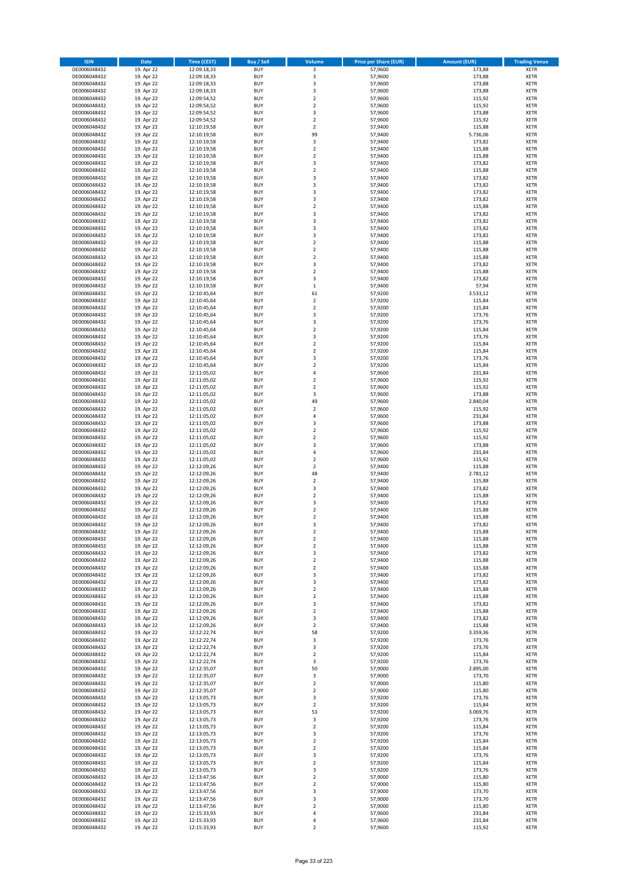| ISIN | Date | Time (CEST) | Buy / Sell | Volume | Price per Share (EUR) | Amount (EUR) | Trading Venue |
|---|---|---|---|---|---|---|---|
| DE0006048432 | 19. Apr 22 | 12:09:18,33 | BUY | 3 | 57,9600 | 173,88 | XETR |
| DE0006048432 | 19. Apr 22 | 12:09:18,33 | BUY | 3 | 57,9600 | 173,88 | XETR |
| DE0006048432 | 19. Apr 22 | 12:09:18,33 | BUY | 3 | 57,9600 | 173,88 | XETR |
| DE0006048432 | 19. Apr 22 | 12:09:18,33 | BUY | 3 | 57,9600 | 173,88 | XETR |
| DE0006048432 | 19. Apr 22 | 12:09:54,52 | BUY | 2 | 57,9600 | 115,92 | XETR |
| DE0006048432 | 19. Apr 22 | 12:09:54,52 | BUY | 2 | 57,9600 | 115,92 | XETR |
| DE0006048432 | 19. Apr 22 | 12:09:54,52 | BUY | 3 | 57,9600 | 173,88 | XETR |
| DE0006048432 | 19. Apr 22 | 12:09:54,52 | BUY | 2 | 57,9600 | 115,92 | XETR |
| DE0006048432 | 19. Apr 22 | 12:10:19,58 | BUY | 2 | 57,9400 | 115,88 | XETR |
| DE0006048432 | 19. Apr 22 | 12:10:19,58 | BUY | 99 | 57,9400 | 5.736,06 | XETR |
| DE0006048432 | 19. Apr 22 | 12:10:19,58 | BUY | 3 | 57,9400 | 173,82 | XETR |
| DE0006048432 | 19. Apr 22 | 12:10:19,58 | BUY | 2 | 57,9400 | 115,88 | XETR |
| DE0006048432 | 19. Apr 22 | 12:10:19,58 | BUY | 2 | 57,9400 | 115,88 | XETR |
| DE0006048432 | 19. Apr 22 | 12:10:19,58 | BUY | 3 | 57,9400 | 173,82 | XETR |
| DE0006048432 | 19. Apr 22 | 12:10:19,58 | BUY | 2 | 57,9400 | 115,88 | XETR |
| DE0006048432 | 19. Apr 22 | 12:10:19,58 | BUY | 3 | 57,9400 | 173,82 | XETR |
| DE0006048432 | 19. Apr 22 | 12:10:19,58 | BUY | 3 | 57,9400 | 173,82 | XETR |
| DE0006048432 | 19. Apr 22 | 12:10:19,58 | BUY | 3 | 57,9400 | 173,82 | XETR |
| DE0006048432 | 19. Apr 22 | 12:10:19,58 | BUY | 3 | 57,9400 | 173,82 | XETR |
| DE0006048432 | 19. Apr 22 | 12:10:19,58 | BUY | 2 | 57,9400 | 115,88 | XETR |
| DE0006048432 | 19. Apr 22 | 12:10:19,58 | BUY | 3 | 57,9400 | 173,82 | XETR |
| DE0006048432 | 19. Apr 22 | 12:10:19,58 | BUY | 3 | 57,9400 | 173,82 | XETR |
| DE0006048432 | 19. Apr 22 | 12:10:19,58 | BUY | 3 | 57,9400 | 173,82 | XETR |
| DE0006048432 | 19. Apr 22 | 12:10:19,58 | BUY | 3 | 57,9400 | 173,82 | XETR |
| DE0006048432 | 19. Apr 22 | 12:10:19,58 | BUY | 2 | 57,9400 | 115,88 | XETR |
| DE0006048432 | 19. Apr 22 | 12:10:19,58 | BUY | 2 | 57,9400 | 115,88 | XETR |
| DE0006048432 | 19. Apr 22 | 12:10:19,58 | BUY | 2 | 57,9400 | 115,88 | XETR |
| DE0006048432 | 19. Apr 22 | 12:10:19,58 | BUY | 3 | 57,9400 | 173,82 | XETR |
| DE0006048432 | 19. Apr 22 | 12:10:19,58 | BUY | 2 | 57,9400 | 115,88 | XETR |
| DE0006048432 | 19. Apr 22 | 12:10:19,58 | BUY | 3 | 57,9400 | 173,82 | XETR |
| DE0006048432 | 19. Apr 22 | 12:10:19,58 | BUY | 1 | 57,9400 | 57,94 | XETR |
| DE0006048432 | 19. Apr 22 | 12:10:45,64 | BUY | 61 | 57,9200 | 3.533,12 | XETR |
| DE0006048432 | 19. Apr 22 | 12:10:45,64 | BUY | 2 | 57,9200 | 115,84 | XETR |
| DE0006048432 | 19. Apr 22 | 12:10:45,64 | BUY | 2 | 57,9200 | 115,84 | XETR |
| DE0006048432 | 19. Apr 22 | 12:10:45,64 | BUY | 3 | 57,9200 | 173,76 | XETR |
| DE0006048432 | 19. Apr 22 | 12:10:45,64 | BUY | 3 | 57,9200 | 173,76 | XETR |
| DE0006048432 | 19. Apr 22 | 12:10:45,64 | BUY | 2 | 57,9200 | 115,84 | XETR |
| DE0006048432 | 19. Apr 22 | 12:10:45,64 | BUY | 3 | 57,9200 | 173,76 | XETR |
| DE0006048432 | 19. Apr 22 | 12:10:45,64 | BUY | 2 | 57,9200 | 115,84 | XETR |
| DE0006048432 | 19. Apr 22 | 12:10:45,64 | BUY | 2 | 57,9200 | 115,84 | XETR |
| DE0006048432 | 19. Apr 22 | 12:10:45,64 | BUY | 3 | 57,9200 | 173,76 | XETR |
| DE0006048432 | 19. Apr 22 | 12:10:45,64 | BUY | 2 | 57,9200 | 115,84 | XETR |
| DE0006048432 | 19. Apr 22 | 12:11:05,02 | BUY | 4 | 57,9600 | 231,84 | XETR |
| DE0006048432 | 19. Apr 22 | 12:11:05,02 | BUY | 2 | 57,9600 | 115,92 | XETR |
| DE0006048432 | 19. Apr 22 | 12:11:05,02 | BUY | 2 | 57,9600 | 115,92 | XETR |
| DE0006048432 | 19. Apr 22 | 12:11:05,02 | BUY | 3 | 57,9600 | 173,88 | XETR |
| DE0006048432 | 19. Apr 22 | 12:11:05,02 | BUY | 49 | 57,9600 | 2.840,04 | XETR |
| DE0006048432 | 19. Apr 22 | 12:11:05,02 | BUY | 2 | 57,9600 | 115,92 | XETR |
| DE0006048432 | 19. Apr 22 | 12:11:05,02 | BUY | 4 | 57,9600 | 231,84 | XETR |
| DE0006048432 | 19. Apr 22 | 12:11:05,02 | BUY | 3 | 57,9600 | 173,88 | XETR |
| DE0006048432 | 19. Apr 22 | 12:11:05,02 | BUY | 2 | 57,9600 | 115,92 | XETR |
| DE0006048432 | 19. Apr 22 | 12:11:05,02 | BUY | 2 | 57,9600 | 115,92 | XETR |
| DE0006048432 | 19. Apr 22 | 12:11:05,02 | BUY | 3 | 57,9600 | 173,88 | XETR |
| DE0006048432 | 19. Apr 22 | 12:11:05,02 | BUY | 4 | 57,9600 | 231,84 | XETR |
| DE0006048432 | 19. Apr 22 | 12:11:05,02 | BUY | 2 | 57,9600 | 115,92 | XETR |
| DE0006048432 | 19. Apr 22 | 12:12:09,26 | BUY | 2 | 57,9400 | 115,88 | XETR |
| DE0006048432 | 19. Apr 22 | 12:12:09,26 | BUY | 48 | 57,9400 | 2.781,12 | XETR |
| DE0006048432 | 19. Apr 22 | 12:12:09,26 | BUY | 2 | 57,9400 | 115,88 | XETR |
| DE0006048432 | 19. Apr 22 | 12:12:09,26 | BUY | 3 | 57,9400 | 173,82 | XETR |
| DE0006048432 | 19. Apr 22 | 12:12:09,26 | BUY | 2 | 57,9400 | 115,88 | XETR |
| DE0006048432 | 19. Apr 22 | 12:12:09,26 | BUY | 3 | 57,9400 | 173,82 | XETR |
| DE0006048432 | 19. Apr 22 | 12:12:09,26 | BUY | 2 | 57,9400 | 115,88 | XETR |
| DE0006048432 | 19. Apr 22 | 12:12:09,26 | BUY | 2 | 57,9400 | 115,88 | XETR |
| DE0006048432 | 19. Apr 22 | 12:12:09,26 | BUY | 3 | 57,9400 | 173,82 | XETR |
| DE0006048432 | 19. Apr 22 | 12:12:09,26 | BUY | 2 | 57,9400 | 115,88 | XETR |
| DE0006048432 | 19. Apr 22 | 12:12:09,26 | BUY | 2 | 57,9400 | 115,88 | XETR |
| DE0006048432 | 19. Apr 22 | 12:12:09,26 | BUY | 2 | 57,9400 | 115,88 | XETR |
| DE0006048432 | 19. Apr 22 | 12:12:09,26 | BUY | 3 | 57,9400 | 173,82 | XETR |
| DE0006048432 | 19. Apr 22 | 12:12:09,26 | BUY | 2 | 57,9400 | 115,88 | XETR |
| DE0006048432 | 19. Apr 22 | 12:12:09,26 | BUY | 2 | 57,9400 | 115,88 | XETR |
| DE0006048432 | 19. Apr 22 | 12:12:09,26 | BUY | 3 | 57,9400 | 173,82 | XETR |
| DE0006048432 | 19. Apr 22 | 12:12:09,26 | BUY | 3 | 57,9400 | 173,82 | XETR |
| DE0006048432 | 19. Apr 22 | 12:12:09,26 | BUY | 2 | 57,9400 | 115,88 | XETR |
| DE0006048432 | 19. Apr 22 | 12:12:09,26 | BUY | 2 | 57,9400 | 115,88 | XETR |
| DE0006048432 | 19. Apr 22 | 12:12:09,26 | BUY | 3 | 57,9400 | 173,82 | XETR |
| DE0006048432 | 19. Apr 22 | 12:12:09,26 | BUY | 2 | 57,9400 | 115,88 | XETR |
| DE0006048432 | 19. Apr 22 | 12:12:09,26 | BUY | 3 | 57,9400 | 173,82 | XETR |
| DE0006048432 | 19. Apr 22 | 12:12:09,26 | BUY | 2 | 57,9400 | 115,88 | XETR |
| DE0006048432 | 19. Apr 22 | 12:12:22,74 | BUY | 58 | 57,9200 | 3.359,36 | XETR |
| DE0006048432 | 19. Apr 22 | 12:12:22,74 | BUY | 3 | 57,9200 | 173,76 | XETR |
| DE0006048432 | 19. Apr 22 | 12:12:22,74 | BUY | 3 | 57,9200 | 173,76 | XETR |
| DE0006048432 | 19. Apr 22 | 12:12:22,74 | BUY | 2 | 57,9200 | 115,84 | XETR |
| DE0006048432 | 19. Apr 22 | 12:12:22,74 | BUY | 3 | 57,9200 | 173,76 | XETR |
| DE0006048432 | 19. Apr 22 | 12:12:35,07 | BUY | 50 | 57,9000 | 2.895,00 | XETR |
| DE0006048432 | 19. Apr 22 | 12:12:35,07 | BUY | 3 | 57,9000 | 173,70 | XETR |
| DE0006048432 | 19. Apr 22 | 12:12:35,07 | BUY | 2 | 57,9000 | 115,80 | XETR |
| DE0006048432 | 19. Apr 22 | 12:12:35,07 | BUY | 2 | 57,9000 | 115,80 | XETR |
| DE0006048432 | 19. Apr 22 | 12:13:05,73 | BUY | 3 | 57,9200 | 173,76 | XETR |
| DE0006048432 | 19. Apr 22 | 12:13:05,73 | BUY | 2 | 57,9200 | 115,84 | XETR |
| DE0006048432 | 19. Apr 22 | 12:13:05,73 | BUY | 53 | 57,9200 | 3.069,76 | XETR |
| DE0006048432 | 19. Apr 22 | 12:13:05,73 | BUY | 3 | 57,9200 | 173,76 | XETR |
| DE0006048432 | 19. Apr 22 | 12:13:05,73 | BUY | 2 | 57,9200 | 115,84 | XETR |
| DE0006048432 | 19. Apr 22 | 12:13:05,73 | BUY | 3 | 57,9200 | 173,76 | XETR |
| DE0006048432 | 19. Apr 22 | 12:13:05,73 | BUY | 2 | 57,9200 | 115,84 | XETR |
| DE0006048432 | 19. Apr 22 | 12:13:05,73 | BUY | 2 | 57,9200 | 115,84 | XETR |
| DE0006048432 | 19. Apr 22 | 12:13:05,73 | BUY | 3 | 57,9200 | 173,76 | XETR |
| DE0006048432 | 19. Apr 22 | 12:13:05,73 | BUY | 2 | 57,9200 | 115,84 | XETR |
| DE0006048432 | 19. Apr 22 | 12:13:05,73 | BUY | 3 | 57,9200 | 173,76 | XETR |
| DE0006048432 | 19. Apr 22 | 12:13:47,56 | BUY | 2 | 57,9000 | 115,80 | XETR |
| DE0006048432 | 19. Apr 22 | 12:13:47,56 | BUY | 2 | 57,9000 | 115,80 | XETR |
| DE0006048432 | 19. Apr 22 | 12:13:47,56 | BUY | 3 | 57,9000 | 173,70 | XETR |
| DE0006048432 | 19. Apr 22 | 12:13:47,56 | BUY | 3 | 57,9000 | 173,70 | XETR |
| DE0006048432 | 19. Apr 22 | 12:13:47,56 | BUY | 2 | 57,9000 | 115,80 | XETR |
| DE0006048432 | 19. Apr 22 | 12:15:33,93 | BUY | 4 | 57,9600 | 231,84 | XETR |
| DE0006048432 | 19. Apr 22 | 12:15:33,93 | BUY | 4 | 57,9600 | 231,84 | XETR |
| DE0006048432 | 19. Apr 22 | 12:15:33,93 | BUY | 2 | 57,9600 | 115,92 | XETR |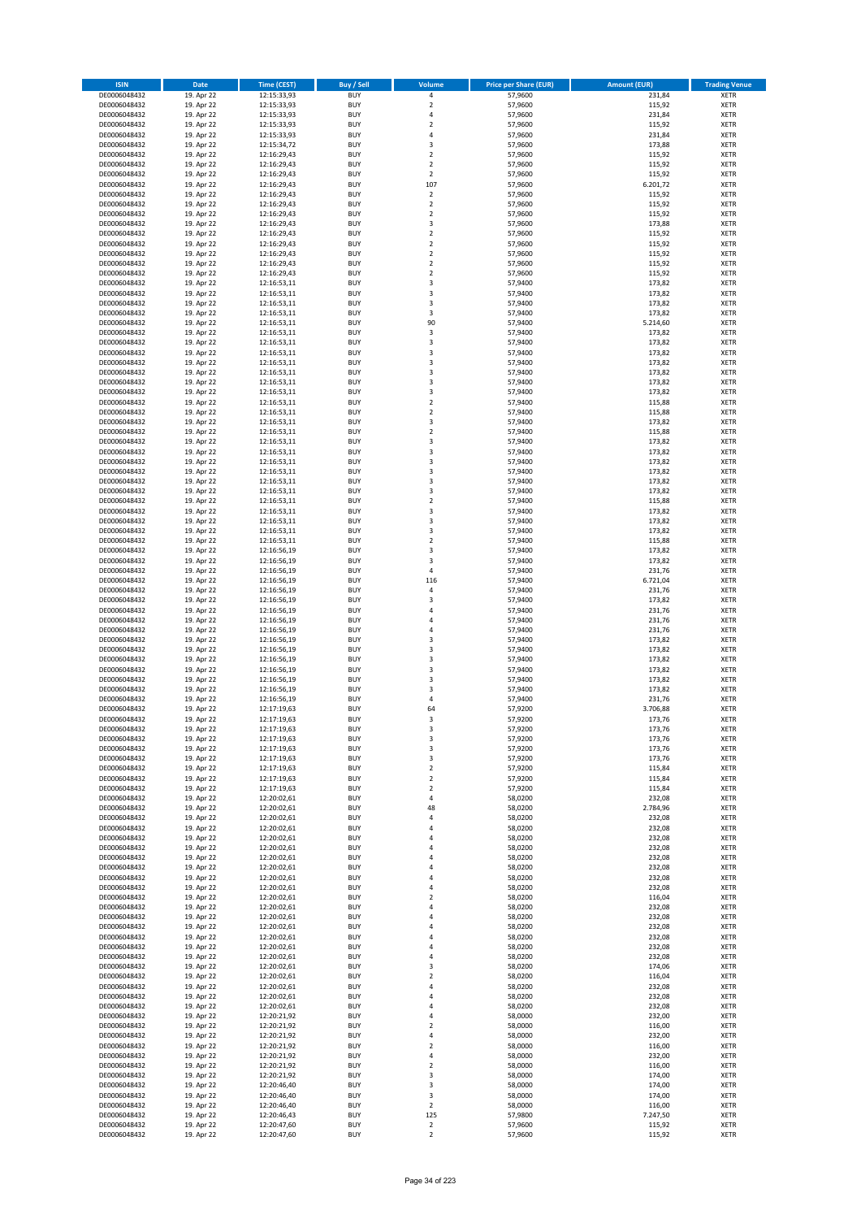| ISIN | Date | Time (CEST) | Buy / Sell | Volume | Price per Share (EUR) | Amount (EUR) | Trading Venue |
|---|---|---|---|---|---|---|---|
| DE0006048432 | 19. Apr 22 | 12:15:33,93 | BUY | 4 | 57,9600 | 231,84 | XETR |
| DE0006048432 | 19. Apr 22 | 12:15:33,93 | BUY | 2 | 57,9600 | 115,92 | XETR |
| DE0006048432 | 19. Apr 22 | 12:15:33,93 | BUY | 4 | 57,9600 | 231,84 | XETR |
| DE0006048432 | 19. Apr 22 | 12:15:33,93 | BUY | 2 | 57,9600 | 115,92 | XETR |
| DE0006048432 | 19. Apr 22 | 12:15:33,93 | BUY | 4 | 57,9600 | 231,84 | XETR |
| DE0006048432 | 19. Apr 22 | 12:15:34,72 | BUY | 3 | 57,9600 | 173,88 | XETR |
| DE0006048432 | 19. Apr 22 | 12:16:29,43 | BUY | 2 | 57,9600 | 115,92 | XETR |
| DE0006048432 | 19. Apr 22 | 12:16:29,43 | BUY | 2 | 57,9600 | 115,92 | XETR |
| DE0006048432 | 19. Apr 22 | 12:16:29,43 | BUY | 2 | 57,9600 | 115,92 | XETR |
| DE0006048432 | 19. Apr 22 | 12:16:29,43 | BUY | 107 | 57,9600 | 6.201,72 | XETR |
| DE0006048432 | 19. Apr 22 | 12:16:29,43 | BUY | 2 | 57,9600 | 115,92 | XETR |
| DE0006048432 | 19. Apr 22 | 12:16:29,43 | BUY | 2 | 57,9600 | 115,92 | XETR |
| DE0006048432 | 19. Apr 22 | 12:16:29,43 | BUY | 2 | 57,9600 | 115,92 | XETR |
| DE0006048432 | 19. Apr 22 | 12:16:29,43 | BUY | 3 | 57,9600 | 173,88 | XETR |
| DE0006048432 | 19. Apr 22 | 12:16:29,43 | BUY | 2 | 57,9600 | 115,92 | XETR |
| DE0006048432 | 19. Apr 22 | 12:16:29,43 | BUY | 2 | 57,9600 | 115,92 | XETR |
| DE0006048432 | 19. Apr 22 | 12:16:29,43 | BUY | 2 | 57,9600 | 115,92 | XETR |
| DE0006048432 | 19. Apr 22 | 12:16:29,43 | BUY | 2 | 57,9600 | 115,92 | XETR |
| DE0006048432 | 19. Apr 22 | 12:16:29,43 | BUY | 2 | 57,9600 | 115,92 | XETR |
| DE0006048432 | 19. Apr 22 | 12:16:53,11 | BUY | 3 | 57,9400 | 173,82 | XETR |
| DE0006048432 | 19. Apr 22 | 12:16:53,11 | BUY | 3 | 57,9400 | 173,82 | XETR |
| DE0006048432 | 19. Apr 22 | 12:16:53,11 | BUY | 3 | 57,9400 | 173,82 | XETR |
| DE0006048432 | 19. Apr 22 | 12:16:53,11 | BUY | 3 | 57,9400 | 173,82 | XETR |
| DE0006048432 | 19. Apr 22 | 12:16:53,11 | BUY | 90 | 57,9400 | 5.214,60 | XETR |
| DE0006048432 | 19. Apr 22 | 12:16:53,11 | BUY | 3 | 57,9400 | 173,82 | XETR |
| DE0006048432 | 19. Apr 22 | 12:16:53,11 | BUY | 3 | 57,9400 | 173,82 | XETR |
| DE0006048432 | 19. Apr 22 | 12:16:53,11 | BUY | 3 | 57,9400 | 173,82 | XETR |
| DE0006048432 | 19. Apr 22 | 12:16:53,11 | BUY | 3 | 57,9400 | 173,82 | XETR |
| DE0006048432 | 19. Apr 22 | 12:16:53,11 | BUY | 3 | 57,9400 | 173,82 | XETR |
| DE0006048432 | 19. Apr 22 | 12:16:53,11 | BUY | 3 | 57,9400 | 173,82 | XETR |
| DE0006048432 | 19. Apr 22 | 12:16:53,11 | BUY | 3 | 57,9400 | 173,82 | XETR |
| DE0006048432 | 19. Apr 22 | 12:16:53,11 | BUY | 2 | 57,9400 | 115,88 | XETR |
| DE0006048432 | 19. Apr 22 | 12:16:53,11 | BUY | 2 | 57,9400 | 115,88 | XETR |
| DE0006048432 | 19. Apr 22 | 12:16:53,11 | BUY | 3 | 57,9400 | 173,82 | XETR |
| DE0006048432 | 19. Apr 22 | 12:16:53,11 | BUY | 2 | 57,9400 | 115,88 | XETR |
| DE0006048432 | 19. Apr 22 | 12:16:53,11 | BUY | 3 | 57,9400 | 173,82 | XETR |
| DE0006048432 | 19. Apr 22 | 12:16:53,11 | BUY | 3 | 57,9400 | 173,82 | XETR |
| DE0006048432 | 19. Apr 22 | 12:16:53,11 | BUY | 3 | 57,9400 | 173,82 | XETR |
| DE0006048432 | 19. Apr 22 | 12:16:53,11 | BUY | 3 | 57,9400 | 173,82 | XETR |
| DE0006048432 | 19. Apr 22 | 12:16:53,11 | BUY | 3 | 57,9400 | 173,82 | XETR |
| DE0006048432 | 19. Apr 22 | 12:16:53,11 | BUY | 3 | 57,9400 | 173,82 | XETR |
| DE0006048432 | 19. Apr 22 | 12:16:53,11 | BUY | 2 | 57,9400 | 115,88 | XETR |
| DE0006048432 | 19. Apr 22 | 12:16:53,11 | BUY | 3 | 57,9400 | 173,82 | XETR |
| DE0006048432 | 19. Apr 22 | 12:16:53,11 | BUY | 3 | 57,9400 | 173,82 | XETR |
| DE0006048432 | 19. Apr 22 | 12:16:53,11 | BUY | 3 | 57,9400 | 173,82 | XETR |
| DE0006048432 | 19. Apr 22 | 12:16:53,11 | BUY | 2 | 57,9400 | 115,88 | XETR |
| DE0006048432 | 19. Apr 22 | 12:16:56,19 | BUY | 3 | 57,9400 | 173,82 | XETR |
| DE0006048432 | 19. Apr 22 | 12:16:56,19 | BUY | 3 | 57,9400 | 173,82 | XETR |
| DE0006048432 | 19. Apr 22 | 12:16:56,19 | BUY | 4 | 57,9400 | 231,76 | XETR |
| DE0006048432 | 19. Apr 22 | 12:16:56,19 | BUY | 116 | 57,9400 | 6.721,04 | XETR |
| DE0006048432 | 19. Apr 22 | 12:16:56,19 | BUY | 4 | 57,9400 | 231,76 | XETR |
| DE0006048432 | 19. Apr 22 | 12:16:56,19 | BUY | 3 | 57,9400 | 173,82 | XETR |
| DE0006048432 | 19. Apr 22 | 12:16:56,19 | BUY | 4 | 57,9400 | 231,76 | XETR |
| DE0006048432 | 19. Apr 22 | 12:16:56,19 | BUY | 4 | 57,9400 | 231,76 | XETR |
| DE0006048432 | 19. Apr 22 | 12:16:56,19 | BUY | 4 | 57,9400 | 231,76 | XETR |
| DE0006048432 | 19. Apr 22 | 12:16:56,19 | BUY | 3 | 57,9400 | 173,82 | XETR |
| DE0006048432 | 19. Apr 22 | 12:16:56,19 | BUY | 3 | 57,9400 | 173,82 | XETR |
| DE0006048432 | 19. Apr 22 | 12:16:56,19 | BUY | 3 | 57,9400 | 173,82 | XETR |
| DE0006048432 | 19. Apr 22 | 12:16:56,19 | BUY | 3 | 57,9400 | 173,82 | XETR |
| DE0006048432 | 19. Apr 22 | 12:16:56,19 | BUY | 3 | 57,9400 | 173,82 | XETR |
| DE0006048432 | 19. Apr 22 | 12:16:56,19 | BUY | 3 | 57,9400 | 173,82 | XETR |
| DE0006048432 | 19. Apr 22 | 12:16:56,19 | BUY | 4 | 57,9400 | 231,76 | XETR |
| DE0006048432 | 19. Apr 22 | 12:17:19,63 | BUY | 64 | 57,9200 | 3.706,88 | XETR |
| DE0006048432 | 19. Apr 22 | 12:17:19,63 | BUY | 3 | 57,9200 | 173,76 | XETR |
| DE0006048432 | 19. Apr 22 | 12:17:19,63 | BUY | 3 | 57,9200 | 173,76 | XETR |
| DE0006048432 | 19. Apr 22 | 12:17:19,63 | BUY | 3 | 57,9200 | 173,76 | XETR |
| DE0006048432 | 19. Apr 22 | 12:17:19,63 | BUY | 3 | 57,9200 | 173,76 | XETR |
| DE0006048432 | 19. Apr 22 | 12:17:19,63 | BUY | 3 | 57,9200 | 173,76 | XETR |
| DE0006048432 | 19. Apr 22 | 12:17:19,63 | BUY | 2 | 57,9200 | 115,84 | XETR |
| DE0006048432 | 19. Apr 22 | 12:17:19,63 | BUY | 2 | 57,9200 | 115,84 | XETR |
| DE0006048432 | 19. Apr 22 | 12:17:19,63 | BUY | 2 | 57,9200 | 115,84 | XETR |
| DE0006048432 | 19. Apr 22 | 12:20:02,61 | BUY | 4 | 58,0200 | 232,08 | XETR |
| DE0006048432 | 19. Apr 22 | 12:20:02,61 | BUY | 48 | 58,0200 | 2.784,96 | XETR |
| DE0006048432 | 19. Apr 22 | 12:20:02,61 | BUY | 4 | 58,0200 | 232,08 | XETR |
| DE0006048432 | 19. Apr 22 | 12:20:02,61 | BUY | 4 | 58,0200 | 232,08 | XETR |
| DE0006048432 | 19. Apr 22 | 12:20:02,61 | BUY | 4 | 58,0200 | 232,08 | XETR |
| DE0006048432 | 19. Apr 22 | 12:20:02,61 | BUY | 4 | 58,0200 | 232,08 | XETR |
| DE0006048432 | 19. Apr 22 | 12:20:02,61 | BUY | 4 | 58,0200 | 232,08 | XETR |
| DE0006048432 | 19. Apr 22 | 12:20:02,61 | BUY | 4 | 58,0200 | 232,08 | XETR |
| DE0006048432 | 19. Apr 22 | 12:20:02,61 | BUY | 4 | 58,0200 | 232,08 | XETR |
| DE0006048432 | 19. Apr 22 | 12:20:02,61 | BUY | 4 | 58,0200 | 232,08 | XETR |
| DE0006048432 | 19. Apr 22 | 12:20:02,61 | BUY | 2 | 58,0200 | 116,04 | XETR |
| DE0006048432 | 19. Apr 22 | 12:20:02,61 | BUY | 4 | 58,0200 | 232,08 | XETR |
| DE0006048432 | 19. Apr 22 | 12:20:02,61 | BUY | 4 | 58,0200 | 232,08 | XETR |
| DE0006048432 | 19. Apr 22 | 12:20:02,61 | BUY | 4 | 58,0200 | 232,08 | XETR |
| DE0006048432 | 19. Apr 22 | 12:20:02,61 | BUY | 4 | 58,0200 | 232,08 | XETR |
| DE0006048432 | 19. Apr 22 | 12:20:02,61 | BUY | 4 | 58,0200 | 232,08 | XETR |
| DE0006048432 | 19. Apr 22 | 12:20:02,61 | BUY | 4 | 58,0200 | 232,08 | XETR |
| DE0006048432 | 19. Apr 22 | 12:20:02,61 | BUY | 3 | 58,0200 | 174,06 | XETR |
| DE0006048432 | 19. Apr 22 | 12:20:02,61 | BUY | 2 | 58,0200 | 116,04 | XETR |
| DE0006048432 | 19. Apr 22 | 12:20:02,61 | BUY | 4 | 58,0200 | 232,08 | XETR |
| DE0006048432 | 19. Apr 22 | 12:20:02,61 | BUY | 4 | 58,0200 | 232,08 | XETR |
| DE0006048432 | 19. Apr 22 | 12:20:02,61 | BUY | 4 | 58,0200 | 232,08 | XETR |
| DE0006048432 | 19. Apr 22 | 12:20:21,92 | BUY | 4 | 58,0000 | 232,00 | XETR |
| DE0006048432 | 19. Apr 22 | 12:20:21,92 | BUY | 2 | 58,0000 | 116,00 | XETR |
| DE0006048432 | 19. Apr 22 | 12:20:21,92 | BUY | 4 | 58,0000 | 232,00 | XETR |
| DE0006048432 | 19. Apr 22 | 12:20:21,92 | BUY | 2 | 58,0000 | 116,00 | XETR |
| DE0006048432 | 19. Apr 22 | 12:20:21,92 | BUY | 4 | 58,0000 | 232,00 | XETR |
| DE0006048432 | 19. Apr 22 | 12:20:21,92 | BUY | 2 | 58,0000 | 116,00 | XETR |
| DE0006048432 | 19. Apr 22 | 12:20:21,92 | BUY | 3 | 58,0000 | 174,00 | XETR |
| DE0006048432 | 19. Apr 22 | 12:20:46,40 | BUY | 3 | 58,0000 | 174,00 | XETR |
| DE0006048432 | 19. Apr 22 | 12:20:46,40 | BUY | 3 | 58,0000 | 174,00 | XETR |
| DE0006048432 | 19. Apr 22 | 12:20:46,40 | BUY | 2 | 58,0000 | 116,00 | XETR |
| DE0006048432 | 19. Apr 22 | 12:20:46,43 | BUY | 125 | 57,9800 | 7.247,50 | XETR |
| DE0006048432 | 19. Apr 22 | 12:20:47,60 | BUY | 2 | 57,9600 | 115,92 | XETR |
| DE0006048432 | 19. Apr 22 | 12:20:47,60 | BUY | 2 | 57,9600 | 115,92 | XETR |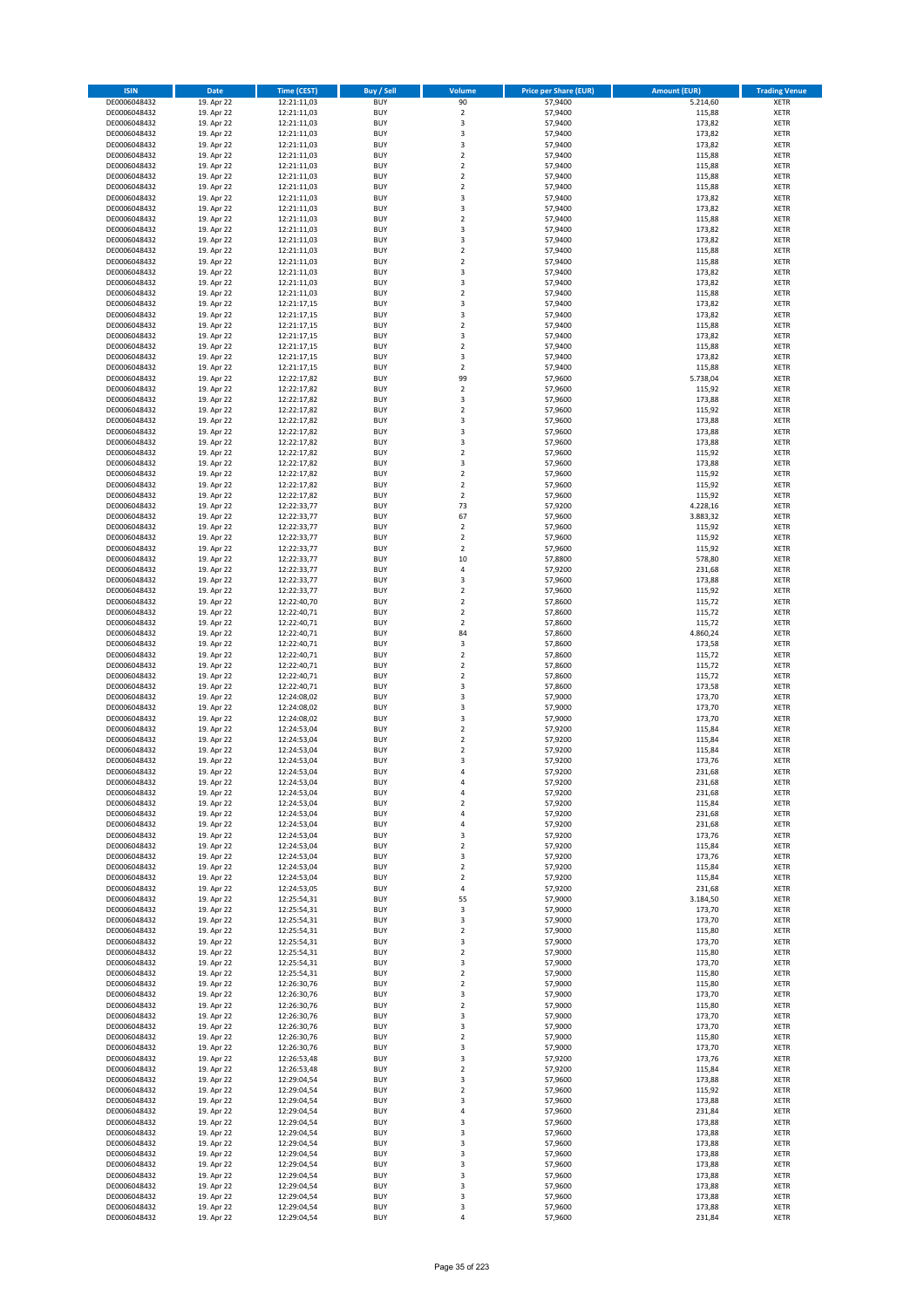| ISIN | Date | Time (CEST) | Buy / Sell | Volume | Price per Share (EUR) | Amount (EUR) | Trading Venue |
|---|---|---|---|---|---|---|---|
| DE0006048432 | 19. Apr 22 | 12:21:11,03 | BUY | 90 | 57,9400 | 5.214,60 | XETR |
| DE0006048432 | 19. Apr 22 | 12:21:11,03 | BUY | 2 | 57,9400 | 115,88 | XETR |
| DE0006048432 | 19. Apr 22 | 12:21:11,03 | BUY | 3 | 57,9400 | 173,82 | XETR |
| DE0006048432 | 19. Apr 22 | 12:21:11,03 | BUY | 3 | 57,9400 | 173,82 | XETR |
| DE0006048432 | 19. Apr 22 | 12:21:11,03 | BUY | 3 | 57,9400 | 173,82 | XETR |
| DE0006048432 | 19. Apr 22 | 12:21:11,03 | BUY | 2 | 57,9400 | 115,88 | XETR |
| DE0006048432 | 19. Apr 22 | 12:21:11,03 | BUY | 2 | 57,9400 | 115,88 | XETR |
| DE0006048432 | 19. Apr 22 | 12:21:11,03 | BUY | 2 | 57,9400 | 115,88 | XETR |
| DE0006048432 | 19. Apr 22 | 12:21:11,03 | BUY | 2 | 57,9400 | 115,88 | XETR |
| DE0006048432 | 19. Apr 22 | 12:21:11,03 | BUY | 3 | 57,9400 | 173,82 | XETR |
| DE0006048432 | 19. Apr 22 | 12:21:11,03 | BUY | 3 | 57,9400 | 173,82 | XETR |
| DE0006048432 | 19. Apr 22 | 12:21:11,03 | BUY | 2 | 57,9400 | 115,88 | XETR |
| DE0006048432 | 19. Apr 22 | 12:21:11,03 | BUY | 3 | 57,9400 | 173,82 | XETR |
| DE0006048432 | 19. Apr 22 | 12:21:11,03 | BUY | 3 | 57,9400 | 173,82 | XETR |
| DE0006048432 | 19. Apr 22 | 12:21:11,03 | BUY | 2 | 57,9400 | 115,88 | XETR |
| DE0006048432 | 19. Apr 22 | 12:21:11,03 | BUY | 2 | 57,9400 | 115,88 | XETR |
| DE0006048432 | 19. Apr 22 | 12:21:11,03 | BUY | 3 | 57,9400 | 173,82 | XETR |
| DE0006048432 | 19. Apr 22 | 12:21:11,03 | BUY | 3 | 57,9400 | 173,82 | XETR |
| DE0006048432 | 19. Apr 22 | 12:21:11,03 | BUY | 2 | 57,9400 | 115,88 | XETR |
| DE0006048432 | 19. Apr 22 | 12:21:17,15 | BUY | 3 | 57,9400 | 173,82 | XETR |
| DE0006048432 | 19. Apr 22 | 12:21:17,15 | BUY | 3 | 57,9400 | 173,82 | XETR |
| DE0006048432 | 19. Apr 22 | 12:21:17,15 | BUY | 2 | 57,9400 | 115,88 | XETR |
| DE0006048432 | 19. Apr 22 | 12:21:17,15 | BUY | 3 | 57,9400 | 173,82 | XETR |
| DE0006048432 | 19. Apr 22 | 12:21:17,15 | BUY | 2 | 57,9400 | 115,88 | XETR |
| DE0006048432 | 19. Apr 22 | 12:21:17,15 | BUY | 3 | 57,9400 | 173,82 | XETR |
| DE0006048432 | 19. Apr 22 | 12:21:17,15 | BUY | 2 | 57,9400 | 115,88 | XETR |
| DE0006048432 | 19. Apr 22 | 12:22:17,82 | BUY | 99 | 57,9600 | 5.738,04 | XETR |
| DE0006048432 | 19. Apr 22 | 12:22:17,82 | BUY | 2 | 57,9600 | 115,92 | XETR |
| DE0006048432 | 19. Apr 22 | 12:22:17,82 | BUY | 3 | 57,9600 | 173,88 | XETR |
| DE0006048432 | 19. Apr 22 | 12:22:17,82 | BUY | 2 | 57,9600 | 115,92 | XETR |
| DE0006048432 | 19. Apr 22 | 12:22:17,82 | BUY | 3 | 57,9600 | 173,88 | XETR |
| DE0006048432 | 19. Apr 22 | 12:22:17,82 | BUY | 3 | 57,9600 | 173,88 | XETR |
| DE0006048432 | 19. Apr 22 | 12:22:17,82 | BUY | 3 | 57,9600 | 173,88 | XETR |
| DE0006048432 | 19. Apr 22 | 12:22:17,82 | BUY | 2 | 57,9600 | 115,92 | XETR |
| DE0006048432 | 19. Apr 22 | 12:22:17,82 | BUY | 3 | 57,9600 | 173,88 | XETR |
| DE0006048432 | 19. Apr 22 | 12:22:17,82 | BUY | 2 | 57,9600 | 115,92 | XETR |
| DE0006048432 | 19. Apr 22 | 12:22:17,82 | BUY | 2 | 57,9600 | 115,92 | XETR |
| DE0006048432 | 19. Apr 22 | 12:22:17,82 | BUY | 2 | 57,9600 | 115,92 | XETR |
| DE0006048432 | 19. Apr 22 | 12:22:33,77 | BUY | 73 | 57,9200 | 4.228,16 | XETR |
| DE0006048432 | 19. Apr 22 | 12:22:33,77 | BUY | 67 | 57,9600 | 3.883,32 | XETR |
| DE0006048432 | 19. Apr 22 | 12:22:33,77 | BUY | 2 | 57,9600 | 115,92 | XETR |
| DE0006048432 | 19. Apr 22 | 12:22:33,77 | BUY | 2 | 57,9600 | 115,92 | XETR |
| DE0006048432 | 19. Apr 22 | 12:22:33,77 | BUY | 2 | 57,9600 | 115,92 | XETR |
| DE0006048432 | 19. Apr 22 | 12:22:33,77 | BUY | 10 | 57,8800 | 578,80 | XETR |
| DE0006048432 | 19. Apr 22 | 12:22:33,77 | BUY | 4 | 57,9200 | 231,68 | XETR |
| DE0006048432 | 19. Apr 22 | 12:22:33,77 | BUY | 3 | 57,9600 | 173,88 | XETR |
| DE0006048432 | 19. Apr 22 | 12:22:33,77 | BUY | 2 | 57,9600 | 115,92 | XETR |
| DE0006048432 | 19. Apr 22 | 12:22:40,70 | BUY | 2 | 57,8600 | 115,72 | XETR |
| DE0006048432 | 19. Apr 22 | 12:22:40,71 | BUY | 2 | 57,8600 | 115,72 | XETR |
| DE0006048432 | 19. Apr 22 | 12:22:40,71 | BUY | 2 | 57,8600 | 115,72 | XETR |
| DE0006048432 | 19. Apr 22 | 12:22:40,71 | BUY | 84 | 57,8600 | 4.860,24 | XETR |
| DE0006048432 | 19. Apr 22 | 12:22:40,71 | BUY | 3 | 57,8600 | 173,58 | XETR |
| DE0006048432 | 19. Apr 22 | 12:22:40,71 | BUY | 2 | 57,8600 | 115,72 | XETR |
| DE0006048432 | 19. Apr 22 | 12:22:40,71 | BUY | 2 | 57,8600 | 115,72 | XETR |
| DE0006048432 | 19. Apr 22 | 12:22:40,71 | BUY | 2 | 57,8600 | 115,72 | XETR |
| DE0006048432 | 19. Apr 22 | 12:22:40,71 | BUY | 3 | 57,8600 | 173,58 | XETR |
| DE0006048432 | 19. Apr 22 | 12:24:08,02 | BUY | 3 | 57,9000 | 173,70 | XETR |
| DE0006048432 | 19. Apr 22 | 12:24:08,02 | BUY | 3 | 57,9000 | 173,70 | XETR |
| DE0006048432 | 19. Apr 22 | 12:24:08,02 | BUY | 3 | 57,9000 | 173,70 | XETR |
| DE0006048432 | 19. Apr 22 | 12:24:53,04 | BUY | 2 | 57,9200 | 115,84 | XETR |
| DE0006048432 | 19. Apr 22 | 12:24:53,04 | BUY | 2 | 57,9200 | 115,84 | XETR |
| DE0006048432 | 19. Apr 22 | 12:24:53,04 | BUY | 2 | 57,9200 | 115,84 | XETR |
| DE0006048432 | 19. Apr 22 | 12:24:53,04 | BUY | 3 | 57,9200 | 173,76 | XETR |
| DE0006048432 | 19. Apr 22 | 12:24:53,04 | BUY | 4 | 57,9200 | 231,68 | XETR |
| DE0006048432 | 19. Apr 22 | 12:24:53,04 | BUY | 4 | 57,9200 | 231,68 | XETR |
| DE0006048432 | 19. Apr 22 | 12:24:53,04 | BUY | 4 | 57,9200 | 231,68 | XETR |
| DE0006048432 | 19. Apr 22 | 12:24:53,04 | BUY | 2 | 57,9200 | 115,84 | XETR |
| DE0006048432 | 19. Apr 22 | 12:24:53,04 | BUY | 4 | 57,9200 | 231,68 | XETR |
| DE0006048432 | 19. Apr 22 | 12:24:53,04 | BUY | 4 | 57,9200 | 231,68 | XETR |
| DE0006048432 | 19. Apr 22 | 12:24:53,04 | BUY | 3 | 57,9200 | 173,76 | XETR |
| DE0006048432 | 19. Apr 22 | 12:24:53,04 | BUY | 2 | 57,9200 | 115,84 | XETR |
| DE0006048432 | 19. Apr 22 | 12:24:53,04 | BUY | 3 | 57,9200 | 173,76 | XETR |
| DE0006048432 | 19. Apr 22 | 12:24:53,04 | BUY | 2 | 57,9200 | 115,84 | XETR |
| DE0006048432 | 19. Apr 22 | 12:24:53,04 | BUY | 2 | 57,9200 | 115,84 | XETR |
| DE0006048432 | 19. Apr 22 | 12:24:53,05 | BUY | 4 | 57,9200 | 231,68 | XETR |
| DE0006048432 | 19. Apr 22 | 12:25:54,31 | BUY | 55 | 57,9000 | 3.184,50 | XETR |
| DE0006048432 | 19. Apr 22 | 12:25:54,31 | BUY | 3 | 57,9000 | 173,70 | XETR |
| DE0006048432 | 19. Apr 22 | 12:25:54,31 | BUY | 3 | 57,9000 | 173,70 | XETR |
| DE0006048432 | 19. Apr 22 | 12:25:54,31 | BUY | 2 | 57,9000 | 115,80 | XETR |
| DE0006048432 | 19. Apr 22 | 12:25:54,31 | BUY | 3 | 57,9000 | 173,70 | XETR |
| DE0006048432 | 19. Apr 22 | 12:25:54,31 | BUY | 2 | 57,9000 | 115,80 | XETR |
| DE0006048432 | 19. Apr 22 | 12:25:54,31 | BUY | 3 | 57,9000 | 173,70 | XETR |
| DE0006048432 | 19. Apr 22 | 12:25:54,31 | BUY | 2 | 57,9000 | 115,80 | XETR |
| DE0006048432 | 19. Apr 22 | 12:26:30,76 | BUY | 2 | 57,9000 | 115,80 | XETR |
| DE0006048432 | 19. Apr 22 | 12:26:30,76 | BUY | 3 | 57,9000 | 173,70 | XETR |
| DE0006048432 | 19. Apr 22 | 12:26:30,76 | BUY | 2 | 57,9000 | 115,80 | XETR |
| DE0006048432 | 19. Apr 22 | 12:26:30,76 | BUY | 3 | 57,9000 | 173,70 | XETR |
| DE0006048432 | 19. Apr 22 | 12:26:30,76 | BUY | 3 | 57,9000 | 173,70 | XETR |
| DE0006048432 | 19. Apr 22 | 12:26:30,76 | BUY | 2 | 57,9000 | 115,80 | XETR |
| DE0006048432 | 19. Apr 22 | 12:26:30,76 | BUY | 3 | 57,9000 | 173,70 | XETR |
| DE0006048432 | 19. Apr 22 | 12:26:53,48 | BUY | 3 | 57,9200 | 173,76 | XETR |
| DE0006048432 | 19. Apr 22 | 12:26:53,48 | BUY | 2 | 57,9200 | 115,84 | XETR |
| DE0006048432 | 19. Apr 22 | 12:29:04,54 | BUY | 3 | 57,9600 | 173,88 | XETR |
| DE0006048432 | 19. Apr 22 | 12:29:04,54 | BUY | 2 | 57,9600 | 115,92 | XETR |
| DE0006048432 | 19. Apr 22 | 12:29:04,54 | BUY | 3 | 57,9600 | 173,88 | XETR |
| DE0006048432 | 19. Apr 22 | 12:29:04,54 | BUY | 4 | 57,9600 | 231,84 | XETR |
| DE0006048432 | 19. Apr 22 | 12:29:04,54 | BUY | 3 | 57,9600 | 173,88 | XETR |
| DE0006048432 | 19. Apr 22 | 12:29:04,54 | BUY | 3 | 57,9600 | 173,88 | XETR |
| DE0006048432 | 19. Apr 22 | 12:29:04,54 | BUY | 3 | 57,9600 | 173,88 | XETR |
| DE0006048432 | 19. Apr 22 | 12:29:04,54 | BUY | 3 | 57,9600 | 173,88 | XETR |
| DE0006048432 | 19. Apr 22 | 12:29:04,54 | BUY | 3 | 57,9600 | 173,88 | XETR |
| DE0006048432 | 19. Apr 22 | 12:29:04,54 | BUY | 3 | 57,9600 | 173,88 | XETR |
| DE0006048432 | 19. Apr 22 | 12:29:04,54 | BUY | 3 | 57,9600 | 173,88 | XETR |
| DE0006048432 | 19. Apr 22 | 12:29:04,54 | BUY | 3 | 57,9600 | 173,88 | XETR |
| DE0006048432 | 19. Apr 22 | 12:29:04,54 | BUY | 3 | 57,9600 | 173,88 | XETR |
| DE0006048432 | 19. Apr 22 | 12:29:04,54 | BUY | 4 | 57,9600 | 231,84 | XETR |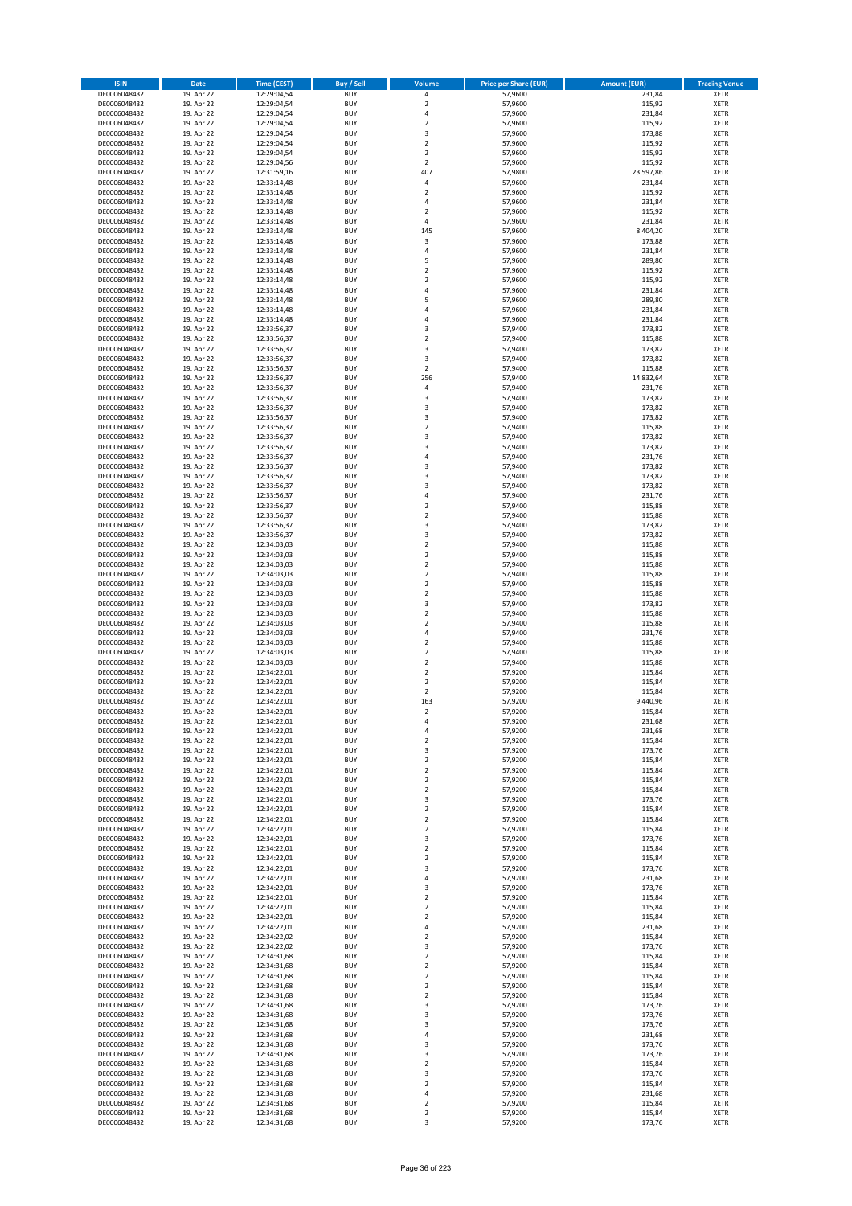| ISIN | Date | Time (CEST) | Buy / Sell | Volume | Price per Share (EUR) | Amount (EUR) | Trading Venue |
|---|---|---|---|---|---|---|---|
| DE0006048432 | 19. Apr 22 | 12:29:04,54 | BUY | 4 | 57,9600 | 231,84 | XETR |
| DE0006048432 | 19. Apr 22 | 12:29:04,54 | BUY | 2 | 57,9600 | 115,92 | XETR |
| DE0006048432 | 19. Apr 22 | 12:29:04,54 | BUY | 4 | 57,9600 | 231,84 | XETR |
| DE0006048432 | 19. Apr 22 | 12:29:04,54 | BUY | 2 | 57,9600 | 115,92 | XETR |
| DE0006048432 | 19. Apr 22 | 12:29:04,54 | BUY | 3 | 57,9600 | 173,88 | XETR |
| DE0006048432 | 19. Apr 22 | 12:29:04,54 | BUY | 2 | 57,9600 | 115,92 | XETR |
| DE0006048432 | 19. Apr 22 | 12:29:04,54 | BUY | 2 | 57,9600 | 115,92 | XETR |
| DE0006048432 | 19. Apr 22 | 12:29:04,56 | BUY | 2 | 57,9600 | 115,92 | XETR |
| DE0006048432 | 19. Apr 22 | 12:31:59,16 | BUY | 407 | 57,9800 | 23.597,86 | XETR |
| DE0006048432 | 19. Apr 22 | 12:33:14,48 | BUY | 4 | 57,9600 | 231,84 | XETR |
| DE0006048432 | 19. Apr 22 | 12:33:14,48 | BUY | 2 | 57,9600 | 115,92 | XETR |
| DE0006048432 | 19. Apr 22 | 12:33:14,48 | BUY | 4 | 57,9600 | 231,84 | XETR |
| DE0006048432 | 19. Apr 22 | 12:33:14,48 | BUY | 2 | 57,9600 | 115,92 | XETR |
| DE0006048432 | 19. Apr 22 | 12:33:14,48 | BUY | 4 | 57,9600 | 231,84 | XETR |
| DE0006048432 | 19. Apr 22 | 12:33:14,48 | BUY | 145 | 57,9600 | 8.404,20 | XETR |
| DE0006048432 | 19. Apr 22 | 12:33:14,48 | BUY | 3 | 57,9600 | 173,88 | XETR |
| DE0006048432 | 19. Apr 22 | 12:33:14,48 | BUY | 4 | 57,9600 | 231,84 | XETR |
| DE0006048432 | 19. Apr 22 | 12:33:14,48 | BUY | 5 | 57,9600 | 289,80 | XETR |
| DE0006048432 | 19. Apr 22 | 12:33:14,48 | BUY | 2 | 57,9600 | 115,92 | XETR |
| DE0006048432 | 19. Apr 22 | 12:33:14,48 | BUY | 2 | 57,9600 | 115,92 | XETR |
| DE0006048432 | 19. Apr 22 | 12:33:14,48 | BUY | 4 | 57,9600 | 231,84 | XETR |
| DE0006048432 | 19. Apr 22 | 12:33:14,48 | BUY | 5 | 57,9600 | 289,80 | XETR |
| DE0006048432 | 19. Apr 22 | 12:33:14,48 | BUY | 4 | 57,9600 | 231,84 | XETR |
| DE0006048432 | 19. Apr 22 | 12:33:14,48 | BUY | 4 | 57,9600 | 231,84 | XETR |
| DE0006048432 | 19. Apr 22 | 12:33:56,37 | BUY | 3 | 57,9400 | 173,82 | XETR |
| DE0006048432 | 19. Apr 22 | 12:33:56,37 | BUY | 2 | 57,9400 | 115,88 | XETR |
| DE0006048432 | 19. Apr 22 | 12:33:56,37 | BUY | 3 | 57,9400 | 173,82 | XETR |
| DE0006048432 | 19. Apr 22 | 12:33:56,37 | BUY | 3 | 57,9400 | 173,82 | XETR |
| DE0006048432 | 19. Apr 22 | 12:33:56,37 | BUY | 2 | 57,9400 | 115,88 | XETR |
| DE0006048432 | 19. Apr 22 | 12:33:56,37 | BUY | 256 | 57,9400 | 14.832,64 | XETR |
| DE0006048432 | 19. Apr 22 | 12:33:56,37 | BUY | 4 | 57,9400 | 231,76 | XETR |
| DE0006048432 | 19. Apr 22 | 12:33:56,37 | BUY | 3 | 57,9400 | 173,82 | XETR |
| DE0006048432 | 19. Apr 22 | 12:33:56,37 | BUY | 3 | 57,9400 | 173,82 | XETR |
| DE0006048432 | 19. Apr 22 | 12:33:56,37 | BUY | 3 | 57,9400 | 173,82 | XETR |
| DE0006048432 | 19. Apr 22 | 12:33:56,37 | BUY | 2 | 57,9400 | 115,88 | XETR |
| DE0006048432 | 19. Apr 22 | 12:33:56,37 | BUY | 3 | 57,9400 | 173,82 | XETR |
| DE0006048432 | 19. Apr 22 | 12:33:56,37 | BUY | 3 | 57,9400 | 173,82 | XETR |
| DE0006048432 | 19. Apr 22 | 12:33:56,37 | BUY | 4 | 57,9400 | 231,76 | XETR |
| DE0006048432 | 19. Apr 22 | 12:33:56,37 | BUY | 3 | 57,9400 | 173,82 | XETR |
| DE0006048432 | 19. Apr 22 | 12:33:56,37 | BUY | 3 | 57,9400 | 173,82 | XETR |
| DE0006048432 | 19. Apr 22 | 12:33:56,37 | BUY | 3 | 57,9400 | 173,82 | XETR |
| DE0006048432 | 19. Apr 22 | 12:33:56,37 | BUY | 4 | 57,9400 | 231,76 | XETR |
| DE0006048432 | 19. Apr 22 | 12:33:56,37 | BUY | 2 | 57,9400 | 115,88 | XETR |
| DE0006048432 | 19. Apr 22 | 12:33:56,37 | BUY | 2 | 57,9400 | 115,88 | XETR |
| DE0006048432 | 19. Apr 22 | 12:33:56,37 | BUY | 3 | 57,9400 | 173,82 | XETR |
| DE0006048432 | 19. Apr 22 | 12:33:56,37 | BUY | 3 | 57,9400 | 173,82 | XETR |
| DE0006048432 | 19. Apr 22 | 12:34:03,03 | BUY | 2 | 57,9400 | 115,88 | XETR |
| DE0006048432 | 19. Apr 22 | 12:34:03,03 | BUY | 2 | 57,9400 | 115,88 | XETR |
| DE0006048432 | 19. Apr 22 | 12:34:03,03 | BUY | 2 | 57,9400 | 115,88 | XETR |
| DE0006048432 | 19. Apr 22 | 12:34:03,03 | BUY | 2 | 57,9400 | 115,88 | XETR |
| DE0006048432 | 19. Apr 22 | 12:34:03,03 | BUY | 2 | 57,9400 | 115,88 | XETR |
| DE0006048432 | 19. Apr 22 | 12:34:03,03 | BUY | 2 | 57,9400 | 115,88 | XETR |
| DE0006048432 | 19. Apr 22 | 12:34:03,03 | BUY | 3 | 57,9400 | 173,82 | XETR |
| DE0006048432 | 19. Apr 22 | 12:34:03,03 | BUY | 2 | 57,9400 | 115,88 | XETR |
| DE0006048432 | 19. Apr 22 | 12:34:03,03 | BUY | 2 | 57,9400 | 115,88 | XETR |
| DE0006048432 | 19. Apr 22 | 12:34:03,03 | BUY | 4 | 57,9400 | 231,76 | XETR |
| DE0006048432 | 19. Apr 22 | 12:34:03,03 | BUY | 2 | 57,9400 | 115,88 | XETR |
| DE0006048432 | 19. Apr 22 | 12:34:03,03 | BUY | 2 | 57,9400 | 115,88 | XETR |
| DE0006048432 | 19. Apr 22 | 12:34:03,03 | BUY | 2 | 57,9400 | 115,88 | XETR |
| DE0006048432 | 19. Apr 22 | 12:34:22,01 | BUY | 2 | 57,9200 | 115,84 | XETR |
| DE0006048432 | 19. Apr 22 | 12:34:22,01 | BUY | 2 | 57,9200 | 115,84 | XETR |
| DE0006048432 | 19. Apr 22 | 12:34:22,01 | BUY | 2 | 57,9200 | 115,84 | XETR |
| DE0006048432 | 19. Apr 22 | 12:34:22,01 | BUY | 163 | 57,9200 | 9.440,96 | XETR |
| DE0006048432 | 19. Apr 22 | 12:34:22,01 | BUY | 2 | 57,9200 | 115,84 | XETR |
| DE0006048432 | 19. Apr 22 | 12:34:22,01 | BUY | 4 | 57,9200 | 231,68 | XETR |
| DE0006048432 | 19. Apr 22 | 12:34:22,01 | BUY | 4 | 57,9200 | 231,68 | XETR |
| DE0006048432 | 19. Apr 22 | 12:34:22,01 | BUY | 2 | 57,9200 | 115,84 | XETR |
| DE0006048432 | 19. Apr 22 | 12:34:22,01 | BUY | 3 | 57,9200 | 173,76 | XETR |
| DE0006048432 | 19. Apr 22 | 12:34:22,01 | BUY | 2 | 57,9200 | 115,84 | XETR |
| DE0006048432 | 19. Apr 22 | 12:34:22,01 | BUY | 2 | 57,9200 | 115,84 | XETR |
| DE0006048432 | 19. Apr 22 | 12:34:22,01 | BUY | 2 | 57,9200 | 115,84 | XETR |
| DE0006048432 | 19. Apr 22 | 12:34:22,01 | BUY | 2 | 57,9200 | 115,84 | XETR |
| DE0006048432 | 19. Apr 22 | 12:34:22,01 | BUY | 3 | 57,9200 | 173,76 | XETR |
| DE0006048432 | 19. Apr 22 | 12:34:22,01 | BUY | 2 | 57,9200 | 115,84 | XETR |
| DE0006048432 | 19. Apr 22 | 12:34:22,01 | BUY | 2 | 57,9200 | 115,84 | XETR |
| DE0006048432 | 19. Apr 22 | 12:34:22,01 | BUY | 2 | 57,9200 | 115,84 | XETR |
| DE0006048432 | 19. Apr 22 | 12:34:22,01 | BUY | 3 | 57,9200 | 173,76 | XETR |
| DE0006048432 | 19. Apr 22 | 12:34:22,01 | BUY | 2 | 57,9200 | 115,84 | XETR |
| DE0006048432 | 19. Apr 22 | 12:34:22,01 | BUY | 2 | 57,9200 | 115,84 | XETR |
| DE0006048432 | 19. Apr 22 | 12:34:22,01 | BUY | 3 | 57,9200 | 173,76 | XETR |
| DE0006048432 | 19. Apr 22 | 12:34:22,01 | BUY | 4 | 57,9200 | 231,68 | XETR |
| DE0006048432 | 19. Apr 22 | 12:34:22,01 | BUY | 3 | 57,9200 | 173,76 | XETR |
| DE0006048432 | 19. Apr 22 | 12:34:22,01 | BUY | 2 | 57,9200 | 115,84 | XETR |
| DE0006048432 | 19. Apr 22 | 12:34:22,01 | BUY | 2 | 57,9200 | 115,84 | XETR |
| DE0006048432 | 19. Apr 22 | 12:34:22,01 | BUY | 2 | 57,9200 | 115,84 | XETR |
| DE0006048432 | 19. Apr 22 | 12:34:22,01 | BUY | 4 | 57,9200 | 231,68 | XETR |
| DE0006048432 | 19. Apr 22 | 12:34:22,02 | BUY | 2 | 57,9200 | 115,84 | XETR |
| DE0006048432 | 19. Apr 22 | 12:34:22,02 | BUY | 3 | 57,9200 | 173,76 | XETR |
| DE0006048432 | 19. Apr 22 | 12:34:31,68 | BUY | 2 | 57,9200 | 115,84 | XETR |
| DE0006048432 | 19. Apr 22 | 12:34:31,68 | BUY | 2 | 57,9200 | 115,84 | XETR |
| DE0006048432 | 19. Apr 22 | 12:34:31,68 | BUY | 2 | 57,9200 | 115,84 | XETR |
| DE0006048432 | 19. Apr 22 | 12:34:31,68 | BUY | 2 | 57,9200 | 115,84 | XETR |
| DE0006048432 | 19. Apr 22 | 12:34:31,68 | BUY | 2 | 57,9200 | 115,84 | XETR |
| DE0006048432 | 19. Apr 22 | 12:34:31,68 | BUY | 3 | 57,9200 | 173,76 | XETR |
| DE0006048432 | 19. Apr 22 | 12:34:31,68 | BUY | 3 | 57,9200 | 173,76 | XETR |
| DE0006048432 | 19. Apr 22 | 12:34:31,68 | BUY | 3 | 57,9200 | 173,76 | XETR |
| DE0006048432 | 19. Apr 22 | 12:34:31,68 | BUY | 4 | 57,9200 | 231,68 | XETR |
| DE0006048432 | 19. Apr 22 | 12:34:31,68 | BUY | 3 | 57,9200 | 173,76 | XETR |
| DE0006048432 | 19. Apr 22 | 12:34:31,68 | BUY | 3 | 57,9200 | 173,76 | XETR |
| DE0006048432 | 19. Apr 22 | 12:34:31,68 | BUY | 2 | 57,9200 | 115,84 | XETR |
| DE0006048432 | 19. Apr 22 | 12:34:31,68 | BUY | 3 | 57,9200 | 173,76 | XETR |
| DE0006048432 | 19. Apr 22 | 12:34:31,68 | BUY | 2 | 57,9200 | 115,84 | XETR |
| DE0006048432 | 19. Apr 22 | 12:34:31,68 | BUY | 4 | 57,9200 | 231,68 | XETR |
| DE0006048432 | 19. Apr 22 | 12:34:31,68 | BUY | 2 | 57,9200 | 115,84 | XETR |
| DE0006048432 | 19. Apr 22 | 12:34:31,68 | BUY | 2 | 57,9200 | 115,84 | XETR |
| DE0006048432 | 19. Apr 22 | 12:34:31,68 | BUY | 3 | 57,9200 | 173,76 | XETR |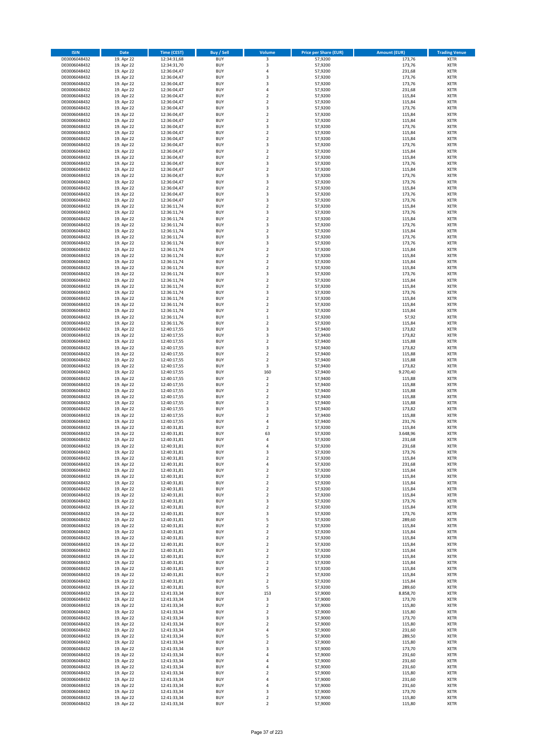| ISIN | Date | Time (CEST) | Buy / Sell | Volume | Price per Share (EUR) | Amount (EUR) | Trading Venue |
|---|---|---|---|---|---|---|---|
| DE0006048432 | 19. Apr 22 | 12:34:31,68 | BUY | 3 | 57,9200 | 173,76 | XETR |
| DE0006048432 | 19. Apr 22 | 12:34:31,70 | BUY | 3 | 57,9200 | 173,76 | XETR |
| DE0006048432 | 19. Apr 22 | 12:36:04,47 | BUY | 4 | 57,9200 | 231,68 | XETR |
| DE0006048432 | 19. Apr 22 | 12:36:04,47 | BUY | 3 | 57,9200 | 173,76 | XETR |
| DE0006048432 | 19. Apr 22 | 12:36:04,47 | BUY | 3 | 57,9200 | 173,76 | XETR |
| DE0006048432 | 19. Apr 22 | 12:36:04,47 | BUY | 4 | 57,9200 | 231,68 | XETR |
| DE0006048432 | 19. Apr 22 | 12:36:04,47 | BUY | 2 | 57,9200 | 115,84 | XETR |
| DE0006048432 | 19. Apr 22 | 12:36:04,47 | BUY | 2 | 57,9200 | 115,84 | XETR |
| DE0006048432 | 19. Apr 22 | 12:36:04,47 | BUY | 3 | 57,9200 | 173,76 | XETR |
| DE0006048432 | 19. Apr 22 | 12:36:04,47 | BUY | 2 | 57,9200 | 115,84 | XETR |
| DE0006048432 | 19. Apr 22 | 12:36:04,47 | BUY | 2 | 57,9200 | 115,84 | XETR |
| DE0006048432 | 19. Apr 22 | 12:36:04,47 | BUY | 3 | 57,9200 | 173,76 | XETR |
| DE0006048432 | 19. Apr 22 | 12:36:04,47 | BUY | 2 | 57,9200 | 115,84 | XETR |
| DE0006048432 | 19. Apr 22 | 12:36:04,47 | BUY | 2 | 57,9200 | 115,84 | XETR |
| DE0006048432 | 19. Apr 22 | 12:36:04,47 | BUY | 3 | 57,9200 | 173,76 | XETR |
| DE0006048432 | 19. Apr 22 | 12:36:04,47 | BUY | 2 | 57,9200 | 115,84 | XETR |
| DE0006048432 | 19. Apr 22 | 12:36:04,47 | BUY | 2 | 57,9200 | 115,84 | XETR |
| DE0006048432 | 19. Apr 22 | 12:36:04,47 | BUY | 3 | 57,9200 | 173,76 | XETR |
| DE0006048432 | 19. Apr 22 | 12:36:04,47 | BUY | 2 | 57,9200 | 115,84 | XETR |
| DE0006048432 | 19. Apr 22 | 12:36:04,47 | BUY | 3 | 57,9200 | 173,76 | XETR |
| DE0006048432 | 19. Apr 22 | 12:36:04,47 | BUY | 3 | 57,9200 | 173,76 | XETR |
| DE0006048432 | 19. Apr 22 | 12:36:04,47 | BUY | 2 | 57,9200 | 115,84 | XETR |
| DE0006048432 | 19. Apr 22 | 12:36:04,47 | BUY | 3 | 57,9200 | 173,76 | XETR |
| DE0006048432 | 19. Apr 22 | 12:36:04,47 | BUY | 3 | 57,9200 | 173,76 | XETR |
| DE0006048432 | 19. Apr 22 | 12:36:11,74 | BUY | 2 | 57,9200 | 115,84 | XETR |
| DE0006048432 | 19. Apr 22 | 12:36:11,74 | BUY | 3 | 57,9200 | 173,76 | XETR |
| DE0006048432 | 19. Apr 22 | 12:36:11,74 | BUY | 2 | 57,9200 | 115,84 | XETR |
| DE0006048432 | 19. Apr 22 | 12:36:11,74 | BUY | 3 | 57,9200 | 173,76 | XETR |
| DE0006048432 | 19. Apr 22 | 12:36:11,74 | BUY | 2 | 57,9200 | 115,84 | XETR |
| DE0006048432 | 19. Apr 22 | 12:36:11,74 | BUY | 3 | 57,9200 | 173,76 | XETR |
| DE0006048432 | 19. Apr 22 | 12:36:11,74 | BUY | 3 | 57,9200 | 173,76 | XETR |
| DE0006048432 | 19. Apr 22 | 12:36:11,74 | BUY | 2 | 57,9200 | 115,84 | XETR |
| DE0006048432 | 19. Apr 22 | 12:36:11,74 | BUY | 2 | 57,9200 | 115,84 | XETR |
| DE0006048432 | 19. Apr 22 | 12:36:11,74 | BUY | 2 | 57,9200 | 115,84 | XETR |
| DE0006048432 | 19. Apr 22 | 12:36:11,74 | BUY | 2 | 57,9200 | 115,84 | XETR |
| DE0006048432 | 19. Apr 22 | 12:36:11,74 | BUY | 3 | 57,9200 | 173,76 | XETR |
| DE0006048432 | 19. Apr 22 | 12:36:11,74 | BUY | 2 | 57,9200 | 115,84 | XETR |
| DE0006048432 | 19. Apr 22 | 12:36:11,74 | BUY | 2 | 57,9200 | 115,84 | XETR |
| DE0006048432 | 19. Apr 22 | 12:36:11,74 | BUY | 3 | 57,9200 | 173,76 | XETR |
| DE0006048432 | 19. Apr 22 | 12:36:11,74 | BUY | 2 | 57,9200 | 115,84 | XETR |
| DE0006048432 | 19. Apr 22 | 12:36:11,74 | BUY | 2 | 57,9200 | 115,84 | XETR |
| DE0006048432 | 19. Apr 22 | 12:36:11,74 | BUY | 2 | 57,9200 | 115,84 | XETR |
| DE0006048432 | 19. Apr 22 | 12:36:11,74 | BUY | 1 | 57,9200 | 57,92 | XETR |
| DE0006048432 | 19. Apr 22 | 12:36:11,76 | BUY | 2 | 57,9200 | 115,84 | XETR |
| DE0006048432 | 19. Apr 22 | 12:40:17,55 | BUY | 3 | 57,9400 | 173,82 | XETR |
| DE0006048432 | 19. Apr 22 | 12:40:17,55 | BUY | 3 | 57,9400 | 173,82 | XETR |
| DE0006048432 | 19. Apr 22 | 12:40:17,55 | BUY | 2 | 57,9400 | 115,88 | XETR |
| DE0006048432 | 19. Apr 22 | 12:40:17,55 | BUY | 3 | 57,9400 | 173,82 | XETR |
| DE0006048432 | 19. Apr 22 | 12:40:17,55 | BUY | 2 | 57,9400 | 115,88 | XETR |
| DE0006048432 | 19. Apr 22 | 12:40:17,55 | BUY | 2 | 57,9400 | 115,88 | XETR |
| DE0006048432 | 19. Apr 22 | 12:40:17,55 | BUY | 3 | 57,9400 | 173,82 | XETR |
| DE0006048432 | 19. Apr 22 | 12:40:17,55 | BUY | 160 | 57,9400 | 9.270,40 | XETR |
| DE0006048432 | 19. Apr 22 | 12:40:17,55 | BUY | 2 | 57,9400 | 115,88 | XETR |
| DE0006048432 | 19. Apr 22 | 12:40:17,55 | BUY | 2 | 57,9400 | 115,88 | XETR |
| DE0006048432 | 19. Apr 22 | 12:40:17,55 | BUY | 2 | 57,9400 | 115,88 | XETR |
| DE0006048432 | 19. Apr 22 | 12:40:17,55 | BUY | 2 | 57,9400 | 115,88 | XETR |
| DE0006048432 | 19. Apr 22 | 12:40:17,55 | BUY | 2 | 57,9400 | 115,88 | XETR |
| DE0006048432 | 19. Apr 22 | 12:40:17,55 | BUY | 3 | 57,9400 | 173,82 | XETR |
| DE0006048432 | 19. Apr 22 | 12:40:17,55 | BUY | 2 | 57,9400 | 115,88 | XETR |
| DE0006048432 | 19. Apr 22 | 12:40:17,55 | BUY | 4 | 57,9400 | 231,76 | XETR |
| DE0006048432 | 19. Apr 22 | 12:40:31,81 | BUY | 2 | 57,9200 | 115,84 | XETR |
| DE0006048432 | 19. Apr 22 | 12:40:31,81 | BUY | 63 | 57,9200 | 3.648,96 | XETR |
| DE0006048432 | 19. Apr 22 | 12:40:31,81 | BUY | 4 | 57,9200 | 231,68 | XETR |
| DE0006048432 | 19. Apr 22 | 12:40:31,81 | BUY | 4 | 57,9200 | 231,68 | XETR |
| DE0006048432 | 19. Apr 22 | 12:40:31,81 | BUY | 3 | 57,9200 | 173,76 | XETR |
| DE0006048432 | 19. Apr 22 | 12:40:31,81 | BUY | 2 | 57,9200 | 115,84 | XETR |
| DE0006048432 | 19. Apr 22 | 12:40:31,81 | BUY | 4 | 57,9200 | 231,68 | XETR |
| DE0006048432 | 19. Apr 22 | 12:40:31,81 | BUY | 2 | 57,9200 | 115,84 | XETR |
| DE0006048432 | 19. Apr 22 | 12:40:31,81 | BUY | 2 | 57,9200 | 115,84 | XETR |
| DE0006048432 | 19. Apr 22 | 12:40:31,81 | BUY | 2 | 57,9200 | 115,84 | XETR |
| DE0006048432 | 19. Apr 22 | 12:40:31,81 | BUY | 2 | 57,9200 | 115,84 | XETR |
| DE0006048432 | 19. Apr 22 | 12:40:31,81 | BUY | 2 | 57,9200 | 115,84 | XETR |
| DE0006048432 | 19. Apr 22 | 12:40:31,81 | BUY | 3 | 57,9200 | 173,76 | XETR |
| DE0006048432 | 19. Apr 22 | 12:40:31,81 | BUY | 2 | 57,9200 | 115,84 | XETR |
| DE0006048432 | 19. Apr 22 | 12:40:31,81 | BUY | 3 | 57,9200 | 173,76 | XETR |
| DE0006048432 | 19. Apr 22 | 12:40:31,81 | BUY | 5 | 57,9200 | 289,60 | XETR |
| DE0006048432 | 19. Apr 22 | 12:40:31,81 | BUY | 2 | 57,9200 | 115,84 | XETR |
| DE0006048432 | 19. Apr 22 | 12:40:31,81 | BUY | 2 | 57,9200 | 115,84 | XETR |
| DE0006048432 | 19. Apr 22 | 12:40:31,81 | BUY | 2 | 57,9200 | 115,84 | XETR |
| DE0006048432 | 19. Apr 22 | 12:40:31,81 | BUY | 2 | 57,9200 | 115,84 | XETR |
| DE0006048432 | 19. Apr 22 | 12:40:31,81 | BUY | 2 | 57,9200 | 115,84 | XETR |
| DE0006048432 | 19. Apr 22 | 12:40:31,81 | BUY | 2 | 57,9200 | 115,84 | XETR |
| DE0006048432 | 19. Apr 22 | 12:40:31,81 | BUY | 2 | 57,9200 | 115,84 | XETR |
| DE0006048432 | 19. Apr 22 | 12:40:31,81 | BUY | 2 | 57,9200 | 115,84 | XETR |
| DE0006048432 | 19. Apr 22 | 12:40:31,81 | BUY | 2 | 57,9200 | 115,84 | XETR |
| DE0006048432 | 19. Apr 22 | 12:40:31,81 | BUY | 2 | 57,9200 | 115,84 | XETR |
| DE0006048432 | 19. Apr 22 | 12:40:31,81 | BUY | 5 | 57,9200 | 289,60 | XETR |
| DE0006048432 | 19. Apr 22 | 12:41:33,34 | BUY | 153 | 57,9000 | 8.858,70 | XETR |
| DE0006048432 | 19. Apr 22 | 12:41:33,34 | BUY | 3 | 57,9000 | 173,70 | XETR |
| DE0006048432 | 19. Apr 22 | 12:41:33,34 | BUY | 2 | 57,9000 | 115,80 | XETR |
| DE0006048432 | 19. Apr 22 | 12:41:33,34 | BUY | 2 | 57,9000 | 115,80 | XETR |
| DE0006048432 | 19. Apr 22 | 12:41:33,34 | BUY | 3 | 57,9000 | 173,70 | XETR |
| DE0006048432 | 19. Apr 22 | 12:41:33,34 | BUY | 2 | 57,9000 | 115,80 | XETR |
| DE0006048432 | 19. Apr 22 | 12:41:33,34 | BUY | 4 | 57,9000 | 231,60 | XETR |
| DE0006048432 | 19. Apr 22 | 12:41:33,34 | BUY | 5 | 57,9000 | 289,50 | XETR |
| DE0006048432 | 19. Apr 22 | 12:41:33,34 | BUY | 2 | 57,9000 | 115,80 | XETR |
| DE0006048432 | 19. Apr 22 | 12:41:33,34 | BUY | 3 | 57,9000 | 173,70 | XETR |
| DE0006048432 | 19. Apr 22 | 12:41:33,34 | BUY | 4 | 57,9000 | 231,60 | XETR |
| DE0006048432 | 19. Apr 22 | 12:41:33,34 | BUY | 4 | 57,9000 | 231,60 | XETR |
| DE0006048432 | 19. Apr 22 | 12:41:33,34 | BUY | 4 | 57,9000 | 231,60 | XETR |
| DE0006048432 | 19. Apr 22 | 12:41:33,34 | BUY | 2 | 57,9000 | 115,80 | XETR |
| DE0006048432 | 19. Apr 22 | 12:41:33,34 | BUY | 4 | 57,9000 | 231,60 | XETR |
| DE0006048432 | 19. Apr 22 | 12:41:33,34 | BUY | 4 | 57,9000 | 231,60 | XETR |
| DE0006048432 | 19. Apr 22 | 12:41:33,34 | BUY | 3 | 57,9000 | 173,70 | XETR |
| DE0006048432 | 19. Apr 22 | 12:41:33,34 | BUY | 2 | 57,9000 | 115,80 | XETR |
| DE0006048432 | 19. Apr 22 | 12:41:33,34 | BUY | 2 | 57,9000 | 115,80 | XETR |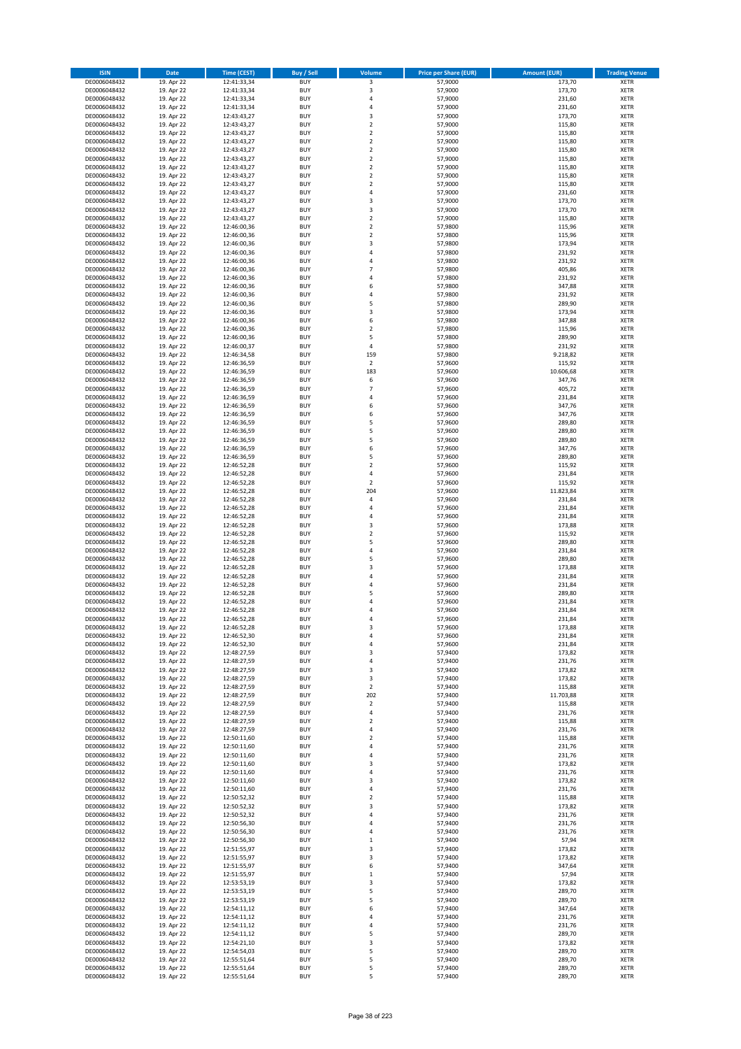| ISIN | Date | Time (CEST) | Buy / Sell | Volume | Price per Share (EUR) | Amount (EUR) | Trading Venue |
|---|---|---|---|---|---|---|---|
| DE0006048432 | 19. Apr 22 | 12:41:33,34 | BUY | 3 | 57,9000 | 173,70 | XETR |
| DE0006048432 | 19. Apr 22 | 12:41:33,34 | BUY | 3 | 57,9000 | 173,70 | XETR |
| DE0006048432 | 19. Apr 22 | 12:41:33,34 | BUY | 4 | 57,9000 | 231,60 | XETR |
| DE0006048432 | 19. Apr 22 | 12:41:33,34 | BUY | 4 | 57,9000 | 231,60 | XETR |
| DE0006048432 | 19. Apr 22 | 12:43:43,27 | BUY | 3 | 57,9000 | 173,70 | XETR |
| DE0006048432 | 19. Apr 22 | 12:43:43,27 | BUY | 2 | 57,9000 | 115,80 | XETR |
| DE0006048432 | 19. Apr 22 | 12:43:43,27 | BUY | 2 | 57,9000 | 115,80 | XETR |
| DE0006048432 | 19. Apr 22 | 12:43:43,27 | BUY | 2 | 57,9000 | 115,80 | XETR |
| DE0006048432 | 19. Apr 22 | 12:43:43,27 | BUY | 2 | 57,9000 | 115,80 | XETR |
| DE0006048432 | 19. Apr 22 | 12:43:43,27 | BUY | 2 | 57,9000 | 115,80 | XETR |
| DE0006048432 | 19. Apr 22 | 12:43:43,27 | BUY | 2 | 57,9000 | 115,80 | XETR |
| DE0006048432 | 19. Apr 22 | 12:43:43,27 | BUY | 2 | 57,9000 | 115,80 | XETR |
| DE0006048432 | 19. Apr 22 | 12:43:43,27 | BUY | 2 | 57,9000 | 115,80 | XETR |
| DE0006048432 | 19. Apr 22 | 12:43:43,27 | BUY | 4 | 57,9000 | 231,60 | XETR |
| DE0006048432 | 19. Apr 22 | 12:43:43,27 | BUY | 3 | 57,9000 | 173,70 | XETR |
| DE0006048432 | 19. Apr 22 | 12:43:43,27 | BUY | 3 | 57,9000 | 173,70 | XETR |
| DE0006048432 | 19. Apr 22 | 12:43:43,27 | BUY | 2 | 57,9000 | 115,80 | XETR |
| DE0006048432 | 19. Apr 22 | 12:46:00,36 | BUY | 2 | 57,9800 | 115,96 | XETR |
| DE0006048432 | 19. Apr 22 | 12:46:00,36 | BUY | 2 | 57,9800 | 115,96 | XETR |
| DE0006048432 | 19. Apr 22 | 12:46:00,36 | BUY | 3 | 57,9800 | 173,94 | XETR |
| DE0006048432 | 19. Apr 22 | 12:46:00,36 | BUY | 4 | 57,9800 | 231,92 | XETR |
| DE0006048432 | 19. Apr 22 | 12:46:00,36 | BUY | 4 | 57,9800 | 231,92 | XETR |
| DE0006048432 | 19. Apr 22 | 12:46:00,36 | BUY | 7 | 57,9800 | 405,86 | XETR |
| DE0006048432 | 19. Apr 22 | 12:46:00,36 | BUY | 4 | 57,9800 | 231,92 | XETR |
| DE0006048432 | 19. Apr 22 | 12:46:00,36 | BUY | 6 | 57,9800 | 347,88 | XETR |
| DE0006048432 | 19. Apr 22 | 12:46:00,36 | BUY | 4 | 57,9800 | 231,92 | XETR |
| DE0006048432 | 19. Apr 22 | 12:46:00,36 | BUY | 5 | 57,9800 | 289,90 | XETR |
| DE0006048432 | 19. Apr 22 | 12:46:00,36 | BUY | 3 | 57,9800 | 173,94 | XETR |
| DE0006048432 | 19. Apr 22 | 12:46:00,36 | BUY | 6 | 57,9800 | 347,88 | XETR |
| DE0006048432 | 19. Apr 22 | 12:46:00,36 | BUY | 2 | 57,9800 | 115,96 | XETR |
| DE0006048432 | 19. Apr 22 | 12:46:00,36 | BUY | 5 | 57,9800 | 289,90 | XETR |
| DE0006048432 | 19. Apr 22 | 12:46:00,37 | BUY | 4 | 57,9800 | 231,92 | XETR |
| DE0006048432 | 19. Apr 22 | 12:46:34,58 | BUY | 159 | 57,9800 | 9.218,82 | XETR |
| DE0006048432 | 19. Apr 22 | 12:46:36,59 | BUY | 2 | 57,9600 | 115,92 | XETR |
| DE0006048432 | 19. Apr 22 | 12:46:36,59 | BUY | 183 | 57,9600 | 10.606,68 | XETR |
| DE0006048432 | 19. Apr 22 | 12:46:36,59 | BUY | 6 | 57,9600 | 347,76 | XETR |
| DE0006048432 | 19. Apr 22 | 12:46:36,59 | BUY | 7 | 57,9600 | 405,72 | XETR |
| DE0006048432 | 19. Apr 22 | 12:46:36,59 | BUY | 4 | 57,9600 | 231,84 | XETR |
| DE0006048432 | 19. Apr 22 | 12:46:36,59 | BUY | 6 | 57,9600 | 347,76 | XETR |
| DE0006048432 | 19. Apr 22 | 12:46:36,59 | BUY | 6 | 57,9600 | 347,76 | XETR |
| DE0006048432 | 19. Apr 22 | 12:46:36,59 | BUY | 5 | 57,9600 | 289,80 | XETR |
| DE0006048432 | 19. Apr 22 | 12:46:36,59 | BUY | 5 | 57,9600 | 289,80 | XETR |
| DE0006048432 | 19. Apr 22 | 12:46:36,59 | BUY | 5 | 57,9600 | 289,80 | XETR |
| DE0006048432 | 19. Apr 22 | 12:46:36,59 | BUY | 6 | 57,9600 | 347,76 | XETR |
| DE0006048432 | 19. Apr 22 | 12:46:36,59 | BUY | 5 | 57,9600 | 289,80 | XETR |
| DE0006048432 | 19. Apr 22 | 12:46:52,28 | BUY | 2 | 57,9600 | 115,92 | XETR |
| DE0006048432 | 19. Apr 22 | 12:46:52,28 | BUY | 4 | 57,9600 | 231,84 | XETR |
| DE0006048432 | 19. Apr 22 | 12:46:52,28 | BUY | 2 | 57,9600 | 115,92 | XETR |
| DE0006048432 | 19. Apr 22 | 12:46:52,28 | BUY | 204 | 57,9600 | 11.823,84 | XETR |
| DE0006048432 | 19. Apr 22 | 12:46:52,28 | BUY | 4 | 57,9600 | 231,84 | XETR |
| DE0006048432 | 19. Apr 22 | 12:46:52,28 | BUY | 4 | 57,9600 | 231,84 | XETR |
| DE0006048432 | 19. Apr 22 | 12:46:52,28 | BUY | 4 | 57,9600 | 231,84 | XETR |
| DE0006048432 | 19. Apr 22 | 12:46:52,28 | BUY | 3 | 57,9600 | 173,88 | XETR |
| DE0006048432 | 19. Apr 22 | 12:46:52,28 | BUY | 2 | 57,9600 | 115,92 | XETR |
| DE0006048432 | 19. Apr 22 | 12:46:52,28 | BUY | 5 | 57,9600 | 289,80 | XETR |
| DE0006048432 | 19. Apr 22 | 12:46:52,28 | BUY | 4 | 57,9600 | 231,84 | XETR |
| DE0006048432 | 19. Apr 22 | 12:46:52,28 | BUY | 5 | 57,9600 | 289,80 | XETR |
| DE0006048432 | 19. Apr 22 | 12:46:52,28 | BUY | 3 | 57,9600 | 173,88 | XETR |
| DE0006048432 | 19. Apr 22 | 12:46:52,28 | BUY | 4 | 57,9600 | 231,84 | XETR |
| DE0006048432 | 19. Apr 22 | 12:46:52,28 | BUY | 4 | 57,9600 | 231,84 | XETR |
| DE0006048432 | 19. Apr 22 | 12:46:52,28 | BUY | 5 | 57,9600 | 289,80 | XETR |
| DE0006048432 | 19. Apr 22 | 12:46:52,28 | BUY | 4 | 57,9600 | 231,84 | XETR |
| DE0006048432 | 19. Apr 22 | 12:46:52,28 | BUY | 4 | 57,9600 | 231,84 | XETR |
| DE0006048432 | 19. Apr 22 | 12:46:52,28 | BUY | 4 | 57,9600 | 231,84 | XETR |
| DE0006048432 | 19. Apr 22 | 12:46:52,28 | BUY | 3 | 57,9600 | 173,88 | XETR |
| DE0006048432 | 19. Apr 22 | 12:46:52,30 | BUY | 4 | 57,9600 | 231,84 | XETR |
| DE0006048432 | 19. Apr 22 | 12:46:52,30 | BUY | 4 | 57,9600 | 231,84 | XETR |
| DE0006048432 | 19. Apr 22 | 12:48:27,59 | BUY | 3 | 57,9400 | 173,82 | XETR |
| DE0006048432 | 19. Apr 22 | 12:48:27,59 | BUY | 4 | 57,9400 | 231,76 | XETR |
| DE0006048432 | 19. Apr 22 | 12:48:27,59 | BUY | 3 | 57,9400 | 173,82 | XETR |
| DE0006048432 | 19. Apr 22 | 12:48:27,59 | BUY | 3 | 57,9400 | 173,82 | XETR |
| DE0006048432 | 19. Apr 22 | 12:48:27,59 | BUY | 2 | 57,9400 | 115,88 | XETR |
| DE0006048432 | 19. Apr 22 | 12:48:27,59 | BUY | 202 | 57,9400 | 11.703,88 | XETR |
| DE0006048432 | 19. Apr 22 | 12:48:27,59 | BUY | 2 | 57,9400 | 115,88 | XETR |
| DE0006048432 | 19. Apr 22 | 12:48:27,59 | BUY | 4 | 57,9400 | 231,76 | XETR |
| DE0006048432 | 19. Apr 22 | 12:48:27,59 | BUY | 2 | 57,9400 | 115,88 | XETR |
| DE0006048432 | 19. Apr 22 | 12:48:27,59 | BUY | 4 | 57,9400 | 231,76 | XETR |
| DE0006048432 | 19. Apr 22 | 12:50:11,60 | BUY | 2 | 57,9400 | 115,88 | XETR |
| DE0006048432 | 19. Apr 22 | 12:50:11,60 | BUY | 4 | 57,9400 | 231,76 | XETR |
| DE0006048432 | 19. Apr 22 | 12:50:11,60 | BUY | 4 | 57,9400 | 231,76 | XETR |
| DE0006048432 | 19. Apr 22 | 12:50:11,60 | BUY | 3 | 57,9400 | 173,82 | XETR |
| DE0006048432 | 19. Apr 22 | 12:50:11,60 | BUY | 4 | 57,9400 | 231,76 | XETR |
| DE0006048432 | 19. Apr 22 | 12:50:11,60 | BUY | 3 | 57,9400 | 173,82 | XETR |
| DE0006048432 | 19. Apr 22 | 12:50:11,60 | BUY | 4 | 57,9400 | 231,76 | XETR |
| DE0006048432 | 19. Apr 22 | 12:50:52,32 | BUY | 2 | 57,9400 | 115,88 | XETR |
| DE0006048432 | 19. Apr 22 | 12:50:52,32 | BUY | 3 | 57,9400 | 173,82 | XETR |
| DE0006048432 | 19. Apr 22 | 12:50:52,32 | BUY | 4 | 57,9400 | 231,76 | XETR |
| DE0006048432 | 19. Apr 22 | 12:50:56,30 | BUY | 4 | 57,9400 | 231,76 | XETR |
| DE0006048432 | 19. Apr 22 | 12:50:56,30 | BUY | 4 | 57,9400 | 231,76 | XETR |
| DE0006048432 | 19. Apr 22 | 12:50:56,30 | BUY | 1 | 57,9400 | 57,94 | XETR |
| DE0006048432 | 19. Apr 22 | 12:51:55,97 | BUY | 3 | 57,9400 | 173,82 | XETR |
| DE0006048432 | 19. Apr 22 | 12:51:55,97 | BUY | 3 | 57,9400 | 173,82 | XETR |
| DE0006048432 | 19. Apr 22 | 12:51:55,97 | BUY | 6 | 57,9400 | 347,64 | XETR |
| DE0006048432 | 19. Apr 22 | 12:51:55,97 | BUY | 1 | 57,9400 | 57,94 | XETR |
| DE0006048432 | 19. Apr 22 | 12:53:53,19 | BUY | 3 | 57,9400 | 173,82 | XETR |
| DE0006048432 | 19. Apr 22 | 12:53:53,19 | BUY | 5 | 57,9400 | 289,70 | XETR |
| DE0006048432 | 19. Apr 22 | 12:53:53,19 | BUY | 5 | 57,9400 | 289,70 | XETR |
| DE0006048432 | 19. Apr 22 | 12:54:11,12 | BUY | 6 | 57,9400 | 347,64 | XETR |
| DE0006048432 | 19. Apr 22 | 12:54:11,12 | BUY | 4 | 57,9400 | 231,76 | XETR |
| DE0006048432 | 19. Apr 22 | 12:54:11,12 | BUY | 4 | 57,9400 | 231,76 | XETR |
| DE0006048432 | 19. Apr 22 | 12:54:11,12 | BUY | 5 | 57,9400 | 289,70 | XETR |
| DE0006048432 | 19. Apr 22 | 12:54:21,10 | BUY | 3 | 57,9400 | 173,82 | XETR |
| DE0006048432 | 19. Apr 22 | 12:54:54,03 | BUY | 5 | 57,9400 | 289,70 | XETR |
| DE0006048432 | 19. Apr 22 | 12:55:51,64 | BUY | 5 | 57,9400 | 289,70 | XETR |
| DE0006048432 | 19. Apr 22 | 12:55:51,64 | BUY | 5 | 57,9400 | 289,70 | XETR |
| DE0006048432 | 19. Apr 22 | 12:55:51,64 | BUY | 5 | 57,9400 | 289,70 | XETR |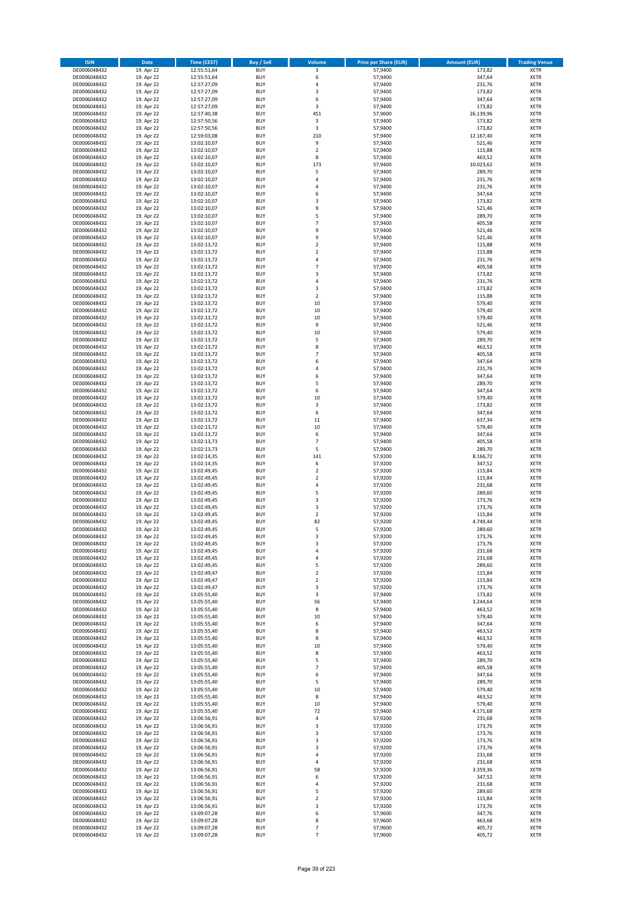| ISIN | Date | Time (CEST) | Buy / Sell | Volume | Price per Share (EUR) | Amount (EUR) | Trading Venue |
|---|---|---|---|---|---|---|---|
| DE0006048432 | 19. Apr 22 | 12:55:51,64 | BUY | 3 | 57,9400 | 173,82 | XETR |
| DE0006048432 | 19. Apr 22 | 12:55:51,64 | BUY | 6 | 57,9400 | 347,64 | XETR |
| DE0006048432 | 19. Apr 22 | 12:57:27,09 | BUY | 4 | 57,9400 | 231,76 | XETR |
| DE0006048432 | 19. Apr 22 | 12:57:27,09 | BUY | 3 | 57,9400 | 173,82 | XETR |
| DE0006048432 | 19. Apr 22 | 12:57:27,09 | BUY | 6 | 57,9400 | 347,64 | XETR |
| DE0006048432 | 19. Apr 22 | 12:57:27,09 | BUY | 3 | 57,9400 | 173,82 | XETR |
| DE0006048432 | 19. Apr 22 | 12:57:40,38 | BUY | 451 | 57,9600 | 26.139,96 | XETR |
| DE0006048432 | 19. Apr 22 | 12:57:50,56 | BUY | 3 | 57,9400 | 173,82 | XETR |
| DE0006048432 | 19. Apr 22 | 12:57:50,56 | BUY | 3 | 57,9400 | 173,82 | XETR |
| DE0006048432 | 19. Apr 22 | 12:59:03,08 | BUY | 210 | 57,9400 | 12.167,40 | XETR |
| DE0006048432 | 19. Apr 22 | 13:02:10,07 | BUY | 9 | 57,9400 | 521,46 | XETR |
| DE0006048432 | 19. Apr 22 | 13:02:10,07 | BUY | 2 | 57,9400 | 115,88 | XETR |
| DE0006048432 | 19. Apr 22 | 13:02:10,07 | BUY | 8 | 57,9400 | 463,52 | XETR |
| DE0006048432 | 19. Apr 22 | 13:02:10,07 | BUY | 173 | 57,9400 | 10.023,62 | XETR |
| DE0006048432 | 19. Apr 22 | 13:02:10,07 | BUY | 5 | 57,9400 | 289,70 | XETR |
| DE0006048432 | 19. Apr 22 | 13:02:10,07 | BUY | 4 | 57,9400 | 231,76 | XETR |
| DE0006048432 | 19. Apr 22 | 13:02:10,07 | BUY | 4 | 57,9400 | 231,76 | XETR |
| DE0006048432 | 19. Apr 22 | 13:02:10,07 | BUY | 6 | 57,9400 | 347,64 | XETR |
| DE0006048432 | 19. Apr 22 | 13:02:10,07 | BUY | 3 | 57,9400 | 173,82 | XETR |
| DE0006048432 | 19. Apr 22 | 13:02:10,07 | BUY | 9 | 57,9400 | 521,46 | XETR |
| DE0006048432 | 19. Apr 22 | 13:02:10,07 | BUY | 5 | 57,9400 | 289,70 | XETR |
| DE0006048432 | 19. Apr 22 | 13:02:10,07 | BUY | 7 | 57,9400 | 405,58 | XETR |
| DE0006048432 | 19. Apr 22 | 13:02:10,07 | BUY | 9 | 57,9400 | 521,46 | XETR |
| DE0006048432 | 19. Apr 22 | 13:02:10,07 | BUY | 9 | 57,9400 | 521,46 | XETR |
| DE0006048432 | 19. Apr 22 | 13:02:13,72 | BUY | 2 | 57,9400 | 115,88 | XETR |
| DE0006048432 | 19. Apr 22 | 13:02:13,72 | BUY | 2 | 57,9400 | 115,88 | XETR |
| DE0006048432 | 19. Apr 22 | 13:02:13,72 | BUY | 4 | 57,9400 | 231,76 | XETR |
| DE0006048432 | 19. Apr 22 | 13:02:13,72 | BUY | 7 | 57,9400 | 405,58 | XETR |
| DE0006048432 | 19. Apr 22 | 13:02:13,72 | BUY | 3 | 57,9400 | 173,82 | XETR |
| DE0006048432 | 19. Apr 22 | 13:02:13,72 | BUY | 4 | 57,9400 | 231,76 | XETR |
| DE0006048432 | 19. Apr 22 | 13:02:13,72 | BUY | 3 | 57,9400 | 173,82 | XETR |
| DE0006048432 | 19. Apr 22 | 13:02:13,72 | BUY | 2 | 57,9400 | 115,88 | XETR |
| DE0006048432 | 19. Apr 22 | 13:02:13,72 | BUY | 10 | 57,9400 | 579,40 | XETR |
| DE0006048432 | 19. Apr 22 | 13:02:13,72 | BUY | 10 | 57,9400 | 579,40 | XETR |
| DE0006048432 | 19. Apr 22 | 13:02:13,72 | BUY | 10 | 57,9400 | 579,40 | XETR |
| DE0006048432 | 19. Apr 22 | 13:02:13,72 | BUY | 9 | 57,9400 | 521,46 | XETR |
| DE0006048432 | 19. Apr 22 | 13:02:13,72 | BUY | 10 | 57,9400 | 579,40 | XETR |
| DE0006048432 | 19. Apr 22 | 13:02:13,72 | BUY | 5 | 57,9400 | 289,70 | XETR |
| DE0006048432 | 19. Apr 22 | 13:02:13,72 | BUY | 8 | 57,9400 | 463,52 | XETR |
| DE0006048432 | 19. Apr 22 | 13:02:13,72 | BUY | 7 | 57,9400 | 405,58 | XETR |
| DE0006048432 | 19. Apr 22 | 13:02:13,72 | BUY | 6 | 57,9400 | 347,64 | XETR |
| DE0006048432 | 19. Apr 22 | 13:02:13,72 | BUY | 4 | 57,9400 | 231,76 | XETR |
| DE0006048432 | 19. Apr 22 | 13:02:13,72 | BUY | 6 | 57,9400 | 347,64 | XETR |
| DE0006048432 | 19. Apr 22 | 13:02:13,72 | BUY | 5 | 57,9400 | 289,70 | XETR |
| DE0006048432 | 19. Apr 22 | 13:02:13,72 | BUY | 6 | 57,9400 | 347,64 | XETR |
| DE0006048432 | 19. Apr 22 | 13:02:13,72 | BUY | 10 | 57,9400 | 579,40 | XETR |
| DE0006048432 | 19. Apr 22 | 13:02:13,72 | BUY | 3 | 57,9400 | 173,82 | XETR |
| DE0006048432 | 19. Apr 22 | 13:02:13,72 | BUY | 6 | 57,9400 | 347,64 | XETR |
| DE0006048432 | 19. Apr 22 | 13:02:13,72 | BUY | 11 | 57,9400 | 637,34 | XETR |
| DE0006048432 | 19. Apr 22 | 13:02:13,72 | BUY | 10 | 57,9400 | 579,40 | XETR |
| DE0006048432 | 19. Apr 22 | 13:02:13,72 | BUY | 6 | 57,9400 | 347,64 | XETR |
| DE0006048432 | 19. Apr 22 | 13:02:13,73 | BUY | 7 | 57,9400 | 405,58 | XETR |
| DE0006048432 | 19. Apr 22 | 13:02:13,73 | BUY | 5 | 57,9400 | 289,70 | XETR |
| DE0006048432 | 19. Apr 22 | 13:02:14,35 | BUY | 141 | 57,9200 | 8.166,72 | XETR |
| DE0006048432 | 19. Apr 22 | 13:02:14,35 | BUY | 6 | 57,9200 | 347,52 | XETR |
| DE0006048432 | 19. Apr 22 | 13:02:49,45 | BUY | 2 | 57,9200 | 115,84 | XETR |
| DE0006048432 | 19. Apr 22 | 13:02:49,45 | BUY | 2 | 57,9200 | 115,84 | XETR |
| DE0006048432 | 19. Apr 22 | 13:02:49,45 | BUY | 4 | 57,9200 | 231,68 | XETR |
| DE0006048432 | 19. Apr 22 | 13:02:49,45 | BUY | 5 | 57,9200 | 289,60 | XETR |
| DE0006048432 | 19. Apr 22 | 13:02:49,45 | BUY | 3 | 57,9200 | 173,76 | XETR |
| DE0006048432 | 19. Apr 22 | 13:02:49,45 | BUY | 3 | 57,9200 | 173,76 | XETR |
| DE0006048432 | 19. Apr 22 | 13:02:49,45 | BUY | 2 | 57,9200 | 115,84 | XETR |
| DE0006048432 | 19. Apr 22 | 13:02:49,45 | BUY | 82 | 57,9200 | 4.749,44 | XETR |
| DE0006048432 | 19. Apr 22 | 13:02:49,45 | BUY | 5 | 57,9200 | 289,60 | XETR |
| DE0006048432 | 19. Apr 22 | 13:02:49,45 | BUY | 3 | 57,9200 | 173,76 | XETR |
| DE0006048432 | 19. Apr 22 | 13:02:49,45 | BUY | 3 | 57,9200 | 173,76 | XETR |
| DE0006048432 | 19. Apr 22 | 13:02:49,45 | BUY | 4 | 57,9200 | 231,68 | XETR |
| DE0006048432 | 19. Apr 22 | 13:02:49,45 | BUY | 4 | 57,9200 | 231,68 | XETR |
| DE0006048432 | 19. Apr 22 | 13:02:49,45 | BUY | 5 | 57,9200 | 289,60 | XETR |
| DE0006048432 | 19. Apr 22 | 13:02:49,47 | BUY | 2 | 57,9200 | 115,84 | XETR |
| DE0006048432 | 19. Apr 22 | 13:02:49,47 | BUY | 2 | 57,9200 | 115,84 | XETR |
| DE0006048432 | 19. Apr 22 | 13:02:49,47 | BUY | 3 | 57,9200 | 173,76 | XETR |
| DE0006048432 | 19. Apr 22 | 13:05:55,40 | BUY | 3 | 57,9400 | 173,82 | XETR |
| DE0006048432 | 19. Apr 22 | 13:05:55,40 | BUY | 56 | 57,9400 | 3.244,64 | XETR |
| DE0006048432 | 19. Apr 22 | 13:05:55,40 | BUY | 8 | 57,9400 | 463,52 | XETR |
| DE0006048432 | 19. Apr 22 | 13:05:55,40 | BUY | 10 | 57,9400 | 579,40 | XETR |
| DE0006048432 | 19. Apr 22 | 13:05:55,40 | BUY | 6 | 57,9400 | 347,64 | XETR |
| DE0006048432 | 19. Apr 22 | 13:05:55,40 | BUY | 8 | 57,9400 | 463,52 | XETR |
| DE0006048432 | 19. Apr 22 | 13:05:55,40 | BUY | 8 | 57,9400 | 463,52 | XETR |
| DE0006048432 | 19. Apr 22 | 13:05:55,40 | BUY | 10 | 57,9400 | 579,40 | XETR |
| DE0006048432 | 19. Apr 22 | 13:05:55,40 | BUY | 8 | 57,9400 | 463,52 | XETR |
| DE0006048432 | 19. Apr 22 | 13:05:55,40 | BUY | 5 | 57,9400 | 289,70 | XETR |
| DE0006048432 | 19. Apr 22 | 13:05:55,40 | BUY | 7 | 57,9400 | 405,58 | XETR |
| DE0006048432 | 19. Apr 22 | 13:05:55,40 | BUY | 6 | 57,9400 | 347,64 | XETR |
| DE0006048432 | 19. Apr 22 | 13:05:55,40 | BUY | 5 | 57,9400 | 289,70 | XETR |
| DE0006048432 | 19. Apr 22 | 13:05:55,40 | BUY | 10 | 57,9400 | 579,40 | XETR |
| DE0006048432 | 19. Apr 22 | 13:05:55,40 | BUY | 8 | 57,9400 | 463,52 | XETR |
| DE0006048432 | 19. Apr 22 | 13:05:55,40 | BUY | 10 | 57,9400 | 579,40 | XETR |
| DE0006048432 | 19. Apr 22 | 13:05:55,40 | BUY | 72 | 57,9400 | 4.171,68 | XETR |
| DE0006048432 | 19. Apr 22 | 13:06:56,91 | BUY | 4 | 57,9200 | 231,68 | XETR |
| DE0006048432 | 19. Apr 22 | 13:06:56,91 | BUY | 3 | 57,9200 | 173,76 | XETR |
| DE0006048432 | 19. Apr 22 | 13:06:56,91 | BUY | 3 | 57,9200 | 173,76 | XETR |
| DE0006048432 | 19. Apr 22 | 13:06:56,91 | BUY | 3 | 57,9200 | 173,76 | XETR |
| DE0006048432 | 19. Apr 22 | 13:06:56,91 | BUY | 3 | 57,9200 | 173,76 | XETR |
| DE0006048432 | 19. Apr 22 | 13:06:56,91 | BUY | 4 | 57,9200 | 231,68 | XETR |
| DE0006048432 | 19. Apr 22 | 13:06:56,91 | BUY | 4 | 57,9200 | 231,68 | XETR |
| DE0006048432 | 19. Apr 22 | 13:06:56,91 | BUY | 58 | 57,9200 | 3.359,36 | XETR |
| DE0006048432 | 19. Apr 22 | 13:06:56,91 | BUY | 6 | 57,9200 | 347,52 | XETR |
| DE0006048432 | 19. Apr 22 | 13:06:56,91 | BUY | 4 | 57,9200 | 231,68 | XETR |
| DE0006048432 | 19. Apr 22 | 13:06:56,91 | BUY | 5 | 57,9200 | 289,60 | XETR |
| DE0006048432 | 19. Apr 22 | 13:06:56,91 | BUY | 2 | 57,9200 | 115,84 | XETR |
| DE0006048432 | 19. Apr 22 | 13:06:56,91 | BUY | 3 | 57,9200 | 173,76 | XETR |
| DE0006048432 | 19. Apr 22 | 13:09:07,28 | BUY | 6 | 57,9600 | 347,76 | XETR |
| DE0006048432 | 19. Apr 22 | 13:09:07,28 | BUY | 8 | 57,9600 | 463,68 | XETR |
| DE0006048432 | 19. Apr 22 | 13:09:07,28 | BUY | 7 | 57,9600 | 405,72 | XETR |
| DE0006048432 | 19. Apr 22 | 13:09:07,28 | BUY | 7 | 57,9600 | 405,72 | XETR |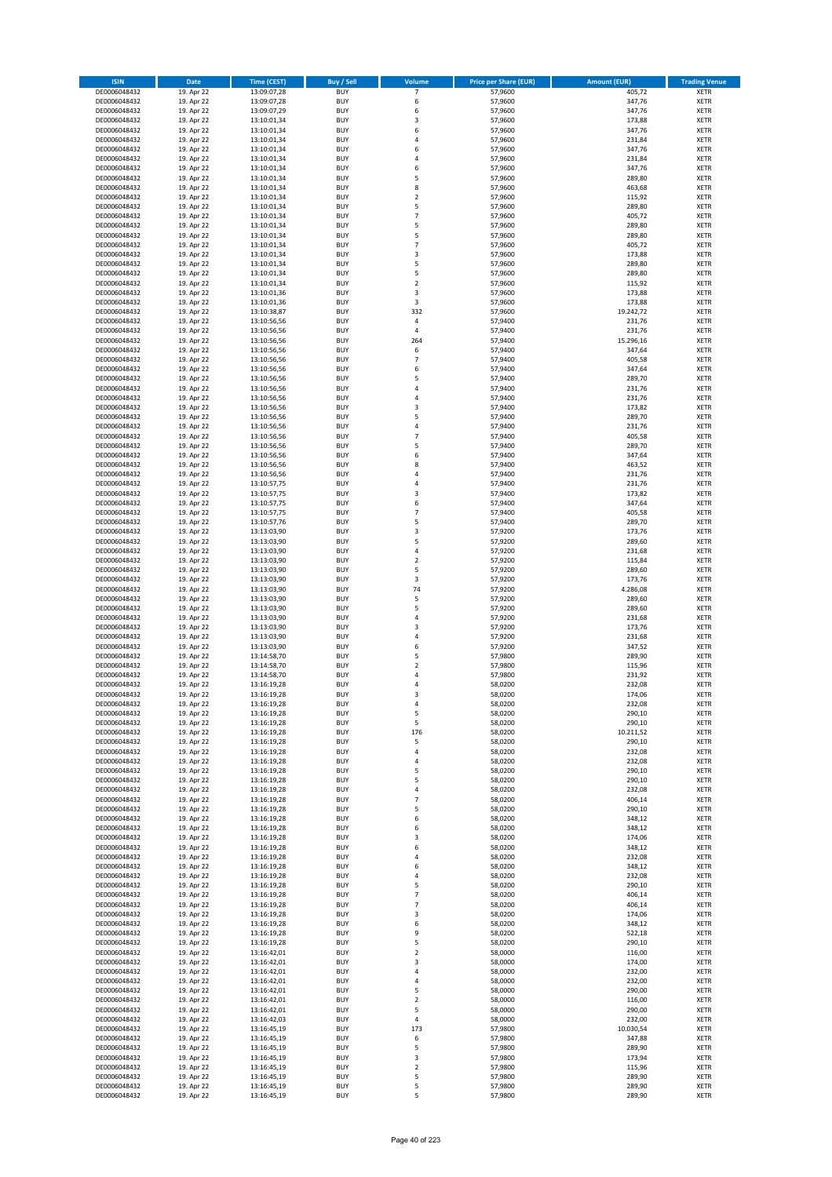| ISIN | Date | Time (CEST) | Buy / Sell | Volume | Price per Share (EUR) | Amount (EUR) | Trading Venue |
|---|---|---|---|---|---|---|---|
| DE0006048432 | 19. Apr 22 | 13:09:07,28 | BUY | 7 | 57,9600 | 405,72 | XETR |
| DE0006048432 | 19. Apr 22 | 13:09:07,28 | BUY | 6 | 57,9600 | 347,76 | XETR |
| DE0006048432 | 19. Apr 22 | 13:09:07,29 | BUY | 6 | 57,9600 | 347,76 | XETR |
| DE0006048432 | 19. Apr 22 | 13:10:01,34 | BUY | 3 | 57,9600 | 173,88 | XETR |
| DE0006048432 | 19. Apr 22 | 13:10:01,34 | BUY | 6 | 57,9600 | 347,76 | XETR |
| DE0006048432 | 19. Apr 22 | 13:10:01,34 | BUY | 4 | 57,9600 | 231,84 | XETR |
| DE0006048432 | 19. Apr 22 | 13:10:01,34 | BUY | 6 | 57,9600 | 347,76 | XETR |
| DE0006048432 | 19. Apr 22 | 13:10:01,34 | BUY | 4 | 57,9600 | 231,84 | XETR |
| DE0006048432 | 19. Apr 22 | 13:10:01,34 | BUY | 6 | 57,9600 | 347,76 | XETR |
| DE0006048432 | 19. Apr 22 | 13:10:01,34 | BUY | 5 | 57,9600 | 289,80 | XETR |
| DE0006048432 | 19. Apr 22 | 13:10:01,34 | BUY | 8 | 57,9600 | 463,68 | XETR |
| DE0006048432 | 19. Apr 22 | 13:10:01,34 | BUY | 2 | 57,9600 | 115,92 | XETR |
| DE0006048432 | 19. Apr 22 | 13:10:01,34 | BUY | 5 | 57,9600 | 289,80 | XETR |
| DE0006048432 | 19. Apr 22 | 13:10:01,34 | BUY | 7 | 57,9600 | 405,72 | XETR |
| DE0006048432 | 19. Apr 22 | 13:10:01,34 | BUY | 5 | 57,9600 | 289,80 | XETR |
| DE0006048432 | 19. Apr 22 | 13:10:01,34 | BUY | 5 | 57,9600 | 289,80 | XETR |
| DE0006048432 | 19. Apr 22 | 13:10:01,34 | BUY | 7 | 57,9600 | 405,72 | XETR |
| DE0006048432 | 19. Apr 22 | 13:10:01,34 | BUY | 3 | 57,9600 | 173,88 | XETR |
| DE0006048432 | 19. Apr 22 | 13:10:01,34 | BUY | 5 | 57,9600 | 289,80 | XETR |
| DE0006048432 | 19. Apr 22 | 13:10:01,34 | BUY | 5 | 57,9600 | 289,80 | XETR |
| DE0006048432 | 19. Apr 22 | 13:10:01,34 | BUY | 2 | 57,9600 | 115,92 | XETR |
| DE0006048432 | 19. Apr 22 | 13:10:01,36 | BUY | 3 | 57,9600 | 173,88 | XETR |
| DE0006048432 | 19. Apr 22 | 13:10:01,36 | BUY | 3 | 57,9600 | 173,88 | XETR |
| DE0006048432 | 19. Apr 22 | 13:10:38,87 | BUY | 332 | 57,9600 | 19.242,72 | XETR |
| DE0006048432 | 19. Apr 22 | 13:10:56,56 | BUY | 4 | 57,9400 | 231,76 | XETR |
| DE0006048432 | 19. Apr 22 | 13:10:56,56 | BUY | 4 | 57,9400 | 231,76 | XETR |
| DE0006048432 | 19. Apr 22 | 13:10:56,56 | BUY | 264 | 57,9400 | 15.296,16 | XETR |
| DE0006048432 | 19. Apr 22 | 13:10:56,56 | BUY | 6 | 57,9400 | 347,64 | XETR |
| DE0006048432 | 19. Apr 22 | 13:10:56,56 | BUY | 7 | 57,9400 | 405,58 | XETR |
| DE0006048432 | 19. Apr 22 | 13:10:56,56 | BUY | 6 | 57,9400 | 347,64 | XETR |
| DE0006048432 | 19. Apr 22 | 13:10:56,56 | BUY | 5 | 57,9400 | 289,70 | XETR |
| DE0006048432 | 19. Apr 22 | 13:10:56,56 | BUY | 4 | 57,9400 | 231,76 | XETR |
| DE0006048432 | 19. Apr 22 | 13:10:56,56 | BUY | 4 | 57,9400 | 231,76 | XETR |
| DE0006048432 | 19. Apr 22 | 13:10:56,56 | BUY | 3 | 57,9400 | 173,82 | XETR |
| DE0006048432 | 19. Apr 22 | 13:10:56,56 | BUY | 5 | 57,9400 | 289,70 | XETR |
| DE0006048432 | 19. Apr 22 | 13:10:56,56 | BUY | 4 | 57,9400 | 231,76 | XETR |
| DE0006048432 | 19. Apr 22 | 13:10:56,56 | BUY | 7 | 57,9400 | 405,58 | XETR |
| DE0006048432 | 19. Apr 22 | 13:10:56,56 | BUY | 5 | 57,9400 | 289,70 | XETR |
| DE0006048432 | 19. Apr 22 | 13:10:56,56 | BUY | 6 | 57,9400 | 347,64 | XETR |
| DE0006048432 | 19. Apr 22 | 13:10:56,56 | BUY | 8 | 57,9400 | 463,52 | XETR |
| DE0006048432 | 19. Apr 22 | 13:10:56,56 | BUY | 4 | 57,9400 | 231,76 | XETR |
| DE0006048432 | 19. Apr 22 | 13:10:57,75 | BUY | 4 | 57,9400 | 231,76 | XETR |
| DE0006048432 | 19. Apr 22 | 13:10:57,75 | BUY | 3 | 57,9400 | 173,82 | XETR |
| DE0006048432 | 19. Apr 22 | 13:10:57,75 | BUY | 6 | 57,9400 | 347,64 | XETR |
| DE0006048432 | 19. Apr 22 | 13:10:57,75 | BUY | 7 | 57,9400 | 405,58 | XETR |
| DE0006048432 | 19. Apr 22 | 13:10:57,76 | BUY | 5 | 57,9400 | 289,70 | XETR |
| DE0006048432 | 19. Apr 22 | 13:13:03,90 | BUY | 3 | 57,9200 | 173,76 | XETR |
| DE0006048432 | 19. Apr 22 | 13:13:03,90 | BUY | 5 | 57,9200 | 289,60 | XETR |
| DE0006048432 | 19. Apr 22 | 13:13:03,90 | BUY | 4 | 57,9200 | 231,68 | XETR |
| DE0006048432 | 19. Apr 22 | 13:13:03,90 | BUY | 2 | 57,9200 | 115,84 | XETR |
| DE0006048432 | 19. Apr 22 | 13:13:03,90 | BUY | 5 | 57,9200 | 289,60 | XETR |
| DE0006048432 | 19. Apr 22 | 13:13:03,90 | BUY | 3 | 57,9200 | 173,76 | XETR |
| DE0006048432 | 19. Apr 22 | 13:13:03,90 | BUY | 74 | 57,9200 | 4.286,08 | XETR |
| DE0006048432 | 19. Apr 22 | 13:13:03,90 | BUY | 5 | 57,9200 | 289,60 | XETR |
| DE0006048432 | 19. Apr 22 | 13:13:03,90 | BUY | 5 | 57,9200 | 289,60 | XETR |
| DE0006048432 | 19. Apr 22 | 13:13:03,90 | BUY | 4 | 57,9200 | 231,68 | XETR |
| DE0006048432 | 19. Apr 22 | 13:13:03,90 | BUY | 3 | 57,9200 | 173,76 | XETR |
| DE0006048432 | 19. Apr 22 | 13:13:03,90 | BUY | 4 | 57,9200 | 231,68 | XETR |
| DE0006048432 | 19. Apr 22 | 13:13:03,90 | BUY | 6 | 57,9200 | 347,52 | XETR |
| DE0006048432 | 19. Apr 22 | 13:14:58,70 | BUY | 5 | 57,9800 | 289,90 | XETR |
| DE0006048432 | 19. Apr 22 | 13:14:58,70 | BUY | 2 | 57,9800 | 115,96 | XETR |
| DE0006048432 | 19. Apr 22 | 13:14:58,70 | BUY | 4 | 57,9800 | 231,92 | XETR |
| DE0006048432 | 19. Apr 22 | 13:16:19,28 | BUY | 4 | 58,0200 | 232,08 | XETR |
| DE0006048432 | 19. Apr 22 | 13:16:19,28 | BUY | 3 | 58,0200 | 174,06 | XETR |
| DE0006048432 | 19. Apr 22 | 13:16:19,28 | BUY | 4 | 58,0200 | 232,08 | XETR |
| DE0006048432 | 19. Apr 22 | 13:16:19,28 | BUY | 5 | 58,0200 | 290,10 | XETR |
| DE0006048432 | 19. Apr 22 | 13:16:19,28 | BUY | 5 | 58,0200 | 290,10 | XETR |
| DE0006048432 | 19. Apr 22 | 13:16:19,28 | BUY | 176 | 58,0200 | 10.211,52 | XETR |
| DE0006048432 | 19. Apr 22 | 13:16:19,28 | BUY | 5 | 58,0200 | 290,10 | XETR |
| DE0006048432 | 19. Apr 22 | 13:16:19,28 | BUY | 4 | 58,0200 | 232,08 | XETR |
| DE0006048432 | 19. Apr 22 | 13:16:19,28 | BUY | 4 | 58,0200 | 232,08 | XETR |
| DE0006048432 | 19. Apr 22 | 13:16:19,28 | BUY | 5 | 58,0200 | 290,10 | XETR |
| DE0006048432 | 19. Apr 22 | 13:16:19,28 | BUY | 5 | 58,0200 | 290,10 | XETR |
| DE0006048432 | 19. Apr 22 | 13:16:19,28 | BUY | 4 | 58,0200 | 232,08 | XETR |
| DE0006048432 | 19. Apr 22 | 13:16:19,28 | BUY | 7 | 58,0200 | 406,14 | XETR |
| DE0006048432 | 19. Apr 22 | 13:16:19,28 | BUY | 5 | 58,0200 | 290,10 | XETR |
| DE0006048432 | 19. Apr 22 | 13:16:19,28 | BUY | 6 | 58,0200 | 348,12 | XETR |
| DE0006048432 | 19. Apr 22 | 13:16:19,28 | BUY | 6 | 58,0200 | 348,12 | XETR |
| DE0006048432 | 19. Apr 22 | 13:16:19,28 | BUY | 3 | 58,0200 | 174,06 | XETR |
| DE0006048432 | 19. Apr 22 | 13:16:19,28 | BUY | 6 | 58,0200 | 348,12 | XETR |
| DE0006048432 | 19. Apr 22 | 13:16:19,28 | BUY | 4 | 58,0200 | 232,08 | XETR |
| DE0006048432 | 19. Apr 22 | 13:16:19,28 | BUY | 6 | 58,0200 | 348,12 | XETR |
| DE0006048432 | 19. Apr 22 | 13:16:19,28 | BUY | 4 | 58,0200 | 232,08 | XETR |
| DE0006048432 | 19. Apr 22 | 13:16:19,28 | BUY | 5 | 58,0200 | 290,10 | XETR |
| DE0006048432 | 19. Apr 22 | 13:16:19,28 | BUY | 7 | 58,0200 | 406,14 | XETR |
| DE0006048432 | 19. Apr 22 | 13:16:19,28 | BUY | 7 | 58,0200 | 406,14 | XETR |
| DE0006048432 | 19. Apr 22 | 13:16:19,28 | BUY | 3 | 58,0200 | 174,06 | XETR |
| DE0006048432 | 19. Apr 22 | 13:16:19,28 | BUY | 6 | 58,0200 | 348,12 | XETR |
| DE0006048432 | 19. Apr 22 | 13:16:19,28 | BUY | 9 | 58,0200 | 522,18 | XETR |
| DE0006048432 | 19. Apr 22 | 13:16:19,28 | BUY | 5 | 58,0200 | 290,10 | XETR |
| DE0006048432 | 19. Apr 22 | 13:16:42,01 | BUY | 2 | 58,0000 | 116,00 | XETR |
| DE0006048432 | 19. Apr 22 | 13:16:42,01 | BUY | 3 | 58,0000 | 174,00 | XETR |
| DE0006048432 | 19. Apr 22 | 13:16:42,01 | BUY | 4 | 58,0000 | 232,00 | XETR |
| DE0006048432 | 19. Apr 22 | 13:16:42,01 | BUY | 4 | 58,0000 | 232,00 | XETR |
| DE0006048432 | 19. Apr 22 | 13:16:42,01 | BUY | 5 | 58,0000 | 290,00 | XETR |
| DE0006048432 | 19. Apr 22 | 13:16:42,01 | BUY | 2 | 58,0000 | 116,00 | XETR |
| DE0006048432 | 19. Apr 22 | 13:16:42,01 | BUY | 5 | 58,0000 | 290,00 | XETR |
| DE0006048432 | 19. Apr 22 | 13:16:42,03 | BUY | 4 | 58,0000 | 232,00 | XETR |
| DE0006048432 | 19. Apr 22 | 13:16:45,19 | BUY | 173 | 57,9800 | 10.030,54 | XETR |
| DE0006048432 | 19. Apr 22 | 13:16:45,19 | BUY | 6 | 57,9800 | 347,88 | XETR |
| DE0006048432 | 19. Apr 22 | 13:16:45,19 | BUY | 5 | 57,9800 | 289,90 | XETR |
| DE0006048432 | 19. Apr 22 | 13:16:45,19 | BUY | 3 | 57,9800 | 173,94 | XETR |
| DE0006048432 | 19. Apr 22 | 13:16:45,19 | BUY | 2 | 57,9800 | 115,96 | XETR |
| DE0006048432 | 19. Apr 22 | 13:16:45,19 | BUY | 5 | 57,9800 | 289,90 | XETR |
| DE0006048432 | 19. Apr 22 | 13:16:45,19 | BUY | 5 | 57,9800 | 289,90 | XETR |
| DE0006048432 | 19. Apr 22 | 13:16:45,19 | BUY | 5 | 57,9800 | 289,90 | XETR |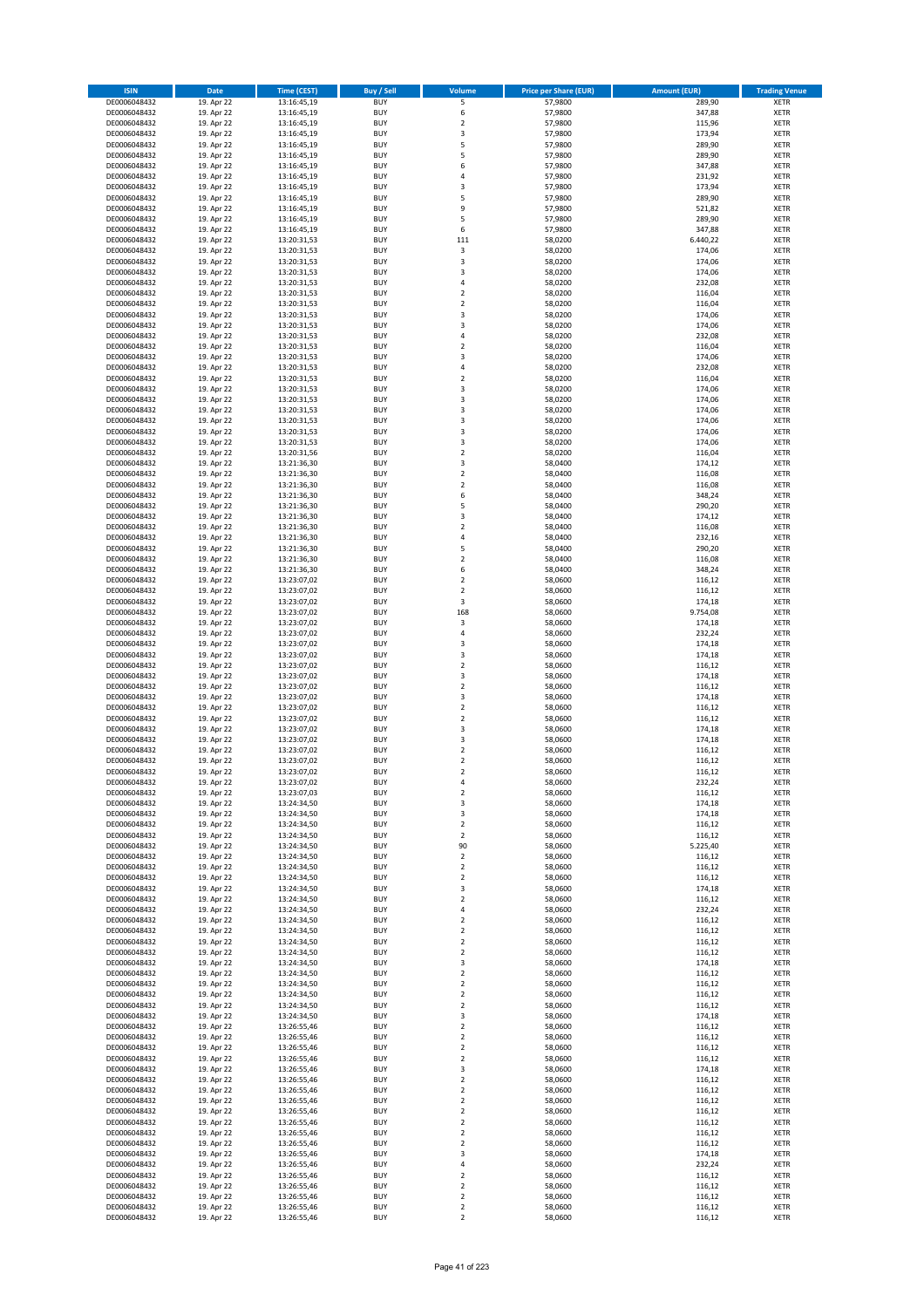| ISIN | Date | Time (CEST) | Buy / Sell | Volume | Price per Share (EUR) | Amount (EUR) | Trading Venue |
|---|---|---|---|---|---|---|---|
| DE0006048432 | 19. Apr 22 | 13:16:45,19 | BUY | 5 | 57,9800 | 289,90 | XETR |
| DE0006048432 | 19. Apr 22 | 13:16:45,19 | BUY | 6 | 57,9800 | 347,88 | XETR |
| DE0006048432 | 19. Apr 22 | 13:16:45,19 | BUY | 2 | 57,9800 | 115,96 | XETR |
| DE0006048432 | 19. Apr 22 | 13:16:45,19 | BUY | 3 | 57,9800 | 173,94 | XETR |
| DE0006048432 | 19. Apr 22 | 13:16:45,19 | BUY | 5 | 57,9800 | 289,90 | XETR |
| DE0006048432 | 19. Apr 22 | 13:16:45,19 | BUY | 5 | 57,9800 | 289,90 | XETR |
| DE0006048432 | 19. Apr 22 | 13:16:45,19 | BUY | 6 | 57,9800 | 347,88 | XETR |
| DE0006048432 | 19. Apr 22 | 13:16:45,19 | BUY | 4 | 57,9800 | 231,92 | XETR |
| DE0006048432 | 19. Apr 22 | 13:16:45,19 | BUY | 3 | 57,9800 | 173,94 | XETR |
| DE0006048432 | 19. Apr 22 | 13:16:45,19 | BUY | 5 | 57,9800 | 289,90 | XETR |
| DE0006048432 | 19. Apr 22 | 13:16:45,19 | BUY | 9 | 57,9800 | 521,82 | XETR |
| DE0006048432 | 19. Apr 22 | 13:16:45,19 | BUY | 5 | 57,9800 | 289,90 | XETR |
| DE0006048432 | 19. Apr 22 | 13:16:45,19 | BUY | 6 | 57,9800 | 347,88 | XETR |
| DE0006048432 | 19. Apr 22 | 13:20:31,53 | BUY | 111 | 58,0200 | 6.440,22 | XETR |
| DE0006048432 | 19. Apr 22 | 13:20:31,53 | BUY | 3 | 58,0200 | 174,06 | XETR |
| DE0006048432 | 19. Apr 22 | 13:20:31,53 | BUY | 3 | 58,0200 | 174,06 | XETR |
| DE0006048432 | 19. Apr 22 | 13:20:31,53 | BUY | 3 | 58,0200 | 174,06 | XETR |
| DE0006048432 | 19. Apr 22 | 13:20:31,53 | BUY | 4 | 58,0200 | 232,08 | XETR |
| DE0006048432 | 19. Apr 22 | 13:20:31,53 | BUY | 2 | 58,0200 | 116,04 | XETR |
| DE0006048432 | 19. Apr 22 | 13:20:31,53 | BUY | 2 | 58,0200 | 116,04 | XETR |
| DE0006048432 | 19. Apr 22 | 13:20:31,53 | BUY | 3 | 58,0200 | 174,06 | XETR |
| DE0006048432 | 19. Apr 22 | 13:20:31,53 | BUY | 3 | 58,0200 | 174,06 | XETR |
| DE0006048432 | 19. Apr 22 | 13:20:31,53 | BUY | 4 | 58,0200 | 232,08 | XETR |
| DE0006048432 | 19. Apr 22 | 13:20:31,53 | BUY | 2 | 58,0200 | 116,04 | XETR |
| DE0006048432 | 19. Apr 22 | 13:20:31,53 | BUY | 3 | 58,0200 | 174,06 | XETR |
| DE0006048432 | 19. Apr 22 | 13:20:31,53 | BUY | 4 | 58,0200 | 232,08 | XETR |
| DE0006048432 | 19. Apr 22 | 13:20:31,53 | BUY | 2 | 58,0200 | 116,04 | XETR |
| DE0006048432 | 19. Apr 22 | 13:20:31,53 | BUY | 3 | 58,0200 | 174,06 | XETR |
| DE0006048432 | 19. Apr 22 | 13:20:31,53 | BUY | 3 | 58,0200 | 174,06 | XETR |
| DE0006048432 | 19. Apr 22 | 13:20:31,53 | BUY | 3 | 58,0200 | 174,06 | XETR |
| DE0006048432 | 19. Apr 22 | 13:20:31,53 | BUY | 3 | 58,0200 | 174,06 | XETR |
| DE0006048432 | 19. Apr 22 | 13:20:31,53 | BUY | 3 | 58,0200 | 174,06 | XETR |
| DE0006048432 | 19. Apr 22 | 13:20:31,53 | BUY | 3 | 58,0200 | 174,06 | XETR |
| DE0006048432 | 19. Apr 22 | 13:20:31,56 | BUY | 2 | 58,0200 | 116,04 | XETR |
| DE0006048432 | 19. Apr 22 | 13:21:36,30 | BUY | 3 | 58,0400 | 174,12 | XETR |
| DE0006048432 | 19. Apr 22 | 13:21:36,30 | BUY | 2 | 58,0400 | 116,08 | XETR |
| DE0006048432 | 19. Apr 22 | 13:21:36,30 | BUY | 2 | 58,0400 | 116,08 | XETR |
| DE0006048432 | 19. Apr 22 | 13:21:36,30 | BUY | 6 | 58,0400 | 348,24 | XETR |
| DE0006048432 | 19. Apr 22 | 13:21:36,30 | BUY | 5 | 58,0400 | 290,20 | XETR |
| DE0006048432 | 19. Apr 22 | 13:21:36,30 | BUY | 3 | 58,0400 | 174,12 | XETR |
| DE0006048432 | 19. Apr 22 | 13:21:36,30 | BUY | 2 | 58,0400 | 116,08 | XETR |
| DE0006048432 | 19. Apr 22 | 13:21:36,30 | BUY | 4 | 58,0400 | 232,16 | XETR |
| DE0006048432 | 19. Apr 22 | 13:21:36,30 | BUY | 5 | 58,0400 | 290,20 | XETR |
| DE0006048432 | 19. Apr 22 | 13:21:36,30 | BUY | 2 | 58,0400 | 116,08 | XETR |
| DE0006048432 | 19. Apr 22 | 13:21:36,30 | BUY | 6 | 58,0400 | 348,24 | XETR |
| DE0006048432 | 19. Apr 22 | 13:23:07,02 | BUY | 2 | 58,0600 | 116,12 | XETR |
| DE0006048432 | 19. Apr 22 | 13:23:07,02 | BUY | 2 | 58,0600 | 116,12 | XETR |
| DE0006048432 | 19. Apr 22 | 13:23:07,02 | BUY | 3 | 58,0600 | 174,18 | XETR |
| DE0006048432 | 19. Apr 22 | 13:23:07,02 | BUY | 168 | 58,0600 | 9.754,08 | XETR |
| DE0006048432 | 19. Apr 22 | 13:23:07,02 | BUY | 3 | 58,0600 | 174,18 | XETR |
| DE0006048432 | 19. Apr 22 | 13:23:07,02 | BUY | 4 | 58,0600 | 232,24 | XETR |
| DE0006048432 | 19. Apr 22 | 13:23:07,02 | BUY | 3 | 58,0600 | 174,18 | XETR |
| DE0006048432 | 19. Apr 22 | 13:23:07,02 | BUY | 3 | 58,0600 | 174,18 | XETR |
| DE0006048432 | 19. Apr 22 | 13:23:07,02 | BUY | 2 | 58,0600 | 116,12 | XETR |
| DE0006048432 | 19. Apr 22 | 13:23:07,02 | BUY | 3 | 58,0600 | 174,18 | XETR |
| DE0006048432 | 19. Apr 22 | 13:23:07,02 | BUY | 2 | 58,0600 | 116,12 | XETR |
| DE0006048432 | 19. Apr 22 | 13:23:07,02 | BUY | 3 | 58,0600 | 174,18 | XETR |
| DE0006048432 | 19. Apr 22 | 13:23:07,02 | BUY | 2 | 58,0600 | 116,12 | XETR |
| DE0006048432 | 19. Apr 22 | 13:23:07,02 | BUY | 2 | 58,0600 | 116,12 | XETR |
| DE0006048432 | 19. Apr 22 | 13:23:07,02 | BUY | 3 | 58,0600 | 174,18 | XETR |
| DE0006048432 | 19. Apr 22 | 13:23:07,02 | BUY | 3 | 58,0600 | 174,18 | XETR |
| DE0006048432 | 19. Apr 22 | 13:23:07,02 | BUY | 2 | 58,0600 | 116,12 | XETR |
| DE0006048432 | 19. Apr 22 | 13:23:07,02 | BUY | 2 | 58,0600 | 116,12 | XETR |
| DE0006048432 | 19. Apr 22 | 13:23:07,02 | BUY | 2 | 58,0600 | 116,12 | XETR |
| DE0006048432 | 19. Apr 22 | 13:23:07,02 | BUY | 4 | 58,0600 | 232,24 | XETR |
| DE0006048432 | 19. Apr 22 | 13:23:07,03 | BUY | 2 | 58,0600 | 116,12 | XETR |
| DE0006048432 | 19. Apr 22 | 13:24:34,50 | BUY | 3 | 58,0600 | 174,18 | XETR |
| DE0006048432 | 19. Apr 22 | 13:24:34,50 | BUY | 3 | 58,0600 | 174,18 | XETR |
| DE0006048432 | 19. Apr 22 | 13:24:34,50 | BUY | 2 | 58,0600 | 116,12 | XETR |
| DE0006048432 | 19. Apr 22 | 13:24:34,50 | BUY | 2 | 58,0600 | 116,12 | XETR |
| DE0006048432 | 19. Apr 22 | 13:24:34,50 | BUY | 90 | 58,0600 | 5.225,40 | XETR |
| DE0006048432 | 19. Apr 22 | 13:24:34,50 | BUY | 2 | 58,0600 | 116,12 | XETR |
| DE0006048432 | 19. Apr 22 | 13:24:34,50 | BUY | 2 | 58,0600 | 116,12 | XETR |
| DE0006048432 | 19. Apr 22 | 13:24:34,50 | BUY | 2 | 58,0600 | 116,12 | XETR |
| DE0006048432 | 19. Apr 22 | 13:24:34,50 | BUY | 3 | 58,0600 | 174,18 | XETR |
| DE0006048432 | 19. Apr 22 | 13:24:34,50 | BUY | 2 | 58,0600 | 116,12 | XETR |
| DE0006048432 | 19. Apr 22 | 13:24:34,50 | BUY | 4 | 58,0600 | 232,24 | XETR |
| DE0006048432 | 19. Apr 22 | 13:24:34,50 | BUY | 2 | 58,0600 | 116,12 | XETR |
| DE0006048432 | 19. Apr 22 | 13:24:34,50 | BUY | 2 | 58,0600 | 116,12 | XETR |
| DE0006048432 | 19. Apr 22 | 13:24:34,50 | BUY | 2 | 58,0600 | 116,12 | XETR |
| DE0006048432 | 19. Apr 22 | 13:24:34,50 | BUY | 2 | 58,0600 | 116,12 | XETR |
| DE0006048432 | 19. Apr 22 | 13:24:34,50 | BUY | 3 | 58,0600 | 174,18 | XETR |
| DE0006048432 | 19. Apr 22 | 13:24:34,50 | BUY | 2 | 58,0600 | 116,12 | XETR |
| DE0006048432 | 19. Apr 22 | 13:24:34,50 | BUY | 2 | 58,0600 | 116,12 | XETR |
| DE0006048432 | 19. Apr 22 | 13:24:34,50 | BUY | 2 | 58,0600 | 116,12 | XETR |
| DE0006048432 | 19. Apr 22 | 13:24:34,50 | BUY | 2 | 58,0600 | 116,12 | XETR |
| DE0006048432 | 19. Apr 22 | 13:24:34,50 | BUY | 3 | 58,0600 | 174,18 | XETR |
| DE0006048432 | 19. Apr 22 | 13:26:55,46 | BUY | 2 | 58,0600 | 116,12 | XETR |
| DE0006048432 | 19. Apr 22 | 13:26:55,46 | BUY | 2 | 58,0600 | 116,12 | XETR |
| DE0006048432 | 19. Apr 22 | 13:26:55,46 | BUY | 2 | 58,0600 | 116,12 | XETR |
| DE0006048432 | 19. Apr 22 | 13:26:55,46 | BUY | 2 | 58,0600 | 116,12 | XETR |
| DE0006048432 | 19. Apr 22 | 13:26:55,46 | BUY | 3 | 58,0600 | 174,18 | XETR |
| DE0006048432 | 19. Apr 22 | 13:26:55,46 | BUY | 2 | 58,0600 | 116,12 | XETR |
| DE0006048432 | 19. Apr 22 | 13:26:55,46 | BUY | 2 | 58,0600 | 116,12 | XETR |
| DE0006048432 | 19. Apr 22 | 13:26:55,46 | BUY | 2 | 58,0600 | 116,12 | XETR |
| DE0006048432 | 19. Apr 22 | 13:26:55,46 | BUY | 2 | 58,0600 | 116,12 | XETR |
| DE0006048432 | 19. Apr 22 | 13:26:55,46 | BUY | 2 | 58,0600 | 116,12 | XETR |
| DE0006048432 | 19. Apr 22 | 13:26:55,46 | BUY | 2 | 58,0600 | 116,12 | XETR |
| DE0006048432 | 19. Apr 22 | 13:26:55,46 | BUY | 2 | 58,0600 | 116,12 | XETR |
| DE0006048432 | 19. Apr 22 | 13:26:55,46 | BUY | 3 | 58,0600 | 174,18 | XETR |
| DE0006048432 | 19. Apr 22 | 13:26:55,46 | BUY | 4 | 58,0600 | 232,24 | XETR |
| DE0006048432 | 19. Apr 22 | 13:26:55,46 | BUY | 2 | 58,0600 | 116,12 | XETR |
| DE0006048432 | 19. Apr 22 | 13:26:55,46 | BUY | 2 | 58,0600 | 116,12 | XETR |
| DE0006048432 | 19. Apr 22 | 13:26:55,46 | BUY | 2 | 58,0600 | 116,12 | XETR |
| DE0006048432 | 19. Apr 22 | 13:26:55,46 | BUY | 2 | 58,0600 | 116,12 | XETR |
| DE0006048432 | 19. Apr 22 | 13:26:55,46 | BUY | 2 | 58,0600 | 116,12 | XETR |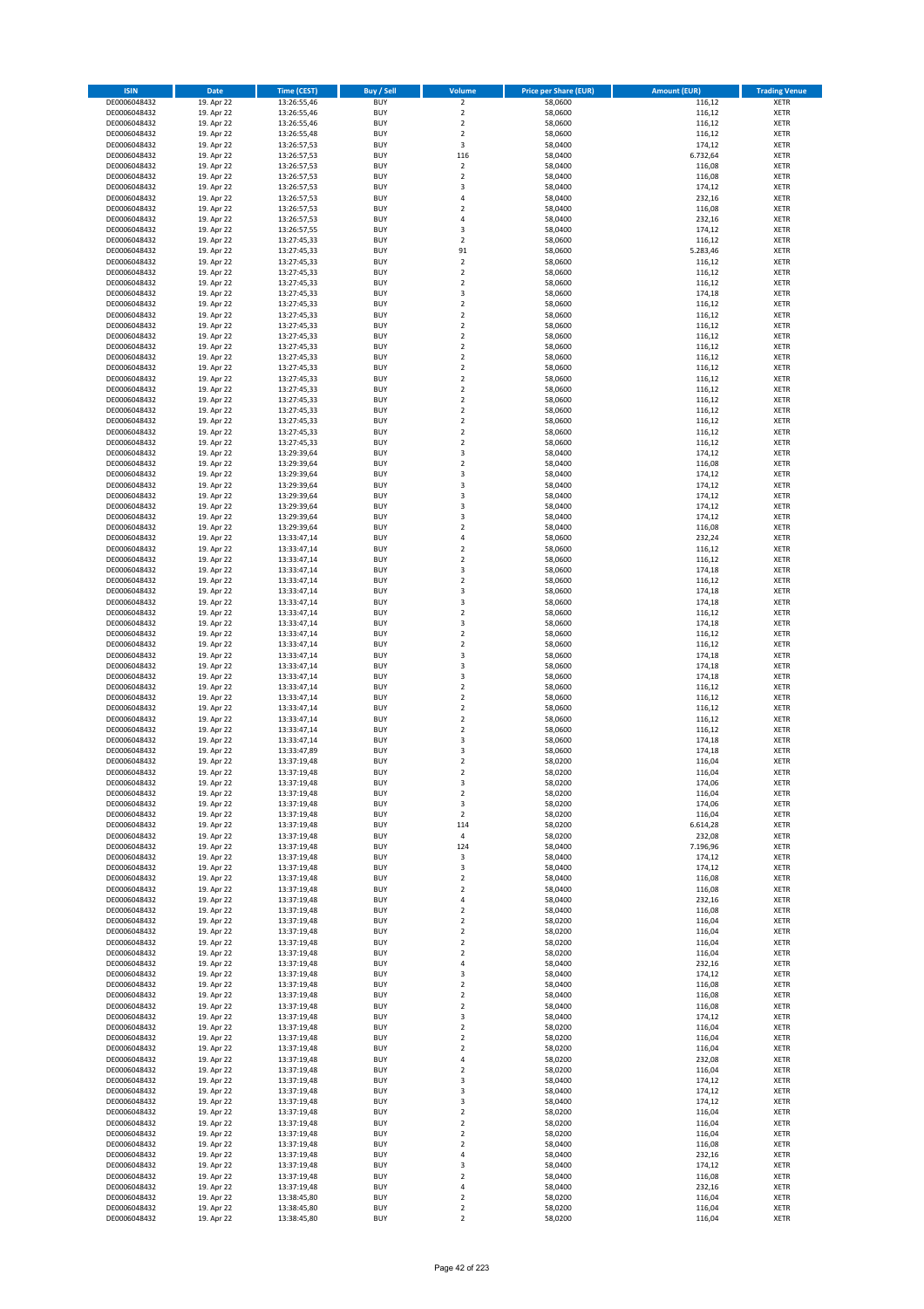| ISIN | Date | Time (CEST) | Buy / Sell | Volume | Price per Share (EUR) | Amount (EUR) | Trading Venue |
|---|---|---|---|---|---|---|---|
| DE0006048432 | 19. Apr 22 | 13:26:55,46 | BUY | 2 | 58,0600 | 116,12 | XETR |
| DE0006048432 | 19. Apr 22 | 13:26:55,46 | BUY | 2 | 58,0600 | 116,12 | XETR |
| DE0006048432 | 19. Apr 22 | 13:26:55,46 | BUY | 2 | 58,0600 | 116,12 | XETR |
| DE0006048432 | 19. Apr 22 | 13:26:55,48 | BUY | 2 | 58,0600 | 116,12 | XETR |
| DE0006048432 | 19. Apr 22 | 13:26:57,53 | BUY | 3 | 58,0400 | 174,12 | XETR |
| DE0006048432 | 19. Apr 22 | 13:26:57,53 | BUY | 116 | 58,0400 | 6.732,64 | XETR |
| DE0006048432 | 19. Apr 22 | 13:26:57,53 | BUY | 2 | 58,0400 | 116,08 | XETR |
| DE0006048432 | 19. Apr 22 | 13:26:57,53 | BUY | 2 | 58,0400 | 116,08 | XETR |
| DE0006048432 | 19. Apr 22 | 13:26:57,53 | BUY | 3 | 58,0400 | 174,12 | XETR |
| DE0006048432 | 19. Apr 22 | 13:26:57,53 | BUY | 4 | 58,0400 | 232,16 | XETR |
| DE0006048432 | 19. Apr 22 | 13:26:57,53 | BUY | 2 | 58,0400 | 116,08 | XETR |
| DE0006048432 | 19. Apr 22 | 13:26:57,53 | BUY | 4 | 58,0400 | 232,16 | XETR |
| DE0006048432 | 19. Apr 22 | 13:26:57,55 | BUY | 3 | 58,0400 | 174,12 | XETR |
| DE0006048432 | 19. Apr 22 | 13:27:45,33 | BUY | 2 | 58,0600 | 116,12 | XETR |
| DE0006048432 | 19. Apr 22 | 13:27:45,33 | BUY | 91 | 58,0600 | 5.283,46 | XETR |
| DE0006048432 | 19. Apr 22 | 13:27:45,33 | BUY | 2 | 58,0600 | 116,12 | XETR |
| DE0006048432 | 19. Apr 22 | 13:27:45,33 | BUY | 2 | 58,0600 | 116,12 | XETR |
| DE0006048432 | 19. Apr 22 | 13:27:45,33 | BUY | 2 | 58,0600 | 116,12 | XETR |
| DE0006048432 | 19. Apr 22 | 13:27:45,33 | BUY | 3 | 58,0600 | 174,18 | XETR |
| DE0006048432 | 19. Apr 22 | 13:27:45,33 | BUY | 2 | 58,0600 | 116,12 | XETR |
| DE0006048432 | 19. Apr 22 | 13:27:45,33 | BUY | 2 | 58,0600 | 116,12 | XETR |
| DE0006048432 | 19. Apr 22 | 13:27:45,33 | BUY | 2 | 58,0600 | 116,12 | XETR |
| DE0006048432 | 19. Apr 22 | 13:27:45,33 | BUY | 2 | 58,0600 | 116,12 | XETR |
| DE0006048432 | 19. Apr 22 | 13:27:45,33 | BUY | 2 | 58,0600 | 116,12 | XETR |
| DE0006048432 | 19. Apr 22 | 13:27:45,33 | BUY | 2 | 58,0600 | 116,12 | XETR |
| DE0006048432 | 19. Apr 22 | 13:27:45,33 | BUY | 2 | 58,0600 | 116,12 | XETR |
| DE0006048432 | 19. Apr 22 | 13:27:45,33 | BUY | 2 | 58,0600 | 116,12 | XETR |
| DE0006048432 | 19. Apr 22 | 13:27:45,33 | BUY | 2 | 58,0600 | 116,12 | XETR |
| DE0006048432 | 19. Apr 22 | 13:27:45,33 | BUY | 2 | 58,0600 | 116,12 | XETR |
| DE0006048432 | 19. Apr 22 | 13:27:45,33 | BUY | 2 | 58,0600 | 116,12 | XETR |
| DE0006048432 | 19. Apr 22 | 13:27:45,33 | BUY | 2 | 58,0600 | 116,12 | XETR |
| DE0006048432 | 19. Apr 22 | 13:27:45,33 | BUY | 2 | 58,0600 | 116,12 | XETR |
| DE0006048432 | 19. Apr 22 | 13:27:45,33 | BUY | 2 | 58,0600 | 116,12 | XETR |
| DE0006048432 | 19. Apr 22 | 13:29:39,64 | BUY | 3 | 58,0400 | 174,12 | XETR |
| DE0006048432 | 19. Apr 22 | 13:29:39,64 | BUY | 2 | 58,0400 | 116,08 | XETR |
| DE0006048432 | 19. Apr 22 | 13:29:39,64 | BUY | 3 | 58,0400 | 174,12 | XETR |
| DE0006048432 | 19. Apr 22 | 13:29:39,64 | BUY | 3 | 58,0400 | 174,12 | XETR |
| DE0006048432 | 19. Apr 22 | 13:29:39,64 | BUY | 3 | 58,0400 | 174,12 | XETR |
| DE0006048432 | 19. Apr 22 | 13:29:39,64 | BUY | 3 | 58,0400 | 174,12 | XETR |
| DE0006048432 | 19. Apr 22 | 13:29:39,64 | BUY | 3 | 58,0400 | 174,12 | XETR |
| DE0006048432 | 19. Apr 22 | 13:29:39,64 | BUY | 2 | 58,0400 | 116,08 | XETR |
| DE0006048432 | 19. Apr 22 | 13:33:47,14 | BUY | 4 | 58,0600 | 232,24 | XETR |
| DE0006048432 | 19. Apr 22 | 13:33:47,14 | BUY | 2 | 58,0600 | 116,12 | XETR |
| DE0006048432 | 19. Apr 22 | 13:33:47,14 | BUY | 2 | 58,0600 | 116,12 | XETR |
| DE0006048432 | 19. Apr 22 | 13:33:47,14 | BUY | 3 | 58,0600 | 174,18 | XETR |
| DE0006048432 | 19. Apr 22 | 13:33:47,14 | BUY | 2 | 58,0600 | 116,12 | XETR |
| DE0006048432 | 19. Apr 22 | 13:33:47,14 | BUY | 3 | 58,0600 | 174,18 | XETR |
| DE0006048432 | 19. Apr 22 | 13:33:47,14 | BUY | 3 | 58,0600 | 174,18 | XETR |
| DE0006048432 | 19. Apr 22 | 13:33:47,14 | BUY | 2 | 58,0600 | 116,12 | XETR |
| DE0006048432 | 19. Apr 22 | 13:33:47,14 | BUY | 3 | 58,0600 | 174,18 | XETR |
| DE0006048432 | 19. Apr 22 | 13:33:47,14 | BUY | 2 | 58,0600 | 116,12 | XETR |
| DE0006048432 | 19. Apr 22 | 13:33:47,14 | BUY | 2 | 58,0600 | 116,12 | XETR |
| DE0006048432 | 19. Apr 22 | 13:33:47,14 | BUY | 3 | 58,0600 | 174,18 | XETR |
| DE0006048432 | 19. Apr 22 | 13:33:47,14 | BUY | 3 | 58,0600 | 174,18 | XETR |
| DE0006048432 | 19. Apr 22 | 13:33:47,14 | BUY | 3 | 58,0600 | 174,18 | XETR |
| DE0006048432 | 19. Apr 22 | 13:33:47,14 | BUY | 2 | 58,0600 | 116,12 | XETR |
| DE0006048432 | 19. Apr 22 | 13:33:47,14 | BUY | 2 | 58,0600 | 116,12 | XETR |
| DE0006048432 | 19. Apr 22 | 13:33:47,14 | BUY | 2 | 58,0600 | 116,12 | XETR |
| DE0006048432 | 19. Apr 22 | 13:33:47,14 | BUY | 2 | 58,0600 | 116,12 | XETR |
| DE0006048432 | 19. Apr 22 | 13:33:47,14 | BUY | 2 | 58,0600 | 116,12 | XETR |
| DE0006048432 | 19. Apr 22 | 13:33:47,14 | BUY | 3 | 58,0600 | 174,18 | XETR |
| DE0006048432 | 19. Apr 22 | 13:33:47,89 | BUY | 3 | 58,0600 | 174,18 | XETR |
| DE0006048432 | 19. Apr 22 | 13:37:19,48 | BUY | 2 | 58,0200 | 116,04 | XETR |
| DE0006048432 | 19. Apr 22 | 13:37:19,48 | BUY | 2 | 58,0200 | 116,04 | XETR |
| DE0006048432 | 19. Apr 22 | 13:37:19,48 | BUY | 3 | 58,0200 | 174,06 | XETR |
| DE0006048432 | 19. Apr 22 | 13:37:19,48 | BUY | 2 | 58,0200 | 116,04 | XETR |
| DE0006048432 | 19. Apr 22 | 13:37:19,48 | BUY | 3 | 58,0200 | 174,06 | XETR |
| DE0006048432 | 19. Apr 22 | 13:37:19,48 | BUY | 2 | 58,0200 | 116,04 | XETR |
| DE0006048432 | 19. Apr 22 | 13:37:19,48 | BUY | 114 | 58,0200 | 6.614,28 | XETR |
| DE0006048432 | 19. Apr 22 | 13:37:19,48 | BUY | 4 | 58,0200 | 232,08 | XETR |
| DE0006048432 | 19. Apr 22 | 13:37:19,48 | BUY | 124 | 58,0400 | 7.196,96 | XETR |
| DE0006048432 | 19. Apr 22 | 13:37:19,48 | BUY | 3 | 58,0400 | 174,12 | XETR |
| DE0006048432 | 19. Apr 22 | 13:37:19,48 | BUY | 3 | 58,0400 | 174,12 | XETR |
| DE0006048432 | 19. Apr 22 | 13:37:19,48 | BUY | 2 | 58,0400 | 116,08 | XETR |
| DE0006048432 | 19. Apr 22 | 13:37:19,48 | BUY | 2 | 58,0400 | 116,08 | XETR |
| DE0006048432 | 19. Apr 22 | 13:37:19,48 | BUY | 4 | 58,0400 | 232,16 | XETR |
| DE0006048432 | 19. Apr 22 | 13:37:19,48 | BUY | 2 | 58,0400 | 116,08 | XETR |
| DE0006048432 | 19. Apr 22 | 13:37:19,48 | BUY | 2 | 58,0200 | 116,04 | XETR |
| DE0006048432 | 19. Apr 22 | 13:37:19,48 | BUY | 2 | 58,0200 | 116,04 | XETR |
| DE0006048432 | 19. Apr 22 | 13:37:19,48 | BUY | 2 | 58,0200 | 116,04 | XETR |
| DE0006048432 | 19. Apr 22 | 13:37:19,48 | BUY | 2 | 58,0200 | 116,04 | XETR |
| DE0006048432 | 19. Apr 22 | 13:37:19,48 | BUY | 4 | 58,0400 | 232,16 | XETR |
| DE0006048432 | 19. Apr 22 | 13:37:19,48 | BUY | 3 | 58,0400 | 174,12 | XETR |
| DE0006048432 | 19. Apr 22 | 13:37:19,48 | BUY | 2 | 58,0400 | 116,08 | XETR |
| DE0006048432 | 19. Apr 22 | 13:37:19,48 | BUY | 2 | 58,0400 | 116,08 | XETR |
| DE0006048432 | 19. Apr 22 | 13:37:19,48 | BUY | 2 | 58,0400 | 116,08 | XETR |
| DE0006048432 | 19. Apr 22 | 13:37:19,48 | BUY | 3 | 58,0400 | 174,12 | XETR |
| DE0006048432 | 19. Apr 22 | 13:37:19,48 | BUY | 2 | 58,0200 | 116,04 | XETR |
| DE0006048432 | 19. Apr 22 | 13:37:19,48 | BUY | 2 | 58,0200 | 116,04 | XETR |
| DE0006048432 | 19. Apr 22 | 13:37:19,48 | BUY | 2 | 58,0200 | 116,04 | XETR |
| DE0006048432 | 19. Apr 22 | 13:37:19,48 | BUY | 4 | 58,0200 | 232,08 | XETR |
| DE0006048432 | 19. Apr 22 | 13:37:19,48 | BUY | 2 | 58,0200 | 116,04 | XETR |
| DE0006048432 | 19. Apr 22 | 13:37:19,48 | BUY | 3 | 58,0400 | 174,12 | XETR |
| DE0006048432 | 19. Apr 22 | 13:37:19,48 | BUY | 3 | 58,0400 | 174,12 | XETR |
| DE0006048432 | 19. Apr 22 | 13:37:19,48 | BUY | 3 | 58,0400 | 174,12 | XETR |
| DE0006048432 | 19. Apr 22 | 13:37:19,48 | BUY | 2 | 58,0200 | 116,04 | XETR |
| DE0006048432 | 19. Apr 22 | 13:37:19,48 | BUY | 2 | 58,0200 | 116,04 | XETR |
| DE0006048432 | 19. Apr 22 | 13:37:19,48 | BUY | 2 | 58,0200 | 116,04 | XETR |
| DE0006048432 | 19. Apr 22 | 13:37:19,48 | BUY | 2 | 58,0400 | 116,08 | XETR |
| DE0006048432 | 19. Apr 22 | 13:37:19,48 | BUY | 4 | 58,0400 | 232,16 | XETR |
| DE0006048432 | 19. Apr 22 | 13:37:19,48 | BUY | 3 | 58,0400 | 174,12 | XETR |
| DE0006048432 | 19. Apr 22 | 13:37:19,48 | BUY | 2 | 58,0400 | 116,08 | XETR |
| DE0006048432 | 19. Apr 22 | 13:37:19,48 | BUY | 4 | 58,0400 | 232,16 | XETR |
| DE0006048432 | 19. Apr 22 | 13:38:45,80 | BUY | 2 | 58,0200 | 116,04 | XETR |
| DE0006048432 | 19. Apr 22 | 13:38:45,80 | BUY | 2 | 58,0200 | 116,04 | XETR |
| DE0006048432 | 19. Apr 22 | 13:38:45,80 | BUY | 2 | 58,0200 | 116,04 | XETR |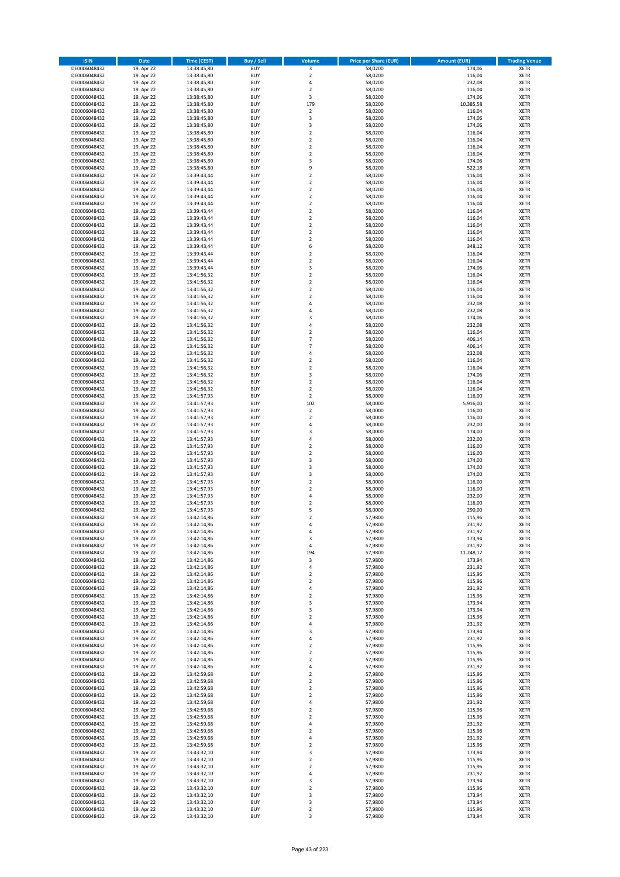| ISIN | Date | Time (CEST) | Buy / Sell | Volume | Price per Share (EUR) | Amount (EUR) | Trading Venue |
|---|---|---|---|---|---|---|---|
| DE0006048432 | 19. Apr 22 | 13:38:45,80 | BUY | 3 | 58,0200 | 174,06 | XETR |
| DE0006048432 | 19. Apr 22 | 13:38:45,80 | BUY | 2 | 58,0200 | 116,04 | XETR |
| DE0006048432 | 19. Apr 22 | 13:38:45,80 | BUY | 4 | 58,0200 | 232,08 | XETR |
| DE0006048432 | 19. Apr 22 | 13:38:45,80 | BUY | 2 | 58,0200 | 116,04 | XETR |
| DE0006048432 | 19. Apr 22 | 13:38:45,80 | BUY | 3 | 58,0200 | 174,06 | XETR |
| DE0006048432 | 19. Apr 22 | 13:38:45,80 | BUY | 179 | 58,0200 | 10.385,58 | XETR |
| DE0006048432 | 19. Apr 22 | 13:38:45,80 | BUY | 2 | 58,0200 | 116,04 | XETR |
| DE0006048432 | 19. Apr 22 | 13:38:45,80 | BUY | 3 | 58,0200 | 174,06 | XETR |
| DE0006048432 | 19. Apr 22 | 13:38:45,80 | BUY | 3 | 58,0200 | 174,06 | XETR |
| DE0006048432 | 19. Apr 22 | 13:38:45,80 | BUY | 2 | 58,0200 | 116,04 | XETR |
| DE0006048432 | 19. Apr 22 | 13:38:45,80 | BUY | 2 | 58,0200 | 116,04 | XETR |
| DE0006048432 | 19. Apr 22 | 13:38:45,80 | BUY | 2 | 58,0200 | 116,04 | XETR |
| DE0006048432 | 19. Apr 22 | 13:38:45,80 | BUY | 2 | 58,0200 | 116,04 | XETR |
| DE0006048432 | 19. Apr 22 | 13:38:45,80 | BUY | 3 | 58,0200 | 174,06 | XETR |
| DE0006048432 | 19. Apr 22 | 13:38:45,80 | BUY | 9 | 58,0200 | 522,18 | XETR |
| DE0006048432 | 19. Apr 22 | 13:39:43,44 | BUY | 2 | 58,0200 | 116,04 | XETR |
| DE0006048432 | 19. Apr 22 | 13:39:43,44 | BUY | 2 | 58,0200 | 116,04 | XETR |
| DE0006048432 | 19. Apr 22 | 13:39:43,44 | BUY | 2 | 58,0200 | 116,04 | XETR |
| DE0006048432 | 19. Apr 22 | 13:39:43,44 | BUY | 2 | 58,0200 | 116,04 | XETR |
| DE0006048432 | 19. Apr 22 | 13:39:43,44 | BUY | 2 | 58,0200 | 116,04 | XETR |
| DE0006048432 | 19. Apr 22 | 13:39:43,44 | BUY | 2 | 58,0200 | 116,04 | XETR |
| DE0006048432 | 19. Apr 22 | 13:39:43,44 | BUY | 2 | 58,0200 | 116,04 | XETR |
| DE0006048432 | 19. Apr 22 | 13:39:43,44 | BUY | 2 | 58,0200 | 116,04 | XETR |
| DE0006048432 | 19. Apr 22 | 13:39:43,44 | BUY | 2 | 58,0200 | 116,04 | XETR |
| DE0006048432 | 19. Apr 22 | 13:39:43,44 | BUY | 2 | 58,0200 | 116,04 | XETR |
| DE0006048432 | 19. Apr 22 | 13:39:43,44 | BUY | 6 | 58,0200 | 348,12 | XETR |
| DE0006048432 | 19. Apr 22 | 13:39:43,44 | BUY | 2 | 58,0200 | 116,04 | XETR |
| DE0006048432 | 19. Apr 22 | 13:39:43,44 | BUY | 2 | 58,0200 | 116,04 | XETR |
| DE0006048432 | 19. Apr 22 | 13:39:43,44 | BUY | 3 | 58,0200 | 174,06 | XETR |
| DE0006048432 | 19. Apr 22 | 13:41:56,32 | BUY | 2 | 58,0200 | 116,04 | XETR |
| DE0006048432 | 19. Apr 22 | 13:41:56,32 | BUY | 2 | 58,0200 | 116,04 | XETR |
| DE0006048432 | 19. Apr 22 | 13:41:56,32 | BUY | 2 | 58,0200 | 116,04 | XETR |
| DE0006048432 | 19. Apr 22 | 13:41:56,32 | BUY | 2 | 58,0200 | 116,04 | XETR |
| DE0006048432 | 19. Apr 22 | 13:41:56,32 | BUY | 4 | 58,0200 | 232,08 | XETR |
| DE0006048432 | 19. Apr 22 | 13:41:56,32 | BUY | 4 | 58,0200 | 232,08 | XETR |
| DE0006048432 | 19. Apr 22 | 13:41:56,32 | BUY | 3 | 58,0200 | 174,06 | XETR |
| DE0006048432 | 19. Apr 22 | 13:41:56,32 | BUY | 4 | 58,0200 | 232,08 | XETR |
| DE0006048432 | 19. Apr 22 | 13:41:56,32 | BUY | 2 | 58,0200 | 116,04 | XETR |
| DE0006048432 | 19. Apr 22 | 13:41:56,32 | BUY | 7 | 58,0200 | 406,14 | XETR |
| DE0006048432 | 19. Apr 22 | 13:41:56,32 | BUY | 7 | 58,0200 | 406,14 | XETR |
| DE0006048432 | 19. Apr 22 | 13:41:56,32 | BUY | 4 | 58,0200 | 232,08 | XETR |
| DE0006048432 | 19. Apr 22 | 13:41:56,32 | BUY | 2 | 58,0200 | 116,04 | XETR |
| DE0006048432 | 19. Apr 22 | 13:41:56,32 | BUY | 2 | 58,0200 | 116,04 | XETR |
| DE0006048432 | 19. Apr 22 | 13:41:56,32 | BUY | 3 | 58,0200 | 174,06 | XETR |
| DE0006048432 | 19. Apr 22 | 13:41:56,32 | BUY | 2 | 58,0200 | 116,04 | XETR |
| DE0006048432 | 19. Apr 22 | 13:41:56,32 | BUY | 2 | 58,0200 | 116,04 | XETR |
| DE0006048432 | 19. Apr 22 | 13:41:57,93 | BUY | 2 | 58,0000 | 116,00 | XETR |
| DE0006048432 | 19. Apr 22 | 13:41:57,93 | BUY | 102 | 58,0000 | 5.916,00 | XETR |
| DE0006048432 | 19. Apr 22 | 13:41:57,93 | BUY | 2 | 58,0000 | 116,00 | XETR |
| DE0006048432 | 19. Apr 22 | 13:41:57,93 | BUY | 2 | 58,0000 | 116,00 | XETR |
| DE0006048432 | 19. Apr 22 | 13:41:57,93 | BUY | 4 | 58,0000 | 232,00 | XETR |
| DE0006048432 | 19. Apr 22 | 13:41:57,93 | BUY | 3 | 58,0000 | 174,00 | XETR |
| DE0006048432 | 19. Apr 22 | 13:41:57,93 | BUY | 4 | 58,0000 | 232,00 | XETR |
| DE0006048432 | 19. Apr 22 | 13:41:57,93 | BUY | 2 | 58,0000 | 116,00 | XETR |
| DE0006048432 | 19. Apr 22 | 13:41:57,93 | BUY | 2 | 58,0000 | 116,00 | XETR |
| DE0006048432 | 19. Apr 22 | 13:41:57,93 | BUY | 3 | 58,0000 | 174,00 | XETR |
| DE0006048432 | 19. Apr 22 | 13:41:57,93 | BUY | 3 | 58,0000 | 174,00 | XETR |
| DE0006048432 | 19. Apr 22 | 13:41:57,93 | BUY | 3 | 58,0000 | 174,00 | XETR |
| DE0006048432 | 19. Apr 22 | 13:41:57,93 | BUY | 2 | 58,0000 | 116,00 | XETR |
| DE0006048432 | 19. Apr 22 | 13:41:57,93 | BUY | 2 | 58,0000 | 116,00 | XETR |
| DE0006048432 | 19. Apr 22 | 13:41:57,93 | BUY | 4 | 58,0000 | 232,00 | XETR |
| DE0006048432 | 19. Apr 22 | 13:41:57,93 | BUY | 2 | 58,0000 | 116,00 | XETR |
| DE0006048432 | 19. Apr 22 | 13:41:57,93 | BUY | 5 | 58,0000 | 290,00 | XETR |
| DE0006048432 | 19. Apr 22 | 13:42:14,86 | BUY | 2 | 57,9800 | 115,96 | XETR |
| DE0006048432 | 19. Apr 22 | 13:42:14,86 | BUY | 4 | 57,9800 | 231,92 | XETR |
| DE0006048432 | 19. Apr 22 | 13:42:14,86 | BUY | 4 | 57,9800 | 231,92 | XETR |
| DE0006048432 | 19. Apr 22 | 13:42:14,86 | BUY | 3 | 57,9800 | 173,94 | XETR |
| DE0006048432 | 19. Apr 22 | 13:42:14,86 | BUY | 4 | 57,9800 | 231,92 | XETR |
| DE0006048432 | 19. Apr 22 | 13:42:14,86 | BUY | 194 | 57,9800 | 11.248,12 | XETR |
| DE0006048432 | 19. Apr 22 | 13:42:14,86 | BUY | 3 | 57,9800 | 173,94 | XETR |
| DE0006048432 | 19. Apr 22 | 13:42:14,86 | BUY | 4 | 57,9800 | 231,92 | XETR |
| DE0006048432 | 19. Apr 22 | 13:42:14,86 | BUY | 2 | 57,9800 | 115,96 | XETR |
| DE0006048432 | 19. Apr 22 | 13:42:14,86 | BUY | 2 | 57,9800 | 115,96 | XETR |
| DE0006048432 | 19. Apr 22 | 13:42:14,86 | BUY | 4 | 57,9800 | 231,92 | XETR |
| DE0006048432 | 19. Apr 22 | 13:42:14,86 | BUY | 2 | 57,9800 | 115,96 | XETR |
| DE0006048432 | 19. Apr 22 | 13:42:14,86 | BUY | 3 | 57,9800 | 173,94 | XETR |
| DE0006048432 | 19. Apr 22 | 13:42:14,86 | BUY | 3 | 57,9800 | 173,94 | XETR |
| DE0006048432 | 19. Apr 22 | 13:42:14,86 | BUY | 2 | 57,9800 | 115,96 | XETR |
| DE0006048432 | 19. Apr 22 | 13:42:14,86 | BUY | 4 | 57,9800 | 231,92 | XETR |
| DE0006048432 | 19. Apr 22 | 13:42:14,86 | BUY | 3 | 57,9800 | 173,94 | XETR |
| DE0006048432 | 19. Apr 22 | 13:42:14,86 | BUY | 4 | 57,9800 | 231,92 | XETR |
| DE0006048432 | 19. Apr 22 | 13:42:14,86 | BUY | 2 | 57,9800 | 115,96 | XETR |
| DE0006048432 | 19. Apr 22 | 13:42:14,86 | BUY | 2 | 57,9800 | 115,96 | XETR |
| DE0006048432 | 19. Apr 22 | 13:42:14,86 | BUY | 2 | 57,9800 | 115,96 | XETR |
| DE0006048432 | 19. Apr 22 | 13:42:14,86 | BUY | 4 | 57,9800 | 231,92 | XETR |
| DE0006048432 | 19. Apr 22 | 13:42:59,68 | BUY | 2 | 57,9800 | 115,96 | XETR |
| DE0006048432 | 19. Apr 22 | 13:42:59,68 | BUY | 2 | 57,9800 | 115,96 | XETR |
| DE0006048432 | 19. Apr 22 | 13:42:59,68 | BUY | 2 | 57,9800 | 115,96 | XETR |
| DE0006048432 | 19. Apr 22 | 13:42:59,68 | BUY | 2 | 57,9800 | 115,96 | XETR |
| DE0006048432 | 19. Apr 22 | 13:42:59,68 | BUY | 4 | 57,9800 | 231,92 | XETR |
| DE0006048432 | 19. Apr 22 | 13:42:59,68 | BUY | 2 | 57,9800 | 115,96 | XETR |
| DE0006048432 | 19. Apr 22 | 13:42:59,68 | BUY | 2 | 57,9800 | 115,96 | XETR |
| DE0006048432 | 19. Apr 22 | 13:42:59,68 | BUY | 4 | 57,9800 | 231,92 | XETR |
| DE0006048432 | 19. Apr 22 | 13:42:59,68 | BUY | 2 | 57,9800 | 115,96 | XETR |
| DE0006048432 | 19. Apr 22 | 13:42:59,68 | BUY | 4 | 57,9800 | 231,92 | XETR |
| DE0006048432 | 19. Apr 22 | 13:42:59,68 | BUY | 2 | 57,9800 | 115,96 | XETR |
| DE0006048432 | 19. Apr 22 | 13:43:32,10 | BUY | 3 | 57,9800 | 173,94 | XETR |
| DE0006048432 | 19. Apr 22 | 13:43:32,10 | BUY | 2 | 57,9800 | 115,96 | XETR |
| DE0006048432 | 19. Apr 22 | 13:43:32,10 | BUY | 2 | 57,9800 | 115,96 | XETR |
| DE0006048432 | 19. Apr 22 | 13:43:32,10 | BUY | 4 | 57,9800 | 231,92 | XETR |
| DE0006048432 | 19. Apr 22 | 13:43:32,10 | BUY | 3 | 57,9800 | 173,94 | XETR |
| DE0006048432 | 19. Apr 22 | 13:43:32,10 | BUY | 2 | 57,9800 | 115,96 | XETR |
| DE0006048432 | 19. Apr 22 | 13:43:32,10 | BUY | 3 | 57,9800 | 173,94 | XETR |
| DE0006048432 | 19. Apr 22 | 13:43:32,10 | BUY | 3 | 57,9800 | 173,94 | XETR |
| DE0006048432 | 19. Apr 22 | 13:43:32,10 | BUY | 2 | 57,9800 | 115,96 | XETR |
| DE0006048432 | 19. Apr 22 | 13:43:32,10 | BUY | 3 | 57,9800 | 173,94 | XETR |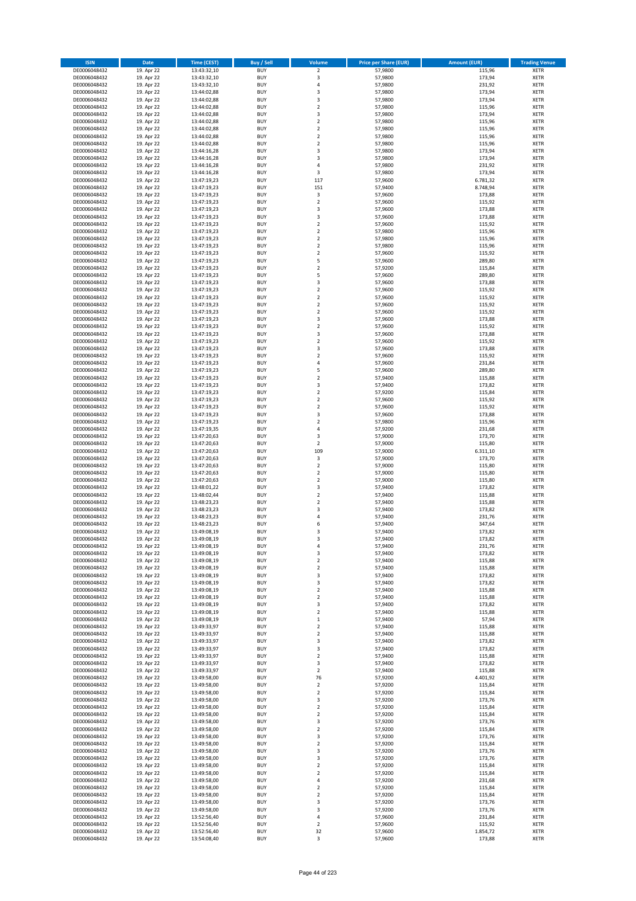| ISIN | Date | Time (CEST) | Buy / Sell | Volume | Price per Share (EUR) | Amount (EUR) | Trading Venue |
|---|---|---|---|---|---|---|---|
| DE0006048432 | 19. Apr 22 | 13:43:32,10 | BUY | 2 | 57,9800 | 115,96 | XETR |
| DE0006048432 | 19. Apr 22 | 13:43:32,10 | BUY | 3 | 57,9800 | 173,94 | XETR |
| DE0006048432 | 19. Apr 22 | 13:43:32,10 | BUY | 4 | 57,9800 | 231,92 | XETR |
| DE0006048432 | 19. Apr 22 | 13:44:02,88 | BUY | 3 | 57,9800 | 173,94 | XETR |
| DE0006048432 | 19. Apr 22 | 13:44:02,88 | BUY | 3 | 57,9800 | 173,94 | XETR |
| DE0006048432 | 19. Apr 22 | 13:44:02,88 | BUY | 2 | 57,9800 | 115,96 | XETR |
| DE0006048432 | 19. Apr 22 | 13:44:02,88 | BUY | 3 | 57,9800 | 173,94 | XETR |
| DE0006048432 | 19. Apr 22 | 13:44:02,88 | BUY | 2 | 57,9800 | 115,96 | XETR |
| DE0006048432 | 19. Apr 22 | 13:44:02,88 | BUY | 2 | 57,9800 | 115,96 | XETR |
| DE0006048432 | 19. Apr 22 | 13:44:02,88 | BUY | 2 | 57,9800 | 115,96 | XETR |
| DE0006048432 | 19. Apr 22 | 13:44:02,88 | BUY | 2 | 57,9800 | 115,96 | XETR |
| DE0006048432 | 19. Apr 22 | 13:44:16,28 | BUY | 3 | 57,9800 | 173,94 | XETR |
| DE0006048432 | 19. Apr 22 | 13:44:16,28 | BUY | 3 | 57,9800 | 173,94 | XETR |
| DE0006048432 | 19. Apr 22 | 13:44:16,28 | BUY | 4 | 57,9800 | 231,92 | XETR |
| DE0006048432 | 19. Apr 22 | 13:44:16,28 | BUY | 3 | 57,9800 | 173,94 | XETR |
| DE0006048432 | 19. Apr 22 | 13:47:19,23 | BUY | 117 | 57,9600 | 6.781,32 | XETR |
| DE0006048432 | 19. Apr 22 | 13:47:19,23 | BUY | 151 | 57,9400 | 8.748,94 | XETR |
| DE0006048432 | 19. Apr 22 | 13:47:19,23 | BUY | 3 | 57,9600 | 173,88 | XETR |
| DE0006048432 | 19. Apr 22 | 13:47:19,23 | BUY | 2 | 57,9600 | 115,92 | XETR |
| DE0006048432 | 19. Apr 22 | 13:47:19,23 | BUY | 3 | 57,9600 | 173,88 | XETR |
| DE0006048432 | 19. Apr 22 | 13:47:19,23 | BUY | 3 | 57,9600 | 173,88 | XETR |
| DE0006048432 | 19. Apr 22 | 13:47:19,23 | BUY | 2 | 57,9600 | 115,92 | XETR |
| DE0006048432 | 19. Apr 22 | 13:47:19,23 | BUY | 2 | 57,9800 | 115,96 | XETR |
| DE0006048432 | 19. Apr 22 | 13:47:19,23 | BUY | 2 | 57,9800 | 115,96 | XETR |
| DE0006048432 | 19. Apr 22 | 13:47:19,23 | BUY | 2 | 57,9800 | 115,96 | XETR |
| DE0006048432 | 19. Apr 22 | 13:47:19,23 | BUY | 2 | 57,9600 | 115,92 | XETR |
| DE0006048432 | 19. Apr 22 | 13:47:19,23 | BUY | 5 | 57,9600 | 289,80 | XETR |
| DE0006048432 | 19. Apr 22 | 13:47:19,23 | BUY | 2 | 57,9200 | 115,84 | XETR |
| DE0006048432 | 19. Apr 22 | 13:47:19,23 | BUY | 5 | 57,9600 | 289,80 | XETR |
| DE0006048432 | 19. Apr 22 | 13:47:19,23 | BUY | 3 | 57,9600 | 173,88 | XETR |
| DE0006048432 | 19. Apr 22 | 13:47:19,23 | BUY | 2 | 57,9600 | 115,92 | XETR |
| DE0006048432 | 19. Apr 22 | 13:47:19,23 | BUY | 2 | 57,9600 | 115,92 | XETR |
| DE0006048432 | 19. Apr 22 | 13:47:19,23 | BUY | 2 | 57,9600 | 115,92 | XETR |
| DE0006048432 | 19. Apr 22 | 13:47:19,23 | BUY | 2 | 57,9600 | 115,92 | XETR |
| DE0006048432 | 19. Apr 22 | 13:47:19,23 | BUY | 3 | 57,9600 | 173,88 | XETR |
| DE0006048432 | 19. Apr 22 | 13:47:19,23 | BUY | 2 | 57,9600 | 115,92 | XETR |
| DE0006048432 | 19. Apr 22 | 13:47:19,23 | BUY | 3 | 57,9600 | 173,88 | XETR |
| DE0006048432 | 19. Apr 22 | 13:47:19,23 | BUY | 2 | 57,9600 | 115,92 | XETR |
| DE0006048432 | 19. Apr 22 | 13:47:19,23 | BUY | 3 | 57,9600 | 173,88 | XETR |
| DE0006048432 | 19. Apr 22 | 13:47:19,23 | BUY | 2 | 57,9600 | 115,92 | XETR |
| DE0006048432 | 19. Apr 22 | 13:47:19,23 | BUY | 4 | 57,9600 | 231,84 | XETR |
| DE0006048432 | 19. Apr 22 | 13:47:19,23 | BUY | 5 | 57,9600 | 289,80 | XETR |
| DE0006048432 | 19. Apr 22 | 13:47:19,23 | BUY | 2 | 57,9400 | 115,88 | XETR |
| DE0006048432 | 19. Apr 22 | 13:47:19,23 | BUY | 3 | 57,9400 | 173,82 | XETR |
| DE0006048432 | 19. Apr 22 | 13:47:19,23 | BUY | 2 | 57,9200 | 115,84 | XETR |
| DE0006048432 | 19. Apr 22 | 13:47:19,23 | BUY | 2 | 57,9600 | 115,92 | XETR |
| DE0006048432 | 19. Apr 22 | 13:47:19,23 | BUY | 2 | 57,9600 | 115,92 | XETR |
| DE0006048432 | 19. Apr 22 | 13:47:19,23 | BUY | 3 | 57,9600 | 173,88 | XETR |
| DE0006048432 | 19. Apr 22 | 13:47:19,23 | BUY | 2 | 57,9800 | 115,96 | XETR |
| DE0006048432 | 19. Apr 22 | 13:47:19,35 | BUY | 4 | 57,9200 | 231,68 | XETR |
| DE0006048432 | 19. Apr 22 | 13:47:20,63 | BUY | 3 | 57,9000 | 173,70 | XETR |
| DE0006048432 | 19. Apr 22 | 13:47:20,63 | BUY | 2 | 57,9000 | 115,80 | XETR |
| DE0006048432 | 19. Apr 22 | 13:47:20,63 | BUY | 109 | 57,9000 | 6.311,10 | XETR |
| DE0006048432 | 19. Apr 22 | 13:47:20,63 | BUY | 3 | 57,9000 | 173,70 | XETR |
| DE0006048432 | 19. Apr 22 | 13:47:20,63 | BUY | 2 | 57,9000 | 115,80 | XETR |
| DE0006048432 | 19. Apr 22 | 13:47:20,63 | BUY | 2 | 57,9000 | 115,80 | XETR |
| DE0006048432 | 19. Apr 22 | 13:47:20,63 | BUY | 2 | 57,9000 | 115,80 | XETR |
| DE0006048432 | 19. Apr 22 | 13:48:01,22 | BUY | 3 | 57,9400 | 173,82 | XETR |
| DE0006048432 | 19. Apr 22 | 13:48:02,44 | BUY | 2 | 57,9400 | 115,88 | XETR |
| DE0006048432 | 19. Apr 22 | 13:48:23,23 | BUY | 2 | 57,9400 | 115,88 | XETR |
| DE0006048432 | 19. Apr 22 | 13:48:23,23 | BUY | 3 | 57,9400 | 173,82 | XETR |
| DE0006048432 | 19. Apr 22 | 13:48:23,23 | BUY | 4 | 57,9400 | 231,76 | XETR |
| DE0006048432 | 19. Apr 22 | 13:48:23,23 | BUY | 6 | 57,9400 | 347,64 | XETR |
| DE0006048432 | 19. Apr 22 | 13:49:08,19 | BUY | 3 | 57,9400 | 173,82 | XETR |
| DE0006048432 | 19. Apr 22 | 13:49:08,19 | BUY | 3 | 57,9400 | 173,82 | XETR |
| DE0006048432 | 19. Apr 22 | 13:49:08,19 | BUY | 4 | 57,9400 | 231,76 | XETR |
| DE0006048432 | 19. Apr 22 | 13:49:08,19 | BUY | 3 | 57,9400 | 173,82 | XETR |
| DE0006048432 | 19. Apr 22 | 13:49:08,19 | BUY | 2 | 57,9400 | 115,88 | XETR |
| DE0006048432 | 19. Apr 22 | 13:49:08,19 | BUY | 2 | 57,9400 | 115,88 | XETR |
| DE0006048432 | 19. Apr 22 | 13:49:08,19 | BUY | 3 | 57,9400 | 173,82 | XETR |
| DE0006048432 | 19. Apr 22 | 13:49:08,19 | BUY | 3 | 57,9400 | 173,82 | XETR |
| DE0006048432 | 19. Apr 22 | 13:49:08,19 | BUY | 2 | 57,9400 | 115,88 | XETR |
| DE0006048432 | 19. Apr 22 | 13:49:08,19 | BUY | 2 | 57,9400 | 115,88 | XETR |
| DE0006048432 | 19. Apr 22 | 13:49:08,19 | BUY | 3 | 57,9400 | 173,82 | XETR |
| DE0006048432 | 19. Apr 22 | 13:49:08,19 | BUY | 2 | 57,9400 | 115,88 | XETR |
| DE0006048432 | 19. Apr 22 | 13:49:08,19 | BUY | 1 | 57,9400 | 57,94 | XETR |
| DE0006048432 | 19. Apr 22 | 13:49:33,97 | BUY | 2 | 57,9400 | 115,88 | XETR |
| DE0006048432 | 19. Apr 22 | 13:49:33,97 | BUY | 2 | 57,9400 | 115,88 | XETR |
| DE0006048432 | 19. Apr 22 | 13:49:33,97 | BUY | 3 | 57,9400 | 173,82 | XETR |
| DE0006048432 | 19. Apr 22 | 13:49:33,97 | BUY | 3 | 57,9400 | 173,82 | XETR |
| DE0006048432 | 19. Apr 22 | 13:49:33,97 | BUY | 2 | 57,9400 | 115,88 | XETR |
| DE0006048432 | 19. Apr 22 | 13:49:33,97 | BUY | 3 | 57,9400 | 173,82 | XETR |
| DE0006048432 | 19. Apr 22 | 13:49:33,97 | BUY | 2 | 57,9400 | 115,88 | XETR |
| DE0006048432 | 19. Apr 22 | 13:49:58,00 | BUY | 76 | 57,9200 | 4.401,92 | XETR |
| DE0006048432 | 19. Apr 22 | 13:49:58,00 | BUY | 2 | 57,9200 | 115,84 | XETR |
| DE0006048432 | 19. Apr 22 | 13:49:58,00 | BUY | 2 | 57,9200 | 115,84 | XETR |
| DE0006048432 | 19. Apr 22 | 13:49:58,00 | BUY | 3 | 57,9200 | 173,76 | XETR |
| DE0006048432 | 19. Apr 22 | 13:49:58,00 | BUY | 2 | 57,9200 | 115,84 | XETR |
| DE0006048432 | 19. Apr 22 | 13:49:58,00 | BUY | 2 | 57,9200 | 115,84 | XETR |
| DE0006048432 | 19. Apr 22 | 13:49:58,00 | BUY | 3 | 57,9200 | 173,76 | XETR |
| DE0006048432 | 19. Apr 22 | 13:49:58,00 | BUY | 2 | 57,9200 | 115,84 | XETR |
| DE0006048432 | 19. Apr 22 | 13:49:58,00 | BUY | 3 | 57,9200 | 173,76 | XETR |
| DE0006048432 | 19. Apr 22 | 13:49:58,00 | BUY | 2 | 57,9200 | 115,84 | XETR |
| DE0006048432 | 19. Apr 22 | 13:49:58,00 | BUY | 3 | 57,9200 | 173,76 | XETR |
| DE0006048432 | 19. Apr 22 | 13:49:58,00 | BUY | 3 | 57,9200 | 173,76 | XETR |
| DE0006048432 | 19. Apr 22 | 13:49:58,00 | BUY | 2 | 57,9200 | 115,84 | XETR |
| DE0006048432 | 19. Apr 22 | 13:49:58,00 | BUY | 2 | 57,9200 | 115,84 | XETR |
| DE0006048432 | 19. Apr 22 | 13:49:58,00 | BUY | 4 | 57,9200 | 231,68 | XETR |
| DE0006048432 | 19. Apr 22 | 13:49:58,00 | BUY | 2 | 57,9200 | 115,84 | XETR |
| DE0006048432 | 19. Apr 22 | 13:49:58,00 | BUY | 2 | 57,9200 | 115,84 | XETR |
| DE0006048432 | 19. Apr 22 | 13:49:58,00 | BUY | 3 | 57,9200 | 173,76 | XETR |
| DE0006048432 | 19. Apr 22 | 13:49:58,00 | BUY | 3 | 57,9200 | 173,76 | XETR |
| DE0006048432 | 19. Apr 22 | 13:52:56,40 | BUY | 4 | 57,9600 | 231,84 | XETR |
| DE0006048432 | 19. Apr 22 | 13:52:56,40 | BUY | 2 | 57,9600 | 115,92 | XETR |
| DE0006048432 | 19. Apr 22 | 13:52:56,40 | BUY | 32 | 57,9600 | 1.854,72 | XETR |
| DE0006048432 | 19. Apr 22 | 13:54:08,40 | BUY | 3 | 57,9600 | 173,88 | XETR |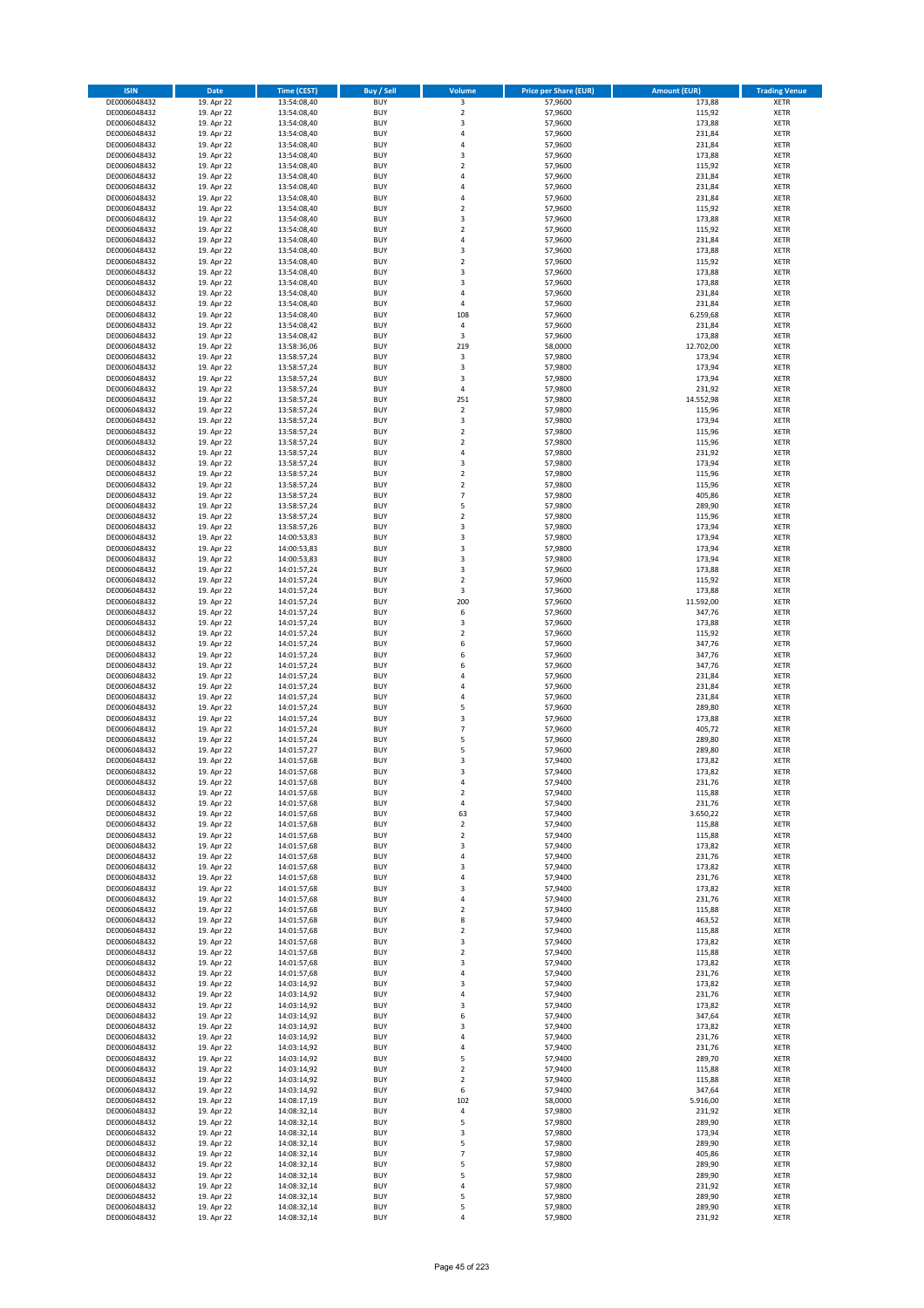| ISIN | Date | Time (CEST) | Buy / Sell | Volume | Price per Share (EUR) | Amount (EUR) | Trading Venue |
|---|---|---|---|---|---|---|---|
| DE0006048432 | 19. Apr 22 | 13:54:08,40 | BUY | 3 | 57,9600 | 173,88 | XETR |
| DE0006048432 | 19. Apr 22 | 13:54:08,40 | BUY | 2 | 57,9600 | 115,92 | XETR |
| DE0006048432 | 19. Apr 22 | 13:54:08,40 | BUY | 3 | 57,9600 | 173,88 | XETR |
| DE0006048432 | 19. Apr 22 | 13:54:08,40 | BUY | 4 | 57,9600 | 231,84 | XETR |
| DE0006048432 | 19. Apr 22 | 13:54:08,40 | BUY | 4 | 57,9600 | 231,84 | XETR |
| DE0006048432 | 19. Apr 22 | 13:54:08,40 | BUY | 3 | 57,9600 | 173,88 | XETR |
| DE0006048432 | 19. Apr 22 | 13:54:08,40 | BUY | 2 | 57,9600 | 115,92 | XETR |
| DE0006048432 | 19. Apr 22 | 13:54:08,40 | BUY | 4 | 57,9600 | 231,84 | XETR |
| DE0006048432 | 19. Apr 22 | 13:54:08,40 | BUY | 4 | 57,9600 | 231,84 | XETR |
| DE0006048432 | 19. Apr 22 | 13:54:08,40 | BUY | 4 | 57,9600 | 231,84 | XETR |
| DE0006048432 | 19. Apr 22 | 13:54:08,40 | BUY | 2 | 57,9600 | 115,92 | XETR |
| DE0006048432 | 19. Apr 22 | 13:54:08,40 | BUY | 3 | 57,9600 | 173,88 | XETR |
| DE0006048432 | 19. Apr 22 | 13:54:08,40 | BUY | 2 | 57,9600 | 115,92 | XETR |
| DE0006048432 | 19. Apr 22 | 13:54:08,40 | BUY | 4 | 57,9600 | 231,84 | XETR |
| DE0006048432 | 19. Apr 22 | 13:54:08,40 | BUY | 3 | 57,9600 | 173,88 | XETR |
| DE0006048432 | 19. Apr 22 | 13:54:08,40 | BUY | 2 | 57,9600 | 115,92 | XETR |
| DE0006048432 | 19. Apr 22 | 13:54:08,40 | BUY | 3 | 57,9600 | 173,88 | XETR |
| DE0006048432 | 19. Apr 22 | 13:54:08,40 | BUY | 3 | 57,9600 | 173,88 | XETR |
| DE0006048432 | 19. Apr 22 | 13:54:08,40 | BUY | 4 | 57,9600 | 231,84 | XETR |
| DE0006048432 | 19. Apr 22 | 13:54:08,40 | BUY | 4 | 57,9600 | 231,84 | XETR |
| DE0006048432 | 19. Apr 22 | 13:54:08,40 | BUY | 108 | 57,9600 | 6.259,68 | XETR |
| DE0006048432 | 19. Apr 22 | 13:54:08,42 | BUY | 4 | 57,9600 | 231,84 | XETR |
| DE0006048432 | 19. Apr 22 | 13:54:08,42 | BUY | 3 | 57,9600 | 173,88 | XETR |
| DE0006048432 | 19. Apr 22 | 13:58:36,06 | BUY | 219 | 58,0000 | 12.702,00 | XETR |
| DE0006048432 | 19. Apr 22 | 13:58:57,24 | BUY | 3 | 57,9800 | 173,94 | XETR |
| DE0006048432 | 19. Apr 22 | 13:58:57,24 | BUY | 3 | 57,9800 | 173,94 | XETR |
| DE0006048432 | 19. Apr 22 | 13:58:57,24 | BUY | 3 | 57,9800 | 173,94 | XETR |
| DE0006048432 | 19. Apr 22 | 13:58:57,24 | BUY | 4 | 57,9800 | 231,92 | XETR |
| DE0006048432 | 19. Apr 22 | 13:58:57,24 | BUY | 251 | 57,9800 | 14.552,98 | XETR |
| DE0006048432 | 19. Apr 22 | 13:58:57,24 | BUY | 2 | 57,9800 | 115,96 | XETR |
| DE0006048432 | 19. Apr 22 | 13:58:57,24 | BUY | 3 | 57,9800 | 173,94 | XETR |
| DE0006048432 | 19. Apr 22 | 13:58:57,24 | BUY | 2 | 57,9800 | 115,96 | XETR |
| DE0006048432 | 19. Apr 22 | 13:58:57,24 | BUY | 2 | 57,9800 | 115,96 | XETR |
| DE0006048432 | 19. Apr 22 | 13:58:57,24 | BUY | 4 | 57,9800 | 231,92 | XETR |
| DE0006048432 | 19. Apr 22 | 13:58:57,24 | BUY | 3 | 57,9800 | 173,94 | XETR |
| DE0006048432 | 19. Apr 22 | 13:58:57,24 | BUY | 2 | 57,9800 | 115,96 | XETR |
| DE0006048432 | 19. Apr 22 | 13:58:57,24 | BUY | 2 | 57,9800 | 115,96 | XETR |
| DE0006048432 | 19. Apr 22 | 13:58:57,24 | BUY | 7 | 57,9800 | 405,86 | XETR |
| DE0006048432 | 19. Apr 22 | 13:58:57,24 | BUY | 5 | 57,9800 | 289,90 | XETR |
| DE0006048432 | 19. Apr 22 | 13:58:57,24 | BUY | 2 | 57,9800 | 115,96 | XETR |
| DE0006048432 | 19. Apr 22 | 13:58:57,26 | BUY | 3 | 57,9800 | 173,94 | XETR |
| DE0006048432 | 19. Apr 22 | 14:00:53,83 | BUY | 3 | 57,9800 | 173,94 | XETR |
| DE0006048432 | 19. Apr 22 | 14:00:53,83 | BUY | 3 | 57,9800 | 173,94 | XETR |
| DE0006048432 | 19. Apr 22 | 14:00:53,83 | BUY | 3 | 57,9800 | 173,94 | XETR |
| DE0006048432 | 19. Apr 22 | 14:01:57,24 | BUY | 3 | 57,9600 | 173,88 | XETR |
| DE0006048432 | 19. Apr 22 | 14:01:57,24 | BUY | 2 | 57,9600 | 115,92 | XETR |
| DE0006048432 | 19. Apr 22 | 14:01:57,24 | BUY | 3 | 57,9600 | 173,88 | XETR |
| DE0006048432 | 19. Apr 22 | 14:01:57,24 | BUY | 200 | 57,9600 | 11.592,00 | XETR |
| DE0006048432 | 19. Apr 22 | 14:01:57,24 | BUY | 6 | 57,9600 | 347,76 | XETR |
| DE0006048432 | 19. Apr 22 | 14:01:57,24 | BUY | 3 | 57,9600 | 173,88 | XETR |
| DE0006048432 | 19. Apr 22 | 14:01:57,24 | BUY | 2 | 57,9600 | 115,92 | XETR |
| DE0006048432 | 19. Apr 22 | 14:01:57,24 | BUY | 6 | 57,9600 | 347,76 | XETR |
| DE0006048432 | 19. Apr 22 | 14:01:57,24 | BUY | 6 | 57,9600 | 347,76 | XETR |
| DE0006048432 | 19. Apr 22 | 14:01:57,24 | BUY | 6 | 57,9600 | 347,76 | XETR |
| DE0006048432 | 19. Apr 22 | 14:01:57,24 | BUY | 4 | 57,9600 | 231,84 | XETR |
| DE0006048432 | 19. Apr 22 | 14:01:57,24 | BUY | 4 | 57,9600 | 231,84 | XETR |
| DE0006048432 | 19. Apr 22 | 14:01:57,24 | BUY | 4 | 57,9600 | 231,84 | XETR |
| DE0006048432 | 19. Apr 22 | 14:01:57,24 | BUY | 5 | 57,9600 | 289,80 | XETR |
| DE0006048432 | 19. Apr 22 | 14:01:57,24 | BUY | 3 | 57,9600 | 173,88 | XETR |
| DE0006048432 | 19. Apr 22 | 14:01:57,24 | BUY | 7 | 57,9600 | 405,72 | XETR |
| DE0006048432 | 19. Apr 22 | 14:01:57,24 | BUY | 5 | 57,9600 | 289,80 | XETR |
| DE0006048432 | 19. Apr 22 | 14:01:57,27 | BUY | 5 | 57,9600 | 289,80 | XETR |
| DE0006048432 | 19. Apr 22 | 14:01:57,68 | BUY | 3 | 57,9400 | 173,82 | XETR |
| DE0006048432 | 19. Apr 22 | 14:01:57,68 | BUY | 3 | 57,9400 | 173,82 | XETR |
| DE0006048432 | 19. Apr 22 | 14:01:57,68 | BUY | 4 | 57,9400 | 231,76 | XETR |
| DE0006048432 | 19. Apr 22 | 14:01:57,68 | BUY | 2 | 57,9400 | 115,88 | XETR |
| DE0006048432 | 19. Apr 22 | 14:01:57,68 | BUY | 4 | 57,9400 | 231,76 | XETR |
| DE0006048432 | 19. Apr 22 | 14:01:57,68 | BUY | 63 | 57,9400 | 3.650,22 | XETR |
| DE0006048432 | 19. Apr 22 | 14:01:57,68 | BUY | 2 | 57,9400 | 115,88 | XETR |
| DE0006048432 | 19. Apr 22 | 14:01:57,68 | BUY | 2 | 57,9400 | 115,88 | XETR |
| DE0006048432 | 19. Apr 22 | 14:01:57,68 | BUY | 3 | 57,9400 | 173,82 | XETR |
| DE0006048432 | 19. Apr 22 | 14:01:57,68 | BUY | 4 | 57,9400 | 231,76 | XETR |
| DE0006048432 | 19. Apr 22 | 14:01:57,68 | BUY | 3 | 57,9400 | 173,82 | XETR |
| DE0006048432 | 19. Apr 22 | 14:01:57,68 | BUY | 4 | 57,9400 | 231,76 | XETR |
| DE0006048432 | 19. Apr 22 | 14:01:57,68 | BUY | 3 | 57,9400 | 173,82 | XETR |
| DE0006048432 | 19. Apr 22 | 14:01:57,68 | BUY | 4 | 57,9400 | 231,76 | XETR |
| DE0006048432 | 19. Apr 22 | 14:01:57,68 | BUY | 2 | 57,9400 | 115,88 | XETR |
| DE0006048432 | 19. Apr 22 | 14:01:57,68 | BUY | 8 | 57,9400 | 463,52 | XETR |
| DE0006048432 | 19. Apr 22 | 14:01:57,68 | BUY | 2 | 57,9400 | 115,88 | XETR |
| DE0006048432 | 19. Apr 22 | 14:01:57,68 | BUY | 3 | 57,9400 | 173,82 | XETR |
| DE0006048432 | 19. Apr 22 | 14:01:57,68 | BUY | 2 | 57,9400 | 115,88 | XETR |
| DE0006048432 | 19. Apr 22 | 14:01:57,68 | BUY | 3 | 57,9400 | 173,82 | XETR |
| DE0006048432 | 19. Apr 22 | 14:01:57,68 | BUY | 4 | 57,9400 | 231,76 | XETR |
| DE0006048432 | 19. Apr 22 | 14:03:14,92 | BUY | 3 | 57,9400 | 173,82 | XETR |
| DE0006048432 | 19. Apr 22 | 14:03:14,92 | BUY | 4 | 57,9400 | 231,76 | XETR |
| DE0006048432 | 19. Apr 22 | 14:03:14,92 | BUY | 3 | 57,9400 | 173,82 | XETR |
| DE0006048432 | 19. Apr 22 | 14:03:14,92 | BUY | 6 | 57,9400 | 347,64 | XETR |
| DE0006048432 | 19. Apr 22 | 14:03:14,92 | BUY | 3 | 57,9400 | 173,82 | XETR |
| DE0006048432 | 19. Apr 22 | 14:03:14,92 | BUY | 4 | 57,9400 | 231,76 | XETR |
| DE0006048432 | 19. Apr 22 | 14:03:14,92 | BUY | 4 | 57,9400 | 231,76 | XETR |
| DE0006048432 | 19. Apr 22 | 14:03:14,92 | BUY | 5 | 57,9400 | 289,70 | XETR |
| DE0006048432 | 19. Apr 22 | 14:03:14,92 | BUY | 2 | 57,9400 | 115,88 | XETR |
| DE0006048432 | 19. Apr 22 | 14:03:14,92 | BUY | 2 | 57,9400 | 115,88 | XETR |
| DE0006048432 | 19. Apr 22 | 14:03:14,92 | BUY | 6 | 57,9400 | 347,64 | XETR |
| DE0006048432 | 19. Apr 22 | 14:08:17,19 | BUY | 102 | 58,0000 | 5.916,00 | XETR |
| DE0006048432 | 19. Apr 22 | 14:08:32,14 | BUY | 4 | 57,9800 | 231,92 | XETR |
| DE0006048432 | 19. Apr 22 | 14:08:32,14 | BUY | 5 | 57,9800 | 289,90 | XETR |
| DE0006048432 | 19. Apr 22 | 14:08:32,14 | BUY | 3 | 57,9800 | 173,94 | XETR |
| DE0006048432 | 19. Apr 22 | 14:08:32,14 | BUY | 5 | 57,9800 | 289,90 | XETR |
| DE0006048432 | 19. Apr 22 | 14:08:32,14 | BUY | 7 | 57,9800 | 405,86 | XETR |
| DE0006048432 | 19. Apr 22 | 14:08:32,14 | BUY | 5 | 57,9800 | 289,90 | XETR |
| DE0006048432 | 19. Apr 22 | 14:08:32,14 | BUY | 5 | 57,9800 | 289,90 | XETR |
| DE0006048432 | 19. Apr 22 | 14:08:32,14 | BUY | 4 | 57,9800 | 231,92 | XETR |
| DE0006048432 | 19. Apr 22 | 14:08:32,14 | BUY | 5 | 57,9800 | 289,90 | XETR |
| DE0006048432 | 19. Apr 22 | 14:08:32,14 | BUY | 5 | 57,9800 | 289,90 | XETR |
| DE0006048432 | 19. Apr 22 | 14:08:32,14 | BUY | 4 | 57,9800 | 231,92 | XETR |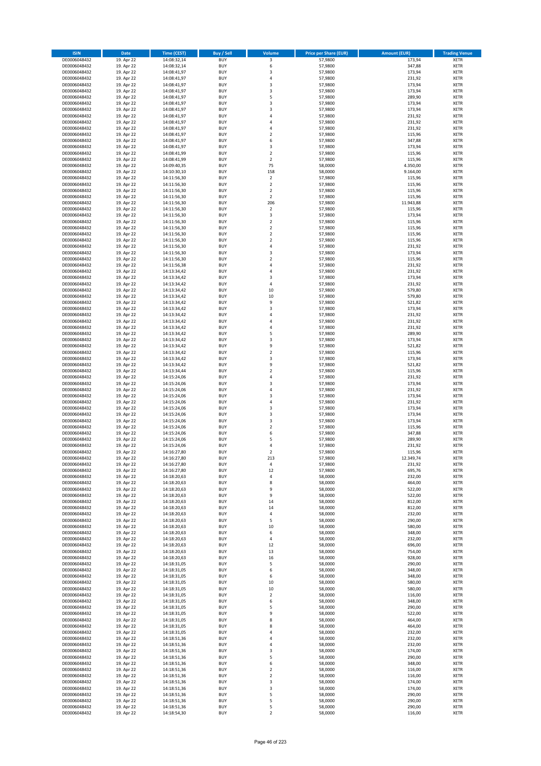| ISIN | Date | Time (CEST) | Buy / Sell | Volume | Price per Share (EUR) | Amount (EUR) | Trading Venue |
|---|---|---|---|---|---|---|---|
| DE0006048432 | 19. Apr 22 | 14:08:32,14 | BUY | 3 | 57,9800 | 173,94 | XETR |
| DE0006048432 | 19. Apr 22 | 14:08:32,14 | BUY | 6 | 57,9800 | 347,88 | XETR |
| DE0006048432 | 19. Apr 22 | 14:08:41,97 | BUY | 3 | 57,9800 | 173,94 | XETR |
| DE0006048432 | 19. Apr 22 | 14:08:41,97 | BUY | 4 | 57,9800 | 231,92 | XETR |
| DE0006048432 | 19. Apr 22 | 14:08:41,97 | BUY | 3 | 57,9800 | 173,94 | XETR |
| DE0006048432 | 19. Apr 22 | 14:08:41,97 | BUY | 3 | 57,9800 | 173,94 | XETR |
| DE0006048432 | 19. Apr 22 | 14:08:41,97 | BUY | 5 | 57,9800 | 289,90 | XETR |
| DE0006048432 | 19. Apr 22 | 14:08:41,97 | BUY | 3 | 57,9800 | 173,94 | XETR |
| DE0006048432 | 19. Apr 22 | 14:08:41,97 | BUY | 3 | 57,9800 | 173,94 | XETR |
| DE0006048432 | 19. Apr 22 | 14:08:41,97 | BUY | 4 | 57,9800 | 231,92 | XETR |
| DE0006048432 | 19. Apr 22 | 14:08:41,97 | BUY | 4 | 57,9800 | 231,92 | XETR |
| DE0006048432 | 19. Apr 22 | 14:08:41,97 | BUY | 4 | 57,9800 | 231,92 | XETR |
| DE0006048432 | 19. Apr 22 | 14:08:41,97 | BUY | 2 | 57,9800 | 115,96 | XETR |
| DE0006048432 | 19. Apr 22 | 14:08:41,97 | BUY | 6 | 57,9800 | 347,88 | XETR |
| DE0006048432 | 19. Apr 22 | 14:08:41,97 | BUY | 3 | 57,9800 | 173,94 | XETR |
| DE0006048432 | 19. Apr 22 | 14:08:41,99 | BUY | 2 | 57,9800 | 115,96 | XETR |
| DE0006048432 | 19. Apr 22 | 14:08:41,99 | BUY | 2 | 57,9800 | 115,96 | XETR |
| DE0006048432 | 19. Apr 22 | 14:09:40,35 | BUY | 75 | 58,0000 | 4.350,00 | XETR |
| DE0006048432 | 19. Apr 22 | 14:10:30,10 | BUY | 158 | 58,0000 | 9.164,00 | XETR |
| DE0006048432 | 19. Apr 22 | 14:11:56,30 | BUY | 2 | 57,9800 | 115,96 | XETR |
| DE0006048432 | 19. Apr 22 | 14:11:56,30 | BUY | 2 | 57,9800 | 115,96 | XETR |
| DE0006048432 | 19. Apr 22 | 14:11:56,30 | BUY | 2 | 57,9800 | 115,96 | XETR |
| DE0006048432 | 19. Apr 22 | 14:11:56,30 | BUY | 2 | 57,9800 | 115,96 | XETR |
| DE0006048432 | 19. Apr 22 | 14:11:56,30 | BUY | 206 | 57,9800 | 11.943,88 | XETR |
| DE0006048432 | 19. Apr 22 | 14:11:56,30 | BUY | 2 | 57,9800 | 115,96 | XETR |
| DE0006048432 | 19. Apr 22 | 14:11:56,30 | BUY | 3 | 57,9800 | 173,94 | XETR |
| DE0006048432 | 19. Apr 22 | 14:11:56,30 | BUY | 2 | 57,9800 | 115,96 | XETR |
| DE0006048432 | 19. Apr 22 | 14:11:56,30 | BUY | 2 | 57,9800 | 115,96 | XETR |
| DE0006048432 | 19. Apr 22 | 14:11:56,30 | BUY | 2 | 57,9800 | 115,96 | XETR |
| DE0006048432 | 19. Apr 22 | 14:11:56,30 | BUY | 2 | 57,9800 | 115,96 | XETR |
| DE0006048432 | 19. Apr 22 | 14:11:56,30 | BUY | 4 | 57,9800 | 231,92 | XETR |
| DE0006048432 | 19. Apr 22 | 14:11:56,30 | BUY | 3 | 57,9800 | 173,94 | XETR |
| DE0006048432 | 19. Apr 22 | 14:11:56,30 | BUY | 2 | 57,9800 | 115,96 | XETR |
| DE0006048432 | 19. Apr 22 | 14:11:56,38 | BUY | 4 | 57,9800 | 231,92 | XETR |
| DE0006048432 | 19. Apr 22 | 14:13:34,42 | BUY | 4 | 57,9800 | 231,92 | XETR |
| DE0006048432 | 19. Apr 22 | 14:13:34,42 | BUY | 3 | 57,9800 | 173,94 | XETR |
| DE0006048432 | 19. Apr 22 | 14:13:34,42 | BUY | 4 | 57,9800 | 231,92 | XETR |
| DE0006048432 | 19. Apr 22 | 14:13:34,42 | BUY | 10 | 57,9800 | 579,80 | XETR |
| DE0006048432 | 19. Apr 22 | 14:13:34,42 | BUY | 10 | 57,9800 | 579,80 | XETR |
| DE0006048432 | 19. Apr 22 | 14:13:34,42 | BUY | 9 | 57,9800 | 521,82 | XETR |
| DE0006048432 | 19. Apr 22 | 14:13:34,42 | BUY | 3 | 57,9800 | 173,94 | XETR |
| DE0006048432 | 19. Apr 22 | 14:13:34,42 | BUY | 4 | 57,9800 | 231,92 | XETR |
| DE0006048432 | 19. Apr 22 | 14:13:34,42 | BUY | 4 | 57,9800 | 231,92 | XETR |
| DE0006048432 | 19. Apr 22 | 14:13:34,42 | BUY | 4 | 57,9800 | 231,92 | XETR |
| DE0006048432 | 19. Apr 22 | 14:13:34,42 | BUY | 5 | 57,9800 | 289,90 | XETR |
| DE0006048432 | 19. Apr 22 | 14:13:34,42 | BUY | 3 | 57,9800 | 173,94 | XETR |
| DE0006048432 | 19. Apr 22 | 14:13:34,42 | BUY | 9 | 57,9800 | 521,82 | XETR |
| DE0006048432 | 19. Apr 22 | 14:13:34,42 | BUY | 2 | 57,9800 | 115,96 | XETR |
| DE0006048432 | 19. Apr 22 | 14:13:34,42 | BUY | 3 | 57,9800 | 173,94 | XETR |
| DE0006048432 | 19. Apr 22 | 14:13:34,42 | BUY | 9 | 57,9800 | 521,82 | XETR |
| DE0006048432 | 19. Apr 22 | 14:13:34,44 | BUY | 2 | 57,9800 | 115,96 | XETR |
| DE0006048432 | 19. Apr 22 | 14:15:24,06 | BUY | 4 | 57,9800 | 231,92 | XETR |
| DE0006048432 | 19. Apr 22 | 14:15:24,06 | BUY | 3 | 57,9800 | 173,94 | XETR |
| DE0006048432 | 19. Apr 22 | 14:15:24,06 | BUY | 4 | 57,9800 | 231,92 | XETR |
| DE0006048432 | 19. Apr 22 | 14:15:24,06 | BUY | 3 | 57,9800 | 173,94 | XETR |
| DE0006048432 | 19. Apr 22 | 14:15:24,06 | BUY | 4 | 57,9800 | 231,92 | XETR |
| DE0006048432 | 19. Apr 22 | 14:15:24,06 | BUY | 3 | 57,9800 | 173,94 | XETR |
| DE0006048432 | 19. Apr 22 | 14:15:24,06 | BUY | 3 | 57,9800 | 173,94 | XETR |
| DE0006048432 | 19. Apr 22 | 14:15:24,06 | BUY | 3 | 57,9800 | 173,94 | XETR |
| DE0006048432 | 19. Apr 22 | 14:15:24,06 | BUY | 2 | 57,9800 | 115,96 | XETR |
| DE0006048432 | 19. Apr 22 | 14:15:24,06 | BUY | 6 | 57,9800 | 347,88 | XETR |
| DE0006048432 | 19. Apr 22 | 14:15:24,06 | BUY | 5 | 57,9800 | 289,90 | XETR |
| DE0006048432 | 19. Apr 22 | 14:15:24,06 | BUY | 4 | 57,9800 | 231,92 | XETR |
| DE0006048432 | 19. Apr 22 | 14:16:27,80 | BUY | 2 | 57,9800 | 115,96 | XETR |
| DE0006048432 | 19. Apr 22 | 14:16:27,80 | BUY | 213 | 57,9800 | 12.349,74 | XETR |
| DE0006048432 | 19. Apr 22 | 14:16:27,80 | BUY | 4 | 57,9800 | 231,92 | XETR |
| DE0006048432 | 19. Apr 22 | 14:16:27,80 | BUY | 12 | 57,9800 | 695,76 | XETR |
| DE0006048432 | 19. Apr 22 | 14:18:20,63 | BUY | 4 | 58,0000 | 232,00 | XETR |
| DE0006048432 | 19. Apr 22 | 14:18:20,63 | BUY | 8 | 58,0000 | 464,00 | XETR |
| DE0006048432 | 19. Apr 22 | 14:18:20,63 | BUY | 9 | 58,0000 | 522,00 | XETR |
| DE0006048432 | 19. Apr 22 | 14:18:20,63 | BUY | 9 | 58,0000 | 522,00 | XETR |
| DE0006048432 | 19. Apr 22 | 14:18:20,63 | BUY | 14 | 58,0000 | 812,00 | XETR |
| DE0006048432 | 19. Apr 22 | 14:18:20,63 | BUY | 14 | 58,0000 | 812,00 | XETR |
| DE0006048432 | 19. Apr 22 | 14:18:20,63 | BUY | 4 | 58,0000 | 232,00 | XETR |
| DE0006048432 | 19. Apr 22 | 14:18:20,63 | BUY | 5 | 58,0000 | 290,00 | XETR |
| DE0006048432 | 19. Apr 22 | 14:18:20,63 | BUY | 10 | 58,0000 | 580,00 | XETR |
| DE0006048432 | 19. Apr 22 | 14:18:20,63 | BUY | 6 | 58,0000 | 348,00 | XETR |
| DE0006048432 | 19. Apr 22 | 14:18:20,63 | BUY | 4 | 58,0000 | 232,00 | XETR |
| DE0006048432 | 19. Apr 22 | 14:18:20,63 | BUY | 12 | 58,0000 | 696,00 | XETR |
| DE0006048432 | 19. Apr 22 | 14:18:20,63 | BUY | 13 | 58,0000 | 754,00 | XETR |
| DE0006048432 | 19. Apr 22 | 14:18:20,63 | BUY | 16 | 58,0000 | 928,00 | XETR |
| DE0006048432 | 19. Apr 22 | 14:18:31,05 | BUY | 5 | 58,0000 | 290,00 | XETR |
| DE0006048432 | 19. Apr 22 | 14:18:31,05 | BUY | 6 | 58,0000 | 348,00 | XETR |
| DE0006048432 | 19. Apr 22 | 14:18:31,05 | BUY | 6 | 58,0000 | 348,00 | XETR |
| DE0006048432 | 19. Apr 22 | 14:18:31,05 | BUY | 10 | 58,0000 | 580,00 | XETR |
| DE0006048432 | 19. Apr 22 | 14:18:31,05 | BUY | 10 | 58,0000 | 580,00 | XETR |
| DE0006048432 | 19. Apr 22 | 14:18:31,05 | BUY | 2 | 58,0000 | 116,00 | XETR |
| DE0006048432 | 19. Apr 22 | 14:18:31,05 | BUY | 6 | 58,0000 | 348,00 | XETR |
| DE0006048432 | 19. Apr 22 | 14:18:31,05 | BUY | 5 | 58,0000 | 290,00 | XETR |
| DE0006048432 | 19. Apr 22 | 14:18:31,05 | BUY | 9 | 58,0000 | 522,00 | XETR |
| DE0006048432 | 19. Apr 22 | 14:18:31,05 | BUY | 8 | 58,0000 | 464,00 | XETR |
| DE0006048432 | 19. Apr 22 | 14:18:31,05 | BUY | 8 | 58,0000 | 464,00 | XETR |
| DE0006048432 | 19. Apr 22 | 14:18:31,05 | BUY | 4 | 58,0000 | 232,00 | XETR |
| DE0006048432 | 19. Apr 22 | 14:18:51,36 | BUY | 4 | 58,0000 | 232,00 | XETR |
| DE0006048432 | 19. Apr 22 | 14:18:51,36 | BUY | 4 | 58,0000 | 232,00 | XETR |
| DE0006048432 | 19. Apr 22 | 14:18:51,36 | BUY | 3 | 58,0000 | 174,00 | XETR |
| DE0006048432 | 19. Apr 22 | 14:18:51,36 | BUY | 5 | 58,0000 | 290,00 | XETR |
| DE0006048432 | 19. Apr 22 | 14:18:51,36 | BUY | 6 | 58,0000 | 348,00 | XETR |
| DE0006048432 | 19. Apr 22 | 14:18:51,36 | BUY | 2 | 58,0000 | 116,00 | XETR |
| DE0006048432 | 19. Apr 22 | 14:18:51,36 | BUY | 2 | 58,0000 | 116,00 | XETR |
| DE0006048432 | 19. Apr 22 | 14:18:51,36 | BUY | 3 | 58,0000 | 174,00 | XETR |
| DE0006048432 | 19. Apr 22 | 14:18:51,36 | BUY | 3 | 58,0000 | 174,00 | XETR |
| DE0006048432 | 19. Apr 22 | 14:18:51,36 | BUY | 5 | 58,0000 | 290,00 | XETR |
| DE0006048432 | 19. Apr 22 | 14:18:51,36 | BUY | 5 | 58,0000 | 290,00 | XETR |
| DE0006048432 | 19. Apr 22 | 14:18:51,36 | BUY | 5 | 58,0000 | 290,00 | XETR |
| DE0006048432 | 19. Apr 22 | 14:18:54,30 | BUY | 2 | 58,0000 | 116,00 | XETR |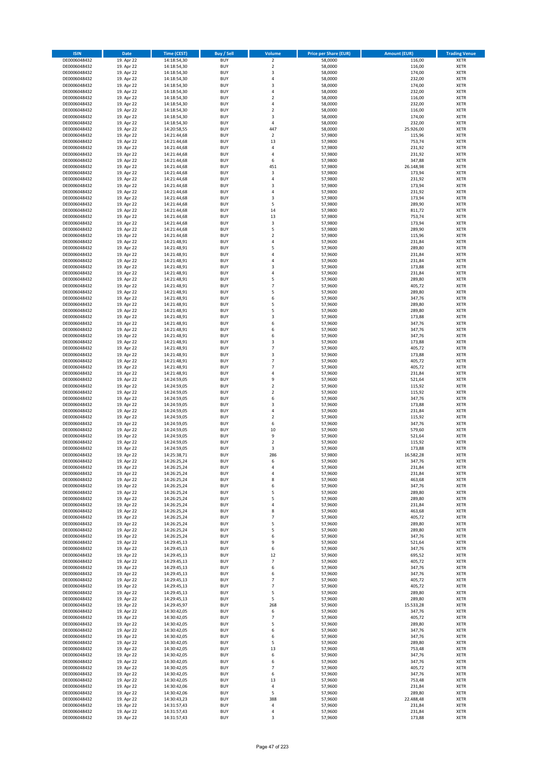| ISIN | Date | Time (CEST) | Buy / Sell | Volume | Price per Share (EUR) | Amount (EUR) | Trading Venue |
|---|---|---|---|---|---|---|---|
| DE0006048432 | 19. Apr 22 | 14:18:54,30 | BUY | 2 | 58,0000 | 116,00 | XETR |
| DE0006048432 | 19. Apr 22 | 14:18:54,30 | BUY | 2 | 58,0000 | 116,00 | XETR |
| DE0006048432 | 19. Apr 22 | 14:18:54,30 | BUY | 3 | 58,0000 | 174,00 | XETR |
| DE0006048432 | 19. Apr 22 | 14:18:54,30 | BUY | 4 | 58,0000 | 232,00 | XETR |
| DE0006048432 | 19. Apr 22 | 14:18:54,30 | BUY | 3 | 58,0000 | 174,00 | XETR |
| DE0006048432 | 19. Apr 22 | 14:18:54,30 | BUY | 4 | 58,0000 | 232,00 | XETR |
| DE0006048432 | 19. Apr 22 | 14:18:54,30 | BUY | 2 | 58,0000 | 116,00 | XETR |
| DE0006048432 | 19. Apr 22 | 14:18:54,30 | BUY | 4 | 58,0000 | 232,00 | XETR |
| DE0006048432 | 19. Apr 22 | 14:18:54,30 | BUY | 2 | 58,0000 | 116,00 | XETR |
| DE0006048432 | 19. Apr 22 | 14:18:54,30 | BUY | 3 | 58,0000 | 174,00 | XETR |
| DE0006048432 | 19. Apr 22 | 14:18:54,30 | BUY | 4 | 58,0000 | 232,00 | XETR |
| DE0006048432 | 19. Apr 22 | 14:20:58,55 | BUY | 447 | 58,0000 | 25.926,00 | XETR |
| DE0006048432 | 19. Apr 22 | 14:21:44,68 | BUY | 2 | 57,9800 | 115,96 | XETR |
| DE0006048432 | 19. Apr 22 | 14:21:44,68 | BUY | 13 | 57,9800 | 753,74 | XETR |
| DE0006048432 | 19. Apr 22 | 14:21:44,68 | BUY | 4 | 57,9800 | 231,92 | XETR |
| DE0006048432 | 19. Apr 22 | 14:21:44,68 | BUY | 4 | 57,9800 | 231,92 | XETR |
| DE0006048432 | 19. Apr 22 | 14:21:44,68 | BUY | 6 | 57,9800 | 347,88 | XETR |
| DE0006048432 | 19. Apr 22 | 14:21:44,68 | BUY | 451 | 57,9800 | 26.148,98 | XETR |
| DE0006048432 | 19. Apr 22 | 14:21:44,68 | BUY | 3 | 57,9800 | 173,94 | XETR |
| DE0006048432 | 19. Apr 22 | 14:21:44,68 | BUY | 4 | 57,9800 | 231,92 | XETR |
| DE0006048432 | 19. Apr 22 | 14:21:44,68 | BUY | 3 | 57,9800 | 173,94 | XETR |
| DE0006048432 | 19. Apr 22 | 14:21:44,68 | BUY | 4 | 57,9800 | 231,92 | XETR |
| DE0006048432 | 19. Apr 22 | 14:21:44,68 | BUY | 3 | 57,9800 | 173,94 | XETR |
| DE0006048432 | 19. Apr 22 | 14:21:44,68 | BUY | 5 | 57,9800 | 289,90 | XETR |
| DE0006048432 | 19. Apr 22 | 14:21:44,68 | BUY | 14 | 57,9800 | 811,72 | XETR |
| DE0006048432 | 19. Apr 22 | 14:21:44,68 | BUY | 13 | 57,9800 | 753,74 | XETR |
| DE0006048432 | 19. Apr 22 | 14:21:44,68 | BUY | 3 | 57,9800 | 173,94 | XETR |
| DE0006048432 | 19. Apr 22 | 14:21:44,68 | BUY | 5 | 57,9800 | 289,90 | XETR |
| DE0006048432 | 19. Apr 22 | 14:21:44,68 | BUY | 2 | 57,9800 | 115,96 | XETR |
| DE0006048432 | 19. Apr 22 | 14:21:48,91 | BUY | 4 | 57,9600 | 231,84 | XETR |
| DE0006048432 | 19. Apr 22 | 14:21:48,91 | BUY | 5 | 57,9600 | 289,80 | XETR |
| DE0006048432 | 19. Apr 22 | 14:21:48,91 | BUY | 4 | 57,9600 | 231,84 | XETR |
| DE0006048432 | 19. Apr 22 | 14:21:48,91 | BUY | 4 | 57,9600 | 231,84 | XETR |
| DE0006048432 | 19. Apr 22 | 14:21:48,91 | BUY | 3 | 57,9600 | 173,88 | XETR |
| DE0006048432 | 19. Apr 22 | 14:21:48,91 | BUY | 4 | 57,9600 | 231,84 | XETR |
| DE0006048432 | 19. Apr 22 | 14:21:48,91 | BUY | 5 | 57,9600 | 289,80 | XETR |
| DE0006048432 | 19. Apr 22 | 14:21:48,91 | BUY | 7 | 57,9600 | 405,72 | XETR |
| DE0006048432 | 19. Apr 22 | 14:21:48,91 | BUY | 5 | 57,9600 | 289,80 | XETR |
| DE0006048432 | 19. Apr 22 | 14:21:48,91 | BUY | 6 | 57,9600 | 347,76 | XETR |
| DE0006048432 | 19. Apr 22 | 14:21:48,91 | BUY | 5 | 57,9600 | 289,80 | XETR |
| DE0006048432 | 19. Apr 22 | 14:21:48,91 | BUY | 5 | 57,9600 | 289,80 | XETR |
| DE0006048432 | 19. Apr 22 | 14:21:48,91 | BUY | 3 | 57,9600 | 173,88 | XETR |
| DE0006048432 | 19. Apr 22 | 14:21:48,91 | BUY | 6 | 57,9600 | 347,76 | XETR |
| DE0006048432 | 19. Apr 22 | 14:21:48,91 | BUY | 6 | 57,9600 | 347,76 | XETR |
| DE0006048432 | 19. Apr 22 | 14:21:48,91 | BUY | 6 | 57,9600 | 347,76 | XETR |
| DE0006048432 | 19. Apr 22 | 14:21:48,91 | BUY | 3 | 57,9600 | 173,88 | XETR |
| DE0006048432 | 19. Apr 22 | 14:21:48,91 | BUY | 7 | 57,9600 | 405,72 | XETR |
| DE0006048432 | 19. Apr 22 | 14:21:48,91 | BUY | 3 | 57,9600 | 173,88 | XETR |
| DE0006048432 | 19. Apr 22 | 14:21:48,91 | BUY | 7 | 57,9600 | 405,72 | XETR |
| DE0006048432 | 19. Apr 22 | 14:21:48,91 | BUY | 7 | 57,9600 | 405,72 | XETR |
| DE0006048432 | 19. Apr 22 | 14:21:48,91 | BUY | 4 | 57,9600 | 231,84 | XETR |
| DE0006048432 | 19. Apr 22 | 14:24:59,05 | BUY | 9 | 57,9600 | 521,64 | XETR |
| DE0006048432 | 19. Apr 22 | 14:24:59,05 | BUY | 2 | 57,9600 | 115,92 | XETR |
| DE0006048432 | 19. Apr 22 | 14:24:59,05 | BUY | 2 | 57,9600 | 115,92 | XETR |
| DE0006048432 | 19. Apr 22 | 14:24:59,05 | BUY | 6 | 57,9600 | 347,76 | XETR |
| DE0006048432 | 19. Apr 22 | 14:24:59,05 | BUY | 3 | 57,9600 | 173,88 | XETR |
| DE0006048432 | 19. Apr 22 | 14:24:59,05 | BUY | 4 | 57,9600 | 231,84 | XETR |
| DE0006048432 | 19. Apr 22 | 14:24:59,05 | BUY | 2 | 57,9600 | 115,92 | XETR |
| DE0006048432 | 19. Apr 22 | 14:24:59,05 | BUY | 6 | 57,9600 | 347,76 | XETR |
| DE0006048432 | 19. Apr 22 | 14:24:59,05 | BUY | 10 | 57,9600 | 579,60 | XETR |
| DE0006048432 | 19. Apr 22 | 14:24:59,05 | BUY | 9 | 57,9600 | 521,64 | XETR |
| DE0006048432 | 19. Apr 22 | 14:24:59,05 | BUY | 2 | 57,9600 | 115,92 | XETR |
| DE0006048432 | 19. Apr 22 | 14:24:59,05 | BUY | 3 | 57,9600 | 173,88 | XETR |
| DE0006048432 | 19. Apr 22 | 14:25:38,71 | BUY | 286 | 57,9800 | 16.582,28 | XETR |
| DE0006048432 | 19. Apr 22 | 14:26:25,24 | BUY | 6 | 57,9600 | 347,76 | XETR |
| DE0006048432 | 19. Apr 22 | 14:26:25,24 | BUY | 4 | 57,9600 | 231,84 | XETR |
| DE0006048432 | 19. Apr 22 | 14:26:25,24 | BUY | 4 | 57,9600 | 231,84 | XETR |
| DE0006048432 | 19. Apr 22 | 14:26:25,24 | BUY | 8 | 57,9600 | 463,68 | XETR |
| DE0006048432 | 19. Apr 22 | 14:26:25,24 | BUY | 6 | 57,9600 | 347,76 | XETR |
| DE0006048432 | 19. Apr 22 | 14:26:25,24 | BUY | 5 | 57,9600 | 289,80 | XETR |
| DE0006048432 | 19. Apr 22 | 14:26:25,24 | BUY | 5 | 57,9600 | 289,80 | XETR |
| DE0006048432 | 19. Apr 22 | 14:26:25,24 | BUY | 4 | 57,9600 | 231,84 | XETR |
| DE0006048432 | 19. Apr 22 | 14:26:25,24 | BUY | 8 | 57,9600 | 463,68 | XETR |
| DE0006048432 | 19. Apr 22 | 14:26:25,24 | BUY | 7 | 57,9600 | 405,72 | XETR |
| DE0006048432 | 19. Apr 22 | 14:26:25,24 | BUY | 5 | 57,9600 | 289,80 | XETR |
| DE0006048432 | 19. Apr 22 | 14:26:25,24 | BUY | 5 | 57,9600 | 289,80 | XETR |
| DE0006048432 | 19. Apr 22 | 14:26:25,24 | BUY | 6 | 57,9600 | 347,76 | XETR |
| DE0006048432 | 19. Apr 22 | 14:29:45,13 | BUY | 9 | 57,9600 | 521,64 | XETR |
| DE0006048432 | 19. Apr 22 | 14:29:45,13 | BUY | 6 | 57,9600 | 347,76 | XETR |
| DE0006048432 | 19. Apr 22 | 14:29:45,13 | BUY | 12 | 57,9600 | 695,52 | XETR |
| DE0006048432 | 19. Apr 22 | 14:29:45,13 | BUY | 7 | 57,9600 | 405,72 | XETR |
| DE0006048432 | 19. Apr 22 | 14:29:45,13 | BUY | 6 | 57,9600 | 347,76 | XETR |
| DE0006048432 | 19. Apr 22 | 14:29:45,13 | BUY | 6 | 57,9600 | 347,76 | XETR |
| DE0006048432 | 19. Apr 22 | 14:29:45,13 | BUY | 7 | 57,9600 | 405,72 | XETR |
| DE0006048432 | 19. Apr 22 | 14:29:45,13 | BUY | 7 | 57,9600 | 405,72 | XETR |
| DE0006048432 | 19. Apr 22 | 14:29:45,13 | BUY | 5 | 57,9600 | 289,80 | XETR |
| DE0006048432 | 19. Apr 22 | 14:29:45,13 | BUY | 5 | 57,9600 | 289,80 | XETR |
| DE0006048432 | 19. Apr 22 | 14:29:45,97 | BUY | 268 | 57,9600 | 15.533,28 | XETR |
| DE0006048432 | 19. Apr 22 | 14:30:42,05 | BUY | 6 | 57,9600 | 347,76 | XETR |
| DE0006048432 | 19. Apr 22 | 14:30:42,05 | BUY | 7 | 57,9600 | 405,72 | XETR |
| DE0006048432 | 19. Apr 22 | 14:30:42,05 | BUY | 5 | 57,9600 | 289,80 | XETR |
| DE0006048432 | 19. Apr 22 | 14:30:42,05 | BUY | 6 | 57,9600 | 347,76 | XETR |
| DE0006048432 | 19. Apr 22 | 14:30:42,05 | BUY | 6 | 57,9600 | 347,76 | XETR |
| DE0006048432 | 19. Apr 22 | 14:30:42,05 | BUY | 5 | 57,9600 | 289,80 | XETR |
| DE0006048432 | 19. Apr 22 | 14:30:42,05 | BUY | 13 | 57,9600 | 753,48 | XETR |
| DE0006048432 | 19. Apr 22 | 14:30:42,05 | BUY | 6 | 57,9600 | 347,76 | XETR |
| DE0006048432 | 19. Apr 22 | 14:30:42,05 | BUY | 6 | 57,9600 | 347,76 | XETR |
| DE0006048432 | 19. Apr 22 | 14:30:42,05 | BUY | 7 | 57,9600 | 405,72 | XETR |
| DE0006048432 | 19. Apr 22 | 14:30:42,05 | BUY | 6 | 57,9600 | 347,76 | XETR |
| DE0006048432 | 19. Apr 22 | 14:30:42,05 | BUY | 13 | 57,9600 | 753,48 | XETR |
| DE0006048432 | 19. Apr 22 | 14:30:42,06 | BUY | 4 | 57,9600 | 231,84 | XETR |
| DE0006048432 | 19. Apr 22 | 14:30:42,06 | BUY | 5 | 57,9600 | 289,80 | XETR |
| DE0006048432 | 19. Apr 22 | 14:30:43,23 | BUY | 388 | 57,9600 | 22.488,48 | XETR |
| DE0006048432 | 19. Apr 22 | 14:31:57,43 | BUY | 4 | 57,9600 | 231,84 | XETR |
| DE0006048432 | 19. Apr 22 | 14:31:57,43 | BUY | 4 | 57,9600 | 231,84 | XETR |
| DE0006048432 | 19. Apr 22 | 14:31:57,43 | BUY | 3 | 57,9600 | 173,88 | XETR |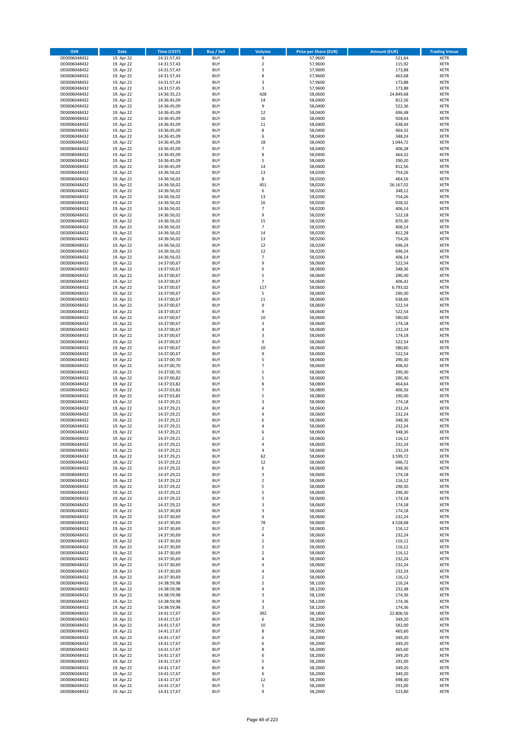| ISIN | Date | Time (CEST) | Buy / Sell | Volume | Price per Share (EUR) | Amount (EUR) | Trading Venue |
|---|---|---|---|---|---|---|---|
| DE0006048432 | 19. Apr 22 | 14:31:57,43 | BUY | 9 | 57,9600 | 521,64 | XETR |
| DE0006048432 | 19. Apr 22 | 14:31:57,43 | BUY | 2 | 57,9600 | 115,92 | XETR |
| DE0006048432 | 19. Apr 22 | 14:31:57,43 | BUY | 3 | 57,9600 | 173,88 | XETR |
| DE0006048432 | 19. Apr 22 | 14:31:57,43 | BUY | 8 | 57,9600 | 463,68 | XETR |
| DE0006048432 | 19. Apr 22 | 14:31:57,43 | BUY | 3 | 57,9600 | 173,88 | XETR |
| DE0006048432 | 19. Apr 22 | 14:31:57,45 | BUY | 3 | 57,9600 | 173,88 | XETR |
| DE0006048432 | 19. Apr 22 | 14:36:35,23 | BUY | 428 | 58,0600 | 24.849,68 | XETR |
| DE0006048432 | 19. Apr 22 | 14:36:45,09 | BUY | 14 | 58,0400 | 812,56 | XETR |
| DE0006048432 | 19. Apr 22 | 14:36:45,09 | BUY | 9 | 58,0400 | 522,36 | XETR |
| DE0006048432 | 19. Apr 22 | 14:36:45,09 | BUY | 12 | 58,0400 | 696,48 | XETR |
| DE0006048432 | 19. Apr 22 | 14:36:45,09 | BUY | 16 | 58,0400 | 928,64 | XETR |
| DE0006048432 | 19. Apr 22 | 14:36:45,09 | BUY | 11 | 58,0400 | 638,44 | XETR |
| DE0006048432 | 19. Apr 22 | 14:36:45,09 | BUY | 8 | 58,0400 | 464,32 | XETR |
| DE0006048432 | 19. Apr 22 | 14:36:45,09 | BUY | 6 | 58,0400 | 348,24 | XETR |
| DE0006048432 | 19. Apr 22 | 14:36:45,09 | BUY | 18 | 58,0400 | 1.044,72 | XETR |
| DE0006048432 | 19. Apr 22 | 14:36:45,09 | BUY | 7 | 58,0400 | 406,28 | XETR |
| DE0006048432 | 19. Apr 22 | 14:36:45,09 | BUY | 8 | 58,0400 | 464,32 | XETR |
| DE0006048432 | 19. Apr 22 | 14:36:45,09 | BUY | 5 | 58,0400 | 290,20 | XETR |
| DE0006048432 | 19. Apr 22 | 14:36:45,09 | BUY | 14 | 58,0400 | 812,56 | XETR |
| DE0006048432 | 19. Apr 22 | 14:36:56,02 | BUY | 13 | 58,0200 | 754,26 | XETR |
| DE0006048432 | 19. Apr 22 | 14:36:56,02 | BUY | 8 | 58,0200 | 464,16 | XETR |
| DE0006048432 | 19. Apr 22 | 14:36:56,02 | BUY | 451 | 58,0200 | 26.167,02 | XETR |
| DE0006048432 | 19. Apr 22 | 14:36:56,02 | BUY | 6 | 58,0200 | 348,12 | XETR |
| DE0006048432 | 19. Apr 22 | 14:36:56,02 | BUY | 13 | 58,0200 | 754,26 | XETR |
| DE0006048432 | 19. Apr 22 | 14:36:56,02 | BUY | 16 | 58,0200 | 928,32 | XETR |
| DE0006048432 | 19. Apr 22 | 14:36:56,02 | BUY | 7 | 58,0200 | 406,14 | XETR |
| DE0006048432 | 19. Apr 22 | 14:36:56,02 | BUY | 9 | 58,0200 | 522,18 | XETR |
| DE0006048432 | 19. Apr 22 | 14:36:56,02 | BUY | 15 | 58,0200 | 870,30 | XETR |
| DE0006048432 | 19. Apr 22 | 14:36:56,02 | BUY | 7 | 58,0200 | 406,14 | XETR |
| DE0006048432 | 19. Apr 22 | 14:36:56,02 | BUY | 14 | 58,0200 | 812,28 | XETR |
| DE0006048432 | 19. Apr 22 | 14:36:56,02 | BUY | 13 | 58,0200 | 754,26 | XETR |
| DE0006048432 | 19. Apr 22 | 14:36:56,02 | BUY | 12 | 58,0200 | 696,24 | XETR |
| DE0006048432 | 19. Apr 22 | 14:36:56,02 | BUY | 12 | 58,0200 | 696,24 | XETR |
| DE0006048432 | 19. Apr 22 | 14:36:56,02 | BUY | 7 | 58,0200 | 406,14 | XETR |
| DE0006048432 | 19. Apr 22 | 14:37:00,67 | BUY | 9 | 58,0600 | 522,54 | XETR |
| DE0006048432 | 19. Apr 22 | 14:37:00,67 | BUY | 6 | 58,0600 | 348,36 | XETR |
| DE0006048432 | 19. Apr 22 | 14:37:00,67 | BUY | 5 | 58,0600 | 290,30 | XETR |
| DE0006048432 | 19. Apr 22 | 14:37:00,67 | BUY | 7 | 58,0600 | 406,42 | XETR |
| DE0006048432 | 19. Apr 22 | 14:37:00,67 | BUY | 117 | 58,0600 | 6.793,02 | XETR |
| DE0006048432 | 19. Apr 22 | 14:37:00,67 | BUY | 5 | 58,0600 | 290,30 | XETR |
| DE0006048432 | 19. Apr 22 | 14:37:00,67 | BUY | 11 | 58,0600 | 638,66 | XETR |
| DE0006048432 | 19. Apr 22 | 14:37:00,67 | BUY | 9 | 58,0600 | 522,54 | XETR |
| DE0006048432 | 19. Apr 22 | 14:37:00,67 | BUY | 9 | 58,0600 | 522,54 | XETR |
| DE0006048432 | 19. Apr 22 | 14:37:00,67 | BUY | 10 | 58,0600 | 580,60 | XETR |
| DE0006048432 | 19. Apr 22 | 14:37:00,67 | BUY | 3 | 58,0600 | 174,18 | XETR |
| DE0006048432 | 19. Apr 22 | 14:37:00,67 | BUY | 4 | 58,0600 | 232,24 | XETR |
| DE0006048432 | 19. Apr 22 | 14:37:00,67 | BUY | 3 | 58,0600 | 174,18 | XETR |
| DE0006048432 | 19. Apr 22 | 14:37:00,67 | BUY | 9 | 58,0600 | 522,54 | XETR |
| DE0006048432 | 19. Apr 22 | 14:37:00,67 | BUY | 10 | 58,0600 | 580,60 | XETR |
| DE0006048432 | 19. Apr 22 | 14:37:00,67 | BUY | 9 | 58,0600 | 522,54 | XETR |
| DE0006048432 | 19. Apr 22 | 14:37:00,70 | BUY | 5 | 58,0600 | 290,30 | XETR |
| DE0006048432 | 19. Apr 22 | 14:37:00,70 | BUY | 7 | 58,0600 | 406,42 | XETR |
| DE0006048432 | 19. Apr 22 | 14:37:00,70 | BUY | 5 | 58,0600 | 290,30 | XETR |
| DE0006048432 | 19. Apr 22 | 14:37:00,82 | BUY | 5 | 58,0600 | 290,30 | XETR |
| DE0006048432 | 19. Apr 22 | 14:37:03,82 | BUY | 8 | 58,0800 | 464,64 | XETR |
| DE0006048432 | 19. Apr 22 | 14:37:03,82 | BUY | 7 | 58,0800 | 406,56 | XETR |
| DE0006048432 | 19. Apr 22 | 14:37:03,82 | BUY | 5 | 58,0800 | 290,40 | XETR |
| DE0006048432 | 19. Apr 22 | 14:37:29,21 | BUY | 3 | 58,0600 | 174,18 | XETR |
| DE0006048432 | 19. Apr 22 | 14:37:29,21 | BUY | 4 | 58,0600 | 232,24 | XETR |
| DE0006048432 | 19. Apr 22 | 14:37:29,21 | BUY | 4 | 58,0600 | 232,24 | XETR |
| DE0006048432 | 19. Apr 22 | 14:37:29,21 | BUY | 6 | 58,0600 | 348,36 | XETR |
| DE0006048432 | 19. Apr 22 | 14:37:29,21 | BUY | 4 | 58,0600 | 232,24 | XETR |
| DE0006048432 | 19. Apr 22 | 14:37:29,21 | BUY | 6 | 58,0600 | 348,36 | XETR |
| DE0006048432 | 19. Apr 22 | 14:37:29,21 | BUY | 2 | 58,0600 | 116,12 | XETR |
| DE0006048432 | 19. Apr 22 | 14:37:29,21 | BUY | 4 | 58,0600 | 232,24 | XETR |
| DE0006048432 | 19. Apr 22 | 14:37:29,21 | BUY | 4 | 58,0600 | 232,24 | XETR |
| DE0006048432 | 19. Apr 22 | 14:37:29,21 | BUY | 62 | 58,0600 | 3.599,72 | XETR |
| DE0006048432 | 19. Apr 22 | 14:37:29,22 | BUY | 12 | 58,0600 | 696,72 | XETR |
| DE0006048432 | 19. Apr 22 | 14:37:29,22 | BUY | 6 | 58,0600 | 348,36 | XETR |
| DE0006048432 | 19. Apr 22 | 14:37:29,22 | BUY | 3 | 58,0600 | 174,18 | XETR |
| DE0006048432 | 19. Apr 22 | 14:37:29,22 | BUY | 2 | 58,0600 | 116,12 | XETR |
| DE0006048432 | 19. Apr 22 | 14:37:29,22 | BUY | 5 | 58,0600 | 290,30 | XETR |
| DE0006048432 | 19. Apr 22 | 14:37:29,22 | BUY | 5 | 58,0600 | 290,30 | XETR |
| DE0006048432 | 19. Apr 22 | 14:37:29,22 | BUY | 3 | 58,0600 | 174,18 | XETR |
| DE0006048432 | 19. Apr 22 | 14:37:29,22 | BUY | 3 | 58,0600 | 174,18 | XETR |
| DE0006048432 | 19. Apr 22 | 14:37:30,69 | BUY | 3 | 58,0600 | 174,18 | XETR |
| DE0006048432 | 19. Apr 22 | 14:37:30,69 | BUY | 4 | 58,0600 | 232,24 | XETR |
| DE0006048432 | 19. Apr 22 | 14:37:30,69 | BUY | 78 | 58,0600 | 4.528,68 | XETR |
| DE0006048432 | 19. Apr 22 | 14:37:30,69 | BUY | 2 | 58,0600 | 116,12 | XETR |
| DE0006048432 | 19. Apr 22 | 14:37:30,69 | BUY | 4 | 58,0600 | 232,24 | XETR |
| DE0006048432 | 19. Apr 22 | 14:37:30,69 | BUY | 2 | 58,0600 | 116,12 | XETR |
| DE0006048432 | 19. Apr 22 | 14:37:30,69 | BUY | 2 | 58,0600 | 116,12 | XETR |
| DE0006048432 | 19. Apr 22 | 14:37:30,69 | BUY | 2 | 58,0600 | 116,12 | XETR |
| DE0006048432 | 19. Apr 22 | 14:37:30,69 | BUY | 4 | 58,0600 | 232,24 | XETR |
| DE0006048432 | 19. Apr 22 | 14:37:30,69 | BUY | 4 | 58,0600 | 232,24 | XETR |
| DE0006048432 | 19. Apr 22 | 14:37:30,69 | BUY | 4 | 58,0600 | 232,24 | XETR |
| DE0006048432 | 19. Apr 22 | 14:37:30,69 | BUY | 2 | 58,0600 | 116,12 | XETR |
| DE0006048432 | 19. Apr 22 | 14:38:59,98 | BUY | 2 | 58,1200 | 116,24 | XETR |
| DE0006048432 | 19. Apr 22 | 14:38:59,98 | BUY | 4 | 58,1200 | 232,48 | XETR |
| DE0006048432 | 19. Apr 22 | 14:38:59,98 | BUY | 3 | 58,1200 | 174,36 | XETR |
| DE0006048432 | 19. Apr 22 | 14:38:59,98 | BUY | 3 | 58,1200 | 174,36 | XETR |
| DE0006048432 | 19. Apr 22 | 14:38:59,98 | BUY | 3 | 58,1200 | 174,36 | XETR |
| DE0006048432 | 19. Apr 22 | 14:41:17,67 | BUY | 392 | 58,1800 | 22.806,56 | XETR |
| DE0006048432 | 19. Apr 22 | 14:41:17,67 | BUY | 6 | 58,2000 | 349,20 | XETR |
| DE0006048432 | 19. Apr 22 | 14:41:17,67 | BUY | 10 | 58,2000 | 582,00 | XETR |
| DE0006048432 | 19. Apr 22 | 14:41:17,67 | BUY | 8 | 58,2000 | 465,60 | XETR |
| DE0006048432 | 19. Apr 22 | 14:41:17,67 | BUY | 6 | 58,2000 | 349,20 | XETR |
| DE0006048432 | 19. Apr 22 | 14:41:17,67 | BUY | 6 | 58,2000 | 349,20 | XETR |
| DE0006048432 | 19. Apr 22 | 14:41:17,67 | BUY | 8 | 58,2000 | 465,60 | XETR |
| DE0006048432 | 19. Apr 22 | 14:41:17,67 | BUY | 6 | 58,2000 | 349,20 | XETR |
| DE0006048432 | 19. Apr 22 | 14:41:17,67 | BUY | 5 | 58,2000 | 291,00 | XETR |
| DE0006048432 | 19. Apr 22 | 14:41:17,67 | BUY | 6 | 58,2000 | 349,20 | XETR |
| DE0006048432 | 19. Apr 22 | 14:41:17,67 | BUY | 6 | 58,2000 | 349,20 | XETR |
| DE0006048432 | 19. Apr 22 | 14:41:17,67 | BUY | 12 | 58,2000 | 698,40 | XETR |
| DE0006048432 | 19. Apr 22 | 14:41:17,67 | BUY | 5 | 58,2000 | 291,00 | XETR |
| DE0006048432 | 19. Apr 22 | 14:41:17,67 | BUY | 9 | 58,2000 | 523,80 | XETR |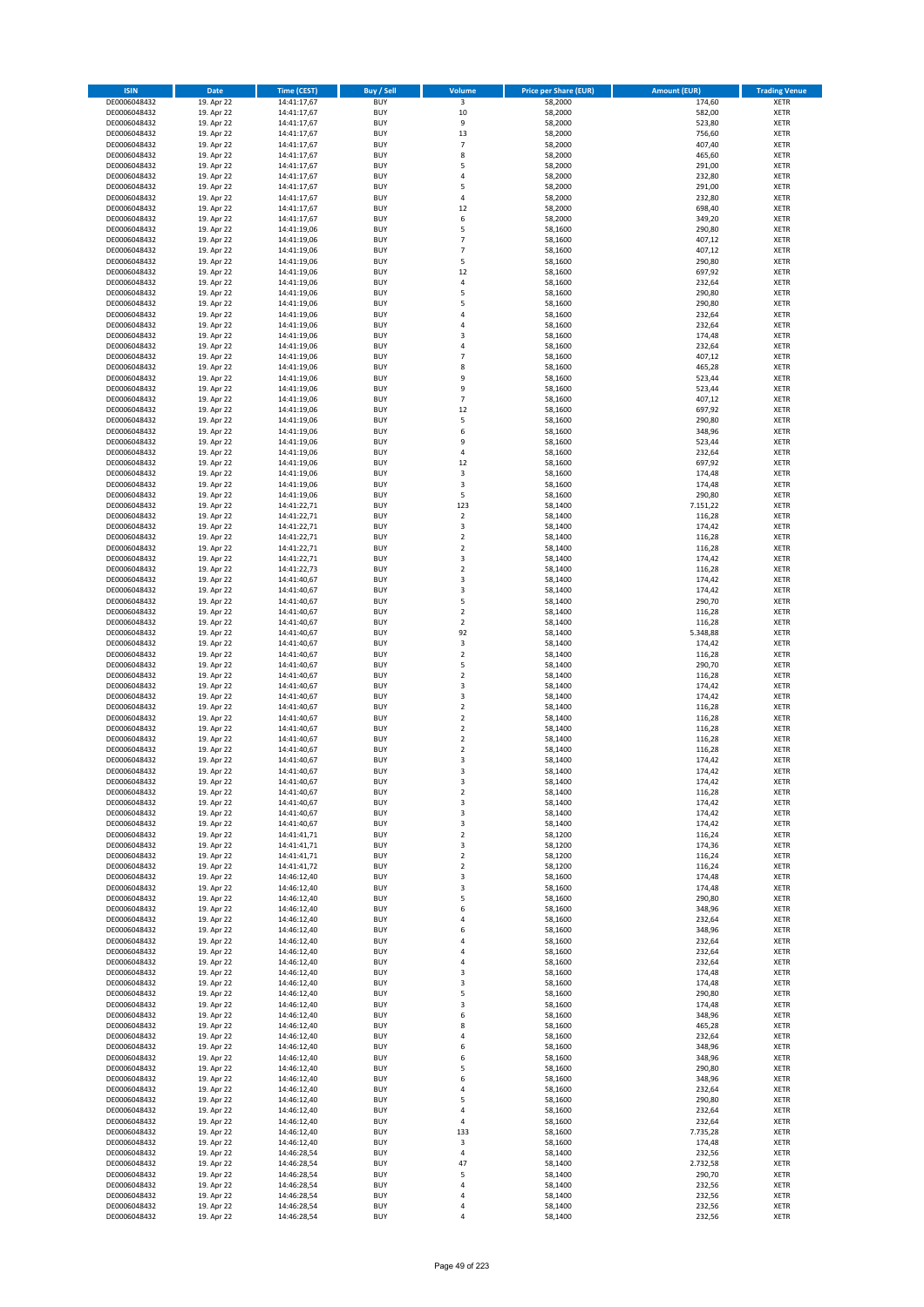| ISIN | Date | Time (CEST) | Buy / Sell | Volume | Price per Share (EUR) | Amount (EUR) | Trading Venue |
|---|---|---|---|---|---|---|---|
| DE0006048432 | 19. Apr 22 | 14:41:17,67 | BUY | 3 | 58,2000 | 174,60 | XETR |
| DE0006048432 | 19. Apr 22 | 14:41:17,67 | BUY | 10 | 58,2000 | 582,00 | XETR |
| DE0006048432 | 19. Apr 22 | 14:41:17,67 | BUY | 9 | 58,2000 | 523,80 | XETR |
| DE0006048432 | 19. Apr 22 | 14:41:17,67 | BUY | 13 | 58,2000 | 756,60 | XETR |
| DE0006048432 | 19. Apr 22 | 14:41:17,67 | BUY | 7 | 58,2000 | 407,40 | XETR |
| DE0006048432 | 19. Apr 22 | 14:41:17,67 | BUY | 8 | 58,2000 | 465,60 | XETR |
| DE0006048432 | 19. Apr 22 | 14:41:17,67 | BUY | 5 | 58,2000 | 291,00 | XETR |
| DE0006048432 | 19. Apr 22 | 14:41:17,67 | BUY | 4 | 58,2000 | 232,80 | XETR |
| DE0006048432 | 19. Apr 22 | 14:41:17,67 | BUY | 5 | 58,2000 | 291,00 | XETR |
| DE0006048432 | 19. Apr 22 | 14:41:17,67 | BUY | 4 | 58,2000 | 232,80 | XETR |
| DE0006048432 | 19. Apr 22 | 14:41:17,67 | BUY | 12 | 58,2000 | 698,40 | XETR |
| DE0006048432 | 19. Apr 22 | 14:41:17,67 | BUY | 6 | 58,2000 | 349,20 | XETR |
| DE0006048432 | 19. Apr 22 | 14:41:19,06 | BUY | 5 | 58,1600 | 290,80 | XETR |
| DE0006048432 | 19. Apr 22 | 14:41:19,06 | BUY | 7 | 58,1600 | 407,12 | XETR |
| DE0006048432 | 19. Apr 22 | 14:41:19,06 | BUY | 7 | 58,1600 | 407,12 | XETR |
| DE0006048432 | 19. Apr 22 | 14:41:19,06 | BUY | 5 | 58,1600 | 290,80 | XETR |
| DE0006048432 | 19. Apr 22 | 14:41:19,06 | BUY | 12 | 58,1600 | 697,92 | XETR |
| DE0006048432 | 19. Apr 22 | 14:41:19,06 | BUY | 4 | 58,1600 | 232,64 | XETR |
| DE0006048432 | 19. Apr 22 | 14:41:19,06 | BUY | 5 | 58,1600 | 290,80 | XETR |
| DE0006048432 | 19. Apr 22 | 14:41:19,06 | BUY | 5 | 58,1600 | 290,80 | XETR |
| DE0006048432 | 19. Apr 22 | 14:41:19,06 | BUY | 4 | 58,1600 | 232,64 | XETR |
| DE0006048432 | 19. Apr 22 | 14:41:19,06 | BUY | 4 | 58,1600 | 232,64 | XETR |
| DE0006048432 | 19. Apr 22 | 14:41:19,06 | BUY | 3 | 58,1600 | 174,48 | XETR |
| DE0006048432 | 19. Apr 22 | 14:41:19,06 | BUY | 4 | 58,1600 | 232,64 | XETR |
| DE0006048432 | 19. Apr 22 | 14:41:19,06 | BUY | 7 | 58,1600 | 407,12 | XETR |
| DE0006048432 | 19. Apr 22 | 14:41:19,06 | BUY | 8 | 58,1600 | 465,28 | XETR |
| DE0006048432 | 19. Apr 22 | 14:41:19,06 | BUY | 9 | 58,1600 | 523,44 | XETR |
| DE0006048432 | 19. Apr 22 | 14:41:19,06 | BUY | 9 | 58,1600 | 523,44 | XETR |
| DE0006048432 | 19. Apr 22 | 14:41:19,06 | BUY | 7 | 58,1600 | 407,12 | XETR |
| DE0006048432 | 19. Apr 22 | 14:41:19,06 | BUY | 12 | 58,1600 | 697,92 | XETR |
| DE0006048432 | 19. Apr 22 | 14:41:19,06 | BUY | 5 | 58,1600 | 290,80 | XETR |
| DE0006048432 | 19. Apr 22 | 14:41:19,06 | BUY | 6 | 58,1600 | 348,96 | XETR |
| DE0006048432 | 19. Apr 22 | 14:41:19,06 | BUY | 9 | 58,1600 | 523,44 | XETR |
| DE0006048432 | 19. Apr 22 | 14:41:19,06 | BUY | 4 | 58,1600 | 232,64 | XETR |
| DE0006048432 | 19. Apr 22 | 14:41:19,06 | BUY | 12 | 58,1600 | 697,92 | XETR |
| DE0006048432 | 19. Apr 22 | 14:41:19,06 | BUY | 3 | 58,1600 | 174,48 | XETR |
| DE0006048432 | 19. Apr 22 | 14:41:19,06 | BUY | 3 | 58,1600 | 174,48 | XETR |
| DE0006048432 | 19. Apr 22 | 14:41:19,06 | BUY | 5 | 58,1600 | 290,80 | XETR |
| DE0006048432 | 19. Apr 22 | 14:41:22,71 | BUY | 123 | 58,1400 | 7.151,22 | XETR |
| DE0006048432 | 19. Apr 22 | 14:41:22,71 | BUY | 2 | 58,1400 | 116,28 | XETR |
| DE0006048432 | 19. Apr 22 | 14:41:22,71 | BUY | 3 | 58,1400 | 174,42 | XETR |
| DE0006048432 | 19. Apr 22 | 14:41:22,71 | BUY | 2 | 58,1400 | 116,28 | XETR |
| DE0006048432 | 19. Apr 22 | 14:41:22,71 | BUY | 2 | 58,1400 | 116,28 | XETR |
| DE0006048432 | 19. Apr 22 | 14:41:22,71 | BUY | 3 | 58,1400 | 174,42 | XETR |
| DE0006048432 | 19. Apr 22 | 14:41:22,73 | BUY | 2 | 58,1400 | 116,28 | XETR |
| DE0006048432 | 19. Apr 22 | 14:41:40,67 | BUY | 3 | 58,1400 | 174,42 | XETR |
| DE0006048432 | 19. Apr 22 | 14:41:40,67 | BUY | 3 | 58,1400 | 174,42 | XETR |
| DE0006048432 | 19. Apr 22 | 14:41:40,67 | BUY | 5 | 58,1400 | 290,70 | XETR |
| DE0006048432 | 19. Apr 22 | 14:41:40,67 | BUY | 2 | 58,1400 | 116,28 | XETR |
| DE0006048432 | 19. Apr 22 | 14:41:40,67 | BUY | 2 | 58,1400 | 116,28 | XETR |
| DE0006048432 | 19. Apr 22 | 14:41:40,67 | BUY | 92 | 58,1400 | 5.348,88 | XETR |
| DE0006048432 | 19. Apr 22 | 14:41:40,67 | BUY | 3 | 58,1400 | 174,42 | XETR |
| DE0006048432 | 19. Apr 22 | 14:41:40,67 | BUY | 2 | 58,1400 | 116,28 | XETR |
| DE0006048432 | 19. Apr 22 | 14:41:40,67 | BUY | 5 | 58,1400 | 290,70 | XETR |
| DE0006048432 | 19. Apr 22 | 14:41:40,67 | BUY | 2 | 58,1400 | 116,28 | XETR |
| DE0006048432 | 19. Apr 22 | 14:41:40,67 | BUY | 3 | 58,1400 | 174,42 | XETR |
| DE0006048432 | 19. Apr 22 | 14:41:40,67 | BUY | 3 | 58,1400 | 174,42 | XETR |
| DE0006048432 | 19. Apr 22 | 14:41:40,67 | BUY | 2 | 58,1400 | 116,28 | XETR |
| DE0006048432 | 19. Apr 22 | 14:41:40,67 | BUY | 2 | 58,1400 | 116,28 | XETR |
| DE0006048432 | 19. Apr 22 | 14:41:40,67 | BUY | 2 | 58,1400 | 116,28 | XETR |
| DE0006048432 | 19. Apr 22 | 14:41:40,67 | BUY | 2 | 58,1400 | 116,28 | XETR |
| DE0006048432 | 19. Apr 22 | 14:41:40,67 | BUY | 2 | 58,1400 | 116,28 | XETR |
| DE0006048432 | 19. Apr 22 | 14:41:40,67 | BUY | 3 | 58,1400 | 174,42 | XETR |
| DE0006048432 | 19. Apr 22 | 14:41:40,67 | BUY | 3 | 58,1400 | 174,42 | XETR |
| DE0006048432 | 19. Apr 22 | 14:41:40,67 | BUY | 3 | 58,1400 | 174,42 | XETR |
| DE0006048432 | 19. Apr 22 | 14:41:40,67 | BUY | 2 | 58,1400 | 116,28 | XETR |
| DE0006048432 | 19. Apr 22 | 14:41:40,67 | BUY | 3 | 58,1400 | 174,42 | XETR |
| DE0006048432 | 19. Apr 22 | 14:41:40,67 | BUY | 3 | 58,1400 | 174,42 | XETR |
| DE0006048432 | 19. Apr 22 | 14:41:40,67 | BUY | 3 | 58,1400 | 174,42 | XETR |
| DE0006048432 | 19. Apr 22 | 14:41:41,71 | BUY | 2 | 58,1200 | 116,24 | XETR |
| DE0006048432 | 19. Apr 22 | 14:41:41,71 | BUY | 3 | 58,1200 | 174,36 | XETR |
| DE0006048432 | 19. Apr 22 | 14:41:41,71 | BUY | 2 | 58,1200 | 116,24 | XETR |
| DE0006048432 | 19. Apr 22 | 14:41:41,72 | BUY | 2 | 58,1200 | 116,24 | XETR |
| DE0006048432 | 19. Apr 22 | 14:46:12,40 | BUY | 3 | 58,1600 | 174,48 | XETR |
| DE0006048432 | 19. Apr 22 | 14:46:12,40 | BUY | 3 | 58,1600 | 174,48 | XETR |
| DE0006048432 | 19. Apr 22 | 14:46:12,40 | BUY | 5 | 58,1600 | 290,80 | XETR |
| DE0006048432 | 19. Apr 22 | 14:46:12,40 | BUY | 6 | 58,1600 | 348,96 | XETR |
| DE0006048432 | 19. Apr 22 | 14:46:12,40 | BUY | 4 | 58,1600 | 232,64 | XETR |
| DE0006048432 | 19. Apr 22 | 14:46:12,40 | BUY | 6 | 58,1600 | 348,96 | XETR |
| DE0006048432 | 19. Apr 22 | 14:46:12,40 | BUY | 4 | 58,1600 | 232,64 | XETR |
| DE0006048432 | 19. Apr 22 | 14:46:12,40 | BUY | 4 | 58,1600 | 232,64 | XETR |
| DE0006048432 | 19. Apr 22 | 14:46:12,40 | BUY | 4 | 58,1600 | 232,64 | XETR |
| DE0006048432 | 19. Apr 22 | 14:46:12,40 | BUY | 3 | 58,1600 | 174,48 | XETR |
| DE0006048432 | 19. Apr 22 | 14:46:12,40 | BUY | 3 | 58,1600 | 174,48 | XETR |
| DE0006048432 | 19. Apr 22 | 14:46:12,40 | BUY | 5 | 58,1600 | 290,80 | XETR |
| DE0006048432 | 19. Apr 22 | 14:46:12,40 | BUY | 3 | 58,1600 | 174,48 | XETR |
| DE0006048432 | 19. Apr 22 | 14:46:12,40 | BUY | 6 | 58,1600 | 348,96 | XETR |
| DE0006048432 | 19. Apr 22 | 14:46:12,40 | BUY | 8 | 58,1600 | 465,28 | XETR |
| DE0006048432 | 19. Apr 22 | 14:46:12,40 | BUY | 4 | 58,1600 | 232,64 | XETR |
| DE0006048432 | 19. Apr 22 | 14:46:12,40 | BUY | 6 | 58,1600 | 348,96 | XETR |
| DE0006048432 | 19. Apr 22 | 14:46:12,40 | BUY | 6 | 58,1600 | 348,96 | XETR |
| DE0006048432 | 19. Apr 22 | 14:46:12,40 | BUY | 5 | 58,1600 | 290,80 | XETR |
| DE0006048432 | 19. Apr 22 | 14:46:12,40 | BUY | 6 | 58,1600 | 348,96 | XETR |
| DE0006048432 | 19. Apr 22 | 14:46:12,40 | BUY | 4 | 58,1600 | 232,64 | XETR |
| DE0006048432 | 19. Apr 22 | 14:46:12,40 | BUY | 5 | 58,1600 | 290,80 | XETR |
| DE0006048432 | 19. Apr 22 | 14:46:12,40 | BUY | 4 | 58,1600 | 232,64 | XETR |
| DE0006048432 | 19. Apr 22 | 14:46:12,40 | BUY | 4 | 58,1600 | 232,64 | XETR |
| DE0006048432 | 19. Apr 22 | 14:46:12,40 | BUY | 133 | 58,1600 | 7.735,28 | XETR |
| DE0006048432 | 19. Apr 22 | 14:46:12,40 | BUY | 3 | 58,1600 | 174,48 | XETR |
| DE0006048432 | 19. Apr 22 | 14:46:28,54 | BUY | 4 | 58,1400 | 232,56 | XETR |
| DE0006048432 | 19. Apr 22 | 14:46:28,54 | BUY | 47 | 58,1400 | 2.732,58 | XETR |
| DE0006048432 | 19. Apr 22 | 14:46:28,54 | BUY | 5 | 58,1400 | 290,70 | XETR |
| DE0006048432 | 19. Apr 22 | 14:46:28,54 | BUY | 4 | 58,1400 | 232,56 | XETR |
| DE0006048432 | 19. Apr 22 | 14:46:28,54 | BUY | 4 | 58,1400 | 232,56 | XETR |
| DE0006048432 | 19. Apr 22 | 14:46:28,54 | BUY | 4 | 58,1400 | 232,56 | XETR |
| DE0006048432 | 19. Apr 22 | 14:46:28,54 | BUY | 4 | 58,1400 | 232,56 | XETR |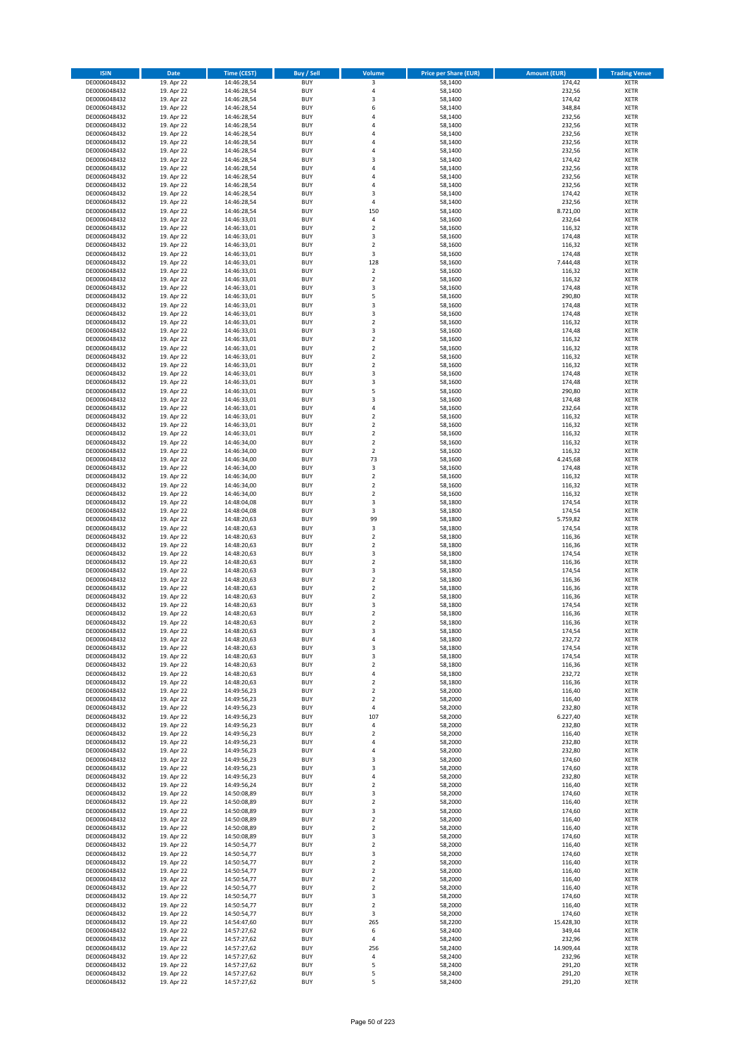| ISIN | Date | Time (CEST) | Buy / Sell | Volume | Price per Share (EUR) | Amount (EUR) | Trading Venue |
|---|---|---|---|---|---|---|---|
| DE0006048432 | 19. Apr 22 | 14:46:28,54 | BUY | 3 | 58,1400 | 174,42 | XETR |
| DE0006048432 | 19. Apr 22 | 14:46:28,54 | BUY | 4 | 58,1400 | 232,56 | XETR |
| DE0006048432 | 19. Apr 22 | 14:46:28,54 | BUY | 3 | 58,1400 | 174,42 | XETR |
| DE0006048432 | 19. Apr 22 | 14:46:28,54 | BUY | 6 | 58,1400 | 348,84 | XETR |
| DE0006048432 | 19. Apr 22 | 14:46:28,54 | BUY | 4 | 58,1400 | 232,56 | XETR |
| DE0006048432 | 19. Apr 22 | 14:46:28,54 | BUY | 4 | 58,1400 | 232,56 | XETR |
| DE0006048432 | 19. Apr 22 | 14:46:28,54 | BUY | 4 | 58,1400 | 232,56 | XETR |
| DE0006048432 | 19. Apr 22 | 14:46:28,54 | BUY | 4 | 58,1400 | 232,56 | XETR |
| DE0006048432 | 19. Apr 22 | 14:46:28,54 | BUY | 4 | 58,1400 | 232,56 | XETR |
| DE0006048432 | 19. Apr 22 | 14:46:28,54 | BUY | 3 | 58,1400 | 174,42 | XETR |
| DE0006048432 | 19. Apr 22 | 14:46:28,54 | BUY | 4 | 58,1400 | 232,56 | XETR |
| DE0006048432 | 19. Apr 22 | 14:46:28,54 | BUY | 4 | 58,1400 | 232,56 | XETR |
| DE0006048432 | 19. Apr 22 | 14:46:28,54 | BUY | 4 | 58,1400 | 232,56 | XETR |
| DE0006048432 | 19. Apr 22 | 14:46:28,54 | BUY | 3 | 58,1400 | 174,42 | XETR |
| DE0006048432 | 19. Apr 22 | 14:46:28,54 | BUY | 4 | 58,1400 | 232,56 | XETR |
| DE0006048432 | 19. Apr 22 | 14:46:28,54 | BUY | 150 | 58,1400 | 8.721,00 | XETR |
| DE0006048432 | 19. Apr 22 | 14:46:33,01 | BUY | 4 | 58,1600 | 232,64 | XETR |
| DE0006048432 | 19. Apr 22 | 14:46:33,01 | BUY | 2 | 58,1600 | 116,32 | XETR |
| DE0006048432 | 19. Apr 22 | 14:46:33,01 | BUY | 3 | 58,1600 | 174,48 | XETR |
| DE0006048432 | 19. Apr 22 | 14:46:33,01 | BUY | 2 | 58,1600 | 116,32 | XETR |
| DE0006048432 | 19. Apr 22 | 14:46:33,01 | BUY | 3 | 58,1600 | 174,48 | XETR |
| DE0006048432 | 19. Apr 22 | 14:46:33,01 | BUY | 128 | 58,1600 | 7.444,48 | XETR |
| DE0006048432 | 19. Apr 22 | 14:46:33,01 | BUY | 2 | 58,1600 | 116,32 | XETR |
| DE0006048432 | 19. Apr 22 | 14:46:33,01 | BUY | 2 | 58,1600 | 116,32 | XETR |
| DE0006048432 | 19. Apr 22 | 14:46:33,01 | BUY | 3 | 58,1600 | 174,48 | XETR |
| DE0006048432 | 19. Apr 22 | 14:46:33,01 | BUY | 5 | 58,1600 | 290,80 | XETR |
| DE0006048432 | 19. Apr 22 | 14:46:33,01 | BUY | 3 | 58,1600 | 174,48 | XETR |
| DE0006048432 | 19. Apr 22 | 14:46:33,01 | BUY | 3 | 58,1600 | 174,48 | XETR |
| DE0006048432 | 19. Apr 22 | 14:46:33,01 | BUY | 2 | 58,1600 | 116,32 | XETR |
| DE0006048432 | 19. Apr 22 | 14:46:33,01 | BUY | 3 | 58,1600 | 174,48 | XETR |
| DE0006048432 | 19. Apr 22 | 14:46:33,01 | BUY | 2 | 58,1600 | 116,32 | XETR |
| DE0006048432 | 19. Apr 22 | 14:46:33,01 | BUY | 2 | 58,1600 | 116,32 | XETR |
| DE0006048432 | 19. Apr 22 | 14:46:33,01 | BUY | 2 | 58,1600 | 116,32 | XETR |
| DE0006048432 | 19. Apr 22 | 14:46:33,01 | BUY | 2 | 58,1600 | 116,32 | XETR |
| DE0006048432 | 19. Apr 22 | 14:46:33,01 | BUY | 3 | 58,1600 | 174,48 | XETR |
| DE0006048432 | 19. Apr 22 | 14:46:33,01 | BUY | 3 | 58,1600 | 174,48 | XETR |
| DE0006048432 | 19. Apr 22 | 14:46:33,01 | BUY | 5 | 58,1600 | 290,80 | XETR |
| DE0006048432 | 19. Apr 22 | 14:46:33,01 | BUY | 3 | 58,1600 | 174,48 | XETR |
| DE0006048432 | 19. Apr 22 | 14:46:33,01 | BUY | 4 | 58,1600 | 232,64 | XETR |
| DE0006048432 | 19. Apr 22 | 14:46:33,01 | BUY | 2 | 58,1600 | 116,32 | XETR |
| DE0006048432 | 19. Apr 22 | 14:46:33,01 | BUY | 2 | 58,1600 | 116,32 | XETR |
| DE0006048432 | 19. Apr 22 | 14:46:33,01 | BUY | 2 | 58,1600 | 116,32 | XETR |
| DE0006048432 | 19. Apr 22 | 14:46:34,00 | BUY | 2 | 58,1600 | 116,32 | XETR |
| DE0006048432 | 19. Apr 22 | 14:46:34,00 | BUY | 2 | 58,1600 | 116,32 | XETR |
| DE0006048432 | 19. Apr 22 | 14:46:34,00 | BUY | 73 | 58,1600 | 4.245,68 | XETR |
| DE0006048432 | 19. Apr 22 | 14:46:34,00 | BUY | 3 | 58,1600 | 174,48 | XETR |
| DE0006048432 | 19. Apr 22 | 14:46:34,00 | BUY | 2 | 58,1600 | 116,32 | XETR |
| DE0006048432 | 19. Apr 22 | 14:46:34,00 | BUY | 2 | 58,1600 | 116,32 | XETR |
| DE0006048432 | 19. Apr 22 | 14:46:34,00 | BUY | 2 | 58,1600 | 116,32 | XETR |
| DE0006048432 | 19. Apr 22 | 14:48:04,08 | BUY | 3 | 58,1800 | 174,54 | XETR |
| DE0006048432 | 19. Apr 22 | 14:48:04,08 | BUY | 3 | 58,1800 | 174,54 | XETR |
| DE0006048432 | 19. Apr 22 | 14:48:20,63 | BUY | 99 | 58,1800 | 5.759,82 | XETR |
| DE0006048432 | 19. Apr 22 | 14:48:20,63 | BUY | 3 | 58,1800 | 174,54 | XETR |
| DE0006048432 | 19. Apr 22 | 14:48:20,63 | BUY | 2 | 58,1800 | 116,36 | XETR |
| DE0006048432 | 19. Apr 22 | 14:48:20,63 | BUY | 2 | 58,1800 | 116,36 | XETR |
| DE0006048432 | 19. Apr 22 | 14:48:20,63 | BUY | 3 | 58,1800 | 174,54 | XETR |
| DE0006048432 | 19. Apr 22 | 14:48:20,63 | BUY | 2 | 58,1800 | 116,36 | XETR |
| DE0006048432 | 19. Apr 22 | 14:48:20,63 | BUY | 3 | 58,1800 | 174,54 | XETR |
| DE0006048432 | 19. Apr 22 | 14:48:20,63 | BUY | 2 | 58,1800 | 116,36 | XETR |
| DE0006048432 | 19. Apr 22 | 14:48:20,63 | BUY | 2 | 58,1800 | 116,36 | XETR |
| DE0006048432 | 19. Apr 22 | 14:48:20,63 | BUY | 2 | 58,1800 | 116,36 | XETR |
| DE0006048432 | 19. Apr 22 | 14:48:20,63 | BUY | 3 | 58,1800 | 174,54 | XETR |
| DE0006048432 | 19. Apr 22 | 14:48:20,63 | BUY | 2 | 58,1800 | 116,36 | XETR |
| DE0006048432 | 19. Apr 22 | 14:48:20,63 | BUY | 2 | 58,1800 | 116,36 | XETR |
| DE0006048432 | 19. Apr 22 | 14:48:20,63 | BUY | 3 | 58,1800 | 174,54 | XETR |
| DE0006048432 | 19. Apr 22 | 14:48:20,63 | BUY | 4 | 58,1800 | 232,72 | XETR |
| DE0006048432 | 19. Apr 22 | 14:48:20,63 | BUY | 3 | 58,1800 | 174,54 | XETR |
| DE0006048432 | 19. Apr 22 | 14:48:20,63 | BUY | 3 | 58,1800 | 174,54 | XETR |
| DE0006048432 | 19. Apr 22 | 14:48:20,63 | BUY | 2 | 58,1800 | 116,36 | XETR |
| DE0006048432 | 19. Apr 22 | 14:48:20,63 | BUY | 4 | 58,1800 | 232,72 | XETR |
| DE0006048432 | 19. Apr 22 | 14:48:20,63 | BUY | 2 | 58,1800 | 116,36 | XETR |
| DE0006048432 | 19. Apr 22 | 14:49:56,23 | BUY | 2 | 58,2000 | 116,40 | XETR |
| DE0006048432 | 19. Apr 22 | 14:49:56,23 | BUY | 2 | 58,2000 | 116,40 | XETR |
| DE0006048432 | 19. Apr 22 | 14:49:56,23 | BUY | 4 | 58,2000 | 232,80 | XETR |
| DE0006048432 | 19. Apr 22 | 14:49:56,23 | BUY | 107 | 58,2000 | 6.227,40 | XETR |
| DE0006048432 | 19. Apr 22 | 14:49:56,23 | BUY | 4 | 58,2000 | 232,80 | XETR |
| DE0006048432 | 19. Apr 22 | 14:49:56,23 | BUY | 2 | 58,2000 | 116,40 | XETR |
| DE0006048432 | 19. Apr 22 | 14:49:56,23 | BUY | 4 | 58,2000 | 232,80 | XETR |
| DE0006048432 | 19. Apr 22 | 14:49:56,23 | BUY | 4 | 58,2000 | 232,80 | XETR |
| DE0006048432 | 19. Apr 22 | 14:49:56,23 | BUY | 3 | 58,2000 | 174,60 | XETR |
| DE0006048432 | 19. Apr 22 | 14:49:56,23 | BUY | 3 | 58,2000 | 174,60 | XETR |
| DE0006048432 | 19. Apr 22 | 14:49:56,23 | BUY | 4 | 58,2000 | 232,80 | XETR |
| DE0006048432 | 19. Apr 22 | 14:49:56,24 | BUY | 2 | 58,2000 | 116,40 | XETR |
| DE0006048432 | 19. Apr 22 | 14:50:08,89 | BUY | 3 | 58,2000 | 174,60 | XETR |
| DE0006048432 | 19. Apr 22 | 14:50:08,89 | BUY | 2 | 58,2000 | 116,40 | XETR |
| DE0006048432 | 19. Apr 22 | 14:50:08,89 | BUY | 3 | 58,2000 | 174,60 | XETR |
| DE0006048432 | 19. Apr 22 | 14:50:08,89 | BUY | 2 | 58,2000 | 116,40 | XETR |
| DE0006048432 | 19. Apr 22 | 14:50:08,89 | BUY | 2 | 58,2000 | 116,40 | XETR |
| DE0006048432 | 19. Apr 22 | 14:50:08,89 | BUY | 3 | 58,2000 | 174,60 | XETR |
| DE0006048432 | 19. Apr 22 | 14:50:54,77 | BUY | 2 | 58,2000 | 116,40 | XETR |
| DE0006048432 | 19. Apr 22 | 14:50:54,77 | BUY | 3 | 58,2000 | 174,60 | XETR |
| DE0006048432 | 19. Apr 22 | 14:50:54,77 | BUY | 2 | 58,2000 | 116,40 | XETR |
| DE0006048432 | 19. Apr 22 | 14:50:54,77 | BUY | 2 | 58,2000 | 116,40 | XETR |
| DE0006048432 | 19. Apr 22 | 14:50:54,77 | BUY | 2 | 58,2000 | 116,40 | XETR |
| DE0006048432 | 19. Apr 22 | 14:50:54,77 | BUY | 2 | 58,2000 | 116,40 | XETR |
| DE0006048432 | 19. Apr 22 | 14:50:54,77 | BUY | 3 | 58,2000 | 174,60 | XETR |
| DE0006048432 | 19. Apr 22 | 14:50:54,77 | BUY | 2 | 58,2000 | 116,40 | XETR |
| DE0006048432 | 19. Apr 22 | 14:50:54,77 | BUY | 3 | 58,2000 | 174,60 | XETR |
| DE0006048432 | 19. Apr 22 | 14:54:47,60 | BUY | 265 | 58,2200 | 15.428,30 | XETR |
| DE0006048432 | 19. Apr 22 | 14:57:27,62 | BUY | 6 | 58,2400 | 349,44 | XETR |
| DE0006048432 | 19. Apr 22 | 14:57:27,62 | BUY | 4 | 58,2400 | 232,96 | XETR |
| DE0006048432 | 19. Apr 22 | 14:57:27,62 | BUY | 256 | 58,2400 | 14.909,44 | XETR |
| DE0006048432 | 19. Apr 22 | 14:57:27,62 | BUY | 4 | 58,2400 | 232,96 | XETR |
| DE0006048432 | 19. Apr 22 | 14:57:27,62 | BUY | 5 | 58,2400 | 291,20 | XETR |
| DE0006048432 | 19. Apr 22 | 14:57:27,62 | BUY | 5 | 58,2400 | 291,20 | XETR |
| DE0006048432 | 19. Apr 22 | 14:57:27,62 | BUY | 5 | 58,2400 | 291,20 | XETR |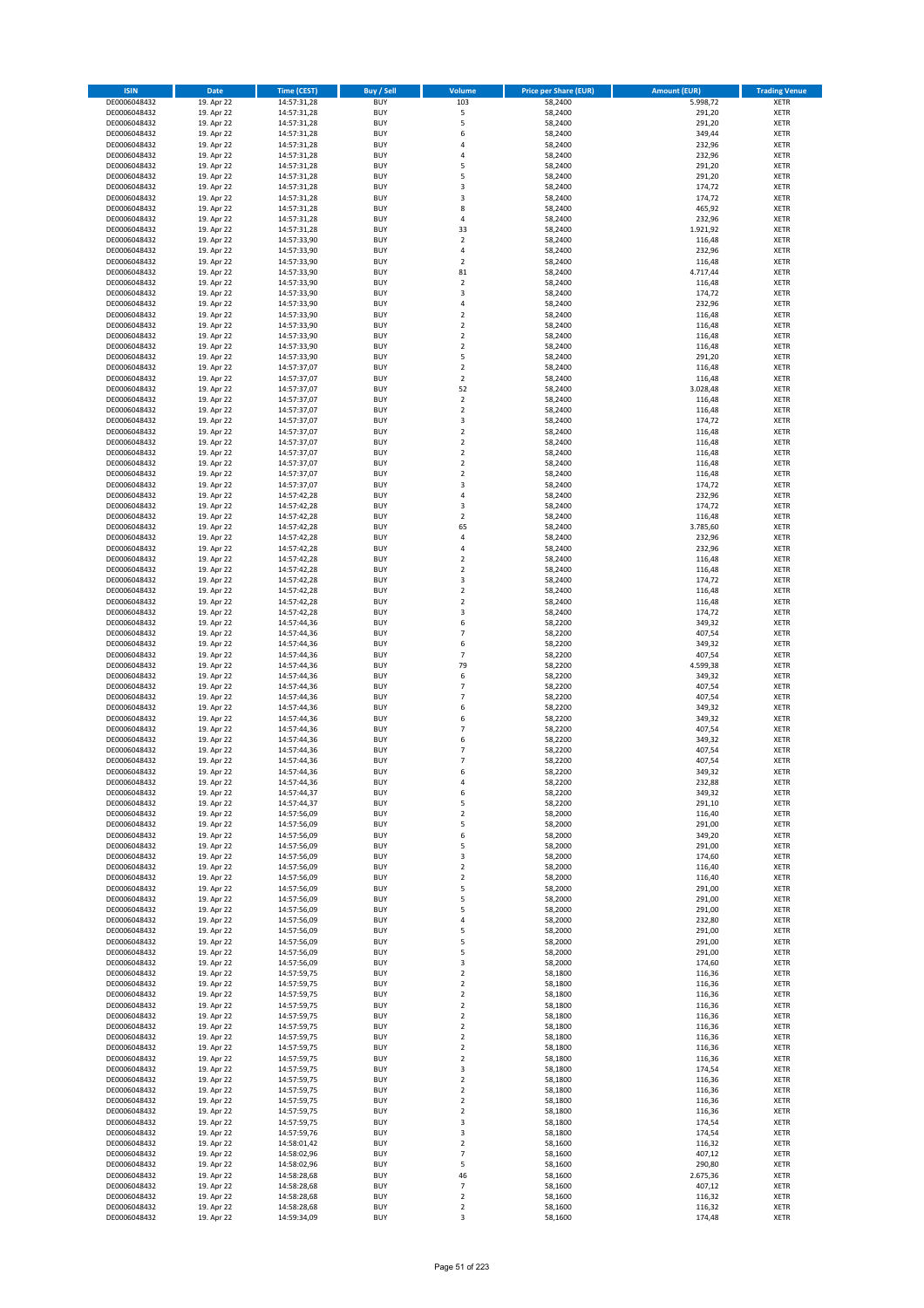| ISIN | Date | Time (CEST) | Buy / Sell | Volume | Price per Share (EUR) | Amount (EUR) | Trading Venue |
|---|---|---|---|---|---|---|---|
| DE0006048432 | 19. Apr 22 | 14:57:31,28 | BUY | 103 | 58,2400 | 5.998,72 | XETR |
| DE0006048432 | 19. Apr 22 | 14:57:31,28 | BUY | 5 | 58,2400 | 291,20 | XETR |
| DE0006048432 | 19. Apr 22 | 14:57:31,28 | BUY | 5 | 58,2400 | 291,20 | XETR |
| DE0006048432 | 19. Apr 22 | 14:57:31,28 | BUY | 6 | 58,2400 | 349,44 | XETR |
| DE0006048432 | 19. Apr 22 | 14:57:31,28 | BUY | 4 | 58,2400 | 232,96 | XETR |
| DE0006048432 | 19. Apr 22 | 14:57:31,28 | BUY | 4 | 58,2400 | 232,96 | XETR |
| DE0006048432 | 19. Apr 22 | 14:57:31,28 | BUY | 5 | 58,2400 | 291,20 | XETR |
| DE0006048432 | 19. Apr 22 | 14:57:31,28 | BUY | 5 | 58,2400 | 291,20 | XETR |
| DE0006048432 | 19. Apr 22 | 14:57:31,28 | BUY | 3 | 58,2400 | 174,72 | XETR |
| DE0006048432 | 19. Apr 22 | 14:57:31,28 | BUY | 3 | 58,2400 | 174,72 | XETR |
| DE0006048432 | 19. Apr 22 | 14:57:31,28 | BUY | 8 | 58,2400 | 465,92 | XETR |
| DE0006048432 | 19. Apr 22 | 14:57:31,28 | BUY | 4 | 58,2400 | 232,96 | XETR |
| DE0006048432 | 19. Apr 22 | 14:57:31,28 | BUY | 33 | 58,2400 | 1.921,92 | XETR |
| DE0006048432 | 19. Apr 22 | 14:57:33,90 | BUY | 2 | 58,2400 | 116,48 | XETR |
| DE0006048432 | 19. Apr 22 | 14:57:33,90 | BUY | 4 | 58,2400 | 232,96 | XETR |
| DE0006048432 | 19. Apr 22 | 14:57:33,90 | BUY | 2 | 58,2400 | 116,48 | XETR |
| DE0006048432 | 19. Apr 22 | 14:57:33,90 | BUY | 81 | 58,2400 | 4.717,44 | XETR |
| DE0006048432 | 19. Apr 22 | 14:57:33,90 | BUY | 2 | 58,2400 | 116,48 | XETR |
| DE0006048432 | 19. Apr 22 | 14:57:33,90 | BUY | 3 | 58,2400 | 174,72 | XETR |
| DE0006048432 | 19. Apr 22 | 14:57:33,90 | BUY | 4 | 58,2400 | 232,96 | XETR |
| DE0006048432 | 19. Apr 22 | 14:57:33,90 | BUY | 2 | 58,2400 | 116,48 | XETR |
| DE0006048432 | 19. Apr 22 | 14:57:33,90 | BUY | 2 | 58,2400 | 116,48 | XETR |
| DE0006048432 | 19. Apr 22 | 14:57:33,90 | BUY | 2 | 58,2400 | 116,48 | XETR |
| DE0006048432 | 19. Apr 22 | 14:57:33,90 | BUY | 2 | 58,2400 | 116,48 | XETR |
| DE0006048432 | 19. Apr 22 | 14:57:33,90 | BUY | 5 | 58,2400 | 291,20 | XETR |
| DE0006048432 | 19. Apr 22 | 14:57:37,07 | BUY | 2 | 58,2400 | 116,48 | XETR |
| DE0006048432 | 19. Apr 22 | 14:57:37,07 | BUY | 2 | 58,2400 | 116,48 | XETR |
| DE0006048432 | 19. Apr 22 | 14:57:37,07 | BUY | 52 | 58,2400 | 3.028,48 | XETR |
| DE0006048432 | 19. Apr 22 | 14:57:37,07 | BUY | 2 | 58,2400 | 116,48 | XETR |
| DE0006048432 | 19. Apr 22 | 14:57:37,07 | BUY | 2 | 58,2400 | 116,48 | XETR |
| DE0006048432 | 19. Apr 22 | 14:57:37,07 | BUY | 3 | 58,2400 | 174,72 | XETR |
| DE0006048432 | 19. Apr 22 | 14:57:37,07 | BUY | 2 | 58,2400 | 116,48 | XETR |
| DE0006048432 | 19. Apr 22 | 14:57:37,07 | BUY | 2 | 58,2400 | 116,48 | XETR |
| DE0006048432 | 19. Apr 22 | 14:57:37,07 | BUY | 2 | 58,2400 | 116,48 | XETR |
| DE0006048432 | 19. Apr 22 | 14:57:37,07 | BUY | 2 | 58,2400 | 116,48 | XETR |
| DE0006048432 | 19. Apr 22 | 14:57:37,07 | BUY | 2 | 58,2400 | 116,48 | XETR |
| DE0006048432 | 19. Apr 22 | 14:57:37,07 | BUY | 3 | 58,2400 | 174,72 | XETR |
| DE0006048432 | 19. Apr 22 | 14:57:42,28 | BUY | 4 | 58,2400 | 232,96 | XETR |
| DE0006048432 | 19. Apr 22 | 14:57:42,28 | BUY | 3 | 58,2400 | 174,72 | XETR |
| DE0006048432 | 19. Apr 22 | 14:57:42,28 | BUY | 2 | 58,2400 | 116,48 | XETR |
| DE0006048432 | 19. Apr 22 | 14:57:42,28 | BUY | 65 | 58,2400 | 3.785,60 | XETR |
| DE0006048432 | 19. Apr 22 | 14:57:42,28 | BUY | 4 | 58,2400 | 232,96 | XETR |
| DE0006048432 | 19. Apr 22 | 14:57:42,28 | BUY | 4 | 58,2400 | 232,96 | XETR |
| DE0006048432 | 19. Apr 22 | 14:57:42,28 | BUY | 2 | 58,2400 | 116,48 | XETR |
| DE0006048432 | 19. Apr 22 | 14:57:42,28 | BUY | 2 | 58,2400 | 116,48 | XETR |
| DE0006048432 | 19. Apr 22 | 14:57:42,28 | BUY | 3 | 58,2400 | 174,72 | XETR |
| DE0006048432 | 19. Apr 22 | 14:57:42,28 | BUY | 2 | 58,2400 | 116,48 | XETR |
| DE0006048432 | 19. Apr 22 | 14:57:42,28 | BUY | 2 | 58,2400 | 116,48 | XETR |
| DE0006048432 | 19. Apr 22 | 14:57:42,28 | BUY | 3 | 58,2400 | 174,72 | XETR |
| DE0006048432 | 19. Apr 22 | 14:57:44,36 | BUY | 6 | 58,2200 | 349,32 | XETR |
| DE0006048432 | 19. Apr 22 | 14:57:44,36 | BUY | 7 | 58,2200 | 407,54 | XETR |
| DE0006048432 | 19. Apr 22 | 14:57:44,36 | BUY | 6 | 58,2200 | 349,32 | XETR |
| DE0006048432 | 19. Apr 22 | 14:57:44,36 | BUY | 7 | 58,2200 | 407,54 | XETR |
| DE0006048432 | 19. Apr 22 | 14:57:44,36 | BUY | 79 | 58,2200 | 4.599,38 | XETR |
| DE0006048432 | 19. Apr 22 | 14:57:44,36 | BUY | 6 | 58,2200 | 349,32 | XETR |
| DE0006048432 | 19. Apr 22 | 14:57:44,36 | BUY | 7 | 58,2200 | 407,54 | XETR |
| DE0006048432 | 19. Apr 22 | 14:57:44,36 | BUY | 7 | 58,2200 | 407,54 | XETR |
| DE0006048432 | 19. Apr 22 | 14:57:44,36 | BUY | 6 | 58,2200 | 349,32 | XETR |
| DE0006048432 | 19. Apr 22 | 14:57:44,36 | BUY | 6 | 58,2200 | 349,32 | XETR |
| DE0006048432 | 19. Apr 22 | 14:57:44,36 | BUY | 7 | 58,2200 | 407,54 | XETR |
| DE0006048432 | 19. Apr 22 | 14:57:44,36 | BUY | 6 | 58,2200 | 349,32 | XETR |
| DE0006048432 | 19. Apr 22 | 14:57:44,36 | BUY | 7 | 58,2200 | 407,54 | XETR |
| DE0006048432 | 19. Apr 22 | 14:57:44,36 | BUY | 7 | 58,2200 | 407,54 | XETR |
| DE0006048432 | 19. Apr 22 | 14:57:44,36 | BUY | 6 | 58,2200 | 349,32 | XETR |
| DE0006048432 | 19. Apr 22 | 14:57:44,36 | BUY | 4 | 58,2200 | 232,88 | XETR |
| DE0006048432 | 19. Apr 22 | 14:57:44,37 | BUY | 6 | 58,2200 | 349,32 | XETR |
| DE0006048432 | 19. Apr 22 | 14:57:44,37 | BUY | 5 | 58,2200 | 291,10 | XETR |
| DE0006048432 | 19. Apr 22 | 14:57:56,09 | BUY | 2 | 58,2000 | 116,40 | XETR |
| DE0006048432 | 19. Apr 22 | 14:57:56,09 | BUY | 5 | 58,2000 | 291,00 | XETR |
| DE0006048432 | 19. Apr 22 | 14:57:56,09 | BUY | 6 | 58,2000 | 349,20 | XETR |
| DE0006048432 | 19. Apr 22 | 14:57:56,09 | BUY | 5 | 58,2000 | 291,00 | XETR |
| DE0006048432 | 19. Apr 22 | 14:57:56,09 | BUY | 3 | 58,2000 | 174,60 | XETR |
| DE0006048432 | 19. Apr 22 | 14:57:56,09 | BUY | 2 | 58,2000 | 116,40 | XETR |
| DE0006048432 | 19. Apr 22 | 14:57:56,09 | BUY | 2 | 58,2000 | 116,40 | XETR |
| DE0006048432 | 19. Apr 22 | 14:57:56,09 | BUY | 5 | 58,2000 | 291,00 | XETR |
| DE0006048432 | 19. Apr 22 | 14:57:56,09 | BUY | 5 | 58,2000 | 291,00 | XETR |
| DE0006048432 | 19. Apr 22 | 14:57:56,09 | BUY | 5 | 58,2000 | 291,00 | XETR |
| DE0006048432 | 19. Apr 22 | 14:57:56,09 | BUY | 4 | 58,2000 | 232,80 | XETR |
| DE0006048432 | 19. Apr 22 | 14:57:56,09 | BUY | 5 | 58,2000 | 291,00 | XETR |
| DE0006048432 | 19. Apr 22 | 14:57:56,09 | BUY | 5 | 58,2000 | 291,00 | XETR |
| DE0006048432 | 19. Apr 22 | 14:57:56,09 | BUY | 5 | 58,2000 | 291,00 | XETR |
| DE0006048432 | 19. Apr 22 | 14:57:56,09 | BUY | 3 | 58,2000 | 174,60 | XETR |
| DE0006048432 | 19. Apr 22 | 14:57:59,75 | BUY | 2 | 58,1800 | 116,36 | XETR |
| DE0006048432 | 19. Apr 22 | 14:57:59,75 | BUY | 2 | 58,1800 | 116,36 | XETR |
| DE0006048432 | 19. Apr 22 | 14:57:59,75 | BUY | 2 | 58,1800 | 116,36 | XETR |
| DE0006048432 | 19. Apr 22 | 14:57:59,75 | BUY | 2 | 58,1800 | 116,36 | XETR |
| DE0006048432 | 19. Apr 22 | 14:57:59,75 | BUY | 2 | 58,1800 | 116,36 | XETR |
| DE0006048432 | 19. Apr 22 | 14:57:59,75 | BUY | 2 | 58,1800 | 116,36 | XETR |
| DE0006048432 | 19. Apr 22 | 14:57:59,75 | BUY | 2 | 58,1800 | 116,36 | XETR |
| DE0006048432 | 19. Apr 22 | 14:57:59,75 | BUY | 2 | 58,1800 | 116,36 | XETR |
| DE0006048432 | 19. Apr 22 | 14:57:59,75 | BUY | 2 | 58,1800 | 116,36 | XETR |
| DE0006048432 | 19. Apr 22 | 14:57:59,75 | BUY | 3 | 58,1800 | 174,54 | XETR |
| DE0006048432 | 19. Apr 22 | 14:57:59,75 | BUY | 2 | 58,1800 | 116,36 | XETR |
| DE0006048432 | 19. Apr 22 | 14:57:59,75 | BUY | 2 | 58,1800 | 116,36 | XETR |
| DE0006048432 | 19. Apr 22 | 14:57:59,75 | BUY | 2 | 58,1800 | 116,36 | XETR |
| DE0006048432 | 19. Apr 22 | 14:57:59,75 | BUY | 2 | 58,1800 | 116,36 | XETR |
| DE0006048432 | 19. Apr 22 | 14:57:59,75 | BUY | 3 | 58,1800 | 174,54 | XETR |
| DE0006048432 | 19. Apr 22 | 14:57:59,76 | BUY | 3 | 58,1800 | 174,54 | XETR |
| DE0006048432 | 19. Apr 22 | 14:58:01,42 | BUY | 2 | 58,1600 | 116,32 | XETR |
| DE0006048432 | 19. Apr 22 | 14:58:02,96 | BUY | 7 | 58,1600 | 407,12 | XETR |
| DE0006048432 | 19. Apr 22 | 14:58:02,96 | BUY | 5 | 58,1600 | 290,80 | XETR |
| DE0006048432 | 19. Apr 22 | 14:58:28,68 | BUY | 46 | 58,1600 | 2.675,36 | XETR |
| DE0006048432 | 19. Apr 22 | 14:58:28,68 | BUY | 7 | 58,1600 | 407,12 | XETR |
| DE0006048432 | 19. Apr 22 | 14:58:28,68 | BUY | 2 | 58,1600 | 116,32 | XETR |
| DE0006048432 | 19. Apr 22 | 14:58:28,68 | BUY | 2 | 58,1600 | 116,32 | XETR |
| DE0006048432 | 19. Apr 22 | 14:59:34,09 | BUY | 3 | 58,1600 | 174,48 | XETR |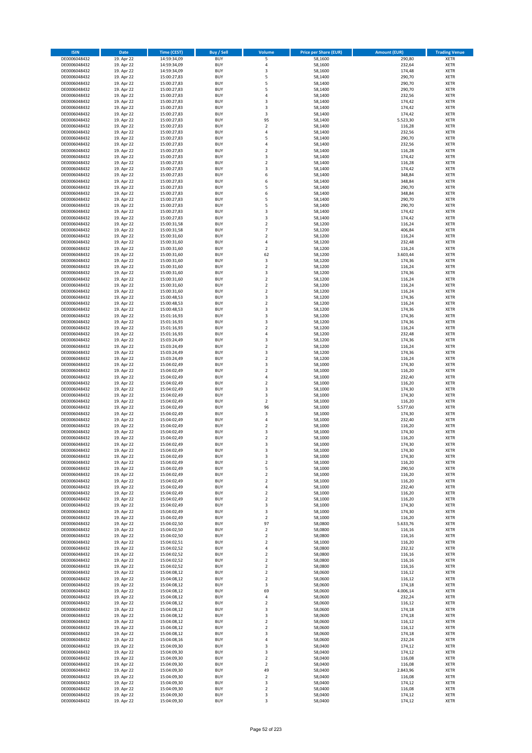| ISIN | Date | Time (CEST) | Buy / Sell | Volume | Price per Share (EUR) | Amount (EUR) | Trading Venue |
|---|---|---|---|---|---|---|---|
| DE0006048432 | 19. Apr 22 | 14:59:34,09 | BUY | 5 | 58,1600 | 290,80 | XETR |
| DE0006048432 | 19. Apr 22 | 14:59:34,09 | BUY | 4 | 58,1600 | 232,64 | XETR |
| DE0006048432 | 19. Apr 22 | 14:59:34,09 | BUY | 3 | 58,1600 | 174,48 | XETR |
| DE0006048432 | 19. Apr 22 | 15:00:27,83 | BUY | 5 | 58,1400 | 290,70 | XETR |
| DE0006048432 | 19. Apr 22 | 15:00:27,83 | BUY | 5 | 58,1400 | 290,70 | XETR |
| DE0006048432 | 19. Apr 22 | 15:00:27,83 | BUY | 5 | 58,1400 | 290,70 | XETR |
| DE0006048432 | 19. Apr 22 | 15:00:27,83 | BUY | 4 | 58,1400 | 232,56 | XETR |
| DE0006048432 | 19. Apr 22 | 15:00:27,83 | BUY | 3 | 58,1400 | 174,42 | XETR |
| DE0006048432 | 19. Apr 22 | 15:00:27,83 | BUY | 3 | 58,1400 | 174,42 | XETR |
| DE0006048432 | 19. Apr 22 | 15:00:27,83 | BUY | 3 | 58,1400 | 174,42 | XETR |
| DE0006048432 | 19. Apr 22 | 15:00:27,83 | BUY | 95 | 58,1400 | 5.523,30 | XETR |
| DE0006048432 | 19. Apr 22 | 15:00:27,83 | BUY | 2 | 58,1400 | 116,28 | XETR |
| DE0006048432 | 19. Apr 22 | 15:00:27,83 | BUY | 4 | 58,1400 | 232,56 | XETR |
| DE0006048432 | 19. Apr 22 | 15:00:27,83 | BUY | 5 | 58,1400 | 290,70 | XETR |
| DE0006048432 | 19. Apr 22 | 15:00:27,83 | BUY | 4 | 58,1400 | 232,56 | XETR |
| DE0006048432 | 19. Apr 22 | 15:00:27,83 | BUY | 2 | 58,1400 | 116,28 | XETR |
| DE0006048432 | 19. Apr 22 | 15:00:27,83 | BUY | 3 | 58,1400 | 174,42 | XETR |
| DE0006048432 | 19. Apr 22 | 15:00:27,83 | BUY | 2 | 58,1400 | 116,28 | XETR |
| DE0006048432 | 19. Apr 22 | 15:00:27,83 | BUY | 3 | 58,1400 | 174,42 | XETR |
| DE0006048432 | 19. Apr 22 | 15:00:27,83 | BUY | 6 | 58,1400 | 348,84 | XETR |
| DE0006048432 | 19. Apr 22 | 15:00:27,83 | BUY | 6 | 58,1400 | 348,84 | XETR |
| DE0006048432 | 19. Apr 22 | 15:00:27,83 | BUY | 5 | 58,1400 | 290,70 | XETR |
| DE0006048432 | 19. Apr 22 | 15:00:27,83 | BUY | 6 | 58,1400 | 348,84 | XETR |
| DE0006048432 | 19. Apr 22 | 15:00:27,83 | BUY | 5 | 58,1400 | 290,70 | XETR |
| DE0006048432 | 19. Apr 22 | 15:00:27,83 | BUY | 5 | 58,1400 | 290,70 | XETR |
| DE0006048432 | 19. Apr 22 | 15:00:27,83 | BUY | 3 | 58,1400 | 174,42 | XETR |
| DE0006048432 | 19. Apr 22 | 15:00:27,83 | BUY | 3 | 58,1400 | 174,42 | XETR |
| DE0006048432 | 19. Apr 22 | 15:00:31,58 | BUY | 2 | 58,1200 | 116,24 | XETR |
| DE0006048432 | 19. Apr 22 | 15:00:31,58 | BUY | 7 | 58,1200 | 406,84 | XETR |
| DE0006048432 | 19. Apr 22 | 15:00:31,60 | BUY | 2 | 58,1200 | 116,24 | XETR |
| DE0006048432 | 19. Apr 22 | 15:00:31,60 | BUY | 4 | 58,1200 | 232,48 | XETR |
| DE0006048432 | 19. Apr 22 | 15:00:31,60 | BUY | 2 | 58,1200 | 116,24 | XETR |
| DE0006048432 | 19. Apr 22 | 15:00:31,60 | BUY | 62 | 58,1200 | 3.603,44 | XETR |
| DE0006048432 | 19. Apr 22 | 15:00:31,60 | BUY | 3 | 58,1200 | 174,36 | XETR |
| DE0006048432 | 19. Apr 22 | 15:00:31,60 | BUY | 2 | 58,1200 | 116,24 | XETR |
| DE0006048432 | 19. Apr 22 | 15:00:31,60 | BUY | 3 | 58,1200 | 174,36 | XETR |
| DE0006048432 | 19. Apr 22 | 15:00:31,60 | BUY | 2 | 58,1200 | 116,24 | XETR |
| DE0006048432 | 19. Apr 22 | 15:00:31,60 | BUY | 2 | 58,1200 | 116,24 | XETR |
| DE0006048432 | 19. Apr 22 | 15:00:31,60 | BUY | 2 | 58,1200 | 116,24 | XETR |
| DE0006048432 | 19. Apr 22 | 15:00:48,53 | BUY | 3 | 58,1200 | 174,36 | XETR |
| DE0006048432 | 19. Apr 22 | 15:00:48,53 | BUY | 2 | 58,1200 | 116,24 | XETR |
| DE0006048432 | 19. Apr 22 | 15:00:48,53 | BUY | 3 | 58,1200 | 174,36 | XETR |
| DE0006048432 | 19. Apr 22 | 15:01:16,93 | BUY | 3 | 58,1200 | 174,36 | XETR |
| DE0006048432 | 19. Apr 22 | 15:01:16,93 | BUY | 3 | 58,1200 | 174,36 | XETR |
| DE0006048432 | 19. Apr 22 | 15:01:16,93 | BUY | 2 | 58,1200 | 116,24 | XETR |
| DE0006048432 | 19. Apr 22 | 15:01:16,93 | BUY | 4 | 58,1200 | 232,48 | XETR |
| DE0006048432 | 19. Apr 22 | 15:03:24,49 | BUY | 3 | 58,1200 | 174,36 | XETR |
| DE0006048432 | 19. Apr 22 | 15:03:24,49 | BUY | 2 | 58,1200 | 116,24 | XETR |
| DE0006048432 | 19. Apr 22 | 15:03:24,49 | BUY | 3 | 58,1200 | 174,36 | XETR |
| DE0006048432 | 19. Apr 22 | 15:03:24,49 | BUY | 2 | 58,1200 | 116,24 | XETR |
| DE0006048432 | 19. Apr 22 | 15:04:02,49 | BUY | 3 | 58,1000 | 174,30 | XETR |
| DE0006048432 | 19. Apr 22 | 15:04:02,49 | BUY | 2 | 58,1000 | 116,20 | XETR |
| DE0006048432 | 19. Apr 22 | 15:04:02,49 | BUY | 4 | 58,1000 | 232,40 | XETR |
| DE0006048432 | 19. Apr 22 | 15:04:02,49 | BUY | 2 | 58,1000 | 116,20 | XETR |
| DE0006048432 | 19. Apr 22 | 15:04:02,49 | BUY | 3 | 58,1000 | 174,30 | XETR |
| DE0006048432 | 19. Apr 22 | 15:04:02,49 | BUY | 3 | 58,1000 | 174,30 | XETR |
| DE0006048432 | 19. Apr 22 | 15:04:02,49 | BUY | 2 | 58,1000 | 116,20 | XETR |
| DE0006048432 | 19. Apr 22 | 15:04:02,49 | BUY | 96 | 58,1000 | 5.577,60 | XETR |
| DE0006048432 | 19. Apr 22 | 15:04:02,49 | BUY | 3 | 58,1000 | 174,30 | XETR |
| DE0006048432 | 19. Apr 22 | 15:04:02,49 | BUY | 4 | 58,1000 | 232,40 | XETR |
| DE0006048432 | 19. Apr 22 | 15:04:02,49 | BUY | 2 | 58,1000 | 116,20 | XETR |
| DE0006048432 | 19. Apr 22 | 15:04:02,49 | BUY | 3 | 58,1000 | 174,30 | XETR |
| DE0006048432 | 19. Apr 22 | 15:04:02,49 | BUY | 2 | 58,1000 | 116,20 | XETR |
| DE0006048432 | 19. Apr 22 | 15:04:02,49 | BUY | 3 | 58,1000 | 174,30 | XETR |
| DE0006048432 | 19. Apr 22 | 15:04:02,49 | BUY | 3 | 58,1000 | 174,30 | XETR |
| DE0006048432 | 19. Apr 22 | 15:04:02,49 | BUY | 3 | 58,1000 | 174,30 | XETR |
| DE0006048432 | 19. Apr 22 | 15:04:02,49 | BUY | 2 | 58,1000 | 116,20 | XETR |
| DE0006048432 | 19. Apr 22 | 15:04:02,49 | BUY | 5 | 58,1000 | 290,50 | XETR |
| DE0006048432 | 19. Apr 22 | 15:04:02,49 | BUY | 2 | 58,1000 | 116,20 | XETR |
| DE0006048432 | 19. Apr 22 | 15:04:02,49 | BUY | 2 | 58,1000 | 116,20 | XETR |
| DE0006048432 | 19. Apr 22 | 15:04:02,49 | BUY | 4 | 58,1000 | 232,40 | XETR |
| DE0006048432 | 19. Apr 22 | 15:04:02,49 | BUY | 2 | 58,1000 | 116,20 | XETR |
| DE0006048432 | 19. Apr 22 | 15:04:02,49 | BUY | 2 | 58,1000 | 116,20 | XETR |
| DE0006048432 | 19. Apr 22 | 15:04:02,49 | BUY | 3 | 58,1000 | 174,30 | XETR |
| DE0006048432 | 19. Apr 22 | 15:04:02,49 | BUY | 3 | 58,1000 | 174,30 | XETR |
| DE0006048432 | 19. Apr 22 | 15:04:02,49 | BUY | 2 | 58,1000 | 116,20 | XETR |
| DE0006048432 | 19. Apr 22 | 15:04:02,50 | BUY | 97 | 58,0800 | 5.633,76 | XETR |
| DE0006048432 | 19. Apr 22 | 15:04:02,50 | BUY | 2 | 58,0800 | 116,16 | XETR |
| DE0006048432 | 19. Apr 22 | 15:04:02,50 | BUY | 2 | 58,0800 | 116,16 | XETR |
| DE0006048432 | 19. Apr 22 | 15:04:02,51 | BUY | 2 | 58,1000 | 116,20 | XETR |
| DE0006048432 | 19. Apr 22 | 15:04:02,52 | BUY | 4 | 58,0800 | 232,32 | XETR |
| DE0006048432 | 19. Apr 22 | 15:04:02,52 | BUY | 2 | 58,0800 | 116,16 | XETR |
| DE0006048432 | 19. Apr 22 | 15:04:02,52 | BUY | 2 | 58,0800 | 116,16 | XETR |
| DE0006048432 | 19. Apr 22 | 15:04:02,52 | BUY | 2 | 58,0800 | 116,16 | XETR |
| DE0006048432 | 19. Apr 22 | 15:04:08,12 | BUY | 2 | 58,0600 | 116,12 | XETR |
| DE0006048432 | 19. Apr 22 | 15:04:08,12 | BUY | 2 | 58,0600 | 116,12 | XETR |
| DE0006048432 | 19. Apr 22 | 15:04:08,12 | BUY | 3 | 58,0600 | 174,18 | XETR |
| DE0006048432 | 19. Apr 22 | 15:04:08,12 | BUY | 69 | 58,0600 | 4.006,14 | XETR |
| DE0006048432 | 19. Apr 22 | 15:04:08,12 | BUY | 4 | 58,0600 | 232,24 | XETR |
| DE0006048432 | 19. Apr 22 | 15:04:08,12 | BUY | 2 | 58,0600 | 116,12 | XETR |
| DE0006048432 | 19. Apr 22 | 15:04:08,12 | BUY | 3 | 58,0600 | 174,18 | XETR |
| DE0006048432 | 19. Apr 22 | 15:04:08,12 | BUY | 3 | 58,0600 | 174,18 | XETR |
| DE0006048432 | 19. Apr 22 | 15:04:08,12 | BUY | 2 | 58,0600 | 116,12 | XETR |
| DE0006048432 | 19. Apr 22 | 15:04:08,12 | BUY | 2 | 58,0600 | 116,12 | XETR |
| DE0006048432 | 19. Apr 22 | 15:04:08,12 | BUY | 3 | 58,0600 | 174,18 | XETR |
| DE0006048432 | 19. Apr 22 | 15:04:08,16 | BUY | 4 | 58,0600 | 232,24 | XETR |
| DE0006048432 | 19. Apr 22 | 15:04:09,30 | BUY | 3 | 58,0400 | 174,12 | XETR |
| DE0006048432 | 19. Apr 22 | 15:04:09,30 | BUY | 3 | 58,0400 | 174,12 | XETR |
| DE0006048432 | 19. Apr 22 | 15:04:09,30 | BUY | 2 | 58,0400 | 116,08 | XETR |
| DE0006048432 | 19. Apr 22 | 15:04:09,30 | BUY | 2 | 58,0400 | 116,08 | XETR |
| DE0006048432 | 19. Apr 22 | 15:04:09,30 | BUY | 49 | 58,0400 | 2.843,96 | XETR |
| DE0006048432 | 19. Apr 22 | 15:04:09,30 | BUY | 2 | 58,0400 | 116,08 | XETR |
| DE0006048432 | 19. Apr 22 | 15:04:09,30 | BUY | 3 | 58,0400 | 174,12 | XETR |
| DE0006048432 | 19. Apr 22 | 15:04:09,30 | BUY | 2 | 58,0400 | 116,08 | XETR |
| DE0006048432 | 19. Apr 22 | 15:04:09,30 | BUY | 3 | 58,0400 | 174,12 | XETR |
| DE0006048432 | 19. Apr 22 | 15:04:09,30 | BUY | 3 | 58,0400 | 174,12 | XETR |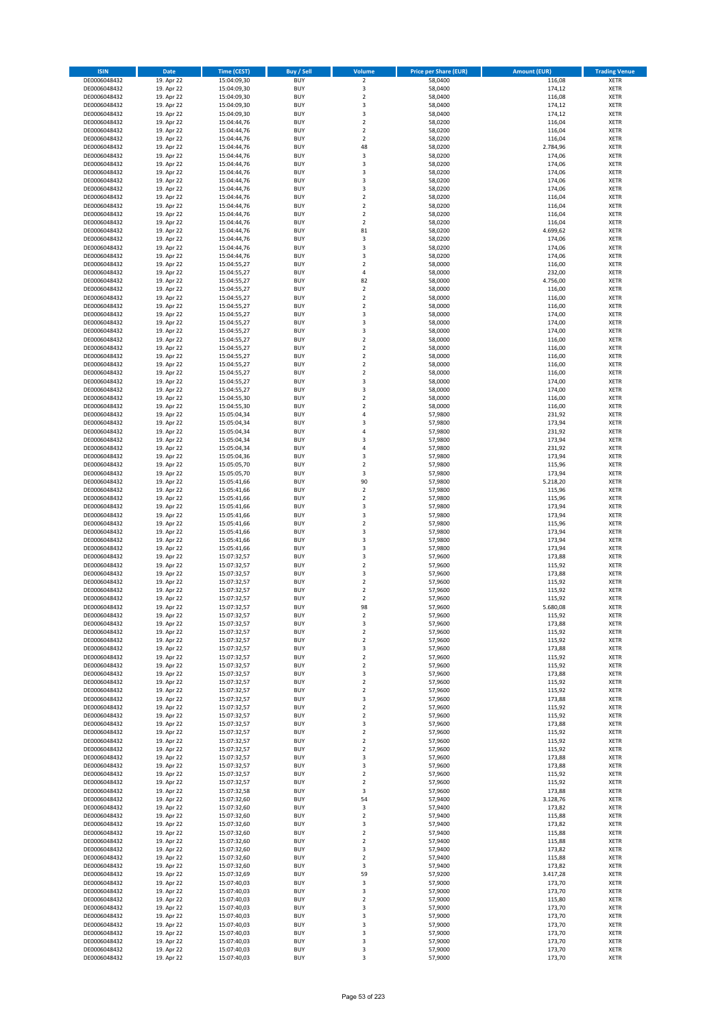| ISIN | Date | Time (CEST) | Buy / Sell | Volume | Price per Share (EUR) | Amount (EUR) | Trading Venue |
|---|---|---|---|---|---|---|---|
| DE0006048432 | 19. Apr 22 | 15:04:09,30 | BUY | 2 | 58,0400 | 116,08 | XETR |
| DE0006048432 | 19. Apr 22 | 15:04:09,30 | BUY | 3 | 58,0400 | 174,12 | XETR |
| DE0006048432 | 19. Apr 22 | 15:04:09,30 | BUY | 2 | 58,0400 | 116,08 | XETR |
| DE0006048432 | 19. Apr 22 | 15:04:09,30 | BUY | 3 | 58,0400 | 174,12 | XETR |
| DE0006048432 | 19. Apr 22 | 15:04:09,30 | BUY | 3 | 58,0400 | 174,12 | XETR |
| DE0006048432 | 19. Apr 22 | 15:04:44,76 | BUY | 2 | 58,0200 | 116,04 | XETR |
| DE0006048432 | 19. Apr 22 | 15:04:44,76 | BUY | 2 | 58,0200 | 116,04 | XETR |
| DE0006048432 | 19. Apr 22 | 15:04:44,76 | BUY | 2 | 58,0200 | 116,04 | XETR |
| DE0006048432 | 19. Apr 22 | 15:04:44,76 | BUY | 48 | 58,0200 | 2.784,96 | XETR |
| DE0006048432 | 19. Apr 22 | 15:04:44,76 | BUY | 3 | 58,0200 | 174,06 | XETR |
| DE0006048432 | 19. Apr 22 | 15:04:44,76 | BUY | 3 | 58,0200 | 174,06 | XETR |
| DE0006048432 | 19. Apr 22 | 15:04:44,76 | BUY | 3 | 58,0200 | 174,06 | XETR |
| DE0006048432 | 19. Apr 22 | 15:04:44,76 | BUY | 3 | 58,0200 | 174,06 | XETR |
| DE0006048432 | 19. Apr 22 | 15:04:44,76 | BUY | 3 | 58,0200 | 174,06 | XETR |
| DE0006048432 | 19. Apr 22 | 15:04:44,76 | BUY | 2 | 58,0200 | 116,04 | XETR |
| DE0006048432 | 19. Apr 22 | 15:04:44,76 | BUY | 2 | 58,0200 | 116,04 | XETR |
| DE0006048432 | 19. Apr 22 | 15:04:44,76 | BUY | 2 | 58,0200 | 116,04 | XETR |
| DE0006048432 | 19. Apr 22 | 15:04:44,76 | BUY | 2 | 58,0200 | 116,04 | XETR |
| DE0006048432 | 19. Apr 22 | 15:04:44,76 | BUY | 81 | 58,0200 | 4.699,62 | XETR |
| DE0006048432 | 19. Apr 22 | 15:04:44,76 | BUY | 3 | 58,0200 | 174,06 | XETR |
| DE0006048432 | 19. Apr 22 | 15:04:44,76 | BUY | 3 | 58,0200 | 174,06 | XETR |
| DE0006048432 | 19. Apr 22 | 15:04:44,76 | BUY | 3 | 58,0200 | 174,06 | XETR |
| DE0006048432 | 19. Apr 22 | 15:04:55,27 | BUY | 2 | 58,0000 | 116,00 | XETR |
| DE0006048432 | 19. Apr 22 | 15:04:55,27 | BUY | 4 | 58,0000 | 232,00 | XETR |
| DE0006048432 | 19. Apr 22 | 15:04:55,27 | BUY | 82 | 58,0000 | 4.756,00 | XETR |
| DE0006048432 | 19. Apr 22 | 15:04:55,27 | BUY | 2 | 58,0000 | 116,00 | XETR |
| DE0006048432 | 19. Apr 22 | 15:04:55,27 | BUY | 2 | 58,0000 | 116,00 | XETR |
| DE0006048432 | 19. Apr 22 | 15:04:55,27 | BUY | 2 | 58,0000 | 116,00 | XETR |
| DE0006048432 | 19. Apr 22 | 15:04:55,27 | BUY | 3 | 58,0000 | 174,00 | XETR |
| DE0006048432 | 19. Apr 22 | 15:04:55,27 | BUY | 3 | 58,0000 | 174,00 | XETR |
| DE0006048432 | 19. Apr 22 | 15:04:55,27 | BUY | 3 | 58,0000 | 174,00 | XETR |
| DE0006048432 | 19. Apr 22 | 15:04:55,27 | BUY | 2 | 58,0000 | 116,00 | XETR |
| DE0006048432 | 19. Apr 22 | 15:04:55,27 | BUY | 2 | 58,0000 | 116,00 | XETR |
| DE0006048432 | 19. Apr 22 | 15:04:55,27 | BUY | 2 | 58,0000 | 116,00 | XETR |
| DE0006048432 | 19. Apr 22 | 15:04:55,27 | BUY | 2 | 58,0000 | 116,00 | XETR |
| DE0006048432 | 19. Apr 22 | 15:04:55,27 | BUY | 2 | 58,0000 | 116,00 | XETR |
| DE0006048432 | 19. Apr 22 | 15:04:55,27 | BUY | 3 | 58,0000 | 174,00 | XETR |
| DE0006048432 | 19. Apr 22 | 15:04:55,27 | BUY | 3 | 58,0000 | 174,00 | XETR |
| DE0006048432 | 19. Apr 22 | 15:04:55,30 | BUY | 2 | 58,0000 | 116,00 | XETR |
| DE0006048432 | 19. Apr 22 | 15:04:55,30 | BUY | 2 | 58,0000 | 116,00 | XETR |
| DE0006048432 | 19. Apr 22 | 15:05:04,34 | BUY | 4 | 57,9800 | 231,92 | XETR |
| DE0006048432 | 19. Apr 22 | 15:05:04,34 | BUY | 3 | 57,9800 | 173,94 | XETR |
| DE0006048432 | 19. Apr 22 | 15:05:04,34 | BUY | 4 | 57,9800 | 231,92 | XETR |
| DE0006048432 | 19. Apr 22 | 15:05:04,34 | BUY | 3 | 57,9800 | 173,94 | XETR |
| DE0006048432 | 19. Apr 22 | 15:05:04,34 | BUY | 4 | 57,9800 | 231,92 | XETR |
| DE0006048432 | 19. Apr 22 | 15:05:04,36 | BUY | 3 | 57,9800 | 173,94 | XETR |
| DE0006048432 | 19. Apr 22 | 15:05:05,70 | BUY | 2 | 57,9800 | 115,96 | XETR |
| DE0006048432 | 19. Apr 22 | 15:05:05,70 | BUY | 3 | 57,9800 | 173,94 | XETR |
| DE0006048432 | 19. Apr 22 | 15:05:41,66 | BUY | 90 | 57,9800 | 5.218,20 | XETR |
| DE0006048432 | 19. Apr 22 | 15:05:41,66 | BUY | 2 | 57,9800 | 115,96 | XETR |
| DE0006048432 | 19. Apr 22 | 15:05:41,66 | BUY | 2 | 57,9800 | 115,96 | XETR |
| DE0006048432 | 19. Apr 22 | 15:05:41,66 | BUY | 3 | 57,9800 | 173,94 | XETR |
| DE0006048432 | 19. Apr 22 | 15:05:41,66 | BUY | 3 | 57,9800 | 173,94 | XETR |
| DE0006048432 | 19. Apr 22 | 15:05:41,66 | BUY | 2 | 57,9800 | 115,96 | XETR |
| DE0006048432 | 19. Apr 22 | 15:05:41,66 | BUY | 3 | 57,9800 | 173,94 | XETR |
| DE0006048432 | 19. Apr 22 | 15:05:41,66 | BUY | 3 | 57,9800 | 173,94 | XETR |
| DE0006048432 | 19. Apr 22 | 15:05:41,66 | BUY | 3 | 57,9800 | 173,94 | XETR |
| DE0006048432 | 19. Apr 22 | 15:07:32,57 | BUY | 3 | 57,9600 | 173,88 | XETR |
| DE0006048432 | 19. Apr 22 | 15:07:32,57 | BUY | 2 | 57,9600 | 115,92 | XETR |
| DE0006048432 | 19. Apr 22 | 15:07:32,57 | BUY | 3 | 57,9600 | 173,88 | XETR |
| DE0006048432 | 19. Apr 22 | 15:07:32,57 | BUY | 2 | 57,9600 | 115,92 | XETR |
| DE0006048432 | 19. Apr 22 | 15:07:32,57 | BUY | 2 | 57,9600 | 115,92 | XETR |
| DE0006048432 | 19. Apr 22 | 15:07:32,57 | BUY | 2 | 57,9600 | 115,92 | XETR |
| DE0006048432 | 19. Apr 22 | 15:07:32,57 | BUY | 98 | 57,9600 | 5.680,08 | XETR |
| DE0006048432 | 19. Apr 22 | 15:07:32,57 | BUY | 2 | 57,9600 | 115,92 | XETR |
| DE0006048432 | 19. Apr 22 | 15:07:32,57 | BUY | 3 | 57,9600 | 173,88 | XETR |
| DE0006048432 | 19. Apr 22 | 15:07:32,57 | BUY | 2 | 57,9600 | 115,92 | XETR |
| DE0006048432 | 19. Apr 22 | 15:07:32,57 | BUY | 2 | 57,9600 | 115,92 | XETR |
| DE0006048432 | 19. Apr 22 | 15:07:32,57 | BUY | 3 | 57,9600 | 173,88 | XETR |
| DE0006048432 | 19. Apr 22 | 15:07:32,57 | BUY | 2 | 57,9600 | 115,92 | XETR |
| DE0006048432 | 19. Apr 22 | 15:07:32,57 | BUY | 2 | 57,9600 | 115,92 | XETR |
| DE0006048432 | 19. Apr 22 | 15:07:32,57 | BUY | 3 | 57,9600 | 173,88 | XETR |
| DE0006048432 | 19. Apr 22 | 15:07:32,57 | BUY | 2 | 57,9600 | 115,92 | XETR |
| DE0006048432 | 19. Apr 22 | 15:07:32,57 | BUY | 2 | 57,9600 | 115,92 | XETR |
| DE0006048432 | 19. Apr 22 | 15:07:32,57 | BUY | 3 | 57,9600 | 173,88 | XETR |
| DE0006048432 | 19. Apr 22 | 15:07:32,57 | BUY | 2 | 57,9600 | 115,92 | XETR |
| DE0006048432 | 19. Apr 22 | 15:07:32,57 | BUY | 2 | 57,9600 | 115,92 | XETR |
| DE0006048432 | 19. Apr 22 | 15:07:32,57 | BUY | 3 | 57,9600 | 173,88 | XETR |
| DE0006048432 | 19. Apr 22 | 15:07:32,57 | BUY | 2 | 57,9600 | 115,92 | XETR |
| DE0006048432 | 19. Apr 22 | 15:07:32,57 | BUY | 2 | 57,9600 | 115,92 | XETR |
| DE0006048432 | 19. Apr 22 | 15:07:32,57 | BUY | 2 | 57,9600 | 115,92 | XETR |
| DE0006048432 | 19. Apr 22 | 15:07:32,57 | BUY | 3 | 57,9600 | 173,88 | XETR |
| DE0006048432 | 19. Apr 22 | 15:07:32,57 | BUY | 3 | 57,9600 | 173,88 | XETR |
| DE0006048432 | 19. Apr 22 | 15:07:32,57 | BUY | 2 | 57,9600 | 115,92 | XETR |
| DE0006048432 | 19. Apr 22 | 15:07:32,57 | BUY | 2 | 57,9600 | 115,92 | XETR |
| DE0006048432 | 19. Apr 22 | 15:07:32,58 | BUY | 3 | 57,9600 | 173,88 | XETR |
| DE0006048432 | 19. Apr 22 | 15:07:32,60 | BUY | 54 | 57,9400 | 3.128,76 | XETR |
| DE0006048432 | 19. Apr 22 | 15:07:32,60 | BUY | 3 | 57,9400 | 173,82 | XETR |
| DE0006048432 | 19. Apr 22 | 15:07:32,60 | BUY | 2 | 57,9400 | 115,88 | XETR |
| DE0006048432 | 19. Apr 22 | 15:07:32,60 | BUY | 3 | 57,9400 | 173,82 | XETR |
| DE0006048432 | 19. Apr 22 | 15:07:32,60 | BUY | 2 | 57,9400 | 115,88 | XETR |
| DE0006048432 | 19. Apr 22 | 15:07:32,60 | BUY | 2 | 57,9400 | 115,88 | XETR |
| DE0006048432 | 19. Apr 22 | 15:07:32,60 | BUY | 3 | 57,9400 | 173,82 | XETR |
| DE0006048432 | 19. Apr 22 | 15:07:32,60 | BUY | 2 | 57,9400 | 115,88 | XETR |
| DE0006048432 | 19. Apr 22 | 15:07:32,60 | BUY | 3 | 57,9400 | 173,82 | XETR |
| DE0006048432 | 19. Apr 22 | 15:07:32,69 | BUY | 59 | 57,9200 | 3.417,28 | XETR |
| DE0006048432 | 19. Apr 22 | 15:07:40,03 | BUY | 3 | 57,9000 | 173,70 | XETR |
| DE0006048432 | 19. Apr 22 | 15:07:40,03 | BUY | 3 | 57,9000 | 173,70 | XETR |
| DE0006048432 | 19. Apr 22 | 15:07:40,03 | BUY | 2 | 57,9000 | 115,80 | XETR |
| DE0006048432 | 19. Apr 22 | 15:07:40,03 | BUY | 3 | 57,9000 | 173,70 | XETR |
| DE0006048432 | 19. Apr 22 | 15:07:40,03 | BUY | 3 | 57,9000 | 173,70 | XETR |
| DE0006048432 | 19. Apr 22 | 15:07:40,03 | BUY | 3 | 57,9000 | 173,70 | XETR |
| DE0006048432 | 19. Apr 22 | 15:07:40,03 | BUY | 3 | 57,9000 | 173,70 | XETR |
| DE0006048432 | 19. Apr 22 | 15:07:40,03 | BUY | 3 | 57,9000 | 173,70 | XETR |
| DE0006048432 | 19. Apr 22 | 15:07:40,03 | BUY | 3 | 57,9000 | 173,70 | XETR |
| DE0006048432 | 19. Apr 22 | 15:07:40,03 | BUY | 3 | 57,9000 | 173,70 | XETR |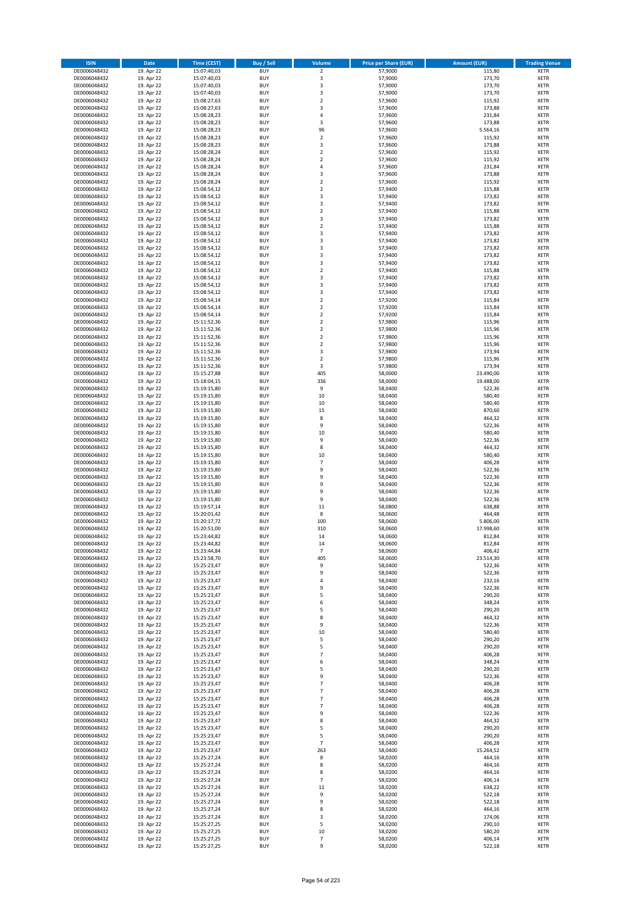| ISIN | Date | Time (CEST) | Buy / Sell | Volume | Price per Share (EUR) | Amount (EUR) | Trading Venue |
|---|---|---|---|---|---|---|---|
| DE0006048432 | 19. Apr 22 | 15:07:40,03 | BUY | 2 | 57,9000 | 115,80 | XETR |
| DE0006048432 | 19. Apr 22 | 15:07:40,03 | BUY | 3 | 57,9000 | 173,70 | XETR |
| DE0006048432 | 19. Apr 22 | 15:07:40,03 | BUY | 3 | 57,9000 | 173,70 | XETR |
| DE0006048432 | 19. Apr 22 | 15:07:40,03 | BUY | 3 | 57,9000 | 173,70 | XETR |
| DE0006048432 | 19. Apr 22 | 15:08:27,63 | BUY | 2 | 57,9600 | 115,92 | XETR |
| DE0006048432 | 19. Apr 22 | 15:08:27,63 | BUY | 3 | 57,9600 | 173,88 | XETR |
| DE0006048432 | 19. Apr 22 | 15:08:28,23 | BUY | 4 | 57,9600 | 231,84 | XETR |
| DE0006048432 | 19. Apr 22 | 15:08:28,23 | BUY | 3 | 57,9600 | 173,88 | XETR |
| DE0006048432 | 19. Apr 22 | 15:08:28,23 | BUY | 96 | 57,9600 | 5.564,16 | XETR |
| DE0006048432 | 19. Apr 22 | 15:08:28,23 | BUY | 2 | 57,9600 | 115,92 | XETR |
| DE0006048432 | 19. Apr 22 | 15:08:28,23 | BUY | 3 | 57,9600 | 173,88 | XETR |
| DE0006048432 | 19. Apr 22 | 15:08:28,24 | BUY | 2 | 57,9600 | 115,92 | XETR |
| DE0006048432 | 19. Apr 22 | 15:08:28,24 | BUY | 2 | 57,9600 | 115,92 | XETR |
| DE0006048432 | 19. Apr 22 | 15:08:28,24 | BUY | 4 | 57,9600 | 231,84 | XETR |
| DE0006048432 | 19. Apr 22 | 15:08:28,24 | BUY | 3 | 57,9600 | 173,88 | XETR |
| DE0006048432 | 19. Apr 22 | 15:08:28,24 | BUY | 2 | 57,9600 | 115,92 | XETR |
| DE0006048432 | 19. Apr 22 | 15:08:54,12 | BUY | 2 | 57,9400 | 115,88 | XETR |
| DE0006048432 | 19. Apr 22 | 15:08:54,12 | BUY | 3 | 57,9400 | 173,82 | XETR |
| DE0006048432 | 19. Apr 22 | 15:08:54,12 | BUY | 3 | 57,9400 | 173,82 | XETR |
| DE0006048432 | 19. Apr 22 | 15:08:54,12 | BUY | 2 | 57,9400 | 115,88 | XETR |
| DE0006048432 | 19. Apr 22 | 15:08:54,12 | BUY | 3 | 57,9400 | 173,82 | XETR |
| DE0006048432 | 19. Apr 22 | 15:08:54,12 | BUY | 2 | 57,9400 | 115,88 | XETR |
| DE0006048432 | 19. Apr 22 | 15:08:54,12 | BUY | 3 | 57,9400 | 173,82 | XETR |
| DE0006048432 | 19. Apr 22 | 15:08:54,12 | BUY | 3 | 57,9400 | 173,82 | XETR |
| DE0006048432 | 19. Apr 22 | 15:08:54,12 | BUY | 3 | 57,9400 | 173,82 | XETR |
| DE0006048432 | 19. Apr 22 | 15:08:54,12 | BUY | 3 | 57,9400 | 173,82 | XETR |
| DE0006048432 | 19. Apr 22 | 15:08:54,12 | BUY | 3 | 57,9400 | 173,82 | XETR |
| DE0006048432 | 19. Apr 22 | 15:08:54,12 | BUY | 2 | 57,9400 | 115,88 | XETR |
| DE0006048432 | 19. Apr 22 | 15:08:54,12 | BUY | 3 | 57,9400 | 173,82 | XETR |
| DE0006048432 | 19. Apr 22 | 15:08:54,12 | BUY | 3 | 57,9400 | 173,82 | XETR |
| DE0006048432 | 19. Apr 22 | 15:08:54,12 | BUY | 3 | 57,9400 | 173,82 | XETR |
| DE0006048432 | 19. Apr 22 | 15:08:54,14 | BUY | 2 | 57,9200 | 115,84 | XETR |
| DE0006048432 | 19. Apr 22 | 15:08:54,14 | BUY | 2 | 57,9200 | 115,84 | XETR |
| DE0006048432 | 19. Apr 22 | 15:08:54,14 | BUY | 2 | 57,9200 | 115,84 | XETR |
| DE0006048432 | 19. Apr 22 | 15:11:52,36 | BUY | 2 | 57,9800 | 115,96 | XETR |
| DE0006048432 | 19. Apr 22 | 15:11:52,36 | BUY | 2 | 57,9800 | 115,96 | XETR |
| DE0006048432 | 19. Apr 22 | 15:11:52,36 | BUY | 2 | 57,9800 | 115,96 | XETR |
| DE0006048432 | 19. Apr 22 | 15:11:52,36 | BUY | 2 | 57,9800 | 115,96 | XETR |
| DE0006048432 | 19. Apr 22 | 15:11:52,36 | BUY | 3 | 57,9800 | 173,94 | XETR |
| DE0006048432 | 19. Apr 22 | 15:11:52,36 | BUY | 2 | 57,9800 | 115,96 | XETR |
| DE0006048432 | 19. Apr 22 | 15:11:52,36 | BUY | 3 | 57,9800 | 173,94 | XETR |
| DE0006048432 | 19. Apr 22 | 15:15:27,88 | BUY | 405 | 58,0000 | 23.490,00 | XETR |
| DE0006048432 | 19. Apr 22 | 15:18:04,15 | BUY | 336 | 58,0000 | 19.488,00 | XETR |
| DE0006048432 | 19. Apr 22 | 15:19:15,80 | BUY | 9 | 58,0400 | 522,36 | XETR |
| DE0006048432 | 19. Apr 22 | 15:19:15,80 | BUY | 10 | 58,0400 | 580,40 | XETR |
| DE0006048432 | 19. Apr 22 | 15:19:15,80 | BUY | 10 | 58,0400 | 580,40 | XETR |
| DE0006048432 | 19. Apr 22 | 15:19:15,80 | BUY | 15 | 58,0400 | 870,60 | XETR |
| DE0006048432 | 19. Apr 22 | 15:19:15,80 | BUY | 8 | 58,0400 | 464,32 | XETR |
| DE0006048432 | 19. Apr 22 | 15:19:15,80 | BUY | 9 | 58,0400 | 522,36 | XETR |
| DE0006048432 | 19. Apr 22 | 15:19:15,80 | BUY | 10 | 58,0400 | 580,40 | XETR |
| DE0006048432 | 19. Apr 22 | 15:19:15,80 | BUY | 9 | 58,0400 | 522,36 | XETR |
| DE0006048432 | 19. Apr 22 | 15:19:15,80 | BUY | 8 | 58,0400 | 464,32 | XETR |
| DE0006048432 | 19. Apr 22 | 15:19:15,80 | BUY | 10 | 58,0400 | 580,40 | XETR |
| DE0006048432 | 19. Apr 22 | 15:19:15,80 | BUY | 7 | 58,0400 | 406,28 | XETR |
| DE0006048432 | 19. Apr 22 | 15:19:15,80 | BUY | 9 | 58,0400 | 522,36 | XETR |
| DE0006048432 | 19. Apr 22 | 15:19:15,80 | BUY | 9 | 58,0400 | 522,36 | XETR |
| DE0006048432 | 19. Apr 22 | 15:19:15,80 | BUY | 9 | 58,0400 | 522,36 | XETR |
| DE0006048432 | 19. Apr 22 | 15:19:15,80 | BUY | 9 | 58,0400 | 522,36 | XETR |
| DE0006048432 | 19. Apr 22 | 15:19:15,80 | BUY | 9 | 58,0400 | 522,36 | XETR |
| DE0006048432 | 19. Apr 22 | 15:19:57,14 | BUY | 11 | 58,0800 | 638,88 | XETR |
| DE0006048432 | 19. Apr 22 | 15:20:01,42 | BUY | 8 | 58,0600 | 464,48 | XETR |
| DE0006048432 | 19. Apr 22 | 15:20:17,72 | BUY | 100 | 58,0600 | 5.806,00 | XETR |
| DE0006048432 | 19. Apr 22 | 15:20:51,00 | BUY | 310 | 58,0600 | 17.998,60 | XETR |
| DE0006048432 | 19. Apr 22 | 15:23:44,82 | BUY | 14 | 58,0600 | 812,84 | XETR |
| DE0006048432 | 19. Apr 22 | 15:23:44,82 | BUY | 14 | 58,0600 | 812,84 | XETR |
| DE0006048432 | 19. Apr 22 | 15:23:44,84 | BUY | 7 | 58,0600 | 406,42 | XETR |
| DE0006048432 | 19. Apr 22 | 15:23:58,70 | BUY | 405 | 58,0600 | 23.514,30 | XETR |
| DE0006048432 | 19. Apr 22 | 15:25:23,47 | BUY | 9 | 58,0400 | 522,36 | XETR |
| DE0006048432 | 19. Apr 22 | 15:25:23,47 | BUY | 9 | 58,0400 | 522,36 | XETR |
| DE0006048432 | 19. Apr 22 | 15:25:23,47 | BUY | 4 | 58,0400 | 232,16 | XETR |
| DE0006048432 | 19. Apr 22 | 15:25:23,47 | BUY | 9 | 58,0400 | 522,36 | XETR |
| DE0006048432 | 19. Apr 22 | 15:25:23,47 | BUY | 5 | 58,0400 | 290,20 | XETR |
| DE0006048432 | 19. Apr 22 | 15:25:23,47 | BUY | 6 | 58,0400 | 348,24 | XETR |
| DE0006048432 | 19. Apr 22 | 15:25:23,47 | BUY | 5 | 58,0400 | 290,20 | XETR |
| DE0006048432 | 19. Apr 22 | 15:25:23,47 | BUY | 8 | 58,0400 | 464,32 | XETR |
| DE0006048432 | 19. Apr 22 | 15:25:23,47 | BUY | 9 | 58,0400 | 522,36 | XETR |
| DE0006048432 | 19. Apr 22 | 15:25:23,47 | BUY | 10 | 58,0400 | 580,40 | XETR |
| DE0006048432 | 19. Apr 22 | 15:25:23,47 | BUY | 5 | 58,0400 | 290,20 | XETR |
| DE0006048432 | 19. Apr 22 | 15:25:23,47 | BUY | 5 | 58,0400 | 290,20 | XETR |
| DE0006048432 | 19. Apr 22 | 15:25:23,47 | BUY | 7 | 58,0400 | 406,28 | XETR |
| DE0006048432 | 19. Apr 22 | 15:25:23,47 | BUY | 6 | 58,0400 | 348,24 | XETR |
| DE0006048432 | 19. Apr 22 | 15:25:23,47 | BUY | 5 | 58,0400 | 290,20 | XETR |
| DE0006048432 | 19. Apr 22 | 15:25:23,47 | BUY | 9 | 58,0400 | 522,36 | XETR |
| DE0006048432 | 19. Apr 22 | 15:25:23,47 | BUY | 7 | 58,0400 | 406,28 | XETR |
| DE0006048432 | 19. Apr 22 | 15:25:23,47 | BUY | 7 | 58,0400 | 406,28 | XETR |
| DE0006048432 | 19. Apr 22 | 15:25:23,47 | BUY | 7 | 58,0400 | 406,28 | XETR |
| DE0006048432 | 19. Apr 22 | 15:25:23,47 | BUY | 7 | 58,0400 | 406,28 | XETR |
| DE0006048432 | 19. Apr 22 | 15:25:23,47 | BUY | 9 | 58,0400 | 522,36 | XETR |
| DE0006048432 | 19. Apr 22 | 15:25:23,47 | BUY | 8 | 58,0400 | 464,32 | XETR |
| DE0006048432 | 19. Apr 22 | 15:25:23,47 | BUY | 5 | 58,0400 | 290,20 | XETR |
| DE0006048432 | 19. Apr 22 | 15:25:23,47 | BUY | 5 | 58,0400 | 290,20 | XETR |
| DE0006048432 | 19. Apr 22 | 15:25:23,47 | BUY | 7 | 58,0400 | 406,28 | XETR |
| DE0006048432 | 19. Apr 22 | 15:25:23,47 | BUY | 263 | 58,0400 | 15.264,52 | XETR |
| DE0006048432 | 19. Apr 22 | 15:25:27,24 | BUY | 8 | 58,0200 | 464,16 | XETR |
| DE0006048432 | 19. Apr 22 | 15:25:27,24 | BUY | 8 | 58,0200 | 464,16 | XETR |
| DE0006048432 | 19. Apr 22 | 15:25:27,24 | BUY | 8 | 58,0200 | 464,16 | XETR |
| DE0006048432 | 19. Apr 22 | 15:25:27,24 | BUY | 7 | 58,0200 | 406,14 | XETR |
| DE0006048432 | 19. Apr 22 | 15:25:27,24 | BUY | 11 | 58,0200 | 638,22 | XETR |
| DE0006048432 | 19. Apr 22 | 15:25:27,24 | BUY | 9 | 58,0200 | 522,18 | XETR |
| DE0006048432 | 19. Apr 22 | 15:25:27,24 | BUY | 9 | 58,0200 | 522,18 | XETR |
| DE0006048432 | 19. Apr 22 | 15:25:27,24 | BUY | 8 | 58,0200 | 464,16 | XETR |
| DE0006048432 | 19. Apr 22 | 15:25:27,24 | BUY | 3 | 58,0200 | 174,06 | XETR |
| DE0006048432 | 19. Apr 22 | 15:25:27,25 | BUY | 5 | 58,0200 | 290,10 | XETR |
| DE0006048432 | 19. Apr 22 | 15:25:27,25 | BUY | 10 | 58,0200 | 580,20 | XETR |
| DE0006048432 | 19. Apr 22 | 15:25:27,25 | BUY | 7 | 58,0200 | 406,14 | XETR |
| DE0006048432 | 19. Apr 22 | 15:25:27,25 | BUY | 9 | 58,0200 | 522,18 | XETR |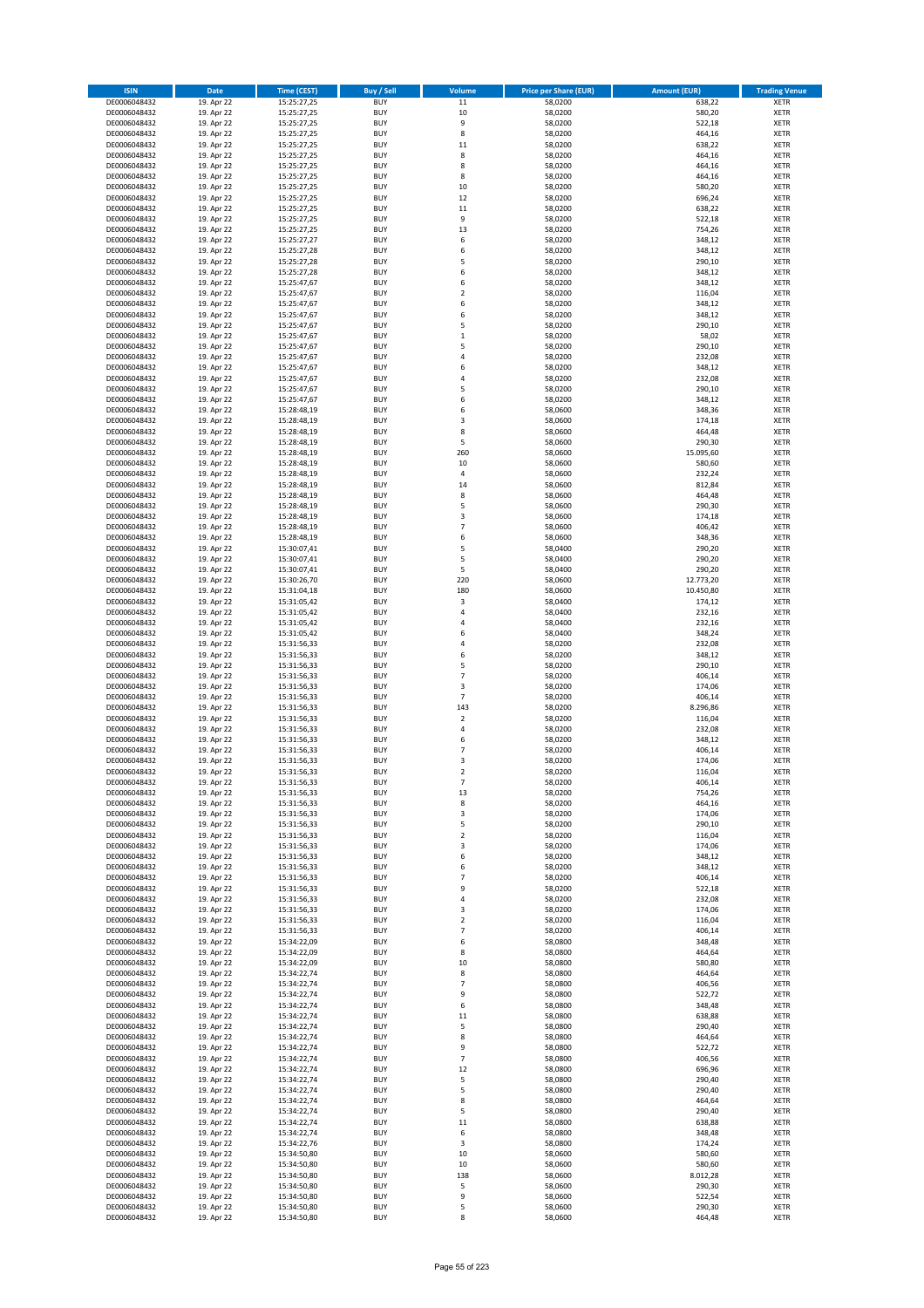| ISIN | Date | Time (CEST) | Buy / Sell | Volume | Price per Share (EUR) | Amount (EUR) | Trading Venue |
|---|---|---|---|---|---|---|---|
| DE0006048432 | 19. Apr 22 | 15:25:27,25 | BUY | 11 | 58,0200 | 638,22 | XETR |
| DE0006048432 | 19. Apr 22 | 15:25:27,25 | BUY | 10 | 58,0200 | 580,20 | XETR |
| DE0006048432 | 19. Apr 22 | 15:25:27,25 | BUY | 9 | 58,0200 | 522,18 | XETR |
| DE0006048432 | 19. Apr 22 | 15:25:27,25 | BUY | 8 | 58,0200 | 464,16 | XETR |
| DE0006048432 | 19. Apr 22 | 15:25:27,25 | BUY | 11 | 58,0200 | 638,22 | XETR |
| DE0006048432 | 19. Apr 22 | 15:25:27,25 | BUY | 8 | 58,0200 | 464,16 | XETR |
| DE0006048432 | 19. Apr 22 | 15:25:27,25 | BUY | 8 | 58,0200 | 464,16 | XETR |
| DE0006048432 | 19. Apr 22 | 15:25:27,25 | BUY | 8 | 58,0200 | 464,16 | XETR |
| DE0006048432 | 19. Apr 22 | 15:25:27,25 | BUY | 10 | 58,0200 | 580,20 | XETR |
| DE0006048432 | 19. Apr 22 | 15:25:27,25 | BUY | 12 | 58,0200 | 696,24 | XETR |
| DE0006048432 | 19. Apr 22 | 15:25:27,25 | BUY | 11 | 58,0200 | 638,22 | XETR |
| DE0006048432 | 19. Apr 22 | 15:25:27,25 | BUY | 9 | 58,0200 | 522,18 | XETR |
| DE0006048432 | 19. Apr 22 | 15:25:27,25 | BUY | 13 | 58,0200 | 754,26 | XETR |
| DE0006048432 | 19. Apr 22 | 15:25:27,27 | BUY | 6 | 58,0200 | 348,12 | XETR |
| DE0006048432 | 19. Apr 22 | 15:25:27,28 | BUY | 6 | 58,0200 | 348,12 | XETR |
| DE0006048432 | 19. Apr 22 | 15:25:27,28 | BUY | 5 | 58,0200 | 290,10 | XETR |
| DE0006048432 | 19. Apr 22 | 15:25:27,28 | BUY | 6 | 58,0200 | 348,12 | XETR |
| DE0006048432 | 19. Apr 22 | 15:25:47,67 | BUY | 6 | 58,0200 | 348,12 | XETR |
| DE0006048432 | 19. Apr 22 | 15:25:47,67 | BUY | 2 | 58,0200 | 116,04 | XETR |
| DE0006048432 | 19. Apr 22 | 15:25:47,67 | BUY | 6 | 58,0200 | 348,12 | XETR |
| DE0006048432 | 19. Apr 22 | 15:25:47,67 | BUY | 6 | 58,0200 | 348,12 | XETR |
| DE0006048432 | 19. Apr 22 | 15:25:47,67 | BUY | 5 | 58,0200 | 290,10 | XETR |
| DE0006048432 | 19. Apr 22 | 15:25:47,67 | BUY | 1 | 58,0200 | 58,02 | XETR |
| DE0006048432 | 19. Apr 22 | 15:25:47,67 | BUY | 5 | 58,0200 | 290,10 | XETR |
| DE0006048432 | 19. Apr 22 | 15:25:47,67 | BUY | 4 | 58,0200 | 232,08 | XETR |
| DE0006048432 | 19. Apr 22 | 15:25:47,67 | BUY | 6 | 58,0200 | 348,12 | XETR |
| DE0006048432 | 19. Apr 22 | 15:25:47,67 | BUY | 4 | 58,0200 | 232,08 | XETR |
| DE0006048432 | 19. Apr 22 | 15:25:47,67 | BUY | 5 | 58,0200 | 290,10 | XETR |
| DE0006048432 | 19. Apr 22 | 15:25:47,67 | BUY | 6 | 58,0200 | 348,12 | XETR |
| DE0006048432 | 19. Apr 22 | 15:28:48,19 | BUY | 6 | 58,0600 | 348,36 | XETR |
| DE0006048432 | 19. Apr 22 | 15:28:48,19 | BUY | 3 | 58,0600 | 174,18 | XETR |
| DE0006048432 | 19. Apr 22 | 15:28:48,19 | BUY | 8 | 58,0600 | 464,48 | XETR |
| DE0006048432 | 19. Apr 22 | 15:28:48,19 | BUY | 5 | 58,0600 | 290,30 | XETR |
| DE0006048432 | 19. Apr 22 | 15:28:48,19 | BUY | 260 | 58,0600 | 15.095,60 | XETR |
| DE0006048432 | 19. Apr 22 | 15:28:48,19 | BUY | 10 | 58,0600 | 580,60 | XETR |
| DE0006048432 | 19. Apr 22 | 15:28:48,19 | BUY | 4 | 58,0600 | 232,24 | XETR |
| DE0006048432 | 19. Apr 22 | 15:28:48,19 | BUY | 14 | 58,0600 | 812,84 | XETR |
| DE0006048432 | 19. Apr 22 | 15:28:48,19 | BUY | 8 | 58,0600 | 464,48 | XETR |
| DE0006048432 | 19. Apr 22 | 15:28:48,19 | BUY | 5 | 58,0600 | 290,30 | XETR |
| DE0006048432 | 19. Apr 22 | 15:28:48,19 | BUY | 3 | 58,0600 | 174,18 | XETR |
| DE0006048432 | 19. Apr 22 | 15:28:48,19 | BUY | 7 | 58,0600 | 406,42 | XETR |
| DE0006048432 | 19. Apr 22 | 15:28:48,19 | BUY | 6 | 58,0600 | 348,36 | XETR |
| DE0006048432 | 19. Apr 22 | 15:30:07,41 | BUY | 5 | 58,0400 | 290,20 | XETR |
| DE0006048432 | 19. Apr 22 | 15:30:07,41 | BUY | 5 | 58,0400 | 290,20 | XETR |
| DE0006048432 | 19. Apr 22 | 15:30:07,41 | BUY | 5 | 58,0400 | 290,20 | XETR |
| DE0006048432 | 19. Apr 22 | 15:30:26,70 | BUY | 220 | 58,0600 | 12.773,20 | XETR |
| DE0006048432 | 19. Apr 22 | 15:31:04,18 | BUY | 180 | 58,0600 | 10.450,80 | XETR |
| DE0006048432 | 19. Apr 22 | 15:31:05,42 | BUY | 3 | 58,0400 | 174,12 | XETR |
| DE0006048432 | 19. Apr 22 | 15:31:05,42 | BUY | 4 | 58,0400 | 232,16 | XETR |
| DE0006048432 | 19. Apr 22 | 15:31:05,42 | BUY | 4 | 58,0400 | 232,16 | XETR |
| DE0006048432 | 19. Apr 22 | 15:31:05,42 | BUY | 6 | 58,0400 | 348,24 | XETR |
| DE0006048432 | 19. Apr 22 | 15:31:56,33 | BUY | 4 | 58,0200 | 232,08 | XETR |
| DE0006048432 | 19. Apr 22 | 15:31:56,33 | BUY | 6 | 58,0200 | 348,12 | XETR |
| DE0006048432 | 19. Apr 22 | 15:31:56,33 | BUY | 5 | 58,0200 | 290,10 | XETR |
| DE0006048432 | 19. Apr 22 | 15:31:56,33 | BUY | 7 | 58,0200 | 406,14 | XETR |
| DE0006048432 | 19. Apr 22 | 15:31:56,33 | BUY | 3 | 58,0200 | 174,06 | XETR |
| DE0006048432 | 19. Apr 22 | 15:31:56,33 | BUY | 7 | 58,0200 | 406,14 | XETR |
| DE0006048432 | 19. Apr 22 | 15:31:56,33 | BUY | 143 | 58,0200 | 8.296,86 | XETR |
| DE0006048432 | 19. Apr 22 | 15:31:56,33 | BUY | 2 | 58,0200 | 116,04 | XETR |
| DE0006048432 | 19. Apr 22 | 15:31:56,33 | BUY | 4 | 58,0200 | 232,08 | XETR |
| DE0006048432 | 19. Apr 22 | 15:31:56,33 | BUY | 6 | 58,0200 | 348,12 | XETR |
| DE0006048432 | 19. Apr 22 | 15:31:56,33 | BUY | 7 | 58,0200 | 406,14 | XETR |
| DE0006048432 | 19. Apr 22 | 15:31:56,33 | BUY | 3 | 58,0200 | 174,06 | XETR |
| DE0006048432 | 19. Apr 22 | 15:31:56,33 | BUY | 2 | 58,0200 | 116,04 | XETR |
| DE0006048432 | 19. Apr 22 | 15:31:56,33 | BUY | 7 | 58,0200 | 406,14 | XETR |
| DE0006048432 | 19. Apr 22 | 15:31:56,33 | BUY | 13 | 58,0200 | 754,26 | XETR |
| DE0006048432 | 19. Apr 22 | 15:31:56,33 | BUY | 8 | 58,0200 | 464,16 | XETR |
| DE0006048432 | 19. Apr 22 | 15:31:56,33 | BUY | 3 | 58,0200 | 174,06 | XETR |
| DE0006048432 | 19. Apr 22 | 15:31:56,33 | BUY | 5 | 58,0200 | 290,10 | XETR |
| DE0006048432 | 19. Apr 22 | 15:31:56,33 | BUY | 2 | 58,0200 | 116,04 | XETR |
| DE0006048432 | 19. Apr 22 | 15:31:56,33 | BUY | 3 | 58,0200 | 174,06 | XETR |
| DE0006048432 | 19. Apr 22 | 15:31:56,33 | BUY | 6 | 58,0200 | 348,12 | XETR |
| DE0006048432 | 19. Apr 22 | 15:31:56,33 | BUY | 6 | 58,0200 | 348,12 | XETR |
| DE0006048432 | 19. Apr 22 | 15:31:56,33 | BUY | 7 | 58,0200 | 406,14 | XETR |
| DE0006048432 | 19. Apr 22 | 15:31:56,33 | BUY | 9 | 58,0200 | 522,18 | XETR |
| DE0006048432 | 19. Apr 22 | 15:31:56,33 | BUY | 4 | 58,0200 | 232,08 | XETR |
| DE0006048432 | 19. Apr 22 | 15:31:56,33 | BUY | 3 | 58,0200 | 174,06 | XETR |
| DE0006048432 | 19. Apr 22 | 15:31:56,33 | BUY | 2 | 58,0200 | 116,04 | XETR |
| DE0006048432 | 19. Apr 22 | 15:31:56,33 | BUY | 7 | 58,0200 | 406,14 | XETR |
| DE0006048432 | 19. Apr 22 | 15:34:22,09 | BUY | 6 | 58,0800 | 348,48 | XETR |
| DE0006048432 | 19. Apr 22 | 15:34:22,09 | BUY | 8 | 58,0800 | 464,64 | XETR |
| DE0006048432 | 19. Apr 22 | 15:34:22,09 | BUY | 10 | 58,0800 | 580,80 | XETR |
| DE0006048432 | 19. Apr 22 | 15:34:22,74 | BUY | 8 | 58,0800 | 464,64 | XETR |
| DE0006048432 | 19. Apr 22 | 15:34:22,74 | BUY | 7 | 58,0800 | 406,56 | XETR |
| DE0006048432 | 19. Apr 22 | 15:34:22,74 | BUY | 9 | 58,0800 | 522,72 | XETR |
| DE0006048432 | 19. Apr 22 | 15:34:22,74 | BUY | 6 | 58,0800 | 348,48 | XETR |
| DE0006048432 | 19. Apr 22 | 15:34:22,74 | BUY | 11 | 58,0800 | 638,88 | XETR |
| DE0006048432 | 19. Apr 22 | 15:34:22,74 | BUY | 5 | 58,0800 | 290,40 | XETR |
| DE0006048432 | 19. Apr 22 | 15:34:22,74 | BUY | 8 | 58,0800 | 464,64 | XETR |
| DE0006048432 | 19. Apr 22 | 15:34:22,74 | BUY | 9 | 58,0800 | 522,72 | XETR |
| DE0006048432 | 19. Apr 22 | 15:34:22,74 | BUY | 7 | 58,0800 | 406,56 | XETR |
| DE0006048432 | 19. Apr 22 | 15:34:22,74 | BUY | 12 | 58,0800 | 696,96 | XETR |
| DE0006048432 | 19. Apr 22 | 15:34:22,74 | BUY | 5 | 58,0800 | 290,40 | XETR |
| DE0006048432 | 19. Apr 22 | 15:34:22,74 | BUY | 5 | 58,0800 | 290,40 | XETR |
| DE0006048432 | 19. Apr 22 | 15:34:22,74 | BUY | 8 | 58,0800 | 464,64 | XETR |
| DE0006048432 | 19. Apr 22 | 15:34:22,74 | BUY | 5 | 58,0800 | 290,40 | XETR |
| DE0006048432 | 19. Apr 22 | 15:34:22,74 | BUY | 11 | 58,0800 | 638,88 | XETR |
| DE0006048432 | 19. Apr 22 | 15:34:22,74 | BUY | 6 | 58,0800 | 348,48 | XETR |
| DE0006048432 | 19. Apr 22 | 15:34:22,76 | BUY | 3 | 58,0800 | 174,24 | XETR |
| DE0006048432 | 19. Apr 22 | 15:34:50,80 | BUY | 10 | 58,0600 | 580,60 | XETR |
| DE0006048432 | 19. Apr 22 | 15:34:50,80 | BUY | 10 | 58,0600 | 580,60 | XETR |
| DE0006048432 | 19. Apr 22 | 15:34:50,80 | BUY | 138 | 58,0600 | 8.012,28 | XETR |
| DE0006048432 | 19. Apr 22 | 15:34:50,80 | BUY | 5 | 58,0600 | 290,30 | XETR |
| DE0006048432 | 19. Apr 22 | 15:34:50,80 | BUY | 9 | 58,0600 | 522,54 | XETR |
| DE0006048432 | 19. Apr 22 | 15:34:50,80 | BUY | 5 | 58,0600 | 290,30 | XETR |
| DE0006048432 | 19. Apr 22 | 15:34:50,80 | BUY | 8 | 58,0600 | 464,48 | XETR |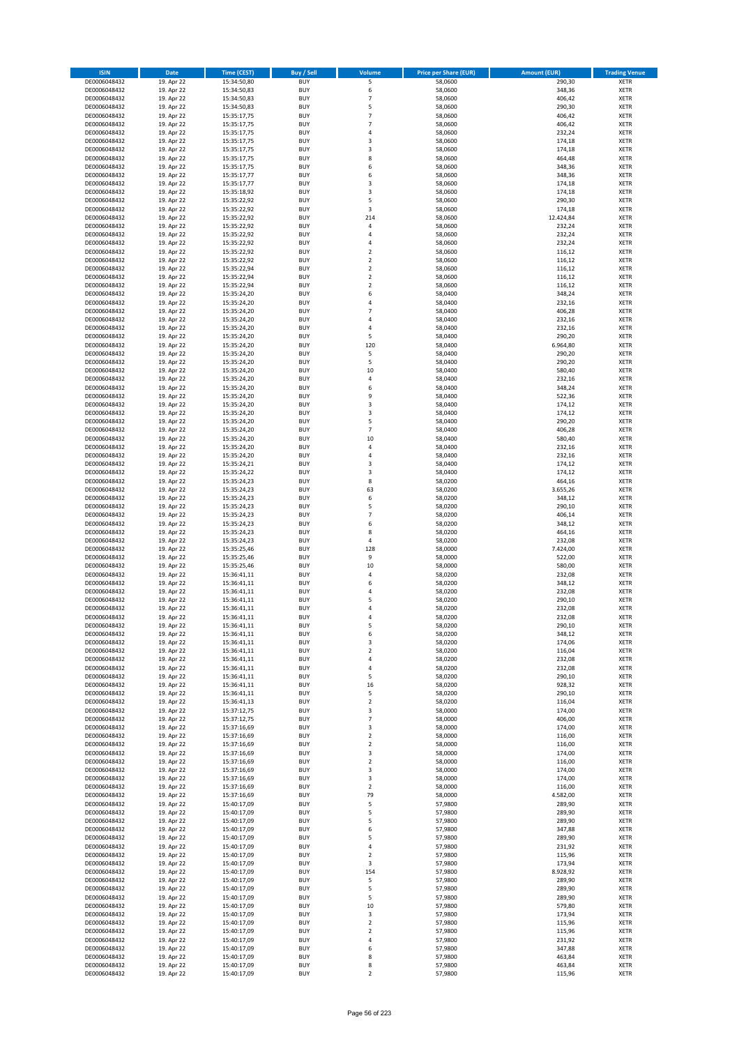| ISIN | Date | Time (CEST) | Buy / Sell | Volume | Price per Share (EUR) | Amount (EUR) | Trading Venue |
|---|---|---|---|---|---|---|---|
| DE0006048432 | 19. Apr 22 | 15:34:50,80 | BUY | 5 | 58,0600 | 290,30 | XETR |
| DE0006048432 | 19. Apr 22 | 15:34:50,83 | BUY | 6 | 58,0600 | 348,36 | XETR |
| DE0006048432 | 19. Apr 22 | 15:34:50,83 | BUY | 7 | 58,0600 | 406,42 | XETR |
| DE0006048432 | 19. Apr 22 | 15:34:50,83 | BUY | 5 | 58,0600 | 290,30 | XETR |
| DE0006048432 | 19. Apr 22 | 15:35:17,75 | BUY | 7 | 58,0600 | 406,42 | XETR |
| DE0006048432 | 19. Apr 22 | 15:35:17,75 | BUY | 7 | 58,0600 | 406,42 | XETR |
| DE0006048432 | 19. Apr 22 | 15:35:17,75 | BUY | 4 | 58,0600 | 232,24 | XETR |
| DE0006048432 | 19. Apr 22 | 15:35:17,75 | BUY | 3 | 58,0600 | 174,18 | XETR |
| DE0006048432 | 19. Apr 22 | 15:35:17,75 | BUY | 3 | 58,0600 | 174,18 | XETR |
| DE0006048432 | 19. Apr 22 | 15:35:17,75 | BUY | 8 | 58,0600 | 464,48 | XETR |
| DE0006048432 | 19. Apr 22 | 15:35:17,75 | BUY | 6 | 58,0600 | 348,36 | XETR |
| DE0006048432 | 19. Apr 22 | 15:35:17,77 | BUY | 6 | 58,0600 | 348,36 | XETR |
| DE0006048432 | 19. Apr 22 | 15:35:17,77 | BUY | 3 | 58,0600 | 174,18 | XETR |
| DE0006048432 | 19. Apr 22 | 15:35:18,92 | BUY | 3 | 58,0600 | 174,18 | XETR |
| DE0006048432 | 19. Apr 22 | 15:35:22,92 | BUY | 5 | 58,0600 | 290,30 | XETR |
| DE0006048432 | 19. Apr 22 | 15:35:22,92 | BUY | 3 | 58,0600 | 174,18 | XETR |
| DE0006048432 | 19. Apr 22 | 15:35:22,92 | BUY | 214 | 58,0600 | 12.424,84 | XETR |
| DE0006048432 | 19. Apr 22 | 15:35:22,92 | BUY | 4 | 58,0600 | 232,24 | XETR |
| DE0006048432 | 19. Apr 22 | 15:35:22,92 | BUY | 4 | 58,0600 | 232,24 | XETR |
| DE0006048432 | 19. Apr 22 | 15:35:22,92 | BUY | 4 | 58,0600 | 232,24 | XETR |
| DE0006048432 | 19. Apr 22 | 15:35:22,92 | BUY | 2 | 58,0600 | 116,12 | XETR |
| DE0006048432 | 19. Apr 22 | 15:35:22,92 | BUY | 2 | 58,0600 | 116,12 | XETR |
| DE0006048432 | 19. Apr 22 | 15:35:22,94 | BUY | 2 | 58,0600 | 116,12 | XETR |
| DE0006048432 | 19. Apr 22 | 15:35:22,94 | BUY | 2 | 58,0600 | 116,12 | XETR |
| DE0006048432 | 19. Apr 22 | 15:35:22,94 | BUY | 2 | 58,0600 | 116,12 | XETR |
| DE0006048432 | 19. Apr 22 | 15:35:24,20 | BUY | 6 | 58,0400 | 348,24 | XETR |
| DE0006048432 | 19. Apr 22 | 15:35:24,20 | BUY | 4 | 58,0400 | 232,16 | XETR |
| DE0006048432 | 19. Apr 22 | 15:35:24,20 | BUY | 7 | 58,0400 | 406,28 | XETR |
| DE0006048432 | 19. Apr 22 | 15:35:24,20 | BUY | 4 | 58,0400 | 232,16 | XETR |
| DE0006048432 | 19. Apr 22 | 15:35:24,20 | BUY | 4 | 58,0400 | 232,16 | XETR |
| DE0006048432 | 19. Apr 22 | 15:35:24,20 | BUY | 5 | 58,0400 | 290,20 | XETR |
| DE0006048432 | 19. Apr 22 | 15:35:24,20 | BUY | 120 | 58,0400 | 6.964,80 | XETR |
| DE0006048432 | 19. Apr 22 | 15:35:24,20 | BUY | 5 | 58,0400 | 290,20 | XETR |
| DE0006048432 | 19. Apr 22 | 15:35:24,20 | BUY | 5 | 58,0400 | 290,20 | XETR |
| DE0006048432 | 19. Apr 22 | 15:35:24,20 | BUY | 10 | 58,0400 | 580,40 | XETR |
| DE0006048432 | 19. Apr 22 | 15:35:24,20 | BUY | 4 | 58,0400 | 232,16 | XETR |
| DE0006048432 | 19. Apr 22 | 15:35:24,20 | BUY | 6 | 58,0400 | 348,24 | XETR |
| DE0006048432 | 19. Apr 22 | 15:35:24,20 | BUY | 9 | 58,0400 | 522,36 | XETR |
| DE0006048432 | 19. Apr 22 | 15:35:24,20 | BUY | 3 | 58,0400 | 174,12 | XETR |
| DE0006048432 | 19. Apr 22 | 15:35:24,20 | BUY | 3 | 58,0400 | 174,12 | XETR |
| DE0006048432 | 19. Apr 22 | 15:35:24,20 | BUY | 5 | 58,0400 | 290,20 | XETR |
| DE0006048432 | 19. Apr 22 | 15:35:24,20 | BUY | 7 | 58,0400 | 406,28 | XETR |
| DE0006048432 | 19. Apr 22 | 15:35:24,20 | BUY | 10 | 58,0400 | 580,40 | XETR |
| DE0006048432 | 19. Apr 22 | 15:35:24,20 | BUY | 4 | 58,0400 | 232,16 | XETR |
| DE0006048432 | 19. Apr 22 | 15:35:24,20 | BUY | 4 | 58,0400 | 232,16 | XETR |
| DE0006048432 | 19. Apr 22 | 15:35:24,21 | BUY | 3 | 58,0400 | 174,12 | XETR |
| DE0006048432 | 19. Apr 22 | 15:35:24,22 | BUY | 3 | 58,0400 | 174,12 | XETR |
| DE0006048432 | 19. Apr 22 | 15:35:24,23 | BUY | 8 | 58,0200 | 464,16 | XETR |
| DE0006048432 | 19. Apr 22 | 15:35:24,23 | BUY | 63 | 58,0200 | 3.655,26 | XETR |
| DE0006048432 | 19. Apr 22 | 15:35:24,23 | BUY | 6 | 58,0200 | 348,12 | XETR |
| DE0006048432 | 19. Apr 22 | 15:35:24,23 | BUY | 5 | 58,0200 | 290,10 | XETR |
| DE0006048432 | 19. Apr 22 | 15:35:24,23 | BUY | 7 | 58,0200 | 406,14 | XETR |
| DE0006048432 | 19. Apr 22 | 15:35:24,23 | BUY | 6 | 58,0200 | 348,12 | XETR |
| DE0006048432 | 19. Apr 22 | 15:35:24,23 | BUY | 8 | 58,0200 | 464,16 | XETR |
| DE0006048432 | 19. Apr 22 | 15:35:24,23 | BUY | 4 | 58,0200 | 232,08 | XETR |
| DE0006048432 | 19. Apr 22 | 15:35:25,46 | BUY | 128 | 58,0000 | 7.424,00 | XETR |
| DE0006048432 | 19. Apr 22 | 15:35:25,46 | BUY | 9 | 58,0000 | 522,00 | XETR |
| DE0006048432 | 19. Apr 22 | 15:35:25,46 | BUY | 10 | 58,0000 | 580,00 | XETR |
| DE0006048432 | 19. Apr 22 | 15:36:41,11 | BUY | 4 | 58,0200 | 232,08 | XETR |
| DE0006048432 | 19. Apr 22 | 15:36:41,11 | BUY | 6 | 58,0200 | 348,12 | XETR |
| DE0006048432 | 19. Apr 22 | 15:36:41,11 | BUY | 4 | 58,0200 | 232,08 | XETR |
| DE0006048432 | 19. Apr 22 | 15:36:41,11 | BUY | 5 | 58,0200 | 290,10 | XETR |
| DE0006048432 | 19. Apr 22 | 15:36:41,11 | BUY | 4 | 58,0200 | 232,08 | XETR |
| DE0006048432 | 19. Apr 22 | 15:36:41,11 | BUY | 4 | 58,0200 | 232,08 | XETR |
| DE0006048432 | 19. Apr 22 | 15:36:41,11 | BUY | 5 | 58,0200 | 290,10 | XETR |
| DE0006048432 | 19. Apr 22 | 15:36:41,11 | BUY | 6 | 58,0200 | 348,12 | XETR |
| DE0006048432 | 19. Apr 22 | 15:36:41,11 | BUY | 3 | 58,0200 | 174,06 | XETR |
| DE0006048432 | 19. Apr 22 | 15:36:41,11 | BUY | 2 | 58,0200 | 116,04 | XETR |
| DE0006048432 | 19. Apr 22 | 15:36:41,11 | BUY | 4 | 58,0200 | 232,08 | XETR |
| DE0006048432 | 19. Apr 22 | 15:36:41,11 | BUY | 4 | 58,0200 | 232,08 | XETR |
| DE0006048432 | 19. Apr 22 | 15:36:41,11 | BUY | 5 | 58,0200 | 290,10 | XETR |
| DE0006048432 | 19. Apr 22 | 15:36:41,11 | BUY | 16 | 58,0200 | 928,32 | XETR |
| DE0006048432 | 19. Apr 22 | 15:36:41,11 | BUY | 5 | 58,0200 | 290,10 | XETR |
| DE0006048432 | 19. Apr 22 | 15:36:41,13 | BUY | 2 | 58,0200 | 116,04 | XETR |
| DE0006048432 | 19. Apr 22 | 15:37:12,75 | BUY | 3 | 58,0000 | 174,00 | XETR |
| DE0006048432 | 19. Apr 22 | 15:37:12,75 | BUY | 7 | 58,0000 | 406,00 | XETR |
| DE0006048432 | 19. Apr 22 | 15:37:16,69 | BUY | 3 | 58,0000 | 174,00 | XETR |
| DE0006048432 | 19. Apr 22 | 15:37:16,69 | BUY | 2 | 58,0000 | 116,00 | XETR |
| DE0006048432 | 19. Apr 22 | 15:37:16,69 | BUY | 2 | 58,0000 | 116,00 | XETR |
| DE0006048432 | 19. Apr 22 | 15:37:16,69 | BUY | 3 | 58,0000 | 174,00 | XETR |
| DE0006048432 | 19. Apr 22 | 15:37:16,69 | BUY | 2 | 58,0000 | 116,00 | XETR |
| DE0006048432 | 19. Apr 22 | 15:37:16,69 | BUY | 3 | 58,0000 | 174,00 | XETR |
| DE0006048432 | 19. Apr 22 | 15:37:16,69 | BUY | 3 | 58,0000 | 174,00 | XETR |
| DE0006048432 | 19. Apr 22 | 15:37:16,69 | BUY | 2 | 58,0000 | 116,00 | XETR |
| DE0006048432 | 19. Apr 22 | 15:37:16,69 | BUY | 79 | 58,0000 | 4.582,00 | XETR |
| DE0006048432 | 19. Apr 22 | 15:40:17,09 | BUY | 5 | 57,9800 | 289,90 | XETR |
| DE0006048432 | 19. Apr 22 | 15:40:17,09 | BUY | 5 | 57,9800 | 289,90 | XETR |
| DE0006048432 | 19. Apr 22 | 15:40:17,09 | BUY | 5 | 57,9800 | 289,90 | XETR |
| DE0006048432 | 19. Apr 22 | 15:40:17,09 | BUY | 6 | 57,9800 | 347,88 | XETR |
| DE0006048432 | 19. Apr 22 | 15:40:17,09 | BUY | 5 | 57,9800 | 289,90 | XETR |
| DE0006048432 | 19. Apr 22 | 15:40:17,09 | BUY | 4 | 57,9800 | 231,92 | XETR |
| DE0006048432 | 19. Apr 22 | 15:40:17,09 | BUY | 2 | 57,9800 | 115,96 | XETR |
| DE0006048432 | 19. Apr 22 | 15:40:17,09 | BUY | 3 | 57,9800 | 173,94 | XETR |
| DE0006048432 | 19. Apr 22 | 15:40:17,09 | BUY | 154 | 57,9800 | 8.928,92 | XETR |
| DE0006048432 | 19. Apr 22 | 15:40:17,09 | BUY | 5 | 57,9800 | 289,90 | XETR |
| DE0006048432 | 19. Apr 22 | 15:40:17,09 | BUY | 5 | 57,9800 | 289,90 | XETR |
| DE0006048432 | 19. Apr 22 | 15:40:17,09 | BUY | 5 | 57,9800 | 289,90 | XETR |
| DE0006048432 | 19. Apr 22 | 15:40:17,09 | BUY | 10 | 57,9800 | 579,80 | XETR |
| DE0006048432 | 19. Apr 22 | 15:40:17,09 | BUY | 3 | 57,9800 | 173,94 | XETR |
| DE0006048432 | 19. Apr 22 | 15:40:17,09 | BUY | 2 | 57,9800 | 115,96 | XETR |
| DE0006048432 | 19. Apr 22 | 15:40:17,09 | BUY | 2 | 57,9800 | 115,96 | XETR |
| DE0006048432 | 19. Apr 22 | 15:40:17,09 | BUY | 4 | 57,9800 | 231,92 | XETR |
| DE0006048432 | 19. Apr 22 | 15:40:17,09 | BUY | 6 | 57,9800 | 347,88 | XETR |
| DE0006048432 | 19. Apr 22 | 15:40:17,09 | BUY | 8 | 57,9800 | 463,84 | XETR |
| DE0006048432 | 19. Apr 22 | 15:40:17,09 | BUY | 8 | 57,9800 | 463,84 | XETR |
| DE0006048432 | 19. Apr 22 | 15:40:17,09 | BUY | 2 | 57,9800 | 115,96 | XETR |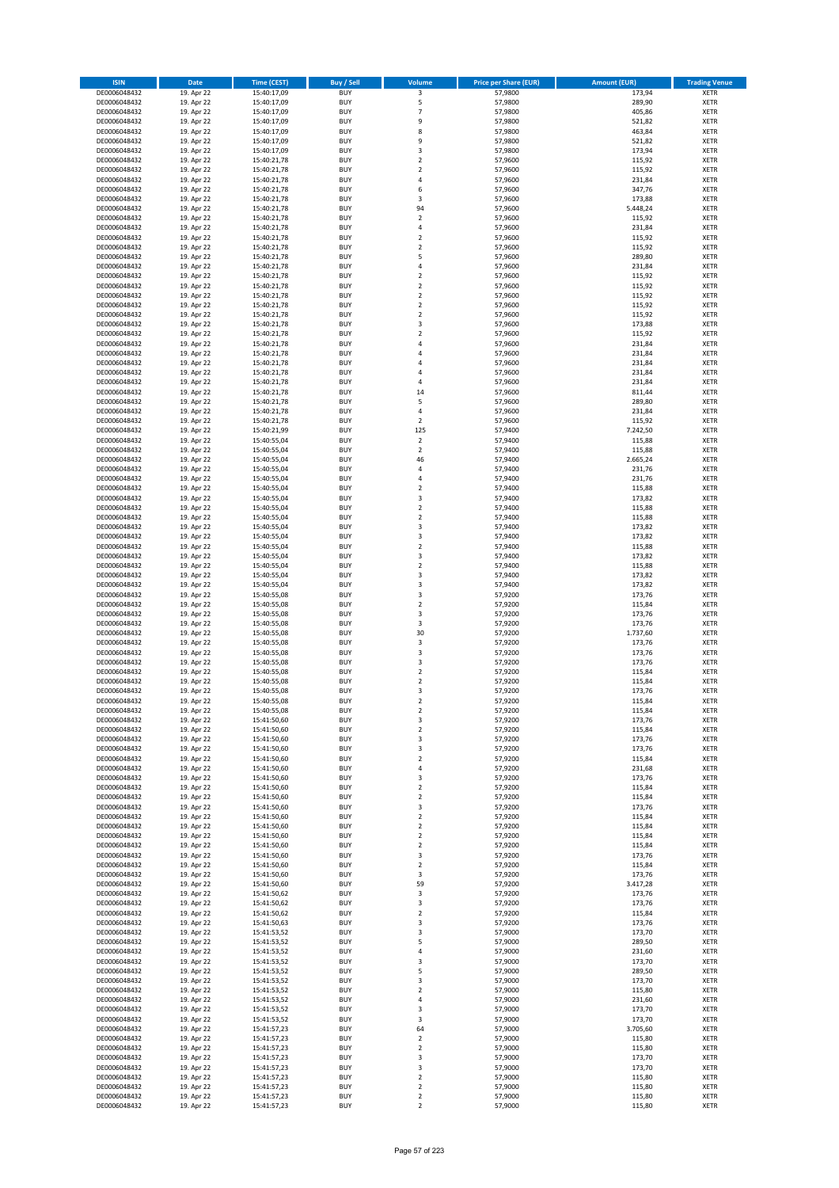| ISIN | Date | Time (CEST) | Buy / Sell | Volume | Price per Share (EUR) | Amount (EUR) | Trading Venue |
|---|---|---|---|---|---|---|---|
| DE0006048432 | 19. Apr 22 | 15:40:17,09 | BUY | 3 | 57,9800 | 173,94 | XETR |
| DE0006048432 | 19. Apr 22 | 15:40:17,09 | BUY | 5 | 57,9800 | 289,90 | XETR |
| DE0006048432 | 19. Apr 22 | 15:40:17,09 | BUY | 7 | 57,9800 | 405,86 | XETR |
| DE0006048432 | 19. Apr 22 | 15:40:17,09 | BUY | 9 | 57,9800 | 521,82 | XETR |
| DE0006048432 | 19. Apr 22 | 15:40:17,09 | BUY | 8 | 57,9800 | 463,84 | XETR |
| DE0006048432 | 19. Apr 22 | 15:40:17,09 | BUY | 9 | 57,9800 | 521,82 | XETR |
| DE0006048432 | 19. Apr 22 | 15:40:17,09 | BUY | 3 | 57,9800 | 173,94 | XETR |
| DE0006048432 | 19. Apr 22 | 15:40:21,78 | BUY | 2 | 57,9600 | 115,92 | XETR |
| DE0006048432 | 19. Apr 22 | 15:40:21,78 | BUY | 2 | 57,9600 | 115,92 | XETR |
| DE0006048432 | 19. Apr 22 | 15:40:21,78 | BUY | 4 | 57,9600 | 231,84 | XETR |
| DE0006048432 | 19. Apr 22 | 15:40:21,78 | BUY | 6 | 57,9600 | 347,76 | XETR |
| DE0006048432 | 19. Apr 22 | 15:40:21,78 | BUY | 3 | 57,9600 | 173,88 | XETR |
| DE0006048432 | 19. Apr 22 | 15:40:21,78 | BUY | 94 | 57,9600 | 5.448,24 | XETR |
| DE0006048432 | 19. Apr 22 | 15:40:21,78 | BUY | 2 | 57,9600 | 115,92 | XETR |
| DE0006048432 | 19. Apr 22 | 15:40:21,78 | BUY | 4 | 57,9600 | 231,84 | XETR |
| DE0006048432 | 19. Apr 22 | 15:40:21,78 | BUY | 2 | 57,9600 | 115,92 | XETR |
| DE0006048432 | 19. Apr 22 | 15:40:21,78 | BUY | 2 | 57,9600 | 115,92 | XETR |
| DE0006048432 | 19. Apr 22 | 15:40:21,78 | BUY | 5 | 57,9600 | 289,80 | XETR |
| DE0006048432 | 19. Apr 22 | 15:40:21,78 | BUY | 4 | 57,9600 | 231,84 | XETR |
| DE0006048432 | 19. Apr 22 | 15:40:21,78 | BUY | 2 | 57,9600 | 115,92 | XETR |
| DE0006048432 | 19. Apr 22 | 15:40:21,78 | BUY | 2 | 57,9600 | 115,92 | XETR |
| DE0006048432 | 19. Apr 22 | 15:40:21,78 | BUY | 2 | 57,9600 | 115,92 | XETR |
| DE0006048432 | 19. Apr 22 | 15:40:21,78 | BUY | 2 | 57,9600 | 115,92 | XETR |
| DE0006048432 | 19. Apr 22 | 15:40:21,78 | BUY | 2 | 57,9600 | 115,92 | XETR |
| DE0006048432 | 19. Apr 22 | 15:40:21,78 | BUY | 3 | 57,9600 | 173,88 | XETR |
| DE0006048432 | 19. Apr 22 | 15:40:21,78 | BUY | 2 | 57,9600 | 115,92 | XETR |
| DE0006048432 | 19. Apr 22 | 15:40:21,78 | BUY | 4 | 57,9600 | 231,84 | XETR |
| DE0006048432 | 19. Apr 22 | 15:40:21,78 | BUY | 4 | 57,9600 | 231,84 | XETR |
| DE0006048432 | 19. Apr 22 | 15:40:21,78 | BUY | 4 | 57,9600 | 231,84 | XETR |
| DE0006048432 | 19. Apr 22 | 15:40:21,78 | BUY | 4 | 57,9600 | 231,84 | XETR |
| DE0006048432 | 19. Apr 22 | 15:40:21,78 | BUY | 4 | 57,9600 | 231,84 | XETR |
| DE0006048432 | 19. Apr 22 | 15:40:21,78 | BUY | 14 | 57,9600 | 811,44 | XETR |
| DE0006048432 | 19. Apr 22 | 15:40:21,78 | BUY | 5 | 57,9600 | 289,80 | XETR |
| DE0006048432 | 19. Apr 22 | 15:40:21,78 | BUY | 4 | 57,9600 | 231,84 | XETR |
| DE0006048432 | 19. Apr 22 | 15:40:21,78 | BUY | 2 | 57,9600 | 115,92 | XETR |
| DE0006048432 | 19. Apr 22 | 15:40:21,99 | BUY | 125 | 57,9400 | 7.242,50 | XETR |
| DE0006048432 | 19. Apr 22 | 15:40:55,04 | BUY | 2 | 57,9400 | 115,88 | XETR |
| DE0006048432 | 19. Apr 22 | 15:40:55,04 | BUY | 2 | 57,9400 | 115,88 | XETR |
| DE0006048432 | 19. Apr 22 | 15:40:55,04 | BUY | 46 | 57,9400 | 2.665,24 | XETR |
| DE0006048432 | 19. Apr 22 | 15:40:55,04 | BUY | 4 | 57,9400 | 231,76 | XETR |
| DE0006048432 | 19. Apr 22 | 15:40:55,04 | BUY | 4 | 57,9400 | 231,76 | XETR |
| DE0006048432 | 19. Apr 22 | 15:40:55,04 | BUY | 2 | 57,9400 | 115,88 | XETR |
| DE0006048432 | 19. Apr 22 | 15:40:55,04 | BUY | 3 | 57,9400 | 173,82 | XETR |
| DE0006048432 | 19. Apr 22 | 15:40:55,04 | BUY | 2 | 57,9400 | 115,88 | XETR |
| DE0006048432 | 19. Apr 22 | 15:40:55,04 | BUY | 2 | 57,9400 | 115,88 | XETR |
| DE0006048432 | 19. Apr 22 | 15:40:55,04 | BUY | 3 | 57,9400 | 173,82 | XETR |
| DE0006048432 | 19. Apr 22 | 15:40:55,04 | BUY | 3 | 57,9400 | 173,82 | XETR |
| DE0006048432 | 19. Apr 22 | 15:40:55,04 | BUY | 2 | 57,9400 | 115,88 | XETR |
| DE0006048432 | 19. Apr 22 | 15:40:55,04 | BUY | 3 | 57,9400 | 173,82 | XETR |
| DE0006048432 | 19. Apr 22 | 15:40:55,04 | BUY | 2 | 57,9400 | 115,88 | XETR |
| DE0006048432 | 19. Apr 22 | 15:40:55,04 | BUY | 3 | 57,9400 | 173,82 | XETR |
| DE0006048432 | 19. Apr 22 | 15:40:55,04 | BUY | 3 | 57,9400 | 173,82 | XETR |
| DE0006048432 | 19. Apr 22 | 15:40:55,08 | BUY | 3 | 57,9200 | 173,76 | XETR |
| DE0006048432 | 19. Apr 22 | 15:40:55,08 | BUY | 2 | 57,9200 | 115,84 | XETR |
| DE0006048432 | 19. Apr 22 | 15:40:55,08 | BUY | 3 | 57,9200 | 173,76 | XETR |
| DE0006048432 | 19. Apr 22 | 15:40:55,08 | BUY | 3 | 57,9200 | 173,76 | XETR |
| DE0006048432 | 19. Apr 22 | 15:40:55,08 | BUY | 30 | 57,9200 | 1.737,60 | XETR |
| DE0006048432 | 19. Apr 22 | 15:40:55,08 | BUY | 3 | 57,9200 | 173,76 | XETR |
| DE0006048432 | 19. Apr 22 | 15:40:55,08 | BUY | 3 | 57,9200 | 173,76 | XETR |
| DE0006048432 | 19. Apr 22 | 15:40:55,08 | BUY | 3 | 57,9200 | 173,76 | XETR |
| DE0006048432 | 19. Apr 22 | 15:40:55,08 | BUY | 2 | 57,9200 | 115,84 | XETR |
| DE0006048432 | 19. Apr 22 | 15:40:55,08 | BUY | 2 | 57,9200 | 115,84 | XETR |
| DE0006048432 | 19. Apr 22 | 15:40:55,08 | BUY | 3 | 57,9200 | 173,76 | XETR |
| DE0006048432 | 19. Apr 22 | 15:40:55,08 | BUY | 2 | 57,9200 | 115,84 | XETR |
| DE0006048432 | 19. Apr 22 | 15:40:55,08 | BUY | 2 | 57,9200 | 115,84 | XETR |
| DE0006048432 | 19. Apr 22 | 15:41:50,60 | BUY | 3 | 57,9200 | 173,76 | XETR |
| DE0006048432 | 19. Apr 22 | 15:41:50,60 | BUY | 2 | 57,9200 | 115,84 | XETR |
| DE0006048432 | 19. Apr 22 | 15:41:50,60 | BUY | 3 | 57,9200 | 173,76 | XETR |
| DE0006048432 | 19. Apr 22 | 15:41:50,60 | BUY | 3 | 57,9200 | 173,76 | XETR |
| DE0006048432 | 19. Apr 22 | 15:41:50,60 | BUY | 2 | 57,9200 | 115,84 | XETR |
| DE0006048432 | 19. Apr 22 | 15:41:50,60 | BUY | 4 | 57,9200 | 231,68 | XETR |
| DE0006048432 | 19. Apr 22 | 15:41:50,60 | BUY | 3 | 57,9200 | 173,76 | XETR |
| DE0006048432 | 19. Apr 22 | 15:41:50,60 | BUY | 2 | 57,9200 | 115,84 | XETR |
| DE0006048432 | 19. Apr 22 | 15:41:50,60 | BUY | 2 | 57,9200 | 115,84 | XETR |
| DE0006048432 | 19. Apr 22 | 15:41:50,60 | BUY | 3 | 57,9200 | 173,76 | XETR |
| DE0006048432 | 19. Apr 22 | 15:41:50,60 | BUY | 2 | 57,9200 | 115,84 | XETR |
| DE0006048432 | 19. Apr 22 | 15:41:50,60 | BUY | 2 | 57,9200 | 115,84 | XETR |
| DE0006048432 | 19. Apr 22 | 15:41:50,60 | BUY | 2 | 57,9200 | 115,84 | XETR |
| DE0006048432 | 19. Apr 22 | 15:41:50,60 | BUY | 2 | 57,9200 | 115,84 | XETR |
| DE0006048432 | 19. Apr 22 | 15:41:50,60 | BUY | 3 | 57,9200 | 173,76 | XETR |
| DE0006048432 | 19. Apr 22 | 15:41:50,60 | BUY | 2 | 57,9200 | 115,84 | XETR |
| DE0006048432 | 19. Apr 22 | 15:41:50,60 | BUY | 3 | 57,9200 | 173,76 | XETR |
| DE0006048432 | 19. Apr 22 | 15:41:50,60 | BUY | 59 | 57,9200 | 3.417,28 | XETR |
| DE0006048432 | 19. Apr 22 | 15:41:50,62 | BUY | 3 | 57,9200 | 173,76 | XETR |
| DE0006048432 | 19. Apr 22 | 15:41:50,62 | BUY | 3 | 57,9200 | 173,76 | XETR |
| DE0006048432 | 19. Apr 22 | 15:41:50,62 | BUY | 2 | 57,9200 | 115,84 | XETR |
| DE0006048432 | 19. Apr 22 | 15:41:50,63 | BUY | 3 | 57,9200 | 173,76 | XETR |
| DE0006048432 | 19. Apr 22 | 15:41:53,52 | BUY | 3 | 57,9000 | 173,70 | XETR |
| DE0006048432 | 19. Apr 22 | 15:41:53,52 | BUY | 5 | 57,9000 | 289,50 | XETR |
| DE0006048432 | 19. Apr 22 | 15:41:53,52 | BUY | 4 | 57,9000 | 231,60 | XETR |
| DE0006048432 | 19. Apr 22 | 15:41:53,52 | BUY | 3 | 57,9000 | 173,70 | XETR |
| DE0006048432 | 19. Apr 22 | 15:41:53,52 | BUY | 5 | 57,9000 | 289,50 | XETR |
| DE0006048432 | 19. Apr 22 | 15:41:53,52 | BUY | 3 | 57,9000 | 173,70 | XETR |
| DE0006048432 | 19. Apr 22 | 15:41:53,52 | BUY | 2 | 57,9000 | 115,80 | XETR |
| DE0006048432 | 19. Apr 22 | 15:41:53,52 | BUY | 4 | 57,9000 | 231,60 | XETR |
| DE0006048432 | 19. Apr 22 | 15:41:53,52 | BUY | 3 | 57,9000 | 173,70 | XETR |
| DE0006048432 | 19. Apr 22 | 15:41:53,52 | BUY | 3 | 57,9000 | 173,70 | XETR |
| DE0006048432 | 19. Apr 22 | 15:41:57,23 | BUY | 64 | 57,9000 | 3.705,60 | XETR |
| DE0006048432 | 19. Apr 22 | 15:41:57,23 | BUY | 2 | 57,9000 | 115,80 | XETR |
| DE0006048432 | 19. Apr 22 | 15:41:57,23 | BUY | 2 | 57,9000 | 115,80 | XETR |
| DE0006048432 | 19. Apr 22 | 15:41:57,23 | BUY | 3 | 57,9000 | 173,70 | XETR |
| DE0006048432 | 19. Apr 22 | 15:41:57,23 | BUY | 3 | 57,9000 | 173,70 | XETR |
| DE0006048432 | 19. Apr 22 | 15:41:57,23 | BUY | 2 | 57,9000 | 115,80 | XETR |
| DE0006048432 | 19. Apr 22 | 15:41:57,23 | BUY | 2 | 57,9000 | 115,80 | XETR |
| DE0006048432 | 19. Apr 22 | 15:41:57,23 | BUY | 2 | 57,9000 | 115,80 | XETR |
| DE0006048432 | 19. Apr 22 | 15:41:57,23 | BUY | 2 | 57,9000 | 115,80 | XETR |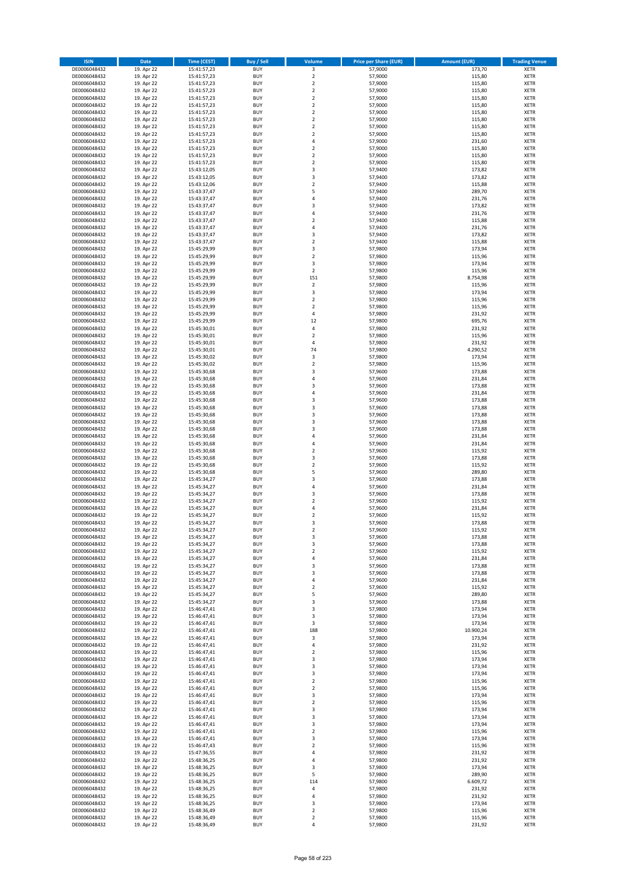| ISIN | Date | Time (CEST) | Buy / Sell | Volume | Price per Share (EUR) | Amount (EUR) | Trading Venue |
|---|---|---|---|---|---|---|---|
| DE0006048432 | 19. Apr 22 | 15:41:57,23 | BUY | 3 | 57,9000 | 173,70 | XETR |
| DE0006048432 | 19. Apr 22 | 15:41:57,23 | BUY | 2 | 57,9000 | 115,80 | XETR |
| DE0006048432 | 19. Apr 22 | 15:41:57,23 | BUY | 2 | 57,9000 | 115,80 | XETR |
| DE0006048432 | 19. Apr 22 | 15:41:57,23 | BUY | 2 | 57,9000 | 115,80 | XETR |
| DE0006048432 | 19. Apr 22 | 15:41:57,23 | BUY | 2 | 57,9000 | 115,80 | XETR |
| DE0006048432 | 19. Apr 22 | 15:41:57,23 | BUY | 2 | 57,9000 | 115,80 | XETR |
| DE0006048432 | 19. Apr 22 | 15:41:57,23 | BUY | 2 | 57,9000 | 115,80 | XETR |
| DE0006048432 | 19. Apr 22 | 15:41:57,23 | BUY | 2 | 57,9000 | 115,80 | XETR |
| DE0006048432 | 19. Apr 22 | 15:41:57,23 | BUY | 2 | 57,9000 | 115,80 | XETR |
| DE0006048432 | 19. Apr 22 | 15:41:57,23 | BUY | 2 | 57,9000 | 115,80 | XETR |
| DE0006048432 | 19. Apr 22 | 15:41:57,23 | BUY | 4 | 57,9000 | 231,60 | XETR |
| DE0006048432 | 19. Apr 22 | 15:41:57,23 | BUY | 2 | 57,9000 | 115,80 | XETR |
| DE0006048432 | 19. Apr 22 | 15:41:57,23 | BUY | 2 | 57,9000 | 115,80 | XETR |
| DE0006048432 | 19. Apr 22 | 15:41:57,23 | BUY | 2 | 57,9000 | 115,80 | XETR |
| DE0006048432 | 19. Apr 22 | 15:43:12,05 | BUY | 3 | 57,9400 | 173,82 | XETR |
| DE0006048432 | 19. Apr 22 | 15:43:12,05 | BUY | 3 | 57,9400 | 173,82 | XETR |
| DE0006048432 | 19. Apr 22 | 15:43:12,06 | BUY | 2 | 57,9400 | 115,88 | XETR |
| DE0006048432 | 19. Apr 22 | 15:43:37,47 | BUY | 5 | 57,9400 | 289,70 | XETR |
| DE0006048432 | 19. Apr 22 | 15:43:37,47 | BUY | 4 | 57,9400 | 231,76 | XETR |
| DE0006048432 | 19. Apr 22 | 15:43:37,47 | BUY | 3 | 57,9400 | 173,82 | XETR |
| DE0006048432 | 19. Apr 22 | 15:43:37,47 | BUY | 4 | 57,9400 | 231,76 | XETR |
| DE0006048432 | 19. Apr 22 | 15:43:37,47 | BUY | 2 | 57,9400 | 115,88 | XETR |
| DE0006048432 | 19. Apr 22 | 15:43:37,47 | BUY | 4 | 57,9400 | 231,76 | XETR |
| DE0006048432 | 19. Apr 22 | 15:43:37,47 | BUY | 3 | 57,9400 | 173,82 | XETR |
| DE0006048432 | 19. Apr 22 | 15:43:37,47 | BUY | 2 | 57,9400 | 115,88 | XETR |
| DE0006048432 | 19. Apr 22 | 15:45:29,99 | BUY | 3 | 57,9800 | 173,94 | XETR |
| DE0006048432 | 19. Apr 22 | 15:45:29,99 | BUY | 2 | 57,9800 | 115,96 | XETR |
| DE0006048432 | 19. Apr 22 | 15:45:29,99 | BUY | 3 | 57,9800 | 173,94 | XETR |
| DE0006048432 | 19. Apr 22 | 15:45:29,99 | BUY | 2 | 57,9800 | 115,96 | XETR |
| DE0006048432 | 19. Apr 22 | 15:45:29,99 | BUY | 151 | 57,9800 | 8.754,98 | XETR |
| DE0006048432 | 19. Apr 22 | 15:45:29,99 | BUY | 2 | 57,9800 | 115,96 | XETR |
| DE0006048432 | 19. Apr 22 | 15:45:29,99 | BUY | 3 | 57,9800 | 173,94 | XETR |
| DE0006048432 | 19. Apr 22 | 15:45:29,99 | BUY | 2 | 57,9800 | 115,96 | XETR |
| DE0006048432 | 19. Apr 22 | 15:45:29,99 | BUY | 2 | 57,9800 | 115,96 | XETR |
| DE0006048432 | 19. Apr 22 | 15:45:29,99 | BUY | 4 | 57,9800 | 231,92 | XETR |
| DE0006048432 | 19. Apr 22 | 15:45:29,99 | BUY | 12 | 57,9800 | 695,76 | XETR |
| DE0006048432 | 19. Apr 22 | 15:45:30,01 | BUY | 4 | 57,9800 | 231,92 | XETR |
| DE0006048432 | 19. Apr 22 | 15:45:30,01 | BUY | 2 | 57,9800 | 115,96 | XETR |
| DE0006048432 | 19. Apr 22 | 15:45:30,01 | BUY | 4 | 57,9800 | 231,92 | XETR |
| DE0006048432 | 19. Apr 22 | 15:45:30,01 | BUY | 74 | 57,9800 | 4.290,52 | XETR |
| DE0006048432 | 19. Apr 22 | 15:45:30,02 | BUY | 3 | 57,9800 | 173,94 | XETR |
| DE0006048432 | 19. Apr 22 | 15:45:30,02 | BUY | 2 | 57,9800 | 115,96 | XETR |
| DE0006048432 | 19. Apr 22 | 15:45:30,68 | BUY | 3 | 57,9600 | 173,88 | XETR |
| DE0006048432 | 19. Apr 22 | 15:45:30,68 | BUY | 4 | 57,9600 | 231,84 | XETR |
| DE0006048432 | 19. Apr 22 | 15:45:30,68 | BUY | 3 | 57,9600 | 173,88 | XETR |
| DE0006048432 | 19. Apr 22 | 15:45:30,68 | BUY | 4 | 57,9600 | 231,84 | XETR |
| DE0006048432 | 19. Apr 22 | 15:45:30,68 | BUY | 3 | 57,9600 | 173,88 | XETR |
| DE0006048432 | 19. Apr 22 | 15:45:30,68 | BUY | 3 | 57,9600 | 173,88 | XETR |
| DE0006048432 | 19. Apr 22 | 15:45:30,68 | BUY | 3 | 57,9600 | 173,88 | XETR |
| DE0006048432 | 19. Apr 22 | 15:45:30,68 | BUY | 3 | 57,9600 | 173,88 | XETR |
| DE0006048432 | 19. Apr 22 | 15:45:30,68 | BUY | 3 | 57,9600 | 173,88 | XETR |
| DE0006048432 | 19. Apr 22 | 15:45:30,68 | BUY | 4 | 57,9600 | 231,84 | XETR |
| DE0006048432 | 19. Apr 22 | 15:45:30,68 | BUY | 4 | 57,9600 | 231,84 | XETR |
| DE0006048432 | 19. Apr 22 | 15:45:30,68 | BUY | 2 | 57,9600 | 115,92 | XETR |
| DE0006048432 | 19. Apr 22 | 15:45:30,68 | BUY | 3 | 57,9600 | 173,88 | XETR |
| DE0006048432 | 19. Apr 22 | 15:45:30,68 | BUY | 2 | 57,9600 | 115,92 | XETR |
| DE0006048432 | 19. Apr 22 | 15:45:30,68 | BUY | 5 | 57,9600 | 289,80 | XETR |
| DE0006048432 | 19. Apr 22 | 15:45:34,27 | BUY | 3 | 57,9600 | 173,88 | XETR |
| DE0006048432 | 19. Apr 22 | 15:45:34,27 | BUY | 4 | 57,9600 | 231,84 | XETR |
| DE0006048432 | 19. Apr 22 | 15:45:34,27 | BUY | 3 | 57,9600 | 173,88 | XETR |
| DE0006048432 | 19. Apr 22 | 15:45:34,27 | BUY | 2 | 57,9600 | 115,92 | XETR |
| DE0006048432 | 19. Apr 22 | 15:45:34,27 | BUY | 4 | 57,9600 | 231,84 | XETR |
| DE0006048432 | 19. Apr 22 | 15:45:34,27 | BUY | 2 | 57,9600 | 115,92 | XETR |
| DE0006048432 | 19. Apr 22 | 15:45:34,27 | BUY | 3 | 57,9600 | 173,88 | XETR |
| DE0006048432 | 19. Apr 22 | 15:45:34,27 | BUY | 2 | 57,9600 | 115,92 | XETR |
| DE0006048432 | 19. Apr 22 | 15:45:34,27 | BUY | 3 | 57,9600 | 173,88 | XETR |
| DE0006048432 | 19. Apr 22 | 15:45:34,27 | BUY | 3 | 57,9600 | 173,88 | XETR |
| DE0006048432 | 19. Apr 22 | 15:45:34,27 | BUY | 2 | 57,9600 | 115,92 | XETR |
| DE0006048432 | 19. Apr 22 | 15:45:34,27 | BUY | 4 | 57,9600 | 231,84 | XETR |
| DE0006048432 | 19. Apr 22 | 15:45:34,27 | BUY | 3 | 57,9600 | 173,88 | XETR |
| DE0006048432 | 19. Apr 22 | 15:45:34,27 | BUY | 3 | 57,9600 | 173,88 | XETR |
| DE0006048432 | 19. Apr 22 | 15:45:34,27 | BUY | 4 | 57,9600 | 231,84 | XETR |
| DE0006048432 | 19. Apr 22 | 15:45:34,27 | BUY | 2 | 57,9600 | 115,92 | XETR |
| DE0006048432 | 19. Apr 22 | 15:45:34,27 | BUY | 5 | 57,9600 | 289,80 | XETR |
| DE0006048432 | 19. Apr 22 | 15:45:34,27 | BUY | 3 | 57,9600 | 173,88 | XETR |
| DE0006048432 | 19. Apr 22 | 15:46:47,41 | BUY | 3 | 57,9800 | 173,94 | XETR |
| DE0006048432 | 19. Apr 22 | 15:46:47,41 | BUY | 3 | 57,9800 | 173,94 | XETR |
| DE0006048432 | 19. Apr 22 | 15:46:47,41 | BUY | 3 | 57,9800 | 173,94 | XETR |
| DE0006048432 | 19. Apr 22 | 15:46:47,41 | BUY | 188 | 57,9800 | 10.900,24 | XETR |
| DE0006048432 | 19. Apr 22 | 15:46:47,41 | BUY | 3 | 57,9800 | 173,94 | XETR |
| DE0006048432 | 19. Apr 22 | 15:46:47,41 | BUY | 4 | 57,9800 | 231,92 | XETR |
| DE0006048432 | 19. Apr 22 | 15:46:47,41 | BUY | 2 | 57,9800 | 115,96 | XETR |
| DE0006048432 | 19. Apr 22 | 15:46:47,41 | BUY | 3 | 57,9800 | 173,94 | XETR |
| DE0006048432 | 19. Apr 22 | 15:46:47,41 | BUY | 3 | 57,9800 | 173,94 | XETR |
| DE0006048432 | 19. Apr 22 | 15:46:47,41 | BUY | 3 | 57,9800 | 173,94 | XETR |
| DE0006048432 | 19. Apr 22 | 15:46:47,41 | BUY | 2 | 57,9800 | 115,96 | XETR |
| DE0006048432 | 19. Apr 22 | 15:46:47,41 | BUY | 2 | 57,9800 | 115,96 | XETR |
| DE0006048432 | 19. Apr 22 | 15:46:47,41 | BUY | 3 | 57,9800 | 173,94 | XETR |
| DE0006048432 | 19. Apr 22 | 15:46:47,41 | BUY | 2 | 57,9800 | 115,96 | XETR |
| DE0006048432 | 19. Apr 22 | 15:46:47,41 | BUY | 3 | 57,9800 | 173,94 | XETR |
| DE0006048432 | 19. Apr 22 | 15:46:47,41 | BUY | 3 | 57,9800 | 173,94 | XETR |
| DE0006048432 | 19. Apr 22 | 15:46:47,41 | BUY | 3 | 57,9800 | 173,94 | XETR |
| DE0006048432 | 19. Apr 22 | 15:46:47,41 | BUY | 2 | 57,9800 | 115,96 | XETR |
| DE0006048432 | 19. Apr 22 | 15:46:47,41 | BUY | 3 | 57,9800 | 173,94 | XETR |
| DE0006048432 | 19. Apr 22 | 15:46:47,43 | BUY | 2 | 57,9800 | 115,96 | XETR |
| DE0006048432 | 19. Apr 22 | 15:47:36,55 | BUY | 4 | 57,9800 | 231,92 | XETR |
| DE0006048432 | 19. Apr 22 | 15:48:36,25 | BUY | 4 | 57,9800 | 231,92 | XETR |
| DE0006048432 | 19. Apr 22 | 15:48:36,25 | BUY | 3 | 57,9800 | 173,94 | XETR |
| DE0006048432 | 19. Apr 22 | 15:48:36,25 | BUY | 5 | 57,9800 | 289,90 | XETR |
| DE0006048432 | 19. Apr 22 | 15:48:36,25 | BUY | 114 | 57,9800 | 6.609,72 | XETR |
| DE0006048432 | 19. Apr 22 | 15:48:36,25 | BUY | 4 | 57,9800 | 231,92 | XETR |
| DE0006048432 | 19. Apr 22 | 15:48:36,25 | BUY | 4 | 57,9800 | 231,92 | XETR |
| DE0006048432 | 19. Apr 22 | 15:48:36,25 | BUY | 3 | 57,9800 | 173,94 | XETR |
| DE0006048432 | 19. Apr 22 | 15:48:36,49 | BUY | 2 | 57,9800 | 115,96 | XETR |
| DE0006048432 | 19. Apr 22 | 15:48:36,49 | BUY | 2 | 57,9800 | 115,96 | XETR |
| DE0006048432 | 19. Apr 22 | 15:48:36,49 | BUY | 4 | 57,9800 | 231,92 | XETR |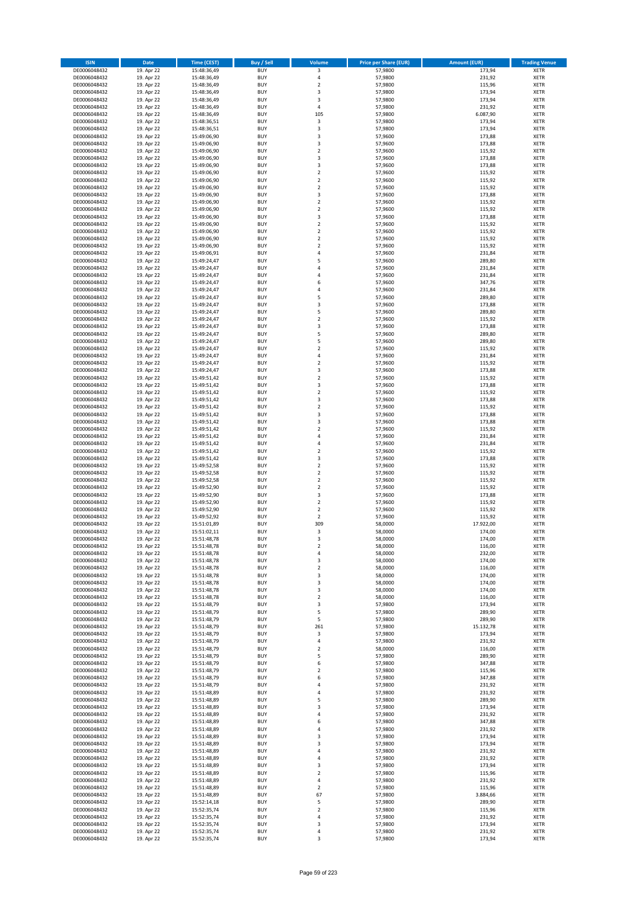| ISIN | Date | Time (CEST) | Buy / Sell | Volume | Price per Share (EUR) | Amount (EUR) | Trading Venue |
|---|---|---|---|---|---|---|---|
| DE0006048432 | 19. Apr 22 | 15:48:36,49 | BUY | 3 | 57,9800 | 173,94 | XETR |
| DE0006048432 | 19. Apr 22 | 15:48:36,49 | BUY | 4 | 57,9800 | 231,92 | XETR |
| DE0006048432 | 19. Apr 22 | 15:48:36,49 | BUY | 2 | 57,9800 | 115,96 | XETR |
| DE0006048432 | 19. Apr 22 | 15:48:36,49 | BUY | 3 | 57,9800 | 173,94 | XETR |
| DE0006048432 | 19. Apr 22 | 15:48:36,49 | BUY | 3 | 57,9800 | 173,94 | XETR |
| DE0006048432 | 19. Apr 22 | 15:48:36,49 | BUY | 4 | 57,9800 | 231,92 | XETR |
| DE0006048432 | 19. Apr 22 | 15:48:36,49 | BUY | 105 | 57,9800 | 6.087,90 | XETR |
| DE0006048432 | 19. Apr 22 | 15:48:36,51 | BUY | 3 | 57,9800 | 173,94 | XETR |
| DE0006048432 | 19. Apr 22 | 15:48:36,51 | BUY | 3 | 57,9800 | 173,94 | XETR |
| DE0006048432 | 19. Apr 22 | 15:49:06,90 | BUY | 3 | 57,9600 | 173,88 | XETR |
| DE0006048432 | 19. Apr 22 | 15:49:06,90 | BUY | 3 | 57,9600 | 173,88 | XETR |
| DE0006048432 | 19. Apr 22 | 15:49:06,90 | BUY | 2 | 57,9600 | 115,92 | XETR |
| DE0006048432 | 19. Apr 22 | 15:49:06,90 | BUY | 3 | 57,9600 | 173,88 | XETR |
| DE0006048432 | 19. Apr 22 | 15:49:06,90 | BUY | 3 | 57,9600 | 173,88 | XETR |
| DE0006048432 | 19. Apr 22 | 15:49:06,90 | BUY | 2 | 57,9600 | 115,92 | XETR |
| DE0006048432 | 19. Apr 22 | 15:49:06,90 | BUY | 2 | 57,9600 | 115,92 | XETR |
| DE0006048432 | 19. Apr 22 | 15:49:06,90 | BUY | 2 | 57,9600 | 115,92 | XETR |
| DE0006048432 | 19. Apr 22 | 15:49:06,90 | BUY | 3 | 57,9600 | 173,88 | XETR |
| DE0006048432 | 19. Apr 22 | 15:49:06,90 | BUY | 2 | 57,9600 | 115,92 | XETR |
| DE0006048432 | 19. Apr 22 | 15:49:06,90 | BUY | 2 | 57,9600 | 115,92 | XETR |
| DE0006048432 | 19. Apr 22 | 15:49:06,90 | BUY | 3 | 57,9600 | 173,88 | XETR |
| DE0006048432 | 19. Apr 22 | 15:49:06,90 | BUY | 2 | 57,9600 | 115,92 | XETR |
| DE0006048432 | 19. Apr 22 | 15:49:06,90 | BUY | 2 | 57,9600 | 115,92 | XETR |
| DE0006048432 | 19. Apr 22 | 15:49:06,90 | BUY | 2 | 57,9600 | 115,92 | XETR |
| DE0006048432 | 19. Apr 22 | 15:49:06,90 | BUY | 2 | 57,9600 | 115,92 | XETR |
| DE0006048432 | 19. Apr 22 | 15:49:06,91 | BUY | 4 | 57,9600 | 231,84 | XETR |
| DE0006048432 | 19. Apr 22 | 15:49:24,47 | BUY | 5 | 57,9600 | 289,80 | XETR |
| DE0006048432 | 19. Apr 22 | 15:49:24,47 | BUY | 4 | 57,9600 | 231,84 | XETR |
| DE0006048432 | 19. Apr 22 | 15:49:24,47 | BUY | 4 | 57,9600 | 231,84 | XETR |
| DE0006048432 | 19. Apr 22 | 15:49:24,47 | BUY | 6 | 57,9600 | 347,76 | XETR |
| DE0006048432 | 19. Apr 22 | 15:49:24,47 | BUY | 4 | 57,9600 | 231,84 | XETR |
| DE0006048432 | 19. Apr 22 | 15:49:24,47 | BUY | 5 | 57,9600 | 289,80 | XETR |
| DE0006048432 | 19. Apr 22 | 15:49:24,47 | BUY | 3 | 57,9600 | 173,88 | XETR |
| DE0006048432 | 19. Apr 22 | 15:49:24,47 | BUY | 5 | 57,9600 | 289,80 | XETR |
| DE0006048432 | 19. Apr 22 | 15:49:24,47 | BUY | 2 | 57,9600 | 115,92 | XETR |
| DE0006048432 | 19. Apr 22 | 15:49:24,47 | BUY | 3 | 57,9600 | 173,88 | XETR |
| DE0006048432 | 19. Apr 22 | 15:49:24,47 | BUY | 5 | 57,9600 | 289,80 | XETR |
| DE0006048432 | 19. Apr 22 | 15:49:24,47 | BUY | 5 | 57,9600 | 289,80 | XETR |
| DE0006048432 | 19. Apr 22 | 15:49:24,47 | BUY | 2 | 57,9600 | 115,92 | XETR |
| DE0006048432 | 19. Apr 22 | 15:49:24,47 | BUY | 4 | 57,9600 | 231,84 | XETR |
| DE0006048432 | 19. Apr 22 | 15:49:24,47 | BUY | 2 | 57,9600 | 115,92 | XETR |
| DE0006048432 | 19. Apr 22 | 15:49:24,47 | BUY | 3 | 57,9600 | 173,88 | XETR |
| DE0006048432 | 19. Apr 22 | 15:49:51,42 | BUY | 2 | 57,9600 | 115,92 | XETR |
| DE0006048432 | 19. Apr 22 | 15:49:51,42 | BUY | 3 | 57,9600 | 173,88 | XETR |
| DE0006048432 | 19. Apr 22 | 15:49:51,42 | BUY | 2 | 57,9600 | 115,92 | XETR |
| DE0006048432 | 19. Apr 22 | 15:49:51,42 | BUY | 3 | 57,9600 | 173,88 | XETR |
| DE0006048432 | 19. Apr 22 | 15:49:51,42 | BUY | 2 | 57,9600 | 115,92 | XETR |
| DE0006048432 | 19. Apr 22 | 15:49:51,42 | BUY | 3 | 57,9600 | 173,88 | XETR |
| DE0006048432 | 19. Apr 22 | 15:49:51,42 | BUY | 3 | 57,9600 | 173,88 | XETR |
| DE0006048432 | 19. Apr 22 | 15:49:51,42 | BUY | 2 | 57,9600 | 115,92 | XETR |
| DE0006048432 | 19. Apr 22 | 15:49:51,42 | BUY | 4 | 57,9600 | 231,84 | XETR |
| DE0006048432 | 19. Apr 22 | 15:49:51,42 | BUY | 4 | 57,9600 | 231,84 | XETR |
| DE0006048432 | 19. Apr 22 | 15:49:51,42 | BUY | 2 | 57,9600 | 115,92 | XETR |
| DE0006048432 | 19. Apr 22 | 15:49:51,42 | BUY | 3 | 57,9600 | 173,88 | XETR |
| DE0006048432 | 19. Apr 22 | 15:49:52,58 | BUY | 2 | 57,9600 | 115,92 | XETR |
| DE0006048432 | 19. Apr 22 | 15:49:52,58 | BUY | 2 | 57,9600 | 115,92 | XETR |
| DE0006048432 | 19. Apr 22 | 15:49:52,58 | BUY | 2 | 57,9600 | 115,92 | XETR |
| DE0006048432 | 19. Apr 22 | 15:49:52,90 | BUY | 2 | 57,9600 | 115,92 | XETR |
| DE0006048432 | 19. Apr 22 | 15:49:52,90 | BUY | 3 | 57,9600 | 173,88 | XETR |
| DE0006048432 | 19. Apr 22 | 15:49:52,90 | BUY | 2 | 57,9600 | 115,92 | XETR |
| DE0006048432 | 19. Apr 22 | 15:49:52,90 | BUY | 2 | 57,9600 | 115,92 | XETR |
| DE0006048432 | 19. Apr 22 | 15:49:52,92 | BUY | 2 | 57,9600 | 115,92 | XETR |
| DE0006048432 | 19. Apr 22 | 15:51:01,89 | BUY | 309 | 58,0000 | 17.922,00 | XETR |
| DE0006048432 | 19. Apr 22 | 15:51:02,11 | BUY | 3 | 58,0000 | 174,00 | XETR |
| DE0006048432 | 19. Apr 22 | 15:51:48,78 | BUY | 3 | 58,0000 | 174,00 | XETR |
| DE0006048432 | 19. Apr 22 | 15:51:48,78 | BUY | 2 | 58,0000 | 116,00 | XETR |
| DE0006048432 | 19. Apr 22 | 15:51:48,78 | BUY | 4 | 58,0000 | 232,00 | XETR |
| DE0006048432 | 19. Apr 22 | 15:51:48,78 | BUY | 3 | 58,0000 | 174,00 | XETR |
| DE0006048432 | 19. Apr 22 | 15:51:48,78 | BUY | 2 | 58,0000 | 116,00 | XETR |
| DE0006048432 | 19. Apr 22 | 15:51:48,78 | BUY | 3 | 58,0000 | 174,00 | XETR |
| DE0006048432 | 19. Apr 22 | 15:51:48,78 | BUY | 3 | 58,0000 | 174,00 | XETR |
| DE0006048432 | 19. Apr 22 | 15:51:48,78 | BUY | 3 | 58,0000 | 174,00 | XETR |
| DE0006048432 | 19. Apr 22 | 15:51:48,78 | BUY | 2 | 58,0000 | 116,00 | XETR |
| DE0006048432 | 19. Apr 22 | 15:51:48,79 | BUY | 3 | 57,9800 | 173,94 | XETR |
| DE0006048432 | 19. Apr 22 | 15:51:48,79 | BUY | 5 | 57,9800 | 289,90 | XETR |
| DE0006048432 | 19. Apr 22 | 15:51:48,79 | BUY | 5 | 57,9800 | 289,90 | XETR |
| DE0006048432 | 19. Apr 22 | 15:51:48,79 | BUY | 261 | 57,9800 | 15.132,78 | XETR |
| DE0006048432 | 19. Apr 22 | 15:51:48,79 | BUY | 3 | 57,9800 | 173,94 | XETR |
| DE0006048432 | 19. Apr 22 | 15:51:48,79 | BUY | 4 | 57,9800 | 231,92 | XETR |
| DE0006048432 | 19. Apr 22 | 15:51:48,79 | BUY | 2 | 58,0000 | 116,00 | XETR |
| DE0006048432 | 19. Apr 22 | 15:51:48,79 | BUY | 5 | 57,9800 | 289,90 | XETR |
| DE0006048432 | 19. Apr 22 | 15:51:48,79 | BUY | 6 | 57,9800 | 347,88 | XETR |
| DE0006048432 | 19. Apr 22 | 15:51:48,79 | BUY | 2 | 57,9800 | 115,96 | XETR |
| DE0006048432 | 19. Apr 22 | 15:51:48,79 | BUY | 6 | 57,9800 | 347,88 | XETR |
| DE0006048432 | 19. Apr 22 | 15:51:48,79 | BUY | 4 | 57,9800 | 231,92 | XETR |
| DE0006048432 | 19. Apr 22 | 15:51:48,89 | BUY | 4 | 57,9800 | 231,92 | XETR |
| DE0006048432 | 19. Apr 22 | 15:51:48,89 | BUY | 5 | 57,9800 | 289,90 | XETR |
| DE0006048432 | 19. Apr 22 | 15:51:48,89 | BUY | 3 | 57,9800 | 173,94 | XETR |
| DE0006048432 | 19. Apr 22 | 15:51:48,89 | BUY | 4 | 57,9800 | 231,92 | XETR |
| DE0006048432 | 19. Apr 22 | 15:51:48,89 | BUY | 6 | 57,9800 | 347,88 | XETR |
| DE0006048432 | 19. Apr 22 | 15:51:48,89 | BUY | 4 | 57,9800 | 231,92 | XETR |
| DE0006048432 | 19. Apr 22 | 15:51:48,89 | BUY | 3 | 57,9800 | 173,94 | XETR |
| DE0006048432 | 19. Apr 22 | 15:51:48,89 | BUY | 3 | 57,9800 | 173,94 | XETR |
| DE0006048432 | 19. Apr 22 | 15:51:48,89 | BUY | 4 | 57,9800 | 231,92 | XETR |
| DE0006048432 | 19. Apr 22 | 15:51:48,89 | BUY | 4 | 57,9800 | 231,92 | XETR |
| DE0006048432 | 19. Apr 22 | 15:51:48,89 | BUY | 3 | 57,9800 | 173,94 | XETR |
| DE0006048432 | 19. Apr 22 | 15:51:48,89 | BUY | 2 | 57,9800 | 115,96 | XETR |
| DE0006048432 | 19. Apr 22 | 15:51:48,89 | BUY | 4 | 57,9800 | 231,92 | XETR |
| DE0006048432 | 19. Apr 22 | 15:51:48,89 | BUY | 2 | 57,9800 | 115,96 | XETR |
| DE0006048432 | 19. Apr 22 | 15:51:48,89 | BUY | 67 | 57,9800 | 3.884,66 | XETR |
| DE0006048432 | 19. Apr 22 | 15:52:14,18 | BUY | 5 | 57,9800 | 289,90 | XETR |
| DE0006048432 | 19. Apr 22 | 15:52:35,74 | BUY | 2 | 57,9800 | 115,96 | XETR |
| DE0006048432 | 19. Apr 22 | 15:52:35,74 | BUY | 4 | 57,9800 | 231,92 | XETR |
| DE0006048432 | 19. Apr 22 | 15:52:35,74 | BUY | 3 | 57,9800 | 173,94 | XETR |
| DE0006048432 | 19. Apr 22 | 15:52:35,74 | BUY | 4 | 57,9800 | 231,92 | XETR |
| DE0006048432 | 19. Apr 22 | 15:52:35,74 | BUY | 3 | 57,9800 | 173,94 | XETR |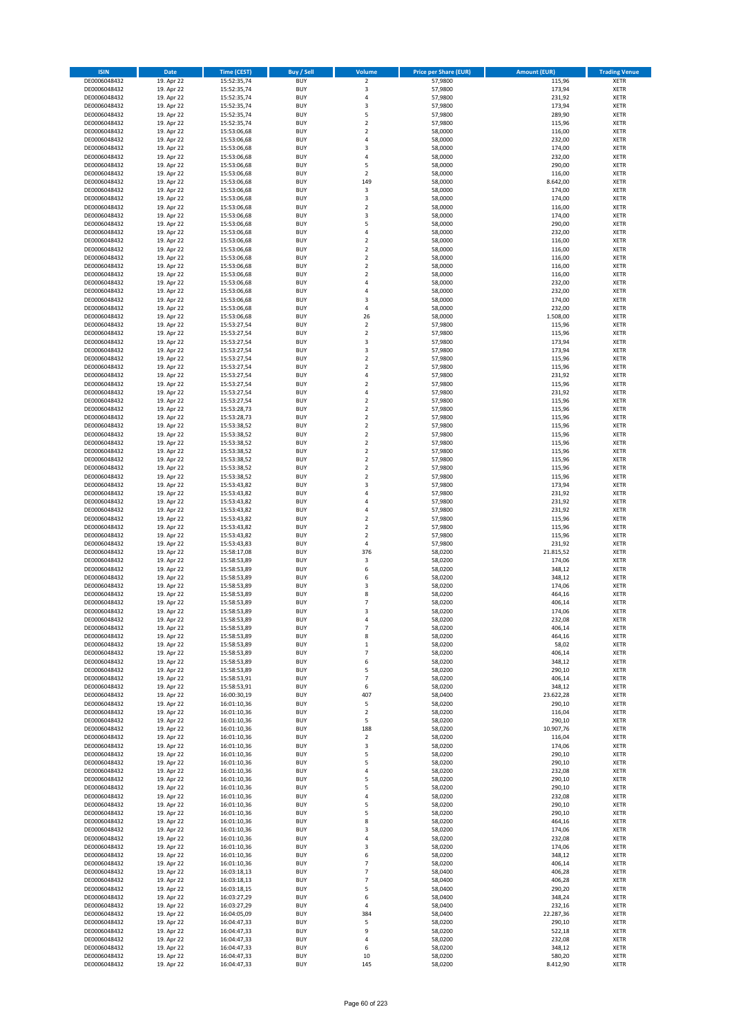| ISIN | Date | Time (CEST) | Buy / Sell | Volume | Price per Share (EUR) | Amount (EUR) | Trading Venue |
|---|---|---|---|---|---|---|---|
| DE0006048432 | 19. Apr 22 | 15:52:35,74 | BUY | 2 | 57,9800 | 115,96 | XETR |
| DE0006048432 | 19. Apr 22 | 15:52:35,74 | BUY | 3 | 57,9800 | 173,94 | XETR |
| DE0006048432 | 19. Apr 22 | 15:52:35,74 | BUY | 4 | 57,9800 | 231,92 | XETR |
| DE0006048432 | 19. Apr 22 | 15:52:35,74 | BUY | 3 | 57,9800 | 173,94 | XETR |
| DE0006048432 | 19. Apr 22 | 15:52:35,74 | BUY | 5 | 57,9800 | 289,90 | XETR |
| DE0006048432 | 19. Apr 22 | 15:52:35,74 | BUY | 2 | 57,9800 | 115,96 | XETR |
| DE0006048432 | 19. Apr 22 | 15:53:06,68 | BUY | 2 | 58,0000 | 116,00 | XETR |
| DE0006048432 | 19. Apr 22 | 15:53:06,68 | BUY | 4 | 58,0000 | 232,00 | XETR |
| DE0006048432 | 19. Apr 22 | 15:53:06,68 | BUY | 3 | 58,0000 | 174,00 | XETR |
| DE0006048432 | 19. Apr 22 | 15:53:06,68 | BUY | 4 | 58,0000 | 232,00 | XETR |
| DE0006048432 | 19. Apr 22 | 15:53:06,68 | BUY | 5 | 58,0000 | 290,00 | XETR |
| DE0006048432 | 19. Apr 22 | 15:53:06,68 | BUY | 2 | 58,0000 | 116,00 | XETR |
| DE0006048432 | 19. Apr 22 | 15:53:06,68 | BUY | 149 | 58,0000 | 8.642,00 | XETR |
| DE0006048432 | 19. Apr 22 | 15:53:06,68 | BUY | 3 | 58,0000 | 174,00 | XETR |
| DE0006048432 | 19. Apr 22 | 15:53:06,68 | BUY | 3 | 58,0000 | 174,00 | XETR |
| DE0006048432 | 19. Apr 22 | 15:53:06,68 | BUY | 2 | 58,0000 | 116,00 | XETR |
| DE0006048432 | 19. Apr 22 | 15:53:06,68 | BUY | 3 | 58,0000 | 174,00 | XETR |
| DE0006048432 | 19. Apr 22 | 15:53:06,68 | BUY | 5 | 58,0000 | 290,00 | XETR |
| DE0006048432 | 19. Apr 22 | 15:53:06,68 | BUY | 4 | 58,0000 | 232,00 | XETR |
| DE0006048432 | 19. Apr 22 | 15:53:06,68 | BUY | 2 | 58,0000 | 116,00 | XETR |
| DE0006048432 | 19. Apr 22 | 15:53:06,68 | BUY | 2 | 58,0000 | 116,00 | XETR |
| DE0006048432 | 19. Apr 22 | 15:53:06,68 | BUY | 2 | 58,0000 | 116,00 | XETR |
| DE0006048432 | 19. Apr 22 | 15:53:06,68 | BUY | 2 | 58,0000 | 116,00 | XETR |
| DE0006048432 | 19. Apr 22 | 15:53:06,68 | BUY | 2 | 58,0000 | 116,00 | XETR |
| DE0006048432 | 19. Apr 22 | 15:53:06,68 | BUY | 4 | 58,0000 | 232,00 | XETR |
| DE0006048432 | 19. Apr 22 | 15:53:06,68 | BUY | 4 | 58,0000 | 232,00 | XETR |
| DE0006048432 | 19. Apr 22 | 15:53:06,68 | BUY | 3 | 58,0000 | 174,00 | XETR |
| DE0006048432 | 19. Apr 22 | 15:53:06,68 | BUY | 4 | 58,0000 | 232,00 | XETR |
| DE0006048432 | 19. Apr 22 | 15:53:06,68 | BUY | 26 | 58,0000 | 1.508,00 | XETR |
| DE0006048432 | 19. Apr 22 | 15:53:27,54 | BUY | 2 | 57,9800 | 115,96 | XETR |
| DE0006048432 | 19. Apr 22 | 15:53:27,54 | BUY | 2 | 57,9800 | 115,96 | XETR |
| DE0006048432 | 19. Apr 22 | 15:53:27,54 | BUY | 3 | 57,9800 | 173,94 | XETR |
| DE0006048432 | 19. Apr 22 | 15:53:27,54 | BUY | 3 | 57,9800 | 173,94 | XETR |
| DE0006048432 | 19. Apr 22 | 15:53:27,54 | BUY | 2 | 57,9800 | 115,96 | XETR |
| DE0006048432 | 19. Apr 22 | 15:53:27,54 | BUY | 2 | 57,9800 | 115,96 | XETR |
| DE0006048432 | 19. Apr 22 | 15:53:27,54 | BUY | 4 | 57,9800 | 231,92 | XETR |
| DE0006048432 | 19. Apr 22 | 15:53:27,54 | BUY | 2 | 57,9800 | 115,96 | XETR |
| DE0006048432 | 19. Apr 22 | 15:53:27,54 | BUY | 4 | 57,9800 | 231,92 | XETR |
| DE0006048432 | 19. Apr 22 | 15:53:27,54 | BUY | 2 | 57,9800 | 115,96 | XETR |
| DE0006048432 | 19. Apr 22 | 15:53:28,73 | BUY | 2 | 57,9800 | 115,96 | XETR |
| DE0006048432 | 19. Apr 22 | 15:53:28,73 | BUY | 2 | 57,9800 | 115,96 | XETR |
| DE0006048432 | 19. Apr 22 | 15:53:38,52 | BUY | 2 | 57,9800 | 115,96 | XETR |
| DE0006048432 | 19. Apr 22 | 15:53:38,52 | BUY | 2 | 57,9800 | 115,96 | XETR |
| DE0006048432 | 19. Apr 22 | 15:53:38,52 | BUY | 2 | 57,9800 | 115,96 | XETR |
| DE0006048432 | 19. Apr 22 | 15:53:38,52 | BUY | 2 | 57,9800 | 115,96 | XETR |
| DE0006048432 | 19. Apr 22 | 15:53:38,52 | BUY | 2 | 57,9800 | 115,96 | XETR |
| DE0006048432 | 19. Apr 22 | 15:53:38,52 | BUY | 2 | 57,9800 | 115,96 | XETR |
| DE0006048432 | 19. Apr 22 | 15:53:38,52 | BUY | 2 | 57,9800 | 115,96 | XETR |
| DE0006048432 | 19. Apr 22 | 15:53:43,82 | BUY | 3 | 57,9800 | 173,94 | XETR |
| DE0006048432 | 19. Apr 22 | 15:53:43,82 | BUY | 4 | 57,9800 | 231,92 | XETR |
| DE0006048432 | 19. Apr 22 | 15:53:43,82 | BUY | 4 | 57,9800 | 231,92 | XETR |
| DE0006048432 | 19. Apr 22 | 15:53:43,82 | BUY | 4 | 57,9800 | 231,92 | XETR |
| DE0006048432 | 19. Apr 22 | 15:53:43,82 | BUY | 2 | 57,9800 | 115,96 | XETR |
| DE0006048432 | 19. Apr 22 | 15:53:43,82 | BUY | 2 | 57,9800 | 115,96 | XETR |
| DE0006048432 | 19. Apr 22 | 15:53:43,82 | BUY | 2 | 57,9800 | 115,96 | XETR |
| DE0006048432 | 19. Apr 22 | 15:53:43,83 | BUY | 4 | 57,9800 | 231,92 | XETR |
| DE0006048432 | 19. Apr 22 | 15:58:17,08 | BUY | 376 | 58,0200 | 21.815,52 | XETR |
| DE0006048432 | 19. Apr 22 | 15:58:53,89 | BUY | 3 | 58,0200 | 174,06 | XETR |
| DE0006048432 | 19. Apr 22 | 15:58:53,89 | BUY | 6 | 58,0200 | 348,12 | XETR |
| DE0006048432 | 19. Apr 22 | 15:58:53,89 | BUY | 6 | 58,0200 | 348,12 | XETR |
| DE0006048432 | 19. Apr 22 | 15:58:53,89 | BUY | 3 | 58,0200 | 174,06 | XETR |
| DE0006048432 | 19. Apr 22 | 15:58:53,89 | BUY | 8 | 58,0200 | 464,16 | XETR |
| DE0006048432 | 19. Apr 22 | 15:58:53,89 | BUY | 7 | 58,0200 | 406,14 | XETR |
| DE0006048432 | 19. Apr 22 | 15:58:53,89 | BUY | 3 | 58,0200 | 174,06 | XETR |
| DE0006048432 | 19. Apr 22 | 15:58:53,89 | BUY | 4 | 58,0200 | 232,08 | XETR |
| DE0006048432 | 19. Apr 22 | 15:58:53,89 | BUY | 7 | 58,0200 | 406,14 | XETR |
| DE0006048432 | 19. Apr 22 | 15:58:53,89 | BUY | 8 | 58,0200 | 464,16 | XETR |
| DE0006048432 | 19. Apr 22 | 15:58:53,89 | BUY | 1 | 58,0200 | 58,02 | XETR |
| DE0006048432 | 19. Apr 22 | 15:58:53,89 | BUY | 7 | 58,0200 | 406,14 | XETR |
| DE0006048432 | 19. Apr 22 | 15:58:53,89 | BUY | 6 | 58,0200 | 348,12 | XETR |
| DE0006048432 | 19. Apr 22 | 15:58:53,89 | BUY | 5 | 58,0200 | 290,10 | XETR |
| DE0006048432 | 19. Apr 22 | 15:58:53,91 | BUY | 7 | 58,0200 | 406,14 | XETR |
| DE0006048432 | 19. Apr 22 | 15:58:53,91 | BUY | 6 | 58,0200 | 348,12 | XETR |
| DE0006048432 | 19. Apr 22 | 16:00:30,19 | BUY | 407 | 58,0400 | 23.622,28 | XETR |
| DE0006048432 | 19. Apr 22 | 16:01:10,36 | BUY | 5 | 58,0200 | 290,10 | XETR |
| DE0006048432 | 19. Apr 22 | 16:01:10,36 | BUY | 2 | 58,0200 | 116,04 | XETR |
| DE0006048432 | 19. Apr 22 | 16:01:10,36 | BUY | 5 | 58,0200 | 290,10 | XETR |
| DE0006048432 | 19. Apr 22 | 16:01:10,36 | BUY | 188 | 58,0200 | 10.907,76 | XETR |
| DE0006048432 | 19. Apr 22 | 16:01:10,36 | BUY | 2 | 58,0200 | 116,04 | XETR |
| DE0006048432 | 19. Apr 22 | 16:01:10,36 | BUY | 3 | 58,0200 | 174,06 | XETR |
| DE0006048432 | 19. Apr 22 | 16:01:10,36 | BUY | 5 | 58,0200 | 290,10 | XETR |
| DE0006048432 | 19. Apr 22 | 16:01:10,36 | BUY | 5 | 58,0200 | 290,10 | XETR |
| DE0006048432 | 19. Apr 22 | 16:01:10,36 | BUY | 4 | 58,0200 | 232,08 | XETR |
| DE0006048432 | 19. Apr 22 | 16:01:10,36 | BUY | 5 | 58,0200 | 290,10 | XETR |
| DE0006048432 | 19. Apr 22 | 16:01:10,36 | BUY | 5 | 58,0200 | 290,10 | XETR |
| DE0006048432 | 19. Apr 22 | 16:01:10,36 | BUY | 4 | 58,0200 | 232,08 | XETR |
| DE0006048432 | 19. Apr 22 | 16:01:10,36 | BUY | 5 | 58,0200 | 290,10 | XETR |
| DE0006048432 | 19. Apr 22 | 16:01:10,36 | BUY | 5 | 58,0200 | 290,10 | XETR |
| DE0006048432 | 19. Apr 22 | 16:01:10,36 | BUY | 8 | 58,0200 | 464,16 | XETR |
| DE0006048432 | 19. Apr 22 | 16:01:10,36 | BUY | 3 | 58,0200 | 174,06 | XETR |
| DE0006048432 | 19. Apr 22 | 16:01:10,36 | BUY | 4 | 58,0200 | 232,08 | XETR |
| DE0006048432 | 19. Apr 22 | 16:01:10,36 | BUY | 3 | 58,0200 | 174,06 | XETR |
| DE0006048432 | 19. Apr 22 | 16:01:10,36 | BUY | 6 | 58,0200 | 348,12 | XETR |
| DE0006048432 | 19. Apr 22 | 16:01:10,36 | BUY | 7 | 58,0200 | 406,14 | XETR |
| DE0006048432 | 19. Apr 22 | 16:03:18,13 | BUY | 7 | 58,0400 | 406,28 | XETR |
| DE0006048432 | 19. Apr 22 | 16:03:18,13 | BUY | 7 | 58,0400 | 406,28 | XETR |
| DE0006048432 | 19. Apr 22 | 16:03:18,15 | BUY | 5 | 58,0400 | 290,20 | XETR |
| DE0006048432 | 19. Apr 22 | 16:03:27,29 | BUY | 6 | 58,0400 | 348,24 | XETR |
| DE0006048432 | 19. Apr 22 | 16:03:27,29 | BUY | 4 | 58,0400 | 232,16 | XETR |
| DE0006048432 | 19. Apr 22 | 16:04:05,09 | BUY | 384 | 58,0400 | 22.287,36 | XETR |
| DE0006048432 | 19. Apr 22 | 16:04:47,33 | BUY | 5 | 58,0200 | 290,10 | XETR |
| DE0006048432 | 19. Apr 22 | 16:04:47,33 | BUY | 9 | 58,0200 | 522,18 | XETR |
| DE0006048432 | 19. Apr 22 | 16:04:47,33 | BUY | 4 | 58,0200 | 232,08 | XETR |
| DE0006048432 | 19. Apr 22 | 16:04:47,33 | BUY | 6 | 58,0200 | 348,12 | XETR |
| DE0006048432 | 19. Apr 22 | 16:04:47,33 | BUY | 10 | 58,0200 | 580,20 | XETR |
| DE0006048432 | 19. Apr 22 | 16:04:47,33 | BUY | 145 | 58,0200 | 8.412,90 | XETR |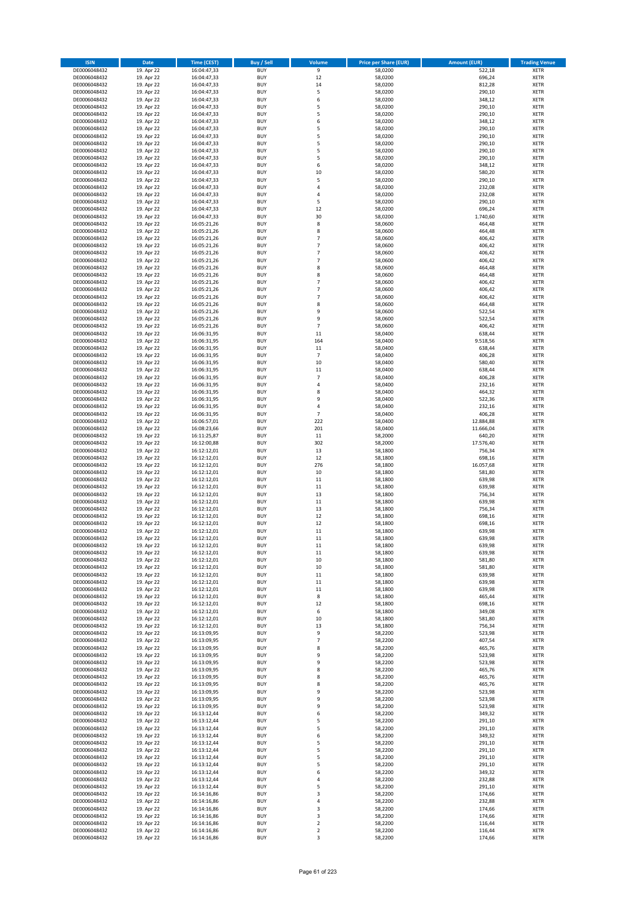| ISIN | Date | Time (CEST) | Buy / Sell | Volume | Price per Share (EUR) | Amount (EUR) | Trading Venue |
|---|---|---|---|---|---|---|---|
| DE0006048432 | 19. Apr 22 | 16:04:47,33 | BUY | 9 | 58,0200 | 522,18 | XETR |
| DE0006048432 | 19. Apr 22 | 16:04:47,33 | BUY | 12 | 58,0200 | 696,24 | XETR |
| DE0006048432 | 19. Apr 22 | 16:04:47,33 | BUY | 14 | 58,0200 | 812,28 | XETR |
| DE0006048432 | 19. Apr 22 | 16:04:47,33 | BUY | 5 | 58,0200 | 290,10 | XETR |
| DE0006048432 | 19. Apr 22 | 16:04:47,33 | BUY | 6 | 58,0200 | 348,12 | XETR |
| DE0006048432 | 19. Apr 22 | 16:04:47,33 | BUY | 5 | 58,0200 | 290,10 | XETR |
| DE0006048432 | 19. Apr 22 | 16:04:47,33 | BUY | 5 | 58,0200 | 290,10 | XETR |
| DE0006048432 | 19. Apr 22 | 16:04:47,33 | BUY | 6 | 58,0200 | 348,12 | XETR |
| DE0006048432 | 19. Apr 22 | 16:04:47,33 | BUY | 5 | 58,0200 | 290,10 | XETR |
| DE0006048432 | 19. Apr 22 | 16:04:47,33 | BUY | 5 | 58,0200 | 290,10 | XETR |
| DE0006048432 | 19. Apr 22 | 16:04:47,33 | BUY | 5 | 58,0200 | 290,10 | XETR |
| DE0006048432 | 19. Apr 22 | 16:04:47,33 | BUY | 5 | 58,0200 | 290,10 | XETR |
| DE0006048432 | 19. Apr 22 | 16:04:47,33 | BUY | 5 | 58,0200 | 290,10 | XETR |
| DE0006048432 | 19. Apr 22 | 16:04:47,33 | BUY | 6 | 58,0200 | 348,12 | XETR |
| DE0006048432 | 19. Apr 22 | 16:04:47,33 | BUY | 10 | 58,0200 | 580,20 | XETR |
| DE0006048432 | 19. Apr 22 | 16:04:47,33 | BUY | 5 | 58,0200 | 290,10 | XETR |
| DE0006048432 | 19. Apr 22 | 16:04:47,33 | BUY | 4 | 58,0200 | 232,08 | XETR |
| DE0006048432 | 19. Apr 22 | 16:04:47,33 | BUY | 4 | 58,0200 | 232,08 | XETR |
| DE0006048432 | 19. Apr 22 | 16:04:47,33 | BUY | 5 | 58,0200 | 290,10 | XETR |
| DE0006048432 | 19. Apr 22 | 16:04:47,33 | BUY | 12 | 58,0200 | 696,24 | XETR |
| DE0006048432 | 19. Apr 22 | 16:04:47,33 | BUY | 30 | 58,0200 | 1.740,60 | XETR |
| DE0006048432 | 19. Apr 22 | 16:05:21,26 | BUY | 8 | 58,0600 | 464,48 | XETR |
| DE0006048432 | 19. Apr 22 | 16:05:21,26 | BUY | 8 | 58,0600 | 464,48 | XETR |
| DE0006048432 | 19. Apr 22 | 16:05:21,26 | BUY | 7 | 58,0600 | 406,42 | XETR |
| DE0006048432 | 19. Apr 22 | 16:05:21,26 | BUY | 7 | 58,0600 | 406,42 | XETR |
| DE0006048432 | 19. Apr 22 | 16:05:21,26 | BUY | 7 | 58,0600 | 406,42 | XETR |
| DE0006048432 | 19. Apr 22 | 16:05:21,26 | BUY | 7 | 58,0600 | 406,42 | XETR |
| DE0006048432 | 19. Apr 22 | 16:05:21,26 | BUY | 8 | 58,0600 | 464,48 | XETR |
| DE0006048432 | 19. Apr 22 | 16:05:21,26 | BUY | 8 | 58,0600 | 464,48 | XETR |
| DE0006048432 | 19. Apr 22 | 16:05:21,26 | BUY | 7 | 58,0600 | 406,42 | XETR |
| DE0006048432 | 19. Apr 22 | 16:05:21,26 | BUY | 7 | 58,0600 | 406,42 | XETR |
| DE0006048432 | 19. Apr 22 | 16:05:21,26 | BUY | 7 | 58,0600 | 406,42 | XETR |
| DE0006048432 | 19. Apr 22 | 16:05:21,26 | BUY | 8 | 58,0600 | 464,48 | XETR |
| DE0006048432 | 19. Apr 22 | 16:05:21,26 | BUY | 9 | 58,0600 | 522,54 | XETR |
| DE0006048432 | 19. Apr 22 | 16:05:21,26 | BUY | 9 | 58,0600 | 522,54 | XETR |
| DE0006048432 | 19. Apr 22 | 16:05:21,26 | BUY | 7 | 58,0600 | 406,42 | XETR |
| DE0006048432 | 19. Apr 22 | 16:06:31,95 | BUY | 11 | 58,0400 | 638,44 | XETR |
| DE0006048432 | 19. Apr 22 | 16:06:31,95 | BUY | 164 | 58,0400 | 9.518,56 | XETR |
| DE0006048432 | 19. Apr 22 | 16:06:31,95 | BUY | 11 | 58,0400 | 638,44 | XETR |
| DE0006048432 | 19. Apr 22 | 16:06:31,95 | BUY | 7 | 58,0400 | 406,28 | XETR |
| DE0006048432 | 19. Apr 22 | 16:06:31,95 | BUY | 10 | 58,0400 | 580,40 | XETR |
| DE0006048432 | 19. Apr 22 | 16:06:31,95 | BUY | 11 | 58,0400 | 638,44 | XETR |
| DE0006048432 | 19. Apr 22 | 16:06:31,95 | BUY | 7 | 58,0400 | 406,28 | XETR |
| DE0006048432 | 19. Apr 22 | 16:06:31,95 | BUY | 4 | 58,0400 | 232,16 | XETR |
| DE0006048432 | 19. Apr 22 | 16:06:31,95 | BUY | 8 | 58,0400 | 464,32 | XETR |
| DE0006048432 | 19. Apr 22 | 16:06:31,95 | BUY | 9 | 58,0400 | 522,36 | XETR |
| DE0006048432 | 19. Apr 22 | 16:06:31,95 | BUY | 4 | 58,0400 | 232,16 | XETR |
| DE0006048432 | 19. Apr 22 | 16:06:31,95 | BUY | 7 | 58,0400 | 406,28 | XETR |
| DE0006048432 | 19. Apr 22 | 16:06:57,01 | BUY | 222 | 58,0400 | 12.884,88 | XETR |
| DE0006048432 | 19. Apr 22 | 16:08:23,66 | BUY | 201 | 58,0400 | 11.666,04 | XETR |
| DE0006048432 | 19. Apr 22 | 16:11:25,87 | BUY | 11 | 58,2000 | 640,20 | XETR |
| DE0006048432 | 19. Apr 22 | 16:12:00,88 | BUY | 302 | 58,2000 | 17.576,40 | XETR |
| DE0006048432 | 19. Apr 22 | 16:12:12,01 | BUY | 13 | 58,1800 | 756,34 | XETR |
| DE0006048432 | 19. Apr 22 | 16:12:12,01 | BUY | 12 | 58,1800 | 698,16 | XETR |
| DE0006048432 | 19. Apr 22 | 16:12:12,01 | BUY | 276 | 58,1800 | 16.057,68 | XETR |
| DE0006048432 | 19. Apr 22 | 16:12:12,01 | BUY | 10 | 58,1800 | 581,80 | XETR |
| DE0006048432 | 19. Apr 22 | 16:12:12,01 | BUY | 11 | 58,1800 | 639,98 | XETR |
| DE0006048432 | 19. Apr 22 | 16:12:12,01 | BUY | 11 | 58,1800 | 639,98 | XETR |
| DE0006048432 | 19. Apr 22 | 16:12:12,01 | BUY | 13 | 58,1800 | 756,34 | XETR |
| DE0006048432 | 19. Apr 22 | 16:12:12,01 | BUY | 11 | 58,1800 | 639,98 | XETR |
| DE0006048432 | 19. Apr 22 | 16:12:12,01 | BUY | 13 | 58,1800 | 756,34 | XETR |
| DE0006048432 | 19. Apr 22 | 16:12:12,01 | BUY | 12 | 58,1800 | 698,16 | XETR |
| DE0006048432 | 19. Apr 22 | 16:12:12,01 | BUY | 12 | 58,1800 | 698,16 | XETR |
| DE0006048432 | 19. Apr 22 | 16:12:12,01 | BUY | 11 | 58,1800 | 639,98 | XETR |
| DE0006048432 | 19. Apr 22 | 16:12:12,01 | BUY | 11 | 58,1800 | 639,98 | XETR |
| DE0006048432 | 19. Apr 22 | 16:12:12,01 | BUY | 11 | 58,1800 | 639,98 | XETR |
| DE0006048432 | 19. Apr 22 | 16:12:12,01 | BUY | 11 | 58,1800 | 639,98 | XETR |
| DE0006048432 | 19. Apr 22 | 16:12:12,01 | BUY | 10 | 58,1800 | 581,80 | XETR |
| DE0006048432 | 19. Apr 22 | 16:12:12,01 | BUY | 10 | 58,1800 | 581,80 | XETR |
| DE0006048432 | 19. Apr 22 | 16:12:12,01 | BUY | 11 | 58,1800 | 639,98 | XETR |
| DE0006048432 | 19. Apr 22 | 16:12:12,01 | BUY | 11 | 58,1800 | 639,98 | XETR |
| DE0006048432 | 19. Apr 22 | 16:12:12,01 | BUY | 11 | 58,1800 | 639,98 | XETR |
| DE0006048432 | 19. Apr 22 | 16:12:12,01 | BUY | 8 | 58,1800 | 465,44 | XETR |
| DE0006048432 | 19. Apr 22 | 16:12:12,01 | BUY | 12 | 58,1800 | 698,16 | XETR |
| DE0006048432 | 19. Apr 22 | 16:12:12,01 | BUY | 6 | 58,1800 | 349,08 | XETR |
| DE0006048432 | 19. Apr 22 | 16:12:12,01 | BUY | 10 | 58,1800 | 581,80 | XETR |
| DE0006048432 | 19. Apr 22 | 16:12:12,01 | BUY | 13 | 58,1800 | 756,34 | XETR |
| DE0006048432 | 19. Apr 22 | 16:13:09,95 | BUY | 9 | 58,2200 | 523,98 | XETR |
| DE0006048432 | 19. Apr 22 | 16:13:09,95 | BUY | 7 | 58,2200 | 407,54 | XETR |
| DE0006048432 | 19. Apr 22 | 16:13:09,95 | BUY | 8 | 58,2200 | 465,76 | XETR |
| DE0006048432 | 19. Apr 22 | 16:13:09,95 | BUY | 9 | 58,2200 | 523,98 | XETR |
| DE0006048432 | 19. Apr 22 | 16:13:09,95 | BUY | 9 | 58,2200 | 523,98 | XETR |
| DE0006048432 | 19. Apr 22 | 16:13:09,95 | BUY | 8 | 58,2200 | 465,76 | XETR |
| DE0006048432 | 19. Apr 22 | 16:13:09,95 | BUY | 8 | 58,2200 | 465,76 | XETR |
| DE0006048432 | 19. Apr 22 | 16:13:09,95 | BUY | 8 | 58,2200 | 465,76 | XETR |
| DE0006048432 | 19. Apr 22 | 16:13:09,95 | BUY | 9 | 58,2200 | 523,98 | XETR |
| DE0006048432 | 19. Apr 22 | 16:13:09,95 | BUY | 9 | 58,2200 | 523,98 | XETR |
| DE0006048432 | 19. Apr 22 | 16:13:09,95 | BUY | 9 | 58,2200 | 523,98 | XETR |
| DE0006048432 | 19. Apr 22 | 16:13:12,44 | BUY | 6 | 58,2200 | 349,32 | XETR |
| DE0006048432 | 19. Apr 22 | 16:13:12,44 | BUY | 5 | 58,2200 | 291,10 | XETR |
| DE0006048432 | 19. Apr 22 | 16:13:12,44 | BUY | 5 | 58,2200 | 291,10 | XETR |
| DE0006048432 | 19. Apr 22 | 16:13:12,44 | BUY | 6 | 58,2200 | 349,32 | XETR |
| DE0006048432 | 19. Apr 22 | 16:13:12,44 | BUY | 5 | 58,2200 | 291,10 | XETR |
| DE0006048432 | 19. Apr 22 | 16:13:12,44 | BUY | 5 | 58,2200 | 291,10 | XETR |
| DE0006048432 | 19. Apr 22 | 16:13:12,44 | BUY | 5 | 58,2200 | 291,10 | XETR |
| DE0006048432 | 19. Apr 22 | 16:13:12,44 | BUY | 5 | 58,2200 | 291,10 | XETR |
| DE0006048432 | 19. Apr 22 | 16:13:12,44 | BUY | 6 | 58,2200 | 349,32 | XETR |
| DE0006048432 | 19. Apr 22 | 16:13:12,44 | BUY | 4 | 58,2200 | 232,88 | XETR |
| DE0006048432 | 19. Apr 22 | 16:13:12,44 | BUY | 5 | 58,2200 | 291,10 | XETR |
| DE0006048432 | 19. Apr 22 | 16:14:16,86 | BUY | 3 | 58,2200 | 174,66 | XETR |
| DE0006048432 | 19. Apr 22 | 16:14:16,86 | BUY | 4 | 58,2200 | 232,88 | XETR |
| DE0006048432 | 19. Apr 22 | 16:14:16,86 | BUY | 3 | 58,2200 | 174,66 | XETR |
| DE0006048432 | 19. Apr 22 | 16:14:16,86 | BUY | 3 | 58,2200 | 174,66 | XETR |
| DE0006048432 | 19. Apr 22 | 16:14:16,86 | BUY | 2 | 58,2200 | 116,44 | XETR |
| DE0006048432 | 19. Apr 22 | 16:14:16,86 | BUY | 2 | 58,2200 | 116,44 | XETR |
| DE0006048432 | 19. Apr 22 | 16:14:16,86 | BUY | 3 | 58,2200 | 174,66 | XETR |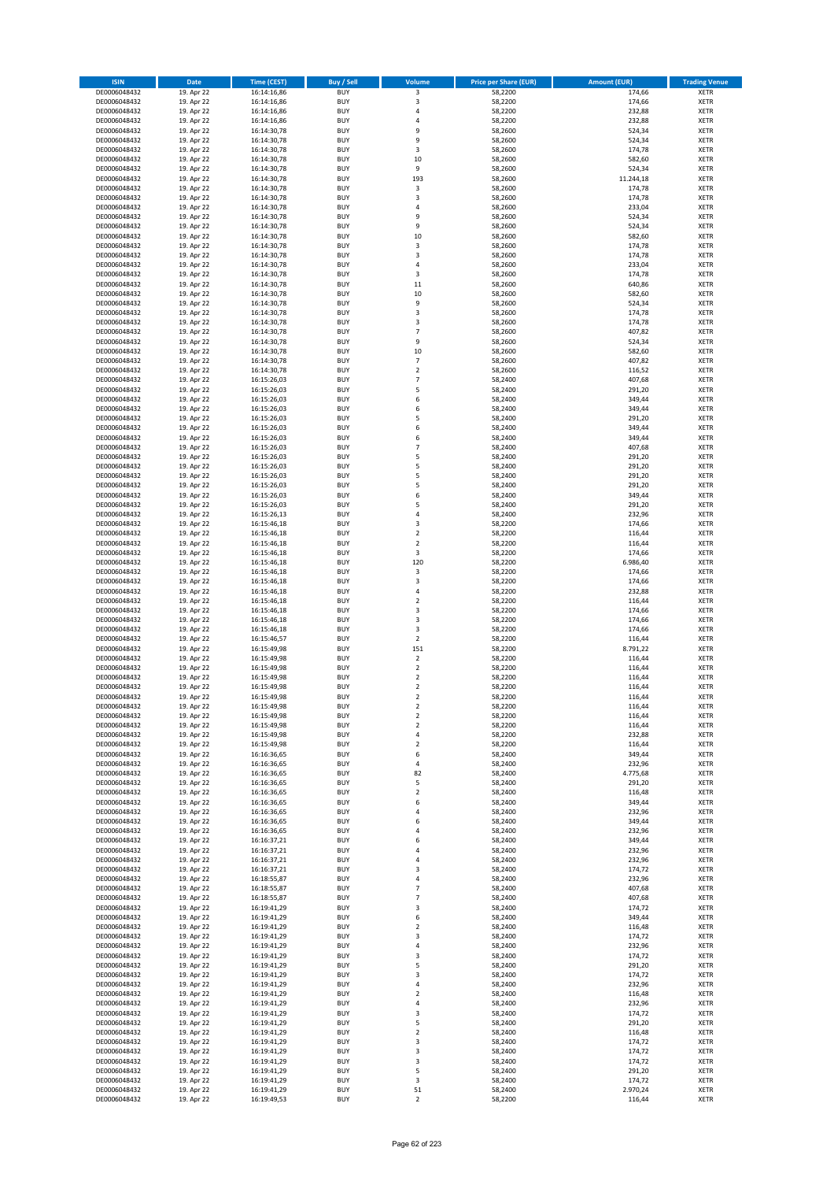| ISIN | Date | Time (CEST) | Buy / Sell | Volume | Price per Share (EUR) | Amount (EUR) | Trading Venue |
|---|---|---|---|---|---|---|---|
| DE0006048432 | 19. Apr 22 | 16:14:16,86 | BUY | 3 | 58,2200 | 174,66 | XETR |
| DE0006048432 | 19. Apr 22 | 16:14:16,86 | BUY | 3 | 58,2200 | 174,66 | XETR |
| DE0006048432 | 19. Apr 22 | 16:14:16,86 | BUY | 4 | 58,2200 | 232,88 | XETR |
| DE0006048432 | 19. Apr 22 | 16:14:16,86 | BUY | 4 | 58,2200 | 232,88 | XETR |
| DE0006048432 | 19. Apr 22 | 16:14:30,78 | BUY | 9 | 58,2600 | 524,34 | XETR |
| DE0006048432 | 19. Apr 22 | 16:14:30,78 | BUY | 9 | 58,2600 | 524,34 | XETR |
| DE0006048432 | 19. Apr 22 | 16:14:30,78 | BUY | 3 | 58,2600 | 174,78 | XETR |
| DE0006048432 | 19. Apr 22 | 16:14:30,78 | BUY | 10 | 58,2600 | 582,60 | XETR |
| DE0006048432 | 19. Apr 22 | 16:14:30,78 | BUY | 9 | 58,2600 | 524,34 | XETR |
| DE0006048432 | 19. Apr 22 | 16:14:30,78 | BUY | 193 | 58,2600 | 11.244,18 | XETR |
| DE0006048432 | 19. Apr 22 | 16:14:30,78 | BUY | 3 | 58,2600 | 174,78 | XETR |
| DE0006048432 | 19. Apr 22 | 16:14:30,78 | BUY | 3 | 58,2600 | 174,78 | XETR |
| DE0006048432 | 19. Apr 22 | 16:14:30,78 | BUY | 4 | 58,2600 | 233,04 | XETR |
| DE0006048432 | 19. Apr 22 | 16:14:30,78 | BUY | 9 | 58,2600 | 524,34 | XETR |
| DE0006048432 | 19. Apr 22 | 16:14:30,78 | BUY | 9 | 58,2600 | 524,34 | XETR |
| DE0006048432 | 19. Apr 22 | 16:14:30,78 | BUY | 10 | 58,2600 | 582,60 | XETR |
| DE0006048432 | 19. Apr 22 | 16:14:30,78 | BUY | 3 | 58,2600 | 174,78 | XETR |
| DE0006048432 | 19. Apr 22 | 16:14:30,78 | BUY | 3 | 58,2600 | 174,78 | XETR |
| DE0006048432 | 19. Apr 22 | 16:14:30,78 | BUY | 4 | 58,2600 | 233,04 | XETR |
| DE0006048432 | 19. Apr 22 | 16:14:30,78 | BUY | 3 | 58,2600 | 174,78 | XETR |
| DE0006048432 | 19. Apr 22 | 16:14:30,78 | BUY | 11 | 58,2600 | 640,86 | XETR |
| DE0006048432 | 19. Apr 22 | 16:14:30,78 | BUY | 10 | 58,2600 | 582,60 | XETR |
| DE0006048432 | 19. Apr 22 | 16:14:30,78 | BUY | 9 | 58,2600 | 524,34 | XETR |
| DE0006048432 | 19. Apr 22 | 16:14:30,78 | BUY | 3 | 58,2600 | 174,78 | XETR |
| DE0006048432 | 19. Apr 22 | 16:14:30,78 | BUY | 3 | 58,2600 | 174,78 | XETR |
| DE0006048432 | 19. Apr 22 | 16:14:30,78 | BUY | 7 | 58,2600 | 407,82 | XETR |
| DE0006048432 | 19. Apr 22 | 16:14:30,78 | BUY | 9 | 58,2600 | 524,34 | XETR |
| DE0006048432 | 19. Apr 22 | 16:14:30,78 | BUY | 10 | 58,2600 | 582,60 | XETR |
| DE0006048432 | 19. Apr 22 | 16:14:30,78 | BUY | 7 | 58,2600 | 407,82 | XETR |
| DE0006048432 | 19. Apr 22 | 16:14:30,78 | BUY | 2 | 58,2600 | 116,52 | XETR |
| DE0006048432 | 19. Apr 22 | 16:15:26,03 | BUY | 7 | 58,2400 | 407,68 | XETR |
| DE0006048432 | 19. Apr 22 | 16:15:26,03 | BUY | 5 | 58,2400 | 291,20 | XETR |
| DE0006048432 | 19. Apr 22 | 16:15:26,03 | BUY | 6 | 58,2400 | 349,44 | XETR |
| DE0006048432 | 19. Apr 22 | 16:15:26,03 | BUY | 6 | 58,2400 | 349,44 | XETR |
| DE0006048432 | 19. Apr 22 | 16:15:26,03 | BUY | 5 | 58,2400 | 291,20 | XETR |
| DE0006048432 | 19. Apr 22 | 16:15:26,03 | BUY | 6 | 58,2400 | 349,44 | XETR |
| DE0006048432 | 19. Apr 22 | 16:15:26,03 | BUY | 6 | 58,2400 | 349,44 | XETR |
| DE0006048432 | 19. Apr 22 | 16:15:26,03 | BUY | 7 | 58,2400 | 407,68 | XETR |
| DE0006048432 | 19. Apr 22 | 16:15:26,03 | BUY | 5 | 58,2400 | 291,20 | XETR |
| DE0006048432 | 19. Apr 22 | 16:15:26,03 | BUY | 5 | 58,2400 | 291,20 | XETR |
| DE0006048432 | 19. Apr 22 | 16:15:26,03 | BUY | 5 | 58,2400 | 291,20 | XETR |
| DE0006048432 | 19. Apr 22 | 16:15:26,03 | BUY | 5 | 58,2400 | 291,20 | XETR |
| DE0006048432 | 19. Apr 22 | 16:15:26,03 | BUY | 6 | 58,2400 | 349,44 | XETR |
| DE0006048432 | 19. Apr 22 | 16:15:26,03 | BUY | 5 | 58,2400 | 291,20 | XETR |
| DE0006048432 | 19. Apr 22 | 16:15:26,13 | BUY | 4 | 58,2400 | 232,96 | XETR |
| DE0006048432 | 19. Apr 22 | 16:15:46,18 | BUY | 3 | 58,2200 | 174,66 | XETR |
| DE0006048432 | 19. Apr 22 | 16:15:46,18 | BUY | 2 | 58,2200 | 116,44 | XETR |
| DE0006048432 | 19. Apr 22 | 16:15:46,18 | BUY | 2 | 58,2200 | 116,44 | XETR |
| DE0006048432 | 19. Apr 22 | 16:15:46,18 | BUY | 3 | 58,2200 | 174,66 | XETR |
| DE0006048432 | 19. Apr 22 | 16:15:46,18 | BUY | 120 | 58,2200 | 6.986,40 | XETR |
| DE0006048432 | 19. Apr 22 | 16:15:46,18 | BUY | 3 | 58,2200 | 174,66 | XETR |
| DE0006048432 | 19. Apr 22 | 16:15:46,18 | BUY | 3 | 58,2200 | 174,66 | XETR |
| DE0006048432 | 19. Apr 22 | 16:15:46,18 | BUY | 4 | 58,2200 | 232,88 | XETR |
| DE0006048432 | 19. Apr 22 | 16:15:46,18 | BUY | 2 | 58,2200 | 116,44 | XETR |
| DE0006048432 | 19. Apr 22 | 16:15:46,18 | BUY | 3 | 58,2200 | 174,66 | XETR |
| DE0006048432 | 19. Apr 22 | 16:15:46,18 | BUY | 3 | 58,2200 | 174,66 | XETR |
| DE0006048432 | 19. Apr 22 | 16:15:46,18 | BUY | 3 | 58,2200 | 174,66 | XETR |
| DE0006048432 | 19. Apr 22 | 16:15:46,57 | BUY | 2 | 58,2200 | 116,44 | XETR |
| DE0006048432 | 19. Apr 22 | 16:15:49,98 | BUY | 151 | 58,2200 | 8.791,22 | XETR |
| DE0006048432 | 19. Apr 22 | 16:15:49,98 | BUY | 2 | 58,2200 | 116,44 | XETR |
| DE0006048432 | 19. Apr 22 | 16:15:49,98 | BUY | 2 | 58,2200 | 116,44 | XETR |
| DE0006048432 | 19. Apr 22 | 16:15:49,98 | BUY | 2 | 58,2200 | 116,44 | XETR |
| DE0006048432 | 19. Apr 22 | 16:15:49,98 | BUY | 2 | 58,2200 | 116,44 | XETR |
| DE0006048432 | 19. Apr 22 | 16:15:49,98 | BUY | 2 | 58,2200 | 116,44 | XETR |
| DE0006048432 | 19. Apr 22 | 16:15:49,98 | BUY | 2 | 58,2200 | 116,44 | XETR |
| DE0006048432 | 19. Apr 22 | 16:15:49,98 | BUY | 2 | 58,2200 | 116,44 | XETR |
| DE0006048432 | 19. Apr 22 | 16:15:49,98 | BUY | 2 | 58,2200 | 116,44 | XETR |
| DE0006048432 | 19. Apr 22 | 16:15:49,98 | BUY | 4 | 58,2200 | 232,88 | XETR |
| DE0006048432 | 19. Apr 22 | 16:15:49,98 | BUY | 2 | 58,2200 | 116,44 | XETR |
| DE0006048432 | 19. Apr 22 | 16:16:36,65 | BUY | 6 | 58,2400 | 349,44 | XETR |
| DE0006048432 | 19. Apr 22 | 16:16:36,65 | BUY | 4 | 58,2400 | 232,96 | XETR |
| DE0006048432 | 19. Apr 22 | 16:16:36,65 | BUY | 82 | 58,2400 | 4.775,68 | XETR |
| DE0006048432 | 19. Apr 22 | 16:16:36,65 | BUY | 5 | 58,2400 | 291,20 | XETR |
| DE0006048432 | 19. Apr 22 | 16:16:36,65 | BUY | 2 | 58,2400 | 116,48 | XETR |
| DE0006048432 | 19. Apr 22 | 16:16:36,65 | BUY | 6 | 58,2400 | 349,44 | XETR |
| DE0006048432 | 19. Apr 22 | 16:16:36,65 | BUY | 4 | 58,2400 | 232,96 | XETR |
| DE0006048432 | 19. Apr 22 | 16:16:36,65 | BUY | 6 | 58,2400 | 349,44 | XETR |
| DE0006048432 | 19. Apr 22 | 16:16:36,65 | BUY | 4 | 58,2400 | 232,96 | XETR |
| DE0006048432 | 19. Apr 22 | 16:16:37,21 | BUY | 6 | 58,2400 | 349,44 | XETR |
| DE0006048432 | 19. Apr 22 | 16:16:37,21 | BUY | 4 | 58,2400 | 232,96 | XETR |
| DE0006048432 | 19. Apr 22 | 16:16:37,21 | BUY | 4 | 58,2400 | 232,96 | XETR |
| DE0006048432 | 19. Apr 22 | 16:16:37,21 | BUY | 3 | 58,2400 | 174,72 | XETR |
| DE0006048432 | 19. Apr 22 | 16:18:55,87 | BUY | 4 | 58,2400 | 232,96 | XETR |
| DE0006048432 | 19. Apr 22 | 16:18:55,87 | BUY | 7 | 58,2400 | 407,68 | XETR |
| DE0006048432 | 19. Apr 22 | 16:18:55,87 | BUY | 7 | 58,2400 | 407,68 | XETR |
| DE0006048432 | 19. Apr 22 | 16:19:41,29 | BUY | 3 | 58,2400 | 174,72 | XETR |
| DE0006048432 | 19. Apr 22 | 16:19:41,29 | BUY | 6 | 58,2400 | 349,44 | XETR |
| DE0006048432 | 19. Apr 22 | 16:19:41,29 | BUY | 2 | 58,2400 | 116,48 | XETR |
| DE0006048432 | 19. Apr 22 | 16:19:41,29 | BUY | 3 | 58,2400 | 174,72 | XETR |
| DE0006048432 | 19. Apr 22 | 16:19:41,29 | BUY | 4 | 58,2400 | 232,96 | XETR |
| DE0006048432 | 19. Apr 22 | 16:19:41,29 | BUY | 3 | 58,2400 | 174,72 | XETR |
| DE0006048432 | 19. Apr 22 | 16:19:41,29 | BUY | 5 | 58,2400 | 291,20 | XETR |
| DE0006048432 | 19. Apr 22 | 16:19:41,29 | BUY | 3 | 58,2400 | 174,72 | XETR |
| DE0006048432 | 19. Apr 22 | 16:19:41,29 | BUY | 4 | 58,2400 | 232,96 | XETR |
| DE0006048432 | 19. Apr 22 | 16:19:41,29 | BUY | 2 | 58,2400 | 116,48 | XETR |
| DE0006048432 | 19. Apr 22 | 16:19:41,29 | BUY | 4 | 58,2400 | 232,96 | XETR |
| DE0006048432 | 19. Apr 22 | 16:19:41,29 | BUY | 3 | 58,2400 | 174,72 | XETR |
| DE0006048432 | 19. Apr 22 | 16:19:41,29 | BUY | 5 | 58,2400 | 291,20 | XETR |
| DE0006048432 | 19. Apr 22 | 16:19:41,29 | BUY | 2 | 58,2400 | 116,48 | XETR |
| DE0006048432 | 19. Apr 22 | 16:19:41,29 | BUY | 3 | 58,2400 | 174,72 | XETR |
| DE0006048432 | 19. Apr 22 | 16:19:41,29 | BUY | 3 | 58,2400 | 174,72 | XETR |
| DE0006048432 | 19. Apr 22 | 16:19:41,29 | BUY | 3 | 58,2400 | 174,72 | XETR |
| DE0006048432 | 19. Apr 22 | 16:19:41,29 | BUY | 5 | 58,2400 | 291,20 | XETR |
| DE0006048432 | 19. Apr 22 | 16:19:41,29 | BUY | 3 | 58,2400 | 174,72 | XETR |
| DE0006048432 | 19. Apr 22 | 16:19:41,29 | BUY | 51 | 58,2400 | 2.970,24 | XETR |
| DE0006048432 | 19. Apr 22 | 16:19:49,53 | BUY | 2 | 58,2200 | 116,44 | XETR |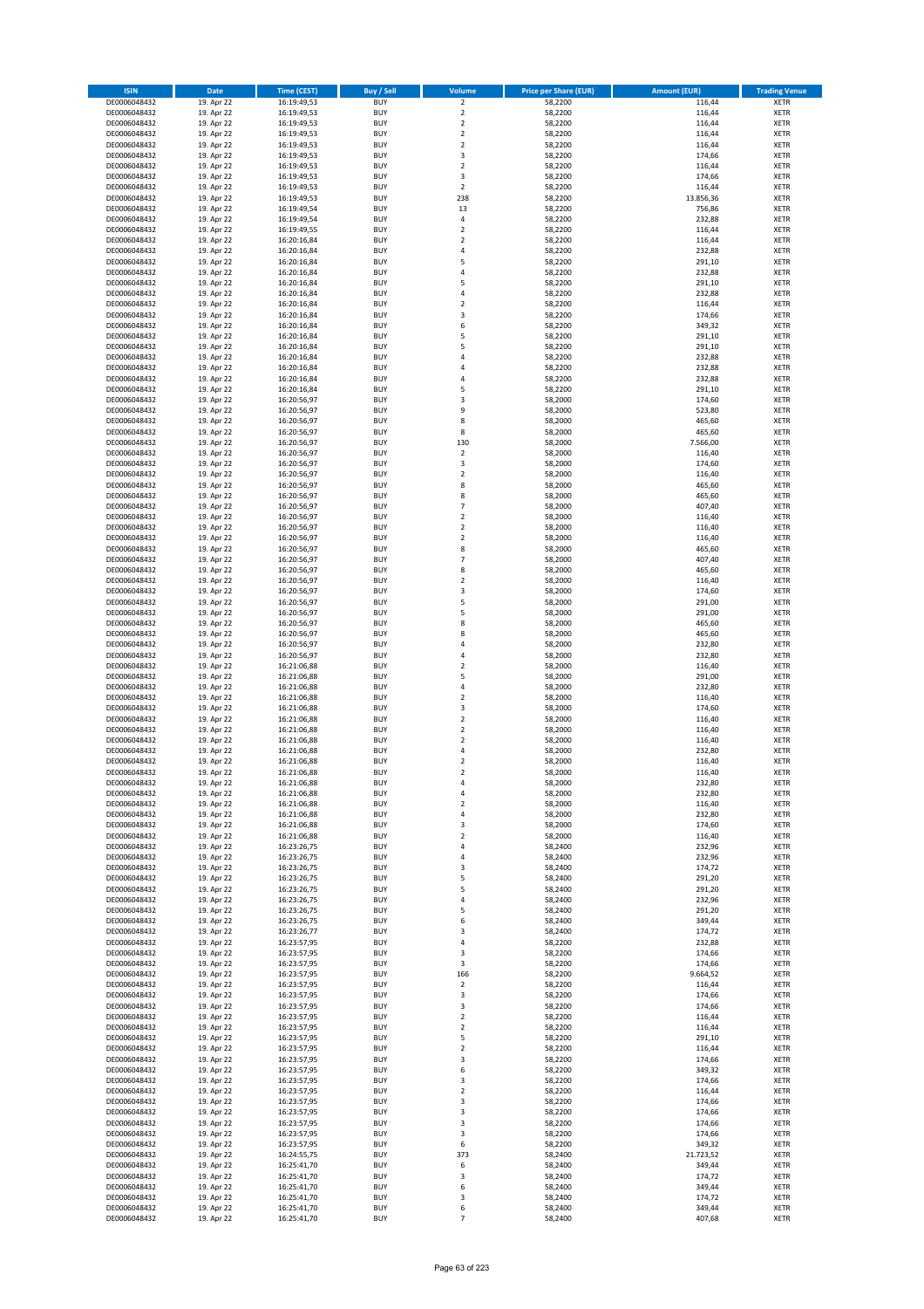| ISIN | Date | Time (CEST) | Buy / Sell | Volume | Price per Share (EUR) | Amount (EUR) | Trading Venue |
|---|---|---|---|---|---|---|---|
| DE0006048432 | 19. Apr 22 | 16:19:49,53 | BUY | 2 | 58,2200 | 116,44 | XETR |
| DE0006048432 | 19. Apr 22 | 16:19:49,53 | BUY | 2 | 58,2200 | 116,44 | XETR |
| DE0006048432 | 19. Apr 22 | 16:19:49,53 | BUY | 2 | 58,2200 | 116,44 | XETR |
| DE0006048432 | 19. Apr 22 | 16:19:49,53 | BUY | 2 | 58,2200 | 116,44 | XETR |
| DE0006048432 | 19. Apr 22 | 16:19:49,53 | BUY | 2 | 58,2200 | 116,44 | XETR |
| DE0006048432 | 19. Apr 22 | 16:19:49,53 | BUY | 3 | 58,2200 | 174,66 | XETR |
| DE0006048432 | 19. Apr 22 | 16:19:49,53 | BUY | 2 | 58,2200 | 116,44 | XETR |
| DE0006048432 | 19. Apr 22 | 16:19:49,53 | BUY | 3 | 58,2200 | 174,66 | XETR |
| DE0006048432 | 19. Apr 22 | 16:19:49,53 | BUY | 2 | 58,2200 | 116,44 | XETR |
| DE0006048432 | 19. Apr 22 | 16:19:49,53 | BUY | 238 | 58,2200 | 13.856,36 | XETR |
| DE0006048432 | 19. Apr 22 | 16:19:49,54 | BUY | 13 | 58,2200 | 756,86 | XETR |
| DE0006048432 | 19. Apr 22 | 16:19:49,54 | BUY | 4 | 58,2200 | 232,88 | XETR |
| DE0006048432 | 19. Apr 22 | 16:19:49,55 | BUY | 2 | 58,2200 | 116,44 | XETR |
| DE0006048432 | 19. Apr 22 | 16:20:16,84 | BUY | 2 | 58,2200 | 116,44 | XETR |
| DE0006048432 | 19. Apr 22 | 16:20:16,84 | BUY | 4 | 58,2200 | 232,88 | XETR |
| DE0006048432 | 19. Apr 22 | 16:20:16,84 | BUY | 5 | 58,2200 | 291,10 | XETR |
| DE0006048432 | 19. Apr 22 | 16:20:16,84 | BUY | 4 | 58,2200 | 232,88 | XETR |
| DE0006048432 | 19. Apr 22 | 16:20:16,84 | BUY | 5 | 58,2200 | 291,10 | XETR |
| DE0006048432 | 19. Apr 22 | 16:20:16,84 | BUY | 4 | 58,2200 | 232,88 | XETR |
| DE0006048432 | 19. Apr 22 | 16:20:16,84 | BUY | 2 | 58,2200 | 116,44 | XETR |
| DE0006048432 | 19. Apr 22 | 16:20:16,84 | BUY | 3 | 58,2200 | 174,66 | XETR |
| DE0006048432 | 19. Apr 22 | 16:20:16,84 | BUY | 6 | 58,2200 | 349,32 | XETR |
| DE0006048432 | 19. Apr 22 | 16:20:16,84 | BUY | 5 | 58,2200 | 291,10 | XETR |
| DE0006048432 | 19. Apr 22 | 16:20:16,84 | BUY | 5 | 58,2200 | 291,10 | XETR |
| DE0006048432 | 19. Apr 22 | 16:20:16,84 | BUY | 4 | 58,2200 | 232,88 | XETR |
| DE0006048432 | 19. Apr 22 | 16:20:16,84 | BUY | 4 | 58,2200 | 232,88 | XETR |
| DE0006048432 | 19. Apr 22 | 16:20:16,84 | BUY | 4 | 58,2200 | 232,88 | XETR |
| DE0006048432 | 19. Apr 22 | 16:20:16,84 | BUY | 5 | 58,2200 | 291,10 | XETR |
| DE0006048432 | 19. Apr 22 | 16:20:56,97 | BUY | 3 | 58,2000 | 174,60 | XETR |
| DE0006048432 | 19. Apr 22 | 16:20:56,97 | BUY | 9 | 58,2000 | 523,80 | XETR |
| DE0006048432 | 19. Apr 22 | 16:20:56,97 | BUY | 8 | 58,2000 | 465,60 | XETR |
| DE0006048432 | 19. Apr 22 | 16:20:56,97 | BUY | 8 | 58,2000 | 465,60 | XETR |
| DE0006048432 | 19. Apr 22 | 16:20:56,97 | BUY | 130 | 58,2000 | 7.566,00 | XETR |
| DE0006048432 | 19. Apr 22 | 16:20:56,97 | BUY | 2 | 58,2000 | 116,40 | XETR |
| DE0006048432 | 19. Apr 22 | 16:20:56,97 | BUY | 3 | 58,2000 | 174,60 | XETR |
| DE0006048432 | 19. Apr 22 | 16:20:56,97 | BUY | 2 | 58,2000 | 116,40 | XETR |
| DE0006048432 | 19. Apr 22 | 16:20:56,97 | BUY | 8 | 58,2000 | 465,60 | XETR |
| DE0006048432 | 19. Apr 22 | 16:20:56,97 | BUY | 8 | 58,2000 | 465,60 | XETR |
| DE0006048432 | 19. Apr 22 | 16:20:56,97 | BUY | 7 | 58,2000 | 407,40 | XETR |
| DE0006048432 | 19. Apr 22 | 16:20:56,97 | BUY | 2 | 58,2000 | 116,40 | XETR |
| DE0006048432 | 19. Apr 22 | 16:20:56,97 | BUY | 2 | 58,2000 | 116,40 | XETR |
| DE0006048432 | 19. Apr 22 | 16:20:56,97 | BUY | 2 | 58,2000 | 116,40 | XETR |
| DE0006048432 | 19. Apr 22 | 16:20:56,97 | BUY | 8 | 58,2000 | 465,60 | XETR |
| DE0006048432 | 19. Apr 22 | 16:20:56,97 | BUY | 7 | 58,2000 | 407,40 | XETR |
| DE0006048432 | 19. Apr 22 | 16:20:56,97 | BUY | 8 | 58,2000 | 465,60 | XETR |
| DE0006048432 | 19. Apr 22 | 16:20:56,97 | BUY | 2 | 58,2000 | 116,40 | XETR |
| DE0006048432 | 19. Apr 22 | 16:20:56,97 | BUY | 3 | 58,2000 | 174,60 | XETR |
| DE0006048432 | 19. Apr 22 | 16:20:56,97 | BUY | 5 | 58,2000 | 291,00 | XETR |
| DE0006048432 | 19. Apr 22 | 16:20:56,97 | BUY | 5 | 58,2000 | 291,00 | XETR |
| DE0006048432 | 19. Apr 22 | 16:20:56,97 | BUY | 8 | 58,2000 | 465,60 | XETR |
| DE0006048432 | 19. Apr 22 | 16:20:56,97 | BUY | 8 | 58,2000 | 465,60 | XETR |
| DE0006048432 | 19. Apr 22 | 16:20:56,97 | BUY | 4 | 58,2000 | 232,80 | XETR |
| DE0006048432 | 19. Apr 22 | 16:20:56,97 | BUY | 4 | 58,2000 | 232,80 | XETR |
| DE0006048432 | 19. Apr 22 | 16:21:06,88 | BUY | 2 | 58,2000 | 116,40 | XETR |
| DE0006048432 | 19. Apr 22 | 16:21:06,88 | BUY | 5 | 58,2000 | 291,00 | XETR |
| DE0006048432 | 19. Apr 22 | 16:21:06,88 | BUY | 4 | 58,2000 | 232,80 | XETR |
| DE0006048432 | 19. Apr 22 | 16:21:06,88 | BUY | 2 | 58,2000 | 116,40 | XETR |
| DE0006048432 | 19. Apr 22 | 16:21:06,88 | BUY | 3 | 58,2000 | 174,60 | XETR |
| DE0006048432 | 19. Apr 22 | 16:21:06,88 | BUY | 2 | 58,2000 | 116,40 | XETR |
| DE0006048432 | 19. Apr 22 | 16:21:06,88 | BUY | 2 | 58,2000 | 116,40 | XETR |
| DE0006048432 | 19. Apr 22 | 16:21:06,88 | BUY | 2 | 58,2000 | 116,40 | XETR |
| DE0006048432 | 19. Apr 22 | 16:21:06,88 | BUY | 4 | 58,2000 | 232,80 | XETR |
| DE0006048432 | 19. Apr 22 | 16:21:06,88 | BUY | 2 | 58,2000 | 116,40 | XETR |
| DE0006048432 | 19. Apr 22 | 16:21:06,88 | BUY | 2 | 58,2000 | 116,40 | XETR |
| DE0006048432 | 19. Apr 22 | 16:21:06,88 | BUY | 4 | 58,2000 | 232,80 | XETR |
| DE0006048432 | 19. Apr 22 | 16:21:06,88 | BUY | 4 | 58,2000 | 232,80 | XETR |
| DE0006048432 | 19. Apr 22 | 16:21:06,88 | BUY | 2 | 58,2000 | 116,40 | XETR |
| DE0006048432 | 19. Apr 22 | 16:21:06,88 | BUY | 4 | 58,2000 | 232,80 | XETR |
| DE0006048432 | 19. Apr 22 | 16:21:06,88 | BUY | 3 | 58,2000 | 174,60 | XETR |
| DE0006048432 | 19. Apr 22 | 16:21:06,88 | BUY | 2 | 58,2000 | 116,40 | XETR |
| DE0006048432 | 19. Apr 22 | 16:23:26,75 | BUY | 4 | 58,2400 | 232,96 | XETR |
| DE0006048432 | 19. Apr 22 | 16:23:26,75 | BUY | 4 | 58,2400 | 232,96 | XETR |
| DE0006048432 | 19. Apr 22 | 16:23:26,75 | BUY | 3 | 58,2400 | 174,72 | XETR |
| DE0006048432 | 19. Apr 22 | 16:23:26,75 | BUY | 5 | 58,2400 | 291,20 | XETR |
| DE0006048432 | 19. Apr 22 | 16:23:26,75 | BUY | 5 | 58,2400 | 291,20 | XETR |
| DE0006048432 | 19. Apr 22 | 16:23:26,75 | BUY | 4 | 58,2400 | 232,96 | XETR |
| DE0006048432 | 19. Apr 22 | 16:23:26,75 | BUY | 5 | 58,2400 | 291,20 | XETR |
| DE0006048432 | 19. Apr 22 | 16:23:26,75 | BUY | 6 | 58,2400 | 349,44 | XETR |
| DE0006048432 | 19. Apr 22 | 16:23:26,77 | BUY | 3 | 58,2400 | 174,72 | XETR |
| DE0006048432 | 19. Apr 22 | 16:23:57,95 | BUY | 4 | 58,2200 | 232,88 | XETR |
| DE0006048432 | 19. Apr 22 | 16:23:57,95 | BUY | 3 | 58,2200 | 174,66 | XETR |
| DE0006048432 | 19. Apr 22 | 16:23:57,95 | BUY | 3 | 58,2200 | 174,66 | XETR |
| DE0006048432 | 19. Apr 22 | 16:23:57,95 | BUY | 166 | 58,2200 | 9.664,52 | XETR |
| DE0006048432 | 19. Apr 22 | 16:23:57,95 | BUY | 2 | 58,2200 | 116,44 | XETR |
| DE0006048432 | 19. Apr 22 | 16:23:57,95 | BUY | 3 | 58,2200 | 174,66 | XETR |
| DE0006048432 | 19. Apr 22 | 16:23:57,95 | BUY | 3 | 58,2200 | 174,66 | XETR |
| DE0006048432 | 19. Apr 22 | 16:23:57,95 | BUY | 2 | 58,2200 | 116,44 | XETR |
| DE0006048432 | 19. Apr 22 | 16:23:57,95 | BUY | 2 | 58,2200 | 116,44 | XETR |
| DE0006048432 | 19. Apr 22 | 16:23:57,95 | BUY | 5 | 58,2200 | 291,10 | XETR |
| DE0006048432 | 19. Apr 22 | 16:23:57,95 | BUY | 2 | 58,2200 | 116,44 | XETR |
| DE0006048432 | 19. Apr 22 | 16:23:57,95 | BUY | 3 | 58,2200 | 174,66 | XETR |
| DE0006048432 | 19. Apr 22 | 16:23:57,95 | BUY | 6 | 58,2200 | 349,32 | XETR |
| DE0006048432 | 19. Apr 22 | 16:23:57,95 | BUY | 3 | 58,2200 | 174,66 | XETR |
| DE0006048432 | 19. Apr 22 | 16:23:57,95 | BUY | 2 | 58,2200 | 116,44 | XETR |
| DE0006048432 | 19. Apr 22 | 16:23:57,95 | BUY | 3 | 58,2200 | 174,66 | XETR |
| DE0006048432 | 19. Apr 22 | 16:23:57,95 | BUY | 3 | 58,2200 | 174,66 | XETR |
| DE0006048432 | 19. Apr 22 | 16:23:57,95 | BUY | 3 | 58,2200 | 174,66 | XETR |
| DE0006048432 | 19. Apr 22 | 16:23:57,95 | BUY | 3 | 58,2200 | 174,66 | XETR |
| DE0006048432 | 19. Apr 22 | 16:23:57,95 | BUY | 6 | 58,2200 | 349,32 | XETR |
| DE0006048432 | 19. Apr 22 | 16:24:55,75 | BUY | 373 | 58,2400 | 21.723,52 | XETR |
| DE0006048432 | 19. Apr 22 | 16:25:41,70 | BUY | 6 | 58,2400 | 349,44 | XETR |
| DE0006048432 | 19. Apr 22 | 16:25:41,70 | BUY | 3 | 58,2400 | 174,72 | XETR |
| DE0006048432 | 19. Apr 22 | 16:25:41,70 | BUY | 6 | 58,2400 | 349,44 | XETR |
| DE0006048432 | 19. Apr 22 | 16:25:41,70 | BUY | 3 | 58,2400 | 174,72 | XETR |
| DE0006048432 | 19. Apr 22 | 16:25:41,70 | BUY | 6 | 58,2400 | 349,44 | XETR |
| DE0006048432 | 19. Apr 22 | 16:25:41,70 | BUY | 7 | 58,2400 | 407,68 | XETR |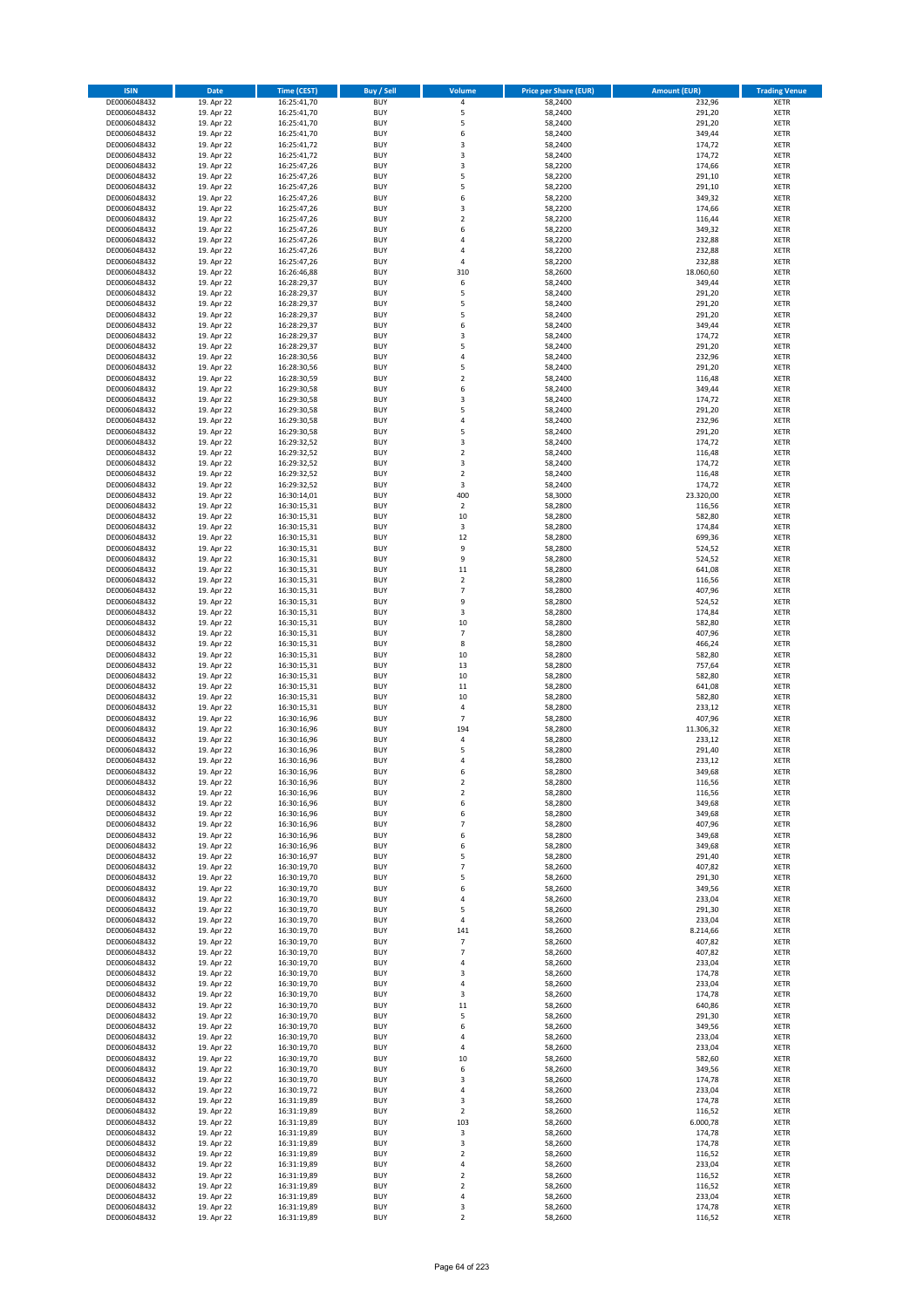| ISIN | Date | Time (CEST) | Buy / Sell | Volume | Price per Share (EUR) | Amount (EUR) | Trading Venue |
|---|---|---|---|---|---|---|---|
| DE0006048432 | 19. Apr 22 | 16:25:41,70 | BUY | 4 | 58,2400 | 232,96 | XETR |
| DE0006048432 | 19. Apr 22 | 16:25:41,70 | BUY | 5 | 58,2400 | 291,20 | XETR |
| DE0006048432 | 19. Apr 22 | 16:25:41,70 | BUY | 5 | 58,2400 | 291,20 | XETR |
| DE0006048432 | 19. Apr 22 | 16:25:41,70 | BUY | 6 | 58,2400 | 349,44 | XETR |
| DE0006048432 | 19. Apr 22 | 16:25:41,72 | BUY | 3 | 58,2400 | 174,72 | XETR |
| DE0006048432 | 19. Apr 22 | 16:25:41,72 | BUY | 3 | 58,2400 | 174,72 | XETR |
| DE0006048432 | 19. Apr 22 | 16:25:47,26 | BUY | 3 | 58,2200 | 174,66 | XETR |
| DE0006048432 | 19. Apr 22 | 16:25:47,26 | BUY | 5 | 58,2200 | 291,10 | XETR |
| DE0006048432 | 19. Apr 22 | 16:25:47,26 | BUY | 5 | 58,2200 | 291,10 | XETR |
| DE0006048432 | 19. Apr 22 | 16:25:47,26 | BUY | 6 | 58,2200 | 349,32 | XETR |
| DE0006048432 | 19. Apr 22 | 16:25:47,26 | BUY | 3 | 58,2200 | 174,66 | XETR |
| DE0006048432 | 19. Apr 22 | 16:25:47,26 | BUY | 2 | 58,2200 | 116,44 | XETR |
| DE0006048432 | 19. Apr 22 | 16:25:47,26 | BUY | 6 | 58,2200 | 349,32 | XETR |
| DE0006048432 | 19. Apr 22 | 16:25:47,26 | BUY | 4 | 58,2200 | 232,88 | XETR |
| DE0006048432 | 19. Apr 22 | 16:25:47,26 | BUY | 4 | 58,2200 | 232,88 | XETR |
| DE0006048432 | 19. Apr 22 | 16:25:47,26 | BUY | 4 | 58,2200 | 232,88 | XETR |
| DE0006048432 | 19. Apr 22 | 16:26:46,88 | BUY | 310 | 58,2600 | 18.060,60 | XETR |
| DE0006048432 | 19. Apr 22 | 16:28:29,37 | BUY | 6 | 58,2400 | 349,44 | XETR |
| DE0006048432 | 19. Apr 22 | 16:28:29,37 | BUY | 5 | 58,2400 | 291,20 | XETR |
| DE0006048432 | 19. Apr 22 | 16:28:29,37 | BUY | 5 | 58,2400 | 291,20 | XETR |
| DE0006048432 | 19. Apr 22 | 16:28:29,37 | BUY | 5 | 58,2400 | 291,20 | XETR |
| DE0006048432 | 19. Apr 22 | 16:28:29,37 | BUY | 6 | 58,2400 | 349,44 | XETR |
| DE0006048432 | 19. Apr 22 | 16:28:29,37 | BUY | 3 | 58,2400 | 174,72 | XETR |
| DE0006048432 | 19. Apr 22 | 16:28:29,37 | BUY | 5 | 58,2400 | 291,20 | XETR |
| DE0006048432 | 19. Apr 22 | 16:28:30,56 | BUY | 4 | 58,2400 | 232,96 | XETR |
| DE0006048432 | 19. Apr 22 | 16:28:30,56 | BUY | 5 | 58,2400 | 291,20 | XETR |
| DE0006048432 | 19. Apr 22 | 16:28:30,59 | BUY | 2 | 58,2400 | 116,48 | XETR |
| DE0006048432 | 19. Apr 22 | 16:29:30,58 | BUY | 6 | 58,2400 | 349,44 | XETR |
| DE0006048432 | 19. Apr 22 | 16:29:30,58 | BUY | 3 | 58,2400 | 174,72 | XETR |
| DE0006048432 | 19. Apr 22 | 16:29:30,58 | BUY | 5 | 58,2400 | 291,20 | XETR |
| DE0006048432 | 19. Apr 22 | 16:29:30,58 | BUY | 4 | 58,2400 | 232,96 | XETR |
| DE0006048432 | 19. Apr 22 | 16:29:30,58 | BUY | 5 | 58,2400 | 291,20 | XETR |
| DE0006048432 | 19. Apr 22 | 16:29:32,52 | BUY | 3 | 58,2400 | 174,72 | XETR |
| DE0006048432 | 19. Apr 22 | 16:29:32,52 | BUY | 2 | 58,2400 | 116,48 | XETR |
| DE0006048432 | 19. Apr 22 | 16:29:32,52 | BUY | 3 | 58,2400 | 174,72 | XETR |
| DE0006048432 | 19. Apr 22 | 16:29:32,52 | BUY | 2 | 58,2400 | 116,48 | XETR |
| DE0006048432 | 19. Apr 22 | 16:29:32,52 | BUY | 3 | 58,2400 | 174,72 | XETR |
| DE0006048432 | 19. Apr 22 | 16:30:14,01 | BUY | 400 | 58,3000 | 23.320,00 | XETR |
| DE0006048432 | 19. Apr 22 | 16:30:15,31 | BUY | 2 | 58,2800 | 116,56 | XETR |
| DE0006048432 | 19. Apr 22 | 16:30:15,31 | BUY | 10 | 58,2800 | 582,80 | XETR |
| DE0006048432 | 19. Apr 22 | 16:30:15,31 | BUY | 3 | 58,2800 | 174,84 | XETR |
| DE0006048432 | 19. Apr 22 | 16:30:15,31 | BUY | 12 | 58,2800 | 699,36 | XETR |
| DE0006048432 | 19. Apr 22 | 16:30:15,31 | BUY | 9 | 58,2800 | 524,52 | XETR |
| DE0006048432 | 19. Apr 22 | 16:30:15,31 | BUY | 9 | 58,2800 | 524,52 | XETR |
| DE0006048432 | 19. Apr 22 | 16:30:15,31 | BUY | 11 | 58,2800 | 641,08 | XETR |
| DE0006048432 | 19. Apr 22 | 16:30:15,31 | BUY | 2 | 58,2800 | 116,56 | XETR |
| DE0006048432 | 19. Apr 22 | 16:30:15,31 | BUY | 7 | 58,2800 | 407,96 | XETR |
| DE0006048432 | 19. Apr 22 | 16:30:15,31 | BUY | 9 | 58,2800 | 524,52 | XETR |
| DE0006048432 | 19. Apr 22 | 16:30:15,31 | BUY | 3 | 58,2800 | 174,84 | XETR |
| DE0006048432 | 19. Apr 22 | 16:30:15,31 | BUY | 10 | 58,2800 | 582,80 | XETR |
| DE0006048432 | 19. Apr 22 | 16:30:15,31 | BUY | 7 | 58,2800 | 407,96 | XETR |
| DE0006048432 | 19. Apr 22 | 16:30:15,31 | BUY | 8 | 58,2800 | 466,24 | XETR |
| DE0006048432 | 19. Apr 22 | 16:30:15,31 | BUY | 10 | 58,2800 | 582,80 | XETR |
| DE0006048432 | 19. Apr 22 | 16:30:15,31 | BUY | 13 | 58,2800 | 757,64 | XETR |
| DE0006048432 | 19. Apr 22 | 16:30:15,31 | BUY | 10 | 58,2800 | 582,80 | XETR |
| DE0006048432 | 19. Apr 22 | 16:30:15,31 | BUY | 11 | 58,2800 | 641,08 | XETR |
| DE0006048432 | 19. Apr 22 | 16:30:15,31 | BUY | 10 | 58,2800 | 582,80 | XETR |
| DE0006048432 | 19. Apr 22 | 16:30:15,31 | BUY | 4 | 58,2800 | 233,12 | XETR |
| DE0006048432 | 19. Apr 22 | 16:30:16,96 | BUY | 7 | 58,2800 | 407,96 | XETR |
| DE0006048432 | 19. Apr 22 | 16:30:16,96 | BUY | 194 | 58,2800 | 11.306,32 | XETR |
| DE0006048432 | 19. Apr 22 | 16:30:16,96 | BUY | 4 | 58,2800 | 233,12 | XETR |
| DE0006048432 | 19. Apr 22 | 16:30:16,96 | BUY | 5 | 58,2800 | 291,40 | XETR |
| DE0006048432 | 19. Apr 22 | 16:30:16,96 | BUY | 4 | 58,2800 | 233,12 | XETR |
| DE0006048432 | 19. Apr 22 | 16:30:16,96 | BUY | 6 | 58,2800 | 349,68 | XETR |
| DE0006048432 | 19. Apr 22 | 16:30:16,96 | BUY | 2 | 58,2800 | 116,56 | XETR |
| DE0006048432 | 19. Apr 22 | 16:30:16,96 | BUY | 2 | 58,2800 | 116,56 | XETR |
| DE0006048432 | 19. Apr 22 | 16:30:16,96 | BUY | 6 | 58,2800 | 349,68 | XETR |
| DE0006048432 | 19. Apr 22 | 16:30:16,96 | BUY | 6 | 58,2800 | 349,68 | XETR |
| DE0006048432 | 19. Apr 22 | 16:30:16,96 | BUY | 7 | 58,2800 | 407,96 | XETR |
| DE0006048432 | 19. Apr 22 | 16:30:16,96 | BUY | 6 | 58,2800 | 349,68 | XETR |
| DE0006048432 | 19. Apr 22 | 16:30:16,96 | BUY | 6 | 58,2800 | 349,68 | XETR |
| DE0006048432 | 19. Apr 22 | 16:30:16,97 | BUY | 5 | 58,2800 | 291,40 | XETR |
| DE0006048432 | 19. Apr 22 | 16:30:19,70 | BUY | 7 | 58,2600 | 407,82 | XETR |
| DE0006048432 | 19. Apr 22 | 16:30:19,70 | BUY | 5 | 58,2600 | 291,30 | XETR |
| DE0006048432 | 19. Apr 22 | 16:30:19,70 | BUY | 6 | 58,2600 | 349,56 | XETR |
| DE0006048432 | 19. Apr 22 | 16:30:19,70 | BUY | 4 | 58,2600 | 233,04 | XETR |
| DE0006048432 | 19. Apr 22 | 16:30:19,70 | BUY | 5 | 58,2600 | 291,30 | XETR |
| DE0006048432 | 19. Apr 22 | 16:30:19,70 | BUY | 4 | 58,2600 | 233,04 | XETR |
| DE0006048432 | 19. Apr 22 | 16:30:19,70 | BUY | 141 | 58,2600 | 8.214,66 | XETR |
| DE0006048432 | 19. Apr 22 | 16:30:19,70 | BUY | 7 | 58,2600 | 407,82 | XETR |
| DE0006048432 | 19. Apr 22 | 16:30:19,70 | BUY | 7 | 58,2600 | 407,82 | XETR |
| DE0006048432 | 19. Apr 22 | 16:30:19,70 | BUY | 4 | 58,2600 | 233,04 | XETR |
| DE0006048432 | 19. Apr 22 | 16:30:19,70 | BUY | 3 | 58,2600 | 174,78 | XETR |
| DE0006048432 | 19. Apr 22 | 16:30:19,70 | BUY | 4 | 58,2600 | 233,04 | XETR |
| DE0006048432 | 19. Apr 22 | 16:30:19,70 | BUY | 3 | 58,2600 | 174,78 | XETR |
| DE0006048432 | 19. Apr 22 | 16:30:19,70 | BUY | 11 | 58,2600 | 640,86 | XETR |
| DE0006048432 | 19. Apr 22 | 16:30:19,70 | BUY | 5 | 58,2600 | 291,30 | XETR |
| DE0006048432 | 19. Apr 22 | 16:30:19,70 | BUY | 6 | 58,2600 | 349,56 | XETR |
| DE0006048432 | 19. Apr 22 | 16:30:19,70 | BUY | 4 | 58,2600 | 233,04 | XETR |
| DE0006048432 | 19. Apr 22 | 16:30:19,70 | BUY | 4 | 58,2600 | 233,04 | XETR |
| DE0006048432 | 19. Apr 22 | 16:30:19,70 | BUY | 10 | 58,2600 | 582,60 | XETR |
| DE0006048432 | 19. Apr 22 | 16:30:19,70 | BUY | 6 | 58,2600 | 349,56 | XETR |
| DE0006048432 | 19. Apr 22 | 16:30:19,70 | BUY | 3 | 58,2600 | 174,78 | XETR |
| DE0006048432 | 19. Apr 22 | 16:30:19,72 | BUY | 4 | 58,2600 | 233,04 | XETR |
| DE0006048432 | 19. Apr 22 | 16:31:19,89 | BUY | 3 | 58,2600 | 174,78 | XETR |
| DE0006048432 | 19. Apr 22 | 16:31:19,89 | BUY | 2 | 58,2600 | 116,52 | XETR |
| DE0006048432 | 19. Apr 22 | 16:31:19,89 | BUY | 103 | 58,2600 | 6.000,78 | XETR |
| DE0006048432 | 19. Apr 22 | 16:31:19,89 | BUY | 3 | 58,2600 | 174,78 | XETR |
| DE0006048432 | 19. Apr 22 | 16:31:19,89 | BUY | 3 | 58,2600 | 174,78 | XETR |
| DE0006048432 | 19. Apr 22 | 16:31:19,89 | BUY | 2 | 58,2600 | 116,52 | XETR |
| DE0006048432 | 19. Apr 22 | 16:31:19,89 | BUY | 4 | 58,2600 | 233,04 | XETR |
| DE0006048432 | 19. Apr 22 | 16:31:19,89 | BUY | 2 | 58,2600 | 116,52 | XETR |
| DE0006048432 | 19. Apr 22 | 16:31:19,89 | BUY | 2 | 58,2600 | 116,52 | XETR |
| DE0006048432 | 19. Apr 22 | 16:31:19,89 | BUY | 4 | 58,2600 | 233,04 | XETR |
| DE0006048432 | 19. Apr 22 | 16:31:19,89 | BUY | 3 | 58,2600 | 174,78 | XETR |
| DE0006048432 | 19. Apr 22 | 16:31:19,89 | BUY | 2 | 58,2600 | 116,52 | XETR |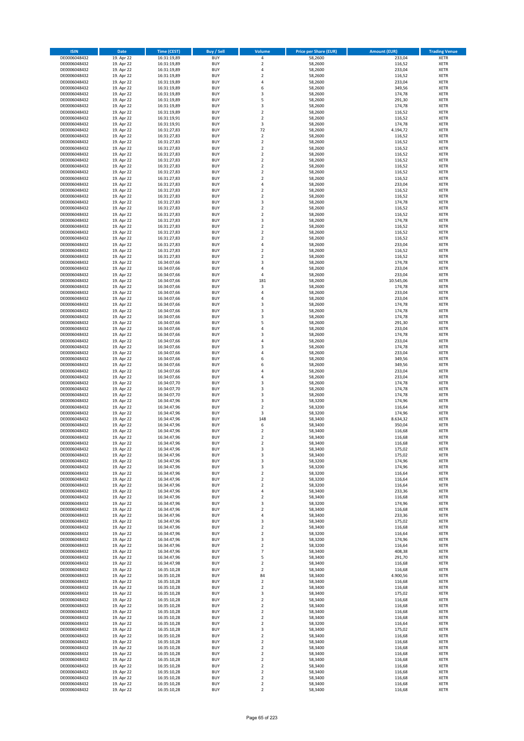| ISIN | Date | Time (CEST) | Buy / Sell | Volume | Price per Share (EUR) | Amount (EUR) | Trading Venue |
|---|---|---|---|---|---|---|---|
| DE0006048432 | 19. Apr 22 | 16:31:19,89 | BUY | 4 | 58,2600 | 233,04 | XETR |
| DE0006048432 | 19. Apr 22 | 16:31:19,89 | BUY | 2 | 58,2600 | 116,52 | XETR |
| DE0006048432 | 19. Apr 22 | 16:31:19,89 | BUY | 4 | 58,2600 | 233,04 | XETR |
| DE0006048432 | 19. Apr 22 | 16:31:19,89 | BUY | 2 | 58,2600 | 116,52 | XETR |
| DE0006048432 | 19. Apr 22 | 16:31:19,89 | BUY | 4 | 58,2600 | 233,04 | XETR |
| DE0006048432 | 19. Apr 22 | 16:31:19,89 | BUY | 6 | 58,2600 | 349,56 | XETR |
| DE0006048432 | 19. Apr 22 | 16:31:19,89 | BUY | 3 | 58,2600 | 174,78 | XETR |
| DE0006048432 | 19. Apr 22 | 16:31:19,89 | BUY | 5 | 58,2600 | 291,30 | XETR |
| DE0006048432 | 19. Apr 22 | 16:31:19,89 | BUY | 3 | 58,2600 | 174,78 | XETR |
| DE0006048432 | 19. Apr 22 | 16:31:19,89 | BUY | 2 | 58,2600 | 116,52 | XETR |
| DE0006048432 | 19. Apr 22 | 16:31:19,91 | BUY | 2 | 58,2600 | 116,52 | XETR |
| DE0006048432 | 19. Apr 22 | 16:31:19,91 | BUY | 3 | 58,2600 | 174,78 | XETR |
| DE0006048432 | 19. Apr 22 | 16:31:27,83 | BUY | 72 | 58,2600 | 4.194,72 | XETR |
| DE0006048432 | 19. Apr 22 | 16:31:27,83 | BUY | 2 | 58,2600 | 116,52 | XETR |
| DE0006048432 | 19. Apr 22 | 16:31:27,83 | BUY | 2 | 58,2600 | 116,52 | XETR |
| DE0006048432 | 19. Apr 22 | 16:31:27,83 | BUY | 2 | 58,2600 | 116,52 | XETR |
| DE0006048432 | 19. Apr 22 | 16:31:27,83 | BUY | 2 | 58,2600 | 116,52 | XETR |
| DE0006048432 | 19. Apr 22 | 16:31:27,83 | BUY | 2 | 58,2600 | 116,52 | XETR |
| DE0006048432 | 19. Apr 22 | 16:31:27,83 | BUY | 2 | 58,2600 | 116,52 | XETR |
| DE0006048432 | 19. Apr 22 | 16:31:27,83 | BUY | 2 | 58,2600 | 116,52 | XETR |
| DE0006048432 | 19. Apr 22 | 16:31:27,83 | BUY | 2 | 58,2600 | 116,52 | XETR |
| DE0006048432 | 19. Apr 22 | 16:31:27,83 | BUY | 4 | 58,2600 | 233,04 | XETR |
| DE0006048432 | 19. Apr 22 | 16:31:27,83 | BUY | 2 | 58,2600 | 116,52 | XETR |
| DE0006048432 | 19. Apr 22 | 16:31:27,83 | BUY | 2 | 58,2600 | 116,52 | XETR |
| DE0006048432 | 19. Apr 22 | 16:31:27,83 | BUY | 3 | 58,2600 | 174,78 | XETR |
| DE0006048432 | 19. Apr 22 | 16:31:27,83 | BUY | 2 | 58,2600 | 116,52 | XETR |
| DE0006048432 | 19. Apr 22 | 16:31:27,83 | BUY | 2 | 58,2600 | 116,52 | XETR |
| DE0006048432 | 19. Apr 22 | 16:31:27,83 | BUY | 3 | 58,2600 | 174,78 | XETR |
| DE0006048432 | 19. Apr 22 | 16:31:27,83 | BUY | 2 | 58,2600 | 116,52 | XETR |
| DE0006048432 | 19. Apr 22 | 16:31:27,83 | BUY | 2 | 58,2600 | 116,52 | XETR |
| DE0006048432 | 19. Apr 22 | 16:31:27,83 | BUY | 2 | 58,2600 | 116,52 | XETR |
| DE0006048432 | 19. Apr 22 | 16:31:27,83 | BUY | 4 | 58,2600 | 233,04 | XETR |
| DE0006048432 | 19. Apr 22 | 16:31:27,83 | BUY | 2 | 58,2600 | 116,52 | XETR |
| DE0006048432 | 19. Apr 22 | 16:31:27,83 | BUY | 2 | 58,2600 | 116,52 | XETR |
| DE0006048432 | 19. Apr 22 | 16:34:07,66 | BUY | 3 | 58,2600 | 174,78 | XETR |
| DE0006048432 | 19. Apr 22 | 16:34:07,66 | BUY | 4 | 58,2600 | 233,04 | XETR |
| DE0006048432 | 19. Apr 22 | 16:34:07,66 | BUY | 4 | 58,2600 | 233,04 | XETR |
| DE0006048432 | 19. Apr 22 | 16:34:07,66 | BUY | 181 | 58,2600 | 10.545,06 | XETR |
| DE0006048432 | 19. Apr 22 | 16:34:07,66 | BUY | 3 | 58,2600 | 174,78 | XETR |
| DE0006048432 | 19. Apr 22 | 16:34:07,66 | BUY | 4 | 58,2600 | 233,04 | XETR |
| DE0006048432 | 19. Apr 22 | 16:34:07,66 | BUY | 4 | 58,2600 | 233,04 | XETR |
| DE0006048432 | 19. Apr 22 | 16:34:07,66 | BUY | 3 | 58,2600 | 174,78 | XETR |
| DE0006048432 | 19. Apr 22 | 16:34:07,66 | BUY | 3 | 58,2600 | 174,78 | XETR |
| DE0006048432 | 19. Apr 22 | 16:34:07,66 | BUY | 3 | 58,2600 | 174,78 | XETR |
| DE0006048432 | 19. Apr 22 | 16:34:07,66 | BUY | 5 | 58,2600 | 291,30 | XETR |
| DE0006048432 | 19. Apr 22 | 16:34:07,66 | BUY | 4 | 58,2600 | 233,04 | XETR |
| DE0006048432 | 19. Apr 22 | 16:34:07,66 | BUY | 3 | 58,2600 | 174,78 | XETR |
| DE0006048432 | 19. Apr 22 | 16:34:07,66 | BUY | 4 | 58,2600 | 233,04 | XETR |
| DE0006048432 | 19. Apr 22 | 16:34:07,66 | BUY | 3 | 58,2600 | 174,78 | XETR |
| DE0006048432 | 19. Apr 22 | 16:34:07,66 | BUY | 4 | 58,2600 | 233,04 | XETR |
| DE0006048432 | 19. Apr 22 | 16:34:07,66 | BUY | 6 | 58,2600 | 349,56 | XETR |
| DE0006048432 | 19. Apr 22 | 16:34:07,66 | BUY | 6 | 58,2600 | 349,56 | XETR |
| DE0006048432 | 19. Apr 22 | 16:34:07,66 | BUY | 4 | 58,2600 | 233,04 | XETR |
| DE0006048432 | 19. Apr 22 | 16:34:07,66 | BUY | 4 | 58,2600 | 233,04 | XETR |
| DE0006048432 | 19. Apr 22 | 16:34:07,70 | BUY | 3 | 58,2600 | 174,78 | XETR |
| DE0006048432 | 19. Apr 22 | 16:34:07,70 | BUY | 3 | 58,2600 | 174,78 | XETR |
| DE0006048432 | 19. Apr 22 | 16:34:07,70 | BUY | 3 | 58,2600 | 174,78 | XETR |
| DE0006048432 | 19. Apr 22 | 16:34:47,96 | BUY | 3 | 58,3200 | 174,96 | XETR |
| DE0006048432 | 19. Apr 22 | 16:34:47,96 | BUY | 2 | 58,3200 | 116,64 | XETR |
| DE0006048432 | 19. Apr 22 | 16:34:47,96 | BUY | 3 | 58,3200 | 174,96 | XETR |
| DE0006048432 | 19. Apr 22 | 16:34:47,96 | BUY | 148 | 58,3400 | 8.634,32 | XETR |
| DE0006048432 | 19. Apr 22 | 16:34:47,96 | BUY | 6 | 58,3400 | 350,04 | XETR |
| DE0006048432 | 19. Apr 22 | 16:34:47,96 | BUY | 2 | 58,3400 | 116,68 | XETR |
| DE0006048432 | 19. Apr 22 | 16:34:47,96 | BUY | 2 | 58,3400 | 116,68 | XETR |
| DE0006048432 | 19. Apr 22 | 16:34:47,96 | BUY | 2 | 58,3400 | 116,68 | XETR |
| DE0006048432 | 19. Apr 22 | 16:34:47,96 | BUY | 3 | 58,3400 | 175,02 | XETR |
| DE0006048432 | 19. Apr 22 | 16:34:47,96 | BUY | 3 | 58,3400 | 175,02 | XETR |
| DE0006048432 | 19. Apr 22 | 16:34:47,96 | BUY | 3 | 58,3200 | 174,96 | XETR |
| DE0006048432 | 19. Apr 22 | 16:34:47,96 | BUY | 3 | 58,3200 | 174,96 | XETR |
| DE0006048432 | 19. Apr 22 | 16:34:47,96 | BUY | 2 | 58,3200 | 116,64 | XETR |
| DE0006048432 | 19. Apr 22 | 16:34:47,96 | BUY | 2 | 58,3200 | 116,64 | XETR |
| DE0006048432 | 19. Apr 22 | 16:34:47,96 | BUY | 2 | 58,3200 | 116,64 | XETR |
| DE0006048432 | 19. Apr 22 | 16:34:47,96 | BUY | 4 | 58,3400 | 233,36 | XETR |
| DE0006048432 | 19. Apr 22 | 16:34:47,96 | BUY | 2 | 58,3400 | 116,68 | XETR |
| DE0006048432 | 19. Apr 22 | 16:34:47,96 | BUY | 3 | 58,3200 | 174,96 | XETR |
| DE0006048432 | 19. Apr 22 | 16:34:47,96 | BUY | 2 | 58,3400 | 116,68 | XETR |
| DE0006048432 | 19. Apr 22 | 16:34:47,96 | BUY | 4 | 58,3400 | 233,36 | XETR |
| DE0006048432 | 19. Apr 22 | 16:34:47,96 | BUY | 3 | 58,3400 | 175,02 | XETR |
| DE0006048432 | 19. Apr 22 | 16:34:47,96 | BUY | 2 | 58,3400 | 116,68 | XETR |
| DE0006048432 | 19. Apr 22 | 16:34:47,96 | BUY | 2 | 58,3200 | 116,64 | XETR |
| DE0006048432 | 19. Apr 22 | 16:34:47,96 | BUY | 3 | 58,3200 | 174,96 | XETR |
| DE0006048432 | 19. Apr 22 | 16:34:47,96 | BUY | 2 | 58,3200 | 116,64 | XETR |
| DE0006048432 | 19. Apr 22 | 16:34:47,96 | BUY | 7 | 58,3400 | 408,38 | XETR |
| DE0006048432 | 19. Apr 22 | 16:34:47,96 | BUY | 5 | 58,3400 | 291,70 | XETR |
| DE0006048432 | 19. Apr 22 | 16:34:47,98 | BUY | 2 | 58,3400 | 116,68 | XETR |
| DE0006048432 | 19. Apr 22 | 16:35:10,28 | BUY | 2 | 58,3400 | 116,68 | XETR |
| DE0006048432 | 19. Apr 22 | 16:35:10,28 | BUY | 84 | 58,3400 | 4.900,56 | XETR |
| DE0006048432 | 19. Apr 22 | 16:35:10,28 | BUY | 2 | 58,3400 | 116,68 | XETR |
| DE0006048432 | 19. Apr 22 | 16:35:10,28 | BUY | 2 | 58,3400 | 116,68 | XETR |
| DE0006048432 | 19. Apr 22 | 16:35:10,28 | BUY | 3 | 58,3400 | 175,02 | XETR |
| DE0006048432 | 19. Apr 22 | 16:35:10,28 | BUY | 2 | 58,3400 | 116,68 | XETR |
| DE0006048432 | 19. Apr 22 | 16:35:10,28 | BUY | 2 | 58,3400 | 116,68 | XETR |
| DE0006048432 | 19. Apr 22 | 16:35:10,28 | BUY | 2 | 58,3400 | 116,68 | XETR |
| DE0006048432 | 19. Apr 22 | 16:35:10,28 | BUY | 2 | 58,3400 | 116,68 | XETR |
| DE0006048432 | 19. Apr 22 | 16:35:10,28 | BUY | 2 | 58,3200 | 116,64 | XETR |
| DE0006048432 | 19. Apr 22 | 16:35:10,28 | BUY | 3 | 58,3400 | 175,02 | XETR |
| DE0006048432 | 19. Apr 22 | 16:35:10,28 | BUY | 2 | 58,3400 | 116,68 | XETR |
| DE0006048432 | 19. Apr 22 | 16:35:10,28 | BUY | 2 | 58,3400 | 116,68 | XETR |
| DE0006048432 | 19. Apr 22 | 16:35:10,28 | BUY | 2 | 58,3400 | 116,68 | XETR |
| DE0006048432 | 19. Apr 22 | 16:35:10,28 | BUY | 2 | 58,3400 | 116,68 | XETR |
| DE0006048432 | 19. Apr 22 | 16:35:10,28 | BUY | 2 | 58,3400 | 116,68 | XETR |
| DE0006048432 | 19. Apr 22 | 16:35:10,28 | BUY | 2 | 58,3400 | 116,68 | XETR |
| DE0006048432 | 19. Apr 22 | 16:35:10,28 | BUY | 2 | 58,3400 | 116,68 | XETR |
| DE0006048432 | 19. Apr 22 | 16:35:10,28 | BUY | 2 | 58,3400 | 116,68 | XETR |
| DE0006048432 | 19. Apr 22 | 16:35:10,28 | BUY | 2 | 58,3400 | 116,68 | XETR |
| DE0006048432 | 19. Apr 22 | 16:35:10,28 | BUY | 2 | 58,3400 | 116,68 | XETR |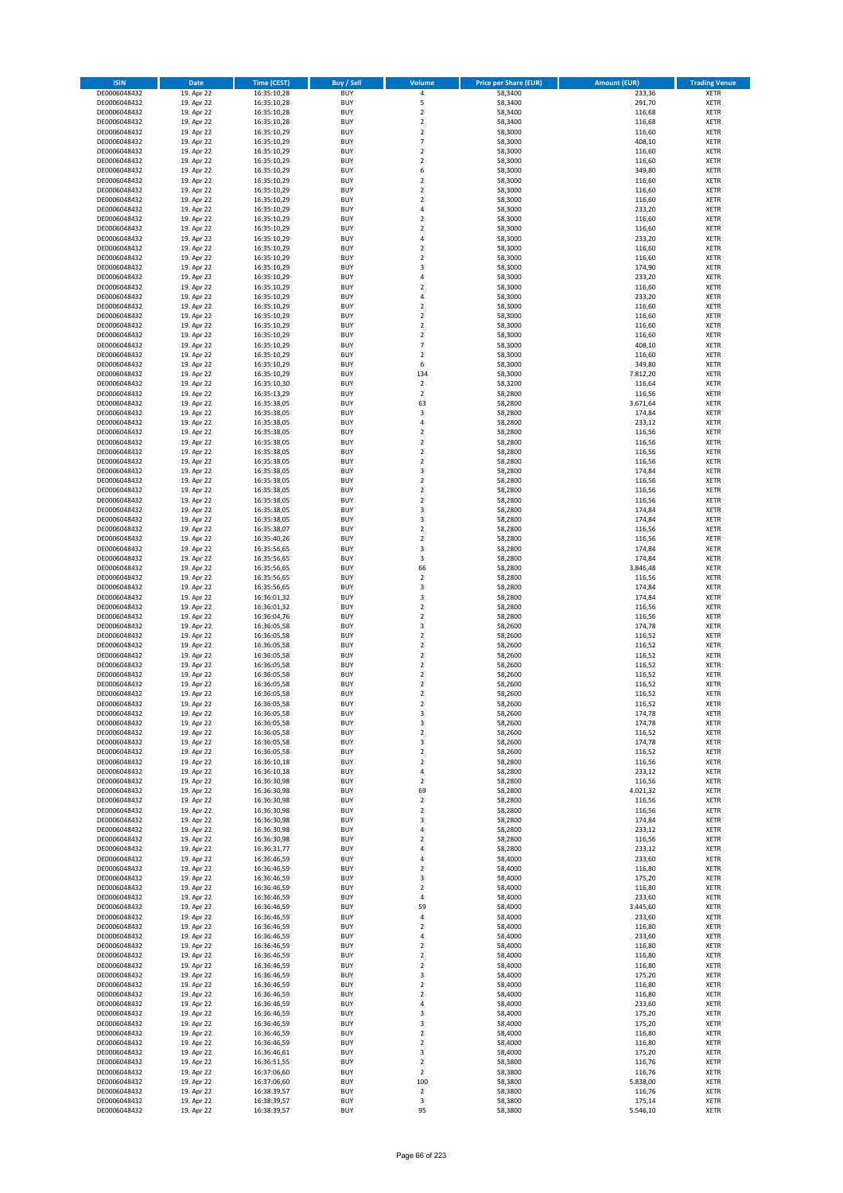| ISIN | Date | Time (CEST) | Buy / Sell | Volume | Price per Share (EUR) | Amount (EUR) | Trading Venue |
|---|---|---|---|---|---|---|---|
| DE0006048432 | 19. Apr 22 | 16:35:10,28 | BUY | 4 | 58,3400 | 233,36 | XETR |
| DE0006048432 | 19. Apr 22 | 16:35:10,28 | BUY | 5 | 58,3400 | 291,70 | XETR |
| DE0006048432 | 19. Apr 22 | 16:35:10,28 | BUY | 2 | 58,3400 | 116,68 | XETR |
| DE0006048432 | 19. Apr 22 | 16:35:10,28 | BUY | 2 | 58,3400 | 116,68 | XETR |
| DE0006048432 | 19. Apr 22 | 16:35:10,29 | BUY | 2 | 58,3000 | 116,60 | XETR |
| DE0006048432 | 19. Apr 22 | 16:35:10,29 | BUY | 7 | 58,3000 | 408,10 | XETR |
| DE0006048432 | 19. Apr 22 | 16:35:10,29 | BUY | 2 | 58,3000 | 116,60 | XETR |
| DE0006048432 | 19. Apr 22 | 16:35:10,29 | BUY | 2 | 58,3000 | 116,60 | XETR |
| DE0006048432 | 19. Apr 22 | 16:35:10,29 | BUY | 6 | 58,3000 | 349,80 | XETR |
| DE0006048432 | 19. Apr 22 | 16:35:10,29 | BUY | 2 | 58,3000 | 116,60 | XETR |
| DE0006048432 | 19. Apr 22 | 16:35:10,29 | BUY | 2 | 58,3000 | 116,60 | XETR |
| DE0006048432 | 19. Apr 22 | 16:35:10,29 | BUY | 2 | 58,3000 | 116,60 | XETR |
| DE0006048432 | 19. Apr 22 | 16:35:10,29 | BUY | 4 | 58,3000 | 233,20 | XETR |
| DE0006048432 | 19. Apr 22 | 16:35:10,29 | BUY | 2 | 58,3000 | 116,60 | XETR |
| DE0006048432 | 19. Apr 22 | 16:35:10,29 | BUY | 2 | 58,3000 | 116,60 | XETR |
| DE0006048432 | 19. Apr 22 | 16:35:10,29 | BUY | 4 | 58,3000 | 233,20 | XETR |
| DE0006048432 | 19. Apr 22 | 16:35:10,29 | BUY | 2 | 58,3000 | 116,60 | XETR |
| DE0006048432 | 19. Apr 22 | 16:35:10,29 | BUY | 2 | 58,3000 | 116,60 | XETR |
| DE0006048432 | 19. Apr 22 | 16:35:10,29 | BUY | 3 | 58,3000 | 174,90 | XETR |
| DE0006048432 | 19. Apr 22 | 16:35:10,29 | BUY | 4 | 58,3000 | 233,20 | XETR |
| DE0006048432 | 19. Apr 22 | 16:35:10,29 | BUY | 2 | 58,3000 | 116,60 | XETR |
| DE0006048432 | 19. Apr 22 | 16:35:10,29 | BUY | 4 | 58,3000 | 233,20 | XETR |
| DE0006048432 | 19. Apr 22 | 16:35:10,29 | BUY | 2 | 58,3000 | 116,60 | XETR |
| DE0006048432 | 19. Apr 22 | 16:35:10,29 | BUY | 2 | 58,3000 | 116,60 | XETR |
| DE0006048432 | 19. Apr 22 | 16:35:10,29 | BUY | 2 | 58,3000 | 116,60 | XETR |
| DE0006048432 | 19. Apr 22 | 16:35:10,29 | BUY | 2 | 58,3000 | 116,60 | XETR |
| DE0006048432 | 19. Apr 22 | 16:35:10,29 | BUY | 7 | 58,3000 | 408,10 | XETR |
| DE0006048432 | 19. Apr 22 | 16:35:10,29 | BUY | 2 | 58,3000 | 116,60 | XETR |
| DE0006048432 | 19. Apr 22 | 16:35:10,29 | BUY | 6 | 58,3000 | 349,80 | XETR |
| DE0006048432 | 19. Apr 22 | 16:35:10,29 | BUY | 134 | 58,3000 | 7.812,20 | XETR |
| DE0006048432 | 19. Apr 22 | 16:35:10,30 | BUY | 2 | 58,3200 | 116,64 | XETR |
| DE0006048432 | 19. Apr 22 | 16:35:13,29 | BUY | 2 | 58,2800 | 116,56 | XETR |
| DE0006048432 | 19. Apr 22 | 16:35:38,05 | BUY | 63 | 58,2800 | 3.671,64 | XETR |
| DE0006048432 | 19. Apr 22 | 16:35:38,05 | BUY | 3 | 58,2800 | 174,84 | XETR |
| DE0006048432 | 19. Apr 22 | 16:35:38,05 | BUY | 4 | 58,2800 | 233,12 | XETR |
| DE0006048432 | 19. Apr 22 | 16:35:38,05 | BUY | 2 | 58,2800 | 116,56 | XETR |
| DE0006048432 | 19. Apr 22 | 16:35:38,05 | BUY | 2 | 58,2800 | 116,56 | XETR |
| DE0006048432 | 19. Apr 22 | 16:35:38,05 | BUY | 2 | 58,2800 | 116,56 | XETR |
| DE0006048432 | 19. Apr 22 | 16:35:38,05 | BUY | 2 | 58,2800 | 116,56 | XETR |
| DE0006048432 | 19. Apr 22 | 16:35:38,05 | BUY | 3 | 58,2800 | 174,84 | XETR |
| DE0006048432 | 19. Apr 22 | 16:35:38,05 | BUY | 2 | 58,2800 | 116,56 | XETR |
| DE0006048432 | 19. Apr 22 | 16:35:38,05 | BUY | 2 | 58,2800 | 116,56 | XETR |
| DE0006048432 | 19. Apr 22 | 16:35:38,05 | BUY | 2 | 58,2800 | 116,56 | XETR |
| DE0006048432 | 19. Apr 22 | 16:35:38,05 | BUY | 3 | 58,2800 | 174,84 | XETR |
| DE0006048432 | 19. Apr 22 | 16:35:38,05 | BUY | 3 | 58,2800 | 174,84 | XETR |
| DE0006048432 | 19. Apr 22 | 16:35:38,07 | BUY | 2 | 58,2800 | 116,56 | XETR |
| DE0006048432 | 19. Apr 22 | 16:35:40,26 | BUY | 2 | 58,2800 | 116,56 | XETR |
| DE0006048432 | 19. Apr 22 | 16:35:56,65 | BUY | 3 | 58,2800 | 174,84 | XETR |
| DE0006048432 | 19. Apr 22 | 16:35:56,65 | BUY | 3 | 58,2800 | 174,84 | XETR |
| DE0006048432 | 19. Apr 22 | 16:35:56,65 | BUY | 66 | 58,2800 | 3.846,48 | XETR |
| DE0006048432 | 19. Apr 22 | 16:35:56,65 | BUY | 2 | 58,2800 | 116,56 | XETR |
| DE0006048432 | 19. Apr 22 | 16:35:56,65 | BUY | 3 | 58,2800 | 174,84 | XETR |
| DE0006048432 | 19. Apr 22 | 16:36:01,32 | BUY | 3 | 58,2800 | 174,84 | XETR |
| DE0006048432 | 19. Apr 22 | 16:36:01,32 | BUY | 2 | 58,2800 | 116,56 | XETR |
| DE0006048432 | 19. Apr 22 | 16:36:04,76 | BUY | 2 | 58,2800 | 116,56 | XETR |
| DE0006048432 | 19. Apr 22 | 16:36:05,58 | BUY | 3 | 58,2600 | 174,78 | XETR |
| DE0006048432 | 19. Apr 22 | 16:36:05,58 | BUY | 2 | 58,2600 | 116,52 | XETR |
| DE0006048432 | 19. Apr 22 | 16:36:05,58 | BUY | 2 | 58,2600 | 116,52 | XETR |
| DE0006048432 | 19. Apr 22 | 16:36:05,58 | BUY | 2 | 58,2600 | 116,52 | XETR |
| DE0006048432 | 19. Apr 22 | 16:36:05,58 | BUY | 2 | 58,2600 | 116,52 | XETR |
| DE0006048432 | 19. Apr 22 | 16:36:05,58 | BUY | 2 | 58,2600 | 116,52 | XETR |
| DE0006048432 | 19. Apr 22 | 16:36:05,58 | BUY | 2 | 58,2600 | 116,52 | XETR |
| DE0006048432 | 19. Apr 22 | 16:36:05,58 | BUY | 2 | 58,2600 | 116,52 | XETR |
| DE0006048432 | 19. Apr 22 | 16:36:05,58 | BUY | 2 | 58,2600 | 116,52 | XETR |
| DE0006048432 | 19. Apr 22 | 16:36:05,58 | BUY | 3 | 58,2600 | 174,78 | XETR |
| DE0006048432 | 19. Apr 22 | 16:36:05,58 | BUY | 3 | 58,2600 | 174,78 | XETR |
| DE0006048432 | 19. Apr 22 | 16:36:05,58 | BUY | 2 | 58,2600 | 116,52 | XETR |
| DE0006048432 | 19. Apr 22 | 16:36:05,58 | BUY | 3 | 58,2600 | 174,78 | XETR |
| DE0006048432 | 19. Apr 22 | 16:36:05,58 | BUY | 2 | 58,2600 | 116,52 | XETR |
| DE0006048432 | 19. Apr 22 | 16:36:10,18 | BUY | 2 | 58,2800 | 116,56 | XETR |
| DE0006048432 | 19. Apr 22 | 16:36:10,18 | BUY | 4 | 58,2800 | 233,12 | XETR |
| DE0006048432 | 19. Apr 22 | 16:36:30,98 | BUY | 2 | 58,2800 | 116,56 | XETR |
| DE0006048432 | 19. Apr 22 | 16:36:30,98 | BUY | 69 | 58,2800 | 4.021,32 | XETR |
| DE0006048432 | 19. Apr 22 | 16:36:30,98 | BUY | 2 | 58,2800 | 116,56 | XETR |
| DE0006048432 | 19. Apr 22 | 16:36:30,98 | BUY | 2 | 58,2800 | 116,56 | XETR |
| DE0006048432 | 19. Apr 22 | 16:36:30,98 | BUY | 3 | 58,2800 | 174,84 | XETR |
| DE0006048432 | 19. Apr 22 | 16:36:30,98 | BUY | 4 | 58,2800 | 233,12 | XETR |
| DE0006048432 | 19. Apr 22 | 16:36:30,98 | BUY | 2 | 58,2800 | 116,56 | XETR |
| DE0006048432 | 19. Apr 22 | 16:36:31,77 | BUY | 4 | 58,2800 | 233,12 | XETR |
| DE0006048432 | 19. Apr 22 | 16:36:46,59 | BUY | 4 | 58,4000 | 233,60 | XETR |
| DE0006048432 | 19. Apr 22 | 16:36:46,59 | BUY | 2 | 58,4000 | 116,80 | XETR |
| DE0006048432 | 19. Apr 22 | 16:36:46,59 | BUY | 3 | 58,4000 | 175,20 | XETR |
| DE0006048432 | 19. Apr 22 | 16:36:46,59 | BUY | 2 | 58,4000 | 116,80 | XETR |
| DE0006048432 | 19. Apr 22 | 16:36:46,59 | BUY | 4 | 58,4000 | 233,60 | XETR |
| DE0006048432 | 19. Apr 22 | 16:36:46,59 | BUY | 59 | 58,4000 | 3.445,60 | XETR |
| DE0006048432 | 19. Apr 22 | 16:36:46,59 | BUY | 4 | 58,4000 | 233,60 | XETR |
| DE0006048432 | 19. Apr 22 | 16:36:46,59 | BUY | 2 | 58,4000 | 116,80 | XETR |
| DE0006048432 | 19. Apr 22 | 16:36:46,59 | BUY | 4 | 58,4000 | 233,60 | XETR |
| DE0006048432 | 19. Apr 22 | 16:36:46,59 | BUY | 2 | 58,4000 | 116,80 | XETR |
| DE0006048432 | 19. Apr 22 | 16:36:46,59 | BUY | 2 | 58,4000 | 116,80 | XETR |
| DE0006048432 | 19. Apr 22 | 16:36:46,59 | BUY | 2 | 58,4000 | 116,80 | XETR |
| DE0006048432 | 19. Apr 22 | 16:36:46,59 | BUY | 3 | 58,4000 | 175,20 | XETR |
| DE0006048432 | 19. Apr 22 | 16:36:46,59 | BUY | 2 | 58,4000 | 116,80 | XETR |
| DE0006048432 | 19. Apr 22 | 16:36:46,59 | BUY | 2 | 58,4000 | 116,80 | XETR |
| DE0006048432 | 19. Apr 22 | 16:36:46,59 | BUY | 4 | 58,4000 | 233,60 | XETR |
| DE0006048432 | 19. Apr 22 | 16:36:46,59 | BUY | 3 | 58,4000 | 175,20 | XETR |
| DE0006048432 | 19. Apr 22 | 16:36:46,59 | BUY | 3 | 58,4000 | 175,20 | XETR |
| DE0006048432 | 19. Apr 22 | 16:36:46,59 | BUY | 2 | 58,4000 | 116,80 | XETR |
| DE0006048432 | 19. Apr 22 | 16:36:46,59 | BUY | 2 | 58,4000 | 116,80 | XETR |
| DE0006048432 | 19. Apr 22 | 16:36:46,61 | BUY | 3 | 58,4000 | 175,20 | XETR |
| DE0006048432 | 19. Apr 22 | 16:36:51,55 | BUY | 2 | 58,3800 | 116,76 | XETR |
| DE0006048432 | 19. Apr 22 | 16:37:06,60 | BUY | 2 | 58,3800 | 116,76 | XETR |
| DE0006048432 | 19. Apr 22 | 16:37:06,60 | BUY | 100 | 58,3800 | 5.838,00 | XETR |
| DE0006048432 | 19. Apr 22 | 16:38:39,57 | BUY | 2 | 58,3800 | 116,76 | XETR |
| DE0006048432 | 19. Apr 22 | 16:38:39,57 | BUY | 3 | 58,3800 | 175,14 | XETR |
| DE0006048432 | 19. Apr 22 | 16:38:39,57 | BUY | 95 | 58,3800 | 5.546,10 | XETR |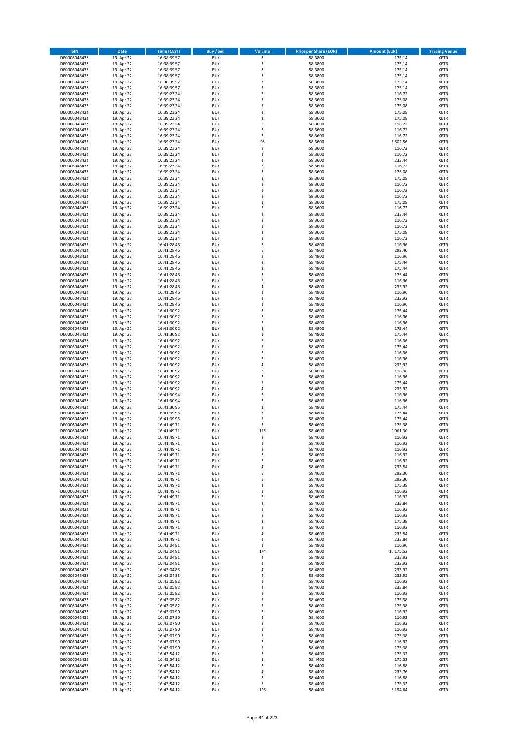| ISIN | Date | Time (CEST) | Buy / Sell | Volume | Price per Share (EUR) | Amount (EUR) | Trading Venue |
|---|---|---|---|---|---|---|---|
| DE0006048432 | 19. Apr 22 | 16:38:39,57 | BUY | 3 | 58,3800 | 175,14 | XETR |
| DE0006048432 | 19. Apr 22 | 16:38:39,57 | BUY | 3 | 58,3800 | 175,14 | XETR |
| DE0006048432 | 19. Apr 22 | 16:38:39,57 | BUY | 3 | 58,3800 | 175,14 | XETR |
| DE0006048432 | 19. Apr 22 | 16:38:39,57 | BUY | 3 | 58,3800 | 175,14 | XETR |
| DE0006048432 | 19. Apr 22 | 16:38:39,57 | BUY | 3 | 58,3800 | 175,14 | XETR |
| DE0006048432 | 19. Apr 22 | 16:38:39,57 | BUY | 3 | 58,3800 | 175,14 | XETR |
| DE0006048432 | 19. Apr 22 | 16:39:23,24 | BUY | 2 | 58,3600 | 116,72 | XETR |
| DE0006048432 | 19. Apr 22 | 16:39:23,24 | BUY | 3 | 58,3600 | 175,08 | XETR |
| DE0006048432 | 19. Apr 22 | 16:39:23,24 | BUY | 3 | 58,3600 | 175,08 | XETR |
| DE0006048432 | 19. Apr 22 | 16:39:23,24 | BUY | 3 | 58,3600 | 175,08 | XETR |
| DE0006048432 | 19. Apr 22 | 16:39:23,24 | BUY | 3 | 58,3600 | 175,08 | XETR |
| DE0006048432 | 19. Apr 22 | 16:39:23,24 | BUY | 2 | 58,3600 | 116,72 | XETR |
| DE0006048432 | 19. Apr 22 | 16:39:23,24 | BUY | 2 | 58,3600 | 116,72 | XETR |
| DE0006048432 | 19. Apr 22 | 16:39:23,24 | BUY | 2 | 58,3600 | 116,72 | XETR |
| DE0006048432 | 19. Apr 22 | 16:39:23,24 | BUY | 96 | 58,3600 | 5.602,56 | XETR |
| DE0006048432 | 19. Apr 22 | 16:39:23,24 | BUY | 2 | 58,3600 | 116,72 | XETR |
| DE0006048432 | 19. Apr 22 | 16:39:23,24 | BUY | 2 | 58,3600 | 116,72 | XETR |
| DE0006048432 | 19. Apr 22 | 16:39:23,24 | BUY | 4 | 58,3600 | 233,44 | XETR |
| DE0006048432 | 19. Apr 22 | 16:39:23,24 | BUY | 2 | 58,3600 | 116,72 | XETR |
| DE0006048432 | 19. Apr 22 | 16:39:23,24 | BUY | 3 | 58,3600 | 175,08 | XETR |
| DE0006048432 | 19. Apr 22 | 16:39:23,24 | BUY | 3 | 58,3600 | 175,08 | XETR |
| DE0006048432 | 19. Apr 22 | 16:39:23,24 | BUY | 2 | 58,3600 | 116,72 | XETR |
| DE0006048432 | 19. Apr 22 | 16:39:23,24 | BUY | 2 | 58,3600 | 116,72 | XETR |
| DE0006048432 | 19. Apr 22 | 16:39:23,24 | BUY | 2 | 58,3600 | 116,72 | XETR |
| DE0006048432 | 19. Apr 22 | 16:39:23,24 | BUY | 3 | 58,3600 | 175,08 | XETR |
| DE0006048432 | 19. Apr 22 | 16:39:23,24 | BUY | 2 | 58,3600 | 116,72 | XETR |
| DE0006048432 | 19. Apr 22 | 16:39:23,24 | BUY | 4 | 58,3600 | 233,44 | XETR |
| DE0006048432 | 19. Apr 22 | 16:39:23,24 | BUY | 2 | 58,3600 | 116,72 | XETR |
| DE0006048432 | 19. Apr 22 | 16:39:23,24 | BUY | 2 | 58,3600 | 116,72 | XETR |
| DE0006048432 | 19. Apr 22 | 16:39:23,24 | BUY | 3 | 58,3600 | 175,08 | XETR |
| DE0006048432 | 19. Apr 22 | 16:39:23,24 | BUY | 2 | 58,3600 | 116,72 | XETR |
| DE0006048432 | 19. Apr 22 | 16:41:28,46 | BUY | 2 | 58,4800 | 116,96 | XETR |
| DE0006048432 | 19. Apr 22 | 16:41:28,46 | BUY | 5 | 58,4800 | 292,40 | XETR |
| DE0006048432 | 19. Apr 22 | 16:41:28,46 | BUY | 2 | 58,4800 | 116,96 | XETR |
| DE0006048432 | 19. Apr 22 | 16:41:28,46 | BUY | 3 | 58,4800 | 175,44 | XETR |
| DE0006048432 | 19. Apr 22 | 16:41:28,46 | BUY | 3 | 58,4800 | 175,44 | XETR |
| DE0006048432 | 19. Apr 22 | 16:41:28,46 | BUY | 3 | 58,4800 | 175,44 | XETR |
| DE0006048432 | 19. Apr 22 | 16:41:28,46 | BUY | 2 | 58,4800 | 116,96 | XETR |
| DE0006048432 | 19. Apr 22 | 16:41:28,46 | BUY | 4 | 58,4800 | 233,92 | XETR |
| DE0006048432 | 19. Apr 22 | 16:41:28,46 | BUY | 2 | 58,4800 | 116,96 | XETR |
| DE0006048432 | 19. Apr 22 | 16:41:28,46 | BUY | 4 | 58,4800 | 233,92 | XETR |
| DE0006048432 | 19. Apr 22 | 16:41:28,46 | BUY | 2 | 58,4800 | 116,96 | XETR |
| DE0006048432 | 19. Apr 22 | 16:41:30,92 | BUY | 3 | 58,4800 | 175,44 | XETR |
| DE0006048432 | 19. Apr 22 | 16:41:30,92 | BUY | 2 | 58,4800 | 116,96 | XETR |
| DE0006048432 | 19. Apr 22 | 16:41:30,92 | BUY | 2 | 58,4800 | 116,96 | XETR |
| DE0006048432 | 19. Apr 22 | 16:41:30,92 | BUY | 3 | 58,4800 | 175,44 | XETR |
| DE0006048432 | 19. Apr 22 | 16:41:30,92 | BUY | 3 | 58,4800 | 175,44 | XETR |
| DE0006048432 | 19. Apr 22 | 16:41:30,92 | BUY | 2 | 58,4800 | 116,96 | XETR |
| DE0006048432 | 19. Apr 22 | 16:41:30,92 | BUY | 3 | 58,4800 | 175,44 | XETR |
| DE0006048432 | 19. Apr 22 | 16:41:30,92 | BUY | 2 | 58,4800 | 116,96 | XETR |
| DE0006048432 | 19. Apr 22 | 16:41:30,92 | BUY | 2 | 58,4800 | 116,96 | XETR |
| DE0006048432 | 19. Apr 22 | 16:41:30,92 | BUY | 4 | 58,4800 | 233,92 | XETR |
| DE0006048432 | 19. Apr 22 | 16:41:30,92 | BUY | 2 | 58,4800 | 116,96 | XETR |
| DE0006048432 | 19. Apr 22 | 16:41:30,92 | BUY | 2 | 58,4800 | 116,96 | XETR |
| DE0006048432 | 19. Apr 22 | 16:41:30,92 | BUY | 3 | 58,4800 | 175,44 | XETR |
| DE0006048432 | 19. Apr 22 | 16:41:30,92 | BUY | 4 | 58,4800 | 233,92 | XETR |
| DE0006048432 | 19. Apr 22 | 16:41:30,94 | BUY | 2 | 58,4800 | 116,96 | XETR |
| DE0006048432 | 19. Apr 22 | 16:41:30,94 | BUY | 2 | 58,4800 | 116,96 | XETR |
| DE0006048432 | 19. Apr 22 | 16:41:30,95 | BUY | 3 | 58,4800 | 175,44 | XETR |
| DE0006048432 | 19. Apr 22 | 16:41:39,95 | BUY | 3 | 58,4800 | 175,44 | XETR |
| DE0006048432 | 19. Apr 22 | 16:41:39,95 | BUY | 3 | 58,4800 | 175,44 | XETR |
| DE0006048432 | 19. Apr 22 | 16:41:49,71 | BUY | 3 | 58,4600 | 175,38 | XETR |
| DE0006048432 | 19. Apr 22 | 16:41:49,71 | BUY | 155 | 58,4600 | 9.061,30 | XETR |
| DE0006048432 | 19. Apr 22 | 16:41:49,71 | BUY | 2 | 58,4600 | 116,92 | XETR |
| DE0006048432 | 19. Apr 22 | 16:41:49,71 | BUY | 2 | 58,4600 | 116,92 | XETR |
| DE0006048432 | 19. Apr 22 | 16:41:49,71 | BUY | 2 | 58,4600 | 116,92 | XETR |
| DE0006048432 | 19. Apr 22 | 16:41:49,71 | BUY | 2 | 58,4600 | 116,92 | XETR |
| DE0006048432 | 19. Apr 22 | 16:41:49,71 | BUY | 2 | 58,4600 | 116,92 | XETR |
| DE0006048432 | 19. Apr 22 | 16:41:49,71 | BUY | 4 | 58,4600 | 233,84 | XETR |
| DE0006048432 | 19. Apr 22 | 16:41:49,71 | BUY | 5 | 58,4600 | 292,30 | XETR |
| DE0006048432 | 19. Apr 22 | 16:41:49,71 | BUY | 5 | 58,4600 | 292,30 | XETR |
| DE0006048432 | 19. Apr 22 | 16:41:49,71 | BUY | 3 | 58,4600 | 175,38 | XETR |
| DE0006048432 | 19. Apr 22 | 16:41:49,71 | BUY | 2 | 58,4600 | 116,92 | XETR |
| DE0006048432 | 19. Apr 22 | 16:41:49,71 | BUY | 2 | 58,4600 | 116,92 | XETR |
| DE0006048432 | 19. Apr 22 | 16:41:49,71 | BUY | 4 | 58,4600 | 233,84 | XETR |
| DE0006048432 | 19. Apr 22 | 16:41:49,71 | BUY | 2 | 58,4600 | 116,92 | XETR |
| DE0006048432 | 19. Apr 22 | 16:41:49,71 | BUY | 2 | 58,4600 | 116,92 | XETR |
| DE0006048432 | 19. Apr 22 | 16:41:49,71 | BUY | 3 | 58,4600 | 175,38 | XETR |
| DE0006048432 | 19. Apr 22 | 16:41:49,71 | BUY | 2 | 58,4600 | 116,92 | XETR |
| DE0006048432 | 19. Apr 22 | 16:41:49,71 | BUY | 4 | 58,4600 | 233,84 | XETR |
| DE0006048432 | 19. Apr 22 | 16:41:49,71 | BUY | 4 | 58,4600 | 233,84 | XETR |
| DE0006048432 | 19. Apr 22 | 16:43:04,81 | BUY | 2 | 58,4800 | 116,96 | XETR |
| DE0006048432 | 19. Apr 22 | 16:43:04,81 | BUY | 174 | 58,4800 | 10.175,52 | XETR |
| DE0006048432 | 19. Apr 22 | 16:43:04,81 | BUY | 4 | 58,4800 | 233,92 | XETR |
| DE0006048432 | 19. Apr 22 | 16:43:04,81 | BUY | 4 | 58,4800 | 233,92 | XETR |
| DE0006048432 | 19. Apr 22 | 16:43:04,85 | BUY | 4 | 58,4800 | 233,92 | XETR |
| DE0006048432 | 19. Apr 22 | 16:43:04,85 | BUY | 4 | 58,4800 | 233,92 | XETR |
| DE0006048432 | 19. Apr 22 | 16:43:05,82 | BUY | 2 | 58,4600 | 116,92 | XETR |
| DE0006048432 | 19. Apr 22 | 16:43:05,82 | BUY | 4 | 58,4600 | 233,84 | XETR |
| DE0006048432 | 19. Apr 22 | 16:43:05,82 | BUY | 2 | 58,4600 | 116,92 | XETR |
| DE0006048432 | 19. Apr 22 | 16:43:05,82 | BUY | 3 | 58,4600 | 175,38 | XETR |
| DE0006048432 | 19. Apr 22 | 16:43:05,82 | BUY | 3 | 58,4600 | 175,38 | XETR |
| DE0006048432 | 19. Apr 22 | 16:43:07,90 | BUY | 2 | 58,4600 | 116,92 | XETR |
| DE0006048432 | 19. Apr 22 | 16:43:07,90 | BUY | 2 | 58,4600 | 116,92 | XETR |
| DE0006048432 | 19. Apr 22 | 16:43:07,90 | BUY | 2 | 58,4600 | 116,92 | XETR |
| DE0006048432 | 19. Apr 22 | 16:43:07,90 | BUY | 2 | 58,4600 | 116,92 | XETR |
| DE0006048432 | 19. Apr 22 | 16:43:07,90 | BUY | 3 | 58,4600 | 175,38 | XETR |
| DE0006048432 | 19. Apr 22 | 16:43:07,90 | BUY | 2 | 58,4600 | 116,92 | XETR |
| DE0006048432 | 19. Apr 22 | 16:43:07,90 | BUY | 3 | 58,4600 | 175,38 | XETR |
| DE0006048432 | 19. Apr 22 | 16:43:54,12 | BUY | 3 | 58,4400 | 175,32 | XETR |
| DE0006048432 | 19. Apr 22 | 16:43:54,12 | BUY | 3 | 58,4400 | 175,32 | XETR |
| DE0006048432 | 19. Apr 22 | 16:43:54,12 | BUY | 2 | 58,4400 | 116,88 | XETR |
| DE0006048432 | 19. Apr 22 | 16:43:54,12 | BUY | 4 | 58,4400 | 233,76 | XETR |
| DE0006048432 | 19. Apr 22 | 16:43:54,12 | BUY | 2 | 58,4400 | 116,88 | XETR |
| DE0006048432 | 19. Apr 22 | 16:43:54,12 | BUY | 3 | 58,4400 | 175,32 | XETR |
| DE0006048432 | 19. Apr 22 | 16:43:54,12 | BUY | 106 | 58,4400 | 6.194,64 | XETR |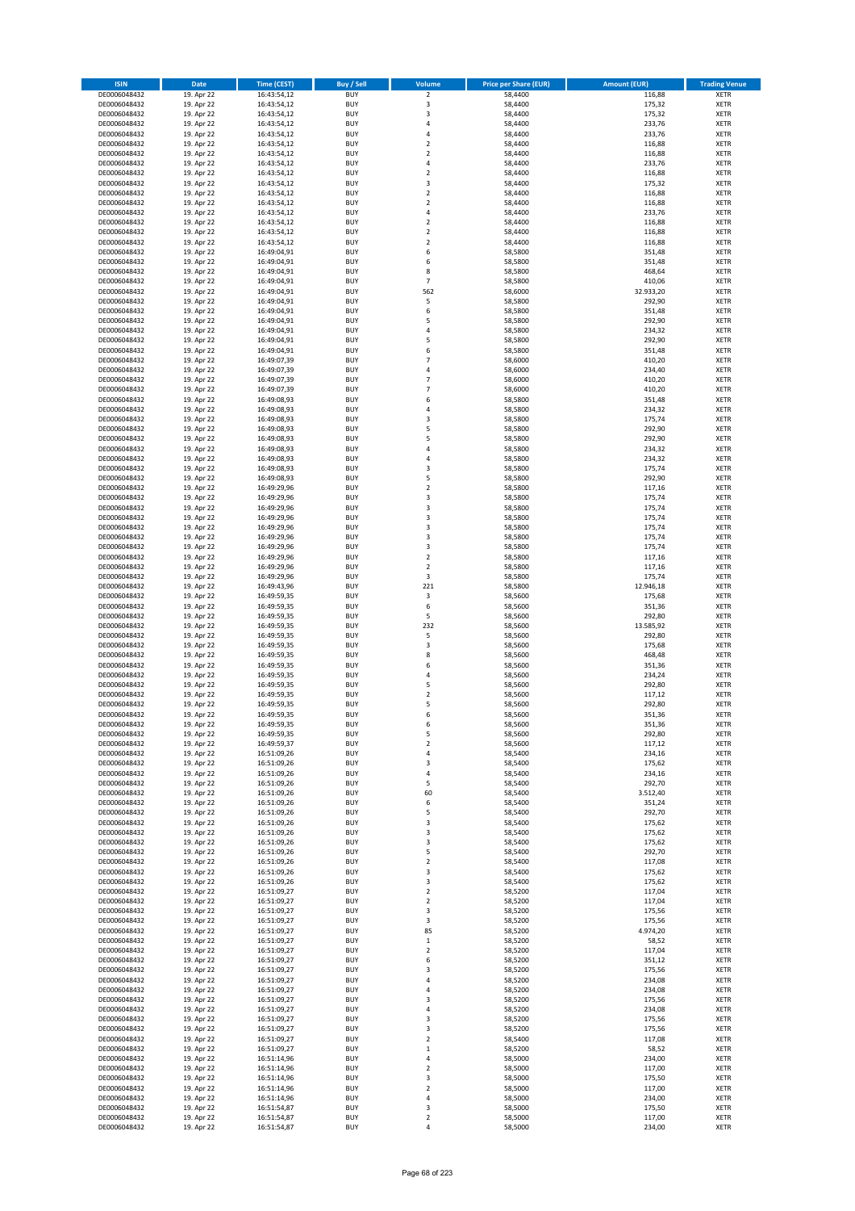| ISIN | Date | Time (CEST) | Buy / Sell | Volume | Price per Share (EUR) | Amount (EUR) | Trading Venue |
|---|---|---|---|---|---|---|---|
| DE0006048432 | 19. Apr 22 | 16:43:54,12 | BUY | 2 | 58,4400 | 116,88 | XETR |
| DE0006048432 | 19. Apr 22 | 16:43:54,12 | BUY | 3 | 58,4400 | 175,32 | XETR |
| DE0006048432 | 19. Apr 22 | 16:43:54,12 | BUY | 3 | 58,4400 | 175,32 | XETR |
| DE0006048432 | 19. Apr 22 | 16:43:54,12 | BUY | 4 | 58,4400 | 233,76 | XETR |
| DE0006048432 | 19. Apr 22 | 16:43:54,12 | BUY | 4 | 58,4400 | 233,76 | XETR |
| DE0006048432 | 19. Apr 22 | 16:43:54,12 | BUY | 2 | 58,4400 | 116,88 | XETR |
| DE0006048432 | 19. Apr 22 | 16:43:54,12 | BUY | 2 | 58,4400 | 116,88 | XETR |
| DE0006048432 | 19. Apr 22 | 16:43:54,12 | BUY | 4 | 58,4400 | 233,76 | XETR |
| DE0006048432 | 19. Apr 22 | 16:43:54,12 | BUY | 2 | 58,4400 | 116,88 | XETR |
| DE0006048432 | 19. Apr 22 | 16:43:54,12 | BUY | 3 | 58,4400 | 175,32 | XETR |
| DE0006048432 | 19. Apr 22 | 16:43:54,12 | BUY | 2 | 58,4400 | 116,88 | XETR |
| DE0006048432 | 19. Apr 22 | 16:43:54,12 | BUY | 2 | 58,4400 | 116,88 | XETR |
| DE0006048432 | 19. Apr 22 | 16:43:54,12 | BUY | 4 | 58,4400 | 233,76 | XETR |
| DE0006048432 | 19. Apr 22 | 16:43:54,12 | BUY | 2 | 58,4400 | 116,88 | XETR |
| DE0006048432 | 19. Apr 22 | 16:43:54,12 | BUY | 2 | 58,4400 | 116,88 | XETR |
| DE0006048432 | 19. Apr 22 | 16:43:54,12 | BUY | 2 | 58,4400 | 116,88 | XETR |
| DE0006048432 | 19. Apr 22 | 16:49:04,91 | BUY | 6 | 58,5800 | 351,48 | XETR |
| DE0006048432 | 19. Apr 22 | 16:49:04,91 | BUY | 6 | 58,5800 | 351,48 | XETR |
| DE0006048432 | 19. Apr 22 | 16:49:04,91 | BUY | 8 | 58,5800 | 468,64 | XETR |
| DE0006048432 | 19. Apr 22 | 16:49:04,91 | BUY | 7 | 58,5800 | 410,06 | XETR |
| DE0006048432 | 19. Apr 22 | 16:49:04,91 | BUY | 562 | 58,6000 | 32.933,20 | XETR |
| DE0006048432 | 19. Apr 22 | 16:49:04,91 | BUY | 5 | 58,5800 | 292,90 | XETR |
| DE0006048432 | 19. Apr 22 | 16:49:04,91 | BUY | 6 | 58,5800 | 351,48 | XETR |
| DE0006048432 | 19. Apr 22 | 16:49:04,91 | BUY | 5 | 58,5800 | 292,90 | XETR |
| DE0006048432 | 19. Apr 22 | 16:49:04,91 | BUY | 4 | 58,5800 | 234,32 | XETR |
| DE0006048432 | 19. Apr 22 | 16:49:04,91 | BUY | 5 | 58,5800 | 292,90 | XETR |
| DE0006048432 | 19. Apr 22 | 16:49:04,91 | BUY | 6 | 58,5800 | 351,48 | XETR |
| DE0006048432 | 19. Apr 22 | 16:49:07,39 | BUY | 7 | 58,6000 | 410,20 | XETR |
| DE0006048432 | 19. Apr 22 | 16:49:07,39 | BUY | 4 | 58,6000 | 234,40 | XETR |
| DE0006048432 | 19. Apr 22 | 16:49:07,39 | BUY | 7 | 58,6000 | 410,20 | XETR |
| DE0006048432 | 19. Apr 22 | 16:49:07,39 | BUY | 7 | 58,6000 | 410,20 | XETR |
| DE0006048432 | 19. Apr 22 | 16:49:08,93 | BUY | 6 | 58,5800 | 351,48 | XETR |
| DE0006048432 | 19. Apr 22 | 16:49:08,93 | BUY | 4 | 58,5800 | 234,32 | XETR |
| DE0006048432 | 19. Apr 22 | 16:49:08,93 | BUY | 3 | 58,5800 | 175,74 | XETR |
| DE0006048432 | 19. Apr 22 | 16:49:08,93 | BUY | 5 | 58,5800 | 292,90 | XETR |
| DE0006048432 | 19. Apr 22 | 16:49:08,93 | BUY | 5 | 58,5800 | 292,90 | XETR |
| DE0006048432 | 19. Apr 22 | 16:49:08,93 | BUY | 4 | 58,5800 | 234,32 | XETR |
| DE0006048432 | 19. Apr 22 | 16:49:08,93 | BUY | 4 | 58,5800 | 234,32 | XETR |
| DE0006048432 | 19. Apr 22 | 16:49:08,93 | BUY | 3 | 58,5800 | 175,74 | XETR |
| DE0006048432 | 19. Apr 22 | 16:49:08,93 | BUY | 5 | 58,5800 | 292,90 | XETR |
| DE0006048432 | 19. Apr 22 | 16:49:29,96 | BUY | 2 | 58,5800 | 117,16 | XETR |
| DE0006048432 | 19. Apr 22 | 16:49:29,96 | BUY | 3 | 58,5800 | 175,74 | XETR |
| DE0006048432 | 19. Apr 22 | 16:49:29,96 | BUY | 3 | 58,5800 | 175,74 | XETR |
| DE0006048432 | 19. Apr 22 | 16:49:29,96 | BUY | 3 | 58,5800 | 175,74 | XETR |
| DE0006048432 | 19. Apr 22 | 16:49:29,96 | BUY | 3 | 58,5800 | 175,74 | XETR |
| DE0006048432 | 19. Apr 22 | 16:49:29,96 | BUY | 3 | 58,5800 | 175,74 | XETR |
| DE0006048432 | 19. Apr 22 | 16:49:29,96 | BUY | 3 | 58,5800 | 175,74 | XETR |
| DE0006048432 | 19. Apr 22 | 16:49:29,96 | BUY | 2 | 58,5800 | 117,16 | XETR |
| DE0006048432 | 19. Apr 22 | 16:49:29,96 | BUY | 2 | 58,5800 | 117,16 | XETR |
| DE0006048432 | 19. Apr 22 | 16:49:29,96 | BUY | 3 | 58,5800 | 175,74 | XETR |
| DE0006048432 | 19. Apr 22 | 16:49:43,96 | BUY | 221 | 58,5800 | 12.946,18 | XETR |
| DE0006048432 | 19. Apr 22 | 16:49:59,35 | BUY | 3 | 58,5600 | 175,68 | XETR |
| DE0006048432 | 19. Apr 22 | 16:49:59,35 | BUY | 6 | 58,5600 | 351,36 | XETR |
| DE0006048432 | 19. Apr 22 | 16:49:59,35 | BUY | 5 | 58,5600 | 292,80 | XETR |
| DE0006048432 | 19. Apr 22 | 16:49:59,35 | BUY | 232 | 58,5600 | 13.585,92 | XETR |
| DE0006048432 | 19. Apr 22 | 16:49:59,35 | BUY | 5 | 58,5600 | 292,80 | XETR |
| DE0006048432 | 19. Apr 22 | 16:49:59,35 | BUY | 3 | 58,5600 | 175,68 | XETR |
| DE0006048432 | 19. Apr 22 | 16:49:59,35 | BUY | 8 | 58,5600 | 468,48 | XETR |
| DE0006048432 | 19. Apr 22 | 16:49:59,35 | BUY | 6 | 58,5600 | 351,36 | XETR |
| DE0006048432 | 19. Apr 22 | 16:49:59,35 | BUY | 4 | 58,5600 | 234,24 | XETR |
| DE0006048432 | 19. Apr 22 | 16:49:59,35 | BUY | 5 | 58,5600 | 292,80 | XETR |
| DE0006048432 | 19. Apr 22 | 16:49:59,35 | BUY | 2 | 58,5600 | 117,12 | XETR |
| DE0006048432 | 19. Apr 22 | 16:49:59,35 | BUY | 5 | 58,5600 | 292,80 | XETR |
| DE0006048432 | 19. Apr 22 | 16:49:59,35 | BUY | 6 | 58,5600 | 351,36 | XETR |
| DE0006048432 | 19. Apr 22 | 16:49:59,35 | BUY | 6 | 58,5600 | 351,36 | XETR |
| DE0006048432 | 19. Apr 22 | 16:49:59,35 | BUY | 5 | 58,5600 | 292,80 | XETR |
| DE0006048432 | 19. Apr 22 | 16:49:59,37 | BUY | 2 | 58,5600 | 117,12 | XETR |
| DE0006048432 | 19. Apr 22 | 16:51:09,26 | BUY | 4 | 58,5400 | 234,16 | XETR |
| DE0006048432 | 19. Apr 22 | 16:51:09,26 | BUY | 3 | 58,5400 | 175,62 | XETR |
| DE0006048432 | 19. Apr 22 | 16:51:09,26 | BUY | 4 | 58,5400 | 234,16 | XETR |
| DE0006048432 | 19. Apr 22 | 16:51:09,26 | BUY | 5 | 58,5400 | 292,70 | XETR |
| DE0006048432 | 19. Apr 22 | 16:51:09,26 | BUY | 60 | 58,5400 | 3.512,40 | XETR |
| DE0006048432 | 19. Apr 22 | 16:51:09,26 | BUY | 6 | 58,5400 | 351,24 | XETR |
| DE0006048432 | 19. Apr 22 | 16:51:09,26 | BUY | 5 | 58,5400 | 292,70 | XETR |
| DE0006048432 | 19. Apr 22 | 16:51:09,26 | BUY | 3 | 58,5400 | 175,62 | XETR |
| DE0006048432 | 19. Apr 22 | 16:51:09,26 | BUY | 3 | 58,5400 | 175,62 | XETR |
| DE0006048432 | 19. Apr 22 | 16:51:09,26 | BUY | 3 | 58,5400 | 175,62 | XETR |
| DE0006048432 | 19. Apr 22 | 16:51:09,26 | BUY | 5 | 58,5400 | 292,70 | XETR |
| DE0006048432 | 19. Apr 22 | 16:51:09,26 | BUY | 2 | 58,5400 | 117,08 | XETR |
| DE0006048432 | 19. Apr 22 | 16:51:09,26 | BUY | 3 | 58,5400 | 175,62 | XETR |
| DE0006048432 | 19. Apr 22 | 16:51:09,26 | BUY | 3 | 58,5400 | 175,62 | XETR |
| DE0006048432 | 19. Apr 22 | 16:51:09,27 | BUY | 2 | 58,5200 | 117,04 | XETR |
| DE0006048432 | 19. Apr 22 | 16:51:09,27 | BUY | 2 | 58,5200 | 117,04 | XETR |
| DE0006048432 | 19. Apr 22 | 16:51:09,27 | BUY | 3 | 58,5200 | 175,56 | XETR |
| DE0006048432 | 19. Apr 22 | 16:51:09,27 | BUY | 3 | 58,5200 | 175,56 | XETR |
| DE0006048432 | 19. Apr 22 | 16:51:09,27 | BUY | 85 | 58,5200 | 4.974,20 | XETR |
| DE0006048432 | 19. Apr 22 | 16:51:09,27 | BUY | 1 | 58,5200 | 58,52 | XETR |
| DE0006048432 | 19. Apr 22 | 16:51:09,27 | BUY | 2 | 58,5200 | 117,04 | XETR |
| DE0006048432 | 19. Apr 22 | 16:51:09,27 | BUY | 6 | 58,5200 | 351,12 | XETR |
| DE0006048432 | 19. Apr 22 | 16:51:09,27 | BUY | 3 | 58,5200 | 175,56 | XETR |
| DE0006048432 | 19. Apr 22 | 16:51:09,27 | BUY | 4 | 58,5200 | 234,08 | XETR |
| DE0006048432 | 19. Apr 22 | 16:51:09,27 | BUY | 4 | 58,5200 | 234,08 | XETR |
| DE0006048432 | 19. Apr 22 | 16:51:09,27 | BUY | 3 | 58,5200 | 175,56 | XETR |
| DE0006048432 | 19. Apr 22 | 16:51:09,27 | BUY | 4 | 58,5200 | 234,08 | XETR |
| DE0006048432 | 19. Apr 22 | 16:51:09,27 | BUY | 3 | 58,5200 | 175,56 | XETR |
| DE0006048432 | 19. Apr 22 | 16:51:09,27 | BUY | 3 | 58,5200 | 175,56 | XETR |
| DE0006048432 | 19. Apr 22 | 16:51:09,27 | BUY | 2 | 58,5400 | 117,08 | XETR |
| DE0006048432 | 19. Apr 22 | 16:51:09,27 | BUY | 1 | 58,5200 | 58,52 | XETR |
| DE0006048432 | 19. Apr 22 | 16:51:14,96 | BUY | 4 | 58,5000 | 234,00 | XETR |
| DE0006048432 | 19. Apr 22 | 16:51:14,96 | BUY | 2 | 58,5000 | 117,00 | XETR |
| DE0006048432 | 19. Apr 22 | 16:51:14,96 | BUY | 3 | 58,5000 | 175,50 | XETR |
| DE0006048432 | 19. Apr 22 | 16:51:14,96 | BUY | 2 | 58,5000 | 117,00 | XETR |
| DE0006048432 | 19. Apr 22 | 16:51:14,96 | BUY | 4 | 58,5000 | 234,00 | XETR |
| DE0006048432 | 19. Apr 22 | 16:51:54,87 | BUY | 3 | 58,5000 | 175,50 | XETR |
| DE0006048432 | 19. Apr 22 | 16:51:54,87 | BUY | 2 | 58,5000 | 117,00 | XETR |
| DE0006048432 | 19. Apr 22 | 16:51:54,87 | BUY | 4 | 58,5000 | 234,00 | XETR |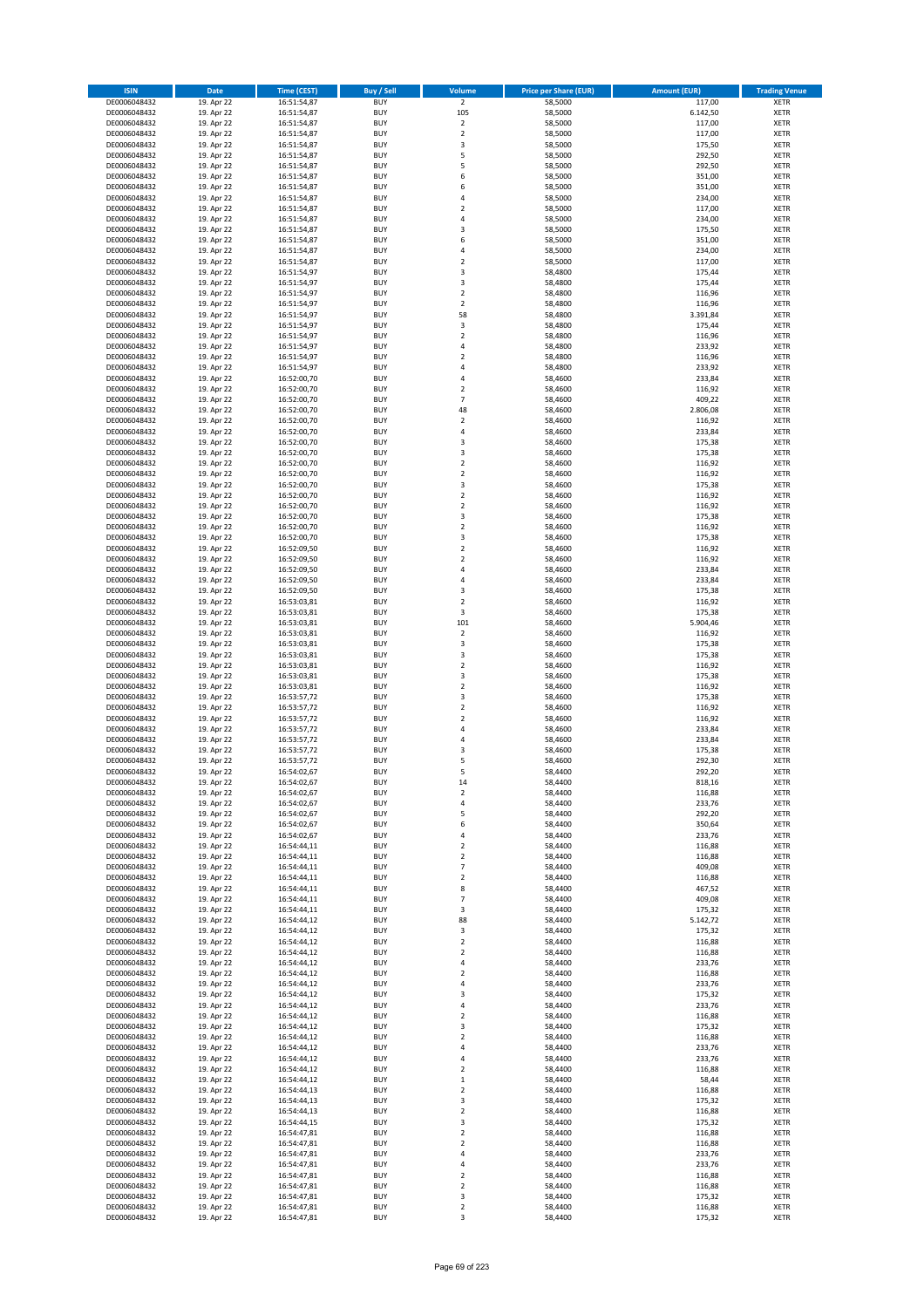| ISIN | Date | Time (CEST) | Buy / Sell | Volume | Price per Share (EUR) | Amount (EUR) | Trading Venue |
|---|---|---|---|---|---|---|---|
| DE0006048432 | 19. Apr 22 | 16:51:54,87 | BUY | 2 | 58,5000 | 117,00 | XETR |
| DE0006048432 | 19. Apr 22 | 16:51:54,87 | BUY | 105 | 58,5000 | 6.142,50 | XETR |
| DE0006048432 | 19. Apr 22 | 16:51:54,87 | BUY | 2 | 58,5000 | 117,00 | XETR |
| DE0006048432 | 19. Apr 22 | 16:51:54,87 | BUY | 2 | 58,5000 | 117,00 | XETR |
| DE0006048432 | 19. Apr 22 | 16:51:54,87 | BUY | 3 | 58,5000 | 175,50 | XETR |
| DE0006048432 | 19. Apr 22 | 16:51:54,87 | BUY | 5 | 58,5000 | 292,50 | XETR |
| DE0006048432 | 19. Apr 22 | 16:51:54,87 | BUY | 5 | 58,5000 | 292,50 | XETR |
| DE0006048432 | 19. Apr 22 | 16:51:54,87 | BUY | 6 | 58,5000 | 351,00 | XETR |
| DE0006048432 | 19. Apr 22 | 16:51:54,87 | BUY | 6 | 58,5000 | 351,00 | XETR |
| DE0006048432 | 19. Apr 22 | 16:51:54,87 | BUY | 4 | 58,5000 | 234,00 | XETR |
| DE0006048432 | 19. Apr 22 | 16:51:54,87 | BUY | 2 | 58,5000 | 117,00 | XETR |
| DE0006048432 | 19. Apr 22 | 16:51:54,87 | BUY | 4 | 58,5000 | 234,00 | XETR |
| DE0006048432 | 19. Apr 22 | 16:51:54,87 | BUY | 3 | 58,5000 | 175,50 | XETR |
| DE0006048432 | 19. Apr 22 | 16:51:54,87 | BUY | 6 | 58,5000 | 351,00 | XETR |
| DE0006048432 | 19. Apr 22 | 16:51:54,87 | BUY | 4 | 58,5000 | 234,00 | XETR |
| DE0006048432 | 19. Apr 22 | 16:51:54,87 | BUY | 2 | 58,5000 | 117,00 | XETR |
| DE0006048432 | 19. Apr 22 | 16:51:54,97 | BUY | 3 | 58,4800 | 175,44 | XETR |
| DE0006048432 | 19. Apr 22 | 16:51:54,97 | BUY | 3 | 58,4800 | 175,44 | XETR |
| DE0006048432 | 19. Apr 22 | 16:51:54,97 | BUY | 2 | 58,4800 | 116,96 | XETR |
| DE0006048432 | 19. Apr 22 | 16:51:54,97 | BUY | 2 | 58,4800 | 116,96 | XETR |
| DE0006048432 | 19. Apr 22 | 16:51:54,97 | BUY | 58 | 58,4800 | 3.391,84 | XETR |
| DE0006048432 | 19. Apr 22 | 16:51:54,97 | BUY | 3 | 58,4800 | 175,44 | XETR |
| DE0006048432 | 19. Apr 22 | 16:51:54,97 | BUY | 2 | 58,4800 | 116,96 | XETR |
| DE0006048432 | 19. Apr 22 | 16:51:54,97 | BUY | 4 | 58,4800 | 233,92 | XETR |
| DE0006048432 | 19. Apr 22 | 16:51:54,97 | BUY | 2 | 58,4800 | 116,96 | XETR |
| DE0006048432 | 19. Apr 22 | 16:51:54,97 | BUY | 4 | 58,4800 | 233,92 | XETR |
| DE0006048432 | 19. Apr 22 | 16:52:00,70 | BUY | 4 | 58,4600 | 233,84 | XETR |
| DE0006048432 | 19. Apr 22 | 16:52:00,70 | BUY | 2 | 58,4600 | 116,92 | XETR |
| DE0006048432 | 19. Apr 22 | 16:52:00,70 | BUY | 7 | 58,4600 | 409,22 | XETR |
| DE0006048432 | 19. Apr 22 | 16:52:00,70 | BUY | 48 | 58,4600 | 2.806,08 | XETR |
| DE0006048432 | 19. Apr 22 | 16:52:00,70 | BUY | 2 | 58,4600 | 116,92 | XETR |
| DE0006048432 | 19. Apr 22 | 16:52:00,70 | BUY | 4 | 58,4600 | 233,84 | XETR |
| DE0006048432 | 19. Apr 22 | 16:52:00,70 | BUY | 3 | 58,4600 | 175,38 | XETR |
| DE0006048432 | 19. Apr 22 | 16:52:00,70 | BUY | 3 | 58,4600 | 175,38 | XETR |
| DE0006048432 | 19. Apr 22 | 16:52:00,70 | BUY | 2 | 58,4600 | 116,92 | XETR |
| DE0006048432 | 19. Apr 22 | 16:52:00,70 | BUY | 2 | 58,4600 | 116,92 | XETR |
| DE0006048432 | 19. Apr 22 | 16:52:00,70 | BUY | 3 | 58,4600 | 175,38 | XETR |
| DE0006048432 | 19. Apr 22 | 16:52:00,70 | BUY | 2 | 58,4600 | 116,92 | XETR |
| DE0006048432 | 19. Apr 22 | 16:52:00,70 | BUY | 2 | 58,4600 | 116,92 | XETR |
| DE0006048432 | 19. Apr 22 | 16:52:00,70 | BUY | 3 | 58,4600 | 175,38 | XETR |
| DE0006048432 | 19. Apr 22 | 16:52:00,70 | BUY | 2 | 58,4600 | 116,92 | XETR |
| DE0006048432 | 19. Apr 22 | 16:52:00,70 | BUY | 3 | 58,4600 | 175,38 | XETR |
| DE0006048432 | 19. Apr 22 | 16:52:09,50 | BUY | 2 | 58,4600 | 116,92 | XETR |
| DE0006048432 | 19. Apr 22 | 16:52:09,50 | BUY | 2 | 58,4600 | 116,92 | XETR |
| DE0006048432 | 19. Apr 22 | 16:52:09,50 | BUY | 4 | 58,4600 | 233,84 | XETR |
| DE0006048432 | 19. Apr 22 | 16:52:09,50 | BUY | 4 | 58,4600 | 233,84 | XETR |
| DE0006048432 | 19. Apr 22 | 16:52:09,50 | BUY | 3 | 58,4600 | 175,38 | XETR |
| DE0006048432 | 19. Apr 22 | 16:53:03,81 | BUY | 2 | 58,4600 | 116,92 | XETR |
| DE0006048432 | 19. Apr 22 | 16:53:03,81 | BUY | 3 | 58,4600 | 175,38 | XETR |
| DE0006048432 | 19. Apr 22 | 16:53:03,81 | BUY | 101 | 58,4600 | 5.904,46 | XETR |
| DE0006048432 | 19. Apr 22 | 16:53:03,81 | BUY | 2 | 58,4600 | 116,92 | XETR |
| DE0006048432 | 19. Apr 22 | 16:53:03,81 | BUY | 3 | 58,4600 | 175,38 | XETR |
| DE0006048432 | 19. Apr 22 | 16:53:03,81 | BUY | 3 | 58,4600 | 175,38 | XETR |
| DE0006048432 | 19. Apr 22 | 16:53:03,81 | BUY | 2 | 58,4600 | 116,92 | XETR |
| DE0006048432 | 19. Apr 22 | 16:53:03,81 | BUY | 3 | 58,4600 | 175,38 | XETR |
| DE0006048432 | 19. Apr 22 | 16:53:03,81 | BUY | 2 | 58,4600 | 116,92 | XETR |
| DE0006048432 | 19. Apr 22 | 16:53:57,72 | BUY | 3 | 58,4600 | 175,38 | XETR |
| DE0006048432 | 19. Apr 22 | 16:53:57,72 | BUY | 2 | 58,4600 | 116,92 | XETR |
| DE0006048432 | 19. Apr 22 | 16:53:57,72 | BUY | 2 | 58,4600 | 116,92 | XETR |
| DE0006048432 | 19. Apr 22 | 16:53:57,72 | BUY | 4 | 58,4600 | 233,84 | XETR |
| DE0006048432 | 19. Apr 22 | 16:53:57,72 | BUY | 4 | 58,4600 | 233,84 | XETR |
| DE0006048432 | 19. Apr 22 | 16:53:57,72 | BUY | 3 | 58,4600 | 175,38 | XETR |
| DE0006048432 | 19. Apr 22 | 16:53:57,72 | BUY | 5 | 58,4600 | 292,30 | XETR |
| DE0006048432 | 19. Apr 22 | 16:54:02,67 | BUY | 5 | 58,4400 | 292,20 | XETR |
| DE0006048432 | 19. Apr 22 | 16:54:02,67 | BUY | 14 | 58,4400 | 818,16 | XETR |
| DE0006048432 | 19. Apr 22 | 16:54:02,67 | BUY | 2 | 58,4400 | 116,88 | XETR |
| DE0006048432 | 19. Apr 22 | 16:54:02,67 | BUY | 4 | 58,4400 | 233,76 | XETR |
| DE0006048432 | 19. Apr 22 | 16:54:02,67 | BUY | 5 | 58,4400 | 292,20 | XETR |
| DE0006048432 | 19. Apr 22 | 16:54:02,67 | BUY | 6 | 58,4400 | 350,64 | XETR |
| DE0006048432 | 19. Apr 22 | 16:54:02,67 | BUY | 4 | 58,4400 | 233,76 | XETR |
| DE0006048432 | 19. Apr 22 | 16:54:44,11 | BUY | 2 | 58,4400 | 116,88 | XETR |
| DE0006048432 | 19. Apr 22 | 16:54:44,11 | BUY | 2 | 58,4400 | 116,88 | XETR |
| DE0006048432 | 19. Apr 22 | 16:54:44,11 | BUY | 7 | 58,4400 | 409,08 | XETR |
| DE0006048432 | 19. Apr 22 | 16:54:44,11 | BUY | 2 | 58,4400 | 116,88 | XETR |
| DE0006048432 | 19. Apr 22 | 16:54:44,11 | BUY | 8 | 58,4400 | 467,52 | XETR |
| DE0006048432 | 19. Apr 22 | 16:54:44,11 | BUY | 7 | 58,4400 | 409,08 | XETR |
| DE0006048432 | 19. Apr 22 | 16:54:44,11 | BUY | 3 | 58,4400 | 175,32 | XETR |
| DE0006048432 | 19. Apr 22 | 16:54:44,12 | BUY | 88 | 58,4400 | 5.142,72 | XETR |
| DE0006048432 | 19. Apr 22 | 16:54:44,12 | BUY | 3 | 58,4400 | 175,32 | XETR |
| DE0006048432 | 19. Apr 22 | 16:54:44,12 | BUY | 2 | 58,4400 | 116,88 | XETR |
| DE0006048432 | 19. Apr 22 | 16:54:44,12 | BUY | 2 | 58,4400 | 116,88 | XETR |
| DE0006048432 | 19. Apr 22 | 16:54:44,12 | BUY | 4 | 58,4400 | 233,76 | XETR |
| DE0006048432 | 19. Apr 22 | 16:54:44,12 | BUY | 2 | 58,4400 | 116,88 | XETR |
| DE0006048432 | 19. Apr 22 | 16:54:44,12 | BUY | 4 | 58,4400 | 233,76 | XETR |
| DE0006048432 | 19. Apr 22 | 16:54:44,12 | BUY | 3 | 58,4400 | 175,32 | XETR |
| DE0006048432 | 19. Apr 22 | 16:54:44,12 | BUY | 4 | 58,4400 | 233,76 | XETR |
| DE0006048432 | 19. Apr 22 | 16:54:44,12 | BUY | 2 | 58,4400 | 116,88 | XETR |
| DE0006048432 | 19. Apr 22 | 16:54:44,12 | BUY | 3 | 58,4400 | 175,32 | XETR |
| DE0006048432 | 19. Apr 22 | 16:54:44,12 | BUY | 2 | 58,4400 | 116,88 | XETR |
| DE0006048432 | 19. Apr 22 | 16:54:44,12 | BUY | 4 | 58,4400 | 233,76 | XETR |
| DE0006048432 | 19. Apr 22 | 16:54:44,12 | BUY | 4 | 58,4400 | 233,76 | XETR |
| DE0006048432 | 19. Apr 22 | 16:54:44,12 | BUY | 2 | 58,4400 | 116,88 | XETR |
| DE0006048432 | 19. Apr 22 | 16:54:44,12 | BUY | 1 | 58,4400 | 58,44 | XETR |
| DE0006048432 | 19. Apr 22 | 16:54:44,13 | BUY | 2 | 58,4400 | 116,88 | XETR |
| DE0006048432 | 19. Apr 22 | 16:54:44,13 | BUY | 3 | 58,4400 | 175,32 | XETR |
| DE0006048432 | 19. Apr 22 | 16:54:44,13 | BUY | 2 | 58,4400 | 116,88 | XETR |
| DE0006048432 | 19. Apr 22 | 16:54:44,15 | BUY | 3 | 58,4400 | 175,32 | XETR |
| DE0006048432 | 19. Apr 22 | 16:54:47,81 | BUY | 2 | 58,4400 | 116,88 | XETR |
| DE0006048432 | 19. Apr 22 | 16:54:47,81 | BUY | 2 | 58,4400 | 116,88 | XETR |
| DE0006048432 | 19. Apr 22 | 16:54:47,81 | BUY | 4 | 58,4400 | 233,76 | XETR |
| DE0006048432 | 19. Apr 22 | 16:54:47,81 | BUY | 4 | 58,4400 | 233,76 | XETR |
| DE0006048432 | 19. Apr 22 | 16:54:47,81 | BUY | 2 | 58,4400 | 116,88 | XETR |
| DE0006048432 | 19. Apr 22 | 16:54:47,81 | BUY | 2 | 58,4400 | 116,88 | XETR |
| DE0006048432 | 19. Apr 22 | 16:54:47,81 | BUY | 3 | 58,4400 | 175,32 | XETR |
| DE0006048432 | 19. Apr 22 | 16:54:47,81 | BUY | 2 | 58,4400 | 116,88 | XETR |
| DE0006048432 | 19. Apr 22 | 16:54:47,81 | BUY | 3 | 58,4400 | 175,32 | XETR |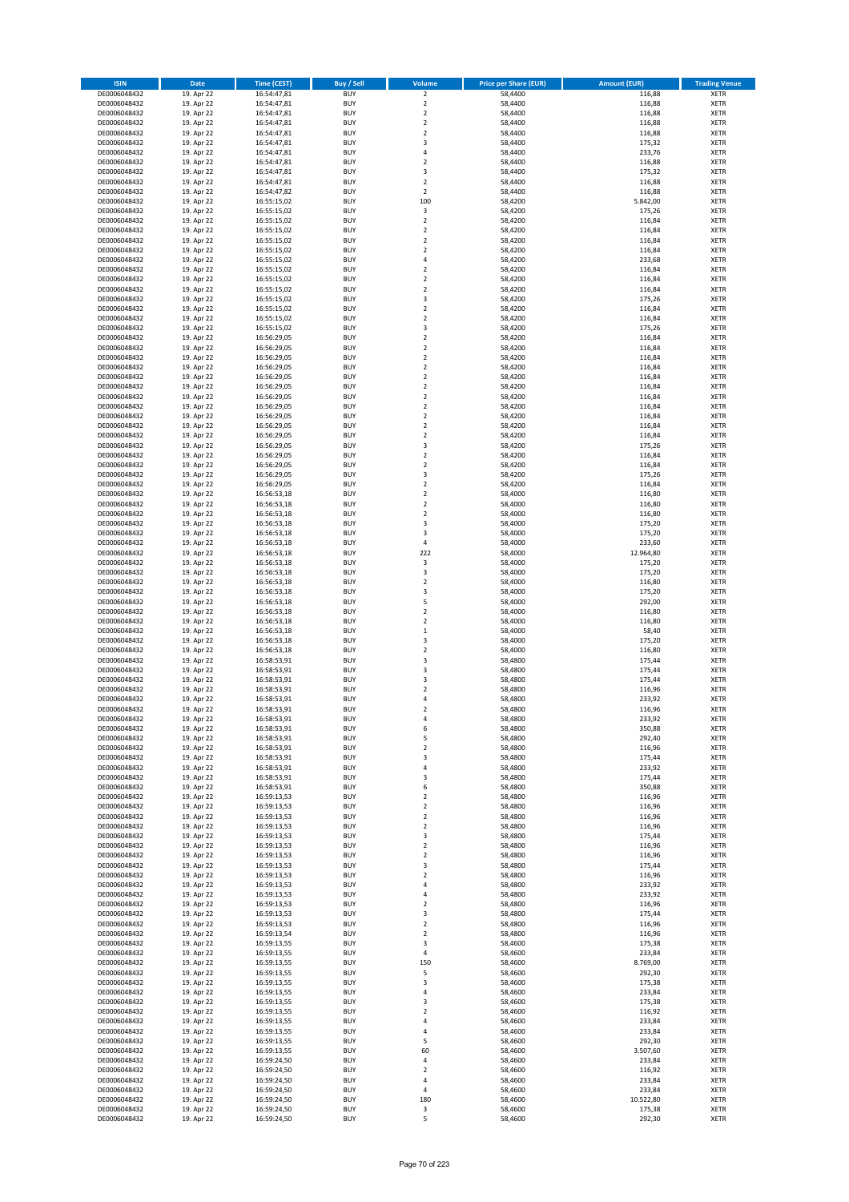| ISIN | Date | Time (CEST) | Buy / Sell | Volume | Price per Share (EUR) | Amount (EUR) | Trading Venue |
|---|---|---|---|---|---|---|---|
| DE0006048432 | 19. Apr 22 | 16:54:47,81 | BUY | 2 | 58,4400 | 116,88 | XETR |
| DE0006048432 | 19. Apr 22 | 16:54:47,81 | BUY | 2 | 58,4400 | 116,88 | XETR |
| DE0006048432 | 19. Apr 22 | 16:54:47,81 | BUY | 2 | 58,4400 | 116,88 | XETR |
| DE0006048432 | 19. Apr 22 | 16:54:47,81 | BUY | 2 | 58,4400 | 116,88 | XETR |
| DE0006048432 | 19. Apr 22 | 16:54:47,81 | BUY | 2 | 58,4400 | 116,88 | XETR |
| DE0006048432 | 19. Apr 22 | 16:54:47,81 | BUY | 3 | 58,4400 | 175,32 | XETR |
| DE0006048432 | 19. Apr 22 | 16:54:47,81 | BUY | 4 | 58,4400 | 233,76 | XETR |
| DE0006048432 | 19. Apr 22 | 16:54:47,81 | BUY | 2 | 58,4400 | 116,88 | XETR |
| DE0006048432 | 19. Apr 22 | 16:54:47,81 | BUY | 3 | 58,4400 | 175,32 | XETR |
| DE0006048432 | 19. Apr 22 | 16:54:47,81 | BUY | 2 | 58,4400 | 116,88 | XETR |
| DE0006048432 | 19. Apr 22 | 16:54:47,82 | BUY | 2 | 58,4400 | 116,88 | XETR |
| DE0006048432 | 19. Apr 22 | 16:55:15,02 | BUY | 100 | 58,4200 | 5.842,00 | XETR |
| DE0006048432 | 19. Apr 22 | 16:55:15,02 | BUY | 3 | 58,4200 | 175,26 | XETR |
| DE0006048432 | 19. Apr 22 | 16:55:15,02 | BUY | 2 | 58,4200 | 116,84 | XETR |
| DE0006048432 | 19. Apr 22 | 16:55:15,02 | BUY | 2 | 58,4200 | 116,84 | XETR |
| DE0006048432 | 19. Apr 22 | 16:55:15,02 | BUY | 2 | 58,4200 | 116,84 | XETR |
| DE0006048432 | 19. Apr 22 | 16:55:15,02 | BUY | 2 | 58,4200 | 116,84 | XETR |
| DE0006048432 | 19. Apr 22 | 16:55:15,02 | BUY | 4 | 58,4200 | 233,68 | XETR |
| DE0006048432 | 19. Apr 22 | 16:55:15,02 | BUY | 2 | 58,4200 | 116,84 | XETR |
| DE0006048432 | 19. Apr 22 | 16:55:15,02 | BUY | 2 | 58,4200 | 116,84 | XETR |
| DE0006048432 | 19. Apr 22 | 16:55:15,02 | BUY | 2 | 58,4200 | 116,84 | XETR |
| DE0006048432 | 19. Apr 22 | 16:55:15,02 | BUY | 3 | 58,4200 | 175,26 | XETR |
| DE0006048432 | 19. Apr 22 | 16:55:15,02 | BUY | 2 | 58,4200 | 116,84 | XETR |
| DE0006048432 | 19. Apr 22 | 16:55:15,02 | BUY | 2 | 58,4200 | 116,84 | XETR |
| DE0006048432 | 19. Apr 22 | 16:55:15,02 | BUY | 3 | 58,4200 | 175,26 | XETR |
| DE0006048432 | 19. Apr 22 | 16:56:29,05 | BUY | 2 | 58,4200 | 116,84 | XETR |
| DE0006048432 | 19. Apr 22 | 16:56:29,05 | BUY | 2 | 58,4200 | 116,84 | XETR |
| DE0006048432 | 19. Apr 22 | 16:56:29,05 | BUY | 2 | 58,4200 | 116,84 | XETR |
| DE0006048432 | 19. Apr 22 | 16:56:29,05 | BUY | 2 | 58,4200 | 116,84 | XETR |
| DE0006048432 | 19. Apr 22 | 16:56:29,05 | BUY | 2 | 58,4200 | 116,84 | XETR |
| DE0006048432 | 19. Apr 22 | 16:56:29,05 | BUY | 2 | 58,4200 | 116,84 | XETR |
| DE0006048432 | 19. Apr 22 | 16:56:29,05 | BUY | 2 | 58,4200 | 116,84 | XETR |
| DE0006048432 | 19. Apr 22 | 16:56:29,05 | BUY | 2 | 58,4200 | 116,84 | XETR |
| DE0006048432 | 19. Apr 22 | 16:56:29,05 | BUY | 2 | 58,4200 | 116,84 | XETR |
| DE0006048432 | 19. Apr 22 | 16:56:29,05 | BUY | 2 | 58,4200 | 116,84 | XETR |
| DE0006048432 | 19. Apr 22 | 16:56:29,05 | BUY | 2 | 58,4200 | 116,84 | XETR |
| DE0006048432 | 19. Apr 22 | 16:56:29,05 | BUY | 3 | 58,4200 | 175,26 | XETR |
| DE0006048432 | 19. Apr 22 | 16:56:29,05 | BUY | 2 | 58,4200 | 116,84 | XETR |
| DE0006048432 | 19. Apr 22 | 16:56:29,05 | BUY | 2 | 58,4200 | 116,84 | XETR |
| DE0006048432 | 19. Apr 22 | 16:56:29,05 | BUY | 3 | 58,4200 | 175,26 | XETR |
| DE0006048432 | 19. Apr 22 | 16:56:29,05 | BUY | 2 | 58,4200 | 116,84 | XETR |
| DE0006048432 | 19. Apr 22 | 16:56:53,18 | BUY | 2 | 58,4000 | 116,80 | XETR |
| DE0006048432 | 19. Apr 22 | 16:56:53,18 | BUY | 2 | 58,4000 | 116,80 | XETR |
| DE0006048432 | 19. Apr 22 | 16:56:53,18 | BUY | 2 | 58,4000 | 116,80 | XETR |
| DE0006048432 | 19. Apr 22 | 16:56:53,18 | BUY | 3 | 58,4000 | 175,20 | XETR |
| DE0006048432 | 19. Apr 22 | 16:56:53,18 | BUY | 3 | 58,4000 | 175,20 | XETR |
| DE0006048432 | 19. Apr 22 | 16:56:53,18 | BUY | 4 | 58,4000 | 233,60 | XETR |
| DE0006048432 | 19. Apr 22 | 16:56:53,18 | BUY | 222 | 58,4000 | 12.964,80 | XETR |
| DE0006048432 | 19. Apr 22 | 16:56:53,18 | BUY | 3 | 58,4000 | 175,20 | XETR |
| DE0006048432 | 19. Apr 22 | 16:56:53,18 | BUY | 3 | 58,4000 | 175,20 | XETR |
| DE0006048432 | 19. Apr 22 | 16:56:53,18 | BUY | 2 | 58,4000 | 116,80 | XETR |
| DE0006048432 | 19. Apr 22 | 16:56:53,18 | BUY | 3 | 58,4000 | 175,20 | XETR |
| DE0006048432 | 19. Apr 22 | 16:56:53,18 | BUY | 5 | 58,4000 | 292,00 | XETR |
| DE0006048432 | 19. Apr 22 | 16:56:53,18 | BUY | 2 | 58,4000 | 116,80 | XETR |
| DE0006048432 | 19. Apr 22 | 16:56:53,18 | BUY | 2 | 58,4000 | 116,80 | XETR |
| DE0006048432 | 19. Apr 22 | 16:56:53,18 | BUY | 1 | 58,4000 | 58,40 | XETR |
| DE0006048432 | 19. Apr 22 | 16:56:53,18 | BUY | 3 | 58,4000 | 175,20 | XETR |
| DE0006048432 | 19. Apr 22 | 16:56:53,18 | BUY | 2 | 58,4000 | 116,80 | XETR |
| DE0006048432 | 19. Apr 22 | 16:58:53,91 | BUY | 3 | 58,4800 | 175,44 | XETR |
| DE0006048432 | 19. Apr 22 | 16:58:53,91 | BUY | 3 | 58,4800 | 175,44 | XETR |
| DE0006048432 | 19. Apr 22 | 16:58:53,91 | BUY | 3 | 58,4800 | 175,44 | XETR |
| DE0006048432 | 19. Apr 22 | 16:58:53,91 | BUY | 2 | 58,4800 | 116,96 | XETR |
| DE0006048432 | 19. Apr 22 | 16:58:53,91 | BUY | 4 | 58,4800 | 233,92 | XETR |
| DE0006048432 | 19. Apr 22 | 16:58:53,91 | BUY | 2 | 58,4800 | 116,96 | XETR |
| DE0006048432 | 19. Apr 22 | 16:58:53,91 | BUY | 4 | 58,4800 | 233,92 | XETR |
| DE0006048432 | 19. Apr 22 | 16:58:53,91 | BUY | 6 | 58,4800 | 350,88 | XETR |
| DE0006048432 | 19. Apr 22 | 16:58:53,91 | BUY | 5 | 58,4800 | 292,40 | XETR |
| DE0006048432 | 19. Apr 22 | 16:58:53,91 | BUY | 2 | 58,4800 | 116,96 | XETR |
| DE0006048432 | 19. Apr 22 | 16:58:53,91 | BUY | 3 | 58,4800 | 175,44 | XETR |
| DE0006048432 | 19. Apr 22 | 16:58:53,91 | BUY | 4 | 58,4800 | 233,92 | XETR |
| DE0006048432 | 19. Apr 22 | 16:58:53,91 | BUY | 3 | 58,4800 | 175,44 | XETR |
| DE0006048432 | 19. Apr 22 | 16:58:53,91 | BUY | 6 | 58,4800 | 350,88 | XETR |
| DE0006048432 | 19. Apr 22 | 16:59:13,53 | BUY | 2 | 58,4800 | 116,96 | XETR |
| DE0006048432 | 19. Apr 22 | 16:59:13,53 | BUY | 2 | 58,4800 | 116,96 | XETR |
| DE0006048432 | 19. Apr 22 | 16:59:13,53 | BUY | 2 | 58,4800 | 116,96 | XETR |
| DE0006048432 | 19. Apr 22 | 16:59:13,53 | BUY | 2 | 58,4800 | 116,96 | XETR |
| DE0006048432 | 19. Apr 22 | 16:59:13,53 | BUY | 3 | 58,4800 | 175,44 | XETR |
| DE0006048432 | 19. Apr 22 | 16:59:13,53 | BUY | 2 | 58,4800 | 116,96 | XETR |
| DE0006048432 | 19. Apr 22 | 16:59:13,53 | BUY | 2 | 58,4800 | 116,96 | XETR |
| DE0006048432 | 19. Apr 22 | 16:59:13,53 | BUY | 3 | 58,4800 | 175,44 | XETR |
| DE0006048432 | 19. Apr 22 | 16:59:13,53 | BUY | 2 | 58,4800 | 116,96 | XETR |
| DE0006048432 | 19. Apr 22 | 16:59:13,53 | BUY | 4 | 58,4800 | 233,92 | XETR |
| DE0006048432 | 19. Apr 22 | 16:59:13,53 | BUY | 4 | 58,4800 | 233,92 | XETR |
| DE0006048432 | 19. Apr 22 | 16:59:13,53 | BUY | 2 | 58,4800 | 116,96 | XETR |
| DE0006048432 | 19. Apr 22 | 16:59:13,53 | BUY | 3 | 58,4800 | 175,44 | XETR |
| DE0006048432 | 19. Apr 22 | 16:59:13,53 | BUY | 2 | 58,4800 | 116,96 | XETR |
| DE0006048432 | 19. Apr 22 | 16:59:13,54 | BUY | 2 | 58,4800 | 116,96 | XETR |
| DE0006048432 | 19. Apr 22 | 16:59:13,55 | BUY | 3 | 58,4600 | 175,38 | XETR |
| DE0006048432 | 19. Apr 22 | 16:59:13,55 | BUY | 4 | 58,4600 | 233,84 | XETR |
| DE0006048432 | 19. Apr 22 | 16:59:13,55 | BUY | 150 | 58,4600 | 8.769,00 | XETR |
| DE0006048432 | 19. Apr 22 | 16:59:13,55 | BUY | 5 | 58,4600 | 292,30 | XETR |
| DE0006048432 | 19. Apr 22 | 16:59:13,55 | BUY | 3 | 58,4600 | 175,38 | XETR |
| DE0006048432 | 19. Apr 22 | 16:59:13,55 | BUY | 4 | 58,4600 | 233,84 | XETR |
| DE0006048432 | 19. Apr 22 | 16:59:13,55 | BUY | 3 | 58,4600 | 175,38 | XETR |
| DE0006048432 | 19. Apr 22 | 16:59:13,55 | BUY | 2 | 58,4600 | 116,92 | XETR |
| DE0006048432 | 19. Apr 22 | 16:59:13,55 | BUY | 4 | 58,4600 | 233,84 | XETR |
| DE0006048432 | 19. Apr 22 | 16:59:13,55 | BUY | 4 | 58,4600 | 233,84 | XETR |
| DE0006048432 | 19. Apr 22 | 16:59:13,55 | BUY | 5 | 58,4600 | 292,30 | XETR |
| DE0006048432 | 19. Apr 22 | 16:59:13,55 | BUY | 60 | 58,4600 | 3.507,60 | XETR |
| DE0006048432 | 19. Apr 22 | 16:59:24,50 | BUY | 4 | 58,4600 | 233,84 | XETR |
| DE0006048432 | 19. Apr 22 | 16:59:24,50 | BUY | 2 | 58,4600 | 116,92 | XETR |
| DE0006048432 | 19. Apr 22 | 16:59:24,50 | BUY | 4 | 58,4600 | 233,84 | XETR |
| DE0006048432 | 19. Apr 22 | 16:59:24,50 | BUY | 4 | 58,4600 | 233,84 | XETR |
| DE0006048432 | 19. Apr 22 | 16:59:24,50 | BUY | 180 | 58,4600 | 10.522,80 | XETR |
| DE0006048432 | 19. Apr 22 | 16:59:24,50 | BUY | 3 | 58,4600 | 175,38 | XETR |
| DE0006048432 | 19. Apr 22 | 16:59:24,50 | BUY | 5 | 58,4600 | 292,30 | XETR |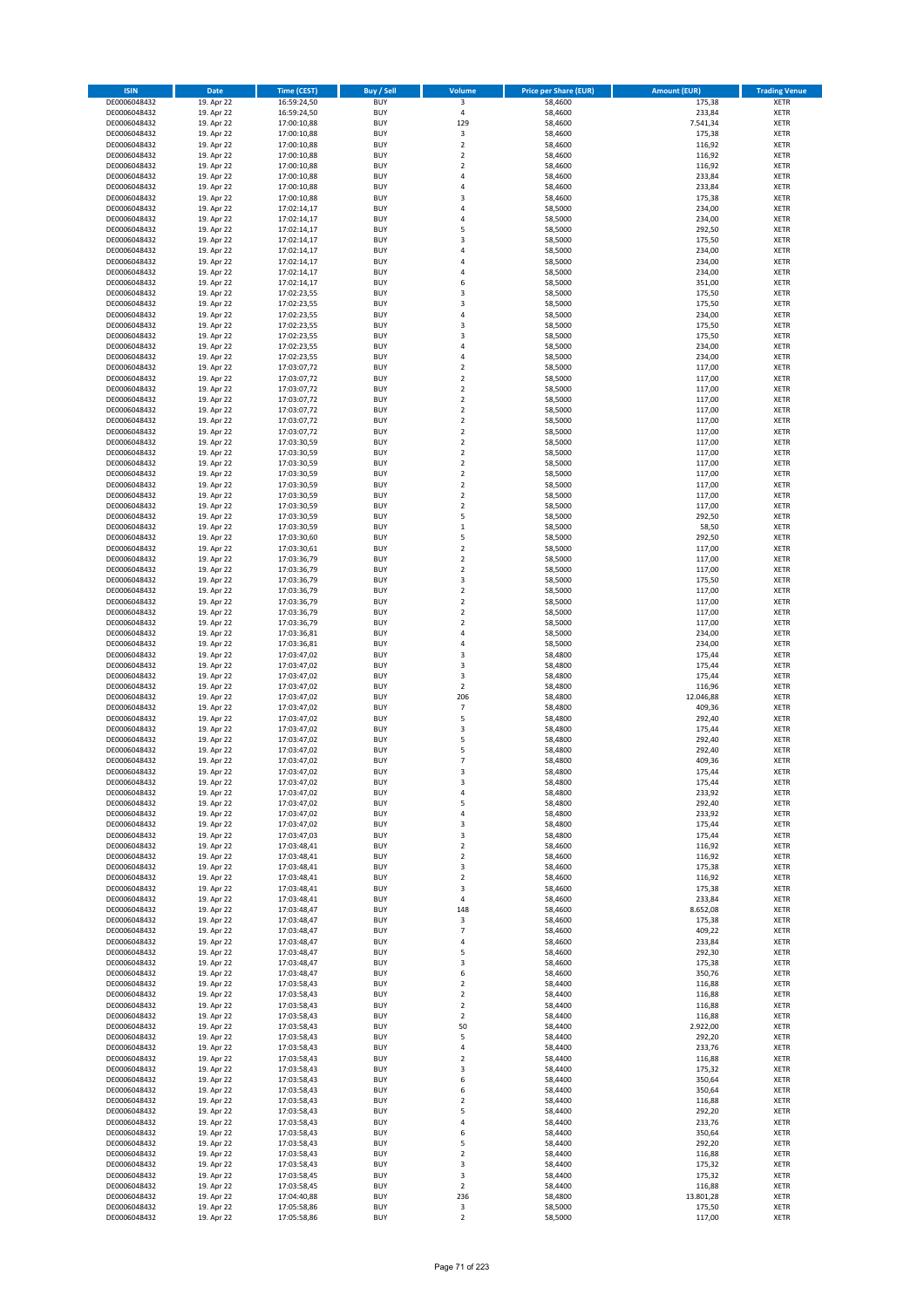| ISIN | Date | Time (CEST) | Buy / Sell | Volume | Price per Share (EUR) | Amount (EUR) | Trading Venue |
|---|---|---|---|---|---|---|---|
| DE0006048432 | 19. Apr 22 | 16:59:24,50 | BUY | 3 | 58,4600 | 175,38 | XETR |
| DE0006048432 | 19. Apr 22 | 16:59:24,50 | BUY | 4 | 58,4600 | 233,84 | XETR |
| DE0006048432 | 19. Apr 22 | 17:00:10,88 | BUY | 129 | 58,4600 | 7.541,34 | XETR |
| DE0006048432 | 19. Apr 22 | 17:00:10,88 | BUY | 3 | 58,4600 | 175,38 | XETR |
| DE0006048432 | 19. Apr 22 | 17:00:10,88 | BUY | 2 | 58,4600 | 116,92 | XETR |
| DE0006048432 | 19. Apr 22 | 17:00:10,88 | BUY | 2 | 58,4600 | 116,92 | XETR |
| DE0006048432 | 19. Apr 22 | 17:00:10,88 | BUY | 2 | 58,4600 | 116,92 | XETR |
| DE0006048432 | 19. Apr 22 | 17:00:10,88 | BUY | 4 | 58,4600 | 233,84 | XETR |
| DE0006048432 | 19. Apr 22 | 17:00:10,88 | BUY | 4 | 58,4600 | 233,84 | XETR |
| DE0006048432 | 19. Apr 22 | 17:00:10,88 | BUY | 3 | 58,4600 | 175,38 | XETR |
| DE0006048432 | 19. Apr 22 | 17:02:14,17 | BUY | 4 | 58,5000 | 234,00 | XETR |
| DE0006048432 | 19. Apr 22 | 17:02:14,17 | BUY | 4 | 58,5000 | 234,00 | XETR |
| DE0006048432 | 19. Apr 22 | 17:02:14,17 | BUY | 5 | 58,5000 | 292,50 | XETR |
| DE0006048432 | 19. Apr 22 | 17:02:14,17 | BUY | 3 | 58,5000 | 175,50 | XETR |
| DE0006048432 | 19. Apr 22 | 17:02:14,17 | BUY | 4 | 58,5000 | 234,00 | XETR |
| DE0006048432 | 19. Apr 22 | 17:02:14,17 | BUY | 4 | 58,5000 | 234,00 | XETR |
| DE0006048432 | 19. Apr 22 | 17:02:14,17 | BUY | 4 | 58,5000 | 234,00 | XETR |
| DE0006048432 | 19. Apr 22 | 17:02:14,17 | BUY | 6 | 58,5000 | 351,00 | XETR |
| DE0006048432 | 19. Apr 22 | 17:02:23,55 | BUY | 3 | 58,5000 | 175,50 | XETR |
| DE0006048432 | 19. Apr 22 | 17:02:23,55 | BUY | 3 | 58,5000 | 175,50 | XETR |
| DE0006048432 | 19. Apr 22 | 17:02:23,55 | BUY | 4 | 58,5000 | 234,00 | XETR |
| DE0006048432 | 19. Apr 22 | 17:02:23,55 | BUY | 3 | 58,5000 | 175,50 | XETR |
| DE0006048432 | 19. Apr 22 | 17:02:23,55 | BUY | 3 | 58,5000 | 175,50 | XETR |
| DE0006048432 | 19. Apr 22 | 17:02:23,55 | BUY | 4 | 58,5000 | 234,00 | XETR |
| DE0006048432 | 19. Apr 22 | 17:02:23,55 | BUY | 4 | 58,5000 | 234,00 | XETR |
| DE0006048432 | 19. Apr 22 | 17:03:07,72 | BUY | 2 | 58,5000 | 117,00 | XETR |
| DE0006048432 | 19. Apr 22 | 17:03:07,72 | BUY | 2 | 58,5000 | 117,00 | XETR |
| DE0006048432 | 19. Apr 22 | 17:03:07,72 | BUY | 2 | 58,5000 | 117,00 | XETR |
| DE0006048432 | 19. Apr 22 | 17:03:07,72 | BUY | 2 | 58,5000 | 117,00 | XETR |
| DE0006048432 | 19. Apr 22 | 17:03:07,72 | BUY | 2 | 58,5000 | 117,00 | XETR |
| DE0006048432 | 19. Apr 22 | 17:03:07,72 | BUY | 2 | 58,5000 | 117,00 | XETR |
| DE0006048432 | 19. Apr 22 | 17:03:07,72 | BUY | 2 | 58,5000 | 117,00 | XETR |
| DE0006048432 | 19. Apr 22 | 17:03:30,59 | BUY | 2 | 58,5000 | 117,00 | XETR |
| DE0006048432 | 19. Apr 22 | 17:03:30,59 | BUY | 2 | 58,5000 | 117,00 | XETR |
| DE0006048432 | 19. Apr 22 | 17:03:30,59 | BUY | 2 | 58,5000 | 117,00 | XETR |
| DE0006048432 | 19. Apr 22 | 17:03:30,59 | BUY | 2 | 58,5000 | 117,00 | XETR |
| DE0006048432 | 19. Apr 22 | 17:03:30,59 | BUY | 2 | 58,5000 | 117,00 | XETR |
| DE0006048432 | 19. Apr 22 | 17:03:30,59 | BUY | 2 | 58,5000 | 117,00 | XETR |
| DE0006048432 | 19. Apr 22 | 17:03:30,59 | BUY | 2 | 58,5000 | 117,00 | XETR |
| DE0006048432 | 19. Apr 22 | 17:03:30,59 | BUY | 5 | 58,5000 | 292,50 | XETR |
| DE0006048432 | 19. Apr 22 | 17:03:30,59 | BUY | 1 | 58,5000 | 58,50 | XETR |
| DE0006048432 | 19. Apr 22 | 17:03:30,60 | BUY | 5 | 58,5000 | 292,50 | XETR |
| DE0006048432 | 19. Apr 22 | 17:03:30,61 | BUY | 2 | 58,5000 | 117,00 | XETR |
| DE0006048432 | 19. Apr 22 | 17:03:36,79 | BUY | 2 | 58,5000 | 117,00 | XETR |
| DE0006048432 | 19. Apr 22 | 17:03:36,79 | BUY | 2 | 58,5000 | 117,00 | XETR |
| DE0006048432 | 19. Apr 22 | 17:03:36,79 | BUY | 3 | 58,5000 | 175,50 | XETR |
| DE0006048432 | 19. Apr 22 | 17:03:36,79 | BUY | 2 | 58,5000 | 117,00 | XETR |
| DE0006048432 | 19. Apr 22 | 17:03:36,79 | BUY | 2 | 58,5000 | 117,00 | XETR |
| DE0006048432 | 19. Apr 22 | 17:03:36,79 | BUY | 2 | 58,5000 | 117,00 | XETR |
| DE0006048432 | 19. Apr 22 | 17:03:36,79 | BUY | 2 | 58,5000 | 117,00 | XETR |
| DE0006048432 | 19. Apr 22 | 17:03:36,81 | BUY | 4 | 58,5000 | 234,00 | XETR |
| DE0006048432 | 19. Apr 22 | 17:03:36,81 | BUY | 4 | 58,5000 | 234,00 | XETR |
| DE0006048432 | 19. Apr 22 | 17:03:47,02 | BUY | 3 | 58,4800 | 175,44 | XETR |
| DE0006048432 | 19. Apr 22 | 17:03:47,02 | BUY | 3 | 58,4800 | 175,44 | XETR |
| DE0006048432 | 19. Apr 22 | 17:03:47,02 | BUY | 3 | 58,4800 | 175,44 | XETR |
| DE0006048432 | 19. Apr 22 | 17:03:47,02 | BUY | 2 | 58,4800 | 116,96 | XETR |
| DE0006048432 | 19. Apr 22 | 17:03:47,02 | BUY | 206 | 58,4800 | 12.046,88 | XETR |
| DE0006048432 | 19. Apr 22 | 17:03:47,02 | BUY | 7 | 58,4800 | 409,36 | XETR |
| DE0006048432 | 19. Apr 22 | 17:03:47,02 | BUY | 5 | 58,4800 | 292,40 | XETR |
| DE0006048432 | 19. Apr 22 | 17:03:47,02 | BUY | 3 | 58,4800 | 175,44 | XETR |
| DE0006048432 | 19. Apr 22 | 17:03:47,02 | BUY | 5 | 58,4800 | 292,40 | XETR |
| DE0006048432 | 19. Apr 22 | 17:03:47,02 | BUY | 5 | 58,4800 | 292,40 | XETR |
| DE0006048432 | 19. Apr 22 | 17:03:47,02 | BUY | 7 | 58,4800 | 409,36 | XETR |
| DE0006048432 | 19. Apr 22 | 17:03:47,02 | BUY | 3 | 58,4800 | 175,44 | XETR |
| DE0006048432 | 19. Apr 22 | 17:03:47,02 | BUY | 3 | 58,4800 | 175,44 | XETR |
| DE0006048432 | 19. Apr 22 | 17:03:47,02 | BUY | 4 | 58,4800 | 233,92 | XETR |
| DE0006048432 | 19. Apr 22 | 17:03:47,02 | BUY | 5 | 58,4800 | 292,40 | XETR |
| DE0006048432 | 19. Apr 22 | 17:03:47,02 | BUY | 4 | 58,4800 | 233,92 | XETR |
| DE0006048432 | 19. Apr 22 | 17:03:47,02 | BUY | 3 | 58,4800 | 175,44 | XETR |
| DE0006048432 | 19. Apr 22 | 17:03:47,03 | BUY | 3 | 58,4800 | 175,44 | XETR |
| DE0006048432 | 19. Apr 22 | 17:03:48,41 | BUY | 2 | 58,4600 | 116,92 | XETR |
| DE0006048432 | 19. Apr 22 | 17:03:48,41 | BUY | 2 | 58,4600 | 116,92 | XETR |
| DE0006048432 | 19. Apr 22 | 17:03:48,41 | BUY | 3 | 58,4600 | 175,38 | XETR |
| DE0006048432 | 19. Apr 22 | 17:03:48,41 | BUY | 2 | 58,4600 | 116,92 | XETR |
| DE0006048432 | 19. Apr 22 | 17:03:48,41 | BUY | 3 | 58,4600 | 175,38 | XETR |
| DE0006048432 | 19. Apr 22 | 17:03:48,41 | BUY | 4 | 58,4600 | 233,84 | XETR |
| DE0006048432 | 19. Apr 22 | 17:03:48,47 | BUY | 148 | 58,4600 | 8.652,08 | XETR |
| DE0006048432 | 19. Apr 22 | 17:03:48,47 | BUY | 3 | 58,4600 | 175,38 | XETR |
| DE0006048432 | 19. Apr 22 | 17:03:48,47 | BUY | 7 | 58,4600 | 409,22 | XETR |
| DE0006048432 | 19. Apr 22 | 17:03:48,47 | BUY | 4 | 58,4600 | 233,84 | XETR |
| DE0006048432 | 19. Apr 22 | 17:03:48,47 | BUY | 5 | 58,4600 | 292,30 | XETR |
| DE0006048432 | 19. Apr 22 | 17:03:48,47 | BUY | 3 | 58,4600 | 175,38 | XETR |
| DE0006048432 | 19. Apr 22 | 17:03:48,47 | BUY | 6 | 58,4600 | 350,76 | XETR |
| DE0006048432 | 19. Apr 22 | 17:03:58,43 | BUY | 2 | 58,4400 | 116,88 | XETR |
| DE0006048432 | 19. Apr 22 | 17:03:58,43 | BUY | 2 | 58,4400 | 116,88 | XETR |
| DE0006048432 | 19. Apr 22 | 17:03:58,43 | BUY | 2 | 58,4400 | 116,88 | XETR |
| DE0006048432 | 19. Apr 22 | 17:03:58,43 | BUY | 2 | 58,4400 | 116,88 | XETR |
| DE0006048432 | 19. Apr 22 | 17:03:58,43 | BUY | 50 | 58,4400 | 2.922,00 | XETR |
| DE0006048432 | 19. Apr 22 | 17:03:58,43 | BUY | 5 | 58,4400 | 292,20 | XETR |
| DE0006048432 | 19. Apr 22 | 17:03:58,43 | BUY | 4 | 58,4400 | 233,76 | XETR |
| DE0006048432 | 19. Apr 22 | 17:03:58,43 | BUY | 2 | 58,4400 | 116,88 | XETR |
| DE0006048432 | 19. Apr 22 | 17:03:58,43 | BUY | 3 | 58,4400 | 175,32 | XETR |
| DE0006048432 | 19. Apr 22 | 17:03:58,43 | BUY | 6 | 58,4400 | 350,64 | XETR |
| DE0006048432 | 19. Apr 22 | 17:03:58,43 | BUY | 6 | 58,4400 | 350,64 | XETR |
| DE0006048432 | 19. Apr 22 | 17:03:58,43 | BUY | 2 | 58,4400 | 116,88 | XETR |
| DE0006048432 | 19. Apr 22 | 17:03:58,43 | BUY | 5 | 58,4400 | 292,20 | XETR |
| DE0006048432 | 19. Apr 22 | 17:03:58,43 | BUY | 4 | 58,4400 | 233,76 | XETR |
| DE0006048432 | 19. Apr 22 | 17:03:58,43 | BUY | 6 | 58,4400 | 350,64 | XETR |
| DE0006048432 | 19. Apr 22 | 17:03:58,43 | BUY | 5 | 58,4400 | 292,20 | XETR |
| DE0006048432 | 19. Apr 22 | 17:03:58,43 | BUY | 2 | 58,4400 | 116,88 | XETR |
| DE0006048432 | 19. Apr 22 | 17:03:58,43 | BUY | 3 | 58,4400 | 175,32 | XETR |
| DE0006048432 | 19. Apr 22 | 17:03:58,45 | BUY | 3 | 58,4400 | 175,32 | XETR |
| DE0006048432 | 19. Apr 22 | 17:03:58,45 | BUY | 2 | 58,4400 | 116,88 | XETR |
| DE0006048432 | 19. Apr 22 | 17:04:40,88 | BUY | 236 | 58,4800 | 13.801,28 | XETR |
| DE0006048432 | 19. Apr 22 | 17:05:58,86 | BUY | 3 | 58,5000 | 175,50 | XETR |
| DE0006048432 | 19. Apr 22 | 17:05:58,86 | BUY | 2 | 58,5000 | 117,00 | XETR |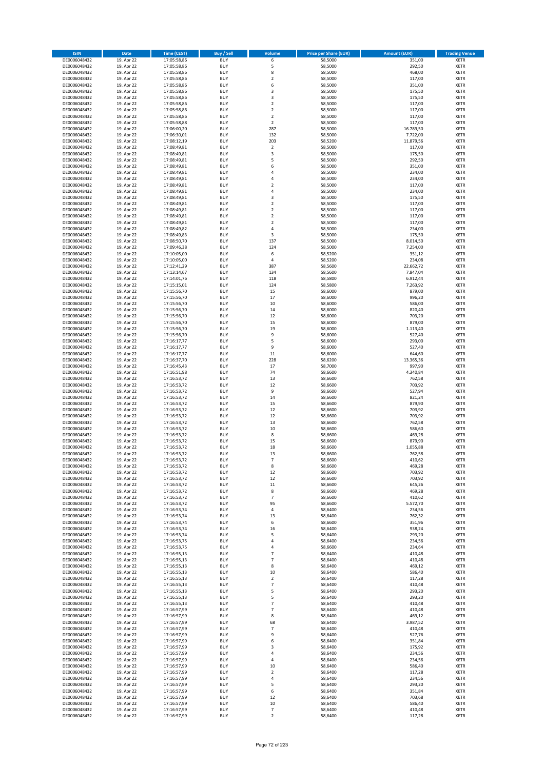| ISIN | Date | Time (CEST) | Buy / Sell | Volume | Price per Share (EUR) | Amount (EUR) | Trading Venue |
|---|---|---|---|---|---|---|---|
| DE0006048432 | 19. Apr 22 | 17:05:58,86 | BUY | 6 | 58,5000 | 351,00 | XETR |
| DE0006048432 | 19. Apr 22 | 17:05:58,86 | BUY | 5 | 58,5000 | 292,50 | XETR |
| DE0006048432 | 19. Apr 22 | 17:05:58,86 | BUY | 8 | 58,5000 | 468,00 | XETR |
| DE0006048432 | 19. Apr 22 | 17:05:58,86 | BUY | 2 | 58,5000 | 117,00 | XETR |
| DE0006048432 | 19. Apr 22 | 17:05:58,86 | BUY | 6 | 58,5000 | 351,00 | XETR |
| DE0006048432 | 19. Apr 22 | 17:05:58,86 | BUY | 3 | 58,5000 | 175,50 | XETR |
| DE0006048432 | 19. Apr 22 | 17:05:58,86 | BUY | 3 | 58,5000 | 175,50 | XETR |
| DE0006048432 | 19. Apr 22 | 17:05:58,86 | BUY | 2 | 58,5000 | 117,00 | XETR |
| DE0006048432 | 19. Apr 22 | 17:05:58,86 | BUY | 2 | 58,5000 | 117,00 | XETR |
| DE0006048432 | 19. Apr 22 | 17:05:58,86 | BUY | 2 | 58,5000 | 117,00 | XETR |
| DE0006048432 | 19. Apr 22 | 17:05:58,88 | BUY | 2 | 58,5000 | 117,00 | XETR |
| DE0006048432 | 19. Apr 22 | 17:06:00,20 | BUY | 287 | 58,5000 | 16.789,50 | XETR |
| DE0006048432 | 19. Apr 22 | 17:06:30,01 | BUY | 132 | 58,5000 | 7.722,00 | XETR |
| DE0006048432 | 19. Apr 22 | 17:08:12,19 | BUY | 203 | 58,5200 | 11.879,56 | XETR |
| DE0006048432 | 19. Apr 22 | 17:08:49,81 | BUY | 2 | 58,5000 | 117,00 | XETR |
| DE0006048432 | 19. Apr 22 | 17:08:49,81 | BUY | 3 | 58,5000 | 175,50 | XETR |
| DE0006048432 | 19. Apr 22 | 17:08:49,81 | BUY | 5 | 58,5000 | 292,50 | XETR |
| DE0006048432 | 19. Apr 22 | 17:08:49,81 | BUY | 6 | 58,5000 | 351,00 | XETR |
| DE0006048432 | 19. Apr 22 | 17:08:49,81 | BUY | 4 | 58,5000 | 234,00 | XETR |
| DE0006048432 | 19. Apr 22 | 17:08:49,81 | BUY | 4 | 58,5000 | 234,00 | XETR |
| DE0006048432 | 19. Apr 22 | 17:08:49,81 | BUY | 2 | 58,5000 | 117,00 | XETR |
| DE0006048432 | 19. Apr 22 | 17:08:49,81 | BUY | 4 | 58,5000 | 234,00 | XETR |
| DE0006048432 | 19. Apr 22 | 17:08:49,81 | BUY | 3 | 58,5000 | 175,50 | XETR |
| DE0006048432 | 19. Apr 22 | 17:08:49,81 | BUY | 2 | 58,5000 | 117,00 | XETR |
| DE0006048432 | 19. Apr 22 | 17:08:49,81 | BUY | 2 | 58,5000 | 117,00 | XETR |
| DE0006048432 | 19. Apr 22 | 17:08:49,81 | BUY | 2 | 58,5000 | 117,00 | XETR |
| DE0006048432 | 19. Apr 22 | 17:08:49,81 | BUY | 2 | 58,5000 | 117,00 | XETR |
| DE0006048432 | 19. Apr 22 | 17:08:49,82 | BUY | 4 | 58,5000 | 234,00 | XETR |
| DE0006048432 | 19. Apr 22 | 17:08:49,83 | BUY | 3 | 58,5000 | 175,50 | XETR |
| DE0006048432 | 19. Apr 22 | 17:08:50,70 | BUY | 137 | 58,5000 | 8.014,50 | XETR |
| DE0006048432 | 19. Apr 22 | 17:09:46,38 | BUY | 124 | 58,5000 | 7.254,00 | XETR |
| DE0006048432 | 19. Apr 22 | 17:10:05,00 | BUY | 6 | 58,5200 | 351,12 | XETR |
| DE0006048432 | 19. Apr 22 | 17:10:05,00 | BUY | 4 | 58,5200 | 234,08 | XETR |
| DE0006048432 | 19. Apr 22 | 17:12:41,29 | BUY | 387 | 58,5600 | 22.662,72 | XETR |
| DE0006048432 | 19. Apr 22 | 17:13:14,67 | BUY | 134 | 58,5600 | 7.847,04 | XETR |
| DE0006048432 | 19. Apr 22 | 17:14:01,76 | BUY | 118 | 58,5800 | 6.912,44 | XETR |
| DE0006048432 | 19. Apr 22 | 17:15:15,01 | BUY | 124 | 58,5800 | 7.263,92 | XETR |
| DE0006048432 | 19. Apr 22 | 17:15:56,70 | BUY | 15 | 58,6000 | 879,00 | XETR |
| DE0006048432 | 19. Apr 22 | 17:15:56,70 | BUY | 17 | 58,6000 | 996,20 | XETR |
| DE0006048432 | 19. Apr 22 | 17:15:56,70 | BUY | 10 | 58,6000 | 586,00 | XETR |
| DE0006048432 | 19. Apr 22 | 17:15:56,70 | BUY | 14 | 58,6000 | 820,40 | XETR |
| DE0006048432 | 19. Apr 22 | 17:15:56,70 | BUY | 12 | 58,6000 | 703,20 | XETR |
| DE0006048432 | 19. Apr 22 | 17:15:56,70 | BUY | 15 | 58,6000 | 879,00 | XETR |
| DE0006048432 | 19. Apr 22 | 17:15:56,70 | BUY | 19 | 58,6000 | 1.113,40 | XETR |
| DE0006048432 | 19. Apr 22 | 17:15:56,70 | BUY | 9 | 58,6000 | 527,40 | XETR |
| DE0006048432 | 19. Apr 22 | 17:16:17,77 | BUY | 5 | 58,6000 | 293,00 | XETR |
| DE0006048432 | 19. Apr 22 | 17:16:17,77 | BUY | 9 | 58,6000 | 527,40 | XETR |
| DE0006048432 | 19. Apr 22 | 17:16:17,77 | BUY | 11 | 58,6000 | 644,60 | XETR |
| DE0006048432 | 19. Apr 22 | 17:16:37,70 | BUY | 228 | 58,6200 | 13.365,36 | XETR |
| DE0006048432 | 19. Apr 22 | 17:16:45,43 | BUY | 17 | 58,7000 | 997,90 | XETR |
| DE0006048432 | 19. Apr 22 | 17:16:51,98 | BUY | 74 | 58,6600 | 4.340,84 | XETR |
| DE0006048432 | 19. Apr 22 | 17:16:53,72 | BUY | 13 | 58,6600 | 762,58 | XETR |
| DE0006048432 | 19. Apr 22 | 17:16:53,72 | BUY | 12 | 58,6600 | 703,92 | XETR |
| DE0006048432 | 19. Apr 22 | 17:16:53,72 | BUY | 9 | 58,6600 | 527,94 | XETR |
| DE0006048432 | 19. Apr 22 | 17:16:53,72 | BUY | 14 | 58,6600 | 821,24 | XETR |
| DE0006048432 | 19. Apr 22 | 17:16:53,72 | BUY | 15 | 58,6600 | 879,90 | XETR |
| DE0006048432 | 19. Apr 22 | 17:16:53,72 | BUY | 12 | 58,6600 | 703,92 | XETR |
| DE0006048432 | 19. Apr 22 | 17:16:53,72 | BUY | 12 | 58,6600 | 703,92 | XETR |
| DE0006048432 | 19. Apr 22 | 17:16:53,72 | BUY | 13 | 58,6600 | 762,58 | XETR |
| DE0006048432 | 19. Apr 22 | 17:16:53,72 | BUY | 10 | 58,6600 | 586,60 | XETR |
| DE0006048432 | 19. Apr 22 | 17:16:53,72 | BUY | 8 | 58,6600 | 469,28 | XETR |
| DE0006048432 | 19. Apr 22 | 17:16:53,72 | BUY | 15 | 58,6600 | 879,90 | XETR |
| DE0006048432 | 19. Apr 22 | 17:16:53,72 | BUY | 18 | 58,6600 | 1.055,88 | XETR |
| DE0006048432 | 19. Apr 22 | 17:16:53,72 | BUY | 13 | 58,6600 | 762,58 | XETR |
| DE0006048432 | 19. Apr 22 | 17:16:53,72 | BUY | 7 | 58,6600 | 410,62 | XETR |
| DE0006048432 | 19. Apr 22 | 17:16:53,72 | BUY | 8 | 58,6600 | 469,28 | XETR |
| DE0006048432 | 19. Apr 22 | 17:16:53,72 | BUY | 12 | 58,6600 | 703,92 | XETR |
| DE0006048432 | 19. Apr 22 | 17:16:53,72 | BUY | 12 | 58,6600 | 703,92 | XETR |
| DE0006048432 | 19. Apr 22 | 17:16:53,72 | BUY | 11 | 58,6600 | 645,26 | XETR |
| DE0006048432 | 19. Apr 22 | 17:16:53,72 | BUY | 8 | 58,6600 | 469,28 | XETR |
| DE0006048432 | 19. Apr 22 | 17:16:53,72 | BUY | 7 | 58,6600 | 410,62 | XETR |
| DE0006048432 | 19. Apr 22 | 17:16:53,72 | BUY | 95 | 58,6600 | 5.572,70 | XETR |
| DE0006048432 | 19. Apr 22 | 17:16:53,74 | BUY | 4 | 58,6400 | 234,56 | XETR |
| DE0006048432 | 19. Apr 22 | 17:16:53,74 | BUY | 13 | 58,6400 | 762,32 | XETR |
| DE0006048432 | 19. Apr 22 | 17:16:53,74 | BUY | 6 | 58,6600 | 351,96 | XETR |
| DE0006048432 | 19. Apr 22 | 17:16:53,74 | BUY | 16 | 58,6400 | 938,24 | XETR |
| DE0006048432 | 19. Apr 22 | 17:16:53,74 | BUY | 5 | 58,6400 | 293,20 | XETR |
| DE0006048432 | 19. Apr 22 | 17:16:53,75 | BUY | 4 | 58,6400 | 234,56 | XETR |
| DE0006048432 | 19. Apr 22 | 17:16:53,75 | BUY | 4 | 58,6600 | 234,64 | XETR |
| DE0006048432 | 19. Apr 22 | 17:16:55,13 | BUY | 7 | 58,6400 | 410,48 | XETR |
| DE0006048432 | 19. Apr 22 | 17:16:55,13 | BUY | 7 | 58,6400 | 410,48 | XETR |
| DE0006048432 | 19. Apr 22 | 17:16:55,13 | BUY | 8 | 58,6400 | 469,12 | XETR |
| DE0006048432 | 19. Apr 22 | 17:16:55,13 | BUY | 10 | 58,6400 | 586,40 | XETR |
| DE0006048432 | 19. Apr 22 | 17:16:55,13 | BUY | 2 | 58,6400 | 117,28 | XETR |
| DE0006048432 | 19. Apr 22 | 17:16:55,13 | BUY | 7 | 58,6400 | 410,48 | XETR |
| DE0006048432 | 19. Apr 22 | 17:16:55,13 | BUY | 5 | 58,6400 | 293,20 | XETR |
| DE0006048432 | 19. Apr 22 | 17:16:55,13 | BUY | 5 | 58,6400 | 293,20 | XETR |
| DE0006048432 | 19. Apr 22 | 17:16:55,13 | BUY | 7 | 58,6400 | 410,48 | XETR |
| DE0006048432 | 19. Apr 22 | 17:16:57,99 | BUY | 7 | 58,6400 | 410,48 | XETR |
| DE0006048432 | 19. Apr 22 | 17:16:57,99 | BUY | 8 | 58,6400 | 469,12 | XETR |
| DE0006048432 | 19. Apr 22 | 17:16:57,99 | BUY | 68 | 58,6400 | 3.987,52 | XETR |
| DE0006048432 | 19. Apr 22 | 17:16:57,99 | BUY | 7 | 58,6400 | 410,48 | XETR |
| DE0006048432 | 19. Apr 22 | 17:16:57,99 | BUY | 9 | 58,6400 | 527,76 | XETR |
| DE0006048432 | 19. Apr 22 | 17:16:57,99 | BUY | 6 | 58,6400 | 351,84 | XETR |
| DE0006048432 | 19. Apr 22 | 17:16:57,99 | BUY | 3 | 58,6400 | 175,92 | XETR |
| DE0006048432 | 19. Apr 22 | 17:16:57,99 | BUY | 4 | 58,6400 | 234,56 | XETR |
| DE0006048432 | 19. Apr 22 | 17:16:57,99 | BUY | 4 | 58,6400 | 234,56 | XETR |
| DE0006048432 | 19. Apr 22 | 17:16:57,99 | BUY | 10 | 58,6400 | 586,40 | XETR |
| DE0006048432 | 19. Apr 22 | 17:16:57,99 | BUY | 2 | 58,6400 | 117,28 | XETR |
| DE0006048432 | 19. Apr 22 | 17:16:57,99 | BUY | 4 | 58,6400 | 234,56 | XETR |
| DE0006048432 | 19. Apr 22 | 17:16:57,99 | BUY | 5 | 58,6400 | 293,20 | XETR |
| DE0006048432 | 19. Apr 22 | 17:16:57,99 | BUY | 6 | 58,6400 | 351,84 | XETR |
| DE0006048432 | 19. Apr 22 | 17:16:57,99 | BUY | 12 | 58,6400 | 703,68 | XETR |
| DE0006048432 | 19. Apr 22 | 17:16:57,99 | BUY | 10 | 58,6400 | 586,40 | XETR |
| DE0006048432 | 19. Apr 22 | 17:16:57,99 | BUY | 7 | 58,6400 | 410,48 | XETR |
| DE0006048432 | 19. Apr 22 | 17:16:57,99 | BUY | 2 | 58,6400 | 117,28 | XETR |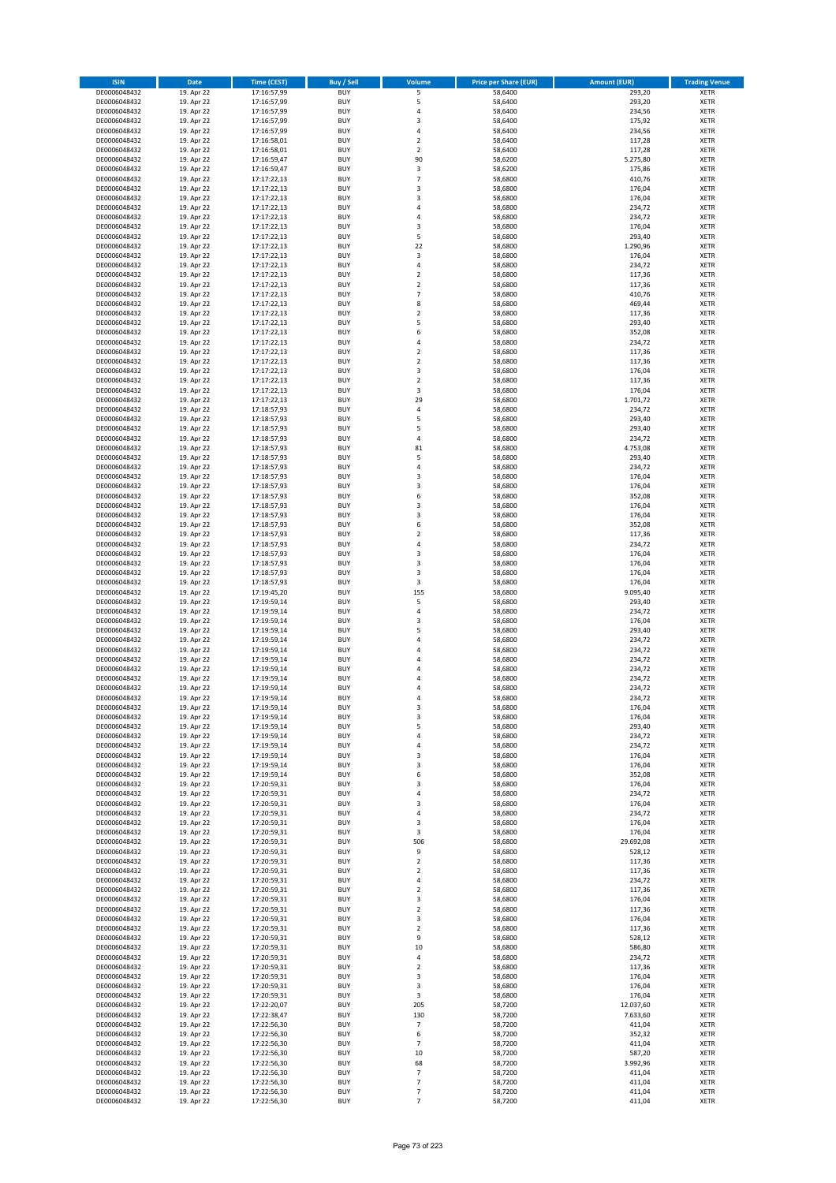| ISIN | Date | Time (CEST) | Buy / Sell | Volume | Price per Share (EUR) | Amount (EUR) | Trading Venue |
|---|---|---|---|---|---|---|---|
| DE0006048432 | 19. Apr 22 | 17:16:57,99 | BUY | 5 | 58,6400 | 293,20 | XETR |
| DE0006048432 | 19. Apr 22 | 17:16:57,99 | BUY | 5 | 58,6400 | 293,20 | XETR |
| DE0006048432 | 19. Apr 22 | 17:16:57,99 | BUY | 4 | 58,6400 | 234,56 | XETR |
| DE0006048432 | 19. Apr 22 | 17:16:57,99 | BUY | 3 | 58,6400 | 175,92 | XETR |
| DE0006048432 | 19. Apr 22 | 17:16:57,99 | BUY | 4 | 58,6400 | 234,56 | XETR |
| DE0006048432 | 19. Apr 22 | 17:16:58,01 | BUY | 2 | 58,6400 | 117,28 | XETR |
| DE0006048432 | 19. Apr 22 | 17:16:58,01 | BUY | 2 | 58,6400 | 117,28 | XETR |
| DE0006048432 | 19. Apr 22 | 17:16:59,47 | BUY | 90 | 58,6200 | 5.275,80 | XETR |
| DE0006048432 | 19. Apr 22 | 17:16:59,47 | BUY | 3 | 58,6200 | 175,86 | XETR |
| DE0006048432 | 19. Apr 22 | 17:17:22,13 | BUY | 7 | 58,6800 | 410,76 | XETR |
| DE0006048432 | 19. Apr 22 | 17:17:22,13 | BUY | 3 | 58,6800 | 176,04 | XETR |
| DE0006048432 | 19. Apr 22 | 17:17:22,13 | BUY | 3 | 58,6800 | 176,04 | XETR |
| DE0006048432 | 19. Apr 22 | 17:17:22,13 | BUY | 4 | 58,6800 | 234,72 | XETR |
| DE0006048432 | 19. Apr 22 | 17:17:22,13 | BUY | 4 | 58,6800 | 234,72 | XETR |
| DE0006048432 | 19. Apr 22 | 17:17:22,13 | BUY | 3 | 58,6800 | 176,04 | XETR |
| DE0006048432 | 19. Apr 22 | 17:17:22,13 | BUY | 5 | 58,6800 | 293,40 | XETR |
| DE0006048432 | 19. Apr 22 | 17:17:22,13 | BUY | 22 | 58,6800 | 1.290,96 | XETR |
| DE0006048432 | 19. Apr 22 | 17:17:22,13 | BUY | 3 | 58,6800 | 176,04 | XETR |
| DE0006048432 | 19. Apr 22 | 17:17:22,13 | BUY | 4 | 58,6800 | 234,72 | XETR |
| DE0006048432 | 19. Apr 22 | 17:17:22,13 | BUY | 2 | 58,6800 | 117,36 | XETR |
| DE0006048432 | 19. Apr 22 | 17:17:22,13 | BUY | 2 | 58,6800 | 117,36 | XETR |
| DE0006048432 | 19. Apr 22 | 17:17:22,13 | BUY | 7 | 58,6800 | 410,76 | XETR |
| DE0006048432 | 19. Apr 22 | 17:17:22,13 | BUY | 8 | 58,6800 | 469,44 | XETR |
| DE0006048432 | 19. Apr 22 | 17:17:22,13 | BUY | 2 | 58,6800 | 117,36 | XETR |
| DE0006048432 | 19. Apr 22 | 17:17:22,13 | BUY | 5 | 58,6800 | 293,40 | XETR |
| DE0006048432 | 19. Apr 22 | 17:17:22,13 | BUY | 6 | 58,6800 | 352,08 | XETR |
| DE0006048432 | 19. Apr 22 | 17:17:22,13 | BUY | 4 | 58,6800 | 234,72 | XETR |
| DE0006048432 | 19. Apr 22 | 17:17:22,13 | BUY | 2 | 58,6800 | 117,36 | XETR |
| DE0006048432 | 19. Apr 22 | 17:17:22,13 | BUY | 2 | 58,6800 | 117,36 | XETR |
| DE0006048432 | 19. Apr 22 | 17:17:22,13 | BUY | 3 | 58,6800 | 176,04 | XETR |
| DE0006048432 | 19. Apr 22 | 17:17:22,13 | BUY | 2 | 58,6800 | 117,36 | XETR |
| DE0006048432 | 19. Apr 22 | 17:17:22,13 | BUY | 3 | 58,6800 | 176,04 | XETR |
| DE0006048432 | 19. Apr 22 | 17:17:22,13 | BUY | 29 | 58,6800 | 1.701,72 | XETR |
| DE0006048432 | 19. Apr 22 | 17:18:57,93 | BUY | 4 | 58,6800 | 234,72 | XETR |
| DE0006048432 | 19. Apr 22 | 17:18:57,93 | BUY | 5 | 58,6800 | 293,40 | XETR |
| DE0006048432 | 19. Apr 22 | 17:18:57,93 | BUY | 5 | 58,6800 | 293,40 | XETR |
| DE0006048432 | 19. Apr 22 | 17:18:57,93 | BUY | 4 | 58,6800 | 234,72 | XETR |
| DE0006048432 | 19. Apr 22 | 17:18:57,93 | BUY | 81 | 58,6800 | 4.753,08 | XETR |
| DE0006048432 | 19. Apr 22 | 17:18:57,93 | BUY | 5 | 58,6800 | 293,40 | XETR |
| DE0006048432 | 19. Apr 22 | 17:18:57,93 | BUY | 4 | 58,6800 | 234,72 | XETR |
| DE0006048432 | 19. Apr 22 | 17:18:57,93 | BUY | 3 | 58,6800 | 176,04 | XETR |
| DE0006048432 | 19. Apr 22 | 17:18:57,93 | BUY | 3 | 58,6800 | 176,04 | XETR |
| DE0006048432 | 19. Apr 22 | 17:18:57,93 | BUY | 6 | 58,6800 | 352,08 | XETR |
| DE0006048432 | 19. Apr 22 | 17:18:57,93 | BUY | 3 | 58,6800 | 176,04 | XETR |
| DE0006048432 | 19. Apr 22 | 17:18:57,93 | BUY | 3 | 58,6800 | 176,04 | XETR |
| DE0006048432 | 19. Apr 22 | 17:18:57,93 | BUY | 6 | 58,6800 | 352,08 | XETR |
| DE0006048432 | 19. Apr 22 | 17:18:57,93 | BUY | 2 | 58,6800 | 117,36 | XETR |
| DE0006048432 | 19. Apr 22 | 17:18:57,93 | BUY | 4 | 58,6800 | 234,72 | XETR |
| DE0006048432 | 19. Apr 22 | 17:18:57,93 | BUY | 3 | 58,6800 | 176,04 | XETR |
| DE0006048432 | 19. Apr 22 | 17:18:57,93 | BUY | 3 | 58,6800 | 176,04 | XETR |
| DE0006048432 | 19. Apr 22 | 17:18:57,93 | BUY | 3 | 58,6800 | 176,04 | XETR |
| DE0006048432 | 19. Apr 22 | 17:18:57,93 | BUY | 3 | 58,6800 | 176,04 | XETR |
| DE0006048432 | 19. Apr 22 | 17:19:45,20 | BUY | 155 | 58,6800 | 9.095,40 | XETR |
| DE0006048432 | 19. Apr 22 | 17:19:59,14 | BUY | 5 | 58,6800 | 293,40 | XETR |
| DE0006048432 | 19. Apr 22 | 17:19:59,14 | BUY | 4 | 58,6800 | 234,72 | XETR |
| DE0006048432 | 19. Apr 22 | 17:19:59,14 | BUY | 3 | 58,6800 | 176,04 | XETR |
| DE0006048432 | 19. Apr 22 | 17:19:59,14 | BUY | 5 | 58,6800 | 293,40 | XETR |
| DE0006048432 | 19. Apr 22 | 17:19:59,14 | BUY | 4 | 58,6800 | 234,72 | XETR |
| DE0006048432 | 19. Apr 22 | 17:19:59,14 | BUY | 4 | 58,6800 | 234,72 | XETR |
| DE0006048432 | 19. Apr 22 | 17:19:59,14 | BUY | 4 | 58,6800 | 234,72 | XETR |
| DE0006048432 | 19. Apr 22 | 17:19:59,14 | BUY | 4 | 58,6800 | 234,72 | XETR |
| DE0006048432 | 19. Apr 22 | 17:19:59,14 | BUY | 4 | 58,6800 | 234,72 | XETR |
| DE0006048432 | 19. Apr 22 | 17:19:59,14 | BUY | 4 | 58,6800 | 234,72 | XETR |
| DE0006048432 | 19. Apr 22 | 17:19:59,14 | BUY | 4 | 58,6800 | 234,72 | XETR |
| DE0006048432 | 19. Apr 22 | 17:19:59,14 | BUY | 3 | 58,6800 | 176,04 | XETR |
| DE0006048432 | 19. Apr 22 | 17:19:59,14 | BUY | 3 | 58,6800 | 176,04 | XETR |
| DE0006048432 | 19. Apr 22 | 17:19:59,14 | BUY | 5 | 58,6800 | 293,40 | XETR |
| DE0006048432 | 19. Apr 22 | 17:19:59,14 | BUY | 4 | 58,6800 | 234,72 | XETR |
| DE0006048432 | 19. Apr 22 | 17:19:59,14 | BUY | 4 | 58,6800 | 234,72 | XETR |
| DE0006048432 | 19. Apr 22 | 17:19:59,14 | BUY | 3 | 58,6800 | 176,04 | XETR |
| DE0006048432 | 19. Apr 22 | 17:19:59,14 | BUY | 3 | 58,6800 | 176,04 | XETR |
| DE0006048432 | 19. Apr 22 | 17:19:59,14 | BUY | 6 | 58,6800 | 352,08 | XETR |
| DE0006048432 | 19. Apr 22 | 17:20:59,31 | BUY | 3 | 58,6800 | 176,04 | XETR |
| DE0006048432 | 19. Apr 22 | 17:20:59,31 | BUY | 4 | 58,6800 | 234,72 | XETR |
| DE0006048432 | 19. Apr 22 | 17:20:59,31 | BUY | 3 | 58,6800 | 176,04 | XETR |
| DE0006048432 | 19. Apr 22 | 17:20:59,31 | BUY | 4 | 58,6800 | 234,72 | XETR |
| DE0006048432 | 19. Apr 22 | 17:20:59,31 | BUY | 3 | 58,6800 | 176,04 | XETR |
| DE0006048432 | 19. Apr 22 | 17:20:59,31 | BUY | 3 | 58,6800 | 176,04 | XETR |
| DE0006048432 | 19. Apr 22 | 17:20:59,31 | BUY | 506 | 58,6800 | 29.692,08 | XETR |
| DE0006048432 | 19. Apr 22 | 17:20:59,31 | BUY | 9 | 58,6800 | 528,12 | XETR |
| DE0006048432 | 19. Apr 22 | 17:20:59,31 | BUY | 2 | 58,6800 | 117,36 | XETR |
| DE0006048432 | 19. Apr 22 | 17:20:59,31 | BUY | 2 | 58,6800 | 117,36 | XETR |
| DE0006048432 | 19. Apr 22 | 17:20:59,31 | BUY | 4 | 58,6800 | 234,72 | XETR |
| DE0006048432 | 19. Apr 22 | 17:20:59,31 | BUY | 2 | 58,6800 | 117,36 | XETR |
| DE0006048432 | 19. Apr 22 | 17:20:59,31 | BUY | 3 | 58,6800 | 176,04 | XETR |
| DE0006048432 | 19. Apr 22 | 17:20:59,31 | BUY | 2 | 58,6800 | 117,36 | XETR |
| DE0006048432 | 19. Apr 22 | 17:20:59,31 | BUY | 3 | 58,6800 | 176,04 | XETR |
| DE0006048432 | 19. Apr 22 | 17:20:59,31 | BUY | 2 | 58,6800 | 117,36 | XETR |
| DE0006048432 | 19. Apr 22 | 17:20:59,31 | BUY | 9 | 58,6800 | 528,12 | XETR |
| DE0006048432 | 19. Apr 22 | 17:20:59,31 | BUY | 10 | 58,6800 | 586,80 | XETR |
| DE0006048432 | 19. Apr 22 | 17:20:59,31 | BUY | 4 | 58,6800 | 234,72 | XETR |
| DE0006048432 | 19. Apr 22 | 17:20:59,31 | BUY | 2 | 58,6800 | 117,36 | XETR |
| DE0006048432 | 19. Apr 22 | 17:20:59,31 | BUY | 3 | 58,6800 | 176,04 | XETR |
| DE0006048432 | 19. Apr 22 | 17:20:59,31 | BUY | 3 | 58,6800 | 176,04 | XETR |
| DE0006048432 | 19. Apr 22 | 17:20:59,31 | BUY | 3 | 58,6800 | 176,04 | XETR |
| DE0006048432 | 19. Apr 22 | 17:22:20,07 | BUY | 205 | 58,7200 | 12.037,60 | XETR |
| DE0006048432 | 19. Apr 22 | 17:22:38,47 | BUY | 130 | 58,7200 | 7.633,60 | XETR |
| DE0006048432 | 19. Apr 22 | 17:22:56,30 | BUY | 7 | 58,7200 | 411,04 | XETR |
| DE0006048432 | 19. Apr 22 | 17:22:56,30 | BUY | 6 | 58,7200 | 352,32 | XETR |
| DE0006048432 | 19. Apr 22 | 17:22:56,30 | BUY | 7 | 58,7200 | 411,04 | XETR |
| DE0006048432 | 19. Apr 22 | 17:22:56,30 | BUY | 10 | 58,7200 | 587,20 | XETR |
| DE0006048432 | 19. Apr 22 | 17:22:56,30 | BUY | 68 | 58,7200 | 3.992,96 | XETR |
| DE0006048432 | 19. Apr 22 | 17:22:56,30 | BUY | 7 | 58,7200 | 411,04 | XETR |
| DE0006048432 | 19. Apr 22 | 17:22:56,30 | BUY | 7 | 58,7200 | 411,04 | XETR |
| DE0006048432 | 19. Apr 22 | 17:22:56,30 | BUY | 7 | 58,7200 | 411,04 | XETR |
| DE0006048432 | 19. Apr 22 | 17:22:56,30 | BUY | 7 | 58,7200 | 411,04 | XETR |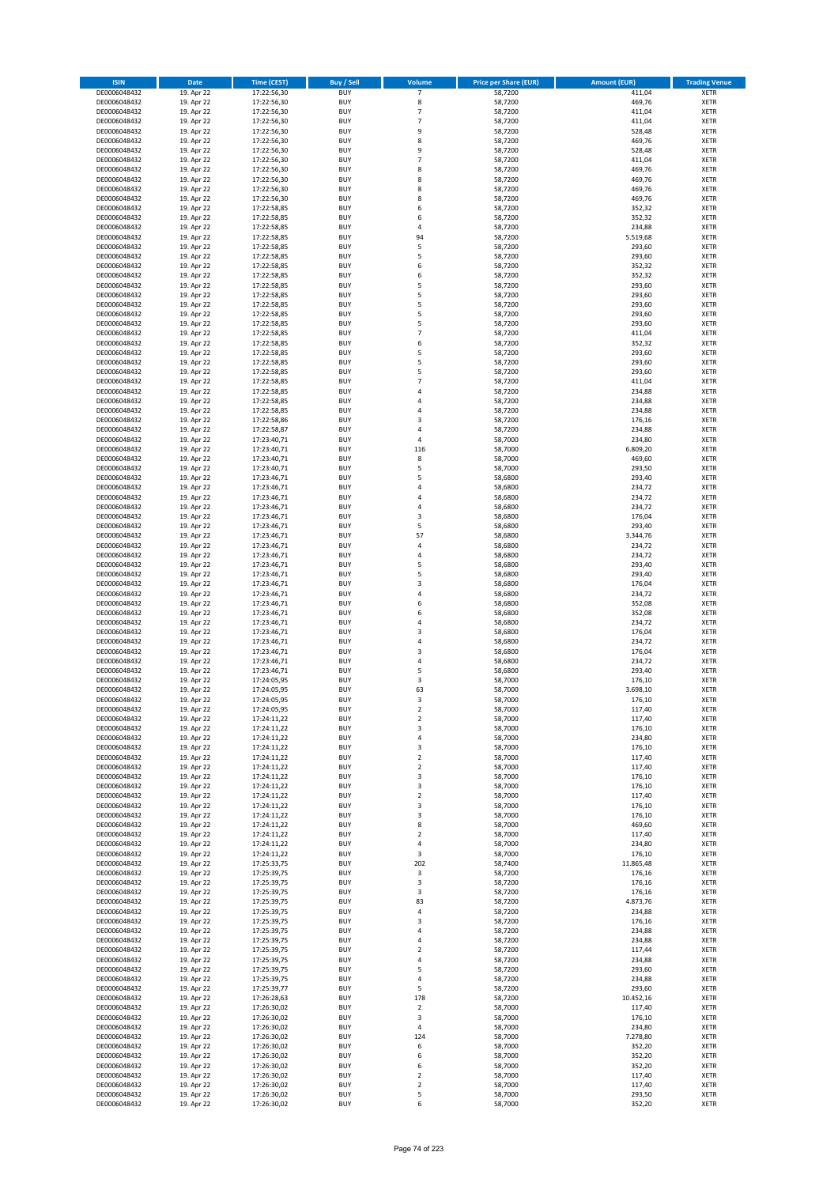| ISIN | Date | Time (CEST) | Buy / Sell | Volume | Price per Share (EUR) | Amount (EUR) | Trading Venue |
|---|---|---|---|---|---|---|---|
| DE0006048432 | 19. Apr 22 | 17:22:56,30 | BUY | 7 | 58,7200 | 411,04 | XETR |
| DE0006048432 | 19. Apr 22 | 17:22:56,30 | BUY | 8 | 58,7200 | 469,76 | XETR |
| DE0006048432 | 19. Apr 22 | 17:22:56,30 | BUY | 7 | 58,7200 | 411,04 | XETR |
| DE0006048432 | 19. Apr 22 | 17:22:56,30 | BUY | 7 | 58,7200 | 411,04 | XETR |
| DE0006048432 | 19. Apr 22 | 17:22:56,30 | BUY | 9 | 58,7200 | 528,48 | XETR |
| DE0006048432 | 19. Apr 22 | 17:22:56,30 | BUY | 8 | 58,7200 | 469,76 | XETR |
| DE0006048432 | 19. Apr 22 | 17:22:56,30 | BUY | 9 | 58,7200 | 528,48 | XETR |
| DE0006048432 | 19. Apr 22 | 17:22:56,30 | BUY | 7 | 58,7200 | 411,04 | XETR |
| DE0006048432 | 19. Apr 22 | 17:22:56,30 | BUY | 8 | 58,7200 | 469,76 | XETR |
| DE0006048432 | 19. Apr 22 | 17:22:56,30 | BUY | 8 | 58,7200 | 469,76 | XETR |
| DE0006048432 | 19. Apr 22 | 17:22:56,30 | BUY | 8 | 58,7200 | 469,76 | XETR |
| DE0006048432 | 19. Apr 22 | 17:22:56,30 | BUY | 8 | 58,7200 | 469,76 | XETR |
| DE0006048432 | 19. Apr 22 | 17:22:58,85 | BUY | 6 | 58,7200 | 352,32 | XETR |
| DE0006048432 | 19. Apr 22 | 17:22:58,85 | BUY | 6 | 58,7200 | 352,32 | XETR |
| DE0006048432 | 19. Apr 22 | 17:22:58,85 | BUY | 4 | 58,7200 | 234,88 | XETR |
| DE0006048432 | 19. Apr 22 | 17:22:58,85 | BUY | 94 | 58,7200 | 5.519,68 | XETR |
| DE0006048432 | 19. Apr 22 | 17:22:58,85 | BUY | 5 | 58,7200 | 293,60 | XETR |
| DE0006048432 | 19. Apr 22 | 17:22:58,85 | BUY | 5 | 58,7200 | 293,60 | XETR |
| DE0006048432 | 19. Apr 22 | 17:22:58,85 | BUY | 6 | 58,7200 | 352,32 | XETR |
| DE0006048432 | 19. Apr 22 | 17:22:58,85 | BUY | 6 | 58,7200 | 352,32 | XETR |
| DE0006048432 | 19. Apr 22 | 17:22:58,85 | BUY | 5 | 58,7200 | 293,60 | XETR |
| DE0006048432 | 19. Apr 22 | 17:22:58,85 | BUY | 5 | 58,7200 | 293,60 | XETR |
| DE0006048432 | 19. Apr 22 | 17:22:58,85 | BUY | 5 | 58,7200 | 293,60 | XETR |
| DE0006048432 | 19. Apr 22 | 17:22:58,85 | BUY | 5 | 58,7200 | 293,60 | XETR |
| DE0006048432 | 19. Apr 22 | 17:22:58,85 | BUY | 5 | 58,7200 | 293,60 | XETR |
| DE0006048432 | 19. Apr 22 | 17:22:58,85 | BUY | 7 | 58,7200 | 411,04 | XETR |
| DE0006048432 | 19. Apr 22 | 17:22:58,85 | BUY | 6 | 58,7200 | 352,32 | XETR |
| DE0006048432 | 19. Apr 22 | 17:22:58,85 | BUY | 5 | 58,7200 | 293,60 | XETR |
| DE0006048432 | 19. Apr 22 | 17:22:58,85 | BUY | 5 | 58,7200 | 293,60 | XETR |
| DE0006048432 | 19. Apr 22 | 17:22:58,85 | BUY | 5 | 58,7200 | 293,60 | XETR |
| DE0006048432 | 19. Apr 22 | 17:22:58,85 | BUY | 7 | 58,7200 | 411,04 | XETR |
| DE0006048432 | 19. Apr 22 | 17:22:58,85 | BUY | 4 | 58,7200 | 234,88 | XETR |
| DE0006048432 | 19. Apr 22 | 17:22:58,85 | BUY | 4 | 58,7200 | 234,88 | XETR |
| DE0006048432 | 19. Apr 22 | 17:22:58,85 | BUY | 4 | 58,7200 | 234,88 | XETR |
| DE0006048432 | 19. Apr 22 | 17:22:58,86 | BUY | 3 | 58,7200 | 176,16 | XETR |
| DE0006048432 | 19. Apr 22 | 17:22:58,87 | BUY | 4 | 58,7200 | 234,88 | XETR |
| DE0006048432 | 19. Apr 22 | 17:23:40,71 | BUY | 4 | 58,7000 | 234,80 | XETR |
| DE0006048432 | 19. Apr 22 | 17:23:40,71 | BUY | 116 | 58,7000 | 6.809,20 | XETR |
| DE0006048432 | 19. Apr 22 | 17:23:40,71 | BUY | 8 | 58,7000 | 469,60 | XETR |
| DE0006048432 | 19. Apr 22 | 17:23:40,71 | BUY | 5 | 58,7000 | 293,50 | XETR |
| DE0006048432 | 19. Apr 22 | 17:23:46,71 | BUY | 5 | 58,6800 | 293,40 | XETR |
| DE0006048432 | 19. Apr 22 | 17:23:46,71 | BUY | 4 | 58,6800 | 234,72 | XETR |
| DE0006048432 | 19. Apr 22 | 17:23:46,71 | BUY | 4 | 58,6800 | 234,72 | XETR |
| DE0006048432 | 19. Apr 22 | 17:23:46,71 | BUY | 4 | 58,6800 | 234,72 | XETR |
| DE0006048432 | 19. Apr 22 | 17:23:46,71 | BUY | 3 | 58,6800 | 176,04 | XETR |
| DE0006048432 | 19. Apr 22 | 17:23:46,71 | BUY | 5 | 58,6800 | 293,40 | XETR |
| DE0006048432 | 19. Apr 22 | 17:23:46,71 | BUY | 57 | 58,6800 | 3.344,76 | XETR |
| DE0006048432 | 19. Apr 22 | 17:23:46,71 | BUY | 4 | 58,6800 | 234,72 | XETR |
| DE0006048432 | 19. Apr 22 | 17:23:46,71 | BUY | 4 | 58,6800 | 234,72 | XETR |
| DE0006048432 | 19. Apr 22 | 17:23:46,71 | BUY | 5 | 58,6800 | 293,40 | XETR |
| DE0006048432 | 19. Apr 22 | 17:23:46,71 | BUY | 5 | 58,6800 | 293,40 | XETR |
| DE0006048432 | 19. Apr 22 | 17:23:46,71 | BUY | 3 | 58,6800 | 176,04 | XETR |
| DE0006048432 | 19. Apr 22 | 17:23:46,71 | BUY | 4 | 58,6800 | 234,72 | XETR |
| DE0006048432 | 19. Apr 22 | 17:23:46,71 | BUY | 6 | 58,6800 | 352,08 | XETR |
| DE0006048432 | 19. Apr 22 | 17:23:46,71 | BUY | 6 | 58,6800 | 352,08 | XETR |
| DE0006048432 | 19. Apr 22 | 17:23:46,71 | BUY | 4 | 58,6800 | 234,72 | XETR |
| DE0006048432 | 19. Apr 22 | 17:23:46,71 | BUY | 3 | 58,6800 | 176,04 | XETR |
| DE0006048432 | 19. Apr 22 | 17:23:46,71 | BUY | 4 | 58,6800 | 234,72 | XETR |
| DE0006048432 | 19. Apr 22 | 17:23:46,71 | BUY | 3 | 58,6800 | 176,04 | XETR |
| DE0006048432 | 19. Apr 22 | 17:23:46,71 | BUY | 4 | 58,6800 | 234,72 | XETR |
| DE0006048432 | 19. Apr 22 | 17:23:46,71 | BUY | 5 | 58,6800 | 293,40 | XETR |
| DE0006048432 | 19. Apr 22 | 17:24:05,95 | BUY | 3 | 58,7000 | 176,10 | XETR |
| DE0006048432 | 19. Apr 22 | 17:24:05,95 | BUY | 63 | 58,7000 | 3.698,10 | XETR |
| DE0006048432 | 19. Apr 22 | 17:24:05,95 | BUY | 3 | 58,7000 | 176,10 | XETR |
| DE0006048432 | 19. Apr 22 | 17:24:05,95 | BUY | 2 | 58,7000 | 117,40 | XETR |
| DE0006048432 | 19. Apr 22 | 17:24:11,22 | BUY | 2 | 58,7000 | 117,40 | XETR |
| DE0006048432 | 19. Apr 22 | 17:24:11,22 | BUY | 3 | 58,7000 | 176,10 | XETR |
| DE0006048432 | 19. Apr 22 | 17:24:11,22 | BUY | 4 | 58,7000 | 234,80 | XETR |
| DE0006048432 | 19. Apr 22 | 17:24:11,22 | BUY | 3 | 58,7000 | 176,10 | XETR |
| DE0006048432 | 19. Apr 22 | 17:24:11,22 | BUY | 2 | 58,7000 | 117,40 | XETR |
| DE0006048432 | 19. Apr 22 | 17:24:11,22 | BUY | 2 | 58,7000 | 117,40 | XETR |
| DE0006048432 | 19. Apr 22 | 17:24:11,22 | BUY | 3 | 58,7000 | 176,10 | XETR |
| DE0006048432 | 19. Apr 22 | 17:24:11,22 | BUY | 3 | 58,7000 | 176,10 | XETR |
| DE0006048432 | 19. Apr 22 | 17:24:11,22 | BUY | 2 | 58,7000 | 117,40 | XETR |
| DE0006048432 | 19. Apr 22 | 17:24:11,22 | BUY | 3 | 58,7000 | 176,10 | XETR |
| DE0006048432 | 19. Apr 22 | 17:24:11,22 | BUY | 3 | 58,7000 | 176,10 | XETR |
| DE0006048432 | 19. Apr 22 | 17:24:11,22 | BUY | 8 | 58,7000 | 469,60 | XETR |
| DE0006048432 | 19. Apr 22 | 17:24:11,22 | BUY | 2 | 58,7000 | 117,40 | XETR |
| DE0006048432 | 19. Apr 22 | 17:24:11,22 | BUY | 4 | 58,7000 | 234,80 | XETR |
| DE0006048432 | 19. Apr 22 | 17:24:11,22 | BUY | 3 | 58,7000 | 176,10 | XETR |
| DE0006048432 | 19. Apr 22 | 17:25:33,75 | BUY | 202 | 58,7400 | 11.865,48 | XETR |
| DE0006048432 | 19. Apr 22 | 17:25:39,75 | BUY | 3 | 58,7200 | 176,16 | XETR |
| DE0006048432 | 19. Apr 22 | 17:25:39,75 | BUY | 3 | 58,7200 | 176,16 | XETR |
| DE0006048432 | 19. Apr 22 | 17:25:39,75 | BUY | 3 | 58,7200 | 176,16 | XETR |
| DE0006048432 | 19. Apr 22 | 17:25:39,75 | BUY | 83 | 58,7200 | 4.873,76 | XETR |
| DE0006048432 | 19. Apr 22 | 17:25:39,75 | BUY | 4 | 58,7200 | 234,88 | XETR |
| DE0006048432 | 19. Apr 22 | 17:25:39,75 | BUY | 3 | 58,7200 | 176,16 | XETR |
| DE0006048432 | 19. Apr 22 | 17:25:39,75 | BUY | 4 | 58,7200 | 234,88 | XETR |
| DE0006048432 | 19. Apr 22 | 17:25:39,75 | BUY | 4 | 58,7200 | 234,88 | XETR |
| DE0006048432 | 19. Apr 22 | 17:25:39,75 | BUY | 2 | 58,7200 | 117,44 | XETR |
| DE0006048432 | 19. Apr 22 | 17:25:39,75 | BUY | 4 | 58,7200 | 234,88 | XETR |
| DE0006048432 | 19. Apr 22 | 17:25:39,75 | BUY | 5 | 58,7200 | 293,60 | XETR |
| DE0006048432 | 19. Apr 22 | 17:25:39,75 | BUY | 4 | 58,7200 | 234,88 | XETR |
| DE0006048432 | 19. Apr 22 | 17:25:39,77 | BUY | 5 | 58,7200 | 293,60 | XETR |
| DE0006048432 | 19. Apr 22 | 17:26:28,63 | BUY | 178 | 58,7200 | 10.452,16 | XETR |
| DE0006048432 | 19. Apr 22 | 17:26:30,02 | BUY | 2 | 58,7000 | 117,40 | XETR |
| DE0006048432 | 19. Apr 22 | 17:26:30,02 | BUY | 3 | 58,7000 | 176,10 | XETR |
| DE0006048432 | 19. Apr 22 | 17:26:30,02 | BUY | 4 | 58,7000 | 234,80 | XETR |
| DE0006048432 | 19. Apr 22 | 17:26:30,02 | BUY | 124 | 58,7000 | 7.278,80 | XETR |
| DE0006048432 | 19. Apr 22 | 17:26:30,02 | BUY | 6 | 58,7000 | 352,20 | XETR |
| DE0006048432 | 19. Apr 22 | 17:26:30,02 | BUY | 6 | 58,7000 | 352,20 | XETR |
| DE0006048432 | 19. Apr 22 | 17:26:30,02 | BUY | 6 | 58,7000 | 352,20 | XETR |
| DE0006048432 | 19. Apr 22 | 17:26:30,02 | BUY | 2 | 58,7000 | 117,40 | XETR |
| DE0006048432 | 19. Apr 22 | 17:26:30,02 | BUY | 2 | 58,7000 | 117,40 | XETR |
| DE0006048432 | 19. Apr 22 | 17:26:30,02 | BUY | 5 | 58,7000 | 293,50 | XETR |
| DE0006048432 | 19. Apr 22 | 17:26:30,02 | BUY | 6 | 58,7000 | 352,20 | XETR |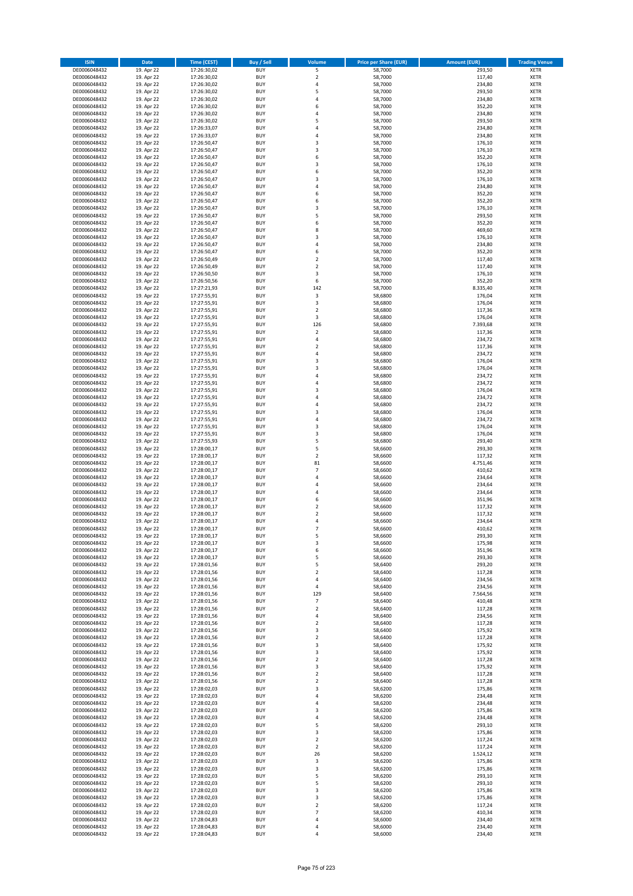| ISIN | Date | Time (CEST) | Buy / Sell | Volume | Price per Share (EUR) | Amount (EUR) | Trading Venue |
|---|---|---|---|---|---|---|---|
| DE0006048432 | 19. Apr 22 | 17:26:30,02 | BUY | 5 | 58,7000 | 293,50 | XETR |
| DE0006048432 | 19. Apr 22 | 17:26:30,02 | BUY | 2 | 58,7000 | 117,40 | XETR |
| DE0006048432 | 19. Apr 22 | 17:26:30,02 | BUY | 4 | 58,7000 | 234,80 | XETR |
| DE0006048432 | 19. Apr 22 | 17:26:30,02 | BUY | 5 | 58,7000 | 293,50 | XETR |
| DE0006048432 | 19. Apr 22 | 17:26:30,02 | BUY | 4 | 58,7000 | 234,80 | XETR |
| DE0006048432 | 19. Apr 22 | 17:26:30,02 | BUY | 6 | 58,7000 | 352,20 | XETR |
| DE0006048432 | 19. Apr 22 | 17:26:30,02 | BUY | 4 | 58,7000 | 234,80 | XETR |
| DE0006048432 | 19. Apr 22 | 17:26:30,02 | BUY | 5 | 58,7000 | 293,50 | XETR |
| DE0006048432 | 19. Apr 22 | 17:26:33,07 | BUY | 4 | 58,7000 | 234,80 | XETR |
| DE0006048432 | 19. Apr 22 | 17:26:33,07 | BUY | 4 | 58,7000 | 234,80 | XETR |
| DE0006048432 | 19. Apr 22 | 17:26:50,47 | BUY | 3 | 58,7000 | 176,10 | XETR |
| DE0006048432 | 19. Apr 22 | 17:26:50,47 | BUY | 3 | 58,7000 | 176,10 | XETR |
| DE0006048432 | 19. Apr 22 | 17:26:50,47 | BUY | 6 | 58,7000 | 352,20 | XETR |
| DE0006048432 | 19. Apr 22 | 17:26:50,47 | BUY | 3 | 58,7000 | 176,10 | XETR |
| DE0006048432 | 19. Apr 22 | 17:26:50,47 | BUY | 6 | 58,7000 | 352,20 | XETR |
| DE0006048432 | 19. Apr 22 | 17:26:50,47 | BUY | 3 | 58,7000 | 176,10 | XETR |
| DE0006048432 | 19. Apr 22 | 17:26:50,47 | BUY | 4 | 58,7000 | 234,80 | XETR |
| DE0006048432 | 19. Apr 22 | 17:26:50,47 | BUY | 6 | 58,7000 | 352,20 | XETR |
| DE0006048432 | 19. Apr 22 | 17:26:50,47 | BUY | 6 | 58,7000 | 352,20 | XETR |
| DE0006048432 | 19. Apr 22 | 17:26:50,47 | BUY | 3 | 58,7000 | 176,10 | XETR |
| DE0006048432 | 19. Apr 22 | 17:26:50,47 | BUY | 5 | 58,7000 | 293,50 | XETR |
| DE0006048432 | 19. Apr 22 | 17:26:50,47 | BUY | 6 | 58,7000 | 352,20 | XETR |
| DE0006048432 | 19. Apr 22 | 17:26:50,47 | BUY | 8 | 58,7000 | 469,60 | XETR |
| DE0006048432 | 19. Apr 22 | 17:26:50,47 | BUY | 3 | 58,7000 | 176,10 | XETR |
| DE0006048432 | 19. Apr 22 | 17:26:50,47 | BUY | 4 | 58,7000 | 234,80 | XETR |
| DE0006048432 | 19. Apr 22 | 17:26:50,47 | BUY | 6 | 58,7000 | 352,20 | XETR |
| DE0006048432 | 19. Apr 22 | 17:26:50,49 | BUY | 2 | 58,7000 | 117,40 | XETR |
| DE0006048432 | 19. Apr 22 | 17:26:50,49 | BUY | 2 | 58,7000 | 117,40 | XETR |
| DE0006048432 | 19. Apr 22 | 17:26:50,50 | BUY | 3 | 58,7000 | 176,10 | XETR |
| DE0006048432 | 19. Apr 22 | 17:26:50,56 | BUY | 6 | 58,7000 | 352,20 | XETR |
| DE0006048432 | 19. Apr 22 | 17:27:21,93 | BUY | 142 | 58,7000 | 8.335,40 | XETR |
| DE0006048432 | 19. Apr 22 | 17:27:55,91 | BUY | 3 | 58,6800 | 176,04 | XETR |
| DE0006048432 | 19. Apr 22 | 17:27:55,91 | BUY | 3 | 58,6800 | 176,04 | XETR |
| DE0006048432 | 19. Apr 22 | 17:27:55,91 | BUY | 2 | 58,6800 | 117,36 | XETR |
| DE0006048432 | 19. Apr 22 | 17:27:55,91 | BUY | 3 | 58,6800 | 176,04 | XETR |
| DE0006048432 | 19. Apr 22 | 17:27:55,91 | BUY | 126 | 58,6800 | 7.393,68 | XETR |
| DE0006048432 | 19. Apr 22 | 17:27:55,91 | BUY | 2 | 58,6800 | 117,36 | XETR |
| DE0006048432 | 19. Apr 22 | 17:27:55,91 | BUY | 4 | 58,6800 | 234,72 | XETR |
| DE0006048432 | 19. Apr 22 | 17:27:55,91 | BUY | 2 | 58,6800 | 117,36 | XETR |
| DE0006048432 | 19. Apr 22 | 17:27:55,91 | BUY | 4 | 58,6800 | 234,72 | XETR |
| DE0006048432 | 19. Apr 22 | 17:27:55,91 | BUY | 3 | 58,6800 | 176,04 | XETR |
| DE0006048432 | 19. Apr 22 | 17:27:55,91 | BUY | 3 | 58,6800 | 176,04 | XETR |
| DE0006048432 | 19. Apr 22 | 17:27:55,91 | BUY | 4 | 58,6800 | 234,72 | XETR |
| DE0006048432 | 19. Apr 22 | 17:27:55,91 | BUY | 4 | 58,6800 | 234,72 | XETR |
| DE0006048432 | 19. Apr 22 | 17:27:55,91 | BUY | 3 | 58,6800 | 176,04 | XETR |
| DE0006048432 | 19. Apr 22 | 17:27:55,91 | BUY | 4 | 58,6800 | 234,72 | XETR |
| DE0006048432 | 19. Apr 22 | 17:27:55,91 | BUY | 4 | 58,6800 | 234,72 | XETR |
| DE0006048432 | 19. Apr 22 | 17:27:55,91 | BUY | 3 | 58,6800 | 176,04 | XETR |
| DE0006048432 | 19. Apr 22 | 17:27:55,91 | BUY | 4 | 58,6800 | 234,72 | XETR |
| DE0006048432 | 19. Apr 22 | 17:27:55,91 | BUY | 3 | 58,6800 | 176,04 | XETR |
| DE0006048432 | 19. Apr 22 | 17:27:55,91 | BUY | 3 | 58,6800 | 176,04 | XETR |
| DE0006048432 | 19. Apr 22 | 17:27:55,93 | BUY | 5 | 58,6800 | 293,40 | XETR |
| DE0006048432 | 19. Apr 22 | 17:28:00,17 | BUY | 5 | 58,6600 | 293,30 | XETR |
| DE0006048432 | 19. Apr 22 | 17:28:00,17 | BUY | 2 | 58,6600 | 117,32 | XETR |
| DE0006048432 | 19. Apr 22 | 17:28:00,17 | BUY | 81 | 58,6600 | 4.751,46 | XETR |
| DE0006048432 | 19. Apr 22 | 17:28:00,17 | BUY | 7 | 58,6600 | 410,62 | XETR |
| DE0006048432 | 19. Apr 22 | 17:28:00,17 | BUY | 4 | 58,6600 | 234,64 | XETR |
| DE0006048432 | 19. Apr 22 | 17:28:00,17 | BUY | 4 | 58,6600 | 234,64 | XETR |
| DE0006048432 | 19. Apr 22 | 17:28:00,17 | BUY | 4 | 58,6600 | 234,64 | XETR |
| DE0006048432 | 19. Apr 22 | 17:28:00,17 | BUY | 6 | 58,6600 | 351,96 | XETR |
| DE0006048432 | 19. Apr 22 | 17:28:00,17 | BUY | 2 | 58,6600 | 117,32 | XETR |
| DE0006048432 | 19. Apr 22 | 17:28:00,17 | BUY | 2 | 58,6600 | 117,32 | XETR |
| DE0006048432 | 19. Apr 22 | 17:28:00,17 | BUY | 4 | 58,6600 | 234,64 | XETR |
| DE0006048432 | 19. Apr 22 | 17:28:00,17 | BUY | 7 | 58,6600 | 410,62 | XETR |
| DE0006048432 | 19. Apr 22 | 17:28:00,17 | BUY | 5 | 58,6600 | 293,30 | XETR |
| DE0006048432 | 19. Apr 22 | 17:28:00,17 | BUY | 3 | 58,6600 | 175,98 | XETR |
| DE0006048432 | 19. Apr 22 | 17:28:00,17 | BUY | 6 | 58,6600 | 351,96 | XETR |
| DE0006048432 | 19. Apr 22 | 17:28:00,17 | BUY | 5 | 58,6600 | 293,30 | XETR |
| DE0006048432 | 19. Apr 22 | 17:28:01,56 | BUY | 5 | 58,6400 | 293,20 | XETR |
| DE0006048432 | 19. Apr 22 | 17:28:01,56 | BUY | 2 | 58,6400 | 117,28 | XETR |
| DE0006048432 | 19. Apr 22 | 17:28:01,56 | BUY | 4 | 58,6400 | 234,56 | XETR |
| DE0006048432 | 19. Apr 22 | 17:28:01,56 | BUY | 4 | 58,6400 | 234,56 | XETR |
| DE0006048432 | 19. Apr 22 | 17:28:01,56 | BUY | 129 | 58,6400 | 7.564,56 | XETR |
| DE0006048432 | 19. Apr 22 | 17:28:01,56 | BUY | 7 | 58,6400 | 410,48 | XETR |
| DE0006048432 | 19. Apr 22 | 17:28:01,56 | BUY | 2 | 58,6400 | 117,28 | XETR |
| DE0006048432 | 19. Apr 22 | 17:28:01,56 | BUY | 4 | 58,6400 | 234,56 | XETR |
| DE0006048432 | 19. Apr 22 | 17:28:01,56 | BUY | 2 | 58,6400 | 117,28 | XETR |
| DE0006048432 | 19. Apr 22 | 17:28:01,56 | BUY | 3 | 58,6400 | 175,92 | XETR |
| DE0006048432 | 19. Apr 22 | 17:28:01,56 | BUY | 2 | 58,6400 | 117,28 | XETR |
| DE0006048432 | 19. Apr 22 | 17:28:01,56 | BUY | 3 | 58,6400 | 175,92 | XETR |
| DE0006048432 | 19. Apr 22 | 17:28:01,56 | BUY | 3 | 58,6400 | 175,92 | XETR |
| DE0006048432 | 19. Apr 22 | 17:28:01,56 | BUY | 2 | 58,6400 | 117,28 | XETR |
| DE0006048432 | 19. Apr 22 | 17:28:01,56 | BUY | 3 | 58,6400 | 175,92 | XETR |
| DE0006048432 | 19. Apr 22 | 17:28:01,56 | BUY | 2 | 58,6400 | 117,28 | XETR |
| DE0006048432 | 19. Apr 22 | 17:28:01,56 | BUY | 2 | 58,6400 | 117,28 | XETR |
| DE0006048432 | 19. Apr 22 | 17:28:02,03 | BUY | 3 | 58,6200 | 175,86 | XETR |
| DE0006048432 | 19. Apr 22 | 17:28:02,03 | BUY | 4 | 58,6200 | 234,48 | XETR |
| DE0006048432 | 19. Apr 22 | 17:28:02,03 | BUY | 4 | 58,6200 | 234,48 | XETR |
| DE0006048432 | 19. Apr 22 | 17:28:02,03 | BUY | 3 | 58,6200 | 175,86 | XETR |
| DE0006048432 | 19. Apr 22 | 17:28:02,03 | BUY | 4 | 58,6200 | 234,48 | XETR |
| DE0006048432 | 19. Apr 22 | 17:28:02,03 | BUY | 5 | 58,6200 | 293,10 | XETR |
| DE0006048432 | 19. Apr 22 | 17:28:02,03 | BUY | 3 | 58,6200 | 175,86 | XETR |
| DE0006048432 | 19. Apr 22 | 17:28:02,03 | BUY | 2 | 58,6200 | 117,24 | XETR |
| DE0006048432 | 19. Apr 22 | 17:28:02,03 | BUY | 2 | 58,6200 | 117,24 | XETR |
| DE0006048432 | 19. Apr 22 | 17:28:02,03 | BUY | 26 | 58,6200 | 1.524,12 | XETR |
| DE0006048432 | 19. Apr 22 | 17:28:02,03 | BUY | 3 | 58,6200 | 175,86 | XETR |
| DE0006048432 | 19. Apr 22 | 17:28:02,03 | BUY | 3 | 58,6200 | 175,86 | XETR |
| DE0006048432 | 19. Apr 22 | 17:28:02,03 | BUY | 5 | 58,6200 | 293,10 | XETR |
| DE0006048432 | 19. Apr 22 | 17:28:02,03 | BUY | 5 | 58,6200 | 293,10 | XETR |
| DE0006048432 | 19. Apr 22 | 17:28:02,03 | BUY | 3 | 58,6200 | 175,86 | XETR |
| DE0006048432 | 19. Apr 22 | 17:28:02,03 | BUY | 3 | 58,6200 | 175,86 | XETR |
| DE0006048432 | 19. Apr 22 | 17:28:02,03 | BUY | 2 | 58,6200 | 117,24 | XETR |
| DE0006048432 | 19. Apr 22 | 17:28:02,03 | BUY | 7 | 58,6200 | 410,34 | XETR |
| DE0006048432 | 19. Apr 22 | 17:28:04,83 | BUY | 4 | 58,6000 | 234,40 | XETR |
| DE0006048432 | 19. Apr 22 | 17:28:04,83 | BUY | 4 | 58,6000 | 234,40 | XETR |
| DE0006048432 | 19. Apr 22 | 17:28:04,83 | BUY | 4 | 58,6000 | 234,40 | XETR |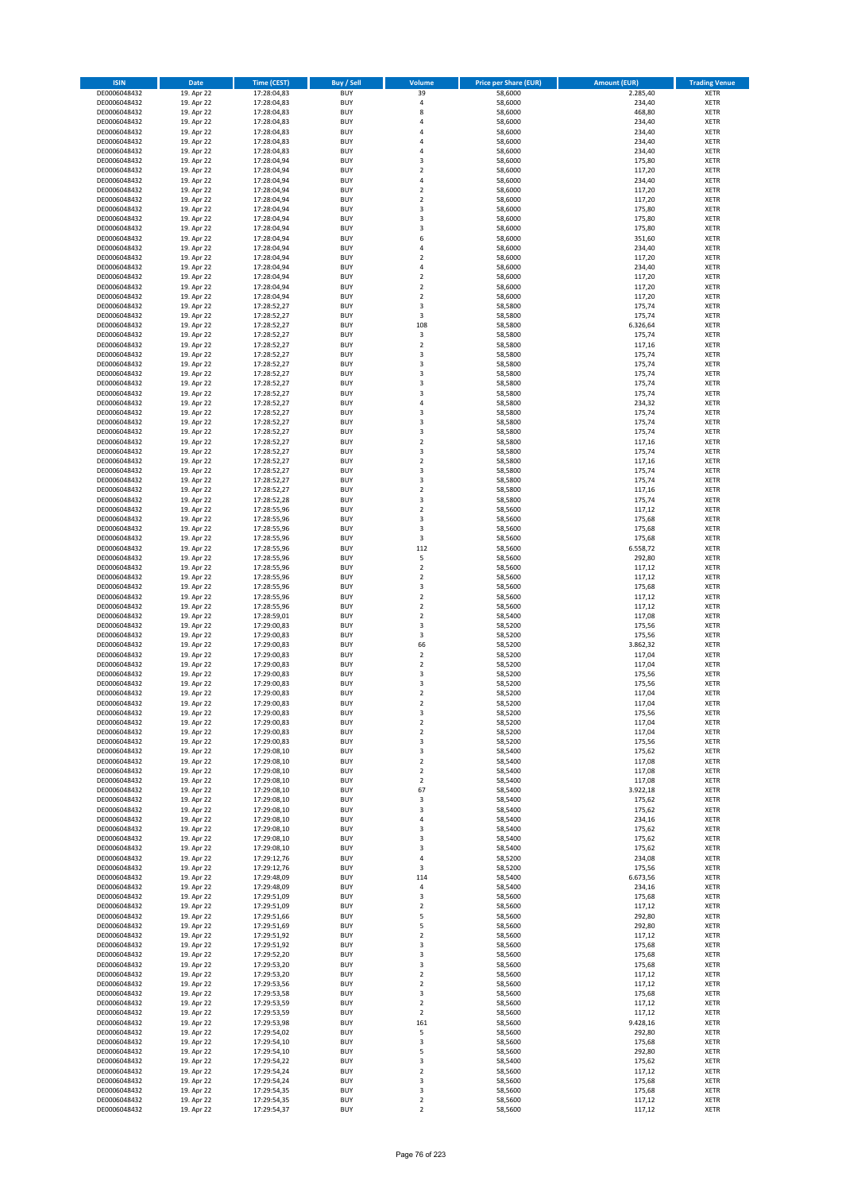| ISIN | Date | Time (CEST) | Buy / Sell | Volume | Price per Share (EUR) | Amount (EUR) | Trading Venue |
|---|---|---|---|---|---|---|---|
| DE0006048432 | 19. Apr 22 | 17:28:04,83 | BUY | 39 | 58,6000 | 2.285,40 | XETR |
| DE0006048432 | 19. Apr 22 | 17:28:04,83 | BUY | 4 | 58,6000 | 234,40 | XETR |
| DE0006048432 | 19. Apr 22 | 17:28:04,83 | BUY | 8 | 58,6000 | 468,80 | XETR |
| DE0006048432 | 19. Apr 22 | 17:28:04,83 | BUY | 4 | 58,6000 | 234,40 | XETR |
| DE0006048432 | 19. Apr 22 | 17:28:04,83 | BUY | 4 | 58,6000 | 234,40 | XETR |
| DE0006048432 | 19. Apr 22 | 17:28:04,83 | BUY | 4 | 58,6000 | 234,40 | XETR |
| DE0006048432 | 19. Apr 22 | 17:28:04,83 | BUY | 4 | 58,6000 | 234,40 | XETR |
| DE0006048432 | 19. Apr 22 | 17:28:04,94 | BUY | 3 | 58,6000 | 175,80 | XETR |
| DE0006048432 | 19. Apr 22 | 17:28:04,94 | BUY | 2 | 58,6000 | 117,20 | XETR |
| DE0006048432 | 19. Apr 22 | 17:28:04,94 | BUY | 4 | 58,6000 | 234,40 | XETR |
| DE0006048432 | 19. Apr 22 | 17:28:04,94 | BUY | 2 | 58,6000 | 117,20 | XETR |
| DE0006048432 | 19. Apr 22 | 17:28:04,94 | BUY | 2 | 58,6000 | 117,20 | XETR |
| DE0006048432 | 19. Apr 22 | 17:28:04,94 | BUY | 3 | 58,6000 | 175,80 | XETR |
| DE0006048432 | 19. Apr 22 | 17:28:04,94 | BUY | 3 | 58,6000 | 175,80 | XETR |
| DE0006048432 | 19. Apr 22 | 17:28:04,94 | BUY | 3 | 58,6000 | 175,80 | XETR |
| DE0006048432 | 19. Apr 22 | 17:28:04,94 | BUY | 6 | 58,6000 | 351,60 | XETR |
| DE0006048432 | 19. Apr 22 | 17:28:04,94 | BUY | 4 | 58,6000 | 234,40 | XETR |
| DE0006048432 | 19. Apr 22 | 17:28:04,94 | BUY | 2 | 58,6000 | 117,20 | XETR |
| DE0006048432 | 19. Apr 22 | 17:28:04,94 | BUY | 4 | 58,6000 | 234,40 | XETR |
| DE0006048432 | 19. Apr 22 | 17:28:04,94 | BUY | 2 | 58,6000 | 117,20 | XETR |
| DE0006048432 | 19. Apr 22 | 17:28:04,94 | BUY | 2 | 58,6000 | 117,20 | XETR |
| DE0006048432 | 19. Apr 22 | 17:28:04,94 | BUY | 2 | 58,6000 | 117,20 | XETR |
| DE0006048432 | 19. Apr 22 | 17:28:52,27 | BUY | 3 | 58,5800 | 175,74 | XETR |
| DE0006048432 | 19. Apr 22 | 17:28:52,27 | BUY | 3 | 58,5800 | 175,74 | XETR |
| DE0006048432 | 19. Apr 22 | 17:28:52,27 | BUY | 108 | 58,5800 | 6.326,64 | XETR |
| DE0006048432 | 19. Apr 22 | 17:28:52,27 | BUY | 3 | 58,5800 | 175,74 | XETR |
| DE0006048432 | 19. Apr 22 | 17:28:52,27 | BUY | 2 | 58,5800 | 117,16 | XETR |
| DE0006048432 | 19. Apr 22 | 17:28:52,27 | BUY | 3 | 58,5800 | 175,74 | XETR |
| DE0006048432 | 19. Apr 22 | 17:28:52,27 | BUY | 3 | 58,5800 | 175,74 | XETR |
| DE0006048432 | 19. Apr 22 | 17:28:52,27 | BUY | 3 | 58,5800 | 175,74 | XETR |
| DE0006048432 | 19. Apr 22 | 17:28:52,27 | BUY | 3 | 58,5800 | 175,74 | XETR |
| DE0006048432 | 19. Apr 22 | 17:28:52,27 | BUY | 3 | 58,5800 | 175,74 | XETR |
| DE0006048432 | 19. Apr 22 | 17:28:52,27 | BUY | 4 | 58,5800 | 234,32 | XETR |
| DE0006048432 | 19. Apr 22 | 17:28:52,27 | BUY | 3 | 58,5800 | 175,74 | XETR |
| DE0006048432 | 19. Apr 22 | 17:28:52,27 | BUY | 3 | 58,5800 | 175,74 | XETR |
| DE0006048432 | 19. Apr 22 | 17:28:52,27 | BUY | 3 | 58,5800 | 175,74 | XETR |
| DE0006048432 | 19. Apr 22 | 17:28:52,27 | BUY | 2 | 58,5800 | 117,16 | XETR |
| DE0006048432 | 19. Apr 22 | 17:28:52,27 | BUY | 3 | 58,5800 | 175,74 | XETR |
| DE0006048432 | 19. Apr 22 | 17:28:52,27 | BUY | 2 | 58,5800 | 117,16 | XETR |
| DE0006048432 | 19. Apr 22 | 17:28:52,27 | BUY | 3 | 58,5800 | 175,74 | XETR |
| DE0006048432 | 19. Apr 22 | 17:28:52,27 | BUY | 3 | 58,5800 | 175,74 | XETR |
| DE0006048432 | 19. Apr 22 | 17:28:52,27 | BUY | 2 | 58,5800 | 117,16 | XETR |
| DE0006048432 | 19. Apr 22 | 17:28:52,28 | BUY | 3 | 58,5800 | 175,74 | XETR |
| DE0006048432 | 19. Apr 22 | 17:28:55,96 | BUY | 2 | 58,5600 | 117,12 | XETR |
| DE0006048432 | 19. Apr 22 | 17:28:55,96 | BUY | 3 | 58,5600 | 175,68 | XETR |
| DE0006048432 | 19. Apr 22 | 17:28:55,96 | BUY | 3 | 58,5600 | 175,68 | XETR |
| DE0006048432 | 19. Apr 22 | 17:28:55,96 | BUY | 3 | 58,5600 | 175,68 | XETR |
| DE0006048432 | 19. Apr 22 | 17:28:55,96 | BUY | 112 | 58,5600 | 6.558,72 | XETR |
| DE0006048432 | 19. Apr 22 | 17:28:55,96 | BUY | 5 | 58,5600 | 292,80 | XETR |
| DE0006048432 | 19. Apr 22 | 17:28:55,96 | BUY | 2 | 58,5600 | 117,12 | XETR |
| DE0006048432 | 19. Apr 22 | 17:28:55,96 | BUY | 2 | 58,5600 | 117,12 | XETR |
| DE0006048432 | 19. Apr 22 | 17:28:55,96 | BUY | 3 | 58,5600 | 175,68 | XETR |
| DE0006048432 | 19. Apr 22 | 17:28:55,96 | BUY | 2 | 58,5600 | 117,12 | XETR |
| DE0006048432 | 19. Apr 22 | 17:28:55,96 | BUY | 2 | 58,5600 | 117,12 | XETR |
| DE0006048432 | 19. Apr 22 | 17:28:59,01 | BUY | 2 | 58,5400 | 117,08 | XETR |
| DE0006048432 | 19. Apr 22 | 17:29:00,83 | BUY | 3 | 58,5200 | 175,56 | XETR |
| DE0006048432 | 19. Apr 22 | 17:29:00,83 | BUY | 3 | 58,5200 | 175,56 | XETR |
| DE0006048432 | 19. Apr 22 | 17:29:00,83 | BUY | 66 | 58,5200 | 3.862,32 | XETR |
| DE0006048432 | 19. Apr 22 | 17:29:00,83 | BUY | 2 | 58,5200 | 117,04 | XETR |
| DE0006048432 | 19. Apr 22 | 17:29:00,83 | BUY | 2 | 58,5200 | 117,04 | XETR |
| DE0006048432 | 19. Apr 22 | 17:29:00,83 | BUY | 3 | 58,5200 | 175,56 | XETR |
| DE0006048432 | 19. Apr 22 | 17:29:00,83 | BUY | 3 | 58,5200 | 175,56 | XETR |
| DE0006048432 | 19. Apr 22 | 17:29:00,83 | BUY | 2 | 58,5200 | 117,04 | XETR |
| DE0006048432 | 19. Apr 22 | 17:29:00,83 | BUY | 2 | 58,5200 | 117,04 | XETR |
| DE0006048432 | 19. Apr 22 | 17:29:00,83 | BUY | 3 | 58,5200 | 175,56 | XETR |
| DE0006048432 | 19. Apr 22 | 17:29:00,83 | BUY | 2 | 58,5200 | 117,04 | XETR |
| DE0006048432 | 19. Apr 22 | 17:29:00,83 | BUY | 2 | 58,5200 | 117,04 | XETR |
| DE0006048432 | 19. Apr 22 | 17:29:00,83 | BUY | 3 | 58,5200 | 175,56 | XETR |
| DE0006048432 | 19. Apr 22 | 17:29:08,10 | BUY | 3 | 58,5400 | 175,62 | XETR |
| DE0006048432 | 19. Apr 22 | 17:29:08,10 | BUY | 2 | 58,5400 | 117,08 | XETR |
| DE0006048432 | 19. Apr 22 | 17:29:08,10 | BUY | 2 | 58,5400 | 117,08 | XETR |
| DE0006048432 | 19. Apr 22 | 17:29:08,10 | BUY | 2 | 58,5400 | 117,08 | XETR |
| DE0006048432 | 19. Apr 22 | 17:29:08,10 | BUY | 67 | 58,5400 | 3.922,18 | XETR |
| DE0006048432 | 19. Apr 22 | 17:29:08,10 | BUY | 3 | 58,5400 | 175,62 | XETR |
| DE0006048432 | 19. Apr 22 | 17:29:08,10 | BUY | 3 | 58,5400 | 175,62 | XETR |
| DE0006048432 | 19. Apr 22 | 17:29:08,10 | BUY | 4 | 58,5400 | 234,16 | XETR |
| DE0006048432 | 19. Apr 22 | 17:29:08,10 | BUY | 3 | 58,5400 | 175,62 | XETR |
| DE0006048432 | 19. Apr 22 | 17:29:08,10 | BUY | 3 | 58,5400 | 175,62 | XETR |
| DE0006048432 | 19. Apr 22 | 17:29:08,10 | BUY | 3 | 58,5400 | 175,62 | XETR |
| DE0006048432 | 19. Apr 22 | 17:29:12,76 | BUY | 4 | 58,5200 | 234,08 | XETR |
| DE0006048432 | 19. Apr 22 | 17:29:12,76 | BUY | 3 | 58,5200 | 175,56 | XETR |
| DE0006048432 | 19. Apr 22 | 17:29:48,09 | BUY | 114 | 58,5400 | 6.673,56 | XETR |
| DE0006048432 | 19. Apr 22 | 17:29:48,09 | BUY | 4 | 58,5400 | 234,16 | XETR |
| DE0006048432 | 19. Apr 22 | 17:29:51,09 | BUY | 3 | 58,5600 | 175,68 | XETR |
| DE0006048432 | 19. Apr 22 | 17:29:51,09 | BUY | 2 | 58,5600 | 117,12 | XETR |
| DE0006048432 | 19. Apr 22 | 17:29:51,66 | BUY | 5 | 58,5600 | 292,80 | XETR |
| DE0006048432 | 19. Apr 22 | 17:29:51,69 | BUY | 5 | 58,5600 | 292,80 | XETR |
| DE0006048432 | 19. Apr 22 | 17:29:51,92 | BUY | 2 | 58,5600 | 117,12 | XETR |
| DE0006048432 | 19. Apr 22 | 17:29:51,92 | BUY | 3 | 58,5600 | 175,68 | XETR |
| DE0006048432 | 19. Apr 22 | 17:29:52,20 | BUY | 3 | 58,5600 | 175,68 | XETR |
| DE0006048432 | 19. Apr 22 | 17:29:53,20 | BUY | 3 | 58,5600 | 175,68 | XETR |
| DE0006048432 | 19. Apr 22 | 17:29:53,20 | BUY | 2 | 58,5600 | 117,12 | XETR |
| DE0006048432 | 19. Apr 22 | 17:29:53,56 | BUY | 2 | 58,5600 | 117,12 | XETR |
| DE0006048432 | 19. Apr 22 | 17:29:53,58 | BUY | 3 | 58,5600 | 175,68 | XETR |
| DE0006048432 | 19. Apr 22 | 17:29:53,59 | BUY | 2 | 58,5600 | 117,12 | XETR |
| DE0006048432 | 19. Apr 22 | 17:29:53,59 | BUY | 2 | 58,5600 | 117,12 | XETR |
| DE0006048432 | 19. Apr 22 | 17:29:53,98 | BUY | 161 | 58,5600 | 9.428,16 | XETR |
| DE0006048432 | 19. Apr 22 | 17:29:54,02 | BUY | 5 | 58,5600 | 292,80 | XETR |
| DE0006048432 | 19. Apr 22 | 17:29:54,10 | BUY | 3 | 58,5600 | 175,68 | XETR |
| DE0006048432 | 19. Apr 22 | 17:29:54,10 | BUY | 5 | 58,5600 | 292,80 | XETR |
| DE0006048432 | 19. Apr 22 | 17:29:54,22 | BUY | 3 | 58,5400 | 175,62 | XETR |
| DE0006048432 | 19. Apr 22 | 17:29:54,24 | BUY | 2 | 58,5600 | 117,12 | XETR |
| DE0006048432 | 19. Apr 22 | 17:29:54,24 | BUY | 3 | 58,5600 | 175,68 | XETR |
| DE0006048432 | 19. Apr 22 | 17:29:54,35 | BUY | 3 | 58,5600 | 175,68 | XETR |
| DE0006048432 | 19. Apr 22 | 17:29:54,35 | BUY | 2 | 58,5600 | 117,12 | XETR |
| DE0006048432 | 19. Apr 22 | 17:29:54,37 | BUY | 2 | 58,5600 | 117,12 | XETR |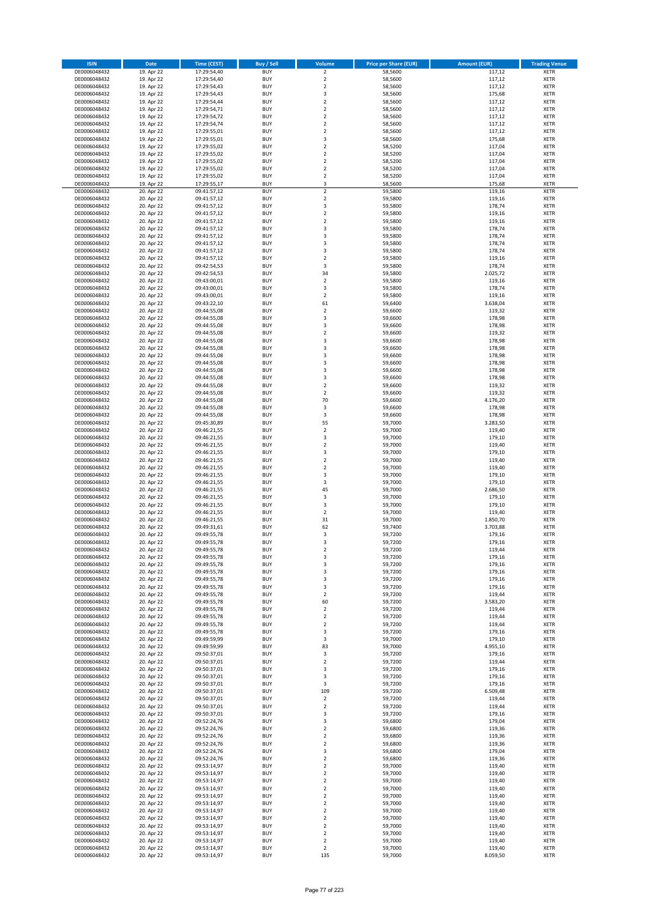| ISIN | Date | Time (CEST) | Buy / Sell | Volume | Price per Share (EUR) | Amount (EUR) | Trading Venue |
|---|---|---|---|---|---|---|---|
| DE0006048432 | 19. Apr 22 | 17:29:54,40 | BUY | 2 | 58,5600 | 117,12 | XETR |
| DE0006048432 | 19. Apr 22 | 17:29:54,40 | BUY | 2 | 58,5600 | 117,12 | XETR |
| DE0006048432 | 19. Apr 22 | 17:29:54,43 | BUY | 2 | 58,5600 | 117,12 | XETR |
| DE0006048432 | 19. Apr 22 | 17:29:54,43 | BUY | 3 | 58,5600 | 175,68 | XETR |
| DE0006048432 | 19. Apr 22 | 17:29:54,44 | BUY | 2 | 58,5600 | 117,12 | XETR |
| DE0006048432 | 19. Apr 22 | 17:29:54,71 | BUY | 2 | 58,5600 | 117,12 | XETR |
| DE0006048432 | 19. Apr 22 | 17:29:54,72 | BUY | 2 | 58,5600 | 117,12 | XETR |
| DE0006048432 | 19. Apr 22 | 17:29:54,74 | BUY | 2 | 58,5600 | 117,12 | XETR |
| DE0006048432 | 19. Apr 22 | 17:29:55,01 | BUY | 2 | 58,5600 | 117,12 | XETR |
| DE0006048432 | 19. Apr 22 | 17:29:55,01 | BUY | 3 | 58,5600 | 175,68 | XETR |
| DE0006048432 | 19. Apr 22 | 17:29:55,02 | BUY | 2 | 58,5200 | 117,04 | XETR |
| DE0006048432 | 19. Apr 22 | 17:29:55,02 | BUY | 2 | 58,5200 | 117,04 | XETR |
| DE0006048432 | 19. Apr 22 | 17:29:55,02 | BUY | 2 | 58,5200 | 117,04 | XETR |
| DE0006048432 | 19. Apr 22 | 17:29:55,02 | BUY | 2 | 58,5200 | 117,04 | XETR |
| DE0006048432 | 19. Apr 22 | 17:29:55,02 | BUY | 2 | 58,5200 | 117,04 | XETR |
| DE0006048432 | 19. Apr 22 | 17:29:55,17 | BUY | 3 | 58,5600 | 175,68 | XETR |
| DE0006048432 | 20. Apr 22 | 09:41:57,12 | BUY | 2 | 59,5800 | 119,16 | XETR |
| DE0006048432 | 20. Apr 22 | 09:41:57,12 | BUY | 2 | 59,5800 | 119,16 | XETR |
| DE0006048432 | 20. Apr 22 | 09:41:57,12 | BUY | 3 | 59,5800 | 178,74 | XETR |
| DE0006048432 | 20. Apr 22 | 09:41:57,12 | BUY | 2 | 59,5800 | 119,16 | XETR |
| DE0006048432 | 20. Apr 22 | 09:41:57,12 | BUY | 2 | 59,5800 | 119,16 | XETR |
| DE0006048432 | 20. Apr 22 | 09:41:57,12 | BUY | 3 | 59,5800 | 178,74 | XETR |
| DE0006048432 | 20. Apr 22 | 09:41:57,12 | BUY | 3 | 59,5800 | 178,74 | XETR |
| DE0006048432 | 20. Apr 22 | 09:41:57,12 | BUY | 3 | 59,5800 | 178,74 | XETR |
| DE0006048432 | 20. Apr 22 | 09:41:57,12 | BUY | 3 | 59,5800 | 178,74 | XETR |
| DE0006048432 | 20. Apr 22 | 09:41:57,12 | BUY | 2 | 59,5800 | 119,16 | XETR |
| DE0006048432 | 20. Apr 22 | 09:42:54,53 | BUY | 3 | 59,5800 | 178,74 | XETR |
| DE0006048432 | 20. Apr 22 | 09:42:54,53 | BUY | 34 | 59,5800 | 2.025,72 | XETR |
| DE0006048432 | 20. Apr 22 | 09:43:00,01 | BUY | 2 | 59,5800 | 119,16 | XETR |
| DE0006048432 | 20. Apr 22 | 09:43:00,01 | BUY | 3 | 59,5800 | 178,74 | XETR |
| DE0006048432 | 20. Apr 22 | 09:43:00,01 | BUY | 2 | 59,5800 | 119,16 | XETR |
| DE0006048432 | 20. Apr 22 | 09:43:22,10 | BUY | 61 | 59,6400 | 3.638,04 | XETR |
| DE0006048432 | 20. Apr 22 | 09:44:55,08 | BUY | 2 | 59,6600 | 119,32 | XETR |
| DE0006048432 | 20. Apr 22 | 09:44:55,08 | BUY | 3 | 59,6600 | 178,98 | XETR |
| DE0006048432 | 20. Apr 22 | 09:44:55,08 | BUY | 3 | 59,6600 | 178,98 | XETR |
| DE0006048432 | 20. Apr 22 | 09:44:55,08 | BUY | 2 | 59,6600 | 119,32 | XETR |
| DE0006048432 | 20. Apr 22 | 09:44:55,08 | BUY | 3 | 59,6600 | 178,98 | XETR |
| DE0006048432 | 20. Apr 22 | 09:44:55,08 | BUY | 3 | 59,6600 | 178,98 | XETR |
| DE0006048432 | 20. Apr 22 | 09:44:55,08 | BUY | 3 | 59,6600 | 178,98 | XETR |
| DE0006048432 | 20. Apr 22 | 09:44:55,08 | BUY | 3 | 59,6600 | 178,98 | XETR |
| DE0006048432 | 20. Apr 22 | 09:44:55,08 | BUY | 3 | 59,6600 | 178,98 | XETR |
| DE0006048432 | 20. Apr 22 | 09:44:55,08 | BUY | 3 | 59,6600 | 178,98 | XETR |
| DE0006048432 | 20. Apr 22 | 09:44:55,08 | BUY | 2 | 59,6600 | 119,32 | XETR |
| DE0006048432 | 20. Apr 22 | 09:44:55,08 | BUY | 2 | 59,6600 | 119,32 | XETR |
| DE0006048432 | 20. Apr 22 | 09:44:55,08 | BUY | 70 | 59,6600 | 4.176,20 | XETR |
| DE0006048432 | 20. Apr 22 | 09:44:55,08 | BUY | 3 | 59,6600 | 178,98 | XETR |
| DE0006048432 | 20. Apr 22 | 09:44:55,08 | BUY | 3 | 59,6600 | 178,98 | XETR |
| DE0006048432 | 20. Apr 22 | 09:45:30,89 | BUY | 55 | 59,7000 | 3.283,50 | XETR |
| DE0006048432 | 20. Apr 22 | 09:46:21,55 | BUY | 2 | 59,7000 | 119,40 | XETR |
| DE0006048432 | 20. Apr 22 | 09:46:21,55 | BUY | 3 | 59,7000 | 179,10 | XETR |
| DE0006048432 | 20. Apr 22 | 09:46:21,55 | BUY | 2 | 59,7000 | 119,40 | XETR |
| DE0006048432 | 20. Apr 22 | 09:46:21,55 | BUY | 3 | 59,7000 | 179,10 | XETR |
| DE0006048432 | 20. Apr 22 | 09:46:21,55 | BUY | 2 | 59,7000 | 119,40 | XETR |
| DE0006048432 | 20. Apr 22 | 09:46:21,55 | BUY | 2 | 59,7000 | 119,40 | XETR |
| DE0006048432 | 20. Apr 22 | 09:46:21,55 | BUY | 3 | 59,7000 | 179,10 | XETR |
| DE0006048432 | 20. Apr 22 | 09:46:21,55 | BUY | 3 | 59,7000 | 179,10 | XETR |
| DE0006048432 | 20. Apr 22 | 09:46:21,55 | BUY | 45 | 59,7000 | 2.686,50 | XETR |
| DE0006048432 | 20. Apr 22 | 09:46:21,55 | BUY | 3 | 59,7000 | 179,10 | XETR |
| DE0006048432 | 20. Apr 22 | 09:46:21,55 | BUY | 3 | 59,7000 | 179,10 | XETR |
| DE0006048432 | 20. Apr 22 | 09:46:21,55 | BUY | 2 | 59,7000 | 119,40 | XETR |
| DE0006048432 | 20. Apr 22 | 09:46:21,55 | BUY | 31 | 59,7000 | 1.850,70 | XETR |
| DE0006048432 | 20. Apr 22 | 09:49:31,61 | BUY | 62 | 59,7400 | 3.703,88 | XETR |
| DE0006048432 | 20. Apr 22 | 09:49:55,78 | BUY | 3 | 59,7200 | 179,16 | XETR |
| DE0006048432 | 20. Apr 22 | 09:49:55,78 | BUY | 3 | 59,7200 | 179,16 | XETR |
| DE0006048432 | 20. Apr 22 | 09:49:55,78 | BUY | 2 | 59,7200 | 119,44 | XETR |
| DE0006048432 | 20. Apr 22 | 09:49:55,78 | BUY | 3 | 59,7200 | 179,16 | XETR |
| DE0006048432 | 20. Apr 22 | 09:49:55,78 | BUY | 3 | 59,7200 | 179,16 | XETR |
| DE0006048432 | 20. Apr 22 | 09:49:55,78 | BUY | 3 | 59,7200 | 179,16 | XETR |
| DE0006048432 | 20. Apr 22 | 09:49:55,78 | BUY | 3 | 59,7200 | 179,16 | XETR |
| DE0006048432 | 20. Apr 22 | 09:49:55,78 | BUY | 3 | 59,7200 | 179,16 | XETR |
| DE0006048432 | 20. Apr 22 | 09:49:55,78 | BUY | 2 | 59,7200 | 119,44 | XETR |
| DE0006048432 | 20. Apr 22 | 09:49:55,78 | BUY | 60 | 59,7200 | 3.583,20 | XETR |
| DE0006048432 | 20. Apr 22 | 09:49:55,78 | BUY | 2 | 59,7200 | 119,44 | XETR |
| DE0006048432 | 20. Apr 22 | 09:49:55,78 | BUY | 2 | 59,7200 | 119,44 | XETR |
| DE0006048432 | 20. Apr 22 | 09:49:55,78 | BUY | 2 | 59,7200 | 119,44 | XETR |
| DE0006048432 | 20. Apr 22 | 09:49:55,78 | BUY | 3 | 59,7200 | 179,16 | XETR |
| DE0006048432 | 20. Apr 22 | 09:49:59,99 | BUY | 3 | 59,7000 | 179,10 | XETR |
| DE0006048432 | 20. Apr 22 | 09:49:59,99 | BUY | 83 | 59,7000 | 4.955,10 | XETR |
| DE0006048432 | 20. Apr 22 | 09:50:37,01 | BUY | 3 | 59,7200 | 179,16 | XETR |
| DE0006048432 | 20. Apr 22 | 09:50:37,01 | BUY | 2 | 59,7200 | 119,44 | XETR |
| DE0006048432 | 20. Apr 22 | 09:50:37,01 | BUY | 3 | 59,7200 | 179,16 | XETR |
| DE0006048432 | 20. Apr 22 | 09:50:37,01 | BUY | 3 | 59,7200 | 179,16 | XETR |
| DE0006048432 | 20. Apr 22 | 09:50:37,01 | BUY | 3 | 59,7200 | 179,16 | XETR |
| DE0006048432 | 20. Apr 22 | 09:50:37,01 | BUY | 109 | 59,7200 | 6.509,48 | XETR |
| DE0006048432 | 20. Apr 22 | 09:50:37,01 | BUY | 2 | 59,7200 | 119,44 | XETR |
| DE0006048432 | 20. Apr 22 | 09:50:37,01 | BUY | 2 | 59,7200 | 119,44 | XETR |
| DE0006048432 | 20. Apr 22 | 09:50:37,01 | BUY | 3 | 59,7200 | 179,16 | XETR |
| DE0006048432 | 20. Apr 22 | 09:52:24,76 | BUY | 3 | 59,6800 | 179,04 | XETR |
| DE0006048432 | 20. Apr 22 | 09:52:24,76 | BUY | 2 | 59,6800 | 119,36 | XETR |
| DE0006048432 | 20. Apr 22 | 09:52:24,76 | BUY | 2 | 59,6800 | 119,36 | XETR |
| DE0006048432 | 20. Apr 22 | 09:52:24,76 | BUY | 2 | 59,6800 | 119,36 | XETR |
| DE0006048432 | 20. Apr 22 | 09:52:24,76 | BUY | 3 | 59,6800 | 179,04 | XETR |
| DE0006048432 | 20. Apr 22 | 09:52:24,76 | BUY | 2 | 59,6800 | 119,36 | XETR |
| DE0006048432 | 20. Apr 22 | 09:53:14,97 | BUY | 2 | 59,7000 | 119,40 | XETR |
| DE0006048432 | 20. Apr 22 | 09:53:14,97 | BUY | 2 | 59,7000 | 119,40 | XETR |
| DE0006048432 | 20. Apr 22 | 09:53:14,97 | BUY | 2 | 59,7000 | 119,40 | XETR |
| DE0006048432 | 20. Apr 22 | 09:53:14,97 | BUY | 2 | 59,7000 | 119,40 | XETR |
| DE0006048432 | 20. Apr 22 | 09:53:14,97 | BUY | 2 | 59,7000 | 119,40 | XETR |
| DE0006048432 | 20. Apr 22 | 09:53:14,97 | BUY | 2 | 59,7000 | 119,40 | XETR |
| DE0006048432 | 20. Apr 22 | 09:53:14,97 | BUY | 2 | 59,7000 | 119,40 | XETR |
| DE0006048432 | 20. Apr 22 | 09:53:14,97 | BUY | 2 | 59,7000 | 119,40 | XETR |
| DE0006048432 | 20. Apr 22 | 09:53:14,97 | BUY | 2 | 59,7000 | 119,40 | XETR |
| DE0006048432 | 20. Apr 22 | 09:53:14,97 | BUY | 2 | 59,7000 | 119,40 | XETR |
| DE0006048432 | 20. Apr 22 | 09:53:14,97 | BUY | 2 | 59,7000 | 119,40 | XETR |
| DE0006048432 | 20. Apr 22 | 09:53:14,97 | BUY | 2 | 59,7000 | 119,40 | XETR |
| DE0006048432 | 20. Apr 22 | 09:53:14,97 | BUY | 2 | 59,7000 | 119,40 | XETR |
| DE0006048432 | 20. Apr 22 | 09:53:14,97 | BUY | 2 | 59,7000 | 119,40 | XETR |
| DE0006048432 | 20. Apr 22 | 09:53:14,97 | BUY | 135 | 59,7000 | 8.059,50 | XETR |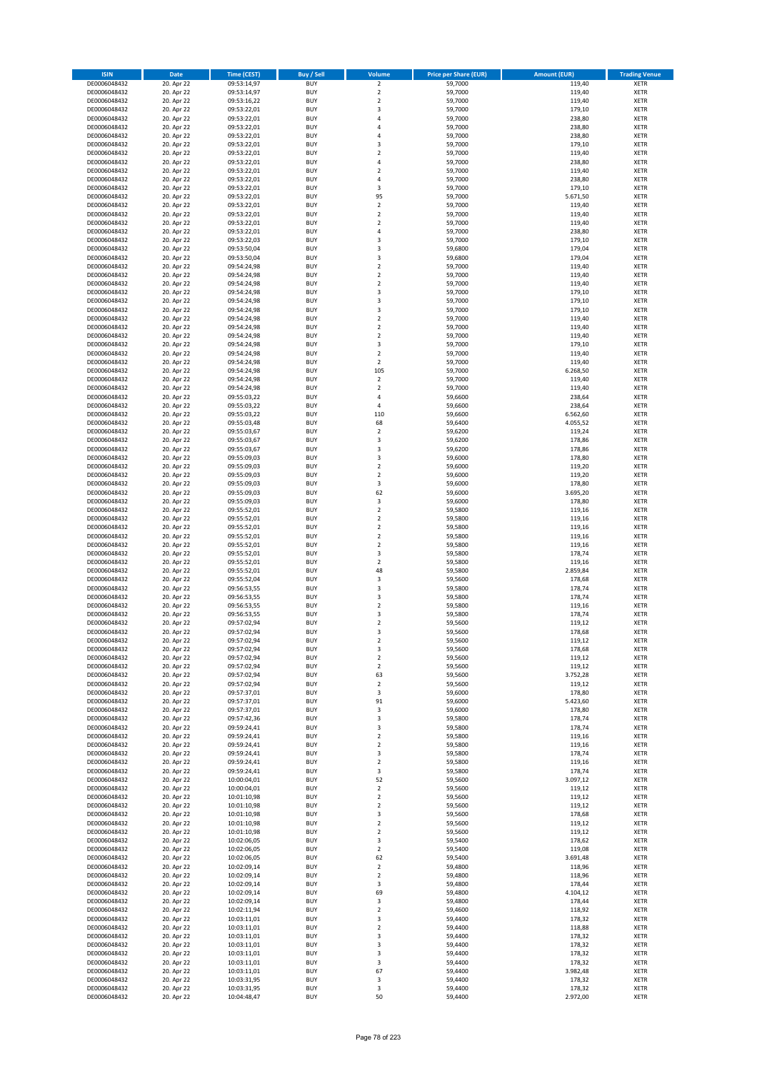| ISIN | Date | Time (CEST) | Buy / Sell | Volume | Price per Share (EUR) | Amount (EUR) | Trading Venue |
|---|---|---|---|---|---|---|---|
| DE0006048432 | 20. Apr 22 | 09:53:14,97 | BUY | 2 | 59,7000 | 119,40 | XETR |
| DE0006048432 | 20. Apr 22 | 09:53:14,97 | BUY | 2 | 59,7000 | 119,40 | XETR |
| DE0006048432 | 20. Apr 22 | 09:53:16,22 | BUY | 2 | 59,7000 | 119,40 | XETR |
| DE0006048432 | 20. Apr 22 | 09:53:22,01 | BUY | 3 | 59,7000 | 179,10 | XETR |
| DE0006048432 | 20. Apr 22 | 09:53:22,01 | BUY | 4 | 59,7000 | 238,80 | XETR |
| DE0006048432 | 20. Apr 22 | 09:53:22,01 | BUY | 4 | 59,7000 | 238,80 | XETR |
| DE0006048432 | 20. Apr 22 | 09:53:22,01 | BUY | 4 | 59,7000 | 238,80 | XETR |
| DE0006048432 | 20. Apr 22 | 09:53:22,01 | BUY | 3 | 59,7000 | 179,10 | XETR |
| DE0006048432 | 20. Apr 22 | 09:53:22,01 | BUY | 2 | 59,7000 | 119,40 | XETR |
| DE0006048432 | 20. Apr 22 | 09:53:22,01 | BUY | 4 | 59,7000 | 238,80 | XETR |
| DE0006048432 | 20. Apr 22 | 09:53:22,01 | BUY | 2 | 59,7000 | 119,40 | XETR |
| DE0006048432 | 20. Apr 22 | 09:53:22,01 | BUY | 4 | 59,7000 | 238,80 | XETR |
| DE0006048432 | 20. Apr 22 | 09:53:22,01 | BUY | 3 | 59,7000 | 179,10 | XETR |
| DE0006048432 | 20. Apr 22 | 09:53:22,01 | BUY | 95 | 59,7000 | 5.671,50 | XETR |
| DE0006048432 | 20. Apr 22 | 09:53:22,01 | BUY | 2 | 59,7000 | 119,40 | XETR |
| DE0006048432 | 20. Apr 22 | 09:53:22,01 | BUY | 2 | 59,7000 | 119,40 | XETR |
| DE0006048432 | 20. Apr 22 | 09:53:22,01 | BUY | 2 | 59,7000 | 119,40 | XETR |
| DE0006048432 | 20. Apr 22 | 09:53:22,01 | BUY | 4 | 59,7000 | 238,80 | XETR |
| DE0006048432 | 20. Apr 22 | 09:53:22,03 | BUY | 3 | 59,7000 | 179,10 | XETR |
| DE0006048432 | 20. Apr 22 | 09:53:50,04 | BUY | 3 | 59,6800 | 179,04 | XETR |
| DE0006048432 | 20. Apr 22 | 09:53:50,04 | BUY | 3 | 59,6800 | 179,04 | XETR |
| DE0006048432 | 20. Apr 22 | 09:54:24,98 | BUY | 2 | 59,7000 | 119,40 | XETR |
| DE0006048432 | 20. Apr 22 | 09:54:24,98 | BUY | 2 | 59,7000 | 119,40 | XETR |
| DE0006048432 | 20. Apr 22 | 09:54:24,98 | BUY | 2 | 59,7000 | 119,40 | XETR |
| DE0006048432 | 20. Apr 22 | 09:54:24,98 | BUY | 3 | 59,7000 | 179,10 | XETR |
| DE0006048432 | 20. Apr 22 | 09:54:24,98 | BUY | 3 | 59,7000 | 179,10 | XETR |
| DE0006048432 | 20. Apr 22 | 09:54:24,98 | BUY | 3 | 59,7000 | 179,10 | XETR |
| DE0006048432 | 20. Apr 22 | 09:54:24,98 | BUY | 2 | 59,7000 | 119,40 | XETR |
| DE0006048432 | 20. Apr 22 | 09:54:24,98 | BUY | 2 | 59,7000 | 119,40 | XETR |
| DE0006048432 | 20. Apr 22 | 09:54:24,98 | BUY | 2 | 59,7000 | 119,40 | XETR |
| DE0006048432 | 20. Apr 22 | 09:54:24,98 | BUY | 3 | 59,7000 | 179,10 | XETR |
| DE0006048432 | 20. Apr 22 | 09:54:24,98 | BUY | 2 | 59,7000 | 119,40 | XETR |
| DE0006048432 | 20. Apr 22 | 09:54:24,98 | BUY | 2 | 59,7000 | 119,40 | XETR |
| DE0006048432 | 20. Apr 22 | 09:54:24,98 | BUY | 105 | 59,7000 | 6.268,50 | XETR |
| DE0006048432 | 20. Apr 22 | 09:54:24,98 | BUY | 2 | 59,7000 | 119,40 | XETR |
| DE0006048432 | 20. Apr 22 | 09:54:24,98 | BUY | 2 | 59,7000 | 119,40 | XETR |
| DE0006048432 | 20. Apr 22 | 09:55:03,22 | BUY | 4 | 59,6600 | 238,64 | XETR |
| DE0006048432 | 20. Apr 22 | 09:55:03,22 | BUY | 4 | 59,6600 | 238,64 | XETR |
| DE0006048432 | 20. Apr 22 | 09:55:03,22 | BUY | 110 | 59,6600 | 6.562,60 | XETR |
| DE0006048432 | 20. Apr 22 | 09:55:03,48 | BUY | 68 | 59,6400 | 4.055,52 | XETR |
| DE0006048432 | 20. Apr 22 | 09:55:03,67 | BUY | 2 | 59,6200 | 119,24 | XETR |
| DE0006048432 | 20. Apr 22 | 09:55:03,67 | BUY | 3 | 59,6200 | 178,86 | XETR |
| DE0006048432 | 20. Apr 22 | 09:55:03,67 | BUY | 3 | 59,6200 | 178,86 | XETR |
| DE0006048432 | 20. Apr 22 | 09:55:09,03 | BUY | 3 | 59,6000 | 178,80 | XETR |
| DE0006048432 | 20. Apr 22 | 09:55:09,03 | BUY | 2 | 59,6000 | 119,20 | XETR |
| DE0006048432 | 20. Apr 22 | 09:55:09,03 | BUY | 2 | 59,6000 | 119,20 | XETR |
| DE0006048432 | 20. Apr 22 | 09:55:09,03 | BUY | 3 | 59,6000 | 178,80 | XETR |
| DE0006048432 | 20. Apr 22 | 09:55:09,03 | BUY | 62 | 59,6000 | 3.695,20 | XETR |
| DE0006048432 | 20. Apr 22 | 09:55:09,03 | BUY | 3 | 59,6000 | 178,80 | XETR |
| DE0006048432 | 20. Apr 22 | 09:55:52,01 | BUY | 2 | 59,5800 | 119,16 | XETR |
| DE0006048432 | 20. Apr 22 | 09:55:52,01 | BUY | 2 | 59,5800 | 119,16 | XETR |
| DE0006048432 | 20. Apr 22 | 09:55:52,01 | BUY | 2 | 59,5800 | 119,16 | XETR |
| DE0006048432 | 20. Apr 22 | 09:55:52,01 | BUY | 2 | 59,5800 | 119,16 | XETR |
| DE0006048432 | 20. Apr 22 | 09:55:52,01 | BUY | 2 | 59,5800 | 119,16 | XETR |
| DE0006048432 | 20. Apr 22 | 09:55:52,01 | BUY | 3 | 59,5800 | 178,74 | XETR |
| DE0006048432 | 20. Apr 22 | 09:55:52,01 | BUY | 2 | 59,5800 | 119,16 | XETR |
| DE0006048432 | 20. Apr 22 | 09:55:52,01 | BUY | 48 | 59,5800 | 2.859,84 | XETR |
| DE0006048432 | 20. Apr 22 | 09:55:52,04 | BUY | 3 | 59,5600 | 178,68 | XETR |
| DE0006048432 | 20. Apr 22 | 09:56:53,55 | BUY | 3 | 59,5800 | 178,74 | XETR |
| DE0006048432 | 20. Apr 22 | 09:56:53,55 | BUY | 3 | 59,5800 | 178,74 | XETR |
| DE0006048432 | 20. Apr 22 | 09:56:53,55 | BUY | 2 | 59,5800 | 119,16 | XETR |
| DE0006048432 | 20. Apr 22 | 09:56:53,55 | BUY | 3 | 59,5800 | 178,74 | XETR |
| DE0006048432 | 20. Apr 22 | 09:57:02,94 | BUY | 2 | 59,5600 | 119,12 | XETR |
| DE0006048432 | 20. Apr 22 | 09:57:02,94 | BUY | 3 | 59,5600 | 178,68 | XETR |
| DE0006048432 | 20. Apr 22 | 09:57:02,94 | BUY | 2 | 59,5600 | 119,12 | XETR |
| DE0006048432 | 20. Apr 22 | 09:57:02,94 | BUY | 3 | 59,5600 | 178,68 | XETR |
| DE0006048432 | 20. Apr 22 | 09:57:02,94 | BUY | 2 | 59,5600 | 119,12 | XETR |
| DE0006048432 | 20. Apr 22 | 09:57:02,94 | BUY | 2 | 59,5600 | 119,12 | XETR |
| DE0006048432 | 20. Apr 22 | 09:57:02,94 | BUY | 63 | 59,5600 | 3.752,28 | XETR |
| DE0006048432 | 20. Apr 22 | 09:57:02,94 | BUY | 2 | 59,5600 | 119,12 | XETR |
| DE0006048432 | 20. Apr 22 | 09:57:37,01 | BUY | 3 | 59,6000 | 178,80 | XETR |
| DE0006048432 | 20. Apr 22 | 09:57:37,01 | BUY | 91 | 59,6000 | 5.423,60 | XETR |
| DE0006048432 | 20. Apr 22 | 09:57:37,01 | BUY | 3 | 59,6000 | 178,80 | XETR |
| DE0006048432 | 20. Apr 22 | 09:57:42,36 | BUY | 3 | 59,5800 | 178,74 | XETR |
| DE0006048432 | 20. Apr 22 | 09:59:24,41 | BUY | 3 | 59,5800 | 178,74 | XETR |
| DE0006048432 | 20. Apr 22 | 09:59:24,41 | BUY | 2 | 59,5800 | 119,16 | XETR |
| DE0006048432 | 20. Apr 22 | 09:59:24,41 | BUY | 2 | 59,5800 | 119,16 | XETR |
| DE0006048432 | 20. Apr 22 | 09:59:24,41 | BUY | 3 | 59,5800 | 178,74 | XETR |
| DE0006048432 | 20. Apr 22 | 09:59:24,41 | BUY | 2 | 59,5800 | 119,16 | XETR |
| DE0006048432 | 20. Apr 22 | 09:59:24,41 | BUY | 3 | 59,5800 | 178,74 | XETR |
| DE0006048432 | 20. Apr 22 | 10:00:04,01 | BUY | 52 | 59,5600 | 3.097,12 | XETR |
| DE0006048432 | 20. Apr 22 | 10:00:04,01 | BUY | 2 | 59,5600 | 119,12 | XETR |
| DE0006048432 | 20. Apr 22 | 10:01:10,98 | BUY | 2 | 59,5600 | 119,12 | XETR |
| DE0006048432 | 20. Apr 22 | 10:01:10,98 | BUY | 2 | 59,5600 | 119,12 | XETR |
| DE0006048432 | 20. Apr 22 | 10:01:10,98 | BUY | 3 | 59,5600 | 178,68 | XETR |
| DE0006048432 | 20. Apr 22 | 10:01:10,98 | BUY | 2 | 59,5600 | 119,12 | XETR |
| DE0006048432 | 20. Apr 22 | 10:01:10,98 | BUY | 2 | 59,5600 | 119,12 | XETR |
| DE0006048432 | 20. Apr 22 | 10:02:06,05 | BUY | 3 | 59,5400 | 178,62 | XETR |
| DE0006048432 | 20. Apr 22 | 10:02:06,05 | BUY | 2 | 59,5400 | 119,08 | XETR |
| DE0006048432 | 20. Apr 22 | 10:02:06,05 | BUY | 62 | 59,5400 | 3.691,48 | XETR |
| DE0006048432 | 20. Apr 22 | 10:02:09,14 | BUY | 2 | 59,4800 | 118,96 | XETR |
| DE0006048432 | 20. Apr 22 | 10:02:09,14 | BUY | 2 | 59,4800 | 118,96 | XETR |
| DE0006048432 | 20. Apr 22 | 10:02:09,14 | BUY | 3 | 59,4800 | 178,44 | XETR |
| DE0006048432 | 20. Apr 22 | 10:02:09,14 | BUY | 69 | 59,4800 | 4.104,12 | XETR |
| DE0006048432 | 20. Apr 22 | 10:02:09,14 | BUY | 3 | 59,4800 | 178,44 | XETR |
| DE0006048432 | 20. Apr 22 | 10:02:11,94 | BUY | 2 | 59,4600 | 118,92 | XETR |
| DE0006048432 | 20. Apr 22 | 10:03:11,01 | BUY | 3 | 59,4400 | 178,32 | XETR |
| DE0006048432 | 20. Apr 22 | 10:03:11,01 | BUY | 2 | 59,4400 | 118,88 | XETR |
| DE0006048432 | 20. Apr 22 | 10:03:11,01 | BUY | 3 | 59,4400 | 178,32 | XETR |
| DE0006048432 | 20. Apr 22 | 10:03:11,01 | BUY | 3 | 59,4400 | 178,32 | XETR |
| DE0006048432 | 20. Apr 22 | 10:03:11,01 | BUY | 3 | 59,4400 | 178,32 | XETR |
| DE0006048432 | 20. Apr 22 | 10:03:11,01 | BUY | 3 | 59,4400 | 178,32 | XETR |
| DE0006048432 | 20. Apr 22 | 10:03:11,01 | BUY | 67 | 59,4400 | 3.982,48 | XETR |
| DE0006048432 | 20. Apr 22 | 10:03:31,95 | BUY | 3 | 59,4400 | 178,32 | XETR |
| DE0006048432 | 20. Apr 22 | 10:03:31,95 | BUY | 3 | 59,4400 | 178,32 | XETR |
| DE0006048432 | 20. Apr 22 | 10:04:48,47 | BUY | 50 | 59,4400 | 2.972,00 | XETR |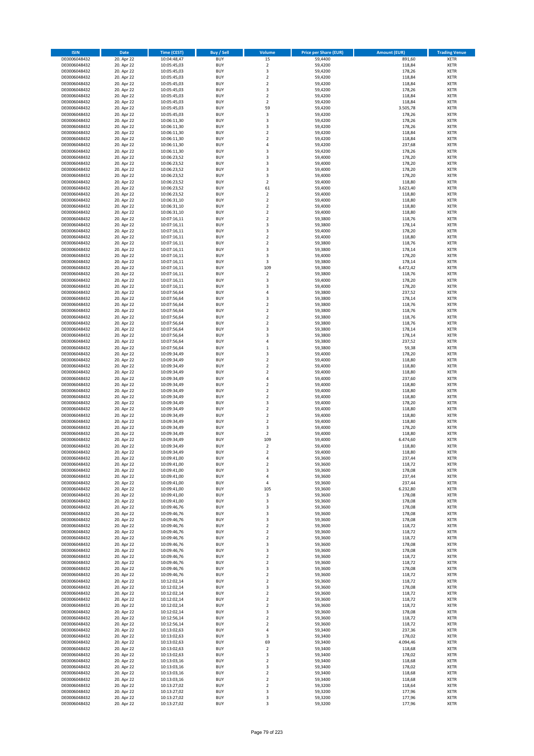| ISIN | Date | Time (CEST) | Buy / Sell | Volume | Price per Share (EUR) | Amount (EUR) | Trading Venue |
|---|---|---|---|---|---|---|---|
| DE0006048432 | 20. Apr 22 | 10:04:48,47 | BUY | 15 | 59,4400 | 891,60 | XETR |
| DE0006048432 | 20. Apr 22 | 10:05:45,03 | BUY | 2 | 59,4200 | 118,84 | XETR |
| DE0006048432 | 20. Apr 22 | 10:05:45,03 | BUY | 3 | 59,4200 | 178,26 | XETR |
| DE0006048432 | 20. Apr 22 | 10:05:45,03 | BUY | 2 | 59,4200 | 118,84 | XETR |
| DE0006048432 | 20. Apr 22 | 10:05:45,03 | BUY | 2 | 59,4200 | 118,84 | XETR |
| DE0006048432 | 20. Apr 22 | 10:05:45,03 | BUY | 3 | 59,4200 | 178,26 | XETR |
| DE0006048432 | 20. Apr 22 | 10:05:45,03 | BUY | 2 | 59,4200 | 118,84 | XETR |
| DE0006048432 | 20. Apr 22 | 10:05:45,03 | BUY | 2 | 59,4200 | 118,84 | XETR |
| DE0006048432 | 20. Apr 22 | 10:05:45,03 | BUY | 59 | 59,4200 | 3.505,78 | XETR |
| DE0006048432 | 20. Apr 22 | 10:05:45,03 | BUY | 3 | 59,4200 | 178,26 | XETR |
| DE0006048432 | 20. Apr 22 | 10:06:11,30 | BUY | 3 | 59,4200 | 178,26 | XETR |
| DE0006048432 | 20. Apr 22 | 10:06:11,30 | BUY | 3 | 59,4200 | 178,26 | XETR |
| DE0006048432 | 20. Apr 22 | 10:06:11,30 | BUY | 2 | 59,4200 | 118,84 | XETR |
| DE0006048432 | 20. Apr 22 | 10:06:11,30 | BUY | 2 | 59,4200 | 118,84 | XETR |
| DE0006048432 | 20. Apr 22 | 10:06:11,30 | BUY | 4 | 59,4200 | 237,68 | XETR |
| DE0006048432 | 20. Apr 22 | 10:06:11,30 | BUY | 3 | 59,4200 | 178,26 | XETR |
| DE0006048432 | 20. Apr 22 | 10:06:23,52 | BUY | 3 | 59,4000 | 178,20 | XETR |
| DE0006048432 | 20. Apr 22 | 10:06:23,52 | BUY | 3 | 59,4000 | 178,20 | XETR |
| DE0006048432 | 20. Apr 22 | 10:06:23,52 | BUY | 3 | 59,4000 | 178,20 | XETR |
| DE0006048432 | 20. Apr 22 | 10:06:23,52 | BUY | 3 | 59,4000 | 178,20 | XETR |
| DE0006048432 | 20. Apr 22 | 10:06:23,52 | BUY | 2 | 59,4000 | 118,80 | XETR |
| DE0006048432 | 20. Apr 22 | 10:06:23,52 | BUY | 61 | 59,4000 | 3.623,40 | XETR |
| DE0006048432 | 20. Apr 22 | 10:06:23,52 | BUY | 2 | 59,4000 | 118,80 | XETR |
| DE0006048432 | 20. Apr 22 | 10:06:31,10 | BUY | 2 | 59,4000 | 118,80 | XETR |
| DE0006048432 | 20. Apr 22 | 10:06:31,10 | BUY | 2 | 59,4000 | 118,80 | XETR |
| DE0006048432 | 20. Apr 22 | 10:06:31,10 | BUY | 2 | 59,4000 | 118,80 | XETR |
| DE0006048432 | 20. Apr 22 | 10:07:16,11 | BUY | 2 | 59,3800 | 118,76 | XETR |
| DE0006048432 | 20. Apr 22 | 10:07:16,11 | BUY | 3 | 59,3800 | 178,14 | XETR |
| DE0006048432 | 20. Apr 22 | 10:07:16,11 | BUY | 3 | 59,4000 | 178,20 | XETR |
| DE0006048432 | 20. Apr 22 | 10:07:16,11 | BUY | 2 | 59,4000 | 118,80 | XETR |
| DE0006048432 | 20. Apr 22 | 10:07:16,11 | BUY | 2 | 59,3800 | 118,76 | XETR |
| DE0006048432 | 20. Apr 22 | 10:07:16,11 | BUY | 3 | 59,3800 | 178,14 | XETR |
| DE0006048432 | 20. Apr 22 | 10:07:16,11 | BUY | 3 | 59,4000 | 178,20 | XETR |
| DE0006048432 | 20. Apr 22 | 10:07:16,11 | BUY | 3 | 59,3800 | 178,14 | XETR |
| DE0006048432 | 20. Apr 22 | 10:07:16,11 | BUY | 109 | 59,3800 | 6.472,42 | XETR |
| DE0006048432 | 20. Apr 22 | 10:07:16,11 | BUY | 2 | 59,3800 | 118,76 | XETR |
| DE0006048432 | 20. Apr 22 | 10:07:16,11 | BUY | 3 | 59,4000 | 178,20 | XETR |
| DE0006048432 | 20. Apr 22 | 10:07:16,11 | BUY | 3 | 59,4000 | 178,20 | XETR |
| DE0006048432 | 20. Apr 22 | 10:07:56,64 | BUY | 4 | 59,3800 | 237,52 | XETR |
| DE0006048432 | 20. Apr 22 | 10:07:56,64 | BUY | 3 | 59,3800 | 178,14 | XETR |
| DE0006048432 | 20. Apr 22 | 10:07:56,64 | BUY | 2 | 59,3800 | 118,76 | XETR |
| DE0006048432 | 20. Apr 22 | 10:07:56,64 | BUY | 2 | 59,3800 | 118,76 | XETR |
| DE0006048432 | 20. Apr 22 | 10:07:56,64 | BUY | 2 | 59,3800 | 118,76 | XETR |
| DE0006048432 | 20. Apr 22 | 10:07:56,64 | BUY | 2 | 59,3800 | 118,76 | XETR |
| DE0006048432 | 20. Apr 22 | 10:07:56,64 | BUY | 3 | 59,3800 | 178,14 | XETR |
| DE0006048432 | 20. Apr 22 | 10:07:56,64 | BUY | 3 | 59,3800 | 178,14 | XETR |
| DE0006048432 | 20. Apr 22 | 10:07:56,64 | BUY | 4 | 59,3800 | 237,52 | XETR |
| DE0006048432 | 20. Apr 22 | 10:07:56,64 | BUY | 1 | 59,3800 | 59,38 | XETR |
| DE0006048432 | 20. Apr 22 | 10:09:34,49 | BUY | 3 | 59,4000 | 178,20 | XETR |
| DE0006048432 | 20. Apr 22 | 10:09:34,49 | BUY | 2 | 59,4000 | 118,80 | XETR |
| DE0006048432 | 20. Apr 22 | 10:09:34,49 | BUY | 2 | 59,4000 | 118,80 | XETR |
| DE0006048432 | 20. Apr 22 | 10:09:34,49 | BUY | 2 | 59,4000 | 118,80 | XETR |
| DE0006048432 | 20. Apr 22 | 10:09:34,49 | BUY | 4 | 59,4000 | 237,60 | XETR |
| DE0006048432 | 20. Apr 22 | 10:09:34,49 | BUY | 2 | 59,4000 | 118,80 | XETR |
| DE0006048432 | 20. Apr 22 | 10:09:34,49 | BUY | 2 | 59,4000 | 118,80 | XETR |
| DE0006048432 | 20. Apr 22 | 10:09:34,49 | BUY | 2 | 59,4000 | 118,80 | XETR |
| DE0006048432 | 20. Apr 22 | 10:09:34,49 | BUY | 3 | 59,4000 | 178,20 | XETR |
| DE0006048432 | 20. Apr 22 | 10:09:34,49 | BUY | 2 | 59,4000 | 118,80 | XETR |
| DE0006048432 | 20. Apr 22 | 10:09:34,49 | BUY | 2 | 59,4000 | 118,80 | XETR |
| DE0006048432 | 20. Apr 22 | 10:09:34,49 | BUY | 2 | 59,4000 | 118,80 | XETR |
| DE0006048432 | 20. Apr 22 | 10:09:34,49 | BUY | 3 | 59,4000 | 178,20 | XETR |
| DE0006048432 | 20. Apr 22 | 10:09:34,49 | BUY | 2 | 59,4000 | 118,80 | XETR |
| DE0006048432 | 20. Apr 22 | 10:09:34,49 | BUY | 109 | 59,4000 | 6.474,60 | XETR |
| DE0006048432 | 20. Apr 22 | 10:09:34,49 | BUY | 2 | 59,4000 | 118,80 | XETR |
| DE0006048432 | 20. Apr 22 | 10:09:34,49 | BUY | 2 | 59,4000 | 118,80 | XETR |
| DE0006048432 | 20. Apr 22 | 10:09:41,00 | BUY | 4 | 59,3600 | 237,44 | XETR |
| DE0006048432 | 20. Apr 22 | 10:09:41,00 | BUY | 2 | 59,3600 | 118,72 | XETR |
| DE0006048432 | 20. Apr 22 | 10:09:41,00 | BUY | 3 | 59,3600 | 178,08 | XETR |
| DE0006048432 | 20. Apr 22 | 10:09:41,00 | BUY | 4 | 59,3600 | 237,44 | XETR |
| DE0006048432 | 20. Apr 22 | 10:09:41,00 | BUY | 4 | 59,3600 | 237,44 | XETR |
| DE0006048432 | 20. Apr 22 | 10:09:41,00 | BUY | 105 | 59,3600 | 6.232,80 | XETR |
| DE0006048432 | 20. Apr 22 | 10:09:41,00 | BUY | 3 | 59,3600 | 178,08 | XETR |
| DE0006048432 | 20. Apr 22 | 10:09:41,00 | BUY | 3 | 59,3600 | 178,08 | XETR |
| DE0006048432 | 20. Apr 22 | 10:09:46,76 | BUY | 3 | 59,3600 | 178,08 | XETR |
| DE0006048432 | 20. Apr 22 | 10:09:46,76 | BUY | 3 | 59,3600 | 178,08 | XETR |
| DE0006048432 | 20. Apr 22 | 10:09:46,76 | BUY | 3 | 59,3600 | 178,08 | XETR |
| DE0006048432 | 20. Apr 22 | 10:09:46,76 | BUY | 2 | 59,3600 | 118,72 | XETR |
| DE0006048432 | 20. Apr 22 | 10:09:46,76 | BUY | 2 | 59,3600 | 118,72 | XETR |
| DE0006048432 | 20. Apr 22 | 10:09:46,76 | BUY | 2 | 59,3600 | 118,72 | XETR |
| DE0006048432 | 20. Apr 22 | 10:09:46,76 | BUY | 3 | 59,3600 | 178,08 | XETR |
| DE0006048432 | 20. Apr 22 | 10:09:46,76 | BUY | 3 | 59,3600 | 178,08 | XETR |
| DE0006048432 | 20. Apr 22 | 10:09:46,76 | BUY | 2 | 59,3600 | 118,72 | XETR |
| DE0006048432 | 20. Apr 22 | 10:09:46,76 | BUY | 2 | 59,3600 | 118,72 | XETR |
| DE0006048432 | 20. Apr 22 | 10:09:46,76 | BUY | 3 | 59,3600 | 178,08 | XETR |
| DE0006048432 | 20. Apr 22 | 10:09:46,76 | BUY | 2 | 59,3600 | 118,72 | XETR |
| DE0006048432 | 20. Apr 22 | 10:12:02,14 | BUY | 2 | 59,3600 | 118,72 | XETR |
| DE0006048432 | 20. Apr 22 | 10:12:02,14 | BUY | 3 | 59,3600 | 178,08 | XETR |
| DE0006048432 | 20. Apr 22 | 10:12:02,14 | BUY | 2 | 59,3600 | 118,72 | XETR |
| DE0006048432 | 20. Apr 22 | 10:12:02,14 | BUY | 2 | 59,3600 | 118,72 | XETR |
| DE0006048432 | 20. Apr 22 | 10:12:02,14 | BUY | 2 | 59,3600 | 118,72 | XETR |
| DE0006048432 | 20. Apr 22 | 10:12:02,14 | BUY | 3 | 59,3600 | 178,08 | XETR |
| DE0006048432 | 20. Apr 22 | 10:12:56,14 | BUY | 2 | 59,3600 | 118,72 | XETR |
| DE0006048432 | 20. Apr 22 | 10:12:56,14 | BUY | 2 | 59,3600 | 118,72 | XETR |
| DE0006048432 | 20. Apr 22 | 10:13:02,63 | BUY | 4 | 59,3400 | 237,36 | XETR |
| DE0006048432 | 20. Apr 22 | 10:13:02,63 | BUY | 3 | 59,3400 | 178,02 | XETR |
| DE0006048432 | 20. Apr 22 | 10:13:02,63 | BUY | 69 | 59,3400 | 4.094,46 | XETR |
| DE0006048432 | 20. Apr 22 | 10:13:02,63 | BUY | 2 | 59,3400 | 118,68 | XETR |
| DE0006048432 | 20. Apr 22 | 10:13:02,63 | BUY | 3 | 59,3400 | 178,02 | XETR |
| DE0006048432 | 20. Apr 22 | 10:13:03,16 | BUY | 2 | 59,3400 | 118,68 | XETR |
| DE0006048432 | 20. Apr 22 | 10:13:03,16 | BUY | 3 | 59,3400 | 178,02 | XETR |
| DE0006048432 | 20. Apr 22 | 10:13:03,16 | BUY | 2 | 59,3400 | 118,68 | XETR |
| DE0006048432 | 20. Apr 22 | 10:13:03,16 | BUY | 2 | 59,3400 | 118,68 | XETR |
| DE0006048432 | 20. Apr 22 | 10:13:27,02 | BUY | 2 | 59,3200 | 118,64 | XETR |
| DE0006048432 | 20. Apr 22 | 10:13:27,02 | BUY | 3 | 59,3200 | 177,96 | XETR |
| DE0006048432 | 20. Apr 22 | 10:13:27,02 | BUY | 3 | 59,3200 | 177,96 | XETR |
| DE0006048432 | 20. Apr 22 | 10:13:27,02 | BUY | 3 | 59,3200 | 177,96 | XETR |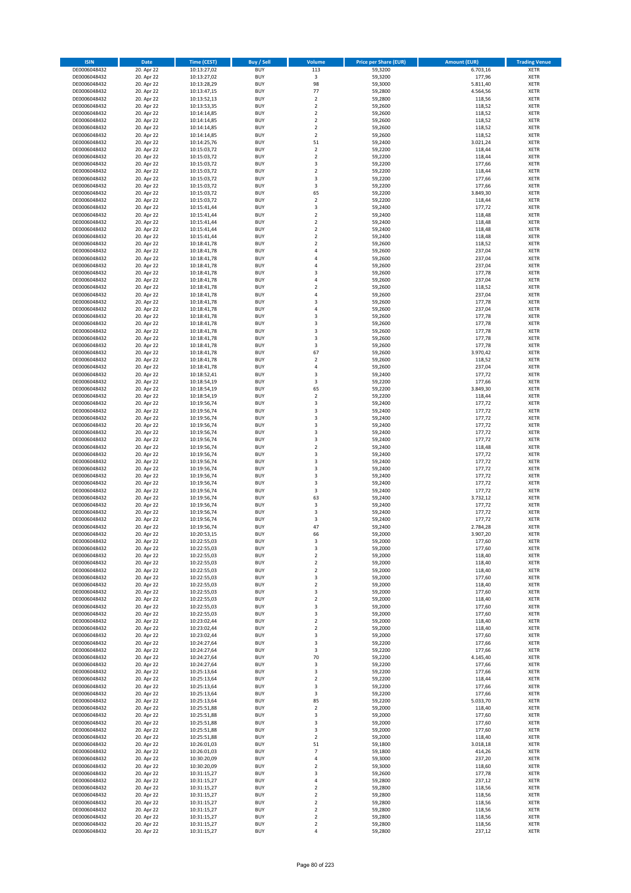| ISIN | Date | Time (CEST) | Buy / Sell | Volume | Price per Share (EUR) | Amount (EUR) | Trading Venue |
|---|---|---|---|---|---|---|---|
| DE0006048432 | 20. Apr 22 | 10:13:27,02 | BUY | 113 | 59,3200 | 6.703,16 | XETR |
| DE0006048432 | 20. Apr 22 | 10:13:27,02 | BUY | 3 | 59,3200 | 177,96 | XETR |
| DE0006048432 | 20. Apr 22 | 10:13:28,29 | BUY | 98 | 59,3000 | 5.811,40 | XETR |
| DE0006048432 | 20. Apr 22 | 10:13:47,15 | BUY | 77 | 59,2800 | 4.564,56 | XETR |
| DE0006048432 | 20. Apr 22 | 10:13:52,13 | BUY | 2 | 59,2800 | 118,56 | XETR |
| DE0006048432 | 20. Apr 22 | 10:13:53,35 | BUY | 2 | 59,2600 | 118,52 | XETR |
| DE0006048432 | 20. Apr 22 | 10:14:14,85 | BUY | 2 | 59,2600 | 118,52 | XETR |
| DE0006048432 | 20. Apr 22 | 10:14:14,85 | BUY | 2 | 59,2600 | 118,52 | XETR |
| DE0006048432 | 20. Apr 22 | 10:14:14,85 | BUY | 2 | 59,2600 | 118,52 | XETR |
| DE0006048432 | 20. Apr 22 | 10:14:14,85 | BUY | 2 | 59,2600 | 118,52 | XETR |
| DE0006048432 | 20. Apr 22 | 10:14:25,76 | BUY | 51 | 59,2400 | 3.021,24 | XETR |
| DE0006048432 | 20. Apr 22 | 10:15:03,72 | BUY | 2 | 59,2200 | 118,44 | XETR |
| DE0006048432 | 20. Apr 22 | 10:15:03,72 | BUY | 2 | 59,2200 | 118,44 | XETR |
| DE0006048432 | 20. Apr 22 | 10:15:03,72 | BUY | 3 | 59,2200 | 177,66 | XETR |
| DE0006048432 | 20. Apr 22 | 10:15:03,72 | BUY | 2 | 59,2200 | 118,44 | XETR |
| DE0006048432 | 20. Apr 22 | 10:15:03,72 | BUY | 3 | 59,2200 | 177,66 | XETR |
| DE0006048432 | 20. Apr 22 | 10:15:03,72 | BUY | 3 | 59,2200 | 177,66 | XETR |
| DE0006048432 | 20. Apr 22 | 10:15:03,72 | BUY | 65 | 59,2200 | 3.849,30 | XETR |
| DE0006048432 | 20. Apr 22 | 10:15:03,72 | BUY | 2 | 59,2200 | 118,44 | XETR |
| DE0006048432 | 20. Apr 22 | 10:15:41,44 | BUY | 3 | 59,2400 | 177,72 | XETR |
| DE0006048432 | 20. Apr 22 | 10:15:41,44 | BUY | 2 | 59,2400 | 118,48 | XETR |
| DE0006048432 | 20. Apr 22 | 10:15:41,44 | BUY | 2 | 59,2400 | 118,48 | XETR |
| DE0006048432 | 20. Apr 22 | 10:15:41,44 | BUY | 2 | 59,2400 | 118,48 | XETR |
| DE0006048432 | 20. Apr 22 | 10:15:41,44 | BUY | 2 | 59,2400 | 118,48 | XETR |
| DE0006048432 | 20. Apr 22 | 10:18:41,78 | BUY | 2 | 59,2600 | 118,52 | XETR |
| DE0006048432 | 20. Apr 22 | 10:18:41,78 | BUY | 4 | 59,2600 | 237,04 | XETR |
| DE0006048432 | 20. Apr 22 | 10:18:41,78 | BUY | 4 | 59,2600 | 237,04 | XETR |
| DE0006048432 | 20. Apr 22 | 10:18:41,78 | BUY | 4 | 59,2600 | 237,04 | XETR |
| DE0006048432 | 20. Apr 22 | 10:18:41,78 | BUY | 3 | 59,2600 | 177,78 | XETR |
| DE0006048432 | 20. Apr 22 | 10:18:41,78 | BUY | 4 | 59,2600 | 237,04 | XETR |
| DE0006048432 | 20. Apr 22 | 10:18:41,78 | BUY | 2 | 59,2600 | 118,52 | XETR |
| DE0006048432 | 20. Apr 22 | 10:18:41,78 | BUY | 4 | 59,2600 | 237,04 | XETR |
| DE0006048432 | 20. Apr 22 | 10:18:41,78 | BUY | 3 | 59,2600 | 177,78 | XETR |
| DE0006048432 | 20. Apr 22 | 10:18:41,78 | BUY | 4 | 59,2600 | 237,04 | XETR |
| DE0006048432 | 20. Apr 22 | 10:18:41,78 | BUY | 3 | 59,2600 | 177,78 | XETR |
| DE0006048432 | 20. Apr 22 | 10:18:41,78 | BUY | 3 | 59,2600 | 177,78 | XETR |
| DE0006048432 | 20. Apr 22 | 10:18:41,78 | BUY | 3 | 59,2600 | 177,78 | XETR |
| DE0006048432 | 20. Apr 22 | 10:18:41,78 | BUY | 3 | 59,2600 | 177,78 | XETR |
| DE0006048432 | 20. Apr 22 | 10:18:41,78 | BUY | 3 | 59,2600 | 177,78 | XETR |
| DE0006048432 | 20. Apr 22 | 10:18:41,78 | BUY | 67 | 59,2600 | 3.970,42 | XETR |
| DE0006048432 | 20. Apr 22 | 10:18:41,78 | BUY | 2 | 59,2600 | 118,52 | XETR |
| DE0006048432 | 20. Apr 22 | 10:18:41,78 | BUY | 4 | 59,2600 | 237,04 | XETR |
| DE0006048432 | 20. Apr 22 | 10:18:52,41 | BUY | 3 | 59,2400 | 177,72 | XETR |
| DE0006048432 | 20. Apr 22 | 10:18:54,19 | BUY | 3 | 59,2200 | 177,66 | XETR |
| DE0006048432 | 20. Apr 22 | 10:18:54,19 | BUY | 65 | 59,2200 | 3.849,30 | XETR |
| DE0006048432 | 20. Apr 22 | 10:18:54,19 | BUY | 2 | 59,2200 | 118,44 | XETR |
| DE0006048432 | 20. Apr 22 | 10:19:56,74 | BUY | 3 | 59,2400 | 177,72 | XETR |
| DE0006048432 | 20. Apr 22 | 10:19:56,74 | BUY | 3 | 59,2400 | 177,72 | XETR |
| DE0006048432 | 20. Apr 22 | 10:19:56,74 | BUY | 3 | 59,2400 | 177,72 | XETR |
| DE0006048432 | 20. Apr 22 | 10:19:56,74 | BUY | 3 | 59,2400 | 177,72 | XETR |
| DE0006048432 | 20. Apr 22 | 10:19:56,74 | BUY | 3 | 59,2400 | 177,72 | XETR |
| DE0006048432 | 20. Apr 22 | 10:19:56,74 | BUY | 3 | 59,2400 | 177,72 | XETR |
| DE0006048432 | 20. Apr 22 | 10:19:56,74 | BUY | 2 | 59,2400 | 118,48 | XETR |
| DE0006048432 | 20. Apr 22 | 10:19:56,74 | BUY | 3 | 59,2400 | 177,72 | XETR |
| DE0006048432 | 20. Apr 22 | 10:19:56,74 | BUY | 3 | 59,2400 | 177,72 | XETR |
| DE0006048432 | 20. Apr 22 | 10:19:56,74 | BUY | 3 | 59,2400 | 177,72 | XETR |
| DE0006048432 | 20. Apr 22 | 10:19:56,74 | BUY | 3 | 59,2400 | 177,72 | XETR |
| DE0006048432 | 20. Apr 22 | 10:19:56,74 | BUY | 3 | 59,2400 | 177,72 | XETR |
| DE0006048432 | 20. Apr 22 | 10:19:56,74 | BUY | 3 | 59,2400 | 177,72 | XETR |
| DE0006048432 | 20. Apr 22 | 10:19:56,74 | BUY | 63 | 59,2400 | 3.732,12 | XETR |
| DE0006048432 | 20. Apr 22 | 10:19:56,74 | BUY | 3 | 59,2400 | 177,72 | XETR |
| DE0006048432 | 20. Apr 22 | 10:19:56,74 | BUY | 3 | 59,2400 | 177,72 | XETR |
| DE0006048432 | 20. Apr 22 | 10:19:56,74 | BUY | 3 | 59,2400 | 177,72 | XETR |
| DE0006048432 | 20. Apr 22 | 10:19:56,74 | BUY | 47 | 59,2400 | 2.784,28 | XETR |
| DE0006048432 | 20. Apr 22 | 10:20:53,15 | BUY | 66 | 59,2000 | 3.907,20 | XETR |
| DE0006048432 | 20. Apr 22 | 10:22:55,03 | BUY | 3 | 59,2000 | 177,60 | XETR |
| DE0006048432 | 20. Apr 22 | 10:22:55,03 | BUY | 3 | 59,2000 | 177,60 | XETR |
| DE0006048432 | 20. Apr 22 | 10:22:55,03 | BUY | 2 | 59,2000 | 118,40 | XETR |
| DE0006048432 | 20. Apr 22 | 10:22:55,03 | BUY | 2 | 59,2000 | 118,40 | XETR |
| DE0006048432 | 20. Apr 22 | 10:22:55,03 | BUY | 2 | 59,2000 | 118,40 | XETR |
| DE0006048432 | 20. Apr 22 | 10:22:55,03 | BUY | 3 | 59,2000 | 177,60 | XETR |
| DE0006048432 | 20. Apr 22 | 10:22:55,03 | BUY | 2 | 59,2000 | 118,40 | XETR |
| DE0006048432 | 20. Apr 22 | 10:22:55,03 | BUY | 3 | 59,2000 | 177,60 | XETR |
| DE0006048432 | 20. Apr 22 | 10:22:55,03 | BUY | 2 | 59,2000 | 118,40 | XETR |
| DE0006048432 | 20. Apr 22 | 10:22:55,03 | BUY | 3 | 59,2000 | 177,60 | XETR |
| DE0006048432 | 20. Apr 22 | 10:22:55,03 | BUY | 3 | 59,2000 | 177,60 | XETR |
| DE0006048432 | 20. Apr 22 | 10:23:02,44 | BUY | 2 | 59,2000 | 118,40 | XETR |
| DE0006048432 | 20. Apr 22 | 10:23:02,44 | BUY | 2 | 59,2000 | 118,40 | XETR |
| DE0006048432 | 20. Apr 22 | 10:23:02,44 | BUY | 3 | 59,2000 | 177,60 | XETR |
| DE0006048432 | 20. Apr 22 | 10:24:27,64 | BUY | 3 | 59,2200 | 177,66 | XETR |
| DE0006048432 | 20. Apr 22 | 10:24:27,64 | BUY | 3 | 59,2200 | 177,66 | XETR |
| DE0006048432 | 20. Apr 22 | 10:24:27,64 | BUY | 70 | 59,2200 | 4.145,40 | XETR |
| DE0006048432 | 20. Apr 22 | 10:24:27,64 | BUY | 3 | 59,2200 | 177,66 | XETR |
| DE0006048432 | 20. Apr 22 | 10:25:13,64 | BUY | 3 | 59,2200 | 177,66 | XETR |
| DE0006048432 | 20. Apr 22 | 10:25:13,64 | BUY | 2 | 59,2200 | 118,44 | XETR |
| DE0006048432 | 20. Apr 22 | 10:25:13,64 | BUY | 3 | 59,2200 | 177,66 | XETR |
| DE0006048432 | 20. Apr 22 | 10:25:13,64 | BUY | 3 | 59,2200 | 177,66 | XETR |
| DE0006048432 | 20. Apr 22 | 10:25:13,64 | BUY | 85 | 59,2200 | 5.033,70 | XETR |
| DE0006048432 | 20. Apr 22 | 10:25:51,88 | BUY | 2 | 59,2000 | 118,40 | XETR |
| DE0006048432 | 20. Apr 22 | 10:25:51,88 | BUY | 3 | 59,2000 | 177,60 | XETR |
| DE0006048432 | 20. Apr 22 | 10:25:51,88 | BUY | 3 | 59,2000 | 177,60 | XETR |
| DE0006048432 | 20. Apr 22 | 10:25:51,88 | BUY | 3 | 59,2000 | 177,60 | XETR |
| DE0006048432 | 20. Apr 22 | 10:25:51,88 | BUY | 2 | 59,2000 | 118,40 | XETR |
| DE0006048432 | 20. Apr 22 | 10:26:01,03 | BUY | 51 | 59,1800 | 3.018,18 | XETR |
| DE0006048432 | 20. Apr 22 | 10:26:01,03 | BUY | 7 | 59,1800 | 414,26 | XETR |
| DE0006048432 | 20. Apr 22 | 10:30:20,09 | BUY | 4 | 59,3000 | 237,20 | XETR |
| DE0006048432 | 20. Apr 22 | 10:30:20,09 | BUY | 2 | 59,3000 | 118,60 | XETR |
| DE0006048432 | 20. Apr 22 | 10:31:15,27 | BUY | 3 | 59,2600 | 177,78 | XETR |
| DE0006048432 | 20. Apr 22 | 10:31:15,27 | BUY | 4 | 59,2800 | 237,12 | XETR |
| DE0006048432 | 20. Apr 22 | 10:31:15,27 | BUY | 2 | 59,2800 | 118,56 | XETR |
| DE0006048432 | 20. Apr 22 | 10:31:15,27 | BUY | 2 | 59,2800 | 118,56 | XETR |
| DE0006048432 | 20. Apr 22 | 10:31:15,27 | BUY | 2 | 59,2800 | 118,56 | XETR |
| DE0006048432 | 20. Apr 22 | 10:31:15,27 | BUY | 2 | 59,2800 | 118,56 | XETR |
| DE0006048432 | 20. Apr 22 | 10:31:15,27 | BUY | 2 | 59,2800 | 118,56 | XETR |
| DE0006048432 | 20. Apr 22 | 10:31:15,27 | BUY | 2 | 59,2800 | 118,56 | XETR |
| DE0006048432 | 20. Apr 22 | 10:31:15,27 | BUY | 4 | 59,2800 | 237,12 | XETR |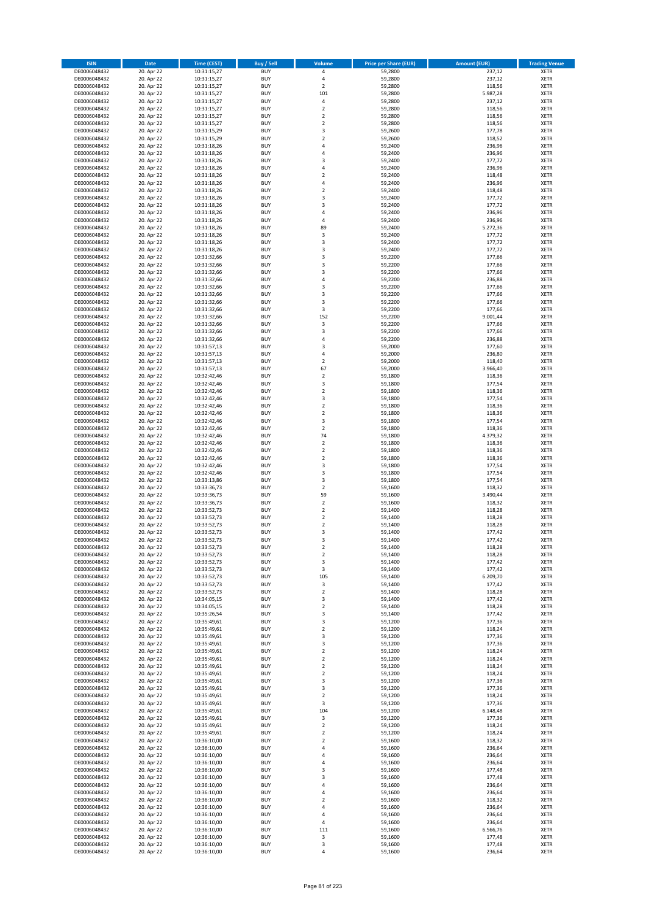| ISIN | Date | Time (CEST) | Buy / Sell | Volume | Price per Share (EUR) | Amount (EUR) | Trading Venue |
|---|---|---|---|---|---|---|---|
| DE0006048432 | 20. Apr 22 | 10:31:15,27 | BUY | 4 | 59,2800 | 237,12 | XETR |
| DE0006048432 | 20. Apr 22 | 10:31:15,27 | BUY | 4 | 59,2800 | 237,12 | XETR |
| DE0006048432 | 20. Apr 22 | 10:31:15,27 | BUY | 2 | 59,2800 | 118,56 | XETR |
| DE0006048432 | 20. Apr 22 | 10:31:15,27 | BUY | 101 | 59,2800 | 5.987,28 | XETR |
| DE0006048432 | 20. Apr 22 | 10:31:15,27 | BUY | 4 | 59,2800 | 237,12 | XETR |
| DE0006048432 | 20. Apr 22 | 10:31:15,27 | BUY | 2 | 59,2800 | 118,56 | XETR |
| DE0006048432 | 20. Apr 22 | 10:31:15,27 | BUY | 2 | 59,2800 | 118,56 | XETR |
| DE0006048432 | 20. Apr 22 | 10:31:15,27 | BUY | 2 | 59,2800 | 118,56 | XETR |
| DE0006048432 | 20. Apr 22 | 10:31:15,29 | BUY | 3 | 59,2600 | 177,78 | XETR |
| DE0006048432 | 20. Apr 22 | 10:31:15,29 | BUY | 2 | 59,2600 | 118,52 | XETR |
| DE0006048432 | 20. Apr 22 | 10:31:18,26 | BUY | 4 | 59,2400 | 236,96 | XETR |
| DE0006048432 | 20. Apr 22 | 10:31:18,26 | BUY | 4 | 59,2400 | 236,96 | XETR |
| DE0006048432 | 20. Apr 22 | 10:31:18,26 | BUY | 3 | 59,2400 | 177,72 | XETR |
| DE0006048432 | 20. Apr 22 | 10:31:18,26 | BUY | 4 | 59,2400 | 236,96 | XETR |
| DE0006048432 | 20. Apr 22 | 10:31:18,26 | BUY | 2 | 59,2400 | 118,48 | XETR |
| DE0006048432 | 20. Apr 22 | 10:31:18,26 | BUY | 4 | 59,2400 | 236,96 | XETR |
| DE0006048432 | 20. Apr 22 | 10:31:18,26 | BUY | 2 | 59,2400 | 118,48 | XETR |
| DE0006048432 | 20. Apr 22 | 10:31:18,26 | BUY | 3 | 59,2400 | 177,72 | XETR |
| DE0006048432 | 20. Apr 22 | 10:31:18,26 | BUY | 3 | 59,2400 | 177,72 | XETR |
| DE0006048432 | 20. Apr 22 | 10:31:18,26 | BUY | 4 | 59,2400 | 236,96 | XETR |
| DE0006048432 | 20. Apr 22 | 10:31:18,26 | BUY | 4 | 59,2400 | 236,96 | XETR |
| DE0006048432 | 20. Apr 22 | 10:31:18,26 | BUY | 89 | 59,2400 | 5.272,36 | XETR |
| DE0006048432 | 20. Apr 22 | 10:31:18,26 | BUY | 3 | 59,2400 | 177,72 | XETR |
| DE0006048432 | 20. Apr 22 | 10:31:18,26 | BUY | 3 | 59,2400 | 177,72 | XETR |
| DE0006048432 | 20. Apr 22 | 10:31:18,26 | BUY | 3 | 59,2400 | 177,72 | XETR |
| DE0006048432 | 20. Apr 22 | 10:31:32,66 | BUY | 3 | 59,2200 | 177,66 | XETR |
| DE0006048432 | 20. Apr 22 | 10:31:32,66 | BUY | 3 | 59,2200 | 177,66 | XETR |
| DE0006048432 | 20. Apr 22 | 10:31:32,66 | BUY | 3 | 59,2200 | 177,66 | XETR |
| DE0006048432 | 20. Apr 22 | 10:31:32,66 | BUY | 4 | 59,2200 | 236,88 | XETR |
| DE0006048432 | 20. Apr 22 | 10:31:32,66 | BUY | 3 | 59,2200 | 177,66 | XETR |
| DE0006048432 | 20. Apr 22 | 10:31:32,66 | BUY | 3 | 59,2200 | 177,66 | XETR |
| DE0006048432 | 20. Apr 22 | 10:31:32,66 | BUY | 3 | 59,2200 | 177,66 | XETR |
| DE0006048432 | 20. Apr 22 | 10:31:32,66 | BUY | 3 | 59,2200 | 177,66 | XETR |
| DE0006048432 | 20. Apr 22 | 10:31:32,66 | BUY | 152 | 59,2200 | 9.001,44 | XETR |
| DE0006048432 | 20. Apr 22 | 10:31:32,66 | BUY | 3 | 59,2200 | 177,66 | XETR |
| DE0006048432 | 20. Apr 22 | 10:31:32,66 | BUY | 3 | 59,2200 | 177,66 | XETR |
| DE0006048432 | 20. Apr 22 | 10:31:32,66 | BUY | 4 | 59,2200 | 236,88 | XETR |
| DE0006048432 | 20. Apr 22 | 10:31:57,13 | BUY | 3 | 59,2000 | 177,60 | XETR |
| DE0006048432 | 20. Apr 22 | 10:31:57,13 | BUY | 4 | 59,2000 | 236,80 | XETR |
| DE0006048432 | 20. Apr 22 | 10:31:57,13 | BUY | 2 | 59,2000 | 118,40 | XETR |
| DE0006048432 | 20. Apr 22 | 10:31:57,13 | BUY | 67 | 59,2000 | 3.966,40 | XETR |
| DE0006048432 | 20. Apr 22 | 10:32:42,46 | BUY | 2 | 59,1800 | 118,36 | XETR |
| DE0006048432 | 20. Apr 22 | 10:32:42,46 | BUY | 3 | 59,1800 | 177,54 | XETR |
| DE0006048432 | 20. Apr 22 | 10:32:42,46 | BUY | 2 | 59,1800 | 118,36 | XETR |
| DE0006048432 | 20. Apr 22 | 10:32:42,46 | BUY | 3 | 59,1800 | 177,54 | XETR |
| DE0006048432 | 20. Apr 22 | 10:32:42,46 | BUY | 2 | 59,1800 | 118,36 | XETR |
| DE0006048432 | 20. Apr 22 | 10:32:42,46 | BUY | 2 | 59,1800 | 118,36 | XETR |
| DE0006048432 | 20. Apr 22 | 10:32:42,46 | BUY | 3 | 59,1800 | 177,54 | XETR |
| DE0006048432 | 20. Apr 22 | 10:32:42,46 | BUY | 2 | 59,1800 | 118,36 | XETR |
| DE0006048432 | 20. Apr 22 | 10:32:42,46 | BUY | 74 | 59,1800 | 4.379,32 | XETR |
| DE0006048432 | 20. Apr 22 | 10:32:42,46 | BUY | 2 | 59,1800 | 118,36 | XETR |
| DE0006048432 | 20. Apr 22 | 10:32:42,46 | BUY | 2 | 59,1800 | 118,36 | XETR |
| DE0006048432 | 20. Apr 22 | 10:32:42,46 | BUY | 2 | 59,1800 | 118,36 | XETR |
| DE0006048432 | 20. Apr 22 | 10:32:42,46 | BUY | 3 | 59,1800 | 177,54 | XETR |
| DE0006048432 | 20. Apr 22 | 10:32:42,46 | BUY | 3 | 59,1800 | 177,54 | XETR |
| DE0006048432 | 20. Apr 22 | 10:33:13,86 | BUY | 3 | 59,1800 | 177,54 | XETR |
| DE0006048432 | 20. Apr 22 | 10:33:36,73 | BUY | 2 | 59,1600 | 118,32 | XETR |
| DE0006048432 | 20. Apr 22 | 10:33:36,73 | BUY | 59 | 59,1600 | 3.490,44 | XETR |
| DE0006048432 | 20. Apr 22 | 10:33:36,73 | BUY | 2 | 59,1600 | 118,32 | XETR |
| DE0006048432 | 20. Apr 22 | 10:33:52,73 | BUY | 2 | 59,1400 | 118,28 | XETR |
| DE0006048432 | 20. Apr 22 | 10:33:52,73 | BUY | 2 | 59,1400 | 118,28 | XETR |
| DE0006048432 | 20. Apr 22 | 10:33:52,73 | BUY | 2 | 59,1400 | 118,28 | XETR |
| DE0006048432 | 20. Apr 22 | 10:33:52,73 | BUY | 3 | 59,1400 | 177,42 | XETR |
| DE0006048432 | 20. Apr 22 | 10:33:52,73 | BUY | 3 | 59,1400 | 177,42 | XETR |
| DE0006048432 | 20. Apr 22 | 10:33:52,73 | BUY | 2 | 59,1400 | 118,28 | XETR |
| DE0006048432 | 20. Apr 22 | 10:33:52,73 | BUY | 2 | 59,1400 | 118,28 | XETR |
| DE0006048432 | 20. Apr 22 | 10:33:52,73 | BUY | 3 | 59,1400 | 177,42 | XETR |
| DE0006048432 | 20. Apr 22 | 10:33:52,73 | BUY | 3 | 59,1400 | 177,42 | XETR |
| DE0006048432 | 20. Apr 22 | 10:33:52,73 | BUY | 105 | 59,1400 | 6.209,70 | XETR |
| DE0006048432 | 20. Apr 22 | 10:33:52,73 | BUY | 3 | 59,1400 | 177,42 | XETR |
| DE0006048432 | 20. Apr 22 | 10:33:52,73 | BUY | 2 | 59,1400 | 118,28 | XETR |
| DE0006048432 | 20. Apr 22 | 10:34:05,15 | BUY | 3 | 59,1400 | 177,42 | XETR |
| DE0006048432 | 20. Apr 22 | 10:34:05,15 | BUY | 2 | 59,1400 | 118,28 | XETR |
| DE0006048432 | 20. Apr 22 | 10:35:26,54 | BUY | 3 | 59,1400 | 177,42 | XETR |
| DE0006048432 | 20. Apr 22 | 10:35:49,61 | BUY | 3 | 59,1200 | 177,36 | XETR |
| DE0006048432 | 20. Apr 22 | 10:35:49,61 | BUY | 2 | 59,1200 | 118,24 | XETR |
| DE0006048432 | 20. Apr 22 | 10:35:49,61 | BUY | 3 | 59,1200 | 177,36 | XETR |
| DE0006048432 | 20. Apr 22 | 10:35:49,61 | BUY | 3 | 59,1200 | 177,36 | XETR |
| DE0006048432 | 20. Apr 22 | 10:35:49,61 | BUY | 2 | 59,1200 | 118,24 | XETR |
| DE0006048432 | 20. Apr 22 | 10:35:49,61 | BUY | 2 | 59,1200 | 118,24 | XETR |
| DE0006048432 | 20. Apr 22 | 10:35:49,61 | BUY | 2 | 59,1200 | 118,24 | XETR |
| DE0006048432 | 20. Apr 22 | 10:35:49,61 | BUY | 2 | 59,1200 | 118,24 | XETR |
| DE0006048432 | 20. Apr 22 | 10:35:49,61 | BUY | 3 | 59,1200 | 177,36 | XETR |
| DE0006048432 | 20. Apr 22 | 10:35:49,61 | BUY | 3 | 59,1200 | 177,36 | XETR |
| DE0006048432 | 20. Apr 22 | 10:35:49,61 | BUY | 2 | 59,1200 | 118,24 | XETR |
| DE0006048432 | 20. Apr 22 | 10:35:49,61 | BUY | 3 | 59,1200 | 177,36 | XETR |
| DE0006048432 | 20. Apr 22 | 10:35:49,61 | BUY | 104 | 59,1200 | 6.148,48 | XETR |
| DE0006048432 | 20. Apr 22 | 10:35:49,61 | BUY | 3 | 59,1200 | 177,36 | XETR |
| DE0006048432 | 20. Apr 22 | 10:35:49,61 | BUY | 2 | 59,1200 | 118,24 | XETR |
| DE0006048432 | 20. Apr 22 | 10:35:49,61 | BUY | 2 | 59,1200 | 118,24 | XETR |
| DE0006048432 | 20. Apr 22 | 10:36:10,00 | BUY | 2 | 59,1600 | 118,32 | XETR |
| DE0006048432 | 20. Apr 22 | 10:36:10,00 | BUY | 4 | 59,1600 | 236,64 | XETR |
| DE0006048432 | 20. Apr 22 | 10:36:10,00 | BUY | 4 | 59,1600 | 236,64 | XETR |
| DE0006048432 | 20. Apr 22 | 10:36:10,00 | BUY | 4 | 59,1600 | 236,64 | XETR |
| DE0006048432 | 20. Apr 22 | 10:36:10,00 | BUY | 3 | 59,1600 | 177,48 | XETR |
| DE0006048432 | 20. Apr 22 | 10:36:10,00 | BUY | 3 | 59,1600 | 177,48 | XETR |
| DE0006048432 | 20. Apr 22 | 10:36:10,00 | BUY | 4 | 59,1600 | 236,64 | XETR |
| DE0006048432 | 20. Apr 22 | 10:36:10,00 | BUY | 4 | 59,1600 | 236,64 | XETR |
| DE0006048432 | 20. Apr 22 | 10:36:10,00 | BUY | 2 | 59,1600 | 118,32 | XETR |
| DE0006048432 | 20. Apr 22 | 10:36:10,00 | BUY | 4 | 59,1600 | 236,64 | XETR |
| DE0006048432 | 20. Apr 22 | 10:36:10,00 | BUY | 4 | 59,1600 | 236,64 | XETR |
| DE0006048432 | 20. Apr 22 | 10:36:10,00 | BUY | 4 | 59,1600 | 236,64 | XETR |
| DE0006048432 | 20. Apr 22 | 10:36:10,00 | BUY | 111 | 59,1600 | 6.566,76 | XETR |
| DE0006048432 | 20. Apr 22 | 10:36:10,00 | BUY | 3 | 59,1600 | 177,48 | XETR |
| DE0006048432 | 20. Apr 22 | 10:36:10,00 | BUY | 3 | 59,1600 | 177,48 | XETR |
| DE0006048432 | 20. Apr 22 | 10:36:10,00 | BUY | 4 | 59,1600 | 236,64 | XETR |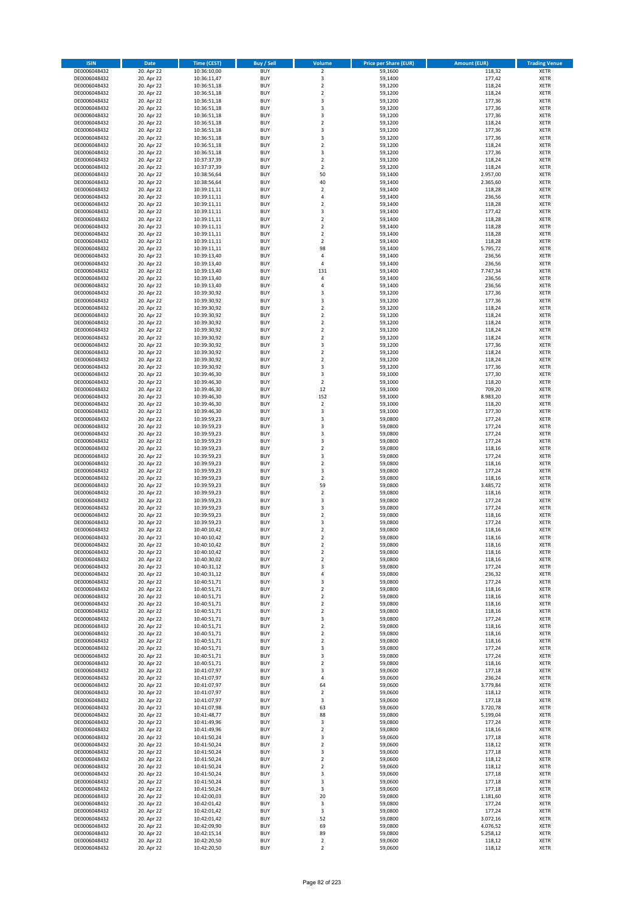| ISIN | Date | Time (CEST) | Buy / Sell | Volume | Price per Share (EUR) | Amount (EUR) | Trading Venue |
|---|---|---|---|---|---|---|---|
| DE0006048432 | 20. Apr 22 | 10:36:10,00 | BUY | 2 | 59,1600 | 118,32 | XETR |
| DE0006048432 | 20. Apr 22 | 10:36:11,47 | BUY | 3 | 59,1400 | 177,42 | XETR |
| DE0006048432 | 20. Apr 22 | 10:36:51,18 | BUY | 2 | 59,1200 | 118,24 | XETR |
| DE0006048432 | 20. Apr 22 | 10:36:51,18 | BUY | 2 | 59,1200 | 118,24 | XETR |
| DE0006048432 | 20. Apr 22 | 10:36:51,18 | BUY | 3 | 59,1200 | 177,36 | XETR |
| DE0006048432 | 20. Apr 22 | 10:36:51,18 | BUY | 3 | 59,1200 | 177,36 | XETR |
| DE0006048432 | 20. Apr 22 | 10:36:51,18 | BUY | 3 | 59,1200 | 177,36 | XETR |
| DE0006048432 | 20. Apr 22 | 10:36:51,18 | BUY | 2 | 59,1200 | 118,24 | XETR |
| DE0006048432 | 20. Apr 22 | 10:36:51,18 | BUY | 3 | 59,1200 | 177,36 | XETR |
| DE0006048432 | 20. Apr 22 | 10:36:51,18 | BUY | 3 | 59,1200 | 177,36 | XETR |
| DE0006048432 | 20. Apr 22 | 10:36:51,18 | BUY | 2 | 59,1200 | 118,24 | XETR |
| DE0006048432 | 20. Apr 22 | 10:36:51,18 | BUY | 3 | 59,1200 | 177,36 | XETR |
| DE0006048432 | 20. Apr 22 | 10:37:37,39 | BUY | 2 | 59,1200 | 118,24 | XETR |
| DE0006048432 | 20. Apr 22 | 10:37:37,39 | BUY | 2 | 59,1200 | 118,24 | XETR |
| DE0006048432 | 20. Apr 22 | 10:38:56,64 | BUY | 50 | 59,1400 | 2.957,00 | XETR |
| DE0006048432 | 20. Apr 22 | 10:38:56,64 | BUY | 40 | 59,1400 | 2.365,60 | XETR |
| DE0006048432 | 20. Apr 22 | 10:39:11,11 | BUY | 2 | 59,1400 | 118,28 | XETR |
| DE0006048432 | 20. Apr 22 | 10:39:11,11 | BUY | 4 | 59,1400 | 236,56 | XETR |
| DE0006048432 | 20. Apr 22 | 10:39:11,11 | BUY | 2 | 59,1400 | 118,28 | XETR |
| DE0006048432 | 20. Apr 22 | 10:39:11,11 | BUY | 3 | 59,1400 | 177,42 | XETR |
| DE0006048432 | 20. Apr 22 | 10:39:11,11 | BUY | 2 | 59,1400 | 118,28 | XETR |
| DE0006048432 | 20. Apr 22 | 10:39:11,11 | BUY | 2 | 59,1400 | 118,28 | XETR |
| DE0006048432 | 20. Apr 22 | 10:39:11,11 | BUY | 2 | 59,1400 | 118,28 | XETR |
| DE0006048432 | 20. Apr 22 | 10:39:11,11 | BUY | 2 | 59,1400 | 118,28 | XETR |
| DE0006048432 | 20. Apr 22 | 10:39:11,11 | BUY | 98 | 59,1400 | 5.795,72 | XETR |
| DE0006048432 | 20. Apr 22 | 10:39:13,40 | BUY | 4 | 59,1400 | 236,56 | XETR |
| DE0006048432 | 20. Apr 22 | 10:39:13,40 | BUY | 4 | 59,1400 | 236,56 | XETR |
| DE0006048432 | 20. Apr 22 | 10:39:13,40 | BUY | 131 | 59,1400 | 7.747,34 | XETR |
| DE0006048432 | 20. Apr 22 | 10:39:13,40 | BUY | 4 | 59,1400 | 236,56 | XETR |
| DE0006048432 | 20. Apr 22 | 10:39:13,40 | BUY | 4 | 59,1400 | 236,56 | XETR |
| DE0006048432 | 20. Apr 22 | 10:39:30,92 | BUY | 3 | 59,1200 | 177,36 | XETR |
| DE0006048432 | 20. Apr 22 | 10:39:30,92 | BUY | 3 | 59,1200 | 177,36 | XETR |
| DE0006048432 | 20. Apr 22 | 10:39:30,92 | BUY | 2 | 59,1200 | 118,24 | XETR |
| DE0006048432 | 20. Apr 22 | 10:39:30,92 | BUY | 2 | 59,1200 | 118,24 | XETR |
| DE0006048432 | 20. Apr 22 | 10:39:30,92 | BUY | 2 | 59,1200 | 118,24 | XETR |
| DE0006048432 | 20. Apr 22 | 10:39:30,92 | BUY | 2 | 59,1200 | 118,24 | XETR |
| DE0006048432 | 20. Apr 22 | 10:39:30,92 | BUY | 2 | 59,1200 | 118,24 | XETR |
| DE0006048432 | 20. Apr 22 | 10:39:30,92 | BUY | 3 | 59,1200 | 177,36 | XETR |
| DE0006048432 | 20. Apr 22 | 10:39:30,92 | BUY | 2 | 59,1200 | 118,24 | XETR |
| DE0006048432 | 20. Apr 22 | 10:39:30,92 | BUY | 2 | 59,1200 | 118,24 | XETR |
| DE0006048432 | 20. Apr 22 | 10:39:30,92 | BUY | 3 | 59,1200 | 177,36 | XETR |
| DE0006048432 | 20. Apr 22 | 10:39:46,30 | BUY | 3 | 59,1000 | 177,30 | XETR |
| DE0006048432 | 20. Apr 22 | 10:39:46,30 | BUY | 2 | 59,1000 | 118,20 | XETR |
| DE0006048432 | 20. Apr 22 | 10:39:46,30 | BUY | 12 | 59,1000 | 709,20 | XETR |
| DE0006048432 | 20. Apr 22 | 10:39:46,30 | BUY | 152 | 59,1000 | 8.983,20 | XETR |
| DE0006048432 | 20. Apr 22 | 10:39:46,30 | BUY | 2 | 59,1000 | 118,20 | XETR |
| DE0006048432 | 20. Apr 22 | 10:39:46,30 | BUY | 3 | 59,1000 | 177,30 | XETR |
| DE0006048432 | 20. Apr 22 | 10:39:59,23 | BUY | 3 | 59,0800 | 177,24 | XETR |
| DE0006048432 | 20. Apr 22 | 10:39:59,23 | BUY | 3 | 59,0800 | 177,24 | XETR |
| DE0006048432 | 20. Apr 22 | 10:39:59,23 | BUY | 3 | 59,0800 | 177,24 | XETR |
| DE0006048432 | 20. Apr 22 | 10:39:59,23 | BUY | 3 | 59,0800 | 177,24 | XETR |
| DE0006048432 | 20. Apr 22 | 10:39:59,23 | BUY | 2 | 59,0800 | 118,16 | XETR |
| DE0006048432 | 20. Apr 22 | 10:39:59,23 | BUY | 3 | 59,0800 | 177,24 | XETR |
| DE0006048432 | 20. Apr 22 | 10:39:59,23 | BUY | 2 | 59,0800 | 118,16 | XETR |
| DE0006048432 | 20. Apr 22 | 10:39:59,23 | BUY | 3 | 59,0800 | 177,24 | XETR |
| DE0006048432 | 20. Apr 22 | 10:39:59,23 | BUY | 2 | 59,0800 | 118,16 | XETR |
| DE0006048432 | 20. Apr 22 | 10:39:59,23 | BUY | 59 | 59,0800 | 3.485,72 | XETR |
| DE0006048432 | 20. Apr 22 | 10:39:59,23 | BUY | 2 | 59,0800 | 118,16 | XETR |
| DE0006048432 | 20. Apr 22 | 10:39:59,23 | BUY | 3 | 59,0800 | 177,24 | XETR |
| DE0006048432 | 20. Apr 22 | 10:39:59,23 | BUY | 3 | 59,0800 | 177,24 | XETR |
| DE0006048432 | 20. Apr 22 | 10:39:59,23 | BUY | 2 | 59,0800 | 118,16 | XETR |
| DE0006048432 | 20. Apr 22 | 10:39:59,23 | BUY | 3 | 59,0800 | 177,24 | XETR |
| DE0006048432 | 20. Apr 22 | 10:40:10,42 | BUY | 2 | 59,0800 | 118,16 | XETR |
| DE0006048432 | 20. Apr 22 | 10:40:10,42 | BUY | 2 | 59,0800 | 118,16 | XETR |
| DE0006048432 | 20. Apr 22 | 10:40:10,42 | BUY | 2 | 59,0800 | 118,16 | XETR |
| DE0006048432 | 20. Apr 22 | 10:40:10,42 | BUY | 2 | 59,0800 | 118,16 | XETR |
| DE0006048432 | 20. Apr 22 | 10:40:30,02 | BUY | 2 | 59,0800 | 118,16 | XETR |
| DE0006048432 | 20. Apr 22 | 10:40:31,12 | BUY | 3 | 59,0800 | 177,24 | XETR |
| DE0006048432 | 20. Apr 22 | 10:40:31,12 | BUY | 4 | 59,0800 | 236,32 | XETR |
| DE0006048432 | 20. Apr 22 | 10:40:51,71 | BUY | 3 | 59,0800 | 177,24 | XETR |
| DE0006048432 | 20. Apr 22 | 10:40:51,71 | BUY | 2 | 59,0800 | 118,16 | XETR |
| DE0006048432 | 20. Apr 22 | 10:40:51,71 | BUY | 2 | 59,0800 | 118,16 | XETR |
| DE0006048432 | 20. Apr 22 | 10:40:51,71 | BUY | 2 | 59,0800 | 118,16 | XETR |
| DE0006048432 | 20. Apr 22 | 10:40:51,71 | BUY | 2 | 59,0800 | 118,16 | XETR |
| DE0006048432 | 20. Apr 22 | 10:40:51,71 | BUY | 3 | 59,0800 | 177,24 | XETR |
| DE0006048432 | 20. Apr 22 | 10:40:51,71 | BUY | 2 | 59,0800 | 118,16 | XETR |
| DE0006048432 | 20. Apr 22 | 10:40:51,71 | BUY | 2 | 59,0800 | 118,16 | XETR |
| DE0006048432 | 20. Apr 22 | 10:40:51,71 | BUY | 2 | 59,0800 | 118,16 | XETR |
| DE0006048432 | 20. Apr 22 | 10:40:51,71 | BUY | 3 | 59,0800 | 177,24 | XETR |
| DE0006048432 | 20. Apr 22 | 10:40:51,71 | BUY | 3 | 59,0800 | 177,24 | XETR |
| DE0006048432 | 20. Apr 22 | 10:40:51,71 | BUY | 2 | 59,0800 | 118,16 | XETR |
| DE0006048432 | 20. Apr 22 | 10:41:07,97 | BUY | 3 | 59,0600 | 177,18 | XETR |
| DE0006048432 | 20. Apr 22 | 10:41:07,97 | BUY | 4 | 59,0600 | 236,24 | XETR |
| DE0006048432 | 20. Apr 22 | 10:41:07,97 | BUY | 64 | 59,0600 | 3.779,84 | XETR |
| DE0006048432 | 20. Apr 22 | 10:41:07,97 | BUY | 2 | 59,0600 | 118,12 | XETR |
| DE0006048432 | 20. Apr 22 | 10:41:07,97 | BUY | 3 | 59,0600 | 177,18 | XETR |
| DE0006048432 | 20. Apr 22 | 10:41:07,98 | BUY | 63 | 59,0600 | 3.720,78 | XETR |
| DE0006048432 | 20. Apr 22 | 10:41:48,77 | BUY | 88 | 59,0800 | 5.199,04 | XETR |
| DE0006048432 | 20. Apr 22 | 10:41:49,96 | BUY | 3 | 59,0800 | 177,24 | XETR |
| DE0006048432 | 20. Apr 22 | 10:41:49,96 | BUY | 2 | 59,0800 | 118,16 | XETR |
| DE0006048432 | 20. Apr 22 | 10:41:50,24 | BUY | 3 | 59,0600 | 177,18 | XETR |
| DE0006048432 | 20. Apr 22 | 10:41:50,24 | BUY | 2 | 59,0600 | 118,12 | XETR |
| DE0006048432 | 20. Apr 22 | 10:41:50,24 | BUY | 3 | 59,0600 | 177,18 | XETR |
| DE0006048432 | 20. Apr 22 | 10:41:50,24 | BUY | 2 | 59,0600 | 118,12 | XETR |
| DE0006048432 | 20. Apr 22 | 10:41:50,24 | BUY | 2 | 59,0600 | 118,12 | XETR |
| DE0006048432 | 20. Apr 22 | 10:41:50,24 | BUY | 3 | 59,0600 | 177,18 | XETR |
| DE0006048432 | 20. Apr 22 | 10:41:50,24 | BUY | 3 | 59,0600 | 177,18 | XETR |
| DE0006048432 | 20. Apr 22 | 10:41:50,24 | BUY | 3 | 59,0600 | 177,18 | XETR |
| DE0006048432 | 20. Apr 22 | 10:42:00,03 | BUY | 20 | 59,0800 | 1.181,60 | XETR |
| DE0006048432 | 20. Apr 22 | 10:42:01,42 | BUY | 3 | 59,0800 | 177,24 | XETR |
| DE0006048432 | 20. Apr 22 | 10:42:01,42 | BUY | 3 | 59,0800 | 177,24 | XETR |
| DE0006048432 | 20. Apr 22 | 10:42:01,42 | BUY | 52 | 59,0800 | 3.072,16 | XETR |
| DE0006048432 | 20. Apr 22 | 10:42:09,90 | BUY | 69 | 59,0800 | 4.076,52 | XETR |
| DE0006048432 | 20. Apr 22 | 10:42:15,14 | BUY | 89 | 59,0800 | 5.258,12 | XETR |
| DE0006048432 | 20. Apr 22 | 10:42:20,50 | BUY | 2 | 59,0600 | 118,12 | XETR |
| DE0006048432 | 20. Apr 22 | 10:42:20,50 | BUY | 2 | 59,0600 | 118,12 | XETR |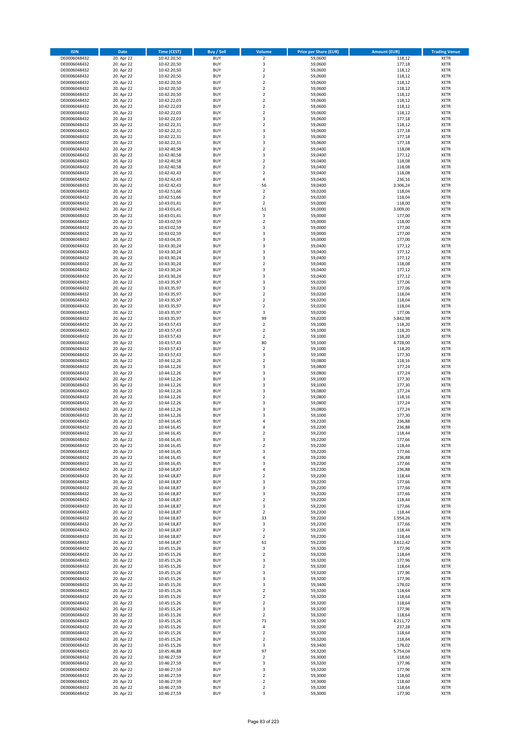| ISIN | Date | Time (CEST) | Buy / Sell | Volume | Price per Share (EUR) | Amount (EUR) | Trading Venue |
|---|---|---|---|---|---|---|---|
| DE0006048432 | 20. Apr 22 | 10:42:20,50 | BUY | 2 | 59,0600 | 118,12 | XETR |
| DE0006048432 | 20. Apr 22 | 10:42:20,50 | BUY | 3 | 59,0600 | 177,18 | XETR |
| DE0006048432 | 20. Apr 22 | 10:42:20,50 | BUY | 2 | 59,0600 | 118,12 | XETR |
| DE0006048432 | 20. Apr 22 | 10:42:20,50 | BUY | 2 | 59,0600 | 118,12 | XETR |
| DE0006048432 | 20. Apr 22 | 10:42:20,50 | BUY | 2 | 59,0600 | 118,12 | XETR |
| DE0006048432 | 20. Apr 22 | 10:42:20,50 | BUY | 2 | 59,0600 | 118,12 | XETR |
| DE0006048432 | 20. Apr 22 | 10:42:20,50 | BUY | 2 | 59,0600 | 118,12 | XETR |
| DE0006048432 | 20. Apr 22 | 10:42:22,03 | BUY | 2 | 59,0600 | 118,12 | XETR |
| DE0006048432 | 20. Apr 22 | 10:42:22,03 | BUY | 2 | 59,0600 | 118,12 | XETR |
| DE0006048432 | 20. Apr 22 | 10:42:22,03 | BUY | 2 | 59,0600 | 118,12 | XETR |
| DE0006048432 | 20. Apr 22 | 10:42:22,03 | BUY | 3 | 59,0600 | 177,18 | XETR |
| DE0006048432 | 20. Apr 22 | 10:42:22,31 | BUY | 2 | 59,0600 | 118,12 | XETR |
| DE0006048432 | 20. Apr 22 | 10:42:22,31 | BUY | 3 | 59,0600 | 177,18 | XETR |
| DE0006048432 | 20. Apr 22 | 10:42:22,31 | BUY | 3 | 59,0600 | 177,18 | XETR |
| DE0006048432 | 20. Apr 22 | 10:42:22,31 | BUY | 3 | 59,0600 | 177,18 | XETR |
| DE0006048432 | 20. Apr 22 | 10:42:40,58 | BUY | 2 | 59,0400 | 118,08 | XETR |
| DE0006048432 | 20. Apr 22 | 10:42:40,58 | BUY | 3 | 59,0400 | 177,12 | XETR |
| DE0006048432 | 20. Apr 22 | 10:42:40,58 | BUY | 2 | 59,0400 | 118,08 | XETR |
| DE0006048432 | 20. Apr 22 | 10:42:40,58 | BUY | 2 | 59,0400 | 118,08 | XETR |
| DE0006048432 | 20. Apr 22 | 10:42:42,43 | BUY | 2 | 59,0400 | 118,08 | XETR |
| DE0006048432 | 20. Apr 22 | 10:42:42,43 | BUY | 4 | 59,0400 | 236,16 | XETR |
| DE0006048432 | 20. Apr 22 | 10:42:42,43 | BUY | 56 | 59,0400 | 3.306,24 | XETR |
| DE0006048432 | 20. Apr 22 | 10:42:51,66 | BUY | 2 | 59,0200 | 118,04 | XETR |
| DE0006048432 | 20. Apr 22 | 10:42:51,66 | BUY | 2 | 59,0200 | 118,04 | XETR |
| DE0006048432 | 20. Apr 22 | 10:43:01,41 | BUY | 2 | 59,0000 | 118,00 | XETR |
| DE0006048432 | 20. Apr 22 | 10:43:01,41 | BUY | 51 | 59,0000 | 3.009,00 | XETR |
| DE0006048432 | 20. Apr 22 | 10:43:01,41 | BUY | 3 | 59,0000 | 177,00 | XETR |
| DE0006048432 | 20. Apr 22 | 10:43:02,59 | BUY | 2 | 59,0000 | 118,00 | XETR |
| DE0006048432 | 20. Apr 22 | 10:43:02,59 | BUY | 3 | 59,0000 | 177,00 | XETR |
| DE0006048432 | 20. Apr 22 | 10:43:02,59 | BUY | 3 | 59,0000 | 177,00 | XETR |
| DE0006048432 | 20. Apr 22 | 10:43:04,35 | BUY | 3 | 59,0000 | 177,00 | XETR |
| DE0006048432 | 20. Apr 22 | 10:43:30,24 | BUY | 3 | 59,0400 | 177,12 | XETR |
| DE0006048432 | 20. Apr 22 | 10:43:30,24 | BUY | 3 | 59,0400 | 177,12 | XETR |
| DE0006048432 | 20. Apr 22 | 10:43:30,24 | BUY | 3 | 59,0400 | 177,12 | XETR |
| DE0006048432 | 20. Apr 22 | 10:43:30,24 | BUY | 2 | 59,0400 | 118,08 | XETR |
| DE0006048432 | 20. Apr 22 | 10:43:30,24 | BUY | 3 | 59,0400 | 177,12 | XETR |
| DE0006048432 | 20. Apr 22 | 10:43:30,24 | BUY | 3 | 59,0400 | 177,12 | XETR |
| DE0006048432 | 20. Apr 22 | 10:43:35,97 | BUY | 3 | 59,0200 | 177,06 | XETR |
| DE0006048432 | 20. Apr 22 | 10:43:35,97 | BUY | 3 | 59,0200 | 177,06 | XETR |
| DE0006048432 | 20. Apr 22 | 10:43:35,97 | BUY | 2 | 59,0200 | 118,04 | XETR |
| DE0006048432 | 20. Apr 22 | 10:43:35,97 | BUY | 2 | 59,0200 | 118,04 | XETR |
| DE0006048432 | 20. Apr 22 | 10:43:35,97 | BUY | 2 | 59,0200 | 118,04 | XETR |
| DE0006048432 | 20. Apr 22 | 10:43:35,97 | BUY | 3 | 59,0200 | 177,06 | XETR |
| DE0006048432 | 20. Apr 22 | 10:43:35,97 | BUY | 99 | 59,0200 | 5.842,98 | XETR |
| DE0006048432 | 20. Apr 22 | 10:43:57,43 | BUY | 2 | 59,1000 | 118,20 | XETR |
| DE0006048432 | 20. Apr 22 | 10:43:57,43 | BUY | 2 | 59,1000 | 118,20 | XETR |
| DE0006048432 | 20. Apr 22 | 10:43:57,43 | BUY | 2 | 59,1000 | 118,20 | XETR |
| DE0006048432 | 20. Apr 22 | 10:43:57,43 | BUY | 80 | 59,1000 | 4.728,00 | XETR |
| DE0006048432 | 20. Apr 22 | 10:43:57,43 | BUY | 2 | 59,1000 | 118,20 | XETR |
| DE0006048432 | 20. Apr 22 | 10:43:57,43 | BUY | 3 | 59,1000 | 177,30 | XETR |
| DE0006048432 | 20. Apr 22 | 10:44:12,26 | BUY | 2 | 59,0800 | 118,16 | XETR |
| DE0006048432 | 20. Apr 22 | 10:44:12,26 | BUY | 3 | 59,0800 | 177,24 | XETR |
| DE0006048432 | 20. Apr 22 | 10:44:12,26 | BUY | 3 | 59,0800 | 177,24 | XETR |
| DE0006048432 | 20. Apr 22 | 10:44:12,26 | BUY | 3 | 59,1000 | 177,30 | XETR |
| DE0006048432 | 20. Apr 22 | 10:44:12,26 | BUY | 3 | 59,1000 | 177,30 | XETR |
| DE0006048432 | 20. Apr 22 | 10:44:12,26 | BUY | 3 | 59,0800 | 177,24 | XETR |
| DE0006048432 | 20. Apr 22 | 10:44:12,26 | BUY | 2 | 59,0800 | 118,16 | XETR |
| DE0006048432 | 20. Apr 22 | 10:44:12,26 | BUY | 3 | 59,0800 | 177,24 | XETR |
| DE0006048432 | 20. Apr 22 | 10:44:12,26 | BUY | 3 | 59,0800 | 177,24 | XETR |
| DE0006048432 | 20. Apr 22 | 10:44:12,26 | BUY | 3 | 59,1000 | 177,30 | XETR |
| DE0006048432 | 20. Apr 22 | 10:44:16,45 | BUY | 4 | 59,2200 | 236,88 | XETR |
| DE0006048432 | 20. Apr 22 | 10:44:16,45 | BUY | 4 | 59,2200 | 236,88 | XETR |
| DE0006048432 | 20. Apr 22 | 10:44:16,45 | BUY | 2 | 59,2200 | 118,44 | XETR |
| DE0006048432 | 20. Apr 22 | 10:44:16,45 | BUY | 3 | 59,2200 | 177,66 | XETR |
| DE0006048432 | 20. Apr 22 | 10:44:16,45 | BUY | 2 | 59,2200 | 118,44 | XETR |
| DE0006048432 | 20. Apr 22 | 10:44:16,45 | BUY | 3 | 59,2200 | 177,66 | XETR |
| DE0006048432 | 20. Apr 22 | 10:44:16,45 | BUY | 4 | 59,2200 | 236,88 | XETR |
| DE0006048432 | 20. Apr 22 | 10:44:16,45 | BUY | 3 | 59,2200 | 177,66 | XETR |
| DE0006048432 | 20. Apr 22 | 10:44:18,87 | BUY | 4 | 59,2200 | 236,88 | XETR |
| DE0006048432 | 20. Apr 22 | 10:44:18,87 | BUY | 2 | 59,2200 | 118,44 | XETR |
| DE0006048432 | 20. Apr 22 | 10:44:18,87 | BUY | 3 | 59,2200 | 177,66 | XETR |
| DE0006048432 | 20. Apr 22 | 10:44:18,87 | BUY | 3 | 59,2200 | 177,66 | XETR |
| DE0006048432 | 20. Apr 22 | 10:44:18,87 | BUY | 3 | 59,2200 | 177,66 | XETR |
| DE0006048432 | 20. Apr 22 | 10:44:18,87 | BUY | 2 | 59,2200 | 118,44 | XETR |
| DE0006048432 | 20. Apr 22 | 10:44:18,87 | BUY | 3 | 59,2200 | 177,66 | XETR |
| DE0006048432 | 20. Apr 22 | 10:44:18,87 | BUY | 2 | 59,2200 | 118,44 | XETR |
| DE0006048432 | 20. Apr 22 | 10:44:18,87 | BUY | 33 | 59,2200 | 1.954,26 | XETR |
| DE0006048432 | 20. Apr 22 | 10:44:18,87 | BUY | 3 | 59,2200 | 177,66 | XETR |
| DE0006048432 | 20. Apr 22 | 10:44:18,87 | BUY | 2 | 59,2200 | 118,44 | XETR |
| DE0006048432 | 20. Apr 22 | 10:44:18,87 | BUY | 2 | 59,2200 | 118,44 | XETR |
| DE0006048432 | 20. Apr 22 | 10:44:18,87 | BUY | 61 | 59,2200 | 3.612,42 | XETR |
| DE0006048432 | 20. Apr 22 | 10:45:15,26 | BUY | 3 | 59,3200 | 177,96 | XETR |
| DE0006048432 | 20. Apr 22 | 10:45:15,26 | BUY | 2 | 59,3200 | 118,64 | XETR |
| DE0006048432 | 20. Apr 22 | 10:45:15,26 | BUY | 3 | 59,3200 | 177,96 | XETR |
| DE0006048432 | 20. Apr 22 | 10:45:15,26 | BUY | 2 | 59,3200 | 118,64 | XETR |
| DE0006048432 | 20. Apr 22 | 10:45:15,26 | BUY | 3 | 59,3200 | 177,96 | XETR |
| DE0006048432 | 20. Apr 22 | 10:45:15,26 | BUY | 3 | 59,3200 | 177,96 | XETR |
| DE0006048432 | 20. Apr 22 | 10:45:15,26 | BUY | 3 | 59,3400 | 178,02 | XETR |
| DE0006048432 | 20. Apr 22 | 10:45:15,26 | BUY | 2 | 59,3200 | 118,64 | XETR |
| DE0006048432 | 20. Apr 22 | 10:45:15,26 | BUY | 2 | 59,3200 | 118,64 | XETR |
| DE0006048432 | 20. Apr 22 | 10:45:15,26 | BUY | 2 | 59,3200 | 118,64 | XETR |
| DE0006048432 | 20. Apr 22 | 10:45:15,26 | BUY | 3 | 59,3200 | 177,96 | XETR |
| DE0006048432 | 20. Apr 22 | 10:45:15,26 | BUY | 2 | 59,3200 | 118,64 | XETR |
| DE0006048432 | 20. Apr 22 | 10:45:15,26 | BUY | 71 | 59,3200 | 4.211,72 | XETR |
| DE0006048432 | 20. Apr 22 | 10:45:15,26 | BUY | 4 | 59,3200 | 237,28 | XETR |
| DE0006048432 | 20. Apr 22 | 10:45:15,26 | BUY | 2 | 59,3200 | 118,64 | XETR |
| DE0006048432 | 20. Apr 22 | 10:45:15,26 | BUY | 2 | 59,3200 | 118,64 | XETR |
| DE0006048432 | 20. Apr 22 | 10:45:15,26 | BUY | 3 | 59,3400 | 178,02 | XETR |
| DE0006048432 | 20. Apr 22 | 10:45:46,88 | BUY | 97 | 59,3200 | 5.754,04 | XETR |
| DE0006048432 | 20. Apr 22 | 10:46:27,59 | BUY | 2 | 59,3000 | 118,60 | XETR |
| DE0006048432 | 20. Apr 22 | 10:46:27,59 | BUY | 3 | 59,3200 | 177,96 | XETR |
| DE0006048432 | 20. Apr 22 | 10:46:27,59 | BUY | 3 | 59,3200 | 177,96 | XETR |
| DE0006048432 | 20. Apr 22 | 10:46:27,59 | BUY | 2 | 59,3000 | 118,60 | XETR |
| DE0006048432 | 20. Apr 22 | 10:46:27,59 | BUY | 2 | 59,3000 | 118,60 | XETR |
| DE0006048432 | 20. Apr 22 | 10:46:27,59 | BUY | 2 | 59,3200 | 118,64 | XETR |
| DE0006048432 | 20. Apr 22 | 10:46:27,59 | BUY | 3 | 59,3000 | 177,90 | XETR |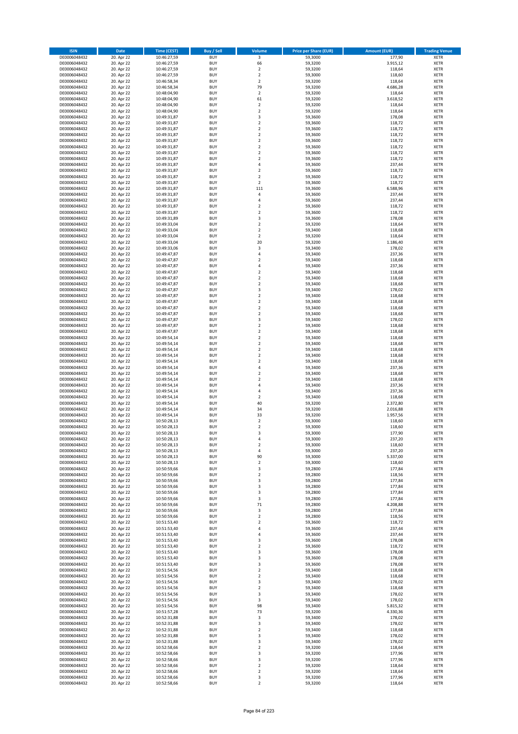| ISIN | Date | Time (CEST) | Buy / Sell | Volume | Price per Share (EUR) | Amount (EUR) | Trading Venue |
|---|---|---|---|---|---|---|---|
| DE0006048432 | 20. Apr 22 | 10:46:27,59 | BUY | 3 | 59,3000 | 177,90 | XETR |
| DE0006048432 | 20. Apr 22 | 10:46:27,59 | BUY | 66 | 59,3200 | 3.915,12 | XETR |
| DE0006048432 | 20. Apr 22 | 10:46:27,59 | BUY | 2 | 59,3200 | 118,64 | XETR |
| DE0006048432 | 20. Apr 22 | 10:46:27,59 | BUY | 2 | 59,3000 | 118,60 | XETR |
| DE0006048432 | 20. Apr 22 | 10:46:58,34 | BUY | 2 | 59,3200 | 118,64 | XETR |
| DE0006048432 | 20. Apr 22 | 10:46:58,34 | BUY | 79 | 59,3200 | 4.686,28 | XETR |
| DE0006048432 | 20. Apr 22 | 10:48:04,90 | BUY | 2 | 59,3200 | 118,64 | XETR |
| DE0006048432 | 20. Apr 22 | 10:48:04,90 | BUY | 61 | 59,3200 | 3.618,52 | XETR |
| DE0006048432 | 20. Apr 22 | 10:48:04,90 | BUY | 2 | 59,3200 | 118,64 | XETR |
| DE0006048432 | 20. Apr 22 | 10:48:04,90 | BUY | 2 | 59,3200 | 118,64 | XETR |
| DE0006048432 | 20. Apr 22 | 10:49:31,87 | BUY | 3 | 59,3600 | 178,08 | XETR |
| DE0006048432 | 20. Apr 22 | 10:49:31,87 | BUY | 2 | 59,3600 | 118,72 | XETR |
| DE0006048432 | 20. Apr 22 | 10:49:31,87 | BUY | 2 | 59,3600 | 118,72 | XETR |
| DE0006048432 | 20. Apr 22 | 10:49:31,87 | BUY | 2 | 59,3600 | 118,72 | XETR |
| DE0006048432 | 20. Apr 22 | 10:49:31,87 | BUY | 2 | 59,3600 | 118,72 | XETR |
| DE0006048432 | 20. Apr 22 | 10:49:31,87 | BUY | 2 | 59,3600 | 118,72 | XETR |
| DE0006048432 | 20. Apr 22 | 10:49:31,87 | BUY | 2 | 59,3600 | 118,72 | XETR |
| DE0006048432 | 20. Apr 22 | 10:49:31,87 | BUY | 2 | 59,3600 | 118,72 | XETR |
| DE0006048432 | 20. Apr 22 | 10:49:31,87 | BUY | 4 | 59,3600 | 237,44 | XETR |
| DE0006048432 | 20. Apr 22 | 10:49:31,87 | BUY | 2 | 59,3600 | 118,72 | XETR |
| DE0006048432 | 20. Apr 22 | 10:49:31,87 | BUY | 2 | 59,3600 | 118,72 | XETR |
| DE0006048432 | 20. Apr 22 | 10:49:31,87 | BUY | 2 | 59,3600 | 118,72 | XETR |
| DE0006048432 | 20. Apr 22 | 10:49:31,87 | BUY | 111 | 59,3600 | 6.588,96 | XETR |
| DE0006048432 | 20. Apr 22 | 10:49:31,87 | BUY | 4 | 59,3600 | 237,44 | XETR |
| DE0006048432 | 20. Apr 22 | 10:49:31,87 | BUY | 4 | 59,3600 | 237,44 | XETR |
| DE0006048432 | 20. Apr 22 | 10:49:31,87 | BUY | 2 | 59,3600 | 118,72 | XETR |
| DE0006048432 | 20. Apr 22 | 10:49:31,87 | BUY | 2 | 59,3600 | 118,72 | XETR |
| DE0006048432 | 20. Apr 22 | 10:49:31,89 | BUY | 3 | 59,3600 | 178,08 | XETR |
| DE0006048432 | 20. Apr 22 | 10:49:33,04 | BUY | 2 | 59,3200 | 118,64 | XETR |
| DE0006048432 | 20. Apr 22 | 10:49:33,04 | BUY | 2 | 59,3400 | 118,68 | XETR |
| DE0006048432 | 20. Apr 22 | 10:49:33,04 | BUY | 2 | 59,3200 | 118,64 | XETR |
| DE0006048432 | 20. Apr 22 | 10:49:33,04 | BUY | 20 | 59,3200 | 1.186,40 | XETR |
| DE0006048432 | 20. Apr 22 | 10:49:33,06 | BUY | 3 | 59,3400 | 178,02 | XETR |
| DE0006048432 | 20. Apr 22 | 10:49:47,87 | BUY | 4 | 59,3400 | 237,36 | XETR |
| DE0006048432 | 20. Apr 22 | 10:49:47,87 | BUY | 2 | 59,3400 | 118,68 | XETR |
| DE0006048432 | 20. Apr 22 | 10:49:47,87 | BUY | 4 | 59,3400 | 237,36 | XETR |
| DE0006048432 | 20. Apr 22 | 10:49:47,87 | BUY | 2 | 59,3400 | 118,68 | XETR |
| DE0006048432 | 20. Apr 22 | 10:49:47,87 | BUY | 2 | 59,3400 | 118,68 | XETR |
| DE0006048432 | 20. Apr 22 | 10:49:47,87 | BUY | 2 | 59,3400 | 118,68 | XETR |
| DE0006048432 | 20. Apr 22 | 10:49:47,87 | BUY | 3 | 59,3400 | 178,02 | XETR |
| DE0006048432 | 20. Apr 22 | 10:49:47,87 | BUY | 2 | 59,3400 | 118,68 | XETR |
| DE0006048432 | 20. Apr 22 | 10:49:47,87 | BUY | 2 | 59,3400 | 118,68 | XETR |
| DE0006048432 | 20. Apr 22 | 10:49:47,87 | BUY | 2 | 59,3400 | 118,68 | XETR |
| DE0006048432 | 20. Apr 22 | 10:49:47,87 | BUY | 2 | 59,3400 | 118,68 | XETR |
| DE0006048432 | 20. Apr 22 | 10:49:47,87 | BUY | 3 | 59,3400 | 178,02 | XETR |
| DE0006048432 | 20. Apr 22 | 10:49:47,87 | BUY | 2 | 59,3400 | 118,68 | XETR |
| DE0006048432 | 20. Apr 22 | 10:49:47,87 | BUY | 2 | 59,3400 | 118,68 | XETR |
| DE0006048432 | 20. Apr 22 | 10:49:54,14 | BUY | 2 | 59,3400 | 118,68 | XETR |
| DE0006048432 | 20. Apr 22 | 10:49:54,14 | BUY | 2 | 59,3400 | 118,68 | XETR |
| DE0006048432 | 20. Apr 22 | 10:49:54,14 | BUY | 2 | 59,3400 | 118,68 | XETR |
| DE0006048432 | 20. Apr 22 | 10:49:54,14 | BUY | 2 | 59,3400 | 118,68 | XETR |
| DE0006048432 | 20. Apr 22 | 10:49:54,14 | BUY | 2 | 59,3400 | 118,68 | XETR |
| DE0006048432 | 20. Apr 22 | 10:49:54,14 | BUY | 4 | 59,3400 | 237,36 | XETR |
| DE0006048432 | 20. Apr 22 | 10:49:54,14 | BUY | 2 | 59,3400 | 118,68 | XETR |
| DE0006048432 | 20. Apr 22 | 10:49:54,14 | BUY | 2 | 59,3400 | 118,68 | XETR |
| DE0006048432 | 20. Apr 22 | 10:49:54,14 | BUY | 4 | 59,3400 | 237,36 | XETR |
| DE0006048432 | 20. Apr 22 | 10:49:54,14 | BUY | 4 | 59,3400 | 237,36 | XETR |
| DE0006048432 | 20. Apr 22 | 10:49:54,14 | BUY | 2 | 59,3400 | 118,68 | XETR |
| DE0006048432 | 20. Apr 22 | 10:49:54,14 | BUY | 40 | 59,3200 | 2.372,80 | XETR |
| DE0006048432 | 20. Apr 22 | 10:49:54,14 | BUY | 34 | 59,3200 | 2.016,88 | XETR |
| DE0006048432 | 20. Apr 22 | 10:49:54,14 | BUY | 33 | 59,3200 | 1.957,56 | XETR |
| DE0006048432 | 20. Apr 22 | 10:50:28,13 | BUY | 2 | 59,3000 | 118,60 | XETR |
| DE0006048432 | 20. Apr 22 | 10:50:28,13 | BUY | 2 | 59,3000 | 118,60 | XETR |
| DE0006048432 | 20. Apr 22 | 10:50:28,13 | BUY | 3 | 59,3000 | 177,90 | XETR |
| DE0006048432 | 20. Apr 22 | 10:50:28,13 | BUY | 4 | 59,3000 | 237,20 | XETR |
| DE0006048432 | 20. Apr 22 | 10:50:28,13 | BUY | 2 | 59,3000 | 118,60 | XETR |
| DE0006048432 | 20. Apr 22 | 10:50:28,13 | BUY | 4 | 59,3000 | 237,20 | XETR |
| DE0006048432 | 20. Apr 22 | 10:50:28,13 | BUY | 90 | 59,3000 | 5.337,00 | XETR |
| DE0006048432 | 20. Apr 22 | 10:50:28,13 | BUY | 2 | 59,3000 | 118,60 | XETR |
| DE0006048432 | 20. Apr 22 | 10:50:59,66 | BUY | 3 | 59,2800 | 177,84 | XETR |
| DE0006048432 | 20. Apr 22 | 10:50:59,66 | BUY | 2 | 59,2800 | 118,56 | XETR |
| DE0006048432 | 20. Apr 22 | 10:50:59,66 | BUY | 3 | 59,2800 | 177,84 | XETR |
| DE0006048432 | 20. Apr 22 | 10:50:59,66 | BUY | 3 | 59,2800 | 177,84 | XETR |
| DE0006048432 | 20. Apr 22 | 10:50:59,66 | BUY | 3 | 59,2800 | 177,84 | XETR |
| DE0006048432 | 20. Apr 22 | 10:50:59,66 | BUY | 3 | 59,2800 | 177,84 | XETR |
| DE0006048432 | 20. Apr 22 | 10:50:59,66 | BUY | 71 | 59,2800 | 4.208,88 | XETR |
| DE0006048432 | 20. Apr 22 | 10:50:59,66 | BUY | 3 | 59,2800 | 177,84 | XETR |
| DE0006048432 | 20. Apr 22 | 10:50:59,66 | BUY | 2 | 59,2800 | 118,56 | XETR |
| DE0006048432 | 20. Apr 22 | 10:51:53,40 | BUY | 2 | 59,3600 | 118,72 | XETR |
| DE0006048432 | 20. Apr 22 | 10:51:53,40 | BUY | 4 | 59,3600 | 237,44 | XETR |
| DE0006048432 | 20. Apr 22 | 10:51:53,40 | BUY | 4 | 59,3600 | 237,44 | XETR |
| DE0006048432 | 20. Apr 22 | 10:51:53,40 | BUY | 3 | 59,3600 | 178,08 | XETR |
| DE0006048432 | 20. Apr 22 | 10:51:53,40 | BUY | 2 | 59,3600 | 118,72 | XETR |
| DE0006048432 | 20. Apr 22 | 10:51:53,40 | BUY | 3 | 59,3600 | 178,08 | XETR |
| DE0006048432 | 20. Apr 22 | 10:51:53,40 | BUY | 3 | 59,3600 | 178,08 | XETR |
| DE0006048432 | 20. Apr 22 | 10:51:53,40 | BUY | 3 | 59,3600 | 178,08 | XETR |
| DE0006048432 | 20. Apr 22 | 10:51:54,56 | BUY | 2 | 59,3400 | 118,68 | XETR |
| DE0006048432 | 20. Apr 22 | 10:51:54,56 | BUY | 2 | 59,3400 | 118,68 | XETR |
| DE0006048432 | 20. Apr 22 | 10:51:54,56 | BUY | 3 | 59,3400 | 178,02 | XETR |
| DE0006048432 | 20. Apr 22 | 10:51:54,56 | BUY | 2 | 59,3400 | 118,68 | XETR |
| DE0006048432 | 20. Apr 22 | 10:51:54,56 | BUY | 3 | 59,3400 | 178,02 | XETR |
| DE0006048432 | 20. Apr 22 | 10:51:54,56 | BUY | 3 | 59,3400 | 178,02 | XETR |
| DE0006048432 | 20. Apr 22 | 10:51:54,56 | BUY | 98 | 59,3400 | 5.815,32 | XETR |
| DE0006048432 | 20. Apr 22 | 10:51:57,28 | BUY | 73 | 59,3200 | 4.330,36 | XETR |
| DE0006048432 | 20. Apr 22 | 10:52:31,88 | BUY | 3 | 59,3400 | 178,02 | XETR |
| DE0006048432 | 20. Apr 22 | 10:52:31,88 | BUY | 3 | 59,3400 | 178,02 | XETR |
| DE0006048432 | 20. Apr 22 | 10:52:31,88 | BUY | 2 | 59,3400 | 118,68 | XETR |
| DE0006048432 | 20. Apr 22 | 10:52:31,88 | BUY | 3 | 59,3400 | 178,02 | XETR |
| DE0006048432 | 20. Apr 22 | 10:52:31,88 | BUY | 3 | 59,3400 | 178,02 | XETR |
| DE0006048432 | 20. Apr 22 | 10:52:58,66 | BUY | 2 | 59,3200 | 118,64 | XETR |
| DE0006048432 | 20. Apr 22 | 10:52:58,66 | BUY | 3 | 59,3200 | 177,96 | XETR |
| DE0006048432 | 20. Apr 22 | 10:52:58,66 | BUY | 3 | 59,3200 | 177,96 | XETR |
| DE0006048432 | 20. Apr 22 | 10:52:58,66 | BUY | 2 | 59,3200 | 118,64 | XETR |
| DE0006048432 | 20. Apr 22 | 10:52:58,66 | BUY | 2 | 59,3200 | 118,64 | XETR |
| DE0006048432 | 20. Apr 22 | 10:52:58,66 | BUY | 3 | 59,3200 | 177,96 | XETR |
| DE0006048432 | 20. Apr 22 | 10:52:58,66 | BUY | 2 | 59,3200 | 118,64 | XETR |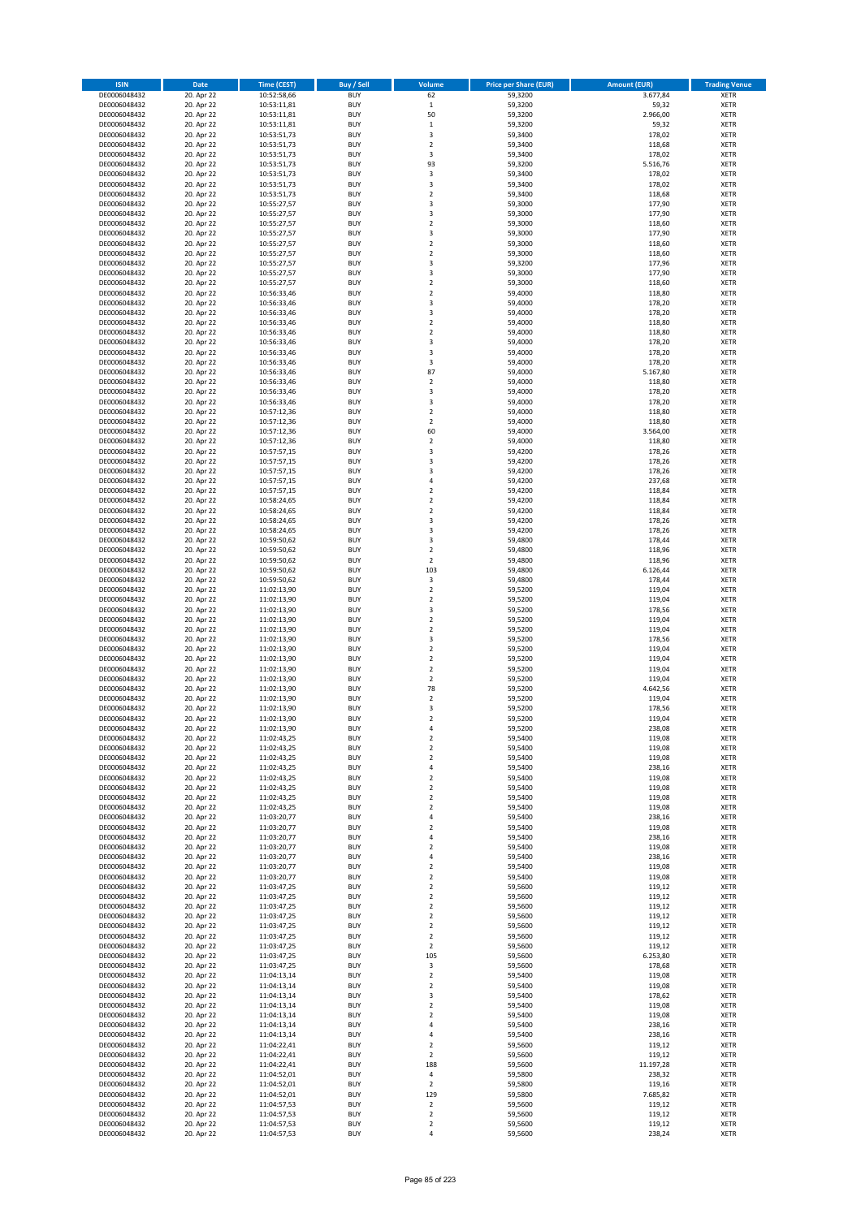| ISIN | Date | Time (CEST) | Buy / Sell | Volume | Price per Share (EUR) | Amount (EUR) | Trading Venue |
|---|---|---|---|---|---|---|---|
| DE0006048432 | 20. Apr 22 | 10:52:58,66 | BUY | 62 | 59,3200 | 3.677,84 | XETR |
| DE0006048432 | 20. Apr 22 | 10:53:11,81 | BUY | 1 | 59,3200 | 59,32 | XETR |
| DE0006048432 | 20. Apr 22 | 10:53:11,81 | BUY | 50 | 59,3200 | 2.966,00 | XETR |
| DE0006048432 | 20. Apr 22 | 10:53:11,81 | BUY | 1 | 59,3200 | 59,32 | XETR |
| DE0006048432 | 20. Apr 22 | 10:53:51,73 | BUY | 3 | 59,3400 | 178,02 | XETR |
| DE0006048432 | 20. Apr 22 | 10:53:51,73 | BUY | 2 | 59,3400 | 118,68 | XETR |
| DE0006048432 | 20. Apr 22 | 10:53:51,73 | BUY | 3 | 59,3400 | 178,02 | XETR |
| DE0006048432 | 20. Apr 22 | 10:53:51,73 | BUY | 93 | 59,3200 | 5.516,76 | XETR |
| DE0006048432 | 20. Apr 22 | 10:53:51,73 | BUY | 3 | 59,3400 | 178,02 | XETR |
| DE0006048432 | 20. Apr 22 | 10:53:51,73 | BUY | 3 | 59,3400 | 178,02 | XETR |
| DE0006048432 | 20. Apr 22 | 10:53:51,73 | BUY | 2 | 59,3400 | 118,68 | XETR |
| DE0006048432 | 20. Apr 22 | 10:55:27,57 | BUY | 3 | 59,3000 | 177,90 | XETR |
| DE0006048432 | 20. Apr 22 | 10:55:27,57 | BUY | 3 | 59,3000 | 177,90 | XETR |
| DE0006048432 | 20. Apr 22 | 10:55:27,57 | BUY | 2 | 59,3000 | 118,60 | XETR |
| DE0006048432 | 20. Apr 22 | 10:55:27,57 | BUY | 3 | 59,3000 | 177,90 | XETR |
| DE0006048432 | 20. Apr 22 | 10:55:27,57 | BUY | 2 | 59,3000 | 118,60 | XETR |
| DE0006048432 | 20. Apr 22 | 10:55:27,57 | BUY | 2 | 59,3000 | 118,60 | XETR |
| DE0006048432 | 20. Apr 22 | 10:55:27,57 | BUY | 3 | 59,3200 | 177,96 | XETR |
| DE0006048432 | 20. Apr 22 | 10:55:27,57 | BUY | 3 | 59,3000 | 177,90 | XETR |
| DE0006048432 | 20. Apr 22 | 10:55:27,57 | BUY | 2 | 59,3000 | 118,60 | XETR |
| DE0006048432 | 20. Apr 22 | 10:56:33,46 | BUY | 2 | 59,4000 | 118,80 | XETR |
| DE0006048432 | 20. Apr 22 | 10:56:33,46 | BUY | 3 | 59,4000 | 178,20 | XETR |
| DE0006048432 | 20. Apr 22 | 10:56:33,46 | BUY | 3 | 59,4000 | 178,20 | XETR |
| DE0006048432 | 20. Apr 22 | 10:56:33,46 | BUY | 2 | 59,4000 | 118,80 | XETR |
| DE0006048432 | 20. Apr 22 | 10:56:33,46 | BUY | 2 | 59,4000 | 118,80 | XETR |
| DE0006048432 | 20. Apr 22 | 10:56:33,46 | BUY | 3 | 59,4000 | 178,20 | XETR |
| DE0006048432 | 20. Apr 22 | 10:56:33,46 | BUY | 3 | 59,4000 | 178,20 | XETR |
| DE0006048432 | 20. Apr 22 | 10:56:33,46 | BUY | 3 | 59,4000 | 178,20 | XETR |
| DE0006048432 | 20. Apr 22 | 10:56:33,46 | BUY | 87 | 59,4000 | 5.167,80 | XETR |
| DE0006048432 | 20. Apr 22 | 10:56:33,46 | BUY | 2 | 59,4000 | 118,80 | XETR |
| DE0006048432 | 20. Apr 22 | 10:56:33,46 | BUY | 3 | 59,4000 | 178,20 | XETR |
| DE0006048432 | 20. Apr 22 | 10:56:33,46 | BUY | 3 | 59,4000 | 178,20 | XETR |
| DE0006048432 | 20. Apr 22 | 10:57:12,36 | BUY | 2 | 59,4000 | 118,80 | XETR |
| DE0006048432 | 20. Apr 22 | 10:57:12,36 | BUY | 2 | 59,4000 | 118,80 | XETR |
| DE0006048432 | 20. Apr 22 | 10:57:12,36 | BUY | 60 | 59,4000 | 3.564,00 | XETR |
| DE0006048432 | 20. Apr 22 | 10:57:12,36 | BUY | 2 | 59,4000 | 118,80 | XETR |
| DE0006048432 | 20. Apr 22 | 10:57:57,15 | BUY | 3 | 59,4200 | 178,26 | XETR |
| DE0006048432 | 20. Apr 22 | 10:57:57,15 | BUY | 3 | 59,4200 | 178,26 | XETR |
| DE0006048432 | 20. Apr 22 | 10:57:57,15 | BUY | 3 | 59,4200 | 178,26 | XETR |
| DE0006048432 | 20. Apr 22 | 10:57:57,15 | BUY | 4 | 59,4200 | 237,68 | XETR |
| DE0006048432 | 20. Apr 22 | 10:57:57,15 | BUY | 2 | 59,4200 | 118,84 | XETR |
| DE0006048432 | 20. Apr 22 | 10:58:24,65 | BUY | 2 | 59,4200 | 118,84 | XETR |
| DE0006048432 | 20. Apr 22 | 10:58:24,65 | BUY | 2 | 59,4200 | 118,84 | XETR |
| DE0006048432 | 20. Apr 22 | 10:58:24,65 | BUY | 3 | 59,4200 | 178,26 | XETR |
| DE0006048432 | 20. Apr 22 | 10:58:24,65 | BUY | 3 | 59,4200 | 178,26 | XETR |
| DE0006048432 | 20. Apr 22 | 10:59:50,62 | BUY | 3 | 59,4800 | 178,44 | XETR |
| DE0006048432 | 20. Apr 22 | 10:59:50,62 | BUY | 2 | 59,4800 | 118,96 | XETR |
| DE0006048432 | 20. Apr 22 | 10:59:50,62 | BUY | 2 | 59,4800 | 118,96 | XETR |
| DE0006048432 | 20. Apr 22 | 10:59:50,62 | BUY | 103 | 59,4800 | 6.126,44 | XETR |
| DE0006048432 | 20. Apr 22 | 10:59:50,62 | BUY | 3 | 59,4800 | 178,44 | XETR |
| DE0006048432 | 20. Apr 22 | 11:02:13,90 | BUY | 2 | 59,5200 | 119,04 | XETR |
| DE0006048432 | 20. Apr 22 | 11:02:13,90 | BUY | 2 | 59,5200 | 119,04 | XETR |
| DE0006048432 | 20. Apr 22 | 11:02:13,90 | BUY | 3 | 59,5200 | 178,56 | XETR |
| DE0006048432 | 20. Apr 22 | 11:02:13,90 | BUY | 2 | 59,5200 | 119,04 | XETR |
| DE0006048432 | 20. Apr 22 | 11:02:13,90 | BUY | 2 | 59,5200 | 119,04 | XETR |
| DE0006048432 | 20. Apr 22 | 11:02:13,90 | BUY | 3 | 59,5200 | 178,56 | XETR |
| DE0006048432 | 20. Apr 22 | 11:02:13,90 | BUY | 2 | 59,5200 | 119,04 | XETR |
| DE0006048432 | 20. Apr 22 | 11:02:13,90 | BUY | 2 | 59,5200 | 119,04 | XETR |
| DE0006048432 | 20. Apr 22 | 11:02:13,90 | BUY | 2 | 59,5200 | 119,04 | XETR |
| DE0006048432 | 20. Apr 22 | 11:02:13,90 | BUY | 2 | 59,5200 | 119,04 | XETR |
| DE0006048432 | 20. Apr 22 | 11:02:13,90 | BUY | 78 | 59,5200 | 4.642,56 | XETR |
| DE0006048432 | 20. Apr 22 | 11:02:13,90 | BUY | 2 | 59,5200 | 119,04 | XETR |
| DE0006048432 | 20. Apr 22 | 11:02:13,90 | BUY | 3 | 59,5200 | 178,56 | XETR |
| DE0006048432 | 20. Apr 22 | 11:02:13,90 | BUY | 2 | 59,5200 | 119,04 | XETR |
| DE0006048432 | 20. Apr 22 | 11:02:13,90 | BUY | 4 | 59,5200 | 238,08 | XETR |
| DE0006048432 | 20. Apr 22 | 11:02:43,25 | BUY | 2 | 59,5400 | 119,08 | XETR |
| DE0006048432 | 20. Apr 22 | 11:02:43,25 | BUY | 2 | 59,5400 | 119,08 | XETR |
| DE0006048432 | 20. Apr 22 | 11:02:43,25 | BUY | 2 | 59,5400 | 119,08 | XETR |
| DE0006048432 | 20. Apr 22 | 11:02:43,25 | BUY | 4 | 59,5400 | 238,16 | XETR |
| DE0006048432 | 20. Apr 22 | 11:02:43,25 | BUY | 2 | 59,5400 | 119,08 | XETR |
| DE0006048432 | 20. Apr 22 | 11:02:43,25 | BUY | 2 | 59,5400 | 119,08 | XETR |
| DE0006048432 | 20. Apr 22 | 11:02:43,25 | BUY | 2 | 59,5400 | 119,08 | XETR |
| DE0006048432 | 20. Apr 22 | 11:02:43,25 | BUY | 2 | 59,5400 | 119,08 | XETR |
| DE0006048432 | 20. Apr 22 | 11:03:20,77 | BUY | 4 | 59,5400 | 238,16 | XETR |
| DE0006048432 | 20. Apr 22 | 11:03:20,77 | BUY | 2 | 59,5400 | 119,08 | XETR |
| DE0006048432 | 20. Apr 22 | 11:03:20,77 | BUY | 4 | 59,5400 | 238,16 | XETR |
| DE0006048432 | 20. Apr 22 | 11:03:20,77 | BUY | 2 | 59,5400 | 119,08 | XETR |
| DE0006048432 | 20. Apr 22 | 11:03:20,77 | BUY | 4 | 59,5400 | 238,16 | XETR |
| DE0006048432 | 20. Apr 22 | 11:03:20,77 | BUY | 2 | 59,5400 | 119,08 | XETR |
| DE0006048432 | 20. Apr 22 | 11:03:20,77 | BUY | 2 | 59,5400 | 119,08 | XETR |
| DE0006048432 | 20. Apr 22 | 11:03:47,25 | BUY | 2 | 59,5600 | 119,12 | XETR |
| DE0006048432 | 20. Apr 22 | 11:03:47,25 | BUY | 2 | 59,5600 | 119,12 | XETR |
| DE0006048432 | 20. Apr 22 | 11:03:47,25 | BUY | 2 | 59,5600 | 119,12 | XETR |
| DE0006048432 | 20. Apr 22 | 11:03:47,25 | BUY | 2 | 59,5600 | 119,12 | XETR |
| DE0006048432 | 20. Apr 22 | 11:03:47,25 | BUY | 2 | 59,5600 | 119,12 | XETR |
| DE0006048432 | 20. Apr 22 | 11:03:47,25 | BUY | 2 | 59,5600 | 119,12 | XETR |
| DE0006048432 | 20. Apr 22 | 11:03:47,25 | BUY | 2 | 59,5600 | 119,12 | XETR |
| DE0006048432 | 20. Apr 22 | 11:03:47,25 | BUY | 105 | 59,5600 | 6.253,80 | XETR |
| DE0006048432 | 20. Apr 22 | 11:03:47,25 | BUY | 3 | 59,5600 | 178,68 | XETR |
| DE0006048432 | 20. Apr 22 | 11:04:13,14 | BUY | 2 | 59,5400 | 119,08 | XETR |
| DE0006048432 | 20. Apr 22 | 11:04:13,14 | BUY | 2 | 59,5400 | 119,08 | XETR |
| DE0006048432 | 20. Apr 22 | 11:04:13,14 | BUY | 3 | 59,5400 | 178,62 | XETR |
| DE0006048432 | 20. Apr 22 | 11:04:13,14 | BUY | 2 | 59,5400 | 119,08 | XETR |
| DE0006048432 | 20. Apr 22 | 11:04:13,14 | BUY | 2 | 59,5400 | 119,08 | XETR |
| DE0006048432 | 20. Apr 22 | 11:04:13,14 | BUY | 4 | 59,5400 | 238,16 | XETR |
| DE0006048432 | 20. Apr 22 | 11:04:13,14 | BUY | 4 | 59,5400 | 238,16 | XETR |
| DE0006048432 | 20. Apr 22 | 11:04:22,41 | BUY | 2 | 59,5600 | 119,12 | XETR |
| DE0006048432 | 20. Apr 22 | 11:04:22,41 | BUY | 2 | 59,5600 | 119,12 | XETR |
| DE0006048432 | 20. Apr 22 | 11:04:22,41 | BUY | 188 | 59,5600 | 11.197,28 | XETR |
| DE0006048432 | 20. Apr 22 | 11:04:52,01 | BUY | 4 | 59,5800 | 238,32 | XETR |
| DE0006048432 | 20. Apr 22 | 11:04:52,01 | BUY | 2 | 59,5800 | 119,16 | XETR |
| DE0006048432 | 20. Apr 22 | 11:04:52,01 | BUY | 129 | 59,5800 | 7.685,82 | XETR |
| DE0006048432 | 20. Apr 22 | 11:04:57,53 | BUY | 2 | 59,5600 | 119,12 | XETR |
| DE0006048432 | 20. Apr 22 | 11:04:57,53 | BUY | 2 | 59,5600 | 119,12 | XETR |
| DE0006048432 | 20. Apr 22 | 11:04:57,53 | BUY | 2 | 59,5600 | 119,12 | XETR |
| DE0006048432 | 20. Apr 22 | 11:04:57,53 | BUY | 4 | 59,5600 | 238,24 | XETR |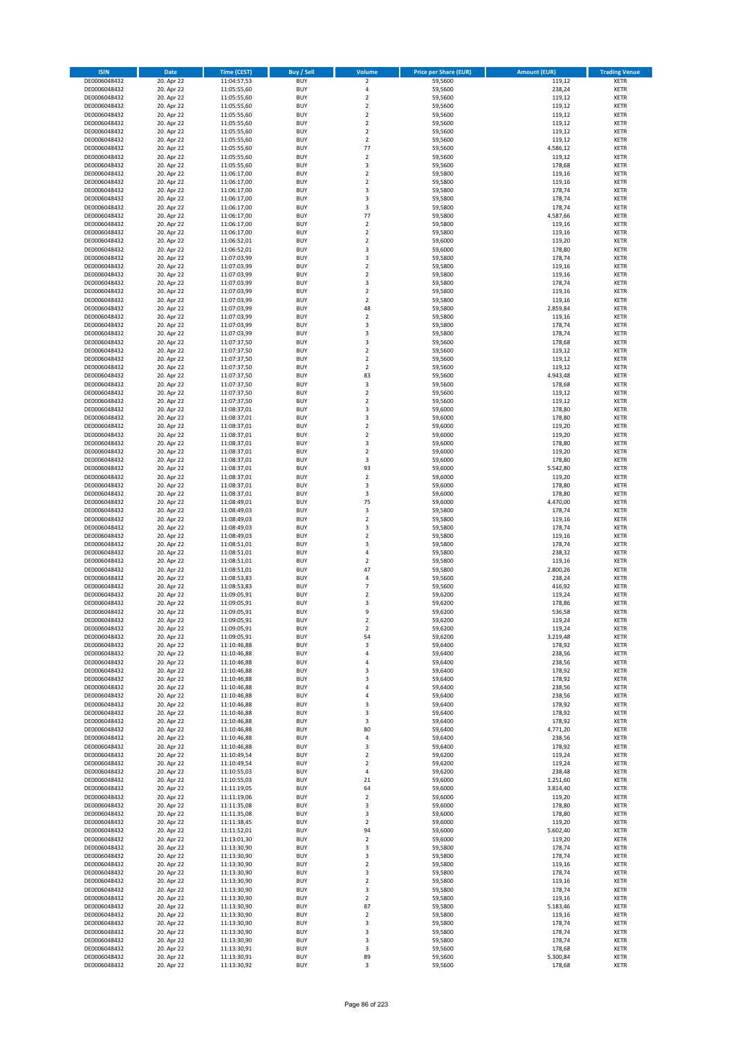| ISIN | Date | Time (CEST) | Buy / Sell | Volume | Price per Share (EUR) | Amount (EUR) | Trading Venue |
|---|---|---|---|---|---|---|---|
| DE0006048432 | 20. Apr 22 | 11:04:57,53 | BUY | 2 | 59,5600 | 119,12 | XETR |
| DE0006048432 | 20. Apr 22 | 11:05:55,60 | BUY | 4 | 59,5600 | 238,24 | XETR |
| DE0006048432 | 20. Apr 22 | 11:05:55,60 | BUY | 2 | 59,5600 | 119,12 | XETR |
| DE0006048432 | 20. Apr 22 | 11:05:55,60 | BUY | 2 | 59,5600 | 119,12 | XETR |
| DE0006048432 | 20. Apr 22 | 11:05:55,60 | BUY | 2 | 59,5600 | 119,12 | XETR |
| DE0006048432 | 20. Apr 22 | 11:05:55,60 | BUY | 2 | 59,5600 | 119,12 | XETR |
| DE0006048432 | 20. Apr 22 | 11:05:55,60 | BUY | 2 | 59,5600 | 119,12 | XETR |
| DE0006048432 | 20. Apr 22 | 11:05:55,60 | BUY | 2 | 59,5600 | 119,12 | XETR |
| DE0006048432 | 20. Apr 22 | 11:05:55,60 | BUY | 77 | 59,5600 | 4.586,12 | XETR |
| DE0006048432 | 20. Apr 22 | 11:05:55,60 | BUY | 2 | 59,5600 | 119,12 | XETR |
| DE0006048432 | 20. Apr 22 | 11:05:55,60 | BUY | 3 | 59,5600 | 178,68 | XETR |
| DE0006048432 | 20. Apr 22 | 11:06:17,00 | BUY | 2 | 59,5800 | 119,16 | XETR |
| DE0006048432 | 20. Apr 22 | 11:06:17,00 | BUY | 2 | 59,5800 | 119,16 | XETR |
| DE0006048432 | 20. Apr 22 | 11:06:17,00 | BUY | 3 | 59,5800 | 178,74 | XETR |
| DE0006048432 | 20. Apr 22 | 11:06:17,00 | BUY | 3 | 59,5800 | 178,74 | XETR |
| DE0006048432 | 20. Apr 22 | 11:06:17,00 | BUY | 3 | 59,5800 | 178,74 | XETR |
| DE0006048432 | 20. Apr 22 | 11:06:17,00 | BUY | 77 | 59,5800 | 4.587,66 | XETR |
| DE0006048432 | 20. Apr 22 | 11:06:17,00 | BUY | 2 | 59,5800 | 119,16 | XETR |
| DE0006048432 | 20. Apr 22 | 11:06:17,00 | BUY | 2 | 59,5800 | 119,16 | XETR |
| DE0006048432 | 20. Apr 22 | 11:06:52,01 | BUY | 2 | 59,6000 | 119,20 | XETR |
| DE0006048432 | 20. Apr 22 | 11:06:52,01 | BUY | 3 | 59,6000 | 178,80 | XETR |
| DE0006048432 | 20. Apr 22 | 11:07:03,99 | BUY | 3 | 59,5800 | 178,74 | XETR |
| DE0006048432 | 20. Apr 22 | 11:07:03,99 | BUY | 2 | 59,5800 | 119,16 | XETR |
| DE0006048432 | 20. Apr 22 | 11:07:03,99 | BUY | 2 | 59,5800 | 119,16 | XETR |
| DE0006048432 | 20. Apr 22 | 11:07:03,99 | BUY | 3 | 59,5800 | 178,74 | XETR |
| DE0006048432 | 20. Apr 22 | 11:07:03,99 | BUY | 2 | 59,5800 | 119,16 | XETR |
| DE0006048432 | 20. Apr 22 | 11:07:03,99 | BUY | 2 | 59,5800 | 119,16 | XETR |
| DE0006048432 | 20. Apr 22 | 11:07:03,99 | BUY | 48 | 59,5800 | 2.859,84 | XETR |
| DE0006048432 | 20. Apr 22 | 11:07:03,99 | BUY | 2 | 59,5800 | 119,16 | XETR |
| DE0006048432 | 20. Apr 22 | 11:07:03,99 | BUY | 3 | 59,5800 | 178,74 | XETR |
| DE0006048432 | 20. Apr 22 | 11:07:03,99 | BUY | 3 | 59,5800 | 178,74 | XETR |
| DE0006048432 | 20. Apr 22 | 11:07:37,50 | BUY | 3 | 59,5600 | 178,68 | XETR |
| DE0006048432 | 20. Apr 22 | 11:07:37,50 | BUY | 2 | 59,5600 | 119,12 | XETR |
| DE0006048432 | 20. Apr 22 | 11:07:37,50 | BUY | 2 | 59,5600 | 119,12 | XETR |
| DE0006048432 | 20. Apr 22 | 11:07:37,50 | BUY | 2 | 59,5600 | 119,12 | XETR |
| DE0006048432 | 20. Apr 22 | 11:07:37,50 | BUY | 83 | 59,5600 | 4.943,48 | XETR |
| DE0006048432 | 20. Apr 22 | 11:07:37,50 | BUY | 3 | 59,5600 | 178,68 | XETR |
| DE0006048432 | 20. Apr 22 | 11:07:37,50 | BUY | 2 | 59,5600 | 119,12 | XETR |
| DE0006048432 | 20. Apr 22 | 11:07:37,50 | BUY | 2 | 59,5600 | 119,12 | XETR |
| DE0006048432 | 20. Apr 22 | 11:08:37,01 | BUY | 3 | 59,6000 | 178,80 | XETR |
| DE0006048432 | 20. Apr 22 | 11:08:37,01 | BUY | 3 | 59,6000 | 178,80 | XETR |
| DE0006048432 | 20. Apr 22 | 11:08:37,01 | BUY | 2 | 59,6000 | 119,20 | XETR |
| DE0006048432 | 20. Apr 22 | 11:08:37,01 | BUY | 2 | 59,6000 | 119,20 | XETR |
| DE0006048432 | 20. Apr 22 | 11:08:37,01 | BUY | 3 | 59,6000 | 178,80 | XETR |
| DE0006048432 | 20. Apr 22 | 11:08:37,01 | BUY | 2 | 59,6000 | 119,20 | XETR |
| DE0006048432 | 20. Apr 22 | 11:08:37,01 | BUY | 3 | 59,6000 | 178,80 | XETR |
| DE0006048432 | 20. Apr 22 | 11:08:37,01 | BUY | 93 | 59,6000 | 5.542,80 | XETR |
| DE0006048432 | 20. Apr 22 | 11:08:37,01 | BUY | 2 | 59,6000 | 119,20 | XETR |
| DE0006048432 | 20. Apr 22 | 11:08:37,01 | BUY | 3 | 59,6000 | 178,80 | XETR |
| DE0006048432 | 20. Apr 22 | 11:08:37,01 | BUY | 3 | 59,6000 | 178,80 | XETR |
| DE0006048432 | 20. Apr 22 | 11:08:49,01 | BUY | 75 | 59,6000 | 4.470,00 | XETR |
| DE0006048432 | 20. Apr 22 | 11:08:49,03 | BUY | 3 | 59,5800 | 178,74 | XETR |
| DE0006048432 | 20. Apr 22 | 11:08:49,03 | BUY | 2 | 59,5800 | 119,16 | XETR |
| DE0006048432 | 20. Apr 22 | 11:08:49,03 | BUY | 3 | 59,5800 | 178,74 | XETR |
| DE0006048432 | 20. Apr 22 | 11:08:49,03 | BUY | 2 | 59,5800 | 119,16 | XETR |
| DE0006048432 | 20. Apr 22 | 11:08:51,01 | BUY | 3 | 59,5800 | 178,74 | XETR |
| DE0006048432 | 20. Apr 22 | 11:08:51,01 | BUY | 4 | 59,5800 | 238,32 | XETR |
| DE0006048432 | 20. Apr 22 | 11:08:51,01 | BUY | 2 | 59,5800 | 119,16 | XETR |
| DE0006048432 | 20. Apr 22 | 11:08:51,01 | BUY | 47 | 59,5800 | 2.800,26 | XETR |
| DE0006048432 | 20. Apr 22 | 11:08:53,83 | BUY | 4 | 59,5600 | 238,24 | XETR |
| DE0006048432 | 20. Apr 22 | 11:08:53,83 | BUY | 7 | 59,5600 | 416,92 | XETR |
| DE0006048432 | 20. Apr 22 | 11:09:05,91 | BUY | 2 | 59,6200 | 119,24 | XETR |
| DE0006048432 | 20. Apr 22 | 11:09:05,91 | BUY | 3 | 59,6200 | 178,86 | XETR |
| DE0006048432 | 20. Apr 22 | 11:09:05,91 | BUY | 9 | 59,6200 | 536,58 | XETR |
| DE0006048432 | 20. Apr 22 | 11:09:05,91 | BUY | 2 | 59,6200 | 119,24 | XETR |
| DE0006048432 | 20. Apr 22 | 11:09:05,91 | BUY | 2 | 59,6200 | 119,24 | XETR |
| DE0006048432 | 20. Apr 22 | 11:09:05,91 | BUY | 54 | 59,6200 | 3.219,48 | XETR |
| DE0006048432 | 20. Apr 22 | 11:10:46,88 | BUY | 3 | 59,6400 | 178,92 | XETR |
| DE0006048432 | 20. Apr 22 | 11:10:46,88 | BUY | 4 | 59,6400 | 238,56 | XETR |
| DE0006048432 | 20. Apr 22 | 11:10:46,88 | BUY | 4 | 59,6400 | 238,56 | XETR |
| DE0006048432 | 20. Apr 22 | 11:10:46,88 | BUY | 3 | 59,6400 | 178,92 | XETR |
| DE0006048432 | 20. Apr 22 | 11:10:46,88 | BUY | 3 | 59,6400 | 178,92 | XETR |
| DE0006048432 | 20. Apr 22 | 11:10:46,88 | BUY | 4 | 59,6400 | 238,56 | XETR |
| DE0006048432 | 20. Apr 22 | 11:10:46,88 | BUY | 4 | 59,6400 | 238,56 | XETR |
| DE0006048432 | 20. Apr 22 | 11:10:46,88 | BUY | 3 | 59,6400 | 178,92 | XETR |
| DE0006048432 | 20. Apr 22 | 11:10:46,88 | BUY | 3 | 59,6400 | 178,92 | XETR |
| DE0006048432 | 20. Apr 22 | 11:10:46,88 | BUY | 3 | 59,6400 | 178,92 | XETR |
| DE0006048432 | 20. Apr 22 | 11:10:46,88 | BUY | 80 | 59,6400 | 4.771,20 | XETR |
| DE0006048432 | 20. Apr 22 | 11:10:46,88 | BUY | 4 | 59,6400 | 238,56 | XETR |
| DE0006048432 | 20. Apr 22 | 11:10:46,88 | BUY | 3 | 59,6400 | 178,92 | XETR |
| DE0006048432 | 20. Apr 22 | 11:10:49,54 | BUY | 2 | 59,6200 | 119,24 | XETR |
| DE0006048432 | 20. Apr 22 | 11:10:49,54 | BUY | 2 | 59,6200 | 119,24 | XETR |
| DE0006048432 | 20. Apr 22 | 11:10:55,03 | BUY | 4 | 59,6200 | 238,48 | XETR |
| DE0006048432 | 20. Apr 22 | 11:10:55,03 | BUY | 21 | 59,6000 | 1.251,60 | XETR |
| DE0006048432 | 20. Apr 22 | 11:11:19,05 | BUY | 64 | 59,6000 | 3.814,40 | XETR |
| DE0006048432 | 20. Apr 22 | 11:11:19,06 | BUY | 2 | 59,6000 | 119,20 | XETR |
| DE0006048432 | 20. Apr 22 | 11:11:35,08 | BUY | 3 | 59,6000 | 178,80 | XETR |
| DE0006048432 | 20. Apr 22 | 11:11:35,08 | BUY | 3 | 59,6000 | 178,80 | XETR |
| DE0006048432 | 20. Apr 22 | 11:11:38,45 | BUY | 2 | 59,6000 | 119,20 | XETR |
| DE0006048432 | 20. Apr 22 | 11:11:52,01 | BUY | 94 | 59,6000 | 5.602,40 | XETR |
| DE0006048432 | 20. Apr 22 | 11:13:01,30 | BUY | 2 | 59,6000 | 119,20 | XETR |
| DE0006048432 | 20. Apr 22 | 11:13:30,90 | BUY | 3 | 59,5800 | 178,74 | XETR |
| DE0006048432 | 20. Apr 22 | 11:13:30,90 | BUY | 3 | 59,5800 | 178,74 | XETR |
| DE0006048432 | 20. Apr 22 | 11:13:30,90 | BUY | 2 | 59,5800 | 119,16 | XETR |
| DE0006048432 | 20. Apr 22 | 11:13:30,90 | BUY | 3 | 59,5800 | 178,74 | XETR |
| DE0006048432 | 20. Apr 22 | 11:13:30,90 | BUY | 2 | 59,5800 | 119,16 | XETR |
| DE0006048432 | 20. Apr 22 | 11:13:30,90 | BUY | 3 | 59,5800 | 178,74 | XETR |
| DE0006048432 | 20. Apr 22 | 11:13:30,90 | BUY | 2 | 59,5800 | 119,16 | XETR |
| DE0006048432 | 20. Apr 22 | 11:13:30,90 | BUY | 87 | 59,5800 | 5.183,46 | XETR |
| DE0006048432 | 20. Apr 22 | 11:13:30,90 | BUY | 2 | 59,5800 | 119,16 | XETR |
| DE0006048432 | 20. Apr 22 | 11:13:30,90 | BUY | 3 | 59,5800 | 178,74 | XETR |
| DE0006048432 | 20. Apr 22 | 11:13:30,90 | BUY | 3 | 59,5800 | 178,74 | XETR |
| DE0006048432 | 20. Apr 22 | 11:13:30,90 | BUY | 3 | 59,5800 | 178,74 | XETR |
| DE0006048432 | 20. Apr 22 | 11:13:30,91 | BUY | 3 | 59,5600 | 178,68 | XETR |
| DE0006048432 | 20. Apr 22 | 11:13:30,91 | BUY | 89 | 59,5600 | 5.300,84 | XETR |
| DE0006048432 | 20. Apr 22 | 11:13:30,92 | BUY | 3 | 59,5600 | 178,68 | XETR |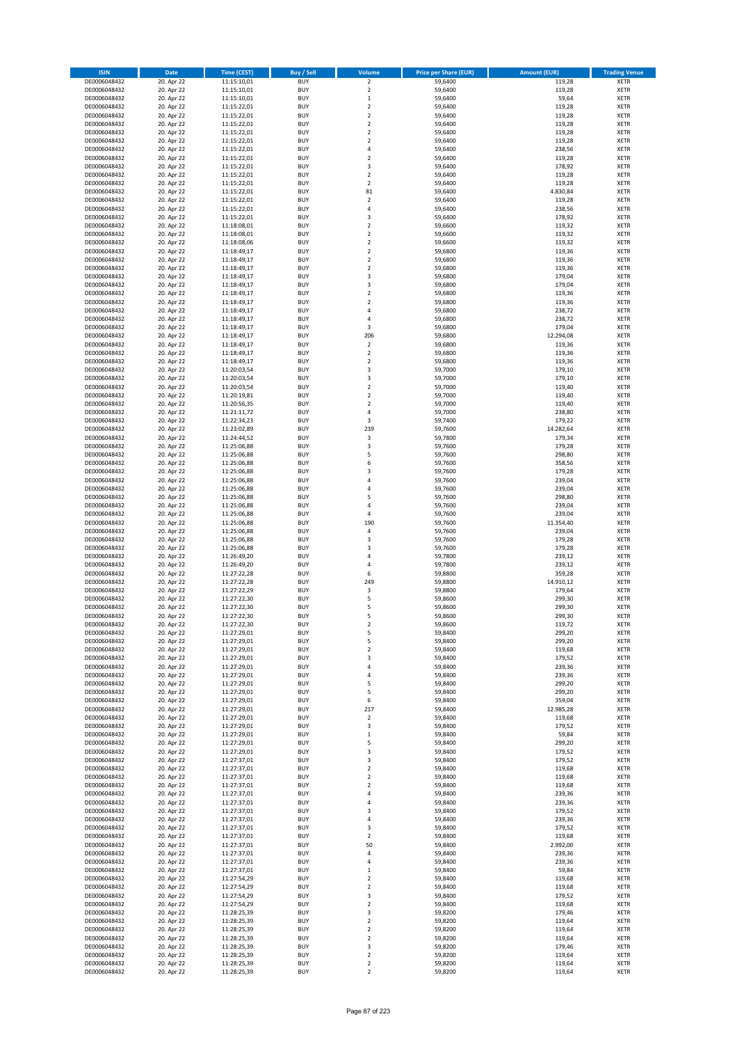| ISIN | Date | Time (CEST) | Buy / Sell | Volume | Price per Share (EUR) | Amount (EUR) | Trading Venue |
|---|---|---|---|---|---|---|---|
| DE0006048432 | 20. Apr 22 | 11:15:10,01 | BUY | 2 | 59,6400 | 119,28 | XETR |
| DE0006048432 | 20. Apr 22 | 11:15:10,01 | BUY | 2 | 59,6400 | 119,28 | XETR |
| DE0006048432 | 20. Apr 22 | 11:15:10,01 | BUY | 1 | 59,6400 | 59,64 | XETR |
| DE0006048432 | 20. Apr 22 | 11:15:22,01 | BUY | 2 | 59,6400 | 119,28 | XETR |
| DE0006048432 | 20. Apr 22 | 11:15:22,01 | BUY | 2 | 59,6400 | 119,28 | XETR |
| DE0006048432 | 20. Apr 22 | 11:15:22,01 | BUY | 2 | 59,6400 | 119,28 | XETR |
| DE0006048432 | 20. Apr 22 | 11:15:22,01 | BUY | 2 | 59,6400 | 119,28 | XETR |
| DE0006048432 | 20. Apr 22 | 11:15:22,01 | BUY | 2 | 59,6400 | 119,28 | XETR |
| DE0006048432 | 20. Apr 22 | 11:15:22,01 | BUY | 4 | 59,6400 | 238,56 | XETR |
| DE0006048432 | 20. Apr 22 | 11:15:22,01 | BUY | 2 | 59,6400 | 119,28 | XETR |
| DE0006048432 | 20. Apr 22 | 11:15:22,01 | BUY | 3 | 59,6400 | 178,92 | XETR |
| DE0006048432 | 20. Apr 22 | 11:15:22,01 | BUY | 2 | 59,6400 | 119,28 | XETR |
| DE0006048432 | 20. Apr 22 | 11:15:22,01 | BUY | 2 | 59,6400 | 119,28 | XETR |
| DE0006048432 | 20. Apr 22 | 11:15:22,01 | BUY | 81 | 59,6400 | 4.830,84 | XETR |
| DE0006048432 | 20. Apr 22 | 11:15:22,01 | BUY | 2 | 59,6400 | 119,28 | XETR |
| DE0006048432 | 20. Apr 22 | 11:15:22,01 | BUY | 4 | 59,6400 | 238,56 | XETR |
| DE0006048432 | 20. Apr 22 | 11:15:22,01 | BUY | 3 | 59,6400 | 178,92 | XETR |
| DE0006048432 | 20. Apr 22 | 11:18:08,01 | BUY | 2 | 59,6600 | 119,32 | XETR |
| DE0006048432 | 20. Apr 22 | 11:18:08,01 | BUY | 2 | 59,6600 | 119,32 | XETR |
| DE0006048432 | 20. Apr 22 | 11:18:08,06 | BUY | 2 | 59,6600 | 119,32 | XETR |
| DE0006048432 | 20. Apr 22 | 11:18:49,17 | BUY | 2 | 59,6800 | 119,36 | XETR |
| DE0006048432 | 20. Apr 22 | 11:18:49,17 | BUY | 2 | 59,6800 | 119,36 | XETR |
| DE0006048432 | 20. Apr 22 | 11:18:49,17 | BUY | 2 | 59,6800 | 119,36 | XETR |
| DE0006048432 | 20. Apr 22 | 11:18:49,17 | BUY | 3 | 59,6800 | 179,04 | XETR |
| DE0006048432 | 20. Apr 22 | 11:18:49,17 | BUY | 3 | 59,6800 | 179,04 | XETR |
| DE0006048432 | 20. Apr 22 | 11:18:49,17 | BUY | 2 | 59,6800 | 119,36 | XETR |
| DE0006048432 | 20. Apr 22 | 11:18:49,17 | BUY | 2 | 59,6800 | 119,36 | XETR |
| DE0006048432 | 20. Apr 22 | 11:18:49,17 | BUY | 4 | 59,6800 | 238,72 | XETR |
| DE0006048432 | 20. Apr 22 | 11:18:49,17 | BUY | 4 | 59,6800 | 238,72 | XETR |
| DE0006048432 | 20. Apr 22 | 11:18:49,17 | BUY | 3 | 59,6800 | 179,04 | XETR |
| DE0006048432 | 20. Apr 22 | 11:18:49,17 | BUY | 206 | 59,6800 | 12.294,08 | XETR |
| DE0006048432 | 20. Apr 22 | 11:18:49,17 | BUY | 2 | 59,6800 | 119,36 | XETR |
| DE0006048432 | 20. Apr 22 | 11:18:49,17 | BUY | 2 | 59,6800 | 119,36 | XETR |
| DE0006048432 | 20. Apr 22 | 11:18:49,17 | BUY | 2 | 59,6800 | 119,36 | XETR |
| DE0006048432 | 20. Apr 22 | 11:20:03,54 | BUY | 3 | 59,7000 | 179,10 | XETR |
| DE0006048432 | 20. Apr 22 | 11:20:03,54 | BUY | 3 | 59,7000 | 179,10 | XETR |
| DE0006048432 | 20. Apr 22 | 11:20:03,54 | BUY | 2 | 59,7000 | 119,40 | XETR |
| DE0006048432 | 20. Apr 22 | 11:20:19,81 | BUY | 2 | 59,7000 | 119,40 | XETR |
| DE0006048432 | 20. Apr 22 | 11:20:56,35 | BUY | 2 | 59,7000 | 119,40 | XETR |
| DE0006048432 | 20. Apr 22 | 11:21:11,72 | BUY | 4 | 59,7000 | 238,80 | XETR |
| DE0006048432 | 20. Apr 22 | 11:22:34,23 | BUY | 3 | 59,7400 | 179,22 | XETR |
| DE0006048432 | 20. Apr 22 | 11:23:02,89 | BUY | 239 | 59,7600 | 14.282,64 | XETR |
| DE0006048432 | 20. Apr 22 | 11:24:44,52 | BUY | 3 | 59,7800 | 179,34 | XETR |
| DE0006048432 | 20. Apr 22 | 11:25:06,88 | BUY | 3 | 59,7600 | 179,28 | XETR |
| DE0006048432 | 20. Apr 22 | 11:25:06,88 | BUY | 5 | 59,7600 | 298,80 | XETR |
| DE0006048432 | 20. Apr 22 | 11:25:06,88 | BUY | 6 | 59,7600 | 358,56 | XETR |
| DE0006048432 | 20. Apr 22 | 11:25:06,88 | BUY | 3 | 59,7600 | 179,28 | XETR |
| DE0006048432 | 20. Apr 22 | 11:25:06,88 | BUY | 4 | 59,7600 | 239,04 | XETR |
| DE0006048432 | 20. Apr 22 | 11:25:06,88 | BUY | 4 | 59,7600 | 239,04 | XETR |
| DE0006048432 | 20. Apr 22 | 11:25:06,88 | BUY | 5 | 59,7600 | 298,80 | XETR |
| DE0006048432 | 20. Apr 22 | 11:25:06,88 | BUY | 4 | 59,7600 | 239,04 | XETR |
| DE0006048432 | 20. Apr 22 | 11:25:06,88 | BUY | 4 | 59,7600 | 239,04 | XETR |
| DE0006048432 | 20. Apr 22 | 11:25:06,88 | BUY | 190 | 59,7600 | 11.354,40 | XETR |
| DE0006048432 | 20. Apr 22 | 11:25:06,88 | BUY | 4 | 59,7600 | 239,04 | XETR |
| DE0006048432 | 20. Apr 22 | 11:25:06,88 | BUY | 3 | 59,7600 | 179,28 | XETR |
| DE0006048432 | 20. Apr 22 | 11:25:06,88 | BUY | 3 | 59,7600 | 179,28 | XETR |
| DE0006048432 | 20. Apr 22 | 11:26:49,20 | BUY | 4 | 59,7800 | 239,12 | XETR |
| DE0006048432 | 20. Apr 22 | 11:26:49,20 | BUY | 4 | 59,7800 | 239,12 | XETR |
| DE0006048432 | 20. Apr 22 | 11:27:22,28 | BUY | 6 | 59,8800 | 359,28 | XETR |
| DE0006048432 | 20. Apr 22 | 11:27:22,28 | BUY | 249 | 59,8800 | 14.910,12 | XETR |
| DE0006048432 | 20. Apr 22 | 11:27:22,29 | BUY | 3 | 59,8800 | 179,64 | XETR |
| DE0006048432 | 20. Apr 22 | 11:27:22,30 | BUY | 5 | 59,8600 | 299,30 | XETR |
| DE0006048432 | 20. Apr 22 | 11:27:22,30 | BUY | 5 | 59,8600 | 299,30 | XETR |
| DE0006048432 | 20. Apr 22 | 11:27:22,30 | BUY | 5 | 59,8600 | 299,30 | XETR |
| DE0006048432 | 20. Apr 22 | 11:27:22,30 | BUY | 2 | 59,8600 | 119,72 | XETR |
| DE0006048432 | 20. Apr 22 | 11:27:29,01 | BUY | 5 | 59,8400 | 299,20 | XETR |
| DE0006048432 | 20. Apr 22 | 11:27:29,01 | BUY | 5 | 59,8400 | 299,20 | XETR |
| DE0006048432 | 20. Apr 22 | 11:27:29,01 | BUY | 2 | 59,8400 | 119,68 | XETR |
| DE0006048432 | 20. Apr 22 | 11:27:29,01 | BUY | 3 | 59,8400 | 179,52 | XETR |
| DE0006048432 | 20. Apr 22 | 11:27:29,01 | BUY | 4 | 59,8400 | 239,36 | XETR |
| DE0006048432 | 20. Apr 22 | 11:27:29,01 | BUY | 4 | 59,8400 | 239,36 | XETR |
| DE0006048432 | 20. Apr 22 | 11:27:29,01 | BUY | 5 | 59,8400 | 299,20 | XETR |
| DE0006048432 | 20. Apr 22 | 11:27:29,01 | BUY | 5 | 59,8400 | 299,20 | XETR |
| DE0006048432 | 20. Apr 22 | 11:27:29,01 | BUY | 6 | 59,8400 | 359,04 | XETR |
| DE0006048432 | 20. Apr 22 | 11:27:29,01 | BUY | 217 | 59,8400 | 12.985,28 | XETR |
| DE0006048432 | 20. Apr 22 | 11:27:29,01 | BUY | 2 | 59,8400 | 119,68 | XETR |
| DE0006048432 | 20. Apr 22 | 11:27:29,01 | BUY | 3 | 59,8400 | 179,52 | XETR |
| DE0006048432 | 20. Apr 22 | 11:27:29,01 | BUY | 1 | 59,8400 | 59,84 | XETR |
| DE0006048432 | 20. Apr 22 | 11:27:29,01 | BUY | 5 | 59,8400 | 299,20 | XETR |
| DE0006048432 | 20. Apr 22 | 11:27:29,01 | BUY | 3 | 59,8400 | 179,52 | XETR |
| DE0006048432 | 20. Apr 22 | 11:27:37,01 | BUY | 3 | 59,8400 | 179,52 | XETR |
| DE0006048432 | 20. Apr 22 | 11:27:37,01 | BUY | 2 | 59,8400 | 119,68 | XETR |
| DE0006048432 | 20. Apr 22 | 11:27:37,01 | BUY | 2 | 59,8400 | 119,68 | XETR |
| DE0006048432 | 20. Apr 22 | 11:27:37,01 | BUY | 2 | 59,8400 | 119,68 | XETR |
| DE0006048432 | 20. Apr 22 | 11:27:37,01 | BUY | 4 | 59,8400 | 239,36 | XETR |
| DE0006048432 | 20. Apr 22 | 11:27:37,01 | BUY | 4 | 59,8400 | 239,36 | XETR |
| DE0006048432 | 20. Apr 22 | 11:27:37,01 | BUY | 3 | 59,8400 | 179,52 | XETR |
| DE0006048432 | 20. Apr 22 | 11:27:37,01 | BUY | 4 | 59,8400 | 239,36 | XETR |
| DE0006048432 | 20. Apr 22 | 11:27:37,01 | BUY | 3 | 59,8400 | 179,52 | XETR |
| DE0006048432 | 20. Apr 22 | 11:27:37,01 | BUY | 2 | 59,8400 | 119,68 | XETR |
| DE0006048432 | 20. Apr 22 | 11:27:37,01 | BUY | 50 | 59,8400 | 2.992,00 | XETR |
| DE0006048432 | 20. Apr 22 | 11:27:37,01 | BUY | 4 | 59,8400 | 239,36 | XETR |
| DE0006048432 | 20. Apr 22 | 11:27:37,01 | BUY | 4 | 59,8400 | 239,36 | XETR |
| DE0006048432 | 20. Apr 22 | 11:27:37,01 | BUY | 1 | 59,8400 | 59,84 | XETR |
| DE0006048432 | 20. Apr 22 | 11:27:54,29 | BUY | 2 | 59,8400 | 119,68 | XETR |
| DE0006048432 | 20. Apr 22 | 11:27:54,29 | BUY | 2 | 59,8400 | 119,68 | XETR |
| DE0006048432 | 20. Apr 22 | 11:27:54,29 | BUY | 3 | 59,8400 | 179,52 | XETR |
| DE0006048432 | 20. Apr 22 | 11:27:54,29 | BUY | 2 | 59,8400 | 119,68 | XETR |
| DE0006048432 | 20. Apr 22 | 11:28:25,39 | BUY | 3 | 59,8200 | 179,46 | XETR |
| DE0006048432 | 20. Apr 22 | 11:28:25,39 | BUY | 2 | 59,8200 | 119,64 | XETR |
| DE0006048432 | 20. Apr 22 | 11:28:25,39 | BUY | 2 | 59,8200 | 119,64 | XETR |
| DE0006048432 | 20. Apr 22 | 11:28:25,39 | BUY | 2 | 59,8200 | 119,64 | XETR |
| DE0006048432 | 20. Apr 22 | 11:28:25,39 | BUY | 3 | 59,8200 | 179,46 | XETR |
| DE0006048432 | 20. Apr 22 | 11:28:25,39 | BUY | 2 | 59,8200 | 119,64 | XETR |
| DE0006048432 | 20. Apr 22 | 11:28:25,39 | BUY | 2 | 59,8200 | 119,64 | XETR |
| DE0006048432 | 20. Apr 22 | 11:28:25,39 | BUY | 2 | 59,8200 | 119,64 | XETR |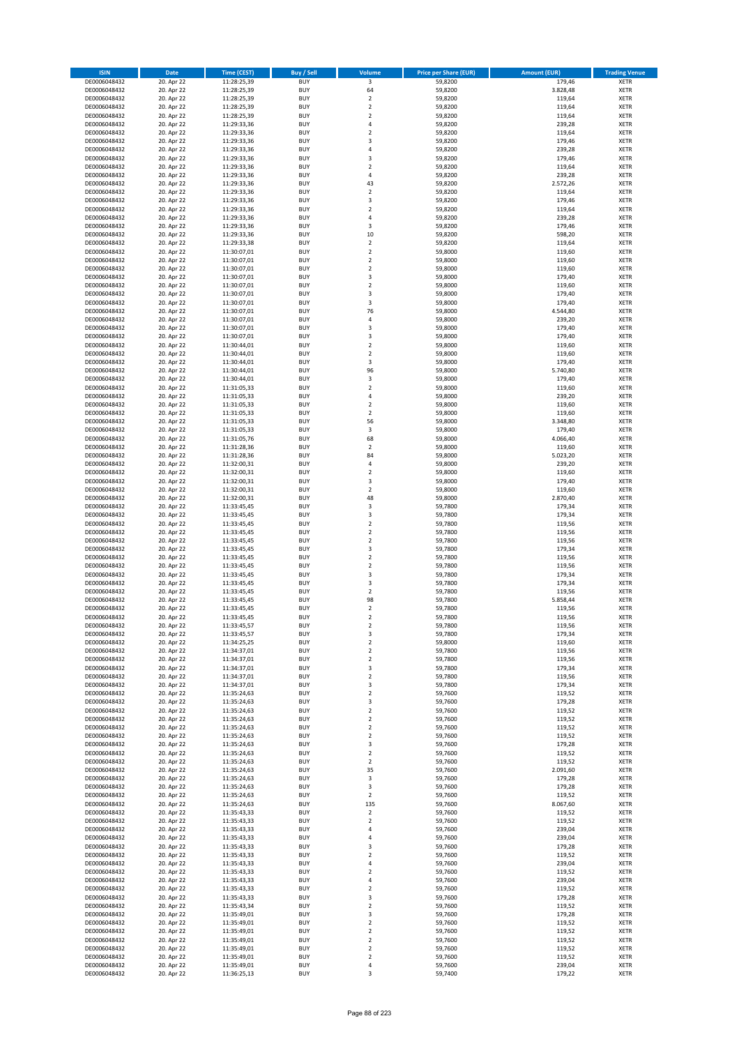| ISIN | Date | Time (CEST) | Buy / Sell | Volume | Price per Share (EUR) | Amount (EUR) | Trading Venue |
|---|---|---|---|---|---|---|---|
| DE0006048432 | 20. Apr 22 | 11:28:25,39 | BUY | 3 | 59,8200 | 179,46 | XETR |
| DE0006048432 | 20. Apr 22 | 11:28:25,39 | BUY | 64 | 59,8200 | 3.828,48 | XETR |
| DE0006048432 | 20. Apr 22 | 11:28:25,39 | BUY | 2 | 59,8200 | 119,64 | XETR |
| DE0006048432 | 20. Apr 22 | 11:28:25,39 | BUY | 2 | 59,8200 | 119,64 | XETR |
| DE0006048432 | 20. Apr 22 | 11:28:25,39 | BUY | 2 | 59,8200 | 119,64 | XETR |
| DE0006048432 | 20. Apr 22 | 11:29:33,36 | BUY | 4 | 59,8200 | 239,28 | XETR |
| DE0006048432 | 20. Apr 22 | 11:29:33,36 | BUY | 2 | 59,8200 | 119,64 | XETR |
| DE0006048432 | 20. Apr 22 | 11:29:33,36 | BUY | 3 | 59,8200 | 179,46 | XETR |
| DE0006048432 | 20. Apr 22 | 11:29:33,36 | BUY | 4 | 59,8200 | 239,28 | XETR |
| DE0006048432 | 20. Apr 22 | 11:29:33,36 | BUY | 3 | 59,8200 | 179,46 | XETR |
| DE0006048432 | 20. Apr 22 | 11:29:33,36 | BUY | 2 | 59,8200 | 119,64 | XETR |
| DE0006048432 | 20. Apr 22 | 11:29:33,36 | BUY | 4 | 59,8200 | 239,28 | XETR |
| DE0006048432 | 20. Apr 22 | 11:29:33,36 | BUY | 43 | 59,8200 | 2.572,26 | XETR |
| DE0006048432 | 20. Apr 22 | 11:29:33,36 | BUY | 2 | 59,8200 | 119,64 | XETR |
| DE0006048432 | 20. Apr 22 | 11:29:33,36 | BUY | 3 | 59,8200 | 179,46 | XETR |
| DE0006048432 | 20. Apr 22 | 11:29:33,36 | BUY | 2 | 59,8200 | 119,64 | XETR |
| DE0006048432 | 20. Apr 22 | 11:29:33,36 | BUY | 4 | 59,8200 | 239,28 | XETR |
| DE0006048432 | 20. Apr 22 | 11:29:33,36 | BUY | 3 | 59,8200 | 179,46 | XETR |
| DE0006048432 | 20. Apr 22 | 11:29:33,36 | BUY | 10 | 59,8200 | 598,20 | XETR |
| DE0006048432 | 20. Apr 22 | 11:29:33,38 | BUY | 2 | 59,8200 | 119,64 | XETR |
| DE0006048432 | 20. Apr 22 | 11:30:07,01 | BUY | 2 | 59,8000 | 119,60 | XETR |
| DE0006048432 | 20. Apr 22 | 11:30:07,01 | BUY | 2 | 59,8000 | 119,60 | XETR |
| DE0006048432 | 20. Apr 22 | 11:30:07,01 | BUY | 2 | 59,8000 | 119,60 | XETR |
| DE0006048432 | 20. Apr 22 | 11:30:07,01 | BUY | 3 | 59,8000 | 179,40 | XETR |
| DE0006048432 | 20. Apr 22 | 11:30:07,01 | BUY | 2 | 59,8000 | 119,60 | XETR |
| DE0006048432 | 20. Apr 22 | 11:30:07,01 | BUY | 3 | 59,8000 | 179,40 | XETR |
| DE0006048432 | 20. Apr 22 | 11:30:07,01 | BUY | 3 | 59,8000 | 179,40 | XETR |
| DE0006048432 | 20. Apr 22 | 11:30:07,01 | BUY | 76 | 59,8000 | 4.544,80 | XETR |
| DE0006048432 | 20. Apr 22 | 11:30:07,01 | BUY | 4 | 59,8000 | 239,20 | XETR |
| DE0006048432 | 20. Apr 22 | 11:30:07,01 | BUY | 3 | 59,8000 | 179,40 | XETR |
| DE0006048432 | 20. Apr 22 | 11:30:07,01 | BUY | 3 | 59,8000 | 179,40 | XETR |
| DE0006048432 | 20. Apr 22 | 11:30:44,01 | BUY | 2 | 59,8000 | 119,60 | XETR |
| DE0006048432 | 20. Apr 22 | 11:30:44,01 | BUY | 2 | 59,8000 | 119,60 | XETR |
| DE0006048432 | 20. Apr 22 | 11:30:44,01 | BUY | 3 | 59,8000 | 179,40 | XETR |
| DE0006048432 | 20. Apr 22 | 11:30:44,01 | BUY | 96 | 59,8000 | 5.740,80 | XETR |
| DE0006048432 | 20. Apr 22 | 11:30:44,01 | BUY | 3 | 59,8000 | 179,40 | XETR |
| DE0006048432 | 20. Apr 22 | 11:31:05,33 | BUY | 2 | 59,8000 | 119,60 | XETR |
| DE0006048432 | 20. Apr 22 | 11:31:05,33 | BUY | 4 | 59,8000 | 239,20 | XETR |
| DE0006048432 | 20. Apr 22 | 11:31:05,33 | BUY | 2 | 59,8000 | 119,60 | XETR |
| DE0006048432 | 20. Apr 22 | 11:31:05,33 | BUY | 2 | 59,8000 | 119,60 | XETR |
| DE0006048432 | 20. Apr 22 | 11:31:05,33 | BUY | 56 | 59,8000 | 3.348,80 | XETR |
| DE0006048432 | 20. Apr 22 | 11:31:05,33 | BUY | 3 | 59,8000 | 179,40 | XETR |
| DE0006048432 | 20. Apr 22 | 11:31:05,76 | BUY | 68 | 59,8000 | 4.066,40 | XETR |
| DE0006048432 | 20. Apr 22 | 11:31:28,36 | BUY | 2 | 59,8000 | 119,60 | XETR |
| DE0006048432 | 20. Apr 22 | 11:31:28,36 | BUY | 84 | 59,8000 | 5.023,20 | XETR |
| DE0006048432 | 20. Apr 22 | 11:32:00,31 | BUY | 4 | 59,8000 | 239,20 | XETR |
| DE0006048432 | 20. Apr 22 | 11:32:00,31 | BUY | 2 | 59,8000 | 119,60 | XETR |
| DE0006048432 | 20. Apr 22 | 11:32:00,31 | BUY | 3 | 59,8000 | 179,40 | XETR |
| DE0006048432 | 20. Apr 22 | 11:32:00,31 | BUY | 2 | 59,8000 | 119,60 | XETR |
| DE0006048432 | 20. Apr 22 | 11:32:00,31 | BUY | 48 | 59,8000 | 2.870,40 | XETR |
| DE0006048432 | 20. Apr 22 | 11:33:45,45 | BUY | 3 | 59,7800 | 179,34 | XETR |
| DE0006048432 | 20. Apr 22 | 11:33:45,45 | BUY | 3 | 59,7800 | 179,34 | XETR |
| DE0006048432 | 20. Apr 22 | 11:33:45,45 | BUY | 2 | 59,7800 | 119,56 | XETR |
| DE0006048432 | 20. Apr 22 | 11:33:45,45 | BUY | 2 | 59,7800 | 119,56 | XETR |
| DE0006048432 | 20. Apr 22 | 11:33:45,45 | BUY | 2 | 59,7800 | 119,56 | XETR |
| DE0006048432 | 20. Apr 22 | 11:33:45,45 | BUY | 3 | 59,7800 | 179,34 | XETR |
| DE0006048432 | 20. Apr 22 | 11:33:45,45 | BUY | 2 | 59,7800 | 119,56 | XETR |
| DE0006048432 | 20. Apr 22 | 11:33:45,45 | BUY | 2 | 59,7800 | 119,56 | XETR |
| DE0006048432 | 20. Apr 22 | 11:33:45,45 | BUY | 3 | 59,7800 | 179,34 | XETR |
| DE0006048432 | 20. Apr 22 | 11:33:45,45 | BUY | 3 | 59,7800 | 179,34 | XETR |
| DE0006048432 | 20. Apr 22 | 11:33:45,45 | BUY | 2 | 59,7800 | 119,56 | XETR |
| DE0006048432 | 20. Apr 22 | 11:33:45,45 | BUY | 98 | 59,7800 | 5.858,44 | XETR |
| DE0006048432 | 20. Apr 22 | 11:33:45,45 | BUY | 2 | 59,7800 | 119,56 | XETR |
| DE0006048432 | 20. Apr 22 | 11:33:45,45 | BUY | 2 | 59,7800 | 119,56 | XETR |
| DE0006048432 | 20. Apr 22 | 11:33:45,57 | BUY | 2 | 59,7800 | 119,56 | XETR |
| DE0006048432 | 20. Apr 22 | 11:33:45,57 | BUY | 3 | 59,7800 | 179,34 | XETR |
| DE0006048432 | 20. Apr 22 | 11:34:25,25 | BUY | 2 | 59,8000 | 119,60 | XETR |
| DE0006048432 | 20. Apr 22 | 11:34:37,01 | BUY | 2 | 59,7800 | 119,56 | XETR |
| DE0006048432 | 20. Apr 22 | 11:34:37,01 | BUY | 2 | 59,7800 | 119,56 | XETR |
| DE0006048432 | 20. Apr 22 | 11:34:37,01 | BUY | 3 | 59,7800 | 179,34 | XETR |
| DE0006048432 | 20. Apr 22 | 11:34:37,01 | BUY | 2 | 59,7800 | 119,56 | XETR |
| DE0006048432 | 20. Apr 22 | 11:34:37,01 | BUY | 3 | 59,7800 | 179,34 | XETR |
| DE0006048432 | 20. Apr 22 | 11:35:24,63 | BUY | 2 | 59,7600 | 119,52 | XETR |
| DE0006048432 | 20. Apr 22 | 11:35:24,63 | BUY | 3 | 59,7600 | 179,28 | XETR |
| DE0006048432 | 20. Apr 22 | 11:35:24,63 | BUY | 2 | 59,7600 | 119,52 | XETR |
| DE0006048432 | 20. Apr 22 | 11:35:24,63 | BUY | 2 | 59,7600 | 119,52 | XETR |
| DE0006048432 | 20. Apr 22 | 11:35:24,63 | BUY | 2 | 59,7600 | 119,52 | XETR |
| DE0006048432 | 20. Apr 22 | 11:35:24,63 | BUY | 2 | 59,7600 | 119,52 | XETR |
| DE0006048432 | 20. Apr 22 | 11:35:24,63 | BUY | 3 | 59,7600 | 179,28 | XETR |
| DE0006048432 | 20. Apr 22 | 11:35:24,63 | BUY | 2 | 59,7600 | 119,52 | XETR |
| DE0006048432 | 20. Apr 22 | 11:35:24,63 | BUY | 2 | 59,7600 | 119,52 | XETR |
| DE0006048432 | 20. Apr 22 | 11:35:24,63 | BUY | 35 | 59,7600 | 2.091,60 | XETR |
| DE0006048432 | 20. Apr 22 | 11:35:24,63 | BUY | 3 | 59,7600 | 179,28 | XETR |
| DE0006048432 | 20. Apr 22 | 11:35:24,63 | BUY | 3 | 59,7600 | 179,28 | XETR |
| DE0006048432 | 20. Apr 22 | 11:35:24,63 | BUY | 2 | 59,7600 | 119,52 | XETR |
| DE0006048432 | 20. Apr 22 | 11:35:24,63 | BUY | 135 | 59,7600 | 8.067,60 | XETR |
| DE0006048432 | 20. Apr 22 | 11:35:43,33 | BUY | 2 | 59,7600 | 119,52 | XETR |
| DE0006048432 | 20. Apr 22 | 11:35:43,33 | BUY | 2 | 59,7600 | 119,52 | XETR |
| DE0006048432 | 20. Apr 22 | 11:35:43,33 | BUY | 4 | 59,7600 | 239,04 | XETR |
| DE0006048432 | 20. Apr 22 | 11:35:43,33 | BUY | 4 | 59,7600 | 239,04 | XETR |
| DE0006048432 | 20. Apr 22 | 11:35:43,33 | BUY | 3 | 59,7600 | 179,28 | XETR |
| DE0006048432 | 20. Apr 22 | 11:35:43,33 | BUY | 2 | 59,7600 | 119,52 | XETR |
| DE0006048432 | 20. Apr 22 | 11:35:43,33 | BUY | 4 | 59,7600 | 239,04 | XETR |
| DE0006048432 | 20. Apr 22 | 11:35:43,33 | BUY | 2 | 59,7600 | 119,52 | XETR |
| DE0006048432 | 20. Apr 22 | 11:35:43,33 | BUY | 4 | 59,7600 | 239,04 | XETR |
| DE0006048432 | 20. Apr 22 | 11:35:43,33 | BUY | 2 | 59,7600 | 119,52 | XETR |
| DE0006048432 | 20. Apr 22 | 11:35:43,33 | BUY | 3 | 59,7600 | 179,28 | XETR |
| DE0006048432 | 20. Apr 22 | 11:35:43,34 | BUY | 2 | 59,7600 | 119,52 | XETR |
| DE0006048432 | 20. Apr 22 | 11:35:49,01 | BUY | 3 | 59,7600 | 179,28 | XETR |
| DE0006048432 | 20. Apr 22 | 11:35:49,01 | BUY | 2 | 59,7600 | 119,52 | XETR |
| DE0006048432 | 20. Apr 22 | 11:35:49,01 | BUY | 2 | 59,7600 | 119,52 | XETR |
| DE0006048432 | 20. Apr 22 | 11:35:49,01 | BUY | 2 | 59,7600 | 119,52 | XETR |
| DE0006048432 | 20. Apr 22 | 11:35:49,01 | BUY | 2 | 59,7600 | 119,52 | XETR |
| DE0006048432 | 20. Apr 22 | 11:35:49,01 | BUY | 2 | 59,7600 | 119,52 | XETR |
| DE0006048432 | 20. Apr 22 | 11:35:49,01 | BUY | 4 | 59,7600 | 239,04 | XETR |
| DE0006048432 | 20. Apr 22 | 11:36:25,13 | BUY | 3 | 59,7400 | 179,22 | XETR |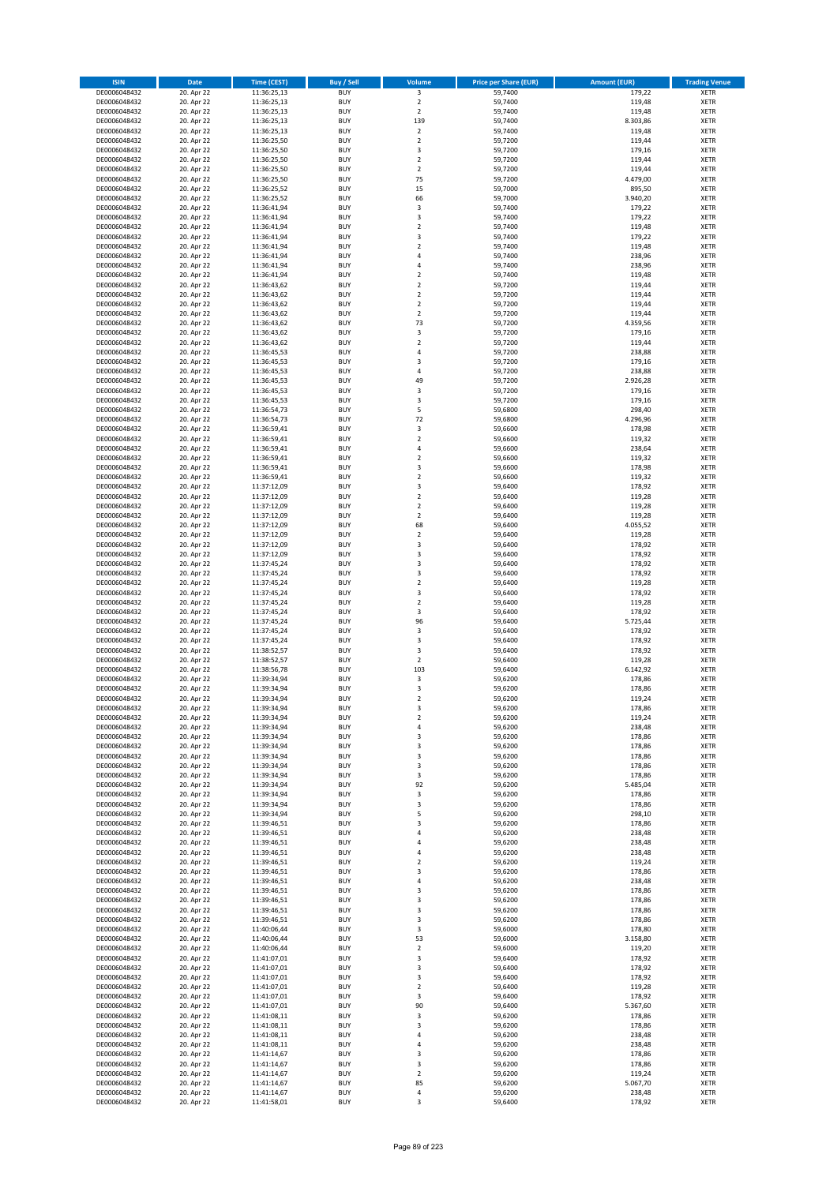| ISIN | Date | Time (CEST) | Buy / Sell | Volume | Price per Share (EUR) | Amount (EUR) | Trading Venue |
|---|---|---|---|---|---|---|---|
| DE0006048432 | 20. Apr 22 | 11:36:25,13 | BUY | 3 | 59,7400 | 179,22 | XETR |
| DE0006048432 | 20. Apr 22 | 11:36:25,13 | BUY | 2 | 59,7400 | 119,48 | XETR |
| DE0006048432 | 20. Apr 22 | 11:36:25,13 | BUY | 2 | 59,7400 | 119,48 | XETR |
| DE0006048432 | 20. Apr 22 | 11:36:25,13 | BUY | 139 | 59,7400 | 8.303,86 | XETR |
| DE0006048432 | 20. Apr 22 | 11:36:25,13 | BUY | 2 | 59,7400 | 119,48 | XETR |
| DE0006048432 | 20. Apr 22 | 11:36:25,50 | BUY | 2 | 59,7200 | 119,44 | XETR |
| DE0006048432 | 20. Apr 22 | 11:36:25,50 | BUY | 3 | 59,7200 | 179,16 | XETR |
| DE0006048432 | 20. Apr 22 | 11:36:25,50 | BUY | 2 | 59,7200 | 119,44 | XETR |
| DE0006048432 | 20. Apr 22 | 11:36:25,50 | BUY | 2 | 59,7200 | 119,44 | XETR |
| DE0006048432 | 20. Apr 22 | 11:36:25,50 | BUY | 75 | 59,7200 | 4.479,00 | XETR |
| DE0006048432 | 20. Apr 22 | 11:36:25,52 | BUY | 15 | 59,7000 | 895,50 | XETR |
| DE0006048432 | 20. Apr 22 | 11:36:25,52 | BUY | 66 | 59,7000 | 3.940,20 | XETR |
| DE0006048432 | 20. Apr 22 | 11:36:41,94 | BUY | 3 | 59,7400 | 179,22 | XETR |
| DE0006048432 | 20. Apr 22 | 11:36:41,94 | BUY | 3 | 59,7400 | 179,22 | XETR |
| DE0006048432 | 20. Apr 22 | 11:36:41,94 | BUY | 2 | 59,7400 | 119,48 | XETR |
| DE0006048432 | 20. Apr 22 | 11:36:41,94 | BUY | 3 | 59,7400 | 179,22 | XETR |
| DE0006048432 | 20. Apr 22 | 11:36:41,94 | BUY | 2 | 59,7400 | 119,48 | XETR |
| DE0006048432 | 20. Apr 22 | 11:36:41,94 | BUY | 4 | 59,7400 | 238,96 | XETR |
| DE0006048432 | 20. Apr 22 | 11:36:41,94 | BUY | 4 | 59,7400 | 238,96 | XETR |
| DE0006048432 | 20. Apr 22 | 11:36:41,94 | BUY | 2 | 59,7400 | 119,48 | XETR |
| DE0006048432 | 20. Apr 22 | 11:36:43,62 | BUY | 2 | 59,7200 | 119,44 | XETR |
| DE0006048432 | 20. Apr 22 | 11:36:43,62 | BUY | 2 | 59,7200 | 119,44 | XETR |
| DE0006048432 | 20. Apr 22 | 11:36:43,62 | BUY | 2 | 59,7200 | 119,44 | XETR |
| DE0006048432 | 20. Apr 22 | 11:36:43,62 | BUY | 2 | 59,7200 | 119,44 | XETR |
| DE0006048432 | 20. Apr 22 | 11:36:43,62 | BUY | 73 | 59,7200 | 4.359,56 | XETR |
| DE0006048432 | 20. Apr 22 | 11:36:43,62 | BUY | 3 | 59,7200 | 179,16 | XETR |
| DE0006048432 | 20. Apr 22 | 11:36:43,62 | BUY | 2 | 59,7200 | 119,44 | XETR |
| DE0006048432 | 20. Apr 22 | 11:36:45,53 | BUY | 4 | 59,7200 | 238,88 | XETR |
| DE0006048432 | 20. Apr 22 | 11:36:45,53 | BUY | 3 | 59,7200 | 179,16 | XETR |
| DE0006048432 | 20. Apr 22 | 11:36:45,53 | BUY | 4 | 59,7200 | 238,88 | XETR |
| DE0006048432 | 20. Apr 22 | 11:36:45,53 | BUY | 49 | 59,7200 | 2.926,28 | XETR |
| DE0006048432 | 20. Apr 22 | 11:36:45,53 | BUY | 3 | 59,7200 | 179,16 | XETR |
| DE0006048432 | 20. Apr 22 | 11:36:45,53 | BUY | 3 | 59,7200 | 179,16 | XETR |
| DE0006048432 | 20. Apr 22 | 11:36:54,73 | BUY | 5 | 59,6800 | 298,40 | XETR |
| DE0006048432 | 20. Apr 22 | 11:36:54,73 | BUY | 72 | 59,6800 | 4.296,96 | XETR |
| DE0006048432 | 20. Apr 22 | 11:36:59,41 | BUY | 3 | 59,6600 | 178,98 | XETR |
| DE0006048432 | 20. Apr 22 | 11:36:59,41 | BUY | 2 | 59,6600 | 119,32 | XETR |
| DE0006048432 | 20. Apr 22 | 11:36:59,41 | BUY | 4 | 59,6600 | 238,64 | XETR |
| DE0006048432 | 20. Apr 22 | 11:36:59,41 | BUY | 2 | 59,6600 | 119,32 | XETR |
| DE0006048432 | 20. Apr 22 | 11:36:59,41 | BUY | 3 | 59,6600 | 178,98 | XETR |
| DE0006048432 | 20. Apr 22 | 11:36:59,41 | BUY | 2 | 59,6600 | 119,32 | XETR |
| DE0006048432 | 20. Apr 22 | 11:37:12,09 | BUY | 3 | 59,6400 | 178,92 | XETR |
| DE0006048432 | 20. Apr 22 | 11:37:12,09 | BUY | 2 | 59,6400 | 119,28 | XETR |
| DE0006048432 | 20. Apr 22 | 11:37:12,09 | BUY | 2 | 59,6400 | 119,28 | XETR |
| DE0006048432 | 20. Apr 22 | 11:37:12,09 | BUY | 2 | 59,6400 | 119,28 | XETR |
| DE0006048432 | 20. Apr 22 | 11:37:12,09 | BUY | 68 | 59,6400 | 4.055,52 | XETR |
| DE0006048432 | 20. Apr 22 | 11:37:12,09 | BUY | 2 | 59,6400 | 119,28 | XETR |
| DE0006048432 | 20. Apr 22 | 11:37:12,09 | BUY | 3 | 59,6400 | 178,92 | XETR |
| DE0006048432 | 20. Apr 22 | 11:37:12,09 | BUY | 3 | 59,6400 | 178,92 | XETR |
| DE0006048432 | 20. Apr 22 | 11:37:45,24 | BUY | 3 | 59,6400 | 178,92 | XETR |
| DE0006048432 | 20. Apr 22 | 11:37:45,24 | BUY | 3 | 59,6400 | 178,92 | XETR |
| DE0006048432 | 20. Apr 22 | 11:37:45,24 | BUY | 2 | 59,6400 | 119,28 | XETR |
| DE0006048432 | 20. Apr 22 | 11:37:45,24 | BUY | 3 | 59,6400 | 178,92 | XETR |
| DE0006048432 | 20. Apr 22 | 11:37:45,24 | BUY | 2 | 59,6400 | 119,28 | XETR |
| DE0006048432 | 20. Apr 22 | 11:37:45,24 | BUY | 3 | 59,6400 | 178,92 | XETR |
| DE0006048432 | 20. Apr 22 | 11:37:45,24 | BUY | 96 | 59,6400 | 5.725,44 | XETR |
| DE0006048432 | 20. Apr 22 | 11:37:45,24 | BUY | 3 | 59,6400 | 178,92 | XETR |
| DE0006048432 | 20. Apr 22 | 11:37:45,24 | BUY | 3 | 59,6400 | 178,92 | XETR |
| DE0006048432 | 20. Apr 22 | 11:38:52,57 | BUY | 3 | 59,6400 | 178,92 | XETR |
| DE0006048432 | 20. Apr 22 | 11:38:52,57 | BUY | 2 | 59,6400 | 119,28 | XETR |
| DE0006048432 | 20. Apr 22 | 11:38:56,78 | BUY | 103 | 59,6400 | 6.142,92 | XETR |
| DE0006048432 | 20. Apr 22 | 11:39:34,94 | BUY | 3 | 59,6200 | 178,86 | XETR |
| DE0006048432 | 20. Apr 22 | 11:39:34,94 | BUY | 3 | 59,6200 | 178,86 | XETR |
| DE0006048432 | 20. Apr 22 | 11:39:34,94 | BUY | 2 | 59,6200 | 119,24 | XETR |
| DE0006048432 | 20. Apr 22 | 11:39:34,94 | BUY | 3 | 59,6200 | 178,86 | XETR |
| DE0006048432 | 20. Apr 22 | 11:39:34,94 | BUY | 2 | 59,6200 | 119,24 | XETR |
| DE0006048432 | 20. Apr 22 | 11:39:34,94 | BUY | 4 | 59,6200 | 238,48 | XETR |
| DE0006048432 | 20. Apr 22 | 11:39:34,94 | BUY | 3 | 59,6200 | 178,86 | XETR |
| DE0006048432 | 20. Apr 22 | 11:39:34,94 | BUY | 3 | 59,6200 | 178,86 | XETR |
| DE0006048432 | 20. Apr 22 | 11:39:34,94 | BUY | 3 | 59,6200 | 178,86 | XETR |
| DE0006048432 | 20. Apr 22 | 11:39:34,94 | BUY | 3 | 59,6200 | 178,86 | XETR |
| DE0006048432 | 20. Apr 22 | 11:39:34,94 | BUY | 3 | 59,6200 | 178,86 | XETR |
| DE0006048432 | 20. Apr 22 | 11:39:34,94 | BUY | 92 | 59,6200 | 5.485,04 | XETR |
| DE0006048432 | 20. Apr 22 | 11:39:34,94 | BUY | 3 | 59,6200 | 178,86 | XETR |
| DE0006048432 | 20. Apr 22 | 11:39:34,94 | BUY | 3 | 59,6200 | 178,86 | XETR |
| DE0006048432 | 20. Apr 22 | 11:39:34,94 | BUY | 5 | 59,6200 | 298,10 | XETR |
| DE0006048432 | 20. Apr 22 | 11:39:46,51 | BUY | 3 | 59,6200 | 178,86 | XETR |
| DE0006048432 | 20. Apr 22 | 11:39:46,51 | BUY | 4 | 59,6200 | 238,48 | XETR |
| DE0006048432 | 20. Apr 22 | 11:39:46,51 | BUY | 4 | 59,6200 | 238,48 | XETR |
| DE0006048432 | 20. Apr 22 | 11:39:46,51 | BUY | 4 | 59,6200 | 238,48 | XETR |
| DE0006048432 | 20. Apr 22 | 11:39:46,51 | BUY | 2 | 59,6200 | 119,24 | XETR |
| DE0006048432 | 20. Apr 22 | 11:39:46,51 | BUY | 3 | 59,6200 | 178,86 | XETR |
| DE0006048432 | 20. Apr 22 | 11:39:46,51 | BUY | 4 | 59,6200 | 238,48 | XETR |
| DE0006048432 | 20. Apr 22 | 11:39:46,51 | BUY | 3 | 59,6200 | 178,86 | XETR |
| DE0006048432 | 20. Apr 22 | 11:39:46,51 | BUY | 3 | 59,6200 | 178,86 | XETR |
| DE0006048432 | 20. Apr 22 | 11:39:46,51 | BUY | 3 | 59,6200 | 178,86 | XETR |
| DE0006048432 | 20. Apr 22 | 11:39:46,51 | BUY | 3 | 59,6200 | 178,86 | XETR |
| DE0006048432 | 20. Apr 22 | 11:40:06,44 | BUY | 3 | 59,6000 | 178,80 | XETR |
| DE0006048432 | 20. Apr 22 | 11:40:06,44 | BUY | 53 | 59,6000 | 3.158,80 | XETR |
| DE0006048432 | 20. Apr 22 | 11:40:06,44 | BUY | 2 | 59,6000 | 119,20 | XETR |
| DE0006048432 | 20. Apr 22 | 11:41:07,01 | BUY | 3 | 59,6400 | 178,92 | XETR |
| DE0006048432 | 20. Apr 22 | 11:41:07,01 | BUY | 3 | 59,6400 | 178,92 | XETR |
| DE0006048432 | 20. Apr 22 | 11:41:07,01 | BUY | 3 | 59,6400 | 178,92 | XETR |
| DE0006048432 | 20. Apr 22 | 11:41:07,01 | BUY | 2 | 59,6400 | 119,28 | XETR |
| DE0006048432 | 20. Apr 22 | 11:41:07,01 | BUY | 3 | 59,6400 | 178,92 | XETR |
| DE0006048432 | 20. Apr 22 | 11:41:07,01 | BUY | 90 | 59,6400 | 5.367,60 | XETR |
| DE0006048432 | 20. Apr 22 | 11:41:08,11 | BUY | 3 | 59,6200 | 178,86 | XETR |
| DE0006048432 | 20. Apr 22 | 11:41:08,11 | BUY | 3 | 59,6200 | 178,86 | XETR |
| DE0006048432 | 20. Apr 22 | 11:41:08,11 | BUY | 4 | 59,6200 | 238,48 | XETR |
| DE0006048432 | 20. Apr 22 | 11:41:08,11 | BUY | 4 | 59,6200 | 238,48 | XETR |
| DE0006048432 | 20. Apr 22 | 11:41:14,67 | BUY | 3 | 59,6200 | 178,86 | XETR |
| DE0006048432 | 20. Apr 22 | 11:41:14,67 | BUY | 3 | 59,6200 | 178,86 | XETR |
| DE0006048432 | 20. Apr 22 | 11:41:14,67 | BUY | 2 | 59,6200 | 119,24 | XETR |
| DE0006048432 | 20. Apr 22 | 11:41:14,67 | BUY | 85 | 59,6200 | 5.067,70 | XETR |
| DE0006048432 | 20. Apr 22 | 11:41:14,67 | BUY | 4 | 59,6200 | 238,48 | XETR |
| DE0006048432 | 20. Apr 22 | 11:41:58,01 | BUY | 3 | 59,6400 | 178,92 | XETR |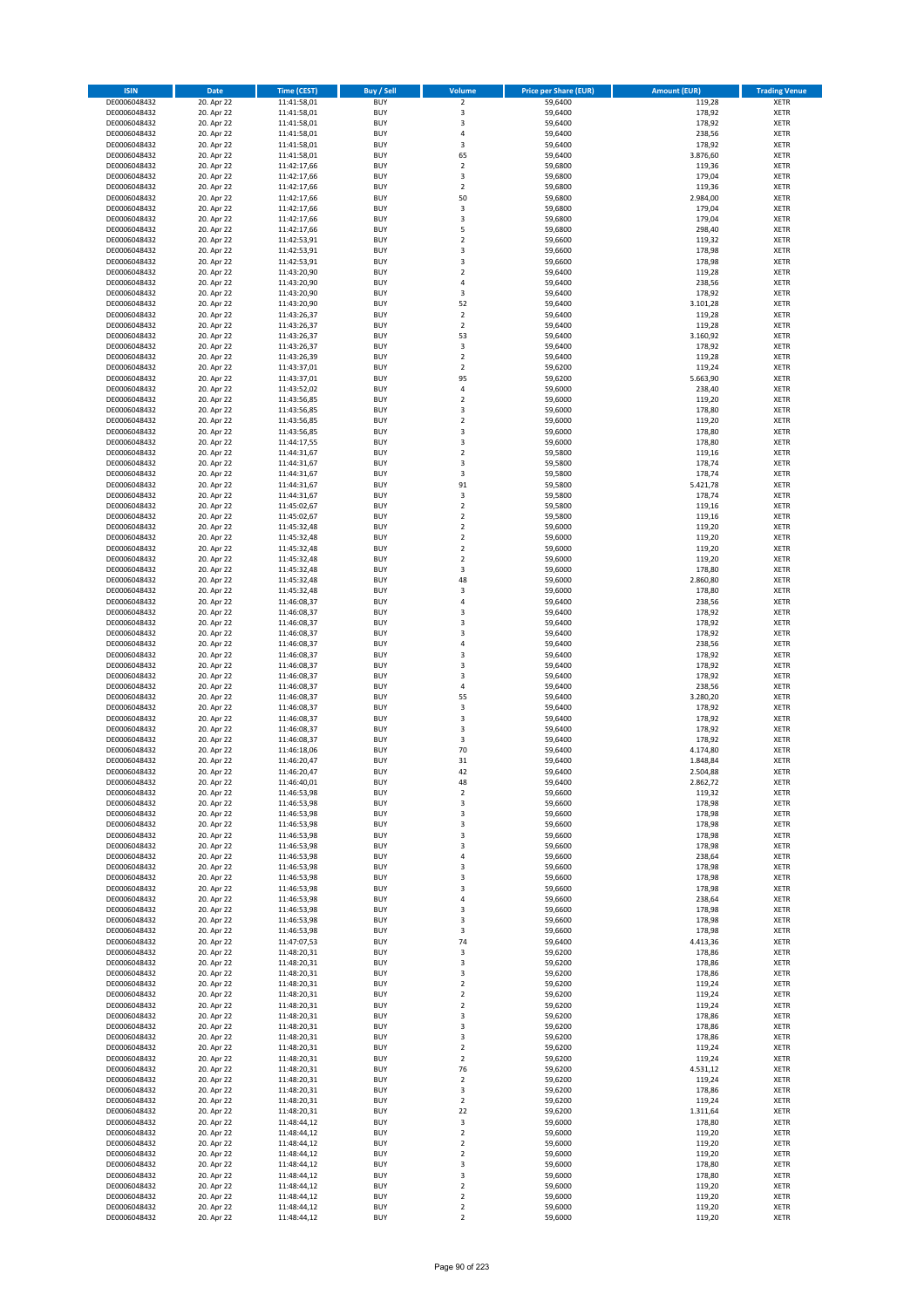| ISIN | Date | Time (CEST) | Buy / Sell | Volume | Price per Share (EUR) | Amount (EUR) | Trading Venue |
|---|---|---|---|---|---|---|---|
| DE0006048432 | 20. Apr 22 | 11:41:58,01 | BUY | 2 | 59,6400 | 119,28 | XETR |
| DE0006048432 | 20. Apr 22 | 11:41:58,01 | BUY | 3 | 59,6400 | 178,92 | XETR |
| DE0006048432 | 20. Apr 22 | 11:41:58,01 | BUY | 3 | 59,6400 | 178,92 | XETR |
| DE0006048432 | 20. Apr 22 | 11:41:58,01 | BUY | 4 | 59,6400 | 238,56 | XETR |
| DE0006048432 | 20. Apr 22 | 11:41:58,01 | BUY | 3 | 59,6400 | 178,92 | XETR |
| DE0006048432 | 20. Apr 22 | 11:41:58,01 | BUY | 65 | 59,6400 | 3.876,60 | XETR |
| DE0006048432 | 20. Apr 22 | 11:42:17,66 | BUY | 2 | 59,6800 | 119,36 | XETR |
| DE0006048432 | 20. Apr 22 | 11:42:17,66 | BUY | 3 | 59,6800 | 179,04 | XETR |
| DE0006048432 | 20. Apr 22 | 11:42:17,66 | BUY | 2 | 59,6800 | 119,36 | XETR |
| DE0006048432 | 20. Apr 22 | 11:42:17,66 | BUY | 50 | 59,6800 | 2.984,00 | XETR |
| DE0006048432 | 20. Apr 22 | 11:42:17,66 | BUY | 3 | 59,6800 | 179,04 | XETR |
| DE0006048432 | 20. Apr 22 | 11:42:17,66 | BUY | 3 | 59,6800 | 179,04 | XETR |
| DE0006048432 | 20. Apr 22 | 11:42:17,66 | BUY | 5 | 59,6800 | 298,40 | XETR |
| DE0006048432 | 20. Apr 22 | 11:42:53,91 | BUY | 2 | 59,6600 | 119,32 | XETR |
| DE0006048432 | 20. Apr 22 | 11:42:53,91 | BUY | 3 | 59,6600 | 178,98 | XETR |
| DE0006048432 | 20. Apr 22 | 11:42:53,91 | BUY | 3 | 59,6600 | 178,98 | XETR |
| DE0006048432 | 20. Apr 22 | 11:43:20,90 | BUY | 2 | 59,6400 | 119,28 | XETR |
| DE0006048432 | 20. Apr 22 | 11:43:20,90 | BUY | 4 | 59,6400 | 238,56 | XETR |
| DE0006048432 | 20. Apr 22 | 11:43:20,90 | BUY | 3 | 59,6400 | 178,92 | XETR |
| DE0006048432 | 20. Apr 22 | 11:43:20,90 | BUY | 52 | 59,6400 | 3.101,28 | XETR |
| DE0006048432 | 20. Apr 22 | 11:43:26,37 | BUY | 2 | 59,6400 | 119,28 | XETR |
| DE0006048432 | 20. Apr 22 | 11:43:26,37 | BUY | 2 | 59,6400 | 119,28 | XETR |
| DE0006048432 | 20. Apr 22 | 11:43:26,37 | BUY | 53 | 59,6400 | 3.160,92 | XETR |
| DE0006048432 | 20. Apr 22 | 11:43:26,37 | BUY | 3 | 59,6400 | 178,92 | XETR |
| DE0006048432 | 20. Apr 22 | 11:43:26,39 | BUY | 2 | 59,6400 | 119,28 | XETR |
| DE0006048432 | 20. Apr 22 | 11:43:37,01 | BUY | 2 | 59,6200 | 119,24 | XETR |
| DE0006048432 | 20. Apr 22 | 11:43:37,01 | BUY | 95 | 59,6200 | 5.663,90 | XETR |
| DE0006048432 | 20. Apr 22 | 11:43:52,02 | BUY | 4 | 59,6000 | 238,40 | XETR |
| DE0006048432 | 20. Apr 22 | 11:43:56,85 | BUY | 2 | 59,6000 | 119,20 | XETR |
| DE0006048432 | 20. Apr 22 | 11:43:56,85 | BUY | 3 | 59,6000 | 178,80 | XETR |
| DE0006048432 | 20. Apr 22 | 11:43:56,85 | BUY | 2 | 59,6000 | 119,20 | XETR |
| DE0006048432 | 20. Apr 22 | 11:43:56,85 | BUY | 3 | 59,6000 | 178,80 | XETR |
| DE0006048432 | 20. Apr 22 | 11:44:17,55 | BUY | 3 | 59,6000 | 178,80 | XETR |
| DE0006048432 | 20. Apr 22 | 11:44:31,67 | BUY | 2 | 59,5800 | 119,16 | XETR |
| DE0006048432 | 20. Apr 22 | 11:44:31,67 | BUY | 3 | 59,5800 | 178,74 | XETR |
| DE0006048432 | 20. Apr 22 | 11:44:31,67 | BUY | 3 | 59,5800 | 178,74 | XETR |
| DE0006048432 | 20. Apr 22 | 11:44:31,67 | BUY | 91 | 59,5800 | 5.421,78 | XETR |
| DE0006048432 | 20. Apr 22 | 11:44:31,67 | BUY | 3 | 59,5800 | 178,74 | XETR |
| DE0006048432 | 20. Apr 22 | 11:45:02,67 | BUY | 2 | 59,5800 | 119,16 | XETR |
| DE0006048432 | 20. Apr 22 | 11:45:02,67 | BUY | 2 | 59,5800 | 119,16 | XETR |
| DE0006048432 | 20. Apr 22 | 11:45:32,48 | BUY | 2 | 59,6000 | 119,20 | XETR |
| DE0006048432 | 20. Apr 22 | 11:45:32,48 | BUY | 2 | 59,6000 | 119,20 | XETR |
| DE0006048432 | 20. Apr 22 | 11:45:32,48 | BUY | 2 | 59,6000 | 119,20 | XETR |
| DE0006048432 | 20. Apr 22 | 11:45:32,48 | BUY | 2 | 59,6000 | 119,20 | XETR |
| DE0006048432 | 20. Apr 22 | 11:45:32,48 | BUY | 3 | 59,6000 | 178,80 | XETR |
| DE0006048432 | 20. Apr 22 | 11:45:32,48 | BUY | 48 | 59,6000 | 2.860,80 | XETR |
| DE0006048432 | 20. Apr 22 | 11:45:32,48 | BUY | 3 | 59,6000 | 178,80 | XETR |
| DE0006048432 | 20. Apr 22 | 11:46:08,37 | BUY | 4 | 59,6400 | 238,56 | XETR |
| DE0006048432 | 20. Apr 22 | 11:46:08,37 | BUY | 3 | 59,6400 | 178,92 | XETR |
| DE0006048432 | 20. Apr 22 | 11:46:08,37 | BUY | 3 | 59,6400 | 178,92 | XETR |
| DE0006048432 | 20. Apr 22 | 11:46:08,37 | BUY | 3 | 59,6400 | 178,92 | XETR |
| DE0006048432 | 20. Apr 22 | 11:46:08,37 | BUY | 4 | 59,6400 | 238,56 | XETR |
| DE0006048432 | 20. Apr 22 | 11:46:08,37 | BUY | 3 | 59,6400 | 178,92 | XETR |
| DE0006048432 | 20. Apr 22 | 11:46:08,37 | BUY | 3 | 59,6400 | 178,92 | XETR |
| DE0006048432 | 20. Apr 22 | 11:46:08,37 | BUY | 3 | 59,6400 | 178,92 | XETR |
| DE0006048432 | 20. Apr 22 | 11:46:08,37 | BUY | 4 | 59,6400 | 238,56 | XETR |
| DE0006048432 | 20. Apr 22 | 11:46:08,37 | BUY | 55 | 59,6400 | 3.280,20 | XETR |
| DE0006048432 | 20. Apr 22 | 11:46:08,37 | BUY | 3 | 59,6400 | 178,92 | XETR |
| DE0006048432 | 20. Apr 22 | 11:46:08,37 | BUY | 3 | 59,6400 | 178,92 | XETR |
| DE0006048432 | 20. Apr 22 | 11:46:08,37 | BUY | 3 | 59,6400 | 178,92 | XETR |
| DE0006048432 | 20. Apr 22 | 11:46:08,37 | BUY | 3 | 59,6400 | 178,92 | XETR |
| DE0006048432 | 20. Apr 22 | 11:46:18,06 | BUY | 70 | 59,6400 | 4.174,80 | XETR |
| DE0006048432 | 20. Apr 22 | 11:46:20,47 | BUY | 31 | 59,6400 | 1.848,84 | XETR |
| DE0006048432 | 20. Apr 22 | 11:46:20,47 | BUY | 42 | 59,6400 | 2.504,88 | XETR |
| DE0006048432 | 20. Apr 22 | 11:46:40,01 | BUY | 48 | 59,6400 | 2.862,72 | XETR |
| DE0006048432 | 20. Apr 22 | 11:46:53,98 | BUY | 2 | 59,6600 | 119,32 | XETR |
| DE0006048432 | 20. Apr 22 | 11:46:53,98 | BUY | 3 | 59,6600 | 178,98 | XETR |
| DE0006048432 | 20. Apr 22 | 11:46:53,98 | BUY | 3 | 59,6600 | 178,98 | XETR |
| DE0006048432 | 20. Apr 22 | 11:46:53,98 | BUY | 3 | 59,6600 | 178,98 | XETR |
| DE0006048432 | 20. Apr 22 | 11:46:53,98 | BUY | 3 | 59,6600 | 178,98 | XETR |
| DE0006048432 | 20. Apr 22 | 11:46:53,98 | BUY | 3 | 59,6600 | 178,98 | XETR |
| DE0006048432 | 20. Apr 22 | 11:46:53,98 | BUY | 4 | 59,6600 | 238,64 | XETR |
| DE0006048432 | 20. Apr 22 | 11:46:53,98 | BUY | 3 | 59,6600 | 178,98 | XETR |
| DE0006048432 | 20. Apr 22 | 11:46:53,98 | BUY | 3 | 59,6600 | 178,98 | XETR |
| DE0006048432 | 20. Apr 22 | 11:46:53,98 | BUY | 3 | 59,6600 | 178,98 | XETR |
| DE0006048432 | 20. Apr 22 | 11:46:53,98 | BUY | 4 | 59,6600 | 238,64 | XETR |
| DE0006048432 | 20. Apr 22 | 11:46:53,98 | BUY | 3 | 59,6600 | 178,98 | XETR |
| DE0006048432 | 20. Apr 22 | 11:46:53,98 | BUY | 3 | 59,6600 | 178,98 | XETR |
| DE0006048432 | 20. Apr 22 | 11:46:53,98 | BUY | 3 | 59,6600 | 178,98 | XETR |
| DE0006048432 | 20. Apr 22 | 11:47:07,53 | BUY | 74 | 59,6400 | 4.413,36 | XETR |
| DE0006048432 | 20. Apr 22 | 11:48:20,31 | BUY | 3 | 59,6200 | 178,86 | XETR |
| DE0006048432 | 20. Apr 22 | 11:48:20,31 | BUY | 3 | 59,6200 | 178,86 | XETR |
| DE0006048432 | 20. Apr 22 | 11:48:20,31 | BUY | 3 | 59,6200 | 178,86 | XETR |
| DE0006048432 | 20. Apr 22 | 11:48:20,31 | BUY | 2 | 59,6200 | 119,24 | XETR |
| DE0006048432 | 20. Apr 22 | 11:48:20,31 | BUY | 2 | 59,6200 | 119,24 | XETR |
| DE0006048432 | 20. Apr 22 | 11:48:20,31 | BUY | 2 | 59,6200 | 119,24 | XETR |
| DE0006048432 | 20. Apr 22 | 11:48:20,31 | BUY | 3 | 59,6200 | 178,86 | XETR |
| DE0006048432 | 20. Apr 22 | 11:48:20,31 | BUY | 3 | 59,6200 | 178,86 | XETR |
| DE0006048432 | 20. Apr 22 | 11:48:20,31 | BUY | 3 | 59,6200 | 178,86 | XETR |
| DE0006048432 | 20. Apr 22 | 11:48:20,31 | BUY | 2 | 59,6200 | 119,24 | XETR |
| DE0006048432 | 20. Apr 22 | 11:48:20,31 | BUY | 2 | 59,6200 | 119,24 | XETR |
| DE0006048432 | 20. Apr 22 | 11:48:20,31 | BUY | 76 | 59,6200 | 4.531,12 | XETR |
| DE0006048432 | 20. Apr 22 | 11:48:20,31 | BUY | 2 | 59,6200 | 119,24 | XETR |
| DE0006048432 | 20. Apr 22 | 11:48:20,31 | BUY | 3 | 59,6200 | 178,86 | XETR |
| DE0006048432 | 20. Apr 22 | 11:48:20,31 | BUY | 2 | 59,6200 | 119,24 | XETR |
| DE0006048432 | 20. Apr 22 | 11:48:20,31 | BUY | 22 | 59,6200 | 1.311,64 | XETR |
| DE0006048432 | 20. Apr 22 | 11:48:44,12 | BUY | 3 | 59,6000 | 178,80 | XETR |
| DE0006048432 | 20. Apr 22 | 11:48:44,12 | BUY | 2 | 59,6000 | 119,20 | XETR |
| DE0006048432 | 20. Apr 22 | 11:48:44,12 | BUY | 2 | 59,6000 | 119,20 | XETR |
| DE0006048432 | 20. Apr 22 | 11:48:44,12 | BUY | 2 | 59,6000 | 119,20 | XETR |
| DE0006048432 | 20. Apr 22 | 11:48:44,12 | BUY | 3 | 59,6000 | 178,80 | XETR |
| DE0006048432 | 20. Apr 22 | 11:48:44,12 | BUY | 3 | 59,6000 | 178,80 | XETR |
| DE0006048432 | 20. Apr 22 | 11:48:44,12 | BUY | 2 | 59,6000 | 119,20 | XETR |
| DE0006048432 | 20. Apr 22 | 11:48:44,12 | BUY | 2 | 59,6000 | 119,20 | XETR |
| DE0006048432 | 20. Apr 22 | 11:48:44,12 | BUY | 2 | 59,6000 | 119,20 | XETR |
| DE0006048432 | 20. Apr 22 | 11:48:44,12 | BUY | 2 | 59,6000 | 119,20 | XETR |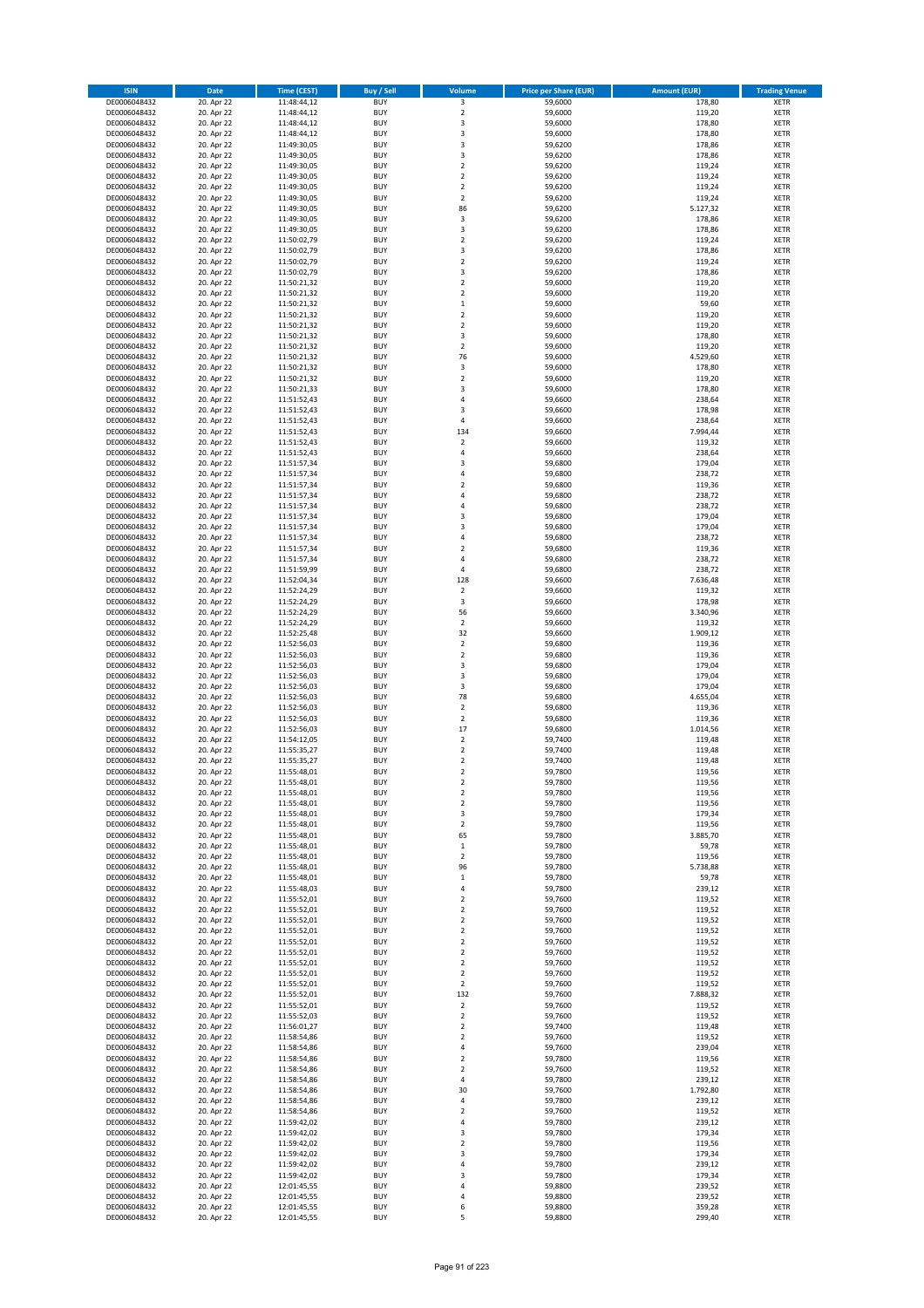| ISIN | Date | Time (CEST) | Buy / Sell | Volume | Price per Share (EUR) | Amount (EUR) | Trading Venue |
|---|---|---|---|---|---|---|---|
| DE0006048432 | 20. Apr 22 | 11:48:44,12 | BUY | 3 | 59,6000 | 178,80 | XETR |
| DE0006048432 | 20. Apr 22 | 11:48:44,12 | BUY | 2 | 59,6000 | 119,20 | XETR |
| DE0006048432 | 20. Apr 22 | 11:48:44,12 | BUY | 3 | 59,6000 | 178,80 | XETR |
| DE0006048432 | 20. Apr 22 | 11:48:44,12 | BUY | 3 | 59,6000 | 178,80 | XETR |
| DE0006048432 | 20. Apr 22 | 11:49:30,05 | BUY | 3 | 59,6200 | 178,86 | XETR |
| DE0006048432 | 20. Apr 22 | 11:49:30,05 | BUY | 3 | 59,6200 | 178,86 | XETR |
| DE0006048432 | 20. Apr 22 | 11:49:30,05 | BUY | 2 | 59,6200 | 119,24 | XETR |
| DE0006048432 | 20. Apr 22 | 11:49:30,05 | BUY | 2 | 59,6200 | 119,24 | XETR |
| DE0006048432 | 20. Apr 22 | 11:49:30,05 | BUY | 2 | 59,6200 | 119,24 | XETR |
| DE0006048432 | 20. Apr 22 | 11:49:30,05 | BUY | 2 | 59,6200 | 119,24 | XETR |
| DE0006048432 | 20. Apr 22 | 11:49:30,05 | BUY | 86 | 59,6200 | 5.127,32 | XETR |
| DE0006048432 | 20. Apr 22 | 11:49:30,05 | BUY | 3 | 59,6200 | 178,86 | XETR |
| DE0006048432 | 20. Apr 22 | 11:49:30,05 | BUY | 3 | 59,6200 | 178,86 | XETR |
| DE0006048432 | 20. Apr 22 | 11:50:02,79 | BUY | 2 | 59,6200 | 119,24 | XETR |
| DE0006048432 | 20. Apr 22 | 11:50:02,79 | BUY | 3 | 59,6200 | 178,86 | XETR |
| DE0006048432 | 20. Apr 22 | 11:50:02,79 | BUY | 2 | 59,6200 | 119,24 | XETR |
| DE0006048432 | 20. Apr 22 | 11:50:02,79 | BUY | 3 | 59,6200 | 178,86 | XETR |
| DE0006048432 | 20. Apr 22 | 11:50:21,32 | BUY | 2 | 59,6000 | 119,20 | XETR |
| DE0006048432 | 20. Apr 22 | 11:50:21,32 | BUY | 2 | 59,6000 | 119,20 | XETR |
| DE0006048432 | 20. Apr 22 | 11:50:21,32 | BUY | 1 | 59,6000 | 59,60 | XETR |
| DE0006048432 | 20. Apr 22 | 11:50:21,32 | BUY | 2 | 59,6000 | 119,20 | XETR |
| DE0006048432 | 20. Apr 22 | 11:50:21,32 | BUY | 2 | 59,6000 | 119,20 | XETR |
| DE0006048432 | 20. Apr 22 | 11:50:21,32 | BUY | 3 | 59,6000 | 178,80 | XETR |
| DE0006048432 | 20. Apr 22 | 11:50:21,32 | BUY | 2 | 59,6000 | 119,20 | XETR |
| DE0006048432 | 20. Apr 22 | 11:50:21,32 | BUY | 76 | 59,6000 | 4.529,60 | XETR |
| DE0006048432 | 20. Apr 22 | 11:50:21,32 | BUY | 3 | 59,6000 | 178,80 | XETR |
| DE0006048432 | 20. Apr 22 | 11:50:21,32 | BUY | 2 | 59,6000 | 119,20 | XETR |
| DE0006048432 | 20. Apr 22 | 11:50:21,33 | BUY | 3 | 59,6000 | 178,80 | XETR |
| DE0006048432 | 20. Apr 22 | 11:51:52,43 | BUY | 4 | 59,6600 | 238,64 | XETR |
| DE0006048432 | 20. Apr 22 | 11:51:52,43 | BUY | 3 | 59,6600 | 178,98 | XETR |
| DE0006048432 | 20. Apr 22 | 11:51:52,43 | BUY | 4 | 59,6600 | 238,64 | XETR |
| DE0006048432 | 20. Apr 22 | 11:51:52,43 | BUY | 134 | 59,6600 | 7.994,44 | XETR |
| DE0006048432 | 20. Apr 22 | 11:51:52,43 | BUY | 2 | 59,6600 | 119,32 | XETR |
| DE0006048432 | 20. Apr 22 | 11:51:52,43 | BUY | 4 | 59,6600 | 238,64 | XETR |
| DE0006048432 | 20. Apr 22 | 11:51:57,34 | BUY | 3 | 59,6800 | 179,04 | XETR |
| DE0006048432 | 20. Apr 22 | 11:51:57,34 | BUY | 4 | 59,6800 | 238,72 | XETR |
| DE0006048432 | 20. Apr 22 | 11:51:57,34 | BUY | 2 | 59,6800 | 119,36 | XETR |
| DE0006048432 | 20. Apr 22 | 11:51:57,34 | BUY | 4 | 59,6800 | 238,72 | XETR |
| DE0006048432 | 20. Apr 22 | 11:51:57,34 | BUY | 4 | 59,6800 | 238,72 | XETR |
| DE0006048432 | 20. Apr 22 | 11:51:57,34 | BUY | 3 | 59,6800 | 179,04 | XETR |
| DE0006048432 | 20. Apr 22 | 11:51:57,34 | BUY | 3 | 59,6800 | 179,04 | XETR |
| DE0006048432 | 20. Apr 22 | 11:51:57,34 | BUY | 4 | 59,6800 | 238,72 | XETR |
| DE0006048432 | 20. Apr 22 | 11:51:57,34 | BUY | 2 | 59,6800 | 119,36 | XETR |
| DE0006048432 | 20. Apr 22 | 11:51:57,34 | BUY | 4 | 59,6800 | 238,72 | XETR |
| DE0006048432 | 20. Apr 22 | 11:51:59,99 | BUY | 4 | 59,6800 | 238,72 | XETR |
| DE0006048432 | 20. Apr 22 | 11:52:04,34 | BUY | 128 | 59,6600 | 7.636,48 | XETR |
| DE0006048432 | 20. Apr 22 | 11:52:24,29 | BUY | 2 | 59,6600 | 119,32 | XETR |
| DE0006048432 | 20. Apr 22 | 11:52:24,29 | BUY | 3 | 59,6600 | 178,98 | XETR |
| DE0006048432 | 20. Apr 22 | 11:52:24,29 | BUY | 56 | 59,6600 | 3.340,96 | XETR |
| DE0006048432 | 20. Apr 22 | 11:52:24,29 | BUY | 2 | 59,6600 | 119,32 | XETR |
| DE0006048432 | 20. Apr 22 | 11:52:25,48 | BUY | 32 | 59,6600 | 1.909,12 | XETR |
| DE0006048432 | 20. Apr 22 | 11:52:56,03 | BUY | 2 | 59,6800 | 119,36 | XETR |
| DE0006048432 | 20. Apr 22 | 11:52:56,03 | BUY | 2 | 59,6800 | 119,36 | XETR |
| DE0006048432 | 20. Apr 22 | 11:52:56,03 | BUY | 3 | 59,6800 | 179,04 | XETR |
| DE0006048432 | 20. Apr 22 | 11:52:56,03 | BUY | 3 | 59,6800 | 179,04 | XETR |
| DE0006048432 | 20. Apr 22 | 11:52:56,03 | BUY | 3 | 59,6800 | 179,04 | XETR |
| DE0006048432 | 20. Apr 22 | 11:52:56,03 | BUY | 78 | 59,6800 | 4.655,04 | XETR |
| DE0006048432 | 20. Apr 22 | 11:52:56,03 | BUY | 2 | 59,6800 | 119,36 | XETR |
| DE0006048432 | 20. Apr 22 | 11:52:56,03 | BUY | 2 | 59,6800 | 119,36 | XETR |
| DE0006048432 | 20. Apr 22 | 11:52:56,03 | BUY | 17 | 59,6800 | 1.014,56 | XETR |
| DE0006048432 | 20. Apr 22 | 11:54:12,05 | BUY | 2 | 59,7400 | 119,48 | XETR |
| DE0006048432 | 20. Apr 22 | 11:55:35,27 | BUY | 2 | 59,7400 | 119,48 | XETR |
| DE0006048432 | 20. Apr 22 | 11:55:35,27 | BUY | 2 | 59,7400 | 119,48 | XETR |
| DE0006048432 | 20. Apr 22 | 11:55:48,01 | BUY | 2 | 59,7800 | 119,56 | XETR |
| DE0006048432 | 20. Apr 22 | 11:55:48,01 | BUY | 2 | 59,7800 | 119,56 | XETR |
| DE0006048432 | 20. Apr 22 | 11:55:48,01 | BUY | 2 | 59,7800 | 119,56 | XETR |
| DE0006048432 | 20. Apr 22 | 11:55:48,01 | BUY | 2 | 59,7800 | 119,56 | XETR |
| DE0006048432 | 20. Apr 22 | 11:55:48,01 | BUY | 3 | 59,7800 | 179,34 | XETR |
| DE0006048432 | 20. Apr 22 | 11:55:48,01 | BUY | 2 | 59,7800 | 119,56 | XETR |
| DE0006048432 | 20. Apr 22 | 11:55:48,01 | BUY | 65 | 59,7800 | 3.885,70 | XETR |
| DE0006048432 | 20. Apr 22 | 11:55:48,01 | BUY | 1 | 59,7800 | 59,78 | XETR |
| DE0006048432 | 20. Apr 22 | 11:55:48,01 | BUY | 2 | 59,7800 | 119,56 | XETR |
| DE0006048432 | 20. Apr 22 | 11:55:48,01 | BUY | 96 | 59,7800 | 5.738,88 | XETR |
| DE0006048432 | 20. Apr 22 | 11:55:48,01 | BUY | 1 | 59,7800 | 59,78 | XETR |
| DE0006048432 | 20. Apr 22 | 11:55:48,03 | BUY | 4 | 59,7800 | 239,12 | XETR |
| DE0006048432 | 20. Apr 22 | 11:55:52,01 | BUY | 2 | 59,7600 | 119,52 | XETR |
| DE0006048432 | 20. Apr 22 | 11:55:52,01 | BUY | 2 | 59,7600 | 119,52 | XETR |
| DE0006048432 | 20. Apr 22 | 11:55:52,01 | BUY | 2 | 59,7600 | 119,52 | XETR |
| DE0006048432 | 20. Apr 22 | 11:55:52,01 | BUY | 2 | 59,7600 | 119,52 | XETR |
| DE0006048432 | 20. Apr 22 | 11:55:52,01 | BUY | 2 | 59,7600 | 119,52 | XETR |
| DE0006048432 | 20. Apr 22 | 11:55:52,01 | BUY | 2 | 59,7600 | 119,52 | XETR |
| DE0006048432 | 20. Apr 22 | 11:55:52,01 | BUY | 2 | 59,7600 | 119,52 | XETR |
| DE0006048432 | 20. Apr 22 | 11:55:52,01 | BUY | 2 | 59,7600 | 119,52 | XETR |
| DE0006048432 | 20. Apr 22 | 11:55:52,01 | BUY | 2 | 59,7600 | 119,52 | XETR |
| DE0006048432 | 20. Apr 22 | 11:55:52,01 | BUY | 132 | 59,7600 | 7.888,32 | XETR |
| DE0006048432 | 20. Apr 22 | 11:55:52,01 | BUY | 2 | 59,7600 | 119,52 | XETR |
| DE0006048432 | 20. Apr 22 | 11:55:52,03 | BUY | 2 | 59,7600 | 119,52 | XETR |
| DE0006048432 | 20. Apr 22 | 11:56:01,27 | BUY | 2 | 59,7400 | 119,48 | XETR |
| DE0006048432 | 20. Apr 22 | 11:58:54,86 | BUY | 2 | 59,7600 | 119,52 | XETR |
| DE0006048432 | 20. Apr 22 | 11:58:54,86 | BUY | 4 | 59,7600 | 239,04 | XETR |
| DE0006048432 | 20. Apr 22 | 11:58:54,86 | BUY | 2 | 59,7800 | 119,56 | XETR |
| DE0006048432 | 20. Apr 22 | 11:58:54,86 | BUY | 2 | 59,7600 | 119,52 | XETR |
| DE0006048432 | 20. Apr 22 | 11:58:54,86 | BUY | 4 | 59,7800 | 239,12 | XETR |
| DE0006048432 | 20. Apr 22 | 11:58:54,86 | BUY | 30 | 59,7600 | 1.792,80 | XETR |
| DE0006048432 | 20. Apr 22 | 11:58:54,86 | BUY | 4 | 59,7800 | 239,12 | XETR |
| DE0006048432 | 20. Apr 22 | 11:58:54,86 | BUY | 2 | 59,7600 | 119,52 | XETR |
| DE0006048432 | 20. Apr 22 | 11:59:42,02 | BUY | 4 | 59,7800 | 239,12 | XETR |
| DE0006048432 | 20. Apr 22 | 11:59:42,02 | BUY | 3 | 59,7800 | 179,34 | XETR |
| DE0006048432 | 20. Apr 22 | 11:59:42,02 | BUY | 2 | 59,7800 | 119,56 | XETR |
| DE0006048432 | 20. Apr 22 | 11:59:42,02 | BUY | 3 | 59,7800 | 179,34 | XETR |
| DE0006048432 | 20. Apr 22 | 11:59:42,02 | BUY | 4 | 59,7800 | 239,12 | XETR |
| DE0006048432 | 20. Apr 22 | 11:59:42,02 | BUY | 3 | 59,7800 | 179,34 | XETR |
| DE0006048432 | 20. Apr 22 | 12:01:45,55 | BUY | 4 | 59,8800 | 239,52 | XETR |
| DE0006048432 | 20. Apr 22 | 12:01:45,55 | BUY | 4 | 59,8800 | 239,52 | XETR |
| DE0006048432 | 20. Apr 22 | 12:01:45,55 | BUY | 6 | 59,8800 | 359,28 | XETR |
| DE0006048432 | 20. Apr 22 | 12:01:45,55 | BUY | 5 | 59,8800 | 299,40 | XETR |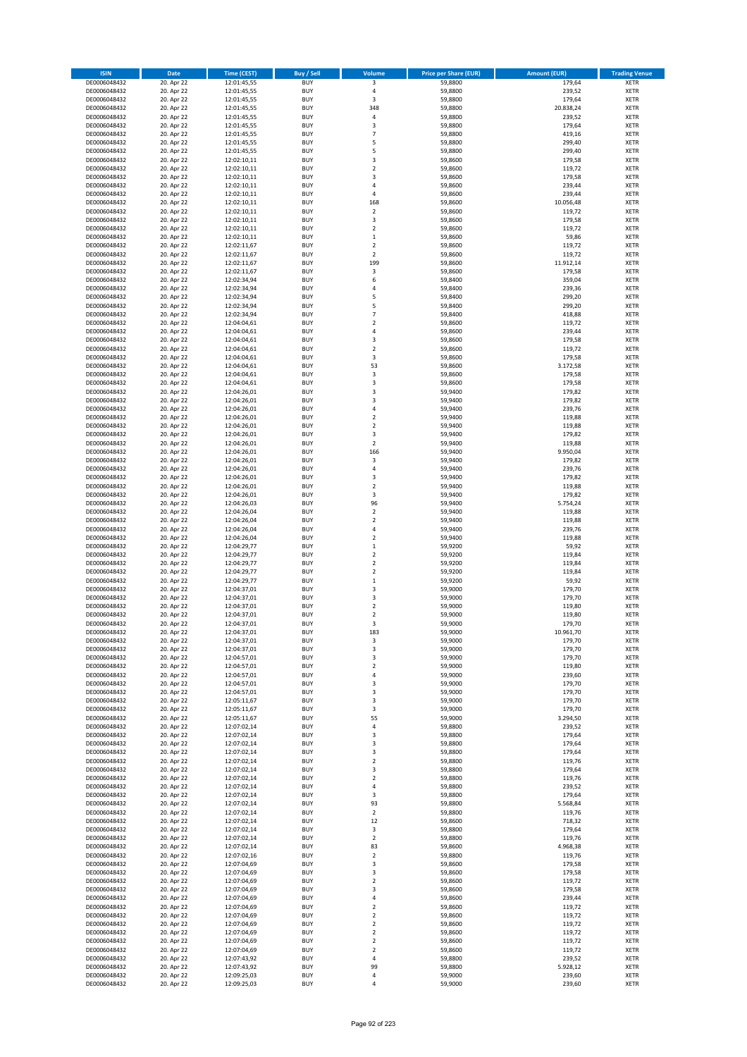| ISIN | Date | Time (CEST) | Buy / Sell | Volume | Price per Share (EUR) | Amount (EUR) | Trading Venue |
|---|---|---|---|---|---|---|---|
| DE0006048432 | 20. Apr 22 | 12:01:45,55 | BUY | 3 | 59,8800 | 179,64 | XETR |
| DE0006048432 | 20. Apr 22 | 12:01:45,55 | BUY | 4 | 59,8800 | 239,52 | XETR |
| DE0006048432 | 20. Apr 22 | 12:01:45,55 | BUY | 3 | 59,8800 | 179,64 | XETR |
| DE0006048432 | 20. Apr 22 | 12:01:45,55 | BUY | 348 | 59,8800 | 20.838,24 | XETR |
| DE0006048432 | 20. Apr 22 | 12:01:45,55 | BUY | 4 | 59,8800 | 239,52 | XETR |
| DE0006048432 | 20. Apr 22 | 12:01:45,55 | BUY | 3 | 59,8800 | 179,64 | XETR |
| DE0006048432 | 20. Apr 22 | 12:01:45,55 | BUY | 7 | 59,8800 | 419,16 | XETR |
| DE0006048432 | 20. Apr 22 | 12:01:45,55 | BUY | 5 | 59,8800 | 299,40 | XETR |
| DE0006048432 | 20. Apr 22 | 12:01:45,55 | BUY | 5 | 59,8800 | 299,40 | XETR |
| DE0006048432 | 20. Apr 22 | 12:02:10,11 | BUY | 3 | 59,8600 | 179,58 | XETR |
| DE0006048432 | 20. Apr 22 | 12:02:10,11 | BUY | 2 | 59,8600 | 119,72 | XETR |
| DE0006048432 | 20. Apr 22 | 12:02:10,11 | BUY | 3 | 59,8600 | 179,58 | XETR |
| DE0006048432 | 20. Apr 22 | 12:02:10,11 | BUY | 4 | 59,8600 | 239,44 | XETR |
| DE0006048432 | 20. Apr 22 | 12:02:10,11 | BUY | 4 | 59,8600 | 239,44 | XETR |
| DE0006048432 | 20. Apr 22 | 12:02:10,11 | BUY | 168 | 59,8600 | 10.056,48 | XETR |
| DE0006048432 | 20. Apr 22 | 12:02:10,11 | BUY | 2 | 59,8600 | 119,72 | XETR |
| DE0006048432 | 20. Apr 22 | 12:02:10,11 | BUY | 3 | 59,8600 | 179,58 | XETR |
| DE0006048432 | 20. Apr 22 | 12:02:10,11 | BUY | 2 | 59,8600 | 119,72 | XETR |
| DE0006048432 | 20. Apr 22 | 12:02:10,11 | BUY | 1 | 59,8600 | 59,86 | XETR |
| DE0006048432 | 20. Apr 22 | 12:02:11,67 | BUY | 2 | 59,8600 | 119,72 | XETR |
| DE0006048432 | 20. Apr 22 | 12:02:11,67 | BUY | 2 | 59,8600 | 119,72 | XETR |
| DE0006048432 | 20. Apr 22 | 12:02:11,67 | BUY | 199 | 59,8600 | 11.912,14 | XETR |
| DE0006048432 | 20. Apr 22 | 12:02:11,67 | BUY | 3 | 59,8600 | 179,58 | XETR |
| DE0006048432 | 20. Apr 22 | 12:02:34,94 | BUY | 6 | 59,8400 | 359,04 | XETR |
| DE0006048432 | 20. Apr 22 | 12:02:34,94 | BUY | 4 | 59,8400 | 239,36 | XETR |
| DE0006048432 | 20. Apr 22 | 12:02:34,94 | BUY | 5 | 59,8400 | 299,20 | XETR |
| DE0006048432 | 20. Apr 22 | 12:02:34,94 | BUY | 5 | 59,8400 | 299,20 | XETR |
| DE0006048432 | 20. Apr 22 | 12:02:34,94 | BUY | 7 | 59,8400 | 418,88 | XETR |
| DE0006048432 | 20. Apr 22 | 12:04:04,61 | BUY | 2 | 59,8600 | 119,72 | XETR |
| DE0006048432 | 20. Apr 22 | 12:04:04,61 | BUY | 4 | 59,8600 | 239,44 | XETR |
| DE0006048432 | 20. Apr 22 | 12:04:04,61 | BUY | 3 | 59,8600 | 179,58 | XETR |
| DE0006048432 | 20. Apr 22 | 12:04:04,61 | BUY | 2 | 59,8600 | 119,72 | XETR |
| DE0006048432 | 20. Apr 22 | 12:04:04,61 | BUY | 3 | 59,8600 | 179,58 | XETR |
| DE0006048432 | 20. Apr 22 | 12:04:04,61 | BUY | 53 | 59,8600 | 3.172,58 | XETR |
| DE0006048432 | 20. Apr 22 | 12:04:04,61 | BUY | 3 | 59,8600 | 179,58 | XETR |
| DE0006048432 | 20. Apr 22 | 12:04:04,61 | BUY | 3 | 59,8600 | 179,58 | XETR |
| DE0006048432 | 20. Apr 22 | 12:04:26,01 | BUY | 3 | 59,9400 | 179,82 | XETR |
| DE0006048432 | 20. Apr 22 | 12:04:26,01 | BUY | 3 | 59,9400 | 179,82 | XETR |
| DE0006048432 | 20. Apr 22 | 12:04:26,01 | BUY | 4 | 59,9400 | 239,76 | XETR |
| DE0006048432 | 20. Apr 22 | 12:04:26,01 | BUY | 2 | 59,9400 | 119,88 | XETR |
| DE0006048432 | 20. Apr 22 | 12:04:26,01 | BUY | 2 | 59,9400 | 119,88 | XETR |
| DE0006048432 | 20. Apr 22 | 12:04:26,01 | BUY | 3 | 59,9400 | 179,82 | XETR |
| DE0006048432 | 20. Apr 22 | 12:04:26,01 | BUY | 2 | 59,9400 | 119,88 | XETR |
| DE0006048432 | 20. Apr 22 | 12:04:26,01 | BUY | 166 | 59,9400 | 9.950,04 | XETR |
| DE0006048432 | 20. Apr 22 | 12:04:26,01 | BUY | 3 | 59,9400 | 179,82 | XETR |
| DE0006048432 | 20. Apr 22 | 12:04:26,01 | BUY | 4 | 59,9400 | 239,76 | XETR |
| DE0006048432 | 20. Apr 22 | 12:04:26,01 | BUY | 3 | 59,9400 | 179,82 | XETR |
| DE0006048432 | 20. Apr 22 | 12:04:26,01 | BUY | 2 | 59,9400 | 119,88 | XETR |
| DE0006048432 | 20. Apr 22 | 12:04:26,01 | BUY | 3 | 59,9400 | 179,82 | XETR |
| DE0006048432 | 20. Apr 22 | 12:04:26,03 | BUY | 96 | 59,9400 | 5.754,24 | XETR |
| DE0006048432 | 20. Apr 22 | 12:04:26,04 | BUY | 2 | 59,9400 | 119,88 | XETR |
| DE0006048432 | 20. Apr 22 | 12:04:26,04 | BUY | 2 | 59,9400 | 119,88 | XETR |
| DE0006048432 | 20. Apr 22 | 12:04:26,04 | BUY | 4 | 59,9400 | 239,76 | XETR |
| DE0006048432 | 20. Apr 22 | 12:04:26,04 | BUY | 2 | 59,9400 | 119,88 | XETR |
| DE0006048432 | 20. Apr 22 | 12:04:29,77 | BUY | 1 | 59,9200 | 59,92 | XETR |
| DE0006048432 | 20. Apr 22 | 12:04:29,77 | BUY | 2 | 59,9200 | 119,84 | XETR |
| DE0006048432 | 20. Apr 22 | 12:04:29,77 | BUY | 2 | 59,9200 | 119,84 | XETR |
| DE0006048432 | 20. Apr 22 | 12:04:29,77 | BUY | 2 | 59,9200 | 119,84 | XETR |
| DE0006048432 | 20. Apr 22 | 12:04:29,77 | BUY | 1 | 59,9200 | 59,92 | XETR |
| DE0006048432 | 20. Apr 22 | 12:04:37,01 | BUY | 3 | 59,9000 | 179,70 | XETR |
| DE0006048432 | 20. Apr 22 | 12:04:37,01 | BUY | 3 | 59,9000 | 179,70 | XETR |
| DE0006048432 | 20. Apr 22 | 12:04:37,01 | BUY | 2 | 59,9000 | 119,80 | XETR |
| DE0006048432 | 20. Apr 22 | 12:04:37,01 | BUY | 2 | 59,9000 | 119,80 | XETR |
| DE0006048432 | 20. Apr 22 | 12:04:37,01 | BUY | 3 | 59,9000 | 179,70 | XETR |
| DE0006048432 | 20. Apr 22 | 12:04:37,01 | BUY | 183 | 59,9000 | 10.961,70 | XETR |
| DE0006048432 | 20. Apr 22 | 12:04:37,01 | BUY | 3 | 59,9000 | 179,70 | XETR |
| DE0006048432 | 20. Apr 22 | 12:04:37,01 | BUY | 3 | 59,9000 | 179,70 | XETR |
| DE0006048432 | 20. Apr 22 | 12:04:57,01 | BUY | 3 | 59,9000 | 179,70 | XETR |
| DE0006048432 | 20. Apr 22 | 12:04:57,01 | BUY | 2 | 59,9000 | 119,80 | XETR |
| DE0006048432 | 20. Apr 22 | 12:04:57,01 | BUY | 4 | 59,9000 | 239,60 | XETR |
| DE0006048432 | 20. Apr 22 | 12:04:57,01 | BUY | 3 | 59,9000 | 179,70 | XETR |
| DE0006048432 | 20. Apr 22 | 12:04:57,01 | BUY | 3 | 59,9000 | 179,70 | XETR |
| DE0006048432 | 20. Apr 22 | 12:05:11,67 | BUY | 3 | 59,9000 | 179,70 | XETR |
| DE0006048432 | 20. Apr 22 | 12:05:11,67 | BUY | 3 | 59,9000 | 179,70 | XETR |
| DE0006048432 | 20. Apr 22 | 12:05:11,67 | BUY | 55 | 59,9000 | 3.294,50 | XETR |
| DE0006048432 | 20. Apr 22 | 12:07:02,14 | BUY | 4 | 59,8800 | 239,52 | XETR |
| DE0006048432 | 20. Apr 22 | 12:07:02,14 | BUY | 3 | 59,8800 | 179,64 | XETR |
| DE0006048432 | 20. Apr 22 | 12:07:02,14 | BUY | 3 | 59,8800 | 179,64 | XETR |
| DE0006048432 | 20. Apr 22 | 12:07:02,14 | BUY | 3 | 59,8800 | 179,64 | XETR |
| DE0006048432 | 20. Apr 22 | 12:07:02,14 | BUY | 2 | 59,8800 | 119,76 | XETR |
| DE0006048432 | 20. Apr 22 | 12:07:02,14 | BUY | 3 | 59,8800 | 179,64 | XETR |
| DE0006048432 | 20. Apr 22 | 12:07:02,14 | BUY | 2 | 59,8800 | 119,76 | XETR |
| DE0006048432 | 20. Apr 22 | 12:07:02,14 | BUY | 4 | 59,8800 | 239,52 | XETR |
| DE0006048432 | 20. Apr 22 | 12:07:02,14 | BUY | 3 | 59,8800 | 179,64 | XETR |
| DE0006048432 | 20. Apr 22 | 12:07:02,14 | BUY | 93 | 59,8800 | 5.568,84 | XETR |
| DE0006048432 | 20. Apr 22 | 12:07:02,14 | BUY | 2 | 59,8800 | 119,76 | XETR |
| DE0006048432 | 20. Apr 22 | 12:07:02,14 | BUY | 12 | 59,8600 | 718,32 | XETR |
| DE0006048432 | 20. Apr 22 | 12:07:02,14 | BUY | 3 | 59,8800 | 179,64 | XETR |
| DE0006048432 | 20. Apr 22 | 12:07:02,14 | BUY | 2 | 59,8800 | 119,76 | XETR |
| DE0006048432 | 20. Apr 22 | 12:07:02,14 | BUY | 83 | 59,8600 | 4.968,38 | XETR |
| DE0006048432 | 20. Apr 22 | 12:07:02,16 | BUY | 2 | 59,8800 | 119,76 | XETR |
| DE0006048432 | 20. Apr 22 | 12:07:04,69 | BUY | 3 | 59,8600 | 179,58 | XETR |
| DE0006048432 | 20. Apr 22 | 12:07:04,69 | BUY | 3 | 59,8600 | 179,58 | XETR |
| DE0006048432 | 20. Apr 22 | 12:07:04,69 | BUY | 2 | 59,8600 | 119,72 | XETR |
| DE0006048432 | 20. Apr 22 | 12:07:04,69 | BUY | 3 | 59,8600 | 179,58 | XETR |
| DE0006048432 | 20. Apr 22 | 12:07:04,69 | BUY | 4 | 59,8600 | 239,44 | XETR |
| DE0006048432 | 20. Apr 22 | 12:07:04,69 | BUY | 2 | 59,8600 | 119,72 | XETR |
| DE0006048432 | 20. Apr 22 | 12:07:04,69 | BUY | 2 | 59,8600 | 119,72 | XETR |
| DE0006048432 | 20. Apr 22 | 12:07:04,69 | BUY | 2 | 59,8600 | 119,72 | XETR |
| DE0006048432 | 20. Apr 22 | 12:07:04,69 | BUY | 2 | 59,8600 | 119,72 | XETR |
| DE0006048432 | 20. Apr 22 | 12:07:04,69 | BUY | 2 | 59,8600 | 119,72 | XETR |
| DE0006048432 | 20. Apr 22 | 12:07:04,69 | BUY | 2 | 59,8600 | 119,72 | XETR |
| DE0006048432 | 20. Apr 22 | 12:07:43,92 | BUY | 4 | 59,8800 | 239,52 | XETR |
| DE0006048432 | 20. Apr 22 | 12:07:43,92 | BUY | 99 | 59,8800 | 5.928,12 | XETR |
| DE0006048432 | 20. Apr 22 | 12:09:25,03 | BUY | 4 | 59,9000 | 239,60 | XETR |
| DE0006048432 | 20. Apr 22 | 12:09:25,03 | BUY | 4 | 59,9000 | 239,60 | XETR |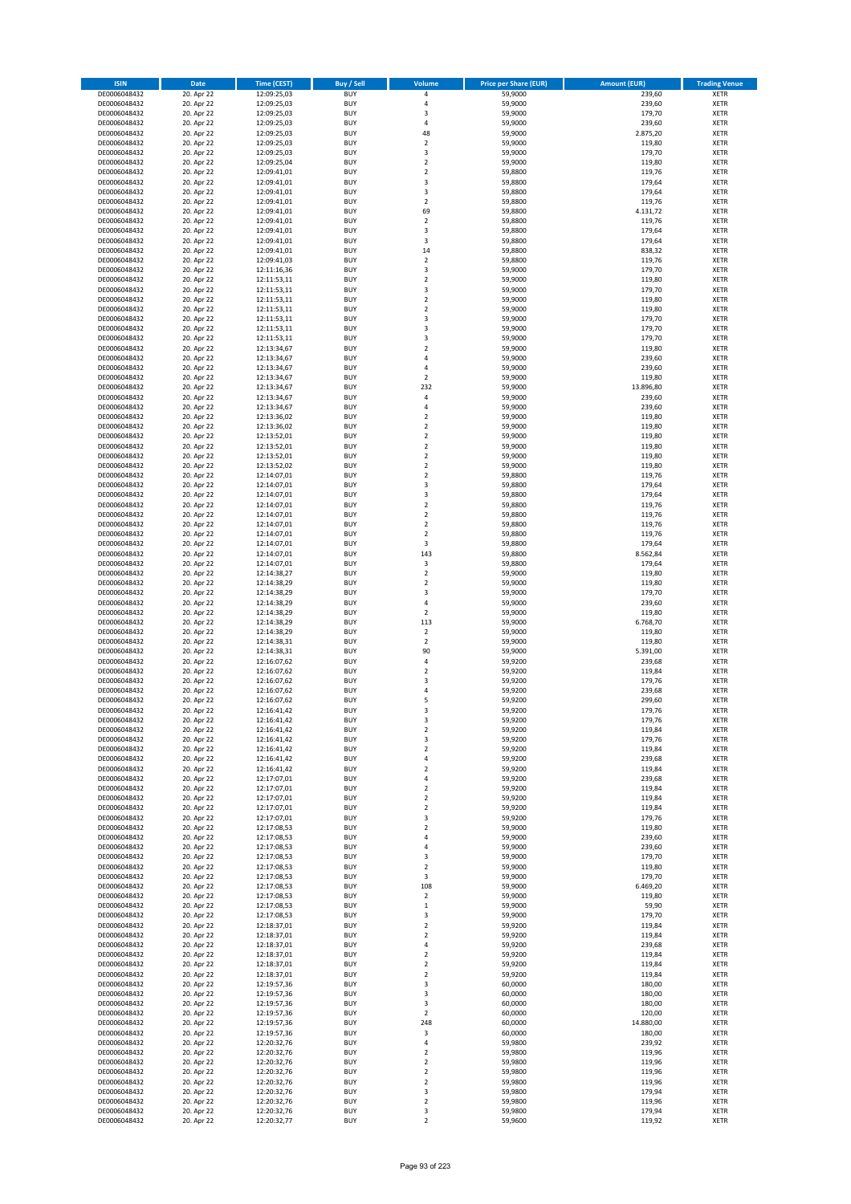| ISIN | Date | Time (CEST) | Buy / Sell | Volume | Price per Share (EUR) | Amount (EUR) | Trading Venue |
|---|---|---|---|---|---|---|---|
| DE0006048432 | 20. Apr 22 | 12:09:25,03 | BUY | 4 | 59,9000 | 239,60 | XETR |
| DE0006048432 | 20. Apr 22 | 12:09:25,03 | BUY | 4 | 59,9000 | 239,60 | XETR |
| DE0006048432 | 20. Apr 22 | 12:09:25,03 | BUY | 3 | 59,9000 | 179,70 | XETR |
| DE0006048432 | 20. Apr 22 | 12:09:25,03 | BUY | 4 | 59,9000 | 239,60 | XETR |
| DE0006048432 | 20. Apr 22 | 12:09:25,03 | BUY | 48 | 59,9000 | 2.875,20 | XETR |
| DE0006048432 | 20. Apr 22 | 12:09:25,03 | BUY | 2 | 59,9000 | 119,80 | XETR |
| DE0006048432 | 20. Apr 22 | 12:09:25,03 | BUY | 3 | 59,9000 | 179,70 | XETR |
| DE0006048432 | 20. Apr 22 | 12:09:25,04 | BUY | 2 | 59,9000 | 119,80 | XETR |
| DE0006048432 | 20. Apr 22 | 12:09:41,01 | BUY | 2 | 59,8800 | 119,76 | XETR |
| DE0006048432 | 20. Apr 22 | 12:09:41,01 | BUY | 3 | 59,8800 | 179,64 | XETR |
| DE0006048432 | 20. Apr 22 | 12:09:41,01 | BUY | 3 | 59,8800 | 179,64 | XETR |
| DE0006048432 | 20. Apr 22 | 12:09:41,01 | BUY | 2 | 59,8800 | 119,76 | XETR |
| DE0006048432 | 20. Apr 22 | 12:09:41,01 | BUY | 69 | 59,8800 | 4.131,72 | XETR |
| DE0006048432 | 20. Apr 22 | 12:09:41,01 | BUY | 2 | 59,8800 | 119,76 | XETR |
| DE0006048432 | 20. Apr 22 | 12:09:41,01 | BUY | 3 | 59,8800 | 179,64 | XETR |
| DE0006048432 | 20. Apr 22 | 12:09:41,01 | BUY | 3 | 59,8800 | 179,64 | XETR |
| DE0006048432 | 20. Apr 22 | 12:09:41,01 | BUY | 14 | 59,8800 | 838,32 | XETR |
| DE0006048432 | 20. Apr 22 | 12:09:41,03 | BUY | 2 | 59,8800 | 119,76 | XETR |
| DE0006048432 | 20. Apr 22 | 12:11:16,36 | BUY | 3 | 59,9000 | 179,70 | XETR |
| DE0006048432 | 20. Apr 22 | 12:11:53,11 | BUY | 2 | 59,9000 | 119,80 | XETR |
| DE0006048432 | 20. Apr 22 | 12:11:53,11 | BUY | 3 | 59,9000 | 179,70 | XETR |
| DE0006048432 | 20. Apr 22 | 12:11:53,11 | BUY | 2 | 59,9000 | 119,80 | XETR |
| DE0006048432 | 20. Apr 22 | 12:11:53,11 | BUY | 2 | 59,9000 | 119,80 | XETR |
| DE0006048432 | 20. Apr 22 | 12:11:53,11 | BUY | 3 | 59,9000 | 179,70 | XETR |
| DE0006048432 | 20. Apr 22 | 12:11:53,11 | BUY | 3 | 59,9000 | 179,70 | XETR |
| DE0006048432 | 20. Apr 22 | 12:11:53,11 | BUY | 3 | 59,9000 | 179,70 | XETR |
| DE0006048432 | 20. Apr 22 | 12:13:34,67 | BUY | 2 | 59,9000 | 119,80 | XETR |
| DE0006048432 | 20. Apr 22 | 12:13:34,67 | BUY | 4 | 59,9000 | 239,60 | XETR |
| DE0006048432 | 20. Apr 22 | 12:13:34,67 | BUY | 4 | 59,9000 | 239,60 | XETR |
| DE0006048432 | 20. Apr 22 | 12:13:34,67 | BUY | 2 | 59,9000 | 119,80 | XETR |
| DE0006048432 | 20. Apr 22 | 12:13:34,67 | BUY | 232 | 59,9000 | 13.896,80 | XETR |
| DE0006048432 | 20. Apr 22 | 12:13:34,67 | BUY | 4 | 59,9000 | 239,60 | XETR |
| DE0006048432 | 20. Apr 22 | 12:13:34,67 | BUY | 4 | 59,9000 | 239,60 | XETR |
| DE0006048432 | 20. Apr 22 | 12:13:36,02 | BUY | 2 | 59,9000 | 119,80 | XETR |
| DE0006048432 | 20. Apr 22 | 12:13:36,02 | BUY | 2 | 59,9000 | 119,80 | XETR |
| DE0006048432 | 20. Apr 22 | 12:13:52,01 | BUY | 2 | 59,9000 | 119,80 | XETR |
| DE0006048432 | 20. Apr 22 | 12:13:52,01 | BUY | 2 | 59,9000 | 119,80 | XETR |
| DE0006048432 | 20. Apr 22 | 12:13:52,01 | BUY | 2 | 59,9000 | 119,80 | XETR |
| DE0006048432 | 20. Apr 22 | 12:13:52,02 | BUY | 2 | 59,9000 | 119,80 | XETR |
| DE0006048432 | 20. Apr 22 | 12:14:07,01 | BUY | 2 | 59,8800 | 119,76 | XETR |
| DE0006048432 | 20. Apr 22 | 12:14:07,01 | BUY | 3 | 59,8800 | 179,64 | XETR |
| DE0006048432 | 20. Apr 22 | 12:14:07,01 | BUY | 3 | 59,8800 | 179,64 | XETR |
| DE0006048432 | 20. Apr 22 | 12:14:07,01 | BUY | 2 | 59,8800 | 119,76 | XETR |
| DE0006048432 | 20. Apr 22 | 12:14:07,01 | BUY | 2 | 59,8800 | 119,76 | XETR |
| DE0006048432 | 20. Apr 22 | 12:14:07,01 | BUY | 2 | 59,8800 | 119,76 | XETR |
| DE0006048432 | 20. Apr 22 | 12:14:07,01 | BUY | 2 | 59,8800 | 119,76 | XETR |
| DE0006048432 | 20. Apr 22 | 12:14:07,01 | BUY | 3 | 59,8800 | 179,64 | XETR |
| DE0006048432 | 20. Apr 22 | 12:14:07,01 | BUY | 143 | 59,8800 | 8.562,84 | XETR |
| DE0006048432 | 20. Apr 22 | 12:14:07,01 | BUY | 3 | 59,8800 | 179,64 | XETR |
| DE0006048432 | 20. Apr 22 | 12:14:38,27 | BUY | 2 | 59,9000 | 119,80 | XETR |
| DE0006048432 | 20. Apr 22 | 12:14:38,29 | BUY | 2 | 59,9000 | 119,80 | XETR |
| DE0006048432 | 20. Apr 22 | 12:14:38,29 | BUY | 3 | 59,9000 | 179,70 | XETR |
| DE0006048432 | 20. Apr 22 | 12:14:38,29 | BUY | 4 | 59,9000 | 239,60 | XETR |
| DE0006048432 | 20. Apr 22 | 12:14:38,29 | BUY | 2 | 59,9000 | 119,80 | XETR |
| DE0006048432 | 20. Apr 22 | 12:14:38,29 | BUY | 113 | 59,9000 | 6.768,70 | XETR |
| DE0006048432 | 20. Apr 22 | 12:14:38,29 | BUY | 2 | 59,9000 | 119,80 | XETR |
| DE0006048432 | 20. Apr 22 | 12:14:38,31 | BUY | 2 | 59,9000 | 119,80 | XETR |
| DE0006048432 | 20. Apr 22 | 12:14:38,31 | BUY | 90 | 59,9000 | 5.391,00 | XETR |
| DE0006048432 | 20. Apr 22 | 12:16:07,62 | BUY | 4 | 59,9200 | 239,68 | XETR |
| DE0006048432 | 20. Apr 22 | 12:16:07,62 | BUY | 2 | 59,9200 | 119,84 | XETR |
| DE0006048432 | 20. Apr 22 | 12:16:07,62 | BUY | 3 | 59,9200 | 179,76 | XETR |
| DE0006048432 | 20. Apr 22 | 12:16:07,62 | BUY | 4 | 59,9200 | 239,68 | XETR |
| DE0006048432 | 20. Apr 22 | 12:16:07,62 | BUY | 5 | 59,9200 | 299,60 | XETR |
| DE0006048432 | 20. Apr 22 | 12:16:41,42 | BUY | 3 | 59,9200 | 179,76 | XETR |
| DE0006048432 | 20. Apr 22 | 12:16:41,42 | BUY | 3 | 59,9200 | 179,76 | XETR |
| DE0006048432 | 20. Apr 22 | 12:16:41,42 | BUY | 2 | 59,9200 | 119,84 | XETR |
| DE0006048432 | 20. Apr 22 | 12:16:41,42 | BUY | 3 | 59,9200 | 179,76 | XETR |
| DE0006048432 | 20. Apr 22 | 12:16:41,42 | BUY | 2 | 59,9200 | 119,84 | XETR |
| DE0006048432 | 20. Apr 22 | 12:16:41,42 | BUY | 4 | 59,9200 | 239,68 | XETR |
| DE0006048432 | 20. Apr 22 | 12:16:41,42 | BUY | 2 | 59,9200 | 119,84 | XETR |
| DE0006048432 | 20. Apr 22 | 12:17:07,01 | BUY | 4 | 59,9200 | 239,68 | XETR |
| DE0006048432 | 20. Apr 22 | 12:17:07,01 | BUY | 2 | 59,9200 | 119,84 | XETR |
| DE0006048432 | 20. Apr 22 | 12:17:07,01 | BUY | 2 | 59,9200 | 119,84 | XETR |
| DE0006048432 | 20. Apr 22 | 12:17:07,01 | BUY | 2 | 59,9200 | 119,84 | XETR |
| DE0006048432 | 20. Apr 22 | 12:17:07,01 | BUY | 3 | 59,9200 | 179,76 | XETR |
| DE0006048432 | 20. Apr 22 | 12:17:08,53 | BUY | 2 | 59,9000 | 119,80 | XETR |
| DE0006048432 | 20. Apr 22 | 12:17:08,53 | BUY | 4 | 59,9000 | 239,60 | XETR |
| DE0006048432 | 20. Apr 22 | 12:17:08,53 | BUY | 4 | 59,9000 | 239,60 | XETR |
| DE0006048432 | 20. Apr 22 | 12:17:08,53 | BUY | 3 | 59,9000 | 179,70 | XETR |
| DE0006048432 | 20. Apr 22 | 12:17:08,53 | BUY | 2 | 59,9000 | 119,80 | XETR |
| DE0006048432 | 20. Apr 22 | 12:17:08,53 | BUY | 3 | 59,9000 | 179,70 | XETR |
| DE0006048432 | 20. Apr 22 | 12:17:08,53 | BUY | 108 | 59,9000 | 6.469,20 | XETR |
| DE0006048432 | 20. Apr 22 | 12:17:08,53 | BUY | 2 | 59,9000 | 119,80 | XETR |
| DE0006048432 | 20. Apr 22 | 12:17:08,53 | BUY | 1 | 59,9000 | 59,90 | XETR |
| DE0006048432 | 20. Apr 22 | 12:17:08,53 | BUY | 3 | 59,9000 | 179,70 | XETR |
| DE0006048432 | 20. Apr 22 | 12:18:37,01 | BUY | 2 | 59,9200 | 119,84 | XETR |
| DE0006048432 | 20. Apr 22 | 12:18:37,01 | BUY | 2 | 59,9200 | 119,84 | XETR |
| DE0006048432 | 20. Apr 22 | 12:18:37,01 | BUY | 4 | 59,9200 | 239,68 | XETR |
| DE0006048432 | 20. Apr 22 | 12:18:37,01 | BUY | 2 | 59,9200 | 119,84 | XETR |
| DE0006048432 | 20. Apr 22 | 12:18:37,01 | BUY | 2 | 59,9200 | 119,84 | XETR |
| DE0006048432 | 20. Apr 22 | 12:18:37,01 | BUY | 2 | 59,9200 | 119,84 | XETR |
| DE0006048432 | 20. Apr 22 | 12:19:57,36 | BUY | 3 | 60,0000 | 180,00 | XETR |
| DE0006048432 | 20. Apr 22 | 12:19:57,36 | BUY | 3 | 60,0000 | 180,00 | XETR |
| DE0006048432 | 20. Apr 22 | 12:19:57,36 | BUY | 3 | 60,0000 | 180,00 | XETR |
| DE0006048432 | 20. Apr 22 | 12:19:57,36 | BUY | 2 | 60,0000 | 120,00 | XETR |
| DE0006048432 | 20. Apr 22 | 12:19:57,36 | BUY | 248 | 60,0000 | 14.880,00 | XETR |
| DE0006048432 | 20. Apr 22 | 12:19:57,36 | BUY | 3 | 60,0000 | 180,00 | XETR |
| DE0006048432 | 20. Apr 22 | 12:20:32,76 | BUY | 4 | 59,9800 | 239,92 | XETR |
| DE0006048432 | 20. Apr 22 | 12:20:32,76 | BUY | 2 | 59,9800 | 119,96 | XETR |
| DE0006048432 | 20. Apr 22 | 12:20:32,76 | BUY | 2 | 59,9800 | 119,96 | XETR |
| DE0006048432 | 20. Apr 22 | 12:20:32,76 | BUY | 2 | 59,9800 | 119,96 | XETR |
| DE0006048432 | 20. Apr 22 | 12:20:32,76 | BUY | 2 | 59,9800 | 119,96 | XETR |
| DE0006048432 | 20. Apr 22 | 12:20:32,76 | BUY | 3 | 59,9800 | 179,94 | XETR |
| DE0006048432 | 20. Apr 22 | 12:20:32,76 | BUY | 2 | 59,9800 | 119,96 | XETR |
| DE0006048432 | 20. Apr 22 | 12:20:32,76 | BUY | 3 | 59,9800 | 179,94 | XETR |
| DE0006048432 | 20. Apr 22 | 12:20:32,77 | BUY | 2 | 59,9600 | 119,92 | XETR |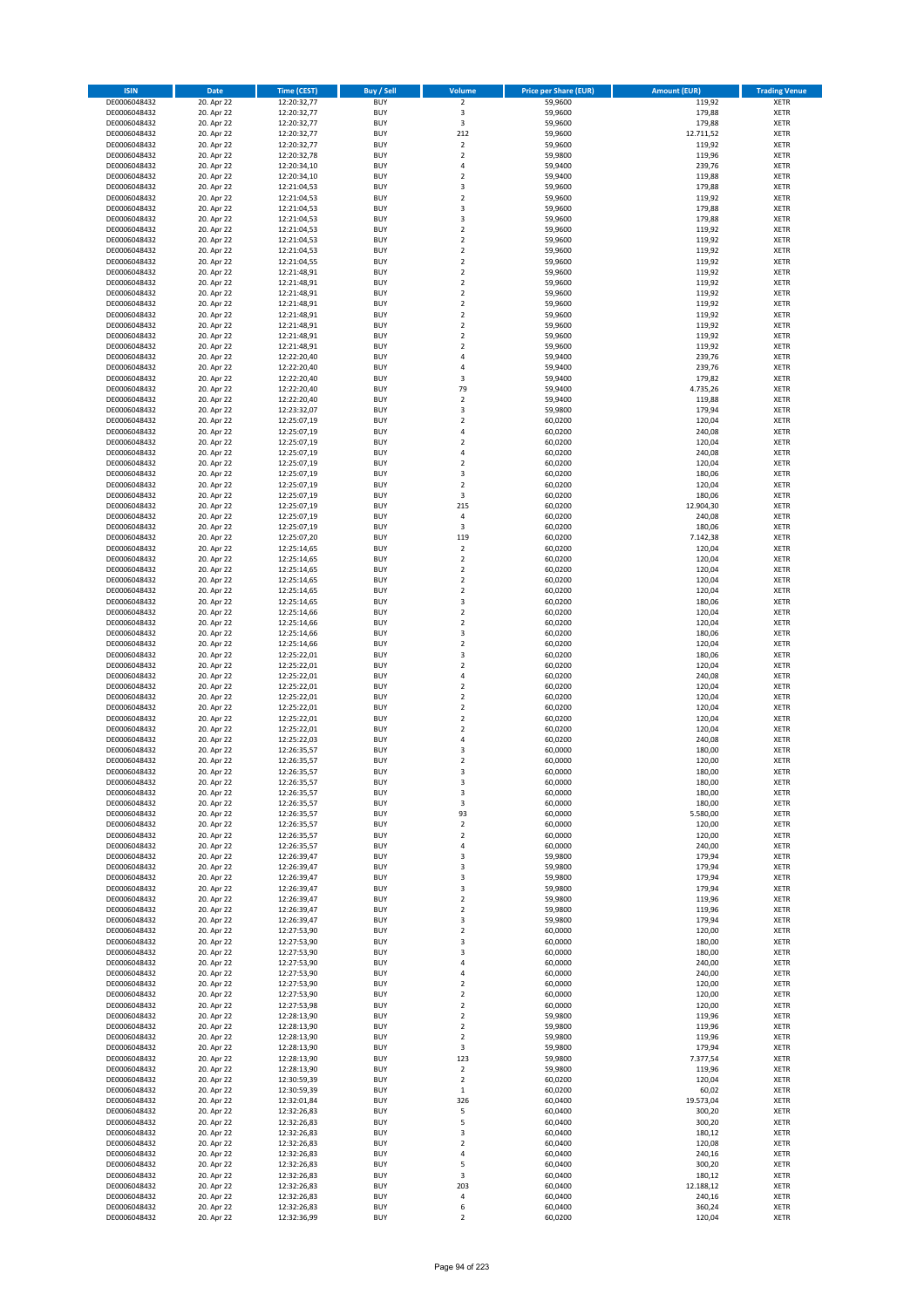| ISIN | Date | Time (CEST) | Buy / Sell | Volume | Price per Share (EUR) | Amount (EUR) | Trading Venue |
|---|---|---|---|---|---|---|---|
| DE0006048432 | 20. Apr 22 | 12:20:32,77 | BUY | 2 | 59,9600 | 119,92 | XETR |
| DE0006048432 | 20. Apr 22 | 12:20:32,77 | BUY | 3 | 59,9600 | 179,88 | XETR |
| DE0006048432 | 20. Apr 22 | 12:20:32,77 | BUY | 3 | 59,9600 | 179,88 | XETR |
| DE0006048432 | 20. Apr 22 | 12:20:32,77 | BUY | 212 | 59,9600 | 12.711,52 | XETR |
| DE0006048432 | 20. Apr 22 | 12:20:32,77 | BUY | 2 | 59,9600 | 119,92 | XETR |
| DE0006048432 | 20. Apr 22 | 12:20:32,78 | BUY | 2 | 59,9800 | 119,96 | XETR |
| DE0006048432 | 20. Apr 22 | 12:20:34,10 | BUY | 4 | 59,9400 | 239,76 | XETR |
| DE0006048432 | 20. Apr 22 | 12:20:34,10 | BUY | 2 | 59,9400 | 119,88 | XETR |
| DE0006048432 | 20. Apr 22 | 12:21:04,53 | BUY | 3 | 59,9600 | 179,88 | XETR |
| DE0006048432 | 20. Apr 22 | 12:21:04,53 | BUY | 2 | 59,9600 | 119,92 | XETR |
| DE0006048432 | 20. Apr 22 | 12:21:04,53 | BUY | 3 | 59,9600 | 179,88 | XETR |
| DE0006048432 | 20. Apr 22 | 12:21:04,53 | BUY | 3 | 59,9600 | 179,88 | XETR |
| DE0006048432 | 20. Apr 22 | 12:21:04,53 | BUY | 2 | 59,9600 | 119,92 | XETR |
| DE0006048432 | 20. Apr 22 | 12:21:04,53 | BUY | 2 | 59,9600 | 119,92 | XETR |
| DE0006048432 | 20. Apr 22 | 12:21:04,53 | BUY | 2 | 59,9600 | 119,92 | XETR |
| DE0006048432 | 20. Apr 22 | 12:21:04,55 | BUY | 2 | 59,9600 | 119,92 | XETR |
| DE0006048432 | 20. Apr 22 | 12:21:48,91 | BUY | 2 | 59,9600 | 119,92 | XETR |
| DE0006048432 | 20. Apr 22 | 12:21:48,91 | BUY | 2 | 59,9600 | 119,92 | XETR |
| DE0006048432 | 20. Apr 22 | 12:21:48,91 | BUY | 2 | 59,9600 | 119,92 | XETR |
| DE0006048432 | 20. Apr 22 | 12:21:48,91 | BUY | 2 | 59,9600 | 119,92 | XETR |
| DE0006048432 | 20. Apr 22 | 12:21:48,91 | BUY | 2 | 59,9600 | 119,92 | XETR |
| DE0006048432 | 20. Apr 22 | 12:21:48,91 | BUY | 2 | 59,9600 | 119,92 | XETR |
| DE0006048432 | 20. Apr 22 | 12:21:48,91 | BUY | 2 | 59,9600 | 119,92 | XETR |
| DE0006048432 | 20. Apr 22 | 12:21:48,91 | BUY | 2 | 59,9600 | 119,92 | XETR |
| DE0006048432 | 20. Apr 22 | 12:22:20,40 | BUY | 4 | 59,9400 | 239,76 | XETR |
| DE0006048432 | 20. Apr 22 | 12:22:20,40 | BUY | 4 | 59,9400 | 239,76 | XETR |
| DE0006048432 | 20. Apr 22 | 12:22:20,40 | BUY | 3 | 59,9400 | 179,82 | XETR |
| DE0006048432 | 20. Apr 22 | 12:22:20,40 | BUY | 79 | 59,9400 | 4.735,26 | XETR |
| DE0006048432 | 20. Apr 22 | 12:22:20,40 | BUY | 2 | 59,9400 | 119,88 | XETR |
| DE0006048432 | 20. Apr 22 | 12:23:32,07 | BUY | 3 | 59,9800 | 179,94 | XETR |
| DE0006048432 | 20. Apr 22 | 12:25:07,19 | BUY | 2 | 60,0200 | 120,04 | XETR |
| DE0006048432 | 20. Apr 22 | 12:25:07,19 | BUY | 4 | 60,0200 | 240,08 | XETR |
| DE0006048432 | 20. Apr 22 | 12:25:07,19 | BUY | 2 | 60,0200 | 120,04 | XETR |
| DE0006048432 | 20. Apr 22 | 12:25:07,19 | BUY | 4 | 60,0200 | 240,08 | XETR |
| DE0006048432 | 20. Apr 22 | 12:25:07,19 | BUY | 2 | 60,0200 | 120,04 | XETR |
| DE0006048432 | 20. Apr 22 | 12:25:07,19 | BUY | 3 | 60,0200 | 180,06 | XETR |
| DE0006048432 | 20. Apr 22 | 12:25:07,19 | BUY | 2 | 60,0200 | 120,04 | XETR |
| DE0006048432 | 20. Apr 22 | 12:25:07,19 | BUY | 3 | 60,0200 | 180,06 | XETR |
| DE0006048432 | 20. Apr 22 | 12:25:07,19 | BUY | 215 | 60,0200 | 12.904,30 | XETR |
| DE0006048432 | 20. Apr 22 | 12:25:07,19 | BUY | 4 | 60,0200 | 240,08 | XETR |
| DE0006048432 | 20. Apr 22 | 12:25:07,19 | BUY | 3 | 60,0200 | 180,06 | XETR |
| DE0006048432 | 20. Apr 22 | 12:25:07,20 | BUY | 119 | 60,0200 | 7.142,38 | XETR |
| DE0006048432 | 20. Apr 22 | 12:25:14,65 | BUY | 2 | 60,0200 | 120,04 | XETR |
| DE0006048432 | 20. Apr 22 | 12:25:14,65 | BUY | 2 | 60,0200 | 120,04 | XETR |
| DE0006048432 | 20. Apr 22 | 12:25:14,65 | BUY | 2 | 60,0200 | 120,04 | XETR |
| DE0006048432 | 20. Apr 22 | 12:25:14,65 | BUY | 2 | 60,0200 | 120,04 | XETR |
| DE0006048432 | 20. Apr 22 | 12:25:14,65 | BUY | 2 | 60,0200 | 120,04 | XETR |
| DE0006048432 | 20. Apr 22 | 12:25:14,65 | BUY | 3 | 60,0200 | 180,06 | XETR |
| DE0006048432 | 20. Apr 22 | 12:25:14,66 | BUY | 2 | 60,0200 | 120,04 | XETR |
| DE0006048432 | 20. Apr 22 | 12:25:14,66 | BUY | 2 | 60,0200 | 120,04 | XETR |
| DE0006048432 | 20. Apr 22 | 12:25:14,66 | BUY | 3 | 60,0200 | 180,06 | XETR |
| DE0006048432 | 20. Apr 22 | 12:25:14,66 | BUY | 2 | 60,0200 | 120,04 | XETR |
| DE0006048432 | 20. Apr 22 | 12:25:22,01 | BUY | 3 | 60,0200 | 180,06 | XETR |
| DE0006048432 | 20. Apr 22 | 12:25:22,01 | BUY | 2 | 60,0200 | 120,04 | XETR |
| DE0006048432 | 20. Apr 22 | 12:25:22,01 | BUY | 4 | 60,0200 | 240,08 | XETR |
| DE0006048432 | 20. Apr 22 | 12:25:22,01 | BUY | 2 | 60,0200 | 120,04 | XETR |
| DE0006048432 | 20. Apr 22 | 12:25:22,01 | BUY | 2 | 60,0200 | 120,04 | XETR |
| DE0006048432 | 20. Apr 22 | 12:25:22,01 | BUY | 2 | 60,0200 | 120,04 | XETR |
| DE0006048432 | 20. Apr 22 | 12:25:22,01 | BUY | 2 | 60,0200 | 120,04 | XETR |
| DE0006048432 | 20. Apr 22 | 12:25:22,01 | BUY | 2 | 60,0200 | 120,04 | XETR |
| DE0006048432 | 20. Apr 22 | 12:25:22,03 | BUY | 4 | 60,0200 | 240,08 | XETR |
| DE0006048432 | 20. Apr 22 | 12:26:35,57 | BUY | 3 | 60,0000 | 180,00 | XETR |
| DE0006048432 | 20. Apr 22 | 12:26:35,57 | BUY | 2 | 60,0000 | 120,00 | XETR |
| DE0006048432 | 20. Apr 22 | 12:26:35,57 | BUY | 3 | 60,0000 | 180,00 | XETR |
| DE0006048432 | 20. Apr 22 | 12:26:35,57 | BUY | 3 | 60,0000 | 180,00 | XETR |
| DE0006048432 | 20. Apr 22 | 12:26:35,57 | BUY | 3 | 60,0000 | 180,00 | XETR |
| DE0006048432 | 20. Apr 22 | 12:26:35,57 | BUY | 3 | 60,0000 | 180,00 | XETR |
| DE0006048432 | 20. Apr 22 | 12:26:35,57 | BUY | 93 | 60,0000 | 5.580,00 | XETR |
| DE0006048432 | 20. Apr 22 | 12:26:35,57 | BUY | 2 | 60,0000 | 120,00 | XETR |
| DE0006048432 | 20. Apr 22 | 12:26:35,57 | BUY | 2 | 60,0000 | 120,00 | XETR |
| DE0006048432 | 20. Apr 22 | 12:26:35,57 | BUY | 4 | 60,0000 | 240,00 | XETR |
| DE0006048432 | 20. Apr 22 | 12:26:39,47 | BUY | 3 | 59,9800 | 179,94 | XETR |
| DE0006048432 | 20. Apr 22 | 12:26:39,47 | BUY | 3 | 59,9800 | 179,94 | XETR |
| DE0006048432 | 20. Apr 22 | 12:26:39,47 | BUY | 3 | 59,9800 | 179,94 | XETR |
| DE0006048432 | 20. Apr 22 | 12:26:39,47 | BUY | 3 | 59,9800 | 179,94 | XETR |
| DE0006048432 | 20. Apr 22 | 12:26:39,47 | BUY | 2 | 59,9800 | 119,96 | XETR |
| DE0006048432 | 20. Apr 22 | 12:26:39,47 | BUY | 2 | 59,9800 | 119,96 | XETR |
| DE0006048432 | 20. Apr 22 | 12:26:39,47 | BUY | 3 | 59,9800 | 179,94 | XETR |
| DE0006048432 | 20. Apr 22 | 12:27:53,90 | BUY | 2 | 60,0000 | 120,00 | XETR |
| DE0006048432 | 20. Apr 22 | 12:27:53,90 | BUY | 3 | 60,0000 | 180,00 | XETR |
| DE0006048432 | 20. Apr 22 | 12:27:53,90 | BUY | 3 | 60,0000 | 180,00 | XETR |
| DE0006048432 | 20. Apr 22 | 12:27:53,90 | BUY | 4 | 60,0000 | 240,00 | XETR |
| DE0006048432 | 20. Apr 22 | 12:27:53,90 | BUY | 4 | 60,0000 | 240,00 | XETR |
| DE0006048432 | 20. Apr 22 | 12:27:53,90 | BUY | 2 | 60,0000 | 120,00 | XETR |
| DE0006048432 | 20. Apr 22 | 12:27:53,90 | BUY | 2 | 60,0000 | 120,00 | XETR |
| DE0006048432 | 20. Apr 22 | 12:27:53,98 | BUY | 2 | 60,0000 | 120,00 | XETR |
| DE0006048432 | 20. Apr 22 | 12:28:13,90 | BUY | 2 | 59,9800 | 119,96 | XETR |
| DE0006048432 | 20. Apr 22 | 12:28:13,90 | BUY | 2 | 59,9800 | 119,96 | XETR |
| DE0006048432 | 20. Apr 22 | 12:28:13,90 | BUY | 2 | 59,9800 | 119,96 | XETR |
| DE0006048432 | 20. Apr 22 | 12:28:13,90 | BUY | 3 | 59,9800 | 179,94 | XETR |
| DE0006048432 | 20. Apr 22 | 12:28:13,90 | BUY | 123 | 59,9800 | 7.377,54 | XETR |
| DE0006048432 | 20. Apr 22 | 12:28:13,90 | BUY | 2 | 59,9800 | 119,96 | XETR |
| DE0006048432 | 20. Apr 22 | 12:30:59,39 | BUY | 2 | 60,0200 | 120,04 | XETR |
| DE0006048432 | 20. Apr 22 | 12:30:59,39 | BUY | 1 | 60,0200 | 60,02 | XETR |
| DE0006048432 | 20. Apr 22 | 12:32:01,84 | BUY | 326 | 60,0400 | 19.573,04 | XETR |
| DE0006048432 | 20. Apr 22 | 12:32:26,83 | BUY | 5 | 60,0400 | 300,20 | XETR |
| DE0006048432 | 20. Apr 22 | 12:32:26,83 | BUY | 5 | 60,0400 | 300,20 | XETR |
| DE0006048432 | 20. Apr 22 | 12:32:26,83 | BUY | 3 | 60,0400 | 180,12 | XETR |
| DE0006048432 | 20. Apr 22 | 12:32:26,83 | BUY | 2 | 60,0400 | 120,08 | XETR |
| DE0006048432 | 20. Apr 22 | 12:32:26,83 | BUY | 4 | 60,0400 | 240,16 | XETR |
| DE0006048432 | 20. Apr 22 | 12:32:26,83 | BUY | 5 | 60,0400 | 300,20 | XETR |
| DE0006048432 | 20. Apr 22 | 12:32:26,83 | BUY | 3 | 60,0400 | 180,12 | XETR |
| DE0006048432 | 20. Apr 22 | 12:32:26,83 | BUY | 203 | 60,0400 | 12.188,12 | XETR |
| DE0006048432 | 20. Apr 22 | 12:32:26,83 | BUY | 4 | 60,0400 | 240,16 | XETR |
| DE0006048432 | 20. Apr 22 | 12:32:26,83 | BUY | 6 | 60,0400 | 360,24 | XETR |
| DE0006048432 | 20. Apr 22 | 12:32:36,99 | BUY | 2 | 60,0200 | 120,04 | XETR |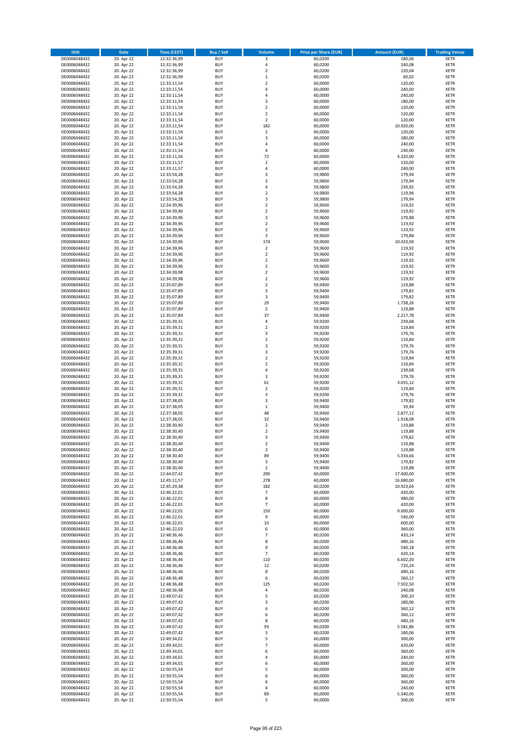| ISIN | Date | Time (CEST) | Buy / Sell | Volume | Price per Share (EUR) | Amount (EUR) | Trading Venue |
|---|---|---|---|---|---|---|---|
| DE0006048432 | 20. Apr 22 | 12:32:36,99 | BUY | 3 | 60,0200 | 180,06 | XETR |
| DE0006048432 | 20. Apr 22 | 12:32:36,99 | BUY | 4 | 60,0200 | 240,08 | XETR |
| DE0006048432 | 20. Apr 22 | 12:32:36,99 | BUY | 2 | 60,0200 | 120,04 | XETR |
| DE0006048432 | 20. Apr 22 | 12:32:36,99 | BUY | 1 | 60,0200 | 60,02 | XETR |
| DE0006048432 | 20. Apr 22 | 12:33:11,54 | BUY | 2 | 60,0000 | 120,00 | XETR |
| DE0006048432 | 20. Apr 22 | 12:33:11,54 | BUY | 4 | 60,0000 | 240,00 | XETR |
| DE0006048432 | 20. Apr 22 | 12:33:11,54 | BUY | 4 | 60,0000 | 240,00 | XETR |
| DE0006048432 | 20. Apr 22 | 12:33:11,54 | BUY | 3 | 60,0000 | 180,00 | XETR |
| DE0006048432 | 20. Apr 22 | 12:33:11,54 | BUY | 2 | 60,0000 | 120,00 | XETR |
| DE0006048432 | 20. Apr 22 | 12:33:11,54 | BUY | 2 | 60,0000 | 120,00 | XETR |
| DE0006048432 | 20. Apr 22 | 12:33:11,54 | BUY | 2 | 60,0000 | 120,00 | XETR |
| DE0006048432 | 20. Apr 22 | 12:33:11,54 | BUY | 182 | 60,0000 | 10.920,00 | XETR |
| DE0006048432 | 20. Apr 22 | 12:33:11,54 | BUY | 2 | 60,0000 | 120,00 | XETR |
| DE0006048432 | 20. Apr 22 | 12:33:11,54 | BUY | 3 | 60,0000 | 180,00 | XETR |
| DE0006048432 | 20. Apr 22 | 12:33:11,54 | BUY | 4 | 60,0000 | 240,00 | XETR |
| DE0006048432 | 20. Apr 22 | 12:33:11,54 | BUY | 4 | 60,0000 | 240,00 | XETR |
| DE0006048432 | 20. Apr 22 | 12:33:11,56 | BUY | 72 | 60,0000 | 4.320,00 | XETR |
| DE0006048432 | 20. Apr 22 | 12:33:11,57 | BUY | 2 | 60,0000 | 120,00 | XETR |
| DE0006048432 | 20. Apr 22 | 12:33:11,57 | BUY | 4 | 60,0000 | 240,00 | XETR |
| DE0006048432 | 20. Apr 22 | 12:33:54,28 | BUY | 3 | 59,9800 | 179,94 | XETR |
| DE0006048432 | 20. Apr 22 | 12:33:54,28 | BUY | 3 | 59,9800 | 179,94 | XETR |
| DE0006048432 | 20. Apr 22 | 12:33:54,28 | BUY | 4 | 59,9800 | 239,92 | XETR |
| DE0006048432 | 20. Apr 22 | 12:33:54,28 | BUY | 2 | 59,9800 | 119,96 | XETR |
| DE0006048432 | 20. Apr 22 | 12:33:54,28 | BUY | 3 | 59,9800 | 179,94 | XETR |
| DE0006048432 | 20. Apr 22 | 12:34:39,96 | BUY | 2 | 59,9600 | 119,92 | XETR |
| DE0006048432 | 20. Apr 22 | 12:34:39,96 | BUY | 2 | 59,9600 | 119,92 | XETR |
| DE0006048432 | 20. Apr 22 | 12:34:39,96 | BUY | 3 | 59,9600 | 179,88 | XETR |
| DE0006048432 | 20. Apr 22 | 12:34:39,96 | BUY | 2 | 59,9600 | 119,92 | XETR |
| DE0006048432 | 20. Apr 22 | 12:34:39,96 | BUY | 2 | 59,9600 | 119,92 | XETR |
| DE0006048432 | 20. Apr 22 | 12:34:39,96 | BUY | 3 | 59,9600 | 179,88 | XETR |
| DE0006048432 | 20. Apr 22 | 12:34:39,96 | BUY | 174 | 59,9600 | 10.433,04 | XETR |
| DE0006048432 | 20. Apr 22 | 12:34:39,96 | BUY | 2 | 59,9600 | 119,92 | XETR |
| DE0006048432 | 20. Apr 22 | 12:34:39,96 | BUY | 2 | 59,9600 | 119,92 | XETR |
| DE0006048432 | 20. Apr 22 | 12:34:39,96 | BUY | 2 | 59,9600 | 119,92 | XETR |
| DE0006048432 | 20. Apr 22 | 12:34:39,96 | BUY | 2 | 59,9600 | 119,92 | XETR |
| DE0006048432 | 20. Apr 22 | 12:34:39,98 | BUY | 2 | 59,9600 | 119,92 | XETR |
| DE0006048432 | 20. Apr 22 | 12:34:39,98 | BUY | 2 | 59,9600 | 119,92 | XETR |
| DE0006048432 | 20. Apr 22 | 12:35:07,89 | BUY | 2 | 59,9400 | 119,88 | XETR |
| DE0006048432 | 20. Apr 22 | 12:35:07,89 | BUY | 3 | 59,9400 | 179,82 | XETR |
| DE0006048432 | 20. Apr 22 | 12:35:07,89 | BUY | 3 | 59,9400 | 179,82 | XETR |
| DE0006048432 | 20. Apr 22 | 12:35:07,89 | BUY | 29 | 59,9400 | 1.738,26 | XETR |
| DE0006048432 | 20. Apr 22 | 12:35:07,89 | BUY | 2 | 59,9400 | 119,88 | XETR |
| DE0006048432 | 20. Apr 22 | 12:35:07,89 | BUY | 37 | 59,9400 | 2.217,78 | XETR |
| DE0006048432 | 20. Apr 22 | 12:35:39,31 | BUY | 4 | 59,9200 | 239,68 | XETR |
| DE0006048432 | 20. Apr 22 | 12:35:39,31 | BUY | 2 | 59,9200 | 119,84 | XETR |
| DE0006048432 | 20. Apr 22 | 12:35:39,31 | BUY | 3 | 59,9200 | 179,76 | XETR |
| DE0006048432 | 20. Apr 22 | 12:35:39,31 | BUY | 2 | 59,9200 | 119,84 | XETR |
| DE0006048432 | 20. Apr 22 | 12:35:39,31 | BUY | 3 | 59,9200 | 179,76 | XETR |
| DE0006048432 | 20. Apr 22 | 12:35:39,31 | BUY | 3 | 59,9200 | 179,76 | XETR |
| DE0006048432 | 20. Apr 22 | 12:35:39,31 | BUY | 2 | 59,9200 | 119,84 | XETR |
| DE0006048432 | 20. Apr 22 | 12:35:39,31 | BUY | 2 | 59,9200 | 119,84 | XETR |
| DE0006048432 | 20. Apr 22 | 12:35:39,31 | BUY | 4 | 59,9200 | 239,68 | XETR |
| DE0006048432 | 20. Apr 22 | 12:35:39,31 | BUY | 3 | 59,9200 | 179,76 | XETR |
| DE0006048432 | 20. Apr 22 | 12:35:39,31 | BUY | 61 | 59,9200 | 3.655,12 | XETR |
| DE0006048432 | 20. Apr 22 | 12:35:39,31 | BUY | 2 | 59,9200 | 119,84 | XETR |
| DE0006048432 | 20. Apr 22 | 12:35:39,31 | BUY | 3 | 59,9200 | 179,76 | XETR |
| DE0006048432 | 20. Apr 22 | 12:37:38,05 | BUY | 3 | 59,9400 | 179,82 | XETR |
| DE0006048432 | 20. Apr 22 | 12:37:38,05 | BUY | 1 | 59,9400 | 59,94 | XETR |
| DE0006048432 | 20. Apr 22 | 12:37:38,05 | BUY | 48 | 59,9400 | 2.877,12 | XETR |
| DE0006048432 | 20. Apr 22 | 12:37:38,05 | BUY | 32 | 59,9400 | 1.918,08 | XETR |
| DE0006048432 | 20. Apr 22 | 12:38:30,40 | BUY | 2 | 59,9400 | 119,88 | XETR |
| DE0006048432 | 20. Apr 22 | 12:38:30,40 | BUY | 2 | 59,9400 | 119,88 | XETR |
| DE0006048432 | 20. Apr 22 | 12:38:30,40 | BUY | 3 | 59,9400 | 179,82 | XETR |
| DE0006048432 | 20. Apr 22 | 12:38:30,40 | BUY | 2 | 59,9400 | 119,88 | XETR |
| DE0006048432 | 20. Apr 22 | 12:38:30,40 | BUY | 2 | 59,9400 | 119,88 | XETR |
| DE0006048432 | 20. Apr 22 | 12:38:30,40 | BUY | 89 | 59,9400 | 5.334,66 | XETR |
| DE0006048432 | 20. Apr 22 | 12:38:30,40 | BUY | 3 | 59,9400 | 179,82 | XETR |
| DE0006048432 | 20. Apr 22 | 12:38:30,40 | BUY | 2 | 59,9400 | 119,88 | XETR |
| DE0006048432 | 20. Apr 22 | 12:44:07,42 | BUY | 290 | 60,0000 | 17.400,00 | XETR |
| DE0006048432 | 20. Apr 22 | 12:45:11,57 | BUY | 278 | 60,0000 | 16.680,00 | XETR |
| DE0006048432 | 20. Apr 22 | 12:45:29,38 | BUY | 182 | 60,0200 | 10.923,64 | XETR |
| DE0006048432 | 20. Apr 22 | 12:46:22,01 | BUY | 7 | 60,0000 | 420,00 | XETR |
| DE0006048432 | 20. Apr 22 | 12:46:22,01 | BUY | 8 | 60,0000 | 480,00 | XETR |
| DE0006048432 | 20. Apr 22 | 12:46:22,01 | BUY | 7 | 60,0000 | 420,00 | XETR |
| DE0006048432 | 20. Apr 22 | 12:46:22,01 | BUY | 150 | 60,0000 | 9.000,00 | XETR |
| DE0006048432 | 20. Apr 22 | 12:46:22,01 | BUY | 9 | 60,0000 | 540,00 | XETR |
| DE0006048432 | 20. Apr 22 | 12:46:22,01 | BUY | 10 | 60,0000 | 600,00 | XETR |
| DE0006048432 | 20. Apr 22 | 12:46:22,03 | BUY | 6 | 60,0000 | 360,00 | XETR |
| DE0006048432 | 20. Apr 22 | 12:48:36,46 | BUY | 7 | 60,0200 | 420,14 | XETR |
| DE0006048432 | 20. Apr 22 | 12:48:36,46 | BUY | 8 | 60,0200 | 480,16 | XETR |
| DE0006048432 | 20. Apr 22 | 12:48:36,46 | BUY | 9 | 60,0200 | 540,18 | XETR |
| DE0006048432 | 20. Apr 22 | 12:48:36,46 | BUY | 7 | 60,0200 | 420,14 | XETR |
| DE0006048432 | 20. Apr 22 | 12:48:36,46 | BUY | 110 | 60,0200 | 6.602,20 | XETR |
| DE0006048432 | 20. Apr 22 | 12:48:36,46 | BUY | 12 | 60,0200 | 720,24 | XETR |
| DE0006048432 | 20. Apr 22 | 12:48:36,46 | BUY | 8 | 60,0200 | 480,16 | XETR |
| DE0006048432 | 20. Apr 22 | 12:48:36,48 | BUY | 6 | 60,0200 | 360,12 | XETR |
| DE0006048432 | 20. Apr 22 | 12:48:36,48 | BUY | 125 | 60,0200 | 7.502,50 | XETR |
| DE0006048432 | 20. Apr 22 | 12:48:36,48 | BUY | 4 | 60,0200 | 240,08 | XETR |
| DE0006048432 | 20. Apr 22 | 12:49:07,42 | BUY | 5 | 60,0200 | 300,10 | XETR |
| DE0006048432 | 20. Apr 22 | 12:49:07,42 | BUY | 3 | 60,0200 | 180,06 | XETR |
| DE0006048432 | 20. Apr 22 | 12:49:07,42 | BUY | 6 | 60,0200 | 360,12 | XETR |
| DE0006048432 | 20. Apr 22 | 12:49:07,42 | BUY | 6 | 60,0200 | 360,12 | XETR |
| DE0006048432 | 20. Apr 22 | 12:49:07,42 | BUY | 8 | 60,0200 | 480,16 | XETR |
| DE0006048432 | 20. Apr 22 | 12:49:07,42 | BUY | 93 | 60,0200 | 5.581,86 | XETR |
| DE0006048432 | 20. Apr 22 | 12:49:07,42 | BUY | 3 | 60,0200 | 180,06 | XETR |
| DE0006048432 | 20. Apr 22 | 12:49:34,01 | BUY | 5 | 60,0000 | 300,00 | XETR |
| DE0006048432 | 20. Apr 22 | 12:49:34,01 | BUY | 7 | 60,0000 | 420,00 | XETR |
| DE0006048432 | 20. Apr 22 | 12:49:34,01 | BUY | 6 | 60,0000 | 360,00 | XETR |
| DE0006048432 | 20. Apr 22 | 12:49:34,01 | BUY | 4 | 60,0000 | 240,00 | XETR |
| DE0006048432 | 20. Apr 22 | 12:49:34,01 | BUY | 6 | 60,0000 | 360,00 | XETR |
| DE0006048432 | 20. Apr 22 | 12:50:55,54 | BUY | 5 | 60,0000 | 300,00 | XETR |
| DE0006048432 | 20. Apr 22 | 12:50:55,54 | BUY | 6 | 60,0000 | 360,00 | XETR |
| DE0006048432 | 20. Apr 22 | 12:50:55,54 | BUY | 6 | 60,0000 | 360,00 | XETR |
| DE0006048432 | 20. Apr 22 | 12:50:55,54 | BUY | 4 | 60,0000 | 240,00 | XETR |
| DE0006048432 | 20. Apr 22 | 12:50:55,54 | BUY | 89 | 60,0000 | 5.340,00 | XETR |
| DE0006048432 | 20. Apr 22 | 12:50:55,54 | BUY | 5 | 60,0000 | 300,00 | XETR |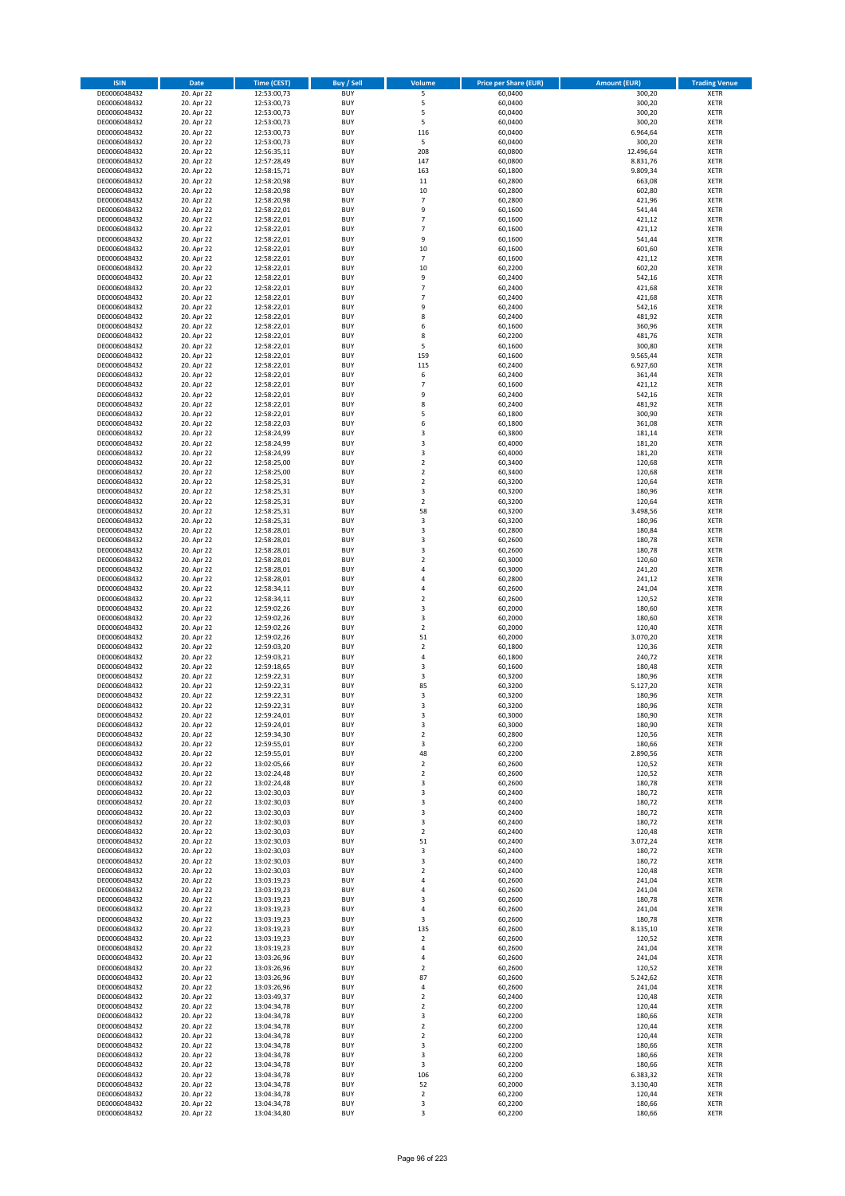| ISIN | Date | Time (CEST) | Buy / Sell | Volume | Price per Share (EUR) | Amount (EUR) | Trading Venue |
|---|---|---|---|---|---|---|---|
| DE0006048432 | 20. Apr 22 | 12:53:00,73 | BUY | 5 | 60,0400 | 300,20 | XETR |
| DE0006048432 | 20. Apr 22 | 12:53:00,73 | BUY | 5 | 60,0400 | 300,20 | XETR |
| DE0006048432 | 20. Apr 22 | 12:53:00,73 | BUY | 5 | 60,0400 | 300,20 | XETR |
| DE0006048432 | 20. Apr 22 | 12:53:00,73 | BUY | 5 | 60,0400 | 300,20 | XETR |
| DE0006048432 | 20. Apr 22 | 12:53:00,73 | BUY | 116 | 60,0400 | 6.964,64 | XETR |
| DE0006048432 | 20. Apr 22 | 12:53:00,73 | BUY | 5 | 60,0400 | 300,20 | XETR |
| DE0006048432 | 20. Apr 22 | 12:56:35,11 | BUY | 208 | 60,0800 | 12.496,64 | XETR |
| DE0006048432 | 20. Apr 22 | 12:57:28,49 | BUY | 147 | 60,0800 | 8.831,76 | XETR |
| DE0006048432 | 20. Apr 22 | 12:58:15,71 | BUY | 163 | 60,1800 | 9.809,34 | XETR |
| DE0006048432 | 20. Apr 22 | 12:58:20,98 | BUY | 11 | 60,2800 | 663,08 | XETR |
| DE0006048432 | 20. Apr 22 | 12:58:20,98 | BUY | 10 | 60,2800 | 602,80 | XETR |
| DE0006048432 | 20. Apr 22 | 12:58:20,98 | BUY | 7 | 60,2800 | 421,96 | XETR |
| DE0006048432 | 20. Apr 22 | 12:58:22,01 | BUY | 9 | 60,1600 | 541,44 | XETR |
| DE0006048432 | 20. Apr 22 | 12:58:22,01 | BUY | 7 | 60,1600 | 421,12 | XETR |
| DE0006048432 | 20. Apr 22 | 12:58:22,01 | BUY | 7 | 60,1600 | 421,12 | XETR |
| DE0006048432 | 20. Apr 22 | 12:58:22,01 | BUY | 9 | 60,1600 | 541,44 | XETR |
| DE0006048432 | 20. Apr 22 | 12:58:22,01 | BUY | 10 | 60,1600 | 601,60 | XETR |
| DE0006048432 | 20. Apr 22 | 12:58:22,01 | BUY | 7 | 60,1600 | 421,12 | XETR |
| DE0006048432 | 20. Apr 22 | 12:58:22,01 | BUY | 10 | 60,2200 | 602,20 | XETR |
| DE0006048432 | 20. Apr 22 | 12:58:22,01 | BUY | 9 | 60,2400 | 542,16 | XETR |
| DE0006048432 | 20. Apr 22 | 12:58:22,01 | BUY | 7 | 60,2400 | 421,68 | XETR |
| DE0006048432 | 20. Apr 22 | 12:58:22,01 | BUY | 7 | 60,2400 | 421,68 | XETR |
| DE0006048432 | 20. Apr 22 | 12:58:22,01 | BUY | 9 | 60,2400 | 542,16 | XETR |
| DE0006048432 | 20. Apr 22 | 12:58:22,01 | BUY | 8 | 60,2400 | 481,92 | XETR |
| DE0006048432 | 20. Apr 22 | 12:58:22,01 | BUY | 6 | 60,1600 | 360,96 | XETR |
| DE0006048432 | 20. Apr 22 | 12:58:22,01 | BUY | 8 | 60,2200 | 481,76 | XETR |
| DE0006048432 | 20. Apr 22 | 12:58:22,01 | BUY | 5 | 60,1600 | 300,80 | XETR |
| DE0006048432 | 20. Apr 22 | 12:58:22,01 | BUY | 159 | 60,1600 | 9.565,44 | XETR |
| DE0006048432 | 20. Apr 22 | 12:58:22,01 | BUY | 115 | 60,2400 | 6.927,60 | XETR |
| DE0006048432 | 20. Apr 22 | 12:58:22,01 | BUY | 6 | 60,2400 | 361,44 | XETR |
| DE0006048432 | 20. Apr 22 | 12:58:22,01 | BUY | 7 | 60,1600 | 421,12 | XETR |
| DE0006048432 | 20. Apr 22 | 12:58:22,01 | BUY | 9 | 60,2400 | 542,16 | XETR |
| DE0006048432 | 20. Apr 22 | 12:58:22,01 | BUY | 8 | 60,2400 | 481,92 | XETR |
| DE0006048432 | 20. Apr 22 | 12:58:22,01 | BUY | 5 | 60,1800 | 300,90 | XETR |
| DE0006048432 | 20. Apr 22 | 12:58:22,03 | BUY | 6 | 60,1800 | 361,08 | XETR |
| DE0006048432 | 20. Apr 22 | 12:58:24,99 | BUY | 3 | 60,3800 | 181,14 | XETR |
| DE0006048432 | 20. Apr 22 | 12:58:24,99 | BUY | 3 | 60,4000 | 181,20 | XETR |
| DE0006048432 | 20. Apr 22 | 12:58:24,99 | BUY | 3 | 60,4000 | 181,20 | XETR |
| DE0006048432 | 20. Apr 22 | 12:58:25,00 | BUY | 2 | 60,3400 | 120,68 | XETR |
| DE0006048432 | 20. Apr 22 | 12:58:25,00 | BUY | 2 | 60,3400 | 120,68 | XETR |
| DE0006048432 | 20. Apr 22 | 12:58:25,31 | BUY | 2 | 60,3200 | 120,64 | XETR |
| DE0006048432 | 20. Apr 22 | 12:58:25,31 | BUY | 3 | 60,3200 | 180,96 | XETR |
| DE0006048432 | 20. Apr 22 | 12:58:25,31 | BUY | 2 | 60,3200 | 120,64 | XETR |
| DE0006048432 | 20. Apr 22 | 12:58:25,31 | BUY | 58 | 60,3200 | 3.498,56 | XETR |
| DE0006048432 | 20. Apr 22 | 12:58:25,31 | BUY | 3 | 60,3200 | 180,96 | XETR |
| DE0006048432 | 20. Apr 22 | 12:58:28,01 | BUY | 3 | 60,2800 | 180,84 | XETR |
| DE0006048432 | 20. Apr 22 | 12:58:28,01 | BUY | 3 | 60,2600 | 180,78 | XETR |
| DE0006048432 | 20. Apr 22 | 12:58:28,01 | BUY | 3 | 60,2600 | 180,78 | XETR |
| DE0006048432 | 20. Apr 22 | 12:58:28,01 | BUY | 2 | 60,3000 | 120,60 | XETR |
| DE0006048432 | 20. Apr 22 | 12:58:28,01 | BUY | 4 | 60,3000 | 241,20 | XETR |
| DE0006048432 | 20. Apr 22 | 12:58:28,01 | BUY | 4 | 60,2800 | 241,12 | XETR |
| DE0006048432 | 20. Apr 22 | 12:58:34,11 | BUY | 4 | 60,2600 | 241,04 | XETR |
| DE0006048432 | 20. Apr 22 | 12:58:34,11 | BUY | 2 | 60,2600 | 120,52 | XETR |
| DE0006048432 | 20. Apr 22 | 12:59:02,26 | BUY | 3 | 60,2000 | 180,60 | XETR |
| DE0006048432 | 20. Apr 22 | 12:59:02,26 | BUY | 3 | 60,2000 | 180,60 | XETR |
| DE0006048432 | 20. Apr 22 | 12:59:02,26 | BUY | 2 | 60,2000 | 120,40 | XETR |
| DE0006048432 | 20. Apr 22 | 12:59:02,26 | BUY | 51 | 60,2000 | 3.070,20 | XETR |
| DE0006048432 | 20. Apr 22 | 12:59:03,20 | BUY | 2 | 60,1800 | 120,36 | XETR |
| DE0006048432 | 20. Apr 22 | 12:59:03,21 | BUY | 4 | 60,1800 | 240,72 | XETR |
| DE0006048432 | 20. Apr 22 | 12:59:18,65 | BUY | 3 | 60,1600 | 180,48 | XETR |
| DE0006048432 | 20. Apr 22 | 12:59:22,31 | BUY | 3 | 60,3200 | 180,96 | XETR |
| DE0006048432 | 20. Apr 22 | 12:59:22,31 | BUY | 85 | 60,3200 | 5.127,20 | XETR |
| DE0006048432 | 20. Apr 22 | 12:59:22,31 | BUY | 3 | 60,3200 | 180,96 | XETR |
| DE0006048432 | 20. Apr 22 | 12:59:22,31 | BUY | 3 | 60,3200 | 180,96 | XETR |
| DE0006048432 | 20. Apr 22 | 12:59:24,01 | BUY | 3 | 60,3000 | 180,90 | XETR |
| DE0006048432 | 20. Apr 22 | 12:59:24,01 | BUY | 3 | 60,3000 | 180,90 | XETR |
| DE0006048432 | 20. Apr 22 | 12:59:34,30 | BUY | 2 | 60,2800 | 120,56 | XETR |
| DE0006048432 | 20. Apr 22 | 12:59:55,01 | BUY | 3 | 60,2200 | 180,66 | XETR |
| DE0006048432 | 20. Apr 22 | 12:59:55,01 | BUY | 48 | 60,2200 | 2.890,56 | XETR |
| DE0006048432 | 20. Apr 22 | 13:02:05,66 | BUY | 2 | 60,2600 | 120,52 | XETR |
| DE0006048432 | 20. Apr 22 | 13:02:24,48 | BUY | 2 | 60,2600 | 120,52 | XETR |
| DE0006048432 | 20. Apr 22 | 13:02:24,48 | BUY | 3 | 60,2600 | 180,78 | XETR |
| DE0006048432 | 20. Apr 22 | 13:02:30,03 | BUY | 3 | 60,2400 | 180,72 | XETR |
| DE0006048432 | 20. Apr 22 | 13:02:30,03 | BUY | 3 | 60,2400 | 180,72 | XETR |
| DE0006048432 | 20. Apr 22 | 13:02:30,03 | BUY | 3 | 60,2400 | 180,72 | XETR |
| DE0006048432 | 20. Apr 22 | 13:02:30,03 | BUY | 3 | 60,2400 | 180,72 | XETR |
| DE0006048432 | 20. Apr 22 | 13:02:30,03 | BUY | 2 | 60,2400 | 120,48 | XETR |
| DE0006048432 | 20. Apr 22 | 13:02:30,03 | BUY | 51 | 60,2400 | 3.072,24 | XETR |
| DE0006048432 | 20. Apr 22 | 13:02:30,03 | BUY | 3 | 60,2400 | 180,72 | XETR |
| DE0006048432 | 20. Apr 22 | 13:02:30,03 | BUY | 3 | 60,2400 | 180,72 | XETR |
| DE0006048432 | 20. Apr 22 | 13:02:30,03 | BUY | 2 | 60,2400 | 120,48 | XETR |
| DE0006048432 | 20. Apr 22 | 13:03:19,23 | BUY | 4 | 60,2600 | 241,04 | XETR |
| DE0006048432 | 20. Apr 22 | 13:03:19,23 | BUY | 4 | 60,2600 | 241,04 | XETR |
| DE0006048432 | 20. Apr 22 | 13:03:19,23 | BUY | 3 | 60,2600 | 180,78 | XETR |
| DE0006048432 | 20. Apr 22 | 13:03:19,23 | BUY | 4 | 60,2600 | 241,04 | XETR |
| DE0006048432 | 20. Apr 22 | 13:03:19,23 | BUY | 3 | 60,2600 | 180,78 | XETR |
| DE0006048432 | 20. Apr 22 | 13:03:19,23 | BUY | 135 | 60,2600 | 8.135,10 | XETR |
| DE0006048432 | 20. Apr 22 | 13:03:19,23 | BUY | 2 | 60,2600 | 120,52 | XETR |
| DE0006048432 | 20. Apr 22 | 13:03:19,23 | BUY | 4 | 60,2600 | 241,04 | XETR |
| DE0006048432 | 20. Apr 22 | 13:03:26,96 | BUY | 4 | 60,2600 | 241,04 | XETR |
| DE0006048432 | 20. Apr 22 | 13:03:26,96 | BUY | 2 | 60,2600 | 120,52 | XETR |
| DE0006048432 | 20. Apr 22 | 13:03:26,96 | BUY | 87 | 60,2600 | 5.242,62 | XETR |
| DE0006048432 | 20. Apr 22 | 13:03:26,96 | BUY | 4 | 60,2600 | 241,04 | XETR |
| DE0006048432 | 20. Apr 22 | 13:03:49,37 | BUY | 2 | 60,2400 | 120,48 | XETR |
| DE0006048432 | 20. Apr 22 | 13:04:34,78 | BUY | 2 | 60,2200 | 120,44 | XETR |
| DE0006048432 | 20. Apr 22 | 13:04:34,78 | BUY | 3 | 60,2200 | 180,66 | XETR |
| DE0006048432 | 20. Apr 22 | 13:04:34,78 | BUY | 2 | 60,2200 | 120,44 | XETR |
| DE0006048432 | 20. Apr 22 | 13:04:34,78 | BUY | 2 | 60,2200 | 120,44 | XETR |
| DE0006048432 | 20. Apr 22 | 13:04:34,78 | BUY | 3 | 60,2200 | 180,66 | XETR |
| DE0006048432 | 20. Apr 22 | 13:04:34,78 | BUY | 3 | 60,2200 | 180,66 | XETR |
| DE0006048432 | 20. Apr 22 | 13:04:34,78 | BUY | 3 | 60,2200 | 180,66 | XETR |
| DE0006048432 | 20. Apr 22 | 13:04:34,78 | BUY | 106 | 60,2200 | 6.383,32 | XETR |
| DE0006048432 | 20. Apr 22 | 13:04:34,78 | BUY | 52 | 60,2000 | 3.130,40 | XETR |
| DE0006048432 | 20. Apr 22 | 13:04:34,78 | BUY | 2 | 60,2200 | 120,44 | XETR |
| DE0006048432 | 20. Apr 22 | 13:04:34,78 | BUY | 3 | 60,2200 | 180,66 | XETR |
| DE0006048432 | 20. Apr 22 | 13:04:34,80 | BUY | 3 | 60,2200 | 180,66 | XETR |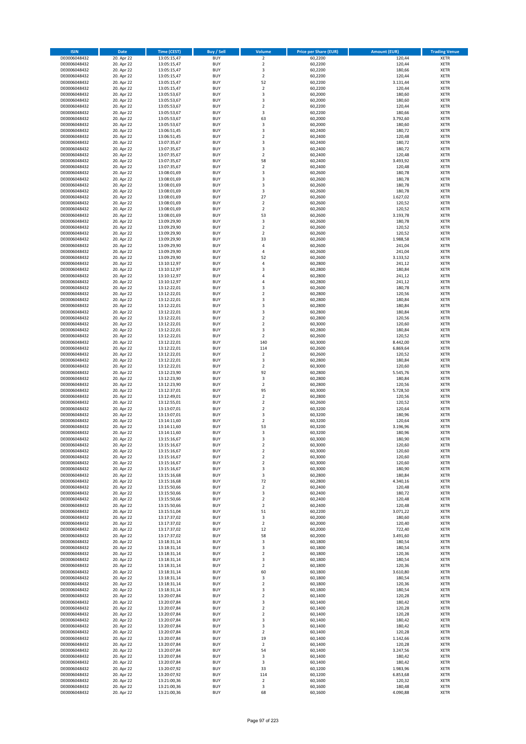| ISIN | Date | Time (CEST) | Buy / Sell | Volume | Price per Share (EUR) | Amount (EUR) | Trading Venue |
|---|---|---|---|---|---|---|---|
| DE0006048432 | 20. Apr 22 | 13:05:15,47 | BUY | 2 | 60,2200 | 120,44 | XETR |
| DE0006048432 | 20. Apr 22 | 13:05:15,47 | BUY | 2 | 60,2200 | 120,44 | XETR |
| DE0006048432 | 20. Apr 22 | 13:05:15,47 | BUY | 3 | 60,2200 | 180,66 | XETR |
| DE0006048432 | 20. Apr 22 | 13:05:15,47 | BUY | 2 | 60,2200 | 120,44 | XETR |
| DE0006048432 | 20. Apr 22 | 13:05:15,47 | BUY | 52 | 60,2200 | 3.131,44 | XETR |
| DE0006048432 | 20. Apr 22 | 13:05:15,47 | BUY | 2 | 60,2200 | 120,44 | XETR |
| DE0006048432 | 20. Apr 22 | 13:05:53,67 | BUY | 3 | 60,2000 | 180,60 | XETR |
| DE0006048432 | 20. Apr 22 | 13:05:53,67 | BUY | 3 | 60,2000 | 180,60 | XETR |
| DE0006048432 | 20. Apr 22 | 13:05:53,67 | BUY | 2 | 60,2200 | 120,44 | XETR |
| DE0006048432 | 20. Apr 22 | 13:05:53,67 | BUY | 3 | 60,2200 | 180,66 | XETR |
| DE0006048432 | 20. Apr 22 | 13:05:53,67 | BUY | 63 | 60,2000 | 3.792,60 | XETR |
| DE0006048432 | 20. Apr 22 | 13:05:53,67 | BUY | 3 | 60,2000 | 180,60 | XETR |
| DE0006048432 | 20. Apr 22 | 13:06:51,45 | BUY | 3 | 60,2400 | 180,72 | XETR |
| DE0006048432 | 20. Apr 22 | 13:06:51,45 | BUY | 2 | 60,2400 | 120,48 | XETR |
| DE0006048432 | 20. Apr 22 | 13:07:35,67 | BUY | 3 | 60,2400 | 180,72 | XETR |
| DE0006048432 | 20. Apr 22 | 13:07:35,67 | BUY | 3 | 60,2400 | 180,72 | XETR |
| DE0006048432 | 20. Apr 22 | 13:07:35,67 | BUY | 2 | 60,2400 | 120,48 | XETR |
| DE0006048432 | 20. Apr 22 | 13:07:35,67 | BUY | 58 | 60,2400 | 3.493,92 | XETR |
| DE0006048432 | 20. Apr 22 | 13:07:35,67 | BUY | 2 | 60,2400 | 120,48 | XETR |
| DE0006048432 | 20. Apr 22 | 13:08:01,69 | BUY | 3 | 60,2600 | 180,78 | XETR |
| DE0006048432 | 20. Apr 22 | 13:08:01,69 | BUY | 3 | 60,2600 | 180,78 | XETR |
| DE0006048432 | 20. Apr 22 | 13:08:01,69 | BUY | 3 | 60,2600 | 180,78 | XETR |
| DE0006048432 | 20. Apr 22 | 13:08:01,69 | BUY | 3 | 60,2600 | 180,78 | XETR |
| DE0006048432 | 20. Apr 22 | 13:08:01,69 | BUY | 27 | 60,2600 | 1.627,02 | XETR |
| DE0006048432 | 20. Apr 22 | 13:08:01,69 | BUY | 2 | 60,2600 | 120,52 | XETR |
| DE0006048432 | 20. Apr 22 | 13:08:01,69 | BUY | 2 | 60,2600 | 120,52 | XETR |
| DE0006048432 | 20. Apr 22 | 13:08:01,69 | BUY | 53 | 60,2600 | 3.193,78 | XETR |
| DE0006048432 | 20. Apr 22 | 13:09:29,90 | BUY | 3 | 60,2600 | 180,78 | XETR |
| DE0006048432 | 20. Apr 22 | 13:09:29,90 | BUY | 2 | 60,2600 | 120,52 | XETR |
| DE0006048432 | 20. Apr 22 | 13:09:29,90 | BUY | 2 | 60,2600 | 120,52 | XETR |
| DE0006048432 | 20. Apr 22 | 13:09:29,90 | BUY | 33 | 60,2600 | 1.988,58 | XETR |
| DE0006048432 | 20. Apr 22 | 13:09:29,90 | BUY | 4 | 60,2600 | 241,04 | XETR |
| DE0006048432 | 20. Apr 22 | 13:09:29,90 | BUY | 4 | 60,2600 | 241,04 | XETR |
| DE0006048432 | 20. Apr 22 | 13:09:29,90 | BUY | 52 | 60,2600 | 3.133,52 | XETR |
| DE0006048432 | 20. Apr 22 | 13:10:12,97 | BUY | 4 | 60,2800 | 241,12 | XETR |
| DE0006048432 | 20. Apr 22 | 13:10:12,97 | BUY | 3 | 60,2800 | 180,84 | XETR |
| DE0006048432 | 20. Apr 22 | 13:10:12,97 | BUY | 4 | 60,2800 | 241,12 | XETR |
| DE0006048432 | 20. Apr 22 | 13:10:12,97 | BUY | 4 | 60,2800 | 241,12 | XETR |
| DE0006048432 | 20. Apr 22 | 13:12:22,01 | BUY | 3 | 60,2600 | 180,78 | XETR |
| DE0006048432 | 20. Apr 22 | 13:12:22,01 | BUY | 2 | 60,2800 | 120,56 | XETR |
| DE0006048432 | 20. Apr 22 | 13:12:22,01 | BUY | 3 | 60,2800 | 180,84 | XETR |
| DE0006048432 | 20. Apr 22 | 13:12:22,01 | BUY | 3 | 60,2800 | 180,84 | XETR |
| DE0006048432 | 20. Apr 22 | 13:12:22,01 | BUY | 3 | 60,2800 | 180,84 | XETR |
| DE0006048432 | 20. Apr 22 | 13:12:22,01 | BUY | 2 | 60,2800 | 120,56 | XETR |
| DE0006048432 | 20. Apr 22 | 13:12:22,01 | BUY | 2 | 60,3000 | 120,60 | XETR |
| DE0006048432 | 20. Apr 22 | 13:12:22,01 | BUY | 3 | 60,2800 | 180,84 | XETR |
| DE0006048432 | 20. Apr 22 | 13:12:22,01 | BUY | 2 | 60,2600 | 120,52 | XETR |
| DE0006048432 | 20. Apr 22 | 13:12:22,01 | BUY | 140 | 60,3000 | 8.442,00 | XETR |
| DE0006048432 | 20. Apr 22 | 13:12:22,01 | BUY | 114 | 60,2600 | 6.869,64 | XETR |
| DE0006048432 | 20. Apr 22 | 13:12:22,01 | BUY | 2 | 60,2600 | 120,52 | XETR |
| DE0006048432 | 20. Apr 22 | 13:12:22,01 | BUY | 3 | 60,2800 | 180,84 | XETR |
| DE0006048432 | 20. Apr 22 | 13:12:22,01 | BUY | 2 | 60,3000 | 120,60 | XETR |
| DE0006048432 | 20. Apr 22 | 13:12:23,90 | BUY | 92 | 60,2800 | 5.545,76 | XETR |
| DE0006048432 | 20. Apr 22 | 13:12:23,90 | BUY | 3 | 60,2800 | 180,84 | XETR |
| DE0006048432 | 20. Apr 22 | 13:12:23,90 | BUY | 2 | 60,2800 | 120,56 | XETR |
| DE0006048432 | 20. Apr 22 | 13:12:37,01 | BUY | 95 | 60,3000 | 5.728,50 | XETR |
| DE0006048432 | 20. Apr 22 | 13:12:49,01 | BUY | 2 | 60,2800 | 120,56 | XETR |
| DE0006048432 | 20. Apr 22 | 13:12:55,01 | BUY | 2 | 60,2600 | 120,52 | XETR |
| DE0006048432 | 20. Apr 22 | 13:13:07,01 | BUY | 2 | 60,3200 | 120,64 | XETR |
| DE0006048432 | 20. Apr 22 | 13:13:07,01 | BUY | 3 | 60,3200 | 180,96 | XETR |
| DE0006048432 | 20. Apr 22 | 13:14:11,60 | BUY | 2 | 60,3200 | 120,64 | XETR |
| DE0006048432 | 20. Apr 22 | 13:14:11,60 | BUY | 53 | 60,3200 | 3.196,96 | XETR |
| DE0006048432 | 20. Apr 22 | 13:14:11,60 | BUY | 3 | 60,3200 | 180,96 | XETR |
| DE0006048432 | 20. Apr 22 | 13:15:16,67 | BUY | 3 | 60,3000 | 180,90 | XETR |
| DE0006048432 | 20. Apr 22 | 13:15:16,67 | BUY | 2 | 60,3000 | 120,60 | XETR |
| DE0006048432 | 20. Apr 22 | 13:15:16,67 | BUY | 2 | 60,3000 | 120,60 | XETR |
| DE0006048432 | 20. Apr 22 | 13:15:16,67 | BUY | 2 | 60,3000 | 120,60 | XETR |
| DE0006048432 | 20. Apr 22 | 13:15:16,67 | BUY | 2 | 60,3000 | 120,60 | XETR |
| DE0006048432 | 20. Apr 22 | 13:15:16,67 | BUY | 3 | 60,3000 | 180,90 | XETR |
| DE0006048432 | 20. Apr 22 | 13:15:16,68 | BUY | 3 | 60,2800 | 180,84 | XETR |
| DE0006048432 | 20. Apr 22 | 13:15:16,68 | BUY | 72 | 60,2800 | 4.340,16 | XETR |
| DE0006048432 | 20. Apr 22 | 13:15:50,66 | BUY | 2 | 60,2400 | 120,48 | XETR |
| DE0006048432 | 20. Apr 22 | 13:15:50,66 | BUY | 3 | 60,2400 | 180,72 | XETR |
| DE0006048432 | 20. Apr 22 | 13:15:50,66 | BUY | 2 | 60,2400 | 120,48 | XETR |
| DE0006048432 | 20. Apr 22 | 13:15:50,66 | BUY | 2 | 60,2400 | 120,48 | XETR |
| DE0006048432 | 20. Apr 22 | 13:15:51,04 | BUY | 51 | 60,2200 | 3.071,22 | XETR |
| DE0006048432 | 20. Apr 22 | 13:17:37,02 | BUY | 3 | 60,2000 | 180,60 | XETR |
| DE0006048432 | 20. Apr 22 | 13:17:37,02 | BUY | 2 | 60,2000 | 120,40 | XETR |
| DE0006048432 | 20. Apr 22 | 13:17:37,02 | BUY | 12 | 60,2000 | 722,40 | XETR |
| DE0006048432 | 20. Apr 22 | 13:17:37,02 | BUY | 58 | 60,2000 | 3.491,60 | XETR |
| DE0006048432 | 20. Apr 22 | 13:18:31,14 | BUY | 3 | 60,1800 | 180,54 | XETR |
| DE0006048432 | 20. Apr 22 | 13:18:31,14 | BUY | 3 | 60,1800 | 180,54 | XETR |
| DE0006048432 | 20. Apr 22 | 13:18:31,14 | BUY | 2 | 60,1800 | 120,36 | XETR |
| DE0006048432 | 20. Apr 22 | 13:18:31,14 | BUY | 3 | 60,1800 | 180,54 | XETR |
| DE0006048432 | 20. Apr 22 | 13:18:31,14 | BUY | 2 | 60,1800 | 120,36 | XETR |
| DE0006048432 | 20. Apr 22 | 13:18:31,14 | BUY | 60 | 60,1800 | 3.610,80 | XETR |
| DE0006048432 | 20. Apr 22 | 13:18:31,14 | BUY | 3 | 60,1800 | 180,54 | XETR |
| DE0006048432 | 20. Apr 22 | 13:18:31,14 | BUY | 2 | 60,1800 | 120,36 | XETR |
| DE0006048432 | 20. Apr 22 | 13:18:31,14 | BUY | 3 | 60,1800 | 180,54 | XETR |
| DE0006048432 | 20. Apr 22 | 13:20:07,84 | BUY | 2 | 60,1400 | 120,28 | XETR |
| DE0006048432 | 20. Apr 22 | 13:20:07,84 | BUY | 3 | 60,1400 | 180,42 | XETR |
| DE0006048432 | 20. Apr 22 | 13:20:07,84 | BUY | 2 | 60,1400 | 120,28 | XETR |
| DE0006048432 | 20. Apr 22 | 13:20:07,84 | BUY | 2 | 60,1400 | 120,28 | XETR |
| DE0006048432 | 20. Apr 22 | 13:20:07,84 | BUY | 3 | 60,1400 | 180,42 | XETR |
| DE0006048432 | 20. Apr 22 | 13:20:07,84 | BUY | 3 | 60,1400 | 180,42 | XETR |
| DE0006048432 | 20. Apr 22 | 13:20:07,84 | BUY | 2 | 60,1400 | 120,28 | XETR |
| DE0006048432 | 20. Apr 22 | 13:20:07,84 | BUY | 19 | 60,1400 | 1.142,66 | XETR |
| DE0006048432 | 20. Apr 22 | 13:20:07,84 | BUY | 2 | 60,1400 | 120,28 | XETR |
| DE0006048432 | 20. Apr 22 | 13:20:07,84 | BUY | 54 | 60,1400 | 3.247,56 | XETR |
| DE0006048432 | 20. Apr 22 | 13:20:07,84 | BUY | 3 | 60,1400 | 180,42 | XETR |
| DE0006048432 | 20. Apr 22 | 13:20:07,84 | BUY | 3 | 60,1400 | 180,42 | XETR |
| DE0006048432 | 20. Apr 22 | 13:20:07,92 | BUY | 33 | 60,1200 | 1.983,96 | XETR |
| DE0006048432 | 20. Apr 22 | 13:20:07,92 | BUY | 114 | 60,1200 | 6.853,68 | XETR |
| DE0006048432 | 20. Apr 22 | 13:21:00,36 | BUY | 2 | 60,1600 | 120,32 | XETR |
| DE0006048432 | 20. Apr 22 | 13:21:00,36 | BUY | 3 | 60,1600 | 180,48 | XETR |
| DE0006048432 | 20. Apr 22 | 13:21:00,36 | BUY | 68 | 60,1600 | 4.090,88 | XETR |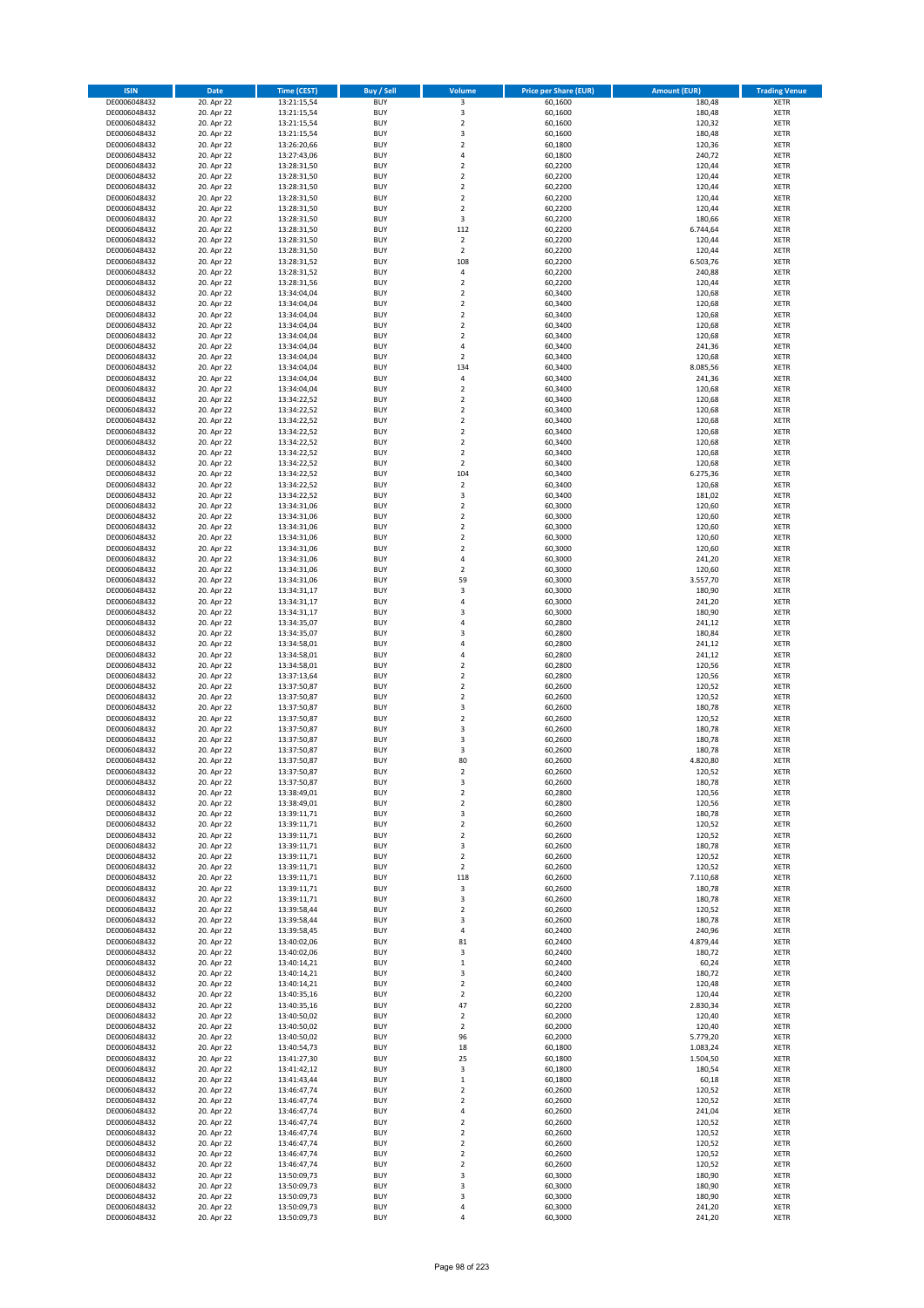| ISIN | Date | Time (CEST) | Buy / Sell | Volume | Price per Share (EUR) | Amount (EUR) | Trading Venue |
|---|---|---|---|---|---|---|---|
| DE0006048432 | 20. Apr 22 | 13:21:15,54 | BUY | 3 | 60,1600 | 180,48 | XETR |
| DE0006048432 | 20. Apr 22 | 13:21:15,54 | BUY | 3 | 60,1600 | 180,48 | XETR |
| DE0006048432 | 20. Apr 22 | 13:21:15,54 | BUY | 2 | 60,1600 | 120,32 | XETR |
| DE0006048432 | 20. Apr 22 | 13:21:15,54 | BUY | 3 | 60,1600 | 180,48 | XETR |
| DE0006048432 | 20. Apr 22 | 13:26:20,66 | BUY | 2 | 60,1800 | 120,36 | XETR |
| DE0006048432 | 20. Apr 22 | 13:27:43,06 | BUY | 4 | 60,1800 | 240,72 | XETR |
| DE0006048432 | 20. Apr 22 | 13:28:31,50 | BUY | 2 | 60,2200 | 120,44 | XETR |
| DE0006048432 | 20. Apr 22 | 13:28:31,50 | BUY | 2 | 60,2200 | 120,44 | XETR |
| DE0006048432 | 20. Apr 22 | 13:28:31,50 | BUY | 2 | 60,2200 | 120,44 | XETR |
| DE0006048432 | 20. Apr 22 | 13:28:31,50 | BUY | 2 | 60,2200 | 120,44 | XETR |
| DE0006048432 | 20. Apr 22 | 13:28:31,50 | BUY | 2 | 60,2200 | 120,44 | XETR |
| DE0006048432 | 20. Apr 22 | 13:28:31,50 | BUY | 3 | 60,2200 | 180,66 | XETR |
| DE0006048432 | 20. Apr 22 | 13:28:31,50 | BUY | 112 | 60,2200 | 6.744,64 | XETR |
| DE0006048432 | 20. Apr 22 | 13:28:31,50 | BUY | 2 | 60,2200 | 120,44 | XETR |
| DE0006048432 | 20. Apr 22 | 13:28:31,50 | BUY | 2 | 60,2200 | 120,44 | XETR |
| DE0006048432 | 20. Apr 22 | 13:28:31,52 | BUY | 108 | 60,2200 | 6.503,76 | XETR |
| DE0006048432 | 20. Apr 22 | 13:28:31,52 | BUY | 4 | 60,2200 | 240,88 | XETR |
| DE0006048432 | 20. Apr 22 | 13:28:31,56 | BUY | 2 | 60,2200 | 120,44 | XETR |
| DE0006048432 | 20. Apr 22 | 13:34:04,04 | BUY | 2 | 60,3400 | 120,68 | XETR |
| DE0006048432 | 20. Apr 22 | 13:34:04,04 | BUY | 2 | 60,3400 | 120,68 | XETR |
| DE0006048432 | 20. Apr 22 | 13:34:04,04 | BUY | 2 | 60,3400 | 120,68 | XETR |
| DE0006048432 | 20. Apr 22 | 13:34:04,04 | BUY | 2 | 60,3400 | 120,68 | XETR |
| DE0006048432 | 20. Apr 22 | 13:34:04,04 | BUY | 2 | 60,3400 | 120,68 | XETR |
| DE0006048432 | 20. Apr 22 | 13:34:04,04 | BUY | 4 | 60,3400 | 241,36 | XETR |
| DE0006048432 | 20. Apr 22 | 13:34:04,04 | BUY | 2 | 60,3400 | 120,68 | XETR |
| DE0006048432 | 20. Apr 22 | 13:34:04,04 | BUY | 134 | 60,3400 | 8.085,56 | XETR |
| DE0006048432 | 20. Apr 22 | 13:34:04,04 | BUY | 4 | 60,3400 | 241,36 | XETR |
| DE0006048432 | 20. Apr 22 | 13:34:04,04 | BUY | 2 | 60,3400 | 120,68 | XETR |
| DE0006048432 | 20. Apr 22 | 13:34:22,52 | BUY | 2 | 60,3400 | 120,68 | XETR |
| DE0006048432 | 20. Apr 22 | 13:34:22,52 | BUY | 2 | 60,3400 | 120,68 | XETR |
| DE0006048432 | 20. Apr 22 | 13:34:22,52 | BUY | 2 | 60,3400 | 120,68 | XETR |
| DE0006048432 | 20. Apr 22 | 13:34:22,52 | BUY | 2 | 60,3400 | 120,68 | XETR |
| DE0006048432 | 20. Apr 22 | 13:34:22,52 | BUY | 2 | 60,3400 | 120,68 | XETR |
| DE0006048432 | 20. Apr 22 | 13:34:22,52 | BUY | 2 | 60,3400 | 120,68 | XETR |
| DE0006048432 | 20. Apr 22 | 13:34:22,52 | BUY | 2 | 60,3400 | 120,68 | XETR |
| DE0006048432 | 20. Apr 22 | 13:34:22,52 | BUY | 104 | 60,3400 | 6.275,36 | XETR |
| DE0006048432 | 20. Apr 22 | 13:34:22,52 | BUY | 2 | 60,3400 | 120,68 | XETR |
| DE0006048432 | 20. Apr 22 | 13:34:22,52 | BUY | 3 | 60,3400 | 181,02 | XETR |
| DE0006048432 | 20. Apr 22 | 13:34:31,06 | BUY | 2 | 60,3000 | 120,60 | XETR |
| DE0006048432 | 20. Apr 22 | 13:34:31,06 | BUY | 2 | 60,3000 | 120,60 | XETR |
| DE0006048432 | 20. Apr 22 | 13:34:31,06 | BUY | 2 | 60,3000 | 120,60 | XETR |
| DE0006048432 | 20. Apr 22 | 13:34:31,06 | BUY | 2 | 60,3000 | 120,60 | XETR |
| DE0006048432 | 20. Apr 22 | 13:34:31,06 | BUY | 2 | 60,3000 | 120,60 | XETR |
| DE0006048432 | 20. Apr 22 | 13:34:31,06 | BUY | 4 | 60,3000 | 241,20 | XETR |
| DE0006048432 | 20. Apr 22 | 13:34:31,06 | BUY | 2 | 60,3000 | 120,60 | XETR |
| DE0006048432 | 20. Apr 22 | 13:34:31,06 | BUY | 59 | 60,3000 | 3.557,70 | XETR |
| DE0006048432 | 20. Apr 22 | 13:34:31,17 | BUY | 3 | 60,3000 | 180,90 | XETR |
| DE0006048432 | 20. Apr 22 | 13:34:31,17 | BUY | 4 | 60,3000 | 241,20 | XETR |
| DE0006048432 | 20. Apr 22 | 13:34:31,17 | BUY | 3 | 60,3000 | 180,90 | XETR |
| DE0006048432 | 20. Apr 22 | 13:34:35,07 | BUY | 4 | 60,2800 | 241,12 | XETR |
| DE0006048432 | 20. Apr 22 | 13:34:35,07 | BUY | 3 | 60,2800 | 180,84 | XETR |
| DE0006048432 | 20. Apr 22 | 13:34:58,01 | BUY | 4 | 60,2800 | 241,12 | XETR |
| DE0006048432 | 20. Apr 22 | 13:34:58,01 | BUY | 4 | 60,2800 | 241,12 | XETR |
| DE0006048432 | 20. Apr 22 | 13:34:58,01 | BUY | 2 | 60,2800 | 120,56 | XETR |
| DE0006048432 | 20. Apr 22 | 13:37:13,64 | BUY | 2 | 60,2800 | 120,56 | XETR |
| DE0006048432 | 20. Apr 22 | 13:37:50,87 | BUY | 2 | 60,2600 | 120,52 | XETR |
| DE0006048432 | 20. Apr 22 | 13:37:50,87 | BUY | 2 | 60,2600 | 120,52 | XETR |
| DE0006048432 | 20. Apr 22 | 13:37:50,87 | BUY | 3 | 60,2600 | 180,78 | XETR |
| DE0006048432 | 20. Apr 22 | 13:37:50,87 | BUY | 2 | 60,2600 | 120,52 | XETR |
| DE0006048432 | 20. Apr 22 | 13:37:50,87 | BUY | 3 | 60,2600 | 180,78 | XETR |
| DE0006048432 | 20. Apr 22 | 13:37:50,87 | BUY | 3 | 60,2600 | 180,78 | XETR |
| DE0006048432 | 20. Apr 22 | 13:37:50,87 | BUY | 3 | 60,2600 | 180,78 | XETR |
| DE0006048432 | 20. Apr 22 | 13:37:50,87 | BUY | 80 | 60,2600 | 4.820,80 | XETR |
| DE0006048432 | 20. Apr 22 | 13:37:50,87 | BUY | 2 | 60,2600 | 120,52 | XETR |
| DE0006048432 | 20. Apr 22 | 13:37:50,87 | BUY | 3 | 60,2600 | 180,78 | XETR |
| DE0006048432 | 20. Apr 22 | 13:38:49,01 | BUY | 2 | 60,2800 | 120,56 | XETR |
| DE0006048432 | 20. Apr 22 | 13:38:49,01 | BUY | 2 | 60,2800 | 120,56 | XETR |
| DE0006048432 | 20. Apr 22 | 13:39:11,71 | BUY | 3 | 60,2600 | 180,78 | XETR |
| DE0006048432 | 20. Apr 22 | 13:39:11,71 | BUY | 2 | 60,2600 | 120,52 | XETR |
| DE0006048432 | 20. Apr 22 | 13:39:11,71 | BUY | 2 | 60,2600 | 120,52 | XETR |
| DE0006048432 | 20. Apr 22 | 13:39:11,71 | BUY | 3 | 60,2600 | 180,78 | XETR |
| DE0006048432 | 20. Apr 22 | 13:39:11,71 | BUY | 2 | 60,2600 | 120,52 | XETR |
| DE0006048432 | 20. Apr 22 | 13:39:11,71 | BUY | 2 | 60,2600 | 120,52 | XETR |
| DE0006048432 | 20. Apr 22 | 13:39:11,71 | BUY | 118 | 60,2600 | 7.110,68 | XETR |
| DE0006048432 | 20. Apr 22 | 13:39:11,71 | BUY | 3 | 60,2600 | 180,78 | XETR |
| DE0006048432 | 20. Apr 22 | 13:39:11,71 | BUY | 3 | 60,2600 | 180,78 | XETR |
| DE0006048432 | 20. Apr 22 | 13:39:58,44 | BUY | 2 | 60,2600 | 120,52 | XETR |
| DE0006048432 | 20. Apr 22 | 13:39:58,44 | BUY | 3 | 60,2600 | 180,78 | XETR |
| DE0006048432 | 20. Apr 22 | 13:39:58,45 | BUY | 4 | 60,2400 | 240,96 | XETR |
| DE0006048432 | 20. Apr 22 | 13:40:02,06 | BUY | 81 | 60,2400 | 4.879,44 | XETR |
| DE0006048432 | 20. Apr 22 | 13:40:02,06 | BUY | 3 | 60,2400 | 180,72 | XETR |
| DE0006048432 | 20. Apr 22 | 13:40:14,21 | BUY | 1 | 60,2400 | 60,24 | XETR |
| DE0006048432 | 20. Apr 22 | 13:40:14,21 | BUY | 3 | 60,2400 | 180,72 | XETR |
| DE0006048432 | 20. Apr 22 | 13:40:14,21 | BUY | 2 | 60,2400 | 120,48 | XETR |
| DE0006048432 | 20. Apr 22 | 13:40:35,16 | BUY | 2 | 60,2200 | 120,44 | XETR |
| DE0006048432 | 20. Apr 22 | 13:40:35,16 | BUY | 47 | 60,2200 | 2.830,34 | XETR |
| DE0006048432 | 20. Apr 22 | 13:40:50,02 | BUY | 2 | 60,2000 | 120,40 | XETR |
| DE0006048432 | 20. Apr 22 | 13:40:50,02 | BUY | 2 | 60,2000 | 120,40 | XETR |
| DE0006048432 | 20. Apr 22 | 13:40:50,02 | BUY | 96 | 60,2000 | 5.779,20 | XETR |
| DE0006048432 | 20. Apr 22 | 13:40:54,73 | BUY | 18 | 60,1800 | 1.083,24 | XETR |
| DE0006048432 | 20. Apr 22 | 13:41:27,30 | BUY | 25 | 60,1800 | 1.504,50 | XETR |
| DE0006048432 | 20. Apr 22 | 13:41:42,12 | BUY | 3 | 60,1800 | 180,54 | XETR |
| DE0006048432 | 20. Apr 22 | 13:41:43,44 | BUY | 1 | 60,1800 | 60,18 | XETR |
| DE0006048432 | 20. Apr 22 | 13:46:47,74 | BUY | 2 | 60,2600 | 120,52 | XETR |
| DE0006048432 | 20. Apr 22 | 13:46:47,74 | BUY | 2 | 60,2600 | 120,52 | XETR |
| DE0006048432 | 20. Apr 22 | 13:46:47,74 | BUY | 4 | 60,2600 | 241,04 | XETR |
| DE0006048432 | 20. Apr 22 | 13:46:47,74 | BUY | 2 | 60,2600 | 120,52 | XETR |
| DE0006048432 | 20. Apr 22 | 13:46:47,74 | BUY | 2 | 60,2600 | 120,52 | XETR |
| DE0006048432 | 20. Apr 22 | 13:46:47,74 | BUY | 2 | 60,2600 | 120,52 | XETR |
| DE0006048432 | 20. Apr 22 | 13:46:47,74 | BUY | 2 | 60,2600 | 120,52 | XETR |
| DE0006048432 | 20. Apr 22 | 13:46:47,74 | BUY | 2 | 60,2600 | 120,52 | XETR |
| DE0006048432 | 20. Apr 22 | 13:50:09,73 | BUY | 3 | 60,3000 | 180,90 | XETR |
| DE0006048432 | 20. Apr 22 | 13:50:09,73 | BUY | 3 | 60,3000 | 180,90 | XETR |
| DE0006048432 | 20. Apr 22 | 13:50:09,73 | BUY | 3 | 60,3000 | 180,90 | XETR |
| DE0006048432 | 20. Apr 22 | 13:50:09,73 | BUY | 4 | 60,3000 | 241,20 | XETR |
| DE0006048432 | 20. Apr 22 | 13:50:09,73 | BUY | 4 | 60,3000 | 241,20 | XETR |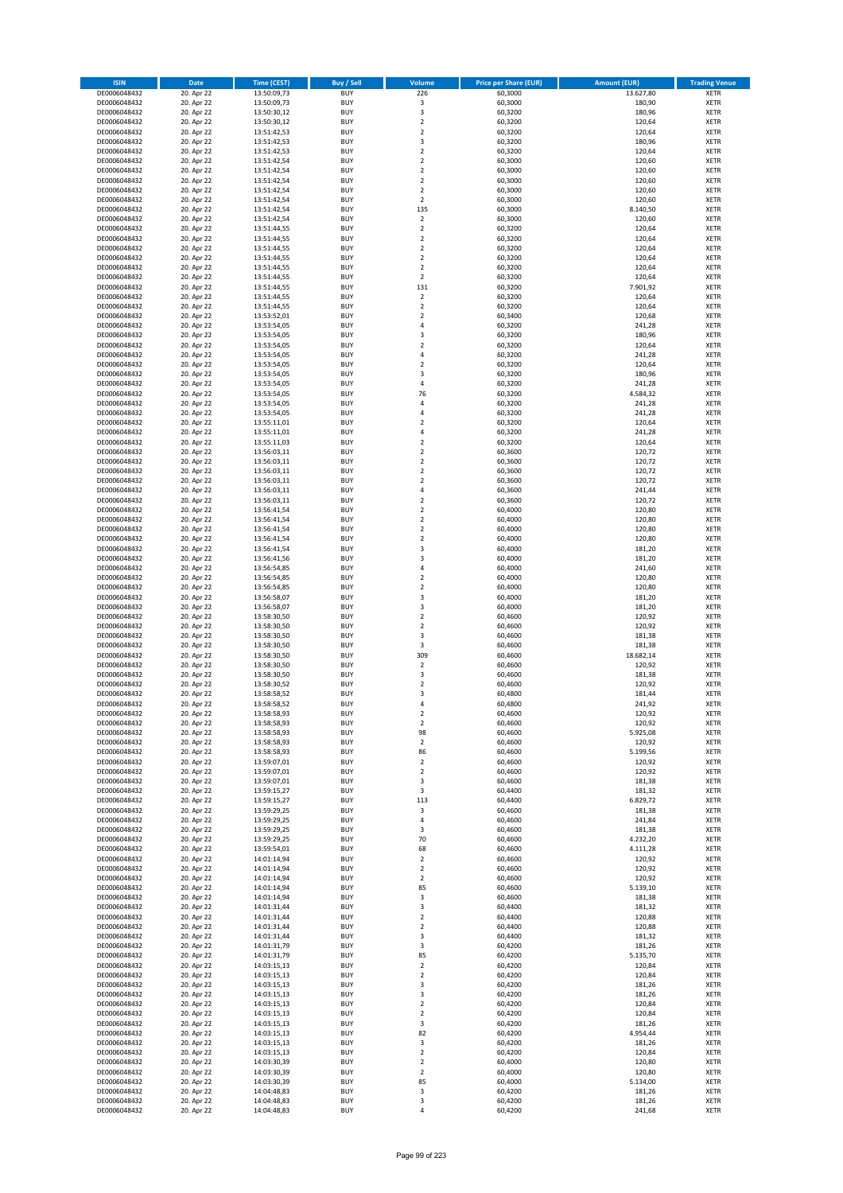| ISIN | Date | Time (CEST) | Buy / Sell | Volume | Price per Share (EUR) | Amount (EUR) | Trading Venue |
|---|---|---|---|---|---|---|---|
| DE0006048432 | 20. Apr 22 | 13:50:09,73 | BUY | 226 | 60,3000 | 13.627,80 | XETR |
| DE0006048432 | 20. Apr 22 | 13:50:09,73 | BUY | 3 | 60,3000 | 180,90 | XETR |
| DE0006048432 | 20. Apr 22 | 13:50:30,12 | BUY | 3 | 60,3200 | 180,96 | XETR |
| DE0006048432 | 20. Apr 22 | 13:50:30,12 | BUY | 2 | 60,3200 | 120,64 | XETR |
| DE0006048432 | 20. Apr 22 | 13:51:42,53 | BUY | 2 | 60,3200 | 120,64 | XETR |
| DE0006048432 | 20. Apr 22 | 13:51:42,53 | BUY | 3 | 60,3200 | 180,96 | XETR |
| DE0006048432 | 20. Apr 22 | 13:51:42,53 | BUY | 2 | 60,3200 | 120,64 | XETR |
| DE0006048432 | 20. Apr 22 | 13:51:42,54 | BUY | 2 | 60,3000 | 120,60 | XETR |
| DE0006048432 | 20. Apr 22 | 13:51:42,54 | BUY | 2 | 60,3000 | 120,60 | XETR |
| DE0006048432 | 20. Apr 22 | 13:51:42,54 | BUY | 2 | 60,3000 | 120,60 | XETR |
| DE0006048432 | 20. Apr 22 | 13:51:42,54 | BUY | 2 | 60,3000 | 120,60 | XETR |
| DE0006048432 | 20. Apr 22 | 13:51:42,54 | BUY | 2 | 60,3000 | 120,60 | XETR |
| DE0006048432 | 20. Apr 22 | 13:51:42,54 | BUY | 135 | 60,3000 | 8.140,50 | XETR |
| DE0006048432 | 20. Apr 22 | 13:51:42,54 | BUY | 2 | 60,3000 | 120,60 | XETR |
| DE0006048432 | 20. Apr 22 | 13:51:44,55 | BUY | 2 | 60,3200 | 120,64 | XETR |
| DE0006048432 | 20. Apr 22 | 13:51:44,55 | BUY | 2 | 60,3200 | 120,64 | XETR |
| DE0006048432 | 20. Apr 22 | 13:51:44,55 | BUY | 2 | 60,3200 | 120,64 | XETR |
| DE0006048432 | 20. Apr 22 | 13:51:44,55 | BUY | 2 | 60,3200 | 120,64 | XETR |
| DE0006048432 | 20. Apr 22 | 13:51:44,55 | BUY | 2 | 60,3200 | 120,64 | XETR |
| DE0006048432 | 20. Apr 22 | 13:51:44,55 | BUY | 2 | 60,3200 | 120,64 | XETR |
| DE0006048432 | 20. Apr 22 | 13:51:44,55 | BUY | 131 | 60,3200 | 7.901,92 | XETR |
| DE0006048432 | 20. Apr 22 | 13:51:44,55 | BUY | 2 | 60,3200 | 120,64 | XETR |
| DE0006048432 | 20. Apr 22 | 13:51:44,55 | BUY | 2 | 60,3200 | 120,64 | XETR |
| DE0006048432 | 20. Apr 22 | 13:53:52,01 | BUY | 2 | 60,3400 | 120,68 | XETR |
| DE0006048432 | 20. Apr 22 | 13:53:54,05 | BUY | 4 | 60,3200 | 241,28 | XETR |
| DE0006048432 | 20. Apr 22 | 13:53:54,05 | BUY | 3 | 60,3200 | 180,96 | XETR |
| DE0006048432 | 20. Apr 22 | 13:53:54,05 | BUY | 2 | 60,3200 | 120,64 | XETR |
| DE0006048432 | 20. Apr 22 | 13:53:54,05 | BUY | 4 | 60,3200 | 241,28 | XETR |
| DE0006048432 | 20. Apr 22 | 13:53:54,05 | BUY | 2 | 60,3200 | 120,64 | XETR |
| DE0006048432 | 20. Apr 22 | 13:53:54,05 | BUY | 3 | 60,3200 | 180,96 | XETR |
| DE0006048432 | 20. Apr 22 | 13:53:54,05 | BUY | 4 | 60,3200 | 241,28 | XETR |
| DE0006048432 | 20. Apr 22 | 13:53:54,05 | BUY | 76 | 60,3200 | 4.584,32 | XETR |
| DE0006048432 | 20. Apr 22 | 13:53:54,05 | BUY | 4 | 60,3200 | 241,28 | XETR |
| DE0006048432 | 20. Apr 22 | 13:53:54,05 | BUY | 4 | 60,3200 | 241,28 | XETR |
| DE0006048432 | 20. Apr 22 | 13:55:11,01 | BUY | 2 | 60,3200 | 120,64 | XETR |
| DE0006048432 | 20. Apr 22 | 13:55:11,01 | BUY | 4 | 60,3200 | 241,28 | XETR |
| DE0006048432 | 20. Apr 22 | 13:55:11,03 | BUY | 2 | 60,3200 | 120,64 | XETR |
| DE0006048432 | 20. Apr 22 | 13:56:03,11 | BUY | 2 | 60,3600 | 120,72 | XETR |
| DE0006048432 | 20. Apr 22 | 13:56:03,11 | BUY | 2 | 60,3600 | 120,72 | XETR |
| DE0006048432 | 20. Apr 22 | 13:56:03,11 | BUY | 2 | 60,3600 | 120,72 | XETR |
| DE0006048432 | 20. Apr 22 | 13:56:03,11 | BUY | 2 | 60,3600 | 120,72 | XETR |
| DE0006048432 | 20. Apr 22 | 13:56:03,11 | BUY | 4 | 60,3600 | 241,44 | XETR |
| DE0006048432 | 20. Apr 22 | 13:56:03,11 | BUY | 2 | 60,3600 | 120,72 | XETR |
| DE0006048432 | 20. Apr 22 | 13:56:41,54 | BUY | 2 | 60,4000 | 120,80 | XETR |
| DE0006048432 | 20. Apr 22 | 13:56:41,54 | BUY | 2 | 60,4000 | 120,80 | XETR |
| DE0006048432 | 20. Apr 22 | 13:56:41,54 | BUY | 2 | 60,4000 | 120,80 | XETR |
| DE0006048432 | 20. Apr 22 | 13:56:41,54 | BUY | 2 | 60,4000 | 120,80 | XETR |
| DE0006048432 | 20. Apr 22 | 13:56:41,54 | BUY | 3 | 60,4000 | 181,20 | XETR |
| DE0006048432 | 20. Apr 22 | 13:56:41,56 | BUY | 3 | 60,4000 | 181,20 | XETR |
| DE0006048432 | 20. Apr 22 | 13:56:54,85 | BUY | 4 | 60,4000 | 241,60 | XETR |
| DE0006048432 | 20. Apr 22 | 13:56:54,85 | BUY | 2 | 60,4000 | 120,80 | XETR |
| DE0006048432 | 20. Apr 22 | 13:56:54,85 | BUY | 2 | 60,4000 | 120,80 | XETR |
| DE0006048432 | 20. Apr 22 | 13:56:58,07 | BUY | 3 | 60,4000 | 181,20 | XETR |
| DE0006048432 | 20. Apr 22 | 13:56:58,07 | BUY | 3 | 60,4000 | 181,20 | XETR |
| DE0006048432 | 20. Apr 22 | 13:58:30,50 | BUY | 2 | 60,4600 | 120,92 | XETR |
| DE0006048432 | 20. Apr 22 | 13:58:30,50 | BUY | 2 | 60,4600 | 120,92 | XETR |
| DE0006048432 | 20. Apr 22 | 13:58:30,50 | BUY | 3 | 60,4600 | 181,38 | XETR |
| DE0006048432 | 20. Apr 22 | 13:58:30,50 | BUY | 3 | 60,4600 | 181,38 | XETR |
| DE0006048432 | 20. Apr 22 | 13:58:30,50 | BUY | 309 | 60,4600 | 18.682,14 | XETR |
| DE0006048432 | 20. Apr 22 | 13:58:30,50 | BUY | 2 | 60,4600 | 120,92 | XETR |
| DE0006048432 | 20. Apr 22 | 13:58:30,50 | BUY | 3 | 60,4600 | 181,38 | XETR |
| DE0006048432 | 20. Apr 22 | 13:58:30,52 | BUY | 2 | 60,4600 | 120,92 | XETR |
| DE0006048432 | 20. Apr 22 | 13:58:58,52 | BUY | 3 | 60,4800 | 181,44 | XETR |
| DE0006048432 | 20. Apr 22 | 13:58:58,52 | BUY | 4 | 60,4800 | 241,92 | XETR |
| DE0006048432 | 20. Apr 22 | 13:58:58,93 | BUY | 2 | 60,4600 | 120,92 | XETR |
| DE0006048432 | 20. Apr 22 | 13:58:58,93 | BUY | 2 | 60,4600 | 120,92 | XETR |
| DE0006048432 | 20. Apr 22 | 13:58:58,93 | BUY | 98 | 60,4600 | 5.925,08 | XETR |
| DE0006048432 | 20. Apr 22 | 13:58:58,93 | BUY | 2 | 60,4600 | 120,92 | XETR |
| DE0006048432 | 20. Apr 22 | 13:58:58,93 | BUY | 86 | 60,4600 | 5.199,56 | XETR |
| DE0006048432 | 20. Apr 22 | 13:59:07,01 | BUY | 2 | 60,4600 | 120,92 | XETR |
| DE0006048432 | 20. Apr 22 | 13:59:07,01 | BUY | 2 | 60,4600 | 120,92 | XETR |
| DE0006048432 | 20. Apr 22 | 13:59:07,01 | BUY | 3 | 60,4600 | 181,38 | XETR |
| DE0006048432 | 20. Apr 22 | 13:59:15,27 | BUY | 3 | 60,4400 | 181,32 | XETR |
| DE0006048432 | 20. Apr 22 | 13:59:15,27 | BUY | 113 | 60,4400 | 6.829,72 | XETR |
| DE0006048432 | 20. Apr 22 | 13:59:29,25 | BUY | 3 | 60,4600 | 181,38 | XETR |
| DE0006048432 | 20. Apr 22 | 13:59:29,25 | BUY | 4 | 60,4600 | 241,84 | XETR |
| DE0006048432 | 20. Apr 22 | 13:59:29,25 | BUY | 3 | 60,4600 | 181,38 | XETR |
| DE0006048432 | 20. Apr 22 | 13:59:29,25 | BUY | 70 | 60,4600 | 4.232,20 | XETR |
| DE0006048432 | 20. Apr 22 | 13:59:54,01 | BUY | 68 | 60,4600 | 4.111,28 | XETR |
| DE0006048432 | 20. Apr 22 | 14:01:14,94 | BUY | 2 | 60,4600 | 120,92 | XETR |
| DE0006048432 | 20. Apr 22 | 14:01:14,94 | BUY | 2 | 60,4600 | 120,92 | XETR |
| DE0006048432 | 20. Apr 22 | 14:01:14,94 | BUY | 2 | 60,4600 | 120,92 | XETR |
| DE0006048432 | 20. Apr 22 | 14:01:14,94 | BUY | 85 | 60,4600 | 5.139,10 | XETR |
| DE0006048432 | 20. Apr 22 | 14:01:14,94 | BUY | 3 | 60,4600 | 181,38 | XETR |
| DE0006048432 | 20. Apr 22 | 14:01:31,44 | BUY | 3 | 60,4400 | 181,32 | XETR |
| DE0006048432 | 20. Apr 22 | 14:01:31,44 | BUY | 2 | 60,4400 | 120,88 | XETR |
| DE0006048432 | 20. Apr 22 | 14:01:31,44 | BUY | 2 | 60,4400 | 120,88 | XETR |
| DE0006048432 | 20. Apr 22 | 14:01:31,44 | BUY | 3 | 60,4400 | 181,32 | XETR |
| DE0006048432 | 20. Apr 22 | 14:01:31,79 | BUY | 3 | 60,4200 | 181,26 | XETR |
| DE0006048432 | 20. Apr 22 | 14:01:31,79 | BUY | 85 | 60,4200 | 5.135,70 | XETR |
| DE0006048432 | 20. Apr 22 | 14:03:15,13 | BUY | 2 | 60,4200 | 120,84 | XETR |
| DE0006048432 | 20. Apr 22 | 14:03:15,13 | BUY | 2 | 60,4200 | 120,84 | XETR |
| DE0006048432 | 20. Apr 22 | 14:03:15,13 | BUY | 3 | 60,4200 | 181,26 | XETR |
| DE0006048432 | 20. Apr 22 | 14:03:15,13 | BUY | 3 | 60,4200 | 181,26 | XETR |
| DE0006048432 | 20. Apr 22 | 14:03:15,13 | BUY | 2 | 60,4200 | 120,84 | XETR |
| DE0006048432 | 20. Apr 22 | 14:03:15,13 | BUY | 2 | 60,4200 | 120,84 | XETR |
| DE0006048432 | 20. Apr 22 | 14:03:15,13 | BUY | 3 | 60,4200 | 181,26 | XETR |
| DE0006048432 | 20. Apr 22 | 14:03:15,13 | BUY | 82 | 60,4200 | 4.954,44 | XETR |
| DE0006048432 | 20. Apr 22 | 14:03:15,13 | BUY | 3 | 60,4200 | 181,26 | XETR |
| DE0006048432 | 20. Apr 22 | 14:03:15,13 | BUY | 2 | 60,4200 | 120,84 | XETR |
| DE0006048432 | 20. Apr 22 | 14:03:30,39 | BUY | 2 | 60,4000 | 120,80 | XETR |
| DE0006048432 | 20. Apr 22 | 14:03:30,39 | BUY | 2 | 60,4000 | 120,80 | XETR |
| DE0006048432 | 20. Apr 22 | 14:03:30,39 | BUY | 85 | 60,4000 | 5.134,00 | XETR |
| DE0006048432 | 20. Apr 22 | 14:04:48,83 | BUY | 3 | 60,4200 | 181,26 | XETR |
| DE0006048432 | 20. Apr 22 | 14:04:48,83 | BUY | 3 | 60,4200 | 181,26 | XETR |
| DE0006048432 | 20. Apr 22 | 14:04:48,83 | BUY | 4 | 60,4200 | 241,68 | XETR |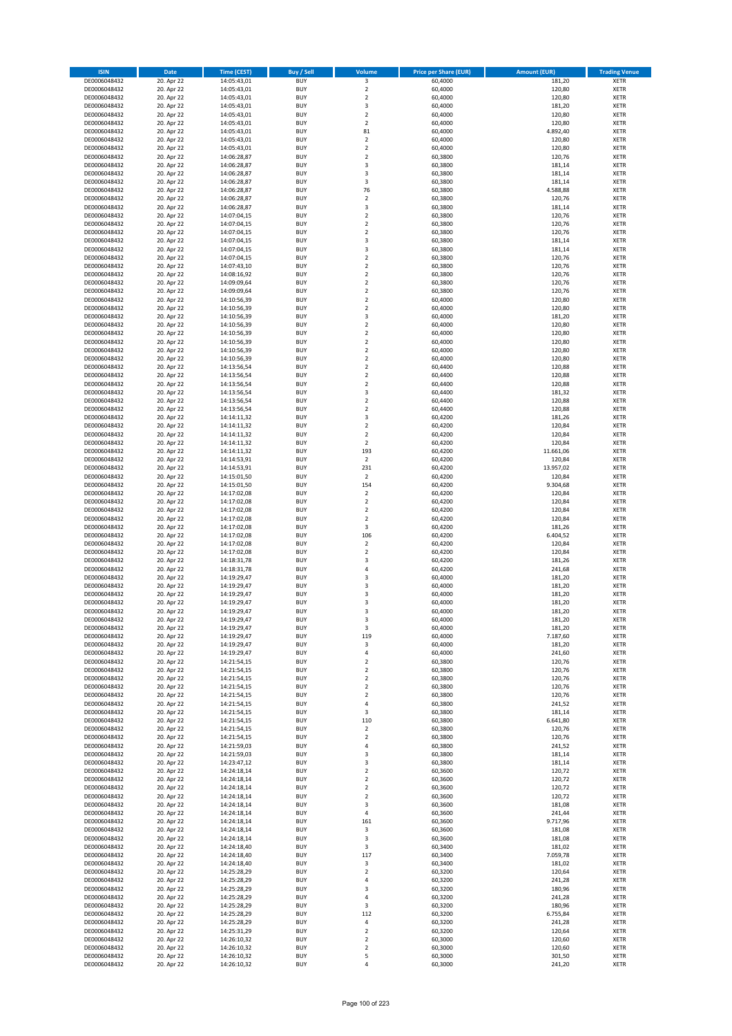| ISIN | Date | Time (CEST) | Buy / Sell | Volume | Price per Share (EUR) | Amount (EUR) | Trading Venue |
|---|---|---|---|---|---|---|---|
| DE0006048432 | 20. Apr 22 | 14:05:43,01 | BUY | 3 | 60,4000 | 181,20 | XETR |
| DE0006048432 | 20. Apr 22 | 14:05:43,01 | BUY | 2 | 60,4000 | 120,80 | XETR |
| DE0006048432 | 20. Apr 22 | 14:05:43,01 | BUY | 2 | 60,4000 | 120,80 | XETR |
| DE0006048432 | 20. Apr 22 | 14:05:43,01 | BUY | 3 | 60,4000 | 181,20 | XETR |
| DE0006048432 | 20. Apr 22 | 14:05:43,01 | BUY | 2 | 60,4000 | 120,80 | XETR |
| DE0006048432 | 20. Apr 22 | 14:05:43,01 | BUY | 2 | 60,4000 | 120,80 | XETR |
| DE0006048432 | 20. Apr 22 | 14:05:43,01 | BUY | 81 | 60,4000 | 4.892,40 | XETR |
| DE0006048432 | 20. Apr 22 | 14:05:43,01 | BUY | 2 | 60,4000 | 120,80 | XETR |
| DE0006048432 | 20. Apr 22 | 14:05:43,01 | BUY | 2 | 60,4000 | 120,80 | XETR |
| DE0006048432 | 20. Apr 22 | 14:06:28,87 | BUY | 2 | 60,3800 | 120,76 | XETR |
| DE0006048432 | 20. Apr 22 | 14:06:28,87 | BUY | 3 | 60,3800 | 181,14 | XETR |
| DE0006048432 | 20. Apr 22 | 14:06:28,87 | BUY | 3 | 60,3800 | 181,14 | XETR |
| DE0006048432 | 20. Apr 22 | 14:06:28,87 | BUY | 3 | 60,3800 | 181,14 | XETR |
| DE0006048432 | 20. Apr 22 | 14:06:28,87 | BUY | 76 | 60,3800 | 4.588,88 | XETR |
| DE0006048432 | 20. Apr 22 | 14:06:28,87 | BUY | 2 | 60,3800 | 120,76 | XETR |
| DE0006048432 | 20. Apr 22 | 14:06:28,87 | BUY | 3 | 60,3800 | 181,14 | XETR |
| DE0006048432 | 20. Apr 22 | 14:07:04,15 | BUY | 2 | 60,3800 | 120,76 | XETR |
| DE0006048432 | 20. Apr 22 | 14:07:04,15 | BUY | 2 | 60,3800 | 120,76 | XETR |
| DE0006048432 | 20. Apr 22 | 14:07:04,15 | BUY | 2 | 60,3800 | 120,76 | XETR |
| DE0006048432 | 20. Apr 22 | 14:07:04,15 | BUY | 3 | 60,3800 | 181,14 | XETR |
| DE0006048432 | 20. Apr 22 | 14:07:04,15 | BUY | 3 | 60,3800 | 181,14 | XETR |
| DE0006048432 | 20. Apr 22 | 14:07:04,15 | BUY | 2 | 60,3800 | 120,76 | XETR |
| DE0006048432 | 20. Apr 22 | 14:07:43,10 | BUY | 2 | 60,3800 | 120,76 | XETR |
| DE0006048432 | 20. Apr 22 | 14:08:16,92 | BUY | 2 | 60,3800 | 120,76 | XETR |
| DE0006048432 | 20. Apr 22 | 14:09:09,64 | BUY | 2 | 60,3800 | 120,76 | XETR |
| DE0006048432 | 20. Apr 22 | 14:09:09,64 | BUY | 2 | 60,3800 | 120,76 | XETR |
| DE0006048432 | 20. Apr 22 | 14:10:56,39 | BUY | 2 | 60,4000 | 120,80 | XETR |
| DE0006048432 | 20. Apr 22 | 14:10:56,39 | BUY | 2 | 60,4000 | 120,80 | XETR |
| DE0006048432 | 20. Apr 22 | 14:10:56,39 | BUY | 3 | 60,4000 | 181,20 | XETR |
| DE0006048432 | 20. Apr 22 | 14:10:56,39 | BUY | 2 | 60,4000 | 120,80 | XETR |
| DE0006048432 | 20. Apr 22 | 14:10:56,39 | BUY | 2 | 60,4000 | 120,80 | XETR |
| DE0006048432 | 20. Apr 22 | 14:10:56,39 | BUY | 2 | 60,4000 | 120,80 | XETR |
| DE0006048432 | 20. Apr 22 | 14:10:56,39 | BUY | 2 | 60,4000 | 120,80 | XETR |
| DE0006048432 | 20. Apr 22 | 14:10:56,39 | BUY | 2 | 60,4000 | 120,80 | XETR |
| DE0006048432 | 20. Apr 22 | 14:13:56,54 | BUY | 2 | 60,4400 | 120,88 | XETR |
| DE0006048432 | 20. Apr 22 | 14:13:56,54 | BUY | 2 | 60,4400 | 120,88 | XETR |
| DE0006048432 | 20. Apr 22 | 14:13:56,54 | BUY | 2 | 60,4400 | 120,88 | XETR |
| DE0006048432 | 20. Apr 22 | 14:13:56,54 | BUY | 3 | 60,4400 | 181,32 | XETR |
| DE0006048432 | 20. Apr 22 | 14:13:56,54 | BUY | 2 | 60,4400 | 120,88 | XETR |
| DE0006048432 | 20. Apr 22 | 14:13:56,54 | BUY | 2 | 60,4400 | 120,88 | XETR |
| DE0006048432 | 20. Apr 22 | 14:14:11,32 | BUY | 3 | 60,4200 | 181,26 | XETR |
| DE0006048432 | 20. Apr 22 | 14:14:11,32 | BUY | 2 | 60,4200 | 120,84 | XETR |
| DE0006048432 | 20. Apr 22 | 14:14:11,32 | BUY | 2 | 60,4200 | 120,84 | XETR |
| DE0006048432 | 20. Apr 22 | 14:14:11,32 | BUY | 2 | 60,4200 | 120,84 | XETR |
| DE0006048432 | 20. Apr 22 | 14:14:11,32 | BUY | 193 | 60,4200 | 11.661,06 | XETR |
| DE0006048432 | 20. Apr 22 | 14:14:53,91 | BUY | 2 | 60,4200 | 120,84 | XETR |
| DE0006048432 | 20. Apr 22 | 14:14:53,91 | BUY | 231 | 60,4200 | 13.957,02 | XETR |
| DE0006048432 | 20. Apr 22 | 14:15:01,50 | BUY | 2 | 60,4200 | 120,84 | XETR |
| DE0006048432 | 20. Apr 22 | 14:15:01,50 | BUY | 154 | 60,4200 | 9.304,68 | XETR |
| DE0006048432 | 20. Apr 22 | 14:17:02,08 | BUY | 2 | 60,4200 | 120,84 | XETR |
| DE0006048432 | 20. Apr 22 | 14:17:02,08 | BUY | 2 | 60,4200 | 120,84 | XETR |
| DE0006048432 | 20. Apr 22 | 14:17:02,08 | BUY | 2 | 60,4200 | 120,84 | XETR |
| DE0006048432 | 20. Apr 22 | 14:17:02,08 | BUY | 2 | 60,4200 | 120,84 | XETR |
| DE0006048432 | 20. Apr 22 | 14:17:02,08 | BUY | 3 | 60,4200 | 181,26 | XETR |
| DE0006048432 | 20. Apr 22 | 14:17:02,08 | BUY | 106 | 60,4200 | 6.404,52 | XETR |
| DE0006048432 | 20. Apr 22 | 14:17:02,08 | BUY | 2 | 60,4200 | 120,84 | XETR |
| DE0006048432 | 20. Apr 22 | 14:17:02,08 | BUY | 2 | 60,4200 | 120,84 | XETR |
| DE0006048432 | 20. Apr 22 | 14:18:31,78 | BUY | 3 | 60,4200 | 181,26 | XETR |
| DE0006048432 | 20. Apr 22 | 14:18:31,78 | BUY | 4 | 60,4200 | 241,68 | XETR |
| DE0006048432 | 20. Apr 22 | 14:19:29,47 | BUY | 3 | 60,4000 | 181,20 | XETR |
| DE0006048432 | 20. Apr 22 | 14:19:29,47 | BUY | 3 | 60,4000 | 181,20 | XETR |
| DE0006048432 | 20. Apr 22 | 14:19:29,47 | BUY | 3 | 60,4000 | 181,20 | XETR |
| DE0006048432 | 20. Apr 22 | 14:19:29,47 | BUY | 3 | 60,4000 | 181,20 | XETR |
| DE0006048432 | 20. Apr 22 | 14:19:29,47 | BUY | 3 | 60,4000 | 181,20 | XETR |
| DE0006048432 | 20. Apr 22 | 14:19:29,47 | BUY | 3 | 60,4000 | 181,20 | XETR |
| DE0006048432 | 20. Apr 22 | 14:19:29,47 | BUY | 3 | 60,4000 | 181,20 | XETR |
| DE0006048432 | 20. Apr 22 | 14:19:29,47 | BUY | 119 | 60,4000 | 7.187,60 | XETR |
| DE0006048432 | 20. Apr 22 | 14:19:29,47 | BUY | 3 | 60,4000 | 181,20 | XETR |
| DE0006048432 | 20. Apr 22 | 14:19:29,47 | BUY | 4 | 60,4000 | 241,60 | XETR |
| DE0006048432 | 20. Apr 22 | 14:21:54,15 | BUY | 2 | 60,3800 | 120,76 | XETR |
| DE0006048432 | 20. Apr 22 | 14:21:54,15 | BUY | 2 | 60,3800 | 120,76 | XETR |
| DE0006048432 | 20. Apr 22 | 14:21:54,15 | BUY | 2 | 60,3800 | 120,76 | XETR |
| DE0006048432 | 20. Apr 22 | 14:21:54,15 | BUY | 2 | 60,3800 | 120,76 | XETR |
| DE0006048432 | 20. Apr 22 | 14:21:54,15 | BUY | 2 | 60,3800 | 120,76 | XETR |
| DE0006048432 | 20. Apr 22 | 14:21:54,15 | BUY | 4 | 60,3800 | 241,52 | XETR |
| DE0006048432 | 20. Apr 22 | 14:21:54,15 | BUY | 3 | 60,3800 | 181,14 | XETR |
| DE0006048432 | 20. Apr 22 | 14:21:54,15 | BUY | 110 | 60,3800 | 6.641,80 | XETR |
| DE0006048432 | 20. Apr 22 | 14:21:54,15 | BUY | 2 | 60,3800 | 120,76 | XETR |
| DE0006048432 | 20. Apr 22 | 14:21:54,15 | BUY | 2 | 60,3800 | 120,76 | XETR |
| DE0006048432 | 20. Apr 22 | 14:21:59,03 | BUY | 4 | 60,3800 | 241,52 | XETR |
| DE0006048432 | 20. Apr 22 | 14:21:59,03 | BUY | 3 | 60,3800 | 181,14 | XETR |
| DE0006048432 | 20. Apr 22 | 14:23:47,12 | BUY | 3 | 60,3800 | 181,14 | XETR |
| DE0006048432 | 20. Apr 22 | 14:24:18,14 | BUY | 2 | 60,3600 | 120,72 | XETR |
| DE0006048432 | 20. Apr 22 | 14:24:18,14 | BUY | 2 | 60,3600 | 120,72 | XETR |
| DE0006048432 | 20. Apr 22 | 14:24:18,14 | BUY | 2 | 60,3600 | 120,72 | XETR |
| DE0006048432 | 20. Apr 22 | 14:24:18,14 | BUY | 2 | 60,3600 | 120,72 | XETR |
| DE0006048432 | 20. Apr 22 | 14:24:18,14 | BUY | 3 | 60,3600 | 181,08 | XETR |
| DE0006048432 | 20. Apr 22 | 14:24:18,14 | BUY | 4 | 60,3600 | 241,44 | XETR |
| DE0006048432 | 20. Apr 22 | 14:24:18,14 | BUY | 161 | 60,3600 | 9.717,96 | XETR |
| DE0006048432 | 20. Apr 22 | 14:24:18,14 | BUY | 3 | 60,3600 | 181,08 | XETR |
| DE0006048432 | 20. Apr 22 | 14:24:18,14 | BUY | 3 | 60,3600 | 181,08 | XETR |
| DE0006048432 | 20. Apr 22 | 14:24:18,40 | BUY | 3 | 60,3400 | 181,02 | XETR |
| DE0006048432 | 20. Apr 22 | 14:24:18,40 | BUY | 117 | 60,3400 | 7.059,78 | XETR |
| DE0006048432 | 20. Apr 22 | 14:24:18,40 | BUY | 3 | 60,3400 | 181,02 | XETR |
| DE0006048432 | 20. Apr 22 | 14:25:28,29 | BUY | 2 | 60,3200 | 120,64 | XETR |
| DE0006048432 | 20. Apr 22 | 14:25:28,29 | BUY | 4 | 60,3200 | 241,28 | XETR |
| DE0006048432 | 20. Apr 22 | 14:25:28,29 | BUY | 3 | 60,3200 | 180,96 | XETR |
| DE0006048432 | 20. Apr 22 | 14:25:28,29 | BUY | 4 | 60,3200 | 241,28 | XETR |
| DE0006048432 | 20. Apr 22 | 14:25:28,29 | BUY | 3 | 60,3200 | 180,96 | XETR |
| DE0006048432 | 20. Apr 22 | 14:25:28,29 | BUY | 112 | 60,3200 | 6.755,84 | XETR |
| DE0006048432 | 20. Apr 22 | 14:25:28,29 | BUY | 4 | 60,3200 | 241,28 | XETR |
| DE0006048432 | 20. Apr 22 | 14:25:31,29 | BUY | 2 | 60,3200 | 120,64 | XETR |
| DE0006048432 | 20. Apr 22 | 14:26:10,32 | BUY | 2 | 60,3000 | 120,60 | XETR |
| DE0006048432 | 20. Apr 22 | 14:26:10,32 | BUY | 2 | 60,3000 | 120,60 | XETR |
| DE0006048432 | 20. Apr 22 | 14:26:10,32 | BUY | 5 | 60,3000 | 301,50 | XETR |
| DE0006048432 | 20. Apr 22 | 14:26:10,32 | BUY | 4 | 60,3000 | 241,20 | XETR |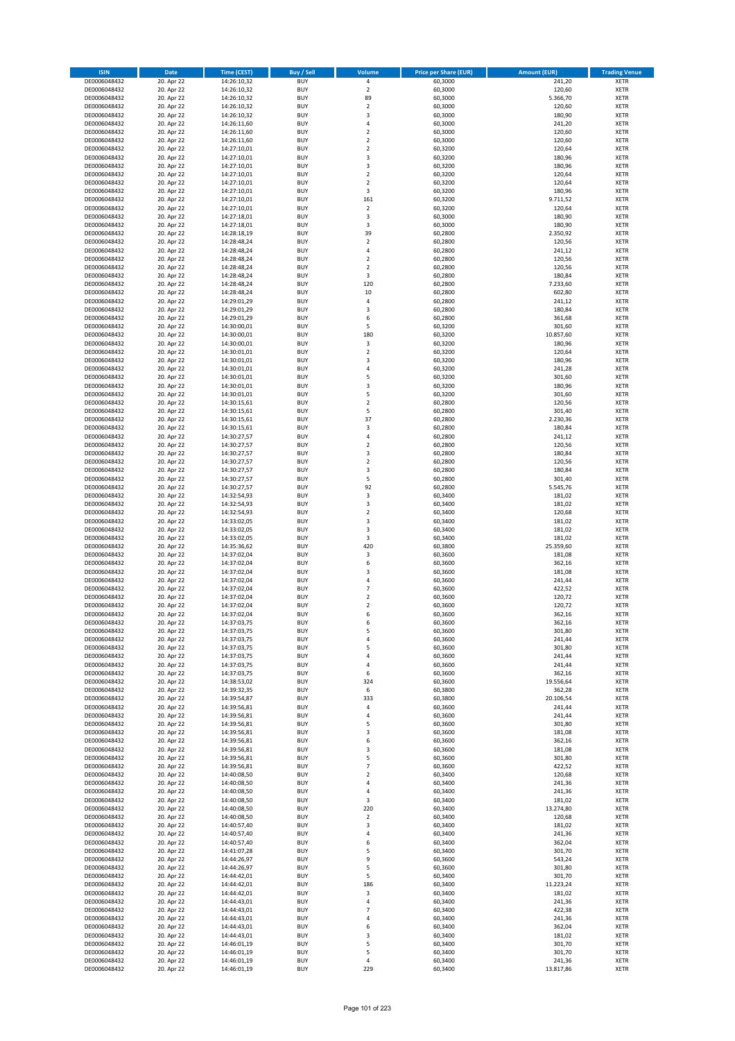| ISIN | Date | Time (CEST) | Buy / Sell | Volume | Price per Share (EUR) | Amount (EUR) | Trading Venue |
|---|---|---|---|---|---|---|---|
| DE0006048432 | 20. Apr 22 | 14:26:10,32 | BUY | 4 | 60,3000 | 241,20 | XETR |
| DE0006048432 | 20. Apr 22 | 14:26:10,32 | BUY | 2 | 60,3000 | 120,60 | XETR |
| DE0006048432 | 20. Apr 22 | 14:26:10,32 | BUY | 89 | 60,3000 | 5.366,70 | XETR |
| DE0006048432 | 20. Apr 22 | 14:26:10,32 | BUY | 2 | 60,3000 | 120,60 | XETR |
| DE0006048432 | 20. Apr 22 | 14:26:10,32 | BUY | 3 | 60,3000 | 180,90 | XETR |
| DE0006048432 | 20. Apr 22 | 14:26:11,60 | BUY | 4 | 60,3000 | 241,20 | XETR |
| DE0006048432 | 20. Apr 22 | 14:26:11,60 | BUY | 2 | 60,3000 | 120,60 | XETR |
| DE0006048432 | 20. Apr 22 | 14:26:11,60 | BUY | 2 | 60,3000 | 120,60 | XETR |
| DE0006048432 | 20. Apr 22 | 14:27:10,01 | BUY | 2 | 60,3200 | 120,64 | XETR |
| DE0006048432 | 20. Apr 22 | 14:27:10,01 | BUY | 3 | 60,3200 | 180,96 | XETR |
| DE0006048432 | 20. Apr 22 | 14:27:10,01 | BUY | 3 | 60,3200 | 180,96 | XETR |
| DE0006048432 | 20. Apr 22 | 14:27:10,01 | BUY | 2 | 60,3200 | 120,64 | XETR |
| DE0006048432 | 20. Apr 22 | 14:27:10,01 | BUY | 2 | 60,3200 | 120,64 | XETR |
| DE0006048432 | 20. Apr 22 | 14:27:10,01 | BUY | 3 | 60,3200 | 180,96 | XETR |
| DE0006048432 | 20. Apr 22 | 14:27:10,01 | BUY | 161 | 60,3200 | 9.711,52 | XETR |
| DE0006048432 | 20. Apr 22 | 14:27:10,01 | BUY | 2 | 60,3200 | 120,64 | XETR |
| DE0006048432 | 20. Apr 22 | 14:27:18,01 | BUY | 3 | 60,3000 | 180,90 | XETR |
| DE0006048432 | 20. Apr 22 | 14:27:18,01 | BUY | 3 | 60,3000 | 180,90 | XETR |
| DE0006048432 | 20. Apr 22 | 14:28:18,19 | BUY | 39 | 60,2800 | 2.350,92 | XETR |
| DE0006048432 | 20. Apr 22 | 14:28:48,24 | BUY | 2 | 60,2800 | 120,56 | XETR |
| DE0006048432 | 20. Apr 22 | 14:28:48,24 | BUY | 4 | 60,2800 | 241,12 | XETR |
| DE0006048432 | 20. Apr 22 | 14:28:48,24 | BUY | 2 | 60,2800 | 120,56 | XETR |
| DE0006048432 | 20. Apr 22 | 14:28:48,24 | BUY | 2 | 60,2800 | 120,56 | XETR |
| DE0006048432 | 20. Apr 22 | 14:28:48,24 | BUY | 3 | 60,2800 | 180,84 | XETR |
| DE0006048432 | 20. Apr 22 | 14:28:48,24 | BUY | 120 | 60,2800 | 7.233,60 | XETR |
| DE0006048432 | 20. Apr 22 | 14:28:48,24 | BUY | 10 | 60,2800 | 602,80 | XETR |
| DE0006048432 | 20. Apr 22 | 14:29:01,29 | BUY | 4 | 60,2800 | 241,12 | XETR |
| DE0006048432 | 20. Apr 22 | 14:29:01,29 | BUY | 3 | 60,2800 | 180,84 | XETR |
| DE0006048432 | 20. Apr 22 | 14:29:01,29 | BUY | 6 | 60,2800 | 361,68 | XETR |
| DE0006048432 | 20. Apr 22 | 14:30:00,01 | BUY | 5 | 60,3200 | 301,60 | XETR |
| DE0006048432 | 20. Apr 22 | 14:30:00,01 | BUY | 180 | 60,3200 | 10.857,60 | XETR |
| DE0006048432 | 20. Apr 22 | 14:30:00,01 | BUY | 3 | 60,3200 | 180,96 | XETR |
| DE0006048432 | 20. Apr 22 | 14:30:01,01 | BUY | 2 | 60,3200 | 120,64 | XETR |
| DE0006048432 | 20. Apr 22 | 14:30:01,01 | BUY | 3 | 60,3200 | 180,96 | XETR |
| DE0006048432 | 20. Apr 22 | 14:30:01,01 | BUY | 4 | 60,3200 | 241,28 | XETR |
| DE0006048432 | 20. Apr 22 | 14:30:01,01 | BUY | 5 | 60,3200 | 301,60 | XETR |
| DE0006048432 | 20. Apr 22 | 14:30:01,01 | BUY | 3 | 60,3200 | 180,96 | XETR |
| DE0006048432 | 20. Apr 22 | 14:30:01,01 | BUY | 5 | 60,3200 | 301,60 | XETR |
| DE0006048432 | 20. Apr 22 | 14:30:15,61 | BUY | 2 | 60,2800 | 120,56 | XETR |
| DE0006048432 | 20. Apr 22 | 14:30:15,61 | BUY | 5 | 60,2800 | 301,40 | XETR |
| DE0006048432 | 20. Apr 22 | 14:30:15,61 | BUY | 37 | 60,2800 | 2.230,36 | XETR |
| DE0006048432 | 20. Apr 22 | 14:30:15,61 | BUY | 3 | 60,2800 | 180,84 | XETR |
| DE0006048432 | 20. Apr 22 | 14:30:27,57 | BUY | 4 | 60,2800 | 241,12 | XETR |
| DE0006048432 | 20. Apr 22 | 14:30:27,57 | BUY | 2 | 60,2800 | 120,56 | XETR |
| DE0006048432 | 20. Apr 22 | 14:30:27,57 | BUY | 3 | 60,2800 | 180,84 | XETR |
| DE0006048432 | 20. Apr 22 | 14:30:27,57 | BUY | 2 | 60,2800 | 120,56 | XETR |
| DE0006048432 | 20. Apr 22 | 14:30:27,57 | BUY | 3 | 60,2800 | 180,84 | XETR |
| DE0006048432 | 20. Apr 22 | 14:30:27,57 | BUY | 5 | 60,2800 | 301,40 | XETR |
| DE0006048432 | 20. Apr 22 | 14:30:27,57 | BUY | 92 | 60,2800 | 5.545,76 | XETR |
| DE0006048432 | 20. Apr 22 | 14:32:54,93 | BUY | 3 | 60,3400 | 181,02 | XETR |
| DE0006048432 | 20. Apr 22 | 14:32:54,93 | BUY | 3 | 60,3400 | 181,02 | XETR |
| DE0006048432 | 20. Apr 22 | 14:32:54,93 | BUY | 2 | 60,3400 | 120,68 | XETR |
| DE0006048432 | 20. Apr 22 | 14:33:02,05 | BUY | 3 | 60,3400 | 181,02 | XETR |
| DE0006048432 | 20. Apr 22 | 14:33:02,05 | BUY | 3 | 60,3400 | 181,02 | XETR |
| DE0006048432 | 20. Apr 22 | 14:33:02,05 | BUY | 3 | 60,3400 | 181,02 | XETR |
| DE0006048432 | 20. Apr 22 | 14:35:36,62 | BUY | 420 | 60,3800 | 25.359,60 | XETR |
| DE0006048432 | 20. Apr 22 | 14:37:02,04 | BUY | 3 | 60,3600 | 181,08 | XETR |
| DE0006048432 | 20. Apr 22 | 14:37:02,04 | BUY | 6 | 60,3600 | 362,16 | XETR |
| DE0006048432 | 20. Apr 22 | 14:37:02,04 | BUY | 3 | 60,3600 | 181,08 | XETR |
| DE0006048432 | 20. Apr 22 | 14:37:02,04 | BUY | 4 | 60,3600 | 241,44 | XETR |
| DE0006048432 | 20. Apr 22 | 14:37:02,04 | BUY | 7 | 60,3600 | 422,52 | XETR |
| DE0006048432 | 20. Apr 22 | 14:37:02,04 | BUY | 2 | 60,3600 | 120,72 | XETR |
| DE0006048432 | 20. Apr 22 | 14:37:02,04 | BUY | 2 | 60,3600 | 120,72 | XETR |
| DE0006048432 | 20. Apr 22 | 14:37:02,04 | BUY | 6 | 60,3600 | 362,16 | XETR |
| DE0006048432 | 20. Apr 22 | 14:37:03,75 | BUY | 6 | 60,3600 | 362,16 | XETR |
| DE0006048432 | 20. Apr 22 | 14:37:03,75 | BUY | 5 | 60,3600 | 301,80 | XETR |
| DE0006048432 | 20. Apr 22 | 14:37:03,75 | BUY | 4 | 60,3600 | 241,44 | XETR |
| DE0006048432 | 20. Apr 22 | 14:37:03,75 | BUY | 5 | 60,3600 | 301,80 | XETR |
| DE0006048432 | 20. Apr 22 | 14:37:03,75 | BUY | 4 | 60,3600 | 241,44 | XETR |
| DE0006048432 | 20. Apr 22 | 14:37:03,75 | BUY | 4 | 60,3600 | 241,44 | XETR |
| DE0006048432 | 20. Apr 22 | 14:37:03,75 | BUY | 6 | 60,3600 | 362,16 | XETR |
| DE0006048432 | 20. Apr 22 | 14:38:53,02 | BUY | 324 | 60,3600 | 19.556,64 | XETR |
| DE0006048432 | 20. Apr 22 | 14:39:32,35 | BUY | 6 | 60,3800 | 362,28 | XETR |
| DE0006048432 | 20. Apr 22 | 14:39:54,87 | BUY | 333 | 60,3800 | 20.106,54 | XETR |
| DE0006048432 | 20. Apr 22 | 14:39:56,81 | BUY | 4 | 60,3600 | 241,44 | XETR |
| DE0006048432 | 20. Apr 22 | 14:39:56,81 | BUY | 4 | 60,3600 | 241,44 | XETR |
| DE0006048432 | 20. Apr 22 | 14:39:56,81 | BUY | 5 | 60,3600 | 301,80 | XETR |
| DE0006048432 | 20. Apr 22 | 14:39:56,81 | BUY | 3 | 60,3600 | 181,08 | XETR |
| DE0006048432 | 20. Apr 22 | 14:39:56,81 | BUY | 6 | 60,3600 | 362,16 | XETR |
| DE0006048432 | 20. Apr 22 | 14:39:56,81 | BUY | 3 | 60,3600 | 181,08 | XETR |
| DE0006048432 | 20. Apr 22 | 14:39:56,81 | BUY | 5 | 60,3600 | 301,80 | XETR |
| DE0006048432 | 20. Apr 22 | 14:39:56,81 | BUY | 7 | 60,3600 | 422,52 | XETR |
| DE0006048432 | 20. Apr 22 | 14:40:08,50 | BUY | 2 | 60,3400 | 120,68 | XETR |
| DE0006048432 | 20. Apr 22 | 14:40:08,50 | BUY | 4 | 60,3400 | 241,36 | XETR |
| DE0006048432 | 20. Apr 22 | 14:40:08,50 | BUY | 4 | 60,3400 | 241,36 | XETR |
| DE0006048432 | 20. Apr 22 | 14:40:08,50 | BUY | 3 | 60,3400 | 181,02 | XETR |
| DE0006048432 | 20. Apr 22 | 14:40:08,50 | BUY | 220 | 60,3400 | 13.274,80 | XETR |
| DE0006048432 | 20. Apr 22 | 14:40:08,50 | BUY | 2 | 60,3400 | 120,68 | XETR |
| DE0006048432 | 20. Apr 22 | 14:40:57,40 | BUY | 3 | 60,3400 | 181,02 | XETR |
| DE0006048432 | 20. Apr 22 | 14:40:57,40 | BUY | 4 | 60,3400 | 241,36 | XETR |
| DE0006048432 | 20. Apr 22 | 14:40:57,40 | BUY | 6 | 60,3400 | 362,04 | XETR |
| DE0006048432 | 20. Apr 22 | 14:41:07,28 | BUY | 5 | 60,3400 | 301,70 | XETR |
| DE0006048432 | 20. Apr 22 | 14:44:26,97 | BUY | 9 | 60,3600 | 543,24 | XETR |
| DE0006048432 | 20. Apr 22 | 14:44:26,97 | BUY | 5 | 60,3600 | 301,80 | XETR |
| DE0006048432 | 20. Apr 22 | 14:44:42,01 | BUY | 5 | 60,3400 | 301,70 | XETR |
| DE0006048432 | 20. Apr 22 | 14:44:42,01 | BUY | 186 | 60,3400 | 11.223,24 | XETR |
| DE0006048432 | 20. Apr 22 | 14:44:42,01 | BUY | 3 | 60,3400 | 181,02 | XETR |
| DE0006048432 | 20. Apr 22 | 14:44:43,01 | BUY | 4 | 60,3400 | 241,36 | XETR |
| DE0006048432 | 20. Apr 22 | 14:44:43,01 | BUY | 7 | 60,3400 | 422,38 | XETR |
| DE0006048432 | 20. Apr 22 | 14:44:43,01 | BUY | 4 | 60,3400 | 241,36 | XETR |
| DE0006048432 | 20. Apr 22 | 14:44:43,01 | BUY | 6 | 60,3400 | 362,04 | XETR |
| DE0006048432 | 20. Apr 22 | 14:44:43,01 | BUY | 3 | 60,3400 | 181,02 | XETR |
| DE0006048432 | 20. Apr 22 | 14:46:01,19 | BUY | 5 | 60,3400 | 301,70 | XETR |
| DE0006048432 | 20. Apr 22 | 14:46:01,19 | BUY | 5 | 60,3400 | 301,70 | XETR |
| DE0006048432 | 20. Apr 22 | 14:46:01,19 | BUY | 4 | 60,3400 | 241,36 | XETR |
| DE0006048432 | 20. Apr 22 | 14:46:01,19 | BUY | 229 | 60,3400 | 13.817,86 | XETR |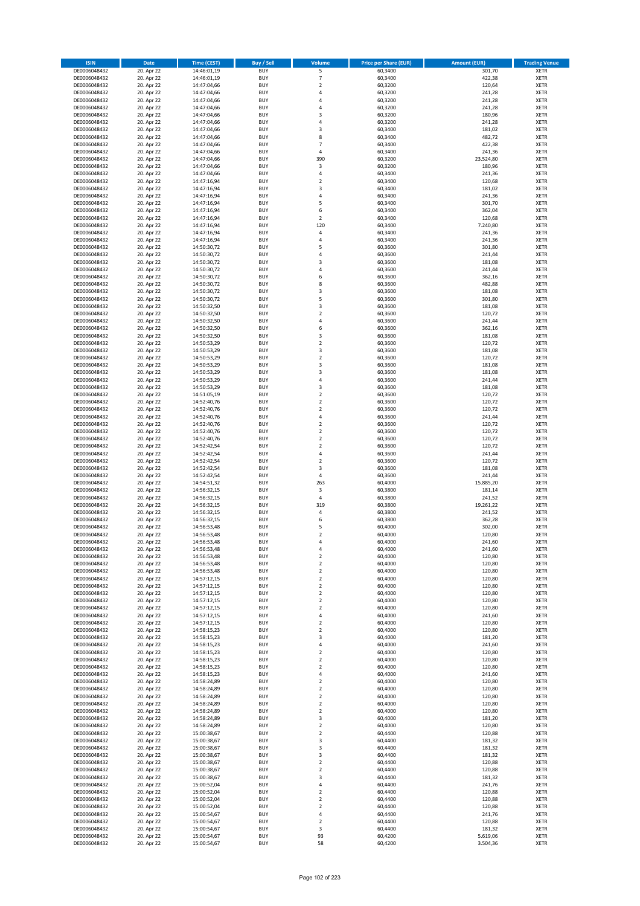| ISIN | Date | Time (CEST) | Buy / Sell | Volume | Price per Share (EUR) | Amount (EUR) | Trading Venue |
|---|---|---|---|---|---|---|---|
| DE0006048432 | 20. Apr 22 | 14:46:01,19 | BUY | 5 | 60,3400 | 301,70 | XETR |
| DE0006048432 | 20. Apr 22 | 14:46:01,19 | BUY | 7 | 60,3400 | 422,38 | XETR |
| DE0006048432 | 20. Apr 22 | 14:47:04,66 | BUY | 2 | 60,3200 | 120,64 | XETR |
| DE0006048432 | 20. Apr 22 | 14:47:04,66 | BUY | 4 | 60,3200 | 241,28 | XETR |
| DE0006048432 | 20. Apr 22 | 14:47:04,66 | BUY | 4 | 60,3200 | 241,28 | XETR |
| DE0006048432 | 20. Apr 22 | 14:47:04,66 | BUY | 4 | 60,3200 | 241,28 | XETR |
| DE0006048432 | 20. Apr 22 | 14:47:04,66 | BUY | 3 | 60,3200 | 180,96 | XETR |
| DE0006048432 | 20. Apr 22 | 14:47:04,66 | BUY | 4 | 60,3200 | 241,28 | XETR |
| DE0006048432 | 20. Apr 22 | 14:47:04,66 | BUY | 3 | 60,3400 | 181,02 | XETR |
| DE0006048432 | 20. Apr 22 | 14:47:04,66 | BUY | 8 | 60,3400 | 482,72 | XETR |
| DE0006048432 | 20. Apr 22 | 14:47:04,66 | BUY | 7 | 60,3400 | 422,38 | XETR |
| DE0006048432 | 20. Apr 22 | 14:47:04,66 | BUY | 4 | 60,3400 | 241,36 | XETR |
| DE0006048432 | 20. Apr 22 | 14:47:04,66 | BUY | 390 | 60,3200 | 23.524,80 | XETR |
| DE0006048432 | 20. Apr 22 | 14:47:04,66 | BUY | 3 | 60,3200 | 180,96 | XETR |
| DE0006048432 | 20. Apr 22 | 14:47:04,66 | BUY | 4 | 60,3400 | 241,36 | XETR |
| DE0006048432 | 20. Apr 22 | 14:47:16,94 | BUY | 2 | 60,3400 | 120,68 | XETR |
| DE0006048432 | 20. Apr 22 | 14:47:16,94 | BUY | 3 | 60,3400 | 181,02 | XETR |
| DE0006048432 | 20. Apr 22 | 14:47:16,94 | BUY | 4 | 60,3400 | 241,36 | XETR |
| DE0006048432 | 20. Apr 22 | 14:47:16,94 | BUY | 5 | 60,3400 | 301,70 | XETR |
| DE0006048432 | 20. Apr 22 | 14:47:16,94 | BUY | 6 | 60,3400 | 362,04 | XETR |
| DE0006048432 | 20. Apr 22 | 14:47:16,94 | BUY | 2 | 60,3400 | 120,68 | XETR |
| DE0006048432 | 20. Apr 22 | 14:47:16,94 | BUY | 120 | 60,3400 | 7.240,80 | XETR |
| DE0006048432 | 20. Apr 22 | 14:47:16,94 | BUY | 4 | 60,3400 | 241,36 | XETR |
| DE0006048432 | 20. Apr 22 | 14:47:16,94 | BUY | 4 | 60,3400 | 241,36 | XETR |
| DE0006048432 | 20. Apr 22 | 14:50:30,72 | BUY | 5 | 60,3600 | 301,80 | XETR |
| DE0006048432 | 20. Apr 22 | 14:50:30,72 | BUY | 4 | 60,3600 | 241,44 | XETR |
| DE0006048432 | 20. Apr 22 | 14:50:30,72 | BUY | 3 | 60,3600 | 181,08 | XETR |
| DE0006048432 | 20. Apr 22 | 14:50:30,72 | BUY | 4 | 60,3600 | 241,44 | XETR |
| DE0006048432 | 20. Apr 22 | 14:50:30,72 | BUY | 6 | 60,3600 | 362,16 | XETR |
| DE0006048432 | 20. Apr 22 | 14:50:30,72 | BUY | 8 | 60,3600 | 482,88 | XETR |
| DE0006048432 | 20. Apr 22 | 14:50:30,72 | BUY | 3 | 60,3600 | 181,08 | XETR |
| DE0006048432 | 20. Apr 22 | 14:50:30,72 | BUY | 5 | 60,3600 | 301,80 | XETR |
| DE0006048432 | 20. Apr 22 | 14:50:32,50 | BUY | 3 | 60,3600 | 181,08 | XETR |
| DE0006048432 | 20. Apr 22 | 14:50:32,50 | BUY | 2 | 60,3600 | 120,72 | XETR |
| DE0006048432 | 20. Apr 22 | 14:50:32,50 | BUY | 4 | 60,3600 | 241,44 | XETR |
| DE0006048432 | 20. Apr 22 | 14:50:32,50 | BUY | 6 | 60,3600 | 362,16 | XETR |
| DE0006048432 | 20. Apr 22 | 14:50:32,50 | BUY | 3 | 60,3600 | 181,08 | XETR |
| DE0006048432 | 20. Apr 22 | 14:50:53,29 | BUY | 2 | 60,3600 | 120,72 | XETR |
| DE0006048432 | 20. Apr 22 | 14:50:53,29 | BUY | 3 | 60,3600 | 181,08 | XETR |
| DE0006048432 | 20. Apr 22 | 14:50:53,29 | BUY | 2 | 60,3600 | 120,72 | XETR |
| DE0006048432 | 20. Apr 22 | 14:50:53,29 | BUY | 3 | 60,3600 | 181,08 | XETR |
| DE0006048432 | 20. Apr 22 | 14:50:53,29 | BUY | 3 | 60,3600 | 181,08 | XETR |
| DE0006048432 | 20. Apr 22 | 14:50:53,29 | BUY | 4 | 60,3600 | 241,44 | XETR |
| DE0006048432 | 20. Apr 22 | 14:50:53,29 | BUY | 3 | 60,3600 | 181,08 | XETR |
| DE0006048432 | 20. Apr 22 | 14:51:05,19 | BUY | 2 | 60,3600 | 120,72 | XETR |
| DE0006048432 | 20. Apr 22 | 14:52:40,76 | BUY | 2 | 60,3600 | 120,72 | XETR |
| DE0006048432 | 20. Apr 22 | 14:52:40,76 | BUY | 2 | 60,3600 | 120,72 | XETR |
| DE0006048432 | 20. Apr 22 | 14:52:40,76 | BUY | 4 | 60,3600 | 241,44 | XETR |
| DE0006048432 | 20. Apr 22 | 14:52:40,76 | BUY | 2 | 60,3600 | 120,72 | XETR |
| DE0006048432 | 20. Apr 22 | 14:52:40,76 | BUY | 2 | 60,3600 | 120,72 | XETR |
| DE0006048432 | 20. Apr 22 | 14:52:40,76 | BUY | 2 | 60,3600 | 120,72 | XETR |
| DE0006048432 | 20. Apr 22 | 14:52:42,54 | BUY | 2 | 60,3600 | 120,72 | XETR |
| DE0006048432 | 20. Apr 22 | 14:52:42,54 | BUY | 4 | 60,3600 | 241,44 | XETR |
| DE0006048432 | 20. Apr 22 | 14:52:42,54 | BUY | 2 | 60,3600 | 120,72 | XETR |
| DE0006048432 | 20. Apr 22 | 14:52:42,54 | BUY | 3 | 60,3600 | 181,08 | XETR |
| DE0006048432 | 20. Apr 22 | 14:52:42,54 | BUY | 4 | 60,3600 | 241,44 | XETR |
| DE0006048432 | 20. Apr 22 | 14:54:51,32 | BUY | 263 | 60,4000 | 15.885,20 | XETR |
| DE0006048432 | 20. Apr 22 | 14:56:32,15 | BUY | 3 | 60,3800 | 181,14 | XETR |
| DE0006048432 | 20. Apr 22 | 14:56:32,15 | BUY | 4 | 60,3800 | 241,52 | XETR |
| DE0006048432 | 20. Apr 22 | 14:56:32,15 | BUY | 319 | 60,3800 | 19.261,22 | XETR |
| DE0006048432 | 20. Apr 22 | 14:56:32,15 | BUY | 4 | 60,3800 | 241,52 | XETR |
| DE0006048432 | 20. Apr 22 | 14:56:32,15 | BUY | 6 | 60,3800 | 362,28 | XETR |
| DE0006048432 | 20. Apr 22 | 14:56:53,48 | BUY | 5 | 60,4000 | 302,00 | XETR |
| DE0006048432 | 20. Apr 22 | 14:56:53,48 | BUY | 2 | 60,4000 | 120,80 | XETR |
| DE0006048432 | 20. Apr 22 | 14:56:53,48 | BUY | 4 | 60,4000 | 241,60 | XETR |
| DE0006048432 | 20. Apr 22 | 14:56:53,48 | BUY | 4 | 60,4000 | 241,60 | XETR |
| DE0006048432 | 20. Apr 22 | 14:56:53,48 | BUY | 2 | 60,4000 | 120,80 | XETR |
| DE0006048432 | 20. Apr 22 | 14:56:53,48 | BUY | 2 | 60,4000 | 120,80 | XETR |
| DE0006048432 | 20. Apr 22 | 14:56:53,48 | BUY | 2 | 60,4000 | 120,80 | XETR |
| DE0006048432 | 20. Apr 22 | 14:57:12,15 | BUY | 2 | 60,4000 | 120,80 | XETR |
| DE0006048432 | 20. Apr 22 | 14:57:12,15 | BUY | 2 | 60,4000 | 120,80 | XETR |
| DE0006048432 | 20. Apr 22 | 14:57:12,15 | BUY | 2 | 60,4000 | 120,80 | XETR |
| DE0006048432 | 20. Apr 22 | 14:57:12,15 | BUY | 2 | 60,4000 | 120,80 | XETR |
| DE0006048432 | 20. Apr 22 | 14:57:12,15 | BUY | 2 | 60,4000 | 120,80 | XETR |
| DE0006048432 | 20. Apr 22 | 14:57:12,15 | BUY | 4 | 60,4000 | 241,60 | XETR |
| DE0006048432 | 20. Apr 22 | 14:57:12,15 | BUY | 2 | 60,4000 | 120,80 | XETR |
| DE0006048432 | 20. Apr 22 | 14:58:15,23 | BUY | 2 | 60,4000 | 120,80 | XETR |
| DE0006048432 | 20. Apr 22 | 14:58:15,23 | BUY | 3 | 60,4000 | 181,20 | XETR |
| DE0006048432 | 20. Apr 22 | 14:58:15,23 | BUY | 4 | 60,4000 | 241,60 | XETR |
| DE0006048432 | 20. Apr 22 | 14:58:15,23 | BUY | 2 | 60,4000 | 120,80 | XETR |
| DE0006048432 | 20. Apr 22 | 14:58:15,23 | BUY | 2 | 60,4000 | 120,80 | XETR |
| DE0006048432 | 20. Apr 22 | 14:58:15,23 | BUY | 2 | 60,4000 | 120,80 | XETR |
| DE0006048432 | 20. Apr 22 | 14:58:15,23 | BUY | 4 | 60,4000 | 241,60 | XETR |
| DE0006048432 | 20. Apr 22 | 14:58:24,89 | BUY | 2 | 60,4000 | 120,80 | XETR |
| DE0006048432 | 20. Apr 22 | 14:58:24,89 | BUY | 2 | 60,4000 | 120,80 | XETR |
| DE0006048432 | 20. Apr 22 | 14:58:24,89 | BUY | 2 | 60,4000 | 120,80 | XETR |
| DE0006048432 | 20. Apr 22 | 14:58:24,89 | BUY | 2 | 60,4000 | 120,80 | XETR |
| DE0006048432 | 20. Apr 22 | 14:58:24,89 | BUY | 2 | 60,4000 | 120,80 | XETR |
| DE0006048432 | 20. Apr 22 | 14:58:24,89 | BUY | 3 | 60,4000 | 181,20 | XETR |
| DE0006048432 | 20. Apr 22 | 14:58:24,89 | BUY | 2 | 60,4000 | 120,80 | XETR |
| DE0006048432 | 20. Apr 22 | 15:00:38,67 | BUY | 2 | 60,4400 | 120,88 | XETR |
| DE0006048432 | 20. Apr 22 | 15:00:38,67 | BUY | 3 | 60,4400 | 181,32 | XETR |
| DE0006048432 | 20. Apr 22 | 15:00:38,67 | BUY | 3 | 60,4400 | 181,32 | XETR |
| DE0006048432 | 20. Apr 22 | 15:00:38,67 | BUY | 3 | 60,4400 | 181,32 | XETR |
| DE0006048432 | 20. Apr 22 | 15:00:38,67 | BUY | 2 | 60,4400 | 120,88 | XETR |
| DE0006048432 | 20. Apr 22 | 15:00:38,67 | BUY | 2 | 60,4400 | 120,88 | XETR |
| DE0006048432 | 20. Apr 22 | 15:00:38,67 | BUY | 3 | 60,4400 | 181,32 | XETR |
| DE0006048432 | 20. Apr 22 | 15:00:52,04 | BUY | 4 | 60,4400 | 241,76 | XETR |
| DE0006048432 | 20. Apr 22 | 15:00:52,04 | BUY | 2 | 60,4400 | 120,88 | XETR |
| DE0006048432 | 20. Apr 22 | 15:00:52,04 | BUY | 2 | 60,4400 | 120,88 | XETR |
| DE0006048432 | 20. Apr 22 | 15:00:52,04 | BUY | 2 | 60,4400 | 120,88 | XETR |
| DE0006048432 | 20. Apr 22 | 15:00:54,67 | BUY | 4 | 60,4400 | 241,76 | XETR |
| DE0006048432 | 20. Apr 22 | 15:00:54,67 | BUY | 2 | 60,4400 | 120,88 | XETR |
| DE0006048432 | 20. Apr 22 | 15:00:54,67 | BUY | 3 | 60,4400 | 181,32 | XETR |
| DE0006048432 | 20. Apr 22 | 15:00:54,67 | BUY | 93 | 60,4200 | 5.619,06 | XETR |
| DE0006048432 | 20. Apr 22 | 15:00:54,67 | BUY | 58 | 60,4200 | 3.504,36 | XETR |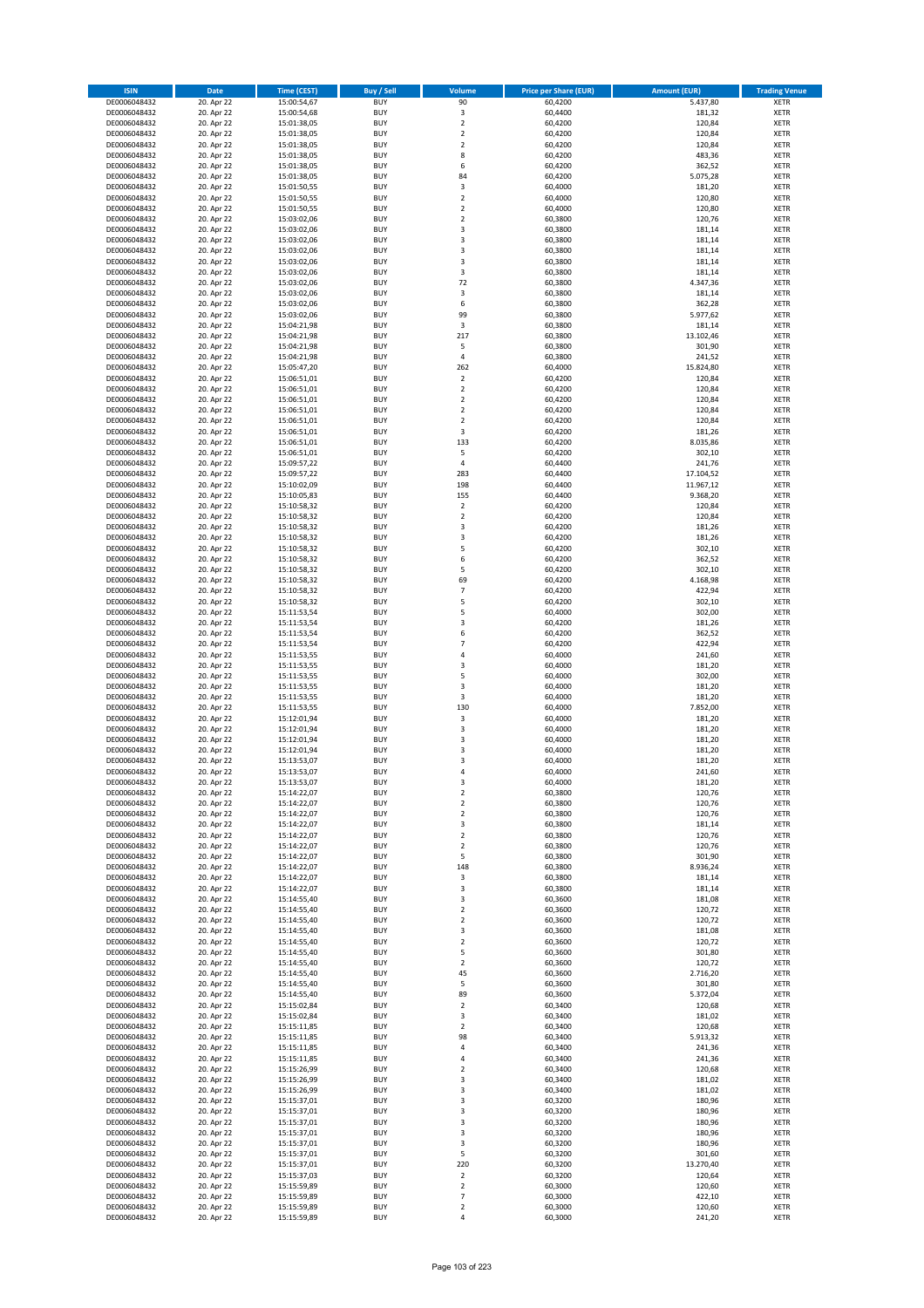| ISIN | Date | Time (CEST) | Buy / Sell | Volume | Price per Share (EUR) | Amount (EUR) | Trading Venue |
|---|---|---|---|---|---|---|---|
| DE0006048432 | 20. Apr 22 | 15:00:54,67 | BUY | 90 | 60,4200 | 5.437,80 | XETR |
| DE0006048432 | 20. Apr 22 | 15:00:54,68 | BUY | 3 | 60,4400 | 181,32 | XETR |
| DE0006048432 | 20. Apr 22 | 15:01:38,05 | BUY | 2 | 60,4200 | 120,84 | XETR |
| DE0006048432 | 20. Apr 22 | 15:01:38,05 | BUY | 2 | 60,4200 | 120,84 | XETR |
| DE0006048432 | 20. Apr 22 | 15:01:38,05 | BUY | 2 | 60,4200 | 120,84 | XETR |
| DE0006048432 | 20. Apr 22 | 15:01:38,05 | BUY | 8 | 60,4200 | 483,36 | XETR |
| DE0006048432 | 20. Apr 22 | 15:01:38,05 | BUY | 6 | 60,4200 | 362,52 | XETR |
| DE0006048432 | 20. Apr 22 | 15:01:38,05 | BUY | 84 | 60,4200 | 5.075,28 | XETR |
| DE0006048432 | 20. Apr 22 | 15:01:50,55 | BUY | 3 | 60,4000 | 181,20 | XETR |
| DE0006048432 | 20. Apr 22 | 15:01:50,55 | BUY | 2 | 60,4000 | 120,80 | XETR |
| DE0006048432 | 20. Apr 22 | 15:01:50,55 | BUY | 2 | 60,4000 | 120,80 | XETR |
| DE0006048432 | 20. Apr 22 | 15:03:02,06 | BUY | 2 | 60,3800 | 120,76 | XETR |
| DE0006048432 | 20. Apr 22 | 15:03:02,06 | BUY | 3 | 60,3800 | 181,14 | XETR |
| DE0006048432 | 20. Apr 22 | 15:03:02,06 | BUY | 3 | 60,3800 | 181,14 | XETR |
| DE0006048432 | 20. Apr 22 | 15:03:02,06 | BUY | 3 | 60,3800 | 181,14 | XETR |
| DE0006048432 | 20. Apr 22 | 15:03:02,06 | BUY | 3 | 60,3800 | 181,14 | XETR |
| DE0006048432 | 20. Apr 22 | 15:03:02,06 | BUY | 3 | 60,3800 | 181,14 | XETR |
| DE0006048432 | 20. Apr 22 | 15:03:02,06 | BUY | 72 | 60,3800 | 4.347,36 | XETR |
| DE0006048432 | 20. Apr 22 | 15:03:02,06 | BUY | 3 | 60,3800 | 181,14 | XETR |
| DE0006048432 | 20. Apr 22 | 15:03:02,06 | BUY | 6 | 60,3800 | 362,28 | XETR |
| DE0006048432 | 20. Apr 22 | 15:03:02,06 | BUY | 99 | 60,3800 | 5.977,62 | XETR |
| DE0006048432 | 20. Apr 22 | 15:04:21,98 | BUY | 3 | 60,3800 | 181,14 | XETR |
| DE0006048432 | 20. Apr 22 | 15:04:21,98 | BUY | 217 | 60,3800 | 13.102,46 | XETR |
| DE0006048432 | 20. Apr 22 | 15:04:21,98 | BUY | 5 | 60,3800 | 301,90 | XETR |
| DE0006048432 | 20. Apr 22 | 15:04:21,98 | BUY | 4 | 60,3800 | 241,52 | XETR |
| DE0006048432 | 20. Apr 22 | 15:05:47,20 | BUY | 262 | 60,4000 | 15.824,80 | XETR |
| DE0006048432 | 20. Apr 22 | 15:06:51,01 | BUY | 2 | 60,4200 | 120,84 | XETR |
| DE0006048432 | 20. Apr 22 | 15:06:51,01 | BUY | 2 | 60,4200 | 120,84 | XETR |
| DE0006048432 | 20. Apr 22 | 15:06:51,01 | BUY | 2 | 60,4200 | 120,84 | XETR |
| DE0006048432 | 20. Apr 22 | 15:06:51,01 | BUY | 2 | 60,4200 | 120,84 | XETR |
| DE0006048432 | 20. Apr 22 | 15:06:51,01 | BUY | 2 | 60,4200 | 120,84 | XETR |
| DE0006048432 | 20. Apr 22 | 15:06:51,01 | BUY | 3 | 60,4200 | 181,26 | XETR |
| DE0006048432 | 20. Apr 22 | 15:06:51,01 | BUY | 133 | 60,4200 | 8.035,86 | XETR |
| DE0006048432 | 20. Apr 22 | 15:06:51,01 | BUY | 5 | 60,4200 | 302,10 | XETR |
| DE0006048432 | 20. Apr 22 | 15:09:57,22 | BUY | 4 | 60,4400 | 241,76 | XETR |
| DE0006048432 | 20. Apr 22 | 15:09:57,22 | BUY | 283 | 60,4400 | 17.104,52 | XETR |
| DE0006048432 | 20. Apr 22 | 15:10:02,09 | BUY | 198 | 60,4400 | 11.967,12 | XETR |
| DE0006048432 | 20. Apr 22 | 15:10:05,83 | BUY | 155 | 60,4400 | 9.368,20 | XETR |
| DE0006048432 | 20. Apr 22 | 15:10:58,32 | BUY | 2 | 60,4200 | 120,84 | XETR |
| DE0006048432 | 20. Apr 22 | 15:10:58,32 | BUY | 2 | 60,4200 | 120,84 | XETR |
| DE0006048432 | 20. Apr 22 | 15:10:58,32 | BUY | 3 | 60,4200 | 181,26 | XETR |
| DE0006048432 | 20. Apr 22 | 15:10:58,32 | BUY | 3 | 60,4200 | 181,26 | XETR |
| DE0006048432 | 20. Apr 22 | 15:10:58,32 | BUY | 5 | 60,4200 | 302,10 | XETR |
| DE0006048432 | 20. Apr 22 | 15:10:58,32 | BUY | 6 | 60,4200 | 362,52 | XETR |
| DE0006048432 | 20. Apr 22 | 15:10:58,32 | BUY | 5 | 60,4200 | 302,10 | XETR |
| DE0006048432 | 20. Apr 22 | 15:10:58,32 | BUY | 69 | 60,4200 | 4.168,98 | XETR |
| DE0006048432 | 20. Apr 22 | 15:10:58,32 | BUY | 7 | 60,4200 | 422,94 | XETR |
| DE0006048432 | 20. Apr 22 | 15:10:58,32 | BUY | 5 | 60,4200 | 302,10 | XETR |
| DE0006048432 | 20. Apr 22 | 15:11:53,54 | BUY | 5 | 60,4000 | 302,00 | XETR |
| DE0006048432 | 20. Apr 22 | 15:11:53,54 | BUY | 3 | 60,4200 | 181,26 | XETR |
| DE0006048432 | 20. Apr 22 | 15:11:53,54 | BUY | 6 | 60,4200 | 362,52 | XETR |
| DE0006048432 | 20. Apr 22 | 15:11:53,54 | BUY | 7 | 60,4200 | 422,94 | XETR |
| DE0006048432 | 20. Apr 22 | 15:11:53,55 | BUY | 4 | 60,4000 | 241,60 | XETR |
| DE0006048432 | 20. Apr 22 | 15:11:53,55 | BUY | 3 | 60,4000 | 181,20 | XETR |
| DE0006048432 | 20. Apr 22 | 15:11:53,55 | BUY | 5 | 60,4000 | 302,00 | XETR |
| DE0006048432 | 20. Apr 22 | 15:11:53,55 | BUY | 3 | 60,4000 | 181,20 | XETR |
| DE0006048432 | 20. Apr 22 | 15:11:53,55 | BUY | 3 | 60,4000 | 181,20 | XETR |
| DE0006048432 | 20. Apr 22 | 15:11:53,55 | BUY | 130 | 60,4000 | 7.852,00 | XETR |
| DE0006048432 | 20. Apr 22 | 15:12:01,94 | BUY | 3 | 60,4000 | 181,20 | XETR |
| DE0006048432 | 20. Apr 22 | 15:12:01,94 | BUY | 3 | 60,4000 | 181,20 | XETR |
| DE0006048432 | 20. Apr 22 | 15:12:01,94 | BUY | 3 | 60,4000 | 181,20 | XETR |
| DE0006048432 | 20. Apr 22 | 15:12:01,94 | BUY | 3 | 60,4000 | 181,20 | XETR |
| DE0006048432 | 20. Apr 22 | 15:13:53,07 | BUY | 3 | 60,4000 | 181,20 | XETR |
| DE0006048432 | 20. Apr 22 | 15:13:53,07 | BUY | 4 | 60,4000 | 241,60 | XETR |
| DE0006048432 | 20. Apr 22 | 15:13:53,07 | BUY | 3 | 60,4000 | 181,20 | XETR |
| DE0006048432 | 20. Apr 22 | 15:14:22,07 | BUY | 2 | 60,3800 | 120,76 | XETR |
| DE0006048432 | 20. Apr 22 | 15:14:22,07 | BUY | 2 | 60,3800 | 120,76 | XETR |
| DE0006048432 | 20. Apr 22 | 15:14:22,07 | BUY | 2 | 60,3800 | 120,76 | XETR |
| DE0006048432 | 20. Apr 22 | 15:14:22,07 | BUY | 3 | 60,3800 | 181,14 | XETR |
| DE0006048432 | 20. Apr 22 | 15:14:22,07 | BUY | 2 | 60,3800 | 120,76 | XETR |
| DE0006048432 | 20. Apr 22 | 15:14:22,07 | BUY | 2 | 60,3800 | 120,76 | XETR |
| DE0006048432 | 20. Apr 22 | 15:14:22,07 | BUY | 5 | 60,3800 | 301,90 | XETR |
| DE0006048432 | 20. Apr 22 | 15:14:22,07 | BUY | 148 | 60,3800 | 8.936,24 | XETR |
| DE0006048432 | 20. Apr 22 | 15:14:22,07 | BUY | 3 | 60,3800 | 181,14 | XETR |
| DE0006048432 | 20. Apr 22 | 15:14:22,07 | BUY | 3 | 60,3800 | 181,14 | XETR |
| DE0006048432 | 20. Apr 22 | 15:14:55,40 | BUY | 3 | 60,3600 | 181,08 | XETR |
| DE0006048432 | 20. Apr 22 | 15:14:55,40 | BUY | 2 | 60,3600 | 120,72 | XETR |
| DE0006048432 | 20. Apr 22 | 15:14:55,40 | BUY | 2 | 60,3600 | 120,72 | XETR |
| DE0006048432 | 20. Apr 22 | 15:14:55,40 | BUY | 3 | 60,3600 | 181,08 | XETR |
| DE0006048432 | 20. Apr 22 | 15:14:55,40 | BUY | 2 | 60,3600 | 120,72 | XETR |
| DE0006048432 | 20. Apr 22 | 15:14:55,40 | BUY | 5 | 60,3600 | 301,80 | XETR |
| DE0006048432 | 20. Apr 22 | 15:14:55,40 | BUY | 2 | 60,3600 | 120,72 | XETR |
| DE0006048432 | 20. Apr 22 | 15:14:55,40 | BUY | 45 | 60,3600 | 2.716,20 | XETR |
| DE0006048432 | 20. Apr 22 | 15:14:55,40 | BUY | 5 | 60,3600 | 301,80 | XETR |
| DE0006048432 | 20. Apr 22 | 15:14:55,40 | BUY | 89 | 60,3600 | 5.372,04 | XETR |
| DE0006048432 | 20. Apr 22 | 15:15:02,84 | BUY | 2 | 60,3400 | 120,68 | XETR |
| DE0006048432 | 20. Apr 22 | 15:15:02,84 | BUY | 3 | 60,3400 | 181,02 | XETR |
| DE0006048432 | 20. Apr 22 | 15:15:11,85 | BUY | 2 | 60,3400 | 120,68 | XETR |
| DE0006048432 | 20. Apr 22 | 15:15:11,85 | BUY | 98 | 60,3400 | 5.913,32 | XETR |
| DE0006048432 | 20. Apr 22 | 15:15:11,85 | BUY | 4 | 60,3400 | 241,36 | XETR |
| DE0006048432 | 20. Apr 22 | 15:15:11,85 | BUY | 4 | 60,3400 | 241,36 | XETR |
| DE0006048432 | 20. Apr 22 | 15:15:26,99 | BUY | 2 | 60,3400 | 120,68 | XETR |
| DE0006048432 | 20. Apr 22 | 15:15:26,99 | BUY | 3 | 60,3400 | 181,02 | XETR |
| DE0006048432 | 20. Apr 22 | 15:15:26,99 | BUY | 3 | 60,3400 | 181,02 | XETR |
| DE0006048432 | 20. Apr 22 | 15:15:37,01 | BUY | 3 | 60,3200 | 180,96 | XETR |
| DE0006048432 | 20. Apr 22 | 15:15:37,01 | BUY | 3 | 60,3200 | 180,96 | XETR |
| DE0006048432 | 20. Apr 22 | 15:15:37,01 | BUY | 3 | 60,3200 | 180,96 | XETR |
| DE0006048432 | 20. Apr 22 | 15:15:37,01 | BUY | 3 | 60,3200 | 180,96 | XETR |
| DE0006048432 | 20. Apr 22 | 15:15:37,01 | BUY | 3 | 60,3200 | 180,96 | XETR |
| DE0006048432 | 20. Apr 22 | 15:15:37,01 | BUY | 5 | 60,3200 | 301,60 | XETR |
| DE0006048432 | 20. Apr 22 | 15:15:37,01 | BUY | 220 | 60,3200 | 13.270,40 | XETR |
| DE0006048432 | 20. Apr 22 | 15:15:37,03 | BUY | 2 | 60,3200 | 120,64 | XETR |
| DE0006048432 | 20. Apr 22 | 15:15:59,89 | BUY | 2 | 60,3000 | 120,60 | XETR |
| DE0006048432 | 20. Apr 22 | 15:15:59,89 | BUY | 7 | 60,3000 | 422,10 | XETR |
| DE0006048432 | 20. Apr 22 | 15:15:59,89 | BUY | 2 | 60,3000 | 120,60 | XETR |
| DE0006048432 | 20. Apr 22 | 15:15:59,89 | BUY | 4 | 60,3000 | 241,20 | XETR |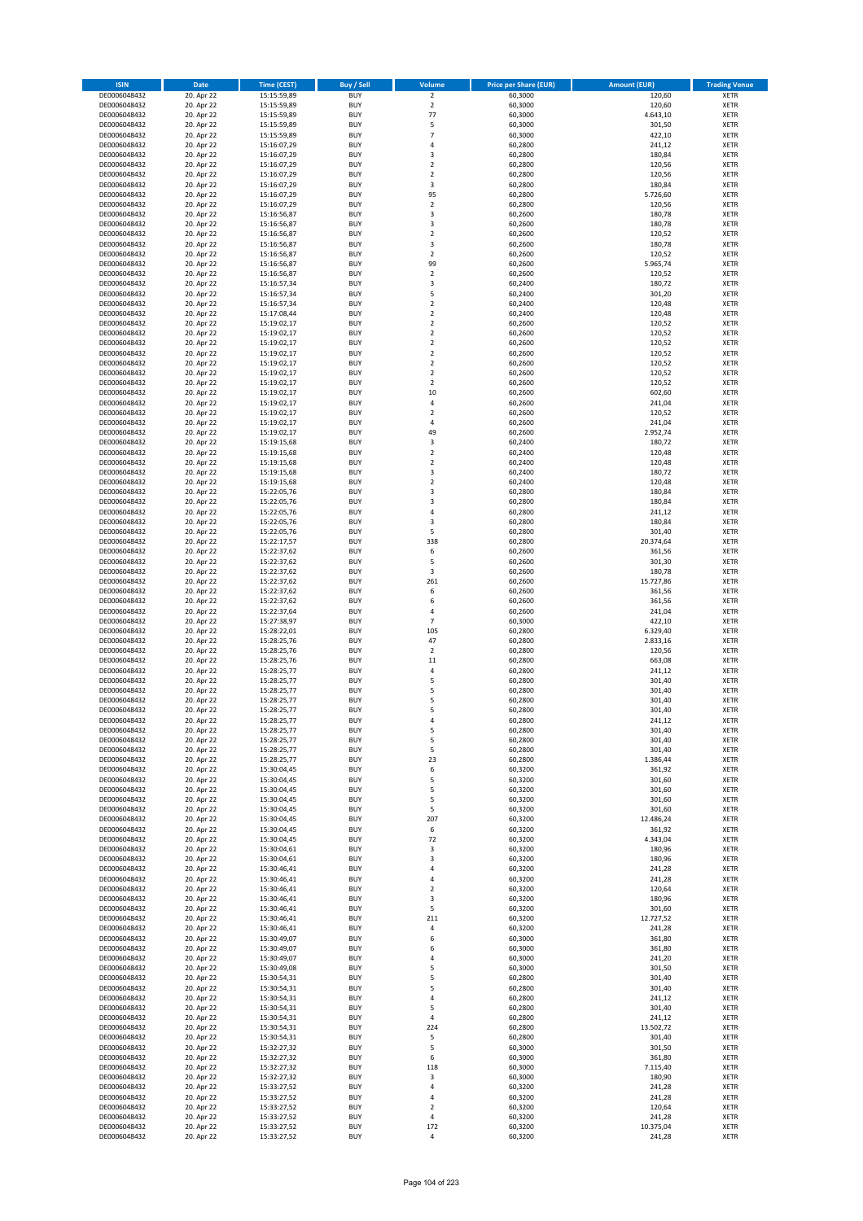| ISIN | Date | Time (CEST) | Buy / Sell | Volume | Price per Share (EUR) | Amount (EUR) | Trading Venue |
|---|---|---|---|---|---|---|---|
| DE0006048432 | 20. Apr 22 | 15:15:59,89 | BUY | 2 | 60,3000 | 120,60 | XETR |
| DE0006048432 | 20. Apr 22 | 15:15:59,89 | BUY | 2 | 60,3000 | 120,60 | XETR |
| DE0006048432 | 20. Apr 22 | 15:15:59,89 | BUY | 77 | 60,3000 | 4.643,10 | XETR |
| DE0006048432 | 20. Apr 22 | 15:15:59,89 | BUY | 5 | 60,3000 | 301,50 | XETR |
| DE0006048432 | 20. Apr 22 | 15:15:59,89 | BUY | 7 | 60,3000 | 422,10 | XETR |
| DE0006048432 | 20. Apr 22 | 15:16:07,29 | BUY | 4 | 60,2800 | 241,12 | XETR |
| DE0006048432 | 20. Apr 22 | 15:16:07,29 | BUY | 3 | 60,2800 | 180,84 | XETR |
| DE0006048432 | 20. Apr 22 | 15:16:07,29 | BUY | 2 | 60,2800 | 120,56 | XETR |
| DE0006048432 | 20. Apr 22 | 15:16:07,29 | BUY | 2 | 60,2800 | 120,56 | XETR |
| DE0006048432 | 20. Apr 22 | 15:16:07,29 | BUY | 3 | 60,2800 | 180,84 | XETR |
| DE0006048432 | 20. Apr 22 | 15:16:07,29 | BUY | 95 | 60,2800 | 5.726,60 | XETR |
| DE0006048432 | 20. Apr 22 | 15:16:07,29 | BUY | 2 | 60,2800 | 120,56 | XETR |
| DE0006048432 | 20. Apr 22 | 15:16:56,87 | BUY | 3 | 60,2600 | 180,78 | XETR |
| DE0006048432 | 20. Apr 22 | 15:16:56,87 | BUY | 3 | 60,2600 | 180,78 | XETR |
| DE0006048432 | 20. Apr 22 | 15:16:56,87 | BUY | 2 | 60,2600 | 120,52 | XETR |
| DE0006048432 | 20. Apr 22 | 15:16:56,87 | BUY | 3 | 60,2600 | 180,78 | XETR |
| DE0006048432 | 20. Apr 22 | 15:16:56,87 | BUY | 2 | 60,2600 | 120,52 | XETR |
| DE0006048432 | 20. Apr 22 | 15:16:56,87 | BUY | 99 | 60,2600 | 5.965,74 | XETR |
| DE0006048432 | 20. Apr 22 | 15:16:56,87 | BUY | 2 | 60,2600 | 120,52 | XETR |
| DE0006048432 | 20. Apr 22 | 15:16:57,34 | BUY | 3 | 60,2400 | 180,72 | XETR |
| DE0006048432 | 20. Apr 22 | 15:16:57,34 | BUY | 5 | 60,2400 | 301,20 | XETR |
| DE0006048432 | 20. Apr 22 | 15:16:57,34 | BUY | 2 | 60,2400 | 120,48 | XETR |
| DE0006048432 | 20. Apr 22 | 15:17:08,44 | BUY | 2 | 60,2400 | 120,48 | XETR |
| DE0006048432 | 20. Apr 22 | 15:19:02,17 | BUY | 2 | 60,2600 | 120,52 | XETR |
| DE0006048432 | 20. Apr 22 | 15:19:02,17 | BUY | 2 | 60,2600 | 120,52 | XETR |
| DE0006048432 | 20. Apr 22 | 15:19:02,17 | BUY | 2 | 60,2600 | 120,52 | XETR |
| DE0006048432 | 20. Apr 22 | 15:19:02,17 | BUY | 2 | 60,2600 | 120,52 | XETR |
| DE0006048432 | 20. Apr 22 | 15:19:02,17 | BUY | 2 | 60,2600 | 120,52 | XETR |
| DE0006048432 | 20. Apr 22 | 15:19:02,17 | BUY | 2 | 60,2600 | 120,52 | XETR |
| DE0006048432 | 20. Apr 22 | 15:19:02,17 | BUY | 2 | 60,2600 | 120,52 | XETR |
| DE0006048432 | 20. Apr 22 | 15:19:02,17 | BUY | 10 | 60,2600 | 602,60 | XETR |
| DE0006048432 | 20. Apr 22 | 15:19:02,17 | BUY | 4 | 60,2600 | 241,04 | XETR |
| DE0006048432 | 20. Apr 22 | 15:19:02,17 | BUY | 2 | 60,2600 | 120,52 | XETR |
| DE0006048432 | 20. Apr 22 | 15:19:02,17 | BUY | 4 | 60,2600 | 241,04 | XETR |
| DE0006048432 | 20. Apr 22 | 15:19:02,17 | BUY | 49 | 60,2600 | 2.952,74 | XETR |
| DE0006048432 | 20. Apr 22 | 15:19:15,68 | BUY | 3 | 60,2400 | 180,72 | XETR |
| DE0006048432 | 20. Apr 22 | 15:19:15,68 | BUY | 2 | 60,2400 | 120,48 | XETR |
| DE0006048432 | 20. Apr 22 | 15:19:15,68 | BUY | 2 | 60,2400 | 120,48 | XETR |
| DE0006048432 | 20. Apr 22 | 15:19:15,68 | BUY | 3 | 60,2400 | 180,72 | XETR |
| DE0006048432 | 20. Apr 22 | 15:19:15,68 | BUY | 2 | 60,2400 | 120,48 | XETR |
| DE0006048432 | 20. Apr 22 | 15:22:05,76 | BUY | 3 | 60,2800 | 180,84 | XETR |
| DE0006048432 | 20. Apr 22 | 15:22:05,76 | BUY | 3 | 60,2800 | 180,84 | XETR |
| DE0006048432 | 20. Apr 22 | 15:22:05,76 | BUY | 4 | 60,2800 | 241,12 | XETR |
| DE0006048432 | 20. Apr 22 | 15:22:05,76 | BUY | 3 | 60,2800 | 180,84 | XETR |
| DE0006048432 | 20. Apr 22 | 15:22:05,76 | BUY | 5 | 60,2800 | 301,40 | XETR |
| DE0006048432 | 20. Apr 22 | 15:22:17,57 | BUY | 338 | 60,2800 | 20.374,64 | XETR |
| DE0006048432 | 20. Apr 22 | 15:22:37,62 | BUY | 6 | 60,2600 | 361,56 | XETR |
| DE0006048432 | 20. Apr 22 | 15:22:37,62 | BUY | 5 | 60,2600 | 301,30 | XETR |
| DE0006048432 | 20. Apr 22 | 15:22:37,62 | BUY | 3 | 60,2600 | 180,78 | XETR |
| DE0006048432 | 20. Apr 22 | 15:22:37,62 | BUY | 261 | 60,2600 | 15.727,86 | XETR |
| DE0006048432 | 20. Apr 22 | 15:22:37,62 | BUY | 6 | 60,2600 | 361,56 | XETR |
| DE0006048432 | 20. Apr 22 | 15:22:37,62 | BUY | 6 | 60,2600 | 361,56 | XETR |
| DE0006048432 | 20. Apr 22 | 15:22:37,64 | BUY | 4 | 60,2600 | 241,04 | XETR |
| DE0006048432 | 20. Apr 22 | 15:27:38,97 | BUY | 7 | 60,3000 | 422,10 | XETR |
| DE0006048432 | 20. Apr 22 | 15:28:22,01 | BUY | 105 | 60,2800 | 6.329,40 | XETR |
| DE0006048432 | 20. Apr 22 | 15:28:25,76 | BUY | 47 | 60,2800 | 2.833,16 | XETR |
| DE0006048432 | 20. Apr 22 | 15:28:25,76 | BUY | 2 | 60,2800 | 120,56 | XETR |
| DE0006048432 | 20. Apr 22 | 15:28:25,76 | BUY | 11 | 60,2800 | 663,08 | XETR |
| DE0006048432 | 20. Apr 22 | 15:28:25,77 | BUY | 4 | 60,2800 | 241,12 | XETR |
| DE0006048432 | 20. Apr 22 | 15:28:25,77 | BUY | 5 | 60,2800 | 301,40 | XETR |
| DE0006048432 | 20. Apr 22 | 15:28:25,77 | BUY | 5 | 60,2800 | 301,40 | XETR |
| DE0006048432 | 20. Apr 22 | 15:28:25,77 | BUY | 5 | 60,2800 | 301,40 | XETR |
| DE0006048432 | 20. Apr 22 | 15:28:25,77 | BUY | 5 | 60,2800 | 301,40 | XETR |
| DE0006048432 | 20. Apr 22 | 15:28:25,77 | BUY | 4 | 60,2800 | 241,12 | XETR |
| DE0006048432 | 20. Apr 22 | 15:28:25,77 | BUY | 5 | 60,2800 | 301,40 | XETR |
| DE0006048432 | 20. Apr 22 | 15:28:25,77 | BUY | 5 | 60,2800 | 301,40 | XETR |
| DE0006048432 | 20. Apr 22 | 15:28:25,77 | BUY | 5 | 60,2800 | 301,40 | XETR |
| DE0006048432 | 20. Apr 22 | 15:28:25,77 | BUY | 23 | 60,2800 | 1.386,44 | XETR |
| DE0006048432 | 20. Apr 22 | 15:30:04,45 | BUY | 6 | 60,3200 | 361,92 | XETR |
| DE0006048432 | 20. Apr 22 | 15:30:04,45 | BUY | 5 | 60,3200 | 301,60 | XETR |
| DE0006048432 | 20. Apr 22 | 15:30:04,45 | BUY | 5 | 60,3200 | 301,60 | XETR |
| DE0006048432 | 20. Apr 22 | 15:30:04,45 | BUY | 5 | 60,3200 | 301,60 | XETR |
| DE0006048432 | 20. Apr 22 | 15:30:04,45 | BUY | 5 | 60,3200 | 301,60 | XETR |
| DE0006048432 | 20. Apr 22 | 15:30:04,45 | BUY | 207 | 60,3200 | 12.486,24 | XETR |
| DE0006048432 | 20. Apr 22 | 15:30:04,45 | BUY | 6 | 60,3200 | 361,92 | XETR |
| DE0006048432 | 20. Apr 22 | 15:30:04,45 | BUY | 72 | 60,3200 | 4.343,04 | XETR |
| DE0006048432 | 20. Apr 22 | 15:30:04,61 | BUY | 3 | 60,3200 | 180,96 | XETR |
| DE0006048432 | 20. Apr 22 | 15:30:04,61 | BUY | 3 | 60,3200 | 180,96 | XETR |
| DE0006048432 | 20. Apr 22 | 15:30:46,41 | BUY | 4 | 60,3200 | 241,28 | XETR |
| DE0006048432 | 20. Apr 22 | 15:30:46,41 | BUY | 4 | 60,3200 | 241,28 | XETR |
| DE0006048432 | 20. Apr 22 | 15:30:46,41 | BUY | 2 | 60,3200 | 120,64 | XETR |
| DE0006048432 | 20. Apr 22 | 15:30:46,41 | BUY | 3 | 60,3200 | 180,96 | XETR |
| DE0006048432 | 20. Apr 22 | 15:30:46,41 | BUY | 5 | 60,3200 | 301,60 | XETR |
| DE0006048432 | 20. Apr 22 | 15:30:46,41 | BUY | 211 | 60,3200 | 12.727,52 | XETR |
| DE0006048432 | 20. Apr 22 | 15:30:46,41 | BUY | 4 | 60,3200 | 241,28 | XETR |
| DE0006048432 | 20. Apr 22 | 15:30:49,07 | BUY | 6 | 60,3000 | 361,80 | XETR |
| DE0006048432 | 20. Apr 22 | 15:30:49,07 | BUY | 6 | 60,3000 | 361,80 | XETR |
| DE0006048432 | 20. Apr 22 | 15:30:49,07 | BUY | 4 | 60,3000 | 241,20 | XETR |
| DE0006048432 | 20. Apr 22 | 15:30:49,08 | BUY | 5 | 60,3000 | 301,50 | XETR |
| DE0006048432 | 20. Apr 22 | 15:30:54,31 | BUY | 5 | 60,2800 | 301,40 | XETR |
| DE0006048432 | 20. Apr 22 | 15:30:54,31 | BUY | 5 | 60,2800 | 301,40 | XETR |
| DE0006048432 | 20. Apr 22 | 15:30:54,31 | BUY | 4 | 60,2800 | 241,12 | XETR |
| DE0006048432 | 20. Apr 22 | 15:30:54,31 | BUY | 5 | 60,2800 | 301,40 | XETR |
| DE0006048432 | 20. Apr 22 | 15:30:54,31 | BUY | 4 | 60,2800 | 241,12 | XETR |
| DE0006048432 | 20. Apr 22 | 15:30:54,31 | BUY | 224 | 60,2800 | 13.502,72 | XETR |
| DE0006048432 | 20. Apr 22 | 15:30:54,31 | BUY | 5 | 60,2800 | 301,40 | XETR |
| DE0006048432 | 20. Apr 22 | 15:32:27,32 | BUY | 5 | 60,3000 | 301,50 | XETR |
| DE0006048432 | 20. Apr 22 | 15:32:27,32 | BUY | 6 | 60,3000 | 361,80 | XETR |
| DE0006048432 | 20. Apr 22 | 15:32:27,32 | BUY | 118 | 60,3000 | 7.115,40 | XETR |
| DE0006048432 | 20. Apr 22 | 15:32:27,32 | BUY | 3 | 60,3000 | 180,90 | XETR |
| DE0006048432 | 20. Apr 22 | 15:33:27,52 | BUY | 4 | 60,3200 | 241,28 | XETR |
| DE0006048432 | 20. Apr 22 | 15:33:27,52 | BUY | 4 | 60,3200 | 241,28 | XETR |
| DE0006048432 | 20. Apr 22 | 15:33:27,52 | BUY | 2 | 60,3200 | 120,64 | XETR |
| DE0006048432 | 20. Apr 22 | 15:33:27,52 | BUY | 4 | 60,3200 | 241,28 | XETR |
| DE0006048432 | 20. Apr 22 | 15:33:27,52 | BUY | 172 | 60,3200 | 10.375,04 | XETR |
| DE0006048432 | 20. Apr 22 | 15:33:27,52 | BUY | 4 | 60,3200 | 241,28 | XETR |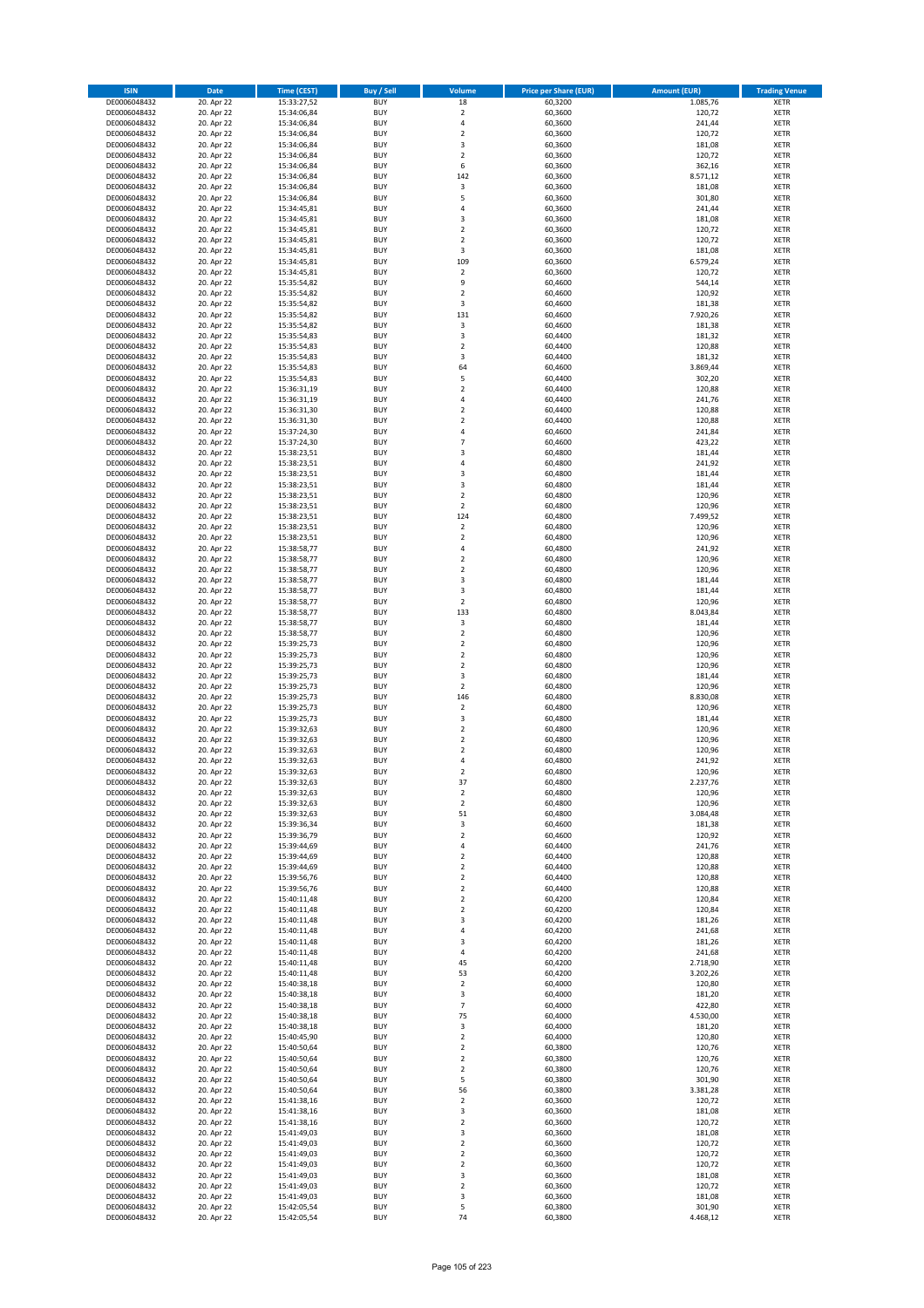| ISIN | Date | Time (CEST) | Buy / Sell | Volume | Price per Share (EUR) | Amount (EUR) | Trading Venue |
|---|---|---|---|---|---|---|---|
| DE0006048432 | 20. Apr 22 | 15:33:27,52 | BUY | 18 | 60,3200 | 1.085,76 | XETR |
| DE0006048432 | 20. Apr 22 | 15:34:06,84 | BUY | 2 | 60,3600 | 120,72 | XETR |
| DE0006048432 | 20. Apr 22 | 15:34:06,84 | BUY | 4 | 60,3600 | 241,44 | XETR |
| DE0006048432 | 20. Apr 22 | 15:34:06,84 | BUY | 2 | 60,3600 | 120,72 | XETR |
| DE0006048432 | 20. Apr 22 | 15:34:06,84 | BUY | 3 | 60,3600 | 181,08 | XETR |
| DE0006048432 | 20. Apr 22 | 15:34:06,84 | BUY | 2 | 60,3600 | 120,72 | XETR |
| DE0006048432 | 20. Apr 22 | 15:34:06,84 | BUY | 6 | 60,3600 | 362,16 | XETR |
| DE0006048432 | 20. Apr 22 | 15:34:06,84 | BUY | 142 | 60,3600 | 8.571,12 | XETR |
| DE0006048432 | 20. Apr 22 | 15:34:06,84 | BUY | 3 | 60,3600 | 181,08 | XETR |
| DE0006048432 | 20. Apr 22 | 15:34:06,84 | BUY | 5 | 60,3600 | 301,80 | XETR |
| DE0006048432 | 20. Apr 22 | 15:34:45,81 | BUY | 4 | 60,3600 | 241,44 | XETR |
| DE0006048432 | 20. Apr 22 | 15:34:45,81 | BUY | 3 | 60,3600 | 181,08 | XETR |
| DE0006048432 | 20. Apr 22 | 15:34:45,81 | BUY | 2 | 60,3600 | 120,72 | XETR |
| DE0006048432 | 20. Apr 22 | 15:34:45,81 | BUY | 2 | 60,3600 | 120,72 | XETR |
| DE0006048432 | 20. Apr 22 | 15:34:45,81 | BUY | 3 | 60,3600 | 181,08 | XETR |
| DE0006048432 | 20. Apr 22 | 15:34:45,81 | BUY | 109 | 60,3600 | 6.579,24 | XETR |
| DE0006048432 | 20. Apr 22 | 15:34:45,81 | BUY | 2 | 60,3600 | 120,72 | XETR |
| DE0006048432 | 20. Apr 22 | 15:35:54,82 | BUY | 9 | 60,4600 | 544,14 | XETR |
| DE0006048432 | 20. Apr 22 | 15:35:54,82 | BUY | 2 | 60,4600 | 120,92 | XETR |
| DE0006048432 | 20. Apr 22 | 15:35:54,82 | BUY | 3 | 60,4600 | 181,38 | XETR |
| DE0006048432 | 20. Apr 22 | 15:35:54,82 | BUY | 131 | 60,4600 | 7.920,26 | XETR |
| DE0006048432 | 20. Apr 22 | 15:35:54,82 | BUY | 3 | 60,4600 | 181,38 | XETR |
| DE0006048432 | 20. Apr 22 | 15:35:54,83 | BUY | 3 | 60,4400 | 181,32 | XETR |
| DE0006048432 | 20. Apr 22 | 15:35:54,83 | BUY | 2 | 60,4400 | 120,88 | XETR |
| DE0006048432 | 20. Apr 22 | 15:35:54,83 | BUY | 3 | 60,4400 | 181,32 | XETR |
| DE0006048432 | 20. Apr 22 | 15:35:54,83 | BUY | 64 | 60,4600 | 3.869,44 | XETR |
| DE0006048432 | 20. Apr 22 | 15:35:54,83 | BUY | 5 | 60,4400 | 302,20 | XETR |
| DE0006048432 | 20. Apr 22 | 15:36:31,19 | BUY | 2 | 60,4400 | 120,88 | XETR |
| DE0006048432 | 20. Apr 22 | 15:36:31,19 | BUY | 4 | 60,4400 | 241,76 | XETR |
| DE0006048432 | 20. Apr 22 | 15:36:31,30 | BUY | 2 | 60,4400 | 120,88 | XETR |
| DE0006048432 | 20. Apr 22 | 15:36:31,30 | BUY | 2 | 60,4400 | 120,88 | XETR |
| DE0006048432 | 20. Apr 22 | 15:37:24,30 | BUY | 4 | 60,4600 | 241,84 | XETR |
| DE0006048432 | 20. Apr 22 | 15:37:24,30 | BUY | 7 | 60,4600 | 423,22 | XETR |
| DE0006048432 | 20. Apr 22 | 15:38:23,51 | BUY | 3 | 60,4800 | 181,44 | XETR |
| DE0006048432 | 20. Apr 22 | 15:38:23,51 | BUY | 4 | 60,4800 | 241,92 | XETR |
| DE0006048432 | 20. Apr 22 | 15:38:23,51 | BUY | 3 | 60,4800 | 181,44 | XETR |
| DE0006048432 | 20. Apr 22 | 15:38:23,51 | BUY | 3 | 60,4800 | 181,44 | XETR |
| DE0006048432 | 20. Apr 22 | 15:38:23,51 | BUY | 2 | 60,4800 | 120,96 | XETR |
| DE0006048432 | 20. Apr 22 | 15:38:23,51 | BUY | 2 | 60,4800 | 120,96 | XETR |
| DE0006048432 | 20. Apr 22 | 15:38:23,51 | BUY | 124 | 60,4800 | 7.499,52 | XETR |
| DE0006048432 | 20. Apr 22 | 15:38:23,51 | BUY | 2 | 60,4800 | 120,96 | XETR |
| DE0006048432 | 20. Apr 22 | 15:38:23,51 | BUY | 2 | 60,4800 | 120,96 | XETR |
| DE0006048432 | 20. Apr 22 | 15:38:58,77 | BUY | 4 | 60,4800 | 241,92 | XETR |
| DE0006048432 | 20. Apr 22 | 15:38:58,77 | BUY | 2 | 60,4800 | 120,96 | XETR |
| DE0006048432 | 20. Apr 22 | 15:38:58,77 | BUY | 2 | 60,4800 | 120,96 | XETR |
| DE0006048432 | 20. Apr 22 | 15:38:58,77 | BUY | 3 | 60,4800 | 181,44 | XETR |
| DE0006048432 | 20. Apr 22 | 15:38:58,77 | BUY | 3 | 60,4800 | 181,44 | XETR |
| DE0006048432 | 20. Apr 22 | 15:38:58,77 | BUY | 2 | 60,4800 | 120,96 | XETR |
| DE0006048432 | 20. Apr 22 | 15:38:58,77 | BUY | 133 | 60,4800 | 8.043,84 | XETR |
| DE0006048432 | 20. Apr 22 | 15:38:58,77 | BUY | 3 | 60,4800 | 181,44 | XETR |
| DE0006048432 | 20. Apr 22 | 15:38:58,77 | BUY | 2 | 60,4800 | 120,96 | XETR |
| DE0006048432 | 20. Apr 22 | 15:39:25,73 | BUY | 2 | 60,4800 | 120,96 | XETR |
| DE0006048432 | 20. Apr 22 | 15:39:25,73 | BUY | 2 | 60,4800 | 120,96 | XETR |
| DE0006048432 | 20. Apr 22 | 15:39:25,73 | BUY | 2 | 60,4800 | 120,96 | XETR |
| DE0006048432 | 20. Apr 22 | 15:39:25,73 | BUY | 3 | 60,4800 | 181,44 | XETR |
| DE0006048432 | 20. Apr 22 | 15:39:25,73 | BUY | 2 | 60,4800 | 120,96 | XETR |
| DE0006048432 | 20. Apr 22 | 15:39:25,73 | BUY | 146 | 60,4800 | 8.830,08 | XETR |
| DE0006048432 | 20. Apr 22 | 15:39:25,73 | BUY | 2 | 60,4800 | 120,96 | XETR |
| DE0006048432 | 20. Apr 22 | 15:39:25,73 | BUY | 3 | 60,4800 | 181,44 | XETR |
| DE0006048432 | 20. Apr 22 | 15:39:32,63 | BUY | 2 | 60,4800 | 120,96 | XETR |
| DE0006048432 | 20. Apr 22 | 15:39:32,63 | BUY | 2 | 60,4800 | 120,96 | XETR |
| DE0006048432 | 20. Apr 22 | 15:39:32,63 | BUY | 2 | 60,4800 | 120,96 | XETR |
| DE0006048432 | 20. Apr 22 | 15:39:32,63 | BUY | 4 | 60,4800 | 241,92 | XETR |
| DE0006048432 | 20. Apr 22 | 15:39:32,63 | BUY | 2 | 60,4800 | 120,96 | XETR |
| DE0006048432 | 20. Apr 22 | 15:39:32,63 | BUY | 37 | 60,4800 | 2.237,76 | XETR |
| DE0006048432 | 20. Apr 22 | 15:39:32,63 | BUY | 2 | 60,4800 | 120,96 | XETR |
| DE0006048432 | 20. Apr 22 | 15:39:32,63 | BUY | 2 | 60,4800 | 120,96 | XETR |
| DE0006048432 | 20. Apr 22 | 15:39:32,63 | BUY | 51 | 60,4800 | 3.084,48 | XETR |
| DE0006048432 | 20. Apr 22 | 15:39:36,34 | BUY | 3 | 60,4600 | 181,38 | XETR |
| DE0006048432 | 20. Apr 22 | 15:39:36,79 | BUY | 2 | 60,4600 | 120,92 | XETR |
| DE0006048432 | 20. Apr 22 | 15:39:44,69 | BUY | 4 | 60,4400 | 241,76 | XETR |
| DE0006048432 | 20. Apr 22 | 15:39:44,69 | BUY | 2 | 60,4400 | 120,88 | XETR |
| DE0006048432 | 20. Apr 22 | 15:39:44,69 | BUY | 2 | 60,4400 | 120,88 | XETR |
| DE0006048432 | 20. Apr 22 | 15:39:56,76 | BUY | 2 | 60,4400 | 120,88 | XETR |
| DE0006048432 | 20. Apr 22 | 15:39:56,76 | BUY | 2 | 60,4400 | 120,88 | XETR |
| DE0006048432 | 20. Apr 22 | 15:40:11,48 | BUY | 2 | 60,4200 | 120,84 | XETR |
| DE0006048432 | 20. Apr 22 | 15:40:11,48 | BUY | 2 | 60,4200 | 120,84 | XETR |
| DE0006048432 | 20. Apr 22 | 15:40:11,48 | BUY | 3 | 60,4200 | 181,26 | XETR |
| DE0006048432 | 20. Apr 22 | 15:40:11,48 | BUY | 4 | 60,4200 | 241,68 | XETR |
| DE0006048432 | 20. Apr 22 | 15:40:11,48 | BUY | 3 | 60,4200 | 181,26 | XETR |
| DE0006048432 | 20. Apr 22 | 15:40:11,48 | BUY | 4 | 60,4200 | 241,68 | XETR |
| DE0006048432 | 20. Apr 22 | 15:40:11,48 | BUY | 45 | 60,4200 | 2.718,90 | XETR |
| DE0006048432 | 20. Apr 22 | 15:40:11,48 | BUY | 53 | 60,4200 | 3.202,26 | XETR |
| DE0006048432 | 20. Apr 22 | 15:40:38,18 | BUY | 2 | 60,4000 | 120,80 | XETR |
| DE0006048432 | 20. Apr 22 | 15:40:38,18 | BUY | 3 | 60,4000 | 181,20 | XETR |
| DE0006048432 | 20. Apr 22 | 15:40:38,18 | BUY | 7 | 60,4000 | 422,80 | XETR |
| DE0006048432 | 20. Apr 22 | 15:40:38,18 | BUY | 75 | 60,4000 | 4.530,00 | XETR |
| DE0006048432 | 20. Apr 22 | 15:40:38,18 | BUY | 3 | 60,4000 | 181,20 | XETR |
| DE0006048432 | 20. Apr 22 | 15:40:45,90 | BUY | 2 | 60,4000 | 120,80 | XETR |
| DE0006048432 | 20. Apr 22 | 15:40:50,64 | BUY | 2 | 60,3800 | 120,76 | XETR |
| DE0006048432 | 20. Apr 22 | 15:40:50,64 | BUY | 2 | 60,3800 | 120,76 | XETR |
| DE0006048432 | 20. Apr 22 | 15:40:50,64 | BUY | 2 | 60,3800 | 120,76 | XETR |
| DE0006048432 | 20. Apr 22 | 15:40:50,64 | BUY | 5 | 60,3800 | 301,90 | XETR |
| DE0006048432 | 20. Apr 22 | 15:40:50,64 | BUY | 56 | 60,3800 | 3.381,28 | XETR |
| DE0006048432 | 20. Apr 22 | 15:41:38,16 | BUY | 2 | 60,3600 | 120,72 | XETR |
| DE0006048432 | 20. Apr 22 | 15:41:38,16 | BUY | 3 | 60,3600 | 181,08 | XETR |
| DE0006048432 | 20. Apr 22 | 15:41:38,16 | BUY | 2 | 60,3600 | 120,72 | XETR |
| DE0006048432 | 20. Apr 22 | 15:41:49,03 | BUY | 3 | 60,3600 | 181,08 | XETR |
| DE0006048432 | 20. Apr 22 | 15:41:49,03 | BUY | 2 | 60,3600 | 120,72 | XETR |
| DE0006048432 | 20. Apr 22 | 15:41:49,03 | BUY | 2 | 60,3600 | 120,72 | XETR |
| DE0006048432 | 20. Apr 22 | 15:41:49,03 | BUY | 2 | 60,3600 | 120,72 | XETR |
| DE0006048432 | 20. Apr 22 | 15:41:49,03 | BUY | 3 | 60,3600 | 181,08 | XETR |
| DE0006048432 | 20. Apr 22 | 15:41:49,03 | BUY | 2 | 60,3600 | 120,72 | XETR |
| DE0006048432 | 20. Apr 22 | 15:41:49,03 | BUY | 3 | 60,3600 | 181,08 | XETR |
| DE0006048432 | 20. Apr 22 | 15:42:05,54 | BUY | 5 | 60,3800 | 301,90 | XETR |
| DE0006048432 | 20. Apr 22 | 15:42:05,54 | BUY | 74 | 60,3800 | 4.468,12 | XETR |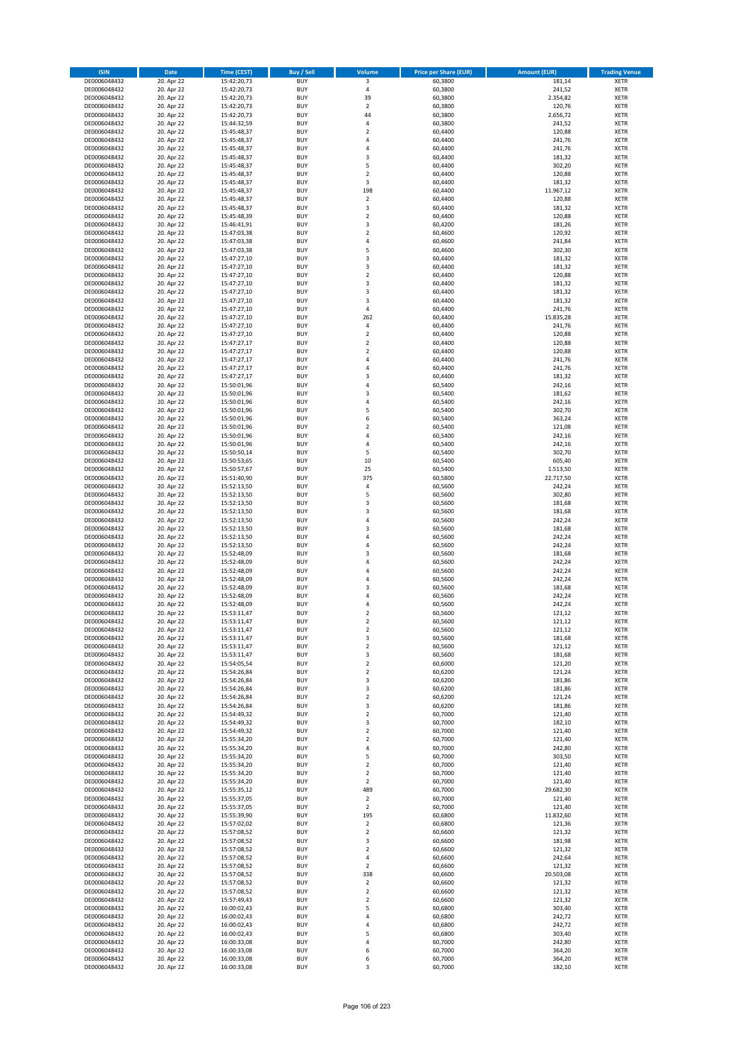| ISIN | Date | Time (CEST) | Buy / Sell | Volume | Price per Share (EUR) | Amount (EUR) | Trading Venue |
|---|---|---|---|---|---|---|---|
| DE0006048432 | 20. Apr 22 | 15:42:20,73 | BUY | 3 | 60,3800 | 181,14 | XETR |
| DE0006048432 | 20. Apr 22 | 15:42:20,73 | BUY | 4 | 60,3800 | 241,52 | XETR |
| DE0006048432 | 20. Apr 22 | 15:42:20,73 | BUY | 39 | 60,3800 | 2.354,82 | XETR |
| DE0006048432 | 20. Apr 22 | 15:42:20,73 | BUY | 2 | 60,3800 | 120,76 | XETR |
| DE0006048432 | 20. Apr 22 | 15:42:20,73 | BUY | 44 | 60,3800 | 2.656,72 | XETR |
| DE0006048432 | 20. Apr 22 | 15:44:32,59 | BUY | 4 | 60,3800 | 241,52 | XETR |
| DE0006048432 | 20. Apr 22 | 15:45:48,37 | BUY | 2 | 60,4400 | 120,88 | XETR |
| DE0006048432 | 20. Apr 22 | 15:45:48,37 | BUY | 4 | 60,4400 | 241,76 | XETR |
| DE0006048432 | 20. Apr 22 | 15:45:48,37 | BUY | 4 | 60,4400 | 241,76 | XETR |
| DE0006048432 | 20. Apr 22 | 15:45:48,37 | BUY | 3 | 60,4400 | 181,32 | XETR |
| DE0006048432 | 20. Apr 22 | 15:45:48,37 | BUY | 5 | 60,4400 | 302,20 | XETR |
| DE0006048432 | 20. Apr 22 | 15:45:48,37 | BUY | 2 | 60,4400 | 120,88 | XETR |
| DE0006048432 | 20. Apr 22 | 15:45:48,37 | BUY | 3 | 60,4400 | 181,32 | XETR |
| DE0006048432 | 20. Apr 22 | 15:45:48,37 | BUY | 198 | 60,4400 | 11.967,12 | XETR |
| DE0006048432 | 20. Apr 22 | 15:45:48,37 | BUY | 2 | 60,4400 | 120,88 | XETR |
| DE0006048432 | 20. Apr 22 | 15:45:48,37 | BUY | 3 | 60,4400 | 181,32 | XETR |
| DE0006048432 | 20. Apr 22 | 15:45:48,39 | BUY | 2 | 60,4400 | 120,88 | XETR |
| DE0006048432 | 20. Apr 22 | 15:46:41,91 | BUY | 3 | 60,4200 | 181,26 | XETR |
| DE0006048432 | 20. Apr 22 | 15:47:03,38 | BUY | 2 | 60,4600 | 120,92 | XETR |
| DE0006048432 | 20. Apr 22 | 15:47:03,38 | BUY | 4 | 60,4600 | 241,84 | XETR |
| DE0006048432 | 20. Apr 22 | 15:47:03,38 | BUY | 5 | 60,4600 | 302,30 | XETR |
| DE0006048432 | 20. Apr 22 | 15:47:27,10 | BUY | 3 | 60,4400 | 181,32 | XETR |
| DE0006048432 | 20. Apr 22 | 15:47:27,10 | BUY | 3 | 60,4400 | 181,32 | XETR |
| DE0006048432 | 20. Apr 22 | 15:47:27,10 | BUY | 2 | 60,4400 | 120,88 | XETR |
| DE0006048432 | 20. Apr 22 | 15:47:27,10 | BUY | 3 | 60,4400 | 181,32 | XETR |
| DE0006048432 | 20. Apr 22 | 15:47:27,10 | BUY | 3 | 60,4400 | 181,32 | XETR |
| DE0006048432 | 20. Apr 22 | 15:47:27,10 | BUY | 3 | 60,4400 | 181,32 | XETR |
| DE0006048432 | 20. Apr 22 | 15:47:27,10 | BUY | 4 | 60,4400 | 241,76 | XETR |
| DE0006048432 | 20. Apr 22 | 15:47:27,10 | BUY | 262 | 60,4400 | 15.835,28 | XETR |
| DE0006048432 | 20. Apr 22 | 15:47:27,10 | BUY | 4 | 60,4400 | 241,76 | XETR |
| DE0006048432 | 20. Apr 22 | 15:47:27,10 | BUY | 2 | 60,4400 | 120,88 | XETR |
| DE0006048432 | 20. Apr 22 | 15:47:27,17 | BUY | 2 | 60,4400 | 120,88 | XETR |
| DE0006048432 | 20. Apr 22 | 15:47:27,17 | BUY | 2 | 60,4400 | 120,88 | XETR |
| DE0006048432 | 20. Apr 22 | 15:47:27,17 | BUY | 4 | 60,4400 | 241,76 | XETR |
| DE0006048432 | 20. Apr 22 | 15:47:27,17 | BUY | 4 | 60,4400 | 241,76 | XETR |
| DE0006048432 | 20. Apr 22 | 15:47:27,17 | BUY | 3 | 60,4400 | 181,32 | XETR |
| DE0006048432 | 20. Apr 22 | 15:50:01,96 | BUY | 4 | 60,5400 | 242,16 | XETR |
| DE0006048432 | 20. Apr 22 | 15:50:01,96 | BUY | 3 | 60,5400 | 181,62 | XETR |
| DE0006048432 | 20. Apr 22 | 15:50:01,96 | BUY | 4 | 60,5400 | 242,16 | XETR |
| DE0006048432 | 20. Apr 22 | 15:50:01,96 | BUY | 5 | 60,5400 | 302,70 | XETR |
| DE0006048432 | 20. Apr 22 | 15:50:01,96 | BUY | 6 | 60,5400 | 363,24 | XETR |
| DE0006048432 | 20. Apr 22 | 15:50:01,96 | BUY | 2 | 60,5400 | 121,08 | XETR |
| DE0006048432 | 20. Apr 22 | 15:50:01,96 | BUY | 4 | 60,5400 | 242,16 | XETR |
| DE0006048432 | 20. Apr 22 | 15:50:01,96 | BUY | 4 | 60,5400 | 242,16 | XETR |
| DE0006048432 | 20. Apr 22 | 15:50:50,14 | BUY | 5 | 60,5400 | 302,70 | XETR |
| DE0006048432 | 20. Apr 22 | 15:50:53,65 | BUY | 10 | 60,5400 | 605,40 | XETR |
| DE0006048432 | 20. Apr 22 | 15:50:57,67 | BUY | 25 | 60,5400 | 1.513,50 | XETR |
| DE0006048432 | 20. Apr 22 | 15:51:40,90 | BUY | 375 | 60,5800 | 22.717,50 | XETR |
| DE0006048432 | 20. Apr 22 | 15:52:13,50 | BUY | 4 | 60,5600 | 242,24 | XETR |
| DE0006048432 | 20. Apr 22 | 15:52:13,50 | BUY | 5 | 60,5600 | 302,80 | XETR |
| DE0006048432 | 20. Apr 22 | 15:52:13,50 | BUY | 3 | 60,5600 | 181,68 | XETR |
| DE0006048432 | 20. Apr 22 | 15:52:13,50 | BUY | 3 | 60,5600 | 181,68 | XETR |
| DE0006048432 | 20. Apr 22 | 15:52:13,50 | BUY | 4 | 60,5600 | 242,24 | XETR |
| DE0006048432 | 20. Apr 22 | 15:52:13,50 | BUY | 3 | 60,5600 | 181,68 | XETR |
| DE0006048432 | 20. Apr 22 | 15:52:13,50 | BUY | 4 | 60,5600 | 242,24 | XETR |
| DE0006048432 | 20. Apr 22 | 15:52:13,50 | BUY | 4 | 60,5600 | 242,24 | XETR |
| DE0006048432 | 20. Apr 22 | 15:52:48,09 | BUY | 3 | 60,5600 | 181,68 | XETR |
| DE0006048432 | 20. Apr 22 | 15:52:48,09 | BUY | 4 | 60,5600 | 242,24 | XETR |
| DE0006048432 | 20. Apr 22 | 15:52:48,09 | BUY | 4 | 60,5600 | 242,24 | XETR |
| DE0006048432 | 20. Apr 22 | 15:52:48,09 | BUY | 4 | 60,5600 | 242,24 | XETR |
| DE0006048432 | 20. Apr 22 | 15:52:48,09 | BUY | 3 | 60,5600 | 181,68 | XETR |
| DE0006048432 | 20. Apr 22 | 15:52:48,09 | BUY | 4 | 60,5600 | 242,24 | XETR |
| DE0006048432 | 20. Apr 22 | 15:52:48,09 | BUY | 4 | 60,5600 | 242,24 | XETR |
| DE0006048432 | 20. Apr 22 | 15:53:11,47 | BUY | 2 | 60,5600 | 121,12 | XETR |
| DE0006048432 | 20. Apr 22 | 15:53:11,47 | BUY | 2 | 60,5600 | 121,12 | XETR |
| DE0006048432 | 20. Apr 22 | 15:53:11,47 | BUY | 2 | 60,5600 | 121,12 | XETR |
| DE0006048432 | 20. Apr 22 | 15:53:11,47 | BUY | 3 | 60,5600 | 181,68 | XETR |
| DE0006048432 | 20. Apr 22 | 15:53:11,47 | BUY | 2 | 60,5600 | 121,12 | XETR |
| DE0006048432 | 20. Apr 22 | 15:53:11,47 | BUY | 3 | 60,5600 | 181,68 | XETR |
| DE0006048432 | 20. Apr 22 | 15:54:05,54 | BUY | 2 | 60,6000 | 121,20 | XETR |
| DE0006048432 | 20. Apr 22 | 15:54:26,84 | BUY | 2 | 60,6200 | 121,24 | XETR |
| DE0006048432 | 20. Apr 22 | 15:54:26,84 | BUY | 3 | 60,6200 | 181,86 | XETR |
| DE0006048432 | 20. Apr 22 | 15:54:26,84 | BUY | 3 | 60,6200 | 181,86 | XETR |
| DE0006048432 | 20. Apr 22 | 15:54:26,84 | BUY | 2 | 60,6200 | 121,24 | XETR |
| DE0006048432 | 20. Apr 22 | 15:54:26,84 | BUY | 3 | 60,6200 | 181,86 | XETR |
| DE0006048432 | 20. Apr 22 | 15:54:49,32 | BUY | 2 | 60,7000 | 121,40 | XETR |
| DE0006048432 | 20. Apr 22 | 15:54:49,32 | BUY | 3 | 60,7000 | 182,10 | XETR |
| DE0006048432 | 20. Apr 22 | 15:54:49,32 | BUY | 2 | 60,7000 | 121,40 | XETR |
| DE0006048432 | 20. Apr 22 | 15:55:34,20 | BUY | 2 | 60,7000 | 121,40 | XETR |
| DE0006048432 | 20. Apr 22 | 15:55:34,20 | BUY | 4 | 60,7000 | 242,80 | XETR |
| DE0006048432 | 20. Apr 22 | 15:55:34,20 | BUY | 5 | 60,7000 | 303,50 | XETR |
| DE0006048432 | 20. Apr 22 | 15:55:34,20 | BUY | 2 | 60,7000 | 121,40 | XETR |
| DE0006048432 | 20. Apr 22 | 15:55:34,20 | BUY | 2 | 60,7000 | 121,40 | XETR |
| DE0006048432 | 20. Apr 22 | 15:55:34,20 | BUY | 2 | 60,7000 | 121,40 | XETR |
| DE0006048432 | 20. Apr 22 | 15:55:35,12 | BUY | 489 | 60,7000 | 29.682,30 | XETR |
| DE0006048432 | 20. Apr 22 | 15:55:37,05 | BUY | 2 | 60,7000 | 121,40 | XETR |
| DE0006048432 | 20. Apr 22 | 15:55:37,05 | BUY | 2 | 60,7000 | 121,40 | XETR |
| DE0006048432 | 20. Apr 22 | 15:55:39,90 | BUY | 195 | 60,6800 | 11.832,60 | XETR |
| DE0006048432 | 20. Apr 22 | 15:57:02,02 | BUY | 2 | 60,6800 | 121,36 | XETR |
| DE0006048432 | 20. Apr 22 | 15:57:08,52 | BUY | 2 | 60,6600 | 121,32 | XETR |
| DE0006048432 | 20. Apr 22 | 15:57:08,52 | BUY | 3 | 60,6600 | 181,98 | XETR |
| DE0006048432 | 20. Apr 22 | 15:57:08,52 | BUY | 2 | 60,6600 | 121,32 | XETR |
| DE0006048432 | 20. Apr 22 | 15:57:08,52 | BUY | 4 | 60,6600 | 242,64 | XETR |
| DE0006048432 | 20. Apr 22 | 15:57:08,52 | BUY | 2 | 60,6600 | 121,32 | XETR |
| DE0006048432 | 20. Apr 22 | 15:57:08,52 | BUY | 338 | 60,6600 | 20.503,08 | XETR |
| DE0006048432 | 20. Apr 22 | 15:57:08,52 | BUY | 2 | 60,6600 | 121,32 | XETR |
| DE0006048432 | 20. Apr 22 | 15:57:08,52 | BUY | 2 | 60,6600 | 121,32 | XETR |
| DE0006048432 | 20. Apr 22 | 15:57:49,43 | BUY | 2 | 60,6600 | 121,32 | XETR |
| DE0006048432 | 20. Apr 22 | 16:00:02,43 | BUY | 5 | 60,6800 | 303,40 | XETR |
| DE0006048432 | 20. Apr 22 | 16:00:02,43 | BUY | 4 | 60,6800 | 242,72 | XETR |
| DE0006048432 | 20. Apr 22 | 16:00:02,43 | BUY | 4 | 60,6800 | 242,72 | XETR |
| DE0006048432 | 20. Apr 22 | 16:00:02,43 | BUY | 5 | 60,6800 | 303,40 | XETR |
| DE0006048432 | 20. Apr 22 | 16:00:33,08 | BUY | 4 | 60,7000 | 242,80 | XETR |
| DE0006048432 | 20. Apr 22 | 16:00:33,08 | BUY | 6 | 60,7000 | 364,20 | XETR |
| DE0006048432 | 20. Apr 22 | 16:00:33,08 | BUY | 6 | 60,7000 | 364,20 | XETR |
| DE0006048432 | 20. Apr 22 | 16:00:33,08 | BUY | 3 | 60,7000 | 182,10 | XETR |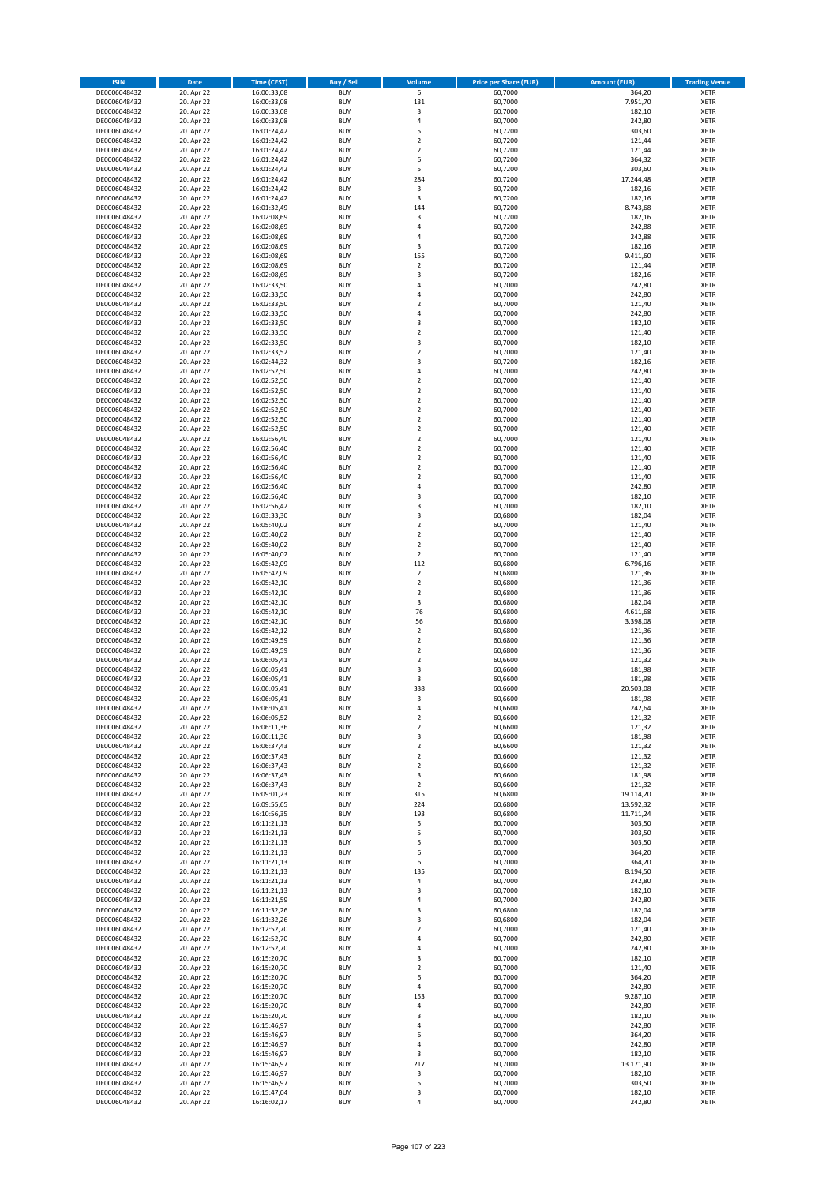| ISIN | Date | Time (CEST) | Buy / Sell | Volume | Price per Share (EUR) | Amount (EUR) | Trading Venue |
|---|---|---|---|---|---|---|---|
| DE0006048432 | 20. Apr 22 | 16:00:33,08 | BUY | 6 | 60,7000 | 364,20 | XETR |
| DE0006048432 | 20. Apr 22 | 16:00:33,08 | BUY | 131 | 60,7000 | 7.951,70 | XETR |
| DE0006048432 | 20. Apr 22 | 16:00:33,08 | BUY | 3 | 60,7000 | 182,10 | XETR |
| DE0006048432 | 20. Apr 22 | 16:00:33,08 | BUY | 4 | 60,7000 | 242,80 | XETR |
| DE0006048432 | 20. Apr 22 | 16:01:24,42 | BUY | 5 | 60,7200 | 303,60 | XETR |
| DE0006048432 | 20. Apr 22 | 16:01:24,42 | BUY | 2 | 60,7200 | 121,44 | XETR |
| DE0006048432 | 20. Apr 22 | 16:01:24,42 | BUY | 2 | 60,7200 | 121,44 | XETR |
| DE0006048432 | 20. Apr 22 | 16:01:24,42 | BUY | 6 | 60,7200 | 364,32 | XETR |
| DE0006048432 | 20. Apr 22 | 16:01:24,42 | BUY | 5 | 60,7200 | 303,60 | XETR |
| DE0006048432 | 20. Apr 22 | 16:01:24,42 | BUY | 284 | 60,7200 | 17.244,48 | XETR |
| DE0006048432 | 20. Apr 22 | 16:01:24,42 | BUY | 3 | 60,7200 | 182,16 | XETR |
| DE0006048432 | 20. Apr 22 | 16:01:24,42 | BUY | 3 | 60,7200 | 182,16 | XETR |
| DE0006048432 | 20. Apr 22 | 16:01:32,49 | BUY | 144 | 60,7200 | 8.743,68 | XETR |
| DE0006048432 | 20. Apr 22 | 16:02:08,69 | BUY | 3 | 60,7200 | 182,16 | XETR |
| DE0006048432 | 20. Apr 22 | 16:02:08,69 | BUY | 4 | 60,7200 | 242,88 | XETR |
| DE0006048432 | 20. Apr 22 | 16:02:08,69 | BUY | 4 | 60,7200 | 242,88 | XETR |
| DE0006048432 | 20. Apr 22 | 16:02:08,69 | BUY | 3 | 60,7200 | 182,16 | XETR |
| DE0006048432 | 20. Apr 22 | 16:02:08,69 | BUY | 155 | 60,7200 | 9.411,60 | XETR |
| DE0006048432 | 20. Apr 22 | 16:02:08,69 | BUY | 2 | 60,7200 | 121,44 | XETR |
| DE0006048432 | 20. Apr 22 | 16:02:08,69 | BUY | 3 | 60,7200 | 182,16 | XETR |
| DE0006048432 | 20. Apr 22 | 16:02:33,50 | BUY | 4 | 60,7000 | 242,80 | XETR |
| DE0006048432 | 20. Apr 22 | 16:02:33,50 | BUY | 4 | 60,7000 | 242,80 | XETR |
| DE0006048432 | 20. Apr 22 | 16:02:33,50 | BUY | 2 | 60,7000 | 121,40 | XETR |
| DE0006048432 | 20. Apr 22 | 16:02:33,50 | BUY | 4 | 60,7000 | 242,80 | XETR |
| DE0006048432 | 20. Apr 22 | 16:02:33,50 | BUY | 3 | 60,7000 | 182,10 | XETR |
| DE0006048432 | 20. Apr 22 | 16:02:33,50 | BUY | 2 | 60,7000 | 121,40 | XETR |
| DE0006048432 | 20. Apr 22 | 16:02:33,50 | BUY | 3 | 60,7000 | 182,10 | XETR |
| DE0006048432 | 20. Apr 22 | 16:02:33,52 | BUY | 2 | 60,7000 | 121,40 | XETR |
| DE0006048432 | 20. Apr 22 | 16:02:44,32 | BUY | 3 | 60,7200 | 182,16 | XETR |
| DE0006048432 | 20. Apr 22 | 16:02:52,50 | BUY | 4 | 60,7000 | 242,80 | XETR |
| DE0006048432 | 20. Apr 22 | 16:02:52,50 | BUY | 2 | 60,7000 | 121,40 | XETR |
| DE0006048432 | 20. Apr 22 | 16:02:52,50 | BUY | 2 | 60,7000 | 121,40 | XETR |
| DE0006048432 | 20. Apr 22 | 16:02:52,50 | BUY | 2 | 60,7000 | 121,40 | XETR |
| DE0006048432 | 20. Apr 22 | 16:02:52,50 | BUY | 2 | 60,7000 | 121,40 | XETR |
| DE0006048432 | 20. Apr 22 | 16:02:52,50 | BUY | 2 | 60,7000 | 121,40 | XETR |
| DE0006048432 | 20. Apr 22 | 16:02:52,50 | BUY | 2 | 60,7000 | 121,40 | XETR |
| DE0006048432 | 20. Apr 22 | 16:02:56,40 | BUY | 2 | 60,7000 | 121,40 | XETR |
| DE0006048432 | 20. Apr 22 | 16:02:56,40 | BUY | 2 | 60,7000 | 121,40 | XETR |
| DE0006048432 | 20. Apr 22 | 16:02:56,40 | BUY | 2 | 60,7000 | 121,40 | XETR |
| DE0006048432 | 20. Apr 22 | 16:02:56,40 | BUY | 2 | 60,7000 | 121,40 | XETR |
| DE0006048432 | 20. Apr 22 | 16:02:56,40 | BUY | 2 | 60,7000 | 121,40 | XETR |
| DE0006048432 | 20. Apr 22 | 16:02:56,40 | BUY | 4 | 60,7000 | 242,80 | XETR |
| DE0006048432 | 20. Apr 22 | 16:02:56,40 | BUY | 3 | 60,7000 | 182,10 | XETR |
| DE0006048432 | 20. Apr 22 | 16:02:56,42 | BUY | 3 | 60,7000 | 182,10 | XETR |
| DE0006048432 | 20. Apr 22 | 16:03:33,30 | BUY | 3 | 60,6800 | 182,04 | XETR |
| DE0006048432 | 20. Apr 22 | 16:05:40,02 | BUY | 2 | 60,7000 | 121,40 | XETR |
| DE0006048432 | 20. Apr 22 | 16:05:40,02 | BUY | 2 | 60,7000 | 121,40 | XETR |
| DE0006048432 | 20. Apr 22 | 16:05:40,02 | BUY | 2 | 60,7000 | 121,40 | XETR |
| DE0006048432 | 20. Apr 22 | 16:05:40,02 | BUY | 2 | 60,7000 | 121,40 | XETR |
| DE0006048432 | 20. Apr 22 | 16:05:42,09 | BUY | 112 | 60,6800 | 6.796,16 | XETR |
| DE0006048432 | 20. Apr 22 | 16:05:42,09 | BUY | 2 | 60,6800 | 121,36 | XETR |
| DE0006048432 | 20. Apr 22 | 16:05:42,10 | BUY | 2 | 60,6800 | 121,36 | XETR |
| DE0006048432 | 20. Apr 22 | 16:05:42,10 | BUY | 2 | 60,6800 | 121,36 | XETR |
| DE0006048432 | 20. Apr 22 | 16:05:42,10 | BUY | 3 | 60,6800 | 182,04 | XETR |
| DE0006048432 | 20. Apr 22 | 16:05:42,10 | BUY | 76 | 60,6800 | 4.611,68 | XETR |
| DE0006048432 | 20. Apr 22 | 16:05:42,10 | BUY | 56 | 60,6800 | 3.398,08 | XETR |
| DE0006048432 | 20. Apr 22 | 16:05:42,12 | BUY | 2 | 60,6800 | 121,36 | XETR |
| DE0006048432 | 20. Apr 22 | 16:05:49,59 | BUY | 2 | 60,6800 | 121,36 | XETR |
| DE0006048432 | 20. Apr 22 | 16:05:49,59 | BUY | 2 | 60,6800 | 121,36 | XETR |
| DE0006048432 | 20. Apr 22 | 16:06:05,41 | BUY | 2 | 60,6600 | 121,32 | XETR |
| DE0006048432 | 20. Apr 22 | 16:06:05,41 | BUY | 3 | 60,6600 | 181,98 | XETR |
| DE0006048432 | 20. Apr 22 | 16:06:05,41 | BUY | 3 | 60,6600 | 181,98 | XETR |
| DE0006048432 | 20. Apr 22 | 16:06:05,41 | BUY | 338 | 60,6600 | 20.503,08 | XETR |
| DE0006048432 | 20. Apr 22 | 16:06:05,41 | BUY | 3 | 60,6600 | 181,98 | XETR |
| DE0006048432 | 20. Apr 22 | 16:06:05,41 | BUY | 4 | 60,6600 | 242,64 | XETR |
| DE0006048432 | 20. Apr 22 | 16:06:05,52 | BUY | 2 | 60,6600 | 121,32 | XETR |
| DE0006048432 | 20. Apr 22 | 16:06:11,36 | BUY | 2 | 60,6600 | 121,32 | XETR |
| DE0006048432 | 20. Apr 22 | 16:06:11,36 | BUY | 3 | 60,6600 | 181,98 | XETR |
| DE0006048432 | 20. Apr 22 | 16:06:37,43 | BUY | 2 | 60,6600 | 121,32 | XETR |
| DE0006048432 | 20. Apr 22 | 16:06:37,43 | BUY | 2 | 60,6600 | 121,32 | XETR |
| DE0006048432 | 20. Apr 22 | 16:06:37,43 | BUY | 2 | 60,6600 | 121,32 | XETR |
| DE0006048432 | 20. Apr 22 | 16:06:37,43 | BUY | 3 | 60,6600 | 181,98 | XETR |
| DE0006048432 | 20. Apr 22 | 16:06:37,43 | BUY | 2 | 60,6600 | 121,32 | XETR |
| DE0006048432 | 20. Apr 22 | 16:09:01,23 | BUY | 315 | 60,6800 | 19.114,20 | XETR |
| DE0006048432 | 20. Apr 22 | 16:09:55,65 | BUY | 224 | 60,6800 | 13.592,32 | XETR |
| DE0006048432 | 20. Apr 22 | 16:10:56,35 | BUY | 193 | 60,6800 | 11.711,24 | XETR |
| DE0006048432 | 20. Apr 22 | 16:11:21,13 | BUY | 5 | 60,7000 | 303,50 | XETR |
| DE0006048432 | 20. Apr 22 | 16:11:21,13 | BUY | 5 | 60,7000 | 303,50 | XETR |
| DE0006048432 | 20. Apr 22 | 16:11:21,13 | BUY | 5 | 60,7000 | 303,50 | XETR |
| DE0006048432 | 20. Apr 22 | 16:11:21,13 | BUY | 6 | 60,7000 | 364,20 | XETR |
| DE0006048432 | 20. Apr 22 | 16:11:21,13 | BUY | 6 | 60,7000 | 364,20 | XETR |
| DE0006048432 | 20. Apr 22 | 16:11:21,13 | BUY | 135 | 60,7000 | 8.194,50 | XETR |
| DE0006048432 | 20. Apr 22 | 16:11:21,13 | BUY | 4 | 60,7000 | 242,80 | XETR |
| DE0006048432 | 20. Apr 22 | 16:11:21,13 | BUY | 3 | 60,7000 | 182,10 | XETR |
| DE0006048432 | 20. Apr 22 | 16:11:21,59 | BUY | 4 | 60,7000 | 242,80 | XETR |
| DE0006048432 | 20. Apr 22 | 16:11:32,26 | BUY | 3 | 60,6800 | 182,04 | XETR |
| DE0006048432 | 20. Apr 22 | 16:11:32,26 | BUY | 3 | 60,6800 | 182,04 | XETR |
| DE0006048432 | 20. Apr 22 | 16:12:52,70 | BUY | 2 | 60,7000 | 121,40 | XETR |
| DE0006048432 | 20. Apr 22 | 16:12:52,70 | BUY | 4 | 60,7000 | 242,80 | XETR |
| DE0006048432 | 20. Apr 22 | 16:12:52,70 | BUY | 4 | 60,7000 | 242,80 | XETR |
| DE0006048432 | 20. Apr 22 | 16:15:20,70 | BUY | 3 | 60,7000 | 182,10 | XETR |
| DE0006048432 | 20. Apr 22 | 16:15:20,70 | BUY | 2 | 60,7000 | 121,40 | XETR |
| DE0006048432 | 20. Apr 22 | 16:15:20,70 | BUY | 6 | 60,7000 | 364,20 | XETR |
| DE0006048432 | 20. Apr 22 | 16:15:20,70 | BUY | 4 | 60,7000 | 242,80 | XETR |
| DE0006048432 | 20. Apr 22 | 16:15:20,70 | BUY | 153 | 60,7000 | 9.287,10 | XETR |
| DE0006048432 | 20. Apr 22 | 16:15:20,70 | BUY | 4 | 60,7000 | 242,80 | XETR |
| DE0006048432 | 20. Apr 22 | 16:15:20,70 | BUY | 3 | 60,7000 | 182,10 | XETR |
| DE0006048432 | 20. Apr 22 | 16:15:46,97 | BUY | 4 | 60,7000 | 242,80 | XETR |
| DE0006048432 | 20. Apr 22 | 16:15:46,97 | BUY | 6 | 60,7000 | 364,20 | XETR |
| DE0006048432 | 20. Apr 22 | 16:15:46,97 | BUY | 4 | 60,7000 | 242,80 | XETR |
| DE0006048432 | 20. Apr 22 | 16:15:46,97 | BUY | 3 | 60,7000 | 182,10 | XETR |
| DE0006048432 | 20. Apr 22 | 16:15:46,97 | BUY | 217 | 60,7000 | 13.171,90 | XETR |
| DE0006048432 | 20. Apr 22 | 16:15:46,97 | BUY | 3 | 60,7000 | 182,10 | XETR |
| DE0006048432 | 20. Apr 22 | 16:15:46,97 | BUY | 5 | 60,7000 | 303,50 | XETR |
| DE0006048432 | 20. Apr 22 | 16:15:47,04 | BUY | 3 | 60,7000 | 182,10 | XETR |
| DE0006048432 | 20. Apr 22 | 16:16:02,17 | BUY | 4 | 60,7000 | 242,80 | XETR |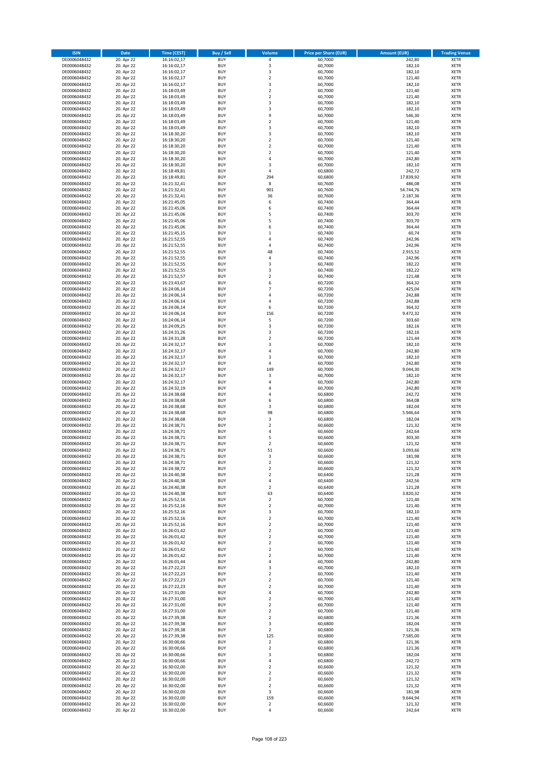| ISIN | Date | Time (CEST) | Buy / Sell | Volume | Price per Share (EUR) | Amount (EUR) | Trading Venue |
|---|---|---|---|---|---|---|---|
| DE0006048432 | 20. Apr 22 | 16:16:02,17 | BUY | 4 | 60,7000 | 242,80 | XETR |
| DE0006048432 | 20. Apr 22 | 16:16:02,17 | BUY | 3 | 60,7000 | 182,10 | XETR |
| DE0006048432 | 20. Apr 22 | 16:16:02,17 | BUY | 3 | 60,7000 | 182,10 | XETR |
| DE0006048432 | 20. Apr 22 | 16:16:02,17 | BUY | 2 | 60,7000 | 121,40 | XETR |
| DE0006048432 | 20. Apr 22 | 16:16:02,17 | BUY | 3 | 60,7000 | 182,10 | XETR |
| DE0006048432 | 20. Apr 22 | 16:18:03,49 | BUY | 2 | 60,7000 | 121,40 | XETR |
| DE0006048432 | 20. Apr 22 | 16:18:03,49 | BUY | 2 | 60,7000 | 121,40 | XETR |
| DE0006048432 | 20. Apr 22 | 16:18:03,49 | BUY | 3 | 60,7000 | 182,10 | XETR |
| DE0006048432 | 20. Apr 22 | 16:18:03,49 | BUY | 3 | 60,7000 | 182,10 | XETR |
| DE0006048432 | 20. Apr 22 | 16:18:03,49 | BUY | 9 | 60,7000 | 546,30 | XETR |
| DE0006048432 | 20. Apr 22 | 16:18:03,49 | BUY | 2 | 60,7000 | 121,40 | XETR |
| DE0006048432 | 20. Apr 22 | 16:18:03,49 | BUY | 3 | 60,7000 | 182,10 | XETR |
| DE0006048432 | 20. Apr 22 | 16:18:30,20 | BUY | 3 | 60,7000 | 182,10 | XETR |
| DE0006048432 | 20. Apr 22 | 16:18:30,20 | BUY | 2 | 60,7000 | 121,40 | XETR |
| DE0006048432 | 20. Apr 22 | 16:18:30,20 | BUY | 2 | 60,7000 | 121,40 | XETR |
| DE0006048432 | 20. Apr 22 | 16:18:30,20 | BUY | 2 | 60,7000 | 121,40 | XETR |
| DE0006048432 | 20. Apr 22 | 16:18:30,20 | BUY | 4 | 60,7000 | 242,80 | XETR |
| DE0006048432 | 20. Apr 22 | 16:18:30,20 | BUY | 3 | 60,7000 | 182,10 | XETR |
| DE0006048432 | 20. Apr 22 | 16:18:49,81 | BUY | 4 | 60,6800 | 242,72 | XETR |
| DE0006048432 | 20. Apr 22 | 16:18:49,81 | BUY | 294 | 60,6800 | 17.839,92 | XETR |
| DE0006048432 | 20. Apr 22 | 16:21:32,41 | BUY | 8 | 60,7600 | 486,08 | XETR |
| DE0006048432 | 20. Apr 22 | 16:21:32,41 | BUY | 901 | 60,7600 | 54.744,76 | XETR |
| DE0006048432 | 20. Apr 22 | 16:21:32,41 | BUY | 36 | 60,7600 | 2.187,36 | XETR |
| DE0006048432 | 20. Apr 22 | 16:21:45,05 | BUY | 6 | 60,7400 | 364,44 | XETR |
| DE0006048432 | 20. Apr 22 | 16:21:45,06 | BUY | 6 | 60,7400 | 364,44 | XETR |
| DE0006048432 | 20. Apr 22 | 16:21:45,06 | BUY | 5 | 60,7400 | 303,70 | XETR |
| DE0006048432 | 20. Apr 22 | 16:21:45,06 | BUY | 5 | 60,7400 | 303,70 | XETR |
| DE0006048432 | 20. Apr 22 | 16:21:45,06 | BUY | 6 | 60,7400 | 364,44 | XETR |
| DE0006048432 | 20. Apr 22 | 16:21:45,15 | BUY | 1 | 60,7400 | 60,74 | XETR |
| DE0006048432 | 20. Apr 22 | 16:21:52,55 | BUY | 4 | 60,7400 | 242,96 | XETR |
| DE0006048432 | 20. Apr 22 | 16:21:52,55 | BUY | 4 | 60,7400 | 242,96 | XETR |
| DE0006048432 | 20. Apr 22 | 16:21:52,55 | BUY | 48 | 60,7400 | 2.915,52 | XETR |
| DE0006048432 | 20. Apr 22 | 16:21:52,55 | BUY | 4 | 60,7400 | 242,96 | XETR |
| DE0006048432 | 20. Apr 22 | 16:21:52,55 | BUY | 3 | 60,7400 | 182,22 | XETR |
| DE0006048432 | 20. Apr 22 | 16:21:52,55 | BUY | 3 | 60,7400 | 182,22 | XETR |
| DE0006048432 | 20. Apr 22 | 16:21:52,57 | BUY | 2 | 60,7400 | 121,48 | XETR |
| DE0006048432 | 20. Apr 22 | 16:23:43,67 | BUY | 6 | 60,7200 | 364,32 | XETR |
| DE0006048432 | 20. Apr 22 | 16:24:06,14 | BUY | 7 | 60,7200 | 425,04 | XETR |
| DE0006048432 | 20. Apr 22 | 16:24:06,14 | BUY | 4 | 60,7200 | 242,88 | XETR |
| DE0006048432 | 20. Apr 22 | 16:24:06,14 | BUY | 4 | 60,7200 | 242,88 | XETR |
| DE0006048432 | 20. Apr 22 | 16:24:06,14 | BUY | 6 | 60,7200 | 364,32 | XETR |
| DE0006048432 | 20. Apr 22 | 16:24:06,14 | BUY | 156 | 60,7200 | 9.472,32 | XETR |
| DE0006048432 | 20. Apr 22 | 16:24:06,14 | BUY | 5 | 60,7200 | 303,60 | XETR |
| DE0006048432 | 20. Apr 22 | 16:24:09,25 | BUY | 3 | 60,7200 | 182,16 | XETR |
| DE0006048432 | 20. Apr 22 | 16:24:31,26 | BUY | 3 | 60,7200 | 182,16 | XETR |
| DE0006048432 | 20. Apr 22 | 16:24:31,28 | BUY | 2 | 60,7200 | 121,44 | XETR |
| DE0006048432 | 20. Apr 22 | 16:24:32,17 | BUY | 3 | 60,7000 | 182,10 | XETR |
| DE0006048432 | 20. Apr 22 | 16:24:32,17 | BUY | 4 | 60,7000 | 242,80 | XETR |
| DE0006048432 | 20. Apr 22 | 16:24:32,17 | BUY | 3 | 60,7000 | 182,10 | XETR |
| DE0006048432 | 20. Apr 22 | 16:24:32,17 | BUY | 4 | 60,7000 | 242,80 | XETR |
| DE0006048432 | 20. Apr 22 | 16:24:32,17 | BUY | 149 | 60,7000 | 9.044,30 | XETR |
| DE0006048432 | 20. Apr 22 | 16:24:32,17 | BUY | 3 | 60,7000 | 182,10 | XETR |
| DE0006048432 | 20. Apr 22 | 16:24:32,17 | BUY | 4 | 60,7000 | 242,80 | XETR |
| DE0006048432 | 20. Apr 22 | 16:24:32,19 | BUY | 4 | 60,7000 | 242,80 | XETR |
| DE0006048432 | 20. Apr 22 | 16:24:38,68 | BUY | 4 | 60,6800 | 242,72 | XETR |
| DE0006048432 | 20. Apr 22 | 16:24:38,68 | BUY | 6 | 60,6800 | 364,08 | XETR |
| DE0006048432 | 20. Apr 22 | 16:24:38,68 | BUY | 3 | 60,6800 | 182,04 | XETR |
| DE0006048432 | 20. Apr 22 | 16:24:38,68 | BUY | 98 | 60,6800 | 5.946,64 | XETR |
| DE0006048432 | 20. Apr 22 | 16:24:38,68 | BUY | 3 | 60,6800 | 182,04 | XETR |
| DE0006048432 | 20. Apr 22 | 16:24:38,71 | BUY | 2 | 60,6600 | 121,32 | XETR |
| DE0006048432 | 20. Apr 22 | 16:24:38,71 | BUY | 4 | 60,6600 | 242,64 | XETR |
| DE0006048432 | 20. Apr 22 | 16:24:38,71 | BUY | 5 | 60,6600 | 303,30 | XETR |
| DE0006048432 | 20. Apr 22 | 16:24:38,71 | BUY | 2 | 60,6600 | 121,32 | XETR |
| DE0006048432 | 20. Apr 22 | 16:24:38,71 | BUY | 51 | 60,6600 | 3.093,66 | XETR |
| DE0006048432 | 20. Apr 22 | 16:24:38,71 | BUY | 3 | 60,6600 | 181,98 | XETR |
| DE0006048432 | 20. Apr 22 | 16:24:38,71 | BUY | 2 | 60,6600 | 121,32 | XETR |
| DE0006048432 | 20. Apr 22 | 16:24:38,72 | BUY | 2 | 60,6600 | 121,32 | XETR |
| DE0006048432 | 20. Apr 22 | 16:24:40,38 | BUY | 2 | 60,6400 | 121,28 | XETR |
| DE0006048432 | 20. Apr 22 | 16:24:40,38 | BUY | 4 | 60,6400 | 242,56 | XETR |
| DE0006048432 | 20. Apr 22 | 16:24:40,38 | BUY | 2 | 60,6400 | 121,28 | XETR |
| DE0006048432 | 20. Apr 22 | 16:24:40,38 | BUY | 63 | 60,6400 | 3.820,32 | XETR |
| DE0006048432 | 20. Apr 22 | 16:25:52,16 | BUY | 2 | 60,7000 | 121,40 | XETR |
| DE0006048432 | 20. Apr 22 | 16:25:52,16 | BUY | 2 | 60,7000 | 121,40 | XETR |
| DE0006048432 | 20. Apr 22 | 16:25:52,16 | BUY | 3 | 60,7000 | 182,10 | XETR |
| DE0006048432 | 20. Apr 22 | 16:25:52,16 | BUY | 2 | 60,7000 | 121,40 | XETR |
| DE0006048432 | 20. Apr 22 | 16:25:52,16 | BUY | 2 | 60,7000 | 121,40 | XETR |
| DE0006048432 | 20. Apr 22 | 16:26:01,42 | BUY | 2 | 60,7000 | 121,40 | XETR |
| DE0006048432 | 20. Apr 22 | 16:26:01,42 | BUY | 2 | 60,7000 | 121,40 | XETR |
| DE0006048432 | 20. Apr 22 | 16:26:01,42 | BUY | 2 | 60,7000 | 121,40 | XETR |
| DE0006048432 | 20. Apr 22 | 16:26:01,42 | BUY | 2 | 60,7000 | 121,40 | XETR |
| DE0006048432 | 20. Apr 22 | 16:26:01,42 | BUY | 2 | 60,7000 | 121,40 | XETR |
| DE0006048432 | 20. Apr 22 | 16:26:01,44 | BUY | 4 | 60,7000 | 242,80 | XETR |
| DE0006048432 | 20. Apr 22 | 16:27:22,23 | BUY | 3 | 60,7000 | 182,10 | XETR |
| DE0006048432 | 20. Apr 22 | 16:27:22,23 | BUY | 2 | 60,7000 | 121,40 | XETR |
| DE0006048432 | 20. Apr 22 | 16:27:22,23 | BUY | 2 | 60,7000 | 121,40 | XETR |
| DE0006048432 | 20. Apr 22 | 16:27:22,23 | BUY | 2 | 60,7000 | 121,40 | XETR |
| DE0006048432 | 20. Apr 22 | 16:27:31,00 | BUY | 4 | 60,7000 | 242,80 | XETR |
| DE0006048432 | 20. Apr 22 | 16:27:31,00 | BUY | 2 | 60,7000 | 121,40 | XETR |
| DE0006048432 | 20. Apr 22 | 16:27:31,00 | BUY | 2 | 60,7000 | 121,40 | XETR |
| DE0006048432 | 20. Apr 22 | 16:27:31,00 | BUY | 2 | 60,7000 | 121,40 | XETR |
| DE0006048432 | 20. Apr 22 | 16:27:39,38 | BUY | 2 | 60,6800 | 121,36 | XETR |
| DE0006048432 | 20. Apr 22 | 16:27:39,38 | BUY | 3 | 60,6800 | 182,04 | XETR |
| DE0006048432 | 20. Apr 22 | 16:27:39,38 | BUY | 2 | 60,6800 | 121,36 | XETR |
| DE0006048432 | 20. Apr 22 | 16:27:39,38 | BUY | 125 | 60,6800 | 7.585,00 | XETR |
| DE0006048432 | 20. Apr 22 | 16:30:00,66 | BUY | 2 | 60,6800 | 121,36 | XETR |
| DE0006048432 | 20. Apr 22 | 16:30:00,66 | BUY | 2 | 60,6800 | 121,36 | XETR |
| DE0006048432 | 20. Apr 22 | 16:30:00,66 | BUY | 3 | 60,6800 | 182,04 | XETR |
| DE0006048432 | 20. Apr 22 | 16:30:00,66 | BUY | 4 | 60,6800 | 242,72 | XETR |
| DE0006048432 | 20. Apr 22 | 16:30:02,00 | BUY | 2 | 60,6600 | 121,32 | XETR |
| DE0006048432 | 20. Apr 22 | 16:30:02,00 | BUY | 2 | 60,6600 | 121,32 | XETR |
| DE0006048432 | 20. Apr 22 | 16:30:02,00 | BUY | 2 | 60,6600 | 121,32 | XETR |
| DE0006048432 | 20. Apr 22 | 16:30:02,00 | BUY | 2 | 60,6600 | 121,32 | XETR |
| DE0006048432 | 20. Apr 22 | 16:30:02,00 | BUY | 3 | 60,6600 | 181,98 | XETR |
| DE0006048432 | 20. Apr 22 | 16:30:02,00 | BUY | 159 | 60,6600 | 9.644,94 | XETR |
| DE0006048432 | 20. Apr 22 | 16:30:02,00 | BUY | 2 | 60,6600 | 121,32 | XETR |
| DE0006048432 | 20. Apr 22 | 16:30:02,00 | BUY | 4 | 60,6600 | 242,64 | XETR |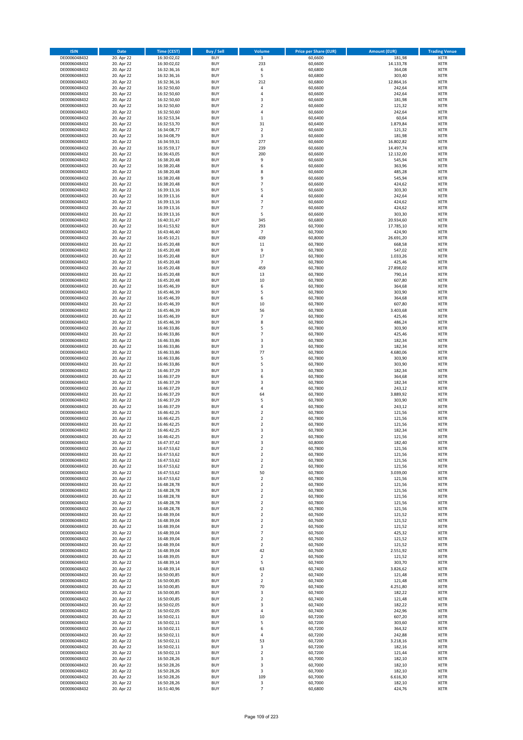| ISIN | Date | Time (CEST) | Buy / Sell | Volume | Price per Share (EUR) | Amount (EUR) | Trading Venue |
|---|---|---|---|---|---|---|---|
| DE0006048432 | 20. Apr 22 | 16:30:02,02 | BUY | 3 | 60,6600 | 181,98 | XETR |
| DE0006048432 | 20. Apr 22 | 16:30:02,02 | BUY | 233 | 60,6600 | 14.133,78 | XETR |
| DE0006048432 | 20. Apr 22 | 16:32:36,16 | BUY | 6 | 60,6800 | 364,08 | XETR |
| DE0006048432 | 20. Apr 22 | 16:32:36,16 | BUY | 5 | 60,6800 | 303,40 | XETR |
| DE0006048432 | 20. Apr 22 | 16:32:36,16 | BUY | 212 | 60,6800 | 12.864,16 | XETR |
| DE0006048432 | 20. Apr 22 | 16:32:50,60 | BUY | 4 | 60,6600 | 242,64 | XETR |
| DE0006048432 | 20. Apr 22 | 16:32:50,60 | BUY | 4 | 60,6600 | 242,64 | XETR |
| DE0006048432 | 20. Apr 22 | 16:32:50,60 | BUY | 3 | 60,6600 | 181,98 | XETR |
| DE0006048432 | 20. Apr 22 | 16:32:50,60 | BUY | 2 | 60,6600 | 121,32 | XETR |
| DE0006048432 | 20. Apr 22 | 16:32:50,60 | BUY | 4 | 60,6600 | 242,64 | XETR |
| DE0006048432 | 20. Apr 22 | 16:32:53,34 | BUY | 1 | 60,6400 | 60,64 | XETR |
| DE0006048432 | 20. Apr 22 | 16:32:53,70 | BUY | 31 | 60,6400 | 1.879,84 | XETR |
| DE0006048432 | 20. Apr 22 | 16:34:08,77 | BUY | 2 | 60,6600 | 121,32 | XETR |
| DE0006048432 | 20. Apr 22 | 16:34:08,79 | BUY | 3 | 60,6600 | 181,98 | XETR |
| DE0006048432 | 20. Apr 22 | 16:34:59,31 | BUY | 277 | 60,6600 | 16.802,82 | XETR |
| DE0006048432 | 20. Apr 22 | 16:35:59,17 | BUY | 239 | 60,6600 | 14.497,74 | XETR |
| DE0006048432 | 20. Apr 22 | 16:36:43,05 | BUY | 200 | 60,6600 | 12.132,00 | XETR |
| DE0006048432 | 20. Apr 22 | 16:38:20,48 | BUY | 9 | 60,6600 | 545,94 | XETR |
| DE0006048432 | 20. Apr 22 | 16:38:20,48 | BUY | 6 | 60,6600 | 363,96 | XETR |
| DE0006048432 | 20. Apr 22 | 16:38:20,48 | BUY | 8 | 60,6600 | 485,28 | XETR |
| DE0006048432 | 20. Apr 22 | 16:38:20,48 | BUY | 9 | 60,6600 | 545,94 | XETR |
| DE0006048432 | 20. Apr 22 | 16:38:20,48 | BUY | 7 | 60,6600 | 424,62 | XETR |
| DE0006048432 | 20. Apr 22 | 16:39:13,16 | BUY | 5 | 60,6600 | 303,30 | XETR |
| DE0006048432 | 20. Apr 22 | 16:39:13,16 | BUY | 4 | 60,6600 | 242,64 | XETR |
| DE0006048432 | 20. Apr 22 | 16:39:13,16 | BUY | 7 | 60,6600 | 424,62 | XETR |
| DE0006048432 | 20. Apr 22 | 16:39:13,16 | BUY | 7 | 60,6600 | 424,62 | XETR |
| DE0006048432 | 20. Apr 22 | 16:39:13,16 | BUY | 5 | 60,6600 | 303,30 | XETR |
| DE0006048432 | 20. Apr 22 | 16:40:31,47 | BUY | 345 | 60,6800 | 20.934,60 | XETR |
| DE0006048432 | 20. Apr 22 | 16:41:53,92 | BUY | 293 | 60,7000 | 17.785,10 | XETR |
| DE0006048432 | 20. Apr 22 | 16:43:46,40 | BUY | 7 | 60,7000 | 424,90 | XETR |
| DE0006048432 | 20. Apr 22 | 16:45:10,21 | BUY | 439 | 60,8000 | 26.691,20 | XETR |
| DE0006048432 | 20. Apr 22 | 16:45:20,48 | BUY | 11 | 60,7800 | 668,58 | XETR |
| DE0006048432 | 20. Apr 22 | 16:45:20,48 | BUY | 9 | 60,7800 | 547,02 | XETR |
| DE0006048432 | 20. Apr 22 | 16:45:20,48 | BUY | 17 | 60,7800 | 1.033,26 | XETR |
| DE0006048432 | 20. Apr 22 | 16:45:20,48 | BUY | 7 | 60,7800 | 425,46 | XETR |
| DE0006048432 | 20. Apr 22 | 16:45:20,48 | BUY | 459 | 60,7800 | 27.898,02 | XETR |
| DE0006048432 | 20. Apr 22 | 16:45:20,48 | BUY | 13 | 60,7800 | 790,14 | XETR |
| DE0006048432 | 20. Apr 22 | 16:45:20,48 | BUY | 10 | 60,7800 | 607,80 | XETR |
| DE0006048432 | 20. Apr 22 | 16:45:46,39 | BUY | 6 | 60,7800 | 364,68 | XETR |
| DE0006048432 | 20. Apr 22 | 16:45:46,39 | BUY | 5 | 60,7800 | 303,90 | XETR |
| DE0006048432 | 20. Apr 22 | 16:45:46,39 | BUY | 6 | 60,7800 | 364,68 | XETR |
| DE0006048432 | 20. Apr 22 | 16:45:46,39 | BUY | 10 | 60,7800 | 607,80 | XETR |
| DE0006048432 | 20. Apr 22 | 16:45:46,39 | BUY | 56 | 60,7800 | 3.403,68 | XETR |
| DE0006048432 | 20. Apr 22 | 16:45:46,39 | BUY | 7 | 60,7800 | 425,46 | XETR |
| DE0006048432 | 20. Apr 22 | 16:45:46,39 | BUY | 8 | 60,7800 | 486,24 | XETR |
| DE0006048432 | 20. Apr 22 | 16:46:33,86 | BUY | 5 | 60,7800 | 303,90 | XETR |
| DE0006048432 | 20. Apr 22 | 16:46:33,86 | BUY | 7 | 60,7800 | 425,46 | XETR |
| DE0006048432 | 20. Apr 22 | 16:46:33,86 | BUY | 3 | 60,7800 | 182,34 | XETR |
| DE0006048432 | 20. Apr 22 | 16:46:33,86 | BUY | 3 | 60,7800 | 182,34 | XETR |
| DE0006048432 | 20. Apr 22 | 16:46:33,86 | BUY | 77 | 60,7800 | 4.680,06 | XETR |
| DE0006048432 | 20. Apr 22 | 16:46:33,86 | BUY | 5 | 60,7800 | 303,90 | XETR |
| DE0006048432 | 20. Apr 22 | 16:46:33,86 | BUY | 5 | 60,7800 | 303,90 | XETR |
| DE0006048432 | 20. Apr 22 | 16:46:37,29 | BUY | 3 | 60,7800 | 182,34 | XETR |
| DE0006048432 | 20. Apr 22 | 16:46:37,29 | BUY | 6 | 60,7800 | 364,68 | XETR |
| DE0006048432 | 20. Apr 22 | 16:46:37,29 | BUY | 3 | 60,7800 | 182,34 | XETR |
| DE0006048432 | 20. Apr 22 | 16:46:37,29 | BUY | 4 | 60,7800 | 243,12 | XETR |
| DE0006048432 | 20. Apr 22 | 16:46:37,29 | BUY | 64 | 60,7800 | 3.889,92 | XETR |
| DE0006048432 | 20. Apr 22 | 16:46:37,29 | BUY | 5 | 60,7800 | 303,90 | XETR |
| DE0006048432 | 20. Apr 22 | 16:46:37,29 | BUY | 4 | 60,7800 | 243,12 | XETR |
| DE0006048432 | 20. Apr 22 | 16:46:42,25 | BUY | 2 | 60,7800 | 121,56 | XETR |
| DE0006048432 | 20. Apr 22 | 16:46:42,25 | BUY | 2 | 60,7800 | 121,56 | XETR |
| DE0006048432 | 20. Apr 22 | 16:46:42,25 | BUY | 2 | 60,7800 | 121,56 | XETR |
| DE0006048432 | 20. Apr 22 | 16:46:42,25 | BUY | 3 | 60,7800 | 182,34 | XETR |
| DE0006048432 | 20. Apr 22 | 16:46:42,25 | BUY | 2 | 60,7800 | 121,56 | XETR |
| DE0006048432 | 20. Apr 22 | 16:47:37,42 | BUY | 3 | 60,8000 | 182,40 | XETR |
| DE0006048432 | 20. Apr 22 | 16:47:53,62 | BUY | 2 | 60,7800 | 121,56 | XETR |
| DE0006048432 | 20. Apr 22 | 16:47:53,62 | BUY | 2 | 60,7800 | 121,56 | XETR |
| DE0006048432 | 20. Apr 22 | 16:47:53,62 | BUY | 2 | 60,7800 | 121,56 | XETR |
| DE0006048432 | 20. Apr 22 | 16:47:53,62 | BUY | 2 | 60,7800 | 121,56 | XETR |
| DE0006048432 | 20. Apr 22 | 16:47:53,62 | BUY | 50 | 60,7800 | 3.039,00 | XETR |
| DE0006048432 | 20. Apr 22 | 16:47:53,62 | BUY | 2 | 60,7800 | 121,56 | XETR |
| DE0006048432 | 20. Apr 22 | 16:48:28,78 | BUY | 2 | 60,7800 | 121,56 | XETR |
| DE0006048432 | 20. Apr 22 | 16:48:28,78 | BUY | 2 | 60,7800 | 121,56 | XETR |
| DE0006048432 | 20. Apr 22 | 16:48:28,78 | BUY | 2 | 60,7800 | 121,56 | XETR |
| DE0006048432 | 20. Apr 22 | 16:48:28,78 | BUY | 2 | 60,7800 | 121,56 | XETR |
| DE0006048432 | 20. Apr 22 | 16:48:28,78 | BUY | 2 | 60,7800 | 121,56 | XETR |
| DE0006048432 | 20. Apr 22 | 16:48:39,04 | BUY | 2 | 60,7600 | 121,52 | XETR |
| DE0006048432 | 20. Apr 22 | 16:48:39,04 | BUY | 2 | 60,7600 | 121,52 | XETR |
| DE0006048432 | 20. Apr 22 | 16:48:39,04 | BUY | 2 | 60,7600 | 121,52 | XETR |
| DE0006048432 | 20. Apr 22 | 16:48:39,04 | BUY | 7 | 60,7600 | 425,32 | XETR |
| DE0006048432 | 20. Apr 22 | 16:48:39,04 | BUY | 2 | 60,7600 | 121,52 | XETR |
| DE0006048432 | 20. Apr 22 | 16:48:39,04 | BUY | 2 | 60,7600 | 121,52 | XETR |
| DE0006048432 | 20. Apr 22 | 16:48:39,04 | BUY | 42 | 60,7600 | 2.551,92 | XETR |
| DE0006048432 | 20. Apr 22 | 16:48:39,05 | BUY | 2 | 60,7600 | 121,52 | XETR |
| DE0006048432 | 20. Apr 22 | 16:48:39,14 | BUY | 5 | 60,7400 | 303,70 | XETR |
| DE0006048432 | 20. Apr 22 | 16:48:39,14 | BUY | 63 | 60,7400 | 3.826,62 | XETR |
| DE0006048432 | 20. Apr 22 | 16:50:00,85 | BUY | 2 | 60,7400 | 121,48 | XETR |
| DE0006048432 | 20. Apr 22 | 16:50:00,85 | BUY | 2 | 60,7400 | 121,48 | XETR |
| DE0006048432 | 20. Apr 22 | 16:50:00,85 | BUY | 70 | 60,7400 | 4.251,80 | XETR |
| DE0006048432 | 20. Apr 22 | 16:50:00,85 | BUY | 3 | 60,7400 | 182,22 | XETR |
| DE0006048432 | 20. Apr 22 | 16:50:00,85 | BUY | 2 | 60,7400 | 121,48 | XETR |
| DE0006048432 | 20. Apr 22 | 16:50:02,05 | BUY | 3 | 60,7400 | 182,22 | XETR |
| DE0006048432 | 20. Apr 22 | 16:50:02,05 | BUY | 4 | 60,7400 | 242,96 | XETR |
| DE0006048432 | 20. Apr 22 | 16:50:02,11 | BUY | 10 | 60,7200 | 607,20 | XETR |
| DE0006048432 | 20. Apr 22 | 16:50:02,11 | BUY | 5 | 60,7200 | 303,60 | XETR |
| DE0006048432 | 20. Apr 22 | 16:50:02,11 | BUY | 6 | 60,7200 | 364,32 | XETR |
| DE0006048432 | 20. Apr 22 | 16:50:02,11 | BUY | 4 | 60,7200 | 242,88 | XETR |
| DE0006048432 | 20. Apr 22 | 16:50:02,11 | BUY | 53 | 60,7200 | 3.218,16 | XETR |
| DE0006048432 | 20. Apr 22 | 16:50:02,11 | BUY | 3 | 60,7200 | 182,16 | XETR |
| DE0006048432 | 20. Apr 22 | 16:50:02,13 | BUY | 2 | 60,7200 | 121,44 | XETR |
| DE0006048432 | 20. Apr 22 | 16:50:28,26 | BUY | 3 | 60,7000 | 182,10 | XETR |
| DE0006048432 | 20. Apr 22 | 16:50:28,26 | BUY | 3 | 60,7000 | 182,10 | XETR |
| DE0006048432 | 20. Apr 22 | 16:50:28,26 | BUY | 3 | 60,7000 | 182,10 | XETR |
| DE0006048432 | 20. Apr 22 | 16:50:28,26 | BUY | 109 | 60,7000 | 6.616,30 | XETR |
| DE0006048432 | 20. Apr 22 | 16:50:28,26 | BUY | 3 | 60,7000 | 182,10 | XETR |
| DE0006048432 | 20. Apr 22 | 16:51:40,96 | BUY | 7 | 60,6800 | 424,76 | XETR |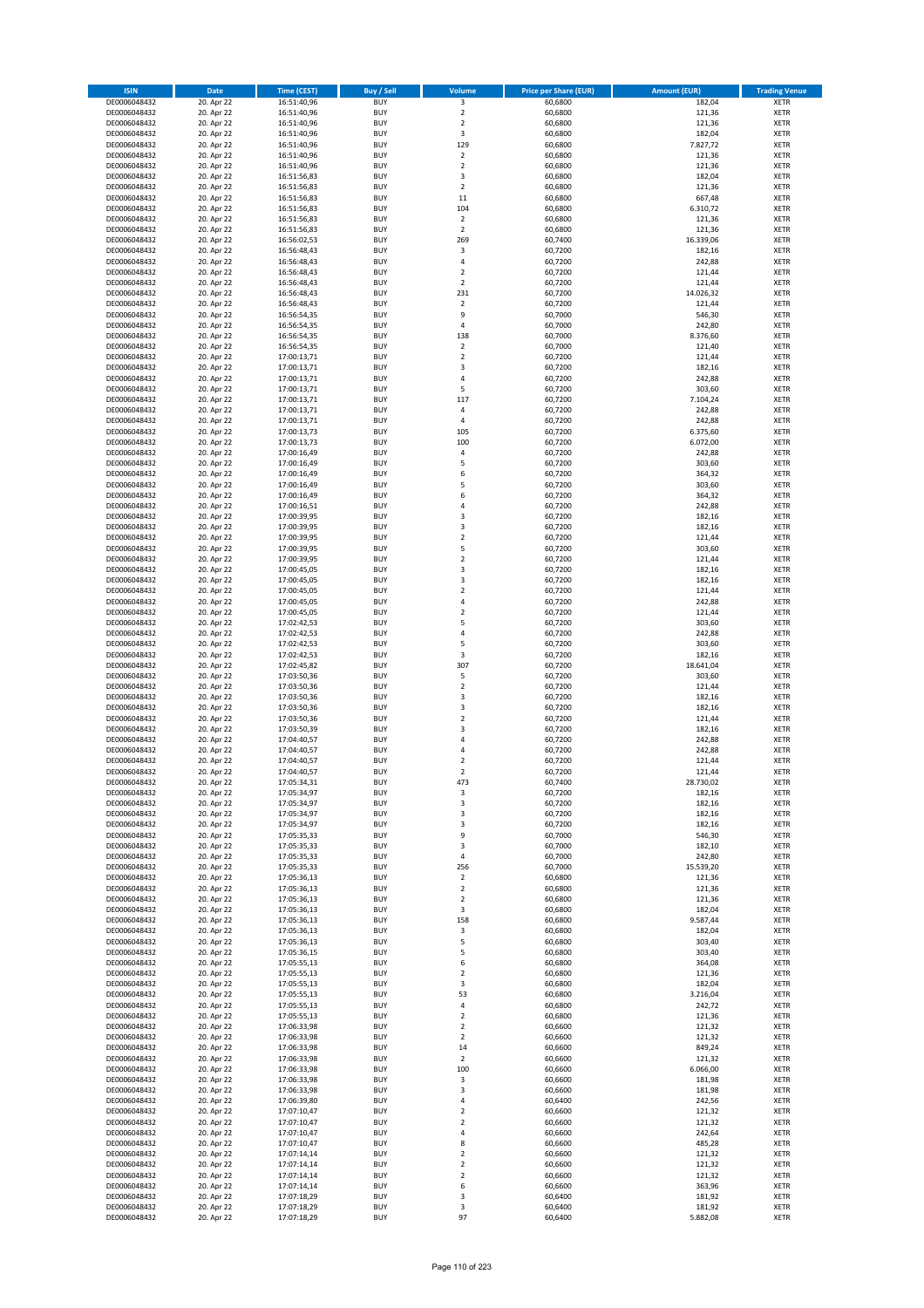| ISIN | Date | Time (CEST) | Buy / Sell | Volume | Price per Share (EUR) | Amount (EUR) | Trading Venue |
|---|---|---|---|---|---|---|---|
| DE0006048432 | 20. Apr 22 | 16:51:40,96 | BUY | 3 | 60,6800 | 182,04 | XETR |
| DE0006048432 | 20. Apr 22 | 16:51:40,96 | BUY | 2 | 60,6800 | 121,36 | XETR |
| DE0006048432 | 20. Apr 22 | 16:51:40,96 | BUY | 2 | 60,6800 | 121,36 | XETR |
| DE0006048432 | 20. Apr 22 | 16:51:40,96 | BUY | 3 | 60,6800 | 182,04 | XETR |
| DE0006048432 | 20. Apr 22 | 16:51:40,96 | BUY | 129 | 60,6800 | 7.827,72 | XETR |
| DE0006048432 | 20. Apr 22 | 16:51:40,96 | BUY | 2 | 60,6800 | 121,36 | XETR |
| DE0006048432 | 20. Apr 22 | 16:51:40,96 | BUY | 2 | 60,6800 | 121,36 | XETR |
| DE0006048432 | 20. Apr 22 | 16:51:56,83 | BUY | 3 | 60,6800 | 182,04 | XETR |
| DE0006048432 | 20. Apr 22 | 16:51:56,83 | BUY | 2 | 60,6800 | 121,36 | XETR |
| DE0006048432 | 20. Apr 22 | 16:51:56,83 | BUY | 11 | 60,6800 | 667,48 | XETR |
| DE0006048432 | 20. Apr 22 | 16:51:56,83 | BUY | 104 | 60,6800 | 6.310,72 | XETR |
| DE0006048432 | 20. Apr 22 | 16:51:56,83 | BUY | 2 | 60,6800 | 121,36 | XETR |
| DE0006048432 | 20. Apr 22 | 16:51:56,83 | BUY | 2 | 60,6800 | 121,36 | XETR |
| DE0006048432 | 20. Apr 22 | 16:56:02,53 | BUY | 269 | 60,7400 | 16.339,06 | XETR |
| DE0006048432 | 20. Apr 22 | 16:56:48,43 | BUY | 3 | 60,7200 | 182,16 | XETR |
| DE0006048432 | 20. Apr 22 | 16:56:48,43 | BUY | 4 | 60,7200 | 242,88 | XETR |
| DE0006048432 | 20. Apr 22 | 16:56:48,43 | BUY | 2 | 60,7200 | 121,44 | XETR |
| DE0006048432 | 20. Apr 22 | 16:56:48,43 | BUY | 2 | 60,7200 | 121,44 | XETR |
| DE0006048432 | 20. Apr 22 | 16:56:48,43 | BUY | 231 | 60,7200 | 14.026,32 | XETR |
| DE0006048432 | 20. Apr 22 | 16:56:48,43 | BUY | 2 | 60,7200 | 121,44 | XETR |
| DE0006048432 | 20. Apr 22 | 16:56:54,35 | BUY | 9 | 60,7000 | 546,30 | XETR |
| DE0006048432 | 20. Apr 22 | 16:56:54,35 | BUY | 4 | 60,7000 | 242,80 | XETR |
| DE0006048432 | 20. Apr 22 | 16:56:54,35 | BUY | 138 | 60,7000 | 8.376,60 | XETR |
| DE0006048432 | 20. Apr 22 | 16:56:54,35 | BUY | 2 | 60,7000 | 121,40 | XETR |
| DE0006048432 | 20. Apr 22 | 17:00:13,71 | BUY | 2 | 60,7200 | 121,44 | XETR |
| DE0006048432 | 20. Apr 22 | 17:00:13,71 | BUY | 3 | 60,7200 | 182,16 | XETR |
| DE0006048432 | 20. Apr 22 | 17:00:13,71 | BUY | 4 | 60,7200 | 242,88 | XETR |
| DE0006048432 | 20. Apr 22 | 17:00:13,71 | BUY | 5 | 60,7200 | 303,60 | XETR |
| DE0006048432 | 20. Apr 22 | 17:00:13,71 | BUY | 117 | 60,7200 | 7.104,24 | XETR |
| DE0006048432 | 20. Apr 22 | 17:00:13,71 | BUY | 4 | 60,7200 | 242,88 | XETR |
| DE0006048432 | 20. Apr 22 | 17:00:13,71 | BUY | 4 | 60,7200 | 242,88 | XETR |
| DE0006048432 | 20. Apr 22 | 17:00:13,73 | BUY | 105 | 60,7200 | 6.375,60 | XETR |
| DE0006048432 | 20. Apr 22 | 17:00:13,73 | BUY | 100 | 60,7200 | 6.072,00 | XETR |
| DE0006048432 | 20. Apr 22 | 17:00:16,49 | BUY | 4 | 60,7200 | 242,88 | XETR |
| DE0006048432 | 20. Apr 22 | 17:00:16,49 | BUY | 5 | 60,7200 | 303,60 | XETR |
| DE0006048432 | 20. Apr 22 | 17:00:16,49 | BUY | 6 | 60,7200 | 364,32 | XETR |
| DE0006048432 | 20. Apr 22 | 17:00:16,49 | BUY | 5 | 60,7200 | 303,60 | XETR |
| DE0006048432 | 20. Apr 22 | 17:00:16,49 | BUY | 6 | 60,7200 | 364,32 | XETR |
| DE0006048432 | 20. Apr 22 | 17:00:16,51 | BUY | 4 | 60,7200 | 242,88 | XETR |
| DE0006048432 | 20. Apr 22 | 17:00:39,95 | BUY | 3 | 60,7200 | 182,16 | XETR |
| DE0006048432 | 20. Apr 22 | 17:00:39,95 | BUY | 3 | 60,7200 | 182,16 | XETR |
| DE0006048432 | 20. Apr 22 | 17:00:39,95 | BUY | 2 | 60,7200 | 121,44 | XETR |
| DE0006048432 | 20. Apr 22 | 17:00:39,95 | BUY | 5 | 60,7200 | 303,60 | XETR |
| DE0006048432 | 20. Apr 22 | 17:00:39,95 | BUY | 2 | 60,7200 | 121,44 | XETR |
| DE0006048432 | 20. Apr 22 | 17:00:45,05 | BUY | 3 | 60,7200 | 182,16 | XETR |
| DE0006048432 | 20. Apr 22 | 17:00:45,05 | BUY | 3 | 60,7200 | 182,16 | XETR |
| DE0006048432 | 20. Apr 22 | 17:00:45,05 | BUY | 2 | 60,7200 | 121,44 | XETR |
| DE0006048432 | 20. Apr 22 | 17:00:45,05 | BUY | 4 | 60,7200 | 242,88 | XETR |
| DE0006048432 | 20. Apr 22 | 17:00:45,05 | BUY | 2 | 60,7200 | 121,44 | XETR |
| DE0006048432 | 20. Apr 22 | 17:02:42,53 | BUY | 5 | 60,7200 | 303,60 | XETR |
| DE0006048432 | 20. Apr 22 | 17:02:42,53 | BUY | 4 | 60,7200 | 242,88 | XETR |
| DE0006048432 | 20. Apr 22 | 17:02:42,53 | BUY | 5 | 60,7200 | 303,60 | XETR |
| DE0006048432 | 20. Apr 22 | 17:02:42,53 | BUY | 3 | 60,7200 | 182,16 | XETR |
| DE0006048432 | 20. Apr 22 | 17:02:45,82 | BUY | 307 | 60,7200 | 18.641,04 | XETR |
| DE0006048432 | 20. Apr 22 | 17:03:50,36 | BUY | 5 | 60,7200 | 303,60 | XETR |
| DE0006048432 | 20. Apr 22 | 17:03:50,36 | BUY | 2 | 60,7200 | 121,44 | XETR |
| DE0006048432 | 20. Apr 22 | 17:03:50,36 | BUY | 3 | 60,7200 | 182,16 | XETR |
| DE0006048432 | 20. Apr 22 | 17:03:50,36 | BUY | 3 | 60,7200 | 182,16 | XETR |
| DE0006048432 | 20. Apr 22 | 17:03:50,36 | BUY | 2 | 60,7200 | 121,44 | XETR |
| DE0006048432 | 20. Apr 22 | 17:03:50,39 | BUY | 3 | 60,7200 | 182,16 | XETR |
| DE0006048432 | 20. Apr 22 | 17:04:40,57 | BUY | 4 | 60,7200 | 242,88 | XETR |
| DE0006048432 | 20. Apr 22 | 17:04:40,57 | BUY | 4 | 60,7200 | 242,88 | XETR |
| DE0006048432 | 20. Apr 22 | 17:04:40,57 | BUY | 2 | 60,7200 | 121,44 | XETR |
| DE0006048432 | 20. Apr 22 | 17:04:40,57 | BUY | 2 | 60,7200 | 121,44 | XETR |
| DE0006048432 | 20. Apr 22 | 17:05:34,31 | BUY | 473 | 60,7400 | 28.730,02 | XETR |
| DE0006048432 | 20. Apr 22 | 17:05:34,97 | BUY | 3 | 60,7200 | 182,16 | XETR |
| DE0006048432 | 20. Apr 22 | 17:05:34,97 | BUY | 3 | 60,7200 | 182,16 | XETR |
| DE0006048432 | 20. Apr 22 | 17:05:34,97 | BUY | 3 | 60,7200 | 182,16 | XETR |
| DE0006048432 | 20. Apr 22 | 17:05:34,97 | BUY | 3 | 60,7200 | 182,16 | XETR |
| DE0006048432 | 20. Apr 22 | 17:05:35,33 | BUY | 9 | 60,7000 | 546,30 | XETR |
| DE0006048432 | 20. Apr 22 | 17:05:35,33 | BUY | 3 | 60,7000 | 182,10 | XETR |
| DE0006048432 | 20. Apr 22 | 17:05:35,33 | BUY | 4 | 60,7000 | 242,80 | XETR |
| DE0006048432 | 20. Apr 22 | 17:05:35,33 | BUY | 256 | 60,7000 | 15.539,20 | XETR |
| DE0006048432 | 20. Apr 22 | 17:05:36,13 | BUY | 2 | 60,6800 | 121,36 | XETR |
| DE0006048432 | 20. Apr 22 | 17:05:36,13 | BUY | 2 | 60,6800 | 121,36 | XETR |
| DE0006048432 | 20. Apr 22 | 17:05:36,13 | BUY | 2 | 60,6800 | 121,36 | XETR |
| DE0006048432 | 20. Apr 22 | 17:05:36,13 | BUY | 3 | 60,6800 | 182,04 | XETR |
| DE0006048432 | 20. Apr 22 | 17:05:36,13 | BUY | 158 | 60,6800 | 9.587,44 | XETR |
| DE0006048432 | 20. Apr 22 | 17:05:36,13 | BUY | 3 | 60,6800 | 182,04 | XETR |
| DE0006048432 | 20. Apr 22 | 17:05:36,13 | BUY | 5 | 60,6800 | 303,40 | XETR |
| DE0006048432 | 20. Apr 22 | 17:05:36,15 | BUY | 5 | 60,6800 | 303,40 | XETR |
| DE0006048432 | 20. Apr 22 | 17:05:55,13 | BUY | 6 | 60,6800 | 364,08 | XETR |
| DE0006048432 | 20. Apr 22 | 17:05:55,13 | BUY | 2 | 60,6800 | 121,36 | XETR |
| DE0006048432 | 20. Apr 22 | 17:05:55,13 | BUY | 3 | 60,6800 | 182,04 | XETR |
| DE0006048432 | 20. Apr 22 | 17:05:55,13 | BUY | 53 | 60,6800 | 3.216,04 | XETR |
| DE0006048432 | 20. Apr 22 | 17:05:55,13 | BUY | 4 | 60,6800 | 242,72 | XETR |
| DE0006048432 | 20. Apr 22 | 17:05:55,13 | BUY | 2 | 60,6800 | 121,36 | XETR |
| DE0006048432 | 20. Apr 22 | 17:06:33,98 | BUY | 2 | 60,6600 | 121,32 | XETR |
| DE0006048432 | 20. Apr 22 | 17:06:33,98 | BUY | 2 | 60,6600 | 121,32 | XETR |
| DE0006048432 | 20. Apr 22 | 17:06:33,98 | BUY | 14 | 60,6600 | 849,24 | XETR |
| DE0006048432 | 20. Apr 22 | 17:06:33,98 | BUY | 2 | 60,6600 | 121,32 | XETR |
| DE0006048432 | 20. Apr 22 | 17:06:33,98 | BUY | 100 | 60,6600 | 6.066,00 | XETR |
| DE0006048432 | 20. Apr 22 | 17:06:33,98 | BUY | 3 | 60,6600 | 181,98 | XETR |
| DE0006048432 | 20. Apr 22 | 17:06:33,98 | BUY | 3 | 60,6600 | 181,98 | XETR |
| DE0006048432 | 20. Apr 22 | 17:06:39,80 | BUY | 4 | 60,6400 | 242,56 | XETR |
| DE0006048432 | 20. Apr 22 | 17:07:10,47 | BUY | 2 | 60,6600 | 121,32 | XETR |
| DE0006048432 | 20. Apr 22 | 17:07:10,47 | BUY | 2 | 60,6600 | 121,32 | XETR |
| DE0006048432 | 20. Apr 22 | 17:07:10,47 | BUY | 4 | 60,6600 | 242,64 | XETR |
| DE0006048432 | 20. Apr 22 | 17:07:10,47 | BUY | 8 | 60,6600 | 485,28 | XETR |
| DE0006048432 | 20. Apr 22 | 17:07:14,14 | BUY | 2 | 60,6600 | 121,32 | XETR |
| DE0006048432 | 20. Apr 22 | 17:07:14,14 | BUY | 2 | 60,6600 | 121,32 | XETR |
| DE0006048432 | 20. Apr 22 | 17:07:14,14 | BUY | 2 | 60,6600 | 121,32 | XETR |
| DE0006048432 | 20. Apr 22 | 17:07:14,14 | BUY | 6 | 60,6600 | 363,96 | XETR |
| DE0006048432 | 20. Apr 22 | 17:07:18,29 | BUY | 3 | 60,6400 | 181,92 | XETR |
| DE0006048432 | 20. Apr 22 | 17:07:18,29 | BUY | 3 | 60,6400 | 181,92 | XETR |
| DE0006048432 | 20. Apr 22 | 17:07:18,29 | BUY | 97 | 60,6400 | 5.882,08 | XETR |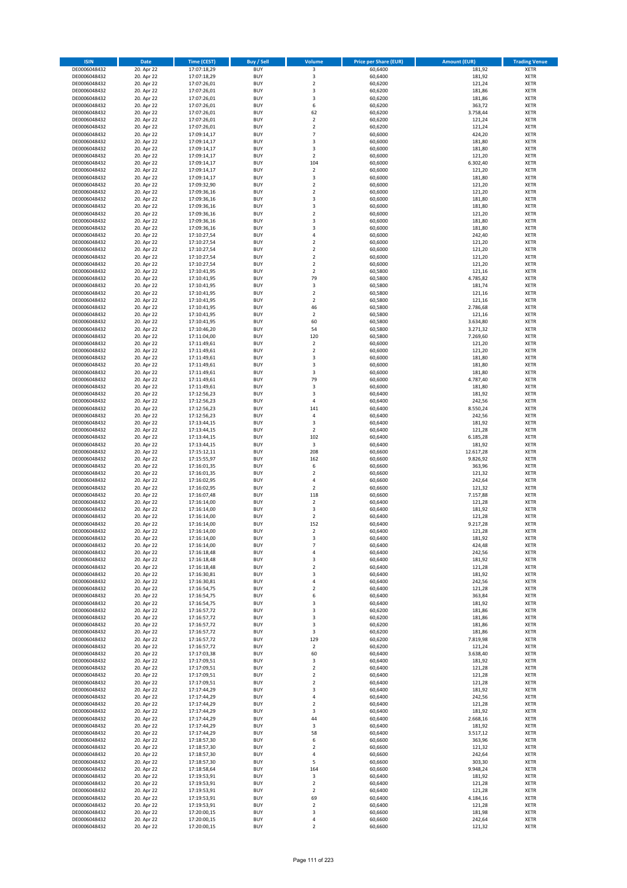| ISIN | Date | Time (CEST) | Buy / Sell | Volume | Price per Share (EUR) | Amount (EUR) | Trading Venue |
|---|---|---|---|---|---|---|---|
| DE0006048432 | 20. Apr 22 | 17:07:18,29 | BUY | 3 | 60,6400 | 181,92 | XETR |
| DE0006048432 | 20. Apr 22 | 17:07:18,29 | BUY | 3 | 60,6400 | 181,92 | XETR |
| DE0006048432 | 20. Apr 22 | 17:07:26,01 | BUY | 2 | 60,6200 | 121,24 | XETR |
| DE0006048432 | 20. Apr 22 | 17:07:26,01 | BUY | 3 | 60,6200 | 181,86 | XETR |
| DE0006048432 | 20. Apr 22 | 17:07:26,01 | BUY | 3 | 60,6200 | 181,86 | XETR |
| DE0006048432 | 20. Apr 22 | 17:07:26,01 | BUY | 6 | 60,6200 | 363,72 | XETR |
| DE0006048432 | 20. Apr 22 | 17:07:26,01 | BUY | 62 | 60,6200 | 3.758,44 | XETR |
| DE0006048432 | 20. Apr 22 | 17:07:26,01 | BUY | 2 | 60,6200 | 121,24 | XETR |
| DE0006048432 | 20. Apr 22 | 17:07:26,01 | BUY | 2 | 60,6200 | 121,24 | XETR |
| DE0006048432 | 20. Apr 22 | 17:09:14,17 | BUY | 7 | 60,6000 | 424,20 | XETR |
| DE0006048432 | 20. Apr 22 | 17:09:14,17 | BUY | 3 | 60,6000 | 181,80 | XETR |
| DE0006048432 | 20. Apr 22 | 17:09:14,17 | BUY | 3 | 60,6000 | 181,80 | XETR |
| DE0006048432 | 20. Apr 22 | 17:09:14,17 | BUY | 2 | 60,6000 | 121,20 | XETR |
| DE0006048432 | 20. Apr 22 | 17:09:14,17 | BUY | 104 | 60,6000 | 6.302,40 | XETR |
| DE0006048432 | 20. Apr 22 | 17:09:14,17 | BUY | 2 | 60,6000 | 121,20 | XETR |
| DE0006048432 | 20. Apr 22 | 17:09:14,17 | BUY | 3 | 60,6000 | 181,80 | XETR |
| DE0006048432 | 20. Apr 22 | 17:09:32,90 | BUY | 2 | 60,6000 | 121,20 | XETR |
| DE0006048432 | 20. Apr 22 | 17:09:36,16 | BUY | 2 | 60,6000 | 121,20 | XETR |
| DE0006048432 | 20. Apr 22 | 17:09:36,16 | BUY | 3 | 60,6000 | 181,80 | XETR |
| DE0006048432 | 20. Apr 22 | 17:09:36,16 | BUY | 3 | 60,6000 | 181,80 | XETR |
| DE0006048432 | 20. Apr 22 | 17:09:36,16 | BUY | 2 | 60,6000 | 121,20 | XETR |
| DE0006048432 | 20. Apr 22 | 17:09:36,16 | BUY | 3 | 60,6000 | 181,80 | XETR |
| DE0006048432 | 20. Apr 22 | 17:09:36,16 | BUY | 3 | 60,6000 | 181,80 | XETR |
| DE0006048432 | 20. Apr 22 | 17:10:27,54 | BUY | 4 | 60,6000 | 242,40 | XETR |
| DE0006048432 | 20. Apr 22 | 17:10:27,54 | BUY | 2 | 60,6000 | 121,20 | XETR |
| DE0006048432 | 20. Apr 22 | 17:10:27,54 | BUY | 2 | 60,6000 | 121,20 | XETR |
| DE0006048432 | 20. Apr 22 | 17:10:27,54 | BUY | 2 | 60,6000 | 121,20 | XETR |
| DE0006048432 | 20. Apr 22 | 17:10:27,54 | BUY | 2 | 60,6000 | 121,20 | XETR |
| DE0006048432 | 20. Apr 22 | 17:10:41,95 | BUY | 2 | 60,5800 | 121,16 | XETR |
| DE0006048432 | 20. Apr 22 | 17:10:41,95 | BUY | 79 | 60,5800 | 4.785,82 | XETR |
| DE0006048432 | 20. Apr 22 | 17:10:41,95 | BUY | 3 | 60,5800 | 181,74 | XETR |
| DE0006048432 | 20. Apr 22 | 17:10:41,95 | BUY | 2 | 60,5800 | 121,16 | XETR |
| DE0006048432 | 20. Apr 22 | 17:10:41,95 | BUY | 2 | 60,5800 | 121,16 | XETR |
| DE0006048432 | 20. Apr 22 | 17:10:41,95 | BUY | 46 | 60,5800 | 2.786,68 | XETR |
| DE0006048432 | 20. Apr 22 | 17:10:41,95 | BUY | 2 | 60,5800 | 121,16 | XETR |
| DE0006048432 | 20. Apr 22 | 17:10:41,95 | BUY | 60 | 60,5800 | 3.634,80 | XETR |
| DE0006048432 | 20. Apr 22 | 17:10:46,20 | BUY | 54 | 60,5800 | 3.271,32 | XETR |
| DE0006048432 | 20. Apr 22 | 17:11:04,00 | BUY | 120 | 60,5800 | 7.269,60 | XETR |
| DE0006048432 | 20. Apr 22 | 17:11:49,61 | BUY | 2 | 60,6000 | 121,20 | XETR |
| DE0006048432 | 20. Apr 22 | 17:11:49,61 | BUY | 2 | 60,6000 | 121,20 | XETR |
| DE0006048432 | 20. Apr 22 | 17:11:49,61 | BUY | 3 | 60,6000 | 181,80 | XETR |
| DE0006048432 | 20. Apr 22 | 17:11:49,61 | BUY | 3 | 60,6000 | 181,80 | XETR |
| DE0006048432 | 20. Apr 22 | 17:11:49,61 | BUY | 3 | 60,6000 | 181,80 | XETR |
| DE0006048432 | 20. Apr 22 | 17:11:49,61 | BUY | 79 | 60,6000 | 4.787,40 | XETR |
| DE0006048432 | 20. Apr 22 | 17:11:49,61 | BUY | 3 | 60,6000 | 181,80 | XETR |
| DE0006048432 | 20. Apr 22 | 17:12:56,23 | BUY | 3 | 60,6400 | 181,92 | XETR |
| DE0006048432 | 20. Apr 22 | 17:12:56,23 | BUY | 4 | 60,6400 | 242,56 | XETR |
| DE0006048432 | 20. Apr 22 | 17:12:56,23 | BUY | 141 | 60,6400 | 8.550,24 | XETR |
| DE0006048432 | 20. Apr 22 | 17:12:56,23 | BUY | 4 | 60,6400 | 242,56 | XETR |
| DE0006048432 | 20. Apr 22 | 17:13:44,15 | BUY | 3 | 60,6400 | 181,92 | XETR |
| DE0006048432 | 20. Apr 22 | 17:13:44,15 | BUY | 2 | 60,6400 | 121,28 | XETR |
| DE0006048432 | 20. Apr 22 | 17:13:44,15 | BUY | 102 | 60,6400 | 6.185,28 | XETR |
| DE0006048432 | 20. Apr 22 | 17:13:44,15 | BUY | 3 | 60,6400 | 181,92 | XETR |
| DE0006048432 | 20. Apr 22 | 17:15:12,11 | BUY | 208 | 60,6600 | 12.617,28 | XETR |
| DE0006048432 | 20. Apr 22 | 17:15:55,97 | BUY | 162 | 60,6600 | 9.826,92 | XETR |
| DE0006048432 | 20. Apr 22 | 17:16:01,35 | BUY | 6 | 60,6600 | 363,96 | XETR |
| DE0006048432 | 20. Apr 22 | 17:16:01,35 | BUY | 2 | 60,6600 | 121,32 | XETR |
| DE0006048432 | 20. Apr 22 | 17:16:02,95 | BUY | 4 | 60,6600 | 242,64 | XETR |
| DE0006048432 | 20. Apr 22 | 17:16:02,95 | BUY | 2 | 60,6600 | 121,32 | XETR |
| DE0006048432 | 20. Apr 22 | 17:16:07,48 | BUY | 118 | 60,6600 | 7.157,88 | XETR |
| DE0006048432 | 20. Apr 22 | 17:16:14,00 | BUY | 2 | 60,6400 | 121,28 | XETR |
| DE0006048432 | 20. Apr 22 | 17:16:14,00 | BUY | 3 | 60,6400 | 181,92 | XETR |
| DE0006048432 | 20. Apr 22 | 17:16:14,00 | BUY | 2 | 60,6400 | 121,28 | XETR |
| DE0006048432 | 20. Apr 22 | 17:16:14,00 | BUY | 152 | 60,6400 | 9.217,28 | XETR |
| DE0006048432 | 20. Apr 22 | 17:16:14,00 | BUY | 2 | 60,6400 | 121,28 | XETR |
| DE0006048432 | 20. Apr 22 | 17:16:14,00 | BUY | 3 | 60,6400 | 181,92 | XETR |
| DE0006048432 | 20. Apr 22 | 17:16:14,00 | BUY | 7 | 60,6400 | 424,48 | XETR |
| DE0006048432 | 20. Apr 22 | 17:16:18,48 | BUY | 4 | 60,6400 | 242,56 | XETR |
| DE0006048432 | 20. Apr 22 | 17:16:18,48 | BUY | 3 | 60,6400 | 181,92 | XETR |
| DE0006048432 | 20. Apr 22 | 17:16:18,48 | BUY | 2 | 60,6400 | 121,28 | XETR |
| DE0006048432 | 20. Apr 22 | 17:16:30,81 | BUY | 3 | 60,6400 | 181,92 | XETR |
| DE0006048432 | 20. Apr 22 | 17:16:30,81 | BUY | 4 | 60,6400 | 242,56 | XETR |
| DE0006048432 | 20. Apr 22 | 17:16:54,75 | BUY | 2 | 60,6400 | 121,28 | XETR |
| DE0006048432 | 20. Apr 22 | 17:16:54,75 | BUY | 6 | 60,6400 | 363,84 | XETR |
| DE0006048432 | 20. Apr 22 | 17:16:54,75 | BUY | 3 | 60,6400 | 181,92 | XETR |
| DE0006048432 | 20. Apr 22 | 17:16:57,72 | BUY | 3 | 60,6200 | 181,86 | XETR |
| DE0006048432 | 20. Apr 22 | 17:16:57,72 | BUY | 3 | 60,6200 | 181,86 | XETR |
| DE0006048432 | 20. Apr 22 | 17:16:57,72 | BUY | 3 | 60,6200 | 181,86 | XETR |
| DE0006048432 | 20. Apr 22 | 17:16:57,72 | BUY | 3 | 60,6200 | 181,86 | XETR |
| DE0006048432 | 20. Apr 22 | 17:16:57,72 | BUY | 129 | 60,6200 | 7.819,98 | XETR |
| DE0006048432 | 20. Apr 22 | 17:16:57,72 | BUY | 2 | 60,6200 | 121,24 | XETR |
| DE0006048432 | 20. Apr 22 | 17:17:03,38 | BUY | 60 | 60,6400 | 3.638,40 | XETR |
| DE0006048432 | 20. Apr 22 | 17:17:09,51 | BUY | 3 | 60,6400 | 181,92 | XETR |
| DE0006048432 | 20. Apr 22 | 17:17:09,51 | BUY | 2 | 60,6400 | 121,28 | XETR |
| DE0006048432 | 20. Apr 22 | 17:17:09,51 | BUY | 2 | 60,6400 | 121,28 | XETR |
| DE0006048432 | 20. Apr 22 | 17:17:09,51 | BUY | 2 | 60,6400 | 121,28 | XETR |
| DE0006048432 | 20. Apr 22 | 17:17:44,29 | BUY | 3 | 60,6400 | 181,92 | XETR |
| DE0006048432 | 20. Apr 22 | 17:17:44,29 | BUY | 4 | 60,6400 | 242,56 | XETR |
| DE0006048432 | 20. Apr 22 | 17:17:44,29 | BUY | 2 | 60,6400 | 121,28 | XETR |
| DE0006048432 | 20. Apr 22 | 17:17:44,29 | BUY | 3 | 60,6400 | 181,92 | XETR |
| DE0006048432 | 20. Apr 22 | 17:17:44,29 | BUY | 44 | 60,6400 | 2.668,16 | XETR |
| DE0006048432 | 20. Apr 22 | 17:17:44,29 | BUY | 3 | 60,6400 | 181,92 | XETR |
| DE0006048432 | 20. Apr 22 | 17:17:44,29 | BUY | 58 | 60,6400 | 3.517,12 | XETR |
| DE0006048432 | 20. Apr 22 | 17:18:57,30 | BUY | 6 | 60,6600 | 363,96 | XETR |
| DE0006048432 | 20. Apr 22 | 17:18:57,30 | BUY | 2 | 60,6600 | 121,32 | XETR |
| DE0006048432 | 20. Apr 22 | 17:18:57,30 | BUY | 4 | 60,6600 | 242,64 | XETR |
| DE0006048432 | 20. Apr 22 | 17:18:57,30 | BUY | 5 | 60,6600 | 303,30 | XETR |
| DE0006048432 | 20. Apr 22 | 17:18:58,64 | BUY | 164 | 60,6600 | 9.948,24 | XETR |
| DE0006048432 | 20. Apr 22 | 17:19:53,91 | BUY | 3 | 60,6400 | 181,92 | XETR |
| DE0006048432 | 20. Apr 22 | 17:19:53,91 | BUY | 2 | 60,6400 | 121,28 | XETR |
| DE0006048432 | 20. Apr 22 | 17:19:53,91 | BUY | 2 | 60,6400 | 121,28 | XETR |
| DE0006048432 | 20. Apr 22 | 17:19:53,91 | BUY | 69 | 60,6400 | 4.184,16 | XETR |
| DE0006048432 | 20. Apr 22 | 17:19:53,91 | BUY | 2 | 60,6400 | 121,28 | XETR |
| DE0006048432 | 20. Apr 22 | 17:20:00,15 | BUY | 3 | 60,6600 | 181,98 | XETR |
| DE0006048432 | 20. Apr 22 | 17:20:00,15 | BUY | 4 | 60,6600 | 242,64 | XETR |
| DE0006048432 | 20. Apr 22 | 17:20:00,15 | BUY | 2 | 60,6600 | 121,32 | XETR |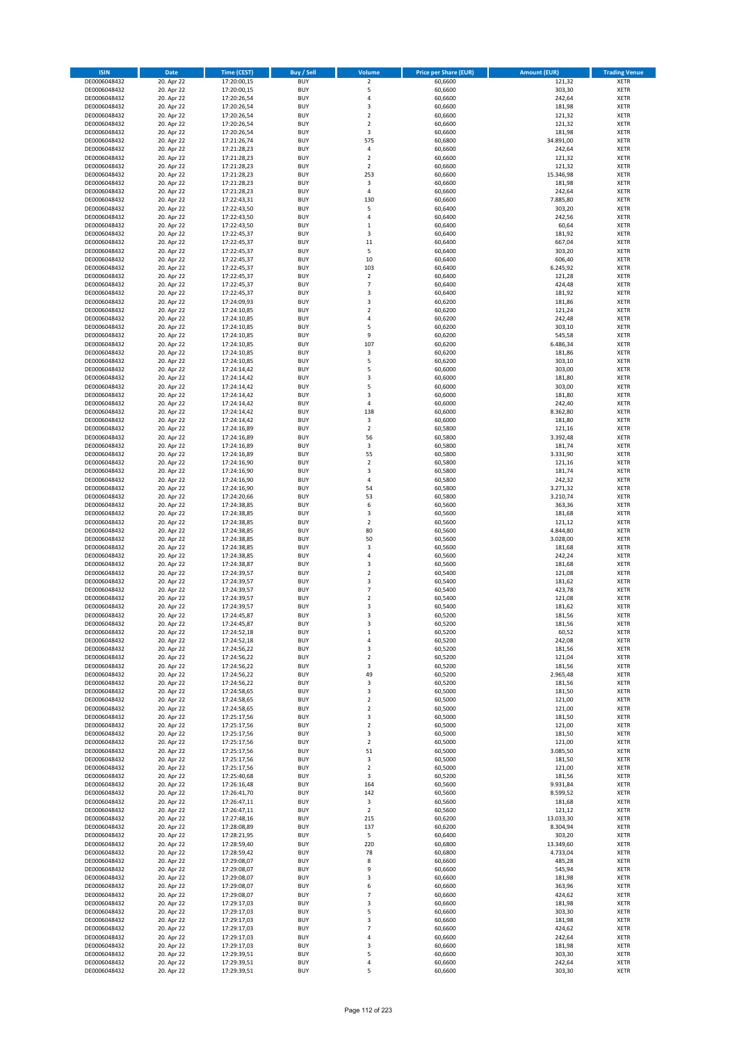| ISIN | Date | Time (CEST) | Buy / Sell | Volume | Price per Share (EUR) | Amount (EUR) | Trading Venue |
|---|---|---|---|---|---|---|---|
| DE0006048432 | 20. Apr 22 | 17:20:00,15 | BUY | 2 | 60,6600 | 121,32 | XETR |
| DE0006048432 | 20. Apr 22 | 17:20:00,15 | BUY | 5 | 60,6600 | 303,30 | XETR |
| DE0006048432 | 20. Apr 22 | 17:20:26,54 | BUY | 4 | 60,6600 | 242,64 | XETR |
| DE0006048432 | 20. Apr 22 | 17:20:26,54 | BUY | 3 | 60,6600 | 181,98 | XETR |
| DE0006048432 | 20. Apr 22 | 17:20:26,54 | BUY | 2 | 60,6600 | 121,32 | XETR |
| DE0006048432 | 20. Apr 22 | 17:20:26,54 | BUY | 2 | 60,6600 | 121,32 | XETR |
| DE0006048432 | 20. Apr 22 | 17:20:26,54 | BUY | 3 | 60,6600 | 181,98 | XETR |
| DE0006048432 | 20. Apr 22 | 17:21:26,74 | BUY | 575 | 60,6800 | 34.891,00 | XETR |
| DE0006048432 | 20. Apr 22 | 17:21:28,23 | BUY | 4 | 60,6600 | 242,64 | XETR |
| DE0006048432 | 20. Apr 22 | 17:21:28,23 | BUY | 2 | 60,6600 | 121,32 | XETR |
| DE0006048432 | 20. Apr 22 | 17:21:28,23 | BUY | 2 | 60,6600 | 121,32 | XETR |
| DE0006048432 | 20. Apr 22 | 17:21:28,23 | BUY | 253 | 60,6600 | 15.346,98 | XETR |
| DE0006048432 | 20. Apr 22 | 17:21:28,23 | BUY | 3 | 60,6600 | 181,98 | XETR |
| DE0006048432 | 20. Apr 22 | 17:21:28,23 | BUY | 4 | 60,6600 | 242,64 | XETR |
| DE0006048432 | 20. Apr 22 | 17:22:43,31 | BUY | 130 | 60,6600 | 7.885,80 | XETR |
| DE0006048432 | 20. Apr 22 | 17:22:43,50 | BUY | 5 | 60,6400 | 303,20 | XETR |
| DE0006048432 | 20. Apr 22 | 17:22:43,50 | BUY | 4 | 60,6400 | 242,56 | XETR |
| DE0006048432 | 20. Apr 22 | 17:22:43,50 | BUY | 1 | 60,6400 | 60,64 | XETR |
| DE0006048432 | 20. Apr 22 | 17:22:45,37 | BUY | 3 | 60,6400 | 181,92 | XETR |
| DE0006048432 | 20. Apr 22 | 17:22:45,37 | BUY | 11 | 60,6400 | 667,04 | XETR |
| DE0006048432 | 20. Apr 22 | 17:22:45,37 | BUY | 5 | 60,6400 | 303,20 | XETR |
| DE0006048432 | 20. Apr 22 | 17:22:45,37 | BUY | 10 | 60,6400 | 606,40 | XETR |
| DE0006048432 | 20. Apr 22 | 17:22:45,37 | BUY | 103 | 60,6400 | 6.245,92 | XETR |
| DE0006048432 | 20. Apr 22 | 17:22:45,37 | BUY | 2 | 60,6400 | 121,28 | XETR |
| DE0006048432 | 20. Apr 22 | 17:22:45,37 | BUY | 7 | 60,6400 | 424,48 | XETR |
| DE0006048432 | 20. Apr 22 | 17:22:45,37 | BUY | 3 | 60,6400 | 181,92 | XETR |
| DE0006048432 | 20. Apr 22 | 17:24:09,93 | BUY | 3 | 60,6200 | 181,86 | XETR |
| DE0006048432 | 20. Apr 22 | 17:24:10,85 | BUY | 2 | 60,6200 | 121,24 | XETR |
| DE0006048432 | 20. Apr 22 | 17:24:10,85 | BUY | 4 | 60,6200 | 242,48 | XETR |
| DE0006048432 | 20. Apr 22 | 17:24:10,85 | BUY | 5 | 60,6200 | 303,10 | XETR |
| DE0006048432 | 20. Apr 22 | 17:24:10,85 | BUY | 9 | 60,6200 | 545,58 | XETR |
| DE0006048432 | 20. Apr 22 | 17:24:10,85 | BUY | 107 | 60,6200 | 6.486,34 | XETR |
| DE0006048432 | 20. Apr 22 | 17:24:10,85 | BUY | 3 | 60,6200 | 181,86 | XETR |
| DE0006048432 | 20. Apr 22 | 17:24:10,85 | BUY | 5 | 60,6200 | 303,10 | XETR |
| DE0006048432 | 20. Apr 22 | 17:24:14,42 | BUY | 5 | 60,6000 | 303,00 | XETR |
| DE0006048432 | 20. Apr 22 | 17:24:14,42 | BUY | 3 | 60,6000 | 181,80 | XETR |
| DE0006048432 | 20. Apr 22 | 17:24:14,42 | BUY | 5 | 60,6000 | 303,00 | XETR |
| DE0006048432 | 20. Apr 22 | 17:24:14,42 | BUY | 3 | 60,6000 | 181,80 | XETR |
| DE0006048432 | 20. Apr 22 | 17:24:14,42 | BUY | 4 | 60,6000 | 242,40 | XETR |
| DE0006048432 | 20. Apr 22 | 17:24:14,42 | BUY | 138 | 60,6000 | 8.362,80 | XETR |
| DE0006048432 | 20. Apr 22 | 17:24:14,42 | BUY | 3 | 60,6000 | 181,80 | XETR |
| DE0006048432 | 20. Apr 22 | 17:24:16,89 | BUY | 2 | 60,5800 | 121,16 | XETR |
| DE0006048432 | 20. Apr 22 | 17:24:16,89 | BUY | 56 | 60,5800 | 3.392,48 | XETR |
| DE0006048432 | 20. Apr 22 | 17:24:16,89 | BUY | 3 | 60,5800 | 181,74 | XETR |
| DE0006048432 | 20. Apr 22 | 17:24:16,89 | BUY | 55 | 60,5800 | 3.331,90 | XETR |
| DE0006048432 | 20. Apr 22 | 17:24:16,90 | BUY | 2 | 60,5800 | 121,16 | XETR |
| DE0006048432 | 20. Apr 22 | 17:24:16,90 | BUY | 3 | 60,5800 | 181,74 | XETR |
| DE0006048432 | 20. Apr 22 | 17:24:16,90 | BUY | 4 | 60,5800 | 242,32 | XETR |
| DE0006048432 | 20. Apr 22 | 17:24:16,90 | BUY | 54 | 60,5800 | 3.271,32 | XETR |
| DE0006048432 | 20. Apr 22 | 17:24:20,66 | BUY | 53 | 60,5800 | 3.210,74 | XETR |
| DE0006048432 | 20. Apr 22 | 17:24:38,85 | BUY | 6 | 60,5600 | 363,36 | XETR |
| DE0006048432 | 20. Apr 22 | 17:24:38,85 | BUY | 3 | 60,5600 | 181,68 | XETR |
| DE0006048432 | 20. Apr 22 | 17:24:38,85 | BUY | 2 | 60,5600 | 121,12 | XETR |
| DE0006048432 | 20. Apr 22 | 17:24:38,85 | BUY | 80 | 60,5600 | 4.844,80 | XETR |
| DE0006048432 | 20. Apr 22 | 17:24:38,85 | BUY | 50 | 60,5600 | 3.028,00 | XETR |
| DE0006048432 | 20. Apr 22 | 17:24:38,85 | BUY | 3 | 60,5600 | 181,68 | XETR |
| DE0006048432 | 20. Apr 22 | 17:24:38,85 | BUY | 4 | 60,5600 | 242,24 | XETR |
| DE0006048432 | 20. Apr 22 | 17:24:38,87 | BUY | 3 | 60,5600 | 181,68 | XETR |
| DE0006048432 | 20. Apr 22 | 17:24:39,57 | BUY | 2 | 60,5400 | 121,08 | XETR |
| DE0006048432 | 20. Apr 22 | 17:24:39,57 | BUY | 3 | 60,5400 | 181,62 | XETR |
| DE0006048432 | 20. Apr 22 | 17:24:39,57 | BUY | 7 | 60,5400 | 423,78 | XETR |
| DE0006048432 | 20. Apr 22 | 17:24:39,57 | BUY | 2 | 60,5400 | 121,08 | XETR |
| DE0006048432 | 20. Apr 22 | 17:24:39,57 | BUY | 3 | 60,5400 | 181,62 | XETR |
| DE0006048432 | 20. Apr 22 | 17:24:45,87 | BUY | 3 | 60,5200 | 181,56 | XETR |
| DE0006048432 | 20. Apr 22 | 17:24:45,87 | BUY | 3 | 60,5200 | 181,56 | XETR |
| DE0006048432 | 20. Apr 22 | 17:24:52,18 | BUY | 1 | 60,5200 | 60,52 | XETR |
| DE0006048432 | 20. Apr 22 | 17:24:52,18 | BUY | 4 | 60,5200 | 242,08 | XETR |
| DE0006048432 | 20. Apr 22 | 17:24:56,22 | BUY | 3 | 60,5200 | 181,56 | XETR |
| DE0006048432 | 20. Apr 22 | 17:24:56,22 | BUY | 2 | 60,5200 | 121,04 | XETR |
| DE0006048432 | 20. Apr 22 | 17:24:56,22 | BUY | 3 | 60,5200 | 181,56 | XETR |
| DE0006048432 | 20. Apr 22 | 17:24:56,22 | BUY | 49 | 60,5200 | 2.965,48 | XETR |
| DE0006048432 | 20. Apr 22 | 17:24:56,22 | BUY | 3 | 60,5200 | 181,56 | XETR |
| DE0006048432 | 20. Apr 22 | 17:24:58,65 | BUY | 3 | 60,5000 | 181,50 | XETR |
| DE0006048432 | 20. Apr 22 | 17:24:58,65 | BUY | 2 | 60,5000 | 121,00 | XETR |
| DE0006048432 | 20. Apr 22 | 17:24:58,65 | BUY | 2 | 60,5000 | 121,00 | XETR |
| DE0006048432 | 20. Apr 22 | 17:25:17,56 | BUY | 3 | 60,5000 | 181,50 | XETR |
| DE0006048432 | 20. Apr 22 | 17:25:17,56 | BUY | 2 | 60,5000 | 121,00 | XETR |
| DE0006048432 | 20. Apr 22 | 17:25:17,56 | BUY | 3 | 60,5000 | 181,50 | XETR |
| DE0006048432 | 20. Apr 22 | 17:25:17,56 | BUY | 2 | 60,5000 | 121,00 | XETR |
| DE0006048432 | 20. Apr 22 | 17:25:17,56 | BUY | 51 | 60,5000 | 3.085,50 | XETR |
| DE0006048432 | 20. Apr 22 | 17:25:17,56 | BUY | 3 | 60,5000 | 181,50 | XETR |
| DE0006048432 | 20. Apr 22 | 17:25:17,56 | BUY | 2 | 60,5000 | 121,00 | XETR |
| DE0006048432 | 20. Apr 22 | 17:25:40,68 | BUY | 3 | 60,5200 | 181,56 | XETR |
| DE0006048432 | 20. Apr 22 | 17:26:16,48 | BUY | 164 | 60,5600 | 9.931,84 | XETR |
| DE0006048432 | 20. Apr 22 | 17:26:41,70 | BUY | 142 | 60,5600 | 8.599,52 | XETR |
| DE0006048432 | 20. Apr 22 | 17:26:47,11 | BUY | 3 | 60,5600 | 181,68 | XETR |
| DE0006048432 | 20. Apr 22 | 17:26:47,11 | BUY | 2 | 60,5600 | 121,12 | XETR |
| DE0006048432 | 20. Apr 22 | 17:27:48,16 | BUY | 215 | 60,6200 | 13.033,30 | XETR |
| DE0006048432 | 20. Apr 22 | 17:28:08,89 | BUY | 137 | 60,6200 | 8.304,94 | XETR |
| DE0006048432 | 20. Apr 22 | 17:28:21,95 | BUY | 5 | 60,6400 | 303,20 | XETR |
| DE0006048432 | 20. Apr 22 | 17:28:59,40 | BUY | 220 | 60,6800 | 13.349,60 | XETR |
| DE0006048432 | 20. Apr 22 | 17:28:59,42 | BUY | 78 | 60,6800 | 4.733,04 | XETR |
| DE0006048432 | 20. Apr 22 | 17:29:08,07 | BUY | 8 | 60,6600 | 485,28 | XETR |
| DE0006048432 | 20. Apr 22 | 17:29:08,07 | BUY | 9 | 60,6600 | 545,94 | XETR |
| DE0006048432 | 20. Apr 22 | 17:29:08,07 | BUY | 3 | 60,6600 | 181,98 | XETR |
| DE0006048432 | 20. Apr 22 | 17:29:08,07 | BUY | 6 | 60,6600 | 363,96 | XETR |
| DE0006048432 | 20. Apr 22 | 17:29:08,07 | BUY | 7 | 60,6600 | 424,62 | XETR |
| DE0006048432 | 20. Apr 22 | 17:29:17,03 | BUY | 3 | 60,6600 | 181,98 | XETR |
| DE0006048432 | 20. Apr 22 | 17:29:17,03 | BUY | 5 | 60,6600 | 303,30 | XETR |
| DE0006048432 | 20. Apr 22 | 17:29:17,03 | BUY | 3 | 60,6600 | 181,98 | XETR |
| DE0006048432 | 20. Apr 22 | 17:29:17,03 | BUY | 7 | 60,6600 | 424,62 | XETR |
| DE0006048432 | 20. Apr 22 | 17:29:17,03 | BUY | 4 | 60,6600 | 242,64 | XETR |
| DE0006048432 | 20. Apr 22 | 17:29:17,03 | BUY | 3 | 60,6600 | 181,98 | XETR |
| DE0006048432 | 20. Apr 22 | 17:29:39,51 | BUY | 5 | 60,6600 | 303,30 | XETR |
| DE0006048432 | 20. Apr 22 | 17:29:39,51 | BUY | 4 | 60,6600 | 242,64 | XETR |
| DE0006048432 | 20. Apr 22 | 17:29:39,51 | BUY | 5 | 60,6600 | 303,30 | XETR |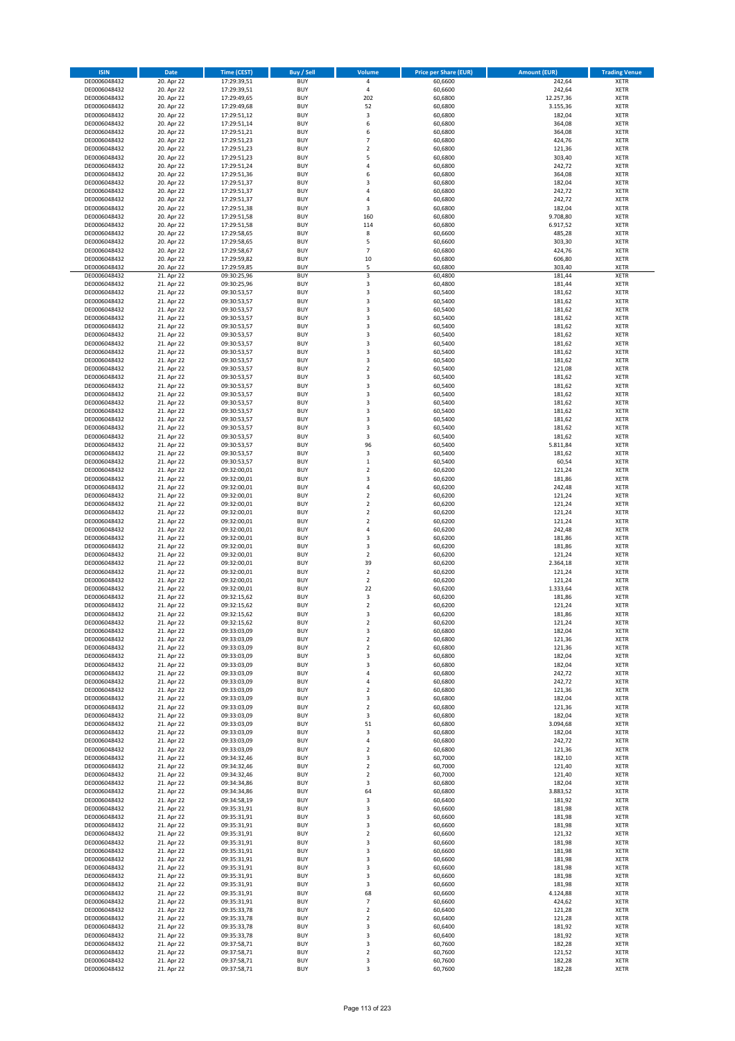| ISIN | Date | Time (CEST) | Buy / Sell | Volume | Price per Share (EUR) | Amount (EUR) | Trading Venue |
|---|---|---|---|---|---|---|---|
| DE0006048432 | 20. Apr 22 | 17:29:39,51 | BUY | 4 | 60,6600 | 242,64 | XETR |
| DE0006048432 | 20. Apr 22 | 17:29:39,51 | BUY | 4 | 60,6600 | 242,64 | XETR |
| DE0006048432 | 20. Apr 22 | 17:29:49,65 | BUY | 202 | 60,6800 | 12.257,36 | XETR |
| DE0006048432 | 20. Apr 22 | 17:29:49,68 | BUY | 52 | 60,6800 | 3.155,36 | XETR |
| DE0006048432 | 20. Apr 22 | 17:29:51,12 | BUY | 3 | 60,6800 | 182,04 | XETR |
| DE0006048432 | 20. Apr 22 | 17:29:51,14 | BUY | 6 | 60,6800 | 364,08 | XETR |
| DE0006048432 | 20. Apr 22 | 17:29:51,21 | BUY | 6 | 60,6800 | 364,08 | XETR |
| DE0006048432 | 20. Apr 22 | 17:29:51,23 | BUY | 7 | 60,6800 | 424,76 | XETR |
| DE0006048432 | 20. Apr 22 | 17:29:51,23 | BUY | 2 | 60,6800 | 121,36 | XETR |
| DE0006048432 | 20. Apr 22 | 17:29:51,23 | BUY | 5 | 60,6800 | 303,40 | XETR |
| DE0006048432 | 20. Apr 22 | 17:29:51,24 | BUY | 4 | 60,6800 | 242,72 | XETR |
| DE0006048432 | 20. Apr 22 | 17:29:51,36 | BUY | 6 | 60,6800 | 364,08 | XETR |
| DE0006048432 | 20. Apr 22 | 17:29:51,37 | BUY | 3 | 60,6800 | 182,04 | XETR |
| DE0006048432 | 20. Apr 22 | 17:29:51,37 | BUY | 4 | 60,6800 | 242,72 | XETR |
| DE0006048432 | 20. Apr 22 | 17:29:51,37 | BUY | 4 | 60,6800 | 242,72 | XETR |
| DE0006048432 | 20. Apr 22 | 17:29:51,38 | BUY | 3 | 60,6800 | 182,04 | XETR |
| DE0006048432 | 20. Apr 22 | 17:29:51,58 | BUY | 160 | 60,6800 | 9.708,80 | XETR |
| DE0006048432 | 20. Apr 22 | 17:29:51,58 | BUY | 114 | 60,6800 | 6.917,52 | XETR |
| DE0006048432 | 20. Apr 22 | 17:29:58,65 | BUY | 8 | 60,6600 | 485,28 | XETR |
| DE0006048432 | 20. Apr 22 | 17:29:58,65 | BUY | 5 | 60,6600 | 303,30 | XETR |
| DE0006048432 | 20. Apr 22 | 17:29:58,67 | BUY | 7 | 60,6800 | 424,76 | XETR |
| DE0006048432 | 20. Apr 22 | 17:29:59,82 | BUY | 10 | 60,6800 | 606,80 | XETR |
| DE0006048432 | 20. Apr 22 | 17:29:59,85 | BUY | 5 | 60,6800 | 303,40 | XETR |
| DE0006048432 | 21. Apr 22 | 09:30:25,96 | BUY | 3 | 60,4800 | 181,44 | XETR |
| DE0006048432 | 21. Apr 22 | 09:30:25,96 | BUY | 3 | 60,4800 | 181,44 | XETR |
| DE0006048432 | 21. Apr 22 | 09:30:53,57 | BUY | 3 | 60,5400 | 181,62 | XETR |
| DE0006048432 | 21. Apr 22 | 09:30:53,57 | BUY | 3 | 60,5400 | 181,62 | XETR |
| DE0006048432 | 21. Apr 22 | 09:30:53,57 | BUY | 3 | 60,5400 | 181,62 | XETR |
| DE0006048432 | 21. Apr 22 | 09:30:53,57 | BUY | 3 | 60,5400 | 181,62 | XETR |
| DE0006048432 | 21. Apr 22 | 09:30:53,57 | BUY | 3 | 60,5400 | 181,62 | XETR |
| DE0006048432 | 21. Apr 22 | 09:30:53,57 | BUY | 3 | 60,5400 | 181,62 | XETR |
| DE0006048432 | 21. Apr 22 | 09:30:53,57 | BUY | 3 | 60,5400 | 181,62 | XETR |
| DE0006048432 | 21. Apr 22 | 09:30:53,57 | BUY | 3 | 60,5400 | 181,62 | XETR |
| DE0006048432 | 21. Apr 22 | 09:30:53,57 | BUY | 3 | 60,5400 | 181,62 | XETR |
| DE0006048432 | 21. Apr 22 | 09:30:53,57 | BUY | 2 | 60,5400 | 121,08 | XETR |
| DE0006048432 | 21. Apr 22 | 09:30:53,57 | BUY | 3 | 60,5400 | 181,62 | XETR |
| DE0006048432 | 21. Apr 22 | 09:30:53,57 | BUY | 3 | 60,5400 | 181,62 | XETR |
| DE0006048432 | 21. Apr 22 | 09:30:53,57 | BUY | 3 | 60,5400 | 181,62 | XETR |
| DE0006048432 | 21. Apr 22 | 09:30:53,57 | BUY | 3 | 60,5400 | 181,62 | XETR |
| DE0006048432 | 21. Apr 22 | 09:30:53,57 | BUY | 3 | 60,5400 | 181,62 | XETR |
| DE0006048432 | 21. Apr 22 | 09:30:53,57 | BUY | 3 | 60,5400 | 181,62 | XETR |
| DE0006048432 | 21. Apr 22 | 09:30:53,57 | BUY | 3 | 60,5400 | 181,62 | XETR |
| DE0006048432 | 21. Apr 22 | 09:30:53,57 | BUY | 3 | 60,5400 | 181,62 | XETR |
| DE0006048432 | 21. Apr 22 | 09:30:53,57 | BUY | 96 | 60,5400 | 5.811,84 | XETR |
| DE0006048432 | 21. Apr 22 | 09:30:53,57 | BUY | 3 | 60,5400 | 181,62 | XETR |
| DE0006048432 | 21. Apr 22 | 09:30:53,57 | BUY | 1 | 60,5400 | 60,54 | XETR |
| DE0006048432 | 21. Apr 22 | 09:32:00,01 | BUY | 2 | 60,6200 | 121,24 | XETR |
| DE0006048432 | 21. Apr 22 | 09:32:00,01 | BUY | 3 | 60,6200 | 181,86 | XETR |
| DE0006048432 | 21. Apr 22 | 09:32:00,01 | BUY | 4 | 60,6200 | 242,48 | XETR |
| DE0006048432 | 21. Apr 22 | 09:32:00,01 | BUY | 2 | 60,6200 | 121,24 | XETR |
| DE0006048432 | 21. Apr 22 | 09:32:00,01 | BUY | 2 | 60,6200 | 121,24 | XETR |
| DE0006048432 | 21. Apr 22 | 09:32:00,01 | BUY | 2 | 60,6200 | 121,24 | XETR |
| DE0006048432 | 21. Apr 22 | 09:32:00,01 | BUY | 2 | 60,6200 | 121,24 | XETR |
| DE0006048432 | 21. Apr 22 | 09:32:00,01 | BUY | 4 | 60,6200 | 242,48 | XETR |
| DE0006048432 | 21. Apr 22 | 09:32:00,01 | BUY | 3 | 60,6200 | 181,86 | XETR |
| DE0006048432 | 21. Apr 22 | 09:32:00,01 | BUY | 3 | 60,6200 | 181,86 | XETR |
| DE0006048432 | 21. Apr 22 | 09:32:00,01 | BUY | 2 | 60,6200 | 121,24 | XETR |
| DE0006048432 | 21. Apr 22 | 09:32:00,01 | BUY | 39 | 60,6200 | 2.364,18 | XETR |
| DE0006048432 | 21. Apr 22 | 09:32:00,01 | BUY | 2 | 60,6200 | 121,24 | XETR |
| DE0006048432 | 21. Apr 22 | 09:32:00,01 | BUY | 2 | 60,6200 | 121,24 | XETR |
| DE0006048432 | 21. Apr 22 | 09:32:00,01 | BUY | 22 | 60,6200 | 1.333,64 | XETR |
| DE0006048432 | 21. Apr 22 | 09:32:15,62 | BUY | 3 | 60,6200 | 181,86 | XETR |
| DE0006048432 | 21. Apr 22 | 09:32:15,62 | BUY | 2 | 60,6200 | 121,24 | XETR |
| DE0006048432 | 21. Apr 22 | 09:32:15,62 | BUY | 3 | 60,6200 | 181,86 | XETR |
| DE0006048432 | 21. Apr 22 | 09:32:15,62 | BUY | 2 | 60,6200 | 121,24 | XETR |
| DE0006048432 | 21. Apr 22 | 09:33:03,09 | BUY | 3 | 60,6800 | 182,04 | XETR |
| DE0006048432 | 21. Apr 22 | 09:33:03,09 | BUY | 2 | 60,6800 | 121,36 | XETR |
| DE0006048432 | 21. Apr 22 | 09:33:03,09 | BUY | 2 | 60,6800 | 121,36 | XETR |
| DE0006048432 | 21. Apr 22 | 09:33:03,09 | BUY | 3 | 60,6800 | 182,04 | XETR |
| DE0006048432 | 21. Apr 22 | 09:33:03,09 | BUY | 3 | 60,6800 | 182,04 | XETR |
| DE0006048432 | 21. Apr 22 | 09:33:03,09 | BUY | 4 | 60,6800 | 242,72 | XETR |
| DE0006048432 | 21. Apr 22 | 09:33:03,09 | BUY | 4 | 60,6800 | 242,72 | XETR |
| DE0006048432 | 21. Apr 22 | 09:33:03,09 | BUY | 2 | 60,6800 | 121,36 | XETR |
| DE0006048432 | 21. Apr 22 | 09:33:03,09 | BUY | 3 | 60,6800 | 182,04 | XETR |
| DE0006048432 | 21. Apr 22 | 09:33:03,09 | BUY | 2 | 60,6800 | 121,36 | XETR |
| DE0006048432 | 21. Apr 22 | 09:33:03,09 | BUY | 3 | 60,6800 | 182,04 | XETR |
| DE0006048432 | 21. Apr 22 | 09:33:03,09 | BUY | 51 | 60,6800 | 3.094,68 | XETR |
| DE0006048432 | 21. Apr 22 | 09:33:03,09 | BUY | 3 | 60,6800 | 182,04 | XETR |
| DE0006048432 | 21. Apr 22 | 09:33:03,09 | BUY | 4 | 60,6800 | 242,72 | XETR |
| DE0006048432 | 21. Apr 22 | 09:33:03,09 | BUY | 2 | 60,6800 | 121,36 | XETR |
| DE0006048432 | 21. Apr 22 | 09:34:32,46 | BUY | 3 | 60,7000 | 182,10 | XETR |
| DE0006048432 | 21. Apr 22 | 09:34:32,46 | BUY | 2 | 60,7000 | 121,40 | XETR |
| DE0006048432 | 21. Apr 22 | 09:34:32,46 | BUY | 2 | 60,7000 | 121,40 | XETR |
| DE0006048432 | 21. Apr 22 | 09:34:34,86 | BUY | 3 | 60,6800 | 182,04 | XETR |
| DE0006048432 | 21. Apr 22 | 09:34:34,86 | BUY | 64 | 60,6800 | 3.883,52 | XETR |
| DE0006048432 | 21. Apr 22 | 09:34:58,19 | BUY | 3 | 60,6400 | 181,92 | XETR |
| DE0006048432 | 21. Apr 22 | 09:35:31,91 | BUY | 3 | 60,6600 | 181,98 | XETR |
| DE0006048432 | 21. Apr 22 | 09:35:31,91 | BUY | 3 | 60,6600 | 181,98 | XETR |
| DE0006048432 | 21. Apr 22 | 09:35:31,91 | BUY | 3 | 60,6600 | 181,98 | XETR |
| DE0006048432 | 21. Apr 22 | 09:35:31,91 | BUY | 2 | 60,6600 | 121,32 | XETR |
| DE0006048432 | 21. Apr 22 | 09:35:31,91 | BUY | 3 | 60,6600 | 181,98 | XETR |
| DE0006048432 | 21. Apr 22 | 09:35:31,91 | BUY | 3 | 60,6600 | 181,98 | XETR |
| DE0006048432 | 21. Apr 22 | 09:35:31,91 | BUY | 3 | 60,6600 | 181,98 | XETR |
| DE0006048432 | 21. Apr 22 | 09:35:31,91 | BUY | 3 | 60,6600 | 181,98 | XETR |
| DE0006048432 | 21. Apr 22 | 09:35:31,91 | BUY | 3 | 60,6600 | 181,98 | XETR |
| DE0006048432 | 21. Apr 22 | 09:35:31,91 | BUY | 3 | 60,6600 | 181,98 | XETR |
| DE0006048432 | 21. Apr 22 | 09:35:31,91 | BUY | 68 | 60,6600 | 4.124,88 | XETR |
| DE0006048432 | 21. Apr 22 | 09:35:31,91 | BUY | 7 | 60,6600 | 424,62 | XETR |
| DE0006048432 | 21. Apr 22 | 09:35:33,78 | BUY | 2 | 60,6400 | 121,28 | XETR |
| DE0006048432 | 21. Apr 22 | 09:35:33,78 | BUY | 2 | 60,6400 | 121,28 | XETR |
| DE0006048432 | 21. Apr 22 | 09:35:33,78 | BUY | 3 | 60,6400 | 181,92 | XETR |
| DE0006048432 | 21. Apr 22 | 09:35:33,78 | BUY | 3 | 60,6400 | 181,92 | XETR |
| DE0006048432 | 21. Apr 22 | 09:37:58,71 | BUY | 3 | 60,7600 | 182,28 | XETR |
| DE0006048432 | 21. Apr 22 | 09:37:58,71 | BUY | 2 | 60,7600 | 121,52 | XETR |
| DE0006048432 | 21. Apr 22 | 09:37:58,71 | BUY | 3 | 60,7600 | 182,28 | XETR |
| DE0006048432 | 21. Apr 22 | 09:37:58,71 | BUY | 3 | 60,7600 | 182,28 | XETR |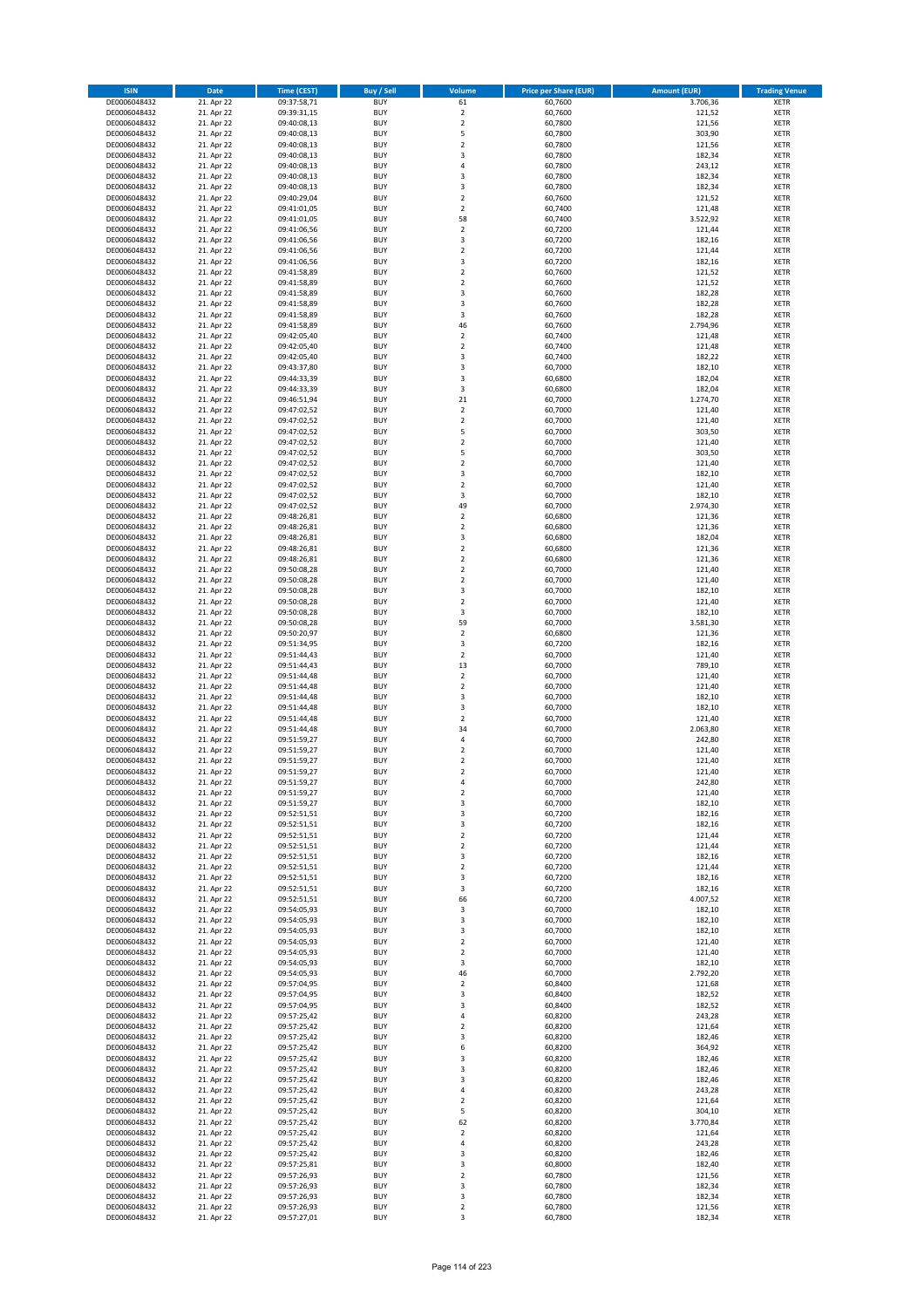| ISIN | Date | Time (CEST) | Buy / Sell | Volume | Price per Share (EUR) | Amount (EUR) | Trading Venue |
|---|---|---|---|---|---|---|---|
| DE0006048432 | 21. Apr 22 | 09:37:58,71 | BUY | 61 | 60,7600 | 3.706,36 | XETR |
| DE0006048432 | 21. Apr 22 | 09:39:31,15 | BUY | 2 | 60,7600 | 121,52 | XETR |
| DE0006048432 | 21. Apr 22 | 09:40:08,13 | BUY | 2 | 60,7800 | 121,56 | XETR |
| DE0006048432 | 21. Apr 22 | 09:40:08,13 | BUY | 5 | 60,7800 | 303,90 | XETR |
| DE0006048432 | 21. Apr 22 | 09:40:08,13 | BUY | 2 | 60,7800 | 121,56 | XETR |
| DE0006048432 | 21. Apr 22 | 09:40:08,13 | BUY | 3 | 60,7800 | 182,34 | XETR |
| DE0006048432 | 21. Apr 22 | 09:40:08,13 | BUY | 4 | 60,7800 | 243,12 | XETR |
| DE0006048432 | 21. Apr 22 | 09:40:08,13 | BUY | 3 | 60,7800 | 182,34 | XETR |
| DE0006048432 | 21. Apr 22 | 09:40:08,13 | BUY | 3 | 60,7800 | 182,34 | XETR |
| DE0006048432 | 21. Apr 22 | 09:40:29,04 | BUY | 2 | 60,7600 | 121,52 | XETR |
| DE0006048432 | 21. Apr 22 | 09:41:01,05 | BUY | 2 | 60,7400 | 121,48 | XETR |
| DE0006048432 | 21. Apr 22 | 09:41:01,05 | BUY | 58 | 60,7400 | 3.522,92 | XETR |
| DE0006048432 | 21. Apr 22 | 09:41:06,56 | BUY | 2 | 60,7200 | 121,44 | XETR |
| DE0006048432 | 21. Apr 22 | 09:41:06,56 | BUY | 3 | 60,7200 | 182,16 | XETR |
| DE0006048432 | 21. Apr 22 | 09:41:06,56 | BUY | 2 | 60,7200 | 121,44 | XETR |
| DE0006048432 | 21. Apr 22 | 09:41:06,56 | BUY | 3 | 60,7200 | 182,16 | XETR |
| DE0006048432 | 21. Apr 22 | 09:41:58,89 | BUY | 2 | 60,7600 | 121,52 | XETR |
| DE0006048432 | 21. Apr 22 | 09:41:58,89 | BUY | 2 | 60,7600 | 121,52 | XETR |
| DE0006048432 | 21. Apr 22 | 09:41:58,89 | BUY | 3 | 60,7600 | 182,28 | XETR |
| DE0006048432 | 21. Apr 22 | 09:41:58,89 | BUY | 3 | 60,7600 | 182,28 | XETR |
| DE0006048432 | 21. Apr 22 | 09:41:58,89 | BUY | 3 | 60,7600 | 182,28 | XETR |
| DE0006048432 | 21. Apr 22 | 09:41:58,89 | BUY | 46 | 60,7600 | 2.794,96 | XETR |
| DE0006048432 | 21. Apr 22 | 09:42:05,40 | BUY | 2 | 60,7400 | 121,48 | XETR |
| DE0006048432 | 21. Apr 22 | 09:42:05,40 | BUY | 2 | 60,7400 | 121,48 | XETR |
| DE0006048432 | 21. Apr 22 | 09:42:05,40 | BUY | 3 | 60,7400 | 182,22 | XETR |
| DE0006048432 | 21. Apr 22 | 09:43:37,80 | BUY | 3 | 60,7000 | 182,10 | XETR |
| DE0006048432 | 21. Apr 22 | 09:44:33,39 | BUY | 3 | 60,6800 | 182,04 | XETR |
| DE0006048432 | 21. Apr 22 | 09:44:33,39 | BUY | 3 | 60,6800 | 182,04 | XETR |
| DE0006048432 | 21. Apr 22 | 09:46:51,94 | BUY | 21 | 60,7000 | 1.274,70 | XETR |
| DE0006048432 | 21. Apr 22 | 09:47:02,52 | BUY | 2 | 60,7000 | 121,40 | XETR |
| DE0006048432 | 21. Apr 22 | 09:47:02,52 | BUY | 2 | 60,7000 | 121,40 | XETR |
| DE0006048432 | 21. Apr 22 | 09:47:02,52 | BUY | 5 | 60,7000 | 303,50 | XETR |
| DE0006048432 | 21. Apr 22 | 09:47:02,52 | BUY | 2 | 60,7000 | 121,40 | XETR |
| DE0006048432 | 21. Apr 22 | 09:47:02,52 | BUY | 5 | 60,7000 | 303,50 | XETR |
| DE0006048432 | 21. Apr 22 | 09:47:02,52 | BUY | 2 | 60,7000 | 121,40 | XETR |
| DE0006048432 | 21. Apr 22 | 09:47:02,52 | BUY | 3 | 60,7000 | 182,10 | XETR |
| DE0006048432 | 21. Apr 22 | 09:47:02,52 | BUY | 2 | 60,7000 | 121,40 | XETR |
| DE0006048432 | 21. Apr 22 | 09:47:02,52 | BUY | 3 | 60,7000 | 182,10 | XETR |
| DE0006048432 | 21. Apr 22 | 09:47:02,52 | BUY | 49 | 60,7000 | 2.974,30 | XETR |
| DE0006048432 | 21. Apr 22 | 09:48:26,81 | BUY | 2 | 60,6800 | 121,36 | XETR |
| DE0006048432 | 21. Apr 22 | 09:48:26,81 | BUY | 2 | 60,6800 | 121,36 | XETR |
| DE0006048432 | 21. Apr 22 | 09:48:26,81 | BUY | 3 | 60,6800 | 182,04 | XETR |
| DE0006048432 | 21. Apr 22 | 09:48:26,81 | BUY | 2 | 60,6800 | 121,36 | XETR |
| DE0006048432 | 21. Apr 22 | 09:48:26,81 | BUY | 2 | 60,6800 | 121,36 | XETR |
| DE0006048432 | 21. Apr 22 | 09:50:08,28 | BUY | 2 | 60,7000 | 121,40 | XETR |
| DE0006048432 | 21. Apr 22 | 09:50:08,28 | BUY | 2 | 60,7000 | 121,40 | XETR |
| DE0006048432 | 21. Apr 22 | 09:50:08,28 | BUY | 3 | 60,7000 | 182,10 | XETR |
| DE0006048432 | 21. Apr 22 | 09:50:08,28 | BUY | 2 | 60,7000 | 121,40 | XETR |
| DE0006048432 | 21. Apr 22 | 09:50:08,28 | BUY | 3 | 60,7000 | 182,10 | XETR |
| DE0006048432 | 21. Apr 22 | 09:50:08,28 | BUY | 59 | 60,7000 | 3.581,30 | XETR |
| DE0006048432 | 21. Apr 22 | 09:50:20,97 | BUY | 2 | 60,6800 | 121,36 | XETR |
| DE0006048432 | 21. Apr 22 | 09:51:34,95 | BUY | 3 | 60,7200 | 182,16 | XETR |
| DE0006048432 | 21. Apr 22 | 09:51:44,43 | BUY | 2 | 60,7000 | 121,40 | XETR |
| DE0006048432 | 21. Apr 22 | 09:51:44,43 | BUY | 13 | 60,7000 | 789,10 | XETR |
| DE0006048432 | 21. Apr 22 | 09:51:44,48 | BUY | 2 | 60,7000 | 121,40 | XETR |
| DE0006048432 | 21. Apr 22 | 09:51:44,48 | BUY | 2 | 60,7000 | 121,40 | XETR |
| DE0006048432 | 21. Apr 22 | 09:51:44,48 | BUY | 3 | 60,7000 | 182,10 | XETR |
| DE0006048432 | 21. Apr 22 | 09:51:44,48 | BUY | 3 | 60,7000 | 182,10 | XETR |
| DE0006048432 | 21. Apr 22 | 09:51:44,48 | BUY | 2 | 60,7000 | 121,40 | XETR |
| DE0006048432 | 21. Apr 22 | 09:51:44,48 | BUY | 34 | 60,7000 | 2.063,80 | XETR |
| DE0006048432 | 21. Apr 22 | 09:51:59,27 | BUY | 4 | 60,7000 | 242,80 | XETR |
| DE0006048432 | 21. Apr 22 | 09:51:59,27 | BUY | 2 | 60,7000 | 121,40 | XETR |
| DE0006048432 | 21. Apr 22 | 09:51:59,27 | BUY | 2 | 60,7000 | 121,40 | XETR |
| DE0006048432 | 21. Apr 22 | 09:51:59,27 | BUY | 2 | 60,7000 | 121,40 | XETR |
| DE0006048432 | 21. Apr 22 | 09:51:59,27 | BUY | 4 | 60,7000 | 242,80 | XETR |
| DE0006048432 | 21. Apr 22 | 09:51:59,27 | BUY | 2 | 60,7000 | 121,40 | XETR |
| DE0006048432 | 21. Apr 22 | 09:51:59,27 | BUY | 3 | 60,7000 | 182,10 | XETR |
| DE0006048432 | 21. Apr 22 | 09:52:51,51 | BUY | 3 | 60,7200 | 182,16 | XETR |
| DE0006048432 | 21. Apr 22 | 09:52:51,51 | BUY | 3 | 60,7200 | 182,16 | XETR |
| DE0006048432 | 21. Apr 22 | 09:52:51,51 | BUY | 2 | 60,7200 | 121,44 | XETR |
| DE0006048432 | 21. Apr 22 | 09:52:51,51 | BUY | 2 | 60,7200 | 121,44 | XETR |
| DE0006048432 | 21. Apr 22 | 09:52:51,51 | BUY | 3 | 60,7200 | 182,16 | XETR |
| DE0006048432 | 21. Apr 22 | 09:52:51,51 | BUY | 2 | 60,7200 | 121,44 | XETR |
| DE0006048432 | 21. Apr 22 | 09:52:51,51 | BUY | 3 | 60,7200 | 182,16 | XETR |
| DE0006048432 | 21. Apr 22 | 09:52:51,51 | BUY | 3 | 60,7200 | 182,16 | XETR |
| DE0006048432 | 21. Apr 22 | 09:52:51,51 | BUY | 66 | 60,7200 | 4.007,52 | XETR |
| DE0006048432 | 21. Apr 22 | 09:54:05,93 | BUY | 3 | 60,7000 | 182,10 | XETR |
| DE0006048432 | 21. Apr 22 | 09:54:05,93 | BUY | 3 | 60,7000 | 182,10 | XETR |
| DE0006048432 | 21. Apr 22 | 09:54:05,93 | BUY | 3 | 60,7000 | 182,10 | XETR |
| DE0006048432 | 21. Apr 22 | 09:54:05,93 | BUY | 2 | 60,7000 | 121,40 | XETR |
| DE0006048432 | 21. Apr 22 | 09:54:05,93 | BUY | 2 | 60,7000 | 121,40 | XETR |
| DE0006048432 | 21. Apr 22 | 09:54:05,93 | BUY | 3 | 60,7000 | 182,10 | XETR |
| DE0006048432 | 21. Apr 22 | 09:54:05,93 | BUY | 46 | 60,7000 | 2.792,20 | XETR |
| DE0006048432 | 21. Apr 22 | 09:57:04,95 | BUY | 2 | 60,8400 | 121,68 | XETR |
| DE0006048432 | 21. Apr 22 | 09:57:04,95 | BUY | 3 | 60,8400 | 182,52 | XETR |
| DE0006048432 | 21. Apr 22 | 09:57:04,95 | BUY | 3 | 60,8400 | 182,52 | XETR |
| DE0006048432 | 21. Apr 22 | 09:57:25,42 | BUY | 4 | 60,8200 | 243,28 | XETR |
| DE0006048432 | 21. Apr 22 | 09:57:25,42 | BUY | 2 | 60,8200 | 121,64 | XETR |
| DE0006048432 | 21. Apr 22 | 09:57:25,42 | BUY | 3 | 60,8200 | 182,46 | XETR |
| DE0006048432 | 21. Apr 22 | 09:57:25,42 | BUY | 6 | 60,8200 | 364,92 | XETR |
| DE0006048432 | 21. Apr 22 | 09:57:25,42 | BUY | 3 | 60,8200 | 182,46 | XETR |
| DE0006048432 | 21. Apr 22 | 09:57:25,42 | BUY | 3 | 60,8200 | 182,46 | XETR |
| DE0006048432 | 21. Apr 22 | 09:57:25,42 | BUY | 3 | 60,8200 | 182,46 | XETR |
| DE0006048432 | 21. Apr 22 | 09:57:25,42 | BUY | 4 | 60,8200 | 243,28 | XETR |
| DE0006048432 | 21. Apr 22 | 09:57:25,42 | BUY | 2 | 60,8200 | 121,64 | XETR |
| DE0006048432 | 21. Apr 22 | 09:57:25,42 | BUY | 5 | 60,8200 | 304,10 | XETR |
| DE0006048432 | 21. Apr 22 | 09:57:25,42 | BUY | 62 | 60,8200 | 3.770,84 | XETR |
| DE0006048432 | 21. Apr 22 | 09:57:25,42 | BUY | 2 | 60,8200 | 121,64 | XETR |
| DE0006048432 | 21. Apr 22 | 09:57:25,42 | BUY | 4 | 60,8200 | 243,28 | XETR |
| DE0006048432 | 21. Apr 22 | 09:57:25,42 | BUY | 3 | 60,8200 | 182,46 | XETR |
| DE0006048432 | 21. Apr 22 | 09:57:25,81 | BUY | 3 | 60,8000 | 182,40 | XETR |
| DE0006048432 | 21. Apr 22 | 09:57:26,93 | BUY | 2 | 60,7800 | 121,56 | XETR |
| DE0006048432 | 21. Apr 22 | 09:57:26,93 | BUY | 3 | 60,7800 | 182,34 | XETR |
| DE0006048432 | 21. Apr 22 | 09:57:26,93 | BUY | 3 | 60,7800 | 182,34 | XETR |
| DE0006048432 | 21. Apr 22 | 09:57:26,93 | BUY | 2 | 60,7800 | 121,56 | XETR |
| DE0006048432 | 21. Apr 22 | 09:57:27,01 | BUY | 3 | 60,7800 | 182,34 | XETR |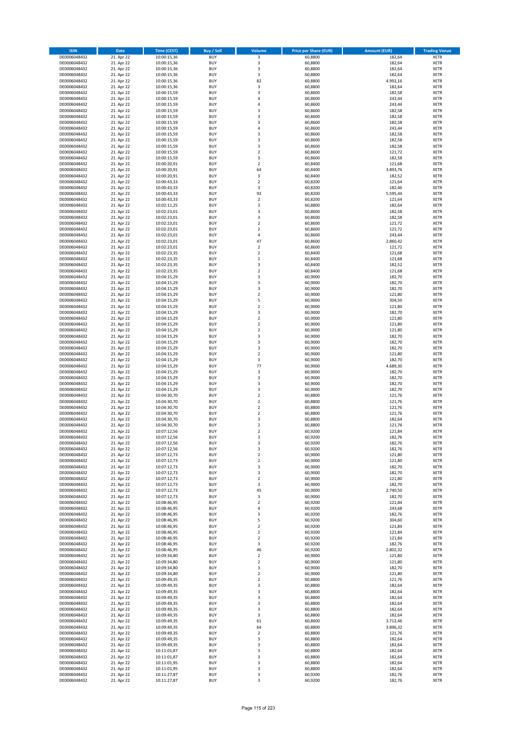| ISIN | Date | Time (CEST) | Buy / Sell | Volume | Price per Share (EUR) | Amount (EUR) | Trading Venue |
|---|---|---|---|---|---|---|---|
| DE0006048432 | 21. Apr 22 | 10:00:15,36 | BUY | 3 | 60,8800 | 182,64 | XETR |
| DE0006048432 | 21. Apr 22 | 10:00:15,36 | BUY | 3 | 60,8800 | 182,64 | XETR |
| DE0006048432 | 21. Apr 22 | 10:00:15,36 | BUY | 3 | 60,8800 | 182,64 | XETR |
| DE0006048432 | 21. Apr 22 | 10:00:15,36 | BUY | 3 | 60,8800 | 182,64 | XETR |
| DE0006048432 | 21. Apr 22 | 10:00:15,36 | BUY | 82 | 60,8800 | 4.992,16 | XETR |
| DE0006048432 | 21. Apr 22 | 10:00:15,36 | BUY | 3 | 60,8800 | 182,64 | XETR |
| DE0006048432 | 21. Apr 22 | 10:00:15,59 | BUY | 3 | 60,8600 | 182,58 | XETR |
| DE0006048432 | 21. Apr 22 | 10:00:15,59 | BUY | 4 | 60,8600 | 243,44 | XETR |
| DE0006048432 | 21. Apr 22 | 10:00:15,59 | BUY | 4 | 60,8600 | 243,44 | XETR |
| DE0006048432 | 21. Apr 22 | 10:00:15,59 | BUY | 3 | 60,8600 | 182,58 | XETR |
| DE0006048432 | 21. Apr 22 | 10:00:15,59 | BUY | 3 | 60,8600 | 182,58 | XETR |
| DE0006048432 | 21. Apr 22 | 10:00:15,59 | BUY | 3 | 60,8600 | 182,58 | XETR |
| DE0006048432 | 21. Apr 22 | 10:00:15,59 | BUY | 4 | 60,8600 | 243,44 | XETR |
| DE0006048432 | 21. Apr 22 | 10:00:15,59 | BUY | 3 | 60,8600 | 182,58 | XETR |
| DE0006048432 | 21. Apr 22 | 10:00:15,59 | BUY | 3 | 60,8600 | 182,58 | XETR |
| DE0006048432 | 21. Apr 22 | 10:00:15,59 | BUY | 3 | 60,8600 | 182,58 | XETR |
| DE0006048432 | 21. Apr 22 | 10:00:15,59 | BUY | 2 | 60,8600 | 121,72 | XETR |
| DE0006048432 | 21. Apr 22 | 10:00:15,59 | BUY | 3 | 60,8600 | 182,58 | XETR |
| DE0006048432 | 21. Apr 22 | 10:00:20,91 | BUY | 2 | 60,8400 | 121,68 | XETR |
| DE0006048432 | 21. Apr 22 | 10:00:20,91 | BUY | 64 | 60,8400 | 3.893,76 | XETR |
| DE0006048432 | 21. Apr 22 | 10:00:20,91 | BUY | 3 | 60,8400 | 182,52 | XETR |
| DE0006048432 | 21. Apr 22 | 10:00:43,33 | BUY | 2 | 60,8200 | 121,64 | XETR |
| DE0006048432 | 21. Apr 22 | 10:00:43,33 | BUY | 3 | 60,8200 | 182,46 | XETR |
| DE0006048432 | 21. Apr 22 | 10:00:43,33 | BUY | 92 | 60,8200 | 5.595,44 | XETR |
| DE0006048432 | 21. Apr 22 | 10:00:43,33 | BUY | 2 | 60,8200 | 121,64 | XETR |
| DE0006048432 | 21. Apr 22 | 10:02:11,25 | BUY | 3 | 60,8800 | 182,64 | XETR |
| DE0006048432 | 21. Apr 22 | 10:02:23,01 | BUY | 3 | 60,8600 | 182,58 | XETR |
| DE0006048432 | 21. Apr 22 | 10:02:23,01 | BUY | 3 | 60,8600 | 182,58 | XETR |
| DE0006048432 | 21. Apr 22 | 10:02:23,01 | BUY | 2 | 60,8600 | 121,72 | XETR |
| DE0006048432 | 21. Apr 22 | 10:02:23,01 | BUY | 2 | 60,8600 | 121,72 | XETR |
| DE0006048432 | 21. Apr 22 | 10:02:23,01 | BUY | 4 | 60,8600 | 243,44 | XETR |
| DE0006048432 | 21. Apr 22 | 10:02:23,01 | BUY | 47 | 60,8600 | 2.860,42 | XETR |
| DE0006048432 | 21. Apr 22 | 10:02:23,01 | BUY | 2 | 60,8600 | 121,72 | XETR |
| DE0006048432 | 21. Apr 22 | 10:02:23,35 | BUY | 2 | 60,8400 | 121,68 | XETR |
| DE0006048432 | 21. Apr 22 | 10:02:23,35 | BUY | 2 | 60,8400 | 121,68 | XETR |
| DE0006048432 | 21. Apr 22 | 10:02:23,35 | BUY | 3 | 60,8400 | 182,52 | XETR |
| DE0006048432 | 21. Apr 22 | 10:02:23,35 | BUY | 2 | 60,8400 | 121,68 | XETR |
| DE0006048432 | 21. Apr 22 | 10:04:15,29 | BUY | 3 | 60,9000 | 182,70 | XETR |
| DE0006048432 | 21. Apr 22 | 10:04:15,29 | BUY | 3 | 60,9000 | 182,70 | XETR |
| DE0006048432 | 21. Apr 22 | 10:04:15,29 | BUY | 3 | 60,9000 | 182,70 | XETR |
| DE0006048432 | 21. Apr 22 | 10:04:15,29 | BUY | 2 | 60,9000 | 121,80 | XETR |
| DE0006048432 | 21. Apr 22 | 10:04:15,29 | BUY | 5 | 60,9000 | 304,50 | XETR |
| DE0006048432 | 21. Apr 22 | 10:04:15,29 | BUY | 2 | 60,9000 | 121,80 | XETR |
| DE0006048432 | 21. Apr 22 | 10:04:15,29 | BUY | 3 | 60,9000 | 182,70 | XETR |
| DE0006048432 | 21. Apr 22 | 10:04:15,29 | BUY | 2 | 60,9000 | 121,80 | XETR |
| DE0006048432 | 21. Apr 22 | 10:04:15,29 | BUY | 2 | 60,9000 | 121,80 | XETR |
| DE0006048432 | 21. Apr 22 | 10:04:15,29 | BUY | 2 | 60,9000 | 121,80 | XETR |
| DE0006048432 | 21. Apr 22 | 10:04:15,29 | BUY | 3 | 60,9000 | 182,70 | XETR |
| DE0006048432 | 21. Apr 22 | 10:04:15,29 | BUY | 3 | 60,9000 | 182,70 | XETR |
| DE0006048432 | 21. Apr 22 | 10:04:15,29 | BUY | 3 | 60,9000 | 182,70 | XETR |
| DE0006048432 | 21. Apr 22 | 10:04:15,29 | BUY | 2 | 60,9000 | 121,80 | XETR |
| DE0006048432 | 21. Apr 22 | 10:04:15,29 | BUY | 3 | 60,9000 | 182,70 | XETR |
| DE0006048432 | 21. Apr 22 | 10:04:15,29 | BUY | 77 | 60,9000 | 4.689,30 | XETR |
| DE0006048432 | 21. Apr 22 | 10:04:15,29 | BUY | 3 | 60,9000 | 182,70 | XETR |
| DE0006048432 | 21. Apr 22 | 10:04:15,29 | BUY | 3 | 60,9000 | 182,70 | XETR |
| DE0006048432 | 21. Apr 22 | 10:04:15,29 | BUY | 3 | 60,9000 | 182,70 | XETR |
| DE0006048432 | 21. Apr 22 | 10:04:15,29 | BUY | 3 | 60,9000 | 182,70 | XETR |
| DE0006048432 | 21. Apr 22 | 10:04:30,70 | BUY | 2 | 60,8800 | 121,76 | XETR |
| DE0006048432 | 21. Apr 22 | 10:04:30,70 | BUY | 2 | 60,8800 | 121,76 | XETR |
| DE0006048432 | 21. Apr 22 | 10:04:30,70 | BUY | 2 | 60,8800 | 121,76 | XETR |
| DE0006048432 | 21. Apr 22 | 10:04:30,70 | BUY | 2 | 60,8800 | 121,76 | XETR |
| DE0006048432 | 21. Apr 22 | 10:04:30,70 | BUY | 3 | 60,8800 | 182,64 | XETR |
| DE0006048432 | 21. Apr 22 | 10:04:30,70 | BUY | 2 | 60,8800 | 121,76 | XETR |
| DE0006048432 | 21. Apr 22 | 10:07:12,56 | BUY | 2 | 60,9200 | 121,84 | XETR |
| DE0006048432 | 21. Apr 22 | 10:07:12,56 | BUY | 3 | 60,9200 | 182,76 | XETR |
| DE0006048432 | 21. Apr 22 | 10:07:12,56 | BUY | 3 | 60,9200 | 182,76 | XETR |
| DE0006048432 | 21. Apr 22 | 10:07:12,56 | BUY | 3 | 60,9200 | 182,76 | XETR |
| DE0006048432 | 21. Apr 22 | 10:07:12,73 | BUY | 2 | 60,9000 | 121,80 | XETR |
| DE0006048432 | 21. Apr 22 | 10:07:12,73 | BUY | 2 | 60,9000 | 121,80 | XETR |
| DE0006048432 | 21. Apr 22 | 10:07:12,73 | BUY | 3 | 60,9000 | 182,70 | XETR |
| DE0006048432 | 21. Apr 22 | 10:07:12,73 | BUY | 3 | 60,9000 | 182,70 | XETR |
| DE0006048432 | 21. Apr 22 | 10:07:12,73 | BUY | 2 | 60,9000 | 121,80 | XETR |
| DE0006048432 | 21. Apr 22 | 10:07:12,73 | BUY | 3 | 60,9000 | 182,70 | XETR |
| DE0006048432 | 21. Apr 22 | 10:07:12,73 | BUY | 45 | 60,9000 | 2.740,50 | XETR |
| DE0006048432 | 21. Apr 22 | 10:07:12,73 | BUY | 3 | 60,9000 | 182,70 | XETR |
| DE0006048432 | 21. Apr 22 | 10:08:46,95 | BUY | 2 | 60,9200 | 121,84 | XETR |
| DE0006048432 | 21. Apr 22 | 10:08:46,95 | BUY | 4 | 60,9200 | 243,68 | XETR |
| DE0006048432 | 21. Apr 22 | 10:08:46,95 | BUY | 3 | 60,9200 | 182,76 | XETR |
| DE0006048432 | 21. Apr 22 | 10:08:46,95 | BUY | 5 | 60,9200 | 304,60 | XETR |
| DE0006048432 | 21. Apr 22 | 10:08:46,95 | BUY | 2 | 60,9200 | 121,84 | XETR |
| DE0006048432 | 21. Apr 22 | 10:08:46,95 | BUY | 2 | 60,9200 | 121,84 | XETR |
| DE0006048432 | 21. Apr 22 | 10:08:46,95 | BUY | 2 | 60,9200 | 121,84 | XETR |
| DE0006048432 | 21. Apr 22 | 10:08:46,95 | BUY | 3 | 60,9200 | 182,76 | XETR |
| DE0006048432 | 21. Apr 22 | 10:08:46,95 | BUY | 46 | 60,9200 | 2.802,32 | XETR |
| DE0006048432 | 21. Apr 22 | 10:09:34,80 | BUY | 2 | 60,9000 | 121,80 | XETR |
| DE0006048432 | 21. Apr 22 | 10:09:34,80 | BUY | 2 | 60,9000 | 121,80 | XETR |
| DE0006048432 | 21. Apr 22 | 10:09:34,80 | BUY | 3 | 60,9000 | 182,70 | XETR |
| DE0006048432 | 21. Apr 22 | 10:09:34,80 | BUY | 2 | 60,9000 | 121,80 | XETR |
| DE0006048432 | 21. Apr 22 | 10:09:49,35 | BUY | 2 | 60,8800 | 121,76 | XETR |
| DE0006048432 | 21. Apr 22 | 10:09:49,35 | BUY | 3 | 60,8800 | 182,64 | XETR |
| DE0006048432 | 21. Apr 22 | 10:09:49,35 | BUY | 3 | 60,8800 | 182,64 | XETR |
| DE0006048432 | 21. Apr 22 | 10:09:49,35 | BUY | 3 | 60,8800 | 182,64 | XETR |
| DE0006048432 | 21. Apr 22 | 10:09:49,35 | BUY | 3 | 60,8800 | 182,64 | XETR |
| DE0006048432 | 21. Apr 22 | 10:09:49,35 | BUY | 3 | 60,8800 | 182,64 | XETR |
| DE0006048432 | 21. Apr 22 | 10:09:49,35 | BUY | 3 | 60,8800 | 182,64 | XETR |
| DE0006048432 | 21. Apr 22 | 10:09:49,35 | BUY | 61 | 60,8600 | 3.712,46 | XETR |
| DE0006048432 | 21. Apr 22 | 10:09:49,35 | BUY | 64 | 60,8800 | 3.896,32 | XETR |
| DE0006048432 | 21. Apr 22 | 10:09:49,35 | BUY | 2 | 60,8800 | 121,76 | XETR |
| DE0006048432 | 21. Apr 22 | 10:09:49,35 | BUY | 3 | 60,8800 | 182,64 | XETR |
| DE0006048432 | 21. Apr 22 | 10:09:49,35 | BUY | 3 | 60,8800 | 182,64 | XETR |
| DE0006048432 | 21. Apr 22 | 10:11:01,87 | BUY | 3 | 60,8800 | 182,64 | XETR |
| DE0006048432 | 21. Apr 22 | 10:11:01,87 | BUY | 3 | 60,8800 | 182,64 | XETR |
| DE0006048432 | 21. Apr 22 | 10:11:01,95 | BUY | 3 | 60,8800 | 182,64 | XETR |
| DE0006048432 | 21. Apr 22 | 10:11:01,95 | BUY | 3 | 60,8800 | 182,64 | XETR |
| DE0006048432 | 21. Apr 22 | 10:11:27,87 | BUY | 3 | 60,9200 | 182,76 | XETR |
| DE0006048432 | 21. Apr 22 | 10:11:27,87 | BUY | 3 | 60,9200 | 182,76 | XETR |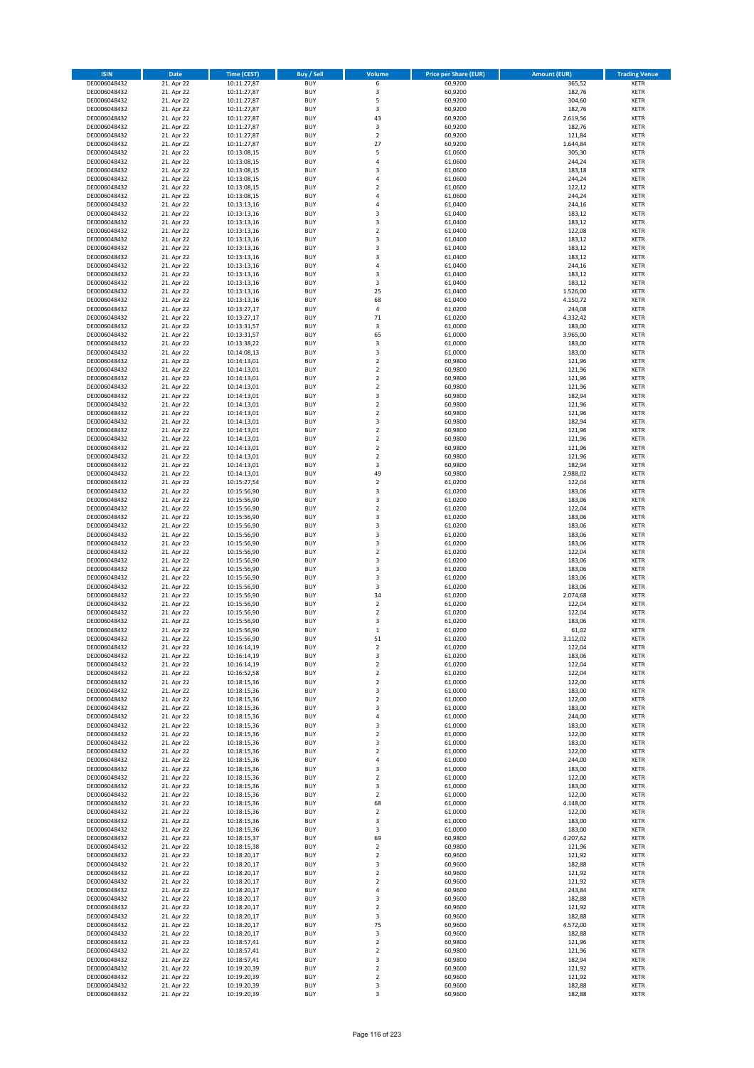| ISIN | Date | Time (CEST) | Buy / Sell | Volume | Price per Share (EUR) | Amount (EUR) | Trading Venue |
|---|---|---|---|---|---|---|---|
| DE0006048432 | 21. Apr 22 | 10:11:27,87 | BUY | 6 | 60,9200 | 365,52 | XETR |
| DE0006048432 | 21. Apr 22 | 10:11:27,87 | BUY | 3 | 60,9200 | 182,76 | XETR |
| DE0006048432 | 21. Apr 22 | 10:11:27,87 | BUY | 5 | 60,9200 | 304,60 | XETR |
| DE0006048432 | 21. Apr 22 | 10:11:27,87 | BUY | 3 | 60,9200 | 182,76 | XETR |
| DE0006048432 | 21. Apr 22 | 10:11:27,87 | BUY | 43 | 60,9200 | 2.619,56 | XETR |
| DE0006048432 | 21. Apr 22 | 10:11:27,87 | BUY | 3 | 60,9200 | 182,76 | XETR |
| DE0006048432 | 21. Apr 22 | 10:11:27,87 | BUY | 2 | 60,9200 | 121,84 | XETR |
| DE0006048432 | 21. Apr 22 | 10:11:27,87 | BUY | 27 | 60,9200 | 1.644,84 | XETR |
| DE0006048432 | 21. Apr 22 | 10:13:08,15 | BUY | 5 | 61,0600 | 305,30 | XETR |
| DE0006048432 | 21. Apr 22 | 10:13:08,15 | BUY | 4 | 61,0600 | 244,24 | XETR |
| DE0006048432 | 21. Apr 22 | 10:13:08,15 | BUY | 3 | 61,0600 | 183,18 | XETR |
| DE0006048432 | 21. Apr 22 | 10:13:08,15 | BUY | 4 | 61,0600 | 244,24 | XETR |
| DE0006048432 | 21. Apr 22 | 10:13:08,15 | BUY | 2 | 61,0600 | 122,12 | XETR |
| DE0006048432 | 21. Apr 22 | 10:13:08,15 | BUY | 4 | 61,0600 | 244,24 | XETR |
| DE0006048432 | 21. Apr 22 | 10:13:13,16 | BUY | 4 | 61,0400 | 244,16 | XETR |
| DE0006048432 | 21. Apr 22 | 10:13:13,16 | BUY | 3 | 61,0400 | 183,12 | XETR |
| DE0006048432 | 21. Apr 22 | 10:13:13,16 | BUY | 3 | 61,0400 | 183,12 | XETR |
| DE0006048432 | 21. Apr 22 | 10:13:13,16 | BUY | 2 | 61,0400 | 122,08 | XETR |
| DE0006048432 | 21. Apr 22 | 10:13:13,16 | BUY | 3 | 61,0400 | 183,12 | XETR |
| DE0006048432 | 21. Apr 22 | 10:13:13,16 | BUY | 3 | 61,0400 | 183,12 | XETR |
| DE0006048432 | 21. Apr 22 | 10:13:13,16 | BUY | 3 | 61,0400 | 183,12 | XETR |
| DE0006048432 | 21. Apr 22 | 10:13:13,16 | BUY | 4 | 61,0400 | 244,16 | XETR |
| DE0006048432 | 21. Apr 22 | 10:13:13,16 | BUY | 3 | 61,0400 | 183,12 | XETR |
| DE0006048432 | 21. Apr 22 | 10:13:13,16 | BUY | 3 | 61,0400 | 183,12 | XETR |
| DE0006048432 | 21. Apr 22 | 10:13:13,16 | BUY | 25 | 61,0400 | 1.526,00 | XETR |
| DE0006048432 | 21. Apr 22 | 10:13:13,16 | BUY | 68 | 61,0400 | 4.150,72 | XETR |
| DE0006048432 | 21. Apr 22 | 10:13:27,17 | BUY | 4 | 61,0200 | 244,08 | XETR |
| DE0006048432 | 21. Apr 22 | 10:13:27,17 | BUY | 71 | 61,0200 | 4.332,42 | XETR |
| DE0006048432 | 21. Apr 22 | 10:13:31,57 | BUY | 3 | 61,0000 | 183,00 | XETR |
| DE0006048432 | 21. Apr 22 | 10:13:31,57 | BUY | 65 | 61,0000 | 3.965,00 | XETR |
| DE0006048432 | 21. Apr 22 | 10:13:38,22 | BUY | 3 | 61,0000 | 183,00 | XETR |
| DE0006048432 | 21. Apr 22 | 10:14:08,13 | BUY | 3 | 61,0000 | 183,00 | XETR |
| DE0006048432 | 21. Apr 22 | 10:14:13,01 | BUY | 2 | 60,9800 | 121,96 | XETR |
| DE0006048432 | 21. Apr 22 | 10:14:13,01 | BUY | 2 | 60,9800 | 121,96 | XETR |
| DE0006048432 | 21. Apr 22 | 10:14:13,01 | BUY | 2 | 60,9800 | 121,96 | XETR |
| DE0006048432 | 21. Apr 22 | 10:14:13,01 | BUY | 2 | 60,9800 | 121,96 | XETR |
| DE0006048432 | 21. Apr 22 | 10:14:13,01 | BUY | 3 | 60,9800 | 182,94 | XETR |
| DE0006048432 | 21. Apr 22 | 10:14:13,01 | BUY | 2 | 60,9800 | 121,96 | XETR |
| DE0006048432 | 21. Apr 22 | 10:14:13,01 | BUY | 2 | 60,9800 | 121,96 | XETR |
| DE0006048432 | 21. Apr 22 | 10:14:13,01 | BUY | 3 | 60,9800 | 182,94 | XETR |
| DE0006048432 | 21. Apr 22 | 10:14:13,01 | BUY | 2 | 60,9800 | 121,96 | XETR |
| DE0006048432 | 21. Apr 22 | 10:14:13,01 | BUY | 2 | 60,9800 | 121,96 | XETR |
| DE0006048432 | 21. Apr 22 | 10:14:13,01 | BUY | 2 | 60,9800 | 121,96 | XETR |
| DE0006048432 | 21. Apr 22 | 10:14:13,01 | BUY | 2 | 60,9800 | 121,96 | XETR |
| DE0006048432 | 21. Apr 22 | 10:14:13,01 | BUY | 3 | 60,9800 | 182,94 | XETR |
| DE0006048432 | 21. Apr 22 | 10:14:13,01 | BUY | 49 | 60,9800 | 2.988,02 | XETR |
| DE0006048432 | 21. Apr 22 | 10:15:27,54 | BUY | 2 | 61,0200 | 122,04 | XETR |
| DE0006048432 | 21. Apr 22 | 10:15:56,90 | BUY | 3 | 61,0200 | 183,06 | XETR |
| DE0006048432 | 21. Apr 22 | 10:15:56,90 | BUY | 3 | 61,0200 | 183,06 | XETR |
| DE0006048432 | 21. Apr 22 | 10:15:56,90 | BUY | 2 | 61,0200 | 122,04 | XETR |
| DE0006048432 | 21. Apr 22 | 10:15:56,90 | BUY | 3 | 61,0200 | 183,06 | XETR |
| DE0006048432 | 21. Apr 22 | 10:15:56,90 | BUY | 3 | 61,0200 | 183,06 | XETR |
| DE0006048432 | 21. Apr 22 | 10:15:56,90 | BUY | 3 | 61,0200 | 183,06 | XETR |
| DE0006048432 | 21. Apr 22 | 10:15:56,90 | BUY | 3 | 61,0200 | 183,06 | XETR |
| DE0006048432 | 21. Apr 22 | 10:15:56,90 | BUY | 2 | 61,0200 | 122,04 | XETR |
| DE0006048432 | 21. Apr 22 | 10:15:56,90 | BUY | 3 | 61,0200 | 183,06 | XETR |
| DE0006048432 | 21. Apr 22 | 10:15:56,90 | BUY | 3 | 61,0200 | 183,06 | XETR |
| DE0006048432 | 21. Apr 22 | 10:15:56,90 | BUY | 3 | 61,0200 | 183,06 | XETR |
| DE0006048432 | 21. Apr 22 | 10:15:56,90 | BUY | 3 | 61,0200 | 183,06 | XETR |
| DE0006048432 | 21. Apr 22 | 10:15:56,90 | BUY | 34 | 61,0200 | 2.074,68 | XETR |
| DE0006048432 | 21. Apr 22 | 10:15:56,90 | BUY | 2 | 61,0200 | 122,04 | XETR |
| DE0006048432 | 21. Apr 22 | 10:15:56,90 | BUY | 2 | 61,0200 | 122,04 | XETR |
| DE0006048432 | 21. Apr 22 | 10:15:56,90 | BUY | 3 | 61,0200 | 183,06 | XETR |
| DE0006048432 | 21. Apr 22 | 10:15:56,90 | BUY | 1 | 61,0200 | 61,02 | XETR |
| DE0006048432 | 21. Apr 22 | 10:15:56,90 | BUY | 51 | 61,0200 | 3.112,02 | XETR |
| DE0006048432 | 21. Apr 22 | 10:16:14,19 | BUY | 2 | 61,0200 | 122,04 | XETR |
| DE0006048432 | 21. Apr 22 | 10:16:14,19 | BUY | 3 | 61,0200 | 183,06 | XETR |
| DE0006048432 | 21. Apr 22 | 10:16:14,19 | BUY | 2 | 61,0200 | 122,04 | XETR |
| DE0006048432 | 21. Apr 22 | 10:16:52,58 | BUY | 2 | 61,0200 | 122,04 | XETR |
| DE0006048432 | 21. Apr 22 | 10:18:15,36 | BUY | 2 | 61,0000 | 122,00 | XETR |
| DE0006048432 | 21. Apr 22 | 10:18:15,36 | BUY | 3 | 61,0000 | 183,00 | XETR |
| DE0006048432 | 21. Apr 22 | 10:18:15,36 | BUY | 2 | 61,0000 | 122,00 | XETR |
| DE0006048432 | 21. Apr 22 | 10:18:15,36 | BUY | 3 | 61,0000 | 183,00 | XETR |
| DE0006048432 | 21. Apr 22 | 10:18:15,36 | BUY | 4 | 61,0000 | 244,00 | XETR |
| DE0006048432 | 21. Apr 22 | 10:18:15,36 | BUY | 3 | 61,0000 | 183,00 | XETR |
| DE0006048432 | 21. Apr 22 | 10:18:15,36 | BUY | 2 | 61,0000 | 122,00 | XETR |
| DE0006048432 | 21. Apr 22 | 10:18:15,36 | BUY | 3 | 61,0000 | 183,00 | XETR |
| DE0006048432 | 21. Apr 22 | 10:18:15,36 | BUY | 2 | 61,0000 | 122,00 | XETR |
| DE0006048432 | 21. Apr 22 | 10:18:15,36 | BUY | 4 | 61,0000 | 244,00 | XETR |
| DE0006048432 | 21. Apr 22 | 10:18:15,36 | BUY | 3 | 61,0000 | 183,00 | XETR |
| DE0006048432 | 21. Apr 22 | 10:18:15,36 | BUY | 2 | 61,0000 | 122,00 | XETR |
| DE0006048432 | 21. Apr 22 | 10:18:15,36 | BUY | 3 | 61,0000 | 183,00 | XETR |
| DE0006048432 | 21. Apr 22 | 10:18:15,36 | BUY | 2 | 61,0000 | 122,00 | XETR |
| DE0006048432 | 21. Apr 22 | 10:18:15,36 | BUY | 68 | 61,0000 | 4.148,00 | XETR |
| DE0006048432 | 21. Apr 22 | 10:18:15,36 | BUY | 2 | 61,0000 | 122,00 | XETR |
| DE0006048432 | 21. Apr 22 | 10:18:15,36 | BUY | 3 | 61,0000 | 183,00 | XETR |
| DE0006048432 | 21. Apr 22 | 10:18:15,36 | BUY | 3 | 61,0000 | 183,00 | XETR |
| DE0006048432 | 21. Apr 22 | 10:18:15,37 | BUY | 69 | 60,9800 | 4.207,62 | XETR |
| DE0006048432 | 21. Apr 22 | 10:18:15,38 | BUY | 2 | 60,9800 | 121,96 | XETR |
| DE0006048432 | 21. Apr 22 | 10:18:20,17 | BUY | 2 | 60,9600 | 121,92 | XETR |
| DE0006048432 | 21. Apr 22 | 10:18:20,17 | BUY | 3 | 60,9600 | 182,88 | XETR |
| DE0006048432 | 21. Apr 22 | 10:18:20,17 | BUY | 2 | 60,9600 | 121,92 | XETR |
| DE0006048432 | 21. Apr 22 | 10:18:20,17 | BUY | 2 | 60,9600 | 121,92 | XETR |
| DE0006048432 | 21. Apr 22 | 10:18:20,17 | BUY | 4 | 60,9600 | 243,84 | XETR |
| DE0006048432 | 21. Apr 22 | 10:18:20,17 | BUY | 3 | 60,9600 | 182,88 | XETR |
| DE0006048432 | 21. Apr 22 | 10:18:20,17 | BUY | 2 | 60,9600 | 121,92 | XETR |
| DE0006048432 | 21. Apr 22 | 10:18:20,17 | BUY | 3 | 60,9600 | 182,88 | XETR |
| DE0006048432 | 21. Apr 22 | 10:18:20,17 | BUY | 75 | 60,9600 | 4.572,00 | XETR |
| DE0006048432 | 21. Apr 22 | 10:18:20,17 | BUY | 3 | 60,9600 | 182,88 | XETR |
| DE0006048432 | 21. Apr 22 | 10:18:57,41 | BUY | 2 | 60,9800 | 121,96 | XETR |
| DE0006048432 | 21. Apr 22 | 10:18:57,41 | BUY | 2 | 60,9800 | 121,96 | XETR |
| DE0006048432 | 21. Apr 22 | 10:18:57,41 | BUY | 3 | 60,9800 | 182,94 | XETR |
| DE0006048432 | 21. Apr 22 | 10:19:20,39 | BUY | 2 | 60,9600 | 121,92 | XETR |
| DE0006048432 | 21. Apr 22 | 10:19:20,39 | BUY | 2 | 60,9600 | 121,92 | XETR |
| DE0006048432 | 21. Apr 22 | 10:19:20,39 | BUY | 3 | 60,9600 | 182,88 | XETR |
| DE0006048432 | 21. Apr 22 | 10:19:20,39 | BUY | 3 | 60,9600 | 182,88 | XETR |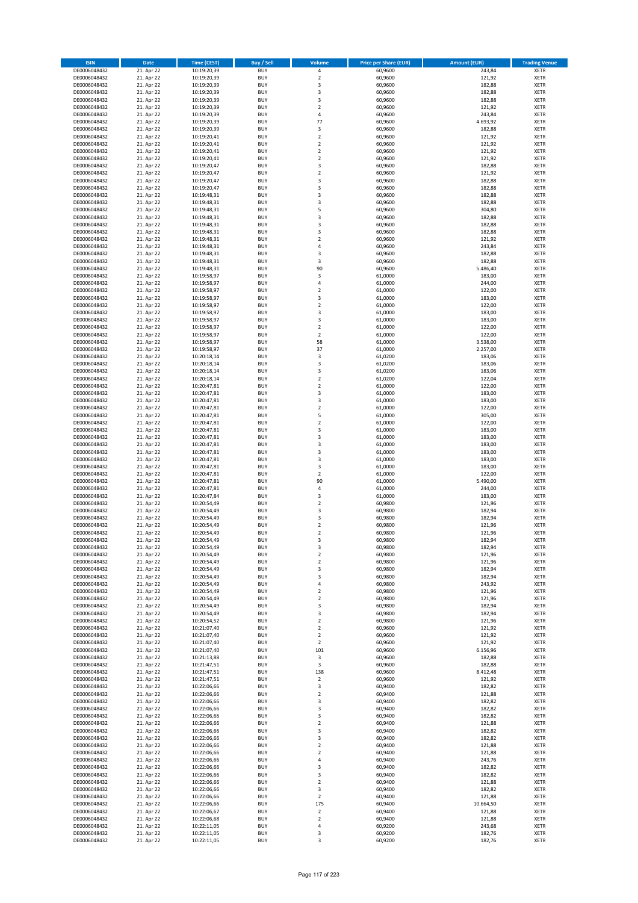| ISIN | Date | Time (CEST) | Buy / Sell | Volume | Price per Share (EUR) | Amount (EUR) | Trading Venue |
|---|---|---|---|---|---|---|---|
| DE0006048432 | 21. Apr 22 | 10:19:20,39 | BUY | 4 | 60,9600 | 243,84 | XETR |
| DE0006048432 | 21. Apr 22 | 10:19:20,39 | BUY | 2 | 60,9600 | 121,92 | XETR |
| DE0006048432 | 21. Apr 22 | 10:19:20,39 | BUY | 3 | 60,9600 | 182,88 | XETR |
| DE0006048432 | 21. Apr 22 | 10:19:20,39 | BUY | 3 | 60,9600 | 182,88 | XETR |
| DE0006048432 | 21. Apr 22 | 10:19:20,39 | BUY | 3 | 60,9600 | 182,88 | XETR |
| DE0006048432 | 21. Apr 22 | 10:19:20,39 | BUY | 2 | 60,9600 | 121,92 | XETR |
| DE0006048432 | 21. Apr 22 | 10:19:20,39 | BUY | 4 | 60,9600 | 243,84 | XETR |
| DE0006048432 | 21. Apr 22 | 10:19:20,39 | BUY | 77 | 60,9600 | 4.693,92 | XETR |
| DE0006048432 | 21. Apr 22 | 10:19:20,39 | BUY | 3 | 60,9600 | 182,88 | XETR |
| DE0006048432 | 21. Apr 22 | 10:19:20,41 | BUY | 2 | 60,9600 | 121,92 | XETR |
| DE0006048432 | 21. Apr 22 | 10:19:20,41 | BUY | 2 | 60,9600 | 121,92 | XETR |
| DE0006048432 | 21. Apr 22 | 10:19:20,41 | BUY | 2 | 60,9600 | 121,92 | XETR |
| DE0006048432 | 21. Apr 22 | 10:19:20,41 | BUY | 2 | 60,9600 | 121,92 | XETR |
| DE0006048432 | 21. Apr 22 | 10:19:20,47 | BUY | 3 | 60,9600 | 182,88 | XETR |
| DE0006048432 | 21. Apr 22 | 10:19:20,47 | BUY | 2 | 60,9600 | 121,92 | XETR |
| DE0006048432 | 21. Apr 22 | 10:19:20,47 | BUY | 3 | 60,9600 | 182,88 | XETR |
| DE0006048432 | 21. Apr 22 | 10:19:20,47 | BUY | 3 | 60,9600 | 182,88 | XETR |
| DE0006048432 | 21. Apr 22 | 10:19:48,31 | BUY | 3 | 60,9600 | 182,88 | XETR |
| DE0006048432 | 21. Apr 22 | 10:19:48,31 | BUY | 3 | 60,9600 | 182,88 | XETR |
| DE0006048432 | 21. Apr 22 | 10:19:48,31 | BUY | 5 | 60,9600 | 304,80 | XETR |
| DE0006048432 | 21. Apr 22 | 10:19:48,31 | BUY | 3 | 60,9600 | 182,88 | XETR |
| DE0006048432 | 21. Apr 22 | 10:19:48,31 | BUY | 3 | 60,9600 | 182,88 | XETR |
| DE0006048432 | 21. Apr 22 | 10:19:48,31 | BUY | 3 | 60,9600 | 182,88 | XETR |
| DE0006048432 | 21. Apr 22 | 10:19:48,31 | BUY | 2 | 60,9600 | 121,92 | XETR |
| DE0006048432 | 21. Apr 22 | 10:19:48,31 | BUY | 4 | 60,9600 | 243,84 | XETR |
| DE0006048432 | 21. Apr 22 | 10:19:48,31 | BUY | 3 | 60,9600 | 182,88 | XETR |
| DE0006048432 | 21. Apr 22 | 10:19:48,31 | BUY | 3 | 60,9600 | 182,88 | XETR |
| DE0006048432 | 21. Apr 22 | 10:19:48,31 | BUY | 90 | 60,9600 | 5.486,40 | XETR |
| DE0006048432 | 21. Apr 22 | 10:19:58,97 | BUY | 3 | 61,0000 | 183,00 | XETR |
| DE0006048432 | 21. Apr 22 | 10:19:58,97 | BUY | 4 | 61,0000 | 244,00 | XETR |
| DE0006048432 | 21. Apr 22 | 10:19:58,97 | BUY | 2 | 61,0000 | 122,00 | XETR |
| DE0006048432 | 21. Apr 22 | 10:19:58,97 | BUY | 3 | 61,0000 | 183,00 | XETR |
| DE0006048432 | 21. Apr 22 | 10:19:58,97 | BUY | 2 | 61,0000 | 122,00 | XETR |
| DE0006048432 | 21. Apr 22 | 10:19:58,97 | BUY | 3 | 61,0000 | 183,00 | XETR |
| DE0006048432 | 21. Apr 22 | 10:19:58,97 | BUY | 3 | 61,0000 | 183,00 | XETR |
| DE0006048432 | 21. Apr 22 | 10:19:58,97 | BUY | 2 | 61,0000 | 122,00 | XETR |
| DE0006048432 | 21. Apr 22 | 10:19:58,97 | BUY | 2 | 61,0000 | 122,00 | XETR |
| DE0006048432 | 21. Apr 22 | 10:19:58,97 | BUY | 58 | 61,0000 | 3.538,00 | XETR |
| DE0006048432 | 21. Apr 22 | 10:19:58,97 | BUY | 37 | 61,0000 | 2.257,00 | XETR |
| DE0006048432 | 21. Apr 22 | 10:20:18,14 | BUY | 3 | 61,0200 | 183,06 | XETR |
| DE0006048432 | 21. Apr 22 | 10:20:18,14 | BUY | 3 | 61,0200 | 183,06 | XETR |
| DE0006048432 | 21. Apr 22 | 10:20:18,14 | BUY | 3 | 61,0200 | 183,06 | XETR |
| DE0006048432 | 21. Apr 22 | 10:20:18,14 | BUY | 2 | 61,0200 | 122,04 | XETR |
| DE0006048432 | 21. Apr 22 | 10:20:47,81 | BUY | 2 | 61,0000 | 122,00 | XETR |
| DE0006048432 | 21. Apr 22 | 10:20:47,81 | BUY | 3 | 61,0000 | 183,00 | XETR |
| DE0006048432 | 21. Apr 22 | 10:20:47,81 | BUY | 3 | 61,0000 | 183,00 | XETR |
| DE0006048432 | 21. Apr 22 | 10:20:47,81 | BUY | 2 | 61,0000 | 122,00 | XETR |
| DE0006048432 | 21. Apr 22 | 10:20:47,81 | BUY | 5 | 61,0000 | 305,00 | XETR |
| DE0006048432 | 21. Apr 22 | 10:20:47,81 | BUY | 2 | 61,0000 | 122,00 | XETR |
| DE0006048432 | 21. Apr 22 | 10:20:47,81 | BUY | 3 | 61,0000 | 183,00 | XETR |
| DE0006048432 | 21. Apr 22 | 10:20:47,81 | BUY | 3 | 61,0000 | 183,00 | XETR |
| DE0006048432 | 21. Apr 22 | 10:20:47,81 | BUY | 3 | 61,0000 | 183,00 | XETR |
| DE0006048432 | 21. Apr 22 | 10:20:47,81 | BUY | 3 | 61,0000 | 183,00 | XETR |
| DE0006048432 | 21. Apr 22 | 10:20:47,81 | BUY | 3 | 61,0000 | 183,00 | XETR |
| DE0006048432 | 21. Apr 22 | 10:20:47,81 | BUY | 3 | 61,0000 | 183,00 | XETR |
| DE0006048432 | 21. Apr 22 | 10:20:47,81 | BUY | 2 | 61,0000 | 122,00 | XETR |
| DE0006048432 | 21. Apr 22 | 10:20:47,81 | BUY | 90 | 61,0000 | 5.490,00 | XETR |
| DE0006048432 | 21. Apr 22 | 10:20:47,81 | BUY | 4 | 61,0000 | 244,00 | XETR |
| DE0006048432 | 21. Apr 22 | 10:20:47,84 | BUY | 3 | 61,0000 | 183,00 | XETR |
| DE0006048432 | 21. Apr 22 | 10:20:54,49 | BUY | 2 | 60,9800 | 121,96 | XETR |
| DE0006048432 | 21. Apr 22 | 10:20:54,49 | BUY | 3 | 60,9800 | 182,94 | XETR |
| DE0006048432 | 21. Apr 22 | 10:20:54,49 | BUY | 3 | 60,9800 | 182,94 | XETR |
| DE0006048432 | 21. Apr 22 | 10:20:54,49 | BUY | 2 | 60,9800 | 121,96 | XETR |
| DE0006048432 | 21. Apr 22 | 10:20:54,49 | BUY | 2 | 60,9800 | 121,96 | XETR |
| DE0006048432 | 21. Apr 22 | 10:20:54,49 | BUY | 3 | 60,9800 | 182,94 | XETR |
| DE0006048432 | 21. Apr 22 | 10:20:54,49 | BUY | 3 | 60,9800 | 182,94 | XETR |
| DE0006048432 | 21. Apr 22 | 10:20:54,49 | BUY | 2 | 60,9800 | 121,96 | XETR |
| DE0006048432 | 21. Apr 22 | 10:20:54,49 | BUY | 2 | 60,9800 | 121,96 | XETR |
| DE0006048432 | 21. Apr 22 | 10:20:54,49 | BUY | 3 | 60,9800 | 182,94 | XETR |
| DE0006048432 | 21. Apr 22 | 10:20:54,49 | BUY | 3 | 60,9800 | 182,94 | XETR |
| DE0006048432 | 21. Apr 22 | 10:20:54,49 | BUY | 4 | 60,9800 | 243,92 | XETR |
| DE0006048432 | 21. Apr 22 | 10:20:54,49 | BUY | 2 | 60,9800 | 121,96 | XETR |
| DE0006048432 | 21. Apr 22 | 10:20:54,49 | BUY | 2 | 60,9800 | 121,96 | XETR |
| DE0006048432 | 21. Apr 22 | 10:20:54,49 | BUY | 3 | 60,9800 | 182,94 | XETR |
| DE0006048432 | 21. Apr 22 | 10:20:54,49 | BUY | 3 | 60,9800 | 182,94 | XETR |
| DE0006048432 | 21. Apr 22 | 10:20:54,52 | BUY | 2 | 60,9800 | 121,96 | XETR |
| DE0006048432 | 21. Apr 22 | 10:21:07,40 | BUY | 2 | 60,9600 | 121,92 | XETR |
| DE0006048432 | 21. Apr 22 | 10:21:07,40 | BUY | 2 | 60,9600 | 121,92 | XETR |
| DE0006048432 | 21. Apr 22 | 10:21:07,40 | BUY | 2 | 60,9600 | 121,92 | XETR |
| DE0006048432 | 21. Apr 22 | 10:21:07,40 | BUY | 101 | 60,9600 | 6.156,96 | XETR |
| DE0006048432 | 21. Apr 22 | 10:21:13,88 | BUY | 3 | 60,9600 | 182,88 | XETR |
| DE0006048432 | 21. Apr 22 | 10:21:47,51 | BUY | 3 | 60,9600 | 182,88 | XETR |
| DE0006048432 | 21. Apr 22 | 10:21:47,51 | BUY | 138 | 60,9600 | 8.412,48 | XETR |
| DE0006048432 | 21. Apr 22 | 10:21:47,51 | BUY | 2 | 60,9600 | 121,92 | XETR |
| DE0006048432 | 21. Apr 22 | 10:22:06,66 | BUY | 3 | 60,9400 | 182,82 | XETR |
| DE0006048432 | 21. Apr 22 | 10:22:06,66 | BUY | 2 | 60,9400 | 121,88 | XETR |
| DE0006048432 | 21. Apr 22 | 10:22:06,66 | BUY | 3 | 60,9400 | 182,82 | XETR |
| DE0006048432 | 21. Apr 22 | 10:22:06,66 | BUY | 3 | 60,9400 | 182,82 | XETR |
| DE0006048432 | 21. Apr 22 | 10:22:06,66 | BUY | 3 | 60,9400 | 182,82 | XETR |
| DE0006048432 | 21. Apr 22 | 10:22:06,66 | BUY | 2 | 60,9400 | 121,88 | XETR |
| DE0006048432 | 21. Apr 22 | 10:22:06,66 | BUY | 3 | 60,9400 | 182,82 | XETR |
| DE0006048432 | 21. Apr 22 | 10:22:06,66 | BUY | 3 | 60,9400 | 182,82 | XETR |
| DE0006048432 | 21. Apr 22 | 10:22:06,66 | BUY | 2 | 60,9400 | 121,88 | XETR |
| DE0006048432 | 21. Apr 22 | 10:22:06,66 | BUY | 2 | 60,9400 | 121,88 | XETR |
| DE0006048432 | 21. Apr 22 | 10:22:06,66 | BUY | 4 | 60,9400 | 243,76 | XETR |
| DE0006048432 | 21. Apr 22 | 10:22:06,66 | BUY | 3 | 60,9400 | 182,82 | XETR |
| DE0006048432 | 21. Apr 22 | 10:22:06,66 | BUY | 3 | 60,9400 | 182,82 | XETR |
| DE0006048432 | 21. Apr 22 | 10:22:06,66 | BUY | 2 | 60,9400 | 121,88 | XETR |
| DE0006048432 | 21. Apr 22 | 10:22:06,66 | BUY | 3 | 60,9400 | 182,82 | XETR |
| DE0006048432 | 21. Apr 22 | 10:22:06,66 | BUY | 2 | 60,9400 | 121,88 | XETR |
| DE0006048432 | 21. Apr 22 | 10:22:06,66 | BUY | 175 | 60,9400 | 10.664,50 | XETR |
| DE0006048432 | 21. Apr 22 | 10:22:06,67 | BUY | 2 | 60,9400 | 121,88 | XETR |
| DE0006048432 | 21. Apr 22 | 10:22:06,68 | BUY | 2 | 60,9400 | 121,88 | XETR |
| DE0006048432 | 21. Apr 22 | 10:22:11,05 | BUY | 4 | 60,9200 | 243,68 | XETR |
| DE0006048432 | 21. Apr 22 | 10:22:11,05 | BUY | 3 | 60,9200 | 182,76 | XETR |
| DE0006048432 | 21. Apr 22 | 10:22:11,05 | BUY | 3 | 60,9200 | 182,76 | XETR |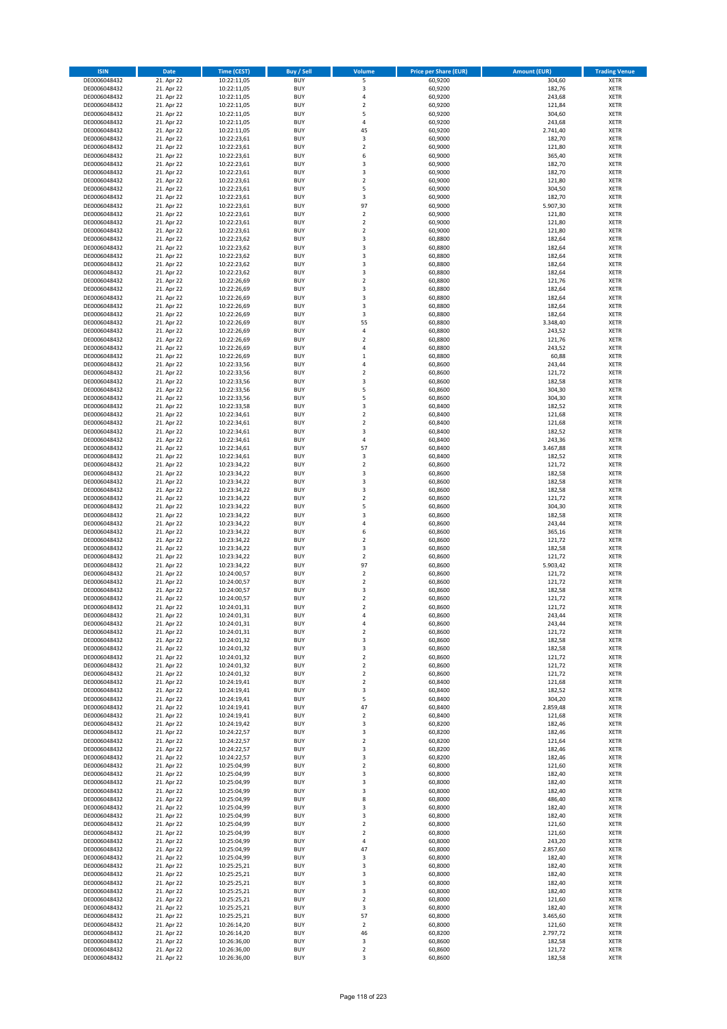| ISIN | Date | Time (CEST) | Buy / Sell | Volume | Price per Share (EUR) | Amount (EUR) | Trading Venue |
|---|---|---|---|---|---|---|---|
| DE0006048432 | 21. Apr 22 | 10:22:11,05 | BUY | 5 | 60,9200 | 304,60 | XETR |
| DE0006048432 | 21. Apr 22 | 10:22:11,05 | BUY | 3 | 60,9200 | 182,76 | XETR |
| DE0006048432 | 21. Apr 22 | 10:22:11,05 | BUY | 4 | 60,9200 | 243,68 | XETR |
| DE0006048432 | 21. Apr 22 | 10:22:11,05 | BUY | 2 | 60,9200 | 121,84 | XETR |
| DE0006048432 | 21. Apr 22 | 10:22:11,05 | BUY | 5 | 60,9200 | 304,60 | XETR |
| DE0006048432 | 21. Apr 22 | 10:22:11,05 | BUY | 4 | 60,9200 | 243,68 | XETR |
| DE0006048432 | 21. Apr 22 | 10:22:11,05 | BUY | 45 | 60,9200 | 2.741,40 | XETR |
| DE0006048432 | 21. Apr 22 | 10:22:23,61 | BUY | 3 | 60,9000 | 182,70 | XETR |
| DE0006048432 | 21. Apr 22 | 10:22:23,61 | BUY | 2 | 60,9000 | 121,80 | XETR |
| DE0006048432 | 21. Apr 22 | 10:22:23,61 | BUY | 6 | 60,9000 | 365,40 | XETR |
| DE0006048432 | 21. Apr 22 | 10:22:23,61 | BUY | 3 | 60,9000 | 182,70 | XETR |
| DE0006048432 | 21. Apr 22 | 10:22:23,61 | BUY | 3 | 60,9000 | 182,70 | XETR |
| DE0006048432 | 21. Apr 22 | 10:22:23,61 | BUY | 2 | 60,9000 | 121,80 | XETR |
| DE0006048432 | 21. Apr 22 | 10:22:23,61 | BUY | 5 | 60,9000 | 304,50 | XETR |
| DE0006048432 | 21. Apr 22 | 10:22:23,61 | BUY | 3 | 60,9000 | 182,70 | XETR |
| DE0006048432 | 21. Apr 22 | 10:22:23,61 | BUY | 97 | 60,9000 | 5.907,30 | XETR |
| DE0006048432 | 21. Apr 22 | 10:22:23,61 | BUY | 2 | 60,9000 | 121,80 | XETR |
| DE0006048432 | 21. Apr 22 | 10:22:23,61 | BUY | 2 | 60,9000 | 121,80 | XETR |
| DE0006048432 | 21. Apr 22 | 10:22:23,61 | BUY | 2 | 60,9000 | 121,80 | XETR |
| DE0006048432 | 21. Apr 22 | 10:22:23,62 | BUY | 3 | 60,8800 | 182,64 | XETR |
| DE0006048432 | 21. Apr 22 | 10:22:23,62 | BUY | 3 | 60,8800 | 182,64 | XETR |
| DE0006048432 | 21. Apr 22 | 10:22:23,62 | BUY | 3 | 60,8800 | 182,64 | XETR |
| DE0006048432 | 21. Apr 22 | 10:22:23,62 | BUY | 3 | 60,8800 | 182,64 | XETR |
| DE0006048432 | 21. Apr 22 | 10:22:23,62 | BUY | 3 | 60,8800 | 182,64 | XETR |
| DE0006048432 | 21. Apr 22 | 10:22:26,69 | BUY | 2 | 60,8800 | 121,76 | XETR |
| DE0006048432 | 21. Apr 22 | 10:22:26,69 | BUY | 3 | 60,8800 | 182,64 | XETR |
| DE0006048432 | 21. Apr 22 | 10:22:26,69 | BUY | 3 | 60,8800 | 182,64 | XETR |
| DE0006048432 | 21. Apr 22 | 10:22:26,69 | BUY | 3 | 60,8800 | 182,64 | XETR |
| DE0006048432 | 21. Apr 22 | 10:22:26,69 | BUY | 3 | 60,8800 | 182,64 | XETR |
| DE0006048432 | 21. Apr 22 | 10:22:26,69 | BUY | 55 | 60,8800 | 3.348,40 | XETR |
| DE0006048432 | 21. Apr 22 | 10:22:26,69 | BUY | 4 | 60,8800 | 243,52 | XETR |
| DE0006048432 | 21. Apr 22 | 10:22:26,69 | BUY | 2 | 60,8800 | 121,76 | XETR |
| DE0006048432 | 21. Apr 22 | 10:22:26,69 | BUY | 4 | 60,8800 | 243,52 | XETR |
| DE0006048432 | 21. Apr 22 | 10:22:26,69 | BUY | 1 | 60,8800 | 60,88 | XETR |
| DE0006048432 | 21. Apr 22 | 10:22:33,56 | BUY | 4 | 60,8600 | 243,44 | XETR |
| DE0006048432 | 21. Apr 22 | 10:22:33,56 | BUY | 2 | 60,8600 | 121,72 | XETR |
| DE0006048432 | 21. Apr 22 | 10:22:33,56 | BUY | 3 | 60,8600 | 182,58 | XETR |
| DE0006048432 | 21. Apr 22 | 10:22:33,56 | BUY | 5 | 60,8600 | 304,30 | XETR |
| DE0006048432 | 21. Apr 22 | 10:22:33,56 | BUY | 5 | 60,8600 | 304,30 | XETR |
| DE0006048432 | 21. Apr 22 | 10:22:33,58 | BUY | 3 | 60,8400 | 182,52 | XETR |
| DE0006048432 | 21. Apr 22 | 10:22:34,61 | BUY | 2 | 60,8400 | 121,68 | XETR |
| DE0006048432 | 21. Apr 22 | 10:22:34,61 | BUY | 2 | 60,8400 | 121,68 | XETR |
| DE0006048432 | 21. Apr 22 | 10:22:34,61 | BUY | 3 | 60,8400 | 182,52 | XETR |
| DE0006048432 | 21. Apr 22 | 10:22:34,61 | BUY | 4 | 60,8400 | 243,36 | XETR |
| DE0006048432 | 21. Apr 22 | 10:22:34,61 | BUY | 57 | 60,8400 | 3.467,88 | XETR |
| DE0006048432 | 21. Apr 22 | 10:22:34,61 | BUY | 3 | 60,8400 | 182,52 | XETR |
| DE0006048432 | 21. Apr 22 | 10:23:34,22 | BUY | 2 | 60,8600 | 121,72 | XETR |
| DE0006048432 | 21. Apr 22 | 10:23:34,22 | BUY | 3 | 60,8600 | 182,58 | XETR |
| DE0006048432 | 21. Apr 22 | 10:23:34,22 | BUY | 3 | 60,8600 | 182,58 | XETR |
| DE0006048432 | 21. Apr 22 | 10:23:34,22 | BUY | 3 | 60,8600 | 182,58 | XETR |
| DE0006048432 | 21. Apr 22 | 10:23:34,22 | BUY | 2 | 60,8600 | 121,72 | XETR |
| DE0006048432 | 21. Apr 22 | 10:23:34,22 | BUY | 5 | 60,8600 | 304,30 | XETR |
| DE0006048432 | 21. Apr 22 | 10:23:34,22 | BUY | 3 | 60,8600 | 182,58 | XETR |
| DE0006048432 | 21. Apr 22 | 10:23:34,22 | BUY | 4 | 60,8600 | 243,44 | XETR |
| DE0006048432 | 21. Apr 22 | 10:23:34,22 | BUY | 6 | 60,8600 | 365,16 | XETR |
| DE0006048432 | 21. Apr 22 | 10:23:34,22 | BUY | 2 | 60,8600 | 121,72 | XETR |
| DE0006048432 | 21. Apr 22 | 10:23:34,22 | BUY | 3 | 60,8600 | 182,58 | XETR |
| DE0006048432 | 21. Apr 22 | 10:23:34,22 | BUY | 2 | 60,8600 | 121,72 | XETR |
| DE0006048432 | 21. Apr 22 | 10:23:34,22 | BUY | 97 | 60,8600 | 5.903,42 | XETR |
| DE0006048432 | 21. Apr 22 | 10:24:00,57 | BUY | 2 | 60,8600 | 121,72 | XETR |
| DE0006048432 | 21. Apr 22 | 10:24:00,57 | BUY | 2 | 60,8600 | 121,72 | XETR |
| DE0006048432 | 21. Apr 22 | 10:24:00,57 | BUY | 3 | 60,8600 | 182,58 | XETR |
| DE0006048432 | 21. Apr 22 | 10:24:00,57 | BUY | 2 | 60,8600 | 121,72 | XETR |
| DE0006048432 | 21. Apr 22 | 10:24:01,31 | BUY | 2 | 60,8600 | 121,72 | XETR |
| DE0006048432 | 21. Apr 22 | 10:24:01,31 | BUY | 4 | 60,8600 | 243,44 | XETR |
| DE0006048432 | 21. Apr 22 | 10:24:01,31 | BUY | 4 | 60,8600 | 243,44 | XETR |
| DE0006048432 | 21. Apr 22 | 10:24:01,31 | BUY | 2 | 60,8600 | 121,72 | XETR |
| DE0006048432 | 21. Apr 22 | 10:24:01,32 | BUY | 3 | 60,8600 | 182,58 | XETR |
| DE0006048432 | 21. Apr 22 | 10:24:01,32 | BUY | 3 | 60,8600 | 182,58 | XETR |
| DE0006048432 | 21. Apr 22 | 10:24:01,32 | BUY | 2 | 60,8600 | 121,72 | XETR |
| DE0006048432 | 21. Apr 22 | 10:24:01,32 | BUY | 2 | 60,8600 | 121,72 | XETR |
| DE0006048432 | 21. Apr 22 | 10:24:01,32 | BUY | 2 | 60,8600 | 121,72 | XETR |
| DE0006048432 | 21. Apr 22 | 10:24:19,41 | BUY | 2 | 60,8400 | 121,68 | XETR |
| DE0006048432 | 21. Apr 22 | 10:24:19,41 | BUY | 3 | 60,8400 | 182,52 | XETR |
| DE0006048432 | 21. Apr 22 | 10:24:19,41 | BUY | 5 | 60,8400 | 304,20 | XETR |
| DE0006048432 | 21. Apr 22 | 10:24:19,41 | BUY | 47 | 60,8400 | 2.859,48 | XETR |
| DE0006048432 | 21. Apr 22 | 10:24:19,41 | BUY | 2 | 60,8400 | 121,68 | XETR |
| DE0006048432 | 21. Apr 22 | 10:24:19,42 | BUY | 3 | 60,8200 | 182,46 | XETR |
| DE0006048432 | 21. Apr 22 | 10:24:22,57 | BUY | 3 | 60,8200 | 182,46 | XETR |
| DE0006048432 | 21. Apr 22 | 10:24:22,57 | BUY | 2 | 60,8200 | 121,64 | XETR |
| DE0006048432 | 21. Apr 22 | 10:24:22,57 | BUY | 3 | 60,8200 | 182,46 | XETR |
| DE0006048432 | 21. Apr 22 | 10:24:22,57 | BUY | 3 | 60,8200 | 182,46 | XETR |
| DE0006048432 | 21. Apr 22 | 10:25:04,99 | BUY | 2 | 60,8000 | 121,60 | XETR |
| DE0006048432 | 21. Apr 22 | 10:25:04,99 | BUY | 3 | 60,8000 | 182,40 | XETR |
| DE0006048432 | 21. Apr 22 | 10:25:04,99 | BUY | 3 | 60,8000 | 182,40 | XETR |
| DE0006048432 | 21. Apr 22 | 10:25:04,99 | BUY | 3 | 60,8000 | 182,40 | XETR |
| DE0006048432 | 21. Apr 22 | 10:25:04,99 | BUY | 8 | 60,8000 | 486,40 | XETR |
| DE0006048432 | 21. Apr 22 | 10:25:04,99 | BUY | 3 | 60,8000 | 182,40 | XETR |
| DE0006048432 | 21. Apr 22 | 10:25:04,99 | BUY | 3 | 60,8000 | 182,40 | XETR |
| DE0006048432 | 21. Apr 22 | 10:25:04,99 | BUY | 2 | 60,8000 | 121,60 | XETR |
| DE0006048432 | 21. Apr 22 | 10:25:04,99 | BUY | 2 | 60,8000 | 121,60 | XETR |
| DE0006048432 | 21. Apr 22 | 10:25:04,99 | BUY | 4 | 60,8000 | 243,20 | XETR |
| DE0006048432 | 21. Apr 22 | 10:25:04,99 | BUY | 47 | 60,8000 | 2.857,60 | XETR |
| DE0006048432 | 21. Apr 22 | 10:25:04,99 | BUY | 3 | 60,8000 | 182,40 | XETR |
| DE0006048432 | 21. Apr 22 | 10:25:25,21 | BUY | 3 | 60,8000 | 182,40 | XETR |
| DE0006048432 | 21. Apr 22 | 10:25:25,21 | BUY | 3 | 60,8000 | 182,40 | XETR |
| DE0006048432 | 21. Apr 22 | 10:25:25,21 | BUY | 3 | 60,8000 | 182,40 | XETR |
| DE0006048432 | 21. Apr 22 | 10:25:25,21 | BUY | 3 | 60,8000 | 182,40 | XETR |
| DE0006048432 | 21. Apr 22 | 10:25:25,21 | BUY | 2 | 60,8000 | 121,60 | XETR |
| DE0006048432 | 21. Apr 22 | 10:25:25,21 | BUY | 3 | 60,8000 | 182,40 | XETR |
| DE0006048432 | 21. Apr 22 | 10:25:25,21 | BUY | 57 | 60,8000 | 3.465,60 | XETR |
| DE0006048432 | 21. Apr 22 | 10:26:14,20 | BUY | 2 | 60,8000 | 121,60 | XETR |
| DE0006048432 | 21. Apr 22 | 10:26:14,20 | BUY | 46 | 60,8200 | 2.797,72 | XETR |
| DE0006048432 | 21. Apr 22 | 10:26:36,00 | BUY | 3 | 60,8600 | 182,58 | XETR |
| DE0006048432 | 21. Apr 22 | 10:26:36,00 | BUY | 2 | 60,8600 | 121,72 | XETR |
| DE0006048432 | 21. Apr 22 | 10:26:36,00 | BUY | 3 | 60,8600 | 182,58 | XETR |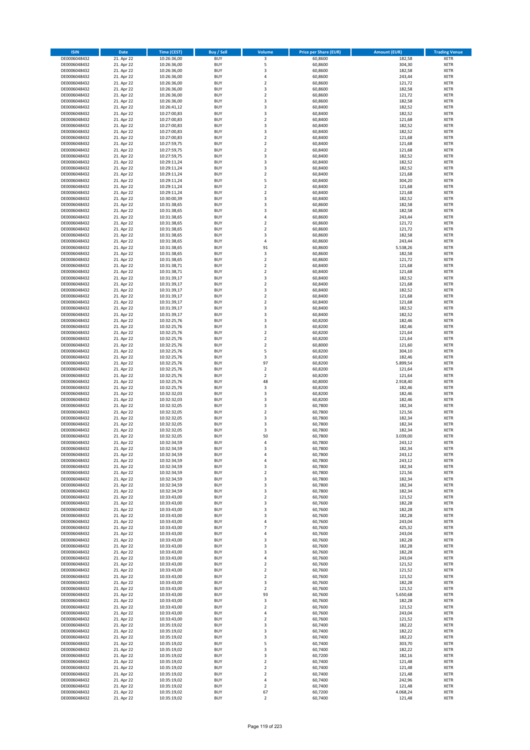| ISIN | Date | Time (CEST) | Buy / Sell | Volume | Price per Share (EUR) | Amount (EUR) | Trading Venue |
|---|---|---|---|---|---|---|---|
| DE0006048432 | 21. Apr 22 | 10:26:36,00 | BUY | 3 | 60,8600 | 182,58 | XETR |
| DE0006048432 | 21. Apr 22 | 10:26:36,00 | BUY | 5 | 60,8600 | 304,30 | XETR |
| DE0006048432 | 21. Apr 22 | 10:26:36,00 | BUY | 3 | 60,8600 | 182,58 | XETR |
| DE0006048432 | 21. Apr 22 | 10:26:36,00 | BUY | 4 | 60,8600 | 243,44 | XETR |
| DE0006048432 | 21. Apr 22 | 10:26:36,00 | BUY | 2 | 60,8600 | 121,72 | XETR |
| DE0006048432 | 21. Apr 22 | 10:26:36,00 | BUY | 3 | 60,8600 | 182,58 | XETR |
| DE0006048432 | 21. Apr 22 | 10:26:36,00 | BUY | 2 | 60,8600 | 121,72 | XETR |
| DE0006048432 | 21. Apr 22 | 10:26:36,00 | BUY | 3 | 60,8600 | 182,58 | XETR |
| DE0006048432 | 21. Apr 22 | 10:26:41,12 | BUY | 3 | 60,8400 | 182,52 | XETR |
| DE0006048432 | 21. Apr 22 | 10:27:00,83 | BUY | 3 | 60,8400 | 182,52 | XETR |
| DE0006048432 | 21. Apr 22 | 10:27:00,83 | BUY | 2 | 60,8400 | 121,68 | XETR |
| DE0006048432 | 21. Apr 22 | 10:27:00,83 | BUY | 3 | 60,8400 | 182,52 | XETR |
| DE0006048432 | 21. Apr 22 | 10:27:00,83 | BUY | 3 | 60,8400 | 182,52 | XETR |
| DE0006048432 | 21. Apr 22 | 10:27:00,83 | BUY | 2 | 60,8400 | 121,68 | XETR |
| DE0006048432 | 21. Apr 22 | 10:27:59,75 | BUY | 2 | 60,8400 | 121,68 | XETR |
| DE0006048432 | 21. Apr 22 | 10:27:59,75 | BUY | 2 | 60,8400 | 121,68 | XETR |
| DE0006048432 | 21. Apr 22 | 10:27:59,75 | BUY | 3 | 60,8400 | 182,52 | XETR |
| DE0006048432 | 21. Apr 22 | 10:29:11,24 | BUY | 3 | 60,8400 | 182,52 | XETR |
| DE0006048432 | 21. Apr 22 | 10:29:11,24 | BUY | 3 | 60,8400 | 182,52 | XETR |
| DE0006048432 | 21. Apr 22 | 10:29:11,24 | BUY | 2 | 60,8400 | 121,68 | XETR |
| DE0006048432 | 21. Apr 22 | 10:29:11,24 | BUY | 5 | 60,8400 | 304,20 | XETR |
| DE0006048432 | 21. Apr 22 | 10:29:11,24 | BUY | 2 | 60,8400 | 121,68 | XETR |
| DE0006048432 | 21. Apr 22 | 10:29:11,24 | BUY | 2 | 60,8400 | 121,68 | XETR |
| DE0006048432 | 21. Apr 22 | 10:30:00,39 | BUY | 3 | 60,8400 | 182,52 | XETR |
| DE0006048432 | 21. Apr 22 | 10:31:38,65 | BUY | 3 | 60,8600 | 182,58 | XETR |
| DE0006048432 | 21. Apr 22 | 10:31:38,65 | BUY | 3 | 60,8600 | 182,58 | XETR |
| DE0006048432 | 21. Apr 22 | 10:31:38,65 | BUY | 4 | 60,8600 | 243,44 | XETR |
| DE0006048432 | 21. Apr 22 | 10:31:38,65 | BUY | 2 | 60,8600 | 121,72 | XETR |
| DE0006048432 | 21. Apr 22 | 10:31:38,65 | BUY | 2 | 60,8600 | 121,72 | XETR |
| DE0006048432 | 21. Apr 22 | 10:31:38,65 | BUY | 3 | 60,8600 | 182,58 | XETR |
| DE0006048432 | 21. Apr 22 | 10:31:38,65 | BUY | 4 | 60,8600 | 243,44 | XETR |
| DE0006048432 | 21. Apr 22 | 10:31:38,65 | BUY | 91 | 60,8600 | 5.538,26 | XETR |
| DE0006048432 | 21. Apr 22 | 10:31:38,65 | BUY | 3 | 60,8600 | 182,58 | XETR |
| DE0006048432 | 21. Apr 22 | 10:31:38,65 | BUY | 2 | 60,8600 | 121,72 | XETR |
| DE0006048432 | 21. Apr 22 | 10:31:38,71 | BUY | 2 | 60,8400 | 121,68 | XETR |
| DE0006048432 | 21. Apr 22 | 10:31:38,71 | BUY | 2 | 60,8400 | 121,68 | XETR |
| DE0006048432 | 21. Apr 22 | 10:31:39,17 | BUY | 3 | 60,8400 | 182,52 | XETR |
| DE0006048432 | 21. Apr 22 | 10:31:39,17 | BUY | 2 | 60,8400 | 121,68 | XETR |
| DE0006048432 | 21. Apr 22 | 10:31:39,17 | BUY | 3 | 60,8400 | 182,52 | XETR |
| DE0006048432 | 21. Apr 22 | 10:31:39,17 | BUY | 2 | 60,8400 | 121,68 | XETR |
| DE0006048432 | 21. Apr 22 | 10:31:39,17 | BUY | 2 | 60,8400 | 121,68 | XETR |
| DE0006048432 | 21. Apr 22 | 10:31:39,17 | BUY | 3 | 60,8400 | 182,52 | XETR |
| DE0006048432 | 21. Apr 22 | 10:31:39,17 | BUY | 3 | 60,8400 | 182,52 | XETR |
| DE0006048432 | 21. Apr 22 | 10:32:25,76 | BUY | 3 | 60,8200 | 182,46 | XETR |
| DE0006048432 | 21. Apr 22 | 10:32:25,76 | BUY | 3 | 60,8200 | 182,46 | XETR |
| DE0006048432 | 21. Apr 22 | 10:32:25,76 | BUY | 2 | 60,8200 | 121,64 | XETR |
| DE0006048432 | 21. Apr 22 | 10:32:25,76 | BUY | 2 | 60,8200 | 121,64 | XETR |
| DE0006048432 | 21. Apr 22 | 10:32:25,76 | BUY | 2 | 60,8000 | 121,60 | XETR |
| DE0006048432 | 21. Apr 22 | 10:32:25,76 | BUY | 5 | 60,8200 | 304,10 | XETR |
| DE0006048432 | 21. Apr 22 | 10:32:25,76 | BUY | 3 | 60,8200 | 182,46 | XETR |
| DE0006048432 | 21. Apr 22 | 10:32:25,76 | BUY | 97 | 60,8200 | 5.899,54 | XETR |
| DE0006048432 | 21. Apr 22 | 10:32:25,76 | BUY | 2 | 60,8200 | 121,64 | XETR |
| DE0006048432 | 21. Apr 22 | 10:32:25,76 | BUY | 2 | 60,8200 | 121,64 | XETR |
| DE0006048432 | 21. Apr 22 | 10:32:25,76 | BUY | 48 | 60,8000 | 2.918,40 | XETR |
| DE0006048432 | 21. Apr 22 | 10:32:25,76 | BUY | 3 | 60,8200 | 182,46 | XETR |
| DE0006048432 | 21. Apr 22 | 10:32:32,03 | BUY | 3 | 60,8200 | 182,46 | XETR |
| DE0006048432 | 21. Apr 22 | 10:32:32,03 | BUY | 3 | 60,8200 | 182,46 | XETR |
| DE0006048432 | 21. Apr 22 | 10:32:32,05 | BUY | 3 | 60,7800 | 182,34 | XETR |
| DE0006048432 | 21. Apr 22 | 10:32:32,05 | BUY | 2 | 60,7800 | 121,56 | XETR |
| DE0006048432 | 21. Apr 22 | 10:32:32,05 | BUY | 3 | 60,7800 | 182,34 | XETR |
| DE0006048432 | 21. Apr 22 | 10:32:32,05 | BUY | 3 | 60,7800 | 182,34 | XETR |
| DE0006048432 | 21. Apr 22 | 10:32:32,05 | BUY | 3 | 60,7800 | 182,34 | XETR |
| DE0006048432 | 21. Apr 22 | 10:32:32,05 | BUY | 50 | 60,7800 | 3.039,00 | XETR |
| DE0006048432 | 21. Apr 22 | 10:32:34,59 | BUY | 4 | 60,7800 | 243,12 | XETR |
| DE0006048432 | 21. Apr 22 | 10:32:34,59 | BUY | 3 | 60,7800 | 182,34 | XETR |
| DE0006048432 | 21. Apr 22 | 10:32:34,59 | BUY | 4 | 60,7800 | 243,12 | XETR |
| DE0006048432 | 21. Apr 22 | 10:32:34,59 | BUY | 4 | 60,7800 | 243,12 | XETR |
| DE0006048432 | 21. Apr 22 | 10:32:34,59 | BUY | 3 | 60,7800 | 182,34 | XETR |
| DE0006048432 | 21. Apr 22 | 10:32:34,59 | BUY | 2 | 60,7800 | 121,56 | XETR |
| DE0006048432 | 21. Apr 22 | 10:32:34,59 | BUY | 3 | 60,7800 | 182,34 | XETR |
| DE0006048432 | 21. Apr 22 | 10:32:34,59 | BUY | 3 | 60,7800 | 182,34 | XETR |
| DE0006048432 | 21. Apr 22 | 10:32:34,59 | BUY | 3 | 60,7800 | 182,34 | XETR |
| DE0006048432 | 21. Apr 22 | 10:33:43,00 | BUY | 2 | 60,7600 | 121,52 | XETR |
| DE0006048432 | 21. Apr 22 | 10:33:43,00 | BUY | 3 | 60,7600 | 182,28 | XETR |
| DE0006048432 | 21. Apr 22 | 10:33:43,00 | BUY | 3 | 60,7600 | 182,28 | XETR |
| DE0006048432 | 21. Apr 22 | 10:33:43,00 | BUY | 3 | 60,7600 | 182,28 | XETR |
| DE0006048432 | 21. Apr 22 | 10:33:43,00 | BUY | 4 | 60,7600 | 243,04 | XETR |
| DE0006048432 | 21. Apr 22 | 10:33:43,00 | BUY | 7 | 60,7600 | 425,32 | XETR |
| DE0006048432 | 21. Apr 22 | 10:33:43,00 | BUY | 4 | 60,7600 | 243,04 | XETR |
| DE0006048432 | 21. Apr 22 | 10:33:43,00 | BUY | 3 | 60,7600 | 182,28 | XETR |
| DE0006048432 | 21. Apr 22 | 10:33:43,00 | BUY | 3 | 60,7600 | 182,28 | XETR |
| DE0006048432 | 21. Apr 22 | 10:33:43,00 | BUY | 3 | 60,7600 | 182,28 | XETR |
| DE0006048432 | 21. Apr 22 | 10:33:43,00 | BUY | 4 | 60,7600 | 243,04 | XETR |
| DE0006048432 | 21. Apr 22 | 10:33:43,00 | BUY | 2 | 60,7600 | 121,52 | XETR |
| DE0006048432 | 21. Apr 22 | 10:33:43,00 | BUY | 2 | 60,7600 | 121,52 | XETR |
| DE0006048432 | 21. Apr 22 | 10:33:43,00 | BUY | 2 | 60,7600 | 121,52 | XETR |
| DE0006048432 | 21. Apr 22 | 10:33:43,00 | BUY | 3 | 60,7600 | 182,28 | XETR |
| DE0006048432 | 21. Apr 22 | 10:33:43,00 | BUY | 2 | 60,7600 | 121,52 | XETR |
| DE0006048432 | 21. Apr 22 | 10:33:43,00 | BUY | 93 | 60,7600 | 5.650,68 | XETR |
| DE0006048432 | 21. Apr 22 | 10:33:43,00 | BUY | 3 | 60,7600 | 182,28 | XETR |
| DE0006048432 | 21. Apr 22 | 10:33:43,00 | BUY | 2 | 60,7600 | 121,52 | XETR |
| DE0006048432 | 21. Apr 22 | 10:33:43,00 | BUY | 4 | 60,7600 | 243,04 | XETR |
| DE0006048432 | 21. Apr 22 | 10:33:43,00 | BUY | 2 | 60,7600 | 121,52 | XETR |
| DE0006048432 | 21. Apr 22 | 10:35:19,02 | BUY | 3 | 60,7400 | 182,22 | XETR |
| DE0006048432 | 21. Apr 22 | 10:35:19,02 | BUY | 3 | 60,7400 | 182,22 | XETR |
| DE0006048432 | 21. Apr 22 | 10:35:19,02 | BUY | 3 | 60,7400 | 182,22 | XETR |
| DE0006048432 | 21. Apr 22 | 10:35:19,02 | BUY | 5 | 60,7400 | 303,70 | XETR |
| DE0006048432 | 21. Apr 22 | 10:35:19,02 | BUY | 3 | 60,7400 | 182,22 | XETR |
| DE0006048432 | 21. Apr 22 | 10:35:19,02 | BUY | 3 | 60,7200 | 182,16 | XETR |
| DE0006048432 | 21. Apr 22 | 10:35:19,02 | BUY | 2 | 60,7400 | 121,48 | XETR |
| DE0006048432 | 21. Apr 22 | 10:35:19,02 | BUY | 2 | 60,7400 | 121,48 | XETR |
| DE0006048432 | 21. Apr 22 | 10:35:19,02 | BUY | 2 | 60,7400 | 121,48 | XETR |
| DE0006048432 | 21. Apr 22 | 10:35:19,02 | BUY | 4 | 60,7400 | 242,96 | XETR |
| DE0006048432 | 21. Apr 22 | 10:35:19,02 | BUY | 2 | 60,7400 | 121,48 | XETR |
| DE0006048432 | 21. Apr 22 | 10:35:19,02 | BUY | 67 | 60,7200 | 4.068,24 | XETR |
| DE0006048432 | 21. Apr 22 | 10:35:19,02 | BUY | 2 | 60,7400 | 121,48 | XETR |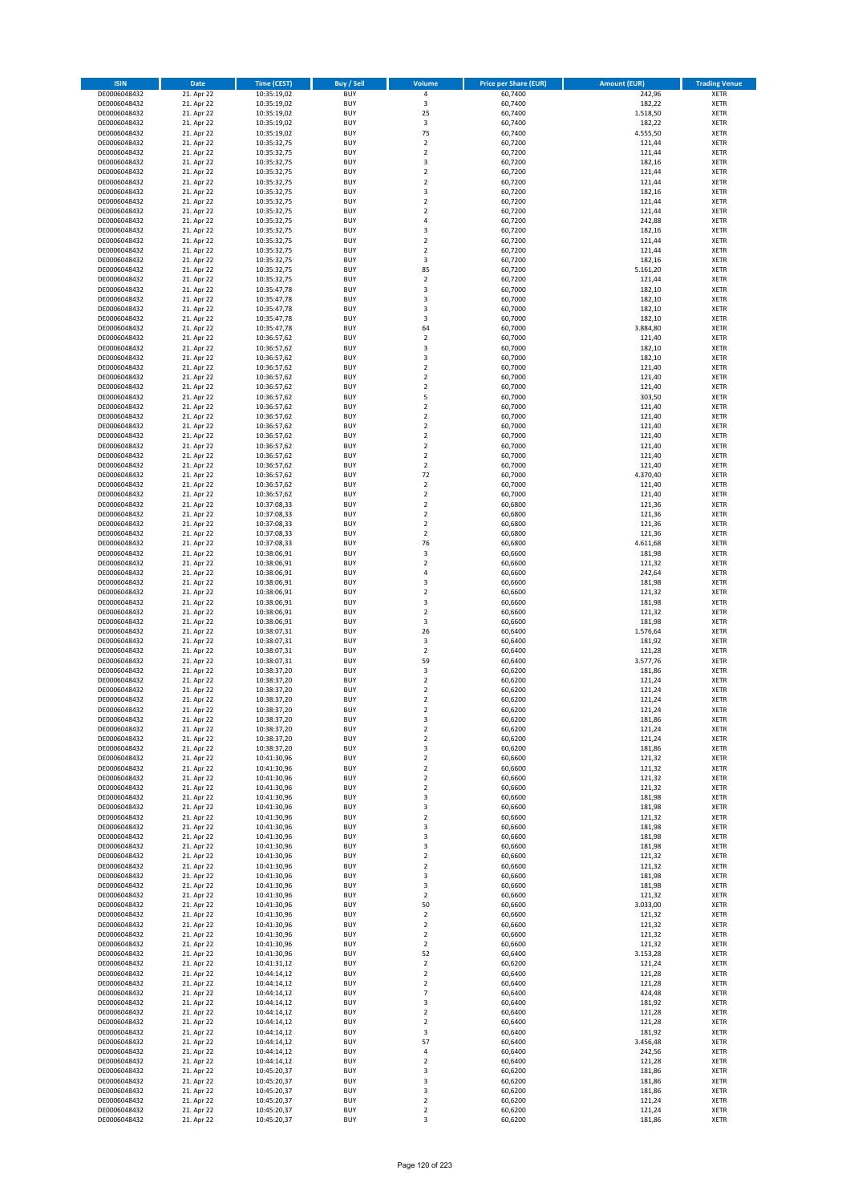| ISIN | Date | Time (CEST) | Buy / Sell | Volume | Price per Share (EUR) | Amount (EUR) | Trading Venue |
|---|---|---|---|---|---|---|---|
| DE0006048432 | 21. Apr 22 | 10:35:19,02 | BUY | 4 | 60,7400 | 242,96 | XETR |
| DE0006048432 | 21. Apr 22 | 10:35:19,02 | BUY | 3 | 60,7400 | 182,22 | XETR |
| DE0006048432 | 21. Apr 22 | 10:35:19,02 | BUY | 25 | 60,7400 | 1.518,50 | XETR |
| DE0006048432 | 21. Apr 22 | 10:35:19,02 | BUY | 3 | 60,7400 | 182,22 | XETR |
| DE0006048432 | 21. Apr 22 | 10:35:19,02 | BUY | 75 | 60,7400 | 4.555,50 | XETR |
| DE0006048432 | 21. Apr 22 | 10:35:32,75 | BUY | 2 | 60,7200 | 121,44 | XETR |
| DE0006048432 | 21. Apr 22 | 10:35:32,75 | BUY | 2 | 60,7200 | 121,44 | XETR |
| DE0006048432 | 21. Apr 22 | 10:35:32,75 | BUY | 3 | 60,7200 | 182,16 | XETR |
| DE0006048432 | 21. Apr 22 | 10:35:32,75 | BUY | 2 | 60,7200 | 121,44 | XETR |
| DE0006048432 | 21. Apr 22 | 10:35:32,75 | BUY | 2 | 60,7200 | 121,44 | XETR |
| DE0006048432 | 21. Apr 22 | 10:35:32,75 | BUY | 3 | 60,7200 | 182,16 | XETR |
| DE0006048432 | 21. Apr 22 | 10:35:32,75 | BUY | 2 | 60,7200 | 121,44 | XETR |
| DE0006048432 | 21. Apr 22 | 10:35:32,75 | BUY | 2 | 60,7200 | 121,44 | XETR |
| DE0006048432 | 21. Apr 22 | 10:35:32,75 | BUY | 4 | 60,7200 | 242,88 | XETR |
| DE0006048432 | 21. Apr 22 | 10:35:32,75 | BUY | 3 | 60,7200 | 182,16 | XETR |
| DE0006048432 | 21. Apr 22 | 10:35:32,75 | BUY | 2 | 60,7200 | 121,44 | XETR |
| DE0006048432 | 21. Apr 22 | 10:35:32,75 | BUY | 2 | 60,7200 | 121,44 | XETR |
| DE0006048432 | 21. Apr 22 | 10:35:32,75 | BUY | 3 | 60,7200 | 182,16 | XETR |
| DE0006048432 | 21. Apr 22 | 10:35:32,75 | BUY | 85 | 60,7200 | 5.161,20 | XETR |
| DE0006048432 | 21. Apr 22 | 10:35:32,75 | BUY | 2 | 60,7200 | 121,44 | XETR |
| DE0006048432 | 21. Apr 22 | 10:35:47,78 | BUY | 3 | 60,7000 | 182,10 | XETR |
| DE0006048432 | 21. Apr 22 | 10:35:47,78 | BUY | 3 | 60,7000 | 182,10 | XETR |
| DE0006048432 | 21. Apr 22 | 10:35:47,78 | BUY | 3 | 60,7000 | 182,10 | XETR |
| DE0006048432 | 21. Apr 22 | 10:35:47,78 | BUY | 3 | 60,7000 | 182,10 | XETR |
| DE0006048432 | 21. Apr 22 | 10:35:47,78 | BUY | 64 | 60,7000 | 3.884,80 | XETR |
| DE0006048432 | 21. Apr 22 | 10:36:57,62 | BUY | 2 | 60,7000 | 121,40 | XETR |
| DE0006048432 | 21. Apr 22 | 10:36:57,62 | BUY | 3 | 60,7000 | 182,10 | XETR |
| DE0006048432 | 21. Apr 22 | 10:36:57,62 | BUY | 3 | 60,7000 | 182,10 | XETR |
| DE0006048432 | 21. Apr 22 | 10:36:57,62 | BUY | 2 | 60,7000 | 121,40 | XETR |
| DE0006048432 | 21. Apr 22 | 10:36:57,62 | BUY | 2 | 60,7000 | 121,40 | XETR |
| DE0006048432 | 21. Apr 22 | 10:36:57,62 | BUY | 2 | 60,7000 | 121,40 | XETR |
| DE0006048432 | 21. Apr 22 | 10:36:57,62 | BUY | 5 | 60,7000 | 303,50 | XETR |
| DE0006048432 | 21. Apr 22 | 10:36:57,62 | BUY | 2 | 60,7000 | 121,40 | XETR |
| DE0006048432 | 21. Apr 22 | 10:36:57,62 | BUY | 2 | 60,7000 | 121,40 | XETR |
| DE0006048432 | 21. Apr 22 | 10:36:57,62 | BUY | 2 | 60,7000 | 121,40 | XETR |
| DE0006048432 | 21. Apr 22 | 10:36:57,62 | BUY | 2 | 60,7000 | 121,40 | XETR |
| DE0006048432 | 21. Apr 22 | 10:36:57,62 | BUY | 2 | 60,7000 | 121,40 | XETR |
| DE0006048432 | 21. Apr 22 | 10:36:57,62 | BUY | 2 | 60,7000 | 121,40 | XETR |
| DE0006048432 | 21. Apr 22 | 10:36:57,62 | BUY | 2 | 60,7000 | 121,40 | XETR |
| DE0006048432 | 21. Apr 22 | 10:36:57,62 | BUY | 72 | 60,7000 | 4.370,40 | XETR |
| DE0006048432 | 21. Apr 22 | 10:36:57,62 | BUY | 2 | 60,7000 | 121,40 | XETR |
| DE0006048432 | 21. Apr 22 | 10:36:57,62 | BUY | 2 | 60,7000 | 121,40 | XETR |
| DE0006048432 | 21. Apr 22 | 10:37:08,33 | BUY | 2 | 60,6800 | 121,36 | XETR |
| DE0006048432 | 21. Apr 22 | 10:37:08,33 | BUY | 2 | 60,6800 | 121,36 | XETR |
| DE0006048432 | 21. Apr 22 | 10:37:08,33 | BUY | 2 | 60,6800 | 121,36 | XETR |
| DE0006048432 | 21. Apr 22 | 10:37:08,33 | BUY | 2 | 60,6800 | 121,36 | XETR |
| DE0006048432 | 21. Apr 22 | 10:37:08,33 | BUY | 76 | 60,6800 | 4.611,68 | XETR |
| DE0006048432 | 21. Apr 22 | 10:38:06,91 | BUY | 3 | 60,6600 | 181,98 | XETR |
| DE0006048432 | 21. Apr 22 | 10:38:06,91 | BUY | 2 | 60,6600 | 121,32 | XETR |
| DE0006048432 | 21. Apr 22 | 10:38:06,91 | BUY | 4 | 60,6600 | 242,64 | XETR |
| DE0006048432 | 21. Apr 22 | 10:38:06,91 | BUY | 3 | 60,6600 | 181,98 | XETR |
| DE0006048432 | 21. Apr 22 | 10:38:06,91 | BUY | 2 | 60,6600 | 121,32 | XETR |
| DE0006048432 | 21. Apr 22 | 10:38:06,91 | BUY | 3 | 60,6600 | 181,98 | XETR |
| DE0006048432 | 21. Apr 22 | 10:38:06,91 | BUY | 2 | 60,6600 | 121,32 | XETR |
| DE0006048432 | 21. Apr 22 | 10:38:06,91 | BUY | 3 | 60,6600 | 181,98 | XETR |
| DE0006048432 | 21. Apr 22 | 10:38:07,31 | BUY | 26 | 60,6400 | 1.576,64 | XETR |
| DE0006048432 | 21. Apr 22 | 10:38:07,31 | BUY | 3 | 60,6400 | 181,92 | XETR |
| DE0006048432 | 21. Apr 22 | 10:38:07,31 | BUY | 2 | 60,6400 | 121,28 | XETR |
| DE0006048432 | 21. Apr 22 | 10:38:07,31 | BUY | 59 | 60,6400 | 3.577,76 | XETR |
| DE0006048432 | 21. Apr 22 | 10:38:37,20 | BUY | 3 | 60,6200 | 181,86 | XETR |
| DE0006048432 | 21. Apr 22 | 10:38:37,20 | BUY | 2 | 60,6200 | 121,24 | XETR |
| DE0006048432 | 21. Apr 22 | 10:38:37,20 | BUY | 2 | 60,6200 | 121,24 | XETR |
| DE0006048432 | 21. Apr 22 | 10:38:37,20 | BUY | 2 | 60,6200 | 121,24 | XETR |
| DE0006048432 | 21. Apr 22 | 10:38:37,20 | BUY | 2 | 60,6200 | 121,24 | XETR |
| DE0006048432 | 21. Apr 22 | 10:38:37,20 | BUY | 3 | 60,6200 | 181,86 | XETR |
| DE0006048432 | 21. Apr 22 | 10:38:37,20 | BUY | 2 | 60,6200 | 121,24 | XETR |
| DE0006048432 | 21. Apr 22 | 10:38:37,20 | BUY | 2 | 60,6200 | 121,24 | XETR |
| DE0006048432 | 21. Apr 22 | 10:38:37,20 | BUY | 3 | 60,6200 | 181,86 | XETR |
| DE0006048432 | 21. Apr 22 | 10:41:30,96 | BUY | 2 | 60,6600 | 121,32 | XETR |
| DE0006048432 | 21. Apr 22 | 10:41:30,96 | BUY | 2 | 60,6600 | 121,32 | XETR |
| DE0006048432 | 21. Apr 22 | 10:41:30,96 | BUY | 2 | 60,6600 | 121,32 | XETR |
| DE0006048432 | 21. Apr 22 | 10:41:30,96 | BUY | 2 | 60,6600 | 121,32 | XETR |
| DE0006048432 | 21. Apr 22 | 10:41:30,96 | BUY | 3 | 60,6600 | 181,98 | XETR |
| DE0006048432 | 21. Apr 22 | 10:41:30,96 | BUY | 3 | 60,6600 | 181,98 | XETR |
| DE0006048432 | 21. Apr 22 | 10:41:30,96 | BUY | 2 | 60,6600 | 121,32 | XETR |
| DE0006048432 | 21. Apr 22 | 10:41:30,96 | BUY | 3 | 60,6600 | 181,98 | XETR |
| DE0006048432 | 21. Apr 22 | 10:41:30,96 | BUY | 3 | 60,6600 | 181,98 | XETR |
| DE0006048432 | 21. Apr 22 | 10:41:30,96 | BUY | 3 | 60,6600 | 181,98 | XETR |
| DE0006048432 | 21. Apr 22 | 10:41:30,96 | BUY | 2 | 60,6600 | 121,32 | XETR |
| DE0006048432 | 21. Apr 22 | 10:41:30,96 | BUY | 2 | 60,6600 | 121,32 | XETR |
| DE0006048432 | 21. Apr 22 | 10:41:30,96 | BUY | 3 | 60,6600 | 181,98 | XETR |
| DE0006048432 | 21. Apr 22 | 10:41:30,96 | BUY | 3 | 60,6600 | 181,98 | XETR |
| DE0006048432 | 21. Apr 22 | 10:41:30,96 | BUY | 2 | 60,6600 | 121,32 | XETR |
| DE0006048432 | 21. Apr 22 | 10:41:30,96 | BUY | 50 | 60,6600 | 3.033,00 | XETR |
| DE0006048432 | 21. Apr 22 | 10:41:30,96 | BUY | 2 | 60,6600 | 121,32 | XETR |
| DE0006048432 | 21. Apr 22 | 10:41:30,96 | BUY | 2 | 60,6600 | 121,32 | XETR |
| DE0006048432 | 21. Apr 22 | 10:41:30,96 | BUY | 2 | 60,6600 | 121,32 | XETR |
| DE0006048432 | 21. Apr 22 | 10:41:30,96 | BUY | 2 | 60,6600 | 121,32 | XETR |
| DE0006048432 | 21. Apr 22 | 10:41:30,96 | BUY | 52 | 60,6400 | 3.153,28 | XETR |
| DE0006048432 | 21. Apr 22 | 10:41:31,12 | BUY | 2 | 60,6200 | 121,24 | XETR |
| DE0006048432 | 21. Apr 22 | 10:44:14,12 | BUY | 2 | 60,6400 | 121,28 | XETR |
| DE0006048432 | 21. Apr 22 | 10:44:14,12 | BUY | 2 | 60,6400 | 121,28 | XETR |
| DE0006048432 | 21. Apr 22 | 10:44:14,12 | BUY | 7 | 60,6400 | 424,48 | XETR |
| DE0006048432 | 21. Apr 22 | 10:44:14,12 | BUY | 3 | 60,6400 | 181,92 | XETR |
| DE0006048432 | 21. Apr 22 | 10:44:14,12 | BUY | 2 | 60,6400 | 121,28 | XETR |
| DE0006048432 | 21. Apr 22 | 10:44:14,12 | BUY | 2 | 60,6400 | 121,28 | XETR |
| DE0006048432 | 21. Apr 22 | 10:44:14,12 | BUY | 3 | 60,6400 | 181,92 | XETR |
| DE0006048432 | 21. Apr 22 | 10:44:14,12 | BUY | 57 | 60,6400 | 3.456,48 | XETR |
| DE0006048432 | 21. Apr 22 | 10:44:14,12 | BUY | 4 | 60,6400 | 242,56 | XETR |
| DE0006048432 | 21. Apr 22 | 10:44:14,12 | BUY | 2 | 60,6400 | 121,28 | XETR |
| DE0006048432 | 21. Apr 22 | 10:45:20,37 | BUY | 3 | 60,6200 | 181,86 | XETR |
| DE0006048432 | 21. Apr 22 | 10:45:20,37 | BUY | 3 | 60,6200 | 181,86 | XETR |
| DE0006048432 | 21. Apr 22 | 10:45:20,37 | BUY | 3 | 60,6200 | 181,86 | XETR |
| DE0006048432 | 21. Apr 22 | 10:45:20,37 | BUY | 2 | 60,6200 | 121,24 | XETR |
| DE0006048432 | 21. Apr 22 | 10:45:20,37 | BUY | 2 | 60,6200 | 121,24 | XETR |
| DE0006048432 | 21. Apr 22 | 10:45:20,37 | BUY | 3 | 60,6200 | 181,86 | XETR |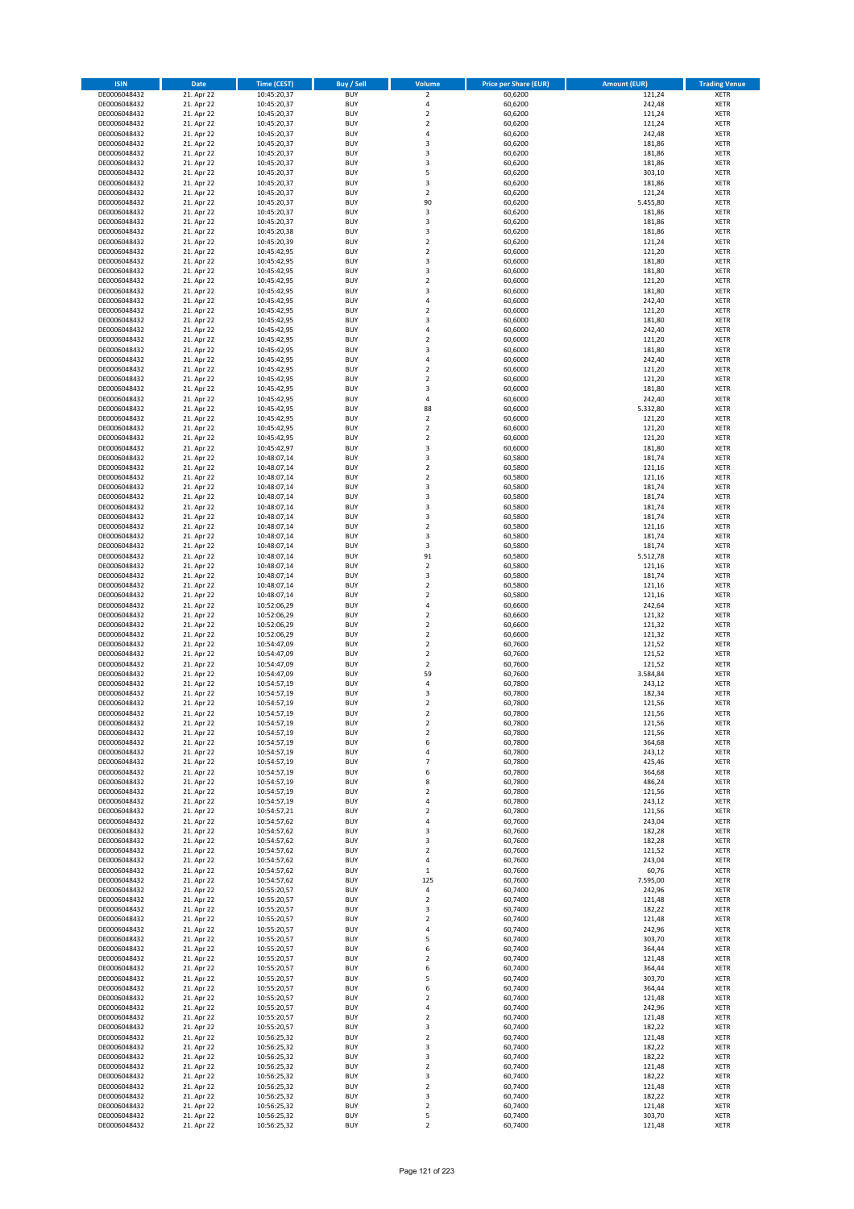| ISIN | Date | Time (CEST) | Buy / Sell | Volume | Price per Share (EUR) | Amount (EUR) | Trading Venue |
|---|---|---|---|---|---|---|---|
| DE0006048432 | 21. Apr 22 | 10:45:20,37 | BUY | 2 | 60,6200 | 121,24 | XETR |
| DE0006048432 | 21. Apr 22 | 10:45:20,37 | BUY | 4 | 60,6200 | 242,48 | XETR |
| DE0006048432 | 21. Apr 22 | 10:45:20,37 | BUY | 2 | 60,6200 | 121,24 | XETR |
| DE0006048432 | 21. Apr 22 | 10:45:20,37 | BUY | 2 | 60,6200 | 121,24 | XETR |
| DE0006048432 | 21. Apr 22 | 10:45:20,37 | BUY | 4 | 60,6200 | 242,48 | XETR |
| DE0006048432 | 21. Apr 22 | 10:45:20,37 | BUY | 3 | 60,6200 | 181,86 | XETR |
| DE0006048432 | 21. Apr 22 | 10:45:20,37 | BUY | 3 | 60,6200 | 181,86 | XETR |
| DE0006048432 | 21. Apr 22 | 10:45:20,37 | BUY | 3 | 60,6200 | 181,86 | XETR |
| DE0006048432 | 21. Apr 22 | 10:45:20,37 | BUY | 5 | 60,6200 | 303,10 | XETR |
| DE0006048432 | 21. Apr 22 | 10:45:20,37 | BUY | 3 | 60,6200 | 181,86 | XETR |
| DE0006048432 | 21. Apr 22 | 10:45:20,37 | BUY | 2 | 60,6200 | 121,24 | XETR |
| DE0006048432 | 21. Apr 22 | 10:45:20,37 | BUY | 90 | 60,6200 | 5.455,80 | XETR |
| DE0006048432 | 21. Apr 22 | 10:45:20,37 | BUY | 3 | 60,6200 | 181,86 | XETR |
| DE0006048432 | 21. Apr 22 | 10:45:20,37 | BUY | 3 | 60,6200 | 181,86 | XETR |
| DE0006048432 | 21. Apr 22 | 10:45:20,38 | BUY | 3 | 60,6200 | 181,86 | XETR |
| DE0006048432 | 21. Apr 22 | 10:45:20,39 | BUY | 2 | 60,6200 | 121,24 | XETR |
| DE0006048432 | 21. Apr 22 | 10:45:42,95 | BUY | 2 | 60,6000 | 121,20 | XETR |
| DE0006048432 | 21. Apr 22 | 10:45:42,95 | BUY | 3 | 60,6000 | 181,80 | XETR |
| DE0006048432 | 21. Apr 22 | 10:45:42,95 | BUY | 3 | 60,6000 | 181,80 | XETR |
| DE0006048432 | 21. Apr 22 | 10:45:42,95 | BUY | 2 | 60,6000 | 121,20 | XETR |
| DE0006048432 | 21. Apr 22 | 10:45:42,95 | BUY | 3 | 60,6000 | 181,80 | XETR |
| DE0006048432 | 21. Apr 22 | 10:45:42,95 | BUY | 4 | 60,6000 | 242,40 | XETR |
| DE0006048432 | 21. Apr 22 | 10:45:42,95 | BUY | 2 | 60,6000 | 121,20 | XETR |
| DE0006048432 | 21. Apr 22 | 10:45:42,95 | BUY | 3 | 60,6000 | 181,80 | XETR |
| DE0006048432 | 21. Apr 22 | 10:45:42,95 | BUY | 4 | 60,6000 | 242,40 | XETR |
| DE0006048432 | 21. Apr 22 | 10:45:42,95 | BUY | 2 | 60,6000 | 121,20 | XETR |
| DE0006048432 | 21. Apr 22 | 10:45:42,95 | BUY | 3 | 60,6000 | 181,80 | XETR |
| DE0006048432 | 21. Apr 22 | 10:45:42,95 | BUY | 4 | 60,6000 | 242,40 | XETR |
| DE0006048432 | 21. Apr 22 | 10:45:42,95 | BUY | 2 | 60,6000 | 121,20 | XETR |
| DE0006048432 | 21. Apr 22 | 10:45:42,95 | BUY | 2 | 60,6000 | 121,20 | XETR |
| DE0006048432 | 21. Apr 22 | 10:45:42,95 | BUY | 3 | 60,6000 | 181,80 | XETR |
| DE0006048432 | 21. Apr 22 | 10:45:42,95 | BUY | 4 | 60,6000 | 242,40 | XETR |
| DE0006048432 | 21. Apr 22 | 10:45:42,95 | BUY | 88 | 60,6000 | 5.332,80 | XETR |
| DE0006048432 | 21. Apr 22 | 10:45:42,95 | BUY | 2 | 60,6000 | 121,20 | XETR |
| DE0006048432 | 21. Apr 22 | 10:45:42,95 | BUY | 2 | 60,6000 | 121,20 | XETR |
| DE0006048432 | 21. Apr 22 | 10:45:42,95 | BUY | 2 | 60,6000 | 121,20 | XETR |
| DE0006048432 | 21. Apr 22 | 10:45:42,97 | BUY | 3 | 60,6000 | 181,80 | XETR |
| DE0006048432 | 21. Apr 22 | 10:48:07,14 | BUY | 3 | 60,5800 | 181,74 | XETR |
| DE0006048432 | 21. Apr 22 | 10:48:07,14 | BUY | 2 | 60,5800 | 121,16 | XETR |
| DE0006048432 | 21. Apr 22 | 10:48:07,14 | BUY | 2 | 60,5800 | 121,16 | XETR |
| DE0006048432 | 21. Apr 22 | 10:48:07,14 | BUY | 3 | 60,5800 | 181,74 | XETR |
| DE0006048432 | 21. Apr 22 | 10:48:07,14 | BUY | 3 | 60,5800 | 181,74 | XETR |
| DE0006048432 | 21. Apr 22 | 10:48:07,14 | BUY | 3 | 60,5800 | 181,74 | XETR |
| DE0006048432 | 21. Apr 22 | 10:48:07,14 | BUY | 3 | 60,5800 | 181,74 | XETR |
| DE0006048432 | 21. Apr 22 | 10:48:07,14 | BUY | 2 | 60,5800 | 121,16 | XETR |
| DE0006048432 | 21. Apr 22 | 10:48:07,14 | BUY | 3 | 60,5800 | 181,74 | XETR |
| DE0006048432 | 21. Apr 22 | 10:48:07,14 | BUY | 3 | 60,5800 | 181,74 | XETR |
| DE0006048432 | 21. Apr 22 | 10:48:07,14 | BUY | 91 | 60,5800 | 5.512,78 | XETR |
| DE0006048432 | 21. Apr 22 | 10:48:07,14 | BUY | 2 | 60,5800 | 121,16 | XETR |
| DE0006048432 | 21. Apr 22 | 10:48:07,14 | BUY | 3 | 60,5800 | 181,74 | XETR |
| DE0006048432 | 21. Apr 22 | 10:48:07,14 | BUY | 2 | 60,5800 | 121,16 | XETR |
| DE0006048432 | 21. Apr 22 | 10:48:07,14 | BUY | 2 | 60,5800 | 121,16 | XETR |
| DE0006048432 | 21. Apr 22 | 10:52:06,29 | BUY | 4 | 60,6600 | 242,64 | XETR |
| DE0006048432 | 21. Apr 22 | 10:52:06,29 | BUY | 2 | 60,6600 | 121,32 | XETR |
| DE0006048432 | 21. Apr 22 | 10:52:06,29 | BUY | 2 | 60,6600 | 121,32 | XETR |
| DE0006048432 | 21. Apr 22 | 10:52:06,29 | BUY | 2 | 60,6600 | 121,32 | XETR |
| DE0006048432 | 21. Apr 22 | 10:54:47,09 | BUY | 2 | 60,7600 | 121,52 | XETR |
| DE0006048432 | 21. Apr 22 | 10:54:47,09 | BUY | 2 | 60,7600 | 121,52 | XETR |
| DE0006048432 | 21. Apr 22 | 10:54:47,09 | BUY | 2 | 60,7600 | 121,52 | XETR |
| DE0006048432 | 21. Apr 22 | 10:54:47,09 | BUY | 59 | 60,7600 | 3.584,84 | XETR |
| DE0006048432 | 21. Apr 22 | 10:54:57,19 | BUY | 4 | 60,7800 | 243,12 | XETR |
| DE0006048432 | 21. Apr 22 | 10:54:57,19 | BUY | 3 | 60,7800 | 182,34 | XETR |
| DE0006048432 | 21. Apr 22 | 10:54:57,19 | BUY | 2 | 60,7800 | 121,56 | XETR |
| DE0006048432 | 21. Apr 22 | 10:54:57,19 | BUY | 2 | 60,7800 | 121,56 | XETR |
| DE0006048432 | 21. Apr 22 | 10:54:57,19 | BUY | 2 | 60,7800 | 121,56 | XETR |
| DE0006048432 | 21. Apr 22 | 10:54:57,19 | BUY | 2 | 60,7800 | 121,56 | XETR |
| DE0006048432 | 21. Apr 22 | 10:54:57,19 | BUY | 6 | 60,7800 | 364,68 | XETR |
| DE0006048432 | 21. Apr 22 | 10:54:57,19 | BUY | 4 | 60,7800 | 243,12 | XETR |
| DE0006048432 | 21. Apr 22 | 10:54:57,19 | BUY | 7 | 60,7800 | 425,46 | XETR |
| DE0006048432 | 21. Apr 22 | 10:54:57,19 | BUY | 6 | 60,7800 | 364,68 | XETR |
| DE0006048432 | 21. Apr 22 | 10:54:57,19 | BUY | 8 | 60,7800 | 486,24 | XETR |
| DE0006048432 | 21. Apr 22 | 10:54:57,19 | BUY | 2 | 60,7800 | 121,56 | XETR |
| DE0006048432 | 21. Apr 22 | 10:54:57,19 | BUY | 4 | 60,7800 | 243,12 | XETR |
| DE0006048432 | 21. Apr 22 | 10:54:57,21 | BUY | 2 | 60,7800 | 121,56 | XETR |
| DE0006048432 | 21. Apr 22 | 10:54:57,62 | BUY | 4 | 60,7600 | 243,04 | XETR |
| DE0006048432 | 21. Apr 22 | 10:54:57,62 | BUY | 3 | 60,7600 | 182,28 | XETR |
| DE0006048432 | 21. Apr 22 | 10:54:57,62 | BUY | 3 | 60,7600 | 182,28 | XETR |
| DE0006048432 | 21. Apr 22 | 10:54:57,62 | BUY | 2 | 60,7600 | 121,52 | XETR |
| DE0006048432 | 21. Apr 22 | 10:54:57,62 | BUY | 4 | 60,7600 | 243,04 | XETR |
| DE0006048432 | 21. Apr 22 | 10:54:57,62 | BUY | 1 | 60,7600 | 60,76 | XETR |
| DE0006048432 | 21. Apr 22 | 10:54:57,62 | BUY | 125 | 60,7600 | 7.595,00 | XETR |
| DE0006048432 | 21. Apr 22 | 10:55:20,57 | BUY | 4 | 60,7400 | 242,96 | XETR |
| DE0006048432 | 21. Apr 22 | 10:55:20,57 | BUY | 2 | 60,7400 | 121,48 | XETR |
| DE0006048432 | 21. Apr 22 | 10:55:20,57 | BUY | 3 | 60,7400 | 182,22 | XETR |
| DE0006048432 | 21. Apr 22 | 10:55:20,57 | BUY | 2 | 60,7400 | 121,48 | XETR |
| DE0006048432 | 21. Apr 22 | 10:55:20,57 | BUY | 4 | 60,7400 | 242,96 | XETR |
| DE0006048432 | 21. Apr 22 | 10:55:20,57 | BUY | 5 | 60,7400 | 303,70 | XETR |
| DE0006048432 | 21. Apr 22 | 10:55:20,57 | BUY | 6 | 60,7400 | 364,44 | XETR |
| DE0006048432 | 21. Apr 22 | 10:55:20,57 | BUY | 2 | 60,7400 | 121,48 | XETR |
| DE0006048432 | 21. Apr 22 | 10:55:20,57 | BUY | 6 | 60,7400 | 364,44 | XETR |
| DE0006048432 | 21. Apr 22 | 10:55:20,57 | BUY | 5 | 60,7400 | 303,70 | XETR |
| DE0006048432 | 21. Apr 22 | 10:55:20,57 | BUY | 6 | 60,7400 | 364,44 | XETR |
| DE0006048432 | 21. Apr 22 | 10:55:20,57 | BUY | 2 | 60,7400 | 121,48 | XETR |
| DE0006048432 | 21. Apr 22 | 10:55:20,57 | BUY | 4 | 60,7400 | 242,96 | XETR |
| DE0006048432 | 21. Apr 22 | 10:55:20,57 | BUY | 2 | 60,7400 | 121,48 | XETR |
| DE0006048432 | 21. Apr 22 | 10:55:20,57 | BUY | 3 | 60,7400 | 182,22 | XETR |
| DE0006048432 | 21. Apr 22 | 10:56:25,32 | BUY | 2 | 60,7400 | 121,48 | XETR |
| DE0006048432 | 21. Apr 22 | 10:56:25,32 | BUY | 3 | 60,7400 | 182,22 | XETR |
| DE0006048432 | 21. Apr 22 | 10:56:25,32 | BUY | 3 | 60,7400 | 182,22 | XETR |
| DE0006048432 | 21. Apr 22 | 10:56:25,32 | BUY | 2 | 60,7400 | 121,48 | XETR |
| DE0006048432 | 21. Apr 22 | 10:56:25,32 | BUY | 3 | 60,7400 | 182,22 | XETR |
| DE0006048432 | 21. Apr 22 | 10:56:25,32 | BUY | 2 | 60,7400 | 121,48 | XETR |
| DE0006048432 | 21. Apr 22 | 10:56:25,32 | BUY | 3 | 60,7400 | 182,22 | XETR |
| DE0006048432 | 21. Apr 22 | 10:56:25,32 | BUY | 2 | 60,7400 | 121,48 | XETR |
| DE0006048432 | 21. Apr 22 | 10:56:25,32 | BUY | 5 | 60,7400 | 303,70 | XETR |
| DE0006048432 | 21. Apr 22 | 10:56:25,32 | BUY | 2 | 60,7400 | 121,48 | XETR |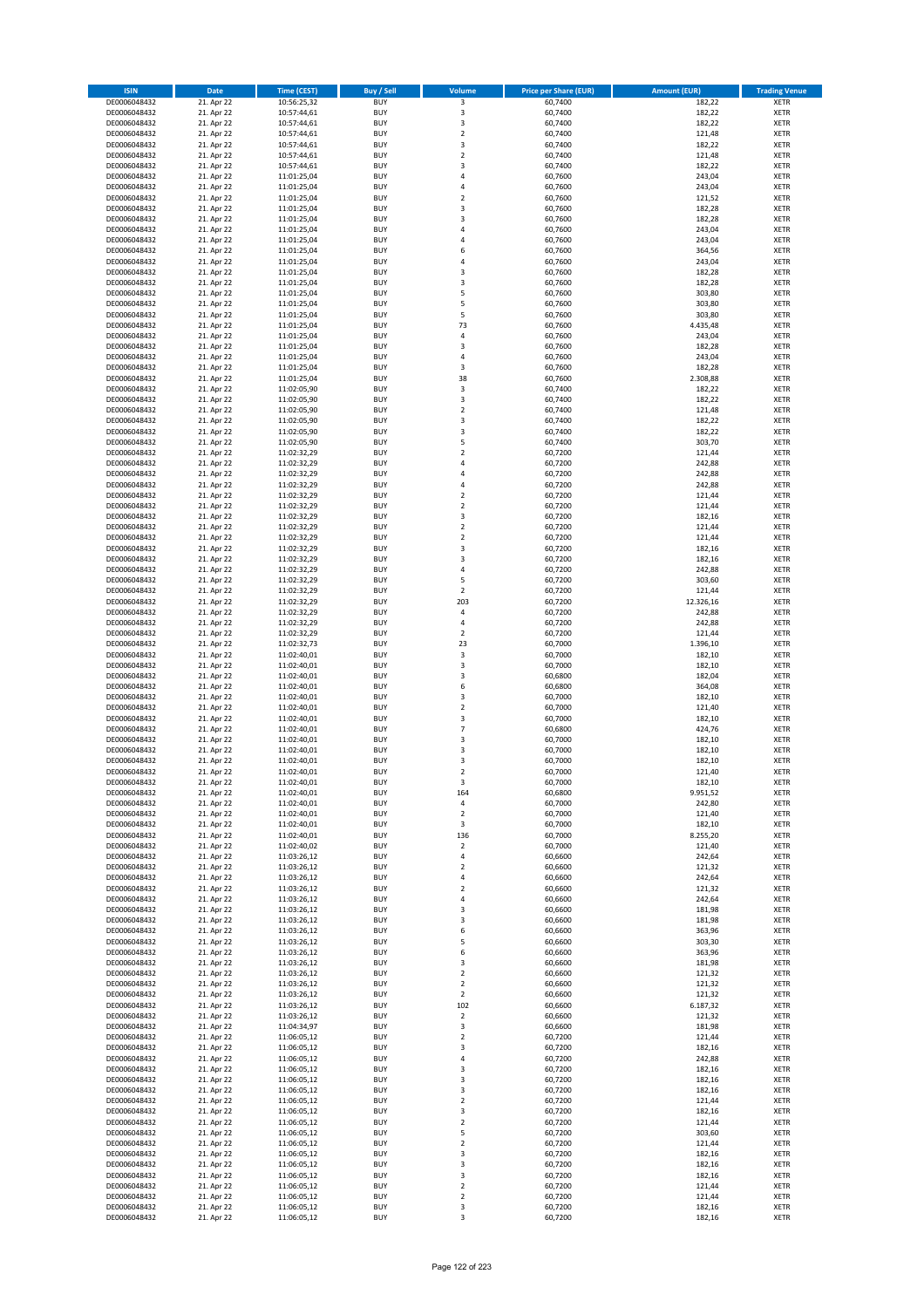| ISIN | Date | Time (CEST) | Buy / Sell | Volume | Price per Share (EUR) | Amount (EUR) | Trading Venue |
|---|---|---|---|---|---|---|---|
| DE0006048432 | 21. Apr 22 | 10:56:25,32 | BUY | 3 | 60,7400 | 182,22 | XETR |
| DE0006048432 | 21. Apr 22 | 10:57:44,61 | BUY | 3 | 60,7400 | 182,22 | XETR |
| DE0006048432 | 21. Apr 22 | 10:57:44,61 | BUY | 3 | 60,7400 | 182,22 | XETR |
| DE0006048432 | 21. Apr 22 | 10:57:44,61 | BUY | 2 | 60,7400 | 121,48 | XETR |
| DE0006048432 | 21. Apr 22 | 10:57:44,61 | BUY | 3 | 60,7400 | 182,22 | XETR |
| DE0006048432 | 21. Apr 22 | 10:57:44,61 | BUY | 2 | 60,7400 | 121,48 | XETR |
| DE0006048432 | 21. Apr 22 | 10:57:44,61 | BUY | 3 | 60,7400 | 182,22 | XETR |
| DE0006048432 | 21. Apr 22 | 11:01:25,04 | BUY | 4 | 60,7600 | 243,04 | XETR |
| DE0006048432 | 21. Apr 22 | 11:01:25,04 | BUY | 4 | 60,7600 | 243,04 | XETR |
| DE0006048432 | 21. Apr 22 | 11:01:25,04 | BUY | 2 | 60,7600 | 121,52 | XETR |
| DE0006048432 | 21. Apr 22 | 11:01:25,04 | BUY | 3 | 60,7600 | 182,28 | XETR |
| DE0006048432 | 21. Apr 22 | 11:01:25,04 | BUY | 3 | 60,7600 | 182,28 | XETR |
| DE0006048432 | 21. Apr 22 | 11:01:25,04 | BUY | 4 | 60,7600 | 243,04 | XETR |
| DE0006048432 | 21. Apr 22 | 11:01:25,04 | BUY | 4 | 60,7600 | 243,04 | XETR |
| DE0006048432 | 21. Apr 22 | 11:01:25,04 | BUY | 6 | 60,7600 | 364,56 | XETR |
| DE0006048432 | 21. Apr 22 | 11:01:25,04 | BUY | 4 | 60,7600 | 243,04 | XETR |
| DE0006048432 | 21. Apr 22 | 11:01:25,04 | BUY | 3 | 60,7600 | 182,28 | XETR |
| DE0006048432 | 21. Apr 22 | 11:01:25,04 | BUY | 3 | 60,7600 | 182,28 | XETR |
| DE0006048432 | 21. Apr 22 | 11:01:25,04 | BUY | 5 | 60,7600 | 303,80 | XETR |
| DE0006048432 | 21. Apr 22 | 11:01:25,04 | BUY | 5 | 60,7600 | 303,80 | XETR |
| DE0006048432 | 21. Apr 22 | 11:01:25,04 | BUY | 5 | 60,7600 | 303,80 | XETR |
| DE0006048432 | 21. Apr 22 | 11:01:25,04 | BUY | 73 | 60,7600 | 4.435,48 | XETR |
| DE0006048432 | 21. Apr 22 | 11:01:25,04 | BUY | 4 | 60,7600 | 243,04 | XETR |
| DE0006048432 | 21. Apr 22 | 11:01:25,04 | BUY | 3 | 60,7600 | 182,28 | XETR |
| DE0006048432 | 21. Apr 22 | 11:01:25,04 | BUY | 4 | 60,7600 | 243,04 | XETR |
| DE0006048432 | 21. Apr 22 | 11:01:25,04 | BUY | 3 | 60,7600 | 182,28 | XETR |
| DE0006048432 | 21. Apr 22 | 11:01:25,04 | BUY | 38 | 60,7600 | 2.308,88 | XETR |
| DE0006048432 | 21. Apr 22 | 11:02:05,90 | BUY | 3 | 60,7400 | 182,22 | XETR |
| DE0006048432 | 21. Apr 22 | 11:02:05,90 | BUY | 3 | 60,7400 | 182,22 | XETR |
| DE0006048432 | 21. Apr 22 | 11:02:05,90 | BUY | 2 | 60,7400 | 121,48 | XETR |
| DE0006048432 | 21. Apr 22 | 11:02:05,90 | BUY | 3 | 60,7400 | 182,22 | XETR |
| DE0006048432 | 21. Apr 22 | 11:02:05,90 | BUY | 3 | 60,7400 | 182,22 | XETR |
| DE0006048432 | 21. Apr 22 | 11:02:05,90 | BUY | 5 | 60,7400 | 303,70 | XETR |
| DE0006048432 | 21. Apr 22 | 11:02:32,29 | BUY | 2 | 60,7200 | 121,44 | XETR |
| DE0006048432 | 21. Apr 22 | 11:02:32,29 | BUY | 4 | 60,7200 | 242,88 | XETR |
| DE0006048432 | 21. Apr 22 | 11:02:32,29 | BUY | 4 | 60,7200 | 242,88 | XETR |
| DE0006048432 | 21. Apr 22 | 11:02:32,29 | BUY | 4 | 60,7200 | 242,88 | XETR |
| DE0006048432 | 21. Apr 22 | 11:02:32,29 | BUY | 2 | 60,7200 | 121,44 | XETR |
| DE0006048432 | 21. Apr 22 | 11:02:32,29 | BUY | 2 | 60,7200 | 121,44 | XETR |
| DE0006048432 | 21. Apr 22 | 11:02:32,29 | BUY | 3 | 60,7200 | 182,16 | XETR |
| DE0006048432 | 21. Apr 22 | 11:02:32,29 | BUY | 2 | 60,7200 | 121,44 | XETR |
| DE0006048432 | 21. Apr 22 | 11:02:32,29 | BUY | 2 | 60,7200 | 121,44 | XETR |
| DE0006048432 | 21. Apr 22 | 11:02:32,29 | BUY | 3 | 60,7200 | 182,16 | XETR |
| DE0006048432 | 21. Apr 22 | 11:02:32,29 | BUY | 3 | 60,7200 | 182,16 | XETR |
| DE0006048432 | 21. Apr 22 | 11:02:32,29 | BUY | 4 | 60,7200 | 242,88 | XETR |
| DE0006048432 | 21. Apr 22 | 11:02:32,29 | BUY | 5 | 60,7200 | 303,60 | XETR |
| DE0006048432 | 21. Apr 22 | 11:02:32,29 | BUY | 2 | 60,7200 | 121,44 | XETR |
| DE0006048432 | 21. Apr 22 | 11:02:32,29 | BUY | 203 | 60,7200 | 12.326,16 | XETR |
| DE0006048432 | 21. Apr 22 | 11:02:32,29 | BUY | 4 | 60,7200 | 242,88 | XETR |
| DE0006048432 | 21. Apr 22 | 11:02:32,29 | BUY | 4 | 60,7200 | 242,88 | XETR |
| DE0006048432 | 21. Apr 22 | 11:02:32,29 | BUY | 2 | 60,7200 | 121,44 | XETR |
| DE0006048432 | 21. Apr 22 | 11:02:32,73 | BUY | 23 | 60,7000 | 1.396,10 | XETR |
| DE0006048432 | 21. Apr 22 | 11:02:40,01 | BUY | 3 | 60,7000 | 182,10 | XETR |
| DE0006048432 | 21. Apr 22 | 11:02:40,01 | BUY | 3 | 60,7000 | 182,10 | XETR |
| DE0006048432 | 21. Apr 22 | 11:02:40,01 | BUY | 3 | 60,6800 | 182,04 | XETR |
| DE0006048432 | 21. Apr 22 | 11:02:40,01 | BUY | 6 | 60,6800 | 364,08 | XETR |
| DE0006048432 | 21. Apr 22 | 11:02:40,01 | BUY | 3 | 60,7000 | 182,10 | XETR |
| DE0006048432 | 21. Apr 22 | 11:02:40,01 | BUY | 2 | 60,7000 | 121,40 | XETR |
| DE0006048432 | 21. Apr 22 | 11:02:40,01 | BUY | 3 | 60,7000 | 182,10 | XETR |
| DE0006048432 | 21. Apr 22 | 11:02:40,01 | BUY | 7 | 60,6800 | 424,76 | XETR |
| DE0006048432 | 21. Apr 22 | 11:02:40,01 | BUY | 3 | 60,7000 | 182,10 | XETR |
| DE0006048432 | 21. Apr 22 | 11:02:40,01 | BUY | 3 | 60,7000 | 182,10 | XETR |
| DE0006048432 | 21. Apr 22 | 11:02:40,01 | BUY | 3 | 60,7000 | 182,10 | XETR |
| DE0006048432 | 21. Apr 22 | 11:02:40,01 | BUY | 2 | 60,7000 | 121,40 | XETR |
| DE0006048432 | 21. Apr 22 | 11:02:40,01 | BUY | 3 | 60,7000 | 182,10 | XETR |
| DE0006048432 | 21. Apr 22 | 11:02:40,01 | BUY | 164 | 60,6800 | 9.951,52 | XETR |
| DE0006048432 | 21. Apr 22 | 11:02:40,01 | BUY | 4 | 60,7000 | 242,80 | XETR |
| DE0006048432 | 21. Apr 22 | 11:02:40,01 | BUY | 2 | 60,7000 | 121,40 | XETR |
| DE0006048432 | 21. Apr 22 | 11:02:40,01 | BUY | 3 | 60,7000 | 182,10 | XETR |
| DE0006048432 | 21. Apr 22 | 11:02:40,01 | BUY | 136 | 60,7000 | 8.255,20 | XETR |
| DE0006048432 | 21. Apr 22 | 11:02:40,02 | BUY | 2 | 60,7000 | 121,40 | XETR |
| DE0006048432 | 21. Apr 22 | 11:03:26,12 | BUY | 4 | 60,6600 | 242,64 | XETR |
| DE0006048432 | 21. Apr 22 | 11:03:26,12 | BUY | 2 | 60,6600 | 121,32 | XETR |
| DE0006048432 | 21. Apr 22 | 11:03:26,12 | BUY | 4 | 60,6600 | 242,64 | XETR |
| DE0006048432 | 21. Apr 22 | 11:03:26,12 | BUY | 2 | 60,6600 | 121,32 | XETR |
| DE0006048432 | 21. Apr 22 | 11:03:26,12 | BUY | 4 | 60,6600 | 242,64 | XETR |
| DE0006048432 | 21. Apr 22 | 11:03:26,12 | BUY | 3 | 60,6600 | 181,98 | XETR |
| DE0006048432 | 21. Apr 22 | 11:03:26,12 | BUY | 3 | 60,6600 | 181,98 | XETR |
| DE0006048432 | 21. Apr 22 | 11:03:26,12 | BUY | 6 | 60,6600 | 363,96 | XETR |
| DE0006048432 | 21. Apr 22 | 11:03:26,12 | BUY | 5 | 60,6600 | 303,30 | XETR |
| DE0006048432 | 21. Apr 22 | 11:03:26,12 | BUY | 6 | 60,6600 | 363,96 | XETR |
| DE0006048432 | 21. Apr 22 | 11:03:26,12 | BUY | 3 | 60,6600 | 181,98 | XETR |
| DE0006048432 | 21. Apr 22 | 11:03:26,12 | BUY | 2 | 60,6600 | 121,32 | XETR |
| DE0006048432 | 21. Apr 22 | 11:03:26,12 | BUY | 2 | 60,6600 | 121,32 | XETR |
| DE0006048432 | 21. Apr 22 | 11:03:26,12 | BUY | 2 | 60,6600 | 121,32 | XETR |
| DE0006048432 | 21. Apr 22 | 11:03:26,12 | BUY | 102 | 60,6600 | 6.187,32 | XETR |
| DE0006048432 | 21. Apr 22 | 11:03:26,12 | BUY | 2 | 60,6600 | 121,32 | XETR |
| DE0006048432 | 21. Apr 22 | 11:04:34,97 | BUY | 3 | 60,6600 | 181,98 | XETR |
| DE0006048432 | 21. Apr 22 | 11:06:05,12 | BUY | 2 | 60,7200 | 121,44 | XETR |
| DE0006048432 | 21. Apr 22 | 11:06:05,12 | BUY | 3 | 60,7200 | 182,16 | XETR |
| DE0006048432 | 21. Apr 22 | 11:06:05,12 | BUY | 4 | 60,7200 | 242,88 | XETR |
| DE0006048432 | 21. Apr 22 | 11:06:05,12 | BUY | 3 | 60,7200 | 182,16 | XETR |
| DE0006048432 | 21. Apr 22 | 11:06:05,12 | BUY | 3 | 60,7200 | 182,16 | XETR |
| DE0006048432 | 21. Apr 22 | 11:06:05,12 | BUY | 3 | 60,7200 | 182,16 | XETR |
| DE0006048432 | 21. Apr 22 | 11:06:05,12 | BUY | 2 | 60,7200 | 121,44 | XETR |
| DE0006048432 | 21. Apr 22 | 11:06:05,12 | BUY | 3 | 60,7200 | 182,16 | XETR |
| DE0006048432 | 21. Apr 22 | 11:06:05,12 | BUY | 2 | 60,7200 | 121,44 | XETR |
| DE0006048432 | 21. Apr 22 | 11:06:05,12 | BUY | 5 | 60,7200 | 303,60 | XETR |
| DE0006048432 | 21. Apr 22 | 11:06:05,12 | BUY | 2 | 60,7200 | 121,44 | XETR |
| DE0006048432 | 21. Apr 22 | 11:06:05,12 | BUY | 3 | 60,7200 | 182,16 | XETR |
| DE0006048432 | 21. Apr 22 | 11:06:05,12 | BUY | 3 | 60,7200 | 182,16 | XETR |
| DE0006048432 | 21. Apr 22 | 11:06:05,12 | BUY | 3 | 60,7200 | 182,16 | XETR |
| DE0006048432 | 21. Apr 22 | 11:06:05,12 | BUY | 2 | 60,7200 | 121,44 | XETR |
| DE0006048432 | 21. Apr 22 | 11:06:05,12 | BUY | 2 | 60,7200 | 121,44 | XETR |
| DE0006048432 | 21. Apr 22 | 11:06:05,12 | BUY | 3 | 60,7200 | 182,16 | XETR |
| DE0006048432 | 21. Apr 22 | 11:06:05,12 | BUY | 3 | 60,7200 | 182,16 | XETR |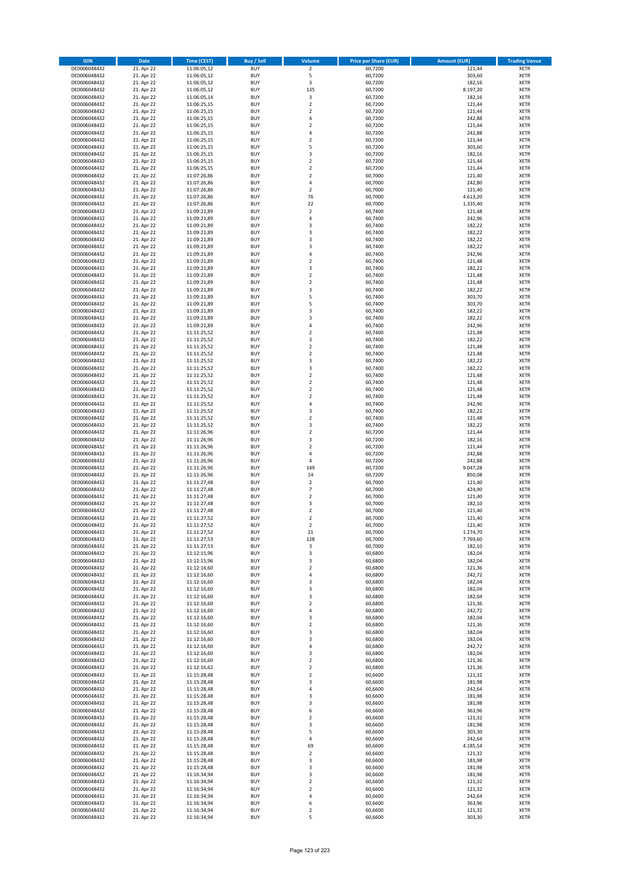| ISIN | Date | Time (CEST) | Buy / Sell | Volume | Price per Share (EUR) | Amount (EUR) | Trading Venue |
|---|---|---|---|---|---|---|---|
| DE0006048432 | 21. Apr 22 | 11:06:05,12 | BUY | 2 | 60,7200 | 121,44 | XETR |
| DE0006048432 | 21. Apr 22 | 11:06:05,12 | BUY | 5 | 60,7200 | 303,60 | XETR |
| DE0006048432 | 21. Apr 22 | 11:06:05,12 | BUY | 3 | 60,7200 | 182,16 | XETR |
| DE0006048432 | 21. Apr 22 | 11:06:05,12 | BUY | 135 | 60,7200 | 8.197,20 | XETR |
| DE0006048432 | 21. Apr 22 | 11:06:05,14 | BUY | 3 | 60,7200 | 182,16 | XETR |
| DE0006048432 | 21. Apr 22 | 11:06:25,15 | BUY | 2 | 60,7200 | 121,44 | XETR |
| DE0006048432 | 21. Apr 22 | 11:06:25,15 | BUY | 2 | 60,7200 | 121,44 | XETR |
| DE0006048432 | 21. Apr 22 | 11:06:25,15 | BUY | 4 | 60,7200 | 242,88 | XETR |
| DE0006048432 | 21. Apr 22 | 11:06:25,15 | BUY | 2 | 60,7200 | 121,44 | XETR |
| DE0006048432 | 21. Apr 22 | 11:06:25,15 | BUY | 4 | 60,7200 | 242,88 | XETR |
| DE0006048432 | 21. Apr 22 | 11:06:25,15 | BUY | 2 | 60,7200 | 121,44 | XETR |
| DE0006048432 | 21. Apr 22 | 11:06:25,15 | BUY | 5 | 60,7200 | 303,60 | XETR |
| DE0006048432 | 21. Apr 22 | 11:06:25,15 | BUY | 3 | 60,7200 | 182,16 | XETR |
| DE0006048432 | 21. Apr 22 | 11:06:25,15 | BUY | 2 | 60,7200 | 121,44 | XETR |
| DE0006048432 | 21. Apr 22 | 11:06:25,15 | BUY | 2 | 60,7200 | 121,44 | XETR |
| DE0006048432 | 21. Apr 22 | 11:07:26,86 | BUY | 2 | 60,7000 | 121,40 | XETR |
| DE0006048432 | 21. Apr 22 | 11:07:26,86 | BUY | 4 | 60,7000 | 242,80 | XETR |
| DE0006048432 | 21. Apr 22 | 11:07:26,86 | BUY | 2 | 60,7000 | 121,40 | XETR |
| DE0006048432 | 21. Apr 22 | 11:07:26,86 | BUY | 76 | 60,7000 | 4.613,20 | XETR |
| DE0006048432 | 21. Apr 22 | 11:07:26,86 | BUY | 22 | 60,7000 | 1.335,40 | XETR |
| DE0006048432 | 21. Apr 22 | 11:09:21,89 | BUY | 2 | 60,7400 | 121,48 | XETR |
| DE0006048432 | 21. Apr 22 | 11:09:21,89 | BUY | 4 | 60,7400 | 242,96 | XETR |
| DE0006048432 | 21. Apr 22 | 11:09:21,89 | BUY | 3 | 60,7400 | 182,22 | XETR |
| DE0006048432 | 21. Apr 22 | 11:09:21,89 | BUY | 3 | 60,7400 | 182,22 | XETR |
| DE0006048432 | 21. Apr 22 | 11:09:21,89 | BUY | 3 | 60,7400 | 182,22 | XETR |
| DE0006048432 | 21. Apr 22 | 11:09:21,89 | BUY | 3 | 60,7400 | 182,22 | XETR |
| DE0006048432 | 21. Apr 22 | 11:09:21,89 | BUY | 4 | 60,7400 | 242,96 | XETR |
| DE0006048432 | 21. Apr 22 | 11:09:21,89 | BUY | 2 | 60,7400 | 121,48 | XETR |
| DE0006048432 | 21. Apr 22 | 11:09:21,89 | BUY | 3 | 60,7400 | 182,22 | XETR |
| DE0006048432 | 21. Apr 22 | 11:09:21,89 | BUY | 2 | 60,7400 | 121,48 | XETR |
| DE0006048432 | 21. Apr 22 | 11:09:21,89 | BUY | 2 | 60,7400 | 121,48 | XETR |
| DE0006048432 | 21. Apr 22 | 11:09:21,89 | BUY | 3 | 60,7400 | 182,22 | XETR |
| DE0006048432 | 21. Apr 22 | 11:09:21,89 | BUY | 5 | 60,7400 | 303,70 | XETR |
| DE0006048432 | 21. Apr 22 | 11:09:21,89 | BUY | 5 | 60,7400 | 303,70 | XETR |
| DE0006048432 | 21. Apr 22 | 11:09:21,89 | BUY | 3 | 60,7400 | 182,22 | XETR |
| DE0006048432 | 21. Apr 22 | 11:09:21,89 | BUY | 3 | 60,7400 | 182,22 | XETR |
| DE0006048432 | 21. Apr 22 | 11:09:21,89 | BUY | 4 | 60,7400 | 242,96 | XETR |
| DE0006048432 | 21. Apr 22 | 11:11:25,52 | BUY | 2 | 60,7400 | 121,48 | XETR |
| DE0006048432 | 21. Apr 22 | 11:11:25,52 | BUY | 3 | 60,7400 | 182,22 | XETR |
| DE0006048432 | 21. Apr 22 | 11:11:25,52 | BUY | 2 | 60,7400 | 121,48 | XETR |
| DE0006048432 | 21. Apr 22 | 11:11:25,52 | BUY | 2 | 60,7400 | 121,48 | XETR |
| DE0006048432 | 21. Apr 22 | 11:11:25,52 | BUY | 3 | 60,7400 | 182,22 | XETR |
| DE0006048432 | 21. Apr 22 | 11:11:25,52 | BUY | 3 | 60,7400 | 182,22 | XETR |
| DE0006048432 | 21. Apr 22 | 11:11:25,52 | BUY | 2 | 60,7400 | 121,48 | XETR |
| DE0006048432 | 21. Apr 22 | 11:11:25,52 | BUY | 2 | 60,7400 | 121,48 | XETR |
| DE0006048432 | 21. Apr 22 | 11:11:25,52 | BUY | 2 | 60,7400 | 121,48 | XETR |
| DE0006048432 | 21. Apr 22 | 11:11:25,52 | BUY | 2 | 60,7400 | 121,48 | XETR |
| DE0006048432 | 21. Apr 22 | 11:11:25,52 | BUY | 4 | 60,7400 | 242,96 | XETR |
| DE0006048432 | 21. Apr 22 | 11:11:25,52 | BUY | 3 | 60,7400 | 182,22 | XETR |
| DE0006048432 | 21. Apr 22 | 11:11:25,52 | BUY | 2 | 60,7400 | 121,48 | XETR |
| DE0006048432 | 21. Apr 22 | 11:11:25,52 | BUY | 3 | 60,7400 | 182,22 | XETR |
| DE0006048432 | 21. Apr 22 | 11:11:26,96 | BUY | 2 | 60,7200 | 121,44 | XETR |
| DE0006048432 | 21. Apr 22 | 11:11:26,96 | BUY | 3 | 60,7200 | 182,16 | XETR |
| DE0006048432 | 21. Apr 22 | 11:11:26,96 | BUY | 2 | 60,7200 | 121,44 | XETR |
| DE0006048432 | 21. Apr 22 | 11:11:26,96 | BUY | 4 | 60,7200 | 242,88 | XETR |
| DE0006048432 | 21. Apr 22 | 11:11:26,96 | BUY | 4 | 60,7200 | 242,88 | XETR |
| DE0006048432 | 21. Apr 22 | 11:11:26,96 | BUY | 149 | 60,7200 | 9.047,28 | XETR |
| DE0006048432 | 21. Apr 22 | 11:11:26,96 | BUY | 14 | 60,7200 | 850,08 | XETR |
| DE0006048432 | 21. Apr 22 | 11:11:27,48 | BUY | 2 | 60,7000 | 121,40 | XETR |
| DE0006048432 | 21. Apr 22 | 11:11:27,48 | BUY | 7 | 60,7000 | 424,90 | XETR |
| DE0006048432 | 21. Apr 22 | 11:11:27,48 | BUY | 2 | 60,7000 | 121,40 | XETR |
| DE0006048432 | 21. Apr 22 | 11:11:27,48 | BUY | 3 | 60,7000 | 182,10 | XETR |
| DE0006048432 | 21. Apr 22 | 11:11:27,48 | BUY | 2 | 60,7000 | 121,40 | XETR |
| DE0006048432 | 21. Apr 22 | 11:11:27,52 | BUY | 2 | 60,7000 | 121,40 | XETR |
| DE0006048432 | 21. Apr 22 | 11:11:27,52 | BUY | 2 | 60,7000 | 121,40 | XETR |
| DE0006048432 | 21. Apr 22 | 11:11:27,52 | BUY | 21 | 60,7000 | 1.274,70 | XETR |
| DE0006048432 | 21. Apr 22 | 11:11:27,53 | BUY | 128 | 60,7000 | 7.769,60 | XETR |
| DE0006048432 | 21. Apr 22 | 11:11:27,53 | BUY | 3 | 60,7000 | 182,10 | XETR |
| DE0006048432 | 21. Apr 22 | 11:12:15,96 | BUY | 3 | 60,6800 | 182,04 | XETR |
| DE0006048432 | 21. Apr 22 | 11:12:15,96 | BUY | 3 | 60,6800 | 182,04 | XETR |
| DE0006048432 | 21. Apr 22 | 11:12:16,60 | BUY | 2 | 60,6800 | 121,36 | XETR |
| DE0006048432 | 21. Apr 22 | 11:12:16,60 | BUY | 4 | 60,6800 | 242,72 | XETR |
| DE0006048432 | 21. Apr 22 | 11:12:16,60 | BUY | 3 | 60,6800 | 182,04 | XETR |
| DE0006048432 | 21. Apr 22 | 11:12:16,60 | BUY | 3 | 60,6800 | 182,04 | XETR |
| DE0006048432 | 21. Apr 22 | 11:12:16,60 | BUY | 3 | 60,6800 | 182,04 | XETR |
| DE0006048432 | 21. Apr 22 | 11:12:16,60 | BUY | 2 | 60,6800 | 121,36 | XETR |
| DE0006048432 | 21. Apr 22 | 11:12:16,60 | BUY | 4 | 60,6800 | 242,72 | XETR |
| DE0006048432 | 21. Apr 22 | 11:12:16,60 | BUY | 3 | 60,6800 | 182,04 | XETR |
| DE0006048432 | 21. Apr 22 | 11:12:16,60 | BUY | 2 | 60,6800 | 121,36 | XETR |
| DE0006048432 | 21. Apr 22 | 11:12:16,60 | BUY | 3 | 60,6800 | 182,04 | XETR |
| DE0006048432 | 21. Apr 22 | 11:12:16,60 | BUY | 3 | 60,6800 | 182,04 | XETR |
| DE0006048432 | 21. Apr 22 | 11:12:16,60 | BUY | 4 | 60,6800 | 242,72 | XETR |
| DE0006048432 | 21. Apr 22 | 11:12:16,60 | BUY | 3 | 60,6800 | 182,04 | XETR |
| DE0006048432 | 21. Apr 22 | 11:12:16,60 | BUY | 2 | 60,6800 | 121,36 | XETR |
| DE0006048432 | 21. Apr 22 | 11:12:16,62 | BUY | 2 | 60,6800 | 121,36 | XETR |
| DE0006048432 | 21. Apr 22 | 11:15:28,48 | BUY | 2 | 60,6600 | 121,32 | XETR |
| DE0006048432 | 21. Apr 22 | 11:15:28,48 | BUY | 3 | 60,6600 | 181,98 | XETR |
| DE0006048432 | 21. Apr 22 | 11:15:28,48 | BUY | 4 | 60,6600 | 242,64 | XETR |
| DE0006048432 | 21. Apr 22 | 11:15:28,48 | BUY | 3 | 60,6600 | 181,98 | XETR |
| DE0006048432 | 21. Apr 22 | 11:15:28,48 | BUY | 3 | 60,6600 | 181,98 | XETR |
| DE0006048432 | 21. Apr 22 | 11:15:28,48 | BUY | 6 | 60,6600 | 363,96 | XETR |
| DE0006048432 | 21. Apr 22 | 11:15:28,48 | BUY | 2 | 60,6600 | 121,32 | XETR |
| DE0006048432 | 21. Apr 22 | 11:15:28,48 | BUY | 3 | 60,6600 | 181,98 | XETR |
| DE0006048432 | 21. Apr 22 | 11:15:28,48 | BUY | 5 | 60,6600 | 303,30 | XETR |
| DE0006048432 | 21. Apr 22 | 11:15:28,48 | BUY | 4 | 60,6600 | 242,64 | XETR |
| DE0006048432 | 21. Apr 22 | 11:15:28,48 | BUY | 69 | 60,6600 | 4.185,54 | XETR |
| DE0006048432 | 21. Apr 22 | 11:15:28,48 | BUY | 2 | 60,6600 | 121,32 | XETR |
| DE0006048432 | 21. Apr 22 | 11:15:28,48 | BUY | 3 | 60,6600 | 181,98 | XETR |
| DE0006048432 | 21. Apr 22 | 11:15:28,48 | BUY | 3 | 60,6600 | 181,98 | XETR |
| DE0006048432 | 21. Apr 22 | 11:16:34,94 | BUY | 3 | 60,6600 | 181,98 | XETR |
| DE0006048432 | 21. Apr 22 | 11:16:34,94 | BUY | 2 | 60,6600 | 121,32 | XETR |
| DE0006048432 | 21. Apr 22 | 11:16:34,94 | BUY | 2 | 60,6600 | 121,32 | XETR |
| DE0006048432 | 21. Apr 22 | 11:16:34,94 | BUY | 4 | 60,6600 | 242,64 | XETR |
| DE0006048432 | 21. Apr 22 | 11:16:34,94 | BUY | 6 | 60,6600 | 363,96 | XETR |
| DE0006048432 | 21. Apr 22 | 11:16:34,94 | BUY | 2 | 60,6600 | 121,32 | XETR |
| DE0006048432 | 21. Apr 22 | 11:16:34,94 | BUY | 5 | 60,6600 | 303,30 | XETR |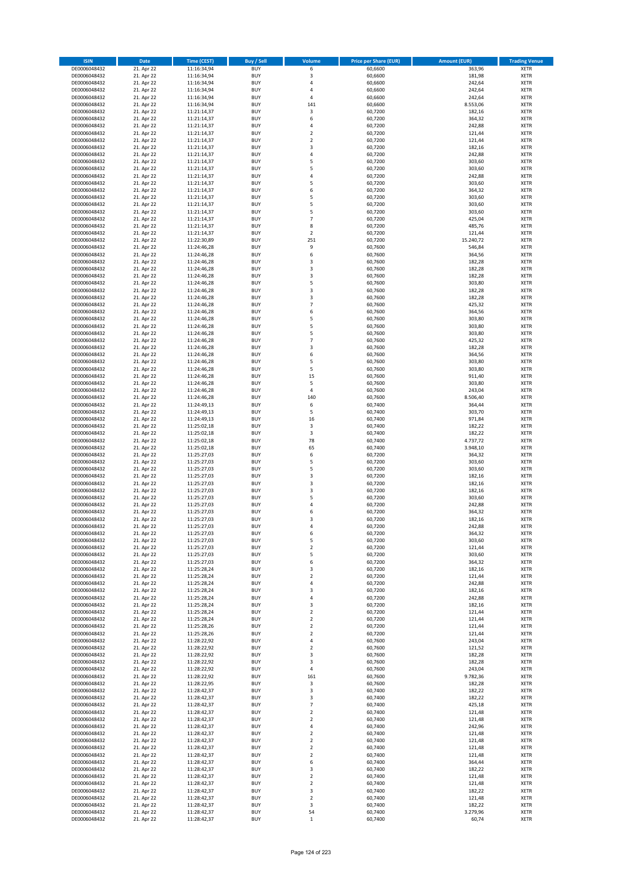| ISIN | Date | Time (CEST) | Buy / Sell | Volume | Price per Share (EUR) | Amount (EUR) | Trading Venue |
|---|---|---|---|---|---|---|---|
| DE0006048432 | 21. Apr 22 | 11:16:34,94 | BUY | 6 | 60,6600 | 363,96 | XETR |
| DE0006048432 | 21. Apr 22 | 11:16:34,94 | BUY | 3 | 60,6600 | 181,98 | XETR |
| DE0006048432 | 21. Apr 22 | 11:16:34,94 | BUY | 4 | 60,6600 | 242,64 | XETR |
| DE0006048432 | 21. Apr 22 | 11:16:34,94 | BUY | 4 | 60,6600 | 242,64 | XETR |
| DE0006048432 | 21. Apr 22 | 11:16:34,94 | BUY | 4 | 60,6600 | 242,64 | XETR |
| DE0006048432 | 21. Apr 22 | 11:16:34,94 | BUY | 141 | 60,6600 | 8.553,06 | XETR |
| DE0006048432 | 21. Apr 22 | 11:21:14,37 | BUY | 3 | 60,7200 | 182,16 | XETR |
| DE0006048432 | 21. Apr 22 | 11:21:14,37 | BUY | 6 | 60,7200 | 364,32 | XETR |
| DE0006048432 | 21. Apr 22 | 11:21:14,37 | BUY | 4 | 60,7200 | 242,88 | XETR |
| DE0006048432 | 21. Apr 22 | 11:21:14,37 | BUY | 2 | 60,7200 | 121,44 | XETR |
| DE0006048432 | 21. Apr 22 | 11:21:14,37 | BUY | 2 | 60,7200 | 121,44 | XETR |
| DE0006048432 | 21. Apr 22 | 11:21:14,37 | BUY | 3 | 60,7200 | 182,16 | XETR |
| DE0006048432 | 21. Apr 22 | 11:21:14,37 | BUY | 4 | 60,7200 | 242,88 | XETR |
| DE0006048432 | 21. Apr 22 | 11:21:14,37 | BUY | 5 | 60,7200 | 303,60 | XETR |
| DE0006048432 | 21. Apr 22 | 11:21:14,37 | BUY | 5 | 60,7200 | 303,60 | XETR |
| DE0006048432 | 21. Apr 22 | 11:21:14,37 | BUY | 4 | 60,7200 | 242,88 | XETR |
| DE0006048432 | 21. Apr 22 | 11:21:14,37 | BUY | 5 | 60,7200 | 303,60 | XETR |
| DE0006048432 | 21. Apr 22 | 11:21:14,37 | BUY | 6 | 60,7200 | 364,32 | XETR |
| DE0006048432 | 21. Apr 22 | 11:21:14,37 | BUY | 5 | 60,7200 | 303,60 | XETR |
| DE0006048432 | 21. Apr 22 | 11:21:14,37 | BUY | 5 | 60,7200 | 303,60 | XETR |
| DE0006048432 | 21. Apr 22 | 11:21:14,37 | BUY | 5 | 60,7200 | 303,60 | XETR |
| DE0006048432 | 21. Apr 22 | 11:21:14,37 | BUY | 7 | 60,7200 | 425,04 | XETR |
| DE0006048432 | 21. Apr 22 | 11:21:14,37 | BUY | 8 | 60,7200 | 485,76 | XETR |
| DE0006048432 | 21. Apr 22 | 11:21:14,37 | BUY | 2 | 60,7200 | 121,44 | XETR |
| DE0006048432 | 21. Apr 22 | 11:22:30,89 | BUY | 251 | 60,7200 | 15.240,72 | XETR |
| DE0006048432 | 21. Apr 22 | 11:24:46,28 | BUY | 9 | 60,7600 | 546,84 | XETR |
| DE0006048432 | 21. Apr 22 | 11:24:46,28 | BUY | 6 | 60,7600 | 364,56 | XETR |
| DE0006048432 | 21. Apr 22 | 11:24:46,28 | BUY | 3 | 60,7600 | 182,28 | XETR |
| DE0006048432 | 21. Apr 22 | 11:24:46,28 | BUY | 3 | 60,7600 | 182,28 | XETR |
| DE0006048432 | 21. Apr 22 | 11:24:46,28 | BUY | 3 | 60,7600 | 182,28 | XETR |
| DE0006048432 | 21. Apr 22 | 11:24:46,28 | BUY | 5 | 60,7600 | 303,80 | XETR |
| DE0006048432 | 21. Apr 22 | 11:24:46,28 | BUY | 3 | 60,7600 | 182,28 | XETR |
| DE0006048432 | 21. Apr 22 | 11:24:46,28 | BUY | 3 | 60,7600 | 182,28 | XETR |
| DE0006048432 | 21. Apr 22 | 11:24:46,28 | BUY | 7 | 60,7600 | 425,32 | XETR |
| DE0006048432 | 21. Apr 22 | 11:24:46,28 | BUY | 6 | 60,7600 | 364,56 | XETR |
| DE0006048432 | 21. Apr 22 | 11:24:46,28 | BUY | 5 | 60,7600 | 303,80 | XETR |
| DE0006048432 | 21. Apr 22 | 11:24:46,28 | BUY | 5 | 60,7600 | 303,80 | XETR |
| DE0006048432 | 21. Apr 22 | 11:24:46,28 | BUY | 5 | 60,7600 | 303,80 | XETR |
| DE0006048432 | 21. Apr 22 | 11:24:46,28 | BUY | 7 | 60,7600 | 425,32 | XETR |
| DE0006048432 | 21. Apr 22 | 11:24:46,28 | BUY | 3 | 60,7600 | 182,28 | XETR |
| DE0006048432 | 21. Apr 22 | 11:24:46,28 | BUY | 6 | 60,7600 | 364,56 | XETR |
| DE0006048432 | 21. Apr 22 | 11:24:46,28 | BUY | 5 | 60,7600 | 303,80 | XETR |
| DE0006048432 | 21. Apr 22 | 11:24:46,28 | BUY | 5 | 60,7600 | 303,80 | XETR |
| DE0006048432 | 21. Apr 22 | 11:24:46,28 | BUY | 15 | 60,7600 | 911,40 | XETR |
| DE0006048432 | 21. Apr 22 | 11:24:46,28 | BUY | 5 | 60,7600 | 303,80 | XETR |
| DE0006048432 | 21. Apr 22 | 11:24:46,28 | BUY | 4 | 60,7600 | 243,04 | XETR |
| DE0006048432 | 21. Apr 22 | 11:24:46,28 | BUY | 140 | 60,7600 | 8.506,40 | XETR |
| DE0006048432 | 21. Apr 22 | 11:24:49,13 | BUY | 6 | 60,7400 | 364,44 | XETR |
| DE0006048432 | 21. Apr 22 | 11:24:49,13 | BUY | 5 | 60,7400 | 303,70 | XETR |
| DE0006048432 | 21. Apr 22 | 11:24:49,13 | BUY | 16 | 60,7400 | 971,84 | XETR |
| DE0006048432 | 21. Apr 22 | 11:25:02,18 | BUY | 3 | 60,7400 | 182,22 | XETR |
| DE0006048432 | 21. Apr 22 | 11:25:02,18 | BUY | 3 | 60,7400 | 182,22 | XETR |
| DE0006048432 | 21. Apr 22 | 11:25:02,18 | BUY | 78 | 60,7400 | 4.737,72 | XETR |
| DE0006048432 | 21. Apr 22 | 11:25:02,18 | BUY | 65 | 60,7400 | 3.948,10 | XETR |
| DE0006048432 | 21. Apr 22 | 11:25:27,03 | BUY | 6 | 60,7200 | 364,32 | XETR |
| DE0006048432 | 21. Apr 22 | 11:25:27,03 | BUY | 5 | 60,7200 | 303,60 | XETR |
| DE0006048432 | 21. Apr 22 | 11:25:27,03 | BUY | 5 | 60,7200 | 303,60 | XETR |
| DE0006048432 | 21. Apr 22 | 11:25:27,03 | BUY | 3 | 60,7200 | 182,16 | XETR |
| DE0006048432 | 21. Apr 22 | 11:25:27,03 | BUY | 3 | 60,7200 | 182,16 | XETR |
| DE0006048432 | 21. Apr 22 | 11:25:27,03 | BUY | 3 | 60,7200 | 182,16 | XETR |
| DE0006048432 | 21. Apr 22 | 11:25:27,03 | BUY | 5 | 60,7200 | 303,60 | XETR |
| DE0006048432 | 21. Apr 22 | 11:25:27,03 | BUY | 4 | 60,7200 | 242,88 | XETR |
| DE0006048432 | 21. Apr 22 | 11:25:27,03 | BUY | 6 | 60,7200 | 364,32 | XETR |
| DE0006048432 | 21. Apr 22 | 11:25:27,03 | BUY | 3 | 60,7200 | 182,16 | XETR |
| DE0006048432 | 21. Apr 22 | 11:25:27,03 | BUY | 4 | 60,7200 | 242,88 | XETR |
| DE0006048432 | 21. Apr 22 | 11:25:27,03 | BUY | 6 | 60,7200 | 364,32 | XETR |
| DE0006048432 | 21. Apr 22 | 11:25:27,03 | BUY | 5 | 60,7200 | 303,60 | XETR |
| DE0006048432 | 21. Apr 22 | 11:25:27,03 | BUY | 2 | 60,7200 | 121,44 | XETR |
| DE0006048432 | 21. Apr 22 | 11:25:27,03 | BUY | 5 | 60,7200 | 303,60 | XETR |
| DE0006048432 | 21. Apr 22 | 11:25:27,03 | BUY | 6 | 60,7200 | 364,32 | XETR |
| DE0006048432 | 21. Apr 22 | 11:25:28,24 | BUY | 3 | 60,7200 | 182,16 | XETR |
| DE0006048432 | 21. Apr 22 | 11:25:28,24 | BUY | 2 | 60,7200 | 121,44 | XETR |
| DE0006048432 | 21. Apr 22 | 11:25:28,24 | BUY | 4 | 60,7200 | 242,88 | XETR |
| DE0006048432 | 21. Apr 22 | 11:25:28,24 | BUY | 3 | 60,7200 | 182,16 | XETR |
| DE0006048432 | 21. Apr 22 | 11:25:28,24 | BUY | 4 | 60,7200 | 242,88 | XETR |
| DE0006048432 | 21. Apr 22 | 11:25:28,24 | BUY | 3 | 60,7200 | 182,16 | XETR |
| DE0006048432 | 21. Apr 22 | 11:25:28,24 | BUY | 2 | 60,7200 | 121,44 | XETR |
| DE0006048432 | 21. Apr 22 | 11:25:28,24 | BUY | 2 | 60,7200 | 121,44 | XETR |
| DE0006048432 | 21. Apr 22 | 11:25:28,26 | BUY | 2 | 60,7200 | 121,44 | XETR |
| DE0006048432 | 21. Apr 22 | 11:25:28,26 | BUY | 2 | 60,7200 | 121,44 | XETR |
| DE0006048432 | 21. Apr 22 | 11:28:22,92 | BUY | 4 | 60,7600 | 243,04 | XETR |
| DE0006048432 | 21. Apr 22 | 11:28:22,92 | BUY | 2 | 60,7600 | 121,52 | XETR |
| DE0006048432 | 21. Apr 22 | 11:28:22,92 | BUY | 3 | 60,7600 | 182,28 | XETR |
| DE0006048432 | 21. Apr 22 | 11:28:22,92 | BUY | 3 | 60,7600 | 182,28 | XETR |
| DE0006048432 | 21. Apr 22 | 11:28:22,92 | BUY | 4 | 60,7600 | 243,04 | XETR |
| DE0006048432 | 21. Apr 22 | 11:28:22,92 | BUY | 161 | 60,7600 | 9.782,36 | XETR |
| DE0006048432 | 21. Apr 22 | 11:28:22,95 | BUY | 3 | 60,7600 | 182,28 | XETR |
| DE0006048432 | 21. Apr 22 | 11:28:42,37 | BUY | 3 | 60,7400 | 182,22 | XETR |
| DE0006048432 | 21. Apr 22 | 11:28:42,37 | BUY | 3 | 60,7400 | 182,22 | XETR |
| DE0006048432 | 21. Apr 22 | 11:28:42,37 | BUY | 7 | 60,7400 | 425,18 | XETR |
| DE0006048432 | 21. Apr 22 | 11:28:42,37 | BUY | 2 | 60,7400 | 121,48 | XETR |
| DE0006048432 | 21. Apr 22 | 11:28:42,37 | BUY | 2 | 60,7400 | 121,48 | XETR |
| DE0006048432 | 21. Apr 22 | 11:28:42,37 | BUY | 4 | 60,7400 | 242,96 | XETR |
| DE0006048432 | 21. Apr 22 | 11:28:42,37 | BUY | 2 | 60,7400 | 121,48 | XETR |
| DE0006048432 | 21. Apr 22 | 11:28:42,37 | BUY | 2 | 60,7400 | 121,48 | XETR |
| DE0006048432 | 21. Apr 22 | 11:28:42,37 | BUY | 2 | 60,7400 | 121,48 | XETR |
| DE0006048432 | 21. Apr 22 | 11:28:42,37 | BUY | 2 | 60,7400 | 121,48 | XETR |
| DE0006048432 | 21. Apr 22 | 11:28:42,37 | BUY | 6 | 60,7400 | 364,44 | XETR |
| DE0006048432 | 21. Apr 22 | 11:28:42,37 | BUY | 3 | 60,7400 | 182,22 | XETR |
| DE0006048432 | 21. Apr 22 | 11:28:42,37 | BUY | 2 | 60,7400 | 121,48 | XETR |
| DE0006048432 | 21. Apr 22 | 11:28:42,37 | BUY | 2 | 60,7400 | 121,48 | XETR |
| DE0006048432 | 21. Apr 22 | 11:28:42,37 | BUY | 3 | 60,7400 | 182,22 | XETR |
| DE0006048432 | 21. Apr 22 | 11:28:42,37 | BUY | 2 | 60,7400 | 121,48 | XETR |
| DE0006048432 | 21. Apr 22 | 11:28:42,37 | BUY | 3 | 60,7400 | 182,22 | XETR |
| DE0006048432 | 21. Apr 22 | 11:28:42,37 | BUY | 54 | 60,7400 | 3.279,96 | XETR |
| DE0006048432 | 21. Apr 22 | 11:28:42,37 | BUY | 1 | 60,7400 | 60,74 | XETR |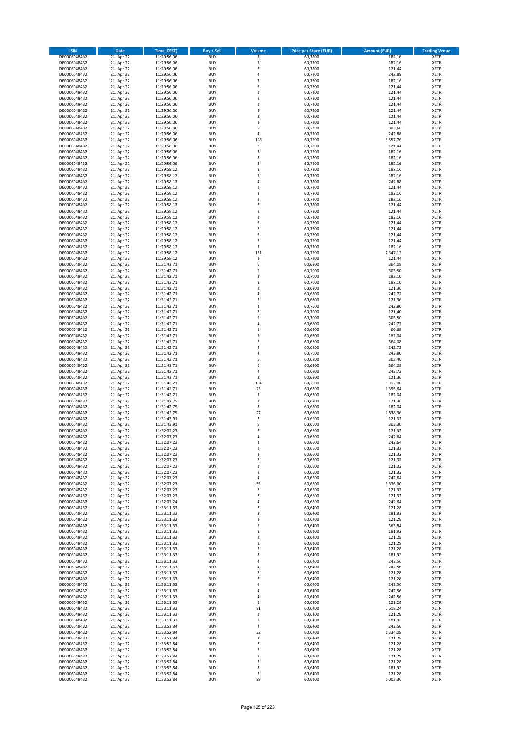| ISIN | Date | Time (CEST) | Buy / Sell | Volume | Price per Share (EUR) | Amount (EUR) | Trading Venue |
|---|---|---|---|---|---|---|---|
| DE0006048432 | 21. Apr 22 | 11:29:56,06 | BUY | 3 | 60,7200 | 182,16 | XETR |
| DE0006048432 | 21. Apr 22 | 11:29:56,06 | BUY | 3 | 60,7200 | 182,16 | XETR |
| DE0006048432 | 21. Apr 22 | 11:29:56,06 | BUY | 2 | 60,7200 | 121,44 | XETR |
| DE0006048432 | 21. Apr 22 | 11:29:56,06 | BUY | 4 | 60,7200 | 242,88 | XETR |
| DE0006048432 | 21. Apr 22 | 11:29:56,06 | BUY | 3 | 60,7200 | 182,16 | XETR |
| DE0006048432 | 21. Apr 22 | 11:29:56,06 | BUY | 2 | 60,7200 | 121,44 | XETR |
| DE0006048432 | 21. Apr 22 | 11:29:56,06 | BUY | 2 | 60,7200 | 121,44 | XETR |
| DE0006048432 | 21. Apr 22 | 11:29:56,06 | BUY | 2 | 60,7200 | 121,44 | XETR |
| DE0006048432 | 21. Apr 22 | 11:29:56,06 | BUY | 2 | 60,7200 | 121,44 | XETR |
| DE0006048432 | 21. Apr 22 | 11:29:56,06 | BUY | 2 | 60,7200 | 121,44 | XETR |
| DE0006048432 | 21. Apr 22 | 11:29:56,06 | BUY | 2 | 60,7200 | 121,44 | XETR |
| DE0006048432 | 21. Apr 22 | 11:29:56,06 | BUY | 2 | 60,7200 | 121,44 | XETR |
| DE0006048432 | 21. Apr 22 | 11:29:56,06 | BUY | 5 | 60,7200 | 303,60 | XETR |
| DE0006048432 | 21. Apr 22 | 11:29:56,06 | BUY | 4 | 60,7200 | 242,88 | XETR |
| DE0006048432 | 21. Apr 22 | 11:29:56,06 | BUY | 108 | 60,7200 | 6.557,76 | XETR |
| DE0006048432 | 21. Apr 22 | 11:29:56,06 | BUY | 2 | 60,7200 | 121,44 | XETR |
| DE0006048432 | 21. Apr 22 | 11:29:56,06 | BUY | 3 | 60,7200 | 182,16 | XETR |
| DE0006048432 | 21. Apr 22 | 11:29:56,06 | BUY | 3 | 60,7200 | 182,16 | XETR |
| DE0006048432 | 21. Apr 22 | 11:29:56,06 | BUY | 3 | 60,7200 | 182,16 | XETR |
| DE0006048432 | 21. Apr 22 | 11:29:58,12 | BUY | 3 | 60,7200 | 182,16 | XETR |
| DE0006048432 | 21. Apr 22 | 11:29:58,12 | BUY | 3 | 60,7200 | 182,16 | XETR |
| DE0006048432 | 21. Apr 22 | 11:29:58,12 | BUY | 4 | 60,7200 | 242,88 | XETR |
| DE0006048432 | 21. Apr 22 | 11:29:58,12 | BUY | 2 | 60,7200 | 121,44 | XETR |
| DE0006048432 | 21. Apr 22 | 11:29:58,12 | BUY | 3 | 60,7200 | 182,16 | XETR |
| DE0006048432 | 21. Apr 22 | 11:29:58,12 | BUY | 3 | 60,7200 | 182,16 | XETR |
| DE0006048432 | 21. Apr 22 | 11:29:58,12 | BUY | 2 | 60,7200 | 121,44 | XETR |
| DE0006048432 | 21. Apr 22 | 11:29:58,12 | BUY | 2 | 60,7200 | 121,44 | XETR |
| DE0006048432 | 21. Apr 22 | 11:29:58,12 | BUY | 3 | 60,7200 | 182,16 | XETR |
| DE0006048432 | 21. Apr 22 | 11:29:58,12 | BUY | 2 | 60,7200 | 121,44 | XETR |
| DE0006048432 | 21. Apr 22 | 11:29:58,12 | BUY | 2 | 60,7200 | 121,44 | XETR |
| DE0006048432 | 21. Apr 22 | 11:29:58,12 | BUY | 2 | 60,7200 | 121,44 | XETR |
| DE0006048432 | 21. Apr 22 | 11:29:58,12 | BUY | 2 | 60,7200 | 121,44 | XETR |
| DE0006048432 | 21. Apr 22 | 11:29:58,12 | BUY | 3 | 60,7200 | 182,16 | XETR |
| DE0006048432 | 21. Apr 22 | 11:29:58,12 | BUY | 121 | 60,7200 | 7.347,12 | XETR |
| DE0006048432 | 21. Apr 22 | 11:29:58,12 | BUY | 2 | 60,7200 | 121,44 | XETR |
| DE0006048432 | 21. Apr 22 | 11:31:42,71 | BUY | 6 | 60,6800 | 364,08 | XETR |
| DE0006048432 | 21. Apr 22 | 11:31:42,71 | BUY | 5 | 60,7000 | 303,50 | XETR |
| DE0006048432 | 21. Apr 22 | 11:31:42,71 | BUY | 3 | 60,7000 | 182,10 | XETR |
| DE0006048432 | 21. Apr 22 | 11:31:42,71 | BUY | 3 | 60,7000 | 182,10 | XETR |
| DE0006048432 | 21. Apr 22 | 11:31:42,71 | BUY | 2 | 60,6800 | 121,36 | XETR |
| DE0006048432 | 21. Apr 22 | 11:31:42,71 | BUY | 4 | 60,6800 | 242,72 | XETR |
| DE0006048432 | 21. Apr 22 | 11:31:42,71 | BUY | 2 | 60,6800 | 121,36 | XETR |
| DE0006048432 | 21. Apr 22 | 11:31:42,71 | BUY | 4 | 60,7000 | 242,80 | XETR |
| DE0006048432 | 21. Apr 22 | 11:31:42,71 | BUY | 2 | 60,7000 | 121,40 | XETR |
| DE0006048432 | 21. Apr 22 | 11:31:42,71 | BUY | 5 | 60,7000 | 303,50 | XETR |
| DE0006048432 | 21. Apr 22 | 11:31:42,71 | BUY | 4 | 60,6800 | 242,72 | XETR |
| DE0006048432 | 21. Apr 22 | 11:31:42,71 | BUY | 1 | 60,6800 | 60,68 | XETR |
| DE0006048432 | 21. Apr 22 | 11:31:42,71 | BUY | 3 | 60,6800 | 182,04 | XETR |
| DE0006048432 | 21. Apr 22 | 11:31:42,71 | BUY | 6 | 60,6800 | 364,08 | XETR |
| DE0006048432 | 21. Apr 22 | 11:31:42,71 | BUY | 4 | 60,6800 | 242,72 | XETR |
| DE0006048432 | 21. Apr 22 | 11:31:42,71 | BUY | 4 | 60,7000 | 242,80 | XETR |
| DE0006048432 | 21. Apr 22 | 11:31:42,71 | BUY | 5 | 60,6800 | 303,40 | XETR |
| DE0006048432 | 21. Apr 22 | 11:31:42,71 | BUY | 6 | 60,6800 | 364,08 | XETR |
| DE0006048432 | 21. Apr 22 | 11:31:42,71 | BUY | 4 | 60,6800 | 242,72 | XETR |
| DE0006048432 | 21. Apr 22 | 11:31:42,71 | BUY | 2 | 60,6800 | 121,36 | XETR |
| DE0006048432 | 21. Apr 22 | 11:31:42,71 | BUY | 104 | 60,7000 | 6.312,80 | XETR |
| DE0006048432 | 21. Apr 22 | 11:31:42,71 | BUY | 23 | 60,6800 | 1.395,64 | XETR |
| DE0006048432 | 21. Apr 22 | 11:31:42,71 | BUY | 3 | 60,6800 | 182,04 | XETR |
| DE0006048432 | 21. Apr 22 | 11:31:42,75 | BUY | 2 | 60,6800 | 121,36 | XETR |
| DE0006048432 | 21. Apr 22 | 11:31:42,75 | BUY | 3 | 60,6800 | 182,04 | XETR |
| DE0006048432 | 21. Apr 22 | 11:31:42,75 | BUY | 27 | 60,6800 | 1.638,36 | XETR |
| DE0006048432 | 21. Apr 22 | 11:31:43,91 | BUY | 2 | 60,6600 | 121,32 | XETR |
| DE0006048432 | 21. Apr 22 | 11:31:43,91 | BUY | 5 | 60,6600 | 303,30 | XETR |
| DE0006048432 | 21. Apr 22 | 11:32:07,23 | BUY | 2 | 60,6600 | 121,32 | XETR |
| DE0006048432 | 21. Apr 22 | 11:32:07,23 | BUY | 4 | 60,6600 | 242,64 | XETR |
| DE0006048432 | 21. Apr 22 | 11:32:07,23 | BUY | 4 | 60,6600 | 242,64 | XETR |
| DE0006048432 | 21. Apr 22 | 11:32:07,23 | BUY | 2 | 60,6600 | 121,32 | XETR |
| DE0006048432 | 21. Apr 22 | 11:32:07,23 | BUY | 2 | 60,6600 | 121,32 | XETR |
| DE0006048432 | 21. Apr 22 | 11:32:07,23 | BUY | 2 | 60,6600 | 121,32 | XETR |
| DE0006048432 | 21. Apr 22 | 11:32:07,23 | BUY | 2 | 60,6600 | 121,32 | XETR |
| DE0006048432 | 21. Apr 22 | 11:32:07,23 | BUY | 2 | 60,6600 | 121,32 | XETR |
| DE0006048432 | 21. Apr 22 | 11:32:07,23 | BUY | 4 | 60,6600 | 242,64 | XETR |
| DE0006048432 | 21. Apr 22 | 11:32:07,23 | BUY | 55 | 60,6600 | 3.336,30 | XETR |
| DE0006048432 | 21. Apr 22 | 11:32:07,23 | BUY | 2 | 60,6600 | 121,32 | XETR |
| DE0006048432 | 21. Apr 22 | 11:32:07,23 | BUY | 2 | 60,6600 | 121,32 | XETR |
| DE0006048432 | 21. Apr 22 | 11:32:07,24 | BUY | 4 | 60,6600 | 242,64 | XETR |
| DE0006048432 | 21. Apr 22 | 11:33:11,33 | BUY | 2 | 60,6400 | 121,28 | XETR |
| DE0006048432 | 21. Apr 22 | 11:33:11,33 | BUY | 3 | 60,6400 | 181,92 | XETR |
| DE0006048432 | 21. Apr 22 | 11:33:11,33 | BUY | 2 | 60,6400 | 121,28 | XETR |
| DE0006048432 | 21. Apr 22 | 11:33:11,33 | BUY | 6 | 60,6400 | 363,84 | XETR |
| DE0006048432 | 21. Apr 22 | 11:33:11,33 | BUY | 3 | 60,6400 | 181,92 | XETR |
| DE0006048432 | 21. Apr 22 | 11:33:11,33 | BUY | 2 | 60,6400 | 121,28 | XETR |
| DE0006048432 | 21. Apr 22 | 11:33:11,33 | BUY | 2 | 60,6400 | 121,28 | XETR |
| DE0006048432 | 21. Apr 22 | 11:33:11,33 | BUY | 2 | 60,6400 | 121,28 | XETR |
| DE0006048432 | 21. Apr 22 | 11:33:11,33 | BUY | 3 | 60,6400 | 181,92 | XETR |
| DE0006048432 | 21. Apr 22 | 11:33:11,33 | BUY | 4 | 60,6400 | 242,56 | XETR |
| DE0006048432 | 21. Apr 22 | 11:33:11,33 | BUY | 4 | 60,6400 | 242,56 | XETR |
| DE0006048432 | 21. Apr 22 | 11:33:11,33 | BUY | 2 | 60,6400 | 121,28 | XETR |
| DE0006048432 | 21. Apr 22 | 11:33:11,33 | BUY | 2 | 60,6400 | 121,28 | XETR |
| DE0006048432 | 21. Apr 22 | 11:33:11,33 | BUY | 4 | 60,6400 | 242,56 | XETR |
| DE0006048432 | 21. Apr 22 | 11:33:11,33 | BUY | 4 | 60,6400 | 242,56 | XETR |
| DE0006048432 | 21. Apr 22 | 11:33:11,33 | BUY | 4 | 60,6400 | 242,56 | XETR |
| DE0006048432 | 21. Apr 22 | 11:33:11,33 | BUY | 2 | 60,6400 | 121,28 | XETR |
| DE0006048432 | 21. Apr 22 | 11:33:11,33 | BUY | 91 | 60,6400 | 5.518,24 | XETR |
| DE0006048432 | 21. Apr 22 | 11:33:11,33 | BUY | 2 | 60,6400 | 121,28 | XETR |
| DE0006048432 | 21. Apr 22 | 11:33:11,33 | BUY | 3 | 60,6400 | 181,92 | XETR |
| DE0006048432 | 21. Apr 22 | 11:33:52,84 | BUY | 4 | 60,6400 | 242,56 | XETR |
| DE0006048432 | 21. Apr 22 | 11:33:52,84 | BUY | 22 | 60,6400 | 1.334,08 | XETR |
| DE0006048432 | 21. Apr 22 | 11:33:52,84 | BUY | 2 | 60,6400 | 121,28 | XETR |
| DE0006048432 | 21. Apr 22 | 11:33:52,84 | BUY | 2 | 60,6400 | 121,28 | XETR |
| DE0006048432 | 21. Apr 22 | 11:33:52,84 | BUY | 2 | 60,6400 | 121,28 | XETR |
| DE0006048432 | 21. Apr 22 | 11:33:52,84 | BUY | 2 | 60,6400 | 121,28 | XETR |
| DE0006048432 | 21. Apr 22 | 11:33:52,84 | BUY | 2 | 60,6400 | 121,28 | XETR |
| DE0006048432 | 21. Apr 22 | 11:33:52,84 | BUY | 3 | 60,6400 | 181,92 | XETR |
| DE0006048432 | 21. Apr 22 | 11:33:52,84 | BUY | 2 | 60,6400 | 121,28 | XETR |
| DE0006048432 | 21. Apr 22 | 11:33:52,84 | BUY | 99 | 60,6400 | 6.003,36 | XETR |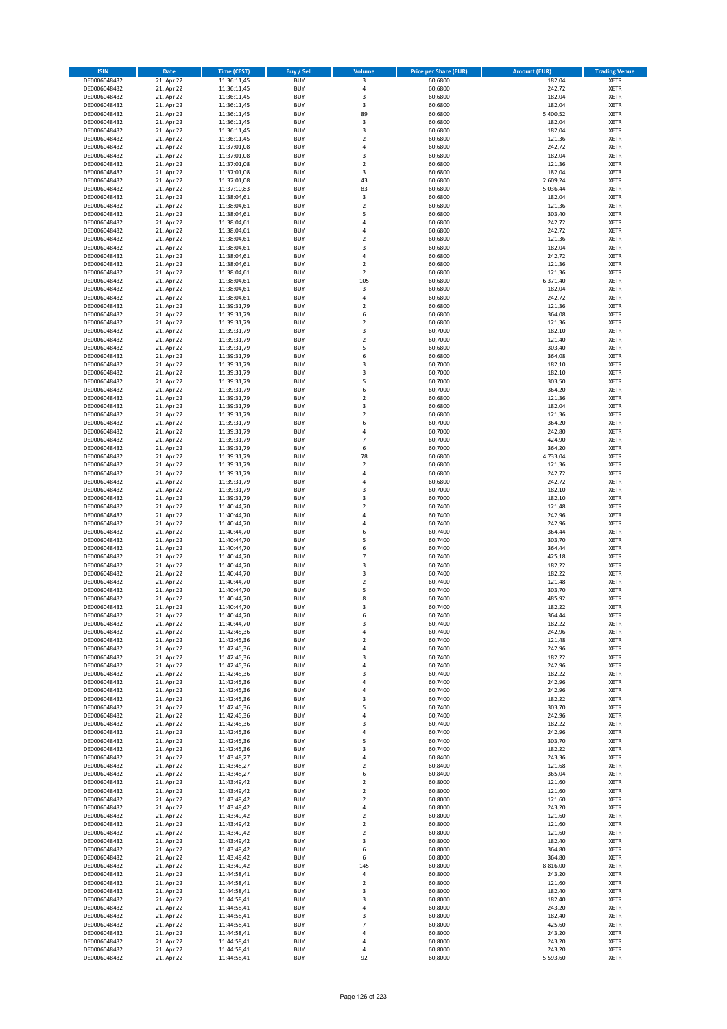| ISIN | Date | Time (CEST) | Buy / Sell | Volume | Price per Share (EUR) | Amount (EUR) | Trading Venue |
|---|---|---|---|---|---|---|---|
| DE0006048432 | 21. Apr 22 | 11:36:11,45 | BUY | 3 | 60,6800 | 182,04 | XETR |
| DE0006048432 | 21. Apr 22 | 11:36:11,45 | BUY | 4 | 60,6800 | 242,72 | XETR |
| DE0006048432 | 21. Apr 22 | 11:36:11,45 | BUY | 3 | 60,6800 | 182,04 | XETR |
| DE0006048432 | 21. Apr 22 | 11:36:11,45 | BUY | 3 | 60,6800 | 182,04 | XETR |
| DE0006048432 | 21. Apr 22 | 11:36:11,45 | BUY | 89 | 60,6800 | 5.400,52 | XETR |
| DE0006048432 | 21. Apr 22 | 11:36:11,45 | BUY | 3 | 60,6800 | 182,04 | XETR |
| DE0006048432 | 21. Apr 22 | 11:36:11,45 | BUY | 3 | 60,6800 | 182,04 | XETR |
| DE0006048432 | 21. Apr 22 | 11:36:11,45 | BUY | 2 | 60,6800 | 121,36 | XETR |
| DE0006048432 | 21. Apr 22 | 11:37:01,08 | BUY | 4 | 60,6800 | 242,72 | XETR |
| DE0006048432 | 21. Apr 22 | 11:37:01,08 | BUY | 3 | 60,6800 | 182,04 | XETR |
| DE0006048432 | 21. Apr 22 | 11:37:01,08 | BUY | 2 | 60,6800 | 121,36 | XETR |
| DE0006048432 | 21. Apr 22 | 11:37:01,08 | BUY | 3 | 60,6800 | 182,04 | XETR |
| DE0006048432 | 21. Apr 22 | 11:37:01,08 | BUY | 43 | 60,6800 | 2.609,24 | XETR |
| DE0006048432 | 21. Apr 22 | 11:37:10,83 | BUY | 83 | 60,6800 | 5.036,44 | XETR |
| DE0006048432 | 21. Apr 22 | 11:38:04,61 | BUY | 3 | 60,6800 | 182,04 | XETR |
| DE0006048432 | 21. Apr 22 | 11:38:04,61 | BUY | 2 | 60,6800 | 121,36 | XETR |
| DE0006048432 | 21. Apr 22 | 11:38:04,61 | BUY | 5 | 60,6800 | 303,40 | XETR |
| DE0006048432 | 21. Apr 22 | 11:38:04,61 | BUY | 4 | 60,6800 | 242,72 | XETR |
| DE0006048432 | 21. Apr 22 | 11:38:04,61 | BUY | 4 | 60,6800 | 242,72 | XETR |
| DE0006048432 | 21. Apr 22 | 11:38:04,61 | BUY | 2 | 60,6800 | 121,36 | XETR |
| DE0006048432 | 21. Apr 22 | 11:38:04,61 | BUY | 3 | 60,6800 | 182,04 | XETR |
| DE0006048432 | 21. Apr 22 | 11:38:04,61 | BUY | 4 | 60,6800 | 242,72 | XETR |
| DE0006048432 | 21. Apr 22 | 11:38:04,61 | BUY | 2 | 60,6800 | 121,36 | XETR |
| DE0006048432 | 21. Apr 22 | 11:38:04,61 | BUY | 2 | 60,6800 | 121,36 | XETR |
| DE0006048432 | 21. Apr 22 | 11:38:04,61 | BUY | 105 | 60,6800 | 6.371,40 | XETR |
| DE0006048432 | 21. Apr 22 | 11:38:04,61 | BUY | 3 | 60,6800 | 182,04 | XETR |
| DE0006048432 | 21. Apr 22 | 11:38:04,61 | BUY | 4 | 60,6800 | 242,72 | XETR |
| DE0006048432 | 21. Apr 22 | 11:39:31,79 | BUY | 2 | 60,6800 | 121,36 | XETR |
| DE0006048432 | 21. Apr 22 | 11:39:31,79 | BUY | 6 | 60,6800 | 364,08 | XETR |
| DE0006048432 | 21. Apr 22 | 11:39:31,79 | BUY | 2 | 60,6800 | 121,36 | XETR |
| DE0006048432 | 21. Apr 22 | 11:39:31,79 | BUY | 3 | 60,7000 | 182,10 | XETR |
| DE0006048432 | 21. Apr 22 | 11:39:31,79 | BUY | 2 | 60,7000 | 121,40 | XETR |
| DE0006048432 | 21. Apr 22 | 11:39:31,79 | BUY | 5 | 60,6800 | 303,40 | XETR |
| DE0006048432 | 21. Apr 22 | 11:39:31,79 | BUY | 6 | 60,6800 | 364,08 | XETR |
| DE0006048432 | 21. Apr 22 | 11:39:31,79 | BUY | 3 | 60,7000 | 182,10 | XETR |
| DE0006048432 | 21. Apr 22 | 11:39:31,79 | BUY | 3 | 60,7000 | 182,10 | XETR |
| DE0006048432 | 21. Apr 22 | 11:39:31,79 | BUY | 5 | 60,7000 | 303,50 | XETR |
| DE0006048432 | 21. Apr 22 | 11:39:31,79 | BUY | 6 | 60,7000 | 364,20 | XETR |
| DE0006048432 | 21. Apr 22 | 11:39:31,79 | BUY | 2 | 60,6800 | 121,36 | XETR |
| DE0006048432 | 21. Apr 22 | 11:39:31,79 | BUY | 3 | 60,6800 | 182,04 | XETR |
| DE0006048432 | 21. Apr 22 | 11:39:31,79 | BUY | 2 | 60,6800 | 121,36 | XETR |
| DE0006048432 | 21. Apr 22 | 11:39:31,79 | BUY | 6 | 60,7000 | 364,20 | XETR |
| DE0006048432 | 21. Apr 22 | 11:39:31,79 | BUY | 4 | 60,7000 | 242,80 | XETR |
| DE0006048432 | 21. Apr 22 | 11:39:31,79 | BUY | 7 | 60,7000 | 424,90 | XETR |
| DE0006048432 | 21. Apr 22 | 11:39:31,79 | BUY | 6 | 60,7000 | 364,20 | XETR |
| DE0006048432 | 21. Apr 22 | 11:39:31,79 | BUY | 78 | 60,6800 | 4.733,04 | XETR |
| DE0006048432 | 21. Apr 22 | 11:39:31,79 | BUY | 2 | 60,6800 | 121,36 | XETR |
| DE0006048432 | 21. Apr 22 | 11:39:31,79 | BUY | 4 | 60,6800 | 242,72 | XETR |
| DE0006048432 | 21. Apr 22 | 11:39:31,79 | BUY | 4 | 60,6800 | 242,72 | XETR |
| DE0006048432 | 21. Apr 22 | 11:39:31,79 | BUY | 3 | 60,7000 | 182,10 | XETR |
| DE0006048432 | 21. Apr 22 | 11:39:31,79 | BUY | 3 | 60,7000 | 182,10 | XETR |
| DE0006048432 | 21. Apr 22 | 11:40:44,70 | BUY | 2 | 60,7400 | 121,48 | XETR |
| DE0006048432 | 21. Apr 22 | 11:40:44,70 | BUY | 4 | 60,7400 | 242,96 | XETR |
| DE0006048432 | 21. Apr 22 | 11:40:44,70 | BUY | 4 | 60,7400 | 242,96 | XETR |
| DE0006048432 | 21. Apr 22 | 11:40:44,70 | BUY | 6 | 60,7400 | 364,44 | XETR |
| DE0006048432 | 21. Apr 22 | 11:40:44,70 | BUY | 5 | 60,7400 | 303,70 | XETR |
| DE0006048432 | 21. Apr 22 | 11:40:44,70 | BUY | 6 | 60,7400 | 364,44 | XETR |
| DE0006048432 | 21. Apr 22 | 11:40:44,70 | BUY | 7 | 60,7400 | 425,18 | XETR |
| DE0006048432 | 21. Apr 22 | 11:40:44,70 | BUY | 3 | 60,7400 | 182,22 | XETR |
| DE0006048432 | 21. Apr 22 | 11:40:44,70 | BUY | 3 | 60,7400 | 182,22 | XETR |
| DE0006048432 | 21. Apr 22 | 11:40:44,70 | BUY | 2 | 60,7400 | 121,48 | XETR |
| DE0006048432 | 21. Apr 22 | 11:40:44,70 | BUY | 5 | 60,7400 | 303,70 | XETR |
| DE0006048432 | 21. Apr 22 | 11:40:44,70 | BUY | 8 | 60,7400 | 485,92 | XETR |
| DE0006048432 | 21. Apr 22 | 11:40:44,70 | BUY | 3 | 60,7400 | 182,22 | XETR |
| DE0006048432 | 21. Apr 22 | 11:40:44,70 | BUY | 6 | 60,7400 | 364,44 | XETR |
| DE0006048432 | 21. Apr 22 | 11:40:44,70 | BUY | 3 | 60,7400 | 182,22 | XETR |
| DE0006048432 | 21. Apr 22 | 11:42:45,36 | BUY | 4 | 60,7400 | 242,96 | XETR |
| DE0006048432 | 21. Apr 22 | 11:42:45,36 | BUY | 2 | 60,7400 | 121,48 | XETR |
| DE0006048432 | 21. Apr 22 | 11:42:45,36 | BUY | 4 | 60,7400 | 242,96 | XETR |
| DE0006048432 | 21. Apr 22 | 11:42:45,36 | BUY | 3 | 60,7400 | 182,22 | XETR |
| DE0006048432 | 21. Apr 22 | 11:42:45,36 | BUY | 4 | 60,7400 | 242,96 | XETR |
| DE0006048432 | 21. Apr 22 | 11:42:45,36 | BUY | 3 | 60,7400 | 182,22 | XETR |
| DE0006048432 | 21. Apr 22 | 11:42:45,36 | BUY | 4 | 60,7400 | 242,96 | XETR |
| DE0006048432 | 21. Apr 22 | 11:42:45,36 | BUY | 4 | 60,7400 | 242,96 | XETR |
| DE0006048432 | 21. Apr 22 | 11:42:45,36 | BUY | 3 | 60,7400 | 182,22 | XETR |
| DE0006048432 | 21. Apr 22 | 11:42:45,36 | BUY | 5 | 60,7400 | 303,70 | XETR |
| DE0006048432 | 21. Apr 22 | 11:42:45,36 | BUY | 4 | 60,7400 | 242,96 | XETR |
| DE0006048432 | 21. Apr 22 | 11:42:45,36 | BUY | 3 | 60,7400 | 182,22 | XETR |
| DE0006048432 | 21. Apr 22 | 11:42:45,36 | BUY | 4 | 60,7400 | 242,96 | XETR |
| DE0006048432 | 21. Apr 22 | 11:42:45,36 | BUY | 5 | 60,7400 | 303,70 | XETR |
| DE0006048432 | 21. Apr 22 | 11:42:45,36 | BUY | 3 | 60,7400 | 182,22 | XETR |
| DE0006048432 | 21. Apr 22 | 11:43:48,27 | BUY | 4 | 60,8400 | 243,36 | XETR |
| DE0006048432 | 21. Apr 22 | 11:43:48,27 | BUY | 2 | 60,8400 | 121,68 | XETR |
| DE0006048432 | 21. Apr 22 | 11:43:48,27 | BUY | 6 | 60,8400 | 365,04 | XETR |
| DE0006048432 | 21. Apr 22 | 11:43:49,42 | BUY | 2 | 60,8000 | 121,60 | XETR |
| DE0006048432 | 21. Apr 22 | 11:43:49,42 | BUY | 2 | 60,8000 | 121,60 | XETR |
| DE0006048432 | 21. Apr 22 | 11:43:49,42 | BUY | 2 | 60,8000 | 121,60 | XETR |
| DE0006048432 | 21. Apr 22 | 11:43:49,42 | BUY | 4 | 60,8000 | 243,20 | XETR |
| DE0006048432 | 21. Apr 22 | 11:43:49,42 | BUY | 2 | 60,8000 | 121,60 | XETR |
| DE0006048432 | 21. Apr 22 | 11:43:49,42 | BUY | 2 | 60,8000 | 121,60 | XETR |
| DE0006048432 | 21. Apr 22 | 11:43:49,42 | BUY | 2 | 60,8000 | 121,60 | XETR |
| DE0006048432 | 21. Apr 22 | 11:43:49,42 | BUY | 3 | 60,8000 | 182,40 | XETR |
| DE0006048432 | 21. Apr 22 | 11:43:49,42 | BUY | 6 | 60,8000 | 364,80 | XETR |
| DE0006048432 | 21. Apr 22 | 11:43:49,42 | BUY | 6 | 60,8000 | 364,80 | XETR |
| DE0006048432 | 21. Apr 22 | 11:43:49,42 | BUY | 145 | 60,8000 | 8.816,00 | XETR |
| DE0006048432 | 21. Apr 22 | 11:44:58,41 | BUY | 4 | 60,8000 | 243,20 | XETR |
| DE0006048432 | 21. Apr 22 | 11:44:58,41 | BUY | 2 | 60,8000 | 121,60 | XETR |
| DE0006048432 | 21. Apr 22 | 11:44:58,41 | BUY | 3 | 60,8000 | 182,40 | XETR |
| DE0006048432 | 21. Apr 22 | 11:44:58,41 | BUY | 3 | 60,8000 | 182,40 | XETR |
| DE0006048432 | 21. Apr 22 | 11:44:58,41 | BUY | 4 | 60,8000 | 243,20 | XETR |
| DE0006048432 | 21. Apr 22 | 11:44:58,41 | BUY | 3 | 60,8000 | 182,40 | XETR |
| DE0006048432 | 21. Apr 22 | 11:44:58,41 | BUY | 7 | 60,8000 | 425,60 | XETR |
| DE0006048432 | 21. Apr 22 | 11:44:58,41 | BUY | 4 | 60,8000 | 243,20 | XETR |
| DE0006048432 | 21. Apr 22 | 11:44:58,41 | BUY | 4 | 60,8000 | 243,20 | XETR |
| DE0006048432 | 21. Apr 22 | 11:44:58,41 | BUY | 4 | 60,8000 | 243,20 | XETR |
| DE0006048432 | 21. Apr 22 | 11:44:58,41 | BUY | 92 | 60,8000 | 5.593,60 | XETR |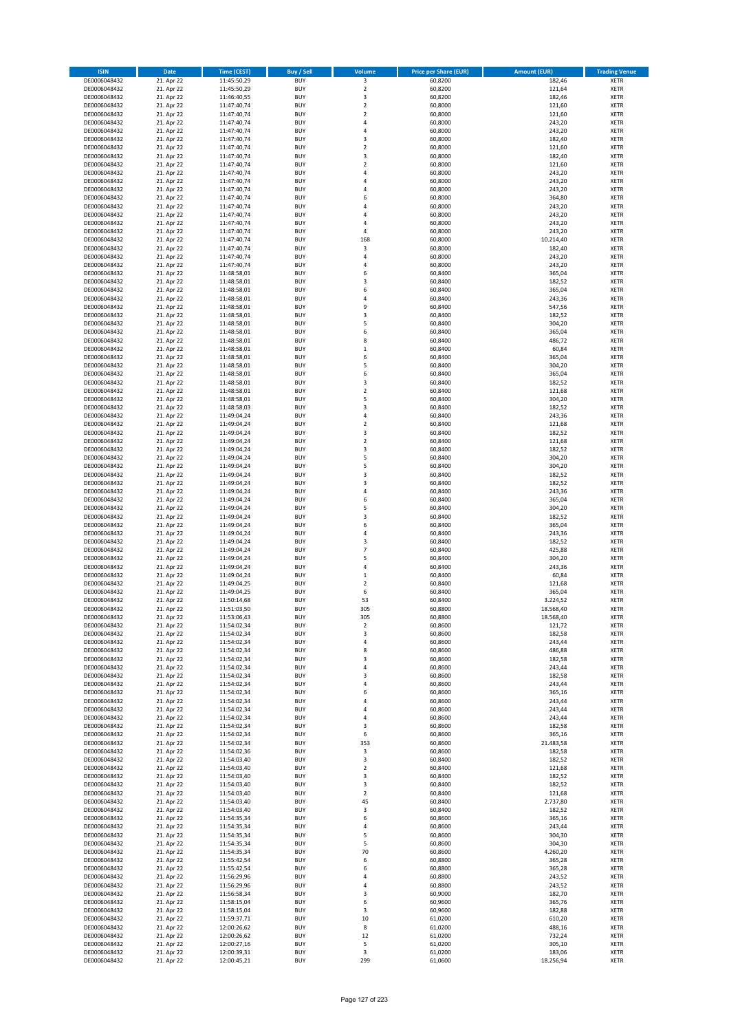| ISIN | Date | Time (CEST) | Buy / Sell | Volume | Price per Share (EUR) | Amount (EUR) | Trading Venue |
|---|---|---|---|---|---|---|---|
| DE0006048432 | 21. Apr 22 | 11:45:50,29 | BUY | 3 | 60,8200 | 182,46 | XETR |
| DE0006048432 | 21. Apr 22 | 11:45:50,29 | BUY | 2 | 60,8200 | 121,64 | XETR |
| DE0006048432 | 21. Apr 22 | 11:46:40,55 | BUY | 3 | 60,8200 | 182,46 | XETR |
| DE0006048432 | 21. Apr 22 | 11:47:40,74 | BUY | 2 | 60,8000 | 121,60 | XETR |
| DE0006048432 | 21. Apr 22 | 11:47:40,74 | BUY | 2 | 60,8000 | 121,60 | XETR |
| DE0006048432 | 21. Apr 22 | 11:47:40,74 | BUY | 4 | 60,8000 | 243,20 | XETR |
| DE0006048432 | 21. Apr 22 | 11:47:40,74 | BUY | 4 | 60,8000 | 243,20 | XETR |
| DE0006048432 | 21. Apr 22 | 11:47:40,74 | BUY | 3 | 60,8000 | 182,40 | XETR |
| DE0006048432 | 21. Apr 22 | 11:47:40,74 | BUY | 2 | 60,8000 | 121,60 | XETR |
| DE0006048432 | 21. Apr 22 | 11:47:40,74 | BUY | 3 | 60,8000 | 182,40 | XETR |
| DE0006048432 | 21. Apr 22 | 11:47:40,74 | BUY | 2 | 60,8000 | 121,60 | XETR |
| DE0006048432 | 21. Apr 22 | 11:47:40,74 | BUY | 4 | 60,8000 | 243,20 | XETR |
| DE0006048432 | 21. Apr 22 | 11:47:40,74 | BUY | 4 | 60,8000 | 243,20 | XETR |
| DE0006048432 | 21. Apr 22 | 11:47:40,74 | BUY | 4 | 60,8000 | 243,20 | XETR |
| DE0006048432 | 21. Apr 22 | 11:47:40,74 | BUY | 6 | 60,8000 | 364,80 | XETR |
| DE0006048432 | 21. Apr 22 | 11:47:40,74 | BUY | 4 | 60,8000 | 243,20 | XETR |
| DE0006048432 | 21. Apr 22 | 11:47:40,74 | BUY | 4 | 60,8000 | 243,20 | XETR |
| DE0006048432 | 21. Apr 22 | 11:47:40,74 | BUY | 4 | 60,8000 | 243,20 | XETR |
| DE0006048432 | 21. Apr 22 | 11:47:40,74 | BUY | 4 | 60,8000 | 243,20 | XETR |
| DE0006048432 | 21. Apr 22 | 11:47:40,74 | BUY | 168 | 60,8000 | 10.214,40 | XETR |
| DE0006048432 | 21. Apr 22 | 11:47:40,74 | BUY | 3 | 60,8000 | 182,40 | XETR |
| DE0006048432 | 21. Apr 22 | 11:47:40,74 | BUY | 4 | 60,8000 | 243,20 | XETR |
| DE0006048432 | 21. Apr 22 | 11:47:40,74 | BUY | 4 | 60,8000 | 243,20 | XETR |
| DE0006048432 | 21. Apr 22 | 11:48:58,01 | BUY | 6 | 60,8400 | 365,04 | XETR |
| DE0006048432 | 21. Apr 22 | 11:48:58,01 | BUY | 3 | 60,8400 | 182,52 | XETR |
| DE0006048432 | 21. Apr 22 | 11:48:58,01 | BUY | 6 | 60,8400 | 365,04 | XETR |
| DE0006048432 | 21. Apr 22 | 11:48:58,01 | BUY | 4 | 60,8400 | 243,36 | XETR |
| DE0006048432 | 21. Apr 22 | 11:48:58,01 | BUY | 9 | 60,8400 | 547,56 | XETR |
| DE0006048432 | 21. Apr 22 | 11:48:58,01 | BUY | 3 | 60,8400 | 182,52 | XETR |
| DE0006048432 | 21. Apr 22 | 11:48:58,01 | BUY | 5 | 60,8400 | 304,20 | XETR |
| DE0006048432 | 21. Apr 22 | 11:48:58,01 | BUY | 6 | 60,8400 | 365,04 | XETR |
| DE0006048432 | 21. Apr 22 | 11:48:58,01 | BUY | 8 | 60,8400 | 486,72 | XETR |
| DE0006048432 | 21. Apr 22 | 11:48:58,01 | BUY | 1 | 60,8400 | 60,84 | XETR |
| DE0006048432 | 21. Apr 22 | 11:48:58,01 | BUY | 6 | 60,8400 | 365,04 | XETR |
| DE0006048432 | 21. Apr 22 | 11:48:58,01 | BUY | 5 | 60,8400 | 304,20 | XETR |
| DE0006048432 | 21. Apr 22 | 11:48:58,01 | BUY | 6 | 60,8400 | 365,04 | XETR |
| DE0006048432 | 21. Apr 22 | 11:48:58,01 | BUY | 3 | 60,8400 | 182,52 | XETR |
| DE0006048432 | 21. Apr 22 | 11:48:58,01 | BUY | 2 | 60,8400 | 121,68 | XETR |
| DE0006048432 | 21. Apr 22 | 11:48:58,01 | BUY | 5 | 60,8400 | 304,20 | XETR |
| DE0006048432 | 21. Apr 22 | 11:48:58,03 | BUY | 3 | 60,8400 | 182,52 | XETR |
| DE0006048432 | 21. Apr 22 | 11:49:04,24 | BUY | 4 | 60,8400 | 243,36 | XETR |
| DE0006048432 | 21. Apr 22 | 11:49:04,24 | BUY | 2 | 60,8400 | 121,68 | XETR |
| DE0006048432 | 21. Apr 22 | 11:49:04,24 | BUY | 3 | 60,8400 | 182,52 | XETR |
| DE0006048432 | 21. Apr 22 | 11:49:04,24 | BUY | 2 | 60,8400 | 121,68 | XETR |
| DE0006048432 | 21. Apr 22 | 11:49:04,24 | BUY | 3 | 60,8400 | 182,52 | XETR |
| DE0006048432 | 21. Apr 22 | 11:49:04,24 | BUY | 5 | 60,8400 | 304,20 | XETR |
| DE0006048432 | 21. Apr 22 | 11:49:04,24 | BUY | 5 | 60,8400 | 304,20 | XETR |
| DE0006048432 | 21. Apr 22 | 11:49:04,24 | BUY | 3 | 60,8400 | 182,52 | XETR |
| DE0006048432 | 21. Apr 22 | 11:49:04,24 | BUY | 3 | 60,8400 | 182,52 | XETR |
| DE0006048432 | 21. Apr 22 | 11:49:04,24 | BUY | 4 | 60,8400 | 243,36 | XETR |
| DE0006048432 | 21. Apr 22 | 11:49:04,24 | BUY | 6 | 60,8400 | 365,04 | XETR |
| DE0006048432 | 21. Apr 22 | 11:49:04,24 | BUY | 5 | 60,8400 | 304,20 | XETR |
| DE0006048432 | 21. Apr 22 | 11:49:04,24 | BUY | 3 | 60,8400 | 182,52 | XETR |
| DE0006048432 | 21. Apr 22 | 11:49:04,24 | BUY | 6 | 60,8400 | 365,04 | XETR |
| DE0006048432 | 21. Apr 22 | 11:49:04,24 | BUY | 4 | 60,8400 | 243,36 | XETR |
| DE0006048432 | 21. Apr 22 | 11:49:04,24 | BUY | 3 | 60,8400 | 182,52 | XETR |
| DE0006048432 | 21. Apr 22 | 11:49:04,24 | BUY | 7 | 60,8400 | 425,88 | XETR |
| DE0006048432 | 21. Apr 22 | 11:49:04,24 | BUY | 5 | 60,8400 | 304,20 | XETR |
| DE0006048432 | 21. Apr 22 | 11:49:04,24 | BUY | 4 | 60,8400 | 243,36 | XETR |
| DE0006048432 | 21. Apr 22 | 11:49:04,24 | BUY | 1 | 60,8400 | 60,84 | XETR |
| DE0006048432 | 21. Apr 22 | 11:49:04,25 | BUY | 2 | 60,8400 | 121,68 | XETR |
| DE0006048432 | 21. Apr 22 | 11:49:04,25 | BUY | 6 | 60,8400 | 365,04 | XETR |
| DE0006048432 | 21. Apr 22 | 11:50:14,68 | BUY | 53 | 60,8400 | 3.224,52 | XETR |
| DE0006048432 | 21. Apr 22 | 11:51:03,50 | BUY | 305 | 60,8800 | 18.568,40 | XETR |
| DE0006048432 | 21. Apr 22 | 11:53:06,43 | BUY | 305 | 60,8800 | 18.568,40 | XETR |
| DE0006048432 | 21. Apr 22 | 11:54:02,34 | BUY | 2 | 60,8600 | 121,72 | XETR |
| DE0006048432 | 21. Apr 22 | 11:54:02,34 | BUY | 3 | 60,8600 | 182,58 | XETR |
| DE0006048432 | 21. Apr 22 | 11:54:02,34 | BUY | 4 | 60,8600 | 243,44 | XETR |
| DE0006048432 | 21. Apr 22 | 11:54:02,34 | BUY | 8 | 60,8600 | 486,88 | XETR |
| DE0006048432 | 21. Apr 22 | 11:54:02,34 | BUY | 3 | 60,8600 | 182,58 | XETR |
| DE0006048432 | 21. Apr 22 | 11:54:02,34 | BUY | 4 | 60,8600 | 243,44 | XETR |
| DE0006048432 | 21. Apr 22 | 11:54:02,34 | BUY | 3 | 60,8600 | 182,58 | XETR |
| DE0006048432 | 21. Apr 22 | 11:54:02,34 | BUY | 4 | 60,8600 | 243,44 | XETR |
| DE0006048432 | 21. Apr 22 | 11:54:02,34 | BUY | 6 | 60,8600 | 365,16 | XETR |
| DE0006048432 | 21. Apr 22 | 11:54:02,34 | BUY | 4 | 60,8600 | 243,44 | XETR |
| DE0006048432 | 21. Apr 22 | 11:54:02,34 | BUY | 4 | 60,8600 | 243,44 | XETR |
| DE0006048432 | 21. Apr 22 | 11:54:02,34 | BUY | 4 | 60,8600 | 243,44 | XETR |
| DE0006048432 | 21. Apr 22 | 11:54:02,34 | BUY | 3 | 60,8600 | 182,58 | XETR |
| DE0006048432 | 21. Apr 22 | 11:54:02,34 | BUY | 6 | 60,8600 | 365,16 | XETR |
| DE0006048432 | 21. Apr 22 | 11:54:02,34 | BUY | 353 | 60,8600 | 21.483,58 | XETR |
| DE0006048432 | 21. Apr 22 | 11:54:02,36 | BUY | 3 | 60,8600 | 182,58 | XETR |
| DE0006048432 | 21. Apr 22 | 11:54:03,40 | BUY | 3 | 60,8400 | 182,52 | XETR |
| DE0006048432 | 21. Apr 22 | 11:54:03,40 | BUY | 2 | 60,8400 | 121,68 | XETR |
| DE0006048432 | 21. Apr 22 | 11:54:03,40 | BUY | 3 | 60,8400 | 182,52 | XETR |
| DE0006048432 | 21. Apr 22 | 11:54:03,40 | BUY | 3 | 60,8400 | 182,52 | XETR |
| DE0006048432 | 21. Apr 22 | 11:54:03,40 | BUY | 2 | 60,8400 | 121,68 | XETR |
| DE0006048432 | 21. Apr 22 | 11:54:03,40 | BUY | 45 | 60,8400 | 2.737,80 | XETR |
| DE0006048432 | 21. Apr 22 | 11:54:03,40 | BUY | 3 | 60,8400 | 182,52 | XETR |
| DE0006048432 | 21. Apr 22 | 11:54:35,34 | BUY | 6 | 60,8600 | 365,16 | XETR |
| DE0006048432 | 21. Apr 22 | 11:54:35,34 | BUY | 4 | 60,8600 | 243,44 | XETR |
| DE0006048432 | 21. Apr 22 | 11:54:35,34 | BUY | 5 | 60,8600 | 304,30 | XETR |
| DE0006048432 | 21. Apr 22 | 11:54:35,34 | BUY | 5 | 60,8600 | 304,30 | XETR |
| DE0006048432 | 21. Apr 22 | 11:54:35,34 | BUY | 70 | 60,8600 | 4.260,20 | XETR |
| DE0006048432 | 21. Apr 22 | 11:55:42,54 | BUY | 6 | 60,8800 | 365,28 | XETR |
| DE0006048432 | 21. Apr 22 | 11:55:42,54 | BUY | 6 | 60,8800 | 365,28 | XETR |
| DE0006048432 | 21. Apr 22 | 11:56:29,96 | BUY | 4 | 60,8800 | 243,52 | XETR |
| DE0006048432 | 21. Apr 22 | 11:56:29,96 | BUY | 4 | 60,8800 | 243,52 | XETR |
| DE0006048432 | 21. Apr 22 | 11:56:58,34 | BUY | 3 | 60,9000 | 182,70 | XETR |
| DE0006048432 | 21. Apr 22 | 11:58:15,04 | BUY | 6 | 60,9600 | 365,76 | XETR |
| DE0006048432 | 21. Apr 22 | 11:58:15,04 | BUY | 3 | 60,9600 | 182,88 | XETR |
| DE0006048432 | 21. Apr 22 | 11:59:37,71 | BUY | 10 | 61,0200 | 610,20 | XETR |
| DE0006048432 | 21. Apr 22 | 12:00:26,62 | BUY | 8 | 61,0200 | 488,16 | XETR |
| DE0006048432 | 21. Apr 22 | 12:00:26,62 | BUY | 12 | 61,0200 | 732,24 | XETR |
| DE0006048432 | 21. Apr 22 | 12:00:27,16 | BUY | 5 | 61,0200 | 305,10 | XETR |
| DE0006048432 | 21. Apr 22 | 12:00:39,31 | BUY | 3 | 61,0200 | 183,06 | XETR |
| DE0006048432 | 21. Apr 22 | 12:00:45,21 | BUY | 299 | 61,0600 | 18.256,94 | XETR |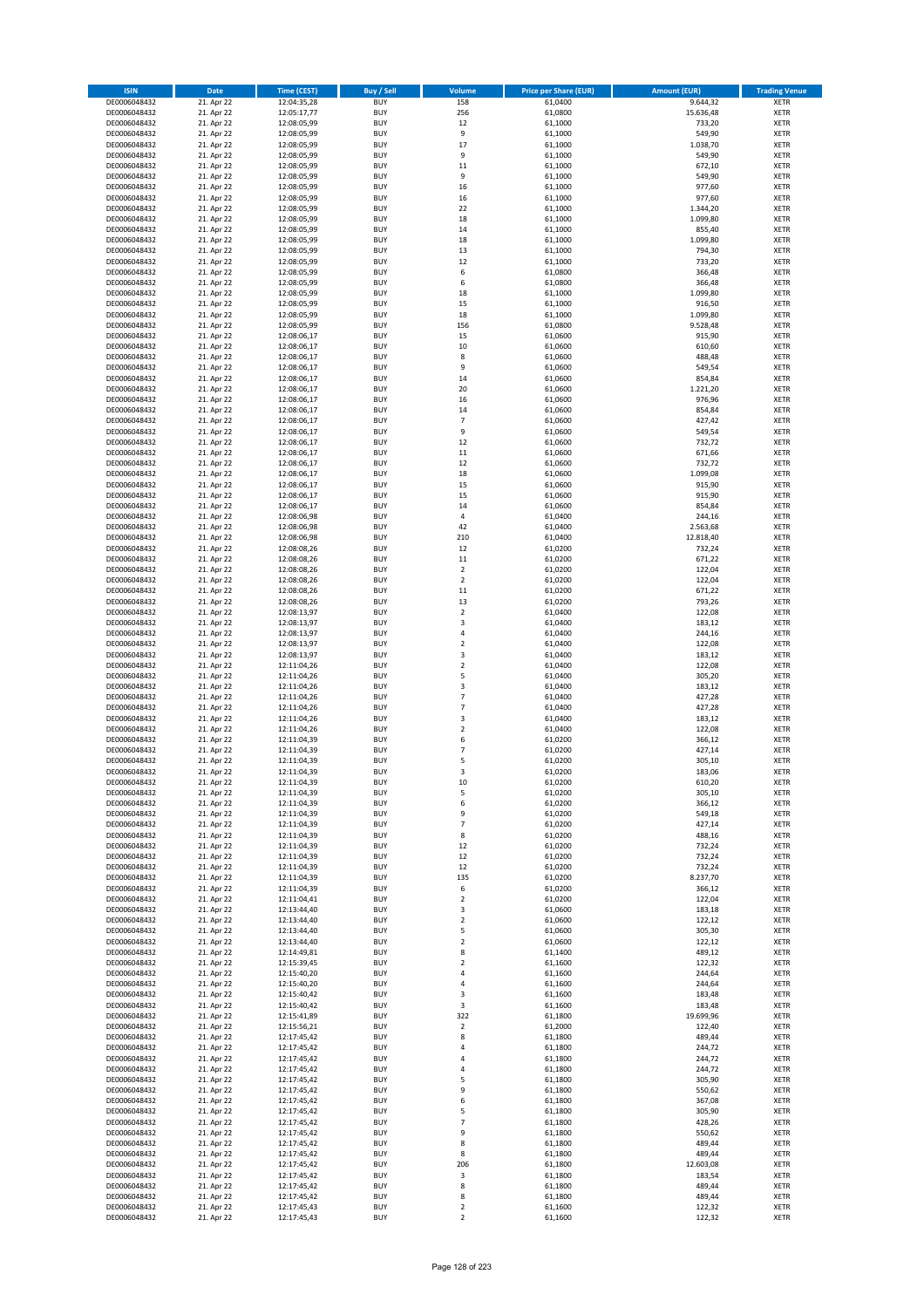| ISIN | Date | Time (CEST) | Buy / Sell | Volume | Price per Share (EUR) | Amount (EUR) | Trading Venue |
|---|---|---|---|---|---|---|---|
| DE0006048432 | 21. Apr 22 | 12:04:35,28 | BUY | 158 | 61,0400 | 9.644,32 | XETR |
| DE0006048432 | 21. Apr 22 | 12:05:17,77 | BUY | 256 | 61,0800 | 15.636,48 | XETR |
| DE0006048432 | 21. Apr 22 | 12:08:05,99 | BUY | 12 | 61,1000 | 733,20 | XETR |
| DE0006048432 | 21. Apr 22 | 12:08:05,99 | BUY | 9 | 61,1000 | 549,90 | XETR |
| DE0006048432 | 21. Apr 22 | 12:08:05,99 | BUY | 17 | 61,1000 | 1.038,70 | XETR |
| DE0006048432 | 21. Apr 22 | 12:08:05,99 | BUY | 9 | 61,1000 | 549,90 | XETR |
| DE0006048432 | 21. Apr 22 | 12:08:05,99 | BUY | 11 | 61,1000 | 672,10 | XETR |
| DE0006048432 | 21. Apr 22 | 12:08:05,99 | BUY | 9 | 61,1000 | 549,90 | XETR |
| DE0006048432 | 21. Apr 22 | 12:08:05,99 | BUY | 16 | 61,1000 | 977,60 | XETR |
| DE0006048432 | 21. Apr 22 | 12:08:05,99 | BUY | 16 | 61,1000 | 977,60 | XETR |
| DE0006048432 | 21. Apr 22 | 12:08:05,99 | BUY | 22 | 61,1000 | 1.344,20 | XETR |
| DE0006048432 | 21. Apr 22 | 12:08:05,99 | BUY | 18 | 61,1000 | 1.099,80 | XETR |
| DE0006048432 | 21. Apr 22 | 12:08:05,99 | BUY | 14 | 61,1000 | 855,40 | XETR |
| DE0006048432 | 21. Apr 22 | 12:08:05,99 | BUY | 18 | 61,1000 | 1.099,80 | XETR |
| DE0006048432 | 21. Apr 22 | 12:08:05,99 | BUY | 13 | 61,1000 | 794,30 | XETR |
| DE0006048432 | 21. Apr 22 | 12:08:05,99 | BUY | 12 | 61,1000 | 733,20 | XETR |
| DE0006048432 | 21. Apr 22 | 12:08:05,99 | BUY | 6 | 61,0800 | 366,48 | XETR |
| DE0006048432 | 21. Apr 22 | 12:08:05,99 | BUY | 6 | 61,0800 | 366,48 | XETR |
| DE0006048432 | 21. Apr 22 | 12:08:05,99 | BUY | 18 | 61,1000 | 1.099,80 | XETR |
| DE0006048432 | 21. Apr 22 | 12:08:05,99 | BUY | 15 | 61,1000 | 916,50 | XETR |
| DE0006048432 | 21. Apr 22 | 12:08:05,99 | BUY | 18 | 61,1000 | 1.099,80 | XETR |
| DE0006048432 | 21. Apr 22 | 12:08:05,99 | BUY | 156 | 61,0800 | 9.528,48 | XETR |
| DE0006048432 | 21. Apr 22 | 12:08:06,17 | BUY | 15 | 61,0600 | 915,90 | XETR |
| DE0006048432 | 21. Apr 22 | 12:08:06,17 | BUY | 10 | 61,0600 | 610,60 | XETR |
| DE0006048432 | 21. Apr 22 | 12:08:06,17 | BUY | 8 | 61,0600 | 488,48 | XETR |
| DE0006048432 | 21. Apr 22 | 12:08:06,17 | BUY | 9 | 61,0600 | 549,54 | XETR |
| DE0006048432 | 21. Apr 22 | 12:08:06,17 | BUY | 14 | 61,0600 | 854,84 | XETR |
| DE0006048432 | 21. Apr 22 | 12:08:06,17 | BUY | 20 | 61,0600 | 1.221,20 | XETR |
| DE0006048432 | 21. Apr 22 | 12:08:06,17 | BUY | 16 | 61,0600 | 976,96 | XETR |
| DE0006048432 | 21. Apr 22 | 12:08:06,17 | BUY | 14 | 61,0600 | 854,84 | XETR |
| DE0006048432 | 21. Apr 22 | 12:08:06,17 | BUY | 7 | 61,0600 | 427,42 | XETR |
| DE0006048432 | 21. Apr 22 | 12:08:06,17 | BUY | 9 | 61,0600 | 549,54 | XETR |
| DE0006048432 | 21. Apr 22 | 12:08:06,17 | BUY | 12 | 61,0600 | 732,72 | XETR |
| DE0006048432 | 21. Apr 22 | 12:08:06,17 | BUY | 11 | 61,0600 | 671,66 | XETR |
| DE0006048432 | 21. Apr 22 | 12:08:06,17 | BUY | 12 | 61,0600 | 732,72 | XETR |
| DE0006048432 | 21. Apr 22 | 12:08:06,17 | BUY | 18 | 61,0600 | 1.099,08 | XETR |
| DE0006048432 | 21. Apr 22 | 12:08:06,17 | BUY | 15 | 61,0600 | 915,90 | XETR |
| DE0006048432 | 21. Apr 22 | 12:08:06,17 | BUY | 15 | 61,0600 | 915,90 | XETR |
| DE0006048432 | 21. Apr 22 | 12:08:06,17 | BUY | 14 | 61,0600 | 854,84 | XETR |
| DE0006048432 | 21. Apr 22 | 12:08:06,98 | BUY | 4 | 61,0400 | 244,16 | XETR |
| DE0006048432 | 21. Apr 22 | 12:08:06,98 | BUY | 42 | 61,0400 | 2.563,68 | XETR |
| DE0006048432 | 21. Apr 22 | 12:08:06,98 | BUY | 210 | 61,0400 | 12.818,40 | XETR |
| DE0006048432 | 21. Apr 22 | 12:08:08,26 | BUY | 12 | 61,0200 | 732,24 | XETR |
| DE0006048432 | 21. Apr 22 | 12:08:08,26 | BUY | 11 | 61,0200 | 671,22 | XETR |
| DE0006048432 | 21. Apr 22 | 12:08:08,26 | BUY | 2 | 61,0200 | 122,04 | XETR |
| DE0006048432 | 21. Apr 22 | 12:08:08,26 | BUY | 2 | 61,0200 | 122,04 | XETR |
| DE0006048432 | 21. Apr 22 | 12:08:08,26 | BUY | 11 | 61,0200 | 671,22 | XETR |
| DE0006048432 | 21. Apr 22 | 12:08:08,26 | BUY | 13 | 61,0200 | 793,26 | XETR |
| DE0006048432 | 21. Apr 22 | 12:08:13,97 | BUY | 2 | 61,0400 | 122,08 | XETR |
| DE0006048432 | 21. Apr 22 | 12:08:13,97 | BUY | 3 | 61,0400 | 183,12 | XETR |
| DE0006048432 | 21. Apr 22 | 12:08:13,97 | BUY | 4 | 61,0400 | 244,16 | XETR |
| DE0006048432 | 21. Apr 22 | 12:08:13,97 | BUY | 2 | 61,0400 | 122,08 | XETR |
| DE0006048432 | 21. Apr 22 | 12:08:13,97 | BUY | 3 | 61,0400 | 183,12 | XETR |
| DE0006048432 | 21. Apr 22 | 12:11:04,26 | BUY | 2 | 61,0400 | 122,08 | XETR |
| DE0006048432 | 21. Apr 22 | 12:11:04,26 | BUY | 5 | 61,0400 | 305,20 | XETR |
| DE0006048432 | 21. Apr 22 | 12:11:04,26 | BUY | 3 | 61,0400 | 183,12 | XETR |
| DE0006048432 | 21. Apr 22 | 12:11:04,26 | BUY | 7 | 61,0400 | 427,28 | XETR |
| DE0006048432 | 21. Apr 22 | 12:11:04,26 | BUY | 7 | 61,0400 | 427,28 | XETR |
| DE0006048432 | 21. Apr 22 | 12:11:04,26 | BUY | 3 | 61,0400 | 183,12 | XETR |
| DE0006048432 | 21. Apr 22 | 12:11:04,26 | BUY | 2 | 61,0400 | 122,08 | XETR |
| DE0006048432 | 21. Apr 22 | 12:11:04,39 | BUY | 6 | 61,0200 | 366,12 | XETR |
| DE0006048432 | 21. Apr 22 | 12:11:04,39 | BUY | 7 | 61,0200 | 427,14 | XETR |
| DE0006048432 | 21. Apr 22 | 12:11:04,39 | BUY | 5 | 61,0200 | 305,10 | XETR |
| DE0006048432 | 21. Apr 22 | 12:11:04,39 | BUY | 3 | 61,0200 | 183,06 | XETR |
| DE0006048432 | 21. Apr 22 | 12:11:04,39 | BUY | 10 | 61,0200 | 610,20 | XETR |
| DE0006048432 | 21. Apr 22 | 12:11:04,39 | BUY | 5 | 61,0200 | 305,10 | XETR |
| DE0006048432 | 21. Apr 22 | 12:11:04,39 | BUY | 6 | 61,0200 | 366,12 | XETR |
| DE0006048432 | 21. Apr 22 | 12:11:04,39 | BUY | 9 | 61,0200 | 549,18 | XETR |
| DE0006048432 | 21. Apr 22 | 12:11:04,39 | BUY | 7 | 61,0200 | 427,14 | XETR |
| DE0006048432 | 21. Apr 22 | 12:11:04,39 | BUY | 8 | 61,0200 | 488,16 | XETR |
| DE0006048432 | 21. Apr 22 | 12:11:04,39 | BUY | 12 | 61,0200 | 732,24 | XETR |
| DE0006048432 | 21. Apr 22 | 12:11:04,39 | BUY | 12 | 61,0200 | 732,24 | XETR |
| DE0006048432 | 21. Apr 22 | 12:11:04,39 | BUY | 12 | 61,0200 | 732,24 | XETR |
| DE0006048432 | 21. Apr 22 | 12:11:04,39 | BUY | 135 | 61,0200 | 8.237,70 | XETR |
| DE0006048432 | 21. Apr 22 | 12:11:04,39 | BUY | 6 | 61,0200 | 366,12 | XETR |
| DE0006048432 | 21. Apr 22 | 12:11:04,41 | BUY | 2 | 61,0200 | 122,04 | XETR |
| DE0006048432 | 21. Apr 22 | 12:13:44,40 | BUY | 3 | 61,0600 | 183,18 | XETR |
| DE0006048432 | 21. Apr 22 | 12:13:44,40 | BUY | 2 | 61,0600 | 122,12 | XETR |
| DE0006048432 | 21. Apr 22 | 12:13:44,40 | BUY | 5 | 61,0600 | 305,30 | XETR |
| DE0006048432 | 21. Apr 22 | 12:13:44,40 | BUY | 2 | 61,0600 | 122,12 | XETR |
| DE0006048432 | 21. Apr 22 | 12:14:49,81 | BUY | 8 | 61,1400 | 489,12 | XETR |
| DE0006048432 | 21. Apr 22 | 12:15:39,45 | BUY | 2 | 61,1600 | 122,32 | XETR |
| DE0006048432 | 21. Apr 22 | 12:15:40,20 | BUY | 4 | 61,1600 | 244,64 | XETR |
| DE0006048432 | 21. Apr 22 | 12:15:40,20 | BUY | 4 | 61,1600 | 244,64 | XETR |
| DE0006048432 | 21. Apr 22 | 12:15:40,42 | BUY | 3 | 61,1600 | 183,48 | XETR |
| DE0006048432 | 21. Apr 22 | 12:15:40,42 | BUY | 3 | 61,1600 | 183,48 | XETR |
| DE0006048432 | 21. Apr 22 | 12:15:41,89 | BUY | 322 | 61,1800 | 19.699,96 | XETR |
| DE0006048432 | 21. Apr 22 | 12:15:56,21 | BUY | 2 | 61,2000 | 122,40 | XETR |
| DE0006048432 | 21. Apr 22 | 12:17:45,42 | BUY | 8 | 61,1800 | 489,44 | XETR |
| DE0006048432 | 21. Apr 22 | 12:17:45,42 | BUY | 4 | 61,1800 | 244,72 | XETR |
| DE0006048432 | 21. Apr 22 | 12:17:45,42 | BUY | 4 | 61,1800 | 244,72 | XETR |
| DE0006048432 | 21. Apr 22 | 12:17:45,42 | BUY | 4 | 61,1800 | 244,72 | XETR |
| DE0006048432 | 21. Apr 22 | 12:17:45,42 | BUY | 5 | 61,1800 | 305,90 | XETR |
| DE0006048432 | 21. Apr 22 | 12:17:45,42 | BUY | 9 | 61,1800 | 550,62 | XETR |
| DE0006048432 | 21. Apr 22 | 12:17:45,42 | BUY | 6 | 61,1800 | 367,08 | XETR |
| DE0006048432 | 21. Apr 22 | 12:17:45,42 | BUY | 5 | 61,1800 | 305,90 | XETR |
| DE0006048432 | 21. Apr 22 | 12:17:45,42 | BUY | 7 | 61,1800 | 428,26 | XETR |
| DE0006048432 | 21. Apr 22 | 12:17:45,42 | BUY | 9 | 61,1800 | 550,62 | XETR |
| DE0006048432 | 21. Apr 22 | 12:17:45,42 | BUY | 8 | 61,1800 | 489,44 | XETR |
| DE0006048432 | 21. Apr 22 | 12:17:45,42 | BUY | 8 | 61,1800 | 489,44 | XETR |
| DE0006048432 | 21. Apr 22 | 12:17:45,42 | BUY | 206 | 61,1800 | 12.603,08 | XETR |
| DE0006048432 | 21. Apr 22 | 12:17:45,42 | BUY | 3 | 61,1800 | 183,54 | XETR |
| DE0006048432 | 21. Apr 22 | 12:17:45,42 | BUY | 8 | 61,1800 | 489,44 | XETR |
| DE0006048432 | 21. Apr 22 | 12:17:45,42 | BUY | 8 | 61,1800 | 489,44 | XETR |
| DE0006048432 | 21. Apr 22 | 12:17:45,43 | BUY | 2 | 61,1600 | 122,32 | XETR |
| DE0006048432 | 21. Apr 22 | 12:17:45,43 | BUY | 2 | 61,1600 | 122,32 | XETR |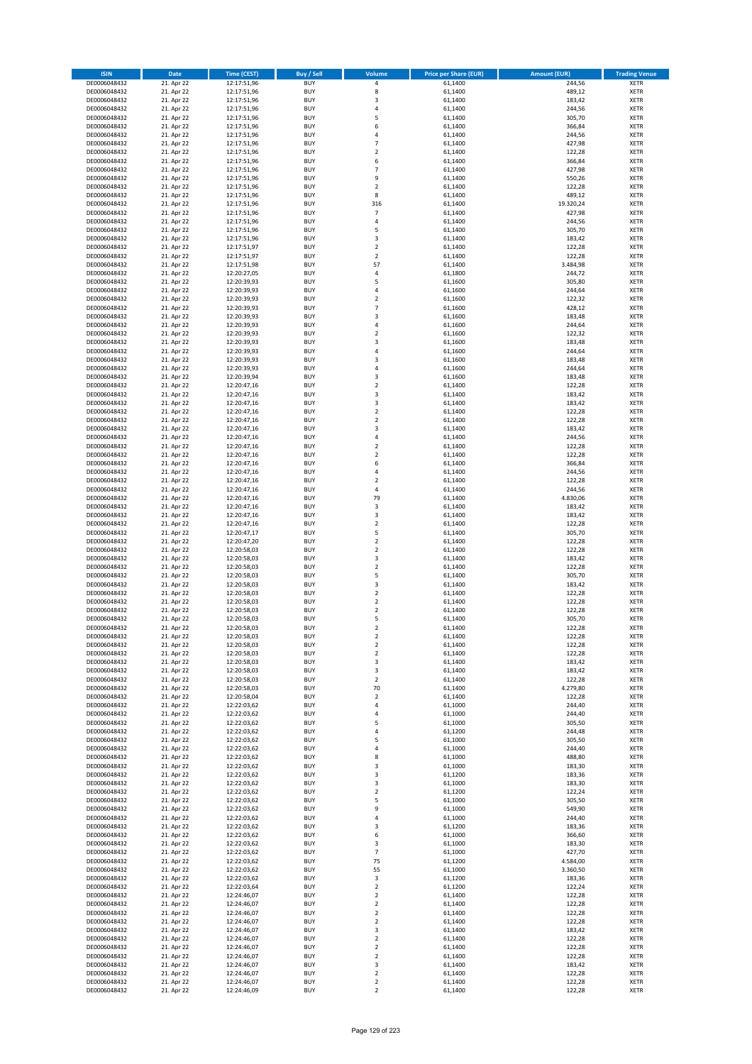| ISIN | Date | Time (CEST) | Buy / Sell | Volume | Price per Share (EUR) | Amount (EUR) | Trading Venue |
|---|---|---|---|---|---|---|---|
| DE0006048432 | 21. Apr 22 | 12:17:51,96 | BUY | 4 | 61,1400 | 244,56 | XETR |
| DE0006048432 | 21. Apr 22 | 12:17:51,96 | BUY | 8 | 61,1400 | 489,12 | XETR |
| DE0006048432 | 21. Apr 22 | 12:17:51,96 | BUY | 3 | 61,1400 | 183,42 | XETR |
| DE0006048432 | 21. Apr 22 | 12:17:51,96 | BUY | 4 | 61,1400 | 244,56 | XETR |
| DE0006048432 | 21. Apr 22 | 12:17:51,96 | BUY | 5 | 61,1400 | 305,70 | XETR |
| DE0006048432 | 21. Apr 22 | 12:17:51,96 | BUY | 6 | 61,1400 | 366,84 | XETR |
| DE0006048432 | 21. Apr 22 | 12:17:51,96 | BUY | 4 | 61,1400 | 244,56 | XETR |
| DE0006048432 | 21. Apr 22 | 12:17:51,96 | BUY | 7 | 61,1400 | 427,98 | XETR |
| DE0006048432 | 21. Apr 22 | 12:17:51,96 | BUY | 2 | 61,1400 | 122,28 | XETR |
| DE0006048432 | 21. Apr 22 | 12:17:51,96 | BUY | 6 | 61,1400 | 366,84 | XETR |
| DE0006048432 | 21. Apr 22 | 12:17:51,96 | BUY | 7 | 61,1400 | 427,98 | XETR |
| DE0006048432 | 21. Apr 22 | 12:17:51,96 | BUY | 9 | 61,1400 | 550,26 | XETR |
| DE0006048432 | 21. Apr 22 | 12:17:51,96 | BUY | 2 | 61,1400 | 122,28 | XETR |
| DE0006048432 | 21. Apr 22 | 12:17:51,96 | BUY | 8 | 61,1400 | 489,12 | XETR |
| DE0006048432 | 21. Apr 22 | 12:17:51,96 | BUY | 316 | 61,1400 | 19.320,24 | XETR |
| DE0006048432 | 21. Apr 22 | 12:17:51,96 | BUY | 7 | 61,1400 | 427,98 | XETR |
| DE0006048432 | 21. Apr 22 | 12:17:51,96 | BUY | 4 | 61,1400 | 244,56 | XETR |
| DE0006048432 | 21. Apr 22 | 12:17:51,96 | BUY | 5 | 61,1400 | 305,70 | XETR |
| DE0006048432 | 21. Apr 22 | 12:17:51,96 | BUY | 3 | 61,1400 | 183,42 | XETR |
| DE0006048432 | 21. Apr 22 | 12:17:51,97 | BUY | 2 | 61,1400 | 122,28 | XETR |
| DE0006048432 | 21. Apr 22 | 12:17:51,97 | BUY | 2 | 61,1400 | 122,28 | XETR |
| DE0006048432 | 21. Apr 22 | 12:17:51,98 | BUY | 57 | 61,1400 | 3.484,98 | XETR |
| DE0006048432 | 21. Apr 22 | 12:20:27,05 | BUY | 4 | 61,1800 | 244,72 | XETR |
| DE0006048432 | 21. Apr 22 | 12:20:39,93 | BUY | 5 | 61,1600 | 305,80 | XETR |
| DE0006048432 | 21. Apr 22 | 12:20:39,93 | BUY | 4 | 61,1600 | 244,64 | XETR |
| DE0006048432 | 21. Apr 22 | 12:20:39,93 | BUY | 2 | 61,1600 | 122,32 | XETR |
| DE0006048432 | 21. Apr 22 | 12:20:39,93 | BUY | 7 | 61,1600 | 428,12 | XETR |
| DE0006048432 | 21. Apr 22 | 12:20:39,93 | BUY | 3 | 61,1600 | 183,48 | XETR |
| DE0006048432 | 21. Apr 22 | 12:20:39,93 | BUY | 4 | 61,1600 | 244,64 | XETR |
| DE0006048432 | 21. Apr 22 | 12:20:39,93 | BUY | 2 | 61,1600 | 122,32 | XETR |
| DE0006048432 | 21. Apr 22 | 12:20:39,93 | BUY | 3 | 61,1600 | 183,48 | XETR |
| DE0006048432 | 21. Apr 22 | 12:20:39,93 | BUY | 4 | 61,1600 | 244,64 | XETR |
| DE0006048432 | 21. Apr 22 | 12:20:39,93 | BUY | 3 | 61,1600 | 183,48 | XETR |
| DE0006048432 | 21. Apr 22 | 12:20:39,93 | BUY | 4 | 61,1600 | 244,64 | XETR |
| DE0006048432 | 21. Apr 22 | 12:20:39,94 | BUY | 3 | 61,1600 | 183,48 | XETR |
| DE0006048432 | 21. Apr 22 | 12:20:47,16 | BUY | 2 | 61,1400 | 122,28 | XETR |
| DE0006048432 | 21. Apr 22 | 12:20:47,16 | BUY | 3 | 61,1400 | 183,42 | XETR |
| DE0006048432 | 21. Apr 22 | 12:20:47,16 | BUY | 3 | 61,1400 | 183,42 | XETR |
| DE0006048432 | 21. Apr 22 | 12:20:47,16 | BUY | 2 | 61,1400 | 122,28 | XETR |
| DE0006048432 | 21. Apr 22 | 12:20:47,16 | BUY | 2 | 61,1400 | 122,28 | XETR |
| DE0006048432 | 21. Apr 22 | 12:20:47,16 | BUY | 3 | 61,1400 | 183,42 | XETR |
| DE0006048432 | 21. Apr 22 | 12:20:47,16 | BUY | 4 | 61,1400 | 244,56 | XETR |
| DE0006048432 | 21. Apr 22 | 12:20:47,16 | BUY | 2 | 61,1400 | 122,28 | XETR |
| DE0006048432 | 21. Apr 22 | 12:20:47,16 | BUY | 2 | 61,1400 | 122,28 | XETR |
| DE0006048432 | 21. Apr 22 | 12:20:47,16 | BUY | 6 | 61,1400 | 366,84 | XETR |
| DE0006048432 | 21. Apr 22 | 12:20:47,16 | BUY | 4 | 61,1400 | 244,56 | XETR |
| DE0006048432 | 21. Apr 22 | 12:20:47,16 | BUY | 2 | 61,1400 | 122,28 | XETR |
| DE0006048432 | 21. Apr 22 | 12:20:47,16 | BUY | 4 | 61,1400 | 244,56 | XETR |
| DE0006048432 | 21. Apr 22 | 12:20:47,16 | BUY | 79 | 61,1400 | 4.830,06 | XETR |
| DE0006048432 | 21. Apr 22 | 12:20:47,16 | BUY | 3 | 61,1400 | 183,42 | XETR |
| DE0006048432 | 21. Apr 22 | 12:20:47,16 | BUY | 3 | 61,1400 | 183,42 | XETR |
| DE0006048432 | 21. Apr 22 | 12:20:47,16 | BUY | 2 | 61,1400 | 122,28 | XETR |
| DE0006048432 | 21. Apr 22 | 12:20:47,17 | BUY | 5 | 61,1400 | 305,70 | XETR |
| DE0006048432 | 21. Apr 22 | 12:20:47,20 | BUY | 2 | 61,1400 | 122,28 | XETR |
| DE0006048432 | 21. Apr 22 | 12:20:58,03 | BUY | 2 | 61,1400 | 122,28 | XETR |
| DE0006048432 | 21. Apr 22 | 12:20:58,03 | BUY | 3 | 61,1400 | 183,42 | XETR |
| DE0006048432 | 21. Apr 22 | 12:20:58,03 | BUY | 2 | 61,1400 | 122,28 | XETR |
| DE0006048432 | 21. Apr 22 | 12:20:58,03 | BUY | 5 | 61,1400 | 305,70 | XETR |
| DE0006048432 | 21. Apr 22 | 12:20:58,03 | BUY | 3 | 61,1400 | 183,42 | XETR |
| DE0006048432 | 21. Apr 22 | 12:20:58,03 | BUY | 2 | 61,1400 | 122,28 | XETR |
| DE0006048432 | 21. Apr 22 | 12:20:58,03 | BUY | 2 | 61,1400 | 122,28 | XETR |
| DE0006048432 | 21. Apr 22 | 12:20:58,03 | BUY | 2 | 61,1400 | 122,28 | XETR |
| DE0006048432 | 21. Apr 22 | 12:20:58,03 | BUY | 5 | 61,1400 | 305,70 | XETR |
| DE0006048432 | 21. Apr 22 | 12:20:58,03 | BUY | 2 | 61,1400 | 122,28 | XETR |
| DE0006048432 | 21. Apr 22 | 12:20:58,03 | BUY | 2 | 61,1400 | 122,28 | XETR |
| DE0006048432 | 21. Apr 22 | 12:20:58,03 | BUY | 2 | 61,1400 | 122,28 | XETR |
| DE0006048432 | 21. Apr 22 | 12:20:58,03 | BUY | 2 | 61,1400 | 122,28 | XETR |
| DE0006048432 | 21. Apr 22 | 12:20:58,03 | BUY | 3 | 61,1400 | 183,42 | XETR |
| DE0006048432 | 21. Apr 22 | 12:20:58,03 | BUY | 3 | 61,1400 | 183,42 | XETR |
| DE0006048432 | 21. Apr 22 | 12:20:58,03 | BUY | 2 | 61,1400 | 122,28 | XETR |
| DE0006048432 | 21. Apr 22 | 12:20:58,03 | BUY | 70 | 61,1400 | 4.279,80 | XETR |
| DE0006048432 | 21. Apr 22 | 12:20:58,04 | BUY | 2 | 61,1400 | 122,28 | XETR |
| DE0006048432 | 21. Apr 22 | 12:22:03,62 | BUY | 4 | 61,1000 | 244,40 | XETR |
| DE0006048432 | 21. Apr 22 | 12:22:03,62 | BUY | 4 | 61,1000 | 244,40 | XETR |
| DE0006048432 | 21. Apr 22 | 12:22:03,62 | BUY | 5 | 61,1000 | 305,50 | XETR |
| DE0006048432 | 21. Apr 22 | 12:22:03,62 | BUY | 4 | 61,1200 | 244,48 | XETR |
| DE0006048432 | 21. Apr 22 | 12:22:03,62 | BUY | 5 | 61,1000 | 305,50 | XETR |
| DE0006048432 | 21. Apr 22 | 12:22:03,62 | BUY | 4 | 61,1000 | 244,40 | XETR |
| DE0006048432 | 21. Apr 22 | 12:22:03,62 | BUY | 8 | 61,1000 | 488,80 | XETR |
| DE0006048432 | 21. Apr 22 | 12:22:03,62 | BUY | 3 | 61,1000 | 183,30 | XETR |
| DE0006048432 | 21. Apr 22 | 12:22:03,62 | BUY | 3 | 61,1200 | 183,36 | XETR |
| DE0006048432 | 21. Apr 22 | 12:22:03,62 | BUY | 3 | 61,1000 | 183,30 | XETR |
| DE0006048432 | 21. Apr 22 | 12:22:03,62 | BUY | 2 | 61,1200 | 122,24 | XETR |
| DE0006048432 | 21. Apr 22 | 12:22:03,62 | BUY | 5 | 61,1000 | 305,50 | XETR |
| DE0006048432 | 21. Apr 22 | 12:22:03,62 | BUY | 9 | 61,1000 | 549,90 | XETR |
| DE0006048432 | 21. Apr 22 | 12:22:03,62 | BUY | 4 | 61,1000 | 244,40 | XETR |
| DE0006048432 | 21. Apr 22 | 12:22:03,62 | BUY | 3 | 61,1200 | 183,36 | XETR |
| DE0006048432 | 21. Apr 22 | 12:22:03,62 | BUY | 6 | 61,1000 | 366,60 | XETR |
| DE0006048432 | 21. Apr 22 | 12:22:03,62 | BUY | 3 | 61,1000 | 183,30 | XETR |
| DE0006048432 | 21. Apr 22 | 12:22:03,62 | BUY | 7 | 61,1000 | 427,70 | XETR |
| DE0006048432 | 21. Apr 22 | 12:22:03,62 | BUY | 75 | 61,1200 | 4.584,00 | XETR |
| DE0006048432 | 21. Apr 22 | 12:22:03,62 | BUY | 55 | 61,1000 | 3.360,50 | XETR |
| DE0006048432 | 21. Apr 22 | 12:22:03,62 | BUY | 3 | 61,1200 | 183,36 | XETR |
| DE0006048432 | 21. Apr 22 | 12:22:03,64 | BUY | 2 | 61,1200 | 122,24 | XETR |
| DE0006048432 | 21. Apr 22 | 12:24:46,07 | BUY | 2 | 61,1400 | 122,28 | XETR |
| DE0006048432 | 21. Apr 22 | 12:24:46,07 | BUY | 2 | 61,1400 | 122,28 | XETR |
| DE0006048432 | 21. Apr 22 | 12:24:46,07 | BUY | 2 | 61,1400 | 122,28 | XETR |
| DE0006048432 | 21. Apr 22 | 12:24:46,07 | BUY | 2 | 61,1400 | 122,28 | XETR |
| DE0006048432 | 21. Apr 22 | 12:24:46,07 | BUY | 3 | 61,1400 | 183,42 | XETR |
| DE0006048432 | 21. Apr 22 | 12:24:46,07 | BUY | 2 | 61,1400 | 122,28 | XETR |
| DE0006048432 | 21. Apr 22 | 12:24:46,07 | BUY | 2 | 61,1400 | 122,28 | XETR |
| DE0006048432 | 21. Apr 22 | 12:24:46,07 | BUY | 2 | 61,1400 | 122,28 | XETR |
| DE0006048432 | 21. Apr 22 | 12:24:46,07 | BUY | 3 | 61,1400 | 183,42 | XETR |
| DE0006048432 | 21. Apr 22 | 12:24:46,07 | BUY | 2 | 61,1400 | 122,28 | XETR |
| DE0006048432 | 21. Apr 22 | 12:24:46,07 | BUY | 2 | 61,1400 | 122,28 | XETR |
| DE0006048432 | 21. Apr 22 | 12:24:46,09 | BUY | 2 | 61,1400 | 122,28 | XETR |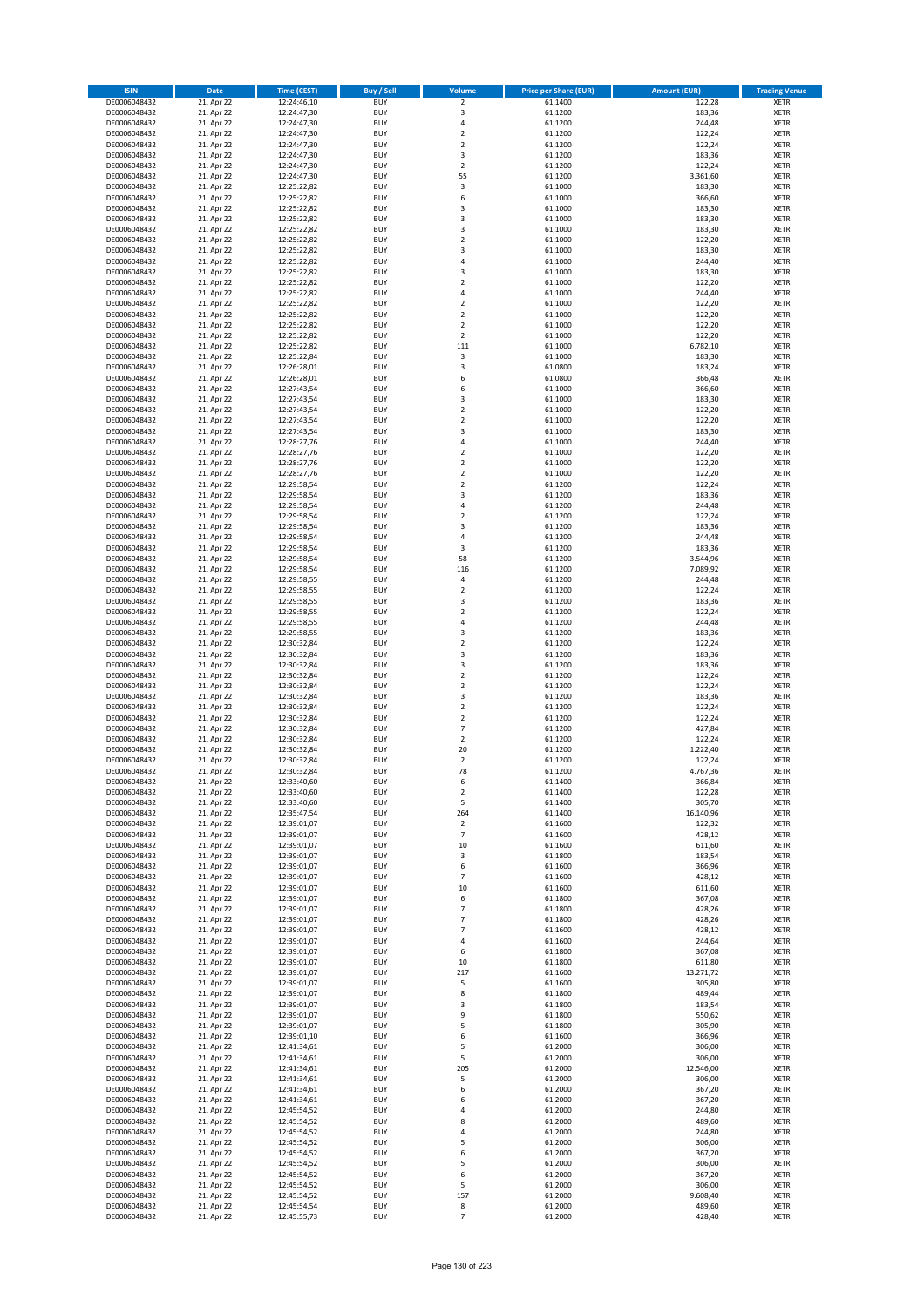| ISIN | Date | Time (CEST) | Buy / Sell | Volume | Price per Share (EUR) | Amount (EUR) | Trading Venue |
|---|---|---|---|---|---|---|---|
| DE0006048432 | 21. Apr 22 | 12:24:46,10 | BUY | 2 | 61,1400 | 122,28 | XETR |
| DE0006048432 | 21. Apr 22 | 12:24:47,30 | BUY | 3 | 61,1200 | 183,36 | XETR |
| DE0006048432 | 21. Apr 22 | 12:24:47,30 | BUY | 4 | 61,1200 | 244,48 | XETR |
| DE0006048432 | 21. Apr 22 | 12:24:47,30 | BUY | 2 | 61,1200 | 122,24 | XETR |
| DE0006048432 | 21. Apr 22 | 12:24:47,30 | BUY | 2 | 61,1200 | 122,24 | XETR |
| DE0006048432 | 21. Apr 22 | 12:24:47,30 | BUY | 3 | 61,1200 | 183,36 | XETR |
| DE0006048432 | 21. Apr 22 | 12:24:47,30 | BUY | 2 | 61,1200 | 122,24 | XETR |
| DE0006048432 | 21. Apr 22 | 12:24:47,30 | BUY | 55 | 61,1200 | 3.361,60 | XETR |
| DE0006048432 | 21. Apr 22 | 12:25:22,82 | BUY | 3 | 61,1000 | 183,30 | XETR |
| DE0006048432 | 21. Apr 22 | 12:25:22,82 | BUY | 6 | 61,1000 | 366,60 | XETR |
| DE0006048432 | 21. Apr 22 | 12:25:22,82 | BUY | 3 | 61,1000 | 183,30 | XETR |
| DE0006048432 | 21. Apr 22 | 12:25:22,82 | BUY | 3 | 61,1000 | 183,30 | XETR |
| DE0006048432 | 21. Apr 22 | 12:25:22,82 | BUY | 3 | 61,1000 | 183,30 | XETR |
| DE0006048432 | 21. Apr 22 | 12:25:22,82 | BUY | 2 | 61,1000 | 122,20 | XETR |
| DE0006048432 | 21. Apr 22 | 12:25:22,82 | BUY | 3 | 61,1000 | 183,30 | XETR |
| DE0006048432 | 21. Apr 22 | 12:25:22,82 | BUY | 4 | 61,1000 | 244,40 | XETR |
| DE0006048432 | 21. Apr 22 | 12:25:22,82 | BUY | 3 | 61,1000 | 183,30 | XETR |
| DE0006048432 | 21. Apr 22 | 12:25:22,82 | BUY | 2 | 61,1000 | 122,20 | XETR |
| DE0006048432 | 21. Apr 22 | 12:25:22,82 | BUY | 4 | 61,1000 | 244,40 | XETR |
| DE0006048432 | 21. Apr 22 | 12:25:22,82 | BUY | 2 | 61,1000 | 122,20 | XETR |
| DE0006048432 | 21. Apr 22 | 12:25:22,82 | BUY | 2 | 61,1000 | 122,20 | XETR |
| DE0006048432 | 21. Apr 22 | 12:25:22,82 | BUY | 2 | 61,1000 | 122,20 | XETR |
| DE0006048432 | 21. Apr 22 | 12:25:22,82 | BUY | 2 | 61,1000 | 122,20 | XETR |
| DE0006048432 | 21. Apr 22 | 12:25:22,82 | BUY | 111 | 61,1000 | 6.782,10 | XETR |
| DE0006048432 | 21. Apr 22 | 12:25:22,84 | BUY | 3 | 61,1000 | 183,30 | XETR |
| DE0006048432 | 21. Apr 22 | 12:26:28,01 | BUY | 3 | 61,0800 | 183,24 | XETR |
| DE0006048432 | 21. Apr 22 | 12:26:28,01 | BUY | 6 | 61,0800 | 366,48 | XETR |
| DE0006048432 | 21. Apr 22 | 12:27:43,54 | BUY | 6 | 61,1000 | 366,60 | XETR |
| DE0006048432 | 21. Apr 22 | 12:27:43,54 | BUY | 3 | 61,1000 | 183,30 | XETR |
| DE0006048432 | 21. Apr 22 | 12:27:43,54 | BUY | 2 | 61,1000 | 122,20 | XETR |
| DE0006048432 | 21. Apr 22 | 12:27:43,54 | BUY | 2 | 61,1000 | 122,20 | XETR |
| DE0006048432 | 21. Apr 22 | 12:27:43,54 | BUY | 3 | 61,1000 | 183,30 | XETR |
| DE0006048432 | 21. Apr 22 | 12:28:27,76 | BUY | 4 | 61,1000 | 244,40 | XETR |
| DE0006048432 | 21. Apr 22 | 12:28:27,76 | BUY | 2 | 61,1000 | 122,20 | XETR |
| DE0006048432 | 21. Apr 22 | 12:28:27,76 | BUY | 2 | 61,1000 | 122,20 | XETR |
| DE0006048432 | 21. Apr 22 | 12:28:27,76 | BUY | 2 | 61,1000 | 122,20 | XETR |
| DE0006048432 | 21. Apr 22 | 12:29:58,54 | BUY | 2 | 61,1200 | 122,24 | XETR |
| DE0006048432 | 21. Apr 22 | 12:29:58,54 | BUY | 3 | 61,1200 | 183,36 | XETR |
| DE0006048432 | 21. Apr 22 | 12:29:58,54 | BUY | 4 | 61,1200 | 244,48 | XETR |
| DE0006048432 | 21. Apr 22 | 12:29:58,54 | BUY | 2 | 61,1200 | 122,24 | XETR |
| DE0006048432 | 21. Apr 22 | 12:29:58,54 | BUY | 3 | 61,1200 | 183,36 | XETR |
| DE0006048432 | 21. Apr 22 | 12:29:58,54 | BUY | 4 | 61,1200 | 244,48 | XETR |
| DE0006048432 | 21. Apr 22 | 12:29:58,54 | BUY | 3 | 61,1200 | 183,36 | XETR |
| DE0006048432 | 21. Apr 22 | 12:29:58,54 | BUY | 58 | 61,1200 | 3.544,96 | XETR |
| DE0006048432 | 21. Apr 22 | 12:29:58,54 | BUY | 116 | 61,1200 | 7.089,92 | XETR |
| DE0006048432 | 21. Apr 22 | 12:29:58,55 | BUY | 4 | 61,1200 | 244,48 | XETR |
| DE0006048432 | 21. Apr 22 | 12:29:58,55 | BUY | 2 | 61,1200 | 122,24 | XETR |
| DE0006048432 | 21. Apr 22 | 12:29:58,55 | BUY | 3 | 61,1200 | 183,36 | XETR |
| DE0006048432 | 21. Apr 22 | 12:29:58,55 | BUY | 2 | 61,1200 | 122,24 | XETR |
| DE0006048432 | 21. Apr 22 | 12:29:58,55 | BUY | 4 | 61,1200 | 244,48 | XETR |
| DE0006048432 | 21. Apr 22 | 12:29:58,55 | BUY | 3 | 61,1200 | 183,36 | XETR |
| DE0006048432 | 21. Apr 22 | 12:30:32,84 | BUY | 2 | 61,1200 | 122,24 | XETR |
| DE0006048432 | 21. Apr 22 | 12:30:32,84 | BUY | 3 | 61,1200 | 183,36 | XETR |
| DE0006048432 | 21. Apr 22 | 12:30:32,84 | BUY | 3 | 61,1200 | 183,36 | XETR |
| DE0006048432 | 21. Apr 22 | 12:30:32,84 | BUY | 2 | 61,1200 | 122,24 | XETR |
| DE0006048432 | 21. Apr 22 | 12:30:32,84 | BUY | 2 | 61,1200 | 122,24 | XETR |
| DE0006048432 | 21. Apr 22 | 12:30:32,84 | BUY | 3 | 61,1200 | 183,36 | XETR |
| DE0006048432 | 21. Apr 22 | 12:30:32,84 | BUY | 2 | 61,1200 | 122,24 | XETR |
| DE0006048432 | 21. Apr 22 | 12:30:32,84 | BUY | 2 | 61,1200 | 122,24 | XETR |
| DE0006048432 | 21. Apr 22 | 12:30:32,84 | BUY | 7 | 61,1200 | 427,84 | XETR |
| DE0006048432 | 21. Apr 22 | 12:30:32,84 | BUY | 2 | 61,1200 | 122,24 | XETR |
| DE0006048432 | 21. Apr 22 | 12:30:32,84 | BUY | 20 | 61,1200 | 1.222,40 | XETR |
| DE0006048432 | 21. Apr 22 | 12:30:32,84 | BUY | 2 | 61,1200 | 122,24 | XETR |
| DE0006048432 | 21. Apr 22 | 12:30:32,84 | BUY | 78 | 61,1200 | 4.767,36 | XETR |
| DE0006048432 | 21. Apr 22 | 12:33:40,60 | BUY | 6 | 61,1400 | 366,84 | XETR |
| DE0006048432 | 21. Apr 22 | 12:33:40,60 | BUY | 2 | 61,1400 | 122,28 | XETR |
| DE0006048432 | 21. Apr 22 | 12:33:40,60 | BUY | 5 | 61,1400 | 305,70 | XETR |
| DE0006048432 | 21. Apr 22 | 12:35:47,54 | BUY | 264 | 61,1400 | 16.140,96 | XETR |
| DE0006048432 | 21. Apr 22 | 12:39:01,07 | BUY | 2 | 61,1600 | 122,32 | XETR |
| DE0006048432 | 21. Apr 22 | 12:39:01,07 | BUY | 7 | 61,1600 | 428,12 | XETR |
| DE0006048432 | 21. Apr 22 | 12:39:01,07 | BUY | 10 | 61,1600 | 611,60 | XETR |
| DE0006048432 | 21. Apr 22 | 12:39:01,07 | BUY | 3 | 61,1800 | 183,54 | XETR |
| DE0006048432 | 21. Apr 22 | 12:39:01,07 | BUY | 6 | 61,1600 | 366,96 | XETR |
| DE0006048432 | 21. Apr 22 | 12:39:01,07 | BUY | 7 | 61,1600 | 428,12 | XETR |
| DE0006048432 | 21. Apr 22 | 12:39:01,07 | BUY | 10 | 61,1600 | 611,60 | XETR |
| DE0006048432 | 21. Apr 22 | 12:39:01,07 | BUY | 6 | 61,1800 | 367,08 | XETR |
| DE0006048432 | 21. Apr 22 | 12:39:01,07 | BUY | 7 | 61,1800 | 428,26 | XETR |
| DE0006048432 | 21. Apr 22 | 12:39:01,07 | BUY | 7 | 61,1800 | 428,26 | XETR |
| DE0006048432 | 21. Apr 22 | 12:39:01,07 | BUY | 7 | 61,1600 | 428,12 | XETR |
| DE0006048432 | 21. Apr 22 | 12:39:01,07 | BUY | 4 | 61,1600 | 244,64 | XETR |
| DE0006048432 | 21. Apr 22 | 12:39:01,07 | BUY | 6 | 61,1800 | 367,08 | XETR |
| DE0006048432 | 21. Apr 22 | 12:39:01,07 | BUY | 10 | 61,1800 | 611,80 | XETR |
| DE0006048432 | 21. Apr 22 | 12:39:01,07 | BUY | 217 | 61,1600 | 13.271,72 | XETR |
| DE0006048432 | 21. Apr 22 | 12:39:01,07 | BUY | 5 | 61,1600 | 305,80 | XETR |
| DE0006048432 | 21. Apr 22 | 12:39:01,07 | BUY | 8 | 61,1800 | 489,44 | XETR |
| DE0006048432 | 21. Apr 22 | 12:39:01,07 | BUY | 3 | 61,1800 | 183,54 | XETR |
| DE0006048432 | 21. Apr 22 | 12:39:01,07 | BUY | 9 | 61,1800 | 550,62 | XETR |
| DE0006048432 | 21. Apr 22 | 12:39:01,07 | BUY | 5 | 61,1800 | 305,90 | XETR |
| DE0006048432 | 21. Apr 22 | 12:39:01,10 | BUY | 6 | 61,1600 | 366,96 | XETR |
| DE0006048432 | 21. Apr 22 | 12:41:34,61 | BUY | 5 | 61,2000 | 306,00 | XETR |
| DE0006048432 | 21. Apr 22 | 12:41:34,61 | BUY | 5 | 61,2000 | 306,00 | XETR |
| DE0006048432 | 21. Apr 22 | 12:41:34,61 | BUY | 205 | 61,2000 | 12.546,00 | XETR |
| DE0006048432 | 21. Apr 22 | 12:41:34,61 | BUY | 5 | 61,2000 | 306,00 | XETR |
| DE0006048432 | 21. Apr 22 | 12:41:34,61 | BUY | 6 | 61,2000 | 367,20 | XETR |
| DE0006048432 | 21. Apr 22 | 12:41:34,61 | BUY | 6 | 61,2000 | 367,20 | XETR |
| DE0006048432 | 21. Apr 22 | 12:45:54,52 | BUY | 4 | 61,2000 | 244,80 | XETR |
| DE0006048432 | 21. Apr 22 | 12:45:54,52 | BUY | 8 | 61,2000 | 489,60 | XETR |
| DE0006048432 | 21. Apr 22 | 12:45:54,52 | BUY | 4 | 61,2000 | 244,80 | XETR |
| DE0006048432 | 21. Apr 22 | 12:45:54,52 | BUY | 5 | 61,2000 | 306,00 | XETR |
| DE0006048432 | 21. Apr 22 | 12:45:54,52 | BUY | 6 | 61,2000 | 367,20 | XETR |
| DE0006048432 | 21. Apr 22 | 12:45:54,52 | BUY | 5 | 61,2000 | 306,00 | XETR |
| DE0006048432 | 21. Apr 22 | 12:45:54,52 | BUY | 6 | 61,2000 | 367,20 | XETR |
| DE0006048432 | 21. Apr 22 | 12:45:54,52 | BUY | 5 | 61,2000 | 306,00 | XETR |
| DE0006048432 | 21. Apr 22 | 12:45:54,52 | BUY | 157 | 61,2000 | 9.608,40 | XETR |
| DE0006048432 | 21. Apr 22 | 12:45:54,54 | BUY | 8 | 61,2000 | 489,60 | XETR |
| DE0006048432 | 21. Apr 22 | 12:45:55,73 | BUY | 7 | 61,2000 | 428,40 | XETR |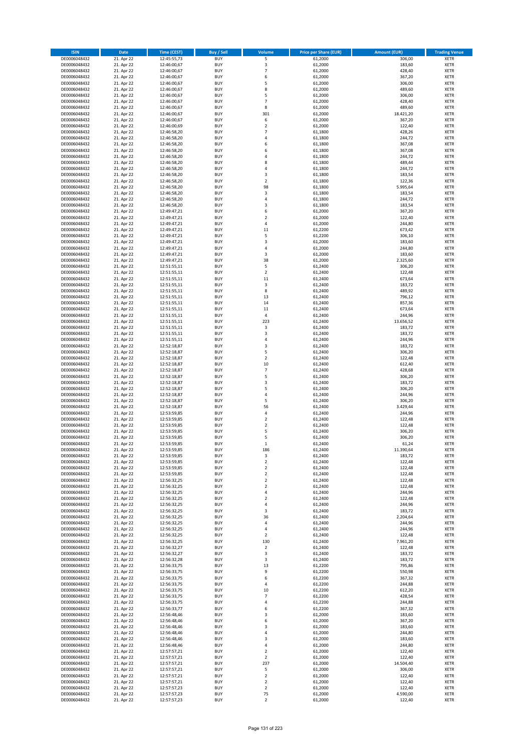| ISIN | Date | Time (CEST) | Buy / Sell | Volume | Price per Share (EUR) | Amount (EUR) | Trading Venue |
|---|---|---|---|---|---|---|---|
| DE0006048432 | 21. Apr 22 | 12:45:55,73 | BUY | 5 | 61,2000 | 306,00 | XETR |
| DE0006048432 | 21. Apr 22 | 12:46:00,67 | BUY | 3 | 61,2000 | 183,60 | XETR |
| DE0006048432 | 21. Apr 22 | 12:46:00,67 | BUY | 7 | 61,2000 | 428,40 | XETR |
| DE0006048432 | 21. Apr 22 | 12:46:00,67 | BUY | 6 | 61,2000 | 367,20 | XETR |
| DE0006048432 | 21. Apr 22 | 12:46:00,67 | BUY | 5 | 61,2000 | 306,00 | XETR |
| DE0006048432 | 21. Apr 22 | 12:46:00,67 | BUY | 8 | 61,2000 | 489,60 | XETR |
| DE0006048432 | 21. Apr 22 | 12:46:00,67 | BUY | 5 | 61,2000 | 306,00 | XETR |
| DE0006048432 | 21. Apr 22 | 12:46:00,67 | BUY | 7 | 61,2000 | 428,40 | XETR |
| DE0006048432 | 21. Apr 22 | 12:46:00,67 | BUY | 8 | 61,2000 | 489,60 | XETR |
| DE0006048432 | 21. Apr 22 | 12:46:00,67 | BUY | 301 | 61,2000 | 18.421,20 | XETR |
| DE0006048432 | 21. Apr 22 | 12:46:00,67 | BUY | 6 | 61,2000 | 367,20 | XETR |
| DE0006048432 | 21. Apr 22 | 12:46:00,69 | BUY | 2 | 61,2000 | 122,40 | XETR |
| DE0006048432 | 21. Apr 22 | 12:46:58,20 | BUY | 7 | 61,1800 | 428,26 | XETR |
| DE0006048432 | 21. Apr 22 | 12:46:58,20 | BUY | 4 | 61,1800 | 244,72 | XETR |
| DE0006048432 | 21. Apr 22 | 12:46:58,20 | BUY | 6 | 61,1800 | 367,08 | XETR |
| DE0006048432 | 21. Apr 22 | 12:46:58,20 | BUY | 6 | 61,1800 | 367,08 | XETR |
| DE0006048432 | 21. Apr 22 | 12:46:58,20 | BUY | 4 | 61,1800 | 244,72 | XETR |
| DE0006048432 | 21. Apr 22 | 12:46:58,20 | BUY | 8 | 61,1800 | 489,44 | XETR |
| DE0006048432 | 21. Apr 22 | 12:46:58,20 | BUY | 4 | 61,1800 | 244,72 | XETR |
| DE0006048432 | 21. Apr 22 | 12:46:58,20 | BUY | 3 | 61,1800 | 183,54 | XETR |
| DE0006048432 | 21. Apr 22 | 12:46:58,20 | BUY | 2 | 61,1800 | 122,36 | XETR |
| DE0006048432 | 21. Apr 22 | 12:46:58,20 | BUY | 98 | 61,1800 | 5.995,64 | XETR |
| DE0006048432 | 21. Apr 22 | 12:46:58,20 | BUY | 3 | 61,1800 | 183,54 | XETR |
| DE0006048432 | 21. Apr 22 | 12:46:58,20 | BUY | 4 | 61,1800 | 244,72 | XETR |
| DE0006048432 | 21. Apr 22 | 12:46:58,20 | BUY | 3 | 61,1800 | 183,54 | XETR |
| DE0006048432 | 21. Apr 22 | 12:49:47,21 | BUY | 6 | 61,2000 | 367,20 | XETR |
| DE0006048432 | 21. Apr 22 | 12:49:47,21 | BUY | 2 | 61,2000 | 122,40 | XETR |
| DE0006048432 | 21. Apr 22 | 12:49:47,21 | BUY | 4 | 61,2000 | 244,80 | XETR |
| DE0006048432 | 21. Apr 22 | 12:49:47,21 | BUY | 11 | 61,2200 | 673,42 | XETR |
| DE0006048432 | 21. Apr 22 | 12:49:47,21 | BUY | 5 | 61,2200 | 306,10 | XETR |
| DE0006048432 | 21. Apr 22 | 12:49:47,21 | BUY | 3 | 61,2000 | 183,60 | XETR |
| DE0006048432 | 21. Apr 22 | 12:49:47,21 | BUY | 4 | 61,2000 | 244,80 | XETR |
| DE0006048432 | 21. Apr 22 | 12:49:47,21 | BUY | 3 | 61,2000 | 183,60 | XETR |
| DE0006048432 | 21. Apr 22 | 12:49:47,21 | BUY | 38 | 61,2000 | 2.325,60 | XETR |
| DE0006048432 | 21. Apr 22 | 12:51:55,11 | BUY | 5 | 61,2400 | 306,20 | XETR |
| DE0006048432 | 21. Apr 22 | 12:51:55,11 | BUY | 2 | 61,2400 | 122,48 | XETR |
| DE0006048432 | 21. Apr 22 | 12:51:55,11 | BUY | 11 | 61,2400 | 673,64 | XETR |
| DE0006048432 | 21. Apr 22 | 12:51:55,11 | BUY | 3 | 61,2400 | 183,72 | XETR |
| DE0006048432 | 21. Apr 22 | 12:51:55,11 | BUY | 8 | 61,2400 | 489,92 | XETR |
| DE0006048432 | 21. Apr 22 | 12:51:55,11 | BUY | 13 | 61,2400 | 796,12 | XETR |
| DE0006048432 | 21. Apr 22 | 12:51:55,11 | BUY | 14 | 61,2400 | 857,36 | XETR |
| DE0006048432 | 21. Apr 22 | 12:51:55,11 | BUY | 11 | 61,2400 | 673,64 | XETR |
| DE0006048432 | 21. Apr 22 | 12:51:55,11 | BUY | 4 | 61,2400 | 244,96 | XETR |
| DE0006048432 | 21. Apr 22 | 12:51:55,11 | BUY | 223 | 61,2400 | 13.656,52 | XETR |
| DE0006048432 | 21. Apr 22 | 12:51:55,11 | BUY | 3 | 61,2400 | 183,72 | XETR |
| DE0006048432 | 21. Apr 22 | 12:51:55,11 | BUY | 3 | 61,2400 | 183,72 | XETR |
| DE0006048432 | 21. Apr 22 | 12:51:55,11 | BUY | 4 | 61,2400 | 244,96 | XETR |
| DE0006048432 | 21. Apr 22 | 12:52:18,87 | BUY | 3 | 61,2400 | 183,72 | XETR |
| DE0006048432 | 21. Apr 22 | 12:52:18,87 | BUY | 5 | 61,2400 | 306,20 | XETR |
| DE0006048432 | 21. Apr 22 | 12:52:18,87 | BUY | 2 | 61,2400 | 122,48 | XETR |
| DE0006048432 | 21. Apr 22 | 12:52:18,87 | BUY | 10 | 61,2400 | 612,40 | XETR |
| DE0006048432 | 21. Apr 22 | 12:52:18,87 | BUY | 7 | 61,2400 | 428,68 | XETR |
| DE0006048432 | 21. Apr 22 | 12:52:18,87 | BUY | 5 | 61,2400 | 306,20 | XETR |
| DE0006048432 | 21. Apr 22 | 12:52:18,87 | BUY | 3 | 61,2400 | 183,72 | XETR |
| DE0006048432 | 21. Apr 22 | 12:52:18,87 | BUY | 5 | 61,2400 | 306,20 | XETR |
| DE0006048432 | 21. Apr 22 | 12:52:18,87 | BUY | 4 | 61,2400 | 244,96 | XETR |
| DE0006048432 | 21. Apr 22 | 12:52:18,87 | BUY | 5 | 61,2400 | 306,20 | XETR |
| DE0006048432 | 21. Apr 22 | 12:52:18,87 | BUY | 56 | 61,2400 | 3.429,44 | XETR |
| DE0006048432 | 21. Apr 22 | 12:53:59,85 | BUY | 4 | 61,2400 | 244,96 | XETR |
| DE0006048432 | 21. Apr 22 | 12:53:59,85 | BUY | 2 | 61,2400 | 122,48 | XETR |
| DE0006048432 | 21. Apr 22 | 12:53:59,85 | BUY | 2 | 61,2400 | 122,48 | XETR |
| DE0006048432 | 21. Apr 22 | 12:53:59,85 | BUY | 5 | 61,2400 | 306,20 | XETR |
| DE0006048432 | 21. Apr 22 | 12:53:59,85 | BUY | 5 | 61,2400 | 306,20 | XETR |
| DE0006048432 | 21. Apr 22 | 12:53:59,85 | BUY | 1 | 61,2400 | 61,24 | XETR |
| DE0006048432 | 21. Apr 22 | 12:53:59,85 | BUY | 186 | 61,2400 | 11.390,64 | XETR |
| DE0006048432 | 21. Apr 22 | 12:53:59,85 | BUY | 3 | 61,2400 | 183,72 | XETR |
| DE0006048432 | 21. Apr 22 | 12:53:59,85 | BUY | 2 | 61,2400 | 122,48 | XETR |
| DE0006048432 | 21. Apr 22 | 12:53:59,85 | BUY | 2 | 61,2400 | 122,48 | XETR |
| DE0006048432 | 21. Apr 22 | 12:53:59,85 | BUY | 2 | 61,2400 | 122,48 | XETR |
| DE0006048432 | 21. Apr 22 | 12:56:32,25 | BUY | 2 | 61,2400 | 122,48 | XETR |
| DE0006048432 | 21. Apr 22 | 12:56:32,25 | BUY | 2 | 61,2400 | 122,48 | XETR |
| DE0006048432 | 21. Apr 22 | 12:56:32,25 | BUY | 4 | 61,2400 | 244,96 | XETR |
| DE0006048432 | 21. Apr 22 | 12:56:32,25 | BUY | 2 | 61,2400 | 122,48 | XETR |
| DE0006048432 | 21. Apr 22 | 12:56:32,25 | BUY | 4 | 61,2400 | 244,96 | XETR |
| DE0006048432 | 21. Apr 22 | 12:56:32,25 | BUY | 3 | 61,2400 | 183,72 | XETR |
| DE0006048432 | 21. Apr 22 | 12:56:32,25 | BUY | 36 | 61,2400 | 2.204,64 | XETR |
| DE0006048432 | 21. Apr 22 | 12:56:32,25 | BUY | 4 | 61,2400 | 244,96 | XETR |
| DE0006048432 | 21. Apr 22 | 12:56:32,25 | BUY | 4 | 61,2400 | 244,96 | XETR |
| DE0006048432 | 21. Apr 22 | 12:56:32,25 | BUY | 2 | 61,2400 | 122,48 | XETR |
| DE0006048432 | 21. Apr 22 | 12:56:32,25 | BUY | 130 | 61,2400 | 7.961,20 | XETR |
| DE0006048432 | 21. Apr 22 | 12:56:32,27 | BUY | 2 | 61,2400 | 122,48 | XETR |
| DE0006048432 | 21. Apr 22 | 12:56:32,27 | BUY | 3 | 61,2400 | 183,72 | XETR |
| DE0006048432 | 21. Apr 22 | 12:56:32,28 | BUY | 3 | 61,2400 | 183,72 | XETR |
| DE0006048432 | 21. Apr 22 | 12:56:33,75 | BUY | 13 | 61,2200 | 795,86 | XETR |
| DE0006048432 | 21. Apr 22 | 12:56:33,75 | BUY | 9 | 61,2200 | 550,98 | XETR |
| DE0006048432 | 21. Apr 22 | 12:56:33,75 | BUY | 6 | 61,2200 | 367,32 | XETR |
| DE0006048432 | 21. Apr 22 | 12:56:33,75 | BUY | 4 | 61,2200 | 244,88 | XETR |
| DE0006048432 | 21. Apr 22 | 12:56:33,75 | BUY | 10 | 61,2200 | 612,20 | XETR |
| DE0006048432 | 21. Apr 22 | 12:56:33,75 | BUY | 7 | 61,2200 | 428,54 | XETR |
| DE0006048432 | 21. Apr 22 | 12:56:33,75 | BUY | 4 | 61,2200 | 244,88 | XETR |
| DE0006048432 | 21. Apr 22 | 12:56:33,77 | BUY | 6 | 61,2200 | 367,32 | XETR |
| DE0006048432 | 21. Apr 22 | 12:56:48,46 | BUY | 3 | 61,2000 | 183,60 | XETR |
| DE0006048432 | 21. Apr 22 | 12:56:48,46 | BUY | 6 | 61,2000 | 367,20 | XETR |
| DE0006048432 | 21. Apr 22 | 12:56:48,46 | BUY | 3 | 61,2000 | 183,60 | XETR |
| DE0006048432 | 21. Apr 22 | 12:56:48,46 | BUY | 4 | 61,2000 | 244,80 | XETR |
| DE0006048432 | 21. Apr 22 | 12:56:48,46 | BUY | 3 | 61,2000 | 183,60 | XETR |
| DE0006048432 | 21. Apr 22 | 12:56:48,46 | BUY | 4 | 61,2000 | 244,80 | XETR |
| DE0006048432 | 21. Apr 22 | 12:57:57,21 | BUY | 2 | 61,2000 | 122,40 | XETR |
| DE0006048432 | 21. Apr 22 | 12:57:57,21 | BUY | 2 | 61,2000 | 122,40 | XETR |
| DE0006048432 | 21. Apr 22 | 12:57:57,21 | BUY | 237 | 61,2000 | 14.504,40 | XETR |
| DE0006048432 | 21. Apr 22 | 12:57:57,21 | BUY | 5 | 61,2000 | 306,00 | XETR |
| DE0006048432 | 21. Apr 22 | 12:57:57,21 | BUY | 2 | 61,2000 | 122,40 | XETR |
| DE0006048432 | 21. Apr 22 | 12:57:57,21 | BUY | 2 | 61,2000 | 122,40 | XETR |
| DE0006048432 | 21. Apr 22 | 12:57:57,23 | BUY | 2 | 61,2000 | 122,40 | XETR |
| DE0006048432 | 21. Apr 22 | 12:57:57,23 | BUY | 75 | 61,2000 | 4.590,00 | XETR |
| DE0006048432 | 21. Apr 22 | 12:57:57,23 | BUY | 2 | 61,2000 | 122,40 | XETR |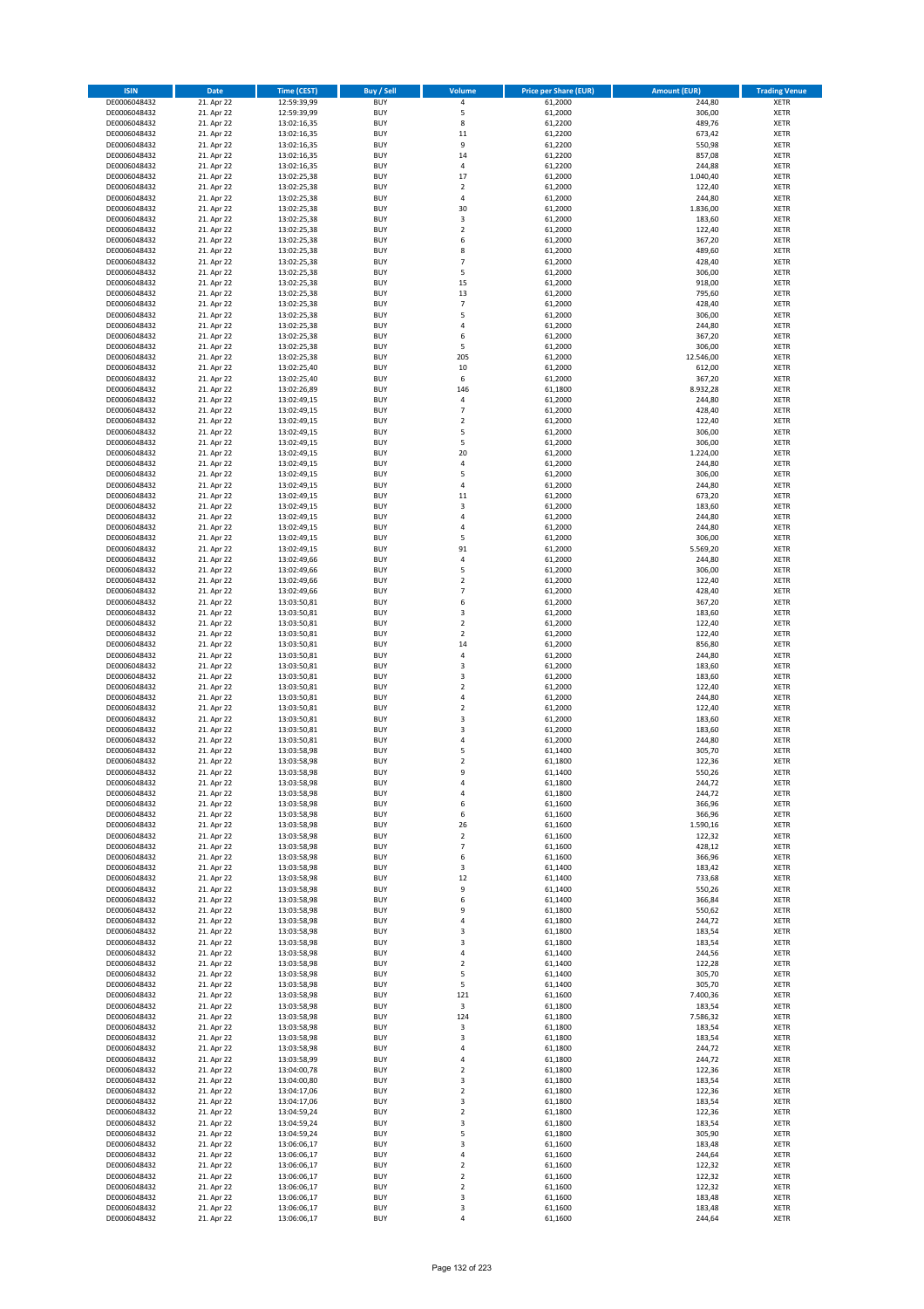| ISIN | Date | Time (CEST) | Buy / Sell | Volume | Price per Share (EUR) | Amount (EUR) | Trading Venue |
|---|---|---|---|---|---|---|---|
| DE0006048432 | 21. Apr 22 | 12:59:39,99 | BUY | 4 | 61,2000 | 244,80 | XETR |
| DE0006048432 | 21. Apr 22 | 12:59:39,99 | BUY | 5 | 61,2000 | 306,00 | XETR |
| DE0006048432 | 21. Apr 22 | 13:02:16,35 | BUY | 8 | 61,2200 | 489,76 | XETR |
| DE0006048432 | 21. Apr 22 | 13:02:16,35 | BUY | 11 | 61,2200 | 673,42 | XETR |
| DE0006048432 | 21. Apr 22 | 13:02:16,35 | BUY | 9 | 61,2200 | 550,98 | XETR |
| DE0006048432 | 21. Apr 22 | 13:02:16,35 | BUY | 14 | 61,2200 | 857,08 | XETR |
| DE0006048432 | 21. Apr 22 | 13:02:16,35 | BUY | 4 | 61,2200 | 244,88 | XETR |
| DE0006048432 | 21. Apr 22 | 13:02:25,38 | BUY | 17 | 61,2000 | 1.040,40 | XETR |
| DE0006048432 | 21. Apr 22 | 13:02:25,38 | BUY | 2 | 61,2000 | 122,40 | XETR |
| DE0006048432 | 21. Apr 22 | 13:02:25,38 | BUY | 4 | 61,2000 | 244,80 | XETR |
| DE0006048432 | 21. Apr 22 | 13:02:25,38 | BUY | 30 | 61,2000 | 1.836,00 | XETR |
| DE0006048432 | 21. Apr 22 | 13:02:25,38 | BUY | 3 | 61,2000 | 183,60 | XETR |
| DE0006048432 | 21. Apr 22 | 13:02:25,38 | BUY | 2 | 61,2000 | 122,40 | XETR |
| DE0006048432 | 21. Apr 22 | 13:02:25,38 | BUY | 6 | 61,2000 | 367,20 | XETR |
| DE0006048432 | 21. Apr 22 | 13:02:25,38 | BUY | 8 | 61,2000 | 489,60 | XETR |
| DE0006048432 | 21. Apr 22 | 13:02:25,38 | BUY | 7 | 61,2000 | 428,40 | XETR |
| DE0006048432 | 21. Apr 22 | 13:02:25,38 | BUY | 5 | 61,2000 | 306,00 | XETR |
| DE0006048432 | 21. Apr 22 | 13:02:25,38 | BUY | 15 | 61,2000 | 918,00 | XETR |
| DE0006048432 | 21. Apr 22 | 13:02:25,38 | BUY | 13 | 61,2000 | 795,60 | XETR |
| DE0006048432 | 21. Apr 22 | 13:02:25,38 | BUY | 7 | 61,2000 | 428,40 | XETR |
| DE0006048432 | 21. Apr 22 | 13:02:25,38 | BUY | 5 | 61,2000 | 306,00 | XETR |
| DE0006048432 | 21. Apr 22 | 13:02:25,38 | BUY | 4 | 61,2000 | 244,80 | XETR |
| DE0006048432 | 21. Apr 22 | 13:02:25,38 | BUY | 6 | 61,2000 | 367,20 | XETR |
| DE0006048432 | 21. Apr 22 | 13:02:25,38 | BUY | 5 | 61,2000 | 306,00 | XETR |
| DE0006048432 | 21. Apr 22 | 13:02:25,38 | BUY | 205 | 61,2000 | 12.546,00 | XETR |
| DE0006048432 | 21. Apr 22 | 13:02:25,40 | BUY | 10 | 61,2000 | 612,00 | XETR |
| DE0006048432 | 21. Apr 22 | 13:02:25,40 | BUY | 6 | 61,2000 | 367,20 | XETR |
| DE0006048432 | 21. Apr 22 | 13:02:26,89 | BUY | 146 | 61,1800 | 8.932,28 | XETR |
| DE0006048432 | 21. Apr 22 | 13:02:49,15 | BUY | 4 | 61,2000 | 244,80 | XETR |
| DE0006048432 | 21. Apr 22 | 13:02:49,15 | BUY | 7 | 61,2000 | 428,40 | XETR |
| DE0006048432 | 21. Apr 22 | 13:02:49,15 | BUY | 2 | 61,2000 | 122,40 | XETR |
| DE0006048432 | 21. Apr 22 | 13:02:49,15 | BUY | 5 | 61,2000 | 306,00 | XETR |
| DE0006048432 | 21. Apr 22 | 13:02:49,15 | BUY | 5 | 61,2000 | 306,00 | XETR |
| DE0006048432 | 21. Apr 22 | 13:02:49,15 | BUY | 20 | 61,2000 | 1.224,00 | XETR |
| DE0006048432 | 21. Apr 22 | 13:02:49,15 | BUY | 4 | 61,2000 | 244,80 | XETR |
| DE0006048432 | 21. Apr 22 | 13:02:49,15 | BUY | 5 | 61,2000 | 306,00 | XETR |
| DE0006048432 | 21. Apr 22 | 13:02:49,15 | BUY | 4 | 61,2000 | 244,80 | XETR |
| DE0006048432 | 21. Apr 22 | 13:02:49,15 | BUY | 11 | 61,2000 | 673,20 | XETR |
| DE0006048432 | 21. Apr 22 | 13:02:49,15 | BUY | 3 | 61,2000 | 183,60 | XETR |
| DE0006048432 | 21. Apr 22 | 13:02:49,15 | BUY | 4 | 61,2000 | 244,80 | XETR |
| DE0006048432 | 21. Apr 22 | 13:02:49,15 | BUY | 4 | 61,2000 | 244,80 | XETR |
| DE0006048432 | 21. Apr 22 | 13:02:49,15 | BUY | 5 | 61,2000 | 306,00 | XETR |
| DE0006048432 | 21. Apr 22 | 13:02:49,15 | BUY | 91 | 61,2000 | 5.569,20 | XETR |
| DE0006048432 | 21. Apr 22 | 13:02:49,66 | BUY | 4 | 61,2000 | 244,80 | XETR |
| DE0006048432 | 21. Apr 22 | 13:02:49,66 | BUY | 5 | 61,2000 | 306,00 | XETR |
| DE0006048432 | 21. Apr 22 | 13:02:49,66 | BUY | 2 | 61,2000 | 122,40 | XETR |
| DE0006048432 | 21. Apr 22 | 13:02:49,66 | BUY | 7 | 61,2000 | 428,40 | XETR |
| DE0006048432 | 21. Apr 22 | 13:03:50,81 | BUY | 6 | 61,2000 | 367,20 | XETR |
| DE0006048432 | 21. Apr 22 | 13:03:50,81 | BUY | 3 | 61,2000 | 183,60 | XETR |
| DE0006048432 | 21. Apr 22 | 13:03:50,81 | BUY | 2 | 61,2000 | 122,40 | XETR |
| DE0006048432 | 21. Apr 22 | 13:03:50,81 | BUY | 2 | 61,2000 | 122,40 | XETR |
| DE0006048432 | 21. Apr 22 | 13:03:50,81 | BUY | 14 | 61,2000 | 856,80 | XETR |
| DE0006048432 | 21. Apr 22 | 13:03:50,81 | BUY | 4 | 61,2000 | 244,80 | XETR |
| DE0006048432 | 21. Apr 22 | 13:03:50,81 | BUY | 3 | 61,2000 | 183,60 | XETR |
| DE0006048432 | 21. Apr 22 | 13:03:50,81 | BUY | 3 | 61,2000 | 183,60 | XETR |
| DE0006048432 | 21. Apr 22 | 13:03:50,81 | BUY | 2 | 61,2000 | 122,40 | XETR |
| DE0006048432 | 21. Apr 22 | 13:03:50,81 | BUY | 4 | 61,2000 | 244,80 | XETR |
| DE0006048432 | 21. Apr 22 | 13:03:50,81 | BUY | 2 | 61,2000 | 122,40 | XETR |
| DE0006048432 | 21. Apr 22 | 13:03:50,81 | BUY | 3 | 61,2000 | 183,60 | XETR |
| DE0006048432 | 21. Apr 22 | 13:03:50,81 | BUY | 3 | 61,2000 | 183,60 | XETR |
| DE0006048432 | 21. Apr 22 | 13:03:50,81 | BUY | 4 | 61,2000 | 244,80 | XETR |
| DE0006048432 | 21. Apr 22 | 13:03:58,98 | BUY | 5 | 61,1400 | 305,70 | XETR |
| DE0006048432 | 21. Apr 22 | 13:03:58,98 | BUY | 2 | 61,1800 | 122,36 | XETR |
| DE0006048432 | 21. Apr 22 | 13:03:58,98 | BUY | 9 | 61,1400 | 550,26 | XETR |
| DE0006048432 | 21. Apr 22 | 13:03:58,98 | BUY | 4 | 61,1800 | 244,72 | XETR |
| DE0006048432 | 21. Apr 22 | 13:03:58,98 | BUY | 4 | 61,1800 | 244,72 | XETR |
| DE0006048432 | 21. Apr 22 | 13:03:58,98 | BUY | 6 | 61,1600 | 366,96 | XETR |
| DE0006048432 | 21. Apr 22 | 13:03:58,98 | BUY | 6 | 61,1600 | 366,96 | XETR |
| DE0006048432 | 21. Apr 22 | 13:03:58,98 | BUY | 26 | 61,1600 | 1.590,16 | XETR |
| DE0006048432 | 21. Apr 22 | 13:03:58,98 | BUY | 2 | 61,1600 | 122,32 | XETR |
| DE0006048432 | 21. Apr 22 | 13:03:58,98 | BUY | 7 | 61,1600 | 428,12 | XETR |
| DE0006048432 | 21. Apr 22 | 13:03:58,98 | BUY | 6 | 61,1600 | 366,96 | XETR |
| DE0006048432 | 21. Apr 22 | 13:03:58,98 | BUY | 3 | 61,1400 | 183,42 | XETR |
| DE0006048432 | 21. Apr 22 | 13:03:58,98 | BUY | 12 | 61,1400 | 733,68 | XETR |
| DE0006048432 | 21. Apr 22 | 13:03:58,98 | BUY | 9 | 61,1400 | 550,26 | XETR |
| DE0006048432 | 21. Apr 22 | 13:03:58,98 | BUY | 6 | 61,1400 | 366,84 | XETR |
| DE0006048432 | 21. Apr 22 | 13:03:58,98 | BUY | 9 | 61,1800 | 550,62 | XETR |
| DE0006048432 | 21. Apr 22 | 13:03:58,98 | BUY | 4 | 61,1800 | 244,72 | XETR |
| DE0006048432 | 21. Apr 22 | 13:03:58,98 | BUY | 3 | 61,1800 | 183,54 | XETR |
| DE0006048432 | 21. Apr 22 | 13:03:58,98 | BUY | 3 | 61,1800 | 183,54 | XETR |
| DE0006048432 | 21. Apr 22 | 13:03:58,98 | BUY | 4 | 61,1400 | 244,56 | XETR |
| DE0006048432 | 21. Apr 22 | 13:03:58,98 | BUY | 2 | 61,1400 | 122,28 | XETR |
| DE0006048432 | 21. Apr 22 | 13:03:58,98 | BUY | 5 | 61,1400 | 305,70 | XETR |
| DE0006048432 | 21. Apr 22 | 13:03:58,98 | BUY | 5 | 61,1400 | 305,70 | XETR |
| DE0006048432 | 21. Apr 22 | 13:03:58,98 | BUY | 121 | 61,1600 | 7.400,36 | XETR |
| DE0006048432 | 21. Apr 22 | 13:03:58,98 | BUY | 3 | 61,1800 | 183,54 | XETR |
| DE0006048432 | 21. Apr 22 | 13:03:58,98 | BUY | 124 | 61,1800 | 7.586,32 | XETR |
| DE0006048432 | 21. Apr 22 | 13:03:58,98 | BUY | 3 | 61,1800 | 183,54 | XETR |
| DE0006048432 | 21. Apr 22 | 13:03:58,98 | BUY | 3 | 61,1800 | 183,54 | XETR |
| DE0006048432 | 21. Apr 22 | 13:03:58,98 | BUY | 4 | 61,1800 | 244,72 | XETR |
| DE0006048432 | 21. Apr 22 | 13:03:58,99 | BUY | 4 | 61,1800 | 244,72 | XETR |
| DE0006048432 | 21. Apr 22 | 13:04:00,78 | BUY | 2 | 61,1800 | 122,36 | XETR |
| DE0006048432 | 21. Apr 22 | 13:04:00,80 | BUY | 3 | 61,1800 | 183,54 | XETR |
| DE0006048432 | 21. Apr 22 | 13:04:17,06 | BUY | 2 | 61,1800 | 122,36 | XETR |
| DE0006048432 | 21. Apr 22 | 13:04:17,06 | BUY | 3 | 61,1800 | 183,54 | XETR |
| DE0006048432 | 21. Apr 22 | 13:04:59,24 | BUY | 2 | 61,1800 | 122,36 | XETR |
| DE0006048432 | 21. Apr 22 | 13:04:59,24 | BUY | 3 | 61,1800 | 183,54 | XETR |
| DE0006048432 | 21. Apr 22 | 13:04:59,24 | BUY | 5 | 61,1800 | 305,90 | XETR |
| DE0006048432 | 21. Apr 22 | 13:06:06,17 | BUY | 3 | 61,1600 | 183,48 | XETR |
| DE0006048432 | 21. Apr 22 | 13:06:06,17 | BUY | 4 | 61,1600 | 244,64 | XETR |
| DE0006048432 | 21. Apr 22 | 13:06:06,17 | BUY | 2 | 61,1600 | 122,32 | XETR |
| DE0006048432 | 21. Apr 22 | 13:06:06,17 | BUY | 2 | 61,1600 | 122,32 | XETR |
| DE0006048432 | 21. Apr 22 | 13:06:06,17 | BUY | 2 | 61,1600 | 122,32 | XETR |
| DE0006048432 | 21. Apr 22 | 13:06:06,17 | BUY | 3 | 61,1600 | 183,48 | XETR |
| DE0006048432 | 21. Apr 22 | 13:06:06,17 | BUY | 3 | 61,1600 | 183,48 | XETR |
| DE0006048432 | 21. Apr 22 | 13:06:06,17 | BUY | 4 | 61,1600 | 244,64 | XETR |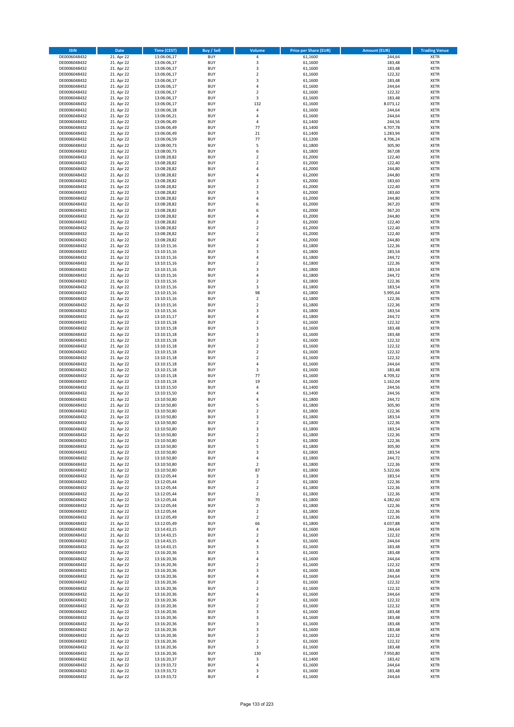| ISIN | Date | Time (CEST) | Buy / Sell | Volume | Price per Share (EUR) | Amount (EUR) | Trading Venue |
|---|---|---|---|---|---|---|---|
| DE0006048432 | 21. Apr 22 | 13:06:06,17 | BUY | 4 | 61,1600 | 244,64 | XETR |
| DE0006048432 | 21. Apr 22 | 13:06:06,17 | BUY | 3 | 61,1600 | 183,48 | XETR |
| DE0006048432 | 21. Apr 22 | 13:06:06,17 | BUY | 3 | 61,1600 | 183,48 | XETR |
| DE0006048432 | 21. Apr 22 | 13:06:06,17 | BUY | 2 | 61,1600 | 122,32 | XETR |
| DE0006048432 | 21. Apr 22 | 13:06:06,17 | BUY | 3 | 61,1600 | 183,48 | XETR |
| DE0006048432 | 21. Apr 22 | 13:06:06,17 | BUY | 4 | 61,1600 | 244,64 | XETR |
| DE0006048432 | 21. Apr 22 | 13:06:06,17 | BUY | 2 | 61,1600 | 122,32 | XETR |
| DE0006048432 | 21. Apr 22 | 13:06:06,17 | BUY | 3 | 61,1600 | 183,48 | XETR |
| DE0006048432 | 21. Apr 22 | 13:06:06,17 | BUY | 132 | 61,1600 | 8.073,12 | XETR |
| DE0006048432 | 21. Apr 22 | 13:06:06,18 | BUY | 4 | 61,1600 | 244,64 | XETR |
| DE0006048432 | 21. Apr 22 | 13:06:06,21 | BUY | 4 | 61,1600 | 244,64 | XETR |
| DE0006048432 | 21. Apr 22 | 13:06:06,49 | BUY | 4 | 61,1400 | 244,56 | XETR |
| DE0006048432 | 21. Apr 22 | 13:06:06,49 | BUY | 77 | 61,1400 | 4.707,78 | XETR |
| DE0006048432 | 21. Apr 22 | 13:06:06,49 | BUY | 21 | 61,1400 | 1.283,94 | XETR |
| DE0006048432 | 21. Apr 22 | 13:06:06,59 | BUY | 77 | 61,1200 | 4.706,24 | XETR |
| DE0006048432 | 21. Apr 22 | 13:08:00,73 | BUY | 5 | 61,1800 | 305,90 | XETR |
| DE0006048432 | 21. Apr 22 | 13:08:00,73 | BUY | 6 | 61,1800 | 367,08 | XETR |
| DE0006048432 | 21. Apr 22 | 13:08:28,82 | BUY | 2 | 61,2000 | 122,40 | XETR |
| DE0006048432 | 21. Apr 22 | 13:08:28,82 | BUY | 2 | 61,2000 | 122,40 | XETR |
| DE0006048432 | 21. Apr 22 | 13:08:28,82 | BUY | 4 | 61,2000 | 244,80 | XETR |
| DE0006048432 | 21. Apr 22 | 13:08:28,82 | BUY | 4 | 61,2000 | 244,80 | XETR |
| DE0006048432 | 21. Apr 22 | 13:08:28,82 | BUY | 3 | 61,2000 | 183,60 | XETR |
| DE0006048432 | 21. Apr 22 | 13:08:28,82 | BUY | 2 | 61,2000 | 122,40 | XETR |
| DE0006048432 | 21. Apr 22 | 13:08:28,82 | BUY | 3 | 61,2000 | 183,60 | XETR |
| DE0006048432 | 21. Apr 22 | 13:08:28,82 | BUY | 4 | 61,2000 | 244,80 | XETR |
| DE0006048432 | 21. Apr 22 | 13:08:28,82 | BUY | 6 | 61,2000 | 367,20 | XETR |
| DE0006048432 | 21. Apr 22 | 13:08:28,82 | BUY | 6 | 61,2000 | 367,20 | XETR |
| DE0006048432 | 21. Apr 22 | 13:08:28,82 | BUY | 4 | 61,2000 | 244,80 | XETR |
| DE0006048432 | 21. Apr 22 | 13:08:28,82 | BUY | 2 | 61,2000 | 122,40 | XETR |
| DE0006048432 | 21. Apr 22 | 13:08:28,82 | BUY | 2 | 61,2000 | 122,40 | XETR |
| DE0006048432 | 21. Apr 22 | 13:08:28,82 | BUY | 2 | 61,2000 | 122,40 | XETR |
| DE0006048432 | 21. Apr 22 | 13:08:28,82 | BUY | 4 | 61,2000 | 244,80 | XETR |
| DE0006048432 | 21. Apr 22 | 13:10:15,16 | BUY | 2 | 61,1800 | 122,36 | XETR |
| DE0006048432 | 21. Apr 22 | 13:10:15,16 | BUY | 3 | 61,1800 | 183,54 | XETR |
| DE0006048432 | 21. Apr 22 | 13:10:15,16 | BUY | 4 | 61,1800 | 244,72 | XETR |
| DE0006048432 | 21. Apr 22 | 13:10:15,16 | BUY | 2 | 61,1800 | 122,36 | XETR |
| DE0006048432 | 21. Apr 22 | 13:10:15,16 | BUY | 3 | 61,1800 | 183,54 | XETR |
| DE0006048432 | 21. Apr 22 | 13:10:15,16 | BUY | 4 | 61,1800 | 244,72 | XETR |
| DE0006048432 | 21. Apr 22 | 13:10:15,16 | BUY | 2 | 61,1800 | 122,36 | XETR |
| DE0006048432 | 21. Apr 22 | 13:10:15,16 | BUY | 3 | 61,1800 | 183,54 | XETR |
| DE0006048432 | 21. Apr 22 | 13:10:15,16 | BUY | 98 | 61,1800 | 5.995,64 | XETR |
| DE0006048432 | 21. Apr 22 | 13:10:15,16 | BUY | 2 | 61,1800 | 122,36 | XETR |
| DE0006048432 | 21. Apr 22 | 13:10:15,16 | BUY | 2 | 61,1800 | 122,36 | XETR |
| DE0006048432 | 21. Apr 22 | 13:10:15,16 | BUY | 3 | 61,1800 | 183,54 | XETR |
| DE0006048432 | 21. Apr 22 | 13:10:15,17 | BUY | 4 | 61,1800 | 244,72 | XETR |
| DE0006048432 | 21. Apr 22 | 13:10:15,18 | BUY | 2 | 61,1600 | 122,32 | XETR |
| DE0006048432 | 21. Apr 22 | 13:10:15,18 | BUY | 3 | 61,1600 | 183,48 | XETR |
| DE0006048432 | 21. Apr 22 | 13:10:15,18 | BUY | 3 | 61,1600 | 183,48 | XETR |
| DE0006048432 | 21. Apr 22 | 13:10:15,18 | BUY | 2 | 61,1600 | 122,32 | XETR |
| DE0006048432 | 21. Apr 22 | 13:10:15,18 | BUY | 2 | 61,1600 | 122,32 | XETR |
| DE0006048432 | 21. Apr 22 | 13:10:15,18 | BUY | 2 | 61,1600 | 122,32 | XETR |
| DE0006048432 | 21. Apr 22 | 13:10:15,18 | BUY | 2 | 61,1600 | 122,32 | XETR |
| DE0006048432 | 21. Apr 22 | 13:10:15,18 | BUY | 4 | 61,1600 | 244,64 | XETR |
| DE0006048432 | 21. Apr 22 | 13:10:15,18 | BUY | 3 | 61,1600 | 183,48 | XETR |
| DE0006048432 | 21. Apr 22 | 13:10:15,18 | BUY | 77 | 61,1600 | 4.709,32 | XETR |
| DE0006048432 | 21. Apr 22 | 13:10:15,18 | BUY | 19 | 61,1600 | 1.162,04 | XETR |
| DE0006048432 | 21. Apr 22 | 13:10:15,50 | BUY | 4 | 61,1400 | 244,56 | XETR |
| DE0006048432 | 21. Apr 22 | 13:10:15,50 | BUY | 4 | 61,1400 | 244,56 | XETR |
| DE0006048432 | 21. Apr 22 | 13:10:50,80 | BUY | 4 | 61,1800 | 244,72 | XETR |
| DE0006048432 | 21. Apr 22 | 13:10:50,80 | BUY | 5 | 61,1800 | 305,90 | XETR |
| DE0006048432 | 21. Apr 22 | 13:10:50,80 | BUY | 2 | 61,1800 | 122,36 | XETR |
| DE0006048432 | 21. Apr 22 | 13:10:50,80 | BUY | 3 | 61,1800 | 183,54 | XETR |
| DE0006048432 | 21. Apr 22 | 13:10:50,80 | BUY | 2 | 61,1800 | 122,36 | XETR |
| DE0006048432 | 21. Apr 22 | 13:10:50,80 | BUY | 3 | 61,1800 | 183,54 | XETR |
| DE0006048432 | 21. Apr 22 | 13:10:50,80 | BUY | 2 | 61,1800 | 122,36 | XETR |
| DE0006048432 | 21. Apr 22 | 13:10:50,80 | BUY | 2 | 61,1800 | 122,36 | XETR |
| DE0006048432 | 21. Apr 22 | 13:10:50,80 | BUY | 5 | 61,1800 | 305,90 | XETR |
| DE0006048432 | 21. Apr 22 | 13:10:50,80 | BUY | 3 | 61,1800 | 183,54 | XETR |
| DE0006048432 | 21. Apr 22 | 13:10:50,80 | BUY | 4 | 61,1800 | 244,72 | XETR |
| DE0006048432 | 21. Apr 22 | 13:10:50,80 | BUY | 2 | 61,1800 | 122,36 | XETR |
| DE0006048432 | 21. Apr 22 | 13:10:50,80 | BUY | 87 | 61,1800 | 5.322,66 | XETR |
| DE0006048432 | 21. Apr 22 | 13:12:05,44 | BUY | 3 | 61,1800 | 183,54 | XETR |
| DE0006048432 | 21. Apr 22 | 13:12:05,44 | BUY | 2 | 61,1800 | 122,36 | XETR |
| DE0006048432 | 21. Apr 22 | 13:12:05,44 | BUY | 2 | 61,1800 | 122,36 | XETR |
| DE0006048432 | 21. Apr 22 | 13:12:05,44 | BUY | 2 | 61,1800 | 122,36 | XETR |
| DE0006048432 | 21. Apr 22 | 13:12:05,44 | BUY | 70 | 61,1800 | 4.282,60 | XETR |
| DE0006048432 | 21. Apr 22 | 13:12:05,44 | BUY | 2 | 61,1800 | 122,36 | XETR |
| DE0006048432 | 21. Apr 22 | 13:12:05,44 | BUY | 2 | 61,1800 | 122,36 | XETR |
| DE0006048432 | 21. Apr 22 | 13:12:05,49 | BUY | 2 | 61,1800 | 122,36 | XETR |
| DE0006048432 | 21. Apr 22 | 13:12:05,49 | BUY | 66 | 61,1800 | 4.037,88 | XETR |
| DE0006048432 | 21. Apr 22 | 13:14:43,15 | BUY | 4 | 61,1600 | 244,64 | XETR |
| DE0006048432 | 21. Apr 22 | 13:14:43,15 | BUY | 2 | 61,1600 | 122,32 | XETR |
| DE0006048432 | 21. Apr 22 | 13:14:43,15 | BUY | 4 | 61,1600 | 244,64 | XETR |
| DE0006048432 | 21. Apr 22 | 13:14:43,15 | BUY | 3 | 61,1600 | 183,48 | XETR |
| DE0006048432 | 21. Apr 22 | 13:16:20,36 | BUY | 3 | 61,1600 | 183,48 | XETR |
| DE0006048432 | 21. Apr 22 | 13:16:20,36 | BUY | 4 | 61,1600 | 244,64 | XETR |
| DE0006048432 | 21. Apr 22 | 13:16:20,36 | BUY | 2 | 61,1600 | 122,32 | XETR |
| DE0006048432 | 21. Apr 22 | 13:16:20,36 | BUY | 3 | 61,1600 | 183,48 | XETR |
| DE0006048432 | 21. Apr 22 | 13:16:20,36 | BUY | 4 | 61,1600 | 244,64 | XETR |
| DE0006048432 | 21. Apr 22 | 13:16:20,36 | BUY | 2 | 61,1600 | 122,32 | XETR |
| DE0006048432 | 21. Apr 22 | 13:16:20,36 | BUY | 2 | 61,1600 | 122,32 | XETR |
| DE0006048432 | 21. Apr 22 | 13:16:20,36 | BUY | 4 | 61,1600 | 244,64 | XETR |
| DE0006048432 | 21. Apr 22 | 13:16:20,36 | BUY | 2 | 61,1600 | 122,32 | XETR |
| DE0006048432 | 21. Apr 22 | 13:16:20,36 | BUY | 2 | 61,1600 | 122,32 | XETR |
| DE0006048432 | 21. Apr 22 | 13:16:20,36 | BUY | 3 | 61,1600 | 183,48 | XETR |
| DE0006048432 | 21. Apr 22 | 13:16:20,36 | BUY | 3 | 61,1600 | 183,48 | XETR |
| DE0006048432 | 21. Apr 22 | 13:16:20,36 | BUY | 3 | 61,1600 | 183,48 | XETR |
| DE0006048432 | 21. Apr 22 | 13:16:20,36 | BUY | 3 | 61,1600 | 183,48 | XETR |
| DE0006048432 | 21. Apr 22 | 13:16:20,36 | BUY | 2 | 61,1600 | 122,32 | XETR |
| DE0006048432 | 21. Apr 22 | 13:16:20,36 | BUY | 2 | 61,1600 | 122,32 | XETR |
| DE0006048432 | 21. Apr 22 | 13:16:20,36 | BUY | 3 | 61,1600 | 183,48 | XETR |
| DE0006048432 | 21. Apr 22 | 13:16:20,36 | BUY | 130 | 61,1600 | 7.950,80 | XETR |
| DE0006048432 | 21. Apr 22 | 13:16:20,37 | BUY | 3 | 61,1400 | 183,42 | XETR |
| DE0006048432 | 21. Apr 22 | 13:19:33,72 | BUY | 4 | 61,1600 | 244,64 | XETR |
| DE0006048432 | 21. Apr 22 | 13:19:33,72 | BUY | 3 | 61,1600 | 183,48 | XETR |
| DE0006048432 | 21. Apr 22 | 13:19:33,72 | BUY | 4 | 61,1600 | 244,64 | XETR |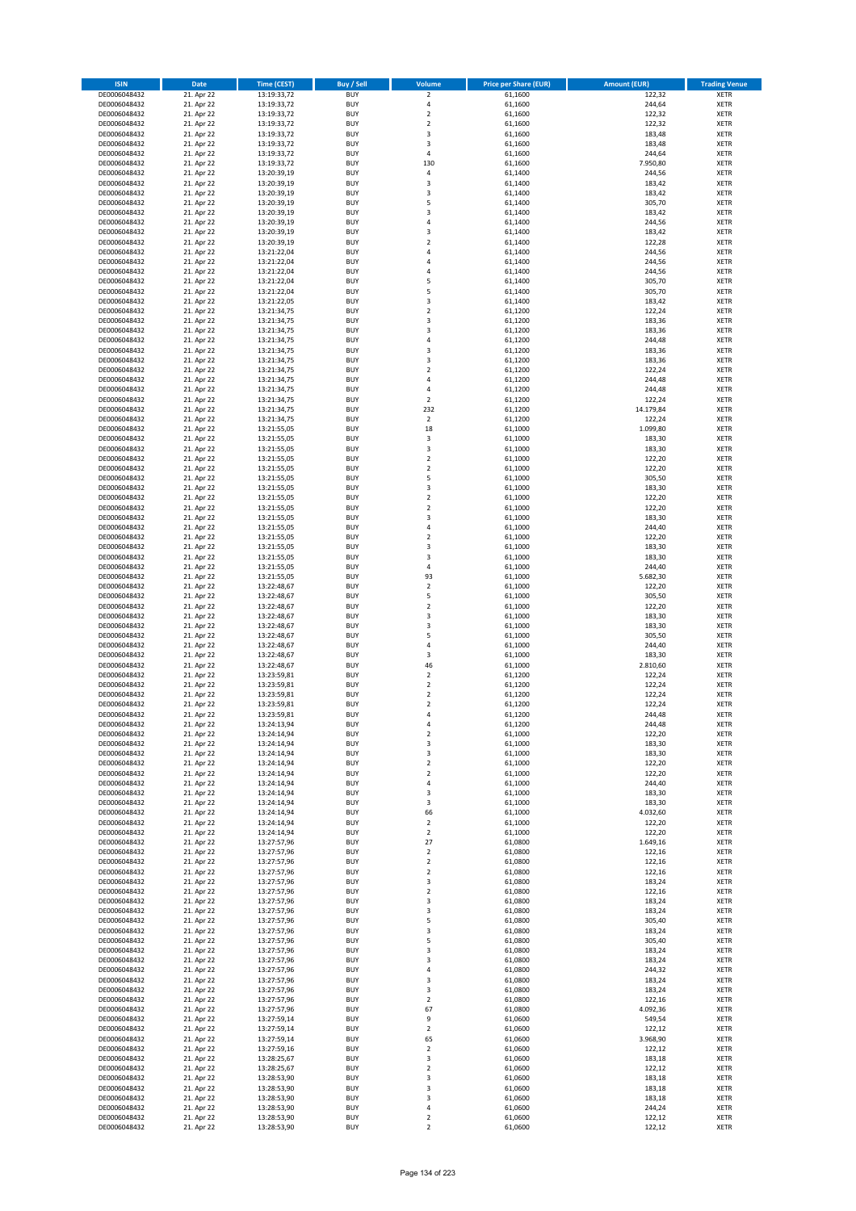| ISIN | Date | Time (CEST) | Buy / Sell | Volume | Price per Share (EUR) | Amount (EUR) | Trading Venue |
|---|---|---|---|---|---|---|---|
| DE0006048432 | 21. Apr 22 | 13:19:33,72 | BUY | 2 | 61,1600 | 122,32 | XETR |
| DE0006048432 | 21. Apr 22 | 13:19:33,72 | BUY | 4 | 61,1600 | 244,64 | XETR |
| DE0006048432 | 21. Apr 22 | 13:19:33,72 | BUY | 2 | 61,1600 | 122,32 | XETR |
| DE0006048432 | 21. Apr 22 | 13:19:33,72 | BUY | 2 | 61,1600 | 122,32 | XETR |
| DE0006048432 | 21. Apr 22 | 13:19:33,72 | BUY | 3 | 61,1600 | 183,48 | XETR |
| DE0006048432 | 21. Apr 22 | 13:19:33,72 | BUY | 3 | 61,1600 | 183,48 | XETR |
| DE0006048432 | 21. Apr 22 | 13:19:33,72 | BUY | 4 | 61,1600 | 244,64 | XETR |
| DE0006048432 | 21. Apr 22 | 13:19:33,72 | BUY | 130 | 61,1600 | 7.950,80 | XETR |
| DE0006048432 | 21. Apr 22 | 13:20:39,19 | BUY | 4 | 61,1400 | 244,56 | XETR |
| DE0006048432 | 21. Apr 22 | 13:20:39,19 | BUY | 3 | 61,1400 | 183,42 | XETR |
| DE0006048432 | 21. Apr 22 | 13:20:39,19 | BUY | 3 | 61,1400 | 183,42 | XETR |
| DE0006048432 | 21. Apr 22 | 13:20:39,19 | BUY | 5 | 61,1400 | 305,70 | XETR |
| DE0006048432 | 21. Apr 22 | 13:20:39,19 | BUY | 3 | 61,1400 | 183,42 | XETR |
| DE0006048432 | 21. Apr 22 | 13:20:39,19 | BUY | 4 | 61,1400 | 244,56 | XETR |
| DE0006048432 | 21. Apr 22 | 13:20:39,19 | BUY | 3 | 61,1400 | 183,42 | XETR |
| DE0006048432 | 21. Apr 22 | 13:20:39,19 | BUY | 2 | 61,1400 | 122,28 | XETR |
| DE0006048432 | 21. Apr 22 | 13:21:22,04 | BUY | 4 | 61,1400 | 244,56 | XETR |
| DE0006048432 | 21. Apr 22 | 13:21:22,04 | BUY | 4 | 61,1400 | 244,56 | XETR |
| DE0006048432 | 21. Apr 22 | 13:21:22,04 | BUY | 4 | 61,1400 | 244,56 | XETR |
| DE0006048432 | 21. Apr 22 | 13:21:22,04 | BUY | 5 | 61,1400 | 305,70 | XETR |
| DE0006048432 | 21. Apr 22 | 13:21:22,04 | BUY | 5 | 61,1400 | 305,70 | XETR |
| DE0006048432 | 21. Apr 22 | 13:21:22,05 | BUY | 3 | 61,1400 | 183,42 | XETR |
| DE0006048432 | 21. Apr 22 | 13:21:34,75 | BUY | 2 | 61,1200 | 122,24 | XETR |
| DE0006048432 | 21. Apr 22 | 13:21:34,75 | BUY | 3 | 61,1200 | 183,36 | XETR |
| DE0006048432 | 21. Apr 22 | 13:21:34,75 | BUY | 3 | 61,1200 | 183,36 | XETR |
| DE0006048432 | 21. Apr 22 | 13:21:34,75 | BUY | 4 | 61,1200 | 244,48 | XETR |
| DE0006048432 | 21. Apr 22 | 13:21:34,75 | BUY | 3 | 61,1200 | 183,36 | XETR |
| DE0006048432 | 21. Apr 22 | 13:21:34,75 | BUY | 3 | 61,1200 | 183,36 | XETR |
| DE0006048432 | 21. Apr 22 | 13:21:34,75 | BUY | 2 | 61,1200 | 122,24 | XETR |
| DE0006048432 | 21. Apr 22 | 13:21:34,75 | BUY | 4 | 61,1200 | 244,48 | XETR |
| DE0006048432 | 21. Apr 22 | 13:21:34,75 | BUY | 4 | 61,1200 | 244,48 | XETR |
| DE0006048432 | 21. Apr 22 | 13:21:34,75 | BUY | 2 | 61,1200 | 122,24 | XETR |
| DE0006048432 | 21. Apr 22 | 13:21:34,75 | BUY | 232 | 61,1200 | 14.179,84 | XETR |
| DE0006048432 | 21. Apr 22 | 13:21:34,75 | BUY | 2 | 61,1200 | 122,24 | XETR |
| DE0006048432 | 21. Apr 22 | 13:21:55,05 | BUY | 18 | 61,1000 | 1.099,80 | XETR |
| DE0006048432 | 21. Apr 22 | 13:21:55,05 | BUY | 3 | 61,1000 | 183,30 | XETR |
| DE0006048432 | 21. Apr 22 | 13:21:55,05 | BUY | 3 | 61,1000 | 183,30 | XETR |
| DE0006048432 | 21. Apr 22 | 13:21:55,05 | BUY | 2 | 61,1000 | 122,20 | XETR |
| DE0006048432 | 21. Apr 22 | 13:21:55,05 | BUY | 2 | 61,1000 | 122,20 | XETR |
| DE0006048432 | 21. Apr 22 | 13:21:55,05 | BUY | 5 | 61,1000 | 305,50 | XETR |
| DE0006048432 | 21. Apr 22 | 13:21:55,05 | BUY | 3 | 61,1000 | 183,30 | XETR |
| DE0006048432 | 21. Apr 22 | 13:21:55,05 | BUY | 2 | 61,1000 | 122,20 | XETR |
| DE0006048432 | 21. Apr 22 | 13:21:55,05 | BUY | 2 | 61,1000 | 122,20 | XETR |
| DE0006048432 | 21. Apr 22 | 13:21:55,05 | BUY | 3 | 61,1000 | 183,30 | XETR |
| DE0006048432 | 21. Apr 22 | 13:21:55,05 | BUY | 4 | 61,1000 | 244,40 | XETR |
| DE0006048432 | 21. Apr 22 | 13:21:55,05 | BUY | 2 | 61,1000 | 122,20 | XETR |
| DE0006048432 | 21. Apr 22 | 13:21:55,05 | BUY | 3 | 61,1000 | 183,30 | XETR |
| DE0006048432 | 21. Apr 22 | 13:21:55,05 | BUY | 3 | 61,1000 | 183,30 | XETR |
| DE0006048432 | 21. Apr 22 | 13:21:55,05 | BUY | 4 | 61,1000 | 244,40 | XETR |
| DE0006048432 | 21. Apr 22 | 13:21:55,05 | BUY | 93 | 61,1000 | 5.682,30 | XETR |
| DE0006048432 | 21. Apr 22 | 13:22:48,67 | BUY | 2 | 61,1000 | 122,20 | XETR |
| DE0006048432 | 21. Apr 22 | 13:22:48,67 | BUY | 5 | 61,1000 | 305,50 | XETR |
| DE0006048432 | 21. Apr 22 | 13:22:48,67 | BUY | 2 | 61,1000 | 122,20 | XETR |
| DE0006048432 | 21. Apr 22 | 13:22:48,67 | BUY | 3 | 61,1000 | 183,30 | XETR |
| DE0006048432 | 21. Apr 22 | 13:22:48,67 | BUY | 3 | 61,1000 | 183,30 | XETR |
| DE0006048432 | 21. Apr 22 | 13:22:48,67 | BUY | 5 | 61,1000 | 305,50 | XETR |
| DE0006048432 | 21. Apr 22 | 13:22:48,67 | BUY | 4 | 61,1000 | 244,40 | XETR |
| DE0006048432 | 21. Apr 22 | 13:22:48,67 | BUY | 3 | 61,1000 | 183,30 | XETR |
| DE0006048432 | 21. Apr 22 | 13:22:48,67 | BUY | 46 | 61,1000 | 2.810,60 | XETR |
| DE0006048432 | 21. Apr 22 | 13:23:59,81 | BUY | 2 | 61,1200 | 122,24 | XETR |
| DE0006048432 | 21. Apr 22 | 13:23:59,81 | BUY | 2 | 61,1200 | 122,24 | XETR |
| DE0006048432 | 21. Apr 22 | 13:23:59,81 | BUY | 2 | 61,1200 | 122,24 | XETR |
| DE0006048432 | 21. Apr 22 | 13:23:59,81 | BUY | 2 | 61,1200 | 122,24 | XETR |
| DE0006048432 | 21. Apr 22 | 13:23:59,81 | BUY | 4 | 61,1200 | 244,48 | XETR |
| DE0006048432 | 21. Apr 22 | 13:24:13,94 | BUY | 4 | 61,1200 | 244,48 | XETR |
| DE0006048432 | 21. Apr 22 | 13:24:14,94 | BUY | 2 | 61,1000 | 122,20 | XETR |
| DE0006048432 | 21. Apr 22 | 13:24:14,94 | BUY | 3 | 61,1000 | 183,30 | XETR |
| DE0006048432 | 21. Apr 22 | 13:24:14,94 | BUY | 3 | 61,1000 | 183,30 | XETR |
| DE0006048432 | 21. Apr 22 | 13:24:14,94 | BUY | 2 | 61,1000 | 122,20 | XETR |
| DE0006048432 | 21. Apr 22 | 13:24:14,94 | BUY | 2 | 61,1000 | 122,20 | XETR |
| DE0006048432 | 21. Apr 22 | 13:24:14,94 | BUY | 4 | 61,1000 | 244,40 | XETR |
| DE0006048432 | 21. Apr 22 | 13:24:14,94 | BUY | 3 | 61,1000 | 183,30 | XETR |
| DE0006048432 | 21. Apr 22 | 13:24:14,94 | BUY | 3 | 61,1000 | 183,30 | XETR |
| DE0006048432 | 21. Apr 22 | 13:24:14,94 | BUY | 66 | 61,1000 | 4.032,60 | XETR |
| DE0006048432 | 21. Apr 22 | 13:24:14,94 | BUY | 2 | 61,1000 | 122,20 | XETR |
| DE0006048432 | 21. Apr 22 | 13:24:14,94 | BUY | 2 | 61,1000 | 122,20 | XETR |
| DE0006048432 | 21. Apr 22 | 13:27:57,96 | BUY | 27 | 61,0800 | 1.649,16 | XETR |
| DE0006048432 | 21. Apr 22 | 13:27:57,96 | BUY | 2 | 61,0800 | 122,16 | XETR |
| DE0006048432 | 21. Apr 22 | 13:27:57,96 | BUY | 2 | 61,0800 | 122,16 | XETR |
| DE0006048432 | 21. Apr 22 | 13:27:57,96 | BUY | 2 | 61,0800 | 122,16 | XETR |
| DE0006048432 | 21. Apr 22 | 13:27:57,96 | BUY | 3 | 61,0800 | 183,24 | XETR |
| DE0006048432 | 21. Apr 22 | 13:27:57,96 | BUY | 2 | 61,0800 | 122,16 | XETR |
| DE0006048432 | 21. Apr 22 | 13:27:57,96 | BUY | 3 | 61,0800 | 183,24 | XETR |
| DE0006048432 | 21. Apr 22 | 13:27:57,96 | BUY | 3 | 61,0800 | 183,24 | XETR |
| DE0006048432 | 21. Apr 22 | 13:27:57,96 | BUY | 5 | 61,0800 | 305,40 | XETR |
| DE0006048432 | 21. Apr 22 | 13:27:57,96 | BUY | 3 | 61,0800 | 183,24 | XETR |
| DE0006048432 | 21. Apr 22 | 13:27:57,96 | BUY | 5 | 61,0800 | 305,40 | XETR |
| DE0006048432 | 21. Apr 22 | 13:27:57,96 | BUY | 3 | 61,0800 | 183,24 | XETR |
| DE0006048432 | 21. Apr 22 | 13:27:57,96 | BUY | 3 | 61,0800 | 183,24 | XETR |
| DE0006048432 | 21. Apr 22 | 13:27:57,96 | BUY | 4 | 61,0800 | 244,32 | XETR |
| DE0006048432 | 21. Apr 22 | 13:27:57,96 | BUY | 3 | 61,0800 | 183,24 | XETR |
| DE0006048432 | 21. Apr 22 | 13:27:57,96 | BUY | 3 | 61,0800 | 183,24 | XETR |
| DE0006048432 | 21. Apr 22 | 13:27:57,96 | BUY | 2 | 61,0800 | 122,16 | XETR |
| DE0006048432 | 21. Apr 22 | 13:27:57,96 | BUY | 67 | 61,0800 | 4.092,36 | XETR |
| DE0006048432 | 21. Apr 22 | 13:27:59,14 | BUY | 9 | 61,0600 | 549,54 | XETR |
| DE0006048432 | 21. Apr 22 | 13:27:59,14 | BUY | 2 | 61,0600 | 122,12 | XETR |
| DE0006048432 | 21. Apr 22 | 13:27:59,14 | BUY | 65 | 61,0600 | 3.968,90 | XETR |
| DE0006048432 | 21. Apr 22 | 13:27:59,16 | BUY | 2 | 61,0600 | 122,12 | XETR |
| DE0006048432 | 21. Apr 22 | 13:28:25,67 | BUY | 3 | 61,0600 | 183,18 | XETR |
| DE0006048432 | 21. Apr 22 | 13:28:25,67 | BUY | 2 | 61,0600 | 122,12 | XETR |
| DE0006048432 | 21. Apr 22 | 13:28:53,90 | BUY | 3 | 61,0600 | 183,18 | XETR |
| DE0006048432 | 21. Apr 22 | 13:28:53,90 | BUY | 3 | 61,0600 | 183,18 | XETR |
| DE0006048432 | 21. Apr 22 | 13:28:53,90 | BUY | 3 | 61,0600 | 183,18 | XETR |
| DE0006048432 | 21. Apr 22 | 13:28:53,90 | BUY | 4 | 61,0600 | 244,24 | XETR |
| DE0006048432 | 21. Apr 22 | 13:28:53,90 | BUY | 2 | 61,0600 | 122,12 | XETR |
| DE0006048432 | 21. Apr 22 | 13:28:53,90 | BUY | 2 | 61,0600 | 122,12 | XETR |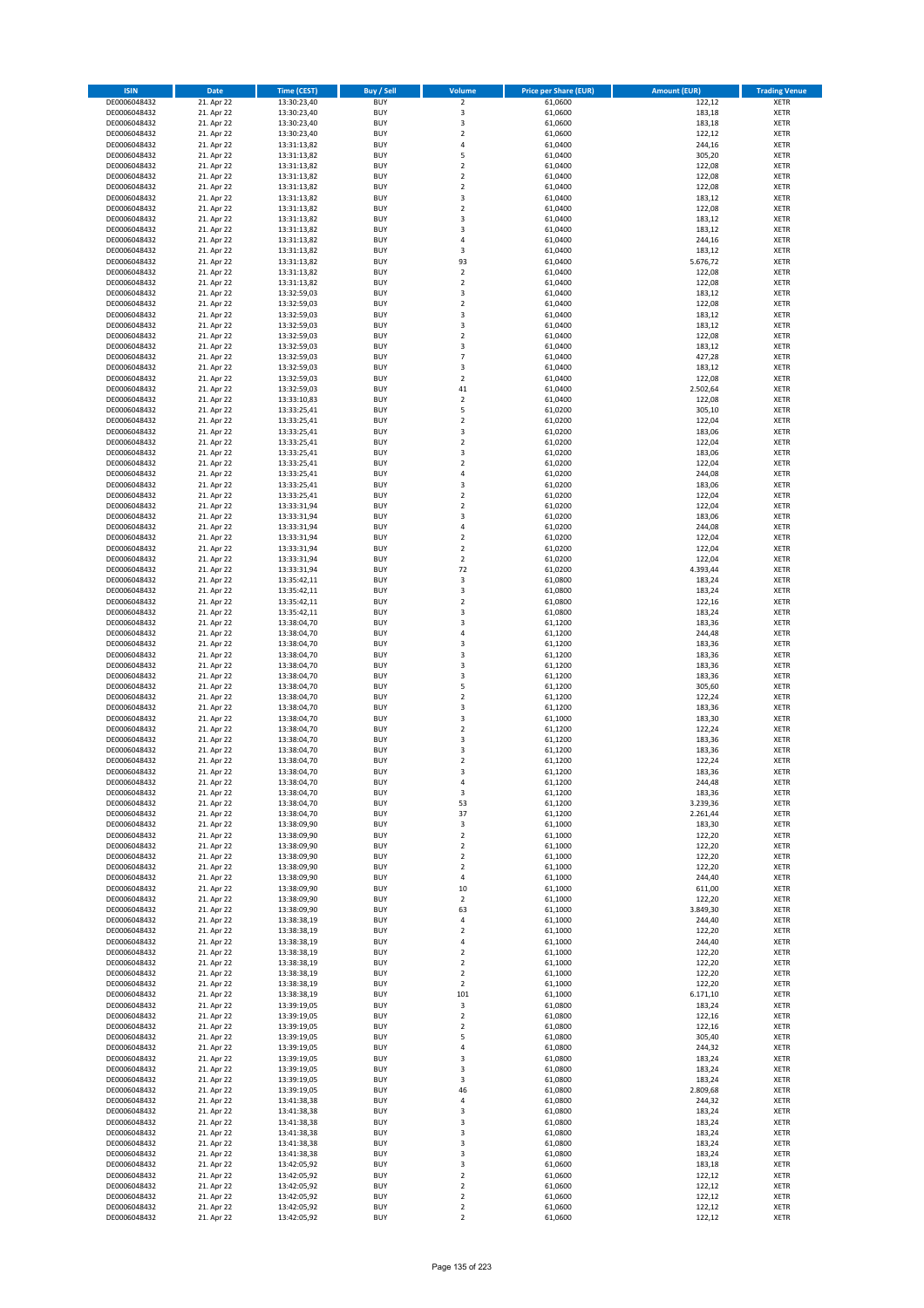| ISIN | Date | Time (CEST) | Buy / Sell | Volume | Price per Share (EUR) | Amount (EUR) | Trading Venue |
|---|---|---|---|---|---|---|---|
| DE0006048432 | 21. Apr 22 | 13:30:23,40 | BUY | 2 | 61,0600 | 122,12 | XETR |
| DE0006048432 | 21. Apr 22 | 13:30:23,40 | BUY | 3 | 61,0600 | 183,18 | XETR |
| DE0006048432 | 21. Apr 22 | 13:30:23,40 | BUY | 3 | 61,0600 | 183,18 | XETR |
| DE0006048432 | 21. Apr 22 | 13:30:23,40 | BUY | 2 | 61,0600 | 122,12 | XETR |
| DE0006048432 | 21. Apr 22 | 13:31:13,82 | BUY | 4 | 61,0400 | 244,16 | XETR |
| DE0006048432 | 21. Apr 22 | 13:31:13,82 | BUY | 5 | 61,0400 | 305,20 | XETR |
| DE0006048432 | 21. Apr 22 | 13:31:13,82 | BUY | 2 | 61,0400 | 122,08 | XETR |
| DE0006048432 | 21. Apr 22 | 13:31:13,82 | BUY | 2 | 61,0400 | 122,08 | XETR |
| DE0006048432 | 21. Apr 22 | 13:31:13,82 | BUY | 2 | 61,0400 | 122,08 | XETR |
| DE0006048432 | 21. Apr 22 | 13:31:13,82 | BUY | 3 | 61,0400 | 183,12 | XETR |
| DE0006048432 | 21. Apr 22 | 13:31:13,82 | BUY | 2 | 61,0400 | 122,08 | XETR |
| DE0006048432 | 21. Apr 22 | 13:31:13,82 | BUY | 3 | 61,0400 | 183,12 | XETR |
| DE0006048432 | 21. Apr 22 | 13:31:13,82 | BUY | 3 | 61,0400 | 183,12 | XETR |
| DE0006048432 | 21. Apr 22 | 13:31:13,82 | BUY | 4 | 61,0400 | 244,16 | XETR |
| DE0006048432 | 21. Apr 22 | 13:31:13,82 | BUY | 3 | 61,0400 | 183,12 | XETR |
| DE0006048432 | 21. Apr 22 | 13:31:13,82 | BUY | 93 | 61,0400 | 5.676,72 | XETR |
| DE0006048432 | 21. Apr 22 | 13:31:13,82 | BUY | 2 | 61,0400 | 122,08 | XETR |
| DE0006048432 | 21. Apr 22 | 13:31:13,82 | BUY | 2 | 61,0400 | 122,08 | XETR |
| DE0006048432 | 21. Apr 22 | 13:32:59,03 | BUY | 3 | 61,0400 | 183,12 | XETR |
| DE0006048432 | 21. Apr 22 | 13:32:59,03 | BUY | 2 | 61,0400 | 122,08 | XETR |
| DE0006048432 | 21. Apr 22 | 13:32:59,03 | BUY | 3 | 61,0400 | 183,12 | XETR |
| DE0006048432 | 21. Apr 22 | 13:32:59,03 | BUY | 3 | 61,0400 | 183,12 | XETR |
| DE0006048432 | 21. Apr 22 | 13:32:59,03 | BUY | 2 | 61,0400 | 122,08 | XETR |
| DE0006048432 | 21. Apr 22 | 13:32:59,03 | BUY | 3 | 61,0400 | 183,12 | XETR |
| DE0006048432 | 21. Apr 22 | 13:32:59,03 | BUY | 7 | 61,0400 | 427,28 | XETR |
| DE0006048432 | 21. Apr 22 | 13:32:59,03 | BUY | 3 | 61,0400 | 183,12 | XETR |
| DE0006048432 | 21. Apr 22 | 13:32:59,03 | BUY | 2 | 61,0400 | 122,08 | XETR |
| DE0006048432 | 21. Apr 22 | 13:32:59,03 | BUY | 41 | 61,0400 | 2.502,64 | XETR |
| DE0006048432 | 21. Apr 22 | 13:33:10,83 | BUY | 2 | 61,0400 | 122,08 | XETR |
| DE0006048432 | 21. Apr 22 | 13:33:25,41 | BUY | 5 | 61,0200 | 305,10 | XETR |
| DE0006048432 | 21. Apr 22 | 13:33:25,41 | BUY | 2 | 61,0200 | 122,04 | XETR |
| DE0006048432 | 21. Apr 22 | 13:33:25,41 | BUY | 3 | 61,0200 | 183,06 | XETR |
| DE0006048432 | 21. Apr 22 | 13:33:25,41 | BUY | 2 | 61,0200 | 122,04 | XETR |
| DE0006048432 | 21. Apr 22 | 13:33:25,41 | BUY | 3 | 61,0200 | 183,06 | XETR |
| DE0006048432 | 21. Apr 22 | 13:33:25,41 | BUY | 2 | 61,0200 | 122,04 | XETR |
| DE0006048432 | 21. Apr 22 | 13:33:25,41 | BUY | 4 | 61,0200 | 244,08 | XETR |
| DE0006048432 | 21. Apr 22 | 13:33:25,41 | BUY | 3 | 61,0200 | 183,06 | XETR |
| DE0006048432 | 21. Apr 22 | 13:33:25,41 | BUY | 2 | 61,0200 | 122,04 | XETR |
| DE0006048432 | 21. Apr 22 | 13:33:31,94 | BUY | 2 | 61,0200 | 122,04 | XETR |
| DE0006048432 | 21. Apr 22 | 13:33:31,94 | BUY | 3 | 61,0200 | 183,06 | XETR |
| DE0006048432 | 21. Apr 22 | 13:33:31,94 | BUY | 4 | 61,0200 | 244,08 | XETR |
| DE0006048432 | 21. Apr 22 | 13:33:31,94 | BUY | 2 | 61,0200 | 122,04 | XETR |
| DE0006048432 | 21. Apr 22 | 13:33:31,94 | BUY | 2 | 61,0200 | 122,04 | XETR |
| DE0006048432 | 21. Apr 22 | 13:33:31,94 | BUY | 2 | 61,0200 | 122,04 | XETR |
| DE0006048432 | 21. Apr 22 | 13:33:31,94 | BUY | 72 | 61,0200 | 4.393,44 | XETR |
| DE0006048432 | 21. Apr 22 | 13:35:42,11 | BUY | 3 | 61,0800 | 183,24 | XETR |
| DE0006048432 | 21. Apr 22 | 13:35:42,11 | BUY | 3 | 61,0800 | 183,24 | XETR |
| DE0006048432 | 21. Apr 22 | 13:35:42,11 | BUY | 2 | 61,0800 | 122,16 | XETR |
| DE0006048432 | 21. Apr 22 | 13:35:42,11 | BUY | 3 | 61,0800 | 183,24 | XETR |
| DE0006048432 | 21. Apr 22 | 13:38:04,70 | BUY | 3 | 61,1200 | 183,36 | XETR |
| DE0006048432 | 21. Apr 22 | 13:38:04,70 | BUY | 4 | 61,1200 | 244,48 | XETR |
| DE0006048432 | 21. Apr 22 | 13:38:04,70 | BUY | 3 | 61,1200 | 183,36 | XETR |
| DE0006048432 | 21. Apr 22 | 13:38:04,70 | BUY | 3 | 61,1200 | 183,36 | XETR |
| DE0006048432 | 21. Apr 22 | 13:38:04,70 | BUY | 3 | 61,1200 | 183,36 | XETR |
| DE0006048432 | 21. Apr 22 | 13:38:04,70 | BUY | 3 | 61,1200 | 183,36 | XETR |
| DE0006048432 | 21. Apr 22 | 13:38:04,70 | BUY | 5 | 61,1200 | 305,60 | XETR |
| DE0006048432 | 21. Apr 22 | 13:38:04,70 | BUY | 2 | 61,1200 | 122,24 | XETR |
| DE0006048432 | 21. Apr 22 | 13:38:04,70 | BUY | 3 | 61,1200 | 183,36 | XETR |
| DE0006048432 | 21. Apr 22 | 13:38:04,70 | BUY | 3 | 61,1000 | 183,30 | XETR |
| DE0006048432 | 21. Apr 22 | 13:38:04,70 | BUY | 2 | 61,1200 | 122,24 | XETR |
| DE0006048432 | 21. Apr 22 | 13:38:04,70 | BUY | 3 | 61,1200 | 183,36 | XETR |
| DE0006048432 | 21. Apr 22 | 13:38:04,70 | BUY | 3 | 61,1200 | 183,36 | XETR |
| DE0006048432 | 21. Apr 22 | 13:38:04,70 | BUY | 2 | 61,1200 | 122,24 | XETR |
| DE0006048432 | 21. Apr 22 | 13:38:04,70 | BUY | 3 | 61,1200 | 183,36 | XETR |
| DE0006048432 | 21. Apr 22 | 13:38:04,70 | BUY | 4 | 61,1200 | 244,48 | XETR |
| DE0006048432 | 21. Apr 22 | 13:38:04,70 | BUY | 3 | 61,1200 | 183,36 | XETR |
| DE0006048432 | 21. Apr 22 | 13:38:04,70 | BUY | 53 | 61,1200 | 3.239,36 | XETR |
| DE0006048432 | 21. Apr 22 | 13:38:04,70 | BUY | 37 | 61,1200 | 2.261,44 | XETR |
| DE0006048432 | 21. Apr 22 | 13:38:09,90 | BUY | 3 | 61,1000 | 183,30 | XETR |
| DE0006048432 | 21. Apr 22 | 13:38:09,90 | BUY | 2 | 61,1000 | 122,20 | XETR |
| DE0006048432 | 21. Apr 22 | 13:38:09,90 | BUY | 2 | 61,1000 | 122,20 | XETR |
| DE0006048432 | 21. Apr 22 | 13:38:09,90 | BUY | 2 | 61,1000 | 122,20 | XETR |
| DE0006048432 | 21. Apr 22 | 13:38:09,90 | BUY | 2 | 61,1000 | 122,20 | XETR |
| DE0006048432 | 21. Apr 22 | 13:38:09,90 | BUY | 4 | 61,1000 | 244,40 | XETR |
| DE0006048432 | 21. Apr 22 | 13:38:09,90 | BUY | 10 | 61,1000 | 611,00 | XETR |
| DE0006048432 | 21. Apr 22 | 13:38:09,90 | BUY | 2 | 61,1000 | 122,20 | XETR |
| DE0006048432 | 21. Apr 22 | 13:38:09,90 | BUY | 63 | 61,1000 | 3.849,30 | XETR |
| DE0006048432 | 21. Apr 22 | 13:38:38,19 | BUY | 4 | 61,1000 | 244,40 | XETR |
| DE0006048432 | 21. Apr 22 | 13:38:38,19 | BUY | 2 | 61,1000 | 122,20 | XETR |
| DE0006048432 | 21. Apr 22 | 13:38:38,19 | BUY | 4 | 61,1000 | 244,40 | XETR |
| DE0006048432 | 21. Apr 22 | 13:38:38,19 | BUY | 2 | 61,1000 | 122,20 | XETR |
| DE0006048432 | 21. Apr 22 | 13:38:38,19 | BUY | 2 | 61,1000 | 122,20 | XETR |
| DE0006048432 | 21. Apr 22 | 13:38:38,19 | BUY | 2 | 61,1000 | 122,20 | XETR |
| DE0006048432 | 21. Apr 22 | 13:38:38,19 | BUY | 2 | 61,1000 | 122,20 | XETR |
| DE0006048432 | 21. Apr 22 | 13:38:38,19 | BUY | 101 | 61,1000 | 6.171,10 | XETR |
| DE0006048432 | 21. Apr 22 | 13:39:19,05 | BUY | 3 | 61,0800 | 183,24 | XETR |
| DE0006048432 | 21. Apr 22 | 13:39:19,05 | BUY | 2 | 61,0800 | 122,16 | XETR |
| DE0006048432 | 21. Apr 22 | 13:39:19,05 | BUY | 2 | 61,0800 | 122,16 | XETR |
| DE0006048432 | 21. Apr 22 | 13:39:19,05 | BUY | 5 | 61,0800 | 305,40 | XETR |
| DE0006048432 | 21. Apr 22 | 13:39:19,05 | BUY | 4 | 61,0800 | 244,32 | XETR |
| DE0006048432 | 21. Apr 22 | 13:39:19,05 | BUY | 3 | 61,0800 | 183,24 | XETR |
| DE0006048432 | 21. Apr 22 | 13:39:19,05 | BUY | 3 | 61,0800 | 183,24 | XETR |
| DE0006048432 | 21. Apr 22 | 13:39:19,05 | BUY | 3 | 61,0800 | 183,24 | XETR |
| DE0006048432 | 21. Apr 22 | 13:39:19,05 | BUY | 46 | 61,0800 | 2.809,68 | XETR |
| DE0006048432 | 21. Apr 22 | 13:41:38,38 | BUY | 4 | 61,0800 | 244,32 | XETR |
| DE0006048432 | 21. Apr 22 | 13:41:38,38 | BUY | 3 | 61,0800 | 183,24 | XETR |
| DE0006048432 | 21. Apr 22 | 13:41:38,38 | BUY | 3 | 61,0800 | 183,24 | XETR |
| DE0006048432 | 21. Apr 22 | 13:41:38,38 | BUY | 3 | 61,0800 | 183,24 | XETR |
| DE0006048432 | 21. Apr 22 | 13:41:38,38 | BUY | 3 | 61,0800 | 183,24 | XETR |
| DE0006048432 | 21. Apr 22 | 13:41:38,38 | BUY | 3 | 61,0800 | 183,24 | XETR |
| DE0006048432 | 21. Apr 22 | 13:42:05,92 | BUY | 3 | 61,0600 | 183,18 | XETR |
| DE0006048432 | 21. Apr 22 | 13:42:05,92 | BUY | 2 | 61,0600 | 122,12 | XETR |
| DE0006048432 | 21. Apr 22 | 13:42:05,92 | BUY | 2 | 61,0600 | 122,12 | XETR |
| DE0006048432 | 21. Apr 22 | 13:42:05,92 | BUY | 2 | 61,0600 | 122,12 | XETR |
| DE0006048432 | 21. Apr 22 | 13:42:05,92 | BUY | 2 | 61,0600 | 122,12 | XETR |
| DE0006048432 | 21. Apr 22 | 13:42:05,92 | BUY | 2 | 61,0600 | 122,12 | XETR |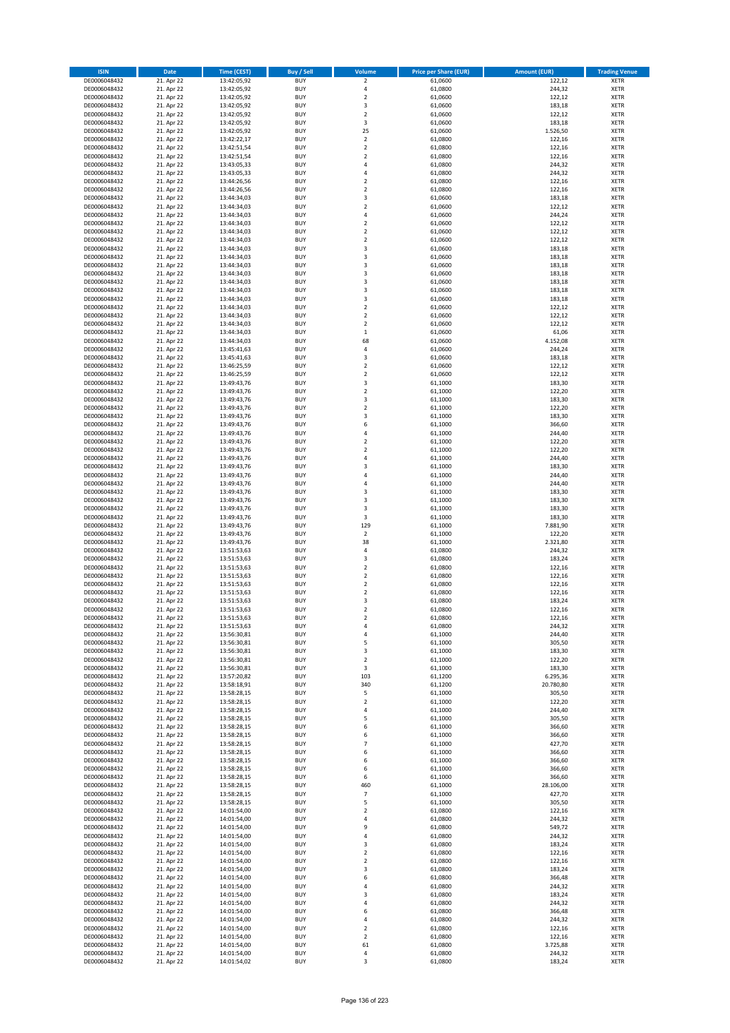| ISIN | Date | Time (CEST) | Buy / Sell | Volume | Price per Share (EUR) | Amount (EUR) | Trading Venue |
|---|---|---|---|---|---|---|---|
| DE0006048432 | 21. Apr 22 | 13:42:05,92 | BUY | 2 | 61,0600 | 122,12 | XETR |
| DE0006048432 | 21. Apr 22 | 13:42:05,92 | BUY | 4 | 61,0800 | 244,32 | XETR |
| DE0006048432 | 21. Apr 22 | 13:42:05,92 | BUY | 2 | 61,0600 | 122,12 | XETR |
| DE0006048432 | 21. Apr 22 | 13:42:05,92 | BUY | 3 | 61,0600 | 183,18 | XETR |
| DE0006048432 | 21. Apr 22 | 13:42:05,92 | BUY | 2 | 61,0600 | 122,12 | XETR |
| DE0006048432 | 21. Apr 22 | 13:42:05,92 | BUY | 3 | 61,0600 | 183,18 | XETR |
| DE0006048432 | 21. Apr 22 | 13:42:05,92 | BUY | 25 | 61,0600 | 1.526,50 | XETR |
| DE0006048432 | 21. Apr 22 | 13:42:22,17 | BUY | 2 | 61,0800 | 122,16 | XETR |
| DE0006048432 | 21. Apr 22 | 13:42:51,54 | BUY | 2 | 61,0800 | 122,16 | XETR |
| DE0006048432 | 21. Apr 22 | 13:42:51,54 | BUY | 2 | 61,0800 | 122,16 | XETR |
| DE0006048432 | 21. Apr 22 | 13:43:05,33 | BUY | 4 | 61,0800 | 244,32 | XETR |
| DE0006048432 | 21. Apr 22 | 13:43:05,33 | BUY | 4 | 61,0800 | 244,32 | XETR |
| DE0006048432 | 21. Apr 22 | 13:44:26,56 | BUY | 2 | 61,0800 | 122,16 | XETR |
| DE0006048432 | 21. Apr 22 | 13:44:26,56 | BUY | 2 | 61,0800 | 122,16 | XETR |
| DE0006048432 | 21. Apr 22 | 13:44:34,03 | BUY | 3 | 61,0600 | 183,18 | XETR |
| DE0006048432 | 21. Apr 22 | 13:44:34,03 | BUY | 2 | 61,0600 | 122,12 | XETR |
| DE0006048432 | 21. Apr 22 | 13:44:34,03 | BUY | 4 | 61,0600 | 244,24 | XETR |
| DE0006048432 | 21. Apr 22 | 13:44:34,03 | BUY | 2 | 61,0600 | 122,12 | XETR |
| DE0006048432 | 21. Apr 22 | 13:44:34,03 | BUY | 2 | 61,0600 | 122,12 | XETR |
| DE0006048432 | 21. Apr 22 | 13:44:34,03 | BUY | 2 | 61,0600 | 122,12 | XETR |
| DE0006048432 | 21. Apr 22 | 13:44:34,03 | BUY | 3 | 61,0600 | 183,18 | XETR |
| DE0006048432 | 21. Apr 22 | 13:44:34,03 | BUY | 3 | 61,0600 | 183,18 | XETR |
| DE0006048432 | 21. Apr 22 | 13:44:34,03 | BUY | 3 | 61,0600 | 183,18 | XETR |
| DE0006048432 | 21. Apr 22 | 13:44:34,03 | BUY | 3 | 61,0600 | 183,18 | XETR |
| DE0006048432 | 21. Apr 22 | 13:44:34,03 | BUY | 3 | 61,0600 | 183,18 | XETR |
| DE0006048432 | 21. Apr 22 | 13:44:34,03 | BUY | 3 | 61,0600 | 183,18 | XETR |
| DE0006048432 | 21. Apr 22 | 13:44:34,03 | BUY | 3 | 61,0600 | 183,18 | XETR |
| DE0006048432 | 21. Apr 22 | 13:44:34,03 | BUY | 2 | 61,0600 | 122,12 | XETR |
| DE0006048432 | 21. Apr 22 | 13:44:34,03 | BUY | 2 | 61,0600 | 122,12 | XETR |
| DE0006048432 | 21. Apr 22 | 13:44:34,03 | BUY | 2 | 61,0600 | 122,12 | XETR |
| DE0006048432 | 21. Apr 22 | 13:44:34,03 | BUY | 1 | 61,0600 | 61,06 | XETR |
| DE0006048432 | 21. Apr 22 | 13:44:34,03 | BUY | 68 | 61,0600 | 4.152,08 | XETR |
| DE0006048432 | 21. Apr 22 | 13:45:41,63 | BUY | 4 | 61,0600 | 244,24 | XETR |
| DE0006048432 | 21. Apr 22 | 13:45:41,63 | BUY | 3 | 61,0600 | 183,18 | XETR |
| DE0006048432 | 21. Apr 22 | 13:46:25,59 | BUY | 2 | 61,0600 | 122,12 | XETR |
| DE0006048432 | 21. Apr 22 | 13:46:25,59 | BUY | 2 | 61,0600 | 122,12 | XETR |
| DE0006048432 | 21. Apr 22 | 13:49:43,76 | BUY | 3 | 61,1000 | 183,30 | XETR |
| DE0006048432 | 21. Apr 22 | 13:49:43,76 | BUY | 2 | 61,1000 | 122,20 | XETR |
| DE0006048432 | 21. Apr 22 | 13:49:43,76 | BUY | 3 | 61,1000 | 183,30 | XETR |
| DE0006048432 | 21. Apr 22 | 13:49:43,76 | BUY | 2 | 61,1000 | 122,20 | XETR |
| DE0006048432 | 21. Apr 22 | 13:49:43,76 | BUY | 3 | 61,1000 | 183,30 | XETR |
| DE0006048432 | 21. Apr 22 | 13:49:43,76 | BUY | 6 | 61,1000 | 366,60 | XETR |
| DE0006048432 | 21. Apr 22 | 13:49:43,76 | BUY | 4 | 61,1000 | 244,40 | XETR |
| DE0006048432 | 21. Apr 22 | 13:49:43,76 | BUY | 2 | 61,1000 | 122,20 | XETR |
| DE0006048432 | 21. Apr 22 | 13:49:43,76 | BUY | 2 | 61,1000 | 122,20 | XETR |
| DE0006048432 | 21. Apr 22 | 13:49:43,76 | BUY | 4 | 61,1000 | 244,40 | XETR |
| DE0006048432 | 21. Apr 22 | 13:49:43,76 | BUY | 3 | 61,1000 | 183,30 | XETR |
| DE0006048432 | 21. Apr 22 | 13:49:43,76 | BUY | 4 | 61,1000 | 244,40 | XETR |
| DE0006048432 | 21. Apr 22 | 13:49:43,76 | BUY | 4 | 61,1000 | 244,40 | XETR |
| DE0006048432 | 21. Apr 22 | 13:49:43,76 | BUY | 3 | 61,1000 | 183,30 | XETR |
| DE0006048432 | 21. Apr 22 | 13:49:43,76 | BUY | 3 | 61,1000 | 183,30 | XETR |
| DE0006048432 | 21. Apr 22 | 13:49:43,76 | BUY | 3 | 61,1000 | 183,30 | XETR |
| DE0006048432 | 21. Apr 22 | 13:49:43,76 | BUY | 3 | 61,1000 | 183,30 | XETR |
| DE0006048432 | 21. Apr 22 | 13:49:43,76 | BUY | 129 | 61,1000 | 7.881,90 | XETR |
| DE0006048432 | 21. Apr 22 | 13:49:43,76 | BUY | 2 | 61,1000 | 122,20 | XETR |
| DE0006048432 | 21. Apr 22 | 13:49:43,76 | BUY | 38 | 61,1000 | 2.321,80 | XETR |
| DE0006048432 | 21. Apr 22 | 13:51:53,63 | BUY | 4 | 61,0800 | 244,32 | XETR |
| DE0006048432 | 21. Apr 22 | 13:51:53,63 | BUY | 3 | 61,0800 | 183,24 | XETR |
| DE0006048432 | 21. Apr 22 | 13:51:53,63 | BUY | 2 | 61,0800 | 122,16 | XETR |
| DE0006048432 | 21. Apr 22 | 13:51:53,63 | BUY | 2 | 61,0800 | 122,16 | XETR |
| DE0006048432 | 21. Apr 22 | 13:51:53,63 | BUY | 2 | 61,0800 | 122,16 | XETR |
| DE0006048432 | 21. Apr 22 | 13:51:53,63 | BUY | 2 | 61,0800 | 122,16 | XETR |
| DE0006048432 | 21. Apr 22 | 13:51:53,63 | BUY | 3 | 61,0800 | 183,24 | XETR |
| DE0006048432 | 21. Apr 22 | 13:51:53,63 | BUY | 2 | 61,0800 | 122,16 | XETR |
| DE0006048432 | 21. Apr 22 | 13:51:53,63 | BUY | 2 | 61,0800 | 122,16 | XETR |
| DE0006048432 | 21. Apr 22 | 13:51:53,63 | BUY | 4 | 61,0800 | 244,32 | XETR |
| DE0006048432 | 21. Apr 22 | 13:56:30,81 | BUY | 4 | 61,1000 | 244,40 | XETR |
| DE0006048432 | 21. Apr 22 | 13:56:30,81 | BUY | 5 | 61,1000 | 305,50 | XETR |
| DE0006048432 | 21. Apr 22 | 13:56:30,81 | BUY | 3 | 61,1000 | 183,30 | XETR |
| DE0006048432 | 21. Apr 22 | 13:56:30,81 | BUY | 2 | 61,1000 | 122,20 | XETR |
| DE0006048432 | 21. Apr 22 | 13:56:30,81 | BUY | 3 | 61,1000 | 183,30 | XETR |
| DE0006048432 | 21. Apr 22 | 13:57:20,82 | BUY | 103 | 61,1200 | 6.295,36 | XETR |
| DE0006048432 | 21. Apr 22 | 13:58:18,91 | BUY | 340 | 61,1200 | 20.780,80 | XETR |
| DE0006048432 | 21. Apr 22 | 13:58:28,15 | BUY | 5 | 61,1000 | 305,50 | XETR |
| DE0006048432 | 21. Apr 22 | 13:58:28,15 | BUY | 2 | 61,1000 | 122,20 | XETR |
| DE0006048432 | 21. Apr 22 | 13:58:28,15 | BUY | 4 | 61,1000 | 244,40 | XETR |
| DE0006048432 | 21. Apr 22 | 13:58:28,15 | BUY | 5 | 61,1000 | 305,50 | XETR |
| DE0006048432 | 21. Apr 22 | 13:58:28,15 | BUY | 6 | 61,1000 | 366,60 | XETR |
| DE0006048432 | 21. Apr 22 | 13:58:28,15 | BUY | 6 | 61,1000 | 366,60 | XETR |
| DE0006048432 | 21. Apr 22 | 13:58:28,15 | BUY | 7 | 61,1000 | 427,70 | XETR |
| DE0006048432 | 21. Apr 22 | 13:58:28,15 | BUY | 6 | 61,1000 | 366,60 | XETR |
| DE0006048432 | 21. Apr 22 | 13:58:28,15 | BUY | 6 | 61,1000 | 366,60 | XETR |
| DE0006048432 | 21. Apr 22 | 13:58:28,15 | BUY | 6 | 61,1000 | 366,60 | XETR |
| DE0006048432 | 21. Apr 22 | 13:58:28,15 | BUY | 6 | 61,1000 | 366,60 | XETR |
| DE0006048432 | 21. Apr 22 | 13:58:28,15 | BUY | 460 | 61,1000 | 28.106,00 | XETR |
| DE0006048432 | 21. Apr 22 | 13:58:28,15 | BUY | 7 | 61,1000 | 427,70 | XETR |
| DE0006048432 | 21. Apr 22 | 13:58:28,15 | BUY | 5 | 61,1000 | 305,50 | XETR |
| DE0006048432 | 21. Apr 22 | 14:01:54,00 | BUY | 2 | 61,0800 | 122,16 | XETR |
| DE0006048432 | 21. Apr 22 | 14:01:54,00 | BUY | 4 | 61,0800 | 244,32 | XETR |
| DE0006048432 | 21. Apr 22 | 14:01:54,00 | BUY | 9 | 61,0800 | 549,72 | XETR |
| DE0006048432 | 21. Apr 22 | 14:01:54,00 | BUY | 4 | 61,0800 | 244,32 | XETR |
| DE0006048432 | 21. Apr 22 | 14:01:54,00 | BUY | 3 | 61,0800 | 183,24 | XETR |
| DE0006048432 | 21. Apr 22 | 14:01:54,00 | BUY | 2 | 61,0800 | 122,16 | XETR |
| DE0006048432 | 21. Apr 22 | 14:01:54,00 | BUY | 2 | 61,0800 | 122,16 | XETR |
| DE0006048432 | 21. Apr 22 | 14:01:54,00 | BUY | 3 | 61,0800 | 183,24 | XETR |
| DE0006048432 | 21. Apr 22 | 14:01:54,00 | BUY | 6 | 61,0800 | 366,48 | XETR |
| DE0006048432 | 21. Apr 22 | 14:01:54,00 | BUY | 4 | 61,0800 | 244,32 | XETR |
| DE0006048432 | 21. Apr 22 | 14:01:54,00 | BUY | 3 | 61,0800 | 183,24 | XETR |
| DE0006048432 | 21. Apr 22 | 14:01:54,00 | BUY | 4 | 61,0800 | 244,32 | XETR |
| DE0006048432 | 21. Apr 22 | 14:01:54,00 | BUY | 6 | 61,0800 | 366,48 | XETR |
| DE0006048432 | 21. Apr 22 | 14:01:54,00 | BUY | 4 | 61,0800 | 244,32 | XETR |
| DE0006048432 | 21. Apr 22 | 14:01:54,00 | BUY | 2 | 61,0800 | 122,16 | XETR |
| DE0006048432 | 21. Apr 22 | 14:01:54,00 | BUY | 2 | 61,0800 | 122,16 | XETR |
| DE0006048432 | 21. Apr 22 | 14:01:54,00 | BUY | 61 | 61,0800 | 3.725,88 | XETR |
| DE0006048432 | 21. Apr 22 | 14:01:54,00 | BUY | 4 | 61,0800 | 244,32 | XETR |
| DE0006048432 | 21. Apr 22 | 14:01:54,02 | BUY | 3 | 61,0800 | 183,24 | XETR |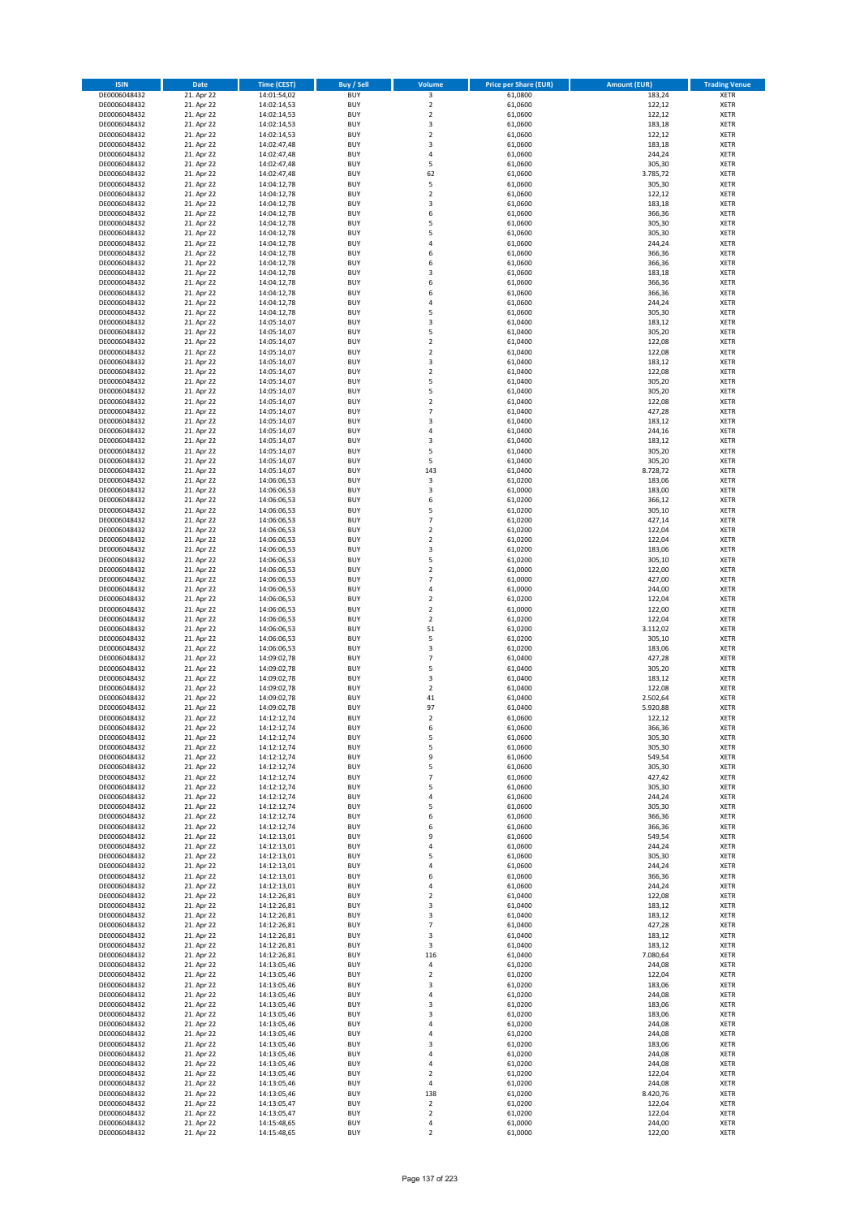| ISIN | Date | Time (CEST) | Buy / Sell | Volume | Price per Share (EUR) | Amount (EUR) | Trading Venue |
|---|---|---|---|---|---|---|---|
| DE0006048432 | 21. Apr 22 | 14:01:54,02 | BUY | 3 | 61,0800 | 183,24 | XETR |
| DE0006048432 | 21. Apr 22 | 14:02:14,53 | BUY | 2 | 61,0600 | 122,12 | XETR |
| DE0006048432 | 21. Apr 22 | 14:02:14,53 | BUY | 2 | 61,0600 | 122,12 | XETR |
| DE0006048432 | 21. Apr 22 | 14:02:14,53 | BUY | 3 | 61,0600 | 183,18 | XETR |
| DE0006048432 | 21. Apr 22 | 14:02:14,53 | BUY | 2 | 61,0600 | 122,12 | XETR |
| DE0006048432 | 21. Apr 22 | 14:02:47,48 | BUY | 3 | 61,0600 | 183,18 | XETR |
| DE0006048432 | 21. Apr 22 | 14:02:47,48 | BUY | 4 | 61,0600 | 244,24 | XETR |
| DE0006048432 | 21. Apr 22 | 14:02:47,48 | BUY | 5 | 61,0600 | 305,30 | XETR |
| DE0006048432 | 21. Apr 22 | 14:02:47,48 | BUY | 62 | 61,0600 | 3.785,72 | XETR |
| DE0006048432 | 21. Apr 22 | 14:04:12,78 | BUY | 5 | 61,0600 | 305,30 | XETR |
| DE0006048432 | 21. Apr 22 | 14:04:12,78 | BUY | 2 | 61,0600 | 122,12 | XETR |
| DE0006048432 | 21. Apr 22 | 14:04:12,78 | BUY | 3 | 61,0600 | 183,18 | XETR |
| DE0006048432 | 21. Apr 22 | 14:04:12,78 | BUY | 6 | 61,0600 | 366,36 | XETR |
| DE0006048432 | 21. Apr 22 | 14:04:12,78 | BUY | 5 | 61,0600 | 305,30 | XETR |
| DE0006048432 | 21. Apr 22 | 14:04:12,78 | BUY | 5 | 61,0600 | 305,30 | XETR |
| DE0006048432 | 21. Apr 22 | 14:04:12,78 | BUY | 4 | 61,0600 | 244,24 | XETR |
| DE0006048432 | 21. Apr 22 | 14:04:12,78 | BUY | 6 | 61,0600 | 366,36 | XETR |
| DE0006048432 | 21. Apr 22 | 14:04:12,78 | BUY | 6 | 61,0600 | 366,36 | XETR |
| DE0006048432 | 21. Apr 22 | 14:04:12,78 | BUY | 3 | 61,0600 | 183,18 | XETR |
| DE0006048432 | 21. Apr 22 | 14:04:12,78 | BUY | 6 | 61,0600 | 366,36 | XETR |
| DE0006048432 | 21. Apr 22 | 14:04:12,78 | BUY | 6 | 61,0600 | 366,36 | XETR |
| DE0006048432 | 21. Apr 22 | 14:04:12,78 | BUY | 4 | 61,0600 | 244,24 | XETR |
| DE0006048432 | 21. Apr 22 | 14:04:12,78 | BUY | 5 | 61,0600 | 305,30 | XETR |
| DE0006048432 | 21. Apr 22 | 14:05:14,07 | BUY | 3 | 61,0400 | 183,12 | XETR |
| DE0006048432 | 21. Apr 22 | 14:05:14,07 | BUY | 5 | 61,0400 | 305,20 | XETR |
| DE0006048432 | 21. Apr 22 | 14:05:14,07 | BUY | 2 | 61,0400 | 122,08 | XETR |
| DE0006048432 | 21. Apr 22 | 14:05:14,07 | BUY | 2 | 61,0400 | 122,08 | XETR |
| DE0006048432 | 21. Apr 22 | 14:05:14,07 | BUY | 3 | 61,0400 | 183,12 | XETR |
| DE0006048432 | 21. Apr 22 | 14:05:14,07 | BUY | 2 | 61,0400 | 122,08 | XETR |
| DE0006048432 | 21. Apr 22 | 14:05:14,07 | BUY | 5 | 61,0400 | 305,20 | XETR |
| DE0006048432 | 21. Apr 22 | 14:05:14,07 | BUY | 5 | 61,0400 | 305,20 | XETR |
| DE0006048432 | 21. Apr 22 | 14:05:14,07 | BUY | 2 | 61,0400 | 122,08 | XETR |
| DE0006048432 | 21. Apr 22 | 14:05:14,07 | BUY | 7 | 61,0400 | 427,28 | XETR |
| DE0006048432 | 21. Apr 22 | 14:05:14,07 | BUY | 3 | 61,0400 | 183,12 | XETR |
| DE0006048432 | 21. Apr 22 | 14:05:14,07 | BUY | 4 | 61,0400 | 244,16 | XETR |
| DE0006048432 | 21. Apr 22 | 14:05:14,07 | BUY | 3 | 61,0400 | 183,12 | XETR |
| DE0006048432 | 21. Apr 22 | 14:05:14,07 | BUY | 5 | 61,0400 | 305,20 | XETR |
| DE0006048432 | 21. Apr 22 | 14:05:14,07 | BUY | 5 | 61,0400 | 305,20 | XETR |
| DE0006048432 | 21. Apr 22 | 14:05:14,07 | BUY | 143 | 61,0400 | 8.728,72 | XETR |
| DE0006048432 | 21. Apr 22 | 14:06:06,53 | BUY | 3 | 61,0200 | 183,06 | XETR |
| DE0006048432 | 21. Apr 22 | 14:06:06,53 | BUY | 3 | 61,0000 | 183,00 | XETR |
| DE0006048432 | 21. Apr 22 | 14:06:06,53 | BUY | 6 | 61,0200 | 366,12 | XETR |
| DE0006048432 | 21. Apr 22 | 14:06:06,53 | BUY | 5 | 61,0200 | 305,10 | XETR |
| DE0006048432 | 21. Apr 22 | 14:06:06,53 | BUY | 7 | 61,0200 | 427,14 | XETR |
| DE0006048432 | 21. Apr 22 | 14:06:06,53 | BUY | 2 | 61,0200 | 122,04 | XETR |
| DE0006048432 | 21. Apr 22 | 14:06:06,53 | BUY | 2 | 61,0200 | 122,04 | XETR |
| DE0006048432 | 21. Apr 22 | 14:06:06,53 | BUY | 3 | 61,0200 | 183,06 | XETR |
| DE0006048432 | 21. Apr 22 | 14:06:06,53 | BUY | 5 | 61,0200 | 305,10 | XETR |
| DE0006048432 | 21. Apr 22 | 14:06:06,53 | BUY | 2 | 61,0000 | 122,00 | XETR |
| DE0006048432 | 21. Apr 22 | 14:06:06,53 | BUY | 7 | 61,0000 | 427,00 | XETR |
| DE0006048432 | 21. Apr 22 | 14:06:06,53 | BUY | 4 | 61,0000 | 244,00 | XETR |
| DE0006048432 | 21. Apr 22 | 14:06:06,53 | BUY | 2 | 61,0200 | 122,04 | XETR |
| DE0006048432 | 21. Apr 22 | 14:06:06,53 | BUY | 2 | 61,0000 | 122,00 | XETR |
| DE0006048432 | 21. Apr 22 | 14:06:06,53 | BUY | 2 | 61,0200 | 122,04 | XETR |
| DE0006048432 | 21. Apr 22 | 14:06:06,53 | BUY | 51 | 61,0200 | 3.112,02 | XETR |
| DE0006048432 | 21. Apr 22 | 14:06:06,53 | BUY | 5 | 61,0200 | 305,10 | XETR |
| DE0006048432 | 21. Apr 22 | 14:06:06,53 | BUY | 3 | 61,0200 | 183,06 | XETR |
| DE0006048432 | 21. Apr 22 | 14:09:02,78 | BUY | 7 | 61,0400 | 427,28 | XETR |
| DE0006048432 | 21. Apr 22 | 14:09:02,78 | BUY | 5 | 61,0400 | 305,20 | XETR |
| DE0006048432 | 21. Apr 22 | 14:09:02,78 | BUY | 3 | 61,0400 | 183,12 | XETR |
| DE0006048432 | 21. Apr 22 | 14:09:02,78 | BUY | 2 | 61,0400 | 122,08 | XETR |
| DE0006048432 | 21. Apr 22 | 14:09:02,78 | BUY | 41 | 61,0400 | 2.502,64 | XETR |
| DE0006048432 | 21. Apr 22 | 14:09:02,78 | BUY | 97 | 61,0400 | 5.920,88 | XETR |
| DE0006048432 | 21. Apr 22 | 14:12:12,74 | BUY | 2 | 61,0600 | 122,12 | XETR |
| DE0006048432 | 21. Apr 22 | 14:12:12,74 | BUY | 6 | 61,0600 | 366,36 | XETR |
| DE0006048432 | 21. Apr 22 | 14:12:12,74 | BUY | 5 | 61,0600 | 305,30 | XETR |
| DE0006048432 | 21. Apr 22 | 14:12:12,74 | BUY | 5 | 61,0600 | 305,30 | XETR |
| DE0006048432 | 21. Apr 22 | 14:12:12,74 | BUY | 9 | 61,0600 | 549,54 | XETR |
| DE0006048432 | 21. Apr 22 | 14:12:12,74 | BUY | 5 | 61,0600 | 305,30 | XETR |
| DE0006048432 | 21. Apr 22 | 14:12:12,74 | BUY | 7 | 61,0600 | 427,42 | XETR |
| DE0006048432 | 21. Apr 22 | 14:12:12,74 | BUY | 5 | 61,0600 | 305,30 | XETR |
| DE0006048432 | 21. Apr 22 | 14:12:12,74 | BUY | 4 | 61,0600 | 244,24 | XETR |
| DE0006048432 | 21. Apr 22 | 14:12:12,74 | BUY | 5 | 61,0600 | 305,30 | XETR |
| DE0006048432 | 21. Apr 22 | 14:12:12,74 | BUY | 6 | 61,0600 | 366,36 | XETR |
| DE0006048432 | 21. Apr 22 | 14:12:12,74 | BUY | 6 | 61,0600 | 366,36 | XETR |
| DE0006048432 | 21. Apr 22 | 14:12:13,01 | BUY | 9 | 61,0600 | 549,54 | XETR |
| DE0006048432 | 21. Apr 22 | 14:12:13,01 | BUY | 4 | 61,0600 | 244,24 | XETR |
| DE0006048432 | 21. Apr 22 | 14:12:13,01 | BUY | 5 | 61,0600 | 305,30 | XETR |
| DE0006048432 | 21. Apr 22 | 14:12:13,01 | BUY | 4 | 61,0600 | 244,24 | XETR |
| DE0006048432 | 21. Apr 22 | 14:12:13,01 | BUY | 6 | 61,0600 | 366,36 | XETR |
| DE0006048432 | 21. Apr 22 | 14:12:13,01 | BUY | 4 | 61,0600 | 244,24 | XETR |
| DE0006048432 | 21. Apr 22 | 14:12:26,81 | BUY | 2 | 61,0400 | 122,08 | XETR |
| DE0006048432 | 21. Apr 22 | 14:12:26,81 | BUY | 3 | 61,0400 | 183,12 | XETR |
| DE0006048432 | 21. Apr 22 | 14:12:26,81 | BUY | 3 | 61,0400 | 183,12 | XETR |
| DE0006048432 | 21. Apr 22 | 14:12:26,81 | BUY | 7 | 61,0400 | 427,28 | XETR |
| DE0006048432 | 21. Apr 22 | 14:12:26,81 | BUY | 3 | 61,0400 | 183,12 | XETR |
| DE0006048432 | 21. Apr 22 | 14:12:26,81 | BUY | 3 | 61,0400 | 183,12 | XETR |
| DE0006048432 | 21. Apr 22 | 14:12:26,81 | BUY | 116 | 61,0400 | 7.080,64 | XETR |
| DE0006048432 | 21. Apr 22 | 14:13:05,46 | BUY | 4 | 61,0200 | 244,08 | XETR |
| DE0006048432 | 21. Apr 22 | 14:13:05,46 | BUY | 2 | 61,0200 | 122,04 | XETR |
| DE0006048432 | 21. Apr 22 | 14:13:05,46 | BUY | 3 | 61,0200 | 183,06 | XETR |
| DE0006048432 | 21. Apr 22 | 14:13:05,46 | BUY | 4 | 61,0200 | 244,08 | XETR |
| DE0006048432 | 21. Apr 22 | 14:13:05,46 | BUY | 3 | 61,0200 | 183,06 | XETR |
| DE0006048432 | 21. Apr 22 | 14:13:05,46 | BUY | 3 | 61,0200 | 183,06 | XETR |
| DE0006048432 | 21. Apr 22 | 14:13:05,46 | BUY | 4 | 61,0200 | 244,08 | XETR |
| DE0006048432 | 21. Apr 22 | 14:13:05,46 | BUY | 4 | 61,0200 | 244,08 | XETR |
| DE0006048432 | 21. Apr 22 | 14:13:05,46 | BUY | 3 | 61,0200 | 183,06 | XETR |
| DE0006048432 | 21. Apr 22 | 14:13:05,46 | BUY | 4 | 61,0200 | 244,08 | XETR |
| DE0006048432 | 21. Apr 22 | 14:13:05,46 | BUY | 4 | 61,0200 | 244,08 | XETR |
| DE0006048432 | 21. Apr 22 | 14:13:05,46 | BUY | 2 | 61,0200 | 122,04 | XETR |
| DE0006048432 | 21. Apr 22 | 14:13:05,46 | BUY | 4 | 61,0200 | 244,08 | XETR |
| DE0006048432 | 21. Apr 22 | 14:13:05,46 | BUY | 138 | 61,0200 | 8.420,76 | XETR |
| DE0006048432 | 21. Apr 22 | 14:13:05,47 | BUY | 2 | 61,0200 | 122,04 | XETR |
| DE0006048432 | 21. Apr 22 | 14:13:05,47 | BUY | 2 | 61,0200 | 122,04 | XETR |
| DE0006048432 | 21. Apr 22 | 14:15:48,65 | BUY | 4 | 61,0000 | 244,00 | XETR |
| DE0006048432 | 21. Apr 22 | 14:15:48,65 | BUY | 2 | 61,0000 | 122,00 | XETR |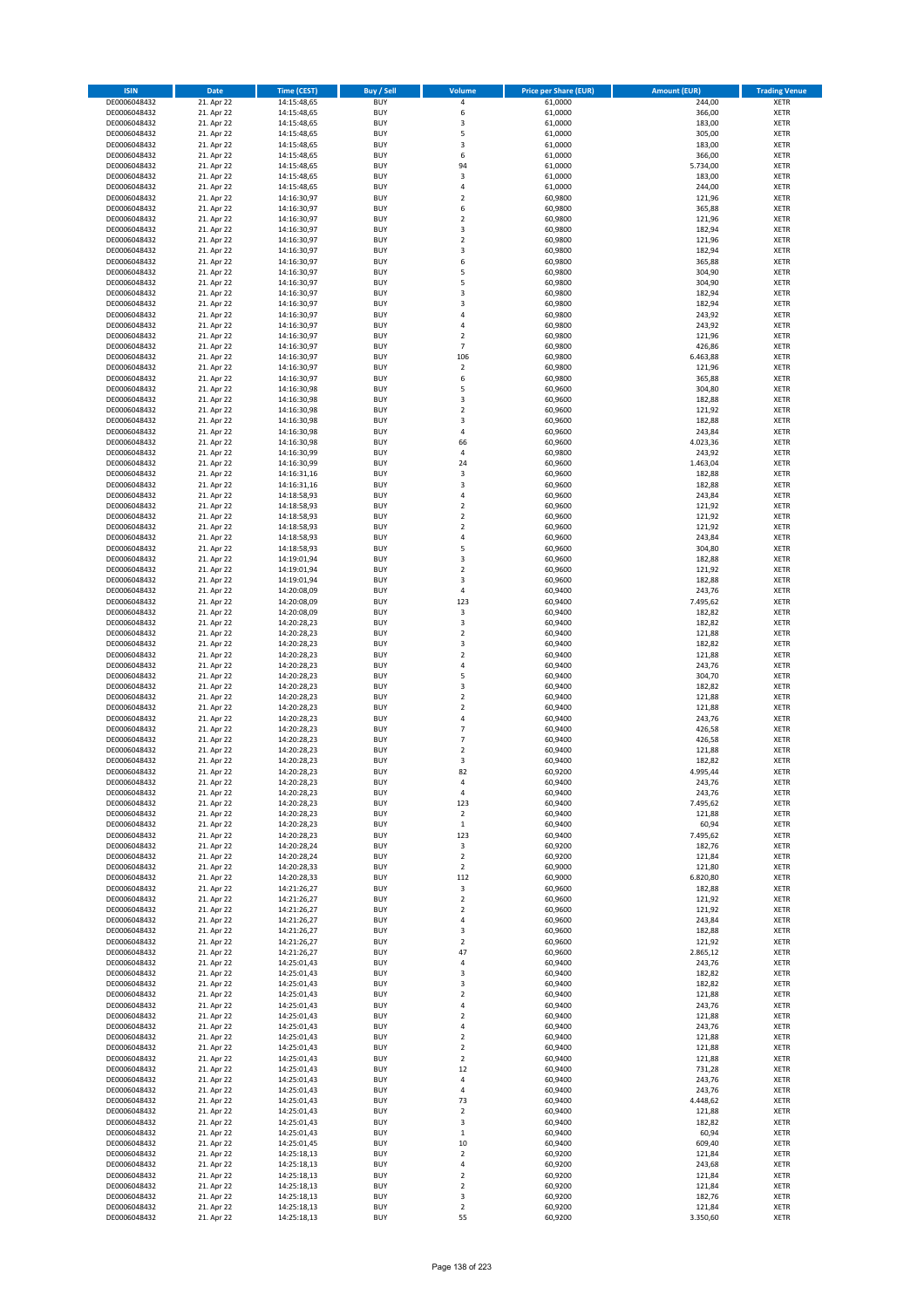| ISIN | Date | Time (CEST) | Buy / Sell | Volume | Price per Share (EUR) | Amount (EUR) | Trading Venue |
|---|---|---|---|---|---|---|---|
| DE0006048432 | 21. Apr 22 | 14:15:48,65 | BUY | 4 | 61,0000 | 244,00 | XETR |
| DE0006048432 | 21. Apr 22 | 14:15:48,65 | BUY | 6 | 61,0000 | 366,00 | XETR |
| DE0006048432 | 21. Apr 22 | 14:15:48,65 | BUY | 3 | 61,0000 | 183,00 | XETR |
| DE0006048432 | 21. Apr 22 | 14:15:48,65 | BUY | 5 | 61,0000 | 305,00 | XETR |
| DE0006048432 | 21. Apr 22 | 14:15:48,65 | BUY | 3 | 61,0000 | 183,00 | XETR |
| DE0006048432 | 21. Apr 22 | 14:15:48,65 | BUY | 6 | 61,0000 | 366,00 | XETR |
| DE0006048432 | 21. Apr 22 | 14:15:48,65 | BUY | 94 | 61,0000 | 5.734,00 | XETR |
| DE0006048432 | 21. Apr 22 | 14:15:48,65 | BUY | 3 | 61,0000 | 183,00 | XETR |
| DE0006048432 | 21. Apr 22 | 14:15:48,65 | BUY | 4 | 61,0000 | 244,00 | XETR |
| DE0006048432 | 21. Apr 22 | 14:16:30,97 | BUY | 2 | 60,9800 | 121,96 | XETR |
| DE0006048432 | 21. Apr 22 | 14:16:30,97 | BUY | 6 | 60,9800 | 365,88 | XETR |
| DE0006048432 | 21. Apr 22 | 14:16:30,97 | BUY | 2 | 60,9800 | 121,96 | XETR |
| DE0006048432 | 21. Apr 22 | 14:16:30,97 | BUY | 3 | 60,9800 | 182,94 | XETR |
| DE0006048432 | 21. Apr 22 | 14:16:30,97 | BUY | 2 | 60,9800 | 121,96 | XETR |
| DE0006048432 | 21. Apr 22 | 14:16:30,97 | BUY | 3 | 60,9800 | 182,94 | XETR |
| DE0006048432 | 21. Apr 22 | 14:16:30,97 | BUY | 6 | 60,9800 | 365,88 | XETR |
| DE0006048432 | 21. Apr 22 | 14:16:30,97 | BUY | 5 | 60,9800 | 304,90 | XETR |
| DE0006048432 | 21. Apr 22 | 14:16:30,97 | BUY | 5 | 60,9800 | 304,90 | XETR |
| DE0006048432 | 21. Apr 22 | 14:16:30,97 | BUY | 3 | 60,9800 | 182,94 | XETR |
| DE0006048432 | 21. Apr 22 | 14:16:30,97 | BUY | 3 | 60,9800 | 182,94 | XETR |
| DE0006048432 | 21. Apr 22 | 14:16:30,97 | BUY | 4 | 60,9800 | 243,92 | XETR |
| DE0006048432 | 21. Apr 22 | 14:16:30,97 | BUY | 4 | 60,9800 | 243,92 | XETR |
| DE0006048432 | 21. Apr 22 | 14:16:30,97 | BUY | 2 | 60,9800 | 121,96 | XETR |
| DE0006048432 | 21. Apr 22 | 14:16:30,97 | BUY | 7 | 60,9800 | 426,86 | XETR |
| DE0006048432 | 21. Apr 22 | 14:16:30,97 | BUY | 106 | 60,9800 | 6.463,88 | XETR |
| DE0006048432 | 21. Apr 22 | 14:16:30,97 | BUY | 2 | 60,9800 | 121,96 | XETR |
| DE0006048432 | 21. Apr 22 | 14:16:30,97 | BUY | 6 | 60,9800 | 365,88 | XETR |
| DE0006048432 | 21. Apr 22 | 14:16:30,98 | BUY | 5 | 60,9600 | 304,80 | XETR |
| DE0006048432 | 21. Apr 22 | 14:16:30,98 | BUY | 3 | 60,9600 | 182,88 | XETR |
| DE0006048432 | 21. Apr 22 | 14:16:30,98 | BUY | 2 | 60,9600 | 121,92 | XETR |
| DE0006048432 | 21. Apr 22 | 14:16:30,98 | BUY | 3 | 60,9600 | 182,88 | XETR |
| DE0006048432 | 21. Apr 22 | 14:16:30,98 | BUY | 4 | 60,9600 | 243,84 | XETR |
| DE0006048432 | 21. Apr 22 | 14:16:30,98 | BUY | 66 | 60,9600 | 4.023,36 | XETR |
| DE0006048432 | 21. Apr 22 | 14:16:30,99 | BUY | 4 | 60,9800 | 243,92 | XETR |
| DE0006048432 | 21. Apr 22 | 14:16:30,99 | BUY | 24 | 60,9600 | 1.463,04 | XETR |
| DE0006048432 | 21. Apr 22 | 14:16:31,16 | BUY | 3 | 60,9600 | 182,88 | XETR |
| DE0006048432 | 21. Apr 22 | 14:16:31,16 | BUY | 3 | 60,9600 | 182,88 | XETR |
| DE0006048432 | 21. Apr 22 | 14:18:58,93 | BUY | 4 | 60,9600 | 243,84 | XETR |
| DE0006048432 | 21. Apr 22 | 14:18:58,93 | BUY | 2 | 60,9600 | 121,92 | XETR |
| DE0006048432 | 21. Apr 22 | 14:18:58,93 | BUY | 2 | 60,9600 | 121,92 | XETR |
| DE0006048432 | 21. Apr 22 | 14:18:58,93 | BUY | 2 | 60,9600 | 121,92 | XETR |
| DE0006048432 | 21. Apr 22 | 14:18:58,93 | BUY | 4 | 60,9600 | 243,84 | XETR |
| DE0006048432 | 21. Apr 22 | 14:18:58,93 | BUY | 5 | 60,9600 | 304,80 | XETR |
| DE0006048432 | 21. Apr 22 | 14:19:01,94 | BUY | 3 | 60,9600 | 182,88 | XETR |
| DE0006048432 | 21. Apr 22 | 14:19:01,94 | BUY | 2 | 60,9600 | 121,92 | XETR |
| DE0006048432 | 21. Apr 22 | 14:19:01,94 | BUY | 3 | 60,9600 | 182,88 | XETR |
| DE0006048432 | 21. Apr 22 | 14:20:08,09 | BUY | 4 | 60,9400 | 243,76 | XETR |
| DE0006048432 | 21. Apr 22 | 14:20:08,09 | BUY | 123 | 60,9400 | 7.495,62 | XETR |
| DE0006048432 | 21. Apr 22 | 14:20:08,09 | BUY | 3 | 60,9400 | 182,82 | XETR |
| DE0006048432 | 21. Apr 22 | 14:20:28,23 | BUY | 3 | 60,9400 | 182,82 | XETR |
| DE0006048432 | 21. Apr 22 | 14:20:28,23 | BUY | 2 | 60,9400 | 121,88 | XETR |
| DE0006048432 | 21. Apr 22 | 14:20:28,23 | BUY | 3 | 60,9400 | 182,82 | XETR |
| DE0006048432 | 21. Apr 22 | 14:20:28,23 | BUY | 2 | 60,9400 | 121,88 | XETR |
| DE0006048432 | 21. Apr 22 | 14:20:28,23 | BUY | 4 | 60,9400 | 243,76 | XETR |
| DE0006048432 | 21. Apr 22 | 14:20:28,23 | BUY | 5 | 60,9400 | 304,70 | XETR |
| DE0006048432 | 21. Apr 22 | 14:20:28,23 | BUY | 3 | 60,9400 | 182,82 | XETR |
| DE0006048432 | 21. Apr 22 | 14:20:28,23 | BUY | 2 | 60,9400 | 121,88 | XETR |
| DE0006048432 | 21. Apr 22 | 14:20:28,23 | BUY | 2 | 60,9400 | 121,88 | XETR |
| DE0006048432 | 21. Apr 22 | 14:20:28,23 | BUY | 4 | 60,9400 | 243,76 | XETR |
| DE0006048432 | 21. Apr 22 | 14:20:28,23 | BUY | 7 | 60,9400 | 426,58 | XETR |
| DE0006048432 | 21. Apr 22 | 14:20:28,23 | BUY | 7 | 60,9400 | 426,58 | XETR |
| DE0006048432 | 21. Apr 22 | 14:20:28,23 | BUY | 2 | 60,9400 | 121,88 | XETR |
| DE0006048432 | 21. Apr 22 | 14:20:28,23 | BUY | 3 | 60,9400 | 182,82 | XETR |
| DE0006048432 | 21. Apr 22 | 14:20:28,23 | BUY | 82 | 60,9200 | 4.995,44 | XETR |
| DE0006048432 | 21. Apr 22 | 14:20:28,23 | BUY | 4 | 60,9400 | 243,76 | XETR |
| DE0006048432 | 21. Apr 22 | 14:20:28,23 | BUY | 4 | 60,9400 | 243,76 | XETR |
| DE0006048432 | 21. Apr 22 | 14:20:28,23 | BUY | 123 | 60,9400 | 7.495,62 | XETR |
| DE0006048432 | 21. Apr 22 | 14:20:28,23 | BUY | 2 | 60,9400 | 121,88 | XETR |
| DE0006048432 | 21. Apr 22 | 14:20:28,23 | BUY | 1 | 60,9400 | 60,94 | XETR |
| DE0006048432 | 21. Apr 22 | 14:20:28,23 | BUY | 123 | 60,9400 | 7.495,62 | XETR |
| DE0006048432 | 21. Apr 22 | 14:20:28,24 | BUY | 3 | 60,9200 | 182,76 | XETR |
| DE0006048432 | 21. Apr 22 | 14:20:28,24 | BUY | 2 | 60,9200 | 121,84 | XETR |
| DE0006048432 | 21. Apr 22 | 14:20:28,33 | BUY | 2 | 60,9000 | 121,80 | XETR |
| DE0006048432 | 21. Apr 22 | 14:20:28,33 | BUY | 112 | 60,9000 | 6.820,80 | XETR |
| DE0006048432 | 21. Apr 22 | 14:21:26,27 | BUY | 3 | 60,9600 | 182,88 | XETR |
| DE0006048432 | 21. Apr 22 | 14:21:26,27 | BUY | 2 | 60,9600 | 121,92 | XETR |
| DE0006048432 | 21. Apr 22 | 14:21:26,27 | BUY | 2 | 60,9600 | 121,92 | XETR |
| DE0006048432 | 21. Apr 22 | 14:21:26,27 | BUY | 4 | 60,9600 | 243,84 | XETR |
| DE0006048432 | 21. Apr 22 | 14:21:26,27 | BUY | 3 | 60,9600 | 182,88 | XETR |
| DE0006048432 | 21. Apr 22 | 14:21:26,27 | BUY | 2 | 60,9600 | 121,92 | XETR |
| DE0006048432 | 21. Apr 22 | 14:21:26,27 | BUY | 47 | 60,9600 | 2.865,12 | XETR |
| DE0006048432 | 21. Apr 22 | 14:25:01,43 | BUY | 4 | 60,9400 | 243,76 | XETR |
| DE0006048432 | 21. Apr 22 | 14:25:01,43 | BUY | 3 | 60,9400 | 182,82 | XETR |
| DE0006048432 | 21. Apr 22 | 14:25:01,43 | BUY | 3 | 60,9400 | 182,82 | XETR |
| DE0006048432 | 21. Apr 22 | 14:25:01,43 | BUY | 2 | 60,9400 | 121,88 | XETR |
| DE0006048432 | 21. Apr 22 | 14:25:01,43 | BUY | 4 | 60,9400 | 243,76 | XETR |
| DE0006048432 | 21. Apr 22 | 14:25:01,43 | BUY | 2 | 60,9400 | 121,88 | XETR |
| DE0006048432 | 21. Apr 22 | 14:25:01,43 | BUY | 4 | 60,9400 | 243,76 | XETR |
| DE0006048432 | 21. Apr 22 | 14:25:01,43 | BUY | 2 | 60,9400 | 121,88 | XETR |
| DE0006048432 | 21. Apr 22 | 14:25:01,43 | BUY | 2 | 60,9400 | 121,88 | XETR |
| DE0006048432 | 21. Apr 22 | 14:25:01,43 | BUY | 2 | 60,9400 | 121,88 | XETR |
| DE0006048432 | 21. Apr 22 | 14:25:01,43 | BUY | 12 | 60,9400 | 731,28 | XETR |
| DE0006048432 | 21. Apr 22 | 14:25:01,43 | BUY | 4 | 60,9400 | 243,76 | XETR |
| DE0006048432 | 21. Apr 22 | 14:25:01,43 | BUY | 4 | 60,9400 | 243,76 | XETR |
| DE0006048432 | 21. Apr 22 | 14:25:01,43 | BUY | 73 | 60,9400 | 4.448,62 | XETR |
| DE0006048432 | 21. Apr 22 | 14:25:01,43 | BUY | 2 | 60,9400 | 121,88 | XETR |
| DE0006048432 | 21. Apr 22 | 14:25:01,43 | BUY | 3 | 60,9400 | 182,82 | XETR |
| DE0006048432 | 21. Apr 22 | 14:25:01,43 | BUY | 1 | 60,9400 | 60,94 | XETR |
| DE0006048432 | 21. Apr 22 | 14:25:01,45 | BUY | 10 | 60,9400 | 609,40 | XETR |
| DE0006048432 | 21. Apr 22 | 14:25:18,13 | BUY | 2 | 60,9200 | 121,84 | XETR |
| DE0006048432 | 21. Apr 22 | 14:25:18,13 | BUY | 4 | 60,9200 | 243,68 | XETR |
| DE0006048432 | 21. Apr 22 | 14:25:18,13 | BUY | 2 | 60,9200 | 121,84 | XETR |
| DE0006048432 | 21. Apr 22 | 14:25:18,13 | BUY | 2 | 60,9200 | 121,84 | XETR |
| DE0006048432 | 21. Apr 22 | 14:25:18,13 | BUY | 3 | 60,9200 | 182,76 | XETR |
| DE0006048432 | 21. Apr 22 | 14:25:18,13 | BUY | 2 | 60,9200 | 121,84 | XETR |
| DE0006048432 | 21. Apr 22 | 14:25:18,13 | BUY | 55 | 60,9200 | 3.350,60 | XETR |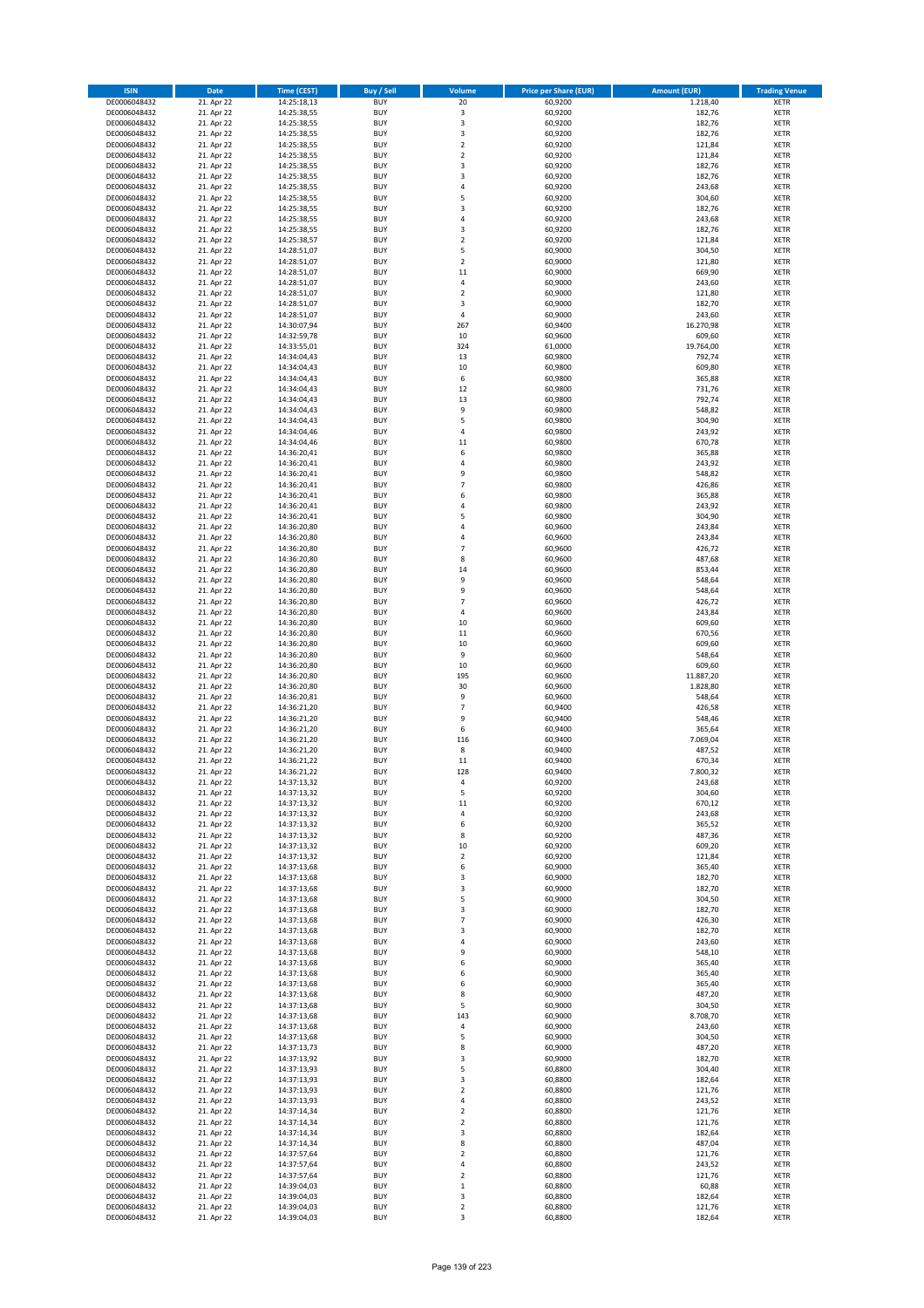| ISIN | Date | Time (CEST) | Buy / Sell | Volume | Price per Share (EUR) | Amount (EUR) | Trading Venue |
|---|---|---|---|---|---|---|---|
| DE0006048432 | 21. Apr 22 | 14:25:18,13 | BUY | 20 | 60,9200 | 1.218,40 | XETR |
| DE0006048432 | 21. Apr 22 | 14:25:38,55 | BUY | 3 | 60,9200 | 182,76 | XETR |
| DE0006048432 | 21. Apr 22 | 14:25:38,55 | BUY | 3 | 60,9200 | 182,76 | XETR |
| DE0006048432 | 21. Apr 22 | 14:25:38,55 | BUY | 3 | 60,9200 | 182,76 | XETR |
| DE0006048432 | 21. Apr 22 | 14:25:38,55 | BUY | 2 | 60,9200 | 121,84 | XETR |
| DE0006048432 | 21. Apr 22 | 14:25:38,55 | BUY | 2 | 60,9200 | 121,84 | XETR |
| DE0006048432 | 21. Apr 22 | 14:25:38,55 | BUY | 3 | 60,9200 | 182,76 | XETR |
| DE0006048432 | 21. Apr 22 | 14:25:38,55 | BUY | 3 | 60,9200 | 182,76 | XETR |
| DE0006048432 | 21. Apr 22 | 14:25:38,55 | BUY | 4 | 60,9200 | 243,68 | XETR |
| DE0006048432 | 21. Apr 22 | 14:25:38,55 | BUY | 5 | 60,9200 | 304,60 | XETR |
| DE0006048432 | 21. Apr 22 | 14:25:38,55 | BUY | 3 | 60,9200 | 182,76 | XETR |
| DE0006048432 | 21. Apr 22 | 14:25:38,55 | BUY | 4 | 60,9200 | 243,68 | XETR |
| DE0006048432 | 21. Apr 22 | 14:25:38,55 | BUY | 3 | 60,9200 | 182,76 | XETR |
| DE0006048432 | 21. Apr 22 | 14:25:38,57 | BUY | 2 | 60,9200 | 121,84 | XETR |
| DE0006048432 | 21. Apr 22 | 14:28:51,07 | BUY | 5 | 60,9000 | 304,50 | XETR |
| DE0006048432 | 21. Apr 22 | 14:28:51,07 | BUY | 2 | 60,9000 | 121,80 | XETR |
| DE0006048432 | 21. Apr 22 | 14:28:51,07 | BUY | 11 | 60,9000 | 669,90 | XETR |
| DE0006048432 | 21. Apr 22 | 14:28:51,07 | BUY | 4 | 60,9000 | 243,60 | XETR |
| DE0006048432 | 21. Apr 22 | 14:28:51,07 | BUY | 2 | 60,9000 | 121,80 | XETR |
| DE0006048432 | 21. Apr 22 | 14:28:51,07 | BUY | 3 | 60,9000 | 182,70 | XETR |
| DE0006048432 | 21. Apr 22 | 14:28:51,07 | BUY | 4 | 60,9000 | 243,60 | XETR |
| DE0006048432 | 21. Apr 22 | 14:30:07,94 | BUY | 267 | 60,9400 | 16.270,98 | XETR |
| DE0006048432 | 21. Apr 22 | 14:32:59,78 | BUY | 10 | 60,9600 | 609,60 | XETR |
| DE0006048432 | 21. Apr 22 | 14:33:55,01 | BUY | 324 | 61,0000 | 19.764,00 | XETR |
| DE0006048432 | 21. Apr 22 | 14:34:04,43 | BUY | 13 | 60,9800 | 792,74 | XETR |
| DE0006048432 | 21. Apr 22 | 14:34:04,43 | BUY | 10 | 60,9800 | 609,80 | XETR |
| DE0006048432 | 21. Apr 22 | 14:34:04,43 | BUY | 6 | 60,9800 | 365,88 | XETR |
| DE0006048432 | 21. Apr 22 | 14:34:04,43 | BUY | 12 | 60,9800 | 731,76 | XETR |
| DE0006048432 | 21. Apr 22 | 14:34:04,43 | BUY | 13 | 60,9800 | 792,74 | XETR |
| DE0006048432 | 21. Apr 22 | 14:34:04,43 | BUY | 9 | 60,9800 | 548,82 | XETR |
| DE0006048432 | 21. Apr 22 | 14:34:04,43 | BUY | 5 | 60,9800 | 304,90 | XETR |
| DE0006048432 | 21. Apr 22 | 14:34:04,46 | BUY | 4 | 60,9800 | 243,92 | XETR |
| DE0006048432 | 21. Apr 22 | 14:34:04,46 | BUY | 11 | 60,9800 | 670,78 | XETR |
| DE0006048432 | 21. Apr 22 | 14:36:20,41 | BUY | 6 | 60,9800 | 365,88 | XETR |
| DE0006048432 | 21. Apr 22 | 14:36:20,41 | BUY | 4 | 60,9800 | 243,92 | XETR |
| DE0006048432 | 21. Apr 22 | 14:36:20,41 | BUY | 9 | 60,9800 | 548,82 | XETR |
| DE0006048432 | 21. Apr 22 | 14:36:20,41 | BUY | 7 | 60,9800 | 426,86 | XETR |
| DE0006048432 | 21. Apr 22 | 14:36:20,41 | BUY | 6 | 60,9800 | 365,88 | XETR |
| DE0006048432 | 21. Apr 22 | 14:36:20,41 | BUY | 4 | 60,9800 | 243,92 | XETR |
| DE0006048432 | 21. Apr 22 | 14:36:20,41 | BUY | 5 | 60,9800 | 304,90 | XETR |
| DE0006048432 | 21. Apr 22 | 14:36:20,80 | BUY | 4 | 60,9600 | 243,84 | XETR |
| DE0006048432 | 21. Apr 22 | 14:36:20,80 | BUY | 4 | 60,9600 | 243,84 | XETR |
| DE0006048432 | 21. Apr 22 | 14:36:20,80 | BUY | 7 | 60,9600 | 426,72 | XETR |
| DE0006048432 | 21. Apr 22 | 14:36:20,80 | BUY | 8 | 60,9600 | 487,68 | XETR |
| DE0006048432 | 21. Apr 22 | 14:36:20,80 | BUY | 14 | 60,9600 | 853,44 | XETR |
| DE0006048432 | 21. Apr 22 | 14:36:20,80 | BUY | 9 | 60,9600 | 548,64 | XETR |
| DE0006048432 | 21. Apr 22 | 14:36:20,80 | BUY | 9 | 60,9600 | 548,64 | XETR |
| DE0006048432 | 21. Apr 22 | 14:36:20,80 | BUY | 7 | 60,9600 | 426,72 | XETR |
| DE0006048432 | 21. Apr 22 | 14:36:20,80 | BUY | 4 | 60,9600 | 243,84 | XETR |
| DE0006048432 | 21. Apr 22 | 14:36:20,80 | BUY | 10 | 60,9600 | 609,60 | XETR |
| DE0006048432 | 21. Apr 22 | 14:36:20,80 | BUY | 11 | 60,9600 | 670,56 | XETR |
| DE0006048432 | 21. Apr 22 | 14:36:20,80 | BUY | 10 | 60,9600 | 609,60 | XETR |
| DE0006048432 | 21. Apr 22 | 14:36:20,80 | BUY | 9 | 60,9600 | 548,64 | XETR |
| DE0006048432 | 21. Apr 22 | 14:36:20,80 | BUY | 10 | 60,9600 | 609,60 | XETR |
| DE0006048432 | 21. Apr 22 | 14:36:20,80 | BUY | 195 | 60,9600 | 11.887,20 | XETR |
| DE0006048432 | 21. Apr 22 | 14:36:20,80 | BUY | 30 | 60,9600 | 1.828,80 | XETR |
| DE0006048432 | 21. Apr 22 | 14:36:20,81 | BUY | 9 | 60,9600 | 548,64 | XETR |
| DE0006048432 | 21. Apr 22 | 14:36:21,20 | BUY | 7 | 60,9400 | 426,58 | XETR |
| DE0006048432 | 21. Apr 22 | 14:36:21,20 | BUY | 9 | 60,9400 | 548,46 | XETR |
| DE0006048432 | 21. Apr 22 | 14:36:21,20 | BUY | 6 | 60,9400 | 365,64 | XETR |
| DE0006048432 | 21. Apr 22 | 14:36:21,20 | BUY | 116 | 60,9400 | 7.069,04 | XETR |
| DE0006048432 | 21. Apr 22 | 14:36:21,20 | BUY | 8 | 60,9400 | 487,52 | XETR |
| DE0006048432 | 21. Apr 22 | 14:36:21,22 | BUY | 11 | 60,9400 | 670,34 | XETR |
| DE0006048432 | 21. Apr 22 | 14:36:21,22 | BUY | 128 | 60,9400 | 7.800,32 | XETR |
| DE0006048432 | 21. Apr 22 | 14:37:13,32 | BUY | 4 | 60,9200 | 243,68 | XETR |
| DE0006048432 | 21. Apr 22 | 14:37:13,32 | BUY | 5 | 60,9200 | 304,60 | XETR |
| DE0006048432 | 21. Apr 22 | 14:37:13,32 | BUY | 11 | 60,9200 | 670,12 | XETR |
| DE0006048432 | 21. Apr 22 | 14:37:13,32 | BUY | 4 | 60,9200 | 243,68 | XETR |
| DE0006048432 | 21. Apr 22 | 14:37:13,32 | BUY | 6 | 60,9200 | 365,52 | XETR |
| DE0006048432 | 21. Apr 22 | 14:37:13,32 | BUY | 8 | 60,9200 | 487,36 | XETR |
| DE0006048432 | 21. Apr 22 | 14:37:13,32 | BUY | 10 | 60,9200 | 609,20 | XETR |
| DE0006048432 | 21. Apr 22 | 14:37:13,32 | BUY | 2 | 60,9200 | 121,84 | XETR |
| DE0006048432 | 21. Apr 22 | 14:37:13,68 | BUY | 6 | 60,9000 | 365,40 | XETR |
| DE0006048432 | 21. Apr 22 | 14:37:13,68 | BUY | 3 | 60,9000 | 182,70 | XETR |
| DE0006048432 | 21. Apr 22 | 14:37:13,68 | BUY | 3 | 60,9000 | 182,70 | XETR |
| DE0006048432 | 21. Apr 22 | 14:37:13,68 | BUY | 5 | 60,9000 | 304,50 | XETR |
| DE0006048432 | 21. Apr 22 | 14:37:13,68 | BUY | 3 | 60,9000 | 182,70 | XETR |
| DE0006048432 | 21. Apr 22 | 14:37:13,68 | BUY | 7 | 60,9000 | 426,30 | XETR |
| DE0006048432 | 21. Apr 22 | 14:37:13,68 | BUY | 3 | 60,9000 | 182,70 | XETR |
| DE0006048432 | 21. Apr 22 | 14:37:13,68 | BUY | 4 | 60,9000 | 243,60 | XETR |
| DE0006048432 | 21. Apr 22 | 14:37:13,68 | BUY | 9 | 60,9000 | 548,10 | XETR |
| DE0006048432 | 21. Apr 22 | 14:37:13,68 | BUY | 6 | 60,9000 | 365,40 | XETR |
| DE0006048432 | 21. Apr 22 | 14:37:13,68 | BUY | 6 | 60,9000 | 365,40 | XETR |
| DE0006048432 | 21. Apr 22 | 14:37:13,68 | BUY | 6 | 60,9000 | 365,40 | XETR |
| DE0006048432 | 21. Apr 22 | 14:37:13,68 | BUY | 8 | 60,9000 | 487,20 | XETR |
| DE0006048432 | 21. Apr 22 | 14:37:13,68 | BUY | 5 | 60,9000 | 304,50 | XETR |
| DE0006048432 | 21. Apr 22 | 14:37:13,68 | BUY | 143 | 60,9000 | 8.708,70 | XETR |
| DE0006048432 | 21. Apr 22 | 14:37:13,68 | BUY | 4 | 60,9000 | 243,60 | XETR |
| DE0006048432 | 21. Apr 22 | 14:37:13,68 | BUY | 5 | 60,9000 | 304,50 | XETR |
| DE0006048432 | 21. Apr 22 | 14:37:13,73 | BUY | 8 | 60,9000 | 487,20 | XETR |
| DE0006048432 | 21. Apr 22 | 14:37:13,92 | BUY | 3 | 60,9000 | 182,70 | XETR |
| DE0006048432 | 21. Apr 22 | 14:37:13,93 | BUY | 5 | 60,8800 | 304,40 | XETR |
| DE0006048432 | 21. Apr 22 | 14:37:13,93 | BUY | 3 | 60,8800 | 182,64 | XETR |
| DE0006048432 | 21. Apr 22 | 14:37:13,93 | BUY | 2 | 60,8800 | 121,76 | XETR |
| DE0006048432 | 21. Apr 22 | 14:37:13,93 | BUY | 4 | 60,8800 | 243,52 | XETR |
| DE0006048432 | 21. Apr 22 | 14:37:14,34 | BUY | 2 | 60,8800 | 121,76 | XETR |
| DE0006048432 | 21. Apr 22 | 14:37:14,34 | BUY | 2 | 60,8800 | 121,76 | XETR |
| DE0006048432 | 21. Apr 22 | 14:37:14,34 | BUY | 3 | 60,8800 | 182,64 | XETR |
| DE0006048432 | 21. Apr 22 | 14:37:14,34 | BUY | 8 | 60,8800 | 487,04 | XETR |
| DE0006048432 | 21. Apr 22 | 14:37:57,64 | BUY | 2 | 60,8800 | 121,76 | XETR |
| DE0006048432 | 21. Apr 22 | 14:37:57,64 | BUY | 4 | 60,8800 | 243,52 | XETR |
| DE0006048432 | 21. Apr 22 | 14:37:57,64 | BUY | 2 | 60,8800 | 121,76 | XETR |
| DE0006048432 | 21. Apr 22 | 14:39:04,03 | BUY | 1 | 60,8800 | 60,88 | XETR |
| DE0006048432 | 21. Apr 22 | 14:39:04,03 | BUY | 3 | 60,8800 | 182,64 | XETR |
| DE0006048432 | 21. Apr 22 | 14:39:04,03 | BUY | 2 | 60,8800 | 121,76 | XETR |
| DE0006048432 | 21. Apr 22 | 14:39:04,03 | BUY | 3 | 60,8800 | 182,64 | XETR |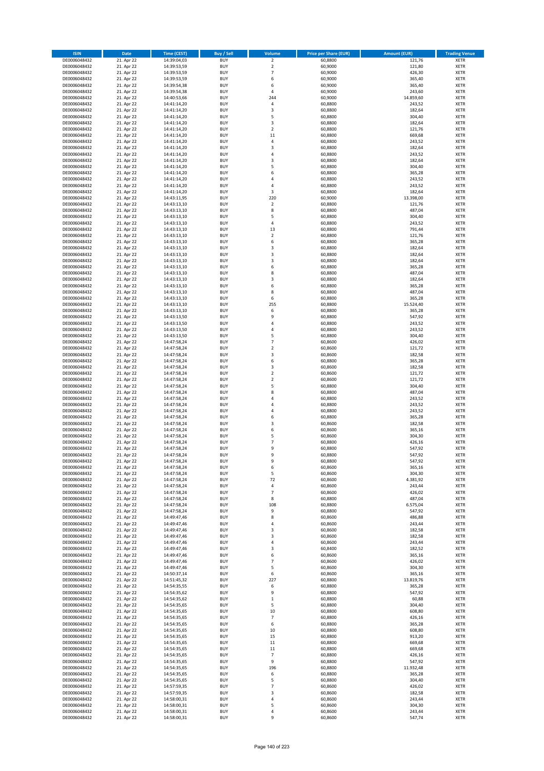| ISIN | Date | Time (CEST) | Buy / Sell | Volume | Price per Share (EUR) | Amount (EUR) | Trading Venue |
|---|---|---|---|---|---|---|---|
| DE0006048432 | 21. Apr 22 | 14:39:04,03 | BUY | 2 | 60,8800 | 121,76 | XETR |
| DE0006048432 | 21. Apr 22 | 14:39:53,59 | BUY | 2 | 60,9000 | 121,80 | XETR |
| DE0006048432 | 21. Apr 22 | 14:39:53,59 | BUY | 7 | 60,9000 | 426,30 | XETR |
| DE0006048432 | 21. Apr 22 | 14:39:53,59 | BUY | 6 | 60,9000 | 365,40 | XETR |
| DE0006048432 | 21. Apr 22 | 14:39:54,38 | BUY | 6 | 60,9000 | 365,40 | XETR |
| DE0006048432 | 21. Apr 22 | 14:39:54,38 | BUY | 4 | 60,9000 | 243,60 | XETR |
| DE0006048432 | 21. Apr 22 | 14:40:53,66 | BUY | 244 | 60,9000 | 14.859,60 | XETR |
| DE0006048432 | 21. Apr 22 | 14:41:14,20 | BUY | 4 | 60,8800 | 243,52 | XETR |
| DE0006048432 | 21. Apr 22 | 14:41:14,20 | BUY | 3 | 60,8800 | 182,64 | XETR |
| DE0006048432 | 21. Apr 22 | 14:41:14,20 | BUY | 5 | 60,8800 | 304,40 | XETR |
| DE0006048432 | 21. Apr 22 | 14:41:14,20 | BUY | 3 | 60,8800 | 182,64 | XETR |
| DE0006048432 | 21. Apr 22 | 14:41:14,20 | BUY | 2 | 60,8800 | 121,76 | XETR |
| DE0006048432 | 21. Apr 22 | 14:41:14,20 | BUY | 11 | 60,8800 | 669,68 | XETR |
| DE0006048432 | 21. Apr 22 | 14:41:14,20 | BUY | 4 | 60,8800 | 243,52 | XETR |
| DE0006048432 | 21. Apr 22 | 14:41:14,20 | BUY | 3 | 60,8800 | 182,64 | XETR |
| DE0006048432 | 21. Apr 22 | 14:41:14,20 | BUY | 4 | 60,8800 | 243,52 | XETR |
| DE0006048432 | 21. Apr 22 | 14:41:14,20 | BUY | 3 | 60,8800 | 182,64 | XETR |
| DE0006048432 | 21. Apr 22 | 14:41:14,20 | BUY | 5 | 60,8800 | 304,40 | XETR |
| DE0006048432 | 21. Apr 22 | 14:41:14,20 | BUY | 6 | 60,8800 | 365,28 | XETR |
| DE0006048432 | 21. Apr 22 | 14:41:14,20 | BUY | 4 | 60,8800 | 243,52 | XETR |
| DE0006048432 | 21. Apr 22 | 14:41:14,20 | BUY | 4 | 60,8800 | 243,52 | XETR |
| DE0006048432 | 21. Apr 22 | 14:41:14,20 | BUY | 3 | 60,8800 | 182,64 | XETR |
| DE0006048432 | 21. Apr 22 | 14:43:11,95 | BUY | 220 | 60,9000 | 13.398,00 | XETR |
| DE0006048432 | 21. Apr 22 | 14:43:13,10 | BUY | 2 | 60,8800 | 121,76 | XETR |
| DE0006048432 | 21. Apr 22 | 14:43:13,10 | BUY | 8 | 60,8800 | 487,04 | XETR |
| DE0006048432 | 21. Apr 22 | 14:43:13,10 | BUY | 5 | 60,8800 | 304,40 | XETR |
| DE0006048432 | 21. Apr 22 | 14:43:13,10 | BUY | 4 | 60,8800 | 243,52 | XETR |
| DE0006048432 | 21. Apr 22 | 14:43:13,10 | BUY | 13 | 60,8800 | 791,44 | XETR |
| DE0006048432 | 21. Apr 22 | 14:43:13,10 | BUY | 2 | 60,8800 | 121,76 | XETR |
| DE0006048432 | 21. Apr 22 | 14:43:13,10 | BUY | 6 | 60,8800 | 365,28 | XETR |
| DE0006048432 | 21. Apr 22 | 14:43:13,10 | BUY | 3 | 60,8800 | 182,64 | XETR |
| DE0006048432 | 21. Apr 22 | 14:43:13,10 | BUY | 3 | 60,8800 | 182,64 | XETR |
| DE0006048432 | 21. Apr 22 | 14:43:13,10 | BUY | 3 | 60,8800 | 182,64 | XETR |
| DE0006048432 | 21. Apr 22 | 14:43:13,10 | BUY | 6 | 60,8800 | 365,28 | XETR |
| DE0006048432 | 21. Apr 22 | 14:43:13,10 | BUY | 8 | 60,8800 | 487,04 | XETR |
| DE0006048432 | 21. Apr 22 | 14:43:13,10 | BUY | 3 | 60,8800 | 182,64 | XETR |
| DE0006048432 | 21. Apr 22 | 14:43:13,10 | BUY | 6 | 60,8800 | 365,28 | XETR |
| DE0006048432 | 21. Apr 22 | 14:43:13,10 | BUY | 8 | 60,8800 | 487,04 | XETR |
| DE0006048432 | 21. Apr 22 | 14:43:13,10 | BUY | 6 | 60,8800 | 365,28 | XETR |
| DE0006048432 | 21. Apr 22 | 14:43:13,10 | BUY | 255 | 60,8800 | 15.524,40 | XETR |
| DE0006048432 | 21. Apr 22 | 14:43:13,10 | BUY | 6 | 60,8800 | 365,28 | XETR |
| DE0006048432 | 21. Apr 22 | 14:43:13,50 | BUY | 9 | 60,8800 | 547,92 | XETR |
| DE0006048432 | 21. Apr 22 | 14:43:13,50 | BUY | 4 | 60,8800 | 243,52 | XETR |
| DE0006048432 | 21. Apr 22 | 14:43:13,50 | BUY | 4 | 60,8800 | 243,52 | XETR |
| DE0006048432 | 21. Apr 22 | 14:43:13,50 | BUY | 5 | 60,8800 | 304,40 | XETR |
| DE0006048432 | 21. Apr 22 | 14:47:58,24 | BUY | 7 | 60,8600 | 426,02 | XETR |
| DE0006048432 | 21. Apr 22 | 14:47:58,24 | BUY | 2 | 60,8600 | 121,72 | XETR |
| DE0006048432 | 21. Apr 22 | 14:47:58,24 | BUY | 3 | 60,8600 | 182,58 | XETR |
| DE0006048432 | 21. Apr 22 | 14:47:58,24 | BUY | 6 | 60,8800 | 365,28 | XETR |
| DE0006048432 | 21. Apr 22 | 14:47:58,24 | BUY | 3 | 60,8600 | 182,58 | XETR |
| DE0006048432 | 21. Apr 22 | 14:47:58,24 | BUY | 2 | 60,8600 | 121,72 | XETR |
| DE0006048432 | 21. Apr 22 | 14:47:58,24 | BUY | 2 | 60,8600 | 121,72 | XETR |
| DE0006048432 | 21. Apr 22 | 14:47:58,24 | BUY | 5 | 60,8800 | 304,40 | XETR |
| DE0006048432 | 21. Apr 22 | 14:47:58,24 | BUY | 8 | 60,8800 | 487,04 | XETR |
| DE0006048432 | 21. Apr 22 | 14:47:58,24 | BUY | 4 | 60,8800 | 243,52 | XETR |
| DE0006048432 | 21. Apr 22 | 14:47:58,24 | BUY | 4 | 60,8800 | 243,52 | XETR |
| DE0006048432 | 21. Apr 22 | 14:47:58,24 | BUY | 4 | 60,8800 | 243,52 | XETR |
| DE0006048432 | 21. Apr 22 | 14:47:58,24 | BUY | 6 | 60,8800 | 365,28 | XETR |
| DE0006048432 | 21. Apr 22 | 14:47:58,24 | BUY | 3 | 60,8600 | 182,58 | XETR |
| DE0006048432 | 21. Apr 22 | 14:47:58,24 | BUY | 6 | 60,8600 | 365,16 | XETR |
| DE0006048432 | 21. Apr 22 | 14:47:58,24 | BUY | 5 | 60,8600 | 304,30 | XETR |
| DE0006048432 | 21. Apr 22 | 14:47:58,24 | BUY | 7 | 60,8800 | 426,16 | XETR |
| DE0006048432 | 21. Apr 22 | 14:47:58,24 | BUY | 9 | 60,8800 | 547,92 | XETR |
| DE0006048432 | 21. Apr 22 | 14:47:58,24 | BUY | 9 | 60,8800 | 547,92 | XETR |
| DE0006048432 | 21. Apr 22 | 14:47:58,24 | BUY | 9 | 60,8800 | 547,92 | XETR |
| DE0006048432 | 21. Apr 22 | 14:47:58,24 | BUY | 6 | 60,8600 | 365,16 | XETR |
| DE0006048432 | 21. Apr 22 | 14:47:58,24 | BUY | 5 | 60,8600 | 304,30 | XETR |
| DE0006048432 | 21. Apr 22 | 14:47:58,24 | BUY | 72 | 60,8600 | 4.381,92 | XETR |
| DE0006048432 | 21. Apr 22 | 14:47:58,24 | BUY | 4 | 60,8600 | 243,44 | XETR |
| DE0006048432 | 21. Apr 22 | 14:47:58,24 | BUY | 7 | 60,8600 | 426,02 | XETR |
| DE0006048432 | 21. Apr 22 | 14:47:58,24 | BUY | 8 | 60,8800 | 487,04 | XETR |
| DE0006048432 | 21. Apr 22 | 14:47:58,24 | BUY | 108 | 60,8800 | 6.575,04 | XETR |
| DE0006048432 | 21. Apr 22 | 14:47:58,24 | BUY | 9 | 60,8800 | 547,92 | XETR |
| DE0006048432 | 21. Apr 22 | 14:49:47,46 | BUY | 8 | 60,8600 | 486,88 | XETR |
| DE0006048432 | 21. Apr 22 | 14:49:47,46 | BUY | 4 | 60,8600 | 243,44 | XETR |
| DE0006048432 | 21. Apr 22 | 14:49:47,46 | BUY | 3 | 60,8600 | 182,58 | XETR |
| DE0006048432 | 21. Apr 22 | 14:49:47,46 | BUY | 3 | 60,8600 | 182,58 | XETR |
| DE0006048432 | 21. Apr 22 | 14:49:47,46 | BUY | 4 | 60,8600 | 243,44 | XETR |
| DE0006048432 | 21. Apr 22 | 14:49:47,46 | BUY | 3 | 60,8400 | 182,52 | XETR |
| DE0006048432 | 21. Apr 22 | 14:49:47,46 | BUY | 6 | 60,8600 | 365,16 | XETR |
| DE0006048432 | 21. Apr 22 | 14:49:47,46 | BUY | 7 | 60,8600 | 426,02 | XETR |
| DE0006048432 | 21. Apr 22 | 14:49:47,46 | BUY | 5 | 60,8600 | 304,30 | XETR |
| DE0006048432 | 21. Apr 22 | 14:50:37,14 | BUY | 6 | 60,8600 | 365,16 | XETR |
| DE0006048432 | 21. Apr 22 | 14:51:45,32 | BUY | 227 | 60,8800 | 13.819,76 | XETR |
| DE0006048432 | 21. Apr 22 | 14:54:35,55 | BUY | 6 | 60,8800 | 365,28 | XETR |
| DE0006048432 | 21. Apr 22 | 14:54:35,62 | BUY | 9 | 60,8800 | 547,92 | XETR |
| DE0006048432 | 21. Apr 22 | 14:54:35,62 | BUY | 1 | 60,8800 | 60,88 | XETR |
| DE0006048432 | 21. Apr 22 | 14:54:35,65 | BUY | 5 | 60,8800 | 304,40 | XETR |
| DE0006048432 | 21. Apr 22 | 14:54:35,65 | BUY | 10 | 60,8800 | 608,80 | XETR |
| DE0006048432 | 21. Apr 22 | 14:54:35,65 | BUY | 7 | 60,8800 | 426,16 | XETR |
| DE0006048432 | 21. Apr 22 | 14:54:35,65 | BUY | 6 | 60,8800 | 365,28 | XETR |
| DE0006048432 | 21. Apr 22 | 14:54:35,65 | BUY | 10 | 60,8800 | 608,80 | XETR |
| DE0006048432 | 21. Apr 22 | 14:54:35,65 | BUY | 15 | 60,8800 | 913,20 | XETR |
| DE0006048432 | 21. Apr 22 | 14:54:35,65 | BUY | 11 | 60,8800 | 669,68 | XETR |
| DE0006048432 | 21. Apr 22 | 14:54:35,65 | BUY | 11 | 60,8800 | 669,68 | XETR |
| DE0006048432 | 21. Apr 22 | 14:54:35,65 | BUY | 7 | 60,8800 | 426,16 | XETR |
| DE0006048432 | 21. Apr 22 | 14:54:35,65 | BUY | 9 | 60,8800 | 547,92 | XETR |
| DE0006048432 | 21. Apr 22 | 14:54:35,65 | BUY | 196 | 60,8800 | 11.932,48 | XETR |
| DE0006048432 | 21. Apr 22 | 14:54:35,65 | BUY | 6 | 60,8800 | 365,28 | XETR |
| DE0006048432 | 21. Apr 22 | 14:54:35,65 | BUY | 5 | 60,8800 | 304,40 | XETR |
| DE0006048432 | 21. Apr 22 | 14:57:59,35 | BUY | 7 | 60,8600 | 426,02 | XETR |
| DE0006048432 | 21. Apr 22 | 14:57:59,35 | BUY | 3 | 60,8600 | 182,58 | XETR |
| DE0006048432 | 21. Apr 22 | 14:58:00,31 | BUY | 4 | 60,8600 | 243,44 | XETR |
| DE0006048432 | 21. Apr 22 | 14:58:00,31 | BUY | 5 | 60,8600 | 304,30 | XETR |
| DE0006048432 | 21. Apr 22 | 14:58:00,31 | BUY | 4 | 60,8600 | 243,44 | XETR |
| DE0006048432 | 21. Apr 22 | 14:58:00,31 | BUY | 9 | 60,8600 | 547,74 | XETR |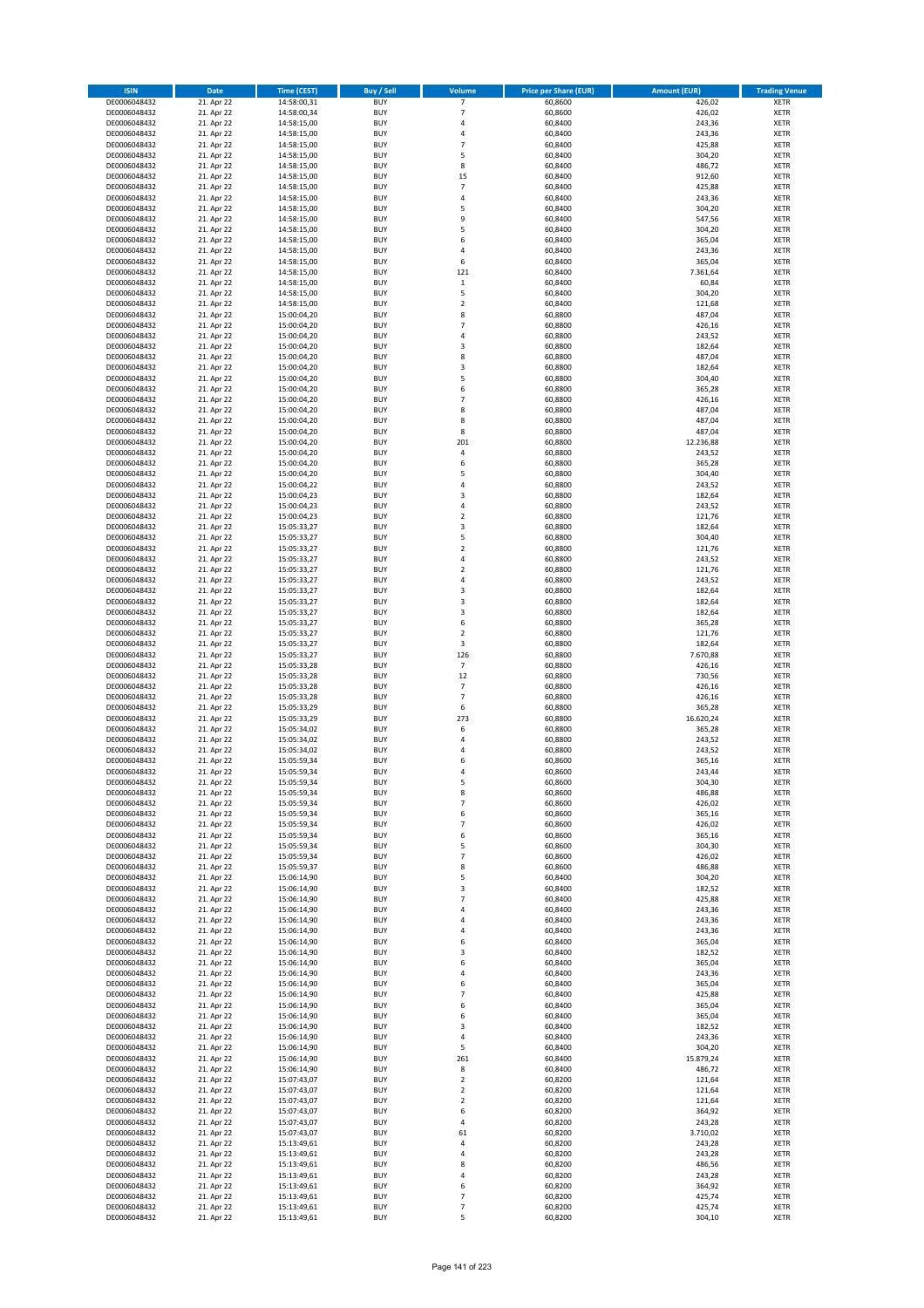| ISIN | Date | Time (CEST) | Buy / Sell | Volume | Price per Share (EUR) | Amount (EUR) | Trading Venue |
|---|---|---|---|---|---|---|---|
| DE0006048432 | 21. Apr 22 | 14:58:00,31 | BUY | 7 | 60,8600 | 426,02 | XETR |
| DE0006048432 | 21. Apr 22 | 14:58:00,34 | BUY | 7 | 60,8600 | 426,02 | XETR |
| DE0006048432 | 21. Apr 22 | 14:58:15,00 | BUY | 4 | 60,8400 | 243,36 | XETR |
| DE0006048432 | 21. Apr 22 | 14:58:15,00 | BUY | 4 | 60,8400 | 243,36 | XETR |
| DE0006048432 | 21. Apr 22 | 14:58:15,00 | BUY | 7 | 60,8400 | 425,88 | XETR |
| DE0006048432 | 21. Apr 22 | 14:58:15,00 | BUY | 5 | 60,8400 | 304,20 | XETR |
| DE0006048432 | 21. Apr 22 | 14:58:15,00 | BUY | 8 | 60,8400 | 486,72 | XETR |
| DE0006048432 | 21. Apr 22 | 14:58:15,00 | BUY | 15 | 60,8400 | 912,60 | XETR |
| DE0006048432 | 21. Apr 22 | 14:58:15,00 | BUY | 7 | 60,8400 | 425,88 | XETR |
| DE0006048432 | 21. Apr 22 | 14:58:15,00 | BUY | 4 | 60,8400 | 243,36 | XETR |
| DE0006048432 | 21. Apr 22 | 14:58:15,00 | BUY | 5 | 60,8400 | 304,20 | XETR |
| DE0006048432 | 21. Apr 22 | 14:58:15,00 | BUY | 9 | 60,8400 | 547,56 | XETR |
| DE0006048432 | 21. Apr 22 | 14:58:15,00 | BUY | 5 | 60,8400 | 304,20 | XETR |
| DE0006048432 | 21. Apr 22 | 14:58:15,00 | BUY | 6 | 60,8400 | 365,04 | XETR |
| DE0006048432 | 21. Apr 22 | 14:58:15,00 | BUY | 4 | 60,8400 | 243,36 | XETR |
| DE0006048432 | 21. Apr 22 | 14:58:15,00 | BUY | 6 | 60,8400 | 365,04 | XETR |
| DE0006048432 | 21. Apr 22 | 14:58:15,00 | BUY | 121 | 60,8400 | 7.361,64 | XETR |
| DE0006048432 | 21. Apr 22 | 14:58:15,00 | BUY | 1 | 60,8400 | 60,84 | XETR |
| DE0006048432 | 21. Apr 22 | 14:58:15,00 | BUY | 5 | 60,8400 | 304,20 | XETR |
| DE0006048432 | 21. Apr 22 | 14:58:15,00 | BUY | 2 | 60,8400 | 121,68 | XETR |
| DE0006048432 | 21. Apr 22 | 15:00:04,20 | BUY | 8 | 60,8800 | 487,04 | XETR |
| DE0006048432 | 21. Apr 22 | 15:00:04,20 | BUY | 7 | 60,8800 | 426,16 | XETR |
| DE0006048432 | 21. Apr 22 | 15:00:04,20 | BUY | 4 | 60,8800 | 243,52 | XETR |
| DE0006048432 | 21. Apr 22 | 15:00:04,20 | BUY | 3 | 60,8800 | 182,64 | XETR |
| DE0006048432 | 21. Apr 22 | 15:00:04,20 | BUY | 8 | 60,8800 | 487,04 | XETR |
| DE0006048432 | 21. Apr 22 | 15:00:04,20 | BUY | 3 | 60,8800 | 182,64 | XETR |
| DE0006048432 | 21. Apr 22 | 15:00:04,20 | BUY | 5 | 60,8800 | 304,40 | XETR |
| DE0006048432 | 21. Apr 22 | 15:00:04,20 | BUY | 6 | 60,8800 | 365,28 | XETR |
| DE0006048432 | 21. Apr 22 | 15:00:04,20 | BUY | 7 | 60,8800 | 426,16 | XETR |
| DE0006048432 | 21. Apr 22 | 15:00:04,20 | BUY | 8 | 60,8800 | 487,04 | XETR |
| DE0006048432 | 21. Apr 22 | 15:00:04,20 | BUY | 8 | 60,8800 | 487,04 | XETR |
| DE0006048432 | 21. Apr 22 | 15:00:04,20 | BUY | 8 | 60,8800 | 487,04 | XETR |
| DE0006048432 | 21. Apr 22 | 15:00:04,20 | BUY | 201 | 60,8800 | 12.236,88 | XETR |
| DE0006048432 | 21. Apr 22 | 15:00:04,20 | BUY | 4 | 60,8800 | 243,52 | XETR |
| DE0006048432 | 21. Apr 22 | 15:00:04,20 | BUY | 6 | 60,8800 | 365,28 | XETR |
| DE0006048432 | 21. Apr 22 | 15:00:04,20 | BUY | 5 | 60,8800 | 304,40 | XETR |
| DE0006048432 | 21. Apr 22 | 15:00:04,22 | BUY | 4 | 60,8800 | 243,52 | XETR |
| DE0006048432 | 21. Apr 22 | 15:00:04,23 | BUY | 3 | 60,8800 | 182,64 | XETR |
| DE0006048432 | 21. Apr 22 | 15:00:04,23 | BUY | 4 | 60,8800 | 243,52 | XETR |
| DE0006048432 | 21. Apr 22 | 15:00:04,23 | BUY | 2 | 60,8800 | 121,76 | XETR |
| DE0006048432 | 21. Apr 22 | 15:05:33,27 | BUY | 3 | 60,8800 | 182,64 | XETR |
| DE0006048432 | 21. Apr 22 | 15:05:33,27 | BUY | 5 | 60,8800 | 304,40 | XETR |
| DE0006048432 | 21. Apr 22 | 15:05:33,27 | BUY | 2 | 60,8800 | 121,76 | XETR |
| DE0006048432 | 21. Apr 22 | 15:05:33,27 | BUY | 4 | 60,8800 | 243,52 | XETR |
| DE0006048432 | 21. Apr 22 | 15:05:33,27 | BUY | 2 | 60,8800 | 121,76 | XETR |
| DE0006048432 | 21. Apr 22 | 15:05:33,27 | BUY | 4 | 60,8800 | 243,52 | XETR |
| DE0006048432 | 21. Apr 22 | 15:05:33,27 | BUY | 3 | 60,8800 | 182,64 | XETR |
| DE0006048432 | 21. Apr 22 | 15:05:33,27 | BUY | 3 | 60,8800 | 182,64 | XETR |
| DE0006048432 | 21. Apr 22 | 15:05:33,27 | BUY | 3 | 60,8800 | 182,64 | XETR |
| DE0006048432 | 21. Apr 22 | 15:05:33,27 | BUY | 6 | 60,8800 | 365,28 | XETR |
| DE0006048432 | 21. Apr 22 | 15:05:33,27 | BUY | 2 | 60,8800 | 121,76 | XETR |
| DE0006048432 | 21. Apr 22 | 15:05:33,27 | BUY | 3 | 60,8800 | 182,64 | XETR |
| DE0006048432 | 21. Apr 22 | 15:05:33,27 | BUY | 126 | 60,8800 | 7.670,88 | XETR |
| DE0006048432 | 21. Apr 22 | 15:05:33,28 | BUY | 7 | 60,8800 | 426,16 | XETR |
| DE0006048432 | 21. Apr 22 | 15:05:33,28 | BUY | 12 | 60,8800 | 730,56 | XETR |
| DE0006048432 | 21. Apr 22 | 15:05:33,28 | BUY | 7 | 60,8800 | 426,16 | XETR |
| DE0006048432 | 21. Apr 22 | 15:05:33,28 | BUY | 7 | 60,8800 | 426,16 | XETR |
| DE0006048432 | 21. Apr 22 | 15:05:33,29 | BUY | 6 | 60,8800 | 365,28 | XETR |
| DE0006048432 | 21. Apr 22 | 15:05:33,29 | BUY | 273 | 60,8800 | 16.620,24 | XETR |
| DE0006048432 | 21. Apr 22 | 15:05:34,02 | BUY | 6 | 60,8800 | 365,28 | XETR |
| DE0006048432 | 21. Apr 22 | 15:05:34,02 | BUY | 4 | 60,8800 | 243,52 | XETR |
| DE0006048432 | 21. Apr 22 | 15:05:34,02 | BUY | 4 | 60,8800 | 243,52 | XETR |
| DE0006048432 | 21. Apr 22 | 15:05:59,34 | BUY | 6 | 60,8600 | 365,16 | XETR |
| DE0006048432 | 21. Apr 22 | 15:05:59,34 | BUY | 4 | 60,8600 | 243,44 | XETR |
| DE0006048432 | 21. Apr 22 | 15:05:59,34 | BUY | 5 | 60,8600 | 304,30 | XETR |
| DE0006048432 | 21. Apr 22 | 15:05:59,34 | BUY | 8 | 60,8600 | 486,88 | XETR |
| DE0006048432 | 21. Apr 22 | 15:05:59,34 | BUY | 7 | 60,8600 | 426,02 | XETR |
| DE0006048432 | 21. Apr 22 | 15:05:59,34 | BUY | 6 | 60,8600 | 365,16 | XETR |
| DE0006048432 | 21. Apr 22 | 15:05:59,34 | BUY | 7 | 60,8600 | 426,02 | XETR |
| DE0006048432 | 21. Apr 22 | 15:05:59,34 | BUY | 6 | 60,8600 | 365,16 | XETR |
| DE0006048432 | 21. Apr 22 | 15:05:59,34 | BUY | 5 | 60,8600 | 304,30 | XETR |
| DE0006048432 | 21. Apr 22 | 15:05:59,34 | BUY | 7 | 60,8600 | 426,02 | XETR |
| DE0006048432 | 21. Apr 22 | 15:05:59,37 | BUY | 8 | 60,8600 | 486,88 | XETR |
| DE0006048432 | 21. Apr 22 | 15:06:14,90 | BUY | 5 | 60,8400 | 304,20 | XETR |
| DE0006048432 | 21. Apr 22 | 15:06:14,90 | BUY | 3 | 60,8400 | 182,52 | XETR |
| DE0006048432 | 21. Apr 22 | 15:06:14,90 | BUY | 7 | 60,8400 | 425,88 | XETR |
| DE0006048432 | 21. Apr 22 | 15:06:14,90 | BUY | 4 | 60,8400 | 243,36 | XETR |
| DE0006048432 | 21. Apr 22 | 15:06:14,90 | BUY | 4 | 60,8400 | 243,36 | XETR |
| DE0006048432 | 21. Apr 22 | 15:06:14,90 | BUY | 4 | 60,8400 | 243,36 | XETR |
| DE0006048432 | 21. Apr 22 | 15:06:14,90 | BUY | 6 | 60,8400 | 365,04 | XETR |
| DE0006048432 | 21. Apr 22 | 15:06:14,90 | BUY | 3 | 60,8400 | 182,52 | XETR |
| DE0006048432 | 21. Apr 22 | 15:06:14,90 | BUY | 6 | 60,8400 | 365,04 | XETR |
| DE0006048432 | 21. Apr 22 | 15:06:14,90 | BUY | 4 | 60,8400 | 243,36 | XETR |
| DE0006048432 | 21. Apr 22 | 15:06:14,90 | BUY | 6 | 60,8400 | 365,04 | XETR |
| DE0006048432 | 21. Apr 22 | 15:06:14,90 | BUY | 7 | 60,8400 | 425,88 | XETR |
| DE0006048432 | 21. Apr 22 | 15:06:14,90 | BUY | 6 | 60,8400 | 365,04 | XETR |
| DE0006048432 | 21. Apr 22 | 15:06:14,90 | BUY | 6 | 60,8400 | 365,04 | XETR |
| DE0006048432 | 21. Apr 22 | 15:06:14,90 | BUY | 3 | 60,8400 | 182,52 | XETR |
| DE0006048432 | 21. Apr 22 | 15:06:14,90 | BUY | 4 | 60,8400 | 243,36 | XETR |
| DE0006048432 | 21. Apr 22 | 15:06:14,90 | BUY | 5 | 60,8400 | 304,20 | XETR |
| DE0006048432 | 21. Apr 22 | 15:06:14,90 | BUY | 261 | 60,8400 | 15.879,24 | XETR |
| DE0006048432 | 21. Apr 22 | 15:06:14,90 | BUY | 8 | 60,8400 | 486,72 | XETR |
| DE0006048432 | 21. Apr 22 | 15:07:43,07 | BUY | 2 | 60,8200 | 121,64 | XETR |
| DE0006048432 | 21. Apr 22 | 15:07:43,07 | BUY | 2 | 60,8200 | 121,64 | XETR |
| DE0006048432 | 21. Apr 22 | 15:07:43,07 | BUY | 2 | 60,8200 | 121,64 | XETR |
| DE0006048432 | 21. Apr 22 | 15:07:43,07 | BUY | 6 | 60,8200 | 364,92 | XETR |
| DE0006048432 | 21. Apr 22 | 15:07:43,07 | BUY | 4 | 60,8200 | 243,28 | XETR |
| DE0006048432 | 21. Apr 22 | 15:07:43,07 | BUY | 61 | 60,8200 | 3.710,02 | XETR |
| DE0006048432 | 21. Apr 22 | 15:13:49,61 | BUY | 4 | 60,8200 | 243,28 | XETR |
| DE0006048432 | 21. Apr 22 | 15:13:49,61 | BUY | 4 | 60,8200 | 243,28 | XETR |
| DE0006048432 | 21. Apr 22 | 15:13:49,61 | BUY | 8 | 60,8200 | 486,56 | XETR |
| DE0006048432 | 21. Apr 22 | 15:13:49,61 | BUY | 4 | 60,8200 | 243,28 | XETR |
| DE0006048432 | 21. Apr 22 | 15:13:49,61 | BUY | 6 | 60,8200 | 364,92 | XETR |
| DE0006048432 | 21. Apr 22 | 15:13:49,61 | BUY | 7 | 60,8200 | 425,74 | XETR |
| DE0006048432 | 21. Apr 22 | 15:13:49,61 | BUY | 7 | 60,8200 | 425,74 | XETR |
| DE0006048432 | 21. Apr 22 | 15:13:49,61 | BUY | 5 | 60,8200 | 304,10 | XETR |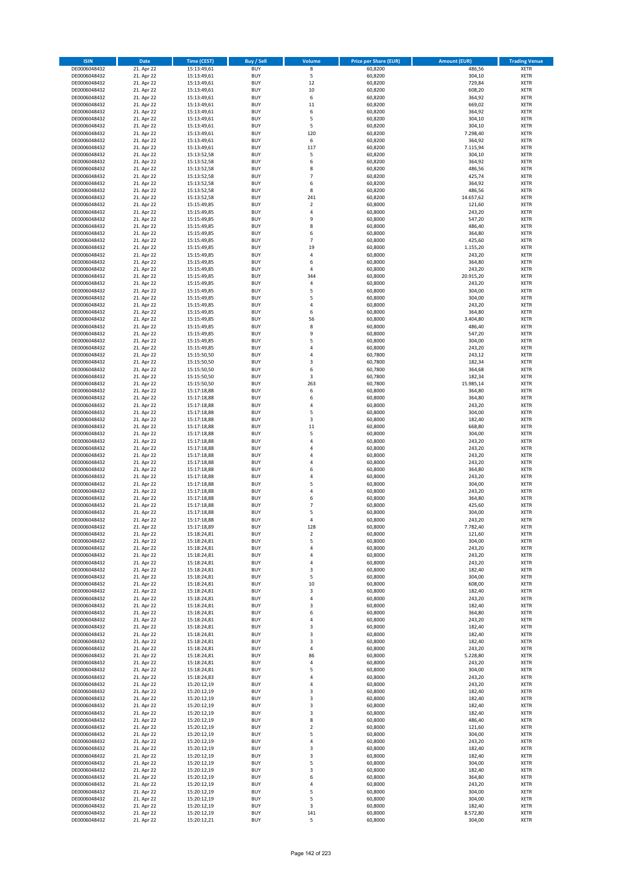| ISIN | Date | Time (CEST) | Buy / Sell | Volume | Price per Share (EUR) | Amount (EUR) | Trading Venue |
|---|---|---|---|---|---|---|---|
| DE0006048432 | 21. Apr 22 | 15:13:49,61 | BUY | 8 | 60,8200 | 486,56 | XETR |
| DE0006048432 | 21. Apr 22 | 15:13:49,61 | BUY | 5 | 60,8200 | 304,10 | XETR |
| DE0006048432 | 21. Apr 22 | 15:13:49,61 | BUY | 12 | 60,8200 | 729,84 | XETR |
| DE0006048432 | 21. Apr 22 | 15:13:49,61 | BUY | 10 | 60,8200 | 608,20 | XETR |
| DE0006048432 | 21. Apr 22 | 15:13:49,61 | BUY | 6 | 60,8200 | 364,92 | XETR |
| DE0006048432 | 21. Apr 22 | 15:13:49,61 | BUY | 11 | 60,8200 | 669,02 | XETR |
| DE0006048432 | 21. Apr 22 | 15:13:49,61 | BUY | 6 | 60,8200 | 364,92 | XETR |
| DE0006048432 | 21. Apr 22 | 15:13:49,61 | BUY | 5 | 60,8200 | 304,10 | XETR |
| DE0006048432 | 21. Apr 22 | 15:13:49,61 | BUY | 5 | 60,8200 | 304,10 | XETR |
| DE0006048432 | 21. Apr 22 | 15:13:49,61 | BUY | 120 | 60,8200 | 7.298,40 | XETR |
| DE0006048432 | 21. Apr 22 | 15:13:49,61 | BUY | 6 | 60,8200 | 364,92 | XETR |
| DE0006048432 | 21. Apr 22 | 15:13:49,61 | BUY | 117 | 60,8200 | 7.115,94 | XETR |
| DE0006048432 | 21. Apr 22 | 15:13:52,58 | BUY | 5 | 60,8200 | 304,10 | XETR |
| DE0006048432 | 21. Apr 22 | 15:13:52,58 | BUY | 6 | 60,8200 | 364,92 | XETR |
| DE0006048432 | 21. Apr 22 | 15:13:52,58 | BUY | 8 | 60,8200 | 486,56 | XETR |
| DE0006048432 | 21. Apr 22 | 15:13:52,58 | BUY | 7 | 60,8200 | 425,74 | XETR |
| DE0006048432 | 21. Apr 22 | 15:13:52,58 | BUY | 6 | 60,8200 | 364,92 | XETR |
| DE0006048432 | 21. Apr 22 | 15:13:52,58 | BUY | 8 | 60,8200 | 486,56 | XETR |
| DE0006048432 | 21. Apr 22 | 15:13:52,58 | BUY | 241 | 60,8200 | 14.657,62 | XETR |
| DE0006048432 | 21. Apr 22 | 15:15:49,85 | BUY | 2 | 60,8000 | 121,60 | XETR |
| DE0006048432 | 21. Apr 22 | 15:15:49,85 | BUY | 4 | 60,8000 | 243,20 | XETR |
| DE0006048432 | 21. Apr 22 | 15:15:49,85 | BUY | 9 | 60,8000 | 547,20 | XETR |
| DE0006048432 | 21. Apr 22 | 15:15:49,85 | BUY | 8 | 60,8000 | 486,40 | XETR |
| DE0006048432 | 21. Apr 22 | 15:15:49,85 | BUY | 6 | 60,8000 | 364,80 | XETR |
| DE0006048432 | 21. Apr 22 | 15:15:49,85 | BUY | 7 | 60,8000 | 425,60 | XETR |
| DE0006048432 | 21. Apr 22 | 15:15:49,85 | BUY | 19 | 60,8000 | 1.155,20 | XETR |
| DE0006048432 | 21. Apr 22 | 15:15:49,85 | BUY | 4 | 60,8000 | 243,20 | XETR |
| DE0006048432 | 21. Apr 22 | 15:15:49,85 | BUY | 6 | 60,8000 | 364,80 | XETR |
| DE0006048432 | 21. Apr 22 | 15:15:49,85 | BUY | 4 | 60,8000 | 243,20 | XETR |
| DE0006048432 | 21. Apr 22 | 15:15:49,85 | BUY | 344 | 60,8000 | 20.915,20 | XETR |
| DE0006048432 | 21. Apr 22 | 15:15:49,85 | BUY | 4 | 60,8000 | 243,20 | XETR |
| DE0006048432 | 21. Apr 22 | 15:15:49,85 | BUY | 5 | 60,8000 | 304,00 | XETR |
| DE0006048432 | 21. Apr 22 | 15:15:49,85 | BUY | 5 | 60,8000 | 304,00 | XETR |
| DE0006048432 | 21. Apr 22 | 15:15:49,85 | BUY | 4 | 60,8000 | 243,20 | XETR |
| DE0006048432 | 21. Apr 22 | 15:15:49,85 | BUY | 6 | 60,8000 | 364,80 | XETR |
| DE0006048432 | 21. Apr 22 | 15:15:49,85 | BUY | 56 | 60,8000 | 3.404,80 | XETR |
| DE0006048432 | 21. Apr 22 | 15:15:49,85 | BUY | 8 | 60,8000 | 486,40 | XETR |
| DE0006048432 | 21. Apr 22 | 15:15:49,85 | BUY | 9 | 60,8000 | 547,20 | XETR |
| DE0006048432 | 21. Apr 22 | 15:15:49,85 | BUY | 5 | 60,8000 | 304,00 | XETR |
| DE0006048432 | 21. Apr 22 | 15:15:49,85 | BUY | 4 | 60,8000 | 243,20 | XETR |
| DE0006048432 | 21. Apr 22 | 15:15:50,50 | BUY | 4 | 60,7800 | 243,12 | XETR |
| DE0006048432 | 21. Apr 22 | 15:15:50,50 | BUY | 3 | 60,7800 | 182,34 | XETR |
| DE0006048432 | 21. Apr 22 | 15:15:50,50 | BUY | 6 | 60,7800 | 364,68 | XETR |
| DE0006048432 | 21. Apr 22 | 15:15:50,50 | BUY | 3 | 60,7800 | 182,34 | XETR |
| DE0006048432 | 21. Apr 22 | 15:15:50,50 | BUY | 263 | 60,7800 | 15.985,14 | XETR |
| DE0006048432 | 21. Apr 22 | 15:17:18,88 | BUY | 6 | 60,8000 | 364,80 | XETR |
| DE0006048432 | 21. Apr 22 | 15:17:18,88 | BUY | 6 | 60,8000 | 364,80 | XETR |
| DE0006048432 | 21. Apr 22 | 15:17:18,88 | BUY | 4 | 60,8000 | 243,20 | XETR |
| DE0006048432 | 21. Apr 22 | 15:17:18,88 | BUY | 5 | 60,8000 | 304,00 | XETR |
| DE0006048432 | 21. Apr 22 | 15:17:18,88 | BUY | 3 | 60,8000 | 182,40 | XETR |
| DE0006048432 | 21. Apr 22 | 15:17:18,88 | BUY | 11 | 60,8000 | 668,80 | XETR |
| DE0006048432 | 21. Apr 22 | 15:17:18,88 | BUY | 5 | 60,8000 | 304,00 | XETR |
| DE0006048432 | 21. Apr 22 | 15:17:18,88 | BUY | 4 | 60,8000 | 243,20 | XETR |
| DE0006048432 | 21. Apr 22 | 15:17:18,88 | BUY | 4 | 60,8000 | 243,20 | XETR |
| DE0006048432 | 21. Apr 22 | 15:17:18,88 | BUY | 4 | 60,8000 | 243,20 | XETR |
| DE0006048432 | 21. Apr 22 | 15:17:18,88 | BUY | 4 | 60,8000 | 243,20 | XETR |
| DE0006048432 | 21. Apr 22 | 15:17:18,88 | BUY | 6 | 60,8000 | 364,80 | XETR |
| DE0006048432 | 21. Apr 22 | 15:17:18,88 | BUY | 4 | 60,8000 | 243,20 | XETR |
| DE0006048432 | 21. Apr 22 | 15:17:18,88 | BUY | 5 | 60,8000 | 304,00 | XETR |
| DE0006048432 | 21. Apr 22 | 15:17:18,88 | BUY | 4 | 60,8000 | 243,20 | XETR |
| DE0006048432 | 21. Apr 22 | 15:17:18,88 | BUY | 6 | 60,8000 | 364,80 | XETR |
| DE0006048432 | 21. Apr 22 | 15:17:18,88 | BUY | 7 | 60,8000 | 425,60 | XETR |
| DE0006048432 | 21. Apr 22 | 15:17:18,88 | BUY | 5 | 60,8000 | 304,00 | XETR |
| DE0006048432 | 21. Apr 22 | 15:17:18,88 | BUY | 4 | 60,8000 | 243,20 | XETR |
| DE0006048432 | 21. Apr 22 | 15:17:18,89 | BUY | 128 | 60,8000 | 7.782,40 | XETR |
| DE0006048432 | 21. Apr 22 | 15:18:24,81 | BUY | 2 | 60,8000 | 121,60 | XETR |
| DE0006048432 | 21. Apr 22 | 15:18:24,81 | BUY | 5 | 60,8000 | 304,00 | XETR |
| DE0006048432 | 21. Apr 22 | 15:18:24,81 | BUY | 4 | 60,8000 | 243,20 | XETR |
| DE0006048432 | 21. Apr 22 | 15:18:24,81 | BUY | 4 | 60,8000 | 243,20 | XETR |
| DE0006048432 | 21. Apr 22 | 15:18:24,81 | BUY | 4 | 60,8000 | 243,20 | XETR |
| DE0006048432 | 21. Apr 22 | 15:18:24,81 | BUY | 3 | 60,8000 | 182,40 | XETR |
| DE0006048432 | 21. Apr 22 | 15:18:24,81 | BUY | 5 | 60,8000 | 304,00 | XETR |
| DE0006048432 | 21. Apr 22 | 15:18:24,81 | BUY | 10 | 60,8000 | 608,00 | XETR |
| DE0006048432 | 21. Apr 22 | 15:18:24,81 | BUY | 3 | 60,8000 | 182,40 | XETR |
| DE0006048432 | 21. Apr 22 | 15:18:24,81 | BUY | 4 | 60,8000 | 243,20 | XETR |
| DE0006048432 | 21. Apr 22 | 15:18:24,81 | BUY | 3 | 60,8000 | 182,40 | XETR |
| DE0006048432 | 21. Apr 22 | 15:18:24,81 | BUY | 6 | 60,8000 | 364,80 | XETR |
| DE0006048432 | 21. Apr 22 | 15:18:24,81 | BUY | 4 | 60,8000 | 243,20 | XETR |
| DE0006048432 | 21. Apr 22 | 15:18:24,81 | BUY | 3 | 60,8000 | 182,40 | XETR |
| DE0006048432 | 21. Apr 22 | 15:18:24,81 | BUY | 3 | 60,8000 | 182,40 | XETR |
| DE0006048432 | 21. Apr 22 | 15:18:24,81 | BUY | 3 | 60,8000 | 182,40 | XETR |
| DE0006048432 | 21. Apr 22 | 15:18:24,81 | BUY | 4 | 60,8000 | 243,20 | XETR |
| DE0006048432 | 21. Apr 22 | 15:18:24,81 | BUY | 86 | 60,8000 | 5.228,80 | XETR |
| DE0006048432 | 21. Apr 22 | 15:18:24,81 | BUY | 4 | 60,8000 | 243,20 | XETR |
| DE0006048432 | 21. Apr 22 | 15:18:24,81 | BUY | 5 | 60,8000 | 304,00 | XETR |
| DE0006048432 | 21. Apr 22 | 15:18:24,83 | BUY | 4 | 60,8000 | 243,20 | XETR |
| DE0006048432 | 21. Apr 22 | 15:20:12,19 | BUY | 4 | 60,8000 | 243,20 | XETR |
| DE0006048432 | 21. Apr 22 | 15:20:12,19 | BUY | 3 | 60,8000 | 182,40 | XETR |
| DE0006048432 | 21. Apr 22 | 15:20:12,19 | BUY | 3 | 60,8000 | 182,40 | XETR |
| DE0006048432 | 21. Apr 22 | 15:20:12,19 | BUY | 3 | 60,8000 | 182,40 | XETR |
| DE0006048432 | 21. Apr 22 | 15:20:12,19 | BUY | 3 | 60,8000 | 182,40 | XETR |
| DE0006048432 | 21. Apr 22 | 15:20:12,19 | BUY | 8 | 60,8000 | 486,40 | XETR |
| DE0006048432 | 21. Apr 22 | 15:20:12,19 | BUY | 2 | 60,8000 | 121,60 | XETR |
| DE0006048432 | 21. Apr 22 | 15:20:12,19 | BUY | 5 | 60,8000 | 304,00 | XETR |
| DE0006048432 | 21. Apr 22 | 15:20:12,19 | BUY | 4 | 60,8000 | 243,20 | XETR |
| DE0006048432 | 21. Apr 22 | 15:20:12,19 | BUY | 3 | 60,8000 | 182,40 | XETR |
| DE0006048432 | 21. Apr 22 | 15:20:12,19 | BUY | 3 | 60,8000 | 182,40 | XETR |
| DE0006048432 | 21. Apr 22 | 15:20:12,19 | BUY | 5 | 60,8000 | 304,00 | XETR |
| DE0006048432 | 21. Apr 22 | 15:20:12,19 | BUY | 3 | 60,8000 | 182,40 | XETR |
| DE0006048432 | 21. Apr 22 | 15:20:12,19 | BUY | 6 | 60,8000 | 364,80 | XETR |
| DE0006048432 | 21. Apr 22 | 15:20:12,19 | BUY | 4 | 60,8000 | 243,20 | XETR |
| DE0006048432 | 21. Apr 22 | 15:20:12,19 | BUY | 5 | 60,8000 | 304,00 | XETR |
| DE0006048432 | 21. Apr 22 | 15:20:12,19 | BUY | 5 | 60,8000 | 304,00 | XETR |
| DE0006048432 | 21. Apr 22 | 15:20:12,19 | BUY | 3 | 60,8000 | 182,40 | XETR |
| DE0006048432 | 21. Apr 22 | 15:20:12,19 | BUY | 141 | 60,8000 | 8.572,80 | XETR |
| DE0006048432 | 21. Apr 22 | 15:20:12,21 | BUY | 5 | 60,8000 | 304,00 | XETR |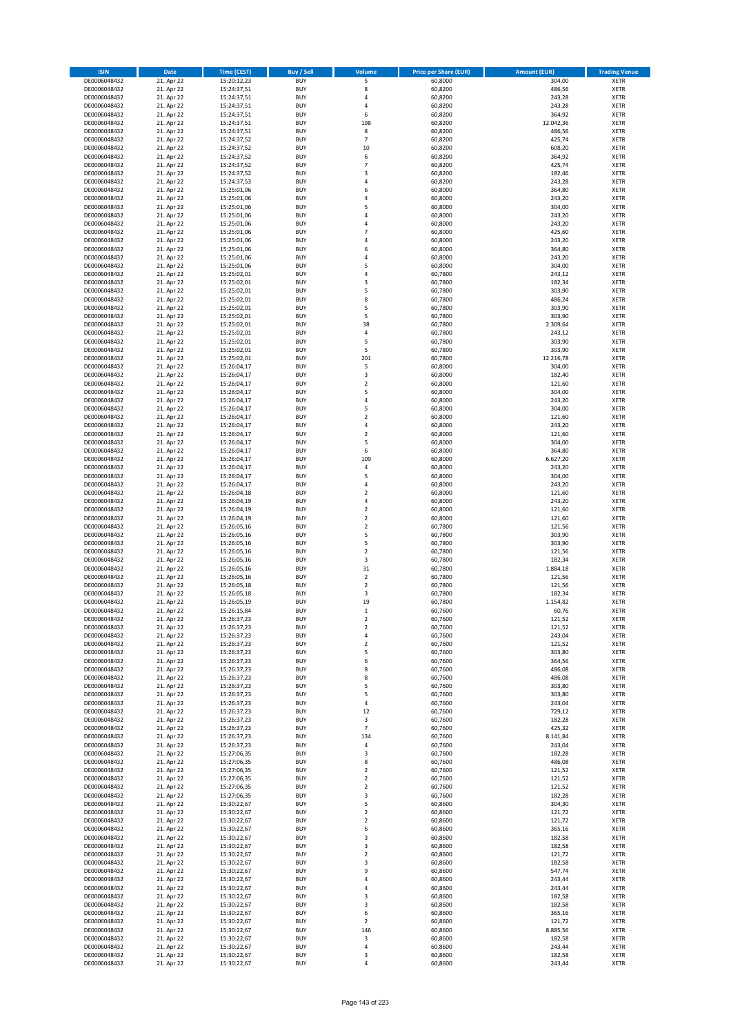| ISIN | Date | Time (CEST) | Buy / Sell | Volume | Price per Share (EUR) | Amount (EUR) | Trading Venue |
|---|---|---|---|---|---|---|---|
| DE0006048432 | 21. Apr 22 | 15:20:12,23 | BUY | 5 | 60,8000 | 304,00 | XETR |
| DE0006048432 | 21. Apr 22 | 15:24:37,51 | BUY | 8 | 60,8200 | 486,56 | XETR |
| DE0006048432 | 21. Apr 22 | 15:24:37,51 | BUY | 4 | 60,8200 | 243,28 | XETR |
| DE0006048432 | 21. Apr 22 | 15:24:37,51 | BUY | 4 | 60,8200 | 243,28 | XETR |
| DE0006048432 | 21. Apr 22 | 15:24:37,51 | BUY | 6 | 60,8200 | 364,92 | XETR |
| DE0006048432 | 21. Apr 22 | 15:24:37,51 | BUY | 198 | 60,8200 | 12.042,36 | XETR |
| DE0006048432 | 21. Apr 22 | 15:24:37,51 | BUY | 8 | 60,8200 | 486,56 | XETR |
| DE0006048432 | 21. Apr 22 | 15:24:37,52 | BUY | 7 | 60,8200 | 425,74 | XETR |
| DE0006048432 | 21. Apr 22 | 15:24:37,52 | BUY | 10 | 60,8200 | 608,20 | XETR |
| DE0006048432 | 21. Apr 22 | 15:24:37,52 | BUY | 6 | 60,8200 | 364,92 | XETR |
| DE0006048432 | 21. Apr 22 | 15:24:37,52 | BUY | 7 | 60,8200 | 425,74 | XETR |
| DE0006048432 | 21. Apr 22 | 15:24:37,52 | BUY | 3 | 60,8200 | 182,46 | XETR |
| DE0006048432 | 21. Apr 22 | 15:24:37,53 | BUY | 4 | 60,8200 | 243,28 | XETR |
| DE0006048432 | 21. Apr 22 | 15:25:01,06 | BUY | 6 | 60,8000 | 364,80 | XETR |
| DE0006048432 | 21. Apr 22 | 15:25:01,06 | BUY | 4 | 60,8000 | 243,20 | XETR |
| DE0006048432 | 21. Apr 22 | 15:25:01,06 | BUY | 5 | 60,8000 | 304,00 | XETR |
| DE0006048432 | 21. Apr 22 | 15:25:01,06 | BUY | 4 | 60,8000 | 243,20 | XETR |
| DE0006048432 | 21. Apr 22 | 15:25:01,06 | BUY | 4 | 60,8000 | 243,20 | XETR |
| DE0006048432 | 21. Apr 22 | 15:25:01,06 | BUY | 7 | 60,8000 | 425,60 | XETR |
| DE0006048432 | 21. Apr 22 | 15:25:01,06 | BUY | 4 | 60,8000 | 243,20 | XETR |
| DE0006048432 | 21. Apr 22 | 15:25:01,06 | BUY | 6 | 60,8000 | 364,80 | XETR |
| DE0006048432 | 21. Apr 22 | 15:25:01,06 | BUY | 4 | 60,8000 | 243,20 | XETR |
| DE0006048432 | 21. Apr 22 | 15:25:01,06 | BUY | 5 | 60,8000 | 304,00 | XETR |
| DE0006048432 | 21. Apr 22 | 15:25:02,01 | BUY | 4 | 60,7800 | 243,12 | XETR |
| DE0006048432 | 21. Apr 22 | 15:25:02,01 | BUY | 3 | 60,7800 | 182,34 | XETR |
| DE0006048432 | 21. Apr 22 | 15:25:02,01 | BUY | 5 | 60,7800 | 303,90 | XETR |
| DE0006048432 | 21. Apr 22 | 15:25:02,01 | BUY | 8 | 60,7800 | 486,24 | XETR |
| DE0006048432 | 21. Apr 22 | 15:25:02,01 | BUY | 5 | 60,7800 | 303,90 | XETR |
| DE0006048432 | 21. Apr 22 | 15:25:02,01 | BUY | 5 | 60,7800 | 303,90 | XETR |
| DE0006048432 | 21. Apr 22 | 15:25:02,01 | BUY | 38 | 60,7800 | 2.309,64 | XETR |
| DE0006048432 | 21. Apr 22 | 15:25:02,01 | BUY | 4 | 60,7800 | 243,12 | XETR |
| DE0006048432 | 21. Apr 22 | 15:25:02,01 | BUY | 5 | 60,7800 | 303,90 | XETR |
| DE0006048432 | 21. Apr 22 | 15:25:02,01 | BUY | 5 | 60,7800 | 303,90 | XETR |
| DE0006048432 | 21. Apr 22 | 15:25:02,01 | BUY | 201 | 60,7800 | 12.216,78 | XETR |
| DE0006048432 | 21. Apr 22 | 15:26:04,17 | BUY | 5 | 60,8000 | 304,00 | XETR |
| DE0006048432 | 21. Apr 22 | 15:26:04,17 | BUY | 3 | 60,8000 | 182,40 | XETR |
| DE0006048432 | 21. Apr 22 | 15:26:04,17 | BUY | 2 | 60,8000 | 121,60 | XETR |
| DE0006048432 | 21. Apr 22 | 15:26:04,17 | BUY | 5 | 60,8000 | 304,00 | XETR |
| DE0006048432 | 21. Apr 22 | 15:26:04,17 | BUY | 4 | 60,8000 | 243,20 | XETR |
| DE0006048432 | 21. Apr 22 | 15:26:04,17 | BUY | 5 | 60,8000 | 304,00 | XETR |
| DE0006048432 | 21. Apr 22 | 15:26:04,17 | BUY | 2 | 60,8000 | 121,60 | XETR |
| DE0006048432 | 21. Apr 22 | 15:26:04,17 | BUY | 4 | 60,8000 | 243,20 | XETR |
| DE0006048432 | 21. Apr 22 | 15:26:04,17 | BUY | 2 | 60,8000 | 121,60 | XETR |
| DE0006048432 | 21. Apr 22 | 15:26:04,17 | BUY | 5 | 60,8000 | 304,00 | XETR |
| DE0006048432 | 21. Apr 22 | 15:26:04,17 | BUY | 6 | 60,8000 | 364,80 | XETR |
| DE0006048432 | 21. Apr 22 | 15:26:04,17 | BUY | 109 | 60,8000 | 6.627,20 | XETR |
| DE0006048432 | 21. Apr 22 | 15:26:04,17 | BUY | 4 | 60,8000 | 243,20 | XETR |
| DE0006048432 | 21. Apr 22 | 15:26:04,17 | BUY | 5 | 60,8000 | 304,00 | XETR |
| DE0006048432 | 21. Apr 22 | 15:26:04,17 | BUY | 4 | 60,8000 | 243,20 | XETR |
| DE0006048432 | 21. Apr 22 | 15:26:04,18 | BUY | 2 | 60,8000 | 121,60 | XETR |
| DE0006048432 | 21. Apr 22 | 15:26:04,19 | BUY | 4 | 60,8000 | 243,20 | XETR |
| DE0006048432 | 21. Apr 22 | 15:26:04,19 | BUY | 2 | 60,8000 | 121,60 | XETR |
| DE0006048432 | 21. Apr 22 | 15:26:04,19 | BUY | 2 | 60,8000 | 121,60 | XETR |
| DE0006048432 | 21. Apr 22 | 15:26:05,16 | BUY | 2 | 60,7800 | 121,56 | XETR |
| DE0006048432 | 21. Apr 22 | 15:26:05,16 | BUY | 5 | 60,7800 | 303,90 | XETR |
| DE0006048432 | 21. Apr 22 | 15:26:05,16 | BUY | 5 | 60,7800 | 303,90 | XETR |
| DE0006048432 | 21. Apr 22 | 15:26:05,16 | BUY | 2 | 60,7800 | 121,56 | XETR |
| DE0006048432 | 21. Apr 22 | 15:26:05,16 | BUY | 3 | 60,7800 | 182,34 | XETR |
| DE0006048432 | 21. Apr 22 | 15:26:05,16 | BUY | 31 | 60,7800 | 1.884,18 | XETR |
| DE0006048432 | 21. Apr 22 | 15:26:05,16 | BUY | 2 | 60,7800 | 121,56 | XETR |
| DE0006048432 | 21. Apr 22 | 15:26:05,18 | BUY | 2 | 60,7800 | 121,56 | XETR |
| DE0006048432 | 21. Apr 22 | 15:26:05,18 | BUY | 3 | 60,7800 | 182,34 | XETR |
| DE0006048432 | 21. Apr 22 | 15:26:05,19 | BUY | 19 | 60,7800 | 1.154,82 | XETR |
| DE0006048432 | 21. Apr 22 | 15:26:15,84 | BUY | 1 | 60,7600 | 60,76 | XETR |
| DE0006048432 | 21. Apr 22 | 15:26:37,23 | BUY | 2 | 60,7600 | 121,52 | XETR |
| DE0006048432 | 21. Apr 22 | 15:26:37,23 | BUY | 2 | 60,7600 | 121,52 | XETR |
| DE0006048432 | 21. Apr 22 | 15:26:37,23 | BUY | 4 | 60,7600 | 243,04 | XETR |
| DE0006048432 | 21. Apr 22 | 15:26:37,23 | BUY | 2 | 60,7600 | 121,52 | XETR |
| DE0006048432 | 21. Apr 22 | 15:26:37,23 | BUY | 5 | 60,7600 | 303,80 | XETR |
| DE0006048432 | 21. Apr 22 | 15:26:37,23 | BUY | 6 | 60,7600 | 364,56 | XETR |
| DE0006048432 | 21. Apr 22 | 15:26:37,23 | BUY | 8 | 60,7600 | 486,08 | XETR |
| DE0006048432 | 21. Apr 22 | 15:26:37,23 | BUY | 8 | 60,7600 | 486,08 | XETR |
| DE0006048432 | 21. Apr 22 | 15:26:37,23 | BUY | 5 | 60,7600 | 303,80 | XETR |
| DE0006048432 | 21. Apr 22 | 15:26:37,23 | BUY | 5 | 60,7600 | 303,80 | XETR |
| DE0006048432 | 21. Apr 22 | 15:26:37,23 | BUY | 4 | 60,7600 | 243,04 | XETR |
| DE0006048432 | 21. Apr 22 | 15:26:37,23 | BUY | 12 | 60,7600 | 729,12 | XETR |
| DE0006048432 | 21. Apr 22 | 15:26:37,23 | BUY | 3 | 60,7600 | 182,28 | XETR |
| DE0006048432 | 21. Apr 22 | 15:26:37,23 | BUY | 7 | 60,7600 | 425,32 | XETR |
| DE0006048432 | 21. Apr 22 | 15:26:37,23 | BUY | 134 | 60,7600 | 8.141,84 | XETR |
| DE0006048432 | 21. Apr 22 | 15:26:37,23 | BUY | 4 | 60,7600 | 243,04 | XETR |
| DE0006048432 | 21. Apr 22 | 15:27:06,35 | BUY | 3 | 60,7600 | 182,28 | XETR |
| DE0006048432 | 21. Apr 22 | 15:27:06,35 | BUY | 8 | 60,7600 | 486,08 | XETR |
| DE0006048432 | 21. Apr 22 | 15:27:06,35 | BUY | 2 | 60,7600 | 121,52 | XETR |
| DE0006048432 | 21. Apr 22 | 15:27:06,35 | BUY | 2 | 60,7600 | 121,52 | XETR |
| DE0006048432 | 21. Apr 22 | 15:27:06,35 | BUY | 2 | 60,7600 | 121,52 | XETR |
| DE0006048432 | 21. Apr 22 | 15:27:06,35 | BUY | 3 | 60,7600 | 182,28 | XETR |
| DE0006048432 | 21. Apr 22 | 15:30:22,67 | BUY | 5 | 60,8600 | 304,30 | XETR |
| DE0006048432 | 21. Apr 22 | 15:30:22,67 | BUY | 2 | 60,8600 | 121,72 | XETR |
| DE0006048432 | 21. Apr 22 | 15:30:22,67 | BUY | 2 | 60,8600 | 121,72 | XETR |
| DE0006048432 | 21. Apr 22 | 15:30:22,67 | BUY | 6 | 60,8600 | 365,16 | XETR |
| DE0006048432 | 21. Apr 22 | 15:30:22,67 | BUY | 3 | 60,8600 | 182,58 | XETR |
| DE0006048432 | 21. Apr 22 | 15:30:22,67 | BUY | 3 | 60,8600 | 182,58 | XETR |
| DE0006048432 | 21. Apr 22 | 15:30:22,67 | BUY | 2 | 60,8600 | 121,72 | XETR |
| DE0006048432 | 21. Apr 22 | 15:30:22,67 | BUY | 3 | 60,8600 | 182,58 | XETR |
| DE0006048432 | 21. Apr 22 | 15:30:22,67 | BUY | 9 | 60,8600 | 547,74 | XETR |
| DE0006048432 | 21. Apr 22 | 15:30:22,67 | BUY | 4 | 60,8600 | 243,44 | XETR |
| DE0006048432 | 21. Apr 22 | 15:30:22,67 | BUY | 4 | 60,8600 | 243,44 | XETR |
| DE0006048432 | 21. Apr 22 | 15:30:22,67 | BUY | 3 | 60,8600 | 182,58 | XETR |
| DE0006048432 | 21. Apr 22 | 15:30:22,67 | BUY | 3 | 60,8600 | 182,58 | XETR |
| DE0006048432 | 21. Apr 22 | 15:30:22,67 | BUY | 6 | 60,8600 | 365,16 | XETR |
| DE0006048432 | 21. Apr 22 | 15:30:22,67 | BUY | 2 | 60,8600 | 121,72 | XETR |
| DE0006048432 | 21. Apr 22 | 15:30:22,67 | BUY | 146 | 60,8600 | 8.885,56 | XETR |
| DE0006048432 | 21. Apr 22 | 15:30:22,67 | BUY | 3 | 60,8600 | 182,58 | XETR |
| DE0006048432 | 21. Apr 22 | 15:30:22,67 | BUY | 4 | 60,8600 | 243,44 | XETR |
| DE0006048432 | 21. Apr 22 | 15:30:22,67 | BUY | 3 | 60,8600 | 182,58 | XETR |
| DE0006048432 | 21. Apr 22 | 15:30:22,67 | BUY | 4 | 60,8600 | 243,44 | XETR |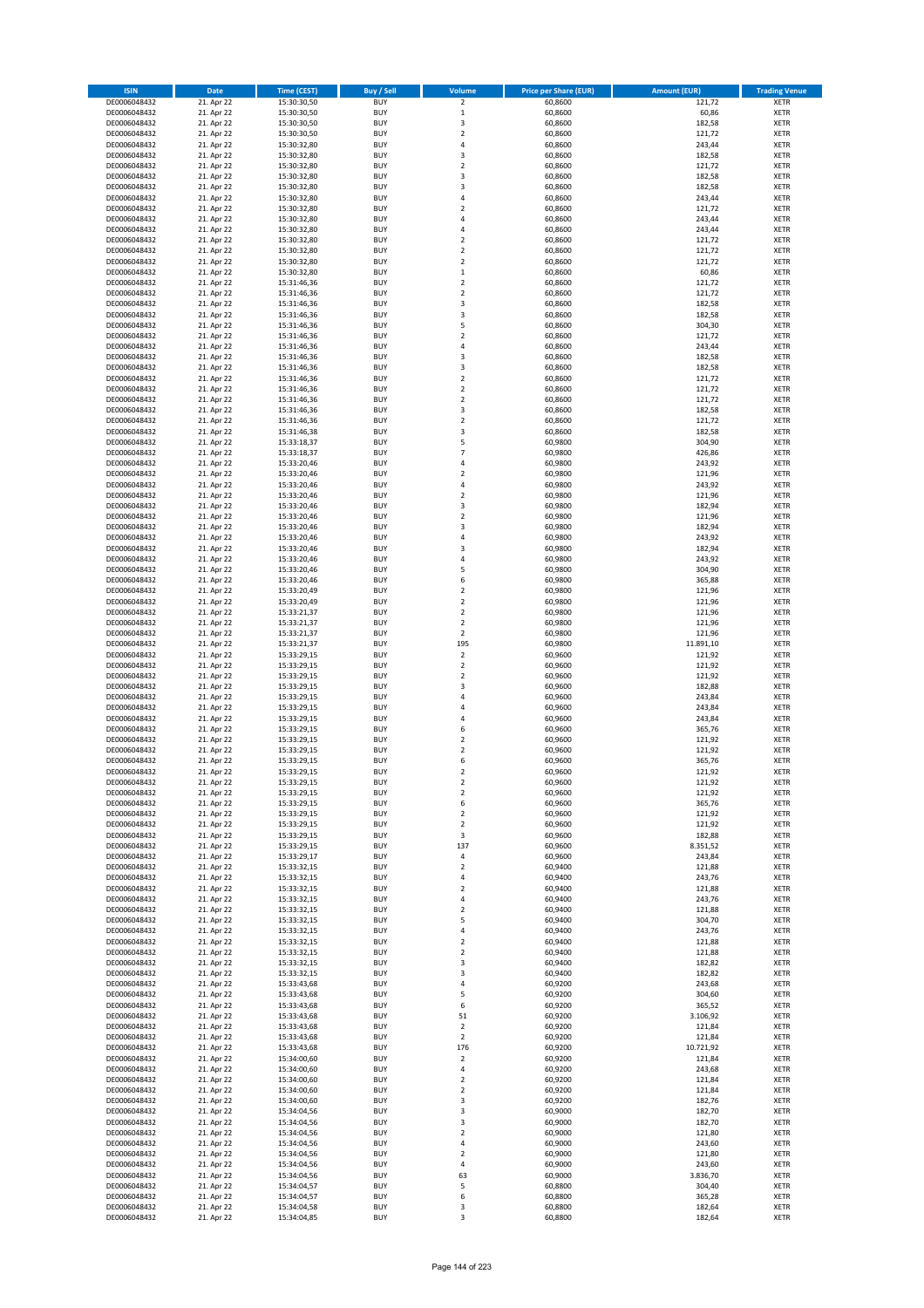| ISIN | Date | Time (CEST) | Buy / Sell | Volume | Price per Share (EUR) | Amount (EUR) | Trading Venue |
|---|---|---|---|---|---|---|---|
| DE0006048432 | 21. Apr 22 | 15:30:30,50 | BUY | 2 | 60,8600 | 121,72 | XETR |
| DE0006048432 | 21. Apr 22 | 15:30:30,50 | BUY | 1 | 60,8600 | 60,86 | XETR |
| DE0006048432 | 21. Apr 22 | 15:30:30,50 | BUY | 3 | 60,8600 | 182,58 | XETR |
| DE0006048432 | 21. Apr 22 | 15:30:30,50 | BUY | 2 | 60,8600 | 121,72 | XETR |
| DE0006048432 | 21. Apr 22 | 15:30:32,80 | BUY | 4 | 60,8600 | 243,44 | XETR |
| DE0006048432 | 21. Apr 22 | 15:30:32,80 | BUY | 3 | 60,8600 | 182,58 | XETR |
| DE0006048432 | 21. Apr 22 | 15:30:32,80 | BUY | 2 | 60,8600 | 121,72 | XETR |
| DE0006048432 | 21. Apr 22 | 15:30:32,80 | BUY | 3 | 60,8600 | 182,58 | XETR |
| DE0006048432 | 21. Apr 22 | 15:30:32,80 | BUY | 3 | 60,8600 | 182,58 | XETR |
| DE0006048432 | 21. Apr 22 | 15:30:32,80 | BUY | 4 | 60,8600 | 243,44 | XETR |
| DE0006048432 | 21. Apr 22 | 15:30:32,80 | BUY | 2 | 60,8600 | 121,72 | XETR |
| DE0006048432 | 21. Apr 22 | 15:30:32,80 | BUY | 4 | 60,8600 | 243,44 | XETR |
| DE0006048432 | 21. Apr 22 | 15:30:32,80 | BUY | 4 | 60,8600 | 243,44 | XETR |
| DE0006048432 | 21. Apr 22 | 15:30:32,80 | BUY | 2 | 60,8600 | 121,72 | XETR |
| DE0006048432 | 21. Apr 22 | 15:30:32,80 | BUY | 2 | 60,8600 | 121,72 | XETR |
| DE0006048432 | 21. Apr 22 | 15:30:32,80 | BUY | 2 | 60,8600 | 121,72 | XETR |
| DE0006048432 | 21. Apr 22 | 15:30:32,80 | BUY | 1 | 60,8600 | 60,86 | XETR |
| DE0006048432 | 21. Apr 22 | 15:31:46,36 | BUY | 2 | 60,8600 | 121,72 | XETR |
| DE0006048432 | 21. Apr 22 | 15:31:46,36 | BUY | 2 | 60,8600 | 121,72 | XETR |
| DE0006048432 | 21. Apr 22 | 15:31:46,36 | BUY | 3 | 60,8600 | 182,58 | XETR |
| DE0006048432 | 21. Apr 22 | 15:31:46,36 | BUY | 3 | 60,8600 | 182,58 | XETR |
| DE0006048432 | 21. Apr 22 | 15:31:46,36 | BUY | 5 | 60,8600 | 304,30 | XETR |
| DE0006048432 | 21. Apr 22 | 15:31:46,36 | BUY | 2 | 60,8600 | 121,72 | XETR |
| DE0006048432 | 21. Apr 22 | 15:31:46,36 | BUY | 4 | 60,8600 | 243,44 | XETR |
| DE0006048432 | 21. Apr 22 | 15:31:46,36 | BUY | 3 | 60,8600 | 182,58 | XETR |
| DE0006048432 | 21. Apr 22 | 15:31:46,36 | BUY | 3 | 60,8600 | 182,58 | XETR |
| DE0006048432 | 21. Apr 22 | 15:31:46,36 | BUY | 2 | 60,8600 | 121,72 | XETR |
| DE0006048432 | 21. Apr 22 | 15:31:46,36 | BUY | 2 | 60,8600 | 121,72 | XETR |
| DE0006048432 | 21. Apr 22 | 15:31:46,36 | BUY | 2 | 60,8600 | 121,72 | XETR |
| DE0006048432 | 21. Apr 22 | 15:31:46,36 | BUY | 3 | 60,8600 | 182,58 | XETR |
| DE0006048432 | 21. Apr 22 | 15:31:46,36 | BUY | 2 | 60,8600 | 121,72 | XETR |
| DE0006048432 | 21. Apr 22 | 15:31:46,38 | BUY | 3 | 60,8600 | 182,58 | XETR |
| DE0006048432 | 21. Apr 22 | 15:33:18,37 | BUY | 5 | 60,9800 | 304,90 | XETR |
| DE0006048432 | 21. Apr 22 | 15:33:18,37 | BUY | 7 | 60,9800 | 426,86 | XETR |
| DE0006048432 | 21. Apr 22 | 15:33:20,46 | BUY | 4 | 60,9800 | 243,92 | XETR |
| DE0006048432 | 21. Apr 22 | 15:33:20,46 | BUY | 2 | 60,9800 | 121,96 | XETR |
| DE0006048432 | 21. Apr 22 | 15:33:20,46 | BUY | 4 | 60,9800 | 243,92 | XETR |
| DE0006048432 | 21. Apr 22 | 15:33:20,46 | BUY | 2 | 60,9800 | 121,96 | XETR |
| DE0006048432 | 21. Apr 22 | 15:33:20,46 | BUY | 3 | 60,9800 | 182,94 | XETR |
| DE0006048432 | 21. Apr 22 | 15:33:20,46 | BUY | 2 | 60,9800 | 121,96 | XETR |
| DE0006048432 | 21. Apr 22 | 15:33:20,46 | BUY | 3 | 60,9800 | 182,94 | XETR |
| DE0006048432 | 21. Apr 22 | 15:33:20,46 | BUY | 4 | 60,9800 | 243,92 | XETR |
| DE0006048432 | 21. Apr 22 | 15:33:20,46 | BUY | 3 | 60,9800 | 182,94 | XETR |
| DE0006048432 | 21. Apr 22 | 15:33:20,46 | BUY | 4 | 60,9800 | 243,92 | XETR |
| DE0006048432 | 21. Apr 22 | 15:33:20,46 | BUY | 5 | 60,9800 | 304,90 | XETR |
| DE0006048432 | 21. Apr 22 | 15:33:20,46 | BUY | 6 | 60,9800 | 365,88 | XETR |
| DE0006048432 | 21. Apr 22 | 15:33:20,49 | BUY | 2 | 60,9800 | 121,96 | XETR |
| DE0006048432 | 21. Apr 22 | 15:33:20,49 | BUY | 2 | 60,9800 | 121,96 | XETR |
| DE0006048432 | 21. Apr 22 | 15:33:21,37 | BUY | 2 | 60,9800 | 121,96 | XETR |
| DE0006048432 | 21. Apr 22 | 15:33:21,37 | BUY | 2 | 60,9800 | 121,96 | XETR |
| DE0006048432 | 21. Apr 22 | 15:33:21,37 | BUY | 2 | 60,9800 | 121,96 | XETR |
| DE0006048432 | 21. Apr 22 | 15:33:21,37 | BUY | 195 | 60,9800 | 11.891,10 | XETR |
| DE0006048432 | 21. Apr 22 | 15:33:29,15 | BUY | 2 | 60,9600 | 121,92 | XETR |
| DE0006048432 | 21. Apr 22 | 15:33:29,15 | BUY | 2 | 60,9600 | 121,92 | XETR |
| DE0006048432 | 21. Apr 22 | 15:33:29,15 | BUY | 2 | 60,9600 | 121,92 | XETR |
| DE0006048432 | 21. Apr 22 | 15:33:29,15 | BUY | 3 | 60,9600 | 182,88 | XETR |
| DE0006048432 | 21. Apr 22 | 15:33:29,15 | BUY | 4 | 60,9600 | 243,84 | XETR |
| DE0006048432 | 21. Apr 22 | 15:33:29,15 | BUY | 4 | 60,9600 | 243,84 | XETR |
| DE0006048432 | 21. Apr 22 | 15:33:29,15 | BUY | 4 | 60,9600 | 243,84 | XETR |
| DE0006048432 | 21. Apr 22 | 15:33:29,15 | BUY | 6 | 60,9600 | 365,76 | XETR |
| DE0006048432 | 21. Apr 22 | 15:33:29,15 | BUY | 2 | 60,9600 | 121,92 | XETR |
| DE0006048432 | 21. Apr 22 | 15:33:29,15 | BUY | 2 | 60,9600 | 121,92 | XETR |
| DE0006048432 | 21. Apr 22 | 15:33:29,15 | BUY | 6 | 60,9600 | 365,76 | XETR |
| DE0006048432 | 21. Apr 22 | 15:33:29,15 | BUY | 2 | 60,9600 | 121,92 | XETR |
| DE0006048432 | 21. Apr 22 | 15:33:29,15 | BUY | 2 | 60,9600 | 121,92 | XETR |
| DE0006048432 | 21. Apr 22 | 15:33:29,15 | BUY | 2 | 60,9600 | 121,92 | XETR |
| DE0006048432 | 21. Apr 22 | 15:33:29,15 | BUY | 6 | 60,9600 | 365,76 | XETR |
| DE0006048432 | 21. Apr 22 | 15:33:29,15 | BUY | 2 | 60,9600 | 121,92 | XETR |
| DE0006048432 | 21. Apr 22 | 15:33:29,15 | BUY | 2 | 60,9600 | 121,92 | XETR |
| DE0006048432 | 21. Apr 22 | 15:33:29,15 | BUY | 3 | 60,9600 | 182,88 | XETR |
| DE0006048432 | 21. Apr 22 | 15:33:29,15 | BUY | 137 | 60,9600 | 8.351,52 | XETR |
| DE0006048432 | 21. Apr 22 | 15:33:29,17 | BUY | 4 | 60,9600 | 243,84 | XETR |
| DE0006048432 | 21. Apr 22 | 15:33:32,15 | BUY | 2 | 60,9400 | 121,88 | XETR |
| DE0006048432 | 21. Apr 22 | 15:33:32,15 | BUY | 4 | 60,9400 | 243,76 | XETR |
| DE0006048432 | 21. Apr 22 | 15:33:32,15 | BUY | 2 | 60,9400 | 121,88 | XETR |
| DE0006048432 | 21. Apr 22 | 15:33:32,15 | BUY | 4 | 60,9400 | 243,76 | XETR |
| DE0006048432 | 21. Apr 22 | 15:33:32,15 | BUY | 2 | 60,9400 | 121,88 | XETR |
| DE0006048432 | 21. Apr 22 | 15:33:32,15 | BUY | 5 | 60,9400 | 304,70 | XETR |
| DE0006048432 | 21. Apr 22 | 15:33:32,15 | BUY | 4 | 60,9400 | 243,76 | XETR |
| DE0006048432 | 21. Apr 22 | 15:33:32,15 | BUY | 2 | 60,9400 | 121,88 | XETR |
| DE0006048432 | 21. Apr 22 | 15:33:32,15 | BUY | 2 | 60,9400 | 121,88 | XETR |
| DE0006048432 | 21. Apr 22 | 15:33:32,15 | BUY | 3 | 60,9400 | 182,82 | XETR |
| DE0006048432 | 21. Apr 22 | 15:33:32,15 | BUY | 3 | 60,9400 | 182,82 | XETR |
| DE0006048432 | 21. Apr 22 | 15:33:43,68 | BUY | 4 | 60,9200 | 243,68 | XETR |
| DE0006048432 | 21. Apr 22 | 15:33:43,68 | BUY | 5 | 60,9200 | 304,60 | XETR |
| DE0006048432 | 21. Apr 22 | 15:33:43,68 | BUY | 6 | 60,9200 | 365,52 | XETR |
| DE0006048432 | 21. Apr 22 | 15:33:43,68 | BUY | 51 | 60,9200 | 3.106,92 | XETR |
| DE0006048432 | 21. Apr 22 | 15:33:43,68 | BUY | 2 | 60,9200 | 121,84 | XETR |
| DE0006048432 | 21. Apr 22 | 15:33:43,68 | BUY | 2 | 60,9200 | 121,84 | XETR |
| DE0006048432 | 21. Apr 22 | 15:33:43,68 | BUY | 176 | 60,9200 | 10.721,92 | XETR |
| DE0006048432 | 21. Apr 22 | 15:34:00,60 | BUY | 2 | 60,9200 | 121,84 | XETR |
| DE0006048432 | 21. Apr 22 | 15:34:00,60 | BUY | 4 | 60,9200 | 243,68 | XETR |
| DE0006048432 | 21. Apr 22 | 15:34:00,60 | BUY | 2 | 60,9200 | 121,84 | XETR |
| DE0006048432 | 21. Apr 22 | 15:34:00,60 | BUY | 2 | 60,9200 | 121,84 | XETR |
| DE0006048432 | 21. Apr 22 | 15:34:00,60 | BUY | 3 | 60,9200 | 182,76 | XETR |
| DE0006048432 | 21. Apr 22 | 15:34:04,56 | BUY | 3 | 60,9000 | 182,70 | XETR |
| DE0006048432 | 21. Apr 22 | 15:34:04,56 | BUY | 3 | 60,9000 | 182,70 | XETR |
| DE0006048432 | 21. Apr 22 | 15:34:04,56 | BUY | 2 | 60,9000 | 121,80 | XETR |
| DE0006048432 | 21. Apr 22 | 15:34:04,56 | BUY | 4 | 60,9000 | 243,60 | XETR |
| DE0006048432 | 21. Apr 22 | 15:34:04,56 | BUY | 2 | 60,9000 | 121,80 | XETR |
| DE0006048432 | 21. Apr 22 | 15:34:04,56 | BUY | 4 | 60,9000 | 243,60 | XETR |
| DE0006048432 | 21. Apr 22 | 15:34:04,56 | BUY | 63 | 60,9000 | 3.836,70 | XETR |
| DE0006048432 | 21. Apr 22 | 15:34:04,57 | BUY | 5 | 60,8800 | 304,40 | XETR |
| DE0006048432 | 21. Apr 22 | 15:34:04,57 | BUY | 6 | 60,8800 | 365,28 | XETR |
| DE0006048432 | 21. Apr 22 | 15:34:04,58 | BUY | 3 | 60,8800 | 182,64 | XETR |
| DE0006048432 | 21. Apr 22 | 15:34:04,85 | BUY | 3 | 60,8800 | 182,64 | XETR |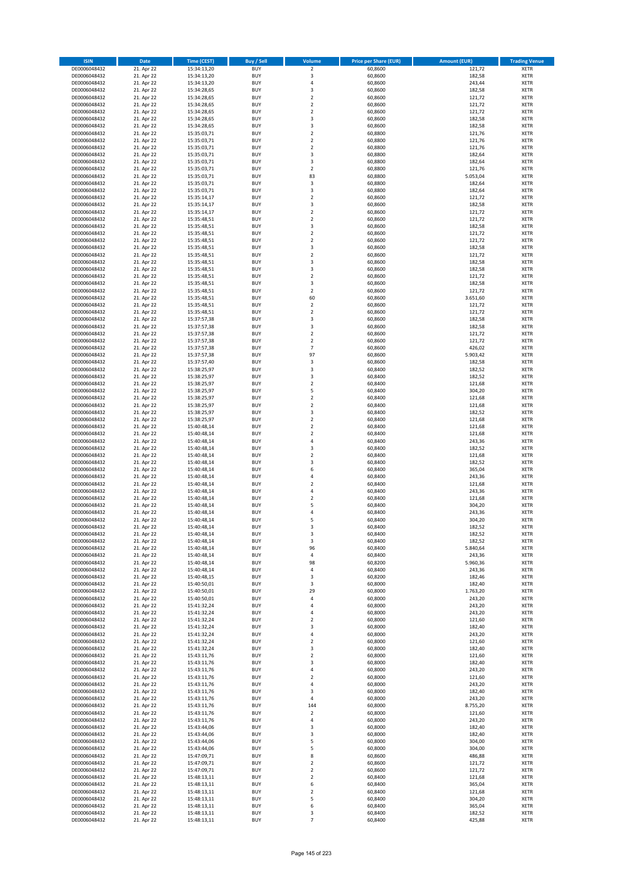| ISIN | Date | Time (CEST) | Buy / Sell | Volume | Price per Share (EUR) | Amount (EUR) | Trading Venue |
|---|---|---|---|---|---|---|---|
| DE0006048432 | 21. Apr 22 | 15:34:13,20 | BUY | 2 | 60,8600 | 121,72 | XETR |
| DE0006048432 | 21. Apr 22 | 15:34:13,20 | BUY | 3 | 60,8600 | 182,58 | XETR |
| DE0006048432 | 21. Apr 22 | 15:34:13,20 | BUY | 4 | 60,8600 | 243,44 | XETR |
| DE0006048432 | 21. Apr 22 | 15:34:28,65 | BUY | 3 | 60,8600 | 182,58 | XETR |
| DE0006048432 | 21. Apr 22 | 15:34:28,65 | BUY | 2 | 60,8600 | 121,72 | XETR |
| DE0006048432 | 21. Apr 22 | 15:34:28,65 | BUY | 2 | 60,8600 | 121,72 | XETR |
| DE0006048432 | 21. Apr 22 | 15:34:28,65 | BUY | 2 | 60,8600 | 121,72 | XETR |
| DE0006048432 | 21. Apr 22 | 15:34:28,65 | BUY | 3 | 60,8600 | 182,58 | XETR |
| DE0006048432 | 21. Apr 22 | 15:34:28,65 | BUY | 3 | 60,8600 | 182,58 | XETR |
| DE0006048432 | 21. Apr 22 | 15:35:03,71 | BUY | 2 | 60,8800 | 121,76 | XETR |
| DE0006048432 | 21. Apr 22 | 15:35:03,71 | BUY | 2 | 60,8800 | 121,76 | XETR |
| DE0006048432 | 21. Apr 22 | 15:35:03,71 | BUY | 2 | 60,8800 | 121,76 | XETR |
| DE0006048432 | 21. Apr 22 | 15:35:03,71 | BUY | 3 | 60,8800 | 182,64 | XETR |
| DE0006048432 | 21. Apr 22 | 15:35:03,71 | BUY | 3 | 60,8800 | 182,64 | XETR |
| DE0006048432 | 21. Apr 22 | 15:35:03,71 | BUY | 2 | 60,8800 | 121,76 | XETR |
| DE0006048432 | 21. Apr 22 | 15:35:03,71 | BUY | 83 | 60,8800 | 5.053,04 | XETR |
| DE0006048432 | 21. Apr 22 | 15:35:03,71 | BUY | 3 | 60,8800 | 182,64 | XETR |
| DE0006048432 | 21. Apr 22 | 15:35:03,71 | BUY | 3 | 60,8800 | 182,64 | XETR |
| DE0006048432 | 21. Apr 22 | 15:35:14,17 | BUY | 2 | 60,8600 | 121,72 | XETR |
| DE0006048432 | 21. Apr 22 | 15:35:14,17 | BUY | 3 | 60,8600 | 182,58 | XETR |
| DE0006048432 | 21. Apr 22 | 15:35:14,17 | BUY | 2 | 60,8600 | 121,72 | XETR |
| DE0006048432 | 21. Apr 22 | 15:35:48,51 | BUY | 2 | 60,8600 | 121,72 | XETR |
| DE0006048432 | 21. Apr 22 | 15:35:48,51 | BUY | 3 | 60,8600 | 182,58 | XETR |
| DE0006048432 | 21. Apr 22 | 15:35:48,51 | BUY | 2 | 60,8600 | 121,72 | XETR |
| DE0006048432 | 21. Apr 22 | 15:35:48,51 | BUY | 2 | 60,8600 | 121,72 | XETR |
| DE0006048432 | 21. Apr 22 | 15:35:48,51 | BUY | 3 | 60,8600 | 182,58 | XETR |
| DE0006048432 | 21. Apr 22 | 15:35:48,51 | BUY | 2 | 60,8600 | 121,72 | XETR |
| DE0006048432 | 21. Apr 22 | 15:35:48,51 | BUY | 3 | 60,8600 | 182,58 | XETR |
| DE0006048432 | 21. Apr 22 | 15:35:48,51 | BUY | 3 | 60,8600 | 182,58 | XETR |
| DE0006048432 | 21. Apr 22 | 15:35:48,51 | BUY | 2 | 60,8600 | 121,72 | XETR |
| DE0006048432 | 21. Apr 22 | 15:35:48,51 | BUY | 3 | 60,8600 | 182,58 | XETR |
| DE0006048432 | 21. Apr 22 | 15:35:48,51 | BUY | 2 | 60,8600 | 121,72 | XETR |
| DE0006048432 | 21. Apr 22 | 15:35:48,51 | BUY | 60 | 60,8600 | 3.651,60 | XETR |
| DE0006048432 | 21. Apr 22 | 15:35:48,51 | BUY | 2 | 60,8600 | 121,72 | XETR |
| DE0006048432 | 21. Apr 22 | 15:35:48,51 | BUY | 2 | 60,8600 | 121,72 | XETR |
| DE0006048432 | 21. Apr 22 | 15:37:57,38 | BUY | 3 | 60,8600 | 182,58 | XETR |
| DE0006048432 | 21. Apr 22 | 15:37:57,38 | BUY | 3 | 60,8600 | 182,58 | XETR |
| DE0006048432 | 21. Apr 22 | 15:37:57,38 | BUY | 2 | 60,8600 | 121,72 | XETR |
| DE0006048432 | 21. Apr 22 | 15:37:57,38 | BUY | 2 | 60,8600 | 121,72 | XETR |
| DE0006048432 | 21. Apr 22 | 15:37:57,38 | BUY | 7 | 60,8600 | 426,02 | XETR |
| DE0006048432 | 21. Apr 22 | 15:37:57,38 | BUY | 97 | 60,8600 | 5.903,42 | XETR |
| DE0006048432 | 21. Apr 22 | 15:37:57,40 | BUY | 3 | 60,8600 | 182,58 | XETR |
| DE0006048432 | 21. Apr 22 | 15:38:25,97 | BUY | 3 | 60,8400 | 182,52 | XETR |
| DE0006048432 | 21. Apr 22 | 15:38:25,97 | BUY | 3 | 60,8400 | 182,52 | XETR |
| DE0006048432 | 21. Apr 22 | 15:38:25,97 | BUY | 2 | 60,8400 | 121,68 | XETR |
| DE0006048432 | 21. Apr 22 | 15:38:25,97 | BUY | 5 | 60,8400 | 304,20 | XETR |
| DE0006048432 | 21. Apr 22 | 15:38:25,97 | BUY | 2 | 60,8400 | 121,68 | XETR |
| DE0006048432 | 21. Apr 22 | 15:38:25,97 | BUY | 2 | 60,8400 | 121,68 | XETR |
| DE0006048432 | 21. Apr 22 | 15:38:25,97 | BUY | 3 | 60,8400 | 182,52 | XETR |
| DE0006048432 | 21. Apr 22 | 15:38:25,97 | BUY | 2 | 60,8400 | 121,68 | XETR |
| DE0006048432 | 21. Apr 22 | 15:40:48,14 | BUY | 2 | 60,8400 | 121,68 | XETR |
| DE0006048432 | 21. Apr 22 | 15:40:48,14 | BUY | 2 | 60,8400 | 121,68 | XETR |
| DE0006048432 | 21. Apr 22 | 15:40:48,14 | BUY | 4 | 60,8400 | 243,36 | XETR |
| DE0006048432 | 21. Apr 22 | 15:40:48,14 | BUY | 3 | 60,8400 | 182,52 | XETR |
| DE0006048432 | 21. Apr 22 | 15:40:48,14 | BUY | 2 | 60,8400 | 121,68 | XETR |
| DE0006048432 | 21. Apr 22 | 15:40:48,14 | BUY | 3 | 60,8400 | 182,52 | XETR |
| DE0006048432 | 21. Apr 22 | 15:40:48,14 | BUY | 6 | 60,8400 | 365,04 | XETR |
| DE0006048432 | 21. Apr 22 | 15:40:48,14 | BUY | 4 | 60,8400 | 243,36 | XETR |
| DE0006048432 | 21. Apr 22 | 15:40:48,14 | BUY | 2 | 60,8400 | 121,68 | XETR |
| DE0006048432 | 21. Apr 22 | 15:40:48,14 | BUY | 4 | 60,8400 | 243,36 | XETR |
| DE0006048432 | 21. Apr 22 | 15:40:48,14 | BUY | 2 | 60,8400 | 121,68 | XETR |
| DE0006048432 | 21. Apr 22 | 15:40:48,14 | BUY | 5 | 60,8400 | 304,20 | XETR |
| DE0006048432 | 21. Apr 22 | 15:40:48,14 | BUY | 4 | 60,8400 | 243,36 | XETR |
| DE0006048432 | 21. Apr 22 | 15:40:48,14 | BUY | 5 | 60,8400 | 304,20 | XETR |
| DE0006048432 | 21. Apr 22 | 15:40:48,14 | BUY | 3 | 60,8400 | 182,52 | XETR |
| DE0006048432 | 21. Apr 22 | 15:40:48,14 | BUY | 3 | 60,8400 | 182,52 | XETR |
| DE0006048432 | 21. Apr 22 | 15:40:48,14 | BUY | 3 | 60,8400 | 182,52 | XETR |
| DE0006048432 | 21. Apr 22 | 15:40:48,14 | BUY | 96 | 60,8400 | 5.840,64 | XETR |
| DE0006048432 | 21. Apr 22 | 15:40:48,14 | BUY | 4 | 60,8400 | 243,36 | XETR |
| DE0006048432 | 21. Apr 22 | 15:40:48,14 | BUY | 98 | 60,8200 | 5.960,36 | XETR |
| DE0006048432 | 21. Apr 22 | 15:40:48,14 | BUY | 4 | 60,8400 | 243,36 | XETR |
| DE0006048432 | 21. Apr 22 | 15:40:48,15 | BUY | 3 | 60,8200 | 182,46 | XETR |
| DE0006048432 | 21. Apr 22 | 15:40:50,01 | BUY | 3 | 60,8000 | 182,40 | XETR |
| DE0006048432 | 21. Apr 22 | 15:40:50,01 | BUY | 29 | 60,8000 | 1.763,20 | XETR |
| DE0006048432 | 21. Apr 22 | 15:40:50,01 | BUY | 4 | 60,8000 | 243,20 | XETR |
| DE0006048432 | 21. Apr 22 | 15:41:32,24 | BUY | 4 | 60,8000 | 243,20 | XETR |
| DE0006048432 | 21. Apr 22 | 15:41:32,24 | BUY | 4 | 60,8000 | 243,20 | XETR |
| DE0006048432 | 21. Apr 22 | 15:41:32,24 | BUY | 2 | 60,8000 | 121,60 | XETR |
| DE0006048432 | 21. Apr 22 | 15:41:32,24 | BUY | 3 | 60,8000 | 182,40 | XETR |
| DE0006048432 | 21. Apr 22 | 15:41:32,24 | BUY | 4 | 60,8000 | 243,20 | XETR |
| DE0006048432 | 21. Apr 22 | 15:41:32,24 | BUY | 2 | 60,8000 | 121,60 | XETR |
| DE0006048432 | 21. Apr 22 | 15:41:32,24 | BUY | 3 | 60,8000 | 182,40 | XETR |
| DE0006048432 | 21. Apr 22 | 15:43:11,76 | BUY | 2 | 60,8000 | 121,60 | XETR |
| DE0006048432 | 21. Apr 22 | 15:43:11,76 | BUY | 3 | 60,8000 | 182,40 | XETR |
| DE0006048432 | 21. Apr 22 | 15:43:11,76 | BUY | 4 | 60,8000 | 243,20 | XETR |
| DE0006048432 | 21. Apr 22 | 15:43:11,76 | BUY | 2 | 60,8000 | 121,60 | XETR |
| DE0006048432 | 21. Apr 22 | 15:43:11,76 | BUY | 4 | 60,8000 | 243,20 | XETR |
| DE0006048432 | 21. Apr 22 | 15:43:11,76 | BUY | 3 | 60,8000 | 182,40 | XETR |
| DE0006048432 | 21. Apr 22 | 15:43:11,76 | BUY | 4 | 60,8000 | 243,20 | XETR |
| DE0006048432 | 21. Apr 22 | 15:43:11,76 | BUY | 144 | 60,8000 | 8.755,20 | XETR |
| DE0006048432 | 21. Apr 22 | 15:43:11,76 | BUY | 2 | 60,8000 | 121,60 | XETR |
| DE0006048432 | 21. Apr 22 | 15:43:11,76 | BUY | 4 | 60,8000 | 243,20 | XETR |
| DE0006048432 | 21. Apr 22 | 15:43:44,06 | BUY | 3 | 60,8000 | 182,40 | XETR |
| DE0006048432 | 21. Apr 22 | 15:43:44,06 | BUY | 3 | 60,8000 | 182,40 | XETR |
| DE0006048432 | 21. Apr 22 | 15:43:44,06 | BUY | 5 | 60,8000 | 304,00 | XETR |
| DE0006048432 | 21. Apr 22 | 15:43:44,06 | BUY | 5 | 60,8000 | 304,00 | XETR |
| DE0006048432 | 21. Apr 22 | 15:47:09,71 | BUY | 8 | 60,8600 | 486,88 | XETR |
| DE0006048432 | 21. Apr 22 | 15:47:09,71 | BUY | 2 | 60,8600 | 121,72 | XETR |
| DE0006048432 | 21. Apr 22 | 15:47:09,71 | BUY | 2 | 60,8600 | 121,72 | XETR |
| DE0006048432 | 21. Apr 22 | 15:48:13,11 | BUY | 2 | 60,8400 | 121,68 | XETR |
| DE0006048432 | 21. Apr 22 | 15:48:13,11 | BUY | 6 | 60,8400 | 365,04 | XETR |
| DE0006048432 | 21. Apr 22 | 15:48:13,11 | BUY | 2 | 60,8400 | 121,68 | XETR |
| DE0006048432 | 21. Apr 22 | 15:48:13,11 | BUY | 5 | 60,8400 | 304,20 | XETR |
| DE0006048432 | 21. Apr 22 | 15:48:13,11 | BUY | 6 | 60,8400 | 365,04 | XETR |
| DE0006048432 | 21. Apr 22 | 15:48:13,11 | BUY | 3 | 60,8400 | 182,52 | XETR |
| DE0006048432 | 21. Apr 22 | 15:48:13,11 | BUY | 7 | 60,8400 | 425,88 | XETR |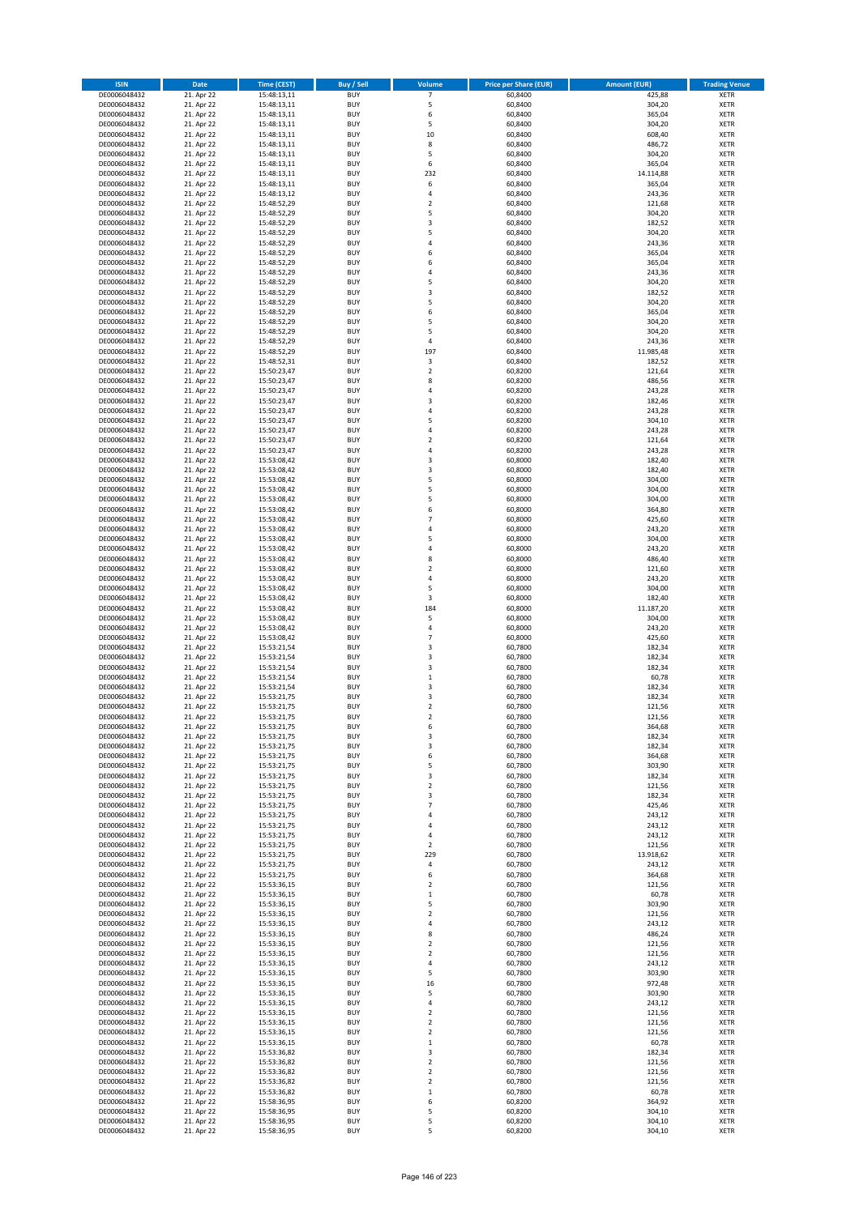| ISIN | Date | Time (CEST) | Buy / Sell | Volume | Price per Share (EUR) | Amount (EUR) | Trading Venue |
|---|---|---|---|---|---|---|---|
| DE0006048432 | 21. Apr 22 | 15:48:13,11 | BUY | 7 | 60,8400 | 425,88 | XETR |
| DE0006048432 | 21. Apr 22 | 15:48:13,11 | BUY | 5 | 60,8400 | 304,20 | XETR |
| DE0006048432 | 21. Apr 22 | 15:48:13,11 | BUY | 6 | 60,8400 | 365,04 | XETR |
| DE0006048432 | 21. Apr 22 | 15:48:13,11 | BUY | 5 | 60,8400 | 304,20 | XETR |
| DE0006048432 | 21. Apr 22 | 15:48:13,11 | BUY | 10 | 60,8400 | 608,40 | XETR |
| DE0006048432 | 21. Apr 22 | 15:48:13,11 | BUY | 8 | 60,8400 | 486,72 | XETR |
| DE0006048432 | 21. Apr 22 | 15:48:13,11 | BUY | 5 | 60,8400 | 304,20 | XETR |
| DE0006048432 | 21. Apr 22 | 15:48:13,11 | BUY | 6 | 60,8400 | 365,04 | XETR |
| DE0006048432 | 21. Apr 22 | 15:48:13,11 | BUY | 232 | 60,8400 | 14.114,88 | XETR |
| DE0006048432 | 21. Apr 22 | 15:48:13,11 | BUY | 6 | 60,8400 | 365,04 | XETR |
| DE0006048432 | 21. Apr 22 | 15:48:13,12 | BUY | 4 | 60,8400 | 243,36 | XETR |
| DE0006048432 | 21. Apr 22 | 15:48:52,29 | BUY | 2 | 60,8400 | 121,68 | XETR |
| DE0006048432 | 21. Apr 22 | 15:48:52,29 | BUY | 5 | 60,8400 | 304,20 | XETR |
| DE0006048432 | 21. Apr 22 | 15:48:52,29 | BUY | 3 | 60,8400 | 182,52 | XETR |
| DE0006048432 | 21. Apr 22 | 15:48:52,29 | BUY | 5 | 60,8400 | 304,20 | XETR |
| DE0006048432 | 21. Apr 22 | 15:48:52,29 | BUY | 4 | 60,8400 | 243,36 | XETR |
| DE0006048432 | 21. Apr 22 | 15:48:52,29 | BUY | 6 | 60,8400 | 365,04 | XETR |
| DE0006048432 | 21. Apr 22 | 15:48:52,29 | BUY | 6 | 60,8400 | 365,04 | XETR |
| DE0006048432 | 21. Apr 22 | 15:48:52,29 | BUY | 4 | 60,8400 | 243,36 | XETR |
| DE0006048432 | 21. Apr 22 | 15:48:52,29 | BUY | 5 | 60,8400 | 304,20 | XETR |
| DE0006048432 | 21. Apr 22 | 15:48:52,29 | BUY | 3 | 60,8400 | 182,52 | XETR |
| DE0006048432 | 21. Apr 22 | 15:48:52,29 | BUY | 5 | 60,8400 | 304,20 | XETR |
| DE0006048432 | 21. Apr 22 | 15:48:52,29 | BUY | 6 | 60,8400 | 365,04 | XETR |
| DE0006048432 | 21. Apr 22 | 15:48:52,29 | BUY | 5 | 60,8400 | 304,20 | XETR |
| DE0006048432 | 21. Apr 22 | 15:48:52,29 | BUY | 5 | 60,8400 | 304,20 | XETR |
| DE0006048432 | 21. Apr 22 | 15:48:52,29 | BUY | 4 | 60,8400 | 243,36 | XETR |
| DE0006048432 | 21. Apr 22 | 15:48:52,29 | BUY | 197 | 60,8400 | 11.985,48 | XETR |
| DE0006048432 | 21. Apr 22 | 15:48:52,31 | BUY | 3 | 60,8400 | 182,52 | XETR |
| DE0006048432 | 21. Apr 22 | 15:50:23,47 | BUY | 2 | 60,8200 | 121,64 | XETR |
| DE0006048432 | 21. Apr 22 | 15:50:23,47 | BUY | 8 | 60,8200 | 486,56 | XETR |
| DE0006048432 | 21. Apr 22 | 15:50:23,47 | BUY | 4 | 60,8200 | 243,28 | XETR |
| DE0006048432 | 21. Apr 22 | 15:50:23,47 | BUY | 3 | 60,8200 | 182,46 | XETR |
| DE0006048432 | 21. Apr 22 | 15:50:23,47 | BUY | 4 | 60,8200 | 243,28 | XETR |
| DE0006048432 | 21. Apr 22 | 15:50:23,47 | BUY | 5 | 60,8200 | 304,10 | XETR |
| DE0006048432 | 21. Apr 22 | 15:50:23,47 | BUY | 4 | 60,8200 | 243,28 | XETR |
| DE0006048432 | 21. Apr 22 | 15:50:23,47 | BUY | 2 | 60,8200 | 121,64 | XETR |
| DE0006048432 | 21. Apr 22 | 15:50:23,47 | BUY | 4 | 60,8200 | 243,28 | XETR |
| DE0006048432 | 21. Apr 22 | 15:53:08,42 | BUY | 3 | 60,8000 | 182,40 | XETR |
| DE0006048432 | 21. Apr 22 | 15:53:08,42 | BUY | 3 | 60,8000 | 182,40 | XETR |
| DE0006048432 | 21. Apr 22 | 15:53:08,42 | BUY | 5 | 60,8000 | 304,00 | XETR |
| DE0006048432 | 21. Apr 22 | 15:53:08,42 | BUY | 5 | 60,8000 | 304,00 | XETR |
| DE0006048432 | 21. Apr 22 | 15:53:08,42 | BUY | 5 | 60,8000 | 304,00 | XETR |
| DE0006048432 | 21. Apr 22 | 15:53:08,42 | BUY | 6 | 60,8000 | 364,80 | XETR |
| DE0006048432 | 21. Apr 22 | 15:53:08,42 | BUY | 7 | 60,8000 | 425,60 | XETR |
| DE0006048432 | 21. Apr 22 | 15:53:08,42 | BUY | 4 | 60,8000 | 243,20 | XETR |
| DE0006048432 | 21. Apr 22 | 15:53:08,42 | BUY | 5 | 60,8000 | 304,00 | XETR |
| DE0006048432 | 21. Apr 22 | 15:53:08,42 | BUY | 4 | 60,8000 | 243,20 | XETR |
| DE0006048432 | 21. Apr 22 | 15:53:08,42 | BUY | 8 | 60,8000 | 486,40 | XETR |
| DE0006048432 | 21. Apr 22 | 15:53:08,42 | BUY | 2 | 60,8000 | 121,60 | XETR |
| DE0006048432 | 21. Apr 22 | 15:53:08,42 | BUY | 4 | 60,8000 | 243,20 | XETR |
| DE0006048432 | 21. Apr 22 | 15:53:08,42 | BUY | 5 | 60,8000 | 304,00 | XETR |
| DE0006048432 | 21. Apr 22 | 15:53:08,42 | BUY | 3 | 60,8000 | 182,40 | XETR |
| DE0006048432 | 21. Apr 22 | 15:53:08,42 | BUY | 184 | 60,8000 | 11.187,20 | XETR |
| DE0006048432 | 21. Apr 22 | 15:53:08,42 | BUY | 5 | 60,8000 | 304,00 | XETR |
| DE0006048432 | 21. Apr 22 | 15:53:08,42 | BUY | 4 | 60,8000 | 243,20 | XETR |
| DE0006048432 | 21. Apr 22 | 15:53:08,42 | BUY | 7 | 60,8000 | 425,60 | XETR |
| DE0006048432 | 21. Apr 22 | 15:53:21,54 | BUY | 3 | 60,7800 | 182,34 | XETR |
| DE0006048432 | 21. Apr 22 | 15:53:21,54 | BUY | 3 | 60,7800 | 182,34 | XETR |
| DE0006048432 | 21. Apr 22 | 15:53:21,54 | BUY | 3 | 60,7800 | 182,34 | XETR |
| DE0006048432 | 21. Apr 22 | 15:53:21,54 | BUY | 1 | 60,7800 | 60,78 | XETR |
| DE0006048432 | 21. Apr 22 | 15:53:21,54 | BUY | 3 | 60,7800 | 182,34 | XETR |
| DE0006048432 | 21. Apr 22 | 15:53:21,75 | BUY | 3 | 60,7800 | 182,34 | XETR |
| DE0006048432 | 21. Apr 22 | 15:53:21,75 | BUY | 2 | 60,7800 | 121,56 | XETR |
| DE0006048432 | 21. Apr 22 | 15:53:21,75 | BUY | 2 | 60,7800 | 121,56 | XETR |
| DE0006048432 | 21. Apr 22 | 15:53:21,75 | BUY | 6 | 60,7800 | 364,68 | XETR |
| DE0006048432 | 21. Apr 22 | 15:53:21,75 | BUY | 3 | 60,7800 | 182,34 | XETR |
| DE0006048432 | 21. Apr 22 | 15:53:21,75 | BUY | 3 | 60,7800 | 182,34 | XETR |
| DE0006048432 | 21. Apr 22 | 15:53:21,75 | BUY | 6 | 60,7800 | 364,68 | XETR |
| DE0006048432 | 21. Apr 22 | 15:53:21,75 | BUY | 5 | 60,7800 | 303,90 | XETR |
| DE0006048432 | 21. Apr 22 | 15:53:21,75 | BUY | 3 | 60,7800 | 182,34 | XETR |
| DE0006048432 | 21. Apr 22 | 15:53:21,75 | BUY | 2 | 60,7800 | 121,56 | XETR |
| DE0006048432 | 21. Apr 22 | 15:53:21,75 | BUY | 3 | 60,7800 | 182,34 | XETR |
| DE0006048432 | 21. Apr 22 | 15:53:21,75 | BUY | 7 | 60,7800 | 425,46 | XETR |
| DE0006048432 | 21. Apr 22 | 15:53:21,75 | BUY | 4 | 60,7800 | 243,12 | XETR |
| DE0006048432 | 21. Apr 22 | 15:53:21,75 | BUY | 4 | 60,7800 | 243,12 | XETR |
| DE0006048432 | 21. Apr 22 | 15:53:21,75 | BUY | 4 | 60,7800 | 243,12 | XETR |
| DE0006048432 | 21. Apr 22 | 15:53:21,75 | BUY | 2 | 60,7800 | 121,56 | XETR |
| DE0006048432 | 21. Apr 22 | 15:53:21,75 | BUY | 229 | 60,7800 | 13.918,62 | XETR |
| DE0006048432 | 21. Apr 22 | 15:53:21,75 | BUY | 4 | 60,7800 | 243,12 | XETR |
| DE0006048432 | 21. Apr 22 | 15:53:21,75 | BUY | 6 | 60,7800 | 364,68 | XETR |
| DE0006048432 | 21. Apr 22 | 15:53:36,15 | BUY | 2 | 60,7800 | 121,56 | XETR |
| DE0006048432 | 21. Apr 22 | 15:53:36,15 | BUY | 1 | 60,7800 | 60,78 | XETR |
| DE0006048432 | 21. Apr 22 | 15:53:36,15 | BUY | 5 | 60,7800 | 303,90 | XETR |
| DE0006048432 | 21. Apr 22 | 15:53:36,15 | BUY | 2 | 60,7800 | 121,56 | XETR |
| DE0006048432 | 21. Apr 22 | 15:53:36,15 | BUY | 4 | 60,7800 | 243,12 | XETR |
| DE0006048432 | 21. Apr 22 | 15:53:36,15 | BUY | 8 | 60,7800 | 486,24 | XETR |
| DE0006048432 | 21. Apr 22 | 15:53:36,15 | BUY | 2 | 60,7800 | 121,56 | XETR |
| DE0006048432 | 21. Apr 22 | 15:53:36,15 | BUY | 2 | 60,7800 | 121,56 | XETR |
| DE0006048432 | 21. Apr 22 | 15:53:36,15 | BUY | 4 | 60,7800 | 243,12 | XETR |
| DE0006048432 | 21. Apr 22 | 15:53:36,15 | BUY | 5 | 60,7800 | 303,90 | XETR |
| DE0006048432 | 21. Apr 22 | 15:53:36,15 | BUY | 16 | 60,7800 | 972,48 | XETR |
| DE0006048432 | 21. Apr 22 | 15:53:36,15 | BUY | 5 | 60,7800 | 303,90 | XETR |
| DE0006048432 | 21. Apr 22 | 15:53:36,15 | BUY | 4 | 60,7800 | 243,12 | XETR |
| DE0006048432 | 21. Apr 22 | 15:53:36,15 | BUY | 2 | 60,7800 | 121,56 | XETR |
| DE0006048432 | 21. Apr 22 | 15:53:36,15 | BUY | 2 | 60,7800 | 121,56 | XETR |
| DE0006048432 | 21. Apr 22 | 15:53:36,15 | BUY | 2 | 60,7800 | 121,56 | XETR |
| DE0006048432 | 21. Apr 22 | 15:53:36,15 | BUY | 1 | 60,7800 | 60,78 | XETR |
| DE0006048432 | 21. Apr 22 | 15:53:36,82 | BUY | 3 | 60,7800 | 182,34 | XETR |
| DE0006048432 | 21. Apr 22 | 15:53:36,82 | BUY | 2 | 60,7800 | 121,56 | XETR |
| DE0006048432 | 21. Apr 22 | 15:53:36,82 | BUY | 2 | 60,7800 | 121,56 | XETR |
| DE0006048432 | 21. Apr 22 | 15:53:36,82 | BUY | 2 | 60,7800 | 121,56 | XETR |
| DE0006048432 | 21. Apr 22 | 15:53:36,82 | BUY | 1 | 60,7800 | 60,78 | XETR |
| DE0006048432 | 21. Apr 22 | 15:58:36,95 | BUY | 6 | 60,8200 | 364,92 | XETR |
| DE0006048432 | 21. Apr 22 | 15:58:36,95 | BUY | 5 | 60,8200 | 304,10 | XETR |
| DE0006048432 | 21. Apr 22 | 15:58:36,95 | BUY | 5 | 60,8200 | 304,10 | XETR |
| DE0006048432 | 21. Apr 22 | 15:58:36,95 | BUY | 5 | 60,8200 | 304,10 | XETR |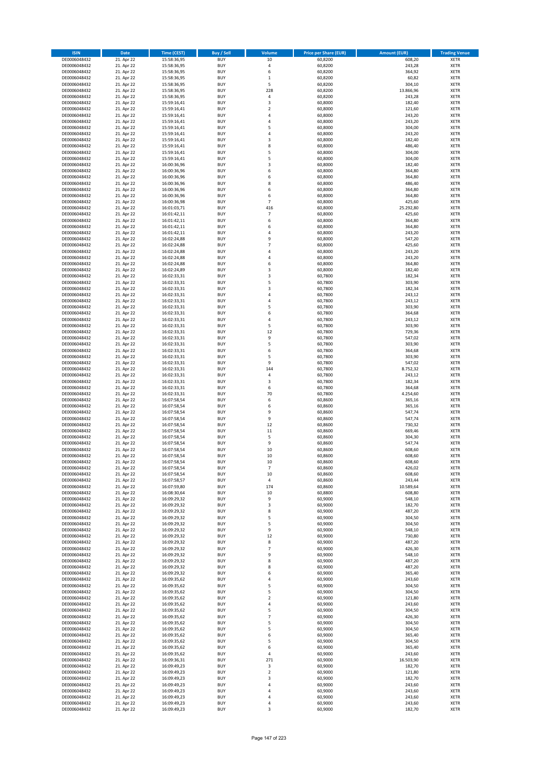| ISIN | Date | Time (CEST) | Buy / Sell | Volume | Price per Share (EUR) | Amount (EUR) | Trading Venue |
|---|---|---|---|---|---|---|---|
| DE0006048432 | 21. Apr 22 | 15:58:36,95 | BUY | 10 | 60,8200 | 608,20 | XETR |
| DE0006048432 | 21. Apr 22 | 15:58:36,95 | BUY | 4 | 60,8200 | 243,28 | XETR |
| DE0006048432 | 21. Apr 22 | 15:58:36,95 | BUY | 6 | 60,8200 | 364,92 | XETR |
| DE0006048432 | 21. Apr 22 | 15:58:36,95 | BUY | 1 | 60,8200 | 60,82 | XETR |
| DE0006048432 | 21. Apr 22 | 15:58:36,95 | BUY | 5 | 60,8200 | 304,10 | XETR |
| DE0006048432 | 21. Apr 22 | 15:58:36,95 | BUY | 228 | 60,8200 | 13.866,96 | XETR |
| DE0006048432 | 21. Apr 22 | 15:58:36,95 | BUY | 4 | 60,8200 | 243,28 | XETR |
| DE0006048432 | 21. Apr 22 | 15:59:16,41 | BUY | 3 | 60,8000 | 182,40 | XETR |
| DE0006048432 | 21. Apr 22 | 15:59:16,41 | BUY | 2 | 60,8000 | 121,60 | XETR |
| DE0006048432 | 21. Apr 22 | 15:59:16,41 | BUY | 4 | 60,8000 | 243,20 | XETR |
| DE0006048432 | 21. Apr 22 | 15:59:16,41 | BUY | 4 | 60,8000 | 243,20 | XETR |
| DE0006048432 | 21. Apr 22 | 15:59:16,41 | BUY | 5 | 60,8000 | 304,00 | XETR |
| DE0006048432 | 21. Apr 22 | 15:59:16,41 | BUY | 4 | 60,8000 | 243,20 | XETR |
| DE0006048432 | 21. Apr 22 | 15:59:16,41 | BUY | 3 | 60,8000 | 182,40 | XETR |
| DE0006048432 | 21. Apr 22 | 15:59:16,41 | BUY | 8 | 60,8000 | 486,40 | XETR |
| DE0006048432 | 21. Apr 22 | 15:59:16,41 | BUY | 5 | 60,8000 | 304,00 | XETR |
| DE0006048432 | 21. Apr 22 | 15:59:16,41 | BUY | 5 | 60,8000 | 304,00 | XETR |
| DE0006048432 | 21. Apr 22 | 16:00:36,96 | BUY | 3 | 60,8000 | 182,40 | XETR |
| DE0006048432 | 21. Apr 22 | 16:00:36,96 | BUY | 6 | 60,8000 | 364,80 | XETR |
| DE0006048432 | 21. Apr 22 | 16:00:36,96 | BUY | 6 | 60,8000 | 364,80 | XETR |
| DE0006048432 | 21. Apr 22 | 16:00:36,96 | BUY | 8 | 60,8000 | 486,40 | XETR |
| DE0006048432 | 21. Apr 22 | 16:00:36,96 | BUY | 6 | 60,8000 | 364,80 | XETR |
| DE0006048432 | 21. Apr 22 | 16:00:36,96 | BUY | 6 | 60,8000 | 364,80 | XETR |
| DE0006048432 | 21. Apr 22 | 16:00:36,98 | BUY | 7 | 60,8000 | 425,60 | XETR |
| DE0006048432 | 21. Apr 22 | 16:01:03,71 | BUY | 416 | 60,8000 | 25.292,80 | XETR |
| DE0006048432 | 21. Apr 22 | 16:01:42,11 | BUY | 7 | 60,8000 | 425,60 | XETR |
| DE0006048432 | 21. Apr 22 | 16:01:42,11 | BUY | 6 | 60,8000 | 364,80 | XETR |
| DE0006048432 | 21. Apr 22 | 16:01:42,11 | BUY | 6 | 60,8000 | 364,80 | XETR |
| DE0006048432 | 21. Apr 22 | 16:01:42,11 | BUY | 4 | 60,8000 | 243,20 | XETR |
| DE0006048432 | 21. Apr 22 | 16:02:24,88 | BUY | 9 | 60,8000 | 547,20 | XETR |
| DE0006048432 | 21. Apr 22 | 16:02:24,88 | BUY | 7 | 60,8000 | 425,60 | XETR |
| DE0006048432 | 21. Apr 22 | 16:02:24,88 | BUY | 4 | 60,8000 | 243,20 | XETR |
| DE0006048432 | 21. Apr 22 | 16:02:24,88 | BUY | 4 | 60,8000 | 243,20 | XETR |
| DE0006048432 | 21. Apr 22 | 16:02:24,88 | BUY | 6 | 60,8000 | 364,80 | XETR |
| DE0006048432 | 21. Apr 22 | 16:02:24,89 | BUY | 3 | 60,8000 | 182,40 | XETR |
| DE0006048432 | 21. Apr 22 | 16:02:33,31 | BUY | 3 | 60,7800 | 182,34 | XETR |
| DE0006048432 | 21. Apr 22 | 16:02:33,31 | BUY | 5 | 60,7800 | 303,90 | XETR |
| DE0006048432 | 21. Apr 22 | 16:02:33,31 | BUY | 3 | 60,7800 | 182,34 | XETR |
| DE0006048432 | 21. Apr 22 | 16:02:33,31 | BUY | 4 | 60,7800 | 243,12 | XETR |
| DE0006048432 | 21. Apr 22 | 16:02:33,31 | BUY | 4 | 60,7800 | 243,12 | XETR |
| DE0006048432 | 21. Apr 22 | 16:02:33,31 | BUY | 5 | 60,7800 | 303,90 | XETR |
| DE0006048432 | 21. Apr 22 | 16:02:33,31 | BUY | 6 | 60,7800 | 364,68 | XETR |
| DE0006048432 | 21. Apr 22 | 16:02:33,31 | BUY | 4 | 60,7800 | 243,12 | XETR |
| DE0006048432 | 21. Apr 22 | 16:02:33,31 | BUY | 5 | 60,7800 | 303,90 | XETR |
| DE0006048432 | 21. Apr 22 | 16:02:33,31 | BUY | 12 | 60,7800 | 729,36 | XETR |
| DE0006048432 | 21. Apr 22 | 16:02:33,31 | BUY | 9 | 60,7800 | 547,02 | XETR |
| DE0006048432 | 21. Apr 22 | 16:02:33,31 | BUY | 5 | 60,7800 | 303,90 | XETR |
| DE0006048432 | 21. Apr 22 | 16:02:33,31 | BUY | 6 | 60,7800 | 364,68 | XETR |
| DE0006048432 | 21. Apr 22 | 16:02:33,31 | BUY | 5 | 60,7800 | 303,90 | XETR |
| DE0006048432 | 21. Apr 22 | 16:02:33,31 | BUY | 9 | 60,7800 | 547,02 | XETR |
| DE0006048432 | 21. Apr 22 | 16:02:33,31 | BUY | 144 | 60,7800 | 8.752,32 | XETR |
| DE0006048432 | 21. Apr 22 | 16:02:33,31 | BUY | 4 | 60,7800 | 243,12 | XETR |
| DE0006048432 | 21. Apr 22 | 16:02:33,31 | BUY | 3 | 60,7800 | 182,34 | XETR |
| DE0006048432 | 21. Apr 22 | 16:02:33,31 | BUY | 6 | 60,7800 | 364,68 | XETR |
| DE0006048432 | 21. Apr 22 | 16:02:33,31 | BUY | 70 | 60,7800 | 4.254,60 | XETR |
| DE0006048432 | 21. Apr 22 | 16:07:58,54 | BUY | 6 | 60,8600 | 365,16 | XETR |
| DE0006048432 | 21. Apr 22 | 16:07:58,54 | BUY | 6 | 60,8600 | 365,16 | XETR |
| DE0006048432 | 21. Apr 22 | 16:07:58,54 | BUY | 9 | 60,8600 | 547,74 | XETR |
| DE0006048432 | 21. Apr 22 | 16:07:58,54 | BUY | 9 | 60,8600 | 547,74 | XETR |
| DE0006048432 | 21. Apr 22 | 16:07:58,54 | BUY | 12 | 60,8600 | 730,32 | XETR |
| DE0006048432 | 21. Apr 22 | 16:07:58,54 | BUY | 11 | 60,8600 | 669,46 | XETR |
| DE0006048432 | 21. Apr 22 | 16:07:58,54 | BUY | 5 | 60,8600 | 304,30 | XETR |
| DE0006048432 | 21. Apr 22 | 16:07:58,54 | BUY | 9 | 60,8600 | 547,74 | XETR |
| DE0006048432 | 21. Apr 22 | 16:07:58,54 | BUY | 10 | 60,8600 | 608,60 | XETR |
| DE0006048432 | 21. Apr 22 | 16:07:58,54 | BUY | 10 | 60,8600 | 608,60 | XETR |
| DE0006048432 | 21. Apr 22 | 16:07:58,54 | BUY | 10 | 60,8600 | 608,60 | XETR |
| DE0006048432 | 21. Apr 22 | 16:07:58,54 | BUY | 7 | 60,8600 | 426,02 | XETR |
| DE0006048432 | 21. Apr 22 | 16:07:58,54 | BUY | 10 | 60,8600 | 608,60 | XETR |
| DE0006048432 | 21. Apr 22 | 16:07:58,57 | BUY | 4 | 60,8600 | 243,44 | XETR |
| DE0006048432 | 21. Apr 22 | 16:07:59,80 | BUY | 174 | 60,8600 | 10.589,64 | XETR |
| DE0006048432 | 21. Apr 22 | 16:08:30,64 | BUY | 10 | 60,8800 | 608,80 | XETR |
| DE0006048432 | 21. Apr 22 | 16:09:29,32 | BUY | 9 | 60,9000 | 548,10 | XETR |
| DE0006048432 | 21. Apr 22 | 16:09:29,32 | BUY | 3 | 60,9000 | 182,70 | XETR |
| DE0006048432 | 21. Apr 22 | 16:09:29,32 | BUY | 8 | 60,9000 | 487,20 | XETR |
| DE0006048432 | 21. Apr 22 | 16:09:29,32 | BUY | 5 | 60,9000 | 304,50 | XETR |
| DE0006048432 | 21. Apr 22 | 16:09:29,32 | BUY | 5 | 60,9000 | 304,50 | XETR |
| DE0006048432 | 21. Apr 22 | 16:09:29,32 | BUY | 9 | 60,9000 | 548,10 | XETR |
| DE0006048432 | 21. Apr 22 | 16:09:29,32 | BUY | 12 | 60,9000 | 730,80 | XETR |
| DE0006048432 | 21. Apr 22 | 16:09:29,32 | BUY | 8 | 60,9000 | 487,20 | XETR |
| DE0006048432 | 21. Apr 22 | 16:09:29,32 | BUY | 7 | 60,9000 | 426,30 | XETR |
| DE0006048432 | 21. Apr 22 | 16:09:29,32 | BUY | 9 | 60,9000 | 548,10 | XETR |
| DE0006048432 | 21. Apr 22 | 16:09:29,32 | BUY | 8 | 60,9000 | 487,20 | XETR |
| DE0006048432 | 21. Apr 22 | 16:09:29,32 | BUY | 8 | 60,9000 | 487,20 | XETR |
| DE0006048432 | 21. Apr 22 | 16:09:29,32 | BUY | 6 | 60,9000 | 365,40 | XETR |
| DE0006048432 | 21. Apr 22 | 16:09:35,62 | BUY | 4 | 60,9000 | 243,60 | XETR |
| DE0006048432 | 21. Apr 22 | 16:09:35,62 | BUY | 5 | 60,9000 | 304,50 | XETR |
| DE0006048432 | 21. Apr 22 | 16:09:35,62 | BUY | 5 | 60,9000 | 304,50 | XETR |
| DE0006048432 | 21. Apr 22 | 16:09:35,62 | BUY | 2 | 60,9000 | 121,80 | XETR |
| DE0006048432 | 21. Apr 22 | 16:09:35,62 | BUY | 4 | 60,9000 | 243,60 | XETR |
| DE0006048432 | 21. Apr 22 | 16:09:35,62 | BUY | 5 | 60,9000 | 304,50 | XETR |
| DE0006048432 | 21. Apr 22 | 16:09:35,62 | BUY | 7 | 60,9000 | 426,30 | XETR |
| DE0006048432 | 21. Apr 22 | 16:09:35,62 | BUY | 5 | 60,9000 | 304,50 | XETR |
| DE0006048432 | 21. Apr 22 | 16:09:35,62 | BUY | 5 | 60,9000 | 304,50 | XETR |
| DE0006048432 | 21. Apr 22 | 16:09:35,62 | BUY | 6 | 60,9000 | 365,40 | XETR |
| DE0006048432 | 21. Apr 22 | 16:09:35,62 | BUY | 5 | 60,9000 | 304,50 | XETR |
| DE0006048432 | 21. Apr 22 | 16:09:35,62 | BUY | 6 | 60,9000 | 365,40 | XETR |
| DE0006048432 | 21. Apr 22 | 16:09:35,62 | BUY | 4 | 60,9000 | 243,60 | XETR |
| DE0006048432 | 21. Apr 22 | 16:09:36,31 | BUY | 271 | 60,9000 | 16.503,90 | XETR |
| DE0006048432 | 21. Apr 22 | 16:09:49,23 | BUY | 3 | 60,9000 | 182,70 | XETR |
| DE0006048432 | 21. Apr 22 | 16:09:49,23 | BUY | 2 | 60,9000 | 121,80 | XETR |
| DE0006048432 | 21. Apr 22 | 16:09:49,23 | BUY | 3 | 60,9000 | 182,70 | XETR |
| DE0006048432 | 21. Apr 22 | 16:09:49,23 | BUY | 4 | 60,9000 | 243,60 | XETR |
| DE0006048432 | 21. Apr 22 | 16:09:49,23 | BUY | 4 | 60,9000 | 243,60 | XETR |
| DE0006048432 | 21. Apr 22 | 16:09:49,23 | BUY | 4 | 60,9000 | 243,60 | XETR |
| DE0006048432 | 21. Apr 22 | 16:09:49,23 | BUY | 4 | 60,9000 | 243,60 | XETR |
| DE0006048432 | 21. Apr 22 | 16:09:49,23 | BUY | 3 | 60,9000 | 182,70 | XETR |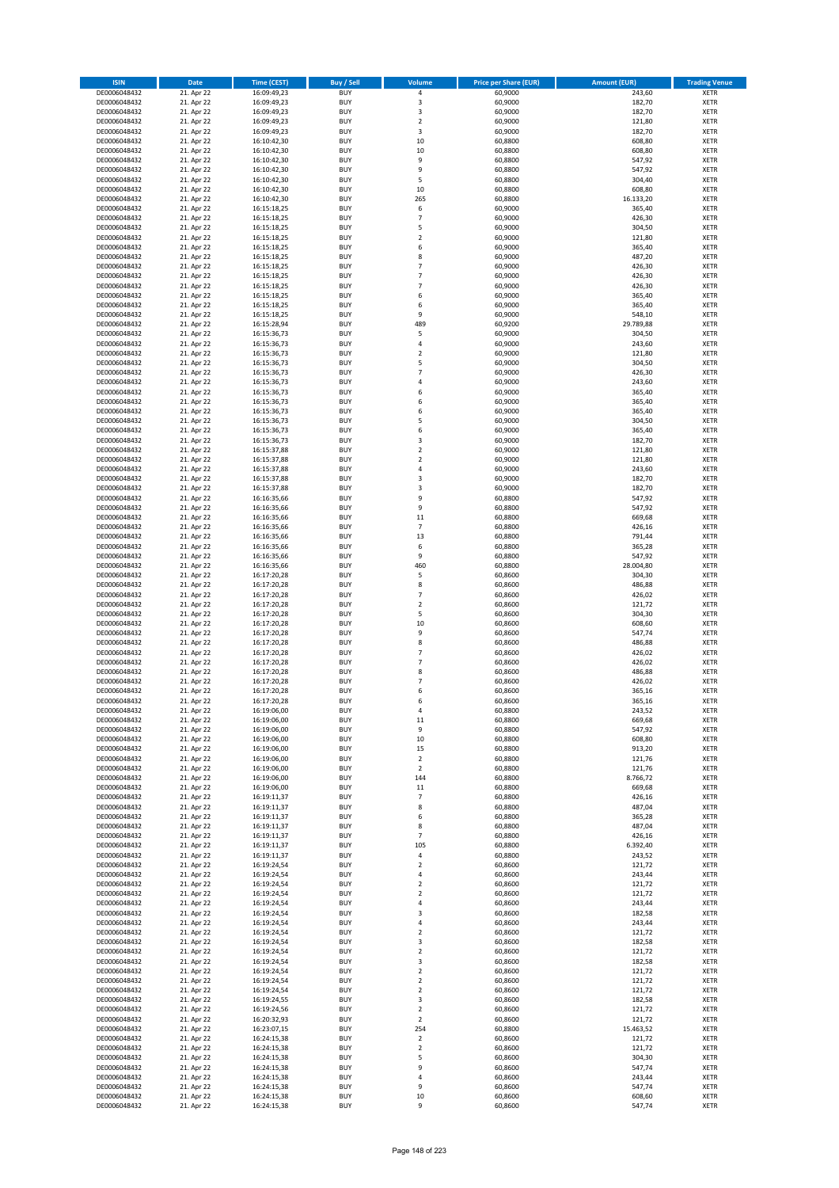| ISIN | Date | Time (CEST) | Buy / Sell | Volume | Price per Share (EUR) | Amount (EUR) | Trading Venue |
|---|---|---|---|---|---|---|---|
| DE0006048432 | 21. Apr 22 | 16:09:49,23 | BUY | 4 | 60,9000 | 243,60 | XETR |
| DE0006048432 | 21. Apr 22 | 16:09:49,23 | BUY | 3 | 60,9000 | 182,70 | XETR |
| DE0006048432 | 21. Apr 22 | 16:09:49,23 | BUY | 3 | 60,9000 | 182,70 | XETR |
| DE0006048432 | 21. Apr 22 | 16:09:49,23 | BUY | 2 | 60,9000 | 121,80 | XETR |
| DE0006048432 | 21. Apr 22 | 16:09:49,23 | BUY | 3 | 60,9000 | 182,70 | XETR |
| DE0006048432 | 21. Apr 22 | 16:10:42,30 | BUY | 10 | 60,8800 | 608,80 | XETR |
| DE0006048432 | 21. Apr 22 | 16:10:42,30 | BUY | 10 | 60,8800 | 608,80 | XETR |
| DE0006048432 | 21. Apr 22 | 16:10:42,30 | BUY | 9 | 60,8800 | 547,92 | XETR |
| DE0006048432 | 21. Apr 22 | 16:10:42,30 | BUY | 9 | 60,8800 | 547,92 | XETR |
| DE0006048432 | 21. Apr 22 | 16:10:42,30 | BUY | 5 | 60,8800 | 304,40 | XETR |
| DE0006048432 | 21. Apr 22 | 16:10:42,30 | BUY | 10 | 60,8800 | 608,80 | XETR |
| DE0006048432 | 21. Apr 22 | 16:10:42,30 | BUY | 265 | 60,8800 | 16.133,20 | XETR |
| DE0006048432 | 21. Apr 22 | 16:15:18,25 | BUY | 6 | 60,9000 | 365,40 | XETR |
| DE0006048432 | 21. Apr 22 | 16:15:18,25 | BUY | 7 | 60,9000 | 426,30 | XETR |
| DE0006048432 | 21. Apr 22 | 16:15:18,25 | BUY | 5 | 60,9000 | 304,50 | XETR |
| DE0006048432 | 21. Apr 22 | 16:15:18,25 | BUY | 2 | 60,9000 | 121,80 | XETR |
| DE0006048432 | 21. Apr 22 | 16:15:18,25 | BUY | 6 | 60,9000 | 365,40 | XETR |
| DE0006048432 | 21. Apr 22 | 16:15:18,25 | BUY | 8 | 60,9000 | 487,20 | XETR |
| DE0006048432 | 21. Apr 22 | 16:15:18,25 | BUY | 7 | 60,9000 | 426,30 | XETR |
| DE0006048432 | 21. Apr 22 | 16:15:18,25 | BUY | 7 | 60,9000 | 426,30 | XETR |
| DE0006048432 | 21. Apr 22 | 16:15:18,25 | BUY | 7 | 60,9000 | 426,30 | XETR |
| DE0006048432 | 21. Apr 22 | 16:15:18,25 | BUY | 6 | 60,9000 | 365,40 | XETR |
| DE0006048432 | 21. Apr 22 | 16:15:18,25 | BUY | 6 | 60,9000 | 365,40 | XETR |
| DE0006048432 | 21. Apr 22 | 16:15:18,25 | BUY | 9 | 60,9000 | 548,10 | XETR |
| DE0006048432 | 21. Apr 22 | 16:15:28,94 | BUY | 489 | 60,9200 | 29.789,88 | XETR |
| DE0006048432 | 21. Apr 22 | 16:15:36,73 | BUY | 5 | 60,9000 | 304,50 | XETR |
| DE0006048432 | 21. Apr 22 | 16:15:36,73 | BUY | 4 | 60,9000 | 243,60 | XETR |
| DE0006048432 | 21. Apr 22 | 16:15:36,73 | BUY | 2 | 60,9000 | 121,80 | XETR |
| DE0006048432 | 21. Apr 22 | 16:15:36,73 | BUY | 5 | 60,9000 | 304,50 | XETR |
| DE0006048432 | 21. Apr 22 | 16:15:36,73 | BUY | 7 | 60,9000 | 426,30 | XETR |
| DE0006048432 | 21. Apr 22 | 16:15:36,73 | BUY | 4 | 60,9000 | 243,60 | XETR |
| DE0006048432 | 21. Apr 22 | 16:15:36,73 | BUY | 6 | 60,9000 | 365,40 | XETR |
| DE0006048432 | 21. Apr 22 | 16:15:36,73 | BUY | 6 | 60,9000 | 365,40 | XETR |
| DE0006048432 | 21. Apr 22 | 16:15:36,73 | BUY | 6 | 60,9000 | 365,40 | XETR |
| DE0006048432 | 21. Apr 22 | 16:15:36,73 | BUY | 5 | 60,9000 | 304,50 | XETR |
| DE0006048432 | 21. Apr 22 | 16:15:36,73 | BUY | 6 | 60,9000 | 365,40 | XETR |
| DE0006048432 | 21. Apr 22 | 16:15:36,73 | BUY | 3 | 60,9000 | 182,70 | XETR |
| DE0006048432 | 21. Apr 22 | 16:15:37,88 | BUY | 2 | 60,9000 | 121,80 | XETR |
| DE0006048432 | 21. Apr 22 | 16:15:37,88 | BUY | 2 | 60,9000 | 121,80 | XETR |
| DE0006048432 | 21. Apr 22 | 16:15:37,88 | BUY | 4 | 60,9000 | 243,60 | XETR |
| DE0006048432 | 21. Apr 22 | 16:15:37,88 | BUY | 3 | 60,9000 | 182,70 | XETR |
| DE0006048432 | 21. Apr 22 | 16:15:37,88 | BUY | 3 | 60,9000 | 182,70 | XETR |
| DE0006048432 | 21. Apr 22 | 16:16:35,66 | BUY | 9 | 60,8800 | 547,92 | XETR |
| DE0006048432 | 21. Apr 22 | 16:16:35,66 | BUY | 9 | 60,8800 | 547,92 | XETR |
| DE0006048432 | 21. Apr 22 | 16:16:35,66 | BUY | 11 | 60,8800 | 669,68 | XETR |
| DE0006048432 | 21. Apr 22 | 16:16:35,66 | BUY | 7 | 60,8800 | 426,16 | XETR |
| DE0006048432 | 21. Apr 22 | 16:16:35,66 | BUY | 13 | 60,8800 | 791,44 | XETR |
| DE0006048432 | 21. Apr 22 | 16:16:35,66 | BUY | 6 | 60,8800 | 365,28 | XETR |
| DE0006048432 | 21. Apr 22 | 16:16:35,66 | BUY | 9 | 60,8800 | 547,92 | XETR |
| DE0006048432 | 21. Apr 22 | 16:16:35,66 | BUY | 460 | 60,8800 | 28.004,80 | XETR |
| DE0006048432 | 21. Apr 22 | 16:17:20,28 | BUY | 5 | 60,8600 | 304,30 | XETR |
| DE0006048432 | 21. Apr 22 | 16:17:20,28 | BUY | 8 | 60,8600 | 486,88 | XETR |
| DE0006048432 | 21. Apr 22 | 16:17:20,28 | BUY | 7 | 60,8600 | 426,02 | XETR |
| DE0006048432 | 21. Apr 22 | 16:17:20,28 | BUY | 2 | 60,8600 | 121,72 | XETR |
| DE0006048432 | 21. Apr 22 | 16:17:20,28 | BUY | 5 | 60,8600 | 304,30 | XETR |
| DE0006048432 | 21. Apr 22 | 16:17:20,28 | BUY | 10 | 60,8600 | 608,60 | XETR |
| DE0006048432 | 21. Apr 22 | 16:17:20,28 | BUY | 9 | 60,8600 | 547,74 | XETR |
| DE0006048432 | 21. Apr 22 | 16:17:20,28 | BUY | 8 | 60,8600 | 486,88 | XETR |
| DE0006048432 | 21. Apr 22 | 16:17:20,28 | BUY | 7 | 60,8600 | 426,02 | XETR |
| DE0006048432 | 21. Apr 22 | 16:17:20,28 | BUY | 7 | 60,8600 | 426,02 | XETR |
| DE0006048432 | 21. Apr 22 | 16:17:20,28 | BUY | 8 | 60,8600 | 486,88 | XETR |
| DE0006048432 | 21. Apr 22 | 16:17:20,28 | BUY | 7 | 60,8600 | 426,02 | XETR |
| DE0006048432 | 21. Apr 22 | 16:17:20,28 | BUY | 6 | 60,8600 | 365,16 | XETR |
| DE0006048432 | 21. Apr 22 | 16:17:20,28 | BUY | 6 | 60,8600 | 365,16 | XETR |
| DE0006048432 | 21. Apr 22 | 16:19:06,00 | BUY | 4 | 60,8800 | 243,52 | XETR |
| DE0006048432 | 21. Apr 22 | 16:19:06,00 | BUY | 11 | 60,8800 | 669,68 | XETR |
| DE0006048432 | 21. Apr 22 | 16:19:06,00 | BUY | 9 | 60,8800 | 547,92 | XETR |
| DE0006048432 | 21. Apr 22 | 16:19:06,00 | BUY | 10 | 60,8800 | 608,80 | XETR |
| DE0006048432 | 21. Apr 22 | 16:19:06,00 | BUY | 15 | 60,8800 | 913,20 | XETR |
| DE0006048432 | 21. Apr 22 | 16:19:06,00 | BUY | 2 | 60,8800 | 121,76 | XETR |
| DE0006048432 | 21. Apr 22 | 16:19:06,00 | BUY | 2 | 60,8800 | 121,76 | XETR |
| DE0006048432 | 21. Apr 22 | 16:19:06,00 | BUY | 144 | 60,8800 | 8.766,72 | XETR |
| DE0006048432 | 21. Apr 22 | 16:19:06,00 | BUY | 11 | 60,8800 | 669,68 | XETR |
| DE0006048432 | 21. Apr 22 | 16:19:11,37 | BUY | 7 | 60,8800 | 426,16 | XETR |
| DE0006048432 | 21. Apr 22 | 16:19:11,37 | BUY | 8 | 60,8800 | 487,04 | XETR |
| DE0006048432 | 21. Apr 22 | 16:19:11,37 | BUY | 6 | 60,8800 | 365,28 | XETR |
| DE0006048432 | 21. Apr 22 | 16:19:11,37 | BUY | 8 | 60,8800 | 487,04 | XETR |
| DE0006048432 | 21. Apr 22 | 16:19:11,37 | BUY | 7 | 60,8800 | 426,16 | XETR |
| DE0006048432 | 21. Apr 22 | 16:19:11,37 | BUY | 105 | 60,8800 | 6.392,40 | XETR |
| DE0006048432 | 21. Apr 22 | 16:19:11,37 | BUY | 4 | 60,8800 | 243,52 | XETR |
| DE0006048432 | 21. Apr 22 | 16:19:24,54 | BUY | 2 | 60,8600 | 121,72 | XETR |
| DE0006048432 | 21. Apr 22 | 16:19:24,54 | BUY | 4 | 60,8600 | 243,44 | XETR |
| DE0006048432 | 21. Apr 22 | 16:19:24,54 | BUY | 2 | 60,8600 | 121,72 | XETR |
| DE0006048432 | 21. Apr 22 | 16:19:24,54 | BUY | 2 | 60,8600 | 121,72 | XETR |
| DE0006048432 | 21. Apr 22 | 16:19:24,54 | BUY | 4 | 60,8600 | 243,44 | XETR |
| DE0006048432 | 21. Apr 22 | 16:19:24,54 | BUY | 3 | 60,8600 | 182,58 | XETR |
| DE0006048432 | 21. Apr 22 | 16:19:24,54 | BUY | 4 | 60,8600 | 243,44 | XETR |
| DE0006048432 | 21. Apr 22 | 16:19:24,54 | BUY | 2 | 60,8600 | 121,72 | XETR |
| DE0006048432 | 21. Apr 22 | 16:19:24,54 | BUY | 3 | 60,8600 | 182,58 | XETR |
| DE0006048432 | 21. Apr 22 | 16:19:24,54 | BUY | 2 | 60,8600 | 121,72 | XETR |
| DE0006048432 | 21. Apr 22 | 16:19:24,54 | BUY | 3 | 60,8600 | 182,58 | XETR |
| DE0006048432 | 21. Apr 22 | 16:19:24,54 | BUY | 2 | 60,8600 | 121,72 | XETR |
| DE0006048432 | 21. Apr 22 | 16:19:24,54 | BUY | 2 | 60,8600 | 121,72 | XETR |
| DE0006048432 | 21. Apr 22 | 16:19:24,54 | BUY | 2 | 60,8600 | 121,72 | XETR |
| DE0006048432 | 21. Apr 22 | 16:19:24,55 | BUY | 3 | 60,8600 | 182,58 | XETR |
| DE0006048432 | 21. Apr 22 | 16:19:24,56 | BUY | 2 | 60,8600 | 121,72 | XETR |
| DE0006048432 | 21. Apr 22 | 16:20:32,93 | BUY | 2 | 60,8600 | 121,72 | XETR |
| DE0006048432 | 21. Apr 22 | 16:23:07,15 | BUY | 254 | 60,8800 | 15.463,52 | XETR |
| DE0006048432 | 21. Apr 22 | 16:24:15,38 | BUY | 2 | 60,8600 | 121,72 | XETR |
| DE0006048432 | 21. Apr 22 | 16:24:15,38 | BUY | 2 | 60,8600 | 121,72 | XETR |
| DE0006048432 | 21. Apr 22 | 16:24:15,38 | BUY | 5 | 60,8600 | 304,30 | XETR |
| DE0006048432 | 21. Apr 22 | 16:24:15,38 | BUY | 9 | 60,8600 | 547,74 | XETR |
| DE0006048432 | 21. Apr 22 | 16:24:15,38 | BUY | 4 | 60,8600 | 243,44 | XETR |
| DE0006048432 | 21. Apr 22 | 16:24:15,38 | BUY | 9 | 60,8600 | 547,74 | XETR |
| DE0006048432 | 21. Apr 22 | 16:24:15,38 | BUY | 10 | 60,8600 | 608,60 | XETR |
| DE0006048432 | 21. Apr 22 | 16:24:15,38 | BUY | 9 | 60,8600 | 547,74 | XETR |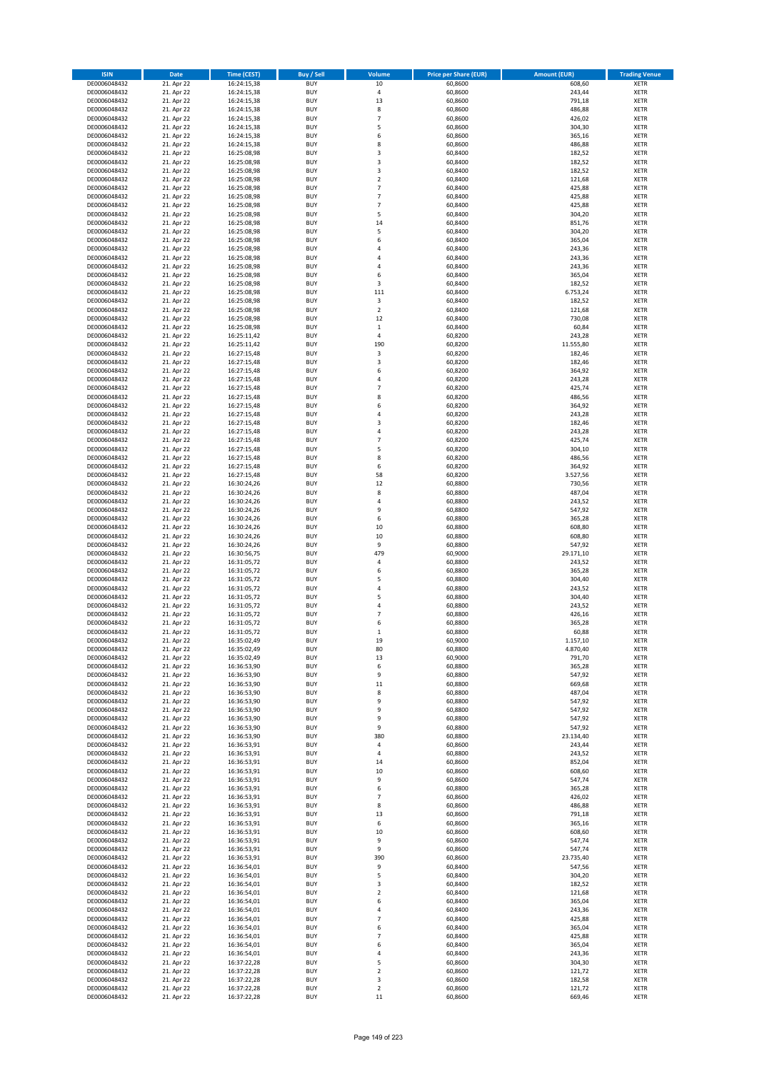| ISIN | Date | Time (CEST) | Buy / Sell | Volume | Price per Share (EUR) | Amount (EUR) | Trading Venue |
|---|---|---|---|---|---|---|---|
| DE0006048432 | 21. Apr 22 | 16:24:15,38 | BUY | 10 | 60,8600 | 608,60 | XETR |
| DE0006048432 | 21. Apr 22 | 16:24:15,38 | BUY | 4 | 60,8600 | 243,44 | XETR |
| DE0006048432 | 21. Apr 22 | 16:24:15,38 | BUY | 13 | 60,8600 | 791,18 | XETR |
| DE0006048432 | 21. Apr 22 | 16:24:15,38 | BUY | 8 | 60,8600 | 486,88 | XETR |
| DE0006048432 | 21. Apr 22 | 16:24:15,38 | BUY | 7 | 60,8600 | 426,02 | XETR |
| DE0006048432 | 21. Apr 22 | 16:24:15,38 | BUY | 5 | 60,8600 | 304,30 | XETR |
| DE0006048432 | 21. Apr 22 | 16:24:15,38 | BUY | 6 | 60,8600 | 365,16 | XETR |
| DE0006048432 | 21. Apr 22 | 16:24:15,38 | BUY | 8 | 60,8600 | 486,88 | XETR |
| DE0006048432 | 21. Apr 22 | 16:25:08,98 | BUY | 3 | 60,8400 | 182,52 | XETR |
| DE0006048432 | 21. Apr 22 | 16:25:08,98 | BUY | 3 | 60,8400 | 182,52 | XETR |
| DE0006048432 | 21. Apr 22 | 16:25:08,98 | BUY | 3 | 60,8400 | 182,52 | XETR |
| DE0006048432 | 21. Apr 22 | 16:25:08,98 | BUY | 2 | 60,8400 | 121,68 | XETR |
| DE0006048432 | 21. Apr 22 | 16:25:08,98 | BUY | 7 | 60,8400 | 425,88 | XETR |
| DE0006048432 | 21. Apr 22 | 16:25:08,98 | BUY | 7 | 60,8400 | 425,88 | XETR |
| DE0006048432 | 21. Apr 22 | 16:25:08,98 | BUY | 7 | 60,8400 | 425,88 | XETR |
| DE0006048432 | 21. Apr 22 | 16:25:08,98 | BUY | 5 | 60,8400 | 304,20 | XETR |
| DE0006048432 | 21. Apr 22 | 16:25:08,98 | BUY | 14 | 60,8400 | 851,76 | XETR |
| DE0006048432 | 21. Apr 22 | 16:25:08,98 | BUY | 5 | 60,8400 | 304,20 | XETR |
| DE0006048432 | 21. Apr 22 | 16:25:08,98 | BUY | 6 | 60,8400 | 365,04 | XETR |
| DE0006048432 | 21. Apr 22 | 16:25:08,98 | BUY | 4 | 60,8400 | 243,36 | XETR |
| DE0006048432 | 21. Apr 22 | 16:25:08,98 | BUY | 4 | 60,8400 | 243,36 | XETR |
| DE0006048432 | 21. Apr 22 | 16:25:08,98 | BUY | 4 | 60,8400 | 243,36 | XETR |
| DE0006048432 | 21. Apr 22 | 16:25:08,98 | BUY | 6 | 60,8400 | 365,04 | XETR |
| DE0006048432 | 21. Apr 22 | 16:25:08,98 | BUY | 3 | 60,8400 | 182,52 | XETR |
| DE0006048432 | 21. Apr 22 | 16:25:08,98 | BUY | 111 | 60,8400 | 6.753,24 | XETR |
| DE0006048432 | 21. Apr 22 | 16:25:08,98 | BUY | 3 | 60,8400 | 182,52 | XETR |
| DE0006048432 | 21. Apr 22 | 16:25:08,98 | BUY | 2 | 60,8400 | 121,68 | XETR |
| DE0006048432 | 21. Apr 22 | 16:25:08,98 | BUY | 12 | 60,8400 | 730,08 | XETR |
| DE0006048432 | 21. Apr 22 | 16:25:08,98 | BUY | 1 | 60,8400 | 60,84 | XETR |
| DE0006048432 | 21. Apr 22 | 16:25:11,42 | BUY | 4 | 60,8200 | 243,28 | XETR |
| DE0006048432 | 21. Apr 22 | 16:25:11,42 | BUY | 190 | 60,8200 | 11.555,80 | XETR |
| DE0006048432 | 21. Apr 22 | 16:27:15,48 | BUY | 3 | 60,8200 | 182,46 | XETR |
| DE0006048432 | 21. Apr 22 | 16:27:15,48 | BUY | 3 | 60,8200 | 182,46 | XETR |
| DE0006048432 | 21. Apr 22 | 16:27:15,48 | BUY | 6 | 60,8200 | 364,92 | XETR |
| DE0006048432 | 21. Apr 22 | 16:27:15,48 | BUY | 4 | 60,8200 | 243,28 | XETR |
| DE0006048432 | 21. Apr 22 | 16:27:15,48 | BUY | 7 | 60,8200 | 425,74 | XETR |
| DE0006048432 | 21. Apr 22 | 16:27:15,48 | BUY | 8 | 60,8200 | 486,56 | XETR |
| DE0006048432 | 21. Apr 22 | 16:27:15,48 | BUY | 6 | 60,8200 | 364,92 | XETR |
| DE0006048432 | 21. Apr 22 | 16:27:15,48 | BUY | 4 | 60,8200 | 243,28 | XETR |
| DE0006048432 | 21. Apr 22 | 16:27:15,48 | BUY | 3 | 60,8200 | 182,46 | XETR |
| DE0006048432 | 21. Apr 22 | 16:27:15,48 | BUY | 4 | 60,8200 | 243,28 | XETR |
| DE0006048432 | 21. Apr 22 | 16:27:15,48 | BUY | 7 | 60,8200 | 425,74 | XETR |
| DE0006048432 | 21. Apr 22 | 16:27:15,48 | BUY | 5 | 60,8200 | 304,10 | XETR |
| DE0006048432 | 21. Apr 22 | 16:27:15,48 | BUY | 8 | 60,8200 | 486,56 | XETR |
| DE0006048432 | 21. Apr 22 | 16:27:15,48 | BUY | 6 | 60,8200 | 364,92 | XETR |
| DE0006048432 | 21. Apr 22 | 16:27:15,48 | BUY | 58 | 60,8200 | 3.527,56 | XETR |
| DE0006048432 | 21. Apr 22 | 16:30:24,26 | BUY | 12 | 60,8800 | 730,56 | XETR |
| DE0006048432 | 21. Apr 22 | 16:30:24,26 | BUY | 8 | 60,8800 | 487,04 | XETR |
| DE0006048432 | 21. Apr 22 | 16:30:24,26 | BUY | 4 | 60,8800 | 243,52 | XETR |
| DE0006048432 | 21. Apr 22 | 16:30:24,26 | BUY | 9 | 60,8800 | 547,92 | XETR |
| DE0006048432 | 21. Apr 22 | 16:30:24,26 | BUY | 6 | 60,8800 | 365,28 | XETR |
| DE0006048432 | 21. Apr 22 | 16:30:24,26 | BUY | 10 | 60,8800 | 608,80 | XETR |
| DE0006048432 | 21. Apr 22 | 16:30:24,26 | BUY | 10 | 60,8800 | 608,80 | XETR |
| DE0006048432 | 21. Apr 22 | 16:30:24,26 | BUY | 9 | 60,8800 | 547,92 | XETR |
| DE0006048432 | 21. Apr 22 | 16:30:56,75 | BUY | 479 | 60,9000 | 29.171,10 | XETR |
| DE0006048432 | 21. Apr 22 | 16:31:05,72 | BUY | 4 | 60,8800 | 243,52 | XETR |
| DE0006048432 | 21. Apr 22 | 16:31:05,72 | BUY | 6 | 60,8800 | 365,28 | XETR |
| DE0006048432 | 21. Apr 22 | 16:31:05,72 | BUY | 5 | 60,8800 | 304,40 | XETR |
| DE0006048432 | 21. Apr 22 | 16:31:05,72 | BUY | 4 | 60,8800 | 243,52 | XETR |
| DE0006048432 | 21. Apr 22 | 16:31:05,72 | BUY | 5 | 60,8800 | 304,40 | XETR |
| DE0006048432 | 21. Apr 22 | 16:31:05,72 | BUY | 4 | 60,8800 | 243,52 | XETR |
| DE0006048432 | 21. Apr 22 | 16:31:05,72 | BUY | 7 | 60,8800 | 426,16 | XETR |
| DE0006048432 | 21. Apr 22 | 16:31:05,72 | BUY | 6 | 60,8800 | 365,28 | XETR |
| DE0006048432 | 21. Apr 22 | 16:31:05,72 | BUY | 1 | 60,8800 | 60,88 | XETR |
| DE0006048432 | 21. Apr 22 | 16:35:02,49 | BUY | 19 | 60,9000 | 1.157,10 | XETR |
| DE0006048432 | 21. Apr 22 | 16:35:02,49 | BUY | 80 | 60,8800 | 4.870,40 | XETR |
| DE0006048432 | 21. Apr 22 | 16:35:02,49 | BUY | 13 | 60,9000 | 791,70 | XETR |
| DE0006048432 | 21. Apr 22 | 16:36:53,90 | BUY | 6 | 60,8800 | 365,28 | XETR |
| DE0006048432 | 21. Apr 22 | 16:36:53,90 | BUY | 9 | 60,8800 | 547,92 | XETR |
| DE0006048432 | 21. Apr 22 | 16:36:53,90 | BUY | 11 | 60,8800 | 669,68 | XETR |
| DE0006048432 | 21. Apr 22 | 16:36:53,90 | BUY | 8 | 60,8800 | 487,04 | XETR |
| DE0006048432 | 21. Apr 22 | 16:36:53,90 | BUY | 9 | 60,8800 | 547,92 | XETR |
| DE0006048432 | 21. Apr 22 | 16:36:53,90 | BUY | 9 | 60,8800 | 547,92 | XETR |
| DE0006048432 | 21. Apr 22 | 16:36:53,90 | BUY | 9 | 60,8800 | 547,92 | XETR |
| DE0006048432 | 21. Apr 22 | 16:36:53,90 | BUY | 9 | 60,8800 | 547,92 | XETR |
| DE0006048432 | 21. Apr 22 | 16:36:53,90 | BUY | 380 | 60,8800 | 23.134,40 | XETR |
| DE0006048432 | 21. Apr 22 | 16:36:53,91 | BUY | 4 | 60,8600 | 243,44 | XETR |
| DE0006048432 | 21. Apr 22 | 16:36:53,91 | BUY | 4 | 60,8800 | 243,52 | XETR |
| DE0006048432 | 21. Apr 22 | 16:36:53,91 | BUY | 14 | 60,8600 | 852,04 | XETR |
| DE0006048432 | 21. Apr 22 | 16:36:53,91 | BUY | 10 | 60,8600 | 608,60 | XETR |
| DE0006048432 | 21. Apr 22 | 16:36:53,91 | BUY | 9 | 60,8600 | 547,74 | XETR |
| DE0006048432 | 21. Apr 22 | 16:36:53,91 | BUY | 6 | 60,8800 | 365,28 | XETR |
| DE0006048432 | 21. Apr 22 | 16:36:53,91 | BUY | 7 | 60,8600 | 426,02 | XETR |
| DE0006048432 | 21. Apr 22 | 16:36:53,91 | BUY | 8 | 60,8600 | 486,88 | XETR |
| DE0006048432 | 21. Apr 22 | 16:36:53,91 | BUY | 13 | 60,8600 | 791,18 | XETR |
| DE0006048432 | 21. Apr 22 | 16:36:53,91 | BUY | 6 | 60,8600 | 365,16 | XETR |
| DE0006048432 | 21. Apr 22 | 16:36:53,91 | BUY | 10 | 60,8600 | 608,60 | XETR |
| DE0006048432 | 21. Apr 22 | 16:36:53,91 | BUY | 9 | 60,8600 | 547,74 | XETR |
| DE0006048432 | 21. Apr 22 | 16:36:53,91 | BUY | 9 | 60,8600 | 547,74 | XETR |
| DE0006048432 | 21. Apr 22 | 16:36:53,91 | BUY | 390 | 60,8600 | 23.735,40 | XETR |
| DE0006048432 | 21. Apr 22 | 16:36:54,01 | BUY | 9 | 60,8400 | 547,56 | XETR |
| DE0006048432 | 21. Apr 22 | 16:36:54,01 | BUY | 5 | 60,8400 | 304,20 | XETR |
| DE0006048432 | 21. Apr 22 | 16:36:54,01 | BUY | 3 | 60,8400 | 182,52 | XETR |
| DE0006048432 | 21. Apr 22 | 16:36:54,01 | BUY | 2 | 60,8400 | 121,68 | XETR |
| DE0006048432 | 21. Apr 22 | 16:36:54,01 | BUY | 6 | 60,8400 | 365,04 | XETR |
| DE0006048432 | 21. Apr 22 | 16:36:54,01 | BUY | 4 | 60,8400 | 243,36 | XETR |
| DE0006048432 | 21. Apr 22 | 16:36:54,01 | BUY | 7 | 60,8400 | 425,88 | XETR |
| DE0006048432 | 21. Apr 22 | 16:36:54,01 | BUY | 6 | 60,8400 | 365,04 | XETR |
| DE0006048432 | 21. Apr 22 | 16:36:54,01 | BUY | 7 | 60,8400 | 425,88 | XETR |
| DE0006048432 | 21. Apr 22 | 16:36:54,01 | BUY | 6 | 60,8400 | 365,04 | XETR |
| DE0006048432 | 21. Apr 22 | 16:36:54,01 | BUY | 4 | 60,8400 | 243,36 | XETR |
| DE0006048432 | 21. Apr 22 | 16:37:22,28 | BUY | 5 | 60,8600 | 304,30 | XETR |
| DE0006048432 | 21. Apr 22 | 16:37:22,28 | BUY | 2 | 60,8600 | 121,72 | XETR |
| DE0006048432 | 21. Apr 22 | 16:37:22,28 | BUY | 3 | 60,8600 | 182,58 | XETR |
| DE0006048432 | 21. Apr 22 | 16:37:22,28 | BUY | 2 | 60,8600 | 121,72 | XETR |
| DE0006048432 | 21. Apr 22 | 16:37:22,28 | BUY | 11 | 60,8600 | 669,46 | XETR |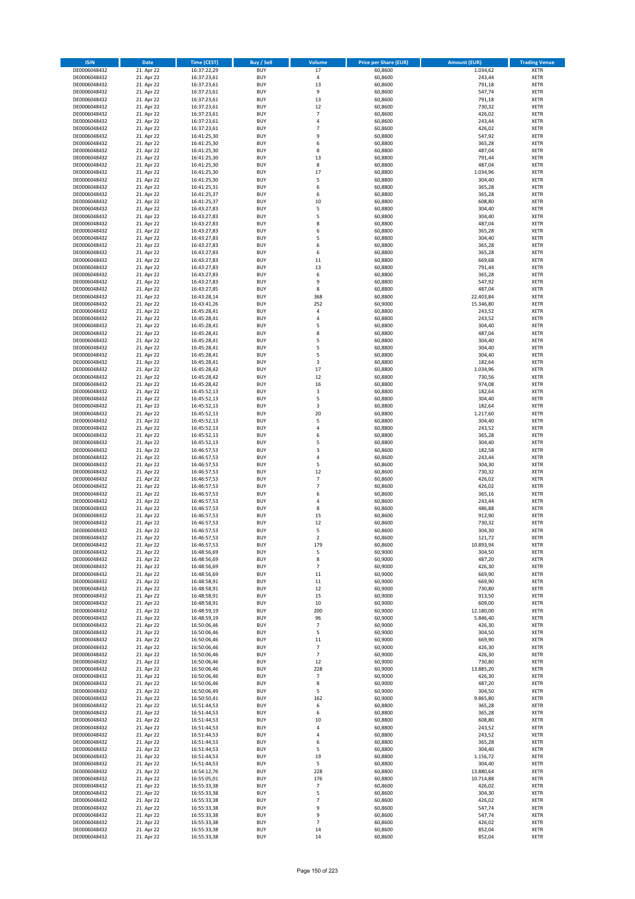| ISIN | Date | Time (CEST) | Buy / Sell | Volume | Price per Share (EUR) | Amount (EUR) | Trading Venue |
|---|---|---|---|---|---|---|---|
| DE0006048432 | 21. Apr 22 | 16:37:22,29 | BUY | 17 | 60,8600 | 1.034,62 | XETR |
| DE0006048432 | 21. Apr 22 | 16:37:23,61 | BUY | 4 | 60,8600 | 243,44 | XETR |
| DE0006048432 | 21. Apr 22 | 16:37:23,61 | BUY | 13 | 60,8600 | 791,18 | XETR |
| DE0006048432 | 21. Apr 22 | 16:37:23,61 | BUY | 9 | 60,8600 | 547,74 | XETR |
| DE0006048432 | 21. Apr 22 | 16:37:23,61 | BUY | 13 | 60,8600 | 791,18 | XETR |
| DE0006048432 | 21. Apr 22 | 16:37:23,61 | BUY | 12 | 60,8600 | 730,32 | XETR |
| DE0006048432 | 21. Apr 22 | 16:37:23,61 | BUY | 7 | 60,8600 | 426,02 | XETR |
| DE0006048432 | 21. Apr 22 | 16:37:23,61 | BUY | 4 | 60,8600 | 243,44 | XETR |
| DE0006048432 | 21. Apr 22 | 16:37:23,61 | BUY | 7 | 60,8600 | 426,02 | XETR |
| DE0006048432 | 21. Apr 22 | 16:41:25,30 | BUY | 9 | 60,8800 | 547,92 | XETR |
| DE0006048432 | 21. Apr 22 | 16:41:25,30 | BUY | 6 | 60,8800 | 365,28 | XETR |
| DE0006048432 | 21. Apr 22 | 16:41:25,30 | BUY | 8 | 60,8800 | 487,04 | XETR |
| DE0006048432 | 21. Apr 22 | 16:41:25,30 | BUY | 13 | 60,8800 | 791,44 | XETR |
| DE0006048432 | 21. Apr 22 | 16:41:25,30 | BUY | 8 | 60,8800 | 487,04 | XETR |
| DE0006048432 | 21. Apr 22 | 16:41:25,30 | BUY | 17 | 60,8800 | 1.034,96 | XETR |
| DE0006048432 | 21. Apr 22 | 16:41:25,30 | BUY | 5 | 60,8800 | 304,40 | XETR |
| DE0006048432 | 21. Apr 22 | 16:41:25,31 | BUY | 6 | 60,8800 | 365,28 | XETR |
| DE0006048432 | 21. Apr 22 | 16:41:25,37 | BUY | 6 | 60,8800 | 365,28 | XETR |
| DE0006048432 | 21. Apr 22 | 16:41:25,37 | BUY | 10 | 60,8800 | 608,80 | XETR |
| DE0006048432 | 21. Apr 22 | 16:43:27,83 | BUY | 5 | 60,8800 | 304,40 | XETR |
| DE0006048432 | 21. Apr 22 | 16:43:27,83 | BUY | 5 | 60,8800 | 304,40 | XETR |
| DE0006048432 | 21. Apr 22 | 16:43:27,83 | BUY | 8 | 60,8800 | 487,04 | XETR |
| DE0006048432 | 21. Apr 22 | 16:43:27,83 | BUY | 6 | 60,8800 | 365,28 | XETR |
| DE0006048432 | 21. Apr 22 | 16:43:27,83 | BUY | 5 | 60,8800 | 304,40 | XETR |
| DE0006048432 | 21. Apr 22 | 16:43:27,83 | BUY | 6 | 60,8800 | 365,28 | XETR |
| DE0006048432 | 21. Apr 22 | 16:43:27,83 | BUY | 6 | 60,8800 | 365,28 | XETR |
| DE0006048432 | 21. Apr 22 | 16:43:27,83 | BUY | 11 | 60,8800 | 669,68 | XETR |
| DE0006048432 | 21. Apr 22 | 16:43:27,83 | BUY | 13 | 60,8800 | 791,44 | XETR |
| DE0006048432 | 21. Apr 22 | 16:43:27,83 | BUY | 6 | 60,8800 | 365,28 | XETR |
| DE0006048432 | 21. Apr 22 | 16:43:27,83 | BUY | 9 | 60,8800 | 547,92 | XETR |
| DE0006048432 | 21. Apr 22 | 16:43:27,85 | BUY | 8 | 60,8800 | 487,04 | XETR |
| DE0006048432 | 21. Apr 22 | 16:43:28,14 | BUY | 368 | 60,8800 | 22.403,84 | XETR |
| DE0006048432 | 21. Apr 22 | 16:43:41,26 | BUY | 252 | 60,9000 | 15.346,80 | XETR |
| DE0006048432 | 21. Apr 22 | 16:45:28,41 | BUY | 4 | 60,8800 | 243,52 | XETR |
| DE0006048432 | 21. Apr 22 | 16:45:28,41 | BUY | 4 | 60,8800 | 243,52 | XETR |
| DE0006048432 | 21. Apr 22 | 16:45:28,41 | BUY | 5 | 60,8800 | 304,40 | XETR |
| DE0006048432 | 21. Apr 22 | 16:45:28,41 | BUY | 8 | 60,8800 | 487,04 | XETR |
| DE0006048432 | 21. Apr 22 | 16:45:28,41 | BUY | 5 | 60,8800 | 304,40 | XETR |
| DE0006048432 | 21. Apr 22 | 16:45:28,41 | BUY | 5 | 60,8800 | 304,40 | XETR |
| DE0006048432 | 21. Apr 22 | 16:45:28,41 | BUY | 5 | 60,8800 | 304,40 | XETR |
| DE0006048432 | 21. Apr 22 | 16:45:28,41 | BUY | 3 | 60,8800 | 182,64 | XETR |
| DE0006048432 | 21. Apr 22 | 16:45:28,42 | BUY | 17 | 60,8800 | 1.034,96 | XETR |
| DE0006048432 | 21. Apr 22 | 16:45:28,42 | BUY | 12 | 60,8800 | 730,56 | XETR |
| DE0006048432 | 21. Apr 22 | 16:45:28,42 | BUY | 16 | 60,8800 | 974,08 | XETR |
| DE0006048432 | 21. Apr 22 | 16:45:52,13 | BUY | 3 | 60,8800 | 182,64 | XETR |
| DE0006048432 | 21. Apr 22 | 16:45:52,13 | BUY | 5 | 60,8800 | 304,40 | XETR |
| DE0006048432 | 21. Apr 22 | 16:45:52,13 | BUY | 3 | 60,8800 | 182,64 | XETR |
| DE0006048432 | 21. Apr 22 | 16:45:52,13 | BUY | 20 | 60,8800 | 1.217,60 | XETR |
| DE0006048432 | 21. Apr 22 | 16:45:52,13 | BUY | 5 | 60,8800 | 304,40 | XETR |
| DE0006048432 | 21. Apr 22 | 16:45:52,13 | BUY | 4 | 60,8800 | 243,52 | XETR |
| DE0006048432 | 21. Apr 22 | 16:45:52,13 | BUY | 6 | 60,8800 | 365,28 | XETR |
| DE0006048432 | 21. Apr 22 | 16:45:52,13 | BUY | 5 | 60,8800 | 304,40 | XETR |
| DE0006048432 | 21. Apr 22 | 16:46:57,53 | BUY | 3 | 60,8600 | 182,58 | XETR |
| DE0006048432 | 21. Apr 22 | 16:46:57,53 | BUY | 4 | 60,8600 | 243,44 | XETR |
| DE0006048432 | 21. Apr 22 | 16:46:57,53 | BUY | 5 | 60,8600 | 304,30 | XETR |
| DE0006048432 | 21. Apr 22 | 16:46:57,53 | BUY | 12 | 60,8600 | 730,32 | XETR |
| DE0006048432 | 21. Apr 22 | 16:46:57,53 | BUY | 7 | 60,8600 | 426,02 | XETR |
| DE0006048432 | 21. Apr 22 | 16:46:57,53 | BUY | 7 | 60,8600 | 426,02 | XETR |
| DE0006048432 | 21. Apr 22 | 16:46:57,53 | BUY | 6 | 60,8600 | 365,16 | XETR |
| DE0006048432 | 21. Apr 22 | 16:46:57,53 | BUY | 4 | 60,8600 | 243,44 | XETR |
| DE0006048432 | 21. Apr 22 | 16:46:57,53 | BUY | 8 | 60,8600 | 486,88 | XETR |
| DE0006048432 | 21. Apr 22 | 16:46:57,53 | BUY | 15 | 60,8600 | 912,90 | XETR |
| DE0006048432 | 21. Apr 22 | 16:46:57,53 | BUY | 12 | 60,8600 | 730,32 | XETR |
| DE0006048432 | 21. Apr 22 | 16:46:57,53 | BUY | 5 | 60,8600 | 304,30 | XETR |
| DE0006048432 | 21. Apr 22 | 16:46:57,53 | BUY | 2 | 60,8600 | 121,72 | XETR |
| DE0006048432 | 21. Apr 22 | 16:46:57,53 | BUY | 179 | 60,8600 | 10.893,94 | XETR |
| DE0006048432 | 21. Apr 22 | 16:48:56,69 | BUY | 5 | 60,9000 | 304,50 | XETR |
| DE0006048432 | 21. Apr 22 | 16:48:56,69 | BUY | 8 | 60,9000 | 487,20 | XETR |
| DE0006048432 | 21. Apr 22 | 16:48:56,69 | BUY | 7 | 60,9000 | 426,30 | XETR |
| DE0006048432 | 21. Apr 22 | 16:48:56,69 | BUY | 11 | 60,9000 | 669,90 | XETR |
| DE0006048432 | 21. Apr 22 | 16:48:58,91 | BUY | 11 | 60,9000 | 669,90 | XETR |
| DE0006048432 | 21. Apr 22 | 16:48:58,91 | BUY | 12 | 60,9000 | 730,80 | XETR |
| DE0006048432 | 21. Apr 22 | 16:48:58,91 | BUY | 15 | 60,9000 | 913,50 | XETR |
| DE0006048432 | 21. Apr 22 | 16:48:58,91 | BUY | 10 | 60,9000 | 609,00 | XETR |
| DE0006048432 | 21. Apr 22 | 16:48:59,19 | BUY | 200 | 60,9000 | 12.180,00 | XETR |
| DE0006048432 | 21. Apr 22 | 16:48:59,19 | BUY | 96 | 60,9000 | 5.846,40 | XETR |
| DE0006048432 | 21. Apr 22 | 16:50:06,46 | BUY | 7 | 60,9000 | 426,30 | XETR |
| DE0006048432 | 21. Apr 22 | 16:50:06,46 | BUY | 5 | 60,9000 | 304,50 | XETR |
| DE0006048432 | 21. Apr 22 | 16:50:06,46 | BUY | 11 | 60,9000 | 669,90 | XETR |
| DE0006048432 | 21. Apr 22 | 16:50:06,46 | BUY | 7 | 60,9000 | 426,30 | XETR |
| DE0006048432 | 21. Apr 22 | 16:50:06,46 | BUY | 7 | 60,9000 | 426,30 | XETR |
| DE0006048432 | 21. Apr 22 | 16:50:06,46 | BUY | 12 | 60,9000 | 730,80 | XETR |
| DE0006048432 | 21. Apr 22 | 16:50:06,46 | BUY | 228 | 60,9000 | 13.885,20 | XETR |
| DE0006048432 | 21. Apr 22 | 16:50:06,46 | BUY | 7 | 60,9000 | 426,30 | XETR |
| DE0006048432 | 21. Apr 22 | 16:50:06,46 | BUY | 8 | 60,9000 | 487,20 | XETR |
| DE0006048432 | 21. Apr 22 | 16:50:06,49 | BUY | 5 | 60,9000 | 304,50 | XETR |
| DE0006048432 | 21. Apr 22 | 16:50:50,41 | BUY | 162 | 60,9000 | 9.865,80 | XETR |
| DE0006048432 | 21. Apr 22 | 16:51:44,53 | BUY | 6 | 60,8800 | 365,28 | XETR |
| DE0006048432 | 21. Apr 22 | 16:51:44,53 | BUY | 6 | 60,8800 | 365,28 | XETR |
| DE0006048432 | 21. Apr 22 | 16:51:44,53 | BUY | 10 | 60,8800 | 608,80 | XETR |
| DE0006048432 | 21. Apr 22 | 16:51:44,53 | BUY | 4 | 60,8800 | 243,52 | XETR |
| DE0006048432 | 21. Apr 22 | 16:51:44,53 | BUY | 4 | 60,8800 | 243,52 | XETR |
| DE0006048432 | 21. Apr 22 | 16:51:44,53 | BUY | 6 | 60,8800 | 365,28 | XETR |
| DE0006048432 | 21. Apr 22 | 16:51:44,53 | BUY | 5 | 60,8800 | 304,40 | XETR |
| DE0006048432 | 21. Apr 22 | 16:51:44,53 | BUY | 19 | 60,8800 | 1.156,72 | XETR |
| DE0006048432 | 21. Apr 22 | 16:51:44,53 | BUY | 5 | 60,8800 | 304,40 | XETR |
| DE0006048432 | 21. Apr 22 | 16:54:12,76 | BUY | 228 | 60,8800 | 13.880,64 | XETR |
| DE0006048432 | 21. Apr 22 | 16:55:05,01 | BUY | 176 | 60,8800 | 10.714,88 | XETR |
| DE0006048432 | 21. Apr 22 | 16:55:33,38 | BUY | 7 | 60,8600 | 426,02 | XETR |
| DE0006048432 | 21. Apr 22 | 16:55:33,38 | BUY | 5 | 60,8600 | 304,30 | XETR |
| DE0006048432 | 21. Apr 22 | 16:55:33,38 | BUY | 7 | 60,8600 | 426,02 | XETR |
| DE0006048432 | 21. Apr 22 | 16:55:33,38 | BUY | 9 | 60,8600 | 547,74 | XETR |
| DE0006048432 | 21. Apr 22 | 16:55:33,38 | BUY | 9 | 60,8600 | 547,74 | XETR |
| DE0006048432 | 21. Apr 22 | 16:55:33,38 | BUY | 7 | 60,8600 | 426,02 | XETR |
| DE0006048432 | 21. Apr 22 | 16:55:33,38 | BUY | 14 | 60,8600 | 852,04 | XETR |
| DE0006048432 | 21. Apr 22 | 16:55:33,38 | BUY | 14 | 60,8600 | 852,04 | XETR |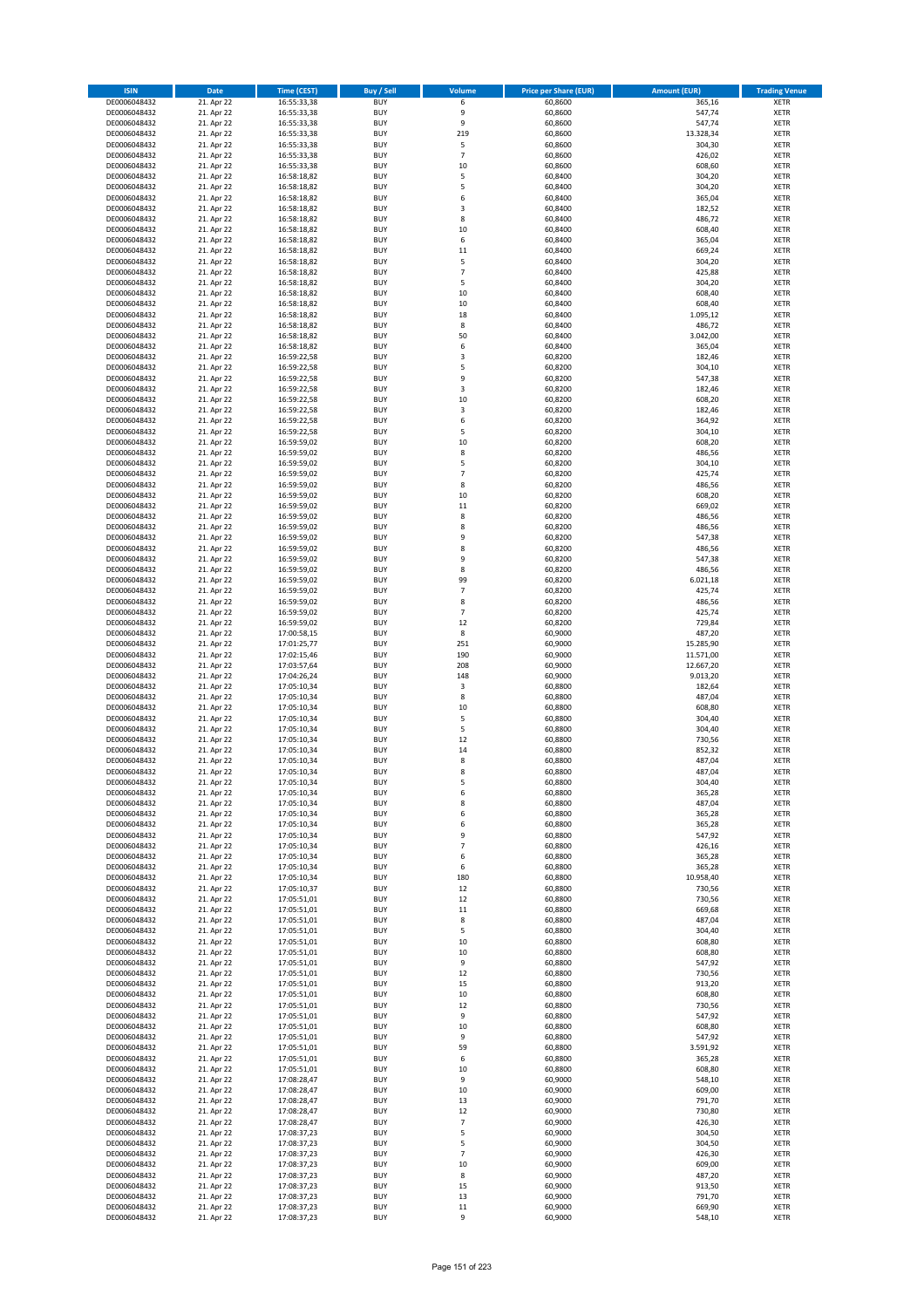| ISIN | Date | Time (CEST) | Buy / Sell | Volume | Price per Share (EUR) | Amount (EUR) | Trading Venue |
|---|---|---|---|---|---|---|---|
| DE0006048432 | 21. Apr 22 | 16:55:33,38 | BUY | 6 | 60,8600 | 365,16 | XETR |
| DE0006048432 | 21. Apr 22 | 16:55:33,38 | BUY | 9 | 60,8600 | 547,74 | XETR |
| DE0006048432 | 21. Apr 22 | 16:55:33,38 | BUY | 9 | 60,8600 | 547,74 | XETR |
| DE0006048432 | 21. Apr 22 | 16:55:33,38 | BUY | 219 | 60,8600 | 13.328,34 | XETR |
| DE0006048432 | 21. Apr 22 | 16:55:33,38 | BUY | 5 | 60,8600 | 304,30 | XETR |
| DE0006048432 | 21. Apr 22 | 16:55:33,38 | BUY | 7 | 60,8600 | 426,02 | XETR |
| DE0006048432 | 21. Apr 22 | 16:55:33,38 | BUY | 10 | 60,8600 | 608,60 | XETR |
| DE0006048432 | 21. Apr 22 | 16:58:18,82 | BUY | 5 | 60,8400 | 304,20 | XETR |
| DE0006048432 | 21. Apr 22 | 16:58:18,82 | BUY | 5 | 60,8400 | 304,20 | XETR |
| DE0006048432 | 21. Apr 22 | 16:58:18,82 | BUY | 6 | 60,8400 | 365,04 | XETR |
| DE0006048432 | 21. Apr 22 | 16:58:18,82 | BUY | 3 | 60,8400 | 182,52 | XETR |
| DE0006048432 | 21. Apr 22 | 16:58:18,82 | BUY | 8 | 60,8400 | 486,72 | XETR |
| DE0006048432 | 21. Apr 22 | 16:58:18,82 | BUY | 10 | 60,8400 | 608,40 | XETR |
| DE0006048432 | 21. Apr 22 | 16:58:18,82 | BUY | 6 | 60,8400 | 365,04 | XETR |
| DE0006048432 | 21. Apr 22 | 16:58:18,82 | BUY | 11 | 60,8400 | 669,24 | XETR |
| DE0006048432 | 21. Apr 22 | 16:58:18,82 | BUY | 5 | 60,8400 | 304,20 | XETR |
| DE0006048432 | 21. Apr 22 | 16:58:18,82 | BUY | 7 | 60,8400 | 425,88 | XETR |
| DE0006048432 | 21. Apr 22 | 16:58:18,82 | BUY | 5 | 60,8400 | 304,20 | XETR |
| DE0006048432 | 21. Apr 22 | 16:58:18,82 | BUY | 10 | 60,8400 | 608,40 | XETR |
| DE0006048432 | 21. Apr 22 | 16:58:18,82 | BUY | 10 | 60,8400 | 608,40 | XETR |
| DE0006048432 | 21. Apr 22 | 16:58:18,82 | BUY | 18 | 60,8400 | 1.095,12 | XETR |
| DE0006048432 | 21. Apr 22 | 16:58:18,82 | BUY | 8 | 60,8400 | 486,72 | XETR |
| DE0006048432 | 21. Apr 22 | 16:58:18,82 | BUY | 50 | 60,8400 | 3.042,00 | XETR |
| DE0006048432 | 21. Apr 22 | 16:58:18,82 | BUY | 6 | 60,8400 | 365,04 | XETR |
| DE0006048432 | 21. Apr 22 | 16:59:22,58 | BUY | 3 | 60,8200 | 182,46 | XETR |
| DE0006048432 | 21. Apr 22 | 16:59:22,58 | BUY | 5 | 60,8200 | 304,10 | XETR |
| DE0006048432 | 21. Apr 22 | 16:59:22,58 | BUY | 9 | 60,8200 | 547,38 | XETR |
| DE0006048432 | 21. Apr 22 | 16:59:22,58 | BUY | 3 | 60,8200 | 182,46 | XETR |
| DE0006048432 | 21. Apr 22 | 16:59:22,58 | BUY | 10 | 60,8200 | 608,20 | XETR |
| DE0006048432 | 21. Apr 22 | 16:59:22,58 | BUY | 3 | 60,8200 | 182,46 | XETR |
| DE0006048432 | 21. Apr 22 | 16:59:22,58 | BUY | 6 | 60,8200 | 364,92 | XETR |
| DE0006048432 | 21. Apr 22 | 16:59:22,58 | BUY | 5 | 60,8200 | 304,10 | XETR |
| DE0006048432 | 21. Apr 22 | 16:59:59,02 | BUY | 10 | 60,8200 | 608,20 | XETR |
| DE0006048432 | 21. Apr 22 | 16:59:59,02 | BUY | 8 | 60,8200 | 486,56 | XETR |
| DE0006048432 | 21. Apr 22 | 16:59:59,02 | BUY | 5 | 60,8200 | 304,10 | XETR |
| DE0006048432 | 21. Apr 22 | 16:59:59,02 | BUY | 7 | 60,8200 | 425,74 | XETR |
| DE0006048432 | 21. Apr 22 | 16:59:59,02 | BUY | 8 | 60,8200 | 486,56 | XETR |
| DE0006048432 | 21. Apr 22 | 16:59:59,02 | BUY | 10 | 60,8200 | 608,20 | XETR |
| DE0006048432 | 21. Apr 22 | 16:59:59,02 | BUY | 11 | 60,8200 | 669,02 | XETR |
| DE0006048432 | 21. Apr 22 | 16:59:59,02 | BUY | 8 | 60,8200 | 486,56 | XETR |
| DE0006048432 | 21. Apr 22 | 16:59:59,02 | BUY | 8 | 60,8200 | 486,56 | XETR |
| DE0006048432 | 21. Apr 22 | 16:59:59,02 | BUY | 9 | 60,8200 | 547,38 | XETR |
| DE0006048432 | 21. Apr 22 | 16:59:59,02 | BUY | 8 | 60,8200 | 486,56 | XETR |
| DE0006048432 | 21. Apr 22 | 16:59:59,02 | BUY | 9 | 60,8200 | 547,38 | XETR |
| DE0006048432 | 21. Apr 22 | 16:59:59,02 | BUY | 8 | 60,8200 | 486,56 | XETR |
| DE0006048432 | 21. Apr 22 | 16:59:59,02 | BUY | 99 | 60,8200 | 6.021,18 | XETR |
| DE0006048432 | 21. Apr 22 | 16:59:59,02 | BUY | 7 | 60,8200 | 425,74 | XETR |
| DE0006048432 | 21. Apr 22 | 16:59:59,02 | BUY | 8 | 60,8200 | 486,56 | XETR |
| DE0006048432 | 21. Apr 22 | 16:59:59,02 | BUY | 7 | 60,8200 | 425,74 | XETR |
| DE0006048432 | 21. Apr 22 | 16:59:59,02 | BUY | 12 | 60,8200 | 729,84 | XETR |
| DE0006048432 | 21. Apr 22 | 17:00:58,15 | BUY | 8 | 60,9000 | 487,20 | XETR |
| DE0006048432 | 21. Apr 22 | 17:01:25,77 | BUY | 251 | 60,9000 | 15.285,90 | XETR |
| DE0006048432 | 21. Apr 22 | 17:02:15,46 | BUY | 190 | 60,9000 | 11.571,00 | XETR |
| DE0006048432 | 21. Apr 22 | 17:03:57,64 | BUY | 208 | 60,9000 | 12.667,20 | XETR |
| DE0006048432 | 21. Apr 22 | 17:04:26,24 | BUY | 148 | 60,9000 | 9.013,20 | XETR |
| DE0006048432 | 21. Apr 22 | 17:05:10,34 | BUY | 3 | 60,8800 | 182,64 | XETR |
| DE0006048432 | 21. Apr 22 | 17:05:10,34 | BUY | 8 | 60,8800 | 487,04 | XETR |
| DE0006048432 | 21. Apr 22 | 17:05:10,34 | BUY | 10 | 60,8800 | 608,80 | XETR |
| DE0006048432 | 21. Apr 22 | 17:05:10,34 | BUY | 5 | 60,8800 | 304,40 | XETR |
| DE0006048432 | 21. Apr 22 | 17:05:10,34 | BUY | 5 | 60,8800 | 304,40 | XETR |
| DE0006048432 | 21. Apr 22 | 17:05:10,34 | BUY | 12 | 60,8800 | 730,56 | XETR |
| DE0006048432 | 21. Apr 22 | 17:05:10,34 | BUY | 14 | 60,8800 | 852,32 | XETR |
| DE0006048432 | 21. Apr 22 | 17:05:10,34 | BUY | 8 | 60,8800 | 487,04 | XETR |
| DE0006048432 | 21. Apr 22 | 17:05:10,34 | BUY | 8 | 60,8800 | 487,04 | XETR |
| DE0006048432 | 21. Apr 22 | 17:05:10,34 | BUY | 5 | 60,8800 | 304,40 | XETR |
| DE0006048432 | 21. Apr 22 | 17:05:10,34 | BUY | 6 | 60,8800 | 365,28 | XETR |
| DE0006048432 | 21. Apr 22 | 17:05:10,34 | BUY | 8 | 60,8800 | 487,04 | XETR |
| DE0006048432 | 21. Apr 22 | 17:05:10,34 | BUY | 6 | 60,8800 | 365,28 | XETR |
| DE0006048432 | 21. Apr 22 | 17:05:10,34 | BUY | 6 | 60,8800 | 365,28 | XETR |
| DE0006048432 | 21. Apr 22 | 17:05:10,34 | BUY | 9 | 60,8800 | 547,92 | XETR |
| DE0006048432 | 21. Apr 22 | 17:05:10,34 | BUY | 7 | 60,8800 | 426,16 | XETR |
| DE0006048432 | 21. Apr 22 | 17:05:10,34 | BUY | 6 | 60,8800 | 365,28 | XETR |
| DE0006048432 | 21. Apr 22 | 17:05:10,34 | BUY | 6 | 60,8800 | 365,28 | XETR |
| DE0006048432 | 21. Apr 22 | 17:05:10,34 | BUY | 180 | 60,8800 | 10.958,40 | XETR |
| DE0006048432 | 21. Apr 22 | 17:05:10,37 | BUY | 12 | 60,8800 | 730,56 | XETR |
| DE0006048432 | 21. Apr 22 | 17:05:51,01 | BUY | 12 | 60,8800 | 730,56 | XETR |
| DE0006048432 | 21. Apr 22 | 17:05:51,01 | BUY | 11 | 60,8800 | 669,68 | XETR |
| DE0006048432 | 21. Apr 22 | 17:05:51,01 | BUY | 8 | 60,8800 | 487,04 | XETR |
| DE0006048432 | 21. Apr 22 | 17:05:51,01 | BUY | 5 | 60,8800 | 304,40 | XETR |
| DE0006048432 | 21. Apr 22 | 17:05:51,01 | BUY | 10 | 60,8800 | 608,80 | XETR |
| DE0006048432 | 21. Apr 22 | 17:05:51,01 | BUY | 10 | 60,8800 | 608,80 | XETR |
| DE0006048432 | 21. Apr 22 | 17:05:51,01 | BUY | 9 | 60,8800 | 547,92 | XETR |
| DE0006048432 | 21. Apr 22 | 17:05:51,01 | BUY | 12 | 60,8800 | 730,56 | XETR |
| DE0006048432 | 21. Apr 22 | 17:05:51,01 | BUY | 15 | 60,8800 | 913,20 | XETR |
| DE0006048432 | 21. Apr 22 | 17:05:51,01 | BUY | 10 | 60,8800 | 608,80 | XETR |
| DE0006048432 | 21. Apr 22 | 17:05:51,01 | BUY | 12 | 60,8800 | 730,56 | XETR |
| DE0006048432 | 21. Apr 22 | 17:05:51,01 | BUY | 9 | 60,8800 | 547,92 | XETR |
| DE0006048432 | 21. Apr 22 | 17:05:51,01 | BUY | 10 | 60,8800 | 608,80 | XETR |
| DE0006048432 | 21. Apr 22 | 17:05:51,01 | BUY | 9 | 60,8800 | 547,92 | XETR |
| DE0006048432 | 21. Apr 22 | 17:05:51,01 | BUY | 59 | 60,8800 | 3.591,92 | XETR |
| DE0006048432 | 21. Apr 22 | 17:05:51,01 | BUY | 6 | 60,8800 | 365,28 | XETR |
| DE0006048432 | 21. Apr 22 | 17:05:51,01 | BUY | 10 | 60,8800 | 608,80 | XETR |
| DE0006048432 | 21. Apr 22 | 17:08:28,47 | BUY | 9 | 60,9000 | 548,10 | XETR |
| DE0006048432 | 21. Apr 22 | 17:08:28,47 | BUY | 10 | 60,9000 | 609,00 | XETR |
| DE0006048432 | 21. Apr 22 | 17:08:28,47 | BUY | 13 | 60,9000 | 791,70 | XETR |
| DE0006048432 | 21. Apr 22 | 17:08:28,47 | BUY | 12 | 60,9000 | 730,80 | XETR |
| DE0006048432 | 21. Apr 22 | 17:08:28,47 | BUY | 7 | 60,9000 | 426,30 | XETR |
| DE0006048432 | 21. Apr 22 | 17:08:37,23 | BUY | 5 | 60,9000 | 304,50 | XETR |
| DE0006048432 | 21. Apr 22 | 17:08:37,23 | BUY | 5 | 60,9000 | 304,50 | XETR |
| DE0006048432 | 21. Apr 22 | 17:08:37,23 | BUY | 7 | 60,9000 | 426,30 | XETR |
| DE0006048432 | 21. Apr 22 | 17:08:37,23 | BUY | 10 | 60,9000 | 609,00 | XETR |
| DE0006048432 | 21. Apr 22 | 17:08:37,23 | BUY | 8 | 60,9000 | 487,20 | XETR |
| DE0006048432 | 21. Apr 22 | 17:08:37,23 | BUY | 15 | 60,9000 | 913,50 | XETR |
| DE0006048432 | 21. Apr 22 | 17:08:37,23 | BUY | 13 | 60,9000 | 791,70 | XETR |
| DE0006048432 | 21. Apr 22 | 17:08:37,23 | BUY | 11 | 60,9000 | 669,90 | XETR |
| DE0006048432 | 21. Apr 22 | 17:08:37,23 | BUY | 9 | 60,9000 | 548,10 | XETR |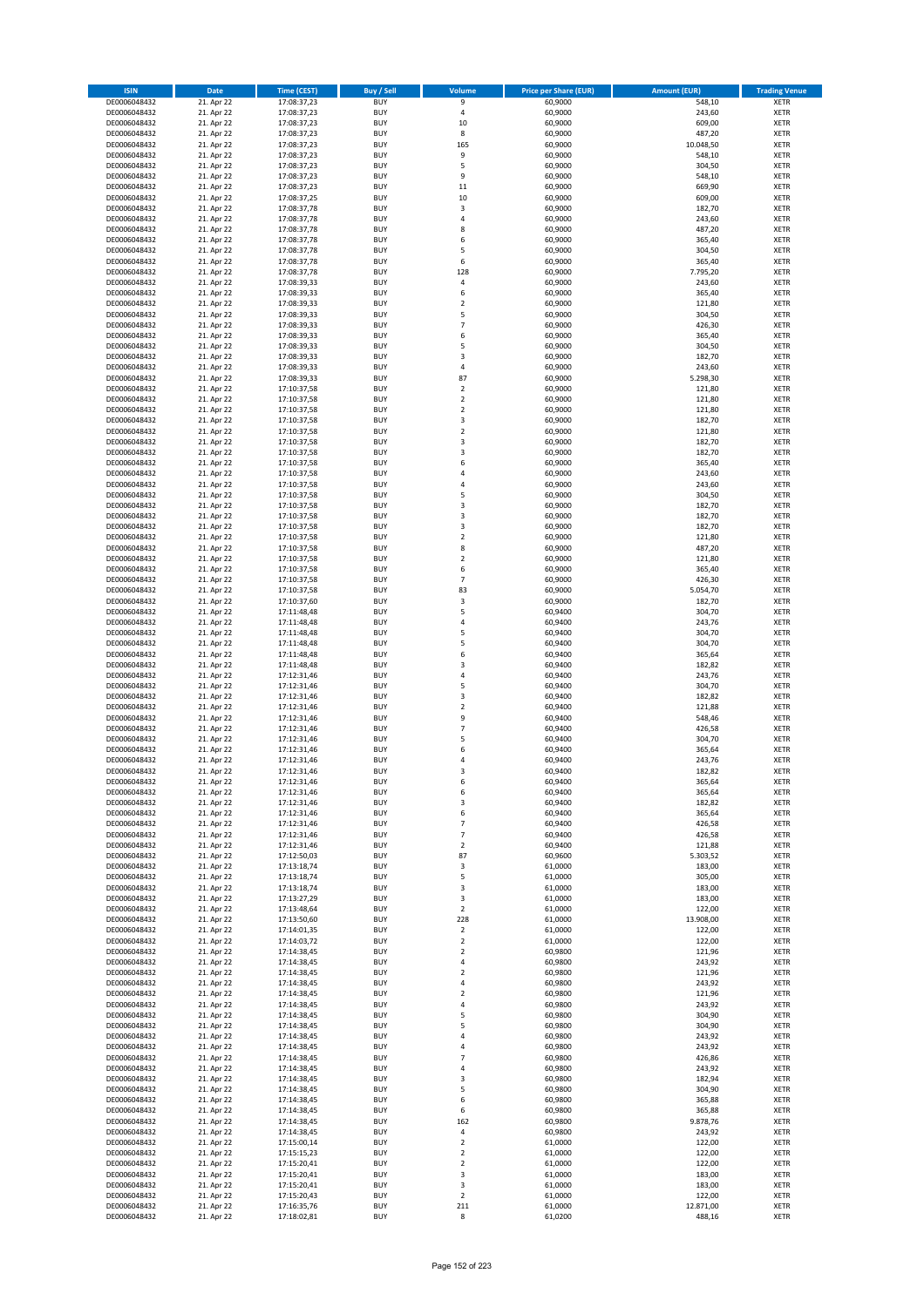| ISIN | Date | Time (CEST) | Buy / Sell | Volume | Price per Share (EUR) | Amount (EUR) | Trading Venue |
|---|---|---|---|---|---|---|---|
| DE0006048432 | 21. Apr 22 | 17:08:37,23 | BUY | 9 | 60,9000 | 548,10 | XETR |
| DE0006048432 | 21. Apr 22 | 17:08:37,23 | BUY | 4 | 60,9000 | 243,60 | XETR |
| DE0006048432 | 21. Apr 22 | 17:08:37,23 | BUY | 10 | 60,9000 | 609,00 | XETR |
| DE0006048432 | 21. Apr 22 | 17:08:37,23 | BUY | 8 | 60,9000 | 487,20 | XETR |
| DE0006048432 | 21. Apr 22 | 17:08:37,23 | BUY | 165 | 60,9000 | 10.048,50 | XETR |
| DE0006048432 | 21. Apr 22 | 17:08:37,23 | BUY | 9 | 60,9000 | 548,10 | XETR |
| DE0006048432 | 21. Apr 22 | 17:08:37,23 | BUY | 5 | 60,9000 | 304,50 | XETR |
| DE0006048432 | 21. Apr 22 | 17:08:37,23 | BUY | 9 | 60,9000 | 548,10 | XETR |
| DE0006048432 | 21. Apr 22 | 17:08:37,23 | BUY | 11 | 60,9000 | 669,90 | XETR |
| DE0006048432 | 21. Apr 22 | 17:08:37,25 | BUY | 10 | 60,9000 | 609,00 | XETR |
| DE0006048432 | 21. Apr 22 | 17:08:37,78 | BUY | 3 | 60,9000 | 182,70 | XETR |
| DE0006048432 | 21. Apr 22 | 17:08:37,78 | BUY | 4 | 60,9000 | 243,60 | XETR |
| DE0006048432 | 21. Apr 22 | 17:08:37,78 | BUY | 8 | 60,9000 | 487,20 | XETR |
| DE0006048432 | 21. Apr 22 | 17:08:37,78 | BUY | 6 | 60,9000 | 365,40 | XETR |
| DE0006048432 | 21. Apr 22 | 17:08:37,78 | BUY | 5 | 60,9000 | 304,50 | XETR |
| DE0006048432 | 21. Apr 22 | 17:08:37,78 | BUY | 6 | 60,9000 | 365,40 | XETR |
| DE0006048432 | 21. Apr 22 | 17:08:37,78 | BUY | 128 | 60,9000 | 7.795,20 | XETR |
| DE0006048432 | 21. Apr 22 | 17:08:39,33 | BUY | 4 | 60,9000 | 243,60 | XETR |
| DE0006048432 | 21. Apr 22 | 17:08:39,33 | BUY | 6 | 60,9000 | 365,40 | XETR |
| DE0006048432 | 21. Apr 22 | 17:08:39,33 | BUY | 2 | 60,9000 | 121,80 | XETR |
| DE0006048432 | 21. Apr 22 | 17:08:39,33 | BUY | 5 | 60,9000 | 304,50 | XETR |
| DE0006048432 | 21. Apr 22 | 17:08:39,33 | BUY | 7 | 60,9000 | 426,30 | XETR |
| DE0006048432 | 21. Apr 22 | 17:08:39,33 | BUY | 6 | 60,9000 | 365,40 | XETR |
| DE0006048432 | 21. Apr 22 | 17:08:39,33 | BUY | 5 | 60,9000 | 304,50 | XETR |
| DE0006048432 | 21. Apr 22 | 17:08:39,33 | BUY | 3 | 60,9000 | 182,70 | XETR |
| DE0006048432 | 21. Apr 22 | 17:08:39,33 | BUY | 4 | 60,9000 | 243,60 | XETR |
| DE0006048432 | 21. Apr 22 | 17:08:39,33 | BUY | 87 | 60,9000 | 5.298,30 | XETR |
| DE0006048432 | 21. Apr 22 | 17:10:37,58 | BUY | 2 | 60,9000 | 121,80 | XETR |
| DE0006048432 | 21. Apr 22 | 17:10:37,58 | BUY | 2 | 60,9000 | 121,80 | XETR |
| DE0006048432 | 21. Apr 22 | 17:10:37,58 | BUY | 2 | 60,9000 | 121,80 | XETR |
| DE0006048432 | 21. Apr 22 | 17:10:37,58 | BUY | 3 | 60,9000 | 182,70 | XETR |
| DE0006048432 | 21. Apr 22 | 17:10:37,58 | BUY | 2 | 60,9000 | 121,80 | XETR |
| DE0006048432 | 21. Apr 22 | 17:10:37,58 | BUY | 3 | 60,9000 | 182,70 | XETR |
| DE0006048432 | 21. Apr 22 | 17:10:37,58 | BUY | 3 | 60,9000 | 182,70 | XETR |
| DE0006048432 | 21. Apr 22 | 17:10:37,58 | BUY | 6 | 60,9000 | 365,40 | XETR |
| DE0006048432 | 21. Apr 22 | 17:10:37,58 | BUY | 4 | 60,9000 | 243,60 | XETR |
| DE0006048432 | 21. Apr 22 | 17:10:37,58 | BUY | 4 | 60,9000 | 243,60 | XETR |
| DE0006048432 | 21. Apr 22 | 17:10:37,58 | BUY | 5 | 60,9000 | 304,50 | XETR |
| DE0006048432 | 21. Apr 22 | 17:10:37,58 | BUY | 3 | 60,9000 | 182,70 | XETR |
| DE0006048432 | 21. Apr 22 | 17:10:37,58 | BUY | 3 | 60,9000 | 182,70 | XETR |
| DE0006048432 | 21. Apr 22 | 17:10:37,58 | BUY | 3 | 60,9000 | 182,70 | XETR |
| DE0006048432 | 21. Apr 22 | 17:10:37,58 | BUY | 2 | 60,9000 | 121,80 | XETR |
| DE0006048432 | 21. Apr 22 | 17:10:37,58 | BUY | 8 | 60,9000 | 487,20 | XETR |
| DE0006048432 | 21. Apr 22 | 17:10:37,58 | BUY | 2 | 60,9000 | 121,80 | XETR |
| DE0006048432 | 21. Apr 22 | 17:10:37,58 | BUY | 6 | 60,9000 | 365,40 | XETR |
| DE0006048432 | 21. Apr 22 | 17:10:37,58 | BUY | 7 | 60,9000 | 426,30 | XETR |
| DE0006048432 | 21. Apr 22 | 17:10:37,58 | BUY | 83 | 60,9000 | 5.054,70 | XETR |
| DE0006048432 | 21. Apr 22 | 17:10:37,60 | BUY | 3 | 60,9000 | 182,70 | XETR |
| DE0006048432 | 21. Apr 22 | 17:11:48,48 | BUY | 5 | 60,9400 | 304,70 | XETR |
| DE0006048432 | 21. Apr 22 | 17:11:48,48 | BUY | 4 | 60,9400 | 243,76 | XETR |
| DE0006048432 | 21. Apr 22 | 17:11:48,48 | BUY | 5 | 60,9400 | 304,70 | XETR |
| DE0006048432 | 21. Apr 22 | 17:11:48,48 | BUY | 5 | 60,9400 | 304,70 | XETR |
| DE0006048432 | 21. Apr 22 | 17:11:48,48 | BUY | 6 | 60,9400 | 365,64 | XETR |
| DE0006048432 | 21. Apr 22 | 17:11:48,48 | BUY | 3 | 60,9400 | 182,82 | XETR |
| DE0006048432 | 21. Apr 22 | 17:12:31,46 | BUY | 4 | 60,9400 | 243,76 | XETR |
| DE0006048432 | 21. Apr 22 | 17:12:31,46 | BUY | 5 | 60,9400 | 304,70 | XETR |
| DE0006048432 | 21. Apr 22 | 17:12:31,46 | BUY | 3 | 60,9400 | 182,82 | XETR |
| DE0006048432 | 21. Apr 22 | 17:12:31,46 | BUY | 2 | 60,9400 | 121,88 | XETR |
| DE0006048432 | 21. Apr 22 | 17:12:31,46 | BUY | 9 | 60,9400 | 548,46 | XETR |
| DE0006048432 | 21. Apr 22 | 17:12:31,46 | BUY | 7 | 60,9400 | 426,58 | XETR |
| DE0006048432 | 21. Apr 22 | 17:12:31,46 | BUY | 5 | 60,9400 | 304,70 | XETR |
| DE0006048432 | 21. Apr 22 | 17:12:31,46 | BUY | 6 | 60,9400 | 365,64 | XETR |
| DE0006048432 | 21. Apr 22 | 17:12:31,46 | BUY | 4 | 60,9400 | 243,76 | XETR |
| DE0006048432 | 21. Apr 22 | 17:12:31,46 | BUY | 3 | 60,9400 | 182,82 | XETR |
| DE0006048432 | 21. Apr 22 | 17:12:31,46 | BUY | 6 | 60,9400 | 365,64 | XETR |
| DE0006048432 | 21. Apr 22 | 17:12:31,46 | BUY | 6 | 60,9400 | 365,64 | XETR |
| DE0006048432 | 21. Apr 22 | 17:12:31,46 | BUY | 3 | 60,9400 | 182,82 | XETR |
| DE0006048432 | 21. Apr 22 | 17:12:31,46 | BUY | 6 | 60,9400 | 365,64 | XETR |
| DE0006048432 | 21. Apr 22 | 17:12:31,46 | BUY | 7 | 60,9400 | 426,58 | XETR |
| DE0006048432 | 21. Apr 22 | 17:12:31,46 | BUY | 7 | 60,9400 | 426,58 | XETR |
| DE0006048432 | 21. Apr 22 | 17:12:31,46 | BUY | 2 | 60,9400 | 121,88 | XETR |
| DE0006048432 | 21. Apr 22 | 17:12:50,03 | BUY | 87 | 60,9600 | 5.303,52 | XETR |
| DE0006048432 | 21. Apr 22 | 17:13:18,74 | BUY | 3 | 61,0000 | 183,00 | XETR |
| DE0006048432 | 21. Apr 22 | 17:13:18,74 | BUY | 5 | 61,0000 | 305,00 | XETR |
| DE0006048432 | 21. Apr 22 | 17:13:18,74 | BUY | 3 | 61,0000 | 183,00 | XETR |
| DE0006048432 | 21. Apr 22 | 17:13:27,29 | BUY | 3 | 61,0000 | 183,00 | XETR |
| DE0006048432 | 21. Apr 22 | 17:13:48,64 | BUY | 2 | 61,0000 | 122,00 | XETR |
| DE0006048432 | 21. Apr 22 | 17:13:50,60 | BUY | 228 | 61,0000 | 13.908,00 | XETR |
| DE0006048432 | 21. Apr 22 | 17:14:01,35 | BUY | 2 | 61,0000 | 122,00 | XETR |
| DE0006048432 | 21. Apr 22 | 17:14:03,72 | BUY | 2 | 61,0000 | 122,00 | XETR |
| DE0006048432 | 21. Apr 22 | 17:14:38,45 | BUY | 2 | 60,9800 | 121,96 | XETR |
| DE0006048432 | 21. Apr 22 | 17:14:38,45 | BUY | 4 | 60,9800 | 243,92 | XETR |
| DE0006048432 | 21. Apr 22 | 17:14:38,45 | BUY | 2 | 60,9800 | 121,96 | XETR |
| DE0006048432 | 21. Apr 22 | 17:14:38,45 | BUY | 4 | 60,9800 | 243,92 | XETR |
| DE0006048432 | 21. Apr 22 | 17:14:38,45 | BUY | 2 | 60,9800 | 121,96 | XETR |
| DE0006048432 | 21. Apr 22 | 17:14:38,45 | BUY | 4 | 60,9800 | 243,92 | XETR |
| DE0006048432 | 21. Apr 22 | 17:14:38,45 | BUY | 5 | 60,9800 | 304,90 | XETR |
| DE0006048432 | 21. Apr 22 | 17:14:38,45 | BUY | 5 | 60,9800 | 304,90 | XETR |
| DE0006048432 | 21. Apr 22 | 17:14:38,45 | BUY | 4 | 60,9800 | 243,92 | XETR |
| DE0006048432 | 21. Apr 22 | 17:14:38,45 | BUY | 4 | 60,9800 | 243,92 | XETR |
| DE0006048432 | 21. Apr 22 | 17:14:38,45 | BUY | 7 | 60,9800 | 426,86 | XETR |
| DE0006048432 | 21. Apr 22 | 17:14:38,45 | BUY | 4 | 60,9800 | 243,92 | XETR |
| DE0006048432 | 21. Apr 22 | 17:14:38,45 | BUY | 3 | 60,9800 | 182,94 | XETR |
| DE0006048432 | 21. Apr 22 | 17:14:38,45 | BUY | 5 | 60,9800 | 304,90 | XETR |
| DE0006048432 | 21. Apr 22 | 17:14:38,45 | BUY | 6 | 60,9800 | 365,88 | XETR |
| DE0006048432 | 21. Apr 22 | 17:14:38,45 | BUY | 6 | 60,9800 | 365,88 | XETR |
| DE0006048432 | 21. Apr 22 | 17:14:38,45 | BUY | 162 | 60,9800 | 9.878,76 | XETR |
| DE0006048432 | 21. Apr 22 | 17:14:38,45 | BUY | 4 | 60,9800 | 243,92 | XETR |
| DE0006048432 | 21. Apr 22 | 17:15:00,14 | BUY | 2 | 61,0000 | 122,00 | XETR |
| DE0006048432 | 21. Apr 22 | 17:15:15,23 | BUY | 2 | 61,0000 | 122,00 | XETR |
| DE0006048432 | 21. Apr 22 | 17:15:20,41 | BUY | 2 | 61,0000 | 122,00 | XETR |
| DE0006048432 | 21. Apr 22 | 17:15:20,41 | BUY | 3 | 61,0000 | 183,00 | XETR |
| DE0006048432 | 21. Apr 22 | 17:15:20,41 | BUY | 3 | 61,0000 | 183,00 | XETR |
| DE0006048432 | 21. Apr 22 | 17:15:20,43 | BUY | 2 | 61,0000 | 122,00 | XETR |
| DE0006048432 | 21. Apr 22 | 17:16:35,76 | BUY | 211 | 61,0000 | 12.871,00 | XETR |
| DE0006048432 | 21. Apr 22 | 17:18:02,81 | BUY | 8 | 61,0200 | 488,16 | XETR |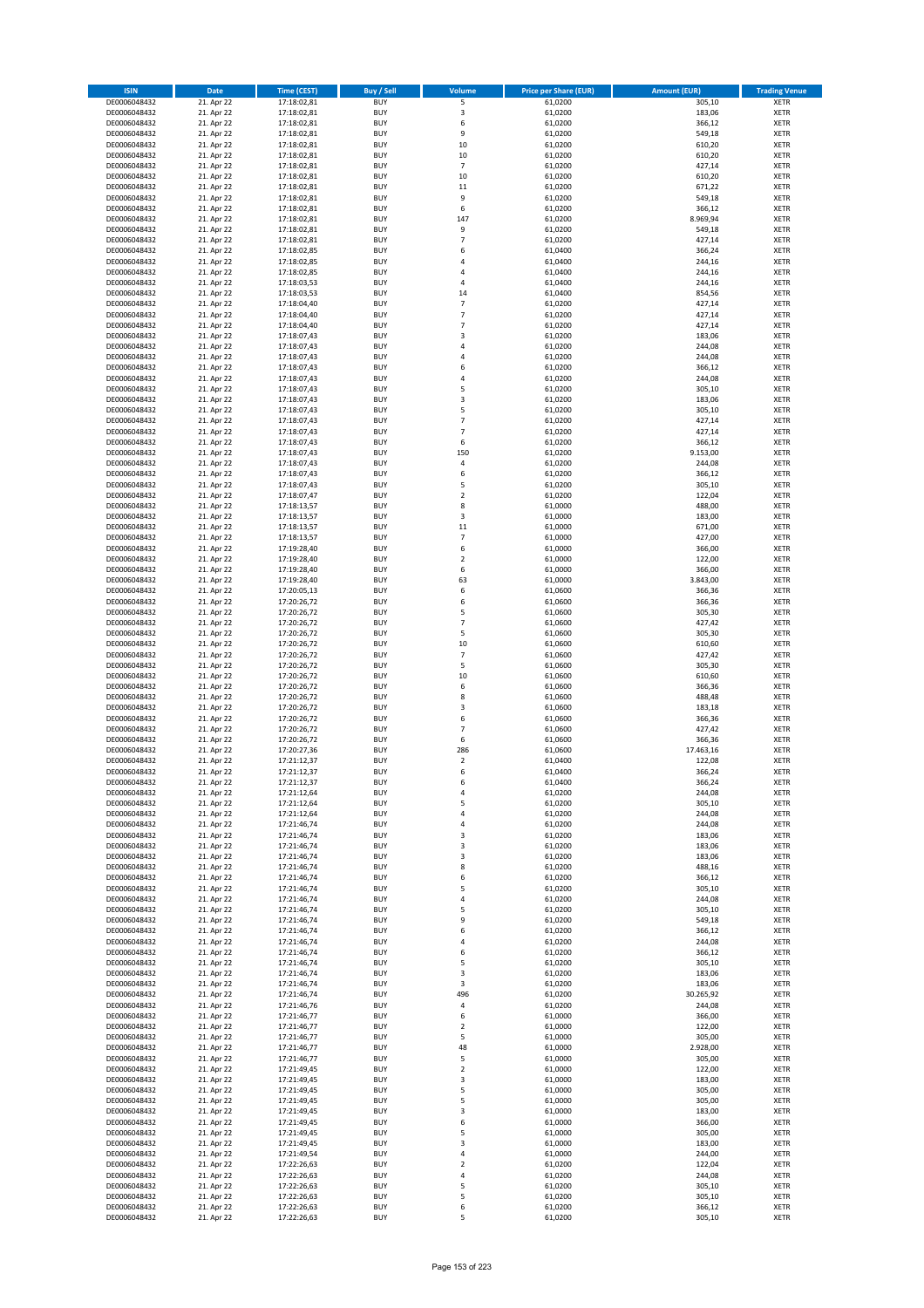| ISIN | Date | Time (CEST) | Buy / Sell | Volume | Price per Share (EUR) | Amount (EUR) | Trading Venue |
|---|---|---|---|---|---|---|---|
| DE0006048432 | 21. Apr 22 | 17:18:02,81 | BUY | 5 | 61,0200 | 305,10 | XETR |
| DE0006048432 | 21. Apr 22 | 17:18:02,81 | BUY | 3 | 61,0200 | 183,06 | XETR |
| DE0006048432 | 21. Apr 22 | 17:18:02,81 | BUY | 6 | 61,0200 | 366,12 | XETR |
| DE0006048432 | 21. Apr 22 | 17:18:02,81 | BUY | 9 | 61,0200 | 549,18 | XETR |
| DE0006048432 | 21. Apr 22 | 17:18:02,81 | BUY | 10 | 61,0200 | 610,20 | XETR |
| DE0006048432 | 21. Apr 22 | 17:18:02,81 | BUY | 10 | 61,0200 | 610,20 | XETR |
| DE0006048432 | 21. Apr 22 | 17:18:02,81 | BUY | 7 | 61,0200 | 427,14 | XETR |
| DE0006048432 | 21. Apr 22 | 17:18:02,81 | BUY | 10 | 61,0200 | 610,20 | XETR |
| DE0006048432 | 21. Apr 22 | 17:18:02,81 | BUY | 11 | 61,0200 | 671,22 | XETR |
| DE0006048432 | 21. Apr 22 | 17:18:02,81 | BUY | 9 | 61,0200 | 549,18 | XETR |
| DE0006048432 | 21. Apr 22 | 17:18:02,81 | BUY | 6 | 61,0200 | 366,12 | XETR |
| DE0006048432 | 21. Apr 22 | 17:18:02,81 | BUY | 147 | 61,0200 | 8.969,94 | XETR |
| DE0006048432 | 21. Apr 22 | 17:18:02,81 | BUY | 9 | 61,0200 | 549,18 | XETR |
| DE0006048432 | 21. Apr 22 | 17:18:02,81 | BUY | 7 | 61,0200 | 427,14 | XETR |
| DE0006048432 | 21. Apr 22 | 17:18:02,85 | BUY | 6 | 61,0400 | 366,24 | XETR |
| DE0006048432 | 21. Apr 22 | 17:18:02,85 | BUY | 4 | 61,0400 | 244,16 | XETR |
| DE0006048432 | 21. Apr 22 | 17:18:02,85 | BUY | 4 | 61,0400 | 244,16 | XETR |
| DE0006048432 | 21. Apr 22 | 17:18:03,53 | BUY | 4 | 61,0400 | 244,16 | XETR |
| DE0006048432 | 21. Apr 22 | 17:18:03,53 | BUY | 14 | 61,0400 | 854,56 | XETR |
| DE0006048432 | 21. Apr 22 | 17:18:04,40 | BUY | 7 | 61,0200 | 427,14 | XETR |
| DE0006048432 | 21. Apr 22 | 17:18:04,40 | BUY | 7 | 61,0200 | 427,14 | XETR |
| DE0006048432 | 21. Apr 22 | 17:18:04,40 | BUY | 7 | 61,0200 | 427,14 | XETR |
| DE0006048432 | 21. Apr 22 | 17:18:07,43 | BUY | 3 | 61,0200 | 183,06 | XETR |
| DE0006048432 | 21. Apr 22 | 17:18:07,43 | BUY | 4 | 61,0200 | 244,08 | XETR |
| DE0006048432 | 21. Apr 22 | 17:18:07,43 | BUY | 4 | 61,0200 | 244,08 | XETR |
| DE0006048432 | 21. Apr 22 | 17:18:07,43 | BUY | 6 | 61,0200 | 366,12 | XETR |
| DE0006048432 | 21. Apr 22 | 17:18:07,43 | BUY | 4 | 61,0200 | 244,08 | XETR |
| DE0006048432 | 21. Apr 22 | 17:18:07,43 | BUY | 5 | 61,0200 | 305,10 | XETR |
| DE0006048432 | 21. Apr 22 | 17:18:07,43 | BUY | 3 | 61,0200 | 183,06 | XETR |
| DE0006048432 | 21. Apr 22 | 17:18:07,43 | BUY | 5 | 61,0200 | 305,10 | XETR |
| DE0006048432 | 21. Apr 22 | 17:18:07,43 | BUY | 7 | 61,0200 | 427,14 | XETR |
| DE0006048432 | 21. Apr 22 | 17:18:07,43 | BUY | 7 | 61,0200 | 427,14 | XETR |
| DE0006048432 | 21. Apr 22 | 17:18:07,43 | BUY | 6 | 61,0200 | 366,12 | XETR |
| DE0006048432 | 21. Apr 22 | 17:18:07,43 | BUY | 150 | 61,0200 | 9.153,00 | XETR |
| DE0006048432 | 21. Apr 22 | 17:18:07,43 | BUY | 4 | 61,0200 | 244,08 | XETR |
| DE0006048432 | 21. Apr 22 | 17:18:07,43 | BUY | 6 | 61,0200 | 366,12 | XETR |
| DE0006048432 | 21. Apr 22 | 17:18:07,43 | BUY | 5 | 61,0200 | 305,10 | XETR |
| DE0006048432 | 21. Apr 22 | 17:18:07,47 | BUY | 2 | 61,0200 | 122,04 | XETR |
| DE0006048432 | 21. Apr 22 | 17:18:13,57 | BUY | 8 | 61,0000 | 488,00 | XETR |
| DE0006048432 | 21. Apr 22 | 17:18:13,57 | BUY | 3 | 61,0000 | 183,00 | XETR |
| DE0006048432 | 21. Apr 22 | 17:18:13,57 | BUY | 11 | 61,0000 | 671,00 | XETR |
| DE0006048432 | 21. Apr 22 | 17:18:13,57 | BUY | 7 | 61,0000 | 427,00 | XETR |
| DE0006048432 | 21. Apr 22 | 17:19:28,40 | BUY | 6 | 61,0000 | 366,00 | XETR |
| DE0006048432 | 21. Apr 22 | 17:19:28,40 | BUY | 2 | 61,0000 | 122,00 | XETR |
| DE0006048432 | 21. Apr 22 | 17:19:28,40 | BUY | 6 | 61,0000 | 366,00 | XETR |
| DE0006048432 | 21. Apr 22 | 17:19:28,40 | BUY | 63 | 61,0000 | 3.843,00 | XETR |
| DE0006048432 | 21. Apr 22 | 17:20:05,13 | BUY | 6 | 61,0600 | 366,36 | XETR |
| DE0006048432 | 21. Apr 22 | 17:20:26,72 | BUY | 6 | 61,0600 | 366,36 | XETR |
| DE0006048432 | 21. Apr 22 | 17:20:26,72 | BUY | 5 | 61,0600 | 305,30 | XETR |
| DE0006048432 | 21. Apr 22 | 17:20:26,72 | BUY | 7 | 61,0600 | 427,42 | XETR |
| DE0006048432 | 21. Apr 22 | 17:20:26,72 | BUY | 5 | 61,0600 | 305,30 | XETR |
| DE0006048432 | 21. Apr 22 | 17:20:26,72 | BUY | 10 | 61,0600 | 610,60 | XETR |
| DE0006048432 | 21. Apr 22 | 17:20:26,72 | BUY | 7 | 61,0600 | 427,42 | XETR |
| DE0006048432 | 21. Apr 22 | 17:20:26,72 | BUY | 5 | 61,0600 | 305,30 | XETR |
| DE0006048432 | 21. Apr 22 | 17:20:26,72 | BUY | 10 | 61,0600 | 610,60 | XETR |
| DE0006048432 | 21. Apr 22 | 17:20:26,72 | BUY | 6 | 61,0600 | 366,36 | XETR |
| DE0006048432 | 21. Apr 22 | 17:20:26,72 | BUY | 8 | 61,0600 | 488,48 | XETR |
| DE0006048432 | 21. Apr 22 | 17:20:26,72 | BUY | 3 | 61,0600 | 183,18 | XETR |
| DE0006048432 | 21. Apr 22 | 17:20:26,72 | BUY | 6 | 61,0600 | 366,36 | XETR |
| DE0006048432 | 21. Apr 22 | 17:20:26,72 | BUY | 7 | 61,0600 | 427,42 | XETR |
| DE0006048432 | 21. Apr 22 | 17:20:26,72 | BUY | 6 | 61,0600 | 366,36 | XETR |
| DE0006048432 | 21. Apr 22 | 17:20:27,36 | BUY | 286 | 61,0600 | 17.463,16 | XETR |
| DE0006048432 | 21. Apr 22 | 17:21:12,37 | BUY | 2 | 61,0400 | 122,08 | XETR |
| DE0006048432 | 21. Apr 22 | 17:21:12,37 | BUY | 6 | 61,0400 | 366,24 | XETR |
| DE0006048432 | 21. Apr 22 | 17:21:12,37 | BUY | 6 | 61,0400 | 366,24 | XETR |
| DE0006048432 | 21. Apr 22 | 17:21:12,64 | BUY | 4 | 61,0200 | 244,08 | XETR |
| DE0006048432 | 21. Apr 22 | 17:21:12,64 | BUY | 5 | 61,0200 | 305,10 | XETR |
| DE0006048432 | 21. Apr 22 | 17:21:12,64 | BUY | 4 | 61,0200 | 244,08 | XETR |
| DE0006048432 | 21. Apr 22 | 17:21:46,74 | BUY | 4 | 61,0200 | 244,08 | XETR |
| DE0006048432 | 21. Apr 22 | 17:21:46,74 | BUY | 3 | 61,0200 | 183,06 | XETR |
| DE0006048432 | 21. Apr 22 | 17:21:46,74 | BUY | 3 | 61,0200 | 183,06 | XETR |
| DE0006048432 | 21. Apr 22 | 17:21:46,74 | BUY | 3 | 61,0200 | 183,06 | XETR |
| DE0006048432 | 21. Apr 22 | 17:21:46,74 | BUY | 8 | 61,0200 | 488,16 | XETR |
| DE0006048432 | 21. Apr 22 | 17:21:46,74 | BUY | 6 | 61,0200 | 366,12 | XETR |
| DE0006048432 | 21. Apr 22 | 17:21:46,74 | BUY | 5 | 61,0200 | 305,10 | XETR |
| DE0006048432 | 21. Apr 22 | 17:21:46,74 | BUY | 4 | 61,0200 | 244,08 | XETR |
| DE0006048432 | 21. Apr 22 | 17:21:46,74 | BUY | 5 | 61,0200 | 305,10 | XETR |
| DE0006048432 | 21. Apr 22 | 17:21:46,74 | BUY | 9 | 61,0200 | 549,18 | XETR |
| DE0006048432 | 21. Apr 22 | 17:21:46,74 | BUY | 6 | 61,0200 | 366,12 | XETR |
| DE0006048432 | 21. Apr 22 | 17:21:46,74 | BUY | 4 | 61,0200 | 244,08 | XETR |
| DE0006048432 | 21. Apr 22 | 17:21:46,74 | BUY | 6 | 61,0200 | 366,12 | XETR |
| DE0006048432 | 21. Apr 22 | 17:21:46,74 | BUY | 5 | 61,0200 | 305,10 | XETR |
| DE0006048432 | 21. Apr 22 | 17:21:46,74 | BUY | 3 | 61,0200 | 183,06 | XETR |
| DE0006048432 | 21. Apr 22 | 17:21:46,74 | BUY | 3 | 61,0200 | 183,06 | XETR |
| DE0006048432 | 21. Apr 22 | 17:21:46,74 | BUY | 496 | 61,0200 | 30.265,92 | XETR |
| DE0006048432 | 21. Apr 22 | 17:21:46,76 | BUY | 4 | 61,0200 | 244,08 | XETR |
| DE0006048432 | 21. Apr 22 | 17:21:46,77 | BUY | 6 | 61,0000 | 366,00 | XETR |
| DE0006048432 | 21. Apr 22 | 17:21:46,77 | BUY | 2 | 61,0000 | 122,00 | XETR |
| DE0006048432 | 21. Apr 22 | 17:21:46,77 | BUY | 5 | 61,0000 | 305,00 | XETR |
| DE0006048432 | 21. Apr 22 | 17:21:46,77 | BUY | 48 | 61,0000 | 2.928,00 | XETR |
| DE0006048432 | 21. Apr 22 | 17:21:46,77 | BUY | 5 | 61,0000 | 305,00 | XETR |
| DE0006048432 | 21. Apr 22 | 17:21:49,45 | BUY | 2 | 61,0000 | 122,00 | XETR |
| DE0006048432 | 21. Apr 22 | 17:21:49,45 | BUY | 3 | 61,0000 | 183,00 | XETR |
| DE0006048432 | 21. Apr 22 | 17:21:49,45 | BUY | 5 | 61,0000 | 305,00 | XETR |
| DE0006048432 | 21. Apr 22 | 17:21:49,45 | BUY | 5 | 61,0000 | 305,00 | XETR |
| DE0006048432 | 21. Apr 22 | 17:21:49,45 | BUY | 3 | 61,0000 | 183,00 | XETR |
| DE0006048432 | 21. Apr 22 | 17:21:49,45 | BUY | 6 | 61,0000 | 366,00 | XETR |
| DE0006048432 | 21. Apr 22 | 17:21:49,45 | BUY | 5 | 61,0000 | 305,00 | XETR |
| DE0006048432 | 21. Apr 22 | 17:21:49,45 | BUY | 3 | 61,0000 | 183,00 | XETR |
| DE0006048432 | 21. Apr 22 | 17:21:49,54 | BUY | 4 | 61,0000 | 244,00 | XETR |
| DE0006048432 | 21. Apr 22 | 17:22:26,63 | BUY | 2 | 61,0200 | 122,04 | XETR |
| DE0006048432 | 21. Apr 22 | 17:22:26,63 | BUY | 4 | 61,0200 | 244,08 | XETR |
| DE0006048432 | 21. Apr 22 | 17:22:26,63 | BUY | 5 | 61,0200 | 305,10 | XETR |
| DE0006048432 | 21. Apr 22 | 17:22:26,63 | BUY | 5 | 61,0200 | 305,10 | XETR |
| DE0006048432 | 21. Apr 22 | 17:22:26,63 | BUY | 6 | 61,0200 | 366,12 | XETR |
| DE0006048432 | 21. Apr 22 | 17:22:26,63 | BUY | 5 | 61,0200 | 305,10 | XETR |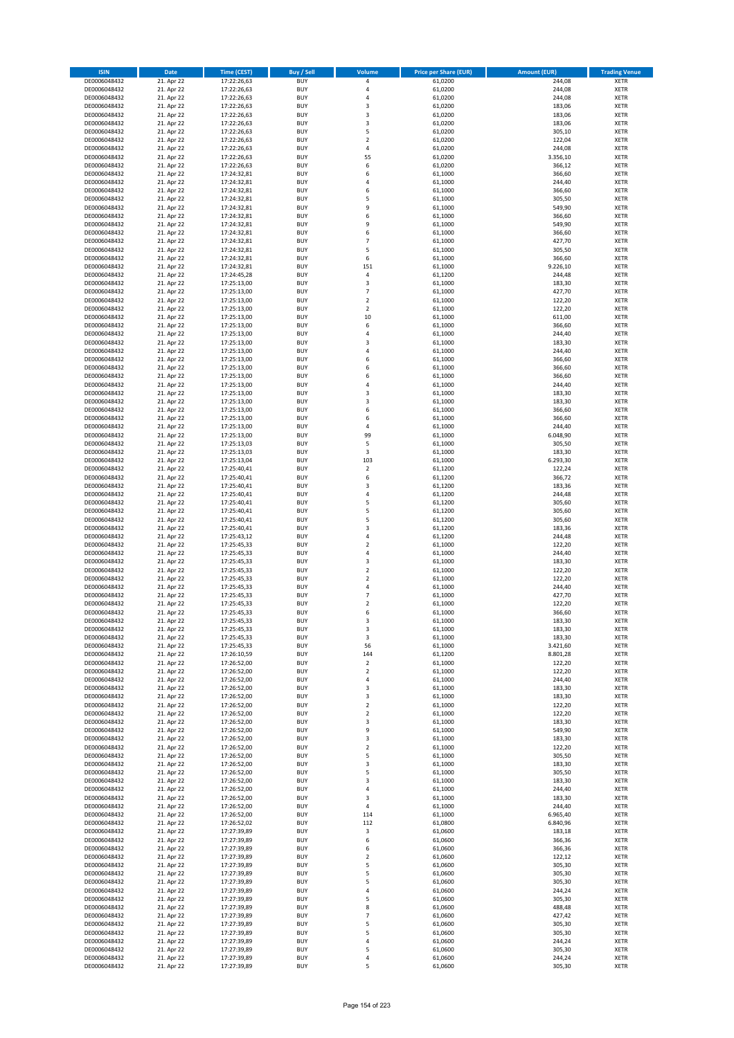| ISIN | Date | Time (CEST) | Buy / Sell | Volume | Price per Share (EUR) | Amount (EUR) | Trading Venue |
|---|---|---|---|---|---|---|---|
| DE0006048432 | 21. Apr 22 | 17:22:26,63 | BUY | 4 | 61,0200 | 244,08 | XETR |
| DE0006048432 | 21. Apr 22 | 17:22:26,63 | BUY | 4 | 61,0200 | 244,08 | XETR |
| DE0006048432 | 21. Apr 22 | 17:22:26,63 | BUY | 4 | 61,0200 | 244,08 | XETR |
| DE0006048432 | 21. Apr 22 | 17:22:26,63 | BUY | 3 | 61,0200 | 183,06 | XETR |
| DE0006048432 | 21. Apr 22 | 17:22:26,63 | BUY | 3 | 61,0200 | 183,06 | XETR |
| DE0006048432 | 21. Apr 22 | 17:22:26,63 | BUY | 3 | 61,0200 | 183,06 | XETR |
| DE0006048432 | 21. Apr 22 | 17:22:26,63 | BUY | 5 | 61,0200 | 305,10 | XETR |
| DE0006048432 | 21. Apr 22 | 17:22:26,63 | BUY | 2 | 61,0200 | 122,04 | XETR |
| DE0006048432 | 21. Apr 22 | 17:22:26,63 | BUY | 4 | 61,0200 | 244,08 | XETR |
| DE0006048432 | 21. Apr 22 | 17:22:26,63 | BUY | 55 | 61,0200 | 3.356,10 | XETR |
| DE0006048432 | 21. Apr 22 | 17:22:26,63 | BUY | 6 | 61,0200 | 366,12 | XETR |
| DE0006048432 | 21. Apr 22 | 17:24:32,81 | BUY | 6 | 61,1000 | 366,60 | XETR |
| DE0006048432 | 21. Apr 22 | 17:24:32,81 | BUY | 4 | 61,1000 | 244,40 | XETR |
| DE0006048432 | 21. Apr 22 | 17:24:32,81 | BUY | 6 | 61,1000 | 366,60 | XETR |
| DE0006048432 | 21. Apr 22 | 17:24:32,81 | BUY | 5 | 61,1000 | 305,50 | XETR |
| DE0006048432 | 21. Apr 22 | 17:24:32,81 | BUY | 9 | 61,1000 | 549,90 | XETR |
| DE0006048432 | 21. Apr 22 | 17:24:32,81 | BUY | 6 | 61,1000 | 366,60 | XETR |
| DE0006048432 | 21. Apr 22 | 17:24:32,81 | BUY | 9 | 61,1000 | 549,90 | XETR |
| DE0006048432 | 21. Apr 22 | 17:24:32,81 | BUY | 6 | 61,1000 | 366,60 | XETR |
| DE0006048432 | 21. Apr 22 | 17:24:32,81 | BUY | 7 | 61,1000 | 427,70 | XETR |
| DE0006048432 | 21. Apr 22 | 17:24:32,81 | BUY | 5 | 61,1000 | 305,50 | XETR |
| DE0006048432 | 21. Apr 22 | 17:24:32,81 | BUY | 6 | 61,1000 | 366,60 | XETR |
| DE0006048432 | 21. Apr 22 | 17:24:32,81 | BUY | 151 | 61,1000 | 9.226,10 | XETR |
| DE0006048432 | 21. Apr 22 | 17:24:45,28 | BUY | 4 | 61,1200 | 244,48 | XETR |
| DE0006048432 | 21. Apr 22 | 17:25:13,00 | BUY | 3 | 61,1000 | 183,30 | XETR |
| DE0006048432 | 21. Apr 22 | 17:25:13,00 | BUY | 7 | 61,1000 | 427,70 | XETR |
| DE0006048432 | 21. Apr 22 | 17:25:13,00 | BUY | 2 | 61,1000 | 122,20 | XETR |
| DE0006048432 | 21. Apr 22 | 17:25:13,00 | BUY | 2 | 61,1000 | 122,20 | XETR |
| DE0006048432 | 21. Apr 22 | 17:25:13,00 | BUY | 10 | 61,1000 | 611,00 | XETR |
| DE0006048432 | 21. Apr 22 | 17:25:13,00 | BUY | 6 | 61,1000 | 366,60 | XETR |
| DE0006048432 | 21. Apr 22 | 17:25:13,00 | BUY | 4 | 61,1000 | 244,40 | XETR |
| DE0006048432 | 21. Apr 22 | 17:25:13,00 | BUY | 3 | 61,1000 | 183,30 | XETR |
| DE0006048432 | 21. Apr 22 | 17:25:13,00 | BUY | 4 | 61,1000 | 244,40 | XETR |
| DE0006048432 | 21. Apr 22 | 17:25:13,00 | BUY | 6 | 61,1000 | 366,60 | XETR |
| DE0006048432 | 21. Apr 22 | 17:25:13,00 | BUY | 6 | 61,1000 | 366,60 | XETR |
| DE0006048432 | 21. Apr 22 | 17:25:13,00 | BUY | 6 | 61,1000 | 366,60 | XETR |
| DE0006048432 | 21. Apr 22 | 17:25:13,00 | BUY | 4 | 61,1000 | 244,40 | XETR |
| DE0006048432 | 21. Apr 22 | 17:25:13,00 | BUY | 3 | 61,1000 | 183,30 | XETR |
| DE0006048432 | 21. Apr 22 | 17:25:13,00 | BUY | 3 | 61,1000 | 183,30 | XETR |
| DE0006048432 | 21. Apr 22 | 17:25:13,00 | BUY | 6 | 61,1000 | 366,60 | XETR |
| DE0006048432 | 21. Apr 22 | 17:25:13,00 | BUY | 6 | 61,1000 | 366,60 | XETR |
| DE0006048432 | 21. Apr 22 | 17:25:13,00 | BUY | 4 | 61,1000 | 244,40 | XETR |
| DE0006048432 | 21. Apr 22 | 17:25:13,00 | BUY | 99 | 61,1000 | 6.048,90 | XETR |
| DE0006048432 | 21. Apr 22 | 17:25:13,03 | BUY | 5 | 61,1000 | 305,50 | XETR |
| DE0006048432 | 21. Apr 22 | 17:25:13,03 | BUY | 3 | 61,1000 | 183,30 | XETR |
| DE0006048432 | 21. Apr 22 | 17:25:13,04 | BUY | 103 | 61,1000 | 6.293,30 | XETR |
| DE0006048432 | 21. Apr 22 | 17:25:40,41 | BUY | 2 | 61,1200 | 122,24 | XETR |
| DE0006048432 | 21. Apr 22 | 17:25:40,41 | BUY | 6 | 61,1200 | 366,72 | XETR |
| DE0006048432 | 21. Apr 22 | 17:25:40,41 | BUY | 3 | 61,1200 | 183,36 | XETR |
| DE0006048432 | 21. Apr 22 | 17:25:40,41 | BUY | 4 | 61,1200 | 244,48 | XETR |
| DE0006048432 | 21. Apr 22 | 17:25:40,41 | BUY | 5 | 61,1200 | 305,60 | XETR |
| DE0006048432 | 21. Apr 22 | 17:25:40,41 | BUY | 5 | 61,1200 | 305,60 | XETR |
| DE0006048432 | 21. Apr 22 | 17:25:40,41 | BUY | 5 | 61,1200 | 305,60 | XETR |
| DE0006048432 | 21. Apr 22 | 17:25:40,41 | BUY | 3 | 61,1200 | 183,36 | XETR |
| DE0006048432 | 21. Apr 22 | 17:25:43,12 | BUY | 4 | 61,1200 | 244,48 | XETR |
| DE0006048432 | 21. Apr 22 | 17:25:45,33 | BUY | 2 | 61,1000 | 122,20 | XETR |
| DE0006048432 | 21. Apr 22 | 17:25:45,33 | BUY | 4 | 61,1000 | 244,40 | XETR |
| DE0006048432 | 21. Apr 22 | 17:25:45,33 | BUY | 3 | 61,1000 | 183,30 | XETR |
| DE0006048432 | 21. Apr 22 | 17:25:45,33 | BUY | 2 | 61,1000 | 122,20 | XETR |
| DE0006048432 | 21. Apr 22 | 17:25:45,33 | BUY | 2 | 61,1000 | 122,20 | XETR |
| DE0006048432 | 21. Apr 22 | 17:25:45,33 | BUY | 4 | 61,1000 | 244,40 | XETR |
| DE0006048432 | 21. Apr 22 | 17:25:45,33 | BUY | 7 | 61,1000 | 427,70 | XETR |
| DE0006048432 | 21. Apr 22 | 17:25:45,33 | BUY | 2 | 61,1000 | 122,20 | XETR |
| DE0006048432 | 21. Apr 22 | 17:25:45,33 | BUY | 6 | 61,1000 | 366,60 | XETR |
| DE0006048432 | 21. Apr 22 | 17:25:45,33 | BUY | 3 | 61,1000 | 183,30 | XETR |
| DE0006048432 | 21. Apr 22 | 17:25:45,33 | BUY | 3 | 61,1000 | 183,30 | XETR |
| DE0006048432 | 21. Apr 22 | 17:25:45,33 | BUY | 3 | 61,1000 | 183,30 | XETR |
| DE0006048432 | 21. Apr 22 | 17:25:45,33 | BUY | 56 | 61,1000 | 3.421,60 | XETR |
| DE0006048432 | 21. Apr 22 | 17:26:10,59 | BUY | 144 | 61,1200 | 8.801,28 | XETR |
| DE0006048432 | 21. Apr 22 | 17:26:52,00 | BUY | 2 | 61,1000 | 122,20 | XETR |
| DE0006048432 | 21. Apr 22 | 17:26:52,00 | BUY | 2 | 61,1000 | 122,20 | XETR |
| DE0006048432 | 21. Apr 22 | 17:26:52,00 | BUY | 4 | 61,1000 | 244,40 | XETR |
| DE0006048432 | 21. Apr 22 | 17:26:52,00 | BUY | 3 | 61,1000 | 183,30 | XETR |
| DE0006048432 | 21. Apr 22 | 17:26:52,00 | BUY | 3 | 61,1000 | 183,30 | XETR |
| DE0006048432 | 21. Apr 22 | 17:26:52,00 | BUY | 2 | 61,1000 | 122,20 | XETR |
| DE0006048432 | 21. Apr 22 | 17:26:52,00 | BUY | 2 | 61,1000 | 122,20 | XETR |
| DE0006048432 | 21. Apr 22 | 17:26:52,00 | BUY | 3 | 61,1000 | 183,30 | XETR |
| DE0006048432 | 21. Apr 22 | 17:26:52,00 | BUY | 9 | 61,1000 | 549,90 | XETR |
| DE0006048432 | 21. Apr 22 | 17:26:52,00 | BUY | 3 | 61,1000 | 183,30 | XETR |
| DE0006048432 | 21. Apr 22 | 17:26:52,00 | BUY | 2 | 61,1000 | 122,20 | XETR |
| DE0006048432 | 21. Apr 22 | 17:26:52,00 | BUY | 5 | 61,1000 | 305,50 | XETR |
| DE0006048432 | 21. Apr 22 | 17:26:52,00 | BUY | 3 | 61,1000 | 183,30 | XETR |
| DE0006048432 | 21. Apr 22 | 17:26:52,00 | BUY | 5 | 61,1000 | 305,50 | XETR |
| DE0006048432 | 21. Apr 22 | 17:26:52,00 | BUY | 3 | 61,1000 | 183,30 | XETR |
| DE0006048432 | 21. Apr 22 | 17:26:52,00 | BUY | 4 | 61,1000 | 244,40 | XETR |
| DE0006048432 | 21. Apr 22 | 17:26:52,00 | BUY | 3 | 61,1000 | 183,30 | XETR |
| DE0006048432 | 21. Apr 22 | 17:26:52,00 | BUY | 4 | 61,1000 | 244,40 | XETR |
| DE0006048432 | 21. Apr 22 | 17:26:52,00 | BUY | 114 | 61,1000 | 6.965,40 | XETR |
| DE0006048432 | 21. Apr 22 | 17:26:52,02 | BUY | 112 | 61,0800 | 6.840,96 | XETR |
| DE0006048432 | 21. Apr 22 | 17:27:39,89 | BUY | 3 | 61,0600 | 183,18 | XETR |
| DE0006048432 | 21. Apr 22 | 17:27:39,89 | BUY | 6 | 61,0600 | 366,36 | XETR |
| DE0006048432 | 21. Apr 22 | 17:27:39,89 | BUY | 6 | 61,0600 | 366,36 | XETR |
| DE0006048432 | 21. Apr 22 | 17:27:39,89 | BUY | 2 | 61,0600 | 122,12 | XETR |
| DE0006048432 | 21. Apr 22 | 17:27:39,89 | BUY | 5 | 61,0600 | 305,30 | XETR |
| DE0006048432 | 21. Apr 22 | 17:27:39,89 | BUY | 5 | 61,0600 | 305,30 | XETR |
| DE0006048432 | 21. Apr 22 | 17:27:39,89 | BUY | 5 | 61,0600 | 305,30 | XETR |
| DE0006048432 | 21. Apr 22 | 17:27:39,89 | BUY | 4 | 61,0600 | 244,24 | XETR |
| DE0006048432 | 21. Apr 22 | 17:27:39,89 | BUY | 5 | 61,0600 | 305,30 | XETR |
| DE0006048432 | 21. Apr 22 | 17:27:39,89 | BUY | 8 | 61,0600 | 488,48 | XETR |
| DE0006048432 | 21. Apr 22 | 17:27:39,89 | BUY | 7 | 61,0600 | 427,42 | XETR |
| DE0006048432 | 21. Apr 22 | 17:27:39,89 | BUY | 5 | 61,0600 | 305,30 | XETR |
| DE0006048432 | 21. Apr 22 | 17:27:39,89 | BUY | 5 | 61,0600 | 305,30 | XETR |
| DE0006048432 | 21. Apr 22 | 17:27:39,89 | BUY | 4 | 61,0600 | 244,24 | XETR |
| DE0006048432 | 21. Apr 22 | 17:27:39,89 | BUY | 5 | 61,0600 | 305,30 | XETR |
| DE0006048432 | 21. Apr 22 | 17:27:39,89 | BUY | 4 | 61,0600 | 244,24 | XETR |
| DE0006048432 | 21. Apr 22 | 17:27:39,89 | BUY | 5 | 61,0600 | 305,30 | XETR |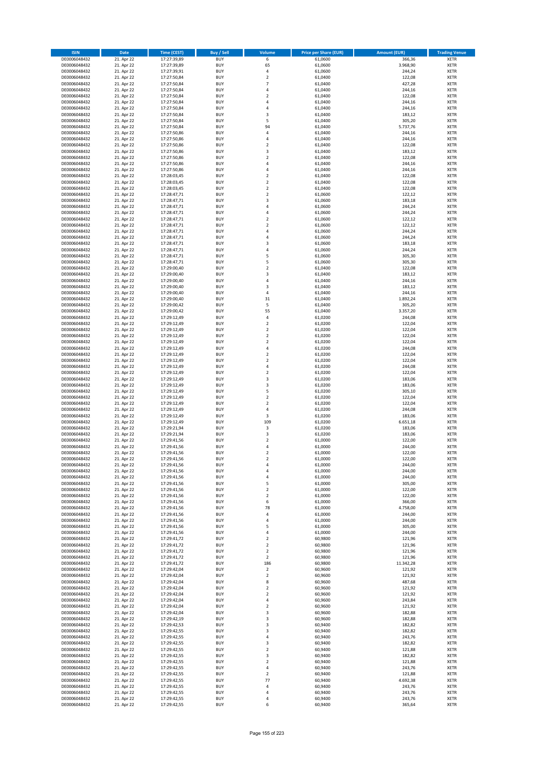| ISIN | Date | Time (CEST) | Buy / Sell | Volume | Price per Share (EUR) | Amount (EUR) | Trading Venue |
|---|---|---|---|---|---|---|---|
| DE0006048432 | 21. Apr 22 | 17:27:39,89 | BUY | 6 | 61,0600 | 366,36 | XETR |
| DE0006048432 | 21. Apr 22 | 17:27:39,89 | BUY | 65 | 61,0600 | 3.968,90 | XETR |
| DE0006048432 | 21. Apr 22 | 17:27:39,91 | BUY | 4 | 61,0600 | 244,24 | XETR |
| DE0006048432 | 21. Apr 22 | 17:27:50,84 | BUY | 2 | 61,0400 | 122,08 | XETR |
| DE0006048432 | 21. Apr 22 | 17:27:50,84 | BUY | 7 | 61,0400 | 427,28 | XETR |
| DE0006048432 | 21. Apr 22 | 17:27:50,84 | BUY | 4 | 61,0400 | 244,16 | XETR |
| DE0006048432 | 21. Apr 22 | 17:27:50,84 | BUY | 2 | 61,0400 | 122,08 | XETR |
| DE0006048432 | 21. Apr 22 | 17:27:50,84 | BUY | 4 | 61,0400 | 244,16 | XETR |
| DE0006048432 | 21. Apr 22 | 17:27:50,84 | BUY | 4 | 61,0400 | 244,16 | XETR |
| DE0006048432 | 21. Apr 22 | 17:27:50,84 | BUY | 3 | 61,0400 | 183,12 | XETR |
| DE0006048432 | 21. Apr 22 | 17:27:50,84 | BUY | 5 | 61,0400 | 305,20 | XETR |
| DE0006048432 | 21. Apr 22 | 17:27:50,84 | BUY | 94 | 61,0400 | 5.737,76 | XETR |
| DE0006048432 | 21. Apr 22 | 17:27:50,86 | BUY | 4 | 61,0400 | 244,16 | XETR |
| DE0006048432 | 21. Apr 22 | 17:27:50,86 | BUY | 4 | 61,0400 | 244,16 | XETR |
| DE0006048432 | 21. Apr 22 | 17:27:50,86 | BUY | 2 | 61,0400 | 122,08 | XETR |
| DE0006048432 | 21. Apr 22 | 17:27:50,86 | BUY | 3 | 61,0400 | 183,12 | XETR |
| DE0006048432 | 21. Apr 22 | 17:27:50,86 | BUY | 2 | 61,0400 | 122,08 | XETR |
| DE0006048432 | 21. Apr 22 | 17:27:50,86 | BUY | 4 | 61,0400 | 244,16 | XETR |
| DE0006048432 | 21. Apr 22 | 17:27:50,86 | BUY | 4 | 61,0400 | 244,16 | XETR |
| DE0006048432 | 21. Apr 22 | 17:28:03,45 | BUY | 2 | 61,0400 | 122,08 | XETR |
| DE0006048432 | 21. Apr 22 | 17:28:03,45 | BUY | 2 | 61,0400 | 122,08 | XETR |
| DE0006048432 | 21. Apr 22 | 17:28:03,45 | BUY | 2 | 61,0400 | 122,08 | XETR |
| DE0006048432 | 21. Apr 22 | 17:28:47,71 | BUY | 2 | 61,0600 | 122,12 | XETR |
| DE0006048432 | 21. Apr 22 | 17:28:47,71 | BUY | 3 | 61,0600 | 183,18 | XETR |
| DE0006048432 | 21. Apr 22 | 17:28:47,71 | BUY | 4 | 61,0600 | 244,24 | XETR |
| DE0006048432 | 21. Apr 22 | 17:28:47,71 | BUY | 4 | 61,0600 | 244,24 | XETR |
| DE0006048432 | 21. Apr 22 | 17:28:47,71 | BUY | 2 | 61,0600 | 122,12 | XETR |
| DE0006048432 | 21. Apr 22 | 17:28:47,71 | BUY | 2 | 61,0600 | 122,12 | XETR |
| DE0006048432 | 21. Apr 22 | 17:28:47,71 | BUY | 4 | 61,0600 | 244,24 | XETR |
| DE0006048432 | 21. Apr 22 | 17:28:47,71 | BUY | 4 | 61,0600 | 244,24 | XETR |
| DE0006048432 | 21. Apr 22 | 17:28:47,71 | BUY | 3 | 61,0600 | 183,18 | XETR |
| DE0006048432 | 21. Apr 22 | 17:28:47,71 | BUY | 4 | 61,0600 | 244,24 | XETR |
| DE0006048432 | 21. Apr 22 | 17:28:47,71 | BUY | 5 | 61,0600 | 305,30 | XETR |
| DE0006048432 | 21. Apr 22 | 17:28:47,71 | BUY | 5 | 61,0600 | 305,30 | XETR |
| DE0006048432 | 21. Apr 22 | 17:29:00,40 | BUY | 2 | 61,0400 | 122,08 | XETR |
| DE0006048432 | 21. Apr 22 | 17:29:00,40 | BUY | 3 | 61,0400 | 183,12 | XETR |
| DE0006048432 | 21. Apr 22 | 17:29:00,40 | BUY | 4 | 61,0400 | 244,16 | XETR |
| DE0006048432 | 21. Apr 22 | 17:29:00,40 | BUY | 3 | 61,0400 | 183,12 | XETR |
| DE0006048432 | 21. Apr 22 | 17:29:00,40 | BUY | 4 | 61,0400 | 244,16 | XETR |
| DE0006048432 | 21. Apr 22 | 17:29:00,40 | BUY | 31 | 61,0400 | 1.892,24 | XETR |
| DE0006048432 | 21. Apr 22 | 17:29:00,42 | BUY | 5 | 61,0400 | 305,20 | XETR |
| DE0006048432 | 21. Apr 22 | 17:29:00,42 | BUY | 55 | 61,0400 | 3.357,20 | XETR |
| DE0006048432 | 21. Apr 22 | 17:29:12,49 | BUY | 4 | 61,0200 | 244,08 | XETR |
| DE0006048432 | 21. Apr 22 | 17:29:12,49 | BUY | 2 | 61,0200 | 122,04 | XETR |
| DE0006048432 | 21. Apr 22 | 17:29:12,49 | BUY | 2 | 61,0200 | 122,04 | XETR |
| DE0006048432 | 21. Apr 22 | 17:29:12,49 | BUY | 2 | 61,0200 | 122,04 | XETR |
| DE0006048432 | 21. Apr 22 | 17:29:12,49 | BUY | 2 | 61,0200 | 122,04 | XETR |
| DE0006048432 | 21. Apr 22 | 17:29:12,49 | BUY | 4 | 61,0200 | 244,08 | XETR |
| DE0006048432 | 21. Apr 22 | 17:29:12,49 | BUY | 2 | 61,0200 | 122,04 | XETR |
| DE0006048432 | 21. Apr 22 | 17:29:12,49 | BUY | 2 | 61,0200 | 122,04 | XETR |
| DE0006048432 | 21. Apr 22 | 17:29:12,49 | BUY | 4 | 61,0200 | 244,08 | XETR |
| DE0006048432 | 21. Apr 22 | 17:29:12,49 | BUY | 2 | 61,0200 | 122,04 | XETR |
| DE0006048432 | 21. Apr 22 | 17:29:12,49 | BUY | 3 | 61,0200 | 183,06 | XETR |
| DE0006048432 | 21. Apr 22 | 17:29:12,49 | BUY | 3 | 61,0200 | 183,06 | XETR |
| DE0006048432 | 21. Apr 22 | 17:29:12,49 | BUY | 5 | 61,0200 | 305,10 | XETR |
| DE0006048432 | 21. Apr 22 | 17:29:12,49 | BUY | 2 | 61,0200 | 122,04 | XETR |
| DE0006048432 | 21. Apr 22 | 17:29:12,49 | BUY | 2 | 61,0200 | 122,04 | XETR |
| DE0006048432 | 21. Apr 22 | 17:29:12,49 | BUY | 4 | 61,0200 | 244,08 | XETR |
| DE0006048432 | 21. Apr 22 | 17:29:12,49 | BUY | 3 | 61,0200 | 183,06 | XETR |
| DE0006048432 | 21. Apr 22 | 17:29:12,49 | BUY | 109 | 61,0200 | 6.651,18 | XETR |
| DE0006048432 | 21. Apr 22 | 17:29:21,94 | BUY | 3 | 61,0200 | 183,06 | XETR |
| DE0006048432 | 21. Apr 22 | 17:29:21,94 | BUY | 3 | 61,0200 | 183,06 | XETR |
| DE0006048432 | 21. Apr 22 | 17:29:41,56 | BUY | 2 | 61,0000 | 122,00 | XETR |
| DE0006048432 | 21. Apr 22 | 17:29:41,56 | BUY | 4 | 61,0000 | 244,00 | XETR |
| DE0006048432 | 21. Apr 22 | 17:29:41,56 | BUY | 2 | 61,0000 | 122,00 | XETR |
| DE0006048432 | 21. Apr 22 | 17:29:41,56 | BUY | 2 | 61,0000 | 122,00 | XETR |
| DE0006048432 | 21. Apr 22 | 17:29:41,56 | BUY | 4 | 61,0000 | 244,00 | XETR |
| DE0006048432 | 21. Apr 22 | 17:29:41,56 | BUY | 4 | 61,0000 | 244,00 | XETR |
| DE0006048432 | 21. Apr 22 | 17:29:41,56 | BUY | 4 | 61,0000 | 244,00 | XETR |
| DE0006048432 | 21. Apr 22 | 17:29:41,56 | BUY | 5 | 61,0000 | 305,00 | XETR |
| DE0006048432 | 21. Apr 22 | 17:29:41,56 | BUY | 2 | 61,0000 | 122,00 | XETR |
| DE0006048432 | 21. Apr 22 | 17:29:41,56 | BUY | 2 | 61,0000 | 122,00 | XETR |
| DE0006048432 | 21. Apr 22 | 17:29:41,56 | BUY | 6 | 61,0000 | 366,00 | XETR |
| DE0006048432 | 21. Apr 22 | 17:29:41,56 | BUY | 78 | 61,0000 | 4.758,00 | XETR |
| DE0006048432 | 21. Apr 22 | 17:29:41,56 | BUY | 4 | 61,0000 | 244,00 | XETR |
| DE0006048432 | 21. Apr 22 | 17:29:41,56 | BUY | 4 | 61,0000 | 244,00 | XETR |
| DE0006048432 | 21. Apr 22 | 17:29:41,56 | BUY | 5 | 61,0000 | 305,00 | XETR |
| DE0006048432 | 21. Apr 22 | 17:29:41,56 | BUY | 4 | 61,0000 | 244,00 | XETR |
| DE0006048432 | 21. Apr 22 | 17:29:41,72 | BUY | 2 | 60,9800 | 121,96 | XETR |
| DE0006048432 | 21. Apr 22 | 17:29:41,72 | BUY | 2 | 60,9800 | 121,96 | XETR |
| DE0006048432 | 21. Apr 22 | 17:29:41,72 | BUY | 2 | 60,9800 | 121,96 | XETR |
| DE0006048432 | 21. Apr 22 | 17:29:41,72 | BUY | 2 | 60,9800 | 121,96 | XETR |
| DE0006048432 | 21. Apr 22 | 17:29:41,72 | BUY | 186 | 60,9800 | 11.342,28 | XETR |
| DE0006048432 | 21. Apr 22 | 17:29:42,04 | BUY | 2 | 60,9600 | 121,92 | XETR |
| DE0006048432 | 21. Apr 22 | 17:29:42,04 | BUY | 2 | 60,9600 | 121,92 | XETR |
| DE0006048432 | 21. Apr 22 | 17:29:42,04 | BUY | 8 | 60,9600 | 487,68 | XETR |
| DE0006048432 | 21. Apr 22 | 17:29:42,04 | BUY | 2 | 60,9600 | 121,92 | XETR |
| DE0006048432 | 21. Apr 22 | 17:29:42,04 | BUY | 2 | 60,9600 | 121,92 | XETR |
| DE0006048432 | 21. Apr 22 | 17:29:42,04 | BUY | 4 | 60,9600 | 243,84 | XETR |
| DE0006048432 | 21. Apr 22 | 17:29:42,04 | BUY | 2 | 60,9600 | 121,92 | XETR |
| DE0006048432 | 21. Apr 22 | 17:29:42,04 | BUY | 3 | 60,9600 | 182,88 | XETR |
| DE0006048432 | 21. Apr 22 | 17:29:42,19 | BUY | 3 | 60,9600 | 182,88 | XETR |
| DE0006048432 | 21. Apr 22 | 17:29:42,53 | BUY | 3 | 60,9400 | 182,82 | XETR |
| DE0006048432 | 21. Apr 22 | 17:29:42,55 | BUY | 3 | 60,9400 | 182,82 | XETR |
| DE0006048432 | 21. Apr 22 | 17:29:42,55 | BUY | 4 | 60,9400 | 243,76 | XETR |
| DE0006048432 | 21. Apr 22 | 17:29:42,55 | BUY | 3 | 60,9400 | 182,82 | XETR |
| DE0006048432 | 21. Apr 22 | 17:29:42,55 | BUY | 2 | 60,9400 | 121,88 | XETR |
| DE0006048432 | 21. Apr 22 | 17:29:42,55 | BUY | 3 | 60,9400 | 182,82 | XETR |
| DE0006048432 | 21. Apr 22 | 17:29:42,55 | BUY | 2 | 60,9400 | 121,88 | XETR |
| DE0006048432 | 21. Apr 22 | 17:29:42,55 | BUY | 4 | 60,9400 | 243,76 | XETR |
| DE0006048432 | 21. Apr 22 | 17:29:42,55 | BUY | 2 | 60,9400 | 121,88 | XETR |
| DE0006048432 | 21. Apr 22 | 17:29:42,55 | BUY | 77 | 60,9400 | 4.692,38 | XETR |
| DE0006048432 | 21. Apr 22 | 17:29:42,55 | BUY | 4 | 60,9400 | 243,76 | XETR |
| DE0006048432 | 21. Apr 22 | 17:29:42,55 | BUY | 4 | 60,9400 | 243,76 | XETR |
| DE0006048432 | 21. Apr 22 | 17:29:42,55 | BUY | 4 | 60,9400 | 243,76 | XETR |
| DE0006048432 | 21. Apr 22 | 17:29:42,55 | BUY | 6 | 60,9400 | 365,64 | XETR |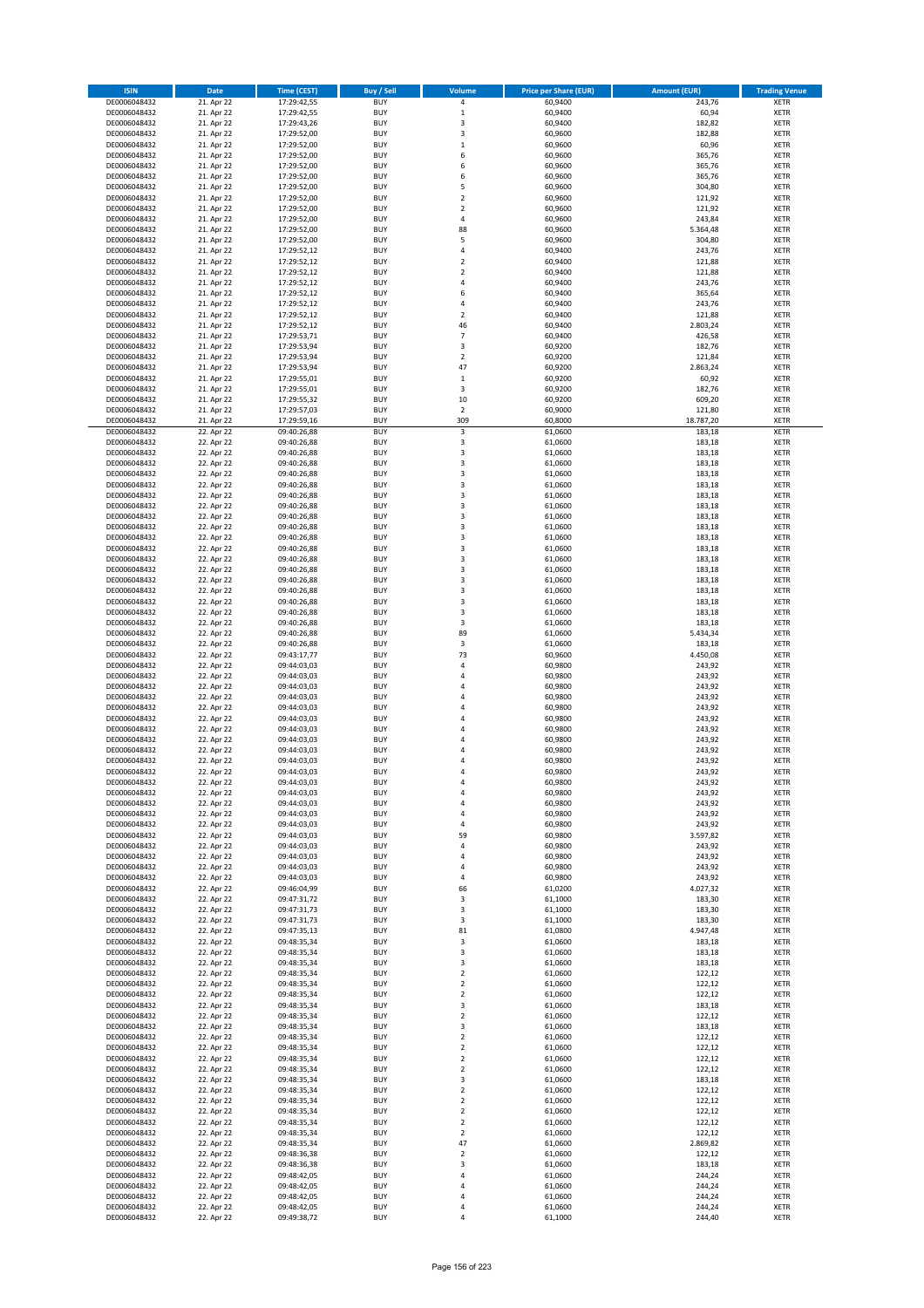| ISIN | Date | Time (CEST) | Buy / Sell | Volume | Price per Share (EUR) | Amount (EUR) | Trading Venue |
|---|---|---|---|---|---|---|---|
| DE0006048432 | 21. Apr 22 | 17:29:42,55 | BUY | 4 | 60,9400 | 243,76 | XETR |
| DE0006048432 | 21. Apr 22 | 17:29:42,55 | BUY | 1 | 60,9400 | 60,94 | XETR |
| DE0006048432 | 21. Apr 22 | 17:29:43,26 | BUY | 3 | 60,9400 | 182,82 | XETR |
| DE0006048432 | 21. Apr 22 | 17:29:52,00 | BUY | 3 | 60,9600 | 182,88 | XETR |
| DE0006048432 | 21. Apr 22 | 17:29:52,00 | BUY | 1 | 60,9600 | 60,96 | XETR |
| DE0006048432 | 21. Apr 22 | 17:29:52,00 | BUY | 6 | 60,9600 | 365,76 | XETR |
| DE0006048432 | 21. Apr 22 | 17:29:52,00 | BUY | 6 | 60,9600 | 365,76 | XETR |
| DE0006048432 | 21. Apr 22 | 17:29:52,00 | BUY | 6 | 60,9600 | 365,76 | XETR |
| DE0006048432 | 21. Apr 22 | 17:29:52,00 | BUY | 5 | 60,9600 | 304,80 | XETR |
| DE0006048432 | 21. Apr 22 | 17:29:52,00 | BUY | 2 | 60,9600 | 121,92 | XETR |
| DE0006048432 | 21. Apr 22 | 17:29:52,00 | BUY | 2 | 60,9600 | 121,92 | XETR |
| DE0006048432 | 21. Apr 22 | 17:29:52,00 | BUY | 4 | 60,9600 | 243,84 | XETR |
| DE0006048432 | 21. Apr 22 | 17:29:52,00 | BUY | 88 | 60,9600 | 5.364,48 | XETR |
| DE0006048432 | 21. Apr 22 | 17:29:52,00 | BUY | 5 | 60,9600 | 304,80 | XETR |
| DE0006048432 | 21. Apr 22 | 17:29:52,12 | BUY | 4 | 60,9400 | 243,76 | XETR |
| DE0006048432 | 21. Apr 22 | 17:29:52,12 | BUY | 2 | 60,9400 | 121,88 | XETR |
| DE0006048432 | 21. Apr 22 | 17:29:52,12 | BUY | 2 | 60,9400 | 121,88 | XETR |
| DE0006048432 | 21. Apr 22 | 17:29:52,12 | BUY | 4 | 60,9400 | 243,76 | XETR |
| DE0006048432 | 21. Apr 22 | 17:29:52,12 | BUY | 6 | 60,9400 | 365,64 | XETR |
| DE0006048432 | 21. Apr 22 | 17:29:52,12 | BUY | 4 | 60,9400 | 243,76 | XETR |
| DE0006048432 | 21. Apr 22 | 17:29:52,12 | BUY | 2 | 60,9400 | 121,88 | XETR |
| DE0006048432 | 21. Apr 22 | 17:29:52,12 | BUY | 46 | 60,9400 | 2.803,24 | XETR |
| DE0006048432 | 21. Apr 22 | 17:29:53,71 | BUY | 7 | 60,9400 | 426,58 | XETR |
| DE0006048432 | 21. Apr 22 | 17:29:53,94 | BUY | 3 | 60,9200 | 182,76 | XETR |
| DE0006048432 | 21. Apr 22 | 17:29:53,94 | BUY | 2 | 60,9200 | 121,84 | XETR |
| DE0006048432 | 21. Apr 22 | 17:29:53,94 | BUY | 47 | 60,9200 | 2.863,24 | XETR |
| DE0006048432 | 21. Apr 22 | 17:29:55,01 | BUY | 1 | 60,9200 | 60,92 | XETR |
| DE0006048432 | 21. Apr 22 | 17:29:55,01 | BUY | 3 | 60,9200 | 182,76 | XETR |
| DE0006048432 | 21. Apr 22 | 17:29:55,32 | BUY | 10 | 60,9200 | 609,20 | XETR |
| DE0006048432 | 21. Apr 22 | 17:29:57,03 | BUY | 2 | 60,9000 | 121,80 | XETR |
| DE0006048432 | 21. Apr 22 | 17:29:59,16 | BUY | 309 | 60,8000 | 18.787,20 | XETR |
| DE0006048432 | 22. Apr 22 | 09:40:26,88 | BUY | 3 | 61,0600 | 183,18 | XETR |
| DE0006048432 | 22. Apr 22 | 09:40:26,88 | BUY | 3 | 61,0600 | 183,18 | XETR |
| DE0006048432 | 22. Apr 22 | 09:40:26,88 | BUY | 3 | 61,0600 | 183,18 | XETR |
| DE0006048432 | 22. Apr 22 | 09:40:26,88 | BUY | 3 | 61,0600 | 183,18 | XETR |
| DE0006048432 | 22. Apr 22 | 09:40:26,88 | BUY | 3 | 61,0600 | 183,18 | XETR |
| DE0006048432 | 22. Apr 22 | 09:40:26,88 | BUY | 3 | 61,0600 | 183,18 | XETR |
| DE0006048432 | 22. Apr 22 | 09:40:26,88 | BUY | 3 | 61,0600 | 183,18 | XETR |
| DE0006048432 | 22. Apr 22 | 09:40:26,88 | BUY | 3 | 61,0600 | 183,18 | XETR |
| DE0006048432 | 22. Apr 22 | 09:40:26,88 | BUY | 3 | 61,0600 | 183,18 | XETR |
| DE0006048432 | 22. Apr 22 | 09:40:26,88 | BUY | 3 | 61,0600 | 183,18 | XETR |
| DE0006048432 | 22. Apr 22 | 09:40:26,88 | BUY | 3 | 61,0600 | 183,18 | XETR |
| DE0006048432 | 22. Apr 22 | 09:40:26,88 | BUY | 3 | 61,0600 | 183,18 | XETR |
| DE0006048432 | 22. Apr 22 | 09:40:26,88 | BUY | 3 | 61,0600 | 183,18 | XETR |
| DE0006048432 | 22. Apr 22 | 09:40:26,88 | BUY | 3 | 61,0600 | 183,18 | XETR |
| DE0006048432 | 22. Apr 22 | 09:40:26,88 | BUY | 3 | 61,0600 | 183,18 | XETR |
| DE0006048432 | 22. Apr 22 | 09:40:26,88 | BUY | 3 | 61,0600 | 183,18 | XETR |
| DE0006048432 | 22. Apr 22 | 09:40:26,88 | BUY | 3 | 61,0600 | 183,18 | XETR |
| DE0006048432 | 22. Apr 22 | 09:40:26,88 | BUY | 3 | 61,0600 | 183,18 | XETR |
| DE0006048432 | 22. Apr 22 | 09:40:26,88 | BUY | 3 | 61,0600 | 183,18 | XETR |
| DE0006048432 | 22. Apr 22 | 09:40:26,88 | BUY | 89 | 61,0600 | 5.434,34 | XETR |
| DE0006048432 | 22. Apr 22 | 09:40:26,88 | BUY | 3 | 61,0600 | 183,18 | XETR |
| DE0006048432 | 22. Apr 22 | 09:43:17,77 | BUY | 73 | 60,9600 | 4.450,08 | XETR |
| DE0006048432 | 22. Apr 22 | 09:44:03,03 | BUY | 4 | 60,9800 | 243,92 | XETR |
| DE0006048432 | 22. Apr 22 | 09:44:03,03 | BUY | 4 | 60,9800 | 243,92 | XETR |
| DE0006048432 | 22. Apr 22 | 09:44:03,03 | BUY | 4 | 60,9800 | 243,92 | XETR |
| DE0006048432 | 22. Apr 22 | 09:44:03,03 | BUY | 4 | 60,9800 | 243,92 | XETR |
| DE0006048432 | 22. Apr 22 | 09:44:03,03 | BUY | 4 | 60,9800 | 243,92 | XETR |
| DE0006048432 | 22. Apr 22 | 09:44:03,03 | BUY | 4 | 60,9800 | 243,92 | XETR |
| DE0006048432 | 22. Apr 22 | 09:44:03,03 | BUY | 4 | 60,9800 | 243,92 | XETR |
| DE0006048432 | 22. Apr 22 | 09:44:03,03 | BUY | 4 | 60,9800 | 243,92 | XETR |
| DE0006048432 | 22. Apr 22 | 09:44:03,03 | BUY | 4 | 60,9800 | 243,92 | XETR |
| DE0006048432 | 22. Apr 22 | 09:44:03,03 | BUY | 4 | 60,9800 | 243,92 | XETR |
| DE0006048432 | 22. Apr 22 | 09:44:03,03 | BUY | 4 | 60,9800 | 243,92 | XETR |
| DE0006048432 | 22. Apr 22 | 09:44:03,03 | BUY | 4 | 60,9800 | 243,92 | XETR |
| DE0006048432 | 22. Apr 22 | 09:44:03,03 | BUY | 4 | 60,9800 | 243,92 | XETR |
| DE0006048432 | 22. Apr 22 | 09:44:03,03 | BUY | 4 | 60,9800 | 243,92 | XETR |
| DE0006048432 | 22. Apr 22 | 09:44:03,03 | BUY | 4 | 60,9800 | 243,92 | XETR |
| DE0006048432 | 22. Apr 22 | 09:44:03,03 | BUY | 4 | 60,9800 | 243,92 | XETR |
| DE0006048432 | 22. Apr 22 | 09:44:03,03 | BUY | 4 | 60,9800 | 243,92 | XETR |
| DE0006048432 | 22. Apr 22 | 09:44:03,03 | BUY | 59 | 60,9800 | 3.597,82 | XETR |
| DE0006048432 | 22. Apr 22 | 09:44:03,03 | BUY | 4 | 60,9800 | 243,92 | XETR |
| DE0006048432 | 22. Apr 22 | 09:44:03,03 | BUY | 4 | 60,9800 | 243,92 | XETR |
| DE0006048432 | 22. Apr 22 | 09:44:03,03 | BUY | 4 | 60,9800 | 243,92 | XETR |
| DE0006048432 | 22. Apr 22 | 09:44:03,03 | BUY | 4 | 60,9800 | 243,92 | XETR |
| DE0006048432 | 22. Apr 22 | 09:46:04,99 | BUY | 66 | 61,0200 | 4.027,32 | XETR |
| DE0006048432 | 22. Apr 22 | 09:47:31,72 | BUY | 3 | 61,1000 | 183,30 | XETR |
| DE0006048432 | 22. Apr 22 | 09:47:31,73 | BUY | 3 | 61,1000 | 183,30 | XETR |
| DE0006048432 | 22. Apr 22 | 09:47:31,73 | BUY | 3 | 61,1000 | 183,30 | XETR |
| DE0006048432 | 22. Apr 22 | 09:47:35,13 | BUY | 81 | 61,0800 | 4.947,48 | XETR |
| DE0006048432 | 22. Apr 22 | 09:48:35,34 | BUY | 3 | 61,0600 | 183,18 | XETR |
| DE0006048432 | 22. Apr 22 | 09:48:35,34 | BUY | 3 | 61,0600 | 183,18 | XETR |
| DE0006048432 | 22. Apr 22 | 09:48:35,34 | BUY | 3 | 61,0600 | 183,18 | XETR |
| DE0006048432 | 22. Apr 22 | 09:48:35,34 | BUY | 2 | 61,0600 | 122,12 | XETR |
| DE0006048432 | 22. Apr 22 | 09:48:35,34 | BUY | 2 | 61,0600 | 122,12 | XETR |
| DE0006048432 | 22. Apr 22 | 09:48:35,34 | BUY | 2 | 61,0600 | 122,12 | XETR |
| DE0006048432 | 22. Apr 22 | 09:48:35,34 | BUY | 3 | 61,0600 | 183,18 | XETR |
| DE0006048432 | 22. Apr 22 | 09:48:35,34 | BUY | 2 | 61,0600 | 122,12 | XETR |
| DE0006048432 | 22. Apr 22 | 09:48:35,34 | BUY | 3 | 61,0600 | 183,18 | XETR |
| DE0006048432 | 22. Apr 22 | 09:48:35,34 | BUY | 2 | 61,0600 | 122,12 | XETR |
| DE0006048432 | 22. Apr 22 | 09:48:35,34 | BUY | 2 | 61,0600 | 122,12 | XETR |
| DE0006048432 | 22. Apr 22 | 09:48:35,34 | BUY | 2 | 61,0600 | 122,12 | XETR |
| DE0006048432 | 22. Apr 22 | 09:48:35,34 | BUY | 2 | 61,0600 | 122,12 | XETR |
| DE0006048432 | 22. Apr 22 | 09:48:35,34 | BUY | 3 | 61,0600 | 183,18 | XETR |
| DE0006048432 | 22. Apr 22 | 09:48:35,34 | BUY | 2 | 61,0600 | 122,12 | XETR |
| DE0006048432 | 22. Apr 22 | 09:48:35,34 | BUY | 2 | 61,0600 | 122,12 | XETR |
| DE0006048432 | 22. Apr 22 | 09:48:35,34 | BUY | 2 | 61,0600 | 122,12 | XETR |
| DE0006048432 | 22. Apr 22 | 09:48:35,34 | BUY | 2 | 61,0600 | 122,12 | XETR |
| DE0006048432 | 22. Apr 22 | 09:48:35,34 | BUY | 2 | 61,0600 | 122,12 | XETR |
| DE0006048432 | 22. Apr 22 | 09:48:35,34 | BUY | 47 | 61,0600 | 2.869,82 | XETR |
| DE0006048432 | 22. Apr 22 | 09:48:36,38 | BUY | 2 | 61,0600 | 122,12 | XETR |
| DE0006048432 | 22. Apr 22 | 09:48:36,38 | BUY | 3 | 61,0600 | 183,18 | XETR |
| DE0006048432 | 22. Apr 22 | 09:48:42,05 | BUY | 4 | 61,0600 | 244,24 | XETR |
| DE0006048432 | 22. Apr 22 | 09:48:42,05 | BUY | 4 | 61,0600 | 244,24 | XETR |
| DE0006048432 | 22. Apr 22 | 09:48:42,05 | BUY | 4 | 61,0600 | 244,24 | XETR |
| DE0006048432 | 22. Apr 22 | 09:48:42,05 | BUY | 4 | 61,0600 | 244,24 | XETR |
| DE0006048432 | 22. Apr 22 | 09:49:38,72 | BUY | 4 | 61,1000 | 244,40 | XETR |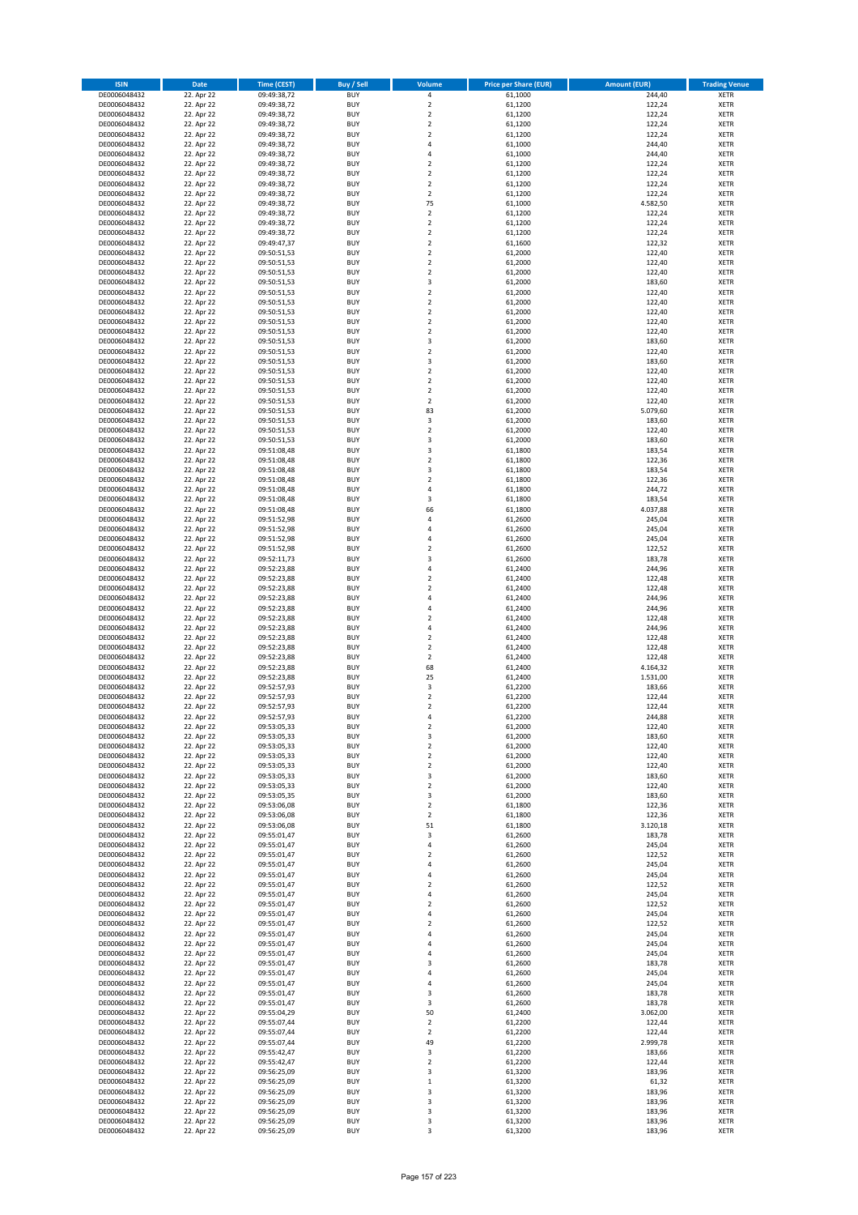| ISIN | Date | Time (CEST) | Buy / Sell | Volume | Price per Share (EUR) | Amount (EUR) | Trading Venue |
|---|---|---|---|---|---|---|---|
| DE0006048432 | 22. Apr 22 | 09:49:38,72 | BUY | 4 | 61,1000 | 244,40 | XETR |
| DE0006048432 | 22. Apr 22 | 09:49:38,72 | BUY | 2 | 61,1200 | 122,24 | XETR |
| DE0006048432 | 22. Apr 22 | 09:49:38,72 | BUY | 2 | 61,1200 | 122,24 | XETR |
| DE0006048432 | 22. Apr 22 | 09:49:38,72 | BUY | 2 | 61,1200 | 122,24 | XETR |
| DE0006048432 | 22. Apr 22 | 09:49:38,72 | BUY | 2 | 61,1200 | 122,24 | XETR |
| DE0006048432 | 22. Apr 22 | 09:49:38,72 | BUY | 4 | 61,1000 | 244,40 | XETR |
| DE0006048432 | 22. Apr 22 | 09:49:38,72 | BUY | 4 | 61,1000 | 244,40 | XETR |
| DE0006048432 | 22. Apr 22 | 09:49:38,72 | BUY | 2 | 61,1200 | 122,24 | XETR |
| DE0006048432 | 22. Apr 22 | 09:49:38,72 | BUY | 2 | 61,1200 | 122,24 | XETR |
| DE0006048432 | 22. Apr 22 | 09:49:38,72 | BUY | 2 | 61,1200 | 122,24 | XETR |
| DE0006048432 | 22. Apr 22 | 09:49:38,72 | BUY | 2 | 61,1200 | 122,24 | XETR |
| DE0006048432 | 22. Apr 22 | 09:49:38,72 | BUY | 75 | 61,1000 | 4.582,50 | XETR |
| DE0006048432 | 22. Apr 22 | 09:49:38,72 | BUY | 2 | 61,1200 | 122,24 | XETR |
| DE0006048432 | 22. Apr 22 | 09:49:38,72 | BUY | 2 | 61,1200 | 122,24 | XETR |
| DE0006048432 | 22. Apr 22 | 09:49:38,72 | BUY | 2 | 61,1200 | 122,24 | XETR |
| DE0006048432 | 22. Apr 22 | 09:49:47,37 | BUY | 2 | 61,1600 | 122,32 | XETR |
| DE0006048432 | 22. Apr 22 | 09:50:51,53 | BUY | 2 | 61,2000 | 122,40 | XETR |
| DE0006048432 | 22. Apr 22 | 09:50:51,53 | BUY | 2 | 61,2000 | 122,40 | XETR |
| DE0006048432 | 22. Apr 22 | 09:50:51,53 | BUY | 2 | 61,2000 | 122,40 | XETR |
| DE0006048432 | 22. Apr 22 | 09:50:51,53 | BUY | 3 | 61,2000 | 183,60 | XETR |
| DE0006048432 | 22. Apr 22 | 09:50:51,53 | BUY | 2 | 61,2000 | 122,40 | XETR |
| DE0006048432 | 22. Apr 22 | 09:50:51,53 | BUY | 2 | 61,2000 | 122,40 | XETR |
| DE0006048432 | 22. Apr 22 | 09:50:51,53 | BUY | 2 | 61,2000 | 122,40 | XETR |
| DE0006048432 | 22. Apr 22 | 09:50:51,53 | BUY | 2 | 61,2000 | 122,40 | XETR |
| DE0006048432 | 22. Apr 22 | 09:50:51,53 | BUY | 2 | 61,2000 | 122,40 | XETR |
| DE0006048432 | 22. Apr 22 | 09:50:51,53 | BUY | 3 | 61,2000 | 183,60 | XETR |
| DE0006048432 | 22. Apr 22 | 09:50:51,53 | BUY | 2 | 61,2000 | 122,40 | XETR |
| DE0006048432 | 22. Apr 22 | 09:50:51,53 | BUY | 3 | 61,2000 | 183,60 | XETR |
| DE0006048432 | 22. Apr 22 | 09:50:51,53 | BUY | 2 | 61,2000 | 122,40 | XETR |
| DE0006048432 | 22. Apr 22 | 09:50:51,53 | BUY | 2 | 61,2000 | 122,40 | XETR |
| DE0006048432 | 22. Apr 22 | 09:50:51,53 | BUY | 2 | 61,2000 | 122,40 | XETR |
| DE0006048432 | 22. Apr 22 | 09:50:51,53 | BUY | 2 | 61,2000 | 122,40 | XETR |
| DE0006048432 | 22. Apr 22 | 09:50:51,53 | BUY | 83 | 61,2000 | 5.079,60 | XETR |
| DE0006048432 | 22. Apr 22 | 09:50:51,53 | BUY | 3 | 61,2000 | 183,60 | XETR |
| DE0006048432 | 22. Apr 22 | 09:50:51,53 | BUY | 2 | 61,2000 | 122,40 | XETR |
| DE0006048432 | 22. Apr 22 | 09:50:51,53 | BUY | 3 | 61,2000 | 183,60 | XETR |
| DE0006048432 | 22. Apr 22 | 09:51:08,48 | BUY | 3 | 61,1800 | 183,54 | XETR |
| DE0006048432 | 22. Apr 22 | 09:51:08,48 | BUY | 2 | 61,1800 | 122,36 | XETR |
| DE0006048432 | 22. Apr 22 | 09:51:08,48 | BUY | 3 | 61,1800 | 183,54 | XETR |
| DE0006048432 | 22. Apr 22 | 09:51:08,48 | BUY | 2 | 61,1800 | 122,36 | XETR |
| DE0006048432 | 22. Apr 22 | 09:51:08,48 | BUY | 4 | 61,1800 | 244,72 | XETR |
| DE0006048432 | 22. Apr 22 | 09:51:08,48 | BUY | 3 | 61,1800 | 183,54 | XETR |
| DE0006048432 | 22. Apr 22 | 09:51:08,48 | BUY | 66 | 61,1800 | 4.037,88 | XETR |
| DE0006048432 | 22. Apr 22 | 09:51:52,98 | BUY | 4 | 61,2600 | 245,04 | XETR |
| DE0006048432 | 22. Apr 22 | 09:51:52,98 | BUY | 4 | 61,2600 | 245,04 | XETR |
| DE0006048432 | 22. Apr 22 | 09:51:52,98 | BUY | 4 | 61,2600 | 245,04 | XETR |
| DE0006048432 | 22. Apr 22 | 09:51:52,98 | BUY | 2 | 61,2600 | 122,52 | XETR |
| DE0006048432 | 22. Apr 22 | 09:52:11,73 | BUY | 3 | 61,2600 | 183,78 | XETR |
| DE0006048432 | 22. Apr 22 | 09:52:23,88 | BUY | 4 | 61,2400 | 244,96 | XETR |
| DE0006048432 | 22. Apr 22 | 09:52:23,88 | BUY | 2 | 61,2400 | 122,48 | XETR |
| DE0006048432 | 22. Apr 22 | 09:52:23,88 | BUY | 2 | 61,2400 | 122,48 | XETR |
| DE0006048432 | 22. Apr 22 | 09:52:23,88 | BUY | 4 | 61,2400 | 244,96 | XETR |
| DE0006048432 | 22. Apr 22 | 09:52:23,88 | BUY | 4 | 61,2400 | 244,96 | XETR |
| DE0006048432 | 22. Apr 22 | 09:52:23,88 | BUY | 2 | 61,2400 | 122,48 | XETR |
| DE0006048432 | 22. Apr 22 | 09:52:23,88 | BUY | 4 | 61,2400 | 244,96 | XETR |
| DE0006048432 | 22. Apr 22 | 09:52:23,88 | BUY | 2 | 61,2400 | 122,48 | XETR |
| DE0006048432 | 22. Apr 22 | 09:52:23,88 | BUY | 2 | 61,2400 | 122,48 | XETR |
| DE0006048432 | 22. Apr 22 | 09:52:23,88 | BUY | 2 | 61,2400 | 122,48 | XETR |
| DE0006048432 | 22. Apr 22 | 09:52:23,88 | BUY | 68 | 61,2400 | 4.164,32 | XETR |
| DE0006048432 | 22. Apr 22 | 09:52:23,88 | BUY | 25 | 61,2400 | 1.531,00 | XETR |
| DE0006048432 | 22. Apr 22 | 09:52:57,93 | BUY | 3 | 61,2200 | 183,66 | XETR |
| DE0006048432 | 22. Apr 22 | 09:52:57,93 | BUY | 2 | 61,2200 | 122,44 | XETR |
| DE0006048432 | 22. Apr 22 | 09:52:57,93 | BUY | 2 | 61,2200 | 122,44 | XETR |
| DE0006048432 | 22. Apr 22 | 09:52:57,93 | BUY | 4 | 61,2200 | 244,88 | XETR |
| DE0006048432 | 22. Apr 22 | 09:53:05,33 | BUY | 2 | 61,2000 | 122,40 | XETR |
| DE0006048432 | 22. Apr 22 | 09:53:05,33 | BUY | 3 | 61,2000 | 183,60 | XETR |
| DE0006048432 | 22. Apr 22 | 09:53:05,33 | BUY | 2 | 61,2000 | 122,40 | XETR |
| DE0006048432 | 22. Apr 22 | 09:53:05,33 | BUY | 2 | 61,2000 | 122,40 | XETR |
| DE0006048432 | 22. Apr 22 | 09:53:05,33 | BUY | 2 | 61,2000 | 122,40 | XETR |
| DE0006048432 | 22. Apr 22 | 09:53:05,33 | BUY | 3 | 61,2000 | 183,60 | XETR |
| DE0006048432 | 22. Apr 22 | 09:53:05,33 | BUY | 2 | 61,2000 | 122,40 | XETR |
| DE0006048432 | 22. Apr 22 | 09:53:05,35 | BUY | 3 | 61,2000 | 183,60 | XETR |
| DE0006048432 | 22. Apr 22 | 09:53:06,08 | BUY | 2 | 61,1800 | 122,36 | XETR |
| DE0006048432 | 22. Apr 22 | 09:53:06,08 | BUY | 2 | 61,1800 | 122,36 | XETR |
| DE0006048432 | 22. Apr 22 | 09:53:06,08 | BUY | 51 | 61,1800 | 3.120,18 | XETR |
| DE0006048432 | 22. Apr 22 | 09:55:01,47 | BUY | 3 | 61,2600 | 183,78 | XETR |
| DE0006048432 | 22. Apr 22 | 09:55:01,47 | BUY | 4 | 61,2600 | 245,04 | XETR |
| DE0006048432 | 22. Apr 22 | 09:55:01,47 | BUY | 2 | 61,2600 | 122,52 | XETR |
| DE0006048432 | 22. Apr 22 | 09:55:01,47 | BUY | 4 | 61,2600 | 245,04 | XETR |
| DE0006048432 | 22. Apr 22 | 09:55:01,47 | BUY | 4 | 61,2600 | 245,04 | XETR |
| DE0006048432 | 22. Apr 22 | 09:55:01,47 | BUY | 2 | 61,2600 | 122,52 | XETR |
| DE0006048432 | 22. Apr 22 | 09:55:01,47 | BUY | 4 | 61,2600 | 245,04 | XETR |
| DE0006048432 | 22. Apr 22 | 09:55:01,47 | BUY | 2 | 61,2600 | 122,52 | XETR |
| DE0006048432 | 22. Apr 22 | 09:55:01,47 | BUY | 4 | 61,2600 | 245,04 | XETR |
| DE0006048432 | 22. Apr 22 | 09:55:01,47 | BUY | 2 | 61,2600 | 122,52 | XETR |
| DE0006048432 | 22. Apr 22 | 09:55:01,47 | BUY | 4 | 61,2600 | 245,04 | XETR |
| DE0006048432 | 22. Apr 22 | 09:55:01,47 | BUY | 4 | 61,2600 | 245,04 | XETR |
| DE0006048432 | 22. Apr 22 | 09:55:01,47 | BUY | 4 | 61,2600 | 245,04 | XETR |
| DE0006048432 | 22. Apr 22 | 09:55:01,47 | BUY | 3 | 61,2600 | 183,78 | XETR |
| DE0006048432 | 22. Apr 22 | 09:55:01,47 | BUY | 4 | 61,2600 | 245,04 | XETR |
| DE0006048432 | 22. Apr 22 | 09:55:01,47 | BUY | 4 | 61,2600 | 245,04 | XETR |
| DE0006048432 | 22. Apr 22 | 09:55:01,47 | BUY | 3 | 61,2600 | 183,78 | XETR |
| DE0006048432 | 22. Apr 22 | 09:55:01,47 | BUY | 3 | 61,2600 | 183,78 | XETR |
| DE0006048432 | 22. Apr 22 | 09:55:04,29 | BUY | 50 | 61,2400 | 3.062,00 | XETR |
| DE0006048432 | 22. Apr 22 | 09:55:07,44 | BUY | 2 | 61,2200 | 122,44 | XETR |
| DE0006048432 | 22. Apr 22 | 09:55:07,44 | BUY | 2 | 61,2200 | 122,44 | XETR |
| DE0006048432 | 22. Apr 22 | 09:55:07,44 | BUY | 49 | 61,2200 | 2.999,78 | XETR |
| DE0006048432 | 22. Apr 22 | 09:55:42,47 | BUY | 3 | 61,2200 | 183,66 | XETR |
| DE0006048432 | 22. Apr 22 | 09:55:42,47 | BUY | 2 | 61,2200 | 122,44 | XETR |
| DE0006048432 | 22. Apr 22 | 09:56:25,09 | BUY | 3 | 61,3200 | 183,96 | XETR |
| DE0006048432 | 22. Apr 22 | 09:56:25,09 | BUY | 1 | 61,3200 | 61,32 | XETR |
| DE0006048432 | 22. Apr 22 | 09:56:25,09 | BUY | 3 | 61,3200 | 183,96 | XETR |
| DE0006048432 | 22. Apr 22 | 09:56:25,09 | BUY | 3 | 61,3200 | 183,96 | XETR |
| DE0006048432 | 22. Apr 22 | 09:56:25,09 | BUY | 3 | 61,3200 | 183,96 | XETR |
| DE0006048432 | 22. Apr 22 | 09:56:25,09 | BUY | 3 | 61,3200 | 183,96 | XETR |
| DE0006048432 | 22. Apr 22 | 09:56:25,09 | BUY | 3 | 61,3200 | 183,96 | XETR |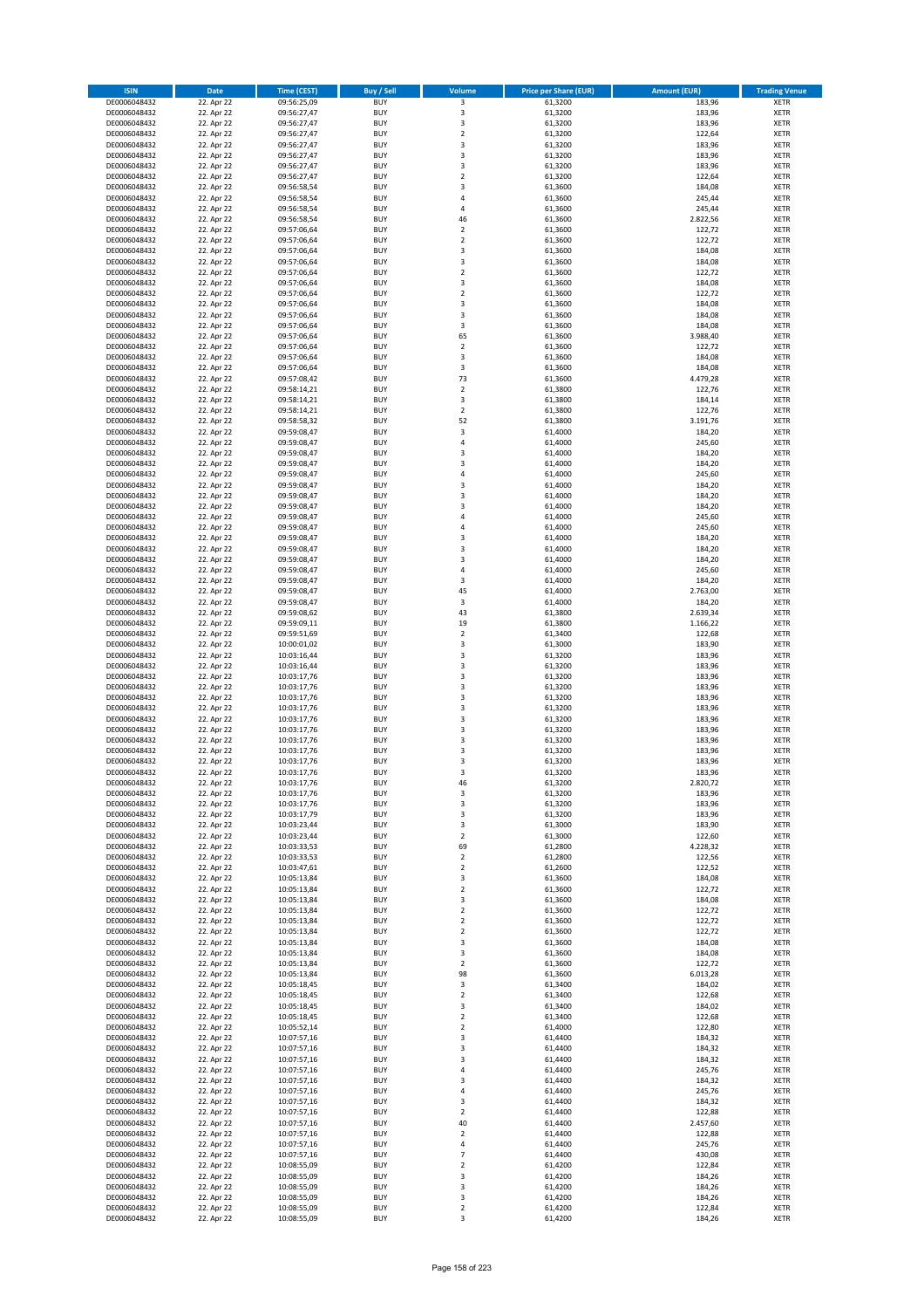| ISIN | Date | Time (CEST) | Buy / Sell | Volume | Price per Share (EUR) | Amount (EUR) | Trading Venue |
|---|---|---|---|---|---|---|---|
| DE0006048432 | 22. Apr 22 | 09:56:25,09 | BUY | 3 | 61,3200 | 183,96 | XETR |
| DE0006048432 | 22. Apr 22 | 09:56:27,47 | BUY | 3 | 61,3200 | 183,96 | XETR |
| DE0006048432 | 22. Apr 22 | 09:56:27,47 | BUY | 3 | 61,3200 | 183,96 | XETR |
| DE0006048432 | 22. Apr 22 | 09:56:27,47 | BUY | 2 | 61,3200 | 122,64 | XETR |
| DE0006048432 | 22. Apr 22 | 09:56:27,47 | BUY | 3 | 61,3200 | 183,96 | XETR |
| DE0006048432 | 22. Apr 22 | 09:56:27,47 | BUY | 3 | 61,3200 | 183,96 | XETR |
| DE0006048432 | 22. Apr 22 | 09:56:27,47 | BUY | 3 | 61,3200 | 183,96 | XETR |
| DE0006048432 | 22. Apr 22 | 09:56:27,47 | BUY | 2 | 61,3200 | 122,64 | XETR |
| DE0006048432 | 22. Apr 22 | 09:56:58,54 | BUY | 3 | 61,3600 | 184,08 | XETR |
| DE0006048432 | 22. Apr 22 | 09:56:58,54 | BUY | 4 | 61,3600 | 245,44 | XETR |
| DE0006048432 | 22. Apr 22 | 09:56:58,54 | BUY | 4 | 61,3600 | 245,44 | XETR |
| DE0006048432 | 22. Apr 22 | 09:56:58,54 | BUY | 46 | 61,3600 | 2.822,56 | XETR |
| DE0006048432 | 22. Apr 22 | 09:57:06,64 | BUY | 2 | 61,3600 | 122,72 | XETR |
| DE0006048432 | 22. Apr 22 | 09:57:06,64 | BUY | 2 | 61,3600 | 122,72 | XETR |
| DE0006048432 | 22. Apr 22 | 09:57:06,64 | BUY | 3 | 61,3600 | 184,08 | XETR |
| DE0006048432 | 22. Apr 22 | 09:57:06,64 | BUY | 3 | 61,3600 | 184,08 | XETR |
| DE0006048432 | 22. Apr 22 | 09:57:06,64 | BUY | 2 | 61,3600 | 122,72 | XETR |
| DE0006048432 | 22. Apr 22 | 09:57:06,64 | BUY | 3 | 61,3600 | 184,08 | XETR |
| DE0006048432 | 22. Apr 22 | 09:57:06,64 | BUY | 2 | 61,3600 | 122,72 | XETR |
| DE0006048432 | 22. Apr 22 | 09:57:06,64 | BUY | 3 | 61,3600 | 184,08 | XETR |
| DE0006048432 | 22. Apr 22 | 09:57:06,64 | BUY | 3 | 61,3600 | 184,08 | XETR |
| DE0006048432 | 22. Apr 22 | 09:57:06,64 | BUY | 3 | 61,3600 | 184,08 | XETR |
| DE0006048432 | 22. Apr 22 | 09:57:06,64 | BUY | 65 | 61,3600 | 3.988,40 | XETR |
| DE0006048432 | 22. Apr 22 | 09:57:06,64 | BUY | 2 | 61,3600 | 122,72 | XETR |
| DE0006048432 | 22. Apr 22 | 09:57:06,64 | BUY | 3 | 61,3600 | 184,08 | XETR |
| DE0006048432 | 22. Apr 22 | 09:57:06,64 | BUY | 3 | 61,3600 | 184,08 | XETR |
| DE0006048432 | 22. Apr 22 | 09:57:08,42 | BUY | 73 | 61,3600 | 4.479,28 | XETR |
| DE0006048432 | 22. Apr 22 | 09:58:14,21 | BUY | 2 | 61,3800 | 122,76 | XETR |
| DE0006048432 | 22. Apr 22 | 09:58:14,21 | BUY | 3 | 61,3800 | 184,14 | XETR |
| DE0006048432 | 22. Apr 22 | 09:58:14,21 | BUY | 2 | 61,3800 | 122,76 | XETR |
| DE0006048432 | 22. Apr 22 | 09:58:58,32 | BUY | 52 | 61,3800 | 3.191,76 | XETR |
| DE0006048432 | 22. Apr 22 | 09:59:08,47 | BUY | 3 | 61,4000 | 184,20 | XETR |
| DE0006048432 | 22. Apr 22 | 09:59:08,47 | BUY | 4 | 61,4000 | 245,60 | XETR |
| DE0006048432 | 22. Apr 22 | 09:59:08,47 | BUY | 3 | 61,4000 | 184,20 | XETR |
| DE0006048432 | 22. Apr 22 | 09:59:08,47 | BUY | 3 | 61,4000 | 184,20 | XETR |
| DE0006048432 | 22. Apr 22 | 09:59:08,47 | BUY | 4 | 61,4000 | 245,60 | XETR |
| DE0006048432 | 22. Apr 22 | 09:59:08,47 | BUY | 3 | 61,4000 | 184,20 | XETR |
| DE0006048432 | 22. Apr 22 | 09:59:08,47 | BUY | 3 | 61,4000 | 184,20 | XETR |
| DE0006048432 | 22. Apr 22 | 09:59:08,47 | BUY | 3 | 61,4000 | 184,20 | XETR |
| DE0006048432 | 22. Apr 22 | 09:59:08,47 | BUY | 4 | 61,4000 | 245,60 | XETR |
| DE0006048432 | 22. Apr 22 | 09:59:08,47 | BUY | 4 | 61,4000 | 245,60 | XETR |
| DE0006048432 | 22. Apr 22 | 09:59:08,47 | BUY | 3 | 61,4000 | 184,20 | XETR |
| DE0006048432 | 22. Apr 22 | 09:59:08,47 | BUY | 3 | 61,4000 | 184,20 | XETR |
| DE0006048432 | 22. Apr 22 | 09:59:08,47 | BUY | 3 | 61,4000 | 184,20 | XETR |
| DE0006048432 | 22. Apr 22 | 09:59:08,47 | BUY | 4 | 61,4000 | 245,60 | XETR |
| DE0006048432 | 22. Apr 22 | 09:59:08,47 | BUY | 3 | 61,4000 | 184,20 | XETR |
| DE0006048432 | 22. Apr 22 | 09:59:08,47 | BUY | 45 | 61,4000 | 2.763,00 | XETR |
| DE0006048432 | 22. Apr 22 | 09:59:08,47 | BUY | 3 | 61,4000 | 184,20 | XETR |
| DE0006048432 | 22. Apr 22 | 09:59:08,62 | BUY | 43 | 61,3800 | 2.639,34 | XETR |
| DE0006048432 | 22. Apr 22 | 09:59:09,11 | BUY | 19 | 61,3800 | 1.166,22 | XETR |
| DE0006048432 | 22. Apr 22 | 09:59:51,69 | BUY | 2 | 61,3400 | 122,68 | XETR |
| DE0006048432 | 22. Apr 22 | 10:00:01,02 | BUY | 3 | 61,3000 | 183,90 | XETR |
| DE0006048432 | 22. Apr 22 | 10:03:16,44 | BUY | 3 | 61,3200 | 183,96 | XETR |
| DE0006048432 | 22. Apr 22 | 10:03:16,44 | BUY | 3 | 61,3200 | 183,96 | XETR |
| DE0006048432 | 22. Apr 22 | 10:03:17,76 | BUY | 3 | 61,3200 | 183,96 | XETR |
| DE0006048432 | 22. Apr 22 | 10:03:17,76 | BUY | 3 | 61,3200 | 183,96 | XETR |
| DE0006048432 | 22. Apr 22 | 10:03:17,76 | BUY | 3 | 61,3200 | 183,96 | XETR |
| DE0006048432 | 22. Apr 22 | 10:03:17,76 | BUY | 3 | 61,3200 | 183,96 | XETR |
| DE0006048432 | 22. Apr 22 | 10:03:17,76 | BUY | 3 | 61,3200 | 183,96 | XETR |
| DE0006048432 | 22. Apr 22 | 10:03:17,76 | BUY | 3 | 61,3200 | 183,96 | XETR |
| DE0006048432 | 22. Apr 22 | 10:03:17,76 | BUY | 3 | 61,3200 | 183,96 | XETR |
| DE0006048432 | 22. Apr 22 | 10:03:17,76 | BUY | 3 | 61,3200 | 183,96 | XETR |
| DE0006048432 | 22. Apr 22 | 10:03:17,76 | BUY | 3 | 61,3200 | 183,96 | XETR |
| DE0006048432 | 22. Apr 22 | 10:03:17,76 | BUY | 3 | 61,3200 | 183,96 | XETR |
| DE0006048432 | 22. Apr 22 | 10:03:17,76 | BUY | 3 | 61,3200 | 183,96 | XETR |
| DE0006048432 | 22. Apr 22 | 10:03:17,76 | BUY | 46 | 61,3200 | 2.820,72 | XETR |
| DE0006048432 | 22. Apr 22 | 10:03:17,76 | BUY | 3 | 61,3200 | 183,96 | XETR |
| DE0006048432 | 22. Apr 22 | 10:03:17,76 | BUY | 3 | 61,3200 | 183,96 | XETR |
| DE0006048432 | 22. Apr 22 | 10:03:17,79 | BUY | 3 | 61,3200 | 183,96 | XETR |
| DE0006048432 | 22. Apr 22 | 10:03:23,44 | BUY | 3 | 61,3000 | 183,90 | XETR |
| DE0006048432 | 22. Apr 22 | 10:03:23,44 | BUY | 2 | 61,3000 | 122,60 | XETR |
| DE0006048432 | 22. Apr 22 | 10:03:33,53 | BUY | 69 | 61,2800 | 4.228,32 | XETR |
| DE0006048432 | 22. Apr 22 | 10:03:33,53 | BUY | 2 | 61,2800 | 122,56 | XETR |
| DE0006048432 | 22. Apr 22 | 10:03:47,61 | BUY | 2 | 61,2600 | 122,52 | XETR |
| DE0006048432 | 22. Apr 22 | 10:05:13,84 | BUY | 3 | 61,3600 | 184,08 | XETR |
| DE0006048432 | 22. Apr 22 | 10:05:13,84 | BUY | 2 | 61,3600 | 122,72 | XETR |
| DE0006048432 | 22. Apr 22 | 10:05:13,84 | BUY | 3 | 61,3600 | 184,08 | XETR |
| DE0006048432 | 22. Apr 22 | 10:05:13,84 | BUY | 2 | 61,3600 | 122,72 | XETR |
| DE0006048432 | 22. Apr 22 | 10:05:13,84 | BUY | 2 | 61,3600 | 122,72 | XETR |
| DE0006048432 | 22. Apr 22 | 10:05:13,84 | BUY | 2 | 61,3600 | 122,72 | XETR |
| DE0006048432 | 22. Apr 22 | 10:05:13,84 | BUY | 3 | 61,3600 | 184,08 | XETR |
| DE0006048432 | 22. Apr 22 | 10:05:13,84 | BUY | 3 | 61,3600 | 184,08 | XETR |
| DE0006048432 | 22. Apr 22 | 10:05:13,84 | BUY | 2 | 61,3600 | 122,72 | XETR |
| DE0006048432 | 22. Apr 22 | 10:05:13,84 | BUY | 98 | 61,3600 | 6.013,28 | XETR |
| DE0006048432 | 22. Apr 22 | 10:05:18,45 | BUY | 3 | 61,3400 | 184,02 | XETR |
| DE0006048432 | 22. Apr 22 | 10:05:18,45 | BUY | 2 | 61,3400 | 122,68 | XETR |
| DE0006048432 | 22. Apr 22 | 10:05:18,45 | BUY | 3 | 61,3400 | 184,02 | XETR |
| DE0006048432 | 22. Apr 22 | 10:05:18,45 | BUY | 2 | 61,3400 | 122,68 | XETR |
| DE0006048432 | 22. Apr 22 | 10:05:52,14 | BUY | 2 | 61,4000 | 122,80 | XETR |
| DE0006048432 | 22. Apr 22 | 10:07:57,16 | BUY | 3 | 61,4400 | 184,32 | XETR |
| DE0006048432 | 22. Apr 22 | 10:07:57,16 | BUY | 3 | 61,4400 | 184,32 | XETR |
| DE0006048432 | 22. Apr 22 | 10:07:57,16 | BUY | 3 | 61,4400 | 184,32 | XETR |
| DE0006048432 | 22. Apr 22 | 10:07:57,16 | BUY | 4 | 61,4400 | 245,76 | XETR |
| DE0006048432 | 22. Apr 22 | 10:07:57,16 | BUY | 3 | 61,4400 | 184,32 | XETR |
| DE0006048432 | 22. Apr 22 | 10:07:57,16 | BUY | 4 | 61,4400 | 245,76 | XETR |
| DE0006048432 | 22. Apr 22 | 10:07:57,16 | BUY | 3 | 61,4400 | 184,32 | XETR |
| DE0006048432 | 22. Apr 22 | 10:07:57,16 | BUY | 2 | 61,4400 | 122,88 | XETR |
| DE0006048432 | 22. Apr 22 | 10:07:57,16 | BUY | 40 | 61,4400 | 2.457,60 | XETR |
| DE0006048432 | 22. Apr 22 | 10:07:57,16 | BUY | 2 | 61,4400 | 122,88 | XETR |
| DE0006048432 | 22. Apr 22 | 10:07:57,16 | BUY | 4 | 61,4400 | 245,76 | XETR |
| DE0006048432 | 22. Apr 22 | 10:07:57,16 | BUY | 7 | 61,4400 | 430,08 | XETR |
| DE0006048432 | 22. Apr 22 | 10:08:55,09 | BUY | 2 | 61,4200 | 122,84 | XETR |
| DE0006048432 | 22. Apr 22 | 10:08:55,09 | BUY | 3 | 61,4200 | 184,26 | XETR |
| DE0006048432 | 22. Apr 22 | 10:08:55,09 | BUY | 3 | 61,4200 | 184,26 | XETR |
| DE0006048432 | 22. Apr 22 | 10:08:55,09 | BUY | 3 | 61,4200 | 184,26 | XETR |
| DE0006048432 | 22. Apr 22 | 10:08:55,09 | BUY | 2 | 61,4200 | 122,84 | XETR |
| DE0006048432 | 22. Apr 22 | 10:08:55,09 | BUY | 3 | 61,4200 | 184,26 | XETR |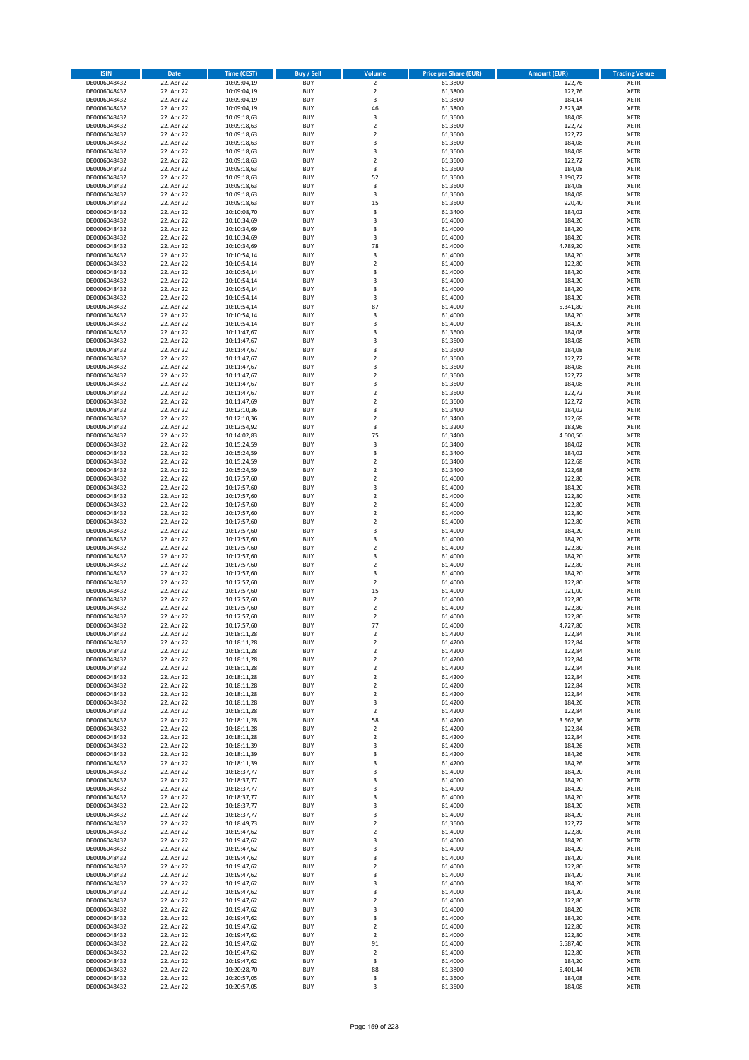| ISIN | Date | Time (CEST) | Buy / Sell | Volume | Price per Share (EUR) | Amount (EUR) | Trading Venue |
|---|---|---|---|---|---|---|---|
| DE0006048432 | 22. Apr 22 | 10:09:04,19 | BUY | 2 | 61,3800 | 122,76 | XETR |
| DE0006048432 | 22. Apr 22 | 10:09:04,19 | BUY | 2 | 61,3800 | 122,76 | XETR |
| DE0006048432 | 22. Apr 22 | 10:09:04,19 | BUY | 3 | 61,3800 | 184,14 | XETR |
| DE0006048432 | 22. Apr 22 | 10:09:04,19 | BUY | 46 | 61,3800 | 2.823,48 | XETR |
| DE0006048432 | 22. Apr 22 | 10:09:18,63 | BUY | 3 | 61,3600 | 184,08 | XETR |
| DE0006048432 | 22. Apr 22 | 10:09:18,63 | BUY | 2 | 61,3600 | 122,72 | XETR |
| DE0006048432 | 22. Apr 22 | 10:09:18,63 | BUY | 2 | 61,3600 | 122,72 | XETR |
| DE0006048432 | 22. Apr 22 | 10:09:18,63 | BUY | 3 | 61,3600 | 184,08 | XETR |
| DE0006048432 | 22. Apr 22 | 10:09:18,63 | BUY | 3 | 61,3600 | 184,08 | XETR |
| DE0006048432 | 22. Apr 22 | 10:09:18,63 | BUY | 2 | 61,3600 | 122,72 | XETR |
| DE0006048432 | 22. Apr 22 | 10:09:18,63 | BUY | 3 | 61,3600 | 184,08 | XETR |
| DE0006048432 | 22. Apr 22 | 10:09:18,63 | BUY | 52 | 61,3600 | 3.190,72 | XETR |
| DE0006048432 | 22. Apr 22 | 10:09:18,63 | BUY | 3 | 61,3600 | 184,08 | XETR |
| DE0006048432 | 22. Apr 22 | 10:09:18,63 | BUY | 3 | 61,3600 | 184,08 | XETR |
| DE0006048432 | 22. Apr 22 | 10:09:18,63 | BUY | 15 | 61,3600 | 920,40 | XETR |
| DE0006048432 | 22. Apr 22 | 10:10:08,70 | BUY | 3 | 61,3400 | 184,02 | XETR |
| DE0006048432 | 22. Apr 22 | 10:10:34,69 | BUY | 3 | 61,4000 | 184,20 | XETR |
| DE0006048432 | 22. Apr 22 | 10:10:34,69 | BUY | 3 | 61,4000 | 184,20 | XETR |
| DE0006048432 | 22. Apr 22 | 10:10:34,69 | BUY | 3 | 61,4000 | 184,20 | XETR |
| DE0006048432 | 22. Apr 22 | 10:10:34,69 | BUY | 78 | 61,4000 | 4.789,20 | XETR |
| DE0006048432 | 22. Apr 22 | 10:10:54,14 | BUY | 3 | 61,4000 | 184,20 | XETR |
| DE0006048432 | 22. Apr 22 | 10:10:54,14 | BUY | 2 | 61,4000 | 122,80 | XETR |
| DE0006048432 | 22. Apr 22 | 10:10:54,14 | BUY | 3 | 61,4000 | 184,20 | XETR |
| DE0006048432 | 22. Apr 22 | 10:10:54,14 | BUY | 3 | 61,4000 | 184,20 | XETR |
| DE0006048432 | 22. Apr 22 | 10:10:54,14 | BUY | 3 | 61,4000 | 184,20 | XETR |
| DE0006048432 | 22. Apr 22 | 10:10:54,14 | BUY | 3 | 61,4000 | 184,20 | XETR |
| DE0006048432 | 22. Apr 22 | 10:10:54,14 | BUY | 87 | 61,4000 | 5.341,80 | XETR |
| DE0006048432 | 22. Apr 22 | 10:10:54,14 | BUY | 3 | 61,4000 | 184,20 | XETR |
| DE0006048432 | 22. Apr 22 | 10:10:54,14 | BUY | 3 | 61,4000 | 184,20 | XETR |
| DE0006048432 | 22. Apr 22 | 10:11:47,67 | BUY | 3 | 61,3600 | 184,08 | XETR |
| DE0006048432 | 22. Apr 22 | 10:11:47,67 | BUY | 3 | 61,3600 | 184,08 | XETR |
| DE0006048432 | 22. Apr 22 | 10:11:47,67 | BUY | 3 | 61,3600 | 184,08 | XETR |
| DE0006048432 | 22. Apr 22 | 10:11:47,67 | BUY | 2 | 61,3600 | 122,72 | XETR |
| DE0006048432 | 22. Apr 22 | 10:11:47,67 | BUY | 3 | 61,3600 | 184,08 | XETR |
| DE0006048432 | 22. Apr 22 | 10:11:47,67 | BUY | 2 | 61,3600 | 122,72 | XETR |
| DE0006048432 | 22. Apr 22 | 10:11:47,67 | BUY | 3 | 61,3600 | 184,08 | XETR |
| DE0006048432 | 22. Apr 22 | 10:11:47,67 | BUY | 2 | 61,3600 | 122,72 | XETR |
| DE0006048432 | 22. Apr 22 | 10:11:47,69 | BUY | 2 | 61,3600 | 122,72 | XETR |
| DE0006048432 | 22. Apr 22 | 10:12:10,36 | BUY | 3 | 61,3400 | 184,02 | XETR |
| DE0006048432 | 22. Apr 22 | 10:12:10,36 | BUY | 2 | 61,3400 | 122,68 | XETR |
| DE0006048432 | 22. Apr 22 | 10:12:54,92 | BUY | 3 | 61,3200 | 183,96 | XETR |
| DE0006048432 | 22. Apr 22 | 10:14:02,83 | BUY | 75 | 61,3400 | 4.600,50 | XETR |
| DE0006048432 | 22. Apr 22 | 10:15:24,59 | BUY | 3 | 61,3400 | 184,02 | XETR |
| DE0006048432 | 22. Apr 22 | 10:15:24,59 | BUY | 3 | 61,3400 | 184,02 | XETR |
| DE0006048432 | 22. Apr 22 | 10:15:24,59 | BUY | 2 | 61,3400 | 122,68 | XETR |
| DE0006048432 | 22. Apr 22 | 10:15:24,59 | BUY | 2 | 61,3400 | 122,68 | XETR |
| DE0006048432 | 22. Apr 22 | 10:17:57,60 | BUY | 2 | 61,4000 | 122,80 | XETR |
| DE0006048432 | 22. Apr 22 | 10:17:57,60 | BUY | 3 | 61,4000 | 184,20 | XETR |
| DE0006048432 | 22. Apr 22 | 10:17:57,60 | BUY | 2 | 61,4000 | 122,80 | XETR |
| DE0006048432 | 22. Apr 22 | 10:17:57,60 | BUY | 2 | 61,4000 | 122,80 | XETR |
| DE0006048432 | 22. Apr 22 | 10:17:57,60 | BUY | 2 | 61,4000 | 122,80 | XETR |
| DE0006048432 | 22. Apr 22 | 10:17:57,60 | BUY | 2 | 61,4000 | 122,80 | XETR |
| DE0006048432 | 22. Apr 22 | 10:17:57,60 | BUY | 3 | 61,4000 | 184,20 | XETR |
| DE0006048432 | 22. Apr 22 | 10:17:57,60 | BUY | 3 | 61,4000 | 184,20 | XETR |
| DE0006048432 | 22. Apr 22 | 10:17:57,60 | BUY | 2 | 61,4000 | 122,80 | XETR |
| DE0006048432 | 22. Apr 22 | 10:17:57,60 | BUY | 3 | 61,4000 | 184,20 | XETR |
| DE0006048432 | 22. Apr 22 | 10:17:57,60 | BUY | 2 | 61,4000 | 122,80 | XETR |
| DE0006048432 | 22. Apr 22 | 10:17:57,60 | BUY | 3 | 61,4000 | 184,20 | XETR |
| DE0006048432 | 22. Apr 22 | 10:17:57,60 | BUY | 2 | 61,4000 | 122,80 | XETR |
| DE0006048432 | 22. Apr 22 | 10:17:57,60 | BUY | 15 | 61,4000 | 921,00 | XETR |
| DE0006048432 | 22. Apr 22 | 10:17:57,60 | BUY | 2 | 61,4000 | 122,80 | XETR |
| DE0006048432 | 22. Apr 22 | 10:17:57,60 | BUY | 2 | 61,4000 | 122,80 | XETR |
| DE0006048432 | 22. Apr 22 | 10:17:57,60 | BUY | 2 | 61,4000 | 122,80 | XETR |
| DE0006048432 | 22. Apr 22 | 10:17:57,60 | BUY | 77 | 61,4000 | 4.727,80 | XETR |
| DE0006048432 | 22. Apr 22 | 10:18:11,28 | BUY | 2 | 61,4200 | 122,84 | XETR |
| DE0006048432 | 22. Apr 22 | 10:18:11,28 | BUY | 2 | 61,4200 | 122,84 | XETR |
| DE0006048432 | 22. Apr 22 | 10:18:11,28 | BUY | 2 | 61,4200 | 122,84 | XETR |
| DE0006048432 | 22. Apr 22 | 10:18:11,28 | BUY | 2 | 61,4200 | 122,84 | XETR |
| DE0006048432 | 22. Apr 22 | 10:18:11,28 | BUY | 2 | 61,4200 | 122,84 | XETR |
| DE0006048432 | 22. Apr 22 | 10:18:11,28 | BUY | 2 | 61,4200 | 122,84 | XETR |
| DE0006048432 | 22. Apr 22 | 10:18:11,28 | BUY | 2 | 61,4200 | 122,84 | XETR |
| DE0006048432 | 22. Apr 22 | 10:18:11,28 | BUY | 2 | 61,4200 | 122,84 | XETR |
| DE0006048432 | 22. Apr 22 | 10:18:11,28 | BUY | 3 | 61,4200 | 184,26 | XETR |
| DE0006048432 | 22. Apr 22 | 10:18:11,28 | BUY | 2 | 61,4200 | 122,84 | XETR |
| DE0006048432 | 22. Apr 22 | 10:18:11,28 | BUY | 58 | 61,4200 | 3.562,36 | XETR |
| DE0006048432 | 22. Apr 22 | 10:18:11,28 | BUY | 2 | 61,4200 | 122,84 | XETR |
| DE0006048432 | 22. Apr 22 | 10:18:11,28 | BUY | 2 | 61,4200 | 122,84 | XETR |
| DE0006048432 | 22. Apr 22 | 10:18:11,39 | BUY | 3 | 61,4200 | 184,26 | XETR |
| DE0006048432 | 22. Apr 22 | 10:18:11,39 | BUY | 3 | 61,4200 | 184,26 | XETR |
| DE0006048432 | 22. Apr 22 | 10:18:11,39 | BUY | 3 | 61,4200 | 184,26 | XETR |
| DE0006048432 | 22. Apr 22 | 10:18:37,77 | BUY | 3 | 61,4000 | 184,20 | XETR |
| DE0006048432 | 22. Apr 22 | 10:18:37,77 | BUY | 3 | 61,4000 | 184,20 | XETR |
| DE0006048432 | 22. Apr 22 | 10:18:37,77 | BUY | 3 | 61,4000 | 184,20 | XETR |
| DE0006048432 | 22. Apr 22 | 10:18:37,77 | BUY | 3 | 61,4000 | 184,20 | XETR |
| DE0006048432 | 22. Apr 22 | 10:18:37,77 | BUY | 3 | 61,4000 | 184,20 | XETR |
| DE0006048432 | 22. Apr 22 | 10:18:37,77 | BUY | 3 | 61,4000 | 184,20 | XETR |
| DE0006048432 | 22. Apr 22 | 10:18:49,73 | BUY | 2 | 61,3600 | 122,72 | XETR |
| DE0006048432 | 22. Apr 22 | 10:19:47,62 | BUY | 2 | 61,4000 | 122,80 | XETR |
| DE0006048432 | 22. Apr 22 | 10:19:47,62 | BUY | 3 | 61,4000 | 184,20 | XETR |
| DE0006048432 | 22. Apr 22 | 10:19:47,62 | BUY | 3 | 61,4000 | 184,20 | XETR |
| DE0006048432 | 22. Apr 22 | 10:19:47,62 | BUY | 3 | 61,4000 | 184,20 | XETR |
| DE0006048432 | 22. Apr 22 | 10:19:47,62 | BUY | 2 | 61,4000 | 122,80 | XETR |
| DE0006048432 | 22. Apr 22 | 10:19:47,62 | BUY | 3 | 61,4000 | 184,20 | XETR |
| DE0006048432 | 22. Apr 22 | 10:19:47,62 | BUY | 3 | 61,4000 | 184,20 | XETR |
| DE0006048432 | 22. Apr 22 | 10:19:47,62 | BUY | 3 | 61,4000 | 184,20 | XETR |
| DE0006048432 | 22. Apr 22 | 10:19:47,62 | BUY | 2 | 61,4000 | 122,80 | XETR |
| DE0006048432 | 22. Apr 22 | 10:19:47,62 | BUY | 3 | 61,4000 | 184,20 | XETR |
| DE0006048432 | 22. Apr 22 | 10:19:47,62 | BUY | 3 | 61,4000 | 184,20 | XETR |
| DE0006048432 | 22. Apr 22 | 10:19:47,62 | BUY | 2 | 61,4000 | 122,80 | XETR |
| DE0006048432 | 22. Apr 22 | 10:19:47,62 | BUY | 2 | 61,4000 | 122,80 | XETR |
| DE0006048432 | 22. Apr 22 | 10:19:47,62 | BUY | 91 | 61,4000 | 5.587,40 | XETR |
| DE0006048432 | 22. Apr 22 | 10:19:47,62 | BUY | 2 | 61,4000 | 122,80 | XETR |
| DE0006048432 | 22. Apr 22 | 10:19:47,62 | BUY | 3 | 61,4000 | 184,20 | XETR |
| DE0006048432 | 22. Apr 22 | 10:20:28,70 | BUY | 88 | 61,3800 | 5.401,44 | XETR |
| DE0006048432 | 22. Apr 22 | 10:20:57,05 | BUY | 3 | 61,3600 | 184,08 | XETR |
| DE0006048432 | 22. Apr 22 | 10:20:57,05 | BUY | 3 | 61,3600 | 184,08 | XETR |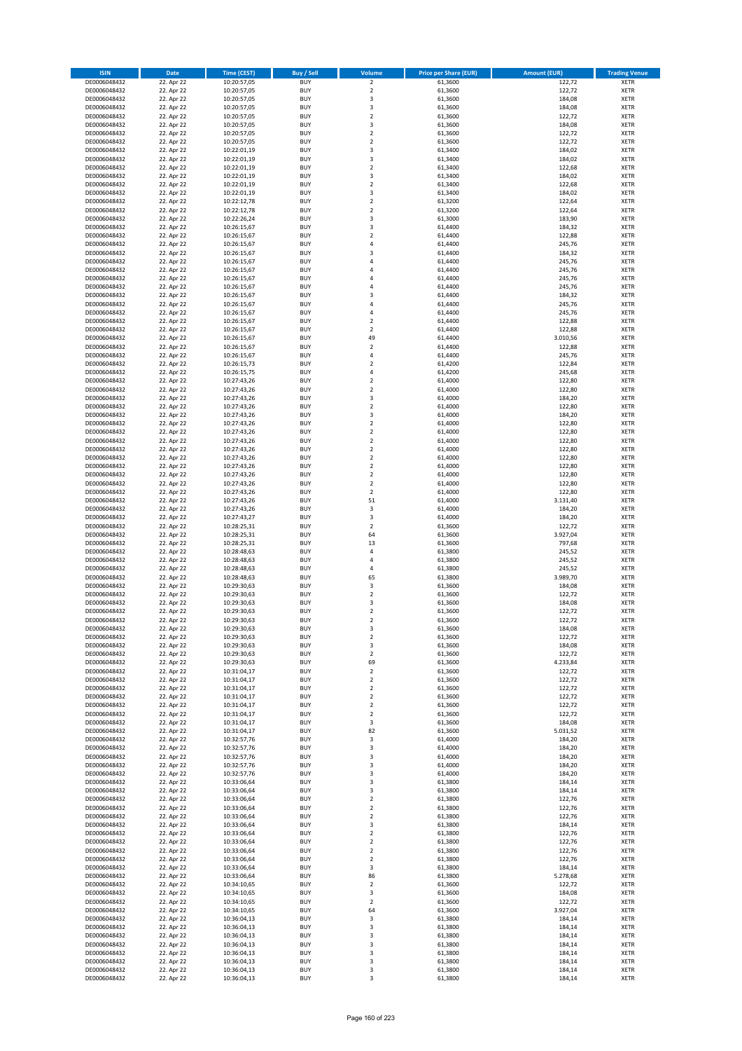| ISIN | Date | Time (CEST) | Buy / Sell | Volume | Price per Share (EUR) | Amount (EUR) | Trading Venue |
|---|---|---|---|---|---|---|---|
| DE0006048432 | 22. Apr 22 | 10:20:57,05 | BUY | 2 | 61,3600 | 122,72 | XETR |
| DE0006048432 | 22. Apr 22 | 10:20:57,05 | BUY | 2 | 61,3600 | 122,72 | XETR |
| DE0006048432 | 22. Apr 22 | 10:20:57,05 | BUY | 3 | 61,3600 | 184,08 | XETR |
| DE0006048432 | 22. Apr 22 | 10:20:57,05 | BUY | 3 | 61,3600 | 184,08 | XETR |
| DE0006048432 | 22. Apr 22 | 10:20:57,05 | BUY | 2 | 61,3600 | 122,72 | XETR |
| DE0006048432 | 22. Apr 22 | 10:20:57,05 | BUY | 3 | 61,3600 | 184,08 | XETR |
| DE0006048432 | 22. Apr 22 | 10:20:57,05 | BUY | 2 | 61,3600 | 122,72 | XETR |
| DE0006048432 | 22. Apr 22 | 10:20:57,05 | BUY | 2 | 61,3600 | 122,72 | XETR |
| DE0006048432 | 22. Apr 22 | 10:22:01,19 | BUY | 3 | 61,3400 | 184,02 | XETR |
| DE0006048432 | 22. Apr 22 | 10:22:01,19 | BUY | 3 | 61,3400 | 184,02 | XETR |
| DE0006048432 | 22. Apr 22 | 10:22:01,19 | BUY | 2 | 61,3400 | 122,68 | XETR |
| DE0006048432 | 22. Apr 22 | 10:22:01,19 | BUY | 3 | 61,3400 | 184,02 | XETR |
| DE0006048432 | 22. Apr 22 | 10:22:01,19 | BUY | 2 | 61,3400 | 122,68 | XETR |
| DE0006048432 | 22. Apr 22 | 10:22:01,19 | BUY | 3 | 61,3400 | 184,02 | XETR |
| DE0006048432 | 22. Apr 22 | 10:22:12,78 | BUY | 2 | 61,3200 | 122,64 | XETR |
| DE0006048432 | 22. Apr 22 | 10:22:12,78 | BUY | 2 | 61,3200 | 122,64 | XETR |
| DE0006048432 | 22. Apr 22 | 10:22:26,24 | BUY | 3 | 61,3000 | 183,90 | XETR |
| DE0006048432 | 22. Apr 22 | 10:26:15,67 | BUY | 3 | 61,4400 | 184,32 | XETR |
| DE0006048432 | 22. Apr 22 | 10:26:15,67 | BUY | 2 | 61,4400 | 122,88 | XETR |
| DE0006048432 | 22. Apr 22 | 10:26:15,67 | BUY | 4 | 61,4400 | 245,76 | XETR |
| DE0006048432 | 22. Apr 22 | 10:26:15,67 | BUY | 3 | 61,4400 | 184,32 | XETR |
| DE0006048432 | 22. Apr 22 | 10:26:15,67 | BUY | 4 | 61,4400 | 245,76 | XETR |
| DE0006048432 | 22. Apr 22 | 10:26:15,67 | BUY | 4 | 61,4400 | 245,76 | XETR |
| DE0006048432 | 22. Apr 22 | 10:26:15,67 | BUY | 4 | 61,4400 | 245,76 | XETR |
| DE0006048432 | 22. Apr 22 | 10:26:15,67 | BUY | 4 | 61,4400 | 245,76 | XETR |
| DE0006048432 | 22. Apr 22 | 10:26:15,67 | BUY | 3 | 61,4400 | 184,32 | XETR |
| DE0006048432 | 22. Apr 22 | 10:26:15,67 | BUY | 4 | 61,4400 | 245,76 | XETR |
| DE0006048432 | 22. Apr 22 | 10:26:15,67 | BUY | 4 | 61,4400 | 245,76 | XETR |
| DE0006048432 | 22. Apr 22 | 10:26:15,67 | BUY | 2 | 61,4400 | 122,88 | XETR |
| DE0006048432 | 22. Apr 22 | 10:26:15,67 | BUY | 2 | 61,4400 | 122,88 | XETR |
| DE0006048432 | 22. Apr 22 | 10:26:15,67 | BUY | 49 | 61,4400 | 3.010,56 | XETR |
| DE0006048432 | 22. Apr 22 | 10:26:15,67 | BUY | 2 | 61,4400 | 122,88 | XETR |
| DE0006048432 | 22. Apr 22 | 10:26:15,67 | BUY | 4 | 61,4400 | 245,76 | XETR |
| DE0006048432 | 22. Apr 22 | 10:26:15,73 | BUY | 2 | 61,4200 | 122,84 | XETR |
| DE0006048432 | 22. Apr 22 | 10:26:15,75 | BUY | 4 | 61,4200 | 245,68 | XETR |
| DE0006048432 | 22. Apr 22 | 10:27:43,26 | BUY | 2 | 61,4000 | 122,80 | XETR |
| DE0006048432 | 22. Apr 22 | 10:27:43,26 | BUY | 2 | 61,4000 | 122,80 | XETR |
| DE0006048432 | 22. Apr 22 | 10:27:43,26 | BUY | 3 | 61,4000 | 184,20 | XETR |
| DE0006048432 | 22. Apr 22 | 10:27:43,26 | BUY | 2 | 61,4000 | 122,80 | XETR |
| DE0006048432 | 22. Apr 22 | 10:27:43,26 | BUY | 3 | 61,4000 | 184,20 | XETR |
| DE0006048432 | 22. Apr 22 | 10:27:43,26 | BUY | 2 | 61,4000 | 122,80 | XETR |
| DE0006048432 | 22. Apr 22 | 10:27:43,26 | BUY | 2 | 61,4000 | 122,80 | XETR |
| DE0006048432 | 22. Apr 22 | 10:27:43,26 | BUY | 2 | 61,4000 | 122,80 | XETR |
| DE0006048432 | 22. Apr 22 | 10:27:43,26 | BUY | 2 | 61,4000 | 122,80 | XETR |
| DE0006048432 | 22. Apr 22 | 10:27:43,26 | BUY | 2 | 61,4000 | 122,80 | XETR |
| DE0006048432 | 22. Apr 22 | 10:27:43,26 | BUY | 2 | 61,4000 | 122,80 | XETR |
| DE0006048432 | 22. Apr 22 | 10:27:43,26 | BUY | 2 | 61,4000 | 122,80 | XETR |
| DE0006048432 | 22. Apr 22 | 10:27:43,26 | BUY | 2 | 61,4000 | 122,80 | XETR |
| DE0006048432 | 22. Apr 22 | 10:27:43,26 | BUY | 2 | 61,4000 | 122,80 | XETR |
| DE0006048432 | 22. Apr 22 | 10:27:43,26 | BUY | 51 | 61,4000 | 3.131,40 | XETR |
| DE0006048432 | 22. Apr 22 | 10:27:43,26 | BUY | 3 | 61,4000 | 184,20 | XETR |
| DE0006048432 | 22. Apr 22 | 10:27:43,27 | BUY | 3 | 61,4000 | 184,20 | XETR |
| DE0006048432 | 22. Apr 22 | 10:28:25,31 | BUY | 2 | 61,3600 | 122,72 | XETR |
| DE0006048432 | 22. Apr 22 | 10:28:25,31 | BUY | 64 | 61,3600 | 3.927,04 | XETR |
| DE0006048432 | 22. Apr 22 | 10:28:25,31 | BUY | 13 | 61,3600 | 797,68 | XETR |
| DE0006048432 | 22. Apr 22 | 10:28:48,63 | BUY | 4 | 61,3800 | 245,52 | XETR |
| DE0006048432 | 22. Apr 22 | 10:28:48,63 | BUY | 4 | 61,3800 | 245,52 | XETR |
| DE0006048432 | 22. Apr 22 | 10:28:48,63 | BUY | 4 | 61,3800 | 245,52 | XETR |
| DE0006048432 | 22. Apr 22 | 10:28:48,63 | BUY | 65 | 61,3800 | 3.989,70 | XETR |
| DE0006048432 | 22. Apr 22 | 10:29:30,63 | BUY | 3 | 61,3600 | 184,08 | XETR |
| DE0006048432 | 22. Apr 22 | 10:29:30,63 | BUY | 2 | 61,3600 | 122,72 | XETR |
| DE0006048432 | 22. Apr 22 | 10:29:30,63 | BUY | 3 | 61,3600 | 184,08 | XETR |
| DE0006048432 | 22. Apr 22 | 10:29:30,63 | BUY | 2 | 61,3600 | 122,72 | XETR |
| DE0006048432 | 22. Apr 22 | 10:29:30,63 | BUY | 2 | 61,3600 | 122,72 | XETR |
| DE0006048432 | 22. Apr 22 | 10:29:30,63 | BUY | 3 | 61,3600 | 184,08 | XETR |
| DE0006048432 | 22. Apr 22 | 10:29:30,63 | BUY | 2 | 61,3600 | 122,72 | XETR |
| DE0006048432 | 22. Apr 22 | 10:29:30,63 | BUY | 3 | 61,3600 | 184,08 | XETR |
| DE0006048432 | 22. Apr 22 | 10:29:30,63 | BUY | 2 | 61,3600 | 122,72 | XETR |
| DE0006048432 | 22. Apr 22 | 10:29:30,63 | BUY | 69 | 61,3600 | 4.233,84 | XETR |
| DE0006048432 | 22. Apr 22 | 10:31:04,17 | BUY | 2 | 61,3600 | 122,72 | XETR |
| DE0006048432 | 22. Apr 22 | 10:31:04,17 | BUY | 2 | 61,3600 | 122,72 | XETR |
| DE0006048432 | 22. Apr 22 | 10:31:04,17 | BUY | 2 | 61,3600 | 122,72 | XETR |
| DE0006048432 | 22. Apr 22 | 10:31:04,17 | BUY | 2 | 61,3600 | 122,72 | XETR |
| DE0006048432 | 22. Apr 22 | 10:31:04,17 | BUY | 2 | 61,3600 | 122,72 | XETR |
| DE0006048432 | 22. Apr 22 | 10:31:04,17 | BUY | 2 | 61,3600 | 122,72 | XETR |
| DE0006048432 | 22. Apr 22 | 10:31:04,17 | BUY | 3 | 61,3600 | 184,08 | XETR |
| DE0006048432 | 22. Apr 22 | 10:31:04,17 | BUY | 82 | 61,3600 | 5.031,52 | XETR |
| DE0006048432 | 22. Apr 22 | 10:32:57,76 | BUY | 3 | 61,4000 | 184,20 | XETR |
| DE0006048432 | 22. Apr 22 | 10:32:57,76 | BUY | 3 | 61,4000 | 184,20 | XETR |
| DE0006048432 | 22. Apr 22 | 10:32:57,76 | BUY | 3 | 61,4000 | 184,20 | XETR |
| DE0006048432 | 22. Apr 22 | 10:32:57,76 | BUY | 3 | 61,4000 | 184,20 | XETR |
| DE0006048432 | 22. Apr 22 | 10:32:57,76 | BUY | 3 | 61,4000 | 184,20 | XETR |
| DE0006048432 | 22. Apr 22 | 10:33:06,64 | BUY | 3 | 61,3800 | 184,14 | XETR |
| DE0006048432 | 22. Apr 22 | 10:33:06,64 | BUY | 3 | 61,3800 | 184,14 | XETR |
| DE0006048432 | 22. Apr 22 | 10:33:06,64 | BUY | 2 | 61,3800 | 122,76 | XETR |
| DE0006048432 | 22. Apr 22 | 10:33:06,64 | BUY | 2 | 61,3800 | 122,76 | XETR |
| DE0006048432 | 22. Apr 22 | 10:33:06,64 | BUY | 2 | 61,3800 | 122,76 | XETR |
| DE0006048432 | 22. Apr 22 | 10:33:06,64 | BUY | 3 | 61,3800 | 184,14 | XETR |
| DE0006048432 | 22. Apr 22 | 10:33:06,64 | BUY | 2 | 61,3800 | 122,76 | XETR |
| DE0006048432 | 22. Apr 22 | 10:33:06,64 | BUY | 2 | 61,3800 | 122,76 | XETR |
| DE0006048432 | 22. Apr 22 | 10:33:06,64 | BUY | 2 | 61,3800 | 122,76 | XETR |
| DE0006048432 | 22. Apr 22 | 10:33:06,64 | BUY | 2 | 61,3800 | 122,76 | XETR |
| DE0006048432 | 22. Apr 22 | 10:33:06,64 | BUY | 3 | 61,3800 | 184,14 | XETR |
| DE0006048432 | 22. Apr 22 | 10:33:06,64 | BUY | 86 | 61,3800 | 5.278,68 | XETR |
| DE0006048432 | 22. Apr 22 | 10:34:10,65 | BUY | 2 | 61,3600 | 122,72 | XETR |
| DE0006048432 | 22. Apr 22 | 10:34:10,65 | BUY | 3 | 61,3600 | 184,08 | XETR |
| DE0006048432 | 22. Apr 22 | 10:34:10,65 | BUY | 2 | 61,3600 | 122,72 | XETR |
| DE0006048432 | 22. Apr 22 | 10:34:10,65 | BUY | 64 | 61,3600 | 3.927,04 | XETR |
| DE0006048432 | 22. Apr 22 | 10:36:04,13 | BUY | 3 | 61,3800 | 184,14 | XETR |
| DE0006048432 | 22. Apr 22 | 10:36:04,13 | BUY | 3 | 61,3800 | 184,14 | XETR |
| DE0006048432 | 22. Apr 22 | 10:36:04,13 | BUY | 3 | 61,3800 | 184,14 | XETR |
| DE0006048432 | 22. Apr 22 | 10:36:04,13 | BUY | 3 | 61,3800 | 184,14 | XETR |
| DE0006048432 | 22. Apr 22 | 10:36:04,13 | BUY | 3 | 61,3800 | 184,14 | XETR |
| DE0006048432 | 22. Apr 22 | 10:36:04,13 | BUY | 3 | 61,3800 | 184,14 | XETR |
| DE0006048432 | 22. Apr 22 | 10:36:04,13 | BUY | 3 | 61,3800 | 184,14 | XETR |
| DE0006048432 | 22. Apr 22 | 10:36:04,13 | BUY | 3 | 61,3800 | 184,14 | XETR |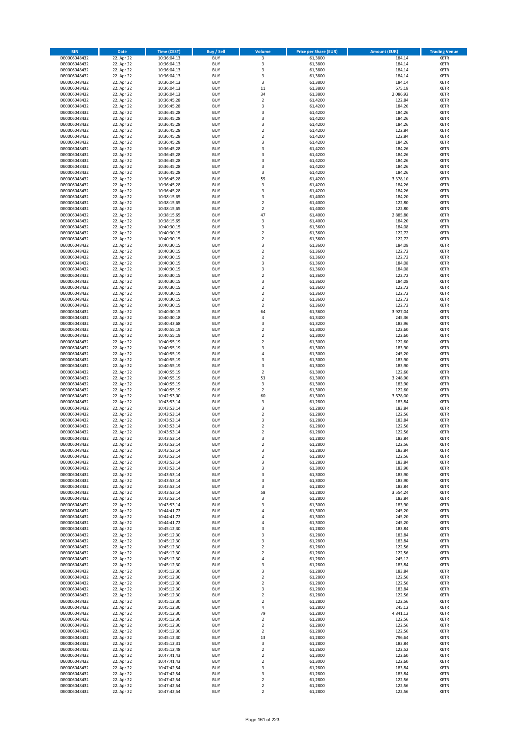| ISIN | Date | Time (CEST) | Buy / Sell | Volume | Price per Share (EUR) | Amount (EUR) | Trading Venue |
|---|---|---|---|---|---|---|---|
| DE0006048432 | 22. Apr 22 | 10:36:04,13 | BUY | 3 | 61,3800 | 184,14 | XETR |
| DE0006048432 | 22. Apr 22 | 10:36:04,13 | BUY | 3 | 61,3800 | 184,14 | XETR |
| DE0006048432 | 22. Apr 22 | 10:36:04,13 | BUY | 3 | 61,3800 | 184,14 | XETR |
| DE0006048432 | 22. Apr 22 | 10:36:04,13 | BUY | 3 | 61,3800 | 184,14 | XETR |
| DE0006048432 | 22. Apr 22 | 10:36:04,13 | BUY | 3 | 61,3800 | 184,14 | XETR |
| DE0006048432 | 22. Apr 22 | 10:36:04,13 | BUY | 11 | 61,3800 | 675,18 | XETR |
| DE0006048432 | 22. Apr 22 | 10:36:04,13 | BUY | 34 | 61,3800 | 2.086,92 | XETR |
| DE0006048432 | 22. Apr 22 | 10:36:45,28 | BUY | 2 | 61,4200 | 122,84 | XETR |
| DE0006048432 | 22. Apr 22 | 10:36:45,28 | BUY | 3 | 61,4200 | 184,26 | XETR |
| DE0006048432 | 22. Apr 22 | 10:36:45,28 | BUY | 3 | 61,4200 | 184,26 | XETR |
| DE0006048432 | 22. Apr 22 | 10:36:45,28 | BUY | 3 | 61,4200 | 184,26 | XETR |
| DE0006048432 | 22. Apr 22 | 10:36:45,28 | BUY | 3 | 61,4200 | 184,26 | XETR |
| DE0006048432 | 22. Apr 22 | 10:36:45,28 | BUY | 2 | 61,4200 | 122,84 | XETR |
| DE0006048432 | 22. Apr 22 | 10:36:45,28 | BUY | 2 | 61,4200 | 122,84 | XETR |
| DE0006048432 | 22. Apr 22 | 10:36:45,28 | BUY | 3 | 61,4200 | 184,26 | XETR |
| DE0006048432 | 22. Apr 22 | 10:36:45,28 | BUY | 3 | 61,4200 | 184,26 | XETR |
| DE0006048432 | 22. Apr 22 | 10:36:45,28 | BUY | 3 | 61,4200 | 184,26 | XETR |
| DE0006048432 | 22. Apr 22 | 10:36:45,28 | BUY | 3 | 61,4200 | 184,26 | XETR |
| DE0006048432 | 22. Apr 22 | 10:36:45,28 | BUY | 3 | 61,4200 | 184,26 | XETR |
| DE0006048432 | 22. Apr 22 | 10:36:45,28 | BUY | 3 | 61,4200 | 184,26 | XETR |
| DE0006048432 | 22. Apr 22 | 10:36:45,28 | BUY | 55 | 61,4200 | 3.378,10 | XETR |
| DE0006048432 | 22. Apr 22 | 10:36:45,28 | BUY | 3 | 61,4200 | 184,26 | XETR |
| DE0006048432 | 22. Apr 22 | 10:36:45,28 | BUY | 3 | 61,4200 | 184,26 | XETR |
| DE0006048432 | 22. Apr 22 | 10:38:15,65 | BUY | 3 | 61,4000 | 184,20 | XETR |
| DE0006048432 | 22. Apr 22 | 10:38:15,65 | BUY | 2 | 61,4000 | 122,80 | XETR |
| DE0006048432 | 22. Apr 22 | 10:38:15,65 | BUY | 2 | 61,4000 | 122,80 | XETR |
| DE0006048432 | 22. Apr 22 | 10:38:15,65 | BUY | 47 | 61,4000 | 2.885,80 | XETR |
| DE0006048432 | 22. Apr 22 | 10:38:15,65 | BUY | 3 | 61,4000 | 184,20 | XETR |
| DE0006048432 | 22. Apr 22 | 10:40:30,15 | BUY | 3 | 61,3600 | 184,08 | XETR |
| DE0006048432 | 22. Apr 22 | 10:40:30,15 | BUY | 2 | 61,3600 | 122,72 | XETR |
| DE0006048432 | 22. Apr 22 | 10:40:30,15 | BUY | 2 | 61,3600 | 122,72 | XETR |
| DE0006048432 | 22. Apr 22 | 10:40:30,15 | BUY | 3 | 61,3600 | 184,08 | XETR |
| DE0006048432 | 22. Apr 22 | 10:40:30,15 | BUY | 2 | 61,3600 | 122,72 | XETR |
| DE0006048432 | 22. Apr 22 | 10:40:30,15 | BUY | 2 | 61,3600 | 122,72 | XETR |
| DE0006048432 | 22. Apr 22 | 10:40:30,15 | BUY | 3 | 61,3600 | 184,08 | XETR |
| DE0006048432 | 22. Apr 22 | 10:40:30,15 | BUY | 3 | 61,3600 | 184,08 | XETR |
| DE0006048432 | 22. Apr 22 | 10:40:30,15 | BUY | 2 | 61,3600 | 122,72 | XETR |
| DE0006048432 | 22. Apr 22 | 10:40:30,15 | BUY | 3 | 61,3600 | 184,08 | XETR |
| DE0006048432 | 22. Apr 22 | 10:40:30,15 | BUY | 2 | 61,3600 | 122,72 | XETR |
| DE0006048432 | 22. Apr 22 | 10:40:30,15 | BUY | 2 | 61,3600 | 122,72 | XETR |
| DE0006048432 | 22. Apr 22 | 10:40:30,15 | BUY | 2 | 61,3600 | 122,72 | XETR |
| DE0006048432 | 22. Apr 22 | 10:40:30,15 | BUY | 2 | 61,3600 | 122,72 | XETR |
| DE0006048432 | 22. Apr 22 | 10:40:30,15 | BUY | 64 | 61,3600 | 3.927,04 | XETR |
| DE0006048432 | 22. Apr 22 | 10:40:30,18 | BUY | 4 | 61,3400 | 245,36 | XETR |
| DE0006048432 | 22. Apr 22 | 10:40:43,68 | BUY | 3 | 61,3200 | 183,96 | XETR |
| DE0006048432 | 22. Apr 22 | 10:40:55,19 | BUY | 2 | 61,3000 | 122,60 | XETR |
| DE0006048432 | 22. Apr 22 | 10:40:55,19 | BUY | 2 | 61,3000 | 122,60 | XETR |
| DE0006048432 | 22. Apr 22 | 10:40:55,19 | BUY | 2 | 61,3000 | 122,60 | XETR |
| DE0006048432 | 22. Apr 22 | 10:40:55,19 | BUY | 3 | 61,3000 | 183,90 | XETR |
| DE0006048432 | 22. Apr 22 | 10:40:55,19 | BUY | 4 | 61,3000 | 245,20 | XETR |
| DE0006048432 | 22. Apr 22 | 10:40:55,19 | BUY | 3 | 61,3000 | 183,90 | XETR |
| DE0006048432 | 22. Apr 22 | 10:40:55,19 | BUY | 3 | 61,3000 | 183,90 | XETR |
| DE0006048432 | 22. Apr 22 | 10:40:55,19 | BUY | 2 | 61,3000 | 122,60 | XETR |
| DE0006048432 | 22. Apr 22 | 10:40:55,19 | BUY | 53 | 61,3000 | 3.248,90 | XETR |
| DE0006048432 | 22. Apr 22 | 10:40:55,19 | BUY | 3 | 61,3000 | 183,90 | XETR |
| DE0006048432 | 22. Apr 22 | 10:40:55,19 | BUY | 2 | 61,3000 | 122,60 | XETR |
| DE0006048432 | 22. Apr 22 | 10:42:53,00 | BUY | 60 | 61,3000 | 3.678,00 | XETR |
| DE0006048432 | 22. Apr 22 | 10:43:53,14 | BUY | 3 | 61,2800 | 183,84 | XETR |
| DE0006048432 | 22. Apr 22 | 10:43:53,14 | BUY | 3 | 61,2800 | 183,84 | XETR |
| DE0006048432 | 22. Apr 22 | 10:43:53,14 | BUY | 2 | 61,2800 | 122,56 | XETR |
| DE0006048432 | 22. Apr 22 | 10:43:53,14 | BUY | 3 | 61,2800 | 183,84 | XETR |
| DE0006048432 | 22. Apr 22 | 10:43:53,14 | BUY | 2 | 61,2800 | 122,56 | XETR |
| DE0006048432 | 22. Apr 22 | 10:43:53,14 | BUY | 2 | 61,2800 | 122,56 | XETR |
| DE0006048432 | 22. Apr 22 | 10:43:53,14 | BUY | 3 | 61,2800 | 183,84 | XETR |
| DE0006048432 | 22. Apr 22 | 10:43:53,14 | BUY | 2 | 61,2800 | 122,56 | XETR |
| DE0006048432 | 22. Apr 22 | 10:43:53,14 | BUY | 3 | 61,2800 | 183,84 | XETR |
| DE0006048432 | 22. Apr 22 | 10:43:53,14 | BUY | 2 | 61,2800 | 122,56 | XETR |
| DE0006048432 | 22. Apr 22 | 10:43:53,14 | BUY | 3 | 61,2800 | 183,84 | XETR |
| DE0006048432 | 22. Apr 22 | 10:43:53,14 | BUY | 3 | 61,3000 | 183,90 | XETR |
| DE0006048432 | 22. Apr 22 | 10:43:53,14 | BUY | 3 | 61,3000 | 183,90 | XETR |
| DE0006048432 | 22. Apr 22 | 10:43:53,14 | BUY | 3 | 61,3000 | 183,90 | XETR |
| DE0006048432 | 22. Apr 22 | 10:43:53,14 | BUY | 3 | 61,2800 | 183,84 | XETR |
| DE0006048432 | 22. Apr 22 | 10:43:53,14 | BUY | 58 | 61,2800 | 3.554,24 | XETR |
| DE0006048432 | 22. Apr 22 | 10:43:53,14 | BUY | 3 | 61,2800 | 183,84 | XETR |
| DE0006048432 | 22. Apr 22 | 10:43:53,14 | BUY | 3 | 61,3000 | 183,90 | XETR |
| DE0006048432 | 22. Apr 22 | 10:44:41,72 | BUY | 4 | 61,3000 | 245,20 | XETR |
| DE0006048432 | 22. Apr 22 | 10:44:41,72 | BUY | 4 | 61,3000 | 245,20 | XETR |
| DE0006048432 | 22. Apr 22 | 10:44:41,72 | BUY | 4 | 61,3000 | 245,20 | XETR |
| DE0006048432 | 22. Apr 22 | 10:45:12,30 | BUY | 3 | 61,2800 | 183,84 | XETR |
| DE0006048432 | 22. Apr 22 | 10:45:12,30 | BUY | 3 | 61,2800 | 183,84 | XETR |
| DE0006048432 | 22. Apr 22 | 10:45:12,30 | BUY | 3 | 61,2800 | 183,84 | XETR |
| DE0006048432 | 22. Apr 22 | 10:45:12,30 | BUY | 2 | 61,2800 | 122,56 | XETR |
| DE0006048432 | 22. Apr 22 | 10:45:12,30 | BUY | 2 | 61,2800 | 122,56 | XETR |
| DE0006048432 | 22. Apr 22 | 10:45:12,30 | BUY | 4 | 61,2800 | 245,12 | XETR |
| DE0006048432 | 22. Apr 22 | 10:45:12,30 | BUY | 3 | 61,2800 | 183,84 | XETR |
| DE0006048432 | 22. Apr 22 | 10:45:12,30 | BUY | 3 | 61,2800 | 183,84 | XETR |
| DE0006048432 | 22. Apr 22 | 10:45:12,30 | BUY | 2 | 61,2800 | 122,56 | XETR |
| DE0006048432 | 22. Apr 22 | 10:45:12,30 | BUY | 2 | 61,2800 | 122,56 | XETR |
| DE0006048432 | 22. Apr 22 | 10:45:12,30 | BUY | 3 | 61,2800 | 183,84 | XETR |
| DE0006048432 | 22. Apr 22 | 10:45:12,30 | BUY | 2 | 61,2800 | 122,56 | XETR |
| DE0006048432 | 22. Apr 22 | 10:45:12,30 | BUY | 2 | 61,2800 | 122,56 | XETR |
| DE0006048432 | 22. Apr 22 | 10:45:12,30 | BUY | 4 | 61,2800 | 245,12 | XETR |
| DE0006048432 | 22. Apr 22 | 10:45:12,30 | BUY | 79 | 61,2800 | 4.841,12 | XETR |
| DE0006048432 | 22. Apr 22 | 10:45:12,30 | BUY | 2 | 61,2800 | 122,56 | XETR |
| DE0006048432 | 22. Apr 22 | 10:45:12,30 | BUY | 2 | 61,2800 | 122,56 | XETR |
| DE0006048432 | 22. Apr 22 | 10:45:12,30 | BUY | 2 | 61,2800 | 122,56 | XETR |
| DE0006048432 | 22. Apr 22 | 10:45:12,30 | BUY | 13 | 61,2800 | 796,64 | XETR |
| DE0006048432 | 22. Apr 22 | 10:45:12,31 | BUY | 3 | 61,2800 | 183,84 | XETR |
| DE0006048432 | 22. Apr 22 | 10:45:12,48 | BUY | 2 | 61,2600 | 122,52 | XETR |
| DE0006048432 | 22. Apr 22 | 10:47:41,43 | BUY | 2 | 61,3000 | 122,60 | XETR |
| DE0006048432 | 22. Apr 22 | 10:47:41,43 | BUY | 2 | 61,3000 | 122,60 | XETR |
| DE0006048432 | 22. Apr 22 | 10:47:42,54 | BUY | 3 | 61,2800 | 183,84 | XETR |
| DE0006048432 | 22. Apr 22 | 10:47:42,54 | BUY | 3 | 61,2800 | 183,84 | XETR |
| DE0006048432 | 22. Apr 22 | 10:47:42,54 | BUY | 2 | 61,2800 | 122,56 | XETR |
| DE0006048432 | 22. Apr 22 | 10:47:42,54 | BUY | 2 | 61,2800 | 122,56 | XETR |
| DE0006048432 | 22. Apr 22 | 10:47:42,54 | BUY | 2 | 61,2800 | 122,56 | XETR |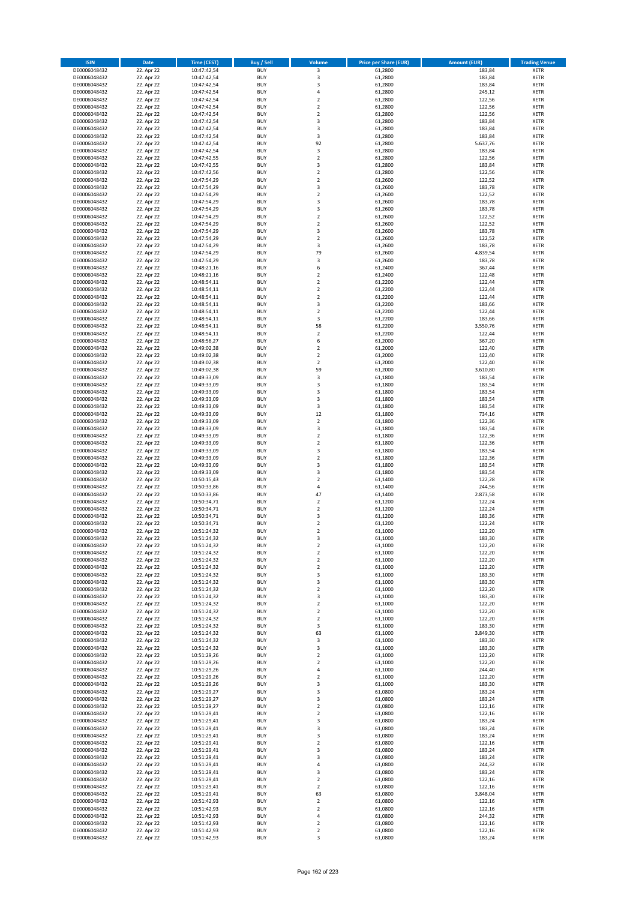| ISIN | Date | Time (CEST) | Buy / Sell | Volume | Price per Share (EUR) | Amount (EUR) | Trading Venue |
|---|---|---|---|---|---|---|---|
| DE0006048432 | 22. Apr 22 | 10:47:42,54 | BUY | 3 | 61,2800 | 183,84 | XETR |
| DE0006048432 | 22. Apr 22 | 10:47:42,54 | BUY | 3 | 61,2800 | 183,84 | XETR |
| DE0006048432 | 22. Apr 22 | 10:47:42,54 | BUY | 3 | 61,2800 | 183,84 | XETR |
| DE0006048432 | 22. Apr 22 | 10:47:42,54 | BUY | 4 | 61,2800 | 245,12 | XETR |
| DE0006048432 | 22. Apr 22 | 10:47:42,54 | BUY | 2 | 61,2800 | 122,56 | XETR |
| DE0006048432 | 22. Apr 22 | 10:47:42,54 | BUY | 2 | 61,2800 | 122,56 | XETR |
| DE0006048432 | 22. Apr 22 | 10:47:42,54 | BUY | 2 | 61,2800 | 122,56 | XETR |
| DE0006048432 | 22. Apr 22 | 10:47:42,54 | BUY | 3 | 61,2800 | 183,84 | XETR |
| DE0006048432 | 22. Apr 22 | 10:47:42,54 | BUY | 3 | 61,2800 | 183,84 | XETR |
| DE0006048432 | 22. Apr 22 | 10:47:42,54 | BUY | 3 | 61,2800 | 183,84 | XETR |
| DE0006048432 | 22. Apr 22 | 10:47:42,54 | BUY | 92 | 61,2800 | 5.637,76 | XETR |
| DE0006048432 | 22. Apr 22 | 10:47:42,54 | BUY | 3 | 61,2800 | 183,84 | XETR |
| DE0006048432 | 22. Apr 22 | 10:47:42,55 | BUY | 2 | 61,2800 | 122,56 | XETR |
| DE0006048432 | 22. Apr 22 | 10:47:42,55 | BUY | 3 | 61,2800 | 183,84 | XETR |
| DE0006048432 | 22. Apr 22 | 10:47:42,56 | BUY | 2 | 61,2800 | 122,56 | XETR |
| DE0006048432 | 22. Apr 22 | 10:47:54,29 | BUY | 2 | 61,2600 | 122,52 | XETR |
| DE0006048432 | 22. Apr 22 | 10:47:54,29 | BUY | 3 | 61,2600 | 183,78 | XETR |
| DE0006048432 | 22. Apr 22 | 10:47:54,29 | BUY | 2 | 61,2600 | 122,52 | XETR |
| DE0006048432 | 22. Apr 22 | 10:47:54,29 | BUY | 3 | 61,2600 | 183,78 | XETR |
| DE0006048432 | 22. Apr 22 | 10:47:54,29 | BUY | 3 | 61,2600 | 183,78 | XETR |
| DE0006048432 | 22. Apr 22 | 10:47:54,29 | BUY | 2 | 61,2600 | 122,52 | XETR |
| DE0006048432 | 22. Apr 22 | 10:47:54,29 | BUY | 2 | 61,2600 | 122,52 | XETR |
| DE0006048432 | 22. Apr 22 | 10:47:54,29 | BUY | 3 | 61,2600 | 183,78 | XETR |
| DE0006048432 | 22. Apr 22 | 10:47:54,29 | BUY | 2 | 61,2600 | 122,52 | XETR |
| DE0006048432 | 22. Apr 22 | 10:47:54,29 | BUY | 3 | 61,2600 | 183,78 | XETR |
| DE0006048432 | 22. Apr 22 | 10:47:54,29 | BUY | 79 | 61,2600 | 4.839,54 | XETR |
| DE0006048432 | 22. Apr 22 | 10:47:54,29 | BUY | 3 | 61,2600 | 183,78 | XETR |
| DE0006048432 | 22. Apr 22 | 10:48:21,16 | BUY | 6 | 61,2400 | 367,44 | XETR |
| DE0006048432 | 22. Apr 22 | 10:48:21,16 | BUY | 2 | 61,2400 | 122,48 | XETR |
| DE0006048432 | 22. Apr 22 | 10:48:54,11 | BUY | 2 | 61,2200 | 122,44 | XETR |
| DE0006048432 | 22. Apr 22 | 10:48:54,11 | BUY | 2 | 61,2200 | 122,44 | XETR |
| DE0006048432 | 22. Apr 22 | 10:48:54,11 | BUY | 2 | 61,2200 | 122,44 | XETR |
| DE0006048432 | 22. Apr 22 | 10:48:54,11 | BUY | 3 | 61,2200 | 183,66 | XETR |
| DE0006048432 | 22. Apr 22 | 10:48:54,11 | BUY | 2 | 61,2200 | 122,44 | XETR |
| DE0006048432 | 22. Apr 22 | 10:48:54,11 | BUY | 3 | 61,2200 | 183,66 | XETR |
| DE0006048432 | 22. Apr 22 | 10:48:54,11 | BUY | 58 | 61,2200 | 3.550,76 | XETR |
| DE0006048432 | 22. Apr 22 | 10:48:54,11 | BUY | 2 | 61,2200 | 122,44 | XETR |
| DE0006048432 | 22. Apr 22 | 10:48:56,27 | BUY | 6 | 61,2000 | 367,20 | XETR |
| DE0006048432 | 22. Apr 22 | 10:49:02,38 | BUY | 2 | 61,2000 | 122,40 | XETR |
| DE0006048432 | 22. Apr 22 | 10:49:02,38 | BUY | 2 | 61,2000 | 122,40 | XETR |
| DE0006048432 | 22. Apr 22 | 10:49:02,38 | BUY | 2 | 61,2000 | 122,40 | XETR |
| DE0006048432 | 22. Apr 22 | 10:49:02,38 | BUY | 59 | 61,2000 | 3.610,80 | XETR |
| DE0006048432 | 22. Apr 22 | 10:49:33,09 | BUY | 3 | 61,1800 | 183,54 | XETR |
| DE0006048432 | 22. Apr 22 | 10:49:33,09 | BUY | 3 | 61,1800 | 183,54 | XETR |
| DE0006048432 | 22. Apr 22 | 10:49:33,09 | BUY | 3 | 61,1800 | 183,54 | XETR |
| DE0006048432 | 22. Apr 22 | 10:49:33,09 | BUY | 3 | 61,1800 | 183,54 | XETR |
| DE0006048432 | 22. Apr 22 | 10:49:33,09 | BUY | 3 | 61,1800 | 183,54 | XETR |
| DE0006048432 | 22. Apr 22 | 10:49:33,09 | BUY | 12 | 61,1800 | 734,16 | XETR |
| DE0006048432 | 22. Apr 22 | 10:49:33,09 | BUY | 2 | 61,1800 | 122,36 | XETR |
| DE0006048432 | 22. Apr 22 | 10:49:33,09 | BUY | 3 | 61,1800 | 183,54 | XETR |
| DE0006048432 | 22. Apr 22 | 10:49:33,09 | BUY | 2 | 61,1800 | 122,36 | XETR |
| DE0006048432 | 22. Apr 22 | 10:49:33,09 | BUY | 2 | 61,1800 | 122,36 | XETR |
| DE0006048432 | 22. Apr 22 | 10:49:33,09 | BUY | 3 | 61,1800 | 183,54 | XETR |
| DE0006048432 | 22. Apr 22 | 10:49:33,09 | BUY | 2 | 61,1800 | 122,36 | XETR |
| DE0006048432 | 22. Apr 22 | 10:49:33,09 | BUY | 3 | 61,1800 | 183,54 | XETR |
| DE0006048432 | 22. Apr 22 | 10:49:33,09 | BUY | 3 | 61,1800 | 183,54 | XETR |
| DE0006048432 | 22. Apr 22 | 10:50:15,43 | BUY | 2 | 61,1400 | 122,28 | XETR |
| DE0006048432 | 22. Apr 22 | 10:50:33,86 | BUY | 4 | 61,1400 | 244,56 | XETR |
| DE0006048432 | 22. Apr 22 | 10:50:33,86 | BUY | 47 | 61,1400 | 2.873,58 | XETR |
| DE0006048432 | 22. Apr 22 | 10:50:34,71 | BUY | 2 | 61,1200 | 122,24 | XETR |
| DE0006048432 | 22. Apr 22 | 10:50:34,71 | BUY | 2 | 61,1200 | 122,24 | XETR |
| DE0006048432 | 22. Apr 22 | 10:50:34,71 | BUY | 3 | 61,1200 | 183,36 | XETR |
| DE0006048432 | 22. Apr 22 | 10:50:34,71 | BUY | 2 | 61,1200 | 122,24 | XETR |
| DE0006048432 | 22. Apr 22 | 10:51:24,32 | BUY | 2 | 61,1000 | 122,20 | XETR |
| DE0006048432 | 22. Apr 22 | 10:51:24,32 | BUY | 3 | 61,1000 | 183,30 | XETR |
| DE0006048432 | 22. Apr 22 | 10:51:24,32 | BUY | 2 | 61,1000 | 122,20 | XETR |
| DE0006048432 | 22. Apr 22 | 10:51:24,32 | BUY | 2 | 61,1000 | 122,20 | XETR |
| DE0006048432 | 22. Apr 22 | 10:51:24,32 | BUY | 2 | 61,1000 | 122,20 | XETR |
| DE0006048432 | 22. Apr 22 | 10:51:24,32 | BUY | 2 | 61,1000 | 122,20 | XETR |
| DE0006048432 | 22. Apr 22 | 10:51:24,32 | BUY | 3 | 61,1000 | 183,30 | XETR |
| DE0006048432 | 22. Apr 22 | 10:51:24,32 | BUY | 3 | 61,1000 | 183,30 | XETR |
| DE0006048432 | 22. Apr 22 | 10:51:24,32 | BUY | 2 | 61,1000 | 122,20 | XETR |
| DE0006048432 | 22. Apr 22 | 10:51:24,32 | BUY | 3 | 61,1000 | 183,30 | XETR |
| DE0006048432 | 22. Apr 22 | 10:51:24,32 | BUY | 2 | 61,1000 | 122,20 | XETR |
| DE0006048432 | 22. Apr 22 | 10:51:24,32 | BUY | 2 | 61,1000 | 122,20 | XETR |
| DE0006048432 | 22. Apr 22 | 10:51:24,32 | BUY | 2 | 61,1000 | 122,20 | XETR |
| DE0006048432 | 22. Apr 22 | 10:51:24,32 | BUY | 3 | 61,1000 | 183,30 | XETR |
| DE0006048432 | 22. Apr 22 | 10:51:24,32 | BUY | 63 | 61,1000 | 3.849,30 | XETR |
| DE0006048432 | 22. Apr 22 | 10:51:24,32 | BUY | 3 | 61,1000 | 183,30 | XETR |
| DE0006048432 | 22. Apr 22 | 10:51:24,32 | BUY | 3 | 61,1000 | 183,30 | XETR |
| DE0006048432 | 22. Apr 22 | 10:51:29,26 | BUY | 2 | 61,1000 | 122,20 | XETR |
| DE0006048432 | 22. Apr 22 | 10:51:29,26 | BUY | 2 | 61,1000 | 122,20 | XETR |
| DE0006048432 | 22. Apr 22 | 10:51:29,26 | BUY | 4 | 61,1000 | 244,40 | XETR |
| DE0006048432 | 22. Apr 22 | 10:51:29,26 | BUY | 2 | 61,1000 | 122,20 | XETR |
| DE0006048432 | 22. Apr 22 | 10:51:29,26 | BUY | 3 | 61,1000 | 183,30 | XETR |
| DE0006048432 | 22. Apr 22 | 10:51:29,27 | BUY | 3 | 61,0800 | 183,24 | XETR |
| DE0006048432 | 22. Apr 22 | 10:51:29,27 | BUY | 3 | 61,0800 | 183,24 | XETR |
| DE0006048432 | 22. Apr 22 | 10:51:29,27 | BUY | 2 | 61,0800 | 122,16 | XETR |
| DE0006048432 | 22. Apr 22 | 10:51:29,41 | BUY | 2 | 61,0800 | 122,16 | XETR |
| DE0006048432 | 22. Apr 22 | 10:51:29,41 | BUY | 3 | 61,0800 | 183,24 | XETR |
| DE0006048432 | 22. Apr 22 | 10:51:29,41 | BUY | 3 | 61,0800 | 183,24 | XETR |
| DE0006048432 | 22. Apr 22 | 10:51:29,41 | BUY | 3 | 61,0800 | 183,24 | XETR |
| DE0006048432 | 22. Apr 22 | 10:51:29,41 | BUY | 2 | 61,0800 | 122,16 | XETR |
| DE0006048432 | 22. Apr 22 | 10:51:29,41 | BUY | 3 | 61,0800 | 183,24 | XETR |
| DE0006048432 | 22. Apr 22 | 10:51:29,41 | BUY | 3 | 61,0800 | 183,24 | XETR |
| DE0006048432 | 22. Apr 22 | 10:51:29,41 | BUY | 4 | 61,0800 | 244,32 | XETR |
| DE0006048432 | 22. Apr 22 | 10:51:29,41 | BUY | 3 | 61,0800 | 183,24 | XETR |
| DE0006048432 | 22. Apr 22 | 10:51:29,41 | BUY | 2 | 61,0800 | 122,16 | XETR |
| DE0006048432 | 22. Apr 22 | 10:51:29,41 | BUY | 2 | 61,0800 | 122,16 | XETR |
| DE0006048432 | 22. Apr 22 | 10:51:29,41 | BUY | 63 | 61,0800 | 3.848,04 | XETR |
| DE0006048432 | 22. Apr 22 | 10:51:42,93 | BUY | 2 | 61,0800 | 122,16 | XETR |
| DE0006048432 | 22. Apr 22 | 10:51:42,93 | BUY | 2 | 61,0800 | 122,16 | XETR |
| DE0006048432 | 22. Apr 22 | 10:51:42,93 | BUY | 4 | 61,0800 | 244,32 | XETR |
| DE0006048432 | 22. Apr 22 | 10:51:42,93 | BUY | 2 | 61,0800 | 122,16 | XETR |
| DE0006048432 | 22. Apr 22 | 10:51:42,93 | BUY | 2 | 61,0800 | 122,16 | XETR |
| DE0006048432 | 22. Apr 22 | 10:51:42,93 | BUY | 3 | 61,0800 | 183,24 | XETR |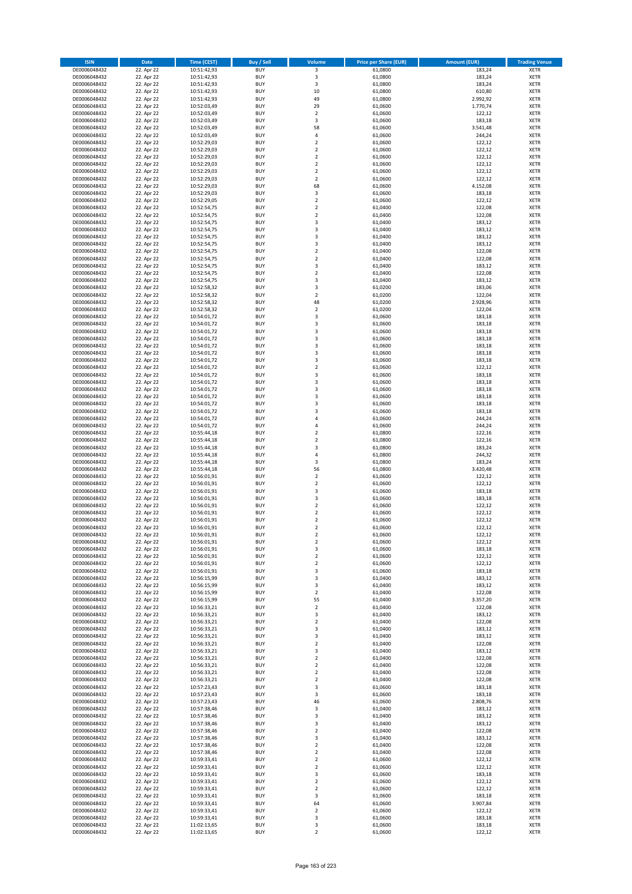| ISIN | Date | Time (CEST) | Buy / Sell | Volume | Price per Share (EUR) | Amount (EUR) | Trading Venue |
|---|---|---|---|---|---|---|---|
| DE0006048432 | 22. Apr 22 | 10:51:42,93 | BUY | 3 | 61,0800 | 183,24 | XETR |
| DE0006048432 | 22. Apr 22 | 10:51:42,93 | BUY | 3 | 61,0800 | 183,24 | XETR |
| DE0006048432 | 22. Apr 22 | 10:51:42,93 | BUY | 3 | 61,0800 | 183,24 | XETR |
| DE0006048432 | 22. Apr 22 | 10:51:42,93 | BUY | 10 | 61,0800 | 610,80 | XETR |
| DE0006048432 | 22. Apr 22 | 10:51:42,93 | BUY | 49 | 61,0800 | 2.992,92 | XETR |
| DE0006048432 | 22. Apr 22 | 10:52:03,49 | BUY | 29 | 61,0600 | 1.770,74 | XETR |
| DE0006048432 | 22. Apr 22 | 10:52:03,49 | BUY | 2 | 61,0600 | 122,12 | XETR |
| DE0006048432 | 22. Apr 22 | 10:52:03,49 | BUY | 3 | 61,0600 | 183,18 | XETR |
| DE0006048432 | 22. Apr 22 | 10:52:03,49 | BUY | 58 | 61,0600 | 3.541,48 | XETR |
| DE0006048432 | 22. Apr 22 | 10:52:03,49 | BUY | 4 | 61,0600 | 244,24 | XETR |
| DE0006048432 | 22. Apr 22 | 10:52:29,03 | BUY | 2 | 61,0600 | 122,12 | XETR |
| DE0006048432 | 22. Apr 22 | 10:52:29,03 | BUY | 2 | 61,0600 | 122,12 | XETR |
| DE0006048432 | 22. Apr 22 | 10:52:29,03 | BUY | 2 | 61,0600 | 122,12 | XETR |
| DE0006048432 | 22. Apr 22 | 10:52:29,03 | BUY | 2 | 61,0600 | 122,12 | XETR |
| DE0006048432 | 22. Apr 22 | 10:52:29,03 | BUY | 2 | 61,0600 | 122,12 | XETR |
| DE0006048432 | 22. Apr 22 | 10:52:29,03 | BUY | 2 | 61,0600 | 122,12 | XETR |
| DE0006048432 | 22. Apr 22 | 10:52:29,03 | BUY | 68 | 61,0600 | 4.152,08 | XETR |
| DE0006048432 | 22. Apr 22 | 10:52:29,03 | BUY | 3 | 61,0600 | 183,18 | XETR |
| DE0006048432 | 22. Apr 22 | 10:52:29,05 | BUY | 2 | 61,0600 | 122,12 | XETR |
| DE0006048432 | 22. Apr 22 | 10:52:54,75 | BUY | 2 | 61,0400 | 122,08 | XETR |
| DE0006048432 | 22. Apr 22 | 10:52:54,75 | BUY | 2 | 61,0400 | 122,08 | XETR |
| DE0006048432 | 22. Apr 22 | 10:52:54,75 | BUY | 3 | 61,0400 | 183,12 | XETR |
| DE0006048432 | 22. Apr 22 | 10:52:54,75 | BUY | 3 | 61,0400 | 183,12 | XETR |
| DE0006048432 | 22. Apr 22 | 10:52:54,75 | BUY | 3 | 61,0400 | 183,12 | XETR |
| DE0006048432 | 22. Apr 22 | 10:52:54,75 | BUY | 3 | 61,0400 | 183,12 | XETR |
| DE0006048432 | 22. Apr 22 | 10:52:54,75 | BUY | 2 | 61,0400 | 122,08 | XETR |
| DE0006048432 | 22. Apr 22 | 10:52:54,75 | BUY | 2 | 61,0400 | 122,08 | XETR |
| DE0006048432 | 22. Apr 22 | 10:52:54,75 | BUY | 3 | 61,0400 | 183,12 | XETR |
| DE0006048432 | 22. Apr 22 | 10:52:54,75 | BUY | 2 | 61,0400 | 122,08 | XETR |
| DE0006048432 | 22. Apr 22 | 10:52:54,75 | BUY | 3 | 61,0400 | 183,12 | XETR |
| DE0006048432 | 22. Apr 22 | 10:52:58,32 | BUY | 3 | 61,0200 | 183,06 | XETR |
| DE0006048432 | 22. Apr 22 | 10:52:58,32 | BUY | 2 | 61,0200 | 122,04 | XETR |
| DE0006048432 | 22. Apr 22 | 10:52:58,32 | BUY | 48 | 61,0200 | 2.928,96 | XETR |
| DE0006048432 | 22. Apr 22 | 10:52:58,32 | BUY | 2 | 61,0200 | 122,04 | XETR |
| DE0006048432 | 22. Apr 22 | 10:54:01,72 | BUY | 3 | 61,0600 | 183,18 | XETR |
| DE0006048432 | 22. Apr 22 | 10:54:01,72 | BUY | 3 | 61,0600 | 183,18 | XETR |
| DE0006048432 | 22. Apr 22 | 10:54:01,72 | BUY | 3 | 61,0600 | 183,18 | XETR |
| DE0006048432 | 22. Apr 22 | 10:54:01,72 | BUY | 3 | 61,0600 | 183,18 | XETR |
| DE0006048432 | 22. Apr 22 | 10:54:01,72 | BUY | 3 | 61,0600 | 183,18 | XETR |
| DE0006048432 | 22. Apr 22 | 10:54:01,72 | BUY | 3 | 61,0600 | 183,18 | XETR |
| DE0006048432 | 22. Apr 22 | 10:54:01,72 | BUY | 3 | 61,0600 | 183,18 | XETR |
| DE0006048432 | 22. Apr 22 | 10:54:01,72 | BUY | 2 | 61,0600 | 122,12 | XETR |
| DE0006048432 | 22. Apr 22 | 10:54:01,72 | BUY | 3 | 61,0600 | 183,18 | XETR |
| DE0006048432 | 22. Apr 22 | 10:54:01,72 | BUY | 3 | 61,0600 | 183,18 | XETR |
| DE0006048432 | 22. Apr 22 | 10:54:01,72 | BUY | 3 | 61,0600 | 183,18 | XETR |
| DE0006048432 | 22. Apr 22 | 10:54:01,72 | BUY | 3 | 61,0600 | 183,18 | XETR |
| DE0006048432 | 22. Apr 22 | 10:54:01,72 | BUY | 3 | 61,0600 | 183,18 | XETR |
| DE0006048432 | 22. Apr 22 | 10:54:01,72 | BUY | 3 | 61,0600 | 183,18 | XETR |
| DE0006048432 | 22. Apr 22 | 10:54:01,72 | BUY | 4 | 61,0600 | 244,24 | XETR |
| DE0006048432 | 22. Apr 22 | 10:54:01,72 | BUY | 4 | 61,0600 | 244,24 | XETR |
| DE0006048432 | 22. Apr 22 | 10:55:44,18 | BUY | 2 | 61,0800 | 122,16 | XETR |
| DE0006048432 | 22. Apr 22 | 10:55:44,18 | BUY | 2 | 61,0800 | 122,16 | XETR |
| DE0006048432 | 22. Apr 22 | 10:55:44,18 | BUY | 3 | 61,0800 | 183,24 | XETR |
| DE0006048432 | 22. Apr 22 | 10:55:44,18 | BUY | 4 | 61,0800 | 244,32 | XETR |
| DE0006048432 | 22. Apr 22 | 10:55:44,18 | BUY | 3 | 61,0800 | 183,24 | XETR |
| DE0006048432 | 22. Apr 22 | 10:55:44,18 | BUY | 56 | 61,0800 | 3.420,48 | XETR |
| DE0006048432 | 22. Apr 22 | 10:56:01,91 | BUY | 2 | 61,0600 | 122,12 | XETR |
| DE0006048432 | 22. Apr 22 | 10:56:01,91 | BUY | 2 | 61,0600 | 122,12 | XETR |
| DE0006048432 | 22. Apr 22 | 10:56:01,91 | BUY | 3 | 61,0600 | 183,18 | XETR |
| DE0006048432 | 22. Apr 22 | 10:56:01,91 | BUY | 3 | 61,0600 | 183,18 | XETR |
| DE0006048432 | 22. Apr 22 | 10:56:01,91 | BUY | 2 | 61,0600 | 122,12 | XETR |
| DE0006048432 | 22. Apr 22 | 10:56:01,91 | BUY | 2 | 61,0600 | 122,12 | XETR |
| DE0006048432 | 22. Apr 22 | 10:56:01,91 | BUY | 2 | 61,0600 | 122,12 | XETR |
| DE0006048432 | 22. Apr 22 | 10:56:01,91 | BUY | 2 | 61,0600 | 122,12 | XETR |
| DE0006048432 | 22. Apr 22 | 10:56:01,91 | BUY | 2 | 61,0600 | 122,12 | XETR |
| DE0006048432 | 22. Apr 22 | 10:56:01,91 | BUY | 2 | 61,0600 | 122,12 | XETR |
| DE0006048432 | 22. Apr 22 | 10:56:01,91 | BUY | 3 | 61,0600 | 183,18 | XETR |
| DE0006048432 | 22. Apr 22 | 10:56:01,91 | BUY | 2 | 61,0600 | 122,12 | XETR |
| DE0006048432 | 22. Apr 22 | 10:56:01,91 | BUY | 2 | 61,0600 | 122,12 | XETR |
| DE0006048432 | 22. Apr 22 | 10:56:01,91 | BUY | 3 | 61,0600 | 183,18 | XETR |
| DE0006048432 | 22. Apr 22 | 10:56:15,99 | BUY | 3 | 61,0400 | 183,12 | XETR |
| DE0006048432 | 22. Apr 22 | 10:56:15,99 | BUY | 3 | 61,0400 | 183,12 | XETR |
| DE0006048432 | 22. Apr 22 | 10:56:15,99 | BUY | 2 | 61,0400 | 122,08 | XETR |
| DE0006048432 | 22. Apr 22 | 10:56:15,99 | BUY | 55 | 61,0400 | 3.357,20 | XETR |
| DE0006048432 | 22. Apr 22 | 10:56:33,21 | BUY | 2 | 61,0400 | 122,08 | XETR |
| DE0006048432 | 22. Apr 22 | 10:56:33,21 | BUY | 3 | 61,0400 | 183,12 | XETR |
| DE0006048432 | 22. Apr 22 | 10:56:33,21 | BUY | 2 | 61,0400 | 122,08 | XETR |
| DE0006048432 | 22. Apr 22 | 10:56:33,21 | BUY | 3 | 61,0400 | 183,12 | XETR |
| DE0006048432 | 22. Apr 22 | 10:56:33,21 | BUY | 3 | 61,0400 | 183,12 | XETR |
| DE0006048432 | 22. Apr 22 | 10:56:33,21 | BUY | 2 | 61,0400 | 122,08 | XETR |
| DE0006048432 | 22. Apr 22 | 10:56:33,21 | BUY | 3 | 61,0400 | 183,12 | XETR |
| DE0006048432 | 22. Apr 22 | 10:56:33,21 | BUY | 2 | 61,0400 | 122,08 | XETR |
| DE0006048432 | 22. Apr 22 | 10:56:33,21 | BUY | 2 | 61,0400 | 122,08 | XETR |
| DE0006048432 | 22. Apr 22 | 10:56:33,21 | BUY | 2 | 61,0400 | 122,08 | XETR |
| DE0006048432 | 22. Apr 22 | 10:56:33,21 | BUY | 2 | 61,0400 | 122,08 | XETR |
| DE0006048432 | 22. Apr 22 | 10:57:23,43 | BUY | 3 | 61,0600 | 183,18 | XETR |
| DE0006048432 | 22. Apr 22 | 10:57:23,43 | BUY | 3 | 61,0600 | 183,18 | XETR |
| DE0006048432 | 22. Apr 22 | 10:57:23,43 | BUY | 46 | 61,0600 | 2.808,76 | XETR |
| DE0006048432 | 22. Apr 22 | 10:57:38,46 | BUY | 3 | 61,0400 | 183,12 | XETR |
| DE0006048432 | 22. Apr 22 | 10:57:38,46 | BUY | 3 | 61,0400 | 183,12 | XETR |
| DE0006048432 | 22. Apr 22 | 10:57:38,46 | BUY | 3 | 61,0400 | 183,12 | XETR |
| DE0006048432 | 22. Apr 22 | 10:57:38,46 | BUY | 2 | 61,0400 | 122,08 | XETR |
| DE0006048432 | 22. Apr 22 | 10:57:38,46 | BUY | 3 | 61,0400 | 183,12 | XETR |
| DE0006048432 | 22. Apr 22 | 10:57:38,46 | BUY | 2 | 61,0400 | 122,08 | XETR |
| DE0006048432 | 22. Apr 22 | 10:57:38,46 | BUY | 2 | 61,0400 | 122,08 | XETR |
| DE0006048432 | 22. Apr 22 | 10:59:33,41 | BUY | 2 | 61,0600 | 122,12 | XETR |
| DE0006048432 | 22. Apr 22 | 10:59:33,41 | BUY | 2 | 61,0600 | 122,12 | XETR |
| DE0006048432 | 22. Apr 22 | 10:59:33,41 | BUY | 3 | 61,0600 | 183,18 | XETR |
| DE0006048432 | 22. Apr 22 | 10:59:33,41 | BUY | 2 | 61,0600 | 122,12 | XETR |
| DE0006048432 | 22. Apr 22 | 10:59:33,41 | BUY | 2 | 61,0600 | 122,12 | XETR |
| DE0006048432 | 22. Apr 22 | 10:59:33,41 | BUY | 3 | 61,0600 | 183,18 | XETR |
| DE0006048432 | 22. Apr 22 | 10:59:33,41 | BUY | 64 | 61,0600 | 3.907,84 | XETR |
| DE0006048432 | 22. Apr 22 | 10:59:33,41 | BUY | 2 | 61,0600 | 122,12 | XETR |
| DE0006048432 | 22. Apr 22 | 10:59:33,41 | BUY | 3 | 61,0600 | 183,18 | XETR |
| DE0006048432 | 22. Apr 22 | 11:02:13,65 | BUY | 3 | 61,0600 | 183,18 | XETR |
| DE0006048432 | 22. Apr 22 | 11:02:13,65 | BUY | 2 | 61,0600 | 122,12 | XETR |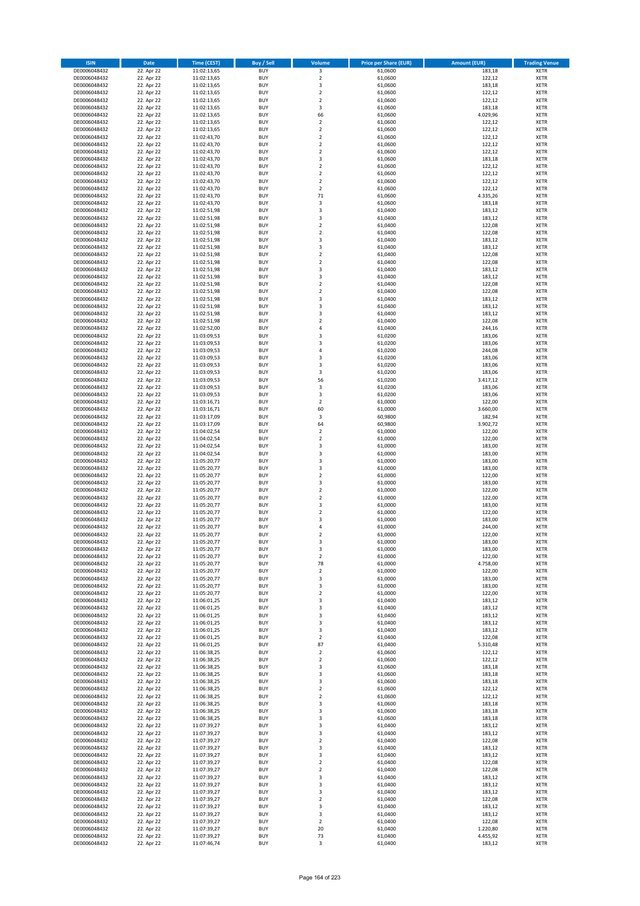| ISIN | Date | Time (CEST) | Buy / Sell | Volume | Price per Share (EUR) | Amount (EUR) | Trading Venue |
|---|---|---|---|---|---|---|---|
| DE0006048432 | 22. Apr 22 | 11:02:13,65 | BUY | 3 | 61,0600 | 183,18 | XETR |
| DE0006048432 | 22. Apr 22 | 11:02:13,65 | BUY | 2 | 61,0600 | 122,12 | XETR |
| DE0006048432 | 22. Apr 22 | 11:02:13,65 | BUY | 3 | 61,0600 | 183,18 | XETR |
| DE0006048432 | 22. Apr 22 | 11:02:13,65 | BUY | 2 | 61,0600 | 122,12 | XETR |
| DE0006048432 | 22. Apr 22 | 11:02:13,65 | BUY | 2 | 61,0600 | 122,12 | XETR |
| DE0006048432 | 22. Apr 22 | 11:02:13,65 | BUY | 3 | 61,0600 | 183,18 | XETR |
| DE0006048432 | 22. Apr 22 | 11:02:13,65 | BUY | 66 | 61,0600 | 4.029,96 | XETR |
| DE0006048432 | 22. Apr 22 | 11:02:13,65 | BUY | 2 | 61,0600 | 122,12 | XETR |
| DE0006048432 | 22. Apr 22 | 11:02:13,65 | BUY | 2 | 61,0600 | 122,12 | XETR |
| DE0006048432 | 22. Apr 22 | 11:02:43,70 | BUY | 2 | 61,0600 | 122,12 | XETR |
| DE0006048432 | 22. Apr 22 | 11:02:43,70 | BUY | 2 | 61,0600 | 122,12 | XETR |
| DE0006048432 | 22. Apr 22 | 11:02:43,70 | BUY | 2 | 61,0600 | 122,12 | XETR |
| DE0006048432 | 22. Apr 22 | 11:02:43,70 | BUY | 3 | 61,0600 | 183,18 | XETR |
| DE0006048432 | 22. Apr 22 | 11:02:43,70 | BUY | 2 | 61,0600 | 122,12 | XETR |
| DE0006048432 | 22. Apr 22 | 11:02:43,70 | BUY | 2 | 61,0600 | 122,12 | XETR |
| DE0006048432 | 22. Apr 22 | 11:02:43,70 | BUY | 2 | 61,0600 | 122,12 | XETR |
| DE0006048432 | 22. Apr 22 | 11:02:43,70 | BUY | 2 | 61,0600 | 122,12 | XETR |
| DE0006048432 | 22. Apr 22 | 11:02:43,70 | BUY | 71 | 61,0600 | 4.335,26 | XETR |
| DE0006048432 | 22. Apr 22 | 11:02:43,70 | BUY | 3 | 61,0600 | 183,18 | XETR |
| DE0006048432 | 22. Apr 22 | 11:02:51,98 | BUY | 3 | 61,0400 | 183,12 | XETR |
| DE0006048432 | 22. Apr 22 | 11:02:51,98 | BUY | 3 | 61,0400 | 183,12 | XETR |
| DE0006048432 | 22. Apr 22 | 11:02:51,98 | BUY | 2 | 61,0400 | 122,08 | XETR |
| DE0006048432 | 22. Apr 22 | 11:02:51,98 | BUY | 2 | 61,0400 | 122,08 | XETR |
| DE0006048432 | 22. Apr 22 | 11:02:51,98 | BUY | 3 | 61,0400 | 183,12 | XETR |
| DE0006048432 | 22. Apr 22 | 11:02:51,98 | BUY | 3 | 61,0400 | 183,12 | XETR |
| DE0006048432 | 22. Apr 22 | 11:02:51,98 | BUY | 2 | 61,0400 | 122,08 | XETR |
| DE0006048432 | 22. Apr 22 | 11:02:51,98 | BUY | 2 | 61,0400 | 122,08 | XETR |
| DE0006048432 | 22. Apr 22 | 11:02:51,98 | BUY | 3 | 61,0400 | 183,12 | XETR |
| DE0006048432 | 22. Apr 22 | 11:02:51,98 | BUY | 3 | 61,0400 | 183,12 | XETR |
| DE0006048432 | 22. Apr 22 | 11:02:51,98 | BUY | 2 | 61,0400 | 122,08 | XETR |
| DE0006048432 | 22. Apr 22 | 11:02:51,98 | BUY | 2 | 61,0400 | 122,08 | XETR |
| DE0006048432 | 22. Apr 22 | 11:02:51,98 | BUY | 3 | 61,0400 | 183,12 | XETR |
| DE0006048432 | 22. Apr 22 | 11:02:51,98 | BUY | 3 | 61,0400 | 183,12 | XETR |
| DE0006048432 | 22. Apr 22 | 11:02:51,98 | BUY | 3 | 61,0400 | 183,12 | XETR |
| DE0006048432 | 22. Apr 22 | 11:02:51,98 | BUY | 2 | 61,0400 | 122,08 | XETR |
| DE0006048432 | 22. Apr 22 | 11:02:52,00 | BUY | 4 | 61,0400 | 244,16 | XETR |
| DE0006048432 | 22. Apr 22 | 11:03:09,53 | BUY | 3 | 61,0200 | 183,06 | XETR |
| DE0006048432 | 22. Apr 22 | 11:03:09,53 | BUY | 3 | 61,0200 | 183,06 | XETR |
| DE0006048432 | 22. Apr 22 | 11:03:09,53 | BUY | 4 | 61,0200 | 244,08 | XETR |
| DE0006048432 | 22. Apr 22 | 11:03:09,53 | BUY | 3 | 61,0200 | 183,06 | XETR |
| DE0006048432 | 22. Apr 22 | 11:03:09,53 | BUY | 3 | 61,0200 | 183,06 | XETR |
| DE0006048432 | 22. Apr 22 | 11:03:09,53 | BUY | 3 | 61,0200 | 183,06 | XETR |
| DE0006048432 | 22. Apr 22 | 11:03:09,53 | BUY | 56 | 61,0200 | 3.417,12 | XETR |
| DE0006048432 | 22. Apr 22 | 11:03:09,53 | BUY | 3 | 61,0200 | 183,06 | XETR |
| DE0006048432 | 22. Apr 22 | 11:03:09,53 | BUY | 3 | 61,0200 | 183,06 | XETR |
| DE0006048432 | 22. Apr 22 | 11:03:16,71 | BUY | 2 | 61,0000 | 122,00 | XETR |
| DE0006048432 | 22. Apr 22 | 11:03:16,71 | BUY | 60 | 61,0000 | 3.660,00 | XETR |
| DE0006048432 | 22. Apr 22 | 11:03:17,09 | BUY | 3 | 60,9800 | 182,94 | XETR |
| DE0006048432 | 22. Apr 22 | 11:03:17,09 | BUY | 64 | 60,9800 | 3.902,72 | XETR |
| DE0006048432 | 22. Apr 22 | 11:04:02,54 | BUY | 2 | 61,0000 | 122,00 | XETR |
| DE0006048432 | 22. Apr 22 | 11:04:02,54 | BUY | 2 | 61,0000 | 122,00 | XETR |
| DE0006048432 | 22. Apr 22 | 11:04:02,54 | BUY | 3 | 61,0000 | 183,00 | XETR |
| DE0006048432 | 22. Apr 22 | 11:04:02,54 | BUY | 3 | 61,0000 | 183,00 | XETR |
| DE0006048432 | 22. Apr 22 | 11:05:20,77 | BUY | 3 | 61,0000 | 183,00 | XETR |
| DE0006048432 | 22. Apr 22 | 11:05:20,77 | BUY | 3 | 61,0000 | 183,00 | XETR |
| DE0006048432 | 22. Apr 22 | 11:05:20,77 | BUY | 2 | 61,0000 | 122,00 | XETR |
| DE0006048432 | 22. Apr 22 | 11:05:20,77 | BUY | 3 | 61,0000 | 183,00 | XETR |
| DE0006048432 | 22. Apr 22 | 11:05:20,77 | BUY | 2 | 61,0000 | 122,00 | XETR |
| DE0006048432 | 22. Apr 22 | 11:05:20,77 | BUY | 2 | 61,0000 | 122,00 | XETR |
| DE0006048432 | 22. Apr 22 | 11:05:20,77 | BUY | 3 | 61,0000 | 183,00 | XETR |
| DE0006048432 | 22. Apr 22 | 11:05:20,77 | BUY | 2 | 61,0000 | 122,00 | XETR |
| DE0006048432 | 22. Apr 22 | 11:05:20,77 | BUY | 3 | 61,0000 | 183,00 | XETR |
| DE0006048432 | 22. Apr 22 | 11:05:20,77 | BUY | 4 | 61,0000 | 244,00 | XETR |
| DE0006048432 | 22. Apr 22 | 11:05:20,77 | BUY | 2 | 61,0000 | 122,00 | XETR |
| DE0006048432 | 22. Apr 22 | 11:05:20,77 | BUY | 3 | 61,0000 | 183,00 | XETR |
| DE0006048432 | 22. Apr 22 | 11:05:20,77 | BUY | 3 | 61,0000 | 183,00 | XETR |
| DE0006048432 | 22. Apr 22 | 11:05:20,77 | BUY | 2 | 61,0000 | 122,00 | XETR |
| DE0006048432 | 22. Apr 22 | 11:05:20,77 | BUY | 78 | 61,0000 | 4.758,00 | XETR |
| DE0006048432 | 22. Apr 22 | 11:05:20,77 | BUY | 2 | 61,0000 | 122,00 | XETR |
| DE0006048432 | 22. Apr 22 | 11:05:20,77 | BUY | 3 | 61,0000 | 183,00 | XETR |
| DE0006048432 | 22. Apr 22 | 11:05:20,77 | BUY | 3 | 61,0000 | 183,00 | XETR |
| DE0006048432 | 22. Apr 22 | 11:05:20,77 | BUY | 2 | 61,0000 | 122,00 | XETR |
| DE0006048432 | 22. Apr 22 | 11:06:01,25 | BUY | 3 | 61,0400 | 183,12 | XETR |
| DE0006048432 | 22. Apr 22 | 11:06:01,25 | BUY | 3 | 61,0400 | 183,12 | XETR |
| DE0006048432 | 22. Apr 22 | 11:06:01,25 | BUY | 3 | 61,0400 | 183,12 | XETR |
| DE0006048432 | 22. Apr 22 | 11:06:01,25 | BUY | 3 | 61,0400 | 183,12 | XETR |
| DE0006048432 | 22. Apr 22 | 11:06:01,25 | BUY | 3 | 61,0400 | 183,12 | XETR |
| DE0006048432 | 22. Apr 22 | 11:06:01,25 | BUY | 2 | 61,0400 | 122,08 | XETR |
| DE0006048432 | 22. Apr 22 | 11:06:01,25 | BUY | 87 | 61,0400 | 5.310,48 | XETR |
| DE0006048432 | 22. Apr 22 | 11:06:38,25 | BUY | 2 | 61,0600 | 122,12 | XETR |
| DE0006048432 | 22. Apr 22 | 11:06:38,25 | BUY | 2 | 61,0600 | 122,12 | XETR |
| DE0006048432 | 22. Apr 22 | 11:06:38,25 | BUY | 3 | 61,0600 | 183,18 | XETR |
| DE0006048432 | 22. Apr 22 | 11:06:38,25 | BUY | 3 | 61,0600 | 183,18 | XETR |
| DE0006048432 | 22. Apr 22 | 11:06:38,25 | BUY | 3 | 61,0600 | 183,18 | XETR |
| DE0006048432 | 22. Apr 22 | 11:06:38,25 | BUY | 2 | 61,0600 | 122,12 | XETR |
| DE0006048432 | 22. Apr 22 | 11:06:38,25 | BUY | 2 | 61,0600 | 122,12 | XETR |
| DE0006048432 | 22. Apr 22 | 11:06:38,25 | BUY | 3 | 61,0600 | 183,18 | XETR |
| DE0006048432 | 22. Apr 22 | 11:06:38,25 | BUY | 3 | 61,0600 | 183,18 | XETR |
| DE0006048432 | 22. Apr 22 | 11:06:38,25 | BUY | 3 | 61,0600 | 183,18 | XETR |
| DE0006048432 | 22. Apr 22 | 11:07:39,27 | BUY | 3 | 61,0400 | 183,12 | XETR |
| DE0006048432 | 22. Apr 22 | 11:07:39,27 | BUY | 3 | 61,0400 | 183,12 | XETR |
| DE0006048432 | 22. Apr 22 | 11:07:39,27 | BUY | 2 | 61,0400 | 122,08 | XETR |
| DE0006048432 | 22. Apr 22 | 11:07:39,27 | BUY | 3 | 61,0400 | 183,12 | XETR |
| DE0006048432 | 22. Apr 22 | 11:07:39,27 | BUY | 3 | 61,0400 | 183,12 | XETR |
| DE0006048432 | 22. Apr 22 | 11:07:39,27 | BUY | 2 | 61,0400 | 122,08 | XETR |
| DE0006048432 | 22. Apr 22 | 11:07:39,27 | BUY | 2 | 61,0400 | 122,08 | XETR |
| DE0006048432 | 22. Apr 22 | 11:07:39,27 | BUY | 3 | 61,0400 | 183,12 | XETR |
| DE0006048432 | 22. Apr 22 | 11:07:39,27 | BUY | 3 | 61,0400 | 183,12 | XETR |
| DE0006048432 | 22. Apr 22 | 11:07:39,27 | BUY | 3 | 61,0400 | 183,12 | XETR |
| DE0006048432 | 22. Apr 22 | 11:07:39,27 | BUY | 2 | 61,0400 | 122,08 | XETR |
| DE0006048432 | 22. Apr 22 | 11:07:39,27 | BUY | 3 | 61,0400 | 183,12 | XETR |
| DE0006048432 | 22. Apr 22 | 11:07:39,27 | BUY | 3 | 61,0400 | 183,12 | XETR |
| DE0006048432 | 22. Apr 22 | 11:07:39,27 | BUY | 2 | 61,0400 | 122,08 | XETR |
| DE0006048432 | 22. Apr 22 | 11:07:39,27 | BUY | 20 | 61,0400 | 1.220,80 | XETR |
| DE0006048432 | 22. Apr 22 | 11:07:39,27 | BUY | 73 | 61,0400 | 4.455,92 | XETR |
| DE0006048432 | 22. Apr 22 | 11:07:46,74 | BUY | 3 | 61,0400 | 183,12 | XETR |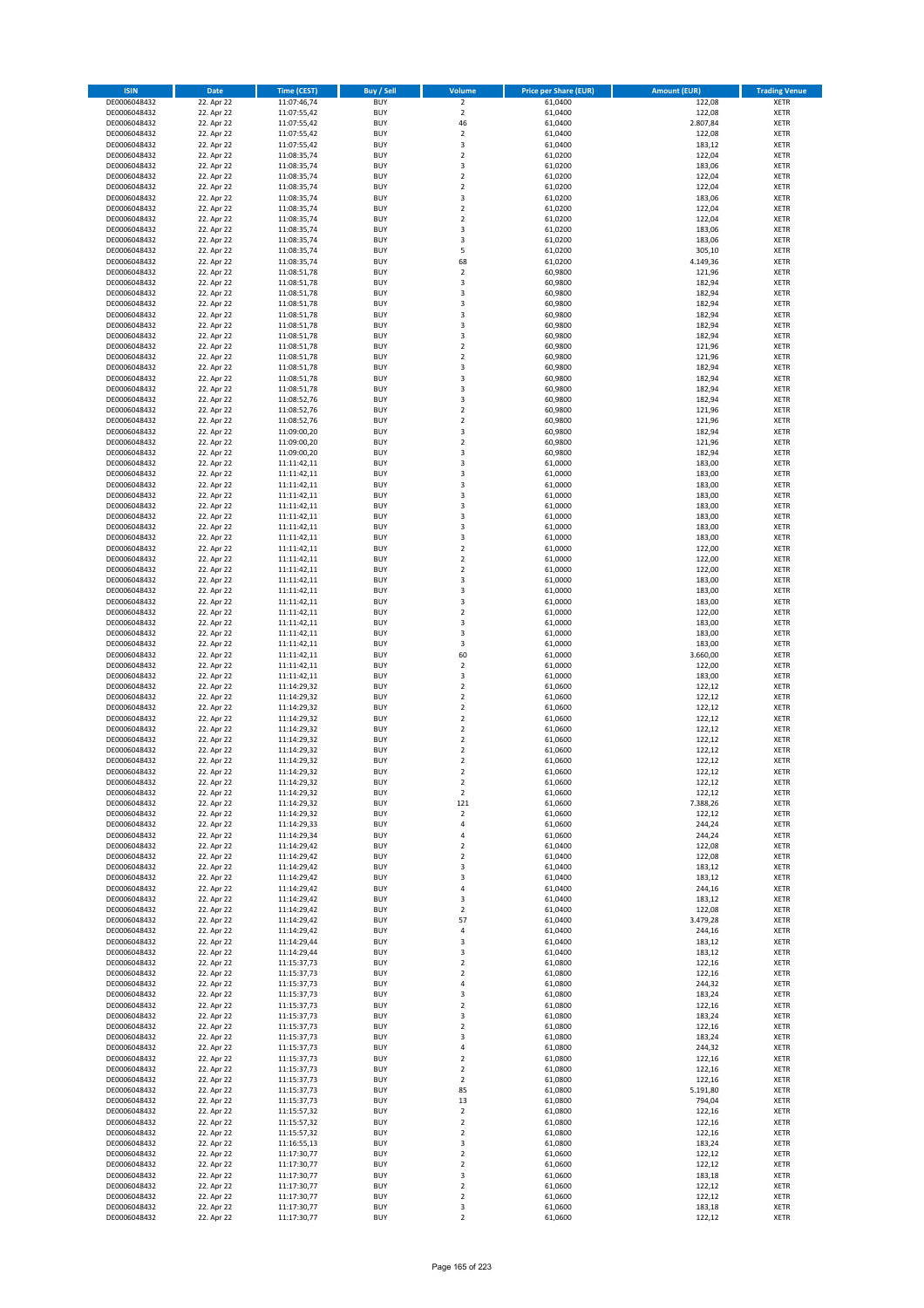| ISIN | Date | Time (CEST) | Buy / Sell | Volume | Price per Share (EUR) | Amount (EUR) | Trading Venue |
|---|---|---|---|---|---|---|---|
| DE0006048432 | 22. Apr 22 | 11:07:46,74 | BUY | 2 | 61,0400 | 122,08 | XETR |
| DE0006048432 | 22. Apr 22 | 11:07:55,42 | BUY | 2 | 61,0400 | 122,08 | XETR |
| DE0006048432 | 22. Apr 22 | 11:07:55,42 | BUY | 46 | 61,0400 | 2.807,84 | XETR |
| DE0006048432 | 22. Apr 22 | 11:07:55,42 | BUY | 2 | 61,0400 | 122,08 | XETR |
| DE0006048432 | 22. Apr 22 | 11:07:55,42 | BUY | 3 | 61,0400 | 183,12 | XETR |
| DE0006048432 | 22. Apr 22 | 11:08:35,74 | BUY | 2 | 61,0200 | 122,04 | XETR |
| DE0006048432 | 22. Apr 22 | 11:08:35,74 | BUY | 3 | 61,0200 | 183,06 | XETR |
| DE0006048432 | 22. Apr 22 | 11:08:35,74 | BUY | 2 | 61,0200 | 122,04 | XETR |
| DE0006048432 | 22. Apr 22 | 11:08:35,74 | BUY | 2 | 61,0200 | 122,04 | XETR |
| DE0006048432 | 22. Apr 22 | 11:08:35,74 | BUY | 3 | 61,0200 | 183,06 | XETR |
| DE0006048432 | 22. Apr 22 | 11:08:35,74 | BUY | 2 | 61,0200 | 122,04 | XETR |
| DE0006048432 | 22. Apr 22 | 11:08:35,74 | BUY | 2 | 61,0200 | 122,04 | XETR |
| DE0006048432 | 22. Apr 22 | 11:08:35,74 | BUY | 3 | 61,0200 | 183,06 | XETR |
| DE0006048432 | 22. Apr 22 | 11:08:35,74 | BUY | 3 | 61,0200 | 183,06 | XETR |
| DE0006048432 | 22. Apr 22 | 11:08:35,74 | BUY | 5 | 61,0200 | 305,10 | XETR |
| DE0006048432 | 22. Apr 22 | 11:08:35,74 | BUY | 68 | 61,0200 | 4.149,36 | XETR |
| DE0006048432 | 22. Apr 22 | 11:08:51,78 | BUY | 2 | 60,9800 | 121,96 | XETR |
| DE0006048432 | 22. Apr 22 | 11:08:51,78 | BUY | 3 | 60,9800 | 182,94 | XETR |
| DE0006048432 | 22. Apr 22 | 11:08:51,78 | BUY | 3 | 60,9800 | 182,94 | XETR |
| DE0006048432 | 22. Apr 22 | 11:08:51,78 | BUY | 3 | 60,9800 | 182,94 | XETR |
| DE0006048432 | 22. Apr 22 | 11:08:51,78 | BUY | 3 | 60,9800 | 182,94 | XETR |
| DE0006048432 | 22. Apr 22 | 11:08:51,78 | BUY | 3 | 60,9800 | 182,94 | XETR |
| DE0006048432 | 22. Apr 22 | 11:08:51,78 | BUY | 3 | 60,9800 | 182,94 | XETR |
| DE0006048432 | 22. Apr 22 | 11:08:51,78 | BUY | 2 | 60,9800 | 121,96 | XETR |
| DE0006048432 | 22. Apr 22 | 11:08:51,78 | BUY | 2 | 60,9800 | 121,96 | XETR |
| DE0006048432 | 22. Apr 22 | 11:08:51,78 | BUY | 3 | 60,9800 | 182,94 | XETR |
| DE0006048432 | 22. Apr 22 | 11:08:51,78 | BUY | 3 | 60,9800 | 182,94 | XETR |
| DE0006048432 | 22. Apr 22 | 11:08:51,78 | BUY | 3 | 60,9800 | 182,94 | XETR |
| DE0006048432 | 22. Apr 22 | 11:08:52,76 | BUY | 3 | 60,9800 | 182,94 | XETR |
| DE0006048432 | 22. Apr 22 | 11:08:52,76 | BUY | 2 | 60,9800 | 121,96 | XETR |
| DE0006048432 | 22. Apr 22 | 11:08:52,76 | BUY | 2 | 60,9800 | 121,96 | XETR |
| DE0006048432 | 22. Apr 22 | 11:09:00,20 | BUY | 3 | 60,9800 | 182,94 | XETR |
| DE0006048432 | 22. Apr 22 | 11:09:00,20 | BUY | 2 | 60,9800 | 121,96 | XETR |
| DE0006048432 | 22. Apr 22 | 11:09:00,20 | BUY | 3 | 60,9800 | 182,94 | XETR |
| DE0006048432 | 22. Apr 22 | 11:11:42,11 | BUY | 3 | 61,0000 | 183,00 | XETR |
| DE0006048432 | 22. Apr 22 | 11:11:42,11 | BUY | 3 | 61,0000 | 183,00 | XETR |
| DE0006048432 | 22. Apr 22 | 11:11:42,11 | BUY | 3 | 61,0000 | 183,00 | XETR |
| DE0006048432 | 22. Apr 22 | 11:11:42,11 | BUY | 3 | 61,0000 | 183,00 | XETR |
| DE0006048432 | 22. Apr 22 | 11:11:42,11 | BUY | 3 | 61,0000 | 183,00 | XETR |
| DE0006048432 | 22. Apr 22 | 11:11:42,11 | BUY | 3 | 61,0000 | 183,00 | XETR |
| DE0006048432 | 22. Apr 22 | 11:11:42,11 | BUY | 3 | 61,0000 | 183,00 | XETR |
| DE0006048432 | 22. Apr 22 | 11:11:42,11 | BUY | 3 | 61,0000 | 183,00 | XETR |
| DE0006048432 | 22. Apr 22 | 11:11:42,11 | BUY | 2 | 61,0000 | 122,00 | XETR |
| DE0006048432 | 22. Apr 22 | 11:11:42,11 | BUY | 2 | 61,0000 | 122,00 | XETR |
| DE0006048432 | 22. Apr 22 | 11:11:42,11 | BUY | 2 | 61,0000 | 122,00 | XETR |
| DE0006048432 | 22. Apr 22 | 11:11:42,11 | BUY | 3 | 61,0000 | 183,00 | XETR |
| DE0006048432 | 22. Apr 22 | 11:11:42,11 | BUY | 3 | 61,0000 | 183,00 | XETR |
| DE0006048432 | 22. Apr 22 | 11:11:42,11 | BUY | 3 | 61,0000 | 183,00 | XETR |
| DE0006048432 | 22. Apr 22 | 11:11:42,11 | BUY | 2 | 61,0000 | 122,00 | XETR |
| DE0006048432 | 22. Apr 22 | 11:11:42,11 | BUY | 3 | 61,0000 | 183,00 | XETR |
| DE0006048432 | 22. Apr 22 | 11:11:42,11 | BUY | 3 | 61,0000 | 183,00 | XETR |
| DE0006048432 | 22. Apr 22 | 11:11:42,11 | BUY | 3 | 61,0000 | 183,00 | XETR |
| DE0006048432 | 22. Apr 22 | 11:11:42,11 | BUY | 60 | 61,0000 | 3.660,00 | XETR |
| DE0006048432 | 22. Apr 22 | 11:11:42,11 | BUY | 2 | 61,0000 | 122,00 | XETR |
| DE0006048432 | 22. Apr 22 | 11:11:42,11 | BUY | 3 | 61,0000 | 183,00 | XETR |
| DE0006048432 | 22. Apr 22 | 11:14:29,32 | BUY | 2 | 61,0600 | 122,12 | XETR |
| DE0006048432 | 22. Apr 22 | 11:14:29,32 | BUY | 2 | 61,0600 | 122,12 | XETR |
| DE0006048432 | 22. Apr 22 | 11:14:29,32 | BUY | 2 | 61,0600 | 122,12 | XETR |
| DE0006048432 | 22. Apr 22 | 11:14:29,32 | BUY | 2 | 61,0600 | 122,12 | XETR |
| DE0006048432 | 22. Apr 22 | 11:14:29,32 | BUY | 2 | 61,0600 | 122,12 | XETR |
| DE0006048432 | 22. Apr 22 | 11:14:29,32 | BUY | 2 | 61,0600 | 122,12 | XETR |
| DE0006048432 | 22. Apr 22 | 11:14:29,32 | BUY | 2 | 61,0600 | 122,12 | XETR |
| DE0006048432 | 22. Apr 22 | 11:14:29,32 | BUY | 2 | 61,0600 | 122,12 | XETR |
| DE0006048432 | 22. Apr 22 | 11:14:29,32 | BUY | 2 | 61,0600 | 122,12 | XETR |
| DE0006048432 | 22. Apr 22 | 11:14:29,32 | BUY | 2 | 61,0600 | 122,12 | XETR |
| DE0006048432 | 22. Apr 22 | 11:14:29,32 | BUY | 2 | 61,0600 | 122,12 | XETR |
| DE0006048432 | 22. Apr 22 | 11:14:29,32 | BUY | 121 | 61,0600 | 7.388,26 | XETR |
| DE0006048432 | 22. Apr 22 | 11:14:29,32 | BUY | 2 | 61,0600 | 122,12 | XETR |
| DE0006048432 | 22. Apr 22 | 11:14:29,33 | BUY | 4 | 61,0600 | 244,24 | XETR |
| DE0006048432 | 22. Apr 22 | 11:14:29,34 | BUY | 4 | 61,0600 | 244,24 | XETR |
| DE0006048432 | 22. Apr 22 | 11:14:29,42 | BUY | 2 | 61,0400 | 122,08 | XETR |
| DE0006048432 | 22. Apr 22 | 11:14:29,42 | BUY | 2 | 61,0400 | 122,08 | XETR |
| DE0006048432 | 22. Apr 22 | 11:14:29,42 | BUY | 3 | 61,0400 | 183,12 | XETR |
| DE0006048432 | 22. Apr 22 | 11:14:29,42 | BUY | 3 | 61,0400 | 183,12 | XETR |
| DE0006048432 | 22. Apr 22 | 11:14:29,42 | BUY | 4 | 61,0400 | 244,16 | XETR |
| DE0006048432 | 22. Apr 22 | 11:14:29,42 | BUY | 3 | 61,0400 | 183,12 | XETR |
| DE0006048432 | 22. Apr 22 | 11:14:29,42 | BUY | 2 | 61,0400 | 122,08 | XETR |
| DE0006048432 | 22. Apr 22 | 11:14:29,42 | BUY | 57 | 61,0400 | 3.479,28 | XETR |
| DE0006048432 | 22. Apr 22 | 11:14:29,42 | BUY | 4 | 61,0400 | 244,16 | XETR |
| DE0006048432 | 22. Apr 22 | 11:14:29,44 | BUY | 3 | 61,0400 | 183,12 | XETR |
| DE0006048432 | 22. Apr 22 | 11:14:29,44 | BUY | 3 | 61,0400 | 183,12 | XETR |
| DE0006048432 | 22. Apr 22 | 11:15:37,73 | BUY | 2 | 61,0800 | 122,16 | XETR |
| DE0006048432 | 22. Apr 22 | 11:15:37,73 | BUY | 2 | 61,0800 | 122,16 | XETR |
| DE0006048432 | 22. Apr 22 | 11:15:37,73 | BUY | 4 | 61,0800 | 244,32 | XETR |
| DE0006048432 | 22. Apr 22 | 11:15:37,73 | BUY | 3 | 61,0800 | 183,24 | XETR |
| DE0006048432 | 22. Apr 22 | 11:15:37,73 | BUY | 2 | 61,0800 | 122,16 | XETR |
| DE0006048432 | 22. Apr 22 | 11:15:37,73 | BUY | 3 | 61,0800 | 183,24 | XETR |
| DE0006048432 | 22. Apr 22 | 11:15:37,73 | BUY | 2 | 61,0800 | 122,16 | XETR |
| DE0006048432 | 22. Apr 22 | 11:15:37,73 | BUY | 3 | 61,0800 | 183,24 | XETR |
| DE0006048432 | 22. Apr 22 | 11:15:37,73 | BUY | 4 | 61,0800 | 244,32 | XETR |
| DE0006048432 | 22. Apr 22 | 11:15:37,73 | BUY | 2 | 61,0800 | 122,16 | XETR |
| DE0006048432 | 22. Apr 22 | 11:15:37,73 | BUY | 2 | 61,0800 | 122,16 | XETR |
| DE0006048432 | 22. Apr 22 | 11:15:37,73 | BUY | 2 | 61,0800 | 122,16 | XETR |
| DE0006048432 | 22. Apr 22 | 11:15:37,73 | BUY | 85 | 61,0800 | 5.191,80 | XETR |
| DE0006048432 | 22. Apr 22 | 11:15:37,73 | BUY | 13 | 61,0800 | 794,04 | XETR |
| DE0006048432 | 22. Apr 22 | 11:15:57,32 | BUY | 2 | 61,0800 | 122,16 | XETR |
| DE0006048432 | 22. Apr 22 | 11:15:57,32 | BUY | 2 | 61,0800 | 122,16 | XETR |
| DE0006048432 | 22. Apr 22 | 11:15:57,32 | BUY | 2 | 61,0800 | 122,16 | XETR |
| DE0006048432 | 22. Apr 22 | 11:16:55,13 | BUY | 3 | 61,0800 | 183,24 | XETR |
| DE0006048432 | 22. Apr 22 | 11:17:30,77 | BUY | 2 | 61,0600 | 122,12 | XETR |
| DE0006048432 | 22. Apr 22 | 11:17:30,77 | BUY | 2 | 61,0600 | 122,12 | XETR |
| DE0006048432 | 22. Apr 22 | 11:17:30,77 | BUY | 3 | 61,0600 | 183,18 | XETR |
| DE0006048432 | 22. Apr 22 | 11:17:30,77 | BUY | 2 | 61,0600 | 122,12 | XETR |
| DE0006048432 | 22. Apr 22 | 11:17:30,77 | BUY | 2 | 61,0600 | 122,12 | XETR |
| DE0006048432 | 22. Apr 22 | 11:17:30,77 | BUY | 3 | 61,0600 | 183,18 | XETR |
| DE0006048432 | 22. Apr 22 | 11:17:30,77 | BUY | 2 | 61,0600 | 122,12 | XETR |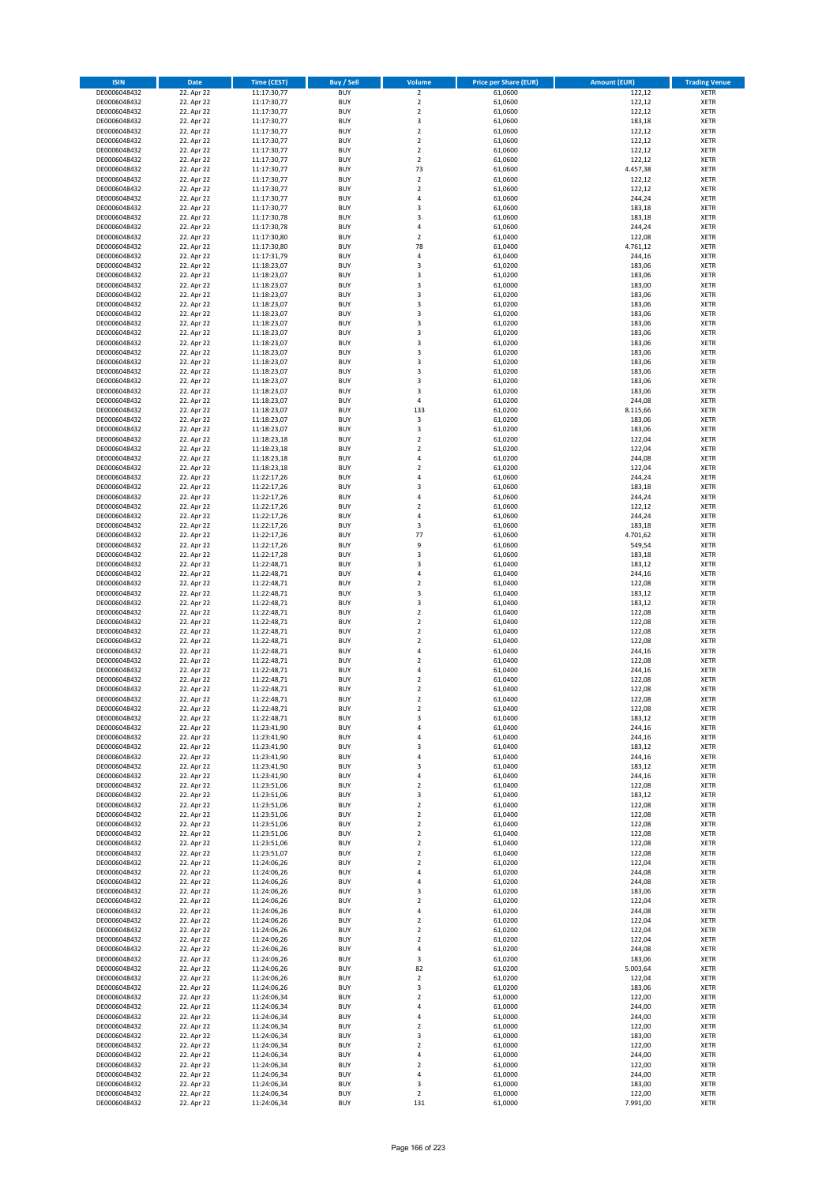| ISIN | Date | Time (CEST) | Buy / Sell | Volume | Price per Share (EUR) | Amount (EUR) | Trading Venue |
|---|---|---|---|---|---|---|---|
| DE0006048432 | 22. Apr 22 | 11:17:30,77 | BUY | 2 | 61,0600 | 122,12 | XETR |
| DE0006048432 | 22. Apr 22 | 11:17:30,77 | BUY | 2 | 61,0600 | 122,12 | XETR |
| DE0006048432 | 22. Apr 22 | 11:17:30,77 | BUY | 2 | 61,0600 | 122,12 | XETR |
| DE0006048432 | 22. Apr 22 | 11:17:30,77 | BUY | 3 | 61,0600 | 183,18 | XETR |
| DE0006048432 | 22. Apr 22 | 11:17:30,77 | BUY | 2 | 61,0600 | 122,12 | XETR |
| DE0006048432 | 22. Apr 22 | 11:17:30,77 | BUY | 2 | 61,0600 | 122,12 | XETR |
| DE0006048432 | 22. Apr 22 | 11:17:30,77 | BUY | 2 | 61,0600 | 122,12 | XETR |
| DE0006048432 | 22. Apr 22 | 11:17:30,77 | BUY | 2 | 61,0600 | 122,12 | XETR |
| DE0006048432 | 22. Apr 22 | 11:17:30,77 | BUY | 73 | 61,0600 | 4.457,38 | XETR |
| DE0006048432 | 22. Apr 22 | 11:17:30,77 | BUY | 2 | 61,0600 | 122,12 | XETR |
| DE0006048432 | 22. Apr 22 | 11:17:30,77 | BUY | 2 | 61,0600 | 122,12 | XETR |
| DE0006048432 | 22. Apr 22 | 11:17:30,77 | BUY | 4 | 61,0600 | 244,24 | XETR |
| DE0006048432 | 22. Apr 22 | 11:17:30,77 | BUY | 3 | 61,0600 | 183,18 | XETR |
| DE0006048432 | 22. Apr 22 | 11:17:30,78 | BUY | 3 | 61,0600 | 183,18 | XETR |
| DE0006048432 | 22. Apr 22 | 11:17:30,78 | BUY | 4 | 61,0600 | 244,24 | XETR |
| DE0006048432 | 22. Apr 22 | 11:17:30,80 | BUY | 2 | 61,0400 | 122,08 | XETR |
| DE0006048432 | 22. Apr 22 | 11:17:30,80 | BUY | 78 | 61,0400 | 4.761,12 | XETR |
| DE0006048432 | 22. Apr 22 | 11:17:31,79 | BUY | 4 | 61,0400 | 244,16 | XETR |
| DE0006048432 | 22. Apr 22 | 11:18:23,07 | BUY | 3 | 61,0200 | 183,06 | XETR |
| DE0006048432 | 22. Apr 22 | 11:18:23,07 | BUY | 3 | 61,0200 | 183,06 | XETR |
| DE0006048432 | 22. Apr 22 | 11:18:23,07 | BUY | 3 | 61,0000 | 183,00 | XETR |
| DE0006048432 | 22. Apr 22 | 11:18:23,07 | BUY | 3 | 61,0200 | 183,06 | XETR |
| DE0006048432 | 22. Apr 22 | 11:18:23,07 | BUY | 3 | 61,0200 | 183,06 | XETR |
| DE0006048432 | 22. Apr 22 | 11:18:23,07 | BUY | 3 | 61,0200 | 183,06 | XETR |
| DE0006048432 | 22. Apr 22 | 11:18:23,07 | BUY | 3 | 61,0200 | 183,06 | XETR |
| DE0006048432 | 22. Apr 22 | 11:18:23,07 | BUY | 3 | 61,0200 | 183,06 | XETR |
| DE0006048432 | 22. Apr 22 | 11:18:23,07 | BUY | 3 | 61,0200 | 183,06 | XETR |
| DE0006048432 | 22. Apr 22 | 11:18:23,07 | BUY | 3 | 61,0200 | 183,06 | XETR |
| DE0006048432 | 22. Apr 22 | 11:18:23,07 | BUY | 3 | 61,0200 | 183,06 | XETR |
| DE0006048432 | 22. Apr 22 | 11:18:23,07 | BUY | 3 | 61,0200 | 183,06 | XETR |
| DE0006048432 | 22. Apr 22 | 11:18:23,07 | BUY | 3 | 61,0200 | 183,06 | XETR |
| DE0006048432 | 22. Apr 22 | 11:18:23,07 | BUY | 3 | 61,0200 | 183,06 | XETR |
| DE0006048432 | 22. Apr 22 | 11:18:23,07 | BUY | 4 | 61,0200 | 244,08 | XETR |
| DE0006048432 | 22. Apr 22 | 11:18:23,07 | BUY | 133 | 61,0200 | 8.115,66 | XETR |
| DE0006048432 | 22. Apr 22 | 11:18:23,07 | BUY | 3 | 61,0200 | 183,06 | XETR |
| DE0006048432 | 22. Apr 22 | 11:18:23,07 | BUY | 3 | 61,0200 | 183,06 | XETR |
| DE0006048432 | 22. Apr 22 | 11:18:23,18 | BUY | 2 | 61,0200 | 122,04 | XETR |
| DE0006048432 | 22. Apr 22 | 11:18:23,18 | BUY | 2 | 61,0200 | 122,04 | XETR |
| DE0006048432 | 22. Apr 22 | 11:18:23,18 | BUY | 4 | 61,0200 | 244,08 | XETR |
| DE0006048432 | 22. Apr 22 | 11:18:23,18 | BUY | 2 | 61,0200 | 122,04 | XETR |
| DE0006048432 | 22. Apr 22 | 11:22:17,26 | BUY | 4 | 61,0600 | 244,24 | XETR |
| DE0006048432 | 22. Apr 22 | 11:22:17,26 | BUY | 3 | 61,0600 | 183,18 | XETR |
| DE0006048432 | 22. Apr 22 | 11:22:17,26 | BUY | 4 | 61,0600 | 244,24 | XETR |
| DE0006048432 | 22. Apr 22 | 11:22:17,26 | BUY | 2 | 61,0600 | 122,12 | XETR |
| DE0006048432 | 22. Apr 22 | 11:22:17,26 | BUY | 4 | 61,0600 | 244,24 | XETR |
| DE0006048432 | 22. Apr 22 | 11:22:17,26 | BUY | 3 | 61,0600 | 183,18 | XETR |
| DE0006048432 | 22. Apr 22 | 11:22:17,26 | BUY | 77 | 61,0600 | 4.701,62 | XETR |
| DE0006048432 | 22. Apr 22 | 11:22:17,26 | BUY | 9 | 61,0600 | 549,54 | XETR |
| DE0006048432 | 22. Apr 22 | 11:22:17,28 | BUY | 3 | 61,0600 | 183,18 | XETR |
| DE0006048432 | 22. Apr 22 | 11:22:48,71 | BUY | 3 | 61,0400 | 183,12 | XETR |
| DE0006048432 | 22. Apr 22 | 11:22:48,71 | BUY | 4 | 61,0400 | 244,16 | XETR |
| DE0006048432 | 22. Apr 22 | 11:22:48,71 | BUY | 2 | 61,0400 | 122,08 | XETR |
| DE0006048432 | 22. Apr 22 | 11:22:48,71 | BUY | 3 | 61,0400 | 183,12 | XETR |
| DE0006048432 | 22. Apr 22 | 11:22:48,71 | BUY | 3 | 61,0400 | 183,12 | XETR |
| DE0006048432 | 22. Apr 22 | 11:22:48,71 | BUY | 2 | 61,0400 | 122,08 | XETR |
| DE0006048432 | 22. Apr 22 | 11:22:48,71 | BUY | 2 | 61,0400 | 122,08 | XETR |
| DE0006048432 | 22. Apr 22 | 11:22:48,71 | BUY | 2 | 61,0400 | 122,08 | XETR |
| DE0006048432 | 22. Apr 22 | 11:22:48,71 | BUY | 2 | 61,0400 | 122,08 | XETR |
| DE0006048432 | 22. Apr 22 | 11:22:48,71 | BUY | 4 | 61,0400 | 244,16 | XETR |
| DE0006048432 | 22. Apr 22 | 11:22:48,71 | BUY | 2 | 61,0400 | 122,08 | XETR |
| DE0006048432 | 22. Apr 22 | 11:22:48,71 | BUY | 4 | 61,0400 | 244,16 | XETR |
| DE0006048432 | 22. Apr 22 | 11:22:48,71 | BUY | 2 | 61,0400 | 122,08 | XETR |
| DE0006048432 | 22. Apr 22 | 11:22:48,71 | BUY | 2 | 61,0400 | 122,08 | XETR |
| DE0006048432 | 22. Apr 22 | 11:22:48,71 | BUY | 2 | 61,0400 | 122,08 | XETR |
| DE0006048432 | 22. Apr 22 | 11:22:48,71 | BUY | 2 | 61,0400 | 122,08 | XETR |
| DE0006048432 | 22. Apr 22 | 11:22:48,71 | BUY | 3 | 61,0400 | 183,12 | XETR |
| DE0006048432 | 22. Apr 22 | 11:23:41,90 | BUY | 4 | 61,0400 | 244,16 | XETR |
| DE0006048432 | 22. Apr 22 | 11:23:41,90 | BUY | 4 | 61,0400 | 244,16 | XETR |
| DE0006048432 | 22. Apr 22 | 11:23:41,90 | BUY | 3 | 61,0400 | 183,12 | XETR |
| DE0006048432 | 22. Apr 22 | 11:23:41,90 | BUY | 4 | 61,0400 | 244,16 | XETR |
| DE0006048432 | 22. Apr 22 | 11:23:41,90 | BUY | 3 | 61,0400 | 183,12 | XETR |
| DE0006048432 | 22. Apr 22 | 11:23:41,90 | BUY | 4 | 61,0400 | 244,16 | XETR |
| DE0006048432 | 22. Apr 22 | 11:23:51,06 | BUY | 2 | 61,0400 | 122,08 | XETR |
| DE0006048432 | 22. Apr 22 | 11:23:51,06 | BUY | 3 | 61,0400 | 183,12 | XETR |
| DE0006048432 | 22. Apr 22 | 11:23:51,06 | BUY | 2 | 61,0400 | 122,08 | XETR |
| DE0006048432 | 22. Apr 22 | 11:23:51,06 | BUY | 2 | 61,0400 | 122,08 | XETR |
| DE0006048432 | 22. Apr 22 | 11:23:51,06 | BUY | 2 | 61,0400 | 122,08 | XETR |
| DE0006048432 | 22. Apr 22 | 11:23:51,06 | BUY | 2 | 61,0400 | 122,08 | XETR |
| DE0006048432 | 22. Apr 22 | 11:23:51,06 | BUY | 2 | 61,0400 | 122,08 | XETR |
| DE0006048432 | 22. Apr 22 | 11:23:51,07 | BUY | 2 | 61,0400 | 122,08 | XETR |
| DE0006048432 | 22. Apr 22 | 11:24:06,26 | BUY | 2 | 61,0200 | 122,04 | XETR |
| DE0006048432 | 22. Apr 22 | 11:24:06,26 | BUY | 4 | 61,0200 | 244,08 | XETR |
| DE0006048432 | 22. Apr 22 | 11:24:06,26 | BUY | 4 | 61,0200 | 244,08 | XETR |
| DE0006048432 | 22. Apr 22 | 11:24:06,26 | BUY | 3 | 61,0200 | 183,06 | XETR |
| DE0006048432 | 22. Apr 22 | 11:24:06,26 | BUY | 2 | 61,0200 | 122,04 | XETR |
| DE0006048432 | 22. Apr 22 | 11:24:06,26 | BUY | 4 | 61,0200 | 244,08 | XETR |
| DE0006048432 | 22. Apr 22 | 11:24:06,26 | BUY | 2 | 61,0200 | 122,04 | XETR |
| DE0006048432 | 22. Apr 22 | 11:24:06,26 | BUY | 2 | 61,0200 | 122,04 | XETR |
| DE0006048432 | 22. Apr 22 | 11:24:06,26 | BUY | 2 | 61,0200 | 122,04 | XETR |
| DE0006048432 | 22. Apr 22 | 11:24:06,26 | BUY | 4 | 61,0200 | 244,08 | XETR |
| DE0006048432 | 22. Apr 22 | 11:24:06,26 | BUY | 3 | 61,0200 | 183,06 | XETR |
| DE0006048432 | 22. Apr 22 | 11:24:06,26 | BUY | 82 | 61,0200 | 5.003,64 | XETR |
| DE0006048432 | 22. Apr 22 | 11:24:06,26 | BUY | 2 | 61,0200 | 122,04 | XETR |
| DE0006048432 | 22. Apr 22 | 11:24:06,26 | BUY | 3 | 61,0200 | 183,06 | XETR |
| DE0006048432 | 22. Apr 22 | 11:24:06,34 | BUY | 2 | 61,0000 | 122,00 | XETR |
| DE0006048432 | 22. Apr 22 | 11:24:06,34 | BUY | 4 | 61,0000 | 244,00 | XETR |
| DE0006048432 | 22. Apr 22 | 11:24:06,34 | BUY | 4 | 61,0000 | 244,00 | XETR |
| DE0006048432 | 22. Apr 22 | 11:24:06,34 | BUY | 2 | 61,0000 | 122,00 | XETR |
| DE0006048432 | 22. Apr 22 | 11:24:06,34 | BUY | 3 | 61,0000 | 183,00 | XETR |
| DE0006048432 | 22. Apr 22 | 11:24:06,34 | BUY | 2 | 61,0000 | 122,00 | XETR |
| DE0006048432 | 22. Apr 22 | 11:24:06,34 | BUY | 4 | 61,0000 | 244,00 | XETR |
| DE0006048432 | 22. Apr 22 | 11:24:06,34 | BUY | 2 | 61,0000 | 122,00 | XETR |
| DE0006048432 | 22. Apr 22 | 11:24:06,34 | BUY | 4 | 61,0000 | 244,00 | XETR |
| DE0006048432 | 22. Apr 22 | 11:24:06,34 | BUY | 3 | 61,0000 | 183,00 | XETR |
| DE0006048432 | 22. Apr 22 | 11:24:06,34 | BUY | 2 | 61,0000 | 122,00 | XETR |
| DE0006048432 | 22. Apr 22 | 11:24:06,34 | BUY | 131 | 61,0000 | 7.991,00 | XETR |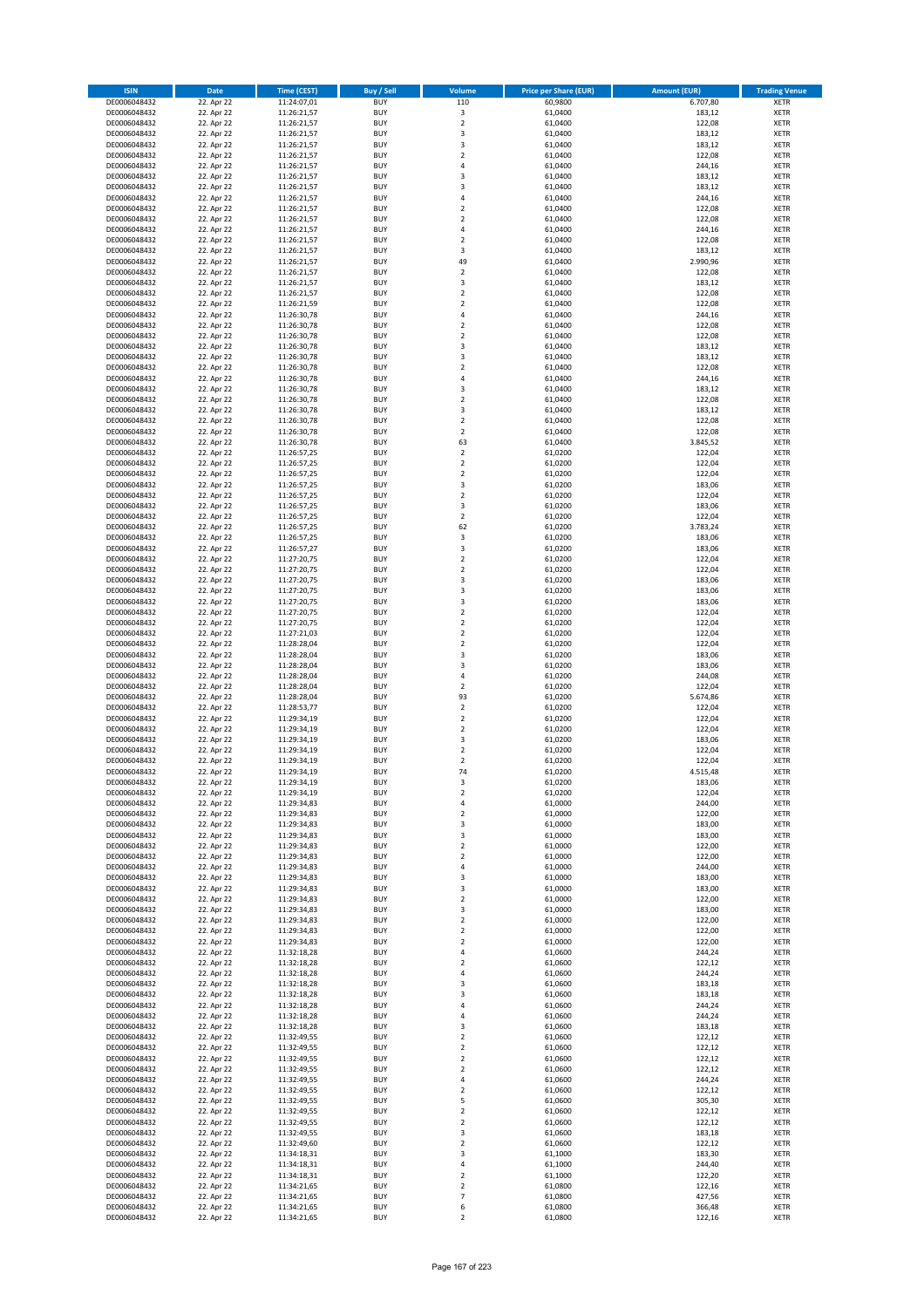| ISIN | Date | Time (CEST) | Buy / Sell | Volume | Price per Share (EUR) | Amount (EUR) | Trading Venue |
|---|---|---|---|---|---|---|---|
| DE0006048432 | 22. Apr 22 | 11:24:07,01 | BUY | 110 | 60,9800 | 6.707,80 | XETR |
| DE0006048432 | 22. Apr 22 | 11:26:21,57 | BUY | 3 | 61,0400 | 183,12 | XETR |
| DE0006048432 | 22. Apr 22 | 11:26:21,57 | BUY | 2 | 61,0400 | 122,08 | XETR |
| DE0006048432 | 22. Apr 22 | 11:26:21,57 | BUY | 3 | 61,0400 | 183,12 | XETR |
| DE0006048432 | 22. Apr 22 | 11:26:21,57 | BUY | 3 | 61,0400 | 183,12 | XETR |
| DE0006048432 | 22. Apr 22 | 11:26:21,57 | BUY | 2 | 61,0400 | 122,08 | XETR |
| DE0006048432 | 22. Apr 22 | 11:26:21,57 | BUY | 4 | 61,0400 | 244,16 | XETR |
| DE0006048432 | 22. Apr 22 | 11:26:21,57 | BUY | 3 | 61,0400 | 183,12 | XETR |
| DE0006048432 | 22. Apr 22 | 11:26:21,57 | BUY | 3 | 61,0400 | 183,12 | XETR |
| DE0006048432 | 22. Apr 22 | 11:26:21,57 | BUY | 4 | 61,0400 | 244,16 | XETR |
| DE0006048432 | 22. Apr 22 | 11:26:21,57 | BUY | 2 | 61,0400 | 122,08 | XETR |
| DE0006048432 | 22. Apr 22 | 11:26:21,57 | BUY | 2 | 61,0400 | 122,08 | XETR |
| DE0006048432 | 22. Apr 22 | 11:26:21,57 | BUY | 4 | 61,0400 | 244,16 | XETR |
| DE0006048432 | 22. Apr 22 | 11:26:21,57 | BUY | 2 | 61,0400 | 122,08 | XETR |
| DE0006048432 | 22. Apr 22 | 11:26:21,57 | BUY | 3 | 61,0400 | 183,12 | XETR |
| DE0006048432 | 22. Apr 22 | 11:26:21,57 | BUY | 49 | 61,0400 | 2.990,96 | XETR |
| DE0006048432 | 22. Apr 22 | 11:26:21,57 | BUY | 2 | 61,0400 | 122,08 | XETR |
| DE0006048432 | 22. Apr 22 | 11:26:21,57 | BUY | 3 | 61,0400 | 183,12 | XETR |
| DE0006048432 | 22. Apr 22 | 11:26:21,57 | BUY | 2 | 61,0400 | 122,08 | XETR |
| DE0006048432 | 22. Apr 22 | 11:26:21,59 | BUY | 2 | 61,0400 | 122,08 | XETR |
| DE0006048432 | 22. Apr 22 | 11:26:30,78 | BUY | 4 | 61,0400 | 244,16 | XETR |
| DE0006048432 | 22. Apr 22 | 11:26:30,78 | BUY | 2 | 61,0400 | 122,08 | XETR |
| DE0006048432 | 22. Apr 22 | 11:26:30,78 | BUY | 2 | 61,0400 | 122,08 | XETR |
| DE0006048432 | 22. Apr 22 | 11:26:30,78 | BUY | 3 | 61,0400 | 183,12 | XETR |
| DE0006048432 | 22. Apr 22 | 11:26:30,78 | BUY | 3 | 61,0400 | 183,12 | XETR |
| DE0006048432 | 22. Apr 22 | 11:26:30,78 | BUY | 2 | 61,0400 | 122,08 | XETR |
| DE0006048432 | 22. Apr 22 | 11:26:30,78 | BUY | 4 | 61,0400 | 244,16 | XETR |
| DE0006048432 | 22. Apr 22 | 11:26:30,78 | BUY | 3 | 61,0400 | 183,12 | XETR |
| DE0006048432 | 22. Apr 22 | 11:26:30,78 | BUY | 2 | 61,0400 | 122,08 | XETR |
| DE0006048432 | 22. Apr 22 | 11:26:30,78 | BUY | 3 | 61,0400 | 183,12 | XETR |
| DE0006048432 | 22. Apr 22 | 11:26:30,78 | BUY | 2 | 61,0400 | 122,08 | XETR |
| DE0006048432 | 22. Apr 22 | 11:26:30,78 | BUY | 2 | 61,0400 | 122,08 | XETR |
| DE0006048432 | 22. Apr 22 | 11:26:30,78 | BUY | 63 | 61,0400 | 3.845,52 | XETR |
| DE0006048432 | 22. Apr 22 | 11:26:57,25 | BUY | 2 | 61,0200 | 122,04 | XETR |
| DE0006048432 | 22. Apr 22 | 11:26:57,25 | BUY | 2 | 61,0200 | 122,04 | XETR |
| DE0006048432 | 22. Apr 22 | 11:26:57,25 | BUY | 2 | 61,0200 | 122,04 | XETR |
| DE0006048432 | 22. Apr 22 | 11:26:57,25 | BUY | 3 | 61,0200 | 183,06 | XETR |
| DE0006048432 | 22. Apr 22 | 11:26:57,25 | BUY | 2 | 61,0200 | 122,04 | XETR |
| DE0006048432 | 22. Apr 22 | 11:26:57,25 | BUY | 3 | 61,0200 | 183,06 | XETR |
| DE0006048432 | 22. Apr 22 | 11:26:57,25 | BUY | 2 | 61,0200 | 122,04 | XETR |
| DE0006048432 | 22. Apr 22 | 11:26:57,25 | BUY | 62 | 61,0200 | 3.783,24 | XETR |
| DE0006048432 | 22. Apr 22 | 11:26:57,25 | BUY | 3 | 61,0200 | 183,06 | XETR |
| DE0006048432 | 22. Apr 22 | 11:26:57,27 | BUY | 3 | 61,0200 | 183,06 | XETR |
| DE0006048432 | 22. Apr 22 | 11:27:20,75 | BUY | 2 | 61,0200 | 122,04 | XETR |
| DE0006048432 | 22. Apr 22 | 11:27:20,75 | BUY | 2 | 61,0200 | 122,04 | XETR |
| DE0006048432 | 22. Apr 22 | 11:27:20,75 | BUY | 3 | 61,0200 | 183,06 | XETR |
| DE0006048432 | 22. Apr 22 | 11:27:20,75 | BUY | 3 | 61,0200 | 183,06 | XETR |
| DE0006048432 | 22. Apr 22 | 11:27:20,75 | BUY | 3 | 61,0200 | 183,06 | XETR |
| DE0006048432 | 22. Apr 22 | 11:27:20,75 | BUY | 2 | 61,0200 | 122,04 | XETR |
| DE0006048432 | 22. Apr 22 | 11:27:20,75 | BUY | 2 | 61,0200 | 122,04 | XETR |
| DE0006048432 | 22. Apr 22 | 11:27:21,03 | BUY | 2 | 61,0200 | 122,04 | XETR |
| DE0006048432 | 22. Apr 22 | 11:28:28,04 | BUY | 2 | 61,0200 | 122,04 | XETR |
| DE0006048432 | 22. Apr 22 | 11:28:28,04 | BUY | 3 | 61,0200 | 183,06 | XETR |
| DE0006048432 | 22. Apr 22 | 11:28:28,04 | BUY | 3 | 61,0200 | 183,06 | XETR |
| DE0006048432 | 22. Apr 22 | 11:28:28,04 | BUY | 4 | 61,0200 | 244,08 | XETR |
| DE0006048432 | 22. Apr 22 | 11:28:28,04 | BUY | 2 | 61,0200 | 122,04 | XETR |
| DE0006048432 | 22. Apr 22 | 11:28:28,04 | BUY | 93 | 61,0200 | 5.674,86 | XETR |
| DE0006048432 | 22. Apr 22 | 11:28:53,77 | BUY | 2 | 61,0200 | 122,04 | XETR |
| DE0006048432 | 22. Apr 22 | 11:29:34,19 | BUY | 2 | 61,0200 | 122,04 | XETR |
| DE0006048432 | 22. Apr 22 | 11:29:34,19 | BUY | 2 | 61,0200 | 122,04 | XETR |
| DE0006048432 | 22. Apr 22 | 11:29:34,19 | BUY | 3 | 61,0200 | 183,06 | XETR |
| DE0006048432 | 22. Apr 22 | 11:29:34,19 | BUY | 2 | 61,0200 | 122,04 | XETR |
| DE0006048432 | 22. Apr 22 | 11:29:34,19 | BUY | 2 | 61,0200 | 122,04 | XETR |
| DE0006048432 | 22. Apr 22 | 11:29:34,19 | BUY | 74 | 61,0200 | 4.515,48 | XETR |
| DE0006048432 | 22. Apr 22 | 11:29:34,19 | BUY | 3 | 61,0200 | 183,06 | XETR |
| DE0006048432 | 22. Apr 22 | 11:29:34,19 | BUY | 2 | 61,0200 | 122,04 | XETR |
| DE0006048432 | 22. Apr 22 | 11:29:34,83 | BUY | 4 | 61,0000 | 244,00 | XETR |
| DE0006048432 | 22. Apr 22 | 11:29:34,83 | BUY | 2 | 61,0000 | 122,00 | XETR |
| DE0006048432 | 22. Apr 22 | 11:29:34,83 | BUY | 3 | 61,0000 | 183,00 | XETR |
| DE0006048432 | 22. Apr 22 | 11:29:34,83 | BUY | 3 | 61,0000 | 183,00 | XETR |
| DE0006048432 | 22. Apr 22 | 11:29:34,83 | BUY | 2 | 61,0000 | 122,00 | XETR |
| DE0006048432 | 22. Apr 22 | 11:29:34,83 | BUY | 2 | 61,0000 | 122,00 | XETR |
| DE0006048432 | 22. Apr 22 | 11:29:34,83 | BUY | 4 | 61,0000 | 244,00 | XETR |
| DE0006048432 | 22. Apr 22 | 11:29:34,83 | BUY | 3 | 61,0000 | 183,00 | XETR |
| DE0006048432 | 22. Apr 22 | 11:29:34,83 | BUY | 3 | 61,0000 | 183,00 | XETR |
| DE0006048432 | 22. Apr 22 | 11:29:34,83 | BUY | 2 | 61,0000 | 122,00 | XETR |
| DE0006048432 | 22. Apr 22 | 11:29:34,83 | BUY | 3 | 61,0000 | 183,00 | XETR |
| DE0006048432 | 22. Apr 22 | 11:29:34,83 | BUY | 2 | 61,0000 | 122,00 | XETR |
| DE0006048432 | 22. Apr 22 | 11:29:34,83 | BUY | 2 | 61,0000 | 122,00 | XETR |
| DE0006048432 | 22. Apr 22 | 11:29:34,83 | BUY | 2 | 61,0000 | 122,00 | XETR |
| DE0006048432 | 22. Apr 22 | 11:32:18,28 | BUY | 4 | 61,0600 | 244,24 | XETR |
| DE0006048432 | 22. Apr 22 | 11:32:18,28 | BUY | 2 | 61,0600 | 122,12 | XETR |
| DE0006048432 | 22. Apr 22 | 11:32:18,28 | BUY | 4 | 61,0600 | 244,24 | XETR |
| DE0006048432 | 22. Apr 22 | 11:32:18,28 | BUY | 3 | 61,0600 | 183,18 | XETR |
| DE0006048432 | 22. Apr 22 | 11:32:18,28 | BUY | 3 | 61,0600 | 183,18 | XETR |
| DE0006048432 | 22. Apr 22 | 11:32:18,28 | BUY | 4 | 61,0600 | 244,24 | XETR |
| DE0006048432 | 22. Apr 22 | 11:32:18,28 | BUY | 4 | 61,0600 | 244,24 | XETR |
| DE0006048432 | 22. Apr 22 | 11:32:18,28 | BUY | 3 | 61,0600 | 183,18 | XETR |
| DE0006048432 | 22. Apr 22 | 11:32:49,55 | BUY | 2 | 61,0600 | 122,12 | XETR |
| DE0006048432 | 22. Apr 22 | 11:32:49,55 | BUY | 2 | 61,0600 | 122,12 | XETR |
| DE0006048432 | 22. Apr 22 | 11:32:49,55 | BUY | 2 | 61,0600 | 122,12 | XETR |
| DE0006048432 | 22. Apr 22 | 11:32:49,55 | BUY | 2 | 61,0600 | 122,12 | XETR |
| DE0006048432 | 22. Apr 22 | 11:32:49,55 | BUY | 4 | 61,0600 | 244,24 | XETR |
| DE0006048432 | 22. Apr 22 | 11:32:49,55 | BUY | 2 | 61,0600 | 122,12 | XETR |
| DE0006048432 | 22. Apr 22 | 11:32:49,55 | BUY | 5 | 61,0600 | 305,30 | XETR |
| DE0006048432 | 22. Apr 22 | 11:32:49,55 | BUY | 2 | 61,0600 | 122,12 | XETR |
| DE0006048432 | 22. Apr 22 | 11:32:49,55 | BUY | 2 | 61,0600 | 122,12 | XETR |
| DE0006048432 | 22. Apr 22 | 11:32:49,55 | BUY | 3 | 61,0600 | 183,18 | XETR |
| DE0006048432 | 22. Apr 22 | 11:32:49,60 | BUY | 2 | 61,0600 | 122,12 | XETR |
| DE0006048432 | 22. Apr 22 | 11:34:18,31 | BUY | 3 | 61,1000 | 183,30 | XETR |
| DE0006048432 | 22. Apr 22 | 11:34:18,31 | BUY | 4 | 61,1000 | 244,40 | XETR |
| DE0006048432 | 22. Apr 22 | 11:34:18,31 | BUY | 2 | 61,1000 | 122,20 | XETR |
| DE0006048432 | 22. Apr 22 | 11:34:21,65 | BUY | 2 | 61,0800 | 122,16 | XETR |
| DE0006048432 | 22. Apr 22 | 11:34:21,65 | BUY | 7 | 61,0800 | 427,56 | XETR |
| DE0006048432 | 22. Apr 22 | 11:34:21,65 | BUY | 6 | 61,0800 | 366,48 | XETR |
| DE0006048432 | 22. Apr 22 | 11:34:21,65 | BUY | 2 | 61,0800 | 122,16 | XETR |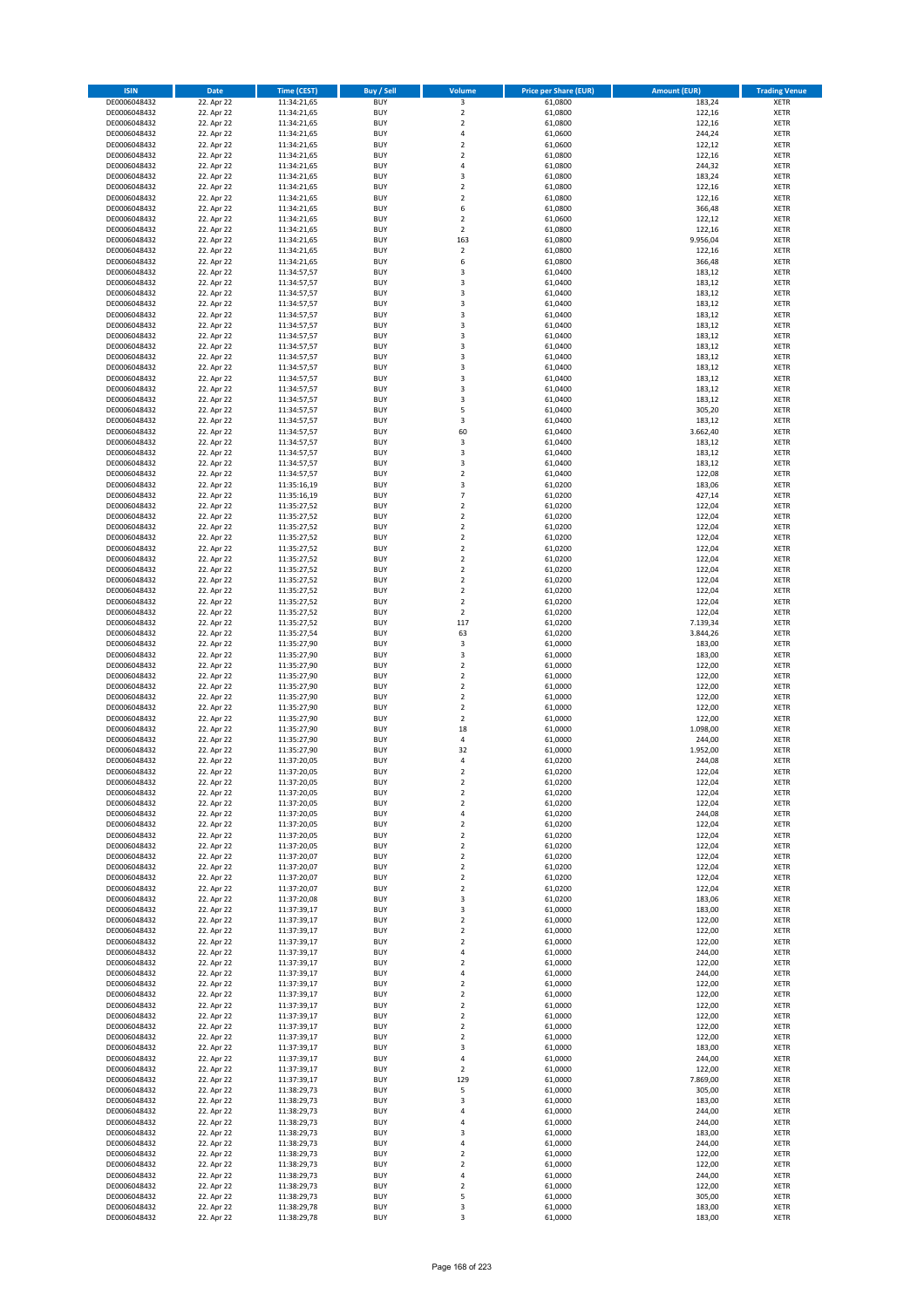| ISIN | Date | Time (CEST) | Buy / Sell | Volume | Price per Share (EUR) | Amount (EUR) | Trading Venue |
|---|---|---|---|---|---|---|---|
| DE0006048432 | 22. Apr 22 | 11:34:21,65 | BUY | 3 | 61,0800 | 183,24 | XETR |
| DE0006048432 | 22. Apr 22 | 11:34:21,65 | BUY | 2 | 61,0800 | 122,16 | XETR |
| DE0006048432 | 22. Apr 22 | 11:34:21,65 | BUY | 2 | 61,0800 | 122,16 | XETR |
| DE0006048432 | 22. Apr 22 | 11:34:21,65 | BUY | 4 | 61,0600 | 244,24 | XETR |
| DE0006048432 | 22. Apr 22 | 11:34:21,65 | BUY | 2 | 61,0600 | 122,12 | XETR |
| DE0006048432 | 22. Apr 22 | 11:34:21,65 | BUY | 2 | 61,0800 | 122,16 | XETR |
| DE0006048432 | 22. Apr 22 | 11:34:21,65 | BUY | 4 | 61,0800 | 244,32 | XETR |
| DE0006048432 | 22. Apr 22 | 11:34:21,65 | BUY | 3 | 61,0800 | 183,24 | XETR |
| DE0006048432 | 22. Apr 22 | 11:34:21,65 | BUY | 2 | 61,0800 | 122,16 | XETR |
| DE0006048432 | 22. Apr 22 | 11:34:21,65 | BUY | 2 | 61,0800 | 122,16 | XETR |
| DE0006048432 | 22. Apr 22 | 11:34:21,65 | BUY | 6 | 61,0800 | 366,48 | XETR |
| DE0006048432 | 22. Apr 22 | 11:34:21,65 | BUY | 2 | 61,0600 | 122,12 | XETR |
| DE0006048432 | 22. Apr 22 | 11:34:21,65 | BUY | 2 | 61,0800 | 122,16 | XETR |
| DE0006048432 | 22. Apr 22 | 11:34:21,65 | BUY | 163 | 61,0800 | 9.956,04 | XETR |
| DE0006048432 | 22. Apr 22 | 11:34:21,65 | BUY | 2 | 61,0800 | 122,16 | XETR |
| DE0006048432 | 22. Apr 22 | 11:34:21,65 | BUY | 6 | 61,0800 | 366,48 | XETR |
| DE0006048432 | 22. Apr 22 | 11:34:57,57 | BUY | 3 | 61,0400 | 183,12 | XETR |
| DE0006048432 | 22. Apr 22 | 11:34:57,57 | BUY | 3 | 61,0400 | 183,12 | XETR |
| DE0006048432 | 22. Apr 22 | 11:34:57,57 | BUY | 3 | 61,0400 | 183,12 | XETR |
| DE0006048432 | 22. Apr 22 | 11:34:57,57 | BUY | 3 | 61,0400 | 183,12 | XETR |
| DE0006048432 | 22. Apr 22 | 11:34:57,57 | BUY | 3 | 61,0400 | 183,12 | XETR |
| DE0006048432 | 22. Apr 22 | 11:34:57,57 | BUY | 3 | 61,0400 | 183,12 | XETR |
| DE0006048432 | 22. Apr 22 | 11:34:57,57 | BUY | 3 | 61,0400 | 183,12 | XETR |
| DE0006048432 | 22. Apr 22 | 11:34:57,57 | BUY | 3 | 61,0400 | 183,12 | XETR |
| DE0006048432 | 22. Apr 22 | 11:34:57,57 | BUY | 3 | 61,0400 | 183,12 | XETR |
| DE0006048432 | 22. Apr 22 | 11:34:57,57 | BUY | 3 | 61,0400 | 183,12 | XETR |
| DE0006048432 | 22. Apr 22 | 11:34:57,57 | BUY | 3 | 61,0400 | 183,12 | XETR |
| DE0006048432 | 22. Apr 22 | 11:34:57,57 | BUY | 3 | 61,0400 | 183,12 | XETR |
| DE0006048432 | 22. Apr 22 | 11:34:57,57 | BUY | 3 | 61,0400 | 183,12 | XETR |
| DE0006048432 | 22. Apr 22 | 11:34:57,57 | BUY | 5 | 61,0400 | 305,20 | XETR |
| DE0006048432 | 22. Apr 22 | 11:34:57,57 | BUY | 3 | 61,0400 | 183,12 | XETR |
| DE0006048432 | 22. Apr 22 | 11:34:57,57 | BUY | 60 | 61,0400 | 3.662,40 | XETR |
| DE0006048432 | 22. Apr 22 | 11:34:57,57 | BUY | 3 | 61,0400 | 183,12 | XETR |
| DE0006048432 | 22. Apr 22 | 11:34:57,57 | BUY | 3 | 61,0400 | 183,12 | XETR |
| DE0006048432 | 22. Apr 22 | 11:34:57,57 | BUY | 3 | 61,0400 | 183,12 | XETR |
| DE0006048432 | 22. Apr 22 | 11:34:57,57 | BUY | 2 | 61,0400 | 122,08 | XETR |
| DE0006048432 | 22. Apr 22 | 11:35:16,19 | BUY | 3 | 61,0200 | 183,06 | XETR |
| DE0006048432 | 22. Apr 22 | 11:35:16,19 | BUY | 7 | 61,0200 | 427,14 | XETR |
| DE0006048432 | 22. Apr 22 | 11:35:27,52 | BUY | 2 | 61,0200 | 122,04 | XETR |
| DE0006048432 | 22. Apr 22 | 11:35:27,52 | BUY | 2 | 61,0200 | 122,04 | XETR |
| DE0006048432 | 22. Apr 22 | 11:35:27,52 | BUY | 2 | 61,0200 | 122,04 | XETR |
| DE0006048432 | 22. Apr 22 | 11:35:27,52 | BUY | 2 | 61,0200 | 122,04 | XETR |
| DE0006048432 | 22. Apr 22 | 11:35:27,52 | BUY | 2 | 61,0200 | 122,04 | XETR |
| DE0006048432 | 22. Apr 22 | 11:35:27,52 | BUY | 2 | 61,0200 | 122,04 | XETR |
| DE0006048432 | 22. Apr 22 | 11:35:27,52 | BUY | 2 | 61,0200 | 122,04 | XETR |
| DE0006048432 | 22. Apr 22 | 11:35:27,52 | BUY | 2 | 61,0200 | 122,04 | XETR |
| DE0006048432 | 22. Apr 22 | 11:35:27,52 | BUY | 2 | 61,0200 | 122,04 | XETR |
| DE0006048432 | 22. Apr 22 | 11:35:27,52 | BUY | 2 | 61,0200 | 122,04 | XETR |
| DE0006048432 | 22. Apr 22 | 11:35:27,52 | BUY | 2 | 61,0200 | 122,04 | XETR |
| DE0006048432 | 22. Apr 22 | 11:35:27,52 | BUY | 117 | 61,0200 | 7.139,34 | XETR |
| DE0006048432 | 22. Apr 22 | 11:35:27,54 | BUY | 63 | 61,0200 | 3.844,26 | XETR |
| DE0006048432 | 22. Apr 22 | 11:35:27,90 | BUY | 3 | 61,0000 | 183,00 | XETR |
| DE0006048432 | 22. Apr 22 | 11:35:27,90 | BUY | 3 | 61,0000 | 183,00 | XETR |
| DE0006048432 | 22. Apr 22 | 11:35:27,90 | BUY | 2 | 61,0000 | 122,00 | XETR |
| DE0006048432 | 22. Apr 22 | 11:35:27,90 | BUY | 2 | 61,0000 | 122,00 | XETR |
| DE0006048432 | 22. Apr 22 | 11:35:27,90 | BUY | 2 | 61,0000 | 122,00 | XETR |
| DE0006048432 | 22. Apr 22 | 11:35:27,90 | BUY | 2 | 61,0000 | 122,00 | XETR |
| DE0006048432 | 22. Apr 22 | 11:35:27,90 | BUY | 2 | 61,0000 | 122,00 | XETR |
| DE0006048432 | 22. Apr 22 | 11:35:27,90 | BUY | 2 | 61,0000 | 122,00 | XETR |
| DE0006048432 | 22. Apr 22 | 11:35:27,90 | BUY | 18 | 61,0000 | 1.098,00 | XETR |
| DE0006048432 | 22. Apr 22 | 11:35:27,90 | BUY | 4 | 61,0000 | 244,00 | XETR |
| DE0006048432 | 22. Apr 22 | 11:35:27,90 | BUY | 32 | 61,0000 | 1.952,00 | XETR |
| DE0006048432 | 22. Apr 22 | 11:37:20,05 | BUY | 4 | 61,0200 | 244,08 | XETR |
| DE0006048432 | 22. Apr 22 | 11:37:20,05 | BUY | 2 | 61,0200 | 122,04 | XETR |
| DE0006048432 | 22. Apr 22 | 11:37:20,05 | BUY | 2 | 61,0200 | 122,04 | XETR |
| DE0006048432 | 22. Apr 22 | 11:37:20,05 | BUY | 2 | 61,0200 | 122,04 | XETR |
| DE0006048432 | 22. Apr 22 | 11:37:20,05 | BUY | 2 | 61,0200 | 122,04 | XETR |
| DE0006048432 | 22. Apr 22 | 11:37:20,05 | BUY | 4 | 61,0200 | 244,08 | XETR |
| DE0006048432 | 22. Apr 22 | 11:37:20,05 | BUY | 2 | 61,0200 | 122,04 | XETR |
| DE0006048432 | 22. Apr 22 | 11:37:20,05 | BUY | 2 | 61,0200 | 122,04 | XETR |
| DE0006048432 | 22. Apr 22 | 11:37:20,05 | BUY | 2 | 61,0200 | 122,04 | XETR |
| DE0006048432 | 22. Apr 22 | 11:37:20,07 | BUY | 2 | 61,0200 | 122,04 | XETR |
| DE0006048432 | 22. Apr 22 | 11:37:20,07 | BUY | 2 | 61,0200 | 122,04 | XETR |
| DE0006048432 | 22. Apr 22 | 11:37:20,07 | BUY | 2 | 61,0200 | 122,04 | XETR |
| DE0006048432 | 22. Apr 22 | 11:37:20,07 | BUY | 2 | 61,0200 | 122,04 | XETR |
| DE0006048432 | 22. Apr 22 | 11:37:20,08 | BUY | 3 | 61,0200 | 183,06 | XETR |
| DE0006048432 | 22. Apr 22 | 11:37:39,17 | BUY | 3 | 61,0000 | 183,00 | XETR |
| DE0006048432 | 22. Apr 22 | 11:37:39,17 | BUY | 2 | 61,0000 | 122,00 | XETR |
| DE0006048432 | 22. Apr 22 | 11:37:39,17 | BUY | 2 | 61,0000 | 122,00 | XETR |
| DE0006048432 | 22. Apr 22 | 11:37:39,17 | BUY | 2 | 61,0000 | 122,00 | XETR |
| DE0006048432 | 22. Apr 22 | 11:37:39,17 | BUY | 4 | 61,0000 | 244,00 | XETR |
| DE0006048432 | 22. Apr 22 | 11:37:39,17 | BUY | 2 | 61,0000 | 122,00 | XETR |
| DE0006048432 | 22. Apr 22 | 11:37:39,17 | BUY | 4 | 61,0000 | 244,00 | XETR |
| DE0006048432 | 22. Apr 22 | 11:37:39,17 | BUY | 2 | 61,0000 | 122,00 | XETR |
| DE0006048432 | 22. Apr 22 | 11:37:39,17 | BUY | 2 | 61,0000 | 122,00 | XETR |
| DE0006048432 | 22. Apr 22 | 11:37:39,17 | BUY | 2 | 61,0000 | 122,00 | XETR |
| DE0006048432 | 22. Apr 22 | 11:37:39,17 | BUY | 2 | 61,0000 | 122,00 | XETR |
| DE0006048432 | 22. Apr 22 | 11:37:39,17 | BUY | 2 | 61,0000 | 122,00 | XETR |
| DE0006048432 | 22. Apr 22 | 11:37:39,17 | BUY | 2 | 61,0000 | 122,00 | XETR |
| DE0006048432 | 22. Apr 22 | 11:37:39,17 | BUY | 3 | 61,0000 | 183,00 | XETR |
| DE0006048432 | 22. Apr 22 | 11:37:39,17 | BUY | 4 | 61,0000 | 244,00 | XETR |
| DE0006048432 | 22. Apr 22 | 11:37:39,17 | BUY | 2 | 61,0000 | 122,00 | XETR |
| DE0006048432 | 22. Apr 22 | 11:37:39,17 | BUY | 129 | 61,0000 | 7.869,00 | XETR |
| DE0006048432 | 22. Apr 22 | 11:38:29,73 | BUY | 5 | 61,0000 | 305,00 | XETR |
| DE0006048432 | 22. Apr 22 | 11:38:29,73 | BUY | 3 | 61,0000 | 183,00 | XETR |
| DE0006048432 | 22. Apr 22 | 11:38:29,73 | BUY | 4 | 61,0000 | 244,00 | XETR |
| DE0006048432 | 22. Apr 22 | 11:38:29,73 | BUY | 4 | 61,0000 | 244,00 | XETR |
| DE0006048432 | 22. Apr 22 | 11:38:29,73 | BUY | 3 | 61,0000 | 183,00 | XETR |
| DE0006048432 | 22. Apr 22 | 11:38:29,73 | BUY | 4 | 61,0000 | 244,00 | XETR |
| DE0006048432 | 22. Apr 22 | 11:38:29,73 | BUY | 2 | 61,0000 | 122,00 | XETR |
| DE0006048432 | 22. Apr 22 | 11:38:29,73 | BUY | 2 | 61,0000 | 122,00 | XETR |
| DE0006048432 | 22. Apr 22 | 11:38:29,73 | BUY | 4 | 61,0000 | 244,00 | XETR |
| DE0006048432 | 22. Apr 22 | 11:38:29,73 | BUY | 2 | 61,0000 | 122,00 | XETR |
| DE0006048432 | 22. Apr 22 | 11:38:29,73 | BUY | 5 | 61,0000 | 305,00 | XETR |
| DE0006048432 | 22. Apr 22 | 11:38:29,78 | BUY | 3 | 61,0000 | 183,00 | XETR |
| DE0006048432 | 22. Apr 22 | 11:38:29,78 | BUY | 3 | 61,0000 | 183,00 | XETR |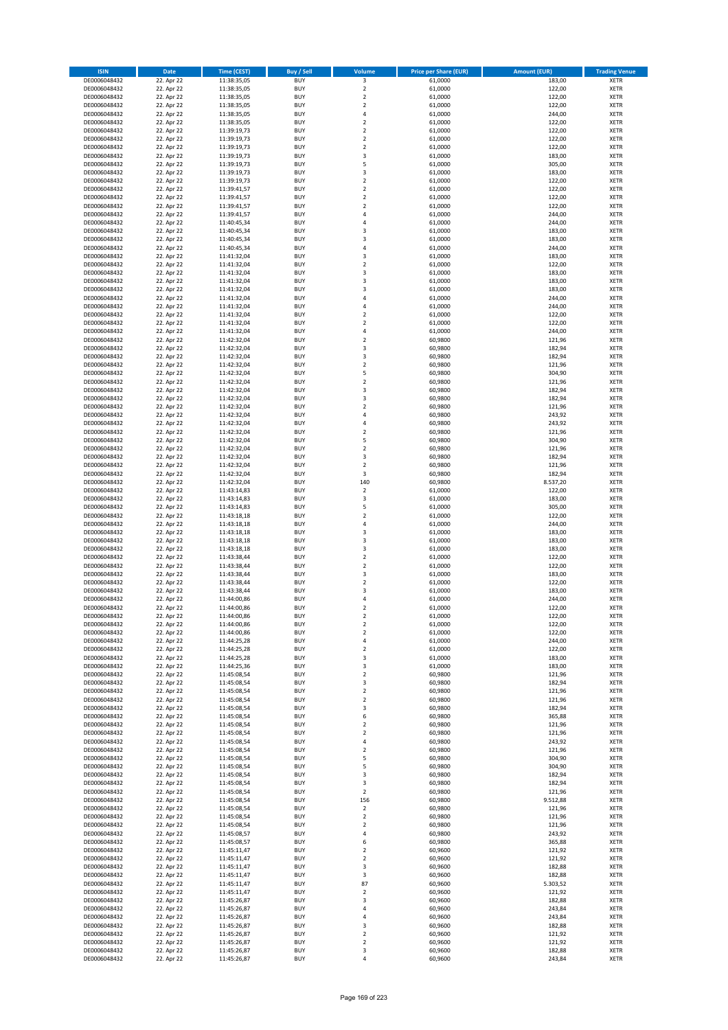| ISIN | Date | Time (CEST) | Buy / Sell | Volume | Price per Share (EUR) | Amount (EUR) | Trading Venue |
|---|---|---|---|---|---|---|---|
| DE0006048432 | 22. Apr 22 | 11:38:35,05 | BUY | 3 | 61,0000 | 183,00 | XETR |
| DE0006048432 | 22. Apr 22 | 11:38:35,05 | BUY | 2 | 61,0000 | 122,00 | XETR |
| DE0006048432 | 22. Apr 22 | 11:38:35,05 | BUY | 2 | 61,0000 | 122,00 | XETR |
| DE0006048432 | 22. Apr 22 | 11:38:35,05 | BUY | 2 | 61,0000 | 122,00 | XETR |
| DE0006048432 | 22. Apr 22 | 11:38:35,05 | BUY | 4 | 61,0000 | 244,00 | XETR |
| DE0006048432 | 22. Apr 22 | 11:38:35,05 | BUY | 2 | 61,0000 | 122,00 | XETR |
| DE0006048432 | 22. Apr 22 | 11:39:19,73 | BUY | 2 | 61,0000 | 122,00 | XETR |
| DE0006048432 | 22. Apr 22 | 11:39:19,73 | BUY | 2 | 61,0000 | 122,00 | XETR |
| DE0006048432 | 22. Apr 22 | 11:39:19,73 | BUY | 2 | 61,0000 | 122,00 | XETR |
| DE0006048432 | 22. Apr 22 | 11:39:19,73 | BUY | 3 | 61,0000 | 183,00 | XETR |
| DE0006048432 | 22. Apr 22 | 11:39:19,73 | BUY | 5 | 61,0000 | 305,00 | XETR |
| DE0006048432 | 22. Apr 22 | 11:39:19,73 | BUY | 3 | 61,0000 | 183,00 | XETR |
| DE0006048432 | 22. Apr 22 | 11:39:19,73 | BUY | 2 | 61,0000 | 122,00 | XETR |
| DE0006048432 | 22. Apr 22 | 11:39:41,57 | BUY | 2 | 61,0000 | 122,00 | XETR |
| DE0006048432 | 22. Apr 22 | 11:39:41,57 | BUY | 2 | 61,0000 | 122,00 | XETR |
| DE0006048432 | 22. Apr 22 | 11:39:41,57 | BUY | 2 | 61,0000 | 122,00 | XETR |
| DE0006048432 | 22. Apr 22 | 11:39:41,57 | BUY | 4 | 61,0000 | 244,00 | XETR |
| DE0006048432 | 22. Apr 22 | 11:40:45,34 | BUY | 4 | 61,0000 | 244,00 | XETR |
| DE0006048432 | 22. Apr 22 | 11:40:45,34 | BUY | 3 | 61,0000 | 183,00 | XETR |
| DE0006048432 | 22. Apr 22 | 11:40:45,34 | BUY | 3 | 61,0000 | 183,00 | XETR |
| DE0006048432 | 22. Apr 22 | 11:40:45,34 | BUY | 4 | 61,0000 | 244,00 | XETR |
| DE0006048432 | 22. Apr 22 | 11:41:32,04 | BUY | 3 | 61,0000 | 183,00 | XETR |
| DE0006048432 | 22. Apr 22 | 11:41:32,04 | BUY | 2 | 61,0000 | 122,00 | XETR |
| DE0006048432 | 22. Apr 22 | 11:41:32,04 | BUY | 3 | 61,0000 | 183,00 | XETR |
| DE0006048432 | 22. Apr 22 | 11:41:32,04 | BUY | 3 | 61,0000 | 183,00 | XETR |
| DE0006048432 | 22. Apr 22 | 11:41:32,04 | BUY | 3 | 61,0000 | 183,00 | XETR |
| DE0006048432 | 22. Apr 22 | 11:41:32,04 | BUY | 4 | 61,0000 | 244,00 | XETR |
| DE0006048432 | 22. Apr 22 | 11:41:32,04 | BUY | 4 | 61,0000 | 244,00 | XETR |
| DE0006048432 | 22. Apr 22 | 11:41:32,04 | BUY | 2 | 61,0000 | 122,00 | XETR |
| DE0006048432 | 22. Apr 22 | 11:41:32,04 | BUY | 2 | 61,0000 | 122,00 | XETR |
| DE0006048432 | 22. Apr 22 | 11:41:32,04 | BUY | 4 | 61,0000 | 244,00 | XETR |
| DE0006048432 | 22. Apr 22 | 11:42:32,04 | BUY | 2 | 60,9800 | 121,96 | XETR |
| DE0006048432 | 22. Apr 22 | 11:42:32,04 | BUY | 3 | 60,9800 | 182,94 | XETR |
| DE0006048432 | 22. Apr 22 | 11:42:32,04 | BUY | 3 | 60,9800 | 182,94 | XETR |
| DE0006048432 | 22. Apr 22 | 11:42:32,04 | BUY | 2 | 60,9800 | 121,96 | XETR |
| DE0006048432 | 22. Apr 22 | 11:42:32,04 | BUY | 5 | 60,9800 | 304,90 | XETR |
| DE0006048432 | 22. Apr 22 | 11:42:32,04 | BUY | 2 | 60,9800 | 121,96 | XETR |
| DE0006048432 | 22. Apr 22 | 11:42:32,04 | BUY | 3 | 60,9800 | 182,94 | XETR |
| DE0006048432 | 22. Apr 22 | 11:42:32,04 | BUY | 3 | 60,9800 | 182,94 | XETR |
| DE0006048432 | 22. Apr 22 | 11:42:32,04 | BUY | 2 | 60,9800 | 121,96 | XETR |
| DE0006048432 | 22. Apr 22 | 11:42:32,04 | BUY | 4 | 60,9800 | 243,92 | XETR |
| DE0006048432 | 22. Apr 22 | 11:42:32,04 | BUY | 4 | 60,9800 | 243,92 | XETR |
| DE0006048432 | 22. Apr 22 | 11:42:32,04 | BUY | 2 | 60,9800 | 121,96 | XETR |
| DE0006048432 | 22. Apr 22 | 11:42:32,04 | BUY | 5 | 60,9800 | 304,90 | XETR |
| DE0006048432 | 22. Apr 22 | 11:42:32,04 | BUY | 2 | 60,9800 | 121,96 | XETR |
| DE0006048432 | 22. Apr 22 | 11:42:32,04 | BUY | 3 | 60,9800 | 182,94 | XETR |
| DE0006048432 | 22. Apr 22 | 11:42:32,04 | BUY | 2 | 60,9800 | 121,96 | XETR |
| DE0006048432 | 22. Apr 22 | 11:42:32,04 | BUY | 3 | 60,9800 | 182,94 | XETR |
| DE0006048432 | 22. Apr 22 | 11:42:32,04 | BUY | 140 | 60,9800 | 8.537,20 | XETR |
| DE0006048432 | 22. Apr 22 | 11:43:14,83 | BUY | 2 | 61,0000 | 122,00 | XETR |
| DE0006048432 | 22. Apr 22 | 11:43:14,83 | BUY | 3 | 61,0000 | 183,00 | XETR |
| DE0006048432 | 22. Apr 22 | 11:43:14,83 | BUY | 5 | 61,0000 | 305,00 | XETR |
| DE0006048432 | 22. Apr 22 | 11:43:18,18 | BUY | 2 | 61,0000 | 122,00 | XETR |
| DE0006048432 | 22. Apr 22 | 11:43:18,18 | BUY | 4 | 61,0000 | 244,00 | XETR |
| DE0006048432 | 22. Apr 22 | 11:43:18,18 | BUY | 3 | 61,0000 | 183,00 | XETR |
| DE0006048432 | 22. Apr 22 | 11:43:18,18 | BUY | 3 | 61,0000 | 183,00 | XETR |
| DE0006048432 | 22. Apr 22 | 11:43:18,18 | BUY | 3 | 61,0000 | 183,00 | XETR |
| DE0006048432 | 22. Apr 22 | 11:43:38,44 | BUY | 2 | 61,0000 | 122,00 | XETR |
| DE0006048432 | 22. Apr 22 | 11:43:38,44 | BUY | 2 | 61,0000 | 122,00 | XETR |
| DE0006048432 | 22. Apr 22 | 11:43:38,44 | BUY | 3 | 61,0000 | 183,00 | XETR |
| DE0006048432 | 22. Apr 22 | 11:43:38,44 | BUY | 2 | 61,0000 | 122,00 | XETR |
| DE0006048432 | 22. Apr 22 | 11:43:38,44 | BUY | 3 | 61,0000 | 183,00 | XETR |
| DE0006048432 | 22. Apr 22 | 11:44:00,86 | BUY | 4 | 61,0000 | 244,00 | XETR |
| DE0006048432 | 22. Apr 22 | 11:44:00,86 | BUY | 2 | 61,0000 | 122,00 | XETR |
| DE0006048432 | 22. Apr 22 | 11:44:00,86 | BUY | 2 | 61,0000 | 122,00 | XETR |
| DE0006048432 | 22. Apr 22 | 11:44:00,86 | BUY | 2 | 61,0000 | 122,00 | XETR |
| DE0006048432 | 22. Apr 22 | 11:44:00,86 | BUY | 2 | 61,0000 | 122,00 | XETR |
| DE0006048432 | 22. Apr 22 | 11:44:25,28 | BUY | 4 | 61,0000 | 244,00 | XETR |
| DE0006048432 | 22. Apr 22 | 11:44:25,28 | BUY | 2 | 61,0000 | 122,00 | XETR |
| DE0006048432 | 22. Apr 22 | 11:44:25,28 | BUY | 3 | 61,0000 | 183,00 | XETR |
| DE0006048432 | 22. Apr 22 | 11:44:25,36 | BUY | 3 | 61,0000 | 183,00 | XETR |
| DE0006048432 | 22. Apr 22 | 11:45:08,54 | BUY | 2 | 60,9800 | 121,96 | XETR |
| DE0006048432 | 22. Apr 22 | 11:45:08,54 | BUY | 3 | 60,9800 | 182,94 | XETR |
| DE0006048432 | 22. Apr 22 | 11:45:08,54 | BUY | 2 | 60,9800 | 121,96 | XETR |
| DE0006048432 | 22. Apr 22 | 11:45:08,54 | BUY | 2 | 60,9800 | 121,96 | XETR |
| DE0006048432 | 22. Apr 22 | 11:45:08,54 | BUY | 3 | 60,9800 | 182,94 | XETR |
| DE0006048432 | 22. Apr 22 | 11:45:08,54 | BUY | 6 | 60,9800 | 365,88 | XETR |
| DE0006048432 | 22. Apr 22 | 11:45:08,54 | BUY | 2 | 60,9800 | 121,96 | XETR |
| DE0006048432 | 22. Apr 22 | 11:45:08,54 | BUY | 2 | 60,9800 | 121,96 | XETR |
| DE0006048432 | 22. Apr 22 | 11:45:08,54 | BUY | 4 | 60,9800 | 243,92 | XETR |
| DE0006048432 | 22. Apr 22 | 11:45:08,54 | BUY | 2 | 60,9800 | 121,96 | XETR |
| DE0006048432 | 22. Apr 22 | 11:45:08,54 | BUY | 5 | 60,9800 | 304,90 | XETR |
| DE0006048432 | 22. Apr 22 | 11:45:08,54 | BUY | 5 | 60,9800 | 304,90 | XETR |
| DE0006048432 | 22. Apr 22 | 11:45:08,54 | BUY | 3 | 60,9800 | 182,94 | XETR |
| DE0006048432 | 22. Apr 22 | 11:45:08,54 | BUY | 3 | 60,9800 | 182,94 | XETR |
| DE0006048432 | 22. Apr 22 | 11:45:08,54 | BUY | 2 | 60,9800 | 121,96 | XETR |
| DE0006048432 | 22. Apr 22 | 11:45:08,54 | BUY | 156 | 60,9800 | 9.512,88 | XETR |
| DE0006048432 | 22. Apr 22 | 11:45:08,54 | BUY | 2 | 60,9800 | 121,96 | XETR |
| DE0006048432 | 22. Apr 22 | 11:45:08,54 | BUY | 2 | 60,9800 | 121,96 | XETR |
| DE0006048432 | 22. Apr 22 | 11:45:08,54 | BUY | 2 | 60,9800 | 121,96 | XETR |
| DE0006048432 | 22. Apr 22 | 11:45:08,57 | BUY | 4 | 60,9800 | 243,92 | XETR |
| DE0006048432 | 22. Apr 22 | 11:45:08,57 | BUY | 6 | 60,9800 | 365,88 | XETR |
| DE0006048432 | 22. Apr 22 | 11:45:11,47 | BUY | 2 | 60,9600 | 121,92 | XETR |
| DE0006048432 | 22. Apr 22 | 11:45:11,47 | BUY | 2 | 60,9600 | 121,92 | XETR |
| DE0006048432 | 22. Apr 22 | 11:45:11,47 | BUY | 3 | 60,9600 | 182,88 | XETR |
| DE0006048432 | 22. Apr 22 | 11:45:11,47 | BUY | 3 | 60,9600 | 182,88 | XETR |
| DE0006048432 | 22. Apr 22 | 11:45:11,47 | BUY | 87 | 60,9600 | 5.303,52 | XETR |
| DE0006048432 | 22. Apr 22 | 11:45:11,47 | BUY | 2 | 60,9600 | 121,92 | XETR |
| DE0006048432 | 22. Apr 22 | 11:45:26,87 | BUY | 3 | 60,9600 | 182,88 | XETR |
| DE0006048432 | 22. Apr 22 | 11:45:26,87 | BUY | 4 | 60,9600 | 243,84 | XETR |
| DE0006048432 | 22. Apr 22 | 11:45:26,87 | BUY | 4 | 60,9600 | 243,84 | XETR |
| DE0006048432 | 22. Apr 22 | 11:45:26,87 | BUY | 3 | 60,9600 | 182,88 | XETR |
| DE0006048432 | 22. Apr 22 | 11:45:26,87 | BUY | 2 | 60,9600 | 121,92 | XETR |
| DE0006048432 | 22. Apr 22 | 11:45:26,87 | BUY | 2 | 60,9600 | 121,92 | XETR |
| DE0006048432 | 22. Apr 22 | 11:45:26,87 | BUY | 3 | 60,9600 | 182,88 | XETR |
| DE0006048432 | 22. Apr 22 | 11:45:26,87 | BUY | 4 | 60,9600 | 243,84 | XETR |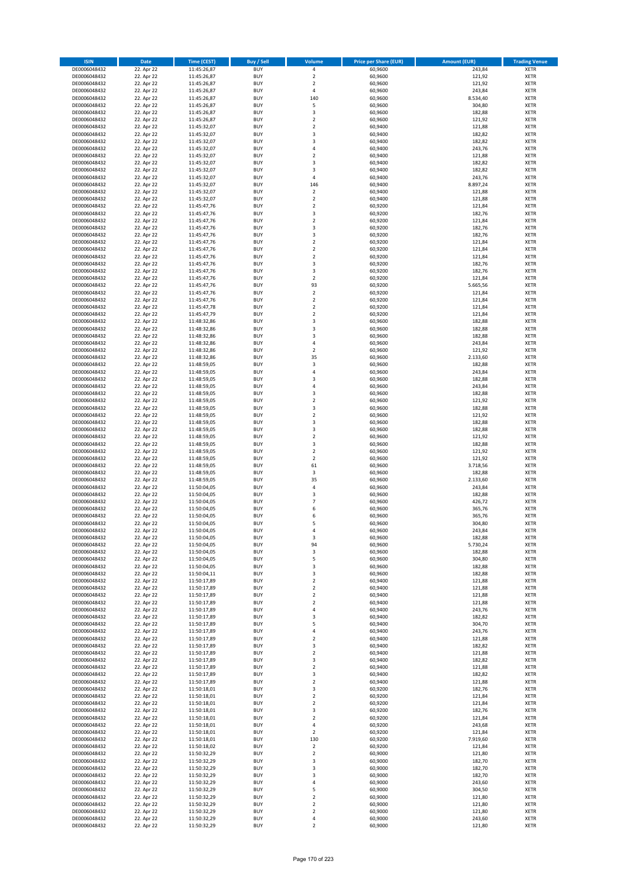| ISIN | Date | Time (CEST) | Buy / Sell | Volume | Price per Share (EUR) | Amount (EUR) | Trading Venue |
|---|---|---|---|---|---|---|---|
| DE0006048432 | 22. Apr 22 | 11:45:26,87 | BUY | 4 | 60,9600 | 243,84 | XETR |
| DE0006048432 | 22. Apr 22 | 11:45:26,87 | BUY | 2 | 60,9600 | 121,92 | XETR |
| DE0006048432 | 22. Apr 22 | 11:45:26,87 | BUY | 2 | 60,9600 | 121,92 | XETR |
| DE0006048432 | 22. Apr 22 | 11:45:26,87 | BUY | 4 | 60,9600 | 243,84 | XETR |
| DE0006048432 | 22. Apr 22 | 11:45:26,87 | BUY | 140 | 60,9600 | 8.534,40 | XETR |
| DE0006048432 | 22. Apr 22 | 11:45:26,87 | BUY | 5 | 60,9600 | 304,80 | XETR |
| DE0006048432 | 22. Apr 22 | 11:45:26,87 | BUY | 3 | 60,9600 | 182,88 | XETR |
| DE0006048432 | 22. Apr 22 | 11:45:26,87 | BUY | 2 | 60,9600 | 121,92 | XETR |
| DE0006048432 | 22. Apr 22 | 11:45:32,07 | BUY | 2 | 60,9400 | 121,88 | XETR |
| DE0006048432 | 22. Apr 22 | 11:45:32,07 | BUY | 3 | 60,9400 | 182,82 | XETR |
| DE0006048432 | 22. Apr 22 | 11:45:32,07 | BUY | 3 | 60,9400 | 182,82 | XETR |
| DE0006048432 | 22. Apr 22 | 11:45:32,07 | BUY | 4 | 60,9400 | 243,76 | XETR |
| DE0006048432 | 22. Apr 22 | 11:45:32,07 | BUY | 2 | 60,9400 | 121,88 | XETR |
| DE0006048432 | 22. Apr 22 | 11:45:32,07 | BUY | 3 | 60,9400 | 182,82 | XETR |
| DE0006048432 | 22. Apr 22 | 11:45:32,07 | BUY | 3 | 60,9400 | 182,82 | XETR |
| DE0006048432 | 22. Apr 22 | 11:45:32,07 | BUY | 4 | 60,9400 | 243,76 | XETR |
| DE0006048432 | 22. Apr 22 | 11:45:32,07 | BUY | 146 | 60,9400 | 8.897,24 | XETR |
| DE0006048432 | 22. Apr 22 | 11:45:32,07 | BUY | 2 | 60,9400 | 121,88 | XETR |
| DE0006048432 | 22. Apr 22 | 11:45:32,07 | BUY | 2 | 60,9400 | 121,88 | XETR |
| DE0006048432 | 22. Apr 22 | 11:45:47,76 | BUY | 2 | 60,9200 | 121,84 | XETR |
| DE0006048432 | 22. Apr 22 | 11:45:47,76 | BUY | 3 | 60,9200 | 182,76 | XETR |
| DE0006048432 | 22. Apr 22 | 11:45:47,76 | BUY | 2 | 60,9200 | 121,84 | XETR |
| DE0006048432 | 22. Apr 22 | 11:45:47,76 | BUY | 3 | 60,9200 | 182,76 | XETR |
| DE0006048432 | 22. Apr 22 | 11:45:47,76 | BUY | 3 | 60,9200 | 182,76 | XETR |
| DE0006048432 | 22. Apr 22 | 11:45:47,76 | BUY | 2 | 60,9200 | 121,84 | XETR |
| DE0006048432 | 22. Apr 22 | 11:45:47,76 | BUY | 2 | 60,9200 | 121,84 | XETR |
| DE0006048432 | 22. Apr 22 | 11:45:47,76 | BUY | 2 | 60,9200 | 121,84 | XETR |
| DE0006048432 | 22. Apr 22 | 11:45:47,76 | BUY | 3 | 60,9200 | 182,76 | XETR |
| DE0006048432 | 22. Apr 22 | 11:45:47,76 | BUY | 3 | 60,9200 | 182,76 | XETR |
| DE0006048432 | 22. Apr 22 | 11:45:47,76 | BUY | 2 | 60,9200 | 121,84 | XETR |
| DE0006048432 | 22. Apr 22 | 11:45:47,76 | BUY | 93 | 60,9200 | 5.665,56 | XETR |
| DE0006048432 | 22. Apr 22 | 11:45:47,76 | BUY | 2 | 60,9200 | 121,84 | XETR |
| DE0006048432 | 22. Apr 22 | 11:45:47,76 | BUY | 2 | 60,9200 | 121,84 | XETR |
| DE0006048432 | 22. Apr 22 | 11:45:47,78 | BUY | 2 | 60,9200 | 121,84 | XETR |
| DE0006048432 | 22. Apr 22 | 11:45:47,79 | BUY | 2 | 60,9200 | 121,84 | XETR |
| DE0006048432 | 22. Apr 22 | 11:48:32,86 | BUY | 3 | 60,9600 | 182,88 | XETR |
| DE0006048432 | 22. Apr 22 | 11:48:32,86 | BUY | 3 | 60,9600 | 182,88 | XETR |
| DE0006048432 | 22. Apr 22 | 11:48:32,86 | BUY | 3 | 60,9600 | 182,88 | XETR |
| DE0006048432 | 22. Apr 22 | 11:48:32,86 | BUY | 4 | 60,9600 | 243,84 | XETR |
| DE0006048432 | 22. Apr 22 | 11:48:32,86 | BUY | 2 | 60,9600 | 121,92 | XETR |
| DE0006048432 | 22. Apr 22 | 11:48:32,86 | BUY | 35 | 60,9600 | 2.133,60 | XETR |
| DE0006048432 | 22. Apr 22 | 11:48:59,05 | BUY | 3 | 60,9600 | 182,88 | XETR |
| DE0006048432 | 22. Apr 22 | 11:48:59,05 | BUY | 4 | 60,9600 | 243,84 | XETR |
| DE0006048432 | 22. Apr 22 | 11:48:59,05 | BUY | 3 | 60,9600 | 182,88 | XETR |
| DE0006048432 | 22. Apr 22 | 11:48:59,05 | BUY | 4 | 60,9600 | 243,84 | XETR |
| DE0006048432 | 22. Apr 22 | 11:48:59,05 | BUY | 3 | 60,9600 | 182,88 | XETR |
| DE0006048432 | 22. Apr 22 | 11:48:59,05 | BUY | 2 | 60,9600 | 121,92 | XETR |
| DE0006048432 | 22. Apr 22 | 11:48:59,05 | BUY | 3 | 60,9600 | 182,88 | XETR |
| DE0006048432 | 22. Apr 22 | 11:48:59,05 | BUY | 2 | 60,9600 | 121,92 | XETR |
| DE0006048432 | 22. Apr 22 | 11:48:59,05 | BUY | 3 | 60,9600 | 182,88 | XETR |
| DE0006048432 | 22. Apr 22 | 11:48:59,05 | BUY | 3 | 60,9600 | 182,88 | XETR |
| DE0006048432 | 22. Apr 22 | 11:48:59,05 | BUY | 2 | 60,9600 | 121,92 | XETR |
| DE0006048432 | 22. Apr 22 | 11:48:59,05 | BUY | 3 | 60,9600 | 182,88 | XETR |
| DE0006048432 | 22. Apr 22 | 11:48:59,05 | BUY | 2 | 60,9600 | 121,92 | XETR |
| DE0006048432 | 22. Apr 22 | 11:48:59,05 | BUY | 2 | 60,9600 | 121,92 | XETR |
| DE0006048432 | 22. Apr 22 | 11:48:59,05 | BUY | 61 | 60,9600 | 3.718,56 | XETR |
| DE0006048432 | 22. Apr 22 | 11:48:59,05 | BUY | 3 | 60,9600 | 182,88 | XETR |
| DE0006048432 | 22. Apr 22 | 11:48:59,05 | BUY | 35 | 60,9600 | 2.133,60 | XETR |
| DE0006048432 | 22. Apr 22 | 11:50:04,05 | BUY | 4 | 60,9600 | 243,84 | XETR |
| DE0006048432 | 22. Apr 22 | 11:50:04,05 | BUY | 3 | 60,9600 | 182,88 | XETR |
| DE0006048432 | 22. Apr 22 | 11:50:04,05 | BUY | 7 | 60,9600 | 426,72 | XETR |
| DE0006048432 | 22. Apr 22 | 11:50:04,05 | BUY | 6 | 60,9600 | 365,76 | XETR |
| DE0006048432 | 22. Apr 22 | 11:50:04,05 | BUY | 6 | 60,9600 | 365,76 | XETR |
| DE0006048432 | 22. Apr 22 | 11:50:04,05 | BUY | 5 | 60,9600 | 304,80 | XETR |
| DE0006048432 | 22. Apr 22 | 11:50:04,05 | BUY | 4 | 60,9600 | 243,84 | XETR |
| DE0006048432 | 22. Apr 22 | 11:50:04,05 | BUY | 3 | 60,9600 | 182,88 | XETR |
| DE0006048432 | 22. Apr 22 | 11:50:04,05 | BUY | 94 | 60,9600 | 5.730,24 | XETR |
| DE0006048432 | 22. Apr 22 | 11:50:04,05 | BUY | 3 | 60,9600 | 182,88 | XETR |
| DE0006048432 | 22. Apr 22 | 11:50:04,05 | BUY | 5 | 60,9600 | 304,80 | XETR |
| DE0006048432 | 22. Apr 22 | 11:50:04,05 | BUY | 3 | 60,9600 | 182,88 | XETR |
| DE0006048432 | 22. Apr 22 | 11:50:04,11 | BUY | 3 | 60,9600 | 182,88 | XETR |
| DE0006048432 | 22. Apr 22 | 11:50:17,89 | BUY | 2 | 60,9400 | 121,88 | XETR |
| DE0006048432 | 22. Apr 22 | 11:50:17,89 | BUY | 2 | 60,9400 | 121,88 | XETR |
| DE0006048432 | 22. Apr 22 | 11:50:17,89 | BUY | 2 | 60,9400 | 121,88 | XETR |
| DE0006048432 | 22. Apr 22 | 11:50:17,89 | BUY | 2 | 60,9400 | 121,88 | XETR |
| DE0006048432 | 22. Apr 22 | 11:50:17,89 | BUY | 4 | 60,9400 | 243,76 | XETR |
| DE0006048432 | 22. Apr 22 | 11:50:17,89 | BUY | 3 | 60,9400 | 182,82 | XETR |
| DE0006048432 | 22. Apr 22 | 11:50:17,89 | BUY | 5 | 60,9400 | 304,70 | XETR |
| DE0006048432 | 22. Apr 22 | 11:50:17,89 | BUY | 4 | 60,9400 | 243,76 | XETR |
| DE0006048432 | 22. Apr 22 | 11:50:17,89 | BUY | 2 | 60,9400 | 121,88 | XETR |
| DE0006048432 | 22. Apr 22 | 11:50:17,89 | BUY | 3 | 60,9400 | 182,82 | XETR |
| DE0006048432 | 22. Apr 22 | 11:50:17,89 | BUY | 2 | 60,9400 | 121,88 | XETR |
| DE0006048432 | 22. Apr 22 | 11:50:17,89 | BUY | 3 | 60,9400 | 182,82 | XETR |
| DE0006048432 | 22. Apr 22 | 11:50:17,89 | BUY | 2 | 60,9400 | 121,88 | XETR |
| DE0006048432 | 22. Apr 22 | 11:50:17,89 | BUY | 3 | 60,9400 | 182,82 | XETR |
| DE0006048432 | 22. Apr 22 | 11:50:17,89 | BUY | 2 | 60,9400 | 121,88 | XETR |
| DE0006048432 | 22. Apr 22 | 11:50:18,01 | BUY | 3 | 60,9200 | 182,76 | XETR |
| DE0006048432 | 22. Apr 22 | 11:50:18,01 | BUY | 2 | 60,9200 | 121,84 | XETR |
| DE0006048432 | 22. Apr 22 | 11:50:18,01 | BUY | 2 | 60,9200 | 121,84 | XETR |
| DE0006048432 | 22. Apr 22 | 11:50:18,01 | BUY | 3 | 60,9200 | 182,76 | XETR |
| DE0006048432 | 22. Apr 22 | 11:50:18,01 | BUY | 2 | 60,9200 | 121,84 | XETR |
| DE0006048432 | 22. Apr 22 | 11:50:18,01 | BUY | 4 | 60,9200 | 243,68 | XETR |
| DE0006048432 | 22. Apr 22 | 11:50:18,01 | BUY | 2 | 60,9200 | 121,84 | XETR |
| DE0006048432 | 22. Apr 22 | 11:50:18,01 | BUY | 130 | 60,9200 | 7.919,60 | XETR |
| DE0006048432 | 22. Apr 22 | 11:50:18,02 | BUY | 2 | 60,9200 | 121,84 | XETR |
| DE0006048432 | 22. Apr 22 | 11:50:32,29 | BUY | 2 | 60,9000 | 121,80 | XETR |
| DE0006048432 | 22. Apr 22 | 11:50:32,29 | BUY | 3 | 60,9000 | 182,70 | XETR |
| DE0006048432 | 22. Apr 22 | 11:50:32,29 | BUY | 3 | 60,9000 | 182,70 | XETR |
| DE0006048432 | 22. Apr 22 | 11:50:32,29 | BUY | 3 | 60,9000 | 182,70 | XETR |
| DE0006048432 | 22. Apr 22 | 11:50:32,29 | BUY | 4 | 60,9000 | 243,60 | XETR |
| DE0006048432 | 22. Apr 22 | 11:50:32,29 | BUY | 5 | 60,9000 | 304,50 | XETR |
| DE0006048432 | 22. Apr 22 | 11:50:32,29 | BUY | 2 | 60,9000 | 121,80 | XETR |
| DE0006048432 | 22. Apr 22 | 11:50:32,29 | BUY | 2 | 60,9000 | 121,80 | XETR |
| DE0006048432 | 22. Apr 22 | 11:50:32,29 | BUY | 2 | 60,9000 | 121,80 | XETR |
| DE0006048432 | 22. Apr 22 | 11:50:32,29 | BUY | 4 | 60,9000 | 243,60 | XETR |
| DE0006048432 | 22. Apr 22 | 11:50:32,29 | BUY | 2 | 60,9000 | 121,80 | XETR |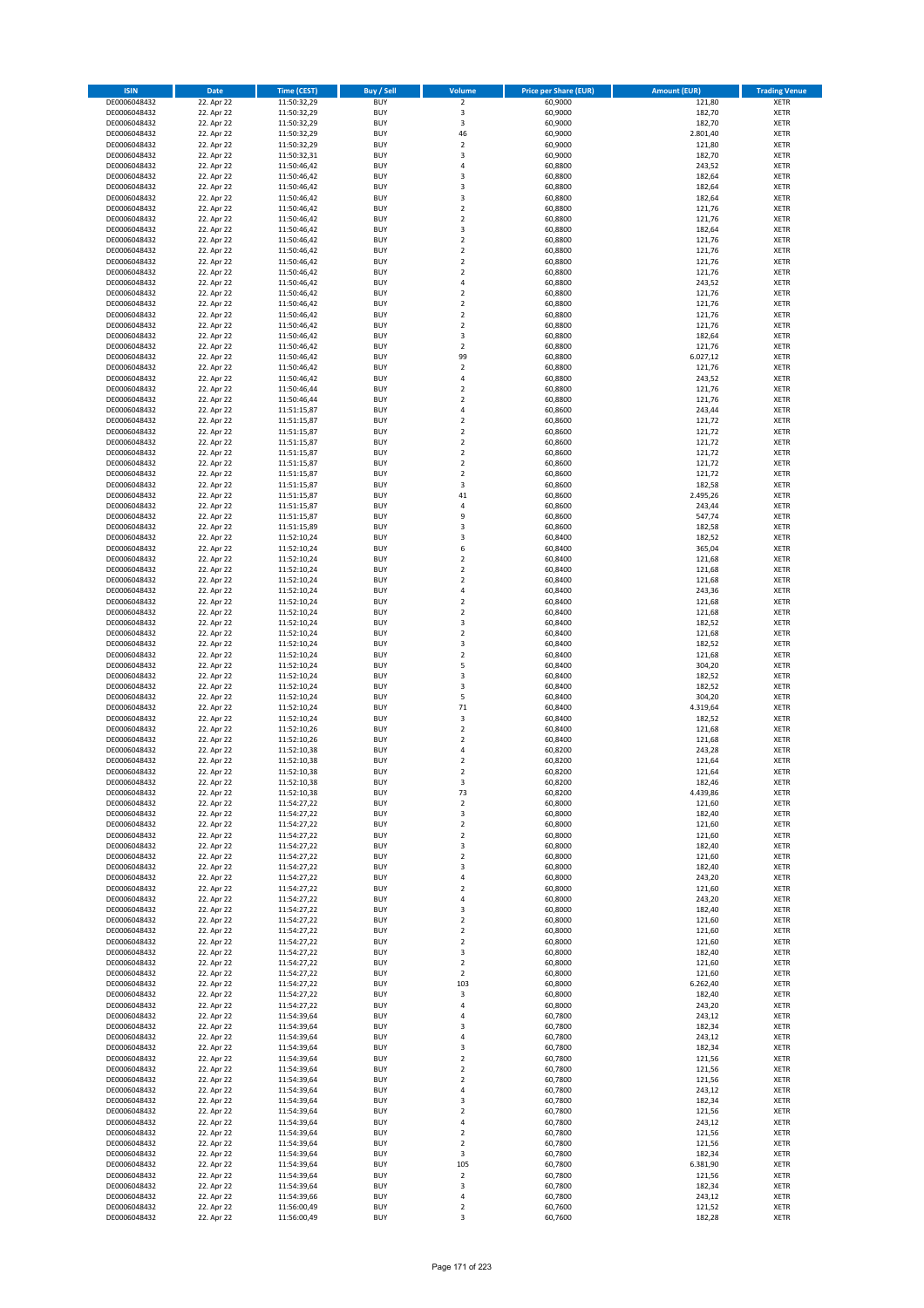| ISIN | Date | Time (CEST) | Buy / Sell | Volume | Price per Share (EUR) | Amount (EUR) | Trading Venue |
|---|---|---|---|---|---|---|---|
| DE0006048432 | 22. Apr 22 | 11:50:32,29 | BUY | 2 | 60,9000 | 121,80 | XETR |
| DE0006048432 | 22. Apr 22 | 11:50:32,29 | BUY | 3 | 60,9000 | 182,70 | XETR |
| DE0006048432 | 22. Apr 22 | 11:50:32,29 | BUY | 3 | 60,9000 | 182,70 | XETR |
| DE0006048432 | 22. Apr 22 | 11:50:32,29 | BUY | 46 | 60,9000 | 2.801,40 | XETR |
| DE0006048432 | 22. Apr 22 | 11:50:32,29 | BUY | 2 | 60,9000 | 121,80 | XETR |
| DE0006048432 | 22. Apr 22 | 11:50:32,31 | BUY | 3 | 60,9000 | 182,70 | XETR |
| DE0006048432 | 22. Apr 22 | 11:50:46,42 | BUY | 4 | 60,8800 | 243,52 | XETR |
| DE0006048432 | 22. Apr 22 | 11:50:46,42 | BUY | 3 | 60,8800 | 182,64 | XETR |
| DE0006048432 | 22. Apr 22 | 11:50:46,42 | BUY | 3 | 60,8800 | 182,64 | XETR |
| DE0006048432 | 22. Apr 22 | 11:50:46,42 | BUY | 3 | 60,8800 | 182,64 | XETR |
| DE0006048432 | 22. Apr 22 | 11:50:46,42 | BUY | 2 | 60,8800 | 121,76 | XETR |
| DE0006048432 | 22. Apr 22 | 11:50:46,42 | BUY | 2 | 60,8800 | 121,76 | XETR |
| DE0006048432 | 22. Apr 22 | 11:50:46,42 | BUY | 3 | 60,8800 | 182,64 | XETR |
| DE0006048432 | 22. Apr 22 | 11:50:46,42 | BUY | 2 | 60,8800 | 121,76 | XETR |
| DE0006048432 | 22. Apr 22 | 11:50:46,42 | BUY | 2 | 60,8800 | 121,76 | XETR |
| DE0006048432 | 22. Apr 22 | 11:50:46,42 | BUY | 2 | 60,8800 | 121,76 | XETR |
| DE0006048432 | 22. Apr 22 | 11:50:46,42 | BUY | 2 | 60,8800 | 121,76 | XETR |
| DE0006048432 | 22. Apr 22 | 11:50:46,42 | BUY | 4 | 60,8800 | 243,52 | XETR |
| DE0006048432 | 22. Apr 22 | 11:50:46,42 | BUY | 2 | 60,8800 | 121,76 | XETR |
| DE0006048432 | 22. Apr 22 | 11:50:46,42 | BUY | 2 | 60,8800 | 121,76 | XETR |
| DE0006048432 | 22. Apr 22 | 11:50:46,42 | BUY | 2 | 60,8800 | 121,76 | XETR |
| DE0006048432 | 22. Apr 22 | 11:50:46,42 | BUY | 2 | 60,8800 | 121,76 | XETR |
| DE0006048432 | 22. Apr 22 | 11:50:46,42 | BUY | 3 | 60,8800 | 182,64 | XETR |
| DE0006048432 | 22. Apr 22 | 11:50:46,42 | BUY | 2 | 60,8800 | 121,76 | XETR |
| DE0006048432 | 22. Apr 22 | 11:50:46,42 | BUY | 99 | 60,8800 | 6.027,12 | XETR |
| DE0006048432 | 22. Apr 22 | 11:50:46,42 | BUY | 2 | 60,8800 | 121,76 | XETR |
| DE0006048432 | 22. Apr 22 | 11:50:46,42 | BUY | 4 | 60,8800 | 243,52 | XETR |
| DE0006048432 | 22. Apr 22 | 11:50:46,44 | BUY | 2 | 60,8800 | 121,76 | XETR |
| DE0006048432 | 22. Apr 22 | 11:50:46,44 | BUY | 2 | 60,8800 | 121,76 | XETR |
| DE0006048432 | 22. Apr 22 | 11:51:15,87 | BUY | 4 | 60,8600 | 243,44 | XETR |
| DE0006048432 | 22. Apr 22 | 11:51:15,87 | BUY | 2 | 60,8600 | 121,72 | XETR |
| DE0006048432 | 22. Apr 22 | 11:51:15,87 | BUY | 2 | 60,8600 | 121,72 | XETR |
| DE0006048432 | 22. Apr 22 | 11:51:15,87 | BUY | 2 | 60,8600 | 121,72 | XETR |
| DE0006048432 | 22. Apr 22 | 11:51:15,87 | BUY | 2 | 60,8600 | 121,72 | XETR |
| DE0006048432 | 22. Apr 22 | 11:51:15,87 | BUY | 2 | 60,8600 | 121,72 | XETR |
| DE0006048432 | 22. Apr 22 | 11:51:15,87 | BUY | 2 | 60,8600 | 121,72 | XETR |
| DE0006048432 | 22. Apr 22 | 11:51:15,87 | BUY | 3 | 60,8600 | 182,58 | XETR |
| DE0006048432 | 22. Apr 22 | 11:51:15,87 | BUY | 41 | 60,8600 | 2.495,26 | XETR |
| DE0006048432 | 22. Apr 22 | 11:51:15,87 | BUY | 4 | 60,8600 | 243,44 | XETR |
| DE0006048432 | 22. Apr 22 | 11:51:15,87 | BUY | 9 | 60,8600 | 547,74 | XETR |
| DE0006048432 | 22. Apr 22 | 11:51:15,89 | BUY | 3 | 60,8600 | 182,58 | XETR |
| DE0006048432 | 22. Apr 22 | 11:52:10,24 | BUY | 3 | 60,8400 | 182,52 | XETR |
| DE0006048432 | 22. Apr 22 | 11:52:10,24 | BUY | 6 | 60,8400 | 365,04 | XETR |
| DE0006048432 | 22. Apr 22 | 11:52:10,24 | BUY | 2 | 60,8400 | 121,68 | XETR |
| DE0006048432 | 22. Apr 22 | 11:52:10,24 | BUY | 2 | 60,8400 | 121,68 | XETR |
| DE0006048432 | 22. Apr 22 | 11:52:10,24 | BUY | 2 | 60,8400 | 121,68 | XETR |
| DE0006048432 | 22. Apr 22 | 11:52:10,24 | BUY | 4 | 60,8400 | 243,36 | XETR |
| DE0006048432 | 22. Apr 22 | 11:52:10,24 | BUY | 2 | 60,8400 | 121,68 | XETR |
| DE0006048432 | 22. Apr 22 | 11:52:10,24 | BUY | 2 | 60,8400 | 121,68 | XETR |
| DE0006048432 | 22. Apr 22 | 11:52:10,24 | BUY | 3 | 60,8400 | 182,52 | XETR |
| DE0006048432 | 22. Apr 22 | 11:52:10,24 | BUY | 2 | 60,8400 | 121,68 | XETR |
| DE0006048432 | 22. Apr 22 | 11:52:10,24 | BUY | 3 | 60,8400 | 182,52 | XETR |
| DE0006048432 | 22. Apr 22 | 11:52:10,24 | BUY | 2 | 60,8400 | 121,68 | XETR |
| DE0006048432 | 22. Apr 22 | 11:52:10,24 | BUY | 5 | 60,8400 | 304,20 | XETR |
| DE0006048432 | 22. Apr 22 | 11:52:10,24 | BUY | 3 | 60,8400 | 182,52 | XETR |
| DE0006048432 | 22. Apr 22 | 11:52:10,24 | BUY | 3 | 60,8400 | 182,52 | XETR |
| DE0006048432 | 22. Apr 22 | 11:52:10,24 | BUY | 5 | 60,8400 | 304,20 | XETR |
| DE0006048432 | 22. Apr 22 | 11:52:10,24 | BUY | 71 | 60,8400 | 4.319,64 | XETR |
| DE0006048432 | 22. Apr 22 | 11:52:10,24 | BUY | 3 | 60,8400 | 182,52 | XETR |
| DE0006048432 | 22. Apr 22 | 11:52:10,26 | BUY | 2 | 60,8400 | 121,68 | XETR |
| DE0006048432 | 22. Apr 22 | 11:52:10,26 | BUY | 2 | 60,8400 | 121,68 | XETR |
| DE0006048432 | 22. Apr 22 | 11:52:10,38 | BUY | 4 | 60,8200 | 243,28 | XETR |
| DE0006048432 | 22. Apr 22 | 11:52:10,38 | BUY | 2 | 60,8200 | 121,64 | XETR |
| DE0006048432 | 22. Apr 22 | 11:52:10,38 | BUY | 2 | 60,8200 | 121,64 | XETR |
| DE0006048432 | 22. Apr 22 | 11:52:10,38 | BUY | 3 | 60,8200 | 182,46 | XETR |
| DE0006048432 | 22. Apr 22 | 11:52:10,38 | BUY | 73 | 60,8200 | 4.439,86 | XETR |
| DE0006048432 | 22. Apr 22 | 11:54:27,22 | BUY | 2 | 60,8000 | 121,60 | XETR |
| DE0006048432 | 22. Apr 22 | 11:54:27,22 | BUY | 3 | 60,8000 | 182,40 | XETR |
| DE0006048432 | 22. Apr 22 | 11:54:27,22 | BUY | 2 | 60,8000 | 121,60 | XETR |
| DE0006048432 | 22. Apr 22 | 11:54:27,22 | BUY | 2 | 60,8000 | 121,60 | XETR |
| DE0006048432 | 22. Apr 22 | 11:54:27,22 | BUY | 3 | 60,8000 | 182,40 | XETR |
| DE0006048432 | 22. Apr 22 | 11:54:27,22 | BUY | 2 | 60,8000 | 121,60 | XETR |
| DE0006048432 | 22. Apr 22 | 11:54:27,22 | BUY | 3 | 60,8000 | 182,40 | XETR |
| DE0006048432 | 22. Apr 22 | 11:54:27,22 | BUY | 4 | 60,8000 | 243,20 | XETR |
| DE0006048432 | 22. Apr 22 | 11:54:27,22 | BUY | 2 | 60,8000 | 121,60 | XETR |
| DE0006048432 | 22. Apr 22 | 11:54:27,22 | BUY | 4 | 60,8000 | 243,20 | XETR |
| DE0006048432 | 22. Apr 22 | 11:54:27,22 | BUY | 3 | 60,8000 | 182,40 | XETR |
| DE0006048432 | 22. Apr 22 | 11:54:27,22 | BUY | 2 | 60,8000 | 121,60 | XETR |
| DE0006048432 | 22. Apr 22 | 11:54:27,22 | BUY | 2 | 60,8000 | 121,60 | XETR |
| DE0006048432 | 22. Apr 22 | 11:54:27,22 | BUY | 2 | 60,8000 | 121,60 | XETR |
| DE0006048432 | 22. Apr 22 | 11:54:27,22 | BUY | 3 | 60,8000 | 182,40 | XETR |
| DE0006048432 | 22. Apr 22 | 11:54:27,22 | BUY | 2 | 60,8000 | 121,60 | XETR |
| DE0006048432 | 22. Apr 22 | 11:54:27,22 | BUY | 2 | 60,8000 | 121,60 | XETR |
| DE0006048432 | 22. Apr 22 | 11:54:27,22 | BUY | 103 | 60,8000 | 6.262,40 | XETR |
| DE0006048432 | 22. Apr 22 | 11:54:27,22 | BUY | 3 | 60,8000 | 182,40 | XETR |
| DE0006048432 | 22. Apr 22 | 11:54:27,22 | BUY | 4 | 60,8000 | 243,20 | XETR |
| DE0006048432 | 22. Apr 22 | 11:54:39,64 | BUY | 4 | 60,7800 | 243,12 | XETR |
| DE0006048432 | 22. Apr 22 | 11:54:39,64 | BUY | 3 | 60,7800 | 182,34 | XETR |
| DE0006048432 | 22. Apr 22 | 11:54:39,64 | BUY | 4 | 60,7800 | 243,12 | XETR |
| DE0006048432 | 22. Apr 22 | 11:54:39,64 | BUY | 3 | 60,7800 | 182,34 | XETR |
| DE0006048432 | 22. Apr 22 | 11:54:39,64 | BUY | 2 | 60,7800 | 121,56 | XETR |
| DE0006048432 | 22. Apr 22 | 11:54:39,64 | BUY | 2 | 60,7800 | 121,56 | XETR |
| DE0006048432 | 22. Apr 22 | 11:54:39,64 | BUY | 2 | 60,7800 | 121,56 | XETR |
| DE0006048432 | 22. Apr 22 | 11:54:39,64 | BUY | 4 | 60,7800 | 243,12 | XETR |
| DE0006048432 | 22. Apr 22 | 11:54:39,64 | BUY | 3 | 60,7800 | 182,34 | XETR |
| DE0006048432 | 22. Apr 22 | 11:54:39,64 | BUY | 2 | 60,7800 | 121,56 | XETR |
| DE0006048432 | 22. Apr 22 | 11:54:39,64 | BUY | 4 | 60,7800 | 243,12 | XETR |
| DE0006048432 | 22. Apr 22 | 11:54:39,64 | BUY | 2 | 60,7800 | 121,56 | XETR |
| DE0006048432 | 22. Apr 22 | 11:54:39,64 | BUY | 2 | 60,7800 | 121,56 | XETR |
| DE0006048432 | 22. Apr 22 | 11:54:39,64 | BUY | 3 | 60,7800 | 182,34 | XETR |
| DE0006048432 | 22. Apr 22 | 11:54:39,64 | BUY | 105 | 60,7800 | 6.381,90 | XETR |
| DE0006048432 | 22. Apr 22 | 11:54:39,64 | BUY | 2 | 60,7800 | 121,56 | XETR |
| DE0006048432 | 22. Apr 22 | 11:54:39,64 | BUY | 3 | 60,7800 | 182,34 | XETR |
| DE0006048432 | 22. Apr 22 | 11:54:39,66 | BUY | 4 | 60,7800 | 243,12 | XETR |
| DE0006048432 | 22. Apr 22 | 11:56:00,49 | BUY | 2 | 60,7600 | 121,52 | XETR |
| DE0006048432 | 22. Apr 22 | 11:56:00,49 | BUY | 3 | 60,7600 | 182,28 | XETR |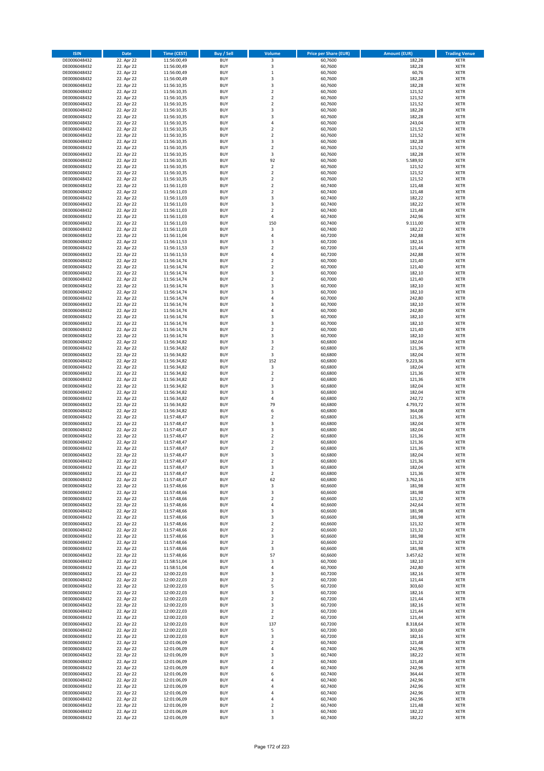| ISIN | Date | Time (CEST) | Buy / Sell | Volume | Price per Share (EUR) | Amount (EUR) | Trading Venue |
|---|---|---|---|---|---|---|---|
| DE0006048432 | 22. Apr 22 | 11:56:00,49 | BUY | 3 | 60,7600 | 182,28 | XETR |
| DE0006048432 | 22. Apr 22 | 11:56:00,49 | BUY | 3 | 60,7600 | 182,28 | XETR |
| DE0006048432 | 22. Apr 22 | 11:56:00,49 | BUY | 1 | 60,7600 | 60,76 | XETR |
| DE0006048432 | 22. Apr 22 | 11:56:00,49 | BUY | 3 | 60,7600 | 182,28 | XETR |
| DE0006048432 | 22. Apr 22 | 11:56:10,35 | BUY | 3 | 60,7600 | 182,28 | XETR |
| DE0006048432 | 22. Apr 22 | 11:56:10,35 | BUY | 2 | 60,7600 | 121,52 | XETR |
| DE0006048432 | 22. Apr 22 | 11:56:10,35 | BUY | 2 | 60,7600 | 121,52 | XETR |
| DE0006048432 | 22. Apr 22 | 11:56:10,35 | BUY | 2 | 60,7600 | 121,52 | XETR |
| DE0006048432 | 22. Apr 22 | 11:56:10,35 | BUY | 3 | 60,7600 | 182,28 | XETR |
| DE0006048432 | 22. Apr 22 | 11:56:10,35 | BUY | 3 | 60,7600 | 182,28 | XETR |
| DE0006048432 | 22. Apr 22 | 11:56:10,35 | BUY | 4 | 60,7600 | 243,04 | XETR |
| DE0006048432 | 22. Apr 22 | 11:56:10,35 | BUY | 2 | 60,7600 | 121,52 | XETR |
| DE0006048432 | 22. Apr 22 | 11:56:10,35 | BUY | 2 | 60,7600 | 121,52 | XETR |
| DE0006048432 | 22. Apr 22 | 11:56:10,35 | BUY | 3 | 60,7600 | 182,28 | XETR |
| DE0006048432 | 22. Apr 22 | 11:56:10,35 | BUY | 2 | 60,7600 | 121,52 | XETR |
| DE0006048432 | 22. Apr 22 | 11:56:10,35 | BUY | 3 | 60,7600 | 182,28 | XETR |
| DE0006048432 | 22. Apr 22 | 11:56:10,35 | BUY | 92 | 60,7600 | 5.589,92 | XETR |
| DE0006048432 | 22. Apr 22 | 11:56:10,35 | BUY | 2 | 60,7600 | 121,52 | XETR |
| DE0006048432 | 22. Apr 22 | 11:56:10,35 | BUY | 2 | 60,7600 | 121,52 | XETR |
| DE0006048432 | 22. Apr 22 | 11:56:10,35 | BUY | 2 | 60,7600 | 121,52 | XETR |
| DE0006048432 | 22. Apr 22 | 11:56:11,03 | BUY | 2 | 60,7400 | 121,48 | XETR |
| DE0006048432 | 22. Apr 22 | 11:56:11,03 | BUY | 2 | 60,7400 | 121,48 | XETR |
| DE0006048432 | 22. Apr 22 | 11:56:11,03 | BUY | 3 | 60,7400 | 182,22 | XETR |
| DE0006048432 | 22. Apr 22 | 11:56:11,03 | BUY | 3 | 60,7400 | 182,22 | XETR |
| DE0006048432 | 22. Apr 22 | 11:56:11,03 | BUY | 2 | 60,7400 | 121,48 | XETR |
| DE0006048432 | 22. Apr 22 | 11:56:11,03 | BUY | 4 | 60,7400 | 242,96 | XETR |
| DE0006048432 | 22. Apr 22 | 11:56:11,03 | BUY | 150 | 60,7400 | 9.111,00 | XETR |
| DE0006048432 | 22. Apr 22 | 11:56:11,03 | BUY | 3 | 60,7400 | 182,22 | XETR |
| DE0006048432 | 22. Apr 22 | 11:56:11,04 | BUY | 4 | 60,7200 | 242,88 | XETR |
| DE0006048432 | 22. Apr 22 | 11:56:11,53 | BUY | 3 | 60,7200 | 182,16 | XETR |
| DE0006048432 | 22. Apr 22 | 11:56:11,53 | BUY | 2 | 60,7200 | 121,44 | XETR |
| DE0006048432 | 22. Apr 22 | 11:56:11,53 | BUY | 4 | 60,7200 | 242,88 | XETR |
| DE0006048432 | 22. Apr 22 | 11:56:14,74 | BUY | 2 | 60,7000 | 121,40 | XETR |
| DE0006048432 | 22. Apr 22 | 11:56:14,74 | BUY | 2 | 60,7000 | 121,40 | XETR |
| DE0006048432 | 22. Apr 22 | 11:56:14,74 | BUY | 3 | 60,7000 | 182,10 | XETR |
| DE0006048432 | 22. Apr 22 | 11:56:14,74 | BUY | 2 | 60,7000 | 121,40 | XETR |
| DE0006048432 | 22. Apr 22 | 11:56:14,74 | BUY | 3 | 60,7000 | 182,10 | XETR |
| DE0006048432 | 22. Apr 22 | 11:56:14,74 | BUY | 3 | 60,7000 | 182,10 | XETR |
| DE0006048432 | 22. Apr 22 | 11:56:14,74 | BUY | 4 | 60,7000 | 242,80 | XETR |
| DE0006048432 | 22. Apr 22 | 11:56:14,74 | BUY | 3 | 60,7000 | 182,10 | XETR |
| DE0006048432 | 22. Apr 22 | 11:56:14,74 | BUY | 4 | 60,7000 | 242,80 | XETR |
| DE0006048432 | 22. Apr 22 | 11:56:14,74 | BUY | 3 | 60,7000 | 182,10 | XETR |
| DE0006048432 | 22. Apr 22 | 11:56:14,74 | BUY | 3 | 60,7000 | 182,10 | XETR |
| DE0006048432 | 22. Apr 22 | 11:56:14,74 | BUY | 2 | 60,7000 | 121,40 | XETR |
| DE0006048432 | 22. Apr 22 | 11:56:14,74 | BUY | 3 | 60,7000 | 182,10 | XETR |
| DE0006048432 | 22. Apr 22 | 11:56:34,82 | BUY | 3 | 60,6800 | 182,04 | XETR |
| DE0006048432 | 22. Apr 22 | 11:56:34,82 | BUY | 2 | 60,6800 | 121,36 | XETR |
| DE0006048432 | 22. Apr 22 | 11:56:34,82 | BUY | 3 | 60,6800 | 182,04 | XETR |
| DE0006048432 | 22. Apr 22 | 11:56:34,82 | BUY | 152 | 60,6800 | 9.223,36 | XETR |
| DE0006048432 | 22. Apr 22 | 11:56:34,82 | BUY | 3 | 60,6800 | 182,04 | XETR |
| DE0006048432 | 22. Apr 22 | 11:56:34,82 | BUY | 2 | 60,6800 | 121,36 | XETR |
| DE0006048432 | 22. Apr 22 | 11:56:34,82 | BUY | 2 | 60,6800 | 121,36 | XETR |
| DE0006048432 | 22. Apr 22 | 11:56:34,82 | BUY | 3 | 60,6800 | 182,04 | XETR |
| DE0006048432 | 22. Apr 22 | 11:56:34,82 | BUY | 3 | 60,6800 | 182,04 | XETR |
| DE0006048432 | 22. Apr 22 | 11:56:34,82 | BUY | 4 | 60,6800 | 242,72 | XETR |
| DE0006048432 | 22. Apr 22 | 11:56:34,82 | BUY | 79 | 60,6800 | 4.793,72 | XETR |
| DE0006048432 | 22. Apr 22 | 11:56:34,82 | BUY | 6 | 60,6800 | 364,08 | XETR |
| DE0006048432 | 22. Apr 22 | 11:57:48,47 | BUY | 2 | 60,6800 | 121,36 | XETR |
| DE0006048432 | 22. Apr 22 | 11:57:48,47 | BUY | 3 | 60,6800 | 182,04 | XETR |
| DE0006048432 | 22. Apr 22 | 11:57:48,47 | BUY | 3 | 60,6800 | 182,04 | XETR |
| DE0006048432 | 22. Apr 22 | 11:57:48,47 | BUY | 2 | 60,6800 | 121,36 | XETR |
| DE0006048432 | 22. Apr 22 | 11:57:48,47 | BUY | 2 | 60,6800 | 121,36 | XETR |
| DE0006048432 | 22. Apr 22 | 11:57:48,47 | BUY | 2 | 60,6800 | 121,36 | XETR |
| DE0006048432 | 22. Apr 22 | 11:57:48,47 | BUY | 3 | 60,6800 | 182,04 | XETR |
| DE0006048432 | 22. Apr 22 | 11:57:48,47 | BUY | 2 | 60,6800 | 121,36 | XETR |
| DE0006048432 | 22. Apr 22 | 11:57:48,47 | BUY | 3 | 60,6800 | 182,04 | XETR |
| DE0006048432 | 22. Apr 22 | 11:57:48,47 | BUY | 2 | 60,6800 | 121,36 | XETR |
| DE0006048432 | 22. Apr 22 | 11:57:48,47 | BUY | 62 | 60,6800 | 3.762,16 | XETR |
| DE0006048432 | 22. Apr 22 | 11:57:48,66 | BUY | 3 | 60,6600 | 181,98 | XETR |
| DE0006048432 | 22. Apr 22 | 11:57:48,66 | BUY | 3 | 60,6600 | 181,98 | XETR |
| DE0006048432 | 22. Apr 22 | 11:57:48,66 | BUY | 2 | 60,6600 | 121,32 | XETR |
| DE0006048432 | 22. Apr 22 | 11:57:48,66 | BUY | 4 | 60,6600 | 242,64 | XETR |
| DE0006048432 | 22. Apr 22 | 11:57:48,66 | BUY | 3 | 60,6600 | 181,98 | XETR |
| DE0006048432 | 22. Apr 22 | 11:57:48,66 | BUY | 3 | 60,6600 | 181,98 | XETR |
| DE0006048432 | 22. Apr 22 | 11:57:48,66 | BUY | 2 | 60,6600 | 121,32 | XETR |
| DE0006048432 | 22. Apr 22 | 11:57:48,66 | BUY | 2 | 60,6600 | 121,32 | XETR |
| DE0006048432 | 22. Apr 22 | 11:57:48,66 | BUY | 3 | 60,6600 | 181,98 | XETR |
| DE0006048432 | 22. Apr 22 | 11:57:48,66 | BUY | 2 | 60,6600 | 121,32 | XETR |
| DE0006048432 | 22. Apr 22 | 11:57:48,66 | BUY | 3 | 60,6600 | 181,98 | XETR |
| DE0006048432 | 22. Apr 22 | 11:57:48,66 | BUY | 57 | 60,6600 | 3.457,62 | XETR |
| DE0006048432 | 22. Apr 22 | 11:58:51,04 | BUY | 3 | 60,7000 | 182,10 | XETR |
| DE0006048432 | 22. Apr 22 | 11:58:51,04 | BUY | 4 | 60,7000 | 242,80 | XETR |
| DE0006048432 | 22. Apr 22 | 12:00:22,03 | BUY | 3 | 60,7200 | 182,16 | XETR |
| DE0006048432 | 22. Apr 22 | 12:00:22,03 | BUY | 2 | 60,7200 | 121,44 | XETR |
| DE0006048432 | 22. Apr 22 | 12:00:22,03 | BUY | 5 | 60,7200 | 303,60 | XETR |
| DE0006048432 | 22. Apr 22 | 12:00:22,03 | BUY | 3 | 60,7200 | 182,16 | XETR |
| DE0006048432 | 22. Apr 22 | 12:00:22,03 | BUY | 2 | 60,7200 | 121,44 | XETR |
| DE0006048432 | 22. Apr 22 | 12:00:22,03 | BUY | 3 | 60,7200 | 182,16 | XETR |
| DE0006048432 | 22. Apr 22 | 12:00:22,03 | BUY | 2 | 60,7200 | 121,44 | XETR |
| DE0006048432 | 22. Apr 22 | 12:00:22,03 | BUY | 2 | 60,7200 | 121,44 | XETR |
| DE0006048432 | 22. Apr 22 | 12:00:22,03 | BUY | 137 | 60,7200 | 8.318,64 | XETR |
| DE0006048432 | 22. Apr 22 | 12:00:22,03 | BUY | 5 | 60,7200 | 303,60 | XETR |
| DE0006048432 | 22. Apr 22 | 12:00:22,03 | BUY | 3 | 60,7200 | 182,16 | XETR |
| DE0006048432 | 22. Apr 22 | 12:01:06,09 | BUY | 2 | 60,7400 | 121,48 | XETR |
| DE0006048432 | 22. Apr 22 | 12:01:06,09 | BUY | 4 | 60,7400 | 242,96 | XETR |
| DE0006048432 | 22. Apr 22 | 12:01:06,09 | BUY | 3 | 60,7400 | 182,22 | XETR |
| DE0006048432 | 22. Apr 22 | 12:01:06,09 | BUY | 2 | 60,7400 | 121,48 | XETR |
| DE0006048432 | 22. Apr 22 | 12:01:06,09 | BUY | 4 | 60,7400 | 242,96 | XETR |
| DE0006048432 | 22. Apr 22 | 12:01:06,09 | BUY | 6 | 60,7400 | 364,44 | XETR |
| DE0006048432 | 22. Apr 22 | 12:01:06,09 | BUY | 4 | 60,7400 | 242,96 | XETR |
| DE0006048432 | 22. Apr 22 | 12:01:06,09 | BUY | 4 | 60,7400 | 242,96 | XETR |
| DE0006048432 | 22. Apr 22 | 12:01:06,09 | BUY | 4 | 60,7400 | 242,96 | XETR |
| DE0006048432 | 22. Apr 22 | 12:01:06,09 | BUY | 4 | 60,7400 | 242,96 | XETR |
| DE0006048432 | 22. Apr 22 | 12:01:06,09 | BUY | 2 | 60,7400 | 121,48 | XETR |
| DE0006048432 | 22. Apr 22 | 12:01:06,09 | BUY | 3 | 60,7400 | 182,22 | XETR |
| DE0006048432 | 22. Apr 22 | 12:01:06,09 | BUY | 3 | 60,7400 | 182,22 | XETR |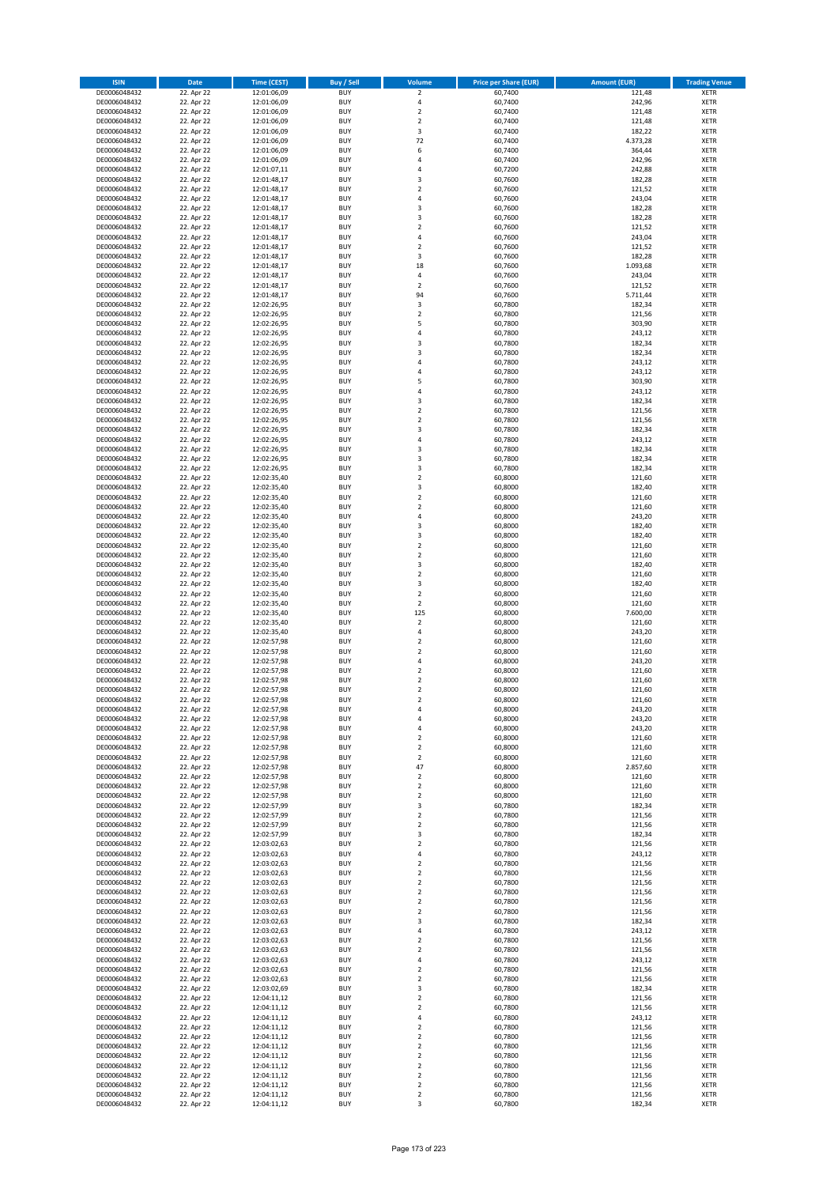| ISIN | Date | Time (CEST) | Buy / Sell | Volume | Price per Share (EUR) | Amount (EUR) | Trading Venue |
|---|---|---|---|---|---|---|---|
| DE0006048432 | 22. Apr 22 | 12:01:06,09 | BUY | 2 | 60,7400 | 121,48 | XETR |
| DE0006048432 | 22. Apr 22 | 12:01:06,09 | BUY | 4 | 60,7400 | 242,96 | XETR |
| DE0006048432 | 22. Apr 22 | 12:01:06,09 | BUY | 2 | 60,7400 | 121,48 | XETR |
| DE0006048432 | 22. Apr 22 | 12:01:06,09 | BUY | 2 | 60,7400 | 121,48 | XETR |
| DE0006048432 | 22. Apr 22 | 12:01:06,09 | BUY | 3 | 60,7400 | 182,22 | XETR |
| DE0006048432 | 22. Apr 22 | 12:01:06,09 | BUY | 72 | 60,7400 | 4.373,28 | XETR |
| DE0006048432 | 22. Apr 22 | 12:01:06,09 | BUY | 6 | 60,7400 | 364,44 | XETR |
| DE0006048432 | 22. Apr 22 | 12:01:06,09 | BUY | 4 | 60,7400 | 242,96 | XETR |
| DE0006048432 | 22. Apr 22 | 12:01:07,11 | BUY | 4 | 60,7200 | 242,88 | XETR |
| DE0006048432 | 22. Apr 22 | 12:01:48,17 | BUY | 3 | 60,7600 | 182,28 | XETR |
| DE0006048432 | 22. Apr 22 | 12:01:48,17 | BUY | 2 | 60,7600 | 121,52 | XETR |
| DE0006048432 | 22. Apr 22 | 12:01:48,17 | BUY | 4 | 60,7600 | 243,04 | XETR |
| DE0006048432 | 22. Apr 22 | 12:01:48,17 | BUY | 3 | 60,7600 | 182,28 | XETR |
| DE0006048432 | 22. Apr 22 | 12:01:48,17 | BUY | 3 | 60,7600 | 182,28 | XETR |
| DE0006048432 | 22. Apr 22 | 12:01:48,17 | BUY | 2 | 60,7600 | 121,52 | XETR |
| DE0006048432 | 22. Apr 22 | 12:01:48,17 | BUY | 4 | 60,7600 | 243,04 | XETR |
| DE0006048432 | 22. Apr 22 | 12:01:48,17 | BUY | 2 | 60,7600 | 121,52 | XETR |
| DE0006048432 | 22. Apr 22 | 12:01:48,17 | BUY | 3 | 60,7600 | 182,28 | XETR |
| DE0006048432 | 22. Apr 22 | 12:01:48,17 | BUY | 18 | 60,7600 | 1.093,68 | XETR |
| DE0006048432 | 22. Apr 22 | 12:01:48,17 | BUY | 4 | 60,7600 | 243,04 | XETR |
| DE0006048432 | 22. Apr 22 | 12:01:48,17 | BUY | 2 | 60,7600 | 121,52 | XETR |
| DE0006048432 | 22. Apr 22 | 12:01:48,17 | BUY | 94 | 60,7600 | 5.711,44 | XETR |
| DE0006048432 | 22. Apr 22 | 12:02:26,95 | BUY | 3 | 60,7800 | 182,34 | XETR |
| DE0006048432 | 22. Apr 22 | 12:02:26,95 | BUY | 2 | 60,7800 | 121,56 | XETR |
| DE0006048432 | 22. Apr 22 | 12:02:26,95 | BUY | 5 | 60,7800 | 303,90 | XETR |
| DE0006048432 | 22. Apr 22 | 12:02:26,95 | BUY | 4 | 60,7800 | 243,12 | XETR |
| DE0006048432 | 22. Apr 22 | 12:02:26,95 | BUY | 3 | 60,7800 | 182,34 | XETR |
| DE0006048432 | 22. Apr 22 | 12:02:26,95 | BUY | 3 | 60,7800 | 182,34 | XETR |
| DE0006048432 | 22. Apr 22 | 12:02:26,95 | BUY | 4 | 60,7800 | 243,12 | XETR |
| DE0006048432 | 22. Apr 22 | 12:02:26,95 | BUY | 4 | 60,7800 | 243,12 | XETR |
| DE0006048432 | 22. Apr 22 | 12:02:26,95 | BUY | 5 | 60,7800 | 303,90 | XETR |
| DE0006048432 | 22. Apr 22 | 12:02:26,95 | BUY | 4 | 60,7800 | 243,12 | XETR |
| DE0006048432 | 22. Apr 22 | 12:02:26,95 | BUY | 3 | 60,7800 | 182,34 | XETR |
| DE0006048432 | 22. Apr 22 | 12:02:26,95 | BUY | 2 | 60,7800 | 121,56 | XETR |
| DE0006048432 | 22. Apr 22 | 12:02:26,95 | BUY | 2 | 60,7800 | 121,56 | XETR |
| DE0006048432 | 22. Apr 22 | 12:02:26,95 | BUY | 3 | 60,7800 | 182,34 | XETR |
| DE0006048432 | 22. Apr 22 | 12:02:26,95 | BUY | 4 | 60,7800 | 243,12 | XETR |
| DE0006048432 | 22. Apr 22 | 12:02:26,95 | BUY | 3 | 60,7800 | 182,34 | XETR |
| DE0006048432 | 22. Apr 22 | 12:02:26,95 | BUY | 3 | 60,7800 | 182,34 | XETR |
| DE0006048432 | 22. Apr 22 | 12:02:26,95 | BUY | 3 | 60,7800 | 182,34 | XETR |
| DE0006048432 | 22. Apr 22 | 12:02:35,40 | BUY | 2 | 60,8000 | 121,60 | XETR |
| DE0006048432 | 22. Apr 22 | 12:02:35,40 | BUY | 3 | 60,8000 | 182,40 | XETR |
| DE0006048432 | 22. Apr 22 | 12:02:35,40 | BUY | 2 | 60,8000 | 121,60 | XETR |
| DE0006048432 | 22. Apr 22 | 12:02:35,40 | BUY | 2 | 60,8000 | 121,60 | XETR |
| DE0006048432 | 22. Apr 22 | 12:02:35,40 | BUY | 4 | 60,8000 | 243,20 | XETR |
| DE0006048432 | 22. Apr 22 | 12:02:35,40 | BUY | 3 | 60,8000 | 182,40 | XETR |
| DE0006048432 | 22. Apr 22 | 12:02:35,40 | BUY | 3 | 60,8000 | 182,40 | XETR |
| DE0006048432 | 22. Apr 22 | 12:02:35,40 | BUY | 2 | 60,8000 | 121,60 | XETR |
| DE0006048432 | 22. Apr 22 | 12:02:35,40 | BUY | 2 | 60,8000 | 121,60 | XETR |
| DE0006048432 | 22. Apr 22 | 12:02:35,40 | BUY | 3 | 60,8000 | 182,40 | XETR |
| DE0006048432 | 22. Apr 22 | 12:02:35,40 | BUY | 2 | 60,8000 | 121,60 | XETR |
| DE0006048432 | 22. Apr 22 | 12:02:35,40 | BUY | 3 | 60,8000 | 182,40 | XETR |
| DE0006048432 | 22. Apr 22 | 12:02:35,40 | BUY | 2 | 60,8000 | 121,60 | XETR |
| DE0006048432 | 22. Apr 22 | 12:02:35,40 | BUY | 2 | 60,8000 | 121,60 | XETR |
| DE0006048432 | 22. Apr 22 | 12:02:35,40 | BUY | 125 | 60,8000 | 7.600,00 | XETR |
| DE0006048432 | 22. Apr 22 | 12:02:35,40 | BUY | 2 | 60,8000 | 121,60 | XETR |
| DE0006048432 | 22. Apr 22 | 12:02:35,40 | BUY | 4 | 60,8000 | 243,20 | XETR |
| DE0006048432 | 22. Apr 22 | 12:02:57,98 | BUY | 2 | 60,8000 | 121,60 | XETR |
| DE0006048432 | 22. Apr 22 | 12:02:57,98 | BUY | 2 | 60,8000 | 121,60 | XETR |
| DE0006048432 | 22. Apr 22 | 12:02:57,98 | BUY | 4 | 60,8000 | 243,20 | XETR |
| DE0006048432 | 22. Apr 22 | 12:02:57,98 | BUY | 2 | 60,8000 | 121,60 | XETR |
| DE0006048432 | 22. Apr 22 | 12:02:57,98 | BUY | 2 | 60,8000 | 121,60 | XETR |
| DE0006048432 | 22. Apr 22 | 12:02:57,98 | BUY | 2 | 60,8000 | 121,60 | XETR |
| DE0006048432 | 22. Apr 22 | 12:02:57,98 | BUY | 2 | 60,8000 | 121,60 | XETR |
| DE0006048432 | 22. Apr 22 | 12:02:57,98 | BUY | 4 | 60,8000 | 243,20 | XETR |
| DE0006048432 | 22. Apr 22 | 12:02:57,98 | BUY | 4 | 60,8000 | 243,20 | XETR |
| DE0006048432 | 22. Apr 22 | 12:02:57,98 | BUY | 4 | 60,8000 | 243,20 | XETR |
| DE0006048432 | 22. Apr 22 | 12:02:57,98 | BUY | 2 | 60,8000 | 121,60 | XETR |
| DE0006048432 | 22. Apr 22 | 12:02:57,98 | BUY | 2 | 60,8000 | 121,60 | XETR |
| DE0006048432 | 22. Apr 22 | 12:02:57,98 | BUY | 2 | 60,8000 | 121,60 | XETR |
| DE0006048432 | 22. Apr 22 | 12:02:57,98 | BUY | 47 | 60,8000 | 2.857,60 | XETR |
| DE0006048432 | 22. Apr 22 | 12:02:57,98 | BUY | 2 | 60,8000 | 121,60 | XETR |
| DE0006048432 | 22. Apr 22 | 12:02:57,98 | BUY | 2 | 60,8000 | 121,60 | XETR |
| DE0006048432 | 22. Apr 22 | 12:02:57,98 | BUY | 2 | 60,8000 | 121,60 | XETR |
| DE0006048432 | 22. Apr 22 | 12:02:57,99 | BUY | 3 | 60,7800 | 182,34 | XETR |
| DE0006048432 | 22. Apr 22 | 12:02:57,99 | BUY | 2 | 60,7800 | 121,56 | XETR |
| DE0006048432 | 22. Apr 22 | 12:02:57,99 | BUY | 2 | 60,7800 | 121,56 | XETR |
| DE0006048432 | 22. Apr 22 | 12:02:57,99 | BUY | 3 | 60,7800 | 182,34 | XETR |
| DE0006048432 | 22. Apr 22 | 12:03:02,63 | BUY | 2 | 60,7800 | 121,56 | XETR |
| DE0006048432 | 22. Apr 22 | 12:03:02,63 | BUY | 4 | 60,7800 | 243,12 | XETR |
| DE0006048432 | 22. Apr 22 | 12:03:02,63 | BUY | 2 | 60,7800 | 121,56 | XETR |
| DE0006048432 | 22. Apr 22 | 12:03:02,63 | BUY | 2 | 60,7800 | 121,56 | XETR |
| DE0006048432 | 22. Apr 22 | 12:03:02,63 | BUY | 2 | 60,7800 | 121,56 | XETR |
| DE0006048432 | 22. Apr 22 | 12:03:02,63 | BUY | 2 | 60,7800 | 121,56 | XETR |
| DE0006048432 | 22. Apr 22 | 12:03:02,63 | BUY | 2 | 60,7800 | 121,56 | XETR |
| DE0006048432 | 22. Apr 22 | 12:03:02,63 | BUY | 2 | 60,7800 | 121,56 | XETR |
| DE0006048432 | 22. Apr 22 | 12:03:02,63 | BUY | 3 | 60,7800 | 182,34 | XETR |
| DE0006048432 | 22. Apr 22 | 12:03:02,63 | BUY | 4 | 60,7800 | 243,12 | XETR |
| DE0006048432 | 22. Apr 22 | 12:03:02,63 | BUY | 2 | 60,7800 | 121,56 | XETR |
| DE0006048432 | 22. Apr 22 | 12:03:02,63 | BUY | 2 | 60,7800 | 121,56 | XETR |
| DE0006048432 | 22. Apr 22 | 12:03:02,63 | BUY | 4 | 60,7800 | 243,12 | XETR |
| DE0006048432 | 22. Apr 22 | 12:03:02,63 | BUY | 2 | 60,7800 | 121,56 | XETR |
| DE0006048432 | 22. Apr 22 | 12:03:02,63 | BUY | 2 | 60,7800 | 121,56 | XETR |
| DE0006048432 | 22. Apr 22 | 12:03:02,69 | BUY | 3 | 60,7800 | 182,34 | XETR |
| DE0006048432 | 22. Apr 22 | 12:04:11,12 | BUY | 2 | 60,7800 | 121,56 | XETR |
| DE0006048432 | 22. Apr 22 | 12:04:11,12 | BUY | 2 | 60,7800 | 121,56 | XETR |
| DE0006048432 | 22. Apr 22 | 12:04:11,12 | BUY | 4 | 60,7800 | 243,12 | XETR |
| DE0006048432 | 22. Apr 22 | 12:04:11,12 | BUY | 2 | 60,7800 | 121,56 | XETR |
| DE0006048432 | 22. Apr 22 | 12:04:11,12 | BUY | 2 | 60,7800 | 121,56 | XETR |
| DE0006048432 | 22. Apr 22 | 12:04:11,12 | BUY | 2 | 60,7800 | 121,56 | XETR |
| DE0006048432 | 22. Apr 22 | 12:04:11,12 | BUY | 2 | 60,7800 | 121,56 | XETR |
| DE0006048432 | 22. Apr 22 | 12:04:11,12 | BUY | 2 | 60,7800 | 121,56 | XETR |
| DE0006048432 | 22. Apr 22 | 12:04:11,12 | BUY | 2 | 60,7800 | 121,56 | XETR |
| DE0006048432 | 22. Apr 22 | 12:04:11,12 | BUY | 2 | 60,7800 | 121,56 | XETR |
| DE0006048432 | 22. Apr 22 | 12:04:11,12 | BUY | 2 | 60,7800 | 121,56 | XETR |
| DE0006048432 | 22. Apr 22 | 12:04:11,12 | BUY | 3 | 60,7800 | 182,34 | XETR |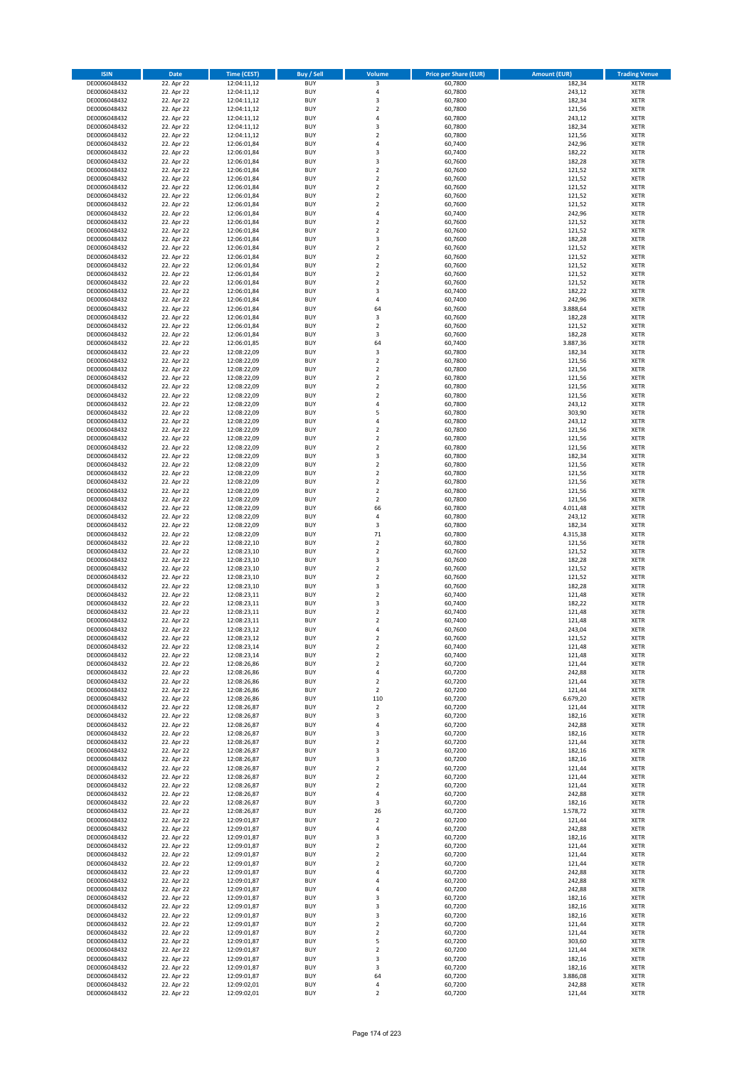| ISIN | Date | Time (CEST) | Buy / Sell | Volume | Price per Share (EUR) | Amount (EUR) | Trading Venue |
|---|---|---|---|---|---|---|---|
| DE0006048432 | 22. Apr 22 | 12:04:11,12 | BUY | 3 | 60,7800 | 182,34 | XETR |
| DE0006048432 | 22. Apr 22 | 12:04:11,12 | BUY | 4 | 60,7800 | 243,12 | XETR |
| DE0006048432 | 22. Apr 22 | 12:04:11,12 | BUY | 3 | 60,7800 | 182,34 | XETR |
| DE0006048432 | 22. Apr 22 | 12:04:11,12 | BUY | 2 | 60,7800 | 121,56 | XETR |
| DE0006048432 | 22. Apr 22 | 12:04:11,12 | BUY | 4 | 60,7800 | 243,12 | XETR |
| DE0006048432 | 22. Apr 22 | 12:04:11,12 | BUY | 3 | 60,7800 | 182,34 | XETR |
| DE0006048432 | 22. Apr 22 | 12:04:11,12 | BUY | 2 | 60,7800 | 121,56 | XETR |
| DE0006048432 | 22. Apr 22 | 12:06:01,84 | BUY | 4 | 60,7400 | 242,96 | XETR |
| DE0006048432 | 22. Apr 22 | 12:06:01,84 | BUY | 3 | 60,7400 | 182,22 | XETR |
| DE0006048432 | 22. Apr 22 | 12:06:01,84 | BUY | 3 | 60,7600 | 182,28 | XETR |
| DE0006048432 | 22. Apr 22 | 12:06:01,84 | BUY | 2 | 60,7600 | 121,52 | XETR |
| DE0006048432 | 22. Apr 22 | 12:06:01,84 | BUY | 2 | 60,7600 | 121,52 | XETR |
| DE0006048432 | 22. Apr 22 | 12:06:01,84 | BUY | 2 | 60,7600 | 121,52 | XETR |
| DE0006048432 | 22. Apr 22 | 12:06:01,84 | BUY | 2 | 60,7600 | 121,52 | XETR |
| DE0006048432 | 22. Apr 22 | 12:06:01,84 | BUY | 2 | 60,7600 | 121,52 | XETR |
| DE0006048432 | 22. Apr 22 | 12:06:01,84 | BUY | 4 | 60,7400 | 242,96 | XETR |
| DE0006048432 | 22. Apr 22 | 12:06:01,84 | BUY | 2 | 60,7600 | 121,52 | XETR |
| DE0006048432 | 22. Apr 22 | 12:06:01,84 | BUY | 2 | 60,7600 | 121,52 | XETR |
| DE0006048432 | 22. Apr 22 | 12:06:01,84 | BUY | 3 | 60,7600 | 182,28 | XETR |
| DE0006048432 | 22. Apr 22 | 12:06:01,84 | BUY | 2 | 60,7600 | 121,52 | XETR |
| DE0006048432 | 22. Apr 22 | 12:06:01,84 | BUY | 2 | 60,7600 | 121,52 | XETR |
| DE0006048432 | 22. Apr 22 | 12:06:01,84 | BUY | 2 | 60,7600 | 121,52 | XETR |
| DE0006048432 | 22. Apr 22 | 12:06:01,84 | BUY | 2 | 60,7600 | 121,52 | XETR |
| DE0006048432 | 22. Apr 22 | 12:06:01,84 | BUY | 2 | 60,7600 | 121,52 | XETR |
| DE0006048432 | 22. Apr 22 | 12:06:01,84 | BUY | 3 | 60,7400 | 182,22 | XETR |
| DE0006048432 | 22. Apr 22 | 12:06:01,84 | BUY | 4 | 60,7400 | 242,96 | XETR |
| DE0006048432 | 22. Apr 22 | 12:06:01,84 | BUY | 64 | 60,7600 | 3.888,64 | XETR |
| DE0006048432 | 22. Apr 22 | 12:06:01,84 | BUY | 3 | 60,7600 | 182,28 | XETR |
| DE0006048432 | 22. Apr 22 | 12:06:01,84 | BUY | 2 | 60,7600 | 121,52 | XETR |
| DE0006048432 | 22. Apr 22 | 12:06:01,84 | BUY | 3 | 60,7600 | 182,28 | XETR |
| DE0006048432 | 22. Apr 22 | 12:06:01,85 | BUY | 64 | 60,7400 | 3.887,36 | XETR |
| DE0006048432 | 22. Apr 22 | 12:08:22,09 | BUY | 3 | 60,7800 | 182,34 | XETR |
| DE0006048432 | 22. Apr 22 | 12:08:22,09 | BUY | 2 | 60,7800 | 121,56 | XETR |
| DE0006048432 | 22. Apr 22 | 12:08:22,09 | BUY | 2 | 60,7800 | 121,56 | XETR |
| DE0006048432 | 22. Apr 22 | 12:08:22,09 | BUY | 2 | 60,7800 | 121,56 | XETR |
| DE0006048432 | 22. Apr 22 | 12:08:22,09 | BUY | 2 | 60,7800 | 121,56 | XETR |
| DE0006048432 | 22. Apr 22 | 12:08:22,09 | BUY | 2 | 60,7800 | 121,56 | XETR |
| DE0006048432 | 22. Apr 22 | 12:08:22,09 | BUY | 4 | 60,7800 | 243,12 | XETR |
| DE0006048432 | 22. Apr 22 | 12:08:22,09 | BUY | 5 | 60,7800 | 303,90 | XETR |
| DE0006048432 | 22. Apr 22 | 12:08:22,09 | BUY | 4 | 60,7800 | 243,12 | XETR |
| DE0006048432 | 22. Apr 22 | 12:08:22,09 | BUY | 2 | 60,7800 | 121,56 | XETR |
| DE0006048432 | 22. Apr 22 | 12:08:22,09 | BUY | 2 | 60,7800 | 121,56 | XETR |
| DE0006048432 | 22. Apr 22 | 12:08:22,09 | BUY | 2 | 60,7800 | 121,56 | XETR |
| DE0006048432 | 22. Apr 22 | 12:08:22,09 | BUY | 3 | 60,7800 | 182,34 | XETR |
| DE0006048432 | 22. Apr 22 | 12:08:22,09 | BUY | 2 | 60,7800 | 121,56 | XETR |
| DE0006048432 | 22. Apr 22 | 12:08:22,09 | BUY | 2 | 60,7800 | 121,56 | XETR |
| DE0006048432 | 22. Apr 22 | 12:08:22,09 | BUY | 2 | 60,7800 | 121,56 | XETR |
| DE0006048432 | 22. Apr 22 | 12:08:22,09 | BUY | 2 | 60,7800 | 121,56 | XETR |
| DE0006048432 | 22. Apr 22 | 12:08:22,09 | BUY | 2 | 60,7800 | 121,56 | XETR |
| DE0006048432 | 22. Apr 22 | 12:08:22,09 | BUY | 66 | 60,7800 | 4.011,48 | XETR |
| DE0006048432 | 22. Apr 22 | 12:08:22,09 | BUY | 4 | 60,7800 | 243,12 | XETR |
| DE0006048432 | 22. Apr 22 | 12:08:22,09 | BUY | 3 | 60,7800 | 182,34 | XETR |
| DE0006048432 | 22. Apr 22 | 12:08:22,09 | BUY | 71 | 60,7800 | 4.315,38 | XETR |
| DE0006048432 | 22. Apr 22 | 12:08:22,10 | BUY | 2 | 60,7800 | 121,56 | XETR |
| DE0006048432 | 22. Apr 22 | 12:08:23,10 | BUY | 2 | 60,7600 | 121,52 | XETR |
| DE0006048432 | 22. Apr 22 | 12:08:23,10 | BUY | 3 | 60,7600 | 182,28 | XETR |
| DE0006048432 | 22. Apr 22 | 12:08:23,10 | BUY | 2 | 60,7600 | 121,52 | XETR |
| DE0006048432 | 22. Apr 22 | 12:08:23,10 | BUY | 2 | 60,7600 | 121,52 | XETR |
| DE0006048432 | 22. Apr 22 | 12:08:23,10 | BUY | 3 | 60,7600 | 182,28 | XETR |
| DE0006048432 | 22. Apr 22 | 12:08:23,11 | BUY | 2 | 60,7400 | 121,48 | XETR |
| DE0006048432 | 22. Apr 22 | 12:08:23,11 | BUY | 3 | 60,7400 | 182,22 | XETR |
| DE0006048432 | 22. Apr 22 | 12:08:23,11 | BUY | 2 | 60,7400 | 121,48 | XETR |
| DE0006048432 | 22. Apr 22 | 12:08:23,11 | BUY | 2 | 60,7400 | 121,48 | XETR |
| DE0006048432 | 22. Apr 22 | 12:08:23,12 | BUY | 4 | 60,7600 | 243,04 | XETR |
| DE0006048432 | 22. Apr 22 | 12:08:23,12 | BUY | 2 | 60,7600 | 121,52 | XETR |
| DE0006048432 | 22. Apr 22 | 12:08:23,14 | BUY | 2 | 60,7400 | 121,48 | XETR |
| DE0006048432 | 22. Apr 22 | 12:08:23,14 | BUY | 2 | 60,7400 | 121,48 | XETR |
| DE0006048432 | 22. Apr 22 | 12:08:26,86 | BUY | 2 | 60,7200 | 121,44 | XETR |
| DE0006048432 | 22. Apr 22 | 12:08:26,86 | BUY | 4 | 60,7200 | 242,88 | XETR |
| DE0006048432 | 22. Apr 22 | 12:08:26,86 | BUY | 2 | 60,7200 | 121,44 | XETR |
| DE0006048432 | 22. Apr 22 | 12:08:26,86 | BUY | 2 | 60,7200 | 121,44 | XETR |
| DE0006048432 | 22. Apr 22 | 12:08:26,86 | BUY | 110 | 60,7200 | 6.679,20 | XETR |
| DE0006048432 | 22. Apr 22 | 12:08:26,87 | BUY | 2 | 60,7200 | 121,44 | XETR |
| DE0006048432 | 22. Apr 22 | 12:08:26,87 | BUY | 3 | 60,7200 | 182,16 | XETR |
| DE0006048432 | 22. Apr 22 | 12:08:26,87 | BUY | 4 | 60,7200 | 242,88 | XETR |
| DE0006048432 | 22. Apr 22 | 12:08:26,87 | BUY | 3 | 60,7200 | 182,16 | XETR |
| DE0006048432 | 22. Apr 22 | 12:08:26,87 | BUY | 2 | 60,7200 | 121,44 | XETR |
| DE0006048432 | 22. Apr 22 | 12:08:26,87 | BUY | 3 | 60,7200 | 182,16 | XETR |
| DE0006048432 | 22. Apr 22 | 12:08:26,87 | BUY | 3 | 60,7200 | 182,16 | XETR |
| DE0006048432 | 22. Apr 22 | 12:08:26,87 | BUY | 2 | 60,7200 | 121,44 | XETR |
| DE0006048432 | 22. Apr 22 | 12:08:26,87 | BUY | 2 | 60,7200 | 121,44 | XETR |
| DE0006048432 | 22. Apr 22 | 12:08:26,87 | BUY | 2 | 60,7200 | 121,44 | XETR |
| DE0006048432 | 22. Apr 22 | 12:08:26,87 | BUY | 4 | 60,7200 | 242,88 | XETR |
| DE0006048432 | 22. Apr 22 | 12:08:26,87 | BUY | 3 | 60,7200 | 182,16 | XETR |
| DE0006048432 | 22. Apr 22 | 12:08:26,87 | BUY | 26 | 60,7200 | 1.578,72 | XETR |
| DE0006048432 | 22. Apr 22 | 12:09:01,87 | BUY | 2 | 60,7200 | 121,44 | XETR |
| DE0006048432 | 22. Apr 22 | 12:09:01,87 | BUY | 4 | 60,7200 | 242,88 | XETR |
| DE0006048432 | 22. Apr 22 | 12:09:01,87 | BUY | 3 | 60,7200 | 182,16 | XETR |
| DE0006048432 | 22. Apr 22 | 12:09:01,87 | BUY | 2 | 60,7200 | 121,44 | XETR |
| DE0006048432 | 22. Apr 22 | 12:09:01,87 | BUY | 2 | 60,7200 | 121,44 | XETR |
| DE0006048432 | 22. Apr 22 | 12:09:01,87 | BUY | 2 | 60,7200 | 121,44 | XETR |
| DE0006048432 | 22. Apr 22 | 12:09:01,87 | BUY | 4 | 60,7200 | 242,88 | XETR |
| DE0006048432 | 22. Apr 22 | 12:09:01,87 | BUY | 4 | 60,7200 | 242,88 | XETR |
| DE0006048432 | 22. Apr 22 | 12:09:01,87 | BUY | 4 | 60,7200 | 242,88 | XETR |
| DE0006048432 | 22. Apr 22 | 12:09:01,87 | BUY | 3 | 60,7200 | 182,16 | XETR |
| DE0006048432 | 22. Apr 22 | 12:09:01,87 | BUY | 3 | 60,7200 | 182,16 | XETR |
| DE0006048432 | 22. Apr 22 | 12:09:01,87 | BUY | 3 | 60,7200 | 182,16 | XETR |
| DE0006048432 | 22. Apr 22 | 12:09:01,87 | BUY | 2 | 60,7200 | 121,44 | XETR |
| DE0006048432 | 22. Apr 22 | 12:09:01,87 | BUY | 2 | 60,7200 | 121,44 | XETR |
| DE0006048432 | 22. Apr 22 | 12:09:01,87 | BUY | 5 | 60,7200 | 303,60 | XETR |
| DE0006048432 | 22. Apr 22 | 12:09:01,87 | BUY | 2 | 60,7200 | 121,44 | XETR |
| DE0006048432 | 22. Apr 22 | 12:09:01,87 | BUY | 3 | 60,7200 | 182,16 | XETR |
| DE0006048432 | 22. Apr 22 | 12:09:01,87 | BUY | 3 | 60,7200 | 182,16 | XETR |
| DE0006048432 | 22. Apr 22 | 12:09:01,87 | BUY | 64 | 60,7200 | 3.886,08 | XETR |
| DE0006048432 | 22. Apr 22 | 12:09:02,01 | BUY | 4 | 60,7200 | 242,88 | XETR |
| DE0006048432 | 22. Apr 22 | 12:09:02,01 | BUY | 2 | 60,7200 | 121,44 | XETR |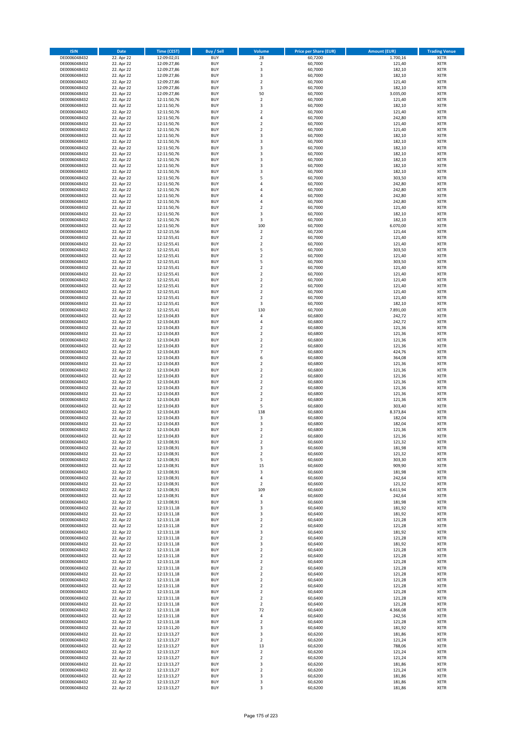| ISIN | Date | Time (CEST) | Buy / Sell | Volume | Price per Share (EUR) | Amount (EUR) | Trading Venue |
|---|---|---|---|---|---|---|---|
| DE0006048432 | 22. Apr 22 | 12:09:02,01 | BUY | 28 | 60,7200 | 1.700,16 | XETR |
| DE0006048432 | 22. Apr 22 | 12:09:27,86 | BUY | 2 | 60,7000 | 121,40 | XETR |
| DE0006048432 | 22. Apr 22 | 12:09:27,86 | BUY | 3 | 60,7000 | 182,10 | XETR |
| DE0006048432 | 22. Apr 22 | 12:09:27,86 | BUY | 3 | 60,7000 | 182,10 | XETR |
| DE0006048432 | 22. Apr 22 | 12:09:27,86 | BUY | 2 | 60,7000 | 121,40 | XETR |
| DE0006048432 | 22. Apr 22 | 12:09:27,86 | BUY | 3 | 60,7000 | 182,10 | XETR |
| DE0006048432 | 22. Apr 22 | 12:09:27,86 | BUY | 50 | 60,7000 | 3.035,00 | XETR |
| DE0006048432 | 22. Apr 22 | 12:11:50,76 | BUY | 2 | 60,7000 | 121,40 | XETR |
| DE0006048432 | 22. Apr 22 | 12:11:50,76 | BUY | 3 | 60,7000 | 182,10 | XETR |
| DE0006048432 | 22. Apr 22 | 12:11:50,76 | BUY | 2 | 60,7000 | 121,40 | XETR |
| DE0006048432 | 22. Apr 22 | 12:11:50,76 | BUY | 4 | 60,7000 | 242,80 | XETR |
| DE0006048432 | 22. Apr 22 | 12:11:50,76 | BUY | 2 | 60,7000 | 121,40 | XETR |
| DE0006048432 | 22. Apr 22 | 12:11:50,76 | BUY | 2 | 60,7000 | 121,40 | XETR |
| DE0006048432 | 22. Apr 22 | 12:11:50,76 | BUY | 3 | 60,7000 | 182,10 | XETR |
| DE0006048432 | 22. Apr 22 | 12:11:50,76 | BUY | 3 | 60,7000 | 182,10 | XETR |
| DE0006048432 | 22. Apr 22 | 12:11:50,76 | BUY | 3 | 60,7000 | 182,10 | XETR |
| DE0006048432 | 22. Apr 22 | 12:11:50,76 | BUY | 3 | 60,7000 | 182,10 | XETR |
| DE0006048432 | 22. Apr 22 | 12:11:50,76 | BUY | 3 | 60,7000 | 182,10 | XETR |
| DE0006048432 | 22. Apr 22 | 12:11:50,76 | BUY | 3 | 60,7000 | 182,10 | XETR |
| DE0006048432 | 22. Apr 22 | 12:11:50,76 | BUY | 3 | 60,7000 | 182,10 | XETR |
| DE0006048432 | 22. Apr 22 | 12:11:50,76 | BUY | 5 | 60,7000 | 303,50 | XETR |
| DE0006048432 | 22. Apr 22 | 12:11:50,76 | BUY | 4 | 60,7000 | 242,80 | XETR |
| DE0006048432 | 22. Apr 22 | 12:11:50,76 | BUY | 4 | 60,7000 | 242,80 | XETR |
| DE0006048432 | 22. Apr 22 | 12:11:50,76 | BUY | 4 | 60,7000 | 242,80 | XETR |
| DE0006048432 | 22. Apr 22 | 12:11:50,76 | BUY | 4 | 60,7000 | 242,80 | XETR |
| DE0006048432 | 22. Apr 22 | 12:11:50,76 | BUY | 2 | 60,7000 | 121,40 | XETR |
| DE0006048432 | 22. Apr 22 | 12:11:50,76 | BUY | 3 | 60,7000 | 182,10 | XETR |
| DE0006048432 | 22. Apr 22 | 12:11:50,76 | BUY | 3 | 60,7000 | 182,10 | XETR |
| DE0006048432 | 22. Apr 22 | 12:11:50,76 | BUY | 100 | 60,7000 | 6.070,00 | XETR |
| DE0006048432 | 22. Apr 22 | 12:12:15,56 | BUY | 2 | 60,7200 | 121,44 | XETR |
| DE0006048432 | 22. Apr 22 | 12:12:55,41 | BUY | 2 | 60,7000 | 121,40 | XETR |
| DE0006048432 | 22. Apr 22 | 12:12:55,41 | BUY | 2 | 60,7000 | 121,40 | XETR |
| DE0006048432 | 22. Apr 22 | 12:12:55,41 | BUY | 5 | 60,7000 | 303,50 | XETR |
| DE0006048432 | 22. Apr 22 | 12:12:55,41 | BUY | 2 | 60,7000 | 121,40 | XETR |
| DE0006048432 | 22. Apr 22 | 12:12:55,41 | BUY | 5 | 60,7000 | 303,50 | XETR |
| DE0006048432 | 22. Apr 22 | 12:12:55,41 | BUY | 2 | 60,7000 | 121,40 | XETR |
| DE0006048432 | 22. Apr 22 | 12:12:55,41 | BUY | 2 | 60,7000 | 121,40 | XETR |
| DE0006048432 | 22. Apr 22 | 12:12:55,41 | BUY | 2 | 60,7000 | 121,40 | XETR |
| DE0006048432 | 22. Apr 22 | 12:12:55,41 | BUY | 2 | 60,7000 | 121,40 | XETR |
| DE0006048432 | 22. Apr 22 | 12:12:55,41 | BUY | 2 | 60,7000 | 121,40 | XETR |
| DE0006048432 | 22. Apr 22 | 12:12:55,41 | BUY | 2 | 60,7000 | 121,40 | XETR |
| DE0006048432 | 22. Apr 22 | 12:12:55,41 | BUY | 3 | 60,7000 | 182,10 | XETR |
| DE0006048432 | 22. Apr 22 | 12:12:55,41 | BUY | 130 | 60,7000 | 7.891,00 | XETR |
| DE0006048432 | 22. Apr 22 | 12:13:04,83 | BUY | 4 | 60,6800 | 242,72 | XETR |
| DE0006048432 | 22. Apr 22 | 12:13:04,83 | BUY | 4 | 60,6800 | 242,72 | XETR |
| DE0006048432 | 22. Apr 22 | 12:13:04,83 | BUY | 2 | 60,6800 | 121,36 | XETR |
| DE0006048432 | 22. Apr 22 | 12:13:04,83 | BUY | 2 | 60,6800 | 121,36 | XETR |
| DE0006048432 | 22. Apr 22 | 12:13:04,83 | BUY | 2 | 60,6800 | 121,36 | XETR |
| DE0006048432 | 22. Apr 22 | 12:13:04,83 | BUY | 2 | 60,6800 | 121,36 | XETR |
| DE0006048432 | 22. Apr 22 | 12:13:04,83 | BUY | 7 | 60,6800 | 424,76 | XETR |
| DE0006048432 | 22. Apr 22 | 12:13:04,83 | BUY | 6 | 60,6800 | 364,08 | XETR |
| DE0006048432 | 22. Apr 22 | 12:13:04,83 | BUY | 2 | 60,6800 | 121,36 | XETR |
| DE0006048432 | 22. Apr 22 | 12:13:04,83 | BUY | 2 | 60,6800 | 121,36 | XETR |
| DE0006048432 | 22. Apr 22 | 12:13:04,83 | BUY | 2 | 60,6800 | 121,36 | XETR |
| DE0006048432 | 22. Apr 22 | 12:13:04,83 | BUY | 2 | 60,6800 | 121,36 | XETR |
| DE0006048432 | 22. Apr 22 | 12:13:04,83 | BUY | 2 | 60,6800 | 121,36 | XETR |
| DE0006048432 | 22. Apr 22 | 12:13:04,83 | BUY | 2 | 60,6800 | 121,36 | XETR |
| DE0006048432 | 22. Apr 22 | 12:13:04,83 | BUY | 2 | 60,6800 | 121,36 | XETR |
| DE0006048432 | 22. Apr 22 | 12:13:04,83 | BUY | 5 | 60,6800 | 303,40 | XETR |
| DE0006048432 | 22. Apr 22 | 12:13:04,83 | BUY | 138 | 60,6800 | 8.373,84 | XETR |
| DE0006048432 | 22. Apr 22 | 12:13:04,83 | BUY | 3 | 60,6800 | 182,04 | XETR |
| DE0006048432 | 22. Apr 22 | 12:13:04,83 | BUY | 3 | 60,6800 | 182,04 | XETR |
| DE0006048432 | 22. Apr 22 | 12:13:04,83 | BUY | 2 | 60,6800 | 121,36 | XETR |
| DE0006048432 | 22. Apr 22 | 12:13:04,83 | BUY | 2 | 60,6800 | 121,36 | XETR |
| DE0006048432 | 22. Apr 22 | 12:13:08,91 | BUY | 2 | 60,6600 | 121,32 | XETR |
| DE0006048432 | 22. Apr 22 | 12:13:08,91 | BUY | 3 | 60,6600 | 181,98 | XETR |
| DE0006048432 | 22. Apr 22 | 12:13:08,91 | BUY | 2 | 60,6600 | 121,32 | XETR |
| DE0006048432 | 22. Apr 22 | 12:13:08,91 | BUY | 5 | 60,6600 | 303,30 | XETR |
| DE0006048432 | 22. Apr 22 | 12:13:08,91 | BUY | 15 | 60,6600 | 909,90 | XETR |
| DE0006048432 | 22. Apr 22 | 12:13:08,91 | BUY | 3 | 60,6600 | 181,98 | XETR |
| DE0006048432 | 22. Apr 22 | 12:13:08,91 | BUY | 4 | 60,6600 | 242,64 | XETR |
| DE0006048432 | 22. Apr 22 | 12:13:08,91 | BUY | 2 | 60,6600 | 121,32 | XETR |
| DE0006048432 | 22. Apr 22 | 12:13:08,91 | BUY | 109 | 60,6600 | 6.611,94 | XETR |
| DE0006048432 | 22. Apr 22 | 12:13:08,91 | BUY | 4 | 60,6600 | 242,64 | XETR |
| DE0006048432 | 22. Apr 22 | 12:13:08,91 | BUY | 3 | 60,6600 | 181,98 | XETR |
| DE0006048432 | 22. Apr 22 | 12:13:11,18 | BUY | 3 | 60,6400 | 181,92 | XETR |
| DE0006048432 | 22. Apr 22 | 12:13:11,18 | BUY | 3 | 60,6400 | 181,92 | XETR |
| DE0006048432 | 22. Apr 22 | 12:13:11,18 | BUY | 2 | 60,6400 | 121,28 | XETR |
| DE0006048432 | 22. Apr 22 | 12:13:11,18 | BUY | 2 | 60,6400 | 121,28 | XETR |
| DE0006048432 | 22. Apr 22 | 12:13:11,18 | BUY | 3 | 60,6400 | 181,92 | XETR |
| DE0006048432 | 22. Apr 22 | 12:13:11,18 | BUY | 2 | 60,6400 | 121,28 | XETR |
| DE0006048432 | 22. Apr 22 | 12:13:11,18 | BUY | 3 | 60,6400 | 181,92 | XETR |
| DE0006048432 | 22. Apr 22 | 12:13:11,18 | BUY | 2 | 60,6400 | 121,28 | XETR |
| DE0006048432 | 22. Apr 22 | 12:13:11,18 | BUY | 2 | 60,6400 | 121,28 | XETR |
| DE0006048432 | 22. Apr 22 | 12:13:11,18 | BUY | 2 | 60,6400 | 121,28 | XETR |
| DE0006048432 | 22. Apr 22 | 12:13:11,18 | BUY | 2 | 60,6400 | 121,28 | XETR |
| DE0006048432 | 22. Apr 22 | 12:13:11,18 | BUY | 2 | 60,6400 | 121,28 | XETR |
| DE0006048432 | 22. Apr 22 | 12:13:11,18 | BUY | 2 | 60,6400 | 121,28 | XETR |
| DE0006048432 | 22. Apr 22 | 12:13:11,18 | BUY | 2 | 60,6400 | 121,28 | XETR |
| DE0006048432 | 22. Apr 22 | 12:13:11,18 | BUY | 2 | 60,6400 | 121,28 | XETR |
| DE0006048432 | 22. Apr 22 | 12:13:11,18 | BUY | 2 | 60,6400 | 121,28 | XETR |
| DE0006048432 | 22. Apr 22 | 12:13:11,18 | BUY | 2 | 60,6400 | 121,28 | XETR |
| DE0006048432 | 22. Apr 22 | 12:13:11,18 | BUY | 72 | 60,6400 | 4.366,08 | XETR |
| DE0006048432 | 22. Apr 22 | 12:13:11,18 | BUY | 4 | 60,6400 | 242,56 | XETR |
| DE0006048432 | 22. Apr 22 | 12:13:11,18 | BUY | 2 | 60,6400 | 121,28 | XETR |
| DE0006048432 | 22. Apr 22 | 12:13:11,20 | BUY | 3 | 60,6400 | 181,92 | XETR |
| DE0006048432 | 22. Apr 22 | 12:13:13,27 | BUY | 3 | 60,6200 | 181,86 | XETR |
| DE0006048432 | 22. Apr 22 | 12:13:13,27 | BUY | 2 | 60,6200 | 121,24 | XETR |
| DE0006048432 | 22. Apr 22 | 12:13:13,27 | BUY | 13 | 60,6200 | 788,06 | XETR |
| DE0006048432 | 22. Apr 22 | 12:13:13,27 | BUY | 2 | 60,6200 | 121,24 | XETR |
| DE0006048432 | 22. Apr 22 | 12:13:13,27 | BUY | 2 | 60,6200 | 121,24 | XETR |
| DE0006048432 | 22. Apr 22 | 12:13:13,27 | BUY | 3 | 60,6200 | 181,86 | XETR |
| DE0006048432 | 22. Apr 22 | 12:13:13,27 | BUY | 2 | 60,6200 | 121,24 | XETR |
| DE0006048432 | 22. Apr 22 | 12:13:13,27 | BUY | 3 | 60,6200 | 181,86 | XETR |
| DE0006048432 | 22. Apr 22 | 12:13:13,27 | BUY | 3 | 60,6200 | 181,86 | XETR |
| DE0006048432 | 22. Apr 22 | 12:13:13,27 | BUY | 3 | 60,6200 | 181,86 | XETR |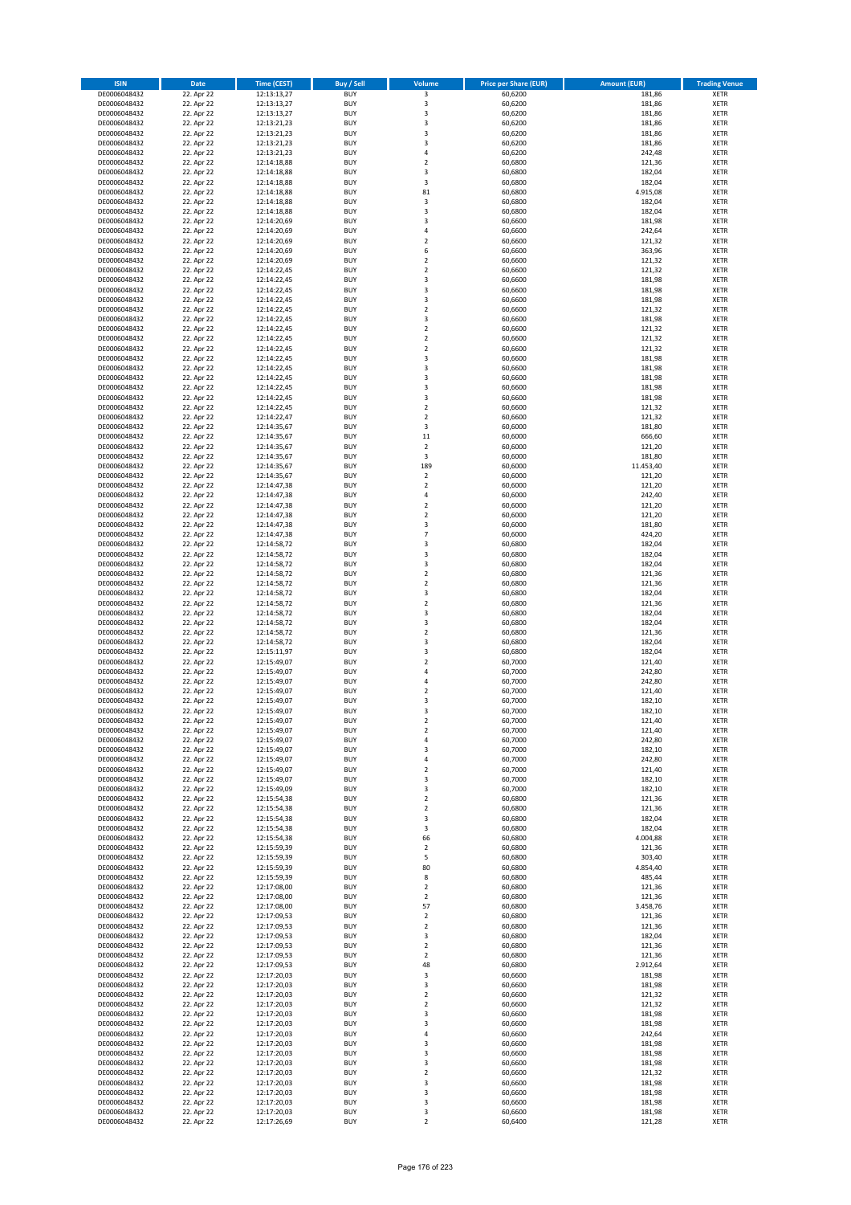| ISIN | Date | Time (CEST) | Buy / Sell | Volume | Price per Share (EUR) | Amount (EUR) | Trading Venue |
|---|---|---|---|---|---|---|---|
| DE0006048432 | 22. Apr 22 | 12:13:13,27 | BUY | 3 | 60,6200 | 181,86 | XETR |
| DE0006048432 | 22. Apr 22 | 12:13:13,27 | BUY | 3 | 60,6200 | 181,86 | XETR |
| DE0006048432 | 22. Apr 22 | 12:13:13,27 | BUY | 3 | 60,6200 | 181,86 | XETR |
| DE0006048432 | 22. Apr 22 | 12:13:21,23 | BUY | 3 | 60,6200 | 181,86 | XETR |
| DE0006048432 | 22. Apr 22 | 12:13:21,23 | BUY | 3 | 60,6200 | 181,86 | XETR |
| DE0006048432 | 22. Apr 22 | 12:13:21,23 | BUY | 3 | 60,6200 | 181,86 | XETR |
| DE0006048432 | 22. Apr 22 | 12:13:21,23 | BUY | 4 | 60,6200 | 242,48 | XETR |
| DE0006048432 | 22. Apr 22 | 12:14:18,88 | BUY | 2 | 60,6800 | 121,36 | XETR |
| DE0006048432 | 22. Apr 22 | 12:14:18,88 | BUY | 3 | 60,6800 | 182,04 | XETR |
| DE0006048432 | 22. Apr 22 | 12:14:18,88 | BUY | 3 | 60,6800 | 182,04 | XETR |
| DE0006048432 | 22. Apr 22 | 12:14:18,88 | BUY | 81 | 60,6800 | 4.915,08 | XETR |
| DE0006048432 | 22. Apr 22 | 12:14:18,88 | BUY | 3 | 60,6800 | 182,04 | XETR |
| DE0006048432 | 22. Apr 22 | 12:14:18,88 | BUY | 3 | 60,6800 | 182,04 | XETR |
| DE0006048432 | 22. Apr 22 | 12:14:20,69 | BUY | 3 | 60,6600 | 181,98 | XETR |
| DE0006048432 | 22. Apr 22 | 12:14:20,69 | BUY | 4 | 60,6600 | 242,64 | XETR |
| DE0006048432 | 22. Apr 22 | 12:14:20,69 | BUY | 2 | 60,6600 | 121,32 | XETR |
| DE0006048432 | 22. Apr 22 | 12:14:20,69 | BUY | 6 | 60,6600 | 363,96 | XETR |
| DE0006048432 | 22. Apr 22 | 12:14:20,69 | BUY | 2 | 60,6600 | 121,32 | XETR |
| DE0006048432 | 22. Apr 22 | 12:14:22,45 | BUY | 2 | 60,6600 | 121,32 | XETR |
| DE0006048432 | 22. Apr 22 | 12:14:22,45 | BUY | 3 | 60,6600 | 181,98 | XETR |
| DE0006048432 | 22. Apr 22 | 12:14:22,45 | BUY | 3 | 60,6600 | 181,98 | XETR |
| DE0006048432 | 22. Apr 22 | 12:14:22,45 | BUY | 3 | 60,6600 | 181,98 | XETR |
| DE0006048432 | 22. Apr 22 | 12:14:22,45 | BUY | 2 | 60,6600 | 121,32 | XETR |
| DE0006048432 | 22. Apr 22 | 12:14:22,45 | BUY | 3 | 60,6600 | 181,98 | XETR |
| DE0006048432 | 22. Apr 22 | 12:14:22,45 | BUY | 2 | 60,6600 | 121,32 | XETR |
| DE0006048432 | 22. Apr 22 | 12:14:22,45 | BUY | 2 | 60,6600 | 121,32 | XETR |
| DE0006048432 | 22. Apr 22 | 12:14:22,45 | BUY | 2 | 60,6600 | 121,32 | XETR |
| DE0006048432 | 22. Apr 22 | 12:14:22,45 | BUY | 3 | 60,6600 | 181,98 | XETR |
| DE0006048432 | 22. Apr 22 | 12:14:22,45 | BUY | 3 | 60,6600 | 181,98 | XETR |
| DE0006048432 | 22. Apr 22 | 12:14:22,45 | BUY | 3 | 60,6600 | 181,98 | XETR |
| DE0006048432 | 22. Apr 22 | 12:14:22,45 | BUY | 3 | 60,6600 | 181,98 | XETR |
| DE0006048432 | 22. Apr 22 | 12:14:22,45 | BUY | 3 | 60,6600 | 181,98 | XETR |
| DE0006048432 | 22. Apr 22 | 12:14:22,45 | BUY | 2 | 60,6600 | 121,32 | XETR |
| DE0006048432 | 22. Apr 22 | 12:14:22,47 | BUY | 2 | 60,6600 | 121,32 | XETR |
| DE0006048432 | 22. Apr 22 | 12:14:35,67 | BUY | 3 | 60,6000 | 181,80 | XETR |
| DE0006048432 | 22. Apr 22 | 12:14:35,67 | BUY | 11 | 60,6000 | 666,60 | XETR |
| DE0006048432 | 22. Apr 22 | 12:14:35,67 | BUY | 2 | 60,6000 | 121,20 | XETR |
| DE0006048432 | 22. Apr 22 | 12:14:35,67 | BUY | 3 | 60,6000 | 181,80 | XETR |
| DE0006048432 | 22. Apr 22 | 12:14:35,67 | BUY | 189 | 60,6000 | 11.453,40 | XETR |
| DE0006048432 | 22. Apr 22 | 12:14:35,67 | BUY | 2 | 60,6000 | 121,20 | XETR |
| DE0006048432 | 22. Apr 22 | 12:14:47,38 | BUY | 2 | 60,6000 | 121,20 | XETR |
| DE0006048432 | 22. Apr 22 | 12:14:47,38 | BUY | 4 | 60,6000 | 242,40 | XETR |
| DE0006048432 | 22. Apr 22 | 12:14:47,38 | BUY | 2 | 60,6000 | 121,20 | XETR |
| DE0006048432 | 22. Apr 22 | 12:14:47,38 | BUY | 2 | 60,6000 | 121,20 | XETR |
| DE0006048432 | 22. Apr 22 | 12:14:47,38 | BUY | 3 | 60,6000 | 181,80 | XETR |
| DE0006048432 | 22. Apr 22 | 12:14:47,38 | BUY | 7 | 60,6000 | 424,20 | XETR |
| DE0006048432 | 22. Apr 22 | 12:14:58,72 | BUY | 3 | 60,6800 | 182,04 | XETR |
| DE0006048432 | 22. Apr 22 | 12:14:58,72 | BUY | 3 | 60,6800 | 182,04 | XETR |
| DE0006048432 | 22. Apr 22 | 12:14:58,72 | BUY | 3 | 60,6800 | 182,04 | XETR |
| DE0006048432 | 22. Apr 22 | 12:14:58,72 | BUY | 2 | 60,6800 | 121,36 | XETR |
| DE0006048432 | 22. Apr 22 | 12:14:58,72 | BUY | 2 | 60,6800 | 121,36 | XETR |
| DE0006048432 | 22. Apr 22 | 12:14:58,72 | BUY | 3 | 60,6800 | 182,04 | XETR |
| DE0006048432 | 22. Apr 22 | 12:14:58,72 | BUY | 2 | 60,6800 | 121,36 | XETR |
| DE0006048432 | 22. Apr 22 | 12:14:58,72 | BUY | 3 | 60,6800 | 182,04 | XETR |
| DE0006048432 | 22. Apr 22 | 12:14:58,72 | BUY | 3 | 60,6800 | 182,04 | XETR |
| DE0006048432 | 22. Apr 22 | 12:14:58,72 | BUY | 2 | 60,6800 | 121,36 | XETR |
| DE0006048432 | 22. Apr 22 | 12:14:58,72 | BUY | 3 | 60,6800 | 182,04 | XETR |
| DE0006048432 | 22. Apr 22 | 12:15:11,97 | BUY | 3 | 60,6800 | 182,04 | XETR |
| DE0006048432 | 22. Apr 22 | 12:15:49,07 | BUY | 2 | 60,7000 | 121,40 | XETR |
| DE0006048432 | 22. Apr 22 | 12:15:49,07 | BUY | 4 | 60,7000 | 242,80 | XETR |
| DE0006048432 | 22. Apr 22 | 12:15:49,07 | BUY | 4 | 60,7000 | 242,80 | XETR |
| DE0006048432 | 22. Apr 22 | 12:15:49,07 | BUY | 2 | 60,7000 | 121,40 | XETR |
| DE0006048432 | 22. Apr 22 | 12:15:49,07 | BUY | 3 | 60,7000 | 182,10 | XETR |
| DE0006048432 | 22. Apr 22 | 12:15:49,07 | BUY | 3 | 60,7000 | 182,10 | XETR |
| DE0006048432 | 22. Apr 22 | 12:15:49,07 | BUY | 2 | 60,7000 | 121,40 | XETR |
| DE0006048432 | 22. Apr 22 | 12:15:49,07 | BUY | 2 | 60,7000 | 121,40 | XETR |
| DE0006048432 | 22. Apr 22 | 12:15:49,07 | BUY | 4 | 60,7000 | 242,80 | XETR |
| DE0006048432 | 22. Apr 22 | 12:15:49,07 | BUY | 3 | 60,7000 | 182,10 | XETR |
| DE0006048432 | 22. Apr 22 | 12:15:49,07 | BUY | 4 | 60,7000 | 242,80 | XETR |
| DE0006048432 | 22. Apr 22 | 12:15:49,07 | BUY | 2 | 60,7000 | 121,40 | XETR |
| DE0006048432 | 22. Apr 22 | 12:15:49,07 | BUY | 3 | 60,7000 | 182,10 | XETR |
| DE0006048432 | 22. Apr 22 | 12:15:49,09 | BUY | 3 | 60,7000 | 182,10 | XETR |
| DE0006048432 | 22. Apr 22 | 12:15:54,38 | BUY | 2 | 60,6800 | 121,36 | XETR |
| DE0006048432 | 22. Apr 22 | 12:15:54,38 | BUY | 2 | 60,6800 | 121,36 | XETR |
| DE0006048432 | 22. Apr 22 | 12:15:54,38 | BUY | 3 | 60,6800 | 182,04 | XETR |
| DE0006048432 | 22. Apr 22 | 12:15:54,38 | BUY | 3 | 60,6800 | 182,04 | XETR |
| DE0006048432 | 22. Apr 22 | 12:15:54,38 | BUY | 66 | 60,6800 | 4.004,88 | XETR |
| DE0006048432 | 22. Apr 22 | 12:15:59,39 | BUY | 2 | 60,6800 | 121,36 | XETR |
| DE0006048432 | 22. Apr 22 | 12:15:59,39 | BUY | 5 | 60,6800 | 303,40 | XETR |
| DE0006048432 | 22. Apr 22 | 12:15:59,39 | BUY | 80 | 60,6800 | 4.854,40 | XETR |
| DE0006048432 | 22. Apr 22 | 12:15:59,39 | BUY | 8 | 60,6800 | 485,44 | XETR |
| DE0006048432 | 22. Apr 22 | 12:17:08,00 | BUY | 2 | 60,6800 | 121,36 | XETR |
| DE0006048432 | 22. Apr 22 | 12:17:08,00 | BUY | 2 | 60,6800 | 121,36 | XETR |
| DE0006048432 | 22. Apr 22 | 12:17:08,00 | BUY | 57 | 60,6800 | 3.458,76 | XETR |
| DE0006048432 | 22. Apr 22 | 12:17:09,53 | BUY | 2 | 60,6800 | 121,36 | XETR |
| DE0006048432 | 22. Apr 22 | 12:17:09,53 | BUY | 2 | 60,6800 | 121,36 | XETR |
| DE0006048432 | 22. Apr 22 | 12:17:09,53 | BUY | 3 | 60,6800 | 182,04 | XETR |
| DE0006048432 | 22. Apr 22 | 12:17:09,53 | BUY | 2 | 60,6800 | 121,36 | XETR |
| DE0006048432 | 22. Apr 22 | 12:17:09,53 | BUY | 2 | 60,6800 | 121,36 | XETR |
| DE0006048432 | 22. Apr 22 | 12:17:09,53 | BUY | 48 | 60,6800 | 2.912,64 | XETR |
| DE0006048432 | 22. Apr 22 | 12:17:20,03 | BUY | 3 | 60,6600 | 181,98 | XETR |
| DE0006048432 | 22. Apr 22 | 12:17:20,03 | BUY | 3 | 60,6600 | 181,98 | XETR |
| DE0006048432 | 22. Apr 22 | 12:17:20,03 | BUY | 2 | 60,6600 | 121,32 | XETR |
| DE0006048432 | 22. Apr 22 | 12:17:20,03 | BUY | 2 | 60,6600 | 121,32 | XETR |
| DE0006048432 | 22. Apr 22 | 12:17:20,03 | BUY | 3 | 60,6600 | 181,98 | XETR |
| DE0006048432 | 22. Apr 22 | 12:17:20,03 | BUY | 3 | 60,6600 | 181,98 | XETR |
| DE0006048432 | 22. Apr 22 | 12:17:20,03 | BUY | 4 | 60,6600 | 242,64 | XETR |
| DE0006048432 | 22. Apr 22 | 12:17:20,03 | BUY | 3 | 60,6600 | 181,98 | XETR |
| DE0006048432 | 22. Apr 22 | 12:17:20,03 | BUY | 3 | 60,6600 | 181,98 | XETR |
| DE0006048432 | 22. Apr 22 | 12:17:20,03 | BUY | 3 | 60,6600 | 181,98 | XETR |
| DE0006048432 | 22. Apr 22 | 12:17:20,03 | BUY | 2 | 60,6600 | 121,32 | XETR |
| DE0006048432 | 22. Apr 22 | 12:17:20,03 | BUY | 3 | 60,6600 | 181,98 | XETR |
| DE0006048432 | 22. Apr 22 | 12:17:20,03 | BUY | 3 | 60,6600 | 181,98 | XETR |
| DE0006048432 | 22. Apr 22 | 12:17:20,03 | BUY | 3 | 60,6600 | 181,98 | XETR |
| DE0006048432 | 22. Apr 22 | 12:17:20,03 | BUY | 3 | 60,6600 | 181,98 | XETR |
| DE0006048432 | 22. Apr 22 | 12:17:26,69 | BUY | 2 | 60,6400 | 121,28 | XETR |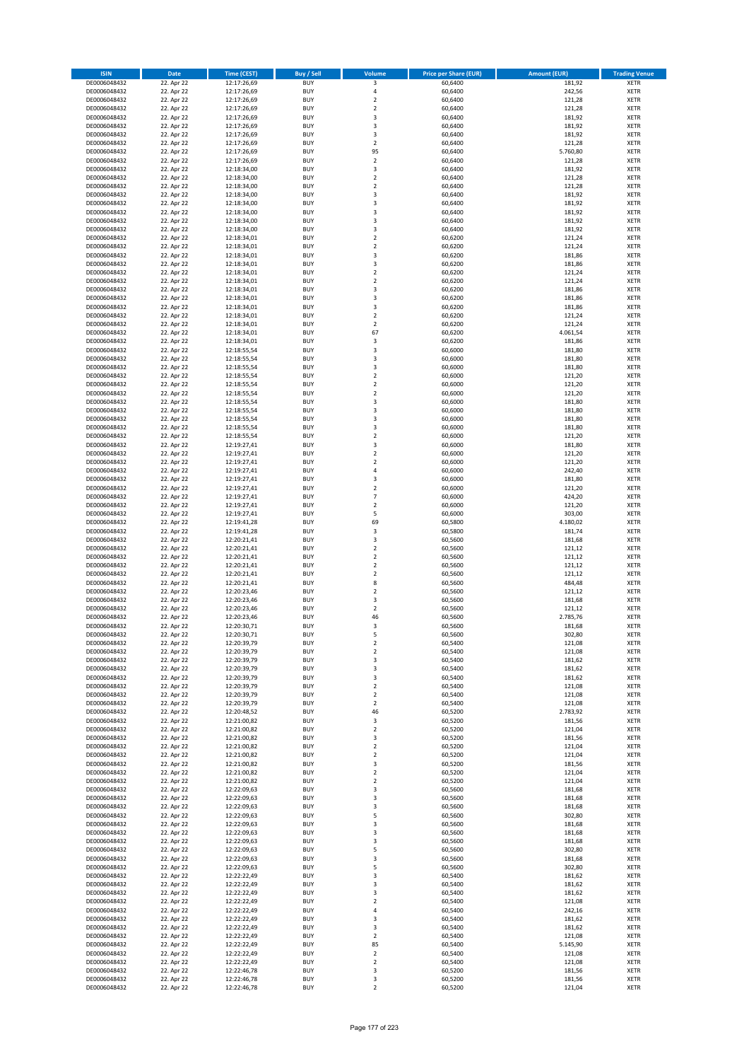| ISIN | Date | Time (CEST) | Buy / Sell | Volume | Price per Share (EUR) | Amount (EUR) | Trading Venue |
|---|---|---|---|---|---|---|---|
| DE0006048432 | 22. Apr 22 | 12:17:26,69 | BUY | 3 | 60,6400 | 181,92 | XETR |
| DE0006048432 | 22. Apr 22 | 12:17:26,69 | BUY | 4 | 60,6400 | 242,56 | XETR |
| DE0006048432 | 22. Apr 22 | 12:17:26,69 | BUY | 2 | 60,6400 | 121,28 | XETR |
| DE0006048432 | 22. Apr 22 | 12:17:26,69 | BUY | 2 | 60,6400 | 121,28 | XETR |
| DE0006048432 | 22. Apr 22 | 12:17:26,69 | BUY | 3 | 60,6400 | 181,92 | XETR |
| DE0006048432 | 22. Apr 22 | 12:17:26,69 | BUY | 3 | 60,6400 | 181,92 | XETR |
| DE0006048432 | 22. Apr 22 | 12:17:26,69 | BUY | 3 | 60,6400 | 181,92 | XETR |
| DE0006048432 | 22. Apr 22 | 12:17:26,69 | BUY | 2 | 60,6400 | 121,28 | XETR |
| DE0006048432 | 22. Apr 22 | 12:17:26,69 | BUY | 95 | 60,6400 | 5.760,80 | XETR |
| DE0006048432 | 22. Apr 22 | 12:17:26,69 | BUY | 2 | 60,6400 | 121,28 | XETR |
| DE0006048432 | 22. Apr 22 | 12:18:34,00 | BUY | 3 | 60,6400 | 181,92 | XETR |
| DE0006048432 | 22. Apr 22 | 12:18:34,00 | BUY | 2 | 60,6400 | 121,28 | XETR |
| DE0006048432 | 22. Apr 22 | 12:18:34,00 | BUY | 2 | 60,6400 | 121,28 | XETR |
| DE0006048432 | 22. Apr 22 | 12:18:34,00 | BUY | 3 | 60,6400 | 181,92 | XETR |
| DE0006048432 | 22. Apr 22 | 12:18:34,00 | BUY | 3 | 60,6400 | 181,92 | XETR |
| DE0006048432 | 22. Apr 22 | 12:18:34,00 | BUY | 3 | 60,6400 | 181,92 | XETR |
| DE0006048432 | 22. Apr 22 | 12:18:34,00 | BUY | 3 | 60,6400 | 181,92 | XETR |
| DE0006048432 | 22. Apr 22 | 12:18:34,00 | BUY | 3 | 60,6400 | 181,92 | XETR |
| DE0006048432 | 22. Apr 22 | 12:18:34,01 | BUY | 2 | 60,6200 | 121,24 | XETR |
| DE0006048432 | 22. Apr 22 | 12:18:34,01 | BUY | 2 | 60,6200 | 121,24 | XETR |
| DE0006048432 | 22. Apr 22 | 12:18:34,01 | BUY | 3 | 60,6200 | 181,86 | XETR |
| DE0006048432 | 22. Apr 22 | 12:18:34,01 | BUY | 3 | 60,6200 | 181,86 | XETR |
| DE0006048432 | 22. Apr 22 | 12:18:34,01 | BUY | 2 | 60,6200 | 121,24 | XETR |
| DE0006048432 | 22. Apr 22 | 12:18:34,01 | BUY | 2 | 60,6200 | 121,24 | XETR |
| DE0006048432 | 22. Apr 22 | 12:18:34,01 | BUY | 3 | 60,6200 | 181,86 | XETR |
| DE0006048432 | 22. Apr 22 | 12:18:34,01 | BUY | 3 | 60,6200 | 181,86 | XETR |
| DE0006048432 | 22. Apr 22 | 12:18:34,01 | BUY | 3 | 60,6200 | 181,86 | XETR |
| DE0006048432 | 22. Apr 22 | 12:18:34,01 | BUY | 2 | 60,6200 | 121,24 | XETR |
| DE0006048432 | 22. Apr 22 | 12:18:34,01 | BUY | 2 | 60,6200 | 121,24 | XETR |
| DE0006048432 | 22. Apr 22 | 12:18:34,01 | BUY | 67 | 60,6200 | 4.061,54 | XETR |
| DE0006048432 | 22. Apr 22 | 12:18:34,01 | BUY | 3 | 60,6200 | 181,86 | XETR |
| DE0006048432 | 22. Apr 22 | 12:18:55,54 | BUY | 3 | 60,6000 | 181,80 | XETR |
| DE0006048432 | 22. Apr 22 | 12:18:55,54 | BUY | 3 | 60,6000 | 181,80 | XETR |
| DE0006048432 | 22. Apr 22 | 12:18:55,54 | BUY | 3 | 60,6000 | 181,80 | XETR |
| DE0006048432 | 22. Apr 22 | 12:18:55,54 | BUY | 2 | 60,6000 | 121,20 | XETR |
| DE0006048432 | 22. Apr 22 | 12:18:55,54 | BUY | 2 | 60,6000 | 121,20 | XETR |
| DE0006048432 | 22. Apr 22 | 12:18:55,54 | BUY | 2 | 60,6000 | 121,20 | XETR |
| DE0006048432 | 22. Apr 22 | 12:18:55,54 | BUY | 3 | 60,6000 | 181,80 | XETR |
| DE0006048432 | 22. Apr 22 | 12:18:55,54 | BUY | 3 | 60,6000 | 181,80 | XETR |
| DE0006048432 | 22. Apr 22 | 12:18:55,54 | BUY | 3 | 60,6000 | 181,80 | XETR |
| DE0006048432 | 22. Apr 22 | 12:18:55,54 | BUY | 3 | 60,6000 | 181,80 | XETR |
| DE0006048432 | 22. Apr 22 | 12:18:55,54 | BUY | 2 | 60,6000 | 121,20 | XETR |
| DE0006048432 | 22. Apr 22 | 12:19:27,41 | BUY | 3 | 60,6000 | 181,80 | XETR |
| DE0006048432 | 22. Apr 22 | 12:19:27,41 | BUY | 2 | 60,6000 | 121,20 | XETR |
| DE0006048432 | 22. Apr 22 | 12:19:27,41 | BUY | 2 | 60,6000 | 121,20 | XETR |
| DE0006048432 | 22. Apr 22 | 12:19:27,41 | BUY | 4 | 60,6000 | 242,40 | XETR |
| DE0006048432 | 22. Apr 22 | 12:19:27,41 | BUY | 3 | 60,6000 | 181,80 | XETR |
| DE0006048432 | 22. Apr 22 | 12:19:27,41 | BUY | 2 | 60,6000 | 121,20 | XETR |
| DE0006048432 | 22. Apr 22 | 12:19:27,41 | BUY | 7 | 60,6000 | 424,20 | XETR |
| DE0006048432 | 22. Apr 22 | 12:19:27,41 | BUY | 2 | 60,6000 | 121,20 | XETR |
| DE0006048432 | 22. Apr 22 | 12:19:27,41 | BUY | 5 | 60,6000 | 303,00 | XETR |
| DE0006048432 | 22. Apr 22 | 12:19:41,28 | BUY | 69 | 60,5800 | 4.180,02 | XETR |
| DE0006048432 | 22. Apr 22 | 12:19:41,28 | BUY | 3 | 60,5800 | 181,74 | XETR |
| DE0006048432 | 22. Apr 22 | 12:20:21,41 | BUY | 3 | 60,5600 | 181,68 | XETR |
| DE0006048432 | 22. Apr 22 | 12:20:21,41 | BUY | 2 | 60,5600 | 121,12 | XETR |
| DE0006048432 | 22. Apr 22 | 12:20:21,41 | BUY | 2 | 60,5600 | 121,12 | XETR |
| DE0006048432 | 22. Apr 22 | 12:20:21,41 | BUY | 2 | 60,5600 | 121,12 | XETR |
| DE0006048432 | 22. Apr 22 | 12:20:21,41 | BUY | 2 | 60,5600 | 121,12 | XETR |
| DE0006048432 | 22. Apr 22 | 12:20:21,41 | BUY | 8 | 60,5600 | 484,48 | XETR |
| DE0006048432 | 22. Apr 22 | 12:20:23,46 | BUY | 2 | 60,5600 | 121,12 | XETR |
| DE0006048432 | 22. Apr 22 | 12:20:23,46 | BUY | 3 | 60,5600 | 181,68 | XETR |
| DE0006048432 | 22. Apr 22 | 12:20:23,46 | BUY | 2 | 60,5600 | 121,12 | XETR |
| DE0006048432 | 22. Apr 22 | 12:20:23,46 | BUY | 46 | 60,5600 | 2.785,76 | XETR |
| DE0006048432 | 22. Apr 22 | 12:20:30,71 | BUY | 3 | 60,5600 | 181,68 | XETR |
| DE0006048432 | 22. Apr 22 | 12:20:30,71 | BUY | 5 | 60,5600 | 302,80 | XETR |
| DE0006048432 | 22. Apr 22 | 12:20:39,79 | BUY | 2 | 60,5400 | 121,08 | XETR |
| DE0006048432 | 22. Apr 22 | 12:20:39,79 | BUY | 2 | 60,5400 | 121,08 | XETR |
| DE0006048432 | 22. Apr 22 | 12:20:39,79 | BUY | 3 | 60,5400 | 181,62 | XETR |
| DE0006048432 | 22. Apr 22 | 12:20:39,79 | BUY | 3 | 60,5400 | 181,62 | XETR |
| DE0006048432 | 22. Apr 22 | 12:20:39,79 | BUY | 3 | 60,5400 | 181,62 | XETR |
| DE0006048432 | 22. Apr 22 | 12:20:39,79 | BUY | 2 | 60,5400 | 121,08 | XETR |
| DE0006048432 | 22. Apr 22 | 12:20:39,79 | BUY | 2 | 60,5400 | 121,08 | XETR |
| DE0006048432 | 22. Apr 22 | 12:20:39,79 | BUY | 2 | 60,5400 | 121,08 | XETR |
| DE0006048432 | 22. Apr 22 | 12:20:48,52 | BUY | 46 | 60,5200 | 2.783,92 | XETR |
| DE0006048432 | 22. Apr 22 | 12:21:00,82 | BUY | 3 | 60,5200 | 181,56 | XETR |
| DE0006048432 | 22. Apr 22 | 12:21:00,82 | BUY | 2 | 60,5200 | 121,04 | XETR |
| DE0006048432 | 22. Apr 22 | 12:21:00,82 | BUY | 3 | 60,5200 | 181,56 | XETR |
| DE0006048432 | 22. Apr 22 | 12:21:00,82 | BUY | 2 | 60,5200 | 121,04 | XETR |
| DE0006048432 | 22. Apr 22 | 12:21:00,82 | BUY | 2 | 60,5200 | 121,04 | XETR |
| DE0006048432 | 22. Apr 22 | 12:21:00,82 | BUY | 3 | 60,5200 | 181,56 | XETR |
| DE0006048432 | 22. Apr 22 | 12:21:00,82 | BUY | 2 | 60,5200 | 121,04 | XETR |
| DE0006048432 | 22. Apr 22 | 12:21:00,82 | BUY | 2 | 60,5200 | 121,04 | XETR |
| DE0006048432 | 22. Apr 22 | 12:22:09,63 | BUY | 3 | 60,5600 | 181,68 | XETR |
| DE0006048432 | 22. Apr 22 | 12:22:09,63 | BUY | 3 | 60,5600 | 181,68 | XETR |
| DE0006048432 | 22. Apr 22 | 12:22:09,63 | BUY | 3 | 60,5600 | 181,68 | XETR |
| DE0006048432 | 22. Apr 22 | 12:22:09,63 | BUY | 5 | 60,5600 | 302,80 | XETR |
| DE0006048432 | 22. Apr 22 | 12:22:09,63 | BUY | 3 | 60,5600 | 181,68 | XETR |
| DE0006048432 | 22. Apr 22 | 12:22:09,63 | BUY | 3 | 60,5600 | 181,68 | XETR |
| DE0006048432 | 22. Apr 22 | 12:22:09,63 | BUY | 3 | 60,5600 | 181,68 | XETR |
| DE0006048432 | 22. Apr 22 | 12:22:09,63 | BUY | 5 | 60,5600 | 302,80 | XETR |
| DE0006048432 | 22. Apr 22 | 12:22:09,63 | BUY | 3 | 60,5600 | 181,68 | XETR |
| DE0006048432 | 22. Apr 22 | 12:22:09,63 | BUY | 5 | 60,5600 | 302,80 | XETR |
| DE0006048432 | 22. Apr 22 | 12:22:22,49 | BUY | 3 | 60,5400 | 181,62 | XETR |
| DE0006048432 | 22. Apr 22 | 12:22:22,49 | BUY | 3 | 60,5400 | 181,62 | XETR |
| DE0006048432 | 22. Apr 22 | 12:22:22,49 | BUY | 3 | 60,5400 | 181,62 | XETR |
| DE0006048432 | 22. Apr 22 | 12:22:22,49 | BUY | 2 | 60,5400 | 121,08 | XETR |
| DE0006048432 | 22. Apr 22 | 12:22:22,49 | BUY | 4 | 60,5400 | 242,16 | XETR |
| DE0006048432 | 22. Apr 22 | 12:22:22,49 | BUY | 3 | 60,5400 | 181,62 | XETR |
| DE0006048432 | 22. Apr 22 | 12:22:22,49 | BUY | 3 | 60,5400 | 181,62 | XETR |
| DE0006048432 | 22. Apr 22 | 12:22:22,49 | BUY | 2 | 60,5400 | 121,08 | XETR |
| DE0006048432 | 22. Apr 22 | 12:22:22,49 | BUY | 85 | 60,5400 | 5.145,90 | XETR |
| DE0006048432 | 22. Apr 22 | 12:22:22,49 | BUY | 2 | 60,5400 | 121,08 | XETR |
| DE0006048432 | 22. Apr 22 | 12:22:22,49 | BUY | 2 | 60,5400 | 121,08 | XETR |
| DE0006048432 | 22. Apr 22 | 12:22:46,78 | BUY | 3 | 60,5200 | 181,56 | XETR |
| DE0006048432 | 22. Apr 22 | 12:22:46,78 | BUY | 3 | 60,5200 | 181,56 | XETR |
| DE0006048432 | 22. Apr 22 | 12:22:46,78 | BUY | 2 | 60,5200 | 121,04 | XETR |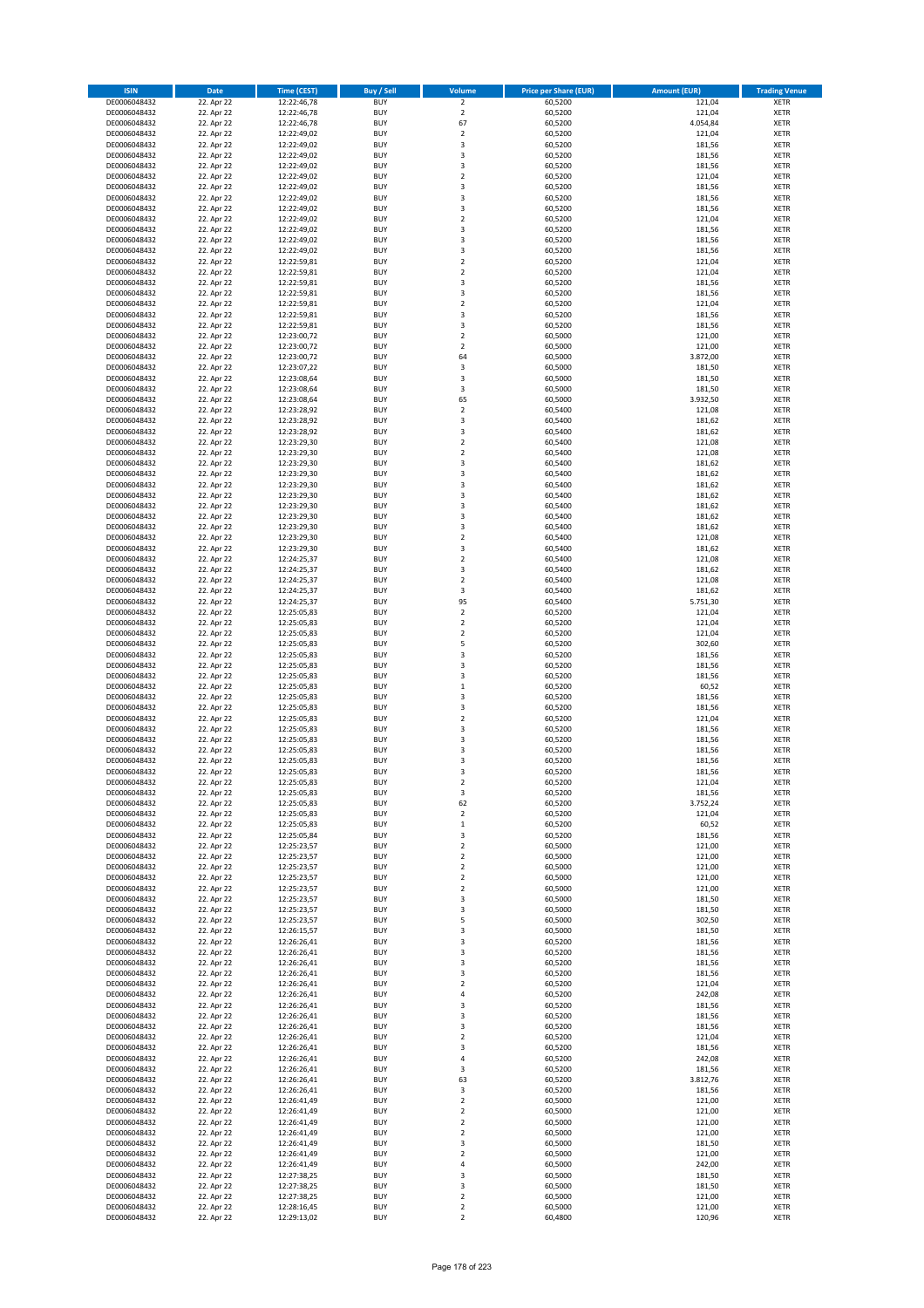| ISIN | Date | Time (CEST) | Buy / Sell | Volume | Price per Share (EUR) | Amount (EUR) | Trading Venue |
|---|---|---|---|---|---|---|---|
| DE0006048432 | 22. Apr 22 | 12:22:46,78 | BUY | 2 | 60,5200 | 121,04 | XETR |
| DE0006048432 | 22. Apr 22 | 12:22:46,78 | BUY | 2 | 60,5200 | 121,04 | XETR |
| DE0006048432 | 22. Apr 22 | 12:22:46,78 | BUY | 67 | 60,5200 | 4.054,84 | XETR |
| DE0006048432 | 22. Apr 22 | 12:22:49,02 | BUY | 2 | 60,5200 | 121,04 | XETR |
| DE0006048432 | 22. Apr 22 | 12:22:49,02 | BUY | 3 | 60,5200 | 181,56 | XETR |
| DE0006048432 | 22. Apr 22 | 12:22:49,02 | BUY | 3 | 60,5200 | 181,56 | XETR |
| DE0006048432 | 22. Apr 22 | 12:22:49,02 | BUY | 3 | 60,5200 | 181,56 | XETR |
| DE0006048432 | 22. Apr 22 | 12:22:49,02 | BUY | 2 | 60,5200 | 121,04 | XETR |
| DE0006048432 | 22. Apr 22 | 12:22:49,02 | BUY | 3 | 60,5200 | 181,56 | XETR |
| DE0006048432 | 22. Apr 22 | 12:22:49,02 | BUY | 3 | 60,5200 | 181,56 | XETR |
| DE0006048432 | 22. Apr 22 | 12:22:49,02 | BUY | 3 | 60,5200 | 181,56 | XETR |
| DE0006048432 | 22. Apr 22 | 12:22:49,02 | BUY | 2 | 60,5200 | 121,04 | XETR |
| DE0006048432 | 22. Apr 22 | 12:22:49,02 | BUY | 3 | 60,5200 | 181,56 | XETR |
| DE0006048432 | 22. Apr 22 | 12:22:49,02 | BUY | 3 | 60,5200 | 181,56 | XETR |
| DE0006048432 | 22. Apr 22 | 12:22:49,02 | BUY | 3 | 60,5200 | 181,56 | XETR |
| DE0006048432 | 22. Apr 22 | 12:22:59,81 | BUY | 2 | 60,5200 | 121,04 | XETR |
| DE0006048432 | 22. Apr 22 | 12:22:59,81 | BUY | 2 | 60,5200 | 121,04 | XETR |
| DE0006048432 | 22. Apr 22 | 12:22:59,81 | BUY | 3 | 60,5200 | 181,56 | XETR |
| DE0006048432 | 22. Apr 22 | 12:22:59,81 | BUY | 3 | 60,5200 | 181,56 | XETR |
| DE0006048432 | 22. Apr 22 | 12:22:59,81 | BUY | 2 | 60,5200 | 121,04 | XETR |
| DE0006048432 | 22. Apr 22 | 12:22:59,81 | BUY | 3 | 60,5200 | 181,56 | XETR |
| DE0006048432 | 22. Apr 22 | 12:22:59,81 | BUY | 3 | 60,5200 | 181,56 | XETR |
| DE0006048432 | 22. Apr 22 | 12:23:00,72 | BUY | 2 | 60,5000 | 121,00 | XETR |
| DE0006048432 | 22. Apr 22 | 12:23:00,72 | BUY | 2 | 60,5000 | 121,00 | XETR |
| DE0006048432 | 22. Apr 22 | 12:23:00,72 | BUY | 64 | 60,5000 | 3.872,00 | XETR |
| DE0006048432 | 22. Apr 22 | 12:23:07,22 | BUY | 3 | 60,5000 | 181,50 | XETR |
| DE0006048432 | 22. Apr 22 | 12:23:08,64 | BUY | 3 | 60,5000 | 181,50 | XETR |
| DE0006048432 | 22. Apr 22 | 12:23:08,64 | BUY | 3 | 60,5000 | 181,50 | XETR |
| DE0006048432 | 22. Apr 22 | 12:23:08,64 | BUY | 65 | 60,5000 | 3.932,50 | XETR |
| DE0006048432 | 22. Apr 22 | 12:23:28,92 | BUY | 2 | 60,5400 | 121,08 | XETR |
| DE0006048432 | 22. Apr 22 | 12:23:28,92 | BUY | 3 | 60,5400 | 181,62 | XETR |
| DE0006048432 | 22. Apr 22 | 12:23:28,92 | BUY | 3 | 60,5400 | 181,62 | XETR |
| DE0006048432 | 22. Apr 22 | 12:23:29,30 | BUY | 2 | 60,5400 | 121,08 | XETR |
| DE0006048432 | 22. Apr 22 | 12:23:29,30 | BUY | 2 | 60,5400 | 121,08 | XETR |
| DE0006048432 | 22. Apr 22 | 12:23:29,30 | BUY | 3 | 60,5400 | 181,62 | XETR |
| DE0006048432 | 22. Apr 22 | 12:23:29,30 | BUY | 3 | 60,5400 | 181,62 | XETR |
| DE0006048432 | 22. Apr 22 | 12:23:29,30 | BUY | 3 | 60,5400 | 181,62 | XETR |
| DE0006048432 | 22. Apr 22 | 12:23:29,30 | BUY | 3 | 60,5400 | 181,62 | XETR |
| DE0006048432 | 22. Apr 22 | 12:23:29,30 | BUY | 3 | 60,5400 | 181,62 | XETR |
| DE0006048432 | 22. Apr 22 | 12:23:29,30 | BUY | 3 | 60,5400 | 181,62 | XETR |
| DE0006048432 | 22. Apr 22 | 12:23:29,30 | BUY | 3 | 60,5400 | 181,62 | XETR |
| DE0006048432 | 22. Apr 22 | 12:23:29,30 | BUY | 2 | 60,5400 | 121,08 | XETR |
| DE0006048432 | 22. Apr 22 | 12:23:29,30 | BUY | 3 | 60,5400 | 181,62 | XETR |
| DE0006048432 | 22. Apr 22 | 12:24:25,37 | BUY | 2 | 60,5400 | 121,08 | XETR |
| DE0006048432 | 22. Apr 22 | 12:24:25,37 | BUY | 3 | 60,5400 | 181,62 | XETR |
| DE0006048432 | 22. Apr 22 | 12:24:25,37 | BUY | 2 | 60,5400 | 121,08 | XETR |
| DE0006048432 | 22. Apr 22 | 12:24:25,37 | BUY | 3 | 60,5400 | 181,62 | XETR |
| DE0006048432 | 22. Apr 22 | 12:24:25,37 | BUY | 95 | 60,5400 | 5.751,30 | XETR |
| DE0006048432 | 22. Apr 22 | 12:25:05,83 | BUY | 2 | 60,5200 | 121,04 | XETR |
| DE0006048432 | 22. Apr 22 | 12:25:05,83 | BUY | 2 | 60,5200 | 121,04 | XETR |
| DE0006048432 | 22. Apr 22 | 12:25:05,83 | BUY | 2 | 60,5200 | 121,04 | XETR |
| DE0006048432 | 22. Apr 22 | 12:25:05,83 | BUY | 5 | 60,5200 | 302,60 | XETR |
| DE0006048432 | 22. Apr 22 | 12:25:05,83 | BUY | 3 | 60,5200 | 181,56 | XETR |
| DE0006048432 | 22. Apr 22 | 12:25:05,83 | BUY | 3 | 60,5200 | 181,56 | XETR |
| DE0006048432 | 22. Apr 22 | 12:25:05,83 | BUY | 3 | 60,5200 | 181,56 | XETR |
| DE0006048432 | 22. Apr 22 | 12:25:05,83 | BUY | 1 | 60,5200 | 60,52 | XETR |
| DE0006048432 | 22. Apr 22 | 12:25:05,83 | BUY | 3 | 60,5200 | 181,56 | XETR |
| DE0006048432 | 22. Apr 22 | 12:25:05,83 | BUY | 3 | 60,5200 | 181,56 | XETR |
| DE0006048432 | 22. Apr 22 | 12:25:05,83 | BUY | 2 | 60,5200 | 121,04 | XETR |
| DE0006048432 | 22. Apr 22 | 12:25:05,83 | BUY | 3 | 60,5200 | 181,56 | XETR |
| DE0006048432 | 22. Apr 22 | 12:25:05,83 | BUY | 3 | 60,5200 | 181,56 | XETR |
| DE0006048432 | 22. Apr 22 | 12:25:05,83 | BUY | 3 | 60,5200 | 181,56 | XETR |
| DE0006048432 | 22. Apr 22 | 12:25:05,83 | BUY | 3 | 60,5200 | 181,56 | XETR |
| DE0006048432 | 22. Apr 22 | 12:25:05,83 | BUY | 3 | 60,5200 | 181,56 | XETR |
| DE0006048432 | 22. Apr 22 | 12:25:05,83 | BUY | 2 | 60,5200 | 121,04 | XETR |
| DE0006048432 | 22. Apr 22 | 12:25:05,83 | BUY | 3 | 60,5200 | 181,56 | XETR |
| DE0006048432 | 22. Apr 22 | 12:25:05,83 | BUY | 62 | 60,5200 | 3.752,24 | XETR |
| DE0006048432 | 22. Apr 22 | 12:25:05,83 | BUY | 2 | 60,5200 | 121,04 | XETR |
| DE0006048432 | 22. Apr 22 | 12:25:05,83 | BUY | 1 | 60,5200 | 60,52 | XETR |
| DE0006048432 | 22. Apr 22 | 12:25:05,84 | BUY | 3 | 60,5200 | 181,56 | XETR |
| DE0006048432 | 22. Apr 22 | 12:25:23,57 | BUY | 2 | 60,5000 | 121,00 | XETR |
| DE0006048432 | 22. Apr 22 | 12:25:23,57 | BUY | 2 | 60,5000 | 121,00 | XETR |
| DE0006048432 | 22. Apr 22 | 12:25:23,57 | BUY | 2 | 60,5000 | 121,00 | XETR |
| DE0006048432 | 22. Apr 22 | 12:25:23,57 | BUY | 2 | 60,5000 | 121,00 | XETR |
| DE0006048432 | 22. Apr 22 | 12:25:23,57 | BUY | 2 | 60,5000 | 121,00 | XETR |
| DE0006048432 | 22. Apr 22 | 12:25:23,57 | BUY | 3 | 60,5000 | 181,50 | XETR |
| DE0006048432 | 22. Apr 22 | 12:25:23,57 | BUY | 3 | 60,5000 | 181,50 | XETR |
| DE0006048432 | 22. Apr 22 | 12:25:23,57 | BUY | 5 | 60,5000 | 302,50 | XETR |
| DE0006048432 | 22. Apr 22 | 12:26:15,57 | BUY | 3 | 60,5000 | 181,50 | XETR |
| DE0006048432 | 22. Apr 22 | 12:26:26,41 | BUY | 3 | 60,5200 | 181,56 | XETR |
| DE0006048432 | 22. Apr 22 | 12:26:26,41 | BUY | 3 | 60,5200 | 181,56 | XETR |
| DE0006048432 | 22. Apr 22 | 12:26:26,41 | BUY | 3 | 60,5200 | 181,56 | XETR |
| DE0006048432 | 22. Apr 22 | 12:26:26,41 | BUY | 3 | 60,5200 | 181,56 | XETR |
| DE0006048432 | 22. Apr 22 | 12:26:26,41 | BUY | 2 | 60,5200 | 121,04 | XETR |
| DE0006048432 | 22. Apr 22 | 12:26:26,41 | BUY | 4 | 60,5200 | 242,08 | XETR |
| DE0006048432 | 22. Apr 22 | 12:26:26,41 | BUY | 3 | 60,5200 | 181,56 | XETR |
| DE0006048432 | 22. Apr 22 | 12:26:26,41 | BUY | 3 | 60,5200 | 181,56 | XETR |
| DE0006048432 | 22. Apr 22 | 12:26:26,41 | BUY | 3 | 60,5200 | 181,56 | XETR |
| DE0006048432 | 22. Apr 22 | 12:26:26,41 | BUY | 2 | 60,5200 | 121,04 | XETR |
| DE0006048432 | 22. Apr 22 | 12:26:26,41 | BUY | 3 | 60,5200 | 181,56 | XETR |
| DE0006048432 | 22. Apr 22 | 12:26:26,41 | BUY | 4 | 60,5200 | 242,08 | XETR |
| DE0006048432 | 22. Apr 22 | 12:26:26,41 | BUY | 3 | 60,5200 | 181,56 | XETR |
| DE0006048432 | 22. Apr 22 | 12:26:26,41 | BUY | 63 | 60,5200 | 3.812,76 | XETR |
| DE0006048432 | 22. Apr 22 | 12:26:26,41 | BUY | 3 | 60,5200 | 181,56 | XETR |
| DE0006048432 | 22. Apr 22 | 12:26:41,49 | BUY | 2 | 60,5000 | 121,00 | XETR |
| DE0006048432 | 22. Apr 22 | 12:26:41,49 | BUY | 2 | 60,5000 | 121,00 | XETR |
| DE0006048432 | 22. Apr 22 | 12:26:41,49 | BUY | 2 | 60,5000 | 121,00 | XETR |
| DE0006048432 | 22. Apr 22 | 12:26:41,49 | BUY | 2 | 60,5000 | 121,00 | XETR |
| DE0006048432 | 22. Apr 22 | 12:26:41,49 | BUY | 3 | 60,5000 | 181,50 | XETR |
| DE0006048432 | 22. Apr 22 | 12:26:41,49 | BUY | 2 | 60,5000 | 121,00 | XETR |
| DE0006048432 | 22. Apr 22 | 12:26:41,49 | BUY | 4 | 60,5000 | 242,00 | XETR |
| DE0006048432 | 22. Apr 22 | 12:27:38,25 | BUY | 3 | 60,5000 | 181,50 | XETR |
| DE0006048432 | 22. Apr 22 | 12:27:38,25 | BUY | 3 | 60,5000 | 181,50 | XETR |
| DE0006048432 | 22. Apr 22 | 12:27:38,25 | BUY | 2 | 60,5000 | 121,00 | XETR |
| DE0006048432 | 22. Apr 22 | 12:28:16,45 | BUY | 2 | 60,5000 | 121,00 | XETR |
| DE0006048432 | 22. Apr 22 | 12:29:13,02 | BUY | 2 | 60,4800 | 120,96 | XETR |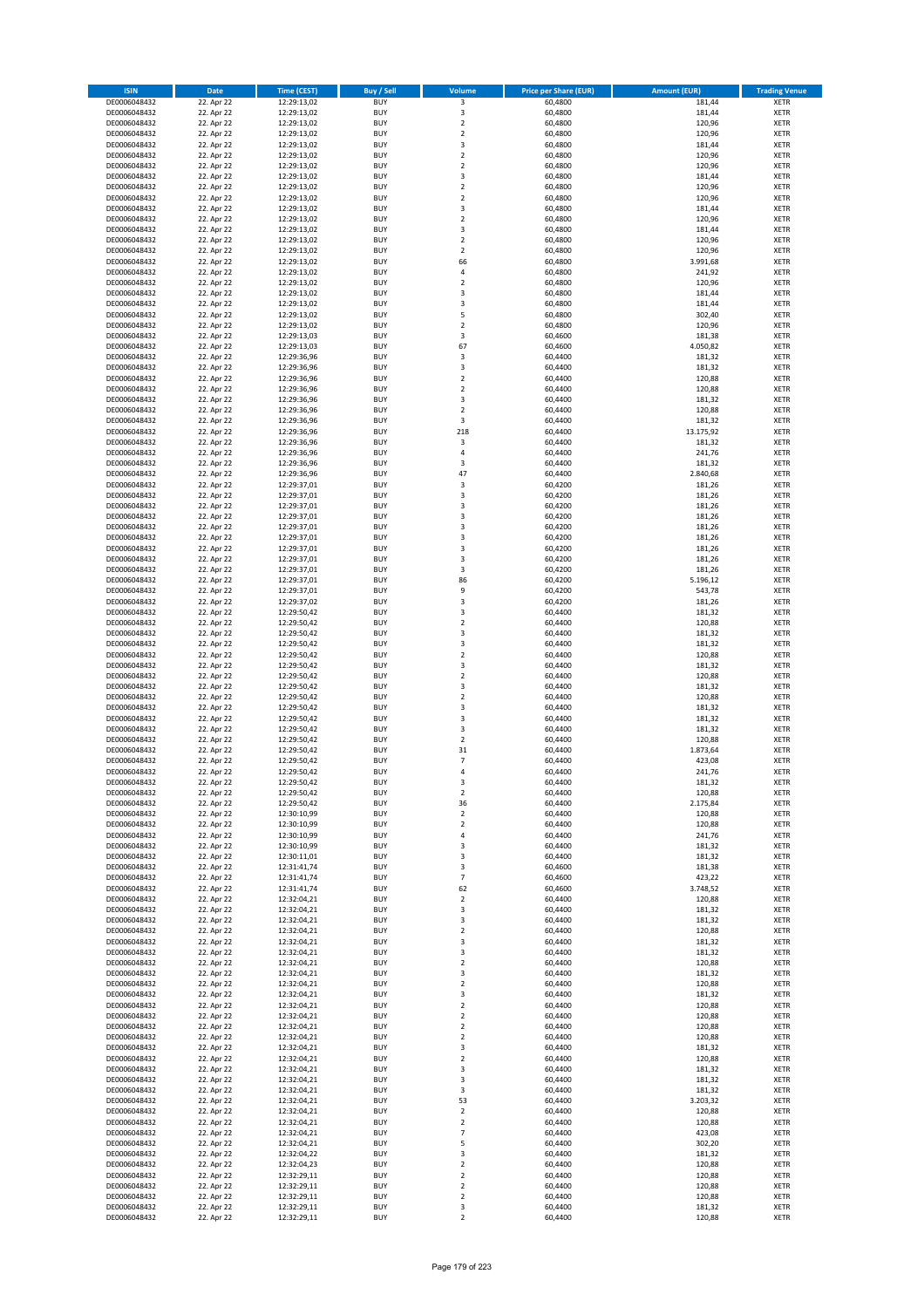| ISIN | Date | Time (CEST) | Buy / Sell | Volume | Price per Share (EUR) | Amount (EUR) | Trading Venue |
|---|---|---|---|---|---|---|---|
| DE0006048432 | 22. Apr 22 | 12:29:13,02 | BUY | 3 | 60,4800 | 181,44 | XETR |
| DE0006048432 | 22. Apr 22 | 12:29:13,02 | BUY | 3 | 60,4800 | 181,44 | XETR |
| DE0006048432 | 22. Apr 22 | 12:29:13,02 | BUY | 2 | 60,4800 | 120,96 | XETR |
| DE0006048432 | 22. Apr 22 | 12:29:13,02 | BUY | 2 | 60,4800 | 120,96 | XETR |
| DE0006048432 | 22. Apr 22 | 12:29:13,02 | BUY | 3 | 60,4800 | 181,44 | XETR |
| DE0006048432 | 22. Apr 22 | 12:29:13,02 | BUY | 2 | 60,4800 | 120,96 | XETR |
| DE0006048432 | 22. Apr 22 | 12:29:13,02 | BUY | 2 | 60,4800 | 120,96 | XETR |
| DE0006048432 | 22. Apr 22 | 12:29:13,02 | BUY | 3 | 60,4800 | 181,44 | XETR |
| DE0006048432 | 22. Apr 22 | 12:29:13,02 | BUY | 2 | 60,4800 | 120,96 | XETR |
| DE0006048432 | 22. Apr 22 | 12:29:13,02 | BUY | 2 | 60,4800 | 120,96 | XETR |
| DE0006048432 | 22. Apr 22 | 12:29:13,02 | BUY | 3 | 60,4800 | 181,44 | XETR |
| DE0006048432 | 22. Apr 22 | 12:29:13,02 | BUY | 2 | 60,4800 | 120,96 | XETR |
| DE0006048432 | 22. Apr 22 | 12:29:13,02 | BUY | 3 | 60,4800 | 181,44 | XETR |
| DE0006048432 | 22. Apr 22 | 12:29:13,02 | BUY | 2 | 60,4800 | 120,96 | XETR |
| DE0006048432 | 22. Apr 22 | 12:29:13,02 | BUY | 2 | 60,4800 | 120,96 | XETR |
| DE0006048432 | 22. Apr 22 | 12:29:13,02 | BUY | 66 | 60,4800 | 3.991,68 | XETR |
| DE0006048432 | 22. Apr 22 | 12:29:13,02 | BUY | 4 | 60,4800 | 241,92 | XETR |
| DE0006048432 | 22. Apr 22 | 12:29:13,02 | BUY | 2 | 60,4800 | 120,96 | XETR |
| DE0006048432 | 22. Apr 22 | 12:29:13,02 | BUY | 3 | 60,4800 | 181,44 | XETR |
| DE0006048432 | 22. Apr 22 | 12:29:13,02 | BUY | 3 | 60,4800 | 181,44 | XETR |
| DE0006048432 | 22. Apr 22 | 12:29:13,02 | BUY | 5 | 60,4800 | 302,40 | XETR |
| DE0006048432 | 22. Apr 22 | 12:29:13,02 | BUY | 2 | 60,4800 | 120,96 | XETR |
| DE0006048432 | 22. Apr 22 | 12:29:13,03 | BUY | 3 | 60,4600 | 181,38 | XETR |
| DE0006048432 | 22. Apr 22 | 12:29:13,03 | BUY | 67 | 60,4600 | 4.050,82 | XETR |
| DE0006048432 | 22. Apr 22 | 12:29:36,96 | BUY | 3 | 60,4400 | 181,32 | XETR |
| DE0006048432 | 22. Apr 22 | 12:29:36,96 | BUY | 3 | 60,4400 | 181,32 | XETR |
| DE0006048432 | 22. Apr 22 | 12:29:36,96 | BUY | 2 | 60,4400 | 120,88 | XETR |
| DE0006048432 | 22. Apr 22 | 12:29:36,96 | BUY | 2 | 60,4400 | 120,88 | XETR |
| DE0006048432 | 22. Apr 22 | 12:29:36,96 | BUY | 3 | 60,4400 | 181,32 | XETR |
| DE0006048432 | 22. Apr 22 | 12:29:36,96 | BUY | 2 | 60,4400 | 120,88 | XETR |
| DE0006048432 | 22. Apr 22 | 12:29:36,96 | BUY | 3 | 60,4400 | 181,32 | XETR |
| DE0006048432 | 22. Apr 22 | 12:29:36,96 | BUY | 218 | 60,4400 | 13.175,92 | XETR |
| DE0006048432 | 22. Apr 22 | 12:29:36,96 | BUY | 3 | 60,4400 | 181,32 | XETR |
| DE0006048432 | 22. Apr 22 | 12:29:36,96 | BUY | 4 | 60,4400 | 241,76 | XETR |
| DE0006048432 | 22. Apr 22 | 12:29:36,96 | BUY | 3 | 60,4400 | 181,32 | XETR |
| DE0006048432 | 22. Apr 22 | 12:29:36,96 | BUY | 47 | 60,4400 | 2.840,68 | XETR |
| DE0006048432 | 22. Apr 22 | 12:29:37,01 | BUY | 3 | 60,4200 | 181,26 | XETR |
| DE0006048432 | 22. Apr 22 | 12:29:37,01 | BUY | 3 | 60,4200 | 181,26 | XETR |
| DE0006048432 | 22. Apr 22 | 12:29:37,01 | BUY | 3 | 60,4200 | 181,26 | XETR |
| DE0006048432 | 22. Apr 22 | 12:29:37,01 | BUY | 3 | 60,4200 | 181,26 | XETR |
| DE0006048432 | 22. Apr 22 | 12:29:37,01 | BUY | 3 | 60,4200 | 181,26 | XETR |
| DE0006048432 | 22. Apr 22 | 12:29:37,01 | BUY | 3 | 60,4200 | 181,26 | XETR |
| DE0006048432 | 22. Apr 22 | 12:29:37,01 | BUY | 3 | 60,4200 | 181,26 | XETR |
| DE0006048432 | 22. Apr 22 | 12:29:37,01 | BUY | 3 | 60,4200 | 181,26 | XETR |
| DE0006048432 | 22. Apr 22 | 12:29:37,01 | BUY | 3 | 60,4200 | 181,26 | XETR |
| DE0006048432 | 22. Apr 22 | 12:29:37,01 | BUY | 86 | 60,4200 | 5.196,12 | XETR |
| DE0006048432 | 22. Apr 22 | 12:29:37,01 | BUY | 9 | 60,4200 | 543,78 | XETR |
| DE0006048432 | 22. Apr 22 | 12:29:37,02 | BUY | 3 | 60,4200 | 181,26 | XETR |
| DE0006048432 | 22. Apr 22 | 12:29:50,42 | BUY | 3 | 60,4400 | 181,32 | XETR |
| DE0006048432 | 22. Apr 22 | 12:29:50,42 | BUY | 2 | 60,4400 | 120,88 | XETR |
| DE0006048432 | 22. Apr 22 | 12:29:50,42 | BUY | 3 | 60,4400 | 181,32 | XETR |
| DE0006048432 | 22. Apr 22 | 12:29:50,42 | BUY | 3 | 60,4400 | 181,32 | XETR |
| DE0006048432 | 22. Apr 22 | 12:29:50,42 | BUY | 2 | 60,4400 | 120,88 | XETR |
| DE0006048432 | 22. Apr 22 | 12:29:50,42 | BUY | 3 | 60,4400 | 181,32 | XETR |
| DE0006048432 | 22. Apr 22 | 12:29:50,42 | BUY | 2 | 60,4400 | 120,88 | XETR |
| DE0006048432 | 22. Apr 22 | 12:29:50,42 | BUY | 3 | 60,4400 | 181,32 | XETR |
| DE0006048432 | 22. Apr 22 | 12:29:50,42 | BUY | 2 | 60,4400 | 120,88 | XETR |
| DE0006048432 | 22. Apr 22 | 12:29:50,42 | BUY | 3 | 60,4400 | 181,32 | XETR |
| DE0006048432 | 22. Apr 22 | 12:29:50,42 | BUY | 3 | 60,4400 | 181,32 | XETR |
| DE0006048432 | 22. Apr 22 | 12:29:50,42 | BUY | 3 | 60,4400 | 181,32 | XETR |
| DE0006048432 | 22. Apr 22 | 12:29:50,42 | BUY | 2 | 60,4400 | 120,88 | XETR |
| DE0006048432 | 22. Apr 22 | 12:29:50,42 | BUY | 31 | 60,4400 | 1.873,64 | XETR |
| DE0006048432 | 22. Apr 22 | 12:29:50,42 | BUY | 7 | 60,4400 | 423,08 | XETR |
| DE0006048432 | 22. Apr 22 | 12:29:50,42 | BUY | 4 | 60,4400 | 241,76 | XETR |
| DE0006048432 | 22. Apr 22 | 12:29:50,42 | BUY | 3 | 60,4400 | 181,32 | XETR |
| DE0006048432 | 22. Apr 22 | 12:29:50,42 | BUY | 2 | 60,4400 | 120,88 | XETR |
| DE0006048432 | 22. Apr 22 | 12:29:50,42 | BUY | 36 | 60,4400 | 2.175,84 | XETR |
| DE0006048432 | 22. Apr 22 | 12:30:10,99 | BUY | 2 | 60,4400 | 120,88 | XETR |
| DE0006048432 | 22. Apr 22 | 12:30:10,99 | BUY | 2 | 60,4400 | 120,88 | XETR |
| DE0006048432 | 22. Apr 22 | 12:30:10,99 | BUY | 4 | 60,4400 | 241,76 | XETR |
| DE0006048432 | 22. Apr 22 | 12:30:10,99 | BUY | 3 | 60,4400 | 181,32 | XETR |
| DE0006048432 | 22. Apr 22 | 12:30:11,01 | BUY | 3 | 60,4400 | 181,32 | XETR |
| DE0006048432 | 22. Apr 22 | 12:31:41,74 | BUY | 3 | 60,4600 | 181,38 | XETR |
| DE0006048432 | 22. Apr 22 | 12:31:41,74 | BUY | 7 | 60,4600 | 423,22 | XETR |
| DE0006048432 | 22. Apr 22 | 12:31:41,74 | BUY | 62 | 60,4600 | 3.748,52 | XETR |
| DE0006048432 | 22. Apr 22 | 12:32:04,21 | BUY | 2 | 60,4400 | 120,88 | XETR |
| DE0006048432 | 22. Apr 22 | 12:32:04,21 | BUY | 3 | 60,4400 | 181,32 | XETR |
| DE0006048432 | 22. Apr 22 | 12:32:04,21 | BUY | 3 | 60,4400 | 181,32 | XETR |
| DE0006048432 | 22. Apr 22 | 12:32:04,21 | BUY | 2 | 60,4400 | 120,88 | XETR |
| DE0006048432 | 22. Apr 22 | 12:32:04,21 | BUY | 3 | 60,4400 | 181,32 | XETR |
| DE0006048432 | 22. Apr 22 | 12:32:04,21 | BUY | 3 | 60,4400 | 181,32 | XETR |
| DE0006048432 | 22. Apr 22 | 12:32:04,21 | BUY | 2 | 60,4400 | 120,88 | XETR |
| DE0006048432 | 22. Apr 22 | 12:32:04,21 | BUY | 3 | 60,4400 | 181,32 | XETR |
| DE0006048432 | 22. Apr 22 | 12:32:04,21 | BUY | 2 | 60,4400 | 120,88 | XETR |
| DE0006048432 | 22. Apr 22 | 12:32:04,21 | BUY | 3 | 60,4400 | 181,32 | XETR |
| DE0006048432 | 22. Apr 22 | 12:32:04,21 | BUY | 2 | 60,4400 | 120,88 | XETR |
| DE0006048432 | 22. Apr 22 | 12:32:04,21 | BUY | 2 | 60,4400 | 120,88 | XETR |
| DE0006048432 | 22. Apr 22 | 12:32:04,21 | BUY | 2 | 60,4400 | 120,88 | XETR |
| DE0006048432 | 22. Apr 22 | 12:32:04,21 | BUY | 2 | 60,4400 | 120,88 | XETR |
| DE0006048432 | 22. Apr 22 | 12:32:04,21 | BUY | 3 | 60,4400 | 181,32 | XETR |
| DE0006048432 | 22. Apr 22 | 12:32:04,21 | BUY | 2 | 60,4400 | 120,88 | XETR |
| DE0006048432 | 22. Apr 22 | 12:32:04,21 | BUY | 3 | 60,4400 | 181,32 | XETR |
| DE0006048432 | 22. Apr 22 | 12:32:04,21 | BUY | 3 | 60,4400 | 181,32 | XETR |
| DE0006048432 | 22. Apr 22 | 12:32:04,21 | BUY | 3 | 60,4400 | 181,32 | XETR |
| DE0006048432 | 22. Apr 22 | 12:32:04,21 | BUY | 53 | 60,4400 | 3.203,32 | XETR |
| DE0006048432 | 22. Apr 22 | 12:32:04,21 | BUY | 2 | 60,4400 | 120,88 | XETR |
| DE0006048432 | 22. Apr 22 | 12:32:04,21 | BUY | 2 | 60,4400 | 120,88 | XETR |
| DE0006048432 | 22. Apr 22 | 12:32:04,21 | BUY | 7 | 60,4400 | 423,08 | XETR |
| DE0006048432 | 22. Apr 22 | 12:32:04,21 | BUY | 5 | 60,4400 | 302,20 | XETR |
| DE0006048432 | 22. Apr 22 | 12:32:04,22 | BUY | 3 | 60,4400 | 181,32 | XETR |
| DE0006048432 | 22. Apr 22 | 12:32:04,23 | BUY | 2 | 60,4400 | 120,88 | XETR |
| DE0006048432 | 22. Apr 22 | 12:32:29,11 | BUY | 2 | 60,4400 | 120,88 | XETR |
| DE0006048432 | 22. Apr 22 | 12:32:29,11 | BUY | 2 | 60,4400 | 120,88 | XETR |
| DE0006048432 | 22. Apr 22 | 12:32:29,11 | BUY | 2 | 60,4400 | 120,88 | XETR |
| DE0006048432 | 22. Apr 22 | 12:32:29,11 | BUY | 3 | 60,4400 | 181,32 | XETR |
| DE0006048432 | 22. Apr 22 | 12:32:29,11 | BUY | 2 | 60,4400 | 120,88 | XETR |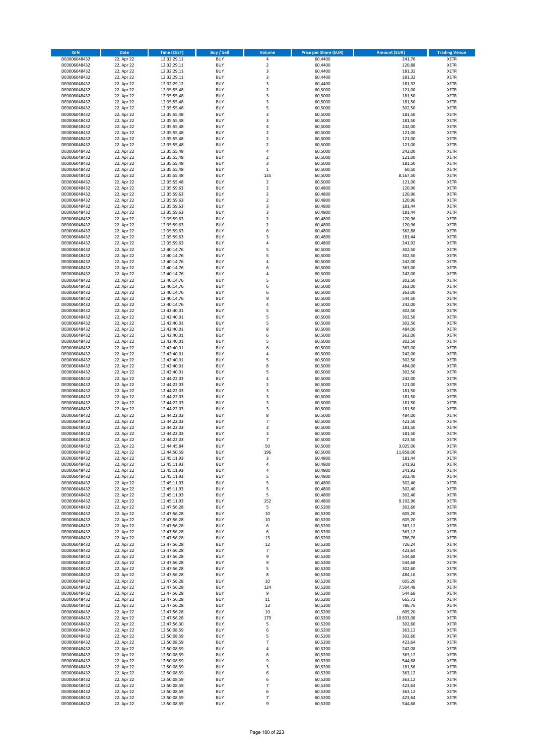| ISIN | Date | Time (CEST) | Buy / Sell | Volume | Price per Share (EUR) | Amount (EUR) | Trading Venue |
|---|---|---|---|---|---|---|---|
| DE0006048432 | 22. Apr 22 | 12:32:29,11 | BUY | 4 | 60,4400 | 241,76 | XETR |
| DE0006048432 | 22. Apr 22 | 12:32:29,11 | BUY | 2 | 60,4400 | 120,88 | XETR |
| DE0006048432 | 22. Apr 22 | 12:32:29,11 | BUY | 3 | 60,4400 | 181,32 | XETR |
| DE0006048432 | 22. Apr 22 | 12:32:29,11 | BUY | 3 | 60,4400 | 181,32 | XETR |
| DE0006048432 | 22. Apr 22 | 12:32:29,12 | BUY | 3 | 60,4400 | 181,32 | XETR |
| DE0006048432 | 22. Apr 22 | 12:35:55,48 | BUY | 2 | 60,5000 | 121,00 | XETR |
| DE0006048432 | 22. Apr 22 | 12:35:55,48 | BUY | 3 | 60,5000 | 181,50 | XETR |
| DE0006048432 | 22. Apr 22 | 12:35:55,48 | BUY | 3 | 60,5000 | 181,50 | XETR |
| DE0006048432 | 22. Apr 22 | 12:35:55,48 | BUY | 5 | 60,5000 | 302,50 | XETR |
| DE0006048432 | 22. Apr 22 | 12:35:55,48 | BUY | 3 | 60,5000 | 181,50 | XETR |
| DE0006048432 | 22. Apr 22 | 12:35:55,48 | BUY | 3 | 60,5000 | 181,50 | XETR |
| DE0006048432 | 22. Apr 22 | 12:35:55,48 | BUY | 4 | 60,5000 | 242,00 | XETR |
| DE0006048432 | 22. Apr 22 | 12:35:55,48 | BUY | 2 | 60,5000 | 121,00 | XETR |
| DE0006048432 | 22. Apr 22 | 12:35:55,48 | BUY | 2 | 60,5000 | 121,00 | XETR |
| DE0006048432 | 22. Apr 22 | 12:35:55,48 | BUY | 2 | 60,5000 | 121,00 | XETR |
| DE0006048432 | 22. Apr 22 | 12:35:55,48 | BUY | 4 | 60,5000 | 242,00 | XETR |
| DE0006048432 | 22. Apr 22 | 12:35:55,48 | BUY | 2 | 60,5000 | 121,00 | XETR |
| DE0006048432 | 22. Apr 22 | 12:35:55,48 | BUY | 3 | 60,5000 | 181,50 | XETR |
| DE0006048432 | 22. Apr 22 | 12:35:55,48 | BUY | 1 | 60,5000 | 60,50 | XETR |
| DE0006048432 | 22. Apr 22 | 12:35:55,48 | BUY | 135 | 60,5000 | 8.167,50 | XETR |
| DE0006048432 | 22. Apr 22 | 12:35:55,48 | BUY | 2 | 60,5000 | 121,00 | XETR |
| DE0006048432 | 22. Apr 22 | 12:35:59,63 | BUY | 2 | 60,4800 | 120,96 | XETR |
| DE0006048432 | 22. Apr 22 | 12:35:59,63 | BUY | 2 | 60,4800 | 120,96 | XETR |
| DE0006048432 | 22. Apr 22 | 12:35:59,63 | BUY | 2 | 60,4800 | 120,96 | XETR |
| DE0006048432 | 22. Apr 22 | 12:35:59,63 | BUY | 3 | 60,4800 | 181,44 | XETR |
| DE0006048432 | 22. Apr 22 | 12:35:59,63 | BUY | 3 | 60,4800 | 181,44 | XETR |
| DE0006048432 | 22. Apr 22 | 12:35:59,63 | BUY | 2 | 60,4800 | 120,96 | XETR |
| DE0006048432 | 22. Apr 22 | 12:35:59,63 | BUY | 2 | 60,4800 | 120,96 | XETR |
| DE0006048432 | 22. Apr 22 | 12:35:59,63 | BUY | 6 | 60,4800 | 362,88 | XETR |
| DE0006048432 | 22. Apr 22 | 12:35:59,63 | BUY | 3 | 60,4800 | 181,44 | XETR |
| DE0006048432 | 22. Apr 22 | 12:35:59,63 | BUY | 4 | 60,4800 | 241,92 | XETR |
| DE0006048432 | 22. Apr 22 | 12:40:14,76 | BUY | 5 | 60,5000 | 302,50 | XETR |
| DE0006048432 | 22. Apr 22 | 12:40:14,76 | BUY | 5 | 60,5000 | 302,50 | XETR |
| DE0006048432 | 22. Apr 22 | 12:40:14,76 | BUY | 4 | 60,5000 | 242,00 | XETR |
| DE0006048432 | 22. Apr 22 | 12:40:14,76 | BUY | 6 | 60,5000 | 363,00 | XETR |
| DE0006048432 | 22. Apr 22 | 12:40:14,76 | BUY | 4 | 60,5000 | 242,00 | XETR |
| DE0006048432 | 22. Apr 22 | 12:40:14,76 | BUY | 5 | 60,5000 | 302,50 | XETR |
| DE0006048432 | 22. Apr 22 | 12:40:14,76 | BUY | 6 | 60,5000 | 363,00 | XETR |
| DE0006048432 | 22. Apr 22 | 12:40:14,76 | BUY | 6 | 60,5000 | 363,00 | XETR |
| DE0006048432 | 22. Apr 22 | 12:40:14,76 | BUY | 9 | 60,5000 | 544,50 | XETR |
| DE0006048432 | 22. Apr 22 | 12:40:14,76 | BUY | 4 | 60,5000 | 242,00 | XETR |
| DE0006048432 | 22. Apr 22 | 12:42:40,01 | BUY | 5 | 60,5000 | 302,50 | XETR |
| DE0006048432 | 22. Apr 22 | 12:42:40,01 | BUY | 5 | 60,5000 | 302,50 | XETR |
| DE0006048432 | 22. Apr 22 | 12:42:40,01 | BUY | 5 | 60,5000 | 302,50 | XETR |
| DE0006048432 | 22. Apr 22 | 12:42:40,01 | BUY | 8 | 60,5000 | 484,00 | XETR |
| DE0006048432 | 22. Apr 22 | 12:42:40,01 | BUY | 6 | 60,5000 | 363,00 | XETR |
| DE0006048432 | 22. Apr 22 | 12:42:40,01 | BUY | 5 | 60,5000 | 302,50 | XETR |
| DE0006048432 | 22. Apr 22 | 12:42:40,01 | BUY | 6 | 60,5000 | 363,00 | XETR |
| DE0006048432 | 22. Apr 22 | 12:42:40,01 | BUY | 4 | 60,5000 | 242,00 | XETR |
| DE0006048432 | 22. Apr 22 | 12:42:40,01 | BUY | 5 | 60,5000 | 302,50 | XETR |
| DE0006048432 | 22. Apr 22 | 12:42:40,01 | BUY | 8 | 60,5000 | 484,00 | XETR |
| DE0006048432 | 22. Apr 22 | 12:42:40,01 | BUY | 5 | 60,5000 | 302,50 | XETR |
| DE0006048432 | 22. Apr 22 | 12:44:22,03 | BUY | 4 | 60,5000 | 242,00 | XETR |
| DE0006048432 | 22. Apr 22 | 12:44:22,03 | BUY | 2 | 60,5000 | 121,00 | XETR |
| DE0006048432 | 22. Apr 22 | 12:44:22,03 | BUY | 3 | 60,5000 | 181,50 | XETR |
| DE0006048432 | 22. Apr 22 | 12:44:22,03 | BUY | 3 | 60,5000 | 181,50 | XETR |
| DE0006048432 | 22. Apr 22 | 12:44:22,03 | BUY | 3 | 60,5000 | 181,50 | XETR |
| DE0006048432 | 22. Apr 22 | 12:44:22,03 | BUY | 3 | 60,5000 | 181,50 | XETR |
| DE0006048432 | 22. Apr 22 | 12:44:22,03 | BUY | 8 | 60,5000 | 484,00 | XETR |
| DE0006048432 | 22. Apr 22 | 12:44:22,03 | BUY | 7 | 60,5000 | 423,50 | XETR |
| DE0006048432 | 22. Apr 22 | 12:44:22,03 | BUY | 3 | 60,5000 | 181,50 | XETR |
| DE0006048432 | 22. Apr 22 | 12:44:22,03 | BUY | 3 | 60,5000 | 181,50 | XETR |
| DE0006048432 | 22. Apr 22 | 12:44:22,03 | BUY | 7 | 60,5000 | 423,50 | XETR |
| DE0006048432 | 22. Apr 22 | 12:44:45,84 | BUY | 50 | 60,5000 | 3.025,00 | XETR |
| DE0006048432 | 22. Apr 22 | 12:44:50,59 | BUY | 196 | 60,5000 | 11.858,00 | XETR |
| DE0006048432 | 22. Apr 22 | 12:45:11,93 | BUY | 3 | 60,4800 | 181,44 | XETR |
| DE0006048432 | 22. Apr 22 | 12:45:11,93 | BUY | 4 | 60,4800 | 241,92 | XETR |
| DE0006048432 | 22. Apr 22 | 12:45:11,93 | BUY | 4 | 60,4800 | 241,92 | XETR |
| DE0006048432 | 22. Apr 22 | 12:45:11,93 | BUY | 5 | 60,4800 | 302,40 | XETR |
| DE0006048432 | 22. Apr 22 | 12:45:11,93 | BUY | 5 | 60,4800 | 302,40 | XETR |
| DE0006048432 | 22. Apr 22 | 12:45:11,93 | BUY | 5 | 60,4800 | 302,40 | XETR |
| DE0006048432 | 22. Apr 22 | 12:45:11,93 | BUY | 5 | 60,4800 | 302,40 | XETR |
| DE0006048432 | 22. Apr 22 | 12:45:11,93 | BUY | 152 | 60,4800 | 9.192,96 | XETR |
| DE0006048432 | 22. Apr 22 | 12:47:56,28 | BUY | 5 | 60,5200 | 302,60 | XETR |
| DE0006048432 | 22. Apr 22 | 12:47:56,28 | BUY | 10 | 60,5200 | 605,20 | XETR |
| DE0006048432 | 22. Apr 22 | 12:47:56,28 | BUY | 10 | 60,5200 | 605,20 | XETR |
| DE0006048432 | 22. Apr 22 | 12:47:56,28 | BUY | 6 | 60,5200 | 363,12 | XETR |
| DE0006048432 | 22. Apr 22 | 12:47:56,28 | BUY | 6 | 60,5200 | 363,12 | XETR |
| DE0006048432 | 22. Apr 22 | 12:47:56,28 | BUY | 13 | 60,5200 | 786,76 | XETR |
| DE0006048432 | 22. Apr 22 | 12:47:56,28 | BUY | 12 | 60,5200 | 726,24 | XETR |
| DE0006048432 | 22. Apr 22 | 12:47:56,28 | BUY | 7 | 60,5200 | 423,64 | XETR |
| DE0006048432 | 22. Apr 22 | 12:47:56,28 | BUY | 9 | 60,5200 | 544,68 | XETR |
| DE0006048432 | 22. Apr 22 | 12:47:56,28 | BUY | 9 | 60,5200 | 544,68 | XETR |
| DE0006048432 | 22. Apr 22 | 12:47:56,28 | BUY | 5 | 60,5200 | 302,60 | XETR |
| DE0006048432 | 22. Apr 22 | 12:47:56,28 | BUY | 8 | 60,5200 | 484,16 | XETR |
| DE0006048432 | 22. Apr 22 | 12:47:56,28 | BUY | 10 | 60,5200 | 605,20 | XETR |
| DE0006048432 | 22. Apr 22 | 12:47:56,28 | BUY | 124 | 60,5200 | 7.504,48 | XETR |
| DE0006048432 | 22. Apr 22 | 12:47:56,28 | BUY | 9 | 60,5200 | 544,68 | XETR |
| DE0006048432 | 22. Apr 22 | 12:47:56,28 | BUY | 11 | 60,5200 | 665,72 | XETR |
| DE0006048432 | 22. Apr 22 | 12:47:56,28 | BUY | 13 | 60,5200 | 786,76 | XETR |
| DE0006048432 | 22. Apr 22 | 12:47:56,28 | BUY | 10 | 60,5200 | 605,20 | XETR |
| DE0006048432 | 22. Apr 22 | 12:47:56,28 | BUY | 179 | 60,5200 | 10.833,08 | XETR |
| DE0006048432 | 22. Apr 22 | 12:47:56,30 | BUY | 5 | 60,5200 | 302,60 | XETR |
| DE0006048432 | 22. Apr 22 | 12:50:08,59 | BUY | 6 | 60,5200 | 363,12 | XETR |
| DE0006048432 | 22. Apr 22 | 12:50:08,59 | BUY | 5 | 60,5200 | 302,60 | XETR |
| DE0006048432 | 22. Apr 22 | 12:50:08,59 | BUY | 7 | 60,5200 | 423,64 | XETR |
| DE0006048432 | 22. Apr 22 | 12:50:08,59 | BUY | 4 | 60,5200 | 242,08 | XETR |
| DE0006048432 | 22. Apr 22 | 12:50:08,59 | BUY | 6 | 60,5200 | 363,12 | XETR |
| DE0006048432 | 22. Apr 22 | 12:50:08,59 | BUY | 9 | 60,5200 | 544,68 | XETR |
| DE0006048432 | 22. Apr 22 | 12:50:08,59 | BUY | 3 | 60,5200 | 181,56 | XETR |
| DE0006048432 | 22. Apr 22 | 12:50:08,59 | BUY | 6 | 60,5200 | 363,12 | XETR |
| DE0006048432 | 22. Apr 22 | 12:50:08,59 | BUY | 6 | 60,5200 | 363,12 | XETR |
| DE0006048432 | 22. Apr 22 | 12:50:08,59 | BUY | 7 | 60,5200 | 423,64 | XETR |
| DE0006048432 | 22. Apr 22 | 12:50:08,59 | BUY | 6 | 60,5200 | 363,12 | XETR |
| DE0006048432 | 22. Apr 22 | 12:50:08,59 | BUY | 7 | 60,5200 | 423,64 | XETR |
| DE0006048432 | 22. Apr 22 | 12:50:08,59 | BUY | 9 | 60,5200 | 544,68 | XETR |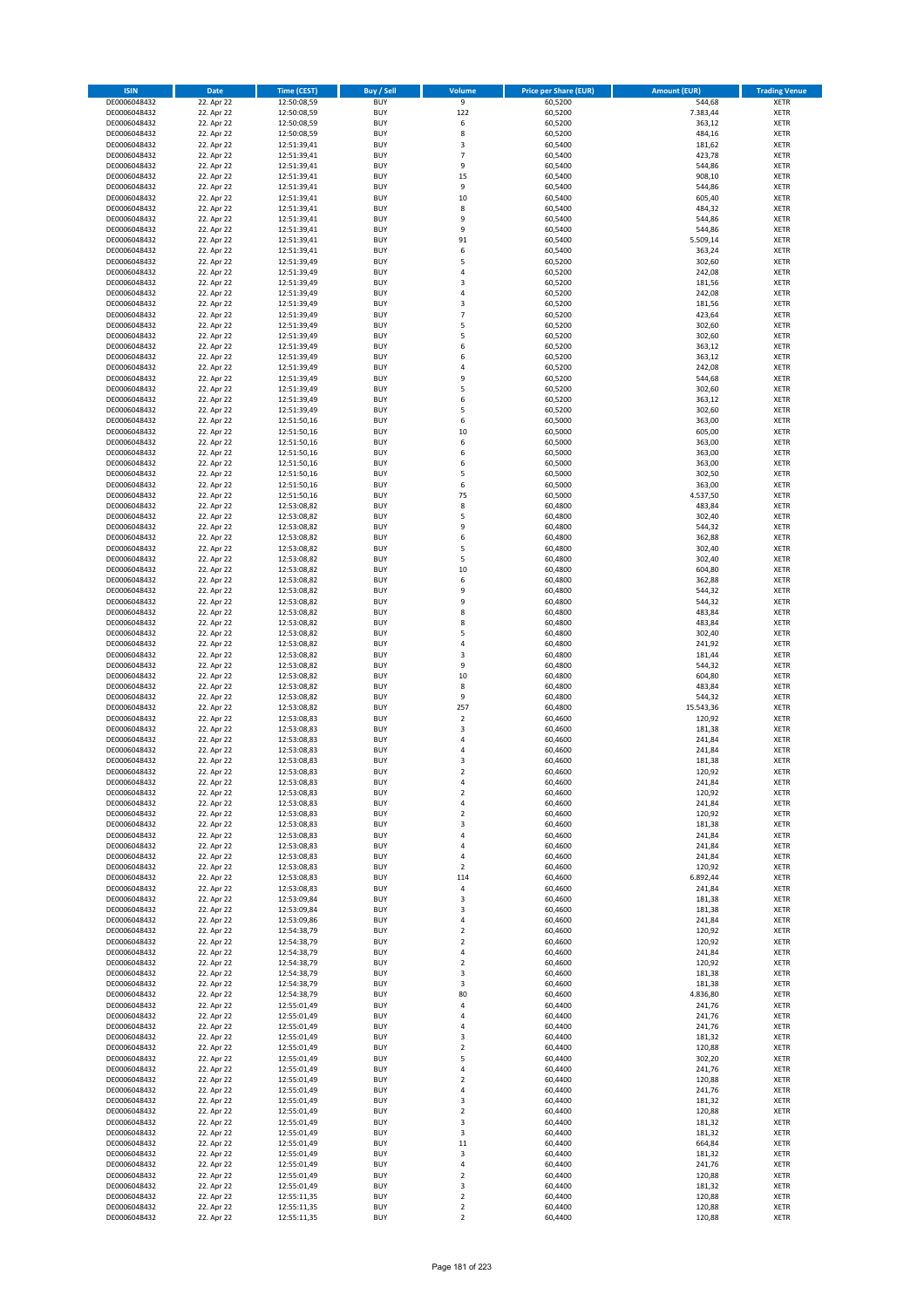| ISIN | Date | Time (CEST) | Buy / Sell | Volume | Price per Share (EUR) | Amount (EUR) | Trading Venue |
|---|---|---|---|---|---|---|---|
| DE0006048432 | 22. Apr 22 | 12:50:08,59 | BUY | 9 | 60,5200 | 544,68 | XETR |
| DE0006048432 | 22. Apr 22 | 12:50:08,59 | BUY | 122 | 60,5200 | 7.383,44 | XETR |
| DE0006048432 | 22. Apr 22 | 12:50:08,59 | BUY | 6 | 60,5200 | 363,12 | XETR |
| DE0006048432 | 22. Apr 22 | 12:50:08,59 | BUY | 8 | 60,5200 | 484,16 | XETR |
| DE0006048432 | 22. Apr 22 | 12:51:39,41 | BUY | 3 | 60,5400 | 181,62 | XETR |
| DE0006048432 | 22. Apr 22 | 12:51:39,41 | BUY | 7 | 60,5400 | 423,78 | XETR |
| DE0006048432 | 22. Apr 22 | 12:51:39,41 | BUY | 9 | 60,5400 | 544,86 | XETR |
| DE0006048432 | 22. Apr 22 | 12:51:39,41 | BUY | 15 | 60,5400 | 908,10 | XETR |
| DE0006048432 | 22. Apr 22 | 12:51:39,41 | BUY | 9 | 60,5400 | 544,86 | XETR |
| DE0006048432 | 22. Apr 22 | 12:51:39,41 | BUY | 10 | 60,5400 | 605,40 | XETR |
| DE0006048432 | 22. Apr 22 | 12:51:39,41 | BUY | 8 | 60,5400 | 484,32 | XETR |
| DE0006048432 | 22. Apr 22 | 12:51:39,41 | BUY | 9 | 60,5400 | 544,86 | XETR |
| DE0006048432 | 22. Apr 22 | 12:51:39,41 | BUY | 9 | 60,5400 | 544,86 | XETR |
| DE0006048432 | 22. Apr 22 | 12:51:39,41 | BUY | 91 | 60,5400 | 5.509,14 | XETR |
| DE0006048432 | 22. Apr 22 | 12:51:39,41 | BUY | 6 | 60,5400 | 363,24 | XETR |
| DE0006048432 | 22. Apr 22 | 12:51:39,49 | BUY | 5 | 60,5200 | 302,60 | XETR |
| DE0006048432 | 22. Apr 22 | 12:51:39,49 | BUY | 4 | 60,5200 | 242,08 | XETR |
| DE0006048432 | 22. Apr 22 | 12:51:39,49 | BUY | 3 | 60,5200 | 181,56 | XETR |
| DE0006048432 | 22. Apr 22 | 12:51:39,49 | BUY | 4 | 60,5200 | 242,08 | XETR |
| DE0006048432 | 22. Apr 22 | 12:51:39,49 | BUY | 3 | 60,5200 | 181,56 | XETR |
| DE0006048432 | 22. Apr 22 | 12:51:39,49 | BUY | 7 | 60,5200 | 423,64 | XETR |
| DE0006048432 | 22. Apr 22 | 12:51:39,49 | BUY | 5 | 60,5200 | 302,60 | XETR |
| DE0006048432 | 22. Apr 22 | 12:51:39,49 | BUY | 5 | 60,5200 | 302,60 | XETR |
| DE0006048432 | 22. Apr 22 | 12:51:39,49 | BUY | 6 | 60,5200 | 363,12 | XETR |
| DE0006048432 | 22. Apr 22 | 12:51:39,49 | BUY | 6 | 60,5200 | 363,12 | XETR |
| DE0006048432 | 22. Apr 22 | 12:51:39,49 | BUY | 4 | 60,5200 | 242,08 | XETR |
| DE0006048432 | 22. Apr 22 | 12:51:39,49 | BUY | 9 | 60,5200 | 544,68 | XETR |
| DE0006048432 | 22. Apr 22 | 12:51:39,49 | BUY | 5 | 60,5200 | 302,60 | XETR |
| DE0006048432 | 22. Apr 22 | 12:51:39,49 | BUY | 6 | 60,5200 | 363,12 | XETR |
| DE0006048432 | 22. Apr 22 | 12:51:39,49 | BUY | 5 | 60,5200 | 302,60 | XETR |
| DE0006048432 | 22. Apr 22 | 12:51:50,16 | BUY | 6 | 60,5000 | 363,00 | XETR |
| DE0006048432 | 22. Apr 22 | 12:51:50,16 | BUY | 10 | 60,5000 | 605,00 | XETR |
| DE0006048432 | 22. Apr 22 | 12:51:50,16 | BUY | 6 | 60,5000 | 363,00 | XETR |
| DE0006048432 | 22. Apr 22 | 12:51:50,16 | BUY | 6 | 60,5000 | 363,00 | XETR |
| DE0006048432 | 22. Apr 22 | 12:51:50,16 | BUY | 6 | 60,5000 | 363,00 | XETR |
| DE0006048432 | 22. Apr 22 | 12:51:50,16 | BUY | 5 | 60,5000 | 302,50 | XETR |
| DE0006048432 | 22. Apr 22 | 12:51:50,16 | BUY | 6 | 60,5000 | 363,00 | XETR |
| DE0006048432 | 22. Apr 22 | 12:51:50,16 | BUY | 75 | 60,5000 | 4.537,50 | XETR |
| DE0006048432 | 22. Apr 22 | 12:53:08,82 | BUY | 8 | 60,4800 | 483,84 | XETR |
| DE0006048432 | 22. Apr 22 | 12:53:08,82 | BUY | 5 | 60,4800 | 302,40 | XETR |
| DE0006048432 | 22. Apr 22 | 12:53:08,82 | BUY | 9 | 60,4800 | 544,32 | XETR |
| DE0006048432 | 22. Apr 22 | 12:53:08,82 | BUY | 6 | 60,4800 | 362,88 | XETR |
| DE0006048432 | 22. Apr 22 | 12:53:08,82 | BUY | 5 | 60,4800 | 302,40 | XETR |
| DE0006048432 | 22. Apr 22 | 12:53:08,82 | BUY | 5 | 60,4800 | 302,40 | XETR |
| DE0006048432 | 22. Apr 22 | 12:53:08,82 | BUY | 10 | 60,4800 | 604,80 | XETR |
| DE0006048432 | 22. Apr 22 | 12:53:08,82 | BUY | 6 | 60,4800 | 362,88 | XETR |
| DE0006048432 | 22. Apr 22 | 12:53:08,82 | BUY | 9 | 60,4800 | 544,32 | XETR |
| DE0006048432 | 22. Apr 22 | 12:53:08,82 | BUY | 9 | 60,4800 | 544,32 | XETR |
| DE0006048432 | 22. Apr 22 | 12:53:08,82 | BUY | 8 | 60,4800 | 483,84 | XETR |
| DE0006048432 | 22. Apr 22 | 12:53:08,82 | BUY | 8 | 60,4800 | 483,84 | XETR |
| DE0006048432 | 22. Apr 22 | 12:53:08,82 | BUY | 5 | 60,4800 | 302,40 | XETR |
| DE0006048432 | 22. Apr 22 | 12:53:08,82 | BUY | 4 | 60,4800 | 241,92 | XETR |
| DE0006048432 | 22. Apr 22 | 12:53:08,82 | BUY | 3 | 60,4800 | 181,44 | XETR |
| DE0006048432 | 22. Apr 22 | 12:53:08,82 | BUY | 9 | 60,4800 | 544,32 | XETR |
| DE0006048432 | 22. Apr 22 | 12:53:08,82 | BUY | 10 | 60,4800 | 604,80 | XETR |
| DE0006048432 | 22. Apr 22 | 12:53:08,82 | BUY | 8 | 60,4800 | 483,84 | XETR |
| DE0006048432 | 22. Apr 22 | 12:53:08,82 | BUY | 9 | 60,4800 | 544,32 | XETR |
| DE0006048432 | 22. Apr 22 | 12:53:08,82 | BUY | 257 | 60,4800 | 15.543,36 | XETR |
| DE0006048432 | 22. Apr 22 | 12:53:08,83 | BUY | 2 | 60,4600 | 120,92 | XETR |
| DE0006048432 | 22. Apr 22 | 12:53:08,83 | BUY | 3 | 60,4600 | 181,38 | XETR |
| DE0006048432 | 22. Apr 22 | 12:53:08,83 | BUY | 4 | 60,4600 | 241,84 | XETR |
| DE0006048432 | 22. Apr 22 | 12:53:08,83 | BUY | 4 | 60,4600 | 241,84 | XETR |
| DE0006048432 | 22. Apr 22 | 12:53:08,83 | BUY | 3 | 60,4600 | 181,38 | XETR |
| DE0006048432 | 22. Apr 22 | 12:53:08,83 | BUY | 2 | 60,4600 | 120,92 | XETR |
| DE0006048432 | 22. Apr 22 | 12:53:08,83 | BUY | 4 | 60,4600 | 241,84 | XETR |
| DE0006048432 | 22. Apr 22 | 12:53:08,83 | BUY | 2 | 60,4600 | 120,92 | XETR |
| DE0006048432 | 22. Apr 22 | 12:53:08,83 | BUY | 4 | 60,4600 | 241,84 | XETR |
| DE0006048432 | 22. Apr 22 | 12:53:08,83 | BUY | 2 | 60,4600 | 120,92 | XETR |
| DE0006048432 | 22. Apr 22 | 12:53:08,83 | BUY | 3 | 60,4600 | 181,38 | XETR |
| DE0006048432 | 22. Apr 22 | 12:53:08,83 | BUY | 4 | 60,4600 | 241,84 | XETR |
| DE0006048432 | 22. Apr 22 | 12:53:08,83 | BUY | 4 | 60,4600 | 241,84 | XETR |
| DE0006048432 | 22. Apr 22 | 12:53:08,83 | BUY | 4 | 60,4600 | 241,84 | XETR |
| DE0006048432 | 22. Apr 22 | 12:53:08,83 | BUY | 2 | 60,4600 | 120,92 | XETR |
| DE0006048432 | 22. Apr 22 | 12:53:08,83 | BUY | 114 | 60,4600 | 6.892,44 | XETR |
| DE0006048432 | 22. Apr 22 | 12:53:08,83 | BUY | 4 | 60,4600 | 241,84 | XETR |
| DE0006048432 | 22. Apr 22 | 12:53:09,84 | BUY | 3 | 60,4600 | 181,38 | XETR |
| DE0006048432 | 22. Apr 22 | 12:53:09,84 | BUY | 3 | 60,4600 | 181,38 | XETR |
| DE0006048432 | 22. Apr 22 | 12:53:09,86 | BUY | 4 | 60,4600 | 241,84 | XETR |
| DE0006048432 | 22. Apr 22 | 12:54:38,79 | BUY | 2 | 60,4600 | 120,92 | XETR |
| DE0006048432 | 22. Apr 22 | 12:54:38,79 | BUY | 2 | 60,4600 | 120,92 | XETR |
| DE0006048432 | 22. Apr 22 | 12:54:38,79 | BUY | 4 | 60,4600 | 241,84 | XETR |
| DE0006048432 | 22. Apr 22 | 12:54:38,79 | BUY | 2 | 60,4600 | 120,92 | XETR |
| DE0006048432 | 22. Apr 22 | 12:54:38,79 | BUY | 3 | 60,4600 | 181,38 | XETR |
| DE0006048432 | 22. Apr 22 | 12:54:38,79 | BUY | 3 | 60,4600 | 181,38 | XETR |
| DE0006048432 | 22. Apr 22 | 12:54:38,79 | BUY | 80 | 60,4600 | 4.836,80 | XETR |
| DE0006048432 | 22. Apr 22 | 12:55:01,49 | BUY | 4 | 60,4400 | 241,76 | XETR |
| DE0006048432 | 22. Apr 22 | 12:55:01,49 | BUY | 4 | 60,4400 | 241,76 | XETR |
| DE0006048432 | 22. Apr 22 | 12:55:01,49 | BUY | 4 | 60,4400 | 241,76 | XETR |
| DE0006048432 | 22. Apr 22 | 12:55:01,49 | BUY | 3 | 60,4400 | 181,32 | XETR |
| DE0006048432 | 22. Apr 22 | 12:55:01,49 | BUY | 2 | 60,4400 | 120,88 | XETR |
| DE0006048432 | 22. Apr 22 | 12:55:01,49 | BUY | 5 | 60,4400 | 302,20 | XETR |
| DE0006048432 | 22. Apr 22 | 12:55:01,49 | BUY | 4 | 60,4400 | 241,76 | XETR |
| DE0006048432 | 22. Apr 22 | 12:55:01,49 | BUY | 2 | 60,4400 | 120,88 | XETR |
| DE0006048432 | 22. Apr 22 | 12:55:01,49 | BUY | 4 | 60,4400 | 241,76 | XETR |
| DE0006048432 | 22. Apr 22 | 12:55:01,49 | BUY | 3 | 60,4400 | 181,32 | XETR |
| DE0006048432 | 22. Apr 22 | 12:55:01,49 | BUY | 2 | 60,4400 | 120,88 | XETR |
| DE0006048432 | 22. Apr 22 | 12:55:01,49 | BUY | 3 | 60,4400 | 181,32 | XETR |
| DE0006048432 | 22. Apr 22 | 12:55:01,49 | BUY | 3 | 60,4400 | 181,32 | XETR |
| DE0006048432 | 22. Apr 22 | 12:55:01,49 | BUY | 11 | 60,4400 | 664,84 | XETR |
| DE0006048432 | 22. Apr 22 | 12:55:01,49 | BUY | 3 | 60,4400 | 181,32 | XETR |
| DE0006048432 | 22. Apr 22 | 12:55:01,49 | BUY | 4 | 60,4400 | 241,76 | XETR |
| DE0006048432 | 22. Apr 22 | 12:55:01,49 | BUY | 2 | 60,4400 | 120,88 | XETR |
| DE0006048432 | 22. Apr 22 | 12:55:01,49 | BUY | 3 | 60,4400 | 181,32 | XETR |
| DE0006048432 | 22. Apr 22 | 12:55:11,35 | BUY | 2 | 60,4400 | 120,88 | XETR |
| DE0006048432 | 22. Apr 22 | 12:55:11,35 | BUY | 2 | 60,4400 | 120,88 | XETR |
| DE0006048432 | 22. Apr 22 | 12:55:11,35 | BUY | 2 | 60,4400 | 120,88 | XETR |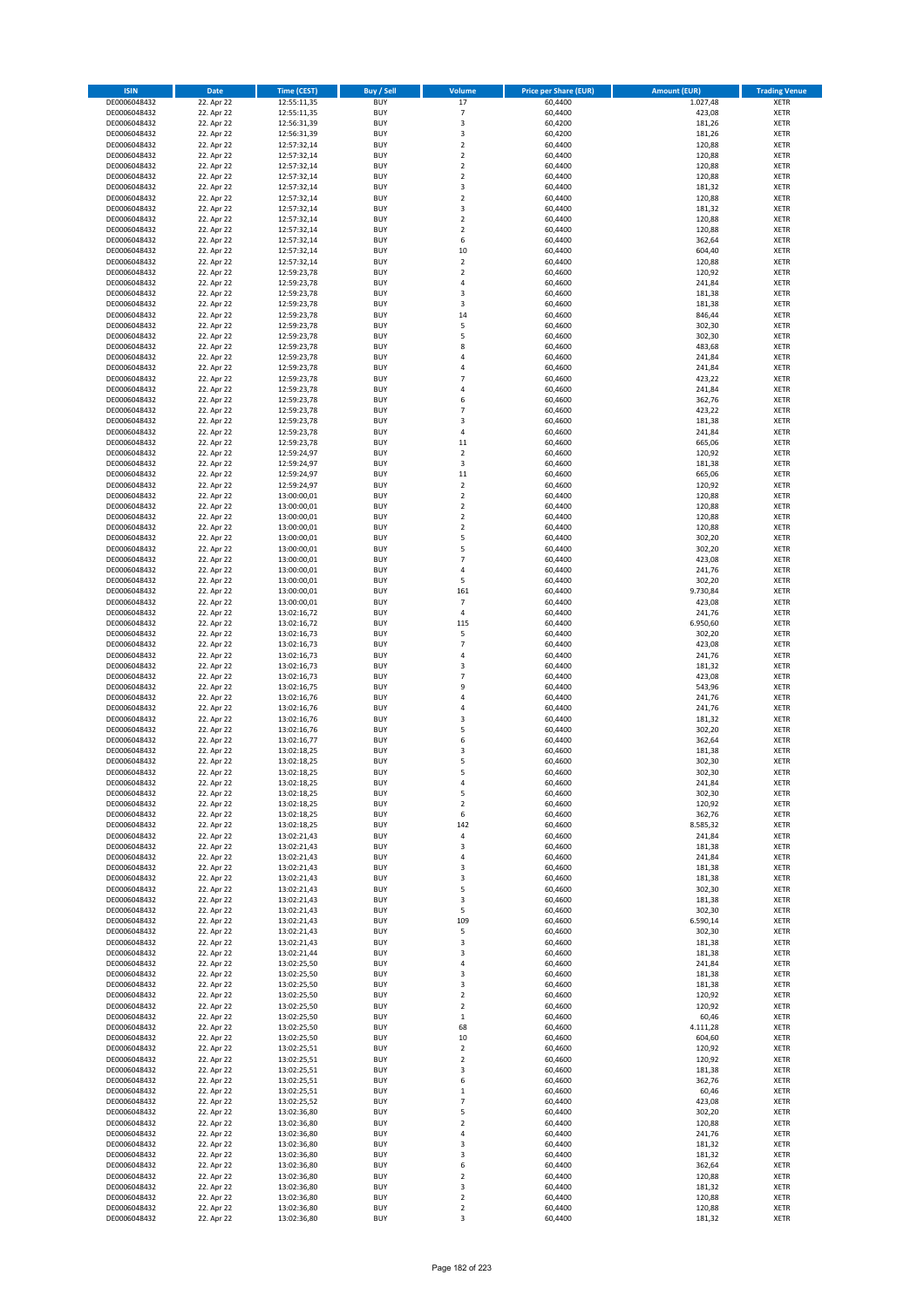| ISIN | Date | Time (CEST) | Buy / Sell | Volume | Price per Share (EUR) | Amount (EUR) | Trading Venue |
|---|---|---|---|---|---|---|---|
| DE0006048432 | 22. Apr 22 | 12:55:11,35 | BUY | 17 | 60,4400 | 1.027,48 | XETR |
| DE0006048432 | 22. Apr 22 | 12:55:11,35 | BUY | 7 | 60,4400 | 423,08 | XETR |
| DE0006048432 | 22. Apr 22 | 12:56:31,39 | BUY | 3 | 60,4200 | 181,26 | XETR |
| DE0006048432 | 22. Apr 22 | 12:56:31,39 | BUY | 3 | 60,4200 | 181,26 | XETR |
| DE0006048432 | 22. Apr 22 | 12:57:32,14 | BUY | 2 | 60,4400 | 120,88 | XETR |
| DE0006048432 | 22. Apr 22 | 12:57:32,14 | BUY | 2 | 60,4400 | 120,88 | XETR |
| DE0006048432 | 22. Apr 22 | 12:57:32,14 | BUY | 2 | 60,4400 | 120,88 | XETR |
| DE0006048432 | 22. Apr 22 | 12:57:32,14 | BUY | 2 | 60,4400 | 120,88 | XETR |
| DE0006048432 | 22. Apr 22 | 12:57:32,14 | BUY | 3 | 60,4400 | 181,32 | XETR |
| DE0006048432 | 22. Apr 22 | 12:57:32,14 | BUY | 2 | 60,4400 | 120,88 | XETR |
| DE0006048432 | 22. Apr 22 | 12:57:32,14 | BUY | 3 | 60,4400 | 181,32 | XETR |
| DE0006048432 | 22. Apr 22 | 12:57:32,14 | BUY | 2 | 60,4400 | 120,88 | XETR |
| DE0006048432 | 22. Apr 22 | 12:57:32,14 | BUY | 2 | 60,4400 | 120,88 | XETR |
| DE0006048432 | 22. Apr 22 | 12:57:32,14 | BUY | 6 | 60,4400 | 362,64 | XETR |
| DE0006048432 | 22. Apr 22 | 12:57:32,14 | BUY | 10 | 60,4400 | 604,40 | XETR |
| DE0006048432 | 22. Apr 22 | 12:57:32,14 | BUY | 2 | 60,4400 | 120,88 | XETR |
| DE0006048432 | 22. Apr 22 | 12:59:23,78 | BUY | 2 | 60,4600 | 120,92 | XETR |
| DE0006048432 | 22. Apr 22 | 12:59:23,78 | BUY | 4 | 60,4600 | 241,84 | XETR |
| DE0006048432 | 22. Apr 22 | 12:59:23,78 | BUY | 3 | 60,4600 | 181,38 | XETR |
| DE0006048432 | 22. Apr 22 | 12:59:23,78 | BUY | 3 | 60,4600 | 181,38 | XETR |
| DE0006048432 | 22. Apr 22 | 12:59:23,78 | BUY | 14 | 60,4600 | 846,44 | XETR |
| DE0006048432 | 22. Apr 22 | 12:59:23,78 | BUY | 5 | 60,4600 | 302,30 | XETR |
| DE0006048432 | 22. Apr 22 | 12:59:23,78 | BUY | 5 | 60,4600 | 302,30 | XETR |
| DE0006048432 | 22. Apr 22 | 12:59:23,78 | BUY | 8 | 60,4600 | 483,68 | XETR |
| DE0006048432 | 22. Apr 22 | 12:59:23,78 | BUY | 4 | 60,4600 | 241,84 | XETR |
| DE0006048432 | 22. Apr 22 | 12:59:23,78 | BUY | 4 | 60,4600 | 241,84 | XETR |
| DE0006048432 | 22. Apr 22 | 12:59:23,78 | BUY | 7 | 60,4600 | 423,22 | XETR |
| DE0006048432 | 22. Apr 22 | 12:59:23,78 | BUY | 4 | 60,4600 | 241,84 | XETR |
| DE0006048432 | 22. Apr 22 | 12:59:23,78 | BUY | 6 | 60,4600 | 362,76 | XETR |
| DE0006048432 | 22. Apr 22 | 12:59:23,78 | BUY | 7 | 60,4600 | 423,22 | XETR |
| DE0006048432 | 22. Apr 22 | 12:59:23,78 | BUY | 3 | 60,4600 | 181,38 | XETR |
| DE0006048432 | 22. Apr 22 | 12:59:23,78 | BUY | 4 | 60,4600 | 241,84 | XETR |
| DE0006048432 | 22. Apr 22 | 12:59:23,78 | BUY | 11 | 60,4600 | 665,06 | XETR |
| DE0006048432 | 22. Apr 22 | 12:59:24,97 | BUY | 2 | 60,4600 | 120,92 | XETR |
| DE0006048432 | 22. Apr 22 | 12:59:24,97 | BUY | 3 | 60,4600 | 181,38 | XETR |
| DE0006048432 | 22. Apr 22 | 12:59:24,97 | BUY | 11 | 60,4600 | 665,06 | XETR |
| DE0006048432 | 22. Apr 22 | 12:59:24,97 | BUY | 2 | 60,4600 | 120,92 | XETR |
| DE0006048432 | 22. Apr 22 | 13:00:00,01 | BUY | 2 | 60,4400 | 120,88 | XETR |
| DE0006048432 | 22. Apr 22 | 13:00:00,01 | BUY | 2 | 60,4400 | 120,88 | XETR |
| DE0006048432 | 22. Apr 22 | 13:00:00,01 | BUY | 2 | 60,4400 | 120,88 | XETR |
| DE0006048432 | 22. Apr 22 | 13:00:00,01 | BUY | 2 | 60,4400 | 120,88 | XETR |
| DE0006048432 | 22. Apr 22 | 13:00:00,01 | BUY | 5 | 60,4400 | 302,20 | XETR |
| DE0006048432 | 22. Apr 22 | 13:00:00,01 | BUY | 5 | 60,4400 | 302,20 | XETR |
| DE0006048432 | 22. Apr 22 | 13:00:00,01 | BUY | 7 | 60,4400 | 423,08 | XETR |
| DE0006048432 | 22. Apr 22 | 13:00:00,01 | BUY | 4 | 60,4400 | 241,76 | XETR |
| DE0006048432 | 22. Apr 22 | 13:00:00,01 | BUY | 5 | 60,4400 | 302,20 | XETR |
| DE0006048432 | 22. Apr 22 | 13:00:00,01 | BUY | 161 | 60,4400 | 9.730,84 | XETR |
| DE0006048432 | 22. Apr 22 | 13:00:00,01 | BUY | 7 | 60,4400 | 423,08 | XETR |
| DE0006048432 | 22. Apr 22 | 13:02:16,72 | BUY | 4 | 60,4400 | 241,76 | XETR |
| DE0006048432 | 22. Apr 22 | 13:02:16,72 | BUY | 115 | 60,4400 | 6.950,60 | XETR |
| DE0006048432 | 22. Apr 22 | 13:02:16,73 | BUY | 5 | 60,4400 | 302,20 | XETR |
| DE0006048432 | 22. Apr 22 | 13:02:16,73 | BUY | 7 | 60,4400 | 423,08 | XETR |
| DE0006048432 | 22. Apr 22 | 13:02:16,73 | BUY | 4 | 60,4400 | 241,76 | XETR |
| DE0006048432 | 22. Apr 22 | 13:02:16,73 | BUY | 3 | 60,4400 | 181,32 | XETR |
| DE0006048432 | 22. Apr 22 | 13:02:16,73 | BUY | 7 | 60,4400 | 423,08 | XETR |
| DE0006048432 | 22. Apr 22 | 13:02:16,75 | BUY | 9 | 60,4400 | 543,96 | XETR |
| DE0006048432 | 22. Apr 22 | 13:02:16,76 | BUY | 4 | 60,4400 | 241,76 | XETR |
| DE0006048432 | 22. Apr 22 | 13:02:16,76 | BUY | 4 | 60,4400 | 241,76 | XETR |
| DE0006048432 | 22. Apr 22 | 13:02:16,76 | BUY | 3 | 60,4400 | 181,32 | XETR |
| DE0006048432 | 22. Apr 22 | 13:02:16,76 | BUY | 5 | 60,4400 | 302,20 | XETR |
| DE0006048432 | 22. Apr 22 | 13:02:16,77 | BUY | 6 | 60,4400 | 362,64 | XETR |
| DE0006048432 | 22. Apr 22 | 13:02:18,25 | BUY | 3 | 60,4600 | 181,38 | XETR |
| DE0006048432 | 22. Apr 22 | 13:02:18,25 | BUY | 5 | 60,4600 | 302,30 | XETR |
| DE0006048432 | 22. Apr 22 | 13:02:18,25 | BUY | 5 | 60,4600 | 302,30 | XETR |
| DE0006048432 | 22. Apr 22 | 13:02:18,25 | BUY | 4 | 60,4600 | 241,84 | XETR |
| DE0006048432 | 22. Apr 22 | 13:02:18,25 | BUY | 5 | 60,4600 | 302,30 | XETR |
| DE0006048432 | 22. Apr 22 | 13:02:18,25 | BUY | 2 | 60,4600 | 120,92 | XETR |
| DE0006048432 | 22. Apr 22 | 13:02:18,25 | BUY | 6 | 60,4600 | 362,76 | XETR |
| DE0006048432 | 22. Apr 22 | 13:02:18,25 | BUY | 142 | 60,4600 | 8.585,32 | XETR |
| DE0006048432 | 22. Apr 22 | 13:02:21,43 | BUY | 4 | 60,4600 | 241,84 | XETR |
| DE0006048432 | 22. Apr 22 | 13:02:21,43 | BUY | 3 | 60,4600 | 181,38 | XETR |
| DE0006048432 | 22. Apr 22 | 13:02:21,43 | BUY | 4 | 60,4600 | 241,84 | XETR |
| DE0006048432 | 22. Apr 22 | 13:02:21,43 | BUY | 3 | 60,4600 | 181,38 | XETR |
| DE0006048432 | 22. Apr 22 | 13:02:21,43 | BUY | 3 | 60,4600 | 181,38 | XETR |
| DE0006048432 | 22. Apr 22 | 13:02:21,43 | BUY | 5 | 60,4600 | 302,30 | XETR |
| DE0006048432 | 22. Apr 22 | 13:02:21,43 | BUY | 3 | 60,4600 | 181,38 | XETR |
| DE0006048432 | 22. Apr 22 | 13:02:21,43 | BUY | 5 | 60,4600 | 302,30 | XETR |
| DE0006048432 | 22. Apr 22 | 13:02:21,43 | BUY | 109 | 60,4600 | 6.590,14 | XETR |
| DE0006048432 | 22. Apr 22 | 13:02:21,43 | BUY | 5 | 60,4600 | 302,30 | XETR |
| DE0006048432 | 22. Apr 22 | 13:02:21,43 | BUY | 3 | 60,4600 | 181,38 | XETR |
| DE0006048432 | 22. Apr 22 | 13:02:21,44 | BUY | 3 | 60,4600 | 181,38 | XETR |
| DE0006048432 | 22. Apr 22 | 13:02:25,50 | BUY | 4 | 60,4600 | 241,84 | XETR |
| DE0006048432 | 22. Apr 22 | 13:02:25,50 | BUY | 3 | 60,4600 | 181,38 | XETR |
| DE0006048432 | 22. Apr 22 | 13:02:25,50 | BUY | 3 | 60,4600 | 181,38 | XETR |
| DE0006048432 | 22. Apr 22 | 13:02:25,50 | BUY | 2 | 60,4600 | 120,92 | XETR |
| DE0006048432 | 22. Apr 22 | 13:02:25,50 | BUY | 2 | 60,4600 | 120,92 | XETR |
| DE0006048432 | 22. Apr 22 | 13:02:25,50 | BUY | 1 | 60,4600 | 60,46 | XETR |
| DE0006048432 | 22. Apr 22 | 13:02:25,50 | BUY | 68 | 60,4600 | 4.111,28 | XETR |
| DE0006048432 | 22. Apr 22 | 13:02:25,50 | BUY | 10 | 60,4600 | 604,60 | XETR |
| DE0006048432 | 22. Apr 22 | 13:02:25,51 | BUY | 2 | 60,4600 | 120,92 | XETR |
| DE0006048432 | 22. Apr 22 | 13:02:25,51 | BUY | 2 | 60,4600 | 120,92 | XETR |
| DE0006048432 | 22. Apr 22 | 13:02:25,51 | BUY | 3 | 60,4600 | 181,38 | XETR |
| DE0006048432 | 22. Apr 22 | 13:02:25,51 | BUY | 6 | 60,4600 | 362,76 | XETR |
| DE0006048432 | 22. Apr 22 | 13:02:25,51 | BUY | 1 | 60,4600 | 60,46 | XETR |
| DE0006048432 | 22. Apr 22 | 13:02:25,52 | BUY | 7 | 60,4400 | 423,08 | XETR |
| DE0006048432 | 22. Apr 22 | 13:02:36,80 | BUY | 5 | 60,4400 | 302,20 | XETR |
| DE0006048432 | 22. Apr 22 | 13:02:36,80 | BUY | 2 | 60,4400 | 120,88 | XETR |
| DE0006048432 | 22. Apr 22 | 13:02:36,80 | BUY | 4 | 60,4400 | 241,76 | XETR |
| DE0006048432 | 22. Apr 22 | 13:02:36,80 | BUY | 3 | 60,4400 | 181,32 | XETR |
| DE0006048432 | 22. Apr 22 | 13:02:36,80 | BUY | 3 | 60,4400 | 181,32 | XETR |
| DE0006048432 | 22. Apr 22 | 13:02:36,80 | BUY | 6 | 60,4400 | 362,64 | XETR |
| DE0006048432 | 22. Apr 22 | 13:02:36,80 | BUY | 2 | 60,4400 | 120,88 | XETR |
| DE0006048432 | 22. Apr 22 | 13:02:36,80 | BUY | 3 | 60,4400 | 181,32 | XETR |
| DE0006048432 | 22. Apr 22 | 13:02:36,80 | BUY | 2 | 60,4400 | 120,88 | XETR |
| DE0006048432 | 22. Apr 22 | 13:02:36,80 | BUY | 2 | 60,4400 | 120,88 | XETR |
| DE0006048432 | 22. Apr 22 | 13:02:36,80 | BUY | 3 | 60,4400 | 181,32 | XETR |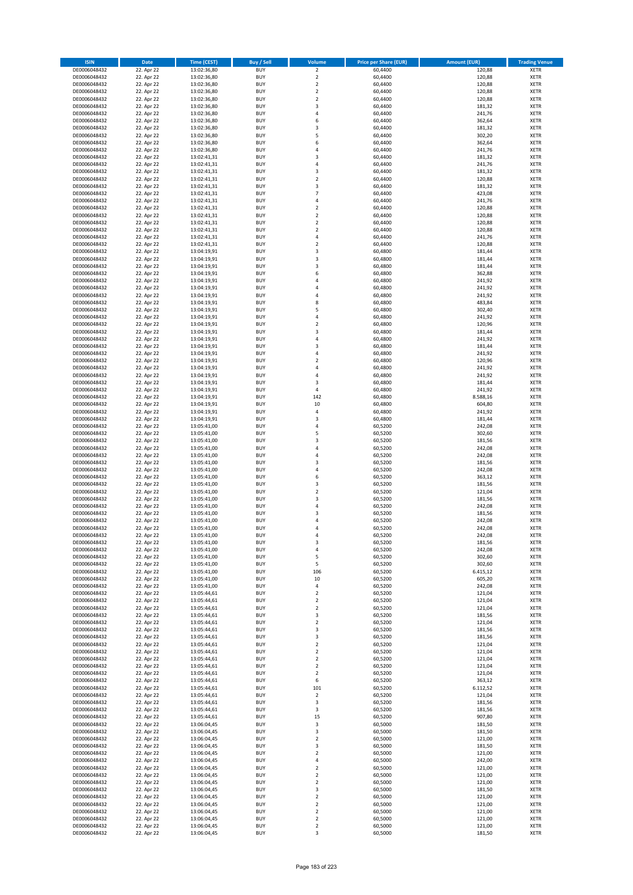| ISIN | Date | Time (CEST) | Buy / Sell | Volume | Price per Share (EUR) | Amount (EUR) | Trading Venue |
|---|---|---|---|---|---|---|---|
| DE0006048432 | 22. Apr 22 | 13:02:36,80 | BUY | 2 | 60,4400 | 120,88 | XETR |
| DE0006048432 | 22. Apr 22 | 13:02:36,80 | BUY | 2 | 60,4400 | 120,88 | XETR |
| DE0006048432 | 22. Apr 22 | 13:02:36,80 | BUY | 2 | 60,4400 | 120,88 | XETR |
| DE0006048432 | 22. Apr 22 | 13:02:36,80 | BUY | 2 | 60,4400 | 120,88 | XETR |
| DE0006048432 | 22. Apr 22 | 13:02:36,80 | BUY | 2 | 60,4400 | 120,88 | XETR |
| DE0006048432 | 22. Apr 22 | 13:02:36,80 | BUY | 3 | 60,4400 | 181,32 | XETR |
| DE0006048432 | 22. Apr 22 | 13:02:36,80 | BUY | 4 | 60,4400 | 241,76 | XETR |
| DE0006048432 | 22. Apr 22 | 13:02:36,80 | BUY | 6 | 60,4400 | 362,64 | XETR |
| DE0006048432 | 22. Apr 22 | 13:02:36,80 | BUY | 3 | 60,4400 | 181,32 | XETR |
| DE0006048432 | 22. Apr 22 | 13:02:36,80 | BUY | 5 | 60,4400 | 302,20 | XETR |
| DE0006048432 | 22. Apr 22 | 13:02:36,80 | BUY | 6 | 60,4400 | 362,64 | XETR |
| DE0006048432 | 22. Apr 22 | 13:02:36,80 | BUY | 4 | 60,4400 | 241,76 | XETR |
| DE0006048432 | 22. Apr 22 | 13:02:41,31 | BUY | 3 | 60,4400 | 181,32 | XETR |
| DE0006048432 | 22. Apr 22 | 13:02:41,31 | BUY | 4 | 60,4400 | 241,76 | XETR |
| DE0006048432 | 22. Apr 22 | 13:02:41,31 | BUY | 3 | 60,4400 | 181,32 | XETR |
| DE0006048432 | 22. Apr 22 | 13:02:41,31 | BUY | 2 | 60,4400 | 120,88 | XETR |
| DE0006048432 | 22. Apr 22 | 13:02:41,31 | BUY | 3 | 60,4400 | 181,32 | XETR |
| DE0006048432 | 22. Apr 22 | 13:02:41,31 | BUY | 7 | 60,4400 | 423,08 | XETR |
| DE0006048432 | 22. Apr 22 | 13:02:41,31 | BUY | 4 | 60,4400 | 241,76 | XETR |
| DE0006048432 | 22. Apr 22 | 13:02:41,31 | BUY | 2 | 60,4400 | 120,88 | XETR |
| DE0006048432 | 22. Apr 22 | 13:02:41,31 | BUY | 2 | 60,4400 | 120,88 | XETR |
| DE0006048432 | 22. Apr 22 | 13:02:41,31 | BUY | 2 | 60,4400 | 120,88 | XETR |
| DE0006048432 | 22. Apr 22 | 13:02:41,31 | BUY | 2 | 60,4400 | 120,88 | XETR |
| DE0006048432 | 22. Apr 22 | 13:02:41,31 | BUY | 4 | 60,4400 | 241,76 | XETR |
| DE0006048432 | 22. Apr 22 | 13:02:41,31 | BUY | 2 | 60,4400 | 120,88 | XETR |
| DE0006048432 | 22. Apr 22 | 13:04:19,91 | BUY | 3 | 60,4800 | 181,44 | XETR |
| DE0006048432 | 22. Apr 22 | 13:04:19,91 | BUY | 3 | 60,4800 | 181,44 | XETR |
| DE0006048432 | 22. Apr 22 | 13:04:19,91 | BUY | 3 | 60,4800 | 181,44 | XETR |
| DE0006048432 | 22. Apr 22 | 13:04:19,91 | BUY | 6 | 60,4800 | 362,88 | XETR |
| DE0006048432 | 22. Apr 22 | 13:04:19,91 | BUY | 4 | 60,4800 | 241,92 | XETR |
| DE0006048432 | 22. Apr 22 | 13:04:19,91 | BUY | 4 | 60,4800 | 241,92 | XETR |
| DE0006048432 | 22. Apr 22 | 13:04:19,91 | BUY | 4 | 60,4800 | 241,92 | XETR |
| DE0006048432 | 22. Apr 22 | 13:04:19,91 | BUY | 8 | 60,4800 | 483,84 | XETR |
| DE0006048432 | 22. Apr 22 | 13:04:19,91 | BUY | 5 | 60,4800 | 302,40 | XETR |
| DE0006048432 | 22. Apr 22 | 13:04:19,91 | BUY | 4 | 60,4800 | 241,92 | XETR |
| DE0006048432 | 22. Apr 22 | 13:04:19,91 | BUY | 2 | 60,4800 | 120,96 | XETR |
| DE0006048432 | 22. Apr 22 | 13:04:19,91 | BUY | 3 | 60,4800 | 181,44 | XETR |
| DE0006048432 | 22. Apr 22 | 13:04:19,91 | BUY | 4 | 60,4800 | 241,92 | XETR |
| DE0006048432 | 22. Apr 22 | 13:04:19,91 | BUY | 3 | 60,4800 | 181,44 | XETR |
| DE0006048432 | 22. Apr 22 | 13:04:19,91 | BUY | 4 | 60,4800 | 241,92 | XETR |
| DE0006048432 | 22. Apr 22 | 13:04:19,91 | BUY | 2 | 60,4800 | 120,96 | XETR |
| DE0006048432 | 22. Apr 22 | 13:04:19,91 | BUY | 4 | 60,4800 | 241,92 | XETR |
| DE0006048432 | 22. Apr 22 | 13:04:19,91 | BUY | 4 | 60,4800 | 241,92 | XETR |
| DE0006048432 | 22. Apr 22 | 13:04:19,91 | BUY | 3 | 60,4800 | 181,44 | XETR |
| DE0006048432 | 22. Apr 22 | 13:04:19,91 | BUY | 4 | 60,4800 | 241,92 | XETR |
| DE0006048432 | 22. Apr 22 | 13:04:19,91 | BUY | 142 | 60,4800 | 8.588,16 | XETR |
| DE0006048432 | 22. Apr 22 | 13:04:19,91 | BUY | 10 | 60,4800 | 604,80 | XETR |
| DE0006048432 | 22. Apr 22 | 13:04:19,91 | BUY | 4 | 60,4800 | 241,92 | XETR |
| DE0006048432 | 22. Apr 22 | 13:04:19,91 | BUY | 3 | 60,4800 | 181,44 | XETR |
| DE0006048432 | 22. Apr 22 | 13:05:41,00 | BUY | 4 | 60,5200 | 242,08 | XETR |
| DE0006048432 | 22. Apr 22 | 13:05:41,00 | BUY | 5 | 60,5200 | 302,60 | XETR |
| DE0006048432 | 22. Apr 22 | 13:05:41,00 | BUY | 3 | 60,5200 | 181,56 | XETR |
| DE0006048432 | 22. Apr 22 | 13:05:41,00 | BUY | 4 | 60,5200 | 242,08 | XETR |
| DE0006048432 | 22. Apr 22 | 13:05:41,00 | BUY | 4 | 60,5200 | 242,08 | XETR |
| DE0006048432 | 22. Apr 22 | 13:05:41,00 | BUY | 3 | 60,5200 | 181,56 | XETR |
| DE0006048432 | 22. Apr 22 | 13:05:41,00 | BUY | 4 | 60,5200 | 242,08 | XETR |
| DE0006048432 | 22. Apr 22 | 13:05:41,00 | BUY | 6 | 60,5200 | 363,12 | XETR |
| DE0006048432 | 22. Apr 22 | 13:05:41,00 | BUY | 3 | 60,5200 | 181,56 | XETR |
| DE0006048432 | 22. Apr 22 | 13:05:41,00 | BUY | 2 | 60,5200 | 121,04 | XETR |
| DE0006048432 | 22. Apr 22 | 13:05:41,00 | BUY | 3 | 60,5200 | 181,56 | XETR |
| DE0006048432 | 22. Apr 22 | 13:05:41,00 | BUY | 4 | 60,5200 | 242,08 | XETR |
| DE0006048432 | 22. Apr 22 | 13:05:41,00 | BUY | 3 | 60,5200 | 181,56 | XETR |
| DE0006048432 | 22. Apr 22 | 13:05:41,00 | BUY | 4 | 60,5200 | 242,08 | XETR |
| DE0006048432 | 22. Apr 22 | 13:05:41,00 | BUY | 4 | 60,5200 | 242,08 | XETR |
| DE0006048432 | 22. Apr 22 | 13:05:41,00 | BUY | 4 | 60,5200 | 242,08 | XETR |
| DE0006048432 | 22. Apr 22 | 13:05:41,00 | BUY | 3 | 60,5200 | 181,56 | XETR |
| DE0006048432 | 22. Apr 22 | 13:05:41,00 | BUY | 4 | 60,5200 | 242,08 | XETR |
| DE0006048432 | 22. Apr 22 | 13:05:41,00 | BUY | 5 | 60,5200 | 302,60 | XETR |
| DE0006048432 | 22. Apr 22 | 13:05:41,00 | BUY | 5 | 60,5200 | 302,60 | XETR |
| DE0006048432 | 22. Apr 22 | 13:05:41,00 | BUY | 106 | 60,5200 | 6.415,12 | XETR |
| DE0006048432 | 22. Apr 22 | 13:05:41,00 | BUY | 10 | 60,5200 | 605,20 | XETR |
| DE0006048432 | 22. Apr 22 | 13:05:41,00 | BUY | 4 | 60,5200 | 242,08 | XETR |
| DE0006048432 | 22. Apr 22 | 13:05:44,61 | BUY | 2 | 60,5200 | 121,04 | XETR |
| DE0006048432 | 22. Apr 22 | 13:05:44,61 | BUY | 2 | 60,5200 | 121,04 | XETR |
| DE0006048432 | 22. Apr 22 | 13:05:44,61 | BUY | 2 | 60,5200 | 121,04 | XETR |
| DE0006048432 | 22. Apr 22 | 13:05:44,61 | BUY | 3 | 60,5200 | 181,56 | XETR |
| DE0006048432 | 22. Apr 22 | 13:05:44,61 | BUY | 2 | 60,5200 | 121,04 | XETR |
| DE0006048432 | 22. Apr 22 | 13:05:44,61 | BUY | 3 | 60,5200 | 181,56 | XETR |
| DE0006048432 | 22. Apr 22 | 13:05:44,61 | BUY | 3 | 60,5200 | 181,56 | XETR |
| DE0006048432 | 22. Apr 22 | 13:05:44,61 | BUY | 2 | 60,5200 | 121,04 | XETR |
| DE0006048432 | 22. Apr 22 | 13:05:44,61 | BUY | 2 | 60,5200 | 121,04 | XETR |
| DE0006048432 | 22. Apr 22 | 13:05:44,61 | BUY | 2 | 60,5200 | 121,04 | XETR |
| DE0006048432 | 22. Apr 22 | 13:05:44,61 | BUY | 2 | 60,5200 | 121,04 | XETR |
| DE0006048432 | 22. Apr 22 | 13:05:44,61 | BUY | 2 | 60,5200 | 121,04 | XETR |
| DE0006048432 | 22. Apr 22 | 13:05:44,61 | BUY | 6 | 60,5200 | 363,12 | XETR |
| DE0006048432 | 22. Apr 22 | 13:05:44,61 | BUY | 101 | 60,5200 | 6.112,52 | XETR |
| DE0006048432 | 22. Apr 22 | 13:05:44,61 | BUY | 2 | 60,5200 | 121,04 | XETR |
| DE0006048432 | 22. Apr 22 | 13:05:44,61 | BUY | 3 | 60,5200 | 181,56 | XETR |
| DE0006048432 | 22. Apr 22 | 13:05:44,61 | BUY | 3 | 60,5200 | 181,56 | XETR |
| DE0006048432 | 22. Apr 22 | 13:05:44,61 | BUY | 15 | 60,5200 | 907,80 | XETR |
| DE0006048432 | 22. Apr 22 | 13:06:04,45 | BUY | 3 | 60,5000 | 181,50 | XETR |
| DE0006048432 | 22. Apr 22 | 13:06:04,45 | BUY | 3 | 60,5000 | 181,50 | XETR |
| DE0006048432 | 22. Apr 22 | 13:06:04,45 | BUY | 2 | 60,5000 | 121,00 | XETR |
| DE0006048432 | 22. Apr 22 | 13:06:04,45 | BUY | 3 | 60,5000 | 181,50 | XETR |
| DE0006048432 | 22. Apr 22 | 13:06:04,45 | BUY | 2 | 60,5000 | 121,00 | XETR |
| DE0006048432 | 22. Apr 22 | 13:06:04,45 | BUY | 4 | 60,5000 | 242,00 | XETR |
| DE0006048432 | 22. Apr 22 | 13:06:04,45 | BUY | 2 | 60,5000 | 121,00 | XETR |
| DE0006048432 | 22. Apr 22 | 13:06:04,45 | BUY | 2 | 60,5000 | 121,00 | XETR |
| DE0006048432 | 22. Apr 22 | 13:06:04,45 | BUY | 2 | 60,5000 | 121,00 | XETR |
| DE0006048432 | 22. Apr 22 | 13:06:04,45 | BUY | 3 | 60,5000 | 181,50 | XETR |
| DE0006048432 | 22. Apr 22 | 13:06:04,45 | BUY | 2 | 60,5000 | 121,00 | XETR |
| DE0006048432 | 22. Apr 22 | 13:06:04,45 | BUY | 2 | 60,5000 | 121,00 | XETR |
| DE0006048432 | 22. Apr 22 | 13:06:04,45 | BUY | 2 | 60,5000 | 121,00 | XETR |
| DE0006048432 | 22. Apr 22 | 13:06:04,45 | BUY | 2 | 60,5000 | 121,00 | XETR |
| DE0006048432 | 22. Apr 22 | 13:06:04,45 | BUY | 2 | 60,5000 | 121,00 | XETR |
| DE0006048432 | 22. Apr 22 | 13:06:04,45 | BUY | 3 | 60,5000 | 181,50 | XETR |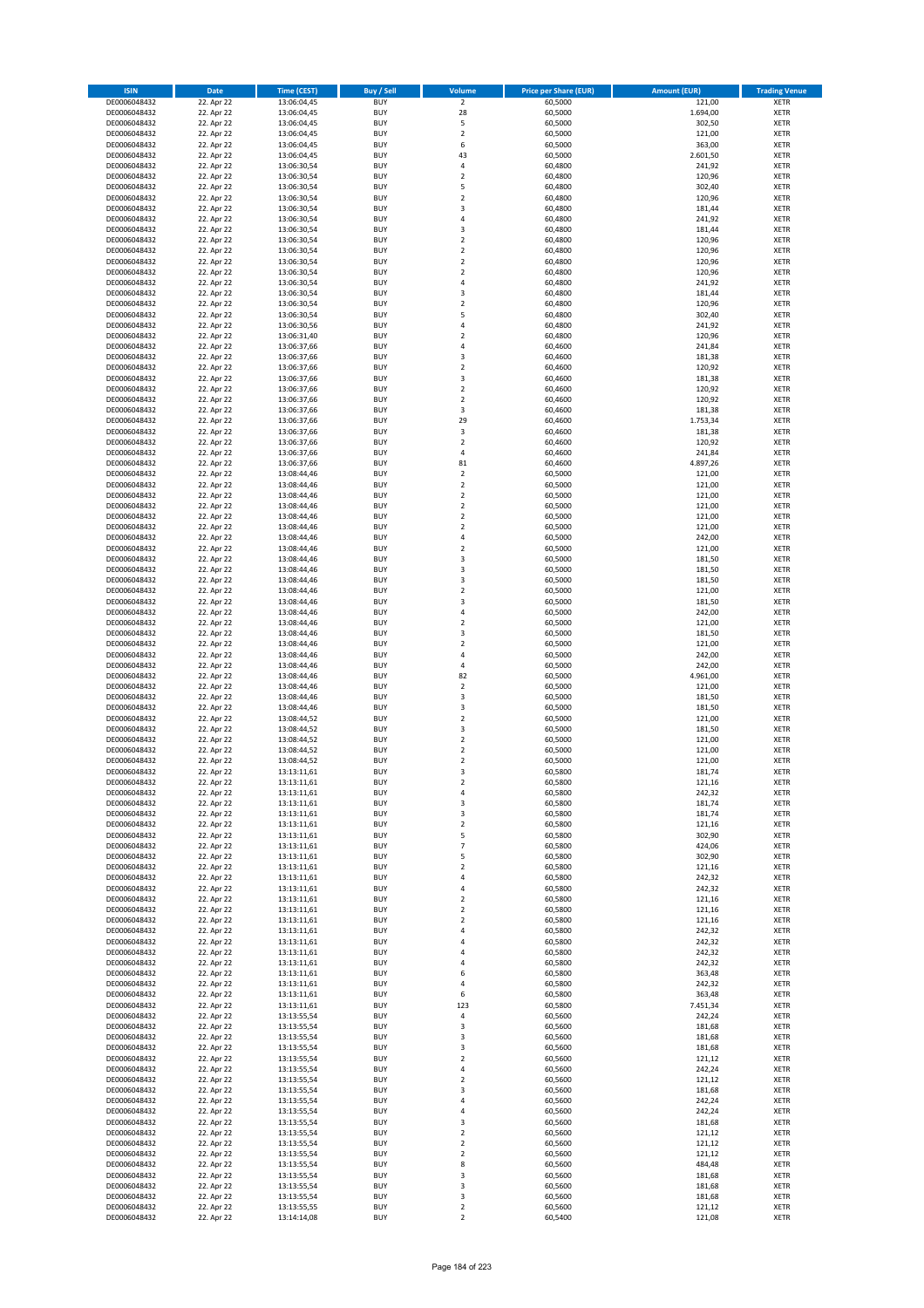| ISIN | Date | Time (CEST) | Buy / Sell | Volume | Price per Share (EUR) | Amount (EUR) | Trading Venue |
|---|---|---|---|---|---|---|---|
| DE0006048432 | 22. Apr 22 | 13:06:04,45 | BUY | 2 | 60,5000 | 121,00 | XETR |
| DE0006048432 | 22. Apr 22 | 13:06:04,45 | BUY | 28 | 60,5000 | 1.694,00 | XETR |
| DE0006048432 | 22. Apr 22 | 13:06:04,45 | BUY | 5 | 60,5000 | 302,50 | XETR |
| DE0006048432 | 22. Apr 22 | 13:06:04,45 | BUY | 2 | 60,5000 | 121,00 | XETR |
| DE0006048432 | 22. Apr 22 | 13:06:04,45 | BUY | 6 | 60,5000 | 363,00 | XETR |
| DE0006048432 | 22. Apr 22 | 13:06:04,45 | BUY | 43 | 60,5000 | 2.601,50 | XETR |
| DE0006048432 | 22. Apr 22 | 13:06:30,54 | BUY | 4 | 60,4800 | 241,92 | XETR |
| DE0006048432 | 22. Apr 22 | 13:06:30,54 | BUY | 2 | 60,4800 | 120,96 | XETR |
| DE0006048432 | 22. Apr 22 | 13:06:30,54 | BUY | 5 | 60,4800 | 302,40 | XETR |
| DE0006048432 | 22. Apr 22 | 13:06:30,54 | BUY | 2 | 60,4800 | 120,96 | XETR |
| DE0006048432 | 22. Apr 22 | 13:06:30,54 | BUY | 3 | 60,4800 | 181,44 | XETR |
| DE0006048432 | 22. Apr 22 | 13:06:30,54 | BUY | 4 | 60,4800 | 241,92 | XETR |
| DE0006048432 | 22. Apr 22 | 13:06:30,54 | BUY | 3 | 60,4800 | 181,44 | XETR |
| DE0006048432 | 22. Apr 22 | 13:06:30,54 | BUY | 2 | 60,4800 | 120,96 | XETR |
| DE0006048432 | 22. Apr 22 | 13:06:30,54 | BUY | 2 | 60,4800 | 120,96 | XETR |
| DE0006048432 | 22. Apr 22 | 13:06:30,54 | BUY | 2 | 60,4800 | 120,96 | XETR |
| DE0006048432 | 22. Apr 22 | 13:06:30,54 | BUY | 2 | 60,4800 | 120,96 | XETR |
| DE0006048432 | 22. Apr 22 | 13:06:30,54 | BUY | 4 | 60,4800 | 241,92 | XETR |
| DE0006048432 | 22. Apr 22 | 13:06:30,54 | BUY | 3 | 60,4800 | 181,44 | XETR |
| DE0006048432 | 22. Apr 22 | 13:06:30,54 | BUY | 2 | 60,4800 | 120,96 | XETR |
| DE0006048432 | 22. Apr 22 | 13:06:30,54 | BUY | 5 | 60,4800 | 302,40 | XETR |
| DE0006048432 | 22. Apr 22 | 13:06:30,56 | BUY | 4 | 60,4800 | 241,92 | XETR |
| DE0006048432 | 22. Apr 22 | 13:06:31,40 | BUY | 2 | 60,4800 | 120,96 | XETR |
| DE0006048432 | 22. Apr 22 | 13:06:37,66 | BUY | 4 | 60,4600 | 241,84 | XETR |
| DE0006048432 | 22. Apr 22 | 13:06:37,66 | BUY | 3 | 60,4600 | 181,38 | XETR |
| DE0006048432 | 22. Apr 22 | 13:06:37,66 | BUY | 2 | 60,4600 | 120,92 | XETR |
| DE0006048432 | 22. Apr 22 | 13:06:37,66 | BUY | 3 | 60,4600 | 181,38 | XETR |
| DE0006048432 | 22. Apr 22 | 13:06:37,66 | BUY | 2 | 60,4600 | 120,92 | XETR |
| DE0006048432 | 22. Apr 22 | 13:06:37,66 | BUY | 2 | 60,4600 | 120,92 | XETR |
| DE0006048432 | 22. Apr 22 | 13:06:37,66 | BUY | 3 | 60,4600 | 181,38 | XETR |
| DE0006048432 | 22. Apr 22 | 13:06:37,66 | BUY | 29 | 60,4600 | 1.753,34 | XETR |
| DE0006048432 | 22. Apr 22 | 13:06:37,66 | BUY | 3 | 60,4600 | 181,38 | XETR |
| DE0006048432 | 22. Apr 22 | 13:06:37,66 | BUY | 2 | 60,4600 | 120,92 | XETR |
| DE0006048432 | 22. Apr 22 | 13:06:37,66 | BUY | 4 | 60,4600 | 241,84 | XETR |
| DE0006048432 | 22. Apr 22 | 13:06:37,66 | BUY | 81 | 60,4600 | 4.897,26 | XETR |
| DE0006048432 | 22. Apr 22 | 13:08:44,46 | BUY | 2 | 60,5000 | 121,00 | XETR |
| DE0006048432 | 22. Apr 22 | 13:08:44,46 | BUY | 2 | 60,5000 | 121,00 | XETR |
| DE0006048432 | 22. Apr 22 | 13:08:44,46 | BUY | 2 | 60,5000 | 121,00 | XETR |
| DE0006048432 | 22. Apr 22 | 13:08:44,46 | BUY | 2 | 60,5000 | 121,00 | XETR |
| DE0006048432 | 22. Apr 22 | 13:08:44,46 | BUY | 2 | 60,5000 | 121,00 | XETR |
| DE0006048432 | 22. Apr 22 | 13:08:44,46 | BUY | 2 | 60,5000 | 121,00 | XETR |
| DE0006048432 | 22. Apr 22 | 13:08:44,46 | BUY | 4 | 60,5000 | 242,00 | XETR |
| DE0006048432 | 22. Apr 22 | 13:08:44,46 | BUY | 2 | 60,5000 | 121,00 | XETR |
| DE0006048432 | 22. Apr 22 | 13:08:44,46 | BUY | 3 | 60,5000 | 181,50 | XETR |
| DE0006048432 | 22. Apr 22 | 13:08:44,46 | BUY | 3 | 60,5000 | 181,50 | XETR |
| DE0006048432 | 22. Apr 22 | 13:08:44,46 | BUY | 3 | 60,5000 | 181,50 | XETR |
| DE0006048432 | 22. Apr 22 | 13:08:44,46 | BUY | 2 | 60,5000 | 121,00 | XETR |
| DE0006048432 | 22. Apr 22 | 13:08:44,46 | BUY | 3 | 60,5000 | 181,50 | XETR |
| DE0006048432 | 22. Apr 22 | 13:08:44,46 | BUY | 4 | 60,5000 | 242,00 | XETR |
| DE0006048432 | 22. Apr 22 | 13:08:44,46 | BUY | 2 | 60,5000 | 121,00 | XETR |
| DE0006048432 | 22. Apr 22 | 13:08:44,46 | BUY | 3 | 60,5000 | 181,50 | XETR |
| DE0006048432 | 22. Apr 22 | 13:08:44,46 | BUY | 2 | 60,5000 | 121,00 | XETR |
| DE0006048432 | 22. Apr 22 | 13:08:44,46 | BUY | 4 | 60,5000 | 242,00 | XETR |
| DE0006048432 | 22. Apr 22 | 13:08:44,46 | BUY | 4 | 60,5000 | 242,00 | XETR |
| DE0006048432 | 22. Apr 22 | 13:08:44,46 | BUY | 82 | 60,5000 | 4.961,00 | XETR |
| DE0006048432 | 22. Apr 22 | 13:08:44,46 | BUY | 2 | 60,5000 | 121,00 | XETR |
| DE0006048432 | 22. Apr 22 | 13:08:44,46 | BUY | 3 | 60,5000 | 181,50 | XETR |
| DE0006048432 | 22. Apr 22 | 13:08:44,46 | BUY | 3 | 60,5000 | 181,50 | XETR |
| DE0006048432 | 22. Apr 22 | 13:08:44,52 | BUY | 2 | 60,5000 | 121,00 | XETR |
| DE0006048432 | 22. Apr 22 | 13:08:44,52 | BUY | 3 | 60,5000 | 181,50 | XETR |
| DE0006048432 | 22. Apr 22 | 13:08:44,52 | BUY | 2 | 60,5000 | 121,00 | XETR |
| DE0006048432 | 22. Apr 22 | 13:08:44,52 | BUY | 2 | 60,5000 | 121,00 | XETR |
| DE0006048432 | 22. Apr 22 | 13:08:44,52 | BUY | 2 | 60,5000 | 121,00 | XETR |
| DE0006048432 | 22. Apr 22 | 13:13:11,61 | BUY | 3 | 60,5800 | 181,74 | XETR |
| DE0006048432 | 22. Apr 22 | 13:13:11,61 | BUY | 2 | 60,5800 | 121,16 | XETR |
| DE0006048432 | 22. Apr 22 | 13:13:11,61 | BUY | 4 | 60,5800 | 242,32 | XETR |
| DE0006048432 | 22. Apr 22 | 13:13:11,61 | BUY | 3 | 60,5800 | 181,74 | XETR |
| DE0006048432 | 22. Apr 22 | 13:13:11,61 | BUY | 3 | 60,5800 | 181,74 | XETR |
| DE0006048432 | 22. Apr 22 | 13:13:11,61 | BUY | 2 | 60,5800 | 121,16 | XETR |
| DE0006048432 | 22. Apr 22 | 13:13:11,61 | BUY | 5 | 60,5800 | 302,90 | XETR |
| DE0006048432 | 22. Apr 22 | 13:13:11,61 | BUY | 7 | 60,5800 | 424,06 | XETR |
| DE0006048432 | 22. Apr 22 | 13:13:11,61 | BUY | 5 | 60,5800 | 302,90 | XETR |
| DE0006048432 | 22. Apr 22 | 13:13:11,61 | BUY | 2 | 60,5800 | 121,16 | XETR |
| DE0006048432 | 22. Apr 22 | 13:13:11,61 | BUY | 4 | 60,5800 | 242,32 | XETR |
| DE0006048432 | 22. Apr 22 | 13:13:11,61 | BUY | 4 | 60,5800 | 242,32 | XETR |
| DE0006048432 | 22. Apr 22 | 13:13:11,61 | BUY | 2 | 60,5800 | 121,16 | XETR |
| DE0006048432 | 22. Apr 22 | 13:13:11,61 | BUY | 2 | 60,5800 | 121,16 | XETR |
| DE0006048432 | 22. Apr 22 | 13:13:11,61 | BUY | 2 | 60,5800 | 121,16 | XETR |
| DE0006048432 | 22. Apr 22 | 13:13:11,61 | BUY | 4 | 60,5800 | 242,32 | XETR |
| DE0006048432 | 22. Apr 22 | 13:13:11,61 | BUY | 4 | 60,5800 | 242,32 | XETR |
| DE0006048432 | 22. Apr 22 | 13:13:11,61 | BUY | 4 | 60,5800 | 242,32 | XETR |
| DE0006048432 | 22. Apr 22 | 13:13:11,61 | BUY | 4 | 60,5800 | 242,32 | XETR |
| DE0006048432 | 22. Apr 22 | 13:13:11,61 | BUY | 6 | 60,5800 | 363,48 | XETR |
| DE0006048432 | 22. Apr 22 | 13:13:11,61 | BUY | 4 | 60,5800 | 242,32 | XETR |
| DE0006048432 | 22. Apr 22 | 13:13:11,61 | BUY | 6 | 60,5800 | 363,48 | XETR |
| DE0006048432 | 22. Apr 22 | 13:13:11,61 | BUY | 123 | 60,5800 | 7.451,34 | XETR |
| DE0006048432 | 22. Apr 22 | 13:13:55,54 | BUY | 4 | 60,5600 | 242,24 | XETR |
| DE0006048432 | 22. Apr 22 | 13:13:55,54 | BUY | 3 | 60,5600 | 181,68 | XETR |
| DE0006048432 | 22. Apr 22 | 13:13:55,54 | BUY | 3 | 60,5600 | 181,68 | XETR |
| DE0006048432 | 22. Apr 22 | 13:13:55,54 | BUY | 3 | 60,5600 | 181,68 | XETR |
| DE0006048432 | 22. Apr 22 | 13:13:55,54 | BUY | 2 | 60,5600 | 121,12 | XETR |
| DE0006048432 | 22. Apr 22 | 13:13:55,54 | BUY | 4 | 60,5600 | 242,24 | XETR |
| DE0006048432 | 22. Apr 22 | 13:13:55,54 | BUY | 2 | 60,5600 | 121,12 | XETR |
| DE0006048432 | 22. Apr 22 | 13:13:55,54 | BUY | 3 | 60,5600 | 181,68 | XETR |
| DE0006048432 | 22. Apr 22 | 13:13:55,54 | BUY | 4 | 60,5600 | 242,24 | XETR |
| DE0006048432 | 22. Apr 22 | 13:13:55,54 | BUY | 4 | 60,5600 | 242,24 | XETR |
| DE0006048432 | 22. Apr 22 | 13:13:55,54 | BUY | 3 | 60,5600 | 181,68 | XETR |
| DE0006048432 | 22. Apr 22 | 13:13:55,54 | BUY | 2 | 60,5600 | 121,12 | XETR |
| DE0006048432 | 22. Apr 22 | 13:13:55,54 | BUY | 2 | 60,5600 | 121,12 | XETR |
| DE0006048432 | 22. Apr 22 | 13:13:55,54 | BUY | 2 | 60,5600 | 121,12 | XETR |
| DE0006048432 | 22. Apr 22 | 13:13:55,54 | BUY | 8 | 60,5600 | 484,48 | XETR |
| DE0006048432 | 22. Apr 22 | 13:13:55,54 | BUY | 3 | 60,5600 | 181,68 | XETR |
| DE0006048432 | 22. Apr 22 | 13:13:55,54 | BUY | 3 | 60,5600 | 181,68 | XETR |
| DE0006048432 | 22. Apr 22 | 13:13:55,54 | BUY | 3 | 60,5600 | 181,68 | XETR |
| DE0006048432 | 22. Apr 22 | 13:13:55,55 | BUY | 2 | 60,5600 | 121,12 | XETR |
| DE0006048432 | 22. Apr 22 | 13:14:14,08 | BUY | 2 | 60,5400 | 121,08 | XETR |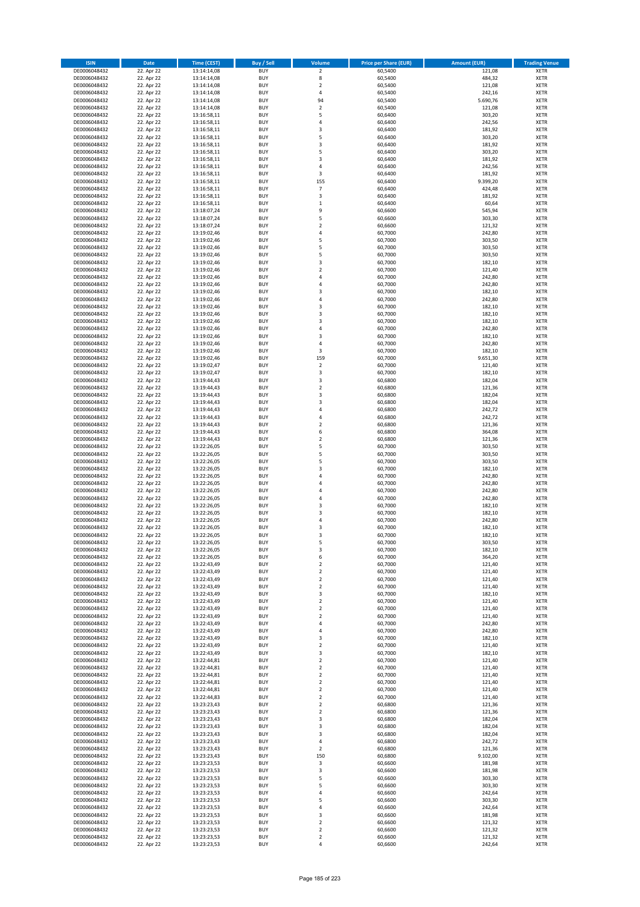| ISIN | Date | Time (CEST) | Buy / Sell | Volume | Price per Share (EUR) | Amount (EUR) | Trading Venue |
|---|---|---|---|---|---|---|---|
| DE0006048432 | 22. Apr 22 | 13:14:14,08 | BUY | 2 | 60,5400 | 121,08 | XETR |
| DE0006048432 | 22. Apr 22 | 13:14:14,08 | BUY | 8 | 60,5400 | 484,32 | XETR |
| DE0006048432 | 22. Apr 22 | 13:14:14,08 | BUY | 2 | 60,5400 | 121,08 | XETR |
| DE0006048432 | 22. Apr 22 | 13:14:14,08 | BUY | 4 | 60,5400 | 242,16 | XETR |
| DE0006048432 | 22. Apr 22 | 13:14:14,08 | BUY | 94 | 60,5400 | 5.690,76 | XETR |
| DE0006048432 | 22. Apr 22 | 13:14:14,08 | BUY | 2 | 60,5400 | 121,08 | XETR |
| DE0006048432 | 22. Apr 22 | 13:16:58,11 | BUY | 5 | 60,6400 | 303,20 | XETR |
| DE0006048432 | 22. Apr 22 | 13:16:58,11 | BUY | 4 | 60,6400 | 242,56 | XETR |
| DE0006048432 | 22. Apr 22 | 13:16:58,11 | BUY | 3 | 60,6400 | 181,92 | XETR |
| DE0006048432 | 22. Apr 22 | 13:16:58,11 | BUY | 5 | 60,6400 | 303,20 | XETR |
| DE0006048432 | 22. Apr 22 | 13:16:58,11 | BUY | 3 | 60,6400 | 181,92 | XETR |
| DE0006048432 | 22. Apr 22 | 13:16:58,11 | BUY | 5 | 60,6400 | 303,20 | XETR |
| DE0006048432 | 22. Apr 22 | 13:16:58,11 | BUY | 3 | 60,6400 | 181,92 | XETR |
| DE0006048432 | 22. Apr 22 | 13:16:58,11 | BUY | 4 | 60,6400 | 242,56 | XETR |
| DE0006048432 | 22. Apr 22 | 13:16:58,11 | BUY | 3 | 60,6400 | 181,92 | XETR |
| DE0006048432 | 22. Apr 22 | 13:16:58,11 | BUY | 155 | 60,6400 | 9.399,20 | XETR |
| DE0006048432 | 22. Apr 22 | 13:16:58,11 | BUY | 7 | 60,6400 | 424,48 | XETR |
| DE0006048432 | 22. Apr 22 | 13:16:58,11 | BUY | 3 | 60,6400 | 181,92 | XETR |
| DE0006048432 | 22. Apr 22 | 13:16:58,11 | BUY | 1 | 60,6400 | 60,64 | XETR |
| DE0006048432 | 22. Apr 22 | 13:18:07,24 | BUY | 9 | 60,6600 | 545,94 | XETR |
| DE0006048432 | 22. Apr 22 | 13:18:07,24 | BUY | 5 | 60,6600 | 303,30 | XETR |
| DE0006048432 | 22. Apr 22 | 13:18:07,24 | BUY | 2 | 60,6600 | 121,32 | XETR |
| DE0006048432 | 22. Apr 22 | 13:19:02,46 | BUY | 4 | 60,7000 | 242,80 | XETR |
| DE0006048432 | 22. Apr 22 | 13:19:02,46 | BUY | 5 | 60,7000 | 303,50 | XETR |
| DE0006048432 | 22. Apr 22 | 13:19:02,46 | BUY | 5 | 60,7000 | 303,50 | XETR |
| DE0006048432 | 22. Apr 22 | 13:19:02,46 | BUY | 5 | 60,7000 | 303,50 | XETR |
| DE0006048432 | 22. Apr 22 | 13:19:02,46 | BUY | 3 | 60,7000 | 182,10 | XETR |
| DE0006048432 | 22. Apr 22 | 13:19:02,46 | BUY | 2 | 60,7000 | 121,40 | XETR |
| DE0006048432 | 22. Apr 22 | 13:19:02,46 | BUY | 4 | 60,7000 | 242,80 | XETR |
| DE0006048432 | 22. Apr 22 | 13:19:02,46 | BUY | 4 | 60,7000 | 242,80 | XETR |
| DE0006048432 | 22. Apr 22 | 13:19:02,46 | BUY | 3 | 60,7000 | 182,10 | XETR |
| DE0006048432 | 22. Apr 22 | 13:19:02,46 | BUY | 4 | 60,7000 | 242,80 | XETR |
| DE0006048432 | 22. Apr 22 | 13:19:02,46 | BUY | 3 | 60,7000 | 182,10 | XETR |
| DE0006048432 | 22. Apr 22 | 13:19:02,46 | BUY | 3 | 60,7000 | 182,10 | XETR |
| DE0006048432 | 22. Apr 22 | 13:19:02,46 | BUY | 3 | 60,7000 | 182,10 | XETR |
| DE0006048432 | 22. Apr 22 | 13:19:02,46 | BUY | 4 | 60,7000 | 242,80 | XETR |
| DE0006048432 | 22. Apr 22 | 13:19:02,46 | BUY | 3 | 60,7000 | 182,10 | XETR |
| DE0006048432 | 22. Apr 22 | 13:19:02,46 | BUY | 4 | 60,7000 | 242,80 | XETR |
| DE0006048432 | 22. Apr 22 | 13:19:02,46 | BUY | 3 | 60,7000 | 182,10 | XETR |
| DE0006048432 | 22. Apr 22 | 13:19:02,46 | BUY | 159 | 60,7000 | 9.651,30 | XETR |
| DE0006048432 | 22. Apr 22 | 13:19:02,47 | BUY | 2 | 60,7000 | 121,40 | XETR |
| DE0006048432 | 22. Apr 22 | 13:19:02,47 | BUY | 3 | 60,7000 | 182,10 | XETR |
| DE0006048432 | 22. Apr 22 | 13:19:44,43 | BUY | 3 | 60,6800 | 182,04 | XETR |
| DE0006048432 | 22. Apr 22 | 13:19:44,43 | BUY | 2 | 60,6800 | 121,36 | XETR |
| DE0006048432 | 22. Apr 22 | 13:19:44,43 | BUY | 3 | 60,6800 | 182,04 | XETR |
| DE0006048432 | 22. Apr 22 | 13:19:44,43 | BUY | 3 | 60,6800 | 182,04 | XETR |
| DE0006048432 | 22. Apr 22 | 13:19:44,43 | BUY | 4 | 60,6800 | 242,72 | XETR |
| DE0006048432 | 22. Apr 22 | 13:19:44,43 | BUY | 4 | 60,6800 | 242,72 | XETR |
| DE0006048432 | 22. Apr 22 | 13:19:44,43 | BUY | 2 | 60,6800 | 121,36 | XETR |
| DE0006048432 | 22. Apr 22 | 13:19:44,43 | BUY | 6 | 60,6800 | 364,08 | XETR |
| DE0006048432 | 22. Apr 22 | 13:19:44,43 | BUY | 2 | 60,6800 | 121,36 | XETR |
| DE0006048432 | 22. Apr 22 | 13:22:26,05 | BUY | 5 | 60,7000 | 303,50 | XETR |
| DE0006048432 | 22. Apr 22 | 13:22:26,05 | BUY | 5 | 60,7000 | 303,50 | XETR |
| DE0006048432 | 22. Apr 22 | 13:22:26,05 | BUY | 5 | 60,7000 | 303,50 | XETR |
| DE0006048432 | 22. Apr 22 | 13:22:26,05 | BUY | 3 | 60,7000 | 182,10 | XETR |
| DE0006048432 | 22. Apr 22 | 13:22:26,05 | BUY | 4 | 60,7000 | 242,80 | XETR |
| DE0006048432 | 22. Apr 22 | 13:22:26,05 | BUY | 4 | 60,7000 | 242,80 | XETR |
| DE0006048432 | 22. Apr 22 | 13:22:26,05 | BUY | 4 | 60,7000 | 242,80 | XETR |
| DE0006048432 | 22. Apr 22 | 13:22:26,05 | BUY | 4 | 60,7000 | 242,80 | XETR |
| DE0006048432 | 22. Apr 22 | 13:22:26,05 | BUY | 3 | 60,7000 | 182,10 | XETR |
| DE0006048432 | 22. Apr 22 | 13:22:26,05 | BUY | 3 | 60,7000 | 182,10 | XETR |
| DE0006048432 | 22. Apr 22 | 13:22:26,05 | BUY | 4 | 60,7000 | 242,80 | XETR |
| DE0006048432 | 22. Apr 22 | 13:22:26,05 | BUY | 3 | 60,7000 | 182,10 | XETR |
| DE0006048432 | 22. Apr 22 | 13:22:26,05 | BUY | 3 | 60,7000 | 182,10 | XETR |
| DE0006048432 | 22. Apr 22 | 13:22:26,05 | BUY | 5 | 60,7000 | 303,50 | XETR |
| DE0006048432 | 22. Apr 22 | 13:22:26,05 | BUY | 3 | 60,7000 | 182,10 | XETR |
| DE0006048432 | 22. Apr 22 | 13:22:26,05 | BUY | 6 | 60,7000 | 364,20 | XETR |
| DE0006048432 | 22. Apr 22 | 13:22:43,49 | BUY | 2 | 60,7000 | 121,40 | XETR |
| DE0006048432 | 22. Apr 22 | 13:22:43,49 | BUY | 2 | 60,7000 | 121,40 | XETR |
| DE0006048432 | 22. Apr 22 | 13:22:43,49 | BUY | 2 | 60,7000 | 121,40 | XETR |
| DE0006048432 | 22. Apr 22 | 13:22:43,49 | BUY | 2 | 60,7000 | 121,40 | XETR |
| DE0006048432 | 22. Apr 22 | 13:22:43,49 | BUY | 3 | 60,7000 | 182,10 | XETR |
| DE0006048432 | 22. Apr 22 | 13:22:43,49 | BUY | 2 | 60,7000 | 121,40 | XETR |
| DE0006048432 | 22. Apr 22 | 13:22:43,49 | BUY | 2 | 60,7000 | 121,40 | XETR |
| DE0006048432 | 22. Apr 22 | 13:22:43,49 | BUY | 2 | 60,7000 | 121,40 | XETR |
| DE0006048432 | 22. Apr 22 | 13:22:43,49 | BUY | 4 | 60,7000 | 242,80 | XETR |
| DE0006048432 | 22. Apr 22 | 13:22:43,49 | BUY | 4 | 60,7000 | 242,80 | XETR |
| DE0006048432 | 22. Apr 22 | 13:22:43,49 | BUY | 3 | 60,7000 | 182,10 | XETR |
| DE0006048432 | 22. Apr 22 | 13:22:43,49 | BUY | 2 | 60,7000 | 121,40 | XETR |
| DE0006048432 | 22. Apr 22 | 13:22:43,49 | BUY | 3 | 60,7000 | 182,10 | XETR |
| DE0006048432 | 22. Apr 22 | 13:22:44,81 | BUY | 2 | 60,7000 | 121,40 | XETR |
| DE0006048432 | 22. Apr 22 | 13:22:44,81 | BUY | 2 | 60,7000 | 121,40 | XETR |
| DE0006048432 | 22. Apr 22 | 13:22:44,81 | BUY | 2 | 60,7000 | 121,40 | XETR |
| DE0006048432 | 22. Apr 22 | 13:22:44,81 | BUY | 2 | 60,7000 | 121,40 | XETR |
| DE0006048432 | 22. Apr 22 | 13:22:44,81 | BUY | 2 | 60,7000 | 121,40 | XETR |
| DE0006048432 | 22. Apr 22 | 13:22:44,83 | BUY | 2 | 60,7000 | 121,40 | XETR |
| DE0006048432 | 22. Apr 22 | 13:23:23,43 | BUY | 2 | 60,6800 | 121,36 | XETR |
| DE0006048432 | 22. Apr 22 | 13:23:23,43 | BUY | 2 | 60,6800 | 121,36 | XETR |
| DE0006048432 | 22. Apr 22 | 13:23:23,43 | BUY | 3 | 60,6800 | 182,04 | XETR |
| DE0006048432 | 22. Apr 22 | 13:23:23,43 | BUY | 3 | 60,6800 | 182,04 | XETR |
| DE0006048432 | 22. Apr 22 | 13:23:23,43 | BUY | 3 | 60,6800 | 182,04 | XETR |
| DE0006048432 | 22. Apr 22 | 13:23:23,43 | BUY | 4 | 60,6800 | 242,72 | XETR |
| DE0006048432 | 22. Apr 22 | 13:23:23,43 | BUY | 2 | 60,6800 | 121,36 | XETR |
| DE0006048432 | 22. Apr 22 | 13:23:23,43 | BUY | 150 | 60,6800 | 9.102,00 | XETR |
| DE0006048432 | 22. Apr 22 | 13:23:23,53 | BUY | 3 | 60,6600 | 181,98 | XETR |
| DE0006048432 | 22. Apr 22 | 13:23:23,53 | BUY | 3 | 60,6600 | 181,98 | XETR |
| DE0006048432 | 22. Apr 22 | 13:23:23,53 | BUY | 5 | 60,6600 | 303,30 | XETR |
| DE0006048432 | 22. Apr 22 | 13:23:23,53 | BUY | 5 | 60,6600 | 303,30 | XETR |
| DE0006048432 | 22. Apr 22 | 13:23:23,53 | BUY | 4 | 60,6600 | 242,64 | XETR |
| DE0006048432 | 22. Apr 22 | 13:23:23,53 | BUY | 5 | 60,6600 | 303,30 | XETR |
| DE0006048432 | 22. Apr 22 | 13:23:23,53 | BUY | 4 | 60,6600 | 242,64 | XETR |
| DE0006048432 | 22. Apr 22 | 13:23:23,53 | BUY | 3 | 60,6600 | 181,98 | XETR |
| DE0006048432 | 22. Apr 22 | 13:23:23,53 | BUY | 2 | 60,6600 | 121,32 | XETR |
| DE0006048432 | 22. Apr 22 | 13:23:23,53 | BUY | 2 | 60,6600 | 121,32 | XETR |
| DE0006048432 | 22. Apr 22 | 13:23:23,53 | BUY | 2 | 60,6600 | 121,32 | XETR |
| DE0006048432 | 22. Apr 22 | 13:23:23,53 | BUY | 4 | 60,6600 | 242,64 | XETR |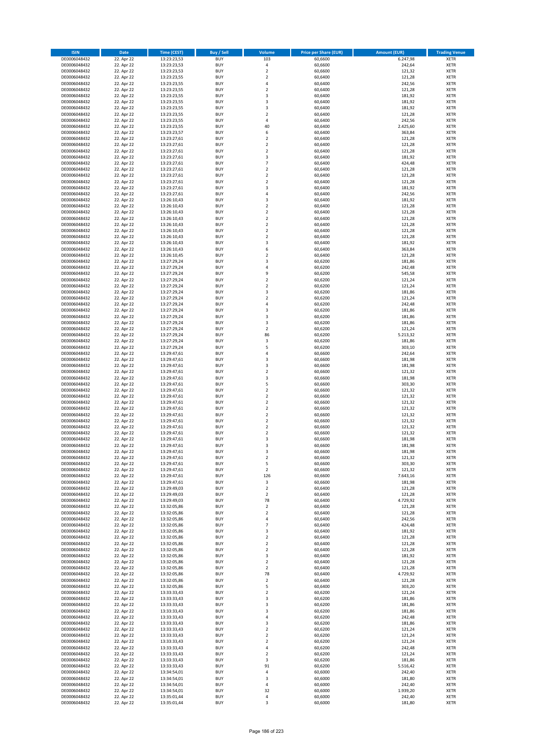| ISIN | Date | Time (CEST) | Buy / Sell | Volume | Price per Share (EUR) | Amount (EUR) | Trading Venue |
|---|---|---|---|---|---|---|---|
| DE0006048432 | 22. Apr 22 | 13:23:23,53 | BUY | 103 | 60,6600 | 6.247,98 | XETR |
| DE0006048432 | 22. Apr 22 | 13:23:23,53 | BUY | 4 | 60,6600 | 242,64 | XETR |
| DE0006048432 | 22. Apr 22 | 13:23:23,53 | BUY | 2 | 60,6600 | 121,32 | XETR |
| DE0006048432 | 22. Apr 22 | 13:23:23,55 | BUY | 2 | 60,6400 | 121,28 | XETR |
| DE0006048432 | 22. Apr 22 | 13:23:23,55 | BUY | 4 | 60,6400 | 242,56 | XETR |
| DE0006048432 | 22. Apr 22 | 13:23:23,55 | BUY | 2 | 60,6400 | 121,28 | XETR |
| DE0006048432 | 22. Apr 22 | 13:23:23,55 | BUY | 3 | 60,6400 | 181,92 | XETR |
| DE0006048432 | 22. Apr 22 | 13:23:23,55 | BUY | 3 | 60,6400 | 181,92 | XETR |
| DE0006048432 | 22. Apr 22 | 13:23:23,55 | BUY | 3 | 60,6400 | 181,92 | XETR |
| DE0006048432 | 22. Apr 22 | 13:23:23,55 | BUY | 2 | 60,6400 | 121,28 | XETR |
| DE0006048432 | 22. Apr 22 | 13:23:23,55 | BUY | 4 | 60,6400 | 242,56 | XETR |
| DE0006048432 | 22. Apr 22 | 13:23:23,55 | BUY | 40 | 60,6400 | 2.425,60 | XETR |
| DE0006048432 | 22. Apr 22 | 13:23:23,57 | BUY | 6 | 60,6400 | 363,84 | XETR |
| DE0006048432 | 22. Apr 22 | 13:23:27,61 | BUY | 2 | 60,6400 | 121,28 | XETR |
| DE0006048432 | 22. Apr 22 | 13:23:27,61 | BUY | 2 | 60,6400 | 121,28 | XETR |
| DE0006048432 | 22. Apr 22 | 13:23:27,61 | BUY | 2 | 60,6400 | 121,28 | XETR |
| DE0006048432 | 22. Apr 22 | 13:23:27,61 | BUY | 3 | 60,6400 | 181,92 | XETR |
| DE0006048432 | 22. Apr 22 | 13:23:27,61 | BUY | 7 | 60,6400 | 424,48 | XETR |
| DE0006048432 | 22. Apr 22 | 13:23:27,61 | BUY | 2 | 60,6400 | 121,28 | XETR |
| DE0006048432 | 22. Apr 22 | 13:23:27,61 | BUY | 2 | 60,6400 | 121,28 | XETR |
| DE0006048432 | 22. Apr 22 | 13:23:27,61 | BUY | 2 | 60,6400 | 121,28 | XETR |
| DE0006048432 | 22. Apr 22 | 13:23:27,61 | BUY | 3 | 60,6400 | 181,92 | XETR |
| DE0006048432 | 22. Apr 22 | 13:23:27,61 | BUY | 4 | 60,6400 | 242,56 | XETR |
| DE0006048432 | 22. Apr 22 | 13:26:10,43 | BUY | 3 | 60,6400 | 181,92 | XETR |
| DE0006048432 | 22. Apr 22 | 13:26:10,43 | BUY | 2 | 60,6400 | 121,28 | XETR |
| DE0006048432 | 22. Apr 22 | 13:26:10,43 | BUY | 2 | 60,6400 | 121,28 | XETR |
| DE0006048432 | 22. Apr 22 | 13:26:10,43 | BUY | 2 | 60,6400 | 121,28 | XETR |
| DE0006048432 | 22. Apr 22 | 13:26:10,43 | BUY | 2 | 60,6400 | 121,28 | XETR |
| DE0006048432 | 22. Apr 22 | 13:26:10,43 | BUY | 2 | 60,6400 | 121,28 | XETR |
| DE0006048432 | 22. Apr 22 | 13:26:10,43 | BUY | 2 | 60,6400 | 121,28 | XETR |
| DE0006048432 | 22. Apr 22 | 13:26:10,43 | BUY | 3 | 60,6400 | 181,92 | XETR |
| DE0006048432 | 22. Apr 22 | 13:26:10,43 | BUY | 6 | 60,6400 | 363,84 | XETR |
| DE0006048432 | 22. Apr 22 | 13:26:10,45 | BUY | 2 | 60,6400 | 121,28 | XETR |
| DE0006048432 | 22. Apr 22 | 13:27:29,24 | BUY | 3 | 60,6200 | 181,86 | XETR |
| DE0006048432 | 22. Apr 22 | 13:27:29,24 | BUY | 4 | 60,6200 | 242,48 | XETR |
| DE0006048432 | 22. Apr 22 | 13:27:29,24 | BUY | 9 | 60,6200 | 545,58 | XETR |
| DE0006048432 | 22. Apr 22 | 13:27:29,24 | BUY | 2 | 60,6200 | 121,24 | XETR |
| DE0006048432 | 22. Apr 22 | 13:27:29,24 | BUY | 2 | 60,6200 | 121,24 | XETR |
| DE0006048432 | 22. Apr 22 | 13:27:29,24 | BUY | 3 | 60,6200 | 181,86 | XETR |
| DE0006048432 | 22. Apr 22 | 13:27:29,24 | BUY | 2 | 60,6200 | 121,24 | XETR |
| DE0006048432 | 22. Apr 22 | 13:27:29,24 | BUY | 4 | 60,6200 | 242,48 | XETR |
| DE0006048432 | 22. Apr 22 | 13:27:29,24 | BUY | 3 | 60,6200 | 181,86 | XETR |
| DE0006048432 | 22. Apr 22 | 13:27:29,24 | BUY | 3 | 60,6200 | 181,86 | XETR |
| DE0006048432 | 22. Apr 22 | 13:27:29,24 | BUY | 3 | 60,6200 | 181,86 | XETR |
| DE0006048432 | 22. Apr 22 | 13:27:29,24 | BUY | 2 | 60,6200 | 121,24 | XETR |
| DE0006048432 | 22. Apr 22 | 13:27:29,24 | BUY | 86 | 60,6200 | 5.213,32 | XETR |
| DE0006048432 | 22. Apr 22 | 13:27:29,24 | BUY | 3 | 60,6200 | 181,86 | XETR |
| DE0006048432 | 22. Apr 22 | 13:27:29,24 | BUY | 5 | 60,6200 | 303,10 | XETR |
| DE0006048432 | 22. Apr 22 | 13:29:47,61 | BUY | 4 | 60,6600 | 242,64 | XETR |
| DE0006048432 | 22. Apr 22 | 13:29:47,61 | BUY | 3 | 60,6600 | 181,98 | XETR |
| DE0006048432 | 22. Apr 22 | 13:29:47,61 | BUY | 3 | 60,6600 | 181,98 | XETR |
| DE0006048432 | 22. Apr 22 | 13:29:47,61 | BUY | 2 | 60,6600 | 121,32 | XETR |
| DE0006048432 | 22. Apr 22 | 13:29:47,61 | BUY | 3 | 60,6600 | 181,98 | XETR |
| DE0006048432 | 22. Apr 22 | 13:29:47,61 | BUY | 5 | 60,6600 | 303,30 | XETR |
| DE0006048432 | 22. Apr 22 | 13:29:47,61 | BUY | 2 | 60,6600 | 121,32 | XETR |
| DE0006048432 | 22. Apr 22 | 13:29:47,61 | BUY | 2 | 60,6600 | 121,32 | XETR |
| DE0006048432 | 22. Apr 22 | 13:29:47,61 | BUY | 2 | 60,6600 | 121,32 | XETR |
| DE0006048432 | 22. Apr 22 | 13:29:47,61 | BUY | 2 | 60,6600 | 121,32 | XETR |
| DE0006048432 | 22. Apr 22 | 13:29:47,61 | BUY | 2 | 60,6600 | 121,32 | XETR |
| DE0006048432 | 22. Apr 22 | 13:29:47,61 | BUY | 2 | 60,6600 | 121,32 | XETR |
| DE0006048432 | 22. Apr 22 | 13:29:47,61 | BUY | 2 | 60,6600 | 121,32 | XETR |
| DE0006048432 | 22. Apr 22 | 13:29:47,61 | BUY | 2 | 60,6600 | 121,32 | XETR |
| DE0006048432 | 22. Apr 22 | 13:29:47,61 | BUY | 3 | 60,6600 | 181,98 | XETR |
| DE0006048432 | 22. Apr 22 | 13:29:47,61 | BUY | 3 | 60,6600 | 181,98 | XETR |
| DE0006048432 | 22. Apr 22 | 13:29:47,61 | BUY | 3 | 60,6600 | 181,98 | XETR |
| DE0006048432 | 22. Apr 22 | 13:29:47,61 | BUY | 2 | 60,6600 | 121,32 | XETR |
| DE0006048432 | 22. Apr 22 | 13:29:47,61 | BUY | 5 | 60,6600 | 303,30 | XETR |
| DE0006048432 | 22. Apr 22 | 13:29:47,61 | BUY | 2 | 60,6600 | 121,32 | XETR |
| DE0006048432 | 22. Apr 22 | 13:29:47,61 | BUY | 126 | 60,6600 | 7.643,16 | XETR |
| DE0006048432 | 22. Apr 22 | 13:29:47,61 | BUY | 3 | 60,6600 | 181,98 | XETR |
| DE0006048432 | 22. Apr 22 | 13:29:49,03 | BUY | 2 | 60,6400 | 121,28 | XETR |
| DE0006048432 | 22. Apr 22 | 13:29:49,03 | BUY | 2 | 60,6400 | 121,28 | XETR |
| DE0006048432 | 22. Apr 22 | 13:29:49,03 | BUY | 78 | 60,6400 | 4.729,92 | XETR |
| DE0006048432 | 22. Apr 22 | 13:32:05,86 | BUY | 2 | 60,6400 | 121,28 | XETR |
| DE0006048432 | 22. Apr 22 | 13:32:05,86 | BUY | 2 | 60,6400 | 121,28 | XETR |
| DE0006048432 | 22. Apr 22 | 13:32:05,86 | BUY | 4 | 60,6400 | 242,56 | XETR |
| DE0006048432 | 22. Apr 22 | 13:32:05,86 | BUY | 7 | 60,6400 | 424,48 | XETR |
| DE0006048432 | 22. Apr 22 | 13:32:05,86 | BUY | 3 | 60,6400 | 181,92 | XETR |
| DE0006048432 | 22. Apr 22 | 13:32:05,86 | BUY | 2 | 60,6400 | 121,28 | XETR |
| DE0006048432 | 22. Apr 22 | 13:32:05,86 | BUY | 2 | 60,6400 | 121,28 | XETR |
| DE0006048432 | 22. Apr 22 | 13:32:05,86 | BUY | 2 | 60,6400 | 121,28 | XETR |
| DE0006048432 | 22. Apr 22 | 13:32:05,86 | BUY | 3 | 60,6400 | 181,92 | XETR |
| DE0006048432 | 22. Apr 22 | 13:32:05,86 | BUY | 2 | 60,6400 | 121,28 | XETR |
| DE0006048432 | 22. Apr 22 | 13:32:05,86 | BUY | 2 | 60,6400 | 121,28 | XETR |
| DE0006048432 | 22. Apr 22 | 13:32:05,86 | BUY | 78 | 60,6400 | 4.729,92 | XETR |
| DE0006048432 | 22. Apr 22 | 13:32:05,86 | BUY | 2 | 60,6400 | 121,28 | XETR |
| DE0006048432 | 22. Apr 22 | 13:32:05,86 | BUY | 5 | 60,6400 | 303,20 | XETR |
| DE0006048432 | 22. Apr 22 | 13:33:33,43 | BUY | 2 | 60,6200 | 121,24 | XETR |
| DE0006048432 | 22. Apr 22 | 13:33:33,43 | BUY | 3 | 60,6200 | 181,86 | XETR |
| DE0006048432 | 22. Apr 22 | 13:33:33,43 | BUY | 3 | 60,6200 | 181,86 | XETR |
| DE0006048432 | 22. Apr 22 | 13:33:33,43 | BUY | 3 | 60,6200 | 181,86 | XETR |
| DE0006048432 | 22. Apr 22 | 13:33:33,43 | BUY | 4 | 60,6200 | 242,48 | XETR |
| DE0006048432 | 22. Apr 22 | 13:33:33,43 | BUY | 3 | 60,6200 | 181,86 | XETR |
| DE0006048432 | 22. Apr 22 | 13:33:33,43 | BUY | 2 | 60,6200 | 121,24 | XETR |
| DE0006048432 | 22. Apr 22 | 13:33:33,43 | BUY | 2 | 60,6200 | 121,24 | XETR |
| DE0006048432 | 22. Apr 22 | 13:33:33,43 | BUY | 2 | 60,6200 | 121,24 | XETR |
| DE0006048432 | 22. Apr 22 | 13:33:33,43 | BUY | 4 | 60,6200 | 242,48 | XETR |
| DE0006048432 | 22. Apr 22 | 13:33:33,43 | BUY | 2 | 60,6200 | 121,24 | XETR |
| DE0006048432 | 22. Apr 22 | 13:33:33,43 | BUY | 3 | 60,6200 | 181,86 | XETR |
| DE0006048432 | 22. Apr 22 | 13:33:33,43 | BUY | 91 | 60,6200 | 5.516,42 | XETR |
| DE0006048432 | 22. Apr 22 | 13:34:54,01 | BUY | 4 | 60,6000 | 242,40 | XETR |
| DE0006048432 | 22. Apr 22 | 13:34:54,01 | BUY | 3 | 60,6000 | 181,80 | XETR |
| DE0006048432 | 22. Apr 22 | 13:34:54,01 | BUY | 4 | 60,6000 | 242,40 | XETR |
| DE0006048432 | 22. Apr 22 | 13:34:54,01 | BUY | 32 | 60,6000 | 1.939,20 | XETR |
| DE0006048432 | 22. Apr 22 | 13:35:01,44 | BUY | 4 | 60,6000 | 242,40 | XETR |
| DE0006048432 | 22. Apr 22 | 13:35:01,44 | BUY | 3 | 60,6000 | 181,80 | XETR |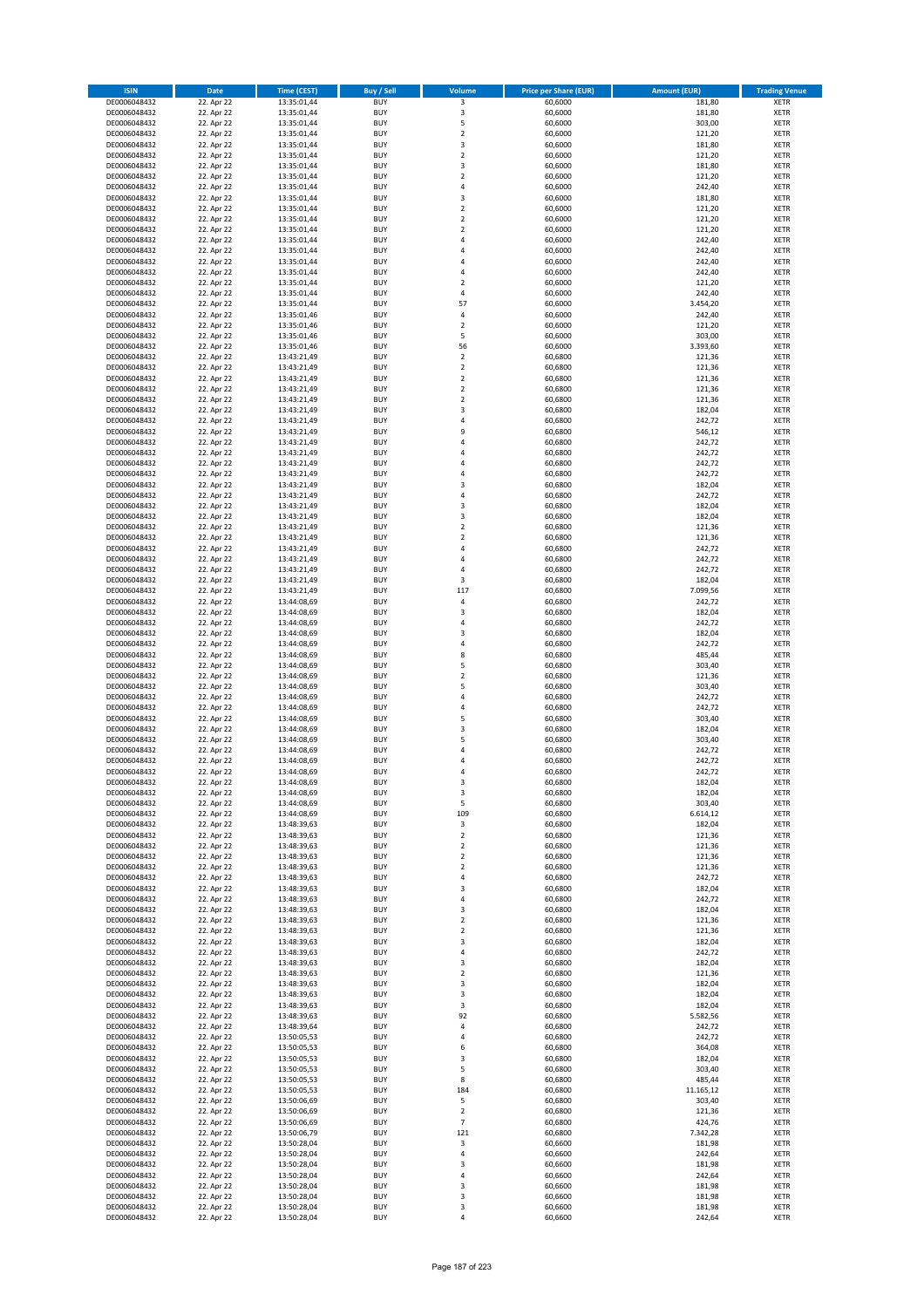| ISIN | Date | Time (CEST) | Buy / Sell | Volume | Price per Share (EUR) | Amount (EUR) | Trading Venue |
|---|---|---|---|---|---|---|---|
| DE0006048432 | 22. Apr 22 | 13:35:01,44 | BUY | 3 | 60,6000 | 181,80 | XETR |
| DE0006048432 | 22. Apr 22 | 13:35:01,44 | BUY | 3 | 60,6000 | 181,80 | XETR |
| DE0006048432 | 22. Apr 22 | 13:35:01,44 | BUY | 5 | 60,6000 | 303,00 | XETR |
| DE0006048432 | 22. Apr 22 | 13:35:01,44 | BUY | 2 | 60,6000 | 121,20 | XETR |
| DE0006048432 | 22. Apr 22 | 13:35:01,44 | BUY | 3 | 60,6000 | 181,80 | XETR |
| DE0006048432 | 22. Apr 22 | 13:35:01,44 | BUY | 2 | 60,6000 | 121,20 | XETR |
| DE0006048432 | 22. Apr 22 | 13:35:01,44 | BUY | 3 | 60,6000 | 181,80 | XETR |
| DE0006048432 | 22. Apr 22 | 13:35:01,44 | BUY | 2 | 60,6000 | 121,20 | XETR |
| DE0006048432 | 22. Apr 22 | 13:35:01,44 | BUY | 4 | 60,6000 | 242,40 | XETR |
| DE0006048432 | 22. Apr 22 | 13:35:01,44 | BUY | 3 | 60,6000 | 181,80 | XETR |
| DE0006048432 | 22. Apr 22 | 13:35:01,44 | BUY | 2 | 60,6000 | 121,20 | XETR |
| DE0006048432 | 22. Apr 22 | 13:35:01,44 | BUY | 2 | 60,6000 | 121,20 | XETR |
| DE0006048432 | 22. Apr 22 | 13:35:01,44 | BUY | 2 | 60,6000 | 121,20 | XETR |
| DE0006048432 | 22. Apr 22 | 13:35:01,44 | BUY | 4 | 60,6000 | 242,40 | XETR |
| DE0006048432 | 22. Apr 22 | 13:35:01,44 | BUY | 4 | 60,6000 | 242,40 | XETR |
| DE0006048432 | 22. Apr 22 | 13:35:01,44 | BUY | 4 | 60,6000 | 242,40 | XETR |
| DE0006048432 | 22. Apr 22 | 13:35:01,44 | BUY | 4 | 60,6000 | 242,40 | XETR |
| DE0006048432 | 22. Apr 22 | 13:35:01,44 | BUY | 2 | 60,6000 | 121,20 | XETR |
| DE0006048432 | 22. Apr 22 | 13:35:01,44 | BUY | 4 | 60,6000 | 242,40 | XETR |
| DE0006048432 | 22. Apr 22 | 13:35:01,44 | BUY | 57 | 60,6000 | 3.454,20 | XETR |
| DE0006048432 | 22. Apr 22 | 13:35:01,46 | BUY | 4 | 60,6000 | 242,40 | XETR |
| DE0006048432 | 22. Apr 22 | 13:35:01,46 | BUY | 2 | 60,6000 | 121,20 | XETR |
| DE0006048432 | 22. Apr 22 | 13:35:01,46 | BUY | 5 | 60,6000 | 303,00 | XETR |
| DE0006048432 | 22. Apr 22 | 13:35:01,46 | BUY | 56 | 60,6000 | 3.393,60 | XETR |
| DE0006048432 | 22. Apr 22 | 13:43:21,49 | BUY | 2 | 60,6800 | 121,36 | XETR |
| DE0006048432 | 22. Apr 22 | 13:43:21,49 | BUY | 2 | 60,6800 | 121,36 | XETR |
| DE0006048432 | 22. Apr 22 | 13:43:21,49 | BUY | 2 | 60,6800 | 121,36 | XETR |
| DE0006048432 | 22. Apr 22 | 13:43:21,49 | BUY | 2 | 60,6800 | 121,36 | XETR |
| DE0006048432 | 22. Apr 22 | 13:43:21,49 | BUY | 2 | 60,6800 | 121,36 | XETR |
| DE0006048432 | 22. Apr 22 | 13:43:21,49 | BUY | 3 | 60,6800 | 182,04 | XETR |
| DE0006048432 | 22. Apr 22 | 13:43:21,49 | BUY | 4 | 60,6800 | 242,72 | XETR |
| DE0006048432 | 22. Apr 22 | 13:43:21,49 | BUY | 9 | 60,6800 | 546,12 | XETR |
| DE0006048432 | 22. Apr 22 | 13:43:21,49 | BUY | 4 | 60,6800 | 242,72 | XETR |
| DE0006048432 | 22. Apr 22 | 13:43:21,49 | BUY | 4 | 60,6800 | 242,72 | XETR |
| DE0006048432 | 22. Apr 22 | 13:43:21,49 | BUY | 4 | 60,6800 | 242,72 | XETR |
| DE0006048432 | 22. Apr 22 | 13:43:21,49 | BUY | 4 | 60,6800 | 242,72 | XETR |
| DE0006048432 | 22. Apr 22 | 13:43:21,49 | BUY | 3 | 60,6800 | 182,04 | XETR |
| DE0006048432 | 22. Apr 22 | 13:43:21,49 | BUY | 4 | 60,6800 | 242,72 | XETR |
| DE0006048432 | 22. Apr 22 | 13:43:21,49 | BUY | 3 | 60,6800 | 182,04 | XETR |
| DE0006048432 | 22. Apr 22 | 13:43:21,49 | BUY | 3 | 60,6800 | 182,04 | XETR |
| DE0006048432 | 22. Apr 22 | 13:43:21,49 | BUY | 2 | 60,6800 | 121,36 | XETR |
| DE0006048432 | 22. Apr 22 | 13:43:21,49 | BUY | 2 | 60,6800 | 121,36 | XETR |
| DE0006048432 | 22. Apr 22 | 13:43:21,49 | BUY | 4 | 60,6800 | 242,72 | XETR |
| DE0006048432 | 22. Apr 22 | 13:43:21,49 | BUY | 4 | 60,6800 | 242,72 | XETR |
| DE0006048432 | 22. Apr 22 | 13:43:21,49 | BUY | 4 | 60,6800 | 242,72 | XETR |
| DE0006048432 | 22. Apr 22 | 13:43:21,49 | BUY | 3 | 60,6800 | 182,04 | XETR |
| DE0006048432 | 22. Apr 22 | 13:43:21,49 | BUY | 117 | 60,6800 | 7.099,56 | XETR |
| DE0006048432 | 22. Apr 22 | 13:44:08,69 | BUY | 4 | 60,6800 | 242,72 | XETR |
| DE0006048432 | 22. Apr 22 | 13:44:08,69 | BUY | 3 | 60,6800 | 182,04 | XETR |
| DE0006048432 | 22. Apr 22 | 13:44:08,69 | BUY | 4 | 60,6800 | 242,72 | XETR |
| DE0006048432 | 22. Apr 22 | 13:44:08,69 | BUY | 3 | 60,6800 | 182,04 | XETR |
| DE0006048432 | 22. Apr 22 | 13:44:08,69 | BUY | 4 | 60,6800 | 242,72 | XETR |
| DE0006048432 | 22. Apr 22 | 13:44:08,69 | BUY | 8 | 60,6800 | 485,44 | XETR |
| DE0006048432 | 22. Apr 22 | 13:44:08,69 | BUY | 5 | 60,6800 | 303,40 | XETR |
| DE0006048432 | 22. Apr 22 | 13:44:08,69 | BUY | 2 | 60,6800 | 121,36 | XETR |
| DE0006048432 | 22. Apr 22 | 13:44:08,69 | BUY | 5 | 60,6800 | 303,40 | XETR |
| DE0006048432 | 22. Apr 22 | 13:44:08,69 | BUY | 4 | 60,6800 | 242,72 | XETR |
| DE0006048432 | 22. Apr 22 | 13:44:08,69 | BUY | 4 | 60,6800 | 242,72 | XETR |
| DE0006048432 | 22. Apr 22 | 13:44:08,69 | BUY | 5 | 60,6800 | 303,40 | XETR |
| DE0006048432 | 22. Apr 22 | 13:44:08,69 | BUY | 3 | 60,6800 | 182,04 | XETR |
| DE0006048432 | 22. Apr 22 | 13:44:08,69 | BUY | 5 | 60,6800 | 303,40 | XETR |
| DE0006048432 | 22. Apr 22 | 13:44:08,69 | BUY | 4 | 60,6800 | 242,72 | XETR |
| DE0006048432 | 22. Apr 22 | 13:44:08,69 | BUY | 4 | 60,6800 | 242,72 | XETR |
| DE0006048432 | 22. Apr 22 | 13:44:08,69 | BUY | 4 | 60,6800 | 242,72 | XETR |
| DE0006048432 | 22. Apr 22 | 13:44:08,69 | BUY | 3 | 60,6800 | 182,04 | XETR |
| DE0006048432 | 22. Apr 22 | 13:44:08,69 | BUY | 3 | 60,6800 | 182,04 | XETR |
| DE0006048432 | 22. Apr 22 | 13:44:08,69 | BUY | 5 | 60,6800 | 303,40 | XETR |
| DE0006048432 | 22. Apr 22 | 13:44:08,69 | BUY | 109 | 60,6800 | 6.614,12 | XETR |
| DE0006048432 | 22. Apr 22 | 13:48:39,63 | BUY | 3 | 60,6800 | 182,04 | XETR |
| DE0006048432 | 22. Apr 22 | 13:48:39,63 | BUY | 2 | 60,6800 | 121,36 | XETR |
| DE0006048432 | 22. Apr 22 | 13:48:39,63 | BUY | 2 | 60,6800 | 121,36 | XETR |
| DE0006048432 | 22. Apr 22 | 13:48:39,63 | BUY | 2 | 60,6800 | 121,36 | XETR |
| DE0006048432 | 22. Apr 22 | 13:48:39,63 | BUY | 2 | 60,6800 | 121,36 | XETR |
| DE0006048432 | 22. Apr 22 | 13:48:39,63 | BUY | 4 | 60,6800 | 242,72 | XETR |
| DE0006048432 | 22. Apr 22 | 13:48:39,63 | BUY | 3 | 60,6800 | 182,04 | XETR |
| DE0006048432 | 22. Apr 22 | 13:48:39,63 | BUY | 4 | 60,6800 | 242,72 | XETR |
| DE0006048432 | 22. Apr 22 | 13:48:39,63 | BUY | 3 | 60,6800 | 182,04 | XETR |
| DE0006048432 | 22. Apr 22 | 13:48:39,63 | BUY | 2 | 60,6800 | 121,36 | XETR |
| DE0006048432 | 22. Apr 22 | 13:48:39,63 | BUY | 2 | 60,6800 | 121,36 | XETR |
| DE0006048432 | 22. Apr 22 | 13:48:39,63 | BUY | 3 | 60,6800 | 182,04 | XETR |
| DE0006048432 | 22. Apr 22 | 13:48:39,63 | BUY | 4 | 60,6800 | 242,72 | XETR |
| DE0006048432 | 22. Apr 22 | 13:48:39,63 | BUY | 3 | 60,6800 | 182,04 | XETR |
| DE0006048432 | 22. Apr 22 | 13:48:39,63 | BUY | 2 | 60,6800 | 121,36 | XETR |
| DE0006048432 | 22. Apr 22 | 13:48:39,63 | BUY | 3 | 60,6800 | 182,04 | XETR |
| DE0006048432 | 22. Apr 22 | 13:48:39,63 | BUY | 3 | 60,6800 | 182,04 | XETR |
| DE0006048432 | 22. Apr 22 | 13:48:39,63 | BUY | 3 | 60,6800 | 182,04 | XETR |
| DE0006048432 | 22. Apr 22 | 13:48:39,63 | BUY | 92 | 60,6800 | 5.582,56 | XETR |
| DE0006048432 | 22. Apr 22 | 13:48:39,64 | BUY | 4 | 60,6800 | 242,72 | XETR |
| DE0006048432 | 22. Apr 22 | 13:50:05,53 | BUY | 4 | 60,6800 | 242,72 | XETR |
| DE0006048432 | 22. Apr 22 | 13:50:05,53 | BUY | 6 | 60,6800 | 364,08 | XETR |
| DE0006048432 | 22. Apr 22 | 13:50:05,53 | BUY | 3 | 60,6800 | 182,04 | XETR |
| DE0006048432 | 22. Apr 22 | 13:50:05,53 | BUY | 5 | 60,6800 | 303,40 | XETR |
| DE0006048432 | 22. Apr 22 | 13:50:05,53 | BUY | 8 | 60,6800 | 485,44 | XETR |
| DE0006048432 | 22. Apr 22 | 13:50:05,53 | BUY | 184 | 60,6800 | 11.165,12 | XETR |
| DE0006048432 | 22. Apr 22 | 13:50:06,69 | BUY | 5 | 60,6800 | 303,40 | XETR |
| DE0006048432 | 22. Apr 22 | 13:50:06,69 | BUY | 2 | 60,6800 | 121,36 | XETR |
| DE0006048432 | 22. Apr 22 | 13:50:06,69 | BUY | 7 | 60,6800 | 424,76 | XETR |
| DE0006048432 | 22. Apr 22 | 13:50:06,79 | BUY | 121 | 60,6800 | 7.342,28 | XETR |
| DE0006048432 | 22. Apr 22 | 13:50:28,04 | BUY | 3 | 60,6600 | 181,98 | XETR |
| DE0006048432 | 22. Apr 22 | 13:50:28,04 | BUY | 4 | 60,6600 | 242,64 | XETR |
| DE0006048432 | 22. Apr 22 | 13:50:28,04 | BUY | 3 | 60,6600 | 181,98 | XETR |
| DE0006048432 | 22. Apr 22 | 13:50:28,04 | BUY | 4 | 60,6600 | 242,64 | XETR |
| DE0006048432 | 22. Apr 22 | 13:50:28,04 | BUY | 3 | 60,6600 | 181,98 | XETR |
| DE0006048432 | 22. Apr 22 | 13:50:28,04 | BUY | 3 | 60,6600 | 181,98 | XETR |
| DE0006048432 | 22. Apr 22 | 13:50:28,04 | BUY | 3 | 60,6600 | 181,98 | XETR |
| DE0006048432 | 22. Apr 22 | 13:50:28,04 | BUY | 4 | 60,6600 | 242,64 | XETR |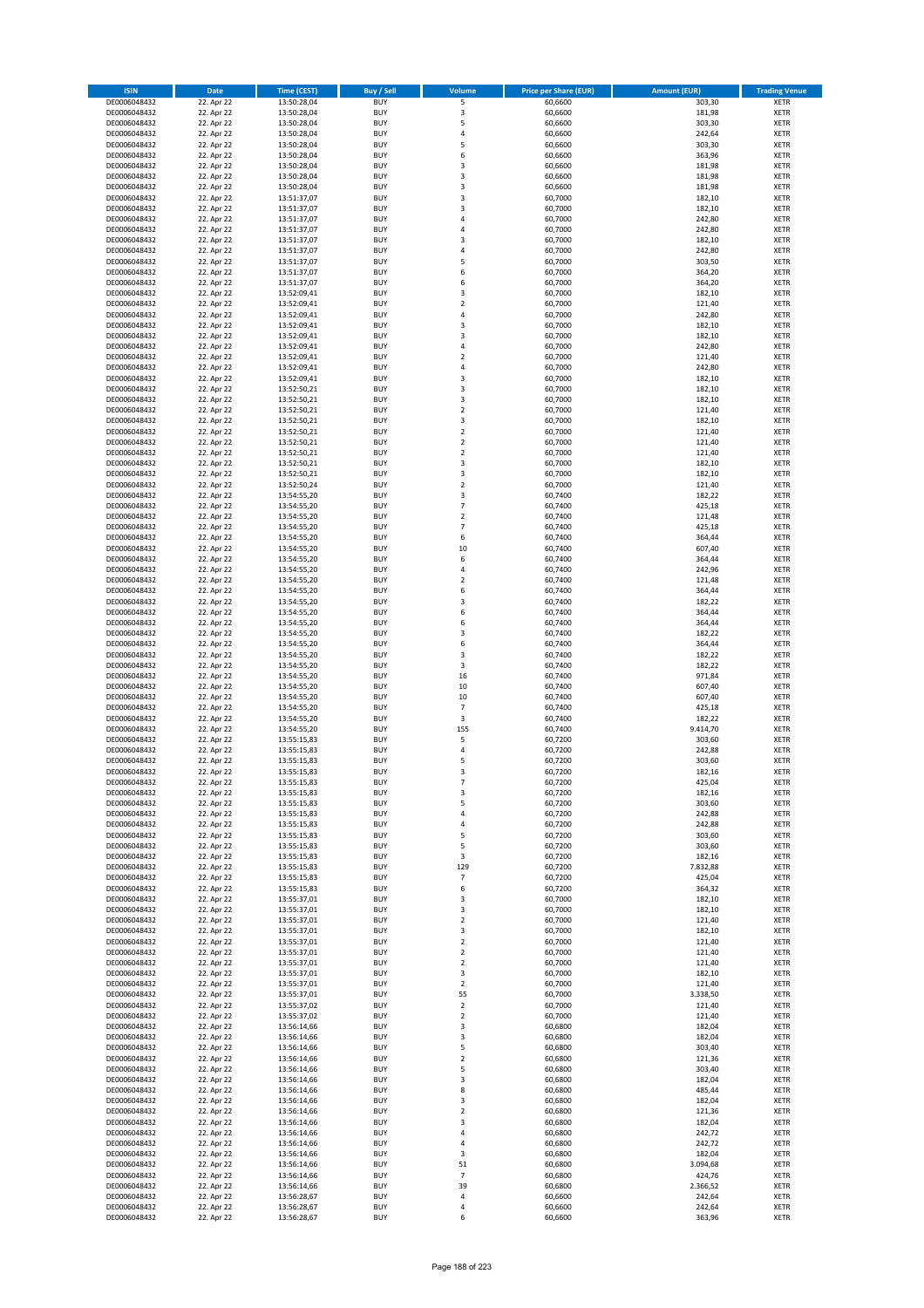| ISIN | Date | Time (CEST) | Buy / Sell | Volume | Price per Share (EUR) | Amount (EUR) | Trading Venue |
|---|---|---|---|---|---|---|---|
| DE0006048432 | 22. Apr 22 | 13:50:28,04 | BUY | 5 | 60,6600 | 303,30 | XETR |
| DE0006048432 | 22. Apr 22 | 13:50:28,04 | BUY | 3 | 60,6600 | 181,98 | XETR |
| DE0006048432 | 22. Apr 22 | 13:50:28,04 | BUY | 5 | 60,6600 | 303,30 | XETR |
| DE0006048432 | 22. Apr 22 | 13:50:28,04 | BUY | 4 | 60,6600 | 242,64 | XETR |
| DE0006048432 | 22. Apr 22 | 13:50:28,04 | BUY | 5 | 60,6600 | 303,30 | XETR |
| DE0006048432 | 22. Apr 22 | 13:50:28,04 | BUY | 6 | 60,6600 | 363,96 | XETR |
| DE0006048432 | 22. Apr 22 | 13:50:28,04 | BUY | 3 | 60,6600 | 181,98 | XETR |
| DE0006048432 | 22. Apr 22 | 13:50:28,04 | BUY | 3 | 60,6600 | 181,98 | XETR |
| DE0006048432 | 22. Apr 22 | 13:50:28,04 | BUY | 3 | 60,6600 | 181,98 | XETR |
| DE0006048432 | 22. Apr 22 | 13:51:37,07 | BUY | 3 | 60,7000 | 182,10 | XETR |
| DE0006048432 | 22. Apr 22 | 13:51:37,07 | BUY | 3 | 60,7000 | 182,10 | XETR |
| DE0006048432 | 22. Apr 22 | 13:51:37,07 | BUY | 4 | 60,7000 | 242,80 | XETR |
| DE0006048432 | 22. Apr 22 | 13:51:37,07 | BUY | 4 | 60,7000 | 242,80 | XETR |
| DE0006048432 | 22. Apr 22 | 13:51:37,07 | BUY | 3 | 60,7000 | 182,10 | XETR |
| DE0006048432 | 22. Apr 22 | 13:51:37,07 | BUY | 4 | 60,7000 | 242,80 | XETR |
| DE0006048432 | 22. Apr 22 | 13:51:37,07 | BUY | 5 | 60,7000 | 303,50 | XETR |
| DE0006048432 | 22. Apr 22 | 13:51:37,07 | BUY | 6 | 60,7000 | 364,20 | XETR |
| DE0006048432 | 22. Apr 22 | 13:51:37,07 | BUY | 6 | 60,7000 | 364,20 | XETR |
| DE0006048432 | 22. Apr 22 | 13:52:09,41 | BUY | 3 | 60,7000 | 182,10 | XETR |
| DE0006048432 | 22. Apr 22 | 13:52:09,41 | BUY | 2 | 60,7000 | 121,40 | XETR |
| DE0006048432 | 22. Apr 22 | 13:52:09,41 | BUY | 4 | 60,7000 | 242,80 | XETR |
| DE0006048432 | 22. Apr 22 | 13:52:09,41 | BUY | 3 | 60,7000 | 182,10 | XETR |
| DE0006048432 | 22. Apr 22 | 13:52:09,41 | BUY | 3 | 60,7000 | 182,10 | XETR |
| DE0006048432 | 22. Apr 22 | 13:52:09,41 | BUY | 4 | 60,7000 | 242,80 | XETR |
| DE0006048432 | 22. Apr 22 | 13:52:09,41 | BUY | 2 | 60,7000 | 121,40 | XETR |
| DE0006048432 | 22. Apr 22 | 13:52:09,41 | BUY | 4 | 60,7000 | 242,80 | XETR |
| DE0006048432 | 22. Apr 22 | 13:52:09,41 | BUY | 3 | 60,7000 | 182,10 | XETR |
| DE0006048432 | 22. Apr 22 | 13:52:50,21 | BUY | 3 | 60,7000 | 182,10 | XETR |
| DE0006048432 | 22. Apr 22 | 13:52:50,21 | BUY | 3 | 60,7000 | 182,10 | XETR |
| DE0006048432 | 22. Apr 22 | 13:52:50,21 | BUY | 2 | 60,7000 | 121,40 | XETR |
| DE0006048432 | 22. Apr 22 | 13:52:50,21 | BUY | 3 | 60,7000 | 182,10 | XETR |
| DE0006048432 | 22. Apr 22 | 13:52:50,21 | BUY | 2 | 60,7000 | 121,40 | XETR |
| DE0006048432 | 22. Apr 22 | 13:52:50,21 | BUY | 2 | 60,7000 | 121,40 | XETR |
| DE0006048432 | 22. Apr 22 | 13:52:50,21 | BUY | 2 | 60,7000 | 121,40 | XETR |
| DE0006048432 | 22. Apr 22 | 13:52:50,21 | BUY | 3 | 60,7000 | 182,10 | XETR |
| DE0006048432 | 22. Apr 22 | 13:52:50,21 | BUY | 3 | 60,7000 | 182,10 | XETR |
| DE0006048432 | 22. Apr 22 | 13:52:50,24 | BUY | 2 | 60,7000 | 121,40 | XETR |
| DE0006048432 | 22. Apr 22 | 13:54:55,20 | BUY | 3 | 60,7400 | 182,22 | XETR |
| DE0006048432 | 22. Apr 22 | 13:54:55,20 | BUY | 7 | 60,7400 | 425,18 | XETR |
| DE0006048432 | 22. Apr 22 | 13:54:55,20 | BUY | 2 | 60,7400 | 121,48 | XETR |
| DE0006048432 | 22. Apr 22 | 13:54:55,20 | BUY | 7 | 60,7400 | 425,18 | XETR |
| DE0006048432 | 22. Apr 22 | 13:54:55,20 | BUY | 6 | 60,7400 | 364,44 | XETR |
| DE0006048432 | 22. Apr 22 | 13:54:55,20 | BUY | 10 | 60,7400 | 607,40 | XETR |
| DE0006048432 | 22. Apr 22 | 13:54:55,20 | BUY | 6 | 60,7400 | 364,44 | XETR |
| DE0006048432 | 22. Apr 22 | 13:54:55,20 | BUY | 4 | 60,7400 | 242,96 | XETR |
| DE0006048432 | 22. Apr 22 | 13:54:55,20 | BUY | 2 | 60,7400 | 121,48 | XETR |
| DE0006048432 | 22. Apr 22 | 13:54:55,20 | BUY | 6 | 60,7400 | 364,44 | XETR |
| DE0006048432 | 22. Apr 22 | 13:54:55,20 | BUY | 3 | 60,7400 | 182,22 | XETR |
| DE0006048432 | 22. Apr 22 | 13:54:55,20 | BUY | 6 | 60,7400 | 364,44 | XETR |
| DE0006048432 | 22. Apr 22 | 13:54:55,20 | BUY | 6 | 60,7400 | 364,44 | XETR |
| DE0006048432 | 22. Apr 22 | 13:54:55,20 | BUY | 3 | 60,7400 | 182,22 | XETR |
| DE0006048432 | 22. Apr 22 | 13:54:55,20 | BUY | 6 | 60,7400 | 364,44 | XETR |
| DE0006048432 | 22. Apr 22 | 13:54:55,20 | BUY | 3 | 60,7400 | 182,22 | XETR |
| DE0006048432 | 22. Apr 22 | 13:54:55,20 | BUY | 3 | 60,7400 | 182,22 | XETR |
| DE0006048432 | 22. Apr 22 | 13:54:55,20 | BUY | 16 | 60,7400 | 971,84 | XETR |
| DE0006048432 | 22. Apr 22 | 13:54:55,20 | BUY | 10 | 60,7400 | 607,40 | XETR |
| DE0006048432 | 22. Apr 22 | 13:54:55,20 | BUY | 10 | 60,7400 | 607,40 | XETR |
| DE0006048432 | 22. Apr 22 | 13:54:55,20 | BUY | 7 | 60,7400 | 425,18 | XETR |
| DE0006048432 | 22. Apr 22 | 13:54:55,20 | BUY | 3 | 60,7400 | 182,22 | XETR |
| DE0006048432 | 22. Apr 22 | 13:54:55,20 | BUY | 155 | 60,7400 | 9.414,70 | XETR |
| DE0006048432 | 22. Apr 22 | 13:55:15,83 | BUY | 5 | 60,7200 | 303,60 | XETR |
| DE0006048432 | 22. Apr 22 | 13:55:15,83 | BUY | 4 | 60,7200 | 242,88 | XETR |
| DE0006048432 | 22. Apr 22 | 13:55:15,83 | BUY | 5 | 60,7200 | 303,60 | XETR |
| DE0006048432 | 22. Apr 22 | 13:55:15,83 | BUY | 3 | 60,7200 | 182,16 | XETR |
| DE0006048432 | 22. Apr 22 | 13:55:15,83 | BUY | 7 | 60,7200 | 425,04 | XETR |
| DE0006048432 | 22. Apr 22 | 13:55:15,83 | BUY | 3 | 60,7200 | 182,16 | XETR |
| DE0006048432 | 22. Apr 22 | 13:55:15,83 | BUY | 5 | 60,7200 | 303,60 | XETR |
| DE0006048432 | 22. Apr 22 | 13:55:15,83 | BUY | 4 | 60,7200 | 242,88 | XETR |
| DE0006048432 | 22. Apr 22 | 13:55:15,83 | BUY | 4 | 60,7200 | 242,88 | XETR |
| DE0006048432 | 22. Apr 22 | 13:55:15,83 | BUY | 5 | 60,7200 | 303,60 | XETR |
| DE0006048432 | 22. Apr 22 | 13:55:15,83 | BUY | 5 | 60,7200 | 303,60 | XETR |
| DE0006048432 | 22. Apr 22 | 13:55:15,83 | BUY | 3 | 60,7200 | 182,16 | XETR |
| DE0006048432 | 22. Apr 22 | 13:55:15,83 | BUY | 129 | 60,7200 | 7.832,88 | XETR |
| DE0006048432 | 22. Apr 22 | 13:55:15,83 | BUY | 7 | 60,7200 | 425,04 | XETR |
| DE0006048432 | 22. Apr 22 | 13:55:15,83 | BUY | 6 | 60,7200 | 364,32 | XETR |
| DE0006048432 | 22. Apr 22 | 13:55:37,01 | BUY | 3 | 60,7000 | 182,10 | XETR |
| DE0006048432 | 22. Apr 22 | 13:55:37,01 | BUY | 3 | 60,7000 | 182,10 | XETR |
| DE0006048432 | 22. Apr 22 | 13:55:37,01 | BUY | 2 | 60,7000 | 121,40 | XETR |
| DE0006048432 | 22. Apr 22 | 13:55:37,01 | BUY | 3 | 60,7000 | 182,10 | XETR |
| DE0006048432 | 22. Apr 22 | 13:55:37,01 | BUY | 2 | 60,7000 | 121,40 | XETR |
| DE0006048432 | 22. Apr 22 | 13:55:37,01 | BUY | 2 | 60,7000 | 121,40 | XETR |
| DE0006048432 | 22. Apr 22 | 13:55:37,01 | BUY | 2 | 60,7000 | 121,40 | XETR |
| DE0006048432 | 22. Apr 22 | 13:55:37,01 | BUY | 3 | 60,7000 | 182,10 | XETR |
| DE0006048432 | 22. Apr 22 | 13:55:37,01 | BUY | 2 | 60,7000 | 121,40 | XETR |
| DE0006048432 | 22. Apr 22 | 13:55:37,01 | BUY | 55 | 60,7000 | 3.338,50 | XETR |
| DE0006048432 | 22. Apr 22 | 13:55:37,02 | BUY | 2 | 60,7000 | 121,40 | XETR |
| DE0006048432 | 22. Apr 22 | 13:55:37,02 | BUY | 2 | 60,7000 | 121,40 | XETR |
| DE0006048432 | 22. Apr 22 | 13:56:14,66 | BUY | 3 | 60,6800 | 182,04 | XETR |
| DE0006048432 | 22. Apr 22 | 13:56:14,66 | BUY | 3 | 60,6800 | 182,04 | XETR |
| DE0006048432 | 22. Apr 22 | 13:56:14,66 | BUY | 5 | 60,6800 | 303,40 | XETR |
| DE0006048432 | 22. Apr 22 | 13:56:14,66 | BUY | 2 | 60,6800 | 121,36 | XETR |
| DE0006048432 | 22. Apr 22 | 13:56:14,66 | BUY | 5 | 60,6800 | 303,40 | XETR |
| DE0006048432 | 22. Apr 22 | 13:56:14,66 | BUY | 3 | 60,6800 | 182,04 | XETR |
| DE0006048432 | 22. Apr 22 | 13:56:14,66 | BUY | 8 | 60,6800 | 485,44 | XETR |
| DE0006048432 | 22. Apr 22 | 13:56:14,66 | BUY | 3 | 60,6800 | 182,04 | XETR |
| DE0006048432 | 22. Apr 22 | 13:56:14,66 | BUY | 2 | 60,6800 | 121,36 | XETR |
| DE0006048432 | 22. Apr 22 | 13:56:14,66 | BUY | 3 | 60,6800 | 182,04 | XETR |
| DE0006048432 | 22. Apr 22 | 13:56:14,66 | BUY | 4 | 60,6800 | 242,72 | XETR |
| DE0006048432 | 22. Apr 22 | 13:56:14,66 | BUY | 4 | 60,6800 | 242,72 | XETR |
| DE0006048432 | 22. Apr 22 | 13:56:14,66 | BUY | 3 | 60,6800 | 182,04 | XETR |
| DE0006048432 | 22. Apr 22 | 13:56:14,66 | BUY | 51 | 60,6800 | 3.094,68 | XETR |
| DE0006048432 | 22. Apr 22 | 13:56:14,66 | BUY | 7 | 60,6800 | 424,76 | XETR |
| DE0006048432 | 22. Apr 22 | 13:56:14,66 | BUY | 39 | 60,6800 | 2.366,52 | XETR |
| DE0006048432 | 22. Apr 22 | 13:56:28,67 | BUY | 4 | 60,6600 | 242,64 | XETR |
| DE0006048432 | 22. Apr 22 | 13:56:28,67 | BUY | 4 | 60,6600 | 242,64 | XETR |
| DE0006048432 | 22. Apr 22 | 13:56:28,67 | BUY | 6 | 60,6600 | 363,96 | XETR |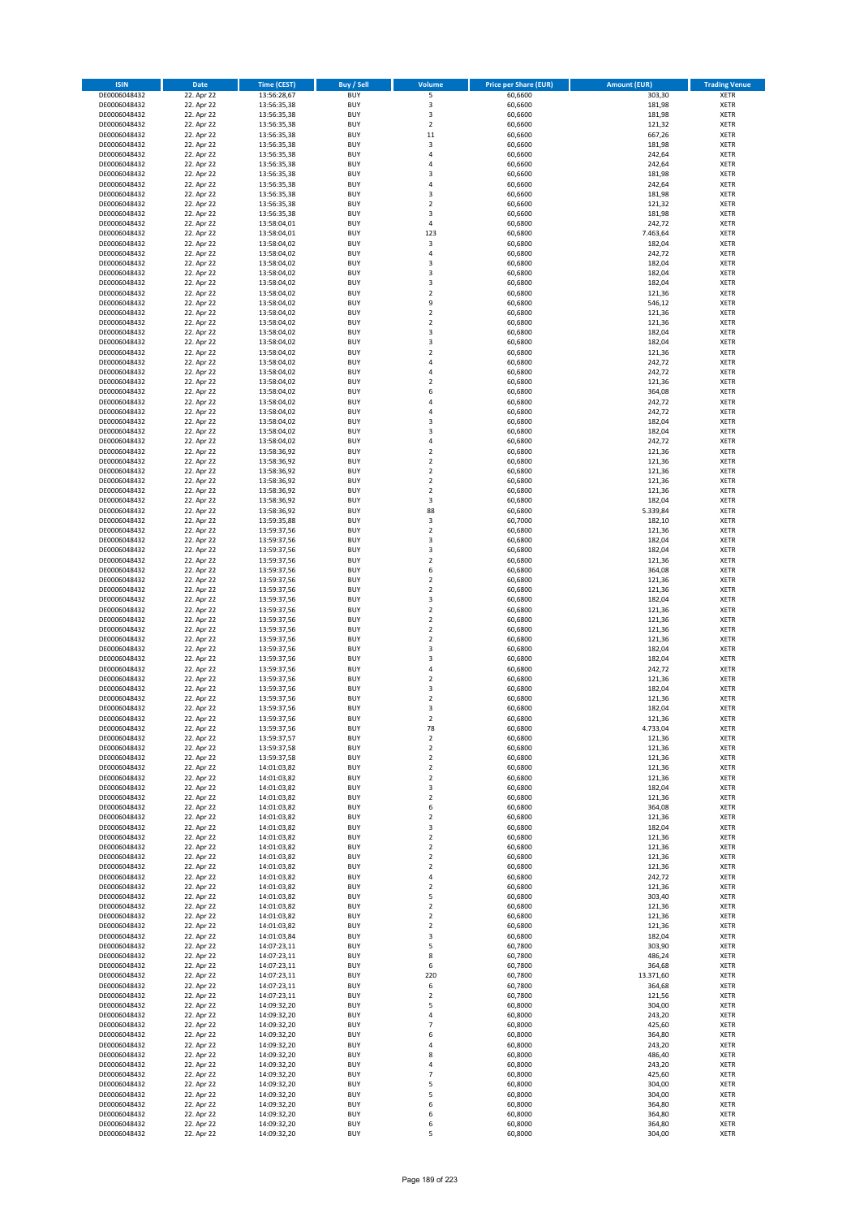| ISIN | Date | Time (CEST) | Buy / Sell | Volume | Price per Share (EUR) | Amount (EUR) | Trading Venue |
|---|---|---|---|---|---|---|---|
| DE0006048432 | 22. Apr 22 | 13:56:28,67 | BUY | 5 | 60,6600 | 303,30 | XETR |
| DE0006048432 | 22. Apr 22 | 13:56:35,38 | BUY | 3 | 60,6600 | 181,98 | XETR |
| DE0006048432 | 22. Apr 22 | 13:56:35,38 | BUY | 3 | 60,6600 | 181,98 | XETR |
| DE0006048432 | 22. Apr 22 | 13:56:35,38 | BUY | 2 | 60,6600 | 121,32 | XETR |
| DE0006048432 | 22. Apr 22 | 13:56:35,38 | BUY | 11 | 60,6600 | 667,26 | XETR |
| DE0006048432 | 22. Apr 22 | 13:56:35,38 | BUY | 3 | 60,6600 | 181,98 | XETR |
| DE0006048432 | 22. Apr 22 | 13:56:35,38 | BUY | 4 | 60,6600 | 242,64 | XETR |
| DE0006048432 | 22. Apr 22 | 13:56:35,38 | BUY | 4 | 60,6600 | 242,64 | XETR |
| DE0006048432 | 22. Apr 22 | 13:56:35,38 | BUY | 3 | 60,6600 | 181,98 | XETR |
| DE0006048432 | 22. Apr 22 | 13:56:35,38 | BUY | 4 | 60,6600 | 242,64 | XETR |
| DE0006048432 | 22. Apr 22 | 13:56:35,38 | BUY | 3 | 60,6600 | 181,98 | XETR |
| DE0006048432 | 22. Apr 22 | 13:56:35,38 | BUY | 2 | 60,6600 | 121,32 | XETR |
| DE0006048432 | 22. Apr 22 | 13:56:35,38 | BUY | 3 | 60,6600 | 181,98 | XETR |
| DE0006048432 | 22. Apr 22 | 13:58:04,01 | BUY | 4 | 60,6800 | 242,72 | XETR |
| DE0006048432 | 22. Apr 22 | 13:58:04,01 | BUY | 123 | 60,6800 | 7.463,64 | XETR |
| DE0006048432 | 22. Apr 22 | 13:58:04,02 | BUY | 3 | 60,6800 | 182,04 | XETR |
| DE0006048432 | 22. Apr 22 | 13:58:04,02 | BUY | 4 | 60,6800 | 242,72 | XETR |
| DE0006048432 | 22. Apr 22 | 13:58:04,02 | BUY | 3 | 60,6800 | 182,04 | XETR |
| DE0006048432 | 22. Apr 22 | 13:58:04,02 | BUY | 3 | 60,6800 | 182,04 | XETR |
| DE0006048432 | 22. Apr 22 | 13:58:04,02 | BUY | 3 | 60,6800 | 182,04 | XETR |
| DE0006048432 | 22. Apr 22 | 13:58:04,02 | BUY | 2 | 60,6800 | 121,36 | XETR |
| DE0006048432 | 22. Apr 22 | 13:58:04,02 | BUY | 9 | 60,6800 | 546,12 | XETR |
| DE0006048432 | 22. Apr 22 | 13:58:04,02 | BUY | 2 | 60,6800 | 121,36 | XETR |
| DE0006048432 | 22. Apr 22 | 13:58:04,02 | BUY | 2 | 60,6800 | 121,36 | XETR |
| DE0006048432 | 22. Apr 22 | 13:58:04,02 | BUY | 3 | 60,6800 | 182,04 | XETR |
| DE0006048432 | 22. Apr 22 | 13:58:04,02 | BUY | 3 | 60,6800 | 182,04 | XETR |
| DE0006048432 | 22. Apr 22 | 13:58:04,02 | BUY | 2 | 60,6800 | 121,36 | XETR |
| DE0006048432 | 22. Apr 22 | 13:58:04,02 | BUY | 4 | 60,6800 | 242,72 | XETR |
| DE0006048432 | 22. Apr 22 | 13:58:04,02 | BUY | 4 | 60,6800 | 242,72 | XETR |
| DE0006048432 | 22. Apr 22 | 13:58:04,02 | BUY | 2 | 60,6800 | 121,36 | XETR |
| DE0006048432 | 22. Apr 22 | 13:58:04,02 | BUY | 6 | 60,6800 | 364,08 | XETR |
| DE0006048432 | 22. Apr 22 | 13:58:04,02 | BUY | 4 | 60,6800 | 242,72 | XETR |
| DE0006048432 | 22. Apr 22 | 13:58:04,02 | BUY | 4 | 60,6800 | 242,72 | XETR |
| DE0006048432 | 22. Apr 22 | 13:58:04,02 | BUY | 3 | 60,6800 | 182,04 | XETR |
| DE0006048432 | 22. Apr 22 | 13:58:04,02 | BUY | 3 | 60,6800 | 182,04 | XETR |
| DE0006048432 | 22. Apr 22 | 13:58:04,02 | BUY | 4 | 60,6800 | 242,72 | XETR |
| DE0006048432 | 22. Apr 22 | 13:58:36,92 | BUY | 2 | 60,6800 | 121,36 | XETR |
| DE0006048432 | 22. Apr 22 | 13:58:36,92 | BUY | 2 | 60,6800 | 121,36 | XETR |
| DE0006048432 | 22. Apr 22 | 13:58:36,92 | BUY | 2 | 60,6800 | 121,36 | XETR |
| DE0006048432 | 22. Apr 22 | 13:58:36,92 | BUY | 2 | 60,6800 | 121,36 | XETR |
| DE0006048432 | 22. Apr 22 | 13:58:36,92 | BUY | 2 | 60,6800 | 121,36 | XETR |
| DE0006048432 | 22. Apr 22 | 13:58:36,92 | BUY | 3 | 60,6800 | 182,04 | XETR |
| DE0006048432 | 22. Apr 22 | 13:58:36,92 | BUY | 88 | 60,6800 | 5.339,84 | XETR |
| DE0006048432 | 22. Apr 22 | 13:59:35,88 | BUY | 3 | 60,7000 | 182,10 | XETR |
| DE0006048432 | 22. Apr 22 | 13:59:37,56 | BUY | 2 | 60,6800 | 121,36 | XETR |
| DE0006048432 | 22. Apr 22 | 13:59:37,56 | BUY | 3 | 60,6800 | 182,04 | XETR |
| DE0006048432 | 22. Apr 22 | 13:59:37,56 | BUY | 3 | 60,6800 | 182,04 | XETR |
| DE0006048432 | 22. Apr 22 | 13:59:37,56 | BUY | 2 | 60,6800 | 121,36 | XETR |
| DE0006048432 | 22. Apr 22 | 13:59:37,56 | BUY | 6 | 60,6800 | 364,08 | XETR |
| DE0006048432 | 22. Apr 22 | 13:59:37,56 | BUY | 2 | 60,6800 | 121,36 | XETR |
| DE0006048432 | 22. Apr 22 | 13:59:37,56 | BUY | 2 | 60,6800 | 121,36 | XETR |
| DE0006048432 | 22. Apr 22 | 13:59:37,56 | BUY | 3 | 60,6800 | 182,04 | XETR |
| DE0006048432 | 22. Apr 22 | 13:59:37,56 | BUY | 2 | 60,6800 | 121,36 | XETR |
| DE0006048432 | 22. Apr 22 | 13:59:37,56 | BUY | 2 | 60,6800 | 121,36 | XETR |
| DE0006048432 | 22. Apr 22 | 13:59:37,56 | BUY | 2 | 60,6800 | 121,36 | XETR |
| DE0006048432 | 22. Apr 22 | 13:59:37,56 | BUY | 2 | 60,6800 | 121,36 | XETR |
| DE0006048432 | 22. Apr 22 | 13:59:37,56 | BUY | 3 | 60,6800 | 182,04 | XETR |
| DE0006048432 | 22. Apr 22 | 13:59:37,56 | BUY | 3 | 60,6800 | 182,04 | XETR |
| DE0006048432 | 22. Apr 22 | 13:59:37,56 | BUY | 4 | 60,6800 | 242,72 | XETR |
| DE0006048432 | 22. Apr 22 | 13:59:37,56 | BUY | 2 | 60,6800 | 121,36 | XETR |
| DE0006048432 | 22. Apr 22 | 13:59:37,56 | BUY | 3 | 60,6800 | 182,04 | XETR |
| DE0006048432 | 22. Apr 22 | 13:59:37,56 | BUY | 2 | 60,6800 | 121,36 | XETR |
| DE0006048432 | 22. Apr 22 | 13:59:37,56 | BUY | 3 | 60,6800 | 182,04 | XETR |
| DE0006048432 | 22. Apr 22 | 13:59:37,56 | BUY | 2 | 60,6800 | 121,36 | XETR |
| DE0006048432 | 22. Apr 22 | 13:59:37,56 | BUY | 78 | 60,6800 | 4.733,04 | XETR |
| DE0006048432 | 22. Apr 22 | 13:59:37,57 | BUY | 2 | 60,6800 | 121,36 | XETR |
| DE0006048432 | 22. Apr 22 | 13:59:37,58 | BUY | 2 | 60,6800 | 121,36 | XETR |
| DE0006048432 | 22. Apr 22 | 13:59:37,58 | BUY | 2 | 60,6800 | 121,36 | XETR |
| DE0006048432 | 22. Apr 22 | 14:01:03,82 | BUY | 2 | 60,6800 | 121,36 | XETR |
| DE0006048432 | 22. Apr 22 | 14:01:03,82 | BUY | 2 | 60,6800 | 121,36 | XETR |
| DE0006048432 | 22. Apr 22 | 14:01:03,82 | BUY | 3 | 60,6800 | 182,04 | XETR |
| DE0006048432 | 22. Apr 22 | 14:01:03,82 | BUY | 2 | 60,6800 | 121,36 | XETR |
| DE0006048432 | 22. Apr 22 | 14:01:03,82 | BUY | 6 | 60,6800 | 364,08 | XETR |
| DE0006048432 | 22. Apr 22 | 14:01:03,82 | BUY | 2 | 60,6800 | 121,36 | XETR |
| DE0006048432 | 22. Apr 22 | 14:01:03,82 | BUY | 3 | 60,6800 | 182,04 | XETR |
| DE0006048432 | 22. Apr 22 | 14:01:03,82 | BUY | 2 | 60,6800 | 121,36 | XETR |
| DE0006048432 | 22. Apr 22 | 14:01:03,82 | BUY | 2 | 60,6800 | 121,36 | XETR |
| DE0006048432 | 22. Apr 22 | 14:01:03,82 | BUY | 2 | 60,6800 | 121,36 | XETR |
| DE0006048432 | 22. Apr 22 | 14:01:03,82 | BUY | 2 | 60,6800 | 121,36 | XETR |
| DE0006048432 | 22. Apr 22 | 14:01:03,82 | BUY | 4 | 60,6800 | 242,72 | XETR |
| DE0006048432 | 22. Apr 22 | 14:01:03,82 | BUY | 2 | 60,6800 | 121,36 | XETR |
| DE0006048432 | 22. Apr 22 | 14:01:03,82 | BUY | 5 | 60,6800 | 303,40 | XETR |
| DE0006048432 | 22. Apr 22 | 14:01:03,82 | BUY | 2 | 60,6800 | 121,36 | XETR |
| DE0006048432 | 22. Apr 22 | 14:01:03,82 | BUY | 2 | 60,6800 | 121,36 | XETR |
| DE0006048432 | 22. Apr 22 | 14:01:03,82 | BUY | 2 | 60,6800 | 121,36 | XETR |
| DE0006048432 | 22. Apr 22 | 14:01:03,84 | BUY | 3 | 60,6800 | 182,04 | XETR |
| DE0006048432 | 22. Apr 22 | 14:07:23,11 | BUY | 5 | 60,7800 | 303,90 | XETR |
| DE0006048432 | 22. Apr 22 | 14:07:23,11 | BUY | 8 | 60,7800 | 486,24 | XETR |
| DE0006048432 | 22. Apr 22 | 14:07:23,11 | BUY | 6 | 60,7800 | 364,68 | XETR |
| DE0006048432 | 22. Apr 22 | 14:07:23,11 | BUY | 220 | 60,7800 | 13.371,60 | XETR |
| DE0006048432 | 22. Apr 22 | 14:07:23,11 | BUY | 6 | 60,7800 | 364,68 | XETR |
| DE0006048432 | 22. Apr 22 | 14:07:23,11 | BUY | 2 | 60,7800 | 121,56 | XETR |
| DE0006048432 | 22. Apr 22 | 14:09:32,20 | BUY | 5 | 60,8000 | 304,00 | XETR |
| DE0006048432 | 22. Apr 22 | 14:09:32,20 | BUY | 4 | 60,8000 | 243,20 | XETR |
| DE0006048432 | 22. Apr 22 | 14:09:32,20 | BUY | 7 | 60,8000 | 425,60 | XETR |
| DE0006048432 | 22. Apr 22 | 14:09:32,20 | BUY | 6 | 60,8000 | 364,80 | XETR |
| DE0006048432 | 22. Apr 22 | 14:09:32,20 | BUY | 4 | 60,8000 | 243,20 | XETR |
| DE0006048432 | 22. Apr 22 | 14:09:32,20 | BUY | 8 | 60,8000 | 486,40 | XETR |
| DE0006048432 | 22. Apr 22 | 14:09:32,20 | BUY | 4 | 60,8000 | 243,20 | XETR |
| DE0006048432 | 22. Apr 22 | 14:09:32,20 | BUY | 7 | 60,8000 | 425,60 | XETR |
| DE0006048432 | 22. Apr 22 | 14:09:32,20 | BUY | 5 | 60,8000 | 304,00 | XETR |
| DE0006048432 | 22. Apr 22 | 14:09:32,20 | BUY | 5 | 60,8000 | 304,00 | XETR |
| DE0006048432 | 22. Apr 22 | 14:09:32,20 | BUY | 6 | 60,8000 | 364,80 | XETR |
| DE0006048432 | 22. Apr 22 | 14:09:32,20 | BUY | 6 | 60,8000 | 364,80 | XETR |
| DE0006048432 | 22. Apr 22 | 14:09:32,20 | BUY | 6 | 60,8000 | 364,80 | XETR |
| DE0006048432 | 22. Apr 22 | 14:09:32,20 | BUY | 5 | 60,8000 | 304,00 | XETR |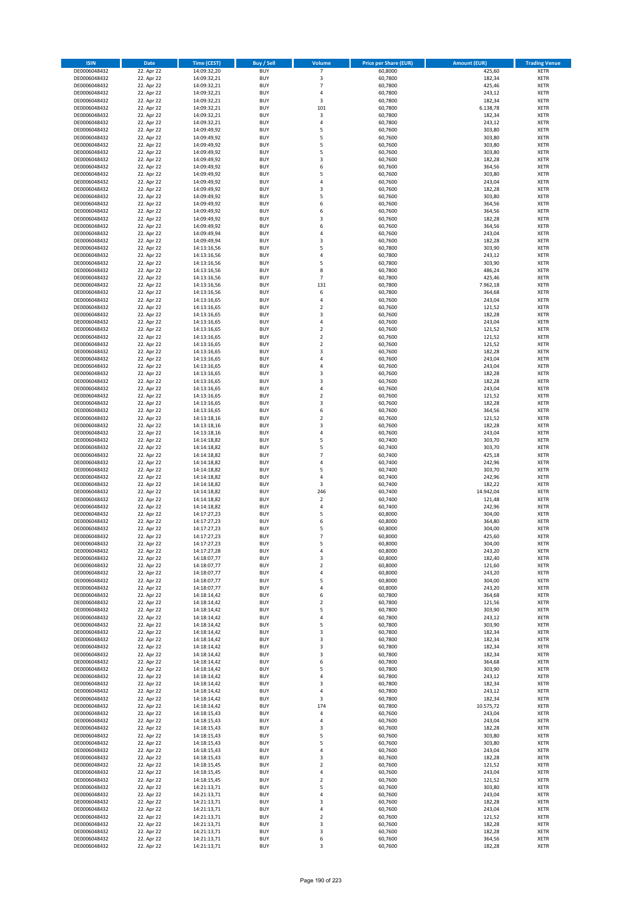| ISIN | Date | Time (CEST) | Buy / Sell | Volume | Price per Share (EUR) | Amount (EUR) | Trading Venue |
|---|---|---|---|---|---|---|---|
| DE0006048432 | 22. Apr 22 | 14:09:32,20 | BUY | 7 | 60,8000 | 425,60 | XETR |
| DE0006048432 | 22. Apr 22 | 14:09:32,21 | BUY | 3 | 60,7800 | 182,34 | XETR |
| DE0006048432 | 22. Apr 22 | 14:09:32,21 | BUY | 7 | 60,7800 | 425,46 | XETR |
| DE0006048432 | 22. Apr 22 | 14:09:32,21 | BUY | 4 | 60,7800 | 243,12 | XETR |
| DE0006048432 | 22. Apr 22 | 14:09:32,21 | BUY | 3 | 60,7800 | 182,34 | XETR |
| DE0006048432 | 22. Apr 22 | 14:09:32,21 | BUY | 101 | 60,7800 | 6.138,78 | XETR |
| DE0006048432 | 22. Apr 22 | 14:09:32,21 | BUY | 3 | 60,7800 | 182,34 | XETR |
| DE0006048432 | 22. Apr 22 | 14:09:32,21 | BUY | 4 | 60,7800 | 243,12 | XETR |
| DE0006048432 | 22. Apr 22 | 14:09:49,92 | BUY | 5 | 60,7600 | 303,80 | XETR |
| DE0006048432 | 22. Apr 22 | 14:09:49,92 | BUY | 5 | 60,7600 | 303,80 | XETR |
| DE0006048432 | 22. Apr 22 | 14:09:49,92 | BUY | 5 | 60,7600 | 303,80 | XETR |
| DE0006048432 | 22. Apr 22 | 14:09:49,92 | BUY | 5 | 60,7600 | 303,80 | XETR |
| DE0006048432 | 22. Apr 22 | 14:09:49,92 | BUY | 3 | 60,7600 | 182,28 | XETR |
| DE0006048432 | 22. Apr 22 | 14:09:49,92 | BUY | 6 | 60,7600 | 364,56 | XETR |
| DE0006048432 | 22. Apr 22 | 14:09:49,92 | BUY | 5 | 60,7600 | 303,80 | XETR |
| DE0006048432 | 22. Apr 22 | 14:09:49,92 | BUY | 4 | 60,7600 | 243,04 | XETR |
| DE0006048432 | 22. Apr 22 | 14:09:49,92 | BUY | 3 | 60,7600 | 182,28 | XETR |
| DE0006048432 | 22. Apr 22 | 14:09:49,92 | BUY | 5 | 60,7600 | 303,80 | XETR |
| DE0006048432 | 22. Apr 22 | 14:09:49,92 | BUY | 6 | 60,7600 | 364,56 | XETR |
| DE0006048432 | 22. Apr 22 | 14:09:49,92 | BUY | 6 | 60,7600 | 364,56 | XETR |
| DE0006048432 | 22. Apr 22 | 14:09:49,92 | BUY | 3 | 60,7600 | 182,28 | XETR |
| DE0006048432 | 22. Apr 22 | 14:09:49,92 | BUY | 6 | 60,7600 | 364,56 | XETR |
| DE0006048432 | 22. Apr 22 | 14:09:49,94 | BUY | 4 | 60,7600 | 243,04 | XETR |
| DE0006048432 | 22. Apr 22 | 14:09:49,94 | BUY | 3 | 60,7600 | 182,28 | XETR |
| DE0006048432 | 22. Apr 22 | 14:13:16,56 | BUY | 5 | 60,7800 | 303,90 | XETR |
| DE0006048432 | 22. Apr 22 | 14:13:16,56 | BUY | 4 | 60,7800 | 243,12 | XETR |
| DE0006048432 | 22. Apr 22 | 14:13:16,56 | BUY | 5 | 60,7800 | 303,90 | XETR |
| DE0006048432 | 22. Apr 22 | 14:13:16,56 | BUY | 8 | 60,7800 | 486,24 | XETR |
| DE0006048432 | 22. Apr 22 | 14:13:16,56 | BUY | 7 | 60,7800 | 425,46 | XETR |
| DE0006048432 | 22. Apr 22 | 14:13:16,56 | BUY | 131 | 60,7800 | 7.962,18 | XETR |
| DE0006048432 | 22. Apr 22 | 14:13:16,56 | BUY | 6 | 60,7800 | 364,68 | XETR |
| DE0006048432 | 22. Apr 22 | 14:13:16,65 | BUY | 4 | 60,7600 | 243,04 | XETR |
| DE0006048432 | 22. Apr 22 | 14:13:16,65 | BUY | 2 | 60,7600 | 121,52 | XETR |
| DE0006048432 | 22. Apr 22 | 14:13:16,65 | BUY | 3 | 60,7600 | 182,28 | XETR |
| DE0006048432 | 22. Apr 22 | 14:13:16,65 | BUY | 4 | 60,7600 | 243,04 | XETR |
| DE0006048432 | 22. Apr 22 | 14:13:16,65 | BUY | 2 | 60,7600 | 121,52 | XETR |
| DE0006048432 | 22. Apr 22 | 14:13:16,65 | BUY | 2 | 60,7600 | 121,52 | XETR |
| DE0006048432 | 22. Apr 22 | 14:13:16,65 | BUY | 2 | 60,7600 | 121,52 | XETR |
| DE0006048432 | 22. Apr 22 | 14:13:16,65 | BUY | 3 | 60,7600 | 182,28 | XETR |
| DE0006048432 | 22. Apr 22 | 14:13:16,65 | BUY | 4 | 60,7600 | 243,04 | XETR |
| DE0006048432 | 22. Apr 22 | 14:13:16,65 | BUY | 4 | 60,7600 | 243,04 | XETR |
| DE0006048432 | 22. Apr 22 | 14:13:16,65 | BUY | 3 | 60,7600 | 182,28 | XETR |
| DE0006048432 | 22. Apr 22 | 14:13:16,65 | BUY | 3 | 60,7600 | 182,28 | XETR |
| DE0006048432 | 22. Apr 22 | 14:13:16,65 | BUY | 4 | 60,7600 | 243,04 | XETR |
| DE0006048432 | 22. Apr 22 | 14:13:16,65 | BUY | 2 | 60,7600 | 121,52 | XETR |
| DE0006048432 | 22. Apr 22 | 14:13:16,65 | BUY | 3 | 60,7600 | 182,28 | XETR |
| DE0006048432 | 22. Apr 22 | 14:13:16,65 | BUY | 6 | 60,7600 | 364,56 | XETR |
| DE0006048432 | 22. Apr 22 | 14:13:18,16 | BUY | 2 | 60,7600 | 121,52 | XETR |
| DE0006048432 | 22. Apr 22 | 14:13:18,16 | BUY | 3 | 60,7600 | 182,28 | XETR |
| DE0006048432 | 22. Apr 22 | 14:13:18,16 | BUY | 4 | 60,7600 | 243,04 | XETR |
| DE0006048432 | 22. Apr 22 | 14:14:18,82 | BUY | 5 | 60,7400 | 303,70 | XETR |
| DE0006048432 | 22. Apr 22 | 14:14:18,82 | BUY | 5 | 60,7400 | 303,70 | XETR |
| DE0006048432 | 22. Apr 22 | 14:14:18,82 | BUY | 7 | 60,7400 | 425,18 | XETR |
| DE0006048432 | 22. Apr 22 | 14:14:18,82 | BUY | 4 | 60,7400 | 242,96 | XETR |
| DE0006048432 | 22. Apr 22 | 14:14:18,82 | BUY | 5 | 60,7400 | 303,70 | XETR |
| DE0006048432 | 22. Apr 22 | 14:14:18,82 | BUY | 4 | 60,7400 | 242,96 | XETR |
| DE0006048432 | 22. Apr 22 | 14:14:18,82 | BUY | 3 | 60,7400 | 182,22 | XETR |
| DE0006048432 | 22. Apr 22 | 14:14:18,82 | BUY | 246 | 60,7400 | 14.942,04 | XETR |
| DE0006048432 | 22. Apr 22 | 14:14:18,82 | BUY | 2 | 60,7400 | 121,48 | XETR |
| DE0006048432 | 22. Apr 22 | 14:14:18,82 | BUY | 4 | 60,7400 | 242,96 | XETR |
| DE0006048432 | 22. Apr 22 | 14:17:27,23 | BUY | 5 | 60,8000 | 304,00 | XETR |
| DE0006048432 | 22. Apr 22 | 14:17:27,23 | BUY | 6 | 60,8000 | 364,80 | XETR |
| DE0006048432 | 22. Apr 22 | 14:17:27,23 | BUY | 5 | 60,8000 | 304,00 | XETR |
| DE0006048432 | 22. Apr 22 | 14:17:27,23 | BUY | 7 | 60,8000 | 425,60 | XETR |
| DE0006048432 | 22. Apr 22 | 14:17:27,23 | BUY | 5 | 60,8000 | 304,00 | XETR |
| DE0006048432 | 22. Apr 22 | 14:17:27,28 | BUY | 4 | 60,8000 | 243,20 | XETR |
| DE0006048432 | 22. Apr 22 | 14:18:07,77 | BUY | 3 | 60,8000 | 182,40 | XETR |
| DE0006048432 | 22. Apr 22 | 14:18:07,77 | BUY | 2 | 60,8000 | 121,60 | XETR |
| DE0006048432 | 22. Apr 22 | 14:18:07,77 | BUY | 4 | 60,8000 | 243,20 | XETR |
| DE0006048432 | 22. Apr 22 | 14:18:07,77 | BUY | 5 | 60,8000 | 304,00 | XETR |
| DE0006048432 | 22. Apr 22 | 14:18:07,77 | BUY | 4 | 60,8000 | 243,20 | XETR |
| DE0006048432 | 22. Apr 22 | 14:18:14,42 | BUY | 6 | 60,7800 | 364,68 | XETR |
| DE0006048432 | 22. Apr 22 | 14:18:14,42 | BUY | 2 | 60,7800 | 121,56 | XETR |
| DE0006048432 | 22. Apr 22 | 14:18:14,42 | BUY | 5 | 60,7800 | 303,90 | XETR |
| DE0006048432 | 22. Apr 22 | 14:18:14,42 | BUY | 4 | 60,7800 | 243,12 | XETR |
| DE0006048432 | 22. Apr 22 | 14:18:14,42 | BUY | 5 | 60,7800 | 303,90 | XETR |
| DE0006048432 | 22. Apr 22 | 14:18:14,42 | BUY | 3 | 60,7800 | 182,34 | XETR |
| DE0006048432 | 22. Apr 22 | 14:18:14,42 | BUY | 3 | 60,7800 | 182,34 | XETR |
| DE0006048432 | 22. Apr 22 | 14:18:14,42 | BUY | 3 | 60,7800 | 182,34 | XETR |
| DE0006048432 | 22. Apr 22 | 14:18:14,42 | BUY | 3 | 60,7800 | 182,34 | XETR |
| DE0006048432 | 22. Apr 22 | 14:18:14,42 | BUY | 6 | 60,7800 | 364,68 | XETR |
| DE0006048432 | 22. Apr 22 | 14:18:14,42 | BUY | 5 | 60,7800 | 303,90 | XETR |
| DE0006048432 | 22. Apr 22 | 14:18:14,42 | BUY | 4 | 60,7800 | 243,12 | XETR |
| DE0006048432 | 22. Apr 22 | 14:18:14,42 | BUY | 3 | 60,7800 | 182,34 | XETR |
| DE0006048432 | 22. Apr 22 | 14:18:14,42 | BUY | 4 | 60,7800 | 243,12 | XETR |
| DE0006048432 | 22. Apr 22 | 14:18:14,42 | BUY | 3 | 60,7800 | 182,34 | XETR |
| DE0006048432 | 22. Apr 22 | 14:18:14,42 | BUY | 174 | 60,7800 | 10.575,72 | XETR |
| DE0006048432 | 22. Apr 22 | 14:18:15,43 | BUY | 4 | 60,7600 | 243,04 | XETR |
| DE0006048432 | 22. Apr 22 | 14:18:15,43 | BUY | 4 | 60,7600 | 243,04 | XETR |
| DE0006048432 | 22. Apr 22 | 14:18:15,43 | BUY | 3 | 60,7600 | 182,28 | XETR |
| DE0006048432 | 22. Apr 22 | 14:18:15,43 | BUY | 5 | 60,7600 | 303,80 | XETR |
| DE0006048432 | 22. Apr 22 | 14:18:15,43 | BUY | 5 | 60,7600 | 303,80 | XETR |
| DE0006048432 | 22. Apr 22 | 14:18:15,43 | BUY | 4 | 60,7600 | 243,04 | XETR |
| DE0006048432 | 22. Apr 22 | 14:18:15,43 | BUY | 3 | 60,7600 | 182,28 | XETR |
| DE0006048432 | 22. Apr 22 | 14:18:15,45 | BUY | 2 | 60,7600 | 121,52 | XETR |
| DE0006048432 | 22. Apr 22 | 14:18:15,45 | BUY | 4 | 60,7600 | 243,04 | XETR |
| DE0006048432 | 22. Apr 22 | 14:18:15,45 | BUY | 2 | 60,7600 | 121,52 | XETR |
| DE0006048432 | 22. Apr 22 | 14:21:13,71 | BUY | 5 | 60,7600 | 303,80 | XETR |
| DE0006048432 | 22. Apr 22 | 14:21:13,71 | BUY | 4 | 60,7600 | 243,04 | XETR |
| DE0006048432 | 22. Apr 22 | 14:21:13,71 | BUY | 3 | 60,7600 | 182,28 | XETR |
| DE0006048432 | 22. Apr 22 | 14:21:13,71 | BUY | 4 | 60,7600 | 243,04 | XETR |
| DE0006048432 | 22. Apr 22 | 14:21:13,71 | BUY | 2 | 60,7600 | 121,52 | XETR |
| DE0006048432 | 22. Apr 22 | 14:21:13,71 | BUY | 3 | 60,7600 | 182,28 | XETR |
| DE0006048432 | 22. Apr 22 | 14:21:13,71 | BUY | 3 | 60,7600 | 182,28 | XETR |
| DE0006048432 | 22. Apr 22 | 14:21:13,71 | BUY | 6 | 60,7600 | 364,56 | XETR |
| DE0006048432 | 22. Apr 22 | 14:21:13,71 | BUY | 3 | 60,7600 | 182,28 | XETR |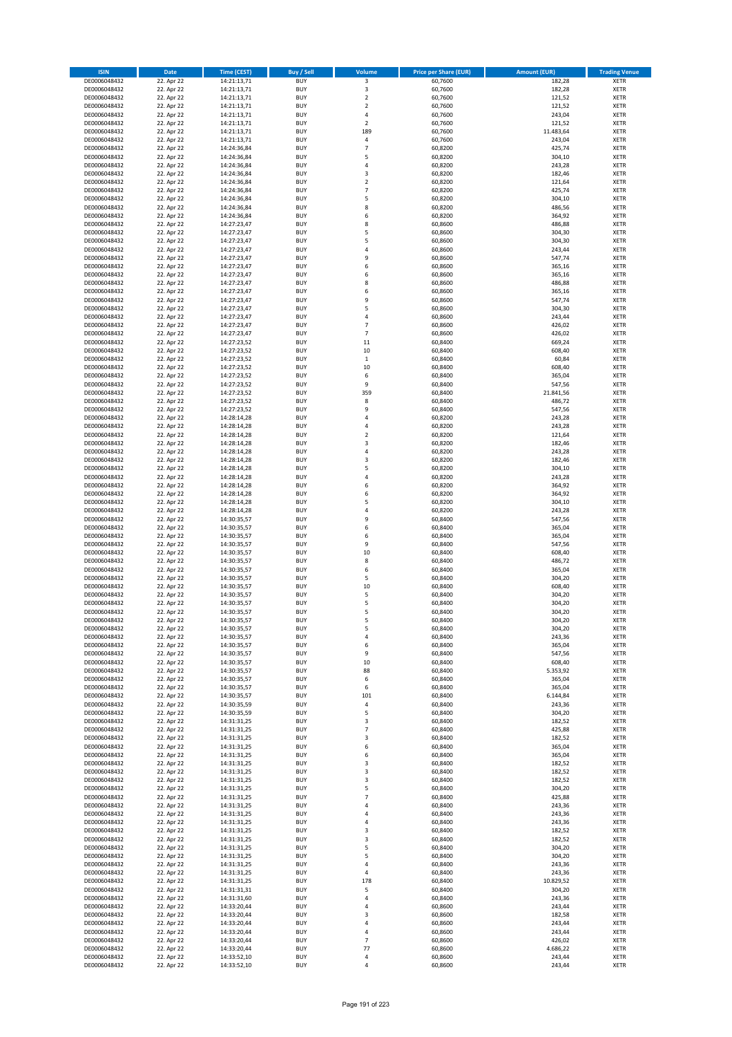| ISIN | Date | Time (CEST) | Buy / Sell | Volume | Price per Share (EUR) | Amount (EUR) | Trading Venue |
|---|---|---|---|---|---|---|---|
| DE0006048432 | 22. Apr 22 | 14:21:13,71 | BUY | 3 | 60,7600 | 182,28 | XETR |
| DE0006048432 | 22. Apr 22 | 14:21:13,71 | BUY | 3 | 60,7600 | 182,28 | XETR |
| DE0006048432 | 22. Apr 22 | 14:21:13,71 | BUY | 2 | 60,7600 | 121,52 | XETR |
| DE0006048432 | 22. Apr 22 | 14:21:13,71 | BUY | 2 | 60,7600 | 121,52 | XETR |
| DE0006048432 | 22. Apr 22 | 14:21:13,71 | BUY | 4 | 60,7600 | 243,04 | XETR |
| DE0006048432 | 22. Apr 22 | 14:21:13,71 | BUY | 2 | 60,7600 | 121,52 | XETR |
| DE0006048432 | 22. Apr 22 | 14:21:13,71 | BUY | 189 | 60,7600 | 11.483,64 | XETR |
| DE0006048432 | 22. Apr 22 | 14:21:13,71 | BUY | 4 | 60,7600 | 243,04 | XETR |
| DE0006048432 | 22. Apr 22 | 14:24:36,84 | BUY | 7 | 60,8200 | 425,74 | XETR |
| DE0006048432 | 22. Apr 22 | 14:24:36,84 | BUY | 5 | 60,8200 | 304,10 | XETR |
| DE0006048432 | 22. Apr 22 | 14:24:36,84 | BUY | 4 | 60,8200 | 243,28 | XETR |
| DE0006048432 | 22. Apr 22 | 14:24:36,84 | BUY | 3 | 60,8200 | 182,46 | XETR |
| DE0006048432 | 22. Apr 22 | 14:24:36,84 | BUY | 2 | 60,8200 | 121,64 | XETR |
| DE0006048432 | 22. Apr 22 | 14:24:36,84 | BUY | 7 | 60,8200 | 425,74 | XETR |
| DE0006048432 | 22. Apr 22 | 14:24:36,84 | BUY | 5 | 60,8200 | 304,10 | XETR |
| DE0006048432 | 22. Apr 22 | 14:24:36,84 | BUY | 8 | 60,8200 | 486,56 | XETR |
| DE0006048432 | 22. Apr 22 | 14:24:36,84 | BUY | 6 | 60,8200 | 364,92 | XETR |
| DE0006048432 | 22. Apr 22 | 14:27:23,47 | BUY | 8 | 60,8600 | 486,88 | XETR |
| DE0006048432 | 22. Apr 22 | 14:27:23,47 | BUY | 5 | 60,8600 | 304,30 | XETR |
| DE0006048432 | 22. Apr 22 | 14:27:23,47 | BUY | 5 | 60,8600 | 304,30 | XETR |
| DE0006048432 | 22. Apr 22 | 14:27:23,47 | BUY | 4 | 60,8600 | 243,44 | XETR |
| DE0006048432 | 22. Apr 22 | 14:27:23,47 | BUY | 9 | 60,8600 | 547,74 | XETR |
| DE0006048432 | 22. Apr 22 | 14:27:23,47 | BUY | 6 | 60,8600 | 365,16 | XETR |
| DE0006048432 | 22. Apr 22 | 14:27:23,47 | BUY | 6 | 60,8600 | 365,16 | XETR |
| DE0006048432 | 22. Apr 22 | 14:27:23,47 | BUY | 8 | 60,8600 | 486,88 | XETR |
| DE0006048432 | 22. Apr 22 | 14:27:23,47 | BUY | 6 | 60,8600 | 365,16 | XETR |
| DE0006048432 | 22. Apr 22 | 14:27:23,47 | BUY | 9 | 60,8600 | 547,74 | XETR |
| DE0006048432 | 22. Apr 22 | 14:27:23,47 | BUY | 5 | 60,8600 | 304,30 | XETR |
| DE0006048432 | 22. Apr 22 | 14:27:23,47 | BUY | 4 | 60,8600 | 243,44 | XETR |
| DE0006048432 | 22. Apr 22 | 14:27:23,47 | BUY | 7 | 60,8600 | 426,02 | XETR |
| DE0006048432 | 22. Apr 22 | 14:27:23,47 | BUY | 7 | 60,8600 | 426,02 | XETR |
| DE0006048432 | 22. Apr 22 | 14:27:23,52 | BUY | 11 | 60,8400 | 669,24 | XETR |
| DE0006048432 | 22. Apr 22 | 14:27:23,52 | BUY | 10 | 60,8400 | 608,40 | XETR |
| DE0006048432 | 22. Apr 22 | 14:27:23,52 | BUY | 1 | 60,8400 | 60,84 | XETR |
| DE0006048432 | 22. Apr 22 | 14:27:23,52 | BUY | 10 | 60,8400 | 608,40 | XETR |
| DE0006048432 | 22. Apr 22 | 14:27:23,52 | BUY | 6 | 60,8400 | 365,04 | XETR |
| DE0006048432 | 22. Apr 22 | 14:27:23,52 | BUY | 9 | 60,8400 | 547,56 | XETR |
| DE0006048432 | 22. Apr 22 | 14:27:23,52 | BUY | 359 | 60,8400 | 21.841,56 | XETR |
| DE0006048432 | 22. Apr 22 | 14:27:23,52 | BUY | 8 | 60,8400 | 486,72 | XETR |
| DE0006048432 | 22. Apr 22 | 14:27:23,52 | BUY | 9 | 60,8400 | 547,56 | XETR |
| DE0006048432 | 22. Apr 22 | 14:28:14,28 | BUY | 4 | 60,8200 | 243,28 | XETR |
| DE0006048432 | 22. Apr 22 | 14:28:14,28 | BUY | 4 | 60,8200 | 243,28 | XETR |
| DE0006048432 | 22. Apr 22 | 14:28:14,28 | BUY | 2 | 60,8200 | 121,64 | XETR |
| DE0006048432 | 22. Apr 22 | 14:28:14,28 | BUY | 3 | 60,8200 | 182,46 | XETR |
| DE0006048432 | 22. Apr 22 | 14:28:14,28 | BUY | 4 | 60,8200 | 243,28 | XETR |
| DE0006048432 | 22. Apr 22 | 14:28:14,28 | BUY | 3 | 60,8200 | 182,46 | XETR |
| DE0006048432 | 22. Apr 22 | 14:28:14,28 | BUY | 5 | 60,8200 | 304,10 | XETR |
| DE0006048432 | 22. Apr 22 | 14:28:14,28 | BUY | 4 | 60,8200 | 243,28 | XETR |
| DE0006048432 | 22. Apr 22 | 14:28:14,28 | BUY | 6 | 60,8200 | 364,92 | XETR |
| DE0006048432 | 22. Apr 22 | 14:28:14,28 | BUY | 6 | 60,8200 | 364,92 | XETR |
| DE0006048432 | 22. Apr 22 | 14:28:14,28 | BUY | 5 | 60,8200 | 304,10 | XETR |
| DE0006048432 | 22. Apr 22 | 14:28:14,28 | BUY | 4 | 60,8200 | 243,28 | XETR |
| DE0006048432 | 22. Apr 22 | 14:30:35,57 | BUY | 9 | 60,8400 | 547,56 | XETR |
| DE0006048432 | 22. Apr 22 | 14:30:35,57 | BUY | 6 | 60,8400 | 365,04 | XETR |
| DE0006048432 | 22. Apr 22 | 14:30:35,57 | BUY | 6 | 60,8400 | 365,04 | XETR |
| DE0006048432 | 22. Apr 22 | 14:30:35,57 | BUY | 9 | 60,8400 | 547,56 | XETR |
| DE0006048432 | 22. Apr 22 | 14:30:35,57 | BUY | 10 | 60,8400 | 608,40 | XETR |
| DE0006048432 | 22. Apr 22 | 14:30:35,57 | BUY | 8 | 60,8400 | 486,72 | XETR |
| DE0006048432 | 22. Apr 22 | 14:30:35,57 | BUY | 6 | 60,8400 | 365,04 | XETR |
| DE0006048432 | 22. Apr 22 | 14:30:35,57 | BUY | 5 | 60,8400 | 304,20 | XETR |
| DE0006048432 | 22. Apr 22 | 14:30:35,57 | BUY | 10 | 60,8400 | 608,40 | XETR |
| DE0006048432 | 22. Apr 22 | 14:30:35,57 | BUY | 5 | 60,8400 | 304,20 | XETR |
| DE0006048432 | 22. Apr 22 | 14:30:35,57 | BUY | 5 | 60,8400 | 304,20 | XETR |
| DE0006048432 | 22. Apr 22 | 14:30:35,57 | BUY | 5 | 60,8400 | 304,20 | XETR |
| DE0006048432 | 22. Apr 22 | 14:30:35,57 | BUY | 5 | 60,8400 | 304,20 | XETR |
| DE0006048432 | 22. Apr 22 | 14:30:35,57 | BUY | 5 | 60,8400 | 304,20 | XETR |
| DE0006048432 | 22. Apr 22 | 14:30:35,57 | BUY | 4 | 60,8400 | 243,36 | XETR |
| DE0006048432 | 22. Apr 22 | 14:30:35,57 | BUY | 6 | 60,8400 | 365,04 | XETR |
| DE0006048432 | 22. Apr 22 | 14:30:35,57 | BUY | 9 | 60,8400 | 547,56 | XETR |
| DE0006048432 | 22. Apr 22 | 14:30:35,57 | BUY | 10 | 60,8400 | 608,40 | XETR |
| DE0006048432 | 22. Apr 22 | 14:30:35,57 | BUY | 88 | 60,8400 | 5.353,92 | XETR |
| DE0006048432 | 22. Apr 22 | 14:30:35,57 | BUY | 6 | 60,8400 | 365,04 | XETR |
| DE0006048432 | 22. Apr 22 | 14:30:35,57 | BUY | 6 | 60,8400 | 365,04 | XETR |
| DE0006048432 | 22. Apr 22 | 14:30:35,57 | BUY | 101 | 60,8400 | 6.144,84 | XETR |
| DE0006048432 | 22. Apr 22 | 14:30:35,59 | BUY | 4 | 60,8400 | 243,36 | XETR |
| DE0006048432 | 22. Apr 22 | 14:30:35,59 | BUY | 5 | 60,8400 | 304,20 | XETR |
| DE0006048432 | 22. Apr 22 | 14:31:31,25 | BUY | 3 | 60,8400 | 182,52 | XETR |
| DE0006048432 | 22. Apr 22 | 14:31:31,25 | BUY | 7 | 60,8400 | 425,88 | XETR |
| DE0006048432 | 22. Apr 22 | 14:31:31,25 | BUY | 3 | 60,8400 | 182,52 | XETR |
| DE0006048432 | 22. Apr 22 | 14:31:31,25 | BUY | 6 | 60,8400 | 365,04 | XETR |
| DE0006048432 | 22. Apr 22 | 14:31:31,25 | BUY | 6 | 60,8400 | 365,04 | XETR |
| DE0006048432 | 22. Apr 22 | 14:31:31,25 | BUY | 3 | 60,8400 | 182,52 | XETR |
| DE0006048432 | 22. Apr 22 | 14:31:31,25 | BUY | 3 | 60,8400 | 182,52 | XETR |
| DE0006048432 | 22. Apr 22 | 14:31:31,25 | BUY | 3 | 60,8400 | 182,52 | XETR |
| DE0006048432 | 22. Apr 22 | 14:31:31,25 | BUY | 5 | 60,8400 | 304,20 | XETR |
| DE0006048432 | 22. Apr 22 | 14:31:31,25 | BUY | 7 | 60,8400 | 425,88 | XETR |
| DE0006048432 | 22. Apr 22 | 14:31:31,25 | BUY | 4 | 60,8400 | 243,36 | XETR |
| DE0006048432 | 22. Apr 22 | 14:31:31,25 | BUY | 4 | 60,8400 | 243,36 | XETR |
| DE0006048432 | 22. Apr 22 | 14:31:31,25 | BUY | 4 | 60,8400 | 243,36 | XETR |
| DE0006048432 | 22. Apr 22 | 14:31:31,25 | BUY | 3 | 60,8400 | 182,52 | XETR |
| DE0006048432 | 22. Apr 22 | 14:31:31,25 | BUY | 3 | 60,8400 | 182,52 | XETR |
| DE0006048432 | 22. Apr 22 | 14:31:31,25 | BUY | 5 | 60,8400 | 304,20 | XETR |
| DE0006048432 | 22. Apr 22 | 14:31:31,25 | BUY | 5 | 60,8400 | 304,20 | XETR |
| DE0006048432 | 22. Apr 22 | 14:31:31,25 | BUY | 4 | 60,8400 | 243,36 | XETR |
| DE0006048432 | 22. Apr 22 | 14:31:31,25 | BUY | 4 | 60,8400 | 243,36 | XETR |
| DE0006048432 | 22. Apr 22 | 14:31:31,25 | BUY | 178 | 60,8400 | 10.829,52 | XETR |
| DE0006048432 | 22. Apr 22 | 14:31:31,31 | BUY | 5 | 60,8400 | 304,20 | XETR |
| DE0006048432 | 22. Apr 22 | 14:31:31,60 | BUY | 4 | 60,8400 | 243,36 | XETR |
| DE0006048432 | 22. Apr 22 | 14:33:20,44 | BUY | 4 | 60,8600 | 243,44 | XETR |
| DE0006048432 | 22. Apr 22 | 14:33:20,44 | BUY | 3 | 60,8600 | 182,58 | XETR |
| DE0006048432 | 22. Apr 22 | 14:33:20,44 | BUY | 4 | 60,8600 | 243,44 | XETR |
| DE0006048432 | 22. Apr 22 | 14:33:20,44 | BUY | 4 | 60,8600 | 243,44 | XETR |
| DE0006048432 | 22. Apr 22 | 14:33:20,44 | BUY | 7 | 60,8600 | 426,02 | XETR |
| DE0006048432 | 22. Apr 22 | 14:33:20,44 | BUY | 77 | 60,8600 | 4.686,22 | XETR |
| DE0006048432 | 22. Apr 22 | 14:33:52,10 | BUY | 4 | 60,8600 | 243,44 | XETR |
| DE0006048432 | 22. Apr 22 | 14:33:52,10 | BUY | 4 | 60,8600 | 243,44 | XETR |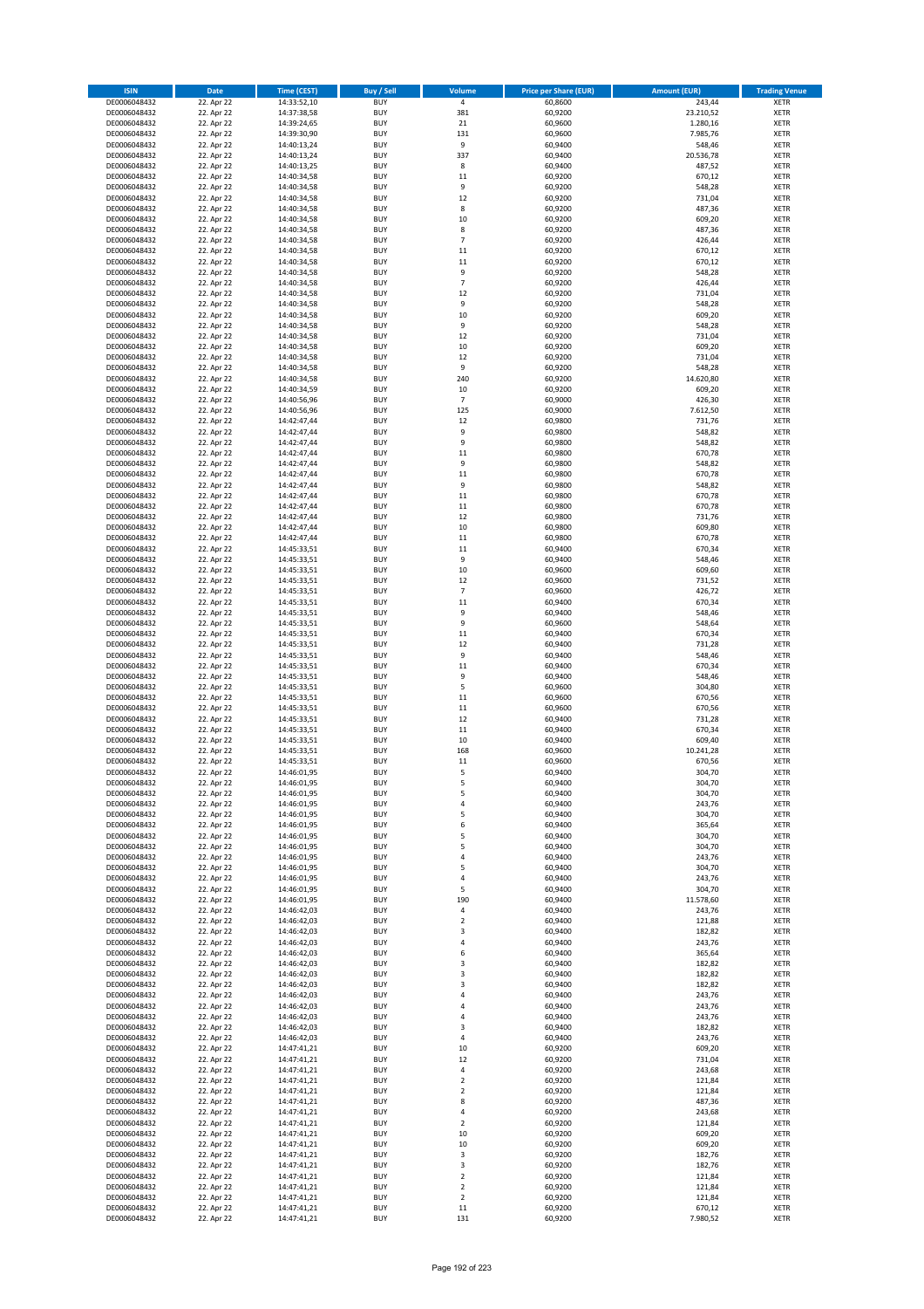| ISIN | Date | Time (CEST) | Buy / Sell | Volume | Price per Share (EUR) | Amount (EUR) | Trading Venue |
|---|---|---|---|---|---|---|---|
| DE0006048432 | 22. Apr 22 | 14:33:52,10 | BUY | 4 | 60,8600 | 243,44 | XETR |
| DE0006048432 | 22. Apr 22 | 14:37:38,58 | BUY | 381 | 60,9200 | 23.210,52 | XETR |
| DE0006048432 | 22. Apr 22 | 14:39:24,65 | BUY | 21 | 60,9600 | 1.280,16 | XETR |
| DE0006048432 | 22. Apr 22 | 14:39:30,90 | BUY | 131 | 60,9600 | 7.985,76 | XETR |
| DE0006048432 | 22. Apr 22 | 14:40:13,24 | BUY | 9 | 60,9400 | 548,46 | XETR |
| DE0006048432 | 22. Apr 22 | 14:40:13,24 | BUY | 337 | 60,9400 | 20.536,78 | XETR |
| DE0006048432 | 22. Apr 22 | 14:40:13,25 | BUY | 8 | 60,9400 | 487,52 | XETR |
| DE0006048432 | 22. Apr 22 | 14:40:34,58 | BUY | 11 | 60,9200 | 670,12 | XETR |
| DE0006048432 | 22. Apr 22 | 14:40:34,58 | BUY | 9 | 60,9200 | 548,28 | XETR |
| DE0006048432 | 22. Apr 22 | 14:40:34,58 | BUY | 12 | 60,9200 | 731,04 | XETR |
| DE0006048432 | 22. Apr 22 | 14:40:34,58 | BUY | 8 | 60,9200 | 487,36 | XETR |
| DE0006048432 | 22. Apr 22 | 14:40:34,58 | BUY | 10 | 60,9200 | 609,20 | XETR |
| DE0006048432 | 22. Apr 22 | 14:40:34,58 | BUY | 8 | 60,9200 | 487,36 | XETR |
| DE0006048432 | 22. Apr 22 | 14:40:34,58 | BUY | 7 | 60,9200 | 426,44 | XETR |
| DE0006048432 | 22. Apr 22 | 14:40:34,58 | BUY | 11 | 60,9200 | 670,12 | XETR |
| DE0006048432 | 22. Apr 22 | 14:40:34,58 | BUY | 11 | 60,9200 | 670,12 | XETR |
| DE0006048432 | 22. Apr 22 | 14:40:34,58 | BUY | 9 | 60,9200 | 548,28 | XETR |
| DE0006048432 | 22. Apr 22 | 14:40:34,58 | BUY | 7 | 60,9200 | 426,44 | XETR |
| DE0006048432 | 22. Apr 22 | 14:40:34,58 | BUY | 12 | 60,9200 | 731,04 | XETR |
| DE0006048432 | 22. Apr 22 | 14:40:34,58 | BUY | 9 | 60,9200 | 548,28 | XETR |
| DE0006048432 | 22. Apr 22 | 14:40:34,58 | BUY | 10 | 60,9200 | 609,20 | XETR |
| DE0006048432 | 22. Apr 22 | 14:40:34,58 | BUY | 9 | 60,9200 | 548,28 | XETR |
| DE0006048432 | 22. Apr 22 | 14:40:34,58 | BUY | 12 | 60,9200 | 731,04 | XETR |
| DE0006048432 | 22. Apr 22 | 14:40:34,58 | BUY | 10 | 60,9200 | 609,20 | XETR |
| DE0006048432 | 22. Apr 22 | 14:40:34,58 | BUY | 12 | 60,9200 | 731,04 | XETR |
| DE0006048432 | 22. Apr 22 | 14:40:34,58 | BUY | 9 | 60,9200 | 548,28 | XETR |
| DE0006048432 | 22. Apr 22 | 14:40:34,58 | BUY | 240 | 60,9200 | 14.620,80 | XETR |
| DE0006048432 | 22. Apr 22 | 14:40:34,59 | BUY | 10 | 60,9200 | 609,20 | XETR |
| DE0006048432 | 22. Apr 22 | 14:40:56,96 | BUY | 7 | 60,9000 | 426,30 | XETR |
| DE0006048432 | 22. Apr 22 | 14:40:56,96 | BUY | 125 | 60,9000 | 7.612,50 | XETR |
| DE0006048432 | 22. Apr 22 | 14:42:47,44 | BUY | 12 | 60,9800 | 731,76 | XETR |
| DE0006048432 | 22. Apr 22 | 14:42:47,44 | BUY | 9 | 60,9800 | 548,82 | XETR |
| DE0006048432 | 22. Apr 22 | 14:42:47,44 | BUY | 9 | 60,9800 | 548,82 | XETR |
| DE0006048432 | 22. Apr 22 | 14:42:47,44 | BUY | 11 | 60,9800 | 670,78 | XETR |
| DE0006048432 | 22. Apr 22 | 14:42:47,44 | BUY | 9 | 60,9800 | 548,82 | XETR |
| DE0006048432 | 22. Apr 22 | 14:42:47,44 | BUY | 11 | 60,9800 | 670,78 | XETR |
| DE0006048432 | 22. Apr 22 | 14:42:47,44 | BUY | 9 | 60,9800 | 548,82 | XETR |
| DE0006048432 | 22. Apr 22 | 14:42:47,44 | BUY | 11 | 60,9800 | 670,78 | XETR |
| DE0006048432 | 22. Apr 22 | 14:42:47,44 | BUY | 11 | 60,9800 | 670,78 | XETR |
| DE0006048432 | 22. Apr 22 | 14:42:47,44 | BUY | 12 | 60,9800 | 731,76 | XETR |
| DE0006048432 | 22. Apr 22 | 14:42:47,44 | BUY | 10 | 60,9800 | 609,80 | XETR |
| DE0006048432 | 22. Apr 22 | 14:42:47,44 | BUY | 11 | 60,9800 | 670,78 | XETR |
| DE0006048432 | 22. Apr 22 | 14:45:33,51 | BUY | 11 | 60,9400 | 670,34 | XETR |
| DE0006048432 | 22. Apr 22 | 14:45:33,51 | BUY | 9 | 60,9400 | 548,46 | XETR |
| DE0006048432 | 22. Apr 22 | 14:45:33,51 | BUY | 10 | 60,9600 | 609,60 | XETR |
| DE0006048432 | 22. Apr 22 | 14:45:33,51 | BUY | 12 | 60,9600 | 731,52 | XETR |
| DE0006048432 | 22. Apr 22 | 14:45:33,51 | BUY | 7 | 60,9600 | 426,72 | XETR |
| DE0006048432 | 22. Apr 22 | 14:45:33,51 | BUY | 11 | 60,9400 | 670,34 | XETR |
| DE0006048432 | 22. Apr 22 | 14:45:33,51 | BUY | 9 | 60,9400 | 548,46 | XETR |
| DE0006048432 | 22. Apr 22 | 14:45:33,51 | BUY | 9 | 60,9600 | 548,64 | XETR |
| DE0006048432 | 22. Apr 22 | 14:45:33,51 | BUY | 11 | 60,9400 | 670,34 | XETR |
| DE0006048432 | 22. Apr 22 | 14:45:33,51 | BUY | 12 | 60,9400 | 731,28 | XETR |
| DE0006048432 | 22. Apr 22 | 14:45:33,51 | BUY | 9 | 60,9400 | 548,46 | XETR |
| DE0006048432 | 22. Apr 22 | 14:45:33,51 | BUY | 11 | 60,9400 | 670,34 | XETR |
| DE0006048432 | 22. Apr 22 | 14:45:33,51 | BUY | 9 | 60,9400 | 548,46 | XETR |
| DE0006048432 | 22. Apr 22 | 14:45:33,51 | BUY | 5 | 60,9600 | 304,80 | XETR |
| DE0006048432 | 22. Apr 22 | 14:45:33,51 | BUY | 11 | 60,9600 | 670,56 | XETR |
| DE0006048432 | 22. Apr 22 | 14:45:33,51 | BUY | 11 | 60,9600 | 670,56 | XETR |
| DE0006048432 | 22. Apr 22 | 14:45:33,51 | BUY | 12 | 60,9400 | 731,28 | XETR |
| DE0006048432 | 22. Apr 22 | 14:45:33,51 | BUY | 11 | 60,9400 | 670,34 | XETR |
| DE0006048432 | 22. Apr 22 | 14:45:33,51 | BUY | 10 | 60,9400 | 609,40 | XETR |
| DE0006048432 | 22. Apr 22 | 14:45:33,51 | BUY | 168 | 60,9600 | 10.241,28 | XETR |
| DE0006048432 | 22. Apr 22 | 14:45:33,51 | BUY | 11 | 60,9600 | 670,56 | XETR |
| DE0006048432 | 22. Apr 22 | 14:46:01,95 | BUY | 5 | 60,9400 | 304,70 | XETR |
| DE0006048432 | 22. Apr 22 | 14:46:01,95 | BUY | 5 | 60,9400 | 304,70 | XETR |
| DE0006048432 | 22. Apr 22 | 14:46:01,95 | BUY | 5 | 60,9400 | 304,70 | XETR |
| DE0006048432 | 22. Apr 22 | 14:46:01,95 | BUY | 4 | 60,9400 | 243,76 | XETR |
| DE0006048432 | 22. Apr 22 | 14:46:01,95 | BUY | 5 | 60,9400 | 304,70 | XETR |
| DE0006048432 | 22. Apr 22 | 14:46:01,95 | BUY | 6 | 60,9400 | 365,64 | XETR |
| DE0006048432 | 22. Apr 22 | 14:46:01,95 | BUY | 5 | 60,9400 | 304,70 | XETR |
| DE0006048432 | 22. Apr 22 | 14:46:01,95 | BUY | 5 | 60,9400 | 304,70 | XETR |
| DE0006048432 | 22. Apr 22 | 14:46:01,95 | BUY | 4 | 60,9400 | 243,76 | XETR |
| DE0006048432 | 22. Apr 22 | 14:46:01,95 | BUY | 5 | 60,9400 | 304,70 | XETR |
| DE0006048432 | 22. Apr 22 | 14:46:01,95 | BUY | 4 | 60,9400 | 243,76 | XETR |
| DE0006048432 | 22. Apr 22 | 14:46:01,95 | BUY | 5 | 60,9400 | 304,70 | XETR |
| DE0006048432 | 22. Apr 22 | 14:46:01,95 | BUY | 190 | 60,9400 | 11.578,60 | XETR |
| DE0006048432 | 22. Apr 22 | 14:46:42,03 | BUY | 4 | 60,9400 | 243,76 | XETR |
| DE0006048432 | 22. Apr 22 | 14:46:42,03 | BUY | 2 | 60,9400 | 121,88 | XETR |
| DE0006048432 | 22. Apr 22 | 14:46:42,03 | BUY | 3 | 60,9400 | 182,82 | XETR |
| DE0006048432 | 22. Apr 22 | 14:46:42,03 | BUY | 4 | 60,9400 | 243,76 | XETR |
| DE0006048432 | 22. Apr 22 | 14:46:42,03 | BUY | 6 | 60,9400 | 365,64 | XETR |
| DE0006048432 | 22. Apr 22 | 14:46:42,03 | BUY | 3 | 60,9400 | 182,82 | XETR |
| DE0006048432 | 22. Apr 22 | 14:46:42,03 | BUY | 3 | 60,9400 | 182,82 | XETR |
| DE0006048432 | 22. Apr 22 | 14:46:42,03 | BUY | 3 | 60,9400 | 182,82 | XETR |
| DE0006048432 | 22. Apr 22 | 14:46:42,03 | BUY | 4 | 60,9400 | 243,76 | XETR |
| DE0006048432 | 22. Apr 22 | 14:46:42,03 | BUY | 4 | 60,9400 | 243,76 | XETR |
| DE0006048432 | 22. Apr 22 | 14:46:42,03 | BUY | 4 | 60,9400 | 243,76 | XETR |
| DE0006048432 | 22. Apr 22 | 14:46:42,03 | BUY | 3 | 60,9400 | 182,82 | XETR |
| DE0006048432 | 22. Apr 22 | 14:46:42,03 | BUY | 4 | 60,9400 | 243,76 | XETR |
| DE0006048432 | 22. Apr 22 | 14:47:41,21 | BUY | 10 | 60,9200 | 609,20 | XETR |
| DE0006048432 | 22. Apr 22 | 14:47:41,21 | BUY | 12 | 60,9200 | 731,04 | XETR |
| DE0006048432 | 22. Apr 22 | 14:47:41,21 | BUY | 4 | 60,9200 | 243,68 | XETR |
| DE0006048432 | 22. Apr 22 | 14:47:41,21 | BUY | 2 | 60,9200 | 121,84 | XETR |
| DE0006048432 | 22. Apr 22 | 14:47:41,21 | BUY | 2 | 60,9200 | 121,84 | XETR |
| DE0006048432 | 22. Apr 22 | 14:47:41,21 | BUY | 8 | 60,9200 | 487,36 | XETR |
| DE0006048432 | 22. Apr 22 | 14:47:41,21 | BUY | 4 | 60,9200 | 243,68 | XETR |
| DE0006048432 | 22. Apr 22 | 14:47:41,21 | BUY | 2 | 60,9200 | 121,84 | XETR |
| DE0006048432 | 22. Apr 22 | 14:47:41,21 | BUY | 10 | 60,9200 | 609,20 | XETR |
| DE0006048432 | 22. Apr 22 | 14:47:41,21 | BUY | 10 | 60,9200 | 609,20 | XETR |
| DE0006048432 | 22. Apr 22 | 14:47:41,21 | BUY | 3 | 60,9200 | 182,76 | XETR |
| DE0006048432 | 22. Apr 22 | 14:47:41,21 | BUY | 3 | 60,9200 | 182,76 | XETR |
| DE0006048432 | 22. Apr 22 | 14:47:41,21 | BUY | 2 | 60,9200 | 121,84 | XETR |
| DE0006048432 | 22. Apr 22 | 14:47:41,21 | BUY | 2 | 60,9200 | 121,84 | XETR |
| DE0006048432 | 22. Apr 22 | 14:47:41,21 | BUY | 2 | 60,9200 | 121,84 | XETR |
| DE0006048432 | 22. Apr 22 | 14:47:41,21 | BUY | 11 | 60,9200 | 670,12 | XETR |
| DE0006048432 | 22. Apr 22 | 14:47:41,21 | BUY | 131 | 60,9200 | 7.980,52 | XETR |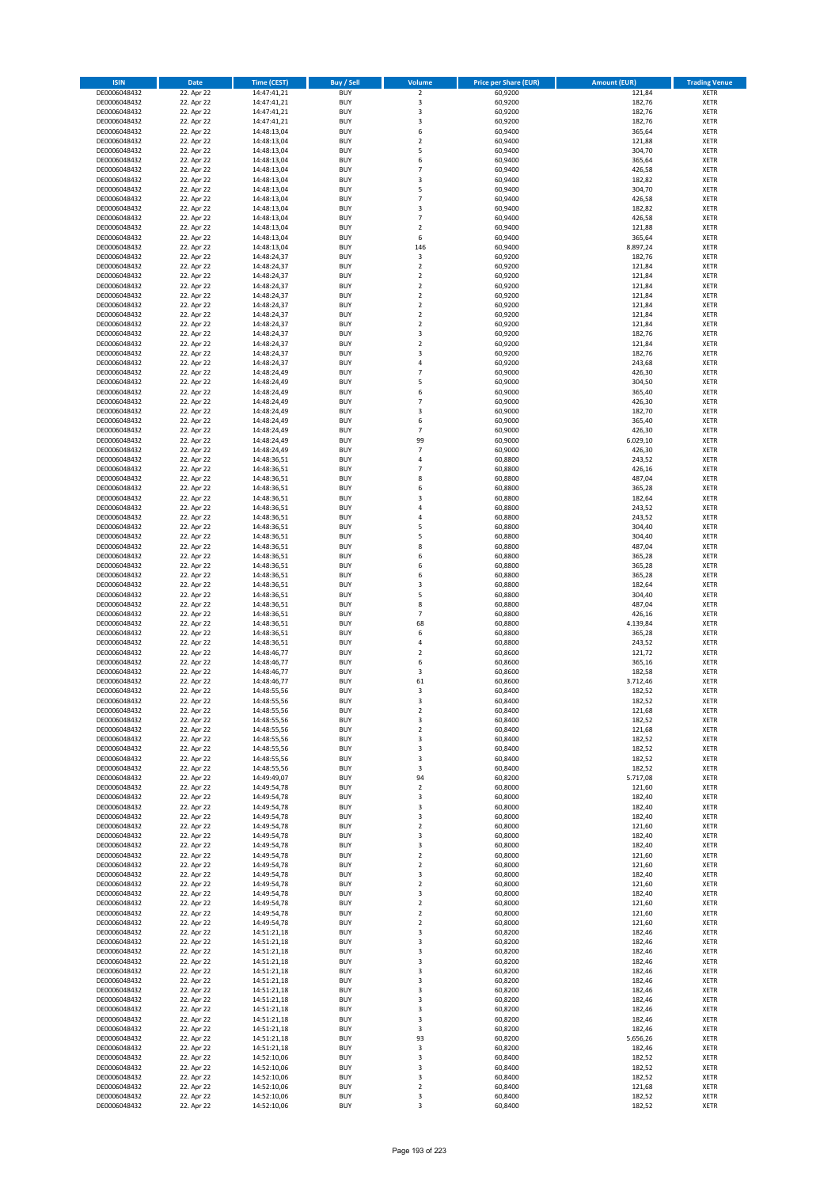| ISIN | Date | Time (CEST) | Buy / Sell | Volume | Price per Share (EUR) | Amount (EUR) | Trading Venue |
|---|---|---|---|---|---|---|---|
| DE0006048432 | 22. Apr 22 | 14:47:41,21 | BUY | 2 | 60,9200 | 121,84 | XETR |
| DE0006048432 | 22. Apr 22 | 14:47:41,21 | BUY | 3 | 60,9200 | 182,76 | XETR |
| DE0006048432 | 22. Apr 22 | 14:47:41,21 | BUY | 3 | 60,9200 | 182,76 | XETR |
| DE0006048432 | 22. Apr 22 | 14:47:41,21 | BUY | 3 | 60,9200 | 182,76 | XETR |
| DE0006048432 | 22. Apr 22 | 14:48:13,04 | BUY | 6 | 60,9400 | 365,64 | XETR |
| DE0006048432 | 22. Apr 22 | 14:48:13,04 | BUY | 2 | 60,9400 | 121,88 | XETR |
| DE0006048432 | 22. Apr 22 | 14:48:13,04 | BUY | 5 | 60,9400 | 304,70 | XETR |
| DE0006048432 | 22. Apr 22 | 14:48:13,04 | BUY | 6 | 60,9400 | 365,64 | XETR |
| DE0006048432 | 22. Apr 22 | 14:48:13,04 | BUY | 7 | 60,9400 | 426,58 | XETR |
| DE0006048432 | 22. Apr 22 | 14:48:13,04 | BUY | 3 | 60,9400 | 182,82 | XETR |
| DE0006048432 | 22. Apr 22 | 14:48:13,04 | BUY | 5 | 60,9400 | 304,70 | XETR |
| DE0006048432 | 22. Apr 22 | 14:48:13,04 | BUY | 7 | 60,9400 | 426,58 | XETR |
| DE0006048432 | 22. Apr 22 | 14:48:13,04 | BUY | 3 | 60,9400 | 182,82 | XETR |
| DE0006048432 | 22. Apr 22 | 14:48:13,04 | BUY | 7 | 60,9400 | 426,58 | XETR |
| DE0006048432 | 22. Apr 22 | 14:48:13,04 | BUY | 2 | 60,9400 | 121,88 | XETR |
| DE0006048432 | 22. Apr 22 | 14:48:13,04 | BUY | 6 | 60,9400 | 365,64 | XETR |
| DE0006048432 | 22. Apr 22 | 14:48:13,04 | BUY | 146 | 60,9400 | 8.897,24 | XETR |
| DE0006048432 | 22. Apr 22 | 14:48:24,37 | BUY | 3 | 60,9200 | 182,76 | XETR |
| DE0006048432 | 22. Apr 22 | 14:48:24,37 | BUY | 2 | 60,9200 | 121,84 | XETR |
| DE0006048432 | 22. Apr 22 | 14:48:24,37 | BUY | 2 | 60,9200 | 121,84 | XETR |
| DE0006048432 | 22. Apr 22 | 14:48:24,37 | BUY | 2 | 60,9200 | 121,84 | XETR |
| DE0006048432 | 22. Apr 22 | 14:48:24,37 | BUY | 2 | 60,9200 | 121,84 | XETR |
| DE0006048432 | 22. Apr 22 | 14:48:24,37 | BUY | 2 | 60,9200 | 121,84 | XETR |
| DE0006048432 | 22. Apr 22 | 14:48:24,37 | BUY | 2 | 60,9200 | 121,84 | XETR |
| DE0006048432 | 22. Apr 22 | 14:48:24,37 | BUY | 2 | 60,9200 | 121,84 | XETR |
| DE0006048432 | 22. Apr 22 | 14:48:24,37 | BUY | 3 | 60,9200 | 182,76 | XETR |
| DE0006048432 | 22. Apr 22 | 14:48:24,37 | BUY | 2 | 60,9200 | 121,84 | XETR |
| DE0006048432 | 22. Apr 22 | 14:48:24,37 | BUY | 3 | 60,9200 | 182,76 | XETR |
| DE0006048432 | 22. Apr 22 | 14:48:24,37 | BUY | 4 | 60,9200 | 243,68 | XETR |
| DE0006048432 | 22. Apr 22 | 14:48:24,49 | BUY | 7 | 60,9000 | 426,30 | XETR |
| DE0006048432 | 22. Apr 22 | 14:48:24,49 | BUY | 5 | 60,9000 | 304,50 | XETR |
| DE0006048432 | 22. Apr 22 | 14:48:24,49 | BUY | 6 | 60,9000 | 365,40 | XETR |
| DE0006048432 | 22. Apr 22 | 14:48:24,49 | BUY | 7 | 60,9000 | 426,30 | XETR |
| DE0006048432 | 22. Apr 22 | 14:48:24,49 | BUY | 3 | 60,9000 | 182,70 | XETR |
| DE0006048432 | 22. Apr 22 | 14:48:24,49 | BUY | 6 | 60,9000 | 365,40 | XETR |
| DE0006048432 | 22. Apr 22 | 14:48:24,49 | BUY | 7 | 60,9000 | 426,30 | XETR |
| DE0006048432 | 22. Apr 22 | 14:48:24,49 | BUY | 99 | 60,9000 | 6.029,10 | XETR |
| DE0006048432 | 22. Apr 22 | 14:48:24,49 | BUY | 7 | 60,9000 | 426,30 | XETR |
| DE0006048432 | 22. Apr 22 | 14:48:36,51 | BUY | 4 | 60,8800 | 243,52 | XETR |
| DE0006048432 | 22. Apr 22 | 14:48:36,51 | BUY | 7 | 60,8800 | 426,16 | XETR |
| DE0006048432 | 22. Apr 22 | 14:48:36,51 | BUY | 8 | 60,8800 | 487,04 | XETR |
| DE0006048432 | 22. Apr 22 | 14:48:36,51 | BUY | 6 | 60,8800 | 365,28 | XETR |
| DE0006048432 | 22. Apr 22 | 14:48:36,51 | BUY | 3 | 60,8800 | 182,64 | XETR |
| DE0006048432 | 22. Apr 22 | 14:48:36,51 | BUY | 4 | 60,8800 | 243,52 | XETR |
| DE0006048432 | 22. Apr 22 | 14:48:36,51 | BUY | 4 | 60,8800 | 243,52 | XETR |
| DE0006048432 | 22. Apr 22 | 14:48:36,51 | BUY | 5 | 60,8800 | 304,40 | XETR |
| DE0006048432 | 22. Apr 22 | 14:48:36,51 | BUY | 5 | 60,8800 | 304,40 | XETR |
| DE0006048432 | 22. Apr 22 | 14:48:36,51 | BUY | 8 | 60,8800 | 487,04 | XETR |
| DE0006048432 | 22. Apr 22 | 14:48:36,51 | BUY | 6 | 60,8800 | 365,28 | XETR |
| DE0006048432 | 22. Apr 22 | 14:48:36,51 | BUY | 6 | 60,8800 | 365,28 | XETR |
| DE0006048432 | 22. Apr 22 | 14:48:36,51 | BUY | 6 | 60,8800 | 365,28 | XETR |
| DE0006048432 | 22. Apr 22 | 14:48:36,51 | BUY | 3 | 60,8800 | 182,64 | XETR |
| DE0006048432 | 22. Apr 22 | 14:48:36,51 | BUY | 5 | 60,8800 | 304,40 | XETR |
| DE0006048432 | 22. Apr 22 | 14:48:36,51 | BUY | 8 | 60,8800 | 487,04 | XETR |
| DE0006048432 | 22. Apr 22 | 14:48:36,51 | BUY | 7 | 60,8800 | 426,16 | XETR |
| DE0006048432 | 22. Apr 22 | 14:48:36,51 | BUY | 68 | 60,8800 | 4.139,84 | XETR |
| DE0006048432 | 22. Apr 22 | 14:48:36,51 | BUY | 6 | 60,8800 | 365,28 | XETR |
| DE0006048432 | 22. Apr 22 | 14:48:36,51 | BUY | 4 | 60,8800 | 243,52 | XETR |
| DE0006048432 | 22. Apr 22 | 14:48:46,77 | BUY | 2 | 60,8600 | 121,72 | XETR |
| DE0006048432 | 22. Apr 22 | 14:48:46,77 | BUY | 6 | 60,8600 | 365,16 | XETR |
| DE0006048432 | 22. Apr 22 | 14:48:46,77 | BUY | 3 | 60,8600 | 182,58 | XETR |
| DE0006048432 | 22. Apr 22 | 14:48:46,77 | BUY | 61 | 60,8600 | 3.712,46 | XETR |
| DE0006048432 | 22. Apr 22 | 14:48:55,56 | BUY | 3 | 60,8400 | 182,52 | XETR |
| DE0006048432 | 22. Apr 22 | 14:48:55,56 | BUY | 3 | 60,8400 | 182,52 | XETR |
| DE0006048432 | 22. Apr 22 | 14:48:55,56 | BUY | 2 | 60,8400 | 121,68 | XETR |
| DE0006048432 | 22. Apr 22 | 14:48:55,56 | BUY | 3 | 60,8400 | 182,52 | XETR |
| DE0006048432 | 22. Apr 22 | 14:48:55,56 | BUY | 2 | 60,8400 | 121,68 | XETR |
| DE0006048432 | 22. Apr 22 | 14:48:55,56 | BUY | 3 | 60,8400 | 182,52 | XETR |
| DE0006048432 | 22. Apr 22 | 14:48:55,56 | BUY | 3 | 60,8400 | 182,52 | XETR |
| DE0006048432 | 22. Apr 22 | 14:48:55,56 | BUY | 3 | 60,8400 | 182,52 | XETR |
| DE0006048432 | 22. Apr 22 | 14:48:55,56 | BUY | 3 | 60,8400 | 182,52 | XETR |
| DE0006048432 | 22. Apr 22 | 14:49:49,07 | BUY | 94 | 60,8200 | 5.717,08 | XETR |
| DE0006048432 | 22. Apr 22 | 14:49:54,78 | BUY | 2 | 60,8000 | 121,60 | XETR |
| DE0006048432 | 22. Apr 22 | 14:49:54,78 | BUY | 3 | 60,8000 | 182,40 | XETR |
| DE0006048432 | 22. Apr 22 | 14:49:54,78 | BUY | 3 | 60,8000 | 182,40 | XETR |
| DE0006048432 | 22. Apr 22 | 14:49:54,78 | BUY | 3 | 60,8000 | 182,40 | XETR |
| DE0006048432 | 22. Apr 22 | 14:49:54,78 | BUY | 2 | 60,8000 | 121,60 | XETR |
| DE0006048432 | 22. Apr 22 | 14:49:54,78 | BUY | 3 | 60,8000 | 182,40 | XETR |
| DE0006048432 | 22. Apr 22 | 14:49:54,78 | BUY | 3 | 60,8000 | 182,40 | XETR |
| DE0006048432 | 22. Apr 22 | 14:49:54,78 | BUY | 2 | 60,8000 | 121,60 | XETR |
| DE0006048432 | 22. Apr 22 | 14:49:54,78 | BUY | 2 | 60,8000 | 121,60 | XETR |
| DE0006048432 | 22. Apr 22 | 14:49:54,78 | BUY | 3 | 60,8000 | 182,40 | XETR |
| DE0006048432 | 22. Apr 22 | 14:49:54,78 | BUY | 2 | 60,8000 | 121,60 | XETR |
| DE0006048432 | 22. Apr 22 | 14:49:54,78 | BUY | 3 | 60,8000 | 182,40 | XETR |
| DE0006048432 | 22. Apr 22 | 14:49:54,78 | BUY | 2 | 60,8000 | 121,60 | XETR |
| DE0006048432 | 22. Apr 22 | 14:49:54,78 | BUY | 2 | 60,8000 | 121,60 | XETR |
| DE0006048432 | 22. Apr 22 | 14:49:54,78 | BUY | 2 | 60,8000 | 121,60 | XETR |
| DE0006048432 | 22. Apr 22 | 14:51:21,18 | BUY | 3 | 60,8200 | 182,46 | XETR |
| DE0006048432 | 22. Apr 22 | 14:51:21,18 | BUY | 3 | 60,8200 | 182,46 | XETR |
| DE0006048432 | 22. Apr 22 | 14:51:21,18 | BUY | 3 | 60,8200 | 182,46 | XETR |
| DE0006048432 | 22. Apr 22 | 14:51:21,18 | BUY | 3 | 60,8200 | 182,46 | XETR |
| DE0006048432 | 22. Apr 22 | 14:51:21,18 | BUY | 3 | 60,8200 | 182,46 | XETR |
| DE0006048432 | 22. Apr 22 | 14:51:21,18 | BUY | 3 | 60,8200 | 182,46 | XETR |
| DE0006048432 | 22. Apr 22 | 14:51:21,18 | BUY | 3 | 60,8200 | 182,46 | XETR |
| DE0006048432 | 22. Apr 22 | 14:51:21,18 | BUY | 3 | 60,8200 | 182,46 | XETR |
| DE0006048432 | 22. Apr 22 | 14:51:21,18 | BUY | 3 | 60,8200 | 182,46 | XETR |
| DE0006048432 | 22. Apr 22 | 14:51:21,18 | BUY | 3 | 60,8200 | 182,46 | XETR |
| DE0006048432 | 22. Apr 22 | 14:51:21,18 | BUY | 3 | 60,8200 | 182,46 | XETR |
| DE0006048432 | 22. Apr 22 | 14:51:21,18 | BUY | 93 | 60,8200 | 5.656,26 | XETR |
| DE0006048432 | 22. Apr 22 | 14:51:21,18 | BUY | 3 | 60,8200 | 182,46 | XETR |
| DE0006048432 | 22. Apr 22 | 14:52:10,06 | BUY | 3 | 60,8400 | 182,52 | XETR |
| DE0006048432 | 22. Apr 22 | 14:52:10,06 | BUY | 3 | 60,8400 | 182,52 | XETR |
| DE0006048432 | 22. Apr 22 | 14:52:10,06 | BUY | 3 | 60,8400 | 182,52 | XETR |
| DE0006048432 | 22. Apr 22 | 14:52:10,06 | BUY | 2 | 60,8400 | 121,68 | XETR |
| DE0006048432 | 22. Apr 22 | 14:52:10,06 | BUY | 3 | 60,8400 | 182,52 | XETR |
| DE0006048432 | 22. Apr 22 | 14:52:10,06 | BUY | 3 | 60,8400 | 182,52 | XETR |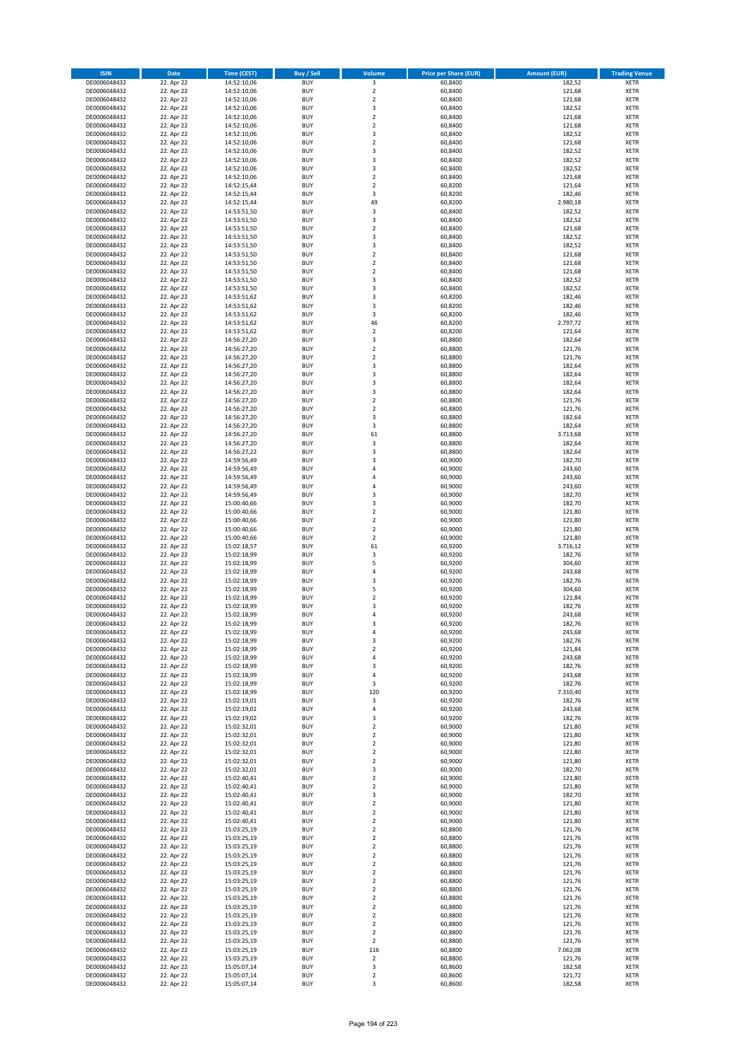| ISIN | Date | Time (CEST) | Buy / Sell | Volume | Price per Share (EUR) | Amount (EUR) | Trading Venue |
|---|---|---|---|---|---|---|---|
| DE0006048432 | 22. Apr 22 | 14:52:10,06 | BUY | 3 | 60,8400 | 182,52 | XETR |
| DE0006048432 | 22. Apr 22 | 14:52:10,06 | BUY | 2 | 60,8400 | 121,68 | XETR |
| DE0006048432 | 22. Apr 22 | 14:52:10,06 | BUY | 2 | 60,8400 | 121,68 | XETR |
| DE0006048432 | 22. Apr 22 | 14:52:10,06 | BUY | 3 | 60,8400 | 182,52 | XETR |
| DE0006048432 | 22. Apr 22 | 14:52:10,06 | BUY | 2 | 60,8400 | 121,68 | XETR |
| DE0006048432 | 22. Apr 22 | 14:52:10,06 | BUY | 2 | 60,8400 | 121,68 | XETR |
| DE0006048432 | 22. Apr 22 | 14:52:10,06 | BUY | 3 | 60,8400 | 182,52 | XETR |
| DE0006048432 | 22. Apr 22 | 14:52:10,06 | BUY | 2 | 60,8400 | 121,68 | XETR |
| DE0006048432 | 22. Apr 22 | 14:52:10,06 | BUY | 3 | 60,8400 | 182,52 | XETR |
| DE0006048432 | 22. Apr 22 | 14:52:10,06 | BUY | 3 | 60,8400 | 182,52 | XETR |
| DE0006048432 | 22. Apr 22 | 14:52:10,06 | BUY | 3 | 60,8400 | 182,52 | XETR |
| DE0006048432 | 22. Apr 22 | 14:52:10,06 | BUY | 2 | 60,8400 | 121,68 | XETR |
| DE0006048432 | 22. Apr 22 | 14:52:15,44 | BUY | 2 | 60,8200 | 121,64 | XETR |
| DE0006048432 | 22. Apr 22 | 14:52:15,44 | BUY | 3 | 60,8200 | 182,46 | XETR |
| DE0006048432 | 22. Apr 22 | 14:52:15,44 | BUY | 49 | 60,8200 | 2.980,18 | XETR |
| DE0006048432 | 22. Apr 22 | 14:53:51,50 | BUY | 3 | 60,8400 | 182,52 | XETR |
| DE0006048432 | 22. Apr 22 | 14:53:51,50 | BUY | 3 | 60,8400 | 182,52 | XETR |
| DE0006048432 | 22. Apr 22 | 14:53:51,50 | BUY | 2 | 60,8400 | 121,68 | XETR |
| DE0006048432 | 22. Apr 22 | 14:53:51,50 | BUY | 3 | 60,8400 | 182,52 | XETR |
| DE0006048432 | 22. Apr 22 | 14:53:51,50 | BUY | 3 | 60,8400 | 182,52 | XETR |
| DE0006048432 | 22. Apr 22 | 14:53:51,50 | BUY | 2 | 60,8400 | 121,68 | XETR |
| DE0006048432 | 22. Apr 22 | 14:53:51,50 | BUY | 2 | 60,8400 | 121,68 | XETR |
| DE0006048432 | 22. Apr 22 | 14:53:51,50 | BUY | 2 | 60,8400 | 121,68 | XETR |
| DE0006048432 | 22. Apr 22 | 14:53:51,50 | BUY | 3 | 60,8400 | 182,52 | XETR |
| DE0006048432 | 22. Apr 22 | 14:53:51,50 | BUY | 3 | 60,8400 | 182,52 | XETR |
| DE0006048432 | 22. Apr 22 | 14:53:51,62 | BUY | 3 | 60,8200 | 182,46 | XETR |
| DE0006048432 | 22. Apr 22 | 14:53:51,62 | BUY | 3 | 60,8200 | 182,46 | XETR |
| DE0006048432 | 22. Apr 22 | 14:53:51,62 | BUY | 3 | 60,8200 | 182,46 | XETR |
| DE0006048432 | 22. Apr 22 | 14:53:51,62 | BUY | 46 | 60,8200 | 2.797,72 | XETR |
| DE0006048432 | 22. Apr 22 | 14:53:51,62 | BUY | 2 | 60,8200 | 121,64 | XETR |
| DE0006048432 | 22. Apr 22 | 14:56:27,20 | BUY | 3 | 60,8800 | 182,64 | XETR |
| DE0006048432 | 22. Apr 22 | 14:56:27,20 | BUY | 2 | 60,8800 | 121,76 | XETR |
| DE0006048432 | 22. Apr 22 | 14:56:27,20 | BUY | 2 | 60,8800 | 121,76 | XETR |
| DE0006048432 | 22. Apr 22 | 14:56:27,20 | BUY | 3 | 60,8800 | 182,64 | XETR |
| DE0006048432 | 22. Apr 22 | 14:56:27,20 | BUY | 3 | 60,8800 | 182,64 | XETR |
| DE0006048432 | 22. Apr 22 | 14:56:27,20 | BUY | 3 | 60,8800 | 182,64 | XETR |
| DE0006048432 | 22. Apr 22 | 14:56:27,20 | BUY | 3 | 60,8800 | 182,64 | XETR |
| DE0006048432 | 22. Apr 22 | 14:56:27,20 | BUY | 2 | 60,8800 | 121,76 | XETR |
| DE0006048432 | 22. Apr 22 | 14:56:27,20 | BUY | 2 | 60,8800 | 121,76 | XETR |
| DE0006048432 | 22. Apr 22 | 14:56:27,20 | BUY | 3 | 60,8800 | 182,64 | XETR |
| DE0006048432 | 22. Apr 22 | 14:56:27,20 | BUY | 3 | 60,8800 | 182,64 | XETR |
| DE0006048432 | 22. Apr 22 | 14:56:27,20 | BUY | 61 | 60,8800 | 3.713,68 | XETR |
| DE0006048432 | 22. Apr 22 | 14:56:27,20 | BUY | 3 | 60,8800 | 182,64 | XETR |
| DE0006048432 | 22. Apr 22 | 14:56:27,22 | BUY | 3 | 60,8800 | 182,64 | XETR |
| DE0006048432 | 22. Apr 22 | 14:59:56,49 | BUY | 3 | 60,9000 | 182,70 | XETR |
| DE0006048432 | 22. Apr 22 | 14:59:56,49 | BUY | 4 | 60,9000 | 243,60 | XETR |
| DE0006048432 | 22. Apr 22 | 14:59:56,49 | BUY | 4 | 60,9000 | 243,60 | XETR |
| DE0006048432 | 22. Apr 22 | 14:59:56,49 | BUY | 4 | 60,9000 | 243,60 | XETR |
| DE0006048432 | 22. Apr 22 | 14:59:56,49 | BUY | 3 | 60,9000 | 182,70 | XETR |
| DE0006048432 | 22. Apr 22 | 15:00:40,66 | BUY | 3 | 60,9000 | 182,70 | XETR |
| DE0006048432 | 22. Apr 22 | 15:00:40,66 | BUY | 2 | 60,9000 | 121,80 | XETR |
| DE0006048432 | 22. Apr 22 | 15:00:40,66 | BUY | 2 | 60,9000 | 121,80 | XETR |
| DE0006048432 | 22. Apr 22 | 15:00:40,66 | BUY | 2 | 60,9000 | 121,80 | XETR |
| DE0006048432 | 22. Apr 22 | 15:00:40,66 | BUY | 2 | 60,9000 | 121,80 | XETR |
| DE0006048432 | 22. Apr 22 | 15:02:18,57 | BUY | 61 | 60,9200 | 3.716,12 | XETR |
| DE0006048432 | 22. Apr 22 | 15:02:18,99 | BUY | 3 | 60,9200 | 182,76 | XETR |
| DE0006048432 | 22. Apr 22 | 15:02:18,99 | BUY | 5 | 60,9200 | 304,60 | XETR |
| DE0006048432 | 22. Apr 22 | 15:02:18,99 | BUY | 4 | 60,9200 | 243,68 | XETR |
| DE0006048432 | 22. Apr 22 | 15:02:18,99 | BUY | 3 | 60,9200 | 182,76 | XETR |
| DE0006048432 | 22. Apr 22 | 15:02:18,99 | BUY | 5 | 60,9200 | 304,60 | XETR |
| DE0006048432 | 22. Apr 22 | 15:02:18,99 | BUY | 2 | 60,9200 | 121,84 | XETR |
| DE0006048432 | 22. Apr 22 | 15:02:18,99 | BUY | 3 | 60,9200 | 182,76 | XETR |
| DE0006048432 | 22. Apr 22 | 15:02:18,99 | BUY | 4 | 60,9200 | 243,68 | XETR |
| DE0006048432 | 22. Apr 22 | 15:02:18,99 | BUY | 3 | 60,9200 | 182,76 | XETR |
| DE0006048432 | 22. Apr 22 | 15:02:18,99 | BUY | 4 | 60,9200 | 243,68 | XETR |
| DE0006048432 | 22. Apr 22 | 15:02:18,99 | BUY | 3 | 60,9200 | 182,76 | XETR |
| DE0006048432 | 22. Apr 22 | 15:02:18,99 | BUY | 2 | 60,9200 | 121,84 | XETR |
| DE0006048432 | 22. Apr 22 | 15:02:18,99 | BUY | 4 | 60,9200 | 243,68 | XETR |
| DE0006048432 | 22. Apr 22 | 15:02:18,99 | BUY | 3 | 60,9200 | 182,76 | XETR |
| DE0006048432 | 22. Apr 22 | 15:02:18,99 | BUY | 4 | 60,9200 | 243,68 | XETR |
| DE0006048432 | 22. Apr 22 | 15:02:18,99 | BUY | 3 | 60,9200 | 182,76 | XETR |
| DE0006048432 | 22. Apr 22 | 15:02:18,99 | BUY | 120 | 60,9200 | 7.310,40 | XETR |
| DE0006048432 | 22. Apr 22 | 15:02:19,01 | BUY | 3 | 60,9200 | 182,76 | XETR |
| DE0006048432 | 22. Apr 22 | 15:02:19,01 | BUY | 4 | 60,9200 | 243,68 | XETR |
| DE0006048432 | 22. Apr 22 | 15:02:19,02 | BUY | 3 | 60,9200 | 182,76 | XETR |
| DE0006048432 | 22. Apr 22 | 15:02:32,01 | BUY | 2 | 60,9000 | 121,80 | XETR |
| DE0006048432 | 22. Apr 22 | 15:02:32,01 | BUY | 2 | 60,9000 | 121,80 | XETR |
| DE0006048432 | 22. Apr 22 | 15:02:32,01 | BUY | 2 | 60,9000 | 121,80 | XETR |
| DE0006048432 | 22. Apr 22 | 15:02:32,01 | BUY | 2 | 60,9000 | 121,80 | XETR |
| DE0006048432 | 22. Apr 22 | 15:02:32,01 | BUY | 2 | 60,9000 | 121,80 | XETR |
| DE0006048432 | 22. Apr 22 | 15:02:32,01 | BUY | 3 | 60,9000 | 182,70 | XETR |
| DE0006048432 | 22. Apr 22 | 15:02:40,41 | BUY | 2 | 60,9000 | 121,80 | XETR |
| DE0006048432 | 22. Apr 22 | 15:02:40,41 | BUY | 2 | 60,9000 | 121,80 | XETR |
| DE0006048432 | 22. Apr 22 | 15:02:40,41 | BUY | 3 | 60,9000 | 182,70 | XETR |
| DE0006048432 | 22. Apr 22 | 15:02:40,41 | BUY | 2 | 60,9000 | 121,80 | XETR |
| DE0006048432 | 22. Apr 22 | 15:02:40,41 | BUY | 2 | 60,9000 | 121,80 | XETR |
| DE0006048432 | 22. Apr 22 | 15:02:40,41 | BUY | 2 | 60,9000 | 121,80 | XETR |
| DE0006048432 | 22. Apr 22 | 15:03:25,19 | BUY | 2 | 60,8800 | 121,76 | XETR |
| DE0006048432 | 22. Apr 22 | 15:03:25,19 | BUY | 2 | 60,8800 | 121,76 | XETR |
| DE0006048432 | 22. Apr 22 | 15:03:25,19 | BUY | 2 | 60,8800 | 121,76 | XETR |
| DE0006048432 | 22. Apr 22 | 15:03:25,19 | BUY | 2 | 60,8800 | 121,76 | XETR |
| DE0006048432 | 22. Apr 22 | 15:03:25,19 | BUY | 2 | 60,8800 | 121,76 | XETR |
| DE0006048432 | 22. Apr 22 | 15:03:25,19 | BUY | 2 | 60,8800 | 121,76 | XETR |
| DE0006048432 | 22. Apr 22 | 15:03:25,19 | BUY | 2 | 60,8800 | 121,76 | XETR |
| DE0006048432 | 22. Apr 22 | 15:03:25,19 | BUY | 2 | 60,8800 | 121,76 | XETR |
| DE0006048432 | 22. Apr 22 | 15:03:25,19 | BUY | 2 | 60,8800 | 121,76 | XETR |
| DE0006048432 | 22. Apr 22 | 15:03:25,19 | BUY | 2 | 60,8800 | 121,76 | XETR |
| DE0006048432 | 22. Apr 22 | 15:03:25,19 | BUY | 2 | 60,8800 | 121,76 | XETR |
| DE0006048432 | 22. Apr 22 | 15:03:25,19 | BUY | 2 | 60,8800 | 121,76 | XETR |
| DE0006048432 | 22. Apr 22 | 15:03:25,19 | BUY | 2 | 60,8800 | 121,76 | XETR |
| DE0006048432 | 22. Apr 22 | 15:03:25,19 | BUY | 2 | 60,8800 | 121,76 | XETR |
| DE0006048432 | 22. Apr 22 | 15:03:25,19 | BUY | 116 | 60,8800 | 7.062,08 | XETR |
| DE0006048432 | 22. Apr 22 | 15:03:25,19 | BUY | 2 | 60,8800 | 121,76 | XETR |
| DE0006048432 | 22. Apr 22 | 15:05:07,14 | BUY | 3 | 60,8600 | 182,58 | XETR |
| DE0006048432 | 22. Apr 22 | 15:05:07,14 | BUY | 2 | 60,8600 | 121,72 | XETR |
| DE0006048432 | 22. Apr 22 | 15:05:07,14 | BUY | 3 | 60,8600 | 182,58 | XETR |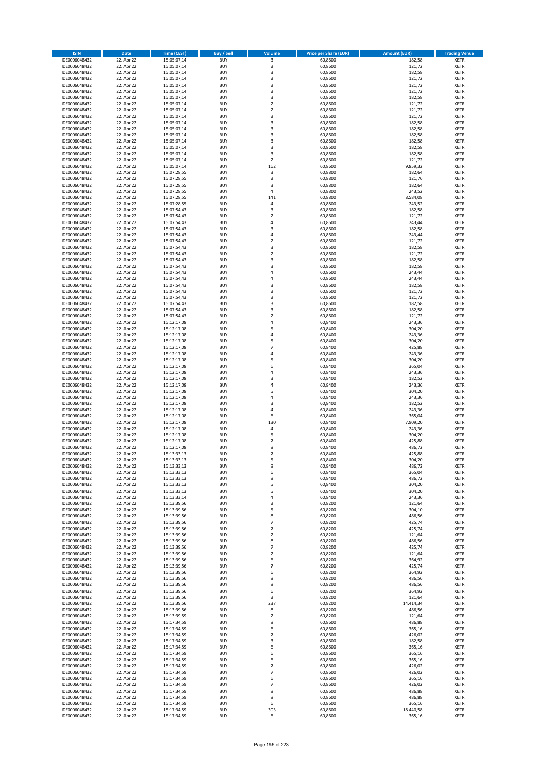| ISIN | Date | Time (CEST) | Buy / Sell | Volume | Price per Share (EUR) | Amount (EUR) | Trading Venue |
|---|---|---|---|---|---|---|---|
| DE0006048432 | 22. Apr 22 | 15:05:07,14 | BUY | 3 | 60,8600 | 182,58 | XETR |
| DE0006048432 | 22. Apr 22 | 15:05:07,14 | BUY | 2 | 60,8600 | 121,72 | XETR |
| DE0006048432 | 22. Apr 22 | 15:05:07,14 | BUY | 3 | 60,8600 | 182,58 | XETR |
| DE0006048432 | 22. Apr 22 | 15:05:07,14 | BUY | 2 | 60,8600 | 121,72 | XETR |
| DE0006048432 | 22. Apr 22 | 15:05:07,14 | BUY | 2 | 60,8600 | 121,72 | XETR |
| DE0006048432 | 22. Apr 22 | 15:05:07,14 | BUY | 2 | 60,8600 | 121,72 | XETR |
| DE0006048432 | 22. Apr 22 | 15:05:07,14 | BUY | 3 | 60,8600 | 182,58 | XETR |
| DE0006048432 | 22. Apr 22 | 15:05:07,14 | BUY | 2 | 60,8600 | 121,72 | XETR |
| DE0006048432 | 22. Apr 22 | 15:05:07,14 | BUY | 2 | 60,8600 | 121,72 | XETR |
| DE0006048432 | 22. Apr 22 | 15:05:07,14 | BUY | 2 | 60,8600 | 121,72 | XETR |
| DE0006048432 | 22. Apr 22 | 15:05:07,14 | BUY | 3 | 60,8600 | 182,58 | XETR |
| DE0006048432 | 22. Apr 22 | 15:05:07,14 | BUY | 3 | 60,8600 | 182,58 | XETR |
| DE0006048432 | 22. Apr 22 | 15:05:07,14 | BUY | 3 | 60,8600 | 182,58 | XETR |
| DE0006048432 | 22. Apr 22 | 15:05:07,14 | BUY | 3 | 60,8600 | 182,58 | XETR |
| DE0006048432 | 22. Apr 22 | 15:05:07,14 | BUY | 3 | 60,8600 | 182,58 | XETR |
| DE0006048432 | 22. Apr 22 | 15:05:07,14 | BUY | 3 | 60,8600 | 182,58 | XETR |
| DE0006048432 | 22. Apr 22 | 15:05:07,14 | BUY | 2 | 60,8600 | 121,72 | XETR |
| DE0006048432 | 22. Apr 22 | 15:05:07,14 | BUY | 162 | 60,8600 | 9.859,32 | XETR |
| DE0006048432 | 22. Apr 22 | 15:07:28,55 | BUY | 3 | 60,8800 | 182,64 | XETR |
| DE0006048432 | 22. Apr 22 | 15:07:28,55 | BUY | 2 | 60,8800 | 121,76 | XETR |
| DE0006048432 | 22. Apr 22 | 15:07:28,55 | BUY | 3 | 60,8800 | 182,64 | XETR |
| DE0006048432 | 22. Apr 22 | 15:07:28,55 | BUY | 4 | 60,8800 | 243,52 | XETR |
| DE0006048432 | 22. Apr 22 | 15:07:28,55 | BUY | 141 | 60,8800 | 8.584,08 | XETR |
| DE0006048432 | 22. Apr 22 | 15:07:28,55 | BUY | 4 | 60,8800 | 243,52 | XETR |
| DE0006048432 | 22. Apr 22 | 15:07:54,43 | BUY | 3 | 60,8600 | 182,58 | XETR |
| DE0006048432 | 22. Apr 22 | 15:07:54,43 | BUY | 2 | 60,8600 | 121,72 | XETR |
| DE0006048432 | 22. Apr 22 | 15:07:54,43 | BUY | 4 | 60,8600 | 243,44 | XETR |
| DE0006048432 | 22. Apr 22 | 15:07:54,43 | BUY | 3 | 60,8600 | 182,58 | XETR |
| DE0006048432 | 22. Apr 22 | 15:07:54,43 | BUY | 4 | 60,8600 | 243,44 | XETR |
| DE0006048432 | 22. Apr 22 | 15:07:54,43 | BUY | 2 | 60,8600 | 121,72 | XETR |
| DE0006048432 | 22. Apr 22 | 15:07:54,43 | BUY | 3 | 60,8600 | 182,58 | XETR |
| DE0006048432 | 22. Apr 22 | 15:07:54,43 | BUY | 2 | 60,8600 | 121,72 | XETR |
| DE0006048432 | 22. Apr 22 | 15:07:54,43 | BUY | 3 | 60,8600 | 182,58 | XETR |
| DE0006048432 | 22. Apr 22 | 15:07:54,43 | BUY | 3 | 60,8600 | 182,58 | XETR |
| DE0006048432 | 22. Apr 22 | 15:07:54,43 | BUY | 4 | 60,8600 | 243,44 | XETR |
| DE0006048432 | 22. Apr 22 | 15:07:54,43 | BUY | 4 | 60,8600 | 243,44 | XETR |
| DE0006048432 | 22. Apr 22 | 15:07:54,43 | BUY | 3 | 60,8600 | 182,58 | XETR |
| DE0006048432 | 22. Apr 22 | 15:07:54,43 | BUY | 2 | 60,8600 | 121,72 | XETR |
| DE0006048432 | 22. Apr 22 | 15:07:54,43 | BUY | 2 | 60,8600 | 121,72 | XETR |
| DE0006048432 | 22. Apr 22 | 15:07:54,43 | BUY | 3 | 60,8600 | 182,58 | XETR |
| DE0006048432 | 22. Apr 22 | 15:07:54,43 | BUY | 3 | 60,8600 | 182,58 | XETR |
| DE0006048432 | 22. Apr 22 | 15:07:54,43 | BUY | 2 | 60,8600 | 121,72 | XETR |
| DE0006048432 | 22. Apr 22 | 15:12:17,08 | BUY | 4 | 60,8400 | 243,36 | XETR |
| DE0006048432 | 22. Apr 22 | 15:12:17,08 | BUY | 5 | 60,8400 | 304,20 | XETR |
| DE0006048432 | 22. Apr 22 | 15:12:17,08 | BUY | 4 | 60,8400 | 243,36 | XETR |
| DE0006048432 | 22. Apr 22 | 15:12:17,08 | BUY | 5 | 60,8400 | 304,20 | XETR |
| DE0006048432 | 22. Apr 22 | 15:12:17,08 | BUY | 7 | 60,8400 | 425,88 | XETR |
| DE0006048432 | 22. Apr 22 | 15:12:17,08 | BUY | 4 | 60,8400 | 243,36 | XETR |
| DE0006048432 | 22. Apr 22 | 15:12:17,08 | BUY | 5 | 60,8400 | 304,20 | XETR |
| DE0006048432 | 22. Apr 22 | 15:12:17,08 | BUY | 6 | 60,8400 | 365,04 | XETR |
| DE0006048432 | 22. Apr 22 | 15:12:17,08 | BUY | 4 | 60,8400 | 243,36 | XETR |
| DE0006048432 | 22. Apr 22 | 15:12:17,08 | BUY | 3 | 60,8400 | 182,52 | XETR |
| DE0006048432 | 22. Apr 22 | 15:12:17,08 | BUY | 4 | 60,8400 | 243,36 | XETR |
| DE0006048432 | 22. Apr 22 | 15:12:17,08 | BUY | 5 | 60,8400 | 304,20 | XETR |
| DE0006048432 | 22. Apr 22 | 15:12:17,08 | BUY | 4 | 60,8400 | 243,36 | XETR |
| DE0006048432 | 22. Apr 22 | 15:12:17,08 | BUY | 3 | 60,8400 | 182,52 | XETR |
| DE0006048432 | 22. Apr 22 | 15:12:17,08 | BUY | 4 | 60,8400 | 243,36 | XETR |
| DE0006048432 | 22. Apr 22 | 15:12:17,08 | BUY | 6 | 60,8400 | 365,04 | XETR |
| DE0006048432 | 22. Apr 22 | 15:12:17,08 | BUY | 130 | 60,8400 | 7.909,20 | XETR |
| DE0006048432 | 22. Apr 22 | 15:12:17,08 | BUY | 4 | 60,8400 | 243,36 | XETR |
| DE0006048432 | 22. Apr 22 | 15:12:17,08 | BUY | 5 | 60,8400 | 304,20 | XETR |
| DE0006048432 | 22. Apr 22 | 15:12:17,08 | BUY | 7 | 60,8400 | 425,88 | XETR |
| DE0006048432 | 22. Apr 22 | 15:12:17,08 | BUY | 8 | 60,8400 | 486,72 | XETR |
| DE0006048432 | 22. Apr 22 | 15:13:33,13 | BUY | 7 | 60,8400 | 425,88 | XETR |
| DE0006048432 | 22. Apr 22 | 15:13:33,13 | BUY | 5 | 60,8400 | 304,20 | XETR |
| DE0006048432 | 22. Apr 22 | 15:13:33,13 | BUY | 8 | 60,8400 | 486,72 | XETR |
| DE0006048432 | 22. Apr 22 | 15:13:33,13 | BUY | 6 | 60,8400 | 365,04 | XETR |
| DE0006048432 | 22. Apr 22 | 15:13:33,13 | BUY | 8 | 60,8400 | 486,72 | XETR |
| DE0006048432 | 22. Apr 22 | 15:13:33,13 | BUY | 5 | 60,8400 | 304,20 | XETR |
| DE0006048432 | 22. Apr 22 | 15:13:33,13 | BUY | 5 | 60,8400 | 304,20 | XETR |
| DE0006048432 | 22. Apr 22 | 15:13:33,14 | BUY | 4 | 60,8400 | 243,36 | XETR |
| DE0006048432 | 22. Apr 22 | 15:13:39,56 | BUY | 2 | 60,8200 | 121,64 | XETR |
| DE0006048432 | 22. Apr 22 | 15:13:39,56 | BUY | 5 | 60,8200 | 304,10 | XETR |
| DE0006048432 | 22. Apr 22 | 15:13:39,56 | BUY | 8 | 60,8200 | 486,56 | XETR |
| DE0006048432 | 22. Apr 22 | 15:13:39,56 | BUY | 7 | 60,8200 | 425,74 | XETR |
| DE0006048432 | 22. Apr 22 | 15:13:39,56 | BUY | 7 | 60,8200 | 425,74 | XETR |
| DE0006048432 | 22. Apr 22 | 15:13:39,56 | BUY | 2 | 60,8200 | 121,64 | XETR |
| DE0006048432 | 22. Apr 22 | 15:13:39,56 | BUY | 8 | 60,8200 | 486,56 | XETR |
| DE0006048432 | 22. Apr 22 | 15:13:39,56 | BUY | 7 | 60,8200 | 425,74 | XETR |
| DE0006048432 | 22. Apr 22 | 15:13:39,56 | BUY | 2 | 60,8200 | 121,64 | XETR |
| DE0006048432 | 22. Apr 22 | 15:13:39,56 | BUY | 6 | 60,8200 | 364,92 | XETR |
| DE0006048432 | 22. Apr 22 | 15:13:39,56 | BUY | 7 | 60,8200 | 425,74 | XETR |
| DE0006048432 | 22. Apr 22 | 15:13:39,56 | BUY | 6 | 60,8200 | 364,92 | XETR |
| DE0006048432 | 22. Apr 22 | 15:13:39,56 | BUY | 8 | 60,8200 | 486,56 | XETR |
| DE0006048432 | 22. Apr 22 | 15:13:39,56 | BUY | 8 | 60,8200 | 486,56 | XETR |
| DE0006048432 | 22. Apr 22 | 15:13:39,56 | BUY | 6 | 60,8200 | 364,92 | XETR |
| DE0006048432 | 22. Apr 22 | 15:13:39,56 | BUY | 2 | 60,8200 | 121,64 | XETR |
| DE0006048432 | 22. Apr 22 | 15:13:39,56 | BUY | 237 | 60,8200 | 14.414,34 | XETR |
| DE0006048432 | 22. Apr 22 | 15:13:39,56 | BUY | 8 | 60,8200 | 486,56 | XETR |
| DE0006048432 | 22. Apr 22 | 15:13:39,59 | BUY | 2 | 60,8200 | 121,64 | XETR |
| DE0006048432 | 22. Apr 22 | 15:17:34,59 | BUY | 8 | 60,8600 | 486,88 | XETR |
| DE0006048432 | 22. Apr 22 | 15:17:34,59 | BUY | 6 | 60,8600 | 365,16 | XETR |
| DE0006048432 | 22. Apr 22 | 15:17:34,59 | BUY | 7 | 60,8600 | 426,02 | XETR |
| DE0006048432 | 22. Apr 22 | 15:17:34,59 | BUY | 3 | 60,8600 | 182,58 | XETR |
| DE0006048432 | 22. Apr 22 | 15:17:34,59 | BUY | 6 | 60,8600 | 365,16 | XETR |
| DE0006048432 | 22. Apr 22 | 15:17:34,59 | BUY | 6 | 60,8600 | 365,16 | XETR |
| DE0006048432 | 22. Apr 22 | 15:17:34,59 | BUY | 6 | 60,8600 | 365,16 | XETR |
| DE0006048432 | 22. Apr 22 | 15:17:34,59 | BUY | 7 | 60,8600 | 426,02 | XETR |
| DE0006048432 | 22. Apr 22 | 15:17:34,59 | BUY | 7 | 60,8600 | 426,02 | XETR |
| DE0006048432 | 22. Apr 22 | 15:17:34,59 | BUY | 6 | 60,8600 | 365,16 | XETR |
| DE0006048432 | 22. Apr 22 | 15:17:34,59 | BUY | 7 | 60,8600 | 426,02 | XETR |
| DE0006048432 | 22. Apr 22 | 15:17:34,59 | BUY | 8 | 60,8600 | 486,88 | XETR |
| DE0006048432 | 22. Apr 22 | 15:17:34,59 | BUY | 8 | 60,8600 | 486,88 | XETR |
| DE0006048432 | 22. Apr 22 | 15:17:34,59 | BUY | 6 | 60,8600 | 365,16 | XETR |
| DE0006048432 | 22. Apr 22 | 15:17:34,59 | BUY | 303 | 60,8600 | 18.440,58 | XETR |
| DE0006048432 | 22. Apr 22 | 15:17:34,59 | BUY | 6 | 60,8600 | 365,16 | XETR |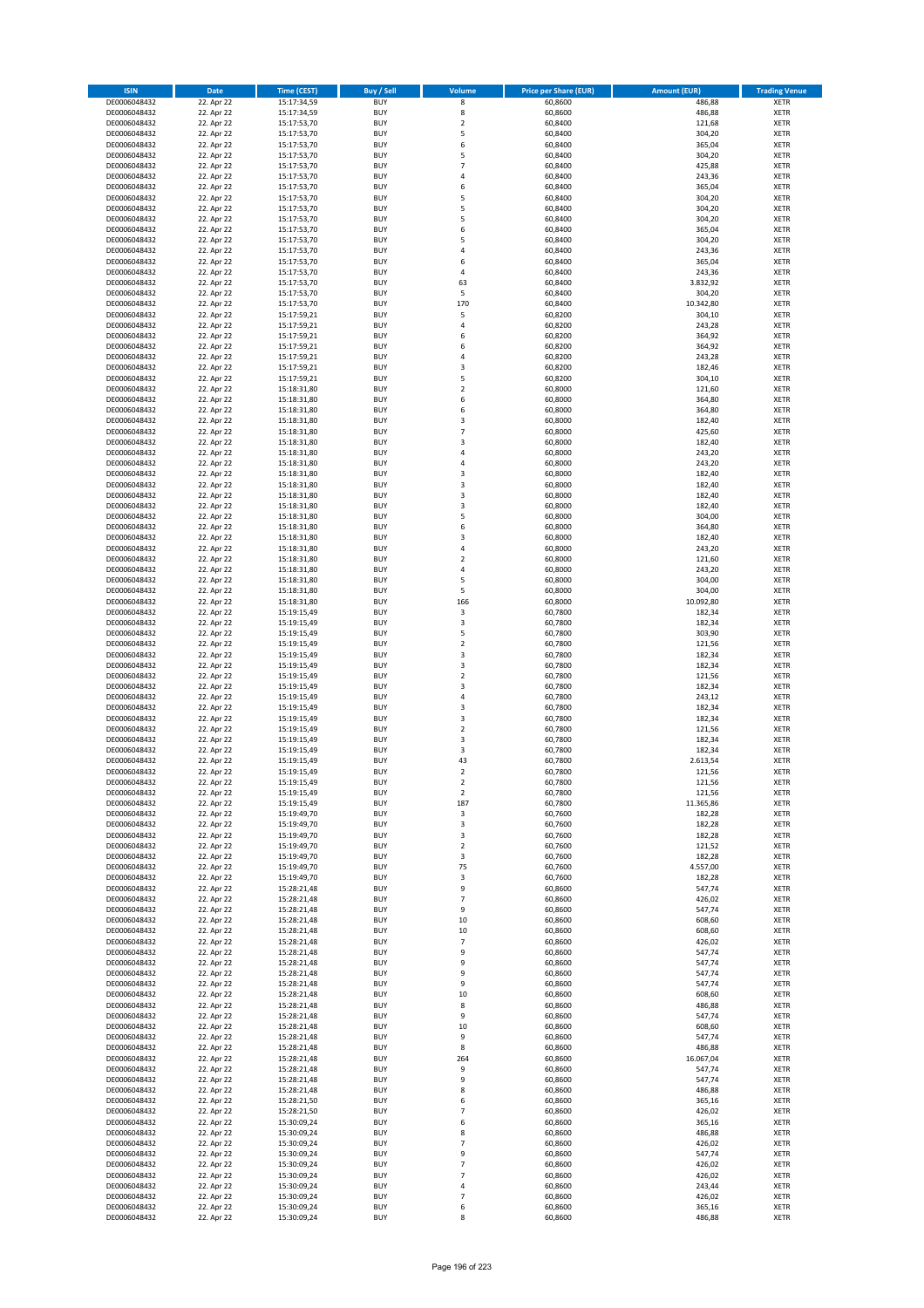| ISIN | Date | Time (CEST) | Buy / Sell | Volume | Price per Share (EUR) | Amount (EUR) | Trading Venue |
|---|---|---|---|---|---|---|---|
| DE0006048432 | 22. Apr 22 | 15:17:34,59 | BUY | 8 | 60,8600 | 486,88 | XETR |
| DE0006048432 | 22. Apr 22 | 15:17:34,59 | BUY | 8 | 60,8600 | 486,88 | XETR |
| DE0006048432 | 22. Apr 22 | 15:17:53,70 | BUY | 2 | 60,8400 | 121,68 | XETR |
| DE0006048432 | 22. Apr 22 | 15:17:53,70 | BUY | 5 | 60,8400 | 304,20 | XETR |
| DE0006048432 | 22. Apr 22 | 15:17:53,70 | BUY | 6 | 60,8400 | 365,04 | XETR |
| DE0006048432 | 22. Apr 22 | 15:17:53,70 | BUY | 5 | 60,8400 | 304,20 | XETR |
| DE0006048432 | 22. Apr 22 | 15:17:53,70 | BUY | 7 | 60,8400 | 425,88 | XETR |
| DE0006048432 | 22. Apr 22 | 15:17:53,70 | BUY | 4 | 60,8400 | 243,36 | XETR |
| DE0006048432 | 22. Apr 22 | 15:17:53,70 | BUY | 6 | 60,8400 | 365,04 | XETR |
| DE0006048432 | 22. Apr 22 | 15:17:53,70 | BUY | 5 | 60,8400 | 304,20 | XETR |
| DE0006048432 | 22. Apr 22 | 15:17:53,70 | BUY | 5 | 60,8400 | 304,20 | XETR |
| DE0006048432 | 22. Apr 22 | 15:17:53,70 | BUY | 5 | 60,8400 | 304,20 | XETR |
| DE0006048432 | 22. Apr 22 | 15:17:53,70 | BUY | 6 | 60,8400 | 365,04 | XETR |
| DE0006048432 | 22. Apr 22 | 15:17:53,70 | BUY | 5 | 60,8400 | 304,20 | XETR |
| DE0006048432 | 22. Apr 22 | 15:17:53,70 | BUY | 4 | 60,8400 | 243,36 | XETR |
| DE0006048432 | 22. Apr 22 | 15:17:53,70 | BUY | 6 | 60,8400 | 365,04 | XETR |
| DE0006048432 | 22. Apr 22 | 15:17:53,70 | BUY | 4 | 60,8400 | 243,36 | XETR |
| DE0006048432 | 22. Apr 22 | 15:17:53,70 | BUY | 63 | 60,8400 | 3.832,92 | XETR |
| DE0006048432 | 22. Apr 22 | 15:17:53,70 | BUY | 5 | 60,8400 | 304,20 | XETR |
| DE0006048432 | 22. Apr 22 | 15:17:53,70 | BUY | 170 | 60,8400 | 10.342,80 | XETR |
| DE0006048432 | 22. Apr 22 | 15:17:59,21 | BUY | 5 | 60,8200 | 304,10 | XETR |
| DE0006048432 | 22. Apr 22 | 15:17:59,21 | BUY | 4 | 60,8200 | 243,28 | XETR |
| DE0006048432 | 22. Apr 22 | 15:17:59,21 | BUY | 6 | 60,8200 | 364,92 | XETR |
| DE0006048432 | 22. Apr 22 | 15:17:59,21 | BUY | 6 | 60,8200 | 364,92 | XETR |
| DE0006048432 | 22. Apr 22 | 15:17:59,21 | BUY | 4 | 60,8200 | 243,28 | XETR |
| DE0006048432 | 22. Apr 22 | 15:17:59,21 | BUY | 3 | 60,8200 | 182,46 | XETR |
| DE0006048432 | 22. Apr 22 | 15:17:59,21 | BUY | 5 | 60,8200 | 304,10 | XETR |
| DE0006048432 | 22. Apr 22 | 15:18:31,80 | BUY | 2 | 60,8000 | 121,60 | XETR |
| DE0006048432 | 22. Apr 22 | 15:18:31,80 | BUY | 6 | 60,8000 | 364,80 | XETR |
| DE0006048432 | 22. Apr 22 | 15:18:31,80 | BUY | 6 | 60,8000 | 364,80 | XETR |
| DE0006048432 | 22. Apr 22 | 15:18:31,80 | BUY | 3 | 60,8000 | 182,40 | XETR |
| DE0006048432 | 22. Apr 22 | 15:18:31,80 | BUY | 7 | 60,8000 | 425,60 | XETR |
| DE0006048432 | 22. Apr 22 | 15:18:31,80 | BUY | 3 | 60,8000 | 182,40 | XETR |
| DE0006048432 | 22. Apr 22 | 15:18:31,80 | BUY | 4 | 60,8000 | 243,20 | XETR |
| DE0006048432 | 22. Apr 22 | 15:18:31,80 | BUY | 4 | 60,8000 | 243,20 | XETR |
| DE0006048432 | 22. Apr 22 | 15:18:31,80 | BUY | 3 | 60,8000 | 182,40 | XETR |
| DE0006048432 | 22. Apr 22 | 15:18:31,80 | BUY | 3 | 60,8000 | 182,40 | XETR |
| DE0006048432 | 22. Apr 22 | 15:18:31,80 | BUY | 3 | 60,8000 | 182,40 | XETR |
| DE0006048432 | 22. Apr 22 | 15:18:31,80 | BUY | 3 | 60,8000 | 182,40 | XETR |
| DE0006048432 | 22. Apr 22 | 15:18:31,80 | BUY | 5 | 60,8000 | 304,00 | XETR |
| DE0006048432 | 22. Apr 22 | 15:18:31,80 | BUY | 6 | 60,8000 | 364,80 | XETR |
| DE0006048432 | 22. Apr 22 | 15:18:31,80 | BUY | 3 | 60,8000 | 182,40 | XETR |
| DE0006048432 | 22. Apr 22 | 15:18:31,80 | BUY | 4 | 60,8000 | 243,20 | XETR |
| DE0006048432 | 22. Apr 22 | 15:18:31,80 | BUY | 2 | 60,8000 | 121,60 | XETR |
| DE0006048432 | 22. Apr 22 | 15:18:31,80 | BUY | 4 | 60,8000 | 243,20 | XETR |
| DE0006048432 | 22. Apr 22 | 15:18:31,80 | BUY | 5 | 60,8000 | 304,00 | XETR |
| DE0006048432 | 22. Apr 22 | 15:18:31,80 | BUY | 5 | 60,8000 | 304,00 | XETR |
| DE0006048432 | 22. Apr 22 | 15:18:31,80 | BUY | 166 | 60,8000 | 10.092,80 | XETR |
| DE0006048432 | 22. Apr 22 | 15:19:15,49 | BUY | 3 | 60,7800 | 182,34 | XETR |
| DE0006048432 | 22. Apr 22 | 15:19:15,49 | BUY | 3 | 60,7800 | 182,34 | XETR |
| DE0006048432 | 22. Apr 22 | 15:19:15,49 | BUY | 5 | 60,7800 | 303,90 | XETR |
| DE0006048432 | 22. Apr 22 | 15:19:15,49 | BUY | 2 | 60,7800 | 121,56 | XETR |
| DE0006048432 | 22. Apr 22 | 15:19:15,49 | BUY | 3 | 60,7800 | 182,34 | XETR |
| DE0006048432 | 22. Apr 22 | 15:19:15,49 | BUY | 3 | 60,7800 | 182,34 | XETR |
| DE0006048432 | 22. Apr 22 | 15:19:15,49 | BUY | 2 | 60,7800 | 121,56 | XETR |
| DE0006048432 | 22. Apr 22 | 15:19:15,49 | BUY | 3 | 60,7800 | 182,34 | XETR |
| DE0006048432 | 22. Apr 22 | 15:19:15,49 | BUY | 4 | 60,7800 | 243,12 | XETR |
| DE0006048432 | 22. Apr 22 | 15:19:15,49 | BUY | 3 | 60,7800 | 182,34 | XETR |
| DE0006048432 | 22. Apr 22 | 15:19:15,49 | BUY | 3 | 60,7800 | 182,34 | XETR |
| DE0006048432 | 22. Apr 22 | 15:19:15,49 | BUY | 2 | 60,7800 | 121,56 | XETR |
| DE0006048432 | 22. Apr 22 | 15:19:15,49 | BUY | 3 | 60,7800 | 182,34 | XETR |
| DE0006048432 | 22. Apr 22 | 15:19:15,49 | BUY | 3 | 60,7800 | 182,34 | XETR |
| DE0006048432 | 22. Apr 22 | 15:19:15,49 | BUY | 43 | 60,7800 | 2.613,54 | XETR |
| DE0006048432 | 22. Apr 22 | 15:19:15,49 | BUY | 2 | 60,7800 | 121,56 | XETR |
| DE0006048432 | 22. Apr 22 | 15:19:15,49 | BUY | 2 | 60,7800 | 121,56 | XETR |
| DE0006048432 | 22. Apr 22 | 15:19:15,49 | BUY | 2 | 60,7800 | 121,56 | XETR |
| DE0006048432 | 22. Apr 22 | 15:19:15,49 | BUY | 187 | 60,7800 | 11.365,86 | XETR |
| DE0006048432 | 22. Apr 22 | 15:19:49,70 | BUY | 3 | 60,7600 | 182,28 | XETR |
| DE0006048432 | 22. Apr 22 | 15:19:49,70 | BUY | 3 | 60,7600 | 182,28 | XETR |
| DE0006048432 | 22. Apr 22 | 15:19:49,70 | BUY | 3 | 60,7600 | 182,28 | XETR |
| DE0006048432 | 22. Apr 22 | 15:19:49,70 | BUY | 2 | 60,7600 | 121,52 | XETR |
| DE0006048432 | 22. Apr 22 | 15:19:49,70 | BUY | 3 | 60,7600 | 182,28 | XETR |
| DE0006048432 | 22. Apr 22 | 15:19:49,70 | BUY | 75 | 60,7600 | 4.557,00 | XETR |
| DE0006048432 | 22. Apr 22 | 15:19:49,70 | BUY | 3 | 60,7600 | 182,28 | XETR |
| DE0006048432 | 22. Apr 22 | 15:28:21,48 | BUY | 9 | 60,8600 | 547,74 | XETR |
| DE0006048432 | 22. Apr 22 | 15:28:21,48 | BUY | 7 | 60,8600 | 426,02 | XETR |
| DE0006048432 | 22. Apr 22 | 15:28:21,48 | BUY | 9 | 60,8600 | 547,74 | XETR |
| DE0006048432 | 22. Apr 22 | 15:28:21,48 | BUY | 10 | 60,8600 | 608,60 | XETR |
| DE0006048432 | 22. Apr 22 | 15:28:21,48 | BUY | 10 | 60,8600 | 608,60 | XETR |
| DE0006048432 | 22. Apr 22 | 15:28:21,48 | BUY | 7 | 60,8600 | 426,02 | XETR |
| DE0006048432 | 22. Apr 22 | 15:28:21,48 | BUY | 9 | 60,8600 | 547,74 | XETR |
| DE0006048432 | 22. Apr 22 | 15:28:21,48 | BUY | 9 | 60,8600 | 547,74 | XETR |
| DE0006048432 | 22. Apr 22 | 15:28:21,48 | BUY | 9 | 60,8600 | 547,74 | XETR |
| DE0006048432 | 22. Apr 22 | 15:28:21,48 | BUY | 9 | 60,8600 | 547,74 | XETR |
| DE0006048432 | 22. Apr 22 | 15:28:21,48 | BUY | 10 | 60,8600 | 608,60 | XETR |
| DE0006048432 | 22. Apr 22 | 15:28:21,48 | BUY | 8 | 60,8600 | 486,88 | XETR |
| DE0006048432 | 22. Apr 22 | 15:28:21,48 | BUY | 9 | 60,8600 | 547,74 | XETR |
| DE0006048432 | 22. Apr 22 | 15:28:21,48 | BUY | 10 | 60,8600 | 608,60 | XETR |
| DE0006048432 | 22. Apr 22 | 15:28:21,48 | BUY | 9 | 60,8600 | 547,74 | XETR |
| DE0006048432 | 22. Apr 22 | 15:28:21,48 | BUY | 8 | 60,8600 | 486,88 | XETR |
| DE0006048432 | 22. Apr 22 | 15:28:21,48 | BUY | 264 | 60,8600 | 16.067,04 | XETR |
| DE0006048432 | 22. Apr 22 | 15:28:21,48 | BUY | 9 | 60,8600 | 547,74 | XETR |
| DE0006048432 | 22. Apr 22 | 15:28:21,48 | BUY | 9 | 60,8600 | 547,74 | XETR |
| DE0006048432 | 22. Apr 22 | 15:28:21,48 | BUY | 8 | 60,8600 | 486,88 | XETR |
| DE0006048432 | 22. Apr 22 | 15:28:21,50 | BUY | 6 | 60,8600 | 365,16 | XETR |
| DE0006048432 | 22. Apr 22 | 15:28:21,50 | BUY | 7 | 60,8600 | 426,02 | XETR |
| DE0006048432 | 22. Apr 22 | 15:30:09,24 | BUY | 6 | 60,8600 | 365,16 | XETR |
| DE0006048432 | 22. Apr 22 | 15:30:09,24 | BUY | 8 | 60,8600 | 486,88 | XETR |
| DE0006048432 | 22. Apr 22 | 15:30:09,24 | BUY | 7 | 60,8600 | 426,02 | XETR |
| DE0006048432 | 22. Apr 22 | 15:30:09,24 | BUY | 9 | 60,8600 | 547,74 | XETR |
| DE0006048432 | 22. Apr 22 | 15:30:09,24 | BUY | 7 | 60,8600 | 426,02 | XETR |
| DE0006048432 | 22. Apr 22 | 15:30:09,24 | BUY | 7 | 60,8600 | 426,02 | XETR |
| DE0006048432 | 22. Apr 22 | 15:30:09,24 | BUY | 4 | 60,8600 | 243,44 | XETR |
| DE0006048432 | 22. Apr 22 | 15:30:09,24 | BUY | 7 | 60,8600 | 426,02 | XETR |
| DE0006048432 | 22. Apr 22 | 15:30:09,24 | BUY | 6 | 60,8600 | 365,16 | XETR |
| DE0006048432 | 22. Apr 22 | 15:30:09,24 | BUY | 8 | 60,8600 | 486,88 | XETR |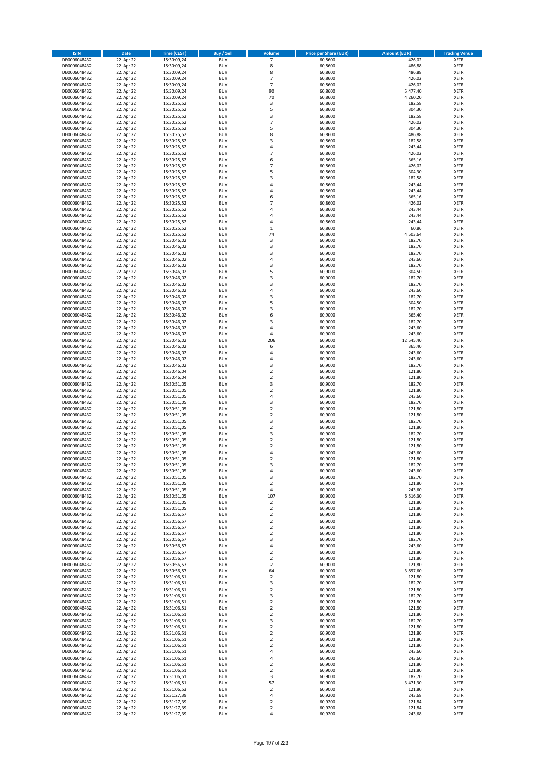| ISIN | Date | Time (CEST) | Buy / Sell | Volume | Price per Share (EUR) | Amount (EUR) | Trading Venue |
|---|---|---|---|---|---|---|---|
| DE0006048432 | 22. Apr 22 | 15:30:09,24 | BUY | 7 | 60,8600 | 426,02 | XETR |
| DE0006048432 | 22. Apr 22 | 15:30:09,24 | BUY | 8 | 60,8600 | 486,88 | XETR |
| DE0006048432 | 22. Apr 22 | 15:30:09,24 | BUY | 8 | 60,8600 | 486,88 | XETR |
| DE0006048432 | 22. Apr 22 | 15:30:09,24 | BUY | 7 | 60,8600 | 426,02 | XETR |
| DE0006048432 | 22. Apr 22 | 15:30:09,24 | BUY | 7 | 60,8600 | 426,02 | XETR |
| DE0006048432 | 22. Apr 22 | 15:30:09,24 | BUY | 90 | 60,8600 | 5.477,40 | XETR |
| DE0006048432 | 22. Apr 22 | 15:30:09,24 | BUY | 70 | 60,8600 | 4.260,20 | XETR |
| DE0006048432 | 22. Apr 22 | 15:30:25,52 | BUY | 3 | 60,8600 | 182,58 | XETR |
| DE0006048432 | 22. Apr 22 | 15:30:25,52 | BUY | 5 | 60,8600 | 304,30 | XETR |
| DE0006048432 | 22. Apr 22 | 15:30:25,52 | BUY | 3 | 60,8600 | 182,58 | XETR |
| DE0006048432 | 22. Apr 22 | 15:30:25,52 | BUY | 7 | 60,8600 | 426,02 | XETR |
| DE0006048432 | 22. Apr 22 | 15:30:25,52 | BUY | 5 | 60,8600 | 304,30 | XETR |
| DE0006048432 | 22. Apr 22 | 15:30:25,52 | BUY | 8 | 60,8600 | 486,88 | XETR |
| DE0006048432 | 22. Apr 22 | 15:30:25,52 | BUY | 3 | 60,8600 | 182,58 | XETR |
| DE0006048432 | 22. Apr 22 | 15:30:25,52 | BUY | 4 | 60,8600 | 243,44 | XETR |
| DE0006048432 | 22. Apr 22 | 15:30:25,52 | BUY | 7 | 60,8600 | 426,02 | XETR |
| DE0006048432 | 22. Apr 22 | 15:30:25,52 | BUY | 6 | 60,8600 | 365,16 | XETR |
| DE0006048432 | 22. Apr 22 | 15:30:25,52 | BUY | 7 | 60,8600 | 426,02 | XETR |
| DE0006048432 | 22. Apr 22 | 15:30:25,52 | BUY | 5 | 60,8600 | 304,30 | XETR |
| DE0006048432 | 22. Apr 22 | 15:30:25,52 | BUY | 3 | 60,8600 | 182,58 | XETR |
| DE0006048432 | 22. Apr 22 | 15:30:25,52 | BUY | 4 | 60,8600 | 243,44 | XETR |
| DE0006048432 | 22. Apr 22 | 15:30:25,52 | BUY | 4 | 60,8600 | 243,44 | XETR |
| DE0006048432 | 22. Apr 22 | 15:30:25,52 | BUY | 6 | 60,8600 | 365,16 | XETR |
| DE0006048432 | 22. Apr 22 | 15:30:25,52 | BUY | 7 | 60,8600 | 426,02 | XETR |
| DE0006048432 | 22. Apr 22 | 15:30:25,52 | BUY | 4 | 60,8600 | 243,44 | XETR |
| DE0006048432 | 22. Apr 22 | 15:30:25,52 | BUY | 4 | 60,8600 | 243,44 | XETR |
| DE0006048432 | 22. Apr 22 | 15:30:25,52 | BUY | 4 | 60,8600 | 243,44 | XETR |
| DE0006048432 | 22. Apr 22 | 15:30:25,52 | BUY | 1 | 60,8600 | 60,86 | XETR |
| DE0006048432 | 22. Apr 22 | 15:30:25,52 | BUY | 74 | 60,8600 | 4.503,64 | XETR |
| DE0006048432 | 22. Apr 22 | 15:30:46,02 | BUY | 3 | 60,9000 | 182,70 | XETR |
| DE0006048432 | 22. Apr 22 | 15:30:46,02 | BUY | 3 | 60,9000 | 182,70 | XETR |
| DE0006048432 | 22. Apr 22 | 15:30:46,02 | BUY | 3 | 60,9000 | 182,70 | XETR |
| DE0006048432 | 22. Apr 22 | 15:30:46,02 | BUY | 4 | 60,9000 | 243,60 | XETR |
| DE0006048432 | 22. Apr 22 | 15:30:46,02 | BUY | 3 | 60,9000 | 182,70 | XETR |
| DE0006048432 | 22. Apr 22 | 15:30:46,02 | BUY | 5 | 60,9000 | 304,50 | XETR |
| DE0006048432 | 22. Apr 22 | 15:30:46,02 | BUY | 3 | 60,9000 | 182,70 | XETR |
| DE0006048432 | 22. Apr 22 | 15:30:46,02 | BUY | 3 | 60,9000 | 182,70 | XETR |
| DE0006048432 | 22. Apr 22 | 15:30:46,02 | BUY | 4 | 60,9000 | 243,60 | XETR |
| DE0006048432 | 22. Apr 22 | 15:30:46,02 | BUY | 3 | 60,9000 | 182,70 | XETR |
| DE0006048432 | 22. Apr 22 | 15:30:46,02 | BUY | 5 | 60,9000 | 304,50 | XETR |
| DE0006048432 | 22. Apr 22 | 15:30:46,02 | BUY | 3 | 60,9000 | 182,70 | XETR |
| DE0006048432 | 22. Apr 22 | 15:30:46,02 | BUY | 6 | 60,9000 | 365,40 | XETR |
| DE0006048432 | 22. Apr 22 | 15:30:46,02 | BUY | 3 | 60,9000 | 182,70 | XETR |
| DE0006048432 | 22. Apr 22 | 15:30:46,02 | BUY | 4 | 60,9000 | 243,60 | XETR |
| DE0006048432 | 22. Apr 22 | 15:30:46,02 | BUY | 4 | 60,9000 | 243,60 | XETR |
| DE0006048432 | 22. Apr 22 | 15:30:46,02 | BUY | 206 | 60,9000 | 12.545,40 | XETR |
| DE0006048432 | 22. Apr 22 | 15:30:46,02 | BUY | 6 | 60,9000 | 365,40 | XETR |
| DE0006048432 | 22. Apr 22 | 15:30:46,02 | BUY | 4 | 60,9000 | 243,60 | XETR |
| DE0006048432 | 22. Apr 22 | 15:30:46,02 | BUY | 4 | 60,9000 | 243,60 | XETR |
| DE0006048432 | 22. Apr 22 | 15:30:46,02 | BUY | 3 | 60,9000 | 182,70 | XETR |
| DE0006048432 | 22. Apr 22 | 15:30:46,04 | BUY | 2 | 60,9000 | 121,80 | XETR |
| DE0006048432 | 22. Apr 22 | 15:30:46,04 | BUY | 2 | 60,9000 | 121,80 | XETR |
| DE0006048432 | 22. Apr 22 | 15:30:51,05 | BUY | 3 | 60,9000 | 182,70 | XETR |
| DE0006048432 | 22. Apr 22 | 15:30:51,05 | BUY | 2 | 60,9000 | 121,80 | XETR |
| DE0006048432 | 22. Apr 22 | 15:30:51,05 | BUY | 4 | 60,9000 | 243,60 | XETR |
| DE0006048432 | 22. Apr 22 | 15:30:51,05 | BUY | 3 | 60,9000 | 182,70 | XETR |
| DE0006048432 | 22. Apr 22 | 15:30:51,05 | BUY | 2 | 60,9000 | 121,80 | XETR |
| DE0006048432 | 22. Apr 22 | 15:30:51,05 | BUY | 2 | 60,9000 | 121,80 | XETR |
| DE0006048432 | 22. Apr 22 | 15:30:51,05 | BUY | 3 | 60,9000 | 182,70 | XETR |
| DE0006048432 | 22. Apr 22 | 15:30:51,05 | BUY | 2 | 60,9000 | 121,80 | XETR |
| DE0006048432 | 22. Apr 22 | 15:30:51,05 | BUY | 3 | 60,9000 | 182,70 | XETR |
| DE0006048432 | 22. Apr 22 | 15:30:51,05 | BUY | 2 | 60,9000 | 121,80 | XETR |
| DE0006048432 | 22. Apr 22 | 15:30:51,05 | BUY | 2 | 60,9000 | 121,80 | XETR |
| DE0006048432 | 22. Apr 22 | 15:30:51,05 | BUY | 4 | 60,9000 | 243,60 | XETR |
| DE0006048432 | 22. Apr 22 | 15:30:51,05 | BUY | 2 | 60,9000 | 121,80 | XETR |
| DE0006048432 | 22. Apr 22 | 15:30:51,05 | BUY | 3 | 60,9000 | 182,70 | XETR |
| DE0006048432 | 22. Apr 22 | 15:30:51,05 | BUY | 4 | 60,9000 | 243,60 | XETR |
| DE0006048432 | 22. Apr 22 | 15:30:51,05 | BUY | 3 | 60,9000 | 182,70 | XETR |
| DE0006048432 | 22. Apr 22 | 15:30:51,05 | BUY | 2 | 60,9000 | 121,80 | XETR |
| DE0006048432 | 22. Apr 22 | 15:30:51,05 | BUY | 4 | 60,9000 | 243,60 | XETR |
| DE0006048432 | 22. Apr 22 | 15:30:51,05 | BUY | 107 | 60,9000 | 6.516,30 | XETR |
| DE0006048432 | 22. Apr 22 | 15:30:51,05 | BUY | 2 | 60,9000 | 121,80 | XETR |
| DE0006048432 | 22. Apr 22 | 15:30:51,05 | BUY | 2 | 60,9000 | 121,80 | XETR |
| DE0006048432 | 22. Apr 22 | 15:30:56,57 | BUY | 2 | 60,9000 | 121,80 | XETR |
| DE0006048432 | 22. Apr 22 | 15:30:56,57 | BUY | 2 | 60,9000 | 121,80 | XETR |
| DE0006048432 | 22. Apr 22 | 15:30:56,57 | BUY | 2 | 60,9000 | 121,80 | XETR |
| DE0006048432 | 22. Apr 22 | 15:30:56,57 | BUY | 2 | 60,9000 | 121,80 | XETR |
| DE0006048432 | 22. Apr 22 | 15:30:56,57 | BUY | 3 | 60,9000 | 182,70 | XETR |
| DE0006048432 | 22. Apr 22 | 15:30:56,57 | BUY | 4 | 60,9000 | 243,60 | XETR |
| DE0006048432 | 22. Apr 22 | 15:30:56,57 | BUY | 2 | 60,9000 | 121,80 | XETR |
| DE0006048432 | 22. Apr 22 | 15:30:56,57 | BUY | 2 | 60,9000 | 121,80 | XETR |
| DE0006048432 | 22. Apr 22 | 15:30:56,57 | BUY | 2 | 60,9000 | 121,80 | XETR |
| DE0006048432 | 22. Apr 22 | 15:30:56,57 | BUY | 64 | 60,9000 | 3.897,60 | XETR |
| DE0006048432 | 22. Apr 22 | 15:31:06,51 | BUY | 2 | 60,9000 | 121,80 | XETR |
| DE0006048432 | 22. Apr 22 | 15:31:06,51 | BUY | 3 | 60,9000 | 182,70 | XETR |
| DE0006048432 | 22. Apr 22 | 15:31:06,51 | BUY | 2 | 60,9000 | 121,80 | XETR |
| DE0006048432 | 22. Apr 22 | 15:31:06,51 | BUY | 3 | 60,9000 | 182,70 | XETR |
| DE0006048432 | 22. Apr 22 | 15:31:06,51 | BUY | 2 | 60,9000 | 121,80 | XETR |
| DE0006048432 | 22. Apr 22 | 15:31:06,51 | BUY | 2 | 60,9000 | 121,80 | XETR |
| DE0006048432 | 22. Apr 22 | 15:31:06,51 | BUY | 2 | 60,9000 | 121,80 | XETR |
| DE0006048432 | 22. Apr 22 | 15:31:06,51 | BUY | 3 | 60,9000 | 182,70 | XETR |
| DE0006048432 | 22. Apr 22 | 15:31:06,51 | BUY | 2 | 60,9000 | 121,80 | XETR |
| DE0006048432 | 22. Apr 22 | 15:31:06,51 | BUY | 2 | 60,9000 | 121,80 | XETR |
| DE0006048432 | 22. Apr 22 | 15:31:06,51 | BUY | 2 | 60,9000 | 121,80 | XETR |
| DE0006048432 | 22. Apr 22 | 15:31:06,51 | BUY | 2 | 60,9000 | 121,80 | XETR |
| DE0006048432 | 22. Apr 22 | 15:31:06,51 | BUY | 4 | 60,9000 | 243,60 | XETR |
| DE0006048432 | 22. Apr 22 | 15:31:06,51 | BUY | 4 | 60,9000 | 243,60 | XETR |
| DE0006048432 | 22. Apr 22 | 15:31:06,51 | BUY | 2 | 60,9000 | 121,80 | XETR |
| DE0006048432 | 22. Apr 22 | 15:31:06,51 | BUY | 2 | 60,9000 | 121,80 | XETR |
| DE0006048432 | 22. Apr 22 | 15:31:06,51 | BUY | 3 | 60,9000 | 182,70 | XETR |
| DE0006048432 | 22. Apr 22 | 15:31:06,51 | BUY | 57 | 60,9000 | 3.471,30 | XETR |
| DE0006048432 | 22. Apr 22 | 15:31:06,53 | BUY | 2 | 60,9000 | 121,80 | XETR |
| DE0006048432 | 22. Apr 22 | 15:31:27,39 | BUY | 4 | 60,9200 | 243,68 | XETR |
| DE0006048432 | 22. Apr 22 | 15:31:27,39 | BUY | 2 | 60,9200 | 121,84 | XETR |
| DE0006048432 | 22. Apr 22 | 15:31:27,39 | BUY | 2 | 60,9200 | 121,84 | XETR |
| DE0006048432 | 22. Apr 22 | 15:31:27,39 | BUY | 4 | 60,9200 | 243,68 | XETR |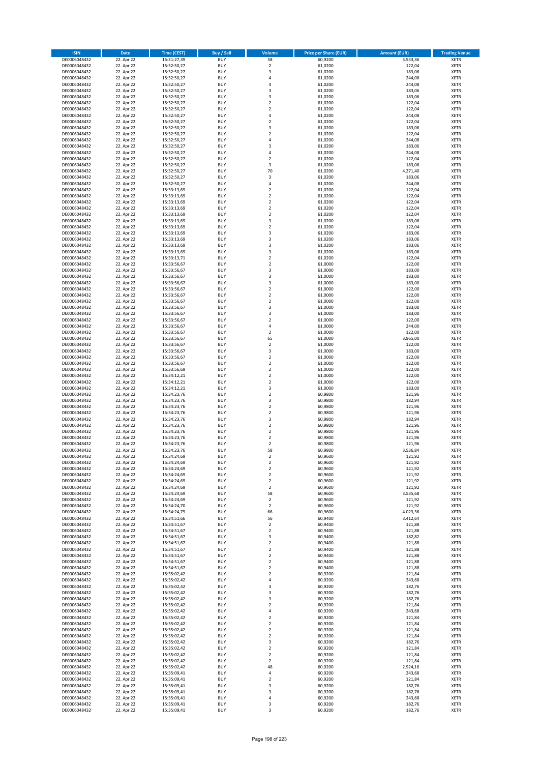| ISIN | Date | Time (CEST) | Buy / Sell | Volume | Price per Share (EUR) | Amount (EUR) | Trading Venue |
|---|---|---|---|---|---|---|---|
| DE0006048432 | 22. Apr 22 | 15:31:27,39 | BUY | 58 | 60,9200 | 3.533,36 | XETR |
| DE0006048432 | 22. Apr 22 | 15:32:50,27 | BUY | 2 | 61,0200 | 122,04 | XETR |
| DE0006048432 | 22. Apr 22 | 15:32:50,27 | BUY | 3 | 61,0200 | 183,06 | XETR |
| DE0006048432 | 22. Apr 22 | 15:32:50,27 | BUY | 4 | 61,0200 | 244,08 | XETR |
| DE0006048432 | 22. Apr 22 | 15:32:50,27 | BUY | 4 | 61,0200 | 244,08 | XETR |
| DE0006048432 | 22. Apr 22 | 15:32:50,27 | BUY | 3 | 61,0200 | 183,06 | XETR |
| DE0006048432 | 22. Apr 22 | 15:32:50,27 | BUY | 3 | 61,0200 | 183,06 | XETR |
| DE0006048432 | 22. Apr 22 | 15:32:50,27 | BUY | 2 | 61,0200 | 122,04 | XETR |
| DE0006048432 | 22. Apr 22 | 15:32:50,27 | BUY | 2 | 61,0200 | 122,04 | XETR |
| DE0006048432 | 22. Apr 22 | 15:32:50,27 | BUY | 4 | 61,0200 | 244,08 | XETR |
| DE0006048432 | 22. Apr 22 | 15:32:50,27 | BUY | 2 | 61,0200 | 122,04 | XETR |
| DE0006048432 | 22. Apr 22 | 15:32:50,27 | BUY | 3 | 61,0200 | 183,06 | XETR |
| DE0006048432 | 22. Apr 22 | 15:32:50,27 | BUY | 2 | 61,0200 | 122,04 | XETR |
| DE0006048432 | 22. Apr 22 | 15:32:50,27 | BUY | 4 | 61,0200 | 244,08 | XETR |
| DE0006048432 | 22. Apr 22 | 15:32:50,27 | BUY | 3 | 61,0200 | 183,06 | XETR |
| DE0006048432 | 22. Apr 22 | 15:32:50,27 | BUY | 4 | 61,0200 | 244,08 | XETR |
| DE0006048432 | 22. Apr 22 | 15:32:50,27 | BUY | 2 | 61,0200 | 122,04 | XETR |
| DE0006048432 | 22. Apr 22 | 15:32:50,27 | BUY | 3 | 61,0200 | 183,06 | XETR |
| DE0006048432 | 22. Apr 22 | 15:32:50,27 | BUY | 70 | 61,0200 | 4.271,40 | XETR |
| DE0006048432 | 22. Apr 22 | 15:32:50,27 | BUY | 3 | 61,0200 | 183,06 | XETR |
| DE0006048432 | 22. Apr 22 | 15:32:50,27 | BUY | 4 | 61,0200 | 244,08 | XETR |
| DE0006048432 | 22. Apr 22 | 15:33:13,69 | BUY | 2 | 61,0200 | 122,04 | XETR |
| DE0006048432 | 22. Apr 22 | 15:33:13,69 | BUY | 2 | 61,0200 | 122,04 | XETR |
| DE0006048432 | 22. Apr 22 | 15:33:13,69 | BUY | 2 | 61,0200 | 122,04 | XETR |
| DE0006048432 | 22. Apr 22 | 15:33:13,69 | BUY | 2 | 61,0200 | 122,04 | XETR |
| DE0006048432 | 22. Apr 22 | 15:33:13,69 | BUY | 2 | 61,0200 | 122,04 | XETR |
| DE0006048432 | 22. Apr 22 | 15:33:13,69 | BUY | 3 | 61,0200 | 183,06 | XETR |
| DE0006048432 | 22. Apr 22 | 15:33:13,69 | BUY | 2 | 61,0200 | 122,04 | XETR |
| DE0006048432 | 22. Apr 22 | 15:33:13,69 | BUY | 3 | 61,0200 | 183,06 | XETR |
| DE0006048432 | 22. Apr 22 | 15:33:13,69 | BUY | 3 | 61,0200 | 183,06 | XETR |
| DE0006048432 | 22. Apr 22 | 15:33:13,69 | BUY | 3 | 61,0200 | 183,06 | XETR |
| DE0006048432 | 22. Apr 22 | 15:33:13,69 | BUY | 3 | 61,0200 | 183,06 | XETR |
| DE0006048432 | 22. Apr 22 | 15:33:13,71 | BUY | 2 | 61,0200 | 122,04 | XETR |
| DE0006048432 | 22. Apr 22 | 15:33:56,67 | BUY | 2 | 61,0000 | 122,00 | XETR |
| DE0006048432 | 22. Apr 22 | 15:33:56,67 | BUY | 3 | 61,0000 | 183,00 | XETR |
| DE0006048432 | 22. Apr 22 | 15:33:56,67 | BUY | 3 | 61,0000 | 183,00 | XETR |
| DE0006048432 | 22. Apr 22 | 15:33:56,67 | BUY | 3 | 61,0000 | 183,00 | XETR |
| DE0006048432 | 22. Apr 22 | 15:33:56,67 | BUY | 2 | 61,0000 | 122,00 | XETR |
| DE0006048432 | 22. Apr 22 | 15:33:56,67 | BUY | 2 | 61,0000 | 122,00 | XETR |
| DE0006048432 | 22. Apr 22 | 15:33:56,67 | BUY | 2 | 61,0000 | 122,00 | XETR |
| DE0006048432 | 22. Apr 22 | 15:33:56,67 | BUY | 3 | 61,0000 | 183,00 | XETR |
| DE0006048432 | 22. Apr 22 | 15:33:56,67 | BUY | 3 | 61,0000 | 183,00 | XETR |
| DE0006048432 | 22. Apr 22 | 15:33:56,67 | BUY | 2 | 61,0000 | 122,00 | XETR |
| DE0006048432 | 22. Apr 22 | 15:33:56,67 | BUY | 4 | 61,0000 | 244,00 | XETR |
| DE0006048432 | 22. Apr 22 | 15:33:56,67 | BUY | 2 | 61,0000 | 122,00 | XETR |
| DE0006048432 | 22. Apr 22 | 15:33:56,67 | BUY | 65 | 61,0000 | 3.965,00 | XETR |
| DE0006048432 | 22. Apr 22 | 15:33:56,67 | BUY | 2 | 61,0000 | 122,00 | XETR |
| DE0006048432 | 22. Apr 22 | 15:33:56,67 | BUY | 3 | 61,0000 | 183,00 | XETR |
| DE0006048432 | 22. Apr 22 | 15:33:56,67 | BUY | 2 | 61,0000 | 122,00 | XETR |
| DE0006048432 | 22. Apr 22 | 15:33:56,67 | BUY | 2 | 61,0000 | 122,00 | XETR |
| DE0006048432 | 22. Apr 22 | 15:33:56,69 | BUY | 2 | 61,0000 | 122,00 | XETR |
| DE0006048432 | 22. Apr 22 | 15:34:12,21 | BUY | 2 | 61,0000 | 122,00 | XETR |
| DE0006048432 | 22. Apr 22 | 15:34:12,21 | BUY | 2 | 61,0000 | 122,00 | XETR |
| DE0006048432 | 22. Apr 22 | 15:34:12,21 | BUY | 3 | 61,0000 | 183,00 | XETR |
| DE0006048432 | 22. Apr 22 | 15:34:23,76 | BUY | 2 | 60,9800 | 121,96 | XETR |
| DE0006048432 | 22. Apr 22 | 15:34:23,76 | BUY | 3 | 60,9800 | 182,94 | XETR |
| DE0006048432 | 22. Apr 22 | 15:34:23,76 | BUY | 2 | 60,9800 | 121,96 | XETR |
| DE0006048432 | 22. Apr 22 | 15:34:23,76 | BUY | 2 | 60,9800 | 121,96 | XETR |
| DE0006048432 | 22. Apr 22 | 15:34:23,76 | BUY | 3 | 60,9800 | 182,94 | XETR |
| DE0006048432 | 22. Apr 22 | 15:34:23,76 | BUY | 2 | 60,9800 | 121,96 | XETR |
| DE0006048432 | 22. Apr 22 | 15:34:23,76 | BUY | 2 | 60,9800 | 121,96 | XETR |
| DE0006048432 | 22. Apr 22 | 15:34:23,76 | BUY | 2 | 60,9800 | 121,96 | XETR |
| DE0006048432 | 22. Apr 22 | 15:34:23,76 | BUY | 2 | 60,9800 | 121,96 | XETR |
| DE0006048432 | 22. Apr 22 | 15:34:23,76 | BUY | 58 | 60,9800 | 3.536,84 | XETR |
| DE0006048432 | 22. Apr 22 | 15:34:24,69 | BUY | 2 | 60,9600 | 121,92 | XETR |
| DE0006048432 | 22. Apr 22 | 15:34:24,69 | BUY | 2 | 60,9600 | 121,92 | XETR |
| DE0006048432 | 22. Apr 22 | 15:34:24,69 | BUY | 2 | 60,9600 | 121,92 | XETR |
| DE0006048432 | 22. Apr 22 | 15:34:24,69 | BUY | 2 | 60,9600 | 121,92 | XETR |
| DE0006048432 | 22. Apr 22 | 15:34:24,69 | BUY | 2 | 60,9600 | 121,92 | XETR |
| DE0006048432 | 22. Apr 22 | 15:34:24,69 | BUY | 2 | 60,9600 | 121,92 | XETR |
| DE0006048432 | 22. Apr 22 | 15:34:24,69 | BUY | 58 | 60,9600 | 3.535,68 | XETR |
| DE0006048432 | 22. Apr 22 | 15:34:24,69 | BUY | 2 | 60,9600 | 121,92 | XETR |
| DE0006048432 | 22. Apr 22 | 15:34:24,70 | BUY | 2 | 60,9600 | 121,92 | XETR |
| DE0006048432 | 22. Apr 22 | 15:34:24,79 | BUY | 66 | 60,9600 | 4.023,36 | XETR |
| DE0006048432 | 22. Apr 22 | 15:34:51,66 | BUY | 56 | 60,9400 | 3.412,64 | XETR |
| DE0006048432 | 22. Apr 22 | 15:34:51,67 | BUY | 2 | 60,9400 | 121,88 | XETR |
| DE0006048432 | 22. Apr 22 | 15:34:51,67 | BUY | 2 | 60,9400 | 121,88 | XETR |
| DE0006048432 | 22. Apr 22 | 15:34:51,67 | BUY | 3 | 60,9400 | 182,82 | XETR |
| DE0006048432 | 22. Apr 22 | 15:34:51,67 | BUY | 2 | 60,9400 | 121,88 | XETR |
| DE0006048432 | 22. Apr 22 | 15:34:51,67 | BUY | 2 | 60,9400 | 121,88 | XETR |
| DE0006048432 | 22. Apr 22 | 15:34:51,67 | BUY | 2 | 60,9400 | 121,88 | XETR |
| DE0006048432 | 22. Apr 22 | 15:34:51,67 | BUY | 2 | 60,9400 | 121,88 | XETR |
| DE0006048432 | 22. Apr 22 | 15:34:51,67 | BUY | 2 | 60,9400 | 121,88 | XETR |
| DE0006048432 | 22. Apr 22 | 15:35:02,42 | BUY | 2 | 60,9200 | 121,84 | XETR |
| DE0006048432 | 22. Apr 22 | 15:35:02,42 | BUY | 4 | 60,9200 | 243,68 | XETR |
| DE0006048432 | 22. Apr 22 | 15:35:02,42 | BUY | 3 | 60,9200 | 182,76 | XETR |
| DE0006048432 | 22. Apr 22 | 15:35:02,42 | BUY | 3 | 60,9200 | 182,76 | XETR |
| DE0006048432 | 22. Apr 22 | 15:35:02,42 | BUY | 3 | 60,9200 | 182,76 | XETR |
| DE0006048432 | 22. Apr 22 | 15:35:02,42 | BUY | 2 | 60,9200 | 121,84 | XETR |
| DE0006048432 | 22. Apr 22 | 15:35:02,42 | BUY | 4 | 60,9200 | 243,68 | XETR |
| DE0006048432 | 22. Apr 22 | 15:35:02,42 | BUY | 2 | 60,9200 | 121,84 | XETR |
| DE0006048432 | 22. Apr 22 | 15:35:02,42 | BUY | 2 | 60,9200 | 121,84 | XETR |
| DE0006048432 | 22. Apr 22 | 15:35:02,42 | BUY | 2 | 60,9200 | 121,84 | XETR |
| DE0006048432 | 22. Apr 22 | 15:35:02,42 | BUY | 2 | 60,9200 | 121,84 | XETR |
| DE0006048432 | 22. Apr 22 | 15:35:02,42 | BUY | 3 | 60,9200 | 182,76 | XETR |
| DE0006048432 | 22. Apr 22 | 15:35:02,42 | BUY | 2 | 60,9200 | 121,84 | XETR |
| DE0006048432 | 22. Apr 22 | 15:35:02,42 | BUY | 2 | 60,9200 | 121,84 | XETR |
| DE0006048432 | 22. Apr 22 | 15:35:02,42 | BUY | 2 | 60,9200 | 121,84 | XETR |
| DE0006048432 | 22. Apr 22 | 15:35:02,42 | BUY | 48 | 60,9200 | 2.924,16 | XETR |
| DE0006048432 | 22. Apr 22 | 15:35:09,41 | BUY | 4 | 60,9200 | 243,68 | XETR |
| DE0006048432 | 22. Apr 22 | 15:35:09,41 | BUY | 2 | 60,9200 | 121,84 | XETR |
| DE0006048432 | 22. Apr 22 | 15:35:09,41 | BUY | 3 | 60,9200 | 182,76 | XETR |
| DE0006048432 | 22. Apr 22 | 15:35:09,41 | BUY | 3 | 60,9200 | 182,76 | XETR |
| DE0006048432 | 22. Apr 22 | 15:35:09,41 | BUY | 4 | 60,9200 | 243,68 | XETR |
| DE0006048432 | 22. Apr 22 | 15:35:09,41 | BUY | 3 | 60,9200 | 182,76 | XETR |
| DE0006048432 | 22. Apr 22 | 15:35:09,41 | BUY | 3 | 60,9200 | 182,76 | XETR |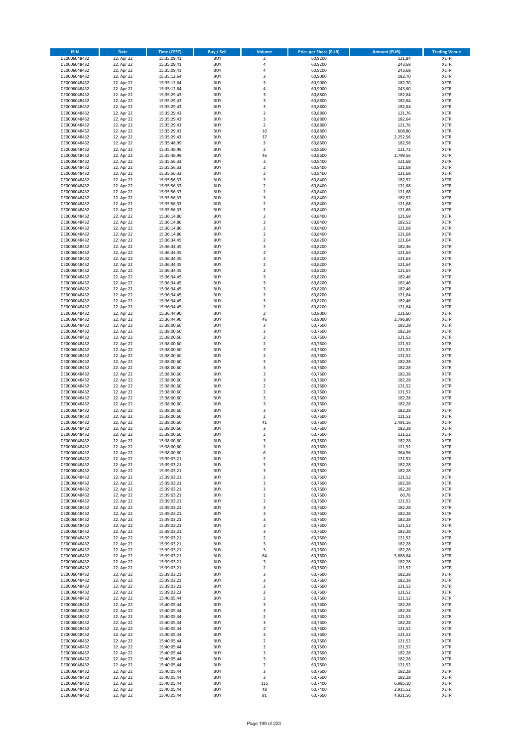| ISIN | Date | Time (CEST) | Buy / Sell | Volume | Price per Share (EUR) | Amount (EUR) | Trading Venue |
|---|---|---|---|---|---|---|---|
| DE0006048432 | 22. Apr 22 | 15:35:09,41 | BUY | 2 | 60,9200 | 121,84 | XETR |
| DE0006048432 | 22. Apr 22 | 15:35:09,41 | BUY | 4 | 60,9200 | 243,68 | XETR |
| DE0006048432 | 22. Apr 22 | 15:35:09,41 | BUY | 4 | 60,9200 | 243,68 | XETR |
| DE0006048432 | 22. Apr 22 | 15:35:12,64 | BUY | 3 | 60,9000 | 182,70 | XETR |
| DE0006048432 | 22. Apr 22 | 15:35:12,64 | BUY | 3 | 60,9000 | 182,70 | XETR |
| DE0006048432 | 22. Apr 22 | 15:35:12,64 | BUY | 4 | 60,9000 | 243,60 | XETR |
| DE0006048432 | 22. Apr 22 | 15:35:29,43 | BUY | 3 | 60,8800 | 182,64 | XETR |
| DE0006048432 | 22. Apr 22 | 15:35:29,43 | BUY | 3 | 60,8800 | 182,64 | XETR |
| DE0006048432 | 22. Apr 22 | 15:35:29,43 | BUY | 3 | 60,8800 | 182,64 | XETR |
| DE0006048432 | 22. Apr 22 | 15:35:29,43 | BUY | 2 | 60,8800 | 121,76 | XETR |
| DE0006048432 | 22. Apr 22 | 15:35:29,43 | BUY | 3 | 60,8800 | 182,64 | XETR |
| DE0006048432 | 22. Apr 22 | 15:35:29,43 | BUY | 2 | 60,8800 | 121,76 | XETR |
| DE0006048432 | 22. Apr 22 | 15:35:29,43 | BUY | 10 | 60,8800 | 608,80 | XETR |
| DE0006048432 | 22. Apr 22 | 15:35:29,43 | BUY | 37 | 60,8800 | 2.252,56 | XETR |
| DE0006048432 | 22. Apr 22 | 15:35:48,99 | BUY | 3 | 60,8600 | 182,58 | XETR |
| DE0006048432 | 22. Apr 22 | 15:35:48,99 | BUY | 2 | 60,8600 | 121,72 | XETR |
| DE0006048432 | 22. Apr 22 | 15:35:48,99 | BUY | 46 | 60,8600 | 2.799,56 | XETR |
| DE0006048432 | 22. Apr 22 | 15:35:56,33 | BUY | 2 | 60,8400 | 121,68 | XETR |
| DE0006048432 | 22. Apr 22 | 15:35:56,33 | BUY | 2 | 60,8400 | 121,68 | XETR |
| DE0006048432 | 22. Apr 22 | 15:35:56,33 | BUY | 2 | 60,8400 | 121,68 | XETR |
| DE0006048432 | 22. Apr 22 | 15:35:56,33 | BUY | 3 | 60,8400 | 182,52 | XETR |
| DE0006048432 | 22. Apr 22 | 15:35:56,33 | BUY | 2 | 60,8400 | 121,68 | XETR |
| DE0006048432 | 22. Apr 22 | 15:35:56,33 | BUY | 2 | 60,8400 | 121,68 | XETR |
| DE0006048432 | 22. Apr 22 | 15:35:56,33 | BUY | 3 | 60,8400 | 182,52 | XETR |
| DE0006048432 | 22. Apr 22 | 15:35:56,33 | BUY | 2 | 60,8400 | 121,68 | XETR |
| DE0006048432 | 22. Apr 22 | 15:35:56,33 | BUY | 2 | 60,8400 | 121,68 | XETR |
| DE0006048432 | 22. Apr 22 | 15:36:14,86 | BUY | 2 | 60,8400 | 121,68 | XETR |
| DE0006048432 | 22. Apr 22 | 15:36:14,86 | BUY | 3 | 60,8400 | 182,52 | XETR |
| DE0006048432 | 22. Apr 22 | 15:36:14,86 | BUY | 2 | 60,8400 | 121,68 | XETR |
| DE0006048432 | 22. Apr 22 | 15:36:14,86 | BUY | 2 | 60,8400 | 121,68 | XETR |
| DE0006048432 | 22. Apr 22 | 15:36:34,45 | BUY | 2 | 60,8200 | 121,64 | XETR |
| DE0006048432 | 22. Apr 22 | 15:36:34,45 | BUY | 3 | 60,8200 | 182,46 | XETR |
| DE0006048432 | 22. Apr 22 | 15:36:34,45 | BUY | 2 | 60,8200 | 121,64 | XETR |
| DE0006048432 | 22. Apr 22 | 15:36:34,45 | BUY | 2 | 60,8200 | 121,64 | XETR |
| DE0006048432 | 22. Apr 22 | 15:36:34,45 | BUY | 2 | 60,8200 | 121,64 | XETR |
| DE0006048432 | 22. Apr 22 | 15:36:34,45 | BUY | 2 | 60,8200 | 121,64 | XETR |
| DE0006048432 | 22. Apr 22 | 15:36:34,45 | BUY | 3 | 60,8200 | 182,46 | XETR |
| DE0006048432 | 22. Apr 22 | 15:36:34,45 | BUY | 3 | 60,8200 | 182,46 | XETR |
| DE0006048432 | 22. Apr 22 | 15:36:34,45 | BUY | 3 | 60,8200 | 182,46 | XETR |
| DE0006048432 | 22. Apr 22 | 15:36:34,45 | BUY | 2 | 60,8200 | 121,64 | XETR |
| DE0006048432 | 22. Apr 22 | 15:36:34,45 | BUY | 3 | 60,8200 | 182,46 | XETR |
| DE0006048432 | 22. Apr 22 | 15:36:34,45 | BUY | 2 | 60,8200 | 121,64 | XETR |
| DE0006048432 | 22. Apr 22 | 15:36:44,90 | BUY | 2 | 60,8000 | 121,60 | XETR |
| DE0006048432 | 22. Apr 22 | 15:36:44,90 | BUY | 46 | 60,8000 | 2.796,80 | XETR |
| DE0006048432 | 22. Apr 22 | 15:38:00,60 | BUY | 3 | 60,7600 | 182,28 | XETR |
| DE0006048432 | 22. Apr 22 | 15:38:00,60 | BUY | 3 | 60,7600 | 182,28 | XETR |
| DE0006048432 | 22. Apr 22 | 15:38:00,60 | BUY | 2 | 60,7600 | 121,52 | XETR |
| DE0006048432 | 22. Apr 22 | 15:38:00,60 | BUY | 2 | 60,7600 | 121,52 | XETR |
| DE0006048432 | 22. Apr 22 | 15:38:00,60 | BUY | 2 | 60,7600 | 121,52 | XETR |
| DE0006048432 | 22. Apr 22 | 15:38:00,60 | BUY | 2 | 60,7600 | 121,52 | XETR |
| DE0006048432 | 22. Apr 22 | 15:38:00,60 | BUY | 3 | 60,7600 | 182,28 | XETR |
| DE0006048432 | 22. Apr 22 | 15:38:00,60 | BUY | 3 | 60,7600 | 182,28 | XETR |
| DE0006048432 | 22. Apr 22 | 15:38:00,60 | BUY | 3 | 60,7600 | 182,28 | XETR |
| DE0006048432 | 22. Apr 22 | 15:38:00,60 | BUY | 3 | 60,7600 | 182,28 | XETR |
| DE0006048432 | 22. Apr 22 | 15:38:00,60 | BUY | 2 | 60,7600 | 121,52 | XETR |
| DE0006048432 | 22. Apr 22 | 15:38:00,60 | BUY | 2 | 60,7600 | 121,52 | XETR |
| DE0006048432 | 22. Apr 22 | 15:38:00,60 | BUY | 3 | 60,7600 | 182,28 | XETR |
| DE0006048432 | 22. Apr 22 | 15:38:00,60 | BUY | 3 | 60,7600 | 182,28 | XETR |
| DE0006048432 | 22. Apr 22 | 15:38:00,60 | BUY | 3 | 60,7600 | 182,28 | XETR |
| DE0006048432 | 22. Apr 22 | 15:38:00,60 | BUY | 2 | 60,7600 | 121,52 | XETR |
| DE0006048432 | 22. Apr 22 | 15:38:00,60 | BUY | 41 | 60,7600 | 2.491,16 | XETR |
| DE0006048432 | 22. Apr 22 | 15:38:00,60 | BUY | 3 | 60,7600 | 182,28 | XETR |
| DE0006048432 | 22. Apr 22 | 15:38:00,60 | BUY | 2 | 60,7600 | 121,52 | XETR |
| DE0006048432 | 22. Apr 22 | 15:38:00,60 | BUY | 3 | 60,7600 | 182,28 | XETR |
| DE0006048432 | 22. Apr 22 | 15:38:00,60 | BUY | 2 | 60,7600 | 121,52 | XETR |
| DE0006048432 | 22. Apr 22 | 15:38:00,60 | BUY | 6 | 60,7600 | 364,56 | XETR |
| DE0006048432 | 22. Apr 22 | 15:39:03,21 | BUY | 2 | 60,7600 | 121,52 | XETR |
| DE0006048432 | 22. Apr 22 | 15:39:03,21 | BUY | 3 | 60,7600 | 182,28 | XETR |
| DE0006048432 | 22. Apr 22 | 15:39:03,21 | BUY | 3 | 60,7600 | 182,28 | XETR |
| DE0006048432 | 22. Apr 22 | 15:39:03,21 | BUY | 2 | 60,7600 | 121,52 | XETR |
| DE0006048432 | 22. Apr 22 | 15:39:03,21 | BUY | 3 | 60,7600 | 182,28 | XETR |
| DE0006048432 | 22. Apr 22 | 15:39:03,21 | BUY | 3 | 60,7600 | 182,28 | XETR |
| DE0006048432 | 22. Apr 22 | 15:39:03,21 | BUY | 1 | 60,7600 | 60,76 | XETR |
| DE0006048432 | 22. Apr 22 | 15:39:03,21 | BUY | 2 | 60,7600 | 121,52 | XETR |
| DE0006048432 | 22. Apr 22 | 15:39:03,21 | BUY | 3 | 60,7600 | 182,28 | XETR |
| DE0006048432 | 22. Apr 22 | 15:39:03,21 | BUY | 3 | 60,7600 | 182,28 | XETR |
| DE0006048432 | 22. Apr 22 | 15:39:03,21 | BUY | 3 | 60,7600 | 182,28 | XETR |
| DE0006048432 | 22. Apr 22 | 15:39:03,21 | BUY | 2 | 60,7600 | 121,52 | XETR |
| DE0006048432 | 22. Apr 22 | 15:39:03,21 | BUY | 3 | 60,7600 | 182,28 | XETR |
| DE0006048432 | 22. Apr 22 | 15:39:03,21 | BUY | 2 | 60,7600 | 121,52 | XETR |
| DE0006048432 | 22. Apr 22 | 15:39:03,21 | BUY | 3 | 60,7600 | 182,28 | XETR |
| DE0006048432 | 22. Apr 22 | 15:39:03,21 | BUY | 3 | 60,7600 | 182,28 | XETR |
| DE0006048432 | 22. Apr 22 | 15:39:03,21 | BUY | 64 | 60,7600 | 3.888,64 | XETR |
| DE0006048432 | 22. Apr 22 | 15:39:03,21 | BUY | 3 | 60,7600 | 182,28 | XETR |
| DE0006048432 | 22. Apr 22 | 15:39:03,21 | BUY | 2 | 60,7600 | 121,52 | XETR |
| DE0006048432 | 22. Apr 22 | 15:39:03,21 | BUY | 3 | 60,7600 | 182,28 | XETR |
| DE0006048432 | 22. Apr 22 | 15:39:03,21 | BUY | 3 | 60,7600 | 182,28 | XETR |
| DE0006048432 | 22. Apr 22 | 15:39:03,21 | BUY | 2 | 60,7600 | 121,52 | XETR |
| DE0006048432 | 22. Apr 22 | 15:39:03,23 | BUY | 2 | 60,7600 | 121,52 | XETR |
| DE0006048432 | 22. Apr 22 | 15:40:05,44 | BUY | 2 | 60,7600 | 121,52 | XETR |
| DE0006048432 | 22. Apr 22 | 15:40:05,44 | BUY | 3 | 60,7600 | 182,28 | XETR |
| DE0006048432 | 22. Apr 22 | 15:40:05,44 | BUY | 3 | 60,7600 | 182,28 | XETR |
| DE0006048432 | 22. Apr 22 | 15:40:05,44 | BUY | 2 | 60,7600 | 121,52 | XETR |
| DE0006048432 | 22. Apr 22 | 15:40:05,44 | BUY | 3 | 60,7600 | 182,28 | XETR |
| DE0006048432 | 22. Apr 22 | 15:40:05,44 | BUY | 2 | 60,7600 | 121,52 | XETR |
| DE0006048432 | 22. Apr 22 | 15:40:05,44 | BUY | 2 | 60,7600 | 121,52 | XETR |
| DE0006048432 | 22. Apr 22 | 15:40:05,44 | BUY | 2 | 60,7600 | 121,52 | XETR |
| DE0006048432 | 22. Apr 22 | 15:40:05,44 | BUY | 2 | 60,7600 | 121,52 | XETR |
| DE0006048432 | 22. Apr 22 | 15:40:05,44 | BUY | 3 | 60,7600 | 182,28 | XETR |
| DE0006048432 | 22. Apr 22 | 15:40:05,44 | BUY | 3 | 60,7600 | 182,28 | XETR |
| DE0006048432 | 22. Apr 22 | 15:40:05,44 | BUY | 2 | 60,7600 | 121,52 | XETR |
| DE0006048432 | 22. Apr 22 | 15:40:05,44 | BUY | 3 | 60,7600 | 182,28 | XETR |
| DE0006048432 | 22. Apr 22 | 15:40:05,44 | BUY | 3 | 60,7600 | 182,28 | XETR |
| DE0006048432 | 22. Apr 22 | 15:40:05,44 | BUY | 115 | 60,7400 | 6.985,10 | XETR |
| DE0006048432 | 22. Apr 22 | 15:40:05,44 | BUY | 48 | 60,7400 | 2.915,52 | XETR |
| DE0006048432 | 22. Apr 22 | 15:40:05,44 | BUY | 81 | 60,7600 | 4.921,56 | XETR |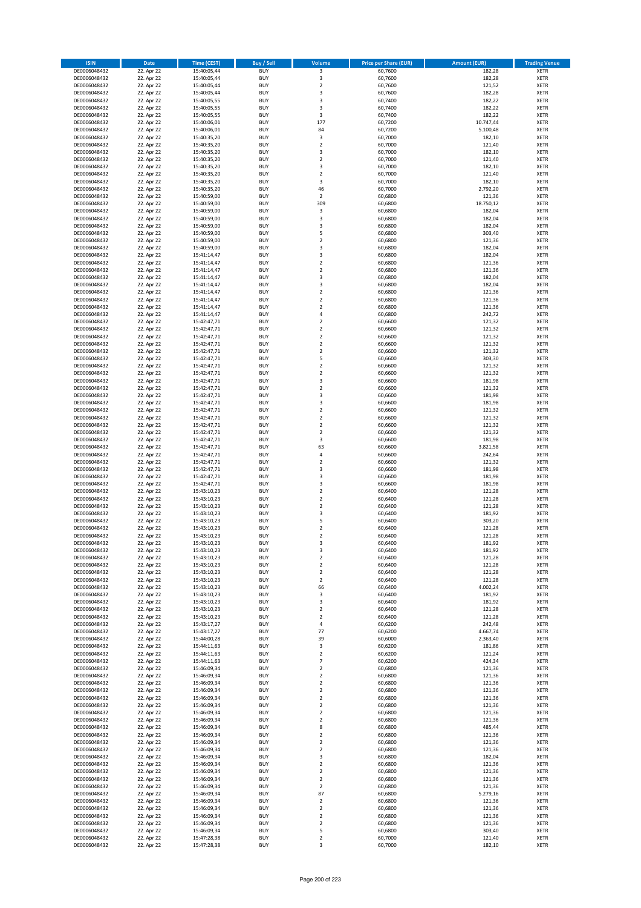| ISIN | Date | Time (CEST) | Buy / Sell | Volume | Price per Share (EUR) | Amount (EUR) | Trading Venue |
|---|---|---|---|---|---|---|---|
| DE0006048432 | 22. Apr 22 | 15:40:05,44 | BUY | 3 | 60,7600 | 182,28 | XETR |
| DE0006048432 | 22. Apr 22 | 15:40:05,44 | BUY | 3 | 60,7600 | 182,28 | XETR |
| DE0006048432 | 22. Apr 22 | 15:40:05,44 | BUY | 2 | 60,7600 | 121,52 | XETR |
| DE0006048432 | 22. Apr 22 | 15:40:05,44 | BUY | 3 | 60,7600 | 182,28 | XETR |
| DE0006048432 | 22. Apr 22 | 15:40:05,55 | BUY | 3 | 60,7400 | 182,22 | XETR |
| DE0006048432 | 22. Apr 22 | 15:40:05,55 | BUY | 3 | 60,7400 | 182,22 | XETR |
| DE0006048432 | 22. Apr 22 | 15:40:05,55 | BUY | 3 | 60,7400 | 182,22 | XETR |
| DE0006048432 | 22. Apr 22 | 15:40:06,01 | BUY | 177 | 60,7200 | 10.747,44 | XETR |
| DE0006048432 | 22. Apr 22 | 15:40:06,01 | BUY | 84 | 60,7200 | 5.100,48 | XETR |
| DE0006048432 | 22. Apr 22 | 15:40:35,20 | BUY | 3 | 60,7000 | 182,10 | XETR |
| DE0006048432 | 22. Apr 22 | 15:40:35,20 | BUY | 2 | 60,7000 | 121,40 | XETR |
| DE0006048432 | 22. Apr 22 | 15:40:35,20 | BUY | 3 | 60,7000 | 182,10 | XETR |
| DE0006048432 | 22. Apr 22 | 15:40:35,20 | BUY | 2 | 60,7000 | 121,40 | XETR |
| DE0006048432 | 22. Apr 22 | 15:40:35,20 | BUY | 3 | 60,7000 | 182,10 | XETR |
| DE0006048432 | 22. Apr 22 | 15:40:35,20 | BUY | 2 | 60,7000 | 121,40 | XETR |
| DE0006048432 | 22. Apr 22 | 15:40:35,20 | BUY | 3 | 60,7000 | 182,10 | XETR |
| DE0006048432 | 22. Apr 22 | 15:40:35,20 | BUY | 46 | 60,7000 | 2.792,20 | XETR |
| DE0006048432 | 22. Apr 22 | 15:40:59,00 | BUY | 2 | 60,6800 | 121,36 | XETR |
| DE0006048432 | 22. Apr 22 | 15:40:59,00 | BUY | 309 | 60,6800 | 18.750,12 | XETR |
| DE0006048432 | 22. Apr 22 | 15:40:59,00 | BUY | 3 | 60,6800 | 182,04 | XETR |
| DE0006048432 | 22. Apr 22 | 15:40:59,00 | BUY | 3 | 60,6800 | 182,04 | XETR |
| DE0006048432 | 22. Apr 22 | 15:40:59,00 | BUY | 3 | 60,6800 | 182,04 | XETR |
| DE0006048432 | 22. Apr 22 | 15:40:59,00 | BUY | 5 | 60,6800 | 303,40 | XETR |
| DE0006048432 | 22. Apr 22 | 15:40:59,00 | BUY | 2 | 60,6800 | 121,36 | XETR |
| DE0006048432 | 22. Apr 22 | 15:40:59,00 | BUY | 3 | 60,6800 | 182,04 | XETR |
| DE0006048432 | 22. Apr 22 | 15:41:14,47 | BUY | 3 | 60,6800 | 182,04 | XETR |
| DE0006048432 | 22. Apr 22 | 15:41:14,47 | BUY | 2 | 60,6800 | 121,36 | XETR |
| DE0006048432 | 22. Apr 22 | 15:41:14,47 | BUY | 2 | 60,6800 | 121,36 | XETR |
| DE0006048432 | 22. Apr 22 | 15:41:14,47 | BUY | 3 | 60,6800 | 182,04 | XETR |
| DE0006048432 | 22. Apr 22 | 15:41:14,47 | BUY | 3 | 60,6800 | 182,04 | XETR |
| DE0006048432 | 22. Apr 22 | 15:41:14,47 | BUY | 2 | 60,6800 | 121,36 | XETR |
| DE0006048432 | 22. Apr 22 | 15:41:14,47 | BUY | 2 | 60,6800 | 121,36 | XETR |
| DE0006048432 | 22. Apr 22 | 15:41:14,47 | BUY | 2 | 60,6800 | 121,36 | XETR |
| DE0006048432 | 22. Apr 22 | 15:41:14,47 | BUY | 4 | 60,6800 | 242,72 | XETR |
| DE0006048432 | 22. Apr 22 | 15:42:47,71 | BUY | 2 | 60,6600 | 121,32 | XETR |
| DE0006048432 | 22. Apr 22 | 15:42:47,71 | BUY | 2 | 60,6600 | 121,32 | XETR |
| DE0006048432 | 22. Apr 22 | 15:42:47,71 | BUY | 2 | 60,6600 | 121,32 | XETR |
| DE0006048432 | 22. Apr 22 | 15:42:47,71 | BUY | 2 | 60,6600 | 121,32 | XETR |
| DE0006048432 | 22. Apr 22 | 15:42:47,71 | BUY | 2 | 60,6600 | 121,32 | XETR |
| DE0006048432 | 22. Apr 22 | 15:42:47,71 | BUY | 5 | 60,6600 | 303,30 | XETR |
| DE0006048432 | 22. Apr 22 | 15:42:47,71 | BUY | 2 | 60,6600 | 121,32 | XETR |
| DE0006048432 | 22. Apr 22 | 15:42:47,71 | BUY | 2 | 60,6600 | 121,32 | XETR |
| DE0006048432 | 22. Apr 22 | 15:42:47,71 | BUY | 3 | 60,6600 | 181,98 | XETR |
| DE0006048432 | 22. Apr 22 | 15:42:47,71 | BUY | 2 | 60,6600 | 121,32 | XETR |
| DE0006048432 | 22. Apr 22 | 15:42:47,71 | BUY | 3 | 60,6600 | 181,98 | XETR |
| DE0006048432 | 22. Apr 22 | 15:42:47,71 | BUY | 3 | 60,6600 | 181,98 | XETR |
| DE0006048432 | 22. Apr 22 | 15:42:47,71 | BUY | 2 | 60,6600 | 121,32 | XETR |
| DE0006048432 | 22. Apr 22 | 15:42:47,71 | BUY | 2 | 60,6600 | 121,32 | XETR |
| DE0006048432 | 22. Apr 22 | 15:42:47,71 | BUY | 2 | 60,6600 | 121,32 | XETR |
| DE0006048432 | 22. Apr 22 | 15:42:47,71 | BUY | 2 | 60,6600 | 121,32 | XETR |
| DE0006048432 | 22. Apr 22 | 15:42:47,71 | BUY | 3 | 60,6600 | 181,98 | XETR |
| DE0006048432 | 22. Apr 22 | 15:42:47,71 | BUY | 63 | 60,6600 | 3.821,58 | XETR |
| DE0006048432 | 22. Apr 22 | 15:42:47,71 | BUY | 4 | 60,6600 | 242,64 | XETR |
| DE0006048432 | 22. Apr 22 | 15:42:47,71 | BUY | 2 | 60,6600 | 121,32 | XETR |
| DE0006048432 | 22. Apr 22 | 15:42:47,71 | BUY | 3 | 60,6600 | 181,98 | XETR |
| DE0006048432 | 22. Apr 22 | 15:42:47,71 | BUY | 3 | 60,6600 | 181,98 | XETR |
| DE0006048432 | 22. Apr 22 | 15:42:47,71 | BUY | 3 | 60,6600 | 181,98 | XETR |
| DE0006048432 | 22. Apr 22 | 15:43:10,23 | BUY | 2 | 60,6400 | 121,28 | XETR |
| DE0006048432 | 22. Apr 22 | 15:43:10,23 | BUY | 2 | 60,6400 | 121,28 | XETR |
| DE0006048432 | 22. Apr 22 | 15:43:10,23 | BUY | 2 | 60,6400 | 121,28 | XETR |
| DE0006048432 | 22. Apr 22 | 15:43:10,23 | BUY | 3 | 60,6400 | 181,92 | XETR |
| DE0006048432 | 22. Apr 22 | 15:43:10,23 | BUY | 5 | 60,6400 | 303,20 | XETR |
| DE0006048432 | 22. Apr 22 | 15:43:10,23 | BUY | 2 | 60,6400 | 121,28 | XETR |
| DE0006048432 | 22. Apr 22 | 15:43:10,23 | BUY | 2 | 60,6400 | 121,28 | XETR |
| DE0006048432 | 22. Apr 22 | 15:43:10,23 | BUY | 3 | 60,6400 | 181,92 | XETR |
| DE0006048432 | 22. Apr 22 | 15:43:10,23 | BUY | 3 | 60,6400 | 181,92 | XETR |
| DE0006048432 | 22. Apr 22 | 15:43:10,23 | BUY | 2 | 60,6400 | 121,28 | XETR |
| DE0006048432 | 22. Apr 22 | 15:43:10,23 | BUY | 2 | 60,6400 | 121,28 | XETR |
| DE0006048432 | 22. Apr 22 | 15:43:10,23 | BUY | 2 | 60,6400 | 121,28 | XETR |
| DE0006048432 | 22. Apr 22 | 15:43:10,23 | BUY | 2 | 60,6400 | 121,28 | XETR |
| DE0006048432 | 22. Apr 22 | 15:43:10,23 | BUY | 66 | 60,6400 | 4.002,24 | XETR |
| DE0006048432 | 22. Apr 22 | 15:43:10,23 | BUY | 3 | 60,6400 | 181,92 | XETR |
| DE0006048432 | 22. Apr 22 | 15:43:10,23 | BUY | 3 | 60,6400 | 181,92 | XETR |
| DE0006048432 | 22. Apr 22 | 15:43:10,23 | BUY | 2 | 60,6400 | 121,28 | XETR |
| DE0006048432 | 22. Apr 22 | 15:43:10,23 | BUY | 2 | 60,6400 | 121,28 | XETR |
| DE0006048432 | 22. Apr 22 | 15:43:17,27 | BUY | 4 | 60,6200 | 242,48 | XETR |
| DE0006048432 | 22. Apr 22 | 15:43:17,27 | BUY | 77 | 60,6200 | 4.667,74 | XETR |
| DE0006048432 | 22. Apr 22 | 15:44:00,28 | BUY | 39 | 60,6000 | 2.363,40 | XETR |
| DE0006048432 | 22. Apr 22 | 15:44:11,63 | BUY | 3 | 60,6200 | 181,86 | XETR |
| DE0006048432 | 22. Apr 22 | 15:44:11,63 | BUY | 2 | 60,6200 | 121,24 | XETR |
| DE0006048432 | 22. Apr 22 | 15:44:11,63 | BUY | 7 | 60,6200 | 424,34 | XETR |
| DE0006048432 | 22. Apr 22 | 15:46:09,34 | BUY | 2 | 60,6800 | 121,36 | XETR |
| DE0006048432 | 22. Apr 22 | 15:46:09,34 | BUY | 2 | 60,6800 | 121,36 | XETR |
| DE0006048432 | 22. Apr 22 | 15:46:09,34 | BUY | 2 | 60,6800 | 121,36 | XETR |
| DE0006048432 | 22. Apr 22 | 15:46:09,34 | BUY | 2 | 60,6800 | 121,36 | XETR |
| DE0006048432 | 22. Apr 22 | 15:46:09,34 | BUY | 2 | 60,6800 | 121,36 | XETR |
| DE0006048432 | 22. Apr 22 | 15:46:09,34 | BUY | 2 | 60,6800 | 121,36 | XETR |
| DE0006048432 | 22. Apr 22 | 15:46:09,34 | BUY | 2 | 60,6800 | 121,36 | XETR |
| DE0006048432 | 22. Apr 22 | 15:46:09,34 | BUY | 2 | 60,6800 | 121,36 | XETR |
| DE0006048432 | 22. Apr 22 | 15:46:09,34 | BUY | 8 | 60,6800 | 485,44 | XETR |
| DE0006048432 | 22. Apr 22 | 15:46:09,34 | BUY | 2 | 60,6800 | 121,36 | XETR |
| DE0006048432 | 22. Apr 22 | 15:46:09,34 | BUY | 2 | 60,6800 | 121,36 | XETR |
| DE0006048432 | 22. Apr 22 | 15:46:09,34 | BUY | 2 | 60,6800 | 121,36 | XETR |
| DE0006048432 | 22. Apr 22 | 15:46:09,34 | BUY | 3 | 60,6800 | 182,04 | XETR |
| DE0006048432 | 22. Apr 22 | 15:46:09,34 | BUY | 2 | 60,6800 | 121,36 | XETR |
| DE0006048432 | 22. Apr 22 | 15:46:09,34 | BUY | 2 | 60,6800 | 121,36 | XETR |
| DE0006048432 | 22. Apr 22 | 15:46:09,34 | BUY | 2 | 60,6800 | 121,36 | XETR |
| DE0006048432 | 22. Apr 22 | 15:46:09,34 | BUY | 2 | 60,6800 | 121,36 | XETR |
| DE0006048432 | 22. Apr 22 | 15:46:09,34 | BUY | 87 | 60,6800 | 5.279,16 | XETR |
| DE0006048432 | 22. Apr 22 | 15:46:09,34 | BUY | 2 | 60,6800 | 121,36 | XETR |
| DE0006048432 | 22. Apr 22 | 15:46:09,34 | BUY | 2 | 60,6800 | 121,36 | XETR |
| DE0006048432 | 22. Apr 22 | 15:46:09,34 | BUY | 2 | 60,6800 | 121,36 | XETR |
| DE0006048432 | 22. Apr 22 | 15:46:09,34 | BUY | 2 | 60,6800 | 121,36 | XETR |
| DE0006048432 | 22. Apr 22 | 15:46:09,34 | BUY | 5 | 60,6800 | 303,40 | XETR |
| DE0006048432 | 22. Apr 22 | 15:47:28,38 | BUY | 2 | 60,7000 | 121,40 | XETR |
| DE0006048432 | 22. Apr 22 | 15:47:28,38 | BUY | 3 | 60,7000 | 182,10 | XETR |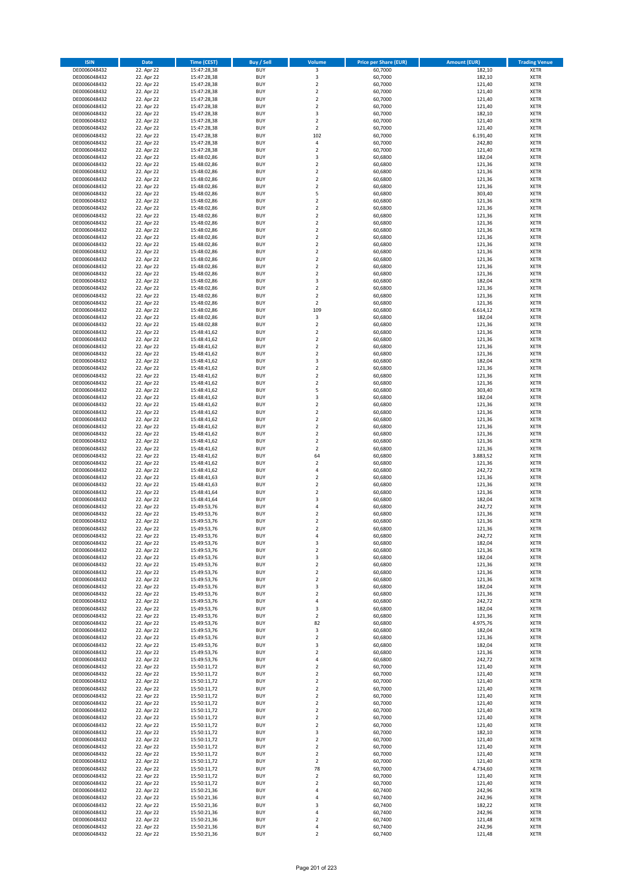| ISIN | Date | Time (CEST) | Buy / Sell | Volume | Price per Share (EUR) | Amount (EUR) | Trading Venue |
|---|---|---|---|---|---|---|---|
| DE0006048432 | 22. Apr 22 | 15:47:28,38 | BUY | 3 | 60,7000 | 182,10 | XETR |
| DE0006048432 | 22. Apr 22 | 15:47:28,38 | BUY | 3 | 60,7000 | 182,10 | XETR |
| DE0006048432 | 22. Apr 22 | 15:47:28,38 | BUY | 2 | 60,7000 | 121,40 | XETR |
| DE0006048432 | 22. Apr 22 | 15:47:28,38 | BUY | 2 | 60,7000 | 121,40 | XETR |
| DE0006048432 | 22. Apr 22 | 15:47:28,38 | BUY | 2 | 60,7000 | 121,40 | XETR |
| DE0006048432 | 22. Apr 22 | 15:47:28,38 | BUY | 2 | 60,7000 | 121,40 | XETR |
| DE0006048432 | 22. Apr 22 | 15:47:28,38 | BUY | 3 | 60,7000 | 182,10 | XETR |
| DE0006048432 | 22. Apr 22 | 15:47:28,38 | BUY | 2 | 60,7000 | 121,40 | XETR |
| DE0006048432 | 22. Apr 22 | 15:47:28,38 | BUY | 2 | 60,7000 | 121,40 | XETR |
| DE0006048432 | 22. Apr 22 | 15:47:28,38 | BUY | 102 | 60,7000 | 6.191,40 | XETR |
| DE0006048432 | 22. Apr 22 | 15:47:28,38 | BUY | 4 | 60,7000 | 242,80 | XETR |
| DE0006048432 | 22. Apr 22 | 15:47:28,38 | BUY | 2 | 60,7000 | 121,40 | XETR |
| DE0006048432 | 22. Apr 22 | 15:48:02,86 | BUY | 3 | 60,6800 | 182,04 | XETR |
| DE0006048432 | 22. Apr 22 | 15:48:02,86 | BUY | 2 | 60,6800 | 121,36 | XETR |
| DE0006048432 | 22. Apr 22 | 15:48:02,86 | BUY | 2 | 60,6800 | 121,36 | XETR |
| DE0006048432 | 22. Apr 22 | 15:48:02,86 | BUY | 2 | 60,6800 | 121,36 | XETR |
| DE0006048432 | 22. Apr 22 | 15:48:02,86 | BUY | 2 | 60,6800 | 121,36 | XETR |
| DE0006048432 | 22. Apr 22 | 15:48:02,86 | BUY | 5 | 60,6800 | 303,40 | XETR |
| DE0006048432 | 22. Apr 22 | 15:48:02,86 | BUY | 2 | 60,6800 | 121,36 | XETR |
| DE0006048432 | 22. Apr 22 | 15:48:02,86 | BUY | 2 | 60,6800 | 121,36 | XETR |
| DE0006048432 | 22. Apr 22 | 15:48:02,86 | BUY | 2 | 60,6800 | 121,36 | XETR |
| DE0006048432 | 22. Apr 22 | 15:48:02,86 | BUY | 2 | 60,6800 | 121,36 | XETR |
| DE0006048432 | 22. Apr 22 | 15:48:02,86 | BUY | 2 | 60,6800 | 121,36 | XETR |
| DE0006048432 | 22. Apr 22 | 15:48:02,86 | BUY | 2 | 60,6800 | 121,36 | XETR |
| DE0006048432 | 22. Apr 22 | 15:48:02,86 | BUY | 2 | 60,6800 | 121,36 | XETR |
| DE0006048432 | 22. Apr 22 | 15:48:02,86 | BUY | 2 | 60,6800 | 121,36 | XETR |
| DE0006048432 | 22. Apr 22 | 15:48:02,86 | BUY | 2 | 60,6800 | 121,36 | XETR |
| DE0006048432 | 22. Apr 22 | 15:48:02,86 | BUY | 2 | 60,6800 | 121,36 | XETR |
| DE0006048432 | 22. Apr 22 | 15:48:02,86 | BUY | 2 | 60,6800 | 121,36 | XETR |
| DE0006048432 | 22. Apr 22 | 15:48:02,86 | BUY | 3 | 60,6800 | 182,04 | XETR |
| DE0006048432 | 22. Apr 22 | 15:48:02,86 | BUY | 2 | 60,6800 | 121,36 | XETR |
| DE0006048432 | 22. Apr 22 | 15:48:02,86 | BUY | 2 | 60,6800 | 121,36 | XETR |
| DE0006048432 | 22. Apr 22 | 15:48:02,86 | BUY | 2 | 60,6800 | 121,36 | XETR |
| DE0006048432 | 22. Apr 22 | 15:48:02,86 | BUY | 109 | 60,6800 | 6.614,12 | XETR |
| DE0006048432 | 22. Apr 22 | 15:48:02,86 | BUY | 3 | 60,6800 | 182,04 | XETR |
| DE0006048432 | 22. Apr 22 | 15:48:02,88 | BUY | 2 | 60,6800 | 121,36 | XETR |
| DE0006048432 | 22. Apr 22 | 15:48:41,62 | BUY | 2 | 60,6800 | 121,36 | XETR |
| DE0006048432 | 22. Apr 22 | 15:48:41,62 | BUY | 2 | 60,6800 | 121,36 | XETR |
| DE0006048432 | 22. Apr 22 | 15:48:41,62 | BUY | 2 | 60,6800 | 121,36 | XETR |
| DE0006048432 | 22. Apr 22 | 15:48:41,62 | BUY | 2 | 60,6800 | 121,36 | XETR |
| DE0006048432 | 22. Apr 22 | 15:48:41,62 | BUY | 3 | 60,6800 | 182,04 | XETR |
| DE0006048432 | 22. Apr 22 | 15:48:41,62 | BUY | 2 | 60,6800 | 121,36 | XETR |
| DE0006048432 | 22. Apr 22 | 15:48:41,62 | BUY | 2 | 60,6800 | 121,36 | XETR |
| DE0006048432 | 22. Apr 22 | 15:48:41,62 | BUY | 2 | 60,6800 | 121,36 | XETR |
| DE0006048432 | 22. Apr 22 | 15:48:41,62 | BUY | 5 | 60,6800 | 303,40 | XETR |
| DE0006048432 | 22. Apr 22 | 15:48:41,62 | BUY | 3 | 60,6800 | 182,04 | XETR |
| DE0006048432 | 22. Apr 22 | 15:48:41,62 | BUY | 2 | 60,6800 | 121,36 | XETR |
| DE0006048432 | 22. Apr 22 | 15:48:41,62 | BUY | 2 | 60,6800 | 121,36 | XETR |
| DE0006048432 | 22. Apr 22 | 15:48:41,62 | BUY | 2 | 60,6800 | 121,36 | XETR |
| DE0006048432 | 22. Apr 22 | 15:48:41,62 | BUY | 2 | 60,6800 | 121,36 | XETR |
| DE0006048432 | 22. Apr 22 | 15:48:41,62 | BUY | 2 | 60,6800 | 121,36 | XETR |
| DE0006048432 | 22. Apr 22 | 15:48:41,62 | BUY | 2 | 60,6800 | 121,36 | XETR |
| DE0006048432 | 22. Apr 22 | 15:48:41,62 | BUY | 2 | 60,6800 | 121,36 | XETR |
| DE0006048432 | 22. Apr 22 | 15:48:41,62 | BUY | 64 | 60,6800 | 3.883,52 | XETR |
| DE0006048432 | 22. Apr 22 | 15:48:41,62 | BUY | 2 | 60,6800 | 121,36 | XETR |
| DE0006048432 | 22. Apr 22 | 15:48:41,62 | BUY | 4 | 60,6800 | 242,72 | XETR |
| DE0006048432 | 22. Apr 22 | 15:48:41,63 | BUY | 2 | 60,6800 | 121,36 | XETR |
| DE0006048432 | 22. Apr 22 | 15:48:41,63 | BUY | 2 | 60,6800 | 121,36 | XETR |
| DE0006048432 | 22. Apr 22 | 15:48:41,64 | BUY | 2 | 60,6800 | 121,36 | XETR |
| DE0006048432 | 22. Apr 22 | 15:48:41,64 | BUY | 3 | 60,6800 | 182,04 | XETR |
| DE0006048432 | 22. Apr 22 | 15:49:53,76 | BUY | 4 | 60,6800 | 242,72 | XETR |
| DE0006048432 | 22. Apr 22 | 15:49:53,76 | BUY | 2 | 60,6800 | 121,36 | XETR |
| DE0006048432 | 22. Apr 22 | 15:49:53,76 | BUY | 2 | 60,6800 | 121,36 | XETR |
| DE0006048432 | 22. Apr 22 | 15:49:53,76 | BUY | 2 | 60,6800 | 121,36 | XETR |
| DE0006048432 | 22. Apr 22 | 15:49:53,76 | BUY | 4 | 60,6800 | 242,72 | XETR |
| DE0006048432 | 22. Apr 22 | 15:49:53,76 | BUY | 3 | 60,6800 | 182,04 | XETR |
| DE0006048432 | 22. Apr 22 | 15:49:53,76 | BUY | 2 | 60,6800 | 121,36 | XETR |
| DE0006048432 | 22. Apr 22 | 15:49:53,76 | BUY | 3 | 60,6800 | 182,04 | XETR |
| DE0006048432 | 22. Apr 22 | 15:49:53,76 | BUY | 2 | 60,6800 | 121,36 | XETR |
| DE0006048432 | 22. Apr 22 | 15:49:53,76 | BUY | 2 | 60,6800 | 121,36 | XETR |
| DE0006048432 | 22. Apr 22 | 15:49:53,76 | BUY | 2 | 60,6800 | 121,36 | XETR |
| DE0006048432 | 22. Apr 22 | 15:49:53,76 | BUY | 3 | 60,6800 | 182,04 | XETR |
| DE0006048432 | 22. Apr 22 | 15:49:53,76 | BUY | 2 | 60,6800 | 121,36 | XETR |
| DE0006048432 | 22. Apr 22 | 15:49:53,76 | BUY | 4 | 60,6800 | 242,72 | XETR |
| DE0006048432 | 22. Apr 22 | 15:49:53,76 | BUY | 3 | 60,6800 | 182,04 | XETR |
| DE0006048432 | 22. Apr 22 | 15:49:53,76 | BUY | 2 | 60,6800 | 121,36 | XETR |
| DE0006048432 | 22. Apr 22 | 15:49:53,76 | BUY | 82 | 60,6800 | 4.975,76 | XETR |
| DE0006048432 | 22. Apr 22 | 15:49:53,76 | BUY | 3 | 60,6800 | 182,04 | XETR |
| DE0006048432 | 22. Apr 22 | 15:49:53,76 | BUY | 2 | 60,6800 | 121,36 | XETR |
| DE0006048432 | 22. Apr 22 | 15:49:53,76 | BUY | 3 | 60,6800 | 182,04 | XETR |
| DE0006048432 | 22. Apr 22 | 15:49:53,76 | BUY | 2 | 60,6800 | 121,36 | XETR |
| DE0006048432 | 22. Apr 22 | 15:49:53,76 | BUY | 4 | 60,6800 | 242,72 | XETR |
| DE0006048432 | 22. Apr 22 | 15:50:11,72 | BUY | 2 | 60,7000 | 121,40 | XETR |
| DE0006048432 | 22. Apr 22 | 15:50:11,72 | BUY | 2 | 60,7000 | 121,40 | XETR |
| DE0006048432 | 22. Apr 22 | 15:50:11,72 | BUY | 2 | 60,7000 | 121,40 | XETR |
| DE0006048432 | 22. Apr 22 | 15:50:11,72 | BUY | 2 | 60,7000 | 121,40 | XETR |
| DE0006048432 | 22. Apr 22 | 15:50:11,72 | BUY | 2 | 60,7000 | 121,40 | XETR |
| DE0006048432 | 22. Apr 22 | 15:50:11,72 | BUY | 2 | 60,7000 | 121,40 | XETR |
| DE0006048432 | 22. Apr 22 | 15:50:11,72 | BUY | 2 | 60,7000 | 121,40 | XETR |
| DE0006048432 | 22. Apr 22 | 15:50:11,72 | BUY | 2 | 60,7000 | 121,40 | XETR |
| DE0006048432 | 22. Apr 22 | 15:50:11,72 | BUY | 2 | 60,7000 | 121,40 | XETR |
| DE0006048432 | 22. Apr 22 | 15:50:11,72 | BUY | 3 | 60,7000 | 182,10 | XETR |
| DE0006048432 | 22. Apr 22 | 15:50:11,72 | BUY | 2 | 60,7000 | 121,40 | XETR |
| DE0006048432 | 22. Apr 22 | 15:50:11,72 | BUY | 2 | 60,7000 | 121,40 | XETR |
| DE0006048432 | 22. Apr 22 | 15:50:11,72 | BUY | 2 | 60,7000 | 121,40 | XETR |
| DE0006048432 | 22. Apr 22 | 15:50:11,72 | BUY | 2 | 60,7000 | 121,40 | XETR |
| DE0006048432 | 22. Apr 22 | 15:50:11,72 | BUY | 78 | 60,7000 | 4.734,60 | XETR |
| DE0006048432 | 22. Apr 22 | 15:50:11,72 | BUY | 2 | 60,7000 | 121,40 | XETR |
| DE0006048432 | 22. Apr 22 | 15:50:11,72 | BUY | 2 | 60,7000 | 121,40 | XETR |
| DE0006048432 | 22. Apr 22 | 15:50:21,36 | BUY | 4 | 60,7400 | 242,96 | XETR |
| DE0006048432 | 22. Apr 22 | 15:50:21,36 | BUY | 4 | 60,7400 | 242,96 | XETR |
| DE0006048432 | 22. Apr 22 | 15:50:21,36 | BUY | 3 | 60,7400 | 182,22 | XETR |
| DE0006048432 | 22. Apr 22 | 15:50:21,36 | BUY | 4 | 60,7400 | 242,96 | XETR |
| DE0006048432 | 22. Apr 22 | 15:50:21,36 | BUY | 2 | 60,7400 | 121,48 | XETR |
| DE0006048432 | 22. Apr 22 | 15:50:21,36 | BUY | 4 | 60,7400 | 242,96 | XETR |
| DE0006048432 | 22. Apr 22 | 15:50:21,36 | BUY | 2 | 60,7400 | 121,48 | XETR |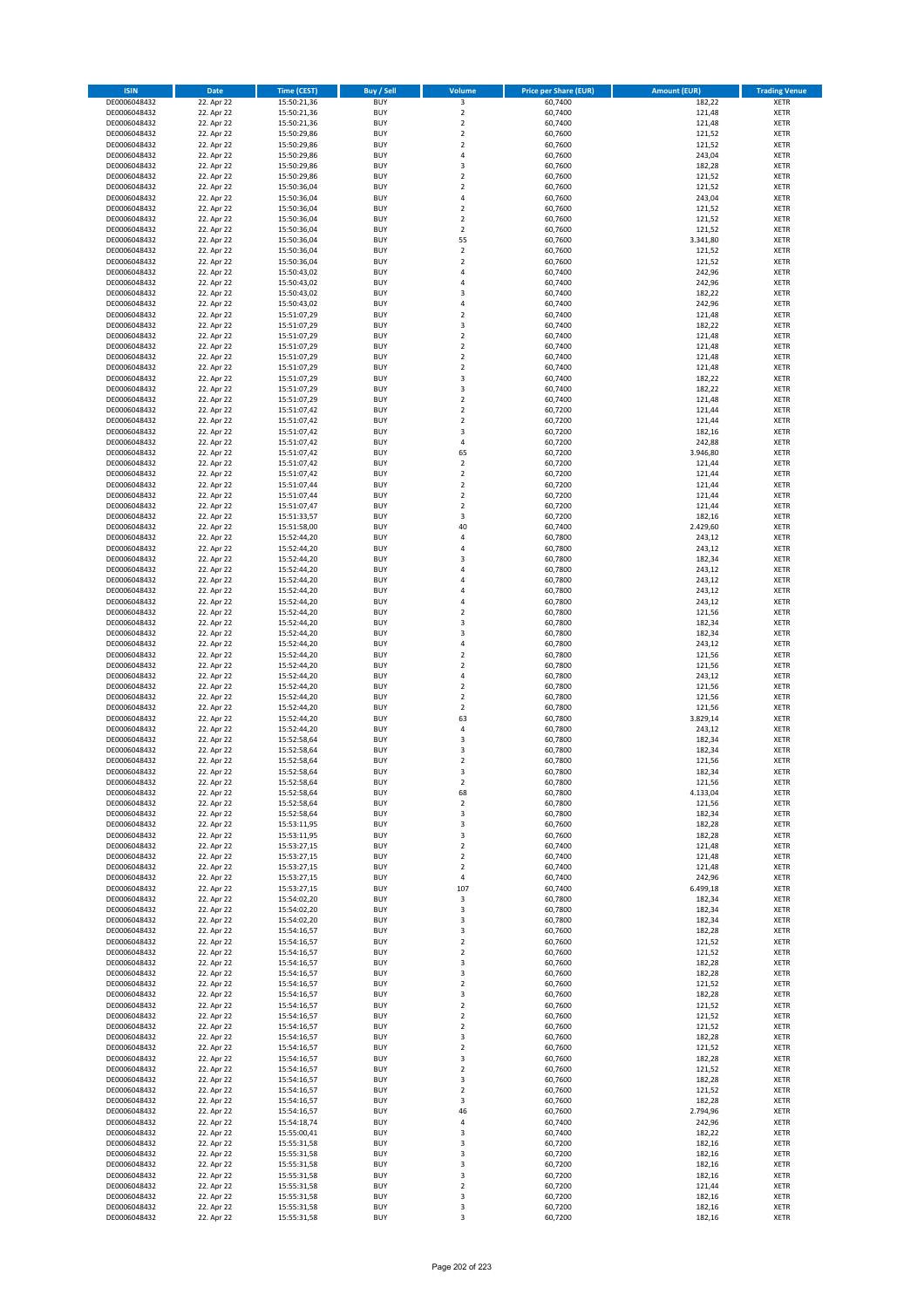| ISIN | Date | Time (CEST) | Buy / Sell | Volume | Price per Share (EUR) | Amount (EUR) | Trading Venue |
|---|---|---|---|---|---|---|---|
| DE0006048432 | 22. Apr 22 | 15:50:21,36 | BUY | 3 | 60,7400 | 182,22 | XETR |
| DE0006048432 | 22. Apr 22 | 15:50:21,36 | BUY | 2 | 60,7400 | 121,48 | XETR |
| DE0006048432 | 22. Apr 22 | 15:50:21,36 | BUY | 2 | 60,7400 | 121,48 | XETR |
| DE0006048432 | 22. Apr 22 | 15:50:29,86 | BUY | 2 | 60,7600 | 121,52 | XETR |
| DE0006048432 | 22. Apr 22 | 15:50:29,86 | BUY | 2 | 60,7600 | 121,52 | XETR |
| DE0006048432 | 22. Apr 22 | 15:50:29,86 | BUY | 4 | 60,7600 | 243,04 | XETR |
| DE0006048432 | 22. Apr 22 | 15:50:29,86 | BUY | 3 | 60,7600 | 182,28 | XETR |
| DE0006048432 | 22. Apr 22 | 15:50:29,86 | BUY | 2 | 60,7600 | 121,52 | XETR |
| DE0006048432 | 22. Apr 22 | 15:50:36,04 | BUY | 2 | 60,7600 | 121,52 | XETR |
| DE0006048432 | 22. Apr 22 | 15:50:36,04 | BUY | 4 | 60,7600 | 243,04 | XETR |
| DE0006048432 | 22. Apr 22 | 15:50:36,04 | BUY | 2 | 60,7600 | 121,52 | XETR |
| DE0006048432 | 22. Apr 22 | 15:50:36,04 | BUY | 2 | 60,7600 | 121,52 | XETR |
| DE0006048432 | 22. Apr 22 | 15:50:36,04 | BUY | 2 | 60,7600 | 121,52 | XETR |
| DE0006048432 | 22. Apr 22 | 15:50:36,04 | BUY | 55 | 60,7600 | 3.341,80 | XETR |
| DE0006048432 | 22. Apr 22 | 15:50:36,04 | BUY | 2 | 60,7600 | 121,52 | XETR |
| DE0006048432 | 22. Apr 22 | 15:50:36,04 | BUY | 2 | 60,7600 | 121,52 | XETR |
| DE0006048432 | 22. Apr 22 | 15:50:43,02 | BUY | 4 | 60,7400 | 242,96 | XETR |
| DE0006048432 | 22. Apr 22 | 15:50:43,02 | BUY | 4 | 60,7400 | 242,96 | XETR |
| DE0006048432 | 22. Apr 22 | 15:50:43,02 | BUY | 3 | 60,7400 | 182,22 | XETR |
| DE0006048432 | 22. Apr 22 | 15:50:43,02 | BUY | 4 | 60,7400 | 242,96 | XETR |
| DE0006048432 | 22. Apr 22 | 15:51:07,29 | BUY | 2 | 60,7400 | 121,48 | XETR |
| DE0006048432 | 22. Apr 22 | 15:51:07,29 | BUY | 3 | 60,7400 | 182,22 | XETR |
| DE0006048432 | 22. Apr 22 | 15:51:07,29 | BUY | 2 | 60,7400 | 121,48 | XETR |
| DE0006048432 | 22. Apr 22 | 15:51:07,29 | BUY | 2 | 60,7400 | 121,48 | XETR |
| DE0006048432 | 22. Apr 22 | 15:51:07,29 | BUY | 2 | 60,7400 | 121,48 | XETR |
| DE0006048432 | 22. Apr 22 | 15:51:07,29 | BUY | 2 | 60,7400 | 121,48 | XETR |
| DE0006048432 | 22. Apr 22 | 15:51:07,29 | BUY | 3 | 60,7400 | 182,22 | XETR |
| DE0006048432 | 22. Apr 22 | 15:51:07,29 | BUY | 3 | 60,7400 | 182,22 | XETR |
| DE0006048432 | 22. Apr 22 | 15:51:07,29 | BUY | 2 | 60,7400 | 121,48 | XETR |
| DE0006048432 | 22. Apr 22 | 15:51:07,42 | BUY | 2 | 60,7200 | 121,44 | XETR |
| DE0006048432 | 22. Apr 22 | 15:51:07,42 | BUY | 2 | 60,7200 | 121,44 | XETR |
| DE0006048432 | 22. Apr 22 | 15:51:07,42 | BUY | 3 | 60,7200 | 182,16 | XETR |
| DE0006048432 | 22. Apr 22 | 15:51:07,42 | BUY | 4 | 60,7200 | 242,88 | XETR |
| DE0006048432 | 22. Apr 22 | 15:51:07,42 | BUY | 65 | 60,7200 | 3.946,80 | XETR |
| DE0006048432 | 22. Apr 22 | 15:51:07,42 | BUY | 2 | 60,7200 | 121,44 | XETR |
| DE0006048432 | 22. Apr 22 | 15:51:07,42 | BUY | 2 | 60,7200 | 121,44 | XETR |
| DE0006048432 | 22. Apr 22 | 15:51:07,44 | BUY | 2 | 60,7200 | 121,44 | XETR |
| DE0006048432 | 22. Apr 22 | 15:51:07,44 | BUY | 2 | 60,7200 | 121,44 | XETR |
| DE0006048432 | 22. Apr 22 | 15:51:07,47 | BUY | 2 | 60,7200 | 121,44 | XETR |
| DE0006048432 | 22. Apr 22 | 15:51:33,57 | BUY | 3 | 60,7200 | 182,16 | XETR |
| DE0006048432 | 22. Apr 22 | 15:51:58,00 | BUY | 40 | 60,7400 | 2.429,60 | XETR |
| DE0006048432 | 22. Apr 22 | 15:52:44,20 | BUY | 4 | 60,7800 | 243,12 | XETR |
| DE0006048432 | 22. Apr 22 | 15:52:44,20 | BUY | 4 | 60,7800 | 243,12 | XETR |
| DE0006048432 | 22. Apr 22 | 15:52:44,20 | BUY | 3 | 60,7800 | 182,34 | XETR |
| DE0006048432 | 22. Apr 22 | 15:52:44,20 | BUY | 4 | 60,7800 | 243,12 | XETR |
| DE0006048432 | 22. Apr 22 | 15:52:44,20 | BUY | 4 | 60,7800 | 243,12 | XETR |
| DE0006048432 | 22. Apr 22 | 15:52:44,20 | BUY | 4 | 60,7800 | 243,12 | XETR |
| DE0006048432 | 22. Apr 22 | 15:52:44,20 | BUY | 4 | 60,7800 | 243,12 | XETR |
| DE0006048432 | 22. Apr 22 | 15:52:44,20 | BUY | 2 | 60,7800 | 121,56 | XETR |
| DE0006048432 | 22. Apr 22 | 15:52:44,20 | BUY | 3 | 60,7800 | 182,34 | XETR |
| DE0006048432 | 22. Apr 22 | 15:52:44,20 | BUY | 3 | 60,7800 | 182,34 | XETR |
| DE0006048432 | 22. Apr 22 | 15:52:44,20 | BUY | 4 | 60,7800 | 243,12 | XETR |
| DE0006048432 | 22. Apr 22 | 15:52:44,20 | BUY | 2 | 60,7800 | 121,56 | XETR |
| DE0006048432 | 22. Apr 22 | 15:52:44,20 | BUY | 2 | 60,7800 | 121,56 | XETR |
| DE0006048432 | 22. Apr 22 | 15:52:44,20 | BUY | 4 | 60,7800 | 243,12 | XETR |
| DE0006048432 | 22. Apr 22 | 15:52:44,20 | BUY | 2 | 60,7800 | 121,56 | XETR |
| DE0006048432 | 22. Apr 22 | 15:52:44,20 | BUY | 2 | 60,7800 | 121,56 | XETR |
| DE0006048432 | 22. Apr 22 | 15:52:44,20 | BUY | 2 | 60,7800 | 121,56 | XETR |
| DE0006048432 | 22. Apr 22 | 15:52:44,20 | BUY | 63 | 60,7800 | 3.829,14 | XETR |
| DE0006048432 | 22. Apr 22 | 15:52:44,20 | BUY | 4 | 60,7800 | 243,12 | XETR |
| DE0006048432 | 22. Apr 22 | 15:52:58,64 | BUY | 3 | 60,7800 | 182,34 | XETR |
| DE0006048432 | 22. Apr 22 | 15:52:58,64 | BUY | 3 | 60,7800 | 182,34 | XETR |
| DE0006048432 | 22. Apr 22 | 15:52:58,64 | BUY | 2 | 60,7800 | 121,56 | XETR |
| DE0006048432 | 22. Apr 22 | 15:52:58,64 | BUY | 3 | 60,7800 | 182,34 | XETR |
| DE0006048432 | 22. Apr 22 | 15:52:58,64 | BUY | 2 | 60,7800 | 121,56 | XETR |
| DE0006048432 | 22. Apr 22 | 15:52:58,64 | BUY | 68 | 60,7800 | 4.133,04 | XETR |
| DE0006048432 | 22. Apr 22 | 15:52:58,64 | BUY | 2 | 60,7800 | 121,56 | XETR |
| DE0006048432 | 22. Apr 22 | 15:52:58,64 | BUY | 3 | 60,7800 | 182,34 | XETR |
| DE0006048432 | 22. Apr 22 | 15:53:11,95 | BUY | 3 | 60,7600 | 182,28 | XETR |
| DE0006048432 | 22. Apr 22 | 15:53:11,95 | BUY | 3 | 60,7600 | 182,28 | XETR |
| DE0006048432 | 22. Apr 22 | 15:53:27,15 | BUY | 2 | 60,7400 | 121,48 | XETR |
| DE0006048432 | 22. Apr 22 | 15:53:27,15 | BUY | 2 | 60,7400 | 121,48 | XETR |
| DE0006048432 | 22. Apr 22 | 15:53:27,15 | BUY | 2 | 60,7400 | 121,48 | XETR |
| DE0006048432 | 22. Apr 22 | 15:53:27,15 | BUY | 4 | 60,7400 | 242,96 | XETR |
| DE0006048432 | 22. Apr 22 | 15:53:27,15 | BUY | 107 | 60,7400 | 6.499,18 | XETR |
| DE0006048432 | 22. Apr 22 | 15:54:02,20 | BUY | 3 | 60,7800 | 182,34 | XETR |
| DE0006048432 | 22. Apr 22 | 15:54:02,20 | BUY | 3 | 60,7800 | 182,34 | XETR |
| DE0006048432 | 22. Apr 22 | 15:54:02,20 | BUY | 3 | 60,7800 | 182,34 | XETR |
| DE0006048432 | 22. Apr 22 | 15:54:16,57 | BUY | 3 | 60,7600 | 182,28 | XETR |
| DE0006048432 | 22. Apr 22 | 15:54:16,57 | BUY | 2 | 60,7600 | 121,52 | XETR |
| DE0006048432 | 22. Apr 22 | 15:54:16,57 | BUY | 2 | 60,7600 | 121,52 | XETR |
| DE0006048432 | 22. Apr 22 | 15:54:16,57 | BUY | 3 | 60,7600 | 182,28 | XETR |
| DE0006048432 | 22. Apr 22 | 15:54:16,57 | BUY | 3 | 60,7600 | 182,28 | XETR |
| DE0006048432 | 22. Apr 22 | 15:54:16,57 | BUY | 2 | 60,7600 | 121,52 | XETR |
| DE0006048432 | 22. Apr 22 | 15:54:16,57 | BUY | 3 | 60,7600 | 182,28 | XETR |
| DE0006048432 | 22. Apr 22 | 15:54:16,57 | BUY | 2 | 60,7600 | 121,52 | XETR |
| DE0006048432 | 22. Apr 22 | 15:54:16,57 | BUY | 2 | 60,7600 | 121,52 | XETR |
| DE0006048432 | 22. Apr 22 | 15:54:16,57 | BUY | 2 | 60,7600 | 121,52 | XETR |
| DE0006048432 | 22. Apr 22 | 15:54:16,57 | BUY | 3 | 60,7600 | 182,28 | XETR |
| DE0006048432 | 22. Apr 22 | 15:54:16,57 | BUY | 2 | 60,7600 | 121,52 | XETR |
| DE0006048432 | 22. Apr 22 | 15:54:16,57 | BUY | 3 | 60,7600 | 182,28 | XETR |
| DE0006048432 | 22. Apr 22 | 15:54:16,57 | BUY | 2 | 60,7600 | 121,52 | XETR |
| DE0006048432 | 22. Apr 22 | 15:54:16,57 | BUY | 3 | 60,7600 | 182,28 | XETR |
| DE0006048432 | 22. Apr 22 | 15:54:16,57 | BUY | 2 | 60,7600 | 121,52 | XETR |
| DE0006048432 | 22. Apr 22 | 15:54:16,57 | BUY | 3 | 60,7600 | 182,28 | XETR |
| DE0006048432 | 22. Apr 22 | 15:54:16,57 | BUY | 46 | 60,7600 | 2.794,96 | XETR |
| DE0006048432 | 22. Apr 22 | 15:54:18,74 | BUY | 4 | 60,7400 | 242,96 | XETR |
| DE0006048432 | 22. Apr 22 | 15:55:00,41 | BUY | 3 | 60,7400 | 182,22 | XETR |
| DE0006048432 | 22. Apr 22 | 15:55:31,58 | BUY | 3 | 60,7200 | 182,16 | XETR |
| DE0006048432 | 22. Apr 22 | 15:55:31,58 | BUY | 3 | 60,7200 | 182,16 | XETR |
| DE0006048432 | 22. Apr 22 | 15:55:31,58 | BUY | 3 | 60,7200 | 182,16 | XETR |
| DE0006048432 | 22. Apr 22 | 15:55:31,58 | BUY | 3 | 60,7200 | 182,16 | XETR |
| DE0006048432 | 22. Apr 22 | 15:55:31,58 | BUY | 2 | 60,7200 | 121,44 | XETR |
| DE0006048432 | 22. Apr 22 | 15:55:31,58 | BUY | 3 | 60,7200 | 182,16 | XETR |
| DE0006048432 | 22. Apr 22 | 15:55:31,58 | BUY | 3 | 60,7200 | 182,16 | XETR |
| DE0006048432 | 22. Apr 22 | 15:55:31,58 | BUY | 3 | 60,7200 | 182,16 | XETR |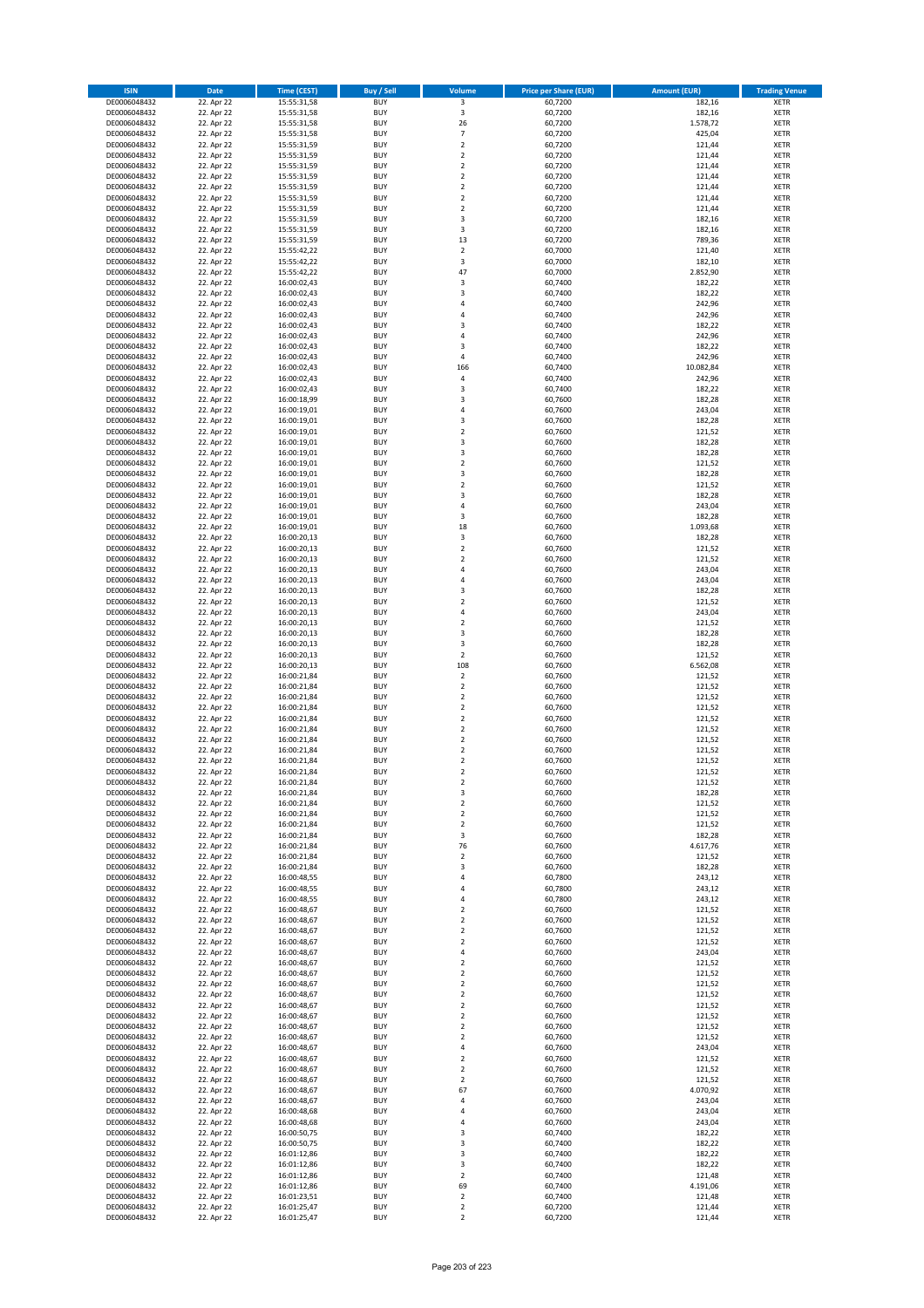| ISIN | Date | Time (CEST) | Buy / Sell | Volume | Price per Share (EUR) | Amount (EUR) | Trading Venue |
|---|---|---|---|---|---|---|---|
| DE0006048432 | 22. Apr 22 | 15:55:31,58 | BUY | 3 | 60,7200 | 182,16 | XETR |
| DE0006048432 | 22. Apr 22 | 15:55:31,58 | BUY | 3 | 60,7200 | 182,16 | XETR |
| DE0006048432 | 22. Apr 22 | 15:55:31,58 | BUY | 26 | 60,7200 | 1.578,72 | XETR |
| DE0006048432 | 22. Apr 22 | 15:55:31,58 | BUY | 7 | 60,7200 | 425,04 | XETR |
| DE0006048432 | 22. Apr 22 | 15:55:31,59 | BUY | 2 | 60,7200 | 121,44 | XETR |
| DE0006048432 | 22. Apr 22 | 15:55:31,59 | BUY | 2 | 60,7200 | 121,44 | XETR |
| DE0006048432 | 22. Apr 22 | 15:55:31,59 | BUY | 2 | 60,7200 | 121,44 | XETR |
| DE0006048432 | 22. Apr 22 | 15:55:31,59 | BUY | 2 | 60,7200 | 121,44 | XETR |
| DE0006048432 | 22. Apr 22 | 15:55:31,59 | BUY | 2 | 60,7200 | 121,44 | XETR |
| DE0006048432 | 22. Apr 22 | 15:55:31,59 | BUY | 2 | 60,7200 | 121,44 | XETR |
| DE0006048432 | 22. Apr 22 | 15:55:31,59 | BUY | 2 | 60,7200 | 121,44 | XETR |
| DE0006048432 | 22. Apr 22 | 15:55:31,59 | BUY | 3 | 60,7200 | 182,16 | XETR |
| DE0006048432 | 22. Apr 22 | 15:55:31,59 | BUY | 3 | 60,7200 | 182,16 | XETR |
| DE0006048432 | 22. Apr 22 | 15:55:31,59 | BUY | 13 | 60,7200 | 789,36 | XETR |
| DE0006048432 | 22. Apr 22 | 15:55:42,22 | BUY | 2 | 60,7000 | 121,40 | XETR |
| DE0006048432 | 22. Apr 22 | 15:55:42,22 | BUY | 3 | 60,7000 | 182,10 | XETR |
| DE0006048432 | 22. Apr 22 | 15:55:42,22 | BUY | 47 | 60,7000 | 2.852,90 | XETR |
| DE0006048432 | 22. Apr 22 | 16:00:02,43 | BUY | 3 | 60,7400 | 182,22 | XETR |
| DE0006048432 | 22. Apr 22 | 16:00:02,43 | BUY | 3 | 60,7400 | 182,22 | XETR |
| DE0006048432 | 22. Apr 22 | 16:00:02,43 | BUY | 4 | 60,7400 | 242,96 | XETR |
| DE0006048432 | 22. Apr 22 | 16:00:02,43 | BUY | 4 | 60,7400 | 242,96 | XETR |
| DE0006048432 | 22. Apr 22 | 16:00:02,43 | BUY | 3 | 60,7400 | 182,22 | XETR |
| DE0006048432 | 22. Apr 22 | 16:00:02,43 | BUY | 4 | 60,7400 | 242,96 | XETR |
| DE0006048432 | 22. Apr 22 | 16:00:02,43 | BUY | 3 | 60,7400 | 182,22 | XETR |
| DE0006048432 | 22. Apr 22 | 16:00:02,43 | BUY | 4 | 60,7400 | 242,96 | XETR |
| DE0006048432 | 22. Apr 22 | 16:00:02,43 | BUY | 166 | 60,7400 | 10.082,84 | XETR |
| DE0006048432 | 22. Apr 22 | 16:00:02,43 | BUY | 4 | 60,7400 | 242,96 | XETR |
| DE0006048432 | 22. Apr 22 | 16:00:02,43 | BUY | 3 | 60,7400 | 182,22 | XETR |
| DE0006048432 | 22. Apr 22 | 16:00:18,99 | BUY | 3 | 60,7600 | 182,28 | XETR |
| DE0006048432 | 22. Apr 22 | 16:00:19,01 | BUY | 4 | 60,7600 | 243,04 | XETR |
| DE0006048432 | 22. Apr 22 | 16:00:19,01 | BUY | 3 | 60,7600 | 182,28 | XETR |
| DE0006048432 | 22. Apr 22 | 16:00:19,01 | BUY | 2 | 60,7600 | 121,52 | XETR |
| DE0006048432 | 22. Apr 22 | 16:00:19,01 | BUY | 3 | 60,7600 | 182,28 | XETR |
| DE0006048432 | 22. Apr 22 | 16:00:19,01 | BUY | 3 | 60,7600 | 182,28 | XETR |
| DE0006048432 | 22. Apr 22 | 16:00:19,01 | BUY | 2 | 60,7600 | 121,52 | XETR |
| DE0006048432 | 22. Apr 22 | 16:00:19,01 | BUY | 3 | 60,7600 | 182,28 | XETR |
| DE0006048432 | 22. Apr 22 | 16:00:19,01 | BUY | 2 | 60,7600 | 121,52 | XETR |
| DE0006048432 | 22. Apr 22 | 16:00:19,01 | BUY | 3 | 60,7600 | 182,28 | XETR |
| DE0006048432 | 22. Apr 22 | 16:00:19,01 | BUY | 4 | 60,7600 | 243,04 | XETR |
| DE0006048432 | 22. Apr 22 | 16:00:19,01 | BUY | 3 | 60,7600 | 182,28 | XETR |
| DE0006048432 | 22. Apr 22 | 16:00:19,01 | BUY | 18 | 60,7600 | 1.093,68 | XETR |
| DE0006048432 | 22. Apr 22 | 16:00:20,13 | BUY | 3 | 60,7600 | 182,28 | XETR |
| DE0006048432 | 22. Apr 22 | 16:00:20,13 | BUY | 2 | 60,7600 | 121,52 | XETR |
| DE0006048432 | 22. Apr 22 | 16:00:20,13 | BUY | 2 | 60,7600 | 121,52 | XETR |
| DE0006048432 | 22. Apr 22 | 16:00:20,13 | BUY | 4 | 60,7600 | 243,04 | XETR |
| DE0006048432 | 22. Apr 22 | 16:00:20,13 | BUY | 4 | 60,7600 | 243,04 | XETR |
| DE0006048432 | 22. Apr 22 | 16:00:20,13 | BUY | 3 | 60,7600 | 182,28 | XETR |
| DE0006048432 | 22. Apr 22 | 16:00:20,13 | BUY | 2 | 60,7600 | 121,52 | XETR |
| DE0006048432 | 22. Apr 22 | 16:00:20,13 | BUY | 4 | 60,7600 | 243,04 | XETR |
| DE0006048432 | 22. Apr 22 | 16:00:20,13 | BUY | 2 | 60,7600 | 121,52 | XETR |
| DE0006048432 | 22. Apr 22 | 16:00:20,13 | BUY | 3 | 60,7600 | 182,28 | XETR |
| DE0006048432 | 22. Apr 22 | 16:00:20,13 | BUY | 3 | 60,7600 | 182,28 | XETR |
| DE0006048432 | 22. Apr 22 | 16:00:20,13 | BUY | 2 | 60,7600 | 121,52 | XETR |
| DE0006048432 | 22. Apr 22 | 16:00:20,13 | BUY | 108 | 60,7600 | 6.562,08 | XETR |
| DE0006048432 | 22. Apr 22 | 16:00:21,84 | BUY | 2 | 60,7600 | 121,52 | XETR |
| DE0006048432 | 22. Apr 22 | 16:00:21,84 | BUY | 2 | 60,7600 | 121,52 | XETR |
| DE0006048432 | 22. Apr 22 | 16:00:21,84 | BUY | 2 | 60,7600 | 121,52 | XETR |
| DE0006048432 | 22. Apr 22 | 16:00:21,84 | BUY | 2 | 60,7600 | 121,52 | XETR |
| DE0006048432 | 22. Apr 22 | 16:00:21,84 | BUY | 2 | 60,7600 | 121,52 | XETR |
| DE0006048432 | 22. Apr 22 | 16:00:21,84 | BUY | 2 | 60,7600 | 121,52 | XETR |
| DE0006048432 | 22. Apr 22 | 16:00:21,84 | BUY | 2 | 60,7600 | 121,52 | XETR |
| DE0006048432 | 22. Apr 22 | 16:00:21,84 | BUY | 2 | 60,7600 | 121,52 | XETR |
| DE0006048432 | 22. Apr 22 | 16:00:21,84 | BUY | 2 | 60,7600 | 121,52 | XETR |
| DE0006048432 | 22. Apr 22 | 16:00:21,84 | BUY | 2 | 60,7600 | 121,52 | XETR |
| DE0006048432 | 22. Apr 22 | 16:00:21,84 | BUY | 2 | 60,7600 | 121,52 | XETR |
| DE0006048432 | 22. Apr 22 | 16:00:21,84 | BUY | 3 | 60,7600 | 182,28 | XETR |
| DE0006048432 | 22. Apr 22 | 16:00:21,84 | BUY | 2 | 60,7600 | 121,52 | XETR |
| DE0006048432 | 22. Apr 22 | 16:00:21,84 | BUY | 2 | 60,7600 | 121,52 | XETR |
| DE0006048432 | 22. Apr 22 | 16:00:21,84 | BUY | 2 | 60,7600 | 121,52 | XETR |
| DE0006048432 | 22. Apr 22 | 16:00:21,84 | BUY | 3 | 60,7600 | 182,28 | XETR |
| DE0006048432 | 22. Apr 22 | 16:00:21,84 | BUY | 76 | 60,7600 | 4.617,76 | XETR |
| DE0006048432 | 22. Apr 22 | 16:00:21,84 | BUY | 2 | 60,7600 | 121,52 | XETR |
| DE0006048432 | 22. Apr 22 | 16:00:21,84 | BUY | 3 | 60,7600 | 182,28 | XETR |
| DE0006048432 | 22. Apr 22 | 16:00:48,55 | BUY | 4 | 60,7800 | 243,12 | XETR |
| DE0006048432 | 22. Apr 22 | 16:00:48,55 | BUY | 4 | 60,7800 | 243,12 | XETR |
| DE0006048432 | 22. Apr 22 | 16:00:48,55 | BUY | 4 | 60,7800 | 243,12 | XETR |
| DE0006048432 | 22. Apr 22 | 16:00:48,67 | BUY | 2 | 60,7600 | 121,52 | XETR |
| DE0006048432 | 22. Apr 22 | 16:00:48,67 | BUY | 2 | 60,7600 | 121,52 | XETR |
| DE0006048432 | 22. Apr 22 | 16:00:48,67 | BUY | 2 | 60,7600 | 121,52 | XETR |
| DE0006048432 | 22. Apr 22 | 16:00:48,67 | BUY | 2 | 60,7600 | 121,52 | XETR |
| DE0006048432 | 22. Apr 22 | 16:00:48,67 | BUY | 4 | 60,7600 | 243,04 | XETR |
| DE0006048432 | 22. Apr 22 | 16:00:48,67 | BUY | 2 | 60,7600 | 121,52 | XETR |
| DE0006048432 | 22. Apr 22 | 16:00:48,67 | BUY | 2 | 60,7600 | 121,52 | XETR |
| DE0006048432 | 22. Apr 22 | 16:00:48,67 | BUY | 2 | 60,7600 | 121,52 | XETR |
| DE0006048432 | 22. Apr 22 | 16:00:48,67 | BUY | 2 | 60,7600 | 121,52 | XETR |
| DE0006048432 | 22. Apr 22 | 16:00:48,67 | BUY | 2 | 60,7600 | 121,52 | XETR |
| DE0006048432 | 22. Apr 22 | 16:00:48,67 | BUY | 2 | 60,7600 | 121,52 | XETR |
| DE0006048432 | 22. Apr 22 | 16:00:48,67 | BUY | 2 | 60,7600 | 121,52 | XETR |
| DE0006048432 | 22. Apr 22 | 16:00:48,67 | BUY | 2 | 60,7600 | 121,52 | XETR |
| DE0006048432 | 22. Apr 22 | 16:00:48,67 | BUY | 4 | 60,7600 | 243,04 | XETR |
| DE0006048432 | 22. Apr 22 | 16:00:48,67 | BUY | 2 | 60,7600 | 121,52 | XETR |
| DE0006048432 | 22. Apr 22 | 16:00:48,67 | BUY | 2 | 60,7600 | 121,52 | XETR |
| DE0006048432 | 22. Apr 22 | 16:00:48,67 | BUY | 2 | 60,7600 | 121,52 | XETR |
| DE0006048432 | 22. Apr 22 | 16:00:48,67 | BUY | 67 | 60,7600 | 4.070,92 | XETR |
| DE0006048432 | 22. Apr 22 | 16:00:48,67 | BUY | 4 | 60,7600 | 243,04 | XETR |
| DE0006048432 | 22. Apr 22 | 16:00:48,68 | BUY | 4 | 60,7600 | 243,04 | XETR |
| DE0006048432 | 22. Apr 22 | 16:00:48,68 | BUY | 4 | 60,7600 | 243,04 | XETR |
| DE0006048432 | 22. Apr 22 | 16:00:50,75 | BUY | 3 | 60,7400 | 182,22 | XETR |
| DE0006048432 | 22. Apr 22 | 16:00:50,75 | BUY | 3 | 60,7400 | 182,22 | XETR |
| DE0006048432 | 22. Apr 22 | 16:01:12,86 | BUY | 3 | 60,7400 | 182,22 | XETR |
| DE0006048432 | 22. Apr 22 | 16:01:12,86 | BUY | 3 | 60,7400 | 182,22 | XETR |
| DE0006048432 | 22. Apr 22 | 16:01:12,86 | BUY | 2 | 60,7400 | 121,48 | XETR |
| DE0006048432 | 22. Apr 22 | 16:01:12,86 | BUY | 69 | 60,7400 | 4.191,06 | XETR |
| DE0006048432 | 22. Apr 22 | 16:01:23,51 | BUY | 2 | 60,7400 | 121,48 | XETR |
| DE0006048432 | 22. Apr 22 | 16:01:25,47 | BUY | 2 | 60,7200 | 121,44 | XETR |
| DE0006048432 | 22. Apr 22 | 16:01:25,47 | BUY | 2 | 60,7200 | 121,44 | XETR |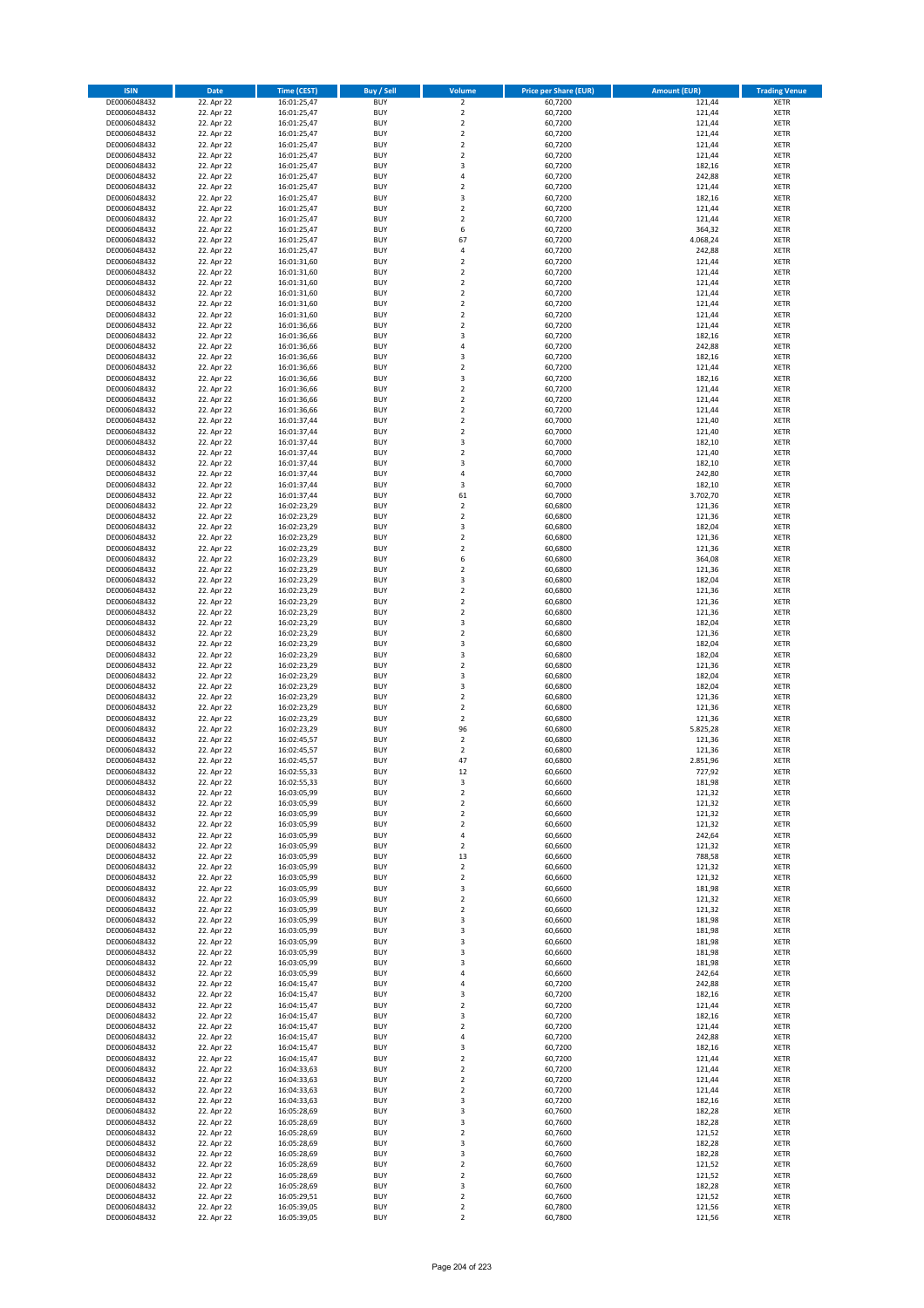| ISIN | Date | Time (CEST) | Buy / Sell | Volume | Price per Share (EUR) | Amount (EUR) | Trading Venue |
|---|---|---|---|---|---|---|---|
| DE0006048432 | 22. Apr 22 | 16:01:25,47 | BUY | 2 | 60,7200 | 121,44 | XETR |
| DE0006048432 | 22. Apr 22 | 16:01:25,47 | BUY | 2 | 60,7200 | 121,44 | XETR |
| DE0006048432 | 22. Apr 22 | 16:01:25,47 | BUY | 2 | 60,7200 | 121,44 | XETR |
| DE0006048432 | 22. Apr 22 | 16:01:25,47 | BUY | 2 | 60,7200 | 121,44 | XETR |
| DE0006048432 | 22. Apr 22 | 16:01:25,47 | BUY | 2 | 60,7200 | 121,44 | XETR |
| DE0006048432 | 22. Apr 22 | 16:01:25,47 | BUY | 2 | 60,7200 | 121,44 | XETR |
| DE0006048432 | 22. Apr 22 | 16:01:25,47 | BUY | 3 | 60,7200 | 182,16 | XETR |
| DE0006048432 | 22. Apr 22 | 16:01:25,47 | BUY | 4 | 60,7200 | 242,88 | XETR |
| DE0006048432 | 22. Apr 22 | 16:01:25,47 | BUY | 2 | 60,7200 | 121,44 | XETR |
| DE0006048432 | 22. Apr 22 | 16:01:25,47 | BUY | 3 | 60,7200 | 182,16 | XETR |
| DE0006048432 | 22. Apr 22 | 16:01:25,47 | BUY | 2 | 60,7200 | 121,44 | XETR |
| DE0006048432 | 22. Apr 22 | 16:01:25,47 | BUY | 2 | 60,7200 | 121,44 | XETR |
| DE0006048432 | 22. Apr 22 | 16:01:25,47 | BUY | 6 | 60,7200 | 364,32 | XETR |
| DE0006048432 | 22. Apr 22 | 16:01:25,47 | BUY | 67 | 60,7200 | 4.068,24 | XETR |
| DE0006048432 | 22. Apr 22 | 16:01:25,47 | BUY | 4 | 60,7200 | 242,88 | XETR |
| DE0006048432 | 22. Apr 22 | 16:01:31,60 | BUY | 2 | 60,7200 | 121,44 | XETR |
| DE0006048432 | 22. Apr 22 | 16:01:31,60 | BUY | 2 | 60,7200 | 121,44 | XETR |
| DE0006048432 | 22. Apr 22 | 16:01:31,60 | BUY | 2 | 60,7200 | 121,44 | XETR |
| DE0006048432 | 22. Apr 22 | 16:01:31,60 | BUY | 2 | 60,7200 | 121,44 | XETR |
| DE0006048432 | 22. Apr 22 | 16:01:31,60 | BUY | 2 | 60,7200 | 121,44 | XETR |
| DE0006048432 | 22. Apr 22 | 16:01:31,60 | BUY | 2 | 60,7200 | 121,44 | XETR |
| DE0006048432 | 22. Apr 22 | 16:01:36,66 | BUY | 2 | 60,7200 | 121,44 | XETR |
| DE0006048432 | 22. Apr 22 | 16:01:36,66 | BUY | 3 | 60,7200 | 182,16 | XETR |
| DE0006048432 | 22. Apr 22 | 16:01:36,66 | BUY | 4 | 60,7200 | 242,88 | XETR |
| DE0006048432 | 22. Apr 22 | 16:01:36,66 | BUY | 3 | 60,7200 | 182,16 | XETR |
| DE0006048432 | 22. Apr 22 | 16:01:36,66 | BUY | 2 | 60,7200 | 121,44 | XETR |
| DE0006048432 | 22. Apr 22 | 16:01:36,66 | BUY | 3 | 60,7200 | 182,16 | XETR |
| DE0006048432 | 22. Apr 22 | 16:01:36,66 | BUY | 2 | 60,7200 | 121,44 | XETR |
| DE0006048432 | 22. Apr 22 | 16:01:36,66 | BUY | 2 | 60,7200 | 121,44 | XETR |
| DE0006048432 | 22. Apr 22 | 16:01:36,66 | BUY | 2 | 60,7200 | 121,44 | XETR |
| DE0006048432 | 22. Apr 22 | 16:01:37,44 | BUY | 2 | 60,7000 | 121,40 | XETR |
| DE0006048432 | 22. Apr 22 | 16:01:37,44 | BUY | 2 | 60,7000 | 121,40 | XETR |
| DE0006048432 | 22. Apr 22 | 16:01:37,44 | BUY | 3 | 60,7000 | 182,10 | XETR |
| DE0006048432 | 22. Apr 22 | 16:01:37,44 | BUY | 2 | 60,7000 | 121,40 | XETR |
| DE0006048432 | 22. Apr 22 | 16:01:37,44 | BUY | 3 | 60,7000 | 182,10 | XETR |
| DE0006048432 | 22. Apr 22 | 16:01:37,44 | BUY | 4 | 60,7000 | 242,80 | XETR |
| DE0006048432 | 22. Apr 22 | 16:01:37,44 | BUY | 3 | 60,7000 | 182,10 | XETR |
| DE0006048432 | 22. Apr 22 | 16:01:37,44 | BUY | 61 | 60,7000 | 3.702,70 | XETR |
| DE0006048432 | 22. Apr 22 | 16:02:23,29 | BUY | 2 | 60,6800 | 121,36 | XETR |
| DE0006048432 | 22. Apr 22 | 16:02:23,29 | BUY | 2 | 60,6800 | 121,36 | XETR |
| DE0006048432 | 22. Apr 22 | 16:02:23,29 | BUY | 3 | 60,6800 | 182,04 | XETR |
| DE0006048432 | 22. Apr 22 | 16:02:23,29 | BUY | 2 | 60,6800 | 121,36 | XETR |
| DE0006048432 | 22. Apr 22 | 16:02:23,29 | BUY | 2 | 60,6800 | 121,36 | XETR |
| DE0006048432 | 22. Apr 22 | 16:02:23,29 | BUY | 6 | 60,6800 | 364,08 | XETR |
| DE0006048432 | 22. Apr 22 | 16:02:23,29 | BUY | 2 | 60,6800 | 121,36 | XETR |
| DE0006048432 | 22. Apr 22 | 16:02:23,29 | BUY | 3 | 60,6800 | 182,04 | XETR |
| DE0006048432 | 22. Apr 22 | 16:02:23,29 | BUY | 2 | 60,6800 | 121,36 | XETR |
| DE0006048432 | 22. Apr 22 | 16:02:23,29 | BUY | 2 | 60,6800 | 121,36 | XETR |
| DE0006048432 | 22. Apr 22 | 16:02:23,29 | BUY | 2 | 60,6800 | 121,36 | XETR |
| DE0006048432 | 22. Apr 22 | 16:02:23,29 | BUY | 3 | 60,6800 | 182,04 | XETR |
| DE0006048432 | 22. Apr 22 | 16:02:23,29 | BUY | 2 | 60,6800 | 121,36 | XETR |
| DE0006048432 | 22. Apr 22 | 16:02:23,29 | BUY | 3 | 60,6800 | 182,04 | XETR |
| DE0006048432 | 22. Apr 22 | 16:02:23,29 | BUY | 3 | 60,6800 | 182,04 | XETR |
| DE0006048432 | 22. Apr 22 | 16:02:23,29 | BUY | 2 | 60,6800 | 121,36 | XETR |
| DE0006048432 | 22. Apr 22 | 16:02:23,29 | BUY | 3 | 60,6800 | 182,04 | XETR |
| DE0006048432 | 22. Apr 22 | 16:02:23,29 | BUY | 3 | 60,6800 | 182,04 | XETR |
| DE0006048432 | 22. Apr 22 | 16:02:23,29 | BUY | 2 | 60,6800 | 121,36 | XETR |
| DE0006048432 | 22. Apr 22 | 16:02:23,29 | BUY | 2 | 60,6800 | 121,36 | XETR |
| DE0006048432 | 22. Apr 22 | 16:02:23,29 | BUY | 2 | 60,6800 | 121,36 | XETR |
| DE0006048432 | 22. Apr 22 | 16:02:23,29 | BUY | 96 | 60,6800 | 5.825,28 | XETR |
| DE0006048432 | 22. Apr 22 | 16:02:45,57 | BUY | 2 | 60,6800 | 121,36 | XETR |
| DE0006048432 | 22. Apr 22 | 16:02:45,57 | BUY | 2 | 60,6800 | 121,36 | XETR |
| DE0006048432 | 22. Apr 22 | 16:02:45,57 | BUY | 47 | 60,6800 | 2.851,96 | XETR |
| DE0006048432 | 22. Apr 22 | 16:02:55,33 | BUY | 12 | 60,6600 | 727,92 | XETR |
| DE0006048432 | 22. Apr 22 | 16:02:55,33 | BUY | 3 | 60,6600 | 181,98 | XETR |
| DE0006048432 | 22. Apr 22 | 16:03:05,99 | BUY | 2 | 60,6600 | 121,32 | XETR |
| DE0006048432 | 22. Apr 22 | 16:03:05,99 | BUY | 2 | 60,6600 | 121,32 | XETR |
| DE0006048432 | 22. Apr 22 | 16:03:05,99 | BUY | 2 | 60,6600 | 121,32 | XETR |
| DE0006048432 | 22. Apr 22 | 16:03:05,99 | BUY | 2 | 60,6600 | 121,32 | XETR |
| DE0006048432 | 22. Apr 22 | 16:03:05,99 | BUY | 4 | 60,6600 | 242,64 | XETR |
| DE0006048432 | 22. Apr 22 | 16:03:05,99 | BUY | 2 | 60,6600 | 121,32 | XETR |
| DE0006048432 | 22. Apr 22 | 16:03:05,99 | BUY | 13 | 60,6600 | 788,58 | XETR |
| DE0006048432 | 22. Apr 22 | 16:03:05,99 | BUY | 2 | 60,6600 | 121,32 | XETR |
| DE0006048432 | 22. Apr 22 | 16:03:05,99 | BUY | 2 | 60,6600 | 121,32 | XETR |
| DE0006048432 | 22. Apr 22 | 16:03:05,99 | BUY | 3 | 60,6600 | 181,98 | XETR |
| DE0006048432 | 22. Apr 22 | 16:03:05,99 | BUY | 2 | 60,6600 | 121,32 | XETR |
| DE0006048432 | 22. Apr 22 | 16:03:05,99 | BUY | 2 | 60,6600 | 121,32 | XETR |
| DE0006048432 | 22. Apr 22 | 16:03:05,99 | BUY | 3 | 60,6600 | 181,98 | XETR |
| DE0006048432 | 22. Apr 22 | 16:03:05,99 | BUY | 3 | 60,6600 | 181,98 | XETR |
| DE0006048432 | 22. Apr 22 | 16:03:05,99 | BUY | 3 | 60,6600 | 181,98 | XETR |
| DE0006048432 | 22. Apr 22 | 16:03:05,99 | BUY | 3 | 60,6600 | 181,98 | XETR |
| DE0006048432 | 22. Apr 22 | 16:03:05,99 | BUY | 3 | 60,6600 | 181,98 | XETR |
| DE0006048432 | 22. Apr 22 | 16:03:05,99 | BUY | 4 | 60,6600 | 242,64 | XETR |
| DE0006048432 | 22. Apr 22 | 16:04:15,47 | BUY | 4 | 60,7200 | 242,88 | XETR |
| DE0006048432 | 22. Apr 22 | 16:04:15,47 | BUY | 3 | 60,7200 | 182,16 | XETR |
| DE0006048432 | 22. Apr 22 | 16:04:15,47 | BUY | 2 | 60,7200 | 121,44 | XETR |
| DE0006048432 | 22. Apr 22 | 16:04:15,47 | BUY | 3 | 60,7200 | 182,16 | XETR |
| DE0006048432 | 22. Apr 22 | 16:04:15,47 | BUY | 2 | 60,7200 | 121,44 | XETR |
| DE0006048432 | 22. Apr 22 | 16:04:15,47 | BUY | 4 | 60,7200 | 242,88 | XETR |
| DE0006048432 | 22. Apr 22 | 16:04:15,47 | BUY | 3 | 60,7200 | 182,16 | XETR |
| DE0006048432 | 22. Apr 22 | 16:04:15,47 | BUY | 2 | 60,7200 | 121,44 | XETR |
| DE0006048432 | 22. Apr 22 | 16:04:33,63 | BUY | 2 | 60,7200 | 121,44 | XETR |
| DE0006048432 | 22. Apr 22 | 16:04:33,63 | BUY | 2 | 60,7200 | 121,44 | XETR |
| DE0006048432 | 22. Apr 22 | 16:04:33,63 | BUY | 2 | 60,7200 | 121,44 | XETR |
| DE0006048432 | 22. Apr 22 | 16:04:33,63 | BUY | 3 | 60,7200 | 182,16 | XETR |
| DE0006048432 | 22. Apr 22 | 16:05:28,69 | BUY | 3 | 60,7600 | 182,28 | XETR |
| DE0006048432 | 22. Apr 22 | 16:05:28,69 | BUY | 3 | 60,7600 | 182,28 | XETR |
| DE0006048432 | 22. Apr 22 | 16:05:28,69 | BUY | 2 | 60,7600 | 121,52 | XETR |
| DE0006048432 | 22. Apr 22 | 16:05:28,69 | BUY | 3 | 60,7600 | 182,28 | XETR |
| DE0006048432 | 22. Apr 22 | 16:05:28,69 | BUY | 3 | 60,7600 | 182,28 | XETR |
| DE0006048432 | 22. Apr 22 | 16:05:28,69 | BUY | 2 | 60,7600 | 121,52 | XETR |
| DE0006048432 | 22. Apr 22 | 16:05:28,69 | BUY | 2 | 60,7600 | 121,52 | XETR |
| DE0006048432 | 22. Apr 22 | 16:05:28,69 | BUY | 3 | 60,7600 | 182,28 | XETR |
| DE0006048432 | 22. Apr 22 | 16:05:29,51 | BUY | 2 | 60,7600 | 121,52 | XETR |
| DE0006048432 | 22. Apr 22 | 16:05:39,05 | BUY | 2 | 60,7800 | 121,56 | XETR |
| DE0006048432 | 22. Apr 22 | 16:05:39,05 | BUY | 2 | 60,7800 | 121,56 | XETR |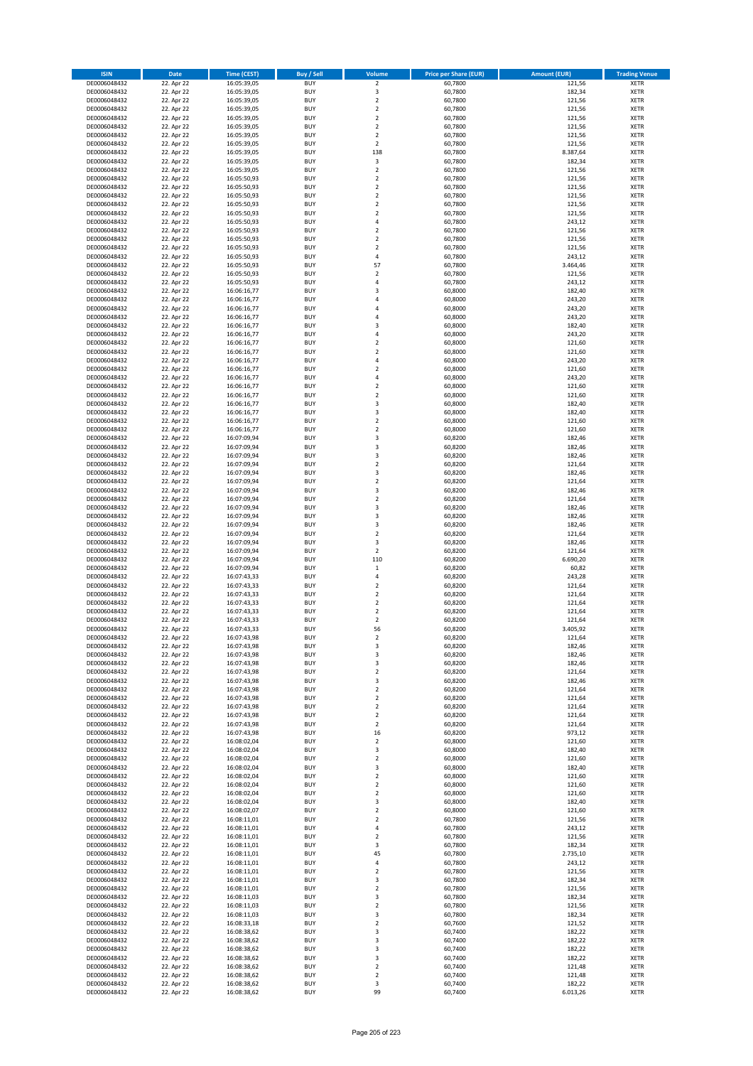| ISIN | Date | Time (CEST) | Buy / Sell | Volume | Price per Share (EUR) | Amount (EUR) | Trading Venue |
|---|---|---|---|---|---|---|---|
| DE0006048432 | 22. Apr 22 | 16:05:39,05 | BUY | 2 | 60,7800 | 121,56 | XETR |
| DE0006048432 | 22. Apr 22 | 16:05:39,05 | BUY | 3 | 60,7800 | 182,34 | XETR |
| DE0006048432 | 22. Apr 22 | 16:05:39,05 | BUY | 2 | 60,7800 | 121,56 | XETR |
| DE0006048432 | 22. Apr 22 | 16:05:39,05 | BUY | 2 | 60,7800 | 121,56 | XETR |
| DE0006048432 | 22. Apr 22 | 16:05:39,05 | BUY | 2 | 60,7800 | 121,56 | XETR |
| DE0006048432 | 22. Apr 22 | 16:05:39,05 | BUY | 2 | 60,7800 | 121,56 | XETR |
| DE0006048432 | 22. Apr 22 | 16:05:39,05 | BUY | 2 | 60,7800 | 121,56 | XETR |
| DE0006048432 | 22. Apr 22 | 16:05:39,05 | BUY | 2 | 60,7800 | 121,56 | XETR |
| DE0006048432 | 22. Apr 22 | 16:05:39,05 | BUY | 138 | 60,7800 | 8.387,64 | XETR |
| DE0006048432 | 22. Apr 22 | 16:05:39,05 | BUY | 3 | 60,7800 | 182,34 | XETR |
| DE0006048432 | 22. Apr 22 | 16:05:39,05 | BUY | 2 | 60,7800 | 121,56 | XETR |
| DE0006048432 | 22. Apr 22 | 16:05:50,93 | BUY | 2 | 60,7800 | 121,56 | XETR |
| DE0006048432 | 22. Apr 22 | 16:05:50,93 | BUY | 2 | 60,7800 | 121,56 | XETR |
| DE0006048432 | 22. Apr 22 | 16:05:50,93 | BUY | 2 | 60,7800 | 121,56 | XETR |
| DE0006048432 | 22. Apr 22 | 16:05:50,93 | BUY | 2 | 60,7800 | 121,56 | XETR |
| DE0006048432 | 22. Apr 22 | 16:05:50,93 | BUY | 2 | 60,7800 | 121,56 | XETR |
| DE0006048432 | 22. Apr 22 | 16:05:50,93 | BUY | 4 | 60,7800 | 243,12 | XETR |
| DE0006048432 | 22. Apr 22 | 16:05:50,93 | BUY | 2 | 60,7800 | 121,56 | XETR |
| DE0006048432 | 22. Apr 22 | 16:05:50,93 | BUY | 2 | 60,7800 | 121,56 | XETR |
| DE0006048432 | 22. Apr 22 | 16:05:50,93 | BUY | 2 | 60,7800 | 121,56 | XETR |
| DE0006048432 | 22. Apr 22 | 16:05:50,93 | BUY | 4 | 60,7800 | 243,12 | XETR |
| DE0006048432 | 22. Apr 22 | 16:05:50,93 | BUY | 57 | 60,7800 | 3.464,46 | XETR |
| DE0006048432 | 22. Apr 22 | 16:05:50,93 | BUY | 2 | 60,7800 | 121,56 | XETR |
| DE0006048432 | 22. Apr 22 | 16:05:50,93 | BUY | 4 | 60,7800 | 243,12 | XETR |
| DE0006048432 | 22. Apr 22 | 16:06:16,77 | BUY | 3 | 60,8000 | 182,40 | XETR |
| DE0006048432 | 22. Apr 22 | 16:06:16,77 | BUY | 4 | 60,8000 | 243,20 | XETR |
| DE0006048432 | 22. Apr 22 | 16:06:16,77 | BUY | 4 | 60,8000 | 243,20 | XETR |
| DE0006048432 | 22. Apr 22 | 16:06:16,77 | BUY | 4 | 60,8000 | 243,20 | XETR |
| DE0006048432 | 22. Apr 22 | 16:06:16,77 | BUY | 3 | 60,8000 | 182,40 | XETR |
| DE0006048432 | 22. Apr 22 | 16:06:16,77 | BUY | 4 | 60,8000 | 243,20 | XETR |
| DE0006048432 | 22. Apr 22 | 16:06:16,77 | BUY | 2 | 60,8000 | 121,60 | XETR |
| DE0006048432 | 22. Apr 22 | 16:06:16,77 | BUY | 2 | 60,8000 | 121,60 | XETR |
| DE0006048432 | 22. Apr 22 | 16:06:16,77 | BUY | 4 | 60,8000 | 243,20 | XETR |
| DE0006048432 | 22. Apr 22 | 16:06:16,77 | BUY | 2 | 60,8000 | 121,60 | XETR |
| DE0006048432 | 22. Apr 22 | 16:06:16,77 | BUY | 4 | 60,8000 | 243,20 | XETR |
| DE0006048432 | 22. Apr 22 | 16:06:16,77 | BUY | 2 | 60,8000 | 121,60 | XETR |
| DE0006048432 | 22. Apr 22 | 16:06:16,77 | BUY | 2 | 60,8000 | 121,60 | XETR |
| DE0006048432 | 22. Apr 22 | 16:06:16,77 | BUY | 3 | 60,8000 | 182,40 | XETR |
| DE0006048432 | 22. Apr 22 | 16:06:16,77 | BUY | 3 | 60,8000 | 182,40 | XETR |
| DE0006048432 | 22. Apr 22 | 16:06:16,77 | BUY | 2 | 60,8000 | 121,60 | XETR |
| DE0006048432 | 22. Apr 22 | 16:06:16,77 | BUY | 2 | 60,8000 | 121,60 | XETR |
| DE0006048432 | 22. Apr 22 | 16:07:09,94 | BUY | 3 | 60,8200 | 182,46 | XETR |
| DE0006048432 | 22. Apr 22 | 16:07:09,94 | BUY | 3 | 60,8200 | 182,46 | XETR |
| DE0006048432 | 22. Apr 22 | 16:07:09,94 | BUY | 3 | 60,8200 | 182,46 | XETR |
| DE0006048432 | 22. Apr 22 | 16:07:09,94 | BUY | 2 | 60,8200 | 121,64 | XETR |
| DE0006048432 | 22. Apr 22 | 16:07:09,94 | BUY | 3 | 60,8200 | 182,46 | XETR |
| DE0006048432 | 22. Apr 22 | 16:07:09,94 | BUY | 2 | 60,8200 | 121,64 | XETR |
| DE0006048432 | 22. Apr 22 | 16:07:09,94 | BUY | 3 | 60,8200 | 182,46 | XETR |
| DE0006048432 | 22. Apr 22 | 16:07:09,94 | BUY | 2 | 60,8200 | 121,64 | XETR |
| DE0006048432 | 22. Apr 22 | 16:07:09,94 | BUY | 3 | 60,8200 | 182,46 | XETR |
| DE0006048432 | 22. Apr 22 | 16:07:09,94 | BUY | 3 | 60,8200 | 182,46 | XETR |
| DE0006048432 | 22. Apr 22 | 16:07:09,94 | BUY | 3 | 60,8200 | 182,46 | XETR |
| DE0006048432 | 22. Apr 22 | 16:07:09,94 | BUY | 2 | 60,8200 | 121,64 | XETR |
| DE0006048432 | 22. Apr 22 | 16:07:09,94 | BUY | 3 | 60,8200 | 182,46 | XETR |
| DE0006048432 | 22. Apr 22 | 16:07:09,94 | BUY | 2 | 60,8200 | 121,64 | XETR |
| DE0006048432 | 22. Apr 22 | 16:07:09,94 | BUY | 110 | 60,8200 | 6.690,20 | XETR |
| DE0006048432 | 22. Apr 22 | 16:07:09,94 | BUY | 1 | 60,8200 | 60,82 | XETR |
| DE0006048432 | 22. Apr 22 | 16:07:43,33 | BUY | 4 | 60,8200 | 243,28 | XETR |
| DE0006048432 | 22. Apr 22 | 16:07:43,33 | BUY | 2 | 60,8200 | 121,64 | XETR |
| DE0006048432 | 22. Apr 22 | 16:07:43,33 | BUY | 2 | 60,8200 | 121,64 | XETR |
| DE0006048432 | 22. Apr 22 | 16:07:43,33 | BUY | 2 | 60,8200 | 121,64 | XETR |
| DE0006048432 | 22. Apr 22 | 16:07:43,33 | BUY | 2 | 60,8200 | 121,64 | XETR |
| DE0006048432 | 22. Apr 22 | 16:07:43,33 | BUY | 2 | 60,8200 | 121,64 | XETR |
| DE0006048432 | 22. Apr 22 | 16:07:43,33 | BUY | 56 | 60,8200 | 3.405,92 | XETR |
| DE0006048432 | 22. Apr 22 | 16:07:43,98 | BUY | 2 | 60,8200 | 121,64 | XETR |
| DE0006048432 | 22. Apr 22 | 16:07:43,98 | BUY | 3 | 60,8200 | 182,46 | XETR |
| DE0006048432 | 22. Apr 22 | 16:07:43,98 | BUY | 3 | 60,8200 | 182,46 | XETR |
| DE0006048432 | 22. Apr 22 | 16:07:43,98 | BUY | 3 | 60,8200 | 182,46 | XETR |
| DE0006048432 | 22. Apr 22 | 16:07:43,98 | BUY | 2 | 60,8200 | 121,64 | XETR |
| DE0006048432 | 22. Apr 22 | 16:07:43,98 | BUY | 3 | 60,8200 | 182,46 | XETR |
| DE0006048432 | 22. Apr 22 | 16:07:43,98 | BUY | 2 | 60,8200 | 121,64 | XETR |
| DE0006048432 | 22. Apr 22 | 16:07:43,98 | BUY | 2 | 60,8200 | 121,64 | XETR |
| DE0006048432 | 22. Apr 22 | 16:07:43,98 | BUY | 2 | 60,8200 | 121,64 | XETR |
| DE0006048432 | 22. Apr 22 | 16:07:43,98 | BUY | 2 | 60,8200 | 121,64 | XETR |
| DE0006048432 | 22. Apr 22 | 16:07:43,98 | BUY | 2 | 60,8200 | 121,64 | XETR |
| DE0006048432 | 22. Apr 22 | 16:07:43,98 | BUY | 16 | 60,8200 | 973,12 | XETR |
| DE0006048432 | 22. Apr 22 | 16:08:02,04 | BUY | 2 | 60,8000 | 121,60 | XETR |
| DE0006048432 | 22. Apr 22 | 16:08:02,04 | BUY | 3 | 60,8000 | 182,40 | XETR |
| DE0006048432 | 22. Apr 22 | 16:08:02,04 | BUY | 2 | 60,8000 | 121,60 | XETR |
| DE0006048432 | 22. Apr 22 | 16:08:02,04 | BUY | 3 | 60,8000 | 182,40 | XETR |
| DE0006048432 | 22. Apr 22 | 16:08:02,04 | BUY | 2 | 60,8000 | 121,60 | XETR |
| DE0006048432 | 22. Apr 22 | 16:08:02,04 | BUY | 2 | 60,8000 | 121,60 | XETR |
| DE0006048432 | 22. Apr 22 | 16:08:02,04 | BUY | 2 | 60,8000 | 121,60 | XETR |
| DE0006048432 | 22. Apr 22 | 16:08:02,04 | BUY | 3 | 60,8000 | 182,40 | XETR |
| DE0006048432 | 22. Apr 22 | 16:08:02,07 | BUY | 2 | 60,8000 | 121,60 | XETR |
| DE0006048432 | 22. Apr 22 | 16:08:11,01 | BUY | 2 | 60,7800 | 121,56 | XETR |
| DE0006048432 | 22. Apr 22 | 16:08:11,01 | BUY | 4 | 60,7800 | 243,12 | XETR |
| DE0006048432 | 22. Apr 22 | 16:08:11,01 | BUY | 2 | 60,7800 | 121,56 | XETR |
| DE0006048432 | 22. Apr 22 | 16:08:11,01 | BUY | 3 | 60,7800 | 182,34 | XETR |
| DE0006048432 | 22. Apr 22 | 16:08:11,01 | BUY | 45 | 60,7800 | 2.735,10 | XETR |
| DE0006048432 | 22. Apr 22 | 16:08:11,01 | BUY | 4 | 60,7800 | 243,12 | XETR |
| DE0006048432 | 22. Apr 22 | 16:08:11,01 | BUY | 2 | 60,7800 | 121,56 | XETR |
| DE0006048432 | 22. Apr 22 | 16:08:11,01 | BUY | 3 | 60,7800 | 182,34 | XETR |
| DE0006048432 | 22. Apr 22 | 16:08:11,01 | BUY | 2 | 60,7800 | 121,56 | XETR |
| DE0006048432 | 22. Apr 22 | 16:08:11,03 | BUY | 3 | 60,7800 | 182,34 | XETR |
| DE0006048432 | 22. Apr 22 | 16:08:11,03 | BUY | 2 | 60,7800 | 121,56 | XETR |
| DE0006048432 | 22. Apr 22 | 16:08:11,03 | BUY | 3 | 60,7800 | 182,34 | XETR |
| DE0006048432 | 22. Apr 22 | 16:08:33,18 | BUY | 2 | 60,7600 | 121,52 | XETR |
| DE0006048432 | 22. Apr 22 | 16:08:38,62 | BUY | 3 | 60,7400 | 182,22 | XETR |
| DE0006048432 | 22. Apr 22 | 16:08:38,62 | BUY | 3 | 60,7400 | 182,22 | XETR |
| DE0006048432 | 22. Apr 22 | 16:08:38,62 | BUY | 3 | 60,7400 | 182,22 | XETR |
| DE0006048432 | 22. Apr 22 | 16:08:38,62 | BUY | 3 | 60,7400 | 182,22 | XETR |
| DE0006048432 | 22. Apr 22 | 16:08:38,62 | BUY | 2 | 60,7400 | 121,48 | XETR |
| DE0006048432 | 22. Apr 22 | 16:08:38,62 | BUY | 2 | 60,7400 | 121,48 | XETR |
| DE0006048432 | 22. Apr 22 | 16:08:38,62 | BUY | 3 | 60,7400 | 182,22 | XETR |
| DE0006048432 | 22. Apr 22 | 16:08:38,62 | BUY | 99 | 60,7400 | 6.013,26 | XETR |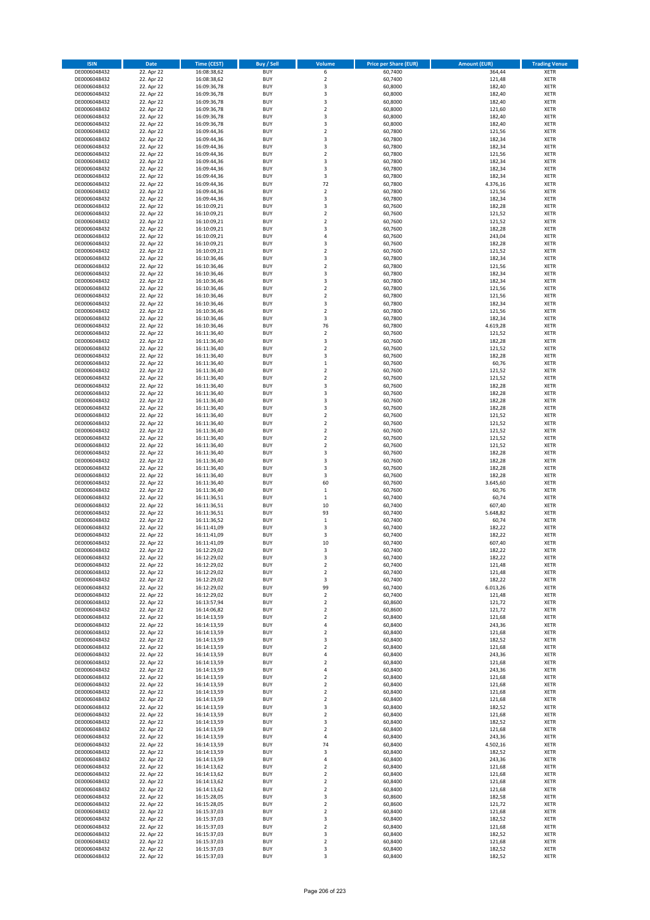| ISIN | Date | Time (CEST) | Buy / Sell | Volume | Price per Share (EUR) | Amount (EUR) | Trading Venue |
|---|---|---|---|---|---|---|---|
| DE0006048432 | 22. Apr 22 | 16:08:38,62 | BUY | 6 | 60,7400 | 364,44 | XETR |
| DE0006048432 | 22. Apr 22 | 16:08:38,62 | BUY | 2 | 60,7400 | 121,48 | XETR |
| DE0006048432 | 22. Apr 22 | 16:09:36,78 | BUY | 3 | 60,8000 | 182,40 | XETR |
| DE0006048432 | 22. Apr 22 | 16:09:36,78 | BUY | 3 | 60,8000 | 182,40 | XETR |
| DE0006048432 | 22. Apr 22 | 16:09:36,78 | BUY | 3 | 60,8000 | 182,40 | XETR |
| DE0006048432 | 22. Apr 22 | 16:09:36,78 | BUY | 2 | 60,8000 | 121,60 | XETR |
| DE0006048432 | 22. Apr 22 | 16:09:36,78 | BUY | 3 | 60,8000 | 182,40 | XETR |
| DE0006048432 | 22. Apr 22 | 16:09:36,78 | BUY | 3 | 60,8000 | 182,40 | XETR |
| DE0006048432 | 22. Apr 22 | 16:09:44,36 | BUY | 2 | 60,7800 | 121,56 | XETR |
| DE0006048432 | 22. Apr 22 | 16:09:44,36 | BUY | 3 | 60,7800 | 182,34 | XETR |
| DE0006048432 | 22. Apr 22 | 16:09:44,36 | BUY | 3 | 60,7800 | 182,34 | XETR |
| DE0006048432 | 22. Apr 22 | 16:09:44,36 | BUY | 2 | 60,7800 | 121,56 | XETR |
| DE0006048432 | 22. Apr 22 | 16:09:44,36 | BUY | 3 | 60,7800 | 182,34 | XETR |
| DE0006048432 | 22. Apr 22 | 16:09:44,36 | BUY | 3 | 60,7800 | 182,34 | XETR |
| DE0006048432 | 22. Apr 22 | 16:09:44,36 | BUY | 3 | 60,7800 | 182,34 | XETR |
| DE0006048432 | 22. Apr 22 | 16:09:44,36 | BUY | 72 | 60,7800 | 4.376,16 | XETR |
| DE0006048432 | 22. Apr 22 | 16:09:44,36 | BUY | 2 | 60,7800 | 121,56 | XETR |
| DE0006048432 | 22. Apr 22 | 16:09:44,36 | BUY | 3 | 60,7800 | 182,34 | XETR |
| DE0006048432 | 22. Apr 22 | 16:10:09,21 | BUY | 3 | 60,7600 | 182,28 | XETR |
| DE0006048432 | 22. Apr 22 | 16:10:09,21 | BUY | 2 | 60,7600 | 121,52 | XETR |
| DE0006048432 | 22. Apr 22 | 16:10:09,21 | BUY | 2 | 60,7600 | 121,52 | XETR |
| DE0006048432 | 22. Apr 22 | 16:10:09,21 | BUY | 3 | 60,7600 | 182,28 | XETR |
| DE0006048432 | 22. Apr 22 | 16:10:09,21 | BUY | 4 | 60,7600 | 243,04 | XETR |
| DE0006048432 | 22. Apr 22 | 16:10:09,21 | BUY | 3 | 60,7600 | 182,28 | XETR |
| DE0006048432 | 22. Apr 22 | 16:10:09,21 | BUY | 2 | 60,7600 | 121,52 | XETR |
| DE0006048432 | 22. Apr 22 | 16:10:36,46 | BUY | 3 | 60,7800 | 182,34 | XETR |
| DE0006048432 | 22. Apr 22 | 16:10:36,46 | BUY | 2 | 60,7800 | 121,56 | XETR |
| DE0006048432 | 22. Apr 22 | 16:10:36,46 | BUY | 3 | 60,7800 | 182,34 | XETR |
| DE0006048432 | 22. Apr 22 | 16:10:36,46 | BUY | 3 | 60,7800 | 182,34 | XETR |
| DE0006048432 | 22. Apr 22 | 16:10:36,46 | BUY | 2 | 60,7800 | 121,56 | XETR |
| DE0006048432 | 22. Apr 22 | 16:10:36,46 | BUY | 2 | 60,7800 | 121,56 | XETR |
| DE0006048432 | 22. Apr 22 | 16:10:36,46 | BUY | 3 | 60,7800 | 182,34 | XETR |
| DE0006048432 | 22. Apr 22 | 16:10:36,46 | BUY | 2 | 60,7800 | 121,56 | XETR |
| DE0006048432 | 22. Apr 22 | 16:10:36,46 | BUY | 3 | 60,7800 | 182,34 | XETR |
| DE0006048432 | 22. Apr 22 | 16:10:36,46 | BUY | 76 | 60,7800 | 4.619,28 | XETR |
| DE0006048432 | 22. Apr 22 | 16:11:36,40 | BUY | 2 | 60,7600 | 121,52 | XETR |
| DE0006048432 | 22. Apr 22 | 16:11:36,40 | BUY | 3 | 60,7600 | 182,28 | XETR |
| DE0006048432 | 22. Apr 22 | 16:11:36,40 | BUY | 2 | 60,7600 | 121,52 | XETR |
| DE0006048432 | 22. Apr 22 | 16:11:36,40 | BUY | 3 | 60,7600 | 182,28 | XETR |
| DE0006048432 | 22. Apr 22 | 16:11:36,40 | BUY | 1 | 60,7600 | 60,76 | XETR |
| DE0006048432 | 22. Apr 22 | 16:11:36,40 | BUY | 2 | 60,7600 | 121,52 | XETR |
| DE0006048432 | 22. Apr 22 | 16:11:36,40 | BUY | 2 | 60,7600 | 121,52 | XETR |
| DE0006048432 | 22. Apr 22 | 16:11:36,40 | BUY | 3 | 60,7600 | 182,28 | XETR |
| DE0006048432 | 22. Apr 22 | 16:11:36,40 | BUY | 3 | 60,7600 | 182,28 | XETR |
| DE0006048432 | 22. Apr 22 | 16:11:36,40 | BUY | 3 | 60,7600 | 182,28 | XETR |
| DE0006048432 | 22. Apr 22 | 16:11:36,40 | BUY | 3 | 60,7600 | 182,28 | XETR |
| DE0006048432 | 22. Apr 22 | 16:11:36,40 | BUY | 2 | 60,7600 | 121,52 | XETR |
| DE0006048432 | 22. Apr 22 | 16:11:36,40 | BUY | 2 | 60,7600 | 121,52 | XETR |
| DE0006048432 | 22. Apr 22 | 16:11:36,40 | BUY | 2 | 60,7600 | 121,52 | XETR |
| DE0006048432 | 22. Apr 22 | 16:11:36,40 | BUY | 2 | 60,7600 | 121,52 | XETR |
| DE0006048432 | 22. Apr 22 | 16:11:36,40 | BUY | 2 | 60,7600 | 121,52 | XETR |
| DE0006048432 | 22. Apr 22 | 16:11:36,40 | BUY | 3 | 60,7600 | 182,28 | XETR |
| DE0006048432 | 22. Apr 22 | 16:11:36,40 | BUY | 3 | 60,7600 | 182,28 | XETR |
| DE0006048432 | 22. Apr 22 | 16:11:36,40 | BUY | 3 | 60,7600 | 182,28 | XETR |
| DE0006048432 | 22. Apr 22 | 16:11:36,40 | BUY | 3 | 60,7600 | 182,28 | XETR |
| DE0006048432 | 22. Apr 22 | 16:11:36,40 | BUY | 60 | 60,7600 | 3.645,60 | XETR |
| DE0006048432 | 22. Apr 22 | 16:11:36,40 | BUY | 1 | 60,7600 | 60,76 | XETR |
| DE0006048432 | 22. Apr 22 | 16:11:36,51 | BUY | 1 | 60,7400 | 60,74 | XETR |
| DE0006048432 | 22. Apr 22 | 16:11:36,51 | BUY | 10 | 60,7400 | 607,40 | XETR |
| DE0006048432 | 22. Apr 22 | 16:11:36,51 | BUY | 93 | 60,7400 | 5.648,82 | XETR |
| DE0006048432 | 22. Apr 22 | 16:11:36,52 | BUY | 1 | 60,7400 | 60,74 | XETR |
| DE0006048432 | 22. Apr 22 | 16:11:41,09 | BUY | 3 | 60,7400 | 182,22 | XETR |
| DE0006048432 | 22. Apr 22 | 16:11:41,09 | BUY | 3 | 60,7400 | 182,22 | XETR |
| DE0006048432 | 22. Apr 22 | 16:11:41,09 | BUY | 10 | 60,7400 | 607,40 | XETR |
| DE0006048432 | 22. Apr 22 | 16:12:29,02 | BUY | 3 | 60,7400 | 182,22 | XETR |
| DE0006048432 | 22. Apr 22 | 16:12:29,02 | BUY | 3 | 60,7400 | 182,22 | XETR |
| DE0006048432 | 22. Apr 22 | 16:12:29,02 | BUY | 2 | 60,7400 | 121,48 | XETR |
| DE0006048432 | 22. Apr 22 | 16:12:29,02 | BUY | 2 | 60,7400 | 121,48 | XETR |
| DE0006048432 | 22. Apr 22 | 16:12:29,02 | BUY | 3 | 60,7400 | 182,22 | XETR |
| DE0006048432 | 22. Apr 22 | 16:12:29,02 | BUY | 99 | 60,7400 | 6.013,26 | XETR |
| DE0006048432 | 22. Apr 22 | 16:12:29,02 | BUY | 2 | 60,7400 | 121,48 | XETR |
| DE0006048432 | 22. Apr 22 | 16:13:57,94 | BUY | 2 | 60,8600 | 121,72 | XETR |
| DE0006048432 | 22. Apr 22 | 16:14:06,82 | BUY | 2 | 60,8600 | 121,72 | XETR |
| DE0006048432 | 22. Apr 22 | 16:14:13,59 | BUY | 2 | 60,8400 | 121,68 | XETR |
| DE0006048432 | 22. Apr 22 | 16:14:13,59 | BUY | 4 | 60,8400 | 243,36 | XETR |
| DE0006048432 | 22. Apr 22 | 16:14:13,59 | BUY | 2 | 60,8400 | 121,68 | XETR |
| DE0006048432 | 22. Apr 22 | 16:14:13,59 | BUY | 3 | 60,8400 | 182,52 | XETR |
| DE0006048432 | 22. Apr 22 | 16:14:13,59 | BUY | 2 | 60,8400 | 121,68 | XETR |
| DE0006048432 | 22. Apr 22 | 16:14:13,59 | BUY | 4 | 60,8400 | 243,36 | XETR |
| DE0006048432 | 22. Apr 22 | 16:14:13,59 | BUY | 2 | 60,8400 | 121,68 | XETR |
| DE0006048432 | 22. Apr 22 | 16:14:13,59 | BUY | 4 | 60,8400 | 243,36 | XETR |
| DE0006048432 | 22. Apr 22 | 16:14:13,59 | BUY | 2 | 60,8400 | 121,68 | XETR |
| DE0006048432 | 22. Apr 22 | 16:14:13,59 | BUY | 2 | 60,8400 | 121,68 | XETR |
| DE0006048432 | 22. Apr 22 | 16:14:13,59 | BUY | 2 | 60,8400 | 121,68 | XETR |
| DE0006048432 | 22. Apr 22 | 16:14:13,59 | BUY | 2 | 60,8400 | 121,68 | XETR |
| DE0006048432 | 22. Apr 22 | 16:14:13,59 | BUY | 3 | 60,8400 | 182,52 | XETR |
| DE0006048432 | 22. Apr 22 | 16:14:13,59 | BUY | 2 | 60,8400 | 121,68 | XETR |
| DE0006048432 | 22. Apr 22 | 16:14:13,59 | BUY | 3 | 60,8400 | 182,52 | XETR |
| DE0006048432 | 22. Apr 22 | 16:14:13,59 | BUY | 2 | 60,8400 | 121,68 | XETR |
| DE0006048432 | 22. Apr 22 | 16:14:13,59 | BUY | 4 | 60,8400 | 243,36 | XETR |
| DE0006048432 | 22. Apr 22 | 16:14:13,59 | BUY | 74 | 60,8400 | 4.502,16 | XETR |
| DE0006048432 | 22. Apr 22 | 16:14:13,59 | BUY | 3 | 60,8400 | 182,52 | XETR |
| DE0006048432 | 22. Apr 22 | 16:14:13,59 | BUY | 4 | 60,8400 | 243,36 | XETR |
| DE0006048432 | 22. Apr 22 | 16:14:13,62 | BUY | 2 | 60,8400 | 121,68 | XETR |
| DE0006048432 | 22. Apr 22 | 16:14:13,62 | BUY | 2 | 60,8400 | 121,68 | XETR |
| DE0006048432 | 22. Apr 22 | 16:14:13,62 | BUY | 2 | 60,8400 | 121,68 | XETR |
| DE0006048432 | 22. Apr 22 | 16:14:13,62 | BUY | 2 | 60,8400 | 121,68 | XETR |
| DE0006048432 | 22. Apr 22 | 16:15:28,05 | BUY | 3 | 60,8600 | 182,58 | XETR |
| DE0006048432 | 22. Apr 22 | 16:15:28,05 | BUY | 2 | 60,8600 | 121,72 | XETR |
| DE0006048432 | 22. Apr 22 | 16:15:37,03 | BUY | 2 | 60,8400 | 121,68 | XETR |
| DE0006048432 | 22. Apr 22 | 16:15:37,03 | BUY | 3 | 60,8400 | 182,52 | XETR |
| DE0006048432 | 22. Apr 22 | 16:15:37,03 | BUY | 2 | 60,8400 | 121,68 | XETR |
| DE0006048432 | 22. Apr 22 | 16:15:37,03 | BUY | 3 | 60,8400 | 182,52 | XETR |
| DE0006048432 | 22. Apr 22 | 16:15:37,03 | BUY | 2 | 60,8400 | 121,68 | XETR |
| DE0006048432 | 22. Apr 22 | 16:15:37,03 | BUY | 3 | 60,8400 | 182,52 | XETR |
| DE0006048432 | 22. Apr 22 | 16:15:37,03 | BUY | 3 | 60,8400 | 182,52 | XETR |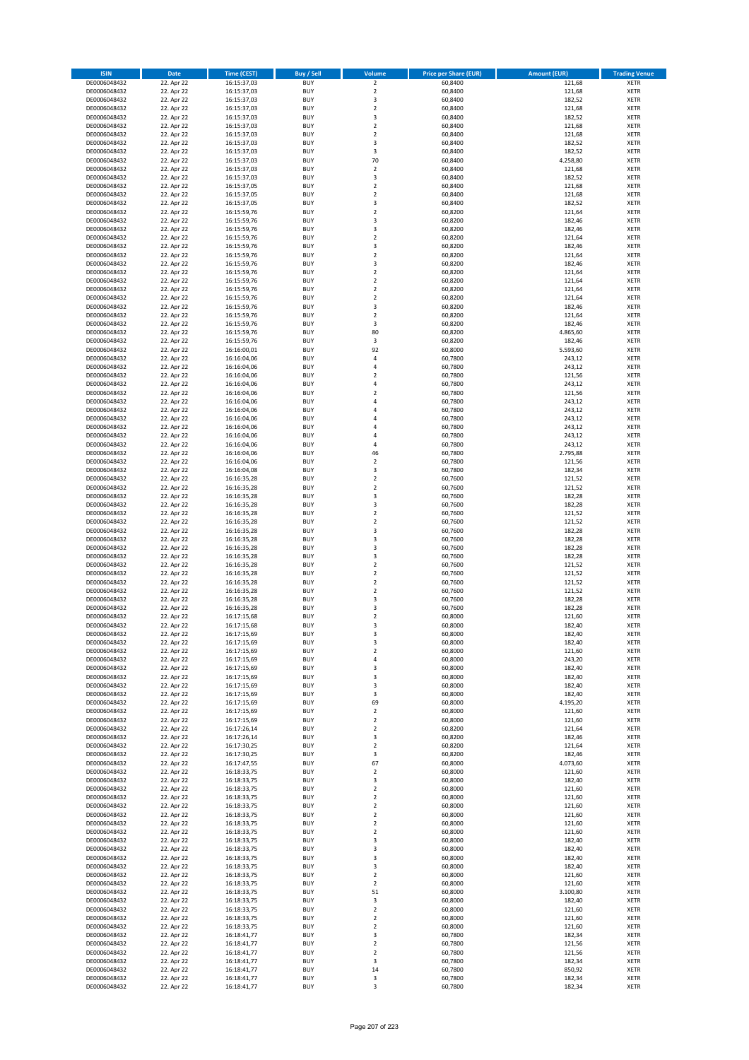| ISIN | Date | Time (CEST) | Buy / Sell | Volume | Price per Share (EUR) | Amount (EUR) | Trading Venue |
|---|---|---|---|---|---|---|---|
| DE0006048432 | 22. Apr 22 | 16:15:37,03 | BUY | 2 | 60,8400 | 121,68 | XETR |
| DE0006048432 | 22. Apr 22 | 16:15:37,03 | BUY | 2 | 60,8400 | 121,68 | XETR |
| DE0006048432 | 22. Apr 22 | 16:15:37,03 | BUY | 3 | 60,8400 | 182,52 | XETR |
| DE0006048432 | 22. Apr 22 | 16:15:37,03 | BUY | 2 | 60,8400 | 121,68 | XETR |
| DE0006048432 | 22. Apr 22 | 16:15:37,03 | BUY | 3 | 60,8400 | 182,52 | XETR |
| DE0006048432 | 22. Apr 22 | 16:15:37,03 | BUY | 2 | 60,8400 | 121,68 | XETR |
| DE0006048432 | 22. Apr 22 | 16:15:37,03 | BUY | 2 | 60,8400 | 121,68 | XETR |
| DE0006048432 | 22. Apr 22 | 16:15:37,03 | BUY | 3 | 60,8400 | 182,52 | XETR |
| DE0006048432 | 22. Apr 22 | 16:15:37,03 | BUY | 3 | 60,8400 | 182,52 | XETR |
| DE0006048432 | 22. Apr 22 | 16:15:37,03 | BUY | 70 | 60,8400 | 4.258,80 | XETR |
| DE0006048432 | 22. Apr 22 | 16:15:37,03 | BUY | 2 | 60,8400 | 121,68 | XETR |
| DE0006048432 | 22. Apr 22 | 16:15:37,03 | BUY | 3 | 60,8400 | 182,52 | XETR |
| DE0006048432 | 22. Apr 22 | 16:15:37,05 | BUY | 2 | 60,8400 | 121,68 | XETR |
| DE0006048432 | 22. Apr 22 | 16:15:37,05 | BUY | 2 | 60,8400 | 121,68 | XETR |
| DE0006048432 | 22. Apr 22 | 16:15:37,05 | BUY | 3 | 60,8400 | 182,52 | XETR |
| DE0006048432 | 22. Apr 22 | 16:15:59,76 | BUY | 2 | 60,8200 | 121,64 | XETR |
| DE0006048432 | 22. Apr 22 | 16:15:59,76 | BUY | 3 | 60,8200 | 182,46 | XETR |
| DE0006048432 | 22. Apr 22 | 16:15:59,76 | BUY | 3 | 60,8200 | 182,46 | XETR |
| DE0006048432 | 22. Apr 22 | 16:15:59,76 | BUY | 2 | 60,8200 | 121,64 | XETR |
| DE0006048432 | 22. Apr 22 | 16:15:59,76 | BUY | 3 | 60,8200 | 182,46 | XETR |
| DE0006048432 | 22. Apr 22 | 16:15:59,76 | BUY | 2 | 60,8200 | 121,64 | XETR |
| DE0006048432 | 22. Apr 22 | 16:15:59,76 | BUY | 3 | 60,8200 | 182,46 | XETR |
| DE0006048432 | 22. Apr 22 | 16:15:59,76 | BUY | 2 | 60,8200 | 121,64 | XETR |
| DE0006048432 | 22. Apr 22 | 16:15:59,76 | BUY | 2 | 60,8200 | 121,64 | XETR |
| DE0006048432 | 22. Apr 22 | 16:15:59,76 | BUY | 2 | 60,8200 | 121,64 | XETR |
| DE0006048432 | 22. Apr 22 | 16:15:59,76 | BUY | 2 | 60,8200 | 121,64 | XETR |
| DE0006048432 | 22. Apr 22 | 16:15:59,76 | BUY | 3 | 60,8200 | 182,46 | XETR |
| DE0006048432 | 22. Apr 22 | 16:15:59,76 | BUY | 2 | 60,8200 | 121,64 | XETR |
| DE0006048432 | 22. Apr 22 | 16:15:59,76 | BUY | 3 | 60,8200 | 182,46 | XETR |
| DE0006048432 | 22. Apr 22 | 16:15:59,76 | BUY | 80 | 60,8200 | 4.865,60 | XETR |
| DE0006048432 | 22. Apr 22 | 16:15:59,76 | BUY | 3 | 60,8200 | 182,46 | XETR |
| DE0006048432 | 22. Apr 22 | 16:16:00,01 | BUY | 92 | 60,8000 | 5.593,60 | XETR |
| DE0006048432 | 22. Apr 22 | 16:16:04,06 | BUY | 4 | 60,7800 | 243,12 | XETR |
| DE0006048432 | 22. Apr 22 | 16:16:04,06 | BUY | 4 | 60,7800 | 243,12 | XETR |
| DE0006048432 | 22. Apr 22 | 16:16:04,06 | BUY | 2 | 60,7800 | 121,56 | XETR |
| DE0006048432 | 22. Apr 22 | 16:16:04,06 | BUY | 4 | 60,7800 | 243,12 | XETR |
| DE0006048432 | 22. Apr 22 | 16:16:04,06 | BUY | 2 | 60,7800 | 121,56 | XETR |
| DE0006048432 | 22. Apr 22 | 16:16:04,06 | BUY | 4 | 60,7800 | 243,12 | XETR |
| DE0006048432 | 22. Apr 22 | 16:16:04,06 | BUY | 4 | 60,7800 | 243,12 | XETR |
| DE0006048432 | 22. Apr 22 | 16:16:04,06 | BUY | 4 | 60,7800 | 243,12 | XETR |
| DE0006048432 | 22. Apr 22 | 16:16:04,06 | BUY | 4 | 60,7800 | 243,12 | XETR |
| DE0006048432 | 22. Apr 22 | 16:16:04,06 | BUY | 4 | 60,7800 | 243,12 | XETR |
| DE0006048432 | 22. Apr 22 | 16:16:04,06 | BUY | 4 | 60,7800 | 243,12 | XETR |
| DE0006048432 | 22. Apr 22 | 16:16:04,06 | BUY | 46 | 60,7800 | 2.795,88 | XETR |
| DE0006048432 | 22. Apr 22 | 16:16:04,06 | BUY | 2 | 60,7800 | 121,56 | XETR |
| DE0006048432 | 22. Apr 22 | 16:16:04,08 | BUY | 3 | 60,7800 | 182,34 | XETR |
| DE0006048432 | 22. Apr 22 | 16:16:35,28 | BUY | 2 | 60,7600 | 121,52 | XETR |
| DE0006048432 | 22. Apr 22 | 16:16:35,28 | BUY | 2 | 60,7600 | 121,52 | XETR |
| DE0006048432 | 22. Apr 22 | 16:16:35,28 | BUY | 3 | 60,7600 | 182,28 | XETR |
| DE0006048432 | 22. Apr 22 | 16:16:35,28 | BUY | 3 | 60,7600 | 182,28 | XETR |
| DE0006048432 | 22. Apr 22 | 16:16:35,28 | BUY | 2 | 60,7600 | 121,52 | XETR |
| DE0006048432 | 22. Apr 22 | 16:16:35,28 | BUY | 2 | 60,7600 | 121,52 | XETR |
| DE0006048432 | 22. Apr 22 | 16:16:35,28 | BUY | 3 | 60,7600 | 182,28 | XETR |
| DE0006048432 | 22. Apr 22 | 16:16:35,28 | BUY | 3 | 60,7600 | 182,28 | XETR |
| DE0006048432 | 22. Apr 22 | 16:16:35,28 | BUY | 3 | 60,7600 | 182,28 | XETR |
| DE0006048432 | 22. Apr 22 | 16:16:35,28 | BUY | 3 | 60,7600 | 182,28 | XETR |
| DE0006048432 | 22. Apr 22 | 16:16:35,28 | BUY | 2 | 60,7600 | 121,52 | XETR |
| DE0006048432 | 22. Apr 22 | 16:16:35,28 | BUY | 2 | 60,7600 | 121,52 | XETR |
| DE0006048432 | 22. Apr 22 | 16:16:35,28 | BUY | 2 | 60,7600 | 121,52 | XETR |
| DE0006048432 | 22. Apr 22 | 16:16:35,28 | BUY | 2 | 60,7600 | 121,52 | XETR |
| DE0006048432 | 22. Apr 22 | 16:16:35,28 | BUY | 3 | 60,7600 | 182,28 | XETR |
| DE0006048432 | 22. Apr 22 | 16:16:35,28 | BUY | 3 | 60,7600 | 182,28 | XETR |
| DE0006048432 | 22. Apr 22 | 16:17:15,68 | BUY | 2 | 60,8000 | 121,60 | XETR |
| DE0006048432 | 22. Apr 22 | 16:17:15,68 | BUY | 3 | 60,8000 | 182,40 | XETR |
| DE0006048432 | 22. Apr 22 | 16:17:15,69 | BUY | 3 | 60,8000 | 182,40 | XETR |
| DE0006048432 | 22. Apr 22 | 16:17:15,69 | BUY | 3 | 60,8000 | 182,40 | XETR |
| DE0006048432 | 22. Apr 22 | 16:17:15,69 | BUY | 2 | 60,8000 | 121,60 | XETR |
| DE0006048432 | 22. Apr 22 | 16:17:15,69 | BUY | 4 | 60,8000 | 243,20 | XETR |
| DE0006048432 | 22. Apr 22 | 16:17:15,69 | BUY | 3 | 60,8000 | 182,40 | XETR |
| DE0006048432 | 22. Apr 22 | 16:17:15,69 | BUY | 3 | 60,8000 | 182,40 | XETR |
| DE0006048432 | 22. Apr 22 | 16:17:15,69 | BUY | 3 | 60,8000 | 182,40 | XETR |
| DE0006048432 | 22. Apr 22 | 16:17:15,69 | BUY | 3 | 60,8000 | 182,40 | XETR |
| DE0006048432 | 22. Apr 22 | 16:17:15,69 | BUY | 69 | 60,8000 | 4.195,20 | XETR |
| DE0006048432 | 22. Apr 22 | 16:17:15,69 | BUY | 2 | 60,8000 | 121,60 | XETR |
| DE0006048432 | 22. Apr 22 | 16:17:15,69 | BUY | 2 | 60,8000 | 121,60 | XETR |
| DE0006048432 | 22. Apr 22 | 16:17:26,14 | BUY | 2 | 60,8200 | 121,64 | XETR |
| DE0006048432 | 22. Apr 22 | 16:17:26,14 | BUY | 3 | 60,8200 | 182,46 | XETR |
| DE0006048432 | 22. Apr 22 | 16:17:30,25 | BUY | 2 | 60,8200 | 121,64 | XETR |
| DE0006048432 | 22. Apr 22 | 16:17:30,25 | BUY | 3 | 60,8200 | 182,46 | XETR |
| DE0006048432 | 22. Apr 22 | 16:17:47,55 | BUY | 67 | 60,8000 | 4.073,60 | XETR |
| DE0006048432 | 22. Apr 22 | 16:18:33,75 | BUY | 2 | 60,8000 | 121,60 | XETR |
| DE0006048432 | 22. Apr 22 | 16:18:33,75 | BUY | 3 | 60,8000 | 182,40 | XETR |
| DE0006048432 | 22. Apr 22 | 16:18:33,75 | BUY | 2 | 60,8000 | 121,60 | XETR |
| DE0006048432 | 22. Apr 22 | 16:18:33,75 | BUY | 2 | 60,8000 | 121,60 | XETR |
| DE0006048432 | 22. Apr 22 | 16:18:33,75 | BUY | 2 | 60,8000 | 121,60 | XETR |
| DE0006048432 | 22. Apr 22 | 16:18:33,75 | BUY | 2 | 60,8000 | 121,60 | XETR |
| DE0006048432 | 22. Apr 22 | 16:18:33,75 | BUY | 2 | 60,8000 | 121,60 | XETR |
| DE0006048432 | 22. Apr 22 | 16:18:33,75 | BUY | 2 | 60,8000 | 121,60 | XETR |
| DE0006048432 | 22. Apr 22 | 16:18:33,75 | BUY | 3 | 60,8000 | 182,40 | XETR |
| DE0006048432 | 22. Apr 22 | 16:18:33,75 | BUY | 3 | 60,8000 | 182,40 | XETR |
| DE0006048432 | 22. Apr 22 | 16:18:33,75 | BUY | 3 | 60,8000 | 182,40 | XETR |
| DE0006048432 | 22. Apr 22 | 16:18:33,75 | BUY | 3 | 60,8000 | 182,40 | XETR |
| DE0006048432 | 22. Apr 22 | 16:18:33,75 | BUY | 2 | 60,8000 | 121,60 | XETR |
| DE0006048432 | 22. Apr 22 | 16:18:33,75 | BUY | 2 | 60,8000 | 121,60 | XETR |
| DE0006048432 | 22. Apr 22 | 16:18:33,75 | BUY | 51 | 60,8000 | 3.100,80 | XETR |
| DE0006048432 | 22. Apr 22 | 16:18:33,75 | BUY | 3 | 60,8000 | 182,40 | XETR |
| DE0006048432 | 22. Apr 22 | 16:18:33,75 | BUY | 2 | 60,8000 | 121,60 | XETR |
| DE0006048432 | 22. Apr 22 | 16:18:33,75 | BUY | 2 | 60,8000 | 121,60 | XETR |
| DE0006048432 | 22. Apr 22 | 16:18:33,75 | BUY | 2 | 60,8000 | 121,60 | XETR |
| DE0006048432 | 22. Apr 22 | 16:18:41,77 | BUY | 3 | 60,7800 | 182,34 | XETR |
| DE0006048432 | 22. Apr 22 | 16:18:41,77 | BUY | 2 | 60,7800 | 121,56 | XETR |
| DE0006048432 | 22. Apr 22 | 16:18:41,77 | BUY | 2 | 60,7800 | 121,56 | XETR |
| DE0006048432 | 22. Apr 22 | 16:18:41,77 | BUY | 3 | 60,7800 | 182,34 | XETR |
| DE0006048432 | 22. Apr 22 | 16:18:41,77 | BUY | 14 | 60,7800 | 850,92 | XETR |
| DE0006048432 | 22. Apr 22 | 16:18:41,77 | BUY | 3 | 60,7800 | 182,34 | XETR |
| DE0006048432 | 22. Apr 22 | 16:18:41,77 | BUY | 3 | 60,7800 | 182,34 | XETR |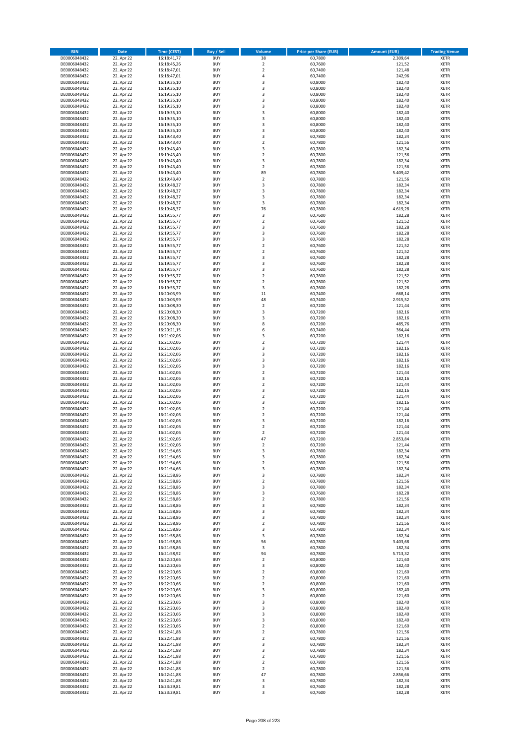| ISIN | Date | Time (CEST) | Buy / Sell | Volume | Price per Share (EUR) | Amount (EUR) | Trading Venue |
|---|---|---|---|---|---|---|---|
| DE0006048432 | 22. Apr 22 | 16:18:41,77 | BUY | 38 | 60,7800 | 2.309,64 | XETR |
| DE0006048432 | 22. Apr 22 | 16:18:45,26 | BUY | 2 | 60,7600 | 121,52 | XETR |
| DE0006048432 | 22. Apr 22 | 16:18:47,01 | BUY | 2 | 60,7400 | 121,48 | XETR |
| DE0006048432 | 22. Apr 22 | 16:18:47,01 | BUY | 4 | 60,7400 | 242,96 | XETR |
| DE0006048432 | 22. Apr 22 | 16:19:35,10 | BUY | 3 | 60,8000 | 182,40 | XETR |
| DE0006048432 | 22. Apr 22 | 16:19:35,10 | BUY | 3 | 60,8000 | 182,40 | XETR |
| DE0006048432 | 22. Apr 22 | 16:19:35,10 | BUY | 3 | 60,8000 | 182,40 | XETR |
| DE0006048432 | 22. Apr 22 | 16:19:35,10 | BUY | 3 | 60,8000 | 182,40 | XETR |
| DE0006048432 | 22. Apr 22 | 16:19:35,10 | BUY | 3 | 60,8000 | 182,40 | XETR |
| DE0006048432 | 22. Apr 22 | 16:19:35,10 | BUY | 3 | 60,8000 | 182,40 | XETR |
| DE0006048432 | 22. Apr 22 | 16:19:35,10 | BUY | 3 | 60,8000 | 182,40 | XETR |
| DE0006048432 | 22. Apr 22 | 16:19:35,10 | BUY | 3 | 60,8000 | 182,40 | XETR |
| DE0006048432 | 22. Apr 22 | 16:19:35,10 | BUY | 3 | 60,8000 | 182,40 | XETR |
| DE0006048432 | 22. Apr 22 | 16:19:43,40 | BUY | 3 | 60,7800 | 182,34 | XETR |
| DE0006048432 | 22. Apr 22 | 16:19:43,40 | BUY | 2 | 60,7800 | 121,56 | XETR |
| DE0006048432 | 22. Apr 22 | 16:19:43,40 | BUY | 3 | 60,7800 | 182,34 | XETR |
| DE0006048432 | 22. Apr 22 | 16:19:43,40 | BUY | 2 | 60,7800 | 121,56 | XETR |
| DE0006048432 | 22. Apr 22 | 16:19:43,40 | BUY | 3 | 60,7800 | 182,34 | XETR |
| DE0006048432 | 22. Apr 22 | 16:19:43,40 | BUY | 2 | 60,7800 | 121,56 | XETR |
| DE0006048432 | 22. Apr 22 | 16:19:43,40 | BUY | 89 | 60,7800 | 5.409,42 | XETR |
| DE0006048432 | 22. Apr 22 | 16:19:43,40 | BUY | 2 | 60,7800 | 121,56 | XETR |
| DE0006048432 | 22. Apr 22 | 16:19:48,37 | BUY | 3 | 60,7800 | 182,34 | XETR |
| DE0006048432 | 22. Apr 22 | 16:19:48,37 | BUY | 3 | 60,7800 | 182,34 | XETR |
| DE0006048432 | 22. Apr 22 | 16:19:48,37 | BUY | 3 | 60,7800 | 182,34 | XETR |
| DE0006048432 | 22. Apr 22 | 16:19:48,37 | BUY | 3 | 60,7800 | 182,34 | XETR |
| DE0006048432 | 22. Apr 22 | 16:19:48,37 | BUY | 76 | 60,7800 | 4.619,28 | XETR |
| DE0006048432 | 22. Apr 22 | 16:19:55,77 | BUY | 3 | 60,7600 | 182,28 | XETR |
| DE0006048432 | 22. Apr 22 | 16:19:55,77 | BUY | 2 | 60,7600 | 121,52 | XETR |
| DE0006048432 | 22. Apr 22 | 16:19:55,77 | BUY | 3 | 60,7600 | 182,28 | XETR |
| DE0006048432 | 22. Apr 22 | 16:19:55,77 | BUY | 3 | 60,7600 | 182,28 | XETR |
| DE0006048432 | 22. Apr 22 | 16:19:55,77 | BUY | 3 | 60,7600 | 182,28 | XETR |
| DE0006048432 | 22. Apr 22 | 16:19:55,77 | BUY | 2 | 60,7600 | 121,52 | XETR |
| DE0006048432 | 22. Apr 22 | 16:19:55,77 | BUY | 2 | 60,7600 | 121,52 | XETR |
| DE0006048432 | 22. Apr 22 | 16:19:55,77 | BUY | 3 | 60,7600 | 182,28 | XETR |
| DE0006048432 | 22. Apr 22 | 16:19:55,77 | BUY | 3 | 60,7600 | 182,28 | XETR |
| DE0006048432 | 22. Apr 22 | 16:19:55,77 | BUY | 3 | 60,7600 | 182,28 | XETR |
| DE0006048432 | 22. Apr 22 | 16:19:55,77 | BUY | 2 | 60,7600 | 121,52 | XETR |
| DE0006048432 | 22. Apr 22 | 16:19:55,77 | BUY | 2 | 60,7600 | 121,52 | XETR |
| DE0006048432 | 22. Apr 22 | 16:19:55,77 | BUY | 3 | 60,7600 | 182,28 | XETR |
| DE0006048432 | 22. Apr 22 | 16:20:03,99 | BUY | 11 | 60,7400 | 668,14 | XETR |
| DE0006048432 | 22. Apr 22 | 16:20:03,99 | BUY | 48 | 60,7400 | 2.915,52 | XETR |
| DE0006048432 | 22. Apr 22 | 16:20:08,30 | BUY | 2 | 60,7200 | 121,44 | XETR |
| DE0006048432 | 22. Apr 22 | 16:20:08,30 | BUY | 3 | 60,7200 | 182,16 | XETR |
| DE0006048432 | 22. Apr 22 | 16:20:08,30 | BUY | 3 | 60,7200 | 182,16 | XETR |
| DE0006048432 | 22. Apr 22 | 16:20:08,30 | BUY | 8 | 60,7200 | 485,76 | XETR |
| DE0006048432 | 22. Apr 22 | 16:20:21,15 | BUY | 6 | 60,7400 | 364,44 | XETR |
| DE0006048432 | 22. Apr 22 | 16:21:02,06 | BUY | 3 | 60,7200 | 182,16 | XETR |
| DE0006048432 | 22. Apr 22 | 16:21:02,06 | BUY | 2 | 60,7200 | 121,44 | XETR |
| DE0006048432 | 22. Apr 22 | 16:21:02,06 | BUY | 3 | 60,7200 | 182,16 | XETR |
| DE0006048432 | 22. Apr 22 | 16:21:02,06 | BUY | 3 | 60,7200 | 182,16 | XETR |
| DE0006048432 | 22. Apr 22 | 16:21:02,06 | BUY | 3 | 60,7200 | 182,16 | XETR |
| DE0006048432 | 22. Apr 22 | 16:21:02,06 | BUY | 3 | 60,7200 | 182,16 | XETR |
| DE0006048432 | 22. Apr 22 | 16:21:02,06 | BUY | 2 | 60,7200 | 121,44 | XETR |
| DE0006048432 | 22. Apr 22 | 16:21:02,06 | BUY | 3 | 60,7200 | 182,16 | XETR |
| DE0006048432 | 22. Apr 22 | 16:21:02,06 | BUY | 2 | 60,7200 | 121,44 | XETR |
| DE0006048432 | 22. Apr 22 | 16:21:02,06 | BUY | 3 | 60,7200 | 182,16 | XETR |
| DE0006048432 | 22. Apr 22 | 16:21:02,06 | BUY | 2 | 60,7200 | 121,44 | XETR |
| DE0006048432 | 22. Apr 22 | 16:21:02,06 | BUY | 3 | 60,7200 | 182,16 | XETR |
| DE0006048432 | 22. Apr 22 | 16:21:02,06 | BUY | 2 | 60,7200 | 121,44 | XETR |
| DE0006048432 | 22. Apr 22 | 16:21:02,06 | BUY | 2 | 60,7200 | 121,44 | XETR |
| DE0006048432 | 22. Apr 22 | 16:21:02,06 | BUY | 3 | 60,7200 | 182,16 | XETR |
| DE0006048432 | 22. Apr 22 | 16:21:02,06 | BUY | 2 | 60,7200 | 121,44 | XETR |
| DE0006048432 | 22. Apr 22 | 16:21:02,06 | BUY | 2 | 60,7200 | 121,44 | XETR |
| DE0006048432 | 22. Apr 22 | 16:21:02,06 | BUY | 47 | 60,7200 | 2.853,84 | XETR |
| DE0006048432 | 22. Apr 22 | 16:21:02,06 | BUY | 2 | 60,7200 | 121,44 | XETR |
| DE0006048432 | 22. Apr 22 | 16:21:54,66 | BUY | 3 | 60,7800 | 182,34 | XETR |
| DE0006048432 | 22. Apr 22 | 16:21:54,66 | BUY | 3 | 60,7800 | 182,34 | XETR |
| DE0006048432 | 22. Apr 22 | 16:21:54,66 | BUY | 2 | 60,7800 | 121,56 | XETR |
| DE0006048432 | 22. Apr 22 | 16:21:54,66 | BUY | 3 | 60,7800 | 182,34 | XETR |
| DE0006048432 | 22. Apr 22 | 16:21:58,86 | BUY | 3 | 60,7800 | 182,34 | XETR |
| DE0006048432 | 22. Apr 22 | 16:21:58,86 | BUY | 2 | 60,7800 | 121,56 | XETR |
| DE0006048432 | 22. Apr 22 | 16:21:58,86 | BUY | 3 | 60,7800 | 182,34 | XETR |
| DE0006048432 | 22. Apr 22 | 16:21:58,86 | BUY | 3 | 60,7600 | 182,28 | XETR |
| DE0006048432 | 22. Apr 22 | 16:21:58,86 | BUY | 2 | 60,7800 | 121,56 | XETR |
| DE0006048432 | 22. Apr 22 | 16:21:58,86 | BUY | 3 | 60,7800 | 182,34 | XETR |
| DE0006048432 | 22. Apr 22 | 16:21:58,86 | BUY | 3 | 60,7800 | 182,34 | XETR |
| DE0006048432 | 22. Apr 22 | 16:21:58,86 | BUY | 3 | 60,7800 | 182,34 | XETR |
| DE0006048432 | 22. Apr 22 | 16:21:58,86 | BUY | 2 | 60,7800 | 121,56 | XETR |
| DE0006048432 | 22. Apr 22 | 16:21:58,86 | BUY | 3 | 60,7800 | 182,34 | XETR |
| DE0006048432 | 22. Apr 22 | 16:21:58,86 | BUY | 3 | 60,7800 | 182,34 | XETR |
| DE0006048432 | 22. Apr 22 | 16:21:58,86 | BUY | 56 | 60,7800 | 3.403,68 | XETR |
| DE0006048432 | 22. Apr 22 | 16:21:58,86 | BUY | 3 | 60,7800 | 182,34 | XETR |
| DE0006048432 | 22. Apr 22 | 16:21:58,92 | BUY | 94 | 60,7800 | 5.713,32 | XETR |
| DE0006048432 | 22. Apr 22 | 16:22:20,66 | BUY | 2 | 60,8000 | 121,60 | XETR |
| DE0006048432 | 22. Apr 22 | 16:22:20,66 | BUY | 3 | 60,8000 | 182,40 | XETR |
| DE0006048432 | 22. Apr 22 | 16:22:20,66 | BUY | 2 | 60,8000 | 121,60 | XETR |
| DE0006048432 | 22. Apr 22 | 16:22:20,66 | BUY | 2 | 60,8000 | 121,60 | XETR |
| DE0006048432 | 22. Apr 22 | 16:22:20,66 | BUY | 2 | 60,8000 | 121,60 | XETR |
| DE0006048432 | 22. Apr 22 | 16:22:20,66 | BUY | 3 | 60,8000 | 182,40 | XETR |
| DE0006048432 | 22. Apr 22 | 16:22:20,66 | BUY | 2 | 60,8000 | 121,60 | XETR |
| DE0006048432 | 22. Apr 22 | 16:22:20,66 | BUY | 3 | 60,8000 | 182,40 | XETR |
| DE0006048432 | 22. Apr 22 | 16:22:20,66 | BUY | 3 | 60,8000 | 182,40 | XETR |
| DE0006048432 | 22. Apr 22 | 16:22:20,66 | BUY | 3 | 60,8000 | 182,40 | XETR |
| DE0006048432 | 22. Apr 22 | 16:22:20,66 | BUY | 3 | 60,8000 | 182,40 | XETR |
| DE0006048432 | 22. Apr 22 | 16:22:20,66 | BUY | 2 | 60,8000 | 121,60 | XETR |
| DE0006048432 | 22. Apr 22 | 16:22:41,88 | BUY | 2 | 60,7800 | 121,56 | XETR |
| DE0006048432 | 22. Apr 22 | 16:22:41,88 | BUY | 2 | 60,7800 | 121,56 | XETR |
| DE0006048432 | 22. Apr 22 | 16:22:41,88 | BUY | 3 | 60,7800 | 182,34 | XETR |
| DE0006048432 | 22. Apr 22 | 16:22:41,88 | BUY | 3 | 60,7800 | 182,34 | XETR |
| DE0006048432 | 22. Apr 22 | 16:22:41,88 | BUY | 2 | 60,7800 | 121,56 | XETR |
| DE0006048432 | 22. Apr 22 | 16:22:41,88 | BUY | 2 | 60,7800 | 121,56 | XETR |
| DE0006048432 | 22. Apr 22 | 16:22:41,88 | BUY | 2 | 60,7800 | 121,56 | XETR |
| DE0006048432 | 22. Apr 22 | 16:22:41,88 | BUY | 47 | 60,7800 | 2.856,66 | XETR |
| DE0006048432 | 22. Apr 22 | 16:22:41,88 | BUY | 3 | 60,7800 | 182,34 | XETR |
| DE0006048432 | 22. Apr 22 | 16:23:29,81 | BUY | 3 | 60,7600 | 182,28 | XETR |
| DE0006048432 | 22. Apr 22 | 16:23:29,81 | BUY | 3 | 60,7600 | 182,28 | XETR |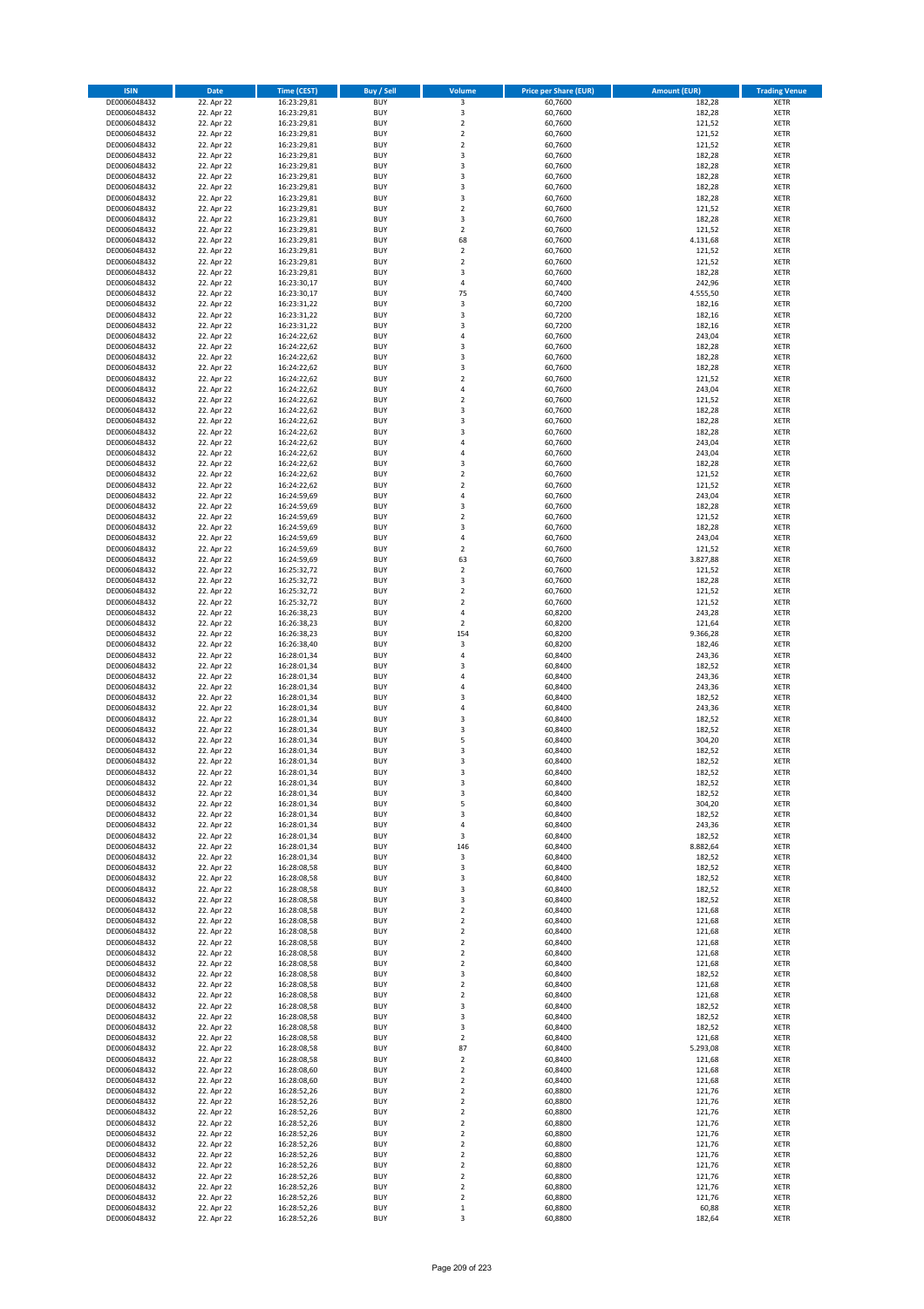| ISIN | Date | Time (CEST) | Buy / Sell | Volume | Price per Share (EUR) | Amount (EUR) | Trading Venue |
|---|---|---|---|---|---|---|---|
| DE0006048432 | 22. Apr 22 | 16:23:29,81 | BUY | 3 | 60,7600 | 182,28 | XETR |
| DE0006048432 | 22. Apr 22 | 16:23:29,81 | BUY | 3 | 60,7600 | 182,28 | XETR |
| DE0006048432 | 22. Apr 22 | 16:23:29,81 | BUY | 2 | 60,7600 | 121,52 | XETR |
| DE0006048432 | 22. Apr 22 | 16:23:29,81 | BUY | 2 | 60,7600 | 121,52 | XETR |
| DE0006048432 | 22. Apr 22 | 16:23:29,81 | BUY | 2 | 60,7600 | 121,52 | XETR |
| DE0006048432 | 22. Apr 22 | 16:23:29,81 | BUY | 3 | 60,7600 | 182,28 | XETR |
| DE0006048432 | 22. Apr 22 | 16:23:29,81 | BUY | 3 | 60,7600 | 182,28 | XETR |
| DE0006048432 | 22. Apr 22 | 16:23:29,81 | BUY | 3 | 60,7600 | 182,28 | XETR |
| DE0006048432 | 22. Apr 22 | 16:23:29,81 | BUY | 3 | 60,7600 | 182,28 | XETR |
| DE0006048432 | 22. Apr 22 | 16:23:29,81 | BUY | 3 | 60,7600 | 182,28 | XETR |
| DE0006048432 | 22. Apr 22 | 16:23:29,81 | BUY | 2 | 60,7600 | 121,52 | XETR |
| DE0006048432 | 22. Apr 22 | 16:23:29,81 | BUY | 3 | 60,7600 | 182,28 | XETR |
| DE0006048432 | 22. Apr 22 | 16:23:29,81 | BUY | 2 | 60,7600 | 121,52 | XETR |
| DE0006048432 | 22. Apr 22 | 16:23:29,81 | BUY | 68 | 60,7600 | 4.131,68 | XETR |
| DE0006048432 | 22. Apr 22 | 16:23:29,81 | BUY | 2 | 60,7600 | 121,52 | XETR |
| DE0006048432 | 22. Apr 22 | 16:23:29,81 | BUY | 2 | 60,7600 | 121,52 | XETR |
| DE0006048432 | 22. Apr 22 | 16:23:29,81 | BUY | 3 | 60,7600 | 182,28 | XETR |
| DE0006048432 | 22. Apr 22 | 16:23:30,17 | BUY | 4 | 60,7400 | 242,96 | XETR |
| DE0006048432 | 22. Apr 22 | 16:23:30,17 | BUY | 75 | 60,7400 | 4.555,50 | XETR |
| DE0006048432 | 22. Apr 22 | 16:23:31,22 | BUY | 3 | 60,7200 | 182,16 | XETR |
| DE0006048432 | 22. Apr 22 | 16:23:31,22 | BUY | 3 | 60,7200 | 182,16 | XETR |
| DE0006048432 | 22. Apr 22 | 16:23:31,22 | BUY | 3 | 60,7200 | 182,16 | XETR |
| DE0006048432 | 22. Apr 22 | 16:24:22,62 | BUY | 4 | 60,7600 | 243,04 | XETR |
| DE0006048432 | 22. Apr 22 | 16:24:22,62 | BUY | 3 | 60,7600 | 182,28 | XETR |
| DE0006048432 | 22. Apr 22 | 16:24:22,62 | BUY | 3 | 60,7600 | 182,28 | XETR |
| DE0006048432 | 22. Apr 22 | 16:24:22,62 | BUY | 3 | 60,7600 | 182,28 | XETR |
| DE0006048432 | 22. Apr 22 | 16:24:22,62 | BUY | 2 | 60,7600 | 121,52 | XETR |
| DE0006048432 | 22. Apr 22 | 16:24:22,62 | BUY | 4 | 60,7600 | 243,04 | XETR |
| DE0006048432 | 22. Apr 22 | 16:24:22,62 | BUY | 2 | 60,7600 | 121,52 | XETR |
| DE0006048432 | 22. Apr 22 | 16:24:22,62 | BUY | 3 | 60,7600 | 182,28 | XETR |
| DE0006048432 | 22. Apr 22 | 16:24:22,62 | BUY | 3 | 60,7600 | 182,28 | XETR |
| DE0006048432 | 22. Apr 22 | 16:24:22,62 | BUY | 3 | 60,7600 | 182,28 | XETR |
| DE0006048432 | 22. Apr 22 | 16:24:22,62 | BUY | 4 | 60,7600 | 243,04 | XETR |
| DE0006048432 | 22. Apr 22 | 16:24:22,62 | BUY | 4 | 60,7600 | 243,04 | XETR |
| DE0006048432 | 22. Apr 22 | 16:24:22,62 | BUY | 3 | 60,7600 | 182,28 | XETR |
| DE0006048432 | 22. Apr 22 | 16:24:22,62 | BUY | 2 | 60,7600 | 121,52 | XETR |
| DE0006048432 | 22. Apr 22 | 16:24:22,62 | BUY | 2 | 60,7600 | 121,52 | XETR |
| DE0006048432 | 22. Apr 22 | 16:24:59,69 | BUY | 4 | 60,7600 | 243,04 | XETR |
| DE0006048432 | 22. Apr 22 | 16:24:59,69 | BUY | 3 | 60,7600 | 182,28 | XETR |
| DE0006048432 | 22. Apr 22 | 16:24:59,69 | BUY | 2 | 60,7600 | 121,52 | XETR |
| DE0006048432 | 22. Apr 22 | 16:24:59,69 | BUY | 3 | 60,7600 | 182,28 | XETR |
| DE0006048432 | 22. Apr 22 | 16:24:59,69 | BUY | 4 | 60,7600 | 243,04 | XETR |
| DE0006048432 | 22. Apr 22 | 16:24:59,69 | BUY | 2 | 60,7600 | 121,52 | XETR |
| DE0006048432 | 22. Apr 22 | 16:24:59,69 | BUY | 63 | 60,7600 | 3.827,88 | XETR |
| DE0006048432 | 22. Apr 22 | 16:25:32,72 | BUY | 2 | 60,7600 | 121,52 | XETR |
| DE0006048432 | 22. Apr 22 | 16:25:32,72 | BUY | 3 | 60,7600 | 182,28 | XETR |
| DE0006048432 | 22. Apr 22 | 16:25:32,72 | BUY | 2 | 60,7600 | 121,52 | XETR |
| DE0006048432 | 22. Apr 22 | 16:25:32,72 | BUY | 2 | 60,7600 | 121,52 | XETR |
| DE0006048432 | 22. Apr 22 | 16:26:38,23 | BUY | 4 | 60,8200 | 243,28 | XETR |
| DE0006048432 | 22. Apr 22 | 16:26:38,23 | BUY | 2 | 60,8200 | 121,64 | XETR |
| DE0006048432 | 22. Apr 22 | 16:26:38,23 | BUY | 154 | 60,8200 | 9.366,28 | XETR |
| DE0006048432 | 22. Apr 22 | 16:26:38,40 | BUY | 3 | 60,8200 | 182,46 | XETR |
| DE0006048432 | 22. Apr 22 | 16:28:01,34 | BUY | 4 | 60,8400 | 243,36 | XETR |
| DE0006048432 | 22. Apr 22 | 16:28:01,34 | BUY | 3 | 60,8400 | 182,52 | XETR |
| DE0006048432 | 22. Apr 22 | 16:28:01,34 | BUY | 4 | 60,8400 | 243,36 | XETR |
| DE0006048432 | 22. Apr 22 | 16:28:01,34 | BUY | 4 | 60,8400 | 243,36 | XETR |
| DE0006048432 | 22. Apr 22 | 16:28:01,34 | BUY | 3 | 60,8400 | 182,52 | XETR |
| DE0006048432 | 22. Apr 22 | 16:28:01,34 | BUY | 4 | 60,8400 | 243,36 | XETR |
| DE0006048432 | 22. Apr 22 | 16:28:01,34 | BUY | 3 | 60,8400 | 182,52 | XETR |
| DE0006048432 | 22. Apr 22 | 16:28:01,34 | BUY | 3 | 60,8400 | 182,52 | XETR |
| DE0006048432 | 22. Apr 22 | 16:28:01,34 | BUY | 5 | 60,8400 | 304,20 | XETR |
| DE0006048432 | 22. Apr 22 | 16:28:01,34 | BUY | 3 | 60,8400 | 182,52 | XETR |
| DE0006048432 | 22. Apr 22 | 16:28:01,34 | BUY | 3 | 60,8400 | 182,52 | XETR |
| DE0006048432 | 22. Apr 22 | 16:28:01,34 | BUY | 3 | 60,8400 | 182,52 | XETR |
| DE0006048432 | 22. Apr 22 | 16:28:01,34 | BUY | 3 | 60,8400 | 182,52 | XETR |
| DE0006048432 | 22. Apr 22 | 16:28:01,34 | BUY | 3 | 60,8400 | 182,52 | XETR |
| DE0006048432 | 22. Apr 22 | 16:28:01,34 | BUY | 5 | 60,8400 | 304,20 | XETR |
| DE0006048432 | 22. Apr 22 | 16:28:01,34 | BUY | 3 | 60,8400 | 182,52 | XETR |
| DE0006048432 | 22. Apr 22 | 16:28:01,34 | BUY | 4 | 60,8400 | 243,36 | XETR |
| DE0006048432 | 22. Apr 22 | 16:28:01,34 | BUY | 3 | 60,8400 | 182,52 | XETR |
| DE0006048432 | 22. Apr 22 | 16:28:01,34 | BUY | 146 | 60,8400 | 8.882,64 | XETR |
| DE0006048432 | 22. Apr 22 | 16:28:01,34 | BUY | 3 | 60,8400 | 182,52 | XETR |
| DE0006048432 | 22. Apr 22 | 16:28:08,58 | BUY | 3 | 60,8400 | 182,52 | XETR |
| DE0006048432 | 22. Apr 22 | 16:28:08,58 | BUY | 3 | 60,8400 | 182,52 | XETR |
| DE0006048432 | 22. Apr 22 | 16:28:08,58 | BUY | 3 | 60,8400 | 182,52 | XETR |
| DE0006048432 | 22. Apr 22 | 16:28:08,58 | BUY | 3 | 60,8400 | 182,52 | XETR |
| DE0006048432 | 22. Apr 22 | 16:28:08,58 | BUY | 2 | 60,8400 | 121,68 | XETR |
| DE0006048432 | 22. Apr 22 | 16:28:08,58 | BUY | 2 | 60,8400 | 121,68 | XETR |
| DE0006048432 | 22. Apr 22 | 16:28:08,58 | BUY | 2 | 60,8400 | 121,68 | XETR |
| DE0006048432 | 22. Apr 22 | 16:28:08,58 | BUY | 2 | 60,8400 | 121,68 | XETR |
| DE0006048432 | 22. Apr 22 | 16:28:08,58 | BUY | 2 | 60,8400 | 121,68 | XETR |
| DE0006048432 | 22. Apr 22 | 16:28:08,58 | BUY | 2 | 60,8400 | 121,68 | XETR |
| DE0006048432 | 22. Apr 22 | 16:28:08,58 | BUY | 3 | 60,8400 | 182,52 | XETR |
| DE0006048432 | 22. Apr 22 | 16:28:08,58 | BUY | 2 | 60,8400 | 121,68 | XETR |
| DE0006048432 | 22. Apr 22 | 16:28:08,58 | BUY | 2 | 60,8400 | 121,68 | XETR |
| DE0006048432 | 22. Apr 22 | 16:28:08,58 | BUY | 3 | 60,8400 | 182,52 | XETR |
| DE0006048432 | 22. Apr 22 | 16:28:08,58 | BUY | 3 | 60,8400 | 182,52 | XETR |
| DE0006048432 | 22. Apr 22 | 16:28:08,58 | BUY | 3 | 60,8400 | 182,52 | XETR |
| DE0006048432 | 22. Apr 22 | 16:28:08,58 | BUY | 2 | 60,8400 | 121,68 | XETR |
| DE0006048432 | 22. Apr 22 | 16:28:08,58 | BUY | 87 | 60,8400 | 5.293,08 | XETR |
| DE0006048432 | 22. Apr 22 | 16:28:08,58 | BUY | 2 | 60,8400 | 121,68 | XETR |
| DE0006048432 | 22. Apr 22 | 16:28:08,60 | BUY | 2 | 60,8400 | 121,68 | XETR |
| DE0006048432 | 22. Apr 22 | 16:28:08,60 | BUY | 2 | 60,8400 | 121,68 | XETR |
| DE0006048432 | 22. Apr 22 | 16:28:52,26 | BUY | 2 | 60,8800 | 121,76 | XETR |
| DE0006048432 | 22. Apr 22 | 16:28:52,26 | BUY | 2 | 60,8800 | 121,76 | XETR |
| DE0006048432 | 22. Apr 22 | 16:28:52,26 | BUY | 2 | 60,8800 | 121,76 | XETR |
| DE0006048432 | 22. Apr 22 | 16:28:52,26 | BUY | 2 | 60,8800 | 121,76 | XETR |
| DE0006048432 | 22. Apr 22 | 16:28:52,26 | BUY | 2 | 60,8800 | 121,76 | XETR |
| DE0006048432 | 22. Apr 22 | 16:28:52,26 | BUY | 2 | 60,8800 | 121,76 | XETR |
| DE0006048432 | 22. Apr 22 | 16:28:52,26 | BUY | 2 | 60,8800 | 121,76 | XETR |
| DE0006048432 | 22. Apr 22 | 16:28:52,26 | BUY | 2 | 60,8800 | 121,76 | XETR |
| DE0006048432 | 22. Apr 22 | 16:28:52,26 | BUY | 2 | 60,8800 | 121,76 | XETR |
| DE0006048432 | 22. Apr 22 | 16:28:52,26 | BUY | 2 | 60,8800 | 121,76 | XETR |
| DE0006048432 | 22. Apr 22 | 16:28:52,26 | BUY | 2 | 60,8800 | 121,76 | XETR |
| DE0006048432 | 22. Apr 22 | 16:28:52,26 | BUY | 1 | 60,8800 | 60,88 | XETR |
| DE0006048432 | 22. Apr 22 | 16:28:52,26 | BUY | 3 | 60,8800 | 182,64 | XETR |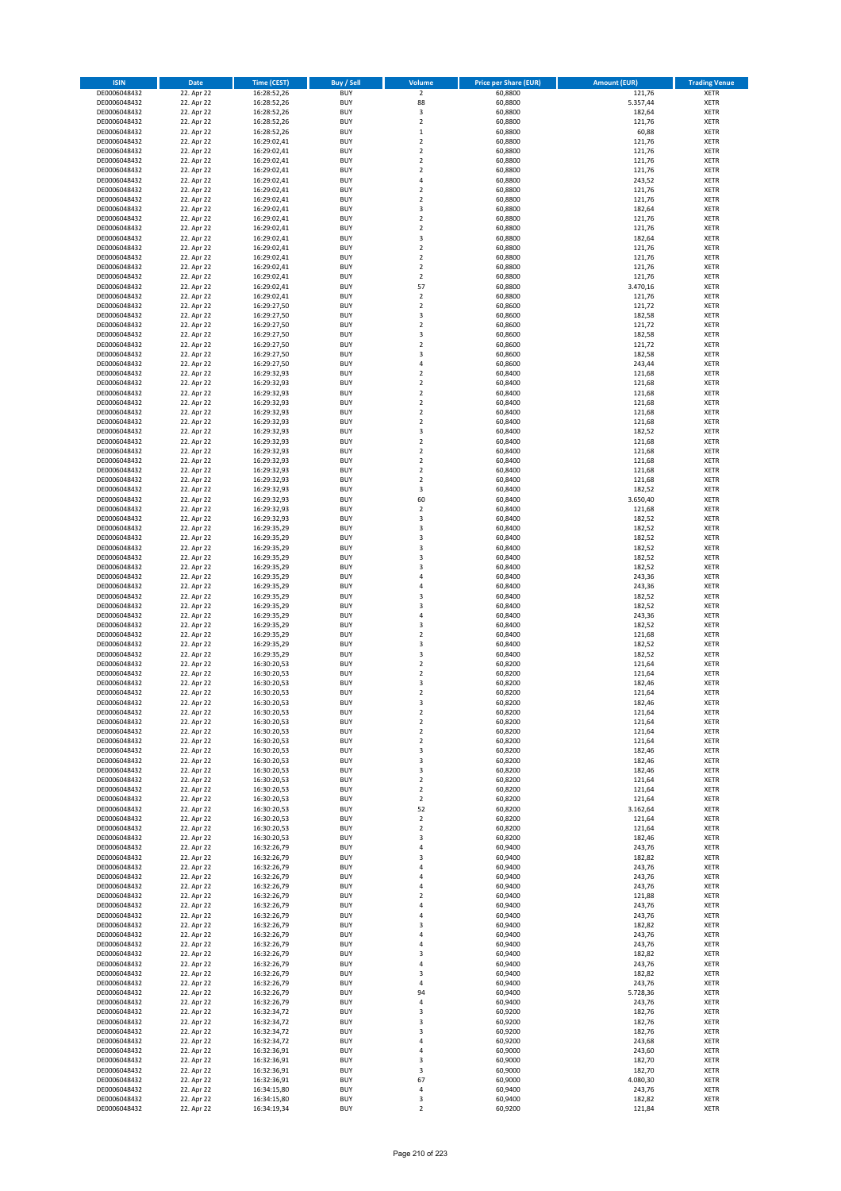| ISIN | Date | Time (CEST) | Buy / Sell | Volume | Price per Share (EUR) | Amount (EUR) | Trading Venue |
|---|---|---|---|---|---|---|---|
| DE0006048432 | 22. Apr 22 | 16:28:52,26 | BUY | 2 | 60,8800 | 121,76 | XETR |
| DE0006048432 | 22. Apr 22 | 16:28:52,26 | BUY | 88 | 60,8800 | 5.357,44 | XETR |
| DE0006048432 | 22. Apr 22 | 16:28:52,26 | BUY | 3 | 60,8800 | 182,64 | XETR |
| DE0006048432 | 22. Apr 22 | 16:28:52,26 | BUY | 2 | 60,8800 | 121,76 | XETR |
| DE0006048432 | 22. Apr 22 | 16:28:52,26 | BUY | 1 | 60,8800 | 60,88 | XETR |
| DE0006048432 | 22. Apr 22 | 16:29:02,41 | BUY | 2 | 60,8800 | 121,76 | XETR |
| DE0006048432 | 22. Apr 22 | 16:29:02,41 | BUY | 2 | 60,8800 | 121,76 | XETR |
| DE0006048432 | 22. Apr 22 | 16:29:02,41 | BUY | 2 | 60,8800 | 121,76 | XETR |
| DE0006048432 | 22. Apr 22 | 16:29:02,41 | BUY | 2 | 60,8800 | 121,76 | XETR |
| DE0006048432 | 22. Apr 22 | 16:29:02,41 | BUY | 4 | 60,8800 | 243,52 | XETR |
| DE0006048432 | 22. Apr 22 | 16:29:02,41 | BUY | 2 | 60,8800 | 121,76 | XETR |
| DE0006048432 | 22. Apr 22 | 16:29:02,41 | BUY | 2 | 60,8800 | 121,76 | XETR |
| DE0006048432 | 22. Apr 22 | 16:29:02,41 | BUY | 3 | 60,8800 | 182,64 | XETR |
| DE0006048432 | 22. Apr 22 | 16:29:02,41 | BUY | 2 | 60,8800 | 121,76 | XETR |
| DE0006048432 | 22. Apr 22 | 16:29:02,41 | BUY | 2 | 60,8800 | 121,76 | XETR |
| DE0006048432 | 22. Apr 22 | 16:29:02,41 | BUY | 3 | 60,8800 | 182,64 | XETR |
| DE0006048432 | 22. Apr 22 | 16:29:02,41 | BUY | 2 | 60,8800 | 121,76 | XETR |
| DE0006048432 | 22. Apr 22 | 16:29:02,41 | BUY | 2 | 60,8800 | 121,76 | XETR |
| DE0006048432 | 22. Apr 22 | 16:29:02,41 | BUY | 2 | 60,8800 | 121,76 | XETR |
| DE0006048432 | 22. Apr 22 | 16:29:02,41 | BUY | 2 | 60,8800 | 121,76 | XETR |
| DE0006048432 | 22. Apr 22 | 16:29:02,41 | BUY | 57 | 60,8800 | 3.470,16 | XETR |
| DE0006048432 | 22. Apr 22 | 16:29:02,41 | BUY | 2 | 60,8800 | 121,76 | XETR |
| DE0006048432 | 22. Apr 22 | 16:29:27,50 | BUY | 2 | 60,8600 | 121,72 | XETR |
| DE0006048432 | 22. Apr 22 | 16:29:27,50 | BUY | 3 | 60,8600 | 182,58 | XETR |
| DE0006048432 | 22. Apr 22 | 16:29:27,50 | BUY | 2 | 60,8600 | 121,72 | XETR |
| DE0006048432 | 22. Apr 22 | 16:29:27,50 | BUY | 3 | 60,8600 | 182,58 | XETR |
| DE0006048432 | 22. Apr 22 | 16:29:27,50 | BUY | 2 | 60,8600 | 121,72 | XETR |
| DE0006048432 | 22. Apr 22 | 16:29:27,50 | BUY | 3 | 60,8600 | 182,58 | XETR |
| DE0006048432 | 22. Apr 22 | 16:29:27,50 | BUY | 4 | 60,8600 | 243,44 | XETR |
| DE0006048432 | 22. Apr 22 | 16:29:32,93 | BUY | 2 | 60,8400 | 121,68 | XETR |
| DE0006048432 | 22. Apr 22 | 16:29:32,93 | BUY | 2 | 60,8400 | 121,68 | XETR |
| DE0006048432 | 22. Apr 22 | 16:29:32,93 | BUY | 2 | 60,8400 | 121,68 | XETR |
| DE0006048432 | 22. Apr 22 | 16:29:32,93 | BUY | 2 | 60,8400 | 121,68 | XETR |
| DE0006048432 | 22. Apr 22 | 16:29:32,93 | BUY | 2 | 60,8400 | 121,68 | XETR |
| DE0006048432 | 22. Apr 22 | 16:29:32,93 | BUY | 2 | 60,8400 | 121,68 | XETR |
| DE0006048432 | 22. Apr 22 | 16:29:32,93 | BUY | 3 | 60,8400 | 182,52 | XETR |
| DE0006048432 | 22. Apr 22 | 16:29:32,93 | BUY | 2 | 60,8400 | 121,68 | XETR |
| DE0006048432 | 22. Apr 22 | 16:29:32,93 | BUY | 2 | 60,8400 | 121,68 | XETR |
| DE0006048432 | 22. Apr 22 | 16:29:32,93 | BUY | 2 | 60,8400 | 121,68 | XETR |
| DE0006048432 | 22. Apr 22 | 16:29:32,93 | BUY | 2 | 60,8400 | 121,68 | XETR |
| DE0006048432 | 22. Apr 22 | 16:29:32,93 | BUY | 2 | 60,8400 | 121,68 | XETR |
| DE0006048432 | 22. Apr 22 | 16:29:32,93 | BUY | 3 | 60,8400 | 182,52 | XETR |
| DE0006048432 | 22. Apr 22 | 16:29:32,93 | BUY | 60 | 60,8400 | 3.650,40 | XETR |
| DE0006048432 | 22. Apr 22 | 16:29:32,93 | BUY | 2 | 60,8400 | 121,68 | XETR |
| DE0006048432 | 22. Apr 22 | 16:29:32,93 | BUY | 3 | 60,8400 | 182,52 | XETR |
| DE0006048432 | 22. Apr 22 | 16:29:35,29 | BUY | 3 | 60,8400 | 182,52 | XETR |
| DE0006048432 | 22. Apr 22 | 16:29:35,29 | BUY | 3 | 60,8400 | 182,52 | XETR |
| DE0006048432 | 22. Apr 22 | 16:29:35,29 | BUY | 3 | 60,8400 | 182,52 | XETR |
| DE0006048432 | 22. Apr 22 | 16:29:35,29 | BUY | 3 | 60,8400 | 182,52 | XETR |
| DE0006048432 | 22. Apr 22 | 16:29:35,29 | BUY | 3 | 60,8400 | 182,52 | XETR |
| DE0006048432 | 22. Apr 22 | 16:29:35,29 | BUY | 4 | 60,8400 | 243,36 | XETR |
| DE0006048432 | 22. Apr 22 | 16:29:35,29 | BUY | 4 | 60,8400 | 243,36 | XETR |
| DE0006048432 | 22. Apr 22 | 16:29:35,29 | BUY | 3 | 60,8400 | 182,52 | XETR |
| DE0006048432 | 22. Apr 22 | 16:29:35,29 | BUY | 3 | 60,8400 | 182,52 | XETR |
| DE0006048432 | 22. Apr 22 | 16:29:35,29 | BUY | 4 | 60,8400 | 243,36 | XETR |
| DE0006048432 | 22. Apr 22 | 16:29:35,29 | BUY | 3 | 60,8400 | 182,52 | XETR |
| DE0006048432 | 22. Apr 22 | 16:29:35,29 | BUY | 2 | 60,8400 | 121,68 | XETR |
| DE0006048432 | 22. Apr 22 | 16:29:35,29 | BUY | 3 | 60,8400 | 182,52 | XETR |
| DE0006048432 | 22. Apr 22 | 16:29:35,29 | BUY | 3 | 60,8400 | 182,52 | XETR |
| DE0006048432 | 22. Apr 22 | 16:30:20,53 | BUY | 2 | 60,8200 | 121,64 | XETR |
| DE0006048432 | 22. Apr 22 | 16:30:20,53 | BUY | 2 | 60,8200 | 121,64 | XETR |
| DE0006048432 | 22. Apr 22 | 16:30:20,53 | BUY | 3 | 60,8200 | 182,46 | XETR |
| DE0006048432 | 22. Apr 22 | 16:30:20,53 | BUY | 2 | 60,8200 | 121,64 | XETR |
| DE0006048432 | 22. Apr 22 | 16:30:20,53 | BUY | 3 | 60,8200 | 182,46 | XETR |
| DE0006048432 | 22. Apr 22 | 16:30:20,53 | BUY | 2 | 60,8200 | 121,64 | XETR |
| DE0006048432 | 22. Apr 22 | 16:30:20,53 | BUY | 2 | 60,8200 | 121,64 | XETR |
| DE0006048432 | 22. Apr 22 | 16:30:20,53 | BUY | 2 | 60,8200 | 121,64 | XETR |
| DE0006048432 | 22. Apr 22 | 16:30:20,53 | BUY | 2 | 60,8200 | 121,64 | XETR |
| DE0006048432 | 22. Apr 22 | 16:30:20,53 | BUY | 3 | 60,8200 | 182,46 | XETR |
| DE0006048432 | 22. Apr 22 | 16:30:20,53 | BUY | 3 | 60,8200 | 182,46 | XETR |
| DE0006048432 | 22. Apr 22 | 16:30:20,53 | BUY | 3 | 60,8200 | 182,46 | XETR |
| DE0006048432 | 22. Apr 22 | 16:30:20,53 | BUY | 2 | 60,8200 | 121,64 | XETR |
| DE0006048432 | 22. Apr 22 | 16:30:20,53 | BUY | 2 | 60,8200 | 121,64 | XETR |
| DE0006048432 | 22. Apr 22 | 16:30:20,53 | BUY | 2 | 60,8200 | 121,64 | XETR |
| DE0006048432 | 22. Apr 22 | 16:30:20,53 | BUY | 52 | 60,8200 | 3.162,64 | XETR |
| DE0006048432 | 22. Apr 22 | 16:30:20,53 | BUY | 2 | 60,8200 | 121,64 | XETR |
| DE0006048432 | 22. Apr 22 | 16:30:20,53 | BUY | 2 | 60,8200 | 121,64 | XETR |
| DE0006048432 | 22. Apr 22 | 16:30:20,53 | BUY | 3 | 60,8200 | 182,46 | XETR |
| DE0006048432 | 22. Apr 22 | 16:32:26,79 | BUY | 4 | 60,9400 | 243,76 | XETR |
| DE0006048432 | 22. Apr 22 | 16:32:26,79 | BUY | 3 | 60,9400 | 182,82 | XETR |
| DE0006048432 | 22. Apr 22 | 16:32:26,79 | BUY | 4 | 60,9400 | 243,76 | XETR |
| DE0006048432 | 22. Apr 22 | 16:32:26,79 | BUY | 4 | 60,9400 | 243,76 | XETR |
| DE0006048432 | 22. Apr 22 | 16:32:26,79 | BUY | 4 | 60,9400 | 243,76 | XETR |
| DE0006048432 | 22. Apr 22 | 16:32:26,79 | BUY | 2 | 60,9400 | 121,88 | XETR |
| DE0006048432 | 22. Apr 22 | 16:32:26,79 | BUY | 4 | 60,9400 | 243,76 | XETR |
| DE0006048432 | 22. Apr 22 | 16:32:26,79 | BUY | 4 | 60,9400 | 243,76 | XETR |
| DE0006048432 | 22. Apr 22 | 16:32:26,79 | BUY | 3 | 60,9400 | 182,82 | XETR |
| DE0006048432 | 22. Apr 22 | 16:32:26,79 | BUY | 4 | 60,9400 | 243,76 | XETR |
| DE0006048432 | 22. Apr 22 | 16:32:26,79 | BUY | 4 | 60,9400 | 243,76 | XETR |
| DE0006048432 | 22. Apr 22 | 16:32:26,79 | BUY | 3 | 60,9400 | 182,82 | XETR |
| DE0006048432 | 22. Apr 22 | 16:32:26,79 | BUY | 4 | 60,9400 | 243,76 | XETR |
| DE0006048432 | 22. Apr 22 | 16:32:26,79 | BUY | 3 | 60,9400 | 182,82 | XETR |
| DE0006048432 | 22. Apr 22 | 16:32:26,79 | BUY | 4 | 60,9400 | 243,76 | XETR |
| DE0006048432 | 22. Apr 22 | 16:32:26,79 | BUY | 94 | 60,9400 | 5.728,36 | XETR |
| DE0006048432 | 22. Apr 22 | 16:32:26,79 | BUY | 4 | 60,9400 | 243,76 | XETR |
| DE0006048432 | 22. Apr 22 | 16:32:34,72 | BUY | 3 | 60,9200 | 182,76 | XETR |
| DE0006048432 | 22. Apr 22 | 16:32:34,72 | BUY | 3 | 60,9200 | 182,76 | XETR |
| DE0006048432 | 22. Apr 22 | 16:32:34,72 | BUY | 3 | 60,9200 | 182,76 | XETR |
| DE0006048432 | 22. Apr 22 | 16:32:34,72 | BUY | 4 | 60,9200 | 243,68 | XETR |
| DE0006048432 | 22. Apr 22 | 16:32:36,91 | BUY | 4 | 60,9000 | 243,60 | XETR |
| DE0006048432 | 22. Apr 22 | 16:32:36,91 | BUY | 3 | 60,9000 | 182,70 | XETR |
| DE0006048432 | 22. Apr 22 | 16:32:36,91 | BUY | 3 | 60,9000 | 182,70 | XETR |
| DE0006048432 | 22. Apr 22 | 16:32:36,91 | BUY | 67 | 60,9000 | 4.080,30 | XETR |
| DE0006048432 | 22. Apr 22 | 16:34:15,80 | BUY | 4 | 60,9400 | 243,76 | XETR |
| DE0006048432 | 22. Apr 22 | 16:34:15,80 | BUY | 3 | 60,9400 | 182,82 | XETR |
| DE0006048432 | 22. Apr 22 | 16:34:19,34 | BUY | 2 | 60,9200 | 121,84 | XETR |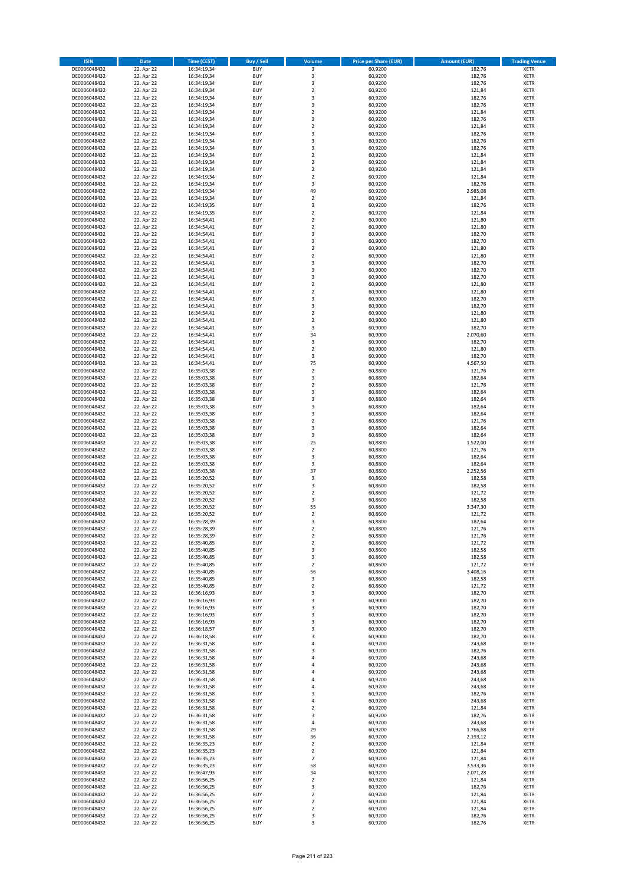| ISIN | Date | Time (CEST) | Buy / Sell | Volume | Price per Share (EUR) | Amount (EUR) | Trading Venue |
|---|---|---|---|---|---|---|---|
| DE0006048432 | 22. Apr 22 | 16:34:19,34 | BUY | 3 | 60,9200 | 182,76 | XETR |
| DE0006048432 | 22. Apr 22 | 16:34:19,34 | BUY | 3 | 60,9200 | 182,76 | XETR |
| DE0006048432 | 22. Apr 22 | 16:34:19,34 | BUY | 3 | 60,9200 | 182,76 | XETR |
| DE0006048432 | 22. Apr 22 | 16:34:19,34 | BUY | 2 | 60,9200 | 121,84 | XETR |
| DE0006048432 | 22. Apr 22 | 16:34:19,34 | BUY | 3 | 60,9200 | 182,76 | XETR |
| DE0006048432 | 22. Apr 22 | 16:34:19,34 | BUY | 3 | 60,9200 | 182,76 | XETR |
| DE0006048432 | 22. Apr 22 | 16:34:19,34 | BUY | 2 | 60,9200 | 121,84 | XETR |
| DE0006048432 | 22. Apr 22 | 16:34:19,34 | BUY | 3 | 60,9200 | 182,76 | XETR |
| DE0006048432 | 22. Apr 22 | 16:34:19,34 | BUY | 2 | 60,9200 | 121,84 | XETR |
| DE0006048432 | 22. Apr 22 | 16:34:19,34 | BUY | 3 | 60,9200 | 182,76 | XETR |
| DE0006048432 | 22. Apr 22 | 16:34:19,34 | BUY | 3 | 60,9200 | 182,76 | XETR |
| DE0006048432 | 22. Apr 22 | 16:34:19,34 | BUY | 3 | 60,9200 | 182,76 | XETR |
| DE0006048432 | 22. Apr 22 | 16:34:19,34 | BUY | 2 | 60,9200 | 121,84 | XETR |
| DE0006048432 | 22. Apr 22 | 16:34:19,34 | BUY | 2 | 60,9200 | 121,84 | XETR |
| DE0006048432 | 22. Apr 22 | 16:34:19,34 | BUY | 2 | 60,9200 | 121,84 | XETR |
| DE0006048432 | 22. Apr 22 | 16:34:19,34 | BUY | 2 | 60,9200 | 121,84 | XETR |
| DE0006048432 | 22. Apr 22 | 16:34:19,34 | BUY | 3 | 60,9200 | 182,76 | XETR |
| DE0006048432 | 22. Apr 22 | 16:34:19,34 | BUY | 49 | 60,9200 | 2.985,08 | XETR |
| DE0006048432 | 22. Apr 22 | 16:34:19,34 | BUY | 2 | 60,9200 | 121,84 | XETR |
| DE0006048432 | 22. Apr 22 | 16:34:19,35 | BUY | 3 | 60,9200 | 182,76 | XETR |
| DE0006048432 | 22. Apr 22 | 16:34:19,35 | BUY | 2 | 60,9200 | 121,84 | XETR |
| DE0006048432 | 22. Apr 22 | 16:34:54,41 | BUY | 2 | 60,9000 | 121,80 | XETR |
| DE0006048432 | 22. Apr 22 | 16:34:54,41 | BUY | 2 | 60,9000 | 121,80 | XETR |
| DE0006048432 | 22. Apr 22 | 16:34:54,41 | BUY | 3 | 60,9000 | 182,70 | XETR |
| DE0006048432 | 22. Apr 22 | 16:34:54,41 | BUY | 3 | 60,9000 | 182,70 | XETR |
| DE0006048432 | 22. Apr 22 | 16:34:54,41 | BUY | 2 | 60,9000 | 121,80 | XETR |
| DE0006048432 | 22. Apr 22 | 16:34:54,41 | BUY | 2 | 60,9000 | 121,80 | XETR |
| DE0006048432 | 22. Apr 22 | 16:34:54,41 | BUY | 3 | 60,9000 | 182,70 | XETR |
| DE0006048432 | 22. Apr 22 | 16:34:54,41 | BUY | 3 | 60,9000 | 182,70 | XETR |
| DE0006048432 | 22. Apr 22 | 16:34:54,41 | BUY | 3 | 60,9000 | 182,70 | XETR |
| DE0006048432 | 22. Apr 22 | 16:34:54,41 | BUY | 2 | 60,9000 | 121,80 | XETR |
| DE0006048432 | 22. Apr 22 | 16:34:54,41 | BUY | 2 | 60,9000 | 121,80 | XETR |
| DE0006048432 | 22. Apr 22 | 16:34:54,41 | BUY | 3 | 60,9000 | 182,70 | XETR |
| DE0006048432 | 22. Apr 22 | 16:34:54,41 | BUY | 3 | 60,9000 | 182,70 | XETR |
| DE0006048432 | 22. Apr 22 | 16:34:54,41 | BUY | 2 | 60,9000 | 121,80 | XETR |
| DE0006048432 | 22. Apr 22 | 16:34:54,41 | BUY | 2 | 60,9000 | 121,80 | XETR |
| DE0006048432 | 22. Apr 22 | 16:34:54,41 | BUY | 3 | 60,9000 | 182,70 | XETR |
| DE0006048432 | 22. Apr 22 | 16:34:54,41 | BUY | 34 | 60,9000 | 2.070,60 | XETR |
| DE0006048432 | 22. Apr 22 | 16:34:54,41 | BUY | 3 | 60,9000 | 182,70 | XETR |
| DE0006048432 | 22. Apr 22 | 16:34:54,41 | BUY | 2 | 60,9000 | 121,80 | XETR |
| DE0006048432 | 22. Apr 22 | 16:34:54,41 | BUY | 3 | 60,9000 | 182,70 | XETR |
| DE0006048432 | 22. Apr 22 | 16:34:54,41 | BUY | 75 | 60,9000 | 4.567,50 | XETR |
| DE0006048432 | 22. Apr 22 | 16:35:03,38 | BUY | 2 | 60,8800 | 121,76 | XETR |
| DE0006048432 | 22. Apr 22 | 16:35:03,38 | BUY | 3 | 60,8800 | 182,64 | XETR |
| DE0006048432 | 22. Apr 22 | 16:35:03,38 | BUY | 2 | 60,8800 | 121,76 | XETR |
| DE0006048432 | 22. Apr 22 | 16:35:03,38 | BUY | 3 | 60,8800 | 182,64 | XETR |
| DE0006048432 | 22. Apr 22 | 16:35:03,38 | BUY | 3 | 60,8800 | 182,64 | XETR |
| DE0006048432 | 22. Apr 22 | 16:35:03,38 | BUY | 3 | 60,8800 | 182,64 | XETR |
| DE0006048432 | 22. Apr 22 | 16:35:03,38 | BUY | 3 | 60,8800 | 182,64 | XETR |
| DE0006048432 | 22. Apr 22 | 16:35:03,38 | BUY | 2 | 60,8800 | 121,76 | XETR |
| DE0006048432 | 22. Apr 22 | 16:35:03,38 | BUY | 3 | 60,8800 | 182,64 | XETR |
| DE0006048432 | 22. Apr 22 | 16:35:03,38 | BUY | 3 | 60,8800 | 182,64 | XETR |
| DE0006048432 | 22. Apr 22 | 16:35:03,38 | BUY | 25 | 60,8800 | 1.522,00 | XETR |
| DE0006048432 | 22. Apr 22 | 16:35:03,38 | BUY | 2 | 60,8800 | 121,76 | XETR |
| DE0006048432 | 22. Apr 22 | 16:35:03,38 | BUY | 3 | 60,8800 | 182,64 | XETR |
| DE0006048432 | 22. Apr 22 | 16:35:03,38 | BUY | 3 | 60,8800 | 182,64 | XETR |
| DE0006048432 | 22. Apr 22 | 16:35:03,38 | BUY | 37 | 60,8800 | 2.252,56 | XETR |
| DE0006048432 | 22. Apr 22 | 16:35:20,52 | BUY | 3 | 60,8600 | 182,58 | XETR |
| DE0006048432 | 22. Apr 22 | 16:35:20,52 | BUY | 3 | 60,8600 | 182,58 | XETR |
| DE0006048432 | 22. Apr 22 | 16:35:20,52 | BUY | 2 | 60,8600 | 121,72 | XETR |
| DE0006048432 | 22. Apr 22 | 16:35:20,52 | BUY | 3 | 60,8600 | 182,58 | XETR |
| DE0006048432 | 22. Apr 22 | 16:35:20,52 | BUY | 55 | 60,8600 | 3.347,30 | XETR |
| DE0006048432 | 22. Apr 22 | 16:35:20,52 | BUY | 2 | 60,8600 | 121,72 | XETR |
| DE0006048432 | 22. Apr 22 | 16:35:28,39 | BUY | 3 | 60,8800 | 182,64 | XETR |
| DE0006048432 | 22. Apr 22 | 16:35:28,39 | BUY | 2 | 60,8800 | 121,76 | XETR |
| DE0006048432 | 22. Apr 22 | 16:35:28,39 | BUY | 2 | 60,8800 | 121,76 | XETR |
| DE0006048432 | 22. Apr 22 | 16:35:40,85 | BUY | 2 | 60,8600 | 121,72 | XETR |
| DE0006048432 | 22. Apr 22 | 16:35:40,85 | BUY | 3 | 60,8600 | 182,58 | XETR |
| DE0006048432 | 22. Apr 22 | 16:35:40,85 | BUY | 3 | 60,8600 | 182,58 | XETR |
| DE0006048432 | 22. Apr 22 | 16:35:40,85 | BUY | 2 | 60,8600 | 121,72 | XETR |
| DE0006048432 | 22. Apr 22 | 16:35:40,85 | BUY | 56 | 60,8600 | 3.408,16 | XETR |
| DE0006048432 | 22. Apr 22 | 16:35:40,85 | BUY | 3 | 60,8600 | 182,58 | XETR |
| DE0006048432 | 22. Apr 22 | 16:35:40,85 | BUY | 2 | 60,8600 | 121,72 | XETR |
| DE0006048432 | 22. Apr 22 | 16:36:16,93 | BUY | 3 | 60,9000 | 182,70 | XETR |
| DE0006048432 | 22. Apr 22 | 16:36:16,93 | BUY | 3 | 60,9000 | 182,70 | XETR |
| DE0006048432 | 22. Apr 22 | 16:36:16,93 | BUY | 3 | 60,9000 | 182,70 | XETR |
| DE0006048432 | 22. Apr 22 | 16:36:16,93 | BUY | 3 | 60,9000 | 182,70 | XETR |
| DE0006048432 | 22. Apr 22 | 16:36:16,93 | BUY | 3 | 60,9000 | 182,70 | XETR |
| DE0006048432 | 22. Apr 22 | 16:36:18,57 | BUY | 3 | 60,9000 | 182,70 | XETR |
| DE0006048432 | 22. Apr 22 | 16:36:18,58 | BUY | 3 | 60,9000 | 182,70 | XETR |
| DE0006048432 | 22. Apr 22 | 16:36:31,58 | BUY | 4 | 60,9200 | 243,68 | XETR |
| DE0006048432 | 22. Apr 22 | 16:36:31,58 | BUY | 3 | 60,9200 | 182,76 | XETR |
| DE0006048432 | 22. Apr 22 | 16:36:31,58 | BUY | 4 | 60,9200 | 243,68 | XETR |
| DE0006048432 | 22. Apr 22 | 16:36:31,58 | BUY | 4 | 60,9200 | 243,68 | XETR |
| DE0006048432 | 22. Apr 22 | 16:36:31,58 | BUY | 4 | 60,9200 | 243,68 | XETR |
| DE0006048432 | 22. Apr 22 | 16:36:31,58 | BUY | 4 | 60,9200 | 243,68 | XETR |
| DE0006048432 | 22. Apr 22 | 16:36:31,58 | BUY | 4 | 60,9200 | 243,68 | XETR |
| DE0006048432 | 22. Apr 22 | 16:36:31,58 | BUY | 3 | 60,9200 | 182,76 | XETR |
| DE0006048432 | 22. Apr 22 | 16:36:31,58 | BUY | 4 | 60,9200 | 243,68 | XETR |
| DE0006048432 | 22. Apr 22 | 16:36:31,58 | BUY | 2 | 60,9200 | 121,84 | XETR |
| DE0006048432 | 22. Apr 22 | 16:36:31,58 | BUY | 3 | 60,9200 | 182,76 | XETR |
| DE0006048432 | 22. Apr 22 | 16:36:31,58 | BUY | 4 | 60,9200 | 243,68 | XETR |
| DE0006048432 | 22. Apr 22 | 16:36:31,58 | BUY | 29 | 60,9200 | 1.766,68 | XETR |
| DE0006048432 | 22. Apr 22 | 16:36:31,58 | BUY | 36 | 60,9200 | 2.193,12 | XETR |
| DE0006048432 | 22. Apr 22 | 16:36:35,23 | BUY | 2 | 60,9200 | 121,84 | XETR |
| DE0006048432 | 22. Apr 22 | 16:36:35,23 | BUY | 2 | 60,9200 | 121,84 | XETR |
| DE0006048432 | 22. Apr 22 | 16:36:35,23 | BUY | 2 | 60,9200 | 121,84 | XETR |
| DE0006048432 | 22. Apr 22 | 16:36:35,23 | BUY | 58 | 60,9200 | 3.533,36 | XETR |
| DE0006048432 | 22. Apr 22 | 16:36:47,93 | BUY | 34 | 60,9200 | 2.071,28 | XETR |
| DE0006048432 | 22. Apr 22 | 16:36:56,25 | BUY | 2 | 60,9200 | 121,84 | XETR |
| DE0006048432 | 22. Apr 22 | 16:36:56,25 | BUY | 3 | 60,9200 | 182,76 | XETR |
| DE0006048432 | 22. Apr 22 | 16:36:56,25 | BUY | 2 | 60,9200 | 121,84 | XETR |
| DE0006048432 | 22. Apr 22 | 16:36:56,25 | BUY | 2 | 60,9200 | 121,84 | XETR |
| DE0006048432 | 22. Apr 22 | 16:36:56,25 | BUY | 2 | 60,9200 | 121,84 | XETR |
| DE0006048432 | 22. Apr 22 | 16:36:56,25 | BUY | 3 | 60,9200 | 182,76 | XETR |
| DE0006048432 | 22. Apr 22 | 16:36:56,25 | BUY | 3 | 60,9200 | 182,76 | XETR |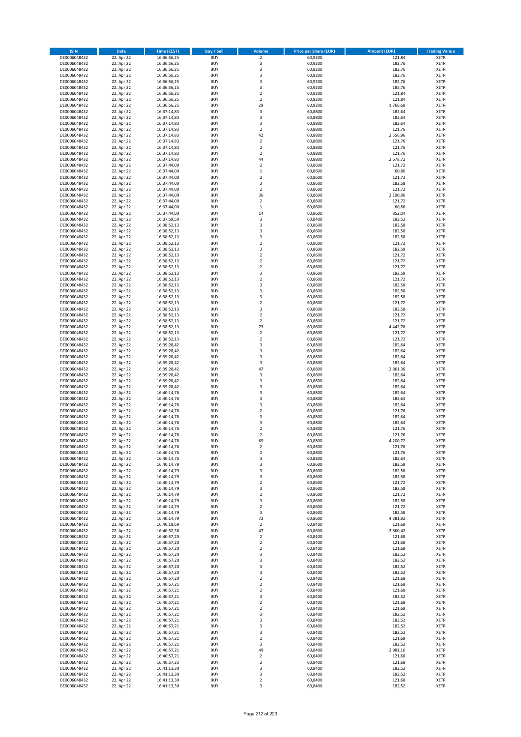| ISIN | Date | Time (CEST) | Buy / Sell | Volume | Price per Share (EUR) | Amount (EUR) | Trading Venue |
|---|---|---|---|---|---|---|---|
| DE0006048432 | 22. Apr 22 | 16:36:56,25 | BUY | 2 | 60,9200 | 121,84 | XETR |
| DE0006048432 | 22. Apr 22 | 16:36:56,25 | BUY | 3 | 60,9200 | 182,76 | XETR |
| DE0006048432 | 22. Apr 22 | 16:36:56,25 | BUY | 3 | 60,9200 | 182,76 | XETR |
| DE0006048432 | 22. Apr 22 | 16:36:56,25 | BUY | 3 | 60,9200 | 182,76 | XETR |
| DE0006048432 | 22. Apr 22 | 16:36:56,25 | BUY | 3 | 60,9200 | 182,76 | XETR |
| DE0006048432 | 22. Apr 22 | 16:36:56,25 | BUY | 3 | 60,9200 | 182,76 | XETR |
| DE0006048432 | 22. Apr 22 | 16:36:56,25 | BUY | 2 | 60,9200 | 121,84 | XETR |
| DE0006048432 | 22. Apr 22 | 16:36:56,25 | BUY | 2 | 60,9200 | 121,84 | XETR |
| DE0006048432 | 22. Apr 22 | 16:36:56,25 | BUY | 29 | 60,9200 | 1.766,68 | XETR |
| DE0006048432 | 22. Apr 22 | 16:37:14,83 | BUY | 3 | 60,8800 | 182,64 | XETR |
| DE0006048432 | 22. Apr 22 | 16:37:14,83 | BUY | 3 | 60,8800 | 182,64 | XETR |
| DE0006048432 | 22. Apr 22 | 16:37:14,83 | BUY | 3 | 60,8800 | 182,64 | XETR |
| DE0006048432 | 22. Apr 22 | 16:37:14,83 | BUY | 2 | 60,8800 | 121,76 | XETR |
| DE0006048432 | 22. Apr 22 | 16:37:14,83 | BUY | 42 | 60,8800 | 2.556,96 | XETR |
| DE0006048432 | 22. Apr 22 | 16:37:14,83 | BUY | 2 | 60,8800 | 121,76 | XETR |
| DE0006048432 | 22. Apr 22 | 16:37:14,83 | BUY | 2 | 60,8800 | 121,76 | XETR |
| DE0006048432 | 22. Apr 22 | 16:37:14,83 | BUY | 2 | 60,8800 | 121,76 | XETR |
| DE0006048432 | 22. Apr 22 | 16:37:14,83 | BUY | 44 | 60,8800 | 2.678,72 | XETR |
| DE0006048432 | 22. Apr 22 | 16:37:44,00 | BUY | 2 | 60,8600 | 121,72 | XETR |
| DE0006048432 | 22. Apr 22 | 16:37:44,00 | BUY | 1 | 60,8600 | 60,86 | XETR |
| DE0006048432 | 22. Apr 22 | 16:37:44,00 | BUY | 2 | 60,8600 | 121,72 | XETR |
| DE0006048432 | 22. Apr 22 | 16:37:44,00 | BUY | 3 | 60,8600 | 182,58 | XETR |
| DE0006048432 | 22. Apr 22 | 16:37:44,00 | BUY | 2 | 60,8600 | 121,72 | XETR |
| DE0006048432 | 22. Apr 22 | 16:37:44,00 | BUY | 36 | 60,8600 | 2.190,96 | XETR |
| DE0006048432 | 22. Apr 22 | 16:37:44,00 | BUY | 2 | 60,8600 | 121,72 | XETR |
| DE0006048432 | 22. Apr 22 | 16:37:44,00 | BUY | 1 | 60,8600 | 60,86 | XETR |
| DE0006048432 | 22. Apr 22 | 16:37:44,00 | BUY | 14 | 60,8600 | 852,04 | XETR |
| DE0006048432 | 22. Apr 22 | 16:37:59,50 | BUY | 3 | 60,8400 | 182,52 | XETR |
| DE0006048432 | 22. Apr 22 | 16:38:52,13 | BUY | 3 | 60,8600 | 182,58 | XETR |
| DE0006048432 | 22. Apr 22 | 16:38:52,13 | BUY | 3 | 60,8600 | 182,58 | XETR |
| DE0006048432 | 22. Apr 22 | 16:38:52,13 | BUY | 3 | 60,8600 | 182,58 | XETR |
| DE0006048432 | 22. Apr 22 | 16:38:52,13 | BUY | 2 | 60,8600 | 121,72 | XETR |
| DE0006048432 | 22. Apr 22 | 16:38:52,13 | BUY | 3 | 60,8600 | 182,58 | XETR |
| DE0006048432 | 22. Apr 22 | 16:38:52,13 | BUY | 2 | 60,8600 | 121,72 | XETR |
| DE0006048432 | 22. Apr 22 | 16:38:52,13 | BUY | 2 | 60,8600 | 121,72 | XETR |
| DE0006048432 | 22. Apr 22 | 16:38:52,13 | BUY | 2 | 60,8600 | 121,72 | XETR |
| DE0006048432 | 22. Apr 22 | 16:38:52,13 | BUY | 3 | 60,8600 | 182,58 | XETR |
| DE0006048432 | 22. Apr 22 | 16:38:52,13 | BUY | 2 | 60,8600 | 121,72 | XETR |
| DE0006048432 | 22. Apr 22 | 16:38:52,13 | BUY | 3 | 60,8600 | 182,58 | XETR |
| DE0006048432 | 22. Apr 22 | 16:38:52,13 | BUY | 3 | 60,8600 | 182,58 | XETR |
| DE0006048432 | 22. Apr 22 | 16:38:52,13 | BUY | 3 | 60,8600 | 182,58 | XETR |
| DE0006048432 | 22. Apr 22 | 16:38:52,13 | BUY | 2 | 60,8600 | 121,72 | XETR |
| DE0006048432 | 22. Apr 22 | 16:38:52,13 | BUY | 3 | 60,8600 | 182,58 | XETR |
| DE0006048432 | 22. Apr 22 | 16:38:52,13 | BUY | 2 | 60,8600 | 121,72 | XETR |
| DE0006048432 | 22. Apr 22 | 16:38:52,13 | BUY | 2 | 60,8600 | 121,72 | XETR |
| DE0006048432 | 22. Apr 22 | 16:38:52,13 | BUY | 73 | 60,8600 | 4.442,78 | XETR |
| DE0006048432 | 22. Apr 22 | 16:38:52,13 | BUY | 2 | 60,8600 | 121,72 | XETR |
| DE0006048432 | 22. Apr 22 | 16:38:52,13 | BUY | 2 | 60,8600 | 121,72 | XETR |
| DE0006048432 | 22. Apr 22 | 16:39:28,42 | BUY | 3 | 60,8800 | 182,64 | XETR |
| DE0006048432 | 22. Apr 22 | 16:39:28,42 | BUY | 3 | 60,8800 | 182,64 | XETR |
| DE0006048432 | 22. Apr 22 | 16:39:28,42 | BUY | 3 | 60,8800 | 182,64 | XETR |
| DE0006048432 | 22. Apr 22 | 16:39:28,42 | BUY | 3 | 60,8800 | 182,64 | XETR |
| DE0006048432 | 22. Apr 22 | 16:39:28,42 | BUY | 47 | 60,8800 | 2.861,36 | XETR |
| DE0006048432 | 22. Apr 22 | 16:39:28,42 | BUY | 3 | 60,8800 | 182,64 | XETR |
| DE0006048432 | 22. Apr 22 | 16:39:28,42 | BUY | 3 | 60,8800 | 182,64 | XETR |
| DE0006048432 | 22. Apr 22 | 16:39:28,42 | BUY | 3 | 60,8800 | 182,64 | XETR |
| DE0006048432 | 22. Apr 22 | 16:40:14,76 | BUY | 3 | 60,8800 | 182,64 | XETR |
| DE0006048432 | 22. Apr 22 | 16:40:14,76 | BUY | 3 | 60,8800 | 182,64 | XETR |
| DE0006048432 | 22. Apr 22 | 16:40:14,76 | BUY | 3 | 60,8800 | 182,64 | XETR |
| DE0006048432 | 22. Apr 22 | 16:40:14,76 | BUY | 2 | 60,8800 | 121,76 | XETR |
| DE0006048432 | 22. Apr 22 | 16:40:14,76 | BUY | 3 | 60,8800 | 182,64 | XETR |
| DE0006048432 | 22. Apr 22 | 16:40:14,76 | BUY | 3 | 60,8800 | 182,64 | XETR |
| DE0006048432 | 22. Apr 22 | 16:40:14,76 | BUY | 2 | 60,8800 | 121,76 | XETR |
| DE0006048432 | 22. Apr 22 | 16:40:14,76 | BUY | 2 | 60,8800 | 121,76 | XETR |
| DE0006048432 | 22. Apr 22 | 16:40:14,76 | BUY | 69 | 60,8800 | 4.200,72 | XETR |
| DE0006048432 | 22. Apr 22 | 16:40:14,76 | BUY | 2 | 60,8800 | 121,76 | XETR |
| DE0006048432 | 22. Apr 22 | 16:40:14,76 | BUY | 2 | 60,8800 | 121,76 | XETR |
| DE0006048432 | 22. Apr 22 | 16:40:14,76 | BUY | 3 | 60,8800 | 182,64 | XETR |
| DE0006048432 | 22. Apr 22 | 16:40:14,79 | BUY | 3 | 60,8600 | 182,58 | XETR |
| DE0006048432 | 22. Apr 22 | 16:40:14,79 | BUY | 3 | 60,8600 | 182,58 | XETR |
| DE0006048432 | 22. Apr 22 | 16:40:14,79 | BUY | 3 | 60,8600 | 182,58 | XETR |
| DE0006048432 | 22. Apr 22 | 16:40:14,79 | BUY | 2 | 60,8600 | 121,72 | XETR |
| DE0006048432 | 22. Apr 22 | 16:40:14,79 | BUY | 3 | 60,8600 | 182,58 | XETR |
| DE0006048432 | 22. Apr 22 | 16:40:14,79 | BUY | 2 | 60,8600 | 121,72 | XETR |
| DE0006048432 | 22. Apr 22 | 16:40:14,79 | BUY | 3 | 60,8600 | 182,58 | XETR |
| DE0006048432 | 22. Apr 22 | 16:40:14,79 | BUY | 2 | 60,8600 | 121,72 | XETR |
| DE0006048432 | 22. Apr 22 | 16:40:14,79 | BUY | 3 | 60,8600 | 182,58 | XETR |
| DE0006048432 | 22. Apr 22 | 16:40:14,79 | BUY | 72 | 60,8600 | 4.381,92 | XETR |
| DE0006048432 | 22. Apr 22 | 16:40:18,69 | BUY | 2 | 60,8400 | 121,68 | XETR |
| DE0006048432 | 22. Apr 22 | 16:40:32,38 | BUY | 47 | 60,8600 | 2.860,42 | XETR |
| DE0006048432 | 22. Apr 22 | 16:40:57,20 | BUY | 2 | 60,8400 | 121,68 | XETR |
| DE0006048432 | 22. Apr 22 | 16:40:57,20 | BUY | 2 | 60,8400 | 121,68 | XETR |
| DE0006048432 | 22. Apr 22 | 16:40:57,20 | BUY | 2 | 60,8400 | 121,68 | XETR |
| DE0006048432 | 22. Apr 22 | 16:40:57,20 | BUY | 3 | 60,8400 | 182,52 | XETR |
| DE0006048432 | 22. Apr 22 | 16:40:57,20 | BUY | 3 | 60,8400 | 182,52 | XETR |
| DE0006048432 | 22. Apr 22 | 16:40:57,20 | BUY | 3 | 60,8400 | 182,52 | XETR |
| DE0006048432 | 22. Apr 22 | 16:40:57,20 | BUY | 3 | 60,8400 | 182,52 | XETR |
| DE0006048432 | 22. Apr 22 | 16:40:57,20 | BUY | 2 | 60,8400 | 121,68 | XETR |
| DE0006048432 | 22. Apr 22 | 16:40:57,21 | BUY | 2 | 60,8400 | 121,68 | XETR |
| DE0006048432 | 22. Apr 22 | 16:40:57,21 | BUY | 2 | 60,8400 | 121,68 | XETR |
| DE0006048432 | 22. Apr 22 | 16:40:57,21 | BUY | 3 | 60,8400 | 182,52 | XETR |
| DE0006048432 | 22. Apr 22 | 16:40:57,21 | BUY | 2 | 60,8400 | 121,68 | XETR |
| DE0006048432 | 22. Apr 22 | 16:40:57,21 | BUY | 2 | 60,8400 | 121,68 | XETR |
| DE0006048432 | 22. Apr 22 | 16:40:57,21 | BUY | 3 | 60,8400 | 182,52 | XETR |
| DE0006048432 | 22. Apr 22 | 16:40:57,21 | BUY | 3 | 60,8400 | 182,52 | XETR |
| DE0006048432 | 22. Apr 22 | 16:40:57,21 | BUY | 3 | 60,8400 | 182,52 | XETR |
| DE0006048432 | 22. Apr 22 | 16:40:57,21 | BUY | 3 | 60,8400 | 182,52 | XETR |
| DE0006048432 | 22. Apr 22 | 16:40:57,21 | BUY | 2 | 60,8400 | 121,68 | XETR |
| DE0006048432 | 22. Apr 22 | 16:40:57,21 | BUY | 3 | 60,8400 | 182,52 | XETR |
| DE0006048432 | 22. Apr 22 | 16:40:57,21 | BUY | 49 | 60,8400 | 2.981,16 | XETR |
| DE0006048432 | 22. Apr 22 | 16:40:57,21 | BUY | 2 | 60,8400 | 121,68 | XETR |
| DE0006048432 | 22. Apr 22 | 16:40:57,23 | BUY | 2 | 60,8400 | 121,68 | XETR |
| DE0006048432 | 22. Apr 22 | 16:41:13,30 | BUY | 3 | 60,8400 | 182,52 | XETR |
| DE0006048432 | 22. Apr 22 | 16:41:13,30 | BUY | 3 | 60,8400 | 182,52 | XETR |
| DE0006048432 | 22. Apr 22 | 16:41:13,30 | BUY | 2 | 60,8400 | 121,68 | XETR |
| DE0006048432 | 22. Apr 22 | 16:41:13,30 | BUY | 3 | 60,8400 | 182,52 | XETR |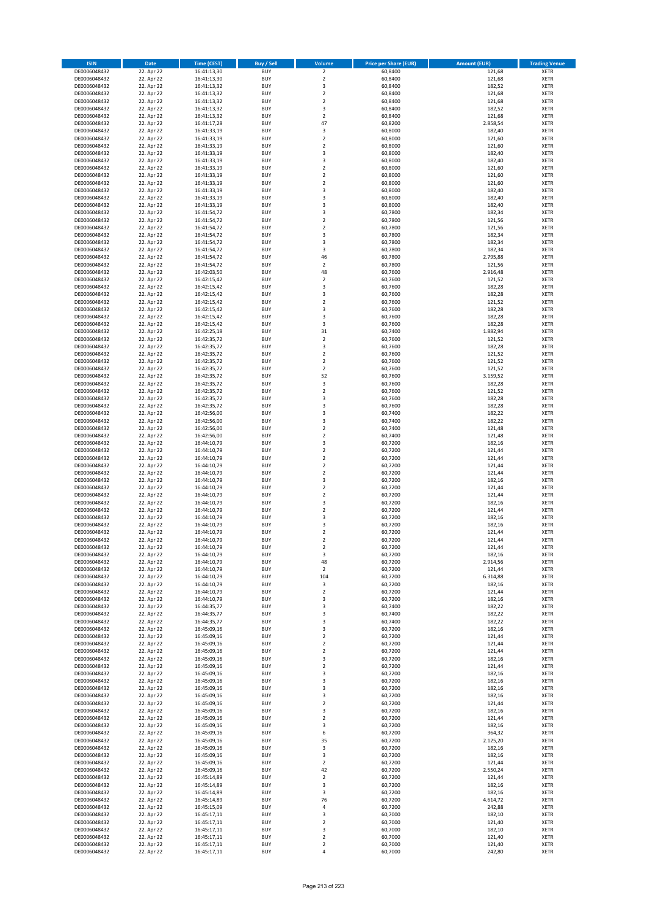| ISIN | Date | Time (CEST) | Buy / Sell | Volume | Price per Share (EUR) | Amount (EUR) | Trading Venue |
|---|---|---|---|---|---|---|---|
| DE0006048432 | 22. Apr 22 | 16:41:13,30 | BUY | 2 | 60,8400 | 121,68 | XETR |
| DE0006048432 | 22. Apr 22 | 16:41:13,30 | BUY | 2 | 60,8400 | 121,68 | XETR |
| DE0006048432 | 22. Apr 22 | 16:41:13,32 | BUY | 3 | 60,8400 | 182,52 | XETR |
| DE0006048432 | 22. Apr 22 | 16:41:13,32 | BUY | 2 | 60,8400 | 121,68 | XETR |
| DE0006048432 | 22. Apr 22 | 16:41:13,32 | BUY | 2 | 60,8400 | 121,68 | XETR |
| DE0006048432 | 22. Apr 22 | 16:41:13,32 | BUY | 3 | 60,8400 | 182,52 | XETR |
| DE0006048432 | 22. Apr 22 | 16:41:13,32 | BUY | 2 | 60,8400 | 121,68 | XETR |
| DE0006048432 | 22. Apr 22 | 16:41:17,28 | BUY | 47 | 60,8200 | 2.858,54 | XETR |
| DE0006048432 | 22. Apr 22 | 16:41:33,19 | BUY | 3 | 60,8000 | 182,40 | XETR |
| DE0006048432 | 22. Apr 22 | 16:41:33,19 | BUY | 2 | 60,8000 | 121,60 | XETR |
| DE0006048432 | 22. Apr 22 | 16:41:33,19 | BUY | 2 | 60,8000 | 121,60 | XETR |
| DE0006048432 | 22. Apr 22 | 16:41:33,19 | BUY | 3 | 60,8000 | 182,40 | XETR |
| DE0006048432 | 22. Apr 22 | 16:41:33,19 | BUY | 3 | 60,8000 | 182,40 | XETR |
| DE0006048432 | 22. Apr 22 | 16:41:33,19 | BUY | 2 | 60,8000 | 121,60 | XETR |
| DE0006048432 | 22. Apr 22 | 16:41:33,19 | BUY | 2 | 60,8000 | 121,60 | XETR |
| DE0006048432 | 22. Apr 22 | 16:41:33,19 | BUY | 2 | 60,8000 | 121,60 | XETR |
| DE0006048432 | 22. Apr 22 | 16:41:33,19 | BUY | 3 | 60,8000 | 182,40 | XETR |
| DE0006048432 | 22. Apr 22 | 16:41:33,19 | BUY | 3 | 60,8000 | 182,40 | XETR |
| DE0006048432 | 22. Apr 22 | 16:41:33,19 | BUY | 3 | 60,8000 | 182,40 | XETR |
| DE0006048432 | 22. Apr 22 | 16:41:54,72 | BUY | 3 | 60,7800 | 182,34 | XETR |
| DE0006048432 | 22. Apr 22 | 16:41:54,72 | BUY | 2 | 60,7800 | 121,56 | XETR |
| DE0006048432 | 22. Apr 22 | 16:41:54,72 | BUY | 2 | 60,7800 | 121,56 | XETR |
| DE0006048432 | 22. Apr 22 | 16:41:54,72 | BUY | 3 | 60,7800 | 182,34 | XETR |
| DE0006048432 | 22. Apr 22 | 16:41:54,72 | BUY | 3 | 60,7800 | 182,34 | XETR |
| DE0006048432 | 22. Apr 22 | 16:41:54,72 | BUY | 3 | 60,7800 | 182,34 | XETR |
| DE0006048432 | 22. Apr 22 | 16:41:54,72 | BUY | 46 | 60,7800 | 2.795,88 | XETR |
| DE0006048432 | 22. Apr 22 | 16:41:54,72 | BUY | 2 | 60,7800 | 121,56 | XETR |
| DE0006048432 | 22. Apr 22 | 16:42:03,50 | BUY | 48 | 60,7600 | 2.916,48 | XETR |
| DE0006048432 | 22. Apr 22 | 16:42:15,42 | BUY | 2 | 60,7600 | 121,52 | XETR |
| DE0006048432 | 22. Apr 22 | 16:42:15,42 | BUY | 3 | 60,7600 | 182,28 | XETR |
| DE0006048432 | 22. Apr 22 | 16:42:15,42 | BUY | 3 | 60,7600 | 182,28 | XETR |
| DE0006048432 | 22. Apr 22 | 16:42:15,42 | BUY | 2 | 60,7600 | 121,52 | XETR |
| DE0006048432 | 22. Apr 22 | 16:42:15,42 | BUY | 3 | 60,7600 | 182,28 | XETR |
| DE0006048432 | 22. Apr 22 | 16:42:15,42 | BUY | 3 | 60,7600 | 182,28 | XETR |
| DE0006048432 | 22. Apr 22 | 16:42:15,42 | BUY | 3 | 60,7600 | 182,28 | XETR |
| DE0006048432 | 22. Apr 22 | 16:42:25,18 | BUY | 31 | 60,7400 | 1.882,94 | XETR |
| DE0006048432 | 22. Apr 22 | 16:42:35,72 | BUY | 2 | 60,7600 | 121,52 | XETR |
| DE0006048432 | 22. Apr 22 | 16:42:35,72 | BUY | 3 | 60,7600 | 182,28 | XETR |
| DE0006048432 | 22. Apr 22 | 16:42:35,72 | BUY | 2 | 60,7600 | 121,52 | XETR |
| DE0006048432 | 22. Apr 22 | 16:42:35,72 | BUY | 2 | 60,7600 | 121,52 | XETR |
| DE0006048432 | 22. Apr 22 | 16:42:35,72 | BUY | 2 | 60,7600 | 121,52 | XETR |
| DE0006048432 | 22. Apr 22 | 16:42:35,72 | BUY | 52 | 60,7600 | 3.159,52 | XETR |
| DE0006048432 | 22. Apr 22 | 16:42:35,72 | BUY | 3 | 60,7600 | 182,28 | XETR |
| DE0006048432 | 22. Apr 22 | 16:42:35,72 | BUY | 2 | 60,7600 | 121,52 | XETR |
| DE0006048432 | 22. Apr 22 | 16:42:35,72 | BUY | 3 | 60,7600 | 182,28 | XETR |
| DE0006048432 | 22. Apr 22 | 16:42:35,72 | BUY | 3 | 60,7600 | 182,28 | XETR |
| DE0006048432 | 22. Apr 22 | 16:42:56,00 | BUY | 3 | 60,7400 | 182,22 | XETR |
| DE0006048432 | 22. Apr 22 | 16:42:56,00 | BUY | 3 | 60,7400 | 182,22 | XETR |
| DE0006048432 | 22. Apr 22 | 16:42:56,00 | BUY | 2 | 60,7400 | 121,48 | XETR |
| DE0006048432 | 22. Apr 22 | 16:42:56,00 | BUY | 2 | 60,7400 | 121,48 | XETR |
| DE0006048432 | 22. Apr 22 | 16:44:10,79 | BUY | 3 | 60,7200 | 182,16 | XETR |
| DE0006048432 | 22. Apr 22 | 16:44:10,79 | BUY | 2 | 60,7200 | 121,44 | XETR |
| DE0006048432 | 22. Apr 22 | 16:44:10,79 | BUY | 2 | 60,7200 | 121,44 | XETR |
| DE0006048432 | 22. Apr 22 | 16:44:10,79 | BUY | 2 | 60,7200 | 121,44 | XETR |
| DE0006048432 | 22. Apr 22 | 16:44:10,79 | BUY | 2 | 60,7200 | 121,44 | XETR |
| DE0006048432 | 22. Apr 22 | 16:44:10,79 | BUY | 3 | 60,7200 | 182,16 | XETR |
| DE0006048432 | 22. Apr 22 | 16:44:10,79 | BUY | 2 | 60,7200 | 121,44 | XETR |
| DE0006048432 | 22. Apr 22 | 16:44:10,79 | BUY | 2 | 60,7200 | 121,44 | XETR |
| DE0006048432 | 22. Apr 22 | 16:44:10,79 | BUY | 3 | 60,7200 | 182,16 | XETR |
| DE0006048432 | 22. Apr 22 | 16:44:10,79 | BUY | 2 | 60,7200 | 121,44 | XETR |
| DE0006048432 | 22. Apr 22 | 16:44:10,79 | BUY | 3 | 60,7200 | 182,16 | XETR |
| DE0006048432 | 22. Apr 22 | 16:44:10,79 | BUY | 3 | 60,7200 | 182,16 | XETR |
| DE0006048432 | 22. Apr 22 | 16:44:10,79 | BUY | 2 | 60,7200 | 121,44 | XETR |
| DE0006048432 | 22. Apr 22 | 16:44:10,79 | BUY | 2 | 60,7200 | 121,44 | XETR |
| DE0006048432 | 22. Apr 22 | 16:44:10,79 | BUY | 2 | 60,7200 | 121,44 | XETR |
| DE0006048432 | 22. Apr 22 | 16:44:10,79 | BUY | 3 | 60,7200 | 182,16 | XETR |
| DE0006048432 | 22. Apr 22 | 16:44:10,79 | BUY | 48 | 60,7200 | 2.914,56 | XETR |
| DE0006048432 | 22. Apr 22 | 16:44:10,79 | BUY | 2 | 60,7200 | 121,44 | XETR |
| DE0006048432 | 22. Apr 22 | 16:44:10,79 | BUY | 104 | 60,7200 | 6.314,88 | XETR |
| DE0006048432 | 22. Apr 22 | 16:44:10,79 | BUY | 3 | 60,7200 | 182,16 | XETR |
| DE0006048432 | 22. Apr 22 | 16:44:10,79 | BUY | 2 | 60,7200 | 121,44 | XETR |
| DE0006048432 | 22. Apr 22 | 16:44:10,79 | BUY | 3 | 60,7200 | 182,16 | XETR |
| DE0006048432 | 22. Apr 22 | 16:44:35,77 | BUY | 3 | 60,7400 | 182,22 | XETR |
| DE0006048432 | 22. Apr 22 | 16:44:35,77 | BUY | 3 | 60,7400 | 182,22 | XETR |
| DE0006048432 | 22. Apr 22 | 16:44:35,77 | BUY | 3 | 60,7400 | 182,22 | XETR |
| DE0006048432 | 22. Apr 22 | 16:45:09,16 | BUY | 3 | 60,7200 | 182,16 | XETR |
| DE0006048432 | 22. Apr 22 | 16:45:09,16 | BUY | 2 | 60,7200 | 121,44 | XETR |
| DE0006048432 | 22. Apr 22 | 16:45:09,16 | BUY | 2 | 60,7200 | 121,44 | XETR |
| DE0006048432 | 22. Apr 22 | 16:45:09,16 | BUY | 2 | 60,7200 | 121,44 | XETR |
| DE0006048432 | 22. Apr 22 | 16:45:09,16 | BUY | 3 | 60,7200 | 182,16 | XETR |
| DE0006048432 | 22. Apr 22 | 16:45:09,16 | BUY | 2 | 60,7200 | 121,44 | XETR |
| DE0006048432 | 22. Apr 22 | 16:45:09,16 | BUY | 3 | 60,7200 | 182,16 | XETR |
| DE0006048432 | 22. Apr 22 | 16:45:09,16 | BUY | 3 | 60,7200 | 182,16 | XETR |
| DE0006048432 | 22. Apr 22 | 16:45:09,16 | BUY | 3 | 60,7200 | 182,16 | XETR |
| DE0006048432 | 22. Apr 22 | 16:45:09,16 | BUY | 3 | 60,7200 | 182,16 | XETR |
| DE0006048432 | 22. Apr 22 | 16:45:09,16 | BUY | 2 | 60,7200 | 121,44 | XETR |
| DE0006048432 | 22. Apr 22 | 16:45:09,16 | BUY | 3 | 60,7200 | 182,16 | XETR |
| DE0006048432 | 22. Apr 22 | 16:45:09,16 | BUY | 2 | 60,7200 | 121,44 | XETR |
| DE0006048432 | 22. Apr 22 | 16:45:09,16 | BUY | 3 | 60,7200 | 182,16 | XETR |
| DE0006048432 | 22. Apr 22 | 16:45:09,16 | BUY | 6 | 60,7200 | 364,32 | XETR |
| DE0006048432 | 22. Apr 22 | 16:45:09,16 | BUY | 35 | 60,7200 | 2.125,20 | XETR |
| DE0006048432 | 22. Apr 22 | 16:45:09,16 | BUY | 3 | 60,7200 | 182,16 | XETR |
| DE0006048432 | 22. Apr 22 | 16:45:09,16 | BUY | 3 | 60,7200 | 182,16 | XETR |
| DE0006048432 | 22. Apr 22 | 16:45:09,16 | BUY | 2 | 60,7200 | 121,44 | XETR |
| DE0006048432 | 22. Apr 22 | 16:45:09,16 | BUY | 42 | 60,7200 | 2.550,24 | XETR |
| DE0006048432 | 22. Apr 22 | 16:45:14,89 | BUY | 2 | 60,7200 | 121,44 | XETR |
| DE0006048432 | 22. Apr 22 | 16:45:14,89 | BUY | 3 | 60,7200 | 182,16 | XETR |
| DE0006048432 | 22. Apr 22 | 16:45:14,89 | BUY | 3 | 60,7200 | 182,16 | XETR |
| DE0006048432 | 22. Apr 22 | 16:45:14,89 | BUY | 76 | 60,7200 | 4.614,72 | XETR |
| DE0006048432 | 22. Apr 22 | 16:45:15,09 | BUY | 4 | 60,7200 | 242,88 | XETR |
| DE0006048432 | 22. Apr 22 | 16:45:17,11 | BUY | 3 | 60,7000 | 182,10 | XETR |
| DE0006048432 | 22. Apr 22 | 16:45:17,11 | BUY | 2 | 60,7000 | 121,40 | XETR |
| DE0006048432 | 22. Apr 22 | 16:45:17,11 | BUY | 3 | 60,7000 | 182,10 | XETR |
| DE0006048432 | 22. Apr 22 | 16:45:17,11 | BUY | 2 | 60,7000 | 121,40 | XETR |
| DE0006048432 | 22. Apr 22 | 16:45:17,11 | BUY | 2 | 60,7000 | 121,40 | XETR |
| DE0006048432 | 22. Apr 22 | 16:45:17,11 | BUY | 4 | 60,7000 | 242,80 | XETR |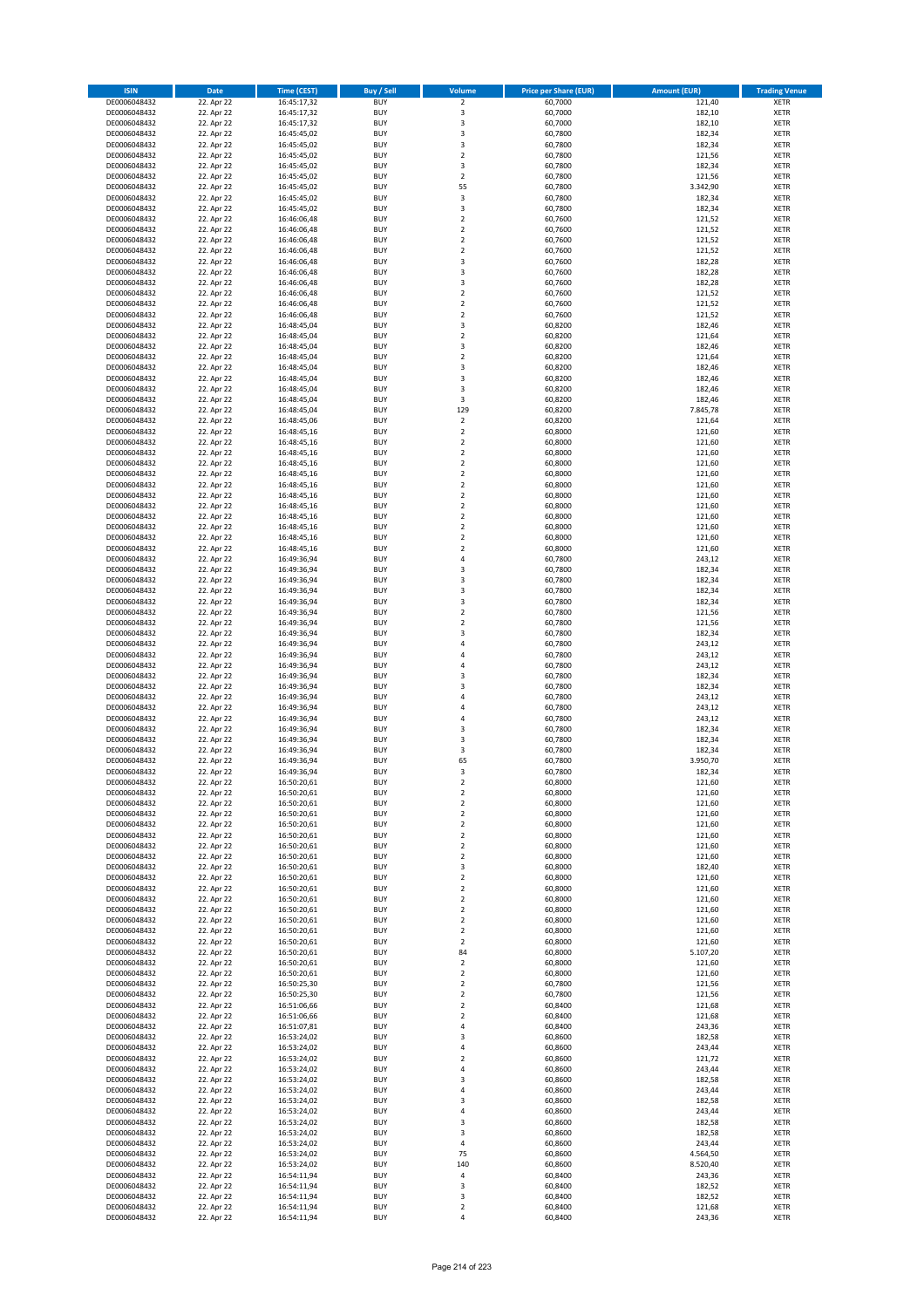| ISIN | Date | Time (CEST) | Buy / Sell | Volume | Price per Share (EUR) | Amount (EUR) | Trading Venue |
|---|---|---|---|---|---|---|---|
| DE0006048432 | 22. Apr 22 | 16:45:17,32 | BUY | 2 | 60,7000 | 121,40 | XETR |
| DE0006048432 | 22. Apr 22 | 16:45:17,32 | BUY | 3 | 60,7000 | 182,10 | XETR |
| DE0006048432 | 22. Apr 22 | 16:45:17,32 | BUY | 3 | 60,7000 | 182,10 | XETR |
| DE0006048432 | 22. Apr 22 | 16:45:45,02 | BUY | 3 | 60,7800 | 182,34 | XETR |
| DE0006048432 | 22. Apr 22 | 16:45:45,02 | BUY | 3 | 60,7800 | 182,34 | XETR |
| DE0006048432 | 22. Apr 22 | 16:45:45,02 | BUY | 2 | 60,7800 | 121,56 | XETR |
| DE0006048432 | 22. Apr 22 | 16:45:45,02 | BUY | 3 | 60,7800 | 182,34 | XETR |
| DE0006048432 | 22. Apr 22 | 16:45:45,02 | BUY | 2 | 60,7800 | 121,56 | XETR |
| DE0006048432 | 22. Apr 22 | 16:45:45,02 | BUY | 55 | 60,7800 | 3.342,90 | XETR |
| DE0006048432 | 22. Apr 22 | 16:45:45,02 | BUY | 3 | 60,7800 | 182,34 | XETR |
| DE0006048432 | 22. Apr 22 | 16:45:45,02 | BUY | 3 | 60,7800 | 182,34 | XETR |
| DE0006048432 | 22. Apr 22 | 16:46:06,48 | BUY | 2 | 60,7600 | 121,52 | XETR |
| DE0006048432 | 22. Apr 22 | 16:46:06,48 | BUY | 2 | 60,7600 | 121,52 | XETR |
| DE0006048432 | 22. Apr 22 | 16:46:06,48 | BUY | 2 | 60,7600 | 121,52 | XETR |
| DE0006048432 | 22. Apr 22 | 16:46:06,48 | BUY | 2 | 60,7600 | 121,52 | XETR |
| DE0006048432 | 22. Apr 22 | 16:46:06,48 | BUY | 3 | 60,7600 | 182,28 | XETR |
| DE0006048432 | 22. Apr 22 | 16:46:06,48 | BUY | 3 | 60,7600 | 182,28 | XETR |
| DE0006048432 | 22. Apr 22 | 16:46:06,48 | BUY | 3 | 60,7600 | 182,28 | XETR |
| DE0006048432 | 22. Apr 22 | 16:46:06,48 | BUY | 2 | 60,7600 | 121,52 | XETR |
| DE0006048432 | 22. Apr 22 | 16:46:06,48 | BUY | 2 | 60,7600 | 121,52 | XETR |
| DE0006048432 | 22. Apr 22 | 16:46:06,48 | BUY | 2 | 60,7600 | 121,52 | XETR |
| DE0006048432 | 22. Apr 22 | 16:48:45,04 | BUY | 3 | 60,8200 | 182,46 | XETR |
| DE0006048432 | 22. Apr 22 | 16:48:45,04 | BUY | 2 | 60,8200 | 121,64 | XETR |
| DE0006048432 | 22. Apr 22 | 16:48:45,04 | BUY | 3 | 60,8200 | 182,46 | XETR |
| DE0006048432 | 22. Apr 22 | 16:48:45,04 | BUY | 2 | 60,8200 | 121,64 | XETR |
| DE0006048432 | 22. Apr 22 | 16:48:45,04 | BUY | 3 | 60,8200 | 182,46 | XETR |
| DE0006048432 | 22. Apr 22 | 16:48:45,04 | BUY | 3 | 60,8200 | 182,46 | XETR |
| DE0006048432 | 22. Apr 22 | 16:48:45,04 | BUY | 3 | 60,8200 | 182,46 | XETR |
| DE0006048432 | 22. Apr 22 | 16:48:45,04 | BUY | 3 | 60,8200 | 182,46 | XETR |
| DE0006048432 | 22. Apr 22 | 16:48:45,04 | BUY | 129 | 60,8200 | 7.845,78 | XETR |
| DE0006048432 | 22. Apr 22 | 16:48:45,06 | BUY | 2 | 60,8200 | 121,64 | XETR |
| DE0006048432 | 22. Apr 22 | 16:48:45,16 | BUY | 2 | 60,8000 | 121,60 | XETR |
| DE0006048432 | 22. Apr 22 | 16:48:45,16 | BUY | 2 | 60,8000 | 121,60 | XETR |
| DE0006048432 | 22. Apr 22 | 16:48:45,16 | BUY | 2 | 60,8000 | 121,60 | XETR |
| DE0006048432 | 22. Apr 22 | 16:48:45,16 | BUY | 2 | 60,8000 | 121,60 | XETR |
| DE0006048432 | 22. Apr 22 | 16:48:45,16 | BUY | 2 | 60,8000 | 121,60 | XETR |
| DE0006048432 | 22. Apr 22 | 16:48:45,16 | BUY | 2 | 60,8000 | 121,60 | XETR |
| DE0006048432 | 22. Apr 22 | 16:48:45,16 | BUY | 2 | 60,8000 | 121,60 | XETR |
| DE0006048432 | 22. Apr 22 | 16:48:45,16 | BUY | 2 | 60,8000 | 121,60 | XETR |
| DE0006048432 | 22. Apr 22 | 16:48:45,16 | BUY | 2 | 60,8000 | 121,60 | XETR |
| DE0006048432 | 22. Apr 22 | 16:48:45,16 | BUY | 2 | 60,8000 | 121,60 | XETR |
| DE0006048432 | 22. Apr 22 | 16:48:45,16 | BUY | 2 | 60,8000 | 121,60 | XETR |
| DE0006048432 | 22. Apr 22 | 16:48:45,16 | BUY | 2 | 60,8000 | 121,60 | XETR |
| DE0006048432 | 22. Apr 22 | 16:49:36,94 | BUY | 4 | 60,7800 | 243,12 | XETR |
| DE0006048432 | 22. Apr 22 | 16:49:36,94 | BUY | 3 | 60,7800 | 182,34 | XETR |
| DE0006048432 | 22. Apr 22 | 16:49:36,94 | BUY | 3 | 60,7800 | 182,34 | XETR |
| DE0006048432 | 22. Apr 22 | 16:49:36,94 | BUY | 3 | 60,7800 | 182,34 | XETR |
| DE0006048432 | 22. Apr 22 | 16:49:36,94 | BUY | 3 | 60,7800 | 182,34 | XETR |
| DE0006048432 | 22. Apr 22 | 16:49:36,94 | BUY | 2 | 60,7800 | 121,56 | XETR |
| DE0006048432 | 22. Apr 22 | 16:49:36,94 | BUY | 2 | 60,7800 | 121,56 | XETR |
| DE0006048432 | 22. Apr 22 | 16:49:36,94 | BUY | 3 | 60,7800 | 182,34 | XETR |
| DE0006048432 | 22. Apr 22 | 16:49:36,94 | BUY | 4 | 60,7800 | 243,12 | XETR |
| DE0006048432 | 22. Apr 22 | 16:49:36,94 | BUY | 4 | 60,7800 | 243,12 | XETR |
| DE0006048432 | 22. Apr 22 | 16:49:36,94 | BUY | 4 | 60,7800 | 243,12 | XETR |
| DE0006048432 | 22. Apr 22 | 16:49:36,94 | BUY | 3 | 60,7800 | 182,34 | XETR |
| DE0006048432 | 22. Apr 22 | 16:49:36,94 | BUY | 3 | 60,7800 | 182,34 | XETR |
| DE0006048432 | 22. Apr 22 | 16:49:36,94 | BUY | 4 | 60,7800 | 243,12 | XETR |
| DE0006048432 | 22. Apr 22 | 16:49:36,94 | BUY | 4 | 60,7800 | 243,12 | XETR |
| DE0006048432 | 22. Apr 22 | 16:49:36,94 | BUY | 4 | 60,7800 | 243,12 | XETR |
| DE0006048432 | 22. Apr 22 | 16:49:36,94 | BUY | 3 | 60,7800 | 182,34 | XETR |
| DE0006048432 | 22. Apr 22 | 16:49:36,94 | BUY | 3 | 60,7800 | 182,34 | XETR |
| DE0006048432 | 22. Apr 22 | 16:49:36,94 | BUY | 3 | 60,7800 | 182,34 | XETR |
| DE0006048432 | 22. Apr 22 | 16:49:36,94 | BUY | 65 | 60,7800 | 3.950,70 | XETR |
| DE0006048432 | 22. Apr 22 | 16:49:36,94 | BUY | 3 | 60,7800 | 182,34 | XETR |
| DE0006048432 | 22. Apr 22 | 16:50:20,61 | BUY | 2 | 60,8000 | 121,60 | XETR |
| DE0006048432 | 22. Apr 22 | 16:50:20,61 | BUY | 2 | 60,8000 | 121,60 | XETR |
| DE0006048432 | 22. Apr 22 | 16:50:20,61 | BUY | 2 | 60,8000 | 121,60 | XETR |
| DE0006048432 | 22. Apr 22 | 16:50:20,61 | BUY | 2 | 60,8000 | 121,60 | XETR |
| DE0006048432 | 22. Apr 22 | 16:50:20,61 | BUY | 2 | 60,8000 | 121,60 | XETR |
| DE0006048432 | 22. Apr 22 | 16:50:20,61 | BUY | 2 | 60,8000 | 121,60 | XETR |
| DE0006048432 | 22. Apr 22 | 16:50:20,61 | BUY | 2 | 60,8000 | 121,60 | XETR |
| DE0006048432 | 22. Apr 22 | 16:50:20,61 | BUY | 2 | 60,8000 | 121,60 | XETR |
| DE0006048432 | 22. Apr 22 | 16:50:20,61 | BUY | 3 | 60,8000 | 182,40 | XETR |
| DE0006048432 | 22. Apr 22 | 16:50:20,61 | BUY | 2 | 60,8000 | 121,60 | XETR |
| DE0006048432 | 22. Apr 22 | 16:50:20,61 | BUY | 2 | 60,8000 | 121,60 | XETR |
| DE0006048432 | 22. Apr 22 | 16:50:20,61 | BUY | 2 | 60,8000 | 121,60 | XETR |
| DE0006048432 | 22. Apr 22 | 16:50:20,61 | BUY | 2 | 60,8000 | 121,60 | XETR |
| DE0006048432 | 22. Apr 22 | 16:50:20,61 | BUY | 2 | 60,8000 | 121,60 | XETR |
| DE0006048432 | 22. Apr 22 | 16:50:20,61 | BUY | 2 | 60,8000 | 121,60 | XETR |
| DE0006048432 | 22. Apr 22 | 16:50:20,61 | BUY | 2 | 60,8000 | 121,60 | XETR |
| DE0006048432 | 22. Apr 22 | 16:50:20,61 | BUY | 84 | 60,8000 | 5.107,20 | XETR |
| DE0006048432 | 22. Apr 22 | 16:50:20,61 | BUY | 2 | 60,8000 | 121,60 | XETR |
| DE0006048432 | 22. Apr 22 | 16:50:20,61 | BUY | 2 | 60,8000 | 121,60 | XETR |
| DE0006048432 | 22. Apr 22 | 16:50:25,30 | BUY | 2 | 60,7800 | 121,56 | XETR |
| DE0006048432 | 22. Apr 22 | 16:50:25,30 | BUY | 2 | 60,7800 | 121,56 | XETR |
| DE0006048432 | 22. Apr 22 | 16:51:06,66 | BUY | 2 | 60,8400 | 121,68 | XETR |
| DE0006048432 | 22. Apr 22 | 16:51:06,66 | BUY | 2 | 60,8400 | 121,68 | XETR |
| DE0006048432 | 22. Apr 22 | 16:51:07,81 | BUY | 4 | 60,8400 | 243,36 | XETR |
| DE0006048432 | 22. Apr 22 | 16:53:24,02 | BUY | 3 | 60,8600 | 182,58 | XETR |
| DE0006048432 | 22. Apr 22 | 16:53:24,02 | BUY | 4 | 60,8600 | 243,44 | XETR |
| DE0006048432 | 22. Apr 22 | 16:53:24,02 | BUY | 2 | 60,8600 | 121,72 | XETR |
| DE0006048432 | 22. Apr 22 | 16:53:24,02 | BUY | 4 | 60,8600 | 243,44 | XETR |
| DE0006048432 | 22. Apr 22 | 16:53:24,02 | BUY | 3 | 60,8600 | 182,58 | XETR |
| DE0006048432 | 22. Apr 22 | 16:53:24,02 | BUY | 4 | 60,8600 | 243,44 | XETR |
| DE0006048432 | 22. Apr 22 | 16:53:24,02 | BUY | 3 | 60,8600 | 182,58 | XETR |
| DE0006048432 | 22. Apr 22 | 16:53:24,02 | BUY | 4 | 60,8600 | 243,44 | XETR |
| DE0006048432 | 22. Apr 22 | 16:53:24,02 | BUY | 3 | 60,8600 | 182,58 | XETR |
| DE0006048432 | 22. Apr 22 | 16:53:24,02 | BUY | 3 | 60,8600 | 182,58 | XETR |
| DE0006048432 | 22. Apr 22 | 16:53:24,02 | BUY | 4 | 60,8600 | 243,44 | XETR |
| DE0006048432 | 22. Apr 22 | 16:53:24,02 | BUY | 75 | 60,8600 | 4.564,50 | XETR |
| DE0006048432 | 22. Apr 22 | 16:53:24,02 | BUY | 140 | 60,8600 | 8.520,40 | XETR |
| DE0006048432 | 22. Apr 22 | 16:54:11,94 | BUY | 4 | 60,8400 | 243,36 | XETR |
| DE0006048432 | 22. Apr 22 | 16:54:11,94 | BUY | 3 | 60,8400 | 182,52 | XETR |
| DE0006048432 | 22. Apr 22 | 16:54:11,94 | BUY | 3 | 60,8400 | 182,52 | XETR |
| DE0006048432 | 22. Apr 22 | 16:54:11,94 | BUY | 2 | 60,8400 | 121,68 | XETR |
| DE0006048432 | 22. Apr 22 | 16:54:11,94 | BUY | 4 | 60,8400 | 243,36 | XETR |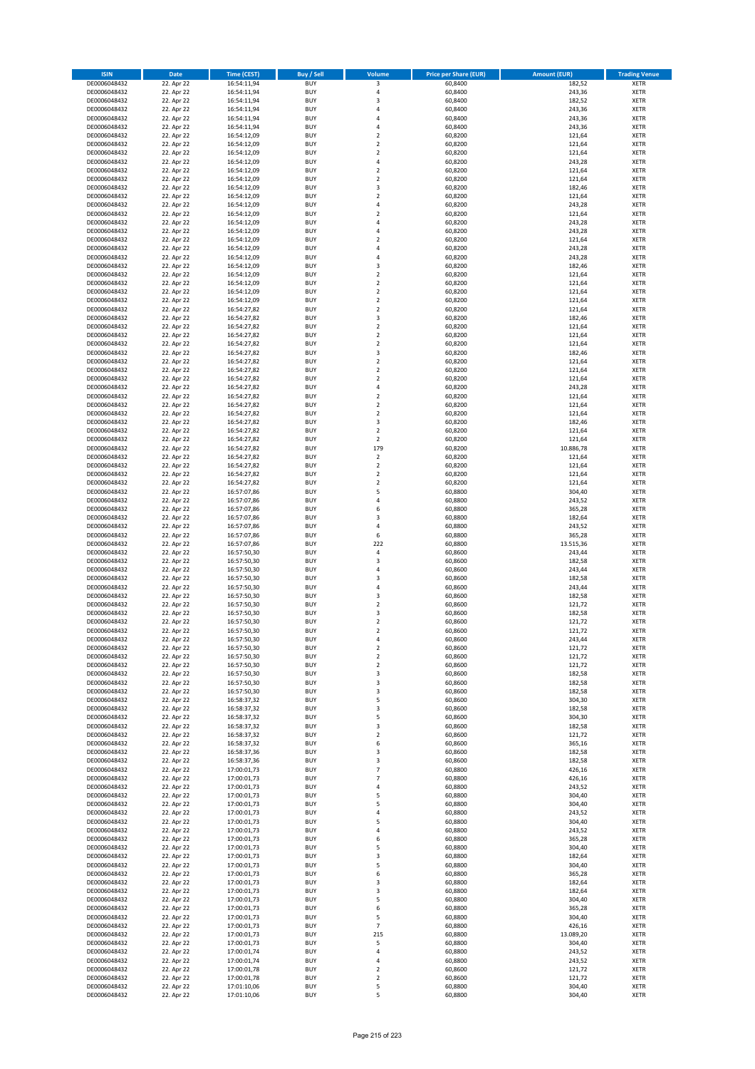| ISIN | Date | Time (CEST) | Buy / Sell | Volume | Price per Share (EUR) | Amount (EUR) | Trading Venue |
|---|---|---|---|---|---|---|---|
| DE0006048432 | 22. Apr 22 | 16:54:11,94 | BUY | 3 | 60,8400 | 182,52 | XETR |
| DE0006048432 | 22. Apr 22 | 16:54:11,94 | BUY | 4 | 60,8400 | 243,36 | XETR |
| DE0006048432 | 22. Apr 22 | 16:54:11,94 | BUY | 3 | 60,8400 | 182,52 | XETR |
| DE0006048432 | 22. Apr 22 | 16:54:11,94 | BUY | 4 | 60,8400 | 243,36 | XETR |
| DE0006048432 | 22. Apr 22 | 16:54:11,94 | BUY | 4 | 60,8400 | 243,36 | XETR |
| DE0006048432 | 22. Apr 22 | 16:54:11,94 | BUY | 4 | 60,8400 | 243,36 | XETR |
| DE0006048432 | 22. Apr 22 | 16:54:12,09 | BUY | 2 | 60,8200 | 121,64 | XETR |
| DE0006048432 | 22. Apr 22 | 16:54:12,09 | BUY | 2 | 60,8200 | 121,64 | XETR |
| DE0006048432 | 22. Apr 22 | 16:54:12,09 | BUY | 2 | 60,8200 | 121,64 | XETR |
| DE0006048432 | 22. Apr 22 | 16:54:12,09 | BUY | 4 | 60,8200 | 243,28 | XETR |
| DE0006048432 | 22. Apr 22 | 16:54:12,09 | BUY | 2 | 60,8200 | 121,64 | XETR |
| DE0006048432 | 22. Apr 22 | 16:54:12,09 | BUY | 2 | 60,8200 | 121,64 | XETR |
| DE0006048432 | 22. Apr 22 | 16:54:12,09 | BUY | 3 | 60,8200 | 182,46 | XETR |
| DE0006048432 | 22. Apr 22 | 16:54:12,09 | BUY | 2 | 60,8200 | 121,64 | XETR |
| DE0006048432 | 22. Apr 22 | 16:54:12,09 | BUY | 4 | 60,8200 | 243,28 | XETR |
| DE0006048432 | 22. Apr 22 | 16:54:12,09 | BUY | 2 | 60,8200 | 121,64 | XETR |
| DE0006048432 | 22. Apr 22 | 16:54:12,09 | BUY | 4 | 60,8200 | 243,28 | XETR |
| DE0006048432 | 22. Apr 22 | 16:54:12,09 | BUY | 4 | 60,8200 | 243,28 | XETR |
| DE0006048432 | 22. Apr 22 | 16:54:12,09 | BUY | 2 | 60,8200 | 121,64 | XETR |
| DE0006048432 | 22. Apr 22 | 16:54:12,09 | BUY | 4 | 60,8200 | 243,28 | XETR |
| DE0006048432 | 22. Apr 22 | 16:54:12,09 | BUY | 4 | 60,8200 | 243,28 | XETR |
| DE0006048432 | 22. Apr 22 | 16:54:12,09 | BUY | 3 | 60,8200 | 182,46 | XETR |
| DE0006048432 | 22. Apr 22 | 16:54:12,09 | BUY | 2 | 60,8200 | 121,64 | XETR |
| DE0006048432 | 22. Apr 22 | 16:54:12,09 | BUY | 2 | 60,8200 | 121,64 | XETR |
| DE0006048432 | 22. Apr 22 | 16:54:12,09 | BUY | 2 | 60,8200 | 121,64 | XETR |
| DE0006048432 | 22. Apr 22 | 16:54:12,09 | BUY | 2 | 60,8200 | 121,64 | XETR |
| DE0006048432 | 22. Apr 22 | 16:54:27,82 | BUY | 2 | 60,8200 | 121,64 | XETR |
| DE0006048432 | 22. Apr 22 | 16:54:27,82 | BUY | 3 | 60,8200 | 182,46 | XETR |
| DE0006048432 | 22. Apr 22 | 16:54:27,82 | BUY | 2 | 60,8200 | 121,64 | XETR |
| DE0006048432 | 22. Apr 22 | 16:54:27,82 | BUY | 2 | 60,8200 | 121,64 | XETR |
| DE0006048432 | 22. Apr 22 | 16:54:27,82 | BUY | 2 | 60,8200 | 121,64 | XETR |
| DE0006048432 | 22. Apr 22 | 16:54:27,82 | BUY | 3 | 60,8200 | 182,46 | XETR |
| DE0006048432 | 22. Apr 22 | 16:54:27,82 | BUY | 2 | 60,8200 | 121,64 | XETR |
| DE0006048432 | 22. Apr 22 | 16:54:27,82 | BUY | 2 | 60,8200 | 121,64 | XETR |
| DE0006048432 | 22. Apr 22 | 16:54:27,82 | BUY | 2 | 60,8200 | 121,64 | XETR |
| DE0006048432 | 22. Apr 22 | 16:54:27,82 | BUY | 4 | 60,8200 | 243,28 | XETR |
| DE0006048432 | 22. Apr 22 | 16:54:27,82 | BUY | 2 | 60,8200 | 121,64 | XETR |
| DE0006048432 | 22. Apr 22 | 16:54:27,82 | BUY | 2 | 60,8200 | 121,64 | XETR |
| DE0006048432 | 22. Apr 22 | 16:54:27,82 | BUY | 2 | 60,8200 | 121,64 | XETR |
| DE0006048432 | 22. Apr 22 | 16:54:27,82 | BUY | 3 | 60,8200 | 182,46 | XETR |
| DE0006048432 | 22. Apr 22 | 16:54:27,82 | BUY | 2 | 60,8200 | 121,64 | XETR |
| DE0006048432 | 22. Apr 22 | 16:54:27,82 | BUY | 2 | 60,8200 | 121,64 | XETR |
| DE0006048432 | 22. Apr 22 | 16:54:27,82 | BUY | 179 | 60,8200 | 10.886,78 | XETR |
| DE0006048432 | 22. Apr 22 | 16:54:27,82 | BUY | 2 | 60,8200 | 121,64 | XETR |
| DE0006048432 | 22. Apr 22 | 16:54:27,82 | BUY | 2 | 60,8200 | 121,64 | XETR |
| DE0006048432 | 22. Apr 22 | 16:54:27,82 | BUY | 2 | 60,8200 | 121,64 | XETR |
| DE0006048432 | 22. Apr 22 | 16:54:27,82 | BUY | 2 | 60,8200 | 121,64 | XETR |
| DE0006048432 | 22. Apr 22 | 16:57:07,86 | BUY | 5 | 60,8800 | 304,40 | XETR |
| DE0006048432 | 22. Apr 22 | 16:57:07,86 | BUY | 4 | 60,8800 | 243,52 | XETR |
| DE0006048432 | 22. Apr 22 | 16:57:07,86 | BUY | 6 | 60,8800 | 365,28 | XETR |
| DE0006048432 | 22. Apr 22 | 16:57:07,86 | BUY | 3 | 60,8800 | 182,64 | XETR |
| DE0006048432 | 22. Apr 22 | 16:57:07,86 | BUY | 4 | 60,8800 | 243,52 | XETR |
| DE0006048432 | 22. Apr 22 | 16:57:07,86 | BUY | 6 | 60,8800 | 365,28 | XETR |
| DE0006048432 | 22. Apr 22 | 16:57:07,86 | BUY | 222 | 60,8800 | 13.515,36 | XETR |
| DE0006048432 | 22. Apr 22 | 16:57:50,30 | BUY | 4 | 60,8600 | 243,44 | XETR |
| DE0006048432 | 22. Apr 22 | 16:57:50,30 | BUY | 3 | 60,8600 | 182,58 | XETR |
| DE0006048432 | 22. Apr 22 | 16:57:50,30 | BUY | 4 | 60,8600 | 243,44 | XETR |
| DE0006048432 | 22. Apr 22 | 16:57:50,30 | BUY | 3 | 60,8600 | 182,58 | XETR |
| DE0006048432 | 22. Apr 22 | 16:57:50,30 | BUY | 4 | 60,8600 | 243,44 | XETR |
| DE0006048432 | 22. Apr 22 | 16:57:50,30 | BUY | 3 | 60,8600 | 182,58 | XETR |
| DE0006048432 | 22. Apr 22 | 16:57:50,30 | BUY | 2 | 60,8600 | 121,72 | XETR |
| DE0006048432 | 22. Apr 22 | 16:57:50,30 | BUY | 3 | 60,8600 | 182,58 | XETR |
| DE0006048432 | 22. Apr 22 | 16:57:50,30 | BUY | 2 | 60,8600 | 121,72 | XETR |
| DE0006048432 | 22. Apr 22 | 16:57:50,30 | BUY | 2 | 60,8600 | 121,72 | XETR |
| DE0006048432 | 22. Apr 22 | 16:57:50,30 | BUY | 4 | 60,8600 | 243,44 | XETR |
| DE0006048432 | 22. Apr 22 | 16:57:50,30 | BUY | 2 | 60,8600 | 121,72 | XETR |
| DE0006048432 | 22. Apr 22 | 16:57:50,30 | BUY | 2 | 60,8600 | 121,72 | XETR |
| DE0006048432 | 22. Apr 22 | 16:57:50,30 | BUY | 2 | 60,8600 | 121,72 | XETR |
| DE0006048432 | 22. Apr 22 | 16:57:50,30 | BUY | 3 | 60,8600 | 182,58 | XETR |
| DE0006048432 | 22. Apr 22 | 16:57:50,30 | BUY | 3 | 60,8600 | 182,58 | XETR |
| DE0006048432 | 22. Apr 22 | 16:57:50,30 | BUY | 3 | 60,8600 | 182,58 | XETR |
| DE0006048432 | 22. Apr 22 | 16:58:37,32 | BUY | 5 | 60,8600 | 304,30 | XETR |
| DE0006048432 | 22. Apr 22 | 16:58:37,32 | BUY | 3 | 60,8600 | 182,58 | XETR |
| DE0006048432 | 22. Apr 22 | 16:58:37,32 | BUY | 5 | 60,8600 | 304,30 | XETR |
| DE0006048432 | 22. Apr 22 | 16:58:37,32 | BUY | 3 | 60,8600 | 182,58 | XETR |
| DE0006048432 | 22. Apr 22 | 16:58:37,32 | BUY | 2 | 60,8600 | 121,72 | XETR |
| DE0006048432 | 22. Apr 22 | 16:58:37,32 | BUY | 6 | 60,8600 | 365,16 | XETR |
| DE0006048432 | 22. Apr 22 | 16:58:37,36 | BUY | 3 | 60,8600 | 182,58 | XETR |
| DE0006048432 | 22. Apr 22 | 16:58:37,36 | BUY | 3 | 60,8600 | 182,58 | XETR |
| DE0006048432 | 22. Apr 22 | 17:00:01,73 | BUY | 7 | 60,8800 | 426,16 | XETR |
| DE0006048432 | 22. Apr 22 | 17:00:01,73 | BUY | 7 | 60,8800 | 426,16 | XETR |
| DE0006048432 | 22. Apr 22 | 17:00:01,73 | BUY | 4 | 60,8800 | 243,52 | XETR |
| DE0006048432 | 22. Apr 22 | 17:00:01,73 | BUY | 5 | 60,8800 | 304,40 | XETR |
| DE0006048432 | 22. Apr 22 | 17:00:01,73 | BUY | 5 | 60,8800 | 304,40 | XETR |
| DE0006048432 | 22. Apr 22 | 17:00:01,73 | BUY | 4 | 60,8800 | 243,52 | XETR |
| DE0006048432 | 22. Apr 22 | 17:00:01,73 | BUY | 5 | 60,8800 | 304,40 | XETR |
| DE0006048432 | 22. Apr 22 | 17:00:01,73 | BUY | 4 | 60,8800 | 243,52 | XETR |
| DE0006048432 | 22. Apr 22 | 17:00:01,73 | BUY | 6 | 60,8800 | 365,28 | XETR |
| DE0006048432 | 22. Apr 22 | 17:00:01,73 | BUY | 5 | 60,8800 | 304,40 | XETR |
| DE0006048432 | 22. Apr 22 | 17:00:01,73 | BUY | 3 | 60,8800 | 182,64 | XETR |
| DE0006048432 | 22. Apr 22 | 17:00:01,73 | BUY | 5 | 60,8800 | 304,40 | XETR |
| DE0006048432 | 22. Apr 22 | 17:00:01,73 | BUY | 6 | 60,8800 | 365,28 | XETR |
| DE0006048432 | 22. Apr 22 | 17:00:01,73 | BUY | 3 | 60,8800 | 182,64 | XETR |
| DE0006048432 | 22. Apr 22 | 17:00:01,73 | BUY | 3 | 60,8800 | 182,64 | XETR |
| DE0006048432 | 22. Apr 22 | 17:00:01,73 | BUY | 5 | 60,8800 | 304,40 | XETR |
| DE0006048432 | 22. Apr 22 | 17:00:01,73 | BUY | 6 | 60,8800 | 365,28 | XETR |
| DE0006048432 | 22. Apr 22 | 17:00:01,73 | BUY | 5 | 60,8800 | 304,40 | XETR |
| DE0006048432 | 22. Apr 22 | 17:00:01,73 | BUY | 7 | 60,8800 | 426,16 | XETR |
| DE0006048432 | 22. Apr 22 | 17:00:01,73 | BUY | 215 | 60,8800 | 13.089,20 | XETR |
| DE0006048432 | 22. Apr 22 | 17:00:01,73 | BUY | 5 | 60,8800 | 304,40 | XETR |
| DE0006048432 | 22. Apr 22 | 17:00:01,74 | BUY | 4 | 60,8800 | 243,52 | XETR |
| DE0006048432 | 22. Apr 22 | 17:00:01,74 | BUY | 4 | 60,8800 | 243,52 | XETR |
| DE0006048432 | 22. Apr 22 | 17:00:01,78 | BUY | 2 | 60,8600 | 121,72 | XETR |
| DE0006048432 | 22. Apr 22 | 17:00:01,78 | BUY | 2 | 60,8600 | 121,72 | XETR |
| DE0006048432 | 22. Apr 22 | 17:01:10,06 | BUY | 5 | 60,8800 | 304,40 | XETR |
| DE0006048432 | 22. Apr 22 | 17:01:10,06 | BUY | 5 | 60,8800 | 304,40 | XETR |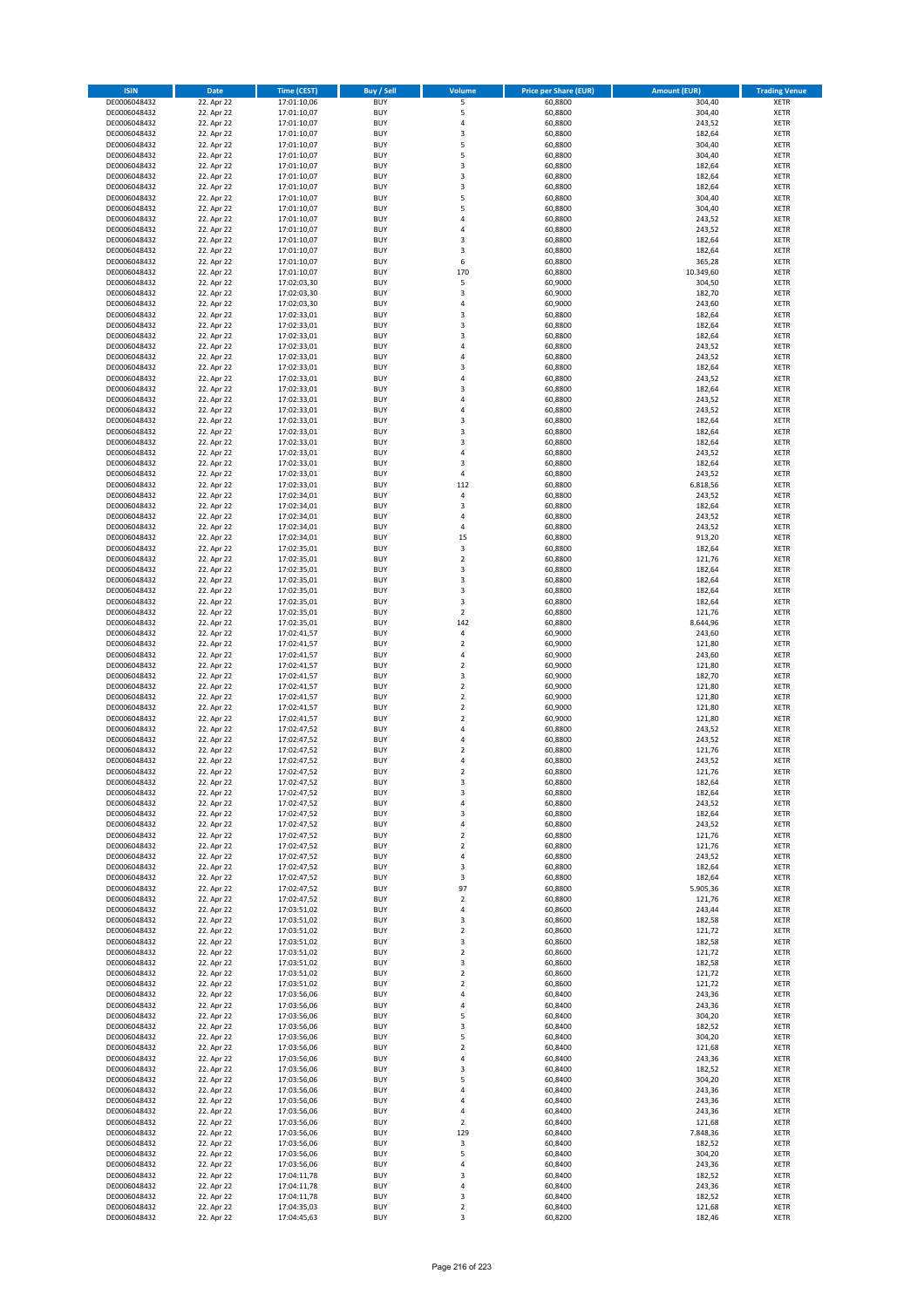| ISIN | Date | Time (CEST) | Buy / Sell | Volume | Price per Share (EUR) | Amount (EUR) | Trading Venue |
|---|---|---|---|---|---|---|---|
| DE0006048432 | 22. Apr 22 | 17:01:10,06 | BUY | 5 | 60,8800 | 304,40 | XETR |
| DE0006048432 | 22. Apr 22 | 17:01:10,07 | BUY | 5 | 60,8800 | 304,40 | XETR |
| DE0006048432 | 22. Apr 22 | 17:01:10,07 | BUY | 4 | 60,8800 | 243,52 | XETR |
| DE0006048432 | 22. Apr 22 | 17:01:10,07 | BUY | 3 | 60,8800 | 182,64 | XETR |
| DE0006048432 | 22. Apr 22 | 17:01:10,07 | BUY | 5 | 60,8800 | 304,40 | XETR |
| DE0006048432 | 22. Apr 22 | 17:01:10,07 | BUY | 5 | 60,8800 | 304,40 | XETR |
| DE0006048432 | 22. Apr 22 | 17:01:10,07 | BUY | 3 | 60,8800 | 182,64 | XETR |
| DE0006048432 | 22. Apr 22 | 17:01:10,07 | BUY | 3 | 60,8800 | 182,64 | XETR |
| DE0006048432 | 22. Apr 22 | 17:01:10,07 | BUY | 3 | 60,8800 | 182,64 | XETR |
| DE0006048432 | 22. Apr 22 | 17:01:10,07 | BUY | 5 | 60,8800 | 304,40 | XETR |
| DE0006048432 | 22. Apr 22 | 17:01:10,07 | BUY | 5 | 60,8800 | 304,40 | XETR |
| DE0006048432 | 22. Apr 22 | 17:01:10,07 | BUY | 4 | 60,8800 | 243,52 | XETR |
| DE0006048432 | 22. Apr 22 | 17:01:10,07 | BUY | 4 | 60,8800 | 243,52 | XETR |
| DE0006048432 | 22. Apr 22 | 17:01:10,07 | BUY | 3 | 60,8800 | 182,64 | XETR |
| DE0006048432 | 22. Apr 22 | 17:01:10,07 | BUY | 3 | 60,8800 | 182,64 | XETR |
| DE0006048432 | 22. Apr 22 | 17:01:10,07 | BUY | 6 | 60,8800 | 365,28 | XETR |
| DE0006048432 | 22. Apr 22 | 17:01:10,07 | BUY | 170 | 60,8800 | 10.349,60 | XETR |
| DE0006048432 | 22. Apr 22 | 17:02:03,30 | BUY | 5 | 60,9000 | 304,50 | XETR |
| DE0006048432 | 22. Apr 22 | 17:02:03,30 | BUY | 3 | 60,9000 | 182,70 | XETR |
| DE0006048432 | 22. Apr 22 | 17:02:03,30 | BUY | 4 | 60,9000 | 243,60 | XETR |
| DE0006048432 | 22. Apr 22 | 17:02:33,01 | BUY | 3 | 60,8800 | 182,64 | XETR |
| DE0006048432 | 22. Apr 22 | 17:02:33,01 | BUY | 3 | 60,8800 | 182,64 | XETR |
| DE0006048432 | 22. Apr 22 | 17:02:33,01 | BUY | 3 | 60,8800 | 182,64 | XETR |
| DE0006048432 | 22. Apr 22 | 17:02:33,01 | BUY | 4 | 60,8800 | 243,52 | XETR |
| DE0006048432 | 22. Apr 22 | 17:02:33,01 | BUY | 4 | 60,8800 | 243,52 | XETR |
| DE0006048432 | 22. Apr 22 | 17:02:33,01 | BUY | 3 | 60,8800 | 182,64 | XETR |
| DE0006048432 | 22. Apr 22 | 17:02:33,01 | BUY | 4 | 60,8800 | 243,52 | XETR |
| DE0006048432 | 22. Apr 22 | 17:02:33,01 | BUY | 3 | 60,8800 | 182,64 | XETR |
| DE0006048432 | 22. Apr 22 | 17:02:33,01 | BUY | 4 | 60,8800 | 243,52 | XETR |
| DE0006048432 | 22. Apr 22 | 17:02:33,01 | BUY | 4 | 60,8800 | 243,52 | XETR |
| DE0006048432 | 22. Apr 22 | 17:02:33,01 | BUY | 3 | 60,8800 | 182,64 | XETR |
| DE0006048432 | 22. Apr 22 | 17:02:33,01 | BUY | 3 | 60,8800 | 182,64 | XETR |
| DE0006048432 | 22. Apr 22 | 17:02:33,01 | BUY | 3 | 60,8800 | 182,64 | XETR |
| DE0006048432 | 22. Apr 22 | 17:02:33,01 | BUY | 4 | 60,8800 | 243,52 | XETR |
| DE0006048432 | 22. Apr 22 | 17:02:33,01 | BUY | 3 | 60,8800 | 182,64 | XETR |
| DE0006048432 | 22. Apr 22 | 17:02:33,01 | BUY | 4 | 60,8800 | 243,52 | XETR |
| DE0006048432 | 22. Apr 22 | 17:02:33,01 | BUY | 112 | 60,8800 | 6.818,56 | XETR |
| DE0006048432 | 22. Apr 22 | 17:02:34,01 | BUY | 4 | 60,8800 | 243,52 | XETR |
| DE0006048432 | 22. Apr 22 | 17:02:34,01 | BUY | 3 | 60,8800 | 182,64 | XETR |
| DE0006048432 | 22. Apr 22 | 17:02:34,01 | BUY | 4 | 60,8800 | 243,52 | XETR |
| DE0006048432 | 22. Apr 22 | 17:02:34,01 | BUY | 4 | 60,8800 | 243,52 | XETR |
| DE0006048432 | 22. Apr 22 | 17:02:34,01 | BUY | 15 | 60,8800 | 913,20 | XETR |
| DE0006048432 | 22. Apr 22 | 17:02:35,01 | BUY | 3 | 60,8800 | 182,64 | XETR |
| DE0006048432 | 22. Apr 22 | 17:02:35,01 | BUY | 2 | 60,8800 | 121,76 | XETR |
| DE0006048432 | 22. Apr 22 | 17:02:35,01 | BUY | 3 | 60,8800 | 182,64 | XETR |
| DE0006048432 | 22. Apr 22 | 17:02:35,01 | BUY | 3 | 60,8800 | 182,64 | XETR |
| DE0006048432 | 22. Apr 22 | 17:02:35,01 | BUY | 3 | 60,8800 | 182,64 | XETR |
| DE0006048432 | 22. Apr 22 | 17:02:35,01 | BUY | 3 | 60,8800 | 182,64 | XETR |
| DE0006048432 | 22. Apr 22 | 17:02:35,01 | BUY | 2 | 60,8800 | 121,76 | XETR |
| DE0006048432 | 22. Apr 22 | 17:02:35,01 | BUY | 142 | 60,8800 | 8.644,96 | XETR |
| DE0006048432 | 22. Apr 22 | 17:02:41,57 | BUY | 4 | 60,9000 | 243,60 | XETR |
| DE0006048432 | 22. Apr 22 | 17:02:41,57 | BUY | 2 | 60,9000 | 121,80 | XETR |
| DE0006048432 | 22. Apr 22 | 17:02:41,57 | BUY | 4 | 60,9000 | 243,60 | XETR |
| DE0006048432 | 22. Apr 22 | 17:02:41,57 | BUY | 2 | 60,9000 | 121,80 | XETR |
| DE0006048432 | 22. Apr 22 | 17:02:41,57 | BUY | 3 | 60,9000 | 182,70 | XETR |
| DE0006048432 | 22. Apr 22 | 17:02:41,57 | BUY | 2 | 60,9000 | 121,80 | XETR |
| DE0006048432 | 22. Apr 22 | 17:02:41,57 | BUY | 2 | 60,9000 | 121,80 | XETR |
| DE0006048432 | 22. Apr 22 | 17:02:41,57 | BUY | 2 | 60,9000 | 121,80 | XETR |
| DE0006048432 | 22. Apr 22 | 17:02:41,57 | BUY | 2 | 60,9000 | 121,80 | XETR |
| DE0006048432 | 22. Apr 22 | 17:02:47,52 | BUY | 4 | 60,8800 | 243,52 | XETR |
| DE0006048432 | 22. Apr 22 | 17:02:47,52 | BUY | 4 | 60,8800 | 243,52 | XETR |
| DE0006048432 | 22. Apr 22 | 17:02:47,52 | BUY | 2 | 60,8800 | 121,76 | XETR |
| DE0006048432 | 22. Apr 22 | 17:02:47,52 | BUY | 4 | 60,8800 | 243,52 | XETR |
| DE0006048432 | 22. Apr 22 | 17:02:47,52 | BUY | 2 | 60,8800 | 121,76 | XETR |
| DE0006048432 | 22. Apr 22 | 17:02:47,52 | BUY | 3 | 60,8800 | 182,64 | XETR |
| DE0006048432 | 22. Apr 22 | 17:02:47,52 | BUY | 3 | 60,8800 | 182,64 | XETR |
| DE0006048432 | 22. Apr 22 | 17:02:47,52 | BUY | 4 | 60,8800 | 243,52 | XETR |
| DE0006048432 | 22. Apr 22 | 17:02:47,52 | BUY | 3 | 60,8800 | 182,64 | XETR |
| DE0006048432 | 22. Apr 22 | 17:02:47,52 | BUY | 4 | 60,8800 | 243,52 | XETR |
| DE0006048432 | 22. Apr 22 | 17:02:47,52 | BUY | 2 | 60,8800 | 121,76 | XETR |
| DE0006048432 | 22. Apr 22 | 17:02:47,52 | BUY | 2 | 60,8800 | 121,76 | XETR |
| DE0006048432 | 22. Apr 22 | 17:02:47,52 | BUY | 4 | 60,8800 | 243,52 | XETR |
| DE0006048432 | 22. Apr 22 | 17:02:47,52 | BUY | 3 | 60,8800 | 182,64 | XETR |
| DE0006048432 | 22. Apr 22 | 17:02:47,52 | BUY | 3 | 60,8800 | 182,64 | XETR |
| DE0006048432 | 22. Apr 22 | 17:02:47,52 | BUY | 97 | 60,8800 | 5.905,36 | XETR |
| DE0006048432 | 22. Apr 22 | 17:02:47,52 | BUY | 2 | 60,8800 | 121,76 | XETR |
| DE0006048432 | 22. Apr 22 | 17:03:51,02 | BUY | 4 | 60,8600 | 243,44 | XETR |
| DE0006048432 | 22. Apr 22 | 17:03:51,02 | BUY | 3 | 60,8600 | 182,58 | XETR |
| DE0006048432 | 22. Apr 22 | 17:03:51,02 | BUY | 2 | 60,8600 | 121,72 | XETR |
| DE0006048432 | 22. Apr 22 | 17:03:51,02 | BUY | 3 | 60,8600 | 182,58 | XETR |
| DE0006048432 | 22. Apr 22 | 17:03:51,02 | BUY | 2 | 60,8600 | 121,72 | XETR |
| DE0006048432 | 22. Apr 22 | 17:03:51,02 | BUY | 3 | 60,8600 | 182,58 | XETR |
| DE0006048432 | 22. Apr 22 | 17:03:51,02 | BUY | 2 | 60,8600 | 121,72 | XETR |
| DE0006048432 | 22. Apr 22 | 17:03:51,02 | BUY | 2 | 60,8600 | 121,72 | XETR |
| DE0006048432 | 22. Apr 22 | 17:03:56,06 | BUY | 4 | 60,8400 | 243,36 | XETR |
| DE0006048432 | 22. Apr 22 | 17:03:56,06 | BUY | 4 | 60,8400 | 243,36 | XETR |
| DE0006048432 | 22. Apr 22 | 17:03:56,06 | BUY | 5 | 60,8400 | 304,20 | XETR |
| DE0006048432 | 22. Apr 22 | 17:03:56,06 | BUY | 3 | 60,8400 | 182,52 | XETR |
| DE0006048432 | 22. Apr 22 | 17:03:56,06 | BUY | 5 | 60,8400 | 304,20 | XETR |
| DE0006048432 | 22. Apr 22 | 17:03:56,06 | BUY | 2 | 60,8400 | 121,68 | XETR |
| DE0006048432 | 22. Apr 22 | 17:03:56,06 | BUY | 4 | 60,8400 | 243,36 | XETR |
| DE0006048432 | 22. Apr 22 | 17:03:56,06 | BUY | 3 | 60,8400 | 182,52 | XETR |
| DE0006048432 | 22. Apr 22 | 17:03:56,06 | BUY | 5 | 60,8400 | 304,20 | XETR |
| DE0006048432 | 22. Apr 22 | 17:03:56,06 | BUY | 4 | 60,8400 | 243,36 | XETR |
| DE0006048432 | 22. Apr 22 | 17:03:56,06 | BUY | 4 | 60,8400 | 243,36 | XETR |
| DE0006048432 | 22. Apr 22 | 17:03:56,06 | BUY | 4 | 60,8400 | 243,36 | XETR |
| DE0006048432 | 22. Apr 22 | 17:03:56,06 | BUY | 2 | 60,8400 | 121,68 | XETR |
| DE0006048432 | 22. Apr 22 | 17:03:56,06 | BUY | 129 | 60,8400 | 7.848,36 | XETR |
| DE0006048432 | 22. Apr 22 | 17:03:56,06 | BUY | 3 | 60,8400 | 182,52 | XETR |
| DE0006048432 | 22. Apr 22 | 17:03:56,06 | BUY | 5 | 60,8400 | 304,20 | XETR |
| DE0006048432 | 22. Apr 22 | 17:03:56,06 | BUY | 4 | 60,8400 | 243,36 | XETR |
| DE0006048432 | 22. Apr 22 | 17:04:11,78 | BUY | 3 | 60,8400 | 182,52 | XETR |
| DE0006048432 | 22. Apr 22 | 17:04:11,78 | BUY | 4 | 60,8400 | 243,36 | XETR |
| DE0006048432 | 22. Apr 22 | 17:04:11,78 | BUY | 3 | 60,8400 | 182,52 | XETR |
| DE0006048432 | 22. Apr 22 | 17:04:35,03 | BUY | 2 | 60,8400 | 121,68 | XETR |
| DE0006048432 | 22. Apr 22 | 17:04:45,63 | BUY | 3 | 60,8200 | 182,46 | XETR |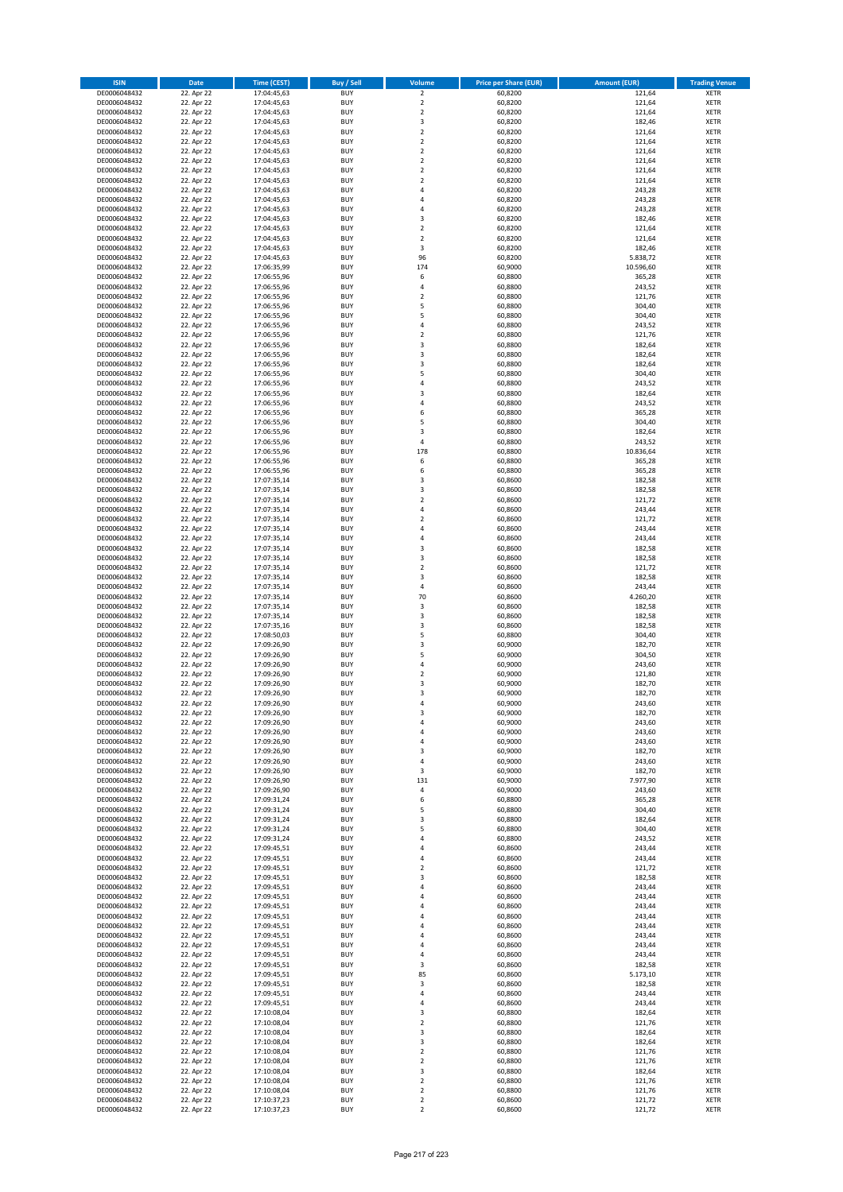| ISIN | Date | Time (CEST) | Buy / Sell | Volume | Price per Share (EUR) | Amount (EUR) | Trading Venue |
|---|---|---|---|---|---|---|---|
| DE0006048432 | 22. Apr 22 | 17:04:45,63 | BUY | 2 | 60,8200 | 121,64 | XETR |
| DE0006048432 | 22. Apr 22 | 17:04:45,63 | BUY | 2 | 60,8200 | 121,64 | XETR |
| DE0006048432 | 22. Apr 22 | 17:04:45,63 | BUY | 2 | 60,8200 | 121,64 | XETR |
| DE0006048432 | 22. Apr 22 | 17:04:45,63 | BUY | 3 | 60,8200 | 182,46 | XETR |
| DE0006048432 | 22. Apr 22 | 17:04:45,63 | BUY | 2 | 60,8200 | 121,64 | XETR |
| DE0006048432 | 22. Apr 22 | 17:04:45,63 | BUY | 2 | 60,8200 | 121,64 | XETR |
| DE0006048432 | 22. Apr 22 | 17:04:45,63 | BUY | 2 | 60,8200 | 121,64 | XETR |
| DE0006048432 | 22. Apr 22 | 17:04:45,63 | BUY | 2 | 60,8200 | 121,64 | XETR |
| DE0006048432 | 22. Apr 22 | 17:04:45,63 | BUY | 2 | 60,8200 | 121,64 | XETR |
| DE0006048432 | 22. Apr 22 | 17:04:45,63 | BUY | 2 | 60,8200 | 121,64 | XETR |
| DE0006048432 | 22. Apr 22 | 17:04:45,63 | BUY | 4 | 60,8200 | 243,28 | XETR |
| DE0006048432 | 22. Apr 22 | 17:04:45,63 | BUY | 4 | 60,8200 | 243,28 | XETR |
| DE0006048432 | 22. Apr 22 | 17:04:45,63 | BUY | 4 | 60,8200 | 243,28 | XETR |
| DE0006048432 | 22. Apr 22 | 17:04:45,63 | BUY | 3 | 60,8200 | 182,46 | XETR |
| DE0006048432 | 22. Apr 22 | 17:04:45,63 | BUY | 2 | 60,8200 | 121,64 | XETR |
| DE0006048432 | 22. Apr 22 | 17:04:45,63 | BUY | 2 | 60,8200 | 121,64 | XETR |
| DE0006048432 | 22. Apr 22 | 17:04:45,63 | BUY | 3 | 60,8200 | 182,46 | XETR |
| DE0006048432 | 22. Apr 22 | 17:04:45,63 | BUY | 96 | 60,8200 | 5.838,72 | XETR |
| DE0006048432 | 22. Apr 22 | 17:06:35,99 | BUY | 174 | 60,9000 | 10.596,60 | XETR |
| DE0006048432 | 22. Apr 22 | 17:06:55,96 | BUY | 6 | 60,8800 | 365,28 | XETR |
| DE0006048432 | 22. Apr 22 | 17:06:55,96 | BUY | 4 | 60,8800 | 243,52 | XETR |
| DE0006048432 | 22. Apr 22 | 17:06:55,96 | BUY | 2 | 60,8800 | 121,76 | XETR |
| DE0006048432 | 22. Apr 22 | 17:06:55,96 | BUY | 5 | 60,8800 | 304,40 | XETR |
| DE0006048432 | 22. Apr 22 | 17:06:55,96 | BUY | 5 | 60,8800 | 304,40 | XETR |
| DE0006048432 | 22. Apr 22 | 17:06:55,96 | BUY | 4 | 60,8800 | 243,52 | XETR |
| DE0006048432 | 22. Apr 22 | 17:06:55,96 | BUY | 2 | 60,8800 | 121,76 | XETR |
| DE0006048432 | 22. Apr 22 | 17:06:55,96 | BUY | 3 | 60,8800 | 182,64 | XETR |
| DE0006048432 | 22. Apr 22 | 17:06:55,96 | BUY | 3 | 60,8800 | 182,64 | XETR |
| DE0006048432 | 22. Apr 22 | 17:06:55,96 | BUY | 3 | 60,8800 | 182,64 | XETR |
| DE0006048432 | 22. Apr 22 | 17:06:55,96 | BUY | 5 | 60,8800 | 304,40 | XETR |
| DE0006048432 | 22. Apr 22 | 17:06:55,96 | BUY | 4 | 60,8800 | 243,52 | XETR |
| DE0006048432 | 22. Apr 22 | 17:06:55,96 | BUY | 3 | 60,8800 | 182,64 | XETR |
| DE0006048432 | 22. Apr 22 | 17:06:55,96 | BUY | 4 | 60,8800 | 243,52 | XETR |
| DE0006048432 | 22. Apr 22 | 17:06:55,96 | BUY | 6 | 60,8800 | 365,28 | XETR |
| DE0006048432 | 22. Apr 22 | 17:06:55,96 | BUY | 5 | 60,8800 | 304,40 | XETR |
| DE0006048432 | 22. Apr 22 | 17:06:55,96 | BUY | 3 | 60,8800 | 182,64 | XETR |
| DE0006048432 | 22. Apr 22 | 17:06:55,96 | BUY | 4 | 60,8800 | 243,52 | XETR |
| DE0006048432 | 22. Apr 22 | 17:06:55,96 | BUY | 178 | 60,8800 | 10.836,64 | XETR |
| DE0006048432 | 22. Apr 22 | 17:06:55,96 | BUY | 6 | 60,8800 | 365,28 | XETR |
| DE0006048432 | 22. Apr 22 | 17:06:55,96 | BUY | 6 | 60,8800 | 365,28 | XETR |
| DE0006048432 | 22. Apr 22 | 17:07:35,14 | BUY | 3 | 60,8600 | 182,58 | XETR |
| DE0006048432 | 22. Apr 22 | 17:07:35,14 | BUY | 3 | 60,8600 | 182,58 | XETR |
| DE0006048432 | 22. Apr 22 | 17:07:35,14 | BUY | 2 | 60,8600 | 121,72 | XETR |
| DE0006048432 | 22. Apr 22 | 17:07:35,14 | BUY | 4 | 60,8600 | 243,44 | XETR |
| DE0006048432 | 22. Apr 22 | 17:07:35,14 | BUY | 2 | 60,8600 | 121,72 | XETR |
| DE0006048432 | 22. Apr 22 | 17:07:35,14 | BUY | 4 | 60,8600 | 243,44 | XETR |
| DE0006048432 | 22. Apr 22 | 17:07:35,14 | BUY | 4 | 60,8600 | 243,44 | XETR |
| DE0006048432 | 22. Apr 22 | 17:07:35,14 | BUY | 3 | 60,8600 | 182,58 | XETR |
| DE0006048432 | 22. Apr 22 | 17:07:35,14 | BUY | 3 | 60,8600 | 182,58 | XETR |
| DE0006048432 | 22. Apr 22 | 17:07:35,14 | BUY | 2 | 60,8600 | 121,72 | XETR |
| DE0006048432 | 22. Apr 22 | 17:07:35,14 | BUY | 3 | 60,8600 | 182,58 | XETR |
| DE0006048432 | 22. Apr 22 | 17:07:35,14 | BUY | 4 | 60,8600 | 243,44 | XETR |
| DE0006048432 | 22. Apr 22 | 17:07:35,14 | BUY | 70 | 60,8600 | 4.260,20 | XETR |
| DE0006048432 | 22. Apr 22 | 17:07:35,14 | BUY | 3 | 60,8600 | 182,58 | XETR |
| DE0006048432 | 22. Apr 22 | 17:07:35,14 | BUY | 3 | 60,8600 | 182,58 | XETR |
| DE0006048432 | 22. Apr 22 | 17:07:35,16 | BUY | 3 | 60,8600 | 182,58 | XETR |
| DE0006048432 | 22. Apr 22 | 17:08:50,03 | BUY | 5 | 60,8800 | 304,40 | XETR |
| DE0006048432 | 22. Apr 22 | 17:09:26,90 | BUY | 3 | 60,9000 | 182,70 | XETR |
| DE0006048432 | 22. Apr 22 | 17:09:26,90 | BUY | 5 | 60,9000 | 304,50 | XETR |
| DE0006048432 | 22. Apr 22 | 17:09:26,90 | BUY | 4 | 60,9000 | 243,60 | XETR |
| DE0006048432 | 22. Apr 22 | 17:09:26,90 | BUY | 2 | 60,9000 | 121,80 | XETR |
| DE0006048432 | 22. Apr 22 | 17:09:26,90 | BUY | 3 | 60,9000 | 182,70 | XETR |
| DE0006048432 | 22. Apr 22 | 17:09:26,90 | BUY | 3 | 60,9000 | 182,70 | XETR |
| DE0006048432 | 22. Apr 22 | 17:09:26,90 | BUY | 4 | 60,9000 | 243,60 | XETR |
| DE0006048432 | 22. Apr 22 | 17:09:26,90 | BUY | 3 | 60,9000 | 182,70 | XETR |
| DE0006048432 | 22. Apr 22 | 17:09:26,90 | BUY | 4 | 60,9000 | 243,60 | XETR |
| DE0006048432 | 22. Apr 22 | 17:09:26,90 | BUY | 4 | 60,9000 | 243,60 | XETR |
| DE0006048432 | 22. Apr 22 | 17:09:26,90 | BUY | 4 | 60,9000 | 243,60 | XETR |
| DE0006048432 | 22. Apr 22 | 17:09:26,90 | BUY | 3 | 60,9000 | 182,70 | XETR |
| DE0006048432 | 22. Apr 22 | 17:09:26,90 | BUY | 4 | 60,9000 | 243,60 | XETR |
| DE0006048432 | 22. Apr 22 | 17:09:26,90 | BUY | 3 | 60,9000 | 182,70 | XETR |
| DE0006048432 | 22. Apr 22 | 17:09:26,90 | BUY | 131 | 60,9000 | 7.977,90 | XETR |
| DE0006048432 | 22. Apr 22 | 17:09:26,90 | BUY | 4 | 60,9000 | 243,60 | XETR |
| DE0006048432 | 22. Apr 22 | 17:09:31,24 | BUY | 6 | 60,8800 | 365,28 | XETR |
| DE0006048432 | 22. Apr 22 | 17:09:31,24 | BUY | 5 | 60,8800 | 304,40 | XETR |
| DE0006048432 | 22. Apr 22 | 17:09:31,24 | BUY | 3 | 60,8800 | 182,64 | XETR |
| DE0006048432 | 22. Apr 22 | 17:09:31,24 | BUY | 5 | 60,8800 | 304,40 | XETR |
| DE0006048432 | 22. Apr 22 | 17:09:31,24 | BUY | 4 | 60,8800 | 243,52 | XETR |
| DE0006048432 | 22. Apr 22 | 17:09:45,51 | BUY | 4 | 60,8600 | 243,44 | XETR |
| DE0006048432 | 22. Apr 22 | 17:09:45,51 | BUY | 4 | 60,8600 | 243,44 | XETR |
| DE0006048432 | 22. Apr 22 | 17:09:45,51 | BUY | 2 | 60,8600 | 121,72 | XETR |
| DE0006048432 | 22. Apr 22 | 17:09:45,51 | BUY | 3 | 60,8600 | 182,58 | XETR |
| DE0006048432 | 22. Apr 22 | 17:09:45,51 | BUY | 4 | 60,8600 | 243,44 | XETR |
| DE0006048432 | 22. Apr 22 | 17:09:45,51 | BUY | 4 | 60,8600 | 243,44 | XETR |
| DE0006048432 | 22. Apr 22 | 17:09:45,51 | BUY | 4 | 60,8600 | 243,44 | XETR |
| DE0006048432 | 22. Apr 22 | 17:09:45,51 | BUY | 4 | 60,8600 | 243,44 | XETR |
| DE0006048432 | 22. Apr 22 | 17:09:45,51 | BUY | 4 | 60,8600 | 243,44 | XETR |
| DE0006048432 | 22. Apr 22 | 17:09:45,51 | BUY | 4 | 60,8600 | 243,44 | XETR |
| DE0006048432 | 22. Apr 22 | 17:09:45,51 | BUY | 4 | 60,8600 | 243,44 | XETR |
| DE0006048432 | 22. Apr 22 | 17:09:45,51 | BUY | 4 | 60,8600 | 243,44 | XETR |
| DE0006048432 | 22. Apr 22 | 17:09:45,51 | BUY | 3 | 60,8600 | 182,58 | XETR |
| DE0006048432 | 22. Apr 22 | 17:09:45,51 | BUY | 85 | 60,8600 | 5.173,10 | XETR |
| DE0006048432 | 22. Apr 22 | 17:09:45,51 | BUY | 3 | 60,8600 | 182,58 | XETR |
| DE0006048432 | 22. Apr 22 | 17:09:45,51 | BUY | 4 | 60,8600 | 243,44 | XETR |
| DE0006048432 | 22. Apr 22 | 17:09:45,51 | BUY | 4 | 60,8600 | 243,44 | XETR |
| DE0006048432 | 22. Apr 22 | 17:10:08,04 | BUY | 3 | 60,8800 | 182,64 | XETR |
| DE0006048432 | 22. Apr 22 | 17:10:08,04 | BUY | 2 | 60,8800 | 121,76 | XETR |
| DE0006048432 | 22. Apr 22 | 17:10:08,04 | BUY | 3 | 60,8800 | 182,64 | XETR |
| DE0006048432 | 22. Apr 22 | 17:10:08,04 | BUY | 3 | 60,8800 | 182,64 | XETR |
| DE0006048432 | 22. Apr 22 | 17:10:08,04 | BUY | 2 | 60,8800 | 121,76 | XETR |
| DE0006048432 | 22. Apr 22 | 17:10:08,04 | BUY | 2 | 60,8800 | 121,76 | XETR |
| DE0006048432 | 22. Apr 22 | 17:10:08,04 | BUY | 3 | 60,8800 | 182,64 | XETR |
| DE0006048432 | 22. Apr 22 | 17:10:08,04 | BUY | 2 | 60,8800 | 121,76 | XETR |
| DE0006048432 | 22. Apr 22 | 17:10:08,04 | BUY | 2 | 60,8800 | 121,76 | XETR |
| DE0006048432 | 22. Apr 22 | 17:10:37,23 | BUY | 2 | 60,8600 | 121,72 | XETR |
| DE0006048432 | 22. Apr 22 | 17:10:37,23 | BUY | 2 | 60,8600 | 121,72 | XETR |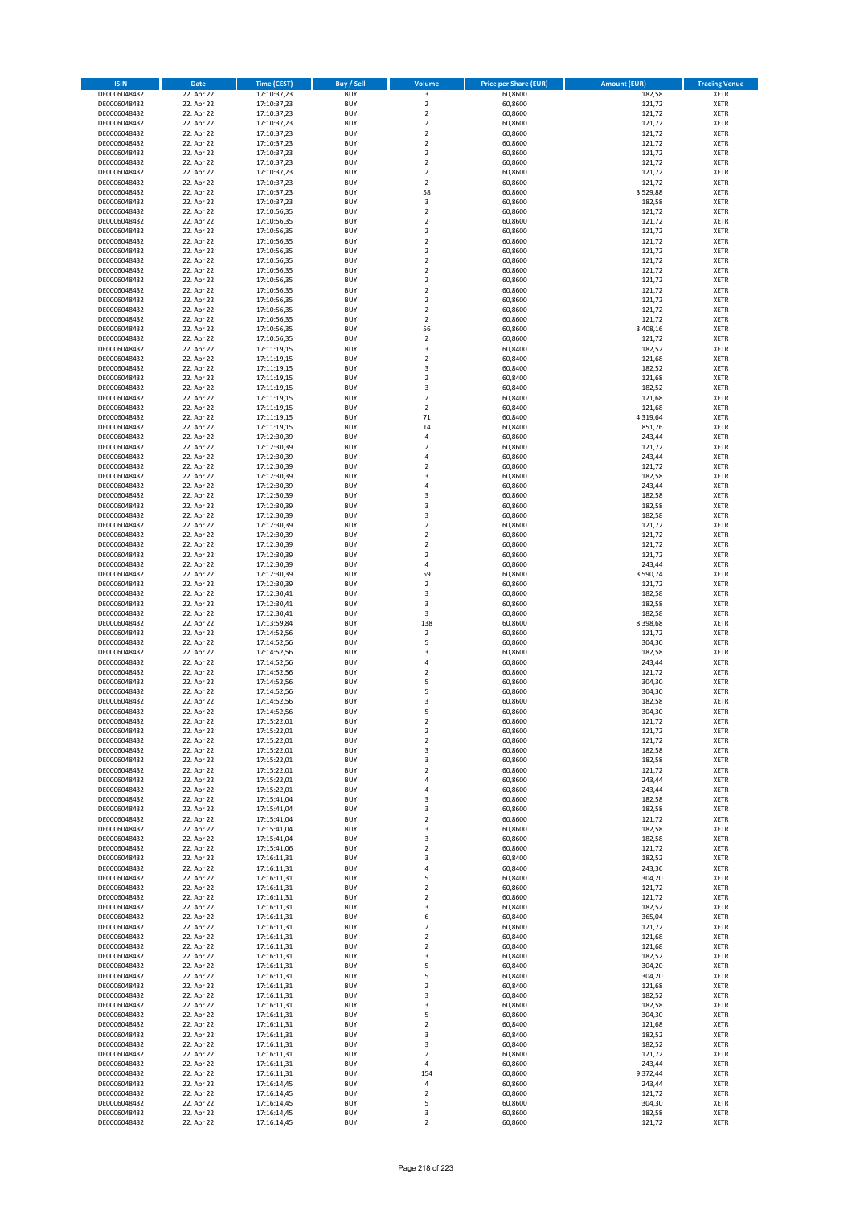| ISIN | Date | Time (CEST) | Buy / Sell | Volume | Price per Share (EUR) | Amount (EUR) | Trading Venue |
|---|---|---|---|---|---|---|---|
| DE0006048432 | 22. Apr 22 | 17:10:37,23 | BUY | 3 | 60,8600 | 182,58 | XETR |
| DE0006048432 | 22. Apr 22 | 17:10:37,23 | BUY | 2 | 60,8600 | 121,72 | XETR |
| DE0006048432 | 22. Apr 22 | 17:10:37,23 | BUY | 2 | 60,8600 | 121,72 | XETR |
| DE0006048432 | 22. Apr 22 | 17:10:37,23 | BUY | 2 | 60,8600 | 121,72 | XETR |
| DE0006048432 | 22. Apr 22 | 17:10:37,23 | BUY | 2 | 60,8600 | 121,72 | XETR |
| DE0006048432 | 22. Apr 22 | 17:10:37,23 | BUY | 2 | 60,8600 | 121,72 | XETR |
| DE0006048432 | 22. Apr 22 | 17:10:37,23 | BUY | 2 | 60,8600 | 121,72 | XETR |
| DE0006048432 | 22. Apr 22 | 17:10:37,23 | BUY | 2 | 60,8600 | 121,72 | XETR |
| DE0006048432 | 22. Apr 22 | 17:10:37,23 | BUY | 2 | 60,8600 | 121,72 | XETR |
| DE0006048432 | 22. Apr 22 | 17:10:37,23 | BUY | 2 | 60,8600 | 121,72 | XETR |
| DE0006048432 | 22. Apr 22 | 17:10:37,23 | BUY | 58 | 60,8600 | 3.529,88 | XETR |
| DE0006048432 | 22. Apr 22 | 17:10:37,23 | BUY | 3 | 60,8600 | 182,58 | XETR |
| DE0006048432 | 22. Apr 22 | 17:10:56,35 | BUY | 2 | 60,8600 | 121,72 | XETR |
| DE0006048432 | 22. Apr 22 | 17:10:56,35 | BUY | 2 | 60,8600 | 121,72 | XETR |
| DE0006048432 | 22. Apr 22 | 17:10:56,35 | BUY | 2 | 60,8600 | 121,72 | XETR |
| DE0006048432 | 22. Apr 22 | 17:10:56,35 | BUY | 2 | 60,8600 | 121,72 | XETR |
| DE0006048432 | 22. Apr 22 | 17:10:56,35 | BUY | 2 | 60,8600 | 121,72 | XETR |
| DE0006048432 | 22. Apr 22 | 17:10:56,35 | BUY | 2 | 60,8600 | 121,72 | XETR |
| DE0006048432 | 22. Apr 22 | 17:10:56,35 | BUY | 2 | 60,8600 | 121,72 | XETR |
| DE0006048432 | 22. Apr 22 | 17:10:56,35 | BUY | 2 | 60,8600 | 121,72 | XETR |
| DE0006048432 | 22. Apr 22 | 17:10:56,35 | BUY | 2 | 60,8600 | 121,72 | XETR |
| DE0006048432 | 22. Apr 22 | 17:10:56,35 | BUY | 2 | 60,8600 | 121,72 | XETR |
| DE0006048432 | 22. Apr 22 | 17:10:56,35 | BUY | 2 | 60,8600 | 121,72 | XETR |
| DE0006048432 | 22. Apr 22 | 17:10:56,35 | BUY | 2 | 60,8600 | 121,72 | XETR |
| DE0006048432 | 22. Apr 22 | 17:10:56,35 | BUY | 56 | 60,8600 | 3.408,16 | XETR |
| DE0006048432 | 22. Apr 22 | 17:10:56,35 | BUY | 2 | 60,8600 | 121,72 | XETR |
| DE0006048432 | 22. Apr 22 | 17:11:19,15 | BUY | 3 | 60,8400 | 182,52 | XETR |
| DE0006048432 | 22. Apr 22 | 17:11:19,15 | BUY | 2 | 60,8400 | 121,68 | XETR |
| DE0006048432 | 22. Apr 22 | 17:11:19,15 | BUY | 3 | 60,8400 | 182,52 | XETR |
| DE0006048432 | 22. Apr 22 | 17:11:19,15 | BUY | 2 | 60,8400 | 121,68 | XETR |
| DE0006048432 | 22. Apr 22 | 17:11:19,15 | BUY | 3 | 60,8400 | 182,52 | XETR |
| DE0006048432 | 22. Apr 22 | 17:11:19,15 | BUY | 2 | 60,8400 | 121,68 | XETR |
| DE0006048432 | 22. Apr 22 | 17:11:19,15 | BUY | 2 | 60,8400 | 121,68 | XETR |
| DE0006048432 | 22. Apr 22 | 17:11:19,15 | BUY | 71 | 60,8400 | 4.319,64 | XETR |
| DE0006048432 | 22. Apr 22 | 17:11:19,15 | BUY | 14 | 60,8400 | 851,76 | XETR |
| DE0006048432 | 22. Apr 22 | 17:12:30,39 | BUY | 4 | 60,8600 | 243,44 | XETR |
| DE0006048432 | 22. Apr 22 | 17:12:30,39 | BUY | 2 | 60,8600 | 121,72 | XETR |
| DE0006048432 | 22. Apr 22 | 17:12:30,39 | BUY | 4 | 60,8600 | 243,44 | XETR |
| DE0006048432 | 22. Apr 22 | 17:12:30,39 | BUY | 2 | 60,8600 | 121,72 | XETR |
| DE0006048432 | 22. Apr 22 | 17:12:30,39 | BUY | 3 | 60,8600 | 182,58 | XETR |
| DE0006048432 | 22. Apr 22 | 17:12:30,39 | BUY | 4 | 60,8600 | 243,44 | XETR |
| DE0006048432 | 22. Apr 22 | 17:12:30,39 | BUY | 3 | 60,8600 | 182,58 | XETR |
| DE0006048432 | 22. Apr 22 | 17:12:30,39 | BUY | 3 | 60,8600 | 182,58 | XETR |
| DE0006048432 | 22. Apr 22 | 17:12:30,39 | BUY | 3 | 60,8600 | 182,58 | XETR |
| DE0006048432 | 22. Apr 22 | 17:12:30,39 | BUY | 2 | 60,8600 | 121,72 | XETR |
| DE0006048432 | 22. Apr 22 | 17:12:30,39 | BUY | 2 | 60,8600 | 121,72 | XETR |
| DE0006048432 | 22. Apr 22 | 17:12:30,39 | BUY | 2 | 60,8600 | 121,72 | XETR |
| DE0006048432 | 22. Apr 22 | 17:12:30,39 | BUY | 2 | 60,8600 | 121,72 | XETR |
| DE0006048432 | 22. Apr 22 | 17:12:30,39 | BUY | 4 | 60,8600 | 243,44 | XETR |
| DE0006048432 | 22. Apr 22 | 17:12:30,39 | BUY | 59 | 60,8600 | 3.590,74 | XETR |
| DE0006048432 | 22. Apr 22 | 17:12:30,39 | BUY | 2 | 60,8600 | 121,72 | XETR |
| DE0006048432 | 22. Apr 22 | 17:12:30,41 | BUY | 3 | 60,8600 | 182,58 | XETR |
| DE0006048432 | 22. Apr 22 | 17:12:30,41 | BUY | 3 | 60,8600 | 182,58 | XETR |
| DE0006048432 | 22. Apr 22 | 17:12:30,41 | BUY | 3 | 60,8600 | 182,58 | XETR |
| DE0006048432 | 22. Apr 22 | 17:13:59,84 | BUY | 138 | 60,8600 | 8.398,68 | XETR |
| DE0006048432 | 22. Apr 22 | 17:14:52,56 | BUY | 2 | 60,8600 | 121,72 | XETR |
| DE0006048432 | 22. Apr 22 | 17:14:52,56 | BUY | 5 | 60,8600 | 304,30 | XETR |
| DE0006048432 | 22. Apr 22 | 17:14:52,56 | BUY | 3 | 60,8600 | 182,58 | XETR |
| DE0006048432 | 22. Apr 22 | 17:14:52,56 | BUY | 4 | 60,8600 | 243,44 | XETR |
| DE0006048432 | 22. Apr 22 | 17:14:52,56 | BUY | 2 | 60,8600 | 121,72 | XETR |
| DE0006048432 | 22. Apr 22 | 17:14:52,56 | BUY | 5 | 60,8600 | 304,30 | XETR |
| DE0006048432 | 22. Apr 22 | 17:14:52,56 | BUY | 5 | 60,8600 | 304,30 | XETR |
| DE0006048432 | 22. Apr 22 | 17:14:52,56 | BUY | 3 | 60,8600 | 182,58 | XETR |
| DE0006048432 | 22. Apr 22 | 17:14:52,56 | BUY | 5 | 60,8600 | 304,30 | XETR |
| DE0006048432 | 22. Apr 22 | 17:15:22,01 | BUY | 2 | 60,8600 | 121,72 | XETR |
| DE0006048432 | 22. Apr 22 | 17:15:22,01 | BUY | 2 | 60,8600 | 121,72 | XETR |
| DE0006048432 | 22. Apr 22 | 17:15:22,01 | BUY | 2 | 60,8600 | 121,72 | XETR |
| DE0006048432 | 22. Apr 22 | 17:15:22,01 | BUY | 3 | 60,8600 | 182,58 | XETR |
| DE0006048432 | 22. Apr 22 | 17:15:22,01 | BUY | 3 | 60,8600 | 182,58 | XETR |
| DE0006048432 | 22. Apr 22 | 17:15:22,01 | BUY | 2 | 60,8600 | 121,72 | XETR |
| DE0006048432 | 22. Apr 22 | 17:15:22,01 | BUY | 4 | 60,8600 | 243,44 | XETR |
| DE0006048432 | 22. Apr 22 | 17:15:22,01 | BUY | 4 | 60,8600 | 243,44 | XETR |
| DE0006048432 | 22. Apr 22 | 17:15:41,04 | BUY | 3 | 60,8600 | 182,58 | XETR |
| DE0006048432 | 22. Apr 22 | 17:15:41,04 | BUY | 3 | 60,8600 | 182,58 | XETR |
| DE0006048432 | 22. Apr 22 | 17:15:41,04 | BUY | 2 | 60,8600 | 121,72 | XETR |
| DE0006048432 | 22. Apr 22 | 17:15:41,04 | BUY | 3 | 60,8600 | 182,58 | XETR |
| DE0006048432 | 22. Apr 22 | 17:15:41,04 | BUY | 3 | 60,8600 | 182,58 | XETR |
| DE0006048432 | 22. Apr 22 | 17:15:41,06 | BUY | 2 | 60,8600 | 121,72 | XETR |
| DE0006048432 | 22. Apr 22 | 17:16:11,31 | BUY | 3 | 60,8400 | 182,52 | XETR |
| DE0006048432 | 22. Apr 22 | 17:16:11,31 | BUY | 4 | 60,8400 | 243,36 | XETR |
| DE0006048432 | 22. Apr 22 | 17:16:11,31 | BUY | 5 | 60,8400 | 304,20 | XETR |
| DE0006048432 | 22. Apr 22 | 17:16:11,31 | BUY | 2 | 60,8600 | 121,72 | XETR |
| DE0006048432 | 22. Apr 22 | 17:16:11,31 | BUY | 2 | 60,8600 | 121,72 | XETR |
| DE0006048432 | 22. Apr 22 | 17:16:11,31 | BUY | 3 | 60,8400 | 182,52 | XETR |
| DE0006048432 | 22. Apr 22 | 17:16:11,31 | BUY | 6 | 60,8400 | 365,04 | XETR |
| DE0006048432 | 22. Apr 22 | 17:16:11,31 | BUY | 2 | 60,8600 | 121,72 | XETR |
| DE0006048432 | 22. Apr 22 | 17:16:11,31 | BUY | 2 | 60,8400 | 121,68 | XETR |
| DE0006048432 | 22. Apr 22 | 17:16:11,31 | BUY | 2 | 60,8400 | 121,68 | XETR |
| DE0006048432 | 22. Apr 22 | 17:16:11,31 | BUY | 3 | 60,8400 | 182,52 | XETR |
| DE0006048432 | 22. Apr 22 | 17:16:11,31 | BUY | 5 | 60,8400 | 304,20 | XETR |
| DE0006048432 | 22. Apr 22 | 17:16:11,31 | BUY | 5 | 60,8400 | 304,20 | XETR |
| DE0006048432 | 22. Apr 22 | 17:16:11,31 | BUY | 2 | 60,8400 | 121,68 | XETR |
| DE0006048432 | 22. Apr 22 | 17:16:11,31 | BUY | 3 | 60,8400 | 182,52 | XETR |
| DE0006048432 | 22. Apr 22 | 17:16:11,31 | BUY | 3 | 60,8600 | 182,58 | XETR |
| DE0006048432 | 22. Apr 22 | 17:16:11,31 | BUY | 5 | 60,8600 | 304,30 | XETR |
| DE0006048432 | 22. Apr 22 | 17:16:11,31 | BUY | 2 | 60,8400 | 121,68 | XETR |
| DE0006048432 | 22. Apr 22 | 17:16:11,31 | BUY | 3 | 60,8400 | 182,52 | XETR |
| DE0006048432 | 22. Apr 22 | 17:16:11,31 | BUY | 3 | 60,8400 | 182,52 | XETR |
| DE0006048432 | 22. Apr 22 | 17:16:11,31 | BUY | 2 | 60,8600 | 121,72 | XETR |
| DE0006048432 | 22. Apr 22 | 17:16:11,31 | BUY | 4 | 60,8600 | 243,44 | XETR |
| DE0006048432 | 22. Apr 22 | 17:16:11,31 | BUY | 154 | 60,8600 | 9.372,44 | XETR |
| DE0006048432 | 22. Apr 22 | 17:16:14,45 | BUY | 4 | 60,8600 | 243,44 | XETR |
| DE0006048432 | 22. Apr 22 | 17:16:14,45 | BUY | 2 | 60,8600 | 121,72 | XETR |
| DE0006048432 | 22. Apr 22 | 17:16:14,45 | BUY | 5 | 60,8600 | 304,30 | XETR |
| DE0006048432 | 22. Apr 22 | 17:16:14,45 | BUY | 3 | 60,8600 | 182,58 | XETR |
| DE0006048432 | 22. Apr 22 | 17:16:14,45 | BUY | 2 | 60,8600 | 121,72 | XETR |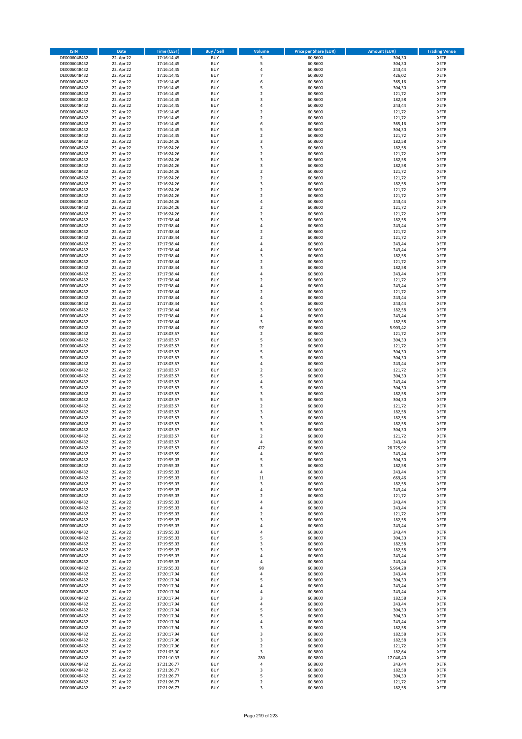| ISIN | Date | Time (CEST) | Buy / Sell | Volume | Price per Share (EUR) | Amount (EUR) | Trading Venue |
|---|---|---|---|---|---|---|---|
| DE0006048432 | 22. Apr 22 | 17:16:14,45 | BUY | 5 | 60,8600 | 304,30 | XETR |
| DE0006048432 | 22. Apr 22 | 17:16:14,45 | BUY | 5 | 60,8600 | 304,30 | XETR |
| DE0006048432 | 22. Apr 22 | 17:16:14,45 | BUY | 4 | 60,8600 | 243,44 | XETR |
| DE0006048432 | 22. Apr 22 | 17:16:14,45 | BUY | 7 | 60,8600 | 426,02 | XETR |
| DE0006048432 | 22. Apr 22 | 17:16:14,45 | BUY | 6 | 60,8600 | 365,16 | XETR |
| DE0006048432 | 22. Apr 22 | 17:16:14,45 | BUY | 5 | 60,8600 | 304,30 | XETR |
| DE0006048432 | 22. Apr 22 | 17:16:14,45 | BUY | 2 | 60,8600 | 121,72 | XETR |
| DE0006048432 | 22. Apr 22 | 17:16:14,45 | BUY | 3 | 60,8600 | 182,58 | XETR |
| DE0006048432 | 22. Apr 22 | 17:16:14,45 | BUY | 4 | 60,8600 | 243,44 | XETR |
| DE0006048432 | 22. Apr 22 | 17:16:14,45 | BUY | 2 | 60,8600 | 121,72 | XETR |
| DE0006048432 | 22. Apr 22 | 17:16:14,45 | BUY | 2 | 60,8600 | 121,72 | XETR |
| DE0006048432 | 22. Apr 22 | 17:16:14,45 | BUY | 6 | 60,8600 | 365,16 | XETR |
| DE0006048432 | 22. Apr 22 | 17:16:14,45 | BUY | 5 | 60,8600 | 304,30 | XETR |
| DE0006048432 | 22. Apr 22 | 17:16:14,45 | BUY | 2 | 60,8600 | 121,72 | XETR |
| DE0006048432 | 22. Apr 22 | 17:16:24,26 | BUY | 3 | 60,8600 | 182,58 | XETR |
| DE0006048432 | 22. Apr 22 | 17:16:24,26 | BUY | 3 | 60,8600 | 182,58 | XETR |
| DE0006048432 | 22. Apr 22 | 17:16:24,26 | BUY | 2 | 60,8600 | 121,72 | XETR |
| DE0006048432 | 22. Apr 22 | 17:16:24,26 | BUY | 3 | 60,8600 | 182,58 | XETR |
| DE0006048432 | 22. Apr 22 | 17:16:24,26 | BUY | 3 | 60,8600 | 182,58 | XETR |
| DE0006048432 | 22. Apr 22 | 17:16:24,26 | BUY | 2 | 60,8600 | 121,72 | XETR |
| DE0006048432 | 22. Apr 22 | 17:16:24,26 | BUY | 2 | 60,8600 | 121,72 | XETR |
| DE0006048432 | 22. Apr 22 | 17:16:24,26 | BUY | 3 | 60,8600 | 182,58 | XETR |
| DE0006048432 | 22. Apr 22 | 17:16:24,26 | BUY | 2 | 60,8600 | 121,72 | XETR |
| DE0006048432 | 22. Apr 22 | 17:16:24,26 | BUY | 2 | 60,8600 | 121,72 | XETR |
| DE0006048432 | 22. Apr 22 | 17:16:24,26 | BUY | 4 | 60,8600 | 243,44 | XETR |
| DE0006048432 | 22. Apr 22 | 17:16:24,26 | BUY | 2 | 60,8600 | 121,72 | XETR |
| DE0006048432 | 22. Apr 22 | 17:16:24,26 | BUY | 2 | 60,8600 | 121,72 | XETR |
| DE0006048432 | 22. Apr 22 | 17:17:38,44 | BUY | 3 | 60,8600 | 182,58 | XETR |
| DE0006048432 | 22. Apr 22 | 17:17:38,44 | BUY | 4 | 60,8600 | 243,44 | XETR |
| DE0006048432 | 22. Apr 22 | 17:17:38,44 | BUY | 2 | 60,8600 | 121,72 | XETR |
| DE0006048432 | 22. Apr 22 | 17:17:38,44 | BUY | 2 | 60,8600 | 121,72 | XETR |
| DE0006048432 | 22. Apr 22 | 17:17:38,44 | BUY | 4 | 60,8600 | 243,44 | XETR |
| DE0006048432 | 22. Apr 22 | 17:17:38,44 | BUY | 4 | 60,8600 | 243,44 | XETR |
| DE0006048432 | 22. Apr 22 | 17:17:38,44 | BUY | 3 | 60,8600 | 182,58 | XETR |
| DE0006048432 | 22. Apr 22 | 17:17:38,44 | BUY | 2 | 60,8600 | 121,72 | XETR |
| DE0006048432 | 22. Apr 22 | 17:17:38,44 | BUY | 3 | 60,8600 | 182,58 | XETR |
| DE0006048432 | 22. Apr 22 | 17:17:38,44 | BUY | 4 | 60,8600 | 243,44 | XETR |
| DE0006048432 | 22. Apr 22 | 17:17:38,44 | BUY | 2 | 60,8600 | 121,72 | XETR |
| DE0006048432 | 22. Apr 22 | 17:17:38,44 | BUY | 4 | 60,8600 | 243,44 | XETR |
| DE0006048432 | 22. Apr 22 | 17:17:38,44 | BUY | 2 | 60,8600 | 121,72 | XETR |
| DE0006048432 | 22. Apr 22 | 17:17:38,44 | BUY | 4 | 60,8600 | 243,44 | XETR |
| DE0006048432 | 22. Apr 22 | 17:17:38,44 | BUY | 4 | 60,8600 | 243,44 | XETR |
| DE0006048432 | 22. Apr 22 | 17:17:38,44 | BUY | 3 | 60,8600 | 182,58 | XETR |
| DE0006048432 | 22. Apr 22 | 17:17:38,44 | BUY | 4 | 60,8600 | 243,44 | XETR |
| DE0006048432 | 22. Apr 22 | 17:17:38,44 | BUY | 3 | 60,8600 | 182,58 | XETR |
| DE0006048432 | 22. Apr 22 | 17:17:38,44 | BUY | 97 | 60,8600 | 5.903,42 | XETR |
| DE0006048432 | 22. Apr 22 | 17:18:03,57 | BUY | 2 | 60,8600 | 121,72 | XETR |
| DE0006048432 | 22. Apr 22 | 17:18:03,57 | BUY | 5 | 60,8600 | 304,30 | XETR |
| DE0006048432 | 22. Apr 22 | 17:18:03,57 | BUY | 2 | 60,8600 | 121,72 | XETR |
| DE0006048432 | 22. Apr 22 | 17:18:03,57 | BUY | 5 | 60,8600 | 304,30 | XETR |
| DE0006048432 | 22. Apr 22 | 17:18:03,57 | BUY | 5 | 60,8600 | 304,30 | XETR |
| DE0006048432 | 22. Apr 22 | 17:18:03,57 | BUY | 4 | 60,8600 | 243,44 | XETR |
| DE0006048432 | 22. Apr 22 | 17:18:03,57 | BUY | 2 | 60,8600 | 121,72 | XETR |
| DE0006048432 | 22. Apr 22 | 17:18:03,57 | BUY | 5 | 60,8600 | 304,30 | XETR |
| DE0006048432 | 22. Apr 22 | 17:18:03,57 | BUY | 4 | 60,8600 | 243,44 | XETR |
| DE0006048432 | 22. Apr 22 | 17:18:03,57 | BUY | 5 | 60,8600 | 304,30 | XETR |
| DE0006048432 | 22. Apr 22 | 17:18:03,57 | BUY | 3 | 60,8600 | 182,58 | XETR |
| DE0006048432 | 22. Apr 22 | 17:18:03,57 | BUY | 5 | 60,8600 | 304,30 | XETR |
| DE0006048432 | 22. Apr 22 | 17:18:03,57 | BUY | 2 | 60,8600 | 121,72 | XETR |
| DE0006048432 | 22. Apr 22 | 17:18:03,57 | BUY | 3 | 60,8600 | 182,58 | XETR |
| DE0006048432 | 22. Apr 22 | 17:18:03,57 | BUY | 3 | 60,8600 | 182,58 | XETR |
| DE0006048432 | 22. Apr 22 | 17:18:03,57 | BUY | 3 | 60,8600 | 182,58 | XETR |
| DE0006048432 | 22. Apr 22 | 17:18:03,57 | BUY | 5 | 60,8600 | 304,30 | XETR |
| DE0006048432 | 22. Apr 22 | 17:18:03,57 | BUY | 2 | 60,8600 | 121,72 | XETR |
| DE0006048432 | 22. Apr 22 | 17:18:03,57 | BUY | 4 | 60,8600 | 243,44 | XETR |
| DE0006048432 | 22. Apr 22 | 17:18:03,57 | BUY | 472 | 60,8600 | 28.725,92 | XETR |
| DE0006048432 | 22. Apr 22 | 17:18:03,59 | BUY | 4 | 60,8600 | 243,44 | XETR |
| DE0006048432 | 22. Apr 22 | 17:19:55,03 | BUY | 5 | 60,8600 | 304,30 | XETR |
| DE0006048432 | 22. Apr 22 | 17:19:55,03 | BUY | 3 | 60,8600 | 182,58 | XETR |
| DE0006048432 | 22. Apr 22 | 17:19:55,03 | BUY | 4 | 60,8600 | 243,44 | XETR |
| DE0006048432 | 22. Apr 22 | 17:19:55,03 | BUY | 11 | 60,8600 | 669,46 | XETR |
| DE0006048432 | 22. Apr 22 | 17:19:55,03 | BUY | 3 | 60,8600 | 182,58 | XETR |
| DE0006048432 | 22. Apr 22 | 17:19:55,03 | BUY | 4 | 60,8600 | 243,44 | XETR |
| DE0006048432 | 22. Apr 22 | 17:19:55,03 | BUY | 2 | 60,8600 | 121,72 | XETR |
| DE0006048432 | 22. Apr 22 | 17:19:55,03 | BUY | 4 | 60,8600 | 243,44 | XETR |
| DE0006048432 | 22. Apr 22 | 17:19:55,03 | BUY | 4 | 60,8600 | 243,44 | XETR |
| DE0006048432 | 22. Apr 22 | 17:19:55,03 | BUY | 2 | 60,8600 | 121,72 | XETR |
| DE0006048432 | 22. Apr 22 | 17:19:55,03 | BUY | 3 | 60,8600 | 182,58 | XETR |
| DE0006048432 | 22. Apr 22 | 17:19:55,03 | BUY | 4 | 60,8600 | 243,44 | XETR |
| DE0006048432 | 22. Apr 22 | 17:19:55,03 | BUY | 4 | 60,8600 | 243,44 | XETR |
| DE0006048432 | 22. Apr 22 | 17:19:55,03 | BUY | 5 | 60,8600 | 304,30 | XETR |
| DE0006048432 | 22. Apr 22 | 17:19:55,03 | BUY | 3 | 60,8600 | 182,58 | XETR |
| DE0006048432 | 22. Apr 22 | 17:19:55,03 | BUY | 3 | 60,8600 | 182,58 | XETR |
| DE0006048432 | 22. Apr 22 | 17:19:55,03 | BUY | 4 | 60,8600 | 243,44 | XETR |
| DE0006048432 | 22. Apr 22 | 17:19:55,03 | BUY | 4 | 60,8600 | 243,44 | XETR |
| DE0006048432 | 22. Apr 22 | 17:19:55,03 | BUY | 98 | 60,8600 | 5.964,28 | XETR |
| DE0006048432 | 22. Apr 22 | 17:20:17,94 | BUY | 4 | 60,8600 | 243,44 | XETR |
| DE0006048432 | 22. Apr 22 | 17:20:17,94 | BUY | 5 | 60,8600 | 304,30 | XETR |
| DE0006048432 | 22. Apr 22 | 17:20:17,94 | BUY | 4 | 60,8600 | 243,44 | XETR |
| DE0006048432 | 22. Apr 22 | 17:20:17,94 | BUY | 4 | 60,8600 | 243,44 | XETR |
| DE0006048432 | 22. Apr 22 | 17:20:17,94 | BUY | 3 | 60,8600 | 182,58 | XETR |
| DE0006048432 | 22. Apr 22 | 17:20:17,94 | BUY | 4 | 60,8600 | 243,44 | XETR |
| DE0006048432 | 22. Apr 22 | 17:20:17,94 | BUY | 5 | 60,8600 | 304,30 | XETR |
| DE0006048432 | 22. Apr 22 | 17:20:17,94 | BUY | 5 | 60,8600 | 304,30 | XETR |
| DE0006048432 | 22. Apr 22 | 17:20:17,94 | BUY | 4 | 60,8600 | 243,44 | XETR |
| DE0006048432 | 22. Apr 22 | 17:20:17,94 | BUY | 3 | 60,8600 | 182,58 | XETR |
| DE0006048432 | 22. Apr 22 | 17:20:17,94 | BUY | 3 | 60,8600 | 182,58 | XETR |
| DE0006048432 | 22. Apr 22 | 17:20:17,96 | BUY | 3 | 60,8600 | 182,58 | XETR |
| DE0006048432 | 22. Apr 22 | 17:20:17,96 | BUY | 2 | 60,8600 | 121,72 | XETR |
| DE0006048432 | 22. Apr 22 | 17:21:03,00 | BUY | 3 | 60,8800 | 182,64 | XETR |
| DE0006048432 | 22. Apr 22 | 17:21:10,33 | BUY | 280 | 60,8800 | 17.046,40 | XETR |
| DE0006048432 | 22. Apr 22 | 17:21:26,77 | BUY | 4 | 60,8600 | 243,44 | XETR |
| DE0006048432 | 22. Apr 22 | 17:21:26,77 | BUY | 3 | 60,8600 | 182,58 | XETR |
| DE0006048432 | 22. Apr 22 | 17:21:26,77 | BUY | 5 | 60,8600 | 304,30 | XETR |
| DE0006048432 | 22. Apr 22 | 17:21:26,77 | BUY | 2 | 60,8600 | 121,72 | XETR |
| DE0006048432 | 22. Apr 22 | 17:21:26,77 | BUY | 3 | 60,8600 | 182,58 | XETR |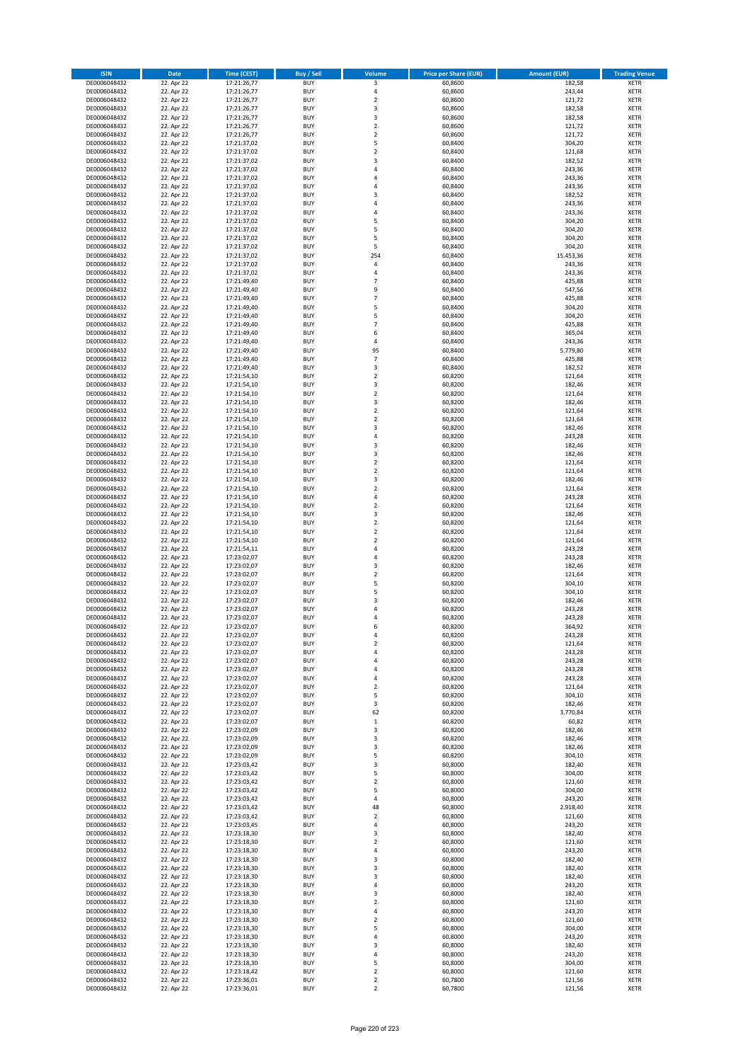| ISIN | Date | Time (CEST) | Buy / Sell | Volume | Price per Share (EUR) | Amount (EUR) | Trading Venue |
|---|---|---|---|---|---|---|---|
| DE0006048432 | 22. Apr 22 | 17:21:26,77 | BUY | 3 | 60,8600 | 182,58 | XETR |
| DE0006048432 | 22. Apr 22 | 17:21:26,77 | BUY | 4 | 60,8600 | 243,44 | XETR |
| DE0006048432 | 22. Apr 22 | 17:21:26,77 | BUY | 2 | 60,8600 | 121,72 | XETR |
| DE0006048432 | 22. Apr 22 | 17:21:26,77 | BUY | 3 | 60,8600 | 182,58 | XETR |
| DE0006048432 | 22. Apr 22 | 17:21:26,77 | BUY | 3 | 60,8600 | 182,58 | XETR |
| DE0006048432 | 22. Apr 22 | 17:21:26,77 | BUY | 2 | 60,8600 | 121,72 | XETR |
| DE0006048432 | 22. Apr 22 | 17:21:26,77 | BUY | 2 | 60,8600 | 121,72 | XETR |
| DE0006048432 | 22. Apr 22 | 17:21:37,02 | BUY | 5 | 60,8400 | 304,20 | XETR |
| DE0006048432 | 22. Apr 22 | 17:21:37,02 | BUY | 2 | 60,8400 | 121,68 | XETR |
| DE0006048432 | 22. Apr 22 | 17:21:37,02 | BUY | 3 | 60,8400 | 182,52 | XETR |
| DE0006048432 | 22. Apr 22 | 17:21:37,02 | BUY | 4 | 60,8400 | 243,36 | XETR |
| DE0006048432 | 22. Apr 22 | 17:21:37,02 | BUY | 4 | 60,8400 | 243,36 | XETR |
| DE0006048432 | 22. Apr 22 | 17:21:37,02 | BUY | 4 | 60,8400 | 243,36 | XETR |
| DE0006048432 | 22. Apr 22 | 17:21:37,02 | BUY | 3 | 60,8400 | 182,52 | XETR |
| DE0006048432 | 22. Apr 22 | 17:21:37,02 | BUY | 4 | 60,8400 | 243,36 | XETR |
| DE0006048432 | 22. Apr 22 | 17:21:37,02 | BUY | 4 | 60,8400 | 243,36 | XETR |
| DE0006048432 | 22. Apr 22 | 17:21:37,02 | BUY | 5 | 60,8400 | 304,20 | XETR |
| DE0006048432 | 22. Apr 22 | 17:21:37,02 | BUY | 5 | 60,8400 | 304,20 | XETR |
| DE0006048432 | 22. Apr 22 | 17:21:37,02 | BUY | 5 | 60,8400 | 304,20 | XETR |
| DE0006048432 | 22. Apr 22 | 17:21:37,02 | BUY | 5 | 60,8400 | 304,20 | XETR |
| DE0006048432 | 22. Apr 22 | 17:21:37,02 | BUY | 254 | 60,8400 | 15.453,36 | XETR |
| DE0006048432 | 22. Apr 22 | 17:21:37,02 | BUY | 4 | 60,8400 | 243,36 | XETR |
| DE0006048432 | 22. Apr 22 | 17:21:37,02 | BUY | 4 | 60,8400 | 243,36 | XETR |
| DE0006048432 | 22. Apr 22 | 17:21:49,40 | BUY | 7 | 60,8400 | 425,88 | XETR |
| DE0006048432 | 22. Apr 22 | 17:21:49,40 | BUY | 9 | 60,8400 | 547,56 | XETR |
| DE0006048432 | 22. Apr 22 | 17:21:49,40 | BUY | 7 | 60,8400 | 425,88 | XETR |
| DE0006048432 | 22. Apr 22 | 17:21:49,40 | BUY | 5 | 60,8400 | 304,20 | XETR |
| DE0006048432 | 22. Apr 22 | 17:21:49,40 | BUY | 5 | 60,8400 | 304,20 | XETR |
| DE0006048432 | 22. Apr 22 | 17:21:49,40 | BUY | 7 | 60,8400 | 425,88 | XETR |
| DE0006048432 | 22. Apr 22 | 17:21:49,40 | BUY | 6 | 60,8400 | 365,04 | XETR |
| DE0006048432 | 22. Apr 22 | 17:21:49,40 | BUY | 4 | 60,8400 | 243,36 | XETR |
| DE0006048432 | 22. Apr 22 | 17:21:49,40 | BUY | 95 | 60,8400 | 5.779,80 | XETR |
| DE0006048432 | 22. Apr 22 | 17:21:49,40 | BUY | 7 | 60,8400 | 425,88 | XETR |
| DE0006048432 | 22. Apr 22 | 17:21:49,40 | BUY | 3 | 60,8400 | 182,52 | XETR |
| DE0006048432 | 22. Apr 22 | 17:21:54,10 | BUY | 2 | 60,8200 | 121,64 | XETR |
| DE0006048432 | 22. Apr 22 | 17:21:54,10 | BUY | 3 | 60,8200 | 182,46 | XETR |
| DE0006048432 | 22. Apr 22 | 17:21:54,10 | BUY | 2 | 60,8200 | 121,64 | XETR |
| DE0006048432 | 22. Apr 22 | 17:21:54,10 | BUY | 3 | 60,8200 | 182,46 | XETR |
| DE0006048432 | 22. Apr 22 | 17:21:54,10 | BUY | 2 | 60,8200 | 121,64 | XETR |
| DE0006048432 | 22. Apr 22 | 17:21:54,10 | BUY | 2 | 60,8200 | 121,64 | XETR |
| DE0006048432 | 22. Apr 22 | 17:21:54,10 | BUY | 3 | 60,8200 | 182,46 | XETR |
| DE0006048432 | 22. Apr 22 | 17:21:54,10 | BUY | 4 | 60,8200 | 243,28 | XETR |
| DE0006048432 | 22. Apr 22 | 17:21:54,10 | BUY | 3 | 60,8200 | 182,46 | XETR |
| DE0006048432 | 22. Apr 22 | 17:21:54,10 | BUY | 3 | 60,8200 | 182,46 | XETR |
| DE0006048432 | 22. Apr 22 | 17:21:54,10 | BUY | 2 | 60,8200 | 121,64 | XETR |
| DE0006048432 | 22. Apr 22 | 17:21:54,10 | BUY | 2 | 60,8200 | 121,64 | XETR |
| DE0006048432 | 22. Apr 22 | 17:21:54,10 | BUY | 3 | 60,8200 | 182,46 | XETR |
| DE0006048432 | 22. Apr 22 | 17:21:54,10 | BUY | 2 | 60,8200 | 121,64 | XETR |
| DE0006048432 | 22. Apr 22 | 17:21:54,10 | BUY | 4 | 60,8200 | 243,28 | XETR |
| DE0006048432 | 22. Apr 22 | 17:21:54,10 | BUY | 2 | 60,8200 | 121,64 | XETR |
| DE0006048432 | 22. Apr 22 | 17:21:54,10 | BUY | 3 | 60,8200 | 182,46 | XETR |
| DE0006048432 | 22. Apr 22 | 17:21:54,10 | BUY | 2 | 60,8200 | 121,64 | XETR |
| DE0006048432 | 22. Apr 22 | 17:21:54,10 | BUY | 2 | 60,8200 | 121,64 | XETR |
| DE0006048432 | 22. Apr 22 | 17:21:54,10 | BUY | 2 | 60,8200 | 121,64 | XETR |
| DE0006048432 | 22. Apr 22 | 17:21:54,11 | BUY | 4 | 60,8200 | 243,28 | XETR |
| DE0006048432 | 22. Apr 22 | 17:23:02,07 | BUY | 4 | 60,8200 | 243,28 | XETR |
| DE0006048432 | 22. Apr 22 | 17:23:02,07 | BUY | 3 | 60,8200 | 182,46 | XETR |
| DE0006048432 | 22. Apr 22 | 17:23:02,07 | BUY | 2 | 60,8200 | 121,64 | XETR |
| DE0006048432 | 22. Apr 22 | 17:23:02,07 | BUY | 5 | 60,8200 | 304,10 | XETR |
| DE0006048432 | 22. Apr 22 | 17:23:02,07 | BUY | 5 | 60,8200 | 304,10 | XETR |
| DE0006048432 | 22. Apr 22 | 17:23:02,07 | BUY | 3 | 60,8200 | 182,46 | XETR |
| DE0006048432 | 22. Apr 22 | 17:23:02,07 | BUY | 4 | 60,8200 | 243,28 | XETR |
| DE0006048432 | 22. Apr 22 | 17:23:02,07 | BUY | 4 | 60,8200 | 243,28 | XETR |
| DE0006048432 | 22. Apr 22 | 17:23:02,07 | BUY | 6 | 60,8200 | 364,92 | XETR |
| DE0006048432 | 22. Apr 22 | 17:23:02,07 | BUY | 4 | 60,8200 | 243,28 | XETR |
| DE0006048432 | 22. Apr 22 | 17:23:02,07 | BUY | 2 | 60,8200 | 121,64 | XETR |
| DE0006048432 | 22. Apr 22 | 17:23:02,07 | BUY | 4 | 60,8200 | 243,28 | XETR |
| DE0006048432 | 22. Apr 22 | 17:23:02,07 | BUY | 4 | 60,8200 | 243,28 | XETR |
| DE0006048432 | 22. Apr 22 | 17:23:02,07 | BUY | 4 | 60,8200 | 243,28 | XETR |
| DE0006048432 | 22. Apr 22 | 17:23:02,07 | BUY | 4 | 60,8200 | 243,28 | XETR |
| DE0006048432 | 22. Apr 22 | 17:23:02,07 | BUY | 2 | 60,8200 | 121,64 | XETR |
| DE0006048432 | 22. Apr 22 | 17:23:02,07 | BUY | 5 | 60,8200 | 304,10 | XETR |
| DE0006048432 | 22. Apr 22 | 17:23:02,07 | BUY | 3 | 60,8200 | 182,46 | XETR |
| DE0006048432 | 22. Apr 22 | 17:23:02,07 | BUY | 62 | 60,8200 | 3.770,84 | XETR |
| DE0006048432 | 22. Apr 22 | 17:23:02,07 | BUY | 1 | 60,8200 | 60,82 | XETR |
| DE0006048432 | 22. Apr 22 | 17:23:02,09 | BUY | 3 | 60,8200 | 182,46 | XETR |
| DE0006048432 | 22. Apr 22 | 17:23:02,09 | BUY | 3 | 60,8200 | 182,46 | XETR |
| DE0006048432 | 22. Apr 22 | 17:23:02,09 | BUY | 3 | 60,8200 | 182,46 | XETR |
| DE0006048432 | 22. Apr 22 | 17:23:02,09 | BUY | 5 | 60,8200 | 304,10 | XETR |
| DE0006048432 | 22. Apr 22 | 17:23:03,42 | BUY | 3 | 60,8000 | 182,40 | XETR |
| DE0006048432 | 22. Apr 22 | 17:23:03,42 | BUY | 5 | 60,8000 | 304,00 | XETR |
| DE0006048432 | 22. Apr 22 | 17:23:03,42 | BUY | 2 | 60,8000 | 121,60 | XETR |
| DE0006048432 | 22. Apr 22 | 17:23:03,42 | BUY | 5 | 60,8000 | 304,00 | XETR |
| DE0006048432 | 22. Apr 22 | 17:23:03,42 | BUY | 4 | 60,8000 | 243,20 | XETR |
| DE0006048432 | 22. Apr 22 | 17:23:03,42 | BUY | 48 | 60,8000 | 2.918,40 | XETR |
| DE0006048432 | 22. Apr 22 | 17:23:03,42 | BUY | 2 | 60,8000 | 121,60 | XETR |
| DE0006048432 | 22. Apr 22 | 17:23:03,45 | BUY | 4 | 60,8000 | 243,20 | XETR |
| DE0006048432 | 22. Apr 22 | 17:23:18,30 | BUY | 3 | 60,8000 | 182,40 | XETR |
| DE0006048432 | 22. Apr 22 | 17:23:18,30 | BUY | 2 | 60,8000 | 121,60 | XETR |
| DE0006048432 | 22. Apr 22 | 17:23:18,30 | BUY | 4 | 60,8000 | 243,20 | XETR |
| DE0006048432 | 22. Apr 22 | 17:23:18,30 | BUY | 3 | 60,8000 | 182,40 | XETR |
| DE0006048432 | 22. Apr 22 | 17:23:18,30 | BUY | 3 | 60,8000 | 182,40 | XETR |
| DE0006048432 | 22. Apr 22 | 17:23:18,30 | BUY | 3 | 60,8000 | 182,40 | XETR |
| DE0006048432 | 22. Apr 22 | 17:23:18,30 | BUY | 4 | 60,8000 | 243,20 | XETR |
| DE0006048432 | 22. Apr 22 | 17:23:18,30 | BUY | 3 | 60,8000 | 182,40 | XETR |
| DE0006048432 | 22. Apr 22 | 17:23:18,30 | BUY | 2 | 60,8000 | 121,60 | XETR |
| DE0006048432 | 22. Apr 22 | 17:23:18,30 | BUY | 4 | 60,8000 | 243,20 | XETR |
| DE0006048432 | 22. Apr 22 | 17:23:18,30 | BUY | 2 | 60,8000 | 121,60 | XETR |
| DE0006048432 | 22. Apr 22 | 17:23:18,30 | BUY | 5 | 60,8000 | 304,00 | XETR |
| DE0006048432 | 22. Apr 22 | 17:23:18,30 | BUY | 4 | 60,8000 | 243,20 | XETR |
| DE0006048432 | 22. Apr 22 | 17:23:18,30 | BUY | 3 | 60,8000 | 182,40 | XETR |
| DE0006048432 | 22. Apr 22 | 17:23:18,30 | BUY | 4 | 60,8000 | 243,20 | XETR |
| DE0006048432 | 22. Apr 22 | 17:23:18,30 | BUY | 5 | 60,8000 | 304,00 | XETR |
| DE0006048432 | 22. Apr 22 | 17:23:18,42 | BUY | 2 | 60,8000 | 121,60 | XETR |
| DE0006048432 | 22. Apr 22 | 17:23:36,01 | BUY | 2 | 60,7800 | 121,56 | XETR |
| DE0006048432 | 22. Apr 22 | 17:23:36,01 | BUY | 2 | 60,7800 | 121,56 | XETR |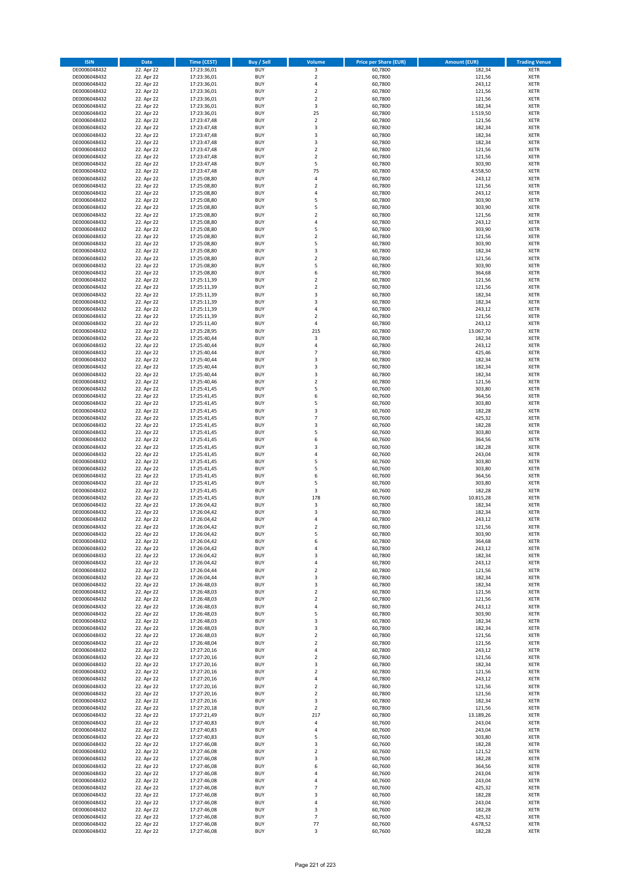| ISIN | Date | Time (CEST) | Buy / Sell | Volume | Price per Share (EUR) | Amount (EUR) | Trading Venue |
|---|---|---|---|---|---|---|---|
| DE0006048432 | 22. Apr 22 | 17:23:36,01 | BUY | 3 | 60,7800 | 182,34 | XETR |
| DE0006048432 | 22. Apr 22 | 17:23:36,01 | BUY | 2 | 60,7800 | 121,56 | XETR |
| DE0006048432 | 22. Apr 22 | 17:23:36,01 | BUY | 4 | 60,7800 | 243,12 | XETR |
| DE0006048432 | 22. Apr 22 | 17:23:36,01 | BUY | 2 | 60,7800 | 121,56 | XETR |
| DE0006048432 | 22. Apr 22 | 17:23:36,01 | BUY | 2 | 60,7800 | 121,56 | XETR |
| DE0006048432 | 22. Apr 22 | 17:23:36,01 | BUY | 3 | 60,7800 | 182,34 | XETR |
| DE0006048432 | 22. Apr 22 | 17:23:36,01 | BUY | 25 | 60,7800 | 1.519,50 | XETR |
| DE0006048432 | 22. Apr 22 | 17:23:47,48 | BUY | 2 | 60,7800 | 121,56 | XETR |
| DE0006048432 | 22. Apr 22 | 17:23:47,48 | BUY | 3 | 60,7800 | 182,34 | XETR |
| DE0006048432 | 22. Apr 22 | 17:23:47,48 | BUY | 3 | 60,7800 | 182,34 | XETR |
| DE0006048432 | 22. Apr 22 | 17:23:47,48 | BUY | 3 | 60,7800 | 182,34 | XETR |
| DE0006048432 | 22. Apr 22 | 17:23:47,48 | BUY | 2 | 60,7800 | 121,56 | XETR |
| DE0006048432 | 22. Apr 22 | 17:23:47,48 | BUY | 2 | 60,7800 | 121,56 | XETR |
| DE0006048432 | 22. Apr 22 | 17:23:47,48 | BUY | 5 | 60,7800 | 303,90 | XETR |
| DE0006048432 | 22. Apr 22 | 17:23:47,48 | BUY | 75 | 60,7800 | 4.558,50 | XETR |
| DE0006048432 | 22. Apr 22 | 17:25:08,80 | BUY | 4 | 60,7800 | 243,12 | XETR |
| DE0006048432 | 22. Apr 22 | 17:25:08,80 | BUY | 2 | 60,7800 | 121,56 | XETR |
| DE0006048432 | 22. Apr 22 | 17:25:08,80 | BUY | 4 | 60,7800 | 243,12 | XETR |
| DE0006048432 | 22. Apr 22 | 17:25:08,80 | BUY | 5 | 60,7800 | 303,90 | XETR |
| DE0006048432 | 22. Apr 22 | 17:25:08,80 | BUY | 5 | 60,7800 | 303,90 | XETR |
| DE0006048432 | 22. Apr 22 | 17:25:08,80 | BUY | 2 | 60,7800 | 121,56 | XETR |
| DE0006048432 | 22. Apr 22 | 17:25:08,80 | BUY | 4 | 60,7800 | 243,12 | XETR |
| DE0006048432 | 22. Apr 22 | 17:25:08,80 | BUY | 5 | 60,7800 | 303,90 | XETR |
| DE0006048432 | 22. Apr 22 | 17:25:08,80 | BUY | 2 | 60,7800 | 121,56 | XETR |
| DE0006048432 | 22. Apr 22 | 17:25:08,80 | BUY | 5 | 60,7800 | 303,90 | XETR |
| DE0006048432 | 22. Apr 22 | 17:25:08,80 | BUY | 3 | 60,7800 | 182,34 | XETR |
| DE0006048432 | 22. Apr 22 | 17:25:08,80 | BUY | 2 | 60,7800 | 121,56 | XETR |
| DE0006048432 | 22. Apr 22 | 17:25:08,80 | BUY | 5 | 60,7800 | 303,90 | XETR |
| DE0006048432 | 22. Apr 22 | 17:25:08,80 | BUY | 6 | 60,7800 | 364,68 | XETR |
| DE0006048432 | 22. Apr 22 | 17:25:11,39 | BUY | 2 | 60,7800 | 121,56 | XETR |
| DE0006048432 | 22. Apr 22 | 17:25:11,39 | BUY | 2 | 60,7800 | 121,56 | XETR |
| DE0006048432 | 22. Apr 22 | 17:25:11,39 | BUY | 3 | 60,7800 | 182,34 | XETR |
| DE0006048432 | 22. Apr 22 | 17:25:11,39 | BUY | 3 | 60,7800 | 182,34 | XETR |
| DE0006048432 | 22. Apr 22 | 17:25:11,39 | BUY | 4 | 60,7800 | 243,12 | XETR |
| DE0006048432 | 22. Apr 22 | 17:25:11,39 | BUY | 2 | 60,7800 | 121,56 | XETR |
| DE0006048432 | 22. Apr 22 | 17:25:11,40 | BUY | 4 | 60,7800 | 243,12 | XETR |
| DE0006048432 | 22. Apr 22 | 17:25:28,95 | BUY | 215 | 60,7800 | 13.067,70 | XETR |
| DE0006048432 | 22. Apr 22 | 17:25:40,44 | BUY | 3 | 60,7800 | 182,34 | XETR |
| DE0006048432 | 22. Apr 22 | 17:25:40,44 | BUY | 4 | 60,7800 | 243,12 | XETR |
| DE0006048432 | 22. Apr 22 | 17:25:40,44 | BUY | 7 | 60,7800 | 425,46 | XETR |
| DE0006048432 | 22. Apr 22 | 17:25:40,44 | BUY | 3 | 60,7800 | 182,34 | XETR |
| DE0006048432 | 22. Apr 22 | 17:25:40,44 | BUY | 3 | 60,7800 | 182,34 | XETR |
| DE0006048432 | 22. Apr 22 | 17:25:40,44 | BUY | 3 | 60,7800 | 182,34 | XETR |
| DE0006048432 | 22. Apr 22 | 17:25:40,46 | BUY | 2 | 60,7800 | 121,56 | XETR |
| DE0006048432 | 22. Apr 22 | 17:25:41,45 | BUY | 5 | 60,7600 | 303,80 | XETR |
| DE0006048432 | 22. Apr 22 | 17:25:41,45 | BUY | 6 | 60,7600 | 364,56 | XETR |
| DE0006048432 | 22. Apr 22 | 17:25:41,45 | BUY | 5 | 60,7600 | 303,80 | XETR |
| DE0006048432 | 22. Apr 22 | 17:25:41,45 | BUY | 3 | 60,7600 | 182,28 | XETR |
| DE0006048432 | 22. Apr 22 | 17:25:41,45 | BUY | 7 | 60,7600 | 425,32 | XETR |
| DE0006048432 | 22. Apr 22 | 17:25:41,45 | BUY | 3 | 60,7600 | 182,28 | XETR |
| DE0006048432 | 22. Apr 22 | 17:25:41,45 | BUY | 5 | 60,7600 | 303,80 | XETR |
| DE0006048432 | 22. Apr 22 | 17:25:41,45 | BUY | 6 | 60,7600 | 364,56 | XETR |
| DE0006048432 | 22. Apr 22 | 17:25:41,45 | BUY | 3 | 60,7600 | 182,28 | XETR |
| DE0006048432 | 22. Apr 22 | 17:25:41,45 | BUY | 4 | 60,7600 | 243,04 | XETR |
| DE0006048432 | 22. Apr 22 | 17:25:41,45 | BUY | 5 | 60,7600 | 303,80 | XETR |
| DE0006048432 | 22. Apr 22 | 17:25:41,45 | BUY | 5 | 60,7600 | 303,80 | XETR |
| DE0006048432 | 22. Apr 22 | 17:25:41,45 | BUY | 6 | 60,7600 | 364,56 | XETR |
| DE0006048432 | 22. Apr 22 | 17:25:41,45 | BUY | 5 | 60,7600 | 303,80 | XETR |
| DE0006048432 | 22. Apr 22 | 17:25:41,45 | BUY | 3 | 60,7600 | 182,28 | XETR |
| DE0006048432 | 22. Apr 22 | 17:25:41,45 | BUY | 178 | 60,7600 | 10.815,28 | XETR |
| DE0006048432 | 22. Apr 22 | 17:26:04,42 | BUY | 3 | 60,7800 | 182,34 | XETR |
| DE0006048432 | 22. Apr 22 | 17:26:04,42 | BUY | 3 | 60,7800 | 182,34 | XETR |
| DE0006048432 | 22. Apr 22 | 17:26:04,42 | BUY | 4 | 60,7800 | 243,12 | XETR |
| DE0006048432 | 22. Apr 22 | 17:26:04,42 | BUY | 2 | 60,7800 | 121,56 | XETR |
| DE0006048432 | 22. Apr 22 | 17:26:04,42 | BUY | 5 | 60,7800 | 303,90 | XETR |
| DE0006048432 | 22. Apr 22 | 17:26:04,42 | BUY | 6 | 60,7800 | 364,68 | XETR |
| DE0006048432 | 22. Apr 22 | 17:26:04,42 | BUY | 4 | 60,7800 | 243,12 | XETR |
| DE0006048432 | 22. Apr 22 | 17:26:04,42 | BUY | 3 | 60,7800 | 182,34 | XETR |
| DE0006048432 | 22. Apr 22 | 17:26:04,42 | BUY | 4 | 60,7800 | 243,12 | XETR |
| DE0006048432 | 22. Apr 22 | 17:26:04,44 | BUY | 2 | 60,7800 | 121,56 | XETR |
| DE0006048432 | 22. Apr 22 | 17:26:04,44 | BUY | 3 | 60,7800 | 182,34 | XETR |
| DE0006048432 | 22. Apr 22 | 17:26:48,03 | BUY | 3 | 60,7800 | 182,34 | XETR |
| DE0006048432 | 22. Apr 22 | 17:26:48,03 | BUY | 2 | 60,7800 | 121,56 | XETR |
| DE0006048432 | 22. Apr 22 | 17:26:48,03 | BUY | 2 | 60,7800 | 121,56 | XETR |
| DE0006048432 | 22. Apr 22 | 17:26:48,03 | BUY | 4 | 60,7800 | 243,12 | XETR |
| DE0006048432 | 22. Apr 22 | 17:26:48,03 | BUY | 5 | 60,7800 | 303,90 | XETR |
| DE0006048432 | 22. Apr 22 | 17:26:48,03 | BUY | 3 | 60,7800 | 182,34 | XETR |
| DE0006048432 | 22. Apr 22 | 17:26:48,03 | BUY | 3 | 60,7800 | 182,34 | XETR |
| DE0006048432 | 22. Apr 22 | 17:26:48,03 | BUY | 2 | 60,7800 | 121,56 | XETR |
| DE0006048432 | 22. Apr 22 | 17:26:48,04 | BUY | 2 | 60,7800 | 121,56 | XETR |
| DE0006048432 | 22. Apr 22 | 17:27:20,16 | BUY | 4 | 60,7800 | 243,12 | XETR |
| DE0006048432 | 22. Apr 22 | 17:27:20,16 | BUY | 2 | 60,7800 | 121,56 | XETR |
| DE0006048432 | 22. Apr 22 | 17:27:20,16 | BUY | 3 | 60,7800 | 182,34 | XETR |
| DE0006048432 | 22. Apr 22 | 17:27:20,16 | BUY | 2 | 60,7800 | 121,56 | XETR |
| DE0006048432 | 22. Apr 22 | 17:27:20,16 | BUY | 4 | 60,7800 | 243,12 | XETR |
| DE0006048432 | 22. Apr 22 | 17:27:20,16 | BUY | 2 | 60,7800 | 121,56 | XETR |
| DE0006048432 | 22. Apr 22 | 17:27:20,16 | BUY | 2 | 60,7800 | 121,56 | XETR |
| DE0006048432 | 22. Apr 22 | 17:27:20,16 | BUY | 3 | 60,7800 | 182,34 | XETR |
| DE0006048432 | 22. Apr 22 | 17:27:20,18 | BUY | 2 | 60,7800 | 121,56 | XETR |
| DE0006048432 | 22. Apr 22 | 17:27:21,49 | BUY | 217 | 60,7800 | 13.189,26 | XETR |
| DE0006048432 | 22. Apr 22 | 17:27:40,83 | BUY | 4 | 60,7600 | 243,04 | XETR |
| DE0006048432 | 22. Apr 22 | 17:27:40,83 | BUY | 4 | 60,7600 | 243,04 | XETR |
| DE0006048432 | 22. Apr 22 | 17:27:40,83 | BUY | 5 | 60,7600 | 303,80 | XETR |
| DE0006048432 | 22. Apr 22 | 17:27:46,08 | BUY | 3 | 60,7600 | 182,28 | XETR |
| DE0006048432 | 22. Apr 22 | 17:27:46,08 | BUY | 2 | 60,7600 | 121,52 | XETR |
| DE0006048432 | 22. Apr 22 | 17:27:46,08 | BUY | 3 | 60,7600 | 182,28 | XETR |
| DE0006048432 | 22. Apr 22 | 17:27:46,08 | BUY | 6 | 60,7600 | 364,56 | XETR |
| DE0006048432 | 22. Apr 22 | 17:27:46,08 | BUY | 4 | 60,7600 | 243,04 | XETR |
| DE0006048432 | 22. Apr 22 | 17:27:46,08 | BUY | 4 | 60,7600 | 243,04 | XETR |
| DE0006048432 | 22. Apr 22 | 17:27:46,08 | BUY | 7 | 60,7600 | 425,32 | XETR |
| DE0006048432 | 22. Apr 22 | 17:27:46,08 | BUY | 3 | 60,7600 | 182,28 | XETR |
| DE0006048432 | 22. Apr 22 | 17:27:46,08 | BUY | 4 | 60,7600 | 243,04 | XETR |
| DE0006048432 | 22. Apr 22 | 17:27:46,08 | BUY | 3 | 60,7600 | 182,28 | XETR |
| DE0006048432 | 22. Apr 22 | 17:27:46,08 | BUY | 7 | 60,7600 | 425,32 | XETR |
| DE0006048432 | 22. Apr 22 | 17:27:46,08 | BUY | 77 | 60,7600 | 4.678,52 | XETR |
| DE0006048432 | 22. Apr 22 | 17:27:46,08 | BUY | 3 | 60,7600 | 182,28 | XETR |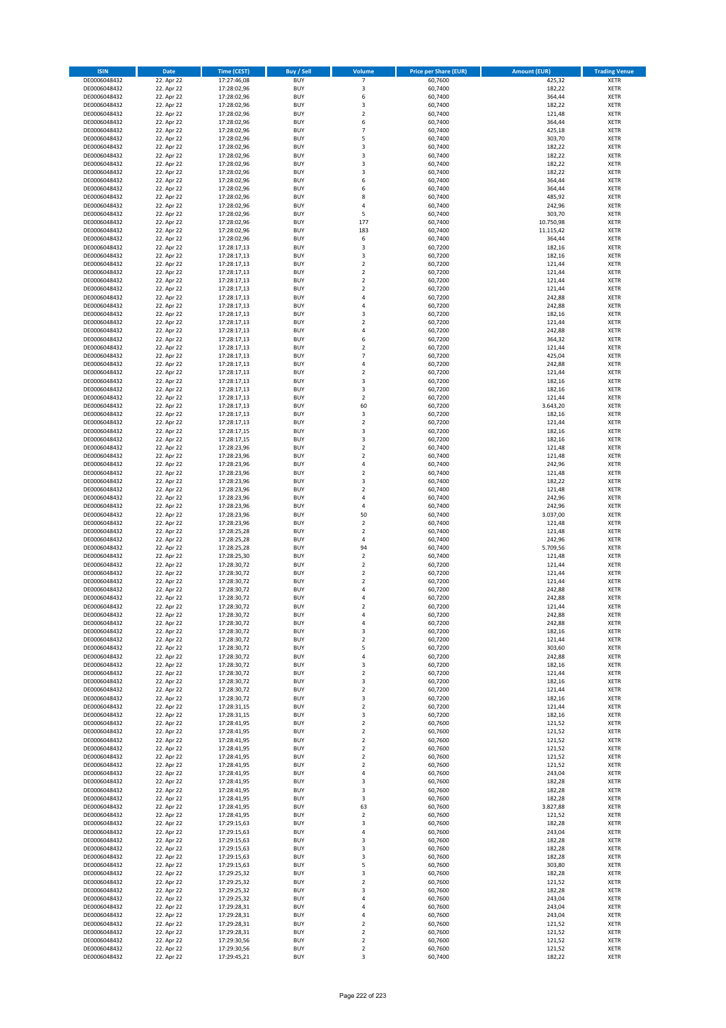| ISIN | Date | Time (CEST) | Buy / Sell | Volume | Price per Share (EUR) | Amount (EUR) | Trading Venue |
|---|---|---|---|---|---|---|---|
| DE0006048432 | 22. Apr 22 | 17:27:46,08 | BUY | 7 | 60,7600 | 425,32 | XETR |
| DE0006048432 | 22. Apr 22 | 17:28:02,96 | BUY | 3 | 60,7400 | 182,22 | XETR |
| DE0006048432 | 22. Apr 22 | 17:28:02,96 | BUY | 6 | 60,7400 | 364,44 | XETR |
| DE0006048432 | 22. Apr 22 | 17:28:02,96 | BUY | 3 | 60,7400 | 182,22 | XETR |
| DE0006048432 | 22. Apr 22 | 17:28:02,96 | BUY | 2 | 60,7400 | 121,48 | XETR |
| DE0006048432 | 22. Apr 22 | 17:28:02,96 | BUY | 6 | 60,7400 | 364,44 | XETR |
| DE0006048432 | 22. Apr 22 | 17:28:02,96 | BUY | 7 | 60,7400 | 425,18 | XETR |
| DE0006048432 | 22. Apr 22 | 17:28:02,96 | BUY | 5 | 60,7400 | 303,70 | XETR |
| DE0006048432 | 22. Apr 22 | 17:28:02,96 | BUY | 3 | 60,7400 | 182,22 | XETR |
| DE0006048432 | 22. Apr 22 | 17:28:02,96 | BUY | 3 | 60,7400 | 182,22 | XETR |
| DE0006048432 | 22. Apr 22 | 17:28:02,96 | BUY | 3 | 60,7400 | 182,22 | XETR |
| DE0006048432 | 22. Apr 22 | 17:28:02,96 | BUY | 3 | 60,7400 | 182,22 | XETR |
| DE0006048432 | 22. Apr 22 | 17:28:02,96 | BUY | 6 | 60,7400 | 364,44 | XETR |
| DE0006048432 | 22. Apr 22 | 17:28:02,96 | BUY | 6 | 60,7400 | 364,44 | XETR |
| DE0006048432 | 22. Apr 22 | 17:28:02,96 | BUY | 8 | 60,7400 | 485,92 | XETR |
| DE0006048432 | 22. Apr 22 | 17:28:02,96 | BUY | 4 | 60,7400 | 242,96 | XETR |
| DE0006048432 | 22. Apr 22 | 17:28:02,96 | BUY | 5 | 60,7400 | 303,70 | XETR |
| DE0006048432 | 22. Apr 22 | 17:28:02,96 | BUY | 177 | 60,7400 | 10.750,98 | XETR |
| DE0006048432 | 22. Apr 22 | 17:28:02,96 | BUY | 183 | 60,7400 | 11.115,42 | XETR |
| DE0006048432 | 22. Apr 22 | 17:28:02,96 | BUY | 6 | 60,7400 | 364,44 | XETR |
| DE0006048432 | 22. Apr 22 | 17:28:17,13 | BUY | 3 | 60,7200 | 182,16 | XETR |
| DE0006048432 | 22. Apr 22 | 17:28:17,13 | BUY | 3 | 60,7200 | 182,16 | XETR |
| DE0006048432 | 22. Apr 22 | 17:28:17,13 | BUY | 2 | 60,7200 | 121,44 | XETR |
| DE0006048432 | 22. Apr 22 | 17:28:17,13 | BUY | 2 | 60,7200 | 121,44 | XETR |
| DE0006048432 | 22. Apr 22 | 17:28:17,13 | BUY | 2 | 60,7200 | 121,44 | XETR |
| DE0006048432 | 22. Apr 22 | 17:28:17,13 | BUY | 2 | 60,7200 | 121,44 | XETR |
| DE0006048432 | 22. Apr 22 | 17:28:17,13 | BUY | 4 | 60,7200 | 242,88 | XETR |
| DE0006048432 | 22. Apr 22 | 17:28:17,13 | BUY | 4 | 60,7200 | 242,88 | XETR |
| DE0006048432 | 22. Apr 22 | 17:28:17,13 | BUY | 3 | 60,7200 | 182,16 | XETR |
| DE0006048432 | 22. Apr 22 | 17:28:17,13 | BUY | 2 | 60,7200 | 121,44 | XETR |
| DE0006048432 | 22. Apr 22 | 17:28:17,13 | BUY | 4 | 60,7200 | 242,88 | XETR |
| DE0006048432 | 22. Apr 22 | 17:28:17,13 | BUY | 6 | 60,7200 | 364,32 | XETR |
| DE0006048432 | 22. Apr 22 | 17:28:17,13 | BUY | 2 | 60,7200 | 121,44 | XETR |
| DE0006048432 | 22. Apr 22 | 17:28:17,13 | BUY | 7 | 60,7200 | 425,04 | XETR |
| DE0006048432 | 22. Apr 22 | 17:28:17,13 | BUY | 4 | 60,7200 | 242,88 | XETR |
| DE0006048432 | 22. Apr 22 | 17:28:17,13 | BUY | 2 | 60,7200 | 121,44 | XETR |
| DE0006048432 | 22. Apr 22 | 17:28:17,13 | BUY | 3 | 60,7200 | 182,16 | XETR |
| DE0006048432 | 22. Apr 22 | 17:28:17,13 | BUY | 3 | 60,7200 | 182,16 | XETR |
| DE0006048432 | 22. Apr 22 | 17:28:17,13 | BUY | 2 | 60,7200 | 121,44 | XETR |
| DE0006048432 | 22. Apr 22 | 17:28:17,13 | BUY | 60 | 60,7200 | 3.643,20 | XETR |
| DE0006048432 | 22. Apr 22 | 17:28:17,13 | BUY | 3 | 60,7200 | 182,16 | XETR |
| DE0006048432 | 22. Apr 22 | 17:28:17,13 | BUY | 2 | 60,7200 | 121,44 | XETR |
| DE0006048432 | 22. Apr 22 | 17:28:17,15 | BUY | 3 | 60,7200 | 182,16 | XETR |
| DE0006048432 | 22. Apr 22 | 17:28:17,15 | BUY | 3 | 60,7200 | 182,16 | XETR |
| DE0006048432 | 22. Apr 22 | 17:28:23,96 | BUY | 2 | 60,7400 | 121,48 | XETR |
| DE0006048432 | 22. Apr 22 | 17:28:23,96 | BUY | 2 | 60,7400 | 121,48 | XETR |
| DE0006048432 | 22. Apr 22 | 17:28:23,96 | BUY | 4 | 60,7400 | 242,96 | XETR |
| DE0006048432 | 22. Apr 22 | 17:28:23,96 | BUY | 2 | 60,7400 | 121,48 | XETR |
| DE0006048432 | 22. Apr 22 | 17:28:23,96 | BUY | 3 | 60,7400 | 182,22 | XETR |
| DE0006048432 | 22. Apr 22 | 17:28:23,96 | BUY | 2 | 60,7400 | 121,48 | XETR |
| DE0006048432 | 22. Apr 22 | 17:28:23,96 | BUY | 4 | 60,7400 | 242,96 | XETR |
| DE0006048432 | 22. Apr 22 | 17:28:23,96 | BUY | 4 | 60,7400 | 242,96 | XETR |
| DE0006048432 | 22. Apr 22 | 17:28:23,96 | BUY | 50 | 60,7400 | 3.037,00 | XETR |
| DE0006048432 | 22. Apr 22 | 17:28:23,96 | BUY | 2 | 60,7400 | 121,48 | XETR |
| DE0006048432 | 22. Apr 22 | 17:28:25,28 | BUY | 2 | 60,7400 | 121,48 | XETR |
| DE0006048432 | 22. Apr 22 | 17:28:25,28 | BUY | 4 | 60,7400 | 242,96 | XETR |
| DE0006048432 | 22. Apr 22 | 17:28:25,28 | BUY | 94 | 60,7400 | 5.709,56 | XETR |
| DE0006048432 | 22. Apr 22 | 17:28:25,30 | BUY | 2 | 60,7400 | 121,48 | XETR |
| DE0006048432 | 22. Apr 22 | 17:28:30,72 | BUY | 2 | 60,7200 | 121,44 | XETR |
| DE0006048432 | 22. Apr 22 | 17:28:30,72 | BUY | 2 | 60,7200 | 121,44 | XETR |
| DE0006048432 | 22. Apr 22 | 17:28:30,72 | BUY | 2 | 60,7200 | 121,44 | XETR |
| DE0006048432 | 22. Apr 22 | 17:28:30,72 | BUY | 4 | 60,7200 | 242,88 | XETR |
| DE0006048432 | 22. Apr 22 | 17:28:30,72 | BUY | 4 | 60,7200 | 242,88 | XETR |
| DE0006048432 | 22. Apr 22 | 17:28:30,72 | BUY | 2 | 60,7200 | 121,44 | XETR |
| DE0006048432 | 22. Apr 22 | 17:28:30,72 | BUY | 4 | 60,7200 | 242,88 | XETR |
| DE0006048432 | 22. Apr 22 | 17:28:30,72 | BUY | 4 | 60,7200 | 242,88 | XETR |
| DE0006048432 | 22. Apr 22 | 17:28:30,72 | BUY | 3 | 60,7200 | 182,16 | XETR |
| DE0006048432 | 22. Apr 22 | 17:28:30,72 | BUY | 2 | 60,7200 | 121,44 | XETR |
| DE0006048432 | 22. Apr 22 | 17:28:30,72 | BUY | 5 | 60,7200 | 303,60 | XETR |
| DE0006048432 | 22. Apr 22 | 17:28:30,72 | BUY | 4 | 60,7200 | 242,88 | XETR |
| DE0006048432 | 22. Apr 22 | 17:28:30,72 | BUY | 3 | 60,7200 | 182,16 | XETR |
| DE0006048432 | 22. Apr 22 | 17:28:30,72 | BUY | 2 | 60,7200 | 121,44 | XETR |
| DE0006048432 | 22. Apr 22 | 17:28:30,72 | BUY | 3 | 60,7200 | 182,16 | XETR |
| DE0006048432 | 22. Apr 22 | 17:28:30,72 | BUY | 2 | 60,7200 | 121,44 | XETR |
| DE0006048432 | 22. Apr 22 | 17:28:30,72 | BUY | 3 | 60,7200 | 182,16 | XETR |
| DE0006048432 | 22. Apr 22 | 17:28:31,15 | BUY | 2 | 60,7200 | 121,44 | XETR |
| DE0006048432 | 22. Apr 22 | 17:28:31,15 | BUY | 3 | 60,7200 | 182,16 | XETR |
| DE0006048432 | 22. Apr 22 | 17:28:41,95 | BUY | 2 | 60,7600 | 121,52 | XETR |
| DE0006048432 | 22. Apr 22 | 17:28:41,95 | BUY | 2 | 60,7600 | 121,52 | XETR |
| DE0006048432 | 22. Apr 22 | 17:28:41,95 | BUY | 2 | 60,7600 | 121,52 | XETR |
| DE0006048432 | 22. Apr 22 | 17:28:41,95 | BUY | 2 | 60,7600 | 121,52 | XETR |
| DE0006048432 | 22. Apr 22 | 17:28:41,95 | BUY | 2 | 60,7600 | 121,52 | XETR |
| DE0006048432 | 22. Apr 22 | 17:28:41,95 | BUY | 2 | 60,7600 | 121,52 | XETR |
| DE0006048432 | 22. Apr 22 | 17:28:41,95 | BUY | 4 | 60,7600 | 243,04 | XETR |
| DE0006048432 | 22. Apr 22 | 17:28:41,95 | BUY | 3 | 60,7600 | 182,28 | XETR |
| DE0006048432 | 22. Apr 22 | 17:28:41,95 | BUY | 3 | 60,7600 | 182,28 | XETR |
| DE0006048432 | 22. Apr 22 | 17:28:41,95 | BUY | 3 | 60,7600 | 182,28 | XETR |
| DE0006048432 | 22. Apr 22 | 17:28:41,95 | BUY | 63 | 60,7600 | 3.827,88 | XETR |
| DE0006048432 | 22. Apr 22 | 17:28:41,95 | BUY | 2 | 60,7600 | 121,52 | XETR |
| DE0006048432 | 22. Apr 22 | 17:29:15,63 | BUY | 3 | 60,7600 | 182,28 | XETR |
| DE0006048432 | 22. Apr 22 | 17:29:15,63 | BUY | 4 | 60,7600 | 243,04 | XETR |
| DE0006048432 | 22. Apr 22 | 17:29:15,63 | BUY | 3 | 60,7600 | 182,28 | XETR |
| DE0006048432 | 22. Apr 22 | 17:29:15,63 | BUY | 3 | 60,7600 | 182,28 | XETR |
| DE0006048432 | 22. Apr 22 | 17:29:15,63 | BUY | 3 | 60,7600 | 182,28 | XETR |
| DE0006048432 | 22. Apr 22 | 17:29:15,63 | BUY | 5 | 60,7600 | 303,80 | XETR |
| DE0006048432 | 22. Apr 22 | 17:29:25,32 | BUY | 3 | 60,7600 | 182,28 | XETR |
| DE0006048432 | 22. Apr 22 | 17:29:25,32 | BUY | 2 | 60,7600 | 121,52 | XETR |
| DE0006048432 | 22. Apr 22 | 17:29:25,32 | BUY | 3 | 60,7600 | 182,28 | XETR |
| DE0006048432 | 22. Apr 22 | 17:29:25,32 | BUY | 4 | 60,7600 | 243,04 | XETR |
| DE0006048432 | 22. Apr 22 | 17:29:28,31 | BUY | 4 | 60,7600 | 243,04 | XETR |
| DE0006048432 | 22. Apr 22 | 17:29:28,31 | BUY | 4 | 60,7600 | 243,04 | XETR |
| DE0006048432 | 22. Apr 22 | 17:29:28,31 | BUY | 2 | 60,7600 | 121,52 | XETR |
| DE0006048432 | 22. Apr 22 | 17:29:28,31 | BUY | 2 | 60,7600 | 121,52 | XETR |
| DE0006048432 | 22. Apr 22 | 17:29:30,56 | BUY | 2 | 60,7600 | 121,52 | XETR |
| DE0006048432 | 22. Apr 22 | 17:29:30,56 | BUY | 2 | 60,7600 | 121,52 | XETR |
| DE0006048432 | 22. Apr 22 | 17:29:45,21 | BUY | 3 | 60,7400 | 182,22 | XETR |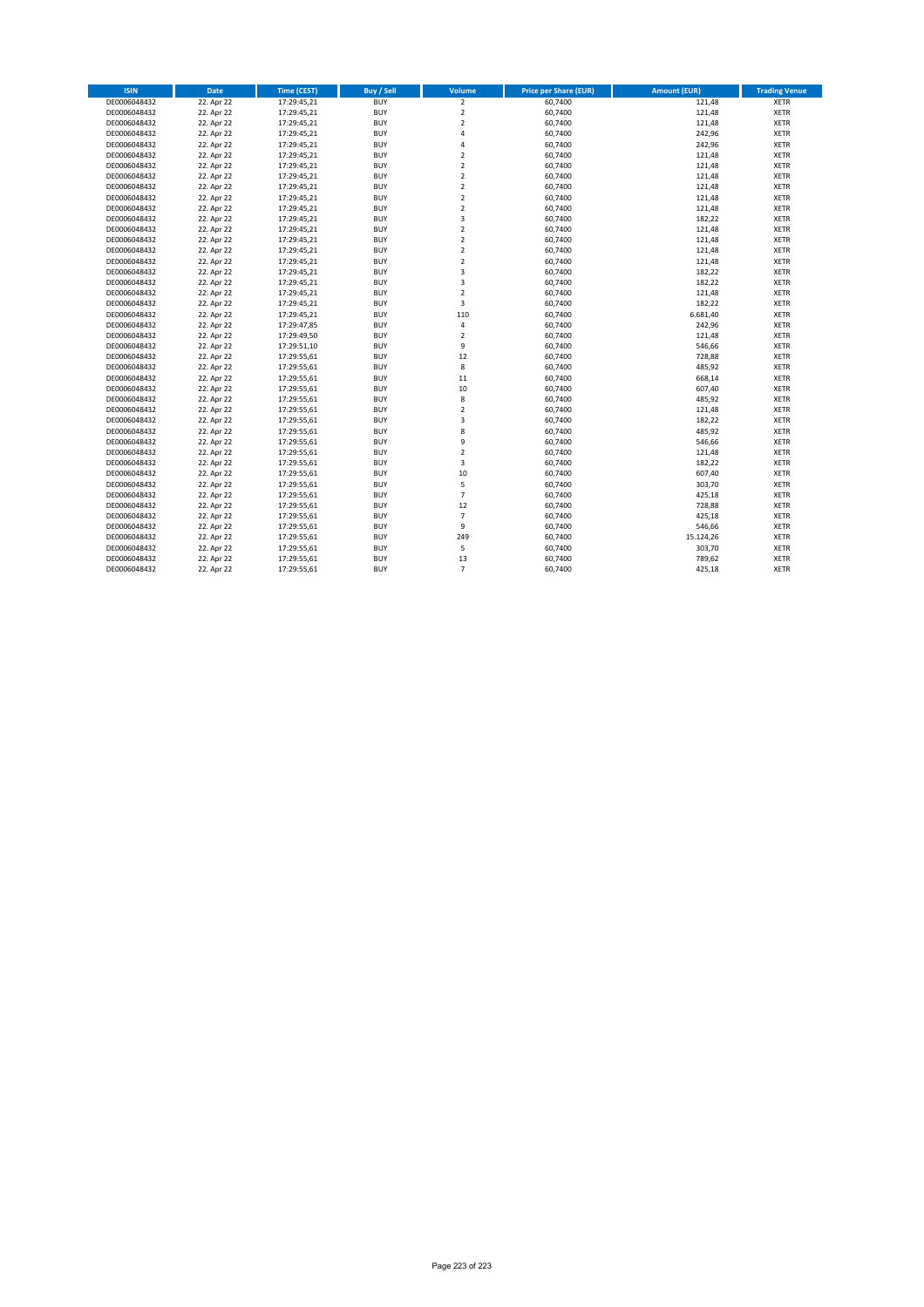| ISIN | Date | Time (CEST) | Buy / Sell | Volume | Price per Share (EUR) | Amount (EUR) | Trading Venue |
|---|---|---|---|---|---|---|---|
| DE0006048432 | 22. Apr 22 | 17:29:45,21 | BUY | 2 | 60,7400 | 121,48 | XETR |
| DE0006048432 | 22. Apr 22 | 17:29:45,21 | BUY | 2 | 60,7400 | 121,48 | XETR |
| DE0006048432 | 22. Apr 22 | 17:29:45,21 | BUY | 2 | 60,7400 | 121,48 | XETR |
| DE0006048432 | 22. Apr 22 | 17:29:45,21 | BUY | 4 | 60,7400 | 242,96 | XETR |
| DE0006048432 | 22. Apr 22 | 17:29:45,21 | BUY | 4 | 60,7400 | 242,96 | XETR |
| DE0006048432 | 22. Apr 22 | 17:29:45,21 | BUY | 2 | 60,7400 | 121,48 | XETR |
| DE0006048432 | 22. Apr 22 | 17:29:45,21 | BUY | 2 | 60,7400 | 121,48 | XETR |
| DE0006048432 | 22. Apr 22 | 17:29:45,21 | BUY | 2 | 60,7400 | 121,48 | XETR |
| DE0006048432 | 22. Apr 22 | 17:29:45,21 | BUY | 2 | 60,7400 | 121,48 | XETR |
| DE0006048432 | 22. Apr 22 | 17:29:45,21 | BUY | 2 | 60,7400 | 121,48 | XETR |
| DE0006048432 | 22. Apr 22 | 17:29:45,21 | BUY | 2 | 60,7400 | 121,48 | XETR |
| DE0006048432 | 22. Apr 22 | 17:29:45,21 | BUY | 3 | 60,7400 | 182,22 | XETR |
| DE0006048432 | 22. Apr 22 | 17:29:45,21 | BUY | 2 | 60,7400 | 121,48 | XETR |
| DE0006048432 | 22. Apr 22 | 17:29:45,21 | BUY | 2 | 60,7400 | 121,48 | XETR |
| DE0006048432 | 22. Apr 22 | 17:29:45,21 | BUY | 2 | 60,7400 | 121,48 | XETR |
| DE0006048432 | 22. Apr 22 | 17:29:45,21 | BUY | 2 | 60,7400 | 121,48 | XETR |
| DE0006048432 | 22. Apr 22 | 17:29:45,21 | BUY | 3 | 60,7400 | 182,22 | XETR |
| DE0006048432 | 22. Apr 22 | 17:29:45,21 | BUY | 3 | 60,7400 | 182,22 | XETR |
| DE0006048432 | 22. Apr 22 | 17:29:45,21 | BUY | 2 | 60,7400 | 121,48 | XETR |
| DE0006048432 | 22. Apr 22 | 17:29:45,21 | BUY | 3 | 60,7400 | 182,22 | XETR |
| DE0006048432 | 22. Apr 22 | 17:29:45,21 | BUY | 110 | 60,7400 | 6.681,40 | XETR |
| DE0006048432 | 22. Apr 22 | 17:29:47,85 | BUY | 4 | 60,7400 | 242,96 | XETR |
| DE0006048432 | 22. Apr 22 | 17:29:49,50 | BUY | 2 | 60,7400 | 121,48 | XETR |
| DE0006048432 | 22. Apr 22 | 17:29:51,10 | BUY | 9 | 60,7400 | 546,66 | XETR |
| DE0006048432 | 22. Apr 22 | 17:29:55,61 | BUY | 12 | 60,7400 | 728,88 | XETR |
| DE0006048432 | 22. Apr 22 | 17:29:55,61 | BUY | 8 | 60,7400 | 485,92 | XETR |
| DE0006048432 | 22. Apr 22 | 17:29:55,61 | BUY | 11 | 60,7400 | 668,14 | XETR |
| DE0006048432 | 22. Apr 22 | 17:29:55,61 | BUY | 10 | 60,7400 | 607,40 | XETR |
| DE0006048432 | 22. Apr 22 | 17:29:55,61 | BUY | 8 | 60,7400 | 485,92 | XETR |
| DE0006048432 | 22. Apr 22 | 17:29:55,61 | BUY | 2 | 60,7400 | 121,48 | XETR |
| DE0006048432 | 22. Apr 22 | 17:29:55,61 | BUY | 3 | 60,7400 | 182,22 | XETR |
| DE0006048432 | 22. Apr 22 | 17:29:55,61 | BUY | 8 | 60,7400 | 485,92 | XETR |
| DE0006048432 | 22. Apr 22 | 17:29:55,61 | BUY | 9 | 60,7400 | 546,66 | XETR |
| DE0006048432 | 22. Apr 22 | 17:29:55,61 | BUY | 2 | 60,7400 | 121,48 | XETR |
| DE0006048432 | 22. Apr 22 | 17:29:55,61 | BUY | 3 | 60,7400 | 182,22 | XETR |
| DE0006048432 | 22. Apr 22 | 17:29:55,61 | BUY | 10 | 60,7400 | 607,40 | XETR |
| DE0006048432 | 22. Apr 22 | 17:29:55,61 | BUY | 5 | 60,7400 | 303,70 | XETR |
| DE0006048432 | 22. Apr 22 | 17:29:55,61 | BUY | 7 | 60,7400 | 425,18 | XETR |
| DE0006048432 | 22. Apr 22 | 17:29:55,61 | BUY | 12 | 60,7400 | 728,88 | XETR |
| DE0006048432 | 22. Apr 22 | 17:29:55,61 | BUY | 7 | 60,7400 | 425,18 | XETR |
| DE0006048432 | 22. Apr 22 | 17:29:55,61 | BUY | 9 | 60,7400 | 546,66 | XETR |
| DE0006048432 | 22. Apr 22 | 17:29:55,61 | BUY | 249 | 60,7400 | 15.124,26 | XETR |
| DE0006048432 | 22. Apr 22 | 17:29:55,61 | BUY | 5 | 60,7400 | 303,70 | XETR |
| DE0006048432 | 22. Apr 22 | 17:29:55,61 | BUY | 13 | 60,7400 | 789,62 | XETR |
| DE0006048432 | 22. Apr 22 | 17:29:55,61 | BUY | 7 | 60,7400 | 425,18 | XETR |